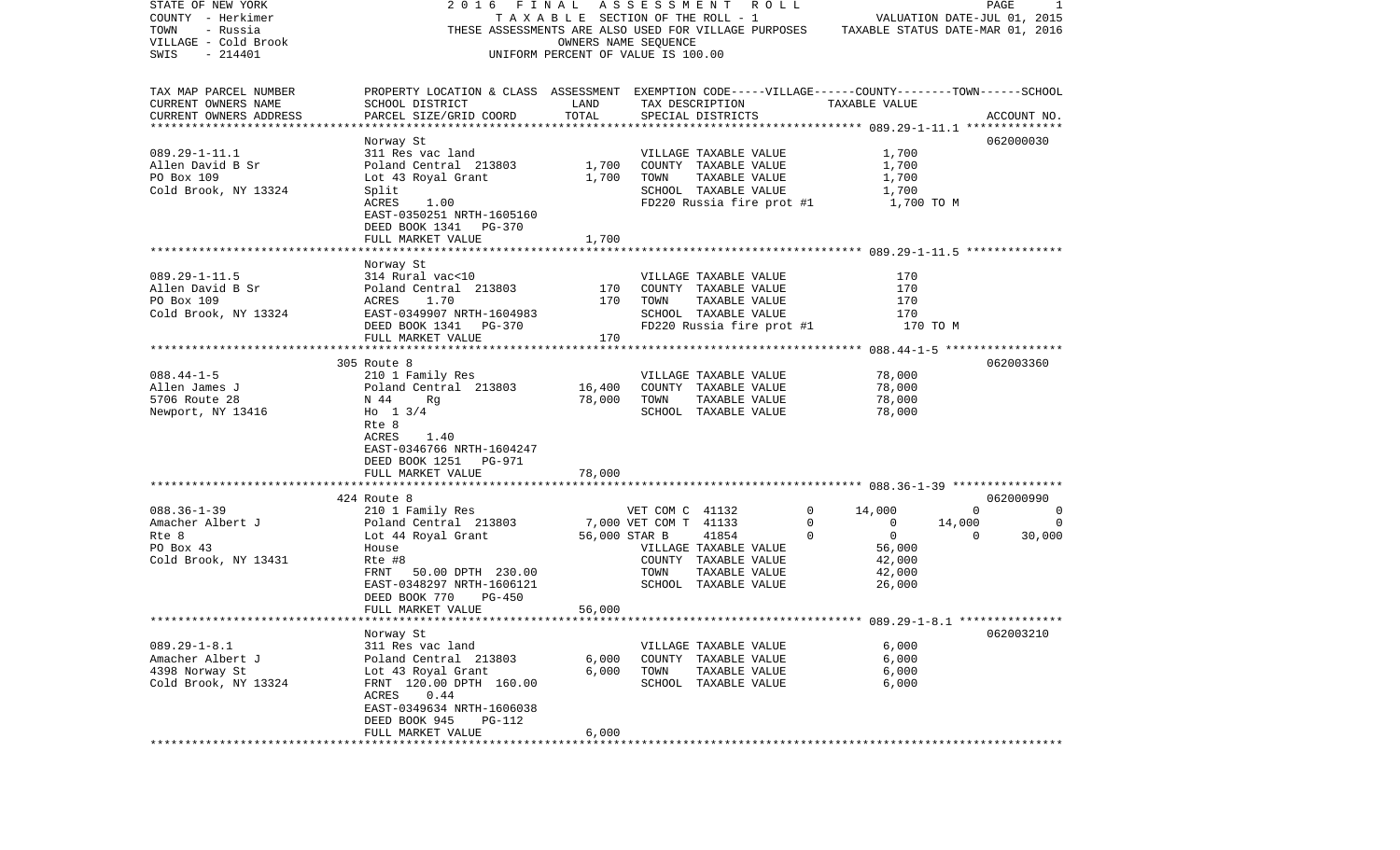STATE OF NEW YORK — 2016 FINAL ASSESSMENT ROLL — PAGE 1
COUNTY - Herkimer — TAXABLE SECTION OF THE ROLL - 1 — VALUATION DATE-JUL 01, 2015
TOWN - Russia — THESE ASSESSMENTS ARE ALSO USED FOR VILLAGE PURPOSES — TAXABLE STATUS DATE-MAR 01, 2016
VILLAGE - Cold Brook — OWNERS NAME SEQUENCE
SWIS - 214401 — UNIFORM PERCENT OF VALUE IS 100.00

| TAX MAP PARCEL NUMBER / CURRENT OWNERS NAME / CURRENT OWNERS ADDRESS | PROPERTY LOCATION & CLASS / SCHOOL DISTRICT / PARCEL SIZE/GRID COORD | ASSESSMENT LAND / TOTAL | EXEMPTION CODE / TAX DESCRIPTION / SPECIAL DISTRICTS | VILLAGE | COUNTY | TOWN | SCHOOL | ACCOUNT NO. |
|---|---|---|---|---|---|---|---|---|
| **089.29-1-11.1** | Norway St | | | | | | | 062000030 |
| 089.29-1-11.1 | 311 Res vac land | | VILLAGE TAXABLE VALUE | 1,700 | | | | |
| Allen David B Sr | Poland Central 213803 | 1,700 | COUNTY TAXABLE VALUE | 1,700 | | | | |
| PO Box 109 | Lot 43 Royal Grant | 1,700 | TOWN TAXABLE VALUE | 1,700 | | | | |
| Cold Brook, NY 13324 | Split | | SCHOOL TAXABLE VALUE | 1,700 | | | | |
| | ACRES 1.00 | | FD220 Russia fire prot #1 | 1,700 TO M | | | | |
| | EAST-0350251 NRTH-1605160 | | | | | | | |
| | DEED BOOK 1341 PG-370 | | | | | | | |
| | FULL MARKET VALUE | 1,700 | | | | | | |
| **089.29-1-11.5** | Norway St | | | | | | | |
| 089.29-1-11.5 | 314 Rural vac<10 | | VILLAGE TAXABLE VALUE | 170 | | | | |
| Allen David B Sr | Poland Central 213803 | 170 | COUNTY TAXABLE VALUE | 170 | | | | |
| PO Box 109 | ACRES 1.70 | 170 | TOWN TAXABLE VALUE | 170 | | | | |
| Cold Brook, NY 13324 | EAST-0349907 NRTH-1604983 | | SCHOOL TAXABLE VALUE | 170 | | | | |
| | DEED BOOK 1341 PG-370 | | FD220 Russia fire prot #1 | 170 TO M | | | | |
| | FULL MARKET VALUE | 170 | | | | | | |
| **088.44-1-5** | 305 Route 8 | | | | | | | 062003360 |
| 088.44-1-5 | 210 1 Family Res | | VILLAGE TAXABLE VALUE | 78,000 | | | | |
| Allen James J | Poland Central 213803 | 16,400 | COUNTY TAXABLE VALUE | 78,000 | | | | |
| 5706 Route 28 | N 44 Rg | 78,000 | TOWN TAXABLE VALUE | 78,000 | | | | |
| Newport, NY 13416 | Ho 1 3/4 | | SCHOOL TAXABLE VALUE | 78,000 | | | | |
| | Rte 8 | | | | | | | |
| | ACRES 1.40 | | | | | | | |
| | EAST-0346766 NRTH-1604247 | | | | | | | |
| | DEED BOOK 1251 PG-971 | | | | | | | |
| | FULL MARKET VALUE | 78,000 | | | | | | |
| **088.36-1-39** | 424 Route 8 | | | | | | | 062000990 |
| 088.36-1-39 | 210 1 Family Res | | VET COM C 41132 | 0 | 14,000 | 0 | 0 | |
| Amacher Albert J | Poland Central 213803 | 7,000 | VET COM T 41133 | 0 | 0 | 14,000 | 0 | |
| Rte 8 | Lot 44 Royal Grant | 56,000 | STAR B 41854 | 0 | 0 | 0 | 30,000 | |
| PO Box 43 | House | | VILLAGE TAXABLE VALUE | 56,000 | | | | |
| Cold Brook, NY 13431 | Rte #8 | | COUNTY TAXABLE VALUE | 42,000 | | | | |
| | FRNT 50.00 DPTH 230.00 | | TOWN TAXABLE VALUE | 42,000 | | | | |
| | EAST-0348297 NRTH-1606121 | | SCHOOL TAXABLE VALUE | 26,000 | | | | |
| | DEED BOOK 770 PG-450 | | | | | | | |
| | FULL MARKET VALUE | 56,000 | | | | | | |
| **089.29-1-8.1** | Norway St | | | | | | | 062003210 |
| 089.29-1-8.1 | 311 Res vac land | | VILLAGE TAXABLE VALUE | 6,000 | | | | |
| Amacher Albert J | Poland Central 213803 | 6,000 | COUNTY TAXABLE VALUE | 6,000 | | | | |
| 4398 Norway St | Lot 43 Royal Grant | 6,000 | TOWN TAXABLE VALUE | 6,000 | | | | |
| Cold Brook, NY 13324 | FRNT 120.00 DPTH 160.00 | | SCHOOL TAXABLE VALUE | 6,000 | | | | |
| | ACRES 0.44 | | | | | | | |
| | EAST-0349634 NRTH-1606038 | | | | | | | |
| | DEED BOOK 945 PG-112 | | | | | | | |
| | FULL MARKET VALUE | 6,000 | | | | | | |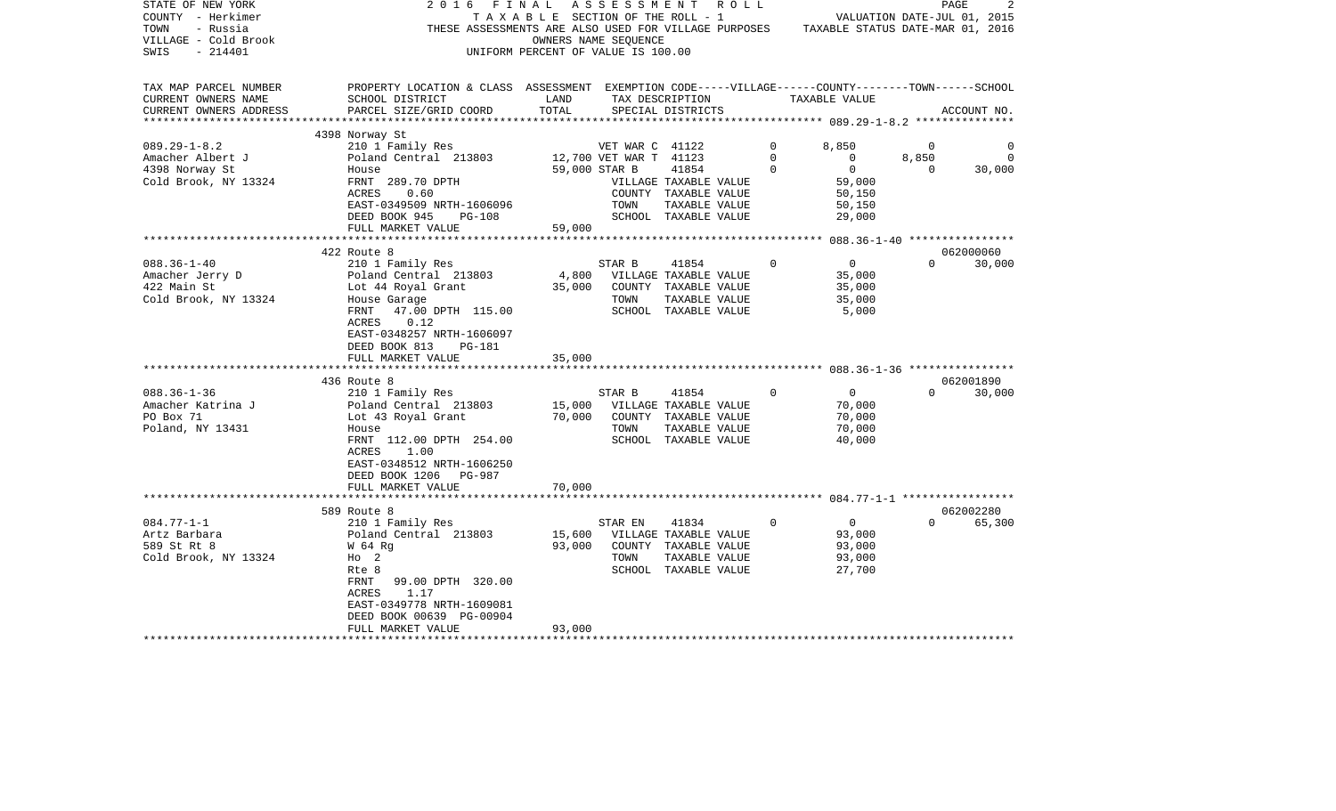STATE OF NEW YORK
COUNTY - Herkimer
TOWN - Russia
VILLAGE - Cold Brook
SWIS - 214401

2016 FINAL ASSESSMENT ROLL
TAXABLE SECTION OF THE ROLL - 1
THESE ASSESSMENTS ARE ALSO USED FOR VILLAGE PURPOSES
OWNERS NAME SEQUENCE
UNIFORM PERCENT OF VALUE IS 100.00

VALUATION DATE-JUL 01, 2015
TAXABLE STATUS DATE-MAR 01, 2016

| TAX MAP PARCEL NUMBER<br>CURRENT OWNERS NAME<br>CURRENT OWNERS ADDRESS | PROPERTY LOCATION & CLASS<br>SCHOOL DISTRICT<br>PARCEL SIZE/GRID COORD | ASSESSMENT LAND | ASSESSMENT TOTAL | EXEMPTION CODE / TAX DESCRIPTION / SPECIAL DISTRICTS | VILLAGE | COUNTY TAXABLE VALUE | TOWN | SCHOOL | ACCOUNT NO. |
|---|---|---|---|---|---|---|---|---|---|
| **089.29-1-8.2** | 4398 Norway St | | | | | | | | |
| | 210 1 Family Res | | | VET WAR C 41122 | 0 | 8,850 | 0 | 0 | |
| Amacher Albert J | Poland Central 213803 | 12,700 | | VET WAR T 41123 | 0 | 0 | 8,850 | 0 | |
| 4398 Norway St | House | | 59,000 | STAR B 41854 | 0 | 0 | 0 | 30,000 | |
| Cold Brook, NY 13324 | FRNT 289.70 DPTH | | | VILLAGE TAXABLE VALUE | | 59,000 | | | |
| | ACRES 0.60 | | | COUNTY TAXABLE VALUE | | 50,150 | | | |
| | EAST-0349509 NRTH-1606096 | | | TOWN TAXABLE VALUE | | 50,150 | | | |
| | DEED BOOK 945 PG-108 | | | SCHOOL TAXABLE VALUE | | 29,000 | | | |
| | FULL MARKET VALUE | | 59,000 | | | | | | |
| **088.36-1-40** | 422 Route 8 | | | | | | | | 062000060 |
| | 210 1 Family Res | | | STAR B 41854 | 0 | 0 | 0 | 30,000 | |
| Amacher Jerry D | Poland Central 213803 | 4,800 | | VILLAGE TAXABLE VALUE | | 35,000 | | | |
| 422 Main St | Lot 44 Royal Grant | | 35,000 | COUNTY TAXABLE VALUE | | 35,000 | | | |
| Cold Brook, NY 13324 | House Garage | | | TOWN TAXABLE VALUE | | 35,000 | | | |
| | FRNT 47.00 DPTH 115.00 | | | SCHOOL TAXABLE VALUE | | 5,000 | | | |
| | ACRES 0.12 | | | | | | | | |
| | EAST-0348257 NRTH-1606097 | | | | | | | | |
| | DEED BOOK 813 PG-181 | | | | | | | | |
| | FULL MARKET VALUE | | 35,000 | | | | | | |
| **088.36-1-36** | 436 Route 8 | | | | | | | | 062001890 |
| | 210 1 Family Res | | | STAR B 41854 | 0 | 0 | 0 | 30,000 | |
| Amacher Katrina J | Poland Central 213803 | 15,000 | | VILLAGE TAXABLE VALUE | | 70,000 | | | |
| PO Box 71 | Lot 43 Royal Grant | | 70,000 | COUNTY TAXABLE VALUE | | 70,000 | | | |
| Poland, NY 13431 | House | | | TOWN TAXABLE VALUE | | 70,000 | | | |
| | FRNT 112.00 DPTH 254.00 | | | SCHOOL TAXABLE VALUE | | 40,000 | | | |
| | ACRES 1.00 | | | | | | | | |
| | EAST-0348512 NRTH-1606250 | | | | | | | | |
| | DEED BOOK 1206 PG-987 | | | | | | | | |
| | FULL MARKET VALUE | | 70,000 | | | | | | |
| **084.77-1-1** | 589 Route 8 | | | | | | | | 062002280 |
| | 210 1 Family Res | | | STAR EN 41834 | 0 | 0 | 0 | 65,300 | |
| Artz Barbara | Poland Central 213803 | 15,600 | | VILLAGE TAXABLE VALUE | | 93,000 | | | |
| 589 St Rt 8 | W 64 Rg | | 93,000 | COUNTY TAXABLE VALUE | | 93,000 | | | |
| Cold Brook, NY 13324 | Ho 2 | | | TOWN TAXABLE VALUE | | 93,000 | | | |
| | Rte 8 | | | SCHOOL TAXABLE VALUE | | 27,700 | | | |
| | FRNT 99.00 DPTH 320.00 | | | | | | | | |
| | ACRES 1.17 | | | | | | | | |
| | EAST-0349778 NRTH-1609081 | | | | | | | | |
| | DEED BOOK 00639 PG-00904 | | | | | | | | |
| | FULL MARKET VALUE | | 93,000 | | | | | | |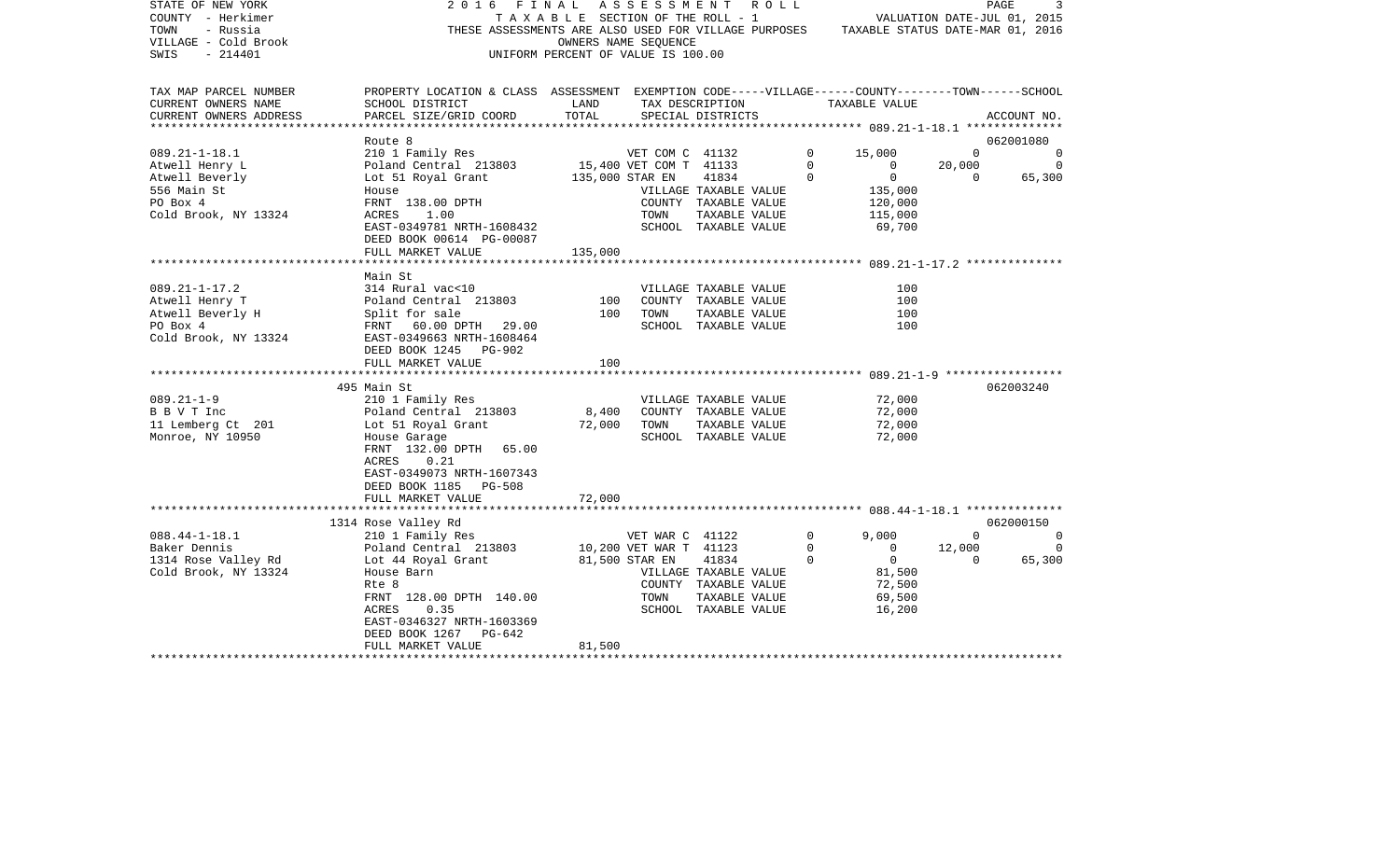STATE OF NEW YORK — 2016 FINAL ASSESSMENT ROLL
COUNTY - Herkimer — TAXABLE SECTION OF THE ROLL - 1 — VALUATION DATE-JUL 01, 2015
TOWN - Russia — THESE ASSESSMENTS ARE ALSO USED FOR VILLAGE PURPOSES — TAXABLE STATUS DATE-MAR 01, 2016
VILLAGE - Cold Brook — OWNERS NAME SEQUENCE
SWIS - 214401 — UNIFORM PERCENT OF VALUE IS 100.00

| TAX MAP PARCEL NUMBER / CURRENT OWNERS NAME / CURRENT OWNERS ADDRESS | PROPERTY LOCATION & CLASS / SCHOOL DISTRICT / PARCEL SIZE/GRID COORD | ASSESSMENT LAND | TOTAL | EXEMPTION CODE / TAX DESCRIPTION / SPECIAL DISTRICTS | VILLAGE | COUNTY | TOWN | SCHOOL | ACCOUNT NO. |
|---|---|---|---|---|---|---|---|---|---|
| | Route 8 | | | | | | | | 062001080 |
| 089.21-1-18.1 | 210 1 Family Res | | | VET COM C 41132 | 0 | 15,000 | 0 | 0 | |
| Atwell Henry L | Poland Central 213803 | 15,400 | | VET COM T 41133 | 0 | 0 | 20,000 | 0 | |
| Atwell Beverly | Lot 51 Royal Grant | | 135,000 | STAR EN 41834 | 0 | 0 | 0 | 65,300 | |
| 556 Main St | House | | | VILLAGE TAXABLE VALUE | 135,000 | | | | |
| PO Box 4 | FRNT 138.00 DPTH | | | COUNTY TAXABLE VALUE | | 120,000 | | | |
| Cold Brook, NY 13324 | ACRES 1.00 | | | TOWN TAXABLE VALUE | | | 115,000 | | |
| | EAST-0349781 NRTH-1608432 | | | SCHOOL TAXABLE VALUE | | | | 69,700 | |
| | DEED BOOK 00614 PG-00087 | | | | | | | | |
| | FULL MARKET VALUE | | 135,000 | | | | | | |
| | Main St | | | | | | | | |
| 089.21-1-17.2 | 314 Rural vac<10 | | | VILLAGE TAXABLE VALUE | 100 | | | | |
| Atwell Henry T | Poland Central 213803 | 100 | | COUNTY TAXABLE VALUE | | 100 | | | |
| Atwell Beverly H | Split for sale | | 100 | TOWN TAXABLE VALUE | | | 100 | | |
| PO Box 4 | FRNT 60.00 DPTH 29.00 | | | SCHOOL TAXABLE VALUE | | | | 100 | |
| Cold Brook, NY 13324 | EAST-0349663 NRTH-1608464 | | | | | | | | |
| | DEED BOOK 1245 PG-902 | | | | | | | | |
| | FULL MARKET VALUE | | 100 | | | | | | |
| | 495 Main St | | | | | | | | 062003240 |
| 089.21-1-9 | 210 1 Family Res | | | VILLAGE TAXABLE VALUE | 72,000 | | | | |
| B B V T Inc | Poland Central 213803 | 8,400 | | COUNTY TAXABLE VALUE | | 72,000 | | | |
| 11 Lemberg Ct 201 | Lot 51 Royal Grant | | 72,000 | TOWN TAXABLE VALUE | | | 72,000 | | |
| Monroe, NY 10950 | House Garage | | | SCHOOL TAXABLE VALUE | | | | 72,000 | |
| | FRNT 132.00 DPTH 65.00 | | | | | | | | |
| | ACRES 0.21 | | | | | | | | |
| | EAST-0349073 NRTH-1607343 | | | | | | | | |
| | DEED BOOK 1185 PG-508 | | | | | | | | |
| | FULL MARKET VALUE | | 72,000 | | | | | | |
| | 1314 Rose Valley Rd | | | | | | | | 062000150 |
| 088.44-1-18.1 | 210 1 Family Res | | | VET WAR C 41122 | 0 | 9,000 | 0 | 0 | |
| Baker Dennis | Poland Central 213803 | 10,200 | | VET WAR T 41123 | 0 | 0 | 12,000 | 0 | |
| 1314 Rose Valley Rd | Lot 44 Royal Grant | | 81,500 | STAR EN 41834 | 0 | 0 | 0 | 65,300 | |
| Cold Brook, NY 13324 | House Barn | | | VILLAGE TAXABLE VALUE | 81,500 | | | | |
| | Rte 8 | | | COUNTY TAXABLE VALUE | | 72,500 | | | |
| | FRNT 128.00 DPTH 140.00 | | | TOWN TAXABLE VALUE | | | 69,500 | | |
| | ACRES 0.35 | | | SCHOOL TAXABLE VALUE | | | | 16,200 | |
| | EAST-0346327 NRTH-1603369 | | | | | | | | |
| | DEED BOOK 1267 PG-642 | | | | | | | | |
| | FULL MARKET VALUE | | 81,500 | | | | | | |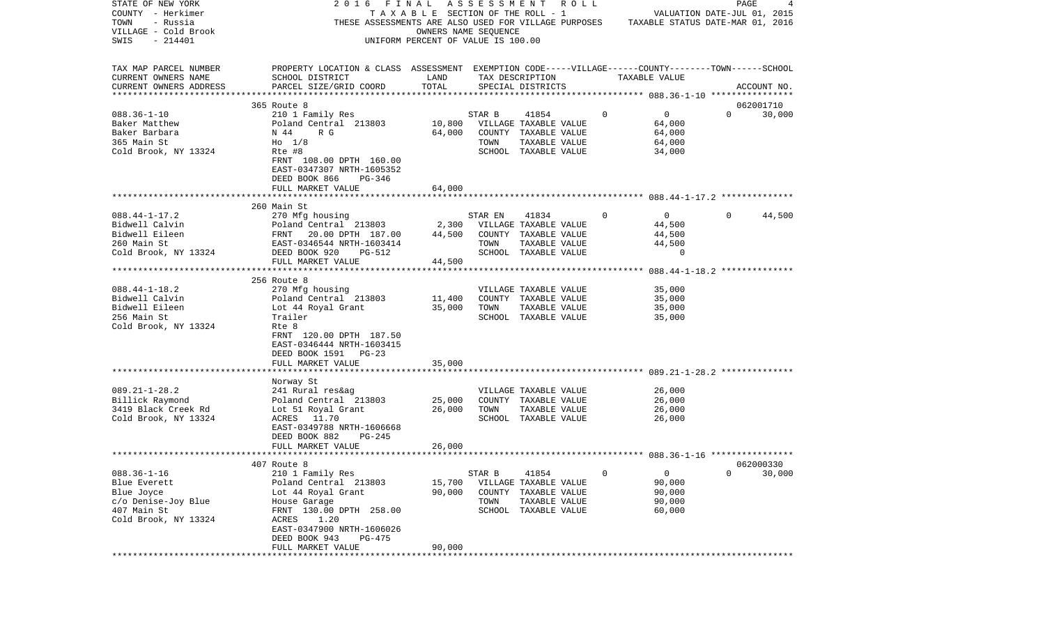STATE OF NEW YORK
COUNTY - Herkimer
TOWN - Russia
VILLAGE - Cold Brook
SWIS - 214401

2016 FINAL ASSESSMENT ROLL
TAXABLE SECTION OF THE ROLL - 1
THESE ASSESSMENTS ARE ALSO USED FOR VILLAGE PURPOSES
OWNERS NAME SEQUENCE
UNIFORM PERCENT OF VALUE IS 100.00

VALUATION DATE-JUL 01, 2015
TAXABLE STATUS DATE-MAR 01, 2016

| TAX MAP PARCEL NUMBER / CURRENT OWNERS NAME / CURRENT OWNERS ADDRESS | PROPERTY LOCATION & CLASS / SCHOOL DISTRICT / PARCEL SIZE/GRID COORD | ASSESSMENT LAND | ASSESSMENT TOTAL | EXEMPTION CODE / TAX DESCRIPTION / SPECIAL DISTRICTS | VILLAGE | COUNTY TAXABLE VALUE | TOWN | SCHOOL | ACCOUNT NO. |
|---|---|---|---|---|---|---|---|---|---|
| 088.36-1-10 | 365 Route 8 | | | | | | | | 062001710 |
| Baker Matthew | 210 1 Family Res | | | STAR B 41854 | 0 | 0 | 0 | 30,000 | |
| Baker Barbara | Poland Central 213803 | 10,800 | | VILLAGE TAXABLE VALUE | | 64,000 | | | |
| 365 Main St | N 44 R G | | 64,000 | COUNTY TAXABLE VALUE | | 64,000 | | | |
| Cold Brook, NY 13324 | Ho 1/8 | | | TOWN TAXABLE VALUE | | 64,000 | | | |
| | Rte #8 | | | SCHOOL TAXABLE VALUE | | 34,000 | | | |
| | FRNT 108.00 DPTH 160.00 | | | | | | | | |
| | EAST-0347307 NRTH-1605352 | | | | | | | | |
| | DEED BOOK 866 PG-346 | | | | | | | | |
| | FULL MARKET VALUE | | 64,000 | | | | | | |
| 088.44-1-17.2 | 260 Main St | | | | | | | | |
| Bidwell Calvin | 270 Mfg housing | | | STAR EN 41834 | 0 | 0 | 0 | 44,500 | |
| Bidwell Eileen | Poland Central 213803 | 2,300 | | VILLAGE TAXABLE VALUE | | 44,500 | | | |
| 260 Main St | FRNT 20.00 DPTH 187.00 | | 44,500 | COUNTY TAXABLE VALUE | | 44,500 | | | |
| Cold Brook, NY 13324 | EAST-0346544 NRTH-1603414 | | | TOWN TAXABLE VALUE | | 44,500 | | | |
| | DEED BOOK 920 PG-512 | | | SCHOOL TAXABLE VALUE | | 0 | | | |
| | FULL MARKET VALUE | | 44,500 | | | | | | |
| 088.44-1-18.2 | 256 Route 8 | | | | | | | | |
| Bidwell Calvin | 270 Mfg housing | | | VILLAGE TAXABLE VALUE | | 35,000 | | | |
| Bidwell Eileen | Poland Central 213803 | 11,400 | | COUNTY TAXABLE VALUE | | 35,000 | | | |
| 256 Main St | Lot 44 Royal Grant | | 35,000 | TOWN TAXABLE VALUE | | 35,000 | | | |
| Cold Brook, NY 13324 | Trailer | | | SCHOOL TAXABLE VALUE | | 35,000 | | | |
| | Rte 8 | | | | | | | | |
| | FRNT 120.00 DPTH 187.50 | | | | | | | | |
| | EAST-0346444 NRTH-1603415 | | | | | | | | |
| | DEED BOOK 1591 PG-23 | | | | | | | | |
| | FULL MARKET VALUE | | 35,000 | | | | | | |
| 089.21-1-28.2 | Norway St | | | | | | | | |
| Billick Raymond | 241 Rural res&ag | | | VILLAGE TAXABLE VALUE | | 26,000 | | | |
| 3419 Black Creek Rd | Poland Central 213803 | 25,000 | | COUNTY TAXABLE VALUE | | 26,000 | | | |
| Cold Brook, NY 13324 | Lot 51 Royal Grant | | 26,000 | TOWN TAXABLE VALUE | | 26,000 | | | |
| | ACRES 11.70 | | | SCHOOL TAXABLE VALUE | | 26,000 | | | |
| | EAST-0349788 NRTH-1606668 | | | | | | | | |
| | DEED BOOK 882 PG-245 | | | | | | | | |
| | FULL MARKET VALUE | | 26,000 | | | | | | |
| 088.36-1-16 | 407 Route 8 | | | | | | | | 062000330 |
| Blue Everett | 210 1 Family Res | | | STAR B 41854 | 0 | 0 | 0 | 30,000 | |
| Blue Joyce | Poland Central 213803 | 15,700 | | VILLAGE TAXABLE VALUE | | 90,000 | | | |
| c/o Denise-Joy Blue | Lot 44 Royal Grant | | 90,000 | COUNTY TAXABLE VALUE | | 90,000 | | | |
| 407 Main St | House Garage | | | TOWN TAXABLE VALUE | | 90,000 | | | |
| Cold Brook, NY 13324 | FRNT 130.00 DPTH 258.00 | | | SCHOOL TAXABLE VALUE | | 60,000 | | | |
| | ACRES 1.20 | | | | | | | | |
| | EAST-0347900 NRTH-1606026 | | | | | | | | |
| | DEED BOOK 943 PG-475 | | | | | | | | |
| | FULL MARKET VALUE | | 90,000 | | | | | | |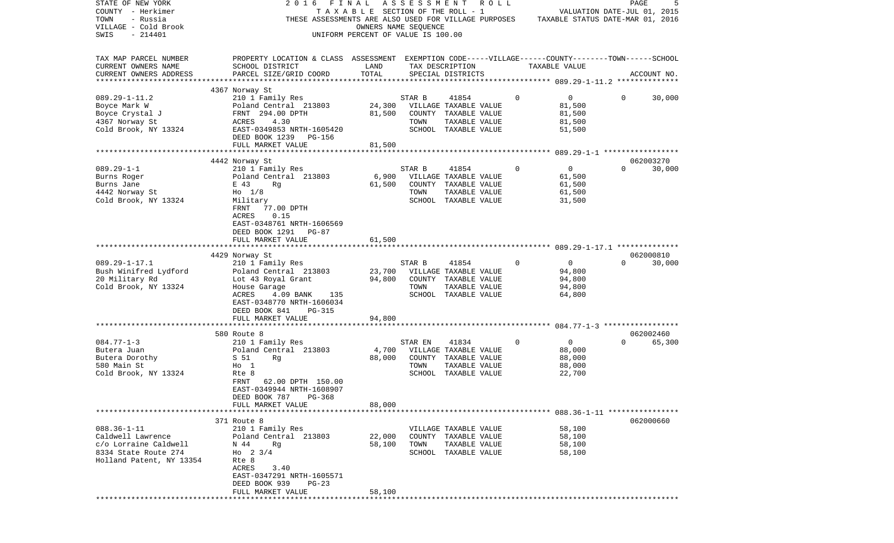STATE OF NEW YORK · COUNTY - Herkimer · TOWN - Russia · VILLAGE - Cold Brook · SWIS - 214401

2016 FINAL ASSESSMENT ROLL
TAXABLE SECTION OF THE ROLL - 1
THESE ASSESSMENTS ARE ALSO USED FOR VILLAGE PURPOSES
OWNERS NAME SEQUENCE
UNIFORM PERCENT OF VALUE IS 100.00

VALUATION DATE-JUL 01, 2015
TAXABLE STATUS DATE-MAR 01, 2016

| TAX MAP PARCEL NUMBER / CURRENT OWNERS NAME / CURRENT OWNERS ADDRESS | PROPERTY LOCATION & CLASS / SCHOOL DISTRICT / PARCEL SIZE/GRID COORD | ASSESSMENT LAND / TOTAL | EXEMPTION CODE / TAX DESCRIPTION / SPECIAL DISTRICTS | VILLAGE | COUNTY / TAXABLE VALUE | TOWN | SCHOOL / ACCOUNT NO. |
|---|---|---|---|---|---|---|---|
| 089.29-1-11.2 | 4367 Norway St | | | | | | |
| Boyce Mark W | 210 1 Family Res | | STAR B 41854 | 0 | 0 | 0 | 30,000 |
| Boyce Crystal J | Poland Central 213803 | 24,300 | VILLAGE TAXABLE VALUE | | 81,500 | | |
| 4367 Norway St | FRNT 294.00 DPTH | 81,500 | COUNTY TAXABLE VALUE | | 81,500 | | |
| Cold Brook, NY 13324 | ACRES 4.30 | | TOWN TAXABLE VALUE | | 81,500 | | |
| | EAST-0349853 NRTH-1605420 | | SCHOOL TAXABLE VALUE | | 51,500 | | |
| | DEED BOOK 1239 PG-156 | | | | | | |
| | FULL MARKET VALUE | 81,500 | | | | | |
| 089.29-1-1 | 4442 Norway St | | | | | | 062003270 |
| Burns Roger | 210 1 Family Res | | STAR B 41854 | 0 | 0 | 0 | 30,000 |
| Burns Jane | Poland Central 213803 | 6,900 | VILLAGE TAXABLE VALUE | | 61,500 | | |
| 4442 Norway St | E 43 Rg | 61,500 | COUNTY TAXABLE VALUE | | 61,500 | | |
| Cold Brook, NY 13324 | Ho 1/8 | | TOWN TAXABLE VALUE | | 61,500 | | |
| | Military | | SCHOOL TAXABLE VALUE | | 31,500 | | |
| | FRNT 77.00 DPTH | | | | | | |
| | ACRES 0.15 | | | | | | |
| | EAST-0348761 NRTH-1606569 | | | | | | |
| | DEED BOOK 1291 PG-87 | | | | | | |
| | FULL MARKET VALUE | 61,500 | | | | | |
| 089.29-1-17.1 | 4429 Norway St | | | | | | 062000810 |
| Bush Winifred Lydford | 210 1 Family Res | | STAR B 41854 | 0 | 0 | 0 | 30,000 |
| 20 Military Rd | Poland Central 213803 | 23,700 | VILLAGE TAXABLE VALUE | | 94,800 | | |
| Cold Brook, NY 13324 | Lot 43 Royal Grant | 94,800 | COUNTY TAXABLE VALUE | | 94,800 | | |
| | House Garage | | TOWN TAXABLE VALUE | | 94,800 | | |
| | ACRES 4.09 BANK 135 | | SCHOOL TAXABLE VALUE | | 64,800 | | |
| | EAST-0348770 NRTH-1606034 | | | | | | |
| | DEED BOOK 841 PG-315 | | | | | | |
| | FULL MARKET VALUE | 94,800 | | | | | |
| 084.77-1-3 | 580 Route 8 | | | | | | 062002460 |
| Butera Juan | 210 1 Family Res | | STAR EN 41834 | 0 | 0 | 0 | 65,300 |
| Butera Dorothy | Poland Central 213803 | 4,700 | VILLAGE TAXABLE VALUE | | 88,000 | | |
| 580 Main St | S 51 Rg | 88,000 | COUNTY TAXABLE VALUE | | 88,000 | | |
| Cold Brook, NY 13324 | Ho 1 | | TOWN TAXABLE VALUE | | 88,000 | | |
| | Rte 8 | | SCHOOL TAXABLE VALUE | | 22,700 | | |
| | FRNT 62.00 DPTH 150.00 | | | | | | |
| | EAST-0349944 NRTH-1608907 | | | | | | |
| | DEED BOOK 787 PG-368 | | | | | | |
| | FULL MARKET VALUE | 88,000 | | | | | |
| 088.36-1-11 | 371 Route 8 | | | | | | 062000660 |
| Caldwell Lawrence | 210 1 Family Res | | VILLAGE TAXABLE VALUE | | 58,100 | | |
| c/o Lorraine Caldwell | Poland Central 213803 | 22,000 | COUNTY TAXABLE VALUE | | 58,100 | | |
| 8334 State Route 274 | N 44 Rg | 58,100 | TOWN TAXABLE VALUE | | 58,100 | | |
| Holland Patent, NY 13354 | Ho 2 3/4 | | SCHOOL TAXABLE VALUE | | 58,100 | | |
| | Rte 8 | | | | | | |
| | ACRES 3.40 | | | | | | |
| | EAST-0347291 NRTH-1605571 | | | | | | |
| | DEED BOOK 939 PG-23 | | | | | | |
| | FULL MARKET VALUE | 58,100 | | | | | |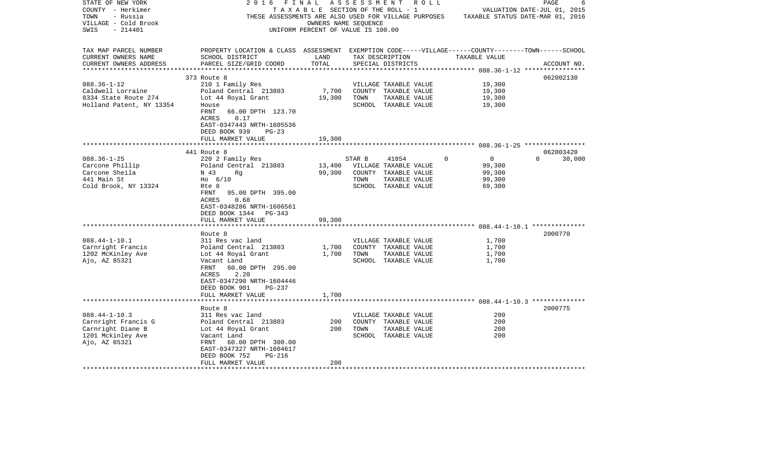STATE OF NEW YORK
COUNTY - Herkimer
TOWN - Russia
VILLAGE - Cold Brook
SWIS - 214401

2016 FINAL ASSESSMENT ROLL
TAXABLE SECTION OF THE ROLL - 1
THESE ASSESSMENTS ARE ALSO USED FOR VILLAGE PURPOSES
OWNERS NAME SEQUENCE
UNIFORM PERCENT OF VALUE IS 100.00

VALUATION DATE-JUL 01, 2015
TAXABLE STATUS DATE-MAR 01, 2016

| TAX MAP PARCEL NUMBER / CURRENT OWNERS NAME / CURRENT OWNERS ADDRESS | PROPERTY LOCATION & CLASS / SCHOOL DISTRICT / PARCEL SIZE/GRID COORD | ASSESSMENT LAND | TOTAL | EXEMPTION CODE / TAX DESCRIPTION / SPECIAL DISTRICTS | VILLAGE | COUNTY / TAXABLE VALUE | TOWN | SCHOOL / ACCOUNT NO. |
|---|---|---|---|---|---|---|---|---|
| **088.36-1-12** | 373 Route 8 | | | | | | | 062002130 |
| 088.36-1-12 | 210 1 Family Res | | | VILLAGE TAXABLE VALUE | | 19,300 | | |
| Caldwell Lorraine | Poland Central 213803 | 7,700 | | COUNTY TAXABLE VALUE | | 19,300 | | |
| 8334 State Route 274 | Lot 44 Royal Grant | | 19,300 | TOWN TAXABLE VALUE | | 19,300 | | |
| Holland Patent, NY 13354 | House | | | SCHOOL TAXABLE VALUE | | 19,300 | | |
| | FRNT 66.00 DPTH 123.70 | | | | | | | |
| | ACRES 0.17 | | | | | | | |
| | EAST-0347443 NRTH-1605536 | | | | | | | |
| | DEED BOOK 939 PG-23 | | | | | | | |
| | FULL MARKET VALUE | | 19,300 | | | | | |
| **088.36-1-25** | 441 Route 8 | | | | | | | 062003420 |
| 088.36-1-25 | 220 2 Family Res | | | STAR B 41854 | 0 | 0 | 0 | 30,000 |
| Carcone Phillip | Poland Central 213803 | 13,400 | | VILLAGE TAXABLE VALUE | | 99,300 | | |
| Carcone Sheila | N 43 Rg | | 99,300 | COUNTY TAXABLE VALUE | | 99,300 | | |
| 441 Main St | Ho 6/10 | | | TOWN TAXABLE VALUE | | 99,300 | | |
| Cold Brook, NY 13324 | Rte 8 | | | SCHOOL TAXABLE VALUE | | 69,300 | | |
| | FRNT 95.00 DPTH 395.00 | | | | | | | |
| | ACRES 0.68 | | | | | | | |
| | EAST-0348286 NRTH-1606561 | | | | | | | |
| | DEED BOOK 1344 PG-343 | | | | | | | |
| | FULL MARKET VALUE | | 99,300 | | | | | |
| **088.44-1-10.1** | Route 8 | | | | | | | 2000770 |
| 088.44-1-10.1 | 311 Res vac land | | | VILLAGE TAXABLE VALUE | | 1,700 | | |
| Carnright Francis | Poland Central 213803 | 1,700 | | COUNTY TAXABLE VALUE | | 1,700 | | |
| 1202 McKinley Ave | Lot 44 Royal Grant | | 1,700 | TOWN TAXABLE VALUE | | 1,700 | | |
| Ajo, AZ 85321 | Vacant Land | | | SCHOOL TAXABLE VALUE | | 1,700 | | |
| | FRNT 60.00 DPTH 295.00 | | | | | | | |
| | ACRES 2.20 | | | | | | | |
| | EAST-0347290 NRTH-1604446 | | | | | | | |
| | DEED BOOK 901 PG-237 | | | | | | | |
| | FULL MARKET VALUE | | 1,700 | | | | | |
| **088.44-1-10.3** | Route 8 | | | | | | | 2000775 |
| 088.44-1-10.3 | 311 Res vac land | | | VILLAGE TAXABLE VALUE | | 200 | | |
| Carnright Francis G | Poland Central 213803 | 200 | | COUNTY TAXABLE VALUE | | 200 | | |
| Carnright Diane B | Lot 44 Royal Grant | | 200 | TOWN TAXABLE VALUE | | 200 | | |
| 1201 Mckinley Ave | Vacant Land | | | SCHOOL TAXABLE VALUE | | 200 | | |
| Ajo, AZ 85321 | FRNT 60.00 DPTH 300.00 | | | | | | | |
| | EAST-0347327 NRTH-1604617 | | | | | | | |
| | DEED BOOK 752 PG-216 | | | | | | | |
| | FULL MARKET VALUE | | 200 | | | | | |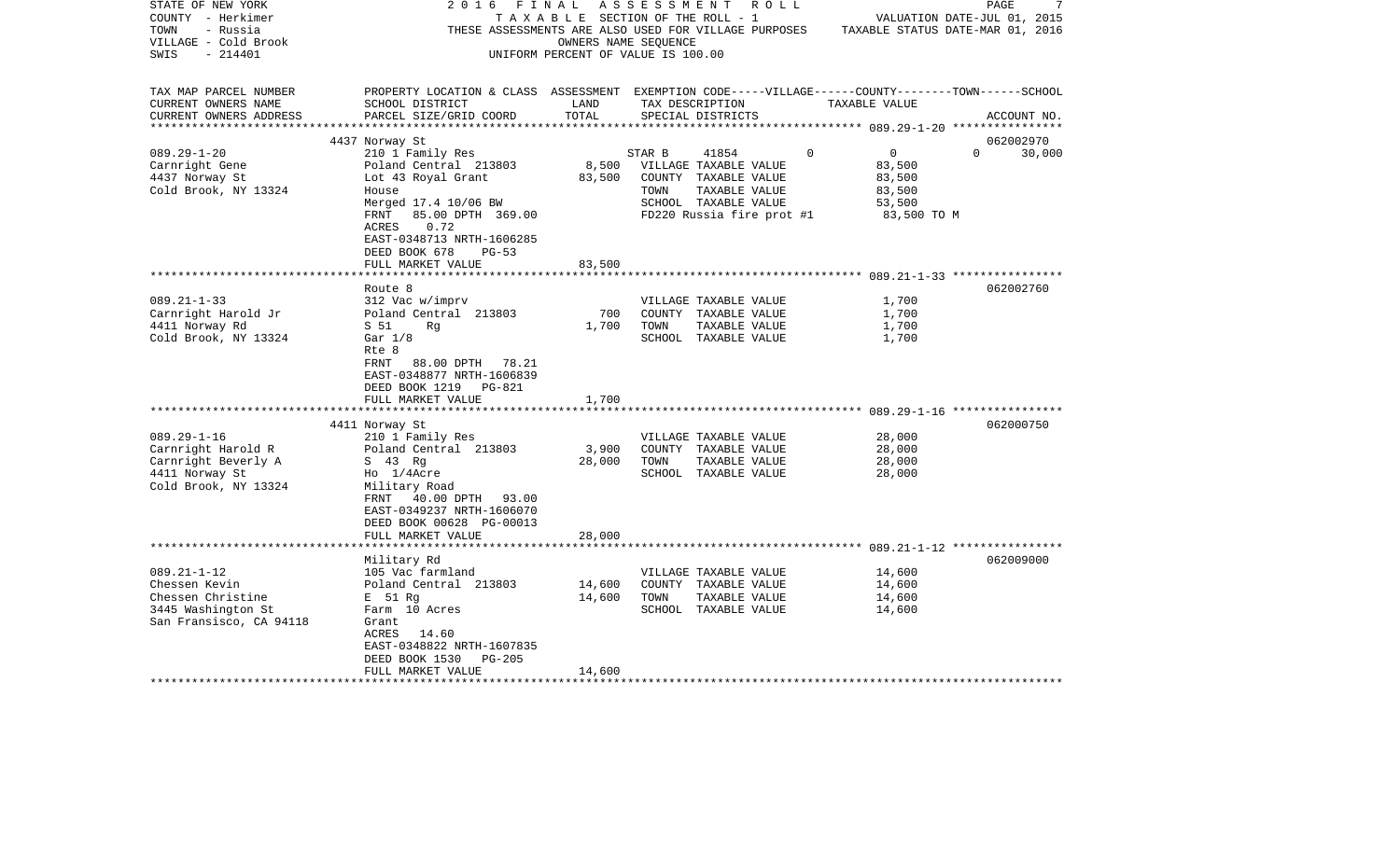STATE OF NEW YORK
COUNTY - Herkimer
TOWN - Russia
VILLAGE - Cold Brook
SWIS - 214401

2016 FINAL ASSESSMENT ROLL
TAXABLE SECTION OF THE ROLL - 1
THESE ASSESSMENTS ARE ALSO USED FOR VILLAGE PURPOSES
OWNERS NAME SEQUENCE
UNIFORM PERCENT OF VALUE IS 100.00

VALUATION DATE-JUL 01, 2015
TAXABLE STATUS DATE-MAR 01, 2016

| TAX MAP PARCEL NUMBER / CURRENT OWNERS NAME / CURRENT OWNERS ADDRESS | PROPERTY LOCATION & CLASS / SCHOOL DISTRICT / PARCEL SIZE/GRID COORD | ASSESSMENT LAND | TOTAL | EXEMPTION CODE / TAX DESCRIPTION / SPECIAL DISTRICTS | VILLAGE | COUNTY / TAXABLE VALUE | TOWN | SCHOOL | ACCOUNT NO. |
|---|---|---|---|---|---|---|---|---|---|
| | 4437 Norway St | | | | | | | | 062002970 |
| 089.29-1-20 | 210 1 Family Res | | | STAR B 41854 | 0 | 0 | 0 | 30,000 | |
| Carnright Gene | Poland Central 213803 | 8,500 | | VILLAGE TAXABLE VALUE | | 83,500 | | | |
| 4437 Norway St | Lot 43 Royal Grant | | 83,500 | COUNTY TAXABLE VALUE | | 83,500 | | | |
| Cold Brook, NY 13324 | House | | | TOWN TAXABLE VALUE | | 83,500 | | | |
| | Merged 17.4 10/06 BW | | | SCHOOL TAXABLE VALUE | | 53,500 | | | |
| | FRNT 85.00 DPTH 369.00 | | | FD220 Russia fire prot #1 | | 83,500 TO M | | | |
| | ACRES 0.72 | | | | | | | | |
| | EAST-0348713 NRTH-1606285 | | | | | | | | |
| | DEED BOOK 678 PG-53 | | | | | | | | |
| | FULL MARKET VALUE | | 83,500 | | | | | | |
| | Route 8 | | | | | | | | 062002760 |
| 089.21-1-33 | 312 Vac w/imprv | | | VILLAGE TAXABLE VALUE | | 1,700 | | | |
| Carnright Harold Jr | Poland Central 213803 | 700 | | COUNTY TAXABLE VALUE | | 1,700 | | | |
| 4411 Norway Rd | S 51 Rg | | 1,700 | TOWN TAXABLE VALUE | | 1,700 | | | |
| Cold Brook, NY 13324 | Gar 1/8 | | | SCHOOL TAXABLE VALUE | | 1,700 | | | |
| | Rte 8 | | | | | | | | |
| | FRNT 88.00 DPTH 78.21 | | | | | | | | |
| | EAST-0348877 NRTH-1606839 | | | | | | | | |
| | DEED BOOK 1219 PG-821 | | | | | | | | |
| | FULL MARKET VALUE | | 1,700 | | | | | | |
| | 4411 Norway St | | | | | | | | 062000750 |
| 089.29-1-16 | 210 1 Family Res | | | VILLAGE TAXABLE VALUE | | 28,000 | | | |
| Carnright Harold R | Poland Central 213803 | 3,900 | | COUNTY TAXABLE VALUE | | 28,000 | | | |
| Carnright Beverly A | S 43 Rg | | 28,000 | TOWN TAXABLE VALUE | | 28,000 | | | |
| 4411 Norway St | Ho 1/4Acre | | | SCHOOL TAXABLE VALUE | | 28,000 | | | |
| Cold Brook, NY 13324 | Military Road | | | | | | | | |
| | FRNT 40.00 DPTH 93.00 | | | | | | | | |
| | EAST-0349237 NRTH-1606070 | | | | | | | | |
| | DEED BOOK 00628 PG-00013 | | | | | | | | |
| | FULL MARKET VALUE | | 28,000 | | | | | | |
| | Military Rd | | | | | | | | 062009000 |
| 089.21-1-12 | 105 Vac farmland | | | VILLAGE TAXABLE VALUE | | 14,600 | | | |
| Chessen Kevin | Poland Central 213803 | 14,600 | | COUNTY TAXABLE VALUE | | 14,600 | | | |
| Chessen Christine | E 51 Rg | | 14,600 | TOWN TAXABLE VALUE | | 14,600 | | | |
| 3445 Washington St | Farm 10 Acres | | | SCHOOL TAXABLE VALUE | | 14,600 | | | |
| San Fransisco, CA 94118 | Grant | | | | | | | | |
| | ACRES 14.60 | | | | | | | | |
| | EAST-0348822 NRTH-1607835 | | | | | | | | |
| | DEED BOOK 1530 PG-205 | | | | | | | | |
| | FULL MARKET VALUE | | 14,600 | | | | | | |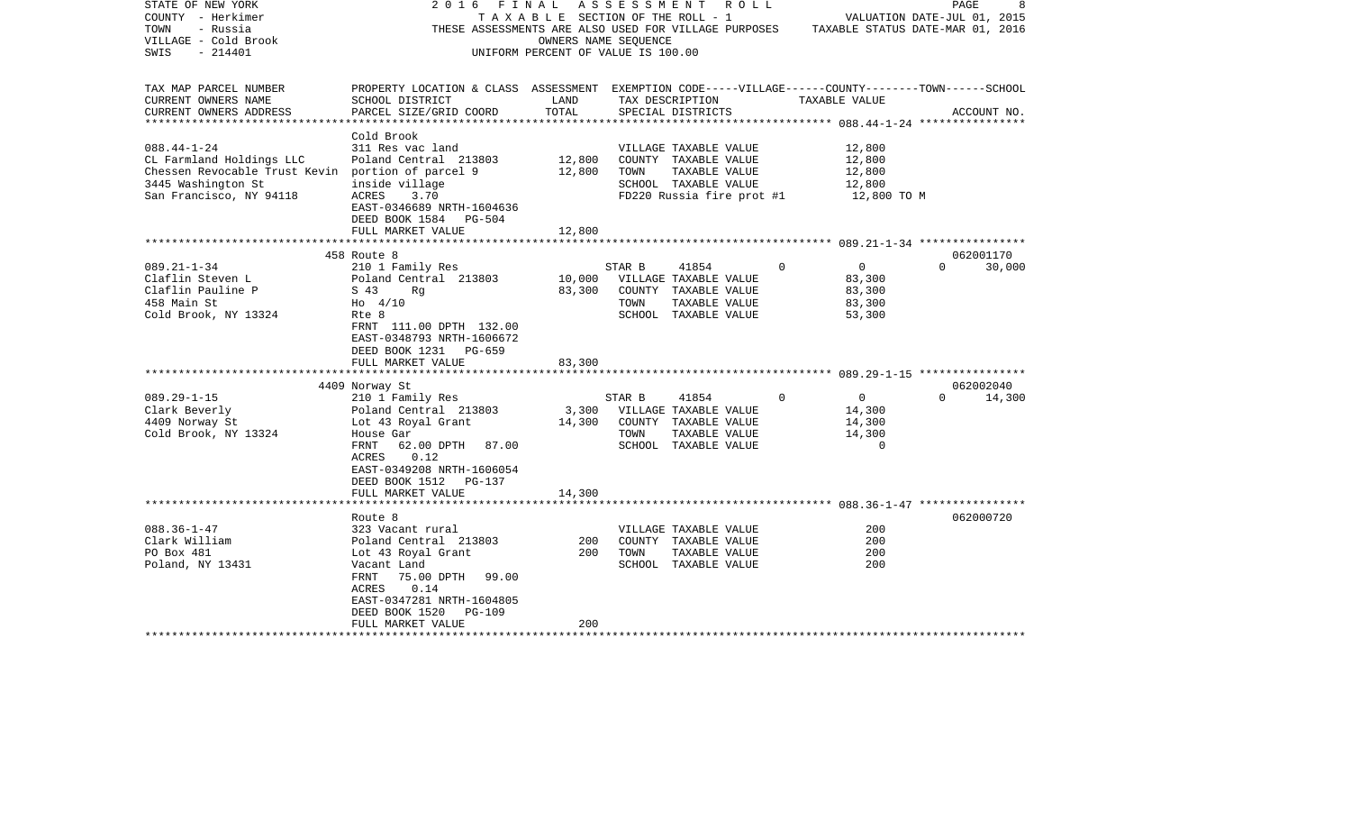STATE OF NEW YORK — 2016 FINAL ASSESSMENT ROLL
COUNTY - Herkimer — TAXABLE SECTION OF THE ROLL - 1 — VALUATION DATE-JUL 01, 2015
TOWN - Russia — THESE ASSESSMENTS ARE ALSO USED FOR VILLAGE PURPOSES — TAXABLE STATUS DATE-MAR 01, 2016
VILLAGE - Cold Brook — OWNERS NAME SEQUENCE
SWIS - 214401 — UNIFORM PERCENT OF VALUE IS 100.00

| TAX MAP PARCEL NUMBER / CURRENT OWNERS NAME / CURRENT OWNERS ADDRESS | PROPERTY LOCATION & CLASS / SCHOOL DISTRICT / PARCEL SIZE/GRID COORD | ASSESSMENT LAND | ASSESSMENT TOTAL | EXEMPTION CODE / TAX DESCRIPTION / SPECIAL DISTRICTS | VILLAGE | COUNTY | TOWN | SCHOOL / TAXABLE VALUE | ACCOUNT NO. |
|---|---|---|---|---|---|---|---|---|---|
| **088.44-1-24** | Cold Brook | | | | | | | | |
| 088.44-1-24 | 311 Res vac land | | | VILLAGE TAXABLE VALUE | 12,800 | | | | |
| CL Farmland Holdings LLC | Poland Central 213803 | 12,800 | | COUNTY TAXABLE VALUE | | 12,800 | | | |
| Chessen Revocable Trust Kevin | portion of parcel 9 | | 12,800 | TOWN TAXABLE VALUE | | | 12,800 | | |
| 3445 Washington St | inside village | | | SCHOOL TAXABLE VALUE | | | | 12,800 | |
| San Francisco, NY 94118 | ACRES 3.70 | | | FD220 Russia fire prot #1 | | | | 12,800 TO M | |
| | EAST-0346689 NRTH-1604636 | | | | | | | | |
| | DEED BOOK 1584 PG-504 | | | | | | | | |
| | FULL MARKET VALUE | | 12,800 | | | | | | |
| **089.21-1-34** | 458 Route 8 | | | | | | | | 062001170 |
| 089.21-1-34 | 210 1 Family Res | | | STAR B 41854 | 0 | 0 | 0 | 30,000 | |
| Claflin Steven L | Poland Central 213803 | 10,000 | | VILLAGE TAXABLE VALUE | 83,300 | | | | |
| Claflin Pauline P | S 43 Rg | | 83,300 | COUNTY TAXABLE VALUE | | 83,300 | | | |
| 458 Main St | Ho 4/10 | | | TOWN TAXABLE VALUE | | | 83,300 | | |
| Cold Brook, NY 13324 | Rte 8 | | | SCHOOL TAXABLE VALUE | | | | 53,300 | |
| | FRNT 111.00 DPTH 132.00 | | | | | | | | |
| | EAST-0348793 NRTH-1606672 | | | | | | | | |
| | DEED BOOK 1231 PG-659 | | | | | | | | |
| | FULL MARKET VALUE | | 83,300 | | | | | | |
| **089.29-1-15** | 4409 Norway St | | | | | | | | 062002040 |
| 089.29-1-15 | 210 1 Family Res | | | STAR B 41854 | 0 | 0 | 0 | 14,300 | |
| Clark Beverly | Poland Central 213803 | 3,300 | | VILLAGE TAXABLE VALUE | 14,300 | | | | |
| 4409 Norway St | Lot 43 Royal Grant | | 14,300 | COUNTY TAXABLE VALUE | | 14,300 | | | |
| Cold Brook, NY 13324 | House Gar | | | TOWN TAXABLE VALUE | | | 14,300 | | |
| | FRNT 62.00 DPTH 87.00 | | | SCHOOL TAXABLE VALUE | | | | 0 | |
| | ACRES 0.12 | | | | | | | | |
| | EAST-0349208 NRTH-1606054 | | | | | | | | |
| | DEED BOOK 1512 PG-137 | | | | | | | | |
| | FULL MARKET VALUE | | 14,300 | | | | | | |
| **088.36-1-47** | Route 8 | | | | | | | | 062000720 |
| 088.36-1-47 | 323 Vacant rural | | | VILLAGE TAXABLE VALUE | 200 | | | | |
| Clark William | Poland Central 213803 | 200 | | COUNTY TAXABLE VALUE | | 200 | | | |
| PO Box 481 | Lot 43 Royal Grant | | 200 | TOWN TAXABLE VALUE | | | 200 | | |
| Poland, NY 13431 | Vacant Land | | | SCHOOL TAXABLE VALUE | | | | 200 | |
| | FRNT 75.00 DPTH 99.00 | | | | | | | | |
| | ACRES 0.14 | | | | | | | | |
| | EAST-0347281 NRTH-1604805 | | | | | | | | |
| | DEED BOOK 1520 PG-109 | | | | | | | | |
| | FULL MARKET VALUE | | 200 | | | | | | |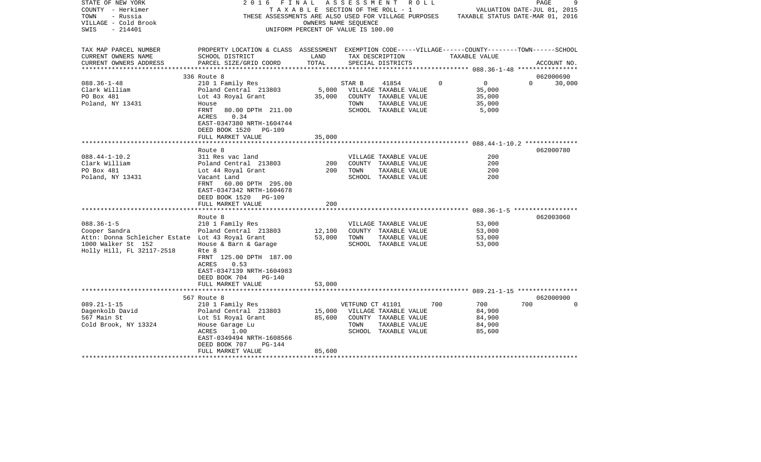STATE OF NEW YORK
COUNTY - Herkimer
TOWN - Russia
VILLAGE - Cold Brook
SWIS - 214401

2016 FINAL ASSESSMENT ROLL
TAXABLE SECTION OF THE ROLL - 1
THESE ASSESSMENTS ARE ALSO USED FOR VILLAGE PURPOSES
OWNERS NAME SEQUENCE
UNIFORM PERCENT OF VALUE IS 100.00

VALUATION DATE-JUL 01, 2015
TAXABLE STATUS DATE-MAR 01, 2016

| TAX MAP PARCEL NUMBER / CURRENT OWNERS NAME / CURRENT OWNERS ADDRESS | PROPERTY LOCATION & CLASS / SCHOOL DISTRICT / PARCEL SIZE/GRID COORD | ASSESSMENT LAND | TOTAL | EXEMPTION CODE / TAX DESCRIPTION / SPECIAL DISTRICTS | VILLAGE | COUNTY | TOWN | SCHOOL | TAXABLE VALUE | ACCOUNT NO. |
|---|---|---|---|---|---|---|---|---|---|---|
| **088.36-1-48** | 336 Route 8 | | | | | | | | | 062000690 |
| 088.36-1-48 | 210 1 Family Res | | | STAR B 41854 | 0 | 0 | 0 | 30,000 | | |
| Clark William | Poland Central 213803 | 5,000 | | VILLAGE TAXABLE VALUE | | | | | 35,000 | |
| PO Box 481 | Lot 43 Royal Grant | | 35,000 | COUNTY TAXABLE VALUE | | | | | 35,000 | |
| Poland, NY 13431 | House | | | TOWN TAXABLE VALUE | | | | | 35,000 | |
| | FRNT 80.00 DPTH 211.00 | | | SCHOOL TAXABLE VALUE | | | | | 5,000 | |
| | ACRES 0.34 | | | | | | | | | |
| | EAST-0347380 NRTH-1604744 | | | | | | | | | |
| | DEED BOOK 1520 PG-109 | | | | | | | | | |
| | FULL MARKET VALUE | | 35,000 | | | | | | | |
| **088.44-1-10.2** | Route 8 | | | | | | | | | 062000780 |
| 088.44-1-10.2 | 311 Res vac land | | | VILLAGE TAXABLE VALUE | | | | | 200 | |
| Clark William | Poland Central 213803 | 200 | | COUNTY TAXABLE VALUE | | | | | 200 | |
| PO Box 481 | Lot 44 Royal Grant | | 200 | TOWN TAXABLE VALUE | | | | | 200 | |
| Poland, NY 13431 | Vacant Land | | | SCHOOL TAXABLE VALUE | | | | | 200 | |
| | FRNT 60.00 DPTH 295.00 | | | | | | | | | |
| | EAST-0347342 NRTH-1604678 | | | | | | | | | |
| | DEED BOOK 1520 PG-109 | | | | | | | | | |
| | FULL MARKET VALUE | | 200 | | | | | | | |
| **088.36-1-5** | Route 8 | | | | | | | | | 062003060 |
| 088.36-1-5 | 210 1 Family Res | | | VILLAGE TAXABLE VALUE | | | | | 53,000 | |
| Cooper Sandra | Poland Central 213803 | 12,100 | | COUNTY TAXABLE VALUE | | | | | 53,000 | |
| Attn: Donna Schleicher Estate | Lot 43 Royal Grant | | 53,000 | TOWN TAXABLE VALUE | | | | | 53,000 | |
| 1000 Walker St 152 | House & Barn & Garage | | | SCHOOL TAXABLE VALUE | | | | | 53,000 | |
| Holly Hill, FL 32117-2518 | Rte 8 | | | | | | | | | |
| | FRNT 125.00 DPTH 187.00 | | | | | | | | | |
| | ACRES 0.53 | | | | | | | | | |
| | EAST-0347139 NRTH-1604983 | | | | | | | | | |
| | DEED BOOK 704 PG-140 | | | | | | | | | |
| | FULL MARKET VALUE | | 53,000 | | | | | | | |
| **089.21-1-15** | 567 Route 8 | | | | | | | | | 062000900 |
| 089.21-1-15 | 210 1 Family Res | | | VETFUND CT 41101 | 700 | 700 | 700 | 0 | | |
| Dagenkolb David | Poland Central 213803 | 15,000 | | VILLAGE TAXABLE VALUE | | | | | 84,900 | |
| 567 Main St | Lot 51 Royal Grant | | 85,600 | COUNTY TAXABLE VALUE | | | | | 84,900 | |
| Cold Brook, NY 13324 | House Garage Lu | | | TOWN TAXABLE VALUE | | | | | 84,900 | |
| | ACRES 1.00 | | | SCHOOL TAXABLE VALUE | | | | | 85,600 | |
| | EAST-0349494 NRTH-1608566 | | | | | | | | | |
| | DEED BOOK 707 PG-144 | | | | | | | | | |
| | FULL MARKET VALUE | | 85,600 | | | | | | | |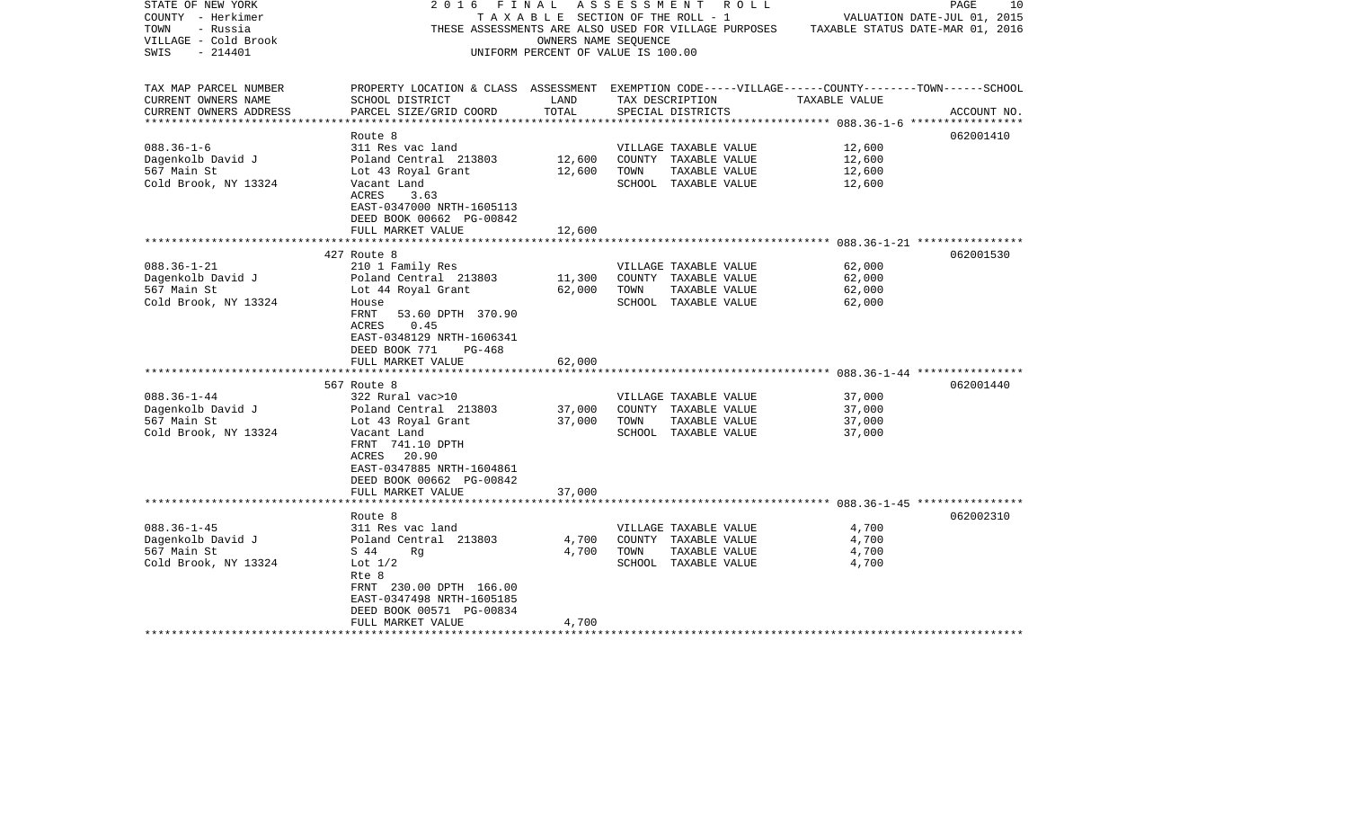STATE OF NEW YORK
COUNTY - Herkimer
TOWN - Russia
VILLAGE - Cold Brook
SWIS - 214401

2016 FINAL ASSESSMENT ROLL
TAXABLE SECTION OF THE ROLL - 1
THESE ASSESSMENTS ARE ALSO USED FOR VILLAGE PURPOSES
OWNERS NAME SEQUENCE
UNIFORM PERCENT OF VALUE IS 100.00

VALUATION DATE-JUL 01, 2015
TAXABLE STATUS DATE-MAR 01, 2016

| TAX MAP PARCEL NUMBER<br>CURRENT OWNERS NAME<br>CURRENT OWNERS ADDRESS | PROPERTY LOCATION & CLASS<br>SCHOOL DISTRICT<br>PARCEL SIZE/GRID COORD | ASSESSMENT<br>LAND<br>TOTAL | EXEMPTION CODE-----VILLAGE------COUNTY--------TOWN------SCHOOL<br>TAX DESCRIPTION<br>SPECIAL DISTRICTS | TAXABLE VALUE | ACCOUNT NO. |
|---|---|---|---|---|---|
| **088.36-1-6** | Route 8 | | | | 062001410 |
| 088.36-1-6 | 311 Res vac land | | VILLAGE TAXABLE VALUE | 12,600 | |
| Dagenkolb David J | Poland Central 213803 | 12,600 | COUNTY TAXABLE VALUE | 12,600 | |
| 567 Main St | Lot 43 Royal Grant | 12,600 | TOWN TAXABLE VALUE | 12,600 | |
| Cold Brook, NY 13324 | Vacant Land | | SCHOOL TAXABLE VALUE | 12,600 | |
| | ACRES 3.63 | | | | |
| | EAST-0347000 NRTH-1605113 | | | | |
| | DEED BOOK 00662 PG-00842 | | | | |
| | FULL MARKET VALUE | 12,600 | | | |
| **088.36-1-21** | 427 Route 8 | | | | 062001530 |
| 088.36-1-21 | 210 1 Family Res | | VILLAGE TAXABLE VALUE | 62,000 | |
| Dagenkolb David J | Poland Central 213803 | 11,300 | COUNTY TAXABLE VALUE | 62,000 | |
| 567 Main St | Lot 44 Royal Grant | 62,000 | TOWN TAXABLE VALUE | 62,000 | |
| Cold Brook, NY 13324 | House | | SCHOOL TAXABLE VALUE | 62,000 | |
| | FRNT 53.60 DPTH 370.90 | | | | |
| | ACRES 0.45 | | | | |
| | EAST-0348129 NRTH-1606341 | | | | |
| | DEED BOOK 771 PG-468 | | | | |
| | FULL MARKET VALUE | 62,000 | | | |
| **088.36-1-44** | 567 Route 8 | | | | 062001440 |
| 088.36-1-44 | 322 Rural vac>10 | | VILLAGE TAXABLE VALUE | 37,000 | |
| Dagenkolb David J | Poland Central 213803 | 37,000 | COUNTY TAXABLE VALUE | 37,000 | |
| 567 Main St | Lot 43 Royal Grant | 37,000 | TOWN TAXABLE VALUE | 37,000 | |
| Cold Brook, NY 13324 | Vacant Land | | SCHOOL TAXABLE VALUE | 37,000 | |
| | FRNT 741.10 DPTH | | | | |
| | ACRES 20.90 | | | | |
| | EAST-0347885 NRTH-1604861 | | | | |
| | DEED BOOK 00662 PG-00842 | | | | |
| | FULL MARKET VALUE | 37,000 | | | |
| **088.36-1-45** | Route 8 | | | | 062002310 |
| 088.36-1-45 | 311 Res vac land | | VILLAGE TAXABLE VALUE | 4,700 | |
| Dagenkolb David J | Poland Central 213803 | 4,700 | COUNTY TAXABLE VALUE | 4,700 | |
| 567 Main St | S 44 Rg | 4,700 | TOWN TAXABLE VALUE | 4,700 | |
| Cold Brook, NY 13324 | Lot 1/2 | | SCHOOL TAXABLE VALUE | 4,700 | |
| | Rte 8 | | | | |
| | FRNT 230.00 DPTH 166.00 | | | | |
| | EAST-0347498 NRTH-1605185 | | | | |
| | DEED BOOK 00571 PG-00834 | | | | |
| | FULL MARKET VALUE | 4,700 | | | |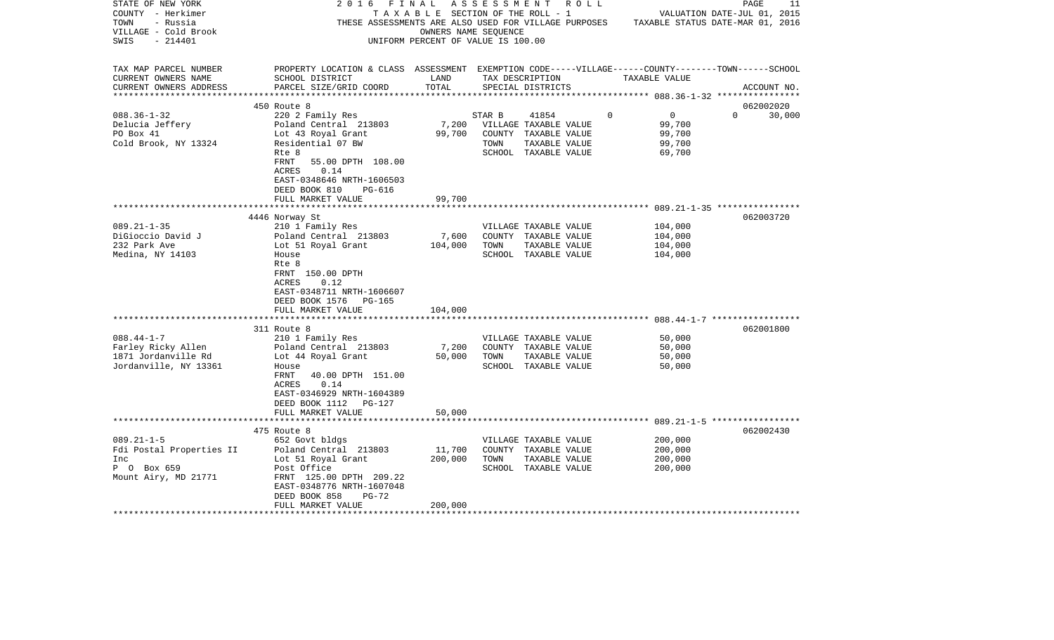STATE OF NEW YORK — 2016 FINAL ASSESSMENT ROLL
COUNTY - Herkimer — TAXABLE SECTION OF THE ROLL - 1 — VALUATION DATE-JUL 01, 2015
TOWN - Russia — THESE ASSESSMENTS ARE ALSO USED FOR VILLAGE PURPOSES — TAXABLE STATUS DATE-MAR 01, 2016
VILLAGE - Cold Brook — OWNERS NAME SEQUENCE
SWIS - 214401 — UNIFORM PERCENT OF VALUE IS 100.00

| TAX MAP PARCEL NUMBER / CURRENT OWNERS NAME / CURRENT OWNERS ADDRESS | PROPERTY LOCATION & CLASS / SCHOOL DISTRICT / PARCEL SIZE/GRID COORD | ASSESSMENT LAND | TOTAL | EXEMPTION CODE / TAX DESCRIPTION / SPECIAL DISTRICTS | VILLAGE | COUNTY / TAXABLE VALUE | TOWN | SCHOOL / ACCOUNT NO. |
|---|---|---|---|---|---|---|---|---|
| | 450 Route 8 | | | | | | | 062002020 |
| 088.36-1-32 | 220 2 Family Res | | | STAR B 41854 | 0 | 0 | 0 | 30,000 |
| Delucia Jeffery | Poland Central 213803 | 7,200 | | VILLAGE TAXABLE VALUE | | 99,700 | | |
| PO Box 41 | Lot 43 Royal Grant | | 99,700 | COUNTY TAXABLE VALUE | | 99,700 | | |
| Cold Brook, NY 13324 | Residential 07 BW | | | TOWN TAXABLE VALUE | | 99,700 | | |
| | Rte 8 | | | SCHOOL TAXABLE VALUE | | 69,700 | | |
| | FRNT 55.00 DPTH 108.00 | | | | | | | |
| | ACRES 0.14 | | | | | | | |
| | EAST-0348646 NRTH-1606503 | | | | | | | |
| | DEED BOOK 810 PG-616 | | | | | | | |
| | FULL MARKET VALUE | | 99,700 | | | | | |
| | 4446 Norway St | | | | | | | 062003720 |
| 089.21-1-35 | 210 1 Family Res | | | VILLAGE TAXABLE VALUE | | 104,000 | | |
| DiGioccio David J | Poland Central 213803 | 7,600 | | COUNTY TAXABLE VALUE | | 104,000 | | |
| 232 Park Ave | Lot 51 Royal Grant | | 104,000 | TOWN TAXABLE VALUE | | 104,000 | | |
| Medina, NY 14103 | House | | | SCHOOL TAXABLE VALUE | | 104,000 | | |
| | Rte 8 | | | | | | | |
| | FRNT 150.00 DPTH | | | | | | | |
| | ACRES 0.12 | | | | | | | |
| | EAST-0348711 NRTH-1606607 | | | | | | | |
| | DEED BOOK 1576 PG-165 | | | | | | | |
| | FULL MARKET VALUE | | 104,000 | | | | | |
| | 311 Route 8 | | | | | | | 062001800 |
| 088.44-1-7 | 210 1 Family Res | | | VILLAGE TAXABLE VALUE | | 50,000 | | |
| Farley Ricky Allen | Poland Central 213803 | 7,200 | | COUNTY TAXABLE VALUE | | 50,000 | | |
| 1871 Jordanville Rd | Lot 44 Royal Grant | | 50,000 | TOWN TAXABLE VALUE | | 50,000 | | |
| Jordanville, NY 13361 | House | | | SCHOOL TAXABLE VALUE | | 50,000 | | |
| | FRNT 40.00 DPTH 151.00 | | | | | | | |
| | ACRES 0.14 | | | | | | | |
| | EAST-0346929 NRTH-1604389 | | | | | | | |
| | DEED BOOK 1112 PG-127 | | | | | | | |
| | FULL MARKET VALUE | | 50,000 | | | | | |
| | 475 Route 8 | | | | | | | 062002430 |
| 089.21-1-5 | 652 Govt bldgs | | | VILLAGE TAXABLE VALUE | | 200,000 | | |
| Fdi Postal Properties II | Poland Central 213803 | 11,700 | | COUNTY TAXABLE VALUE | | 200,000 | | |
| Inc | Lot 51 Royal Grant | | 200,000 | TOWN TAXABLE VALUE | | 200,000 | | |
| P O Box 659 | Post Office | | | SCHOOL TAXABLE VALUE | | 200,000 | | |
| Mount Airy, MD 21771 | FRNT 125.00 DPTH 209.22 | | | | | | | |
| | EAST-0348776 NRTH-1607048 | | | | | | | |
| | DEED BOOK 858 PG-72 | | | | | | | |
| | FULL MARKET VALUE | | 200,000 | | | | | |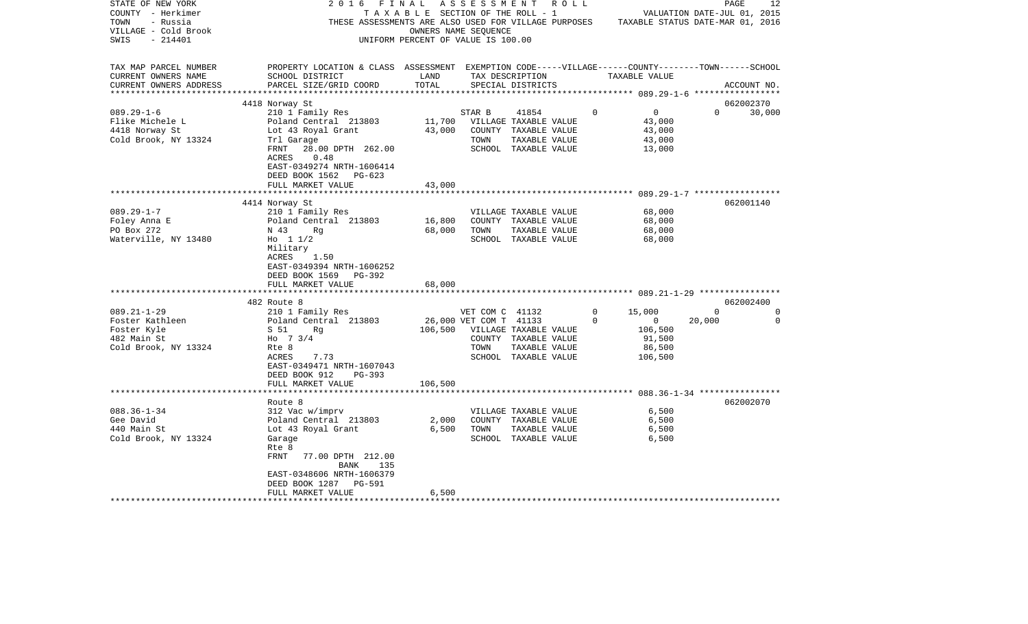STATE OF NEW YORK — 2016 FINAL ASSESSMENT ROLL
COUNTY - Herkimer — TAXABLE SECTION OF THE ROLL - 1 — VALUATION DATE-JUL 01, 2015
TOWN - Russia — THESE ASSESSMENTS ARE ALSO USED FOR VILLAGE PURPOSES — TAXABLE STATUS DATE-MAR 01, 2016
VILLAGE - Cold Brook — OWNERS NAME SEQUENCE
SWIS - 214401 — UNIFORM PERCENT OF VALUE IS 100.00

| TAX MAP PARCEL NUMBER<br>CURRENT OWNERS NAME<br>CURRENT OWNERS ADDRESS | PROPERTY LOCATION & CLASS<br>SCHOOL DISTRICT<br>PARCEL SIZE/GRID COORD | ASSESSMENT<br>LAND<br>TOTAL | EXEMPTION CODE-----VILLAGE------COUNTY--------TOWN------SCHOOL<br>TAX DESCRIPTION<br>SPECIAL DISTRICTS | TAXABLE VALUE | ACCOUNT NO. |
|---|---|---|---|---|---|
| **089.29-1-6** | 4418 Norway St | | | | 062002370 |
| 089.29-1-6 | 210 1 Family Res | | STAR B 41854 | 0 / 0 / 0 / 30,000 | |
| Flike Michele L | Poland Central 213803 | 11,700 | VILLAGE TAXABLE VALUE | 43,000 | |
| 4418 Norway St | Lot 43 Royal Grant | 43,000 | COUNTY TAXABLE VALUE | 43,000 | |
| Cold Brook, NY 13324 | Trl Garage | | TOWN TAXABLE VALUE | 43,000 | |
| | FRNT 28.00 DPTH 262.00 | | SCHOOL TAXABLE VALUE | 13,000 | |
| | ACRES 0.48 | | | | |
| | EAST-0349274 NRTH-1606414 | | | | |
| | DEED BOOK 1562 PG-623 | | | | |
| | FULL MARKET VALUE | 43,000 | | | |
| **089.29-1-7** | 4414 Norway St | | | | 062001140 |
| 089.29-1-7 | 210 1 Family Res | | VILLAGE TAXABLE VALUE | 68,000 | |
| Foley Anna E | Poland Central 213803 | 16,800 | COUNTY TAXABLE VALUE | 68,000 | |
| PO Box 272 | N 43 Rg | 68,000 | TOWN TAXABLE VALUE | 68,000 | |
| Waterville, NY 13480 | Ho 1 1/2 | | SCHOOL TAXABLE VALUE | 68,000 | |
| | Military | | | | |
| | ACRES 1.50 | | | | |
| | EAST-0349394 NRTH-1606252 | | | | |
| | DEED BOOK 1569 PG-392 | | | | |
| | FULL MARKET VALUE | 68,000 | | | |
| **089.21-1-29** | 482 Route 8 | | | | 062002400 |
| 089.21-1-29 | 210 1 Family Res | | VET COM C 41132 | 0 / 15,000 / 0 / 0 | |
| Foster Kathleen | Poland Central 213803 | 26,000 | VET COM T 41133 | 0 / 0 / 20,000 / 0 | |
| Foster Kyle | S 51 Rg | 106,500 | VILLAGE TAXABLE VALUE | 106,500 | |
| 482 Main St | Ho 7 3/4 | | COUNTY TAXABLE VALUE | 91,500 | |
| Cold Brook, NY 13324 | Rte 8 | | TOWN TAXABLE VALUE | 86,500 | |
| | ACRES 7.73 | | SCHOOL TAXABLE VALUE | 106,500 | |
| | EAST-0349471 NRTH-1607043 | | | | |
| | DEED BOOK 912 PG-393 | | | | |
| | FULL MARKET VALUE | 106,500 | | | |
| **088.36-1-34** | Route 8 | | | | 062002070 |
| 088.36-1-34 | 312 Vac w/imprv | | VILLAGE TAXABLE VALUE | 6,500 | |
| Gee David | Poland Central 213803 | 2,000 | COUNTY TAXABLE VALUE | 6,500 | |
| 440 Main St | Lot 43 Royal Grant | 6,500 | TOWN TAXABLE VALUE | 6,500 | |
| Cold Brook, NY 13324 | Garage | | SCHOOL TAXABLE VALUE | 6,500 | |
| | Rte 8 | | | | |
| | FRNT 77.00 DPTH 212.00 | | | | |
| | BANK 135 | | | | |
| | EAST-0348606 NRTH-1606379 | | | | |
| | DEED BOOK 1287 PG-591 | | | | |
| | FULL MARKET VALUE | 6,500 | | | |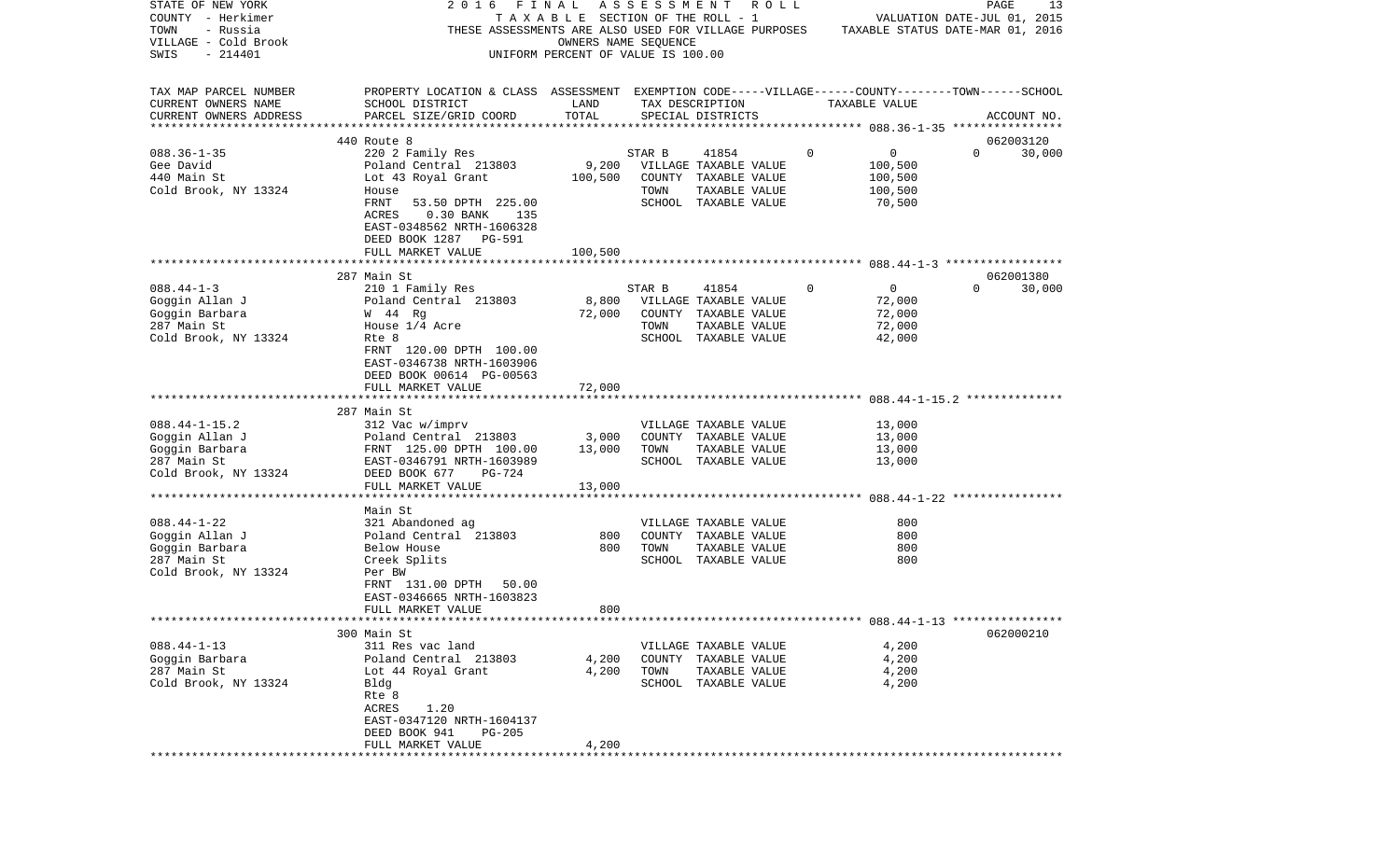STATE OF NEW YORK | 2016 FINAL ASSESSMENT ROLL
COUNTY - Herkimer | TAXABLE SECTION OF THE ROLL - 1 | VALUATION DATE-JUL 01, 2015
TOWN - Russia | THESE ASSESSMENTS ARE ALSO USED FOR VILLAGE PURPOSES | TAXABLE STATUS DATE-MAR 01, 2016
VILLAGE - Cold Brook | OWNERS NAME SEQUENCE
SWIS - 214401 | UNIFORM PERCENT OF VALUE IS 100.00

| TAX MAP PARCEL NUMBER / CURRENT OWNERS NAME / CURRENT OWNERS ADDRESS | PROPERTY LOCATION & CLASS / SCHOOL DISTRICT / PARCEL SIZE/GRID COORD | ASSESSMENT LAND | TOTAL | EXEMPTION CODE / TAX DESCRIPTION / SPECIAL DISTRICTS | VILLAGE | COUNTY / TAXABLE VALUE | TOWN | SCHOOL | ACCOUNT NO. |
|---|---|---|---|---|---|---|---|---|---|
| | 440 Route 8 | | | | | | | | 062003120 |
| 088.36-1-35 | 220 2 Family Res | | | STAR B 41854 | 0 | 0 | 0 | 30,000 | |
| Gee David | Poland Central 213803 | 9,200 | | VILLAGE TAXABLE VALUE | | 100,500 | | | |
| 440 Main St | Lot 43 Royal Grant | | 100,500 | COUNTY TAXABLE VALUE | | 100,500 | | | |
| Cold Brook, NY 13324 | House | | | TOWN TAXABLE VALUE | | 100,500 | | | |
| | FRNT 53.50 DPTH 225.00 | | | SCHOOL TAXABLE VALUE | | 70,500 | | | |
| | ACRES 0.30 BANK 135 | | | | | | | | |
| | EAST-0348562 NRTH-1606328 | | | | | | | | |
| | DEED BOOK 1287 PG-591 | | | | | | | | |
| | FULL MARKET VALUE | | 100,500 | | | | | | |
| | 287 Main St | | | | | | | | 062001380 |
| 088.44-1-3 | 210 1 Family Res | | | STAR B 41854 | 0 | 0 | 0 | 30,000 | |
| Goggin Allan J | Poland Central 213803 | 8,800 | | VILLAGE TAXABLE VALUE | | 72,000 | | | |
| Goggin Barbara | W 44 Rg | | 72,000 | COUNTY TAXABLE VALUE | | 72,000 | | | |
| 287 Main St | House 1/4 Acre | | | TOWN TAXABLE VALUE | | 72,000 | | | |
| Cold Brook, NY 13324 | Rte 8 | | | SCHOOL TAXABLE VALUE | | 42,000 | | | |
| | FRNT 120.00 DPTH 100.00 | | | | | | | | |
| | EAST-0346738 NRTH-1603906 | | | | | | | | |
| | DEED BOOK 00614 PG-00563 | | | | | | | | |
| | FULL MARKET VALUE | | 72,000 | | | | | | |
| | 287 Main St | | | | | | | | |
| 088.44-1-15.2 | 312 Vac w/imprv | | | VILLAGE TAXABLE VALUE | | 13,000 | | | |
| Goggin Allan J | Poland Central 213803 | 3,000 | | COUNTY TAXABLE VALUE | | 13,000 | | | |
| Goggin Barbara | FRNT 125.00 DPTH 100.00 | | 13,000 | TOWN TAXABLE VALUE | | 13,000 | | | |
| 287 Main St | EAST-0346791 NRTH-1603989 | | | SCHOOL TAXABLE VALUE | | 13,000 | | | |
| Cold Brook, NY 13324 | DEED BOOK 677 PG-724 | | | | | | | | |
| | FULL MARKET VALUE | | 13,000 | | | | | | |
| | Main St | | | | | | | | |
| 088.44-1-22 | 321 Abandoned ag | | | VILLAGE TAXABLE VALUE | | 800 | | | |
| Goggin Allan J | Poland Central 213803 | 800 | | COUNTY TAXABLE VALUE | | 800 | | | |
| Goggin Barbara | Below House | | 800 | TOWN TAXABLE VALUE | | 800 | | | |
| 287 Main St | Creek Splits | | | SCHOOL TAXABLE VALUE | | 800 | | | |
| Cold Brook, NY 13324 | Per BW | | | | | | | | |
| | FRNT 131.00 DPTH 50.00 | | | | | | | | |
| | EAST-0346665 NRTH-1603823 | | | | | | | | |
| | FULL MARKET VALUE | | 800 | | | | | | |
| | 300 Main St | | | | | | | | 062000210 |
| 088.44-1-13 | 311 Res vac land | | | VILLAGE TAXABLE VALUE | | 4,200 | | | |
| Goggin Barbara | Poland Central 213803 | 4,200 | | COUNTY TAXABLE VALUE | | 4,200 | | | |
| 287 Main St | Lot 44 Royal Grant | | 4,200 | TOWN TAXABLE VALUE | | 4,200 | | | |
| Cold Brook, NY 13324 | Bldg | | | SCHOOL TAXABLE VALUE | | 4,200 | | | |
| | Rte 8 | | | | | | | | |
| | ACRES 1.20 | | | | | | | | |
| | EAST-0347120 NRTH-1604137 | | | | | | | | |
| | DEED BOOK 941 PG-205 | | | | | | | | |
| | FULL MARKET VALUE | | 4,200 | | | | | | |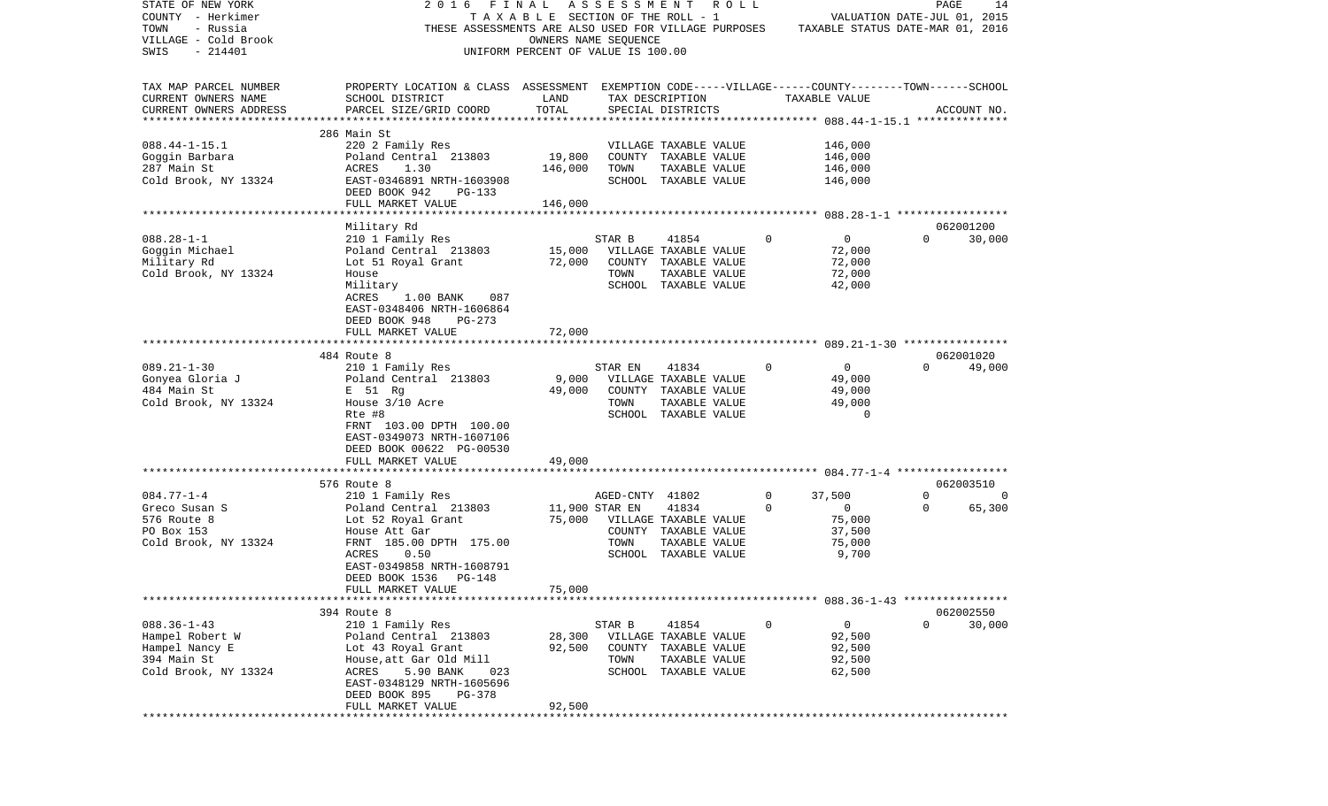STATE OF NEW YORK | 2016 FINAL ASSESSMENT ROLL | PAGE 14
COUNTY - Herkimer | TAXABLE SECTION OF THE ROLL - 1 | VALUATION DATE-JUL 01, 2015
TOWN - Russia | THESE ASSESSMENTS ARE ALSO USED FOR VILLAGE PURPOSES | TAXABLE STATUS DATE-MAR 01, 2016
VILLAGE - Cold Brook | OWNERS NAME SEQUENCE
SWIS - 214401 | UNIFORM PERCENT OF VALUE IS 100.00

| TAX MAP PARCEL NUMBER / CURRENT OWNERS NAME / CURRENT OWNERS ADDRESS | PROPERTY LOCATION & CLASS / SCHOOL DISTRICT / PARCEL SIZE/GRID COORD | ASSESSMENT LAND / TOTAL | EXEMPTION CODE / TAX DESCRIPTION / SPECIAL DISTRICTS | VILLAGE | COUNTY TAXABLE VALUE | TOWN | SCHOOL / ACCOUNT NO. |
|---|---|---|---|---|---|---|---|
| **088.44-1-15.1** | 286 Main St | | | | | | |
| Goggin Barbara | 220 2 Family Res | | VILLAGE TAXABLE VALUE | | 146,000 | | |
| 287 Main St | Poland Central 213803 | 19,800 | COUNTY TAXABLE VALUE | | 146,000 | | |
| Cold Brook, NY 13324 | ACRES 1.30 | 146,000 | TOWN TAXABLE VALUE | | 146,000 | | |
| | EAST-0346891 NRTH-1603908 | | SCHOOL TAXABLE VALUE | | 146,000 | | |
| | DEED BOOK 942 PG-133 | | | | | | |
| | FULL MARKET VALUE | 146,000 | | | | | |
| **088.28-1-1** | Military Rd | | | | | | 062001200 |
| Goggin Michael | 210 1 Family Res | | STAR B 41854 | 0 | 0 | 0 | 30,000 |
| Military Rd | Poland Central 213803 | 15,000 | VILLAGE TAXABLE VALUE | | 72,000 | | |
| Cold Brook, NY 13324 | Lot 51 Royal Grant | 72,000 | COUNTY TAXABLE VALUE | | 72,000 | | |
| | House | | TOWN TAXABLE VALUE | | 72,000 | | |
| | Military | | SCHOOL TAXABLE VALUE | | 42,000 | | |
| | ACRES 1.00 BANK 087 | | | | | | |
| | EAST-0348406 NRTH-1606864 | | | | | | |
| | DEED BOOK 948 PG-273 | | | | | | |
| | FULL MARKET VALUE | 72,000 | | | | | |
| **089.21-1-30** | 484 Route 8 | | | | | | 062001020 |
| Gonyea Gloria J | 210 1 Family Res | | STAR EN 41834 | 0 | 0 | 0 | 49,000 |
| 484 Main St | Poland Central 213803 | 9,000 | VILLAGE TAXABLE VALUE | | 49,000 | | |
| Cold Brook, NY 13324 | E 51 Rg | 49,000 | COUNTY TAXABLE VALUE | | 49,000 | | |
| | House 3/10 Acre | | TOWN TAXABLE VALUE | | 49,000 | | |
| | Rte #8 | | SCHOOL TAXABLE VALUE | | 0 | | |
| | FRNT 103.00 DPTH 100.00 | | | | | | |
| | EAST-0349073 NRTH-1607106 | | | | | | |
| | DEED BOOK 00622 PG-00530 | | | | | | |
| | FULL MARKET VALUE | 49,000 | | | | | |
| **084.77-1-4** | 576 Route 8 | | | | | | 062003510 |
| Greco Susan S | 210 1 Family Res | | AGED-CNTY 41802 | 0 | 37,500 | 0 | 0 |
| 576 Route 8 | Poland Central 213803 | 11,900 | STAR EN 41834 | 0 | 0 | 0 | 65,300 |
| PO Box 153 | Lot 52 Royal Grant | 75,000 | VILLAGE TAXABLE VALUE | | 75,000 | | |
| Cold Brook, NY 13324 | House Att Gar | | COUNTY TAXABLE VALUE | | 37,500 | | |
| | FRNT 185.00 DPTH 175.00 | | TOWN TAXABLE VALUE | | 75,000 | | |
| | ACRES 0.50 | | SCHOOL TAXABLE VALUE | | 9,700 | | |
| | EAST-0349858 NRTH-1608791 | | | | | | |
| | DEED BOOK 1536 PG-148 | | | | | | |
| | FULL MARKET VALUE | 75,000 | | | | | |
| **088.36-1-43** | 394 Route 8 | | | | | | 062002550 |
| Hampel Robert W | 210 1 Family Res | | STAR B 41854 | 0 | 0 | 0 | 30,000 |
| Hampel Nancy E | Poland Central 213803 | 28,300 | VILLAGE TAXABLE VALUE | | 92,500 | | |
| 394 Main St | Lot 43 Royal Grant | 92,500 | COUNTY TAXABLE VALUE | | 92,500 | | |
| Cold Brook, NY 13324 | House,att Gar Old Mill | | TOWN TAXABLE VALUE | | 92,500 | | |
| | ACRES 5.90 BANK 023 | | SCHOOL TAXABLE VALUE | | 62,500 | | |
| | EAST-0348129 NRTH-1605696 | | | | | | |
| | DEED BOOK 895 PG-378 | | | | | | |
| | FULL MARKET VALUE | 92,500 | | | | | |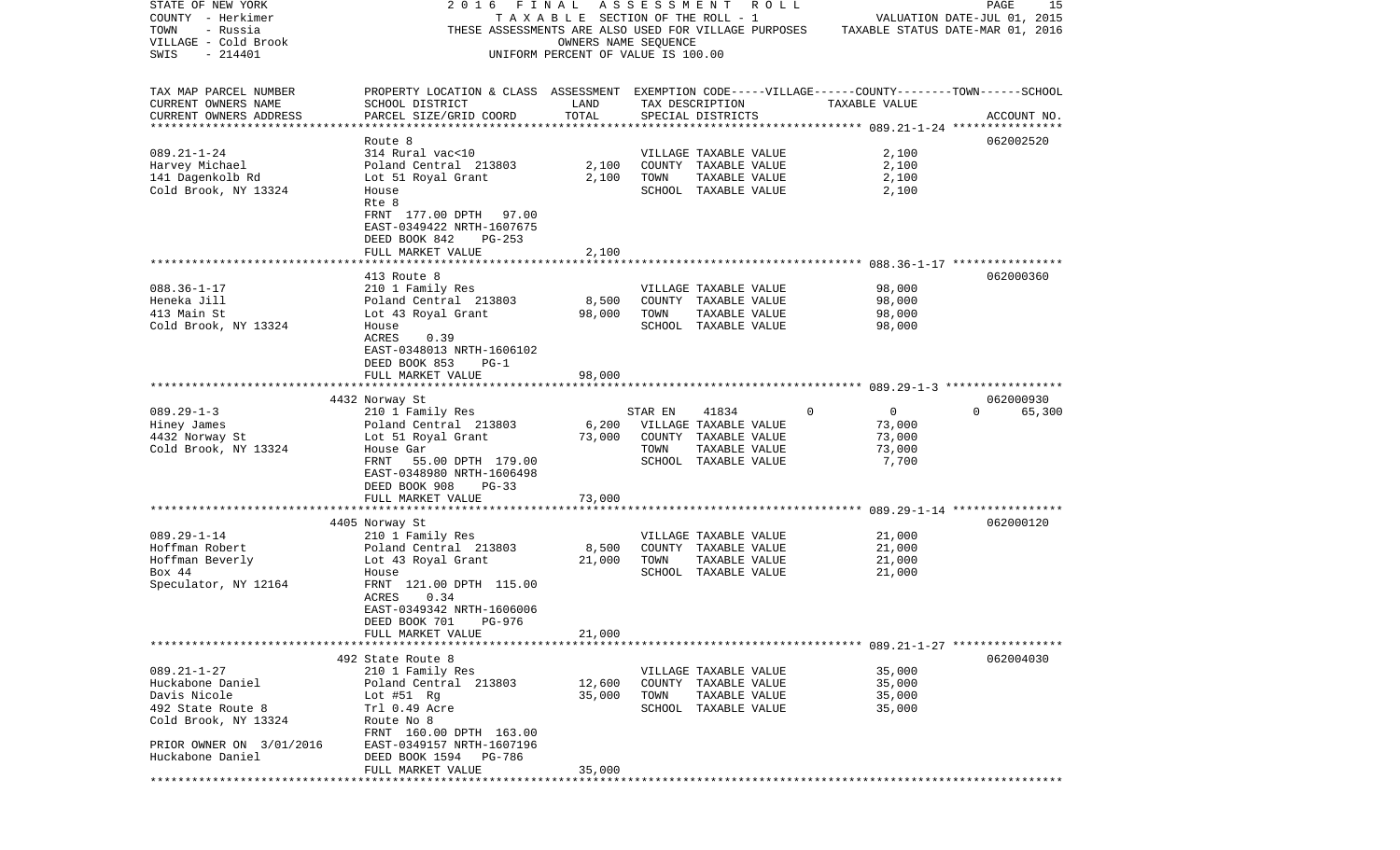STATE OF NEW YORK
COUNTY - Herkimer
TOWN - Russia
VILLAGE - Cold Brook
SWIS - 214401

2016 FINAL ASSESSMENT ROLL
TAXABLE SECTION OF THE ROLL - 1
THESE ASSESSMENTS ARE ALSO USED FOR VILLAGE PURPOSES
OWNERS NAME SEQUENCE
UNIFORM PERCENT OF VALUE IS 100.00

VALUATION DATE-JUL 01, 2015
TAXABLE STATUS DATE-MAR 01, 2016

| TAX MAP PARCEL NUMBER / CURRENT OWNERS NAME / CURRENT OWNERS ADDRESS | PROPERTY LOCATION & CLASS / SCHOOL DISTRICT / PARCEL SIZE/GRID COORD | ASSESSMENT LAND | TOTAL | EXEMPTION CODE / TAX DESCRIPTION / SPECIAL DISTRICTS | VILLAGE | COUNTY / TOWN / SCHOOL TAXABLE VALUE | ACCOUNT NO. |
|---|---|---|---|---|---|---|---|
| **089.21-1-24** | Route 8 | | | | | | 062002520 |
| 089.21-1-24 | 314 Rural vac<10 | | | VILLAGE TAXABLE VALUE | | 2,100 | |
| Harvey Michael | Poland Central 213803 | 2,100 | | COUNTY TAXABLE VALUE | | 2,100 | |
| 141 Dagenkolb Rd | Lot 51 Royal Grant | | 2,100 | TOWN TAXABLE VALUE | | 2,100 | |
| Cold Brook, NY 13324 | House | | | SCHOOL TAXABLE VALUE | | 2,100 | |
| | Rte 8 | | | | | | |
| | FRNT 177.00 DPTH 97.00 | | | | | | |
| | EAST-0349422 NRTH-1607675 | | | | | | |
| | DEED BOOK 842 PG-253 | | | | | | |
| | FULL MARKET VALUE | | 2,100 | | | | |
| **088.36-1-17** | 413 Route 8 | | | | | | 062000360 |
| 088.36-1-17 | 210 1 Family Res | | | VILLAGE TAXABLE VALUE | | 98,000 | |
| Heneka Jill | Poland Central 213803 | 8,500 | | COUNTY TAXABLE VALUE | | 98,000 | |
| 413 Main St | Lot 43 Royal Grant | | 98,000 | TOWN TAXABLE VALUE | | 98,000 | |
| Cold Brook, NY 13324 | House | | | SCHOOL TAXABLE VALUE | | 98,000 | |
| | ACRES 0.39 | | | | | | |
| | EAST-0348013 NRTH-1606102 | | | | | | |
| | DEED BOOK 853 PG-1 | | | | | | |
| | FULL MARKET VALUE | | 98,000 | | | | |
| **089.29-1-3** | 4432 Norway St | | | | | | 062000930 |
| 089.29-1-3 | 210 1 Family Res | | | STAR EN 41834 | 0 | 0 | 0 65,300 |
| Hiney James | Poland Central 213803 | 6,200 | | VILLAGE TAXABLE VALUE | | 73,000 | |
| 4432 Norway St | Lot 51 Royal Grant | | 73,000 | COUNTY TAXABLE VALUE | | 73,000 | |
| Cold Brook, NY 13324 | House Gar | | | TOWN TAXABLE VALUE | | 73,000 | |
| | FRNT 55.00 DPTH 179.00 | | | SCHOOL TAXABLE VALUE | | 7,700 | |
| | EAST-0348980 NRTH-1606498 | | | | | | |
| | DEED BOOK 908 PG-33 | | | | | | |
| | FULL MARKET VALUE | | 73,000 | | | | |
| **089.29-1-14** | 4405 Norway St | | | | | | 062000120 |
| 089.29-1-14 | 210 1 Family Res | | | VILLAGE TAXABLE VALUE | | 21,000 | |
| Hoffman Robert | Poland Central 213803 | 8,500 | | COUNTY TAXABLE VALUE | | 21,000 | |
| Hoffman Beverly | Lot 43 Royal Grant | | 21,000 | TOWN TAXABLE VALUE | | 21,000 | |
| Box 44 | House | | | SCHOOL TAXABLE VALUE | | 21,000 | |
| Speculator, NY 12164 | FRNT 121.00 DPTH 115.00 | | | | | | |
| | ACRES 0.34 | | | | | | |
| | EAST-0349342 NRTH-1606006 | | | | | | |
| | DEED BOOK 701 PG-976 | | | | | | |
| | FULL MARKET VALUE | | 21,000 | | | | |
| **089.21-1-27** | 492 State Route 8 | | | | | | 062004030 |
| 089.21-1-27 | 210 1 Family Res | | | VILLAGE TAXABLE VALUE | | 35,000 | |
| Huckabone Daniel | Poland Central 213803 | 12,600 | | COUNTY TAXABLE VALUE | | 35,000 | |
| Davis Nicole | Lot #51 Rg | | 35,000 | TOWN TAXABLE VALUE | | 35,000 | |
| 492 State Route 8 | Trl 0.49 Acre | | | SCHOOL TAXABLE VALUE | | 35,000 | |
| Cold Brook, NY 13324 | Route No 8 | | | | | | |
| | FRNT 160.00 DPTH 163.00 | | | | | | |
| PRIOR OWNER ON 3/01/2016 | EAST-0349157 NRTH-1607196 | | | | | | |
| Huckabone Daniel | DEED BOOK 1594 PG-786 | | | | | | |
| | FULL MARKET VALUE | | 35,000 | | | | |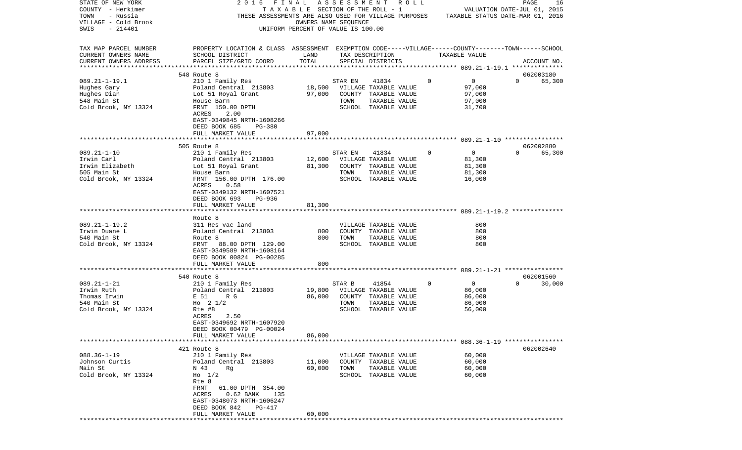STATE OF NEW YORK — 2016 FINAL ASSESSMENT ROLL
COUNTY - Herkimer — TAXABLE SECTION OF THE ROLL - 1 — VALUATION DATE-JUL 01, 2015
TOWN - Russia — THESE ASSESSMENTS ARE ALSO USED FOR VILLAGE PURPOSES — TAXABLE STATUS DATE-MAR 01, 2016
VILLAGE - Cold Brook — OWNERS NAME SEQUENCE
SWIS - 214401 — UNIFORM PERCENT OF VALUE IS 100.00

| TAX MAP PARCEL NUMBER / CURRENT OWNERS NAME / CURRENT OWNERS ADDRESS | PROPERTY LOCATION & CLASS / SCHOOL DISTRICT / PARCEL SIZE/GRID COORD | ASSESSMENT LAND | TOTAL | EXEMPTION CODE / TAX DESCRIPTION / SPECIAL DISTRICTS | VILLAGE | COUNTY / TAXABLE VALUE | TOWN | SCHOOL / ACCOUNT NO. |
|---|---|---|---|---|---|---|---|---|
| **089.21-1-19.1** | 548 Route 8 | | | | | | | 062003180 |
| 089.21-1-19.1 | 210 1 Family Res | | | STAR EN 41834 | 0 | 0 | 0 | 65,300 |
| Hughes Gary | Poland Central 213803 | 18,500 | | VILLAGE TAXABLE VALUE | | 97,000 | | |
| Hughes Dian | Lot 51 Royal Grant | | 97,000 | COUNTY TAXABLE VALUE | | 97,000 | | |
| 548 Main St | House Barn | | | TOWN TAXABLE VALUE | | 97,000 | | |
| Cold Brook, NY 13324 | FRNT 150.00 DPTH | | | SCHOOL TAXABLE VALUE | | 31,700 | | |
| | ACRES 2.00 | | | | | | | |
| | EAST-0349845 NRTH-1608266 | | | | | | | |
| | DEED BOOK 685 PG-380 | | | | | | | |
| | FULL MARKET VALUE | | 97,000 | | | | | |
| **089.21-1-10** | 505 Route 8 | | | | | | | 062002880 |
| 089.21-1-10 | 210 1 Family Res | | | STAR EN 41834 | 0 | 0 | 0 | 65,300 |
| Irwin Carl | Poland Central 213803 | 12,600 | | VILLAGE TAXABLE VALUE | | 81,300 | | |
| Irwin Elizabeth | Lot 51 Royal Grant | | 81,300 | COUNTY TAXABLE VALUE | | 81,300 | | |
| 505 Main St | House Barn | | | TOWN TAXABLE VALUE | | 81,300 | | |
| Cold Brook, NY 13324 | FRNT 156.00 DPTH 176.00 | | | SCHOOL TAXABLE VALUE | | 16,000 | | |
| | ACRES 0.58 | | | | | | | |
| | EAST-0349132 NRTH-1607521 | | | | | | | |
| | DEED BOOK 693 PG-936 | | | | | | | |
| | FULL MARKET VALUE | | 81,300 | | | | | |
| **089.21-1-19.2** | Route 8 | | | | | | | |
| 089.21-1-19.2 | 311 Res vac land | | | VILLAGE TAXABLE VALUE | | 800 | | |
| Irwin Duane L | Poland Central 213803 | 800 | | COUNTY TAXABLE VALUE | | 800 | | |
| 540 Main St | Route 8 | | 800 | TOWN TAXABLE VALUE | | 800 | | |
| Cold Brook, NY 13324 | FRNT 88.00 DPTH 129.00 | | | SCHOOL TAXABLE VALUE | | 800 | | |
| | EAST-0349589 NRTH-1608164 | | | | | | | |
| | DEED BOOK 00824 PG-00285 | | | | | | | |
| | FULL MARKET VALUE | | 800 | | | | | |
| **089.21-1-21** | 540 Route 8 | | | | | | | 062001560 |
| 089.21-1-21 | 210 1 Family Res | | | STAR B 41854 | 0 | 0 | 0 | 30,000 |
| Irwin Ruth | Poland Central 213803 | 19,800 | | VILLAGE TAXABLE VALUE | | 86,000 | | |
| Thomas Irwin | E 51 R G | | 86,000 | COUNTY TAXABLE VALUE | | 86,000 | | |
| 540 Main St | Ho 2 1/2 | | | TOWN TAXABLE VALUE | | 86,000 | | |
| Cold Brook, NY 13324 | Rte #8 | | | SCHOOL TAXABLE VALUE | | 56,000 | | |
| | ACRES 2.50 | | | | | | | |
| | EAST-0349692 NRTH-1607920 | | | | | | | |
| | DEED BOOK 00479 PG-00024 | | | | | | | |
| | FULL MARKET VALUE | | 86,000 | | | | | |
| **088.36-1-19** | 421 Route 8 | | | | | | | 062002640 |
| 088.36-1-19 | 210 1 Family Res | | | VILLAGE TAXABLE VALUE | | 60,000 | | |
| Johnson Curtis | Poland Central 213803 | 11,000 | | COUNTY TAXABLE VALUE | | 60,000 | | |
| Main St | N 43 Rg | | 60,000 | TOWN TAXABLE VALUE | | 60,000 | | |
| Cold Brook, NY 13324 | Ho 1/2 | | | SCHOOL TAXABLE VALUE | | 60,000 | | |
| | Rte 8 | | | | | | | |
| | FRNT 61.00 DPTH 354.00 | | | | | | | |
| | ACRES 0.62 BANK 135 | | | | | | | |
| | EAST-0348073 NRTH-1606247 | | | | | | | |
| | DEED BOOK 842 PG-417 | | | | | | | |
| | FULL MARKET VALUE | | 60,000 | | | | | |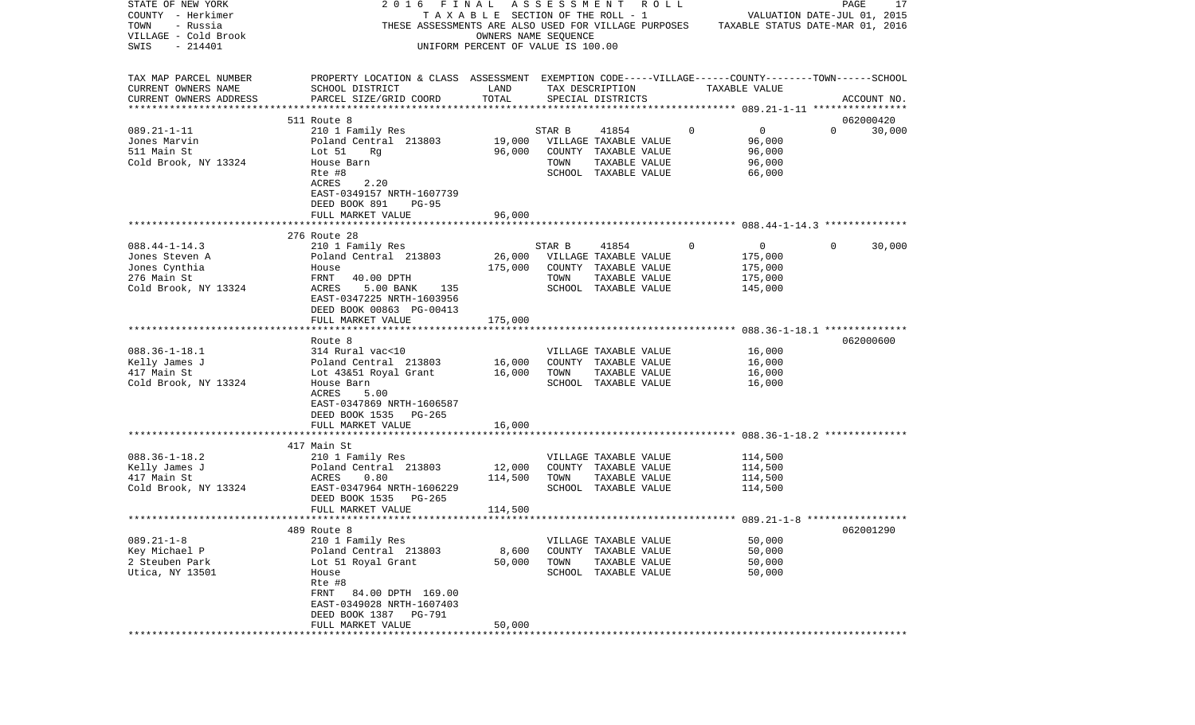STATE OF NEW YORK — 2016 FINAL ASSESSMENT ROLL
COUNTY - Herkimer — TAXABLE SECTION OF THE ROLL - 1 — VALUATION DATE-JUL 01, 2015
TOWN - Russia — THESE ASSESSMENTS ARE ALSO USED FOR VILLAGE PURPOSES — TAXABLE STATUS DATE-MAR 01, 2016
VILLAGE - Cold Brook — OWNERS NAME SEQUENCE
SWIS - 214401 — UNIFORM PERCENT OF VALUE IS 100.00

| TAX MAP PARCEL NUMBER / CURRENT OWNERS NAME / CURRENT OWNERS ADDRESS | PROPERTY LOCATION & CLASS / SCHOOL DISTRICT / PARCEL SIZE/GRID COORD | ASSESSMENT LAND | TOTAL | EXEMPTION CODE / TAX DESCRIPTION / SPECIAL DISTRICTS | VILLAGE | COUNTY TAXABLE VALUE | TOWN | SCHOOL | ACCOUNT NO. |
|---|---|---|---|---|---|---|---|---|---|
| 089.21-1-11 | 511 Route 8 | | | | | | | | 062000420 |
| Jones Marvin | 210 1 Family Res | | | STAR B 41854 | 0 | 0 | 0 | 30,000 | |
| 511 Main St | Poland Central 213803 | 19,000 | | VILLAGE TAXABLE VALUE | | 96,000 | | | |
| Cold Brook, NY 13324 | Lot 51 Rg | | 96,000 | COUNTY TAXABLE VALUE | | 96,000 | | | |
| | House Barn | | | TOWN TAXABLE VALUE | | 96,000 | | | |
| | Rte #8 | | | SCHOOL TAXABLE VALUE | | 66,000 | | | |
| | ACRES 2.20 | | | | | | | | |
| | EAST-0349157 NRTH-1607739 | | | | | | | | |
| | DEED BOOK 891 PG-95 | | | | | | | | |
| | FULL MARKET VALUE | | 96,000 | | | | | | |
| 088.44-1-14.3 | 276 Route 28 | | | | | | | | |
| Jones Steven A | 210 1 Family Res | | | STAR B 41854 | 0 | 0 | 0 | 30,000 | |
| Jones Cynthia | Poland Central 213803 | 26,000 | | VILLAGE TAXABLE VALUE | | 175,000 | | | |
| 276 Main St | House | | 175,000 | COUNTY TAXABLE VALUE | | 175,000 | | | |
| Cold Brook, NY 13324 | FRNT 40.00 DPTH | | | TOWN TAXABLE VALUE | | 175,000 | | | |
| | ACRES 5.00 BANK 135 | | | SCHOOL TAXABLE VALUE | | 145,000 | | | |
| | EAST-0347225 NRTH-1603956 | | | | | | | | |
| | DEED BOOK 00863 PG-00413 | | | | | | | | |
| | FULL MARKET VALUE | | 175,000 | | | | | | |
| 088.36-1-18.1 | Route 8 | | | | | | | | 062000600 |
| Kelly James J | 314 Rural vac<10 | | | VILLAGE TAXABLE VALUE | | 16,000 | | | |
| 417 Main St | Poland Central 213803 | 16,000 | | COUNTY TAXABLE VALUE | | 16,000 | | | |
| Cold Brook, NY 13324 | Lot 43&51 Royal Grant | | 16,000 | TOWN TAXABLE VALUE | | 16,000 | | | |
| | House Barn | | | SCHOOL TAXABLE VALUE | | 16,000 | | | |
| | ACRES 5.00 | | | | | | | | |
| | EAST-0347869 NRTH-1606587 | | | | | | | | |
| | DEED BOOK 1535 PG-265 | | | | | | | | |
| | FULL MARKET VALUE | | 16,000 | | | | | | |
| 088.36-1-18.2 | 417 Main St | | | | | | | | |
| Kelly James J | 210 1 Family Res | | | VILLAGE TAXABLE VALUE | | 114,500 | | | |
| 417 Main St | Poland Central 213803 | 12,000 | | COUNTY TAXABLE VALUE | | 114,500 | | | |
| Cold Brook, NY 13324 | ACRES 0.80 | | 114,500 | TOWN TAXABLE VALUE | | 114,500 | | | |
| | EAST-0347964 NRTH-1606229 | | | SCHOOL TAXABLE VALUE | | 114,500 | | | |
| | DEED BOOK 1535 PG-265 | | | | | | | | |
| | FULL MARKET VALUE | | 114,500 | | | | | | |
| 089.21-1-8 | 489 Route 8 | | | | | | | | 062001290 |
| Key Michael P | 210 1 Family Res | | | VILLAGE TAXABLE VALUE | | 50,000 | | | |
| 2 Steuben Park | Poland Central 213803 | 8,600 | | COUNTY TAXABLE VALUE | | 50,000 | | | |
| Utica, NY 13501 | Lot 51 Royal Grant | | 50,000 | TOWN TAXABLE VALUE | | 50,000 | | | |
| | House | | | SCHOOL TAXABLE VALUE | | 50,000 | | | |
| | Rte #8 | | | | | | | | |
| | FRNT 84.00 DPTH 169.00 | | | | | | | | |
| | EAST-0349028 NRTH-1607403 | | | | | | | | |
| | DEED BOOK 1387 PG-791 | | | | | | | | |
| | FULL MARKET VALUE | | 50,000 | | | | | | |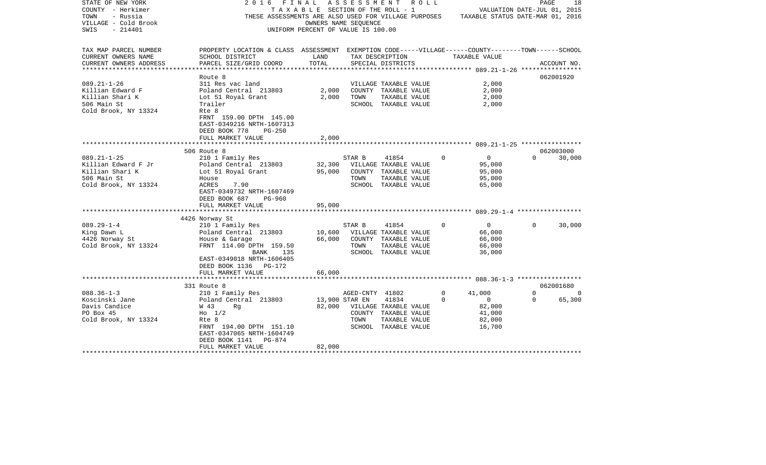STATE OF NEW YORK | 2016 FINAL ASSESSMENT ROLL
COUNTY - Herkimer | TAXABLE SECTION OF THE ROLL - 1 | VALUATION DATE-JUL 01, 2015
TOWN - Russia | THESE ASSESSMENTS ARE ALSO USED FOR VILLAGE PURPOSES | TAXABLE STATUS DATE-MAR 01, 2016
VILLAGE - Cold Brook | OWNERS NAME SEQUENCE
SWIS - 214401 | UNIFORM PERCENT OF VALUE IS 100.00

| TAX MAP PARCEL NUMBER / CURRENT OWNERS NAME / CURRENT OWNERS ADDRESS | PROPERTY LOCATION & CLASS / SCHOOL DISTRICT / PARCEL SIZE/GRID COORD | ASSESSMENT LAND / TOTAL | EXEMPTION CODE / TAX DESCRIPTION / SPECIAL DISTRICTS | VILLAGE | COUNTY | TOWN | SCHOOL | ACCOUNT NO. |
|---|---|---|---|---|---|---|---|---|
| **089.21-1-26** | Route 8 | | | | | | | 062001920 |
| 089.21-1-26 | 311 Res vac land | | VILLAGE TAXABLE VALUE | | 2,000 | | | |
| Killian Edward F | Poland Central 213803 | 2,000 | COUNTY TAXABLE VALUE | | 2,000 | | | |
| Killian Shari K | Lot 51 Royal Grant | 2,000 | TOWN TAXABLE VALUE | | 2,000 | | | |
| 506 Main St | Trailer | | SCHOOL TAXABLE VALUE | | 2,000 | | | |
| Cold Brook, NY 13324 | Rte 8 | | | | | | | |
| | FRNT 159.00 DPTH 145.00 | | | | | | | |
| | EAST-0349216 NRTH-1607313 | | | | | | | |
| | DEED BOOK 778 PG-250 | | | | | | | |
| | FULL MARKET VALUE | 2,000 | | | | | | |
| **089.21-1-25** | 506 Route 8 | | | | | | | 062003000 |
| 089.21-1-25 | 210 1 Family Res | | STAR B 41854 | 0 | 0 | 0 | 30,000 | |
| Killian Edward F Jr | Poland Central 213803 | 32,300 | VILLAGE TAXABLE VALUE | | 95,000 | | | |
| Killian Shari K | Lot 51 Royal Grant | 95,000 | COUNTY TAXABLE VALUE | | 95,000 | | | |
| 506 Main St | House | | TOWN TAXABLE VALUE | | 95,000 | | | |
| Cold Brook, NY 13324 | ACRES 7.90 | | SCHOOL TAXABLE VALUE | | 65,000 | | | |
| | EAST-0349732 NRTH-1607469 | | | | | | | |
| | DEED BOOK 687 PG-960 | | | | | | | |
| | FULL MARKET VALUE | 95,000 | | | | | | |
| **089.29-1-4** | 4426 Norway St | | | | | | | |
| 089.29-1-4 | 210 1 Family Res | | STAR B 41854 | 0 | 0 | 0 | 30,000 | |
| King Dawn L | Poland Central 213803 | 10,600 | VILLAGE TAXABLE VALUE | | 66,000 | | | |
| 4426 Norway St | House & Garage | 66,000 | COUNTY TAXABLE VALUE | | 66,000 | | | |
| Cold Brook, NY 13324 | FRNT 114.00 DPTH 159.50 | | TOWN TAXABLE VALUE | | 66,000 | | | |
| | BANK 135 | | SCHOOL TAXABLE VALUE | | 36,000 | | | |
| | EAST-0349018 NRTH-1606405 | | | | | | | |
| | DEED BOOK 1136 PG-172 | | | | | | | |
| | FULL MARKET VALUE | 66,000 | | | | | | |
| **088.36-1-3** | 331 Route 8 | | | | | | | 062001680 |
| 088.36-1-3 | 210 1 Family Res | | AGED-CNTY 41802 | 0 | 41,000 | 0 | 0 | |
| Koscinski Jane | Poland Central 213803 | 13,900 | STAR EN 41834 | 0 | 0 | 0 | 65,300 | |
| Davis Candice | W 43 Rg | 82,000 | VILLAGE TAXABLE VALUE | | 82,000 | | | |
| PO Box 45 | Ho 1/2 | | COUNTY TAXABLE VALUE | | 41,000 | | | |
| Cold Brook, NY 13324 | Rte 8 | | TOWN TAXABLE VALUE | | 82,000 | | | |
| | FRNT 194.00 DPTH 151.10 | | SCHOOL TAXABLE VALUE | | 16,700 | | | |
| | EAST-0347065 NRTH-1604749 | | | | | | | |
| | DEED BOOK 1141 PG-874 | | | | | | | |
| | FULL MARKET VALUE | 82,000 | | | | | | |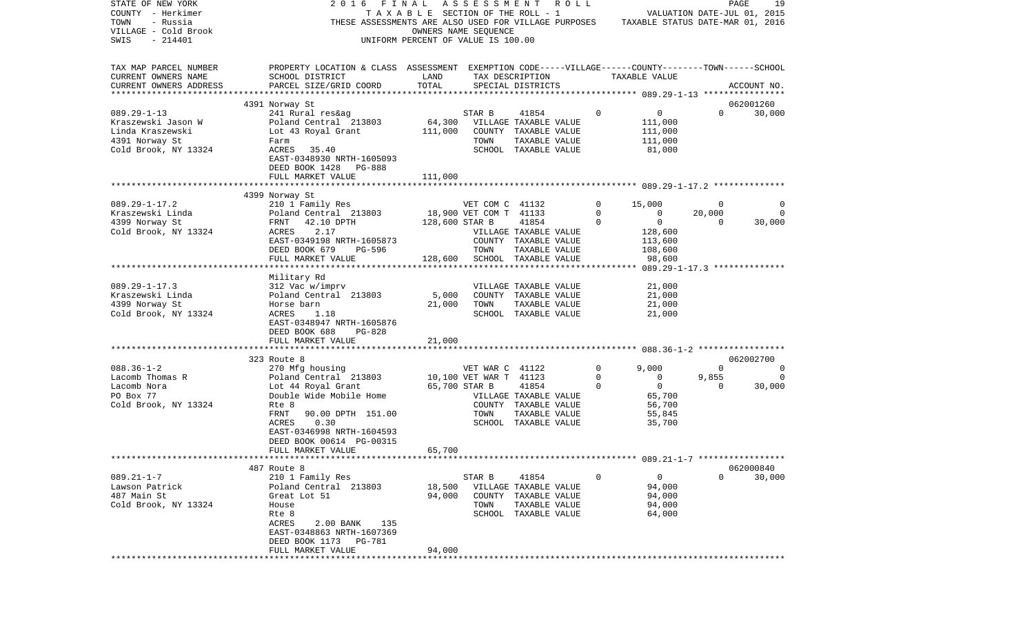STATE OF NEW YORK | 2016 FINAL ASSESSMENT ROLL | VALUATION DATE-JUL 01, 2015
COUNTY - Herkimer | TAXABLE SECTION OF THE ROLL - 1 | TAXABLE STATUS DATE-MAR 01, 2016
TOWN - Russia | THESE ASSESSMENTS ARE ALSO USED FOR VILLAGE PURPOSES
VILLAGE - Cold Brook | OWNERS NAME SEQUENCE
SWIS - 214401 | UNIFORM PERCENT OF VALUE IS 100.00

| TAX MAP PARCEL NUMBER / CURRENT OWNERS NAME / CURRENT OWNERS ADDRESS | PROPERTY LOCATION & CLASS / SCHOOL DISTRICT / PARCEL SIZE/GRID COORD | ASSESSMENT LAND / TOTAL | EXEMPTION CODE / TAX DESCRIPTION / SPECIAL DISTRICTS | VILLAGE | COUNTY | TOWN | SCHOOL / ACCOUNT NO. |
|---|---|---|---|---|---|---|---|
| **089.29-1-13** | 4391 Norway St | | | | | | 062001260 |
| 089.29-1-13 | 241 Rural res&ag | | STAR B 41854 | 0 | 0 | 0 | 30,000 |
| Kraszewski Jason W | Poland Central 213803 | 64,300 | VILLAGE TAXABLE VALUE | 111,000 | | | |
| Linda Kraszewski | Lot 43 Royal Grant | 111,000 | COUNTY TAXABLE VALUE | | 111,000 | | |
| 4391 Norway St | Farm | | TOWN TAXABLE VALUE | | | 111,000 | |
| Cold Brook, NY 13324 | ACRES 35.40 | | SCHOOL TAXABLE VALUE | | | | 81,000 |
| | EAST-0348930 NRTH-1605093 | | | | | | |
| | DEED BOOK 1428 PG-888 | | | | | | |
| | FULL MARKET VALUE | 111,000 | | | | | |
| **089.29-1-17.2** | 4399 Norway St | | | | | | |
| 089.29-1-17.2 | 210 1 Family Res | | VET COM C 41132 | 0 | 15,000 | 0 | 0 |
| Kraszewski Linda | Poland Central 213803 | 18,900 | VET COM T 41133 | 0 | 0 | 20,000 | 0 |
| 4399 Norway St | FRNT 42.10 DPTH | 128,600 | STAR B 41854 | 0 | 0 | 0 | 30,000 |
| Cold Brook, NY 13324 | ACRES 2.17 | | VILLAGE TAXABLE VALUE | 128,600 | | | |
| | EAST-0349198 NRTH-1605873 | | COUNTY TAXABLE VALUE | | 113,600 | | |
| | DEED BOOK 679 PG-596 | | TOWN TAXABLE VALUE | | | 108,600 | |
| | FULL MARKET VALUE | 128,600 | SCHOOL TAXABLE VALUE | | | | 98,600 |
| **089.29-1-17.3** | Military Rd | | | | | | |
| 089.29-1-17.3 | 312 Vac w/imprv | | VILLAGE TAXABLE VALUE | 21,000 | | | |
| Kraszewski Linda | Poland Central 213803 | 5,000 | COUNTY TAXABLE VALUE | | 21,000 | | |
| 4399 Norway St | Horse barn | 21,000 | TOWN TAXABLE VALUE | | | 21,000 | |
| Cold Brook, NY 13324 | ACRES 1.18 | | SCHOOL TAXABLE VALUE | | | | 21,000 |
| | EAST-0348947 NRTH-1605876 | | | | | | |
| | DEED BOOK 688 PG-828 | | | | | | |
| | FULL MARKET VALUE | 21,000 | | | | | |
| **088.36-1-2** | 323 Route 8 | | | | | | 062002700 |
| 088.36-1-2 | 270 Mfg housing | | VET WAR C 41122 | 0 | 9,000 | 0 | 0 |
| Lacomb Thomas R | Poland Central 213803 | 10,100 | VET WAR T 41123 | 0 | 0 | 9,855 | 0 |
| Lacomb Nora | Lot 44 Royal Grant | 65,700 | STAR B 41854 | 0 | 0 | 0 | 30,000 |
| PO Box 77 | Double Wide Mobile Home | | VILLAGE TAXABLE VALUE | 65,700 | | | |
| Cold Brook, NY 13324 | Rte 8 | | COUNTY TAXABLE VALUE | | 56,700 | | |
| | FRNT 90.00 DPTH 151.00 | | TOWN TAXABLE VALUE | | | 55,845 | |
| | ACRES 0.30 | | SCHOOL TAXABLE VALUE | | | | 35,700 |
| | EAST-0346998 NRTH-1604593 | | | | | | |
| | DEED BOOK 00614 PG-00315 | | | | | | |
| | FULL MARKET VALUE | 65,700 | | | | | |
| **089.21-1-7** | 487 Route 8 | | | | | | 062000840 |
| 089.21-1-7 | 210 1 Family Res | | STAR B 41854 | 0 | 0 | 0 | 30,000 |
| Lawson Patrick | Poland Central 213803 | 18,500 | VILLAGE TAXABLE VALUE | 94,000 | | | |
| 487 Main St | Great Lot 51 | 94,000 | COUNTY TAXABLE VALUE | | 94,000 | | |
| Cold Brook, NY 13324 | House | | TOWN TAXABLE VALUE | | | 94,000 | |
| | Rte 8 | | SCHOOL TAXABLE VALUE | | | | 64,000 |
| | ACRES 2.00 BANK 135 | | | | | | |
| | EAST-0348863 NRTH-1607369 | | | | | | |
| | DEED BOOK 1173 PG-781 | | | | | | |
| | FULL MARKET VALUE | 94,000 | | | | | |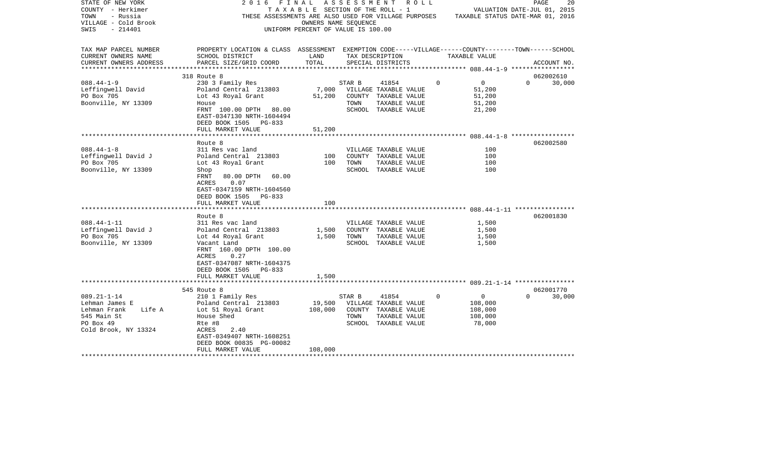STATE OF NEW YORK
COUNTY - Herkimer
TOWN - Russia
VILLAGE - Cold Brook
SWIS - 214401

2016 FINAL ASSESSMENT ROLL
TAXABLE SECTION OF THE ROLL - 1
THESE ASSESSMENTS ARE ALSO USED FOR VILLAGE PURPOSES
OWNERS NAME SEQUENCE
UNIFORM PERCENT OF VALUE IS 100.00

VALUATION DATE-JUL 01, 2015
TAXABLE STATUS DATE-MAR 01, 2016

| TAX MAP PARCEL NUMBER / CURRENT OWNERS NAME / CURRENT OWNERS ADDRESS | PROPERTY LOCATION & CLASS / SCHOOL DISTRICT / PARCEL SIZE/GRID COORD | ASSESSMENT LAND | TOTAL | EXEMPTION CODE / TAX DESCRIPTION / SPECIAL DISTRICTS | VILLAGE | COUNTY | TOWN | SCHOOL | TAXABLE VALUE | ACCOUNT NO. |
|---|---|---|---|---|---|---|---|---|---|---|
| **088.44-1-9** | 318 Route 8 | | | | | | | | | 062002610 |
| 088.44-1-9 | 230 3 Family Res | | | STAR B 41854 | 0 | 0 | 0 | 30,000 | | |
| Leffingwell David | Poland Central 213803 | 7,000 | | VILLAGE TAXABLE VALUE | | | | | 51,200 | |
| PO Box 705 | Lot 43 Royal Grant | | 51,200 | COUNTY TAXABLE VALUE | | | | | 51,200 | |
| Boonville, NY 13309 | House | | | TOWN TAXABLE VALUE | | | | | 51,200 | |
| | FRNT 100.00 DPTH 80.00 | | | SCHOOL TAXABLE VALUE | | | | | 21,200 | |
| | EAST-0347130 NRTH-1604494 | | | | | | | | | |
| | DEED BOOK 1505 PG-833 | | | | | | | | | |
| | FULL MARKET VALUE | | 51,200 | | | | | | | |
| **088.44-1-8** | Route 8 | | | | | | | | | 062002580 |
| 088.44-1-8 | 311 Res vac land | | | VILLAGE TAXABLE VALUE | | | | | 100 | |
| Leffingwell David J | Poland Central 213803 | 100 | | COUNTY TAXABLE VALUE | | | | | 100 | |
| PO Box 705 | Lot 43 Royal Grant | | 100 | TOWN TAXABLE VALUE | | | | | 100 | |
| Boonville, NY 13309 | Shop | | | SCHOOL TAXABLE VALUE | | | | | 100 | |
| | FRNT 80.00 DPTH 60.00 | | | | | | | | | |
| | ACRES 0.07 | | | | | | | | | |
| | EAST-0347159 NRTH-1604560 | | | | | | | | | |
| | DEED BOOK 1505 PG-833 | | | | | | | | | |
| | FULL MARKET VALUE | | 100 | | | | | | | |
| **088.44-1-11** | Route 8 | | | | | | | | | 062001830 |
| 088.44-1-11 | 311 Res vac land | | | VILLAGE TAXABLE VALUE | | | | | 1,500 | |
| Leffingwell David J | Poland Central 213803 | 1,500 | | COUNTY TAXABLE VALUE | | | | | 1,500 | |
| PO Box 705 | Lot 44 Royal Grant | | 1,500 | TOWN TAXABLE VALUE | | | | | 1,500 | |
| Boonville, NY 13309 | Vacant Land | | | SCHOOL TAXABLE VALUE | | | | | 1,500 | |
| | FRNT 160.00 DPTH 100.00 | | | | | | | | | |
| | ACRES 0.27 | | | | | | | | | |
| | EAST-0347087 NRTH-1604375 | | | | | | | | | |
| | DEED BOOK 1505 PG-833 | | | | | | | | | |
| | FULL MARKET VALUE | | 1,500 | | | | | | | |
| **089.21-1-14** | 545 Route 8 | | | | | | | | | 062001770 |
| 089.21-1-14 | 210 1 Family Res | | | STAR B 41854 | 0 | 0 | 0 | 30,000 | | |
| Lehman James E | Poland Central 213803 | 19,500 | | VILLAGE TAXABLE VALUE | | | | | 108,000 | |
| Lehman Frank Life A | Lot 51 Royal Grant | | 108,000 | COUNTY TAXABLE VALUE | | | | | 108,000 | |
| 545 Main St | House Shed | | | TOWN TAXABLE VALUE | | | | | 108,000 | |
| PO Box 49 | Rte #8 | | | SCHOOL TAXABLE VALUE | | | | | 78,000 | |
| Cold Brook, NY 13324 | ACRES 2.40 | | | | | | | | | |
| | EAST-0349407 NRTH-1608251 | | | | | | | | | |
| | DEED BOOK 00835 PG-00082 | | | | | | | | | |
| | FULL MARKET VALUE | | 108,000 | | | | | | | |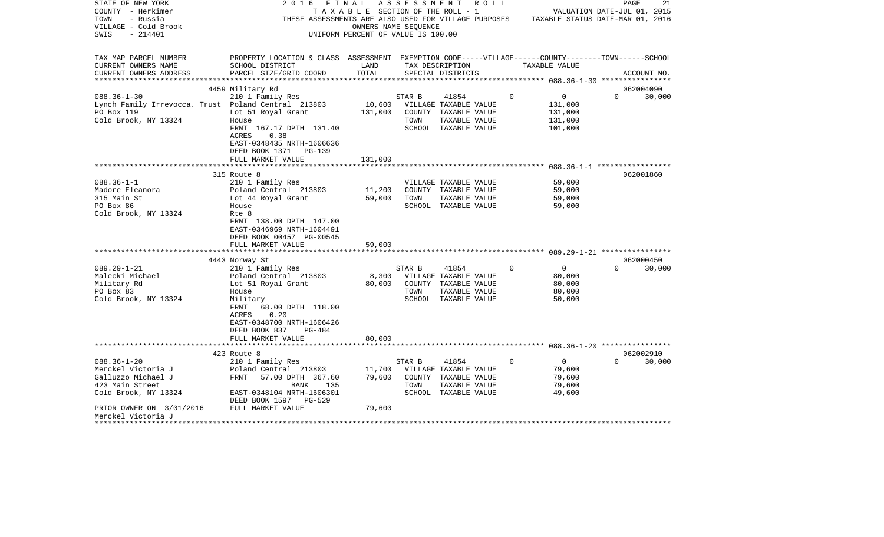STATE OF NEW YORK
COUNTY - Herkimer
TOWN - Russia
VILLAGE - Cold Brook
SWIS - 214401

2016 FINAL ASSESSMENT ROLL
TAXABLE SECTION OF THE ROLL - 1
THESE ASSESSMENTS ARE ALSO USED FOR VILLAGE PURPOSES
OWNERS NAME SEQUENCE
UNIFORM PERCENT OF VALUE IS 100.00

VALUATION DATE-JUL 01, 2015
TAXABLE STATUS DATE-MAR 01, 2016

| TAX MAP PARCEL NUMBER<br>CURRENT OWNERS NAME<br>CURRENT OWNERS ADDRESS | PROPERTY LOCATION & CLASS<br>SCHOOL DISTRICT<br>PARCEL SIZE/GRID COORD | ASSESSMENT<br>LAND<br>TOTAL | EXEMPTION CODE-----VILLAGE------COUNTY--------TOWN------SCHOOL<br>TAX DESCRIPTION<br>SPECIAL DISTRICTS | TAXABLE VALUE | ACCOUNT NO. |
|---|---|---|---|---|---|
| **088.36-1-30** | 4459 Military Rd | | | | 062004090 |
| 088.36-1-30 | 210 1 Family Res | | STAR B 41854 0 | 0 0 | 30,000 |
| Lynch Family Irrevocca. Trust | Poland Central 213803 | 10,600 | VILLAGE TAXABLE VALUE | 131,000 | |
| PO Box 119 | Lot 51 Royal Grant | 131,000 | COUNTY TAXABLE VALUE | 131,000 | |
| Cold Brook, NY 13324 | House | | TOWN TAXABLE VALUE | 131,000 | |
| | FRNT 167.17 DPTH 131.40 | | SCHOOL TAXABLE VALUE | 101,000 | |
| | ACRES 0.38 | | | | |
| | EAST-0348435 NRTH-1606636 | | | | |
| | DEED BOOK 1371 PG-139 | | | | |
| | FULL MARKET VALUE | 131,000 | | | |
| **088.36-1-1** | 315 Route 8 | | | | 062001860 |
| 088.36-1-1 | 210 1 Family Res | | VILLAGE TAXABLE VALUE | 59,000 | |
| Madore Eleanora | Poland Central 213803 | 11,200 | COUNTY TAXABLE VALUE | 59,000 | |
| 315 Main St | Lot 44 Royal Grant | 59,000 | TOWN TAXABLE VALUE | 59,000 | |
| PO Box 86 | House | | SCHOOL TAXABLE VALUE | 59,000 | |
| Cold Brook, NY 13324 | Rte 8 | | | | |
| | FRNT 138.00 DPTH 147.00 | | | | |
| | EAST-0346969 NRTH-1604491 | | | | |
| | DEED BOOK 00457 PG-00545 | | | | |
| | FULL MARKET VALUE | 59,000 | | | |
| **089.29-1-21** | 4443 Norway St | | | | 062000450 |
| 089.29-1-21 | 210 1 Family Res | | STAR B 41854 0 | 0 0 | 30,000 |
| Malecki Michael | Poland Central 213803 | 8,300 | VILLAGE TAXABLE VALUE | 80,000 | |
| Military Rd | Lot 51 Royal Grant | 80,000 | COUNTY TAXABLE VALUE | 80,000 | |
| PO Box 83 | House | | TOWN TAXABLE VALUE | 80,000 | |
| Cold Brook, NY 13324 | Military | | SCHOOL TAXABLE VALUE | 50,000 | |
| | FRNT 68.00 DPTH 118.00 | | | | |
| | ACRES 0.20 | | | | |
| | EAST-0348700 NRTH-1606426 | | | | |
| | DEED BOOK 837 PG-484 | | | | |
| | FULL MARKET VALUE | 80,000 | | | |
| **088.36-1-20** | 423 Route 8 | | | | 062002910 |
| 088.36-1-20 | 210 1 Family Res | | STAR B 41854 0 | 0 0 | 30,000 |
| Merckel Victoria J | Poland Central 213803 | 11,700 | VILLAGE TAXABLE VALUE | 79,600 | |
| Galluzzo Michael J | FRNT 57.00 DPTH 367.60 | 79,600 | COUNTY TAXABLE VALUE | 79,600 | |
| 423 Main Street | BANK 135 | | TOWN TAXABLE VALUE | 79,600 | |
| Cold Brook, NY 13324 | EAST-0348104 NRTH-1606301 | | SCHOOL TAXABLE VALUE | 49,600 | |
| | DEED BOOK 1597 PG-529 | | | | |
| PRIOR OWNER ON 3/01/2016 | FULL MARKET VALUE | 79,600 | | | |
| Merckel Victoria J | | | | | |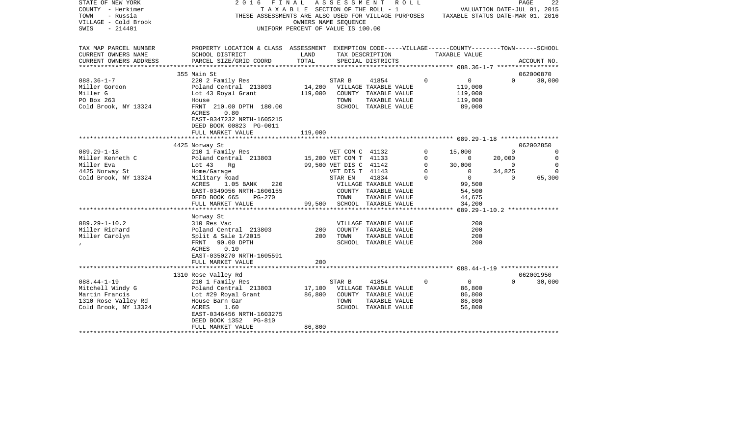STATE OF NEW YORK
COUNTY - Herkimer
TOWN - Russia
VILLAGE - Cold Brook
SWIS - 214401

2 0 1 6 F I N A L A S S E S S M E N T R O L L
T A X A B L E SECTION OF THE ROLL - 1
THESE ASSESSMENTS ARE ALSO USED FOR VILLAGE PURPOSES
OWNERS NAME SEQUENCE
UNIFORM PERCENT OF VALUE IS 100.00

VALUATION DATE-JUL 01, 2015
TAXABLE STATUS DATE-MAR 01, 2016

| TAX MAP PARCEL NUMBER / CURRENT OWNERS NAME / CURRENT OWNERS ADDRESS | PROPERTY LOCATION & CLASS / SCHOOL DISTRICT / PARCEL SIZE/GRID COORD | ASSESSMENT LAND / TOTAL | EXEMPTION CODE / TAX DESCRIPTION / SPECIAL DISTRICTS | VILLAGE | COUNTY | TOWN | SCHOOL / ACCOUNT NO. |
|---|---|---|---|---|---|---|---|
| **088.36-1-7** | 355 Main St | | | | | | 062000870 |
| 088.36-1-7 | 220 2 Family Res | | STAR B 41854 | 0 | 0 | 0 | 30,000 |
| Miller Gordon | Poland Central 213803 | 14,200 | VILLAGE TAXABLE VALUE | | 119,000 | | |
| Miller G | Lot 43 Royal Grant | 119,000 | COUNTY TAXABLE VALUE | | 119,000 | | |
| PO Box 263 | House | | TOWN TAXABLE VALUE | | 119,000 | | |
| Cold Brook, NY 13324 | FRNT 210.00 DPTH 180.00 | | SCHOOL TAXABLE VALUE | | 89,000 | | |
| | ACRES 0.80 | | | | | | |
| | EAST-0347232 NRTH-1605215 | | | | | | |
| | DEED BOOK 00823 PG-0011 | | | | | | |
| | FULL MARKET VALUE | 119,000 | | | | | |
| **089.29-1-18** | 4425 Norway St | | | | | | 062002850 |
| 089.29-1-18 | 210 1 Family Res | | VET COM C 41132 | 0 | 15,000 | 0 | 0 |
| Miller Kenneth C | Poland Central 213803 | 15,200 | VET COM T 41133 | 0 | 0 | 20,000 | 0 |
| Miller Eva | Lot 43 Rg | 99,500 | VET DIS C 41142 | 0 | 30,000 | 0 | 0 |
| 4425 Norway St | Home/Garage | | VET DIS T 41143 | 0 | 0 | 34,825 | 0 |
| Cold Brook, NY 13324 | Military Road | | STAR EN 41834 | 0 | 0 | 0 | 65,300 |
| | ACRES 1.05 BANK 220 | | VILLAGE TAXABLE VALUE | | 99,500 | | |
| | EAST-0349056 NRTH-1606155 | | COUNTY TAXABLE VALUE | | 54,500 | | |
| | DEED BOOK 665 PG-270 | | TOWN TAXABLE VALUE | | 44,675 | | |
| | FULL MARKET VALUE | 99,500 | SCHOOL TAXABLE VALUE | | 34,200 | | |
| **089.29-1-10.2** | Norway St | | | | | | |
| 089.29-1-10.2 | 310 Res Vac | | VILLAGE TAXABLE VALUE | | 200 | | |
| Miller Richard | Poland Central 213803 | 200 | COUNTY TAXABLE VALUE | | 200 | | |
| Miller Carolyn | Split & Sale 1/2015 | 200 | TOWN TAXABLE VALUE | | 200 | | |
| , | FRNT 90.00 DPTH | | SCHOOL TAXABLE VALUE | | 200 | | |
| | ACRES 0.10 | | | | | | |
| | EAST-0350270 NRTH-1605591 | | | | | | |
| | FULL MARKET VALUE | 200 | | | | | |
| **088.44-1-19** | 1310 Rose Valley Rd | | | | | | 062001950 |
| 088.44-1-19 | 210 1 Family Res | | STAR B 41854 | 0 | 0 | 0 | 30,000 |
| Mitchell Windy G | Poland Central 213803 | 17,100 | VILLAGE TAXABLE VALUE | | 86,800 | | |
| Martin Francis | Lot #29 Royal Grant | 86,800 | COUNTY TAXABLE VALUE | | 86,800 | | |
| 1310 Rose Valley Rd | House Barn Gar | | TOWN TAXABLE VALUE | | 86,800 | | |
| Cold Brook, NY 13324 | ACRES 1.60 | | SCHOOL TAXABLE VALUE | | 56,800 | | |
| | EAST-0346456 NRTH-1603275 | | | | | | |
| | DEED BOOK 1352 PG-810 | | | | | | |
| | FULL MARKET VALUE | 86,800 | | | | | |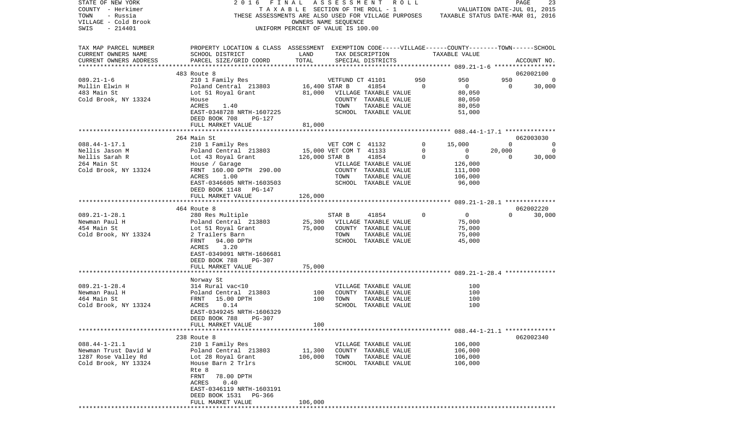STATE OF NEW YORK — 2016 FINAL ASSESSMENT ROLL — PAGE 23
COUNTY - Herkimer — TAXABLE SECTION OF THE ROLL - 1 — VALUATION DATE-JUL 01, 2015
TOWN - Russia — THESE ASSESSMENTS ARE ALSO USED FOR VILLAGE PURPOSES — TAXABLE STATUS DATE-MAR 01, 2016
VILLAGE - Cold Brook — OWNERS NAME SEQUENCE
SWIS - 214401 — UNIFORM PERCENT OF VALUE IS 100.00

| TAX MAP PARCEL NUMBER / CURRENT OWNERS NAME / CURRENT OWNERS ADDRESS | PROPERTY LOCATION & CLASS / SCHOOL DISTRICT / PARCEL SIZE/GRID COORD | ASSESSMENT LAND / TOTAL | EXEMPTION CODE / TAX DESCRIPTION / SPECIAL DISTRICTS | VILLAGE | COUNTY | TOWN | SCHOOL | ACCOUNT NO. |
|---|---|---|---|---|---|---|---|---|
| **089.21-1-6** | 483 Route 8 | | | | | | | 062002100 |
| 089.21-1-6 | 210 1 Family Res | | VETFUND CT 41101 | 950 | 950 | 950 | 0 | |
| Mullin Elwin H | Poland Central 213803 | 16,400 | STAR B 41854 | 0 | 0 | 0 | 30,000 | |
| 483 Main St | Lot 51 Royal Grant | 81,000 | VILLAGE TAXABLE VALUE | 80,050 | | | | |
| Cold Brook, NY 13324 | House | | COUNTY TAXABLE VALUE | | 80,050 | | | |
| | ACRES 1.40 | | TOWN TAXABLE VALUE | | | 80,050 | | |
| | EAST-0348728 NRTH-1607225 | | SCHOOL TAXABLE VALUE | | | | 51,000 | |
| | DEED BOOK 708 PG-127 | | | | | | | |
| | FULL MARKET VALUE | 81,000 | | | | | | |
| **088.44-1-17.1** | 264 Main St | | | | | | | 062003030 |
| 088.44-1-17.1 | 210 1 Family Res | | VET COM C 41132 | 0 | 15,000 | 0 | 0 | |
| Nellis Jason M | Poland Central 213803 | 15,000 | VET COM T 41133 | 0 | 0 | 20,000 | 0 | |
| Nellis Sarah R | Lot 43 Royal Grant | 126,000 | STAR B 41854 | 0 | 0 | 0 | 30,000 | |
| 264 Main St | House / Garage | | VILLAGE TAXABLE VALUE | 126,000 | | | | |
| Cold Brook, NY 13324 | FRNT 160.00 DPTH 290.00 | | COUNTY TAXABLE VALUE | | 111,000 | | | |
| | ACRES 1.00 | | TOWN TAXABLE VALUE | | | 106,000 | | |
| | EAST-0346605 NRTH-1603503 | | SCHOOL TAXABLE VALUE | | | | 96,000 | |
| | DEED BOOK 1148 PG-147 | | | | | | | |
| | FULL MARKET VALUE | 126,000 | | | | | | |
| **089.21-1-28.1** | 464 Route 8 | | | | | | | 062002220 |
| 089.21-1-28.1 | 280 Res Multiple | | STAR B 41854 | 0 | 0 | 0 | 30,000 | |
| Newman Paul H | Poland Central 213803 | 25,300 | VILLAGE TAXABLE VALUE | 75,000 | | | | |
| 454 Main St | Lot 51 Royal Grant | 75,000 | COUNTY TAXABLE VALUE | | 75,000 | | | |
| Cold Brook, NY 13324 | 2 Trailers Barn | | TOWN TAXABLE VALUE | | | 75,000 | | |
| | FRNT 94.00 DPTH | | SCHOOL TAXABLE VALUE | | | | 45,000 | |
| | ACRES 3.20 | | | | | | | |
| | EAST-0349091 NRTH-1606681 | | | | | | | |
| | DEED BOOK 788 PG-307 | | | | | | | |
| | FULL MARKET VALUE | 75,000 | | | | | | |
| **089.21-1-28.4** | Norway St | | | | | | | |
| 089.21-1-28.4 | 314 Rural vac<10 | | VILLAGE TAXABLE VALUE | 100 | | | | |
| Newman Paul H | Poland Central 213803 | 100 | COUNTY TAXABLE VALUE | | 100 | | | |
| 464 Main St | FRNT 15.00 DPTH | 100 | TOWN TAXABLE VALUE | | | 100 | | |
| Cold Brook, NY 13324 | ACRES 0.14 | | SCHOOL TAXABLE VALUE | | | | 100 | |
| | EAST-0349245 NRTH-1606329 | | | | | | | |
| | DEED BOOK 788 PG-307 | | | | | | | |
| | FULL MARKET VALUE | 100 | | | | | | |
| **088.44-1-21.1** | 238 Route 8 | | | | | | | 062002340 |
| 088.44-1-21.1 | 210 1 Family Res | | VILLAGE TAXABLE VALUE | 106,000 | | | | |
| Newman Trust David W | Poland Central 213803 | 11,300 | COUNTY TAXABLE VALUE | | 106,000 | | | |
| 1287 Rose Valley Rd | Lot 28 Royal Grant | 106,000 | TOWN TAXABLE VALUE | | | 106,000 | | |
| Cold Brook, NY 13324 | House Barn 2 Trlrs | | SCHOOL TAXABLE VALUE | | | | 106,000 | |
| | Rte 8 | | | | | | | |
| | FRNT 78.00 DPTH | | | | | | | |
| | ACRES 0.40 | | | | | | | |
| | EAST-0346119 NRTH-1603191 | | | | | | | |
| | DEED BOOK 1531 PG-366 | | | | | | | |
| | FULL MARKET VALUE | 106,000 | | | | | | |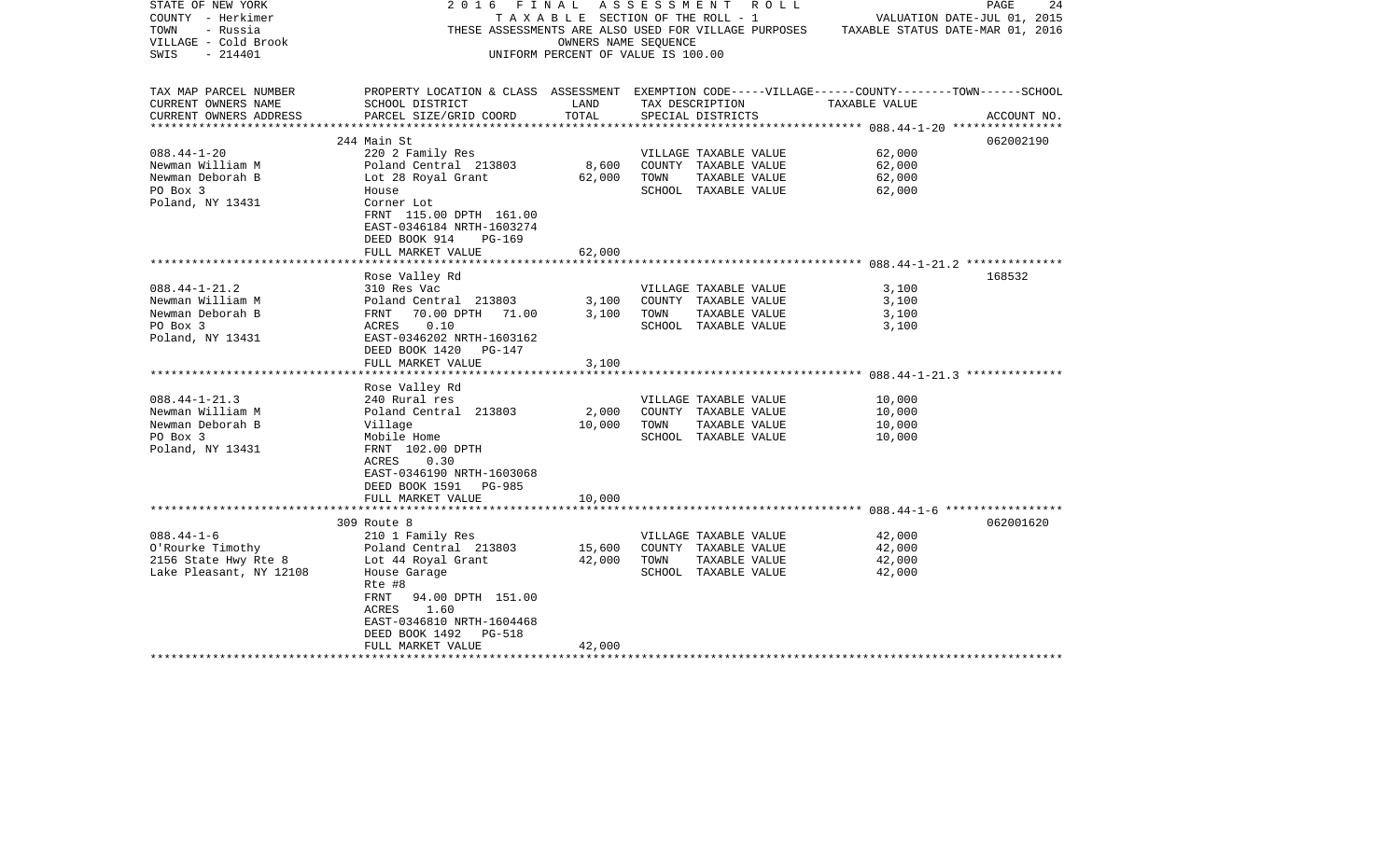STATE OF NEW YORK
COUNTY - Herkimer
TOWN - Russia
VILLAGE - Cold Brook
SWIS - 214401

2016 FINAL ASSESSMENT ROLL
TAXABLE SECTION OF THE ROLL - 1
THESE ASSESSMENTS ARE ALSO USED FOR VILLAGE PURPOSES
OWNERS NAME SEQUENCE
UNIFORM PERCENT OF VALUE IS 100.00

VALUATION DATE-JUL 01, 2015
TAXABLE STATUS DATE-MAR 01, 2016

| TAX MAP PARCEL NUMBER<br>CURRENT OWNERS NAME<br>CURRENT OWNERS ADDRESS | PROPERTY LOCATION & CLASS<br>SCHOOL DISTRICT<br>PARCEL SIZE/GRID COORD | ASSESSMENT<br>LAND<br>TOTAL | EXEMPTION CODE-----VILLAGE------COUNTY--------TOWN------SCHOOL<br>TAX DESCRIPTION<br>SPECIAL DISTRICTS | TAXABLE VALUE | ACCOUNT NO. |
|---|---|---|---|---|---|
| | 244 Main St | | | | 062002190 |
| 088.44-1-20 | 220 2 Family Res | | VILLAGE TAXABLE VALUE | 62,000 | |
| Newman William M | Poland Central 213803 | 8,600 | COUNTY TAXABLE VALUE | 62,000 | |
| Newman Deborah B | Lot 28 Royal Grant | 62,000 | TOWN TAXABLE VALUE | 62,000 | |
| PO Box 3 | House | | SCHOOL TAXABLE VALUE | 62,000 | |
| Poland, NY 13431 | Corner Lot | | | | |
| | FRNT 115.00 DPTH 161.00 | | | | |
| | EAST-0346184 NRTH-1603274 | | | | |
| | DEED BOOK 914 PG-169 | | | | |
| | FULL MARKET VALUE | 62,000 | | | |
| | Rose Valley Rd | | | | 168532 |
| 088.44-1-21.2 | 310 Res Vac | | VILLAGE TAXABLE VALUE | 3,100 | |
| Newman William M | Poland Central 213803 | 3,100 | COUNTY TAXABLE VALUE | 3,100 | |
| Newman Deborah B | FRNT 70.00 DPTH 71.00 | 3,100 | TOWN TAXABLE VALUE | 3,100 | |
| PO Box 3 | ACRES 0.10 | | SCHOOL TAXABLE VALUE | 3,100 | |
| Poland, NY 13431 | EAST-0346202 NRTH-1603162 | | | | |
| | DEED BOOK 1420 PG-147 | | | | |
| | FULL MARKET VALUE | 3,100 | | | |
| | Rose Valley Rd | | | | |
| 088.44-1-21.3 | 240 Rural res | | VILLAGE TAXABLE VALUE | 10,000 | |
| Newman William M | Poland Central 213803 | 2,000 | COUNTY TAXABLE VALUE | 10,000 | |
| Newman Deborah B | Village | 10,000 | TOWN TAXABLE VALUE | 10,000 | |
| PO Box 3 | Mobile Home | | SCHOOL TAXABLE VALUE | 10,000 | |
| Poland, NY 13431 | FRNT 102.00 DPTH | | | | |
| | ACRES 0.30 | | | | |
| | EAST-0346190 NRTH-1603068 | | | | |
| | DEED BOOK 1591 PG-985 | | | | |
| | FULL MARKET VALUE | 10,000 | | | |
| | 309 Route 8 | | | | 062001620 |
| 088.44-1-6 | 210 1 Family Res | | VILLAGE TAXABLE VALUE | 42,000 | |
| O'Rourke Timothy | Poland Central 213803 | 15,600 | COUNTY TAXABLE VALUE | 42,000 | |
| 2156 State Hwy Rte 8 | Lot 44 Royal Grant | 42,000 | TOWN TAXABLE VALUE | 42,000 | |
| Lake Pleasant, NY 12108 | House Garage | | SCHOOL TAXABLE VALUE | 42,000 | |
| | Rte #8 | | | | |
| | FRNT 94.00 DPTH 151.00 | | | | |
| | ACRES 1.60 | | | | |
| | EAST-0346810 NRTH-1604468 | | | | |
| | DEED BOOK 1492 PG-518 | | | | |
| | FULL MARKET VALUE | 42,000 | | | |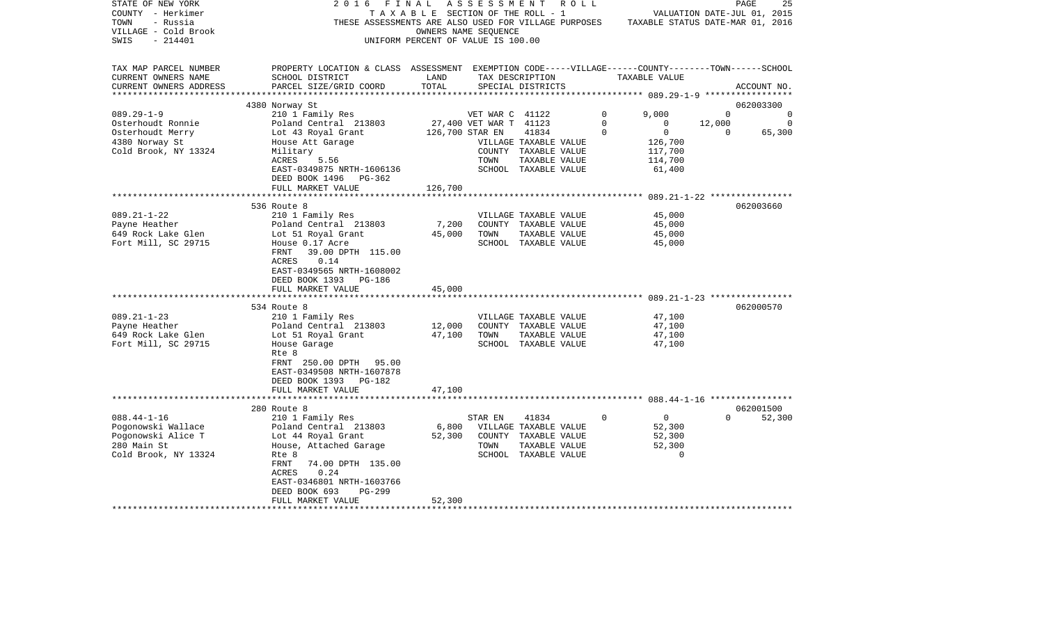STATE OF NEW YORK
COUNTY - Herkimer
TOWN - Russia
VILLAGE - Cold Brook
SWIS - 214401

2016 FINAL ASSESSMENT ROLL
TAXABLE SECTION OF THE ROLL - 1
THESE ASSESSMENTS ARE ALSO USED FOR VILLAGE PURPOSES
OWNERS NAME SEQUENCE
UNIFORM PERCENT OF VALUE IS 100.00

VALUATION DATE-JUL 01, 2015
TAXABLE STATUS DATE-MAR 01, 2016

| TAX MAP PARCEL NUMBER / CURRENT OWNERS NAME / CURRENT OWNERS ADDRESS | PROPERTY LOCATION & CLASS / SCHOOL DISTRICT / PARCEL SIZE/GRID COORD | ASSESSMENT LAND / TOTAL | EXEMPTION CODE / TAX DESCRIPTION / SPECIAL DISTRICTS | VILLAGE | COUNTY | TOWN | SCHOOL | ACCOUNT NO. |
|---|---|---|---|---|---|---|---|---|
| 089.29-1-9 | 4380 Norway St | | | | | | | 062003300 |
| Osterhoudt Ronnie | 210 1 Family Res | | VET WAR C 41122 | 0 | 9,000 | 0 | 0 | |
| Osterhoudt Merry | Poland Central 213803 | 27,400 | VET WAR T 41123 | 0 | 0 | 12,000 | 0 | |
| 4380 Norway St | Lot 43 Royal Grant | 126,700 | STAR EN 41834 | 0 | 0 | 0 | 65,300 | |
| Cold Brook, NY 13324 | House Att Garage | | VILLAGE TAXABLE VALUE | 126,700 | | | | |
| | Military | | COUNTY TAXABLE VALUE | | 117,700 | | | |
| | ACRES 5.56 | | TOWN TAXABLE VALUE | | | 114,700 | | |
| | EAST-0349875 NRTH-1606136 | | SCHOOL TAXABLE VALUE | | | | 61,400 | |
| | DEED BOOK 1496 PG-362 | | | | | | | |
| | FULL MARKET VALUE | 126,700 | | | | | | |
| 089.21-1-22 | 536 Route 8 | | | | | | | 062003660 |
| Payne Heather | 210 1 Family Res | | VILLAGE TAXABLE VALUE | 45,000 | | | | |
| 649 Rock Lake Glen | Poland Central 213803 | 7,200 | COUNTY TAXABLE VALUE | | 45,000 | | | |
| Fort Mill, SC 29715 | Lot 51 Royal Grant | 45,000 | TOWN TAXABLE VALUE | | | 45,000 | | |
| | House 0.17 Acre | | SCHOOL TAXABLE VALUE | | | | 45,000 | |
| | FRNT 39.00 DPTH 115.00 | | | | | | | |
| | ACRES 0.14 | | | | | | | |
| | EAST-0349565 NRTH-1608002 | | | | | | | |
| | DEED BOOK 1393 PG-186 | | | | | | | |
| | FULL MARKET VALUE | 45,000 | | | | | | |
| 089.21-1-23 | 534 Route 8 | | | | | | | 062000570 |
| Payne Heather | 210 1 Family Res | | VILLAGE TAXABLE VALUE | 47,100 | | | | |
| 649 Rock Lake Glen | Poland Central 213803 | 12,000 | COUNTY TAXABLE VALUE | | 47,100 | | | |
| Fort Mill, SC 29715 | Lot 51 Royal Grant | 47,100 | TOWN TAXABLE VALUE | | | 47,100 | | |
| | House Garage | | SCHOOL TAXABLE VALUE | | | | 47,100 | |
| | Rte 8 | | | | | | | |
| | FRNT 250.00 DPTH 95.00 | | | | | | | |
| | EAST-0349508 NRTH-1607878 | | | | | | | |
| | DEED BOOK 1393 PG-182 | | | | | | | |
| | FULL MARKET VALUE | 47,100 | | | | | | |
| 088.44-1-16 | 280 Route 8 | | | | | | | 062001500 |
| Pogonowski Wallace | 210 1 Family Res | | STAR EN 41834 | 0 | 0 | 0 | 52,300 | |
| Pogonowski Alice T | Poland Central 213803 | 6,800 | VILLAGE TAXABLE VALUE | 52,300 | | | | |
| 280 Main St | Lot 44 Royal Grant | 52,300 | COUNTY TAXABLE VALUE | | 52,300 | | | |
| Cold Brook, NY 13324 | House, Attached Garage | | TOWN TAXABLE VALUE | | | 52,300 | | |
| | Rte 8 | | SCHOOL TAXABLE VALUE | | | | 0 | |
| | FRNT 74.00 DPTH 135.00 | | | | | | | |
| | ACRES 0.24 | | | | | | | |
| | EAST-0346801 NRTH-1603766 | | | | | | | |
| | DEED BOOK 693 PG-299 | | | | | | | |
| | FULL MARKET VALUE | 52,300 | | | | | | |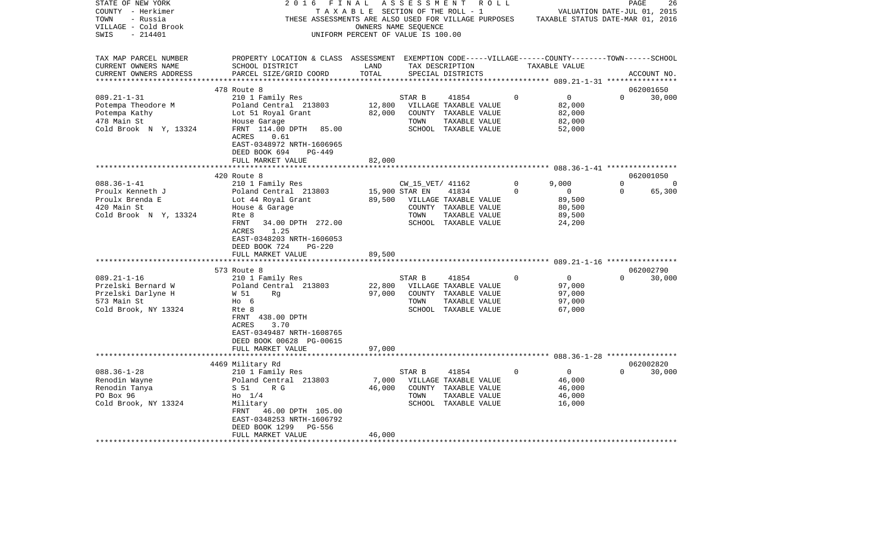STATE OF NEW YORK | COUNTY - Herkimer | TOWN - Russia | VILLAGE - Cold Brook | SWIS - 214401

2016 FINAL ASSESSMENT ROLL
TAXABLE SECTION OF THE ROLL - 1
THESE ASSESSMENTS ARE ALSO USED FOR VILLAGE PURPOSES
OWNERS NAME SEQUENCE
UNIFORM PERCENT OF VALUE IS 100.00

VALUATION DATE-JUL 01, 2015
TAXABLE STATUS DATE-MAR 01, 2016

| TAX MAP PARCEL NUMBER / CURRENT OWNERS NAME / CURRENT OWNERS ADDRESS | PROPERTY LOCATION & CLASS / SCHOOL DISTRICT / PARCEL SIZE/GRID COORD | ASSESSMENT LAND / TOTAL | EXEMPTION CODE / TAX DESCRIPTION / SPECIAL DISTRICTS | VILLAGE | COUNTY TAXABLE VALUE | TOWN | SCHOOL | ACCOUNT NO. |
|---|---|---|---|---|---|---|---|---|
| | 478 Route 8 | | | | | | | 062001650 |
| 089.21-1-31 | 210 1 Family Res | | STAR B 41854 | 0 | 0 | 0 | 30,000 | |
| Potempa Theodore M | Poland Central 213803 | 12,800 | VILLAGE TAXABLE VALUE | | 82,000 | | | |
| Potempa Kathy | Lot 51 Royal Grant | 82,000 | COUNTY TAXABLE VALUE | | 82,000 | | | |
| 478 Main St | House Garage | | TOWN TAXABLE VALUE | | 82,000 | | | |
| Cold Brook N Y, 13324 | FRNT 114.00 DPTH 85.00 | | SCHOOL TAXABLE VALUE | | 52,000 | | | |
| | ACRES 0.61 | | | | | | | |
| | EAST-0348972 NRTH-1606965 | | | | | | | |
| | DEED BOOK 694 PG-449 | | | | | | | |
| | FULL MARKET VALUE | 82,000 | | | | | | |
| | 420 Route 8 | | | | | | | 062001050 |
| 088.36-1-41 | 210 1 Family Res | | CW_15_VET/ 41162 | 0 | 9,000 | 0 | 0 | |
| Proulx Kenneth J | Poland Central 213803 | 15,900 | STAR EN 41834 | 0 | 0 | 0 | 65,300 | |
| Proulx Brenda E | Lot 44 Royal Grant | 89,500 | VILLAGE TAXABLE VALUE | | 89,500 | | | |
| 420 Main St | House & Garage | | COUNTY TAXABLE VALUE | | 80,500 | | | |
| Cold Brook N Y, 13324 | Rte 8 | | TOWN TAXABLE VALUE | | 89,500 | | | |
| | FRNT 34.00 DPTH 272.00 | | SCHOOL TAXABLE VALUE | | 24,200 | | | |
| | ACRES 1.25 | | | | | | | |
| | EAST-0348203 NRTH-1606053 | | | | | | | |
| | DEED BOOK 724 PG-220 | | | | | | | |
| | FULL MARKET VALUE | 89,500 | | | | | | |
| | 573 Route 8 | | | | | | | 062002790 |
| 089.21-1-16 | 210 1 Family Res | | STAR B 41854 | 0 | 0 | 0 | 30,000 | |
| Przelski Bernard W | Poland Central 213803 | 22,800 | VILLAGE TAXABLE VALUE | | 97,000 | | | |
| Przelski Darlyne H | W 51 Rg | 97,000 | COUNTY TAXABLE VALUE | | 97,000 | | | |
| 573 Main St | Ho 6 | | TOWN TAXABLE VALUE | | 97,000 | | | |
| Cold Brook, NY 13324 | Rte 8 | | SCHOOL TAXABLE VALUE | | 67,000 | | | |
| | FRNT 438.00 DPTH | | | | | | | |
| | ACRES 3.70 | | | | | | | |
| | EAST-0349487 NRTH-1608765 | | | | | | | |
| | DEED BOOK 00628 PG-00615 | | | | | | | |
| | FULL MARKET VALUE | 97,000 | | | | | | |
| | 4469 Military Rd | | | | | | | 062002820 |
| 088.36-1-28 | 210 1 Family Res | | STAR B 41854 | 0 | 0 | 0 | 30,000 | |
| Renodin Wayne | Poland Central 213803 | 7,000 | VILLAGE TAXABLE VALUE | | 46,000 | | | |
| Renodin Tanya | S 51 R G | 46,000 | COUNTY TAXABLE VALUE | | 46,000 | | | |
| PO Box 96 | Ho 1/4 | | TOWN TAXABLE VALUE | | 46,000 | | | |
| Cold Brook, NY 13324 | Military | | SCHOOL TAXABLE VALUE | | 16,000 | | | |
| | FRNT 46.00 DPTH 105.00 | | | | | | | |
| | EAST-0348253 NRTH-1606792 | | | | | | | |
| | DEED BOOK 1299 PG-556 | | | | | | | |
| | FULL MARKET VALUE | 46,000 | | | | | | |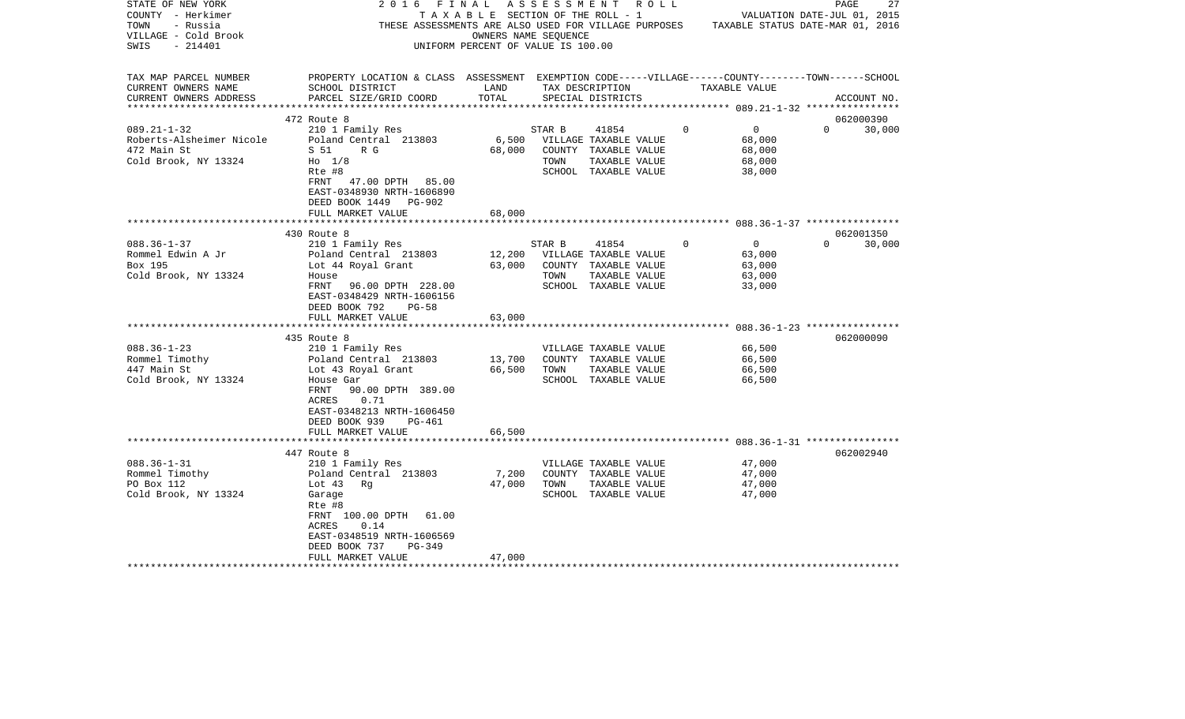STATE OF NEW YORK
COUNTY - Herkimer
TOWN - Russia
VILLAGE - Cold Brook
SWIS - 214401

2016 FINAL ASSESSMENT ROLL
TAXABLE SECTION OF THE ROLL - 1
THESE ASSESSMENTS ARE ALSO USED FOR VILLAGE PURPOSES
OWNERS NAME SEQUENCE
UNIFORM PERCENT OF VALUE IS 100.00

VALUATION DATE-JUL 01, 2015
TAXABLE STATUS DATE-MAR 01, 2016

| TAX MAP PARCEL NUMBER / CURRENT OWNERS NAME / CURRENT OWNERS ADDRESS | PROPERTY LOCATION & CLASS / SCHOOL DISTRICT / PARCEL SIZE/GRID COORD | ASSESSMENT LAND | TOTAL | EXEMPTION CODE / TAX DESCRIPTION / SPECIAL DISTRICTS | VILLAGE | COUNTY / TAXABLE VALUE | TOWN | SCHOOL / ACCOUNT NO. |
|---|---|---|---|---|---|---|---|---|
| | 472 Route 8 | | | | | | | 062000390 |
| 089.21-1-32 | 210 1 Family Res | | | STAR B 41854 | 0 | 0 | 0 | 30,000 |
| Roberts-Alsheimer Nicole | Poland Central 213803 | 6,500 | | VILLAGE TAXABLE VALUE | | 68,000 | | |
| 472 Main St | S 51 R G | | 68,000 | COUNTY TAXABLE VALUE | | 68,000 | | |
| Cold Brook, NY 13324 | Ho 1/8 | | | TOWN TAXABLE VALUE | | 68,000 | | |
| | Rte #8 | | | SCHOOL TAXABLE VALUE | | 38,000 | | |
| | FRNT 47.00 DPTH 85.00 | | | | | | | |
| | EAST-0348930 NRTH-1606890 | | | | | | | |
| | DEED BOOK 1449 PG-902 | | | | | | | |
| | FULL MARKET VALUE | | 68,000 | | | | | |
| | 430 Route 8 | | | | | | | 062001350 |
| 088.36-1-37 | 210 1 Family Res | | | STAR B 41854 | 0 | 0 | 0 | 30,000 |
| Rommel Edwin A Jr | Poland Central 213803 | 12,200 | | VILLAGE TAXABLE VALUE | | 63,000 | | |
| Box 195 | Lot 44 Royal Grant | | 63,000 | COUNTY TAXABLE VALUE | | 63,000 | | |
| Cold Brook, NY 13324 | House | | | TOWN TAXABLE VALUE | | 63,000 | | |
| | FRNT 96.00 DPTH 228.00 | | | SCHOOL TAXABLE VALUE | | 33,000 | | |
| | EAST-0348429 NRTH-1606156 | | | | | | | |
| | DEED BOOK 792 PG-58 | | | | | | | |
| | FULL MARKET VALUE | | 63,000 | | | | | |
| | 435 Route 8 | | | | | | | 062000090 |
| 088.36-1-23 | 210 1 Family Res | | | VILLAGE TAXABLE VALUE | | 66,500 | | |
| Rommel Timothy | Poland Central 213803 | 13,700 | | COUNTY TAXABLE VALUE | | 66,500 | | |
| 447 Main St | Lot 43 Royal Grant | | 66,500 | TOWN TAXABLE VALUE | | 66,500 | | |
| Cold Brook, NY 13324 | House Gar | | | SCHOOL TAXABLE VALUE | | 66,500 | | |
| | FRNT 90.00 DPTH 389.00 | | | | | | | |
| | ACRES 0.71 | | | | | | | |
| | EAST-0348213 NRTH-1606450 | | | | | | | |
| | DEED BOOK 939 PG-461 | | | | | | | |
| | FULL MARKET VALUE | | 66,500 | | | | | |
| | 447 Route 8 | | | | | | | 062002940 |
| 088.36-1-31 | 210 1 Family Res | | | VILLAGE TAXABLE VALUE | | 47,000 | | |
| Rommel Timothy | Poland Central 213803 | 7,200 | | COUNTY TAXABLE VALUE | | 47,000 | | |
| PO Box 112 | Lot 43 Rg | | 47,000 | TOWN TAXABLE VALUE | | 47,000 | | |
| Cold Brook, NY 13324 | Garage | | | SCHOOL TAXABLE VALUE | | 47,000 | | |
| | Rte #8 | | | | | | | |
| | FRNT 100.00 DPTH 61.00 | | | | | | | |
| | ACRES 0.14 | | | | | | | |
| | EAST-0348519 NRTH-1606569 | | | | | | | |
| | DEED BOOK 737 PG-349 | | | | | | | |
| | FULL MARKET VALUE | | 47,000 | | | | | |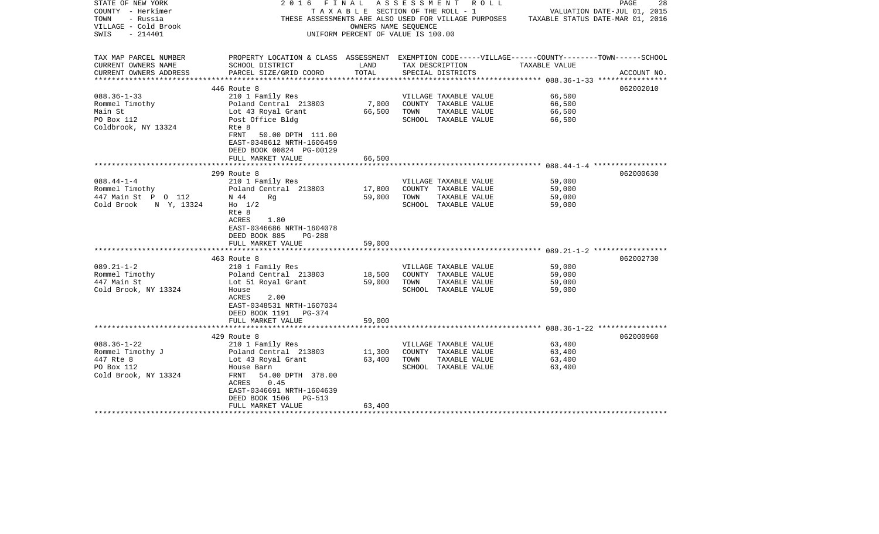STATE OF NEW YORK
COUNTY - Herkimer
TOWN - Russia
VILLAGE - Cold Brook
SWIS - 214401

2016 FINAL ASSESSMENT ROLL
TAXABLE SECTION OF THE ROLL - 1
THESE ASSESSMENTS ARE ALSO USED FOR VILLAGE PURPOSES
OWNERS NAME SEQUENCE
UNIFORM PERCENT OF VALUE IS 100.00

VALUATION DATE-JUL 01, 2015
TAXABLE STATUS DATE-MAR 01, 2016

| TAX MAP PARCEL NUMBER / CURRENT OWNERS NAME / CURRENT OWNERS ADDRESS | PROPERTY LOCATION & CLASS / SCHOOL DISTRICT / PARCEL SIZE/GRID COORD | ASSESSMENT LAND | TOTAL | EXEMPTION CODE / TAX DESCRIPTION / SPECIAL DISTRICTS | TAXABLE VALUE | ACCOUNT NO. |
|---|---|---|---|---|---|---|
| 088.36-1-33 | 446 Route 8 | | | | | 062002010 |
| | 210 1 Family Res | | | VILLAGE TAXABLE VALUE | 66,500 | |
| Rommel Timothy | Poland Central 213803 | 7,000 | | COUNTY TAXABLE VALUE | 66,500 | |
| Main St | Lot 43 Royal Grant | | 66,500 | TOWN TAXABLE VALUE | 66,500 | |
| PO Box 112 | Post Office Bldg | | | SCHOOL TAXABLE VALUE | 66,500 | |
| Coldbrook, NY 13324 | Rte 8 | | | | | |
| | FRNT 50.00 DPTH 111.00 | | | | | |
| | EAST-0348612 NRTH-1606459 | | | | | |
| | DEED BOOK 00824 PG-00129 | | | | | |
| | FULL MARKET VALUE | | 66,500 | | | |
| 088.44-1-4 | 299 Route 8 | | | | | 062000630 |
| | 210 1 Family Res | | | VILLAGE TAXABLE VALUE | 59,000 | |
| Rommel Timothy | Poland Central 213803 | 17,800 | | COUNTY TAXABLE VALUE | 59,000 | |
| 447 Main St P O 112 | N 44 Rg | | 59,000 | TOWN TAXABLE VALUE | 59,000 | |
| Cold Brook N Y, 13324 | Ho 1/2 | | | SCHOOL TAXABLE VALUE | 59,000 | |
| | Rte 8 | | | | | |
| | ACRES 1.80 | | | | | |
| | EAST-0346686 NRTH-1604078 | | | | | |
| | DEED BOOK 885 PG-288 | | | | | |
| | FULL MARKET VALUE | | 59,000 | | | |
| 089.21-1-2 | 463 Route 8 | | | | | 062002730 |
| | 210 1 Family Res | | | VILLAGE TAXABLE VALUE | 59,000 | |
| Rommel Timothy | Poland Central 213803 | 18,500 | | COUNTY TAXABLE VALUE | 59,000 | |
| 447 Main St | Lot 51 Royal Grant | | 59,000 | TOWN TAXABLE VALUE | 59,000 | |
| Cold Brook, NY 13324 | House | | | SCHOOL TAXABLE VALUE | 59,000 | |
| | ACRES 2.00 | | | | | |
| | EAST-0348531 NRTH-1607034 | | | | | |
| | DEED BOOK 1191 PG-374 | | | | | |
| | FULL MARKET VALUE | | 59,000 | | | |
| 088.36-1-22 | 429 Route 8 | | | | | 062000960 |
| | 210 1 Family Res | | | VILLAGE TAXABLE VALUE | 63,400 | |
| Rommel Timothy J | Poland Central 213803 | 11,300 | | COUNTY TAXABLE VALUE | 63,400 | |
| 447 Rte 8 | Lot 43 Royal Grant | | 63,400 | TOWN TAXABLE VALUE | 63,400 | |
| PO Box 112 | House Barn | | | SCHOOL TAXABLE VALUE | 63,400 | |
| Cold Brook, NY 13324 | FRNT 54.00 DPTH 378.00 | | | | | |
| | ACRES 0.45 | | | | | |
| | EAST-0346691 NRTH-1604639 | | | | | |
| | DEED BOOK 1506 PG-513 | | | | | |
| | FULL MARKET VALUE | | 63,400 | | | |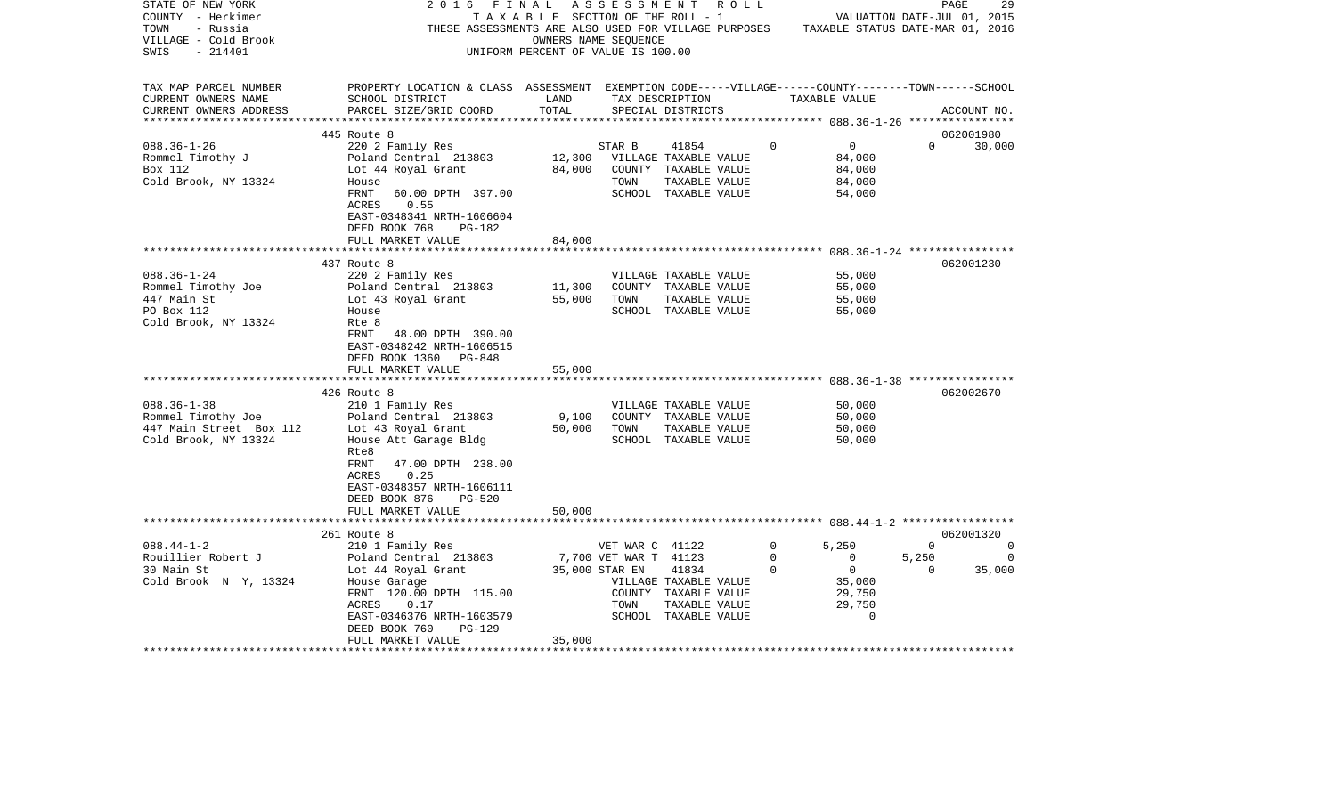STATE OF NEW YORK
COUNTY - Herkimer
TOWN - Russia
VILLAGE - Cold Brook
SWIS - 214401

2016 FINAL ASSESSMENT ROLL
TAXABLE SECTION OF THE ROLL - 1
THESE ASSESSMENTS ARE ALSO USED FOR VILLAGE PURPOSES
OWNERS NAME SEQUENCE
UNIFORM PERCENT OF VALUE IS 100.00

VALUATION DATE-JUL 01, 2015
TAXABLE STATUS DATE-MAR 01, 2016

| TAX MAP PARCEL NUMBER / CURRENT OWNERS NAME / CURRENT OWNERS ADDRESS | PROPERTY LOCATION & CLASS / SCHOOL DISTRICT / PARCEL SIZE/GRID COORD | ASSESSMENT LAND | TOTAL | EXEMPTION CODE / TAX DESCRIPTION / SPECIAL DISTRICTS | VILLAGE | COUNTY | TOWN | SCHOOL / TAXABLE VALUE | ACCOUNT NO. |
|---|---|---|---|---|---|---|---|---|---|
| **088.36-1-26** | 445 Route 8 | | | | | | | | 062001980 |
| Rommel Timothy J | 220 2 Family Res | | | STAR B 41854 | 0 | 0 | 0 | 30,000 | |
| Box 112 | Poland Central 213803 | 12,300 | | VILLAGE TAXABLE VALUE | | 84,000 | | | |
| Cold Brook, NY 13324 | Lot 44 Royal Grant | | 84,000 | COUNTY TAXABLE VALUE | | 84,000 | | | |
| | House | | | TOWN TAXABLE VALUE | | 84,000 | | | |
| | FRNT 60.00 DPTH 397.00 | | | SCHOOL TAXABLE VALUE | | 54,000 | | | |
| | ACRES 0.55 | | | | | | | | |
| | EAST-0348341 NRTH-1606604 | | | | | | | | |
| | DEED BOOK 768 PG-182 | | | | | | | | |
| | FULL MARKET VALUE | | 84,000 | | | | | | |
| **088.36-1-24** | 437 Route 8 | | | | | | | | 062001230 |
| Rommel Timothy Joe | 220 2 Family Res | | | VILLAGE TAXABLE VALUE | | 55,000 | | | |
| 447 Main St | Poland Central 213803 | 11,300 | | COUNTY TAXABLE VALUE | | 55,000 | | | |
| PO Box 112 | Lot 43 Royal Grant | | 55,000 | TOWN TAXABLE VALUE | | 55,000 | | | |
| Cold Brook, NY 13324 | House | | | SCHOOL TAXABLE VALUE | | 55,000 | | | |
| | Rte 8 | | | | | | | | |
| | FRNT 48.00 DPTH 390.00 | | | | | | | | |
| | EAST-0348242 NRTH-1606515 | | | | | | | | |
| | DEED BOOK 1360 PG-848 | | | | | | | | |
| | FULL MARKET VALUE | | 55,000 | | | | | | |
| **088.36-1-38** | 426 Route 8 | | | | | | | | 062002670 |
| Rommel Timothy Joe | 210 1 Family Res | | | VILLAGE TAXABLE VALUE | | 50,000 | | | |
| 447 Main Street Box 112 | Poland Central 213803 | 9,100 | | COUNTY TAXABLE VALUE | | 50,000 | | | |
| Cold Brook, NY 13324 | Lot 43 Royal Grant | | 50,000 | TOWN TAXABLE VALUE | | 50,000 | | | |
| | House Att Garage Bldg | | | SCHOOL TAXABLE VALUE | | 50,000 | | | |
| | Rte8 | | | | | | | | |
| | FRNT 47.00 DPTH 238.00 | | | | | | | | |
| | ACRES 0.25 | | | | | | | | |
| | EAST-0348357 NRTH-1606111 | | | | | | | | |
| | DEED BOOK 876 PG-520 | | | | | | | | |
| | FULL MARKET VALUE | | 50,000 | | | | | | |
| **088.44-1-2** | 261 Route 8 | | | | | | | | 062001320 |
| Rouillier Robert J | 210 1 Family Res | | | VET WAR C 41122 | 0 | 5,250 | 0 | 0 | |
| 30 Main St | Poland Central 213803 | 7,700 | | VET WAR T 41123 | 0 | 0 | 5,250 | 0 | |
| Cold Brook N Y, 13324 | Lot 44 Royal Grant | | 35,000 | STAR EN 41834 | 0 | 0 | 0 | 35,000 | |
| | House Garage | | | VILLAGE TAXABLE VALUE | | 35,000 | | | |
| | FRNT 120.00 DPTH 115.00 | | | COUNTY TAXABLE VALUE | | 29,750 | | | |
| | ACRES 0.17 | | | TOWN TAXABLE VALUE | | 29,750 | | | |
| | EAST-0346376 NRTH-1603579 | | | SCHOOL TAXABLE VALUE | | 0 | | | |
| | DEED BOOK 760 PG-129 | | | | | | | | |
| | FULL MARKET VALUE | | 35,000 | | | | | | |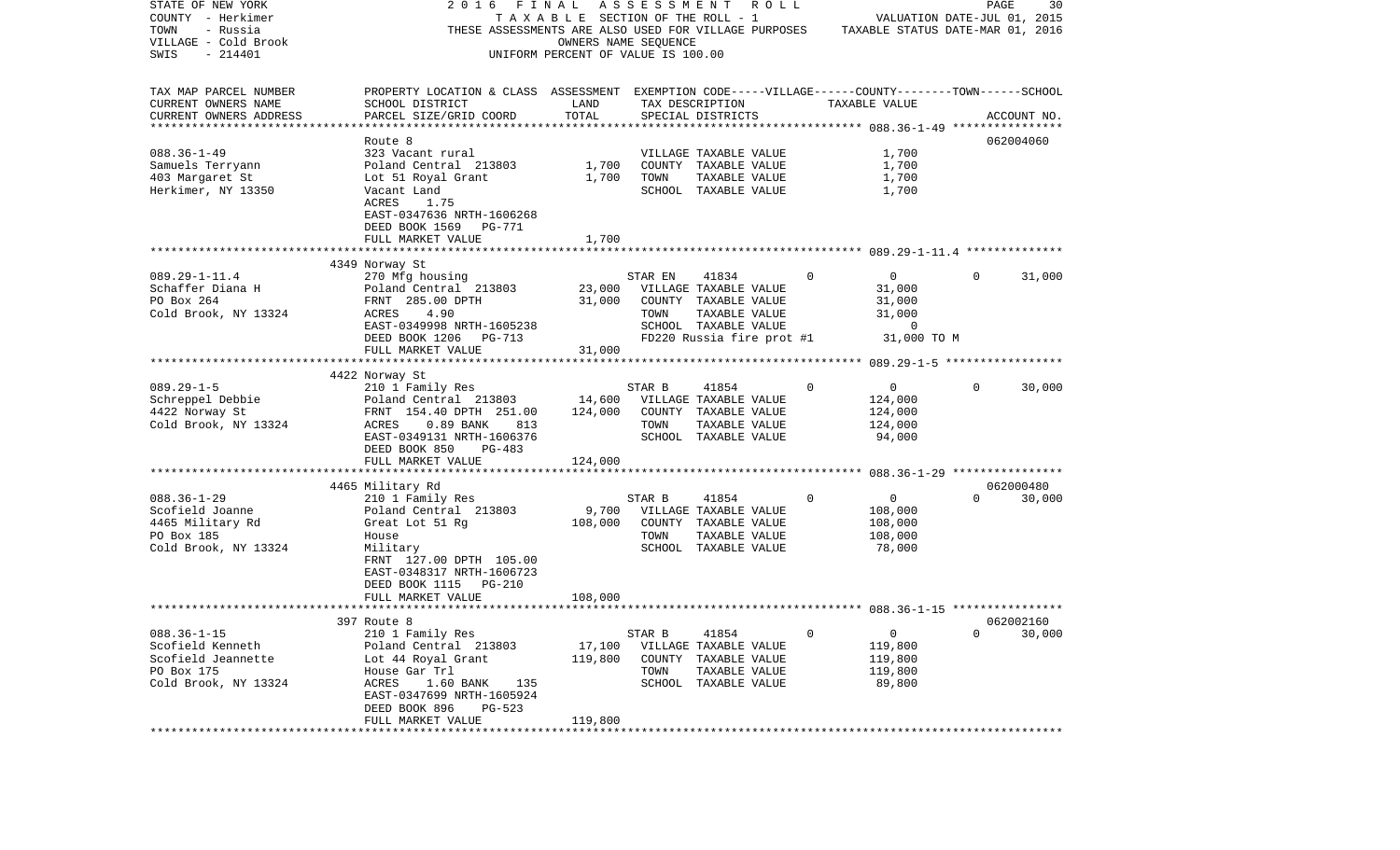STATE OF NEW YORK | 2016 FINAL ASSESSMENT ROLL
COUNTY - Herkimer | TAXABLE SECTION OF THE ROLL - 1 | VALUATION DATE-JUL 01, 2015
TOWN - Russia | THESE ASSESSMENTS ARE ALSO USED FOR VILLAGE PURPOSES | TAXABLE STATUS DATE-MAR 01, 2016
VILLAGE - Cold Brook | OWNERS NAME SEQUENCE
SWIS - 214401 | UNIFORM PERCENT OF VALUE IS 100.00

| TAX MAP PARCEL NUMBER / CURRENT OWNERS NAME / CURRENT OWNERS ADDRESS | PROPERTY LOCATION & CLASS / SCHOOL DISTRICT / PARCEL SIZE/GRID COORD | ASSESSMENT LAND / TOTAL | EXEMPTION CODE / TAX DESCRIPTION / SPECIAL DISTRICTS | VILLAGE | COUNTY | TOWN | SCHOOL / TAXABLE VALUE | ACCOUNT NO. |
|---|---|---|---|---|---|---|---|---|
| **088.36-1-49** | Route 8 | | | | | | | 062004060 |
| Samuels Terryann | 323 Vacant rural | | VILLAGE TAXABLE VALUE | | | | 1,700 | |
| 403 Margaret St | Poland Central 213803 | 1,700 | COUNTY TAXABLE VALUE | | | | 1,700 | |
| Herkimer, NY 13350 | Lot 51 Royal Grant | 1,700 | TOWN TAXABLE VALUE | | | | 1,700 | |
| | Vacant Land | | SCHOOL TAXABLE VALUE | | | | 1,700 | |
| | ACRES 1.75 | | | | | | | |
| | EAST-0347636 NRTH-1606268 | | | | | | | |
| | DEED BOOK 1569 PG-771 | | | | | | | |
| | FULL MARKET VALUE | 1,700 | | | | | | |
| **089.29-1-11.4** | 4349 Norway St | | | | | | | |
| Schaffer Diana H | 270 Mfg housing | | STAR EN 41834 | 0 | 0 | 0 | 31,000 | |
| PO Box 264 | Poland Central 213803 | 23,000 | VILLAGE TAXABLE VALUE | | | | 31,000 | |
| Cold Brook, NY 13324 | FRNT 285.00 DPTH | 31,000 | COUNTY TAXABLE VALUE | | | | 31,000 | |
| | ACRES 4.90 | | TOWN TAXABLE VALUE | | | | 31,000 | |
| | EAST-0349998 NRTH-1605238 | | SCHOOL TAXABLE VALUE | | | | 0 | |
| | DEED BOOK 1206 PG-713 | | FD220 Russia fire prot #1 | | | | 31,000 TO M | |
| | FULL MARKET VALUE | 31,000 | | | | | | |
| **089.29-1-5** | 4422 Norway St | | | | | | | |
| Schreppel Debbie | 210 1 Family Res | | STAR B 41854 | 0 | 0 | 0 | 30,000 | |
| 4422 Norway St | Poland Central 213803 | 14,600 | VILLAGE TAXABLE VALUE | | | | 124,000 | |
| Cold Brook, NY 13324 | FRNT 154.40 DPTH 251.00 | 124,000 | COUNTY TAXABLE VALUE | | | | 124,000 | |
| | ACRES 0.89 BANK 813 | | TOWN TAXABLE VALUE | | | | 124,000 | |
| | EAST-0349131 NRTH-1606376 | | SCHOOL TAXABLE VALUE | | | | 94,000 | |
| | DEED BOOK 850 PG-483 | | | | | | | |
| | FULL MARKET VALUE | 124,000 | | | | | | |
| **088.36-1-29** | 4465 Military Rd | | | | | | | 062000480 |
| Scofield Joanne | 210 1 Family Res | | STAR B 41854 | 0 | 0 | 0 | 30,000 | |
| 4465 Military Rd | Poland Central 213803 | 9,700 | VILLAGE TAXABLE VALUE | | | | 108,000 | |
| PO Box 185 | Great Lot 51 Rg | 108,000 | COUNTY TAXABLE VALUE | | | | 108,000 | |
| Cold Brook, NY 13324 | House | | TOWN TAXABLE VALUE | | | | 108,000 | |
| | Military | | SCHOOL TAXABLE VALUE | | | | 78,000 | |
| | FRNT 127.00 DPTH 105.00 | | | | | | | |
| | EAST-0348317 NRTH-1606723 | | | | | | | |
| | DEED BOOK 1115 PG-210 | | | | | | | |
| | FULL MARKET VALUE | 108,000 | | | | | | |
| **088.36-1-15** | 397 Route 8 | | | | | | | 062002160 |
| Scofield Kenneth | 210 1 Family Res | | STAR B 41854 | 0 | 0 | 0 | 30,000 | |
| Scofield Jeannette | Poland Central 213803 | 17,100 | VILLAGE TAXABLE VALUE | | | | 119,800 | |
| PO Box 175 | Lot 44 Royal Grant | 119,800 | COUNTY TAXABLE VALUE | | | | 119,800 | |
| Cold Brook, NY 13324 | House Gar Trl | | TOWN TAXABLE VALUE | | | | 119,800 | |
| | ACRES 1.60 BANK 135 | | SCHOOL TAXABLE VALUE | | | | 89,800 | |
| | EAST-0347699 NRTH-1605924 | | | | | | | |
| | DEED BOOK 896 PG-523 | | | | | | | |
| | FULL MARKET VALUE | 119,800 | | | | | | |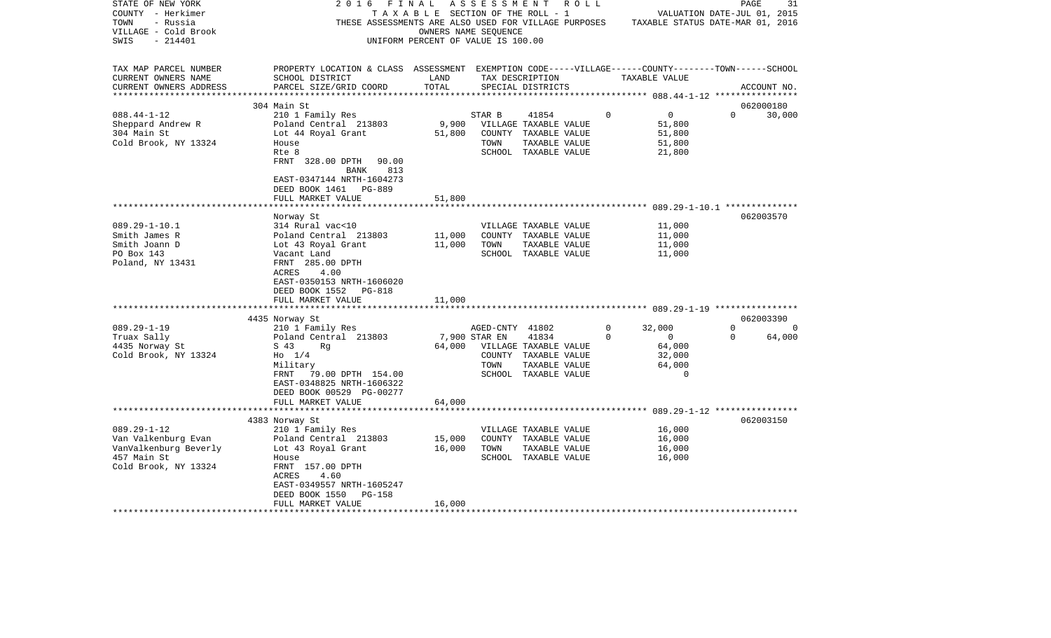STATE OF NEW YORK
COUNTY - Herkimer
TOWN - Russia
VILLAGE - Cold Brook
SWIS - 214401

2016 FINAL ASSESSMENT ROLL
TAXABLE SECTION OF THE ROLL - 1
THESE ASSESSMENTS ARE ALSO USED FOR VILLAGE PURPOSES
OWNERS NAME SEQUENCE
UNIFORM PERCENT OF VALUE IS 100.00

VALUATION DATE-JUL 01, 2015
TAXABLE STATUS DATE-MAR 01, 2016

| TAX MAP PARCEL NUMBER / CURRENT OWNERS NAME / CURRENT OWNERS ADDRESS | PROPERTY LOCATION & CLASS / SCHOOL DISTRICT / PARCEL SIZE/GRID COORD | ASSESSMENT LAND | TOTAL | EXEMPTION CODE / TAX DESCRIPTION / SPECIAL DISTRICTS | VILLAGE | COUNTY / TAXABLE VALUE | TOWN | SCHOOL / ACCOUNT NO. |
|---|---|---|---|---|---|---|---|---|
| **088.44-1-12** | 304 Main St | | | | | | | 062000180 |
| 088.44-1-12 | 210 1 Family Res | | | STAR B 41854 | 0 | 0 | 0 | 30,000 |
| Sheppard Andrew R | Poland Central 213803 | 9,900 | | VILLAGE TAXABLE VALUE | | 51,800 | | |
| 304 Main St | Lot 44 Royal Grant | | 51,800 | COUNTY TAXABLE VALUE | | 51,800 | | |
| Cold Brook, NY 13324 | House | | | TOWN TAXABLE VALUE | | 51,800 | | |
| | Rte 8 | | | SCHOOL TAXABLE VALUE | | 21,800 | | |
| | FRNT 328.00 DPTH 90.00 | | | | | | | |
| | BANK 813 | | | | | | | |
| | EAST-0347144 NRTH-1604273 | | | | | | | |
| | DEED BOOK 1461 PG-889 | | | | | | | |
| | FULL MARKET VALUE | | 51,800 | | | | | |
| **089.29-1-10.1** | Norway St | | | | | | | 062003570 |
| 089.29-1-10.1 | 314 Rural vac<10 | | | VILLAGE TAXABLE VALUE | | 11,000 | | |
| Smith James R | Poland Central 213803 | 11,000 | | COUNTY TAXABLE VALUE | | 11,000 | | |
| Smith Joann D | Lot 43 Royal Grant | | 11,000 | TOWN TAXABLE VALUE | | 11,000 | | |
| PO Box 143 | Vacant Land | | | SCHOOL TAXABLE VALUE | | 11,000 | | |
| Poland, NY 13431 | FRNT 285.00 DPTH | | | | | | | |
| | ACRES 4.00 | | | | | | | |
| | EAST-0350153 NRTH-1606020 | | | | | | | |
| | DEED BOOK 1552 PG-818 | | | | | | | |
| | FULL MARKET VALUE | | 11,000 | | | | | |
| **089.29-1-19** | 4435 Norway St | | | | | | | 062003390 |
| 089.29-1-19 | 210 1 Family Res | | | AGED-CNTY 41802 | 0 | 32,000 | 0 | 0 |
| Truax Sally | Poland Central 213803 | 7,900 | | STAR EN 41834 | 0 | 0 | 0 | 64,000 |
| 4435 Norway St | S 43 Rg | | 64,000 | VILLAGE TAXABLE VALUE | | 64,000 | | |
| Cold Brook, NY 13324 | Ho 1/4 | | | COUNTY TAXABLE VALUE | | 32,000 | | |
| | Military | | | TOWN TAXABLE VALUE | | 64,000 | | |
| | FRNT 79.00 DPTH 154.00 | | | SCHOOL TAXABLE VALUE | | 0 | | |
| | EAST-0348825 NRTH-1606322 | | | | | | | |
| | DEED BOOK 00529 PG-00277 | | | | | | | |
| | FULL MARKET VALUE | | 64,000 | | | | | |
| **089.29-1-12** | 4383 Norway St | | | | | | | 062003150 |
| 089.29-1-12 | 210 1 Family Res | | | VILLAGE TAXABLE VALUE | | 16,000 | | |
| Van Valkenburg Evan | Poland Central 213803 | 15,000 | | COUNTY TAXABLE VALUE | | 16,000 | | |
| VanValkenburg Beverly | Lot 43 Royal Grant | | 16,000 | TOWN TAXABLE VALUE | | 16,000 | | |
| 457 Main St | House | | | SCHOOL TAXABLE VALUE | | 16,000 | | |
| Cold Brook, NY 13324 | FRNT 157.00 DPTH | | | | | | | |
| | ACRES 4.60 | | | | | | | |
| | EAST-0349557 NRTH-1605247 | | | | | | | |
| | DEED BOOK 1550 PG-158 | | | | | | | |
| | FULL MARKET VALUE | | 16,000 | | | | | |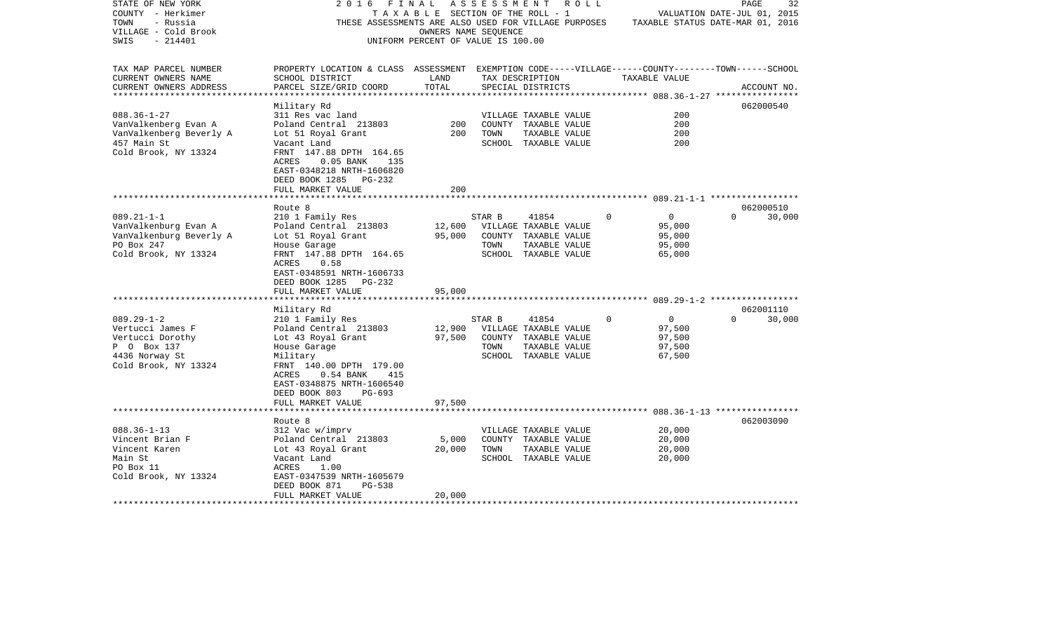STATE OF NEW YORK 2016 FINAL ASSESSMENT ROLL
COUNTY - Herkimer TAXABLE SECTION OF THE ROLL - 1 VALUATION DATE-JUL 01, 2015
TOWN - Russia THESE ASSESSMENTS ARE ALSO USED FOR VILLAGE PURPOSES TAXABLE STATUS DATE-MAR 01, 2016
VILLAGE - Cold Brook OWNERS NAME SEQUENCE
SWIS - 214401 UNIFORM PERCENT OF VALUE IS 100.00

| TAX MAP PARCEL NUMBER / CURRENT OWNERS NAME / CURRENT OWNERS ADDRESS | PROPERTY LOCATION & CLASS / SCHOOL DISTRICT / PARCEL SIZE/GRID COORD | ASSESSMENT LAND | TOTAL | EXEMPTION CODE / TAX DESCRIPTION / SPECIAL DISTRICTS | VILLAGE | COUNTY TAXABLE VALUE | TOWN | SCHOOL | ACCOUNT NO. |
|---|---|---|---|---|---|---|---|---|---|
| **088.36-1-27** | Military Rd | | | | | | | | 062000540 |
| VanValkenberg Evan A | 311 Res vac land | | | VILLAGE TAXABLE VALUE | | 200 | | | |
| VanValkenberg Beverly A | Poland Central 213803 | 200 | | COUNTY TAXABLE VALUE | | 200 | | | |
| 457 Main St | Lot 51 Royal Grant | | 200 | TOWN TAXABLE VALUE | | 200 | | | |
| Cold Brook, NY 13324 | Vacant Land | | | SCHOOL TAXABLE VALUE | | 200 | | | |
| | FRNT 147.88 DPTH 164.65 | | | | | | | | |
| | ACRES 0.05 BANK 135 | | | | | | | | |
| | EAST-0348218 NRTH-1606820 | | | | | | | | |
| | DEED BOOK 1285 PG-232 | | | | | | | | |
| | FULL MARKET VALUE | | 200 | | | | | | |
| **089.21-1-1** | Route 8 | | | | | | | | 062000510 |
| VanValkenburg Evan A | 210 1 Family Res | | | STAR B 41854 | 0 | 0 | 0 | 30,000 | |
| VanValkenburg Beverly A | Poland Central 213803 | 12,600 | | VILLAGE TAXABLE VALUE | | 95,000 | | | |
| PO Box 247 | Lot 51 Royal Grant | | 95,000 | COUNTY TAXABLE VALUE | | 95,000 | | | |
| Cold Brook, NY 13324 | House Garage | | | TOWN TAXABLE VALUE | | 95,000 | | | |
| | FRNT 147.88 DPTH 164.65 | | | SCHOOL TAXABLE VALUE | | 65,000 | | | |
| | ACRES 0.58 | | | | | | | | |
| | EAST-0348591 NRTH-1606733 | | | | | | | | |
| | DEED BOOK 1285 PG-232 | | | | | | | | |
| | FULL MARKET VALUE | | 95,000 | | | | | | |
| **089.29-1-2** | Military Rd | | | | | | | | 062001110 |
| Vertucci James F | 210 1 Family Res | | | STAR B 41854 | 0 | 0 | 0 | 30,000 | |
| Vertucci Dorothy | Poland Central 213803 | 12,900 | | VILLAGE TAXABLE VALUE | | 97,500 | | | |
| P O Box 137 | Lot 43 Royal Grant | | 97,500 | COUNTY TAXABLE VALUE | | 97,500 | | | |
| 4436 Norway St | House Garage | | | TOWN TAXABLE VALUE | | 97,500 | | | |
| Cold Brook, NY 13324 | Military | | | SCHOOL TAXABLE VALUE | | 67,500 | | | |
| | FRNT 140.00 DPTH 179.00 | | | | | | | | |
| | ACRES 0.54 BANK 415 | | | | | | | | |
| | EAST-0348875 NRTH-1606540 | | | | | | | | |
| | DEED BOOK 803 PG-693 | | | | | | | | |
| | FULL MARKET VALUE | | 97,500 | | | | | | |
| **088.36-1-13** | Route 8 | | | | | | | | 062003090 |
| Vincent Brian F | 312 Vac w/imprv | | | VILLAGE TAXABLE VALUE | | 20,000 | | | |
| Vincent Karen | Poland Central 213803 | 5,000 | | COUNTY TAXABLE VALUE | | 20,000 | | | |
| Main St | Lot 43 Royal Grant | | 20,000 | TOWN TAXABLE VALUE | | 20,000 | | | |
| PO Box 11 | Vacant Land | | | SCHOOL TAXABLE VALUE | | 20,000 | | | |
| Cold Brook, NY 13324 | ACRES 1.00 | | | | | | | | |
| | EAST-0347539 NRTH-1605679 | | | | | | | | |
| | DEED BOOK 871 PG-538 | | | | | | | | |
| | FULL MARKET VALUE | | 20,000 | | | | | | |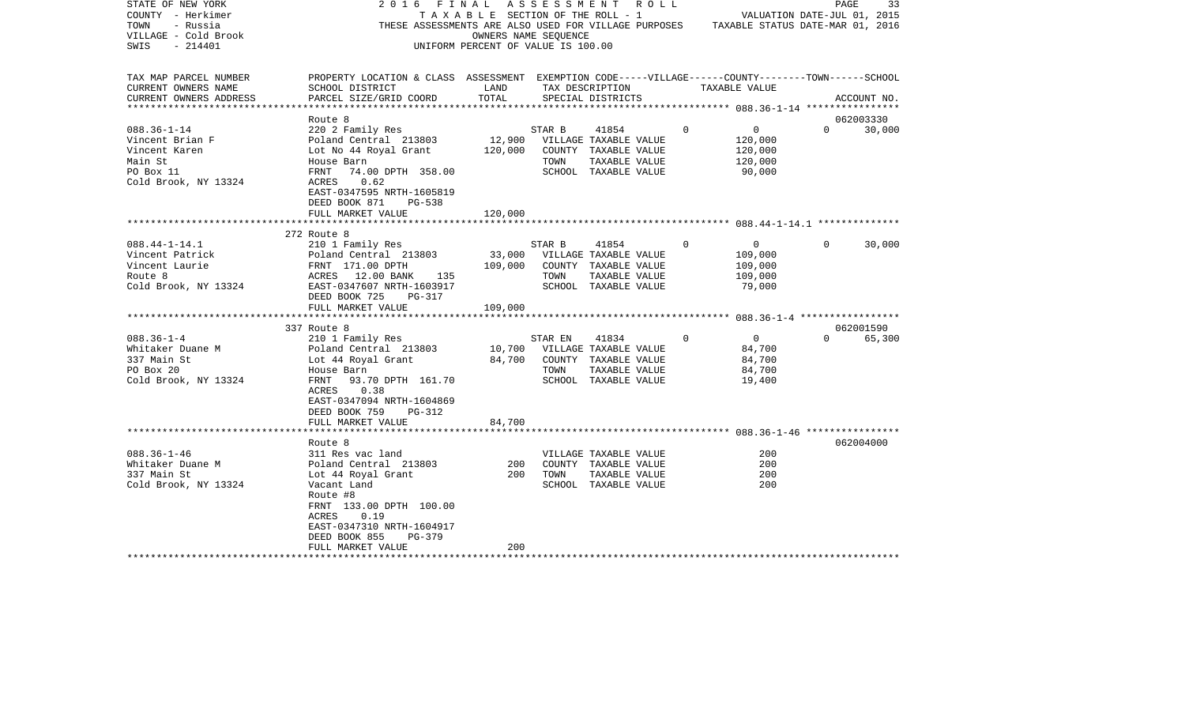STATE OF NEW YORK
COUNTY - Herkimer
TOWN - Russia
VILLAGE - Cold Brook
SWIS - 214401

2016 FINAL ASSESSMENT ROLL
TAXABLE SECTION OF THE ROLL - 1
THESE ASSESSMENTS ARE ALSO USED FOR VILLAGE PURPOSES
OWNERS NAME SEQUENCE
UNIFORM PERCENT OF VALUE IS 100.00

VALUATION DATE-JUL 01, 2015
TAXABLE STATUS DATE-MAR 01, 2016

| TAX MAP PARCEL NUMBER / CURRENT OWNERS NAME / CURRENT OWNERS ADDRESS | PROPERTY LOCATION & CLASS / SCHOOL DISTRICT / PARCEL SIZE/GRID COORD | ASSESSMENT LAND | TOTAL | EXEMPTION CODE / TAX DESCRIPTION / SPECIAL DISTRICTS | VILLAGE | COUNTY / TAXABLE VALUE | TOWN | SCHOOL / ACCOUNT NO. |
|---|---|---|---|---|---|---|---|---|
| 088.36-1-14 | Route 8 | | | | | | | 062003330 |
| | 220 2 Family Res | | | STAR B 41854 | 0 | 0 | 0 | 30,000 |
| Vincent Brian F | Poland Central 213803 | 12,900 | | VILLAGE TAXABLE VALUE | | 120,000 | | |
| Vincent Karen | Lot No 44 Royal Grant | | 120,000 | COUNTY TAXABLE VALUE | | 120,000 | | |
| Main St | House Barn | | | TOWN TAXABLE VALUE | | 120,000 | | |
| PO Box 11 | FRNT 74.00 DPTH 358.00 | | | SCHOOL TAXABLE VALUE | | 90,000 | | |
| Cold Brook, NY 13324 | ACRES 0.62 | | | | | | | |
| | EAST-0347595 NRTH-1605819 | | | | | | | |
| | DEED BOOK 871 PG-538 | | | | | | | |
| | FULL MARKET VALUE | | 120,000 | | | | | |
| 088.44-1-14.1 | 272 Route 8 | | | | | | | |
| | 210 1 Family Res | | | STAR B 41854 | 0 | 0 | 0 | 30,000 |
| Vincent Patrick | Poland Central 213803 | 33,000 | | VILLAGE TAXABLE VALUE | | 109,000 | | |
| Vincent Laurie | FRNT 171.00 DPTH | | 109,000 | COUNTY TAXABLE VALUE | | 109,000 | | |
| Route 8 | ACRES 12.00 BANK 135 | | | TOWN TAXABLE VALUE | | 109,000 | | |
| Cold Brook, NY 13324 | EAST-0347607 NRTH-1603917 | | | SCHOOL TAXABLE VALUE | | 79,000 | | |
| | DEED BOOK 725 PG-317 | | | | | | | |
| | FULL MARKET VALUE | | 109,000 | | | | | |
| 088.36-1-4 | 337 Route 8 | | | | | | | 062001590 |
| | 210 1 Family Res | | | STAR EN 41834 | 0 | 0 | 0 | 65,300 |
| Whitaker Duane M | Poland Central 213803 | 10,700 | | VILLAGE TAXABLE VALUE | | 84,700 | | |
| 337 Main St | Lot 44 Royal Grant | | 84,700 | COUNTY TAXABLE VALUE | | 84,700 | | |
| PO Box 20 | House Barn | | | TOWN TAXABLE VALUE | | 84,700 | | |
| Cold Brook, NY 13324 | FRNT 93.70 DPTH 161.70 | | | SCHOOL TAXABLE VALUE | | 19,400 | | |
| | ACRES 0.38 | | | | | | | |
| | EAST-0347094 NRTH-1604869 | | | | | | | |
| | DEED BOOK 759 PG-312 | | | | | | | |
| | FULL MARKET VALUE | | 84,700 | | | | | |
| 088.36-1-46 | Route 8 | | | | | | | 062004000 |
| | 311 Res vac land | | | VILLAGE TAXABLE VALUE | | 200 | | |
| Whitaker Duane M | Poland Central 213803 | 200 | | COUNTY TAXABLE VALUE | | 200 | | |
| 337 Main St | Lot 44 Royal Grant | | 200 | TOWN TAXABLE VALUE | | 200 | | |
| Cold Brook, NY 13324 | Vacant Land | | | SCHOOL TAXABLE VALUE | | 200 | | |
| | Route #8 | | | | | | | |
| | FRNT 133.00 DPTH 100.00 | | | | | | | |
| | ACRES 0.19 | | | | | | | |
| | EAST-0347310 NRTH-1604917 | | | | | | | |
| | DEED BOOK 855 PG-379 | | | | | | | |
| | FULL MARKET VALUE | | 200 | | | | | |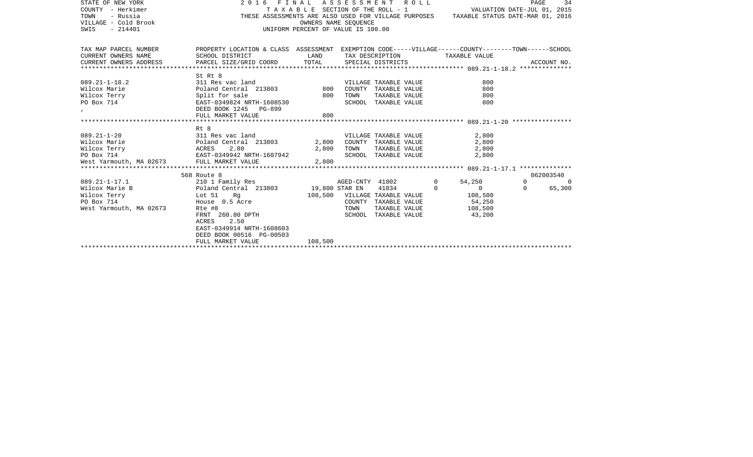STATE OF NEW YORK
COUNTY - Herkimer
TOWN - Russia
VILLAGE - Cold Brook
SWIS - 214401

2016 FINAL ASSESSMENT ROLL
TAXABLE SECTION OF THE ROLL - 1
THESE ASSESSMENTS ARE ALSO USED FOR VILLAGE PURPOSES
OWNERS NAME SEQUENCE
UNIFORM PERCENT OF VALUE IS 100.00

VALUATION DATE-JUL 01, 2015
TAXABLE STATUS DATE-MAR 01, 2016

| TAX MAP PARCEL NUMBER / CURRENT OWNERS NAME / CURRENT OWNERS ADDRESS | PROPERTY LOCATION & CLASS / SCHOOL DISTRICT / PARCEL SIZE/GRID COORD | ASSESSMENT LAND | ASSESSMENT TOTAL | EXEMPTION CODE / TAX DESCRIPTION / SPECIAL DISTRICTS | VILLAGE | COUNTY TAXABLE VALUE | TOWN | SCHOOL | ACCOUNT NO. |
|---|---|---|---|---|---|---|---|---|---|
| **089.21-1-18.2** | St Rt 8 | | | | | | | | |
| 089.21-1-18.2 | 311 Res vac land | | | VILLAGE TAXABLE VALUE | | 800 | | | |
| Wilcox Marie | Poland Central 213803 | 800 | | COUNTY TAXABLE VALUE | | 800 | | | |
| Wilcox Terry | Split for sale | | 800 | TOWN TAXABLE VALUE | | 800 | | | |
| PO Box 714 | EAST-0349824 NRTH-1608530 | | | SCHOOL TAXABLE VALUE | | 800 | | | |
| , | DEED BOOK 1245 PG-899 | | | | | | | | |
| | FULL MARKET VALUE | | 800 | | | | | | |
| **089.21-1-20** | Rt 8 | | | | | | | | |
| 089.21-1-20 | 311 Res vac land | | | VILLAGE TAXABLE VALUE | | 2,800 | | | |
| Wilcox Marie | Poland Central 213803 | 2,800 | | COUNTY TAXABLE VALUE | | 2,800 | | | |
| Wilcox Terry | ACRES 2.80 | | 2,800 | TOWN TAXABLE VALUE | | 2,800 | | | |
| PO Box 714 | EAST-0349942 NRTH-1607942 | | | SCHOOL TAXABLE VALUE | | 2,800 | | | |
| West Yarmouth, MA 02673 | FULL MARKET VALUE | | 2,800 | | | | | | |
| **089.21-1-17.1** | 568 Route 8 | | | | | | | | 062003540 |
| 089.21-1-17.1 | 210 1 Family Res | | | AGED-CNTY 41802 | 0 | 54,250 | 0 | 0 | |
| Wilcox Marie B | Poland Central 213803 | 19,800 | | STAR EN 41834 | 0 | 0 | 0 | 65,300 | |
| Wilcox Terry | Lot 51 Rg | | 108,500 | VILLAGE TAXABLE VALUE | | 108,500 | | | |
| PO Box 714 | House 0.5 Acre | | | COUNTY TAXABLE VALUE | | 54,250 | | | |
| West Yarmouth, MA 02673 | Rte #8 | | | TOWN TAXABLE VALUE | | 108,500 | | | |
| | FRNT 260.80 DPTH | | | SCHOOL TAXABLE VALUE | | 43,200 | | | |
| | ACRES 2.50 | | | | | | | | |
| | EAST-0349914 NRTH-1608603 | | | | | | | | |
| | DEED BOOK 00516 PG-00503 | | | | | | | | |
| | FULL MARKET VALUE | | 108,500 | | | | | | |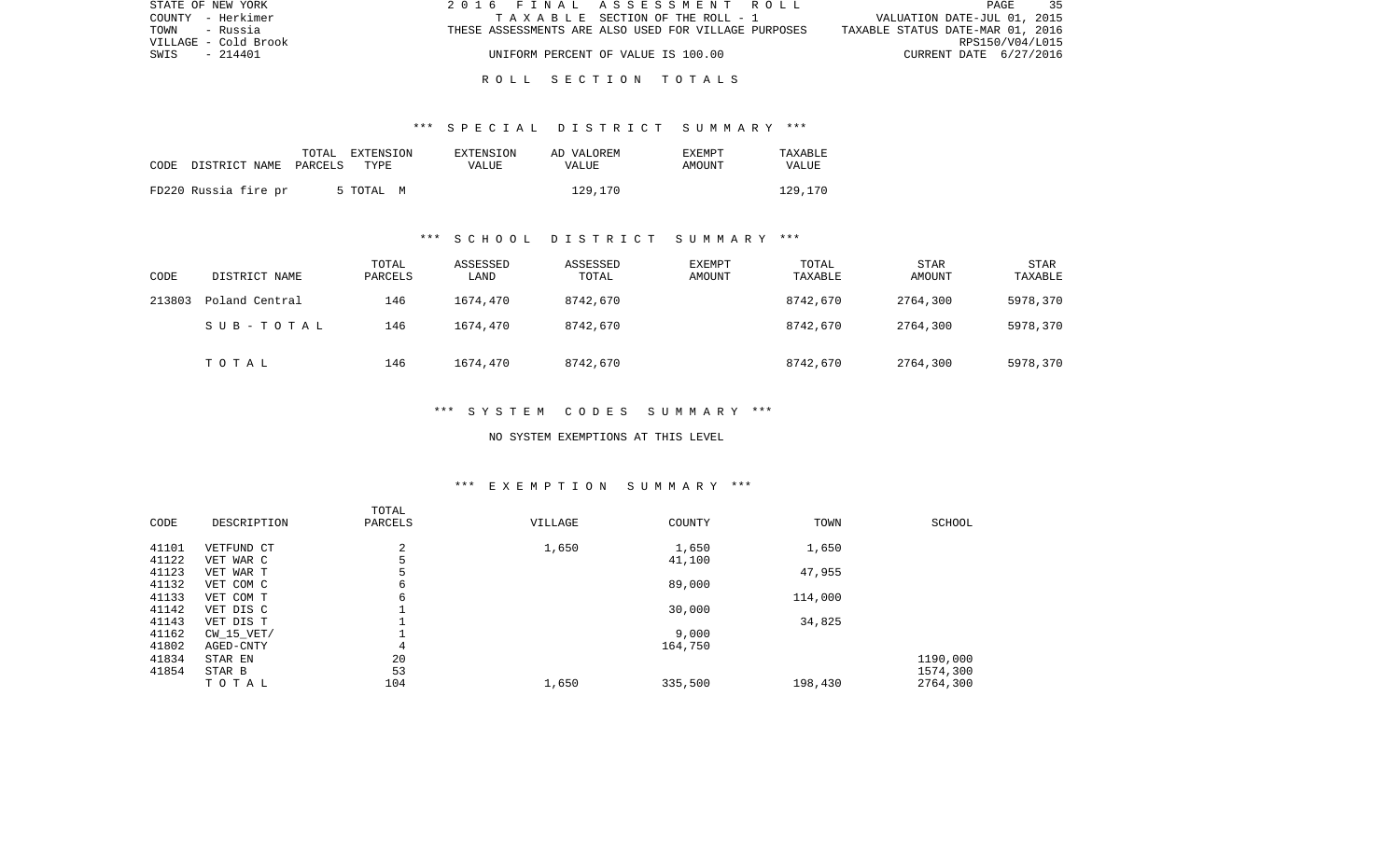STATE OF NEW YORK
COUNTY - Herkimer
TOWN - Russia
VILLAGE - Cold Brook
SWIS - 214401

2016 FINAL ASSESSMENT ROLL
TAXABLE SECTION OF THE ROLL - 1
THESE ASSESSMENTS ARE ALSO USED FOR VILLAGE PURPOSES
UNIFORM PERCENT OF VALUE IS 100.00

VALUATION DATE-JUL 01, 2015
TAXABLE STATUS DATE-MAR 01, 2016
RPS150/V04/L015
CURRENT DATE 6/27/2016

# ROLL SECTION TOTALS

## *** SPECIAL DISTRICT SUMMARY ***

| CODE DISTRICT NAME | TOTAL PARCELS | EXTENSION TYPE | EXTENSION VALUE | AD VALOREM VALUE | EXEMPT AMOUNT | TAXABLE VALUE |
|---|---|---|---|---|---|---|
| FD220 Russia fire pr | 5 | TOTAL M | | 129,170 | | 129,170 |

## *** SCHOOL DISTRICT SUMMARY ***

| CODE | DISTRICT NAME | TOTAL PARCELS | ASSESSED LAND | ASSESSED TOTAL | EXEMPT AMOUNT | TOTAL TAXABLE | STAR AMOUNT | STAR TAXABLE |
|---|---|---|---|---|---|---|---|---|
| 213803 | Poland Central | 146 | 1674,470 | 8742,670 | | 8742,670 | 2764,300 | 5978,370 |
| | SUB-TOTAL | 146 | 1674,470 | 8742,670 | | 8742,670 | 2764,300 | 5978,370 |
| | TOTAL | 146 | 1674,470 | 8742,670 | | 8742,670 | 2764,300 | 5978,370 |

## *** SYSTEM CODES SUMMARY ***

NO SYSTEM EXEMPTIONS AT THIS LEVEL

## *** EXEMPTION SUMMARY ***

| CODE | DESCRIPTION | TOTAL PARCELS | VILLAGE | COUNTY | TOWN | SCHOOL |
|---|---|---|---|---|---|---|
| 41101 | VETFUND CT | 2 | 1,650 | 1,650 | 1,650 | |
| 41122 | VET WAR C | 5 | | 41,100 | | |
| 41123 | VET WAR T | 5 | | | 47,955 | |
| 41132 | VET COM C | 6 | | 89,000 | | |
| 41133 | VET COM T | 6 | | | 114,000 | |
| 41142 | VET DIS C | 1 | | 30,000 | | |
| 41143 | VET DIS T | 1 | | | 34,825 | |
| 41162 | CW_15_VET/ | 1 | | 9,000 | | |
| 41802 | AGED-CNTY | 4 | | 164,750 | | |
| 41834 | STAR EN | 20 | | | | 1190,000 |
| 41854 | STAR B | 53 | | | | 1574,300 |
| | TOTAL | 104 | 1,650 | 335,500 | 198,430 | 2764,300 |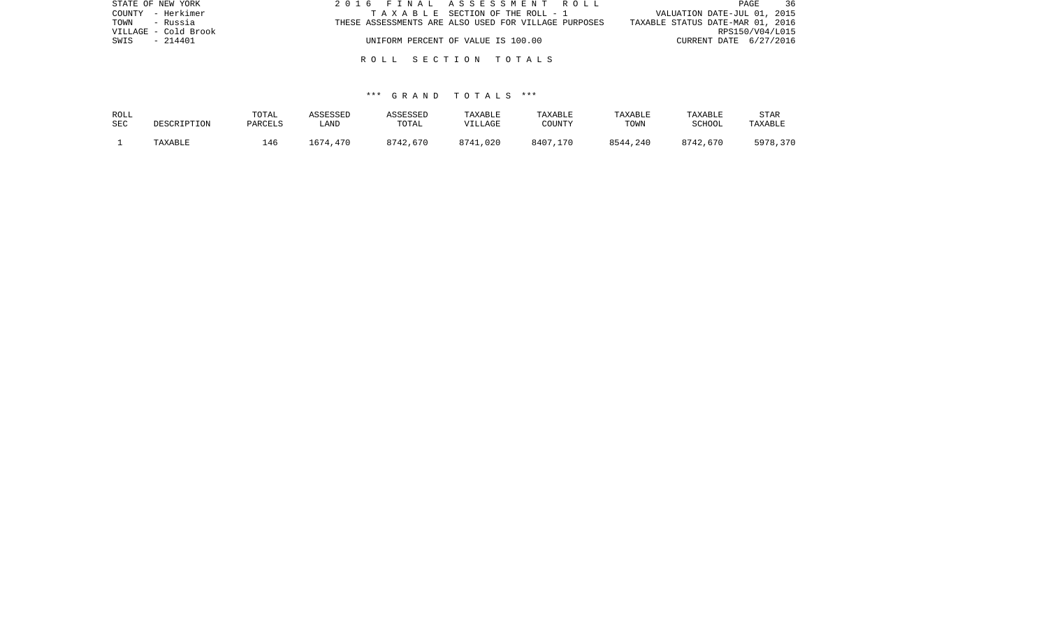STATE OF NEW YORK
COUNTY - Herkimer
TOWN - Russia
VILLAGE - Cold Brook
SWIS - 214401

2 0 1 6 F I N A L A S S E S S M E N T R O L L
T A X A B L E SECTION OF THE ROLL - 1
THESE ASSESSMENTS ARE ALSO USED FOR VILLAGE PURPOSES
UNIFORM PERCENT OF VALUE IS 100.00

VALUATION DATE-JUL 01, 2015
TAXABLE STATUS DATE-MAR 01, 2016
RPS150/V04/L015
CURRENT DATE 6/27/2016

R O L L S E C T I O N T O T A L S

*** G R A N D T O T A L S ***

| ROLL SEC | DESCRIPTION | TOTAL PARCELS | ASSESSED LAND | ASSESSED TOTAL | TAXABLE VILLAGE | TAXABLE COUNTY | TAXABLE TOWN | TAXABLE SCHOOL | STAR TAXABLE |
|---|---|---|---|---|---|---|---|---|---|
| 1 | TAXABLE | 146 | 1674,470 | 8742,670 | 8741,020 | 8407,170 | 8544,240 | 8742,670 | 5978,370 |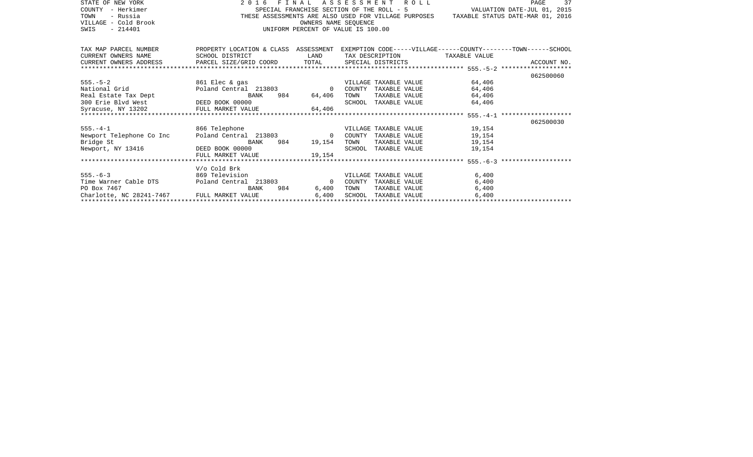STATE OF NEW YORK
COUNTY - Herkimer
TOWN - Russia
VILLAGE - Cold Brook
SWIS - 214401

2 0 1 6 F I N A L A S S E S S M E N T R O L L
SPECIAL FRANCHISE SECTION OF THE ROLL - 5
THESE ASSESSMENTS ARE ALSO USED FOR VILLAGE PURPOSES
OWNERS NAME SEQUENCE
UNIFORM PERCENT OF VALUE IS 100.00

VALUATION DATE-JUL 01, 2015
TAXABLE STATUS DATE-MAR 01, 2016

| TAX MAP PARCEL NUMBER<br>CURRENT OWNERS NAME<br>CURRENT OWNERS ADDRESS | PROPERTY LOCATION & CLASS<br>SCHOOL DISTRICT<br>PARCEL SIZE/GRID COORD | ASSESSMENT<br>LAND<br>TOTAL | EXEMPTION CODE-----VILLAGE------COUNTY--------TOWN------SCHOOL<br>TAX DESCRIPTION<br>SPECIAL DISTRICTS | TAXABLE VALUE | ACCOUNT NO. |
|---|---|---|---|---|---|
| ********** 555.-5-2 ********** | | | | | |
| | | | | | 062500060 |
| 555.-5-2 | 861 Elec & gas | | VILLAGE TAXABLE VALUE | 64,406 | |
| National Grid | Poland Central 213803 | 0 | COUNTY TAXABLE VALUE | 64,406 | |
| Real Estate Tax Dept | BANK 984 | 64,406 | TOWN TAXABLE VALUE | 64,406 | |
| 300 Erie Blvd West | DEED BOOK 00000 | | SCHOOL TAXABLE VALUE | 64,406 | |
| Syracuse, NY 13202 | FULL MARKET VALUE | 64,406 | | | |
| ********** 555.-4-1 ********** | | | | | |
| | | | | | 062500030 |
| 555.-4-1 | 866 Telephone | | VILLAGE TAXABLE VALUE | 19,154 | |
| Newport Telephone Co Inc | Poland Central 213803 | 0 | COUNTY TAXABLE VALUE | 19,154 | |
| Bridge St | BANK 984 | 19,154 | TOWN TAXABLE VALUE | 19,154 | |
| Newport, NY 13416 | DEED BOOK 00000 | | SCHOOL TAXABLE VALUE | 19,154 | |
| | FULL MARKET VALUE | 19,154 | | | |
| ********** 555.-6-3 ********** | | | | | |
| | V/o Cold Brk | | | | |
| 555.-6-3 | 869 Television | | VILLAGE TAXABLE VALUE | 6,400 | |
| Time Warner Cable DTS | Poland Central 213803 | 0 | COUNTY TAXABLE VALUE | 6,400 | |
| PO Box 7467 | BANK 984 | 6,400 | TOWN TAXABLE VALUE | 6,400 | |
| Charlotte, NC 28241-7467 | FULL MARKET VALUE | 6,400 | SCHOOL TAXABLE VALUE | 6,400 | |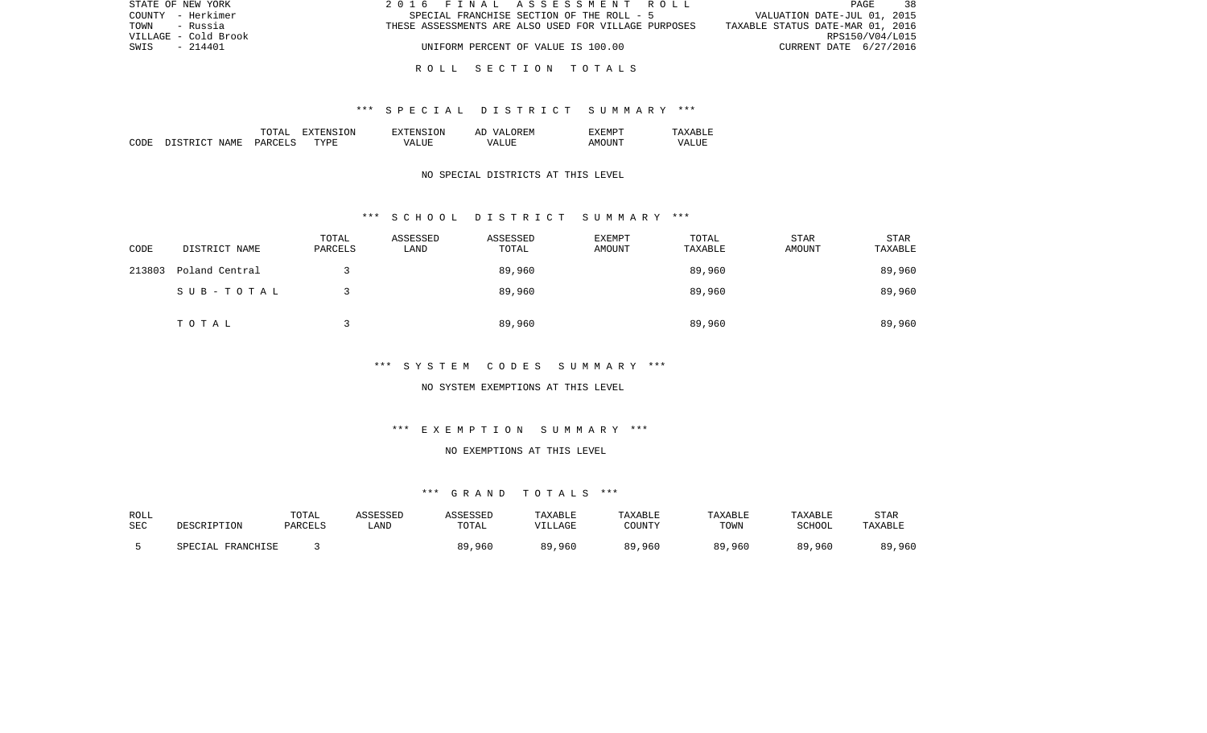STATE OF NEW YORK
COUNTY - Herkimer
TOWN - Russia
VILLAGE - Cold Brook
SWIS - 214401

2016 FINAL ASSESSMENT ROLL
SPECIAL FRANCHISE SECTION OF THE ROLL - 5
THESE ASSESSMENTS ARE ALSO USED FOR VILLAGE PURPOSES
UNIFORM PERCENT OF VALUE IS 100.00

VALUATION DATE-JUL 01, 2015
TAXABLE STATUS DATE-MAR 01, 2016
RPS150/V04/L015
CURRENT DATE 6/27/2016

## ROLL SECTION TOTALS

### *** SPECIAL DISTRICT SUMMARY ***

| CODE | DISTRICT NAME | TOTAL PARCELS | EXTENSION TYPE | EXTENSION VALUE | AD VALOREM VALUE | EXEMPT AMOUNT | TAXABLE VALUE |
|---|---|---|---|---|---|---|---|

NO SPECIAL DISTRICTS AT THIS LEVEL

### *** SCHOOL DISTRICT SUMMARY ***

| CODE | DISTRICT NAME | TOTAL PARCELS | ASSESSED LAND | ASSESSED TOTAL | EXEMPT AMOUNT | TOTAL TAXABLE | STAR AMOUNT | STAR TAXABLE |
|---|---|---|---|---|---|---|---|---|
| 213803 | Poland Central | 3 | | 89,960 | | 89,960 | | 89,960 |
| | SUB-TOTAL | 3 | | 89,960 | | 89,960 | | 89,960 |
| | TOTAL | 3 | | 89,960 | | 89,960 | | 89,960 |

### *** SYSTEM CODES SUMMARY ***

NO SYSTEM EXEMPTIONS AT THIS LEVEL

### *** EXEMPTION SUMMARY ***

NO EXEMPTIONS AT THIS LEVEL

### *** GRAND TOTALS ***

| ROLL SEC | DESCRIPTION | TOTAL PARCELS | ASSESSED LAND | ASSESSED TOTAL | TAXABLE VILLAGE | TAXABLE COUNTY | TAXABLE TOWN | TAXABLE SCHOOL | STAR TAXABLE |
|---|---|---|---|---|---|---|---|---|---|
| 5 | SPECIAL FRANCHISE | 3 | | 89,960 | 89,960 | 89,960 | 89,960 | 89,960 | 89,960 |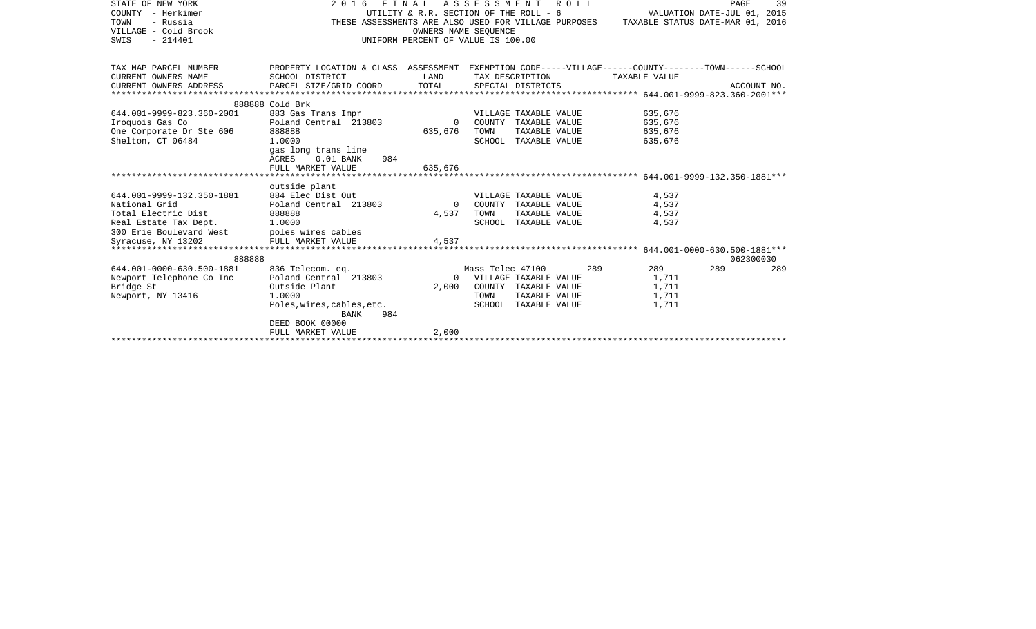STATE OF NEW YORK | COUNTY - Herkimer | TOWN - Russia | VILLAGE - Cold Brook | SWIS - 214401

2016 FINAL ASSESSMENT ROLL
UTILITY & R.R. SECTION OF THE ROLL - 6
THESE ASSESSMENTS ARE ALSO USED FOR VILLAGE PURPOSES
OWNERS NAME SEQUENCE
UNIFORM PERCENT OF VALUE IS 100.00

VALUATION DATE-JUL 01, 2015
TAXABLE STATUS DATE-MAR 01, 2016

| TAX MAP PARCEL NUMBER / CURRENT OWNERS NAME / CURRENT OWNERS ADDRESS | PROPERTY LOCATION & CLASS / SCHOOL DISTRICT / PARCEL SIZE/GRID COORD | ASSESSMENT LAND | TOTAL | EXEMPTION CODE / TAX DESCRIPTION / SPECIAL DISTRICTS | VILLAGE | COUNTY | TOWN | SCHOOL | TAXABLE VALUE | ACCOUNT NO. |
|---|---|---|---|---|---|---|---|---|---|---|
| **644.001-9999-823.360-2001** | 888888 Cold Brk | | | | | | | | | |
| 644.001-9999-823.360-2001 | 883 Gas Trans Impr | | | VILLAGE TAXABLE VALUE | | | | | 635,676 | |
| Iroquois Gas Co | Poland Central 213803 | 0 | | COUNTY TAXABLE VALUE | | | | | 635,676 | |
| One Corporate Dr Ste 606 | 888888 | | 635,676 | TOWN TAXABLE VALUE | | | | | 635,676 | |
| Shelton, CT 06484 | 1.0000 | | | SCHOOL TAXABLE VALUE | | | | | 635,676 | |
| | gas long trans line | | | | | | | | | |
| | ACRES 0.01 BANK 984 | | | | | | | | | |
| | FULL MARKET VALUE | | 635,676 | | | | | | | |
| **644.001-9999-132.350-1881** | outside plant | | | | | | | | | |
| 644.001-9999-132.350-1881 | 884 Elec Dist Out | | | VILLAGE TAXABLE VALUE | | | | | 4,537 | |
| National Grid | Poland Central 213803 | 0 | | COUNTY TAXABLE VALUE | | | | | 4,537 | |
| Total Electric Dist | 888888 | | 4,537 | TOWN TAXABLE VALUE | | | | | 4,537 | |
| Real Estate Tax Dept. | 1.0000 | | | SCHOOL TAXABLE VALUE | | | | | 4,537 | |
| 300 Erie Boulevard West | poles wires cables | | | | | | | | | |
| Syracuse, NY 13202 | FULL MARKET VALUE | | 4,537 | | | | | | | |
| **644.001-0000-630.500-1881** | 888888 | | | | | | | | | 062300030 |
| 644.001-0000-630.500-1881 | 836 Telecom. eq. | | | Mass Telec 47100 | 289 | 289 | 289 | 289 | | |
| Newport Telephone Co Inc | Poland Central 213803 | 0 | | VILLAGE TAXABLE VALUE | | | | | 1,711 | |
| Bridge St | Outside Plant | | 2,000 | COUNTY TAXABLE VALUE | | | | | 1,711 | |
| Newport, NY 13416 | 1.0000 | | | TOWN TAXABLE VALUE | | | | | 1,711 | |
| | Poles,wires,cables,etc. | | | SCHOOL TAXABLE VALUE | | | | | 1,711 | |
| | BANK 984 | | | | | | | | | |
| | DEED BOOK 00000 | | | | | | | | | |
| | FULL MARKET VALUE | | 2,000 | | | | | | | |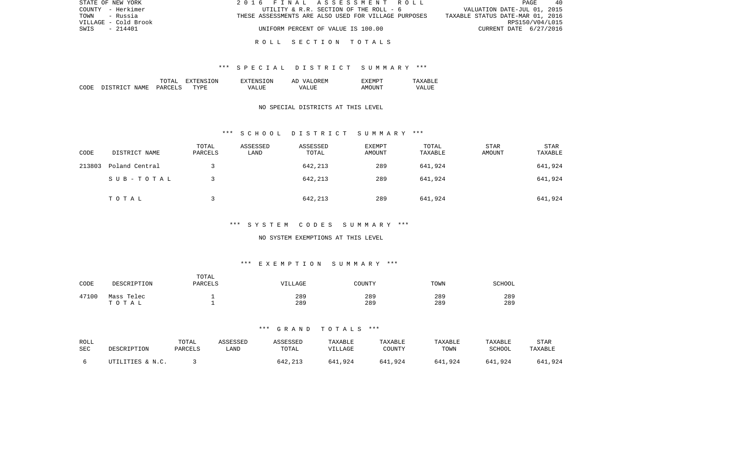STATE OF NEW YORK
COUNTY - Herkimer
TOWN - Russia
VILLAGE - Cold Brook
SWIS - 214401

2016 FINAL ASSESSMENT ROLL
UTILITY & R.R. SECTION OF THE ROLL - 6
THESE ASSESSMENTS ARE ALSO USED FOR VILLAGE PURPOSES
UNIFORM PERCENT OF VALUE IS 100.00

VALUATION DATE-JUL 01, 2015
TAXABLE STATUS DATE-MAR 01, 2016
RPS150/V04/L015
CURRENT DATE 6/27/2016

## ROLL SECTION TOTALS

### *** SPECIAL DISTRICT SUMMARY ***

| CODE | DISTRICT NAME | TOTAL PARCELS | EXTENSION TYPE | EXTENSION VALUE | AD VALOREM VALUE | EXEMPT AMOUNT | TAXABLE VALUE |
|---|---|---|---|---|---|---|---|

NO SPECIAL DISTRICTS AT THIS LEVEL

### *** SCHOOL DISTRICT SUMMARY ***

| CODE | DISTRICT NAME | TOTAL PARCELS | ASSESSED LAND | ASSESSED TOTAL | EXEMPT AMOUNT | TOTAL TAXABLE | STAR AMOUNT | STAR TAXABLE |
|---|---|---|---|---|---|---|---|---|
| 213803 | Poland Central | 3 | | 642,213 | 289 | 641,924 | | 641,924 |
| | SUB-TOTAL | 3 | | 642,213 | 289 | 641,924 | | 641,924 |
| | TOTAL | 3 | | 642,213 | 289 | 641,924 | | 641,924 |

### *** SYSTEM CODES SUMMARY ***

NO SYSTEM EXEMPTIONS AT THIS LEVEL

### *** EXEMPTION SUMMARY ***

| CODE | DESCRIPTION | TOTAL PARCELS | VILLAGE | COUNTY | TOWN | SCHOOL |
|---|---|---|---|---|---|---|
| 47100 | Mass Telec | 1 | 289 | 289 | 289 | 289 |
| | TOTAL | 1 | 289 | 289 | 289 | 289 |

### *** GRAND TOTALS ***

| ROLL SEC | DESCRIPTION | TOTAL PARCELS | ASSESSED LAND | ASSESSED TOTAL | TAXABLE VILLAGE | TAXABLE COUNTY | TAXABLE TOWN | TAXABLE SCHOOL | STAR TAXABLE |
|---|---|---|---|---|---|---|---|---|---|
| 6 | UTILITIES & N.C. | 3 | | 642,213 | 641,924 | 641,924 | 641,924 | 641,924 | 641,924 |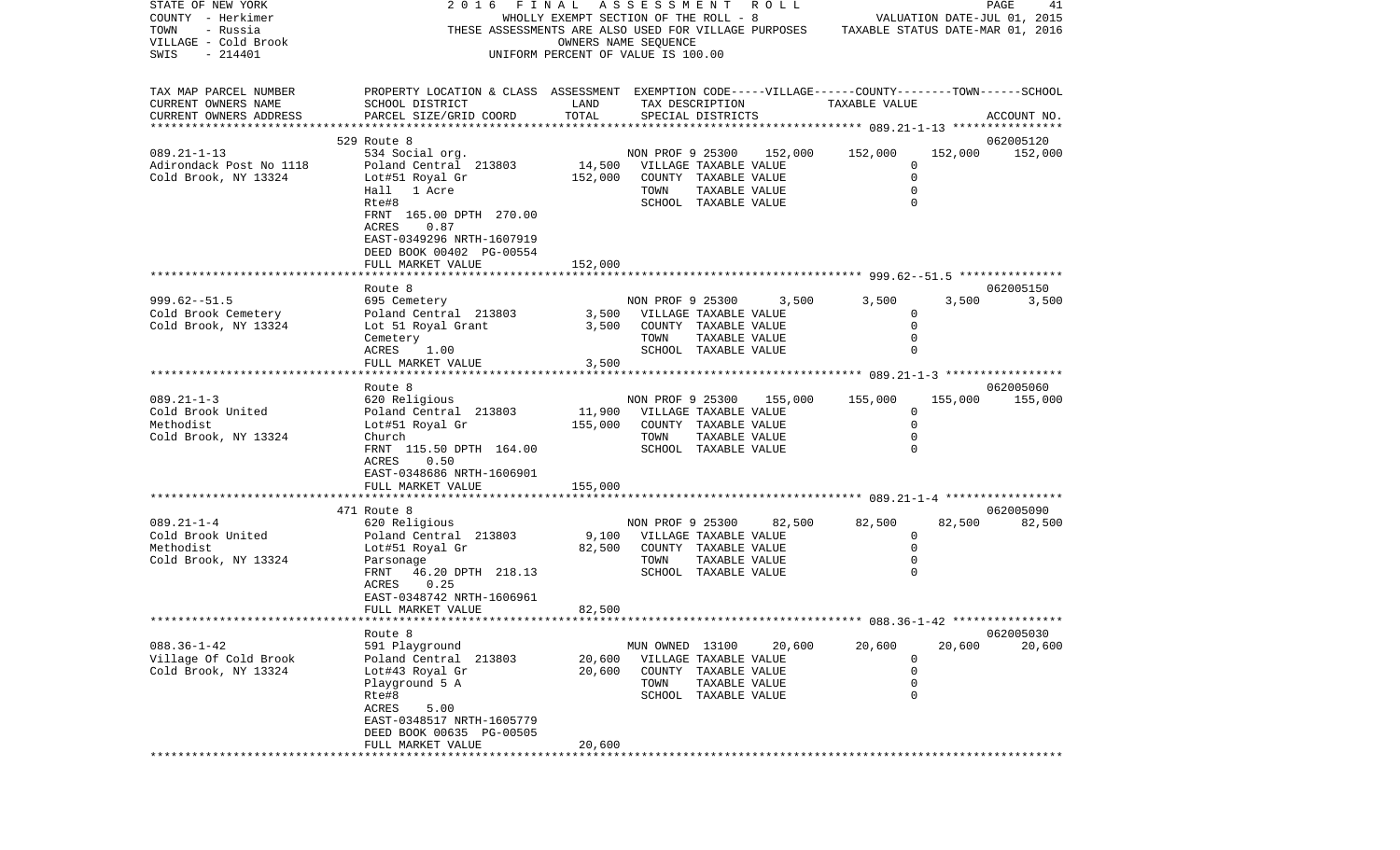STATE OF NEW YORK — 2016 FINAL ASSESSMENT ROLL
COUNTY - Herkimer — WHOLLY EXEMPT SECTION OF THE ROLL - 8 — VALUATION DATE-JUL 01, 2015
TOWN - Russia — THESE ASSESSMENTS ARE ALSO USED FOR VILLAGE PURPOSES — TAXABLE STATUS DATE-MAR 01, 2016
VILLAGE - Cold Brook — OWNERS NAME SEQUENCE
SWIS - 214401 — UNIFORM PERCENT OF VALUE IS 100.00

| TAX MAP PARCEL NUMBER / CURRENT OWNERS NAME / CURRENT OWNERS ADDRESS | PROPERTY LOCATION & CLASS / SCHOOL DISTRICT / PARCEL SIZE/GRID COORD | ASSESSMENT LAND | TOTAL | EXEMPTION CODE / TAX DESCRIPTION / SPECIAL DISTRICTS | | VILLAGE | COUNTY | TOWN | SCHOOL / ACCOUNT NO. |
|---|---|---|---|---|---|---|---|---|---|
| 089.21-1-13 | 529 Route 8 | | | | | | | | 062005120 |
| Adirondack Post No 1118 | 534 Social org. | | | NON PROF 9 25300 | 152,000 | 152,000 | | 152,000 | 152,000 |
| Cold Brook, NY 13324 | Poland Central 213803 | 14,500 | | VILLAGE TAXABLE VALUE | | 0 | | | |
| | Lot#51 Royal Gr | | 152,000 | COUNTY TAXABLE VALUE | | | 0 | | |
| | Hall 1 Acre | | | TOWN TAXABLE VALUE | | | | 0 | |
| | Rte#8 | | | SCHOOL TAXABLE VALUE | | | | | 0 |
| | FRNT 165.00 DPTH 270.00 | | | | | | | | |
| | ACRES 0.87 | | | | | | | | |
| | EAST-0349296 NRTH-1607919 | | | | | | | | |
| | DEED BOOK 00402 PG-00554 | | | | | | | | |
| | FULL MARKET VALUE | | 152,000 | | | | | | |
| 999.62--51.5 | Route 8 | | | | | | | | 062005150 |
| Cold Brook Cemetery | 695 Cemetery | | | NON PROF 9 25300 | 3,500 | 3,500 | | 3,500 | 3,500 |
| Cold Brook, NY 13324 | Poland Central 213803 | 3,500 | | VILLAGE TAXABLE VALUE | | 0 | | | |
| | Lot 51 Royal Grant | | 3,500 | COUNTY TAXABLE VALUE | | | 0 | | |
| | Cemetery | | | TOWN TAXABLE VALUE | | | | 0 | |
| | ACRES 1.00 | | | SCHOOL TAXABLE VALUE | | | | | 0 |
| | FULL MARKET VALUE | | 3,500 | | | | | | |
| 089.21-1-3 | Route 8 | | | | | | | | 062005060 |
| Cold Brook United | 620 Religious | | | NON PROF 9 25300 | 155,000 | 155,000 | | 155,000 | 155,000 |
| Methodist | Poland Central 213803 | 11,900 | | VILLAGE TAXABLE VALUE | | 0 | | | |
| Cold Brook, NY 13324 | Lot#51 Royal Gr | | 155,000 | COUNTY TAXABLE VALUE | | | 0 | | |
| | Church | | | TOWN TAXABLE VALUE | | | | 0 | |
| | FRNT 115.50 DPTH 164.00 | | | SCHOOL TAXABLE VALUE | | | | | 0 |
| | ACRES 0.50 | | | | | | | | |
| | EAST-0348686 NRTH-1606901 | | | | | | | | |
| | FULL MARKET VALUE | | 155,000 | | | | | | |
| 089.21-1-4 | 471 Route 8 | | | | | | | | 062005090 |
| Cold Brook United | 620 Religious | | | NON PROF 9 25300 | 82,500 | 82,500 | | 82,500 | 82,500 |
| Methodist | Poland Central 213803 | 9,100 | | VILLAGE TAXABLE VALUE | | 0 | | | |
| Cold Brook, NY 13324 | Lot#51 Royal Gr | | 82,500 | COUNTY TAXABLE VALUE | | | 0 | | |
| | Parsonage | | | TOWN TAXABLE VALUE | | | | 0 | |
| | FRNT 46.20 DPTH 218.13 | | | SCHOOL TAXABLE VALUE | | | | | 0 |
| | ACRES 0.25 | | | | | | | | |
| | EAST-0348742 NRTH-1606961 | | | | | | | | |
| | FULL MARKET VALUE | | 82,500 | | | | | | |
| 088.36-1-42 | Route 8 | | | | | | | | 062005030 |
| Village Of Cold Brook | 591 Playground | | | MUN OWNED 13100 | 20,600 | 20,600 | | 20,600 | 20,600 |
| Cold Brook, NY 13324 | Poland Central 213803 | 20,600 | | VILLAGE TAXABLE VALUE | | 0 | | | |
| | Lot#43 Royal Gr | | 20,600 | COUNTY TAXABLE VALUE | | | 0 | | |
| | Playground 5 A | | | TOWN TAXABLE VALUE | | | | 0 | |
| | Rte#8 | | | SCHOOL TAXABLE VALUE | | | | | 0 |
| | ACRES 5.00 | | | | | | | | |
| | EAST-0348517 NRTH-1605779 | | | | | | | | |
| | DEED BOOK 00635 PG-00505 | | | | | | | | |
| | FULL MARKET VALUE | | 20,600 | | | | | | |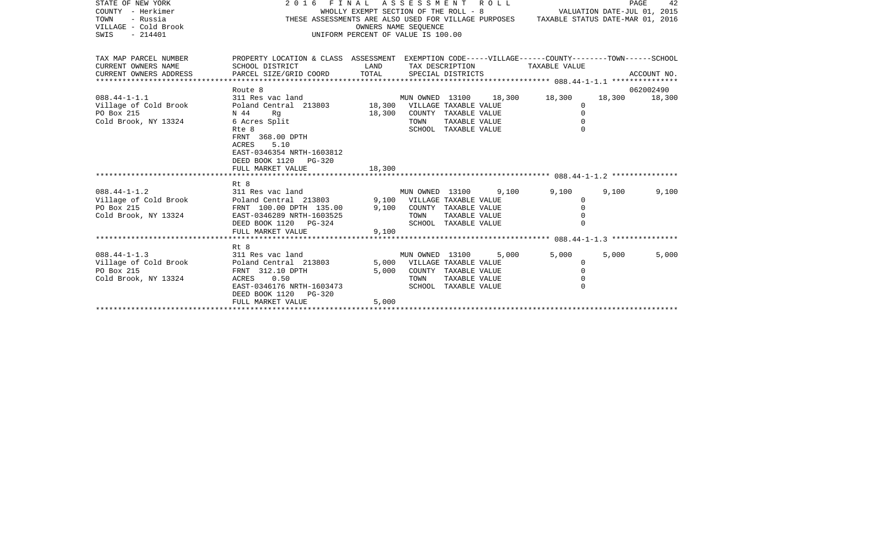STATE OF NEW YORK — 2016 FINAL ASSESSMENT ROLL
COUNTY - Herkimer — WHOLLY EXEMPT SECTION OF THE ROLL - 8 — VALUATION DATE-JUL 01, 2015
TOWN - Russia — THESE ASSESSMENTS ARE ALSO USED FOR VILLAGE PURPOSES — TAXABLE STATUS DATE-MAR 01, 2016
VILLAGE - Cold Brook — OWNERS NAME SEQUENCE
SWIS - 214401 — UNIFORM PERCENT OF VALUE IS 100.00

| TAX MAP PARCEL NUMBER<br>CURRENT OWNERS NAME<br>CURRENT OWNERS ADDRESS | PROPERTY LOCATION & CLASS<br>SCHOOL DISTRICT<br>PARCEL SIZE/GRID COORD | ASSESSMENT<br>LAND<br>TOTAL | EXEMPTION CODE-----VILLAGE------COUNTY--------TOWN------SCHOOL<br>TAX DESCRIPTION TAXABLE VALUE<br>SPECIAL DISTRICTS | | | | ACCOUNT NO. |
|---|---|---|---|---|---|---|---|
| **088.44-1-1.1** | Route 8 | | | | | | 062002490 |
| 088.44-1-1.1 | 311 Res vac land | | MUN OWNED 13100 18,300 | 18,300 | 18,300 | 18,300 | 18,300 |
| Village of Cold Brook | Poland Central 213803 | 18,300 | VILLAGE TAXABLE VALUE | 0 | | | |
| PO Box 215 | N 44 Rg | 18,300 | COUNTY TAXABLE VALUE | 0 | | | |
| Cold Brook, NY 13324 | 6 Acres Split | | TOWN TAXABLE VALUE | 0 | | | |
| | Rte 8 | | SCHOOL TAXABLE VALUE | 0 | | | |
| | FRNT 368.00 DPTH | | | | | | |
| | ACRES 5.10 | | | | | | |
| | EAST-0346354 NRTH-1603812 | | | | | | |
| | DEED BOOK 1120 PG-320 | | | | | | |
| | FULL MARKET VALUE | 18,300 | | | | | |
| **088.44-1-1.2** | Rt 8 | | | | | | |
| 088.44-1-1.2 | 311 Res vac land | | MUN OWNED 13100 9,100 | 9,100 | 9,100 | 9,100 | 9,100 |
| Village of Cold Brook | Poland Central 213803 | 9,100 | VILLAGE TAXABLE VALUE | 0 | | | |
| PO Box 215 | FRNT 100.00 DPTH 135.00 | 9,100 | COUNTY TAXABLE VALUE | 0 | | | |
| Cold Brook, NY 13324 | EAST-0346289 NRTH-1603525 | | TOWN TAXABLE VALUE | 0 | | | |
| | DEED BOOK 1120 PG-324 | | SCHOOL TAXABLE VALUE | 0 | | | |
| | FULL MARKET VALUE | 9,100 | | | | | |
| **088.44-1-1.3** | Rt 8 | | | | | | |
| 088.44-1-1.3 | 311 Res vac land | | MUN OWNED 13100 5,000 | 5,000 | 5,000 | 5,000 | 5,000 |
| Village of Cold Brook | Poland Central 213803 | 5,000 | VILLAGE TAXABLE VALUE | 0 | | | |
| PO Box 215 | FRNT 312.10 DPTH | 5,000 | COUNTY TAXABLE VALUE | 0 | | | |
| Cold Brook, NY 13324 | ACRES 0.50 | | TOWN TAXABLE VALUE | 0 | | | |
| | EAST-0346176 NRTH-1603473 | | SCHOOL TAXABLE VALUE | 0 | | | |
| | DEED BOOK 1120 PG-320 | | | | | | |
| | FULL MARKET VALUE | 5,000 | | | | | |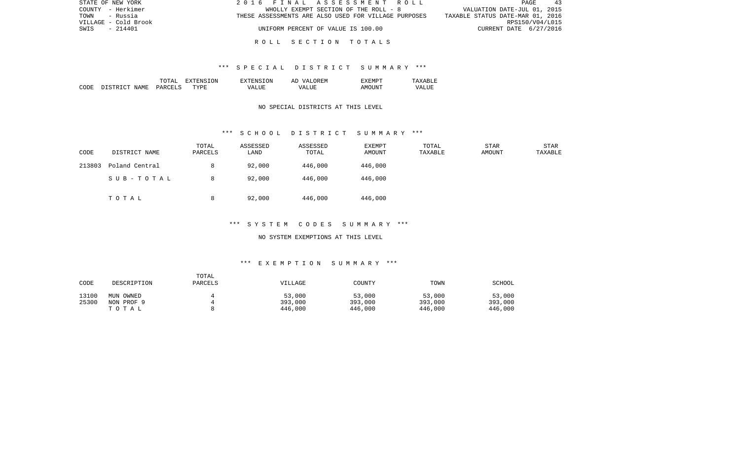STATE OF NEW YORK | 2 0 1 6 F I N A L A S S E S S M E N T R O L L
COUNTY - Herkimer | WHOLLY EXEMPT SECTION OF THE ROLL - 8 | VALUATION DATE-JUL 01, 2015
TOWN - Russia | THESE ASSESSMENTS ARE ALSO USED FOR VILLAGE PURPOSES | TAXABLE STATUS DATE-MAR 01, 2016
VILLAGE - Cold Brook | RPS150/V04/L015
SWIS - 214401 | UNIFORM PERCENT OF VALUE IS 100.00 | CURRENT DATE 6/27/2016

## R O L L S E C T I O N T O T A L S

### *** S P E C I A L D I S T R I C T S U M M A R Y ***

| CODE | DISTRICT NAME | TOTAL PARCELS | EXTENSION TYPE | EXTENSION VALUE | AD VALOREM VALUE | EXEMPT AMOUNT | TAXABLE VALUE |
|---|---|---|---|---|---|---|---|

NO SPECIAL DISTRICTS AT THIS LEVEL

### *** S C H O O L D I S T R I C T S U M M A R Y ***

| CODE | DISTRICT NAME | TOTAL PARCELS | ASSESSED LAND | ASSESSED TOTAL | EXEMPT AMOUNT | TOTAL TAXABLE | STAR AMOUNT | STAR TAXABLE |
|---|---|---|---|---|---|---|---|---|
| 213803 | Poland Central | 8 | 92,000 | 446,000 | 446,000 | | | |
| | S U B - T O T A L | 8 | 92,000 | 446,000 | 446,000 | | | |
| | T O T A L | 8 | 92,000 | 446,000 | 446,000 | | | |

### *** S Y S T E M C O D E S S U M M A R Y ***

NO SYSTEM EXEMPTIONS AT THIS LEVEL

### *** E X E M P T I O N S U M M A R Y ***

| CODE | DESCRIPTION | TOTAL PARCELS | VILLAGE | COUNTY | TOWN | SCHOOL |
|---|---|---|---|---|---|---|
| 13100 | MUN OWNED | 4 | 53,000 | 53,000 | 53,000 | 53,000 |
| 25300 | NON PROF 9 | 4 | 393,000 | 393,000 | 393,000 | 393,000 |
| | T O T A L | 8 | 446,000 | 446,000 | 446,000 | 446,000 |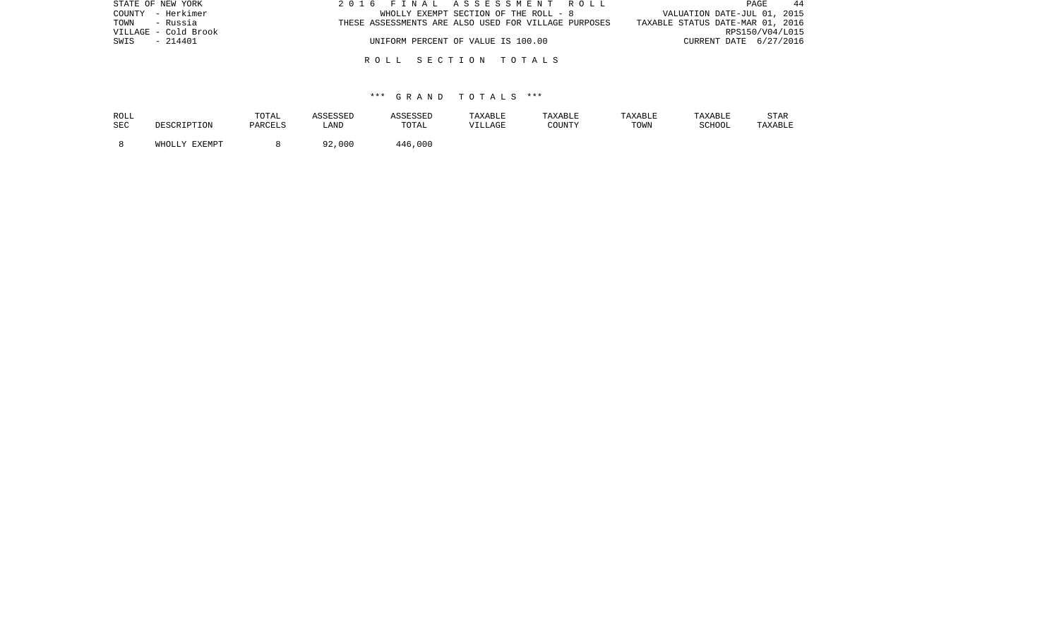ROLL SECTION TOTALS

*** GRAND TOTALS ***

| ROLL SEC | DESCRIPTION | TOTAL PARCELS | ASSESSED LAND | ASSESSED TOTAL | TAXABLE VILLAGE | TAXABLE COUNTY | TAXABLE TOWN | TAXABLE SCHOOL | STAR TAXABLE |
|---|---|---|---|---|---|---|---|---|---|
| 8 | WHOLLY EXEMPT | 8 | 92,000 | 446,000 | | | | | |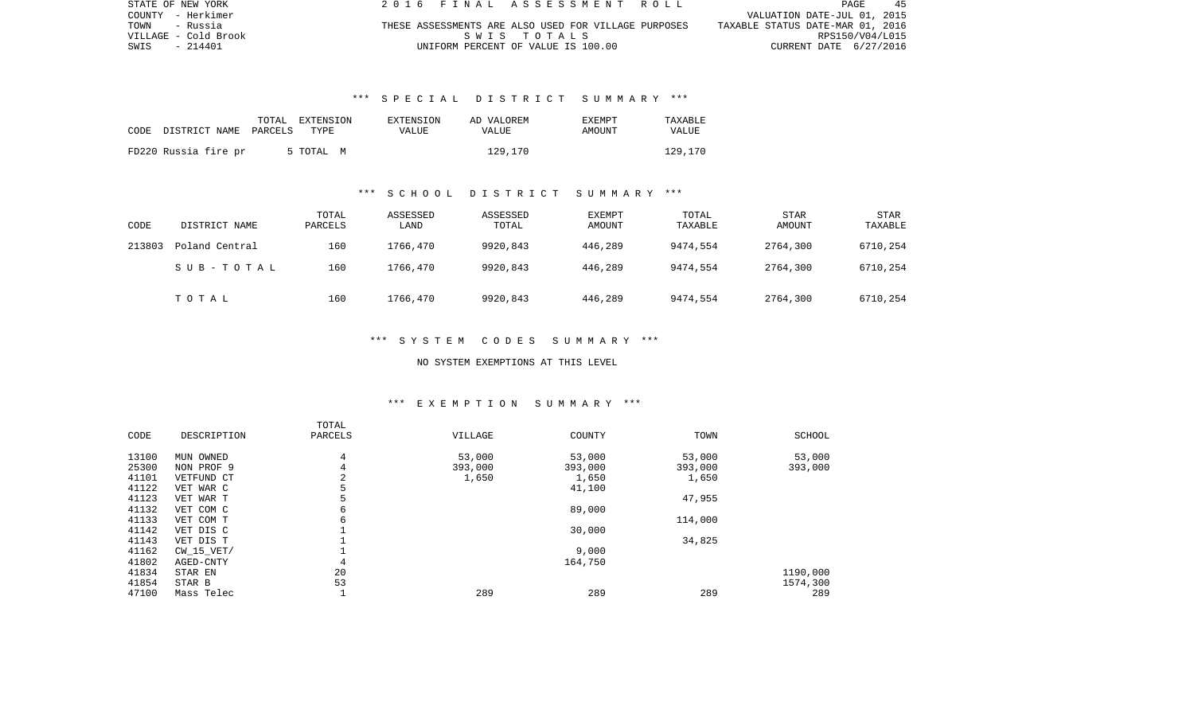STATE OF NEW YORK 2 0 1 6 F I N A L A S S E S S M E N T R O L L
COUNTY - Herkimer VALUATION DATE-JUL 01, 2015
TOWN - Russia THESE ASSESSMENTS ARE ALSO USED FOR VILLAGE PURPOSES TAXABLE STATUS DATE-MAR 01, 2016
VILLAGE - Cold Brook S W I S T O T A L S RPS150/V04/L015
SWIS - 214401 UNIFORM PERCENT OF VALUE IS 100.00 CURRENT DATE 6/27/2016

### *** S P E C I A L D I S T R I C T S U M M A R Y ***

| CODE | DISTRICT NAME | TOTAL PARCELS | EXTENSION TYPE | EXTENSION VALUE | AD VALOREM VALUE | EXEMPT AMOUNT | TAXABLE VALUE |
|---|---|---|---|---|---|---|---|
| FD220 | Russia fire pr | 5 | TOTAL M | | 129,170 | | 129,170 |

### *** S C H O O L D I S T R I C T S U M M A R Y ***

| CODE | DISTRICT NAME | TOTAL PARCELS | ASSESSED LAND | ASSESSED TOTAL | EXEMPT AMOUNT | TOTAL TAXABLE | STAR AMOUNT | STAR TAXABLE |
|---|---|---|---|---|---|---|---|---|
| 213803 | Poland Central | 160 | 1766,470 | 9920,843 | 446,289 | 9474,554 | 2764,300 | 6710,254 |
| | S U B - T O T A L | 160 | 1766,470 | 9920,843 | 446,289 | 9474,554 | 2764,300 | 6710,254 |
| | T O T A L | 160 | 1766,470 | 9920,843 | 446,289 | 9474,554 | 2764,300 | 6710,254 |

### *** S Y S T E M C O D E S S U M M A R Y ***

NO SYSTEM EXEMPTIONS AT THIS LEVEL

### *** E X E M P T I O N S U M M A R Y ***

| CODE | DESCRIPTION | TOTAL PARCELS | VILLAGE | COUNTY | TOWN | SCHOOL |
|---|---|---|---|---|---|---|
| 13100 | MUN OWNED | 4 | 53,000 | 53,000 | 53,000 | 53,000 |
| 25300 | NON PROF 9 | 4 | 393,000 | 393,000 | 393,000 | 393,000 |
| 41101 | VETFUND CT | 2 | 1,650 | 1,650 | 1,650 | |
| 41122 | VET WAR C | 5 | | 41,100 | | |
| 41123 | VET WAR T | 5 | | | 47,955 | |
| 41132 | VET COM C | 6 | | 89,000 | | |
| 41133 | VET COM T | 6 | | | 114,000 | |
| 41142 | VET DIS C | 1 | | 30,000 | | |
| 41143 | VET DIS T | 1 | | | 34,825 | |
| 41162 | CW_15_VET/ | 1 | | 9,000 | | |
| 41802 | AGED-CNTY | 4 | | 164,750 | | |
| 41834 | STAR EN | 20 | | | | 1190,000 |
| 41854 | STAR B | 53 | | | | 1574,300 |
| 47100 | Mass Telec | 1 | 289 | 289 | 289 | 289 |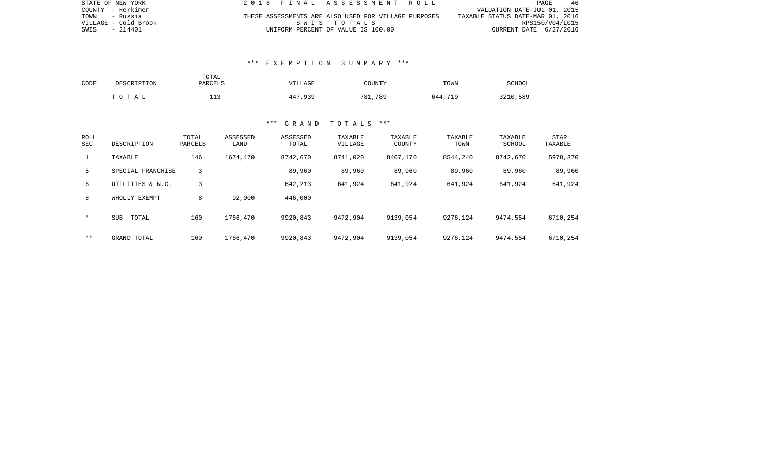STATE OF NEW YORK
COUNTY - Herkimer
TOWN - Russia
VILLAGE - Cold Brook
SWIS - 214401

2 0 1 6 F I N A L A S S E S S M E N T R O L L
THESE ASSESSMENTS ARE ALSO USED FOR VILLAGE PURPOSES
S W I S T O T A L S
UNIFORM PERCENT OF VALUE IS 100.00

VALUATION DATE-JUL 01, 2015
TAXABLE STATUS DATE-MAR 01, 2016
RPS150/V04/L015
CURRENT DATE 6/27/2016

### *** E X E M P T I O N S U M M A R Y ***

| CODE | DESCRIPTION | TOTAL PARCELS | VILLAGE | COUNTY | TOWN | SCHOOL |
|---|---|---|---|---|---|---|
| | T O T A L | 113 | 447,939 | 781,789 | 644,719 | 3210,589 |

### *** G R A N D T O T A L S ***

| ROLL SEC | DESCRIPTION | TOTAL PARCELS | ASSESSED LAND | ASSESSED TOTAL | TAXABLE VILLAGE | TAXABLE COUNTY | TAXABLE TOWN | TAXABLE SCHOOL | STAR TAXABLE |
|---|---|---|---|---|---|---|---|---|---|
| 1 | TAXABLE | 146 | 1674,470 | 8742,670 | 8741,020 | 8407,170 | 8544,240 | 8742,670 | 5978,370 |
| 5 | SPECIAL FRANCHISE | 3 | | 89,960 | 89,960 | 89,960 | 89,960 | 89,960 | 89,960 |
| 6 | UTILITIES & N.C. | 3 | | 642,213 | 641,924 | 641,924 | 641,924 | 641,924 | 641,924 |
| 8 | WHOLLY EXEMPT | 8 | 92,000 | 446,000 | | | | | |
| * | SUB TOTAL | 160 | 1766,470 | 9920,843 | 9472,904 | 9139,054 | 9276,124 | 9474,554 | 6710,254 |
| ** | GRAND TOTAL | 160 | 1766,470 | 9920,843 | 9472,904 | 9139,054 | 9276,124 | 9474,554 | 6710,254 |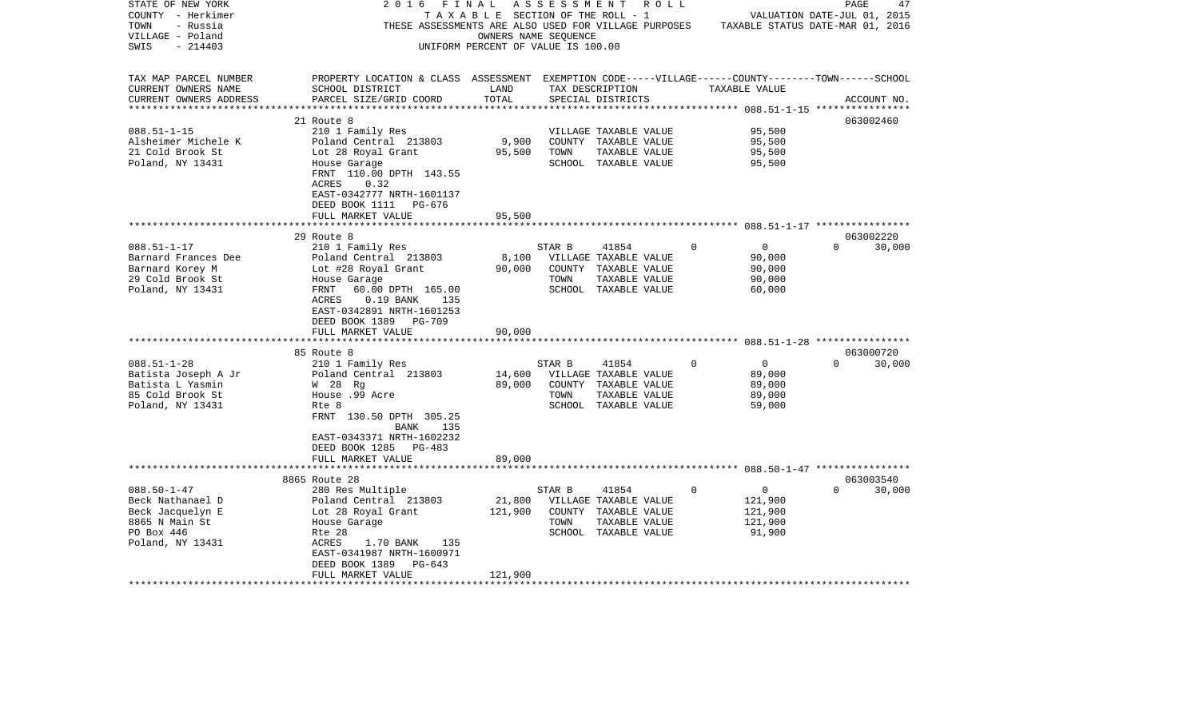STATE OF NEW YORK — 2016 FINAL ASSESSMENT ROLL — PAGE 47
COUNTY - Herkimer — TAXABLE SECTION OF THE ROLL - 1 — VALUATION DATE-JUL 01, 2015
TOWN - Russia — THESE ASSESSMENTS ARE ALSO USED FOR VILLAGE PURPOSES — TAXABLE STATUS DATE-MAR 01, 2016
VILLAGE - Poland — OWNERS NAME SEQUENCE
SWIS - 214403 — UNIFORM PERCENT OF VALUE IS 100.00

| TAX MAP PARCEL NUMBER / CURRENT OWNERS NAME / CURRENT OWNERS ADDRESS | PROPERTY LOCATION & CLASS / SCHOOL DISTRICT / PARCEL SIZE/GRID COORD | ASSESSMENT LAND | ASSESSMENT TOTAL | EXEMPTION CODE / TAX DESCRIPTION / SPECIAL DISTRICTS | VILLAGE | COUNTY / TAXABLE VALUE | TOWN | SCHOOL | ACCOUNT NO. |
|---|---|---|---|---|---|---|---|---|---|
| 088.51-1-15 | 21 Route 8 | | | | | | | | 063002460 |
| | 210 1 Family Res | | | VILLAGE TAXABLE VALUE | | 95,500 | | | |
| Alsheimer Michele K | Poland Central 213803 | 9,900 | | COUNTY TAXABLE VALUE | | 95,500 | | | |
| 21 Cold Brook St | Lot 28 Royal Grant | | 95,500 | TOWN TAXABLE VALUE | | 95,500 | | | |
| Poland, NY 13431 | House Garage | | | SCHOOL TAXABLE VALUE | | 95,500 | | | |
| | FRNT 110.00 DPTH 143.55 | | | | | | | | |
| | ACRES 0.32 | | | | | | | | |
| | EAST-0342777 NRTH-1601137 | | | | | | | | |
| | DEED BOOK 1111 PG-676 | | | | | | | | |
| | FULL MARKET VALUE | | 95,500 | | | | | | |
| 088.51-1-17 | 29 Route 8 | | | | | | | | 063002220 |
| | 210 1 Family Res | | | STAR B 41854 | 0 | 0 | 0 | 30,000 | |
| Barnard Frances Dee | Poland Central 213803 | 8,100 | | VILLAGE TAXABLE VALUE | | 90,000 | | | |
| Barnard Korey M | Lot #28 Royal Grant | | 90,000 | COUNTY TAXABLE VALUE | | 90,000 | | | |
| 29 Cold Brook St | House Garage | | | TOWN TAXABLE VALUE | | 90,000 | | | |
| Poland, NY 13431 | FRNT 60.00 DPTH 165.00 | | | SCHOOL TAXABLE VALUE | | 60,000 | | | |
| | ACRES 0.19 BANK 135 | | | | | | | | |
| | EAST-0342891 NRTH-1601253 | | | | | | | | |
| | DEED BOOK 1389 PG-709 | | | | | | | | |
| | FULL MARKET VALUE | | 90,000 | | | | | | |
| 088.51-1-28 | 85 Route 8 | | | | | | | | 063000720 |
| | 210 1 Family Res | | | STAR B 41854 | 0 | 0 | 0 | 30,000 | |
| Batista Joseph A Jr | Poland Central 213803 | 14,600 | | VILLAGE TAXABLE VALUE | | 89,000 | | | |
| Batista L Yasmin | W 28 Rg | | 89,000 | COUNTY TAXABLE VALUE | | 89,000 | | | |
| 85 Cold Brook St | House .99 Acre | | | TOWN TAXABLE VALUE | | 89,000 | | | |
| Poland, NY 13431 | Rte 8 | | | SCHOOL TAXABLE VALUE | | 59,000 | | | |
| | FRNT 130.50 DPTH 305.25 | | | | | | | | |
| | BANK 135 | | | | | | | | |
| | EAST-0343371 NRTH-1602232 | | | | | | | | |
| | DEED BOOK 1285 PG-483 | | | | | | | | |
| | FULL MARKET VALUE | | 89,000 | | | | | | |
| 088.50-1-47 | 8865 Route 28 | | | | | | | | 063003540 |
| | 280 Res Multiple | | | STAR B 41854 | 0 | 0 | 0 | 30,000 | |
| Beck Nathanael D | Poland Central 213803 | 21,800 | | VILLAGE TAXABLE VALUE | | 121,900 | | | |
| Beck Jacquelyn E | Lot 28 Royal Grant | | 121,900 | COUNTY TAXABLE VALUE | | 121,900 | | | |
| 8865 N Main St | House Garage | | | TOWN TAXABLE VALUE | | 121,900 | | | |
| PO Box 446 | Rte 28 | | | SCHOOL TAXABLE VALUE | | 91,900 | | | |
| Poland, NY 13431 | ACRES 1.70 BANK 135 | | | | | | | | |
| | EAST-0341987 NRTH-1600971 | | | | | | | | |
| | DEED BOOK 1389 PG-643 | | | | | | | | |
| | FULL MARKET VALUE | | 121,900 | | | | | | |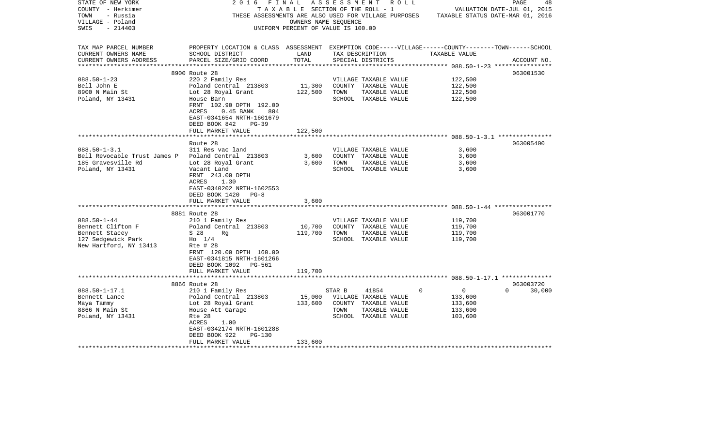STATE OF NEW YORK
COUNTY - Herkimer
TOWN - Russia
VILLAGE - Poland
SWIS - 214403

2016 FINAL ASSESSMENT ROLL
TAXABLE SECTION OF THE ROLL - 1
THESE ASSESSMENTS ARE ALSO USED FOR VILLAGE PURPOSES
OWNERS NAME SEQUENCE
UNIFORM PERCENT OF VALUE IS 100.00

VALUATION DATE-JUL 01, 2015
TAXABLE STATUS DATE-MAR 01, 2016

| TAX MAP PARCEL NUMBER<br>CURRENT OWNERS NAME<br>CURRENT OWNERS ADDRESS | PROPERTY LOCATION & CLASS<br>SCHOOL DISTRICT<br>PARCEL SIZE/GRID COORD | ASSESSMENT<br>LAND<br>TOTAL | EXEMPTION CODE-----VILLAGE------COUNTY--------TOWN------SCHOOL<br>TAX DESCRIPTION<br>SPECIAL DISTRICTS | TAXABLE VALUE | ACCOUNT NO. |
|---|---|---|---|---|---|
| **088.50-1-23** | 8900 Route 28 | | | | 063001530 |
| 088.50-1-23 | 220 2 Family Res | | VILLAGE TAXABLE VALUE | 122,500 | |
| Bell John E | Poland Central 213803 | 11,300 | COUNTY TAXABLE VALUE | 122,500 | |
| 8900 N Main St | Lot 28 Royal Grant | 122,500 | TOWN TAXABLE VALUE | 122,500 | |
| Poland, NY 13431 | House Barn | | SCHOOL TAXABLE VALUE | 122,500 | |
| | FRNT 102.90 DPTH 192.00 | | | | |
| | ACRES 0.45 BANK 804 | | | | |
| | EAST-0341654 NRTH-1601679 | | | | |
| | DEED BOOK 842 PG-39 | | | | |
| | FULL MARKET VALUE | 122,500 | | | |
| **088.50-1-3.1** | Route 28 | | | | 063005400 |
| 088.50-1-3.1 | 311 Res vac land | | VILLAGE TAXABLE VALUE | 3,600 | |
| Bell Revocable Trust James P | Poland Central 213803 | 3,600 | COUNTY TAXABLE VALUE | 3,600 | |
| 185 Gravesville Rd | Lot 28 Royal Grant | 3,600 | TOWN TAXABLE VALUE | 3,600 | |
| Poland, NY 13431 | Vacant Land | | SCHOOL TAXABLE VALUE | 3,600 | |
| | FRNT 243.00 DPTH | | | | |
| | ACRES 1.30 | | | | |
| | EAST-0340202 NRTH-1602553 | | | | |
| | DEED BOOK 1420 PG-8 | | | | |
| | FULL MARKET VALUE | 3,600 | | | |
| **088.50-1-44** | 8881 Route 28 | | | | 063001770 |
| 088.50-1-44 | 210 1 Family Res | | VILLAGE TAXABLE VALUE | 119,700 | |
| Bennett Clifton F | Poland Central 213803 | 10,700 | COUNTY TAXABLE VALUE | 119,700 | |
| Bennett Stacey | S 28 Rg | 119,700 | TOWN TAXABLE VALUE | 119,700 | |
| 127 Sedgewick Park | Ho 1/4 | | SCHOOL TAXABLE VALUE | 119,700 | |
| New Hartford, NY 13413 | Rte # 28 | | | | |
| | FRNT 120.00 DPTH 160.00 | | | | |
| | EAST-0341815 NRTH-1601266 | | | | |
| | DEED BOOK 1092 PG-561 | | | | |
| | FULL MARKET VALUE | 119,700 | | | |
| **088.50-1-17.1** | 8866 Route 28 | | | | 063003720 |
| 088.50-1-17.1 | 210 1 Family Res | | STAR B 41854 0 | 0 | 0 30,000 |
| Bennett Lance | Poland Central 213803 | 15,000 | VILLAGE TAXABLE VALUE | 133,600 | |
| Maya Tammy | Lot 28 Royal Grant | 133,600 | COUNTY TAXABLE VALUE | 133,600 | |
| 8866 N Main St | House Att Garage | | TOWN TAXABLE VALUE | 133,600 | |
| Poland, NY 13431 | Rte 28 | | SCHOOL TAXABLE VALUE | 103,600 | |
| | ACRES 1.00 | | | | |
| | EAST-0342174 NRTH-1601288 | | | | |
| | DEED BOOK 922 PG-130 | | | | |
| | FULL MARKET VALUE | 133,600 | | | |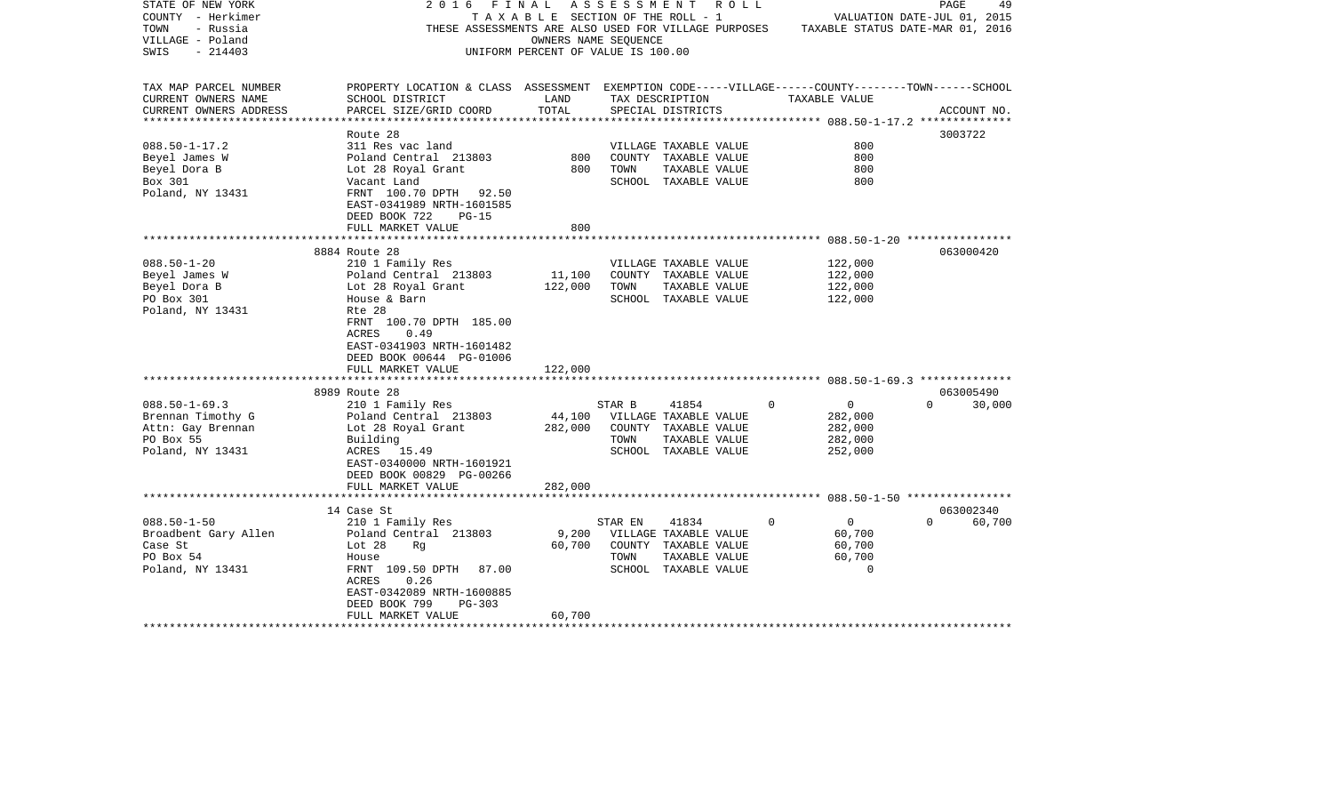STATE OF NEW YORK
COUNTY - Herkimer
TOWN - Russia
VILLAGE - Poland
SWIS - 214403

2016 FINAL ASSESSMENT ROLL
TAXABLE SECTION OF THE ROLL - 1
THESE ASSESSMENTS ARE ALSO USED FOR VILLAGE PURPOSES
OWNERS NAME SEQUENCE
UNIFORM PERCENT OF VALUE IS 100.00

VALUATION DATE-JUL 01, 2015
TAXABLE STATUS DATE-MAR 01, 2016

| TAX MAP PARCEL NUMBER / CURRENT OWNERS NAME / CURRENT OWNERS ADDRESS | PROPERTY LOCATION & CLASS / SCHOOL DISTRICT / PARCEL SIZE/GRID COORD | ASSESSMENT LAND | TOTAL | EXEMPTION CODE / TAX DESCRIPTION / SPECIAL DISTRICTS | VILLAGE | COUNTY / TAXABLE VALUE | TOWN | SCHOOL / ACCOUNT NO. |
|---|---|---|---|---|---|---|---|---|
| **088.50-1-17.2** | Route 28 | | | | | | | 3003722 |
| 088.50-1-17.2 | 311 Res vac land | | | VILLAGE TAXABLE VALUE | | 800 | | |
| Beyel James W | Poland Central 213803 | 800 | | COUNTY TAXABLE VALUE | | 800 | | |
| Beyel Dora B | Lot 28 Royal Grant | | 800 | TOWN TAXABLE VALUE | | 800 | | |
| Box 301 | Vacant Land | | | SCHOOL TAXABLE VALUE | | 800 | | |
| Poland, NY 13431 | FRNT 100.70 DPTH 92.50 | | | | | | | |
| | EAST-0341989 NRTH-1601585 | | | | | | | |
| | DEED BOOK 722 PG-15 | | | | | | | |
| | FULL MARKET VALUE | | 800 | | | | | |
| **088.50-1-20** | 8884 Route 28 | | | | | | | 063000420 |
| 088.50-1-20 | 210 1 Family Res | | | VILLAGE TAXABLE VALUE | | 122,000 | | |
| Beyel James W | Poland Central 213803 | 11,100 | | COUNTY TAXABLE VALUE | | 122,000 | | |
| Beyel Dora B | Lot 28 Royal Grant | | 122,000 | TOWN TAXABLE VALUE | | 122,000 | | |
| PO Box 301 | House & Barn | | | SCHOOL TAXABLE VALUE | | 122,000 | | |
| Poland, NY 13431 | Rte 28 | | | | | | | |
| | FRNT 100.70 DPTH 185.00 | | | | | | | |
| | ACRES 0.49 | | | | | | | |
| | EAST-0341903 NRTH-1601482 | | | | | | | |
| | DEED BOOK 00644 PG-01006 | | | | | | | |
| | FULL MARKET VALUE | | 122,000 | | | | | |
| **088.50-1-69.3** | 8989 Route 28 | | | | | | | 063005490 |
| 088.50-1-69.3 | 210 1 Family Res | | | STAR B 41854 | 0 | 0 | 0 | 30,000 |
| Brennan Timothy G | Poland Central 213803 | 44,100 | | VILLAGE TAXABLE VALUE | | 282,000 | | |
| Attn: Gay Brennan | Lot 28 Royal Grant | | 282,000 | COUNTY TAXABLE VALUE | | 282,000 | | |
| PO Box 55 | Building | | | TOWN TAXABLE VALUE | | 282,000 | | |
| Poland, NY 13431 | ACRES 15.49 | | | SCHOOL TAXABLE VALUE | | 252,000 | | |
| | EAST-0340000 NRTH-1601921 | | | | | | | |
| | DEED BOOK 00829 PG-00266 | | | | | | | |
| | FULL MARKET VALUE | | 282,000 | | | | | |
| **088.50-1-50** | 14 Case St | | | | | | | 063002340 |
| 088.50-1-50 | 210 1 Family Res | | | STAR EN 41834 | 0 | 0 | 0 | 60,700 |
| Broadbent Gary Allen | Poland Central 213803 | 9,200 | | VILLAGE TAXABLE VALUE | | 60,700 | | |
| Case St | Lot 28 Rg | | 60,700 | COUNTY TAXABLE VALUE | | 60,700 | | |
| PO Box 54 | House | | | TOWN TAXABLE VALUE | | 60,700 | | |
| Poland, NY 13431 | FRNT 109.50 DPTH 87.00 | | | SCHOOL TAXABLE VALUE | | 0 | | |
| | ACRES 0.26 | | | | | | | |
| | EAST-0342089 NRTH-1600885 | | | | | | | |
| | DEED BOOK 799 PG-303 | | | | | | | |
| | FULL MARKET VALUE | | 60,700 | | | | | |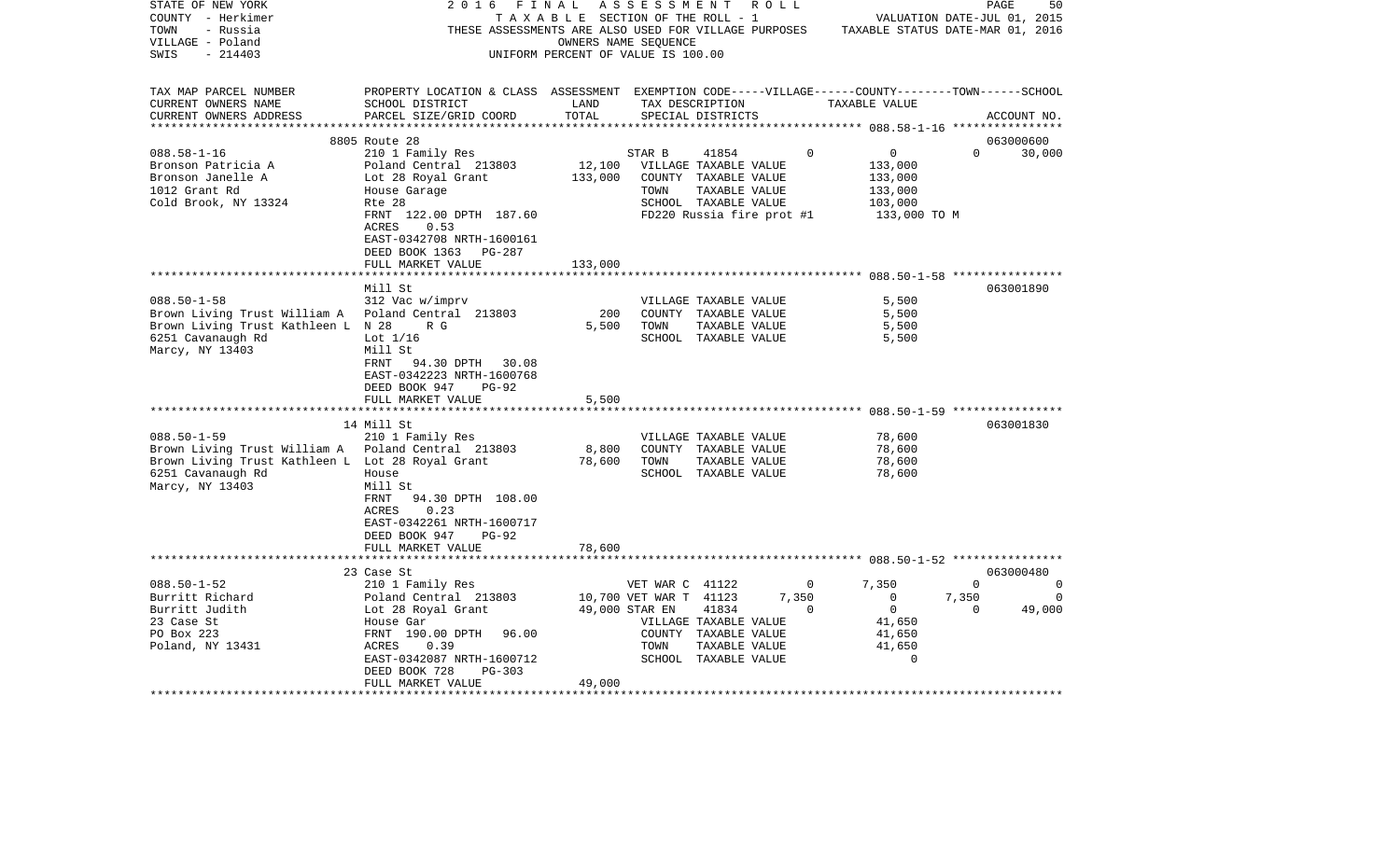STATE OF NEW YORK                    2 0 1 6   F I N A L   A S S E S S M E N T   R O L L
COUNTY - Herkimer                        T A X A B L E  SECTION OF THE ROLL - 1                  VALUATION DATE-JUL 01, 2015
TOWN - Russia                     THESE ASSESSMENTS ARE ALSO USED FOR VILLAGE PURPOSES      TAXABLE STATUS DATE-MAR 01, 2016
VILLAGE - Poland                                  OWNERS NAME SEQUENCE
SWIS - 214403                                UNIFORM PERCENT OF VALUE IS 100.00

| TAX MAP PARCEL NUMBER / CURRENT OWNERS NAME / CURRENT OWNERS ADDRESS | PROPERTY LOCATION & CLASS / SCHOOL DISTRICT / PARCEL SIZE/GRID COORD | ASSESSMENT LAND | TOTAL | EXEMPTION CODE / TAX DESCRIPTION / SPECIAL DISTRICTS | VILLAGE | COUNTY | TOWN | SCHOOL | ACCOUNT NO. |
|---|---|---|---|---|---|---|---|---|---|
| 088.58-1-16 | 8805 Route 28 | | | | | | | | 063000600 |
| Bronson Patricia A | 210 1 Family Res | | | STAR B 41854 | 0 | 0 | 0 | 30,000 | |
| Bronson Janelle A | Poland Central 213803 | 12,100 | | VILLAGE TAXABLE VALUE | 133,000 | | | | |
| 1012 Grant Rd | Lot 28 Royal Grant | | 133,000 | COUNTY TAXABLE VALUE | | 133,000 | | | |
| Cold Brook, NY 13324 | House Garage | | | TOWN TAXABLE VALUE | | | 133,000 | | |
| | Rte 28 | | | SCHOOL TAXABLE VALUE | | | | 103,000 | |
| | FRNT 122.00 DPTH 187.60 | | | FD220 Russia fire prot #1 | 133,000 TO M | | | | |
| | ACRES 0.53 | | | | | | | | |
| | EAST-0342708 NRTH-1600161 | | | | | | | | |
| | DEED BOOK 1363 PG-287 | | | | | | | | |
| | FULL MARKET VALUE | | 133,000 | | | | | | |
| 088.50-1-58 | Mill St | | | | | | | | 063001890 |
| Brown Living Trust William A | 312 Vac w/imprv | | | VILLAGE TAXABLE VALUE | 5,500 | | | | |
| Brown Living Trust Kathleen L | Poland Central 213803 | 200 | | COUNTY TAXABLE VALUE | | 5,500 | | | |
| 6251 Cavanaugh Rd | N 28 R G | | 5,500 | TOWN TAXABLE VALUE | | | 5,500 | | |
| Marcy, NY 13403 | Lot 1/16 | | | SCHOOL TAXABLE VALUE | | | | 5,500 | |
| | Mill St | | | | | | | | |
| | FRNT 94.30 DPTH 30.08 | | | | | | | | |
| | EAST-0342223 NRTH-1600768 | | | | | | | | |
| | DEED BOOK 947 PG-92 | | | | | | | | |
| | FULL MARKET VALUE | | 5,500 | | | | | | |
| 088.50-1-59 | 14 Mill St | | | | | | | | 063001830 |
| Brown Living Trust William A | 210 1 Family Res | | | VILLAGE TAXABLE VALUE | 78,600 | | | | |
| Brown Living Trust Kathleen L | Poland Central 213803 | 8,800 | | COUNTY TAXABLE VALUE | | 78,600 | | | |
| 6251 Cavanaugh Rd | Lot 28 Royal Grant | | 78,600 | TOWN TAXABLE VALUE | | | 78,600 | | |
| Marcy, NY 13403 | House | | | SCHOOL TAXABLE VALUE | | | | 78,600 | |
| | Mill St | | | | | | | | |
| | FRNT 94.30 DPTH 108.00 | | | | | | | | |
| | ACRES 0.23 | | | | | | | | |
| | EAST-0342261 NRTH-1600717 | | | | | | | | |
| | DEED BOOK 947 PG-92 | | | | | | | | |
| | FULL MARKET VALUE | | 78,600 | | | | | | |
| 088.50-1-52 | 23 Case St | | | | | | | | 063000480 |
| Burritt Richard | 210 1 Family Res | | | VET WAR C 41122 | 0 | 7,350 | 0 | 0 | |
| Burritt Judith | Poland Central 213803 | 10,700 | | VET WAR T 41123 | 7,350 | 0 | 7,350 | 0 | |
| 23 Case St | Lot 28 Royal Grant | | 49,000 | STAR EN 41834 | 0 | 0 | 0 | 49,000 | |
| PO Box 223 | House Gar | | | VILLAGE TAXABLE VALUE | 41,650 | | | | |
| Poland, NY 13431 | FRNT 190.00 DPTH 96.00 | | | COUNTY TAXABLE VALUE | | 41,650 | | | |
| | ACRES 0.39 | | | TOWN TAXABLE VALUE | | | 41,650 | | |
| | EAST-0342087 NRTH-1600712 | | | SCHOOL TAXABLE VALUE | | | | 0 | |
| | DEED BOOK 728 PG-303 | | | | | | | | |
| | FULL MARKET VALUE | | 49,000 | | | | | | |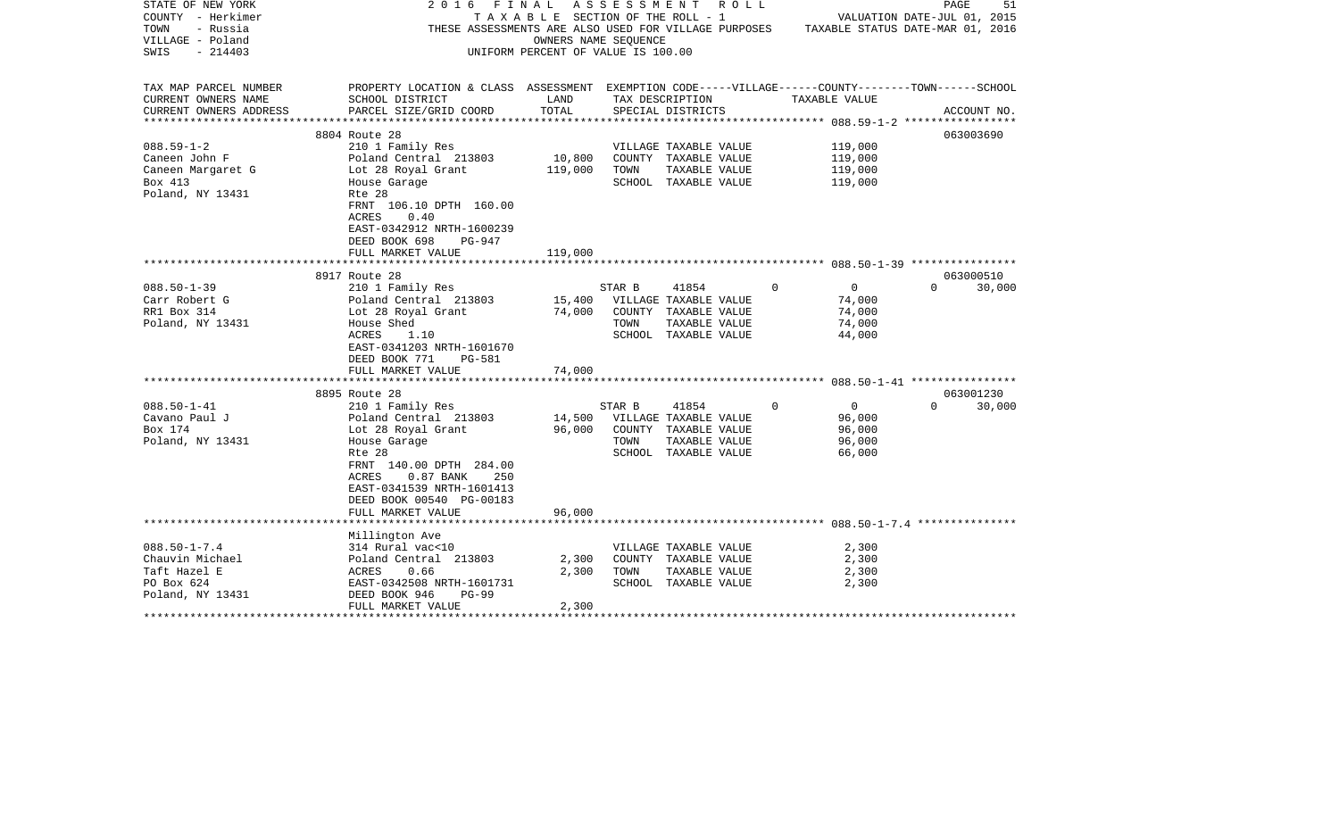STATE OF NEW YORK
COUNTY - Herkimer
TOWN - Russia
VILLAGE - Poland
SWIS - 214403

2016 FINAL ASSESSMENT ROLL
TAXABLE SECTION OF THE ROLL - 1
THESE ASSESSMENTS ARE ALSO USED FOR VILLAGE PURPOSES
OWNERS NAME SEQUENCE
UNIFORM PERCENT OF VALUE IS 100.00

VALUATION DATE-JUL 01, 2015
TAXABLE STATUS DATE-MAR 01, 2016

| TAX MAP PARCEL NUMBER / CURRENT OWNERS NAME / CURRENT OWNERS ADDRESS | PROPERTY LOCATION & CLASS / SCHOOL DISTRICT / PARCEL SIZE/GRID COORD | ASSESSMENT LAND | TOTAL | EXEMPTION CODE / TAX DESCRIPTION / SPECIAL DISTRICTS | VILLAGE | COUNTY | TOWN | SCHOOL / TAXABLE VALUE | ACCOUNT NO. |
|---|---|---|---|---|---|---|---|---|---|
| 088.59-1-2 | 8804 Route 28 | | | | | | | | 063003690 |
| Caneen John F | 210 1 Family Res | | | VILLAGE TAXABLE VALUE | | | | 119,000 | |
| Caneen Margaret G | Poland Central 213803 | 10,800 | | COUNTY TAXABLE VALUE | | | | 119,000 | |
| Box 413 | Lot 28 Royal Grant | | 119,000 | TOWN TAXABLE VALUE | | | | 119,000 | |
| Poland, NY 13431 | House Garage | | | SCHOOL TAXABLE VALUE | | | | 119,000 | |
| | Rte 28 | | | | | | | | |
| | FRNT 106.10 DPTH 160.00 | | | | | | | | |
| | ACRES 0.40 | | | | | | | | |
| | EAST-0342912 NRTH-1600239 | | | | | | | | |
| | DEED BOOK 698 PG-947 | | | | | | | | |
| | FULL MARKET VALUE | | 119,000 | | | | | | |
| 088.50-1-39 | 8917 Route 28 | | | | | | | | 063000510 |
| Carr Robert G | 210 1 Family Res | | | STAR B 41854 | 0 | 0 | 0 | 30,000 | |
| RR1 Box 314 | Poland Central 213803 | 15,400 | | VILLAGE TAXABLE VALUE | | | | 74,000 | |
| Poland, NY 13431 | Lot 28 Royal Grant | | 74,000 | COUNTY TAXABLE VALUE | | | | 74,000 | |
| | House Shed | | | TOWN TAXABLE VALUE | | | | 74,000 | |
| | ACRES 1.10 | | | SCHOOL TAXABLE VALUE | | | | 44,000 | |
| | EAST-0341203 NRTH-1601670 | | | | | | | | |
| | DEED BOOK 771 PG-581 | | | | | | | | |
| | FULL MARKET VALUE | | 74,000 | | | | | | |
| 088.50-1-41 | 8895 Route 28 | | | | | | | | 063001230 |
| Cavano Paul J | 210 1 Family Res | | | STAR B 41854 | 0 | 0 | 0 | 30,000 | |
| Box 174 | Poland Central 213803 | 14,500 | | VILLAGE TAXABLE VALUE | | | | 96,000 | |
| Poland, NY 13431 | Lot 28 Royal Grant | | 96,000 | COUNTY TAXABLE VALUE | | | | 96,000 | |
| | House Garage | | | TOWN TAXABLE VALUE | | | | 96,000 | |
| | Rte 28 | | | SCHOOL TAXABLE VALUE | | | | 66,000 | |
| | FRNT 140.00 DPTH 284.00 | | | | | | | | |
| | ACRES 0.87 BANK 250 | | | | | | | | |
| | EAST-0341539 NRTH-1601413 | | | | | | | | |
| | DEED BOOK 00540 PG-00183 | | | | | | | | |
| | FULL MARKET VALUE | | 96,000 | | | | | | |
| 088.50-1-7.4 | Millington Ave | | | | | | | | |
| Chauvin Michael | 314 Rural vac<10 | | | VILLAGE TAXABLE VALUE | | | | 2,300 | |
| Taft Hazel E | Poland Central 213803 | 2,300 | | COUNTY TAXABLE VALUE | | | | 2,300 | |
| PO Box 624 | ACRES 0.66 | | 2,300 | TOWN TAXABLE VALUE | | | | 2,300 | |
| Poland, NY 13431 | EAST-0342508 NRTH-1601731 | | | SCHOOL TAXABLE VALUE | | | | 2,300 | |
| | DEED BOOK 946 PG-99 | | | | | | | | |
| | FULL MARKET VALUE | | 2,300 | | | | | | |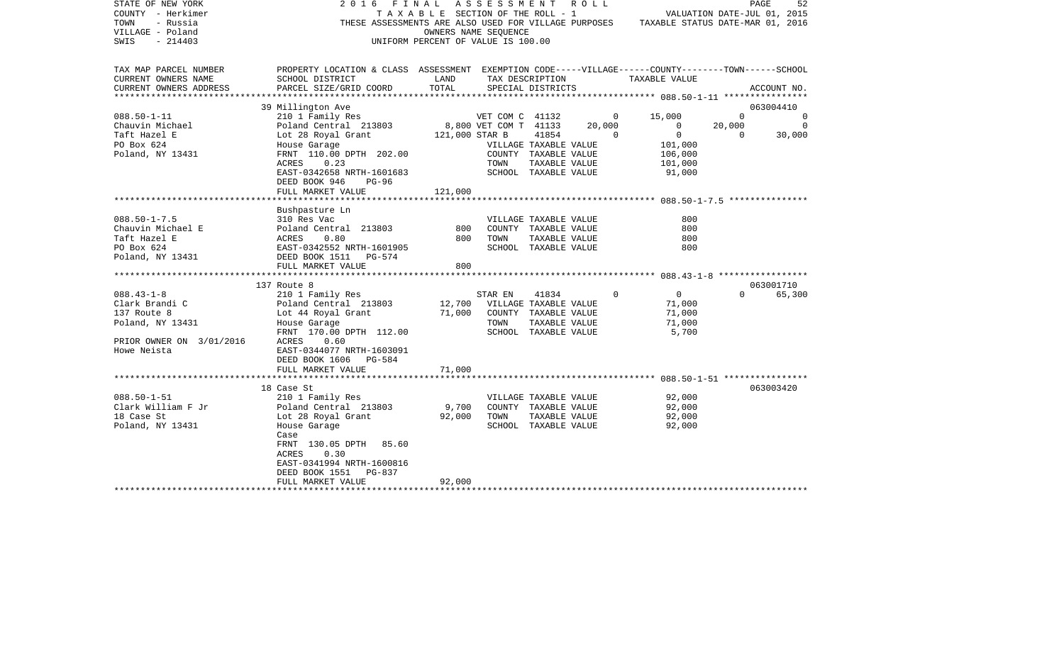STATE OF NEW YORK — 2016 FINAL ASSESSMENT ROLL
COUNTY - Herkimer — TAXABLE SECTION OF THE ROLL - 1 — VALUATION DATE-JUL 01, 2015
TOWN - Russia — THESE ASSESSMENTS ARE ALSO USED FOR VILLAGE PURPOSES — TAXABLE STATUS DATE-MAR 01, 2016
VILLAGE - Poland — OWNERS NAME SEQUENCE
SWIS - 214403 — UNIFORM PERCENT OF VALUE IS 100.00

| TAX MAP PARCEL NUMBER / CURRENT OWNERS NAME / CURRENT OWNERS ADDRESS | PROPERTY LOCATION & CLASS / SCHOOL DISTRICT / PARCEL SIZE/GRID COORD | ASSESSMENT LAND | TOTAL | EXEMPTION CODE / TAX DESCRIPTION / SPECIAL DISTRICTS | VILLAGE | COUNTY | TOWN | SCHOOL | ACCOUNT NO. |
|---|---|---|---|---|---|---|---|---|---|
| **088.50-1-11** | 39 Millington Ave | | | | | | | | 063004410 |
| Chauvin Michael | 210 1 Family Res | | | VET COM C 41132 | 0 | 15,000 | 0 | 0 | |
| Taft Hazel E | Poland Central 213803 | 8,800 | | VET COM T 41133 | 20,000 | 0 | 20,000 | 0 | |
| PO Box 624 | Lot 28 Royal Grant | | 121,000 | STAR B 41854 | 0 | 0 | 0 | 30,000 | |
| Poland, NY 13431 | House Garage | | | VILLAGE TAXABLE VALUE | 101,000 | | | | |
| | FRNT 110.00 DPTH 202.00 | | | COUNTY TAXABLE VALUE | | 106,000 | | | |
| | ACRES 0.23 | | | TOWN TAXABLE VALUE | | | 101,000 | | |
| | EAST-0342658 NRTH-1601683 | | | SCHOOL TAXABLE VALUE | | | | 91,000 | |
| | DEED BOOK 946 PG-96 | | | | | | | | |
| | FULL MARKET VALUE | | 121,000 | | | | | | |
| **088.50-1-7.5** | Bushpasture Ln | | | | | | | | |
| Chauvin Michael E | 310 Res Vac | | | VILLAGE TAXABLE VALUE | 800 | | | | |
| Taft Hazel E | Poland Central 213803 | 800 | | COUNTY TAXABLE VALUE | | 800 | | | |
| PO Box 624 | ACRES 0.80 | | 800 | TOWN TAXABLE VALUE | | | 800 | | |
| Poland, NY 13431 | EAST-0342552 NRTH-1601905 | | | SCHOOL TAXABLE VALUE | | | | 800 | |
| | DEED BOOK 1511 PG-574 | | | | | | | | |
| | FULL MARKET VALUE | | 800 | | | | | | |
| **088.43-1-8** | 137 Route 8 | | | | | | | | 063001710 |
| Clark Brandi C | 210 1 Family Res | | | STAR EN 41834 | 0 | 0 | 0 | 65,300 | |
| 137 Route 8 | Poland Central 213803 | 12,700 | | VILLAGE TAXABLE VALUE | 71,000 | | | | |
| Poland, NY 13431 | Lot 44 Royal Grant | | 71,000 | COUNTY TAXABLE VALUE | | 71,000 | | | |
| | House Garage | | | TOWN TAXABLE VALUE | | | 71,000 | | |
| | FRNT 170.00 DPTH 112.00 | | | SCHOOL TAXABLE VALUE | | | | 5,700 | |
| PRIOR OWNER ON 3/01/2016 | ACRES 0.60 | | | | | | | | |
| Howe Neista | EAST-0344077 NRTH-1603091 | | | | | | | | |
| | DEED BOOK 1606 PG-584 | | | | | | | | |
| | FULL MARKET VALUE | | 71,000 | | | | | | |
| **088.50-1-51** | 18 Case St | | | | | | | | 063003420 |
| Clark William F Jr | 210 1 Family Res | | | VILLAGE TAXABLE VALUE | 92,000 | | | | |
| 18 Case St | Poland Central 213803 | 9,700 | | COUNTY TAXABLE VALUE | | 92,000 | | | |
| Poland, NY 13431 | Lot 28 Royal Grant | | 92,000 | TOWN TAXABLE VALUE | | | 92,000 | | |
| | House Garage | | | SCHOOL TAXABLE VALUE | | | | 92,000 | |
| | Case | | | | | | | | |
| | FRNT 130.05 DPTH 85.60 | | | | | | | | |
| | ACRES 0.30 | | | | | | | | |
| | EAST-0341994 NRTH-1600816 | | | | | | | | |
| | DEED BOOK 1551 PG-837 | | | | | | | | |
| | FULL MARKET VALUE | | 92,000 | | | | | | |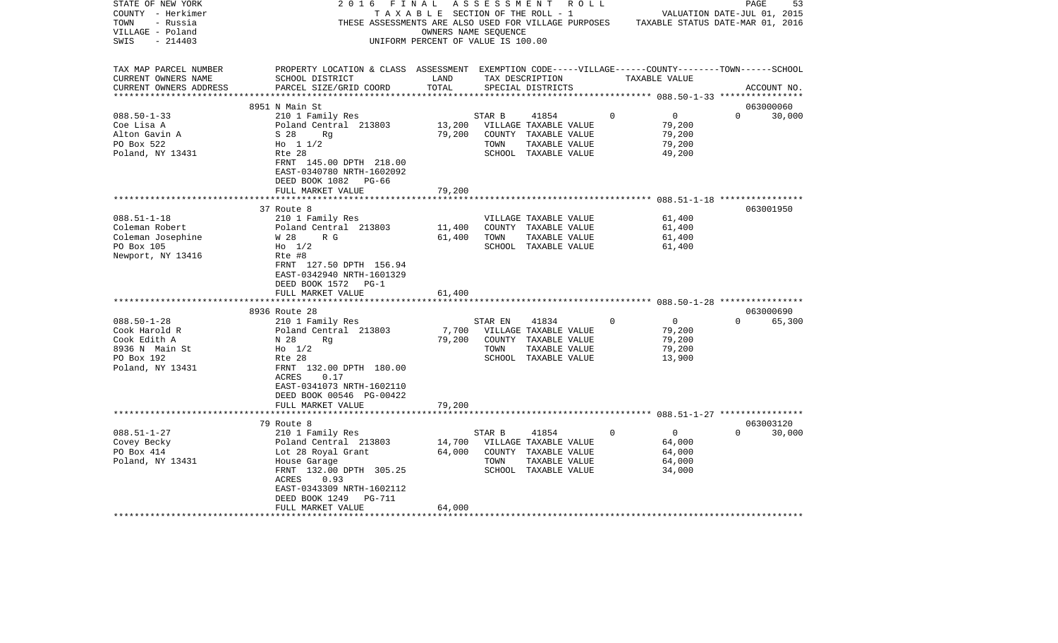STATE OF NEW YORK
COUNTY - Herkimer
TOWN - Russia
VILLAGE - Poland
SWIS - 214403

2016 FINAL ASSESSMENT ROLL
TAXABLE SECTION OF THE ROLL - 1
THESE ASSESSMENTS ARE ALSO USED FOR VILLAGE PURPOSES
OWNERS NAME SEQUENCE
UNIFORM PERCENT OF VALUE IS 100.00

VALUATION DATE-JUL 01, 2015
TAXABLE STATUS DATE-MAR 01, 2016

| TAX MAP PARCEL NUMBER / CURRENT OWNERS NAME / CURRENT OWNERS ADDRESS | PROPERTY LOCATION & CLASS / SCHOOL DISTRICT / PARCEL SIZE/GRID COORD | ASSESSMENT LAND | TOTAL | EXEMPTION CODE / TAX DESCRIPTION / SPECIAL DISTRICTS | VILLAGE | COUNTY / TAXABLE VALUE | TOWN | SCHOOL / ACCOUNT NO. |
|---|---|---|---|---|---|---|---|---|
| **088.50-1-33** | 8951 N Main St | | | | | | | 063000060 |
| 088.50-1-33 | 210 1 Family Res | | | STAR B 41854 | 0 | 0 | 0 | 30,000 |
| Coe Lisa A | Poland Central 213803 | 13,200 | | VILLAGE TAXABLE VALUE | | 79,200 | | |
| Alton Gavin A | S 28 Rg | | 79,200 | COUNTY TAXABLE VALUE | | 79,200 | | |
| PO Box 522 | Ho 1 1/2 | | | TOWN TAXABLE VALUE | | 79,200 | | |
| Poland, NY 13431 | Rte 28 | | | SCHOOL TAXABLE VALUE | | 49,200 | | |
| | FRNT 145.00 DPTH 218.00 | | | | | | | |
| | EAST-0340780 NRTH-1602092 | | | | | | | |
| | DEED BOOK 1082 PG-66 | | | | | | | |
| | FULL MARKET VALUE | | 79,200 | | | | | |
| **088.51-1-18** | 37 Route 8 | | | | | | | 063001950 |
| 088.51-1-18 | 210 1 Family Res | | | VILLAGE TAXABLE VALUE | | 61,400 | | |
| Coleman Robert | Poland Central 213803 | 11,400 | | COUNTY TAXABLE VALUE | | 61,400 | | |
| Coleman Josephine | W 28 R G | | 61,400 | TOWN TAXABLE VALUE | | 61,400 | | |
| PO Box 105 | Ho 1/2 | | | SCHOOL TAXABLE VALUE | | 61,400 | | |
| Newport, NY 13416 | Rte #8 | | | | | | | |
| | FRNT 127.50 DPTH 156.94 | | | | | | | |
| | EAST-0342940 NRTH-1601329 | | | | | | | |
| | DEED BOOK 1572 PG-1 | | | | | | | |
| | FULL MARKET VALUE | | 61,400 | | | | | |
| **088.50-1-28** | 8936 Route 28 | | | | | | | 063000690 |
| 088.50-1-28 | 210 1 Family Res | | | STAR EN 41834 | 0 | 0 | 0 | 65,300 |
| Cook Harold R | Poland Central 213803 | 7,700 | | VILLAGE TAXABLE VALUE | | 79,200 | | |
| Cook Edith A | N 28 Rg | | 79,200 | COUNTY TAXABLE VALUE | | 79,200 | | |
| 8936 N Main St | Ho 1/2 | | | TOWN TAXABLE VALUE | | 79,200 | | |
| PO Box 192 | Rte 28 | | | SCHOOL TAXABLE VALUE | | 13,900 | | |
| Poland, NY 13431 | FRNT 132.00 DPTH 180.00 | | | | | | | |
| | ACRES 0.17 | | | | | | | |
| | EAST-0341073 NRTH-1602110 | | | | | | | |
| | DEED BOOK 00546 PG-00422 | | | | | | | |
| | FULL MARKET VALUE | | 79,200 | | | | | |
| **088.51-1-27** | 79 Route 8 | | | | | | | 063003120 |
| 088.51-1-27 | 210 1 Family Res | | | STAR B 41854 | 0 | 0 | 0 | 30,000 |
| Covey Becky | Poland Central 213803 | 14,700 | | VILLAGE TAXABLE VALUE | | 64,000 | | |
| PO Box 414 | Lot 28 Royal Grant | | 64,000 | COUNTY TAXABLE VALUE | | 64,000 | | |
| Poland, NY 13431 | House Garage | | | TOWN TAXABLE VALUE | | 64,000 | | |
| | FRNT 132.00 DPTH 305.25 | | | SCHOOL TAXABLE VALUE | | 34,000 | | |
| | ACRES 0.93 | | | | | | | |
| | EAST-0343309 NRTH-1602112 | | | | | | | |
| | DEED BOOK 1249 PG-711 | | | | | | | |
| | FULL MARKET VALUE | | 64,000 | | | | | |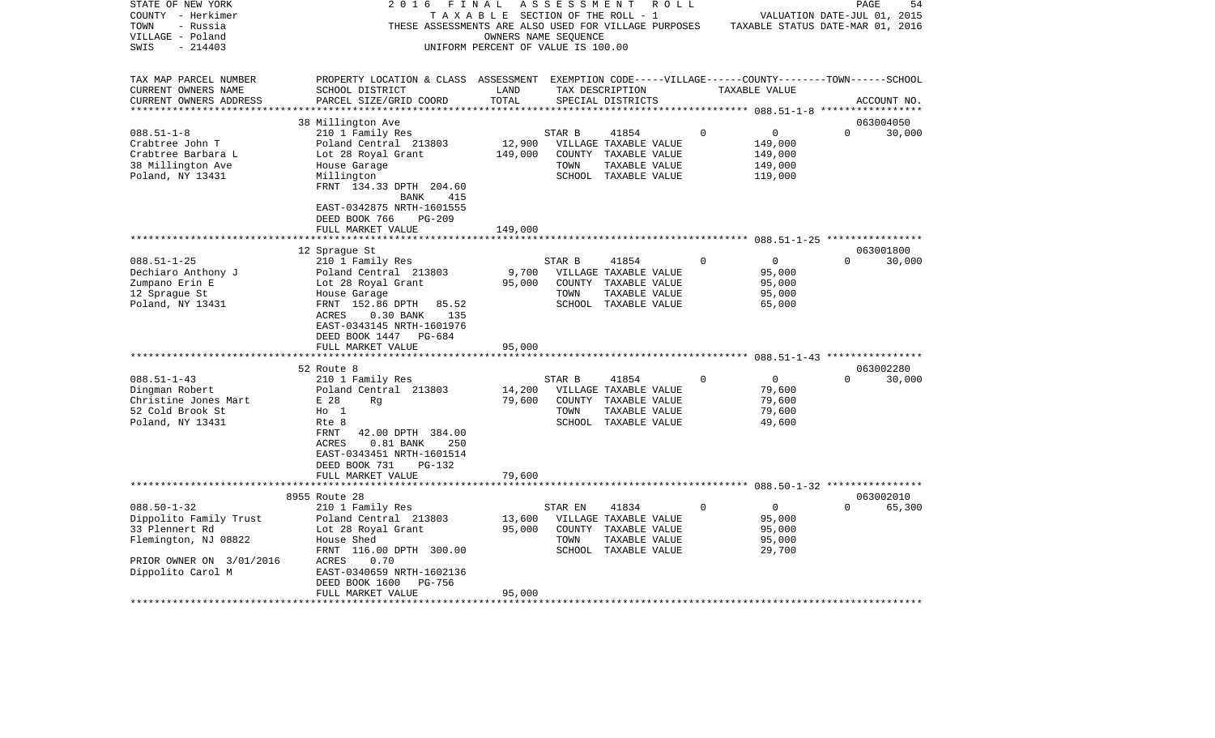STATE OF NEW YORK 2016 FINAL ASSESSMENT ROLL
COUNTY - Herkimer TAXABLE SECTION OF THE ROLL - 1 VALUATION DATE-JUL 01, 2015
TOWN - Russia THESE ASSESSMENTS ARE ALSO USED FOR VILLAGE PURPOSES TAXABLE STATUS DATE-MAR 01, 2016
VILLAGE - Poland OWNERS NAME SEQUENCE
SWIS - 214403 UNIFORM PERCENT OF VALUE IS 100.00

```
TAX MAP PARCEL NUMBER     PROPERTY LOCATION & CLASS  ASSESSMENT  EXEMPTION CODE-----VILLAGE------COUNTY--------TOWN------SCHOOL
CURRENT OWNERS NAME       SCHOOL DISTRICT             LAND       TAX DESCRIPTION            TAXABLE VALUE
CURRENT OWNERS ADDRESS    PARCEL SIZE/GRID COORD      TOTAL      SPECIAL DISTRICTS                                        ACCOUNT NO.
******************************************************************************************************* 088.51-1-8 *****************
                          38 Millington Ave                                                                               063004050
088.51-1-8                210 1 Family Res                       STAR B      41854         0          0           0       30,000
Crabtree John T           Poland Central  213803      12,900     VILLAGE TAXABLE VALUE            149,000
Crabtree Barbara L        Lot 28 Royal Grant          149,000    COUNTY  TAXABLE VALUE            149,000
38 Millington Ave         House Garage                           TOWN    TAXABLE VALUE            149,000
Poland, NY 13431          Millington                             SCHOOL  TAXABLE VALUE            119,000
                          FRNT 134.33 DPTH 204.60
                                   BANK     415
                          EAST-0342875 NRTH-1601555
                          DEED BOOK 766    PG-209
                          FULL MARKET VALUE           149,000
******************************************************************************************************* 088.51-1-25 ****************
                          12 Sprague St                                                                                   063001800
088.51-1-25               210 1 Family Res                       STAR B      41854         0          0           0       30,000
Dechiaro Anthony J        Poland Central  213803       9,700     VILLAGE TAXABLE VALUE             95,000
Zumpano Erin E            Lot 28 Royal Grant           95,000    COUNTY  TAXABLE VALUE             95,000
12 Sprague St             House Garage                           TOWN    TAXABLE VALUE             95,000
Poland, NY 13431          FRNT 152.86 DPTH  85.52                SCHOOL  TAXABLE VALUE             65,000
                          ACRES    0.30 BANK    135
                          EAST-0343145 NRTH-1601976
                          DEED BOOK 1447   PG-684
                          FULL MARKET VALUE            95,000
******************************************************************************************************* 088.51-1-43 ****************
                          52 Route 8                                                                                      063002280
088.51-1-43               210 1 Family Res                       STAR B      41854         0          0           0       30,000
Dingman Robert            Poland Central  213803      14,200     VILLAGE TAXABLE VALUE             79,600
Christine Jones Mart      E 28     Rg                  79,600    COUNTY  TAXABLE VALUE             79,600
52 Cold Brook St          Ho  1                                  TOWN    TAXABLE VALUE             79,600
Poland, NY 13431          Rte 8                                  SCHOOL  TAXABLE VALUE             49,600
                          FRNT  42.00 DPTH 384.00
                          ACRES    0.81 BANK    250
                          EAST-0343451 NRTH-1601514
                          DEED BOOK 731    PG-132
                          FULL MARKET VALUE            79,600
******************************************************************************************************* 088.50-1-32 ****************
                          8955 Route 28                                                                                   063002010
088.50-1-32               210 1 Family Res                       STAR EN     41834         0          0           0       65,300
Dippolito Family Trust    Poland Central  213803      13,600     VILLAGE TAXABLE VALUE             95,000
33 Plennert Rd            Lot 28 Royal Grant           95,000    COUNTY  TAXABLE VALUE             95,000
Flemington, NJ 08822      House Shed                             TOWN    TAXABLE VALUE             95,000
                          FRNT 116.00 DPTH 300.00                SCHOOL  TAXABLE VALUE             29,700
PRIOR OWNER ON 3/01/2016  ACRES    0.70
Dippolito Carol M         EAST-0340659 NRTH-1602136
                          DEED BOOK 1600   PG-756
                          FULL MARKET VALUE            95,000
************************************************************************************************************************************
```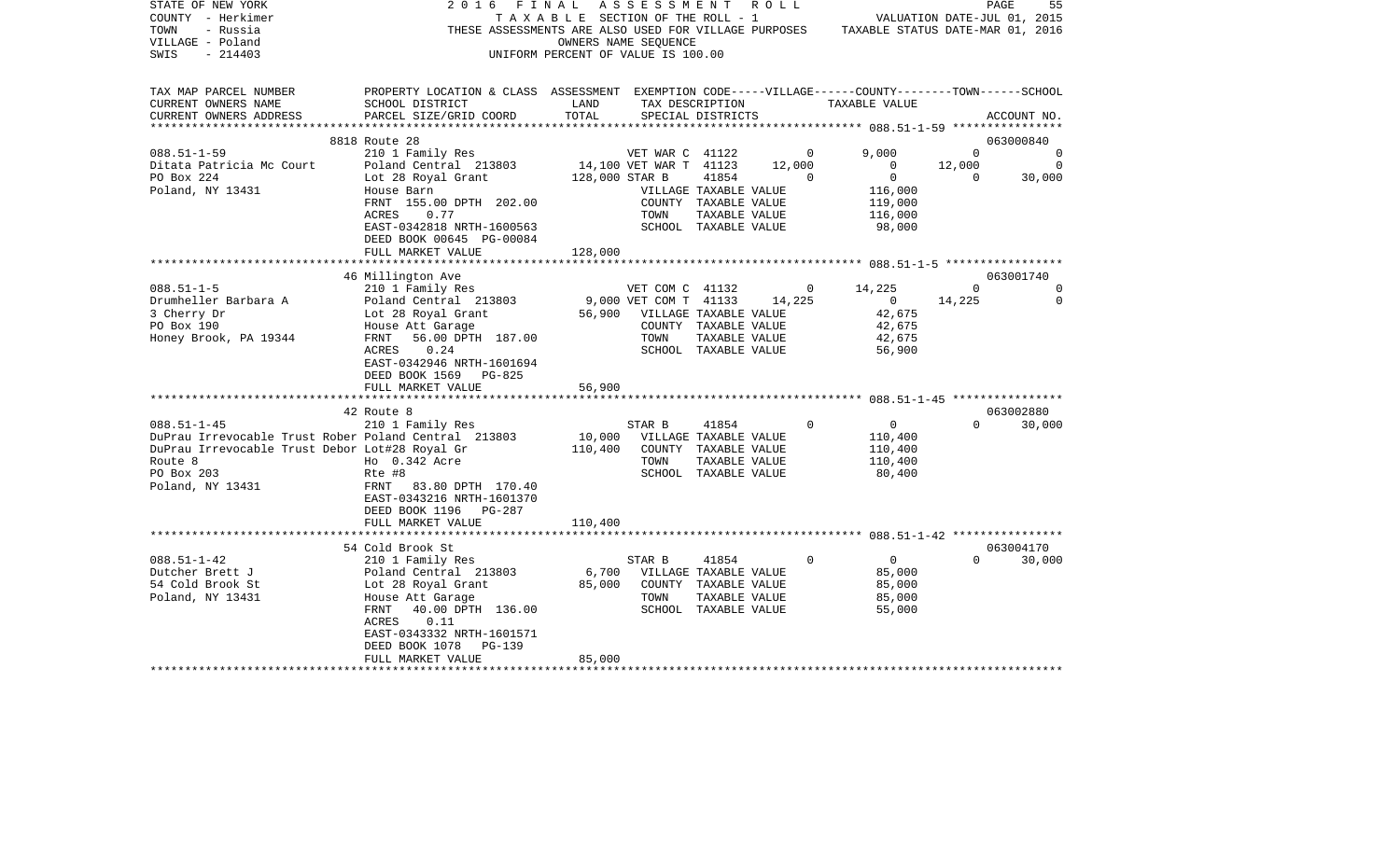STATE OF NEW YORK — 2016 FINAL ASSESSMENT ROLL
COUNTY - Herkimer — TAXABLE SECTION OF THE ROLL - 1 — VALUATION DATE-JUL 01, 2015
TOWN - Russia — THESE ASSESSMENTS ARE ALSO USED FOR VILLAGE PURPOSES — TAXABLE STATUS DATE-MAR 01, 2016
VILLAGE - Poland — OWNERS NAME SEQUENCE
SWIS - 214403 — UNIFORM PERCENT OF VALUE IS 100.00

| TAX MAP PARCEL NUMBER / CURRENT OWNERS NAME / CURRENT OWNERS ADDRESS | PROPERTY LOCATION & CLASS / SCHOOL DISTRICT / PARCEL SIZE/GRID COORD | ASSESSMENT LAND | TOTAL | EXEMPTION CODE / TAX DESCRIPTION / SPECIAL DISTRICTS | VILLAGE | COUNTY | TOWN | SCHOOL | ACCOUNT NO. |
|---|---|---|---|---|---|---|---|---|---|
| | 8818 Route 28 | | | | | | | | 063000840 |
| 088.51-1-59 | 210 1 Family Res | | | VET WAR C 41122 | 0 | 9,000 | 0 | 0 | |
| Ditata Patricia Mc Court | Poland Central 213803 | 14,100 | | VET WAR T 41123 | 12,000 | 0 | 12,000 | 0 | |
| PO Box 224 | Lot 28 Royal Grant | | 128,000 | STAR B 41854 | 0 | 0 | 0 | 30,000 | |
| Poland, NY 13431 | House Barn | | | VILLAGE TAXABLE VALUE | 116,000 | | | | |
| | FRNT 155.00 DPTH 202.00 | | | COUNTY TAXABLE VALUE | | 119,000 | | | |
| | ACRES 0.77 | | | TOWN TAXABLE VALUE | | | 116,000 | | |
| | EAST-0342818 NRTH-1600563 | | | SCHOOL TAXABLE VALUE | | | | 98,000 | |
| | DEED BOOK 00645 PG-00084 | | | | | | | | |
| | FULL MARKET VALUE | | 128,000 | | | | | | |
| | 46 Millington Ave | | | | | | | | 063001740 |
| 088.51-1-5 | 210 1 Family Res | | | VET COM C 41132 | 0 | 14,225 | 0 | 0 | |
| Drumheller Barbara A | Poland Central 213803 | 9,000 | | VET COM T 41133 | 14,225 | 0 | 14,225 | 0 | |
| 3 Cherry Dr | Lot 28 Royal Grant | | 56,900 | VILLAGE TAXABLE VALUE | 42,675 | | | | |
| PO Box 190 | House Att Garage | | | COUNTY TAXABLE VALUE | | 42,675 | | | |
| Honey Brook, PA 19344 | FRNT 56.00 DPTH 187.00 | | | TOWN TAXABLE VALUE | | | 42,675 | | |
| | ACRES 0.24 | | | SCHOOL TAXABLE VALUE | | | | 56,900 | |
| | EAST-0342946 NRTH-1601694 | | | | | | | | |
| | DEED BOOK 1569 PG-825 | | | | | | | | |
| | FULL MARKET VALUE | | 56,900 | | | | | | |
| | 42 Route 8 | | | | | | | | 063002880 |
| 088.51-1-45 | 210 1 Family Res | | | STAR B 41854 | 0 | 0 | 0 | 30,000 | |
| DuPrau Irrevocable Trust Rober | Poland Central 213803 | 10,000 | | VILLAGE TAXABLE VALUE | 110,400 | | | | |
| DuPrau Irrevocable Trust Debor | Lot#28 Royal Gr | | 110,400 | COUNTY TAXABLE VALUE | | 110,400 | | | |
| Route 8 | Ho 0.342 Acre | | | TOWN TAXABLE VALUE | | | 110,400 | | |
| PO Box 203 | Rte #8 | | | SCHOOL TAXABLE VALUE | | | | 80,400 | |
| Poland, NY 13431 | FRNT 83.80 DPTH 170.40 | | | | | | | | |
| | EAST-0343216 NRTH-1601370 | | | | | | | | |
| | DEED BOOK 1196 PG-287 | | | | | | | | |
| | FULL MARKET VALUE | | 110,400 | | | | | | |
| | 54 Cold Brook St | | | | | | | | 063004170 |
| 088.51-1-42 | 210 1 Family Res | | | STAR B 41854 | 0 | 0 | 0 | 30,000 | |
| Dutcher Brett J | Poland Central 213803 | 6,700 | | VILLAGE TAXABLE VALUE | 85,000 | | | | |
| 54 Cold Brook St | Lot 28 Royal Grant | | 85,000 | COUNTY TAXABLE VALUE | | 85,000 | | | |
| Poland, NY 13431 | House Att Garage | | | TOWN TAXABLE VALUE | | | 85,000 | | |
| | FRNT 40.00 DPTH 136.00 | | | SCHOOL TAXABLE VALUE | | | | 55,000 | |
| | ACRES 0.11 | | | | | | | | |
| | EAST-0343332 NRTH-1601571 | | | | | | | | |
| | DEED BOOK 1078 PG-139 | | | | | | | | |
| | FULL MARKET VALUE | | 85,000 | | | | | | |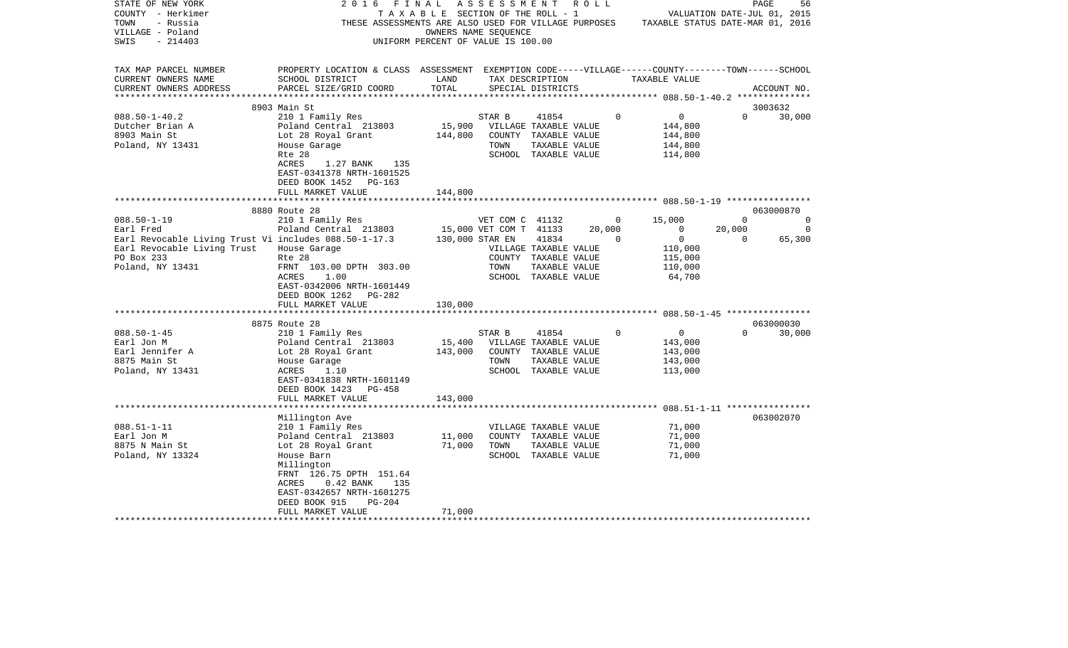STATE OF NEW YORK — 2016 FINAL ASSESSMENT ROLL
COUNTY - Herkimer — TAXABLE SECTION OF THE ROLL - 1 — VALUATION DATE-JUL 01, 2015
TOWN - Russia — THESE ASSESSMENTS ARE ALSO USED FOR VILLAGE PURPOSES — TAXABLE STATUS DATE-MAR 01, 2016
VILLAGE - Poland — OWNERS NAME SEQUENCE
SWIS - 214403 — UNIFORM PERCENT OF VALUE IS 100.00

| TAX MAP PARCEL NUMBER / CURRENT OWNERS NAME / CURRENT OWNERS ADDRESS | PROPERTY LOCATION & CLASS / SCHOOL DISTRICT / PARCEL SIZE/GRID COORD | ASSESSMENT LAND / TOTAL | EXEMPTION CODE / TAX DESCRIPTION / SPECIAL DISTRICTS | VILLAGE | COUNTY / TAXABLE VALUE | TOWN | SCHOOL / ACCOUNT NO. |
|---|---|---|---|---|---|---|---|
| **088.50-1-40.2** | 8903 Main St | | | | | | 3003632 |
| 088.50-1-40.2 | 210 1 Family Res | | STAR B 41854 | 0 | 0 | 0 | 30,000 |
| Dutcher Brian A | Poland Central 213803 | 15,900 | VILLAGE TAXABLE VALUE | | 144,800 | | |
| 8903 Main St | Lot 28 Royal Grant | 144,800 | COUNTY TAXABLE VALUE | | 144,800 | | |
| Poland, NY 13431 | House Garage | | TOWN TAXABLE VALUE | | 144,800 | | |
| | Rte 28 | | SCHOOL TAXABLE VALUE | | 114,800 | | |
| | ACRES 1.27 BANK 135 | | | | | | |
| | EAST-0341378 NRTH-1601525 | | | | | | |
| | DEED BOOK 1452 PG-163 | | | | | | |
| | FULL MARKET VALUE | 144,800 | | | | | |
| **088.50-1-19** | 8880 Route 28 | | | | | | 063000870 |
| 088.50-1-19 | 210 1 Family Res | | VET COM C 41132 | 0 | 15,000 | 0 | 0 |
| Earl Fred | Poland Central 213803 | 15,000 | VET COM T 41133 | 20,000 | 0 | 20,000 | 0 |
| Earl Revocable Living Trust Vi | includes 088.50-1-17.3 | 130,000 | STAR EN 41834 | 0 | 0 | 0 | 65,300 |
| Earl Revocable Living Trust | House Garage | | VILLAGE TAXABLE VALUE | | 110,000 | | |
| PO Box 233 | Rte 28 | | COUNTY TAXABLE VALUE | | 115,000 | | |
| Poland, NY 13431 | FRNT 103.00 DPTH 303.00 | | TOWN TAXABLE VALUE | | 110,000 | | |
| | ACRES 1.00 | | SCHOOL TAXABLE VALUE | | 64,700 | | |
| | EAST-0342006 NRTH-1601449 | | | | | | |
| | DEED BOOK 1262 PG-282 | | | | | | |
| | FULL MARKET VALUE | 130,000 | | | | | |
| **088.50-1-45** | 8875 Route 28 | | | | | | 063000030 |
| 088.50-1-45 | 210 1 Family Res | | STAR B 41854 | 0 | 0 | 0 | 30,000 |
| Earl Jon M | Poland Central 213803 | 15,400 | VILLAGE TAXABLE VALUE | | 143,000 | | |
| Earl Jennifer A | Lot 28 Royal Grant | 143,000 | COUNTY TAXABLE VALUE | | 143,000 | | |
| 8875 Main St | House Garage | | TOWN TAXABLE VALUE | | 143,000 | | |
| Poland, NY 13431 | ACRES 1.10 | | SCHOOL TAXABLE VALUE | | 113,000 | | |
| | EAST-0341838 NRTH-1601149 | | | | | | |
| | DEED BOOK 1423 PG-458 | | | | | | |
| | FULL MARKET VALUE | 143,000 | | | | | |
| **088.51-1-11** | Millington Ave | | | | | | 063002070 |
| 088.51-1-11 | 210 1 Family Res | | VILLAGE TAXABLE VALUE | | 71,000 | | |
| Earl Jon M | Poland Central 213803 | 11,000 | COUNTY TAXABLE VALUE | | 71,000 | | |
| 8875 N Main St | Lot 28 Royal Grant | 71,000 | TOWN TAXABLE VALUE | | 71,000 | | |
| Poland, NY 13324 | House Barn | | SCHOOL TAXABLE VALUE | | 71,000 | | |
| | Millington | | | | | | |
| | FRNT 126.75 DPTH 151.64 | | | | | | |
| | ACRES 0.42 BANK 135 | | | | | | |
| | EAST-0342657 NRTH-1601275 | | | | | | |
| | DEED BOOK 915 PG-204 | | | | | | |
| | FULL MARKET VALUE | 71,000 | | | | | |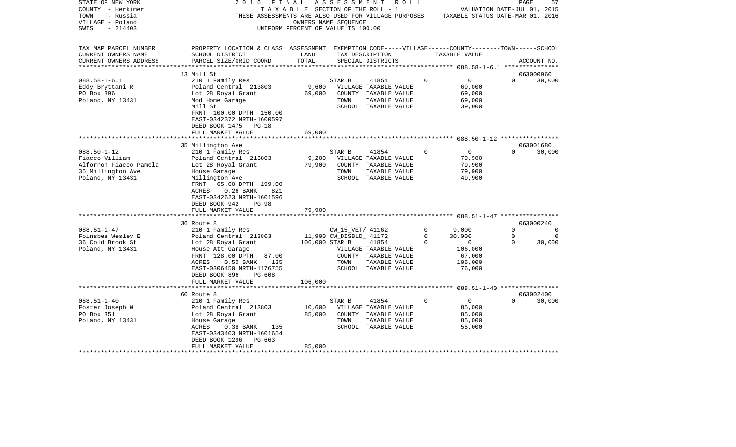STATE OF NEW YORK · COUNTY - Herkimer · TOWN - Russia · VILLAGE - Poland · SWIS - 214403

# 2016 FINAL ASSESSMENT ROLL

TAXABLE SECTION OF THE ROLL - 1
THESE ASSESSMENTS ARE ALSO USED FOR VILLAGE PURPOSES
OWNERS NAME SEQUENCE
UNIFORM PERCENT OF VALUE IS 100.00

VALUATION DATE-JUL 01, 2015
TAXABLE STATUS DATE-MAR 01, 2016

| TAX MAP PARCEL NUMBER / CURRENT OWNERS NAME / CURRENT OWNERS ADDRESS | PROPERTY LOCATION & CLASS / SCHOOL DISTRICT / PARCEL SIZE/GRID COORD | ASSESSMENT LAND | TOTAL | EXEMPTION CODE / TAX DESCRIPTION / SPECIAL DISTRICTS | VILLAGE | COUNTY | TOWN | SCHOOL | ACCOUNT NO. |
|---|---|---|---|---|---|---|---|---|---|
| 088.58-1-6.1 | 13 Mill St | | | | | | | | 063000960 |
| Eddy Bryttani R | 210 1 Family Res | | | STAR B 41854 | 0 | 0 | 0 | 30,000 | |
| PO Box 396 | Poland Central 213803 | 9,600 | | VILLAGE TAXABLE VALUE | 69,000 | | | | |
| Poland, NY 13431 | Lot 28 Royal Grant | | 69,000 | COUNTY TAXABLE VALUE | | 69,000 | | | |
| | Mod Home Garage | | | TOWN TAXABLE VALUE | | | 69,000 | | |
| | Mill St | | | SCHOOL TAXABLE VALUE | | | | 39,000 | |
| | FRNT 100.00 DPTH 150.00 | | | | | | | | |
| | EAST-0342372 NRTH-1600597 | | | | | | | | |
| | DEED BOOK 1475 PG-18 | | | | | | | | |
| | FULL MARKET VALUE | | 69,000 | | | | | | |
| 088.50-1-12 | 35 Millington Ave | | | | | | | | 063001680 |
| Fiacco William | 210 1 Family Res | | | STAR B 41854 | 0 | 0 | 0 | 30,000 | |
| Alfornon Fiacco Pamela | Poland Central 213803 | 9,200 | | VILLAGE TAXABLE VALUE | 79,900 | | | | |
| 35 Millington Ave | Lot 28 Royal Grant | | 79,900 | COUNTY TAXABLE VALUE | | 79,900 | | | |
| Poland, NY 13431 | House Garage | | | TOWN TAXABLE VALUE | | | 79,900 | | |
| | Millington Ave | | | SCHOOL TAXABLE VALUE | | | | 49,900 | |
| | FRNT 65.00 DPTH 199.00 | | | | | | | | |
| | ACRES 0.26 BANK 821 | | | | | | | | |
| | EAST-0342623 NRTH-1601596 | | | | | | | | |
| | DEED BOOK 942 PG-98 | | | | | | | | |
| | FULL MARKET VALUE | | 79,900 | | | | | | |
| 088.51-1-47 | 36 Route 8 | | | | | | | | 063000240 |
| Folnsbee Wesley E | 210 1 Family Res | | | CW_15_VET/ 41162 | 0 | 9,000 | 0 | 0 | |
| 36 Cold Brook St | Poland Central 213803 | 11,900 | | CW_DISBLD_ 41172 | 0 | 30,000 | 0 | 0 | |
| Poland, NY 13431 | Lot 28 Royal Grant | | 106,000 | STAR B 41854 | 0 | 0 | 0 | 30,000 | |
| | House Att Garage | | | VILLAGE TAXABLE VALUE | 106,000 | | | | |
| | FRNT 128.00 DPTH 87.00 | | | COUNTY TAXABLE VALUE | | 67,000 | | | |
| | ACRES 0.50 BANK 135 | | | TOWN TAXABLE VALUE | | | 106,000 | | |
| | EAST-0306450 NRTH-1176755 | | | SCHOOL TAXABLE VALUE | | | | 76,000 | |
| | DEED BOOK 896 PG-608 | | | | | | | | |
| | FULL MARKET VALUE | | 106,000 | | | | | | |
| 088.51-1-40 | 60 Route 8 | | | | | | | | 063002400 |
| Foster Joseph W | 210 1 Family Res | | | STAR B 41854 | 0 | 0 | 0 | 30,000 | |
| PO Box 351 | Poland Central 213803 | 10,600 | | VILLAGE TAXABLE VALUE | 85,000 | | | | |
| Poland, NY 13431 | Lot 28 Royal Grant | | 85,000 | COUNTY TAXABLE VALUE | | 85,000 | | | |
| | House Garage | | | TOWN TAXABLE VALUE | | | 85,000 | | |
| | ACRES 0.38 BANK 135 | | | SCHOOL TAXABLE VALUE | | | | 55,000 | |
| | EAST-0343403 NRTH-1601654 | | | | | | | | |
| | DEED BOOK 1296 PG-663 | | | | | | | | |
| | FULL MARKET VALUE | | 85,000 | | | | | | |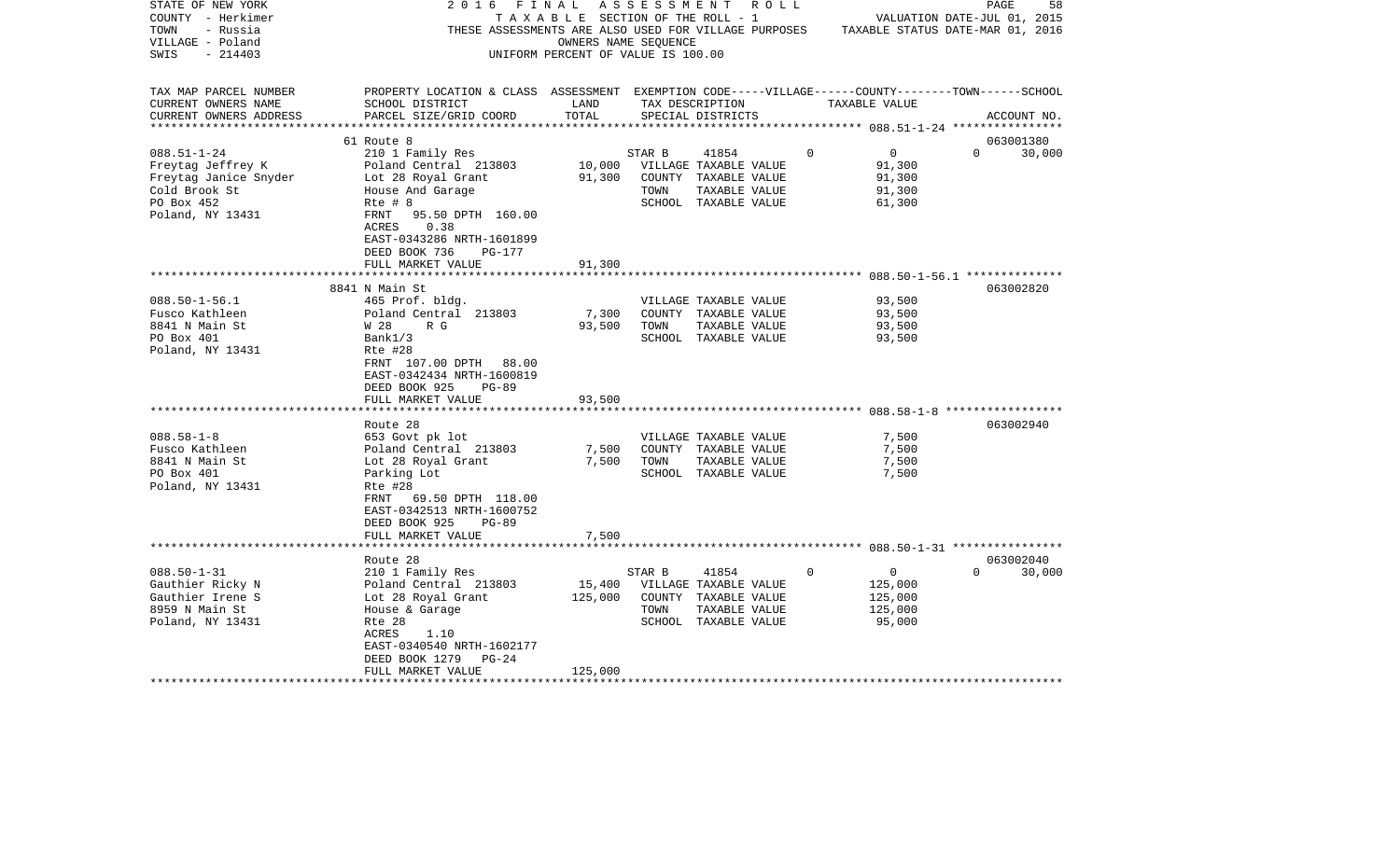STATE OF NEW YORK
COUNTY - Herkimer
TOWN - Russia
VILLAGE - Poland
SWIS - 214403

2016 FINAL ASSESSMENT ROLL
TAXABLE SECTION OF THE ROLL - 1
THESE ASSESSMENTS ARE ALSO USED FOR VILLAGE PURPOSES
OWNERS NAME SEQUENCE
UNIFORM PERCENT OF VALUE IS 100.00

VALUATION DATE-JUL 01, 2015
TAXABLE STATUS DATE-MAR 01, 2016

| TAX MAP PARCEL NUMBER / CURRENT OWNERS NAME / CURRENT OWNERS ADDRESS | PROPERTY LOCATION & CLASS / SCHOOL DISTRICT / PARCEL SIZE/GRID COORD | ASSESSMENT LAND | TOTAL | EXEMPTION CODE / TAX DESCRIPTION / SPECIAL DISTRICTS | VILLAGE | COUNTY / TAXABLE VALUE | TOWN | SCHOOL / ACCOUNT NO. |
|---|---|---|---|---|---|---|---|---|
| | 61 Route 8 | | | | | | | 063001380 |
| 088.51-1-24 | 210 1 Family Res | | | STAR B 41854 | 0 | 0 | 0 | 30,000 |
| Freytag Jeffrey K | Poland Central 213803 | 10,000 | | VILLAGE TAXABLE VALUE | | 91,300 | | |
| Freytag Janice Snyder | Lot 28 Royal Grant | | 91,300 | COUNTY TAXABLE VALUE | | 91,300 | | |
| Cold Brook St | House And Garage | | | TOWN TAXABLE VALUE | | 91,300 | | |
| PO Box 452 | Rte # 8 | | | SCHOOL TAXABLE VALUE | | 61,300 | | |
| Poland, NY 13431 | FRNT 95.50 DPTH 160.00 | | | | | | | |
| | ACRES 0.38 | | | | | | | |
| | EAST-0343286 NRTH-1601899 | | | | | | | |
| | DEED BOOK 736 PG-177 | | | | | | | |
| | FULL MARKET VALUE | | 91,300 | | | | | |
| | 8841 N Main St | | | | | | | 063002820 |
| 088.50-1-56.1 | 465 Prof. bldg. | | | VILLAGE TAXABLE VALUE | | 93,500 | | |
| Fusco Kathleen | Poland Central 213803 | 7,300 | | COUNTY TAXABLE VALUE | | 93,500 | | |
| 8841 N Main St | W 28 R G | | 93,500 | TOWN TAXABLE VALUE | | 93,500 | | |
| PO Box 401 | Bank1/3 | | | SCHOOL TAXABLE VALUE | | 93,500 | | |
| Poland, NY 13431 | Rte #28 | | | | | | | |
| | FRNT 107.00 DPTH 88.00 | | | | | | | |
| | EAST-0342434 NRTH-1600819 | | | | | | | |
| | DEED BOOK 925 PG-89 | | | | | | | |
| | FULL MARKET VALUE | | 93,500 | | | | | |
| | Route 28 | | | | | | | 063002940 |
| 088.58-1-8 | 653 Govt pk lot | | | VILLAGE TAXABLE VALUE | | 7,500 | | |
| Fusco Kathleen | Poland Central 213803 | 7,500 | | COUNTY TAXABLE VALUE | | 7,500 | | |
| 8841 N Main St | Lot 28 Royal Grant | | 7,500 | TOWN TAXABLE VALUE | | 7,500 | | |
| PO Box 401 | Parking Lot | | | SCHOOL TAXABLE VALUE | | 7,500 | | |
| Poland, NY 13431 | Rte #28 | | | | | | | |
| | FRNT 69.50 DPTH 118.00 | | | | | | | |
| | EAST-0342513 NRTH-1600752 | | | | | | | |
| | DEED BOOK 925 PG-89 | | | | | | | |
| | FULL MARKET VALUE | | 7,500 | | | | | |
| | Route 28 | | | | | | | 063002040 |
| 088.50-1-31 | 210 1 Family Res | | | STAR B 41854 | 0 | 0 | 0 | 30,000 |
| Gauthier Ricky N | Poland Central 213803 | 15,400 | | VILLAGE TAXABLE VALUE | | 125,000 | | |
| Gauthier Irene S | Lot 28 Royal Grant | | 125,000 | COUNTY TAXABLE VALUE | | 125,000 | | |
| 8959 N Main St | House & Garage | | | TOWN TAXABLE VALUE | | 125,000 | | |
| Poland, NY 13431 | Rte 28 | | | SCHOOL TAXABLE VALUE | | 95,000 | | |
| | ACRES 1.10 | | | | | | | |
| | EAST-0340540 NRTH-1602177 | | | | | | | |
| | DEED BOOK 1279 PG-24 | | | | | | | |
| | FULL MARKET VALUE | | 125,000 | | | | | |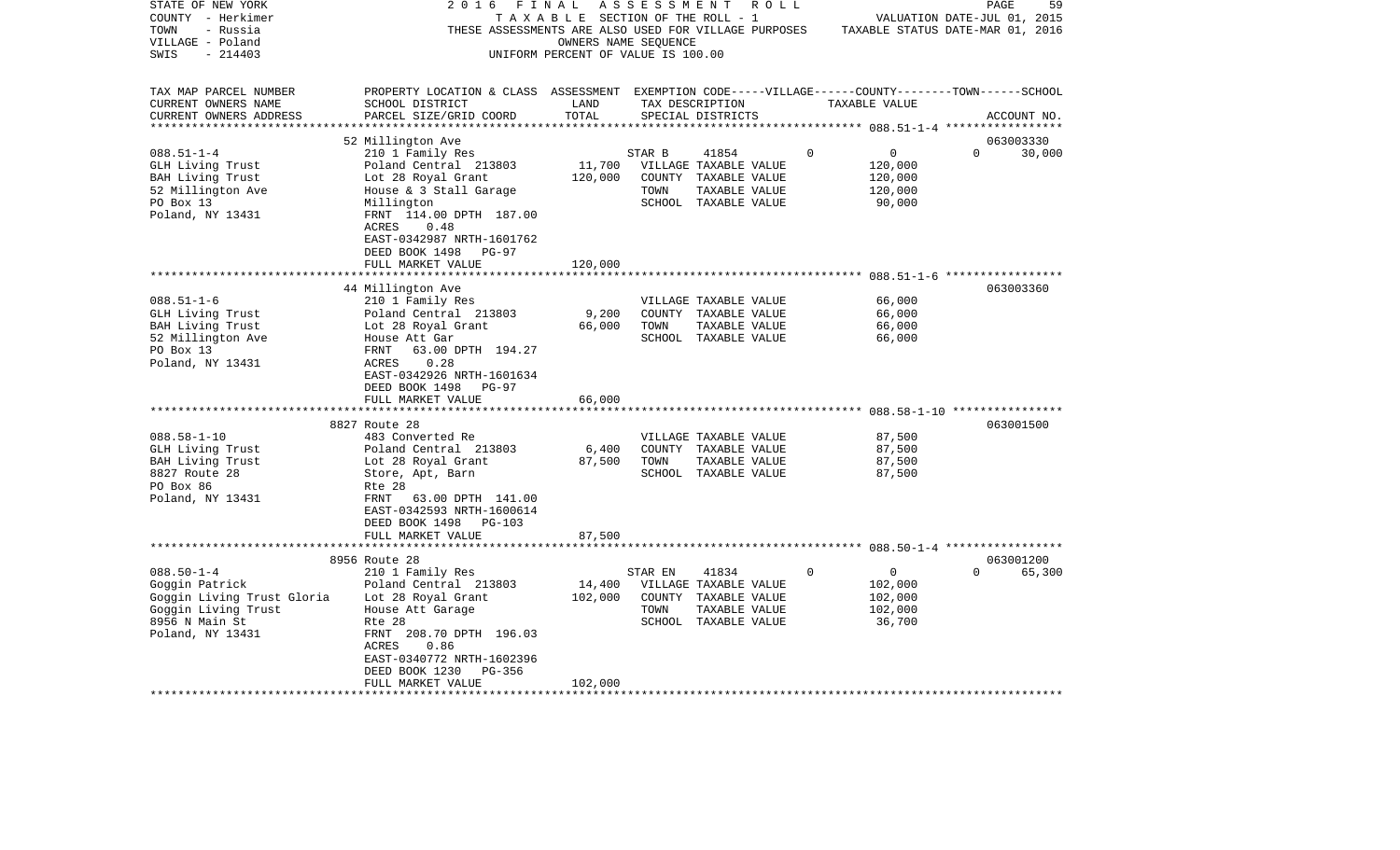STATE OF NEW YORK
COUNTY - Herkimer
TOWN - Russia
VILLAGE - Poland
SWIS - 214403

2016 FINAL ASSESSMENT ROLL
TAXABLE SECTION OF THE ROLL - 1
THESE ASSESSMENTS ARE ALSO USED FOR VILLAGE PURPOSES
OWNERS NAME SEQUENCE
UNIFORM PERCENT OF VALUE IS 100.00

VALUATION DATE-JUL 01, 2015
TAXABLE STATUS DATE-MAR 01, 2016

| TAX MAP PARCEL NUMBER / CURRENT OWNERS NAME / CURRENT OWNERS ADDRESS | PROPERTY LOCATION & CLASS / SCHOOL DISTRICT / PARCEL SIZE/GRID COORD | ASSESSMENT LAND | TOTAL | EXEMPTION CODE / TAX DESCRIPTION / SPECIAL DISTRICTS | VILLAGE | COUNTY | TOWN | SCHOOL | TAXABLE VALUE | ACCOUNT NO. |
|---|---|---|---|---|---|---|---|---|---|---|
| **088.51-1-4** | 52 Millington Ave | | | | | | | | | 063003330 |
| 088.51-1-4 | 210 1 Family Res | | | STAR B 41854 | 0 | 0 | 0 | 30,000 | | |
| GLH Living Trust | Poland Central 213803 | 11,700 | | VILLAGE TAXABLE VALUE | | | | | 120,000 | |
| BAH Living Trust | Lot 28 Royal Grant | | 120,000 | COUNTY TAXABLE VALUE | | | | | 120,000 | |
| 52 Millington Ave | House & 3 Stall Garage | | | TOWN TAXABLE VALUE | | | | | 120,000 | |
| PO Box 13 | Millington | | | SCHOOL TAXABLE VALUE | | | | | 90,000 | |
| Poland, NY 13431 | FRNT 114.00 DPTH 187.00 | | | | | | | | | |
| | ACRES 0.48 | | | | | | | | | |
| | EAST-0342987 NRTH-1601762 | | | | | | | | | |
| | DEED BOOK 1498 PG-97 | | | | | | | | | |
| | FULL MARKET VALUE | | 120,000 | | | | | | | |
| **088.51-1-6** | 44 Millington Ave | | | | | | | | | 063003360 |
| 088.51-1-6 | 210 1 Family Res | | | VILLAGE TAXABLE VALUE | | | | | 66,000 | |
| GLH Living Trust | Poland Central 213803 | 9,200 | | COUNTY TAXABLE VALUE | | | | | 66,000 | |
| BAH Living Trust | Lot 28 Royal Grant | | 66,000 | TOWN TAXABLE VALUE | | | | | 66,000 | |
| 52 Millington Ave | House Att Gar | | | SCHOOL TAXABLE VALUE | | | | | 66,000 | |
| PO Box 13 | FRNT 63.00 DPTH 194.27 | | | | | | | | | |
| Poland, NY 13431 | ACRES 0.28 | | | | | | | | | |
| | EAST-0342926 NRTH-1601634 | | | | | | | | | |
| | DEED BOOK 1498 PG-97 | | | | | | | | | |
| | FULL MARKET VALUE | | 66,000 | | | | | | | |
| **088.58-1-10** | 8827 Route 28 | | | | | | | | | 063001500 |
| 088.58-1-10 | 483 Converted Re | | | VILLAGE TAXABLE VALUE | | | | | 87,500 | |
| GLH Living Trust | Poland Central 213803 | 6,400 | | COUNTY TAXABLE VALUE | | | | | 87,500 | |
| BAH Living Trust | Lot 28 Royal Grant | | 87,500 | TOWN TAXABLE VALUE | | | | | 87,500 | |
| 8827 Route 28 | Store, Apt, Barn | | | SCHOOL TAXABLE VALUE | | | | | 87,500 | |
| PO Box 86 | Rte 28 | | | | | | | | | |
| Poland, NY 13431 | FRNT 63.00 DPTH 141.00 | | | | | | | | | |
| | EAST-0342593 NRTH-1600614 | | | | | | | | | |
| | DEED BOOK 1498 PG-103 | | | | | | | | | |
| | FULL MARKET VALUE | | 87,500 | | | | | | | |
| **088.50-1-4** | 8956 Route 28 | | | | | | | | | 063001200 |
| 088.50-1-4 | 210 1 Family Res | | | STAR EN 41834 | 0 | 0 | 0 | 65,300 | | |
| Goggin Patrick | Poland Central 213803 | 14,400 | | VILLAGE TAXABLE VALUE | | | | | 102,000 | |
| Goggin Living Trust Gloria | Lot 28 Royal Grant | | 102,000 | COUNTY TAXABLE VALUE | | | | | 102,000 | |
| Goggin Living Trust | House Att Garage | | | TOWN TAXABLE VALUE | | | | | 102,000 | |
| 8956 N Main St | Rte 28 | | | SCHOOL TAXABLE VALUE | | | | | 36,700 | |
| Poland, NY 13431 | FRNT 208.70 DPTH 196.03 | | | | | | | | | |
| | ACRES 0.86 | | | | | | | | | |
| | EAST-0340772 NRTH-1602396 | | | | | | | | | |
| | DEED BOOK 1230 PG-356 | | | | | | | | | |
| | FULL MARKET VALUE | | 102,000 | | | | | | | |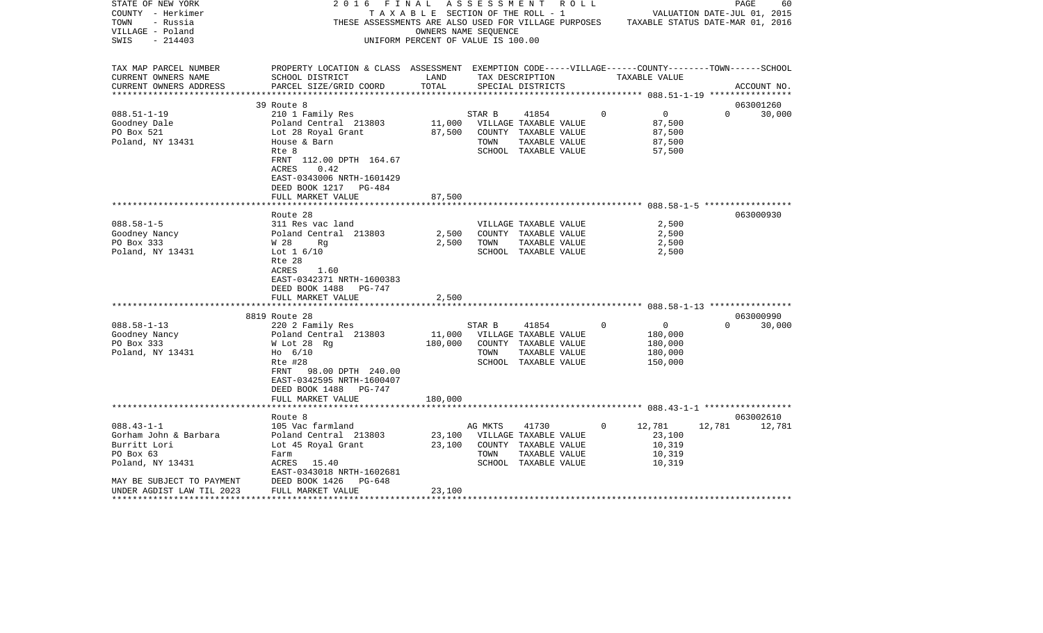STATE OF NEW YORK — 2016 FINAL ASSESSMENT ROLL
COUNTY - Herkimer — TAXABLE SECTION OF THE ROLL - 1 — VALUATION DATE-JUL 01, 2015
TOWN - Russia — THESE ASSESSMENTS ARE ALSO USED FOR VILLAGE PURPOSES — TAXABLE STATUS DATE-MAR 01, 2016
VILLAGE - Poland — OWNERS NAME SEQUENCE
SWIS - 214403 — UNIFORM PERCENT OF VALUE IS 100.00

| TAX MAP PARCEL NUMBER / CURRENT OWNERS NAME / CURRENT OWNERS ADDRESS | PROPERTY LOCATION & CLASS / SCHOOL DISTRICT / PARCEL SIZE/GRID COORD | ASSESSMENT LAND | TOTAL | EXEMPTION CODE / TAX DESCRIPTION / SPECIAL DISTRICTS | VILLAGE | COUNTY | TOWN | SCHOOL | ACCOUNT NO. |
|---|---|---|---|---|---|---|---|---|---|
| | 39 Route 8 | | | | | | | | 063001260 |
| 088.51-1-19 | 210 1 Family Res | | | STAR B 41854 | 0 | 0 | 0 | 30,000 | |
| Goodney Dale | Poland Central 213803 | 11,000 | | VILLAGE TAXABLE VALUE | 87,500 | | | | |
| PO Box 521 | Lot 28 Royal Grant | | 87,500 | COUNTY TAXABLE VALUE | | 87,500 | | | |
| Poland, NY 13431 | House & Barn | | | TOWN TAXABLE VALUE | | | 87,500 | | |
| | Rte 8 | | | SCHOOL TAXABLE VALUE | | | | 57,500 | |
| | FRNT 112.00 DPTH 164.67 | | | | | | | | |
| | ACRES 0.42 | | | | | | | | |
| | EAST-0343006 NRTH-1601429 | | | | | | | | |
| | DEED BOOK 1217 PG-484 | | | | | | | | |
| | FULL MARKET VALUE | | 87,500 | | | | | | |
| | Route 28 | | | | | | | | 063000930 |
| 088.58-1-5 | 311 Res vac land | | | VILLAGE TAXABLE VALUE | 2,500 | | | | |
| Goodney Nancy | Poland Central 213803 | 2,500 | | COUNTY TAXABLE VALUE | | 2,500 | | | |
| PO Box 333 | W 28 Rg | | 2,500 | TOWN TAXABLE VALUE | | | 2,500 | | |
| Poland, NY 13431 | Lot 1 6/10 | | | SCHOOL TAXABLE VALUE | | | | 2,500 | |
| | Rte 28 | | | | | | | | |
| | ACRES 1.60 | | | | | | | | |
| | EAST-0342371 NRTH-1600383 | | | | | | | | |
| | DEED BOOK 1488 PG-747 | | | | | | | | |
| | FULL MARKET VALUE | | 2,500 | | | | | | |
| | 8819 Route 28 | | | | | | | | 063000990 |
| 088.58-1-13 | 220 2 Family Res | | | STAR B 41854 | 0 | 0 | 0 | 30,000 | |
| Goodney Nancy | Poland Central 213803 | 11,000 | | VILLAGE TAXABLE VALUE | 180,000 | | | | |
| PO Box 333 | W Lot 28 Rg | | 180,000 | COUNTY TAXABLE VALUE | | 180,000 | | | |
| Poland, NY 13431 | Ho 6/10 | | | TOWN TAXABLE VALUE | | | 180,000 | | |
| | Rte #28 | | | SCHOOL TAXABLE VALUE | | | | 150,000 | |
| | FRNT 98.00 DPTH 240.00 | | | | | | | | |
| | EAST-0342595 NRTH-1600407 | | | | | | | | |
| | DEED BOOK 1488 PG-747 | | | | | | | | |
| | FULL MARKET VALUE | | 180,000 | | | | | | |
| | Route 8 | | | | | | | | 063002610 |
| 088.43-1-1 | 105 Vac farmland | | | AG MKTS 41730 | 0 | 12,781 | 12,781 | 12,781 | |
| Gorham John & Barbara | Poland Central 213803 | 23,100 | | VILLAGE TAXABLE VALUE | 23,100 | | | | |
| Burritt Lori | Lot 45 Royal Grant | | 23,100 | COUNTY TAXABLE VALUE | | 10,319 | | | |
| PO Box 63 | Farm | | | TOWN TAXABLE VALUE | | | 10,319 | | |
| Poland, NY 13431 | ACRES 15.40 | | | SCHOOL TAXABLE VALUE | | | | 10,319 | |
| | EAST-0343018 NRTH-1602681 | | | | | | | | |
| MAY BE SUBJECT TO PAYMENT | DEED BOOK 1426 PG-648 | | | | | | | | |
| UNDER AGDIST LAW TIL 2023 | FULL MARKET VALUE | | 23,100 | | | | | | |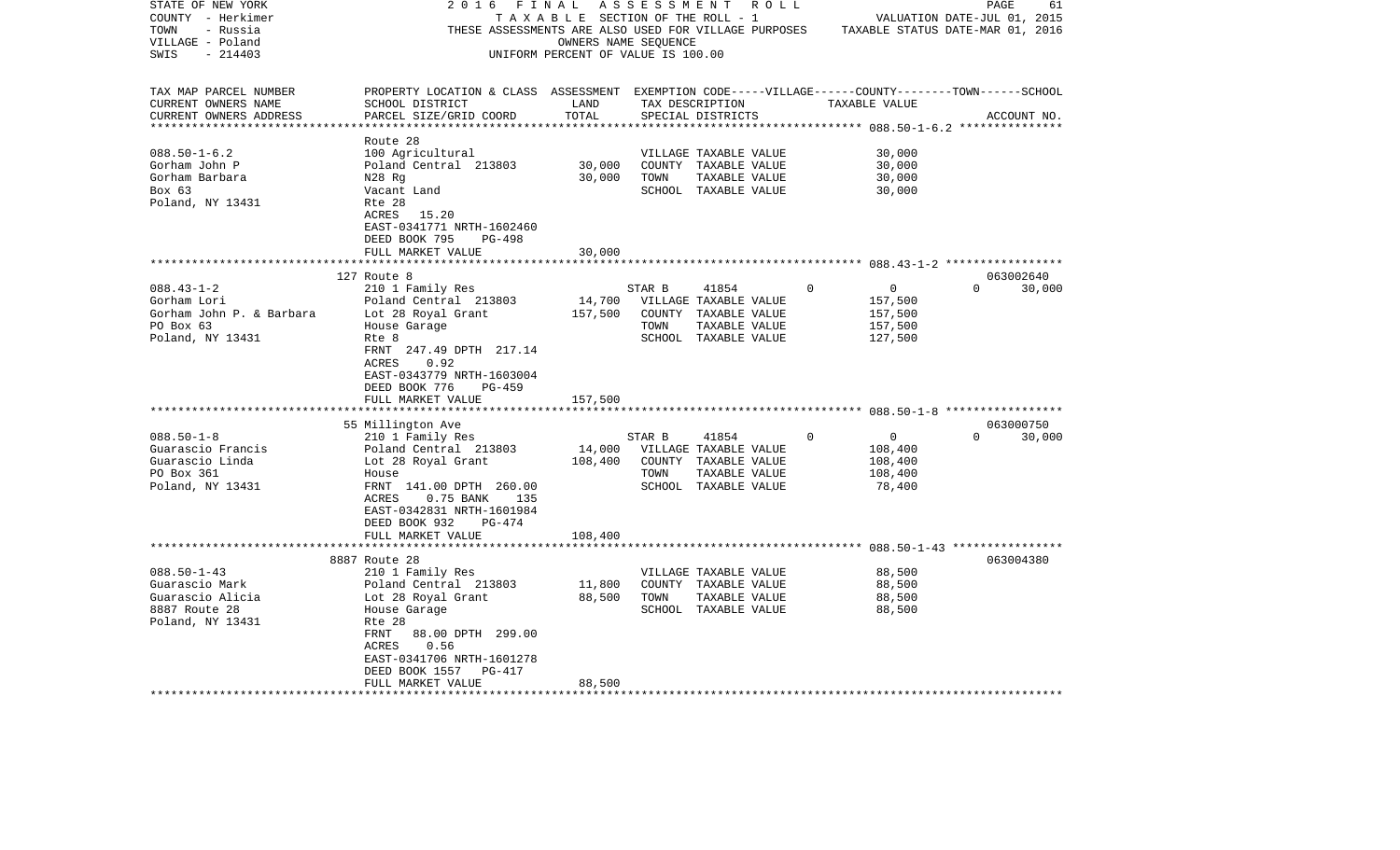STATE OF NEW YORK — 2016 FINAL ASSESSMENT ROLL
COUNTY - Herkimer — TAXABLE SECTION OF THE ROLL - 1 — VALUATION DATE-JUL 01, 2015
TOWN - Russia — THESE ASSESSMENTS ARE ALSO USED FOR VILLAGE PURPOSES — TAXABLE STATUS DATE-MAR 01, 2016
VILLAGE - Poland — OWNERS NAME SEQUENCE
SWIS - 214403 — UNIFORM PERCENT OF VALUE IS 100.00

| TAX MAP PARCEL NUMBER / CURRENT OWNERS NAME / CURRENT OWNERS ADDRESS | PROPERTY LOCATION & CLASS / SCHOOL DISTRICT / PARCEL SIZE/GRID COORD | ASSESSMENT LAND | ASSESSMENT TOTAL | EXEMPTION CODE / TAX DESCRIPTION / SPECIAL DISTRICTS | VILLAGE | COUNTY / TAXABLE VALUE | TOWN | SCHOOL | ACCOUNT NO. |
|---|---|---|---|---|---|---|---|---|---|
| **088.50-1-6.2** | Route 28 | | | | | | | | |
| 088.50-1-6.2 | 100 Agricultural | | | VILLAGE TAXABLE VALUE | | 30,000 | | | |
| Gorham John P | Poland Central 213803 | 30,000 | | COUNTY TAXABLE VALUE | | 30,000 | | | |
| Gorham Barbara | N28 Rg | | 30,000 | TOWN TAXABLE VALUE | | 30,000 | | | |
| Box 63 | Vacant Land | | | SCHOOL TAXABLE VALUE | | 30,000 | | | |
| Poland, NY 13431 | Rte 28 | | | | | | | | |
| | ACRES 15.20 | | | | | | | | |
| | EAST-0341771 NRTH-1602460 | | | | | | | | |
| | DEED BOOK 795 PG-498 | | | | | | | | |
| | FULL MARKET VALUE | | 30,000 | | | | | | |
| **088.43-1-2** | 127 Route 8 | | | | | | | | 063002640 |
| 088.43-1-2 | 210 1 Family Res | | | STAR B 41854 | 0 | 0 | 0 | 30,000 | |
| Gorham Lori | Poland Central 213803 | 14,700 | | VILLAGE TAXABLE VALUE | | 157,500 | | | |
| Gorham John P. & Barbara | Lot 28 Royal Grant | | 157,500 | COUNTY TAXABLE VALUE | | 157,500 | | | |
| PO Box 63 | House Garage | | | TOWN TAXABLE VALUE | | 157,500 | | | |
| Poland, NY 13431 | Rte 8 | | | SCHOOL TAXABLE VALUE | | 127,500 | | | |
| | FRNT 247.49 DPTH 217.14 | | | | | | | | |
| | ACRES 0.92 | | | | | | | | |
| | EAST-0343779 NRTH-1603004 | | | | | | | | |
| | DEED BOOK 776 PG-459 | | | | | | | | |
| | FULL MARKET VALUE | | 157,500 | | | | | | |
| **088.50-1-8** | 55 Millington Ave | | | | | | | | 063000750 |
| 088.50-1-8 | 210 1 Family Res | | | STAR B 41854 | 0 | 0 | 0 | 30,000 | |
| Guarascio Francis | Poland Central 213803 | 14,000 | | VILLAGE TAXABLE VALUE | | 108,400 | | | |
| Guarascio Linda | Lot 28 Royal Grant | | 108,400 | COUNTY TAXABLE VALUE | | 108,400 | | | |
| PO Box 361 | House | | | TOWN TAXABLE VALUE | | 108,400 | | | |
| Poland, NY 13431 | FRNT 141.00 DPTH 260.00 | | | SCHOOL TAXABLE VALUE | | 78,400 | | | |
| | ACRES 0.75 BANK 135 | | | | | | | | |
| | EAST-0342831 NRTH-1601984 | | | | | | | | |
| | DEED BOOK 932 PG-474 | | | | | | | | |
| | FULL MARKET VALUE | | 108,400 | | | | | | |
| **088.50-1-43** | 8887 Route 28 | | | | | | | | 063004380 |
| 088.50-1-43 | 210 1 Family Res | | | VILLAGE TAXABLE VALUE | | 88,500 | | | |
| Guarascio Mark | Poland Central 213803 | 11,800 | | COUNTY TAXABLE VALUE | | 88,500 | | | |
| Guarascio Alicia | Lot 28 Royal Grant | | 88,500 | TOWN TAXABLE VALUE | | 88,500 | | | |
| 8887 Route 28 | House Garage | | | SCHOOL TAXABLE VALUE | | 88,500 | | | |
| Poland, NY 13431 | Rte 28 | | | | | | | | |
| | FRNT 88.00 DPTH 299.00 | | | | | | | | |
| | ACRES 0.56 | | | | | | | | |
| | EAST-0341706 NRTH-1601278 | | | | | | | | |
| | DEED BOOK 1557 PG-417 | | | | | | | | |
| | FULL MARKET VALUE | | 88,500 | | | | | | |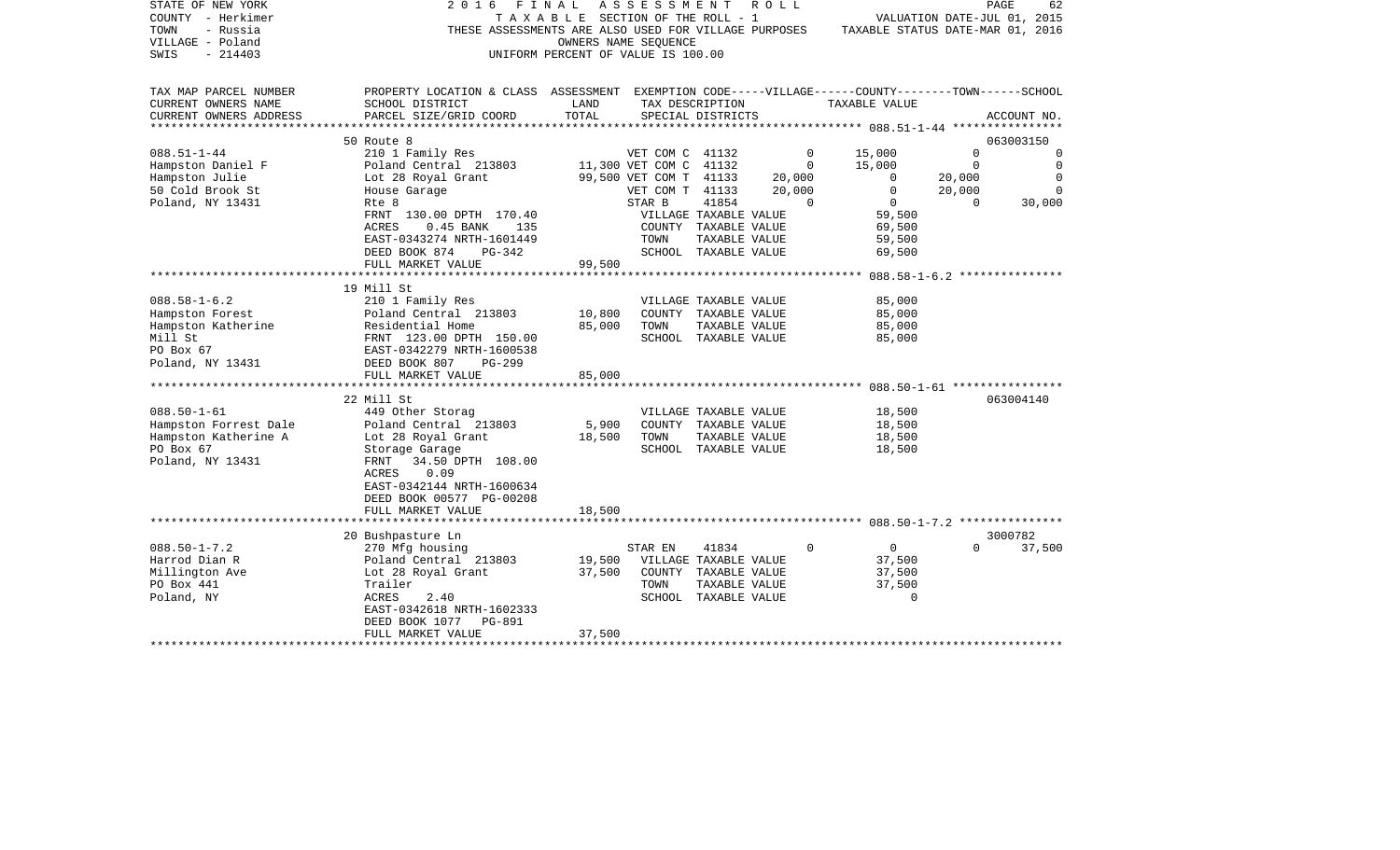STATE OF NEW YORK
COUNTY - Herkimer
TOWN - Russia
VILLAGE - Poland
SWIS - 214403

2016 FINAL ASSESSMENT ROLL
TAXABLE SECTION OF THE ROLL - 1
THESE ASSESSMENTS ARE ALSO USED FOR VILLAGE PURPOSES
OWNERS NAME SEQUENCE
UNIFORM PERCENT OF VALUE IS 100.00

VALUATION DATE-JUL 01, 2015
TAXABLE STATUS DATE-MAR 01, 2016

| TAX MAP PARCEL NUMBER / CURRENT OWNERS NAME / CURRENT OWNERS ADDRESS | PROPERTY LOCATION & CLASS / SCHOOL DISTRICT / PARCEL SIZE/GRID COORD | ASSESSMENT LAND | TOTAL | EXEMPTION CODE / TAX DESCRIPTION / SPECIAL DISTRICTS | | VILLAGE | COUNTY | TOWN | SCHOOL / ACCOUNT NO. |
|---|---|---|---|---|---|---|---|---|---|
| **088.51-1-44** | 50 Route 8 | | | | | | | | 063003150 |
| 088.51-1-44 | 210 1 Family Res | | | VET COM C 41132 | | 0 | 15,000 | 0 | 0 |
| Hampston Daniel F | Poland Central 213803 | 11,300 | | VET COM C 41132 | | 0 | 15,000 | 0 | 0 |
| Hampston Julie | Lot 28 Royal Grant | | 99,500 | VET COM T 41133 | | 20,000 | 0 | 20,000 | 0 |
| 50 Cold Brook St | House Garage | | | VET COM T 41133 | | 20,000 | 0 | 20,000 | 0 |
| Poland, NY 13431 | Rte 8 | | | STAR B 41854 | | 0 | 0 | 0 | 30,000 |
| | FRNT 130.00 DPTH 170.40 | | | VILLAGE TAXABLE VALUE | | | 59,500 | | |
| | ACRES 0.45 BANK 135 | | | COUNTY TAXABLE VALUE | | | 69,500 | | |
| | EAST-0343274 NRTH-1601449 | | | TOWN TAXABLE VALUE | | | 59,500 | | |
| | DEED BOOK 874 PG-342 | | | SCHOOL TAXABLE VALUE | | | 69,500 | | |
| | FULL MARKET VALUE | | 99,500 | | | | | | |
| **088.58-1-6.2** | 19 Mill St | | | | | | | | |
| 088.58-1-6.2 | 210 1 Family Res | | | VILLAGE TAXABLE VALUE | | | 85,000 | | |
| Hampston Forest | Poland Central 213803 | 10,800 | | COUNTY TAXABLE VALUE | | | 85,000 | | |
| Hampston Katherine | Residential Home | | 85,000 | TOWN TAXABLE VALUE | | | 85,000 | | |
| Mill St | FRNT 123.00 DPTH 150.00 | | | SCHOOL TAXABLE VALUE | | | 85,000 | | |
| PO Box 67 | EAST-0342279 NRTH-1600538 | | | | | | | | |
| Poland, NY 13431 | DEED BOOK 807 PG-299 | | | | | | | | |
| | FULL MARKET VALUE | | 85,000 | | | | | | |
| **088.50-1-61** | 22 Mill St | | | | | | | | 063004140 |
| 088.50-1-61 | 449 Other Storag | | | VILLAGE TAXABLE VALUE | | | 18,500 | | |
| Hampston Forrest Dale | Poland Central 213803 | 5,900 | | COUNTY TAXABLE VALUE | | | 18,500 | | |
| Hampston Katherine A | Lot 28 Royal Grant | | 18,500 | TOWN TAXABLE VALUE | | | 18,500 | | |
| PO Box 67 | Storage Garage | | | SCHOOL TAXABLE VALUE | | | 18,500 | | |
| Poland, NY 13431 | FRNT 34.50 DPTH 108.00 | | | | | | | | |
| | ACRES 0.09 | | | | | | | | |
| | EAST-0342144 NRTH-1600634 | | | | | | | | |
| | DEED BOOK 00577 PG-00208 | | | | | | | | |
| | FULL MARKET VALUE | | 18,500 | | | | | | |
| **088.50-1-7.2** | 20 Bushpasture Ln | | | | | | | | 3000782 |
| 088.50-1-7.2 | 270 Mfg housing | | | STAR EN 41834 | | 0 | 0 | 0 | 37,500 |
| Harrod Dian R | Poland Central 213803 | 19,500 | | VILLAGE TAXABLE VALUE | | | 37,500 | | |
| Millington Ave | Lot 28 Royal Grant | | 37,500 | COUNTY TAXABLE VALUE | | | 37,500 | | |
| PO Box 441 | Trailer | | | TOWN TAXABLE VALUE | | | 37,500 | | |
| Poland, NY | ACRES 2.40 | | | SCHOOL TAXABLE VALUE | | | 0 | | |
| | EAST-0342618 NRTH-1602333 | | | | | | | | |
| | DEED BOOK 1077 PG-891 | | | | | | | | |
| | FULL MARKET VALUE | | 37,500 | | | | | | |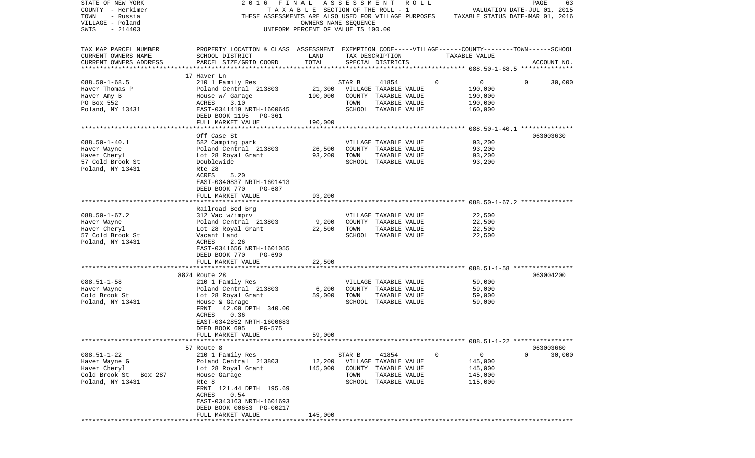STATE OF NEW YORK — 2016 FINAL ASSESSMENT ROLL
COUNTY - Herkimer — TAXABLE SECTION OF THE ROLL - 1 — VALUATION DATE-JUL 01, 2015
TOWN - Russia — THESE ASSESSMENTS ARE ALSO USED FOR VILLAGE PURPOSES — TAXABLE STATUS DATE-MAR 01, 2016
VILLAGE - Poland — OWNERS NAME SEQUENCE
SWIS - 214403 — UNIFORM PERCENT OF VALUE IS 100.00

| TAX MAP PARCEL NUMBER / CURRENT OWNERS NAME / CURRENT OWNERS ADDRESS | PROPERTY LOCATION & CLASS / SCHOOL DISTRICT / PARCEL SIZE/GRID COORD | ASSESSMENT LAND / TOTAL | EXEMPTION CODE / TAX DESCRIPTION / SPECIAL DISTRICTS | VILLAGE | COUNTY / TAXABLE VALUE | TOWN | SCHOOL | ACCOUNT NO. |
|---|---|---|---|---|---|---|---|---|
| **088.50-1-68.5** | 17 Haver Ln | | | | | | | |
| 088.50-1-68.5 | 210 1 Family Res | | STAR B 41854 | 0 | 0 | 0 | 30,000 | |
| Haver Thomas P | Poland Central 213803 | 21,300 | VILLAGE TAXABLE VALUE | | 190,000 | | | |
| Haver Amy B | House w/ Garage | 190,000 | COUNTY TAXABLE VALUE | | 190,000 | | | |
| PO Box 552 | ACRES 3.10 | | TOWN TAXABLE VALUE | | 190,000 | | | |
| Poland, NY 13431 | EAST-0341419 NRTH-1600645 | | SCHOOL TAXABLE VALUE | | 160,000 | | | |
| | DEED BOOK 1195 PG-361 | | | | | | | |
| | FULL MARKET VALUE | 190,000 | | | | | | |
| **088.50-1-40.1** | Off Case St | | | | | | | 063003630 |
| 088.50-1-40.1 | 582 Camping park | | VILLAGE TAXABLE VALUE | | 93,200 | | | |
| Haver Wayne | Poland Central 213803 | 26,500 | COUNTY TAXABLE VALUE | | 93,200 | | | |
| Haver Cheryl | Lot 28 Royal Grant | 93,200 | TOWN TAXABLE VALUE | | 93,200 | | | |
| 57 Cold Brook St | Doublewide | | SCHOOL TAXABLE VALUE | | 93,200 | | | |
| Poland, NY 13431 | Rte 28 | | | | | | | |
| | ACRES 5.20 | | | | | | | |
| | EAST-0340837 NRTH-1601413 | | | | | | | |
| | DEED BOOK 770 PG-687 | | | | | | | |
| | FULL MARKET VALUE | 93,200 | | | | | | |
| **088.50-1-67.2** | Railroad Bed Brg | | | | | | | |
| 088.50-1-67.2 | 312 Vac w/imprv | | VILLAGE TAXABLE VALUE | | 22,500 | | | |
| Haver Wayne | Poland Central 213803 | 9,200 | COUNTY TAXABLE VALUE | | 22,500 | | | |
| Haver Cheryl | Lot 28 Royal Grant | 22,500 | TOWN TAXABLE VALUE | | 22,500 | | | |
| 57 Cold Brook St | Vacant Land | | SCHOOL TAXABLE VALUE | | 22,500 | | | |
| Poland, NY 13431 | ACRES 2.26 | | | | | | | |
| | EAST-0341656 NRTH-1601055 | | | | | | | |
| | DEED BOOK 770 PG-690 | | | | | | | |
| | FULL MARKET VALUE | 22,500 | | | | | | |
| **088.51-1-58** | 8824 Route 28 | | | | | | | 063004200 |
| 088.51-1-58 | 210 1 Family Res | | VILLAGE TAXABLE VALUE | | 59,000 | | | |
| Haver Wayne | Poland Central 213803 | 6,200 | COUNTY TAXABLE VALUE | | 59,000 | | | |
| Cold Brook St | Lot 28 Royal Grant | 59,000 | TOWN TAXABLE VALUE | | 59,000 | | | |
| Poland, NY 13431 | House & Garage | | SCHOOL TAXABLE VALUE | | 59,000 | | | |
| | FRNT 42.00 DPTH 340.00 | | | | | | | |
| | ACRES 0.36 | | | | | | | |
| | EAST-0342852 NRTH-1600683 | | | | | | | |
| | DEED BOOK 695 PG-575 | | | | | | | |
| | FULL MARKET VALUE | 59,000 | | | | | | |
| **088.51-1-22** | 57 Route 8 | | | | | | | 063003660 |
| 088.51-1-22 | 210 1 Family Res | | STAR B 41854 | 0 | 0 | 0 | 30,000 | |
| Haver Wayne G | Poland Central 213803 | 12,200 | VILLAGE TAXABLE VALUE | | 145,000 | | | |
| Haver Cheryl | Lot 28 Royal Grant | 145,000 | COUNTY TAXABLE VALUE | | 145,000 | | | |
| Cold Brook St Box 287 | House Garage | | TOWN TAXABLE VALUE | | 145,000 | | | |
| Poland, NY 13431 | Rte 8 | | SCHOOL TAXABLE VALUE | | 115,000 | | | |
| | FRNT 121.44 DPTH 195.69 | | | | | | | |
| | ACRES 0.54 | | | | | | | |
| | EAST-0343163 NRTH-1601693 | | | | | | | |
| | DEED BOOK 00653 PG-00217 | | | | | | | |
| | FULL MARKET VALUE | 145,000 | | | | | | |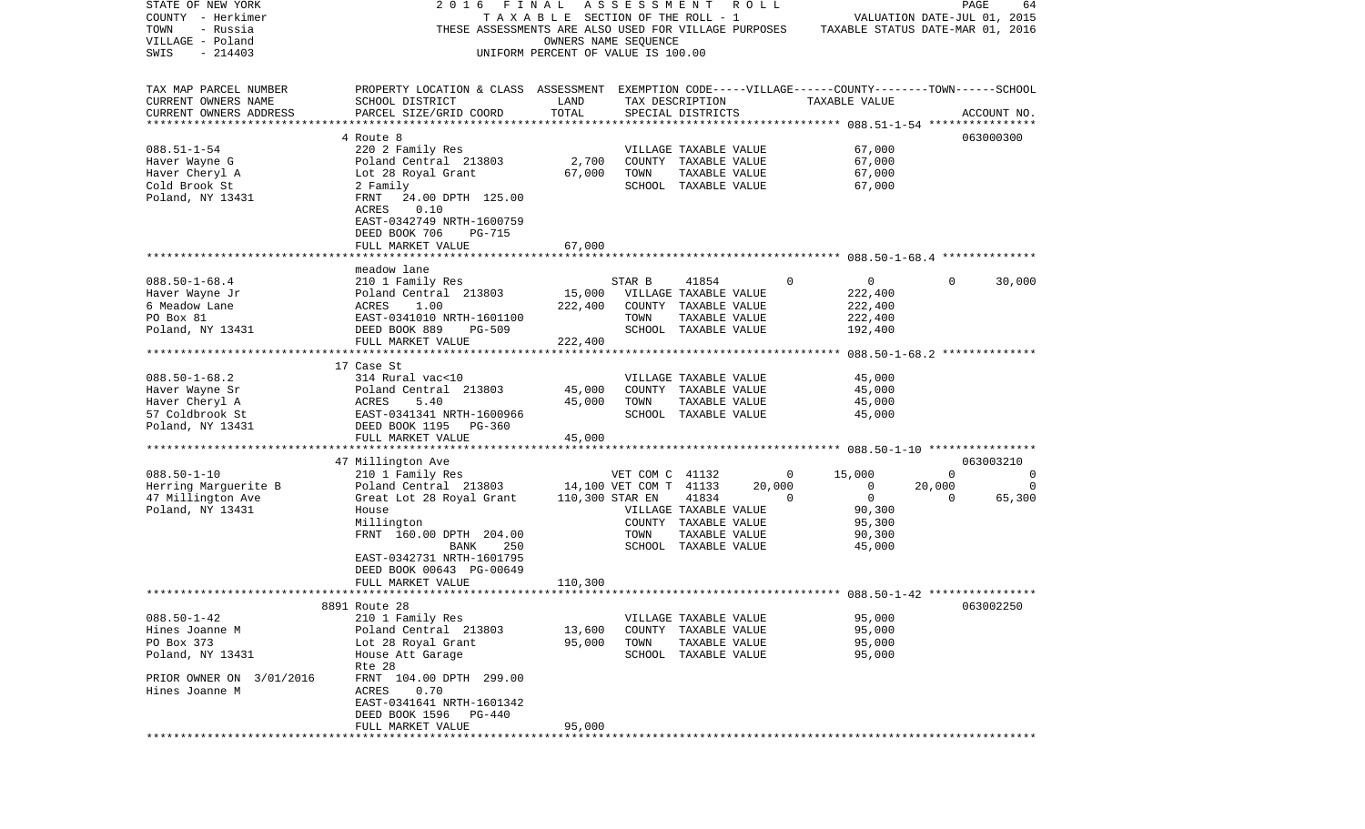STATE OF NEW YORK                2016 FINAL ASSESSMENT ROLL
COUNTY - Herkimer                TAXABLE SECTION OF THE ROLL - 1                VALUATION DATE-JUL 01, 2015
TOWN - Russia                    THESE ASSESSMENTS ARE ALSO USED FOR VILLAGE PURPOSES    TAXABLE STATUS DATE-MAR 01, 2016
VILLAGE - Poland                 OWNERS NAME SEQUENCE
SWIS - 214403                    UNIFORM PERCENT OF VALUE IS 100.00

| TAX MAP PARCEL NUMBER / CURRENT OWNERS NAME / CURRENT OWNERS ADDRESS | PROPERTY LOCATION & CLASS / SCHOOL DISTRICT / PARCEL SIZE/GRID COORD | ASSESSMENT LAND | TOTAL | EXEMPTION CODE / TAX DESCRIPTION / SPECIAL DISTRICTS | VILLAGE | COUNTY | TOWN | SCHOOL / ACCOUNT NO. |
|---|---|---|---|---|---|---|---|---|
| **088.51-1-54** | 4 Route 8 | | | | | | | 063000300 |
| 088.51-1-54 | 220 2 Family Res | | | VILLAGE TAXABLE VALUE | | 67,000 | | |
| Haver Wayne G | Poland Central 213803 | 2,700 | | COUNTY TAXABLE VALUE | | 67,000 | | |
| Haver Cheryl A | Lot 28 Royal Grant | | 67,000 | TOWN TAXABLE VALUE | | 67,000 | | |
| Cold Brook St | 2 Family | | | SCHOOL TAXABLE VALUE | | 67,000 | | |
| Poland, NY 13431 | FRNT 24.00 DPTH 125.00 | | | | | | | |
| | ACRES 0.10 | | | | | | | |
| | EAST-0342749 NRTH-1600759 | | | | | | | |
| | DEED BOOK 706 PG-715 | | | | | | | |
| | FULL MARKET VALUE | | 67,000 | | | | | |
| **088.50-1-68.4** | meadow lane | | | | | | | |
| 088.50-1-68.4 | 210 1 Family Res | | | STAR B 41854 | 0 | 0 | 0 | 30,000 |
| Haver Wayne Jr | Poland Central 213803 | 15,000 | | VILLAGE TAXABLE VALUE | | 222,400 | | |
| 6 Meadow Lane | ACRES 1.00 | | 222,400 | COUNTY TAXABLE VALUE | | 222,400 | | |
| PO Box 81 | EAST-0341010 NRTH-1601100 | | | TOWN TAXABLE VALUE | | 222,400 | | |
| Poland, NY 13431 | DEED BOOK 889 PG-509 | | | SCHOOL TAXABLE VALUE | | 192,400 | | |
| | FULL MARKET VALUE | | 222,400 | | | | | |
| **088.50-1-68.2** | 17 Case St | | | | | | | |
| 088.50-1-68.2 | 314 Rural vac<10 | | | VILLAGE TAXABLE VALUE | | 45,000 | | |
| Haver Wayne Sr | Poland Central 213803 | 45,000 | | COUNTY TAXABLE VALUE | | 45,000 | | |
| Haver Cheryl A | ACRES 5.40 | | 45,000 | TOWN TAXABLE VALUE | | 45,000 | | |
| 57 Coldbrook St | EAST-0341341 NRTH-1600966 | | | SCHOOL TAXABLE VALUE | | 45,000 | | |
| Poland, NY 13431 | DEED BOOK 1195 PG-360 | | | | | | | |
| | FULL MARKET VALUE | | 45,000 | | | | | |
| **088.50-1-10** | 47 Millington Ave | | | | | | | 063003210 |
| 088.50-1-10 | 210 1 Family Res | | | VET COM C 41132 | 0 | 15,000 | 0 | 0 |
| Herring Marguerite B | Poland Central 213803 | 14,100 | | VET COM T 41133 | 20,000 | 0 | 20,000 | 0 |
| 47 Millington Ave | Great Lot 28 Royal Grant | | 110,300 | STAR EN 41834 | 0 | 0 | 0 | 65,300 |
| Poland, NY 13431 | House | | | VILLAGE TAXABLE VALUE | | 90,300 | | |
| | Millington | | | COUNTY TAXABLE VALUE | | 95,300 | | |
| | FRNT 160.00 DPTH 204.00 | | | TOWN TAXABLE VALUE | | 90,300 | | |
| | BANK 250 | | | SCHOOL TAXABLE VALUE | | 45,000 | | |
| | EAST-0342731 NRTH-1601795 | | | | | | | |
| | DEED BOOK 00643 PG-00649 | | | | | | | |
| | FULL MARKET VALUE | | 110,300 | | | | | |
| **088.50-1-42** | 8891 Route 28 | | | | | | | 063002250 |
| 088.50-1-42 | 210 1 Family Res | | | VILLAGE TAXABLE VALUE | | 95,000 | | |
| Hines Joanne M | Poland Central 213803 | 13,600 | | COUNTY TAXABLE VALUE | | 95,000 | | |
| PO Box 373 | Lot 28 Royal Grant | | 95,000 | TOWN TAXABLE VALUE | | 95,000 | | |
| Poland, NY 13431 | House Att Garage | | | SCHOOL TAXABLE VALUE | | 95,000 | | |
| | Rte 28 | | | | | | | |
| PRIOR OWNER ON 3/01/2016 | FRNT 104.00 DPTH 299.00 | | | | | | | |
| Hines Joanne M | ACRES 0.70 | | | | | | | |
| | EAST-0341641 NRTH-1601342 | | | | | | | |
| | DEED BOOK 1596 PG-440 | | | | | | | |
| | FULL MARKET VALUE | | 95,000 | | | | | |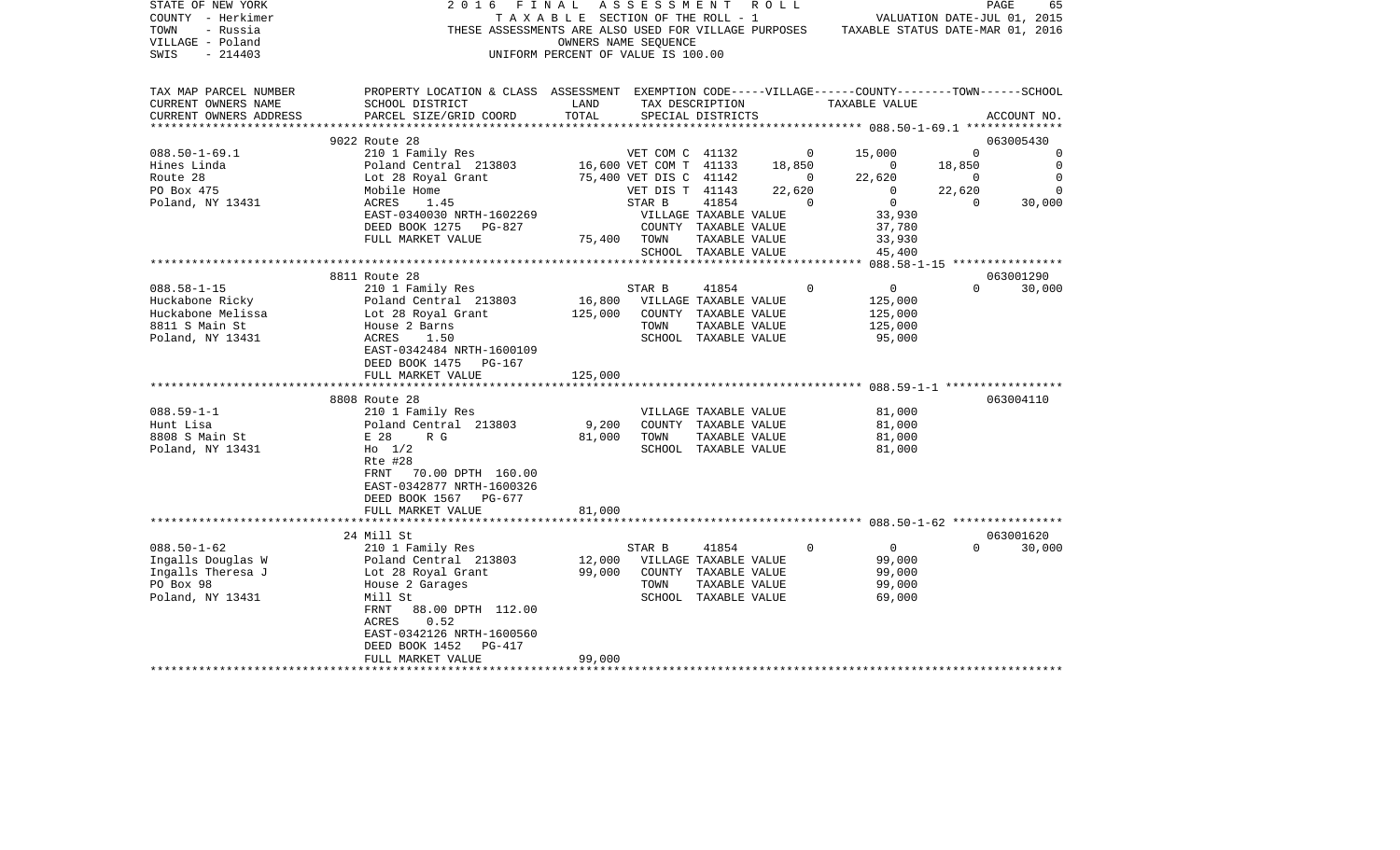STATE OF NEW YORK — 2016 FINAL ASSESSMENT ROLL
COUNTY - Herkimer — TAXABLE SECTION OF THE ROLL - 1 — VALUATION DATE-JUL 01, 2015
TOWN - Russia — THESE ASSESSMENTS ARE ALSO USED FOR VILLAGE PURPOSES — TAXABLE STATUS DATE-MAR 01, 2016
VILLAGE - Poland — OWNERS NAME SEQUENCE
SWIS - 214403 — UNIFORM PERCENT OF VALUE IS 100.00

| TAX MAP PARCEL NUMBER / CURRENT OWNERS NAME / CURRENT OWNERS ADDRESS | PROPERTY LOCATION & CLASS / SCHOOL DISTRICT / PARCEL SIZE/GRID COORD | ASSESSMENT LAND | TOTAL | EXEMPTION CODE / TAX DESCRIPTION / SPECIAL DISTRICTS | VILLAGE | COUNTY TAXABLE VALUE | TOWN | SCHOOL / ACCOUNT NO. |
|---|---|---|---|---|---|---|---|---|
| | 9022 Route 28 | | | | | | | 063005430 |
| 088.50-1-69.1 | 210 1 Family Res | | | VET COM C 41132 | 0 | 15,000 | 0 | 0 |
| Hines Linda | Poland Central 213803 | 16,600 | | VET COM T 41133 | 18,850 | 0 | 18,850 | 0 |
| Route 28 | Lot 28 Royal Grant | | 75,400 | VET DIS C 41142 | 0 | 22,620 | 0 | 0 |
| PO Box 475 | Mobile Home | | | VET DIS T 41143 | 22,620 | 0 | 22,620 | 0 |
| Poland, NY 13431 | ACRES 1.45 | | | STAR B 41854 | 0 | 0 | 0 | 30,000 |
| | EAST-0340030 NRTH-1602269 | | | VILLAGE TAXABLE VALUE | | 33,930 | | |
| | DEED BOOK 1275 PG-827 | | | COUNTY TAXABLE VALUE | | 37,780 | | |
| | FULL MARKET VALUE | | 75,400 | TOWN TAXABLE VALUE | | 33,930 | | |
| | | | | SCHOOL TAXABLE VALUE | | 45,400 | | |
| | 8811 Route 28 | | | | | | | 063001290 |
| 088.58-1-15 | 210 1 Family Res | | | STAR B 41854 | 0 | 0 | 0 | 30,000 |
| Huckabone Ricky | Poland Central 213803 | 16,800 | | VILLAGE TAXABLE VALUE | | 125,000 | | |
| Huckabone Melissa | Lot 28 Royal Grant | | 125,000 | COUNTY TAXABLE VALUE | | 125,000 | | |
| 8811 S Main St | House 2 Barns | | | TOWN TAXABLE VALUE | | 125,000 | | |
| Poland, NY 13431 | ACRES 1.50 | | | SCHOOL TAXABLE VALUE | | 95,000 | | |
| | EAST-0342484 NRTH-1600109 | | | | | | | |
| | DEED BOOK 1475 PG-167 | | | | | | | |
| | FULL MARKET VALUE | | 125,000 | | | | | |
| | 8808 Route 28 | | | | | | | 063004110 |
| 088.59-1-1 | 210 1 Family Res | | | VILLAGE TAXABLE VALUE | | 81,000 | | |
| Hunt Lisa | Poland Central 213803 | 9,200 | | COUNTY TAXABLE VALUE | | 81,000 | | |
| 8808 S Main St | E 28 R G | | 81,000 | TOWN TAXABLE VALUE | | 81,000 | | |
| Poland, NY 13431 | Ho 1/2 | | | SCHOOL TAXABLE VALUE | | 81,000 | | |
| | Rte #28 | | | | | | | |
| | FRNT 70.00 DPTH 160.00 | | | | | | | |
| | EAST-0342877 NRTH-1600326 | | | | | | | |
| | DEED BOOK 1567 PG-677 | | | | | | | |
| | FULL MARKET VALUE | | 81,000 | | | | | |
| | 24 Mill St | | | | | | | 063001620 |
| 088.50-1-62 | 210 1 Family Res | | | STAR B 41854 | 0 | 0 | 0 | 30,000 |
| Ingalls Douglas W | Poland Central 213803 | 12,000 | | VILLAGE TAXABLE VALUE | | 99,000 | | |
| Ingalls Theresa J | Lot 28 Royal Grant | | 99,000 | COUNTY TAXABLE VALUE | | 99,000 | | |
| PO Box 98 | House 2 Garages | | | TOWN TAXABLE VALUE | | 99,000 | | |
| Poland, NY 13431 | Mill St | | | SCHOOL TAXABLE VALUE | | 69,000 | | |
| | FRNT 88.00 DPTH 112.00 | | | | | | | |
| | ACRES 0.52 | | | | | | | |
| | EAST-0342126 NRTH-1600560 | | | | | | | |
| | DEED BOOK 1452 PG-417 | | | | | | | |
| | FULL MARKET VALUE | | 99,000 | | | | | |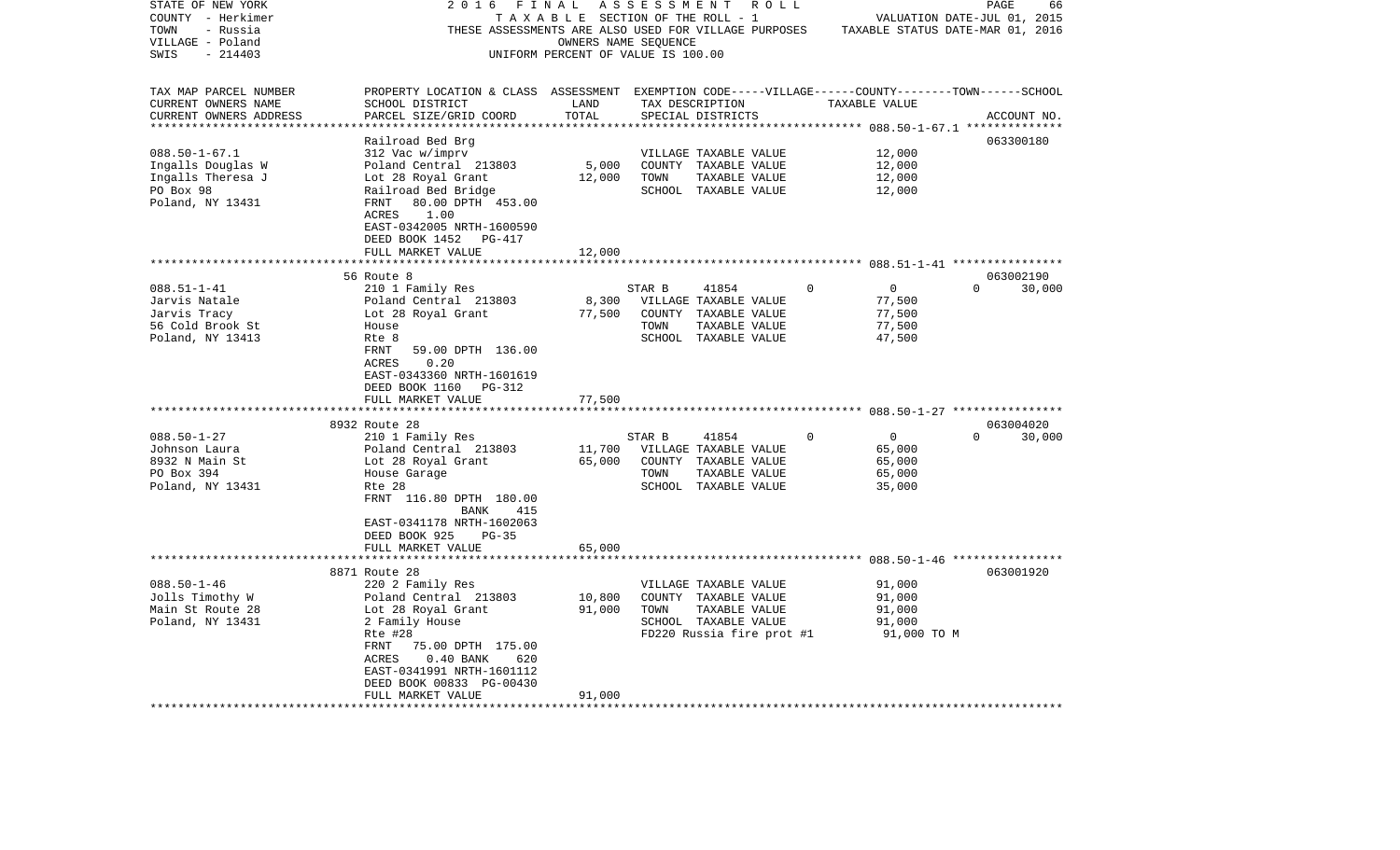STATE OF NEW YORK — COUNTY - Herkimer — TOWN - Russia — VILLAGE - Poland — SWIS - 214403

2016 FINAL ASSESSMENT ROLL
TAXABLE SECTION OF THE ROLL - 1
THESE ASSESSMENTS ARE ALSO USED FOR VILLAGE PURPOSES
OWNERS NAME SEQUENCE
UNIFORM PERCENT OF VALUE IS 100.00

VALUATION DATE-JUL 01, 2015
TAXABLE STATUS DATE-MAR 01, 2016

| TAX MAP PARCEL NUMBER / CURRENT OWNERS NAME / CURRENT OWNERS ADDRESS | PROPERTY LOCATION & CLASS / SCHOOL DISTRICT / PARCEL SIZE/GRID COORD | ASSESSMENT LAND | TOTAL | EXEMPTION CODE / TAX DESCRIPTION / SPECIAL DISTRICTS | TAXABLE VALUE (VILLAGE--COUNTY--TOWN--SCHOOL) | ACCOUNT NO. |
|---|---|---|---|---|---|---|
| **088.50-1-67.1** | Railroad Bed Brg | | | | | 063300180 |
| Ingalls Douglas W | 312 Vac w/imprv | | | VILLAGE TAXABLE VALUE | 12,000 | |
| Ingalls Theresa J | Poland Central 213803 | 5,000 | | COUNTY TAXABLE VALUE | 12,000 | |
| PO Box 98 | Lot 28 Royal Grant | | 12,000 | TOWN TAXABLE VALUE | 12,000 | |
| Poland, NY 13431 | Railroad Bed Bridge | | | SCHOOL TAXABLE VALUE | 12,000 | |
| | FRNT 80.00 DPTH 453.00 | | | | | |
| | ACRES 1.00 | | | | | |
| | EAST-0342005 NRTH-1600590 | | | | | |
| | DEED BOOK 1452 PG-417 | | | | | |
| | FULL MARKET VALUE | | 12,000 | | | |
| **088.51-1-41** | 56 Route 8 | | | | | 063002190 |
| Jarvis Natale | 210 1 Family Res | | | STAR B 41854 | 0 0 0 30,000 | |
| Jarvis Tracy | Poland Central 213803 | 8,300 | | VILLAGE TAXABLE VALUE | 77,500 | |
| 56 Cold Brook St | Lot 28 Royal Grant | | 77,500 | COUNTY TAXABLE VALUE | 77,500 | |
| Poland, NY 13413 | House | | | TOWN TAXABLE VALUE | 77,500 | |
| | Rte 8 | | | SCHOOL TAXABLE VALUE | 47,500 | |
| | FRNT 59.00 DPTH 136.00 | | | | | |
| | ACRES 0.20 | | | | | |
| | EAST-0343360 NRTH-1601619 | | | | | |
| | DEED BOOK 1160 PG-312 | | | | | |
| | FULL MARKET VALUE | | 77,500 | | | |
| **088.50-1-27** | 8932 Route 28 | | | | | 063004020 |
| Johnson Laura | 210 1 Family Res | | | STAR B 41854 | 0 0 0 30,000 | |
| 8932 N Main St | Poland Central 213803 | 11,700 | | VILLAGE TAXABLE VALUE | 65,000 | |
| PO Box 394 | Lot 28 Royal Grant | | 65,000 | COUNTY TAXABLE VALUE | 65,000 | |
| Poland, NY 13431 | House Garage | | | TOWN TAXABLE VALUE | 65,000 | |
| | Rte 28 | | | SCHOOL TAXABLE VALUE | 35,000 | |
| | FRNT 116.80 DPTH 180.00 | | | | | |
| | BANK 415 | | | | | |
| | EAST-0341178 NRTH-1602063 | | | | | |
| | DEED BOOK 925 PG-35 | | | | | |
| | FULL MARKET VALUE | | 65,000 | | | |
| **088.50-1-46** | 8871 Route 28 | | | | | 063001920 |
| Jolls Timothy W | 220 2 Family Res | | | VILLAGE TAXABLE VALUE | 91,000 | |
| Main St Route 28 | Poland Central 213803 | 10,800 | | COUNTY TAXABLE VALUE | 91,000 | |
| Poland, NY 13431 | Lot 28 Royal Grant | | 91,000 | TOWN TAXABLE VALUE | 91,000 | |
| | 2 Family House | | | SCHOOL TAXABLE VALUE | 91,000 | |
| | Rte #28 | | | FD220 Russia fire prot #1 | 91,000 TO M | |
| | FRNT 75.00 DPTH 175.00 | | | | | |
| | ACRES 0.40 BANK 620 | | | | | |
| | EAST-0341991 NRTH-1601112 | | | | | |
| | DEED BOOK 00833 PG-00430 | | | | | |
| | FULL MARKET VALUE | | 91,000 | | | |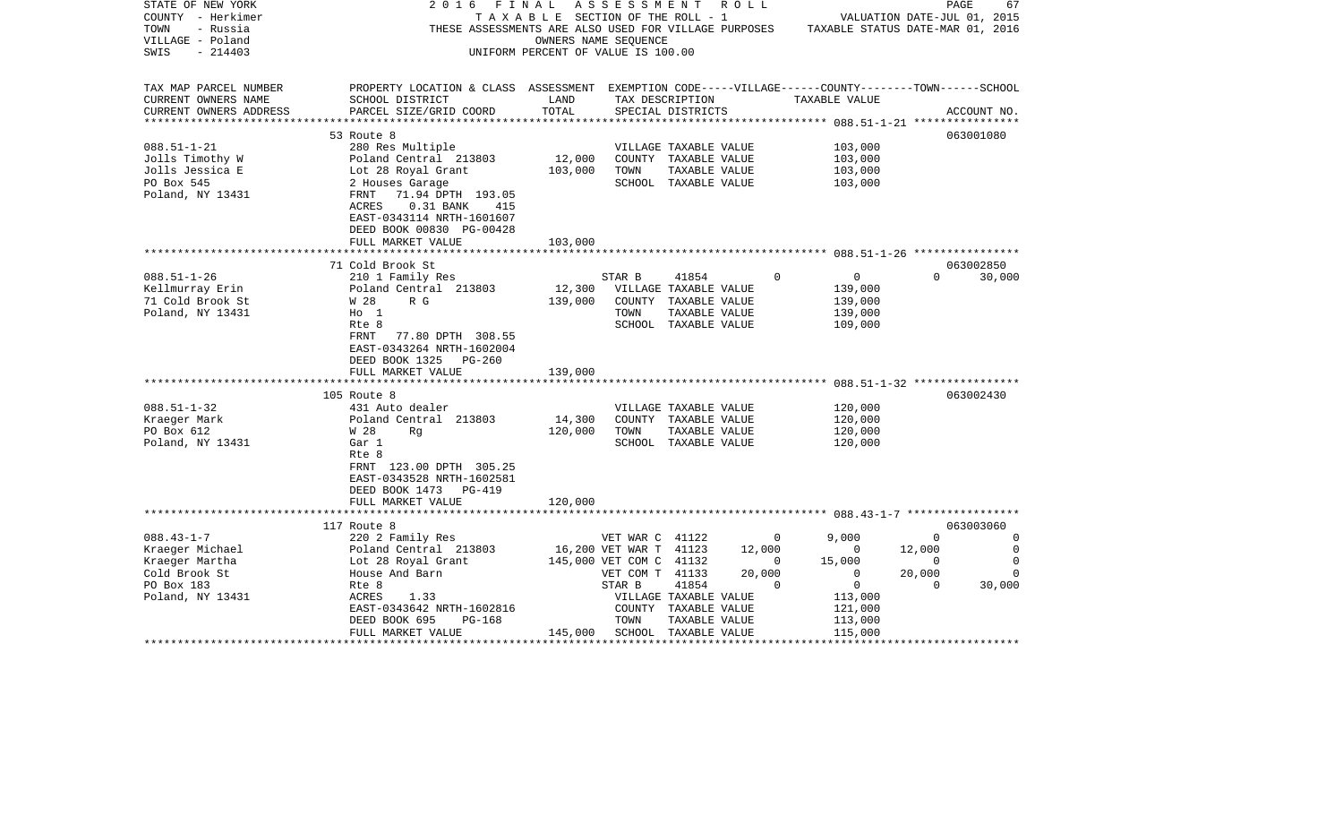STATE OF NEW YORK | 2016 FINAL ASSESSMENT ROLL | PAGE 67
COUNTY - Herkimer | TAXABLE SECTION OF THE ROLL - 1 | VALUATION DATE-JUL 01, 2015
TOWN - Russia | THESE ASSESSMENTS ARE ALSO USED FOR VILLAGE PURPOSES | TAXABLE STATUS DATE-MAR 01, 2016
VILLAGE - Poland | OWNERS NAME SEQUENCE
SWIS - 214403 | UNIFORM PERCENT OF VALUE IS 100.00

| TAX MAP PARCEL NUMBER / CURRENT OWNERS NAME / CURRENT OWNERS ADDRESS | PROPERTY LOCATION & CLASS / SCHOOL DISTRICT / PARCEL SIZE/GRID COORD | ASSESSMENT LAND | ASSESSMENT TOTAL | EXEMPTION CODE / TAX DESCRIPTION / SPECIAL DISTRICTS | VILLAGE | COUNTY | TOWN | SCHOOL | ACCOUNT NO. |
|---|---|---|---|---|---|---|---|---|---|
| **088.51-1-21** | 53 Route 8 | | | | | | | | 063001080 |
| Jolls Timothy W | 280 Res Multiple | | | VILLAGE TAXABLE VALUE | 103,000 | | | | |
| Jolls Jessica E | Poland Central 213803 | 12,000 | | COUNTY TAXABLE VALUE | | 103,000 | | | |
| PO Box 545 | Lot 28 Royal Grant | | 103,000 | TOWN TAXABLE VALUE | | | 103,000 | | |
| Poland, NY 13431 | 2 Houses Garage | | | SCHOOL TAXABLE VALUE | | | | 103,000 | |
| | FRNT 71.94 DPTH 193.05 | | | | | | | | |
| | ACRES 0.31 BANK 415 | | | | | | | | |
| | EAST-0343114 NRTH-1601607 | | | | | | | | |
| | DEED BOOK 00830 PG-00428 | | | | | | | | |
| | FULL MARKET VALUE | | 103,000 | | | | | | |
| **088.51-1-26** | 71 Cold Brook St | | | | | | | | 063002850 |
| Kellmurray Erin | 210 1 Family Res | | | STAR B 41854 | 0 | 0 | 0 | 30,000 | |
| 71 Cold Brook St | Poland Central 213803 | 12,300 | | VILLAGE TAXABLE VALUE | 139,000 | | | | |
| Poland, NY 13431 | W 28 R G | | 139,000 | COUNTY TAXABLE VALUE | | 139,000 | | | |
| | Ho 1 | | | TOWN TAXABLE VALUE | | | 139,000 | | |
| | Rte 8 | | | SCHOOL TAXABLE VALUE | | | | 109,000 | |
| | FRNT 77.80 DPTH 308.55 | | | | | | | | |
| | EAST-0343264 NRTH-1602004 | | | | | | | | |
| | DEED BOOK 1325 PG-260 | | | | | | | | |
| | FULL MARKET VALUE | | 139,000 | | | | | | |
| **088.51-1-32** | 105 Route 8 | | | | | | | | 063002430 |
| Kraeger Mark | 431 Auto dealer | | | VILLAGE TAXABLE VALUE | 120,000 | | | | |
| PO Box 612 | Poland Central 213803 | 14,300 | | COUNTY TAXABLE VALUE | | 120,000 | | | |
| Poland, NY 13431 | W 28 Rg | | 120,000 | TOWN TAXABLE VALUE | | | 120,000 | | |
| | Gar 1 | | | SCHOOL TAXABLE VALUE | | | | 120,000 | |
| | Rte 8 | | | | | | | | |
| | FRNT 123.00 DPTH 305.25 | | | | | | | | |
| | EAST-0343528 NRTH-1602581 | | | | | | | | |
| | DEED BOOK 1473 PG-419 | | | | | | | | |
| | FULL MARKET VALUE | | 120,000 | | | | | | |
| **088.43-1-7** | 117 Route 8 | | | | | | | | 063003060 |
| Kraeger Michael | 220 2 Family Res | | | VET WAR C 41122 | 0 | 9,000 | 0 | 0 | |
| Kraeger Martha | Poland Central 213803 | 16,200 | | VET WAR T 41123 | 12,000 | 0 | 12,000 | 0 | |
| Cold Brook St | Lot 28 Royal Grant | | 145,000 | VET COM C 41132 | 0 | 15,000 | 0 | 0 | |
| PO Box 183 | House And Barn | | | VET COM T 41133 | 20,000 | 0 | 20,000 | 0 | |
| Poland, NY 13431 | Rte 8 | | | STAR B 41854 | 0 | 0 | 0 | 30,000 | |
| | ACRES 1.33 | | | VILLAGE TAXABLE VALUE | 113,000 | | | | |
| | EAST-0343642 NRTH-1602816 | | | COUNTY TAXABLE VALUE | | 121,000 | | | |
| | DEED BOOK 695 PG-168 | | | TOWN TAXABLE VALUE | | | 113,000 | | |
| | FULL MARKET VALUE | | 145,000 | SCHOOL TAXABLE VALUE | | | | 115,000 | |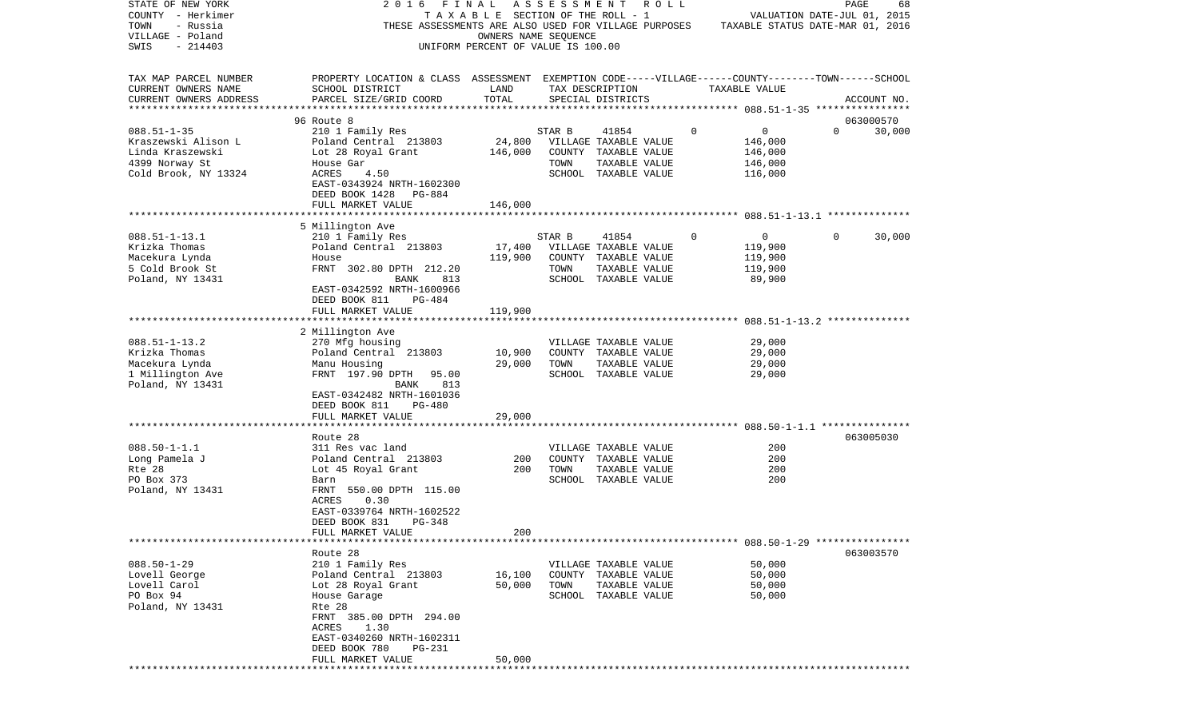STATE OF NEW YORK — 2016 FINAL ASSESSMENT ROLL
COUNTY - Herkimer — TAXABLE SECTION OF THE ROLL - 1 — VALUATION DATE-JUL 01, 2015
TOWN - Russia — THESE ASSESSMENTS ARE ALSO USED FOR VILLAGE PURPOSES — TAXABLE STATUS DATE-MAR 01, 2016
VILLAGE - Poland — OWNERS NAME SEQUENCE
SWIS - 214403 — UNIFORM PERCENT OF VALUE IS 100.00

| TAX MAP PARCEL NUMBER / CURRENT OWNERS NAME / CURRENT OWNERS ADDRESS | PROPERTY LOCATION & CLASS / SCHOOL DISTRICT / PARCEL SIZE/GRID COORD | ASSESSMENT LAND | TOTAL | EXEMPTION CODE / TAX DESCRIPTION / SPECIAL DISTRICTS | VILLAGE | COUNTY / TAXABLE VALUE | TOWN | SCHOOL / ACCOUNT NO. |
|---|---|---|---|---|---|---|---|---|
| **088.51-1-35** | 96 Route 8 | | | | | | | 063000570 |
| 088.51-1-35 | 210 1 Family Res | | | STAR B 41854 | 0 | 0 | 0 | 30,000 |
| Kraszewski Alison L | Poland Central 213803 | 24,800 | | VILLAGE TAXABLE VALUE | | 146,000 | | |
| Linda Kraszewski | Lot 28 Royal Grant | | 146,000 | COUNTY TAXABLE VALUE | | 146,000 | | |
| 4399 Norway St | House Gar | | | TOWN TAXABLE VALUE | | 146,000 | | |
| Cold Brook, NY 13324 | ACRES 4.50 | | | SCHOOL TAXABLE VALUE | | 116,000 | | |
| | EAST-0343924 NRTH-1602300 | | | | | | | |
| | DEED BOOK 1428 PG-884 | | | | | | | |
| | FULL MARKET VALUE | | 146,000 | | | | | |
| **088.51-1-13.1** | 5 Millington Ave | | | | | | | |
| 088.51-1-13.1 | 210 1 Family Res | | | STAR B 41854 | 0 | 0 | 0 | 30,000 |
| Krizka Thomas | Poland Central 213803 | 17,400 | | VILLAGE TAXABLE VALUE | | 119,900 | | |
| Macekura Lynda | House | | 119,900 | COUNTY TAXABLE VALUE | | 119,900 | | |
| 5 Cold Brook St | FRNT 302.80 DPTH 212.20 | | | TOWN TAXABLE VALUE | | 119,900 | | |
| Poland, NY 13431 | BANK 813 | | | SCHOOL TAXABLE VALUE | | 89,900 | | |
| | EAST-0342592 NRTH-1600966 | | | | | | | |
| | DEED BOOK 811 PG-484 | | | | | | | |
| | FULL MARKET VALUE | | 119,900 | | | | | |
| **088.51-1-13.2** | 2 Millington Ave | | | | | | | |
| 088.51-1-13.2 | 270 Mfg housing | | | VILLAGE TAXABLE VALUE | | 29,000 | | |
| Krizka Thomas | Poland Central 213803 | 10,900 | | COUNTY TAXABLE VALUE | | 29,000 | | |
| Macekura Lynda | Manu Housing | | 29,000 | TOWN TAXABLE VALUE | | 29,000 | | |
| 1 Millington Ave | FRNT 197.90 DPTH 95.00 | | | SCHOOL TAXABLE VALUE | | 29,000 | | |
| Poland, NY 13431 | BANK 813 | | | | | | | |
| | EAST-0342482 NRTH-1601036 | | | | | | | |
| | DEED BOOK 811 PG-480 | | | | | | | |
| | FULL MARKET VALUE | | 29,000 | | | | | |
| **088.50-1-1.1** | Route 28 | | | | | | | 063005030 |
| 088.50-1-1.1 | 311 Res vac land | | | VILLAGE TAXABLE VALUE | | 200 | | |
| Long Pamela J | Poland Central 213803 | 200 | | COUNTY TAXABLE VALUE | | 200 | | |
| Rte 28 | Lot 45 Royal Grant | | 200 | TOWN TAXABLE VALUE | | 200 | | |
| PO Box 373 | Barn | | | SCHOOL TAXABLE VALUE | | 200 | | |
| Poland, NY 13431 | FRNT 550.00 DPTH 115.00 | | | | | | | |
| | ACRES 0.30 | | | | | | | |
| | EAST-0339764 NRTH-1602522 | | | | | | | |
| | DEED BOOK 831 PG-348 | | | | | | | |
| | FULL MARKET VALUE | | 200 | | | | | |
| **088.50-1-29** | Route 28 | | | | | | | 063003570 |
| 088.50-1-29 | 210 1 Family Res | | | VILLAGE TAXABLE VALUE | | 50,000 | | |
| Lovell George | Poland Central 213803 | 16,100 | | COUNTY TAXABLE VALUE | | 50,000 | | |
| Lovell Carol | Lot 28 Royal Grant | | 50,000 | TOWN TAXABLE VALUE | | 50,000 | | |
| PO Box 94 | House Garage | | | SCHOOL TAXABLE VALUE | | 50,000 | | |
| Poland, NY 13431 | Rte 28 | | | | | | | |
| | FRNT 385.00 DPTH 294.00 | | | | | | | |
| | ACRES 1.30 | | | | | | | |
| | EAST-0340260 NRTH-1602311 | | | | | | | |
| | DEED BOOK 780 PG-231 | | | | | | | |
| | FULL MARKET VALUE | | 50,000 | | | | | |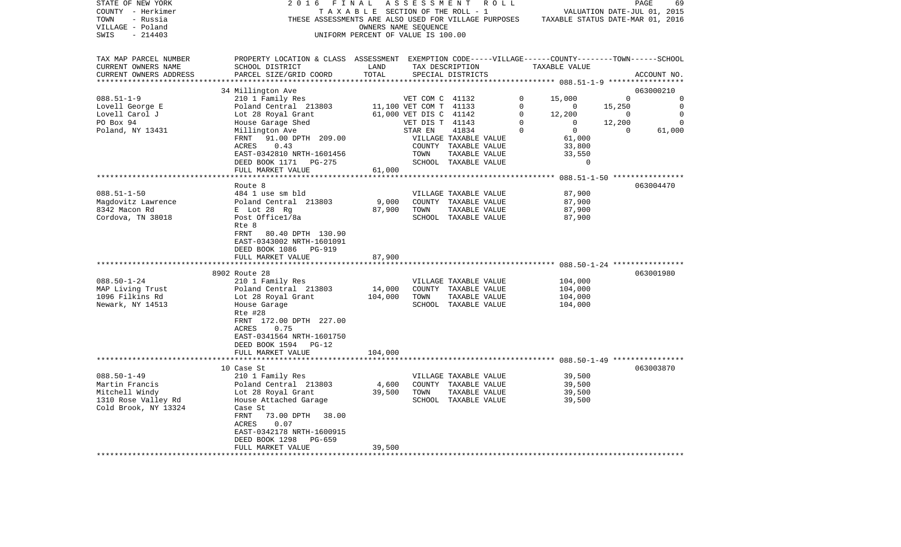STATE OF NEW YORK — 2016 FINAL ASSESSMENT ROLL
COUNTY - Herkimer — TAXABLE SECTION OF THE ROLL - 1 — VALUATION DATE-JUL 01, 2015
TOWN - Russia — THESE ASSESSMENTS ARE ALSO USED FOR VILLAGE PURPOSES — TAXABLE STATUS DATE-MAR 01, 2016
VILLAGE - Poland — OWNERS NAME SEQUENCE
SWIS - 214403 — UNIFORM PERCENT OF VALUE IS 100.00

| TAX MAP PARCEL NUMBER / CURRENT OWNERS NAME / CURRENT OWNERS ADDRESS | PROPERTY LOCATION & CLASS / SCHOOL DISTRICT / PARCEL SIZE/GRID COORD | ASSESSMENT LAND | ASSESSMENT TOTAL | EXEMPTION CODE / TAX DESCRIPTION / SPECIAL DISTRICTS | | VILLAGE | COUNTY | TOWN | SCHOOL | ACCOUNT NO. |
|---|---|---|---|---|---|---|---|---|---|---|
| **088.51-1-9** | 34 Millington Ave | | | | | | | | | 063000210 |
| Lovell George E | 210 1 Family Res | 11,100 | | VET COM C 41132 | 0 | 15,000 | 0 | 0 | | |
| Lovell Carol J | Poland Central 213803 | | 61,000 | VET COM T 41133 | 0 | 0 | 15,250 | 0 | | |
| PO Box 94 | Lot 28 Royal Grant | | | VET DIS C 41142 | 0 | 12,200 | 0 | 0 | | |
| Poland, NY 13431 | House Garage Shed | | | VET DIS T 41143 | 0 | 0 | 12,200 | 0 | | |
| | Millington Ave | | | STAR EN 41834 | 0 | 0 | 0 | 61,000 | | |
| | FRNT 91.00 DPTH 209.00 | | | VILLAGE TAXABLE VALUE | | 61,000 | | | | |
| | ACRES 0.43 | | | COUNTY TAXABLE VALUE | | 33,800 | | | | |
| | EAST-0342810 NRTH-1601456 | | | TOWN TAXABLE VALUE | | 33,550 | | | | |
| | DEED BOOK 1171 PG-275 | | | SCHOOL TAXABLE VALUE | | 0 | | | | |
| | FULL MARKET VALUE | | 61,000 | | | | | | | |
| **088.51-1-50** | Route 8 | | | | | | | | | 063004470 |
| Magdovitz Lawrence | 484 1 use sm bld | | | VILLAGE TAXABLE VALUE | | 87,900 | | | | |
| 8342 Macon Rd | Poland Central 213803 | 9,000 | | COUNTY TAXABLE VALUE | | 87,900 | | | | |
| Cordova, TN 38018 | E Lot 28 Rg | | 87,900 | TOWN TAXABLE VALUE | | 87,900 | | | | |
| | Post Office1/8a | | | SCHOOL TAXABLE VALUE | | 87,900 | | | | |
| | Rte 8 | | | | | | | | | |
| | FRNT 80.40 DPTH 130.90 | | | | | | | | | |
| | EAST-0343002 NRTH-1601091 | | | | | | | | | |
| | DEED BOOK 1086 PG-919 | | | | | | | | | |
| | FULL MARKET VALUE | | 87,900 | | | | | | | |
| **088.50-1-24** | 8902 Route 28 | | | | | | | | | 063001980 |
| MAP Living Trust | 210 1 Family Res | | | VILLAGE TAXABLE VALUE | | 104,000 | | | | |
| 1096 Filkins Rd | Poland Central 213803 | 14,000 | | COUNTY TAXABLE VALUE | | 104,000 | | | | |
| Newark, NY 14513 | Lot 28 Royal Grant | | 104,000 | TOWN TAXABLE VALUE | | 104,000 | | | | |
| | House Garage | | | SCHOOL TAXABLE VALUE | | 104,000 | | | | |
| | Rte #28 | | | | | | | | | |
| | FRNT 172.00 DPTH 227.00 | | | | | | | | | |
| | ACRES 0.75 | | | | | | | | | |
| | EAST-0341564 NRTH-1601750 | | | | | | | | | |
| | DEED BOOK 1594 PG-12 | | | | | | | | | |
| | FULL MARKET VALUE | | 104,000 | | | | | | | |
| **088.50-1-49** | 10 Case St | | | | | | | | | 063003870 |
| Martin Francis | 210 1 Family Res | | | VILLAGE TAXABLE VALUE | | 39,500 | | | | |
| Mitchell Windy | Poland Central 213803 | 4,600 | | COUNTY TAXABLE VALUE | | 39,500 | | | | |
| 1310 Rose Valley Rd | Lot 28 Royal Grant | | 39,500 | TOWN TAXABLE VALUE | | 39,500 | | | | |
| Cold Brook, NY 13324 | House Attached Garage | | | SCHOOL TAXABLE VALUE | | 39,500 | | | | |
| | Case St | | | | | | | | | |
| | FRNT 73.00 DPTH 38.00 | | | | | | | | | |
| | ACRES 0.07 | | | | | | | | | |
| | EAST-0342178 NRTH-1600915 | | | | | | | | | |
| | DEED BOOK 1298 PG-659 | | | | | | | | | |
| | FULL MARKET VALUE | | 39,500 | | | | | | | |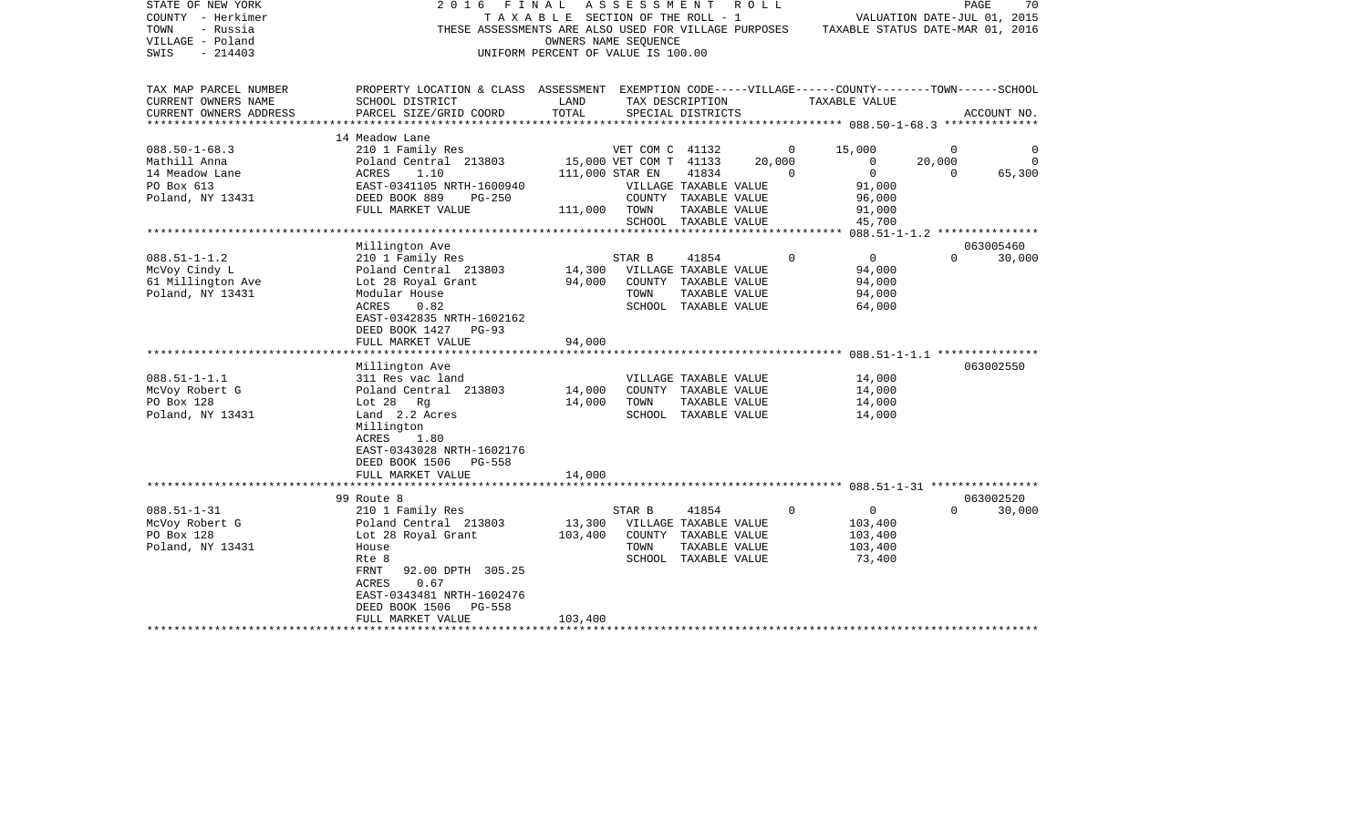STATE OF NEW YORK — 2016 FINAL ASSESSMENT ROLL
COUNTY - Herkimer — TAXABLE SECTION OF THE ROLL - 1 — VALUATION DATE-JUL 01, 2015
TOWN - Russia — THESE ASSESSMENTS ARE ALSO USED FOR VILLAGE PURPOSES — TAXABLE STATUS DATE-MAR 01, 2016
VILLAGE - Poland — OWNERS NAME SEQUENCE
SWIS - 214403 — UNIFORM PERCENT OF VALUE IS 100.00

| TAX MAP PARCEL NUMBER / CURRENT OWNERS NAME / CURRENT OWNERS ADDRESS | PROPERTY LOCATION & CLASS / SCHOOL DISTRICT / PARCEL SIZE/GRID COORD | ASSESSMENT LAND | TOTAL | EXEMPTION CODE / TAX DESCRIPTION / SPECIAL DISTRICTS | VILLAGE | COUNTY / TAXABLE VALUE | TOWN | SCHOOL / ACCOUNT NO. |
|---|---|---|---|---|---|---|---|---|
| **088.50-1-68.3** | 14 Meadow Lane | | | | | | | |
| | 210 1 Family Res | | | VET COM C 41132 | 0 | 15,000 | 0 | 0 |
| Mathill Anna | Poland Central 213803 | 15,000 | | VET COM T 41133 | 20,000 | 0 | 20,000 | 0 |
| 14 Meadow Lane | ACRES 1.10 | | 111,000 | STAR EN 41834 | 0 | 0 | 0 | 65,300 |
| PO Box 613 | EAST-0341105 NRTH-1600940 | | | VILLAGE TAXABLE VALUE | | 91,000 | | |
| Poland, NY 13431 | DEED BOOK 889 PG-250 | | | COUNTY TAXABLE VALUE | | 96,000 | | |
| | FULL MARKET VALUE | | 111,000 | TOWN TAXABLE VALUE | | 91,000 | | |
| | | | | SCHOOL TAXABLE VALUE | | 45,700 | | |
| **088.51-1-1.2** | Millington Ave | | | | | | | 063005460 |
| | 210 1 Family Res | | | STAR B 41854 | 0 | 0 | 0 | 30,000 |
| McVoy Cindy L | Poland Central 213803 | 14,300 | | VILLAGE TAXABLE VALUE | | 94,000 | | |
| 61 Millington Ave | Lot 28 Royal Grant | | 94,000 | COUNTY TAXABLE VALUE | | 94,000 | | |
| Poland, NY 13431 | Modular House | | | TOWN TAXABLE VALUE | | 94,000 | | |
| | ACRES 0.82 | | | SCHOOL TAXABLE VALUE | | 64,000 | | |
| | EAST-0342835 NRTH-1602162 | | | | | | | |
| | DEED BOOK 1427 PG-93 | | | | | | | |
| | FULL MARKET VALUE | | 94,000 | | | | | |
| **088.51-1-1.1** | Millington Ave | | | | | | | 063002550 |
| | 311 Res vac land | | | VILLAGE TAXABLE VALUE | | 14,000 | | |
| McVoy Robert G | Poland Central 213803 | 14,000 | | COUNTY TAXABLE VALUE | | 14,000 | | |
| PO Box 128 | Lot 28 Rg | | 14,000 | TOWN TAXABLE VALUE | | 14,000 | | |
| Poland, NY 13431 | Land 2.2 Acres | | | SCHOOL TAXABLE VALUE | | 14,000 | | |
| | Millington | | | | | | | |
| | ACRES 1.80 | | | | | | | |
| | EAST-0343028 NRTH-1602176 | | | | | | | |
| | DEED BOOK 1506 PG-558 | | | | | | | |
| | FULL MARKET VALUE | | 14,000 | | | | | |
| **088.51-1-31** | 99 Route 8 | | | | | | | 063002520 |
| | 210 1 Family Res | | | STAR B 41854 | 0 | 0 | 0 | 30,000 |
| McVoy Robert G | Poland Central 213803 | 13,300 | | VILLAGE TAXABLE VALUE | | 103,400 | | |
| PO Box 128 | Lot 28 Royal Grant | | 103,400 | COUNTY TAXABLE VALUE | | 103,400 | | |
| Poland, NY 13431 | House | | | TOWN TAXABLE VALUE | | 103,400 | | |
| | Rte 8 | | | SCHOOL TAXABLE VALUE | | 73,400 | | |
| | FRNT 92.00 DPTH 305.25 | | | | | | | |
| | ACRES 0.67 | | | | | | | |
| | EAST-0343481 NRTH-1602476 | | | | | | | |
| | DEED BOOK 1506 PG-558 | | | | | | | |
| | FULL MARKET VALUE | | 103,400 | | | | | |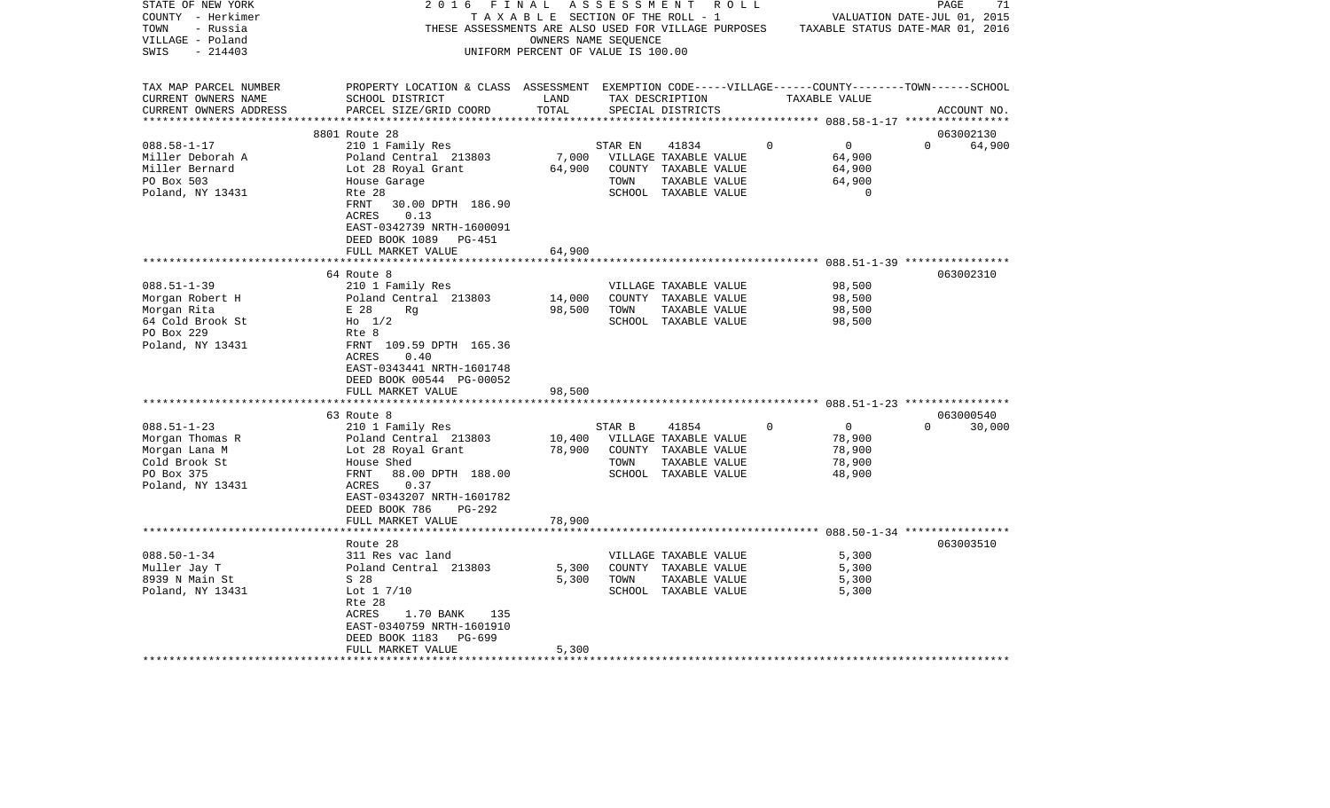STATE OF NEW YORK — COUNTY - Herkimer — TOWN - Russia — VILLAGE - Poland — SWIS - 214403

2016 FINAL ASSESSMENT ROLL
TAXABLE SECTION OF THE ROLL - 1
THESE ASSESSMENTS ARE ALSO USED FOR VILLAGE PURPOSES
OWNERS NAME SEQUENCE
UNIFORM PERCENT OF VALUE IS 100.00

VALUATION DATE-JUL 01, 2015
TAXABLE STATUS DATE-MAR 01, 2016

| TAX MAP PARCEL NUMBER / CURRENT OWNERS NAME / CURRENT OWNERS ADDRESS | PROPERTY LOCATION & CLASS / SCHOOL DISTRICT / PARCEL SIZE/GRID COORD | ASSESSMENT LAND | TOTAL | EXEMPTION CODE / TAX DESCRIPTION / SPECIAL DISTRICTS | VILLAGE | COUNTY / TAXABLE VALUE | TOWN | SCHOOL / ACCOUNT NO. |
|---|---|---|---|---|---|---|---|---|
| | 8801 Route 28 | | | | | | | 063002130 |
| 088.58-1-17 | 210 1 Family Res | | | STAR EN 41834 | 0 | 0 | 0 | 64,900 |
| Miller Deborah A | Poland Central 213803 | 7,000 | | VILLAGE TAXABLE VALUE | | 64,900 | | |
| Miller Bernard | Lot 28 Royal Grant | | 64,900 | COUNTY TAXABLE VALUE | | 64,900 | | |
| PO Box 503 | House Garage | | | TOWN TAXABLE VALUE | | 64,900 | | |
| Poland, NY 13431 | Rte 28 | | | SCHOOL TAXABLE VALUE | | 0 | | |
| | FRNT 30.00 DPTH 186.90 | | | | | | | |
| | ACRES 0.13 | | | | | | | |
| | EAST-0342739 NRTH-1600091 | | | | | | | |
| | DEED BOOK 1089 PG-451 | | | | | | | |
| | FULL MARKET VALUE | | 64,900 | | | | | |
| | 64 Route 8 | | | | | | | 063002310 |
| 088.51-1-39 | 210 1 Family Res | | | VILLAGE TAXABLE VALUE | | 98,500 | | |
| Morgan Robert H | Poland Central 213803 | 14,000 | | COUNTY TAXABLE VALUE | | 98,500 | | |
| Morgan Rita | E 28 Rg | | 98,500 | TOWN TAXABLE VALUE | | 98,500 | | |
| 64 Cold Brook St | Ho 1/2 | | | SCHOOL TAXABLE VALUE | | 98,500 | | |
| PO Box 229 | Rte 8 | | | | | | | |
| Poland, NY 13431 | FRNT 109.59 DPTH 165.36 | | | | | | | |
| | ACRES 0.40 | | | | | | | |
| | EAST-0343441 NRTH-1601748 | | | | | | | |
| | DEED BOOK 00544 PG-00052 | | | | | | | |
| | FULL MARKET VALUE | | 98,500 | | | | | |
| | 63 Route 8 | | | | | | | 063000540 |
| 088.51-1-23 | 210 1 Family Res | | | STAR B 41854 | 0 | 0 | 0 | 30,000 |
| Morgan Thomas R | Poland Central 213803 | 10,400 | | VILLAGE TAXABLE VALUE | | 78,900 | | |
| Morgan Lana M | Lot 28 Royal Grant | | 78,900 | COUNTY TAXABLE VALUE | | 78,900 | | |
| Cold Brook St | House Shed | | | TOWN TAXABLE VALUE | | 78,900 | | |
| PO Box 375 | FRNT 88.00 DPTH 188.00 | | | SCHOOL TAXABLE VALUE | | 48,900 | | |
| Poland, NY 13431 | ACRES 0.37 | | | | | | | |
| | EAST-0343207 NRTH-1601782 | | | | | | | |
| | DEED BOOK 786 PG-292 | | | | | | | |
| | FULL MARKET VALUE | | 78,900 | | | | | |
| | Route 28 | | | | | | | 063003510 |
| 088.50-1-34 | 311 Res vac land | | | VILLAGE TAXABLE VALUE | | 5,300 | | |
| Muller Jay T | Poland Central 213803 | 5,300 | | COUNTY TAXABLE VALUE | | 5,300 | | |
| 8939 N Main St | S 28 | | 5,300 | TOWN TAXABLE VALUE | | 5,300 | | |
| Poland, NY 13431 | Lot 1 7/10 | | | SCHOOL TAXABLE VALUE | | 5,300 | | |
| | Rte 28 | | | | | | | |
| | ACRES 1.70 BANK 135 | | | | | | | |
| | EAST-0340759 NRTH-1601910 | | | | | | | |
| | DEED BOOK 1183 PG-699 | | | | | | | |
| | FULL MARKET VALUE | | 5,300 | | | | | |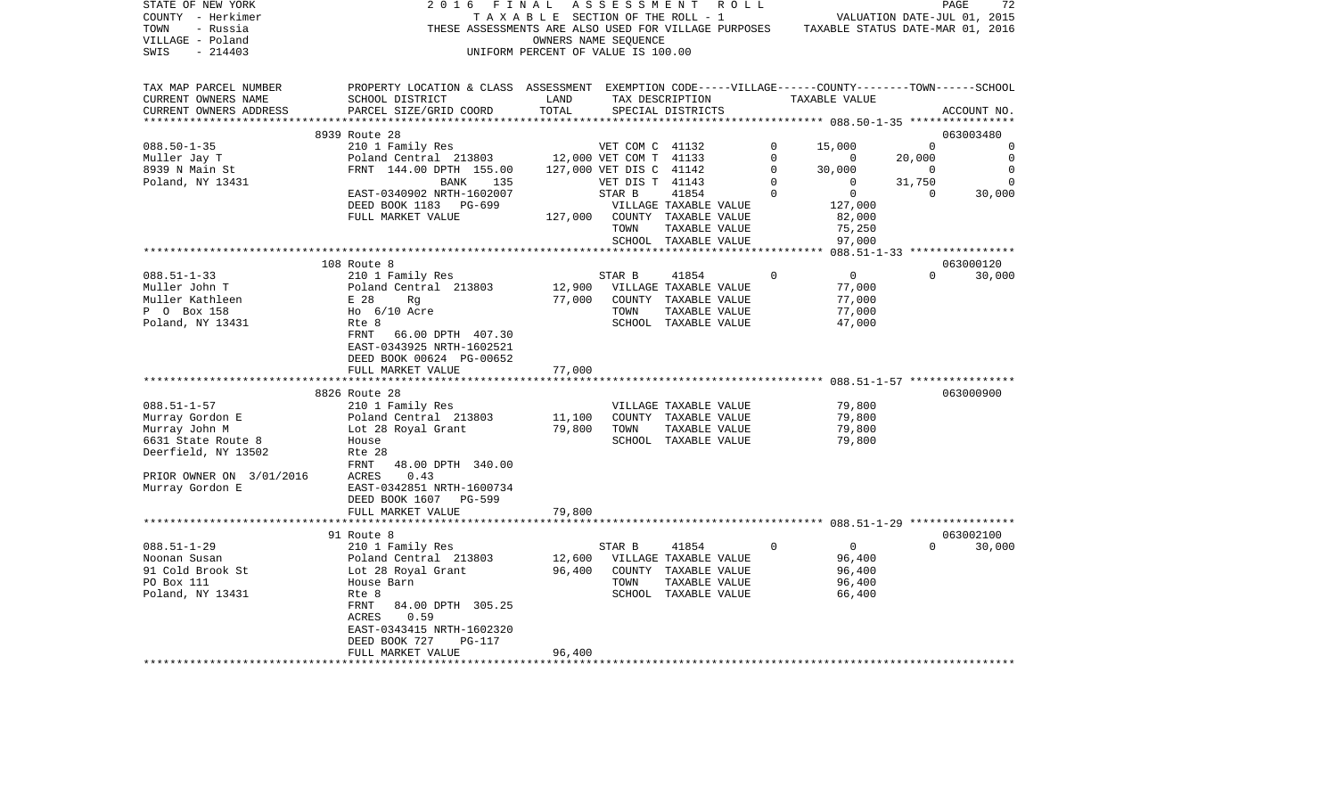STATE OF NEW YORK
COUNTY - Herkimer
TOWN - Russia
VILLAGE - Poland
SWIS - 214403

2 0 1 6 F I N A L A S S E S S M E N T R O L L
T A X A B L E SECTION OF THE ROLL - 1
THESE ASSESSMENTS ARE ALSO USED FOR VILLAGE PURPOSES
OWNERS NAME SEQUENCE
UNIFORM PERCENT OF VALUE IS 100.00

VALUATION DATE-JUL 01, 2015
TAXABLE STATUS DATE-MAR 01, 2016

| TAX MAP PARCEL NUMBER / CURRENT OWNERS NAME / CURRENT OWNERS ADDRESS | PROPERTY LOCATION & CLASS / SCHOOL DISTRICT / PARCEL SIZE/GRID COORD | ASSESSMENT LAND | TOTAL | EXEMPTION CODE / TAX DESCRIPTION / SPECIAL DISTRICTS | | VILLAGE | COUNTY | TOWN | SCHOOL | ACCOUNT NO. |
|---|---|---|---|---|---|---|---|---|---|---|
| | 8939 Route 28 | | | | | | | | | 063003480 |
| 088.50-1-35 | 210 1 Family Res | | | VET COM C | 41132 | 0 | 15,000 | 0 | 0 | |
| Muller Jay T | Poland Central 213803 | 12,000 | | VET COM T | 41133 | 0 | 0 | 20,000 | 0 | |
| 8939 N Main St | FRNT 144.00 DPTH 155.00 | | 127,000 | VET DIS C | 41142 | 0 | 30,000 | 0 | 0 | |
| Poland, NY 13431 | BANK 135 | | | VET DIS T | 41143 | 0 | 0 | 31,750 | 0 | |
| | EAST-0340902 NRTH-1602007 | | | STAR B | 41854 | 0 | 0 | 0 | 30,000 | |
| | DEED BOOK 1183 PG-699 | | | VILLAGE TAXABLE VALUE | | 127,000 | | | | |
| | FULL MARKET VALUE | | 127,000 | COUNTY TAXABLE VALUE | | 82,000 | | | | |
| | | | | TOWN TAXABLE VALUE | | 75,250 | | | | |
| | | | | SCHOOL TAXABLE VALUE | | 97,000 | | | | |
| | 108 Route 8 | | | | | | | | | 063000120 |
| 088.51-1-33 | 210 1 Family Res | | | STAR B | 41854 | 0 | 0 | 0 | 30,000 | |
| Muller John T | Poland Central 213803 | 12,900 | | VILLAGE TAXABLE VALUE | | 77,000 | | | | |
| Muller Kathleen | E 28 Rg | | 77,000 | COUNTY TAXABLE VALUE | | 77,000 | | | | |
| P O Box 158 | Ho 6/10 Acre | | | TOWN TAXABLE VALUE | | 77,000 | | | | |
| Poland, NY 13431 | Rte 8 | | | SCHOOL TAXABLE VALUE | | 47,000 | | | | |
| | FRNT 66.00 DPTH 407.30 | | | | | | | | | |
| | EAST-0343925 NRTH-1602521 | | | | | | | | | |
| | DEED BOOK 00624 PG-00652 | | | | | | | | | |
| | FULL MARKET VALUE | | 77,000 | | | | | | | |
| | 8826 Route 28 | | | | | | | | | 063000900 |
| 088.51-1-57 | 210 1 Family Res | | | VILLAGE TAXABLE VALUE | | 79,800 | | | | |
| Murray Gordon E | Poland Central 213803 | 11,100 | | COUNTY TAXABLE VALUE | | 79,800 | | | | |
| Murray John M | Lot 28 Royal Grant | | 79,800 | TOWN TAXABLE VALUE | | 79,800 | | | | |
| 6631 State Route 8 | House | | | SCHOOL TAXABLE VALUE | | 79,800 | | | | |
| Deerfield, NY 13502 | Rte 28 | | | | | | | | | |
| | FRNT 48.00 DPTH 340.00 | | | | | | | | | |
| PRIOR OWNER ON 3/01/2016 | ACRES 0.43 | | | | | | | | | |
| Murray Gordon E | EAST-0342851 NRTH-1600734 | | | | | | | | | |
| | DEED BOOK 1607 PG-599 | | | | | | | | | |
| | FULL MARKET VALUE | | 79,800 | | | | | | | |
| | 91 Route 8 | | | | | | | | | 063002100 |
| 088.51-1-29 | 210 1 Family Res | | | STAR B | 41854 | 0 | 0 | 0 | 30,000 | |
| Noonan Susan | Poland Central 213803 | 12,600 | | VILLAGE TAXABLE VALUE | | 96,400 | | | | |
| 91 Cold Brook St | Lot 28 Royal Grant | | 96,400 | COUNTY TAXABLE VALUE | | 96,400 | | | | |
| PO Box 111 | House Barn | | | TOWN TAXABLE VALUE | | 96,400 | | | | |
| Poland, NY 13431 | Rte 8 | | | SCHOOL TAXABLE VALUE | | 66,400 | | | | |
| | FRNT 84.00 DPTH 305.25 | | | | | | | | | |
| | ACRES 0.59 | | | | | | | | | |
| | EAST-0343415 NRTH-1602320 | | | | | | | | | |
| | DEED BOOK 727 PG-117 | | | | | | | | | |
| | FULL MARKET VALUE | | 96,400 | | | | | | | |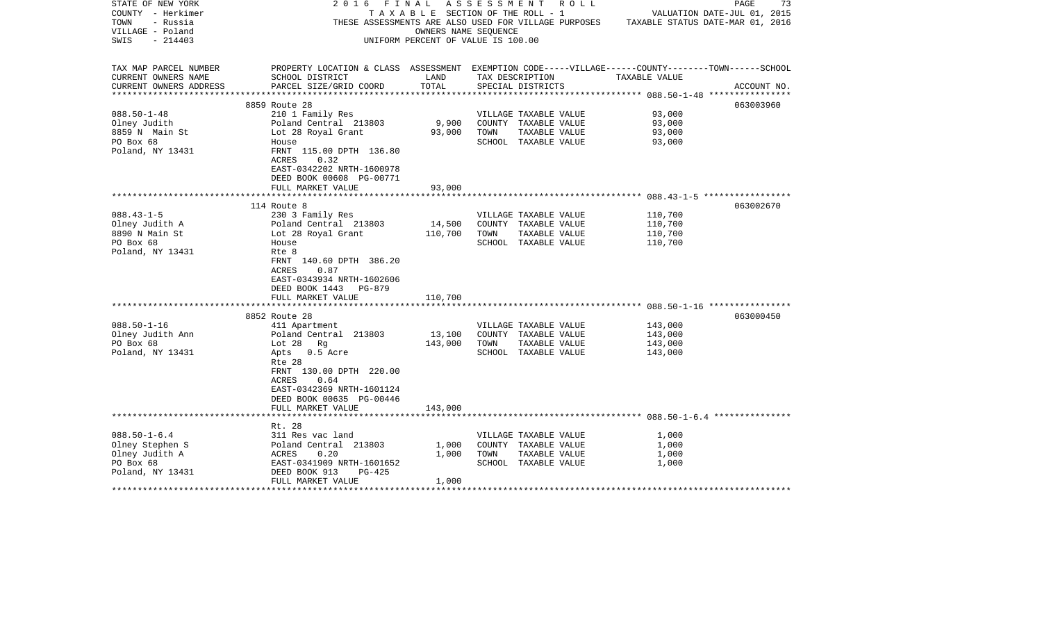STATE OF NEW YORK — 2016 FINAL ASSESSMENT ROLL
COUNTY - Herkimer — TAXABLE SECTION OF THE ROLL - 1 — VALUATION DATE-JUL 01, 2015
TOWN - Russia — THESE ASSESSMENTS ARE ALSO USED FOR VILLAGE PURPOSES — TAXABLE STATUS DATE-MAR 01, 2016
VILLAGE - Poland — OWNERS NAME SEQUENCE
SWIS - 214403 — UNIFORM PERCENT OF VALUE IS 100.00

| TAX MAP PARCEL NUMBER / CURRENT OWNERS NAME / CURRENT OWNERS ADDRESS | PROPERTY LOCATION & CLASS / SCHOOL DISTRICT / PARCEL SIZE/GRID COORD | ASSESSMENT LAND | ASSESSMENT TOTAL | EXEMPTION CODE / TAX DESCRIPTION / SPECIAL DISTRICTS | TAXABLE VALUE | ACCOUNT NO. |
|---|---|---|---|---|---|---|
| 088.50-1-48 | 8859 Route 28 | | | | | 063003960 |
| Olney Judith | 210 1 Family Res | | | VILLAGE TAXABLE VALUE | 93,000 | |
| 8859 N Main St | Poland Central 213803 | 9,900 | | COUNTY TAXABLE VALUE | 93,000 | |
| PO Box 68 | Lot 28 Royal Grant | | 93,000 | TOWN TAXABLE VALUE | 93,000 | |
| Poland, NY 13431 | House | | | SCHOOL TAXABLE VALUE | 93,000 | |
| | FRNT 115.00 DPTH 136.80 | | | | | |
| | ACRES 0.32 | | | | | |
| | EAST-0342202 NRTH-1600978 | | | | | |
| | DEED BOOK 00608 PG-00771 | | | | | |
| | FULL MARKET VALUE | | 93,000 | | | |
| 088.43-1-5 | 114 Route 8 | | | | | 063002670 |
| Olney Judith A | 230 3 Family Res | | | VILLAGE TAXABLE VALUE | 110,700 | |
| 8890 N Main St | Poland Central 213803 | 14,500 | | COUNTY TAXABLE VALUE | 110,700 | |
| PO Box 68 | Lot 28 Royal Grant | | 110,700 | TOWN TAXABLE VALUE | 110,700 | |
| Poland, NY 13431 | House | | | SCHOOL TAXABLE VALUE | 110,700 | |
| | Rte 8 | | | | | |
| | FRNT 140.60 DPTH 386.20 | | | | | |
| | ACRES 0.87 | | | | | |
| | EAST-0343934 NRTH-1602606 | | | | | |
| | DEED BOOK 1443 PG-879 | | | | | |
| | FULL MARKET VALUE | | 110,700 | | | |
| 088.50-1-16 | 8852 Route 28 | | | | | 063000450 |
| Olney Judith Ann | 411 Apartment | | | VILLAGE TAXABLE VALUE | 143,000 | |
| PO Box 68 | Poland Central 213803 | 13,100 | | COUNTY TAXABLE VALUE | 143,000 | |
| Poland, NY 13431 | Lot 28 Rg | | 143,000 | TOWN TAXABLE VALUE | 143,000 | |
| | Apts 0.5 Acre | | | SCHOOL TAXABLE VALUE | 143,000 | |
| | Rte 28 | | | | | |
| | FRNT 130.00 DPTH 220.00 | | | | | |
| | ACRES 0.64 | | | | | |
| | EAST-0342369 NRTH-1601124 | | | | | |
| | DEED BOOK 00635 PG-00446 | | | | | |
| | FULL MARKET VALUE | | 143,000 | | | |
| 088.50-1-6.4 | Rt. 28 | | | | | |
| Olney Stephen S | 311 Res vac land | | | VILLAGE TAXABLE VALUE | 1,000 | |
| Olney Judith A | Poland Central 213803 | 1,000 | | COUNTY TAXABLE VALUE | 1,000 | |
| PO Box 68 | ACRES 0.20 | | 1,000 | TOWN TAXABLE VALUE | 1,000 | |
| Poland, NY 13431 | EAST-0341909 NRTH-1601652 | | | SCHOOL TAXABLE VALUE | 1,000 | |
| | DEED BOOK 913 PG-425 | | | | | |
| | FULL MARKET VALUE | | 1,000 | | | |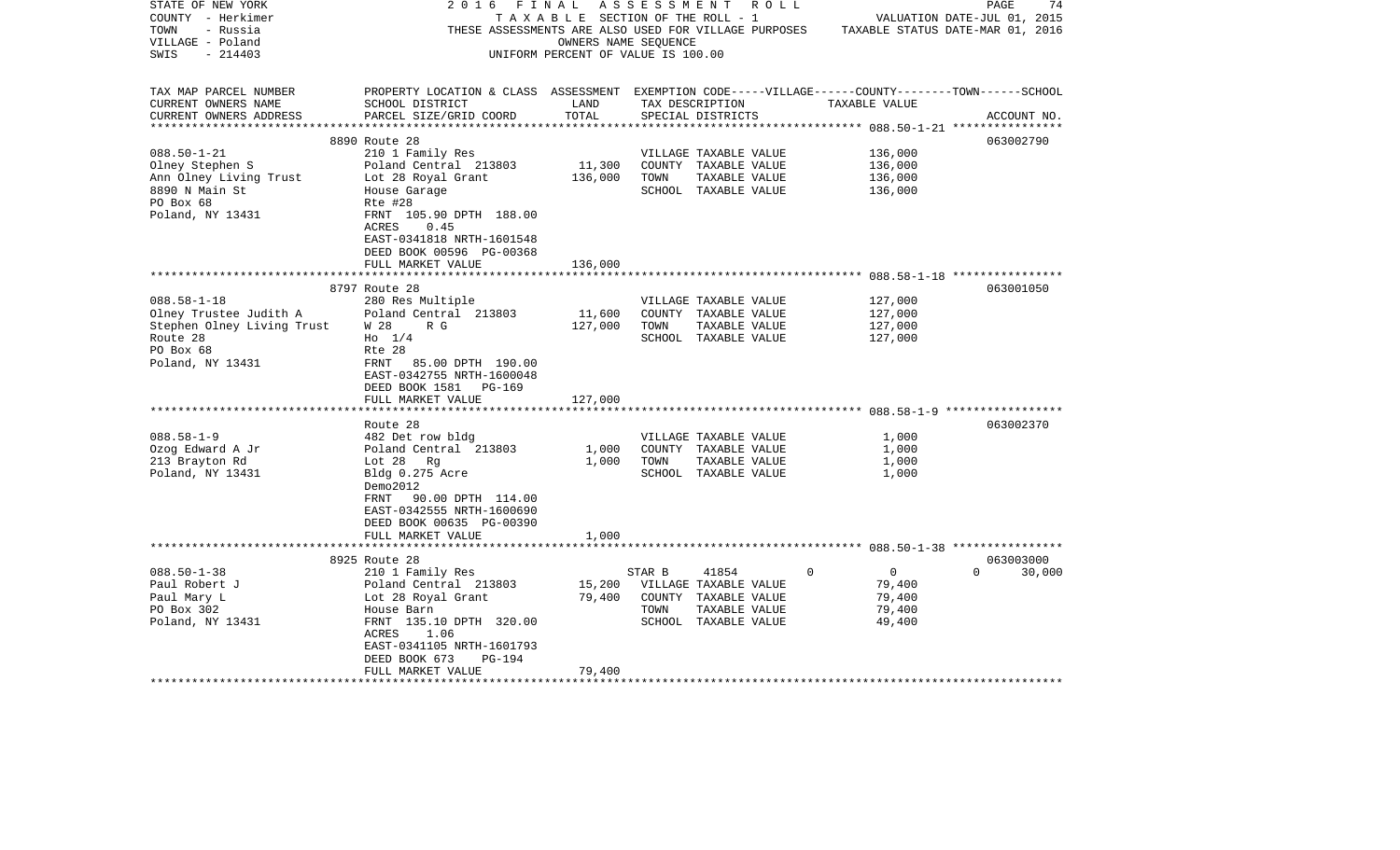STATE OF NEW YORK
COUNTY - Herkimer
TOWN - Russia
VILLAGE - Poland
SWIS - 214403

2016 FINAL ASSESSMENT ROLL
TAXABLE SECTION OF THE ROLL - 1
THESE ASSESSMENTS ARE ALSO USED FOR VILLAGE PURPOSES
OWNERS NAME SEQUENCE
UNIFORM PERCENT OF VALUE IS 100.00

VALUATION DATE-JUL 01, 2015
TAXABLE STATUS DATE-MAR 01, 2016

| TAX MAP PARCEL NUMBER / CURRENT OWNERS NAME / CURRENT OWNERS ADDRESS | PROPERTY LOCATION & CLASS / SCHOOL DISTRICT / PARCEL SIZE/GRID COORD | ASSESSMENT LAND | TOTAL | EXEMPTION CODE / TAX DESCRIPTION / SPECIAL DISTRICTS | VILLAGE | COUNTY | TOWN | SCHOOL / TAXABLE VALUE | ACCOUNT NO. |
|---|---|---|---|---|---|---|---|---|---|
| **088.50-1-21** | 8890 Route 28 | | | | | | | | 063002790 |
| 088.50-1-21 | 210 1 Family Res | | | VILLAGE TAXABLE VALUE | | | | 136,000 | |
| Olney Stephen S | Poland Central 213803 | 11,300 | | COUNTY TAXABLE VALUE | | | | 136,000 | |
| Ann Olney Living Trust | Lot 28 Royal Grant | | 136,000 | TOWN TAXABLE VALUE | | | | 136,000 | |
| 8890 N Main St | House Garage | | | SCHOOL TAXABLE VALUE | | | | 136,000 | |
| PO Box 68 | Rte #28 | | | | | | | | |
| Poland, NY 13431 | FRNT 105.90 DPTH 188.00 | | | | | | | | |
| | ACRES 0.45 | | | | | | | | |
| | EAST-0341818 NRTH-1601548 | | | | | | | | |
| | DEED BOOK 00596 PG-00368 | | | | | | | | |
| | FULL MARKET VALUE | | 136,000 | | | | | | |
| **088.58-1-18** | 8797 Route 28 | | | | | | | | 063001050 |
| 088.58-1-18 | 280 Res Multiple | | | VILLAGE TAXABLE VALUE | | | | 127,000 | |
| Olney Trustee Judith A | Poland Central 213803 | 11,600 | | COUNTY TAXABLE VALUE | | | | 127,000 | |
| Stephen Olney Living Trust | W 28 R G | | 127,000 | TOWN TAXABLE VALUE | | | | 127,000 | |
| Route 28 | Ho 1/4 | | | SCHOOL TAXABLE VALUE | | | | 127,000 | |
| PO Box 68 | Rte 28 | | | | | | | | |
| Poland, NY 13431 | FRNT 85.00 DPTH 190.00 | | | | | | | | |
| | EAST-0342755 NRTH-1600048 | | | | | | | | |
| | DEED BOOK 1581 PG-169 | | | | | | | | |
| | FULL MARKET VALUE | | 127,000 | | | | | | |
| **088.58-1-9** | Route 28 | | | | | | | | 063002370 |
| 088.58-1-9 | 482 Det row bldg | | | VILLAGE TAXABLE VALUE | | | | 1,000 | |
| Ozog Edward A Jr | Poland Central 213803 | 1,000 | | COUNTY TAXABLE VALUE | | | | 1,000 | |
| 213 Brayton Rd | Lot 28 Rg | | 1,000 | TOWN TAXABLE VALUE | | | | 1,000 | |
| Poland, NY 13431 | Bldg 0.275 Acre | | | SCHOOL TAXABLE VALUE | | | | 1,000 | |
| | Demo2012 | | | | | | | | |
| | FRNT 90.00 DPTH 114.00 | | | | | | | | |
| | EAST-0342555 NRTH-1600690 | | | | | | | | |
| | DEED BOOK 00635 PG-00390 | | | | | | | | |
| | FULL MARKET VALUE | | 1,000 | | | | | | |
| **088.50-1-38** | 8925 Route 28 | | | | | | | | 063003000 |
| 088.50-1-38 | 210 1 Family Res | | | STAR B 41854 | 0 | 0 | 0 | 30,000 | |
| Paul Robert J | Poland Central 213803 | 15,200 | | VILLAGE TAXABLE VALUE | | | | 79,400 | |
| Paul Mary L | Lot 28 Royal Grant | | 79,400 | COUNTY TAXABLE VALUE | | | | 79,400 | |
| PO Box 302 | House Barn | | | TOWN TAXABLE VALUE | | | | 79,400 | |
| Poland, NY 13431 | FRNT 135.10 DPTH 320.00 | | | SCHOOL TAXABLE VALUE | | | | 49,400 | |
| | ACRES 1.06 | | | | | | | | |
| | EAST-0341105 NRTH-1601793 | | | | | | | | |
| | DEED BOOK 673 PG-194 | | | | | | | | |
| | FULL MARKET VALUE | | 79,400 | | | | | | |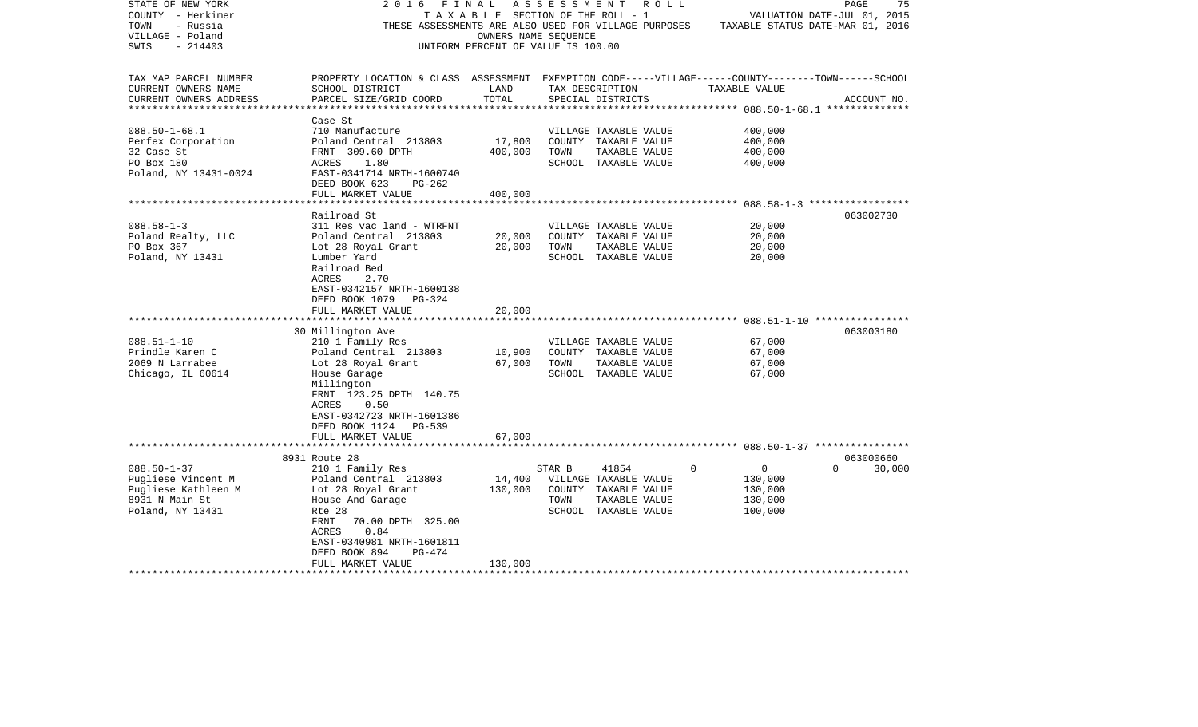STATE OF NEW YORK — 2016 FINAL ASSESSMENT ROLL — TAXABLE SECTION OF THE ROLL - 1

COUNTY - Herkimer
TOWN - Russia
VILLAGE - Poland
SWIS - 214403

THESE ASSESSMENTS ARE ALSO USED FOR VILLAGE PURPOSES
OWNERS NAME SEQUENCE
UNIFORM PERCENT OF VALUE IS 100.00

VALUATION DATE-JUL 01, 2015
TAXABLE STATUS DATE-MAR 01, 2016

| TAX MAP PARCEL NUMBER / CURRENT OWNERS NAME / CURRENT OWNERS ADDRESS | PROPERTY LOCATION & CLASS / SCHOOL DISTRICT / PARCEL SIZE/GRID COORD | ASSESSMENT LAND | TOTAL | EXEMPTION CODE / TAX DESCRIPTION / SPECIAL DISTRICTS | VILLAGE | COUNTY / TAXABLE VALUE | TOWN | SCHOOL | ACCOUNT NO. |
|---|---|---|---|---|---|---|---|---|---|
| 088.50-1-68.1 | Case St | | | | | | | | |
| Perfex Corporation | 710 Manufacture | | | VILLAGE TAXABLE VALUE | | 400,000 | | | |
| 32 Case St | Poland Central 213803 | 17,800 | | COUNTY TAXABLE VALUE | | 400,000 | | | |
| PO Box 180 | FRNT 309.60 DPTH | | 400,000 | TOWN TAXABLE VALUE | | 400,000 | | | |
| Poland, NY 13431-0024 | ACRES 1.80 | | | SCHOOL TAXABLE VALUE | | 400,000 | | | |
| | EAST-0341714 NRTH-1600740 | | | | | | | | |
| | DEED BOOK 623 PG-262 | | | | | | | | |
| | FULL MARKET VALUE | | 400,000 | | | | | | |
| 088.58-1-3 | Railroad St | | | | | | | | 063002730 |
| Poland Realty, LLC | 311 Res vac land - WTRFNT | | | VILLAGE TAXABLE VALUE | | 20,000 | | | |
| PO Box 367 | Poland Central 213803 | 20,000 | | COUNTY TAXABLE VALUE | | 20,000 | | | |
| Poland, NY 13431 | Lot 28 Royal Grant | | 20,000 | TOWN TAXABLE VALUE | | 20,000 | | | |
| | Lumber Yard | | | SCHOOL TAXABLE VALUE | | 20,000 | | | |
| | Railroad Bed | | | | | | | | |
| | ACRES 2.70 | | | | | | | | |
| | EAST-0342157 NRTH-1600138 | | | | | | | | |
| | DEED BOOK 1079 PG-324 | | | | | | | | |
| | FULL MARKET VALUE | | 20,000 | | | | | | |
| 088.51-1-10 | 30 Millington Ave | | | | | | | | 063003180 |
| Prindle Karen C | 210 1 Family Res | | | VILLAGE TAXABLE VALUE | | 67,000 | | | |
| 2069 N Larrabee | Poland Central 213803 | 10,900 | | COUNTY TAXABLE VALUE | | 67,000 | | | |
| Chicago, IL 60614 | Lot 28 Royal Grant | | 67,000 | TOWN TAXABLE VALUE | | 67,000 | | | |
| | House Garage | | | SCHOOL TAXABLE VALUE | | 67,000 | | | |
| | Millington | | | | | | | | |
| | FRNT 123.25 DPTH 140.75 | | | | | | | | |
| | ACRES 0.50 | | | | | | | | |
| | EAST-0342723 NRTH-1601386 | | | | | | | | |
| | DEED BOOK 1124 PG-539 | | | | | | | | |
| | FULL MARKET VALUE | | 67,000 | | | | | | |
| 088.50-1-37 | 8931 Route 28 | | | | | | | | 063000660 |
| Pugliese Vincent M | 210 1 Family Res | | | STAR B 41854 | 0 | 0 | 0 | 30,000 | |
| Pugliese Kathleen M | Poland Central 213803 | 14,400 | | VILLAGE TAXABLE VALUE | | 130,000 | | | |
| 8931 N Main St | Lot 28 Royal Grant | | 130,000 | COUNTY TAXABLE VALUE | | 130,000 | | | |
| Poland, NY 13431 | House And Garage | | | TOWN TAXABLE VALUE | | 130,000 | | | |
| | Rte 28 | | | SCHOOL TAXABLE VALUE | | 100,000 | | | |
| | FRNT 70.00 DPTH 325.00 | | | | | | | | |
| | ACRES 0.84 | | | | | | | | |
| | EAST-0340981 NRTH-1601811 | | | | | | | | |
| | DEED BOOK 894 PG-474 | | | | | | | | |
| | FULL MARKET VALUE | | 130,000 | | | | | | |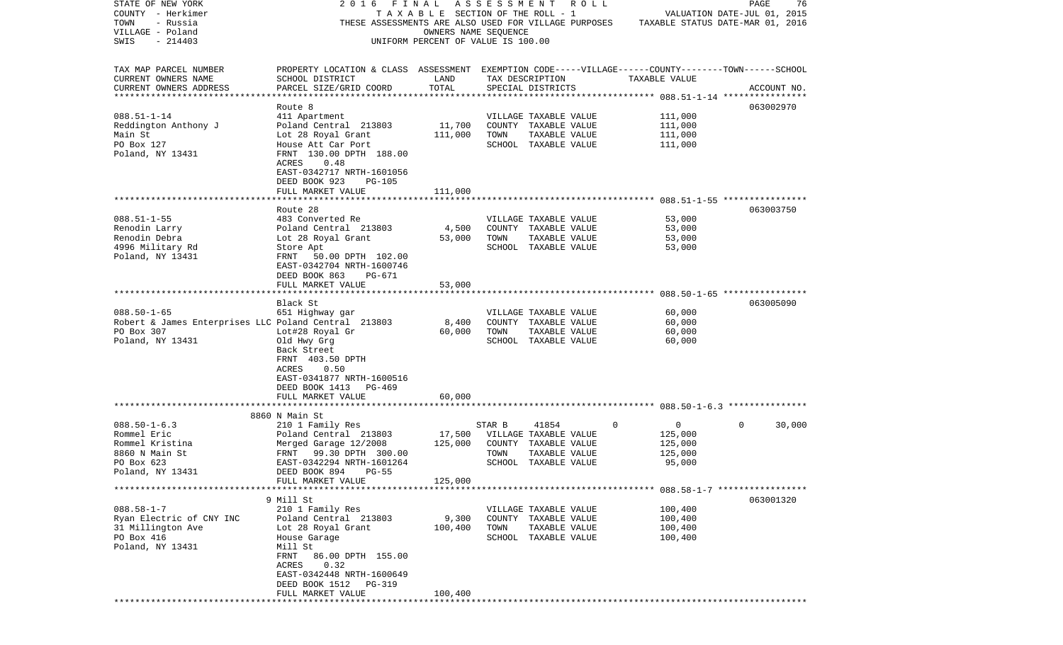STATE OF NEW YORK — 2016 FINAL ASSESSMENT ROLL
COUNTY - Herkimer — TAXABLE SECTION OF THE ROLL - 1 — VALUATION DATE-JUL 01, 2015
TOWN - Russia — THESE ASSESSMENTS ARE ALSO USED FOR VILLAGE PURPOSES — TAXABLE STATUS DATE-MAR 01, 2016
VILLAGE - Poland — OWNERS NAME SEQUENCE
SWIS - 214403 — UNIFORM PERCENT OF VALUE IS 100.00

| TAX MAP PARCEL NUMBER / CURRENT OWNERS NAME / CURRENT OWNERS ADDRESS | PROPERTY LOCATION & CLASS / SCHOOL DISTRICT / PARCEL SIZE/GRID COORD | ASSESSMENT LAND | ASSESSMENT TOTAL | EXEMPTION CODE / TAX DESCRIPTION / SPECIAL DISTRICTS | TAXABLE VALUE | ACCOUNT NO. |
|---|---|---|---|---|---|---|
| **088.51-1-14** | Route 8 | | | | | 063002970 |
| 088.51-1-14 | 411 Apartment | | | VILLAGE TAXABLE VALUE | 111,000 | |
| Reddington Anthony J | Poland Central 213803 | 11,700 | | COUNTY TAXABLE VALUE | 111,000 | |
| Main St | Lot 28 Royal Grant | | 111,000 | TOWN TAXABLE VALUE | 111,000 | |
| PO Box 127 | House Att Car Port | | | SCHOOL TAXABLE VALUE | 111,000 | |
| Poland, NY 13431 | FRNT 130.00 DPTH 188.00 | | | | | |
| | ACRES 0.48 | | | | | |
| | EAST-0342717 NRTH-1601056 | | | | | |
| | DEED BOOK 923 PG-105 | | | | | |
| | FULL MARKET VALUE | | 111,000 | | | |
| **088.51-1-55** | Route 28 | | | | | 063003750 |
| 088.51-1-55 | 483 Converted Re | | | VILLAGE TAXABLE VALUE | 53,000 | |
| Renodin Larry | Poland Central 213803 | 4,500 | | COUNTY TAXABLE VALUE | 53,000 | |
| Renodin Debra | Lot 28 Royal Grant | | 53,000 | TOWN TAXABLE VALUE | 53,000 | |
| 4996 Military Rd | Store Apt | | | SCHOOL TAXABLE VALUE | 53,000 | |
| Poland, NY 13431 | FRNT 50.00 DPTH 102.00 | | | | | |
| | EAST-0342704 NRTH-1600746 | | | | | |
| | DEED BOOK 863 PG-671 | | | | | |
| | FULL MARKET VALUE | | 53,000 | | | |
| **088.50-1-65** | Black St | | | | | 063005090 |
| 088.50-1-65 | 651 Highway gar | | | VILLAGE TAXABLE VALUE | 60,000 | |
| Robert & James Enterprises LLC | Poland Central 213803 | 8,400 | | COUNTY TAXABLE VALUE | 60,000 | |
| PO Box 307 | Lot#28 Royal Gr | | 60,000 | TOWN TAXABLE VALUE | 60,000 | |
| Poland, NY 13431 | Old Hwy Grg | | | SCHOOL TAXABLE VALUE | 60,000 | |
| | Back Street | | | | | |
| | FRNT 403.50 DPTH | | | | | |
| | ACRES 0.50 | | | | | |
| | EAST-0341877 NRTH-1600516 | | | | | |
| | DEED BOOK 1413 PG-469 | | | | | |
| | FULL MARKET VALUE | | 60,000 | | | |
| **088.50-1-6.3** | 8860 N Main St | | | | | |
| 088.50-1-6.3 | 210 1 Family Res | | | STAR B 41854 — VILLAGE 0 / COUNTY 0 / TOWN 0 | SCHOOL 30,000 | |
| Rommel Eric | Poland Central 213803 | 17,500 | | VILLAGE TAXABLE VALUE | 125,000 | |
| Rommel Kristina | Merged Garage 12/2008 | | 125,000 | COUNTY TAXABLE VALUE | 125,000 | |
| 8860 N Main St | FRNT 99.30 DPTH 300.00 | | | TOWN TAXABLE VALUE | 125,000 | |
| PO Box 623 | EAST-0342294 NRTH-1601264 | | | SCHOOL TAXABLE VALUE | 95,000 | |
| Poland, NY 13431 | DEED BOOK 894 PG-55 | | | | | |
| | FULL MARKET VALUE | | 125,000 | | | |
| **088.58-1-7** | 9 Mill St | | | | | 063001320 |
| 088.58-1-7 | 210 1 Family Res | | | VILLAGE TAXABLE VALUE | 100,400 | |
| Ryan Electric of CNY INC | Poland Central 213803 | 9,300 | | COUNTY TAXABLE VALUE | 100,400 | |
| 31 Millington Ave | Lot 28 Royal Grant | | 100,400 | TOWN TAXABLE VALUE | 100,400 | |
| PO Box 416 | House Garage | | | SCHOOL TAXABLE VALUE | 100,400 | |
| Poland, NY 13431 | Mill St | | | | | |
| | FRNT 86.00 DPTH 155.00 | | | | | |
| | ACRES 0.32 | | | | | |
| | EAST-0342448 NRTH-1600649 | | | | | |
| | DEED BOOK 1512 PG-319 | | | | | |
| | FULL MARKET VALUE | | 100,400 | | | |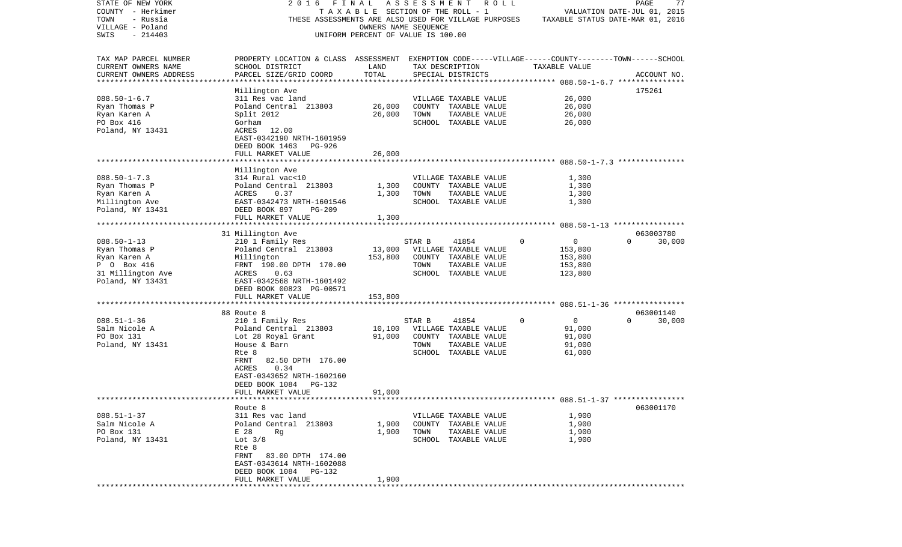STATE OF NEW YORK                2 0 1 6   F I N A L   A S S E S S M E N T   R O L L
COUNTY - Herkimer                T A X A B L E  SECTION OF THE ROLL - 1                VALUATION DATE-JUL 01, 2015
TOWN   - Russia                  THESE ASSESSMENTS ARE ALSO USED FOR VILLAGE PURPOSES  TAXABLE STATUS DATE-MAR 01, 2016
VILLAGE - Poland                 OWNERS NAME SEQUENCE
SWIS   - 214403                  UNIFORM PERCENT OF VALUE IS 100.00

| TAX MAP PARCEL NUMBER / CURRENT OWNERS NAME / CURRENT OWNERS ADDRESS | PROPERTY LOCATION & CLASS / SCHOOL DISTRICT / PARCEL SIZE/GRID COORD | ASSESSMENT LAND | TOTAL | EXEMPTION CODE / TAX DESCRIPTION / SPECIAL DISTRICTS | VILLAGE---COUNTY---TOWN---SCHOOL TAXABLE VALUE | ACCOUNT NO. |
|---|---|---|---|---|---|---|
| **088.50-1-6.7** | Millington Ave | | | | | 175261 |
| 088.50-1-6.7 | 311 Res vac land | | | VILLAGE TAXABLE VALUE | 26,000 | |
| Ryan Thomas P | Poland Central 213803 | 26,000 | | COUNTY TAXABLE VALUE | 26,000 | |
| Ryan Karen A | Split 2012 | | 26,000 | TOWN TAXABLE VALUE | 26,000 | |
| PO Box 416 | Gorham | | | SCHOOL TAXABLE VALUE | 26,000 | |
| Poland, NY 13431 | ACRES 12.00 | | | | | |
| | EAST-0342190 NRTH-1601959 | | | | | |
| | DEED BOOK 1463 PG-926 | | | | | |
| | FULL MARKET VALUE | | 26,000 | | | |
| **088.50-1-7.3** | Millington Ave | | | | | |
| 088.50-1-7.3 | 314 Rural vac<10 | | | VILLAGE TAXABLE VALUE | 1,300 | |
| Ryan Thomas P | Poland Central 213803 | 1,300 | | COUNTY TAXABLE VALUE | 1,300 | |
| Ryan Karen A | ACRES 0.37 | | 1,300 | TOWN TAXABLE VALUE | 1,300 | |
| Millington Ave | EAST-0342473 NRTH-1601546 | | | SCHOOL TAXABLE VALUE | 1,300 | |
| Poland, NY 13431 | DEED BOOK 897 PG-209 | | | | | |
| | FULL MARKET VALUE | | 1,300 | | | |
| **088.50-1-13** | 31 Millington Ave | | | | | 063003780 |
| 088.50-1-13 | 210 1 Family Res | | | STAR B 41854 | 0 0 0 30,000 | |
| Ryan Thomas P | Poland Central 213803 | 13,000 | | VILLAGE TAXABLE VALUE | 153,800 | |
| Ryan Karen A | Millington | | 153,800 | COUNTY TAXABLE VALUE | 153,800 | |
| P O Box 416 | FRNT 190.00 DPTH 170.00 | | | TOWN TAXABLE VALUE | 153,800 | |
| 31 Millington Ave | ACRES 0.63 | | | SCHOOL TAXABLE VALUE | 123,800 | |
| Poland, NY 13431 | EAST-0342568 NRTH-1601492 | | | | | |
| | DEED BOOK 00823 PG-00571 | | | | | |
| | FULL MARKET VALUE | | 153,800 | | | |
| **088.51-1-36** | 88 Route 8 | | | | | 063001140 |
| 088.51-1-36 | 210 1 Family Res | | | STAR B 41854 | 0 0 0 30,000 | |
| Salm Nicole A | Poland Central 213803 | 10,100 | | VILLAGE TAXABLE VALUE | 91,000 | |
| PO Box 131 | Lot 28 Royal Grant | | 91,000 | COUNTY TAXABLE VALUE | 91,000 | |
| Poland, NY 13431 | House & Barn | | | TOWN TAXABLE VALUE | 91,000 | |
| | Rte 8 | | | SCHOOL TAXABLE VALUE | 61,000 | |
| | FRNT 82.50 DPTH 176.00 | | | | | |
| | ACRES 0.34 | | | | | |
| | EAST-0343652 NRTH-1602160 | | | | | |
| | DEED BOOK 1084 PG-132 | | | | | |
| | FULL MARKET VALUE | | 91,000 | | | |
| **088.51-1-37** | Route 8 | | | | | 063001170 |
| 088.51-1-37 | 311 Res vac land | | | VILLAGE TAXABLE VALUE | 1,900 | |
| Salm Nicole A | Poland Central 213803 | 1,900 | | COUNTY TAXABLE VALUE | 1,900 | |
| PO Box 131 | E 28 Rg | | 1,900 | TOWN TAXABLE VALUE | 1,900 | |
| Poland, NY 13431 | Lot 3/8 | | | SCHOOL TAXABLE VALUE | 1,900 | |
| | Rte 8 | | | | | |
| | FRNT 83.00 DPTH 174.00 | | | | | |
| | EAST-0343614 NRTH-1602088 | | | | | |
| | DEED BOOK 1084 PG-132 | | | | | |
| | FULL MARKET VALUE | | 1,900 | | | |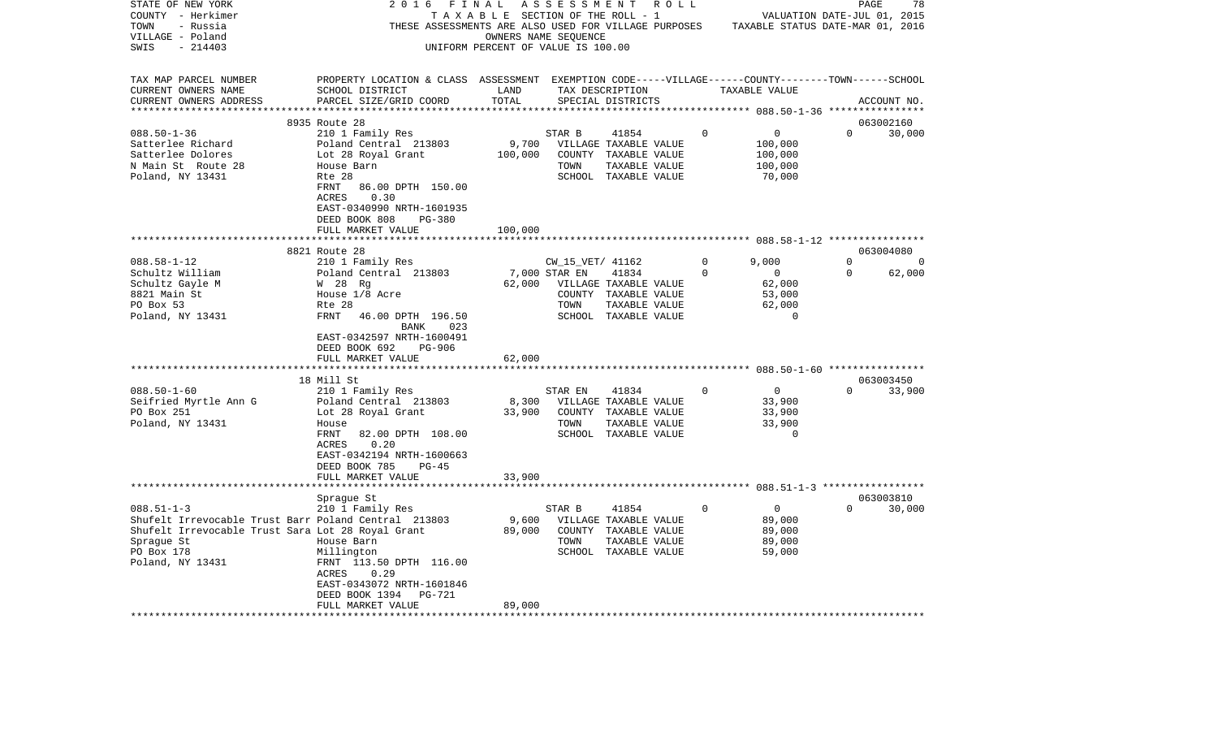STATE OF NEW YORK — 2016 FINAL ASSESSMENT ROLL
COUNTY - Herkimer — TAXABLE SECTION OF THE ROLL - 1 — VALUATION DATE-JUL 01, 2015
TOWN - Russia — THESE ASSESSMENTS ARE ALSO USED FOR VILLAGE PURPOSES — TAXABLE STATUS DATE-MAR 01, 2016
VILLAGE - Poland — OWNERS NAME SEQUENCE
SWIS - 214403 — UNIFORM PERCENT OF VALUE IS 100.00

| TAX MAP PARCEL NUMBER / CURRENT OWNERS NAME / CURRENT OWNERS ADDRESS | PROPERTY LOCATION & CLASS / SCHOOL DISTRICT / PARCEL SIZE/GRID COORD | ASSESSMENT LAND | TOTAL | EXEMPTION CODE / TAX DESCRIPTION / SPECIAL DISTRICTS | VILLAGE | COUNTY TAXABLE VALUE | TOWN | SCHOOL / ACCOUNT NO. |
|---|---|---|---|---|---|---|---|---|
| **088.50-1-36** | 8935 Route 28 | | | | | | | 063002160 |
| 088.50-1-36 | 210 1 Family Res | | | STAR B 41854 | 0 | 0 | 0 | 30,000 |
| Satterlee Richard | Poland Central 213803 | 9,700 | | VILLAGE TAXABLE VALUE | | 100,000 | | |
| Satterlee Dolores | Lot 28 Royal Grant | | 100,000 | COUNTY TAXABLE VALUE | | 100,000 | | |
| N Main St Route 28 | House Barn | | | TOWN TAXABLE VALUE | | 100,000 | | |
| Poland, NY 13431 | Rte 28 | | | SCHOOL TAXABLE VALUE | | 70,000 | | |
| | FRNT 86.00 DPTH 150.00 | | | | | | | |
| | ACRES 0.30 | | | | | | | |
| | EAST-0340990 NRTH-1601935 | | | | | | | |
| | DEED BOOK 808 PG-380 | | | | | | | |
| | FULL MARKET VALUE | | 100,000 | | | | | |
| **088.58-1-12** | 8821 Route 28 | | | | | | | 063004080 |
| 088.58-1-12 | 210 1 Family Res | | | CW_15_VET/ 41162 | 0 | 9,000 | 0 | 0 |
| Schultz William | Poland Central 213803 | 7,000 | | STAR EN 41834 | 0 | 0 | 0 | 62,000 |
| Schultz Gayle M | W 28 Rg | | 62,000 | VILLAGE TAXABLE VALUE | | 62,000 | | |
| 8821 Main St | House 1/8 Acre | | | COUNTY TAXABLE VALUE | | 53,000 | | |
| PO Box 53 | Rte 28 | | | TOWN TAXABLE VALUE | | 62,000 | | |
| Poland, NY 13431 | FRNT 46.00 DPTH 196.50 | | | SCHOOL TAXABLE VALUE | | 0 | | |
| | BANK 023 | | | | | | | |
| | EAST-0342597 NRTH-1600491 | | | | | | | |
| | DEED BOOK 692 PG-906 | | | | | | | |
| | FULL MARKET VALUE | | 62,000 | | | | | |
| **088.50-1-60** | 18 Mill St | | | | | | | 063003450 |
| 088.50-1-60 | 210 1 Family Res | | | STAR EN 41834 | 0 | 0 | 0 | 33,900 |
| Seifried Myrtle Ann G | Poland Central 213803 | 8,300 | | VILLAGE TAXABLE VALUE | | 33,900 | | |
| PO Box 251 | Lot 28 Royal Grant | | 33,900 | COUNTY TAXABLE VALUE | | 33,900 | | |
| Poland, NY 13431 | House | | | TOWN TAXABLE VALUE | | 33,900 | | |
| | FRNT 82.00 DPTH 108.00 | | | SCHOOL TAXABLE VALUE | | 0 | | |
| | ACRES 0.20 | | | | | | | |
| | EAST-0342194 NRTH-1600663 | | | | | | | |
| | DEED BOOK 785 PG-45 | | | | | | | |
| | FULL MARKET VALUE | | 33,900 | | | | | |
| **088.51-1-3** | Sprague St | | | | | | | 063003810 |
| 088.51-1-3 | 210 1 Family Res | | | STAR B 41854 | 0 | 0 | 0 | 30,000 |
| Shufelt Irrevocable Trust Barr | Poland Central 213803 | 9,600 | | VILLAGE TAXABLE VALUE | | 89,000 | | |
| Shufelt Irrevocable Trust Sara | Lot 28 Royal Grant | | 89,000 | COUNTY TAXABLE VALUE | | 89,000 | | |
| Sprague St | House Barn | | | TOWN TAXABLE VALUE | | 89,000 | | |
| PO Box 178 | Millington | | | SCHOOL TAXABLE VALUE | | 59,000 | | |
| Poland, NY 13431 | FRNT 113.50 DPTH 116.00 | | | | | | | |
| | ACRES 0.29 | | | | | | | |
| | EAST-0343072 NRTH-1601846 | | | | | | | |
| | DEED BOOK 1394 PG-721 | | | | | | | |
| | FULL MARKET VALUE | | 89,000 | | | | | |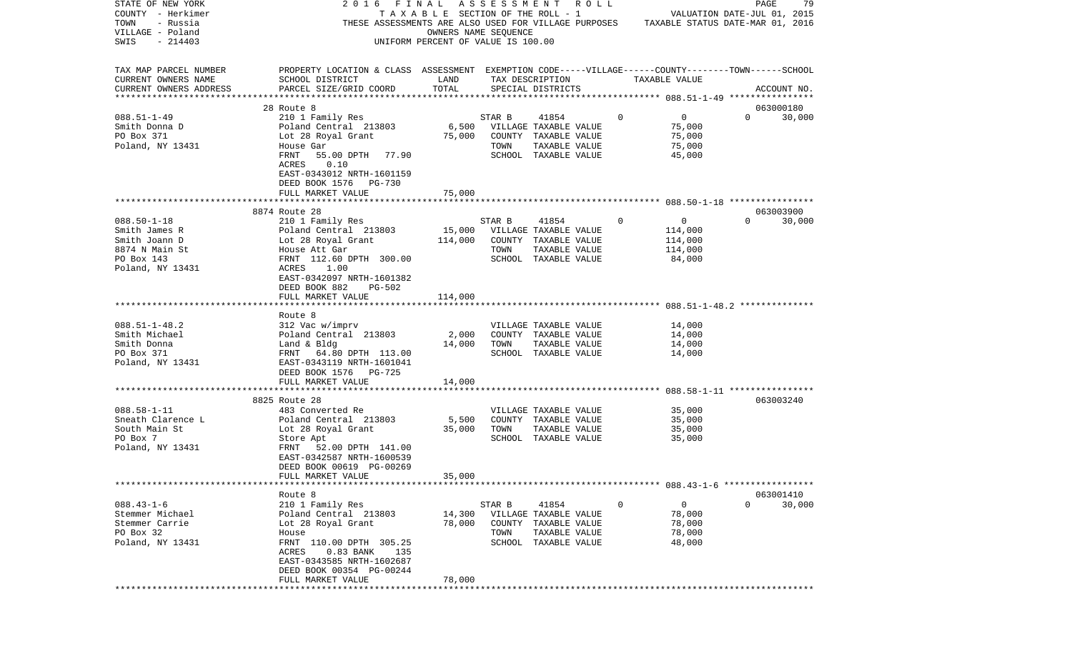STATE OF NEW YORK — 2016 FINAL ASSESSMENT ROLL
COUNTY - Herkimer — TAXABLE SECTION OF THE ROLL - 1 — VALUATION DATE-JUL 01, 2015
TOWN - Russia — THESE ASSESSMENTS ARE ALSO USED FOR VILLAGE PURPOSES — TAXABLE STATUS DATE-MAR 01, 2016
VILLAGE - Poland — OWNERS NAME SEQUENCE
SWIS - 214403 — UNIFORM PERCENT OF VALUE IS 100.00

| TAX MAP PARCEL NUMBER / CURRENT OWNERS NAME / CURRENT OWNERS ADDRESS | PROPERTY LOCATION & CLASS / SCHOOL DISTRICT / PARCEL SIZE/GRID COORD | ASSESSMENT LAND | TOTAL | EXEMPTION CODE / TAX DESCRIPTION / SPECIAL DISTRICTS | VILLAGE | COUNTY / TAXABLE VALUE | TOWN | SCHOOL | ACCOUNT NO. |
|---|---|---|---|---|---|---|---|---|---|
| 088.51-1-49 | 28 Route 8 | | | | | | | | 063000180 |
| | 210 1 Family Res | | | STAR B 41854 | 0 | 0 | 0 | 30,000 | |
| Smith Donna D | Poland Central 213803 | 6,500 | | VILLAGE TAXABLE VALUE | | 75,000 | | | |
| PO Box 371 | Lot 28 Royal Grant | | 75,000 | COUNTY TAXABLE VALUE | | 75,000 | | | |
| Poland, NY 13431 | House Gar | | | TOWN TAXABLE VALUE | | 75,000 | | | |
| | FRNT 55.00 DPTH 77.90 | | | SCHOOL TAXABLE VALUE | | 45,000 | | | |
| | ACRES 0.10 | | | | | | | | |
| | EAST-0343012 NRTH-1601159 | | | | | | | | |
| | DEED BOOK 1576 PG-730 | | | | | | | | |
| | FULL MARKET VALUE | | 75,000 | | | | | | |
| 088.50-1-18 | 8874 Route 28 | | | | | | | | 063003900 |
| | 210 1 Family Res | | | STAR B 41854 | 0 | 0 | 0 | 30,000 | |
| Smith James R | Poland Central 213803 | 15,000 | | VILLAGE TAXABLE VALUE | | 114,000 | | | |
| Smith Joann D | Lot 28 Royal Grant | | 114,000 | COUNTY TAXABLE VALUE | | 114,000 | | | |
| 8874 N Main St | House Att Gar | | | TOWN TAXABLE VALUE | | 114,000 | | | |
| PO Box 143 | FRNT 112.60 DPTH 300.00 | | | SCHOOL TAXABLE VALUE | | 84,000 | | | |
| Poland, NY 13431 | ACRES 1.00 | | | | | | | | |
| | EAST-0342097 NRTH-1601382 | | | | | | | | |
| | DEED BOOK 882 PG-502 | | | | | | | | |
| | FULL MARKET VALUE | | 114,000 | | | | | | |
| 088.51-1-48.2 | Route 8 | | | | | | | | |
| | 312 Vac w/imprv | | | VILLAGE TAXABLE VALUE | | 14,000 | | | |
| Smith Michael | Poland Central 213803 | 2,000 | | COUNTY TAXABLE VALUE | | 14,000 | | | |
| Smith Donna | Land & Bldg | | 14,000 | TOWN TAXABLE VALUE | | 14,000 | | | |
| PO Box 371 | FRNT 64.80 DPTH 113.00 | | | SCHOOL TAXABLE VALUE | | 14,000 | | | |
| Poland, NY 13431 | EAST-0343119 NRTH-1601041 | | | | | | | | |
| | DEED BOOK 1576 PG-725 | | | | | | | | |
| | FULL MARKET VALUE | | 14,000 | | | | | | |
| 088.58-1-11 | 8825 Route 28 | | | | | | | | 063003240 |
| | 483 Converted Re | | | VILLAGE TAXABLE VALUE | | 35,000 | | | |
| Sneath Clarence L | Poland Central 213803 | 5,500 | | COUNTY TAXABLE VALUE | | 35,000 | | | |
| South Main St | Lot 28 Royal Grant | | 35,000 | TOWN TAXABLE VALUE | | 35,000 | | | |
| PO Box 7 | Store Apt | | | SCHOOL TAXABLE VALUE | | 35,000 | | | |
| Poland, NY 13431 | FRNT 52.00 DPTH 141.00 | | | | | | | | |
| | EAST-0342587 NRTH-1600539 | | | | | | | | |
| | DEED BOOK 00619 PG-00269 | | | | | | | | |
| | FULL MARKET VALUE | | 35,000 | | | | | | |
| 088.43-1-6 | Route 8 | | | | | | | | 063001410 |
| | 210 1 Family Res | | | STAR B 41854 | 0 | 0 | 0 | 30,000 | |
| Stemmer Michael | Poland Central 213803 | 14,300 | | VILLAGE TAXABLE VALUE | | 78,000 | | | |
| Stemmer Carrie | Lot 28 Royal Grant | | 78,000 | COUNTY TAXABLE VALUE | | 78,000 | | | |
| PO Box 32 | House | | | TOWN TAXABLE VALUE | | 78,000 | | | |
| Poland, NY 13431 | FRNT 110.00 DPTH 305.25 | | | SCHOOL TAXABLE VALUE | | 48,000 | | | |
| | ACRES 0.83 BANK 135 | | | | | | | | |
| | EAST-0343585 NRTH-1602687 | | | | | | | | |
| | DEED BOOK 00354 PG-00244 | | | | | | | | |
| | FULL MARKET VALUE | | 78,000 | | | | | | |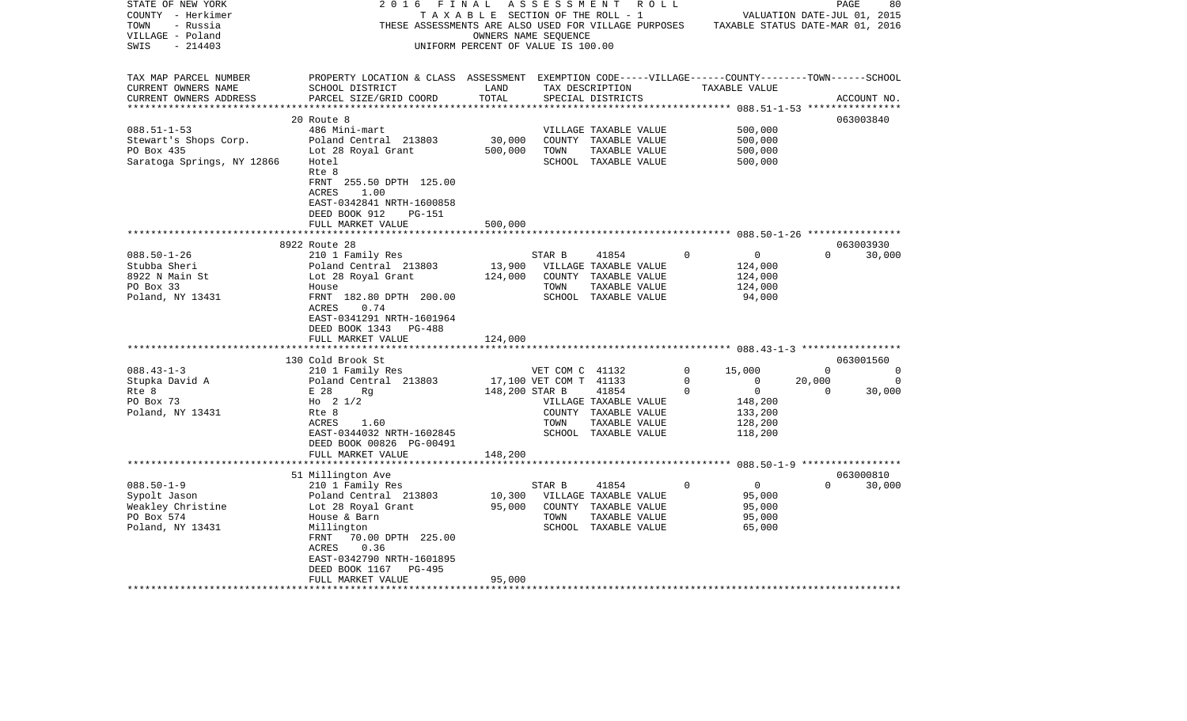STATE OF NEW YORK
COUNTY - Herkimer
TOWN - Russia
VILLAGE - Poland
SWIS - 214403

2016 FINAL ASSESSMENT ROLL
TAXABLE SECTION OF THE ROLL - 1
THESE ASSESSMENTS ARE ALSO USED FOR VILLAGE PURPOSES
OWNERS NAME SEQUENCE
UNIFORM PERCENT OF VALUE IS 100.00

VALUATION DATE-JUL 01, 2015
TAXABLE STATUS DATE-MAR 01, 2016

| TAX MAP PARCEL NUMBER / CURRENT OWNERS NAME / CURRENT OWNERS ADDRESS | PROPERTY LOCATION & CLASS / SCHOOL DISTRICT / PARCEL SIZE/GRID COORD | ASSESSMENT LAND | TOTAL | EXEMPTION CODE / TAX DESCRIPTION / SPECIAL DISTRICTS | VILLAGE | COUNTY | TOWN | SCHOOL | ACCOUNT NO. |
|---|---|---|---|---|---|---|---|---|---|
| **088.51-1-53** | 20 Route 8 | | | | | | | | 063003840 |
| 088.51-1-53 | 486 Mini-mart | | | VILLAGE TAXABLE VALUE | 500,000 | | | | |
| Stewart's Shops Corp. | Poland Central 213803 | 30,000 | | COUNTY TAXABLE VALUE | | 500,000 | | | |
| PO Box 435 | Lot 28 Royal Grant | | 500,000 | TOWN TAXABLE VALUE | | | 500,000 | | |
| Saratoga Springs, NY 12866 | Hotel | | | SCHOOL TAXABLE VALUE | | | | 500,000 | |
| | Rte 8 | | | | | | | | |
| | FRNT 255.50 DPTH 125.00 | | | | | | | | |
| | ACRES 1.00 | | | | | | | | |
| | EAST-0342841 NRTH-1600858 | | | | | | | | |
| | DEED BOOK 912 PG-151 | | | | | | | | |
| | FULL MARKET VALUE | | 500,000 | | | | | | |
| **088.50-1-26** | 8922 Route 28 | | | | | | | | 063003930 |
| 088.50-1-26 | 210 1 Family Res | | | STAR B 41854 | 0 | 0 | 0 | 30,000 | |
| Stubba Sheri | Poland Central 213803 | 13,900 | | VILLAGE TAXABLE VALUE | 124,000 | | | | |
| 8922 N Main St | Lot 28 Royal Grant | | 124,000 | COUNTY TAXABLE VALUE | | 124,000 | | | |
| PO Box 33 | House | | | TOWN TAXABLE VALUE | | | 124,000 | | |
| Poland, NY 13431 | FRNT 182.80 DPTH 200.00 | | | SCHOOL TAXABLE VALUE | | | | 94,000 | |
| | ACRES 0.74 | | | | | | | | |
| | EAST-0341291 NRTH-1601964 | | | | | | | | |
| | DEED BOOK 1343 PG-488 | | | | | | | | |
| | FULL MARKET VALUE | | 124,000 | | | | | | |
| **088.43-1-3** | 130 Cold Brook St | | | | | | | | 063001560 |
| 088.43-1-3 | 210 1 Family Res | | | VET COM C 41132 | 0 | 15,000 | 0 | 0 | |
| Stupka David A | Poland Central 213803 | 17,100 | | VET COM T 41133 | 0 | 0 | 20,000 | 0 | |
| Rte 8 | E 28 Rg | | 148,200 | STAR B 41854 | 0 | 0 | 0 | 30,000 | |
| PO Box 73 | Ho 2 1/2 | | | VILLAGE TAXABLE VALUE | 148,200 | | | | |
| Poland, NY 13431 | Rte 8 | | | COUNTY TAXABLE VALUE | | 133,200 | | | |
| | ACRES 1.60 | | | TOWN TAXABLE VALUE | | | 128,200 | | |
| | EAST-0344032 NRTH-1602845 | | | SCHOOL TAXABLE VALUE | | | | 118,200 | |
| | DEED BOOK 00826 PG-00491 | | | | | | | | |
| | FULL MARKET VALUE | | 148,200 | | | | | | |
| **088.50-1-9** | 51 Millington Ave | | | | | | | | 063000810 |
| 088.50-1-9 | 210 1 Family Res | | | STAR B 41854 | 0 | 0 | 0 | 30,000 | |
| Sypolt Jason | Poland Central 213803 | 10,300 | | VILLAGE TAXABLE VALUE | 95,000 | | | | |
| Weakley Christine | Lot 28 Royal Grant | | 95,000 | COUNTY TAXABLE VALUE | | 95,000 | | | |
| PO Box 574 | House & Barn | | | TOWN TAXABLE VALUE | | | 95,000 | | |
| Poland, NY 13431 | Millington | | | SCHOOL TAXABLE VALUE | | | | 65,000 | |
| | FRNT 70.00 DPTH 225.00 | | | | | | | | |
| | ACRES 0.36 | | | | | | | | |
| | EAST-0342790 NRTH-1601895 | | | | | | | | |
| | DEED BOOK 1167 PG-495 | | | | | | | | |
| | FULL MARKET VALUE | | 95,000 | | | | | | |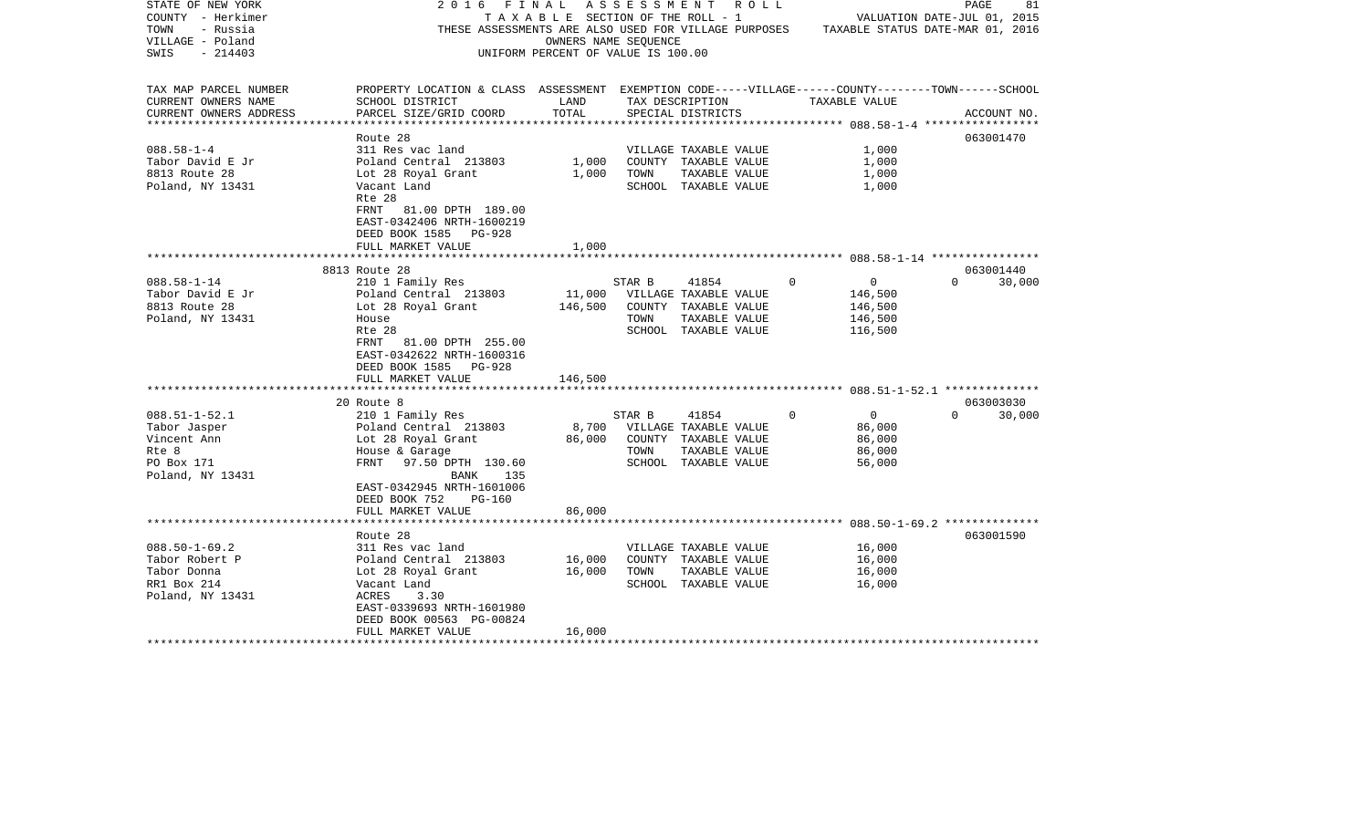STATE OF NEW YORK
COUNTY - Herkimer
TOWN - Russia
VILLAGE - Poland
SWIS - 214403

2016 FINAL ASSESSMENT ROLL
TAXABLE SECTION OF THE ROLL - 1
THESE ASSESSMENTS ARE ALSO USED FOR VILLAGE PURPOSES
OWNERS NAME SEQUENCE
UNIFORM PERCENT OF VALUE IS 100.00

VALUATION DATE-JUL 01, 2015
TAXABLE STATUS DATE-MAR 01, 2016

| TAX MAP PARCEL NUMBER / CURRENT OWNERS NAME / CURRENT OWNERS ADDRESS | PROPERTY LOCATION & CLASS / SCHOOL DISTRICT / PARCEL SIZE/GRID COORD | ASSESSMENT LAND | TOTAL | EXEMPTION CODE / TAX DESCRIPTION / SPECIAL DISTRICTS | VILLAGE | COUNTY / TAXABLE VALUE | TOWN | SCHOOL / ACCOUNT NO. |
|---|---|---|---|---|---|---|---|---|
| **088.58-1-4** | Route 28 | | | | | | | 063001470 |
| 088.58-1-4 | 311 Res vac land | | | VILLAGE TAXABLE VALUE | | 1,000 | | |
| Tabor David E Jr | Poland Central 213803 | 1,000 | | COUNTY TAXABLE VALUE | | 1,000 | | |
| 8813 Route 28 | Lot 28 Royal Grant | | 1,000 | TOWN TAXABLE VALUE | | 1,000 | | |
| Poland, NY 13431 | Vacant Land | | | SCHOOL TAXABLE VALUE | | 1,000 | | |
| | Rte 28 | | | | | | | |
| | FRNT 81.00 DPTH 189.00 | | | | | | | |
| | EAST-0342406 NRTH-1600219 | | | | | | | |
| | DEED BOOK 1585 PG-928 | | | | | | | |
| | FULL MARKET VALUE | | 1,000 | | | | | |
| **088.58-1-14** | 8813 Route 28 | | | | | | | 063001440 |
| 088.58-1-14 | 210 1 Family Res | | | STAR B 41854 | 0 | 0 | 0 | 30,000 |
| Tabor David E Jr | Poland Central 213803 | 11,000 | | VILLAGE TAXABLE VALUE | | 146,500 | | |
| 8813 Route 28 | Lot 28 Royal Grant | | 146,500 | COUNTY TAXABLE VALUE | | 146,500 | | |
| Poland, NY 13431 | House | | | TOWN TAXABLE VALUE | | 146,500 | | |
| | Rte 28 | | | SCHOOL TAXABLE VALUE | | 116,500 | | |
| | FRNT 81.00 DPTH 255.00 | | | | | | | |
| | EAST-0342622 NRTH-1600316 | | | | | | | |
| | DEED BOOK 1585 PG-928 | | | | | | | |
| | FULL MARKET VALUE | | 146,500 | | | | | |
| **088.51-1-52.1** | 20 Route 8 | | | | | | | 063003030 |
| 088.51-1-52.1 | 210 1 Family Res | | | STAR B 41854 | 0 | 0 | 0 | 30,000 |
| Tabor Jasper | Poland Central 213803 | 8,700 | | VILLAGE TAXABLE VALUE | | 86,000 | | |
| Vincent Ann | Lot 28 Royal Grant | | 86,000 | COUNTY TAXABLE VALUE | | 86,000 | | |
| Rte 8 | House & Garage | | | TOWN TAXABLE VALUE | | 86,000 | | |
| PO Box 171 | FRNT 97.50 DPTH 130.60 | | | SCHOOL TAXABLE VALUE | | 56,000 | | |
| Poland, NY 13431 | BANK 135 | | | | | | | |
| | EAST-0342945 NRTH-1601006 | | | | | | | |
| | DEED BOOK 752 PG-160 | | | | | | | |
| | FULL MARKET VALUE | | 86,000 | | | | | |
| **088.50-1-69.2** | Route 28 | | | | | | | 063001590 |
| 088.50-1-69.2 | 311 Res vac land | | | VILLAGE TAXABLE VALUE | | 16,000 | | |
| Tabor Robert P | Poland Central 213803 | 16,000 | | COUNTY TAXABLE VALUE | | 16,000 | | |
| Tabor Donna | Lot 28 Royal Grant | | 16,000 | TOWN TAXABLE VALUE | | 16,000 | | |
| RR1 Box 214 | Vacant Land | | | SCHOOL TAXABLE VALUE | | 16,000 | | |
| Poland, NY 13431 | ACRES 3.30 | | | | | | | |
| | EAST-0339693 NRTH-1601980 | | | | | | | |
| | DEED BOOK 00563 PG-00824 | | | | | | | |
| | FULL MARKET VALUE | | 16,000 | | | | | |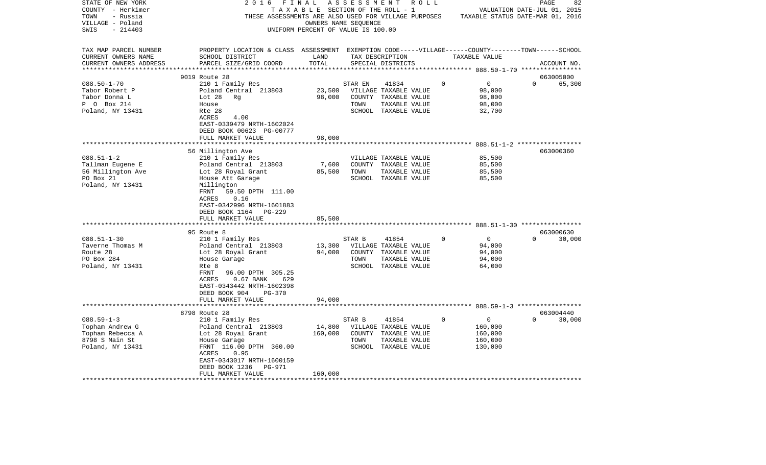STATE OF NEW YORK
COUNTY - Herkimer
TOWN - Russia
VILLAGE - Poland
SWIS - 214403

2016 FINAL ASSESSMENT ROLL
TAXABLE SECTION OF THE ROLL - 1
THESE ASSESSMENTS ARE ALSO USED FOR VILLAGE PURPOSES
OWNERS NAME SEQUENCE
UNIFORM PERCENT OF VALUE IS 100.00

VALUATION DATE-JUL 01, 2015
TAXABLE STATUS DATE-MAR 01, 2016

| TAX MAP PARCEL NUMBER<br>CURRENT OWNERS NAME<br>CURRENT OWNERS ADDRESS | PROPERTY LOCATION & CLASS<br>SCHOOL DISTRICT<br>PARCEL SIZE/GRID COORD | ASSESSMENT<br>LAND<br>TOTAL | EXEMPTION CODE-----VILLAGE------COUNTY--------TOWN------SCHOOL<br>TAX DESCRIPTION<br>SPECIAL DISTRICTS | TAXABLE VALUE | ACCOUNT NO. |
|---|---|---|---|---|---|
| **088.50-1-70** | 9019 Route 28 | | | | 063005000 |
| 088.50-1-70 | 210 1 Family Res | | STAR EN 41834 0 | 0 | 0 65,300 |
| Tabor Robert P | Poland Central 213803 | 23,500 | VILLAGE TAXABLE VALUE | 98,000 | |
| Tabor Donna L | Lot 28 Rg | 98,000 | COUNTY TAXABLE VALUE | 98,000 | |
| P O Box 214 | House | | TOWN TAXABLE VALUE | 98,000 | |
| Poland, NY 13431 | Rte 28 | | SCHOOL TAXABLE VALUE | 32,700 | |
| | ACRES 4.00 | | | | |
| | EAST-0339479 NRTH-1602024 | | | | |
| | DEED BOOK 00623 PG-00777 | | | | |
| | FULL MARKET VALUE | 98,000 | | | |
| **088.51-1-2** | 56 Millington Ave | | | | 063000360 |
| 088.51-1-2 | 210 1 Family Res | | VILLAGE TAXABLE VALUE | 85,500 | |
| Tallman Eugene E | Poland Central 213803 | 7,600 | COUNTY TAXABLE VALUE | 85,500 | |
| 56 Millington Ave | Lot 28 Royal Grant | 85,500 | TOWN TAXABLE VALUE | 85,500 | |
| PO Box 21 | House Att Garage | | SCHOOL TAXABLE VALUE | 85,500 | |
| Poland, NY 13431 | Millington | | | | |
| | FRNT 59.50 DPTH 111.00 | | | | |
| | ACRES 0.16 | | | | |
| | EAST-0342996 NRTH-1601883 | | | | |
| | DEED BOOK 1164 PG-229 | | | | |
| | FULL MARKET VALUE | 85,500 | | | |
| **088.51-1-30** | 95 Route 8 | | | | 063000630 |
| 088.51-1-30 | 210 1 Family Res | | STAR B 41854 0 | 0 | 0 30,000 |
| Taverne Thomas M | Poland Central 213803 | 13,300 | VILLAGE TAXABLE VALUE | 94,000 | |
| Route 28 | Lot 28 Royal Grant | 94,000 | COUNTY TAXABLE VALUE | 94,000 | |
| PO Box 284 | House Garage | | TOWN TAXABLE VALUE | 94,000 | |
| Poland, NY 13431 | Rte 8 | | SCHOOL TAXABLE VALUE | 64,000 | |
| | FRNT 96.00 DPTH 305.25 | | | | |
| | ACRES 0.67 BANK 629 | | | | |
| | EAST-0343442 NRTH-1602398 | | | | |
| | DEED BOOK 904 PG-370 | | | | |
| | FULL MARKET VALUE | 94,000 | | | |
| **088.59-1-3** | 8798 Route 28 | | | | 063004440 |
| 088.59-1-3 | 210 1 Family Res | | STAR B 41854 0 | 0 | 0 30,000 |
| Topham Andrew G | Poland Central 213803 | 14,800 | VILLAGE TAXABLE VALUE | 160,000 | |
| Topham Rebecca A | Lot 28 Royal Grant | 160,000 | COUNTY TAXABLE VALUE | 160,000 | |
| 8798 S Main St | House Garage | | TOWN TAXABLE VALUE | 160,000 | |
| Poland, NY 13431 | FRNT 116.00 DPTH 360.00 | | SCHOOL TAXABLE VALUE | 130,000 | |
| | ACRES 0.95 | | | | |
| | EAST-0343017 NRTH-1600159 | | | | |
| | DEED BOOK 1236 PG-971 | | | | |
| | FULL MARKET VALUE | 160,000 | | | |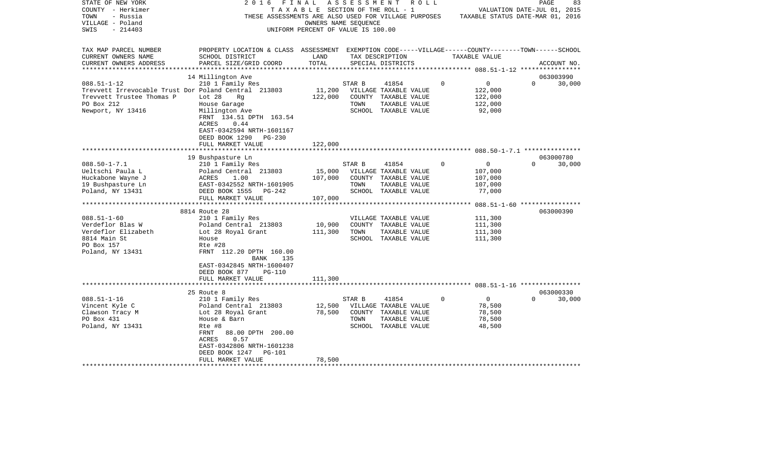STATE OF NEW YORK | 2016 FINAL ASSESSMENT ROLL
COUNTY - Herkimer | TAXABLE SECTION OF THE ROLL - 1 | VALUATION DATE-JUL 01, 2015
TOWN - Russia | THESE ASSESSMENTS ARE ALSO USED FOR VILLAGE PURPOSES | TAXABLE STATUS DATE-MAR 01, 2016
VILLAGE - Poland | OWNERS NAME SEQUENCE
SWIS - 214403 | UNIFORM PERCENT OF VALUE IS 100.00

| TAX MAP PARCEL NUMBER / CURRENT OWNERS NAME / CURRENT OWNERS ADDRESS | PROPERTY LOCATION & CLASS / SCHOOL DISTRICT / PARCEL SIZE/GRID COORD | ASSESSMENT LAND / TOTAL | EXEMPTION CODE / TAX DESCRIPTION / SPECIAL DISTRICTS | VILLAGE | COUNTY / TAXABLE VALUE | TOWN | SCHOOL / ACCOUNT NO. |
|---|---|---|---|---|---|---|---|
| | 14 Millington Ave | | | | | | 063003990 |
| 088.51-1-12 | 210 1 Family Res | | STAR B 41854 | 0 | 0 | 0 | 30,000 |
| Trevvett Irrevocable Trust Dor | Poland Central 213803 | 11,200 | VILLAGE TAXABLE VALUE | | 122,000 | | |
| Trevvett Trustee Thomas P | Lot 28 Rg | 122,000 | COUNTY TAXABLE VALUE | | 122,000 | | |
| PO Box 212 | House Garage | | TOWN TAXABLE VALUE | | 122,000 | | |
| Newport, NY 13416 | Millington Ave | | SCHOOL TAXABLE VALUE | | 92,000 | | |
| | FRNT 134.51 DPTH 163.54 | | | | | | |
| | ACRES 0.44 | | | | | | |
| | EAST-0342594 NRTH-1601167 | | | | | | |
| | DEED BOOK 1290 PG-230 | | | | | | |
| | FULL MARKET VALUE | 122,000 | | | | | |
| | 19 Bushpasture Ln | | | | | | 063000780 |
| 088.50-1-7.1 | 210 1 Family Res | | STAR B 41854 | 0 | 0 | 0 | 30,000 |
| Ueltschi Paula L | Poland Central 213803 | 15,000 | VILLAGE TAXABLE VALUE | | 107,000 | | |
| Huckabone Wayne J | ACRES 1.00 | 107,000 | COUNTY TAXABLE VALUE | | 107,000 | | |
| 19 Bushpasture Ln | EAST-0342552 NRTH-1601905 | | TOWN TAXABLE VALUE | | 107,000 | | |
| Poland, NY 13431 | DEED BOOK 1555 PG-242 | | SCHOOL TAXABLE VALUE | | 77,000 | | |
| | FULL MARKET VALUE | 107,000 | | | | | |
| | 8814 Route 28 | | | | | | 063000390 |
| 088.51-1-60 | 210 1 Family Res | | VILLAGE TAXABLE VALUE | | 111,300 | | |
| Verdeflor Blas W | Poland Central 213803 | 10,900 | COUNTY TAXABLE VALUE | | 111,300 | | |
| Verdeflor Elizabeth | Lot 28 Royal Grant | 111,300 | TOWN TAXABLE VALUE | | 111,300 | | |
| 8814 Main St | House | | SCHOOL TAXABLE VALUE | | 111,300 | | |
| PO Box 157 | Rte #28 | | | | | | |
| Poland, NY 13431 | FRNT 112.20 DPTH 160.00 | | | | | | |
| | BANK 135 | | | | | | |
| | EAST-0342845 NRTH-1600407 | | | | | | |
| | DEED BOOK 877 PG-110 | | | | | | |
| | FULL MARKET VALUE | 111,300 | | | | | |
| | 25 Route 8 | | | | | | 063000330 |
| 088.51-1-16 | 210 1 Family Res | | STAR B 41854 | 0 | 0 | 0 | 30,000 |
| Vincent Kyle C | Poland Central 213803 | 12,500 | VILLAGE TAXABLE VALUE | | 78,500 | | |
| Clawson Tracy M | Lot 28 Royal Grant | 78,500 | COUNTY TAXABLE VALUE | | 78,500 | | |
| PO Box 431 | House & Barn | | TOWN TAXABLE VALUE | | 78,500 | | |
| Poland, NY 13431 | Rte #8 | | SCHOOL TAXABLE VALUE | | 48,500 | | |
| | FRNT 88.00 DPTH 200.00 | | | | | | |
| | ACRES 0.57 | | | | | | |
| | EAST-0342806 NRTH-1601238 | | | | | | |
| | DEED BOOK 1247 PG-101 | | | | | | |
| | FULL MARKET VALUE | 78,500 | | | | | |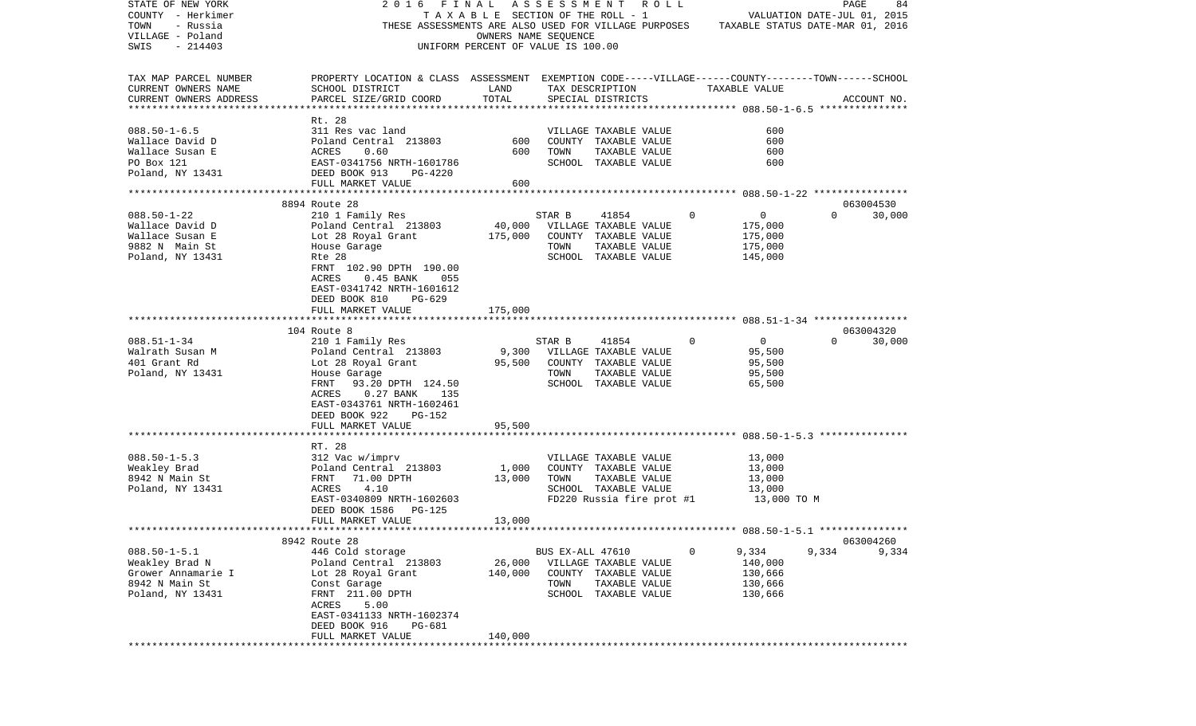STATE OF NEW YORK | 2016 FINAL ASSESSMENT ROLL
COUNTY - Herkimer | TAXABLE SECTION OF THE ROLL - 1 | VALUATION DATE-JUL 01, 2015
TOWN - Russia | THESE ASSESSMENTS ARE ALSO USED FOR VILLAGE PURPOSES | TAXABLE STATUS DATE-MAR 01, 2016
VILLAGE - Poland | OWNERS NAME SEQUENCE
SWIS - 214403 | UNIFORM PERCENT OF VALUE IS 100.00

| TAX MAP PARCEL NUMBER<br>CURRENT OWNERS NAME<br>CURRENT OWNERS ADDRESS | PROPERTY LOCATION & CLASS<br>SCHOOL DISTRICT<br>PARCEL SIZE/GRID COORD | ASSESSMENT<br>LAND<br>TOTAL | EXEMPTION CODE-----VILLAGE------COUNTY--------TOWN------SCHOOL<br>TAX DESCRIPTION<br>SPECIAL DISTRICTS | TAXABLE VALUE | ACCOUNT NO. |
|---|---|---|---|---|---|
| **088.50-1-6.5** | Rt. 28 | | | | |
| 088.50-1-6.5 | 311 Res vac land | | VILLAGE TAXABLE VALUE | 600 | |
| Wallace David D | Poland Central 213803 | 600 | COUNTY TAXABLE VALUE | 600 | |
| Wallace Susan E | ACRES 0.60 | 600 | TOWN TAXABLE VALUE | 600 | |
| PO Box 121 | EAST-0341756 NRTH-1601786 | | SCHOOL TAXABLE VALUE | 600 | |
| Poland, NY 13431 | DEED BOOK 913 PG-4220 | | | | |
| | FULL MARKET VALUE | 600 | | | |
| **088.50-1-22** | 8894 Route 28 | | | | 063004530 |
| 088.50-1-22 | 210 1 Family Res | | STAR B 41854 0 | 0 0 | 30,000 |
| Wallace David D | Poland Central 213803 | 40,000 | VILLAGE TAXABLE VALUE | 175,000 | |
| Wallace Susan E | Lot 28 Royal Grant | 175,000 | COUNTY TAXABLE VALUE | 175,000 | |
| 9882 N Main St | House Garage | | TOWN TAXABLE VALUE | 175,000 | |
| Poland, NY 13431 | Rte 28 | | SCHOOL TAXABLE VALUE | 145,000 | |
| | FRNT 102.90 DPTH 190.00 | | | | |
| | ACRES 0.45 BANK 055 | | | | |
| | EAST-0341742 NRTH-1601612 | | | | |
| | DEED BOOK 810 PG-629 | | | | |
| | FULL MARKET VALUE | 175,000 | | | |
| **088.51-1-34** | 104 Route 8 | | | | 063004320 |
| 088.51-1-34 | 210 1 Family Res | | STAR B 41854 0 | 0 0 | 30,000 |
| Walrath Susan M | Poland Central 213803 | 9,300 | VILLAGE TAXABLE VALUE | 95,500 | |
| 401 Grant Rd | Lot 28 Royal Grant | 95,500 | COUNTY TAXABLE VALUE | 95,500 | |
| Poland, NY 13431 | House Garage | | TOWN TAXABLE VALUE | 95,500 | |
| | FRNT 93.20 DPTH 124.50 | | SCHOOL TAXABLE VALUE | 65,500 | |
| | ACRES 0.27 BANK 135 | | | | |
| | EAST-0343761 NRTH-1602461 | | | | |
| | DEED BOOK 922 PG-152 | | | | |
| | FULL MARKET VALUE | 95,500 | | | |
| **088.50-1-5.3** | RT. 28 | | | | |
| 088.50-1-5.3 | 312 Vac w/imprv | | VILLAGE TAXABLE VALUE | 13,000 | |
| Weakley Brad | Poland Central 213803 | 1,000 | COUNTY TAXABLE VALUE | 13,000 | |
| 8942 N Main St | FRNT 71.00 DPTH | 13,000 | TOWN TAXABLE VALUE | 13,000 | |
| Poland, NY 13431 | ACRES 4.10 | | SCHOOL TAXABLE VALUE | 13,000 | |
| | EAST-0340809 NRTH-1602603 | | FD220 Russia fire prot #1 | 13,000 TO M | |
| | DEED BOOK 1586 PG-125 | | | | |
| | FULL MARKET VALUE | 13,000 | | | |
| **088.50-1-5.1** | 8942 Route 28 | | | | 063004260 |
| 088.50-1-5.1 | 446 Cold storage | | BUS EX-ALL 47610 0 | 9,334 9,334 | 9,334 |
| Weakley Brad N | Poland Central 213803 | 26,000 | VILLAGE TAXABLE VALUE | 140,000 | |
| Grower Annamarie I | Lot 28 Royal Grant | 140,000 | COUNTY TAXABLE VALUE | 130,666 | |
| 8942 N Main St | Const Garage | | TOWN TAXABLE VALUE | 130,666 | |
| Poland, NY 13431 | FRNT 211.00 DPTH | | SCHOOL TAXABLE VALUE | 130,666 | |
| | ACRES 5.00 | | | | |
| | EAST-0341133 NRTH-1602374 | | | | |
| | DEED BOOK 916 PG-681 | | | | |
| | FULL MARKET VALUE | 140,000 | | | |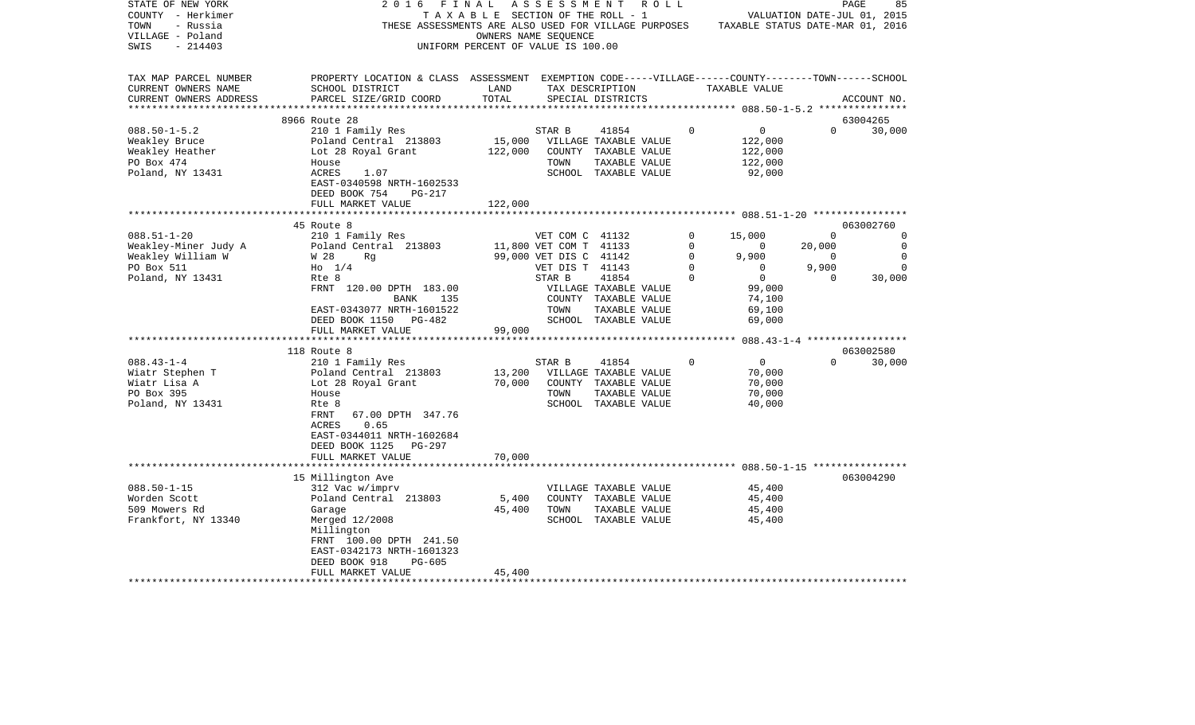STATE OF NEW YORK — 2016 FINAL ASSESSMENT ROLL
COUNTY - Herkimer — TAXABLE SECTION OF THE ROLL - 1 — VALUATION DATE-JUL 01, 2015
TOWN - Russia — THESE ASSESSMENTS ARE ALSO USED FOR VILLAGE PURPOSES — TAXABLE STATUS DATE-MAR 01, 2016
VILLAGE - Poland — OWNERS NAME SEQUENCE
SWIS - 214403 — UNIFORM PERCENT OF VALUE IS 100.00

| TAX MAP PARCEL NUMBER<br>CURRENT OWNERS NAME<br>CURRENT OWNERS ADDRESS | PROPERTY LOCATION & CLASS<br>SCHOOL DISTRICT<br>PARCEL SIZE/GRID COORD | ASSESSMENT<br>LAND<br>TOTAL | EXEMPTION CODE<br>TAX DESCRIPTION<br>SPECIAL DISTRICTS | VILLAGE | COUNTY<br>TAXABLE VALUE | TOWN | SCHOOL<br>ACCOUNT NO. |
|---|---|---|---|---|---|---|---|
| 088.50-1-5.2 | 8966 Route 28 | | | | | | 63004265 |
| | 210 1 Family Res | | STAR B 41854 | 0 | 0 | 0 | 30,000 |
| Weakley Bruce | Poland Central 213803 | 15,000 | VILLAGE TAXABLE VALUE | | 122,000 | | |
| Weakley Heather | Lot 28 Royal Grant | 122,000 | COUNTY TAXABLE VALUE | | 122,000 | | |
| PO Box 474 | House | | TOWN TAXABLE VALUE | | 122,000 | | |
| Poland, NY 13431 | ACRES 1.07 | | SCHOOL TAXABLE VALUE | | 92,000 | | |
| | EAST-0340598 NRTH-1602533 | | | | | | |
| | DEED BOOK 754 PG-217 | | | | | | |
| | FULL MARKET VALUE | 122,000 | | | | | |
| 088.51-1-20 | 45 Route 8 | | | | | | 063002760 |
| | 210 1 Family Res | | VET COM C 41132 | 0 | 15,000 | 0 | 0 |
| Weakley-Miner Judy A | Poland Central 213803 | 11,800 | VET COM T 41133 | 0 | 0 | 20,000 | 0 |
| Weakley William W | W 28 Rg | 99,000 | VET DIS C 41142 | 0 | 9,900 | 0 | 0 |
| PO Box 511 | Ho 1/4 | | VET DIS T 41143 | 0 | 0 | 9,900 | 0 |
| Poland, NY 13431 | Rte 8 | | STAR B 41854 | 0 | 0 | 0 | 30,000 |
| | FRNT 120.00 DPTH 183.00 | | VILLAGE TAXABLE VALUE | | 99,000 | | |
| | BANK 135 | | COUNTY TAXABLE VALUE | | 74,100 | | |
| | EAST-0343077 NRTH-1601522 | | TOWN TAXABLE VALUE | | 69,100 | | |
| | DEED BOOK 1150 PG-482 | | SCHOOL TAXABLE VALUE | | 69,000 | | |
| | FULL MARKET VALUE | 99,000 | | | | | |
| 088.43-1-4 | 118 Route 8 | | | | | | 063002580 |
| | 210 1 Family Res | | STAR B 41854 | 0 | 0 | 0 | 30,000 |
| Wiatr Stephen T | Poland Central 213803 | 13,200 | VILLAGE TAXABLE VALUE | | 70,000 | | |
| Wiatr Lisa A | Lot 28 Royal Grant | 70,000 | COUNTY TAXABLE VALUE | | 70,000 | | |
| PO Box 395 | House | | TOWN TAXABLE VALUE | | 70,000 | | |
| Poland, NY 13431 | Rte 8 | | SCHOOL TAXABLE VALUE | | 40,000 | | |
| | FRNT 67.00 DPTH 347.76 | | | | | | |
| | ACRES 0.65 | | | | | | |
| | EAST-0344011 NRTH-1602684 | | | | | | |
| | DEED BOOK 1125 PG-297 | | | | | | |
| | FULL MARKET VALUE | 70,000 | | | | | |
| 088.50-1-15 | 15 Millington Ave | | | | | | 063004290 |
| | 312 Vac w/imprv | | VILLAGE TAXABLE VALUE | | 45,400 | | |
| Worden Scott | Poland Central 213803 | 5,400 | COUNTY TAXABLE VALUE | | 45,400 | | |
| 509 Mowers Rd | Garage | 45,400 | TOWN TAXABLE VALUE | | 45,400 | | |
| Frankfort, NY 13340 | Merged 12/2008 | | SCHOOL TAXABLE VALUE | | 45,400 | | |
| | Millington | | | | | | |
| | FRNT 100.00 DPTH 241.50 | | | | | | |
| | EAST-0342173 NRTH-1601323 | | | | | | |
| | DEED BOOK 918 PG-605 | | | | | | |
| | FULL MARKET VALUE | 45,400 | | | | | |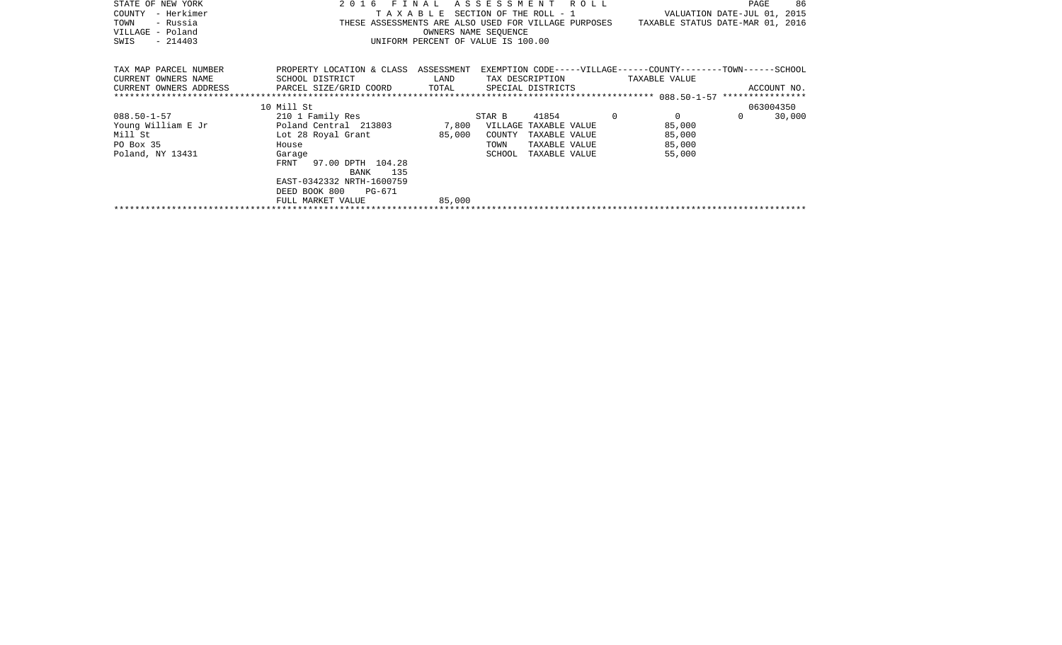STATE OF NEW YORK
COUNTY - Herkimer
TOWN - Russia
VILLAGE - Poland
SWIS - 214403

2016 FINAL ASSESSMENT ROLL
TAXABLE SECTION OF THE ROLL - 1
THESE ASSESSMENTS ARE ALSO USED FOR VILLAGE PURPOSES
OWNERS NAME SEQUENCE
UNIFORM PERCENT OF VALUE IS 100.00

VALUATION DATE-JUL 01, 2015
TAXABLE STATUS DATE-MAR 01, 2016

| TAX MAP PARCEL NUMBER / CURRENT OWNERS NAME / CURRENT OWNERS ADDRESS | PROPERTY LOCATION & CLASS / SCHOOL DISTRICT / PARCEL SIZE/GRID COORD | ASSESSMENT LAND / TOTAL | EXEMPTION CODE-----VILLAGE------COUNTY--------TOWN------SCHOOL / TAX DESCRIPTION / SPECIAL DISTRICTS | TAXABLE VALUE | ACCOUNT NO. |
|---|---|---|---|---|---|
| | 10 Mill St | | | | 063004350 |
| 088.50-1-57 | 210 1 Family Res | | STAR B 41854 0 | 0 | 0 30,000 |
| Young William E Jr | Poland Central 213803 | 7,800 | VILLAGE TAXABLE VALUE | 85,000 | |
| Mill St | Lot 28 Royal Grant | 85,000 | COUNTY TAXABLE VALUE | 85,000 | |
| PO Box 35 | House | | TOWN TAXABLE VALUE | 85,000 | |
| Poland, NY 13431 | Garage | | SCHOOL TAXABLE VALUE | 55,000 | |
| | FRNT 97.00 DPTH 104.28 | | | | |
| | BANK 135 | | | | |
| | EAST-0342332 NRTH-1600759 | | | | |
| | DEED BOOK 800 PG-671 | | | | |
| | FULL MARKET VALUE | 85,000 | | | |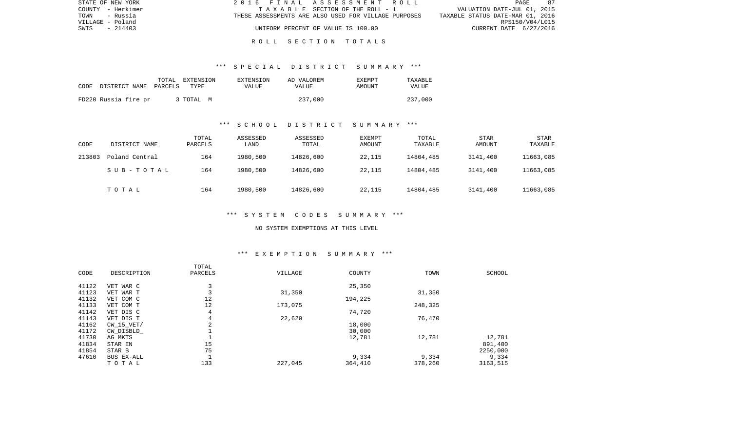# ROLL SECTION TOTALS

## *** SPECIAL DISTRICT SUMMARY ***

| CODE DISTRICT NAME | TOTAL PARCELS | EXTENSION TYPE | EXTENSION VALUE | AD VALOREM VALUE | EXEMPT AMOUNT | TAXABLE VALUE |
|---|---|---|---|---|---|---|
| FD220 Russia fire pr | 3 | TOTAL M | | 237,000 | | 237,000 |

## *** SCHOOL DISTRICT SUMMARY ***

| CODE | DISTRICT NAME | TOTAL PARCELS | ASSESSED LAND | ASSESSED TOTAL | EXEMPT AMOUNT | TOTAL TAXABLE | STAR AMOUNT | STAR TAXABLE |
|---|---|---|---|---|---|---|---|---|
| 213803 | Poland Central | 164 | 1980,500 | 14826,600 | 22,115 | 14804,485 | 3141,400 | 11663,085 |
| | S U B - T O T A L | 164 | 1980,500 | 14826,600 | 22,115 | 14804,485 | 3141,400 | 11663,085 |
| | T O T A L | 164 | 1980,500 | 14826,600 | 22,115 | 14804,485 | 3141,400 | 11663,085 |

## *** SYSTEM CODES SUMMARY ***

NO SYSTEM EXEMPTIONS AT THIS LEVEL

## *** EXEMPTION SUMMARY ***

| CODE | DESCRIPTION | TOTAL PARCELS | VILLAGE | COUNTY | TOWN | SCHOOL |
|---|---|---|---|---|---|---|
| 41122 | VET WAR C | 3 | | 25,350 | | |
| 41123 | VET WAR T | 3 | 31,350 | | 31,350 | |
| 41132 | VET COM C | 12 | | 194,225 | | |
| 41133 | VET COM T | 12 | 173,075 | | 248,325 | |
| 41142 | VET DIS C | 4 | | 74,720 | | |
| 41143 | VET DIS T | 4 | 22,620 | | 76,470 | |
| 41162 | CW_15_VET/ | 2 | | 18,000 | | |
| 41172 | CW_DISBLD_ | 1 | | 30,000 | | |
| 41730 | AG MKTS | 1 | | 12,781 | 12,781 | 12,781 |
| 41834 | STAR EN | 15 | | | | 891,400 |
| 41854 | STAR B | 75 | | | | 2250,000 |
| 47610 | BUS EX-ALL | 1 | | 9,334 | 9,334 | 9,334 |
| | T O T A L | 133 | 227,045 | 364,410 | 378,260 | 3163,515 |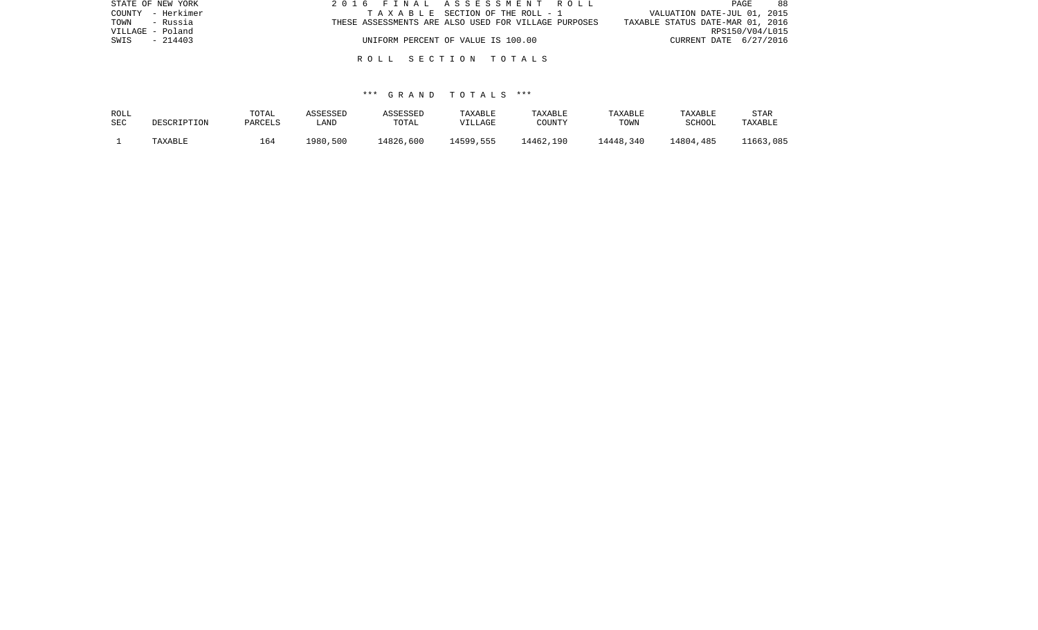STATE OF NEW YORK
COUNTY - Herkimer
TOWN - Russia
VILLAGE - Poland
SWIS - 214403

2016 FINAL ASSESSMENT ROLL
TAXABLE SECTION OF THE ROLL - 1
THESE ASSESSMENTS ARE ALSO USED FOR VILLAGE PURPOSES
UNIFORM PERCENT OF VALUE IS 100.00

VALUATION DATE-JUL 01, 2015
TAXABLE STATUS DATE-MAR 01, 2016
RPS150/V04/L015
CURRENT DATE 6/27/2016

## ROLL SECTION TOTALS

### *** GRAND TOTALS ***

| ROLL SEC | DESCRIPTION | TOTAL PARCELS | ASSESSED LAND | ASSESSED TOTAL | TAXABLE VILLAGE | TAXABLE COUNTY | TAXABLE TOWN | TAXABLE SCHOOL | STAR TAXABLE |
|---|---|---|---|---|---|---|---|---|---|
| 1 | TAXABLE | 164 | 1980,500 | 14826,600 | 14599,555 | 14462,190 | 14448,340 | 14804,485 | 11663,085 |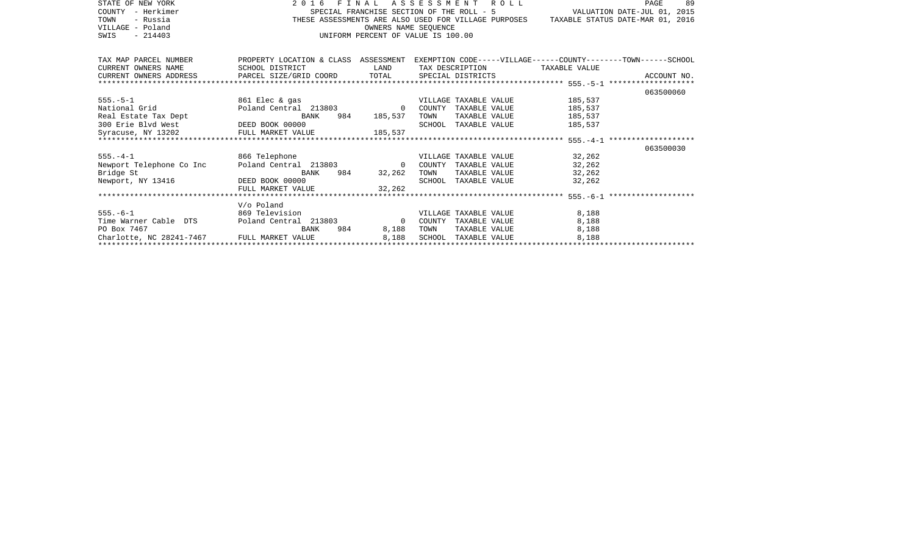STATE OF NEW YORK
COUNTY - Herkimer
TOWN - Russia
VILLAGE - Poland
SWIS - 214403

2016 FINAL ASSESSMENT ROLL
SPECIAL FRANCHISE SECTION OF THE ROLL - 5
THESE ASSESSMENTS ARE ALSO USED FOR VILLAGE PURPOSES
OWNERS NAME SEQUENCE
UNIFORM PERCENT OF VALUE IS 100.00

VALUATION DATE-JUL 01, 2015
TAXABLE STATUS DATE-MAR 01, 2016

| TAX MAP PARCEL NUMBER / CURRENT OWNERS NAME / CURRENT OWNERS ADDRESS | PROPERTY LOCATION & CLASS / SCHOOL DISTRICT / PARCEL SIZE/GRID COORD | ASSESSMENT LAND / TOTAL | EXEMPTION CODE-----VILLAGE------COUNTY--------TOWN------SCHOOL / TAX DESCRIPTION / SPECIAL DISTRICTS | TAXABLE VALUE | ACCOUNT NO. |
|---|---|---|---|---|---|
| ********* 555.-5-1 ********* | | | | | |
| | | | | | 063500060 |
| 555.-5-1 | 861 Elec & gas | | VILLAGE TAXABLE VALUE | 185,537 | |
| National Grid | Poland Central 213803 | 0 | COUNTY TAXABLE VALUE | 185,537 | |
| Real Estate Tax Dept | BANK 984 | 185,537 | TOWN TAXABLE VALUE | 185,537 | |
| 300 Erie Blvd West | DEED BOOK 00000 | | SCHOOL TAXABLE VALUE | 185,537 | |
| Syracuse, NY 13202 | FULL MARKET VALUE | 185,537 | | | |
| ********* 555.-4-1 ********* | | | | | |
| | | | | | 063500030 |
| 555.-4-1 | 866 Telephone | | VILLAGE TAXABLE VALUE | 32,262 | |
| Newport Telephone Co Inc | Poland Central 213803 | 0 | COUNTY TAXABLE VALUE | 32,262 | |
| Bridge St | BANK 984 | 32,262 | TOWN TAXABLE VALUE | 32,262 | |
| Newport, NY 13416 | DEED BOOK 00000 | | SCHOOL TAXABLE VALUE | 32,262 | |
| | FULL MARKET VALUE | 32,262 | | | |
| ********* 555.-6-1 ********* | | | | | |
| | V/o Poland | | | | |
| 555.-6-1 | 869 Television | | VILLAGE TAXABLE VALUE | 8,188 | |
| Time Warner Cable DTS | Poland Central 213803 | 0 | COUNTY TAXABLE VALUE | 8,188 | |
| PO Box 7467 | BANK 984 | 8,188 | TOWN TAXABLE VALUE | 8,188 | |
| Charlotte, NC 28241-7467 | FULL MARKET VALUE | 8,188 | SCHOOL TAXABLE VALUE | 8,188 | |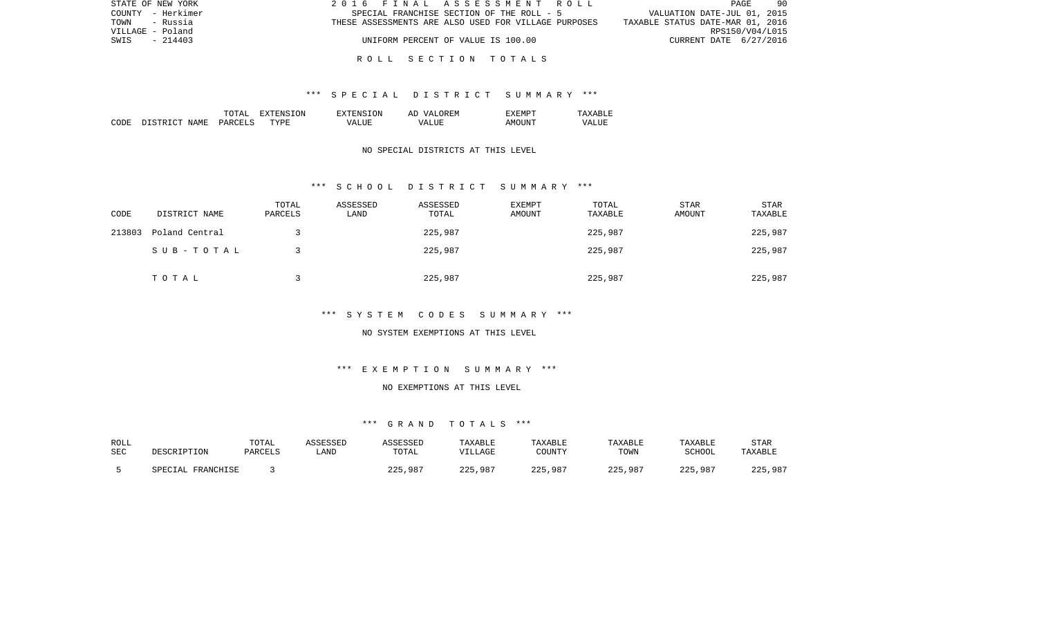STATE OF NEW YORK
COUNTY - Herkimer
TOWN - Russia
VILLAGE - Poland
SWIS - 214403

2016 FINAL ASSESSMENT ROLL
SPECIAL FRANCHISE SECTION OF THE ROLL - 5
THESE ASSESSMENTS ARE ALSO USED FOR VILLAGE PURPOSES
UNIFORM PERCENT OF VALUE IS 100.00

VALUATION DATE-JUL 01, 2015
TAXABLE STATUS DATE-MAR 01, 2016
RPS150/V04/L015
CURRENT DATE 6/27/2016

# ROLL SECTION TOTALS

## *** SPECIAL DISTRICT SUMMARY ***

| CODE | DISTRICT NAME | TOTAL PARCELS | EXTENSION TYPE | EXTENSION VALUE | AD VALOREM VALUE | EXEMPT AMOUNT | TAXABLE VALUE |
|---|---|---|---|---|---|---|---|

NO SPECIAL DISTRICTS AT THIS LEVEL

## *** SCHOOL DISTRICT SUMMARY ***

| CODE | DISTRICT NAME | TOTAL PARCELS | ASSESSED LAND | ASSESSED TOTAL | EXEMPT AMOUNT | TOTAL TAXABLE | STAR AMOUNT | STAR TAXABLE |
|---|---|---|---|---|---|---|---|---|
| 213803 | Poland Central | 3 | | 225,987 | | 225,987 | | 225,987 |
| | SUB-TOTAL | 3 | | 225,987 | | 225,987 | | 225,987 |
| | TOTAL | 3 | | 225,987 | | 225,987 | | 225,987 |

## *** SYSTEM CODES SUMMARY ***

NO SYSTEM EXEMPTIONS AT THIS LEVEL

## *** EXEMPTION SUMMARY ***

NO EXEMPTIONS AT THIS LEVEL

## *** GRAND TOTALS ***

| ROLL SEC | DESCRIPTION | TOTAL PARCELS | ASSESSED LAND | ASSESSED TOTAL | TAXABLE VILLAGE | TAXABLE COUNTY | TAXABLE TOWN | TAXABLE SCHOOL | STAR TAXABLE |
|---|---|---|---|---|---|---|---|---|---|
| 5 | SPECIAL FRANCHISE | 3 | | 225,987 | 225,987 | 225,987 | 225,987 | 225,987 | 225,987 |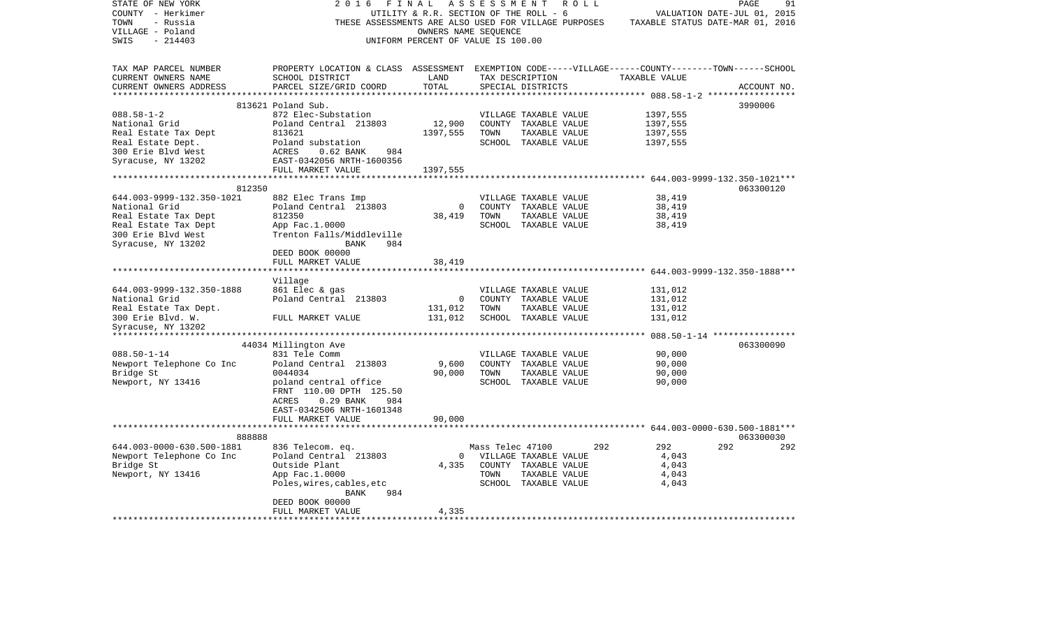STATE OF NEW YORK 2016 FINAL ASSESSMENT ROLL
COUNTY - Herkimer UTILITY & R.R. SECTION OF THE ROLL - 6 VALUATION DATE-JUL 01, 2015
TOWN - Russia THESE ASSESSMENTS ARE ALSO USED FOR VILLAGE PURPOSES TAXABLE STATUS DATE-MAR 01, 2016
VILLAGE - Poland OWNERS NAME SEQUENCE
SWIS - 214403 UNIFORM PERCENT OF VALUE IS 100.00

| TAX MAP PARCEL NUMBER / CURRENT OWNERS NAME / CURRENT OWNERS ADDRESS | PROPERTY LOCATION & CLASS / SCHOOL DISTRICT / PARCEL SIZE/GRID COORD | ASSESSMENT LAND | TOTAL | EXEMPTION CODE / TAX DESCRIPTION / SPECIAL DISTRICTS | VILLAGE | COUNTY | TOWN | SCHOOL | TAXABLE VALUE | ACCOUNT NO. |
|---|---|---|---|---|---|---|---|---|---|---|
| **088.58-1-2** | 813621 Poland Sub. | | | | | | | | | 3990006 |
| 088.58-1-2 | 872 Elec-Substation | | | VILLAGE TAXABLE VALUE | | | | | 1397,555 | |
| National Grid | Poland Central 213803 | 12,900 | | COUNTY TAXABLE VALUE | | | | | 1397,555 | |
| Real Estate Tax Dept | 813621 | | 1397,555 | TOWN TAXABLE VALUE | | | | | 1397,555 | |
| Real Estate Dept. | Poland substation | | | SCHOOL TAXABLE VALUE | | | | | 1397,555 | |
| 300 Erie Blvd West | ACRES 0.62 BANK 984 | | | | | | | | | |
| Syracuse, NY 13202 | EAST-0342056 NRTH-1600356 | | | | | | | | | |
| | FULL MARKET VALUE | | 1397,555 | | | | | | | |
| **644.003-9999-132.350-1021** | 812350 | | | | | | | | | 063300120 |
| 644.003-9999-132.350-1021 | 882 Elec Trans Imp | | | VILLAGE TAXABLE VALUE | | | | | 38,419 | |
| National Grid | Poland Central 213803 | 0 | | COUNTY TAXABLE VALUE | | | | | 38,419 | |
| Real Estate Tax Dept | 812350 | | 38,419 | TOWN TAXABLE VALUE | | | | | 38,419 | |
| Real Estate Tax Dept | App Fac.1.0000 | | | SCHOOL TAXABLE VALUE | | | | | 38,419 | |
| 300 Erie Blvd West | Trenton Falls/Middleville | | | | | | | | | |
| Syracuse, NY 13202 | BANK 984 | | | | | | | | | |
| | DEED BOOK 00000 | | | | | | | | | |
| | FULL MARKET VALUE | | 38,419 | | | | | | | |
| **644.003-9999-132.350-1888** | Village | | | | | | | | | |
| 644.003-9999-132.350-1888 | 861 Elec & gas | | | VILLAGE TAXABLE VALUE | | | | | 131,012 | |
| National Grid | Poland Central 213803 | 0 | | COUNTY TAXABLE VALUE | | | | | 131,012 | |
| Real Estate Tax Dept. | | | 131,012 | TOWN TAXABLE VALUE | | | | | 131,012 | |
| 300 Erie Blvd. W. | FULL MARKET VALUE | | 131,012 | SCHOOL TAXABLE VALUE | | | | | 131,012 | |
| Syracuse, NY 13202 | | | | | | | | | | |
| **088.50-1-14** | 44034 Millington Ave | | | | | | | | | 063300090 |
| 088.50-1-14 | 831 Tele Comm | | | VILLAGE TAXABLE VALUE | | | | | 90,000 | |
| Newport Telephone Co Inc | Poland Central 213803 | 9,600 | | COUNTY TAXABLE VALUE | | | | | 90,000 | |
| Bridge St | 0044034 | | 90,000 | TOWN TAXABLE VALUE | | | | | 90,000 | |
| Newport, NY 13416 | poland central office | | | SCHOOL TAXABLE VALUE | | | | | 90,000 | |
| | FRNT 110.00 DPTH 125.50 | | | | | | | | | |
| | ACRES 0.29 BANK 984 | | | | | | | | | |
| | EAST-0342506 NRTH-1601348 | | | | | | | | | |
| | FULL MARKET VALUE | | 90,000 | | | | | | | |
| **644.003-0000-630.500-1881** | 888888 | | | | | | | | | 063300030 |
| 644.003-0000-630.500-1881 | 836 Telecom. eq. | | | Mass Telec 47100 | 292 | 292 | 292 | 292 | | |
| Newport Telephone Co Inc | Poland Central 213803 | 0 | | VILLAGE TAXABLE VALUE | | | | | 4,043 | |
| Bridge St | Outside Plant | | 4,335 | COUNTY TAXABLE VALUE | | | | | 4,043 | |
| Newport, NY 13416 | App Fac.1.0000 | | | TOWN TAXABLE VALUE | | | | | 4,043 | |
| | Poles,wires,cables,etc | | | SCHOOL TAXABLE VALUE | | | | | 4,043 | |
| | BANK 984 | | | | | | | | | |
| | DEED BOOK 00000 | | | | | | | | | |
| | FULL MARKET VALUE | | 4,335 | | | | | | | |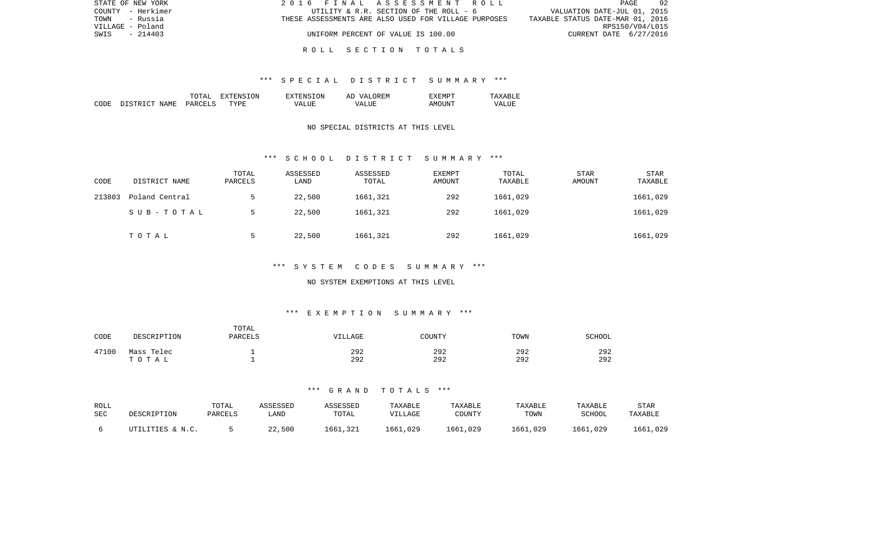STATE OF NEW YORK
COUNTY - Herkimer
TOWN - Russia
VILLAGE - Poland
SWIS - 214403

2016 FINAL ASSESSMENT ROLL
UTILITY & R.R. SECTION OF THE ROLL - 6
THESE ASSESSMENTS ARE ALSO USED FOR VILLAGE PURPOSES
UNIFORM PERCENT OF VALUE IS 100.00

VALUATION DATE-JUL 01, 2015
TAXABLE STATUS DATE-MAR 01, 2016
RPS150/V04/L015
CURRENT DATE 6/27/2016

## ROLL SECTION TOTALS

### *** SPECIAL DISTRICT SUMMARY ***

| CODE | DISTRICT NAME | TOTAL PARCELS | EXTENSION TYPE | EXTENSION VALUE | AD VALOREM VALUE | EXEMPT AMOUNT | TAXABLE VALUE |
|---|---|---|---|---|---|---|---|

NO SPECIAL DISTRICTS AT THIS LEVEL

### *** SCHOOL DISTRICT SUMMARY ***

| CODE | DISTRICT NAME | TOTAL PARCELS | ASSESSED LAND | ASSESSED TOTAL | EXEMPT AMOUNT | TOTAL TAXABLE | STAR AMOUNT | STAR TAXABLE |
|---|---|---|---|---|---|---|---|---|
| 213803 | Poland Central | 5 | 22,500 | 1661,321 | 292 | 1661,029 | | 1661,029 |
| | SUB-TOTAL | 5 | 22,500 | 1661,321 | 292 | 1661,029 | | 1661,029 |
| | TOTAL | 5 | 22,500 | 1661,321 | 292 | 1661,029 | | 1661,029 |

### *** SYSTEM CODES SUMMARY ***

NO SYSTEM EXEMPTIONS AT THIS LEVEL

### *** EXEMPTION SUMMARY ***

| CODE | DESCRIPTION | TOTAL PARCELS | VILLAGE | COUNTY | TOWN | SCHOOL |
|---|---|---|---|---|---|---|
| 47100 | Mass Telec | 1 | 292 | 292 | 292 | 292 |
| | TOTAL | 1 | 292 | 292 | 292 | 292 |

### *** GRAND TOTALS ***

| ROLL SEC | DESCRIPTION | TOTAL PARCELS | ASSESSED LAND | ASSESSED TOTAL | TAXABLE VILLAGE | TAXABLE COUNTY | TAXABLE TOWN | TAXABLE SCHOOL | STAR TAXABLE |
|---|---|---|---|---|---|---|---|---|---|
| 6 | UTILITIES & N.C. | 5 | 22,500 | 1661,321 | 1661,029 | 1661,029 | 1661,029 | 1661,029 | 1661,029 |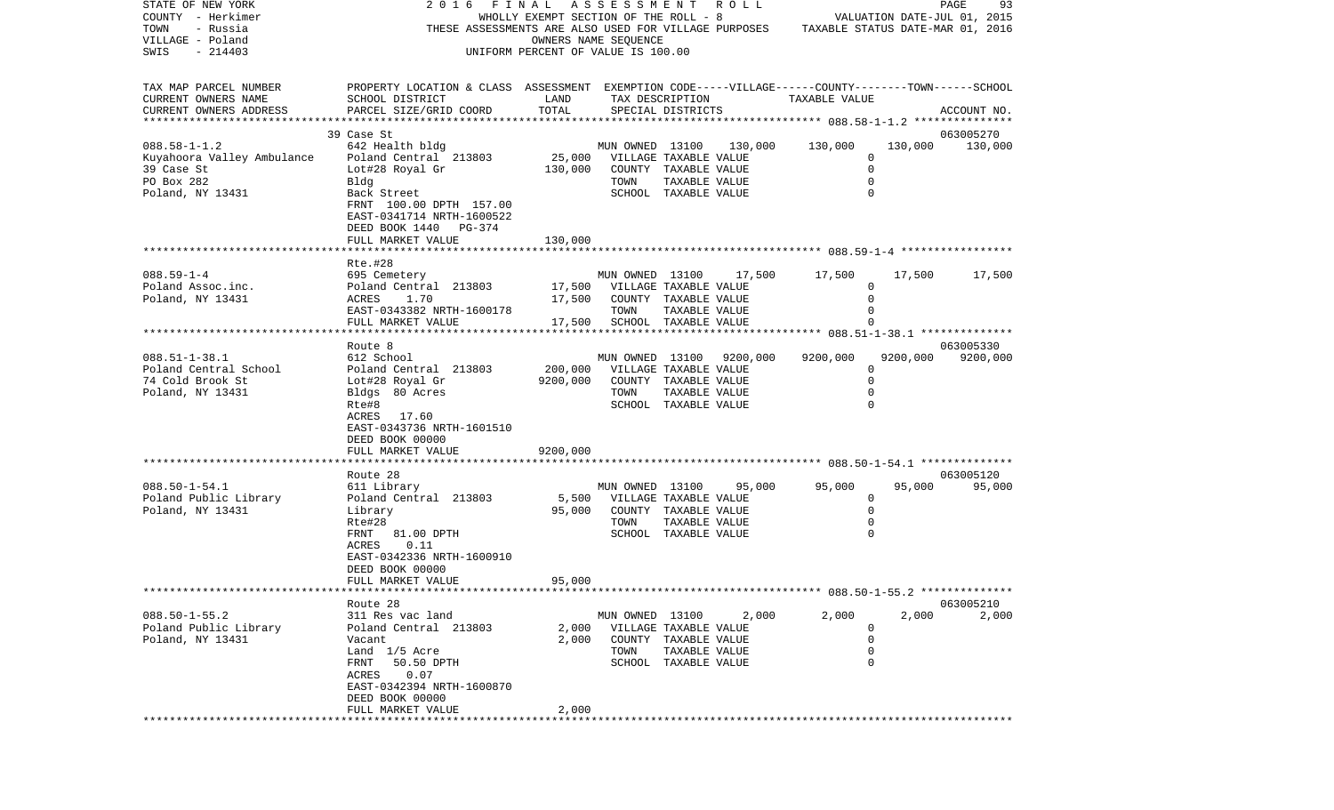STATE OF NEW YORK
COUNTY - Herkimer
TOWN - Russia
VILLAGE - Poland
SWIS - 214403

2016 FINAL ASSESSMENT ROLL
WHOLLY EXEMPT SECTION OF THE ROLL - 8
THESE ASSESSMENTS ARE ALSO USED FOR VILLAGE PURPOSES
OWNERS NAME SEQUENCE
UNIFORM PERCENT OF VALUE IS 100.00

VALUATION DATE-JUL 01, 2015
TAXABLE STATUS DATE-MAR 01, 2016

| TAX MAP PARCEL NUMBER / CURRENT OWNERS NAME / CURRENT OWNERS ADDRESS | PROPERTY LOCATION & CLASS / SCHOOL DISTRICT / PARCEL SIZE/GRID COORD | ASSESSMENT LAND / TOTAL | EXEMPTION CODE / TAX DESCRIPTION / SPECIAL DISTRICTS | | VILLAGE | COUNTY | TOWN | SCHOOL / ACCOUNT NO. |
|---|---|---|---|---|---|---|---|---|
| | 39 Case St | | | | | | | 063005270 |
| 088.58-1-1.2 | 642 Health bldg | | MUN OWNED 13100 | 130,000 | 130,000 | 130,000 | | 130,000 |
| Kuyahoora Valley Ambulance | Poland Central 213803 | 25,000 | VILLAGE TAXABLE VALUE | | 0 | | | |
| 39 Case St | Lot#28 Royal Gr | 130,000 | COUNTY TAXABLE VALUE | | 0 | | | |
| PO Box 282 | Bldg | | TOWN TAXABLE VALUE | | 0 | | | |
| Poland, NY 13431 | Back Street | | SCHOOL TAXABLE VALUE | | 0 | | | |
| | FRNT 100.00 DPTH 157.00 | | | | | | | |
| | EAST-0341714 NRTH-1600522 | | | | | | | |
| | DEED BOOK 1440 PG-374 | | | | | | | |
| | FULL MARKET VALUE | 130,000 | | | | | | |
| | Rte.#28 | | | | | | | |
| 088.59-1-4 | 695 Cemetery | | MUN OWNED 13100 | 17,500 | 17,500 | 17,500 | | 17,500 |
| Poland Assoc.inc. | Poland Central 213803 | 17,500 | VILLAGE TAXABLE VALUE | | 0 | | | |
| Poland, NY 13431 | ACRES 1.70 | 17,500 | COUNTY TAXABLE VALUE | | 0 | | | |
| | EAST-0343382 NRTH-1600178 | | TOWN TAXABLE VALUE | | 0 | | | |
| | FULL MARKET VALUE | 17,500 | SCHOOL TAXABLE VALUE | | 0 | | | |
| | Route 8 | | | | | | | 063005330 |
| 088.51-1-38.1 | 612 School | | MUN OWNED 13100 | 9200,000 | 9200,000 | 9200,000 | | 9200,000 |
| Poland Central School | Poland Central 213803 | 200,000 | VILLAGE TAXABLE VALUE | | 0 | | | |
| 74 Cold Brook St | Lot#28 Royal Gr | 9200,000 | COUNTY TAXABLE VALUE | | 0 | | | |
| Poland, NY 13431 | Bldgs 80 Acres | | TOWN TAXABLE VALUE | | 0 | | | |
| | Rte#8 | | SCHOOL TAXABLE VALUE | | 0 | | | |
| | ACRES 17.60 | | | | | | | |
| | EAST-0343736 NRTH-1601510 | | | | | | | |
| | DEED BOOK 00000 | | | | | | | |
| | FULL MARKET VALUE | 9200,000 | | | | | | |
| | Route 28 | | | | | | | 063005120 |
| 088.50-1-54.1 | 611 Library | | MUN OWNED 13100 | 95,000 | 95,000 | 95,000 | | 95,000 |
| Poland Public Library | Poland Central 213803 | 5,500 | VILLAGE TAXABLE VALUE | | 0 | | | |
| Poland, NY 13431 | Library | 95,000 | COUNTY TAXABLE VALUE | | 0 | | | |
| | Rte#28 | | TOWN TAXABLE VALUE | | 0 | | | |
| | FRNT 81.00 DPTH | | SCHOOL TAXABLE VALUE | | 0 | | | |
| | ACRES 0.11 | | | | | | | |
| | EAST-0342336 NRTH-1600910 | | | | | | | |
| | DEED BOOK 00000 | | | | | | | |
| | FULL MARKET VALUE | 95,000 | | | | | | |
| | Route 28 | | | | | | | 063005210 |
| 088.50-1-55.2 | 311 Res vac land | | MUN OWNED 13100 | 2,000 | 2,000 | 2,000 | | 2,000 |
| Poland Public Library | Poland Central 213803 | 2,000 | VILLAGE TAXABLE VALUE | | 0 | | | |
| Poland, NY 13431 | Vacant | 2,000 | COUNTY TAXABLE VALUE | | 0 | | | |
| | Land 1/5 Acre | | TOWN TAXABLE VALUE | | 0 | | | |
| | FRNT 50.50 DPTH | | SCHOOL TAXABLE VALUE | | 0 | | | |
| | ACRES 0.07 | | | | | | | |
| | EAST-0342394 NRTH-1600870 | | | | | | | |
| | DEED BOOK 00000 | | | | | | | |
| | FULL MARKET VALUE | 2,000 | | | | | | |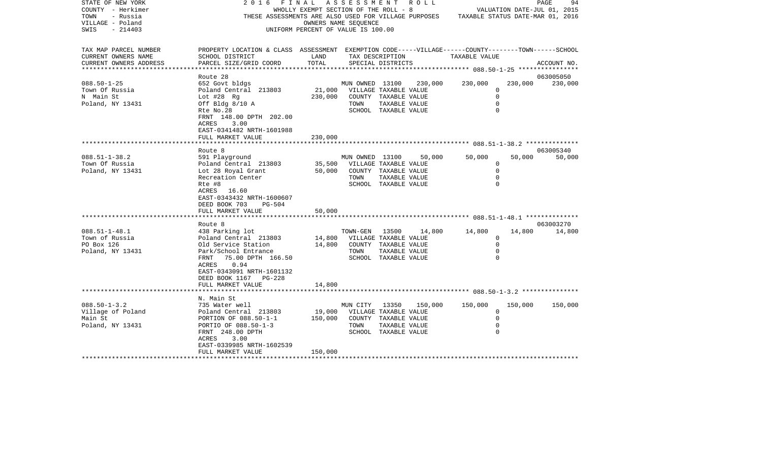STATE OF NEW YORK
COUNTY - Herkimer
TOWN - Russia
VILLAGE - Poland
SWIS - 214403

2016 FINAL ASSESSMENT ROLL
WHOLLY EXEMPT SECTION OF THE ROLL - 8
THESE ASSESSMENTS ARE ALSO USED FOR VILLAGE PURPOSES
OWNERS NAME SEQUENCE
UNIFORM PERCENT OF VALUE IS 100.00

VALUATION DATE-JUL 01, 2015
TAXABLE STATUS DATE-MAR 01, 2016

| TAX MAP PARCEL NUMBER / CURRENT OWNERS NAME / CURRENT OWNERS ADDRESS | PROPERTY LOCATION & CLASS / SCHOOL DISTRICT / PARCEL SIZE/GRID COORD | ASSESSMENT LAND / TOTAL | EXEMPTION CODE / TAX DESCRIPTION / SPECIAL DISTRICTS | VILLAGE | COUNTY / TAXABLE VALUE | TOWN | SCHOOL / ACCOUNT NO. |
|---|---|---|---|---|---|---|---|
| **088.50-1-25** | Route 28 | | | | | | 063005050 |
| 088.50-1-25 | 652 Govt bldgs | | MUN OWNED 13100 230,000 | 230,000 | | 230,000 | 230,000 |
| Town Of Russia | Poland Central 213803 | 21,000 | VILLAGE TAXABLE VALUE | | 0 | | |
| N Main St | Lot #28 Rg | 230,000 | COUNTY TAXABLE VALUE | | 0 | | |
| Poland, NY 13431 | Off Bldg 8/10 A | | TOWN TAXABLE VALUE | | 0 | | |
| | Rte No.28 | | SCHOOL TAXABLE VALUE | | 0 | | |
| | FRNT 148.00 DPTH 202.00 | | | | | | |
| | ACRES 3.00 | | | | | | |
| | EAST-0341482 NRTH-1601988 | | | | | | |
| | FULL MARKET VALUE | 230,000 | | | | | |
| **088.51-1-38.2** | Route 8 | | | | | | 063005340 |
| 088.51-1-38.2 | 591 Playground | | MUN OWNED 13100 50,000 | 50,000 | | 50,000 | 50,000 |
| Town Of Russia | Poland Central 213803 | 35,500 | VILLAGE TAXABLE VALUE | | 0 | | |
| Poland, NY 13431 | Lot 28 Royal Grant | 50,000 | COUNTY TAXABLE VALUE | | 0 | | |
| | Recreation Center | | TOWN TAXABLE VALUE | | 0 | | |
| | Rte #8 | | SCHOOL TAXABLE VALUE | | 0 | | |
| | ACRES 16.60 | | | | | | |
| | EAST-0343432 NRTH-1600607 | | | | | | |
| | DEED BOOK 703 PG-504 | | | | | | |
| | FULL MARKET VALUE | 50,000 | | | | | |
| **088.51-1-48.1** | Route 8 | | | | | | 063003270 |
| 088.51-1-48.1 | 438 Parking lot | | TOWN-GEN 13500 14,800 | 14,800 | | 14,800 | 14,800 |
| Town of Russia | Poland Central 213803 | 14,800 | VILLAGE TAXABLE VALUE | | 0 | | |
| PO Box 126 | Old Service Station | 14,800 | COUNTY TAXABLE VALUE | | 0 | | |
| Poland, NY 13431 | Park/School Entrance | | TOWN TAXABLE VALUE | | 0 | | |
| | FRNT 75.00 DPTH 166.50 | | SCHOOL TAXABLE VALUE | | 0 | | |
| | ACRES 0.94 | | | | | | |
| | EAST-0343091 NRTH-1601132 | | | | | | |
| | DEED BOOK 1167 PG-228 | | | | | | |
| | FULL MARKET VALUE | 14,800 | | | | | |
| **088.50-1-3.2** | N. Main St | | | | | | |
| 088.50-1-3.2 | 735 Water well | | MUN CITY 13350 150,000 | 150,000 | | 150,000 | 150,000 |
| Village of Poland | Poland Central 213803 | 19,000 | VILLAGE TAXABLE VALUE | | 0 | | |
| Main St | PORTION OF 088.50-1-1 | 150,000 | COUNTY TAXABLE VALUE | | 0 | | |
| Poland, NY 13431 | PORTIO OF 088.50-1-3 | | TOWN TAXABLE VALUE | | 0 | | |
| | FRNT 248.00 DPTH | | SCHOOL TAXABLE VALUE | | 0 | | |
| | ACRES 3.00 | | | | | | |
| | EAST-0339985 NRTH-1602539 | | | | | | |
| | FULL MARKET VALUE | 150,000 | | | | | |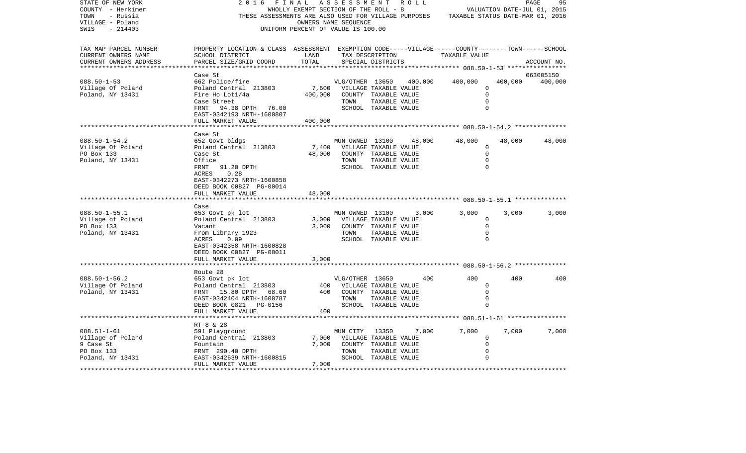STATE OF NEW YORK
COUNTY - Herkimer
TOWN - Russia
VILLAGE - Poland
SWIS - 214403

2016 FINAL ASSESSMENT ROLL
WHOLLY EXEMPT SECTION OF THE ROLL - 8
THESE ASSESSMENTS ARE ALSO USED FOR VILLAGE PURPOSES
OWNERS NAME SEQUENCE
UNIFORM PERCENT OF VALUE IS 100.00

VALUATION DATE-JUL 01, 2015
TAXABLE STATUS DATE-MAR 01, 2016

| TAX MAP PARCEL NUMBER / CURRENT OWNERS NAME / CURRENT OWNERS ADDRESS | PROPERTY LOCATION & CLASS / SCHOOL DISTRICT / PARCEL SIZE/GRID COORD | ASSESSMENT LAND | TOTAL | EXEMPTION CODE / TAX DESCRIPTION / SPECIAL DISTRICTS | | VILLAGE | COUNTY | TOWN | SCHOOL / ACCOUNT NO. |
|---|---|---|---|---|---|---|---|---|---|
| 088.50-1-53 | Case St | | | | | | | | 063005150 |
| Village Of Poland | 662 Police/fire | | | VLG/OTHER 13650 | 400,000 | 400,000 | 400,000 | 400,000 | |
| Poland, NY 13431 | Poland Central 213803 | 7,600 | | VILLAGE TAXABLE VALUE | | 0 | | | |
| | Fire Ho Lot1/4a | | 400,000 | COUNTY TAXABLE VALUE | | 0 | | | |
| | Case Street | | | TOWN TAXABLE VALUE | | 0 | | | |
| | FRNT 94.38 DPTH 76.00 | | | SCHOOL TAXABLE VALUE | | 0 | | | |
| | EAST-0342193 NRTH-1600807 | | | | | | | | |
| | FULL MARKET VALUE | | 400,000 | | | | | | |
| 088.50-1-54.2 | Case St | | | | | | | | |
| Village Of Poland | 652 Govt bldgs | | | MUN OWNED 13100 | 48,000 | 48,000 | 48,000 | 48,000 | |
| PO Box 133 | Poland Central 213803 | 7,400 | | VILLAGE TAXABLE VALUE | | 0 | | | |
| Poland, NY 13431 | Case St | | 48,000 | COUNTY TAXABLE VALUE | | 0 | | | |
| | Office | | | TOWN TAXABLE VALUE | | 0 | | | |
| | FRNT 91.20 DPTH | | | SCHOOL TAXABLE VALUE | | 0 | | | |
| | ACRES 0.28 | | | | | | | | |
| | EAST-0342273 NRTH-1600858 | | | | | | | | |
| | DEED BOOK 00827 PG-00014 | | | | | | | | |
| | FULL MARKET VALUE | | 48,000 | | | | | | |
| 088.50-1-55.1 | Case | | | | | | | | |
| Village of Poland | 653 Govt pk lot | | | MUN OWNED 13100 | 3,000 | 3,000 | 3,000 | 3,000 | |
| PO Box 133 | Poland Central 213803 | 3,000 | | VILLAGE TAXABLE VALUE | | 0 | | | |
| Poland, NY 13431 | Vacant | | 3,000 | COUNTY TAXABLE VALUE | | 0 | | | |
| | From Library 1923 | | | TOWN TAXABLE VALUE | | 0 | | | |
| | ACRES 0.09 | | | SCHOOL TAXABLE VALUE | | 0 | | | |
| | EAST-0342358 NRTH-1600828 | | | | | | | | |
| | DEED BOOK 00827 PG-00011 | | | | | | | | |
| | FULL MARKET VALUE | | 3,000 | | | | | | |
| 088.50-1-56.2 | Route 28 | | | | | | | | |
| Village Of Poland | 653 Govt pk lot | | | VLG/OTHER 13650 | 400 | 400 | 400 | 400 | |
| Poland, NY 13431 | Poland Central 213803 | 400 | | VILLAGE TAXABLE VALUE | | 0 | | | |
| | FRNT 15.80 DPTH 68.60 | | 400 | COUNTY TAXABLE VALUE | | 0 | | | |
| | EAST-0342404 NRTH-1600787 | | | TOWN TAXABLE VALUE | | 0 | | | |
| | DEED BOOK 0821 PG-0156 | | | SCHOOL TAXABLE VALUE | | 0 | | | |
| | FULL MARKET VALUE | | 400 | | | | | | |
| 088.51-1-61 | RT 8 & 28 | | | | | | | | |
| Village of Poland | 591 Playground | | | MUN CITY 13350 | 7,000 | 7,000 | 7,000 | 7,000 | |
| 9 Case St | Poland Central 213803 | 7,000 | | VILLAGE TAXABLE VALUE | | 0 | | | |
| PO Box 133 | Fountain | | 7,000 | COUNTY TAXABLE VALUE | | 0 | | | |
| Poland, NY 13431 | FRNT 290.40 DPTH | | | TOWN TAXABLE VALUE | | 0 | | | |
| | EAST-0342639 NRTH-1600815 | | | SCHOOL TAXABLE VALUE | | 0 | | | |
| | FULL MARKET VALUE | | 7,000 | | | | | | |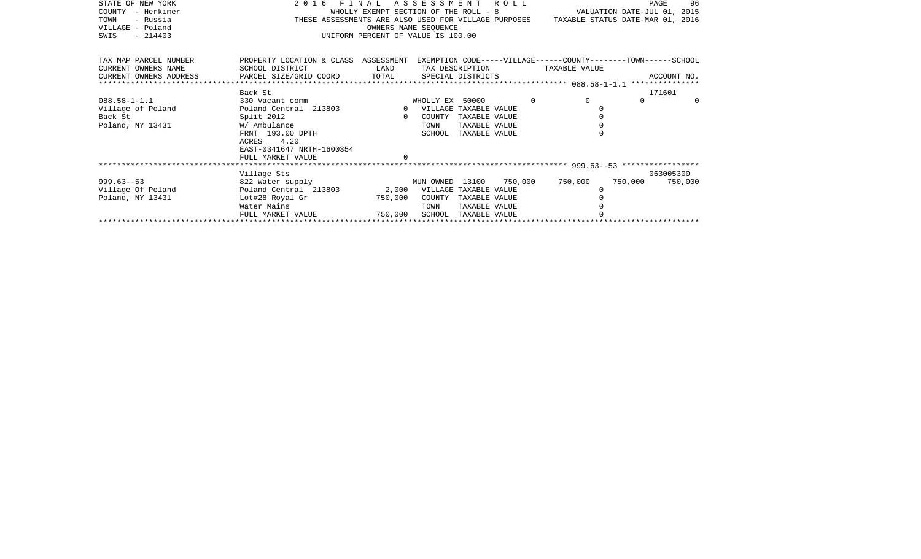STATE OF NEW YORK
COUNTY - Herkimer
TOWN - Russia
VILLAGE - Poland
SWIS - 214403

2016 FINAL ASSESSMENT ROLL
WHOLLY EXEMPT SECTION OF THE ROLL - 8
THESE ASSESSMENTS ARE ALSO USED FOR VILLAGE PURPOSES
OWNERS NAME SEQUENCE
UNIFORM PERCENT OF VALUE IS 100.00

VALUATION DATE-JUL 01, 2015
TAXABLE STATUS DATE-MAR 01, 2016

| TAX MAP PARCEL NUMBER / CURRENT OWNERS NAME / CURRENT OWNERS ADDRESS | PROPERTY LOCATION & CLASS / SCHOOL DISTRICT / PARCEL SIZE/GRID COORD | ASSESSMENT LAND | TOTAL | EXEMPTION CODE / TAX DESCRIPTION / SPECIAL DISTRICTS | VILLAGE | COUNTY | TOWN | SCHOOL | ACCOUNT NO. |
|---|---|---|---|---|---|---|---|---|---|
| 088.58-1-1.1 | Back St | | | | | | | | 171601 |
| 088.58-1-1.1 | 330 Vacant comm | | | WHOLLY EX 50000 | 0 | 0 | 0 | 0 | |
| Village of Poland | Poland Central 213803 | 0 | | VILLAGE TAXABLE VALUE | 0 | | | | |
| Back St | Split 2012 | | 0 | COUNTY TAXABLE VALUE | | 0 | | | |
| Poland, NY 13431 | W/ Ambulance | | | TOWN TAXABLE VALUE | | | 0 | | |
| | FRNT 193.00 DPTH | | | SCHOOL TAXABLE VALUE | | | | 0 | |
| | ACRES 4.20 | | | | | | | | |
| | EAST-0341647 NRTH-1600354 | | | | | | | | |
| | FULL MARKET VALUE | | 0 | | | | | | |
| 999.63--53 | Village Sts | | | | | | | | 063005300 |
| 999.63--53 | 822 Water supply | | | MUN OWNED 13100 | 750,000 | 750,000 | 750,000 | 750,000 | |
| Village Of Poland | Poland Central 213803 | 2,000 | | VILLAGE TAXABLE VALUE | 0 | | | | |
| Poland, NY 13431 | Lot#28 Royal Gr | | 750,000 | COUNTY TAXABLE VALUE | | 0 | | | |
| | Water Mains | | | TOWN TAXABLE VALUE | | | 0 | | |
| | FULL MARKET VALUE | | 750,000 | SCHOOL TAXABLE VALUE | | | | 0 | |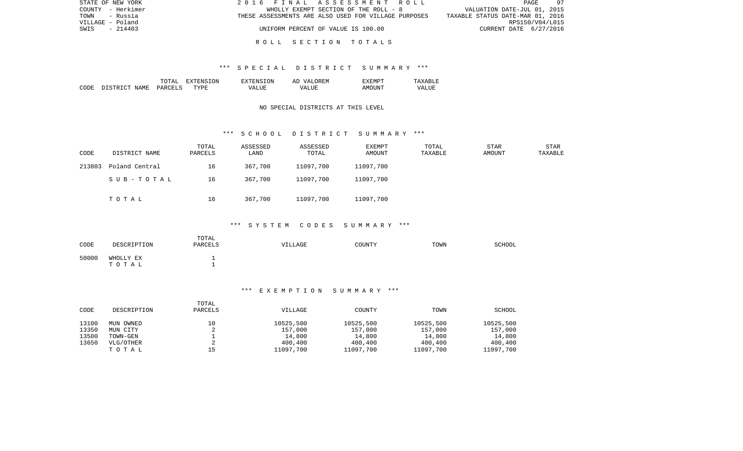STATE OF NEW YORK — 2016 FINAL ASSESSMENT ROLL
COUNTY - Herkimer — WHOLLY EXEMPT SECTION OF THE ROLL - 8 — VALUATION DATE-JUL 01, 2015
TOWN - Russia — THESE ASSESSMENTS ARE ALSO USED FOR VILLAGE PURPOSES — TAXABLE STATUS DATE-MAR 01, 2016
VILLAGE - Poland — RPS150/V04/L015
SWIS - 214403 — UNIFORM PERCENT OF VALUE IS 100.00 — CURRENT DATE 6/27/2016

# ROLL SECTION TOTALS

## *** SPECIAL DISTRICT SUMMARY ***

| CODE | DISTRICT NAME | TOTAL PARCELS | EXTENSION TYPE | EXTENSION VALUE | AD VALOREM VALUE | EXEMPT AMOUNT | TAXABLE VALUE |
|---|---|---|---|---|---|---|---|

NO SPECIAL DISTRICTS AT THIS LEVEL

## *** SCHOOL DISTRICT SUMMARY ***

| CODE | DISTRICT NAME | TOTAL PARCELS | ASSESSED LAND | ASSESSED TOTAL | EXEMPT AMOUNT | TOTAL TAXABLE | STAR AMOUNT | STAR TAXABLE |
|---|---|---|---|---|---|---|---|---|
| 213803 | Poland Central | 16 | 367,700 | 11097,700 | 11097,700 | | | |
| | S U B - T O T A L | 16 | 367,700 | 11097,700 | 11097,700 | | | |
| | T O T A L | 16 | 367,700 | 11097,700 | 11097,700 | | | |

## *** SYSTEM CODES SUMMARY ***

| CODE | DESCRIPTION | TOTAL PARCELS | VILLAGE | COUNTY | TOWN | SCHOOL |
|---|---|---|---|---|---|---|
| 50000 | WHOLLY EX | 1 | | | | |
| | T O T A L | 1 | | | | |

## *** EXEMPTION SUMMARY ***

| CODE | DESCRIPTION | TOTAL PARCELS | VILLAGE | COUNTY | TOWN | SCHOOL |
|---|---|---|---|---|---|---|
| 13100 | MUN OWNED | 10 | 10525,500 | 10525,500 | 10525,500 | 10525,500 |
| 13350 | MUN CITY | 2 | 157,000 | 157,000 | 157,000 | 157,000 |
| 13500 | TOWN-GEN | 1 | 14,800 | 14,800 | 14,800 | 14,800 |
| 13650 | VLG/OTHER | 2 | 400,400 | 400,400 | 400,400 | 400,400 |
| | T O T A L | 15 | 11097,700 | 11097,700 | 11097,700 | 11097,700 |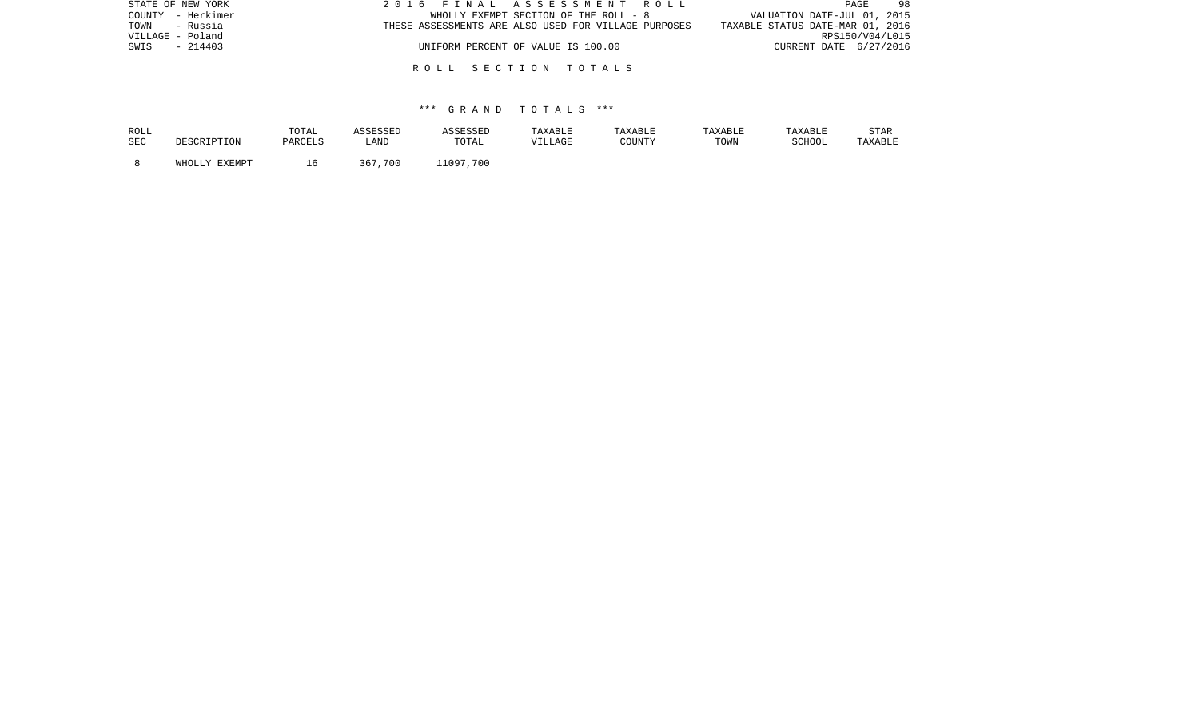STATE OF NEW YORK
COUNTY - Herkimer
TOWN - Russia
VILLAGE - Poland
SWIS - 214403

2 0 1 6 F I N A L A S S E S S M E N T R O L L
WHOLLY EXEMPT SECTION OF THE ROLL - 8
THESE ASSESSMENTS ARE ALSO USED FOR VILLAGE PURPOSES
UNIFORM PERCENT OF VALUE IS 100.00

VALUATION DATE-JUL 01, 2015
TAXABLE STATUS DATE-MAR 01, 2016
RPS150/V04/L015
CURRENT DATE 6/27/2016

R O L L S E C T I O N T O T A L S

*** G R A N D T O T A L S ***

| ROLL SEC | DESCRIPTION | TOTAL PARCELS | ASSESSED LAND | ASSESSED TOTAL | TAXABLE VILLAGE | TAXABLE COUNTY | TAXABLE TOWN | TAXABLE SCHOOL | STAR TAXABLE |
|---|---|---|---|---|---|---|---|---|---|
| 8 | WHOLLY EXEMPT | 16 | 367,700 | 11097,700 | | | | | |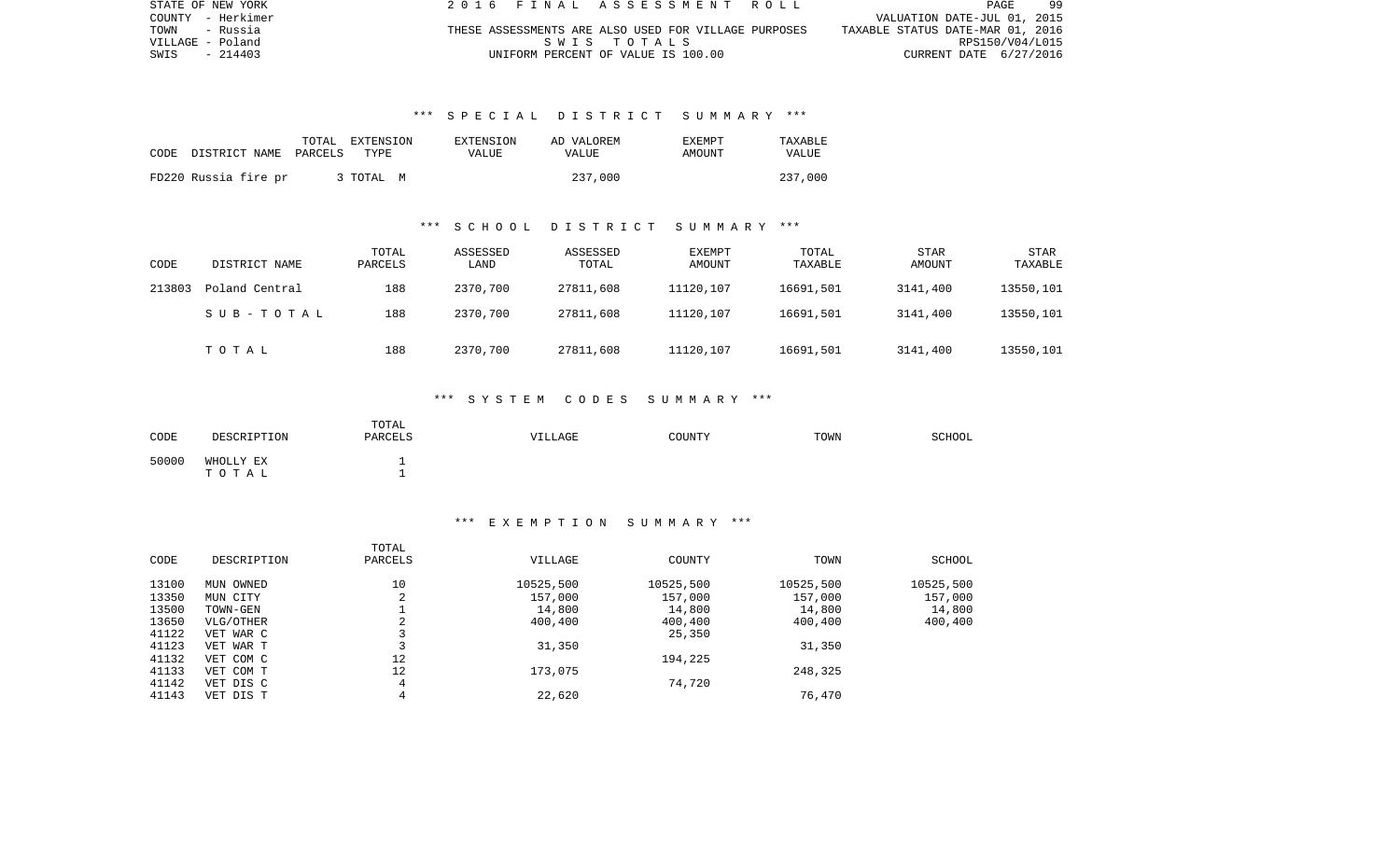STATE OF NEW YORK
COUNTY - Herkimer
TOWN - Russia
VILLAGE - Poland
SWIS - 214403

2016 FINAL ASSESSMENT ROLL
THESE ASSESSMENTS ARE ALSO USED FOR VILLAGE PURPOSES
SWIS TOTALS
UNIFORM PERCENT OF VALUE IS 100.00

VALUATION DATE-JUL 01, 2015
TAXABLE STATUS DATE-MAR 01, 2016
RPS150/V04/L015
CURRENT DATE 6/27/2016

## *** SPECIAL DISTRICT SUMMARY ***

| CODE | DISTRICT NAME | TOTAL PARCELS | EXTENSION TYPE | EXTENSION VALUE | AD VALOREM VALUE | EXEMPT AMOUNT | TAXABLE VALUE |
|---|---|---|---|---|---|---|---|
| FD220 | Russia fire pr | 3 | TOTAL M | | 237,000 | | 237,000 |

## *** SCHOOL DISTRICT SUMMARY ***

| CODE | DISTRICT NAME | TOTAL PARCELS | ASSESSED LAND | ASSESSED TOTAL | EXEMPT AMOUNT | TOTAL TAXABLE | STAR AMOUNT | STAR TAXABLE |
|---|---|---|---|---|---|---|---|---|
| 213803 | Poland Central | 188 | 2370,700 | 27811,608 | 11120,107 | 16691,501 | 3141,400 | 13550,101 |
| | SUB-TOTAL | 188 | 2370,700 | 27811,608 | 11120,107 | 16691,501 | 3141,400 | 13550,101 |
| | TOTAL | 188 | 2370,700 | 27811,608 | 11120,107 | 16691,501 | 3141,400 | 13550,101 |

## *** SYSTEM CODES SUMMARY ***

| CODE | DESCRIPTION | TOTAL PARCELS | VILLAGE | COUNTY | TOWN | SCHOOL |
|---|---|---|---|---|---|---|
| 50000 | WHOLLY EX | 1 | | | | |
| | TOTAL | 1 | | | | |

## *** EXEMPTION SUMMARY ***

| CODE | DESCRIPTION | TOTAL PARCELS | VILLAGE | COUNTY | TOWN | SCHOOL |
|---|---|---|---|---|---|---|
| 13100 | MUN OWNED | 10 | 10525,500 | 10525,500 | 10525,500 | 10525,500 |
| 13350 | MUN CITY | 2 | 157,000 | 157,000 | 157,000 | 157,000 |
| 13500 | TOWN-GEN | 1 | 14,800 | 14,800 | 14,800 | 14,800 |
| 13650 | VLG/OTHER | 2 | 400,400 | 400,400 | 400,400 | 400,400 |
| 41122 | VET WAR C | 3 | | 25,350 | | |
| 41123 | VET WAR T | 3 | 31,350 | | 31,350 | |
| 41132 | VET COM C | 12 | | 194,225 | | |
| 41133 | VET COM T | 12 | 173,075 | | 248,325 | |
| 41142 | VET DIS C | 4 | | 74,720 | | |
| 41143 | VET DIS T | 4 | 22,620 | | 76,470 | |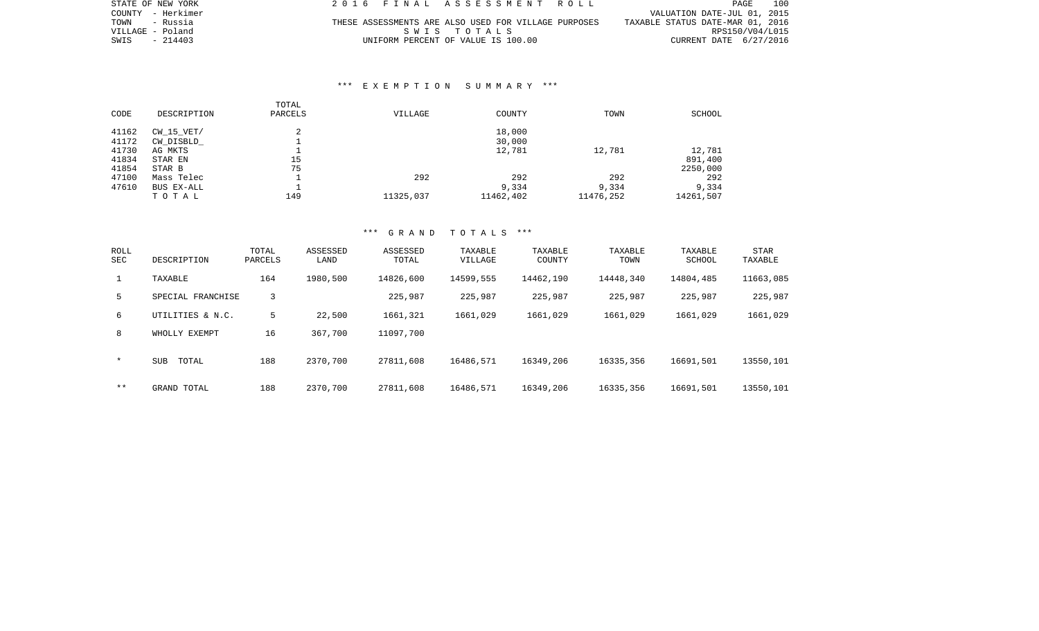STATE OF NEW YORK
COUNTY - Herkimer
TOWN - Russia
VILLAGE - Poland
SWIS - 214403

2016 FINAL ASSESSMENT ROLL

THESE ASSESSMENTS ARE ALSO USED FOR VILLAGE PURPOSES

SWIS TOTALS

UNIFORM PERCENT OF VALUE IS 100.00

VALUATION DATE-JUL 01, 2015
TAXABLE STATUS DATE-MAR 01, 2016
RPS150/V04/L015
CURRENT DATE 6/27/2016

### *** EXEMPTION SUMMARY ***

| CODE | DESCRIPTION | TOTAL PARCELS | VILLAGE | COUNTY | TOWN | SCHOOL |
|---|---|---|---|---|---|---|
| 41162 | CW_15_VET/ | 2 | | 18,000 | | |
| 41172 | CW_DISBLD_ | 1 | | 30,000 | | |
| 41730 | AG MKTS | 1 | | 12,781 | 12,781 | 12,781 |
| 41834 | STAR EN | 15 | | | | 891,400 |
| 41854 | STAR B | 75 | | | | 2250,000 |
| 47100 | Mass Telec | 1 | 292 | 292 | 292 | 292 |
| 47610 | BUS EX-ALL | 1 | | 9,334 | 9,334 | 9,334 |
| | T O T A L | 149 | 11325,037 | 11462,402 | 11476,252 | 14261,507 |

### *** GRAND TOTALS ***

| ROLL SEC | DESCRIPTION | TOTAL PARCELS | ASSESSED LAND | ASSESSED TOTAL | TAXABLE VILLAGE | TAXABLE COUNTY | TAXABLE TOWN | TAXABLE SCHOOL | STAR TAXABLE |
|---|---|---|---|---|---|---|---|---|---|
| 1 | TAXABLE | 164 | 1980,500 | 14826,600 | 14599,555 | 14462,190 | 14448,340 | 14804,485 | 11663,085 |
| 5 | SPECIAL FRANCHISE | 3 | | 225,987 | 225,987 | 225,987 | 225,987 | 225,987 | 225,987 |
| 6 | UTILITIES & N.C. | 5 | 22,500 | 1661,321 | 1661,029 | 1661,029 | 1661,029 | 1661,029 | 1661,029 |
| 8 | WHOLLY EXEMPT | 16 | 367,700 | 11097,700 | | | | | |
| * | SUB TOTAL | 188 | 2370,700 | 27811,608 | 16486,571 | 16349,206 | 16335,356 | 16691,501 | 13550,101 |
| ** | GRAND TOTAL | 188 | 2370,700 | 27811,608 | 16486,571 | 16349,206 | 16335,356 | 16691,501 | 13550,101 |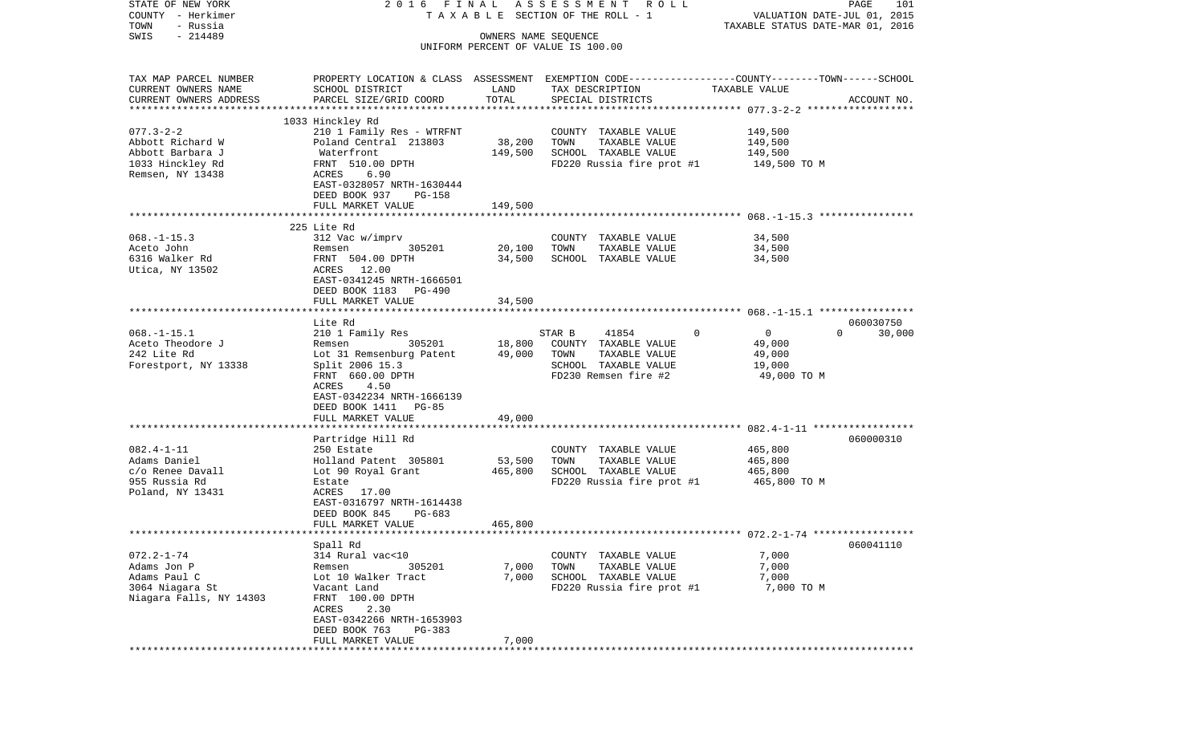STATE OF NEW YORK  
COUNTY - Herkimer  
TOWN - Russia  
SWIS - 214489

2 0 1 6 F I N A L A S S E S S M E N T R O L L  
T A X A B L E SECTION OF THE ROLL - 1  
OWNERS NAME SEQUENCE  
UNIFORM PERCENT OF VALUE IS 100.00

VALUATION DATE-JUL 01, 2015  
TAXABLE STATUS DATE-MAR 01, 2016

| TAX MAP PARCEL NUMBER / CURRENT OWNERS NAME / CURRENT OWNERS ADDRESS | PROPERTY LOCATION & CLASS / SCHOOL DISTRICT / PARCEL SIZE/GRID COORD | ASSESSMENT LAND | TOTAL | EXEMPTION CODE / TAX DESCRIPTION / SPECIAL DISTRICTS | COUNTY / TOWN / SCHOOL TAXABLE VALUE | ACCOUNT NO. |
|---|---|---|---|---|---|---|
| 077.3-2-2 | 1033 Hinckley Rd | | | | | |
| Abbott Richard W | 210 1 Family Res - WTRFNT | | | COUNTY TAXABLE VALUE | 149,500 | |
| Abbott Barbara J | Poland Central 213803 | 38,200 | | TOWN TAXABLE VALUE | 149,500 | |
| 1033 Hinckley Rd | Waterfront | | 149,500 | SCHOOL TAXABLE VALUE | 149,500 | |
| Remsen, NY 13438 | FRNT 510.00 DPTH | | | FD220 Russia fire prot #1 | 149,500 TO M | |
| | ACRES 6.90 | | | | | |
| | EAST-0328057 NRTH-1630444 | | | | | |
| | DEED BOOK 937 PG-158 | | | | | |
| | FULL MARKET VALUE | | 149,500 | | | |
| 068.-1-15.3 | 225 Lite Rd | | | | | |
| Aceto John | 312 Vac w/imprv | | | COUNTY TAXABLE VALUE | 34,500 | |
| 6316 Walker Rd | Remsen 305201 | 20,100 | | TOWN TAXABLE VALUE | 34,500 | |
| Utica, NY 13502 | FRNT 504.00 DPTH | | 34,500 | SCHOOL TAXABLE VALUE | 34,500 | |
| | ACRES 12.00 | | | | | |
| | EAST-0341245 NRTH-1666501 | | | | | |
| | DEED BOOK 1183 PG-490 | | | | | |
| | FULL MARKET VALUE | | 34,500 | | | |
| 068.-1-15.1 | Lite Rd | | | | | 060030750 |
| Aceto Theodore J | 210 1 Family Res | | | STAR B 41854 0 | 0 0 30,000 | |
| 242 Lite Rd | Remsen 305201 | 18,800 | | COUNTY TAXABLE VALUE | 49,000 | |
| Forestport, NY 13338 | Lot 31 Remsenburg Patent | | 49,000 | TOWN TAXABLE VALUE | 49,000 | |
| | Split 2006 15.3 | | | SCHOOL TAXABLE VALUE | 19,000 | |
| | FRNT 660.00 DPTH | | | FD230 Remsen fire #2 | 49,000 TO M | |
| | ACRES 4.50 | | | | | |
| | EAST-0342234 NRTH-1666139 | | | | | |
| | DEED BOOK 1411 PG-85 | | | | | |
| | FULL MARKET VALUE | | 49,000 | | | |
| 082.4-1-11 | Partridge Hill Rd | | | | | 060000310 |
| Adams Daniel | 250 Estate | | | COUNTY TAXABLE VALUE | 465,800 | |
| c/o Renee Davall | Holland Patent 305801 | 53,500 | | TOWN TAXABLE VALUE | 465,800 | |
| 955 Russia Rd | Lot 90 Royal Grant | | 465,800 | SCHOOL TAXABLE VALUE | 465,800 | |
| Poland, NY 13431 | Estate | | | FD220 Russia fire prot #1 | 465,800 TO M | |
| | ACRES 17.00 | | | | | |
| | EAST-0316797 NRTH-1614438 | | | | | |
| | DEED BOOK 845 PG-683 | | | | | |
| | FULL MARKET VALUE | | 465,800 | | | |
| 072.2-1-74 | Spall Rd | | | | | 060041110 |
| Adams Jon P | 314 Rural vac<10 | | | COUNTY TAXABLE VALUE | 7,000 | |
| Adams Paul C | Remsen 305201 | 7,000 | | TOWN TAXABLE VALUE | 7,000 | |
| 3064 Niagara St | Lot 10 Walker Tract | | 7,000 | SCHOOL TAXABLE VALUE | 7,000 | |
| Niagara Falls, NY 14303 | Vacant Land | | | FD220 Russia fire prot #1 | 7,000 TO M | |
| | FRNT 100.00 DPTH | | | | | |
| | ACRES 2.30 | | | | | |
| | EAST-0342266 NRTH-1653903 | | | | | |
| | DEED BOOK 763 PG-383 | | | | | |
| | FULL MARKET VALUE | | 7,000 | | | |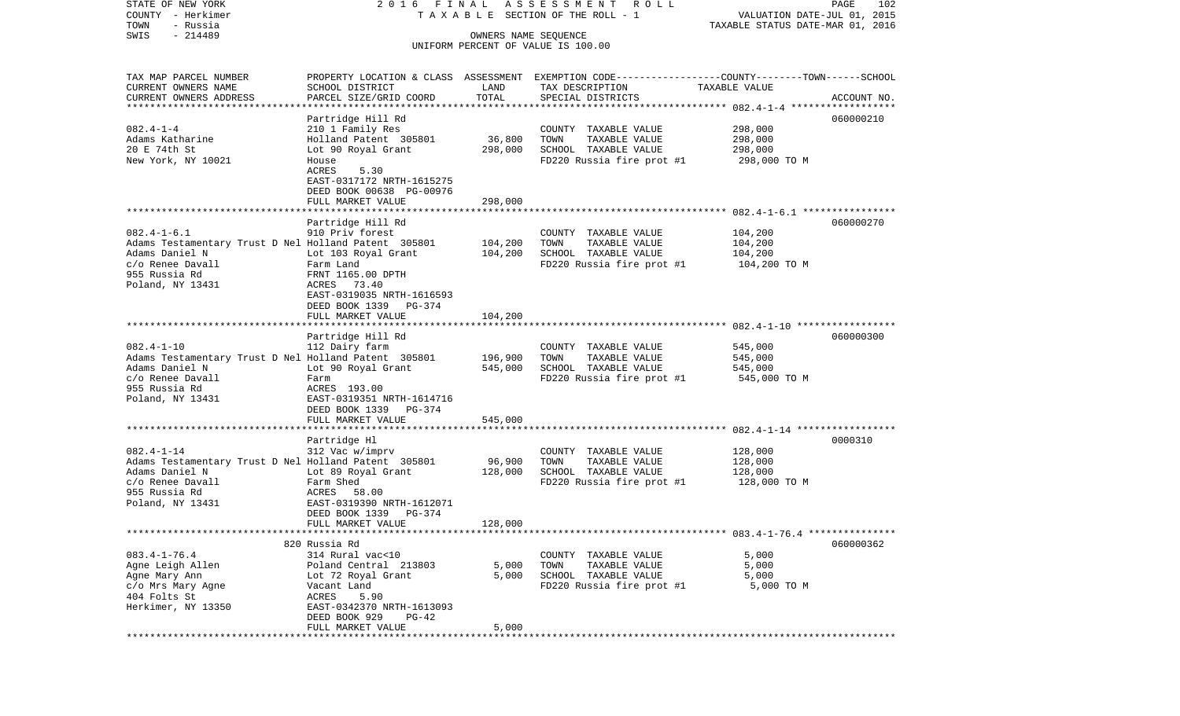STATE OF NEW YORK
COUNTY - Herkimer
TOWN - Russia
SWIS - 214489

2016 FINAL ASSESSMENT ROLL
TAXABLE SECTION OF THE ROLL - 1
OWNERS NAME SEQUENCE
UNIFORM PERCENT OF VALUE IS 100.00

VALUATION DATE-JUL 01, 2015
TAXABLE STATUS DATE-MAR 01, 2016

| TAX MAP PARCEL NUMBER / CURRENT OWNERS NAME / CURRENT OWNERS ADDRESS | PROPERTY LOCATION & CLASS / SCHOOL DISTRICT / PARCEL SIZE/GRID COORD | ASSESSMENT LAND | TOTAL | EXEMPTION CODE / TAX DESCRIPTION / SPECIAL DISTRICTS | TAXABLE VALUE (COUNTY--TOWN--SCHOOL) | ACCOUNT NO. |
|---|---|---|---|---|---|---|
| | Partridge Hill Rd | | | | | 060000210 |
| 082.4-1-4 | 210 1 Family Res | | | COUNTY TAXABLE VALUE | 298,000 | |
| Adams Katharine | Holland Patent 305801 | 36,800 | | TOWN TAXABLE VALUE | 298,000 | |
| 20 E 74th St | Lot 90 Royal Grant | | 298,000 | SCHOOL TAXABLE VALUE | 298,000 | |
| New York, NY 10021 | House | | | FD220 Russia fire prot #1 | 298,000 TO M | |
| | ACRES 5.30 | | | | | |
| | EAST-0317172 NRTH-1615275 | | | | | |
| | DEED BOOK 00638 PG-00976 | | | | | |
| | FULL MARKET VALUE | | 298,000 | | | |
| | Partridge Hill Rd | | | | | 060000270 |
| 082.4-1-6.1 | 910 Priv forest | | | COUNTY TAXABLE VALUE | 104,200 | |
| Adams Testamentary Trust D Nel | Holland Patent 305801 | 104,200 | | TOWN TAXABLE VALUE | 104,200 | |
| Adams Daniel N | Lot 103 Royal Grant | | 104,200 | SCHOOL TAXABLE VALUE | 104,200 | |
| c/o Renee Davall | Farm Land | | | FD220 Russia fire prot #1 | 104,200 TO M | |
| 955 Russia Rd | FRNT 1165.00 DPTH | | | | | |
| Poland, NY 13431 | ACRES 73.40 | | | | | |
| | EAST-0319035 NRTH-1616593 | | | | | |
| | DEED BOOK 1339 PG-374 | | | | | |
| | FULL MARKET VALUE | | 104,200 | | | |
| | Partridge Hill Rd | | | | | 060000300 |
| 082.4-1-10 | 112 Dairy farm | | | COUNTY TAXABLE VALUE | 545,000 | |
| Adams Testamentary Trust D Nel | Holland Patent 305801 | 196,900 | | TOWN TAXABLE VALUE | 545,000 | |
| Adams Daniel N | Lot 90 Royal Grant | | 545,000 | SCHOOL TAXABLE VALUE | 545,000 | |
| c/o Renee Davall | Farm | | | FD220 Russia fire prot #1 | 545,000 TO M | |
| 955 Russia Rd | ACRES 193.00 | | | | | |
| Poland, NY 13431 | EAST-0319351 NRTH-1614716 | | | | | |
| | DEED BOOK 1339 PG-374 | | | | | |
| | FULL MARKET VALUE | | 545,000 | | | |
| | Partridge Hl | | | | | 0000310 |
| 082.4-1-14 | 312 Vac w/imprv | | | COUNTY TAXABLE VALUE | 128,000 | |
| Adams Testamentary Trust D Nel | Holland Patent 305801 | 96,900 | | TOWN TAXABLE VALUE | 128,000 | |
| Adams Daniel N | Lot 89 Royal Grant | | 128,000 | SCHOOL TAXABLE VALUE | 128,000 | |
| c/o Renee Davall | Farm Shed | | | FD220 Russia fire prot #1 | 128,000 TO M | |
| 955 Russia Rd | ACRES 58.00 | | | | | |
| Poland, NY 13431 | EAST-0319390 NRTH-1612071 | | | | | |
| | DEED BOOK 1339 PG-374 | | | | | |
| | FULL MARKET VALUE | | 128,000 | | | |
| | 820 Russia Rd | | | | | 060000362 |
| 083.4-1-76.4 | 314 Rural vac<10 | | | COUNTY TAXABLE VALUE | 5,000 | |
| Agne Leigh Allen | Poland Central 213803 | 5,000 | | TOWN TAXABLE VALUE | 5,000 | |
| Agne Mary Ann | Lot 72 Royal Grant | | 5,000 | SCHOOL TAXABLE VALUE | 5,000 | |
| c/o Mrs Mary Agne | Vacant Land | | | FD220 Russia fire prot #1 | 5,000 TO M | |
| 404 Folts St | ACRES 5.90 | | | | | |
| Herkimer, NY 13350 | EAST-0342370 NRTH-1613093 | | | | | |
| | DEED BOOK 929 PG-42 | | | | | |
| | FULL MARKET VALUE | | 5,000 | | | |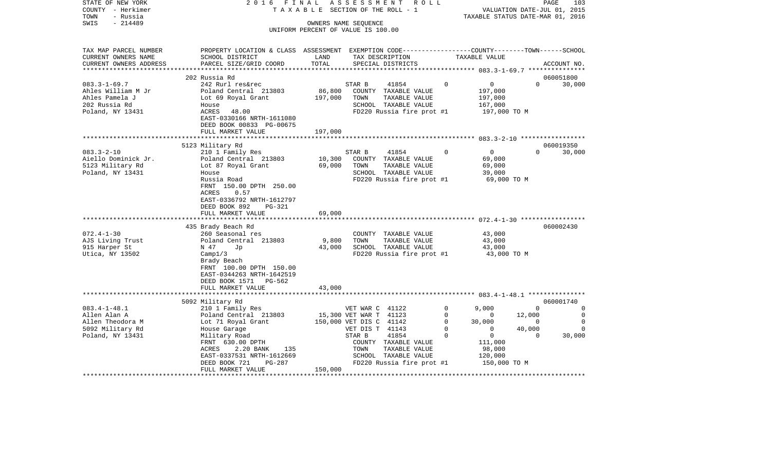STATE OF NEW YORK — 2016 FINAL ASSESSMENT ROLL

COUNTY - Herkimer — TAXABLE SECTION OF THE ROLL - 1 — VALUATION DATE-JUL 01, 2015

TOWN - Russia — TAXABLE STATUS DATE-MAR 01, 2016

SWIS - 214489 — OWNERS NAME SEQUENCE

UNIFORM PERCENT OF VALUE IS 100.00

| TAX MAP PARCEL NUMBER<br>CURRENT OWNERS NAME<br>CURRENT OWNERS ADDRESS | PROPERTY LOCATION & CLASS<br>SCHOOL DISTRICT<br>PARCEL SIZE/GRID COORD | ASSESSMENT<br>LAND<br>TOTAL | EXEMPTION CODE<br>TAX DESCRIPTION<br>SPECIAL DISTRICTS | | COUNTY<br>TAXABLE VALUE | TOWN | SCHOOL<br>ACCOUNT NO. |
|---|---|---|---|---|---|---|---|
| | 202 Russia Rd | | | | | | 060051800 |
| 083.3-1-69.7 | 242 Rurl res&rec | | STAR B 41854 | 0 | 0 | 0 | 30,000 |
| Ahles William M Jr | Poland Central 213803 | 86,800 | COUNTY TAXABLE VALUE | | 197,000 | | |
| Ahles Pamela J | Lot 69 Royal Grant | 197,000 | TOWN TAXABLE VALUE | | 197,000 | | |
| 202 Russia Rd | House | | SCHOOL TAXABLE VALUE | | 167,000 | | |
| Poland, NY 13431 | ACRES 48.00 | | FD220 Russia fire prot #1 | | 197,000 TO M | | |
| | EAST-0330166 NRTH-1611080 | | | | | | |
| | DEED BOOK 00833 PG-00675 | | | | | | |
| | FULL MARKET VALUE | 197,000 | | | | | |
| | 5123 Military Rd | | | | | | 060019350 |
| 083.3-2-10 | 210 1 Family Res | | STAR B 41854 | 0 | 0 | 0 | 30,000 |
| Aiello Dominick Jr. | Poland Central 213803 | 10,300 | COUNTY TAXABLE VALUE | | 69,000 | | |
| 5123 Military Rd | Lot 87 Royal Grant | 69,000 | TOWN TAXABLE VALUE | | 69,000 | | |
| Poland, NY 13431 | House | | SCHOOL TAXABLE VALUE | | 39,000 | | |
| | Russia Road | | FD220 Russia fire prot #1 | | 69,000 TO M | | |
| | FRNT 150.00 DPTH 250.00 | | | | | | |
| | ACRES 0.57 | | | | | | |
| | EAST-0336792 NRTH-1612797 | | | | | | |
| | DEED BOOK 892 PG-321 | | | | | | |
| | FULL MARKET VALUE | 69,000 | | | | | |
| | 435 Brady Beach Rd | | | | | | 060002430 |
| 072.4-1-30 | 260 Seasonal res | | COUNTY TAXABLE VALUE | | 43,000 | | |
| AJS Living Trust | Poland Central 213803 | 9,800 | TOWN TAXABLE VALUE | | 43,000 | | |
| 915 Harper St | N 47 Jp | 43,000 | SCHOOL TAXABLE VALUE | | 43,000 | | |
| Utica, NY 13502 | Camp1/3 | | FD220 Russia fire prot #1 | | 43,000 TO M | | |
| | Brady Beach | | | | | | |
| | FRNT 100.00 DPTH 150.00 | | | | | | |
| | EAST-0344263 NRTH-1642519 | | | | | | |
| | DEED BOOK 1571 PG-562 | | | | | | |
| | FULL MARKET VALUE | 43,000 | | | | | |
| | 5092 Military Rd | | | | | | 060001740 |
| 083.4-1-48.1 | 210 1 Family Res | | VET WAR C 41122 | 0 | 9,000 | 0 | 0 |
| Allen Alan A | Poland Central 213803 | 15,300 | VET WAR T 41123 | 0 | 0 | 12,000 | 0 |
| Allen Theodora M | Lot 71 Royal Grant | 150,000 | VET DIS C 41142 | 0 | 30,000 | 0 | 0 |
| 5092 Military Rd | House Garage | | VET DIS T 41143 | 0 | 0 | 40,000 | 0 |
| Poland, NY 13431 | Military Road | | STAR B 41854 | 0 | 0 | 0 | 30,000 |
| | FRNT 630.00 DPTH | | COUNTY TAXABLE VALUE | | 111,000 | | |
| | ACRES 2.20 BANK 135 | | TOWN TAXABLE VALUE | | 98,000 | | |
| | EAST-0337531 NRTH-1612669 | | SCHOOL TAXABLE VALUE | | 120,000 | | |
| | DEED BOOK 721 PG-287 | | FD220 Russia fire prot #1 | | 150,000 TO M | | |
| | FULL MARKET VALUE | 150,000 | | | | | |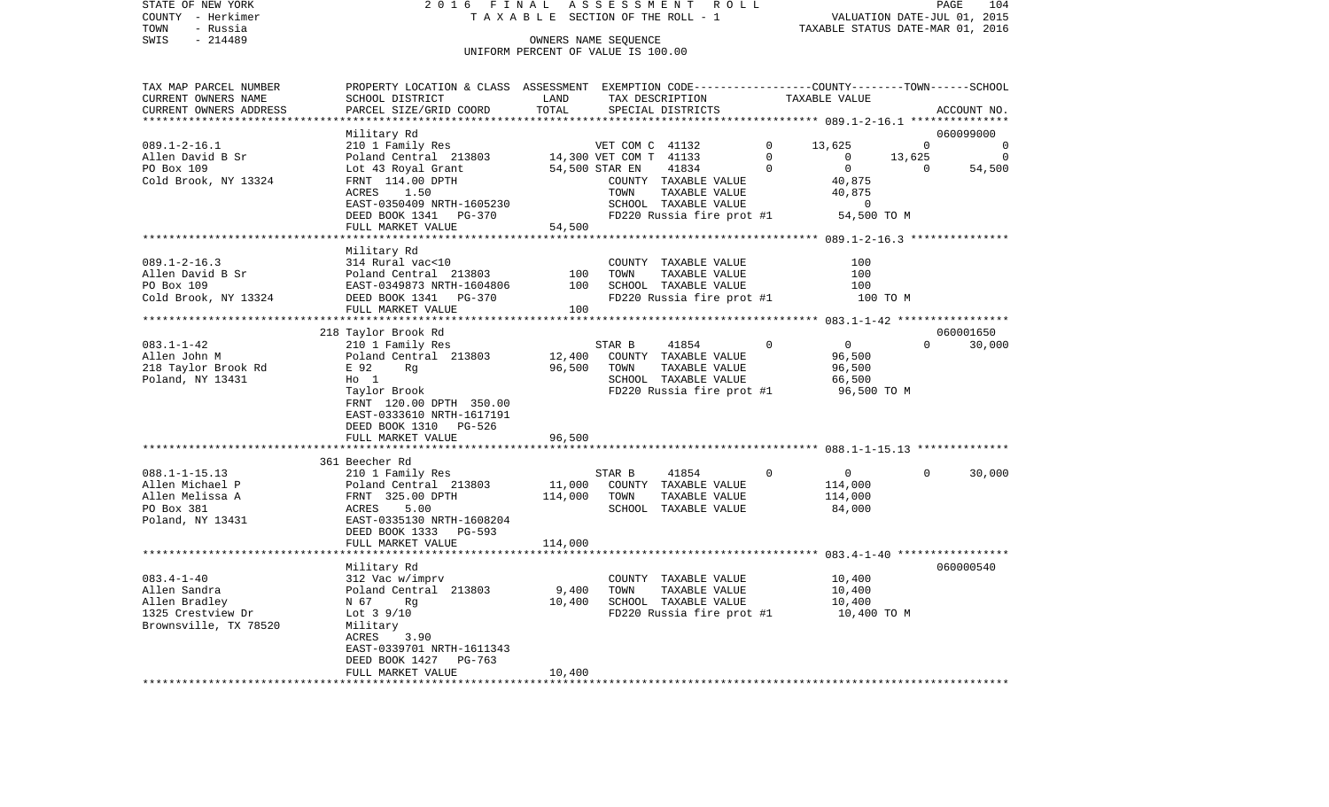STATE OF NEW YORK
COUNTY - Herkimer
TOWN - Russia
SWIS - 214489

# 2016 FINAL ASSESSMENT ROLL

TAXABLE SECTION OF THE ROLL - 1

OWNERS NAME SEQUENCE

UNIFORM PERCENT OF VALUE IS 100.00

VALUATION DATE-JUL 01, 2015
TAXABLE STATUS DATE-MAR 01, 2016

| TAX MAP PARCEL NUMBER / CURRENT OWNERS NAME / CURRENT OWNERS ADDRESS | PROPERTY LOCATION & CLASS / SCHOOL DISTRICT / PARCEL SIZE/GRID COORD | ASSESSMENT LAND | TOTAL | EXEMPTION CODE / TAX DESCRIPTION / SPECIAL DISTRICTS | COUNTY | TOWN | SCHOOL | ACCOUNT NO. |
|---|---|---|---|---|---|---|---|---|
| **089.1-2-16.1** | Military Rd | | | | | | | 060099000 |
| Allen David B Sr | 210 1 Family Res | | | VET COM C 41132 | 13,625 | 0 | 0 | |
| PO Box 109 | Poland Central 213803 | 14,300 | | VET COM T 41133 | 0 | 13,625 | 0 | |
| Cold Brook, NY 13324 | Lot 43 Royal Grant | | 54,500 | STAR EN 41834 | 0 | 0 | 54,500 | |
| | FRNT 114.00 DPTH | | | COUNTY TAXABLE VALUE | 40,875 | | | |
| | ACRES 1.50 | | | TOWN TAXABLE VALUE | | 40,875 | | |
| | EAST-0350409 NRTH-1605230 | | | SCHOOL TAXABLE VALUE | | | 0 | |
| | DEED BOOK 1341 PG-370 | | | FD220 Russia fire prot #1 | 54,500 TO M | | | |
| | FULL MARKET VALUE | | 54,500 | | | | | |
| **089.1-2-16.3** | Military Rd | | | | | | | |
| Allen David B Sr | 314 Rural vac<10 | | | COUNTY TAXABLE VALUE | 100 | | | |
| PO Box 109 | Poland Central 213803 | 100 | | TOWN TAXABLE VALUE | | 100 | | |
| Cold Brook, NY 13324 | EAST-0349873 NRTH-1604806 | | 100 | SCHOOL TAXABLE VALUE | | | 100 | |
| | DEED BOOK 1341 PG-370 | | | FD220 Russia fire prot #1 | 100 TO M | | | |
| | FULL MARKET VALUE | | 100 | | | | | |
| **083.1-1-42** | 218 Taylor Brook Rd | | | | | | | 060001650 |
| Allen John M | 210 1 Family Res | | | STAR B 41854 | 0 | 0 | 30,000 | |
| 218 Taylor Brook Rd | Poland Central 213803 | 12,400 | | COUNTY TAXABLE VALUE | 96,500 | | | |
| Poland, NY 13431 | E 92 Rg | | 96,500 | TOWN TAXABLE VALUE | | 96,500 | | |
| | Ho 1 | | | SCHOOL TAXABLE VALUE | | | 66,500 | |
| | Taylor Brook | | | FD220 Russia fire prot #1 | 96,500 TO M | | | |
| | FRNT 120.00 DPTH 350.00 | | | | | | | |
| | EAST-0333610 NRTH-1617191 | | | | | | | |
| | DEED BOOK 1310 PG-526 | | | | | | | |
| | FULL MARKET VALUE | | 96,500 | | | | | |
| **088.1-1-15.13** | 361 Beecher Rd | | | | | | | |
| Allen Michael P | 210 1 Family Res | | | STAR B 41854 | 0 | 0 | 30,000 | |
| Allen Melissa A | Poland Central 213803 | 11,000 | | COUNTY TAXABLE VALUE | 114,000 | | | |
| PO Box 381 | FRNT 325.00 DPTH | | 114,000 | TOWN TAXABLE VALUE | | 114,000 | | |
| Poland, NY 13431 | ACRES 5.00 | | | SCHOOL TAXABLE VALUE | | | 84,000 | |
| | EAST-0335130 NRTH-1608204 | | | | | | | |
| | DEED BOOK 1333 PG-593 | | | | | | | |
| | FULL MARKET VALUE | | 114,000 | | | | | |
| **083.4-1-40** | Military Rd | | | | | | | 060000540 |
| Allen Sandra | 312 Vac w/imprv | | | COUNTY TAXABLE VALUE | 10,400 | | | |
| Allen Bradley | Poland Central 213803 | 9,400 | | TOWN TAXABLE VALUE | | 10,400 | | |
| 1325 Crestview Dr | N 67 Rg | | 10,400 | SCHOOL TAXABLE VALUE | | | 10,400 | |
| Brownsville, TX 78520 | Lot 3 9/10 | | | FD220 Russia fire prot #1 | 10,400 TO M | | | |
| | Military | | | | | | | |
| | ACRES 3.90 | | | | | | | |
| | EAST-0339701 NRTH-1611343 | | | | | | | |
| | DEED BOOK 1427 PG-763 | | | | | | | |
| | FULL MARKET VALUE | | 10,400 | | | | | |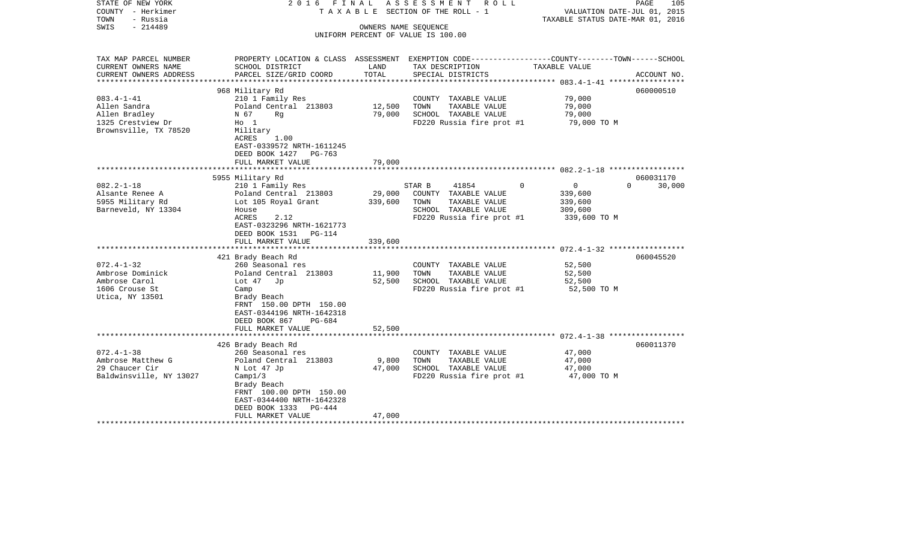STATE OF NEW YORK
COUNTY - Herkimer
TOWN - Russia
SWIS - 214489

2016 FINAL ASSESSMENT ROLL
TAXABLE SECTION OF THE ROLL - 1
OWNERS NAME SEQUENCE
UNIFORM PERCENT OF VALUE IS 100.00

VALUATION DATE-JUL 01, 2015
TAXABLE STATUS DATE-MAR 01, 2016

| TAX MAP PARCEL NUMBER / CURRENT OWNERS NAME / CURRENT OWNERS ADDRESS | PROPERTY LOCATION & CLASS / SCHOOL DISTRICT / PARCEL SIZE/GRID COORD | ASSESSMENT LAND | TOTAL | EXEMPTION CODE / TAX DESCRIPTION / SPECIAL DISTRICTS | COUNTY / TOWN / SCHOOL TAXABLE VALUE | ACCOUNT NO. |
|---|---|---|---|---|---|---|
| | 968 Military Rd | | | | | 060000510 |
| 083.4-1-41 | 210 1 Family Res | | | COUNTY TAXABLE VALUE | 79,000 | |
| Allen Sandra | Poland Central 213803 | 12,500 | | TOWN TAXABLE VALUE | 79,000 | |
| Allen Bradley | N 67 Rg | | 79,000 | SCHOOL TAXABLE VALUE | 79,000 | |
| 1325 Crestview Dr | Ho 1 | | | FD220 Russia fire prot #1 | 79,000 TO M | |
| Brownsville, TX 78520 | Military | | | | | |
| | ACRES 1.00 | | | | | |
| | EAST-0339572 NRTH-1611245 | | | | | |
| | DEED BOOK 1427 PG-763 | | | | | |
| | FULL MARKET VALUE | | 79,000 | | | |
| | 5955 Military Rd | | | | | 060031170 |
| 082.2-1-18 | 210 1 Family Res | | | STAR B 41854 0 | 0 0 30,000 | |
| Alsante Renee A | Poland Central 213803 | 29,000 | | COUNTY TAXABLE VALUE | 339,600 | |
| 5955 Military Rd | Lot 105 Royal Grant | | 339,600 | TOWN TAXABLE VALUE | 339,600 | |
| Barneveld, NY 13304 | House | | | SCHOOL TAXABLE VALUE | 309,600 | |
| | ACRES 2.12 | | | FD220 Russia fire prot #1 | 339,600 TO M | |
| | EAST-0323296 NRTH-1621773 | | | | | |
| | DEED BOOK 1531 PG-114 | | | | | |
| | FULL MARKET VALUE | | 339,600 | | | |
| | 421 Brady Beach Rd | | | | | 060045520 |
| 072.4-1-32 | 260 Seasonal res | | | COUNTY TAXABLE VALUE | 52,500 | |
| Ambrose Dominick | Poland Central 213803 | 11,900 | | TOWN TAXABLE VALUE | 52,500 | |
| Ambrose Carol | Lot 47 Jp | | 52,500 | SCHOOL TAXABLE VALUE | 52,500 | |
| 1606 Crouse St | Camp | | | FD220 Russia fire prot #1 | 52,500 TO M | |
| Utica, NY 13501 | Brady Beach | | | | | |
| | FRNT 150.00 DPTH 150.00 | | | | | |
| | EAST-0344196 NRTH-1642318 | | | | | |
| | DEED BOOK 867 PG-684 | | | | | |
| | FULL MARKET VALUE | | 52,500 | | | |
| | 426 Brady Beach Rd | | | | | 060011370 |
| 072.4-1-38 | 260 Seasonal res | | | COUNTY TAXABLE VALUE | 47,000 | |
| Ambrose Matthew G | Poland Central 213803 | 9,800 | | TOWN TAXABLE VALUE | 47,000 | |
| 29 Chaucer Cir | N Lot 47 Jp | | 47,000 | SCHOOL TAXABLE VALUE | 47,000 | |
| Baldwinsville, NY 13027 | Camp1/3 | | | FD220 Russia fire prot #1 | 47,000 TO M | |
| | Brady Beach | | | | | |
| | FRNT 100.00 DPTH 150.00 | | | | | |
| | EAST-0344400 NRTH-1642328 | | | | | |
| | DEED BOOK 1333 PG-444 | | | | | |
| | FULL MARKET VALUE | | 47,000 | | | |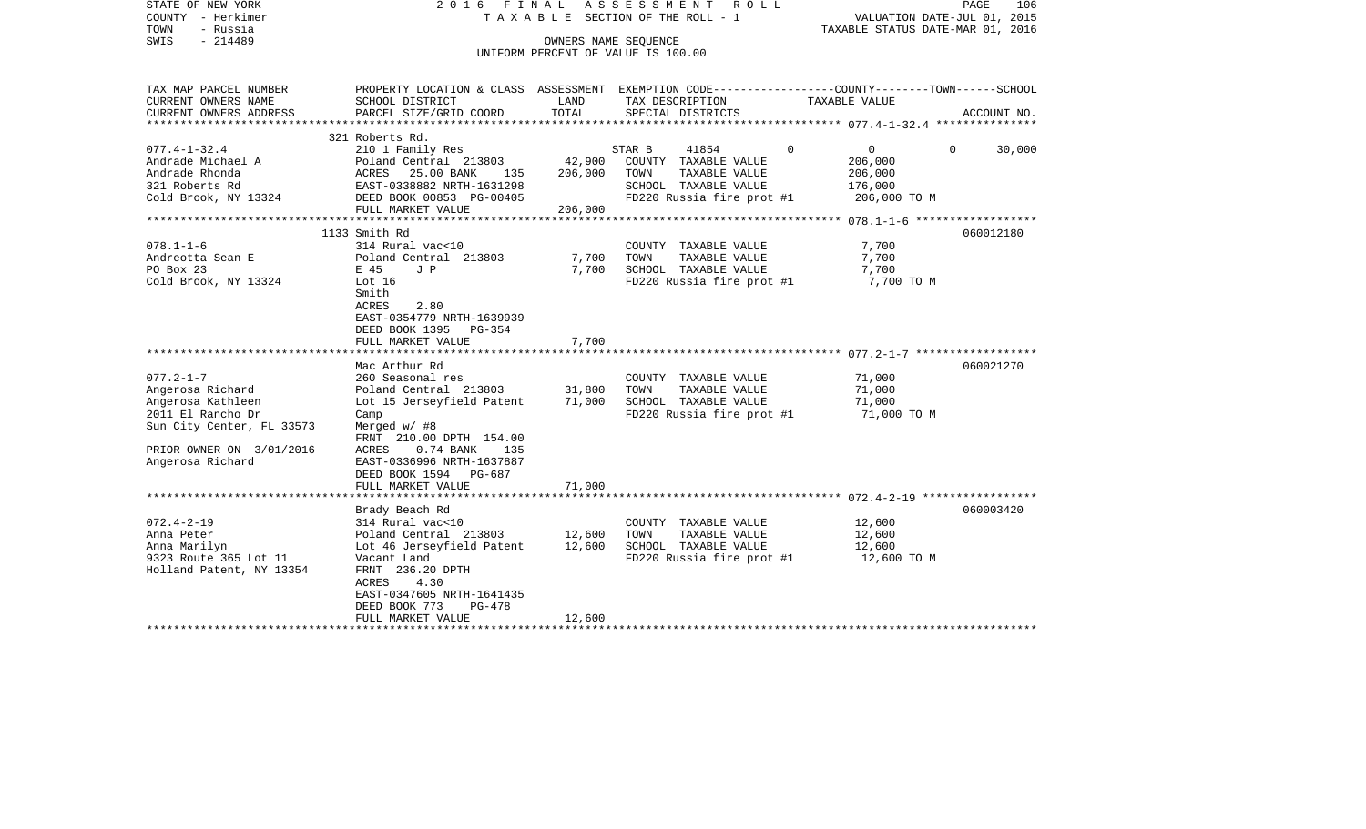STATE OF NEW YORK — COUNTY - Herkimer — TOWN - Russia — SWIS - 214489

2016 FINAL ASSESSMENT ROLL — TAXABLE SECTION OF THE ROLL - 1 — OWNERS NAME SEQUENCE — UNIFORM PERCENT OF VALUE IS 100.00

VALUATION DATE-JUL 01, 2015 — TAXABLE STATUS DATE-MAR 01, 2016

| TAX MAP PARCEL NUMBER / CURRENT OWNERS NAME / CURRENT OWNERS ADDRESS | PROPERTY LOCATION & CLASS / SCHOOL DISTRICT / PARCEL SIZE/GRID COORD | ASSESSMENT LAND | TOTAL | EXEMPTION CODE / TAX DESCRIPTION / SPECIAL DISTRICTS | COUNTY | TOWN | SCHOOL | ACCOUNT NO. |
|---|---|---|---|---|---|---|---|---|
| 077.4-1-32.4 | 321 Roberts Rd. | | | | | | | |
| | 210 1 Family Res | | | STAR B 41854 | 0 | 0 | 30,000 | |
| Andrade Michael A | Poland Central 213803 | 42,900 | | COUNTY TAXABLE VALUE | 206,000 | | | |
| Andrade Rhonda | ACRES 25.00 BANK 135 | | 206,000 | TOWN TAXABLE VALUE | | 206,000 | | |
| 321 Roberts Rd | EAST-0338882 NRTH-1631298 | | | SCHOOL TAXABLE VALUE | | | 176,000 | |
| Cold Brook, NY 13324 | DEED BOOK 00853 PG-00405 | | | FD220 Russia fire prot #1 | 206,000 TO M | | | |
| | FULL MARKET VALUE | | 206,000 | | | | | |
| 078.1-1-6 | 1133 Smith Rd | | | | | | | 060012180 |
| | 314 Rural vac<10 | | | COUNTY TAXABLE VALUE | 7,700 | | | |
| Andreotta Sean E | Poland Central 213803 | 7,700 | | TOWN TAXABLE VALUE | | 7,700 | | |
| PO Box 23 | E 45 J P | | 7,700 | SCHOOL TAXABLE VALUE | | | 7,700 | |
| Cold Brook, NY 13324 | Lot 16 | | | FD220 Russia fire prot #1 | 7,700 TO M | | | |
| | Smith | | | | | | | |
| | ACRES 2.80 | | | | | | | |
| | EAST-0354779 NRTH-1639939 | | | | | | | |
| | DEED BOOK 1395 PG-354 | | | | | | | |
| | FULL MARKET VALUE | | 7,700 | | | | | |
| 077.2-1-7 | Mac Arthur Rd | | | | | | | 060021270 |
| | 260 Seasonal res | | | COUNTY TAXABLE VALUE | 71,000 | | | |
| Angerosa Richard | Poland Central 213803 | 31,800 | | TOWN TAXABLE VALUE | | 71,000 | | |
| Angerosa Kathleen | Lot 15 Jerseyfield Patent | | 71,000 | SCHOOL TAXABLE VALUE | | | 71,000 | |
| 2011 El Rancho Dr | Camp | | | FD220 Russia fire prot #1 | 71,000 TO M | | | |
| Sun City Center, FL 33573 | Merged w/ #8 | | | | | | | |
| | FRNT 210.00 DPTH 154.00 | | | | | | | |
| PRIOR OWNER ON 3/01/2016 | ACRES 0.74 BANK 135 | | | | | | | |
| Angerosa Richard | EAST-0336996 NRTH-1637887 | | | | | | | |
| | DEED BOOK 1594 PG-687 | | | | | | | |
| | FULL MARKET VALUE | | 71,000 | | | | | |
| 072.4-2-19 | Brady Beach Rd | | | | | | | 060003420 |
| | 314 Rural vac<10 | | | COUNTY TAXABLE VALUE | 12,600 | | | |
| Anna Peter | Poland Central 213803 | 12,600 | | TOWN TAXABLE VALUE | | 12,600 | | |
| Anna Marilyn | Lot 46 Jerseyfield Patent | | 12,600 | SCHOOL TAXABLE VALUE | | | 12,600 | |
| 9323 Route 365 Lot 11 | Vacant Land | | | FD220 Russia fire prot #1 | 12,600 TO M | | | |
| Holland Patent, NY 13354 | FRNT 236.20 DPTH | | | | | | | |
| | ACRES 4.30 | | | | | | | |
| | EAST-0347605 NRTH-1641435 | | | | | | | |
| | DEED BOOK 773 PG-478 | | | | | | | |
| | FULL MARKET VALUE | | 12,600 | | | | | |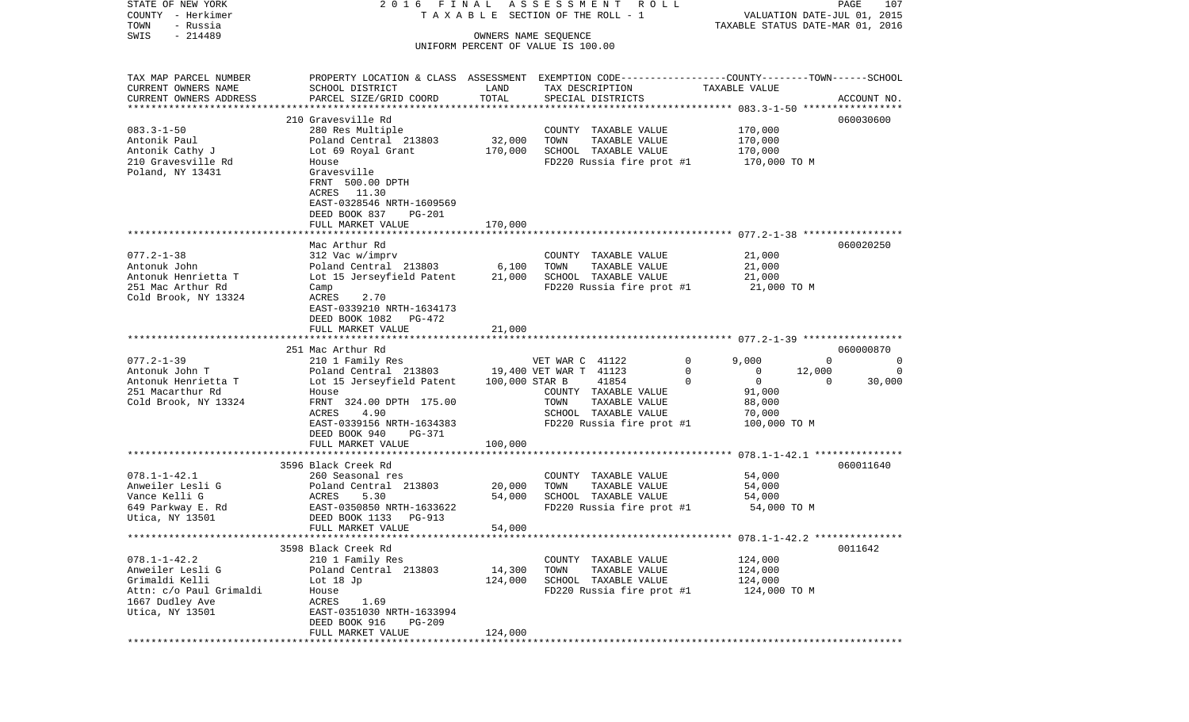STATE OF NEW YORK — 2016 FINAL ASSESSMENT ROLL — PAGE 107
COUNTY - Herkimer — TAXABLE SECTION OF THE ROLL - 1 — VALUATION DATE-JUL 01, 2015
TOWN - Russia — TAXABLE STATUS DATE-MAR 01, 2016
SWIS - 214489 — OWNERS NAME SEQUENCE
UNIFORM PERCENT OF VALUE IS 100.00

| TAX MAP PARCEL NUMBER / CURRENT OWNERS NAME / CURRENT OWNERS ADDRESS | PROPERTY LOCATION & CLASS / SCHOOL DISTRICT / PARCEL SIZE/GRID COORD | ASSESSMENT LAND | TOTAL | EXEMPTION CODE / TAX DESCRIPTION / SPECIAL DISTRICTS | COUNTY | TOWN | SCHOOL | ACCOUNT NO. |
|---|---|---|---|---|---|---|---|---|
| **083.3-1-50** | 210 Gravesville Rd | | | | | | | 060030600 |
| Antonik Paul | 280 Res Multiple | | | COUNTY TAXABLE VALUE | 170,000 | | | |
| Antonik Cathy J | Poland Central 213803 | 32,000 | | TOWN TAXABLE VALUE | | 170,000 | | |
| 210 Gravesville Rd | Lot 69 Royal Grant | | 170,000 | SCHOOL TAXABLE VALUE | | | 170,000 | |
| Poland, NY 13431 | House | | | FD220 Russia fire prot #1 | 170,000 TO M | | | |
| | Gravesville | | | | | | | |
| | FRNT 500.00 DPTH | | | | | | | |
| | ACRES 11.30 | | | | | | | |
| | EAST-0328546 NRTH-1609569 | | | | | | | |
| | DEED BOOK 837 PG-201 | | | | | | | |
| | FULL MARKET VALUE | | 170,000 | | | | | |
| **077.2-1-38** | Mac Arthur Rd | | | | | | | 060020250 |
| Antonuk John | 312 Vac w/imprv | | | COUNTY TAXABLE VALUE | 21,000 | | | |
| Antonuk Henrietta T | Poland Central 213803 | 6,100 | | TOWN TAXABLE VALUE | | 21,000 | | |
| 251 Mac Arthur Rd | Lot 15 Jerseyfield Patent | | 21,000 | SCHOOL TAXABLE VALUE | | | 21,000 | |
| Cold Brook, NY 13324 | Camp | | | FD220 Russia fire prot #1 | 21,000 TO M | | | |
| | ACRES 2.70 | | | | | | | |
| | EAST-0339210 NRTH-1634173 | | | | | | | |
| | DEED BOOK 1082 PG-472 | | | | | | | |
| | FULL MARKET VALUE | | 21,000 | | | | | |
| **077.2-1-39** | 251 Mac Arthur Rd | | | | | | | 060000870 |
| Antonuk John T | 210 1 Family Res | | | VET WAR C 41122 0 | 9,000 | 0 | 0 | |
| Antonuk Henrietta T | Poland Central 213803 | 19,400 | | VET WAR T 41123 0 | 0 | 12,000 | 0 | |
| 251 Macarthur Rd | Lot 15 Jerseyfield Patent | | 100,000 | STAR B 41854 0 | 0 | 0 | 30,000 | |
| Cold Brook, NY 13324 | House | | | COUNTY TAXABLE VALUE | 91,000 | | | |
| | FRNT 324.00 DPTH 175.00 | | | TOWN TAXABLE VALUE | | 88,000 | | |
| | ACRES 4.90 | | | SCHOOL TAXABLE VALUE | | | 70,000 | |
| | EAST-0339156 NRTH-1634383 | | | FD220 Russia fire prot #1 | 100,000 TO M | | | |
| | DEED BOOK 940 PG-371 | | | | | | | |
| | FULL MARKET VALUE | | 100,000 | | | | | |
| **078.1-1-42.1** | 3596 Black Creek Rd | | | | | | | 060011640 |
| Anweiler Lesli G | 260 Seasonal res | | | COUNTY TAXABLE VALUE | 54,000 | | | |
| Vance Kelli G | Poland Central 213803 | 20,000 | | TOWN TAXABLE VALUE | | 54,000 | | |
| 649 Parkway E. Rd | ACRES 5.30 | | 54,000 | SCHOOL TAXABLE VALUE | | | 54,000 | |
| Utica, NY 13501 | EAST-0350850 NRTH-1633622 | | | FD220 Russia fire prot #1 | 54,000 TO M | | | |
| | DEED BOOK 1133 PG-913 | | | | | | | |
| | FULL MARKET VALUE | | 54,000 | | | | | |
| **078.1-1-42.2** | 3598 Black Creek Rd | | | | | | | 0011642 |
| Anweiler Lesli G | 210 1 Family Res | | | COUNTY TAXABLE VALUE | 124,000 | | | |
| Grimaldi Kelli | Poland Central 213803 | 14,300 | | TOWN TAXABLE VALUE | | 124,000 | | |
| Attn: c/o Paul Grimaldi | Lot 18 Jp | | 124,000 | SCHOOL TAXABLE VALUE | | | 124,000 | |
| 1667 Dudley Ave | House | | | FD220 Russia fire prot #1 | 124,000 TO M | | | |
| Utica, NY 13501 | ACRES 1.69 | | | | | | | |
| | EAST-0351030 NRTH-1633994 | | | | | | | |
| | DEED BOOK 916 PG-209 | | | | | | | |
| | FULL MARKET VALUE | | 124,000 | | | | | |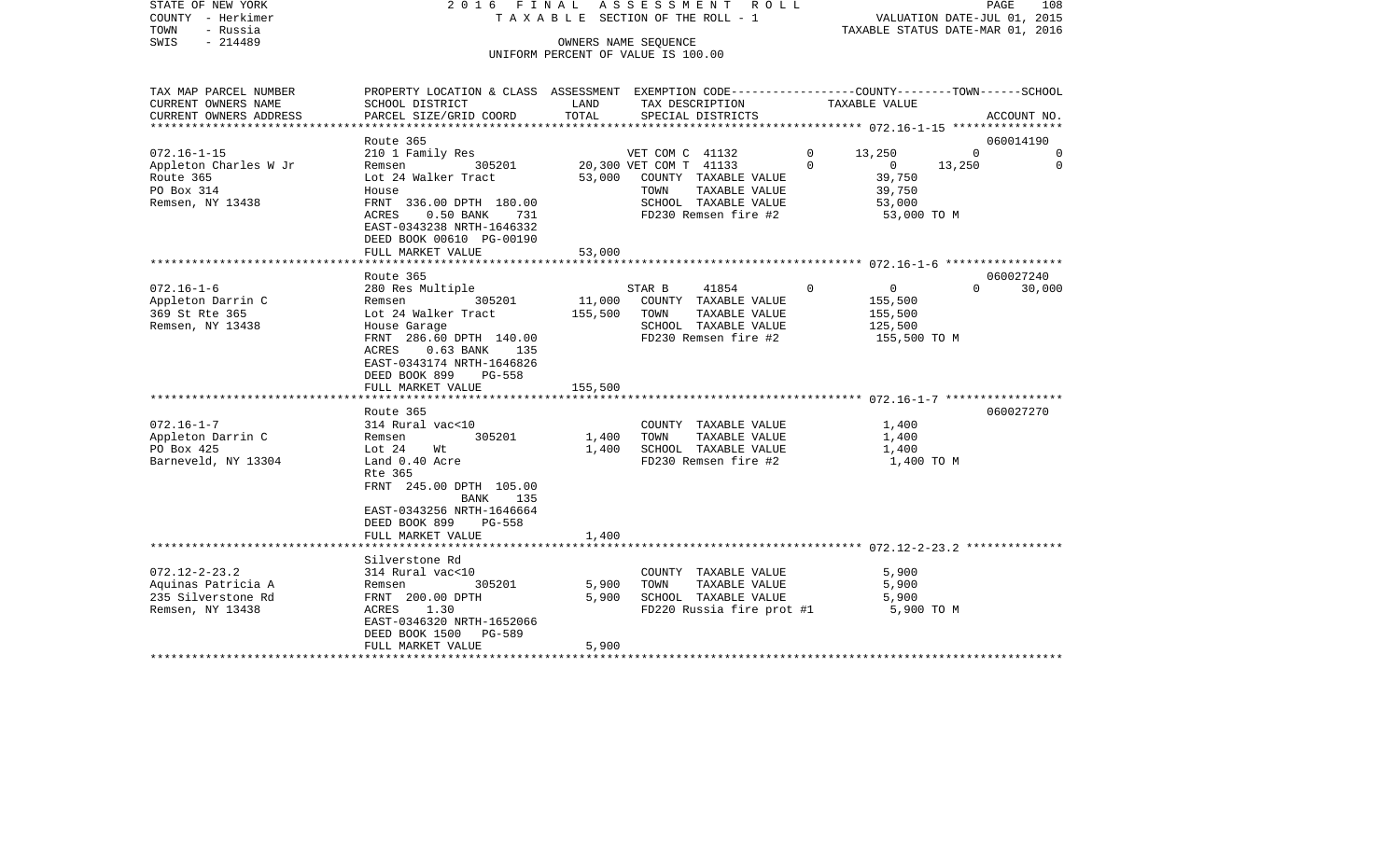STATE OF NEW YORK　　　　　　2 0 1 6　F I N A L　A S S E S S M E N T　R O L L
COUNTY - Herkimer　　　　　T A X A B L E SECTION OF THE ROLL - 1　　　VALUATION DATE-JUL 01, 2015
TOWN - Russia　　　　　　　　　　　　　　　　　　　　　　　　　　TAXABLE STATUS DATE-MAR 01, 2016
SWIS - 214489　　　　　　　　OWNERS NAME SEQUENCE
　　　　　　　　　　　　　UNIFORM PERCENT OF VALUE IS 100.00

| TAX MAP PARCEL NUMBER / CURRENT OWNERS NAME / CURRENT OWNERS ADDRESS | PROPERTY LOCATION & CLASS / SCHOOL DISTRICT / PARCEL SIZE/GRID COORD | ASSESSMENT LAND | ASSESSMENT TOTAL | EXEMPTION CODE / TAX DESCRIPTION / SPECIAL DISTRICTS | COUNTY TAXABLE VALUE | TOWN | SCHOOL | ACCOUNT NO. |
|---|---|---|---|---|---|---|---|---|
| **072.16-1-15** | Route 365 | | | | | | | 060014190 |
| 072.16-1-15 | 210 1 Family Res | | | VET COM C 41132　0 | 13,250 | 0 | 0 | |
| Appleton Charles W Jr | Remsen 305201 | 20,300 | | VET COM T 41133　0 | 0 | 13,250 | 0 | |
| Route 365 | Lot 24 Walker Tract | | 53,000 | COUNTY TAXABLE VALUE | 39,750 | | | |
| PO Box 314 | House | | | TOWN TAXABLE VALUE | 39,750 | | | |
| Remsen, NY 13438 | FRNT 336.00 DPTH 180.00 | | | SCHOOL TAXABLE VALUE | 53,000 | | | |
| | ACRES 0.50 BANK 731 | | | FD230 Remsen fire #2 | 53,000 TO M | | | |
| | EAST-0343238 NRTH-1646332 | | | | | | | |
| | DEED BOOK 00610 PG-00190 | | | | | | | |
| | FULL MARKET VALUE | | 53,000 | | | | | |
| **072.16-1-6** | Route 365 | | | | | | | 060027240 |
| 072.16-1-6 | 280 Res Multiple | | | STAR B 41854　0 | 0 | 0 | 30,000 | |
| Appleton Darrin C | Remsen 305201 | 11,000 | | COUNTY TAXABLE VALUE | 155,500 | | | |
| 369 St Rte 365 | Lot 24 Walker Tract | | 155,500 | TOWN TAXABLE VALUE | 155,500 | | | |
| Remsen, NY 13438 | House Garage | | | SCHOOL TAXABLE VALUE | 125,500 | | | |
| | FRNT 286.60 DPTH 140.00 | | | FD230 Remsen fire #2 | 155,500 TO M | | | |
| | ACRES 0.63 BANK 135 | | | | | | | |
| | EAST-0343174 NRTH-1646826 | | | | | | | |
| | DEED BOOK 899 PG-558 | | | | | | | |
| | FULL MARKET VALUE | | 155,500 | | | | | |
| **072.16-1-7** | Route 365 | | | | | | | 060027270 |
| 072.16-1-7 | 314 Rural vac<10 | | | COUNTY TAXABLE VALUE | 1,400 | | | |
| Appleton Darrin C | Remsen 305201 | 1,400 | | TOWN TAXABLE VALUE | 1,400 | | | |
| PO Box 425 | Lot 24 Wt | | 1,400 | SCHOOL TAXABLE VALUE | 1,400 | | | |
| Barneveld, NY 13304 | Land 0.40 Acre | | | FD230 Remsen fire #2 | 1,400 TO M | | | |
| | Rte 365 | | | | | | | |
| | FRNT 245.00 DPTH 105.00 | | | | | | | |
| | BANK 135 | | | | | | | |
| | EAST-0343256 NRTH-1646664 | | | | | | | |
| | DEED BOOK 899 PG-558 | | | | | | | |
| | FULL MARKET VALUE | | 1,400 | | | | | |
| **072.12-2-23.2** | Silverstone Rd | | | | | | | |
| 072.12-2-23.2 | 314 Rural vac<10 | | | COUNTY TAXABLE VALUE | 5,900 | | | |
| Aquinas Patricia A | Remsen 305201 | 5,900 | | TOWN TAXABLE VALUE | 5,900 | | | |
| 235 Silverstone Rd | FRNT 200.00 DPTH | | 5,900 | SCHOOL TAXABLE VALUE | 5,900 | | | |
| Remsen, NY 13438 | ACRES 1.30 | | | FD220 Russia fire prot #1 | 5,900 TO M | | | |
| | EAST-0346320 NRTH-1652066 | | | | | | | |
| | DEED BOOK 1500 PG-589 | | | | | | | |
| | FULL MARKET VALUE | | 5,900 | | | | | |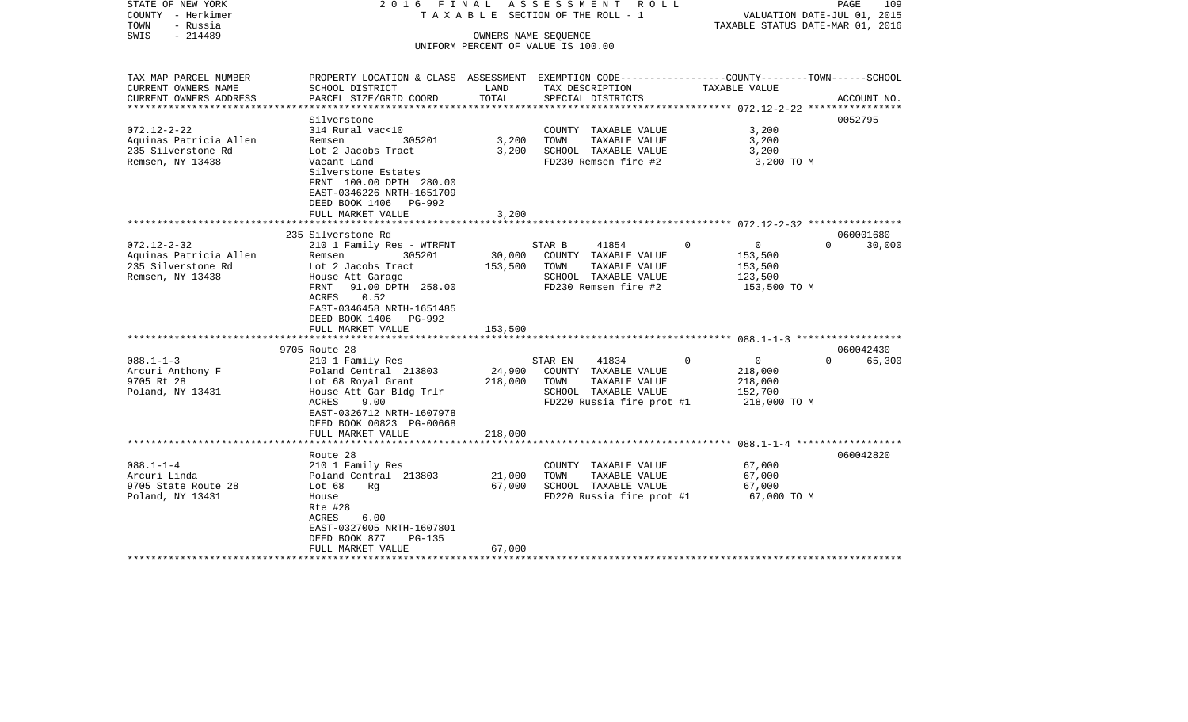STATE OF NEW YORK 2016 FINAL ASSESSMENT ROLL
COUNTY - Herkimer TAXABLE SECTION OF THE ROLL - 1 VALUATION DATE-JUL 01, 2015
TOWN - Russia TAXABLE STATUS DATE-MAR 01, 2016
SWIS - 214489 OWNERS NAME SEQUENCE
UNIFORM PERCENT OF VALUE IS 100.00

| TAX MAP PARCEL NUMBER / CURRENT OWNERS NAME / CURRENT OWNERS ADDRESS | PROPERTY LOCATION & CLASS / SCHOOL DISTRICT / PARCEL SIZE/GRID COORD | ASSESSMENT LAND | TOTAL | EXEMPTION CODE / TAX DESCRIPTION / SPECIAL DISTRICTS | COUNTY | TOWN | SCHOOL TAXABLE VALUE | ACCOUNT NO. |
|---|---|---|---|---|---|---|---|---|
| 072.12-2-22 | Silverstone | | | | | | | 0052795 |
| Aquinas Patricia Allen | 314 Rural vac<10 | | | COUNTY TAXABLE VALUE | 3,200 | | | |
| 235 Silverstone Rd | Remsen 305201 | 3,200 | | TOWN TAXABLE VALUE | | 3,200 | | |
| Remsen, NY 13438 | Lot 2 Jacobs Tract | | 3,200 | SCHOOL TAXABLE VALUE | | | 3,200 | |
| | Vacant Land | | | FD230 Remsen fire #2 | 3,200 TO M | | | |
| | Silverstone Estates | | | | | | | |
| | FRNT 100.00 DPTH 280.00 | | | | | | | |
| | EAST-0346226 NRTH-1651709 | | | | | | | |
| | DEED BOOK 1406 PG-992 | | | | | | | |
| | FULL MARKET VALUE | | 3,200 | | | | | |
| 072.12-2-32 | 235 Silverstone Rd | | | | | | | 060001680 |
| Aquinas Patricia Allen | 210 1 Family Res - WTRFNT | | | STAR B 41854 | 0 | 0 | 30,000 | |
| 235 Silverstone Rd | Remsen 305201 | 30,000 | | COUNTY TAXABLE VALUE | 153,500 | | | |
| Remsen, NY 13438 | Lot 2 Jacobs Tract | | 153,500 | TOWN TAXABLE VALUE | | 153,500 | | |
| | House Att Garage | | | SCHOOL TAXABLE VALUE | | | 123,500 | |
| | FRNT 91.00 DPTH 258.00 | | | FD230 Remsen fire #2 | 153,500 TO M | | | |
| | ACRES 0.52 | | | | | | | |
| | EAST-0346458 NRTH-1651485 | | | | | | | |
| | DEED BOOK 1406 PG-992 | | | | | | | |
| | FULL MARKET VALUE | | 153,500 | | | | | |
| 088.1-1-3 | 9705 Route 28 | | | | | | | 060042430 |
| Arcuri Anthony F | 210 1 Family Res | | | STAR EN 41834 | 0 | 0 | 65,300 | |
| 9705 Rt 28 | Poland Central 213803 | 24,900 | | COUNTY TAXABLE VALUE | 218,000 | | | |
| Poland, NY 13431 | Lot 68 Royal Grant | | 218,000 | TOWN TAXABLE VALUE | | 218,000 | | |
| | House Att Gar Bldg Trlr | | | SCHOOL TAXABLE VALUE | | | 152,700 | |
| | ACRES 9.00 | | | FD220 Russia fire prot #1 | 218,000 TO M | | | |
| | EAST-0326712 NRTH-1607978 | | | | | | | |
| | DEED BOOK 00823 PG-00668 | | | | | | | |
| | FULL MARKET VALUE | | 218,000 | | | | | |
| 088.1-1-4 | Route 28 | | | | | | | 060042820 |
| Arcuri Linda | 210 1 Family Res | | | COUNTY TAXABLE VALUE | 67,000 | | | |
| 9705 State Route 28 | Poland Central 213803 | 21,000 | | TOWN TAXABLE VALUE | | 67,000 | | |
| Poland, NY 13431 | Lot 68 Rg | | 67,000 | SCHOOL TAXABLE VALUE | | | 67,000 | |
| | House | | | FD220 Russia fire prot #1 | 67,000 TO M | | | |
| | Rte #28 | | | | | | | |
| | ACRES 6.00 | | | | | | | |
| | EAST-0327005 NRTH-1607801 | | | | | | | |
| | DEED BOOK 877 PG-135 | | | | | | | |
| | FULL MARKET VALUE | | 67,000 | | | | | |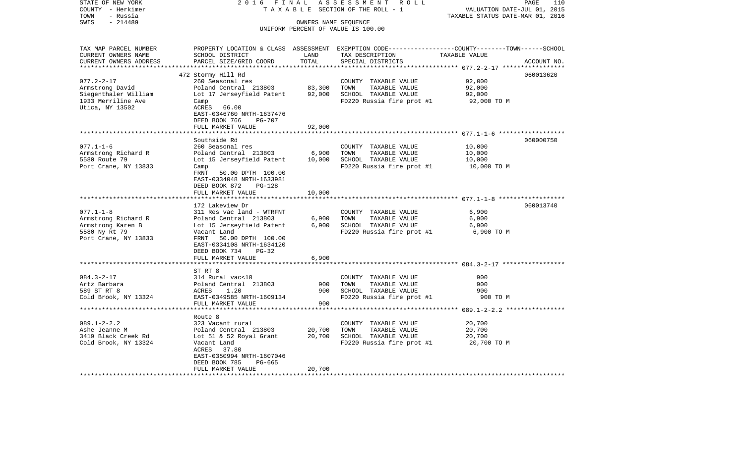STATE OF NEW YORK — 2016 FINAL ASSESSMENT ROLL — TAXABLE SECTION OF THE ROLL - 1 — VALUATION DATE-JUL 01, 2015
COUNTY - Herkimer — TAXABLE STATUS DATE-MAR 01, 2016
TOWN - Russia — OWNERS NAME SEQUENCE
SWIS - 214489 — UNIFORM PERCENT OF VALUE IS 100.00

| TAX MAP PARCEL NUMBER<br>CURRENT OWNERS NAME<br>CURRENT OWNERS ADDRESS | PROPERTY LOCATION & CLASS<br>SCHOOL DISTRICT<br>PARCEL SIZE/GRID COORD | ASSESSMENT<br>LAND<br>TOTAL | EXEMPTION CODE<br>TAX DESCRIPTION<br>SPECIAL DISTRICTS | COUNTY--------TOWN------SCHOOL<br>TAXABLE VALUE | ACCOUNT NO. |
|---|---|---|---|---|---|
| 077.2-2-17 | 472 Stormy Hill Rd | | | | 060013620 |
| Armstrong David | 260 Seasonal res | | COUNTY TAXABLE VALUE | 92,000 | |
| Siegenthaler William | Poland Central 213803 | 83,300 | TOWN TAXABLE VALUE | 92,000 | |
| 1933 Merriline Ave | Lot 17 Jerseyfield Patent | 92,000 | SCHOOL TAXABLE VALUE | 92,000 | |
| Utica, NY 13502 | Camp | | FD220 Russia fire prot #1 | 92,000 TO M | |
| | ACRES 66.00 | | | | |
| | EAST-0346760 NRTH-1637476 | | | | |
| | DEED BOOK 766 PG-707 | | | | |
| | FULL MARKET VALUE | 92,000 | | | |
| 077.1-1-6 | Southside Rd | | | | 060000750 |
| Armstrong Richard R | 260 Seasonal res | | COUNTY TAXABLE VALUE | 10,000 | |
| 5580 Route 79 | Poland Central 213803 | 6,900 | TOWN TAXABLE VALUE | 10,000 | |
| Port Crane, NY 13833 | Lot 15 Jerseyfield Patent | 10,000 | SCHOOL TAXABLE VALUE | 10,000 | |
| | Camp | | FD220 Russia fire prot #1 | 10,000 TO M | |
| | FRNT 50.00 DPTH 100.00 | | | | |
| | EAST-0334048 NRTH-1633981 | | | | |
| | DEED BOOK 872 PG-128 | | | | |
| | FULL MARKET VALUE | 10,000 | | | |
| 077.1-1-8 | 172 Lakeview Dr | | | | 060013740 |
| Armstrong Richard R | 311 Res vac land - WTRFNT | | COUNTY TAXABLE VALUE | 6,900 | |
| Armstrong Karen B | Poland Central 213803 | 6,900 | TOWN TAXABLE VALUE | 6,900 | |
| 5580 Ny Rt 79 | Lot 15 Jerseyfield Patent | 6,900 | SCHOOL TAXABLE VALUE | 6,900 | |
| Port Crane, NY 13833 | Vacant Land | | FD220 Russia fire prot #1 | 6,900 TO M | |
| | FRNT 50.00 DPTH 100.00 | | | | |
| | EAST-0334108 NRTH-1634120 | | | | |
| | DEED BOOK 734 PG-32 | | | | |
| | FULL MARKET VALUE | 6,900 | | | |
| 084.3-2-17 | ST RT 8 | | | | |
| Artz Barbara | 314 Rural vac<10 | | COUNTY TAXABLE VALUE | 900 | |
| 589 ST RT 8 | Poland Central 213803 | 900 | TOWN TAXABLE VALUE | 900 | |
| Cold Brook, NY 13324 | ACRES 1.20 | 900 | SCHOOL TAXABLE VALUE | 900 | |
| | EAST-0349585 NRTH-1609134 | | FD220 Russia fire prot #1 | 900 TO M | |
| | FULL MARKET VALUE | 900 | | | |
| 089.1-2-2.2 | Route 8 | | | | |
| Ashe Jeanne M | 323 Vacant rural | | COUNTY TAXABLE VALUE | 20,700 | |
| 3419 Black Creek Rd | Poland Central 213803 | 20,700 | TOWN TAXABLE VALUE | 20,700 | |
| Cold Brook, NY 13324 | Lot 51 & 52 Royal Grant | 20,700 | SCHOOL TAXABLE VALUE | 20,700 | |
| | Vacant Land | | FD220 Russia fire prot #1 | 20,700 TO M | |
| | ACRES 37.80 | | | | |
| | EAST-0350994 NRTH-1607046 | | | | |
| | DEED BOOK 785 PG-665 | | | | |
| | FULL MARKET VALUE | 20,700 | | | |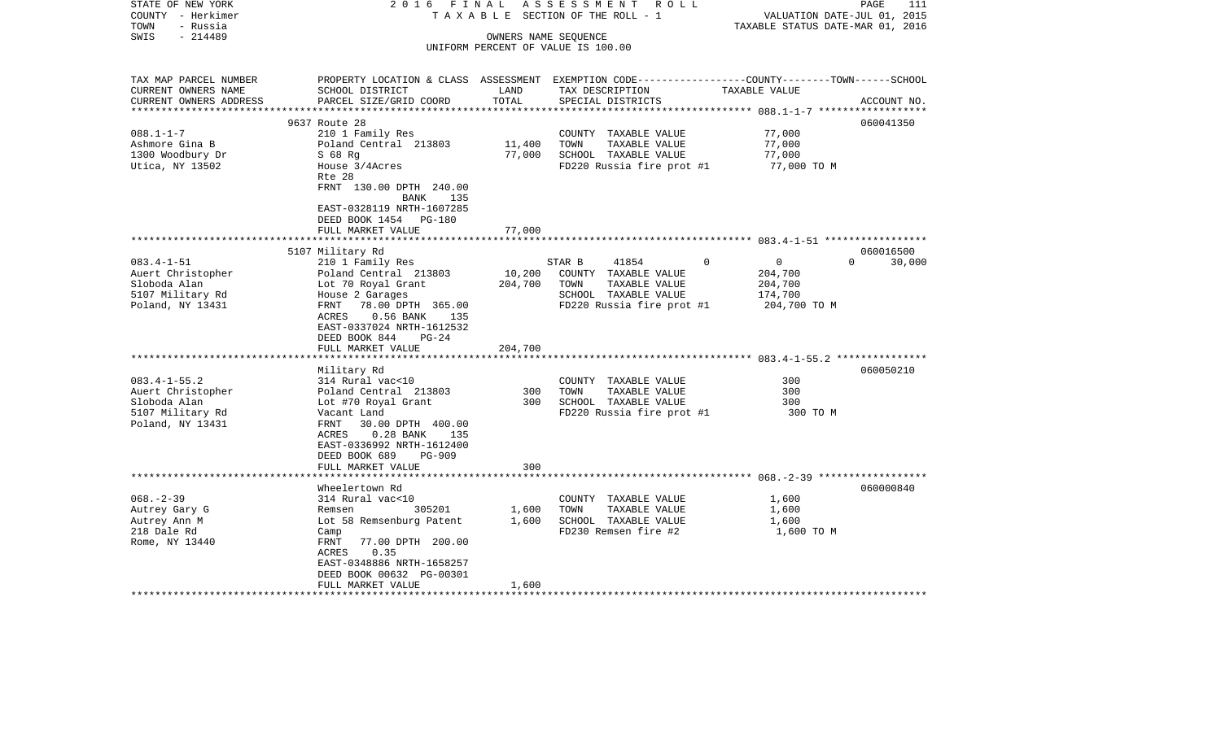STATE OF NEW YORK — 2016 FINAL ASSESSMENT ROLL — PAGE 111
COUNTY - Herkimer — TAXABLE SECTION OF THE ROLL - 1 — VALUATION DATE-JUL 01, 2015
TOWN - Russia — TAXABLE STATUS DATE-MAR 01, 2016
SWIS - 214489 — OWNERS NAME SEQUENCE
UNIFORM PERCENT OF VALUE IS 100.00

| TAX MAP PARCEL NUMBER / CURRENT OWNERS NAME / CURRENT OWNERS ADDRESS | PROPERTY LOCATION & CLASS / SCHOOL DISTRICT / PARCEL SIZE/GRID COORD | ASSESSMENT LAND | TOTAL | EXEMPTION CODE / TAX DESCRIPTION / SPECIAL DISTRICTS | COUNTY | TOWN | SCHOOL TAXABLE VALUE | ACCOUNT NO. |
|---|---|---|---|---|---|---|---|---|
| 088.1-1-7 | 9637 Route 28 | | | | | | | 060041350 |
| | 210 1 Family Res | | | COUNTY TAXABLE VALUE | 77,000 | | | |
| Ashmore Gina B | Poland Central 213803 | 11,400 | | TOWN TAXABLE VALUE | | 77,000 | | |
| 1300 Woodbury Dr | S 68 Rg | | 77,000 | SCHOOL TAXABLE VALUE | | | 77,000 | |
| Utica, NY 13502 | House 3/4Acres | | | FD220 Russia fire prot #1 | 77,000 TO M | | | |
| | Rte 28 | | | | | | | |
| | FRNT 130.00 DPTH 240.00 BANK 135 | | | | | | | |
| | EAST-0328119 NRTH-1607285 | | | | | | | |
| | DEED BOOK 1454 PG-180 | | | | | | | |
| | FULL MARKET VALUE | | 77,000 | | | | | |
| 083.4-1-51 | 5107 Military Rd | | | | | | | 060016500 |
| | 210 1 Family Res | | | STAR B 41854 | 0 | 0 | 0 | 30,000 |
| Auert Christopher | Poland Central 213803 | 10,200 | | COUNTY TAXABLE VALUE | 204,700 | | | |
| Sloboda Alan | Lot 70 Royal Grant | | 204,700 | TOWN TAXABLE VALUE | | 204,700 | | |
| 5107 Military Rd | House 2 Garages | | | SCHOOL TAXABLE VALUE | | | 174,700 | |
| Poland, NY 13431 | FRNT 78.00 DPTH 365.00 | | | FD220 Russia fire prot #1 | 204,700 TO M | | | |
| | ACRES 0.56 BANK 135 | | | | | | | |
| | EAST-0337024 NRTH-1612532 | | | | | | | |
| | DEED BOOK 844 PG-24 | | | | | | | |
| | FULL MARKET VALUE | | 204,700 | | | | | |
| 083.4-1-55.2 | Military Rd | | | | | | | 060050210 |
| | 314 Rural vac<10 | | | COUNTY TAXABLE VALUE | 300 | | | |
| Auert Christopher | Poland Central 213803 | 300 | | TOWN TAXABLE VALUE | | 300 | | |
| Sloboda Alan | Lot #70 Royal Grant | | 300 | SCHOOL TAXABLE VALUE | | | 300 | |
| 5107 Military Rd | Vacant Land | | | FD220 Russia fire prot #1 | 300 TO M | | | |
| Poland, NY 13431 | FRNT 30.00 DPTH 400.00 | | | | | | | |
| | ACRES 0.28 BANK 135 | | | | | | | |
| | EAST-0336992 NRTH-1612400 | | | | | | | |
| | DEED BOOK 689 PG-909 | | | | | | | |
| | FULL MARKET VALUE | | 300 | | | | | |
| 068.-2-39 | Wheelertown Rd | | | | | | | 060000840 |
| | 314 Rural vac<10 | | | COUNTY TAXABLE VALUE | 1,600 | | | |
| Autrey Gary G | Remsen 305201 | 1,600 | | TOWN TAXABLE VALUE | | 1,600 | | |
| Autrey Ann M | Lot 58 Remsenburg Patent | | 1,600 | SCHOOL TAXABLE VALUE | | | 1,600 | |
| 218 Dale Rd | Camp | | | FD230 Remsen fire #2 | 1,600 TO M | | | |
| Rome, NY 13440 | FRNT 77.00 DPTH 200.00 | | | | | | | |
| | ACRES 0.35 | | | | | | | |
| | EAST-0348886 NRTH-1658257 | | | | | | | |
| | DEED BOOK 00632 PG-00301 | | | | | | | |
| | FULL MARKET VALUE | | 1,600 | | | | | |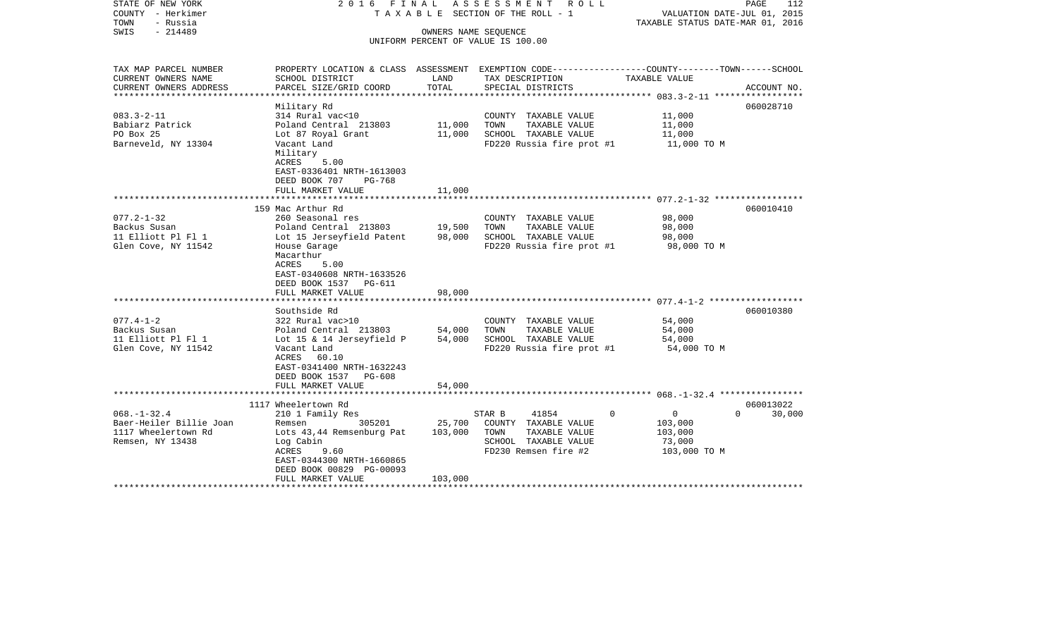STATE OF NEW YORK
COUNTY - Herkimer
TOWN - Russia
SWIS - 214489

2016 FINAL ASSESSMENT ROLL
TAXABLE SECTION OF THE ROLL - 1
OWNERS NAME SEQUENCE
UNIFORM PERCENT OF VALUE IS 100.00

VALUATION DATE-JUL 01, 2015
TAXABLE STATUS DATE-MAR 01, 2016

| TAX MAP PARCEL NUMBER / CURRENT OWNERS NAME / CURRENT OWNERS ADDRESS | PROPERTY LOCATION & CLASS / SCHOOL DISTRICT / PARCEL SIZE/GRID COORD | ASSESSMENT LAND | ASSESSMENT TOTAL | EXEMPTION CODE / TAX DESCRIPTION / SPECIAL DISTRICTS | COUNTY TAXABLE VALUE | TOWN TAXABLE VALUE | SCHOOL TAXABLE VALUE | ACCOUNT NO. |
|---|---|---|---|---|---|---|---|---|
| 083.3-2-11 | Military Rd | | | | | | | 060028710 |
| Babiarz Patrick | 314 Rural vac<10 | | | COUNTY TAXABLE VALUE | 11,000 | | | |
| PO Box 25 | Poland Central 213803 | 11,000 | | TOWN TAXABLE VALUE | 11,000 | | | |
| Barneveld, NY 13304 | Lot 87 Royal Grant | | 11,000 | SCHOOL TAXABLE VALUE | 11,000 | | | |
| | Vacant Land | | | FD220 Russia fire prot #1 | 11,000 TO M | | | |
| | Military | | | | | | | |
| | ACRES 5.00 | | | | | | | |
| | EAST-0336401 NRTH-1613003 | | | | | | | |
| | DEED BOOK 707 PG-768 | | | | | | | |
| | FULL MARKET VALUE | | 11,000 | | | | | |
| 077.2-1-32 | 159 Mac Arthur Rd | | | | | | | 060010410 |
| Backus Susan | 260 Seasonal res | | | COUNTY TAXABLE VALUE | 98,000 | | | |
| 11 Elliott Pl Fl 1 | Poland Central 213803 | 19,500 | | TOWN TAXABLE VALUE | 98,000 | | | |
| Glen Cove, NY 11542 | Lot 15 Jerseyfield Patent | | 98,000 | SCHOOL TAXABLE VALUE | 98,000 | | | |
| | House Garage | | | FD220 Russia fire prot #1 | 98,000 TO M | | | |
| | Macarthur | | | | | | | |
| | ACRES 5.00 | | | | | | | |
| | EAST-0340608 NRTH-1633526 | | | | | | | |
| | DEED BOOK 1537 PG-611 | | | | | | | |
| | FULL MARKET VALUE | | 98,000 | | | | | |
| 077.4-1-2 | Southside Rd | | | | | | | 060010380 |
| Backus Susan | 322 Rural vac>10 | | | COUNTY TAXABLE VALUE | 54,000 | | | |
| 11 Elliott Pl Fl 1 | Poland Central 213803 | 54,000 | | TOWN TAXABLE VALUE | 54,000 | | | |
| Glen Cove, NY 11542 | Lot 15 & 14 Jerseyfield P | | 54,000 | SCHOOL TAXABLE VALUE | 54,000 | | | |
| | Vacant Land | | | FD220 Russia fire prot #1 | 54,000 TO M | | | |
| | ACRES 60.10 | | | | | | | |
| | EAST-0341400 NRTH-1632243 | | | | | | | |
| | DEED BOOK 1537 PG-608 | | | | | | | |
| | FULL MARKET VALUE | | 54,000 | | | | | |
| 068.-1-32.4 | 1117 Wheelertown Rd | | | | | | | 060013022 |
| Baer-Heiler Billie Joan | 210 1 Family Res | | | STAR B 41854 | 0 | 0 | 0 | 30,000 |
| 1117 Wheelertown Rd | Remsen 305201 | 25,700 | | COUNTY TAXABLE VALUE | 103,000 | | | |
| Remsen, NY 13438 | Lots 43,44 Remsenburg Pat | | 103,000 | TOWN TAXABLE VALUE | 103,000 | | | |
| | Log Cabin | | | SCHOOL TAXABLE VALUE | 73,000 | | | |
| | ACRES 9.60 | | | FD230 Remsen fire #2 | 103,000 TO M | | | |
| | EAST-0344300 NRTH-1660865 | | | | | | | |
| | DEED BOOK 00829 PG-00093 | | | | | | | |
| | FULL MARKET VALUE | | 103,000 | | | | | |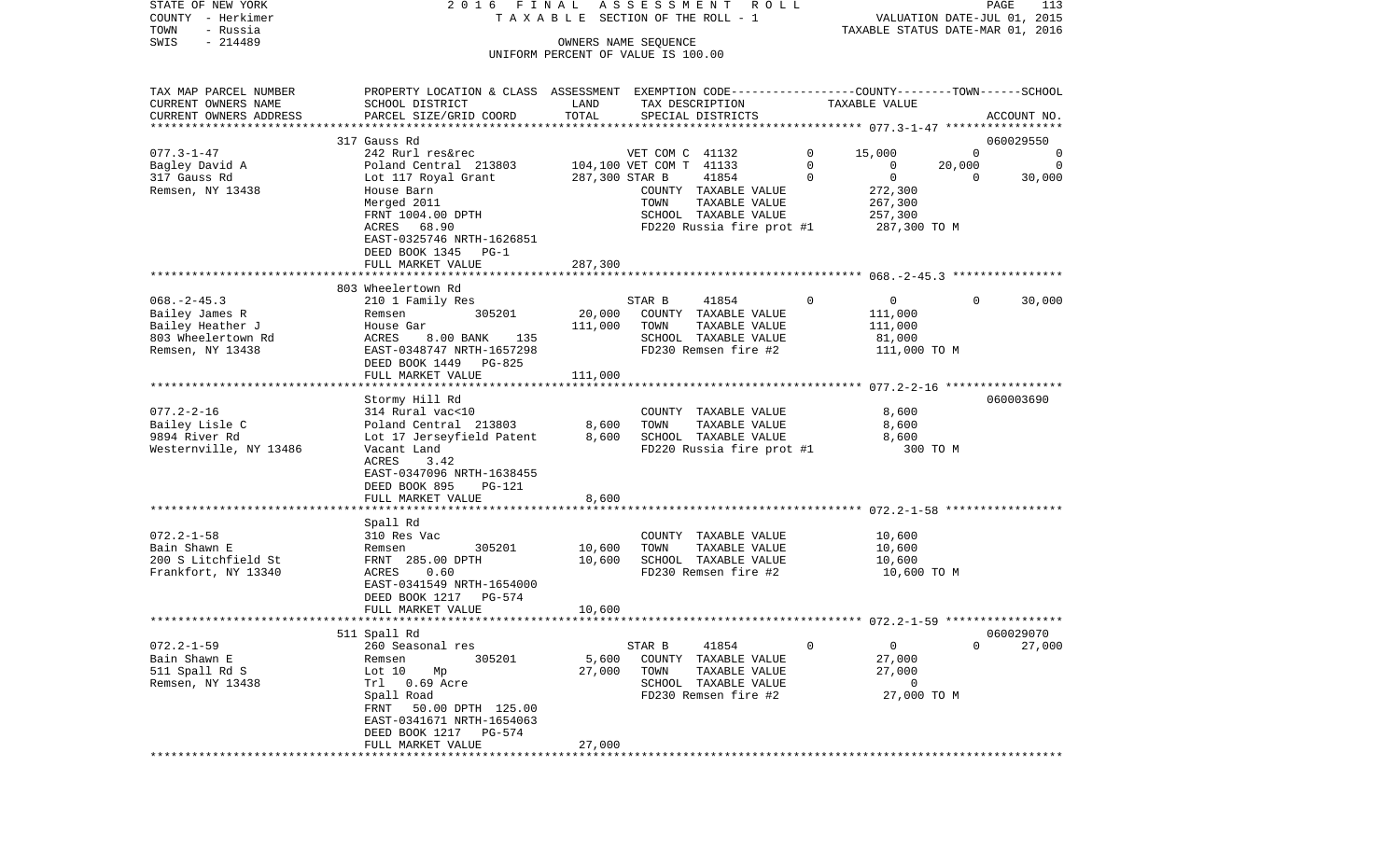STATE OF NEW YORK                 2 0 1 6   F I N A L   A S S E S S M E N T   R O L L
COUNTY - Herkimer                 T A X A B L E SECTION OF THE ROLL - 1                VALUATION DATE-JUL 01, 2015
TOWN - Russia                                                                          TAXABLE STATUS DATE-MAR 01, 2016
SWIS - 214489                     OWNERS NAME SEQUENCE
                                  UNIFORM PERCENT OF VALUE IS 100.00

| TAX MAP PARCEL NUMBER / CURRENT OWNERS NAME / CURRENT OWNERS ADDRESS | PROPERTY LOCATION & CLASS / SCHOOL DISTRICT / PARCEL SIZE/GRID COORD | ASSESSMENT LAND / TOTAL | EXEMPTION CODE / TAX DESCRIPTION / SPECIAL DISTRICTS | | COUNTY TAXABLE VALUE | TOWN | SCHOOL / ACCOUNT NO. |
|---|---|---|---|---|---|---|---|
| | 317 Gauss Rd | | | | | | 060029550 |
| 077.3-1-47 | 242 Rurl res&rec | | VET COM C 41132 | 0 | 15,000 | 0 | 0 |
| Bagley David A | Poland Central 213803 | 104,100 | VET COM T 41133 | 0 | 0 | 20,000 | 0 |
| 317 Gauss Rd | Lot 117 Royal Grant | 287,300 | STAR B 41854 | 0 | 0 | 0 | 30,000 |
| Remsen, NY 13438 | House Barn | | COUNTY TAXABLE VALUE | | 272,300 | | |
| | Merged 2011 | | TOWN TAXABLE VALUE | | 267,300 | | |
| | FRNT 1004.00 DPTH | | SCHOOL TAXABLE VALUE | | 257,300 | | |
| | ACRES 68.90 | | FD220 Russia fire prot #1 | | 287,300 TO M | | |
| | EAST-0325746 NRTH-1626851 | | | | | | |
| | DEED BOOK 1345 PG-1 | | | | | | |
| | FULL MARKET VALUE | 287,300 | | | | | |
| | 803 Wheelertown Rd | | | | | | |
| 068.-2-45.3 | 210 1 Family Res | | STAR B 41854 | 0 | 0 | 0 | 30,000 |
| Bailey James R | Remsen 305201 | 20,000 | COUNTY TAXABLE VALUE | | 111,000 | | |
| Bailey Heather J | House Gar | 111,000 | TOWN TAXABLE VALUE | | 111,000 | | |
| 803 Wheelertown Rd | ACRES 8.00 BANK 135 | | SCHOOL TAXABLE VALUE | | 81,000 | | |
| Remsen, NY 13438 | EAST-0348747 NRTH-1657298 | | FD230 Remsen fire #2 | | 111,000 TO M | | |
| | DEED BOOK 1449 PG-825 | | | | | | |
| | FULL MARKET VALUE | 111,000 | | | | | |
| | Stormy Hill Rd | | | | | | 060003690 |
| 077.2-2-16 | 314 Rural vac<10 | | COUNTY TAXABLE VALUE | | 8,600 | | |
| Bailey Lisle C | Poland Central 213803 | 8,600 | TOWN TAXABLE VALUE | | 8,600 | | |
| 9894 River Rd | Lot 17 Jerseyfield Patent | 8,600 | SCHOOL TAXABLE VALUE | | 8,600 | | |
| Westernville, NY 13486 | Vacant Land | | FD220 Russia fire prot #1 | | 300 TO M | | |
| | ACRES 3.42 | | | | | | |
| | EAST-0347096 NRTH-1638455 | | | | | | |
| | DEED BOOK 895 PG-121 | | | | | | |
| | FULL MARKET VALUE | 8,600 | | | | | |
| | Spall Rd | | | | | | |
| 072.2-1-58 | 310 Res Vac | | COUNTY TAXABLE VALUE | | 10,600 | | |
| Bain Shawn E | Remsen 305201 | 10,600 | TOWN TAXABLE VALUE | | 10,600 | | |
| 200 S Litchfield St | FRNT 285.00 DPTH | 10,600 | SCHOOL TAXABLE VALUE | | 10,600 | | |
| Frankfort, NY 13340 | ACRES 0.60 | | FD230 Remsen fire #2 | | 10,600 TO M | | |
| | EAST-0341549 NRTH-1654000 | | | | | | |
| | DEED BOOK 1217 PG-574 | | | | | | |
| | FULL MARKET VALUE | 10,600 | | | | | |
| | 511 Spall Rd | | | | | | 060029070 |
| 072.2-1-59 | 260 Seasonal res | | STAR B 41854 | 0 | 0 | 0 | 27,000 |
| Bain Shawn E | Remsen 305201 | 5,600 | COUNTY TAXABLE VALUE | | 27,000 | | |
| 511 Spall Rd S | Lot 10 Mp | 27,000 | TOWN TAXABLE VALUE | | 27,000 | | |
| Remsen, NY 13438 | Trl 0.69 Acre | | SCHOOL TAXABLE VALUE | | 0 | | |
| | Spall Road | | FD230 Remsen fire #2 | | 27,000 TO M | | |
| | FRNT 50.00 DPTH 125.00 | | | | | | |
| | EAST-0341671 NRTH-1654063 | | | | | | |
| | DEED BOOK 1217 PG-574 | | | | | | |
| | FULL MARKET VALUE | 27,000 | | | | | |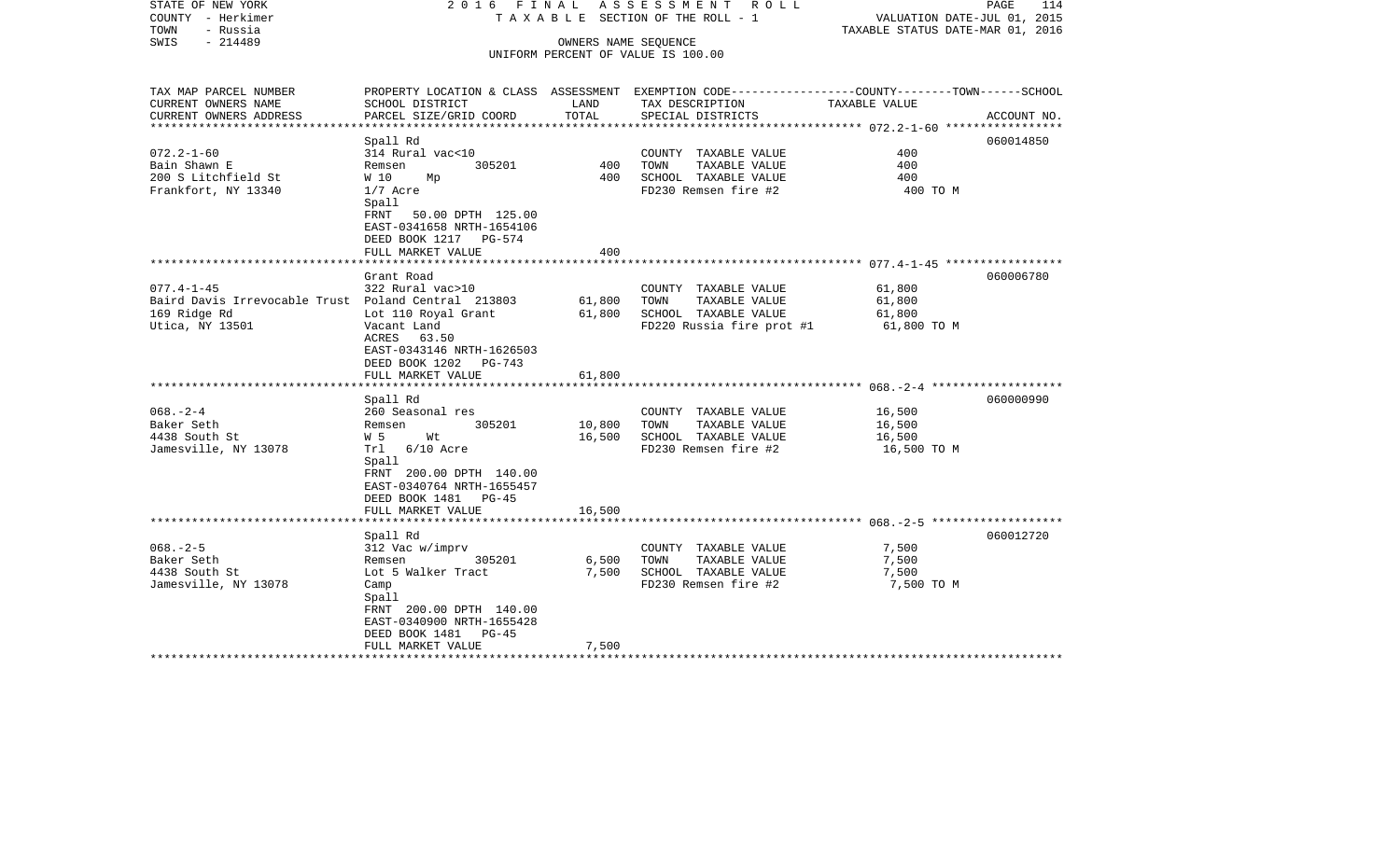STATE OF NEW YORK | COUNTY - Herkimer | TOWN - Russia | SWIS - 214489

2016 FINAL ASSESSMENT ROLL
TAXABLE SECTION OF THE ROLL - 1
OWNERS NAME SEQUENCE
UNIFORM PERCENT OF VALUE IS 100.00

VALUATION DATE-JUL 01, 2015
TAXABLE STATUS DATE-MAR 01, 2016

| TAX MAP PARCEL NUMBER / CURRENT OWNERS NAME / CURRENT OWNERS ADDRESS | PROPERTY LOCATION & CLASS / SCHOOL DISTRICT / PARCEL SIZE/GRID COORD | ASSESSMENT LAND | ASSESSMENT TOTAL | EXEMPTION CODE / TAX DESCRIPTION / SPECIAL DISTRICTS | TAXABLE VALUE (COUNTY--------TOWN------SCHOOL) | ACCOUNT NO. |
|---|---|---|---|---|---|---|
| 072.2-1-60 | Spall Rd | | | | | 060014850 |
| Bain Shawn E | 314 Rural vac<10 | | | COUNTY TAXABLE VALUE | 400 | |
| 200 S Litchfield St | Remsen 305201 | 400 | | TOWN TAXABLE VALUE | 400 | |
| Frankfort, NY 13340 | W 10 Mp | | 400 | SCHOOL TAXABLE VALUE | 400 | |
| | 1/7 Acre | | | FD230 Remsen fire #2 | 400 TO M | |
| | Spall | | | | | |
| | FRNT 50.00 DPTH 125.00 | | | | | |
| | EAST-0341658 NRTH-1654106 | | | | | |
| | DEED BOOK 1217 PG-574 | | | | | |
| | FULL MARKET VALUE | | 400 | | | |
| 077.4-1-45 | Grant Road | | | | | 060006780 |
| Baird Davis Irrevocable Trust | 322 Rural vac>10 | | | COUNTY TAXABLE VALUE | 61,800 | |
| 169 Ridge Rd | Poland Central 213803 | 61,800 | | TOWN TAXABLE VALUE | 61,800 | |
| Utica, NY 13501 | Lot 110 Royal Grant | | 61,800 | SCHOOL TAXABLE VALUE | 61,800 | |
| | Vacant Land | | | FD220 Russia fire prot #1 | 61,800 TO M | |
| | ACRES 63.50 | | | | | |
| | EAST-0343146 NRTH-1626503 | | | | | |
| | DEED BOOK 1202 PG-743 | | | | | |
| | FULL MARKET VALUE | | 61,800 | | | |
| 068.-2-4 | Spall Rd | | | | | 060000990 |
| Baker Seth | 260 Seasonal res | | | COUNTY TAXABLE VALUE | 16,500 | |
| 4438 South St | Remsen 305201 | 10,800 | | TOWN TAXABLE VALUE | 16,500 | |
| Jamesville, NY 13078 | W 5 Wt | | 16,500 | SCHOOL TAXABLE VALUE | 16,500 | |
| | Trl 6/10 Acre | | | FD230 Remsen fire #2 | 16,500 TO M | |
| | Spall | | | | | |
| | FRNT 200.00 DPTH 140.00 | | | | | |
| | EAST-0340764 NRTH-1655457 | | | | | |
| | DEED BOOK 1481 PG-45 | | | | | |
| | FULL MARKET VALUE | | 16,500 | | | |
| 068.-2-5 | Spall Rd | | | | | 060012720 |
| Baker Seth | 312 Vac w/imprv | | | COUNTY TAXABLE VALUE | 7,500 | |
| 4438 South St | Remsen 305201 | 6,500 | | TOWN TAXABLE VALUE | 7,500 | |
| Jamesville, NY 13078 | Lot 5 Walker Tract | | 7,500 | SCHOOL TAXABLE VALUE | 7,500 | |
| | Camp | | | FD230 Remsen fire #2 | 7,500 TO M | |
| | Spall | | | | | |
| | FRNT 200.00 DPTH 140.00 | | | | | |
| | EAST-0340900 NRTH-1655428 | | | | | |
| | DEED BOOK 1481 PG-45 | | | | | |
| | FULL MARKET VALUE | | 7,500 | | | |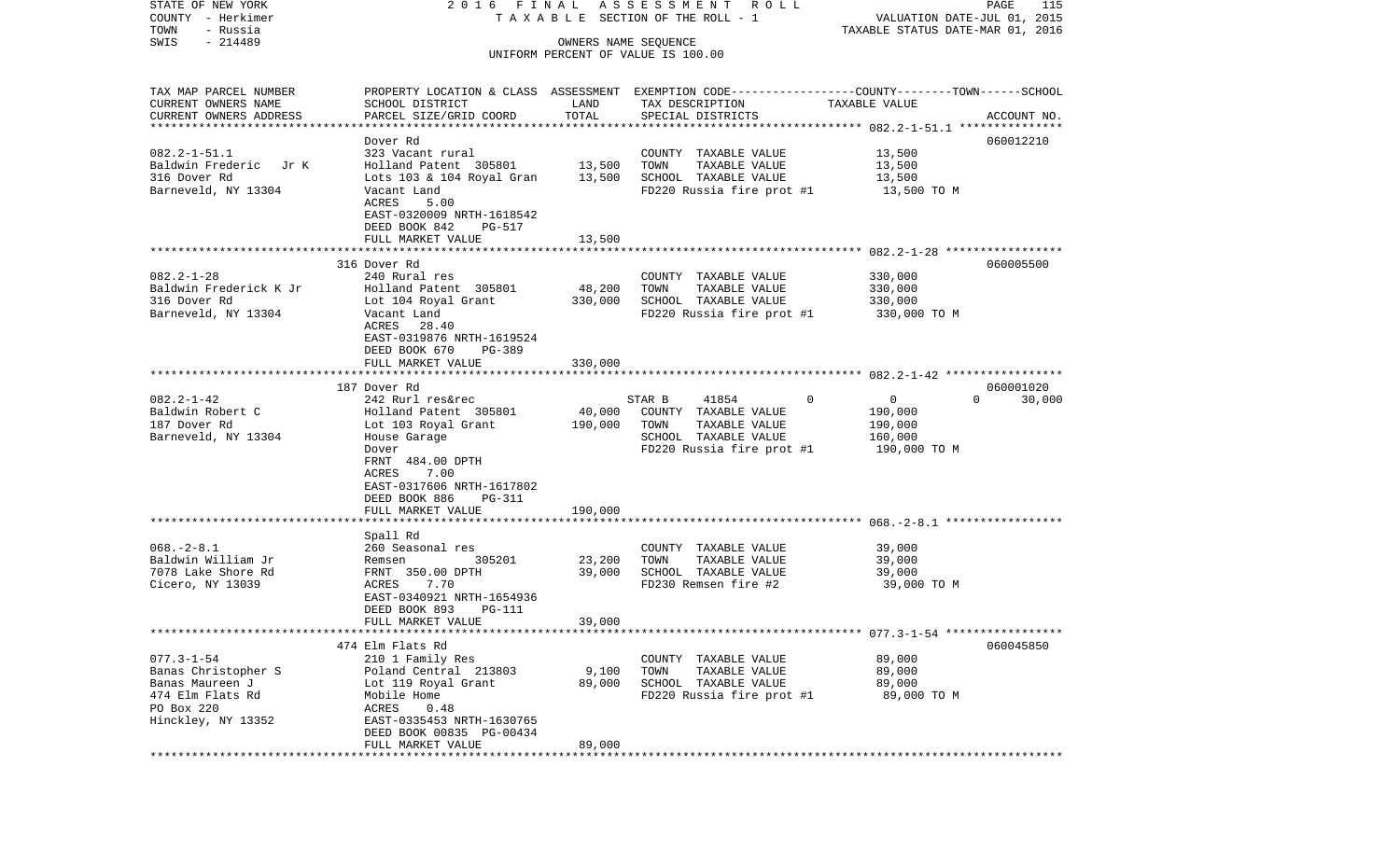STATE OF NEW YORK — COUNTY - Herkimer — TOWN - Russia — SWIS - 214489

2016 FINAL ASSESSMENT ROLL — TAXABLE SECTION OF THE ROLL - 1 — OWNERS NAME SEQUENCE — UNIFORM PERCENT OF VALUE IS 100.00

VALUATION DATE-JUL 01, 2015 — TAXABLE STATUS DATE-MAR 01, 2016

| TAX MAP PARCEL NUMBER / CURRENT OWNERS NAME / CURRENT OWNERS ADDRESS | PROPERTY LOCATION & CLASS / SCHOOL DISTRICT / PARCEL SIZE/GRID COORD | ASSESSMENT LAND | ASSESSMENT TOTAL | EXEMPTION CODE / TAX DESCRIPTION / SPECIAL DISTRICTS | COUNTY / TOWN / SCHOOL TAXABLE VALUE | ACCOUNT NO. |
|---|---|---|---|---|---|---|
| 082.2-1-51.1 | Dover Rd | | | | | 060012210 |
| | 323 Vacant rural | | | COUNTY TAXABLE VALUE | 13,500 | |
| Baldwin Frederic Jr K | Holland Patent 305801 | 13,500 | | TOWN TAXABLE VALUE | 13,500 | |
| 316 Dover Rd | Lots 103 & 104 Royal Gran | | 13,500 | SCHOOL TAXABLE VALUE | 13,500 | |
| Barneveld, NY 13304 | Vacant Land | | | FD220 Russia fire prot #1 | 13,500 TO M | |
| | ACRES 5.00 | | | | | |
| | EAST-0320009 NRTH-1618542 | | | | | |
| | DEED BOOK 842 PG-517 | | | | | |
| | FULL MARKET VALUE | | 13,500 | | | |
| 082.2-1-28 | 316 Dover Rd | | | | | 060005500 |
| | 240 Rural res | | | COUNTY TAXABLE VALUE | 330,000 | |
| Baldwin Frederick K Jr | Holland Patent 305801 | 48,200 | | TOWN TAXABLE VALUE | 330,000 | |
| 316 Dover Rd | Lot 104 Royal Grant | | 330,000 | SCHOOL TAXABLE VALUE | 330,000 | |
| Barneveld, NY 13304 | Vacant Land | | | FD220 Russia fire prot #1 | 330,000 TO M | |
| | ACRES 28.40 | | | | | |
| | EAST-0319876 NRTH-1619524 | | | | | |
| | DEED BOOK 670 PG-389 | | | | | |
| | FULL MARKET VALUE | | 330,000 | | | |
| 082.2-1-42 | 187 Dover Rd | | | | | 060001020 |
| | 242 Rurl res&rec | | | STAR B 41854 0 | 0 0 30,000 | |
| Baldwin Robert C | Holland Patent 305801 | 40,000 | | COUNTY TAXABLE VALUE | 190,000 | |
| 187 Dover Rd | Lot 103 Royal Grant | | 190,000 | TOWN TAXABLE VALUE | 190,000 | |
| Barneveld, NY 13304 | House Garage | | | SCHOOL TAXABLE VALUE | 160,000 | |
| | Dover | | | FD220 Russia fire prot #1 | 190,000 TO M | |
| | FRNT 484.00 DPTH | | | | | |
| | ACRES 7.00 | | | | | |
| | EAST-0317606 NRTH-1617802 | | | | | |
| | DEED BOOK 886 PG-311 | | | | | |
| | FULL MARKET VALUE | | 190,000 | | | |
| 068.-2-8.1 | Spall Rd | | | | | |
| | 260 Seasonal res | | | COUNTY TAXABLE VALUE | 39,000 | |
| Baldwin William Jr | Remsen 305201 | 23,200 | | TOWN TAXABLE VALUE | 39,000 | |
| 7078 Lake Shore Rd | FRNT 350.00 DPTH | | 39,000 | SCHOOL TAXABLE VALUE | 39,000 | |
| Cicero, NY 13039 | ACRES 7.70 | | | FD230 Remsen fire #2 | 39,000 TO M | |
| | EAST-0340921 NRTH-1654936 | | | | | |
| | DEED BOOK 893 PG-111 | | | | | |
| | FULL MARKET VALUE | | 39,000 | | | |
| 077.3-1-54 | 474 Elm Flats Rd | | | | | 060045850 |
| | 210 1 Family Res | | | COUNTY TAXABLE VALUE | 89,000 | |
| Banas Christopher S | Poland Central 213803 | 9,100 | | TOWN TAXABLE VALUE | 89,000 | |
| Banas Maureen J | Lot 119 Royal Grant | | 89,000 | SCHOOL TAXABLE VALUE | 89,000 | |
| 474 Elm Flats Rd | Mobile Home | | | FD220 Russia fire prot #1 | 89,000 TO M | |
| PO Box 220 | ACRES 0.48 | | | | | |
| Hinckley, NY 13352 | EAST-0335453 NRTH-1630765 | | | | | |
| | DEED BOOK 00835 PG-00434 | | | | | |
| | FULL MARKET VALUE | | 89,000 | | | |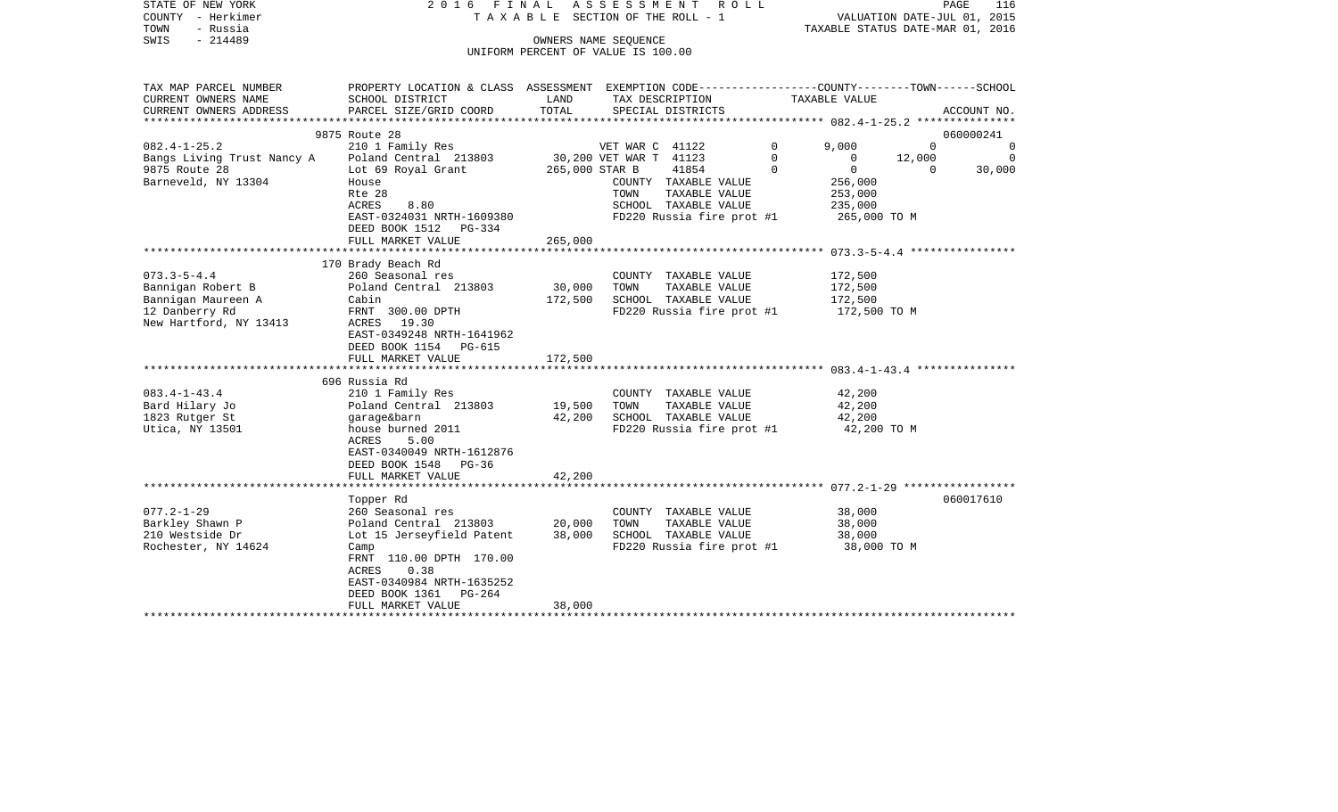STATE OF NEW YORK — 2016 FINAL ASSESSMENT ROLL
COUNTY - Herkimer — TAXABLE SECTION OF THE ROLL - 1 — VALUATION DATE-JUL 01, 2015
TOWN - Russia — TAXABLE STATUS DATE-MAR 01, 2016
SWIS - 214489 — OWNERS NAME SEQUENCE
UNIFORM PERCENT OF VALUE IS 100.00

```
TAX MAP PARCEL NUMBER     PROPERTY LOCATION & CLASS  ASSESSMENT  EXEMPTION CODE-----------------COUNTY--------TOWN------SCHOOL
CURRENT OWNERS NAME       SCHOOL DISTRICT               LAND      TAX DESCRIPTION            TAXABLE VALUE
CURRENT OWNERS ADDRESS    PARCEL SIZE/GRID COORD        TOTAL     SPECIAL DISTRICTS                                     ACCOUNT NO.
******************************************************************************************************* 082.4-1-25.2 ***************
                          9875 Route 28                                                                                 060000241
082.4-1-25.2              210 1 Family Res                    VET WAR C  41122        0      9,000          0                0
Bangs Living Trust Nancy A Poland Central  213803      30,200 VET WAR T  41123        0          0     12,000                0
9875 Route 28             Lot 69 Royal Grant          265,000 STAR B     41854        0          0          0           30,000
Barneveld, NY 13304       House                               COUNTY  TAXABLE VALUE            256,000
                          Rte 28                              TOWN    TAXABLE VALUE            253,000
                          ACRES     8.80                      SCHOOL  TAXABLE VALUE            235,000
                          EAST-0324031 NRTH-1609380           FD220 Russia fire prot #1        265,000 TO M
                          DEED BOOK 1512   PG-334
                          FULL MARKET VALUE           265,000
******************************************************************************************************* 073.3-5-4.4 ****************
                          170 Brady Beach Rd
073.3-5-4.4               260 Seasonal res                    COUNTY  TAXABLE VALUE            172,500
Bannigan Robert B         Poland Central  213803       30,000 TOWN    TAXABLE VALUE            172,500
Bannigan Maureen A        Cabin                       172,500 SCHOOL  TAXABLE VALUE            172,500
12 Danberry Rd            FRNT  300.00 DPTH                   FD220 Russia fire prot #1        172,500 TO M
New Hartford, NY 13413    ACRES    19.30
                          EAST-0349248 NRTH-1641962
                          DEED BOOK 1154   PG-615
                          FULL MARKET VALUE           172,500
******************************************************************************************************* 083.4-1-43.4 ***************
                          696 Russia Rd
083.4-1-43.4              210 1 Family Res                    COUNTY  TAXABLE VALUE             42,200
Bard Hilary Jo            Poland Central  213803       19,500 TOWN    TAXABLE VALUE             42,200
1823 Rutger St            garage&barn                  42,200 SCHOOL  TAXABLE VALUE             42,200
Utica, NY 13501           house burned 2011                   FD220 Russia fire prot #1         42,200 TO M
                          ACRES     5.00
                          EAST-0340049 NRTH-1612876
                          DEED BOOK 1548   PG-36
                          FULL MARKET VALUE            42,200
******************************************************************************************************* 077.2-1-29 *****************
                          Topper Rd                                                                                     060017610
077.2-1-29                260 Seasonal res                    COUNTY  TAXABLE VALUE             38,000
Barkley Shawn P           Poland Central  213803       20,000 TOWN    TAXABLE VALUE             38,000
210 Westside Dr           Lot 15 Jerseyfield Patent    38,000 SCHOOL  TAXABLE VALUE             38,000
Rochester, NY 14624       Camp                                FD220 Russia fire prot #1         38,000 TO M
                          FRNT  110.00 DPTH  170.00
                          ACRES     0.38
                          EAST-0340984 NRTH-1635252
                          DEED BOOK 1361   PG-264
                          FULL MARKET VALUE            38,000
************************************************************************************************************************************
```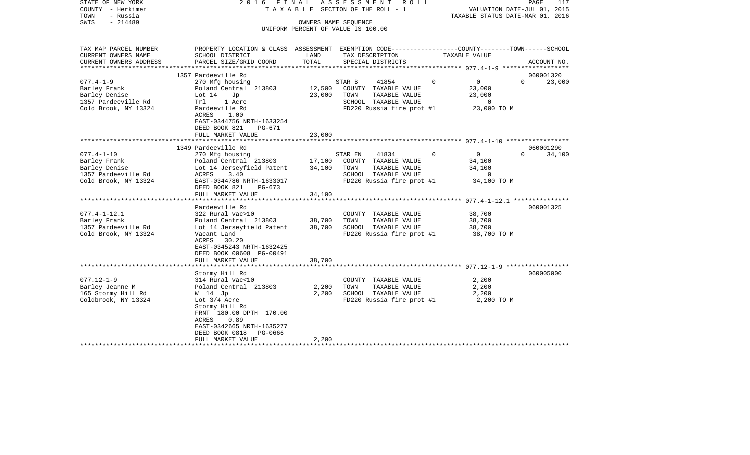STATE OF NEW YORK — 2016 FINAL ASSESSMENT ROLL
COUNTY - Herkimer — TAXABLE SECTION OF THE ROLL - 1 — VALUATION DATE-JUL 01, 2015
TOWN - Russia — TAXABLE STATUS DATE-MAR 01, 2016
SWIS - 214489 — OWNERS NAME SEQUENCE
UNIFORM PERCENT OF VALUE IS 100.00

| TAX MAP PARCEL NUMBER / CURRENT OWNERS NAME / CURRENT OWNERS ADDRESS | PROPERTY LOCATION & CLASS / SCHOOL DISTRICT / PARCEL SIZE/GRID COORD | ASSESSMENT LAND | ASSESSMENT TOTAL | EXEMPTION CODE / TAX DESCRIPTION / SPECIAL DISTRICTS | COUNTY TAXABLE VALUE | TOWN | SCHOOL | ACCOUNT NO. |
|---|---|---|---|---|---|---|---|---|
| 077.4-1-9 | 1357 Pardeeville Rd | | | | | | | 060001320 |
| | 270 Mfg housing | | | STAR B 41854 | 0 | 0 | 23,000 | |
| Barley Frank | Poland Central 213803 | 12,500 | | COUNTY TAXABLE VALUE | 23,000 | | | |
| Barley Denise | Lot 14 Jp | | 23,000 | TOWN TAXABLE VALUE | 23,000 | | | |
| 1357 Pardeeville Rd | Trl 1 Acre | | | SCHOOL TAXABLE VALUE | 0 | | | |
| Cold Brook, NY 13324 | Pardeeville Rd | | | FD220 Russia fire prot #1 | 23,000 TO M | | | |
| | ACRES 1.00 | | | | | | | |
| | EAST-0344756 NRTH-1633254 | | | | | | | |
| | DEED BOOK 821 PG-671 | | | | | | | |
| | FULL MARKET VALUE | | 23,000 | | | | | |
| 077.4-1-10 | 1349 Pardeeville Rd | | | | | | | 060001290 |
| | 270 Mfg housing | | | STAR EN 41834 | 0 | 0 | 34,100 | |
| Barley Frank | Poland Central 213803 | 17,100 | | COUNTY TAXABLE VALUE | 34,100 | | | |
| Barley Denise | Lot 14 Jerseyfield Patent | | 34,100 | TOWN TAXABLE VALUE | 34,100 | | | |
| 1357 Pardeeville Rd | ACRES 3.40 | | | SCHOOL TAXABLE VALUE | 0 | | | |
| Cold Brook, NY 13324 | EAST-0344786 NRTH-1633017 | | | FD220 Russia fire prot #1 | 34,100 TO M | | | |
| | DEED BOOK 821 PG-673 | | | | | | | |
| | FULL MARKET VALUE | | 34,100 | | | | | |
| 077.4-1-12.1 | Pardeeville Rd | | | | | | | 060001325 |
| | 322 Rural vac>10 | | | COUNTY TAXABLE VALUE | 38,700 | | | |
| Barley Frank | Poland Central 213803 | 38,700 | | TOWN TAXABLE VALUE | 38,700 | | | |
| 1357 Pardeeville Rd | Lot 14 Jerseyfield Patent | | 38,700 | SCHOOL TAXABLE VALUE | 38,700 | | | |
| Cold Brook, NY 13324 | Vacant Land | | | FD220 Russia fire prot #1 | 38,700 TO M | | | |
| | ACRES 30.20 | | | | | | | |
| | EAST-0345243 NRTH-1632425 | | | | | | | |
| | DEED BOOK 00608 PG-00491 | | | | | | | |
| | FULL MARKET VALUE | | 38,700 | | | | | |
| 077.12-1-9 | Stormy Hill Rd | | | | | | | 060005000 |
| | 314 Rural vac<10 | | | COUNTY TAXABLE VALUE | 2,200 | | | |
| Barley Jeanne M | Poland Central 213803 | 2,200 | | TOWN TAXABLE VALUE | 2,200 | | | |
| 165 Stormy Hill Rd | W 14 Jp | | 2,200 | SCHOOL TAXABLE VALUE | 2,200 | | | |
| Coldbrook, NY 13324 | Lot 3/4 Acre | | | FD220 Russia fire prot #1 | 2,200 TO M | | | |
| | Stormy Hill Rd | | | | | | | |
| | FRNT 180.00 DPTH 170.00 | | | | | | | |
| | ACRES 0.89 | | | | | | | |
| | EAST-0342665 NRTH-1635277 | | | | | | | |
| | DEED BOOK 0818 PG-0666 | | | | | | | |
| | FULL MARKET VALUE | | 2,200 | | | | | |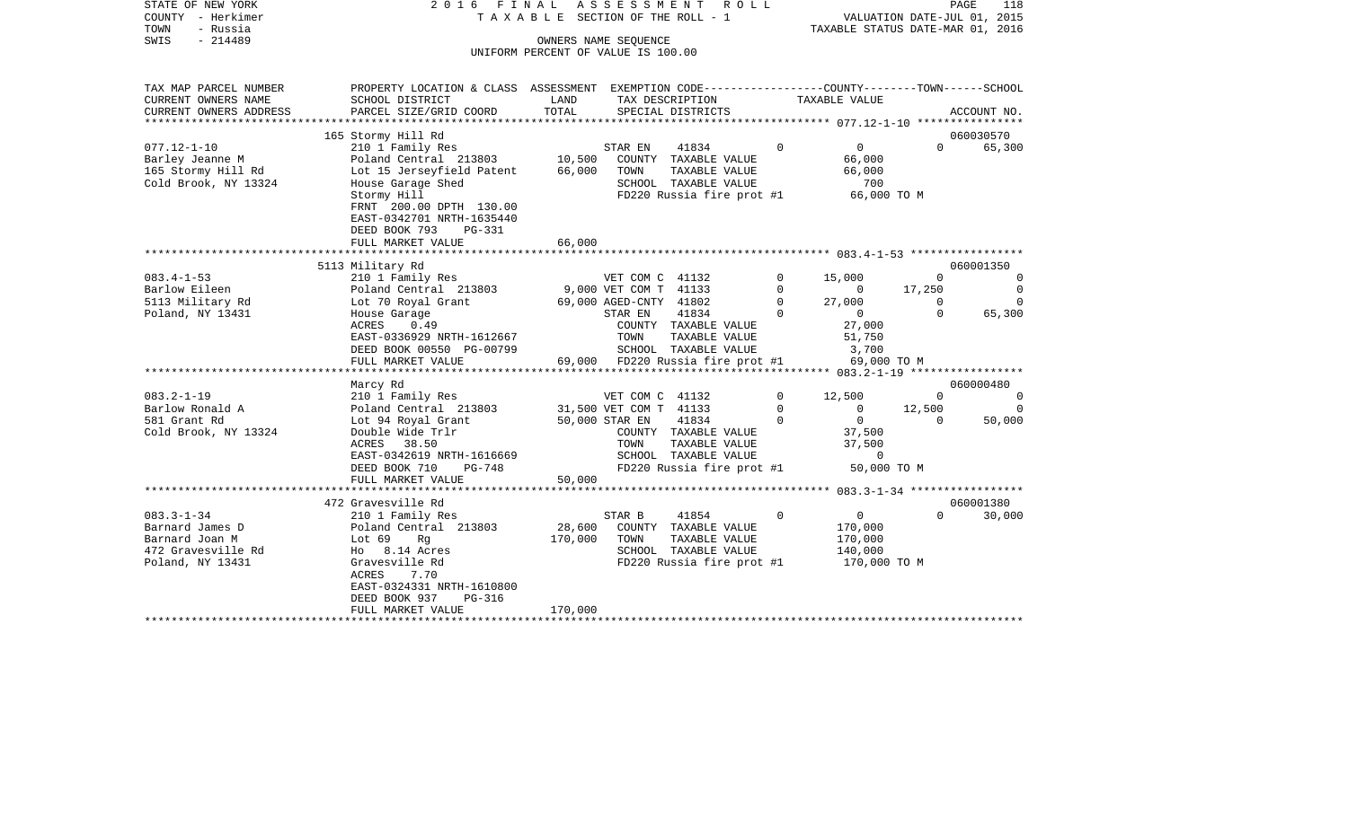STATE OF NEW YORK | 2016 FINAL ASSESSMENT ROLL | VALUATION DATE-JUL 01, 2015
COUNTY - Herkimer | TAXABLE SECTION OF THE ROLL - 1 | TAXABLE STATUS DATE-MAR 01, 2016
TOWN - Russia | OWNERS NAME SEQUENCE
SWIS - 214489 | UNIFORM PERCENT OF VALUE IS 100.00

| TAX MAP PARCEL NUMBER / CURRENT OWNERS NAME / CURRENT OWNERS ADDRESS | PROPERTY LOCATION & CLASS / SCHOOL DISTRICT / PARCEL SIZE/GRID COORD | ASSESSMENT LAND | ASSESSMENT TOTAL | EXEMPTION CODE / TAX DESCRIPTION / SPECIAL DISTRICTS | | COUNTY TAXABLE VALUE | TOWN | SCHOOL / ACCOUNT NO. |
|---|---|---|---|---|---|---|---|---|
| | 165 Stormy Hill Rd | | | | | | | 060030570 |
| 077.12-1-10 | 210 1 Family Res | | | STAR EN 41834 | 0 | 0 | 0 | 65,300 |
| Barley Jeanne M | Poland Central 213803 | 10,500 | | COUNTY TAXABLE VALUE | | 66,000 | | |
| 165 Stormy Hill Rd | Lot 15 Jerseyfield Patent | | 66,000 | TOWN TAXABLE VALUE | | 66,000 | | |
| Cold Brook, NY 13324 | House Garage Shed | | | SCHOOL TAXABLE VALUE | | 700 | | |
| | Stormy Hill | | | FD220 Russia fire prot #1 | | 66,000 TO M | | |
| | FRNT 200.00 DPTH 130.00 | | | | | | | |
| | EAST-0342701 NRTH-1635440 | | | | | | | |
| | DEED BOOK 793 PG-331 | | | | | | | |
| | FULL MARKET VALUE | | 66,000 | | | | | |
| | 5113 Military Rd | | | | | | | 060001350 |
| 083.4-1-53 | 210 1 Family Res | | | VET COM C 41132 | 0 | 15,000 | 0 | 0 |
| Barlow Eileen | Poland Central 213803 | 9,000 | | VET COM T 41133 | 0 | 0 | 17,250 | 0 |
| 5113 Military Rd | Lot 70 Royal Grant | | 69,000 | AGED-CNTY 41802 | 0 | 27,000 | 0 | 0 |
| Poland, NY 13431 | House Garage | | | STAR EN 41834 | 0 | 0 | 0 | 65,300 |
| | ACRES 0.49 | | | COUNTY TAXABLE VALUE | | 27,000 | | |
| | EAST-0336929 NRTH-1612667 | | | TOWN TAXABLE VALUE | | 51,750 | | |
| | DEED BOOK 00550 PG-00799 | | | SCHOOL TAXABLE VALUE | | 3,700 | | |
| | FULL MARKET VALUE | | 69,000 | FD220 Russia fire prot #1 | | 69,000 TO M | | |
| | Marcy Rd | | | | | | | 060000480 |
| 083.2-1-19 | 210 1 Family Res | | | VET COM C 41132 | 0 | 12,500 | 0 | 0 |
| Barlow Ronald A | Poland Central 213803 | 31,500 | | VET COM T 41133 | 0 | 0 | 12,500 | 0 |
| 581 Grant Rd | Lot 94 Royal Grant | | 50,000 | STAR EN 41834 | 0 | 0 | 0 | 50,000 |
| Cold Brook, NY 13324 | Double Wide Trlr | | | COUNTY TAXABLE VALUE | | 37,500 | | |
| | ACRES 38.50 | | | TOWN TAXABLE VALUE | | 37,500 | | |
| | EAST-0342619 NRTH-1616669 | | | SCHOOL TAXABLE VALUE | | 0 | | |
| | DEED BOOK 710 PG-748 | | | FD220 Russia fire prot #1 | | 50,000 TO M | | |
| | FULL MARKET VALUE | | 50,000 | | | | | |
| | 472 Gravesville Rd | | | | | | | 060001380 |
| 083.3-1-34 | 210 1 Family Res | | | STAR B 41854 | 0 | 0 | 0 | 30,000 |
| Barnard James D | Poland Central 213803 | 28,600 | | COUNTY TAXABLE VALUE | | 170,000 | | |
| Barnard Joan M | Lot 69 Rg | | 170,000 | TOWN TAXABLE VALUE | | 170,000 | | |
| 472 Gravesville Rd | Ho 8.14 Acres | | | SCHOOL TAXABLE VALUE | | 140,000 | | |
| Poland, NY 13431 | Gravesville Rd | | | FD220 Russia fire prot #1 | | 170,000 TO M | | |
| | ACRES 7.70 | | | | | | | |
| | EAST-0324331 NRTH-1610800 | | | | | | | |
| | DEED BOOK 937 PG-316 | | | | | | | |
| | FULL MARKET VALUE | | 170,000 | | | | | |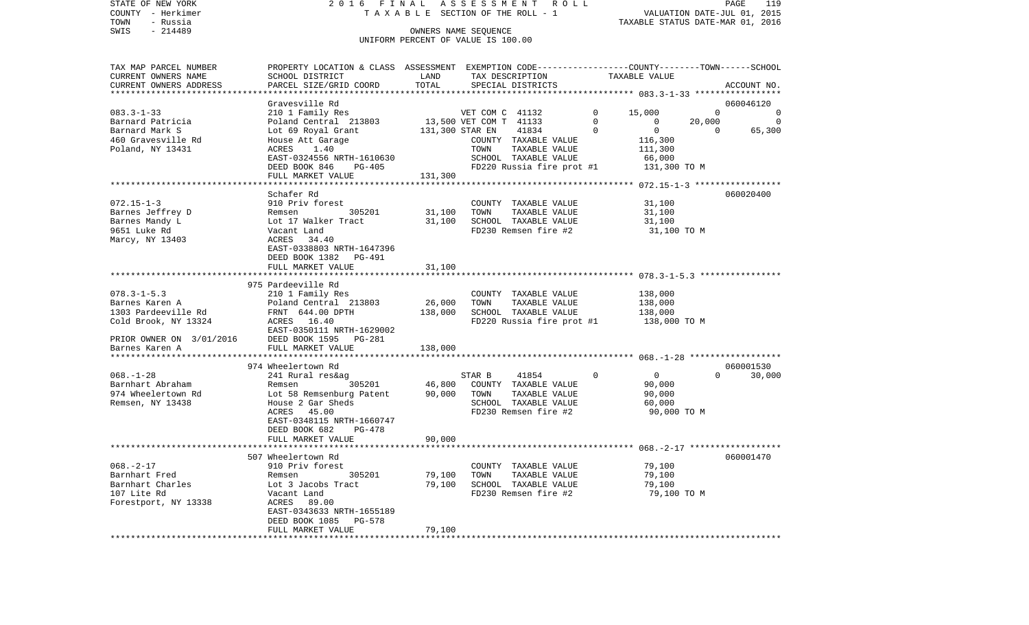STATE OF NEW YORK 2016 FINAL ASSESSMENT ROLL
COUNTY - Herkimer TAXABLE SECTION OF THE ROLL - 1 VALUATION DATE-JUL 01, 2015
TOWN - Russia TAXABLE STATUS DATE-MAR 01, 2016
SWIS - 214489 OWNERS NAME SEQUENCE
UNIFORM PERCENT OF VALUE IS 100.00

```
TAX MAP PARCEL NUMBER     PROPERTY LOCATION & CLASS  ASSESSMENT  EXEMPTION CODE------------------COUNTY--------TOWN------SCHOOL
CURRENT OWNERS NAME       SCHOOL DISTRICT               LAND      TAX DESCRIPTION                  TAXABLE VALUE
CURRENT OWNERS ADDRESS    PARCEL SIZE/GRID COORD        TOTAL     SPECIAL DISTRICTS                                             ACCOUNT NO.
******************************************************************************************************* 083.3-1-33 *****************
                          Gravesville Rd                                                                                    060046120
083.3-1-33                210 1 Family Res                   VET COM C  41132          0     15,000           0           0
Barnard Patricia          Poland Central  213803      13,500 VET COM T  41133          0          0      20,000           0
Barnard Mark S            Lot 69 Royal Grant         131,300 STAR EN    41834          0          0           0      65,300
460 Gravesville Rd        House Att Garage                   COUNTY  TAXABLE VALUE               116,300
Poland, NY 13431          ACRES     1.40                     TOWN    TAXABLE VALUE               111,300
                          EAST-0324556 NRTH-1610630          SCHOOL  TAXABLE VALUE                66,000
                          DEED BOOK 846    PG-405            FD220 Russia fire prot #1          131,300 TO M
                          FULL MARKET VALUE          131,300
******************************************************************************************************* 072.15-1-3 *****************
                          Schafer Rd                                                                                        060020400
072.15-1-3                910 Priv forest                    COUNTY  TAXABLE VALUE                31,100
Barnes Jeffrey D          Remsen          305201      31,100 TOWN    TAXABLE VALUE                31,100
Barnes Mandy L            Lot 17 Walker Tract         31,100 SCHOOL  TAXABLE VALUE                31,100
9651 Luke Rd              Vacant Land                        FD230 Remsen fire #2                 31,100 TO M
Marcy, NY 13403           ACRES    34.40
                          EAST-0338803 NRTH-1647396
                          DEED BOOK 1382   PG-491
                          FULL MARKET VALUE           31,100
******************************************************************************************************* 078.3-1-5.3 ****************
                          975 Pardeeville Rd
078.3-1-5.3               210 1 Family Res                   COUNTY  TAXABLE VALUE               138,000
Barnes Karen A            Poland Central  213803      26,000 TOWN    TAXABLE VALUE               138,000
1303 Pardeeville Rd       FRNT  644.00 DPTH          138,000 SCHOOL  TAXABLE VALUE               138,000
Cold Brook, NY 13324      ACRES    16.40                     FD220 Russia fire prot #1          138,000 TO M
                          EAST-0350111 NRTH-1629002
PRIOR OWNER ON 3/01/2016  DEED BOOK 1595   PG-281
Barnes Karen A            FULL MARKET VALUE          138,000
******************************************************************************************************* 068.-1-28 ******************
                          974 Wheelertown Rd                                                                                060001530
068.-1-28                 241 Rural res&ag                   STAR B     41854          0          0           0      30,000
Barnhart Abraham          Remsen          305201      46,800 COUNTY  TAXABLE VALUE                90,000
974 Wheelertown Rd        Lot 58 Remsenburg Patent    90,000 TOWN    TAXABLE VALUE                90,000
Remsen, NY 13438          House 2 Gar Sheds                  SCHOOL  TAXABLE VALUE                60,000
                          ACRES    45.00                     FD230 Remsen fire #2                 90,000 TO M
                          EAST-0348115 NRTH-1660747
                          DEED BOOK 682    PG-478
                          FULL MARKET VALUE           90,000
******************************************************************************************************* 068.-2-17 ******************
                          507 Wheelertown Rd                                                                                060001470
068.-2-17                 910 Priv forest                    COUNTY  TAXABLE VALUE                79,100
Barnhart Fred             Remsen          305201      79,100 TOWN    TAXABLE VALUE                79,100
Barnhart Charles          Lot 3 Jacobs Tract          79,100 SCHOOL  TAXABLE VALUE                79,100
107 Lite Rd               Vacant Land                        FD230 Remsen fire #2                 79,100 TO M
Forestport, NY 13338      ACRES    89.00
                          EAST-0343633 NRTH-1655189
                          DEED BOOK 1085   PG-578
                          FULL MARKET VALUE           79,100
************************************************************************************************************************************
```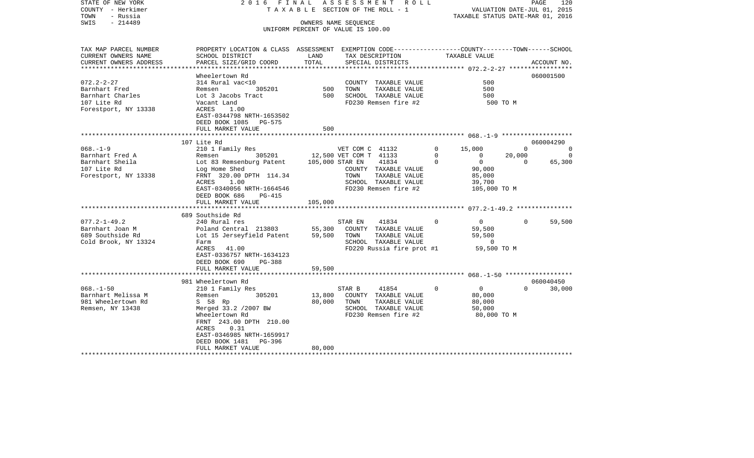STATE OF NEW YORK — 2016 FINAL ASSESSMENT ROLL — PAGE 120
COUNTY - Herkimer — TAXABLE SECTION OF THE ROLL - 1 — VALUATION DATE-JUL 01, 2015
TOWN - Russia — TAXABLE STATUS DATE-MAR 01, 2016
SWIS - 214489 — OWNERS NAME SEQUENCE
UNIFORM PERCENT OF VALUE IS 100.00

| TAX MAP PARCEL NUMBER / CURRENT OWNERS NAME / CURRENT OWNERS ADDRESS | PROPERTY LOCATION & CLASS / SCHOOL DISTRICT / PARCEL SIZE/GRID COORD | ASSESSMENT LAND | TOTAL | EXEMPTION CODE / TAX DESCRIPTION / SPECIAL DISTRICTS | COUNTY | TOWN | SCHOOL | ACCOUNT NO. |
|---|---|---|---|---|---|---|---|---|
| **072.2-2-27** | Wheelertown Rd | | | | | | | 060001500 |
| 072.2-2-27 | 314 Rural vac<10 | | | COUNTY TAXABLE VALUE | 500 | | | |
| Barnhart Fred | Remsen 305201 | 500 | | TOWN TAXABLE VALUE | | 500 | | |
| Barnhart Charles | Lot 3 Jacobs Tract | | 500 | SCHOOL TAXABLE VALUE | | | 500 | |
| 107 Lite Rd | Vacant Land | | | FD230 Remsen fire #2 | 500 TO M | | | |
| Forestport, NY 13338 | ACRES 1.00 | | | | | | | |
| | EAST-0344798 NRTH-1653502 | | | | | | | |
| | DEED BOOK 1085 PG-575 | | | | | | | |
| | FULL MARKET VALUE | | 500 | | | | | |
| **068.-1-9** | 107 Lite Rd | | | | | | | 060004290 |
| 068.-1-9 | 210 1 Family Res | | | VET COM C 41132 0 | 15,000 | 0 | 0 | |
| Barnhart Fred A | Remsen 305201 | 12,500 | | VET COM T 41133 0 | 0 | 20,000 | 0 | |
| Barnhart Sheila | Lot 83 Remsenburg Patent | | 105,000 | STAR EN 41834 0 | 0 | 0 | 65,300 | |
| 107 Lite Rd | Log Home Shed | | | COUNTY TAXABLE VALUE | 90,000 | | | |
| Forestport, NY 13338 | FRNT 320.00 DPTH 114.34 | | | TOWN TAXABLE VALUE | | 85,000 | | |
| | ACRES 1.00 | | | SCHOOL TAXABLE VALUE | | | 39,700 | |
| | EAST-0340056 NRTH-1664546 | | | FD230 Remsen fire #2 | 105,000 TO M | | | |
| | DEED BOOK 686 PG-415 | | | | | | | |
| | FULL MARKET VALUE | | 105,000 | | | | | |
| **077.2-1-49.2** | 689 Southside Rd | | | | | | | |
| 077.2-1-49.2 | 240 Rural res | | | STAR EN 41834 0 | 0 | 0 | 59,500 | |
| Barnhart Joan M | Poland Central 213803 | 55,300 | | COUNTY TAXABLE VALUE | 59,500 | | | |
| 689 Southside Rd | Lot 15 Jerseyfield Patent | | 59,500 | TOWN TAXABLE VALUE | | 59,500 | | |
| Cold Brook, NY 13324 | Farm | | | SCHOOL TAXABLE VALUE | | | 0 | |
| | ACRES 41.00 | | | FD220 Russia fire prot #1 | 59,500 TO M | | | |
| | EAST-0336757 NRTH-1634123 | | | | | | | |
| | DEED BOOK 690 PG-388 | | | | | | | |
| | FULL MARKET VALUE | | 59,500 | | | | | |
| **068.-1-50** | 981 Wheelertown Rd | | | | | | | 060040450 |
| 068.-1-50 | 210 1 Family Res | | | STAR B 41854 0 | 0 | 0 | 30,000 | |
| Barnhart Melissa M | Remsen 305201 | 13,800 | | COUNTY TAXABLE VALUE | 80,000 | | | |
| 981 Wheelertown Rd | S 58 Rp | | 80,000 | TOWN TAXABLE VALUE | | 80,000 | | |
| Remsen, NY 13438 | Merged 33.2 /2007 BW | | | SCHOOL TAXABLE VALUE | | | 50,000 | |
| | Wheelertown Rd | | | FD230 Remsen fire #2 | 80,000 TO M | | | |
| | FRNT 243.00 DPTH 210.00 | | | | | | | |
| | ACRES 0.31 | | | | | | | |
| | EAST-0346985 NRTH-1659917 | | | | | | | |
| | DEED BOOK 1481 PG-396 | | | | | | | |
| | FULL MARKET VALUE | | 80,000 | | | | | |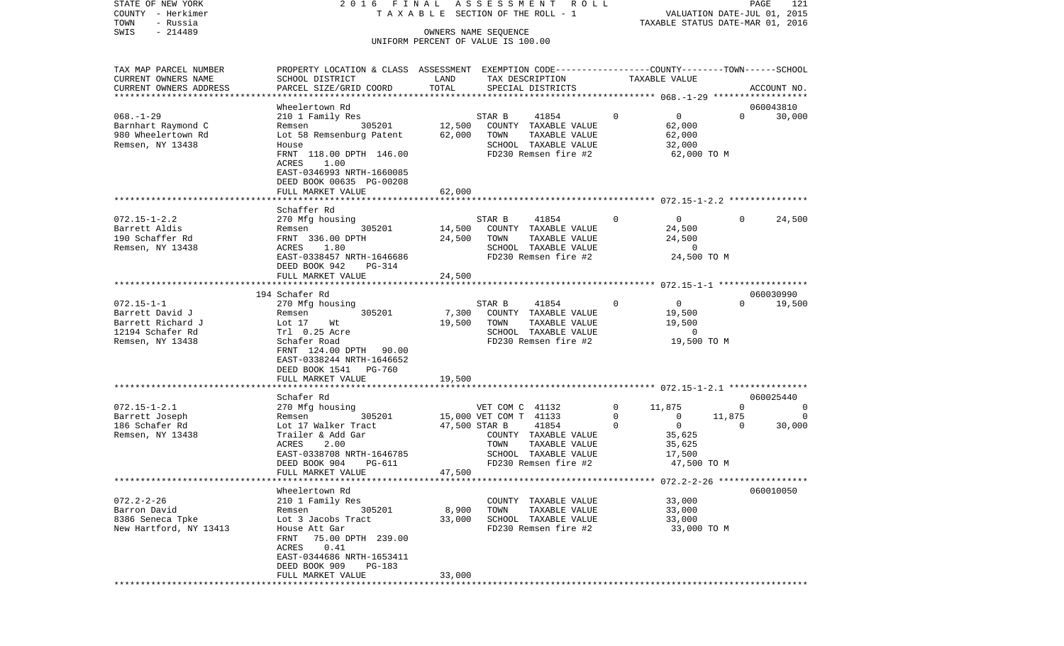STATE OF NEW YORK — COUNTY - Herkimer — TOWN - Russia — SWIS - 214489

2016 FINAL ASSESSMENT ROLL
TAXABLE SECTION OF THE ROLL - 1
OWNERS NAME SEQUENCE
UNIFORM PERCENT OF VALUE IS 100.00

VALUATION DATE-JUL 01, 2015
TAXABLE STATUS DATE-MAR 01, 2016

```
TAX MAP PARCEL NUMBER     PROPERTY LOCATION & CLASS  ASSESSMENT  EXEMPTION CODE-----------------COUNTY--------TOWN------SCHOOL
CURRENT OWNERS NAME       SCHOOL DISTRICT             LAND       TAX DESCRIPTION              TAXABLE VALUE
CURRENT OWNERS ADDRESS    PARCEL SIZE/GRID COORD      TOTAL      SPECIAL DISTRICTS                                      ACCOUNT NO.
******************************************************************************************************* 068.-1-29 ******************
                          Wheelertown Rd                                                                              060043810
068.-1-29                 210 1 Family Res                       STAR B      41854        0           0          0      30,000
Barnhart Raymond C        Remsen         305201       12,500     COUNTY  TAXABLE VALUE                62,000
980 Wheelertown Rd        Lot 58 Remsenburg Patent    62,000     TOWN    TAXABLE VALUE                62,000
Remsen, NY 13438          House                                  SCHOOL  TAXABLE VALUE                32,000
                          FRNT 118.00 DPTH 146.00                FD230 Remsen fire #2                 62,000 TO M
                          ACRES     1.00
                          EAST-0346993 NRTH-1660085
                          DEED BOOK 00635 PG-00208
                          FULL MARKET VALUE           62,000
******************************************************************************************************* 072.15-1-2.2 ***************
                          Schaffer Rd
072.15-1-2.2              270 Mfg housing                        STAR B      41854        0           0          0      24,500
Barrett Aldis             Remsen         305201       14,500     COUNTY  TAXABLE VALUE                24,500
190 Schaffer Rd           FRNT 336.00 DPTH            24,500     TOWN    TAXABLE VALUE                24,500
Remsen, NY 13438          ACRES     1.80                         SCHOOL  TAXABLE VALUE                     0
                          EAST-0338457 NRTH-1646686              FD230 Remsen fire #2                 24,500 TO M
                          DEED BOOK 942    PG-314
                          FULL MARKET VALUE           24,500
******************************************************************************************************* 072.15-1-1 *****************
                          194 Schafer Rd                                                                              060030990
072.15-1-1                270 Mfg housing                        STAR B      41854        0           0          0      19,500
Barrett David J           Remsen         305201        7,300     COUNTY  TAXABLE VALUE                19,500
Barrett Richard J         Lot 17    Wt                19,500     TOWN    TAXABLE VALUE                19,500
12194 Schafer Rd          Trl  0.25 Acre                         SCHOOL  TAXABLE VALUE                     0
Remsen, NY 13438          Schafer Road                           FD230 Remsen fire #2                 19,500 TO M
                          FRNT 124.00 DPTH  90.00
                          EAST-0338244 NRTH-1646652
                          DEED BOOK 1541   PG-760
                          FULL MARKET VALUE           19,500
******************************************************************************************************* 072.15-1-2.1 ***************
                          Schafer Rd                                                                                  060025440
072.15-1-2.1              270 Mfg housing                        VET COM C  41132         0      11,875          0           0
Barrett Joseph            Remsen         305201       15,000     VET COM T  41133         0           0     11,875           0
186 Schafer Rd            Lot 17 Walker Tract         47,500     STAR B     41854         0           0          0      30,000
Remsen, NY 13438          Trailer & Add Gar                      COUNTY  TAXABLE VALUE                35,625
                          ACRES     2.00                         TOWN    TAXABLE VALUE                35,625
                          EAST-0338708 NRTH-1646785              SCHOOL  TAXABLE VALUE                17,500
                          DEED BOOK 904    PG-611                FD230 Remsen fire #2                 47,500 TO M
                          FULL MARKET VALUE           47,500
******************************************************************************************************* 072.2-2-26 *****************
                          Wheelertown Rd                                                                              060010050
072.2-2-26                210 1 Family Res                       COUNTY  TAXABLE VALUE                33,000
Barron David              Remsen         305201        8,900     TOWN    TAXABLE VALUE                33,000
8386 Seneca Tpke          Lot 3 Jacobs Tract          33,000     SCHOOL  TAXABLE VALUE                33,000
New Hartford, NY 13413    House Att Gar                          FD230 Remsen fire #2                 33,000 TO M
                          FRNT  75.00 DPTH 239.00
                          ACRES     0.41
                          EAST-0344686 NRTH-1653411
                          DEED BOOK 909    PG-183
                          FULL MARKET VALUE           33,000
************************************************************************************************************************************
```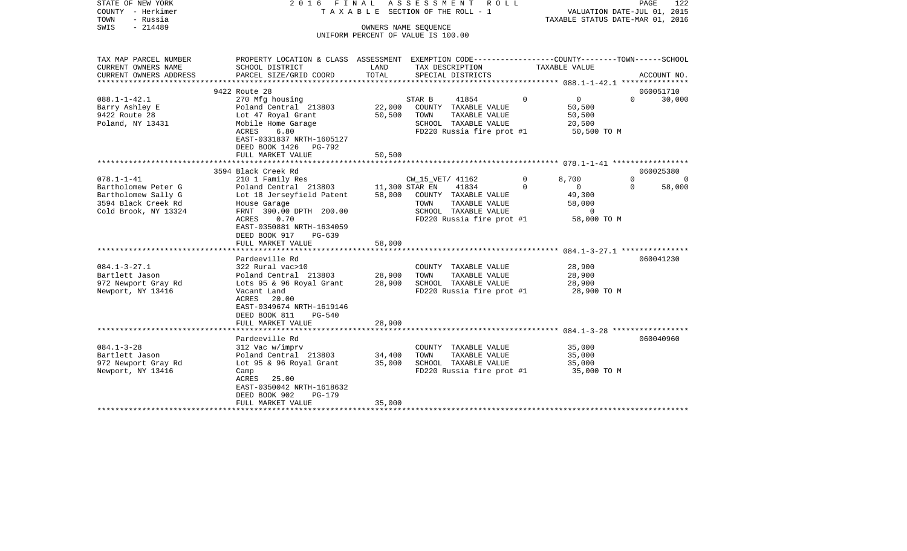STATE OF NEW YORK
COUNTY - Herkimer
TOWN - Russia
SWIS - 214489

2016 FINAL ASSESSMENT ROLL
TAXABLE SECTION OF THE ROLL - 1
OWNERS NAME SEQUENCE
UNIFORM PERCENT OF VALUE IS 100.00

VALUATION DATE-JUL 01, 2015
TAXABLE STATUS DATE-MAR 01, 2016

| TAX MAP PARCEL NUMBER / CURRENT OWNERS NAME / CURRENT OWNERS ADDRESS | PROPERTY LOCATION & CLASS / SCHOOL DISTRICT / PARCEL SIZE/GRID COORD | ASSESSMENT LAND | ASSESSMENT TOTAL | EXEMPTION CODE / TAX DESCRIPTION / SPECIAL DISTRICTS | COUNTY | TOWN | SCHOOL | ACCOUNT NO. |
|---|---|---|---|---|---|---|---|---|
| **088.1-1-42.1** | 9422 Route 28 | | | | | | | 060051710 |
| | 270 Mfg housing | | | STAR B 41854 | 0 | 0 | 30,000 | |
| Barry Ashley E | Poland Central 213803 | 22,000 | | COUNTY TAXABLE VALUE | 50,500 | | | |
| 9422 Route 28 | Lot 47 Royal Grant | | 50,500 | TOWN TAXABLE VALUE | | 50,500 | | |
| Poland, NY 13431 | Mobile Home Garage | | | SCHOOL TAXABLE VALUE | | | 20,500 | |
| | ACRES 6.80 | | | FD220 Russia fire prot #1 | 50,500 TO M | | | |
| | EAST-0331837 NRTH-1605127 | | | | | | | |
| | DEED BOOK 1426 PG-792 | | | | | | | |
| | FULL MARKET VALUE | | 50,500 | | | | | |
| **078.1-1-41** | 3594 Black Creek Rd | | | | | | | 060025380 |
| | 210 1 Family Res | | | CW_15_VET/ 41162 | 8,700 | 0 | 0 | |
| Bartholomew Peter G | Poland Central 213803 | 11,300 | | STAR EN 41834 | 0 | 0 | 58,000 | |
| Bartholomew Sally G | Lot 18 Jerseyfield Patent | | 58,000 | COUNTY TAXABLE VALUE | 49,300 | | | |
| 3594 Black Creek Rd | House Garage | | | TOWN TAXABLE VALUE | | 58,000 | | |
| Cold Brook, NY 13324 | FRNT 390.00 DPTH 200.00 | | | SCHOOL TAXABLE VALUE | | | 0 | |
| | ACRES 0.70 | | | FD220 Russia fire prot #1 | 58,000 TO M | | | |
| | EAST-0350881 NRTH-1634059 | | | | | | | |
| | DEED BOOK 917 PG-639 | | | | | | | |
| | FULL MARKET VALUE | | 58,000 | | | | | |
| **084.1-3-27.1** | Pardeeville Rd | | | | | | | 060041230 |
| | 322 Rural vac>10 | | | COUNTY TAXABLE VALUE | 28,900 | | | |
| Bartlett Jason | Poland Central 213803 | 28,900 | | TOWN TAXABLE VALUE | | 28,900 | | |
| 972 Newport Gray Rd | Lots 95 & 96 Royal Grant | | 28,900 | SCHOOL TAXABLE VALUE | | | 28,900 | |
| Newport, NY 13416 | Vacant Land | | | FD220 Russia fire prot #1 | 28,900 TO M | | | |
| | ACRES 20.00 | | | | | | | |
| | EAST-0349674 NRTH-1619146 | | | | | | | |
| | DEED BOOK 811 PG-540 | | | | | | | |
| | FULL MARKET VALUE | | 28,900 | | | | | |
| **084.1-3-28** | Pardeeville Rd | | | | | | | 060040960 |
| | 312 Vac w/imprv | | | COUNTY TAXABLE VALUE | 35,000 | | | |
| Bartlett Jason | Poland Central 213803 | 34,400 | | TOWN TAXABLE VALUE | | 35,000 | | |
| 972 Newport Gray Rd | Lot 95 & 96 Royal Grant | | 35,000 | SCHOOL TAXABLE VALUE | | | 35,000 | |
| Newport, NY 13416 | Camp | | | FD220 Russia fire prot #1 | 35,000 TO M | | | |
| | ACRES 25.00 | | | | | | | |
| | EAST-0350042 NRTH-1618632 | | | | | | | |
| | DEED BOOK 902 PG-179 | | | | | | | |
| | FULL MARKET VALUE | | 35,000 | | | | | |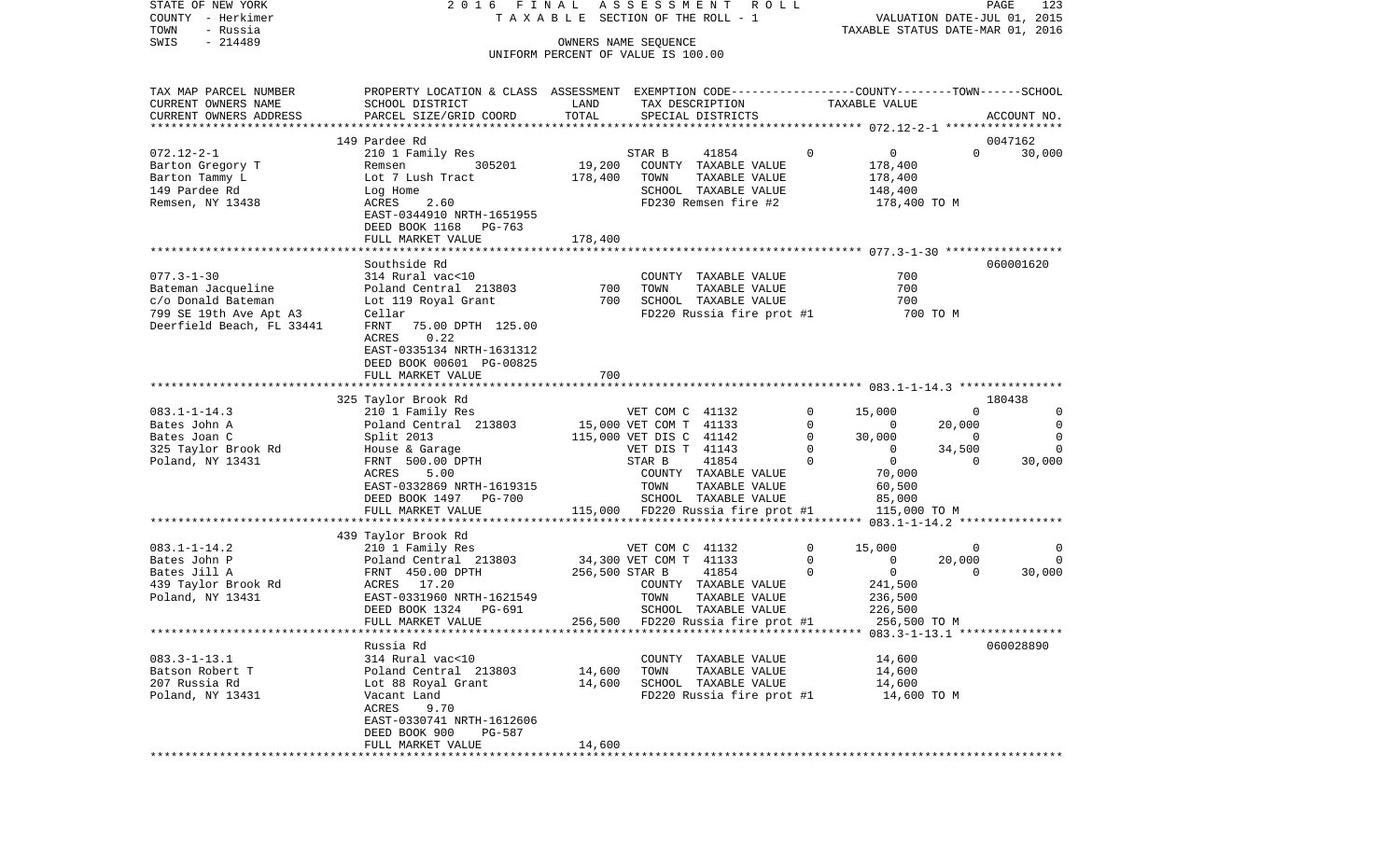STATE OF NEW YORK  
COUNTY - Herkimer  
TOWN - Russia  
SWIS - 214489

2 0 1 6 F I N A L A S S E S S M E N T R O L L  
T A X A B L E SECTION OF THE ROLL - 1  
OWNERS NAME SEQUENCE  
UNIFORM PERCENT OF VALUE IS 100.00

VALUATION DATE-JUL 01, 2015  
TAXABLE STATUS DATE-MAR 01, 2016

| TAX MAP PARCEL NUMBER / CURRENT OWNERS NAME / CURRENT OWNERS ADDRESS | PROPERTY LOCATION & CLASS / SCHOOL DISTRICT / PARCEL SIZE/GRID COORD | ASSESSMENT LAND / TOTAL | EXEMPTION CODE / TAX DESCRIPTION / SPECIAL DISTRICTS | | COUNTY TAXABLE VALUE | TOWN | SCHOOL / ACCOUNT NO. |
|---|---|---|---|---|---|---|---|
| | 149 Pardee Rd | | | | | | 0047162 |
| 072.12-2-1 | 210 1 Family Res | | STAR B 41854 | 0 | 0 | 0 | 30,000 |
| Barton Gregory T | Remsen 305201 | 19,200 | COUNTY TAXABLE VALUE | | 178,400 | | |
| Barton Tammy L | Lot 7 Lush Tract | 178,400 | TOWN TAXABLE VALUE | | 178,400 | | |
| 149 Pardee Rd | Log Home | | SCHOOL TAXABLE VALUE | | 148,400 | | |
| Remsen, NY 13438 | ACRES 2.60 | | FD230 Remsen fire #2 | | 178,400 TO M | | |
| | EAST-0344910 NRTH-1651955 | | | | | | |
| | DEED BOOK 1168 PG-763 | | | | | | |
| | FULL MARKET VALUE | 178,400 | | | | | |
| | Southside Rd | | | | | | 060001620 |
| 077.3-1-30 | 314 Rural vac<10 | | COUNTY TAXABLE VALUE | | 700 | | |
| Bateman Jacqueline | Poland Central 213803 | 700 | TOWN TAXABLE VALUE | | 700 | | |
| c/o Donald Bateman | Lot 119 Royal Grant | 700 | SCHOOL TAXABLE VALUE | | 700 | | |
| 799 SE 19th Ave Apt A3 | Cellar | | FD220 Russia fire prot #1 | | 700 TO M | | |
| Deerfield Beach, FL 33441 | FRNT 75.00 DPTH 125.00 | | | | | | |
| | ACRES 0.22 | | | | | | |
| | EAST-0335134 NRTH-1631312 | | | | | | |
| | DEED BOOK 00601 PG-00825 | | | | | | |
| | FULL MARKET VALUE | 700 | | | | | |
| | 325 Taylor Brook Rd | | | | | | 180438 |
| 083.1-1-14.3 | 210 1 Family Res | | VET COM C 41132 | 0 | 15,000 | 0 | 0 |
| Bates John A | Poland Central 213803 | 15,000 | VET COM T 41133 | 0 | 0 | 20,000 | 0 |
| Bates Joan C | Split 2013 | 115,000 | VET DIS C 41142 | 0 | 30,000 | 0 | 0 |
| 325 Taylor Brook Rd | House & Garage | | VET DIS T 41143 | 0 | 0 | 34,500 | 0 |
| Poland, NY 13431 | FRNT 500.00 DPTH | | STAR B 41854 | 0 | 0 | 0 | 30,000 |
| | ACRES 5.00 | | COUNTY TAXABLE VALUE | | 70,000 | | |
| | EAST-0332869 NRTH-1619315 | | TOWN TAXABLE VALUE | | 60,500 | | |
| | DEED BOOK 1497 PG-700 | | SCHOOL TAXABLE VALUE | | 85,000 | | |
| | FULL MARKET VALUE | 115,000 | FD220 Russia fire prot #1 | | 115,000 TO M | | |
| | 439 Taylor Brook Rd | | | | | | |
| 083.1-1-14.2 | 210 1 Family Res | | VET COM C 41132 | 0 | 15,000 | 0 | 0 |
| Bates John P | Poland Central 213803 | 34,300 | VET COM T 41133 | 0 | 0 | 20,000 | 0 |
| Bates Jill A | FRNT 450.00 DPTH | 256,500 | STAR B 41854 | 0 | 0 | 0 | 30,000 |
| 439 Taylor Brook Rd | ACRES 17.20 | | COUNTY TAXABLE VALUE | | 241,500 | | |
| Poland, NY 13431 | EAST-0331960 NRTH-1621549 | | TOWN TAXABLE VALUE | | 236,500 | | |
| | DEED BOOK 1324 PG-691 | | SCHOOL TAXABLE VALUE | | 226,500 | | |
| | FULL MARKET VALUE | 256,500 | FD220 Russia fire prot #1 | | 256,500 TO M | | |
| | Russia Rd | | | | | | 060028890 |
| 083.3-1-13.1 | 314 Rural vac<10 | | COUNTY TAXABLE VALUE | | 14,600 | | |
| Batson Robert T | Poland Central 213803 | 14,600 | TOWN TAXABLE VALUE | | 14,600 | | |
| 207 Russia Rd | Lot 88 Royal Grant | 14,600 | SCHOOL TAXABLE VALUE | | 14,600 | | |
| Poland, NY 13431 | Vacant Land | | FD220 Russia fire prot #1 | | 14,600 TO M | | |
| | ACRES 9.70 | | | | | | |
| | EAST-0330741 NRTH-1612606 | | | | | | |
| | DEED BOOK 900 PG-587 | | | | | | |
| | FULL MARKET VALUE | 14,600 | | | | | |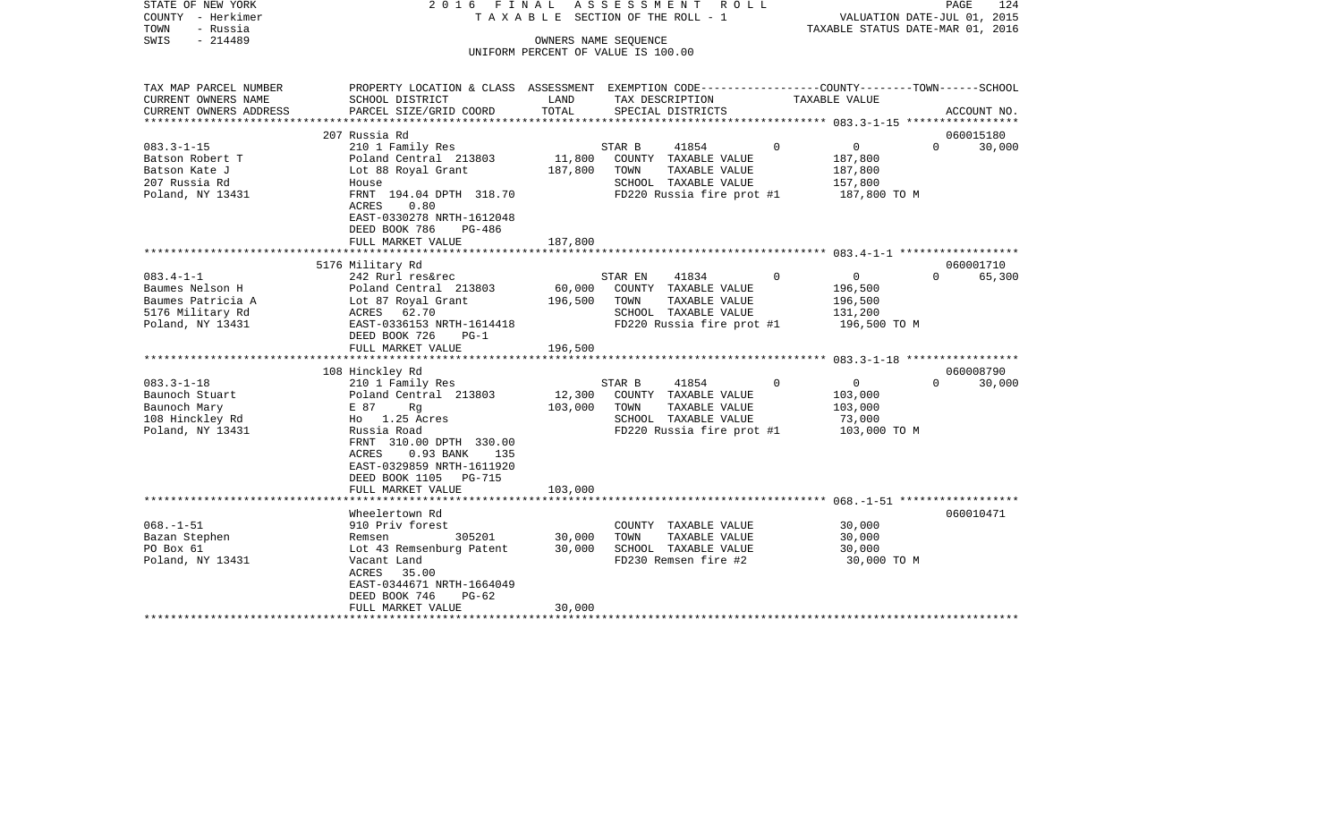STATE OF NEW YORK | 2016 FINAL ASSESSMENT ROLL | PAGE 124
COUNTY - Herkimer | TAXABLE SECTION OF THE ROLL - 1 | VALUATION DATE-JUL 01, 2015
TOWN - Russia | | TAXABLE STATUS DATE-MAR 01, 2016
SWIS - 214489 | OWNERS NAME SEQUENCE
UNIFORM PERCENT OF VALUE IS 100.00

| TAX MAP PARCEL NUMBER / CURRENT OWNERS NAME / CURRENT OWNERS ADDRESS | PROPERTY LOCATION & CLASS / SCHOOL DISTRICT / PARCEL SIZE/GRID COORD | ASSESSMENT LAND / TOTAL | EXEMPTION CODE / TAX DESCRIPTION / SPECIAL DISTRICTS | COUNTY | TOWN | SCHOOL / TAXABLE VALUE | ACCOUNT NO. |
|---|---|---|---|---|---|---|---|
| **083.3-1-15** | 207 Russia Rd | | | | | | 060015180 |
| 083.3-1-15 | 210 1 Family Res | | STAR B 41854 | 0 | 0 | 0 | 30,000 |
| Batson Robert T | Poland Central 213803 | 11,800 | COUNTY TAXABLE VALUE | 187,800 | | | |
| Batson Kate J | Lot 88 Royal Grant | 187,800 | TOWN TAXABLE VALUE | 187,800 | | | |
| 207 Russia Rd | House | | SCHOOL TAXABLE VALUE | 157,800 | | | |
| Poland, NY 13431 | FRNT 194.04 DPTH 318.70 | | FD220 Russia fire prot #1 | 187,800 TO M | | | |
| | ACRES 0.80 | | | | | | |
| | EAST-0330278 NRTH-1612048 | | | | | | |
| | DEED BOOK 786 PG-486 | | | | | | |
| | FULL MARKET VALUE | 187,800 | | | | | |
| **083.4-1-1** | 5176 Military Rd | | | | | | 060001710 |
| 083.4-1-1 | 242 Rurl res&rec | | STAR EN 41834 | 0 | 0 | 0 | 65,300 |
| Baumes Nelson H | Poland Central 213803 | 60,000 | COUNTY TAXABLE VALUE | 196,500 | | | |
| Baumes Patricia A | Lot 87 Royal Grant | 196,500 | TOWN TAXABLE VALUE | 196,500 | | | |
| 5176 Military Rd | ACRES 62.70 | | SCHOOL TAXABLE VALUE | 131,200 | | | |
| Poland, NY 13431 | EAST-0336153 NRTH-1614418 | | FD220 Russia fire prot #1 | 196,500 TO M | | | |
| | DEED BOOK 726 PG-1 | | | | | | |
| | FULL MARKET VALUE | 196,500 | | | | | |
| **083.3-1-18** | 108 Hinckley Rd | | | | | | 060008790 |
| 083.3-1-18 | 210 1 Family Res | | STAR B 41854 | 0 | 0 | 0 | 30,000 |
| Baunoch Stuart | Poland Central 213803 | 12,300 | COUNTY TAXABLE VALUE | 103,000 | | | |
| Baunoch Mary | E 87 Rg | 103,000 | TOWN TAXABLE VALUE | 103,000 | | | |
| 108 Hinckley Rd | Ho 1.25 Acres | | SCHOOL TAXABLE VALUE | 73,000 | | | |
| Poland, NY 13431 | Russia Road | | FD220 Russia fire prot #1 | 103,000 TO M | | | |
| | FRNT 310.00 DPTH 330.00 | | | | | | |
| | ACRES 0.93 BANK 135 | | | | | | |
| | EAST-0329859 NRTH-1611920 | | | | | | |
| | DEED BOOK 1105 PG-715 | | | | | | |
| | FULL MARKET VALUE | 103,000 | | | | | |
| **068.-1-51** | Wheelertown Rd | | | | | | 060010471 |
| 068.-1-51 | 910 Priv forest | | COUNTY TAXABLE VALUE | 30,000 | | | |
| Bazan Stephen | Remsen 305201 | 30,000 | TOWN TAXABLE VALUE | 30,000 | | | |
| PO Box 61 | Lot 43 Remsenburg Patent | 30,000 | SCHOOL TAXABLE VALUE | 30,000 | | | |
| Poland, NY 13431 | Vacant Land | | FD230 Remsen fire #2 | 30,000 TO M | | | |
| | ACRES 35.00 | | | | | | |
| | EAST-0344671 NRTH-1664049 | | | | | | |
| | DEED BOOK 746 PG-62 | | | | | | |
| | FULL MARKET VALUE | 30,000 | | | | | |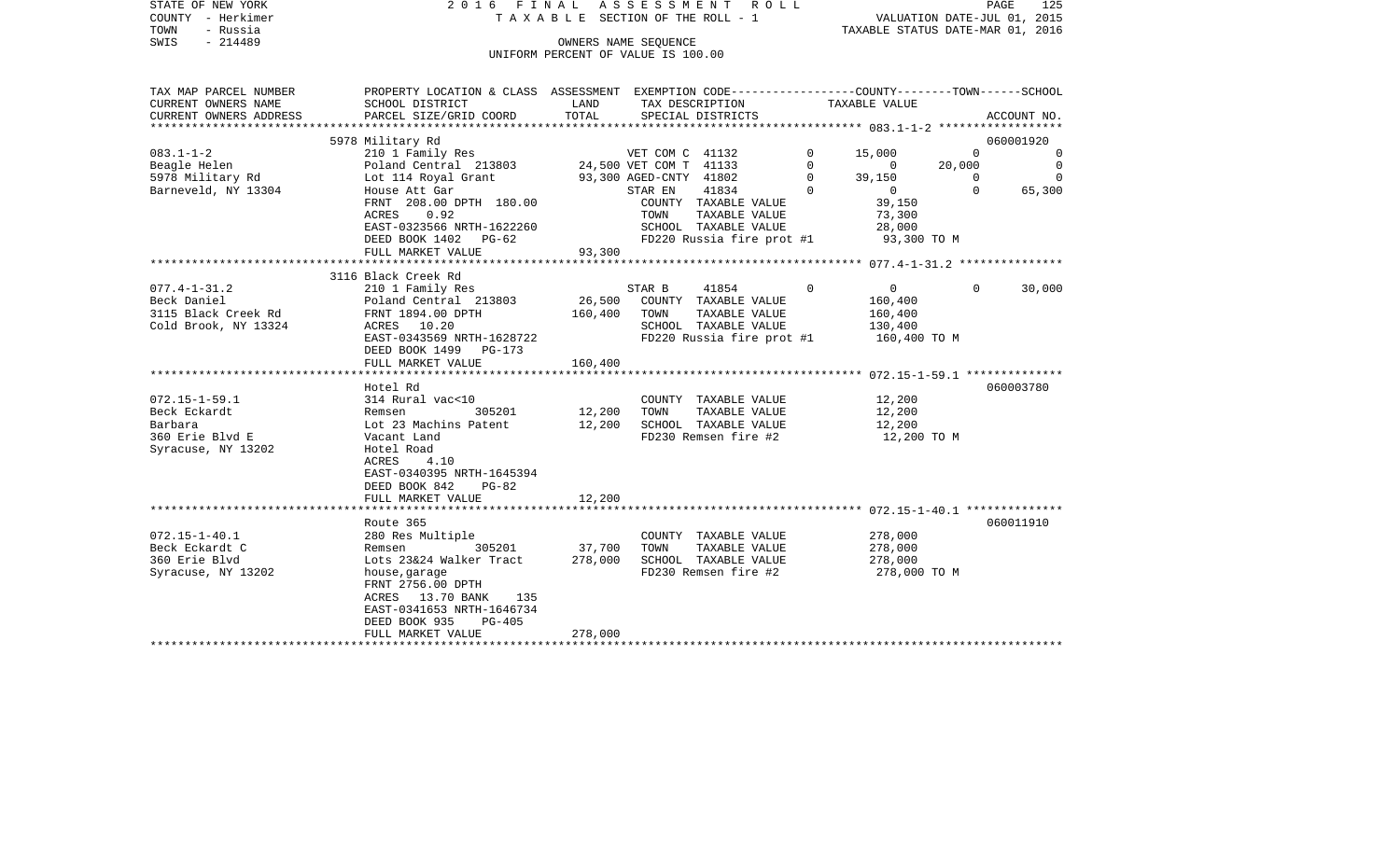STATE OF NEW YORK — 2016 FINAL ASSESSMENT ROLL — PAGE 125
COUNTY - Herkimer — TAXABLE SECTION OF THE ROLL - 1 — VALUATION DATE-JUL 01, 2015
TOWN - Russia — TAXABLE STATUS DATE-MAR 01, 2016
SWIS - 214489 — OWNERS NAME SEQUENCE
UNIFORM PERCENT OF VALUE IS 100.00

| TAX MAP PARCEL NUMBER / CURRENT OWNERS NAME / CURRENT OWNERS ADDRESS | PROPERTY LOCATION & CLASS / SCHOOL DISTRICT / PARCEL SIZE/GRID COORD | ASSESSMENT LAND | ASSESSMENT TOTAL | EXEMPTION CODE / TAX DESCRIPTION / SPECIAL DISTRICTS | | COUNTY TAXABLE VALUE | TOWN | SCHOOL | ACCOUNT NO. |
|---|---|---|---|---|---|---|---|---|---|
| 083.1-1-2 | 5978 Military Rd | | | | | | | | 060001920 |
| 083.1-1-2 | 210 1 Family Res | | | VET COM C 41132 | 0 | 15,000 | 0 | 0 | |
| Beagle Helen | Poland Central 213803 | 24,500 | | VET COM T 41133 | 0 | 0 | 20,000 | 0 | |
| 5978 Military Rd | Lot 114 Royal Grant | | 93,300 | AGED-CNTY 41802 | 0 | 39,150 | 0 | 0 | |
| Barneveld, NY 13304 | House Att Gar | | | STAR EN 41834 | 0 | 0 | 0 | 65,300 | |
| | FRNT 208.00 DPTH 180.00 | | | COUNTY TAXABLE VALUE | | 39,150 | | | |
| | ACRES 0.92 | | | TOWN TAXABLE VALUE | | 73,300 | | | |
| | EAST-0323566 NRTH-1622260 | | | SCHOOL TAXABLE VALUE | | 28,000 | | | |
| | DEED BOOK 1402 PG-62 | | | FD220 Russia fire prot #1 | | 93,300 TO M | | | |
| | FULL MARKET VALUE | | 93,300 | | | | | | |
| 077.4-1-31.2 | 3116 Black Creek Rd | | | | | | | | |
| 077.4-1-31.2 | 210 1 Family Res | | | STAR B 41854 | 0 | 0 | 0 | 30,000 | |
| Beck Daniel | Poland Central 213803 | 26,500 | | COUNTY TAXABLE VALUE | | 160,400 | | | |
| 3115 Black Creek Rd | FRNT 1894.00 DPTH | | 160,400 | TOWN TAXABLE VALUE | | 160,400 | | | |
| Cold Brook, NY 13324 | ACRES 10.20 | | | SCHOOL TAXABLE VALUE | | 130,400 | | | |
| | EAST-0343569 NRTH-1628722 | | | FD220 Russia fire prot #1 | | 160,400 TO M | | | |
| | DEED BOOK 1499 PG-173 | | | | | | | | |
| | FULL MARKET VALUE | | 160,400 | | | | | | |
| 072.15-1-59.1 | Hotel Rd | | | | | | | | 060003780 |
| 072.15-1-59.1 | 314 Rural vac<10 | | | COUNTY TAXABLE VALUE | | 12,200 | | | |
| Beck Eckardt | Remsen 305201 | 12,200 | | TOWN TAXABLE VALUE | | 12,200 | | | |
| Barbara | Lot 23 Machins Patent | | 12,200 | SCHOOL TAXABLE VALUE | | 12,200 | | | |
| 360 Erie Blvd E | Vacant Land | | | FD230 Remsen fire #2 | | 12,200 TO M | | | |
| Syracuse, NY 13202 | Hotel Road | | | | | | | | |
| | ACRES 4.10 | | | | | | | | |
| | EAST-0340395 NRTH-1645394 | | | | | | | | |
| | DEED BOOK 842 PG-82 | | | | | | | | |
| | FULL MARKET VALUE | | 12,200 | | | | | | |
| 072.15-1-40.1 | Route 365 | | | | | | | | 060011910 |
| 072.15-1-40.1 | 280 Res Multiple | | | COUNTY TAXABLE VALUE | | 278,000 | | | |
| Beck Eckardt C | Remsen 305201 | 37,700 | | TOWN TAXABLE VALUE | | 278,000 | | | |
| 360 Erie Blvd | Lots 23&24 Walker Tract | | 278,000 | SCHOOL TAXABLE VALUE | | 278,000 | | | |
| Syracuse, NY 13202 | house,garage | | | FD230 Remsen fire #2 | | 278,000 TO M | | | |
| | FRNT 2756.00 DPTH | | | | | | | | |
| | ACRES 13.70 BANK 135 | | | | | | | | |
| | EAST-0341653 NRTH-1646734 | | | | | | | | |
| | DEED BOOK 935 PG-405 | | | | | | | | |
| | FULL MARKET VALUE | | 278,000 | | | | | | |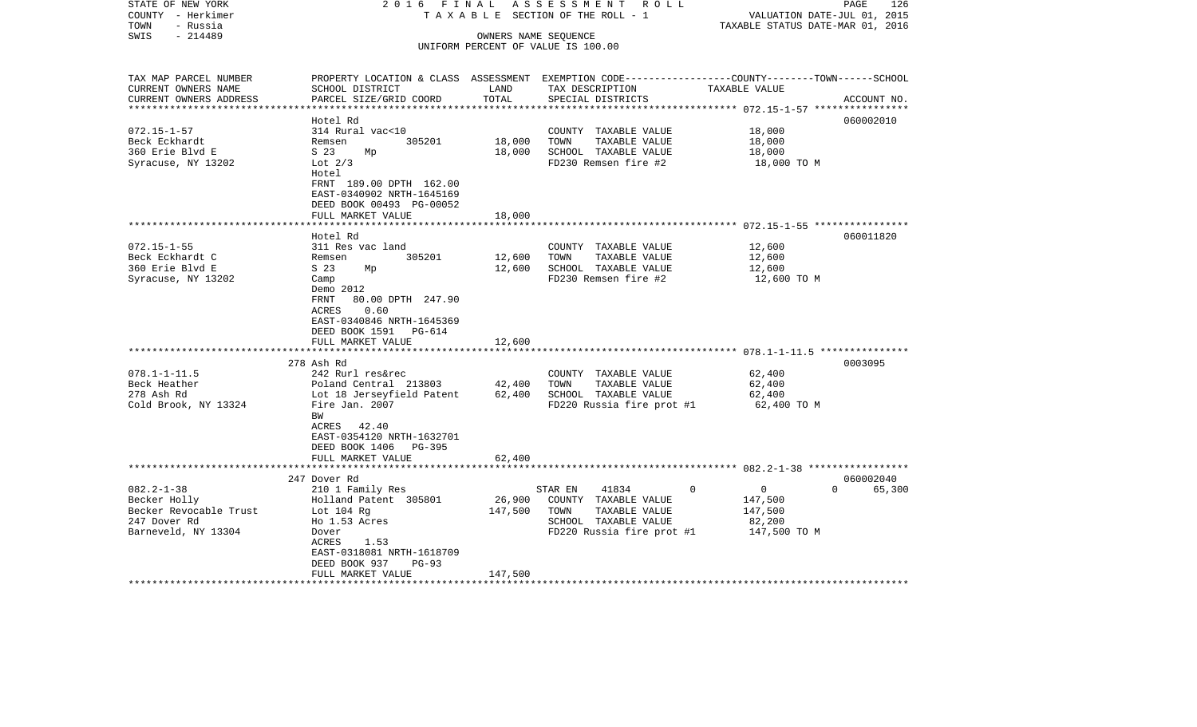STATE OF NEW YORK 2016 FINAL ASSESSMENT ROLL
COUNTY - Herkimer TAXABLE SECTION OF THE ROLL - 1 VALUATION DATE-JUL 01, 2015
TOWN - Russia TAXABLE STATUS DATE-MAR 01, 2016
SWIS - 214489 OWNERS NAME SEQUENCE
UNIFORM PERCENT OF VALUE IS 100.00

| TAX MAP PARCEL NUMBER<br>CURRENT OWNERS NAME<br>CURRENT OWNERS ADDRESS | PROPERTY LOCATION & CLASS<br>SCHOOL DISTRICT<br>PARCEL SIZE/GRID COORD | ASSESSMENT<br>LAND<br>TOTAL | EXEMPTION CODE-----COUNTY-----TOWN-----SCHOOL<br>TAX DESCRIPTION<br>SPECIAL DISTRICTS | TAXABLE VALUE | ACCOUNT NO. |
|---|---|---|---|---|---|
| | Hotel Rd | | | | 060002010 |
| 072.15-1-57<br>Beck Eckhardt<br>360 Erie Blvd E<br>Syracuse, NY 13202 | 314 Rural vac<10<br>Remsen 305201<br>S 23 Mp<br>Lot 2/3<br>Hotel<br>FRNT 189.00 DPTH 162.00<br>EAST-0340902 NRTH-1645169<br>DEED BOOK 00493 PG-00052<br>FULL MARKET VALUE | 18,000<br>18,000<br><br><br><br><br><br><br>18,000 | COUNTY TAXABLE VALUE<br>TOWN TAXABLE VALUE<br>SCHOOL TAXABLE VALUE<br>FD230 Remsen fire #2 | 18,000<br>18,000<br>18,000<br>18,000 TO M | |
| | Hotel Rd | | | | 060011820 |
| 072.15-1-55<br>Beck Eckhardt C<br>360 Erie Blvd E<br>Syracuse, NY 13202 | 311 Res vac land<br>Remsen 305201<br>S 23 Mp<br>Camp<br>Demo 2012<br>FRNT 80.00 DPTH 247.90<br>ACRES 0.60<br>EAST-0340846 NRTH-1645369<br>DEED BOOK 1591 PG-614<br>FULL MARKET VALUE | 12,600<br>12,600<br><br><br><br><br><br><br><br>12,600 | COUNTY TAXABLE VALUE<br>TOWN TAXABLE VALUE<br>SCHOOL TAXABLE VALUE<br>FD230 Remsen fire #2 | 12,600<br>12,600<br>12,600<br>12,600 TO M | |
| | 278 Ash Rd | | | | 0003095 |
| 078.1-1-11.5<br>Beck Heather<br>278 Ash Rd<br>Cold Brook, NY 13324 | 242 Rurl res&rec<br>Poland Central 213803<br>Lot 18 Jerseyfield Patent<br>Fire Jan. 2007<br>BW<br>ACRES 42.40<br>EAST-0354120 NRTH-1632701<br>DEED BOOK 1406 PG-395<br>FULL MARKET VALUE | 42,400<br>62,400<br><br><br><br><br><br><br>62,400 | COUNTY TAXABLE VALUE<br>TOWN TAXABLE VALUE<br>SCHOOL TAXABLE VALUE<br>FD220 Russia fire prot #1 | 62,400<br>62,400<br>62,400<br>62,400 TO M | |
| | 247 Dover Rd | | | | 060002040 |
| 082.2-1-38<br>Becker Holly<br>Becker Revocable Trust<br>247 Dover Rd<br>Barneveld, NY 13304 | 210 1 Family Res<br>Holland Patent 305801<br>Lot 104 Rg<br>Ho 1.53 Acres<br>Dover<br>ACRES 1.53<br>EAST-0318081 NRTH-1618709<br>DEED BOOK 937 PG-93<br>FULL MARKET VALUE | <br>26,900<br>147,500<br><br><br><br><br><br>147,500 | STAR EN 41834 0<br>COUNTY TAXABLE VALUE<br>TOWN TAXABLE VALUE<br>SCHOOL TAXABLE VALUE<br>FD220 Russia fire prot #1 | 0 0 65,300<br>147,500<br>147,500<br>82,200<br>147,500 TO M | |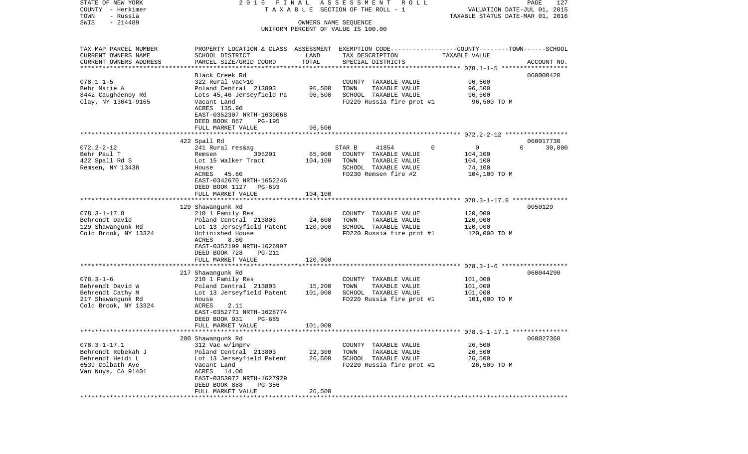STATE OF NEW YORK — 2016 FINAL ASSESSMENT ROLL — TAXABLE SECTION OF THE ROLL - 1 — VALUATION DATE-JUL 01, 2015
COUNTY - Herkimer — TAXABLE STATUS DATE-MAR 01, 2016
TOWN - Russia — OWNERS NAME SEQUENCE
SWIS - 214489 — UNIFORM PERCENT OF VALUE IS 100.00

| TAX MAP PARCEL NUMBER / CURRENT OWNERS NAME / CURRENT OWNERS ADDRESS | PROPERTY LOCATION & CLASS / SCHOOL DISTRICT / PARCEL SIZE/GRID COORD | ASSESSMENT LAND | TOTAL | EXEMPTION CODE / TAX DESCRIPTION / SPECIAL DISTRICTS | COUNTY | TOWN | SCHOOL | TAXABLE VALUE | ACCOUNT NO. |
|---|---|---|---|---|---|---|---|---|---|
| 078.1-1-5 | Black Creek Rd | | | | | | | | 060000420 |
| Behr Marie A | 322 Rural vac>10 | | | COUNTY TAXABLE VALUE | | | | 96,500 | |
| 8442 Caughdenoy Rd | Poland Central 213803 | 96,500 | | TOWN TAXABLE VALUE | | | | 96,500 | |
| Clay, NY 13041-9165 | Lots 45,46 Jerseyfield Pa | | 96,500 | SCHOOL TAXABLE VALUE | | | | 96,500 | |
| | Vacant Land | | | FD220 Russia fire prot #1 | | | | 96,500 TO M | |
| | ACRES 135.90 | | | | | | | | |
| | EAST-0352307 NRTH-1639068 | | | | | | | | |
| | DEED BOOK 867 PG-195 | | | | | | | | |
| | FULL MARKET VALUE | | 96,500 | | | | | | |
| 072.2-2-12 | 422 Spall Rd | | | | | | | | 060017730 |
| Behr Paul T | 241 Rural res&ag | | | STAR B 41854 | 0 | 0 | 30,000 | | |
| 422 Spall Rd S | Remsen 305201 | 65,900 | | COUNTY TAXABLE VALUE | | | | 104,100 | |
| Remsen, NY 13438 | Lot 15 Walker Tract | | 104,100 | TOWN TAXABLE VALUE | | | | 104,100 | |
| | House | | | SCHOOL TAXABLE VALUE | | | | 74,100 | |
| | ACRES 45.60 | | | FD230 Remsen fire #2 | | | | 104,100 TO M | |
| | EAST-0342670 NRTH-1652246 | | | | | | | | |
| | DEED BOOK 1127 PG-693 | | | | | | | | |
| | FULL MARKET VALUE | | 104,100 | | | | | | |
| 078.3-1-17.8 | 129 Shawangunk Rd | | | | | | | | 0050129 |
| Behrendt David | 210 1 Family Res | | | COUNTY TAXABLE VALUE | | | | 120,000 | |
| 129 Shawangunk Rd | Poland Central 213803 | 24,600 | | TOWN TAXABLE VALUE | | | | 120,000 | |
| Cold Brook, NY 13324 | Lot 13 Jerseyfield Patent | | 120,000 | SCHOOL TAXABLE VALUE | | | | 120,000 | |
| | Unfinished House | | | FD220 Russia fire prot #1 | | | | 120,000 TO M | |
| | ACRES 8.80 | | | | | | | | |
| | EAST-0352199 NRTH-1626997 | | | | | | | | |
| | DEED BOOK 728 PG-211 | | | | | | | | |
| | FULL MARKET VALUE | | 120,000 | | | | | | |
| 078.3-1-6 | 217 Shawangunk Rd | | | | | | | | 060044290 |
| Behrendt David W | 210 1 Family Res | | | COUNTY TAXABLE VALUE | | | | 101,000 | |
| Behrendt Cathy M | Poland Central 213803 | 15,200 | | TOWN TAXABLE VALUE | | | | 101,000 | |
| 217 Shawangunk Rd | Lot 13 Jerseyfield Patent | | 101,000 | SCHOOL TAXABLE VALUE | | | | 101,000 | |
| Cold Brook, NY 13324 | House | | | FD220 Russia fire prot #1 | | | | 101,000 TO M | |
| | ACRES 2.11 | | | | | | | | |
| | EAST-0352771 NRTH-1628774 | | | | | | | | |
| | DEED BOOK 931 PG-685 | | | | | | | | |
| | FULL MARKET VALUE | | 101,000 | | | | | | |
| 078.3-1-17.1 | 200 Shawangunk Rd | | | | | | | | 060027360 |
| Behrendt Rebekah J | 312 Vac w/imprv | | | COUNTY TAXABLE VALUE | | | | 26,500 | |
| Behrendt Heidi L | Poland Central 213803 | 22,300 | | TOWN TAXABLE VALUE | | | | 26,500 | |
| 6539 Colbath Ave | Lot 13 Jerseyfield Patent | | 26,500 | SCHOOL TAXABLE VALUE | | | | 26,500 | |
| Van Nuys, CA 91401 | Vacant Land | | | FD220 Russia fire prot #1 | | | | 26,500 TO M | |
| | ACRES 14.00 | | | | | | | | |
| | EAST-0353072 NRTH-1627929 | | | | | | | | |
| | DEED BOOK 888 PG-356 | | | | | | | | |
| | FULL MARKET VALUE | | 26,500 | | | | | | |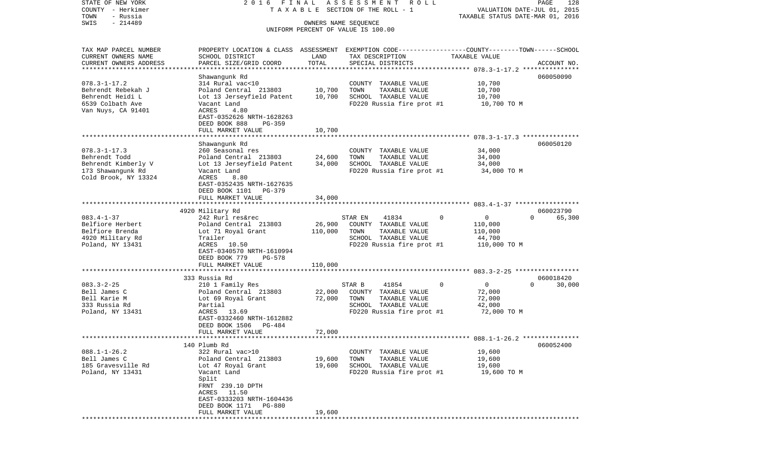STATE OF NEW YORK — 2016 FINAL ASSESSMENT ROLL
COUNTY - Herkimer — TAXABLE SECTION OF THE ROLL - 1 — VALUATION DATE-JUL 01, 2015
TOWN - Russia — TAXABLE STATUS DATE-MAR 01, 2016
SWIS - 214489 — OWNERS NAME SEQUENCE
UNIFORM PERCENT OF VALUE IS 100.00

| TAX MAP PARCEL NUMBER<br>CURRENT OWNERS NAME<br>CURRENT OWNERS ADDRESS | PROPERTY LOCATION & CLASS<br>SCHOOL DISTRICT<br>PARCEL SIZE/GRID COORD | ASSESSMENT<br>LAND<br>TOTAL | EXEMPTION CODE<br>TAX DESCRIPTION<br>SPECIAL DISTRICTS | COUNTY | TOWN | SCHOOL<br>TAXABLE VALUE<br>ACCOUNT NO. |
|---|---|---|---|---|---|---|
| 078.3-1-17.2<br>Behrendt Rebekah J<br>Behrendt Heidi L<br>6539 Colbath Ave<br>Van Nuys, CA 91401 | Shawangunk Rd<br>314 Rural vac<10<br>Poland Central 213803<br>Lot 13 Jerseyfield Patent<br>Vacant Land<br>ACRES 4.80<br>EAST-0352626 NRTH-1628263<br>DEED BOOK 888 PG-359<br>FULL MARKET VALUE | <br><br>10,700<br>10,700<br><br><br><br><br>10,700 | <br><br>COUNTY TAXABLE VALUE<br>TOWN TAXABLE VALUE<br>SCHOOL TAXABLE VALUE<br>FD220 Russia fire prot #1 | | | 060050090<br><br>10,700<br>10,700<br>10,700<br>10,700 TO M |
| 078.3-1-17.3<br>Behrendt Todd<br>Behrendt Kimberly V<br>173 Shawangunk Rd<br>Cold Brook, NY 13324 | Shawangunk Rd<br>260 Seasonal res<br>Poland Central 213803<br>Lot 13 Jerseyfield Patent<br>Vacant Land<br>ACRES 8.80<br>EAST-0352435 NRTH-1627635<br>DEED BOOK 1101 PG-379<br>FULL MARKET VALUE | <br><br>24,600<br>34,000<br><br><br><br><br>34,000 | <br><br>COUNTY TAXABLE VALUE<br>TOWN TAXABLE VALUE<br>SCHOOL TAXABLE VALUE<br>FD220 Russia fire prot #1 | | | 060050120<br><br>34,000<br>34,000<br>34,000<br>34,000 TO M |
| 083.4-1-37<br>Belfiore Herbert<br>Belfiore Brenda<br>4920 Military Rd<br>Poland, NY 13431 | 4920 Military Rd<br>242 Rurl res&rec<br>Poland Central 213803<br>Lot 71 Royal Grant<br>Trailer<br>ACRES 10.50<br>EAST-0340570 NRTH-1610994<br>DEED BOOK 779 PG-578<br>FULL MARKET VALUE | <br><br>26,900<br>110,000<br><br><br><br><br>110,000 | <br>STAR EN 41834<br>COUNTY TAXABLE VALUE<br>TOWN TAXABLE VALUE<br>SCHOOL TAXABLE VALUE<br>FD220 Russia fire prot #1 | <br>0 | <br>0 | 060023790<br>65,300<br>110,000<br>110,000<br>44,700<br>110,000 TO M |
| 083.3-2-25<br>Bell James C<br>Bell Karie M<br>333 Russia Rd<br>Poland, NY 13431 | 333 Russia Rd<br>210 1 Family Res<br>Poland Central 213803<br>Lot 69 Royal Grant<br>Partial<br>ACRES 13.69<br>EAST-0332460 NRTH-1612882<br>DEED BOOK 1506 PG-484<br>FULL MARKET VALUE | <br><br>22,000<br>72,000<br><br><br><br><br>72,000 | <br>STAR B 41854<br>COUNTY TAXABLE VALUE<br>TOWN TAXABLE VALUE<br>SCHOOL TAXABLE VALUE<br>FD220 Russia fire prot #1 | <br>0 | <br>0 | 060018420<br>30,000<br>72,000<br>72,000<br>42,000<br>72,000 TO M |
| 088.1-1-26.2<br>Bell James C<br>185 Gravesville Rd<br>Poland, NY 13431 | 140 Plumb Rd<br>322 Rural vac>10<br>Poland Central 213803<br>Lot 47 Royal Grant<br>Vacant Land<br>Split<br>FRNT 239.10 DPTH<br>ACRES 11.50<br>EAST-0333203 NRTH-1604436<br>DEED BOOK 1171 PG-880<br>FULL MARKET VALUE | <br><br>19,600<br>19,600<br><br><br><br><br><br><br>19,600 | <br><br>COUNTY TAXABLE VALUE<br>TOWN TAXABLE VALUE<br>SCHOOL TAXABLE VALUE<br>FD220 Russia fire prot #1 | | | 060052400<br><br>19,600<br>19,600<br>19,600<br>19,600 TO M |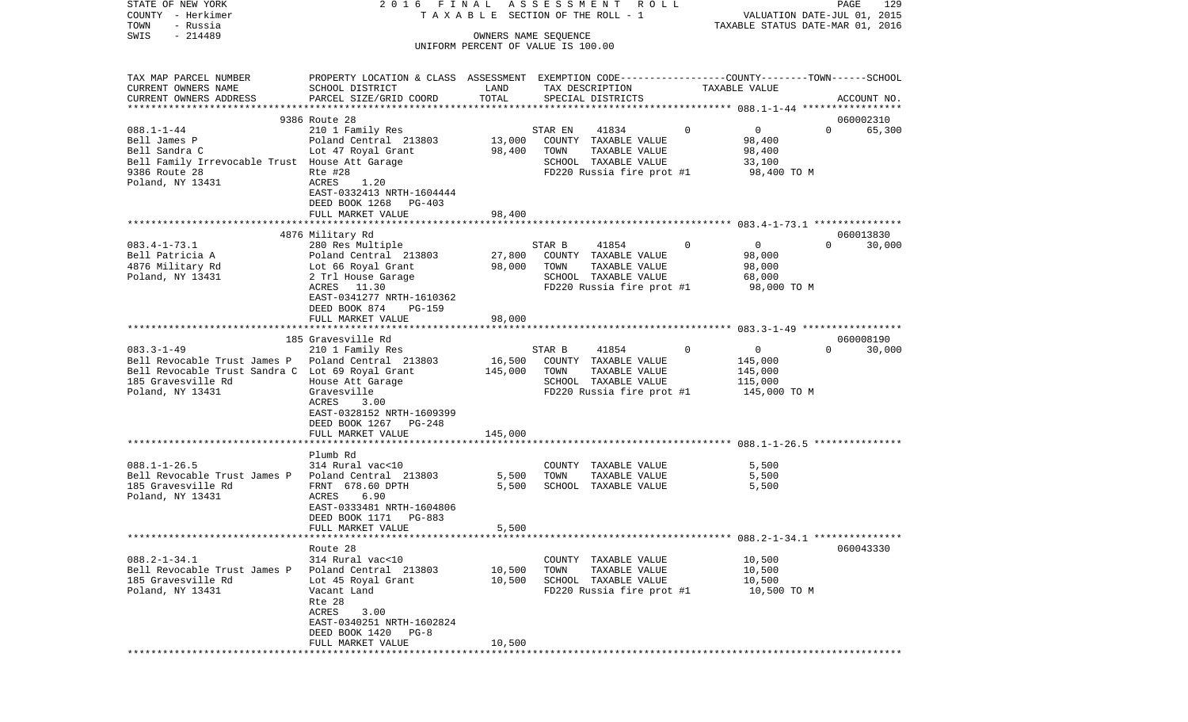STATE OF NEW YORK — 2016 FINAL ASSESSMENT ROLL — TAXABLE SECTION OF THE ROLL - 1 — VALUATION DATE-JUL 01, 2015
COUNTY - Herkimer — TAXABLE STATUS DATE-MAR 01, 2016
TOWN - Russia — OWNERS NAME SEQUENCE
SWIS - 214489 — UNIFORM PERCENT OF VALUE IS 100.00

| TAX MAP PARCEL NUMBER / CURRENT OWNERS NAME / CURRENT OWNERS ADDRESS | PROPERTY LOCATION & CLASS / SCHOOL DISTRICT / PARCEL SIZE/GRID COORD | ASSESSMENT LAND | TOTAL | EXEMPTION CODE / TAX DESCRIPTION / SPECIAL DISTRICTS | COUNTY | TOWN | SCHOOL / TAXABLE VALUE | ACCOUNT NO. |
|---|---|---|---|---|---|---|---|---|
| **088.1-1-44** | 9386 Route 28 | | | | | | | 060002310 |
| | 210 1 Family Res | | | STAR EN 41834 | 0 | 0 | 0 | 65,300 |
| Bell James P | Poland Central 213803 | 13,000 | | COUNTY TAXABLE VALUE | 98,400 | | | |
| Bell Sandra C | Lot 47 Royal Grant | | 98,400 | TOWN TAXABLE VALUE | | 98,400 | | |
| Bell Family Irrevocable Trust | House Att Garage | | | SCHOOL TAXABLE VALUE | | | 33,100 | |
| 9386 Route 28 | Rte #28 | | | FD220 Russia fire prot #1 | 98,400 TO M | | | |
| Poland, NY 13431 | ACRES 1.20 | | | | | | | |
| | EAST-0332413 NRTH-1604444 | | | | | | | |
| | DEED BOOK 1268 PG-403 | | | | | | | |
| | FULL MARKET VALUE | | 98,400 | | | | | |
| **083.4-1-73.1** | 4876 Military Rd | | | | | | | 060013830 |
| | 280 Res Multiple | | | STAR B 41854 | 0 | 0 | 0 | 30,000 |
| Bell Patricia A | Poland Central 213803 | 27,800 | | COUNTY TAXABLE VALUE | 98,000 | | | |
| 4876 Military Rd | Lot 66 Royal Grant | | 98,000 | TOWN TAXABLE VALUE | | 98,000 | | |
| Poland, NY 13431 | 2 Trl House Garage | | | SCHOOL TAXABLE VALUE | | | 68,000 | |
| | ACRES 11.30 | | | FD220 Russia fire prot #1 | 98,000 TO M | | | |
| | EAST-0341277 NRTH-1610362 | | | | | | | |
| | DEED BOOK 874 PG-159 | | | | | | | |
| | FULL MARKET VALUE | | 98,000 | | | | | |
| **083.3-1-49** | 185 Gravesville Rd | | | | | | | 060008190 |
| | 210 1 Family Res | | | STAR B 41854 | 0 | 0 | 0 | 30,000 |
| Bell Revocable Trust James P | Poland Central 213803 | 16,500 | | COUNTY TAXABLE VALUE | 145,000 | | | |
| Bell Revocable Trust Sandra C | Lot 69 Royal Grant | | 145,000 | TOWN TAXABLE VALUE | | 145,000 | | |
| 185 Gravesville Rd | House Att Garage | | | SCHOOL TAXABLE VALUE | | | 115,000 | |
| Poland, NY 13431 | Gravesville | | | FD220 Russia fire prot #1 | 145,000 TO M | | | |
| | ACRES 3.00 | | | | | | | |
| | EAST-0328152 NRTH-1609399 | | | | | | | |
| | DEED BOOK 1267 PG-248 | | | | | | | |
| | FULL MARKET VALUE | | 145,000 | | | | | |
| **088.1-1-26.5** | Plumb Rd | | | | | | | |
| | 314 Rural vac<10 | | | COUNTY TAXABLE VALUE | 5,500 | | | |
| Bell Revocable Trust James P | Poland Central 213803 | 5,500 | | TOWN TAXABLE VALUE | | 5,500 | | |
| 185 Gravesville Rd | FRNT 678.60 DPTH | | 5,500 | SCHOOL TAXABLE VALUE | | | 5,500 | |
| Poland, NY 13431 | ACRES 6.90 | | | | | | | |
| | EAST-0333481 NRTH-1604806 | | | | | | | |
| | DEED BOOK 1171 PG-883 | | | | | | | |
| | FULL MARKET VALUE | | 5,500 | | | | | |
| **088.2-1-34.1** | Route 28 | | | | | | | 060043330 |
| | 314 Rural vac<10 | | | COUNTY TAXABLE VALUE | 10,500 | | | |
| Bell Revocable Trust James P | Poland Central 213803 | 10,500 | | TOWN TAXABLE VALUE | | 10,500 | | |
| 185 Gravesville Rd | Lot 45 Royal Grant | | 10,500 | SCHOOL TAXABLE VALUE | | | 10,500 | |
| Poland, NY 13431 | Vacant Land | | | FD220 Russia fire prot #1 | 10,500 TO M | | | |
| | Rte 28 | | | | | | | |
| | ACRES 3.00 | | | | | | | |
| | EAST-0340251 NRTH-1602824 | | | | | | | |
| | DEED BOOK 1420 PG-8 | | | | | | | |
| | FULL MARKET VALUE | | 10,500 | | | | | |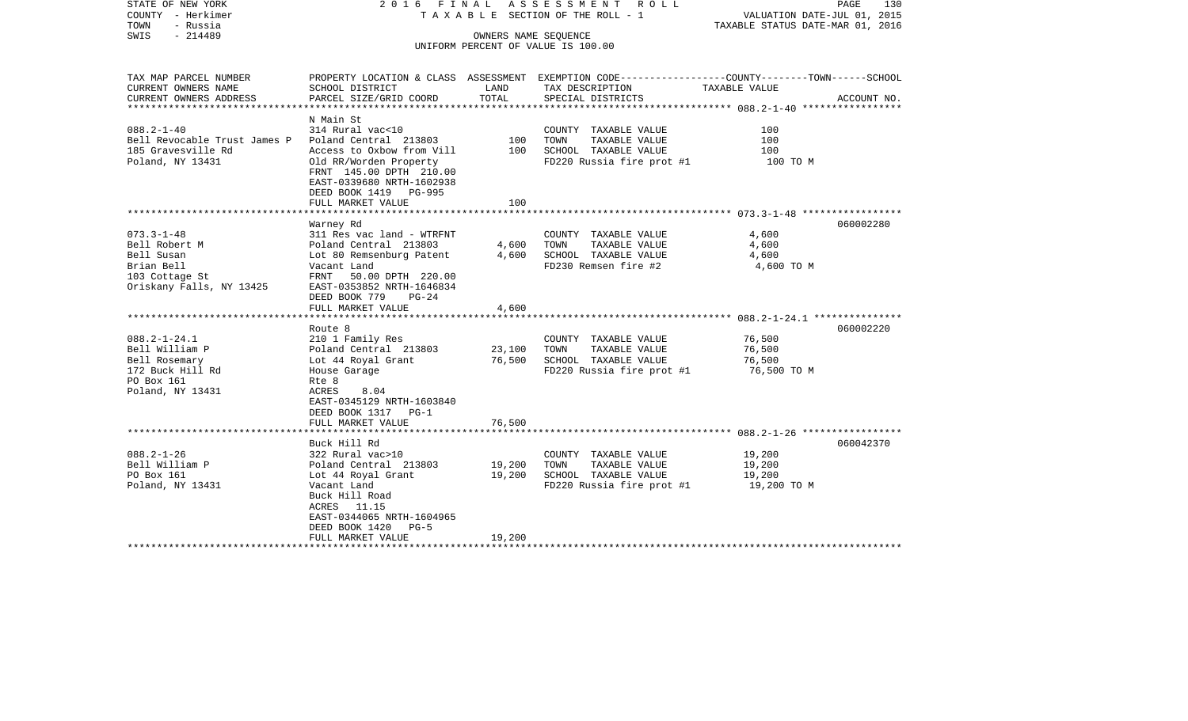STATE OF NEW YORK — 2016 FINAL ASSESSMENT ROLL
COUNTY - Herkimer — TAXABLE SECTION OF THE ROLL - 1 — VALUATION DATE-JUL 01, 2015
TOWN - Russia — TAXABLE STATUS DATE-MAR 01, 2016
SWIS - 214489 — OWNERS NAME SEQUENCE
UNIFORM PERCENT OF VALUE IS 100.00

| TAX MAP PARCEL NUMBER / CURRENT OWNERS NAME / CURRENT OWNERS ADDRESS | PROPERTY LOCATION & CLASS / SCHOOL DISTRICT / PARCEL SIZE/GRID COORD | ASSESSMENT LAND | ASSESSMENT TOTAL | EXEMPTION CODE / TAX DESCRIPTION / SPECIAL DISTRICTS | TAXABLE VALUE (COUNTY--TOWN--SCHOOL) | ACCOUNT NO. |
|---|---|---|---|---|---|---|
| 088.2-1-40 | N Main St | | | | | |
| Bell Revocable Trust James P | 314 Rural vac<10 | | | COUNTY TAXABLE VALUE | 100 | |
| 185 Gravesville Rd | Poland Central 213803 | 100 | | TOWN TAXABLE VALUE | 100 | |
| Poland, NY 13431 | Access to Oxbow from Vill | | 100 | SCHOOL TAXABLE VALUE | 100 | |
| | Old RR/Worden Property | | | FD220 Russia fire prot #1 | 100 TO M | |
| | FRNT 145.00 DPTH 210.00 | | | | | |
| | EAST-0339680 NRTH-1602938 | | | | | |
| | DEED BOOK 1419 PG-995 | | | | | |
| | FULL MARKET VALUE | | 100 | | | |
| 073.3-1-48 | Warney Rd | | | | | 060002280 |
| Bell Robert M | 311 Res vac land - WTRFNT | | | COUNTY TAXABLE VALUE | 4,600 | |
| Bell Susan | Poland Central 213803 | 4,600 | | TOWN TAXABLE VALUE | 4,600 | |
| Brian Bell | Lot 80 Remsenburg Patent | | 4,600 | SCHOOL TAXABLE VALUE | 4,600 | |
| 103 Cottage St | Vacant Land | | | FD230 Remsen fire #2 | 4,600 TO M | |
| Oriskany Falls, NY 13425 | FRNT 50.00 DPTH 220.00 | | | | | |
| | EAST-0353852 NRTH-1646834 | | | | | |
| | DEED BOOK 779 PG-24 | | | | | |
| | FULL MARKET VALUE | | 4,600 | | | |
| 088.2-1-24.1 | Route 8 | | | | | 060002220 |
| Bell William P | 210 1 Family Res | | | COUNTY TAXABLE VALUE | 76,500 | |
| Bell Rosemary | Poland Central 213803 | 23,100 | | TOWN TAXABLE VALUE | 76,500 | |
| 172 Buck Hill Rd | Lot 44 Royal Grant | | 76,500 | SCHOOL TAXABLE VALUE | 76,500 | |
| PO Box 161 | House Garage | | | FD220 Russia fire prot #1 | 76,500 TO M | |
| Poland, NY 13431 | Rte 8 | | | | | |
| | ACRES 8.04 | | | | | |
| | EAST-0345129 NRTH-1603840 | | | | | |
| | DEED BOOK 1317 PG-1 | | | | | |
| | FULL MARKET VALUE | | 76,500 | | | |
| 088.2-1-26 | Buck Hill Rd | | | | | 060042370 |
| Bell William P | 322 Rural vac>10 | | | COUNTY TAXABLE VALUE | 19,200 | |
| PO Box 161 | Poland Central 213803 | 19,200 | | TOWN TAXABLE VALUE | 19,200 | |
| Poland, NY 13431 | Lot 44 Royal Grant | | 19,200 | SCHOOL TAXABLE VALUE | 19,200 | |
| | Vacant Land | | | FD220 Russia fire prot #1 | 19,200 TO M | |
| | Buck Hill Road | | | | | |
| | ACRES 11.15 | | | | | |
| | EAST-0344065 NRTH-1604965 | | | | | |
| | DEED BOOK 1420 PG-5 | | | | | |
| | FULL MARKET VALUE | | 19,200 | | | |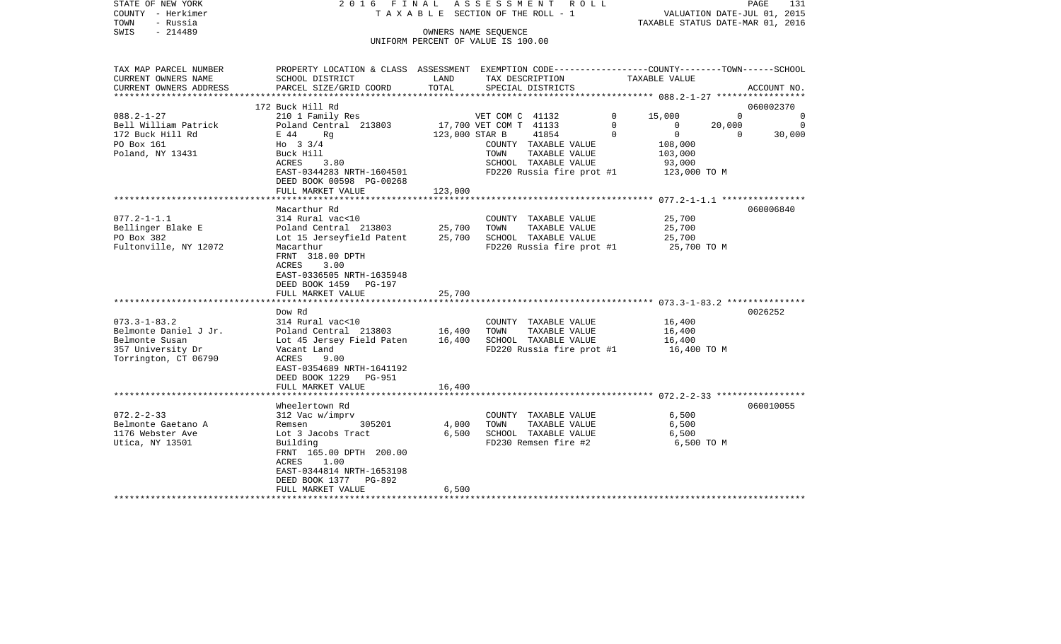STATE OF NEW YORK · COUNTY - Herkimer · TOWN - Russia · SWIS - 214489

**2016 FINAL ASSESSMENT ROLL**
TAXABLE SECTION OF THE ROLL - 1
OWNERS NAME SEQUENCE
UNIFORM PERCENT OF VALUE IS 100.00

VALUATION DATE-JUL 01, 2015
TAXABLE STATUS DATE-MAR 01, 2016

| TAX MAP PARCEL NUMBER / CURRENT OWNERS NAME / CURRENT OWNERS ADDRESS | PROPERTY LOCATION & CLASS / SCHOOL DISTRICT / PARCEL SIZE/GRID COORD | ASSESSMENT LAND | TOTAL | EXEMPTION CODE / TAX DESCRIPTION / SPECIAL DISTRICTS | COUNTY | TOWN | SCHOOL | ACCOUNT NO. |
|---|---|---|---|---|---|---|---|---|
| 088.2-1-27 | 172 Buck Hill Rd | | | | | | | 060002370 |
| Bell William Patrick | 210 1 Family Res | | | VET COM C 41132 0 | 15,000 | 0 | 0 | |
| 172 Buck Hill Rd | Poland Central 213803 | 17,700 | | VET COM T 41133 0 | 0 | 20,000 | 0 | |
| PO Box 161 | E 44 Rg | | 123,000 | STAR B 41854 0 | 0 | 0 | 30,000 | |
| Poland, NY 13431 | Ho 3 3/4 | | | COUNTY TAXABLE VALUE | 108,000 | | | |
| | Buck Hill | | | TOWN TAXABLE VALUE | | 103,000 | | |
| | ACRES 3.80 | | | SCHOOL TAXABLE VALUE | | | 93,000 | |
| | EAST-0344283 NRTH-1604501 | | | FD220 Russia fire prot #1 | 123,000 TO M | | | |
| | DEED BOOK 00598 PG-00268 | | | | | | | |
| | FULL MARKET VALUE | | 123,000 | | | | | |
| 077.2-1-1.1 | Macarthur Rd | | | | | | | 060006840 |
| Bellinger Blake E | 314 Rural vac<10 | | | COUNTY TAXABLE VALUE | 25,700 | | | |
| PO Box 382 | Poland Central 213803 | 25,700 | | TOWN TAXABLE VALUE | | 25,700 | | |
| Fultonville, NY 12072 | Lot 15 Jerseyfield Patent | | 25,700 | SCHOOL TAXABLE VALUE | | | 25,700 | |
| | Macarthur | | | FD220 Russia fire prot #1 | 25,700 TO M | | | |
| | FRNT 318.00 DPTH | | | | | | | |
| | ACRES 3.00 | | | | | | | |
| | EAST-0336505 NRTH-1635948 | | | | | | | |
| | DEED BOOK 1459 PG-197 | | | | | | | |
| | FULL MARKET VALUE | | 25,700 | | | | | |
| 073.3-1-83.2 | Dow Rd | | | | | | | 0026252 |
| Belmonte Daniel J Jr. | 314 Rural vac<10 | | | COUNTY TAXABLE VALUE | 16,400 | | | |
| Belmonte Susan | Poland Central 213803 | 16,400 | | TOWN TAXABLE VALUE | | 16,400 | | |
| 357 University Dr | Lot 45 Jersey Field Paten | | 16,400 | SCHOOL TAXABLE VALUE | | | 16,400 | |
| Torrington, CT 06790 | Vacant Land | | | FD220 Russia fire prot #1 | 16,400 TO M | | | |
| | ACRES 9.00 | | | | | | | |
| | EAST-0354689 NRTH-1641192 | | | | | | | |
| | DEED BOOK 1229 PG-951 | | | | | | | |
| | FULL MARKET VALUE | | 16,400 | | | | | |
| 072.2-2-33 | Wheelertown Rd | | | | | | | 060010055 |
| Belmonte Gaetano A | 312 Vac w/imprv | | | COUNTY TAXABLE VALUE | 6,500 | | | |
| 1176 Webster Ave | Remsen 305201 | 4,000 | | TOWN TAXABLE VALUE | | 6,500 | | |
| Utica, NY 13501 | Lot 3 Jacobs Tract | | 6,500 | SCHOOL TAXABLE VALUE | | | 6,500 | |
| | Building | | | FD230 Remsen fire #2 | 6,500 TO M | | | |
| | FRNT 165.00 DPTH 200.00 | | | | | | | |
| | ACRES 1.00 | | | | | | | |
| | EAST-0344814 NRTH-1653198 | | | | | | | |
| | DEED BOOK 1377 PG-892 | | | | | | | |
| | FULL MARKET VALUE | | 6,500 | | | | | |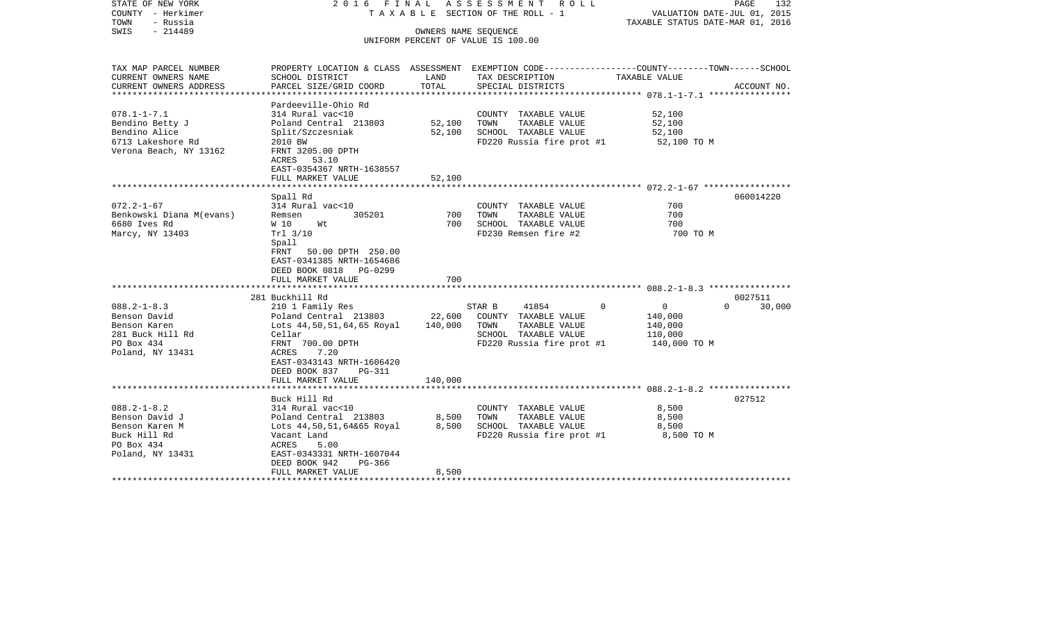STATE OF NEW YORK — 2016 FINAL ASSESSMENT ROLL — PAGE 132
COUNTY - Herkimer — TAXABLE SECTION OF THE ROLL - 1 — VALUATION DATE-JUL 01, 2015
TOWN - Russia — TAXABLE STATUS DATE-MAR 01, 2016
SWIS - 214489 — OWNERS NAME SEQUENCE
UNIFORM PERCENT OF VALUE IS 100.00

| TAX MAP PARCEL NUMBER / CURRENT OWNERS NAME / CURRENT OWNERS ADDRESS | PROPERTY LOCATION & CLASS / SCHOOL DISTRICT / PARCEL SIZE/GRID COORD | ASSESSMENT LAND | ASSESSMENT TOTAL | EXEMPTION CODE / TAX DESCRIPTION / SPECIAL DISTRICTS | COUNTY TAXABLE VALUE | TOWN TAXABLE VALUE | SCHOOL TAXABLE VALUE | ACCOUNT NO. |
|---|---|---|---|---|---|---|---|---|
| **078.1-1-7.1** | Pardeeville-Ohio Rd | | | | | | | |
| 078.1-1-7.1 | 314 Rural vac<10 | | | COUNTY TAXABLE VALUE | 52,100 | | | |
| Bendino Betty J | Poland Central 213803 | 52,100 | | TOWN TAXABLE VALUE | | 52,100 | | |
| Bendino Alice | Split/Szczesniak | | 52,100 | SCHOOL TAXABLE VALUE | | | 52,100 | |
| 6713 Lakeshore Rd | 2010 BW | | | FD220 Russia fire prot #1 | 52,100 TO M | | | |
| Verona Beach, NY 13162 | FRNT 3205.00 DPTH | | | | | | | |
| | ACRES 53.10 | | | | | | | |
| | EAST-0354367 NRTH-1638557 | | | | | | | |
| | FULL MARKET VALUE | | 52,100 | | | | | |
| **072.2-1-67** | Spall Rd | | | | | | | 060014220 |
| 072.2-1-67 | 314 Rural vac<10 | | | COUNTY TAXABLE VALUE | 700 | | | |
| Benkowski Diana M(evans) | Remsen 305201 | 700 | | TOWN TAXABLE VALUE | | 700 | | |
| 6680 Ives Rd | W 10 Wt | | 700 | SCHOOL TAXABLE VALUE | | | 700 | |
| Marcy, NY 13403 | Trl 3/10 | | | FD230 Remsen fire #2 | 700 TO M | | | |
| | Spall | | | | | | | |
| | FRNT 50.00 DPTH 250.00 | | | | | | | |
| | EAST-0341385 NRTH-1654686 | | | | | | | |
| | DEED BOOK 0818 PG-0299 | | | | | | | |
| | FULL MARKET VALUE | | 700 | | | | | |
| **088.2-1-8.3** | 281 Buckhill Rd | | | | | | | 0027511 |
| 088.2-1-8.3 | 210 1 Family Res | | | STAR B 41854 | 0 | 0 | 30,000 | |
| Benson David | Poland Central 213803 | 22,600 | | COUNTY TAXABLE VALUE | 140,000 | | | |
| Benson Karen | Lots 44,50,51,64,65 Royal | | 140,000 | TOWN TAXABLE VALUE | | 140,000 | | |
| 281 Buck Hill Rd | Cellar | | | SCHOOL TAXABLE VALUE | | | 110,000 | |
| PO Box 434 | FRNT 700.00 DPTH | | | FD220 Russia fire prot #1 | 140,000 TO M | | | |
| Poland, NY 13431 | ACRES 7.20 | | | | | | | |
| | EAST-0343143 NRTH-1606420 | | | | | | | |
| | DEED BOOK 837 PG-311 | | | | | | | |
| | FULL MARKET VALUE | | 140,000 | | | | | |
| **088.2-1-8.2** | Buck Hill Rd | | | | | | | 027512 |
| 088.2-1-8.2 | 314 Rural vac<10 | | | COUNTY TAXABLE VALUE | 8,500 | | | |
| Benson David J | Poland Central 213803 | 8,500 | | TOWN TAXABLE VALUE | | 8,500 | | |
| Benson Karen M | Lots 44,50,51,64&65 Royal | | 8,500 | SCHOOL TAXABLE VALUE | | | 8,500 | |
| Buck Hill Rd | Vacant Land | | | FD220 Russia fire prot #1 | 8,500 TO M | | | |
| PO Box 434 | ACRES 5.00 | | | | | | | |
| Poland, NY 13431 | EAST-0343331 NRTH-1607044 | | | | | | | |
| | DEED BOOK 942 PG-366 | | | | | | | |
| | FULL MARKET VALUE | | 8,500 | | | | | |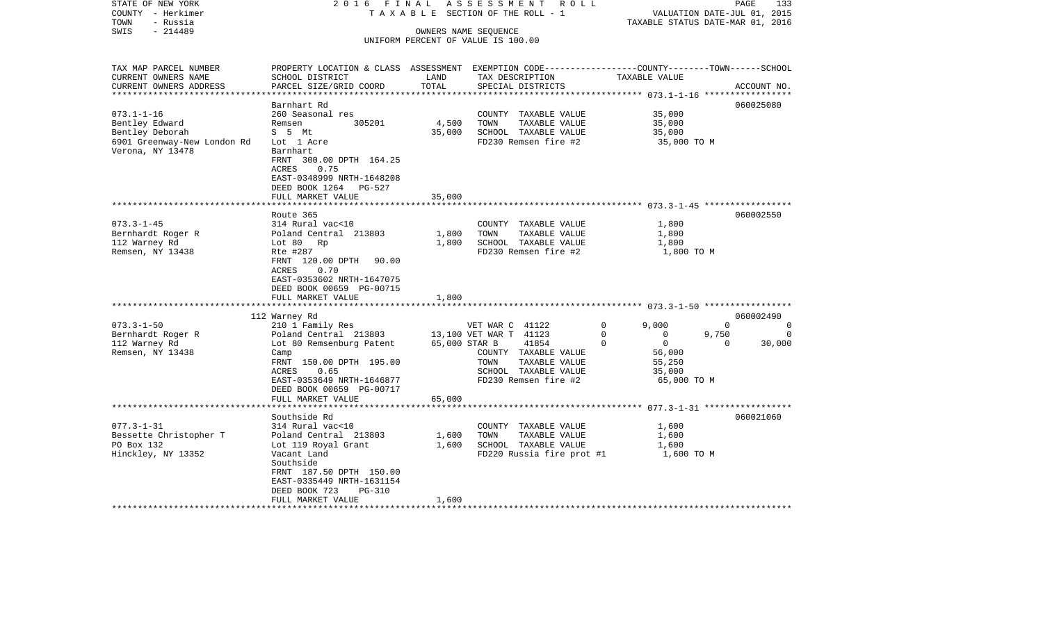STATE OF NEW YORK — 2016 FINAL ASSESSMENT ROLL
COUNTY - Herkimer — TAXABLE SECTION OF THE ROLL - 1 — VALUATION DATE-JUL 01, 2015
TOWN - Russia — TAXABLE STATUS DATE-MAR 01, 2016
SWIS - 214489 — OWNERS NAME SEQUENCE
UNIFORM PERCENT OF VALUE IS 100.00

| TAX MAP PARCEL NUMBER / CURRENT OWNERS NAME / CURRENT OWNERS ADDRESS | PROPERTY LOCATION & CLASS / SCHOOL DISTRICT / PARCEL SIZE/GRID COORD | ASSESSMENT LAND / TOTAL | EXEMPTION CODE / TAX DESCRIPTION / SPECIAL DISTRICTS | COUNTY | TOWN | SCHOOL / TAXABLE VALUE | ACCOUNT NO. |
|---|---|---|---|---|---|---|---|
| **073.1-1-16** | Barnhart Rd | | | | | | 060025080 |
| Bentley Edward | 260 Seasonal res | | COUNTY TAXABLE VALUE | 35,000 | | | |
| Bentley Deborah | Remsen 305201 | 4,500 | TOWN TAXABLE VALUE | | 35,000 | | |
| 6901 Greenway-New London Rd | S 5 Mt | 35,000 | SCHOOL TAXABLE VALUE | | | 35,000 | |
| Verona, NY 13478 | Lot 1 Acre | | FD230 Remsen fire #2 | 35,000 TO M | | | |
| | Barnhart | | | | | | |
| | FRNT 300.00 DPTH 164.25 | | | | | | |
| | ACRES 0.75 | | | | | | |
| | EAST-0348999 NRTH-1648208 | | | | | | |
| | DEED BOOK 1264 PG-527 | | | | | | |
| | FULL MARKET VALUE | 35,000 | | | | | |
| **073.3-1-45** | Route 365 | | | | | | 060002550 |
| Bernhardt Roger R | 314 Rural vac<10 | | COUNTY TAXABLE VALUE | 1,800 | | | |
| 112 Warney Rd | Poland Central 213803 | 1,800 | TOWN TAXABLE VALUE | | 1,800 | | |
| Remsen, NY 13438 | Lot 80 Rp | 1,800 | SCHOOL TAXABLE VALUE | | | 1,800 | |
| | Rte #287 | | FD230 Remsen fire #2 | 1,800 TO M | | | |
| | FRNT 120.00 DPTH 90.00 | | | | | | |
| | ACRES 0.70 | | | | | | |
| | EAST-0353602 NRTH-1647075 | | | | | | |
| | DEED BOOK 00659 PG-00715 | | | | | | |
| | FULL MARKET VALUE | 1,800 | | | | | |
| **073.3-1-50** | 112 Warney Rd | | | | | | 060002490 |
| Bernhardt Roger R | 210 1 Family Res | | VET WAR C 41122 0 | 9,000 | 0 | 0 | |
| 112 Warney Rd | Poland Central 213803 | 13,100 | VET WAR T 41123 0 | 0 | 9,750 | 0 | |
| Remsen, NY 13438 | Lot 80 Remsenburg Patent | 65,000 | STAR B 41854 0 | 0 | 0 | 30,000 | |
| | Camp | | COUNTY TAXABLE VALUE | 56,000 | | | |
| | FRNT 150.00 DPTH 195.00 | | TOWN TAXABLE VALUE | | 55,250 | | |
| | ACRES 0.65 | | SCHOOL TAXABLE VALUE | | | 35,000 | |
| | EAST-0353649 NRTH-1646877 | | FD230 Remsen fire #2 | 65,000 TO M | | | |
| | DEED BOOK 00659 PG-00717 | | | | | | |
| | FULL MARKET VALUE | 65,000 | | | | | |
| **077.3-1-31** | Southside Rd | | | | | | 060021060 |
| Bessette Christopher T | 314 Rural vac<10 | | COUNTY TAXABLE VALUE | 1,600 | | | |
| PO Box 132 | Poland Central 213803 | 1,600 | TOWN TAXABLE VALUE | | 1,600 | | |
| Hinckley, NY 13352 | Lot 119 Royal Grant | 1,600 | SCHOOL TAXABLE VALUE | | | 1,600 | |
| | Vacant Land | | FD220 Russia fire prot #1 | 1,600 TO M | | | |
| | Southside | | | | | | |
| | FRNT 187.50 DPTH 150.00 | | | | | | |
| | EAST-0335449 NRTH-1631154 | | | | | | |
| | DEED BOOK 723 PG-310 | | | | | | |
| | FULL MARKET VALUE | 1,600 | | | | | |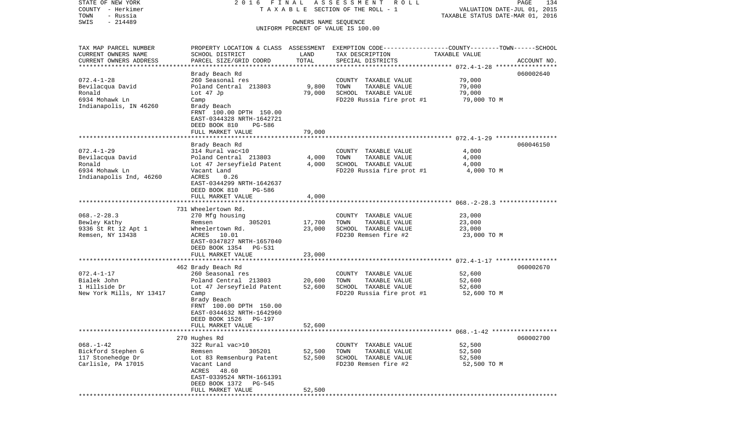STATE OF NEW YORK 2 0 1 6 F I N A L A S S E S S M E N T R O L L
COUNTY - Herkimer T A X A B L E SECTION OF THE ROLL - 1 VALUATION DATE-JUL 01, 2015
TOWN - Russia TAXABLE STATUS DATE-MAR 01, 2016
SWIS - 214489 OWNERS NAME SEQUENCE
UNIFORM PERCENT OF VALUE IS 100.00

| TAX MAP PARCEL NUMBER / CURRENT OWNERS NAME / CURRENT OWNERS ADDRESS | PROPERTY LOCATION & CLASS / SCHOOL DISTRICT / PARCEL SIZE/GRID COORD | ASSESSMENT LAND | TOTAL | EXEMPTION CODE / TAX DESCRIPTION / SPECIAL DISTRICTS | TAXABLE VALUE (COUNTY/TOWN/SCHOOL) | ACCOUNT NO. |
|---|---|---|---|---|---|---|
| **072.4-1-28** | Brady Beach Rd | | | | | 060002640 |
| Bevilacqua David | 260 Seasonal res | | | COUNTY TAXABLE VALUE | 79,000 | |
| Ronald | Poland Central 213803 | 9,800 | | TOWN TAXABLE VALUE | 79,000 | |
| 6934 Mohawk Ln | Lot 47 Jp | | 79,000 | SCHOOL TAXABLE VALUE | 79,000 | |
| Indianapolis, IN 46260 | Camp | | | FD220 Russia fire prot #1 | 79,000 TO M | |
| | Brady Beach | | | | | |
| | FRNT 100.00 DPTH 150.00 | | | | | |
| | EAST-0344328 NRTH-1642721 | | | | | |
| | DEED BOOK 810 PG-586 | | | | | |
| | FULL MARKET VALUE | | 79,000 | | | |
| **072.4-1-29** | Brady Beach Rd | | | | | 060046150 |
| Bevilacqua David | 314 Rural vac<10 | | | COUNTY TAXABLE VALUE | 4,000 | |
| Ronald | Poland Central 213803 | 4,000 | | TOWN TAXABLE VALUE | 4,000 | |
| 6934 Mohawk Ln | Lot 47 Jerseyfield Patent | | 4,000 | SCHOOL TAXABLE VALUE | 4,000 | |
| Indianapolis Ind, 46260 | Vacant Land | | | FD220 Russia fire prot #1 | 4,000 TO M | |
| | ACRES 0.26 | | | | | |
| | EAST-0344299 NRTH-1642637 | | | | | |
| | DEED BOOK 810 PG-586 | | | | | |
| | FULL MARKET VALUE | | 4,000 | | | |
| **068.-2-28.3** | 731 Wheelertown Rd. | | | | | |
| Bewley Kathy | 270 Mfg housing | | | COUNTY TAXABLE VALUE | 23,000 | |
| 9336 St Rt 12 Apt 1 | Remsen 305201 | 17,700 | | TOWN TAXABLE VALUE | 23,000 | |
| Remsen, NY 13438 | Wheelertown Rd. | | 23,000 | SCHOOL TAXABLE VALUE | 23,000 | |
| | ACRES 10.01 | | | FD230 Remsen fire #2 | 23,000 TO M | |
| | EAST-0347827 NRTH-1657040 | | | | | |
| | DEED BOOK 1354 PG-531 | | | | | |
| | FULL MARKET VALUE | | 23,000 | | | |
| **072.4-1-17** | 462 Brady Beach Rd | | | | | 060002670 |
| Bialek John | 260 Seasonal res | | | COUNTY TAXABLE VALUE | 52,600 | |
| 1 Hillside Dr | Poland Central 213803 | 20,600 | | TOWN TAXABLE VALUE | 52,600 | |
| New York Mills, NY 13417 | Lot 47 Jerseyfield Patent | | 52,600 | SCHOOL TAXABLE VALUE | 52,600 | |
| | Camp | | | FD220 Russia fire prot #1 | 52,600 TO M | |
| | Brady Beach | | | | | |
| | FRNT 100.00 DPTH 150.00 | | | | | |
| | EAST-0344632 NRTH-1642960 | | | | | |
| | DEED BOOK 1526 PG-197 | | | | | |
| | FULL MARKET VALUE | | 52,600 | | | |
| **068.-1-42** | 270 Hughes Rd | | | | | 060002700 |
| Bickford Stephen G | 322 Rural vac>10 | | | COUNTY TAXABLE VALUE | 52,500 | |
| 117 Stonehedge Dr | Remsen 305201 | 52,500 | | TOWN TAXABLE VALUE | 52,500 | |
| Carlisle, PA 17015 | Lot 83 Remsenburg Patent | | 52,500 | SCHOOL TAXABLE VALUE | 52,500 | |
| | Vacant Land | | | FD230 Remsen fire #2 | 52,500 TO M | |
| | ACRES 48.60 | | | | | |
| | EAST-0339524 NRTH-1661391 | | | | | |
| | DEED BOOK 1372 PG-545 | | | | | |
| | FULL MARKET VALUE | | 52,500 | | | |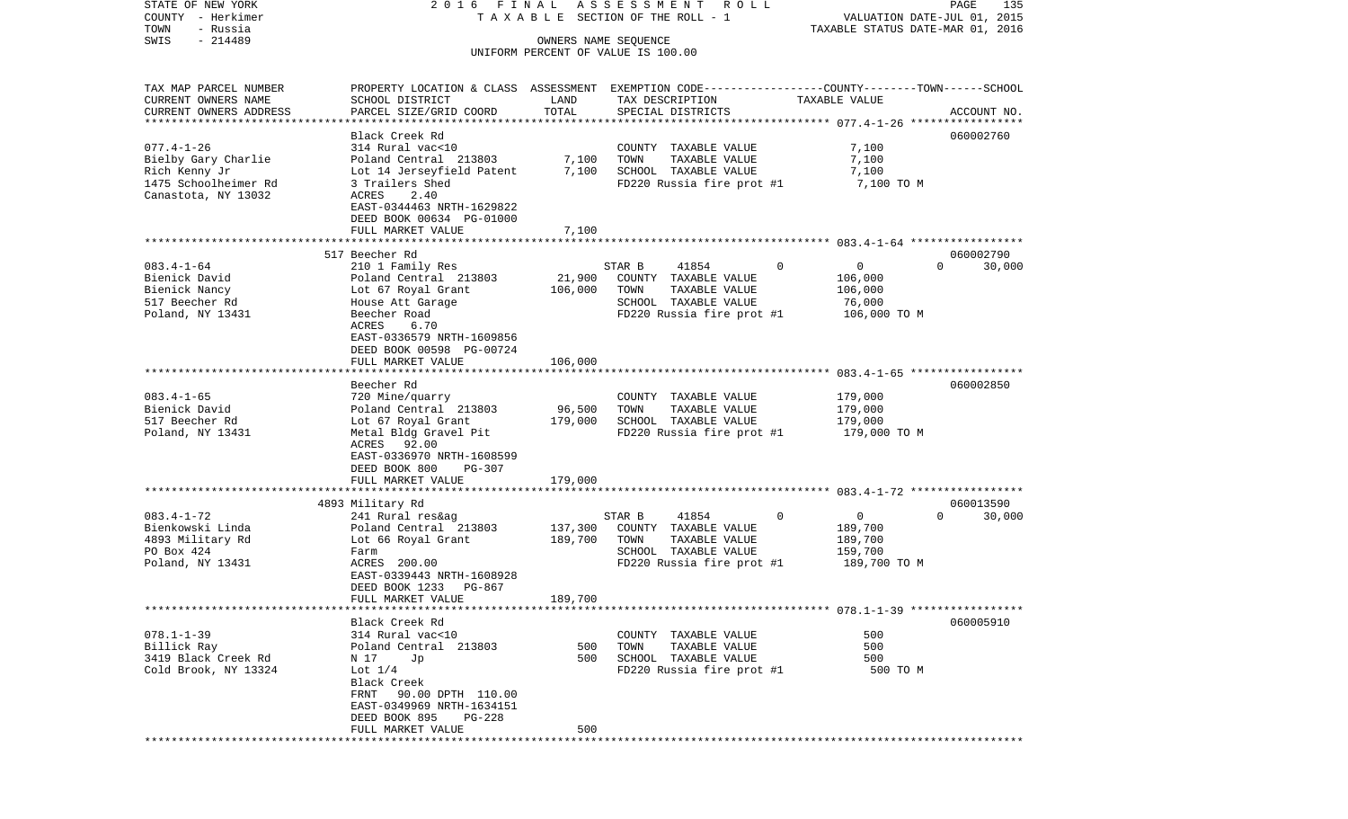STATE OF NEW YORK                    2 0 1 6   F I N A L   A S S E S S M E N T   R O L L
COUNTY - Herkimer                    T A X A B L E  SECTION OF THE ROLL - 1                    VALUATION DATE-JUL 01, 2015
TOWN - Russia                                                                                  TAXABLE STATUS DATE-MAR 01, 2016
SWIS - 214489                        OWNERS NAME SEQUENCE
                                     UNIFORM PERCENT OF VALUE IS 100.00

| TAX MAP PARCEL NUMBER / CURRENT OWNERS NAME / CURRENT OWNERS ADDRESS | PROPERTY LOCATION & CLASS / SCHOOL DISTRICT / PARCEL SIZE/GRID COORD | ASSESSMENT LAND | TOTAL | EXEMPTION CODE / TAX DESCRIPTION / SPECIAL DISTRICTS | COUNTY | TOWN | SCHOOL TAXABLE VALUE | ACCOUNT NO. |
|---|---|---|---|---|---|---|---|---|
| 077.4-1-26 | Black Creek Rd | | | | | | | 060002760 |
| Bielby Gary Charlie | 314 Rural vac<10 | | | COUNTY TAXABLE VALUE | 7,100 | | | |
| Rich Kenny Jr | Poland Central 213803 | 7,100 | | TOWN TAXABLE VALUE | | 7,100 | | |
| 1475 Schoolheimer Rd | Lot 14 Jerseyfield Patent | | 7,100 | SCHOOL TAXABLE VALUE | | | 7,100 | |
| Canastota, NY 13032 | 3 Trailers Shed | | | FD220 Russia fire prot #1 | 7,100 TO M | | | |
| | ACRES 2.40 | | | | | | | |
| | EAST-0344463 NRTH-1629822 | | | | | | | |
| | DEED BOOK 00634 PG-01000 | | | | | | | |
| | FULL MARKET VALUE | | 7,100 | | | | | |
| 083.4-1-64 | 517 Beecher Rd | | | | | | | 060002790 |
| Bienick David | 210 1 Family Res | | | STAR B 41854 | 0 | 0 | 30,000 | |
| Bienick Nancy | Poland Central 213803 | 21,900 | | COUNTY TAXABLE VALUE | 106,000 | | | |
| 517 Beecher Rd | Lot 67 Royal Grant | | 106,000 | TOWN TAXABLE VALUE | | 106,000 | | |
| Poland, NY 13431 | House Att Garage | | | SCHOOL TAXABLE VALUE | | | 76,000 | |
| | Beecher Road | | | FD220 Russia fire prot #1 | 106,000 TO M | | | |
| | ACRES 6.70 | | | | | | | |
| | EAST-0336579 NRTH-1609856 | | | | | | | |
| | DEED BOOK 00598 PG-00724 | | | | | | | |
| | FULL MARKET VALUE | | 106,000 | | | | | |
| 083.4-1-65 | Beecher Rd | | | | | | | 060002850 |
| Bienick David | 720 Mine/quarry | | | COUNTY TAXABLE VALUE | 179,000 | | | |
| 517 Beecher Rd | Poland Central 213803 | 96,500 | | TOWN TAXABLE VALUE | | 179,000 | | |
| Poland, NY 13431 | Lot 67 Royal Grant | | 179,000 | SCHOOL TAXABLE VALUE | | | 179,000 | |
| | Metal Bldg Gravel Pit | | | FD220 Russia fire prot #1 | 179,000 TO M | | | |
| | ACRES 92.00 | | | | | | | |
| | EAST-0336970 NRTH-1608599 | | | | | | | |
| | DEED BOOK 800 PG-307 | | | | | | | |
| | FULL MARKET VALUE | | 179,000 | | | | | |
| 083.4-1-72 | 4893 Military Rd | | | | | | | 060013590 |
| Bienkowski Linda | 241 Rural res&ag | | | STAR B 41854 | 0 | 0 | 30,000 | |
| 4893 Military Rd | Poland Central 213803 | 137,300 | | COUNTY TAXABLE VALUE | 189,700 | | | |
| PO Box 424 | Lot 66 Royal Grant | | 189,700 | TOWN TAXABLE VALUE | | 189,700 | | |
| Poland, NY 13431 | Farm | | | SCHOOL TAXABLE VALUE | | | 159,700 | |
| | ACRES 200.00 | | | FD220 Russia fire prot #1 | 189,700 TO M | | | |
| | EAST-0339443 NRTH-1608928 | | | | | | | |
| | DEED BOOK 1233 PG-867 | | | | | | | |
| | FULL MARKET VALUE | | 189,700 | | | | | |
| 078.1-1-39 | Black Creek Rd | | | | | | | 060005910 |
| Billick Ray | 314 Rural vac<10 | | | COUNTY TAXABLE VALUE | 500 | | | |
| 3419 Black Creek Rd | Poland Central 213803 | 500 | | TOWN TAXABLE VALUE | | 500 | | |
| Cold Brook, NY 13324 | N 17 Jp | | 500 | SCHOOL TAXABLE VALUE | | | 500 | |
| | Lot 1/4 | | | FD220 Russia fire prot #1 | 500 TO M | | | |
| | Black Creek | | | | | | | |
| | FRNT 90.00 DPTH 110.00 | | | | | | | |
| | EAST-0349969 NRTH-1634151 | | | | | | | |
| | DEED BOOK 895 PG-228 | | | | | | | |
| | FULL MARKET VALUE | | 500 | | | | | |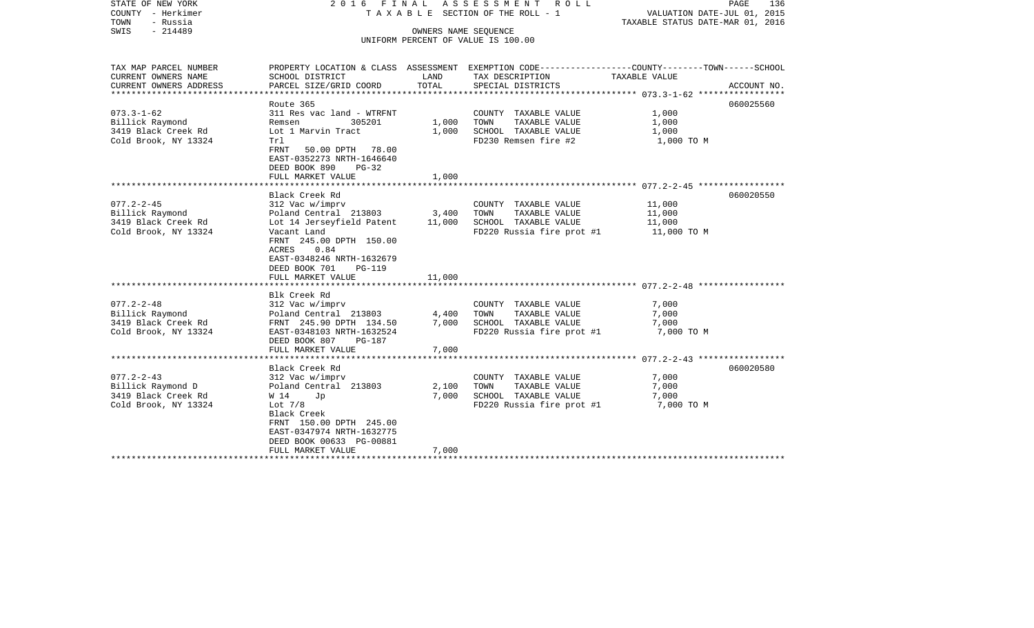STATE OF NEW YORK — 2016 FINAL ASSESSMENT ROLL
COUNTY - Herkimer — TAXABLE SECTION OF THE ROLL - 1 — VALUATION DATE-JUL 01, 2015
TOWN - Russia — TAXABLE STATUS DATE-MAR 01, 2016
SWIS - 214489 — OWNERS NAME SEQUENCE
UNIFORM PERCENT OF VALUE IS 100.00

| TAX MAP PARCEL NUMBER / CURRENT OWNERS NAME / CURRENT OWNERS ADDRESS | PROPERTY LOCATION & CLASS / SCHOOL DISTRICT / PARCEL SIZE/GRID COORD | ASSESSMENT LAND | TOTAL | EXEMPTION CODE / TAX DESCRIPTION / SPECIAL DISTRICTS | TAXABLE VALUE (COUNTY / TOWN / SCHOOL) | ACCOUNT NO. |
|---|---|---|---|---|---|---|
| **073.3-1-62** | Route 365 | | | | | 060025560 |
| Billick Raymond | 311 Res vac land - WTRFNT | | | COUNTY TAXABLE VALUE | 1,000 | |
| 3419 Black Creek Rd | Remsen 305201 | 1,000 | | TOWN TAXABLE VALUE | 1,000 | |
| Cold Brook, NY 13324 | Lot 1 Marvin Tract | | 1,000 | SCHOOL TAXABLE VALUE | 1,000 | |
| | Trl | | | FD230 Remsen fire #2 | 1,000 TO M | |
| | FRNT 50.00 DPTH 78.00 | | | | | |
| | EAST-0352273 NRTH-1646640 | | | | | |
| | DEED BOOK 890 PG-32 | | | | | |
| | FULL MARKET VALUE | | 1,000 | | | |
| **077.2-2-45** | Black Creek Rd | | | | | 060020550 |
| Billick Raymond | 312 Vac w/imprv | | | COUNTY TAXABLE VALUE | 11,000 | |
| 3419 Black Creek Rd | Poland Central 213803 | 3,400 | | TOWN TAXABLE VALUE | 11,000 | |
| Cold Brook, NY 13324 | Lot 14 Jerseyfield Patent | | 11,000 | SCHOOL TAXABLE VALUE | 11,000 | |
| | Vacant Land | | | FD220 Russia fire prot #1 | 11,000 TO M | |
| | FRNT 245.00 DPTH 150.00 | | | | | |
| | ACRES 0.84 | | | | | |
| | EAST-0348246 NRTH-1632679 | | | | | |
| | DEED BOOK 701 PG-119 | | | | | |
| | FULL MARKET VALUE | | 11,000 | | | |
| **077.2-2-48** | Blk Creek Rd | | | | | |
| Billick Raymond | 312 Vac w/imprv | | | COUNTY TAXABLE VALUE | 7,000 | |
| 3419 Black Creek Rd | Poland Central 213803 | 4,400 | | TOWN TAXABLE VALUE | 7,000 | |
| Cold Brook, NY 13324 | FRNT 245.90 DPTH 134.50 | | 7,000 | SCHOOL TAXABLE VALUE | 7,000 | |
| | EAST-0348103 NRTH-1632524 | | | FD220 Russia fire prot #1 | 7,000 TO M | |
| | DEED BOOK 807 PG-187 | | | | | |
| | FULL MARKET VALUE | | 7,000 | | | |
| **077.2-2-43** | Black Creek Rd | | | | | 060020580 |
| Billick Raymond D | 312 Vac w/imprv | | | COUNTY TAXABLE VALUE | 7,000 | |
| 3419 Black Creek Rd | Poland Central 213803 | 2,100 | | TOWN TAXABLE VALUE | 7,000 | |
| Cold Brook, NY 13324 | W 14 Jp | | 7,000 | SCHOOL TAXABLE VALUE | 7,000 | |
| | Lot 7/8 | | | FD220 Russia fire prot #1 | 7,000 TO M | |
| | Black Creek | | | | | |
| | FRNT 150.00 DPTH 245.00 | | | | | |
| | EAST-0347974 NRTH-1632775 | | | | | |
| | DEED BOOK 00633 PG-00881 | | | | | |
| | FULL MARKET VALUE | | 7,000 | | | |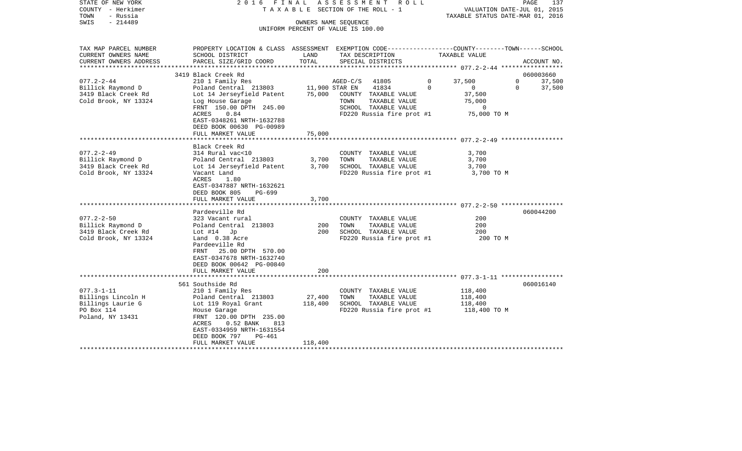STATE OF NEW YORK — 2016 FINAL ASSESSMENT ROLL
COUNTY - Herkimer — TAXABLE SECTION OF THE ROLL - 1 — VALUATION DATE-JUL 01, 2015
TOWN - Russia — TAXABLE STATUS DATE-MAR 01, 2016
SWIS - 214489 — OWNERS NAME SEQUENCE
UNIFORM PERCENT OF VALUE IS 100.00

| TAX MAP PARCEL NUMBER / CURRENT OWNERS NAME / CURRENT OWNERS ADDRESS | PROPERTY LOCATION & CLASS / SCHOOL DISTRICT / PARCEL SIZE/GRID COORD | ASSESSMENT LAND | TOTAL | EXEMPTION CODE / TAX DESCRIPTION / SPECIAL DISTRICTS | COUNTY TAXABLE VALUE | TOWN | SCHOOL | ACCOUNT NO. |
|---|---|---|---|---|---|---|---|---|
| **077.2-2-44** | 3419 Black Creek Rd | | | | | | | 060003660 |
| Billick Raymond D | 210 1 Family Res | | | AGED-C/S 41805 | 37,500 | 0 | 37,500 | |
| 3419 Black Creek Rd | Poland Central 213803 | 11,900 | | STAR EN 41834 | 0 | 0 | 37,500 | |
| Cold Brook, NY 13324 | Lot 14 Jerseyfield Patent | | 75,000 | COUNTY TAXABLE VALUE | 37,500 | | | |
| | Log House Garage | | | TOWN TAXABLE VALUE | 75,000 | | | |
| | FRNT 150.00 DPTH 245.00 | | | SCHOOL TAXABLE VALUE | 0 | | | |
| | ACRES 0.84 | | | FD220 Russia fire prot #1 | 75,000 TO M | | | |
| | EAST-0348261 NRTH-1632788 | | | | | | | |
| | DEED BOOK 00630 PG-00989 | | | | | | | |
| | FULL MARKET VALUE | | 75,000 | | | | | |
| **077.2-2-49** | Black Creek Rd | | | | | | | |
| Billick Raymond D | 314 Rural vac<10 | | | COUNTY TAXABLE VALUE | 3,700 | | | |
| 3419 Black Creek Rd | Poland Central 213803 | 3,700 | | TOWN TAXABLE VALUE | 3,700 | | | |
| Cold Brook, NY 13324 | Lot 14 Jerseyfield Patent | | 3,700 | SCHOOL TAXABLE VALUE | 3,700 | | | |
| | Vacant Land | | | FD220 Russia fire prot #1 | 3,700 TO M | | | |
| | ACRES 1.80 | | | | | | | |
| | EAST-0347887 NRTH-1632621 | | | | | | | |
| | DEED BOOK 805 PG-699 | | | | | | | |
| | FULL MARKET VALUE | | 3,700 | | | | | |
| **077.2-2-50** | Pardeeville Rd | | | | | | | 060044200 |
| Billick Raymond D | 323 Vacant rural | | | COUNTY TAXABLE VALUE | 200 | | | |
| 3419 Black Creek Rd | Poland Central 213803 | 200 | | TOWN TAXABLE VALUE | 200 | | | |
| Cold Brook, NY 13324 | Lot #14 Jp | | 200 | SCHOOL TAXABLE VALUE | 200 | | | |
| | Land 0.38 Acre | | | FD220 Russia fire prot #1 | 200 TO M | | | |
| | Pardeeville Rd | | | | | | | |
| | FRNT 25.00 DPTH 570.00 | | | | | | | |
| | EAST-0347678 NRTH-1632740 | | | | | | | |
| | DEED BOOK 00642 PG-00840 | | | | | | | |
| | FULL MARKET VALUE | | 200 | | | | | |
| **077.3-1-11** | 561 Southside Rd | | | | | | | 060016140 |
| Billings Lincoln H | 210 1 Family Res | | | COUNTY TAXABLE VALUE | 118,400 | | | |
| Billings Laurie G | Poland Central 213803 | 27,400 | | TOWN TAXABLE VALUE | 118,400 | | | |
| PO Box 114 | Lot 119 Royal Grant | | 118,400 | SCHOOL TAXABLE VALUE | 118,400 | | | |
| Poland, NY 13431 | House Garage | | | FD220 Russia fire prot #1 | 118,400 TO M | | | |
| | FRNT 120.00 DPTH 235.00 | | | | | | | |
| | ACRES 0.52 BANK 813 | | | | | | | |
| | EAST-0334959 NRTH-1631554 | | | | | | | |
| | DEED BOOK 797 PG-461 | | | | | | | |
| | FULL MARKET VALUE | | 118,400 | | | | | |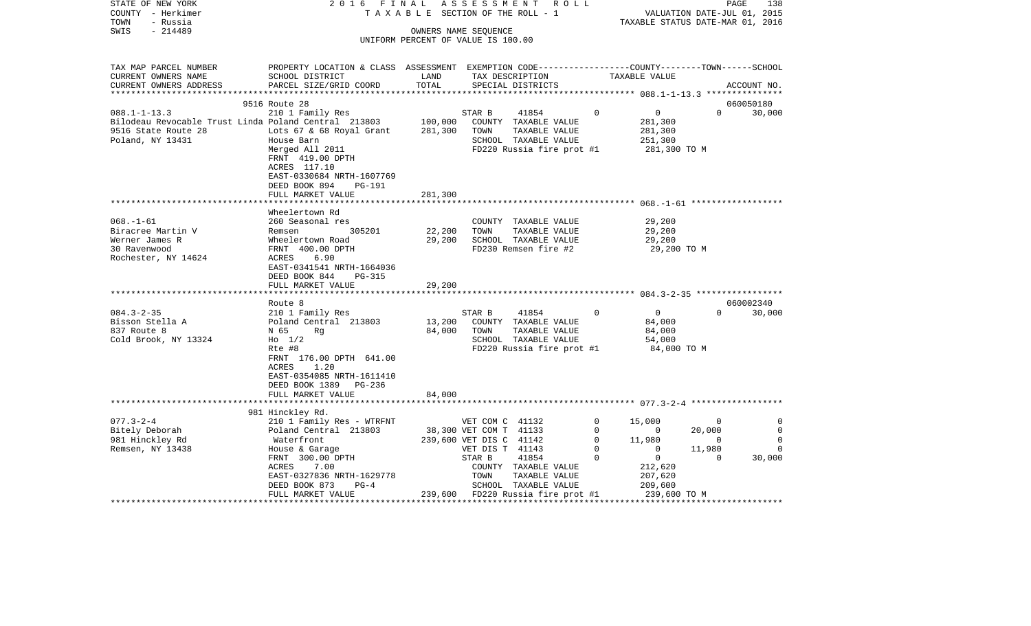STATE OF NEW YORK | COUNTY - Herkimer | TOWN - Russia | SWIS - 214489

2016 FINAL ASSESSMENT ROLL
TAXABLE SECTION OF THE ROLL - 1
OWNERS NAME SEQUENCE
UNIFORM PERCENT OF VALUE IS 100.00

VALUATION DATE-JUL 01, 2015
TAXABLE STATUS DATE-MAR 01, 2016

| TAX MAP PARCEL NUMBER / CURRENT OWNERS NAME / CURRENT OWNERS ADDRESS | PROPERTY LOCATION & CLASS / SCHOOL DISTRICT / PARCEL SIZE/GRID COORD | ASSESSMENT LAND / TOTAL | EXEMPTION CODE / TAX DESCRIPTION / SPECIAL DISTRICTS | COUNTY | TOWN | SCHOOL / TAXABLE VALUE | ACCOUNT NO. |
|---|---|---|---|---|---|---|---|
| **088.1-1-13.3** | 9516 Route 28 | | | | | | 060050180 |
| 088.1-1-13.3 | 210 1 Family Res | | STAR B 41854 | 0 | 0 | 0 | 30,000 |
| Bilodeau Revocable Trust Linda | Poland Central 213803 | 100,000 | COUNTY TAXABLE VALUE | | | 281,300 | |
| 9516 State Route 28 | Lots 67 & 68 Royal Grant | 281,300 | TOWN TAXABLE VALUE | | | 281,300 | |
| Poland, NY 13431 | House Barn | | SCHOOL TAXABLE VALUE | | | 251,300 | |
| | Merged All 2011 | | FD220 Russia fire prot #1 | | | 281,300 TO M | |
| | FRNT 419.00 DPTH | | | | | | |
| | ACRES 117.10 | | | | | | |
| | EAST-0330684 NRTH-1607769 | | | | | | |
| | DEED BOOK 894 PG-191 | | | | | | |
| | FULL MARKET VALUE | 281,300 | | | | | |
| **068.-1-61** | Wheelertown Rd | | | | | | |
| 068.-1-61 | 260 Seasonal res | | COUNTY TAXABLE VALUE | | | 29,200 | |
| Biracree Martin V | Remsen 305201 | 22,200 | TOWN TAXABLE VALUE | | | 29,200 | |
| Werner James R | Wheelertown Road | 29,200 | SCHOOL TAXABLE VALUE | | | 29,200 | |
| 30 Ravenwood | FRNT 400.00 DPTH | | FD230 Remsen fire #2 | | | 29,200 TO M | |
| Rochester, NY 14624 | ACRES 6.90 | | | | | | |
| | EAST-0341541 NRTH-1664036 | | | | | | |
| | DEED BOOK 844 PG-315 | | | | | | |
| | FULL MARKET VALUE | 29,200 | | | | | |
| **084.3-2-35** | Route 8 | | | | | | 060002340 |
| 084.3-2-35 | 210 1 Family Res | | STAR B 41854 | 0 | 0 | 0 | 30,000 |
| Bisson Stella A | Poland Central 213803 | 13,200 | COUNTY TAXABLE VALUE | | | 84,000 | |
| 837 Route 8 | N 65 Rg | 84,000 | TOWN TAXABLE VALUE | | | 84,000 | |
| Cold Brook, NY 13324 | Ho 1/2 | | SCHOOL TAXABLE VALUE | | | 54,000 | |
| | Rte #8 | | FD220 Russia fire prot #1 | | | 84,000 TO M | |
| | FRNT 176.00 DPTH 641.00 | | | | | | |
| | ACRES 1.20 | | | | | | |
| | EAST-0354085 NRTH-1611410 | | | | | | |
| | DEED BOOK 1389 PG-236 | | | | | | |
| | FULL MARKET VALUE | 84,000 | | | | | |
| **077.3-2-4** | 981 Hinckley Rd. | | | | | | |
| 077.3-2-4 | 210 1 Family Res - WTRFNT | | VET COM C 41132 | 0 | 15,000 | 0 | 0 |
| Bitely Deborah | Poland Central 213803 | 38,300 | VET COM T 41133 | 0 | 0 | 20,000 | 0 |
| 981 Hinckley Rd | Waterfront | 239,600 | VET DIS C 41142 | 0 | 11,980 | 0 | 0 |
| Remsen, NY 13438 | House & Garage | | VET DIS T 41143 | 0 | 0 | 11,980 | 0 |
| | FRNT 300.00 DPTH | | STAR B 41854 | 0 | 0 | 0 | 30,000 |
| | ACRES 7.00 | | COUNTY TAXABLE VALUE | | | 212,620 | |
| | EAST-0327836 NRTH-1629778 | | TOWN TAXABLE VALUE | | | 207,620 | |
| | DEED BOOK 873 PG-4 | | SCHOOL TAXABLE VALUE | | | 209,600 | |
| | FULL MARKET VALUE | 239,600 | FD220 Russia fire prot #1 | | | 239,600 TO M | |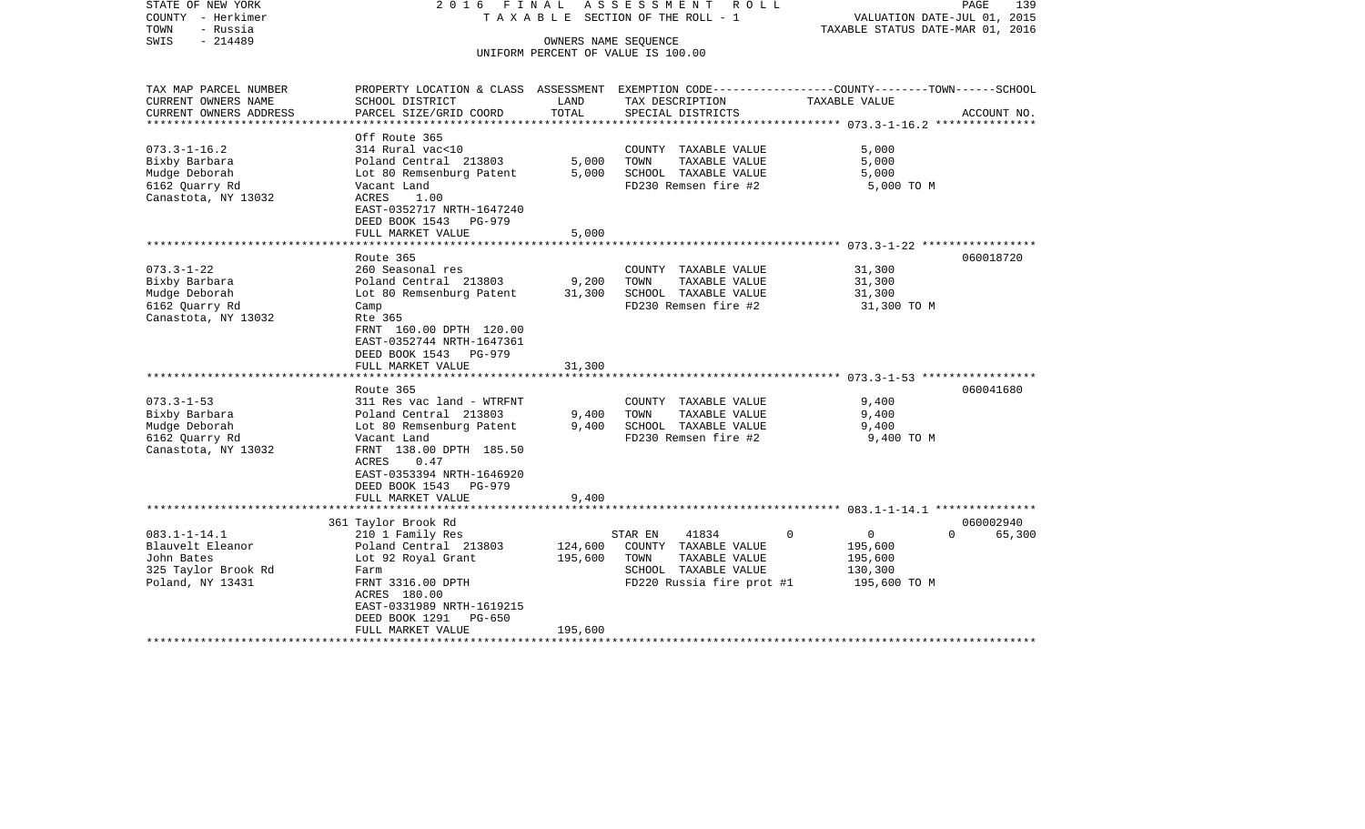STATE OF NEW YORK
COUNTY - Herkimer
TOWN - Russia
SWIS - 214489

2016 FINAL ASSESSMENT ROLL
TAXABLE SECTION OF THE ROLL - 1
OWNERS NAME SEQUENCE
UNIFORM PERCENT OF VALUE IS 100.00

VALUATION DATE-JUL 01, 2015
TAXABLE STATUS DATE-MAR 01, 2016

| TAX MAP PARCEL NUMBER / CURRENT OWNERS NAME / CURRENT OWNERS ADDRESS | PROPERTY LOCATION & CLASS / SCHOOL DISTRICT / PARCEL SIZE/GRID COORD | ASSESSMENT LAND | TOTAL | EXEMPTION CODE / TAX DESCRIPTION / SPECIAL DISTRICTS | COUNTY--------TOWN------SCHOOL TAXABLE VALUE | ACCOUNT NO. |
|---|---|---|---|---|---|---|
| **073.3-1-16.2** | Off Route 365 | | | | | |
| 073.3-1-16.2 | 314 Rural vac<10 | | | COUNTY TAXABLE VALUE | 5,000 | |
| Bixby Barbara | Poland Central 213803 | 5,000 | | TOWN TAXABLE VALUE | 5,000 | |
| Mudge Deborah | Lot 80 Remsenburg Patent | | 5,000 | SCHOOL TAXABLE VALUE | 5,000 | |
| 6162 Quarry Rd | Vacant Land | | | FD230 Remsen fire #2 | 5,000 TO M | |
| Canastota, NY 13032 | ACRES 1.00 | | | | | |
| | EAST-0352717 NRTH-1647240 | | | | | |
| | DEED BOOK 1543 PG-979 | | | | | |
| | FULL MARKET VALUE | | 5,000 | | | |
| **073.3-1-22** | Route 365 | | | | | 060018720 |
| 073.3-1-22 | 260 Seasonal res | | | COUNTY TAXABLE VALUE | 31,300 | |
| Bixby Barbara | Poland Central 213803 | 9,200 | | TOWN TAXABLE VALUE | 31,300 | |
| Mudge Deborah | Lot 80 Remsenburg Patent | | 31,300 | SCHOOL TAXABLE VALUE | 31,300 | |
| 6162 Quarry Rd | Camp | | | FD230 Remsen fire #2 | 31,300 TO M | |
| Canastota, NY 13032 | Rte 365 | | | | | |
| | FRNT 160.00 DPTH 120.00 | | | | | |
| | EAST-0352744 NRTH-1647361 | | | | | |
| | DEED BOOK 1543 PG-979 | | | | | |
| | FULL MARKET VALUE | | 31,300 | | | |
| **073.3-1-53** | Route 365 | | | | | 060041680 |
| 073.3-1-53 | 311 Res vac land - WTRFNT | | | COUNTY TAXABLE VALUE | 9,400 | |
| Bixby Barbara | Poland Central 213803 | 9,400 | | TOWN TAXABLE VALUE | 9,400 | |
| Mudge Deborah | Lot 80 Remsenburg Patent | | 9,400 | SCHOOL TAXABLE VALUE | 9,400 | |
| 6162 Quarry Rd | Vacant Land | | | FD230 Remsen fire #2 | 9,400 TO M | |
| Canastota, NY 13032 | FRNT 138.00 DPTH 185.50 | | | | | |
| | ACRES 0.47 | | | | | |
| | EAST-0353394 NRTH-1646920 | | | | | |
| | DEED BOOK 1543 PG-979 | | | | | |
| | FULL MARKET VALUE | | 9,400 | | | |
| **083.1-1-14.1** | 361 Taylor Brook Rd | | | | | 060002940 |
| 083.1-1-14.1 | 210 1 Family Res | | | STAR EN 41834 | 0 0 65,300 | |
| Blauvelt Eleanor | Poland Central 213803 | 124,600 | | COUNTY TAXABLE VALUE | 195,600 | |
| John Bates | Lot 92 Royal Grant | | 195,600 | TOWN TAXABLE VALUE | 195,600 | |
| 325 Taylor Brook Rd | Farm | | | SCHOOL TAXABLE VALUE | 130,300 | |
| Poland, NY 13431 | FRNT 3316.00 DPTH | | | FD220 Russia fire prot #1 | 195,600 TO M | |
| | ACRES 180.00 | | | | | |
| | EAST-0331989 NRTH-1619215 | | | | | |
| | DEED BOOK 1291 PG-650 | | | | | |
| | FULL MARKET VALUE | | 195,600 | | | |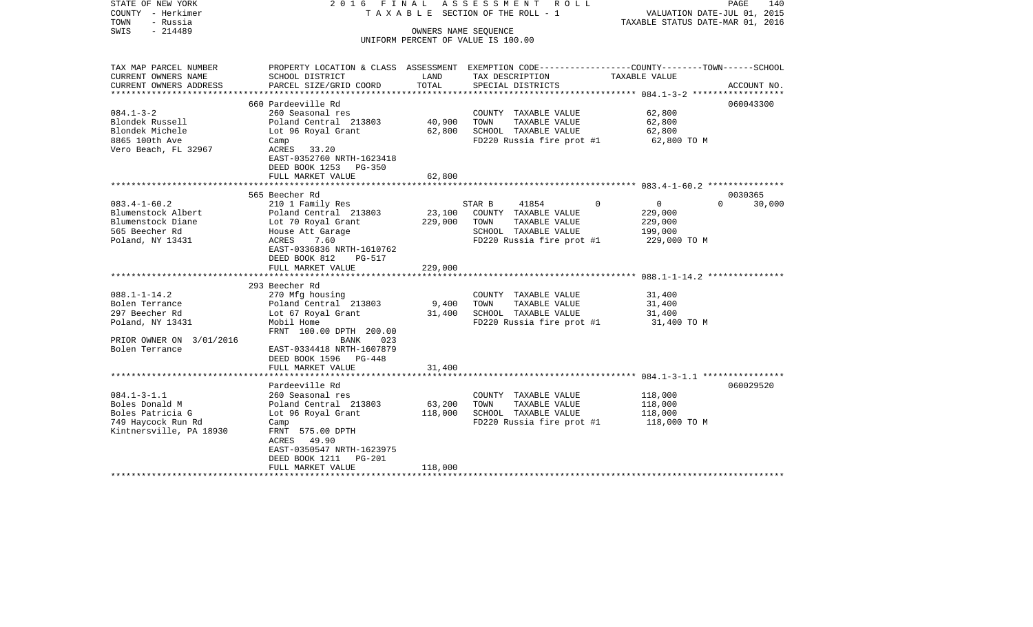STATE OF NEW YORK
COUNTY - Herkimer
TOWN - Russia
SWIS - 214489

2016 FINAL ASSESSMENT ROLL
TAXABLE SECTION OF THE ROLL - 1
OWNERS NAME SEQUENCE
UNIFORM PERCENT OF VALUE IS 100.00

VALUATION DATE-JUL 01, 2015
TAXABLE STATUS DATE-MAR 01, 2016

| TAX MAP PARCEL NUMBER<br>CURRENT OWNERS NAME<br>CURRENT OWNERS ADDRESS | PROPERTY LOCATION & CLASS<br>SCHOOL DISTRICT<br>PARCEL SIZE/GRID COORD | ASSESSMENT<br>LAND<br>TOTAL | EXEMPTION CODE<br>TAX DESCRIPTION<br>SPECIAL DISTRICTS | COUNTY | TOWN | SCHOOL<br>TAXABLE VALUE | ACCOUNT NO. |
|---|---|---|---|---|---|---|---|
| 084.1-3-2 | 660 Pardeeville Rd | | | | | | 060043300 |
| Blondek Russell | 260 Seasonal res | | COUNTY TAXABLE VALUE | | | 62,800 | |
| Blondek Michele | Poland Central 213803 | 40,900 | TOWN TAXABLE VALUE | | | 62,800 | |
| 8865 100th Ave | Lot 96 Royal Grant | 62,800 | SCHOOL TAXABLE VALUE | | | 62,800 | |
| Vero Beach, FL 32967 | Camp | | FD220 Russia fire prot #1 | | | 62,800 TO M | |
| | ACRES 33.20 | | | | | | |
| | EAST-0352760 NRTH-1623418 | | | | | | |
| | DEED BOOK 1253 PG-350 | | | | | | |
| | FULL MARKET VALUE | 62,800 | | | | | |
| 083.4-1-60.2 | 565 Beecher Rd | | | | | | 0030365 |
| Blumenstock Albert | 210 1 Family Res | | STAR B 41854 | 0 | 0 | 0 30,000 | |
| Blumenstock Diane | Poland Central 213803 | 23,100 | COUNTY TAXABLE VALUE | | | 229,000 | |
| 565 Beecher Rd | Lot 70 Royal Grant | 229,000 | TOWN TAXABLE VALUE | | | 229,000 | |
| Poland, NY 13431 | House Att Garage | | SCHOOL TAXABLE VALUE | | | 199,000 | |
| | ACRES 7.60 | | FD220 Russia fire prot #1 | | | 229,000 TO M | |
| | EAST-0336836 NRTH-1610762 | | | | | | |
| | DEED BOOK 812 PG-517 | | | | | | |
| | FULL MARKET VALUE | 229,000 | | | | | |
| 088.1-1-14.2 | 293 Beecher Rd | | | | | | |
| Bolen Terrance | 270 Mfg housing | | COUNTY TAXABLE VALUE | | | 31,400 | |
| 297 Beecher Rd | Poland Central 213803 | 9,400 | TOWN TAXABLE VALUE | | | 31,400 | |
| Poland, NY 13431 | Lot 67 Royal Grant | 31,400 | SCHOOL TAXABLE VALUE | | | 31,400 | |
| | Mobil Home | | FD220 Russia fire prot #1 | | | 31,400 TO M | |
| | FRNT 100.00 DPTH 200.00 | | | | | | |
| PRIOR OWNER ON 3/01/2016 | BANK 023 | | | | | | |
| Bolen Terrance | EAST-0334418 NRTH-1607879 | | | | | | |
| | DEED BOOK 1596 PG-448 | | | | | | |
| | FULL MARKET VALUE | 31,400 | | | | | |
| 084.1-3-1.1 | Pardeeville Rd | | | | | | 060029520 |
| Boles Donald M | 260 Seasonal res | | COUNTY TAXABLE VALUE | | | 118,000 | |
| Boles Patricia G | Poland Central 213803 | 63,200 | TOWN TAXABLE VALUE | | | 118,000 | |
| 749 Haycock Run Rd | Lot 96 Royal Grant | 118,000 | SCHOOL TAXABLE VALUE | | | 118,000 | |
| Kintnersville, PA 18930 | Camp | | FD220 Russia fire prot #1 | | | 118,000 TO M | |
| | FRNT 575.00 DPTH | | | | | | |
| | ACRES 49.90 | | | | | | |
| | EAST-0350547 NRTH-1623975 | | | | | | |
| | DEED BOOK 1211 PG-201 | | | | | | |
| | FULL MARKET VALUE | 118,000 | | | | | |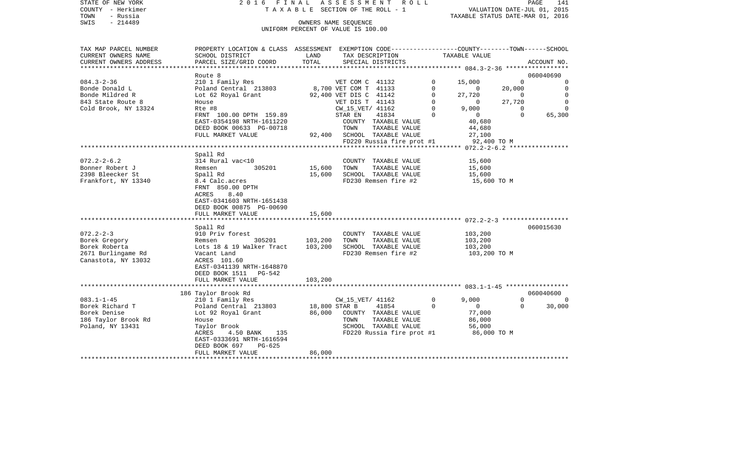STATE OF NEW YORK
COUNTY - Herkimer
TOWN - Russia
SWIS - 214489

2 0 1 6 F I N A L A S S E S S M E N T R O L L
T A X A B L E SECTION OF THE ROLL - 1
OWNERS NAME SEQUENCE
UNIFORM PERCENT OF VALUE IS 100.00

VALUATION DATE-JUL 01, 2015
TAXABLE STATUS DATE-MAR 01, 2016

| TAX MAP PARCEL NUMBER<br>CURRENT OWNERS NAME<br>CURRENT OWNERS ADDRESS | PROPERTY LOCATION & CLASS<br>SCHOOL DISTRICT<br>PARCEL SIZE/GRID COORD | ASSESSMENT<br>LAND<br>TOTAL | EXEMPTION CODE<br>TAX DESCRIPTION<br>SPECIAL DISTRICTS | | COUNTY<br>TAXABLE VALUE | TOWN | SCHOOL<br>ACCOUNT NO. |
|---|---|---|---|---|---|---|---|
| **084.3-2-36** | Route 8 | | | | | | 060040690 |
| 084.3-2-36 | 210 1 Family Res | | VET COM C 41132 | 0 | 15,000 | 0 | 0 |
| Bonde Donald L | Poland Central 213803 | 8,700 | VET COM T 41133 | 0 | 0 | 20,000 | 0 |
| Bonde Mildred R | Lot 62 Royal Grant | 92,400 | VET DIS C 41142 | 0 | 27,720 | 0 | 0 |
| 843 State Route 8 | House | | VET DIS T 41143 | 0 | 0 | 27,720 | 0 |
| Cold Brook, NY 13324 | Rte #8 | | CW_15_VET/ 41162 | 0 | 9,000 | 0 | 0 |
| | FRNT 100.00 DPTH 159.89 | | STAR EN 41834 | 0 | 0 | 0 | 65,300 |
| | EAST-0354198 NRTH-1611220 | | COUNTY TAXABLE VALUE | | 40,680 | | |
| | DEED BOOK 00633 PG-00718 | | TOWN TAXABLE VALUE | | 44,680 | | |
| | FULL MARKET VALUE | 92,400 | SCHOOL TAXABLE VALUE | | 27,100 | | |
| | | | FD220 Russia fire prot #1 | | 92,400 TO M | | |
| **072.2-2-6.2** | Spall Rd | | | | | | |
| 072.2-2-6.2 | 314 Rural vac<10 | | COUNTY TAXABLE VALUE | | 15,600 | | |
| Bonner Robert J | Remsen 305201 | 15,600 | TOWN TAXABLE VALUE | | 15,600 | | |
| 2398 Bleecker St | Spall Rd | 15,600 | SCHOOL TAXABLE VALUE | | 15,600 | | |
| Frankfort, NY 13340 | 8.4 Calc.acres | | FD230 Remsen fire #2 | | 15,600 TO M | | |
| | FRNT 850.00 DPTH | | | | | | |
| | ACRES 8.40 | | | | | | |
| | EAST-0341603 NRTH-1651438 | | | | | | |
| | DEED BOOK 00875 PG-00690 | | | | | | |
| | FULL MARKET VALUE | 15,600 | | | | | |
| **072.2-2-3** | Spall Rd | | | | | | 060015630 |
| 072.2-2-3 | 910 Priv forest | | COUNTY TAXABLE VALUE | | 103,200 | | |
| Borek Gregory | Remsen 305201 | 103,200 | TOWN TAXABLE VALUE | | 103,200 | | |
| Borek Roberta | Lots 18 & 19 Walker Tract | 103,200 | SCHOOL TAXABLE VALUE | | 103,200 | | |
| 2671 Burlingame Rd | Vacant Land | | FD230 Remsen fire #2 | | 103,200 TO M | | |
| Canastota, NY 13032 | ACRES 101.60 | | | | | | |
| | EAST-0341139 NRTH-1648870 | | | | | | |
| | DEED BOOK 1511 PG-542 | | | | | | |
| | FULL MARKET VALUE | 103,200 | | | | | |
| **083.1-1-45** | 186 Taylor Brook Rd | | | | | | 060040600 |
| 083.1-1-45 | 210 1 Family Res | | CW_15_VET/ 41162 | 0 | 9,000 | 0 | 0 |
| Borek Richard T | Poland Central 213803 | 18,800 | STAR B 41854 | 0 | 0 | 0 | 30,000 |
| Borek Denise | Lot 92 Royal Grant | 86,000 | COUNTY TAXABLE VALUE | | 77,000 | | |
| 186 Taylor Brook Rd | House | | TOWN TAXABLE VALUE | | 86,000 | | |
| Poland, NY 13431 | Taylor Brook | | SCHOOL TAXABLE VALUE | | 56,000 | | |
| | ACRES 4.50 BANK 135 | | FD220 Russia fire prot #1 | | 86,000 TO M | | |
| | EAST-0333691 NRTH-1616594 | | | | | | |
| | DEED BOOK 697 PG-625 | | | | | | |
| | FULL MARKET VALUE | 86,000 | | | | | |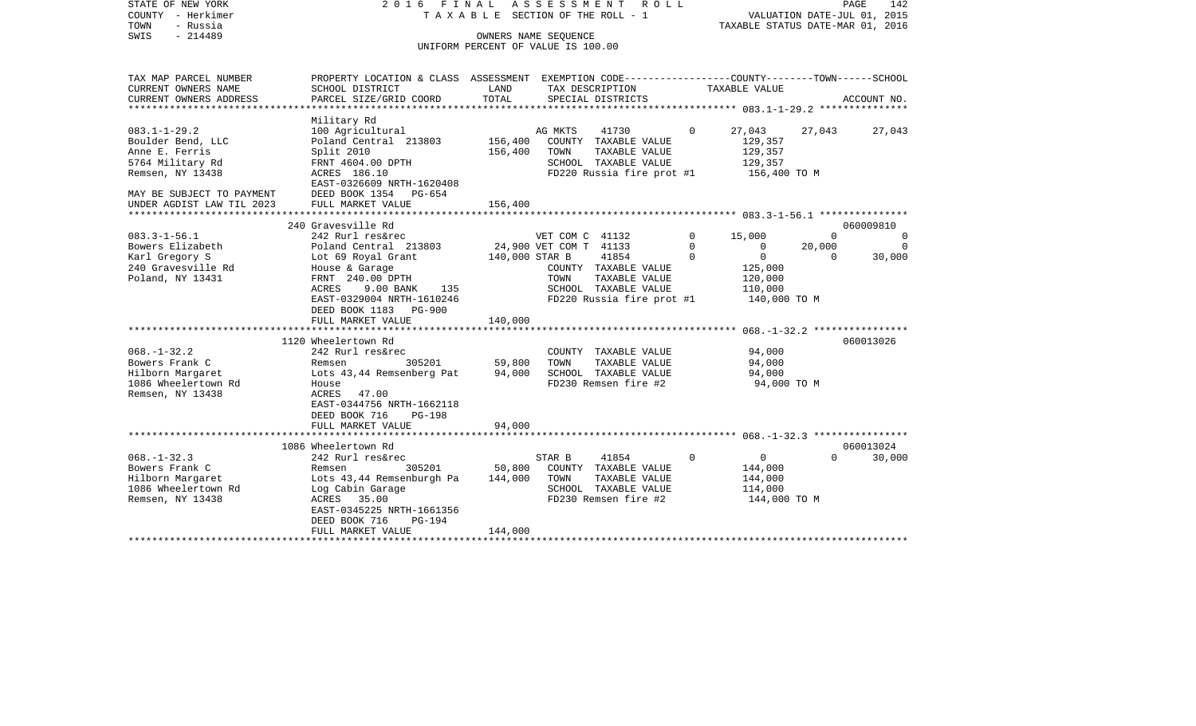STATE OF NEW YORK | 2016 FINAL ASSESSMENT ROLL | VALUATION DATE-JUL 01, 2015
COUNTY - Herkimer | TAXABLE SECTION OF THE ROLL - 1 | TAXABLE STATUS DATE-MAR 01, 2016
TOWN - Russia | OWNERS NAME SEQUENCE
SWIS - 214489 | UNIFORM PERCENT OF VALUE IS 100.00

| TAX MAP PARCEL NUMBER / CURRENT OWNERS NAME / CURRENT OWNERS ADDRESS | PROPERTY LOCATION & CLASS / SCHOOL DISTRICT / PARCEL SIZE/GRID COORD | ASSESSMENT LAND | ASSESSMENT TOTAL | EXEMPTION CODE / TAX DESCRIPTION / SPECIAL DISTRICTS | | COUNTY TAXABLE VALUE | TOWN | SCHOOL | ACCOUNT NO. |
|---|---|---|---|---|---|---|---|---|---|
| **083.1-1-29.2** | Military Rd | | | | | | | | |
| 083.1-1-29.2 | 100 Agricultural | | | AG MKTS 41730 | 0 | 27,043 | 27,043 | 27,043 | |
| Boulder Bend, LLC | Poland Central 213803 | 156,400 | | COUNTY TAXABLE VALUE | | 129,357 | | | |
| Anne E. Ferris | Split 2010 | | 156,400 | TOWN TAXABLE VALUE | | 129,357 | | | |
| 5764 Military Rd | FRNT 4604.00 DPTH | | | SCHOOL TAXABLE VALUE | | 129,357 | | | |
| Remsen, NY 13438 | ACRES 186.10 | | | FD220 Russia fire prot #1 | | 156,400 TO M | | | |
| | EAST-0326609 NRTH-1620408 | | | | | | | | |
| MAY BE SUBJECT TO PAYMENT | DEED BOOK 1354 PG-654 | | | | | | | | |
| UNDER AGDIST LAW TIL 2023 | FULL MARKET VALUE | | 156,400 | | | | | | |
| **083.3-1-56.1** | 240 Gravesville Rd | | | | | | | | 060009810 |
| 083.3-1-56.1 | 242 Rurl res&rec | | | VET COM C 41132 | 0 | 15,000 | 0 | 0 | |
| Bowers Elizabeth | Poland Central 213803 | 24,900 | | VET COM T 41133 | 0 | 0 | 20,000 | 0 | |
| Karl Gregory S | Lot 69 Royal Grant | | 140,000 | STAR B 41854 | 0 | 0 | 0 | 30,000 | |
| 240 Gravesville Rd | House & Garage | | | COUNTY TAXABLE VALUE | | 125,000 | | | |
| Poland, NY 13431 | FRNT 240.00 DPTH | | | TOWN TAXABLE VALUE | | 120,000 | | | |
| | ACRES 9.00 BANK 135 | | | SCHOOL TAXABLE VALUE | | 110,000 | | | |
| | EAST-0329004 NRTH-1610246 | | | FD220 Russia fire prot #1 | | 140,000 TO M | | | |
| | DEED BOOK 1183 PG-900 | | | | | | | | |
| | FULL MARKET VALUE | | 140,000 | | | | | | |
| **068.-1-32.2** | 1120 Wheelertown Rd | | | | | | | | 060013026 |
| 068.-1-32.2 | 242 Rurl res&rec | | | COUNTY TAXABLE VALUE | | 94,000 | | | |
| Bowers Frank C | Remsen 305201 | 59,800 | | TOWN TAXABLE VALUE | | 94,000 | | | |
| Hilborn Margaret | Lots 43,44 Remsenberg Pat | | 94,000 | SCHOOL TAXABLE VALUE | | 94,000 | | | |
| 1086 Wheelertown Rd | House | | | FD230 Remsen fire #2 | | 94,000 TO M | | | |
| Remsen, NY 13438 | ACRES 47.00 | | | | | | | | |
| | EAST-0344756 NRTH-1662118 | | | | | | | | |
| | DEED BOOK 716 PG-198 | | | | | | | | |
| | FULL MARKET VALUE | | 94,000 | | | | | | |
| **068.-1-32.3** | 1086 Wheelertown Rd | | | | | | | | 060013024 |
| 068.-1-32.3 | 242 Rurl res&rec | | | STAR B 41854 | 0 | 0 | 0 | 30,000 | |
| Bowers Frank C | Remsen 305201 | 50,800 | | COUNTY TAXABLE VALUE | | 144,000 | | | |
| Hilborn Margaret | Lots 43,44 Remsenburgh Pa | | 144,000 | TOWN TAXABLE VALUE | | 144,000 | | | |
| 1086 Wheelertown Rd | Log Cabin Garage | | | SCHOOL TAXABLE VALUE | | 114,000 | | | |
| Remsen, NY 13438 | ACRES 35.00 | | | FD230 Remsen fire #2 | | 144,000 TO M | | | |
| | EAST-0345225 NRTH-1661356 | | | | | | | | |
| | DEED BOOK 716 PG-194 | | | | | | | | |
| | FULL MARKET VALUE | | 144,000 | | | | | | |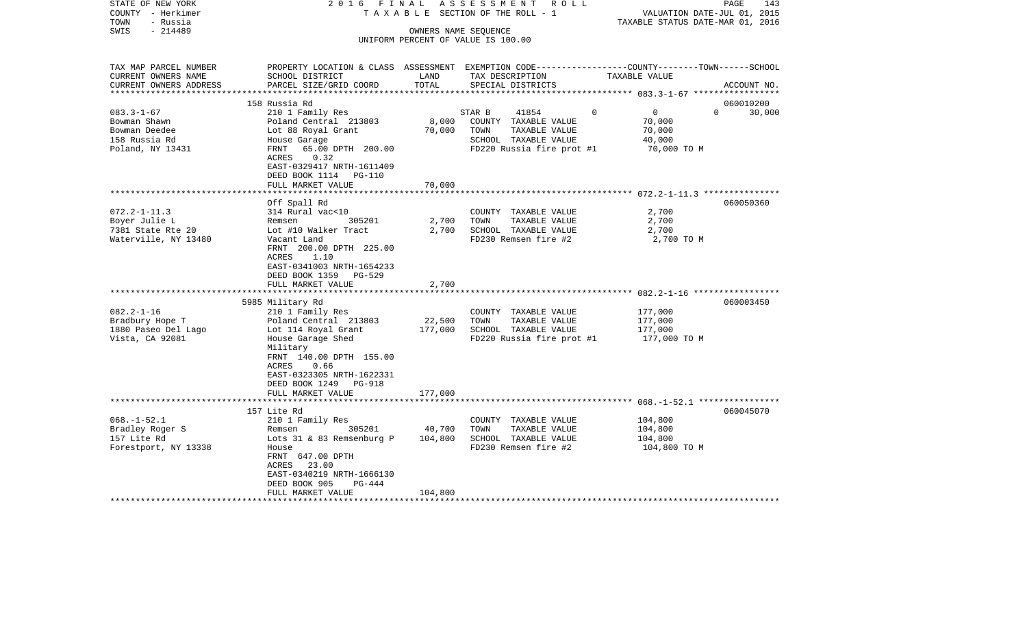STATE OF NEW YORK — COUNTY - Herkimer — TOWN - Russia — SWIS - 214489

2016 FINAL ASSESSMENT ROLL
TAXABLE SECTION OF THE ROLL - 1
OWNERS NAME SEQUENCE
UNIFORM PERCENT OF VALUE IS 100.00

VALUATION DATE-JUL 01, 2015
TAXABLE STATUS DATE-MAR 01, 2016

| TAX MAP PARCEL NUMBER / CURRENT OWNERS NAME / CURRENT OWNERS ADDRESS | PROPERTY LOCATION & CLASS / SCHOOL DISTRICT / PARCEL SIZE/GRID COORD | ASSESSMENT LAND | TOTAL | EXEMPTION CODE / TAX DESCRIPTION / SPECIAL DISTRICTS | COUNTY | TOWN | SCHOOL TAXABLE VALUE | ACCOUNT NO. |
|---|---|---|---|---|---|---|---|---|
| 083.3-1-67 | 158 Russia Rd | | | | | | | 060010200 |
| Bowman Shawn | 210 1 Family Res | | | STAR B 41854 | 0 | 0 | 0 | 30,000 |
| Bowman Deedee | Poland Central 213803 | 8,000 | | COUNTY TAXABLE VALUE | 70,000 | | | |
| 158 Russia Rd | Lot 88 Royal Grant | | 70,000 | TOWN TAXABLE VALUE | | 70,000 | | |
| Poland, NY 13431 | House Garage | | | SCHOOL TAXABLE VALUE | | | 40,000 | |
| | FRNT 65.00 DPTH 200.00 | | | FD220 Russia fire prot #1 | 70,000 TO M | | | |
| | ACRES 0.32 | | | | | | | |
| | EAST-0329417 NRTH-1611409 | | | | | | | |
| | DEED BOOK 1114 PG-110 | | | | | | | |
| | FULL MARKET VALUE | | 70,000 | | | | | |
| 072.2-1-11.3 | Off Spall Rd | | | | | | | 060050360 |
| Boyer Julie L | 314 Rural vac<10 | | | COUNTY TAXABLE VALUE | 2,700 | | | |
| 7381 State Rte 20 | Remsen 305201 | 2,700 | | TOWN TAXABLE VALUE | | 2,700 | | |
| Waterville, NY 13480 | Lot #10 Walker Tract | | 2,700 | SCHOOL TAXABLE VALUE | | | 2,700 | |
| | Vacant Land | | | FD230 Remsen fire #2 | 2,700 TO M | | | |
| | FRNT 200.00 DPTH 225.00 | | | | | | | |
| | ACRES 1.10 | | | | | | | |
| | EAST-0341003 NRTH-1654233 | | | | | | | |
| | DEED BOOK 1359 PG-529 | | | | | | | |
| | FULL MARKET VALUE | | 2,700 | | | | | |
| 082.2-1-16 | 5985 Military Rd | | | | | | | 060003450 |
| Bradbury Hope T | 210 1 Family Res | | | COUNTY TAXABLE VALUE | 177,000 | | | |
| 1880 Paseo Del Lago | Poland Central 213803 | 22,500 | | TOWN TAXABLE VALUE | | 177,000 | | |
| Vista, CA 92081 | Lot 114 Royal Grant | | 177,000 | SCHOOL TAXABLE VALUE | | | 177,000 | |
| | House Garage Shed | | | FD220 Russia fire prot #1 | 177,000 TO M | | | |
| | Military | | | | | | | |
| | FRNT 140.00 DPTH 155.00 | | | | | | | |
| | ACRES 0.66 | | | | | | | |
| | EAST-0323305 NRTH-1622331 | | | | | | | |
| | DEED BOOK 1249 PG-918 | | | | | | | |
| | FULL MARKET VALUE | | 177,000 | | | | | |
| 068.-1-52.1 | 157 Lite Rd | | | | | | | 060045070 |
| Bradley Roger S | 210 1 Family Res | | | COUNTY TAXABLE VALUE | 104,800 | | | |
| 157 Lite Rd | Remsen 305201 | 40,700 | | TOWN TAXABLE VALUE | | 104,800 | | |
| Forestport, NY 13338 | Lots 31 & 83 Remsenburg P | | 104,800 | SCHOOL TAXABLE VALUE | | | 104,800 | |
| | House | | | FD230 Remsen fire #2 | 104,800 TO M | | | |
| | FRNT 647.00 DPTH | | | | | | | |
| | ACRES 23.00 | | | | | | | |
| | EAST-0340219 NRTH-1666130 | | | | | | | |
| | DEED BOOK 905 PG-444 | | | | | | | |
| | FULL MARKET VALUE | | 104,800 | | | | | |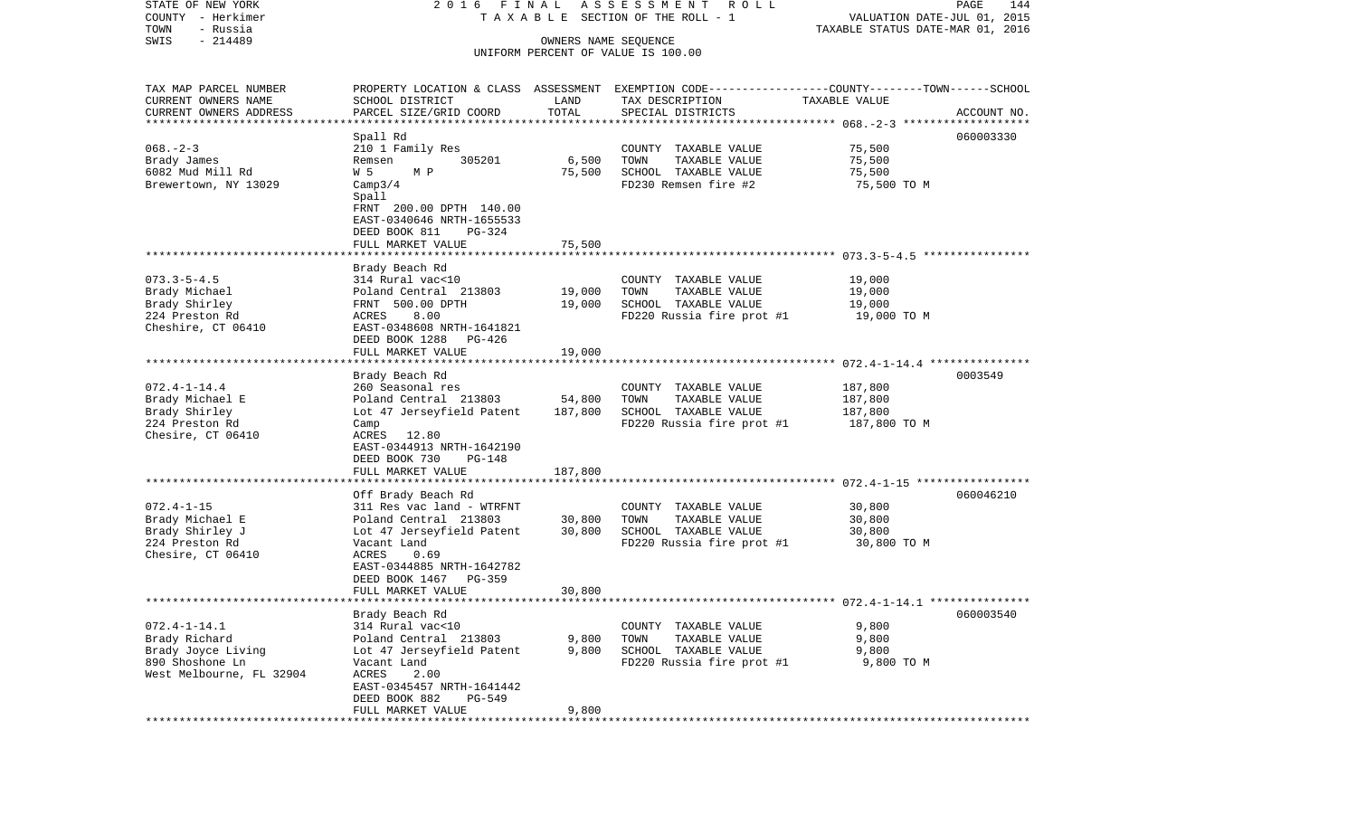STATE OF NEW YORK — 2016 FINAL ASSESSMENT ROLL
COUNTY - Herkimer — TAXABLE SECTION OF THE ROLL - 1 — VALUATION DATE-JUL 01, 2015
TOWN - Russia — TAXABLE STATUS DATE-MAR 01, 2016
SWIS - 214489 — OWNERS NAME SEQUENCE
UNIFORM PERCENT OF VALUE IS 100.00

| TAX MAP PARCEL NUMBER / CURRENT OWNERS NAME / CURRENT OWNERS ADDRESS | PROPERTY LOCATION & CLASS / SCHOOL DISTRICT / PARCEL SIZE/GRID COORD | ASSESSMENT LAND | TOTAL | EXEMPTION CODE / TAX DESCRIPTION / SPECIAL DISTRICTS | TAXABLE VALUE (COUNTY--TOWN--SCHOOL) | ACCOUNT NO. |
|---|---|---|---|---|---|---|
| 068.-2-3 | Spall Rd | | | | | 060003330 |
| Brady James | 210 1 Family Res | | | COUNTY TAXABLE VALUE | 75,500 | |
| 6082 Mud Mill Rd | Remsen 305201 | 6,500 | | TOWN TAXABLE VALUE | 75,500 | |
| Brewertown, NY 13029 | W 5 M P | | 75,500 | SCHOOL TAXABLE VALUE | 75,500 | |
| | Camp3/4 | | | FD230 Remsen fire #2 | 75,500 TO M | |
| | Spall | | | | | |
| | FRNT 200.00 DPTH 140.00 | | | | | |
| | EAST-0340646 NRTH-1655533 | | | | | |
| | DEED BOOK 811 PG-324 | | | | | |
| | FULL MARKET VALUE | | 75,500 | | | |
| 073.3-5-4.5 | Brady Beach Rd | | | | | |
| Brady Michael | 314 Rural vac<10 | | | COUNTY TAXABLE VALUE | 19,000 | |
| Brady Shirley | Poland Central 213803 | 19,000 | | TOWN TAXABLE VALUE | 19,000 | |
| 224 Preston Rd | FRNT 500.00 DPTH | | 19,000 | SCHOOL TAXABLE VALUE | 19,000 | |
| Cheshire, CT 06410 | ACRES 8.00 | | | FD220 Russia fire prot #1 | 19,000 TO M | |
| | EAST-0348608 NRTH-1641821 | | | | | |
| | DEED BOOK 1288 PG-426 | | | | | |
| | FULL MARKET VALUE | | 19,000 | | | |
| 072.4-1-14.4 | Brady Beach Rd | | | | | 0003549 |
| Brady Michael E | 260 Seasonal res | | | COUNTY TAXABLE VALUE | 187,800 | |
| Brady Shirley | Poland Central 213803 | 54,800 | | TOWN TAXABLE VALUE | 187,800 | |
| 224 Preston Rd | Lot 47 Jerseyfield Patent | | 187,800 | SCHOOL TAXABLE VALUE | 187,800 | |
| Chesire, CT 06410 | Camp | | | FD220 Russia fire prot #1 | 187,800 TO M | |
| | ACRES 12.80 | | | | | |
| | EAST-0344913 NRTH-1642190 | | | | | |
| | DEED BOOK 730 PG-148 | | | | | |
| | FULL MARKET VALUE | | 187,800 | | | |
| 072.4-1-15 | Off Brady Beach Rd | | | | | 060046210 |
| Brady Michael E | 311 Res vac land - WTRFNT | | | COUNTY TAXABLE VALUE | 30,800 | |
| Brady Shirley J | Poland Central 213803 | 30,800 | | TOWN TAXABLE VALUE | 30,800 | |
| 224 Preston Rd | Lot 47 Jerseyfield Patent | | 30,800 | SCHOOL TAXABLE VALUE | 30,800 | |
| Chesire, CT 06410 | Vacant Land | | | FD220 Russia fire prot #1 | 30,800 TO M | |
| | ACRES 0.69 | | | | | |
| | EAST-0344885 NRTH-1642782 | | | | | |
| | DEED BOOK 1467 PG-359 | | | | | |
| | FULL MARKET VALUE | | 30,800 | | | |
| 072.4-1-14.1 | Brady Beach Rd | | | | | 060003540 |
| Brady Richard | 314 Rural vac<10 | | | COUNTY TAXABLE VALUE | 9,800 | |
| Brady Joyce Living | Poland Central 213803 | 9,800 | | TOWN TAXABLE VALUE | 9,800 | |
| 890 Shoshone Ln | Lot 47 Jerseyfield Patent | | 9,800 | SCHOOL TAXABLE VALUE | 9,800 | |
| West Melbourne, FL 32904 | Vacant Land | | | FD220 Russia fire prot #1 | 9,800 TO M | |
| | ACRES 2.00 | | | | | |
| | EAST-0345457 NRTH-1641442 | | | | | |
| | DEED BOOK 882 PG-549 | | | | | |
| | FULL MARKET VALUE | | 9,800 | | | |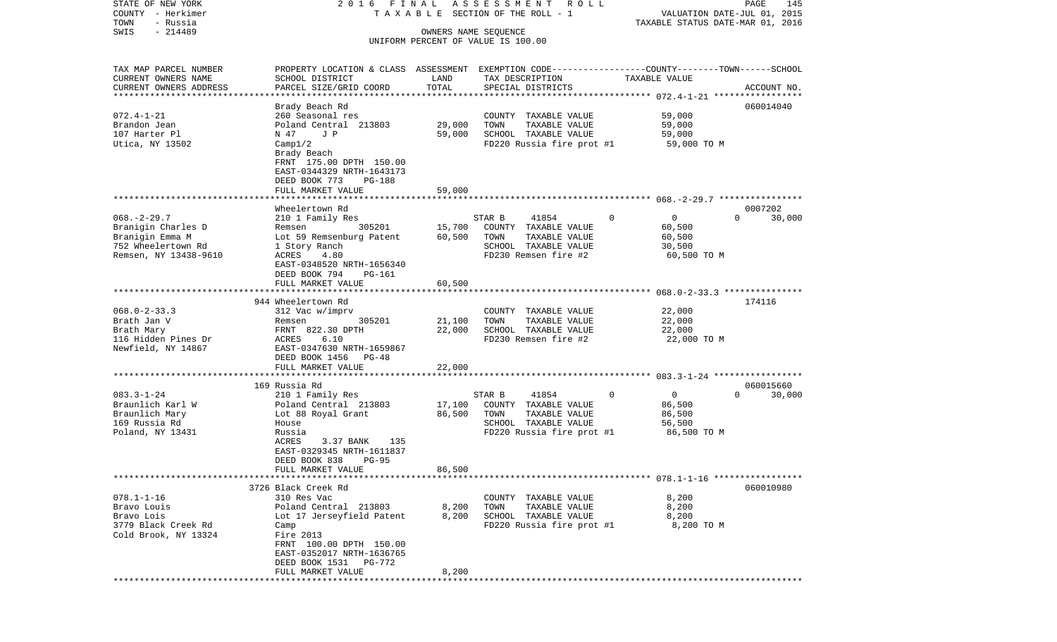STATE OF NEW YORK — COUNTY - Herkimer — TOWN - Russia — SWIS - 214489

2016 FINAL ASSESSMENT ROLL
TAXABLE SECTION OF THE ROLL - 1
OWNERS NAME SEQUENCE
UNIFORM PERCENT OF VALUE IS 100.00

VALUATION DATE-JUL 01, 2015
TAXABLE STATUS DATE-MAR 01, 2016

| TAX MAP PARCEL NUMBER / CURRENT OWNERS NAME / CURRENT OWNERS ADDRESS | PROPERTY LOCATION & CLASS / SCHOOL DISTRICT / PARCEL SIZE/GRID COORD | ASSESSMENT LAND | ASSESSMENT TOTAL | EXEMPTION CODE / TAX DESCRIPTION / SPECIAL DISTRICTS | COUNTY | TOWN | SCHOOL | TAXABLE VALUE | ACCOUNT NO. |
|---|---|---|---|---|---|---|---|---|---|
| 072.4-1-21 | Brady Beach Rd | | | | | | | | 060014040 |
| | 260 Seasonal res | | | COUNTY TAXABLE VALUE | | | | 59,000 | |
| Brandon Jean | Poland Central 213803 | 29,000 | | TOWN TAXABLE VALUE | | | | 59,000 | |
| 107 Harter Pl | N 47 J P | | 59,000 | SCHOOL TAXABLE VALUE | | | | 59,000 | |
| Utica, NY 13502 | Camp1/2 | | | FD220 Russia fire prot #1 | | | | 59,000 TO M | |
| | Brady Beach | | | | | | | | |
| | FRNT 175.00 DPTH 150.00 | | | | | | | | |
| | EAST-0344329 NRTH-1643173 | | | | | | | | |
| | DEED BOOK 773 PG-188 | | | | | | | | |
| | FULL MARKET VALUE | | 59,000 | | | | | | |
| 068.-2-29.7 | Wheelertown Rd | | | | | | | | 0007202 |
| | 210 1 Family Res | | | STAR B 41854 | 0 | 0 | 30,000 | | |
| Branigin Charles D | Remsen 305201 | 15,700 | | COUNTY TAXABLE VALUE | | | | 60,500 | |
| Branigin Emma M | Lot 59 Remsenburg Patent | | 60,500 | TOWN TAXABLE VALUE | | | | 60,500 | |
| 752 Wheelertown Rd | 1 Story Ranch | | | SCHOOL TAXABLE VALUE | | | | 30,500 | |
| Remsen, NY 13438-9610 | ACRES 4.80 | | | FD230 Remsen fire #2 | | | | 60,500 TO M | |
| | EAST-0348520 NRTH-1656340 | | | | | | | | |
| | DEED BOOK 794 PG-161 | | | | | | | | |
| | FULL MARKET VALUE | | 60,500 | | | | | | |
| 068.0-2-33.3 | 944 Wheelertown Rd | | | | | | | | 174116 |
| | 312 Vac w/imprv | | | COUNTY TAXABLE VALUE | | | | 22,000 | |
| Brath Jan V | Remsen 305201 | 21,100 | | TOWN TAXABLE VALUE | | | | 22,000 | |
| Brath Mary | FRNT 822.30 DPTH | | 22,000 | SCHOOL TAXABLE VALUE | | | | 22,000 | |
| 116 Hidden Pines Dr | ACRES 6.10 | | | FD230 Remsen fire #2 | | | | 22,000 TO M | |
| Newfield, NY 14867 | EAST-0347630 NRTH-1659867 | | | | | | | | |
| | DEED BOOK 1456 PG-48 | | | | | | | | |
| | FULL MARKET VALUE | | 22,000 | | | | | | |
| 083.3-1-24 | 169 Russia Rd | | | | | | | | 060015660 |
| | 210 1 Family Res | | | STAR B 41854 | 0 | 0 | 30,000 | | |
| Braunlich Karl W | Poland Central 213803 | 17,100 | | COUNTY TAXABLE VALUE | | | | 86,500 | |
| Braunlich Mary | Lot 88 Royal Grant | | 86,500 | TOWN TAXABLE VALUE | | | | 86,500 | |
| 169 Russia Rd | House | | | SCHOOL TAXABLE VALUE | | | | 56,500 | |
| Poland, NY 13431 | Russia | | | FD220 Russia fire prot #1 | | | | 86,500 TO M | |
| | ACRES 3.37 BANK 135 | | | | | | | | |
| | EAST-0329345 NRTH-1611837 | | | | | | | | |
| | DEED BOOK 838 PG-95 | | | | | | | | |
| | FULL MARKET VALUE | | 86,500 | | | | | | |
| 078.1-1-16 | 3726 Black Creek Rd | | | | | | | | 060010980 |
| | 310 Res Vac | | | COUNTY TAXABLE VALUE | | | | 8,200 | |
| Bravo Louis | Poland Central 213803 | 8,200 | | TOWN TAXABLE VALUE | | | | 8,200 | |
| Bravo Lois | Lot 17 Jerseyfield Patent | | 8,200 | SCHOOL TAXABLE VALUE | | | | 8,200 | |
| 3779 Black Creek Rd | Camp | | | FD220 Russia fire prot #1 | | | | 8,200 TO M | |
| Cold Brook, NY 13324 | Fire 2013 | | | | | | | | |
| | FRNT 100.00 DPTH 150.00 | | | | | | | | |
| | EAST-0352017 NRTH-1636765 | | | | | | | | |
| | DEED BOOK 1531 PG-772 | | | | | | | | |
| | FULL MARKET VALUE | | 8,200 | | | | | | |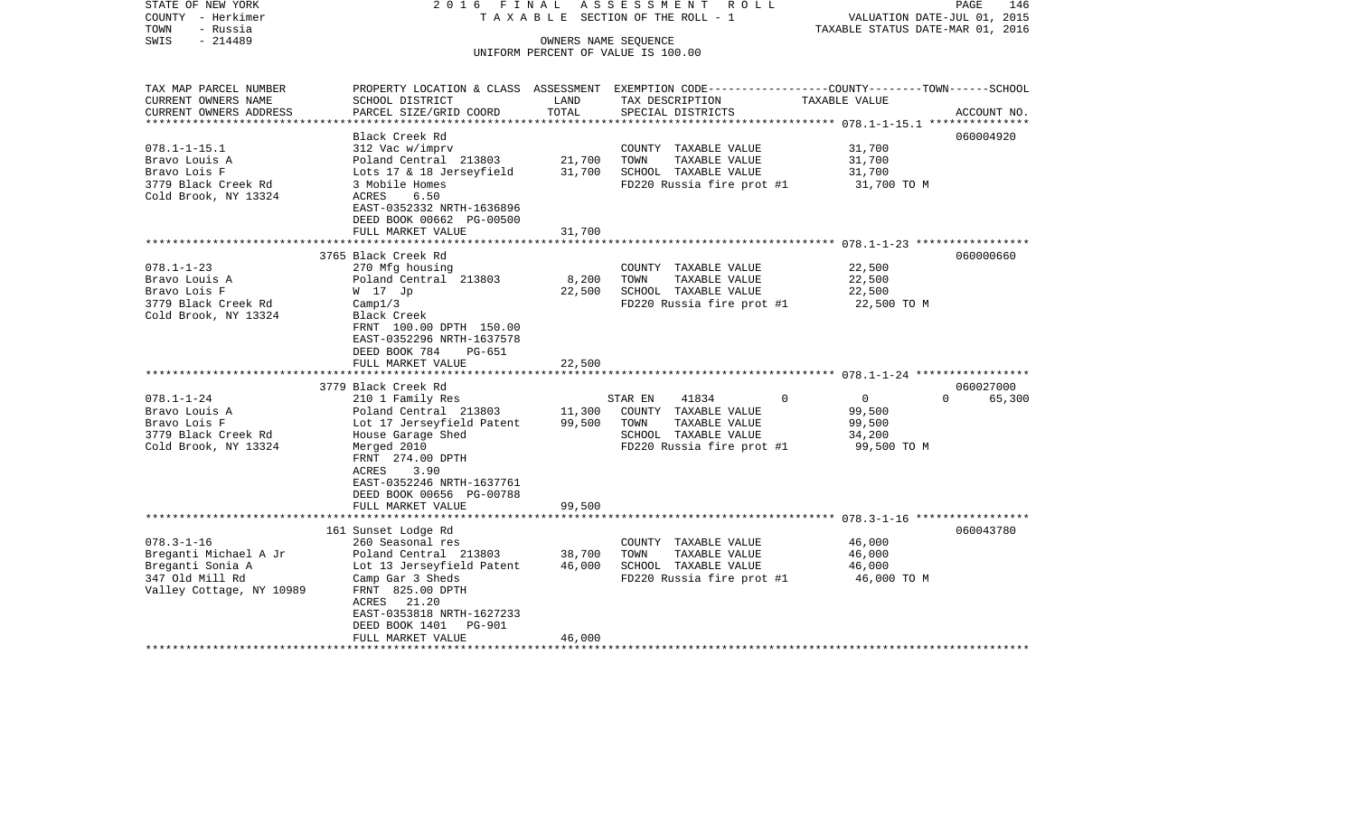STATE OF NEW YORK — 2016 FINAL ASSESSMENT ROLL
COUNTY - Herkimer — TAXABLE SECTION OF THE ROLL - 1 — VALUATION DATE-JUL 01, 2015
TOWN - Russia — TAXABLE STATUS DATE-MAR 01, 2016
SWIS - 214489 — OWNERS NAME SEQUENCE
UNIFORM PERCENT OF VALUE IS 100.00

| TAX MAP PARCEL NUMBER / CURRENT OWNERS NAME / CURRENT OWNERS ADDRESS | PROPERTY LOCATION & CLASS / SCHOOL DISTRICT / PARCEL SIZE/GRID COORD | ASSESSMENT LAND | ASSESSMENT TOTAL | EXEMPTION CODE / TAX DESCRIPTION / SPECIAL DISTRICTS | COUNTY | TOWN | SCHOOL TAXABLE VALUE | ACCOUNT NO. |
|---|---|---|---|---|---|---|---|---|
| **078.1-1-15.1** | Black Creek Rd | | | | | | | 060004920 |
| 078.1-1-15.1 | 312 Vac w/imprv | | | COUNTY TAXABLE VALUE | 31,700 | | | |
| Bravo Louis A | Poland Central 213803 | 21,700 | | TOWN TAXABLE VALUE | | 31,700 | | |
| Bravo Lois F | Lots 17 & 18 Jerseyfield | | 31,700 | SCHOOL TAXABLE VALUE | | | 31,700 | |
| 3779 Black Creek Rd | 3 Mobile Homes | | | FD220 Russia fire prot #1 | 31,700 TO M | | | |
| Cold Brook, NY 13324 | ACRES 6.50 | | | | | | | |
| | EAST-0352332 NRTH-1636896 | | | | | | | |
| | DEED BOOK 00662 PG-00500 | | | | | | | |
| | FULL MARKET VALUE | | 31,700 | | | | | |
| **078.1-1-23** | 3765 Black Creek Rd | | | | | | | 060000660 |
| 078.1-1-23 | 270 Mfg housing | | | COUNTY TAXABLE VALUE | 22,500 | | | |
| Bravo Louis A | Poland Central 213803 | 8,200 | | TOWN TAXABLE VALUE | | 22,500 | | |
| Bravo Lois F | W 17 Jp | | 22,500 | SCHOOL TAXABLE VALUE | | | 22,500 | |
| 3779 Black Creek Rd | Camp1/3 | | | FD220 Russia fire prot #1 | 22,500 TO M | | | |
| Cold Brook, NY 13324 | Black Creek | | | | | | | |
| | FRNT 100.00 DPTH 150.00 | | | | | | | |
| | EAST-0352296 NRTH-1637578 | | | | | | | |
| | DEED BOOK 784 PG-651 | | | | | | | |
| | FULL MARKET VALUE | | 22,500 | | | | | |
| **078.1-1-24** | 3779 Black Creek Rd | | | | | | | 060027000 |
| 078.1-1-24 | 210 1 Family Res | | | STAR EN 41834 | 0 | 0 | 0 | 65,300 |
| Bravo Louis A | Poland Central 213803 | 11,300 | | COUNTY TAXABLE VALUE | 99,500 | | | |
| Bravo Lois F | Lot 17 Jerseyfield Patent | | 99,500 | TOWN TAXABLE VALUE | | 99,500 | | |
| 3779 Black Creek Rd | House Garage Shed | | | SCHOOL TAXABLE VALUE | | | 34,200 | |
| Cold Brook, NY 13324 | Merged 2010 | | | FD220 Russia fire prot #1 | 99,500 TO M | | | |
| | FRNT 274.00 DPTH | | | | | | | |
| | ACRES 3.90 | | | | | | | |
| | EAST-0352246 NRTH-1637761 | | | | | | | |
| | DEED BOOK 00656 PG-00788 | | | | | | | |
| | FULL MARKET VALUE | | 99,500 | | | | | |
| **078.3-1-16** | 161 Sunset Lodge Rd | | | | | | | 060043780 |
| 078.3-1-16 | 260 Seasonal res | | | COUNTY TAXABLE VALUE | 46,000 | | | |
| Breganti Michael A Jr | Poland Central 213803 | 38,700 | | TOWN TAXABLE VALUE | | 46,000 | | |
| Breganti Sonia A | Lot 13 Jerseyfield Patent | | 46,000 | SCHOOL TAXABLE VALUE | | | 46,000 | |
| 347 Old Mill Rd | Camp Gar 3 Sheds | | | FD220 Russia fire prot #1 | 46,000 TO M | | | |
| Valley Cottage, NY 10989 | FRNT 825.00 DPTH | | | | | | | |
| | ACRES 21.20 | | | | | | | |
| | EAST-0353818 NRTH-1627233 | | | | | | | |
| | DEED BOOK 1401 PG-901 | | | | | | | |
| | FULL MARKET VALUE | | 46,000 | | | | | |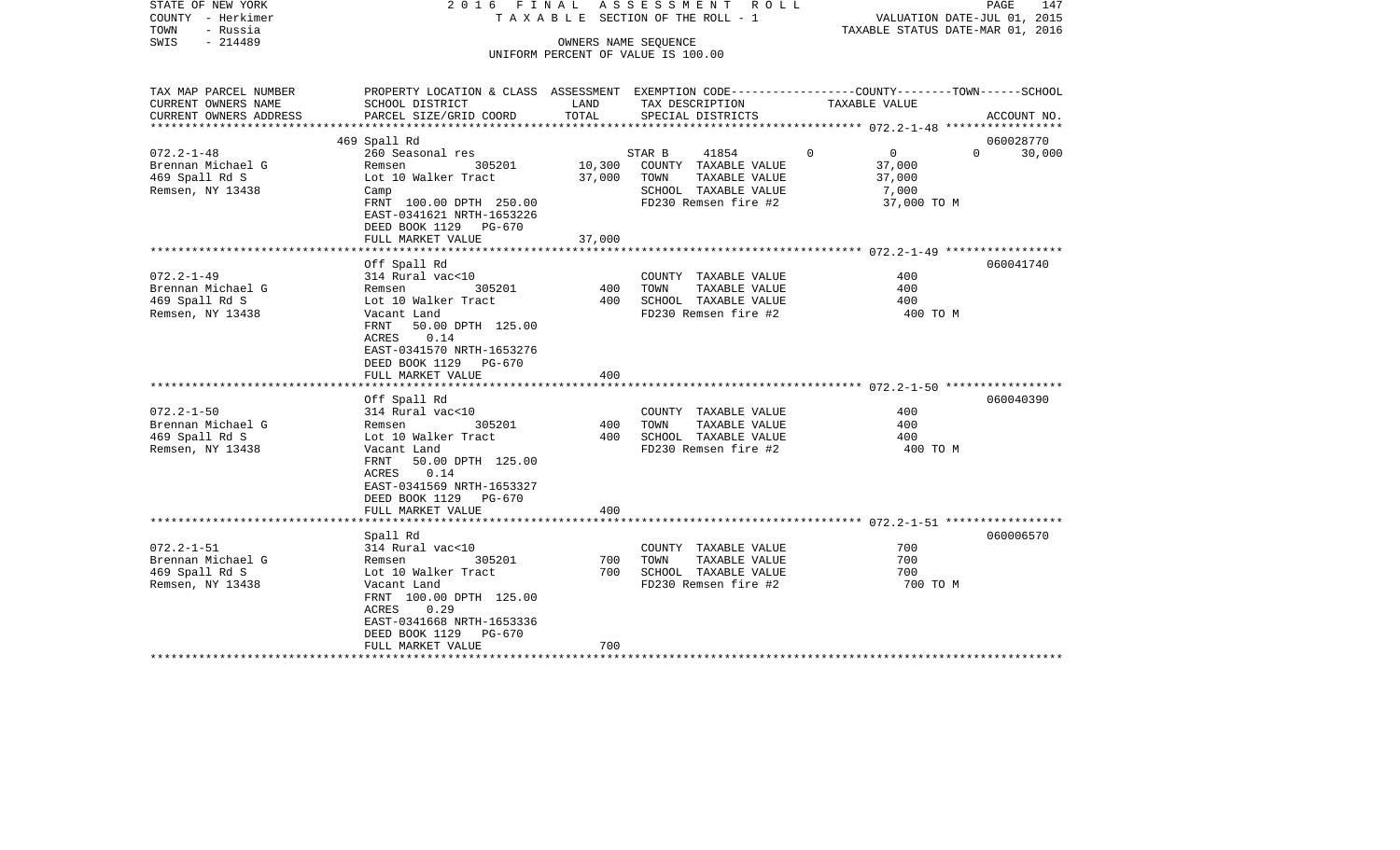STATE OF NEW YORK — 2016 FINAL ASSESSMENT ROLL — PAGE 147
COUNTY - Herkimer — TAXABLE SECTION OF THE ROLL - 1 — VALUATION DATE-JUL 01, 2015
TOWN - Russia — TAXABLE STATUS DATE-MAR 01, 2016
SWIS - 214489 — OWNERS NAME SEQUENCE
UNIFORM PERCENT OF VALUE IS 100.00

| TAX MAP PARCEL NUMBER / CURRENT OWNERS NAME / CURRENT OWNERS ADDRESS | PROPERTY LOCATION & CLASS / SCHOOL DISTRICT / PARCEL SIZE/GRID COORD | ASSESSMENT LAND | TOTAL | EXEMPTION CODE / TAX DESCRIPTION / SPECIAL DISTRICTS | COUNTY TAXABLE VALUE | TOWN | SCHOOL | ACCOUNT NO. |
|---|---|---|---|---|---|---|---|---|
| | 469 Spall Rd | | | | | | | 060028770 |
| 072.2-1-48 | 260 Seasonal res | | | STAR B 41854 | 0 | 0 | 0 | 30,000 |
| Brennan Michael G | Remsen 305201 | 10,300 | | COUNTY TAXABLE VALUE | 37,000 | | | |
| 469 Spall Rd S | Lot 10 Walker Tract | | 37,000 | TOWN TAXABLE VALUE | 37,000 | | | |
| Remsen, NY 13438 | Camp | | | SCHOOL TAXABLE VALUE | 7,000 | | | |
| | FRNT 100.00 DPTH 250.00 | | | FD230 Remsen fire #2 | 37,000 TO M | | | |
| | EAST-0341621 NRTH-1653226 | | | | | | | |
| | DEED BOOK 1129 PG-670 | | | | | | | |
| | FULL MARKET VALUE | | 37,000 | | | | | |
| | Off Spall Rd | | | | | | | 060041740 |
| 072.2-1-49 | 314 Rural vac<10 | | | COUNTY TAXABLE VALUE | 400 | | | |
| Brennan Michael G | Remsen 305201 | 400 | | TOWN TAXABLE VALUE | 400 | | | |
| 469 Spall Rd S | Lot 10 Walker Tract | | 400 | SCHOOL TAXABLE VALUE | 400 | | | |
| Remsen, NY 13438 | Vacant Land | | | FD230 Remsen fire #2 | 400 TO M | | | |
| | FRNT 50.00 DPTH 125.00 | | | | | | | |
| | ACRES 0.14 | | | | | | | |
| | EAST-0341570 NRTH-1653276 | | | | | | | |
| | DEED BOOK 1129 PG-670 | | | | | | | |
| | FULL MARKET VALUE | | 400 | | | | | |
| | Off Spall Rd | | | | | | | 060040390 |
| 072.2-1-50 | 314 Rural vac<10 | | | COUNTY TAXABLE VALUE | 400 | | | |
| Brennan Michael G | Remsen 305201 | 400 | | TOWN TAXABLE VALUE | 400 | | | |
| 469 Spall Rd S | Lot 10 Walker Tract | | 400 | SCHOOL TAXABLE VALUE | 400 | | | |
| Remsen, NY 13438 | Vacant Land | | | FD230 Remsen fire #2 | 400 TO M | | | |
| | FRNT 50.00 DPTH 125.00 | | | | | | | |
| | ACRES 0.14 | | | | | | | |
| | EAST-0341569 NRTH-1653327 | | | | | | | |
| | DEED BOOK 1129 PG-670 | | | | | | | |
| | FULL MARKET VALUE | | 400 | | | | | |
| | Spall Rd | | | | | | | 060006570 |
| 072.2-1-51 | 314 Rural vac<10 | | | COUNTY TAXABLE VALUE | 700 | | | |
| Brennan Michael G | Remsen 305201 | 700 | | TOWN TAXABLE VALUE | 700 | | | |
| 469 Spall Rd S | Lot 10 Walker Tract | | 700 | SCHOOL TAXABLE VALUE | 700 | | | |
| Remsen, NY 13438 | Vacant Land | | | FD230 Remsen fire #2 | 700 TO M | | | |
| | FRNT 100.00 DPTH 125.00 | | | | | | | |
| | ACRES 0.29 | | | | | | | |
| | EAST-0341668 NRTH-1653336 | | | | | | | |
| | DEED BOOK 1129 PG-670 | | | | | | | |
| | FULL MARKET VALUE | | 700 | | | | | |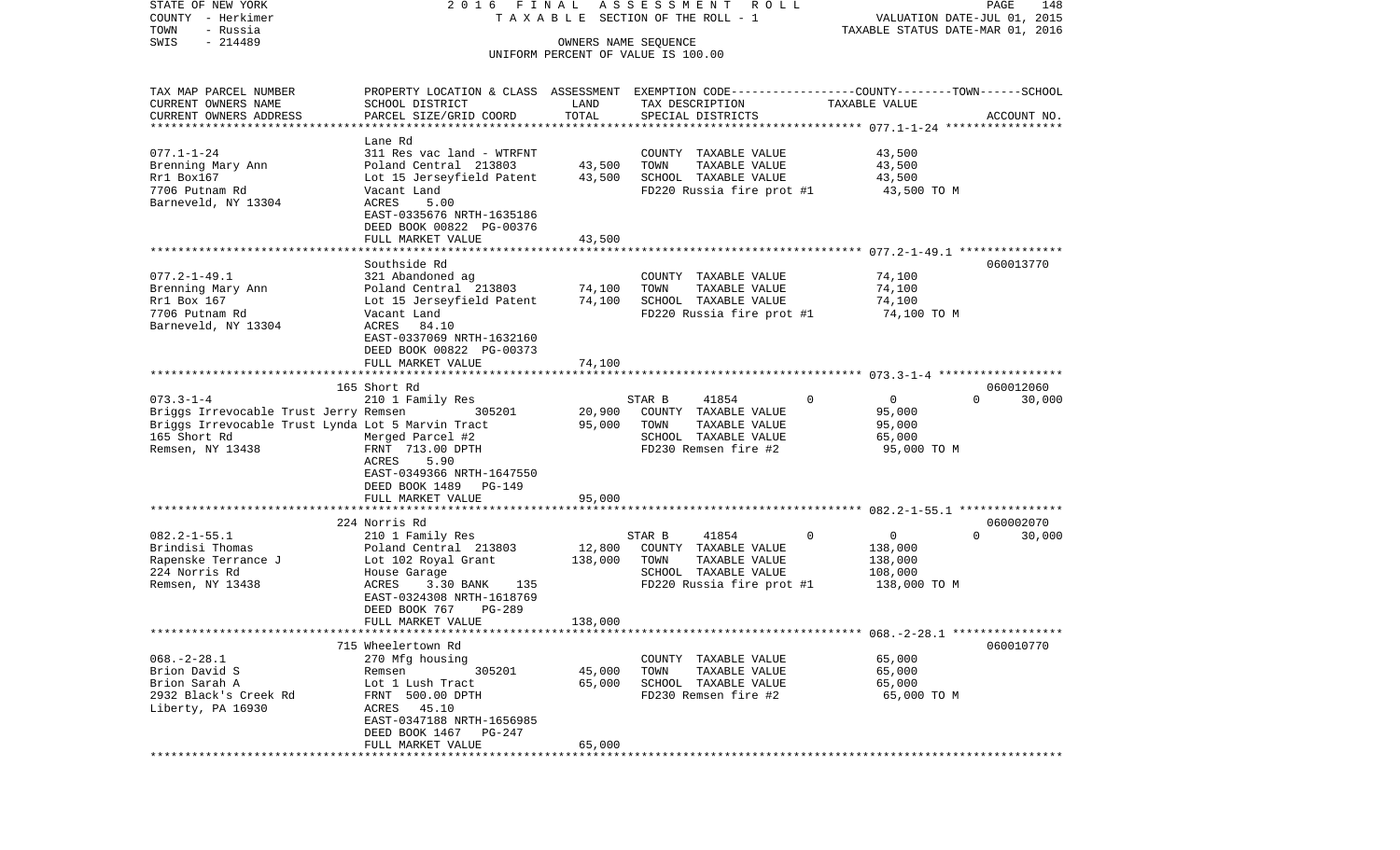STATE OF NEW YORK — 2016 FINAL ASSESSMENT ROLL
COUNTY - Herkimer — TAXABLE SECTION OF THE ROLL - 1 — VALUATION DATE-JUL 01, 2015
TOWN - Russia — TAXABLE STATUS DATE-MAR 01, 2016
SWIS - 214489 — OWNERS NAME SEQUENCE
UNIFORM PERCENT OF VALUE IS 100.00

| TAX MAP PARCEL NUMBER / CURRENT OWNERS NAME / CURRENT OWNERS ADDRESS | PROPERTY LOCATION & CLASS / SCHOOL DISTRICT / PARCEL SIZE/GRID COORD | ASSESSMENT LAND / TOTAL | EXEMPTION CODE / TAX DESCRIPTION / SPECIAL DISTRICTS | COUNTY | TOWN | SCHOOL / TAXABLE VALUE | ACCOUNT NO. |
|---|---|---|---|---|---|---|---|
| **077.1-1-24** | Lane Rd | | | | | | |
| 077.1-1-24 | 311 Res vac land - WTRFNT | | COUNTY TAXABLE VALUE | 43,500 | | | |
| Brenning Mary Ann | Poland Central 213803 | 43,500 | TOWN TAXABLE VALUE | | 43,500 | | |
| Rr1 Box167 | Lot 15 Jerseyfield Patent | 43,500 | SCHOOL TAXABLE VALUE | | | 43,500 | |
| 7706 Putnam Rd | Vacant Land | | FD220 Russia fire prot #1 | 43,500 TO M | | | |
| Barneveld, NY 13304 | ACRES 5.00 | | | | | | |
| | EAST-0335676 NRTH-1635186 | | | | | | |
| | DEED BOOK 00822 PG-00376 | | | | | | |
| | FULL MARKET VALUE | 43,500 | | | | | |
| **077.2-1-49.1** | Southside Rd | | | | | | 060013770 |
| 077.2-1-49.1 | 321 Abandoned ag | | COUNTY TAXABLE VALUE | 74,100 | | | |
| Brenning Mary Ann | Poland Central 213803 | 74,100 | TOWN TAXABLE VALUE | | 74,100 | | |
| Rr1 Box 167 | Lot 15 Jerseyfield Patent | 74,100 | SCHOOL TAXABLE VALUE | | | 74,100 | |
| 7706 Putnam Rd | Vacant Land | | FD220 Russia fire prot #1 | 74,100 TO M | | | |
| Barneveld, NY 13304 | ACRES 84.10 | | | | | | |
| | EAST-0337069 NRTH-1632160 | | | | | | |
| | DEED BOOK 00822 PG-00373 | | | | | | |
| | FULL MARKET VALUE | 74,100 | | | | | |
| **073.3-1-4** | 165 Short Rd | | | | | | 060012060 |
| 073.3-1-4 | 210 1 Family Res | | STAR B 41854 | 0 | 0 | 30,000 | |
| Briggs Irrevocable Trust Jerry | Remsen 305201 | 20,900 | COUNTY TAXABLE VALUE | 95,000 | | | |
| Briggs Irrevocable Trust Lynda | Lot 5 Marvin Tract | 95,000 | TOWN TAXABLE VALUE | | 95,000 | | |
| 165 Short Rd | Merged Parcel #2 | | SCHOOL TAXABLE VALUE | | | 65,000 | |
| Remsen, NY 13438 | FRNT 713.00 DPTH | | FD230 Remsen fire #2 | 95,000 TO M | | | |
| | ACRES 5.90 | | | | | | |
| | EAST-0349366 NRTH-1647550 | | | | | | |
| | DEED BOOK 1489 PG-149 | | | | | | |
| | FULL MARKET VALUE | 95,000 | | | | | |
| **082.2-1-55.1** | 224 Norris Rd | | | | | | 060002070 |
| 082.2-1-55.1 | 210 1 Family Res | | STAR B 41854 | 0 | 0 | 30,000 | |
| Brindisi Thomas | Poland Central 213803 | 12,800 | COUNTY TAXABLE VALUE | 138,000 | | | |
| Rapenske Terrance J | Lot 102 Royal Grant | 138,000 | TOWN TAXABLE VALUE | | 138,000 | | |
| 224 Norris Rd | House Garage | | SCHOOL TAXABLE VALUE | | | 108,000 | |
| Remsen, NY 13438 | ACRES 3.30 BANK 135 | | FD220 Russia fire prot #1 | 138,000 TO M | | | |
| | EAST-0324308 NRTH-1618769 | | | | | | |
| | DEED BOOK 767 PG-289 | | | | | | |
| | FULL MARKET VALUE | 138,000 | | | | | |
| **068.-2-28.1** | 715 Wheelertown Rd | | | | | | 060010770 |
| 068.-2-28.1 | 270 Mfg housing | | COUNTY TAXABLE VALUE | 65,000 | | | |
| Brion David S | Remsen 305201 | 45,000 | TOWN TAXABLE VALUE | | 65,000 | | |
| Brion Sarah A | Lot 1 Lush Tract | 65,000 | SCHOOL TAXABLE VALUE | | | 65,000 | |
| 2932 Black's Creek Rd | FRNT 500.00 DPTH | | FD230 Remsen fire #2 | 65,000 TO M | | | |
| Liberty, PA 16930 | ACRES 45.10 | | | | | | |
| | EAST-0347188 NRTH-1656985 | | | | | | |
| | DEED BOOK 1467 PG-247 | | | | | | |
| | FULL MARKET VALUE | 65,000 | | | | | |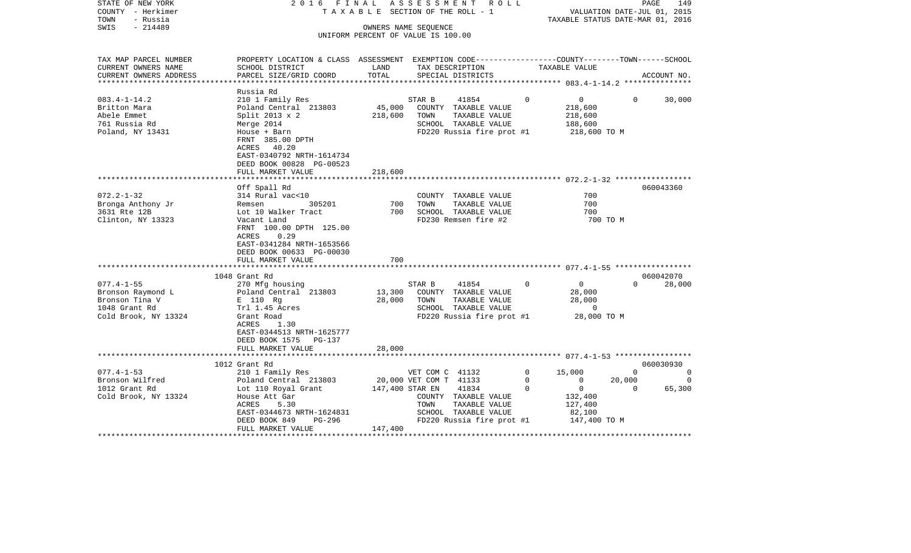STATE OF NEW YORK — 2016 FINAL ASSESSMENT ROLL — PAGE 149
COUNTY - Herkimer — TAXABLE SECTION OF THE ROLL - 1 — VALUATION DATE-JUL 01, 2015
TOWN - Russia — TAXABLE STATUS DATE-MAR 01, 2016
SWIS - 214489 — OWNERS NAME SEQUENCE
UNIFORM PERCENT OF VALUE IS 100.00

| TAX MAP PARCEL NUMBER / CURRENT OWNERS NAME / CURRENT OWNERS ADDRESS | PROPERTY LOCATION & CLASS / SCHOOL DISTRICT / PARCEL SIZE/GRID COORD | ASSESSMENT LAND | TOTAL | EXEMPTION CODE / TAX DESCRIPTION / SPECIAL DISTRICTS | COUNTY | TOWN | SCHOOL / TAXABLE VALUE | ACCOUNT NO. |
|---|---|---|---|---|---|---|---|---|
| **083.4-1-14.2** | Russia Rd | | | | | | | |
| 083.4-1-14.2 | 210 1 Family Res | | | STAR B 41854 | 0 | 0 | 0 30,000 | |
| Britton Mara | Poland Central 213803 | 45,000 | | COUNTY TAXABLE VALUE | 218,600 | | | |
| Abele Emmet | Split 2013 x 2 | | 218,600 | TOWN TAXABLE VALUE | | 218,600 | | |
| 761 Russia Rd | Merge 2014 | | | SCHOOL TAXABLE VALUE | | | 188,600 | |
| Poland, NY 13431 | House + Barn | | | FD220 Russia fire prot #1 | 218,600 TO M | | | |
| | FRNT 385.00 DPTH | | | | | | | |
| | ACRES 40.20 | | | | | | | |
| | EAST-0340792 NRTH-1614734 | | | | | | | |
| | DEED BOOK 00828 PG-00523 | | | | | | | |
| | FULL MARKET VALUE | | 218,600 | | | | | |
| **072.2-1-32** | Off Spall Rd | | | | | | | 060043360 |
| 072.2-1-32 | 314 Rural vac<10 | | | COUNTY TAXABLE VALUE | 700 | | | |
| Bronga Anthony Jr | Remsen 305201 | 700 | | TOWN TAXABLE VALUE | | 700 | | |
| 3631 Rte 12B | Lot 10 Walker Tract | | 700 | SCHOOL TAXABLE VALUE | | | 700 | |
| Clinton, NY 13323 | Vacant Land | | | FD230 Remsen fire #2 | 700 TO M | | | |
| | FRNT 100.00 DPTH 125.00 | | | | | | | |
| | ACRES 0.29 | | | | | | | |
| | EAST-0341284 NRTH-1653566 | | | | | | | |
| | DEED BOOK 00633 PG-00030 | | | | | | | |
| | FULL MARKET VALUE | | 700 | | | | | |
| **077.4-1-55** | 1048 Grant Rd | | | | | | | 060042070 |
| 077.4-1-55 | 270 Mfg housing | | | STAR B 41854 | 0 | 0 | 0 28,000 | |
| Bronson Raymond L | Poland Central 213803 | 13,300 | | COUNTY TAXABLE VALUE | 28,000 | | | |
| Bronson Tina V | E 110 Rg | | 28,000 | TOWN TAXABLE VALUE | | 28,000 | | |
| 1048 Grant Rd | Trl 1.45 Acres | | | SCHOOL TAXABLE VALUE | | | 0 | |
| Cold Brook, NY 13324 | Grant Road | | | FD220 Russia fire prot #1 | 28,000 TO M | | | |
| | ACRES 1.30 | | | | | | | |
| | EAST-0344513 NRTH-1625777 | | | | | | | |
| | DEED BOOK 1575 PG-137 | | | | | | | |
| | FULL MARKET VALUE | | 28,000 | | | | | |
| **077.4-1-53** | 1012 Grant Rd | | | | | | | 060030930 |
| 077.4-1-53 | 210 1 Family Res | | | VET COM C 41132 | 0 15,000 | 0 | 0 | |
| Bronson Wilfred | Poland Central 213803 | 20,000 | | VET COM T 41133 | 0 0 | 20,000 | 0 | |
| 1012 Grant Rd | Lot 110 Royal Grant | | 147,400 | STAR EN 41834 | 0 0 | 0 | 65,300 | |
| Cold Brook, NY 13324 | House Att Gar | | | COUNTY TAXABLE VALUE | 132,400 | | | |
| | ACRES 5.30 | | | TOWN TAXABLE VALUE | | 127,400 | | |
| | EAST-0344673 NRTH-1624831 | | | SCHOOL TAXABLE VALUE | | | 82,100 | |
| | DEED BOOK 849 PG-296 | | | FD220 Russia fire prot #1 | 147,400 TO M | | | |
| | FULL MARKET VALUE | | 147,400 | | | | | |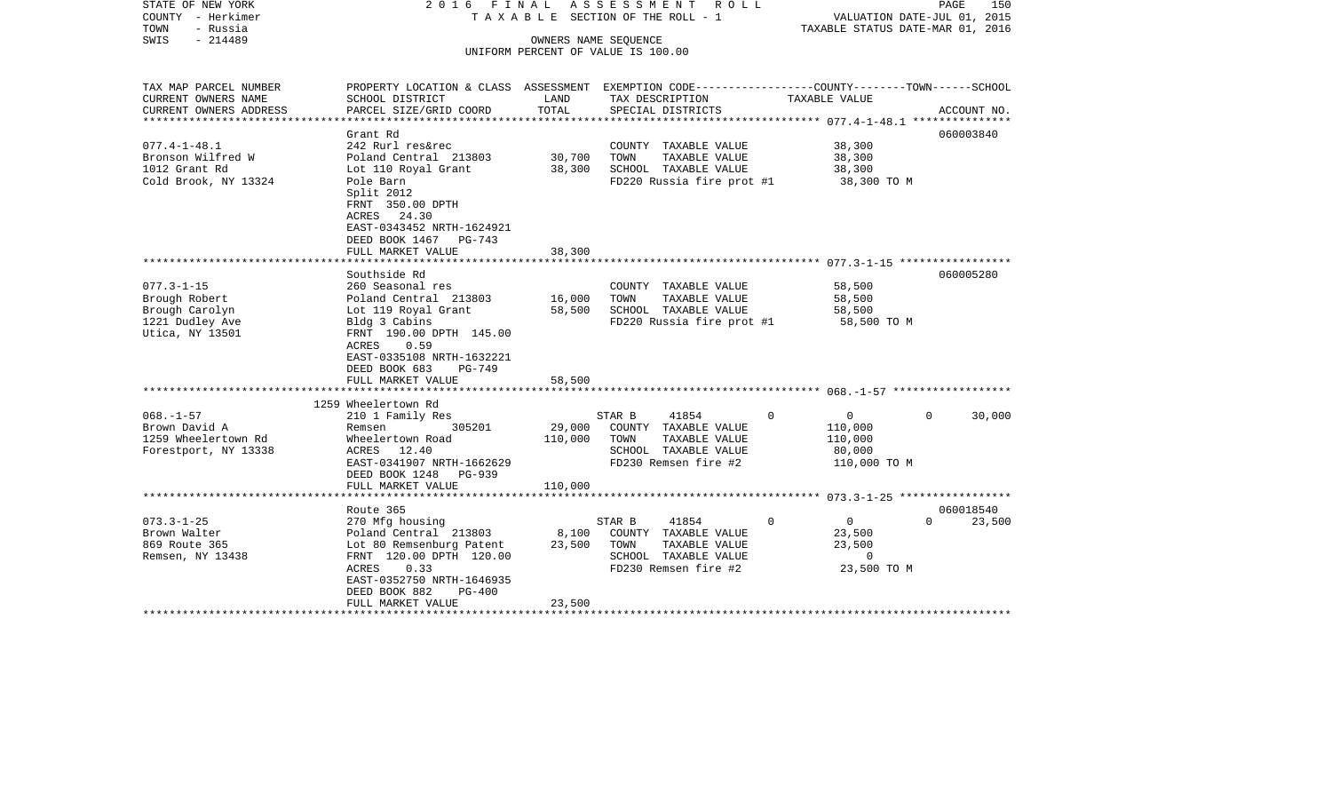STATE OF NEW YORK — 2016 FINAL ASSESSMENT ROLL — TAXABLE SECTION OF THE ROLL - 1 — VALUATION DATE-JUL 01, 2015
COUNTY - Herkimer — TAXABLE STATUS DATE-MAR 01, 2016
TOWN - Russia — OWNERS NAME SEQUENCE
SWIS - 214489 — UNIFORM PERCENT OF VALUE IS 100.00

| TAX MAP PARCEL NUMBER / CURRENT OWNERS NAME / CURRENT OWNERS ADDRESS | PROPERTY LOCATION & CLASS / SCHOOL DISTRICT / PARCEL SIZE/GRID COORD | ASSESSMENT LAND | ASSESSMENT TOTAL | EXEMPTION CODE / TAX DESCRIPTION / SPECIAL DISTRICTS | COUNTY | TOWN | SCHOOL TAXABLE VALUE | ACCOUNT NO. |
|---|---|---|---|---|---|---|---|---|
| **077.4-1-48.1** | Grant Rd | | | | | | | 060003840 |
| 077.4-1-48.1 | 242 Rurl res&rec | | | COUNTY TAXABLE VALUE | 38,300 | | | |
| Bronson Wilfred W | Poland Central 213803 | 30,700 | | TOWN TAXABLE VALUE | | 38,300 | | |
| 1012 Grant Rd | Lot 110 Royal Grant | | 38,300 | SCHOOL TAXABLE VALUE | | | 38,300 | |
| Cold Brook, NY 13324 | Pole Barn | | | FD220 Russia fire prot #1 | 38,300 TO M | | | |
| | Split 2012 | | | | | | | |
| | FRNT 350.00 DPTH | | | | | | | |
| | ACRES 24.30 | | | | | | | |
| | EAST-0343452 NRTH-1624921 | | | | | | | |
| | DEED BOOK 1467 PG-743 | | | | | | | |
| | FULL MARKET VALUE | | 38,300 | | | | | |
| **077.3-1-15** | Southside Rd | | | | | | | 060005280 |
| 077.3-1-15 | 260 Seasonal res | | | COUNTY TAXABLE VALUE | 58,500 | | | |
| Brough Robert | Poland Central 213803 | 16,000 | | TOWN TAXABLE VALUE | | 58,500 | | |
| Brough Carolyn | Lot 119 Royal Grant | | 58,500 | SCHOOL TAXABLE VALUE | | | 58,500 | |
| 1221 Dudley Ave | Bldg 3 Cabins | | | FD220 Russia fire prot #1 | 58,500 TO M | | | |
| Utica, NY 13501 | FRNT 190.00 DPTH 145.00 | | | | | | | |
| | ACRES 0.59 | | | | | | | |
| | EAST-0335108 NRTH-1632221 | | | | | | | |
| | DEED BOOK 683 PG-749 | | | | | | | |
| | FULL MARKET VALUE | | 58,500 | | | | | |
| **068.-1-57** | 1259 Wheelertown Rd | | | | | | | |
| 068.-1-57 | 210 1 Family Res | | | STAR B 41854 | 0 | 0 | 30,000 | |
| Brown David A | Remsen 305201 | 29,000 | | COUNTY TAXABLE VALUE | 110,000 | | | |
| 1259 Wheelertown Rd | Wheelertown Road | | 110,000 | TOWN TAXABLE VALUE | | 110,000 | | |
| Forestport, NY 13338 | ACRES 12.40 | | | SCHOOL TAXABLE VALUE | | | 80,000 | |
| | EAST-0341907 NRTH-1662629 | | | FD230 Remsen fire #2 | 110,000 TO M | | | |
| | DEED BOOK 1248 PG-939 | | | | | | | |
| | FULL MARKET VALUE | | 110,000 | | | | | |
| **073.3-1-25** | Route 365 | | | | | | | 060018540 |
| 073.3-1-25 | 270 Mfg housing | | | STAR B 41854 | 0 | 0 | 23,500 | |
| Brown Walter | Poland Central 213803 | 8,100 | | COUNTY TAXABLE VALUE | 23,500 | | | |
| 869 Route 365 | Lot 80 Remsenburg Patent | | 23,500 | TOWN TAXABLE VALUE | | 23,500 | | |
| Remsen, NY 13438 | FRNT 120.00 DPTH 120.00 | | | SCHOOL TAXABLE VALUE | | | 0 | |
| | ACRES 0.33 | | | FD230 Remsen fire #2 | 23,500 TO M | | | |
| | EAST-0352750 NRTH-1646935 | | | | | | | |
| | DEED BOOK 882 PG-400 | | | | | | | |
| | FULL MARKET VALUE | | 23,500 | | | | | |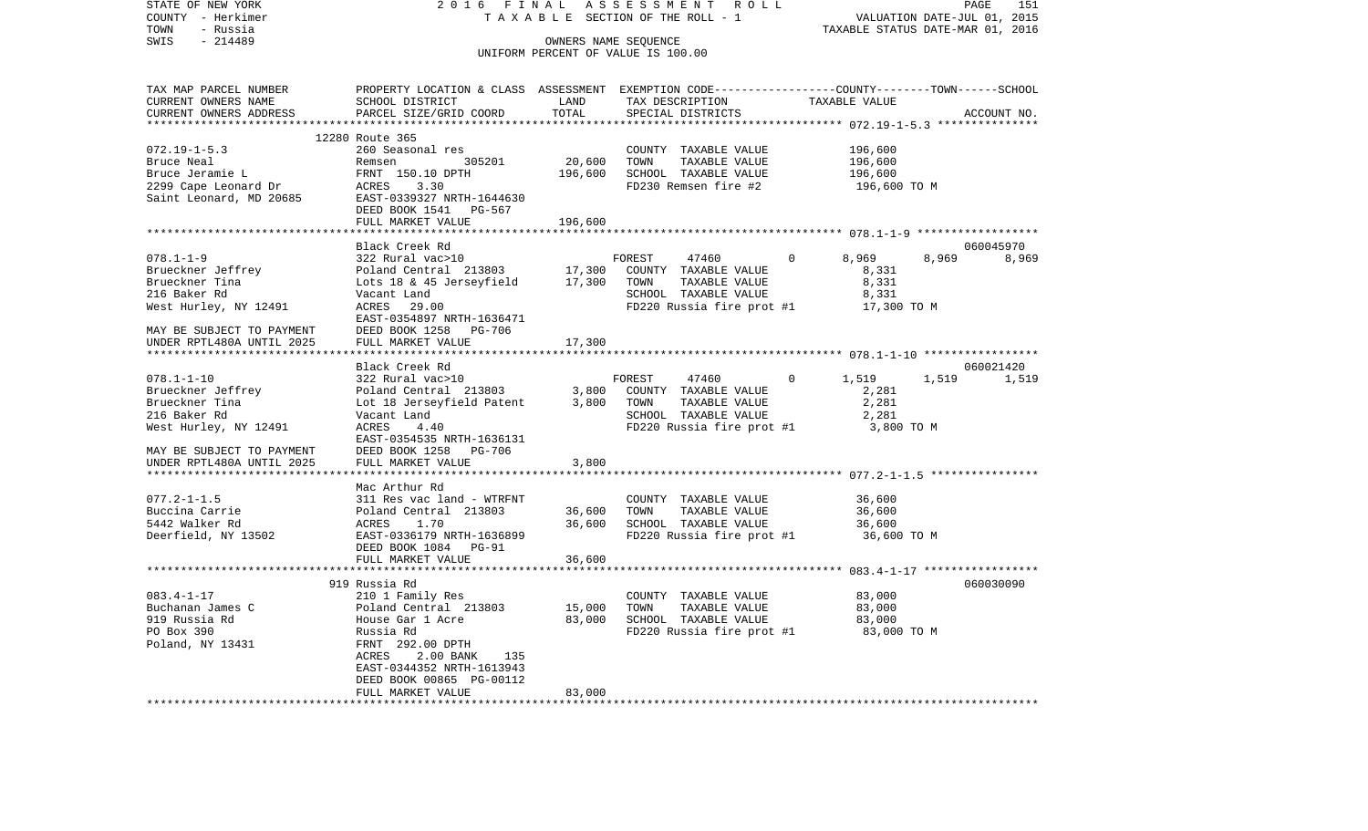STATE OF NEW YORK | 2016 FINAL ASSESSMENT ROLL
COUNTY - Herkimer | TAXABLE SECTION OF THE ROLL - 1 | VALUATION DATE-JUL 01, 2015
TOWN - Russia | | TAXABLE STATUS DATE-MAR 01, 2016
SWIS - 214489 | OWNERS NAME SEQUENCE
UNIFORM PERCENT OF VALUE IS 100.00

```
TAX MAP PARCEL NUMBER       PROPERTY LOCATION & CLASS  ASSESSMENT  EXEMPTION CODE-----------------COUNTY--------TOWN------SCHOOL
CURRENT OWNERS NAME         SCHOOL DISTRICT            LAND        TAX DESCRIPTION                 TAXABLE VALUE
CURRENT OWNERS ADDRESS      PARCEL SIZE/GRID COORD     TOTAL       SPECIAL DISTRICTS                                    ACCOUNT NO.
******************************************************************************************************* 072.19-1-5.3 ***************
                            12280 Route 365
072.19-1-5.3                260 Seasonal res                       COUNTY  TAXABLE VALUE            196,600
Bruce Neal                  Remsen          305201       20,600    TOWN    TAXABLE VALUE            196,600
Bruce Jeramie L             FRNT 150.10 DPTH            196,600    SCHOOL  TAXABLE VALUE            196,600
2299 Cape Leonard Dr        ACRES    3.30                          FD230 Remsen fire #2              196,600 TO M
Saint Leonard, MD 20685     EAST-0339327 NRTH-1644630
                            DEED BOOK 1541   PG-567
                            FULL MARKET VALUE           196,600
******************************************************************************************************* 078.1-1-9 ******************
                            Black Creek Rd                                                                          060045970
078.1-1-9                   322 Rural vac>10                       FOREST       47460      0         8,969     8,969      8,969
Brueckner Jeffrey           Poland Central  213803       17,300    COUNTY  TAXABLE VALUE              8,331
Brueckner Tina              Lots 18 & 45 Jerseyfield     17,300    TOWN    TAXABLE VALUE              8,331
216 Baker Rd                Vacant Land                            SCHOOL  TAXABLE VALUE              8,331
West Hurley, NY 12491       ACRES   29.00                          FD220 Russia fire prot #1          17,300 TO M
                            EAST-0354897 NRTH-1636471
MAY BE SUBJECT TO PAYMENT   DEED BOOK 1258   PG-706
UNDER RPTL480A UNTIL 2025   FULL MARKET VALUE            17,300
******************************************************************************************************* 078.1-1-10 *****************
                            Black Creek Rd                                                                          060021420
078.1-1-10                  322 Rural vac>10                       FOREST       47460      0         1,519     1,519      1,519
Brueckner Jeffrey           Poland Central  213803        3,800    COUNTY  TAXABLE VALUE              2,281
Brueckner Tina              Lot 18 Jerseyfield Patent     3,800    TOWN    TAXABLE VALUE              2,281
216 Baker Rd                Vacant Land                            SCHOOL  TAXABLE VALUE              2,281
West Hurley, NY 12491       ACRES    4.40                          FD220 Russia fire prot #1           3,800 TO M
                            EAST-0354535 NRTH-1636131
MAY BE SUBJECT TO PAYMENT   DEED BOOK 1258   PG-706
UNDER RPTL480A UNTIL 2025   FULL MARKET VALUE             3,800
******************************************************************************************************* 077.2-1-1.5 ****************
                            Mac Arthur Rd
077.2-1-1.5                 311 Res vac land - WTRFNT              COUNTY  TAXABLE VALUE             36,600
Buccina Carrie              Poland Central  213803       36,600    TOWN    TAXABLE VALUE             36,600
5442 Walker Rd              ACRES    1.70                36,600    SCHOOL  TAXABLE VALUE             36,600
Deerfield, NY 13502         EAST-0336179 NRTH-1636899              FD220 Russia fire prot #1          36,600 TO M
                            DEED BOOK 1084   PG-91
                            FULL MARKET VALUE            36,600
******************************************************************************************************* 083.4-1-17 *****************
                            919 Russia Rd                                                                           060030090
083.4-1-17                  210 1 Family Res                       COUNTY  TAXABLE VALUE             83,000
Buchanan James C            Poland Central  213803       15,000    TOWN    TAXABLE VALUE             83,000
919 Russia Rd               House Gar 1 Acre             83,000    SCHOOL  TAXABLE VALUE             83,000
PO Box 390                  Russia Rd                              FD220 Russia fire prot #1          83,000 TO M
Poland, NY 13431            FRNT 292.00 DPTH
                            ACRES    2.00 BANK     135
                            EAST-0344352 NRTH-1613943
                            DEED BOOK 00865 PG-00112
                            FULL MARKET VALUE            83,000
************************************************************************************************************************************
```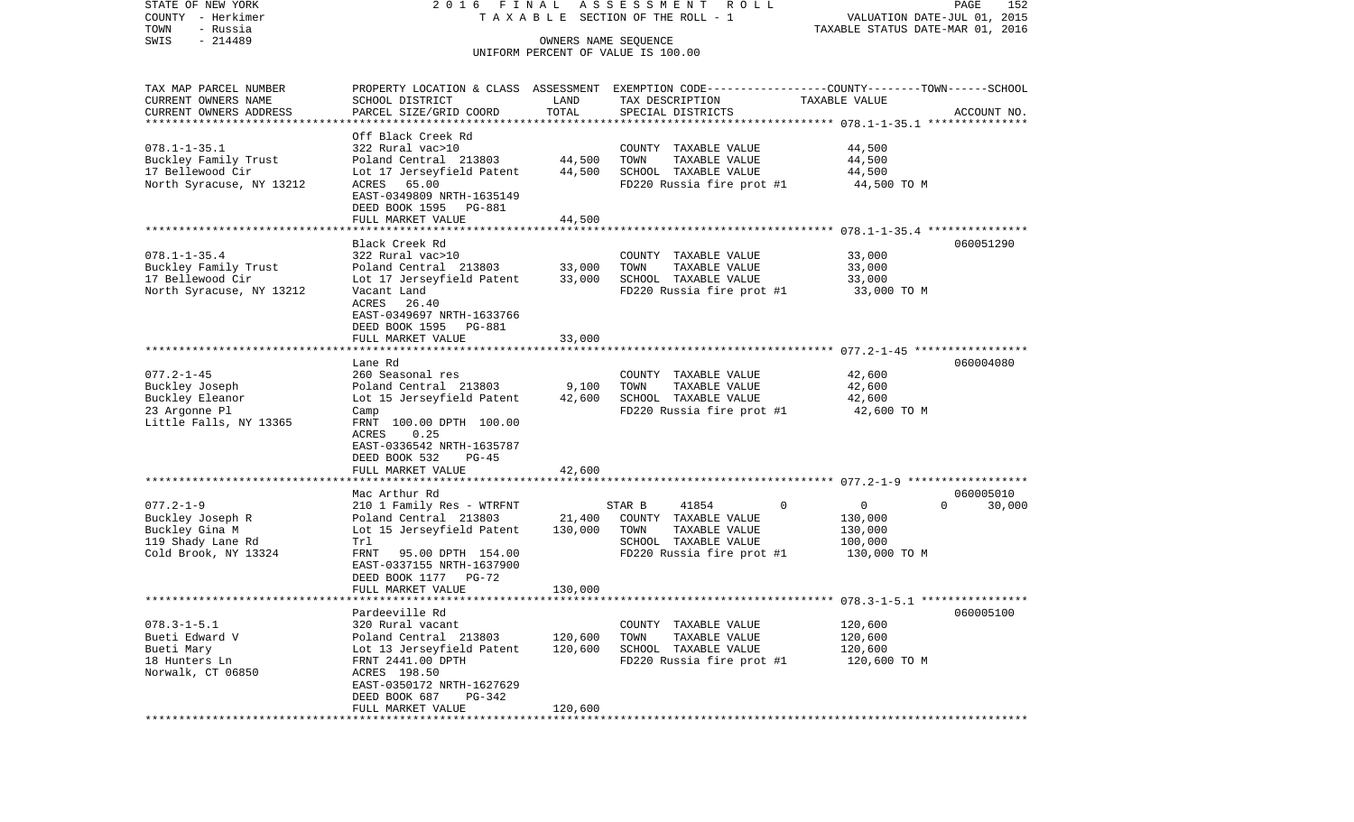STATE OF NEW YORK 2016 FINAL ASSESSMENT ROLL
COUNTY - Herkimer TAXABLE SECTION OF THE ROLL - 1 VALUATION DATE-JUL 01, 2015
TOWN - Russia TAXABLE STATUS DATE-MAR 01, 2016
SWIS - 214489 OWNERS NAME SEQUENCE
UNIFORM PERCENT OF VALUE IS 100.00

| TAX MAP PARCEL NUMBER<br>CURRENT OWNERS NAME<br>CURRENT OWNERS ADDRESS | PROPERTY LOCATION & CLASS<br>SCHOOL DISTRICT<br>PARCEL SIZE/GRID COORD | ASSESSMENT LAND | TOTAL | EXEMPTION CODE-----COUNTY-----TOWN-----SCHOOL<br>TAX DESCRIPTION<br>SPECIAL DISTRICTS | TAXABLE VALUE | ACCOUNT NO. |
|---|---|---|---|---|---|---|
| 078.1-1-35.1<br>Buckley Family Trust<br>17 Bellewood Cir<br>North Syracuse, NY 13212 | Off Black Creek Rd<br>322 Rural vac>10<br>Poland Central 213803<br>Lot 17 Jerseyfield Patent<br>ACRES 65.00<br>EAST-0349809 NRTH-1635149<br>DEED BOOK 1595 PG-881<br>FULL MARKET VALUE | 44,500 | 44,500<br><br><br><br><br><br>44,500 | COUNTY TAXABLE VALUE<br>TOWN TAXABLE VALUE<br>SCHOOL TAXABLE VALUE<br>FD220 Russia fire prot #1 | 44,500<br>44,500<br>44,500<br>44,500 TO M | |
| 078.1-1-35.4<br>Buckley Family Trust<br>17 Bellewood Cir<br>North Syracuse, NY 13212 | Black Creek Rd<br>322 Rural vac>10<br>Poland Central 213803<br>Lot 17 Jerseyfield Patent<br>Vacant Land<br>ACRES 26.40<br>EAST-0349697 NRTH-1633766<br>DEED BOOK 1595 PG-881<br>FULL MARKET VALUE | 33,000 | 33,000<br><br><br><br><br><br><br>33,000 | COUNTY TAXABLE VALUE<br>TOWN TAXABLE VALUE<br>SCHOOL TAXABLE VALUE<br>FD220 Russia fire prot #1 | 33,000<br>33,000<br>33,000<br>33,000 TO M | 060051290 |
| 077.2-1-45<br>Buckley Joseph<br>Buckley Eleanor<br>23 Argonne Pl<br>Little Falls, NY 13365 | Lane Rd<br>260 Seasonal res<br>Poland Central 213803<br>Lot 15 Jerseyfield Patent<br>Camp<br>FRNT 100.00 DPTH 100.00<br>ACRES 0.25<br>EAST-0336542 NRTH-1635787<br>DEED BOOK 532 PG-45<br>FULL MARKET VALUE | 9,100 | 42,600<br><br><br><br><br><br><br><br>42,600 | COUNTY TAXABLE VALUE<br>TOWN TAXABLE VALUE<br>SCHOOL TAXABLE VALUE<br>FD220 Russia fire prot #1 | 42,600<br>42,600<br>42,600<br>42,600 TO M | 060004080 |
| 077.2-1-9<br>Buckley Joseph R<br>Buckley Gina M<br>119 Shady Lane Rd<br>Cold Brook, NY 13324 | Mac Arthur Rd<br>210 1 Family Res - WTRFNT<br>Poland Central 213803<br>Lot 15 Jerseyfield Patent<br>Trl<br>FRNT 95.00 DPTH 154.00<br>EAST-0337155 NRTH-1637900<br>DEED BOOK 1177 PG-72<br>FULL MARKET VALUE | 21,400 | 130,000<br><br><br><br><br><br><br>130,000 | STAR B 41854 0<br>COUNTY TAXABLE VALUE<br>TOWN TAXABLE VALUE<br>SCHOOL TAXABLE VALUE<br>FD220 Russia fire prot #1 | 0 0 30,000<br>130,000<br>130,000<br>100,000<br>130,000 TO M | 060005010 |
| 078.3-1-5.1<br>Bueti Edward V<br>Bueti Mary<br>18 Hunters Ln<br>Norwalk, CT 06850 | Pardeeville Rd<br>320 Rural vacant<br>Poland Central 213803<br>Lot 13 Jerseyfield Patent<br>FRNT 2441.00 DPTH<br>ACRES 198.50<br>EAST-0350172 NRTH-1627629<br>DEED BOOK 687 PG-342<br>FULL MARKET VALUE | 120,600 | 120,600<br><br><br><br><br><br><br>120,600 | COUNTY TAXABLE VALUE<br>TOWN TAXABLE VALUE<br>SCHOOL TAXABLE VALUE<br>FD220 Russia fire prot #1 | 120,600<br>120,600<br>120,600<br>120,600 TO M | 060005100 |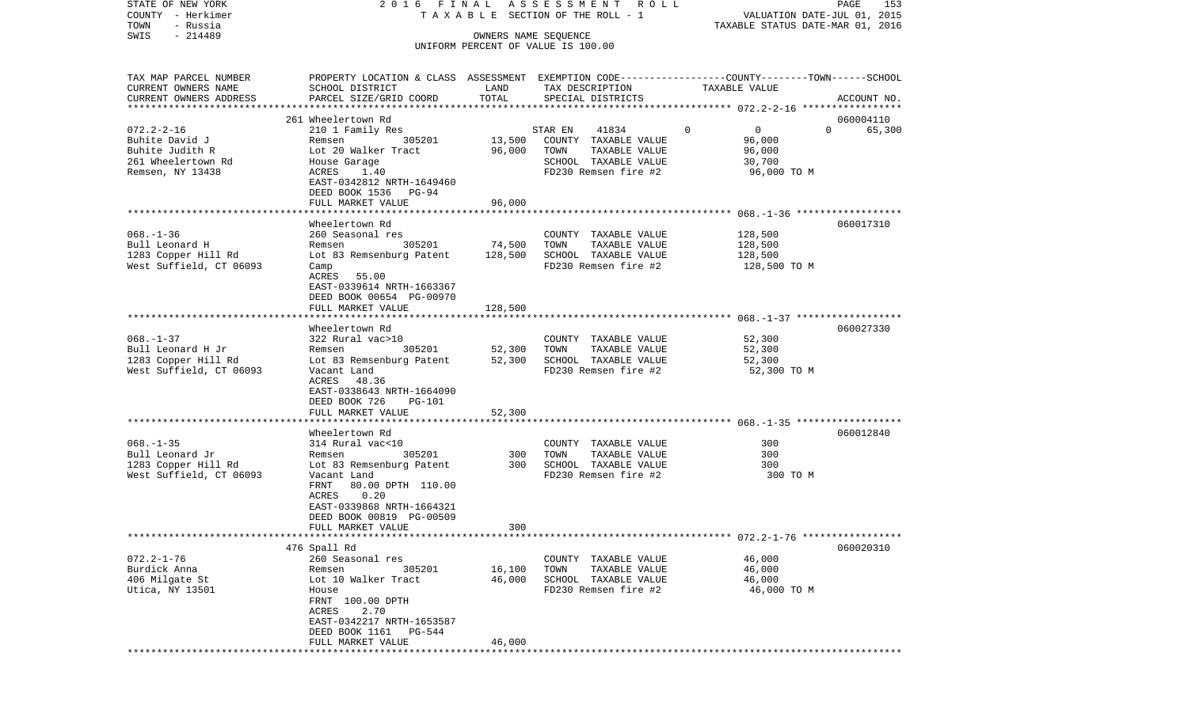STATE OF NEW YORK — 2016 FINAL ASSESSMENT ROLL — TAXABLE SECTION OF THE ROLL - 1 — VALUATION DATE-JUL 01, 2015
COUNTY - Herkimer — TAXABLE STATUS DATE-MAR 01, 2016
TOWN - Russia — OWNERS NAME SEQUENCE
SWIS - 214489 — UNIFORM PERCENT OF VALUE IS 100.00

| TAX MAP PARCEL NUMBER / CURRENT OWNERS NAME / CURRENT OWNERS ADDRESS | PROPERTY LOCATION & CLASS / SCHOOL DISTRICT / PARCEL SIZE/GRID COORD | ASSESSMENT LAND | TOTAL | EXEMPTION CODE / TAX DESCRIPTION / SPECIAL DISTRICTS | COUNTY | TOWN | SCHOOL | ACCOUNT NO. |
|---|---|---|---|---|---|---|---|---|
| 072.2-2-16 | 261 Wheelertown Rd | | | | | | | 060004110 |
| | 210 1 Family Res | | | STAR EN 41834 | 0 | 0 | 0 | 65,300 |
| Buhite David J | Remsen 305201 | 13,500 | | COUNTY TAXABLE VALUE | 96,000 | | | |
| Buhite Judith R | Lot 20 Walker Tract | | 96,000 | TOWN TAXABLE VALUE | 96,000 | | | |
| 261 Wheelertown Rd | House Garage | | | SCHOOL TAXABLE VALUE | 30,700 | | | |
| Remsen, NY 13438 | ACRES 1.40 | | | FD230 Remsen fire #2 | 96,000 TO M | | | |
| | EAST-0342812 NRTH-1649460 | | | | | | | |
| | DEED BOOK 1536 PG-94 | | | | | | | |
| | FULL MARKET VALUE | | 96,000 | | | | | |
| 068.-1-36 | Wheelertown Rd | | | | | | | 060017310 |
| | 260 Seasonal res | | | COUNTY TAXABLE VALUE | 128,500 | | | |
| Bull Leonard H | Remsen 305201 | 74,500 | | TOWN TAXABLE VALUE | 128,500 | | | |
| 1283 Copper Hill Rd | Lot 83 Remsenburg Patent | | 128,500 | SCHOOL TAXABLE VALUE | 128,500 | | | |
| West Suffield, CT 06093 | Camp | | | FD230 Remsen fire #2 | 128,500 TO M | | | |
| | ACRES 55.00 | | | | | | | |
| | EAST-0339614 NRTH-1663367 | | | | | | | |
| | DEED BOOK 00654 PG-00970 | | | | | | | |
| | FULL MARKET VALUE | | 128,500 | | | | | |
| 068.-1-37 | Wheelertown Rd | | | | | | | 060027330 |
| | 322 Rural vac>10 | | | COUNTY TAXABLE VALUE | 52,300 | | | |
| Bull Leonard H Jr | Remsen 305201 | 52,300 | | TOWN TAXABLE VALUE | 52,300 | | | |
| 1283 Copper Hill Rd | Lot 83 Remsenburg Patent | | 52,300 | SCHOOL TAXABLE VALUE | 52,300 | | | |
| West Suffield, CT 06093 | Vacant Land | | | FD230 Remsen fire #2 | 52,300 TO M | | | |
| | ACRES 48.36 | | | | | | | |
| | EAST-0338643 NRTH-1664090 | | | | | | | |
| | DEED BOOK 726 PG-101 | | | | | | | |
| | FULL MARKET VALUE | | 52,300 | | | | | |
| 068.-1-35 | Wheelertown Rd | | | | | | | 060012840 |
| | 314 Rural vac<10 | | | COUNTY TAXABLE VALUE | 300 | | | |
| Bull Leonard Jr | Remsen 305201 | 300 | | TOWN TAXABLE VALUE | 300 | | | |
| 1283 Copper Hill Rd | Lot 83 Remsenburg Patent | | 300 | SCHOOL TAXABLE VALUE | 300 | | | |
| West Suffield, CT 06093 | Vacant Land | | | FD230 Remsen fire #2 | 300 TO M | | | |
| | FRNT 80.00 DPTH 110.00 | | | | | | | |
| | ACRES 0.20 | | | | | | | |
| | EAST-0339868 NRTH-1664321 | | | | | | | |
| | DEED BOOK 00819 PG-00509 | | | | | | | |
| | FULL MARKET VALUE | | 300 | | | | | |
| 072.2-1-76 | 476 Spall Rd | | | | | | | 060020310 |
| | 260 Seasonal res | | | COUNTY TAXABLE VALUE | 46,000 | | | |
| Burdick Anna | Remsen 305201 | 16,100 | | TOWN TAXABLE VALUE | 46,000 | | | |
| 406 Milgate St | Lot 10 Walker Tract | | 46,000 | SCHOOL TAXABLE VALUE | 46,000 | | | |
| Utica, NY 13501 | House | | | FD230 Remsen fire #2 | 46,000 TO M | | | |
| | FRNT 100.00 DPTH | | | | | | | |
| | ACRES 2.70 | | | | | | | |
| | EAST-0342217 NRTH-1653587 | | | | | | | |
| | DEED BOOK 1161 PG-544 | | | | | | | |
| | FULL MARKET VALUE | | 46,000 | | | | | |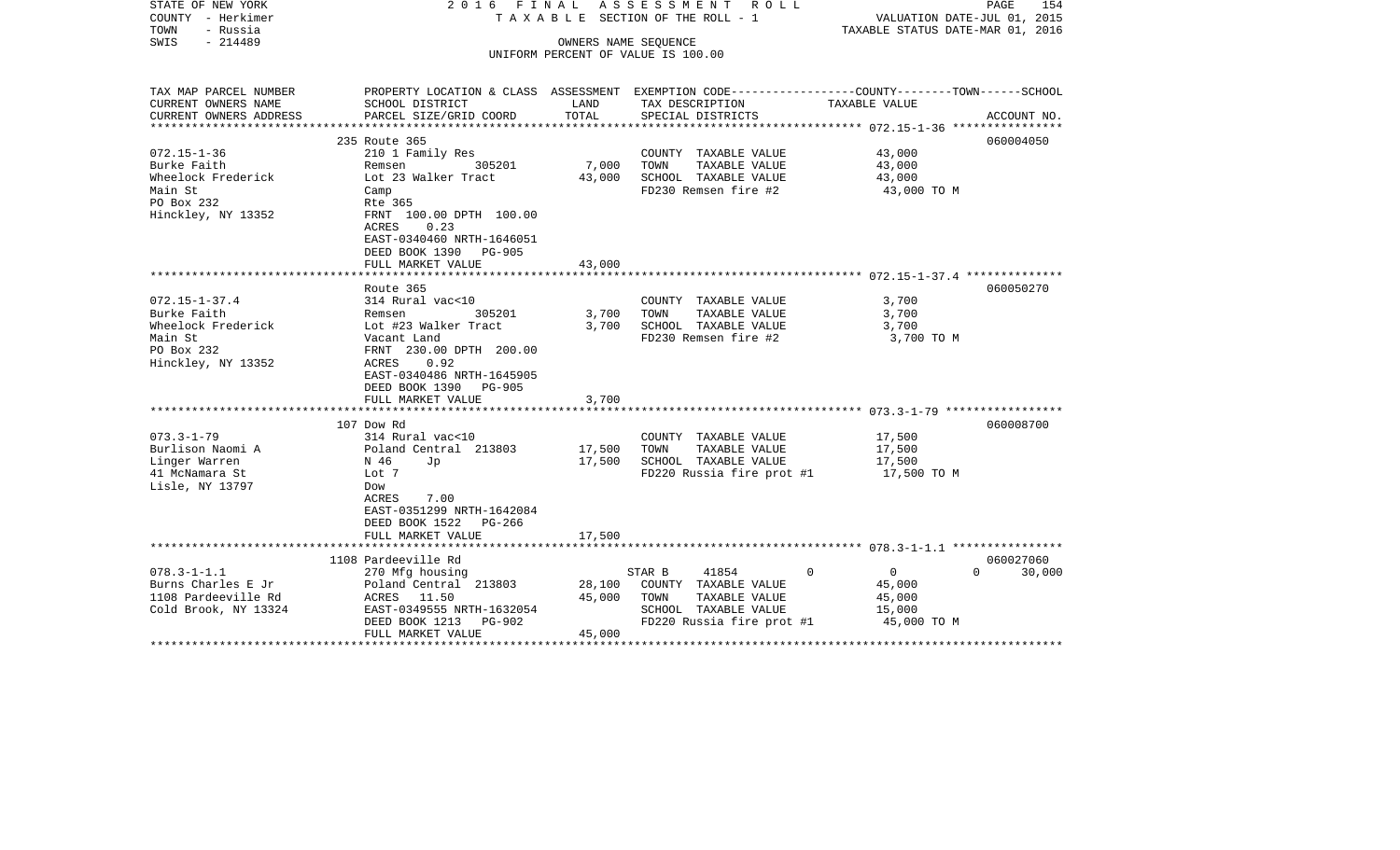STATE OF NEW YORK | 2016 FINAL ASSESSMENT ROLL | PAGE 154
COUNTY - Herkimer | TAXABLE SECTION OF THE ROLL - 1 | VALUATION DATE-JUL 01, 2015
TOWN - Russia | | TAXABLE STATUS DATE-MAR 01, 2016
SWIS - 214489 | OWNERS NAME SEQUENCE
UNIFORM PERCENT OF VALUE IS 100.00

| TAX MAP PARCEL NUMBER / CURRENT OWNERS NAME / CURRENT OWNERS ADDRESS | PROPERTY LOCATION & CLASS / SCHOOL DISTRICT / PARCEL SIZE/GRID COORD | ASSESSMENT LAND / TOTAL | EXEMPTION CODE / TAX DESCRIPTION / SPECIAL DISTRICTS | COUNTY / TOWN / SCHOOL TAXABLE VALUE | ACCOUNT NO. |
|---|---|---|---|---|---|
| | 235 Route 365 | | | | 060004050 |
| 072.15-1-36 | 210 1 Family Res | | COUNTY TAXABLE VALUE | 43,000 | |
| Burke Faith | Remsen 305201 | 7,000 | TOWN TAXABLE VALUE | 43,000 | |
| Wheelock Frederick | Lot 23 Walker Tract | 43,000 | SCHOOL TAXABLE VALUE | 43,000 | |
| Main St | Camp | | FD230 Remsen fire #2 | 43,000 TO M | |
| PO Box 232 | Rte 365 | | | | |
| Hinckley, NY 13352 | FRNT 100.00 DPTH 100.00 | | | | |
| | ACRES 0.23 | | | | |
| | EAST-0340460 NRTH-1646051 | | | | |
| | DEED BOOK 1390 PG-905 | | | | |
| | FULL MARKET VALUE | 43,000 | | | |
| | Route 365 | | | | 060050270 |
| 072.15-1-37.4 | 314 Rural vac<10 | | COUNTY TAXABLE VALUE | 3,700 | |
| Burke Faith | Remsen 305201 | 3,700 | TOWN TAXABLE VALUE | 3,700 | |
| Wheelock Frederick | Lot #23 Walker Tract | 3,700 | SCHOOL TAXABLE VALUE | 3,700 | |
| Main St | Vacant Land | | FD230 Remsen fire #2 | 3,700 TO M | |
| PO Box 232 | FRNT 230.00 DPTH 200.00 | | | | |
| Hinckley, NY 13352 | ACRES 0.92 | | | | |
| | EAST-0340486 NRTH-1645905 | | | | |
| | DEED BOOK 1390 PG-905 | | | | |
| | FULL MARKET VALUE | 3,700 | | | |
| | 107 Dow Rd | | | | 060008700 |
| 073.3-1-79 | 314 Rural vac<10 | | COUNTY TAXABLE VALUE | 17,500 | |
| Burlison Naomi A | Poland Central 213803 | 17,500 | TOWN TAXABLE VALUE | 17,500 | |
| Linger Warren | N 46 Jp | 17,500 | SCHOOL TAXABLE VALUE | 17,500 | |
| 41 McNamara St | Lot 7 | | FD220 Russia fire prot #1 | 17,500 TO M | |
| Lisle, NY 13797 | Dow | | | | |
| | ACRES 7.00 | | | | |
| | EAST-0351299 NRTH-1642084 | | | | |
| | DEED BOOK 1522 PG-266 | | | | |
| | FULL MARKET VALUE | 17,500 | | | |
| | 1108 Pardeeville Rd | | | | 060027060 |
| 078.3-1-1.1 | 270 Mfg housing | | STAR B 41854 0 | 0 0 | 30,000 |
| Burns Charles E Jr | Poland Central 213803 | 28,100 | COUNTY TAXABLE VALUE | 45,000 | |
| 1108 Pardeeville Rd | ACRES 11.50 | 45,000 | TOWN TAXABLE VALUE | 45,000 | |
| Cold Brook, NY 13324 | EAST-0349555 NRTH-1632054 | | SCHOOL TAXABLE VALUE | 15,000 | |
| | DEED BOOK 1213 PG-902 | | FD220 Russia fire prot #1 | 45,000 TO M | |
| | FULL MARKET VALUE | 45,000 | | | |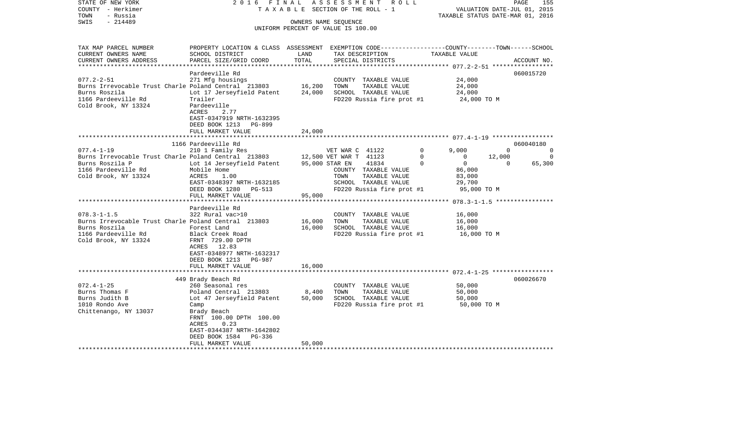STATE OF NEW YORK 2016 FINAL ASSESSMENT ROLL
COUNTY - Herkimer TAXABLE SECTION OF THE ROLL - 1 VALUATION DATE-JUL 01, 2015
TOWN - Russia TAXABLE STATUS DATE-MAR 01, 2016
SWIS - 214489 OWNERS NAME SEQUENCE
UNIFORM PERCENT OF VALUE IS 100.00

| TAX MAP PARCEL NUMBER / CURRENT OWNERS NAME / CURRENT OWNERS ADDRESS | PROPERTY LOCATION & CLASS / SCHOOL DISTRICT / PARCEL SIZE/GRID COORD | ASSESSMENT LAND / TOTAL | EXEMPTION CODE / TAX DESCRIPTION / SPECIAL DISTRICTS | COUNTY | TOWN | SCHOOL | ACCOUNT NO. |
|---|---|---|---|---|---|---|---|
| 077.2-2-51 | Pardeeville Rd | | | | | | 060015720 |
| | 271 Mfg housings | | COUNTY TAXABLE VALUE | 24,000 | | | |
| Burns Irrevocable Trust Charle | Poland Central 213803 | 16,200 | TOWN TAXABLE VALUE | | 24,000 | | |
| Burns Roszila | Lot 17 Jerseyfield Patent | 24,000 | SCHOOL TAXABLE VALUE | | | 24,000 | |
| 1166 Pardeeville Rd | Trailer | | FD220 Russia fire prot #1 | 24,000 TO M | | | |
| Cold Brook, NY 13324 | Pardeeville | | | | | | |
| | ACRES 2.77 | | | | | | |
| | EAST-0347919 NRTH-1632395 | | | | | | |
| | DEED BOOK 1213 PG-899 | | | | | | |
| | FULL MARKET VALUE | 24,000 | | | | | |
| 077.4-1-19 | 1166 Pardeeville Rd | | | | | | 060040180 |
| | 210 1 Family Res | | VET WAR C 41122 0 | 9,000 | 0 | 0 | |
| Burns Irrevocable Trust Charle | Poland Central 213803 | 12,500 | VET WAR T 41123 0 | 0 | 12,000 | 0 | |
| Burns Roszila P | Lot 14 Jerseyfield Patent | 95,000 | STAR EN 41834 0 | 0 | 0 | 65,300 | |
| 1166 Pardeeville Rd | Mobile Home | | COUNTY TAXABLE VALUE | 86,000 | | | |
| Cold Brook, NY 13324 | ACRES 1.00 | | TOWN TAXABLE VALUE | | 83,000 | | |
| | EAST-0348397 NRTH-1632185 | | SCHOOL TAXABLE VALUE | | | 29,700 | |
| | DEED BOOK 1280 PG-513 | | FD220 Russia fire prot #1 | 95,000 TO M | | | |
| | FULL MARKET VALUE | 95,000 | | | | | |
| 078.3-1-1.5 | Pardeeville Rd | | | | | | |
| | 322 Rural vac>10 | | COUNTY TAXABLE VALUE | 16,000 | | | |
| Burns Irrevocable Trust Charle | Poland Central 213803 | 16,000 | TOWN TAXABLE VALUE | | 16,000 | | |
| Burns Roszila | Forest Land | 16,000 | SCHOOL TAXABLE VALUE | | | 16,000 | |
| 1166 Pardeeville Rd | Black Creek Road | | FD220 Russia fire prot #1 | 16,000 TO M | | | |
| Cold Brook, NY 13324 | FRNT 729.00 DPTH | | | | | | |
| | ACRES 12.83 | | | | | | |
| | EAST-0348977 NRTH-1632317 | | | | | | |
| | DEED BOOK 1213 PG-987 | | | | | | |
| | FULL MARKET VALUE | 16,000 | | | | | |
| 072.4-1-25 | 449 Brady Beach Rd | | | | | | 060026670 |
| | 260 Seasonal res | | COUNTY TAXABLE VALUE | 50,000 | | | |
| Burns Thomas F | Poland Central 213803 | 8,400 | TOWN TAXABLE VALUE | | 50,000 | | |
| Burns Judith B | Lot 47 Jerseyfield Patent | 50,000 | SCHOOL TAXABLE VALUE | | | 50,000 | |
| 1010 Rondo Ave | Camp | | FD220 Russia fire prot #1 | 50,000 TO M | | | |
| Chittenango, NY 13037 | Brady Beach | | | | | | |
| | FRNT 100.00 DPTH 100.00 | | | | | | |
| | ACRES 0.23 | | | | | | |
| | EAST-0344387 NRTH-1642802 | | | | | | |
| | DEED BOOK 1584 PG-336 | | | | | | |
| | FULL MARKET VALUE | 50,000 | | | | | |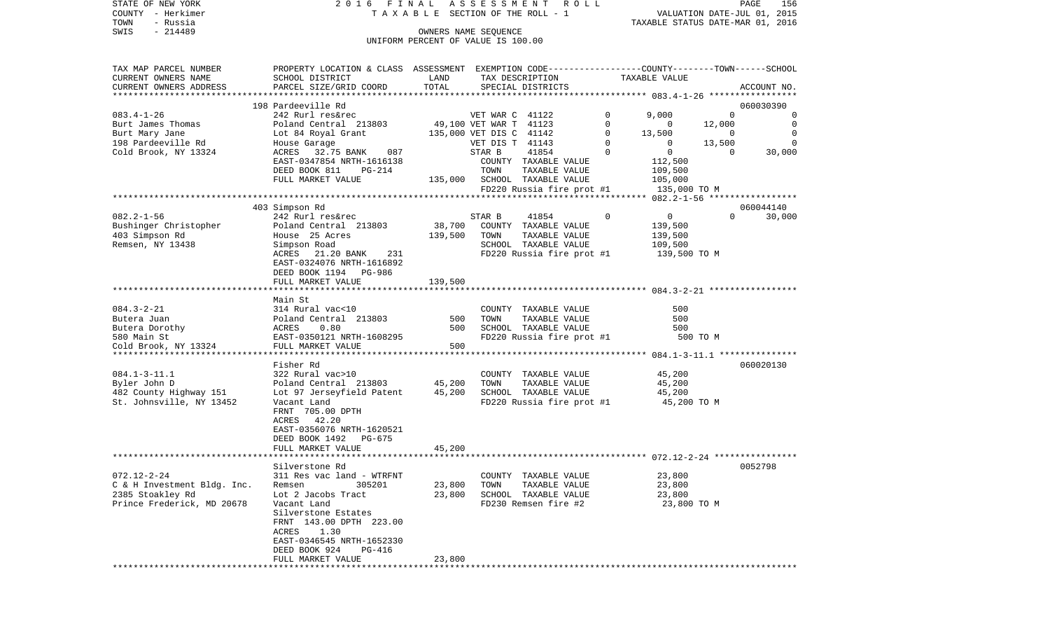STATE OF NEW YORK — 2016 FINAL ASSESSMENT ROLL — TAXABLE SECTION OF THE ROLL - 1
COUNTY - Herkimer — VALUATION DATE-JUL 01, 2015
TOWN - Russia — TAXABLE STATUS DATE-MAR 01, 2016
SWIS - 214489 — OWNERS NAME SEQUENCE — UNIFORM PERCENT OF VALUE IS 100.00

| TAX MAP PARCEL NUMBER / CURRENT OWNERS NAME / CURRENT OWNERS ADDRESS | PROPERTY LOCATION & CLASS / SCHOOL DISTRICT / PARCEL SIZE/GRID COORD | ASSESSMENT LAND | TOTAL | EXEMPTION CODE / TAX DESCRIPTION / SPECIAL DISTRICTS | | COUNTY | TOWN | SCHOOL | ACCOUNT NO. |
|---|---|---|---|---|---|---|---|---|---|
| | 198 Pardeeville Rd | | | | | | | | 060030390 |
| 083.4-1-26 | 242 Rurl res&rec | | | VET WAR C 41122 | 0 | 9,000 | 0 | 0 | |
| Burt James Thomas | Poland Central 213803 | 49,100 | | VET WAR T 41123 | 0 | 0 | 12,000 | 0 | |
| Burt Mary Jane | Lot 84 Royal Grant | | 135,000 | VET DIS C 41142 | 0 | 13,500 | 0 | 0 | |
| 198 Pardeeville Rd | House Garage | | | VET DIS T 41143 | 0 | 0 | 13,500 | 0 | |
| Cold Brook, NY 13324 | ACRES 32.75 BANK 087 | | | STAR B 41854 | 0 | 0 | 0 | 30,000 | |
| | EAST-0347854 NRTH-1616138 | | | COUNTY TAXABLE VALUE | | 112,500 | | | |
| | DEED BOOK 811 PG-214 | | | TOWN TAXABLE VALUE | | 109,500 | | | |
| | FULL MARKET VALUE | | 135,000 | SCHOOL TAXABLE VALUE | | 105,000 | | | |
| | | | | FD220 Russia fire prot #1 | | 135,000 TO M | | | |
| | 403 Simpson Rd | | | | | | | | 060044140 |
| 082.2-1-56 | 242 Rurl res&rec | | | STAR B 41854 | 0 | 0 | 0 | 30,000 | |
| Bushinger Christopher | Poland Central 213803 | 38,700 | | COUNTY TAXABLE VALUE | | 139,500 | | | |
| 403 Simpson Rd | House 25 Acres | | 139,500 | TOWN TAXABLE VALUE | | 139,500 | | | |
| Remsen, NY 13438 | Simpson Road | | | SCHOOL TAXABLE VALUE | | 109,500 | | | |
| | ACRES 21.20 BANK 231 | | | FD220 Russia fire prot #1 | | 139,500 TO M | | | |
| | EAST-0324076 NRTH-1616892 | | | | | | | | |
| | DEED BOOK 1194 PG-986 | | | | | | | | |
| | FULL MARKET VALUE | | 139,500 | | | | | | |
| | Main St | | | | | | | | |
| 084.3-2-21 | 314 Rural vac<10 | | | COUNTY TAXABLE VALUE | | 500 | | | |
| Butera Juan | Poland Central 213803 | 500 | | TOWN TAXABLE VALUE | | 500 | | | |
| Butera Dorothy | ACRES 0.80 | | 500 | SCHOOL TAXABLE VALUE | | 500 | | | |
| 580 Main St | EAST-0350121 NRTH-1608295 | | | FD220 Russia fire prot #1 | | 500 TO M | | | |
| Cold Brook, NY 13324 | FULL MARKET VALUE | | 500 | | | | | | |
| | Fisher Rd | | | | | | | | 060020130 |
| 084.1-3-11.1 | 322 Rural vac>10 | | | COUNTY TAXABLE VALUE | | 45,200 | | | |
| Byler John D | Poland Central 213803 | 45,200 | | TOWN TAXABLE VALUE | | 45,200 | | | |
| 482 County Highway 151 | Lot 97 Jerseyfield Patent | | 45,200 | SCHOOL TAXABLE VALUE | | 45,200 | | | |
| St. Johnsville, NY 13452 | Vacant Land | | | FD220 Russia fire prot #1 | | 45,200 TO M | | | |
| | FRNT 705.00 DPTH | | | | | | | | |
| | ACRES 42.20 | | | | | | | | |
| | EAST-0356076 NRTH-1620521 | | | | | | | | |
| | DEED BOOK 1492 PG-675 | | | | | | | | |
| | FULL MARKET VALUE | | 45,200 | | | | | | |
| | Silverstone Rd | | | | | | | | 0052798 |
| 072.12-2-24 | 311 Res vac land - WTRFNT | | | COUNTY TAXABLE VALUE | | 23,800 | | | |
| C & H Investment Bldg. Inc. | Remsen 305201 | 23,800 | | TOWN TAXABLE VALUE | | 23,800 | | | |
| 2385 Stoakley Rd | Lot 2 Jacobs Tract | | 23,800 | SCHOOL TAXABLE VALUE | | 23,800 | | | |
| Prince Frederick, MD 20678 | Vacant Land | | | FD230 Remsen fire #2 | | 23,800 TO M | | | |
| | Silverstone Estates | | | | | | | | |
| | FRNT 143.00 DPTH 223.00 | | | | | | | | |
| | ACRES 1.30 | | | | | | | | |
| | EAST-0346545 NRTH-1652330 | | | | | | | | |
| | DEED BOOK 924 PG-416 | | | | | | | | |
| | FULL MARKET VALUE | | 23,800 | | | | | | |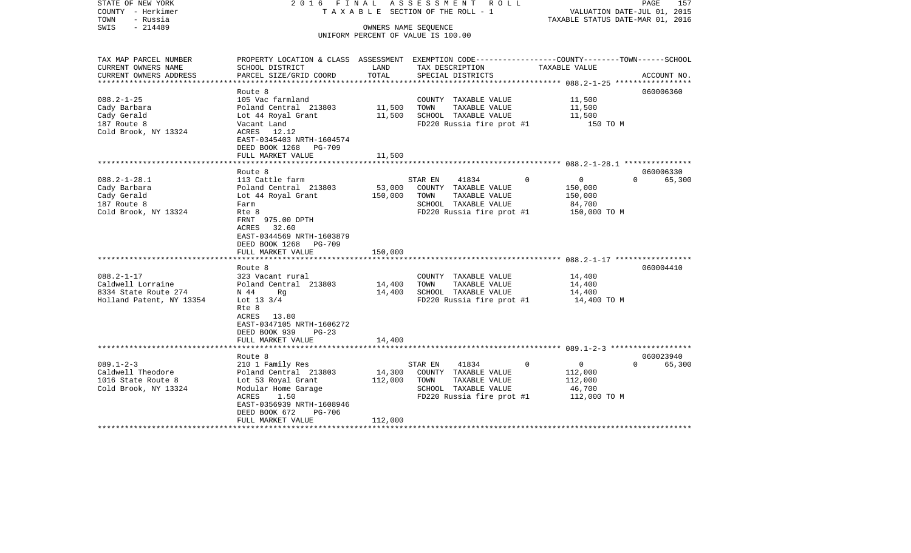STATE OF NEW YORK | 2016 FINAL ASSESSMENT ROLL | PAGE 157
COUNTY - Herkimer | TAXABLE SECTION OF THE ROLL - 1 | VALUATION DATE-JUL 01, 2015
TOWN - Russia | | TAXABLE STATUS DATE-MAR 01, 2016
SWIS - 214489 | OWNERS NAME SEQUENCE
UNIFORM PERCENT OF VALUE IS 100.00

| TAX MAP PARCEL NUMBER / CURRENT OWNERS NAME / CURRENT OWNERS ADDRESS | PROPERTY LOCATION & CLASS / SCHOOL DISTRICT / PARCEL SIZE/GRID COORD | ASSESSMENT LAND | ASSESSMENT TOTAL | EXEMPTION CODE / TAX DESCRIPTION / SPECIAL DISTRICTS | COUNTY | TOWN | SCHOOL | ACCOUNT NO. |
|---|---|---|---|---|---|---|---|---|
| **088.2-1-25** | Route 8 | | | | | | | 060006360 |
| 088.2-1-25 | 105 Vac farmland | | | COUNTY TAXABLE VALUE | 11,500 | | | |
| Cady Barbara | Poland Central 213803 | 11,500 | | TOWN TAXABLE VALUE | | 11,500 | | |
| Cady Gerald | Lot 44 Royal Grant | | 11,500 | SCHOOL TAXABLE VALUE | | | 11,500 | |
| 187 Route 8 | Vacant Land | | | FD220 Russia fire prot #1 | 150 TO M | | | |
| Cold Brook, NY 13324 | ACRES 12.12 | | | | | | | |
| | EAST-0345403 NRTH-1604574 | | | | | | | |
| | DEED BOOK 1268 PG-709 | | | | | | | |
| | FULL MARKET VALUE | | 11,500 | | | | | |
| **088.2-1-28.1** | Route 8 | | | | | | | 060006330 |
| 088.2-1-28.1 | 113 Cattle farm | | | STAR EN 41834 | 0 | 0 | 65,300 | |
| Cady Barbara | Poland Central 213803 | 53,000 | | COUNTY TAXABLE VALUE | 150,000 | | | |
| Cady Gerald | Lot 44 Royal Grant | | 150,000 | TOWN TAXABLE VALUE | | 150,000 | | |
| 187 Route 8 | Farm | | | SCHOOL TAXABLE VALUE | | | 84,700 | |
| Cold Brook, NY 13324 | Rte 8 | | | FD220 Russia fire prot #1 | 150,000 TO M | | | |
| | FRNT 975.00 DPTH | | | | | | | |
| | ACRES 32.60 | | | | | | | |
| | EAST-0344569 NRTH-1603879 | | | | | | | |
| | DEED BOOK 1268 PG-709 | | | | | | | |
| | FULL MARKET VALUE | | 150,000 | | | | | |
| **088.2-1-17** | Route 8 | | | | | | | 060004410 |
| 088.2-1-17 | 323 Vacant rural | | | COUNTY TAXABLE VALUE | 14,400 | | | |
| Caldwell Lorraine | Poland Central 213803 | 14,400 | | TOWN TAXABLE VALUE | | 14,400 | | |
| 8334 State Route 274 | N 44 Rg | | 14,400 | SCHOOL TAXABLE VALUE | | | 14,400 | |
| Holland Patent, NY 13354 | Lot 13 3/4 | | | FD220 Russia fire prot #1 | 14,400 TO M | | | |
| | Rte 8 | | | | | | | |
| | ACRES 13.80 | | | | | | | |
| | EAST-0347105 NRTH-1606272 | | | | | | | |
| | DEED BOOK 939 PG-23 | | | | | | | |
| | FULL MARKET VALUE | | 14,400 | | | | | |
| **089.1-2-3** | Route 8 | | | | | | | 060023940 |
| 089.1-2-3 | 210 1 Family Res | | | STAR EN 41834 | 0 | 0 | 65,300 | |
| Caldwell Theodore | Poland Central 213803 | 14,300 | | COUNTY TAXABLE VALUE | 112,000 | | | |
| 1016 State Route 8 | Lot 53 Royal Grant | | 112,000 | TOWN TAXABLE VALUE | | 112,000 | | |
| Cold Brook, NY 13324 | Modular Home Garage | | | SCHOOL TAXABLE VALUE | | | 46,700 | |
| | ACRES 1.50 | | | FD220 Russia fire prot #1 | 112,000 TO M | | | |
| | EAST-0356939 NRTH-1608946 | | | | | | | |
| | DEED BOOK 672 PG-706 | | | | | | | |
| | FULL MARKET VALUE | | 112,000 | | | | | |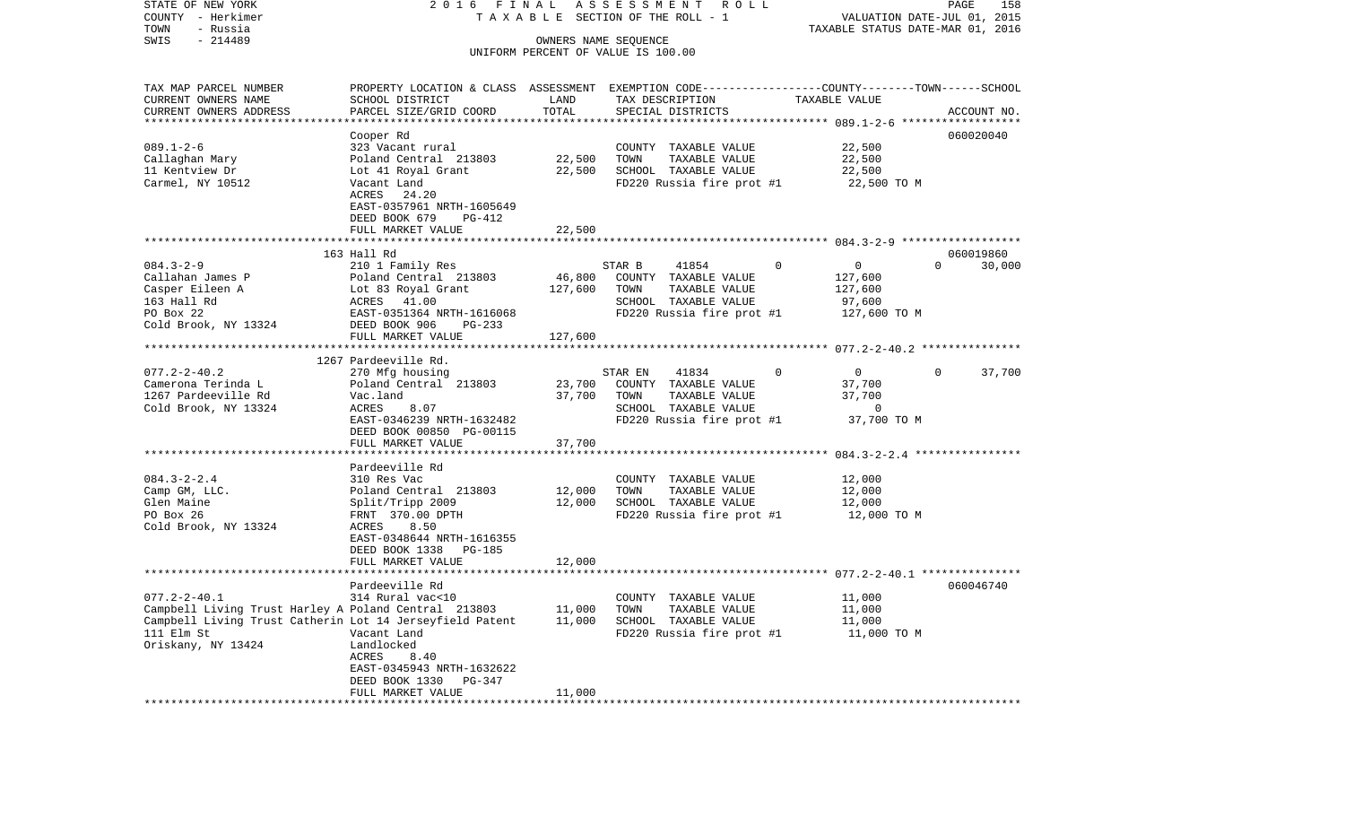STATE OF NEW YORK | 2 0 1 6 F I N A L A S S E S S M E N T R O L L | PAGE 158
COUNTY - Herkimer | T A X A B L E SECTION OF THE ROLL - 1 | VALUATION DATE-JUL 01, 2015
TOWN - Russia | | TAXABLE STATUS DATE-MAR 01, 2016
SWIS - 214489 | OWNERS NAME SEQUENCE
UNIFORM PERCENT OF VALUE IS 100.00

| TAX MAP PARCEL NUMBER / CURRENT OWNERS NAME / CURRENT OWNERS ADDRESS | PROPERTY LOCATION & CLASS / SCHOOL DISTRICT / PARCEL SIZE/GRID COORD | ASSESSMENT LAND / TOTAL | EXEMPTION CODE / TAX DESCRIPTION / SPECIAL DISTRICTS | COUNTY | TOWN | SCHOOL / TAXABLE VALUE | ACCOUNT NO. |
|---|---|---|---|---|---|
| | Cooper Rd | | | | 060020040 |
| 089.1-2-6 | 323 Vacant rural | | COUNTY TAXABLE VALUE | 22,500 | |
| Callaghan Mary | Poland Central 213803 | 22,500 | TOWN TAXABLE VALUE | 22,500 | |
| 11 Kentview Dr | Lot 41 Royal Grant | 22,500 | SCHOOL TAXABLE VALUE | 22,500 | |
| Carmel, NY 10512 | Vacant Land | | FD220 Russia fire prot #1 | 22,500 TO M | |
| | ACRES 24.20 | | | | |
| | EAST-0357961 NRTH-1605649 | | | | |
| | DEED BOOK 679 PG-412 | | | | |
| | FULL MARKET VALUE | 22,500 | | | |
| | 163 Hall Rd | | | | 060019860 |
| 084.3-2-9 | 210 1 Family Res | | STAR B 41854 0 | 0 0 | 30,000 |
| Callahan James P | Poland Central 213803 | 46,800 | COUNTY TAXABLE VALUE | 127,600 | |
| Casper Eileen A | Lot 83 Royal Grant | 127,600 | TOWN TAXABLE VALUE | 127,600 | |
| 163 Hall Rd | ACRES 41.00 | | SCHOOL TAXABLE VALUE | 97,600 | |
| PO Box 22 | EAST-0351364 NRTH-1616068 | | FD220 Russia fire prot #1 | 127,600 TO M | |
| Cold Brook, NY 13324 | DEED BOOK 906 PG-233 | | | | |
| | FULL MARKET VALUE | 127,600 | | | |
| | 1267 Pardeeville Rd. | | | | |
| 077.2-2-40.2 | 270 Mfg housing | | STAR EN 41834 0 | 0 0 | 37,700 |
| Camerona Terinda L | Poland Central 213803 | 23,700 | COUNTY TAXABLE VALUE | 37,700 | |
| 1267 Pardeeville Rd | Vac.land | 37,700 | TOWN TAXABLE VALUE | 37,700 | |
| Cold Brook, NY 13324 | ACRES 8.07 | | SCHOOL TAXABLE VALUE | 0 | |
| | EAST-0346239 NRTH-1632482 | | FD220 Russia fire prot #1 | 37,700 TO M | |
| | DEED BOOK 00850 PG-00115 | | | | |
| | FULL MARKET VALUE | 37,700 | | | |
| | Pardeeville Rd | | | | |
| 084.3-2-2.4 | 310 Res Vac | | COUNTY TAXABLE VALUE | 12,000 | |
| Camp GM, LLC. | Poland Central 213803 | 12,000 | TOWN TAXABLE VALUE | 12,000 | |
| Glen Maine | Split/Tripp 2009 | 12,000 | SCHOOL TAXABLE VALUE | 12,000 | |
| PO Box 26 | FRNT 370.00 DPTH | | FD220 Russia fire prot #1 | 12,000 TO M | |
| Cold Brook, NY 13324 | ACRES 8.50 | | | | |
| | EAST-0348644 NRTH-1616355 | | | | |
| | DEED BOOK 1338 PG-185 | | | | |
| | FULL MARKET VALUE | 12,000 | | | |
| | Pardeeville Rd | | | | 060046740 |
| 077.2-2-40.1 | 314 Rural vac<10 | | COUNTY TAXABLE VALUE | 11,000 | |
| Campbell Living Trust Harley A | Poland Central 213803 | 11,000 | TOWN TAXABLE VALUE | 11,000 | |
| Campbell Living Trust Catherin | Lot 14 Jerseyfield Patent | 11,000 | SCHOOL TAXABLE VALUE | 11,000 | |
| 111 Elm St | Vacant Land | | FD220 Russia fire prot #1 | 11,000 TO M | |
| Oriskany, NY 13424 | Landlocked | | | | |
| | ACRES 8.40 | | | | |
| | EAST-0345943 NRTH-1632622 | | | | |
| | DEED BOOK 1330 PG-347 | | | | |
| | FULL MARKET VALUE | 11,000 | | | |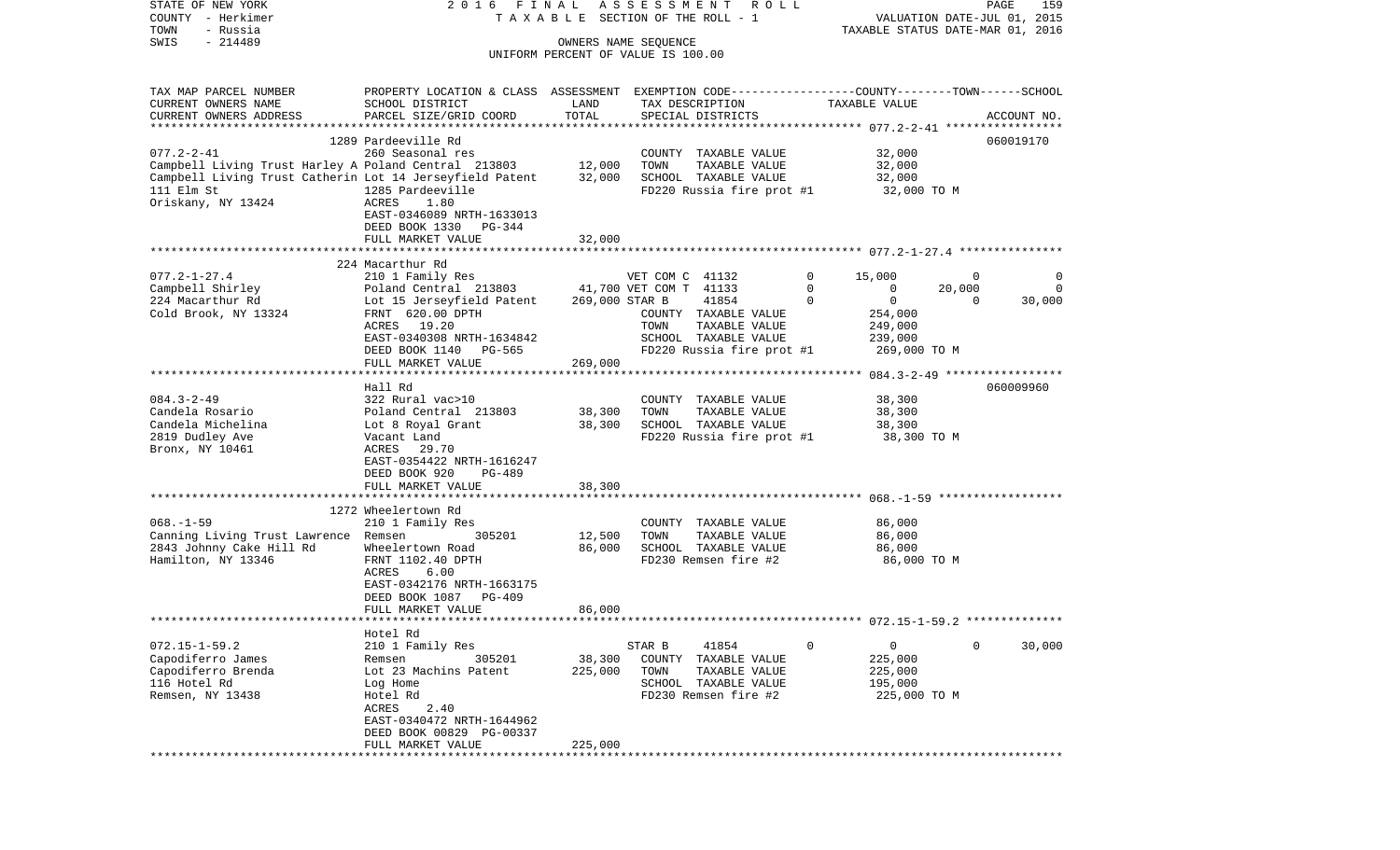STATE OF NEW YORK | COUNTY - Herkimer | TOWN - Russia | SWIS - 214489

2016 FINAL ASSESSMENT ROLL
TAXABLE SECTION OF THE ROLL - 1
OWNERS NAME SEQUENCE
UNIFORM PERCENT OF VALUE IS 100.00

VALUATION DATE-JUL 01, 2015
TAXABLE STATUS DATE-MAR 01, 2016

```
TAX MAP PARCEL NUMBER          PROPERTY LOCATION & CLASS  ASSESSMENT  EXEMPTION CODE-----------------COUNTY--------TOWN------SCHOOL
CURRENT OWNERS NAME            SCHOOL DISTRICT              LAND      TAX DESCRIPTION             TAXABLE VALUE
CURRENT OWNERS ADDRESS         PARCEL SIZE/GRID COORD       TOTAL     SPECIAL DISTRICTS                                      ACCOUNT NO.
*********************************************************************************************** 077.2-2-41 *****************
                               1289 Pardeeville Rd                                                                            060019170
077.2-2-41                     260 Seasonal res                       COUNTY  TAXABLE VALUE            32,000
Campbell Living Trust Harley A Poland Central  213803      12,000     TOWN    TAXABLE VALUE            32,000
Campbell Living Trust Catherin Lot 14 Jerseyfield Patent   32,000     SCHOOL  TAXABLE VALUE            32,000
111 Elm St                     1285 Pardeeville                       FD220 Russia fire prot #1        32,000 TO M
Oriskany, NY 13424             ACRES     1.80
                               EAST-0346089 NRTH-1633013
                               DEED BOOK 1330   PG-344
                               FULL MARKET VALUE           32,000
*********************************************************************************************** 077.2-1-27.4 ***************
                               224 Macarthur Rd
077.2-1-27.4                   210 1 Family Res                       VET COM C  41132      0      15,000          0           0
Campbell Shirley               Poland Central  213803      41,700 VET COM T  41133      0           0     20,000           0
224 Macarthur Rd               Lot 15 Jerseyfield Patent  269,000 STAR B     41854      0           0          0      30,000
Cold Brook, NY 13324           FRNT  620.00 DPTH                      COUNTY  TAXABLE VALUE           254,000
                               ACRES    19.20                         TOWN    TAXABLE VALUE           249,000
                               EAST-0340308 NRTH-1634842              SCHOOL  TAXABLE VALUE           239,000
                               DEED BOOK 1140   PG-565                FD220 Russia fire prot #1       269,000 TO M
                               FULL MARKET VALUE          269,000
*********************************************************************************************** 084.3-2-49 *****************
                               Hall Rd                                                                                        060009960
084.3-2-49                     322 Rural vac>10                       COUNTY  TAXABLE VALUE            38,300
Candela Rosario                Poland Central  213803      38,300     TOWN    TAXABLE VALUE            38,300
Candela Michelina              Lot 8 Royal Grant           38,300     SCHOOL  TAXABLE VALUE            38,300
2819 Dudley Ave                Vacant Land                            FD220 Russia fire prot #1        38,300 TO M
Bronx, NY 10461                ACRES    29.70
                               EAST-0354422 NRTH-1616247
                               DEED BOOK 920    PG-489
                               FULL MARKET VALUE           38,300
*********************************************************************************************** 068.-1-59 ******************
                               1272 Wheelertown Rd
068.-1-59                      210 1 Family Res                       COUNTY  TAXABLE VALUE            86,000
Canning Living Trust Lawrence  Remsen         305201       12,500     TOWN    TAXABLE VALUE            86,000
2843 Johnny Cake Hill Rd       Wheelertown Road            86,000     SCHOOL  TAXABLE VALUE            86,000
Hamilton, NY 13346             FRNT 1102.40 DPTH                      FD230 Remsen fire #2             86,000 TO M
                               ACRES     6.00
                               EAST-0342176 NRTH-1663175
                               DEED BOOK 1087   PG-409
                               FULL MARKET VALUE           86,000
*********************************************************************************************** 072.15-1-59.2 **************
                               Hotel Rd
072.15-1-59.2                  210 1 Family Res                       STAR B     41854      0           0          0      30,000
Capodiferro James              Remsen         305201       38,300     COUNTY  TAXABLE VALUE           225,000
Capodiferro Brenda             Lot 23 Machins Patent      225,000     TOWN    TAXABLE VALUE           225,000
116 Hotel Rd                   Log Home                               SCHOOL  TAXABLE VALUE           195,000
Remsen, NY 13438               Hotel Rd                               FD230 Remsen fire #2            225,000 TO M
                               ACRES     2.40
                               EAST-0340472 NRTH-1644962
                               DEED BOOK 00829  PG-00337
                               FULL MARKET VALUE          225,000
*****************************************************************************************************************************
```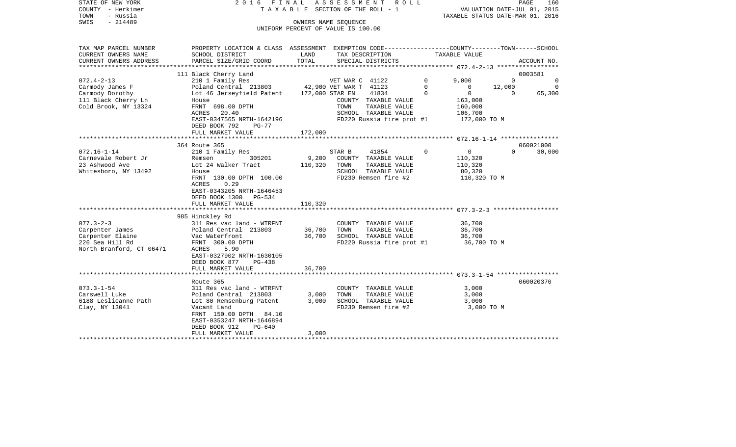STATE OF NEW YORK
COUNTY - Herkimer
TOWN - Russia
SWIS - 214489

# 2016 FINAL ASSESSMENT ROLL

TAXABLE SECTION OF THE ROLL - 1

OWNERS NAME SEQUENCE

UNIFORM PERCENT OF VALUE IS 100.00

VALUATION DATE-JUL 01, 2015
TAXABLE STATUS DATE-MAR 01, 2016

| TAX MAP PARCEL NUMBER / CURRENT OWNERS NAME / CURRENT OWNERS ADDRESS | PROPERTY LOCATION & CLASS / SCHOOL DISTRICT / PARCEL SIZE/GRID COORD | ASSESSMENT LAND | TOTAL | EXEMPTION CODE / TAX DESCRIPTION / SPECIAL DISTRICTS | COUNTY | TOWN | SCHOOL | ACCOUNT NO. |
|---|---|---|---|---|---|---|---|---|
| | 111 Black Cherry Land | | | | | | | 0003581 |
| 072.4-2-13 | 210 1 Family Res | | | VET WAR C 41122 0 | 9,000 | 0 | 0 | |
| Carmody James F | Poland Central 213803 | 42,900 | | VET WAR T 41123 0 | 0 | 12,000 | 0 | |
| Carmody Dorothy | Lot 46 Jerseyfield Patent | | 172,000 | STAR EN 41834 0 | 0 | 0 | 65,300 | |
| 111 Black Cherry Ln | House | | | COUNTY TAXABLE VALUE | 163,000 | | | |
| Cold Brook, NY 13324 | FRNT 698.00 DPTH | | | TOWN TAXABLE VALUE | | 160,000 | | |
| | ACRES 20.40 | | | SCHOOL TAXABLE VALUE | | | 106,700 | |
| | EAST-0347565 NRTH-1642196 | | | FD220 Russia fire prot #1 | 172,000 TO M | | | |
| | DEED BOOK 792 PG-77 | | | | | | | |
| | FULL MARKET VALUE | | 172,000 | | | | | |
| | 364 Route 365 | | | | | | | 060021000 |
| 072.16-1-14 | 210 1 Family Res | | | STAR B 41854 0 | 0 | 0 | 30,000 | |
| Carnevale Robert Jr | Remsen 305201 | 9,200 | | COUNTY TAXABLE VALUE | 110,320 | | | |
| 23 Ashwood Ave | Lot 24 Walker Tract | | 110,320 | TOWN TAXABLE VALUE | | 110,320 | | |
| Whitesboro, NY 13492 | House | | | SCHOOL TAXABLE VALUE | | | 80,320 | |
| | FRNT 130.00 DPTH 100.00 | | | FD230 Remsen fire #2 | 110,320 TO M | | | |
| | ACRES 0.29 | | | | | | | |
| | EAST-0343205 NRTH-1646453 | | | | | | | |
| | DEED BOOK 1300 PG-534 | | | | | | | |
| | FULL MARKET VALUE | | 110,320 | | | | | |
| | 985 Hinckley Rd | | | | | | | |
| 077.3-2-3 | 311 Res vac land - WTRFNT | | | COUNTY TAXABLE VALUE | 36,700 | | | |
| Carpenter James | Poland Central 213803 | 36,700 | | TOWN TAXABLE VALUE | | 36,700 | | |
| Carpenter Elaine | Vac Waterfront | | 36,700 | SCHOOL TAXABLE VALUE | | | 36,700 | |
| 226 Sea Hill Rd | FRNT 300.00 DPTH | | | FD220 Russia fire prot #1 | 36,700 TO M | | | |
| North Branford, CT 06471 | ACRES 5.90 | | | | | | | |
| | EAST-0327902 NRTH-1630105 | | | | | | | |
| | DEED BOOK 877 PG-438 | | | | | | | |
| | FULL MARKET VALUE | | 36,700 | | | | | |
| | Route 365 | | | | | | | 060020370 |
| 073.3-1-54 | 311 Res vac land - WTRFNT | | | COUNTY TAXABLE VALUE | 3,000 | | | |
| Carswell Luke | Poland Central 213803 | 3,000 | | TOWN TAXABLE VALUE | | 3,000 | | |
| 6188 Leslieanne Path | Lot 80 Remsenburg Patent | | 3,000 | SCHOOL TAXABLE VALUE | | | 3,000 | |
| Clay, NY 13041 | Vacant Land | | | FD230 Remsen fire #2 | 3,000 TO M | | | |
| | FRNT 150.00 DPTH 84.10 | | | | | | | |
| | EAST-0353247 NRTH-1646894 | | | | | | | |
| | DEED BOOK 912 PG-640 | | | | | | | |
| | FULL MARKET VALUE | | 3,000 | | | | | |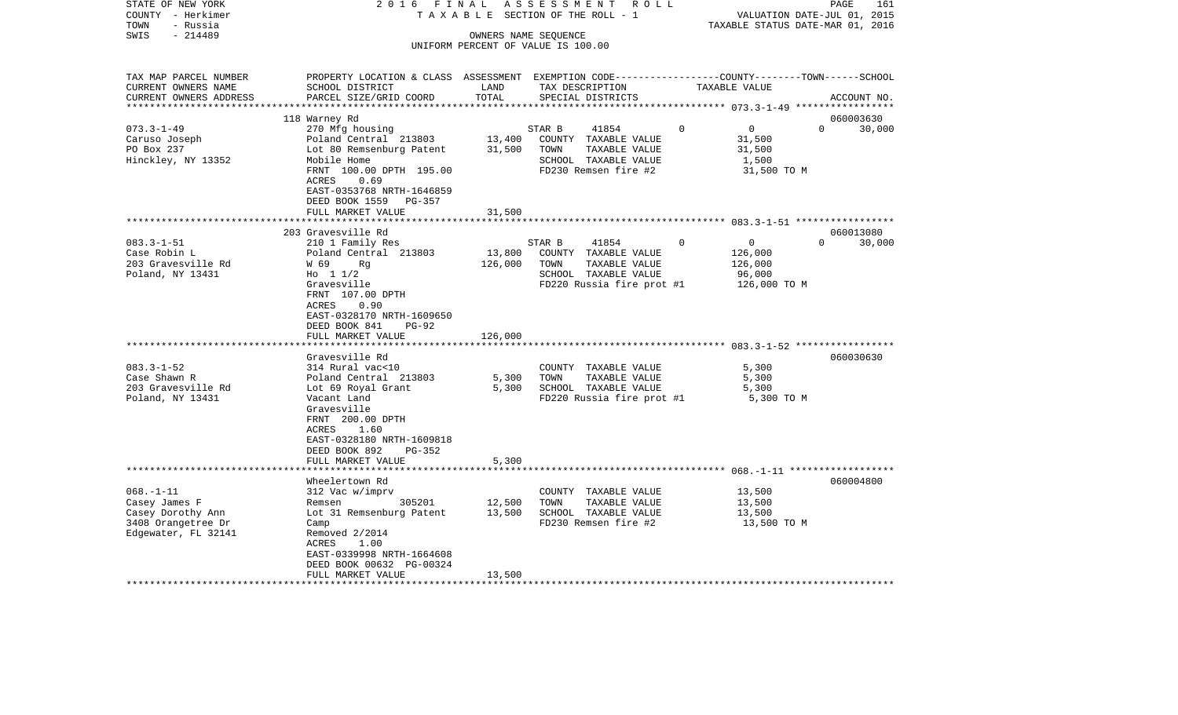STATE OF NEW YORK
COUNTY - Herkimer
TOWN - Russia
SWIS - 214489

2 0 1 6 F I N A L A S S E S S M E N T R O L L
T A X A B L E SECTION OF THE ROLL - 1
OWNERS NAME SEQUENCE
UNIFORM PERCENT OF VALUE IS 100.00

VALUATION DATE-JUL 01, 2015
TAXABLE STATUS DATE-MAR 01, 2016

| TAX MAP PARCEL NUMBER<br>CURRENT OWNERS NAME<br>CURRENT OWNERS ADDRESS | PROPERTY LOCATION & CLASS<br>SCHOOL DISTRICT<br>PARCEL SIZE/GRID COORD | ASSESSMENT<br>LAND<br>TOTAL | EXEMPTION CODE<br>TAX DESCRIPTION<br>SPECIAL DISTRICTS | COUNTY | TOWN | SCHOOL<br>TAXABLE VALUE<br>ACCOUNT NO. |
|---|---|---|---|---|---|---|
| 073.3-1-49 | 118 Warney Rd | | | | | 060003630 |
| | 270 Mfg housing | | STAR B 41854 | 0 | 0 | 0 30,000 |
| Caruso Joseph | Poland Central 213803 | 13,400 | COUNTY TAXABLE VALUE | 31,500 | | |
| PO Box 237 | Lot 80 Remsenburg Patent | 31,500 | TOWN TAXABLE VALUE | | 31,500 | |
| Hinckley, NY 13352 | Mobile Home | | SCHOOL TAXABLE VALUE | | | 1,500 |
| | FRNT 100.00 DPTH 195.00 | | FD230 Remsen fire #2 | 31,500 TO M | | |
| | ACRES 0.69 | | | | | |
| | EAST-0353768 NRTH-1646859 | | | | | |
| | DEED BOOK 1559 PG-357 | | | | | |
| | FULL MARKET VALUE | 31,500 | | | | |
| 083.3-1-51 | 203 Gravesville Rd | | | | | 060013080 |
| | 210 1 Family Res | | STAR B 41854 | 0 | 0 | 0 30,000 |
| Case Robin L | Poland Central 213803 | 13,800 | COUNTY TAXABLE VALUE | 126,000 | | |
| 203 Gravesville Rd | W 69 Rg | 126,000 | TOWN TAXABLE VALUE | | 126,000 | |
| Poland, NY 13431 | Ho 1 1/2 | | SCHOOL TAXABLE VALUE | | | 96,000 |
| | Gravesville | | FD220 Russia fire prot #1 | 126,000 TO M | | |
| | FRNT 107.00 DPTH | | | | | |
| | ACRES 0.90 | | | | | |
| | EAST-0328170 NRTH-1609650 | | | | | |
| | DEED BOOK 841 PG-92 | | | | | |
| | FULL MARKET VALUE | 126,000 | | | | |
| 083.3-1-52 | Gravesville Rd | | | | | 060030630 |
| Case Shawn R | 314 Rural vac<10 | | COUNTY TAXABLE VALUE | 5,300 | | |
| 203 Gravesville Rd | Poland Central 213803 | 5,300 | TOWN TAXABLE VALUE | | 5,300 | |
| Poland, NY 13431 | Lot 69 Royal Grant | 5,300 | SCHOOL TAXABLE VALUE | | | 5,300 |
| | Vacant Land | | FD220 Russia fire prot #1 | 5,300 TO M | | |
| | Gravesville | | | | | |
| | FRNT 200.00 DPTH | | | | | |
| | ACRES 1.60 | | | | | |
| | EAST-0328180 NRTH-1609818 | | | | | |
| | DEED BOOK 892 PG-352 | | | | | |
| | FULL MARKET VALUE | 5,300 | | | | |
| 068.-1-11 | Wheelertown Rd | | | | | 060004800 |
| Casey James F | 312 Vac w/imprv | | COUNTY TAXABLE VALUE | 13,500 | | |
| Casey Dorothy Ann | Remsen 305201 | 12,500 | TOWN TAXABLE VALUE | | 13,500 | |
| 3408 Orangetree Dr | Lot 31 Remsenburg Patent | 13,500 | SCHOOL TAXABLE VALUE | | | 13,500 |
| Edgewater, FL 32141 | Camp | | FD230 Remsen fire #2 | 13,500 TO M | | |
| | Removed 2/2014 | | | | | |
| | ACRES 1.00 | | | | | |
| | EAST-0339998 NRTH-1664608 | | | | | |
| | DEED BOOK 00632 PG-00324 | | | | | |
| | FULL MARKET VALUE | 13,500 | | | | |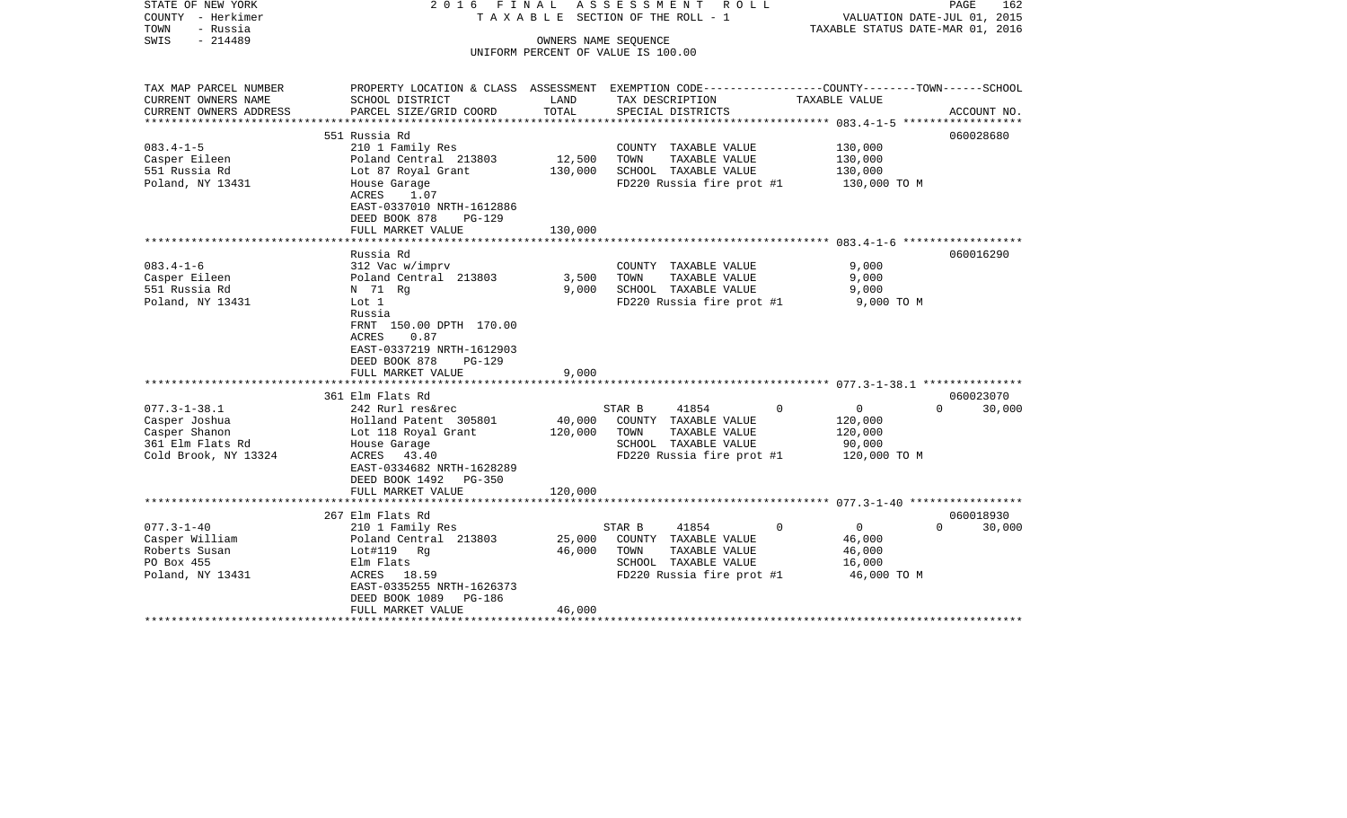STATE OF NEW YORK
COUNTY - Herkimer
TOWN - Russia
SWIS - 214489

2 0 1 6 F I N A L A S S E S S M E N T R O L L
T A X A B L E SECTION OF THE ROLL - 1
OWNERS NAME SEQUENCE
UNIFORM PERCENT OF VALUE IS 100.00

VALUATION DATE-JUL 01, 2015
TAXABLE STATUS DATE-MAR 01, 2016

| TAX MAP PARCEL NUMBER / CURRENT OWNERS NAME / CURRENT OWNERS ADDRESS | PROPERTY LOCATION & CLASS / SCHOOL DISTRICT / PARCEL SIZE/GRID COORD | ASSESSMENT LAND | ASSESSMENT TOTAL | EXEMPTION CODE / TAX DESCRIPTION / SPECIAL DISTRICTS | COUNTY | TOWN | SCHOOL / TAXABLE VALUE | ACCOUNT NO. |
|---|---|---|---|---|---|---|---|---|
| **083.4-1-5** | 551 Russia Rd | | | | | | | 060028680 |
| 083.4-1-5 | 210 1 Family Res | | | COUNTY TAXABLE VALUE | | | 130,000 | |
| Casper Eileen | Poland Central 213803 | 12,500 | | TOWN TAXABLE VALUE | | | 130,000 | |
| 551 Russia Rd | Lot 87 Royal Grant | | 130,000 | SCHOOL TAXABLE VALUE | | | 130,000 | |
| Poland, NY 13431 | House Garage | | | FD220 Russia fire prot #1 | | | 130,000 TO M | |
| | ACRES 1.07 | | | | | | | |
| | EAST-0337010 NRTH-1612886 | | | | | | | |
| | DEED BOOK 878 PG-129 | | | | | | | |
| | FULL MARKET VALUE | | 130,000 | | | | | |
| **083.4-1-6** | Russia Rd | | | | | | | 060016290 |
| 083.4-1-6 | 312 Vac w/imprv | | | COUNTY TAXABLE VALUE | | | 9,000 | |
| Casper Eileen | Poland Central 213803 | 3,500 | | TOWN TAXABLE VALUE | | | 9,000 | |
| 551 Russia Rd | N 71 Rg | | 9,000 | SCHOOL TAXABLE VALUE | | | 9,000 | |
| Poland, NY 13431 | Lot 1 | | | FD220 Russia fire prot #1 | | | 9,000 TO M | |
| | Russia | | | | | | | |
| | FRNT 150.00 DPTH 170.00 | | | | | | | |
| | ACRES 0.87 | | | | | | | |
| | EAST-0337219 NRTH-1612903 | | | | | | | |
| | DEED BOOK 878 PG-129 | | | | | | | |
| | FULL MARKET VALUE | | 9,000 | | | | | |
| **077.3-1-38.1** | 361 Elm Flats Rd | | | | | | | 060023070 |
| 077.3-1-38.1 | 242 Rurl res&rec | | | STAR B 41854 | 0 | 0 | 0 / 30,000 | |
| Casper Joshua | Holland Patent 305801 | 40,000 | | COUNTY TAXABLE VALUE | | | 120,000 | |
| Casper Shanon | Lot 118 Royal Grant | | 120,000 | TOWN TAXABLE VALUE | | | 120,000 | |
| 361 Elm Flats Rd | House Garage | | | SCHOOL TAXABLE VALUE | | | 90,000 | |
| Cold Brook, NY 13324 | ACRES 43.40 | | | FD220 Russia fire prot #1 | | | 120,000 TO M | |
| | EAST-0334682 NRTH-1628289 | | | | | | | |
| | DEED BOOK 1492 PG-350 | | | | | | | |
| | FULL MARKET VALUE | | 120,000 | | | | | |
| **077.3-1-40** | 267 Elm Flats Rd | | | | | | | 060018930 |
| 077.3-1-40 | 210 1 Family Res | | | STAR B 41854 | 0 | 0 | 0 / 30,000 | |
| Casper William | Poland Central 213803 | 25,000 | | COUNTY TAXABLE VALUE | | | 46,000 | |
| Roberts Susan | Lot#119 Rg | | 46,000 | TOWN TAXABLE VALUE | | | 46,000 | |
| PO Box 455 | Elm Flats | | | SCHOOL TAXABLE VALUE | | | 16,000 | |
| Poland, NY 13431 | ACRES 18.59 | | | FD220 Russia fire prot #1 | | | 46,000 TO M | |
| | EAST-0335255 NRTH-1626373 | | | | | | | |
| | DEED BOOK 1089 PG-186 | | | | | | | |
| | FULL MARKET VALUE | | 46,000 | | | | | |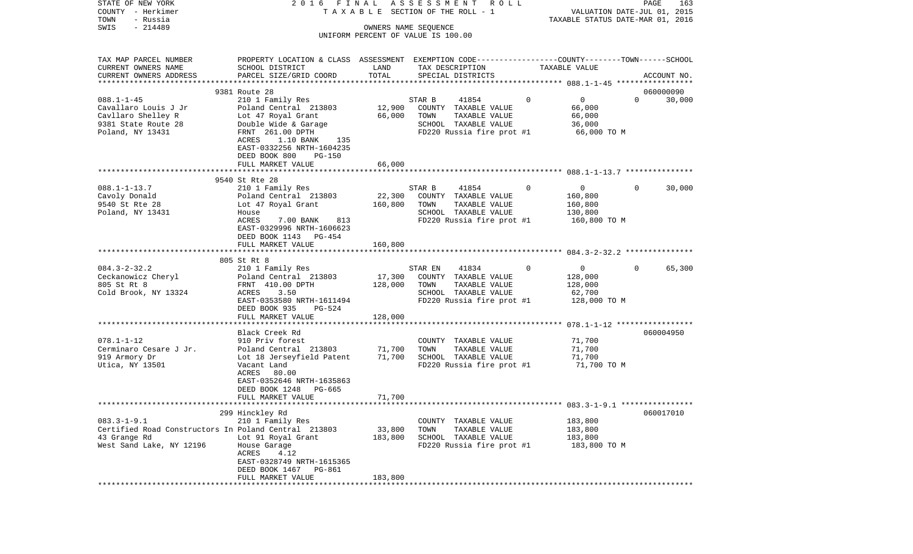STATE OF NEW YORK — 2016 FINAL ASSESSMENT ROLL
COUNTY - Herkimer — TAXABLE SECTION OF THE ROLL - 1 — VALUATION DATE-JUL 01, 2015
TOWN - Russia — TAXABLE STATUS DATE-MAR 01, 2016
SWIS - 214489 — OWNERS NAME SEQUENCE
UNIFORM PERCENT OF VALUE IS 100.00

| TAX MAP PARCEL NUMBER / CURRENT OWNERS NAME / CURRENT OWNERS ADDRESS | PROPERTY LOCATION & CLASS / SCHOOL DISTRICT / PARCEL SIZE/GRID COORD | ASSESSMENT LAND / TOTAL | EXEMPTION CODE / TAX DESCRIPTION / SPECIAL DISTRICTS | COUNTY | TOWN | SCHOOL TAXABLE VALUE | ACCOUNT NO. |
|---|---|---|---|---|---|---|---|
| **088.1-1-45** | 9381 Route 28 | | | | | | 060000090 |
| Cavallaro Louis J Jr | 210 1 Family Res | | STAR B 41854 | 0 | 0 | 30,000 | |
| Cavllaro Shelley R | Poland Central 213803 | 12,900 | COUNTY TAXABLE VALUE | 66,000 | | | |
| 9381 State Route 28 | Lot 47 Royal Grant | 66,000 | TOWN TAXABLE VALUE | | 66,000 | | |
| Poland, NY 13431 | Double Wide & Garage | | SCHOOL TAXABLE VALUE | | | 36,000 | |
| | FRNT 261.00 DPTH | | FD220 Russia fire prot #1 | 66,000 TO M | | | |
| | ACRES 1.10 BANK 135 | | | | | | |
| | EAST-0332256 NRTH-1604235 | | | | | | |
| | DEED BOOK 800 PG-150 | | | | | | |
| | FULL MARKET VALUE | 66,000 | | | | | |
| **088.1-1-13.7** | 9540 St Rte 28 | | | | | | |
| Cavoly Donald | 210 1 Family Res | | STAR B 41854 | 0 | 0 | 30,000 | |
| 9540 St Rte 28 | Poland Central 213803 | 22,300 | COUNTY TAXABLE VALUE | 160,800 | | | |
| Poland, NY 13431 | Lot 47 Royal Grant | 160,800 | TOWN TAXABLE VALUE | | 160,800 | | |
| | House | | SCHOOL TAXABLE VALUE | | | 130,800 | |
| | ACRES 7.00 BANK 813 | | FD220 Russia fire prot #1 | 160,800 TO M | | | |
| | EAST-0329996 NRTH-1606623 | | | | | | |
| | DEED BOOK 1143 PG-454 | | | | | | |
| | FULL MARKET VALUE | 160,800 | | | | | |
| **084.3-2-32.2** | 805 St Rt 8 | | | | | | |
| Ceckanowicz Cheryl | 210 1 Family Res | | STAR EN 41834 | 0 | 0 | 65,300 | |
| 805 St Rt 8 | Poland Central 213803 | 17,300 | COUNTY TAXABLE VALUE | 128,000 | | | |
| Cold Brook, NY 13324 | FRNT 410.00 DPTH | 128,000 | TOWN TAXABLE VALUE | | 128,000 | | |
| | ACRES 3.50 | | SCHOOL TAXABLE VALUE | | | 62,700 | |
| | EAST-0353580 NRTH-1611494 | | FD220 Russia fire prot #1 | 128,000 TO M | | | |
| | DEED BOOK 935 PG-524 | | | | | | |
| | FULL MARKET VALUE | 128,000 | | | | | |
| **078.1-1-12** | Black Creek Rd | | | | | | 060004950 |
| Cerminaro Cesare J Jr. | 910 Priv forest | | COUNTY TAXABLE VALUE | 71,700 | | | |
| 919 Armory Dr | Poland Central 213803 | 71,700 | TOWN TAXABLE VALUE | | 71,700 | | |
| Utica, NY 13501 | Lot 18 Jerseyfield Patent | 71,700 | SCHOOL TAXABLE VALUE | | | 71,700 | |
| | Vacant Land | | FD220 Russia fire prot #1 | 71,700 TO M | | | |
| | ACRES 80.00 | | | | | | |
| | EAST-0352646 NRTH-1635863 | | | | | | |
| | DEED BOOK 1248 PG-665 | | | | | | |
| | FULL MARKET VALUE | 71,700 | | | | | |
| **083.3-1-9.1** | 299 Hinckley Rd | | | | | | 060017010 |
| Certified Road Constructors In | 210 1 Family Res | | COUNTY TAXABLE VALUE | 183,800 | | | |
| 43 Grange Rd | Poland Central 213803 | 33,800 | TOWN TAXABLE VALUE | | 183,800 | | |
| West Sand Lake, NY 12196 | Lot 91 Royal Grant | 183,800 | SCHOOL TAXABLE VALUE | | | 183,800 | |
| | House Garage | | FD220 Russia fire prot #1 | 183,800 TO M | | | |
| | ACRES 4.12 | | | | | | |
| | EAST-0328749 NRTH-1615365 | | | | | | |
| | DEED BOOK 1467 PG-861 | | | | | | |
| | FULL MARKET VALUE | 183,800 | | | | | |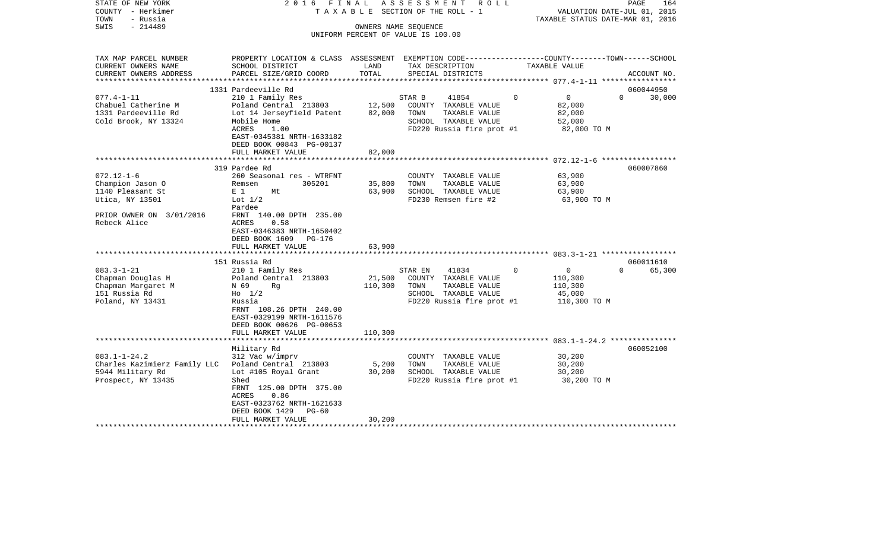STATE OF NEW YORK
COUNTY - Herkimer
TOWN - Russia
SWIS - 214489

2016 FINAL ASSESSMENT ROLL
TAXABLE SECTION OF THE ROLL - 1
OWNERS NAME SEQUENCE
UNIFORM PERCENT OF VALUE IS 100.00

VALUATION DATE-JUL 01, 2015
TAXABLE STATUS DATE-MAR 01, 2016

| TAX MAP PARCEL NUMBER<br>CURRENT OWNERS NAME<br>CURRENT OWNERS ADDRESS | PROPERTY LOCATION & CLASS<br>SCHOOL DISTRICT<br>PARCEL SIZE/GRID COORD | ASSESSMENT<br>LAND<br>TOTAL | EXEMPTION CODE<br>TAX DESCRIPTION<br>SPECIAL DISTRICTS | COUNTY | TOWN | SCHOOL<br>TAXABLE VALUE<br>ACCOUNT NO. |
|---|---|---|---|---|---|---|
| 077.4-1-11 | 1331 Pardeeville Rd | | | | | 060044950 |
| 077.4-1-11 | 210 1 Family Res | | STAR B 41854 | 0 | 0 | 0 30,000 |
| Chabuel Catherine M | Poland Central 213803 | 12,500 | COUNTY TAXABLE VALUE | 82,000 | | |
| 1331 Pardeeville Rd | Lot 14 Jerseyfield Patent | 82,000 | TOWN TAXABLE VALUE | | 82,000 | |
| Cold Brook, NY 13324 | Mobile Home | | SCHOOL TAXABLE VALUE | | | 52,000 |
| | ACRES 1.00 | | FD220 Russia fire prot #1 | 82,000 TO M | | |
| | EAST-0345381 NRTH-1633182 | | | | | |
| | DEED BOOK 00843 PG-00137 | | | | | |
| | FULL MARKET VALUE | 82,000 | | | | |
| 072.12-1-6 | 319 Pardee Rd | | | | | 060007860 |
| 072.12-1-6 | 260 Seasonal res - WTRFNT | | COUNTY TAXABLE VALUE | 63,900 | | |
| Champion Jason O | Remsen 305201 | 35,800 | TOWN TAXABLE VALUE | | 63,900 | |
| 1140 Pleasant St | E 1 Mt | 63,900 | SCHOOL TAXABLE VALUE | | | 63,900 |
| Utica, NY 13501 | Lot 1/2 | | FD230 Remsen fire #2 | 63,900 TO M | | |
| | Pardee | | | | | |
| PRIOR OWNER ON 3/01/2016 | FRNT 140.00 DPTH 235.00 | | | | | |
| Rebeck Alice | ACRES 0.58 | | | | | |
| | EAST-0346383 NRTH-1650402 | | | | | |
| | DEED BOOK 1609 PG-176 | | | | | |
| | FULL MARKET VALUE | 63,900 | | | | |
| 083.3-1-21 | 151 Russia Rd | | | | | 060011610 |
| 083.3-1-21 | 210 1 Family Res | | STAR EN 41834 | 0 | 0 | 0 65,300 |
| Chapman Douglas H | Poland Central 213803 | 21,500 | COUNTY TAXABLE VALUE | 110,300 | | |
| Chapman Margaret M | N 69 Rg | 110,300 | TOWN TAXABLE VALUE | | 110,300 | |
| 151 Russia Rd | Ho 1/2 | | SCHOOL TAXABLE VALUE | | | 45,000 |
| Poland, NY 13431 | Russia | | FD220 Russia fire prot #1 | 110,300 TO M | | |
| | FRNT 108.26 DPTH 240.00 | | | | | |
| | EAST-0329199 NRTH-1611576 | | | | | |
| | DEED BOOK 00626 PG-00653 | | | | | |
| | FULL MARKET VALUE | 110,300 | | | | |
| 083.1-1-24.2 | Military Rd | | | | | 060052100 |
| 083.1-1-24.2 | 312 Vac w/imprv | | COUNTY TAXABLE VALUE | 30,200 | | |
| Charles Kazimierz Family LLC | Poland Central 213803 | 5,200 | TOWN TAXABLE VALUE | | 30,200 | |
| 5944 Military Rd | Lot #105 Royal Grant | 30,200 | SCHOOL TAXABLE VALUE | | | 30,200 |
| Prospect, NY 13435 | Shed | | FD220 Russia fire prot #1 | 30,200 TO M | | |
| | FRNT 125.00 DPTH 375.00 | | | | | |
| | ACRES 0.86 | | | | | |
| | EAST-0323762 NRTH-1621633 | | | | | |
| | DEED BOOK 1429 PG-60 | | | | | |
| | FULL MARKET VALUE | 30,200 | | | | |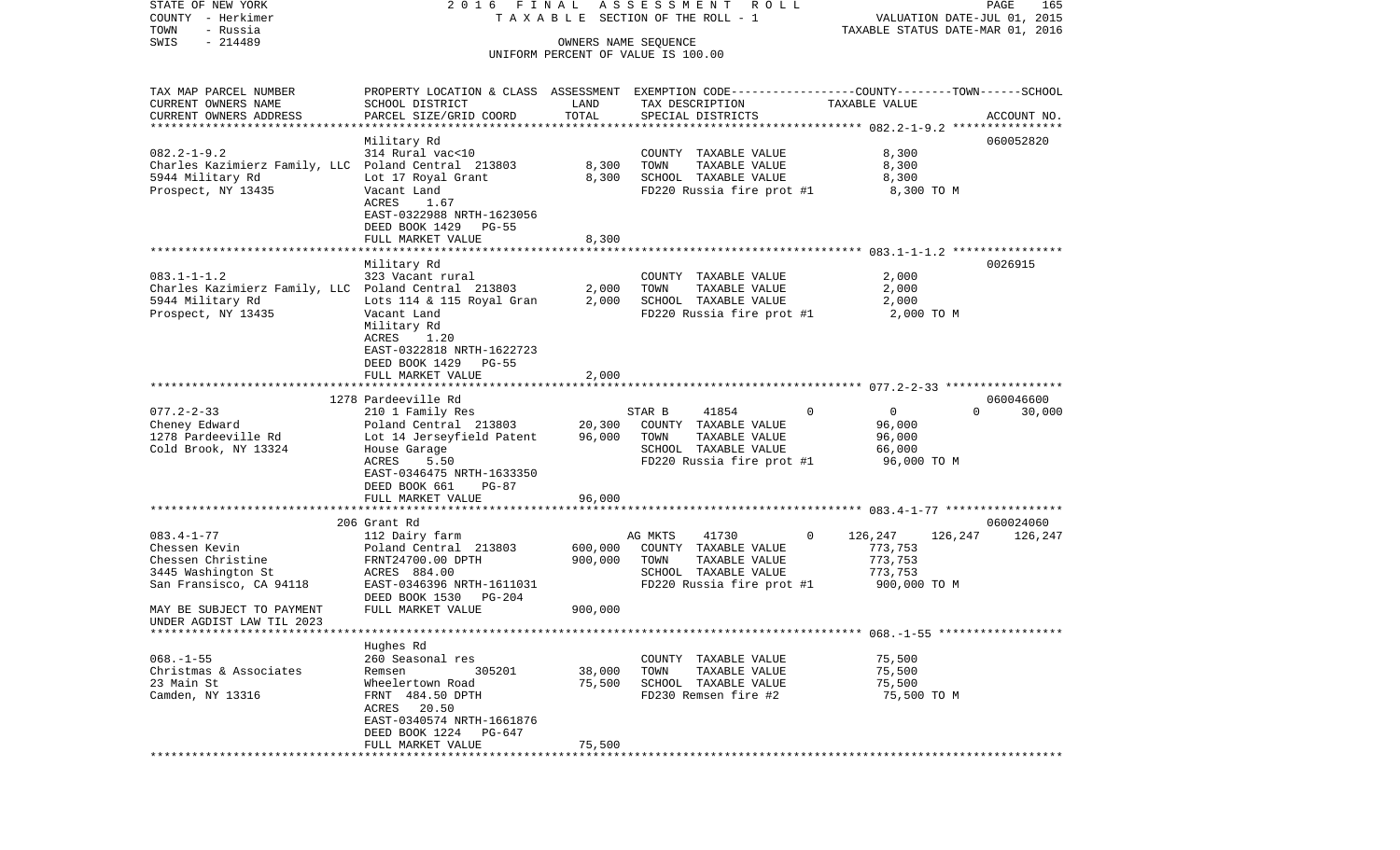STATE OF NEW YORK
COUNTY - Herkimer
TOWN - Russia
SWIS - 214489

2016 FINAL ASSESSMENT ROLL
TAXABLE SECTION OF THE ROLL - 1
OWNERS NAME SEQUENCE
UNIFORM PERCENT OF VALUE IS 100.00

VALUATION DATE-JUL 01, 2015
TAXABLE STATUS DATE-MAR 01, 2016

```
TAX MAP PARCEL NUMBER          PROPERTY LOCATION & CLASS  ASSESSMENT  EXEMPTION CODE-----------------COUNTY--------TOWN------SCHOOL
CURRENT OWNERS NAME            SCHOOL DISTRICT               LAND      TAX DESCRIPTION                TAXABLE VALUE
CURRENT OWNERS ADDRESS         PARCEL SIZE/GRID COORD        TOTAL     SPECIAL DISTRICTS                                         ACCOUNT NO.
******************************************************************************************************* 082.2-1-9.2 ****************
                               Military Rd                                                                                060052820
082.2-1-9.2                    314 Rural vac<10                        COUNTY  TAXABLE VALUE              8,300
Charles Kazimierz Family, LLC  Poland Central  213803        8,300     TOWN    TAXABLE VALUE              8,300
5944 Military Rd               Lot 17 Royal Grant            8,300     SCHOOL  TAXABLE VALUE              8,300
Prospect, NY 13435             Vacant Land                             FD220 Russia fire prot #1          8,300 TO M
                               ACRES     1.67
                               EAST-0322988 NRTH-1623056
                               DEED BOOK 1429    PG-55
                               FULL MARKET VALUE             8,300
******************************************************************************************************* 083.1-1-1.2 ****************
                               Military Rd                                                                                0026915
083.1-1-1.2                    323 Vacant rural                        COUNTY  TAXABLE VALUE              2,000
Charles Kazimierz Family, LLC  Poland Central  213803        2,000     TOWN    TAXABLE VALUE              2,000
5944 Military Rd               Lots 114 & 115 Royal Gran     2,000     SCHOOL  TAXABLE VALUE              2,000
Prospect, NY 13435             Vacant Land                             FD220 Russia fire prot #1          2,000 TO M
                               Military Rd
                               ACRES     1.20
                               EAST-0322818 NRTH-1622723
                               DEED BOOK 1429    PG-55
                               FULL MARKET VALUE             2,000
******************************************************************************************************* 077.2-2-33 *****************
                               1278 Pardeeville Rd                                                                        060046600
077.2-2-33                     210 1 Family Res                        STAR B      41854          0           0           0      30,000
Cheney Edward                  Poland Central  213803       20,300     COUNTY  TAXABLE VALUE             96,000
1278 Pardeeville Rd            Lot 14 Jerseyfield Patent    96,000     TOWN    TAXABLE VALUE             96,000
Cold Brook, NY 13324           House Garage                            SCHOOL  TAXABLE VALUE             66,000
                               ACRES     5.50                          FD220 Russia fire prot #1         96,000 TO M
                               EAST-0346475 NRTH-1633350
                               DEED BOOK 661     PG-87
                               FULL MARKET VALUE            96,000
******************************************************************************************************* 083.4-1-77 *****************
                               206 Grant Rd                                                                               060024060
083.4-1-77                     112 Dairy farm                          AG MKTS     41730          0      126,247     126,247     126,247
Chessen Kevin                  Poland Central  213803      600,000     COUNTY  TAXABLE VALUE            773,753
Chessen Christine              FRNT24700.00 DPTH           900,000     TOWN    TAXABLE VALUE            773,753
3445 Washington St             ACRES   884.00                          SCHOOL  TAXABLE VALUE            773,753
San Fransisco, CA 94118        EAST-0346396 NRTH-1611031               FD220 Russia fire prot #1        900,000 TO M
                               DEED BOOK 1530    PG-204
MAY BE SUBJECT TO PAYMENT      FULL MARKET VALUE           900,000
UNDER AGDIST LAW TIL 2023
******************************************************************************************************* 068.-1-55 ******************
                               Hughes Rd
068.-1-55                      260 Seasonal res                        COUNTY  TAXABLE VALUE             75,500
Christmas & Associates         Remsen          305201       38,000     TOWN    TAXABLE VALUE             75,500
23 Main St                     Wheelertown Road             75,500     SCHOOL  TAXABLE VALUE             75,500
Camden, NY 13316               FRNT  484.50 DPTH                       FD230 Remsen fire #2              75,500 TO M
                               ACRES    20.50
                               EAST-0340574 NRTH-1661876
                               DEED BOOK 1224    PG-647
                               FULL MARKET VALUE            75,500
************************************************************************************************************************************
```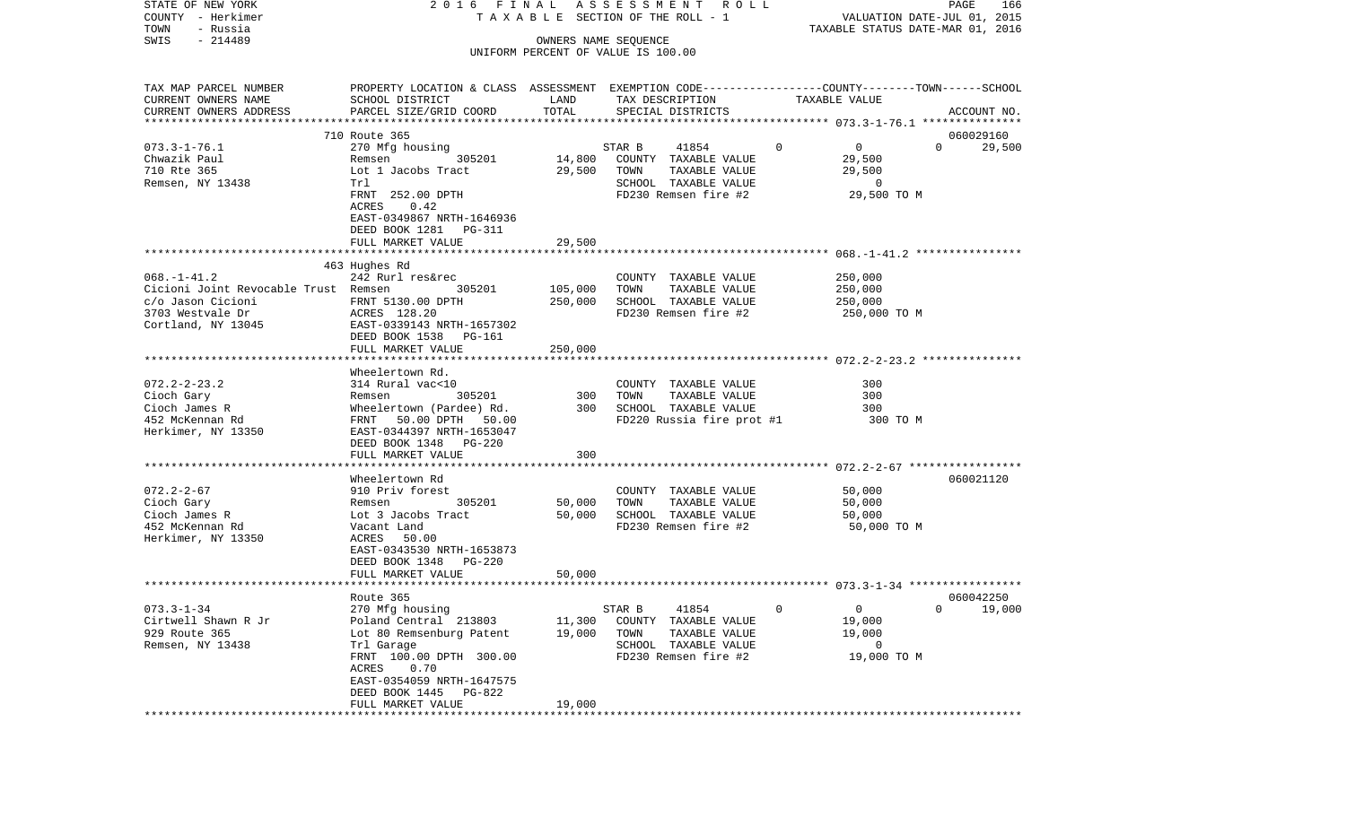STATE OF NEW YORK | 2016 FINAL ASSESSMENT ROLL | VALUATION DATE-JUL 01, 2015
COUNTY - Herkimer | TAXABLE SECTION OF THE ROLL - 1 | TAXABLE STATUS DATE-MAR 01, 2016
TOWN - Russia | OWNERS NAME SEQUENCE
SWIS - 214489 | UNIFORM PERCENT OF VALUE IS 100.00

| TAX MAP PARCEL NUMBER / CURRENT OWNERS NAME / CURRENT OWNERS ADDRESS | PROPERTY LOCATION & CLASS / SCHOOL DISTRICT / PARCEL SIZE/GRID COORD | ASSESSMENT LAND | TOTAL | EXEMPTION CODE / TAX DESCRIPTION / SPECIAL DISTRICTS | COUNTY | TOWN | SCHOOL / TAXABLE VALUE | ACCOUNT NO. |
|---|---|---|---|---|---|---|---|---|
| 073.3-1-76.1 | 710 Route 365 | | | | | | | 060029160 |
| 073.3-1-76.1 | 270 Mfg housing | | | STAR B 41854 | 0 | 0 | 0 | 29,500 |
| Chwazik Paul | Remsen 305201 | 14,800 | | COUNTY TAXABLE VALUE | 29,500 | | | |
| 710 Rte 365 | Lot 1 Jacobs Tract | | 29,500 | TOWN TAXABLE VALUE | | 29,500 | | |
| Remsen, NY 13438 | Trl | | | SCHOOL TAXABLE VALUE | | | 0 | |
| | FRNT 252.00 DPTH | | | FD230 Remsen fire #2 | | | 29,500 TO M | |
| | ACRES 0.42 | | | | | | | |
| | EAST-0349867 NRTH-1646936 | | | | | | | |
| | DEED BOOK 1281 PG-311 | | | | | | | |
| | FULL MARKET VALUE | | 29,500 | | | | | |
| 068.-1-41.2 | 463 Hughes Rd | | | | | | | |
| 068.-1-41.2 | 242 Rurl res&rec | | | COUNTY TAXABLE VALUE | 250,000 | | | |
| Cicioni Joint Revocable Trust | Remsen 305201 | 105,000 | | TOWN TAXABLE VALUE | | 250,000 | | |
| c/o Jason Cicioni | FRNT 5130.00 DPTH | | 250,000 | SCHOOL TAXABLE VALUE | | | 250,000 | |
| 3703 Westvale Dr | ACRES 128.20 | | | FD230 Remsen fire #2 | | | 250,000 TO M | |
| Cortland, NY 13045 | EAST-0339143 NRTH-1657302 | | | | | | | |
| | DEED BOOK 1538 PG-161 | | | | | | | |
| | FULL MARKET VALUE | | 250,000 | | | | | |
| 072.2-2-23.2 | Wheelertown Rd. | | | | | | | |
| 072.2-2-23.2 | 314 Rural vac<10 | | | COUNTY TAXABLE VALUE | 300 | | | |
| Cioch Gary | Remsen 305201 | 300 | | TOWN TAXABLE VALUE | | 300 | | |
| Cioch James R | Wheelertown (Pardee) Rd. | | 300 | SCHOOL TAXABLE VALUE | | | 300 | |
| 452 McKennan Rd | FRNT 50.00 DPTH 50.00 | | | FD220 Russia fire prot #1 | | | 300 TO M | |
| Herkimer, NY 13350 | EAST-0344397 NRTH-1653047 | | | | | | | |
| | DEED BOOK 1348 PG-220 | | | | | | | |
| | FULL MARKET VALUE | | 300 | | | | | |
| 072.2-2-67 | Wheelertown Rd | | | | | | | 060021120 |
| 072.2-2-67 | 910 Priv forest | | | COUNTY TAXABLE VALUE | 50,000 | | | |
| Cioch Gary | Remsen 305201 | 50,000 | | TOWN TAXABLE VALUE | | 50,000 | | |
| Cioch James R | Lot 3 Jacobs Tract | | 50,000 | SCHOOL TAXABLE VALUE | | | 50,000 | |
| 452 McKennan Rd | Vacant Land | | | FD230 Remsen fire #2 | | | 50,000 TO M | |
| Herkimer, NY 13350 | ACRES 50.00 | | | | | | | |
| | EAST-0343530 NRTH-1653873 | | | | | | | |
| | DEED BOOK 1348 PG-220 | | | | | | | |
| | FULL MARKET VALUE | | 50,000 | | | | | |
| 073.3-1-34 | Route 365 | | | | | | | 060042250 |
| 073.3-1-34 | 270 Mfg housing | | | STAR B 41854 | 0 | 0 | 0 | 19,000 |
| Cirtwell Shawn R Jr | Poland Central 213803 | 11,300 | | COUNTY TAXABLE VALUE | 19,000 | | | |
| 929 Route 365 | Lot 80 Remsenburg Patent | | 19,000 | TOWN TAXABLE VALUE | | 19,000 | | |
| Remsen, NY 13438 | Trl Garage | | | SCHOOL TAXABLE VALUE | | | 0 | |
| | FRNT 100.00 DPTH 300.00 | | | FD230 Remsen fire #2 | | | 19,000 TO M | |
| | ACRES 0.70 | | | | | | | |
| | EAST-0354059 NRTH-1647575 | | | | | | | |
| | DEED BOOK 1445 PG-822 | | | | | | | |
| | FULL MARKET VALUE | | 19,000 | | | | | |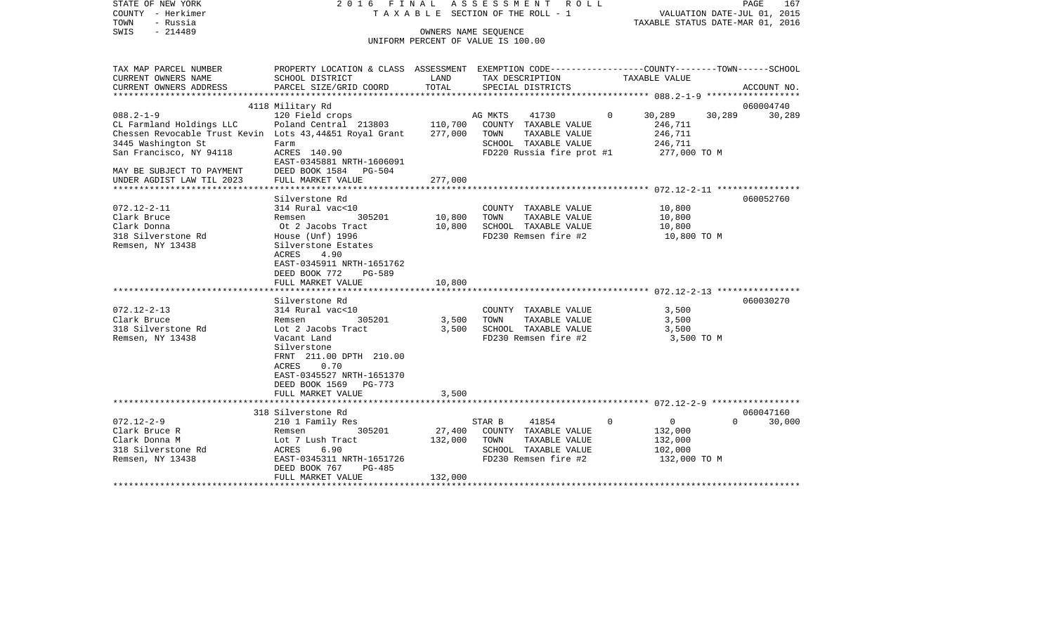STATE OF NEW YORK — 2016 FINAL ASSESSMENT ROLL
COUNTY - Herkimer — TAXABLE SECTION OF THE ROLL - 1 — VALUATION DATE-JUL 01, 2015
TOWN - Russia — TAXABLE STATUS DATE-MAR 01, 2016
SWIS - 214489 — OWNERS NAME SEQUENCE
UNIFORM PERCENT OF VALUE IS 100.00

| TAX MAP PARCEL NUMBER / CURRENT OWNERS NAME / CURRENT OWNERS ADDRESS | PROPERTY LOCATION & CLASS / SCHOOL DISTRICT / PARCEL SIZE/GRID COORD | ASSESSMENT LAND | TOTAL | EXEMPTION CODE / TAX DESCRIPTION / SPECIAL DISTRICTS | COUNTY | TOWN | SCHOOL / ACCOUNT NO. |
|---|---|---|---|---|---|---|---|
| | 4118 Military Rd | | | | | | 060004740 |
| 088.2-1-9 | 120 Field crops | | | AG MKTS 41730 0 | 30,289 | 30,289 | 30,289 |
| CL Farmland Holdings LLC | Poland Central 213803 | 110,700 | | COUNTY TAXABLE VALUE | 246,711 | | |
| Chessen Revocable Trust Kevin | Lots 43,44&51 Royal Grant | | 277,000 | TOWN TAXABLE VALUE | 246,711 | | |
| 3445 Washington St | Farm | | | SCHOOL TAXABLE VALUE | 246,711 | | |
| San Francisco, NY 94118 | ACRES 140.90 | | | FD220 Russia fire prot #1 | 277,000 TO M | | |
| | EAST-0345881 NRTH-1606091 | | | | | | |
| MAY BE SUBJECT TO PAYMENT | DEED BOOK 1584 PG-504 | | | | | | |
| UNDER AGDIST LAW TIL 2023 | FULL MARKET VALUE | | 277,000 | | | | |
| | Silverstone Rd | | | | | | 060052760 |
| 072.12-2-11 | 314 Rural vac<10 | | | COUNTY TAXABLE VALUE | 10,800 | | |
| Clark Bruce | Remsen 305201 | 10,800 | | TOWN TAXABLE VALUE | 10,800 | | |
| Clark Donna | Ot 2 Jacobs Tract | | 10,800 | SCHOOL TAXABLE VALUE | 10,800 | | |
| 318 Silverstone Rd | House (Unf) 1996 | | | FD230 Remsen fire #2 | 10,800 TO M | | |
| Remsen, NY 13438 | Silverstone Estates | | | | | | |
| | ACRES 4.90 | | | | | | |
| | EAST-0345911 NRTH-1651762 | | | | | | |
| | DEED BOOK 772 PG-589 | | | | | | |
| | FULL MARKET VALUE | | 10,800 | | | | |
| | Silverstone Rd | | | | | | 060030270 |
| 072.12-2-13 | 314 Rural vac<10 | | | COUNTY TAXABLE VALUE | 3,500 | | |
| Clark Bruce | Remsen 305201 | 3,500 | | TOWN TAXABLE VALUE | 3,500 | | |
| 318 Silverstone Rd | Lot 2 Jacobs Tract | | 3,500 | SCHOOL TAXABLE VALUE | 3,500 | | |
| Remsen, NY 13438 | Vacant Land | | | FD230 Remsen fire #2 | 3,500 TO M | | |
| | Silverstone | | | | | | |
| | FRNT 211.00 DPTH 210.00 | | | | | | |
| | ACRES 0.70 | | | | | | |
| | EAST-0345527 NRTH-1651370 | | | | | | |
| | DEED BOOK 1569 PG-773 | | | | | | |
| | FULL MARKET VALUE | | 3,500 | | | | |
| | 318 Silverstone Rd | | | | | | 060047160 |
| 072.12-2-9 | 210 1 Family Res | | | STAR B 41854 0 | 0 | 0 | 30,000 |
| Clark Bruce R | Remsen 305201 | 27,400 | | COUNTY TAXABLE VALUE | 132,000 | | |
| Clark Donna M | Lot 7 Lush Tract | | 132,000 | TOWN TAXABLE VALUE | 132,000 | | |
| 318 Silverstone Rd | ACRES 6.90 | | | SCHOOL TAXABLE VALUE | 102,000 | | |
| Remsen, NY 13438 | EAST-0345311 NRTH-1651726 | | | FD230 Remsen fire #2 | 132,000 TO M | | |
| | DEED BOOK 767 PG-485 | | | | | | |
| | FULL MARKET VALUE | | 132,000 | | | | |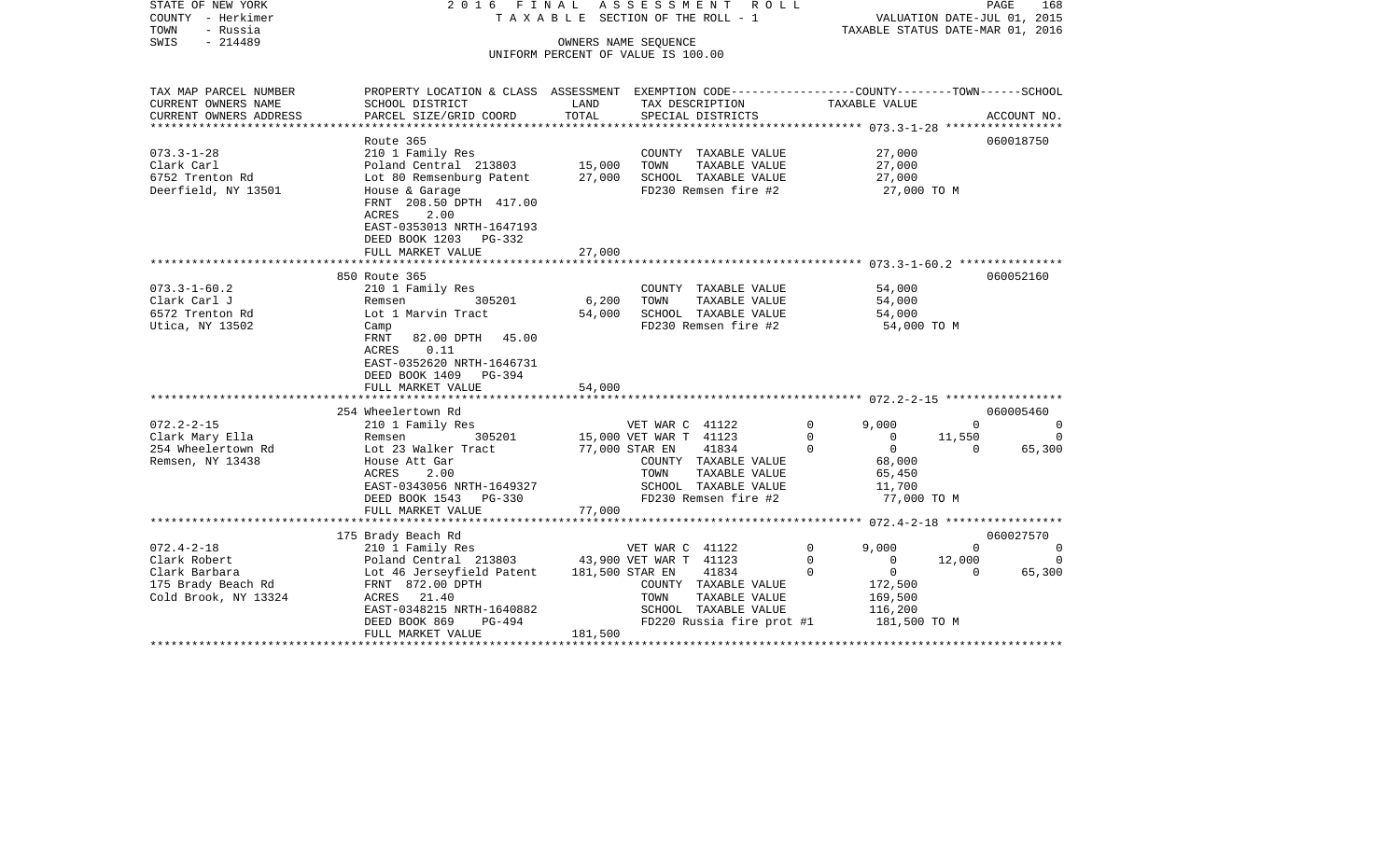STATE OF NEW YORK — 2016 FINAL ASSESSMENT ROLL
COUNTY - Herkimer — TAXABLE SECTION OF THE ROLL - 1 — VALUATION DATE-JUL 01, 2015
TOWN - Russia — TAXABLE STATUS DATE-MAR 01, 2016
SWIS - 214489 — OWNERS NAME SEQUENCE
UNIFORM PERCENT OF VALUE IS 100.00

| TAX MAP PARCEL NUMBER / CURRENT OWNERS NAME / CURRENT OWNERS ADDRESS | PROPERTY LOCATION & CLASS / SCHOOL DISTRICT / PARCEL SIZE/GRID COORD | ASSESSMENT LAND | ASSESSMENT TOTAL | EXEMPTION CODE / TAX DESCRIPTION / SPECIAL DISTRICTS | COUNTY TAXABLE VALUE | TOWN | SCHOOL | ACCOUNT NO. |
|---|---|---|---|---|---|---|---|---|
| 073.3-1-28 | Route 365 | | | | | | | 060018750 |
| Clark Carl | 210 1 Family Res | | | COUNTY TAXABLE VALUE | 27,000 | | | |
| 6752 Trenton Rd | Poland Central 213803 | 15,000 | | TOWN TAXABLE VALUE | 27,000 | | | |
| Deerfield, NY 13501 | Lot 80 Remsenburg Patent | | 27,000 | SCHOOL TAXABLE VALUE | 27,000 | | | |
| | House & Garage | | | FD230 Remsen fire #2 | 27,000 TO M | | | |
| | FRNT 208.50 DPTH 417.00 | | | | | | | |
| | ACRES 2.00 | | | | | | | |
| | EAST-0353013 NRTH-1647193 | | | | | | | |
| | DEED BOOK 1203 PG-332 | | | | | | | |
| | FULL MARKET VALUE | | 27,000 | | | | | |
| 073.3-1-60.2 | 850 Route 365 | | | | | | | 060052160 |
| Clark Carl J | 210 1 Family Res | | | COUNTY TAXABLE VALUE | 54,000 | | | |
| 6572 Trenton Rd | Remsen 305201 | 6,200 | | TOWN TAXABLE VALUE | 54,000 | | | |
| Utica, NY 13502 | Lot 1 Marvin Tract | | 54,000 | SCHOOL TAXABLE VALUE | 54,000 | | | |
| | Camp | | | FD230 Remsen fire #2 | 54,000 TO M | | | |
| | FRNT 82.00 DPTH 45.00 | | | | | | | |
| | ACRES 0.11 | | | | | | | |
| | EAST-0352620 NRTH-1646731 | | | | | | | |
| | DEED BOOK 1409 PG-394 | | | | | | | |
| | FULL MARKET VALUE | | 54,000 | | | | | |
| 072.2-2-15 | 254 Wheelertown Rd | | | | | | | 060005460 |
| Clark Mary Ella | 210 1 Family Res | | | VET WAR C 41122 0 | 9,000 | 0 | 0 | |
| 254 Wheelertown Rd | Remsen 305201 | 15,000 | | VET WAR T 41123 0 | 0 | 11,550 | 0 | |
| Remsen, NY 13438 | Lot 23 Walker Tract | | 77,000 | STAR EN 41834 0 | 0 | 0 | 65,300 | |
| | House Att Gar | | | COUNTY TAXABLE VALUE | 68,000 | | | |
| | ACRES 2.00 | | | TOWN TAXABLE VALUE | 65,450 | | | |
| | EAST-0343056 NRTH-1649327 | | | SCHOOL TAXABLE VALUE | 11,700 | | | |
| | DEED BOOK 1543 PG-330 | | | FD230 Remsen fire #2 | 77,000 TO M | | | |
| | FULL MARKET VALUE | | 77,000 | | | | | |
| 072.4-2-18 | 175 Brady Beach Rd | | | | | | | 060027570 |
| Clark Robert | 210 1 Family Res | | | VET WAR C 41122 0 | 9,000 | 0 | 0 | |
| Clark Barbara | Poland Central 213803 | 43,900 | | VET WAR T 41123 0 | 0 | 12,000 | 0 | |
| 175 Brady Beach Rd | Lot 46 Jerseyfield Patent | | 181,500 | STAR EN 41834 0 | 0 | 0 | 65,300 | |
| Cold Brook, NY 13324 | FRNT 872.00 DPTH | | | COUNTY TAXABLE VALUE | 172,500 | | | |
| | ACRES 21.40 | | | TOWN TAXABLE VALUE | 169,500 | | | |
| | EAST-0348215 NRTH-1640882 | | | SCHOOL TAXABLE VALUE | 116,200 | | | |
| | DEED BOOK 869 PG-494 | | | FD220 Russia fire prot #1 | 181,500 TO M | | | |
| | FULL MARKET VALUE | | 181,500 | | | | | |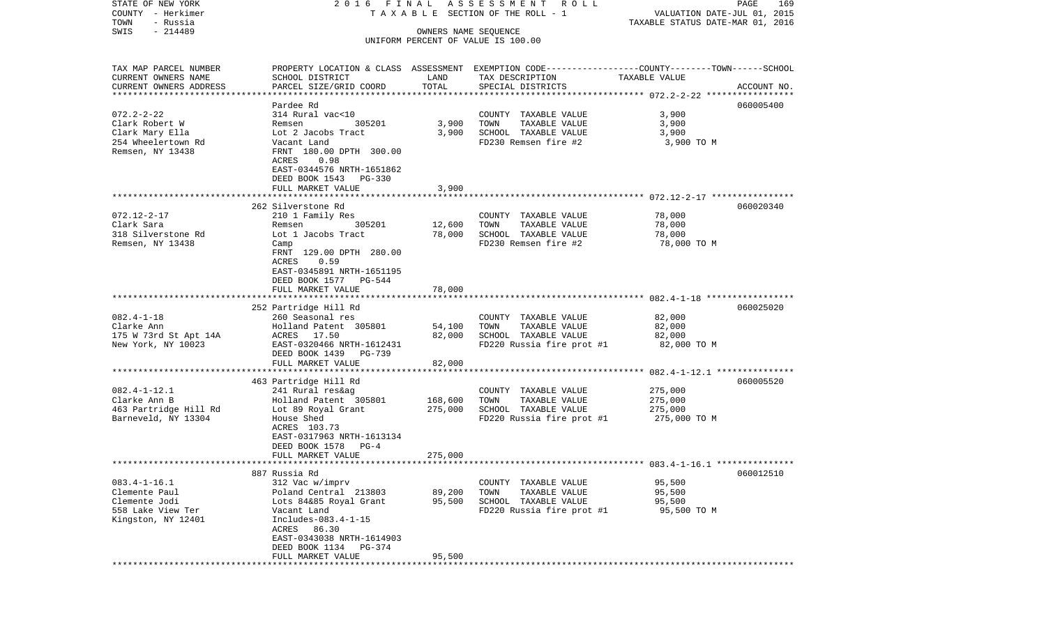STATE OF NEW YORK — 2016 FINAL ASSESSMENT ROLL
COUNTY - Herkimer — TAXABLE SECTION OF THE ROLL - 1 — VALUATION DATE-JUL 01, 2015
TOWN - Russia — TAXABLE STATUS DATE-MAR 01, 2016
SWIS - 214489 — OWNERS NAME SEQUENCE
UNIFORM PERCENT OF VALUE IS 100.00

| TAX MAP PARCEL NUMBER<br>CURRENT OWNERS NAME<br>CURRENT OWNERS ADDRESS | PROPERTY LOCATION & CLASS<br>SCHOOL DISTRICT<br>PARCEL SIZE/GRID COORD | ASSESSMENT<br>LAND<br>TOTAL | EXEMPTION CODE-----COUNTY-----TOWN-----SCHOOL<br>TAX DESCRIPTION<br>SPECIAL DISTRICTS | TAXABLE VALUE | ACCOUNT NO. |
|---|---|---|---|---|---|
| 072.2-2-22 | Pardee Rd | | | | 060005400 |
| 072.2-2-22 | 314 Rural vac<10 | | COUNTY TAXABLE VALUE | 3,900 | |
| Clark Robert W | Remsen 305201 | 3,900 | TOWN TAXABLE VALUE | 3,900 | |
| Clark Mary Ella | Lot 2 Jacobs Tract | 3,900 | SCHOOL TAXABLE VALUE | 3,900 | |
| 254 Wheelertown Rd | Vacant Land | | FD230 Remsen fire #2 | 3,900 TO M | |
| Remsen, NY 13438 | FRNT 180.00 DPTH 300.00 | | | | |
| | ACRES 0.98 | | | | |
| | EAST-0344576 NRTH-1651862 | | | | |
| | DEED BOOK 1543 PG-330 | | | | |
| | FULL MARKET VALUE | 3,900 | | | |
| 072.12-2-17 | 262 Silverstone Rd | | | | 060020340 |
| 072.12-2-17 | 210 1 Family Res | | COUNTY TAXABLE VALUE | 78,000 | |
| Clark Sara | Remsen 305201 | 12,600 | TOWN TAXABLE VALUE | 78,000 | |
| 318 Silverstone Rd | Lot 1 Jacobs Tract | 78,000 | SCHOOL TAXABLE VALUE | 78,000 | |
| Remsen, NY 13438 | Camp | | FD230 Remsen fire #2 | 78,000 TO M | |
| | FRNT 129.00 DPTH 280.00 | | | | |
| | ACRES 0.59 | | | | |
| | EAST-0345891 NRTH-1651195 | | | | |
| | DEED BOOK 1577 PG-544 | | | | |
| | FULL MARKET VALUE | 78,000 | | | |
| 082.4-1-18 | 252 Partridge Hill Rd | | | | 060025020 |
| 082.4-1-18 | 260 Seasonal res | | COUNTY TAXABLE VALUE | 82,000 | |
| Clarke Ann | Holland Patent 305801 | 54,100 | TOWN TAXABLE VALUE | 82,000 | |
| 175 W 73rd St Apt 14A | ACRES 17.50 | 82,000 | SCHOOL TAXABLE VALUE | 82,000 | |
| New York, NY 10023 | EAST-0320466 NRTH-1612431 | | FD220 Russia fire prot #1 | 82,000 TO M | |
| | DEED BOOK 1439 PG-739 | | | | |
| | FULL MARKET VALUE | 82,000 | | | |
| 082.4-1-12.1 | 463 Partridge Hill Rd | | | | 060005520 |
| 082.4-1-12.1 | 241 Rural res&ag | | COUNTY TAXABLE VALUE | 275,000 | |
| Clarke Ann B | Holland Patent 305801 | 168,600 | TOWN TAXABLE VALUE | 275,000 | |
| 463 Partridge Hill Rd | Lot 89 Royal Grant | 275,000 | SCHOOL TAXABLE VALUE | 275,000 | |
| Barneveld, NY 13304 | House Shed | | FD220 Russia fire prot #1 | 275,000 TO M | |
| | ACRES 103.73 | | | | |
| | EAST-0317963 NRTH-1613134 | | | | |
| | DEED BOOK 1578 PG-4 | | | | |
| | FULL MARKET VALUE | 275,000 | | | |
| 083.4-1-16.1 | 887 Russia Rd | | | | 060012510 |
| 083.4-1-16.1 | 312 Vac w/imprv | | COUNTY TAXABLE VALUE | 95,500 | |
| Clemente Paul | Poland Central 213803 | 89,200 | TOWN TAXABLE VALUE | 95,500 | |
| Clemente Jodi | Lots 84&85 Royal Grant | 95,500 | SCHOOL TAXABLE VALUE | 95,500 | |
| 558 Lake View Ter | Vacant Land | | FD220 Russia fire prot #1 | 95,500 TO M | |
| Kingston, NY 12401 | Includes-083.4-1-15 | | | | |
| | ACRES 86.30 | | | | |
| | EAST-0343038 NRTH-1614903 | | | | |
| | DEED BOOK 1134 PG-374 | | | | |
| | FULL MARKET VALUE | 95,500 | | | |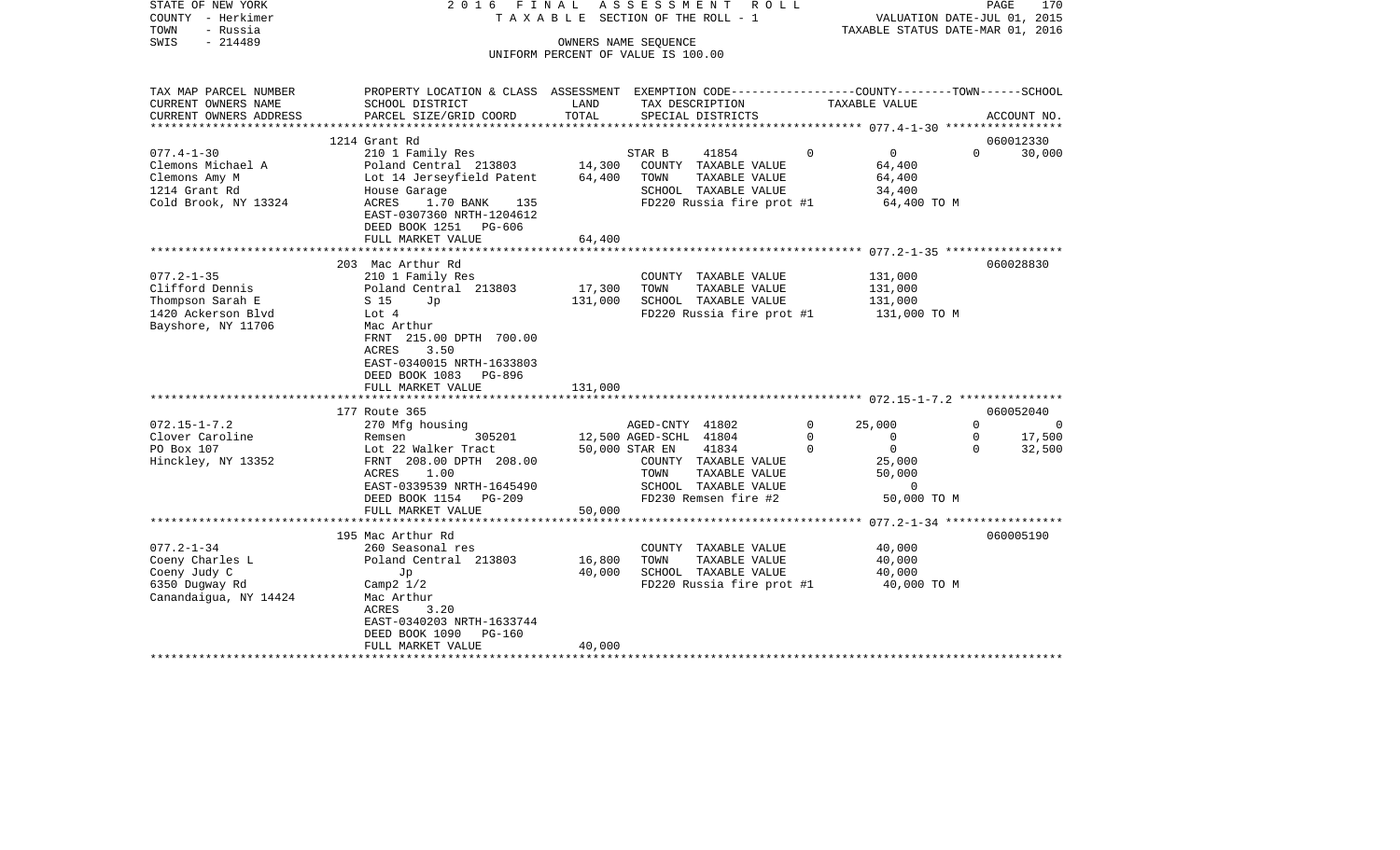STATE OF NEW YORK
COUNTY - Herkimer
TOWN - Russia
SWIS - 214489

2016 FINAL ASSESSMENT ROLL
TAXABLE SECTION OF THE ROLL - 1
OWNERS NAME SEQUENCE
UNIFORM PERCENT OF VALUE IS 100.00

VALUATION DATE-JUL 01, 2015
TAXABLE STATUS DATE-MAR 01, 2016

| TAX MAP PARCEL NUMBER / CURRENT OWNERS NAME / CURRENT OWNERS ADDRESS | PROPERTY LOCATION & CLASS / SCHOOL DISTRICT / PARCEL SIZE/GRID COORD | LAND / TOTAL (ASSESSMENT) | EXEMPTION CODE / TAX DESCRIPTION / SPECIAL DISTRICTS | COUNTY | TOWN | SCHOOL | TAXABLE VALUE | ACCOUNT NO. |
|---|---|---|---|---|---|---|---|---|
| **077.4-1-30** | 1214 Grant Rd | | | | | | | 060012330 |
| Clemons Michael A | 210 1 Family Res | | STAR B 41854 | 0 | 0 | 30,000 | | |
| Clemons Amy M | Poland Central 213803 | 14,300 | COUNTY TAXABLE VALUE | | | | 64,400 | |
| 1214 Grant Rd | Lot 14 Jerseyfield Patent | 64,400 | TOWN TAXABLE VALUE | | | | 64,400 | |
| Cold Brook, NY 13324 | House Garage | | SCHOOL TAXABLE VALUE | | | | 34,400 | |
| | ACRES 1.70 BANK 135 | | FD220 Russia fire prot #1 | | | | 64,400 TO M | |
| | EAST-0307360 NRTH-1204612 | | | | | | | |
| | DEED BOOK 1251 PG-606 | | | | | | | |
| | FULL MARKET VALUE | 64,400 | | | | | | |
| **077.2-1-35** | 203 Mac Arthur Rd | | | | | | | 060028830 |
| Clifford Dennis | 210 1 Family Res | | COUNTY TAXABLE VALUE | | | | 131,000 | |
| Thompson Sarah E | Poland Central 213803 | 17,300 | TOWN TAXABLE VALUE | | | | 131,000 | |
| 1420 Ackerson Blvd | S 15 Jp | 131,000 | SCHOOL TAXABLE VALUE | | | | 131,000 | |
| Bayshore, NY 11706 | Lot 4 | | FD220 Russia fire prot #1 | | | | 131,000 TO M | |
| | Mac Arthur | | | | | | | |
| | FRNT 215.00 DPTH 700.00 | | | | | | | |
| | ACRES 3.50 | | | | | | | |
| | EAST-0340015 NRTH-1633803 | | | | | | | |
| | DEED BOOK 1083 PG-896 | | | | | | | |
| | FULL MARKET VALUE | 131,000 | | | | | | |
| **072.15-1-7.2** | 177 Route 365 | | | | | | | 060052040 |
| Clover Caroline | 270 Mfg housing | | AGED-CNTY 41802 | 25,000 | 0 | 0 | | |
| PO Box 107 | Remsen 305201 | 12,500 | AGED-SCHL 41804 | 0 | 0 | 17,500 | | |
| Hinckley, NY 13352 | Lot 22 Walker Tract | 50,000 | STAR EN 41834 | 0 | 0 | 32,500 | | |
| | FRNT 208.00 DPTH 208.00 | | COUNTY TAXABLE VALUE | | | | 25,000 | |
| | ACRES 1.00 | | TOWN TAXABLE VALUE | | | | 50,000 | |
| | EAST-0339539 NRTH-1645490 | | SCHOOL TAXABLE VALUE | | | | 0 | |
| | DEED BOOK 1154 PG-209 | | FD230 Remsen fire #2 | | | | 50,000 TO M | |
| | FULL MARKET VALUE | 50,000 | | | | | | |
| **077.2-1-34** | 195 Mac Arthur Rd | | | | | | | 060005190 |
| Coeny Charles L | 260 Seasonal res | | COUNTY TAXABLE VALUE | | | | 40,000 | |
| Coeny Judy C | Poland Central 213803 | 16,800 | TOWN TAXABLE VALUE | | | | 40,000 | |
| 6350 Dugway Rd | Jp | 40,000 | SCHOOL TAXABLE VALUE | | | | 40,000 | |
| Canandaigua, NY 14424 | Camp2 1/2 | | FD220 Russia fire prot #1 | | | | 40,000 TO M | |
| | Mac Arthur | | | | | | | |
| | ACRES 3.20 | | | | | | | |
| | EAST-0340203 NRTH-1633744 | | | | | | | |
| | DEED BOOK 1090 PG-160 | | | | | | | |
| | FULL MARKET VALUE | 40,000 | | | | | | |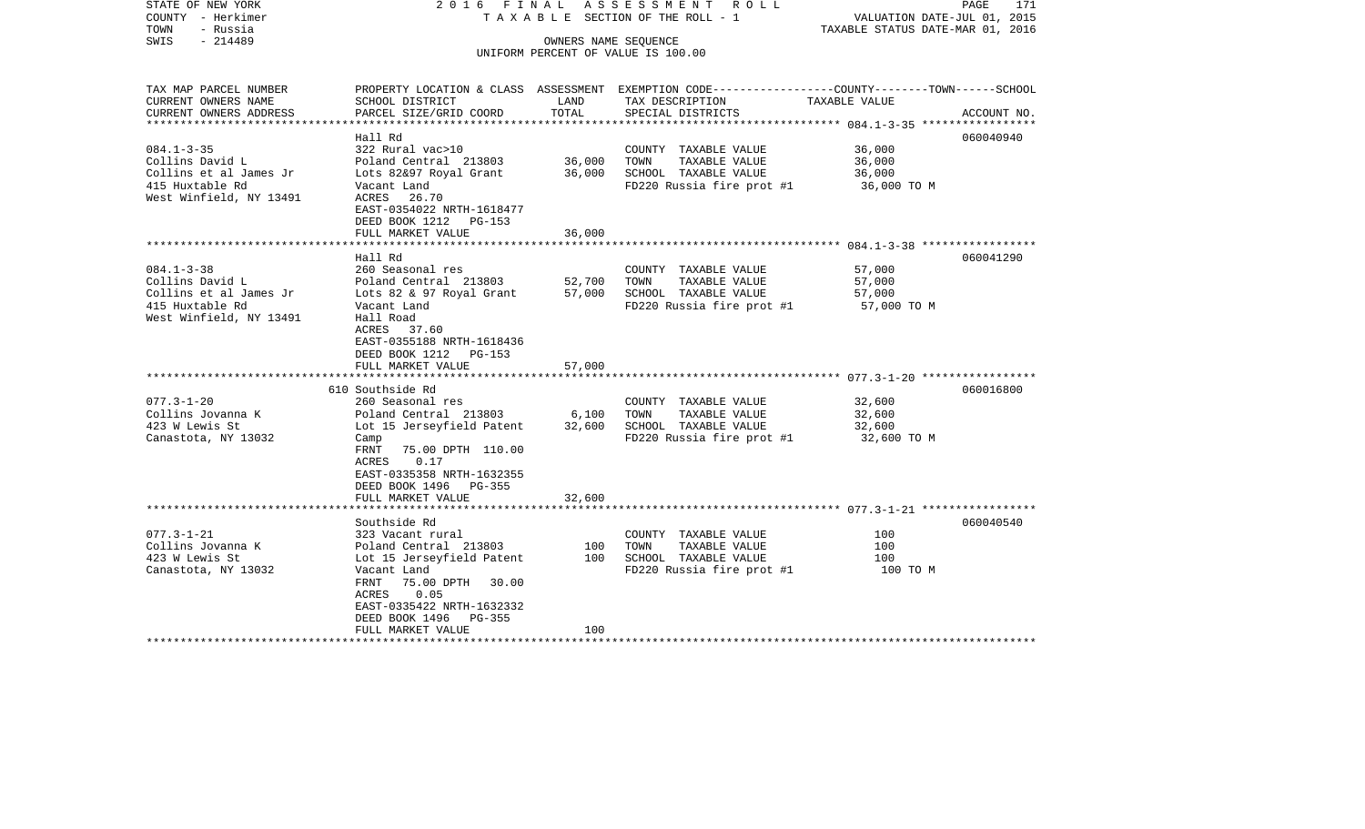STATE OF NEW YORK — 2016 FINAL ASSESSMENT ROLL
COUNTY - Herkimer — TAXABLE SECTION OF THE ROLL - 1 — VALUATION DATE-JUL 01, 2015
TOWN - Russia — TAXABLE STATUS DATE-MAR 01, 2016
SWIS - 214489 — OWNERS NAME SEQUENCE
UNIFORM PERCENT OF VALUE IS 100.00

| TAX MAP PARCEL NUMBER / CURRENT OWNERS NAME / CURRENT OWNERS ADDRESS | PROPERTY LOCATION & CLASS / SCHOOL DISTRICT / PARCEL SIZE/GRID COORD | ASSESSMENT LAND | ASSESSMENT TOTAL | EXEMPTION CODE / TAX DESCRIPTION / SPECIAL DISTRICTS | TAXABLE VALUE (COUNTY--TOWN--SCHOOL) | ACCOUNT NO. |
|---|---|---|---|---|---|---|
| 084.1-3-35 | Hall Rd | | | | | 060040940 |
| Collins David L | 322 Rural vac>10 | | | COUNTY TAXABLE VALUE | 36,000 | |
| Collins et al James Jr | Poland Central 213803 | 36,000 | | TOWN TAXABLE VALUE | 36,000 | |
| 415 Huxtable Rd | Lots 82&97 Royal Grant | | 36,000 | SCHOOL TAXABLE VALUE | 36,000 | |
| West Winfield, NY 13491 | Vacant Land | | | FD220 Russia fire prot #1 | 36,000 TO M | |
| | ACRES 26.70 | | | | | |
| | EAST-0354022 NRTH-1618477 | | | | | |
| | DEED BOOK 1212 PG-153 | | | | | |
| | FULL MARKET VALUE | | 36,000 | | | |
| 084.1-3-38 | Hall Rd | | | | | 060041290 |
| Collins David L | 260 Seasonal res | | | COUNTY TAXABLE VALUE | 57,000 | |
| Collins et al James Jr | Poland Central 213803 | 52,700 | | TOWN TAXABLE VALUE | 57,000 | |
| 415 Huxtable Rd | Lots 82 & 97 Royal Grant | | 57,000 | SCHOOL TAXABLE VALUE | 57,000 | |
| West Winfield, NY 13491 | Vacant Land | | | FD220 Russia fire prot #1 | 57,000 TO M | |
| | Hall Road | | | | | |
| | ACRES 37.60 | | | | | |
| | EAST-0355188 NRTH-1618436 | | | | | |
| | DEED BOOK 1212 PG-153 | | | | | |
| | FULL MARKET VALUE | | 57,000 | | | |
| 077.3-1-20 | 610 Southside Rd | | | | | 060016800 |
| Collins Jovanna K | 260 Seasonal res | | | COUNTY TAXABLE VALUE | 32,600 | |
| 423 W Lewis St | Poland Central 213803 | 6,100 | | TOWN TAXABLE VALUE | 32,600 | |
| Canastota, NY 13032 | Lot 15 Jerseyfield Patent | | 32,600 | SCHOOL TAXABLE VALUE | 32,600 | |
| | Camp | | | FD220 Russia fire prot #1 | 32,600 TO M | |
| | FRNT 75.00 DPTH 110.00 | | | | | |
| | ACRES 0.17 | | | | | |
| | EAST-0335358 NRTH-1632355 | | | | | |
| | DEED BOOK 1496 PG-355 | | | | | |
| | FULL MARKET VALUE | | 32,600 | | | |
| 077.3-1-21 | Southside Rd | | | | | 060040540 |
| Collins Jovanna K | 323 Vacant rural | | | COUNTY TAXABLE VALUE | 100 | |
| 423 W Lewis St | Poland Central 213803 | 100 | | TOWN TAXABLE VALUE | 100 | |
| Canastota, NY 13032 | Lot 15 Jerseyfield Patent | | 100 | SCHOOL TAXABLE VALUE | 100 | |
| | Vacant Land | | | FD220 Russia fire prot #1 | 100 TO M | |
| | FRNT 75.00 DPTH 30.00 | | | | | |
| | ACRES 0.05 | | | | | |
| | EAST-0335422 NRTH-1632332 | | | | | |
| | DEED BOOK 1496 PG-355 | | | | | |
| | FULL MARKET VALUE | | 100 | | | |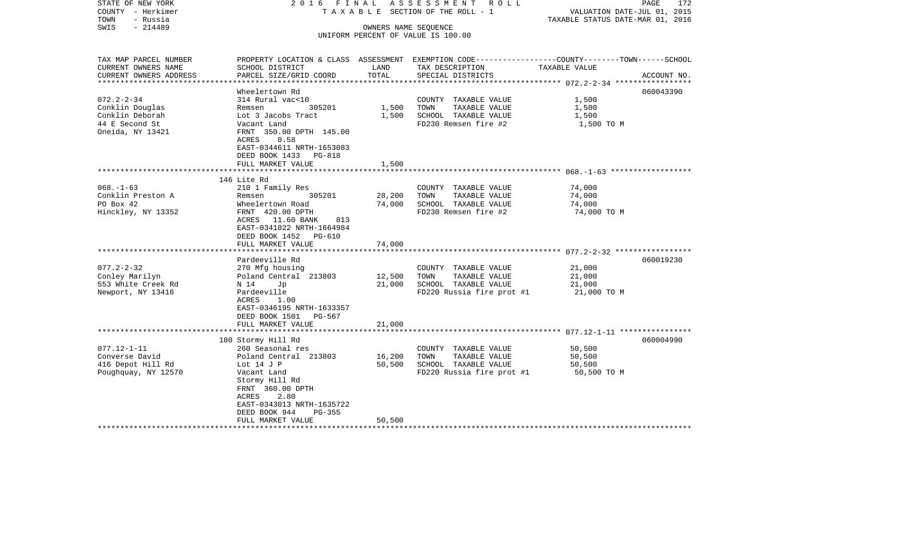STATE OF NEW YORK — 2016 FINAL ASSESSMENT ROLL
COUNTY - Herkimer — TAXABLE SECTION OF THE ROLL - 1 — VALUATION DATE-JUL 01, 2015
TOWN - Russia — TAXABLE STATUS DATE-MAR 01, 2016
SWIS - 214489 — OWNERS NAME SEQUENCE
UNIFORM PERCENT OF VALUE IS 100.00

| TAX MAP PARCEL NUMBER / CURRENT OWNERS NAME / CURRENT OWNERS ADDRESS | PROPERTY LOCATION & CLASS / SCHOOL DISTRICT / PARCEL SIZE/GRID COORD | ASSESSMENT LAND | ASSESSMENT TOTAL | EXEMPTION CODE / TAX DESCRIPTION / SPECIAL DISTRICTS | TAXABLE VALUE (COUNTY--TOWN--SCHOOL) | ACCOUNT NO. |
|---|---|---|---|---|---|---|
| 072.2-2-34 | Wheelertown Rd | | | | | 060043390 |
| Conklin Douglas | 314 Rural vac<10 | | | COUNTY TAXABLE VALUE | 1,500 | |
| Conklin Deborah | Remsen 305201 | 1,500 | | TOWN TAXABLE VALUE | 1,500 | |
| 44 E Second St | Lot 3 Jacobs Tract | | 1,500 | SCHOOL TAXABLE VALUE | 1,500 | |
| Oneida, NY 13421 | Vacant Land | | | FD230 Remsen fire #2 | 1,500 TO M | |
| | FRNT 350.00 DPTH 145.00 | | | | | |
| | ACRES 0.58 | | | | | |
| | EAST-0344611 NRTH-1653083 | | | | | |
| | DEED BOOK 1433 PG-818 | | | | | |
| | FULL MARKET VALUE | | 1,500 | | | |
| 068.-1-63 | 146 Lite Rd | | | | | |
| Conklin Preston A | 210 1 Family Res | | | COUNTY TAXABLE VALUE | 74,000 | |
| PO Box 42 | Remsen 305201 | 28,200 | | TOWN TAXABLE VALUE | 74,000 | |
| Hinckley, NY 13352 | Wheelertown Road | | 74,000 | SCHOOL TAXABLE VALUE | 74,000 | |
| | FRNT 420.00 DPTH | | | FD230 Remsen fire #2 | 74,000 TO M | |
| | ACRES 11.60 BANK 813 | | | | | |
| | EAST-0341022 NRTH-1664984 | | | | | |
| | DEED BOOK 1452 PG-610 | | | | | |
| | FULL MARKET VALUE | | 74,000 | | | |
| 077.2-2-32 | Pardeeville Rd | | | | | 060019230 |
| Conley Marilyn | 270 Mfg housing | | | COUNTY TAXABLE VALUE | 21,000 | |
| 553 White Creek Rd | Poland Central 213803 | 12,500 | | TOWN TAXABLE VALUE | 21,000 | |
| Newport, NY 13416 | N 14 Jp | | 21,000 | SCHOOL TAXABLE VALUE | 21,000 | |
| | Pardeeville | | | FD220 Russia fire prot #1 | 21,000 TO M | |
| | ACRES 1.00 | | | | | |
| | EAST-0346195 NRTH-1633357 | | | | | |
| | DEED BOOK 1501 PG-567 | | | | | |
| | FULL MARKET VALUE | | 21,000 | | | |
| 077.12-1-11 | 180 Stormy Hill Rd | | | | | 060004990 |
| Converse David | 260 Seasonal res | | | COUNTY TAXABLE VALUE | 50,500 | |
| 416 Depot Hill Rd | Poland Central 213803 | 16,200 | | TOWN TAXABLE VALUE | 50,500 | |
| Poughquay, NY 12570 | Lot 14 J P | | 50,500 | SCHOOL TAXABLE VALUE | 50,500 | |
| | Vacant Land | | | FD220 Russia fire prot #1 | 50,500 TO M | |
| | Stormy Hill Rd | | | | | |
| | FRNT 360.00 DPTH | | | | | |
| | ACRES 2.80 | | | | | |
| | EAST-0343013 NRTH-1635722 | | | | | |
| | DEED BOOK 944 PG-355 | | | | | |
| | FULL MARKET VALUE | | 50,500 | | | |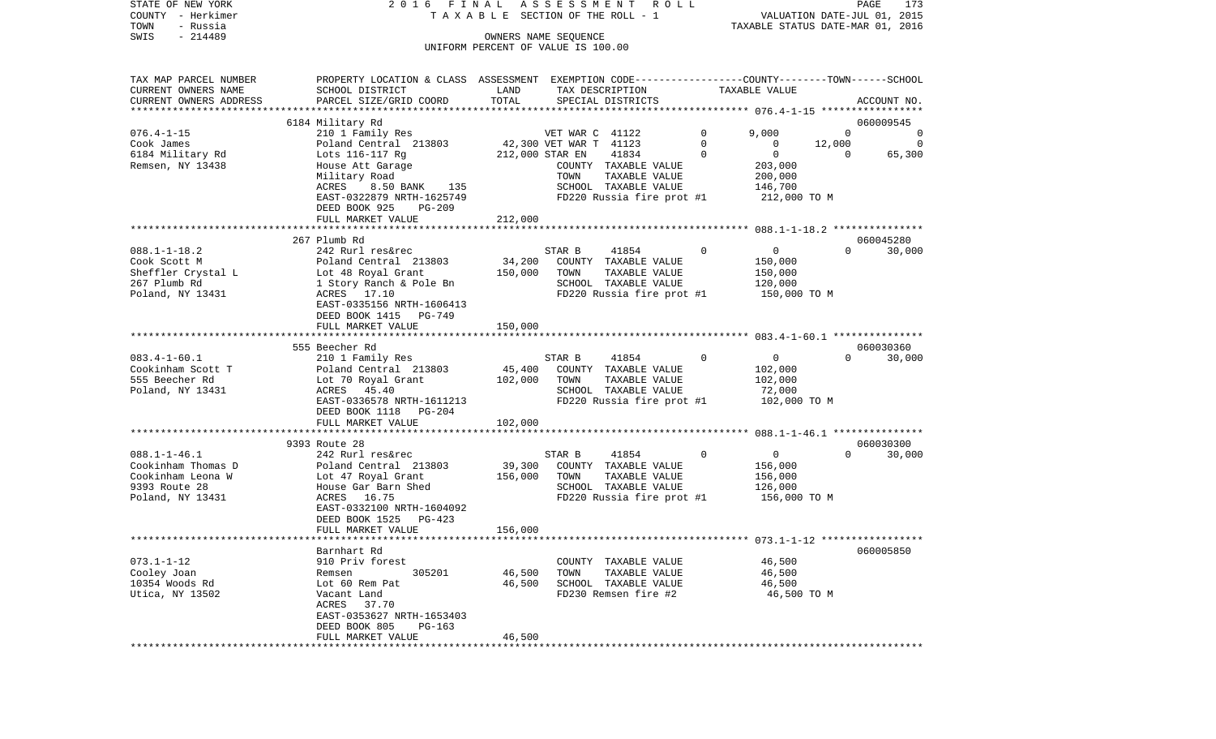STATE OF NEW YORK 2 0 1 6 F I N A L A S S E S S M E N T R O L L
COUNTY - Herkimer T A X A B L E SECTION OF THE ROLL - 1 VALUATION DATE-JUL 01, 2015
TOWN - Russia TAXABLE STATUS DATE-MAR 01, 2016
SWIS - 214489 OWNERS NAME SEQUENCE
UNIFORM PERCENT OF VALUE IS 100.00

```
TAX MAP PARCEL NUMBER     PROPERTY LOCATION & CLASS  ASSESSMENT  EXEMPTION CODE-----------------COUNTY--------TOWN------SCHOOL
CURRENT OWNERS NAME       SCHOOL DISTRICT               LAND      TAX DESCRIPTION            TAXABLE VALUE
CURRENT OWNERS ADDRESS    PARCEL SIZE/GRID COORD        TOTAL     SPECIAL DISTRICTS                                   ACCOUNT NO.
******************************************************************************************************* 076.4-1-15 *****************
                          6184 Military Rd                                                                             060009545
076.4-1-15                210 1 Family Res                      VET WAR C  41122        0      9,000          0            0
Cook James                Poland Central  213803      42,300 VET WAR T  41123        0          0     12,000            0
6184 Military Rd          Lots 116-117 Rg            212,000 STAR EN    41834        0          0          0       65,300
Remsen, NY 13438          House Att Garage                     COUNTY  TAXABLE VALUE          203,000
                          Military Road                        TOWN    TAXABLE VALUE          200,000
                          ACRES    8.50 BANK    135             SCHOOL  TAXABLE VALUE          146,700
                          EAST-0322879 NRTH-1625749            FD220 Russia fire prot #1       212,000 TO M
                          DEED BOOK 925     PG-209
                          FULL MARKET VALUE              212,000
******************************************************************************************************* 088.1-1-18.2 ***************
                          267 Plumb Rd                                                                                 060045280
088.1-1-18.2              242 Rurl res&rec                      STAR B     41854        0          0          0       30,000
Cook Scott M              Poland Central  213803      34,200   COUNTY  TAXABLE VALUE          150,000
Sheffler Crystal L        Lot 48 Royal Grant          150,000   TOWN    TAXABLE VALUE          150,000
267 Plumb Rd              1 Story Ranch & Pole Bn              SCHOOL  TAXABLE VALUE          120,000
Poland, NY 13431          ACRES   17.10                        FD220 Russia fire prot #1       150,000 TO M
                          EAST-0335156 NRTH-1606413
                          DEED BOOK 1415    PG-749
                          FULL MARKET VALUE              150,000
******************************************************************************************************* 083.4-1-60.1 ***************
                          555 Beecher Rd                                                                               060030360
083.4-1-60.1              210 1 Family Res                      STAR B     41854        0          0          0       30,000
Cookinham Scott T         Poland Central  213803      45,400   COUNTY  TAXABLE VALUE          102,000
555 Beecher Rd            Lot 70 Royal Grant          102,000   TOWN    TAXABLE VALUE          102,000
Poland, NY 13431          ACRES   45.40                        SCHOOL  TAXABLE VALUE           72,000
                          EAST-0336578 NRTH-1611213            FD220 Russia fire prot #1       102,000 TO M
                          DEED BOOK 1118    PG-204
                          FULL MARKET VALUE              102,000
******************************************************************************************************* 088.1-1-46.1 ***************
                          9393 Route 28                                                                                060030300
088.1-1-46.1              242 Rurl res&rec                      STAR B     41854        0          0          0       30,000
Cookinham Thomas D        Poland Central  213803      39,300   COUNTY  TAXABLE VALUE          156,000
Cookinham Leona W         Lot 47 Royal Grant          156,000   TOWN    TAXABLE VALUE          156,000
9393 Route 28             House Gar Barn Shed                  SCHOOL  TAXABLE VALUE          126,000
Poland, NY 13431          ACRES   16.75                        FD220 Russia fire prot #1       156,000 TO M
                          EAST-0332100 NRTH-1604092
                          DEED BOOK 1525    PG-423
                          FULL MARKET VALUE              156,000
******************************************************************************************************* 073.1-1-12 *****************
                          Barnhart Rd                                                                                  060005850
073.1-1-12                910 Priv forest                       COUNTY  TAXABLE VALUE           46,500
Cooley Joan               Remsen          305201      46,500   TOWN    TAXABLE VALUE           46,500
10354 Woods Rd            Lot 60 Rem Pat               46,500   SCHOOL  TAXABLE VALUE           46,500
Utica, NY 13502           Vacant Land                          FD230 Remsen fire #2             46,500 TO M
                          ACRES   37.70
                          EAST-0353627 NRTH-1653403
                          DEED BOOK 805     PG-163
                          FULL MARKET VALUE               46,500
************************************************************************************************************************************
```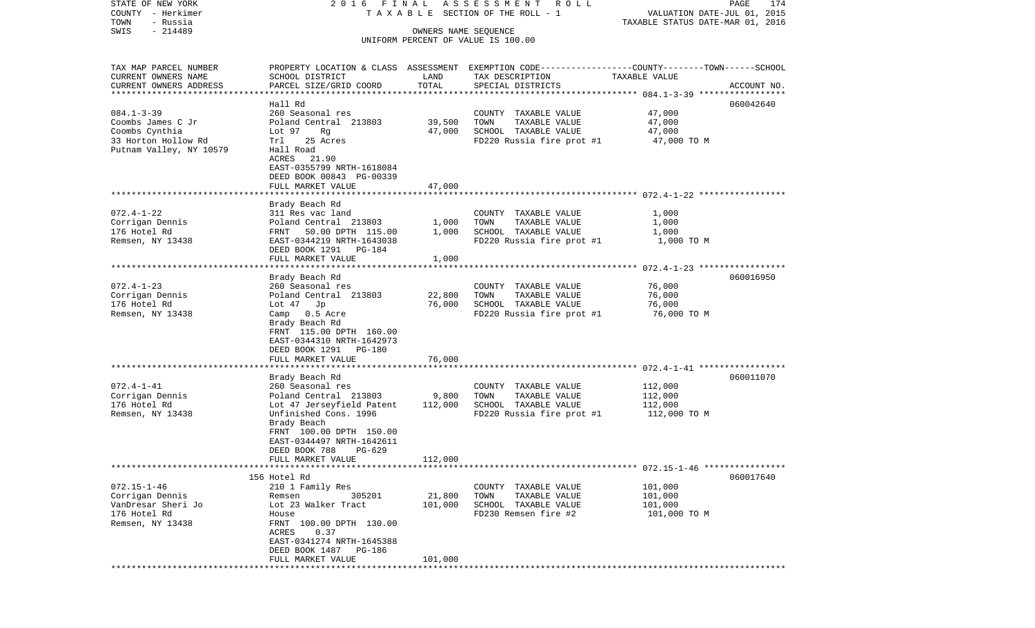STATE OF NEW YORK — 2016 FINAL ASSESSMENT ROLL — TAXABLE SECTION OF THE ROLL - 1 — VALUATION DATE-JUL 01, 2015
COUNTY - Herkimer — TAXABLE STATUS DATE-MAR 01, 2016
TOWN - Russia — OWNERS NAME SEQUENCE
SWIS - 214489 — UNIFORM PERCENT OF VALUE IS 100.00

| TAX MAP PARCEL NUMBER / CURRENT OWNERS NAME / CURRENT OWNERS ADDRESS | PROPERTY LOCATION & CLASS / SCHOOL DISTRICT / PARCEL SIZE/GRID COORD | ASSESSMENT LAND / TOTAL | EXEMPTION CODE / TAX DESCRIPTION / SPECIAL DISTRICTS | COUNTY--------TOWN------SCHOOL TAXABLE VALUE | ACCOUNT NO. |
|---|---|---|---|---|---|
| **084.1-3-39** | Hall Rd | | | | 060042640 |
| Coombs James C Jr | 260 Seasonal res | | COUNTY TAXABLE VALUE | 47,000 | |
| Coombs Cynthia | Poland Central 213803 | 39,500 | TOWN TAXABLE VALUE | 47,000 | |
| 33 Horton Hollow Rd | Lot 97 Rg | 47,000 | SCHOOL TAXABLE VALUE | 47,000 | |
| Putnam Valley, NY 10579 | Trl 25 Acres | | FD220 Russia fire prot #1 | 47,000 TO M | |
| | Hall Road | | | | |
| | ACRES 21.90 | | | | |
| | EAST-0355799 NRTH-1618084 | | | | |
| | DEED BOOK 00843 PG-00339 | | | | |
| | FULL MARKET VALUE | 47,000 | | | |
| **072.4-1-22** | Brady Beach Rd | | | | |
| Corrigan Dennis | 311 Res vac land | | COUNTY TAXABLE VALUE | 1,000 | |
| 176 Hotel Rd | Poland Central 213803 | 1,000 | TOWN TAXABLE VALUE | 1,000 | |
| Remsen, NY 13438 | FRNT 50.00 DPTH 115.00 | 1,000 | SCHOOL TAXABLE VALUE | 1,000 | |
| | EAST-0344219 NRTH-1643038 | | FD220 Russia fire prot #1 | 1,000 TO M | |
| | DEED BOOK 1291 PG-184 | | | | |
| | FULL MARKET VALUE | 1,000 | | | |
| **072.4-1-23** | Brady Beach Rd | | | | 060016950 |
| Corrigan Dennis | 260 Seasonal res | | COUNTY TAXABLE VALUE | 76,000 | |
| 176 Hotel Rd | Poland Central 213803 | 22,800 | TOWN TAXABLE VALUE | 76,000 | |
| Remsen, NY 13438 | Lot 47 Jp | 76,000 | SCHOOL TAXABLE VALUE | 76,000 | |
| | Camp 0.5 Acre | | FD220 Russia fire prot #1 | 76,000 TO M | |
| | Brady Beach Rd | | | | |
| | FRNT 115.00 DPTH 160.00 | | | | |
| | EAST-0344310 NRTH-1642973 | | | | |
| | DEED BOOK 1291 PG-180 | | | | |
| | FULL MARKET VALUE | 76,000 | | | |
| **072.4-1-41** | Brady Beach Rd | | | | 060011070 |
| Corrigan Dennis | 260 Seasonal res | | COUNTY TAXABLE VALUE | 112,000 | |
| 176 Hotel Rd | Poland Central 213803 | 9,800 | TOWN TAXABLE VALUE | 112,000 | |
| Remsen, NY 13438 | Lot 47 Jerseyfield Patent | 112,000 | SCHOOL TAXABLE VALUE | 112,000 | |
| | Unfinished Cons. 1996 | | FD220 Russia fire prot #1 | 112,000 TO M | |
| | Brady Beach | | | | |
| | FRNT 100.00 DPTH 150.00 | | | | |
| | EAST-0344497 NRTH-1642611 | | | | |
| | DEED BOOK 788 PG-629 | | | | |
| | FULL MARKET VALUE | 112,000 | | | |
| **072.15-1-46** | 156 Hotel Rd | | | | 060017640 |
| Corrigan Dennis | 210 1 Family Res | | COUNTY TAXABLE VALUE | 101,000 | |
| VanDresar Sheri Jo | Remsen 305201 | 21,800 | TOWN TAXABLE VALUE | 101,000 | |
| 176 Hotel Rd | Lot 23 Walker Tract | 101,000 | SCHOOL TAXABLE VALUE | 101,000 | |
| Remsen, NY 13438 | House | | FD230 Remsen fire #2 | 101,000 TO M | |
| | FRNT 100.00 DPTH 130.00 | | | | |
| | ACRES 0.37 | | | | |
| | EAST-0341274 NRTH-1645388 | | | | |
| | DEED BOOK 1487 PG-186 | | | | |
| | FULL MARKET VALUE | 101,000 | | | |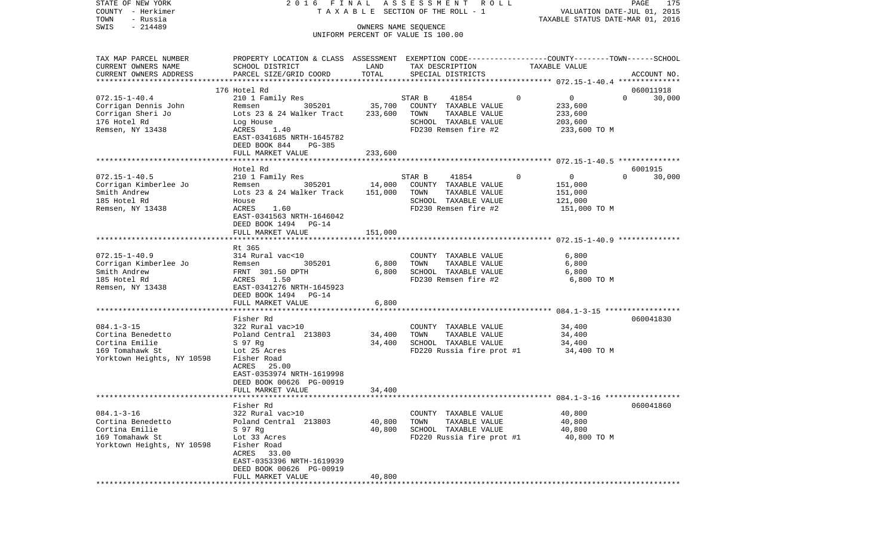STATE OF NEW YORK — 2016 FINAL ASSESSMENT ROLL — TAXABLE SECTION OF THE ROLL - 1
COUNTY - Herkimer — VALUATION DATE-JUL 01, 2015
TOWN - Russia — TAXABLE STATUS DATE-MAR 01, 2016
SWIS - 214489 — OWNERS NAME SEQUENCE — UNIFORM PERCENT OF VALUE IS 100.00

```
TAX MAP PARCEL NUMBER          PROPERTY LOCATION & CLASS  ASSESSMENT  EXEMPTION CODE------------------COUNTY--------TOWN------SCHOOL
CURRENT OWNERS NAME            SCHOOL DISTRICT               LAND      TAX DESCRIPTION                  TAXABLE VALUE
CURRENT OWNERS ADDRESS         PARCEL SIZE/GRID COORD        TOTAL     SPECIAL DISTRICTS                                    ACCOUNT NO.
******************************************************************************************************* 072.15-1-40.4 **************
                               176 Hotel Rd                                                                                060011918
072.15-1-40.4                  210 1 Family Res                         STAR B      41854        0           0           0      30,000
Corrigan Dennis John           Remsen           305201        35,700    COUNTY  TAXABLE VALUE            233,600
Corrigan Sheri Jo              Lots 23 & 24 Walker Tract     233,600    TOWN    TAXABLE VALUE            233,600
176 Hotel Rd                   Log House                                SCHOOL  TAXABLE VALUE            203,600
Remsen, NY 13438               ACRES     1.40                           FD230 Remsen fire #2              233,600 TO M
                               EAST-0341685 NRTH-1645782
                               DEED BOOK 844      PG-385
                               FULL MARKET VALUE             233,600
******************************************************************************************************* 072.15-1-40.5 **************
                               Hotel Rd                                                                                    6001915
072.15-1-40.5                  210 1 Family Res                         STAR B      41854        0           0           0      30,000
Corrigan Kimberlee Jo          Remsen           305201        14,000    COUNTY  TAXABLE VALUE            151,000
Smith Andrew                   Lots 23 & 24 Walker Track     151,000    TOWN    TAXABLE VALUE            151,000
185 Hotel Rd                   House                                    SCHOOL  TAXABLE VALUE            121,000
Remsen, NY 13438               ACRES     1.60                           FD230 Remsen fire #2              151,000 TO M
                               EAST-0341563 NRTH-1646042
                               DEED BOOK 1494    PG-14
                               FULL MARKET VALUE             151,000
******************************************************************************************************* 072.15-1-40.9 **************
                               Rt 365
072.15-1-40.9                  314 Rural vac<10                         COUNTY  TAXABLE VALUE              6,800
Corrigan Kimberlee Jo          Remsen           305201         6,800    TOWN    TAXABLE VALUE              6,800
Smith Andrew                   FRNT 301.50 DPTH                6,800    SCHOOL  TAXABLE VALUE              6,800
185 Hotel Rd                   ACRES     1.50                           FD230 Remsen fire #2                6,800 TO M
Remsen, NY 13438               EAST-0341276 NRTH-1645923
                               DEED BOOK 1494    PG-14
                               FULL MARKET VALUE               6,800
******************************************************************************************************* 084.1-3-15 *****************
                               Fisher Rd                                                                                   060041830
084.1-3-15                     322 Rural vac>10                         COUNTY  TAXABLE VALUE             34,400
Cortina Benedetto              Poland Central 213803          34,400    TOWN    TAXABLE VALUE             34,400
Cortina Emilie                 S 97 Rg                        34,400    SCHOOL  TAXABLE VALUE             34,400
169 Tomahawk St                Lot 25 Acres                             FD220 Russia fire prot #1          34,400 TO M
Yorktown Heights, NY 10598     Fisher Road
                               ACRES    25.00
                               EAST-0353974 NRTH-1619998
                               DEED BOOK 00626 PG-00919
                               FULL MARKET VALUE              34,400
******************************************************************************************************* 084.1-3-16 *****************
                               Fisher Rd                                                                                   060041860
084.1-3-16                     322 Rural vac>10                         COUNTY  TAXABLE VALUE             40,800
Cortina Benedetto              Poland Central 213803          40,800    TOWN    TAXABLE VALUE             40,800
Cortina Emilie                 S 97 Rg                        40,800    SCHOOL  TAXABLE VALUE             40,800
169 Tomahawk St                Lot 33 Acres                             FD220 Russia fire prot #1          40,800 TO M
Yorktown Heights, NY 10598     Fisher Road
                               ACRES    33.00
                               EAST-0353396 NRTH-1619939
                               DEED BOOK 00626 PG-00919
                               FULL MARKET VALUE              40,800
************************************************************************************************************************************
```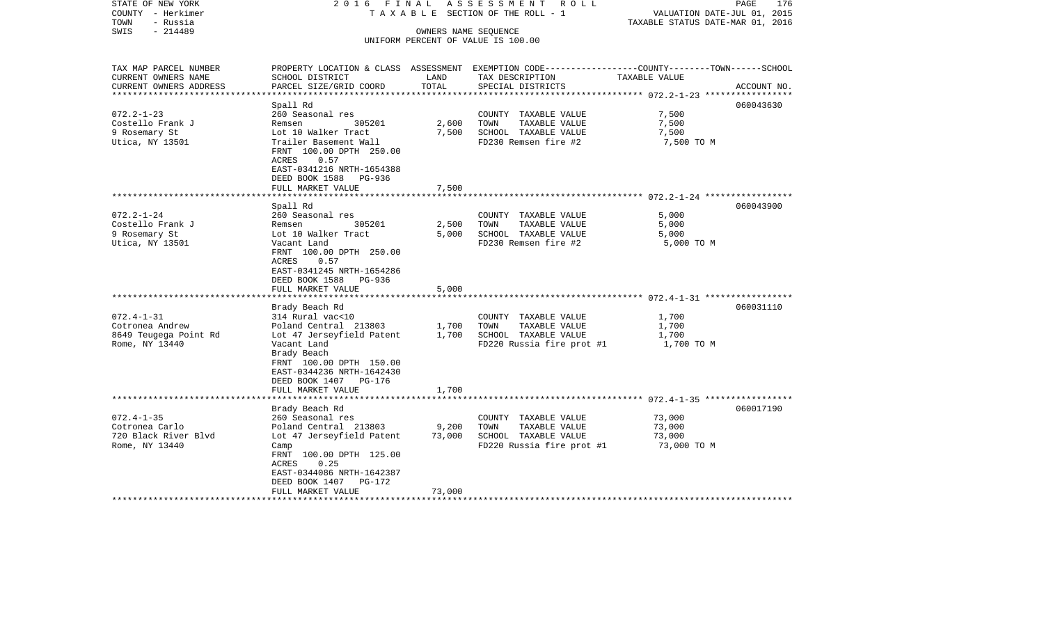STATE OF NEW YORK 2016 FINAL ASSESSMENT ROLL
COUNTY - Herkimer TAXABLE SECTION OF THE ROLL - 1 VALUATION DATE-JUL 01, 2015
TOWN - Russia TAXABLE STATUS DATE-MAR 01, 2016
SWIS - 214489 OWNERS NAME SEQUENCE
UNIFORM PERCENT OF VALUE IS 100.00

| TAX MAP PARCEL NUMBER / CURRENT OWNERS NAME / CURRENT OWNERS ADDRESS | PROPERTY LOCATION & CLASS / SCHOOL DISTRICT / PARCEL SIZE/GRID COORD | ASSESSMENT LAND | ASSESSMENT TOTAL | EXEMPTION CODE / TAX DESCRIPTION / SPECIAL DISTRICTS | COUNTY--------TOWN------SCHOOL TAXABLE VALUE | ACCOUNT NO. |
|---|---|---|---|---|---|---|
| 072.2-1-23 | Spall Rd | | | | | 060043630 |
| Costello Frank J | 260 Seasonal res | | | COUNTY TAXABLE VALUE | 7,500 | |
| 9 Rosemary St | Remsen 305201 | 2,600 | | TOWN TAXABLE VALUE | 7,500 | |
| Utica, NY 13501 | Lot 10 Walker Tract | | 7,500 | SCHOOL TAXABLE VALUE | 7,500 | |
| | Trailer Basement Wall | | | FD230 Remsen fire #2 | 7,500 TO M | |
| | FRNT 100.00 DPTH 250.00 | | | | | |
| | ACRES 0.57 | | | | | |
| | EAST-0341216 NRTH-1654388 | | | | | |
| | DEED BOOK 1588 PG-936 | | | | | |
| | FULL MARKET VALUE | | 7,500 | | | |
| 072.2-1-24 | Spall Rd | | | | | 060043900 |
| Costello Frank J | 260 Seasonal res | | | COUNTY TAXABLE VALUE | 5,000 | |
| 9 Rosemary St | Remsen 305201 | 2,500 | | TOWN TAXABLE VALUE | 5,000 | |
| Utica, NY 13501 | Lot 10 Walker Tract | | 5,000 | SCHOOL TAXABLE VALUE | 5,000 | |
| | Vacant Land | | | FD230 Remsen fire #2 | 5,000 TO M | |
| | FRNT 100.00 DPTH 250.00 | | | | | |
| | ACRES 0.57 | | | | | |
| | EAST-0341245 NRTH-1654286 | | | | | |
| | DEED BOOK 1588 PG-936 | | | | | |
| | FULL MARKET VALUE | | 5,000 | | | |
| 072.4-1-31 | Brady Beach Rd | | | | | 060031110 |
| Cotronea Andrew | 314 Rural vac<10 | | | COUNTY TAXABLE VALUE | 1,700 | |
| 8649 Teugega Point Rd | Poland Central 213803 | 1,700 | | TOWN TAXABLE VALUE | 1,700 | |
| Rome, NY 13440 | Lot 47 Jerseyfield Patent | | 1,700 | SCHOOL TAXABLE VALUE | 1,700 | |
| | Vacant Land | | | FD220 Russia fire prot #1 | 1,700 TO M | |
| | Brady Beach | | | | | |
| | FRNT 100.00 DPTH 150.00 | | | | | |
| | EAST-0344236 NRTH-1642430 | | | | | |
| | DEED BOOK 1407 PG-176 | | | | | |
| | FULL MARKET VALUE | | 1,700 | | | |
| 072.4-1-35 | Brady Beach Rd | | | | | 060017190 |
| Cotronea Carlo | 260 Seasonal res | | | COUNTY TAXABLE VALUE | 73,000 | |
| 720 Black River Blvd | Poland Central 213803 | 9,200 | | TOWN TAXABLE VALUE | 73,000 | |
| Rome, NY 13440 | Lot 47 Jerseyfield Patent | | 73,000 | SCHOOL TAXABLE VALUE | 73,000 | |
| | Camp | | | FD220 Russia fire prot #1 | 73,000 TO M | |
| | FRNT 100.00 DPTH 125.00 | | | | | |
| | ACRES 0.25 | | | | | |
| | EAST-0344086 NRTH-1642387 | | | | | |
| | DEED BOOK 1407 PG-172 | | | | | |
| | FULL MARKET VALUE | | 73,000 | | | |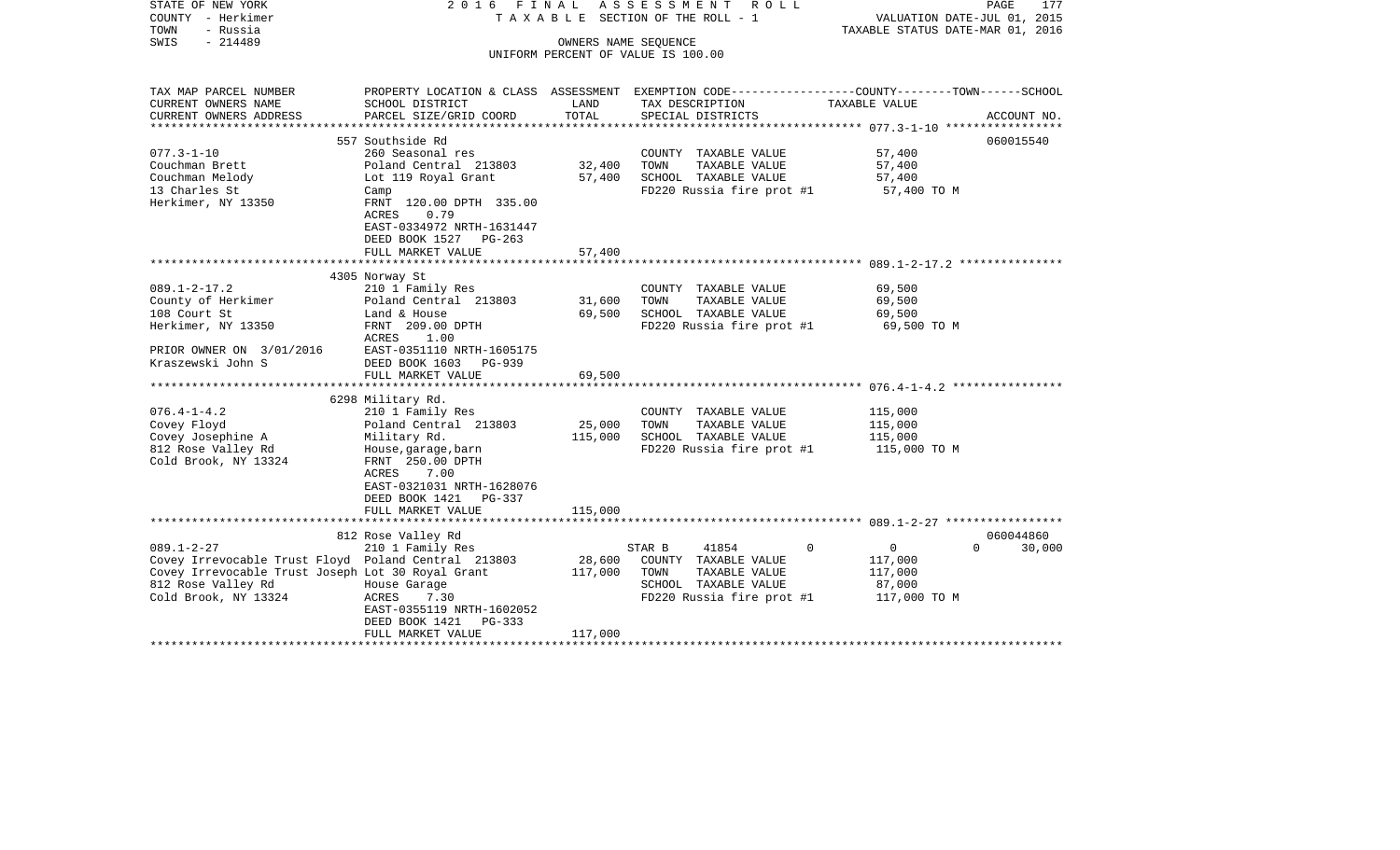STATE OF NEW YORK 2 0 1 6 F I N A L A S S E S S M E N T R O L L
COUNTY - Herkimer T A X A B L E SECTION OF THE ROLL - 1 VALUATION DATE-JUL 01, 2015
TOWN - Russia TAXABLE STATUS DATE-MAR 01, 2016
SWIS - 214489 OWNERS NAME SEQUENCE
UNIFORM PERCENT OF VALUE IS 100.00

| TAX MAP PARCEL NUMBER<br>CURRENT OWNERS NAME<br>CURRENT OWNERS ADDRESS | PROPERTY LOCATION & CLASS<br>SCHOOL DISTRICT<br>PARCEL SIZE/GRID COORD | ASSESSMENT<br>LAND<br>TOTAL | EXEMPTION CODE<br>TAX DESCRIPTION<br>SPECIAL DISTRICTS | COUNTY--------TOWN------SCHOOL<br>TAXABLE VALUE | ACCOUNT NO. |
|---|---|---|---|---|---|
| | 557 Southside Rd | | | | 060015540 |
| 077.3-1-10 | 260 Seasonal res | | COUNTY TAXABLE VALUE | 57,400 | |
| Couchman Brett | Poland Central 213803 | 32,400 | TOWN TAXABLE VALUE | 57,400 | |
| Couchman Melody | Lot 119 Royal Grant | 57,400 | SCHOOL TAXABLE VALUE | 57,400 | |
| 13 Charles St | Camp | | FD220 Russia fire prot #1 | 57,400 TO M | |
| Herkimer, NY 13350 | FRNT 120.00 DPTH 335.00 | | | | |
| | ACRES 0.79 | | | | |
| | EAST-0334972 NRTH-1631447 | | | | |
| | DEED BOOK 1527 PG-263 | | | | |
| | FULL MARKET VALUE | 57,400 | | | |
| | 4305 Norway St | | | | |
| 089.1-2-17.2 | 210 1 Family Res | | COUNTY TAXABLE VALUE | 69,500 | |
| County of Herkimer | Poland Central 213803 | 31,600 | TOWN TAXABLE VALUE | 69,500 | |
| 108 Court St | Land & House | 69,500 | SCHOOL TAXABLE VALUE | 69,500 | |
| Herkimer, NY 13350 | FRNT 209.00 DPTH | | FD220 Russia fire prot #1 | 69,500 TO M | |
| | ACRES 1.00 | | | | |
| PRIOR OWNER ON 3/01/2016 | EAST-0351110 NRTH-1605175 | | | | |
| Kraszewski John S | DEED BOOK 1603 PG-939 | | | | |
| | FULL MARKET VALUE | 69,500 | | | |
| | 6298 Military Rd. | | | | |
| 076.4-1-4.2 | 210 1 Family Res | | COUNTY TAXABLE VALUE | 115,000 | |
| Covey Floyd | Poland Central 213803 | 25,000 | TOWN TAXABLE VALUE | 115,000 | |
| Covey Josephine A | Military Rd. | 115,000 | SCHOOL TAXABLE VALUE | 115,000 | |
| 812 Rose Valley Rd | House,garage,barn | | FD220 Russia fire prot #1 | 115,000 TO M | |
| Cold Brook, NY 13324 | FRNT 250.00 DPTH | | | | |
| | ACRES 7.00 | | | | |
| | EAST-0321031 NRTH-1628076 | | | | |
| | DEED BOOK 1421 PG-337 | | | | |
| | FULL MARKET VALUE | 115,000 | | | |
| | 812 Rose Valley Rd | | | | 060044860 |
| 089.1-2-27 | 210 1 Family Res | | STAR B 41854 0 | 0 0 | 30,000 |
| Covey Irrevocable Trust Floyd | Poland Central 213803 | 28,600 | COUNTY TAXABLE VALUE | 117,000 | |
| Covey Irrevocable Trust Joseph | Lot 30 Royal Grant | 117,000 | TOWN TAXABLE VALUE | 117,000 | |
| 812 Rose Valley Rd | House Garage | | SCHOOL TAXABLE VALUE | 87,000 | |
| Cold Brook, NY 13324 | ACRES 7.30 | | FD220 Russia fire prot #1 | 117,000 TO M | |
| | EAST-0355119 NRTH-1602052 | | | | |
| | DEED BOOK 1421 PG-333 | | | | |
| | FULL MARKET VALUE | 117,000 | | | |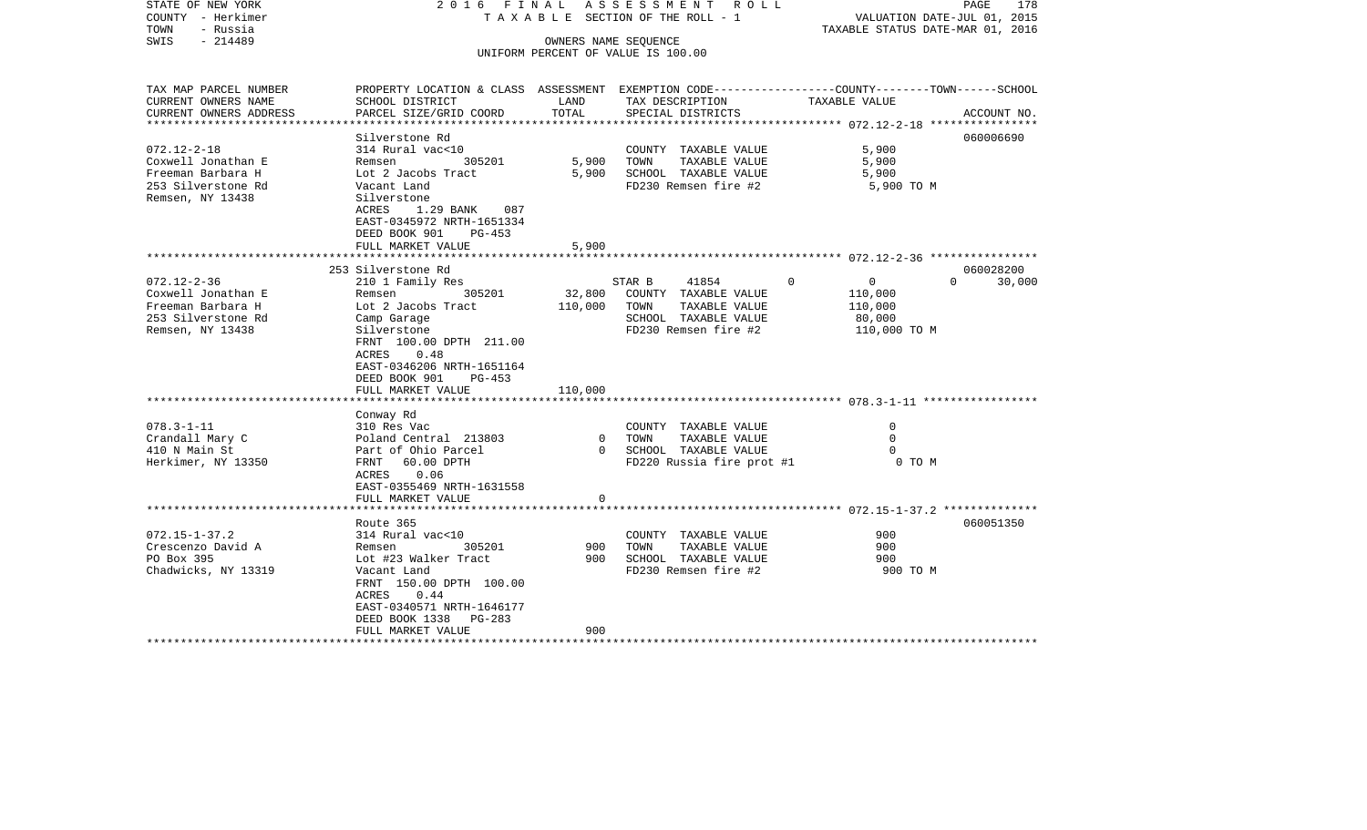STATE OF NEW YORK — 2016 FINAL ASSESSMENT ROLL
COUNTY - Herkimer — TAXABLE SECTION OF THE ROLL - 1 — VALUATION DATE-JUL 01, 2015
TOWN - Russia — TAXABLE STATUS DATE-MAR 01, 2016
SWIS - 214489 — OWNERS NAME SEQUENCE
UNIFORM PERCENT OF VALUE IS 100.00

| TAX MAP PARCEL NUMBER / CURRENT OWNERS NAME / CURRENT OWNERS ADDRESS | PROPERTY LOCATION & CLASS / SCHOOL DISTRICT / PARCEL SIZE/GRID COORD | ASSESSMENT LAND | ASSESSMENT TOTAL | EXEMPTION CODE / TAX DESCRIPTION / SPECIAL DISTRICTS | COUNTY | TOWN | SCHOOL TAXABLE VALUE | ACCOUNT NO. |
|---|---|---|---|---|---|---|---|---|
| **072.12-2-18** | Silverstone Rd | | | | | | | 060006690 |
| Coxwell Jonathan E | 314 Rural vac<10 | | | COUNTY TAXABLE VALUE | 5,900 | | | |
| Freeman Barbara H | Remsen 305201 | 5,900 | | TOWN TAXABLE VALUE | | 5,900 | | |
| 253 Silverstone Rd | Lot 2 Jacobs Tract | | 5,900 | SCHOOL TAXABLE VALUE | | | 5,900 | |
| Remsen, NY 13438 | Vacant Land | | | FD230 Remsen fire #2 | 5,900 TO M | | | |
| | Silverstone | | | | | | | |
| | ACRES 1.29 BANK 087 | | | | | | | |
| | EAST-0345972 NRTH-1651334 | | | | | | | |
| | DEED BOOK 901 PG-453 | | | | | | | |
| | FULL MARKET VALUE | | 5,900 | | | | | |
| **072.12-2-36** | 253 Silverstone Rd | | | | | | | 060028200 |
| Coxwell Jonathan E | 210 1 Family Res | | | STAR B 41854 | 0 | 0 | 30,000 | |
| Freeman Barbara H | Remsen 305201 | 32,800 | | COUNTY TAXABLE VALUE | 110,000 | | | |
| 253 Silverstone Rd | Lot 2 Jacobs Tract | | 110,000 | TOWN TAXABLE VALUE | | 110,000 | | |
| Remsen, NY 13438 | Camp Garage | | | SCHOOL TAXABLE VALUE | | | 80,000 | |
| | Silverstone | | | FD230 Remsen fire #2 | 110,000 TO M | | | |
| | FRNT 100.00 DPTH 211.00 | | | | | | | |
| | ACRES 0.48 | | | | | | | |
| | EAST-0346206 NRTH-1651164 | | | | | | | |
| | DEED BOOK 901 PG-453 | | | | | | | |
| | FULL MARKET VALUE | | 110,000 | | | | | |
| **078.3-1-11** | Conway Rd | | | | | | | |
| Crandall Mary C | 310 Res Vac | | | COUNTY TAXABLE VALUE | 0 | | | |
| 410 N Main St | Poland Central 213803 | 0 | | TOWN TAXABLE VALUE | | 0 | | |
| Herkimer, NY 13350 | Part of Ohio Parcel | | 0 | SCHOOL TAXABLE VALUE | | | 0 | |
| | FRNT 60.00 DPTH | | | FD220 Russia fire prot #1 | 0 TO M | | | |
| | ACRES 0.06 | | | | | | | |
| | EAST-0355469 NRTH-1631558 | | | | | | | |
| | FULL MARKET VALUE | | 0 | | | | | |
| **072.15-1-37.2** | Route 365 | | | | | | | 060051350 |
| Crescenzo David A | 314 Rural vac<10 | | | COUNTY TAXABLE VALUE | 900 | | | |
| PO Box 395 | Remsen 305201 | 900 | | TOWN TAXABLE VALUE | | 900 | | |
| Chadwicks, NY 13319 | Lot #23 Walker Tract | | 900 | SCHOOL TAXABLE VALUE | | | 900 | |
| | Vacant Land | | | FD230 Remsen fire #2 | 900 TO M | | | |
| | FRNT 150.00 DPTH 100.00 | | | | | | | |
| | ACRES 0.44 | | | | | | | |
| | EAST-0340571 NRTH-1646177 | | | | | | | |
| | DEED BOOK 1338 PG-283 | | | | | | | |
| | FULL MARKET VALUE | | 900 | | | | | |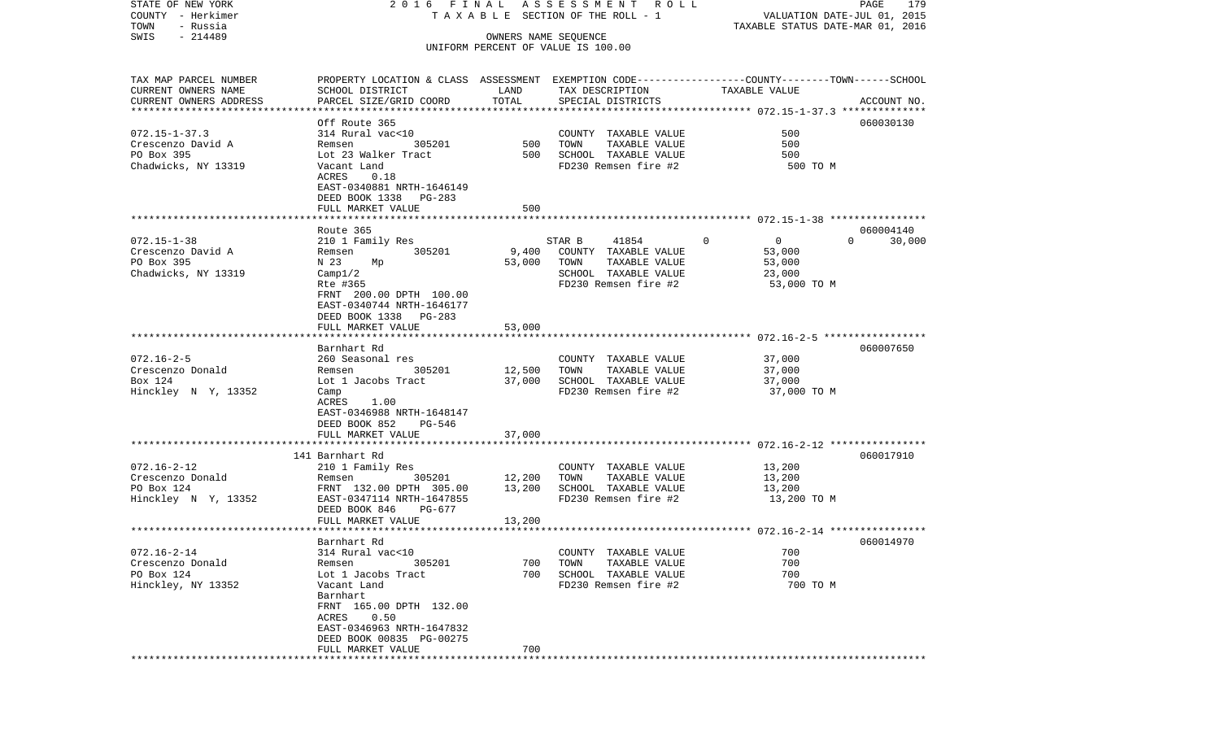STATE OF NEW YORK
COUNTY - Herkimer
TOWN - Russia
SWIS - 214489

2016 FINAL ASSESSMENT ROLL
TAXABLE SECTION OF THE ROLL - 1
OWNERS NAME SEQUENCE
UNIFORM PERCENT OF VALUE IS 100.00

VALUATION DATE-JUL 01, 2015
TAXABLE STATUS DATE-MAR 01, 2016

| TAX MAP PARCEL NUMBER / CURRENT OWNERS NAME / CURRENT OWNERS ADDRESS | PROPERTY LOCATION & CLASS / SCHOOL DISTRICT / PARCEL SIZE/GRID COORD | ASSESSMENT LAND | TOTAL | EXEMPTION CODE / TAX DESCRIPTION / SPECIAL DISTRICTS | COUNTY / TOWN / SCHOOL TAXABLE VALUE | ACCOUNT NO. |
|---|---|---|---|---|---|---|
| 072.15-1-37.3 | Off Route 365 | | | | | 060030130 |
| Crescenzo David A | 314 Rural vac<10 | | | COUNTY TAXABLE VALUE | 500 | |
| PO Box 395 | Remsen 305201 | 500 | | TOWN TAXABLE VALUE | 500 | |
| Chadwicks, NY 13319 | Lot 23 Walker Tract | | 500 | SCHOOL TAXABLE VALUE | 500 | |
| | Vacant Land | | | FD230 Remsen fire #2 | 500 TO M | |
| | ACRES 0.18 | | | | | |
| | EAST-0340881 NRTH-1646149 | | | | | |
| | DEED BOOK 1338 PG-283 | | | | | |
| | FULL MARKET VALUE | | 500 | | | |
| 072.15-1-38 | Route 365 | | | | | 060004140 |
| Crescenzo David A | 210 1 Family Res | | | STAR B 41854 | 0 0 30,000 | |
| PO Box 395 | Remsen 305201 | 9,400 | | COUNTY TAXABLE VALUE | 53,000 | |
| Chadwicks, NY 13319 | N 23 Mp | | 53,000 | TOWN TAXABLE VALUE | 53,000 | |
| | Camp1/2 | | | SCHOOL TAXABLE VALUE | 23,000 | |
| | Rte #365 | | | FD230 Remsen fire #2 | 53,000 TO M | |
| | FRNT 200.00 DPTH 100.00 | | | | | |
| | EAST-0340744 NRTH-1646177 | | | | | |
| | DEED BOOK 1338 PG-283 | | | | | |
| | FULL MARKET VALUE | | 53,000 | | | |
| 072.16-2-5 | Barnhart Rd | | | | | 060007650 |
| Crescenzo Donald | 260 Seasonal res | | | COUNTY TAXABLE VALUE | 37,000 | |
| Box 124 | Remsen 305201 | 12,500 | | TOWN TAXABLE VALUE | 37,000 | |
| Hinckley N Y, 13352 | Lot 1 Jacobs Tract | | 37,000 | SCHOOL TAXABLE VALUE | 37,000 | |
| | Camp | | | FD230 Remsen fire #2 | 37,000 TO M | |
| | ACRES 1.00 | | | | | |
| | EAST-0346988 NRTH-1648147 | | | | | |
| | DEED BOOK 852 PG-546 | | | | | |
| | FULL MARKET VALUE | | 37,000 | | | |
| 072.16-2-12 | 141 Barnhart Rd | | | | | 060017910 |
| Crescenzo Donald | 210 1 Family Res | | | COUNTY TAXABLE VALUE | 13,200 | |
| PO Box 124 | Remsen 305201 | 12,200 | | TOWN TAXABLE VALUE | 13,200 | |
| Hinckley N Y, 13352 | FRNT 132.00 DPTH 305.00 | | 13,200 | SCHOOL TAXABLE VALUE | 13,200 | |
| | EAST-0347114 NRTH-1647855 | | | FD230 Remsen fire #2 | 13,200 TO M | |
| | DEED BOOK 846 PG-677 | | | | | |
| | FULL MARKET VALUE | | 13,200 | | | |
| 072.16-2-14 | Barnhart Rd | | | | | 060014970 |
| Crescenzo Donald | 314 Rural vac<10 | | | COUNTY TAXABLE VALUE | 700 | |
| PO Box 124 | Remsen 305201 | 700 | | TOWN TAXABLE VALUE | 700 | |
| Hinckley, NY 13352 | Lot 1 Jacobs Tract | | 700 | SCHOOL TAXABLE VALUE | 700 | |
| | Vacant Land | | | FD230 Remsen fire #2 | 700 TO M | |
| | Barnhart | | | | | |
| | FRNT 165.00 DPTH 132.00 | | | | | |
| | ACRES 0.50 | | | | | |
| | EAST-0346963 NRTH-1647832 | | | | | |
| | DEED BOOK 00835 PG-00275 | | | | | |
| | FULL MARKET VALUE | | 700 | | | |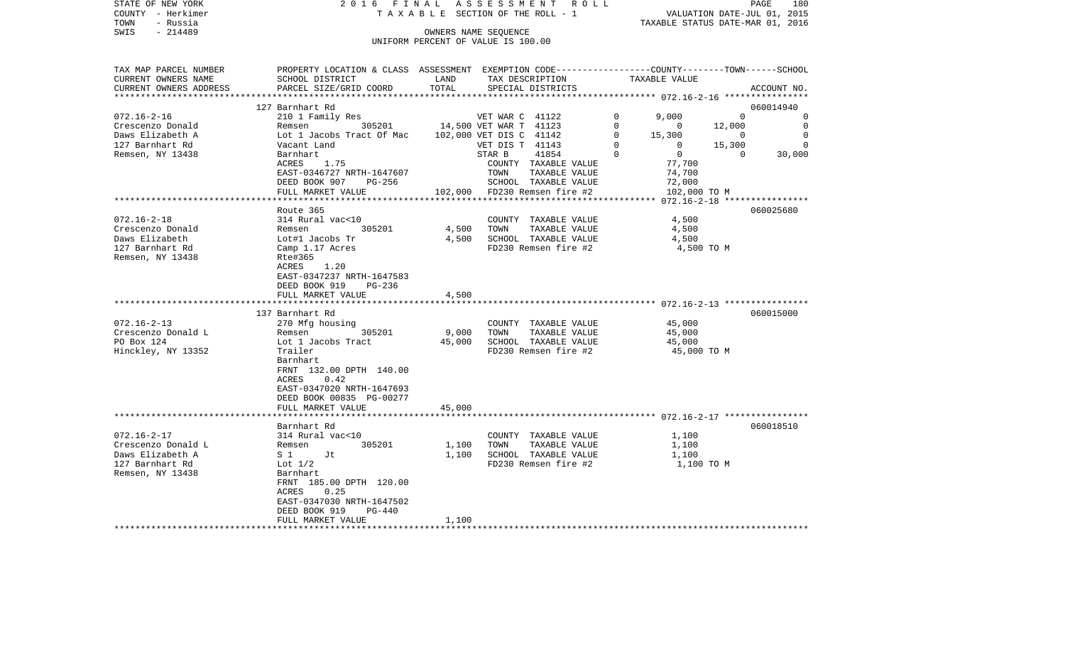STATE OF NEW YORK — 2016 FINAL ASSESSMENT ROLL
COUNTY - Herkimer — TAXABLE SECTION OF THE ROLL - 1 — VALUATION DATE-JUL 01, 2015
TOWN - Russia — TAXABLE STATUS DATE-MAR 01, 2016
SWIS - 214489 — OWNERS NAME SEQUENCE
UNIFORM PERCENT OF VALUE IS 100.00

| TAX MAP PARCEL NUMBER / CURRENT OWNERS NAME / CURRENT OWNERS ADDRESS | PROPERTY LOCATION & CLASS / SCHOOL DISTRICT / PARCEL SIZE/GRID COORD | ASSESSMENT LAND / TOTAL | EXEMPTION CODE / TAX DESCRIPTION / SPECIAL DISTRICTS | COUNTY | TOWN | SCHOOL | ACCOUNT NO. |
|---|---|---|---|---|---|---|---|
| | 127 Barnhart Rd | | | | | | 060014940 |
| 072.16-2-16 | 210 1 Family Res | | VET WAR C 41122 0 | 9,000 | 0 | 0 | |
| Crescenzo Donald | Remsen 305201 | 14,500 | VET WAR T 41123 0 | 0 | 12,000 | 0 | |
| Daws Elizabeth A | Lot 1 Jacobs Tract Of Mac | 102,000 | VET DIS C 41142 0 | 15,300 | 0 | 0 | |
| 127 Barnhart Rd | Vacant Land | | VET DIS T 41143 0 | 0 | 15,300 | 0 | |
| Remsen, NY 13438 | Barnhart | | STAR B 41854 0 | 0 | 0 | 30,000 | |
| | ACRES 1.75 | | COUNTY TAXABLE VALUE | 77,700 | | | |
| | EAST-0346727 NRTH-1647607 | | TOWN TAXABLE VALUE | | 74,700 | | |
| | DEED BOOK 907 PG-256 | | SCHOOL TAXABLE VALUE | | | 72,000 | |
| | FULL MARKET VALUE | 102,000 | FD230 Remsen fire #2 | 102,000 TO M | | | |
| | Route 365 | | | | | | 060025680 |
| 072.16-2-18 | 314 Rural vac<10 | | COUNTY TAXABLE VALUE | 4,500 | | | |
| Crescenzo Donald | Remsen 305201 | 4,500 | TOWN TAXABLE VALUE | | 4,500 | | |
| Daws Elizabeth | Lot#1 Jacobs Tr | 4,500 | SCHOOL TAXABLE VALUE | | | 4,500 | |
| 127 Barnhart Rd | Camp 1.17 Acres | | FD230 Remsen fire #2 | 4,500 TO M | | | |
| Remsen, NY 13438 | Rte#365 | | | | | | |
| | ACRES 1.20 | | | | | | |
| | EAST-0347237 NRTH-1647583 | | | | | | |
| | DEED BOOK 919 PG-236 | | | | | | |
| | FULL MARKET VALUE | 4,500 | | | | | |
| | 137 Barnhart Rd | | | | | | 060015000 |
| 072.16-2-13 | 270 Mfg housing | | COUNTY TAXABLE VALUE | 45,000 | | | |
| Crescenzo Donald L | Remsen 305201 | 9,000 | TOWN TAXABLE VALUE | | 45,000 | | |
| PO Box 124 | Lot 1 Jacobs Tract | 45,000 | SCHOOL TAXABLE VALUE | | | 45,000 | |
| Hinckley, NY 13352 | Trailer | | FD230 Remsen fire #2 | 45,000 TO M | | | |
| | Barnhart | | | | | | |
| | FRNT 132.00 DPTH 140.00 | | | | | | |
| | ACRES 0.42 | | | | | | |
| | EAST-0347020 NRTH-1647693 | | | | | | |
| | DEED BOOK 00835 PG-00277 | | | | | | |
| | FULL MARKET VALUE | 45,000 | | | | | |
| | Barnhart Rd | | | | | | 060018510 |
| 072.16-2-17 | 314 Rural vac<10 | | COUNTY TAXABLE VALUE | 1,100 | | | |
| Crescenzo Donald L | Remsen 305201 | 1,100 | TOWN TAXABLE VALUE | | 1,100 | | |
| Daws Elizabeth A | S 1 Jt | 1,100 | SCHOOL TAXABLE VALUE | | | 1,100 | |
| 127 Barnhart Rd | Lot 1/2 | | FD230 Remsen fire #2 | 1,100 TO M | | | |
| Remsen, NY 13438 | Barnhart | | | | | | |
| | FRNT 185.00 DPTH 120.00 | | | | | | |
| | ACRES 0.25 | | | | | | |
| | EAST-0347030 NRTH-1647502 | | | | | | |
| | DEED BOOK 919 PG-440 | | | | | | |
| | FULL MARKET VALUE | 1,100 | | | | | |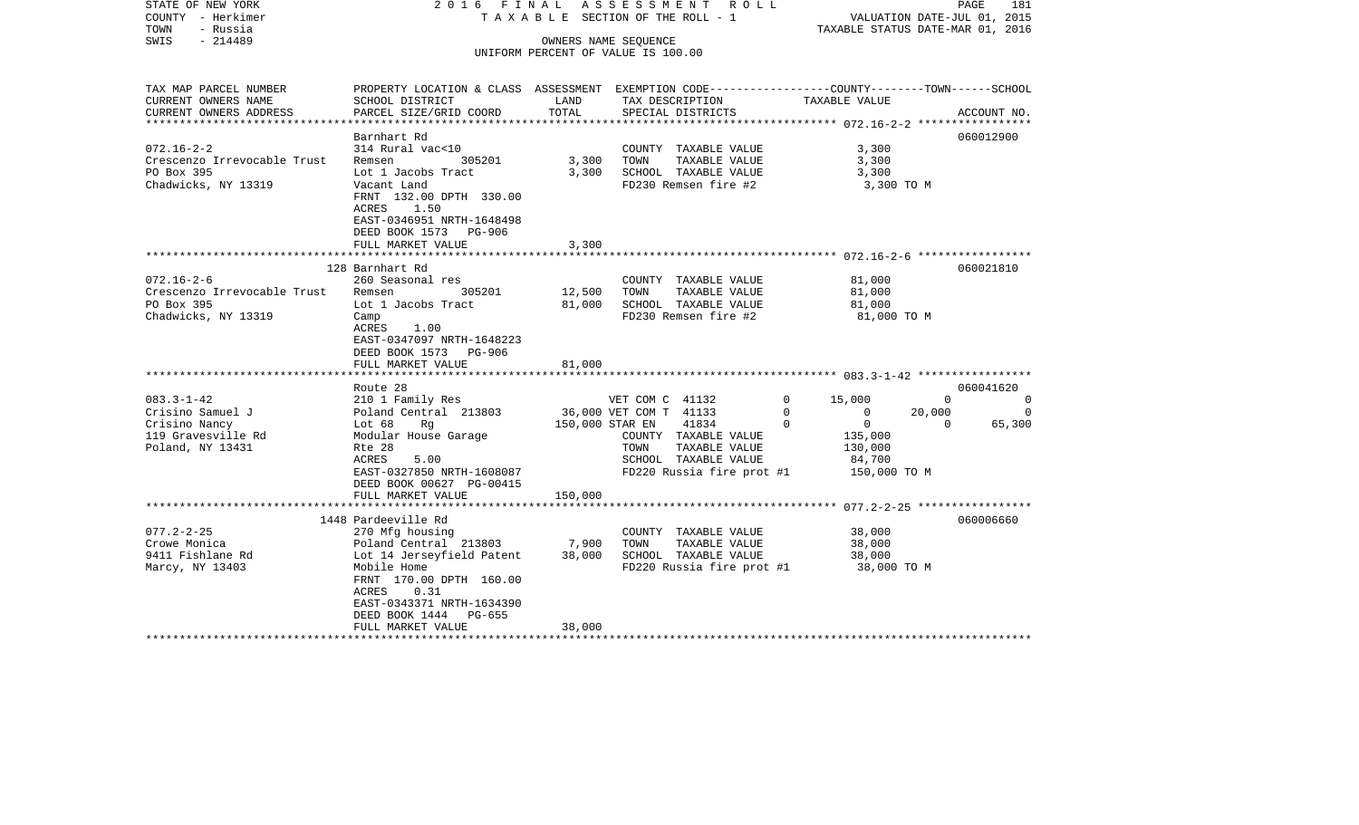STATE OF NEW YORK
COUNTY - Herkimer
TOWN - Russia
SWIS - 214489

2016 FINAL ASSESSMENT ROLL
TAXABLE SECTION OF THE ROLL - 1
OWNERS NAME SEQUENCE
UNIFORM PERCENT OF VALUE IS 100.00

VALUATION DATE-JUL 01, 2015
TAXABLE STATUS DATE-MAR 01, 2016

| TAX MAP PARCEL NUMBER / CURRENT OWNERS NAME / CURRENT OWNERS ADDRESS | PROPERTY LOCATION & CLASS / SCHOOL DISTRICT / PARCEL SIZE/GRID COORD | ASSESSMENT LAND | TOTAL | EXEMPTION CODE / TAX DESCRIPTION / SPECIAL DISTRICTS | COUNTY TAXABLE VALUE | TOWN | SCHOOL | ACCOUNT NO. |
|---|---|---|---|---|---|---|---|---|
| 072.16-2-2 | Barnhart Rd | | | | | | | 060012900 |
| Crescenzo Irrevocable Trust | 314 Rural vac<10 | | | COUNTY TAXABLE VALUE | 3,300 | | | |
| PO Box 395 | Remsen 305201 | 3,300 | | TOWN TAXABLE VALUE | 3,300 | | | |
| Chadwicks, NY 13319 | Lot 1 Jacobs Tract | | 3,300 | SCHOOL TAXABLE VALUE | 3,300 | | | |
| | Vacant Land | | | FD230 Remsen fire #2 | 3,300 TO M | | | |
| | FRNT 132.00 DPTH 330.00 | | | | | | | |
| | ACRES 1.50 | | | | | | | |
| | EAST-0346951 NRTH-1648498 | | | | | | | |
| | DEED BOOK 1573 PG-906 | | | | | | | |
| | FULL MARKET VALUE | | 3,300 | | | | | |
| 072.16-2-6 | 128 Barnhart Rd | | | | | | | 060021810 |
| Crescenzo Irrevocable Trust | 260 Seasonal res | | | COUNTY TAXABLE VALUE | 81,000 | | | |
| PO Box 395 | Remsen 305201 | 12,500 | | TOWN TAXABLE VALUE | 81,000 | | | |
| Chadwicks, NY 13319 | Lot 1 Jacobs Tract | | 81,000 | SCHOOL TAXABLE VALUE | 81,000 | | | |
| | Camp | | | FD230 Remsen fire #2 | 81,000 TO M | | | |
| | ACRES 1.00 | | | | | | | |
| | EAST-0347097 NRTH-1648223 | | | | | | | |
| | DEED BOOK 1573 PG-906 | | | | | | | |
| | FULL MARKET VALUE | | 81,000 | | | | | |
| 083.3-1-42 | Route 28 | | | | | | | 060041620 |
| Crisino Samuel J | 210 1 Family Res | | | VET COM C 41132 0 | 15,000 | 0 | 0 | |
| Crisino Nancy | Poland Central 213803 | 36,000 | | VET COM T 41133 0 | 0 | 20,000 | 0 | |
| 119 Gravesville Rd | Lot 68 Rg | | 150,000 | STAR EN 41834 0 | 0 | 0 | 65,300 | |
| Poland, NY 13431 | Modular House Garage | | | COUNTY TAXABLE VALUE | 135,000 | | | |
| | Rte 28 | | | TOWN TAXABLE VALUE | 130,000 | | | |
| | ACRES 5.00 | | | SCHOOL TAXABLE VALUE | 84,700 | | | |
| | EAST-0327850 NRTH-1608087 | | | FD220 Russia fire prot #1 | 150,000 TO M | | | |
| | DEED BOOK 00627 PG-00415 | | | | | | | |
| | FULL MARKET VALUE | | 150,000 | | | | | |
| 077.2-2-25 | 1448 Pardeeville Rd | | | | | | | 060006660 |
| Crowe Monica | 270 Mfg housing | | | COUNTY TAXABLE VALUE | 38,000 | | | |
| 9411 Fishlane Rd | Poland Central 213803 | 7,900 | | TOWN TAXABLE VALUE | 38,000 | | | |
| Marcy, NY 13403 | Lot 14 Jerseyfield Patent | | 38,000 | SCHOOL TAXABLE VALUE | 38,000 | | | |
| | Mobile Home | | | FD220 Russia fire prot #1 | 38,000 TO M | | | |
| | FRNT 170.00 DPTH 160.00 | | | | | | | |
| | ACRES 0.31 | | | | | | | |
| | EAST-0343371 NRTH-1634390 | | | | | | | |
| | DEED BOOK 1444 PG-655 | | | | | | | |
| | FULL MARKET VALUE | | 38,000 | | | | | |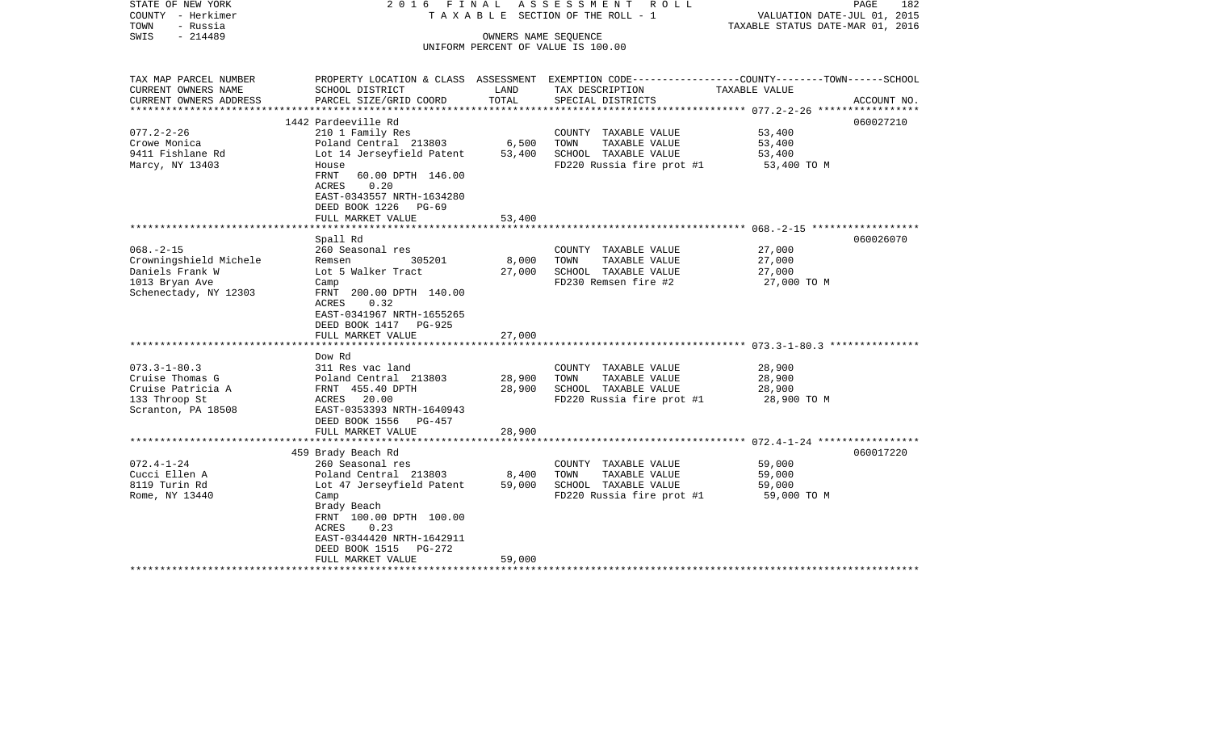STATE OF NEW YORK — 2016 FINAL ASSESSMENT ROLL
COUNTY - Herkimer — TAXABLE SECTION OF THE ROLL - 1 — VALUATION DATE-JUL 01, 2015
TOWN - Russia — TAXABLE STATUS DATE-MAR 01, 2016
SWIS - 214489 — OWNERS NAME SEQUENCE
UNIFORM PERCENT OF VALUE IS 100.00

| TAX MAP PARCEL NUMBER / CURRENT OWNERS NAME / CURRENT OWNERS ADDRESS | PROPERTY LOCATION & CLASS / SCHOOL DISTRICT / PARCEL SIZE/GRID COORD | ASSESSMENT LAND | ASSESSMENT TOTAL | EXEMPTION CODE / TAX DESCRIPTION / SPECIAL DISTRICTS | TAXABLE VALUE (COUNTY--TOWN--SCHOOL) | ACCOUNT NO. |
|---|---|---|---|---|---|---|
| | 1442 Pardeeville Rd | | | | | 060027210 |
| 077.2-2-26 | 210 1 Family Res | | | COUNTY TAXABLE VALUE | 53,400 | |
| Crowe Monica | Poland Central 213803 | 6,500 | | TOWN TAXABLE VALUE | 53,400 | |
| 9411 Fishlane Rd | Lot 14 Jerseyfield Patent | | 53,400 | SCHOOL TAXABLE VALUE | 53,400 | |
| Marcy, NY 13403 | House | | | FD220 Russia fire prot #1 | 53,400 TO M | |
| | FRNT 60.00 DPTH 146.00 | | | | | |
| | ACRES 0.20 | | | | | |
| | EAST-0343557 NRTH-1634280 | | | | | |
| | DEED BOOK 1226 PG-69 | | | | | |
| | FULL MARKET VALUE | | 53,400 | | | |
| | Spall Rd | | | | | 060026070 |
| 068.-2-15 | 260 Seasonal res | | | COUNTY TAXABLE VALUE | 27,000 | |
| Crowningshield Michele | Remsen 305201 | 8,000 | | TOWN TAXABLE VALUE | 27,000 | |
| Daniels Frank W | Lot 5 Walker Tract | | 27,000 | SCHOOL TAXABLE VALUE | 27,000 | |
| 1013 Bryan Ave | Camp | | | FD230 Remsen fire #2 | 27,000 TO M | |
| Schenectady, NY 12303 | FRNT 200.00 DPTH 140.00 | | | | | |
| | ACRES 0.32 | | | | | |
| | EAST-0341967 NRTH-1655265 | | | | | |
| | DEED BOOK 1417 PG-925 | | | | | |
| | FULL MARKET VALUE | | 27,000 | | | |
| | Dow Rd | | | | | |
| 073.3-1-80.3 | 311 Res vac land | | | COUNTY TAXABLE VALUE | 28,900 | |
| Cruise Thomas G | Poland Central 213803 | 28,900 | | TOWN TAXABLE VALUE | 28,900 | |
| Cruise Patricia A | FRNT 455.40 DPTH | | 28,900 | SCHOOL TAXABLE VALUE | 28,900 | |
| 133 Throop St | ACRES 20.00 | | | FD220 Russia fire prot #1 | 28,900 TO M | |
| Scranton, PA 18508 | EAST-0353393 NRTH-1640943 | | | | | |
| | DEED BOOK 1556 PG-457 | | | | | |
| | FULL MARKET VALUE | | 28,900 | | | |
| | 459 Brady Beach Rd | | | | | 060017220 |
| 072.4-1-24 | 260 Seasonal res | | | COUNTY TAXABLE VALUE | 59,000 | |
| Cucci Ellen A | Poland Central 213803 | 8,400 | | TOWN TAXABLE VALUE | 59,000 | |
| 8119 Turin Rd | Lot 47 Jerseyfield Patent | | 59,000 | SCHOOL TAXABLE VALUE | 59,000 | |
| Rome, NY 13440 | Camp | | | FD220 Russia fire prot #1 | 59,000 TO M | |
| | Brady Beach | | | | | |
| | FRNT 100.00 DPTH 100.00 | | | | | |
| | ACRES 0.23 | | | | | |
| | EAST-0344420 NRTH-1642911 | | | | | |
| | DEED BOOK 1515 PG-272 | | | | | |
| | FULL MARKET VALUE | | 59,000 | | | |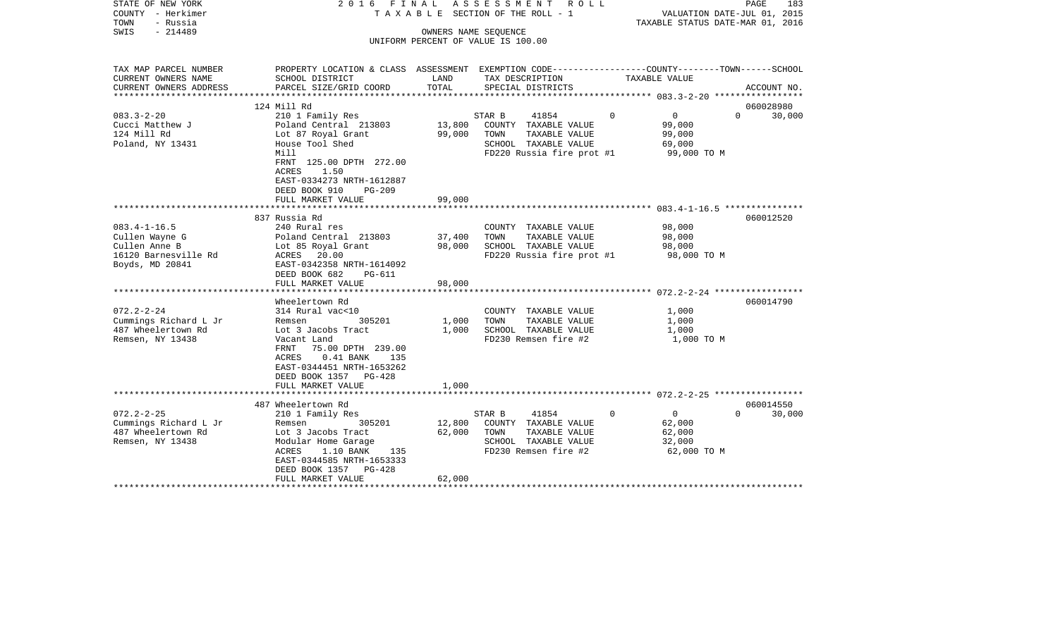STATE OF NEW YORK  
COUNTY - Herkimer  
TOWN - Russia  
SWIS - 214489

2 0 1 6 F I N A L A S S E S S M E N T R O L L  
T A X A B L E SECTION OF THE ROLL - 1  
OWNERS NAME SEQUENCE  
UNIFORM PERCENT OF VALUE IS 100.00

VALUATION DATE-JUL 01, 2015  
TAXABLE STATUS DATE-MAR 01, 2016

| TAX MAP PARCEL NUMBER / CURRENT OWNERS NAME / CURRENT OWNERS ADDRESS | PROPERTY LOCATION & CLASS / SCHOOL DISTRICT / PARCEL SIZE/GRID COORD | ASSESSMENT LAND | ASSESSMENT TOTAL | EXEMPTION CODE / TAX DESCRIPTION / SPECIAL DISTRICTS | COUNTY | TOWN | SCHOOL | TAXABLE VALUE | ACCOUNT NO. |
|---|---|---|---|---|---|---|---|---|---|
| | 124 Mill Rd | | | | | | | | 060028980 |
| 083.3-2-20 | 210 1 Family Res | | | STAR B 41854 | 0 | 0 | 0 | | 30,000 |
| Cucci Matthew J | Poland Central 213803 | 13,800 | | COUNTY TAXABLE VALUE | | | | 99,000 | |
| 124 Mill Rd | Lot 87 Royal Grant | | 99,000 | TOWN TAXABLE VALUE | | | | 99,000 | |
| Poland, NY 13431 | House Tool Shed | | | SCHOOL TAXABLE VALUE | | | | 69,000 | |
| | Mill | | | FD220 Russia fire prot #1 | | | | 99,000 TO M | |
| | FRNT 125.00 DPTH 272.00 | | | | | | | | |
| | ACRES 1.50 | | | | | | | | |
| | EAST-0334273 NRTH-1612887 | | | | | | | | |
| | DEED BOOK 910 PG-209 | | | | | | | | |
| | FULL MARKET VALUE | | 99,000 | | | | | | |
| | 837 Russia Rd | | | | | | | | 060012520 |
| 083.4-1-16.5 | 240 Rural res | | | COUNTY TAXABLE VALUE | | | | 98,000 | |
| Cullen Wayne G | Poland Central 213803 | 37,400 | | TOWN TAXABLE VALUE | | | | 98,000 | |
| Cullen Anne B | Lot 85 Royal Grant | | 98,000 | SCHOOL TAXABLE VALUE | | | | 98,000 | |
| 16120 Barnesville Rd | ACRES 20.00 | | | FD220 Russia fire prot #1 | | | | 98,000 TO M | |
| Boyds, MD 20841 | EAST-0342358 NRTH-1614092 | | | | | | | | |
| | DEED BOOK 682 PG-611 | | | | | | | | |
| | FULL MARKET VALUE | | 98,000 | | | | | | |
| | Wheelertown Rd | | | | | | | | 060014790 |
| 072.2-2-24 | 314 Rural vac<10 | | | COUNTY TAXABLE VALUE | | | | 1,000 | |
| Cummings Richard L Jr | Remsen 305201 | 1,000 | | TOWN TAXABLE VALUE | | | | 1,000 | |
| 487 Wheelertown Rd | Lot 3 Jacobs Tract | | 1,000 | SCHOOL TAXABLE VALUE | | | | 1,000 | |
| Remsen, NY 13438 | Vacant Land | | | FD230 Remsen fire #2 | | | | 1,000 TO M | |
| | FRNT 75.00 DPTH 239.00 | | | | | | | | |
| | ACRES 0.41 BANK 135 | | | | | | | | |
| | EAST-0344451 NRTH-1653262 | | | | | | | | |
| | DEED BOOK 1357 PG-428 | | | | | | | | |
| | FULL MARKET VALUE | | 1,000 | | | | | | |
| | 487 Wheelertown Rd | | | | | | | | 060014550 |
| 072.2-2-25 | 210 1 Family Res | | | STAR B 41854 | 0 | 0 | 0 | | 30,000 |
| Cummings Richard L Jr | Remsen 305201 | 12,800 | | COUNTY TAXABLE VALUE | | | | 62,000 | |
| 487 Wheelertown Rd | Lot 3 Jacobs Tract | | 62,000 | TOWN TAXABLE VALUE | | | | 62,000 | |
| Remsen, NY 13438 | Modular Home Garage | | | SCHOOL TAXABLE VALUE | | | | 32,000 | |
| | ACRES 1.10 BANK 135 | | | FD230 Remsen fire #2 | | | | 62,000 TO M | |
| | EAST-0344585 NRTH-1653333 | | | | | | | | |
| | DEED BOOK 1357 PG-428 | | | | | | | | |
| | FULL MARKET VALUE | | 62,000 | | | | | | |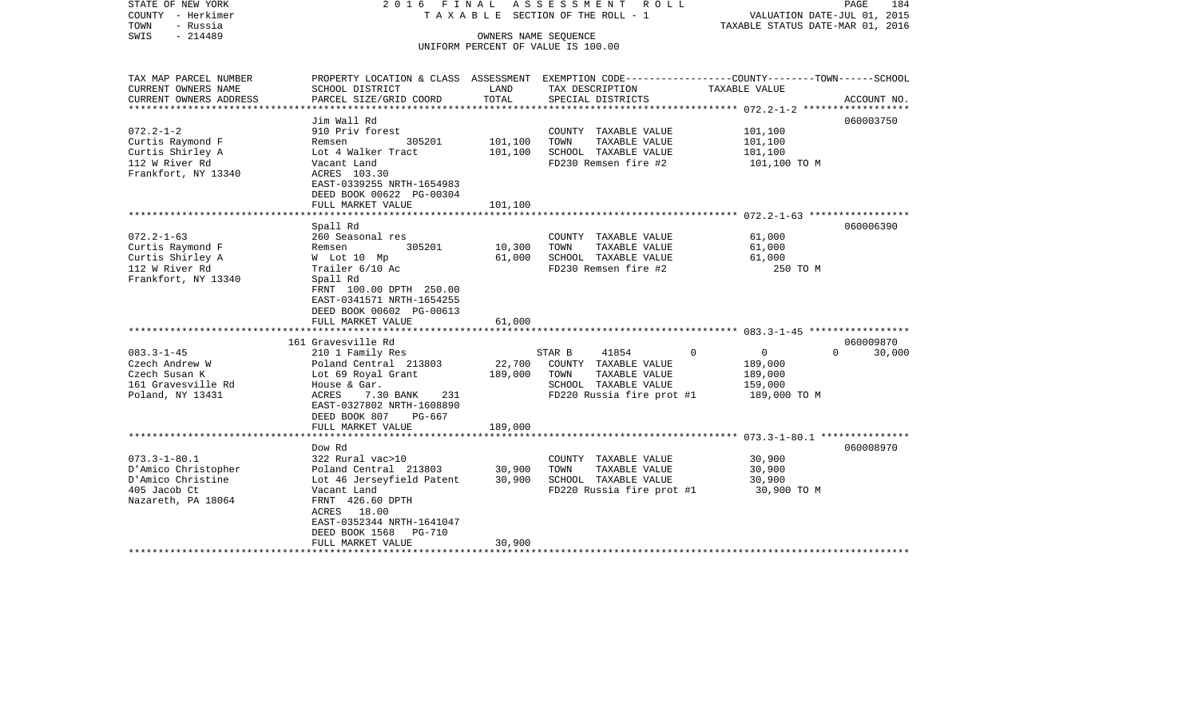STATE OF NEW YORK | 2016 FINAL ASSESSMENT ROLL | PAGE 184
COUNTY - Herkimer | TAXABLE SECTION OF THE ROLL - 1 | VALUATION DATE-JUL 01, 2015
TOWN - Russia | | TAXABLE STATUS DATE-MAR 01, 2016
SWIS - 214489 | OWNERS NAME SEQUENCE
UNIFORM PERCENT OF VALUE IS 100.00

| TAX MAP PARCEL NUMBER / CURRENT OWNERS NAME / CURRENT OWNERS ADDRESS | PROPERTY LOCATION & CLASS / SCHOOL DISTRICT / PARCEL SIZE/GRID COORD | ASSESSMENT LAND / TOTAL | EXEMPTION CODE / TAX DESCRIPTION / SPECIAL DISTRICTS | COUNTY / TOWN / SCHOOL TAXABLE VALUE | ACCOUNT NO. |
|---|---|---|---|---|---|
| **072.2-1-2** | Jim Wall Rd | | | | 060003750 |
| 072.2-1-2 | 910 Priv forest | | COUNTY TAXABLE VALUE | 101,100 | |
| Curtis Raymond F | Remsen 305201 | 101,100 | TOWN TAXABLE VALUE | 101,100 | |
| Curtis Shirley A | Lot 4 Walker Tract | 101,100 | SCHOOL TAXABLE VALUE | 101,100 | |
| 112 W River Rd | Vacant Land | | FD230 Remsen fire #2 | 101,100 TO M | |
| Frankfort, NY 13340 | ACRES 103.30 | | | | |
| | EAST-0339255 NRTH-1654983 | | | | |
| | DEED BOOK 00622 PG-00304 | | | | |
| | FULL MARKET VALUE | 101,100 | | | |
| **072.2-1-63** | Spall Rd | | | | 060006390 |
| 072.2-1-63 | 260 Seasonal res | | COUNTY TAXABLE VALUE | 61,000 | |
| Curtis Raymond F | Remsen 305201 | 10,300 | TOWN TAXABLE VALUE | 61,000 | |
| Curtis Shirley A | W Lot 10 Mp | 61,000 | SCHOOL TAXABLE VALUE | 61,000 | |
| 112 W River Rd | Trailer 6/10 Ac | | FD230 Remsen fire #2 | 250 TO M | |
| Frankfort, NY 13340 | Spall Rd | | | | |
| | FRNT 100.00 DPTH 250.00 | | | | |
| | EAST-0341571 NRTH-1654255 | | | | |
| | DEED BOOK 00602 PG-00613 | | | | |
| | FULL MARKET VALUE | 61,000 | | | |
| **083.3-1-45** | 161 Gravesville Rd | | | | 060009870 |
| 083.3-1-45 | 210 1 Family Res | | STAR B 41854 | 0 / 0 / 30,000 | |
| Czech Andrew W | Poland Central 213803 | 22,700 | COUNTY TAXABLE VALUE | 189,000 | |
| Czech Susan K | Lot 69 Royal Grant | 189,000 | TOWN TAXABLE VALUE | 189,000 | |
| 161 Gravesville Rd | House & Gar. | | SCHOOL TAXABLE VALUE | 159,000 | |
| Poland, NY 13431 | ACRES 7.30 BANK 231 | | FD220 Russia fire prot #1 | 189,000 TO M | |
| | EAST-0327802 NRTH-1608890 | | | | |
| | DEED BOOK 807 PG-667 | | | | |
| | FULL MARKET VALUE | 189,000 | | | |
| **073.3-1-80.1** | Dow Rd | | | | 060008970 |
| 073.3-1-80.1 | 322 Rural vac>10 | | COUNTY TAXABLE VALUE | 30,900 | |
| D'Amico Christopher | Poland Central 213803 | 30,900 | TOWN TAXABLE VALUE | 30,900 | |
| D'Amico Christine | Lot 46 Jerseyfield Patent | 30,900 | SCHOOL TAXABLE VALUE | 30,900 | |
| 405 Jacob Ct | Vacant Land | | FD220 Russia fire prot #1 | 30,900 TO M | |
| Nazareth, PA 18064 | FRNT 426.60 DPTH | | | | |
| | ACRES 18.00 | | | | |
| | EAST-0352344 NRTH-1641047 | | | | |
| | DEED BOOK 1568 PG-710 | | | | |
| | FULL MARKET VALUE | 30,900 | | | |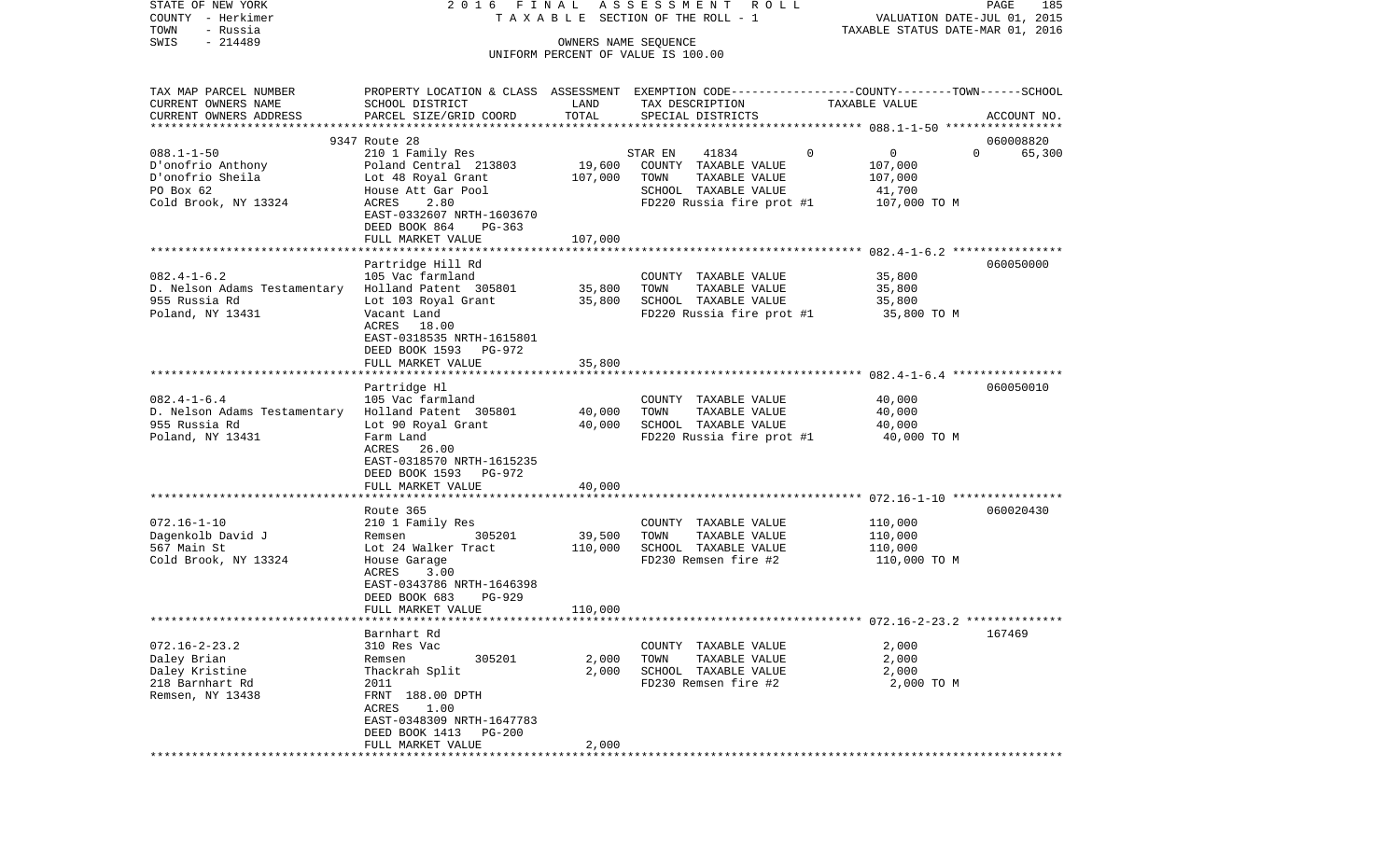STATE OF NEW YORK 2016 FINAL ASSESSMENT ROLL
COUNTY - Herkimer TAXABLE SECTION OF THE ROLL - 1 VALUATION DATE-JUL 01, 2015
TOWN - Russia TAXABLE STATUS DATE-MAR 01, 2016
SWIS - 214489 OWNERS NAME SEQUENCE
UNIFORM PERCENT OF VALUE IS 100.00

| TAX MAP PARCEL NUMBER / CURRENT OWNERS NAME / CURRENT OWNERS ADDRESS | PROPERTY LOCATION & CLASS / SCHOOL DISTRICT / PARCEL SIZE/GRID COORD | ASSESSMENT LAND | ASSESSMENT TOTAL | EXEMPTION CODE / TAX DESCRIPTION / SPECIAL DISTRICTS | COUNTY | TOWN | SCHOOL | ACCOUNT NO. |
|---|---|---|---|---|---|---|---|---|
| **088.1-1-50** | 9347 Route 28 | | | | | | | 060008820 |
| D'onofrio Anthony | 210 1 Family Res | | | STAR EN 41834 | 0 | 0 | 65,300 | |
| D'onofrio Sheila | Poland Central 213803 | 19,600 | | COUNTY TAXABLE VALUE | 107,000 | | | |
| PO Box 62 | Lot 48 Royal Grant | | 107,000 | TOWN TAXABLE VALUE | | 107,000 | | |
| Cold Brook, NY 13324 | House Att Gar Pool | | | SCHOOL TAXABLE VALUE | | | 41,700 | |
| | ACRES 2.80 | | | FD220 Russia fire prot #1 | 107,000 TO M | | | |
| | EAST-0332607 NRTH-1603670 | | | | | | | |
| | DEED BOOK 864 PG-363 | | | | | | | |
| | FULL MARKET VALUE | | 107,000 | | | | | |
| **082.4-1-6.2** | Partridge Hill Rd | | | | | | | 060050000 |
| D. Nelson Adams Testamentary | 105 Vac farmland | | | COUNTY TAXABLE VALUE | 35,800 | | | |
| 955 Russia Rd | Holland Patent 305801 | 35,800 | | TOWN TAXABLE VALUE | | 35,800 | | |
| Poland, NY 13431 | Lot 103 Royal Grant | | 35,800 | SCHOOL TAXABLE VALUE | | | 35,800 | |
| | Vacant Land | | | FD220 Russia fire prot #1 | 35,800 TO M | | | |
| | ACRES 18.00 | | | | | | | |
| | EAST-0318535 NRTH-1615801 | | | | | | | |
| | DEED BOOK 1593 PG-972 | | | | | | | |
| | FULL MARKET VALUE | | 35,800 | | | | | |
| **082.4-1-6.4** | Partridge Hl | | | | | | | 060050010 |
| D. Nelson Adams Testamentary | 105 Vac farmland | | | COUNTY TAXABLE VALUE | 40,000 | | | |
| 955 Russia Rd | Holland Patent 305801 | 40,000 | | TOWN TAXABLE VALUE | | 40,000 | | |
| Poland, NY 13431 | Lot 90 Royal Grant | | 40,000 | SCHOOL TAXABLE VALUE | | | 40,000 | |
| | Farm Land | | | FD220 Russia fire prot #1 | 40,000 TO M | | | |
| | ACRES 26.00 | | | | | | | |
| | EAST-0318570 NRTH-1615235 | | | | | | | |
| | DEED BOOK 1593 PG-972 | | | | | | | |
| | FULL MARKET VALUE | | 40,000 | | | | | |
| **072.16-1-10** | Route 365 | | | | | | | 060020430 |
| Dagenkolb David J | 210 1 Family Res | | | COUNTY TAXABLE VALUE | 110,000 | | | |
| 567 Main St | Remsen 305201 | 39,500 | | TOWN TAXABLE VALUE | | 110,000 | | |
| Cold Brook, NY 13324 | Lot 24 Walker Tract | | 110,000 | SCHOOL TAXABLE VALUE | | | 110,000 | |
| | House Garage | | | FD230 Remsen fire #2 | 110,000 TO M | | | |
| | ACRES 3.00 | | | | | | | |
| | EAST-0343786 NRTH-1646398 | | | | | | | |
| | DEED BOOK 683 PG-929 | | | | | | | |
| | FULL MARKET VALUE | | 110,000 | | | | | |
| **072.16-2-23.2** | Barnhart Rd | | | | | | | 167469 |
| Daley Brian | 310 Res Vac | | | COUNTY TAXABLE VALUE | 2,000 | | | |
| Daley Kristine | Remsen 305201 | 2,000 | | TOWN TAXABLE VALUE | | 2,000 | | |
| 218 Barnhart Rd | Thackrah Split | | 2,000 | SCHOOL TAXABLE VALUE | | | 2,000 | |
| Remsen, NY 13438 | 2011 | | | FD230 Remsen fire #2 | 2,000 TO M | | | |
| | FRNT 188.00 DPTH | | | | | | | |
| | ACRES 1.00 | | | | | | | |
| | EAST-0348309 NRTH-1647783 | | | | | | | |
| | DEED BOOK 1413 PG-200 | | | | | | | |
| | FULL MARKET VALUE | | 2,000 | | | | | |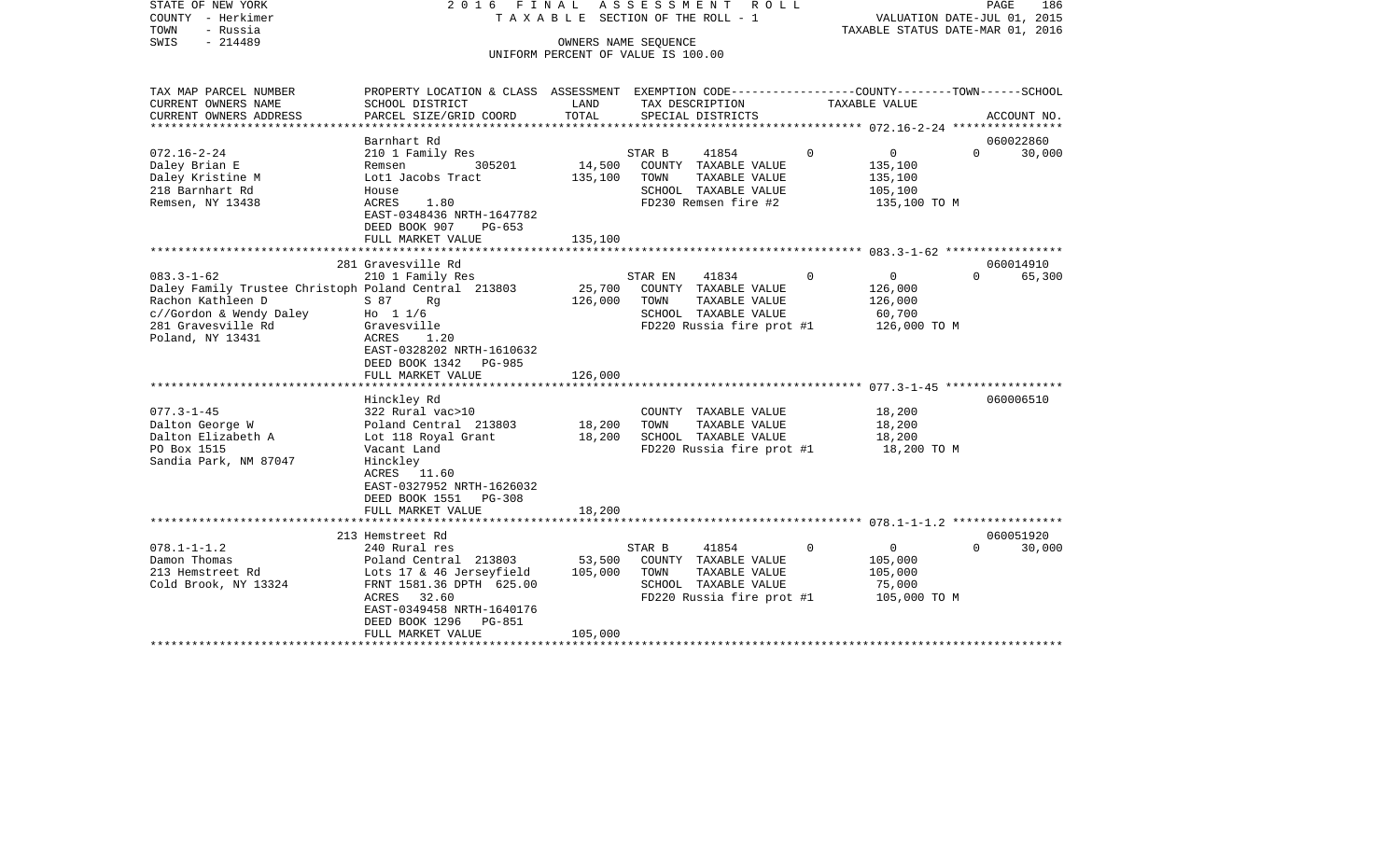STATE OF NEW YORK
COUNTY - Herkimer
TOWN - Russia
SWIS - 214489

2016 FINAL ASSESSMENT ROLL
TAXABLE SECTION OF THE ROLL - 1
OWNERS NAME SEQUENCE
UNIFORM PERCENT OF VALUE IS 100.00

VALUATION DATE-JUL 01, 2015
TAXABLE STATUS DATE-MAR 01, 2016

| TAX MAP PARCEL NUMBER / CURRENT OWNERS NAME / CURRENT OWNERS ADDRESS | PROPERTY LOCATION & CLASS / SCHOOL DISTRICT / PARCEL SIZE/GRID COORD | ASSESSMENT LAND | TOTAL | EXEMPTION CODE / TAX DESCRIPTION / SPECIAL DISTRICTS | | COUNTY | TOWN | SCHOOL TAXABLE VALUE | ACCOUNT NO. |
|---|---|---|---|---|---|---|---|---|---|
| **072.16-2-24** | Barnhart Rd | | | | | | | | 060022860 |
| 072.16-2-24 | 210 1 Family Res | | | STAR B 41854 | 0 | 0 | 0 | 30,000 | |
| Daley Brian E | Remsen 305201 | 14,500 | | COUNTY TAXABLE VALUE | | 135,100 | | | |
| Daley Kristine M | Lot1 Jacobs Tract | | 135,100 | TOWN TAXABLE VALUE | | 135,100 | | | |
| 218 Barnhart Rd | House | | | SCHOOL TAXABLE VALUE | | 105,100 | | | |
| Remsen, NY 13438 | ACRES 1.80 | | | FD230 Remsen fire #2 | | 135,100 TO M | | | |
| | EAST-0348436 NRTH-1647782 | | | | | | | | |
| | DEED BOOK 907 PG-653 | | | | | | | | |
| | FULL MARKET VALUE | | 135,100 | | | | | | |
| **083.3-1-62** | 281 Gravesville Rd | | | | | | | | 060014910 |
| 083.3-1-62 | 210 1 Family Res | | | STAR EN 41834 | 0 | 0 | 0 | 65,300 | |
| Daley Family Trustee Christoph | Poland Central 213803 | 25,700 | | COUNTY TAXABLE VALUE | | 126,000 | | | |
| Rachon Kathleen D | S 87 Rg | | 126,000 | TOWN TAXABLE VALUE | | 126,000 | | | |
| c//Gordon & Wendy Daley | Ho 1 1/6 | | | SCHOOL TAXABLE VALUE | | 60,700 | | | |
| 281 Gravesville Rd | Gravesville | | | FD220 Russia fire prot #1 | | 126,000 TO M | | | |
| Poland, NY 13431 | ACRES 1.20 | | | | | | | | |
| | EAST-0328202 NRTH-1610632 | | | | | | | | |
| | DEED BOOK 1342 PG-985 | | | | | | | | |
| | FULL MARKET VALUE | | 126,000 | | | | | | |
| **077.3-1-45** | Hinckley Rd | | | | | | | | 060006510 |
| 077.3-1-45 | 322 Rural vac>10 | | | COUNTY TAXABLE VALUE | | 18,200 | | | |
| Dalton George W | Poland Central 213803 | 18,200 | | TOWN TAXABLE VALUE | | 18,200 | | | |
| Dalton Elizabeth A | Lot 118 Royal Grant | | 18,200 | SCHOOL TAXABLE VALUE | | 18,200 | | | |
| PO Box 1515 | Vacant Land | | | FD220 Russia fire prot #1 | | 18,200 TO M | | | |
| Sandia Park, NM 87047 | Hinckley | | | | | | | | |
| | ACRES 11.60 | | | | | | | | |
| | EAST-0327952 NRTH-1626032 | | | | | | | | |
| | DEED BOOK 1551 PG-308 | | | | | | | | |
| | FULL MARKET VALUE | | 18,200 | | | | | | |
| **078.1-1-1.2** | 213 Hemstreet Rd | | | | | | | | 060051920 |
| 078.1-1-1.2 | 240 Rural res | | | STAR B 41854 | 0 | 0 | 0 | 30,000 | |
| Damon Thomas | Poland Central 213803 | 53,500 | | COUNTY TAXABLE VALUE | | 105,000 | | | |
| 213 Hemstreet Rd | Lots 17 & 46 Jerseyfield | | 105,000 | TOWN TAXABLE VALUE | | 105,000 | | | |
| Cold Brook, NY 13324 | FRNT 1581.36 DPTH 625.00 | | | SCHOOL TAXABLE VALUE | | 75,000 | | | |
| | ACRES 32.60 | | | FD220 Russia fire prot #1 | | 105,000 TO M | | | |
| | EAST-0349458 NRTH-1640176 | | | | | | | | |
| | DEED BOOK 1296 PG-851 | | | | | | | | |
| | FULL MARKET VALUE | | 105,000 | | | | | | |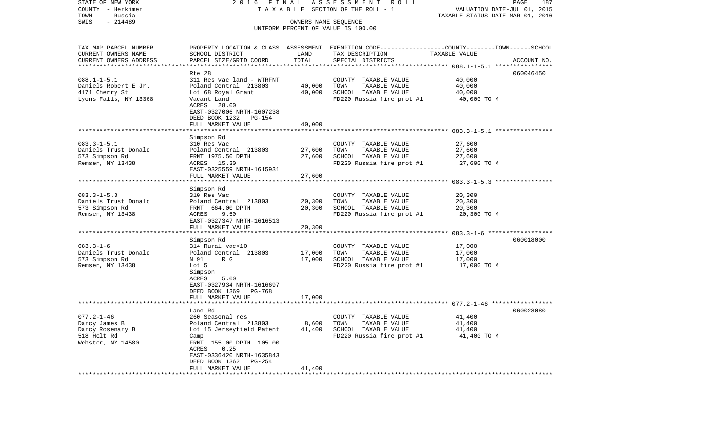STATE OF NEW YORK
COUNTY - Herkimer
TOWN - Russia
SWIS - 214489

2 0 1 6 F I N A L A S S E S S M E N T R O L L
T A X A B L E SECTION OF THE ROLL - 1
OWNERS NAME SEQUENCE
UNIFORM PERCENT OF VALUE IS 100.00

VALUATION DATE-JUL 01, 2015
TAXABLE STATUS DATE-MAR 01, 2016

| TAX MAP PARCEL NUMBER / CURRENT OWNERS NAME / CURRENT OWNERS ADDRESS | PROPERTY LOCATION & CLASS / SCHOOL DISTRICT / PARCEL SIZE/GRID COORD | ASSESSMENT LAND | TOTAL | EXEMPTION CODE / TAX DESCRIPTION / SPECIAL DISTRICTS | COUNTY--------TOWN------SCHOOL TAXABLE VALUE | ACCOUNT NO. |
|---|---|---|---|---|---|---|
| 088.1-1-5.1 | Rte 28 | | | | | 060046450 |
| Daniels Robert E Jr. | 311 Res vac land - WTRFNT | | | COUNTY TAXABLE VALUE | 40,000 | |
| 4171 Cherry St | Poland Central 213803 | 40,000 | | TOWN TAXABLE VALUE | 40,000 | |
| Lyons Falls, NY 13368 | Lot 68 Royal Grant | | 40,000 | SCHOOL TAXABLE VALUE | 40,000 | |
| | Vacant Land | | | FD220 Russia fire prot #1 | 40,000 TO M | |
| | ACRES 28.00 | | | | | |
| | EAST-0327006 NRTH-1607238 | | | | | |
| | DEED BOOK 1232 PG-154 | | | | | |
| | FULL MARKET VALUE | | 40,000 | | | |
| 083.3-1-5.1 | Simpson Rd | | | | | |
| Daniels Trust Donald | 310 Res Vac | | | COUNTY TAXABLE VALUE | 27,600 | |
| 573 Simpson Rd | Poland Central 213803 | 27,600 | | TOWN TAXABLE VALUE | 27,600 | |
| Remsen, NY 13438 | FRNT 1975.50 DPTH | | 27,600 | SCHOOL TAXABLE VALUE | 27,600 | |
| | ACRES 15.30 | | | FD220 Russia fire prot #1 | 27,600 TO M | |
| | EAST-0325559 NRTH-1615931 | | | | | |
| | FULL MARKET VALUE | | 27,600 | | | |
| 083.3-1-5.3 | Simpson Rd | | | | | |
| Daniels Trust Donald | 310 Res Vac | | | COUNTY TAXABLE VALUE | 20,300 | |
| 573 Simpson Rd | Poland Central 213803 | 20,300 | | TOWN TAXABLE VALUE | 20,300 | |
| Remsen, NY 13438 | FRNT 664.00 DPTH | | 20,300 | SCHOOL TAXABLE VALUE | 20,300 | |
| | ACRES 9.50 | | | FD220 Russia fire prot #1 | 20,300 TO M | |
| | EAST-0327347 NRTH-1616513 | | | | | |
| | FULL MARKET VALUE | | 20,300 | | | |
| 083.3-1-6 | Simpson Rd | | | | | 060018000 |
| Daniels Trust Donald | 314 Rural vac<10 | | | COUNTY TAXABLE VALUE | 17,000 | |
| 573 Simpson Rd | Poland Central 213803 | 17,000 | | TOWN TAXABLE VALUE | 17,000 | |
| Remsen, NY 13438 | N 91 R G | | 17,000 | SCHOOL TAXABLE VALUE | 17,000 | |
| | Lot 5 | | | FD220 Russia fire prot #1 | 17,000 TO M | |
| | Simpson | | | | | |
| | ACRES 5.00 | | | | | |
| | EAST-0327934 NRTH-1616697 | | | | | |
| | DEED BOOK 1369 PG-768 | | | | | |
| | FULL MARKET VALUE | | 17,000 | | | |
| 077.2-1-46 | Lane Rd | | | | | 060028080 |
| Darcy James B | 260 Seasonal res | | | COUNTY TAXABLE VALUE | 41,400 | |
| Darcy Rosemary B | Poland Central 213803 | 8,600 | | TOWN TAXABLE VALUE | 41,400 | |
| 518 Holt Rd | Lot 15 Jerseyfield Patent | | 41,400 | SCHOOL TAXABLE VALUE | 41,400 | |
| Webster, NY 14580 | Camp | | | FD220 Russia fire prot #1 | 41,400 TO M | |
| | FRNT 155.00 DPTH 105.00 | | | | | |
| | ACRES 0.25 | | | | | |
| | EAST-0336420 NRTH-1635843 | | | | | |
| | DEED BOOK 1362 PG-254 | | | | | |
| | FULL MARKET VALUE | | 41,400 | | | |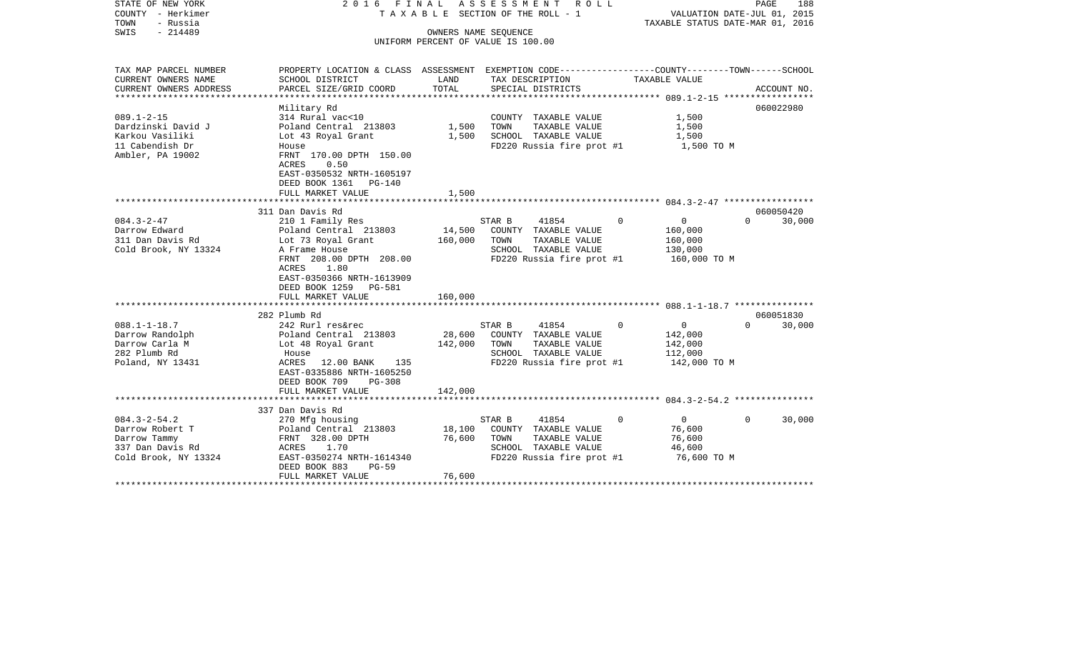STATE OF NEW YORK — COUNTY - Herkimer — TOWN - Russia — SWIS - 214489

2016 FINAL ASSESSMENT ROLL
TAXABLE SECTION OF THE ROLL - 1
OWNERS NAME SEQUENCE
UNIFORM PERCENT OF VALUE IS 100.00

VALUATION DATE-JUL 01, 2015
TAXABLE STATUS DATE-MAR 01, 2016

| TAX MAP PARCEL NUMBER / CURRENT OWNERS NAME / CURRENT OWNERS ADDRESS | PROPERTY LOCATION & CLASS / SCHOOL DISTRICT / PARCEL SIZE/GRID COORD | ASSESSMENT LAND | ASSESSMENT TOTAL | EXEMPTION CODE / TAX DESCRIPTION / SPECIAL DISTRICTS | COUNTY TAXABLE VALUE | TOWN | SCHOOL | ACCOUNT NO. |
|---|---|---|---|---|---|---|---|---|
| **089.1-2-15** | Military Rd | | | | | | | 060022980 |
| Dardzinski David J | 314 Rural vac<10 | | | COUNTY TAXABLE VALUE | 1,500 | | | |
| Karkou Vasiliki | Poland Central 213803 | 1,500 | | TOWN TAXABLE VALUE | 1,500 | | | |
| 11 Cabendish Dr | Lot 43 Royal Grant | | 1,500 | SCHOOL TAXABLE VALUE | 1,500 | | | |
| Ambler, PA 19002 | House | | | FD220 Russia fire prot #1 | 1,500 TO M | | | |
| | FRNT 170.00 DPTH 150.00 | | | | | | | |
| | ACRES 0.50 | | | | | | | |
| | EAST-0350532 NRTH-1605197 | | | | | | | |
| | DEED BOOK 1361 PG-140 | | | | | | | |
| | FULL MARKET VALUE | | 1,500 | | | | | |
| **084.3-2-47** | 311 Dan Davis Rd | | | | | | | 060050420 |
| Darrow Edward | 210 1 Family Res | | | STAR B 41854 | 0 | 0 | 0 | 30,000 |
| 311 Dan Davis Rd | Poland Central 213803 | 14,500 | | COUNTY TAXABLE VALUE | 160,000 | | | |
| Cold Brook, NY 13324 | Lot 73 Royal Grant | | 160,000 | TOWN TAXABLE VALUE | 160,000 | | | |
| | A Frame House | | | SCHOOL TAXABLE VALUE | 130,000 | | | |
| | FRNT 208.00 DPTH 208.00 | | | FD220 Russia fire prot #1 | 160,000 TO M | | | |
| | ACRES 1.80 | | | | | | | |
| | EAST-0350366 NRTH-1613909 | | | | | | | |
| | DEED BOOK 1259 PG-581 | | | | | | | |
| | FULL MARKET VALUE | | 160,000 | | | | | |
| **088.1-1-18.7** | 282 Plumb Rd | | | | | | | 060051830 |
| Darrow Randolph | 242 Rurl res&rec | | | STAR B 41854 | 0 | 0 | 0 | 30,000 |
| Darrow Carla M | Poland Central 213803 | 28,600 | | COUNTY TAXABLE VALUE | 142,000 | | | |
| 282 Plumb Rd | Lot 48 Royal Grant | | 142,000 | TOWN TAXABLE VALUE | 142,000 | | | |
| Poland, NY 13431 | House | | | SCHOOL TAXABLE VALUE | 112,000 | | | |
| | ACRES 12.00 BANK 135 | | | FD220 Russia fire prot #1 | 142,000 TO M | | | |
| | EAST-0335886 NRTH-1605250 | | | | | | | |
| | DEED BOOK 709 PG-308 | | | | | | | |
| | FULL MARKET VALUE | | 142,000 | | | | | |
| **084.3-2-54.2** | 337 Dan Davis Rd | | | | | | | |
| Darrow Robert T | 270 Mfg housing | | | STAR B 41854 | 0 | 0 | 0 | 30,000 |
| Darrow Tammy | Poland Central 213803 | 18,100 | | COUNTY TAXABLE VALUE | 76,600 | | | |
| 337 Dan Davis Rd | FRNT 328.00 DPTH | | 76,600 | TOWN TAXABLE VALUE | 76,600 | | | |
| Cold Brook, NY 13324 | ACRES 1.70 | | | SCHOOL TAXABLE VALUE | 46,600 | | | |
| | EAST-0350274 NRTH-1614340 | | | FD220 Russia fire prot #1 | 76,600 TO M | | | |
| | DEED BOOK 883 PG-59 | | | | | | | |
| | FULL MARKET VALUE | | 76,600 | | | | | |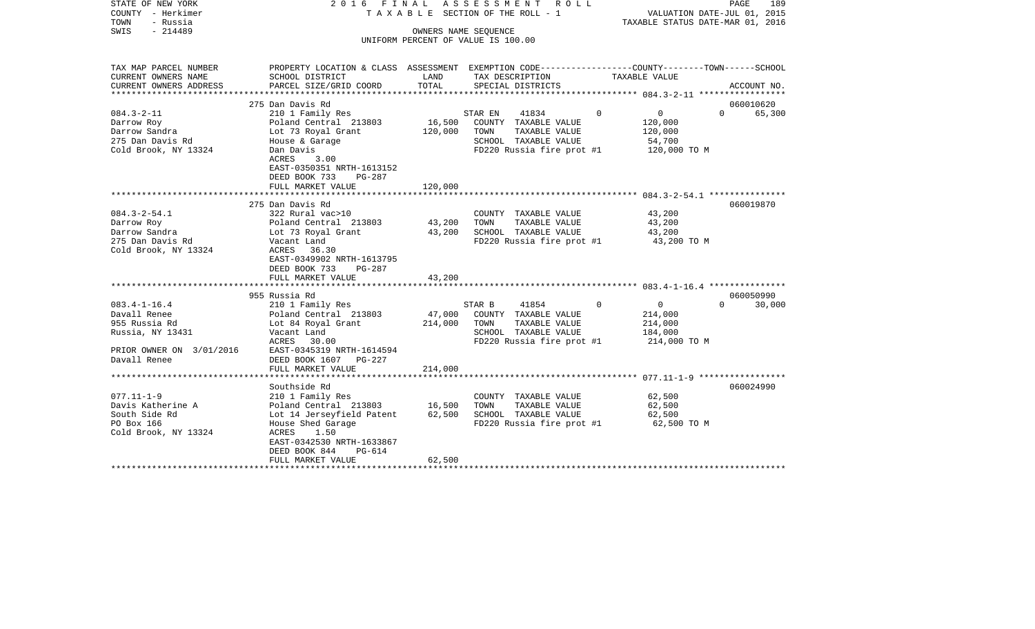STATE OF NEW YORK — 2016 FINAL ASSESSMENT ROLL
COUNTY - Herkimer — TAXABLE SECTION OF THE ROLL - 1 — VALUATION DATE-JUL 01, 2015
TOWN - Russia — TAXABLE STATUS DATE-MAR 01, 2016
SWIS - 214489 — OWNERS NAME SEQUENCE
UNIFORM PERCENT OF VALUE IS 100.00

| TAX MAP PARCEL NUMBER / CURRENT OWNERS NAME / CURRENT OWNERS ADDRESS | PROPERTY LOCATION & CLASS / SCHOOL DISTRICT / PARCEL SIZE/GRID COORD | ASSESSMENT LAND / TOTAL | EXEMPTION CODE / TAX DESCRIPTION / SPECIAL DISTRICTS | COUNTY | TOWN | SCHOOL / TAXABLE VALUE | ACCOUNT NO. |
|---|---|---|---|---|---|---|---|
| **084.3-2-11** | 275 Dan Davis Rd | | | | | | 060010620 |
| | 210 1 Family Res | | STAR EN 41834 | 0 | 0 | 0 | 65,300 |
| Darrow Roy | Poland Central 213803 | 16,500 | COUNTY TAXABLE VALUE | 120,000 | | | |
| Darrow Sandra | Lot 73 Royal Grant | 120,000 | TOWN TAXABLE VALUE | | 120,000 | | |
| 275 Dan Davis Rd | House & Garage | | SCHOOL TAXABLE VALUE | | | 54,700 | |
| Cold Brook, NY 13324 | Dan Davis | | FD220 Russia fire prot #1 | 120,000 TO M | | | |
| | ACRES 3.00 | | | | | | |
| | EAST-0350351 NRTH-1613152 | | | | | | |
| | DEED BOOK 733 PG-287 | | | | | | |
| | FULL MARKET VALUE | 120,000 | | | | | |
| **084.3-2-54.1** | 275 Dan Davis Rd | | | | | | 060019870 |
| | 322 Rural vac>10 | | COUNTY TAXABLE VALUE | 43,200 | | | |
| Darrow Roy | Poland Central 213803 | 43,200 | TOWN TAXABLE VALUE | | 43,200 | | |
| Darrow Sandra | Lot 73 Royal Grant | 43,200 | SCHOOL TAXABLE VALUE | | | 43,200 | |
| 275 Dan Davis Rd | Vacant Land | | FD220 Russia fire prot #1 | 43,200 TO M | | | |
| Cold Brook, NY 13324 | ACRES 36.30 | | | | | | |
| | EAST-0349902 NRTH-1613795 | | | | | | |
| | DEED BOOK 733 PG-287 | | | | | | |
| | FULL MARKET VALUE | 43,200 | | | | | |
| **083.4-1-16.4** | 955 Russia Rd | | | | | | 060050990 |
| | 210 1 Family Res | | STAR B 41854 | 0 | 0 | 0 | 30,000 |
| Davall Renee | Poland Central 213803 | 47,000 | COUNTY TAXABLE VALUE | 214,000 | | | |
| 955 Russia Rd | Lot 84 Royal Grant | 214,000 | TOWN TAXABLE VALUE | | 214,000 | | |
| Russia, NY 13431 | Vacant Land | | SCHOOL TAXABLE VALUE | | | 184,000 | |
| | ACRES 30.00 | | FD220 Russia fire prot #1 | 214,000 TO M | | | |
| PRIOR OWNER ON 3/01/2016 | EAST-0345319 NRTH-1614594 | | | | | | |
| Davall Renee | DEED BOOK 1607 PG-227 | | | | | | |
| | FULL MARKET VALUE | 214,000 | | | | | |
| **077.11-1-9** | Southside Rd | | | | | | 060024990 |
| | 210 1 Family Res | | COUNTY TAXABLE VALUE | 62,500 | | | |
| Davis Katherine A | Poland Central 213803 | 16,500 | TOWN TAXABLE VALUE | | 62,500 | | |
| South Side Rd | Lot 14 Jerseyfield Patent | 62,500 | SCHOOL TAXABLE VALUE | | | 62,500 | |
| PO Box 166 | House Shed Garage | | FD220 Russia fire prot #1 | 62,500 TO M | | | |
| Cold Brook, NY 13324 | ACRES 1.50 | | | | | | |
| | EAST-0342530 NRTH-1633867 | | | | | | |
| | DEED BOOK 844 PG-614 | | | | | | |
| | FULL MARKET VALUE | 62,500 | | | | | |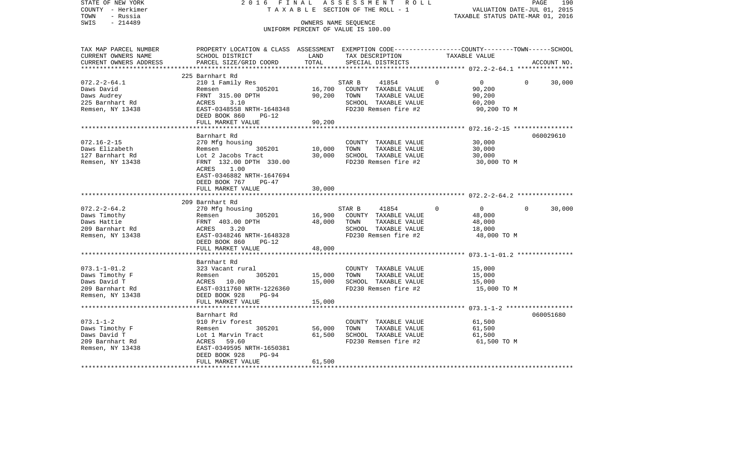STATE OF NEW YORK — 2016 FINAL ASSESSMENT ROLL
COUNTY - Herkimer — TAXABLE SECTION OF THE ROLL - 1 — VALUATION DATE-JUL 01, 2015
TOWN - Russia — TAXABLE STATUS DATE-MAR 01, 2016
SWIS - 214489 — OWNERS NAME SEQUENCE
UNIFORM PERCENT OF VALUE IS 100.00

| TAX MAP PARCEL NUMBER / CURRENT OWNERS NAME / CURRENT OWNERS ADDRESS | PROPERTY LOCATION & CLASS / SCHOOL DISTRICT / PARCEL SIZE/GRID COORD | ASSESSMENT LAND | TOTAL | EXEMPTION CODE / TAX DESCRIPTION / SPECIAL DISTRICTS | COUNTY | TOWN | SCHOOL | TAXABLE VALUE | ACCOUNT NO. |
|---|---|---|---|---|---|---|---|---|---|
| **072.2-2-64.1** | 225 Barnhart Rd | | | | | | | | |
| 072.2-2-64.1 | 210 1 Family Res | | | STAR B 41854 | 0 | 0 | 30,000 | | |
| Daws David | Remsen 305201 | 16,700 | | COUNTY TAXABLE VALUE | | | | 90,200 | |
| Daws Audrey | FRNT 315.00 DPTH | | 90,200 | TOWN TAXABLE VALUE | | | | 90,200 | |
| 225 Barnhart Rd | ACRES 3.10 | | | SCHOOL TAXABLE VALUE | | | | 60,200 | |
| Remsen, NY 13438 | EAST-0348558 NRTH-1648348 | | | FD230 Remsen fire #2 | | | | 90,200 TO M | |
| | DEED BOOK 860 PG-12 | | | | | | | | |
| | FULL MARKET VALUE | | 90,200 | | | | | | |
| **072.16-2-15** | Barnhart Rd | | | | | | | | 060029610 |
| 072.16-2-15 | 270 Mfg housing | | | COUNTY TAXABLE VALUE | | | | 30,000 | |
| Daws Elizabeth | Remsen 305201 | 10,000 | | TOWN TAXABLE VALUE | | | | 30,000 | |
| 127 Barnhart Rd | Lot 2 Jacobs Tract | | 30,000 | SCHOOL TAXABLE VALUE | | | | 30,000 | |
| Remsen, NY 13438 | FRNT 132.00 DPTH 330.00 | | | FD230 Remsen fire #2 | | | | 30,000 TO M | |
| | ACRES 1.00 | | | | | | | | |
| | EAST-0346882 NRTH-1647694 | | | | | | | | |
| | DEED BOOK 767 PG-47 | | | | | | | | |
| | FULL MARKET VALUE | | 30,000 | | | | | | |
| **072.2-2-64.2** | 209 Barnhart Rd | | | | | | | | |
| 072.2-2-64.2 | 270 Mfg housing | | | STAR B 41854 | 0 | 0 | 30,000 | | |
| Daws Timothy | Remsen 305201 | 16,900 | | COUNTY TAXABLE VALUE | | | | 48,000 | |
| Daws Hattie | FRNT 403.00 DPTH | | 48,000 | TOWN TAXABLE VALUE | | | | 48,000 | |
| 209 Barnhart Rd | ACRES 3.20 | | | SCHOOL TAXABLE VALUE | | | | 18,000 | |
| Remsen, NY 13438 | EAST-0348246 NRTH-1648328 | | | FD230 Remsen fire #2 | | | | 48,000 TO M | |
| | DEED BOOK 860 PG-12 | | | | | | | | |
| | FULL MARKET VALUE | | 48,000 | | | | | | |
| **073.1-1-01.2** | Barnhart Rd | | | | | | | | |
| 073.1-1-01.2 | 323 Vacant rural | | | COUNTY TAXABLE VALUE | | | | 15,000 | |
| Daws Timothy F | Remsen 305201 | 15,000 | | TOWN TAXABLE VALUE | | | | 15,000 | |
| Daws David T | ACRES 10.00 | | 15,000 | SCHOOL TAXABLE VALUE | | | | 15,000 | |
| 209 Barnhart Rd | EAST-0311760 NRTH-1226360 | | | FD230 Remsen fire #2 | | | | 15,000 TO M | |
| Remsen, NY 13438 | DEED BOOK 928 PG-94 | | | | | | | | |
| | FULL MARKET VALUE | | 15,000 | | | | | | |
| **073.1-1-2** | Barnhart Rd | | | | | | | | 060051680 |
| 073.1-1-2 | 910 Priv forest | | | COUNTY TAXABLE VALUE | | | | 61,500 | |
| Daws Timothy F | Remsen 305201 | 56,000 | | TOWN TAXABLE VALUE | | | | 61,500 | |
| Daws David T | Lot 1 Marvin Tract | | 61,500 | SCHOOL TAXABLE VALUE | | | | 61,500 | |
| 209 Barnhart Rd | ACRES 59.60 | | | FD230 Remsen fire #2 | | | | 61,500 TO M | |
| Remsen, NY 13438 | EAST-0349595 NRTH-1650381 | | | | | | | | |
| | DEED BOOK 928 PG-94 | | | | | | | | |
| | FULL MARKET VALUE | | 61,500 | | | | | | |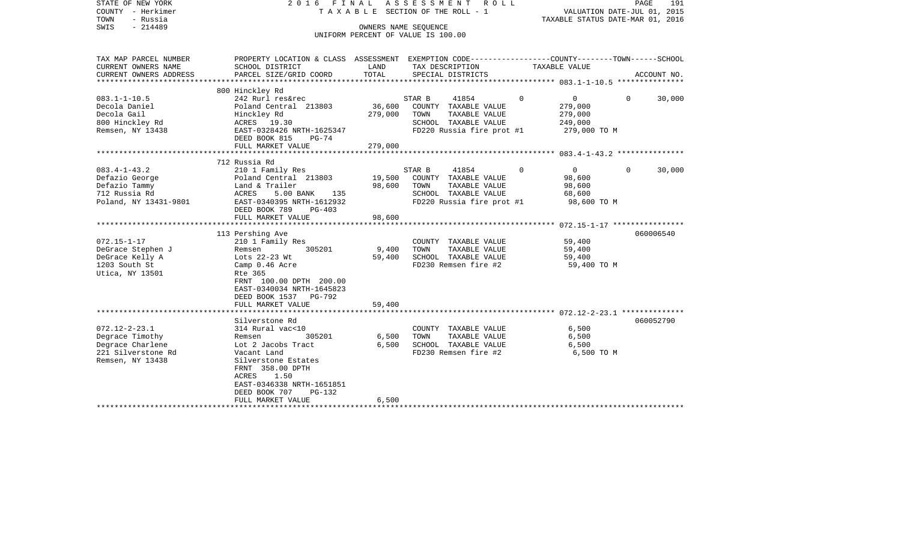STATE OF NEW YORK
COUNTY - Herkimer
TOWN - Russia
SWIS - 214489

2016 FINAL ASSESSMENT ROLL
TAXABLE SECTION OF THE ROLL - 1
OWNERS NAME SEQUENCE
UNIFORM PERCENT OF VALUE IS 100.00

VALUATION DATE-JUL 01, 2015
TAXABLE STATUS DATE-MAR 01, 2016

| TAX MAP PARCEL NUMBER / CURRENT OWNERS NAME / CURRENT OWNERS ADDRESS | PROPERTY LOCATION & CLASS / SCHOOL DISTRICT / PARCEL SIZE/GRID COORD | ASSESSMENT LAND | TOTAL | EXEMPTION CODE / TAX DESCRIPTION / SPECIAL DISTRICTS | COUNTY | TOWN | SCHOOL / TAXABLE VALUE | ACCOUNT NO. |
|---|---|---|---|---|---|---|---|---|
| 083.1-1-10.5 | 800 Hinckley Rd | | | | | | | |
| 083.1-1-10.5 | 242 Rurl res&rec | | | STAR B 41854 | 0 | 0 | 0 | 30,000 |
| Decola Daniel | Poland Central 213803 | 36,600 | | COUNTY TAXABLE VALUE | | | 279,000 | |
| Decola Gail | Hinckley Rd | | 279,000 | TOWN TAXABLE VALUE | | | 279,000 | |
| 800 Hinckley Rd | ACRES 19.30 | | | SCHOOL TAXABLE VALUE | | | 249,000 | |
| Remsen, NY 13438 | EAST-0328426 NRTH-1625347 | | | FD220 Russia fire prot #1 | | | 279,000 TO M | |
| | DEED BOOK 815 PG-74 | | | | | | | |
| | FULL MARKET VALUE | | 279,000 | | | | | |
| 083.4-1-43.2 | 712 Russia Rd | | | | | | | |
| 083.4-1-43.2 | 210 1 Family Res | | | STAR B 41854 | 0 | 0 | 0 | 30,000 |
| Defazio George | Poland Central 213803 | 19,500 | | COUNTY TAXABLE VALUE | | | 98,600 | |
| Defazio Tammy | Land & Trailer | | 98,600 | TOWN TAXABLE VALUE | | | 98,600 | |
| 712 Russia Rd | ACRES 5.00 BANK 135 | | | SCHOOL TAXABLE VALUE | | | 68,600 | |
| Poland, NY 13431-9801 | EAST-0340395 NRTH-1612932 | | | FD220 Russia fire prot #1 | | | 98,600 TO M | |
| | DEED BOOK 789 PG-403 | | | | | | | |
| | FULL MARKET VALUE | | 98,600 | | | | | |
| 072.15-1-17 | 113 Pershing Ave | | | | | | | 060006540 |
| 072.15-1-17 | 210 1 Family Res | | | COUNTY TAXABLE VALUE | | | 59,400 | |
| DeGrace Stephen J | Remsen 305201 | 9,400 | | TOWN TAXABLE VALUE | | | 59,400 | |
| DeGrace Kelly A | Lots 22-23 Wt | | 59,400 | SCHOOL TAXABLE VALUE | | | 59,400 | |
| 1203 South St | Camp 0.46 Acre | | | FD230 Remsen fire #2 | | | 59,400 TO M | |
| Utica, NY 13501 | Rte 365 | | | | | | | |
| | FRNT 100.00 DPTH 200.00 | | | | | | | |
| | EAST-0340034 NRTH-1645823 | | | | | | | |
| | DEED BOOK 1537 PG-792 | | | | | | | |
| | FULL MARKET VALUE | | 59,400 | | | | | |
| 072.12-2-23.1 | Silverstone Rd | | | | | | | 060052790 |
| 072.12-2-23.1 | 314 Rural vac<10 | | | COUNTY TAXABLE VALUE | | | 6,500 | |
| Degrace Timothy | Remsen 305201 | 6,500 | | TOWN TAXABLE VALUE | | | 6,500 | |
| Degrace Charlene | Lot 2 Jacobs Tract | | 6,500 | SCHOOL TAXABLE VALUE | | | 6,500 | |
| 221 Silverstone Rd | Vacant Land | | | FD230 Remsen fire #2 | | | 6,500 TO M | |
| Remsen, NY 13438 | Silverstone Estates | | | | | | | |
| | FRNT 358.00 DPTH | | | | | | | |
| | ACRES 1.50 | | | | | | | |
| | EAST-0346338 NRTH-1651851 | | | | | | | |
| | DEED BOOK 707 PG-132 | | | | | | | |
| | FULL MARKET VALUE | | 6,500 | | | | | |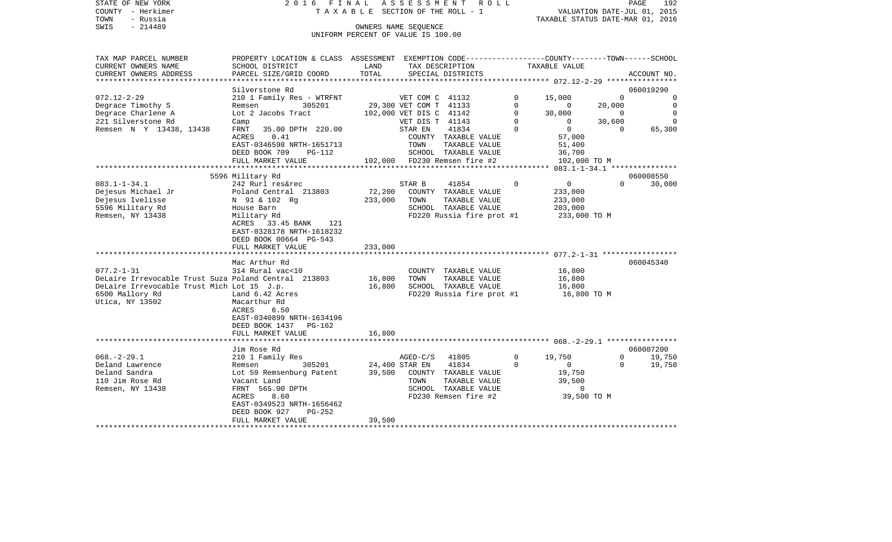STATE OF NEW YORK
COUNTY - Herkimer
TOWN - Russia
SWIS - 214489

2016 FINAL ASSESSMENT ROLL
TAXABLE SECTION OF THE ROLL - 1
OWNERS NAME SEQUENCE
UNIFORM PERCENT OF VALUE IS 100.00

VALUATION DATE-JUL 01, 2015
TAXABLE STATUS DATE-MAR 01, 2016

```
TAX MAP PARCEL NUMBER     PROPERTY LOCATION & CLASS  ASSESSMENT  EXEMPTION CODE-----------------COUNTY--------TOWN------SCHOOL
CURRENT OWNERS NAME       SCHOOL DISTRICT              LAND       TAX DESCRIPTION            TAXABLE VALUE
CURRENT OWNERS ADDRESS    PARCEL SIZE/GRID COORD       TOTAL      SPECIAL DISTRICTS                                       ACCOUNT NO.
******************************************************************************************** 072.12-2-29 ****************
                          Silverstone Rd                                                                               060019290
072.12-2-29               210 1 Family Res - WTRFNT         VET COM C  41132         0      15,000          0              0
Degrace Timothy S         Remsen          305201     29,300 VET COM T  41133         0           0     20,000              0
Degrace Charlene A        Lot 2 Jacobs Tract        102,000 VET DIS C  41142         0      30,000          0              0
221 Silverstone Rd        Camp                              VET DIS T  41143         0           0     30,600              0
Remsen  N Y  13438, 13438 FRNT   35.00 DPTH 220.00          STAR EN    41834         0           0          0         65,300
                          ACRES     0.41                      COUNTY  TAXABLE VALUE           57,000
                          EAST-0346598 NRTH-1651713           TOWN    TAXABLE VALUE           51,400
                          DEED BOOK 709     PG-112            SCHOOL  TAXABLE VALUE           36,700
                          FULL MARKET VALUE         102,000   FD230 Remsen fire #2           102,000 TO M
******************************************************************************************** 083.1-1-34.1 ***************
                          5596 Military Rd                                                                             060008550
083.1-1-34.1              242 Rurl res&rec                  STAR B     41854         0           0          0         30,000
Dejesus Michael Jr        Poland Central 213803      72,200   COUNTY  TAXABLE VALUE          233,000
Dejesus Ivelisse          N 91 & 102  Rg            233,000   TOWN    TAXABLE VALUE          233,000
5596 Military Rd          House Barn                          SCHOOL  TAXABLE VALUE          203,000
Remsen, NY 13438          Military Rd                         FD220 Russia fire prot #1      233,000 TO M
                          ACRES    33.45 BANK     121
                          EAST-0328178 NRTH-1618232
                          DEED BOOK 00664 PG-543
                          FULL MARKET VALUE         233,000
******************************************************************************************** 077.2-1-31 *****************
                          Mac Arthur Rd                                                                                060045340
077.2-1-31                314 Rural vac<10                    COUNTY  TAXABLE VALUE           16,800
DeLaire Irrevocable Trust Suza Poland Central 213803  16,800   TOWN    TAXABLE VALUE           16,800
DeLaire Irrevocable Trust Mich Lot 15  J.p.           16,800   SCHOOL  TAXABLE VALUE           16,800
6500 Mallory Rd           Land 6.42 Acres                     FD220 Russia fire prot #1       16,800 TO M
Utica, NY 13502           Macarthur Rd
                          ACRES     6.50
                          EAST-0340899 NRTH-1634196
                          DEED BOOK 1437    PG-162
                          FULL MARKET VALUE          16,800
******************************************************************************************** 068.-2-29.1 ****************
                          Jim Rose Rd                                                                                  060007200
068.-2-29.1               210 1 Family Res                  AGED-C/S   41805         0      19,750          0         19,750
Deland Lawrence           Remsen          305201     24,400 STAR EN    41834         0           0          0         19,750
Deland Sandra             Lot 59 Remsenburg Patent   39,500   COUNTY  TAXABLE VALUE           19,750
110 Jim Rose Rd           Vacant Land                         TOWN    TAXABLE VALUE           39,500
Remsen, NY 13438          FRNT  565.00 DPTH                   SCHOOL  TAXABLE VALUE                0
                          ACRES     8.60                      FD230 Remsen fire #2            39,500 TO M
                          EAST-0349523 NRTH-1656462
                          DEED BOOK 927     PG-252
                          FULL MARKET VALUE          39,500
****************************************************************************************************************************
```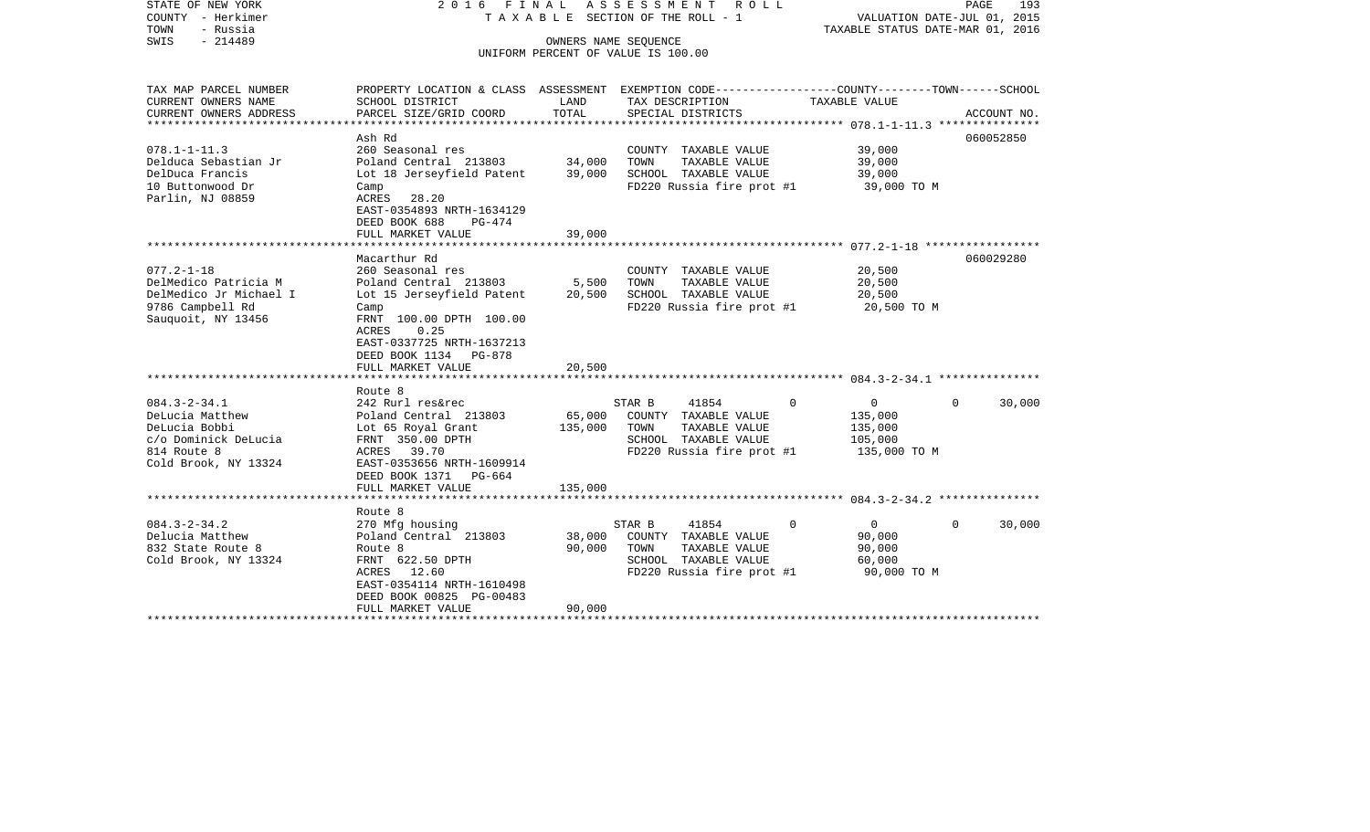STATE OF NEW YORK
COUNTY - Herkimer
TOWN - Russia
SWIS - 214489

2016 FINAL ASSESSMENT ROLL
TAXABLE SECTION OF THE ROLL - 1
OWNERS NAME SEQUENCE
UNIFORM PERCENT OF VALUE IS 100.00

VALUATION DATE-JUL 01, 2015
TAXABLE STATUS DATE-MAR 01, 2016

| TAX MAP PARCEL NUMBER / CURRENT OWNERS NAME / CURRENT OWNERS ADDRESS | PROPERTY LOCATION & CLASS / SCHOOL DISTRICT / PARCEL SIZE/GRID COORD | ASSESSMENT LAND | TOTAL | EXEMPTION CODE / TAX DESCRIPTION / SPECIAL DISTRICTS | COUNTY | TOWN | SCHOOL | TAXABLE VALUE | ACCOUNT NO. |
|---|---|---|---|---|---|---|---|---|---|
| 078.1-1-11.3 | Ash Rd | | | | | | | | 060052850 |
| | 260 Seasonal res | | | COUNTY TAXABLE VALUE | | | | 39,000 | |
| Delduca Sebastian Jr | Poland Central 213803 | 34,000 | | TOWN TAXABLE VALUE | | | | 39,000 | |
| DelDuca Francis | Lot 18 Jerseyfield Patent | | 39,000 | SCHOOL TAXABLE VALUE | | | | 39,000 | |
| 10 Buttonwood Dr | Camp | | | FD220 Russia fire prot #1 | | | | 39,000 TO M | |
| Parlin, NJ 08859 | ACRES 28.20 | | | | | | | | |
| | EAST-0354893 NRTH-1634129 | | | | | | | | |
| | DEED BOOK 688 PG-474 | | | | | | | | |
| | FULL MARKET VALUE | | 39,000 | | | | | | |
| 077.2-1-18 | Macarthur Rd | | | | | | | | 060029280 |
| | 260 Seasonal res | | | COUNTY TAXABLE VALUE | | | | 20,500 | |
| DelMedico Patricia M | Poland Central 213803 | 5,500 | | TOWN TAXABLE VALUE | | | | 20,500 | |
| DelMedico Jr Michael I | Lot 15 Jerseyfield Patent | | 20,500 | SCHOOL TAXABLE VALUE | | | | 20,500 | |
| 9786 Campbell Rd | Camp | | | FD220 Russia fire prot #1 | | | | 20,500 TO M | |
| Sauquoit, NY 13456 | FRNT 100.00 DPTH 100.00 | | | | | | | | |
| | ACRES 0.25 | | | | | | | | |
| | EAST-0337725 NRTH-1637213 | | | | | | | | |
| | DEED BOOK 1134 PG-878 | | | | | | | | |
| | FULL MARKET VALUE | | 20,500 | | | | | | |
| 084.3-2-34.1 | Route 8 | | | | | | | | |
| | 242 Rurl res&rec | | | STAR B 41854 | 0 | 0 | 30,000 | | |
| DeLucia Matthew | Poland Central 213803 | 65,000 | | COUNTY TAXABLE VALUE | | | | 135,000 | |
| DeLucia Bobbi | Lot 65 Royal Grant | | 135,000 | TOWN TAXABLE VALUE | | | | 135,000 | |
| c/o Dominick DeLucia | FRNT 350.00 DPTH | | | SCHOOL TAXABLE VALUE | | | | 105,000 | |
| 814 Route 8 | ACRES 39.70 | | | FD220 Russia fire prot #1 | | | | 135,000 TO M | |
| Cold Brook, NY 13324 | EAST-0353656 NRTH-1609914 | | | | | | | | |
| | DEED BOOK 1371 PG-664 | | | | | | | | |
| | FULL MARKET VALUE | | 135,000 | | | | | | |
| 084.3-2-34.2 | Route 8 | | | | | | | | |
| | 270 Mfg housing | | | STAR B 41854 | 0 | 0 | 30,000 | | |
| Delucia Matthew | Poland Central 213803 | 38,000 | | COUNTY TAXABLE VALUE | | | | 90,000 | |
| 832 State Route 8 | Route 8 | | 90,000 | TOWN TAXABLE VALUE | | | | 90,000 | |
| Cold Brook, NY 13324 | FRNT 622.50 DPTH | | | SCHOOL TAXABLE VALUE | | | | 60,000 | |
| | ACRES 12.60 | | | FD220 Russia fire prot #1 | | | | 90,000 TO M | |
| | EAST-0354114 NRTH-1610498 | | | | | | | | |
| | DEED BOOK 00825 PG-00483 | | | | | | | | |
| | FULL MARKET VALUE | | 90,000 | | | | | | |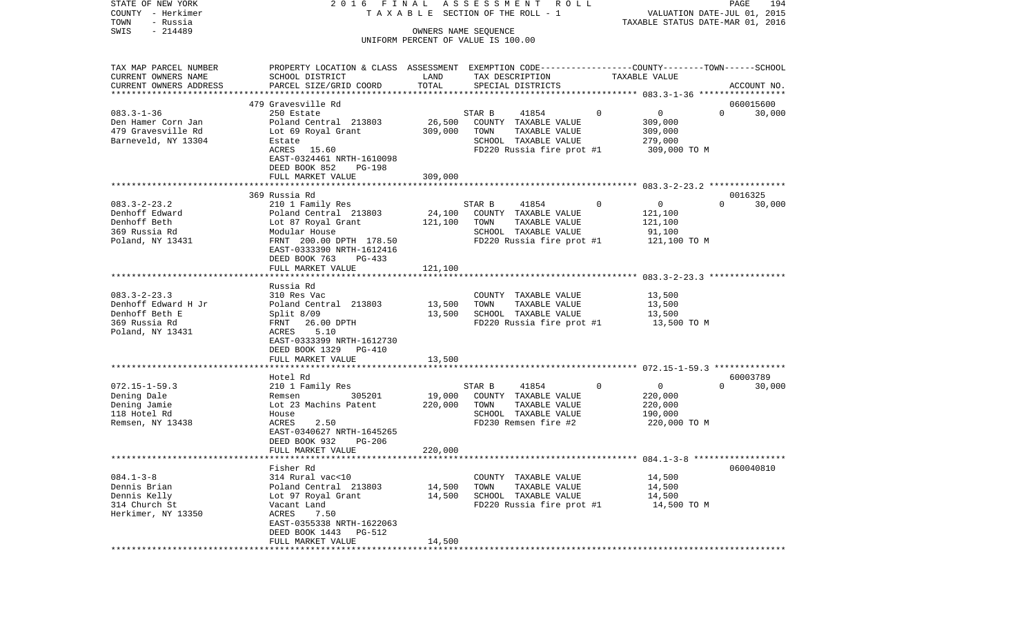STATE OF NEW YORK | 2016 FINAL ASSESSMENT ROLL | PAGE 194
COUNTY - Herkimer | TAXABLE SECTION OF THE ROLL - 1 | VALUATION DATE-JUL 01, 2015
TOWN - Russia | | TAXABLE STATUS DATE-MAR 01, 2016
SWIS - 214489 | OWNERS NAME SEQUENCE
UNIFORM PERCENT OF VALUE IS 100.00

| TAX MAP PARCEL NUMBER / CURRENT OWNERS NAME / CURRENT OWNERS ADDRESS | PROPERTY LOCATION & CLASS / SCHOOL DISTRICT / PARCEL SIZE/GRID COORD | ASSESSMENT LAND | TOTAL | EXEMPTION CODE / TAX DESCRIPTION / SPECIAL DISTRICTS | COUNTY | TOWN | SCHOOL TAXABLE VALUE | ACCOUNT NO. |
|---|---|---|---|---|---|---|---|---|
| 083.3-1-36 | 479 Gravesville Rd | | | | | | | 060015600 |
| 083.3-1-36 | 250 Estate | | | STAR B 41854 | 0 | 0 | 0 | 30,000 |
| Den Hamer Corn Jan | Poland Central 213803 | 26,500 | | COUNTY TAXABLE VALUE | 309,000 | | | |
| 479 Gravesville Rd | Lot 69 Royal Grant | | 309,000 | TOWN TAXABLE VALUE | | 309,000 | | |
| Barneveld, NY 13304 | Estate | | | SCHOOL TAXABLE VALUE | | | 279,000 | |
| | ACRES 15.60 | | | FD220 Russia fire prot #1 | 309,000 TO M | | | |
| | EAST-0324461 NRTH-1610098 | | | | | | | |
| | DEED BOOK 852 PG-198 | | | | | | | |
| | FULL MARKET VALUE | | 309,000 | | | | | |
| 083.3-2-23.2 | 369 Russia Rd | | | | | | | 0016325 |
| 083.3-2-23.2 | 210 1 Family Res | | | STAR B 41854 | 0 | 0 | 0 | 30,000 |
| Denhoff Edward | Poland Central 213803 | 24,100 | | COUNTY TAXABLE VALUE | 121,100 | | | |
| Denhoff Beth | Lot 87 Royal Grant | | 121,100 | TOWN TAXABLE VALUE | | 121,100 | | |
| 369 Russia Rd | Modular House | | | SCHOOL TAXABLE VALUE | | | 91,100 | |
| Poland, NY 13431 | FRNT 200.00 DPTH 178.50 | | | FD220 Russia fire prot #1 | 121,100 TO M | | | |
| | EAST-0333390 NRTH-1612416 | | | | | | | |
| | DEED BOOK 763 PG-433 | | | | | | | |
| | FULL MARKET VALUE | | 121,100 | | | | | |
| 083.3-2-23.3 | Russia Rd | | | | | | | |
| 083.3-2-23.3 | 310 Res Vac | | | COUNTY TAXABLE VALUE | 13,500 | | | |
| Denhoff Edward H Jr | Poland Central 213803 | 13,500 | | TOWN TAXABLE VALUE | | 13,500 | | |
| Denhoff Beth E | Split 8/09 | | 13,500 | SCHOOL TAXABLE VALUE | | | 13,500 | |
| 369 Russia Rd | FRNT 26.00 DPTH | | | FD220 Russia fire prot #1 | 13,500 TO M | | | |
| Poland, NY 13431 | ACRES 5.10 | | | | | | | |
| | EAST-0333399 NRTH-1612730 | | | | | | | |
| | DEED BOOK 1329 PG-410 | | | | | | | |
| | FULL MARKET VALUE | | 13,500 | | | | | |
| 072.15-1-59.3 | Hotel Rd | | | | | | | 60003789 |
| 072.15-1-59.3 | 210 1 Family Res | | | STAR B 41854 | 0 | 0 | 0 | 30,000 |
| Dening Dale | Remsen 305201 | 19,000 | | COUNTY TAXABLE VALUE | 220,000 | | | |
| Dening Jamie | Lot 23 Machins Patent | | 220,000 | TOWN TAXABLE VALUE | | 220,000 | | |
| 118 Hotel Rd | House | | | SCHOOL TAXABLE VALUE | | | 190,000 | |
| Remsen, NY 13438 | ACRES 2.50 | | | FD230 Remsen fire #2 | 220,000 TO M | | | |
| | EAST-0340627 NRTH-1645265 | | | | | | | |
| | DEED BOOK 932 PG-206 | | | | | | | |
| | FULL MARKET VALUE | | 220,000 | | | | | |
| 084.1-3-8 | Fisher Rd | | | | | | | 060040810 |
| 084.1-3-8 | 314 Rural vac<10 | | | COUNTY TAXABLE VALUE | 14,500 | | | |
| Dennis Brian | Poland Central 213803 | 14,500 | | TOWN TAXABLE VALUE | | 14,500 | | |
| Dennis Kelly | Lot 97 Royal Grant | | 14,500 | SCHOOL TAXABLE VALUE | | | 14,500 | |
| 314 Church St | Vacant Land | | | FD220 Russia fire prot #1 | 14,500 TO M | | | |
| Herkimer, NY 13350 | ACRES 7.50 | | | | | | | |
| | EAST-0355338 NRTH-1622063 | | | | | | | |
| | DEED BOOK 1443 PG-512 | | | | | | | |
| | FULL MARKET VALUE | | 14,500 | | | | | |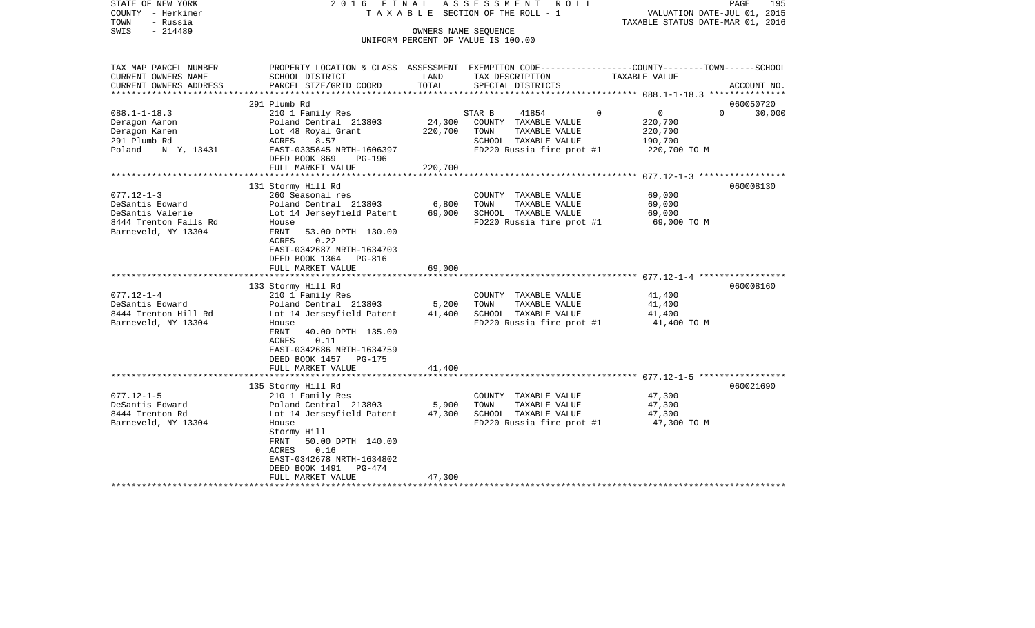STATE OF NEW YORK 2016 FINAL ASSESSMENT ROLL
COUNTY - Herkimer TAXABLE SECTION OF THE ROLL - 1 VALUATION DATE-JUL 01, 2015
TOWN - Russia TAXABLE STATUS DATE-MAR 01, 2016
SWIS - 214489 OWNERS NAME SEQUENCE
UNIFORM PERCENT OF VALUE IS 100.00

| TAX MAP PARCEL NUMBER / CURRENT OWNERS NAME / CURRENT OWNERS ADDRESS | PROPERTY LOCATION & CLASS / SCHOOL DISTRICT / PARCEL SIZE/GRID COORD | ASSESSMENT LAND | TOTAL | EXEMPTION CODE / TAX DESCRIPTION / SPECIAL DISTRICTS | COUNTY | TOWN | SCHOOL / TAXABLE VALUE | ACCOUNT NO. |
|---|---|---|---|---|---|---|---|---|
| 088.1-1-18.3 | 291 Plumb Rd | | | | | | | 060050720 |
| | 210 1 Family Res | | | STAR B 41854 | 0 | 0 | 0 30,000 | |
| Deragon Aaron | Poland Central 213803 | 24,300 | | COUNTY TAXABLE VALUE | 220,700 | | | |
| Deragon Karen | Lot 48 Royal Grant | | 220,700 | TOWN TAXABLE VALUE | | 220,700 | | |
| 291 Plumb Rd | ACRES 8.57 | | | SCHOOL TAXABLE VALUE | | | 190,700 | |
| Poland N Y, 13431 | EAST-0335645 NRTH-1606397 | | | FD220 Russia fire prot #1 | | | 220,700 TO M | |
| | DEED BOOK 869 PG-196 | | | | | | | |
| | FULL MARKET VALUE | | 220,700 | | | | | |
| 077.12-1-3 | 131 Stormy Hill Rd | | | | | | | 060008130 |
| | 260 Seasonal res | | | COUNTY TAXABLE VALUE | 69,000 | | | |
| DeSantis Edward | Poland Central 213803 | 6,800 | | TOWN TAXABLE VALUE | | 69,000 | | |
| DeSantis Valerie | Lot 14 Jerseyfield Patent | | 69,000 | SCHOOL TAXABLE VALUE | | | 69,000 | |
| 8444 Trenton Falls Rd | House | | | FD220 Russia fire prot #1 | | | 69,000 TO M | |
| Barneveld, NY 13304 | FRNT 53.00 DPTH 130.00 | | | | | | | |
| | ACRES 0.22 | | | | | | | |
| | EAST-0342687 NRTH-1634703 | | | | | | | |
| | DEED BOOK 1364 PG-816 | | | | | | | |
| | FULL MARKET VALUE | | 69,000 | | | | | |
| 077.12-1-4 | 133 Stormy Hill Rd | | | | | | | 060008160 |
| | 210 1 Family Res | | | COUNTY TAXABLE VALUE | 41,400 | | | |
| DeSantis Edward | Poland Central 213803 | 5,200 | | TOWN TAXABLE VALUE | | 41,400 | | |
| 8444 Trenton Hill Rd | Lot 14 Jerseyfield Patent | | 41,400 | SCHOOL TAXABLE VALUE | | | 41,400 | |
| Barneveld, NY 13304 | House | | | FD220 Russia fire prot #1 | | | 41,400 TO M | |
| | FRNT 40.00 DPTH 135.00 | | | | | | | |
| | ACRES 0.11 | | | | | | | |
| | EAST-0342686 NRTH-1634759 | | | | | | | |
| | DEED BOOK 1457 PG-175 | | | | | | | |
| | FULL MARKET VALUE | | 41,400 | | | | | |
| 077.12-1-5 | 135 Stormy Hill Rd | | | | | | | 060021690 |
| | 210 1 Family Res | | | COUNTY TAXABLE VALUE | 47,300 | | | |
| DeSantis Edward | Poland Central 213803 | 5,900 | | TOWN TAXABLE VALUE | | 47,300 | | |
| 8444 Trenton Rd | Lot 14 Jerseyfield Patent | | 47,300 | SCHOOL TAXABLE VALUE | | | 47,300 | |
| Barneveld, NY 13304 | House | | | FD220 Russia fire prot #1 | | | 47,300 TO M | |
| | Stormy Hill | | | | | | | |
| | FRNT 50.00 DPTH 140.00 | | | | | | | |
| | ACRES 0.16 | | | | | | | |
| | EAST-0342678 NRTH-1634802 | | | | | | | |
| | DEED BOOK 1491 PG-474 | | | | | | | |
| | FULL MARKET VALUE | | 47,300 | | | | | |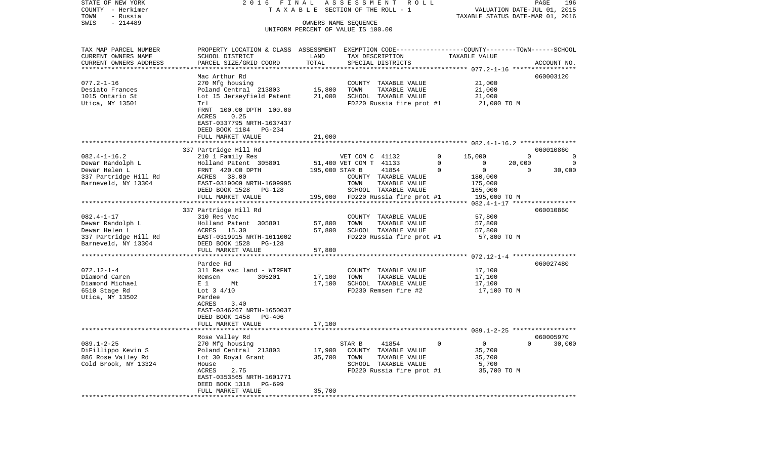STATE OF NEW YORK
COUNTY - Herkimer
TOWN - Russia
SWIS - 214489

2016 FINAL ASSESSMENT ROLL
TAXABLE SECTION OF THE ROLL - 1
OWNERS NAME SEQUENCE
UNIFORM PERCENT OF VALUE IS 100.00

VALUATION DATE-JUL 01, 2015
TAXABLE STATUS DATE-MAR 01, 2016

| TAX MAP PARCEL NUMBER / CURRENT OWNERS NAME / CURRENT OWNERS ADDRESS | PROPERTY LOCATION & CLASS / SCHOOL DISTRICT / PARCEL SIZE/GRID COORD | ASSESSMENT LAND | ASSESSMENT TOTAL | EXEMPTION CODE / TAX DESCRIPTION / SPECIAL DISTRICTS | COUNTY TAXABLE VALUE | TOWN | SCHOOL | ACCOUNT NO. |
|---|---|---|---|---|---|---|---|---|
| **077.2-1-16** | Mac Arthur Rd | | | | | | | 060003120 |
| Desiato Frances | 270 Mfg housing | | | COUNTY TAXABLE VALUE | 21,000 | | | |
| 1015 Ontario St | Poland Central 213803 | 15,800 | | TOWN TAXABLE VALUE | 21,000 | | | |
| Utica, NY 13501 | Lot 15 Jerseyfield Patent | | 21,000 | SCHOOL TAXABLE VALUE | 21,000 | | | |
| | Trl | | | FD220 Russia fire prot #1 | 21,000 TO M | | | |
| | FRNT 100.00 DPTH 100.00 | | | | | | | |
| | ACRES 0.25 | | | | | | | |
| | EAST-0337795 NRTH-1637437 | | | | | | | |
| | DEED BOOK 1184 PG-234 | | | | | | | |
| | FULL MARKET VALUE | | 21,000 | | | | | |
| **082.4-1-16.2** | 337 Partridge Hill Rd | | | | | | | 060010860 |
| Dewar Randolph L | 210 1 Family Res | | | VET COM C 41132 0 | 15,000 | 0 | 0 | |
| Dewar Helen L | Holland Patent 305801 | 51,400 | | VET COM T 41133 0 | 0 | 20,000 | 0 | |
| 337 Partridge Hill Rd | FRNT 420.00 DPTH | | 195,000 | STAR B 41854 0 | 0 | 0 | 30,000 | |
| Barneveld, NY 13304 | ACRES 38.00 | | | COUNTY TAXABLE VALUE | 180,000 | | | |
| | EAST-0319009 NRTH-1609995 | | | TOWN TAXABLE VALUE | 175,000 | | | |
| | DEED BOOK 1528 PG-128 | | | SCHOOL TAXABLE VALUE | 165,000 | | | |
| | FULL MARKET VALUE | | 195,000 | FD220 Russia fire prot #1 | 195,000 TO M | | | |
| **082.4-1-17** | 337 Partridge Hill Rd | | | | | | | 060010860 |
| Dewar Randolph L | 310 Res Vac | | | COUNTY TAXABLE VALUE | 57,800 | | | |
| Dewar Helen L | Holland Patent 305801 | 57,800 | | TOWN TAXABLE VALUE | 57,800 | | | |
| 337 Partridge Hill Rd | ACRES 15.30 | | 57,800 | SCHOOL TAXABLE VALUE | 57,800 | | | |
| Barneveld, NY 13304 | EAST-0319915 NRTH-1611002 | | | FD220 Russia fire prot #1 | 57,800 TO M | | | |
| | DEED BOOK 1528 PG-128 | | | | | | | |
| | FULL MARKET VALUE | | 57,800 | | | | | |
| **072.12-1-4** | Pardee Rd | | | | | | | 060027480 |
| Diamond Caren | 311 Res vac land - WTRFNT | | | COUNTY TAXABLE VALUE | 17,100 | | | |
| Diamond Michael | Remsen 305201 | 17,100 | | TOWN TAXABLE VALUE | 17,100 | | | |
| 6510 Stage Rd | E 1 Mt | | 17,100 | SCHOOL TAXABLE VALUE | 17,100 | | | |
| Utica, NY 13502 | Lot 3 4/10 | | | FD230 Remsen fire #2 | 17,100 TO M | | | |
| | Pardee | | | | | | | |
| | ACRES 3.40 | | | | | | | |
| | EAST-0346267 NRTH-1650037 | | | | | | | |
| | DEED BOOK 1458 PG-406 | | | | | | | |
| | FULL MARKET VALUE | | 17,100 | | | | | |
| **089.1-2-25** | Rose Valley Rd | | | | | | | 060005970 |
| DiFillippo Kevin S | 270 Mfg housing | | | STAR B 41854 0 | 0 | 0 | 30,000 | |
| 886 Rose Valley Rd | Poland Central 213803 | 17,900 | | COUNTY TAXABLE VALUE | 35,700 | | | |
| Cold Brook, NY 13324 | Lot 30 Royal Grant | | 35,700 | TOWN TAXABLE VALUE | 35,700 | | | |
| | House | | | SCHOOL TAXABLE VALUE | 5,700 | | | |
| | ACRES 2.75 | | | FD220 Russia fire prot #1 | 35,700 TO M | | | |
| | EAST-0353565 NRTH-1601771 | | | | | | | |
| | DEED BOOK 1318 PG-699 | | | | | | | |
| | FULL MARKET VALUE | | 35,700 | | | | | |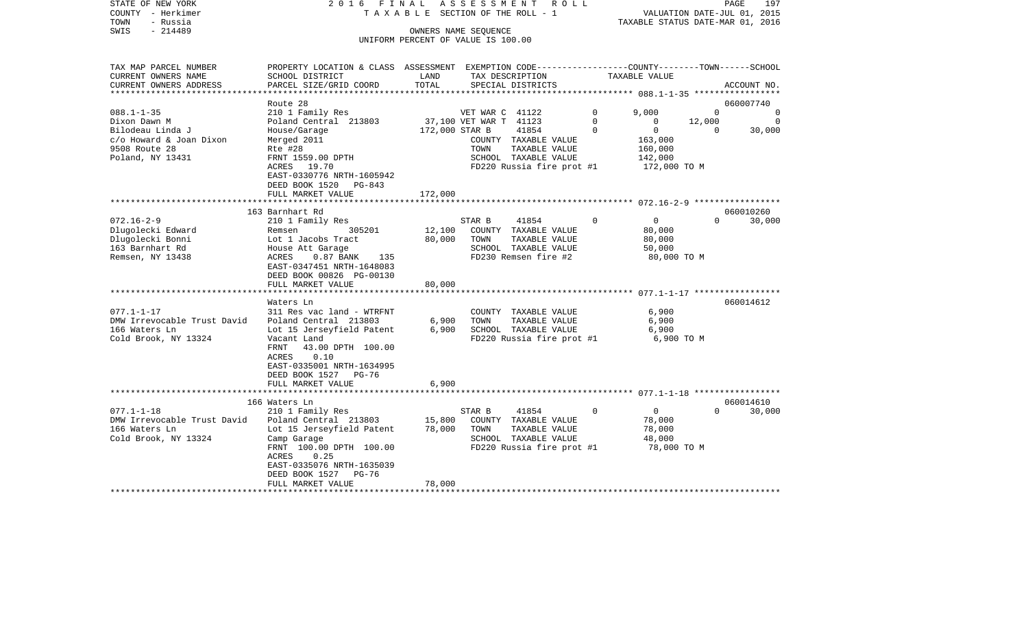STATE OF NEW YORK
COUNTY - Herkimer
TOWN - Russia
SWIS - 214489

2016 FINAL ASSESSMENT ROLL
TAXABLE SECTION OF THE ROLL - 1
OWNERS NAME SEQUENCE
UNIFORM PERCENT OF VALUE IS 100.00

VALUATION DATE-JUL 01, 2015
TAXABLE STATUS DATE-MAR 01, 2016

| TAX MAP PARCEL NUMBER / CURRENT OWNERS NAME / CURRENT OWNERS ADDRESS | PROPERTY LOCATION & CLASS / SCHOOL DISTRICT / PARCEL SIZE/GRID COORD | ASSESSMENT LAND / TOTAL | EXEMPTION CODE / TAX DESCRIPTION / SPECIAL DISTRICTS | | COUNTY | TOWN | SCHOOL / ACCOUNT NO. |
|---|---|---|---|---|---|---|---|
| **088.1-1-35** | Route 28 | | | | | | 060007740 |
| 088.1-1-35 | 210 1 Family Res | | VET WAR C 41122 | 0 | 9,000 | 0 | 0 |
| Dixon Dawn M | Poland Central 213803 | 37,100 | VET WAR T 41123 | 0 | 0 | 12,000 | 0 |
| Bilodeau Linda J | House/Garage | 172,000 | STAR B 41854 | 0 | 0 | 0 | 30,000 |
| c/o Howard & Joan Dixon | Merged 2011 | | COUNTY TAXABLE VALUE | | 163,000 | | |
| 9508 Route 28 | Rte #28 | | TOWN TAXABLE VALUE | | 160,000 | | |
| Poland, NY 13431 | FRNT 1559.00 DPTH | | SCHOOL TAXABLE VALUE | | 142,000 | | |
| | ACRES 19.70 | | FD220 Russia fire prot #1 | | 172,000 TO M | | |
| | EAST-0330776 NRTH-1605942 | | | | | | |
| | DEED BOOK 1520 PG-843 | | | | | | |
| | FULL MARKET VALUE | 172,000 | | | | | |
| **072.16-2-9** | 163 Barnhart Rd | | | | | | 060010260 |
| 072.16-2-9 | 210 1 Family Res | | STAR B 41854 | 0 | 0 | 0 | 30,000 |
| Dlugolecki Edward | Remsen 305201 | 12,100 | COUNTY TAXABLE VALUE | | 80,000 | | |
| Dlugolecki Bonni | Lot 1 Jacobs Tract | 80,000 | TOWN TAXABLE VALUE | | 80,000 | | |
| 163 Barnhart Rd | House Att Garage | | SCHOOL TAXABLE VALUE | | 50,000 | | |
| Remsen, NY 13438 | ACRES 0.87 BANK 135 | | FD230 Remsen fire #2 | | 80,000 TO M | | |
| | EAST-0347451 NRTH-1648083 | | | | | | |
| | DEED BOOK 00826 PG-00130 | | | | | | |
| | FULL MARKET VALUE | 80,000 | | | | | |
| **077.1-1-17** | Waters Ln | | | | | | 060014612 |
| 077.1-1-17 | 311 Res vac land - WTRFNT | | COUNTY TAXABLE VALUE | | 6,900 | | |
| DMW Irrevocable Trust David | Poland Central 213803 | 6,900 | TOWN TAXABLE VALUE | | 6,900 | | |
| 166 Waters Ln | Lot 15 Jerseyfield Patent | 6,900 | SCHOOL TAXABLE VALUE | | 6,900 | | |
| Cold Brook, NY 13324 | Vacant Land | | FD220 Russia fire prot #1 | | 6,900 TO M | | |
| | FRNT 43.00 DPTH 100.00 | | | | | | |
| | ACRES 0.10 | | | | | | |
| | EAST-0335001 NRTH-1634995 | | | | | | |
| | DEED BOOK 1527 PG-76 | | | | | | |
| | FULL MARKET VALUE | 6,900 | | | | | |
| **077.1-1-18** | 166 Waters Ln | | | | | | 060014610 |
| 077.1-1-18 | 210 1 Family Res | | STAR B 41854 | 0 | 0 | 0 | 30,000 |
| DMW Irrevocable Trust David | Poland Central 213803 | 15,800 | COUNTY TAXABLE VALUE | | 78,000 | | |
| 166 Waters Ln | Lot 15 Jerseyfield Patent | 78,000 | TOWN TAXABLE VALUE | | 78,000 | | |
| Cold Brook, NY 13324 | Camp Garage | | SCHOOL TAXABLE VALUE | | 48,000 | | |
| | FRNT 100.00 DPTH 100.00 | | FD220 Russia fire prot #1 | | 78,000 TO M | | |
| | ACRES 0.25 | | | | | | |
| | EAST-0335076 NRTH-1635039 | | | | | | |
| | DEED BOOK 1527 PG-76 | | | | | | |
| | FULL MARKET VALUE | 78,000 | | | | | |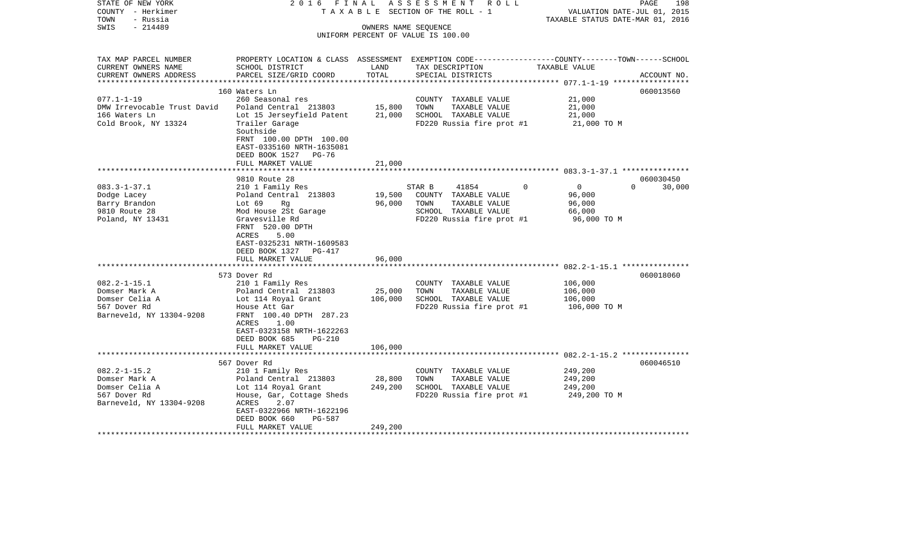STATE OF NEW YORK — 2016 FINAL ASSESSMENT ROLL — PAGE 198
COUNTY - Herkimer — TAXABLE SECTION OF THE ROLL - 1 — VALUATION DATE-JUL 01, 2015
TOWN - Russia — TAXABLE STATUS DATE-MAR 01, 2016
SWIS - 214489 — OWNERS NAME SEQUENCE
UNIFORM PERCENT OF VALUE IS 100.00

| TAX MAP PARCEL NUMBER / CURRENT OWNERS NAME / CURRENT OWNERS ADDRESS | PROPERTY LOCATION & CLASS / SCHOOL DISTRICT / PARCEL SIZE/GRID COORD | ASSESSMENT LAND | TOTAL | EXEMPTION CODE / TAX DESCRIPTION / SPECIAL DISTRICTS | COUNTY | TOWN | SCHOOL TAXABLE VALUE | ACCOUNT NO. |
|---|---|---|---|---|---|---|---|---|
| 077.1-1-19 | 160 Waters Ln | | | | | | | 060013560 |
| DMW Irrevocable Trust David | 260 Seasonal res | | | COUNTY TAXABLE VALUE | 21,000 | | | |
| 166 Waters Ln | Poland Central 213803 | 15,800 | | TOWN TAXABLE VALUE | | 21,000 | | |
| Cold Brook, NY 13324 | Lot 15 Jerseyfield Patent | | 21,000 | SCHOOL TAXABLE VALUE | | | 21,000 | |
| | Trailer Garage | | | FD220 Russia fire prot #1 | 21,000 TO M | | | |
| | Southside | | | | | | | |
| | FRNT 100.00 DPTH 100.00 | | | | | | | |
| | EAST-0335160 NRTH-1635081 | | | | | | | |
| | DEED BOOK 1527 PG-76 | | | | | | | |
| | FULL MARKET VALUE | | 21,000 | | | | | |
| 083.3-1-37.1 | 9810 Route 28 | | | | | | | 060030450 |
| Dodge Lacey | 210 1 Family Res | | | STAR B 41854 | 0 | 0 | 30,000 | |
| Barry Brandon | Poland Central 213803 | 19,500 | | COUNTY TAXABLE VALUE | 96,000 | | | |
| 9810 Route 28 | Lot 69 Rg | | 96,000 | TOWN TAXABLE VALUE | | 96,000 | | |
| Poland, NY 13431 | Mod House 2St Garage | | | SCHOOL TAXABLE VALUE | | | 66,000 | |
| | Gravesville Rd | | | FD220 Russia fire prot #1 | 96,000 TO M | | | |
| | FRNT 520.00 DPTH | | | | | | | |
| | ACRES 5.00 | | | | | | | |
| | EAST-0325231 NRTH-1609583 | | | | | | | |
| | DEED BOOK 1327 PG-417 | | | | | | | |
| | FULL MARKET VALUE | | 96,000 | | | | | |
| 082.2-1-15.1 | 573 Dover Rd | | | | | | | 060018060 |
| Domser Mark A | 210 1 Family Res | | | COUNTY TAXABLE VALUE | 106,000 | | | |
| Domser Celia A | Poland Central 213803 | 25,000 | | TOWN TAXABLE VALUE | | 106,000 | | |
| 567 Dover Rd | Lot 114 Royal Grant | | 106,000 | SCHOOL TAXABLE VALUE | | | 106,000 | |
| Barneveld, NY 13304-9208 | House Att Gar | | | FD220 Russia fire prot #1 | 106,000 TO M | | | |
| | FRNT 100.40 DPTH 287.23 | | | | | | | |
| | ACRES 1.00 | | | | | | | |
| | EAST-0323158 NRTH-1622263 | | | | | | | |
| | DEED BOOK 685 PG-210 | | | | | | | |
| | FULL MARKET VALUE | | 106,000 | | | | | |
| 082.2-1-15.2 | 567 Dover Rd | | | | | | | 060046510 |
| Domser Mark A | 210 1 Family Res | | | COUNTY TAXABLE VALUE | 249,200 | | | |
| Domser Celia A | Poland Central 213803 | 28,800 | | TOWN TAXABLE VALUE | | 249,200 | | |
| 567 Dover Rd | Lot 114 Royal Grant | | 249,200 | SCHOOL TAXABLE VALUE | | | 249,200 | |
| Barneveld, NY 13304-9208 | House, Gar, Cottage Sheds | | | FD220 Russia fire prot #1 | 249,200 TO M | | | |
| | ACRES 2.07 | | | | | | | |
| | EAST-0322966 NRTH-1622196 | | | | | | | |
| | DEED BOOK 660 PG-587 | | | | | | | |
| | FULL MARKET VALUE | | 249,200 | | | | | |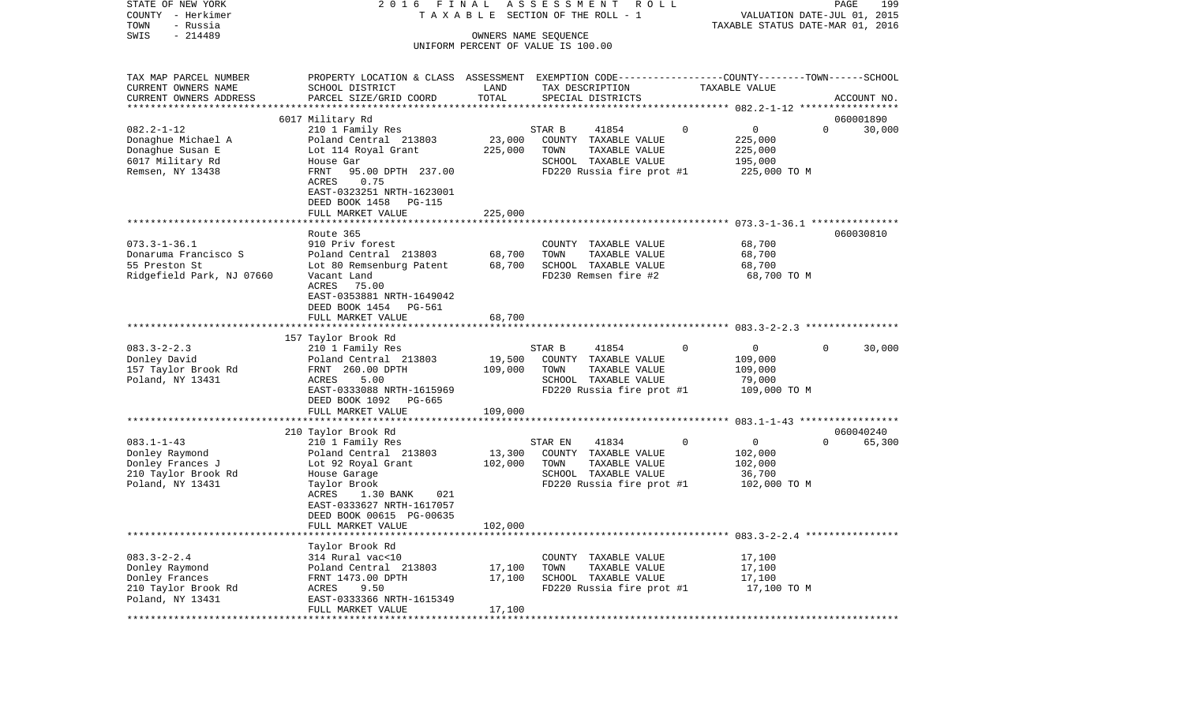STATE OF NEW YORK 2016 FINAL ASSESSMENT ROLL
COUNTY - Herkimer TAXABLE SECTION OF THE ROLL - 1 VALUATION DATE-JUL 01, 2015
TOWN - Russia TAXABLE STATUS DATE-MAR 01, 2016
SWIS - 214489 OWNERS NAME SEQUENCE
UNIFORM PERCENT OF VALUE IS 100.00

| TAX MAP PARCEL NUMBER / CURRENT OWNERS NAME / CURRENT OWNERS ADDRESS | PROPERTY LOCATION & CLASS / SCHOOL DISTRICT / PARCEL SIZE/GRID COORD | ASSESSMENT LAND / TOTAL | EXEMPTION CODE / TAX DESCRIPTION / SPECIAL DISTRICTS | COUNTY | TOWN | SCHOOL TAXABLE VALUE | ACCOUNT NO. |
|---|---|---|---|---|---|---|---|
| 082.2-1-12 | 6017 Military Rd | | | | | | 060001890 |
| | 210 1 Family Res | | STAR B 41854 | 0 | 0 | 30,000 | |
| Donaghue Michael A | Poland Central 213803 | 23,000 | COUNTY TAXABLE VALUE | 225,000 | | | |
| Donaghue Susan E | Lot 114 Royal Grant | 225,000 | TOWN TAXABLE VALUE | | 225,000 | | |
| 6017 Military Rd | House Gar | | SCHOOL TAXABLE VALUE | | | 195,000 | |
| Remsen, NY 13438 | FRNT 95.00 DPTH 237.00 | | FD220 Russia fire prot #1 | 225,000 TO M | | | |
| | ACRES 0.75 | | | | | | |
| | EAST-0323251 NRTH-1623001 | | | | | | |
| | DEED BOOK 1458 PG-115 | | | | | | |
| | FULL MARKET VALUE | 225,000 | | | | | |
| 073.3-1-36.1 | Route 365 | | | | | | 060030810 |
| | 910 Priv forest | | COUNTY TAXABLE VALUE | 68,700 | | | |
| Donaruma Francisco S | Poland Central 213803 | 68,700 | TOWN TAXABLE VALUE | | 68,700 | | |
| 55 Preston St | Lot 80 Remsenburg Patent | 68,700 | SCHOOL TAXABLE VALUE | | | 68,700 | |
| Ridgefield Park, NJ 07660 | Vacant Land | | FD230 Remsen fire #2 | 68,700 TO M | | | |
| | ACRES 75.00 | | | | | | |
| | EAST-0353881 NRTH-1649042 | | | | | | |
| | DEED BOOK 1454 PG-561 | | | | | | |
| | FULL MARKET VALUE | 68,700 | | | | | |
| 083.3-2-2.3 | 157 Taylor Brook Rd | | | | | | |
| | 210 1 Family Res | | STAR B 41854 | 0 | 0 | 30,000 | |
| Donley David | Poland Central 213803 | 19,500 | COUNTY TAXABLE VALUE | 109,000 | | | |
| 157 Taylor Brook Rd | FRNT 260.00 DPTH | 109,000 | TOWN TAXABLE VALUE | | 109,000 | | |
| Poland, NY 13431 | ACRES 5.00 | | SCHOOL TAXABLE VALUE | | | 79,000 | |
| | EAST-0333088 NRTH-1615969 | | FD220 Russia fire prot #1 | 109,000 TO M | | | |
| | DEED BOOK 1092 PG-665 | | | | | | |
| | FULL MARKET VALUE | 109,000 | | | | | |
| 083.1-1-43 | 210 Taylor Brook Rd | | | | | | 060040240 |
| | 210 1 Family Res | | STAR EN 41834 | 0 | 0 | 65,300 | |
| Donley Raymond | Poland Central 213803 | 13,300 | COUNTY TAXABLE VALUE | 102,000 | | | |
| Donley Frances J | Lot 92 Royal Grant | 102,000 | TOWN TAXABLE VALUE | | 102,000 | | |
| 210 Taylor Brook Rd | House Garage | | SCHOOL TAXABLE VALUE | | | 36,700 | |
| Poland, NY 13431 | Taylor Brook | | FD220 Russia fire prot #1 | 102,000 TO M | | | |
| | ACRES 1.30 BANK 021 | | | | | | |
| | EAST-0333627 NRTH-1617057 | | | | | | |
| | DEED BOOK 00615 PG-00635 | | | | | | |
| | FULL MARKET VALUE | 102,000 | | | | | |
| 083.3-2-2.4 | Taylor Brook Rd | | | | | | |
| | 314 Rural vac<10 | | COUNTY TAXABLE VALUE | 17,100 | | | |
| Donley Raymond | Poland Central 213803 | 17,100 | TOWN TAXABLE VALUE | | 17,100 | | |
| Donley Frances | FRNT 1473.00 DPTH | 17,100 | SCHOOL TAXABLE VALUE | | | 17,100 | |
| 210 Taylor Brook Rd | ACRES 9.50 | | FD220 Russia fire prot #1 | 17,100 TO M | | | |
| Poland, NY 13431 | EAST-0333366 NRTH-1615349 | | | | | | |
| | FULL MARKET VALUE | 17,100 | | | | | |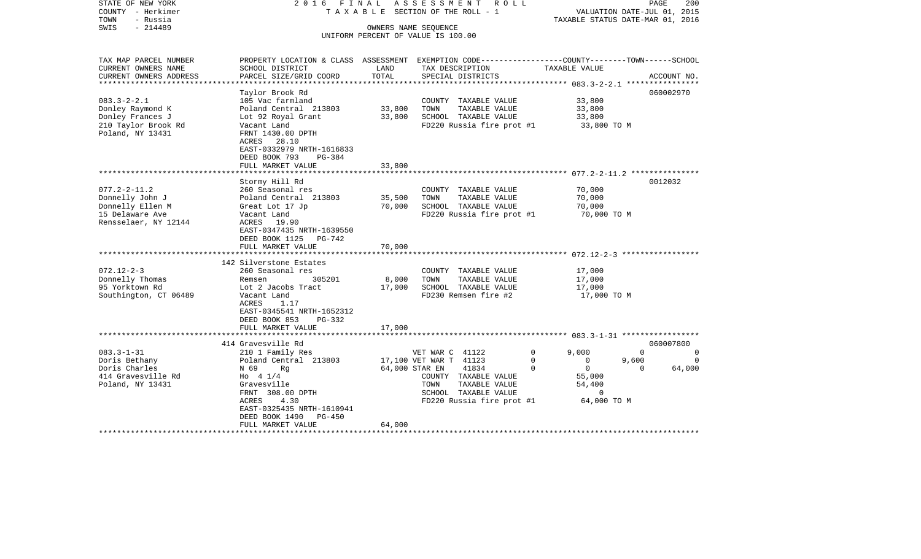STATE OF NEW YORK
COUNTY - Herkimer
TOWN - Russia
SWIS - 214489

2016 FINAL ASSESSMENT ROLL
TAXABLE SECTION OF THE ROLL - 1
OWNERS NAME SEQUENCE
UNIFORM PERCENT OF VALUE IS 100.00

VALUATION DATE-JUL 01, 2015
TAXABLE STATUS DATE-MAR 01, 2016

| TAX MAP PARCEL NUMBER / CURRENT OWNERS NAME / CURRENT OWNERS ADDRESS | PROPERTY LOCATION & CLASS / SCHOOL DISTRICT / PARCEL SIZE/GRID COORD | ASSESSMENT LAND | TOTAL | EXEMPTION CODE / TAX DESCRIPTION / SPECIAL DISTRICTS | COUNTY TAXABLE VALUE | TOWN | SCHOOL | ACCOUNT NO. |
|---|---|---|---|---|---|---|---|---|
| **083.3-2-2.1** | Taylor Brook Rd | | | | | | | 060002970 |
| 083.3-2-2.1 | 105 Vac farmland | | | COUNTY TAXABLE VALUE | 33,800 | | | |
| Donley Raymond K | Poland Central 213803 | 33,800 | | TOWN TAXABLE VALUE | 33,800 | | | |
| Donley Frances J | Lot 92 Royal Grant | | 33,800 | SCHOOL TAXABLE VALUE | 33,800 | | | |
| 210 Taylor Brook Rd | Vacant Land | | | FD220 Russia fire prot #1 | 33,800 TO M | | | |
| Poland, NY 13431 | FRNT 1430.00 DPTH | | | | | | | |
| | ACRES 28.10 | | | | | | | |
| | EAST-0332979 NRTH-1616833 | | | | | | | |
| | DEED BOOK 793 PG-384 | | | | | | | |
| | FULL MARKET VALUE | | 33,800 | | | | | |
| **077.2-2-11.2** | Stormy Hill Rd | | | | | | | 0012032 |
| 077.2-2-11.2 | 260 Seasonal res | | | COUNTY TAXABLE VALUE | 70,000 | | | |
| Donnelly John J | Poland Central 213803 | 35,500 | | TOWN TAXABLE VALUE | 70,000 | | | |
| Donnelly Ellen M | Great Lot 17 Jp | | 70,000 | SCHOOL TAXABLE VALUE | 70,000 | | | |
| 15 Delaware Ave | Vacant Land | | | FD220 Russia fire prot #1 | 70,000 TO M | | | |
| Rensselaer, NY 12144 | ACRES 19.90 | | | | | | | |
| | EAST-0347435 NRTH-1639550 | | | | | | | |
| | DEED BOOK 1125 PG-742 | | | | | | | |
| | FULL MARKET VALUE | | 70,000 | | | | | |
| **072.12-2-3** | 142 Silverstone Estates | | | | | | | |
| 072.12-2-3 | 260 Seasonal res | | | COUNTY TAXABLE VALUE | 17,000 | | | |
| Donnelly Thomas | Remsen 305201 | 8,000 | | TOWN TAXABLE VALUE | 17,000 | | | |
| 95 Yorktown Rd | Lot 2 Jacobs Tract | | 17,000 | SCHOOL TAXABLE VALUE | 17,000 | | | |
| Southington, CT 06489 | Vacant Land | | | FD230 Remsen fire #2 | 17,000 TO M | | | |
| | ACRES 1.17 | | | | | | | |
| | EAST-0345541 NRTH-1652312 | | | | | | | |
| | DEED BOOK 853 PG-332 | | | | | | | |
| | FULL MARKET VALUE | | 17,000 | | | | | |
| **083.3-1-31** | 414 Gravesville Rd | | | | | | | 060007800 |
| 083.3-1-31 | 210 1 Family Res | | | VET WAR C 41122 0 | 9,000 | 0 | 0 | |
| Doris Bethany | Poland Central 213803 | 17,100 | | VET WAR T 41123 0 | 0 | 9,600 | 0 | |
| Doris Charles | N 69 Rg | | 64,000 | STAR EN 41834 0 | 0 | 0 | 64,000 | |
| 414 Gravesville Rd | Ho 4 1/4 | | | COUNTY TAXABLE VALUE | 55,000 | | | |
| Poland, NY 13431 | Gravesville | | | TOWN TAXABLE VALUE | 54,400 | | | |
| | FRNT 308.00 DPTH | | | SCHOOL TAXABLE VALUE | 0 | | | |
| | ACRES 4.30 | | | FD220 Russia fire prot #1 | 64,000 TO M | | | |
| | EAST-0325435 NRTH-1610941 | | | | | | | |
| | DEED BOOK 1490 PG-450 | | | | | | | |
| | FULL MARKET VALUE | | 64,000 | | | | | |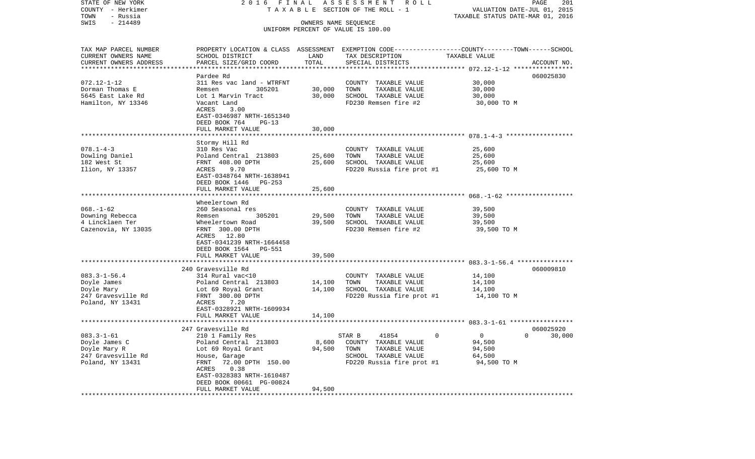STATE OF NEW YORK — 2016 FINAL ASSESSMENT ROLL — PAGE 201
COUNTY - Herkimer — TAXABLE SECTION OF THE ROLL - 1 — VALUATION DATE-JUL 01, 2015
TOWN - Russia — TAXABLE STATUS DATE-MAR 01, 2016
SWIS - 214489 — OWNERS NAME SEQUENCE
UNIFORM PERCENT OF VALUE IS 100.00

| TAX MAP PARCEL NUMBER / CURRENT OWNERS NAME / CURRENT OWNERS ADDRESS | PROPERTY LOCATION & CLASS / SCHOOL DISTRICT / PARCEL SIZE/GRID COORD | ASSESSMENT LAND | TOTAL | EXEMPTION CODE / TAX DESCRIPTION / SPECIAL DISTRICTS | COUNTY | TOWN | SCHOOL TAXABLE VALUE | ACCOUNT NO. |
|---|---|---|---|---|---|---|---|---|
| **072.12-1-12** | Pardee Rd | | | | | | | 060025830 |
| 072.12-1-12 | 311 Res vac land - WTRFNT | | | COUNTY TAXABLE VALUE | 30,000 | | | |
| Dorman Thomas E | Remsen 305201 | 30,000 | | TOWN TAXABLE VALUE | | 30,000 | | |
| 5645 East Lake Rd | Lot 1 Marvin Tract | | 30,000 | SCHOOL TAXABLE VALUE | | | 30,000 | |
| Hamilton, NY 13346 | Vacant Land | | | FD230 Remsen fire #2 | 30,000 TO M | | | |
| | ACRES 3.00 | | | | | | | |
| | EAST-0346987 NRTH-1651340 | | | | | | | |
| | DEED BOOK 764 PG-13 | | | | | | | |
| | FULL MARKET VALUE | | 30,000 | | | | | |
| **078.1-4-3** | Stormy Hill Rd | | | | | | | |
| 078.1-4-3 | 310 Res Vac | | | COUNTY TAXABLE VALUE | 25,600 | | | |
| Dowling Daniel | Poland Central 213803 | 25,600 | | TOWN TAXABLE VALUE | | 25,600 | | |
| 182 West St | FRNT 408.00 DPTH | | 25,600 | SCHOOL TAXABLE VALUE | | | 25,600 | |
| Ilion, NY 13357 | ACRES 9.70 | | | FD220 Russia fire prot #1 | 25,600 TO M | | | |
| | EAST-0348764 NRTH-1638941 | | | | | | | |
| | DEED BOOK 1446 PG-253 | | | | | | | |
| | FULL MARKET VALUE | | 25,600 | | | | | |
| **068.-1-62** | Wheelertown Rd | | | | | | | |
| 068.-1-62 | 260 Seasonal res | | | COUNTY TAXABLE VALUE | 39,500 | | | |
| Downing Rebecca | Remsen 305201 | 29,500 | | TOWN TAXABLE VALUE | | 39,500 | | |
| 4 Lincklaen Ter | Wheelertown Road | | 39,500 | SCHOOL TAXABLE VALUE | | | 39,500 | |
| Cazenovia, NY 13035 | FRNT 300.00 DPTH | | | FD230 Remsen fire #2 | 39,500 TO M | | | |
| | ACRES 12.80 | | | | | | | |
| | EAST-0341239 NRTH-1664458 | | | | | | | |
| | DEED BOOK 1564 PG-551 | | | | | | | |
| | FULL MARKET VALUE | | 39,500 | | | | | |
| **083.3-1-56.4** | 240 Gravesville Rd | | | | | | | 060009810 |
| 083.3-1-56.4 | 314 Rural vac<10 | | | COUNTY TAXABLE VALUE | 14,100 | | | |
| Doyle James | Poland Central 213803 | 14,100 | | TOWN TAXABLE VALUE | | 14,100 | | |
| Doyle Mary | Lot 69 Royal Grant | | 14,100 | SCHOOL TAXABLE VALUE | | | 14,100 | |
| 247 Gravesville Rd | FRNT 300.00 DPTH | | | FD220 Russia fire prot #1 | 14,100 TO M | | | |
| Poland, NY 13431 | ACRES 7.20 | | | | | | | |
| | EAST-0328921 NRTH-1609934 | | | | | | | |
| | FULL MARKET VALUE | | 14,100 | | | | | |
| **083.3-1-61** | 247 Gravesville Rd | | | | | | | 060025920 |
| 083.3-1-61 | 210 1 Family Res | | | STAR B 41854 | 0 | 0 | 30,000 | |
| Doyle James C | Poland Central 213803 | 8,600 | | COUNTY TAXABLE VALUE | 94,500 | | | |
| Doyle Mary R | Lot 69 Royal Grant | | 94,500 | TOWN TAXABLE VALUE | | 94,500 | | |
| 247 Gravesville Rd | House, Garage | | | SCHOOL TAXABLE VALUE | | | 64,500 | |
| Poland, NY 13431 | FRNT 72.00 DPTH 150.00 | | | FD220 Russia fire prot #1 | 94,500 TO M | | | |
| | ACRES 0.38 | | | | | | | |
| | EAST-0328383 NRTH-1610487 | | | | | | | |
| | DEED BOOK 00661 PG-00824 | | | | | | | |
| | FULL MARKET VALUE | | 94,500 | | | | | |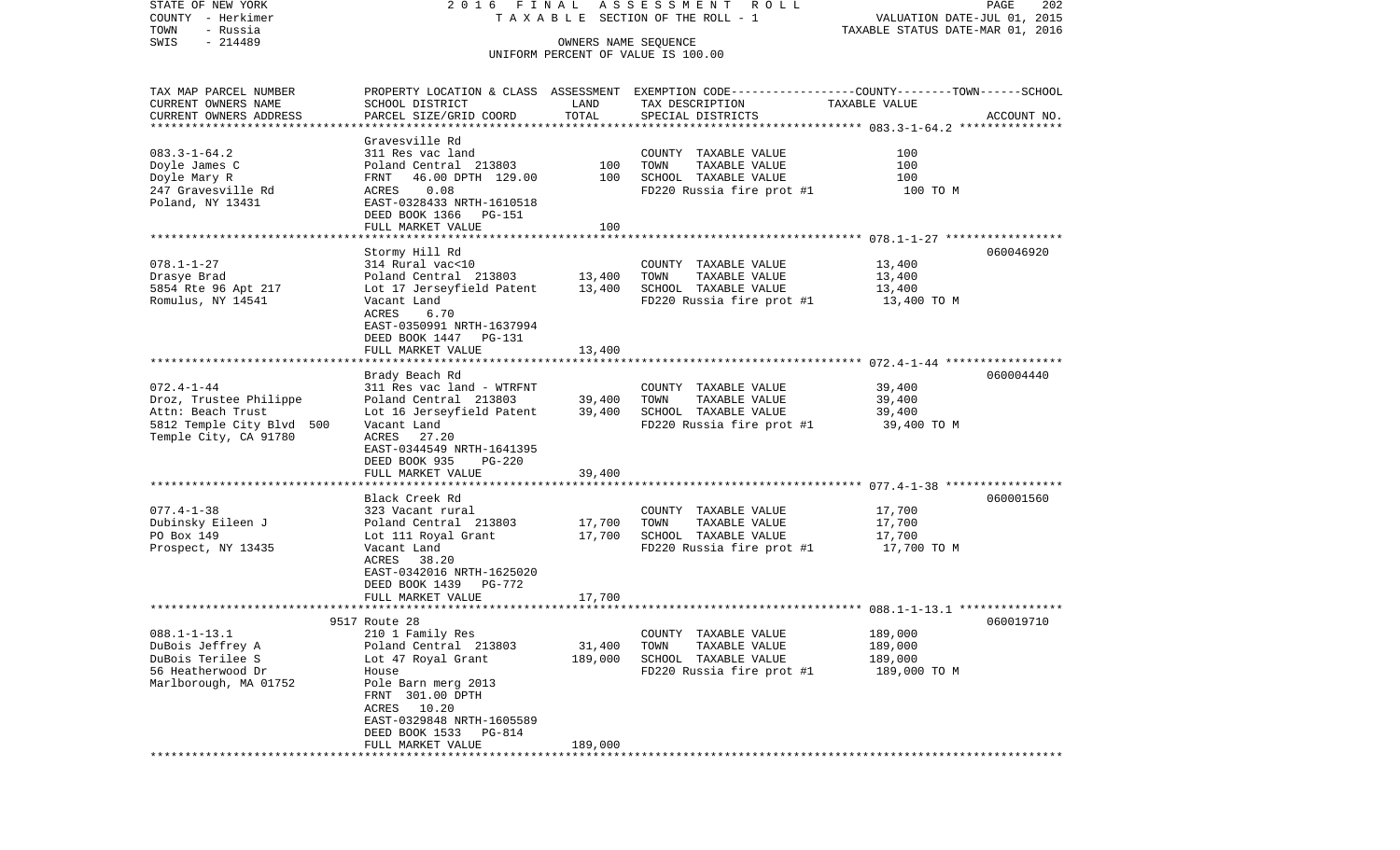STATE OF NEW YORK
COUNTY - Herkimer
TOWN - Russia
SWIS - 214489

2016 FINAL ASSESSMENT ROLL
TAXABLE SECTION OF THE ROLL - 1
OWNERS NAME SEQUENCE
UNIFORM PERCENT OF VALUE IS 100.00

VALUATION DATE-JUL 01, 2015
TAXABLE STATUS DATE-MAR 01, 2016

| TAX MAP PARCEL NUMBER / CURRENT OWNERS NAME / CURRENT OWNERS ADDRESS | PROPERTY LOCATION & CLASS / SCHOOL DISTRICT / PARCEL SIZE/GRID COORD | ASSESSMENT LAND | TOTAL | EXEMPTION CODE / TAX DESCRIPTION / SPECIAL DISTRICTS | TAXABLE VALUE (COUNTY--TOWN--SCHOOL) | ACCOUNT NO. |
|---|---|---|---|---|---|---|
| 083.3-1-64.2 | Gravesville Rd | | | | | |
| | 311 Res vac land | | | COUNTY TAXABLE VALUE | 100 | |
| Doyle James C | Poland Central 213803 | 100 | | TOWN TAXABLE VALUE | 100 | |
| Doyle Mary R | FRNT 46.00 DPTH 129.00 | | 100 | SCHOOL TAXABLE VALUE | 100 | |
| 247 Gravesville Rd | ACRES 0.08 | | | FD220 Russia fire prot #1 | 100 TO M | |
| Poland, NY 13431 | EAST-0328433 NRTH-1610518 | | | | | |
| | DEED BOOK 1366 PG-151 | | | | | |
| | FULL MARKET VALUE | | 100 | | | |
| 078.1-1-27 | Stormy Hill Rd | | | | | 060046920 |
| | 314 Rural vac<10 | | | COUNTY TAXABLE VALUE | 13,400 | |
| Drasye Brad | Poland Central 213803 | 13,400 | | TOWN TAXABLE VALUE | 13,400 | |
| 5854 Rte 96 Apt 217 | Lot 17 Jerseyfield Patent | | 13,400 | SCHOOL TAXABLE VALUE | 13,400 | |
| Romulus, NY 14541 | Vacant Land | | | FD220 Russia fire prot #1 | 13,400 TO M | |
| | ACRES 6.70 | | | | | |
| | EAST-0350991 NRTH-1637994 | | | | | |
| | DEED BOOK 1447 PG-131 | | | | | |
| | FULL MARKET VALUE | | 13,400 | | | |
| 072.4-1-44 | Brady Beach Rd | | | | | 060004440 |
| | 311 Res vac land - WTRFNT | | | COUNTY TAXABLE VALUE | 39,400 | |
| Droz, Trustee Philippe | Poland Central 213803 | 39,400 | | TOWN TAXABLE VALUE | 39,400 | |
| Attn: Beach Trust | Lot 16 Jerseyfield Patent | | 39,400 | SCHOOL TAXABLE VALUE | 39,400 | |
| 5812 Temple City Blvd 500 | Vacant Land | | | FD220 Russia fire prot #1 | 39,400 TO M | |
| Temple City, CA 91780 | ACRES 27.20 | | | | | |
| | EAST-0344549 NRTH-1641395 | | | | | |
| | DEED BOOK 935 PG-220 | | | | | |
| | FULL MARKET VALUE | | 39,400 | | | |
| 077.4-1-38 | Black Creek Rd | | | | | 060001560 |
| | 323 Vacant rural | | | COUNTY TAXABLE VALUE | 17,700 | |
| Dubinsky Eileen J | Poland Central 213803 | 17,700 | | TOWN TAXABLE VALUE | 17,700 | |
| PO Box 149 | Lot 111 Royal Grant | | 17,700 | SCHOOL TAXABLE VALUE | 17,700 | |
| Prospect, NY 13435 | Vacant Land | | | FD220 Russia fire prot #1 | 17,700 TO M | |
| | ACRES 38.20 | | | | | |
| | EAST-0342016 NRTH-1625020 | | | | | |
| | DEED BOOK 1439 PG-772 | | | | | |
| | FULL MARKET VALUE | | 17,700 | | | |
| 088.1-1-13.1 | 9517 Route 28 | | | | | 060019710 |
| | 210 1 Family Res | | | COUNTY TAXABLE VALUE | 189,000 | |
| DuBois Jeffrey A | Poland Central 213803 | 31,400 | | TOWN TAXABLE VALUE | 189,000 | |
| DuBois Terilee S | Lot 47 Royal Grant | | 189,000 | SCHOOL TAXABLE VALUE | 189,000 | |
| 56 Heatherwood Dr | House | | | FD220 Russia fire prot #1 | 189,000 TO M | |
| Marlborough, MA 01752 | Pole Barn merg 2013 | | | | | |
| | FRNT 301.00 DPTH | | | | | |
| | ACRES 10.20 | | | | | |
| | EAST-0329848 NRTH-1605589 | | | | | |
| | DEED BOOK 1533 PG-814 | | | | | |
| | FULL MARKET VALUE | | 189,000 | | | |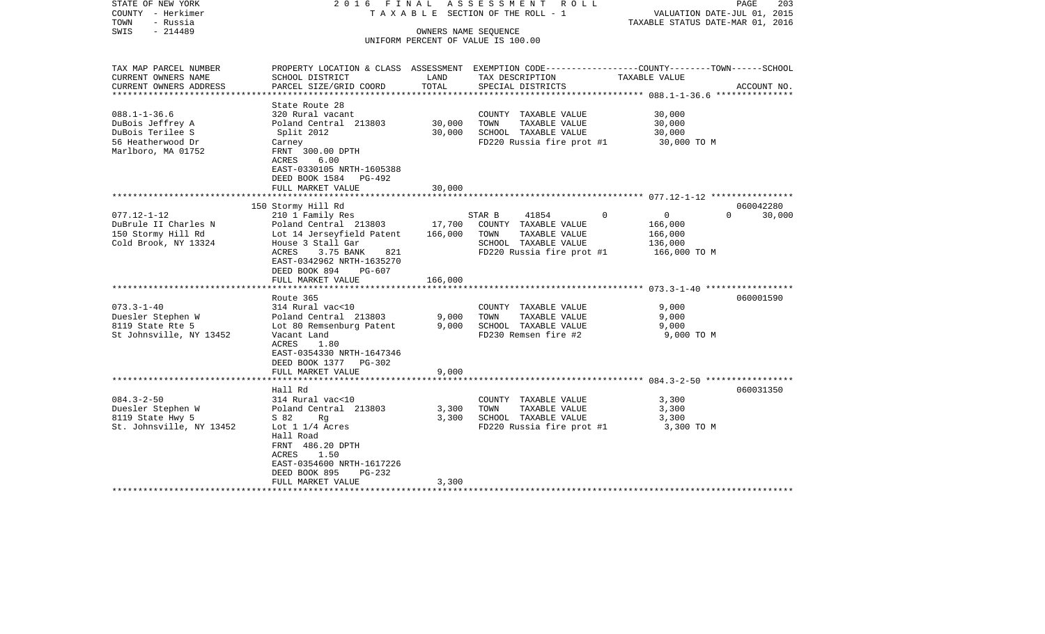STATE OF NEW YORK | 2016 FINAL ASSESSMENT ROLL | VALUATION DATE-JUL 01, 2015
COUNTY - Herkimer | TAXABLE SECTION OF THE ROLL - 1 | TAXABLE STATUS DATE-MAR 01, 2016
TOWN - Russia | OWNERS NAME SEQUENCE
SWIS - 214489 | UNIFORM PERCENT OF VALUE IS 100.00

| TAX MAP PARCEL NUMBER<br>CURRENT OWNERS NAME<br>CURRENT OWNERS ADDRESS | PROPERTY LOCATION & CLASS<br>SCHOOL DISTRICT<br>PARCEL SIZE/GRID COORD | ASSESSMENT<br>LAND<br>TOTAL | EXEMPTION CODE-----COUNTY-----TOWN-----SCHOOL<br>TAX DESCRIPTION<br>SPECIAL DISTRICTS | TAXABLE VALUE | ACCOUNT NO. |
|---|---|---|---|---|---|
| 088.1-1-36.6<br>DuBois Jeffrey A<br>DuBois Terilee S<br>56 Heatherwood Dr<br>Marlboro, MA 01752 | State Route 28<br>320 Rural vacant<br>Poland Central 213803<br>Split 2012<br>Carney<br>FRNT 300.00 DPTH<br>ACRES 6.00<br>EAST-0330105 NRTH-1605388<br>DEED BOOK 1584 PG-492<br>FULL MARKET VALUE | <br><br>30,000<br>30,000<br><br><br><br><br><br>30,000 | COUNTY TAXABLE VALUE<br>TOWN TAXABLE VALUE<br>SCHOOL TAXABLE VALUE<br>FD220 Russia fire prot #1 | 30,000<br>30,000<br>30,000<br>30,000 TO M | |
| 077.12-1-12<br>DuBrule II Charles N<br>150 Stormy Hill Rd<br>Cold Brook, NY 13324 | 150 Stormy Hill Rd<br>210 1 Family Res<br>Poland Central 213803<br>Lot 14 Jerseyfield Patent<br>House 3 Stall Gar<br>ACRES 3.75 BANK 821<br>EAST-0342962 NRTH-1635270<br>DEED BOOK 894 PG-607<br>FULL MARKET VALUE | <br><br>17,700<br>166,000<br><br><br><br><br>166,000 | STAR B 41854 0<br>COUNTY TAXABLE VALUE<br>TOWN TAXABLE VALUE<br>SCHOOL TAXABLE VALUE<br>FD220 Russia fire prot #1 | 0 0 30,000<br>166,000<br>166,000<br>136,000<br>166,000 TO M | 060042280 |
| 073.3-1-40<br>Duesler Stephen W<br>8119 State Rte 5<br>St Johnsville, NY 13452 | Route 365<br>314 Rural vac<10<br>Poland Central 213803<br>Lot 80 Remsenburg Patent<br>Vacant Land<br>ACRES 1.80<br>EAST-0354330 NRTH-1647346<br>DEED BOOK 1377 PG-302<br>FULL MARKET VALUE | <br><br>9,000<br>9,000<br><br><br><br><br>9,000 | COUNTY TAXABLE VALUE<br>TOWN TAXABLE VALUE<br>SCHOOL TAXABLE VALUE<br>FD230 Remsen fire #2 | 9,000<br>9,000<br>9,000<br>9,000 TO M | 060001590 |
| 084.3-2-50<br>Duesler Stephen W<br>8119 State Hwy 5<br>St. Johnsville, NY 13452 | Hall Rd<br>314 Rural vac<10<br>Poland Central 213803<br>S 82 Rg<br>Lot 1 1/4 Acres<br>Hall Road<br>FRNT 486.20 DPTH<br>ACRES 1.50<br>EAST-0354600 NRTH-1617226<br>DEED BOOK 895 PG-232<br>FULL MARKET VALUE | <br><br>3,300<br>3,300<br><br><br><br><br><br><br>3,300 | COUNTY TAXABLE VALUE<br>TOWN TAXABLE VALUE<br>SCHOOL TAXABLE VALUE<br>FD220 Russia fire prot #1 | 3,300<br>3,300<br>3,300<br>3,300 TO M | 060031350 |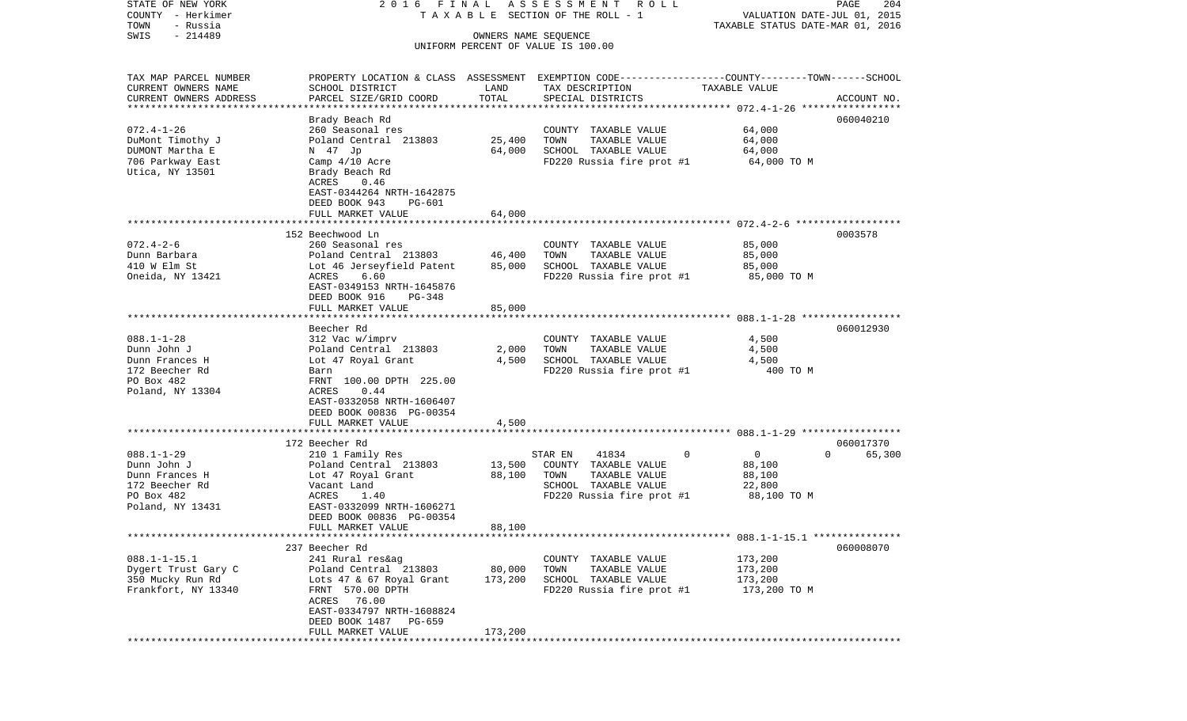STATE OF NEW YORK  
COUNTY - Herkimer  
TOWN - Russia  
SWIS - 214489

2016 FINAL ASSESSMENT ROLL  
TAXABLE SECTION OF THE ROLL - 1  
OWNERS NAME SEQUENCE  
UNIFORM PERCENT OF VALUE IS 100.00

VALUATION DATE-JUL 01, 2015  
TAXABLE STATUS DATE-MAR 01, 2016

| TAX MAP PARCEL NUMBER<br>CURRENT OWNERS NAME<br>CURRENT OWNERS ADDRESS | PROPERTY LOCATION & CLASS<br>SCHOOL DISTRICT<br>PARCEL SIZE/GRID COORD | ASSESSMENT<br>LAND<br>TOTAL | EXEMPTION CODE<br>TAX DESCRIPTION<br>SPECIAL DISTRICTS | COUNTY--------TOWN------SCHOOL<br>TAXABLE VALUE | ACCOUNT NO. |
|---|---|---|---|---|---|
| **072.4-1-26** | Brady Beach Rd | | | | 060040210 |
| 072.4-1-26 | 260 Seasonal res | | COUNTY TAXABLE VALUE | 64,000 | |
| DuMont Timothy J | Poland Central 213803 | 25,400 | TOWN TAXABLE VALUE | 64,000 | |
| DUMONT Martha E | N 47 Jp | 64,000 | SCHOOL TAXABLE VALUE | 64,000 | |
| 706 Parkway East | Camp 4/10 Acre | | FD220 Russia fire prot #1 | 64,000 TO M | |
| Utica, NY 13501 | Brady Beach Rd | | | | |
| | ACRES 0.46 | | | | |
| | EAST-0344264 NRTH-1642875 | | | | |
| | DEED BOOK 943 PG-601 | | | | |
| | FULL MARKET VALUE | 64,000 | | | |
| **072.4-2-6** | 152 Beechwood Ln | | | | 0003578 |
| 072.4-2-6 | 260 Seasonal res | | COUNTY TAXABLE VALUE | 85,000 | |
| Dunn Barbara | Poland Central 213803 | 46,400 | TOWN TAXABLE VALUE | 85,000 | |
| 410 W Elm St | Lot 46 Jerseyfield Patent | 85,000 | SCHOOL TAXABLE VALUE | 85,000 | |
| Oneida, NY 13421 | ACRES 6.60 | | FD220 Russia fire prot #1 | 85,000 TO M | |
| | EAST-0349153 NRTH-1645876 | | | | |
| | DEED BOOK 916 PG-348 | | | | |
| | FULL MARKET VALUE | 85,000 | | | |
| **088.1-1-28** | Beecher Rd | | | | 060012930 |
| 088.1-1-28 | 312 Vac w/imprv | | COUNTY TAXABLE VALUE | 4,500 | |
| Dunn John J | Poland Central 213803 | 2,000 | TOWN TAXABLE VALUE | 4,500 | |
| Dunn Frances H | Lot 47 Royal Grant | 4,500 | SCHOOL TAXABLE VALUE | 4,500 | |
| 172 Beecher Rd | Barn | | FD220 Russia fire prot #1 | 400 TO M | |
| PO Box 482 | FRNT 100.00 DPTH 225.00 | | | | |
| Poland, NY 13304 | ACRES 0.44 | | | | |
| | EAST-0332058 NRTH-1606407 | | | | |
| | DEED BOOK 00836 PG-00354 | | | | |
| | FULL MARKET VALUE | 4,500 | | | |
| **088.1-1-29** | 172 Beecher Rd | | | | 060017370 |
| 088.1-1-29 | 210 1 Family Res | | STAR EN 41834 0 | 0 0 | 65,300 |
| Dunn John J | Poland Central 213803 | 13,500 | COUNTY TAXABLE VALUE | 88,100 | |
| Dunn Frances H | Lot 47 Royal Grant | 88,100 | TOWN TAXABLE VALUE | 88,100 | |
| 172 Beecher Rd | Vacant Land | | SCHOOL TAXABLE VALUE | 22,800 | |
| PO Box 482 | ACRES 1.40 | | FD220 Russia fire prot #1 | 88,100 TO M | |
| Poland, NY 13431 | EAST-0332099 NRTH-1606271 | | | | |
| | DEED BOOK 00836 PG-00354 | | | | |
| | FULL MARKET VALUE | 88,100 | | | |
| **088.1-1-15.1** | 237 Beecher Rd | | | | 060008070 |
| 088.1-1-15.1 | 241 Rural res&ag | | COUNTY TAXABLE VALUE | 173,200 | |
| Dygert Trust Gary C | Poland Central 213803 | 80,000 | TOWN TAXABLE VALUE | 173,200 | |
| 350 Mucky Run Rd | Lots 47 & 67 Royal Grant | 173,200 | SCHOOL TAXABLE VALUE | 173,200 | |
| Frankfort, NY 13340 | FRNT 570.00 DPTH | | FD220 Russia fire prot #1 | 173,200 TO M | |
| | ACRES 76.00 | | | | |
| | EAST-0334797 NRTH-1608824 | | | | |
| | DEED BOOK 1487 PG-659 | | | | |
| | FULL MARKET VALUE | 173,200 | | | |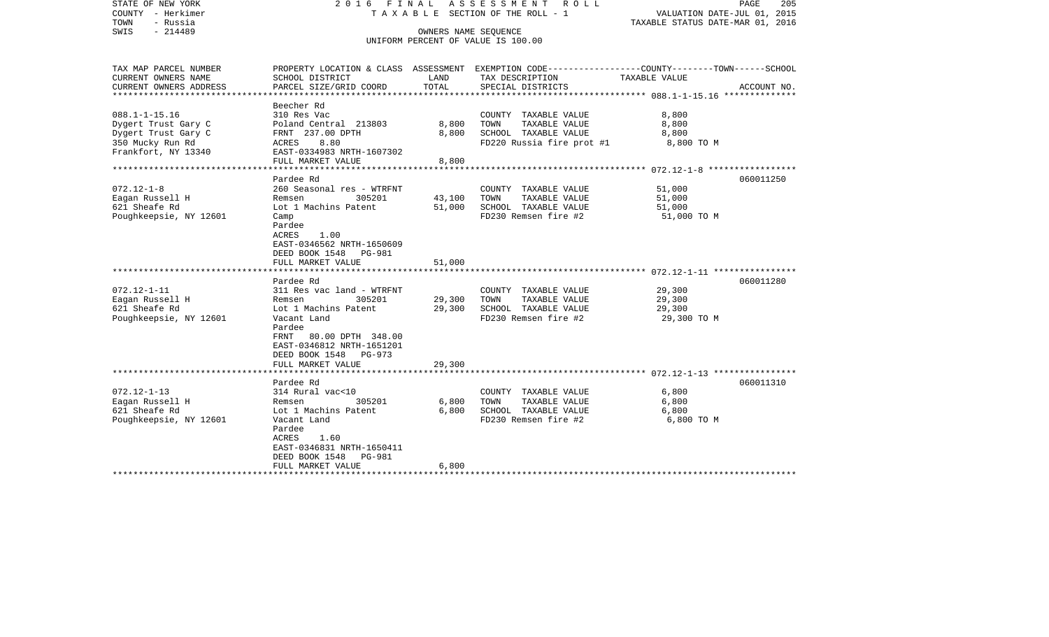STATE OF NEW YORK — 2016 FINAL ASSESSMENT ROLL
COUNTY - Herkimer — TAXABLE SECTION OF THE ROLL - 1 — VALUATION DATE-JUL 01, 2015
TOWN - Russia — TAXABLE STATUS DATE-MAR 01, 2016
SWIS - 214489 — OWNERS NAME SEQUENCE
UNIFORM PERCENT OF VALUE IS 100.00

| TAX MAP PARCEL NUMBER / CURRENT OWNERS NAME / CURRENT OWNERS ADDRESS | PROPERTY LOCATION & CLASS / SCHOOL DISTRICT / PARCEL SIZE/GRID COORD | ASSESSMENT LAND / TOTAL | EXEMPTION CODE / TAX DESCRIPTION / SPECIAL DISTRICTS | COUNTY--------TOWN------SCHOOL TAXABLE VALUE | ACCOUNT NO. |
|---|---|---|---|---|---|
| **088.1-1-15.16** | Beecher Rd | | | | |
| 088.1-1-15.16 | 310 Res Vac | | COUNTY TAXABLE VALUE | 8,800 | |
| Dygert Trust Gary C | Poland Central 213803 | 8,800 | TOWN TAXABLE VALUE | 8,800 | |
| Dygert Trust Gary C | FRNT 237.00 DPTH | 8,800 | SCHOOL TAXABLE VALUE | 8,800 | |
| 350 Mucky Run Rd | ACRES 8.80 | | FD220 Russia fire prot #1 | 8,800 TO M | |
| Frankfort, NY 13340 | EAST-0334983 NRTH-1607302 | | | | |
| | FULL MARKET VALUE | 8,800 | | | |
| **072.12-1-8** | Pardee Rd | | | | 060011250 |
| 072.12-1-8 | 260 Seasonal res - WTRFNT | | COUNTY TAXABLE VALUE | 51,000 | |
| Eagan Russell H | Remsen 305201 | 43,100 | TOWN TAXABLE VALUE | 51,000 | |
| 621 Sheafe Rd | Lot 1 Machins Patent | 51,000 | SCHOOL TAXABLE VALUE | 51,000 | |
| Poughkeepsie, NY 12601 | Camp | | FD230 Remsen fire #2 | 51,000 TO M | |
| | Pardee | | | | |
| | ACRES 1.00 | | | | |
| | EAST-0346562 NRTH-1650609 | | | | |
| | DEED BOOK 1548 PG-981 | | | | |
| | FULL MARKET VALUE | 51,000 | | | |
| **072.12-1-11** | Pardee Rd | | | | 060011280 |
| 072.12-1-11 | 311 Res vac land - WTRFNT | | COUNTY TAXABLE VALUE | 29,300 | |
| Eagan Russell H | Remsen 305201 | 29,300 | TOWN TAXABLE VALUE | 29,300 | |
| 621 Sheafe Rd | Lot 1 Machins Patent | 29,300 | SCHOOL TAXABLE VALUE | 29,300 | |
| Poughkeepsie, NY 12601 | Vacant Land | | FD230 Remsen fire #2 | 29,300 TO M | |
| | Pardee | | | | |
| | FRNT 80.00 DPTH 348.00 | | | | |
| | EAST-0346812 NRTH-1651201 | | | | |
| | DEED BOOK 1548 PG-973 | | | | |
| | FULL MARKET VALUE | 29,300 | | | |
| **072.12-1-13** | Pardee Rd | | | | 060011310 |
| 072.12-1-13 | 314 Rural vac<10 | | COUNTY TAXABLE VALUE | 6,800 | |
| Eagan Russell H | Remsen 305201 | 6,800 | TOWN TAXABLE VALUE | 6,800 | |
| 621 Sheafe Rd | Lot 1 Machins Patent | 6,800 | SCHOOL TAXABLE VALUE | 6,800 | |
| Poughkeepsie, NY 12601 | Vacant Land | | FD230 Remsen fire #2 | 6,800 TO M | |
| | Pardee | | | | |
| | ACRES 1.60 | | | | |
| | EAST-0346831 NRTH-1650411 | | | | |
| | DEED BOOK 1548 PG-981 | | | | |
| | FULL MARKET VALUE | 6,800 | | | |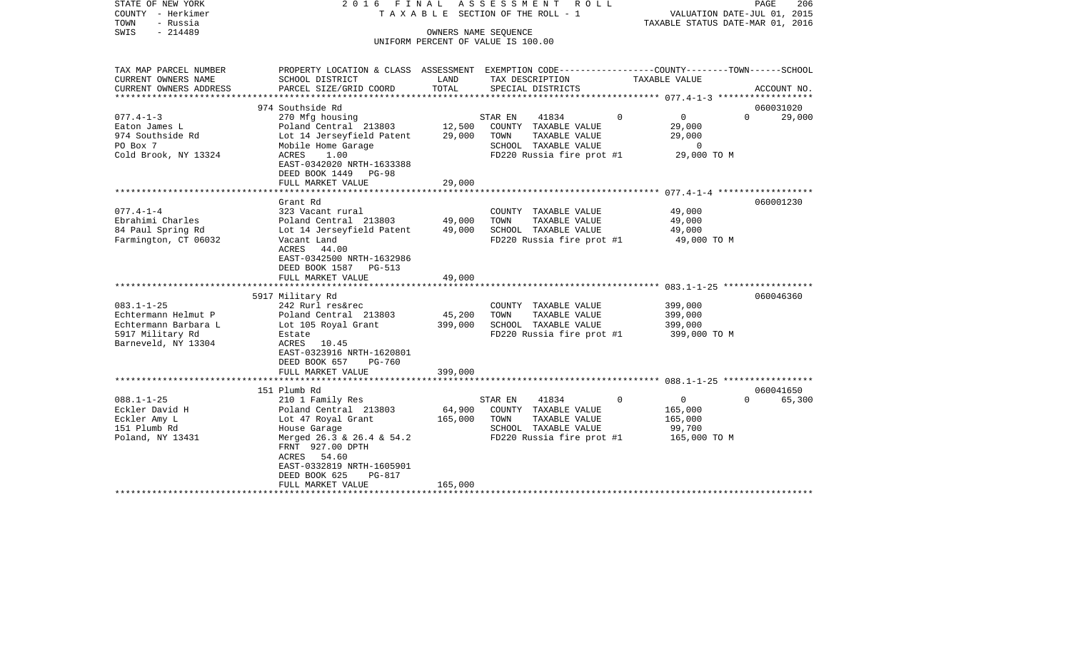STATE OF NEW YORK
COUNTY - Herkimer
TOWN - Russia
SWIS - 214489

2 0 1 6 F I N A L A S S E S S M E N T R O L L
T A X A B L E SECTION OF THE ROLL - 1
OWNERS NAME SEQUENCE
UNIFORM PERCENT OF VALUE IS 100.00

VALUATION DATE-JUL 01, 2015
TAXABLE STATUS DATE-MAR 01, 2016

| TAX MAP PARCEL NUMBER / CURRENT OWNERS NAME / CURRENT OWNERS ADDRESS | PROPERTY LOCATION & CLASS / SCHOOL DISTRICT / PARCEL SIZE/GRID COORD | ASSESSMENT LAND | TOTAL | EXEMPTION CODE / TAX DESCRIPTION / SPECIAL DISTRICTS | COUNTY | TOWN | SCHOOL | TAXABLE VALUE | ACCOUNT NO. |
|---|---|---|---|---|---|---|---|---|---|
| 077.4-1-3 | 974 Southside Rd | | | | | | | | 060031020 |
| Eaton James L | 270 Mfg housing | | | STAR EN 41834 | 0 | 0 | 0 | | 29,000 |
| 974 Southside Rd | Poland Central 213803 | 12,500 | | COUNTY TAXABLE VALUE | | | | 29,000 | |
| PO Box 7 | Lot 14 Jerseyfield Patent | | 29,000 | TOWN TAXABLE VALUE | | | | 29,000 | |
| Cold Brook, NY 13324 | Mobile Home Garage | | | SCHOOL TAXABLE VALUE | | | | 0 | |
| | ACRES 1.00 | | | FD220 Russia fire prot #1 | | | | 29,000 TO M | |
| | EAST-0342020 NRTH-1633388 | | | | | | | | |
| | DEED BOOK 1449 PG-98 | | | | | | | | |
| | FULL MARKET VALUE | | 29,000 | | | | | | |
| 077.4-1-4 | Grant Rd | | | | | | | | 060001230 |
| Ebrahimi Charles | 323 Vacant rural | | | COUNTY TAXABLE VALUE | | | | 49,000 | |
| 84 Paul Spring Rd | Poland Central 213803 | 49,000 | | TOWN TAXABLE VALUE | | | | 49,000 | |
| Farmington, CT 06032 | Lot 14 Jerseyfield Patent | | 49,000 | SCHOOL TAXABLE VALUE | | | | 49,000 | |
| | Vacant Land | | | FD220 Russia fire prot #1 | | | | 49,000 TO M | |
| | ACRES 44.00 | | | | | | | | |
| | EAST-0342500 NRTH-1632986 | | | | | | | | |
| | DEED BOOK 1587 PG-513 | | | | | | | | |
| | FULL MARKET VALUE | | 49,000 | | | | | | |
| 083.1-1-25 | 5917 Military Rd | | | | | | | | 060046360 |
| Echtermann Helmut P | 242 Rurl res&rec | | | COUNTY TAXABLE VALUE | | | | 399,000 | |
| Echtermann Barbara L | Poland Central 213803 | 45,200 | | TOWN TAXABLE VALUE | | | | 399,000 | |
| 5917 Military Rd | Lot 105 Royal Grant | | 399,000 | SCHOOL TAXABLE VALUE | | | | 399,000 | |
| Barneveld, NY 13304 | Estate | | | FD220 Russia fire prot #1 | | | | 399,000 TO M | |
| | ACRES 10.45 | | | | | | | | |
| | EAST-0323916 NRTH-1620801 | | | | | | | | |
| | DEED BOOK 657 PG-760 | | | | | | | | |
| | FULL MARKET VALUE | | 399,000 | | | | | | |
| 088.1-1-25 | 151 Plumb Rd | | | | | | | | 060041650 |
| Eckler David H | 210 1 Family Res | | | STAR EN 41834 | 0 | 0 | 0 | | 65,300 |
| Eckler Amy L | Poland Central 213803 | 64,900 | | COUNTY TAXABLE VALUE | | | | 165,000 | |
| 151 Plumb Rd | Lot 47 Royal Grant | | 165,000 | TOWN TAXABLE VALUE | | | | 165,000 | |
| Poland, NY 13431 | House Garage | | | SCHOOL TAXABLE VALUE | | | | 99,700 | |
| | Merged 26.3 & 26.4 & 54.2 | | | FD220 Russia fire prot #1 | | | | 165,000 TO M | |
| | FRNT 927.00 DPTH | | | | | | | | |
| | ACRES 54.60 | | | | | | | | |
| | EAST-0332819 NRTH-1605901 | | | | | | | | |
| | DEED BOOK 625 PG-817 | | | | | | | | |
| | FULL MARKET VALUE | | 165,000 | | | | | | |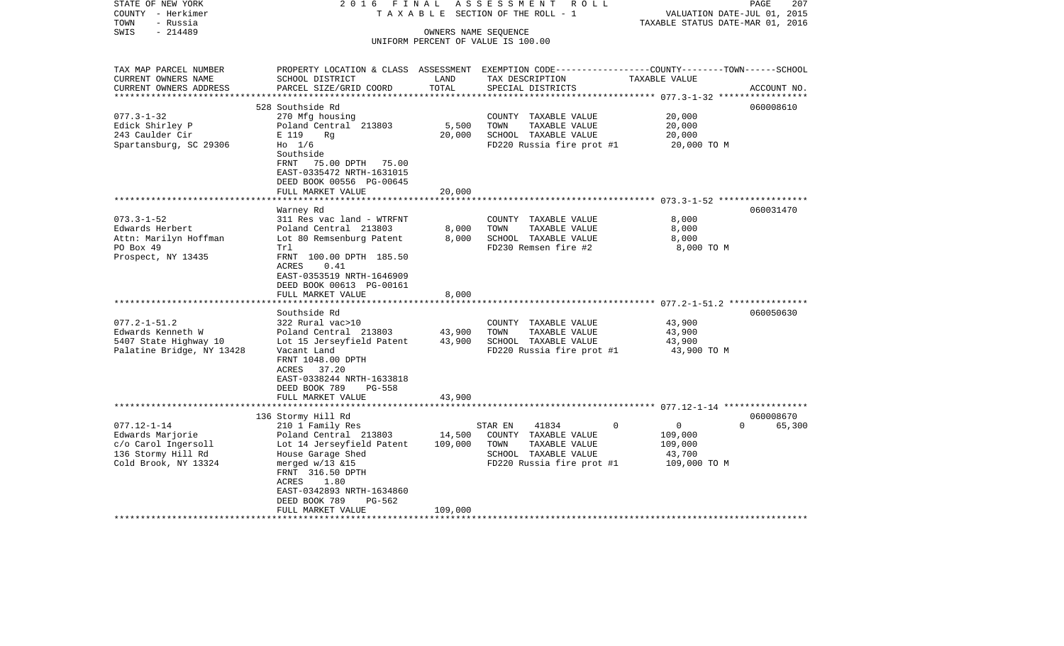STATE OF NEW YORK — 2016 FINAL ASSESSMENT ROLL
COUNTY - Herkimer — TAXABLE SECTION OF THE ROLL - 1 — VALUATION DATE-JUL 01, 2015
TOWN - Russia — TAXABLE STATUS DATE-MAR 01, 2016
SWIS - 214489 — OWNERS NAME SEQUENCE
UNIFORM PERCENT OF VALUE IS 100.00

| TAX MAP PARCEL NUMBER<br>CURRENT OWNERS NAME<br>CURRENT OWNERS ADDRESS | PROPERTY LOCATION & CLASS<br>SCHOOL DISTRICT<br>PARCEL SIZE/GRID COORD | ASSESSMENT<br>LAND<br>TOTAL | EXEMPTION CODE<br>TAX DESCRIPTION<br>SPECIAL DISTRICTS | COUNTY | TOWN | SCHOOL<br>TAXABLE VALUE<br>ACCOUNT NO. |
|---|---|---|---|---|---|---|
| 077.3-1-32 | 528 Southside Rd | | | | | 060008610 |
| 077.3-1-32 | 270 Mfg housing | | COUNTY TAXABLE VALUE | 20,000 | | |
| Edick Shirley P | Poland Central 213803 | 5,500 | TOWN TAXABLE VALUE | 20,000 | | |
| 243 Caulder Cir | E 119 Rg | 20,000 | SCHOOL TAXABLE VALUE | 20,000 | | |
| Spartansburg, SC 29306 | Ho 1/6 | | FD220 Russia fire prot #1 | 20,000 TO M | | |
| | Southside | | | | | |
| | FRNT 75.00 DPTH 75.00 | | | | | |
| | EAST-0335472 NRTH-1631015 | | | | | |
| | DEED BOOK 00556 PG-00645 | | | | | |
| | FULL MARKET VALUE | 20,000 | | | | |
| 073.3-1-52 | Warney Rd | | | | | 060031470 |
| 073.3-1-52 | 311 Res vac land - WTRFNT | | COUNTY TAXABLE VALUE | 8,000 | | |
| Edwards Herbert | Poland Central 213803 | 8,000 | TOWN TAXABLE VALUE | 8,000 | | |
| Attn: Marilyn Hoffman | Lot 80 Remsenburg Patent | 8,000 | SCHOOL TAXABLE VALUE | 8,000 | | |
| PO Box 49 | Trl | | FD230 Remsen fire #2 | 8,000 TO M | | |
| Prospect, NY 13435 | FRNT 100.00 DPTH 185.50 | | | | | |
| | ACRES 0.41 | | | | | |
| | EAST-0353519 NRTH-1646909 | | | | | |
| | DEED BOOK 00613 PG-00161 | | | | | |
| | FULL MARKET VALUE | 8,000 | | | | |
| 077.2-1-51.2 | Southside Rd | | | | | 060050630 |
| 077.2-1-51.2 | 322 Rural vac>10 | | COUNTY TAXABLE VALUE | 43,900 | | |
| Edwards Kenneth W | Poland Central 213803 | 43,900 | TOWN TAXABLE VALUE | 43,900 | | |
| 5407 State Highway 10 | Lot 15 Jerseyfield Patent | 43,900 | SCHOOL TAXABLE VALUE | 43,900 | | |
| Palatine Bridge, NY 13428 | Vacant Land | | FD220 Russia fire prot #1 | 43,900 TO M | | |
| | FRNT 1048.00 DPTH | | | | | |
| | ACRES 37.20 | | | | | |
| | EAST-0338244 NRTH-1633818 | | | | | |
| | DEED BOOK 789 PG-558 | | | | | |
| | FULL MARKET VALUE | 43,900 | | | | |
| 077.12-1-14 | 136 Stormy Hill Rd | | | | | 060008670 |
| 077.12-1-14 | 210 1 Family Res | | STAR EN 41834 | 0 | 0 | 0 65,300 |
| Edwards Marjorie | Poland Central 213803 | 14,500 | COUNTY TAXABLE VALUE | 109,000 | | |
| c/o Carol Ingersoll | Lot 14 Jerseyfield Patent | 109,000 | TOWN TAXABLE VALUE | 109,000 | | |
| 136 Stormy Hill Rd | House Garage Shed | | SCHOOL TAXABLE VALUE | 43,700 | | |
| Cold Brook, NY 13324 | merged w/13 &15 | | FD220 Russia fire prot #1 | 109,000 TO M | | |
| | FRNT 316.50 DPTH | | | | | |
| | ACRES 1.80 | | | | | |
| | EAST-0342893 NRTH-1634860 | | | | | |
| | DEED BOOK 789 PG-562 | | | | | |
| | FULL MARKET VALUE | 109,000 | | | | |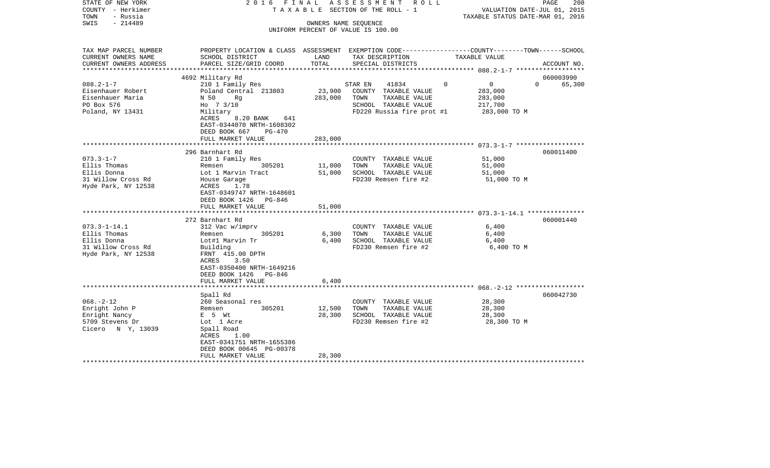STATE OF NEW YORK
COUNTY - Herkimer
TOWN - Russia
SWIS - 214489

2016 FINAL ASSESSMENT ROLL
TAXABLE SECTION OF THE ROLL - 1
OWNERS NAME SEQUENCE
UNIFORM PERCENT OF VALUE IS 100.00

VALUATION DATE-JUL 01, 2015
TAXABLE STATUS DATE-MAR 01, 2016

| TAX MAP PARCEL NUMBER / CURRENT OWNERS NAME / CURRENT OWNERS ADDRESS | PROPERTY LOCATION & CLASS / SCHOOL DISTRICT / PARCEL SIZE/GRID COORD | ASSESSMENT LAND | ASSESSMENT TOTAL | EXEMPTION CODE / TAX DESCRIPTION / SPECIAL DISTRICTS | COUNTY | TOWN | SCHOOL TAXABLE VALUE | ACCOUNT NO. |
|---|---|---|---|---|---|---|---|---|
| 088.2-1-7 | 4692 Military Rd | | | | | | | 060003990 |
| Eisenhauer Robert | 210 1 Family Res | | | STAR EN 41834 | 0 | 0 | 0 | 65,300 |
| Eisenhauer Maria | Poland Central 213803 | 23,900 | | COUNTY TAXABLE VALUE | 283,000 | | | |
| PO Box 576 | N 50 Rg | | 283,000 | TOWN TAXABLE VALUE | | 283,000 | | |
| Poland, NY 13431 | Ho 7 3/10 | | | SCHOOL TAXABLE VALUE | | | 217,700 | |
| | Military | | | FD220 Russia fire prot #1 | 283,000 TO M | | | |
| | ACRES 8.20 BANK 641 | | | | | | | |
| | EAST-0344070 NRTH-1608302 | | | | | | | |
| | DEED BOOK 667 PG-470 | | | | | | | |
| | FULL MARKET VALUE | | 283,000 | | | | | |
| 073.3-1-7 | 296 Barnhart Rd | | | | | | | 060011400 |
| Ellis Thomas | 210 1 Family Res | | | COUNTY TAXABLE VALUE | 51,000 | | | |
| Ellis Donna | Remsen 305201 | 11,000 | | TOWN TAXABLE VALUE | | 51,000 | | |
| 31 Willow Cross Rd | Lot 1 Marvin Tract | | 51,000 | SCHOOL TAXABLE VALUE | | | 51,000 | |
| Hyde Park, NY 12538 | House Garage | | | FD230 Remsen fire #2 | 51,000 TO M | | | |
| | ACRES 1.78 | | | | | | | |
| | EAST-0349747 NRTH-1648601 | | | | | | | |
| | DEED BOOK 1426 PG-846 | | | | | | | |
| | FULL MARKET VALUE | | 51,000 | | | | | |
| 073.3-1-14.1 | 272 Barnhart Rd | | | | | | | 060001440 |
| Ellis Thomas | 312 Vac w/imprv | | | COUNTY TAXABLE VALUE | 6,400 | | | |
| Ellis Donna | Remsen 305201 | 6,300 | | TOWN TAXABLE VALUE | | 6,400 | | |
| 31 Willow Cross Rd | Lot#1 Marvin Tr | | 6,400 | SCHOOL TAXABLE VALUE | | | 6,400 | |
| Hyde Park, NY 12538 | Building | | | FD230 Remsen fire #2 | 6,400 TO M | | | |
| | FRNT 415.00 DPTH | | | | | | | |
| | ACRES 3.50 | | | | | | | |
| | EAST-0350400 NRTH-1649216 | | | | | | | |
| | DEED BOOK 1426 PG-846 | | | | | | | |
| | FULL MARKET VALUE | | 6,400 | | | | | |
| 068.-2-12 | Spall Rd | | | | | | | 060042730 |
| Enright John P | 260 Seasonal res | | | COUNTY TAXABLE VALUE | 28,300 | | | |
| Enright Nancy | Remsen 305201 | 12,500 | | TOWN TAXABLE VALUE | | 28,300 | | |
| 5709 Stevens Dr | E 5 Wt | | 28,300 | SCHOOL TAXABLE VALUE | | | 28,300 | |
| Cicero N Y, 13039 | Lot 1 Acre | | | FD230 Remsen fire #2 | 28,300 TO M | | | |
| | Spall Road | | | | | | | |
| | ACRES 1.00 | | | | | | | |
| | EAST-0341751 NRTH-1655386 | | | | | | | |
| | DEED BOOK 00645 PG-00378 | | | | | | | |
| | FULL MARKET VALUE | | 28,300 | | | | | |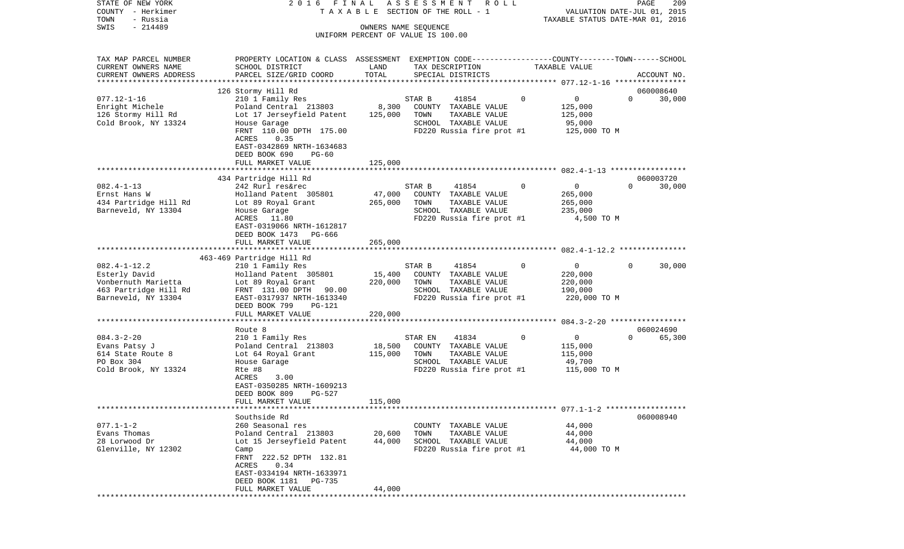STATE OF NEW YORK | 2016 FINAL ASSESSMENT ROLL
COUNTY - Herkimer | TAXABLE SECTION OF THE ROLL - 1 | VALUATION DATE-JUL 01, 2015
TOWN - Russia | TAXABLE STATUS DATE-MAR 01, 2016
SWIS - 214489 | OWNERS NAME SEQUENCE
UNIFORM PERCENT OF VALUE IS 100.00

| TAX MAP PARCEL NUMBER<br>CURRENT OWNERS NAME<br>CURRENT OWNERS ADDRESS | PROPERTY LOCATION & CLASS<br>SCHOOL DISTRICT<br>PARCEL SIZE/GRID COORD | ASSESSMENT<br>LAND<br>TOTAL | EXEMPTION CODE<br>TAX DESCRIPTION<br>SPECIAL DISTRICTS | COUNTY | TOWN | SCHOOL<br>TAXABLE VALUE | ACCOUNT NO. |
|---|---|---|---|---|---|---|---|
| **077.12-1-16** | 126 Stormy Hill Rd | | | | | | 060008640 |
| 077.12-1-16 | 210 1 Family Res | | STAR B 41854 | 0 | 0 | 0 30,000 | |
| Enright Michele | Poland Central 213803 | 8,300 | COUNTY TAXABLE VALUE | 125,000 | | | |
| 126 Stormy Hill Rd | Lot 17 Jerseyfield Patent | 125,000 | TOWN TAXABLE VALUE | | 125,000 | | |
| Cold Brook, NY 13324 | House Garage | | SCHOOL TAXABLE VALUE | | | 95,000 | |
| | FRNT 110.00 DPTH 175.00 | | FD220 Russia fire prot #1 | 125,000 TO M | | | |
| | ACRES 0.35 | | | | | | |
| | EAST-0342869 NRTH-1634683 | | | | | | |
| | DEED BOOK 690 PG-60 | | | | | | |
| | FULL MARKET VALUE | 125,000 | | | | | |
| **082.4-1-13** | 434 Partridge Hill Rd | | | | | | 060003720 |
| 082.4-1-13 | 242 Rurl res&rec | | STAR B 41854 | 0 | 0 | 0 30,000 | |
| Ernst Hans W | Holland Patent 305801 | 47,000 | COUNTY TAXABLE VALUE | 265,000 | | | |
| 434 Partridge Hill Rd | Lot 89 Royal Grant | 265,000 | TOWN TAXABLE VALUE | | 265,000 | | |
| Barneveld, NY 13304 | House Garage | | SCHOOL TAXABLE VALUE | | | 235,000 | |
| | ACRES 11.80 | | FD220 Russia fire prot #1 | 4,500 TO M | | | |
| | EAST-0319066 NRTH-1612817 | | | | | | |
| | DEED BOOK 1473 PG-666 | | | | | | |
| | FULL MARKET VALUE | 265,000 | | | | | |
| **082.4-1-12.2** | 463-469 Partridge Hill Rd | | | | | | |
| 082.4-1-12.2 | 210 1 Family Res | | STAR B 41854 | 0 | 0 | 0 30,000 | |
| Esterly David | Holland Patent 305801 | 15,400 | COUNTY TAXABLE VALUE | 220,000 | | | |
| Vonbernuth Marietta | Lot 89 Royal Grant | 220,000 | TOWN TAXABLE VALUE | | 220,000 | | |
| 463 Partridge Hill Rd | FRNT 131.00 DPTH 90.00 | | SCHOOL TAXABLE VALUE | | | 190,000 | |
| Barneveld, NY 13304 | EAST-0317937 NRTH-1613340 | | FD220 Russia fire prot #1 | 220,000 TO M | | | |
| | DEED BOOK 799 PG-121 | | | | | | |
| | FULL MARKET VALUE | 220,000 | | | | | |
| **084.3-2-20** | Route 8 | | | | | | 060024690 |
| 084.3-2-20 | 210 1 Family Res | | STAR EN 41834 | 0 | 0 | 0 65,300 | |
| Evans Patsy J | Poland Central 213803 | 18,500 | COUNTY TAXABLE VALUE | 115,000 | | | |
| 614 State Route 8 | Lot 64 Royal Grant | 115,000 | TOWN TAXABLE VALUE | | 115,000 | | |
| PO Box 304 | House Garage | | SCHOOL TAXABLE VALUE | | | 49,700 | |
| Cold Brook, NY 13324 | Rte #8 | | FD220 Russia fire prot #1 | 115,000 TO M | | | |
| | ACRES 3.00 | | | | | | |
| | EAST-0350285 NRTH-1609213 | | | | | | |
| | DEED BOOK 809 PG-527 | | | | | | |
| | FULL MARKET VALUE | 115,000 | | | | | |
| **077.1-1-2** | Southside Rd | | | | | | 060008940 |
| 077.1-1-2 | 260 Seasonal res | | COUNTY TAXABLE VALUE | 44,000 | | | |
| Evans Thomas | Poland Central 213803 | 20,600 | TOWN TAXABLE VALUE | | 44,000 | | |
| 28 Lorwood Dr | Lot 15 Jerseyfield Patent | 44,000 | SCHOOL TAXABLE VALUE | | | 44,000 | |
| Glenville, NY 12302 | Camp | | FD220 Russia fire prot #1 | 44,000 TO M | | | |
| | FRNT 222.52 DPTH 132.81 | | | | | | |
| | ACRES 0.34 | | | | | | |
| | EAST-0334194 NRTH-1633971 | | | | | | |
| | DEED BOOK 1181 PG-735 | | | | | | |
| | FULL MARKET VALUE | 44,000 | | | | | |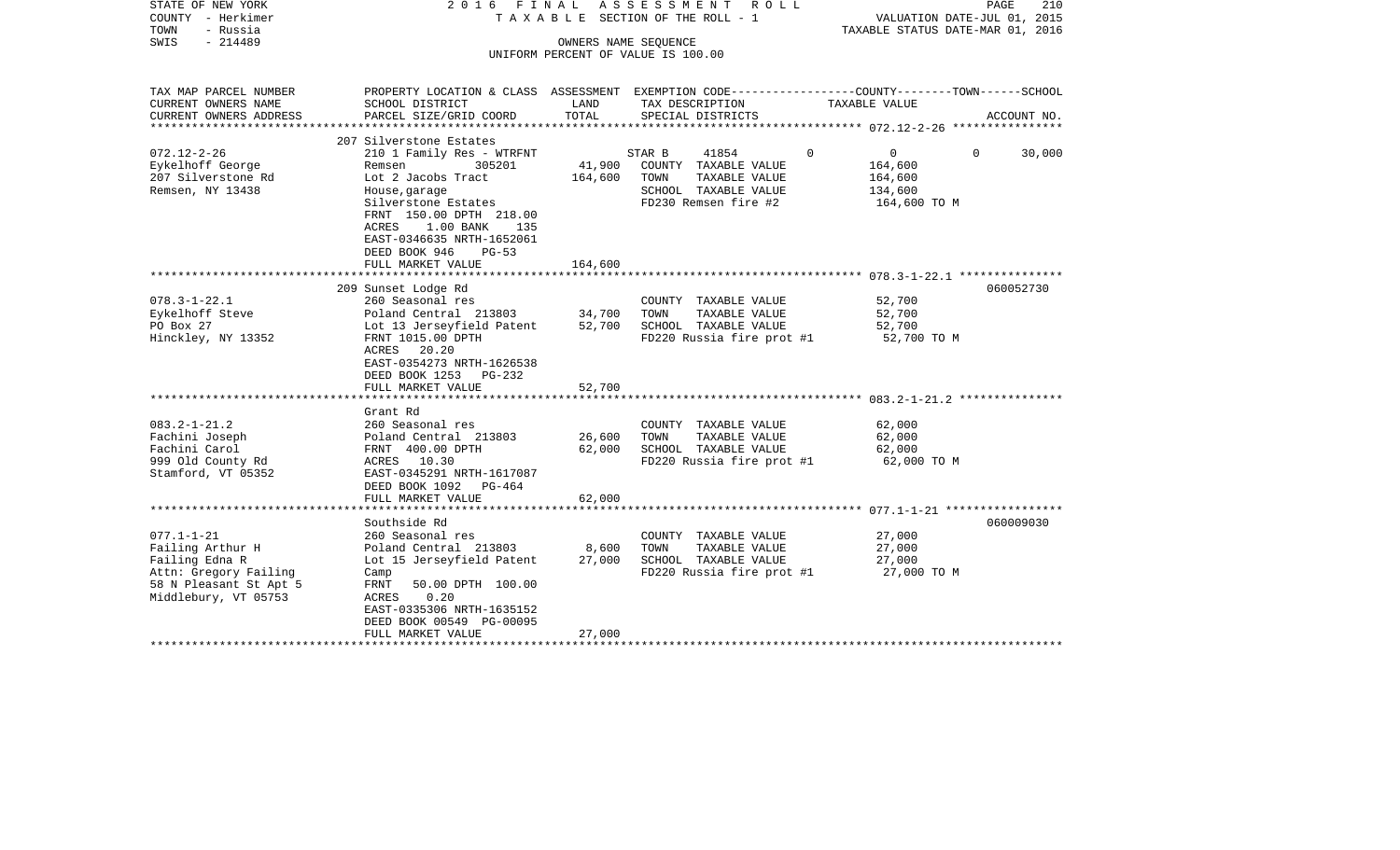STATE OF NEW YORK — 2016 FINAL ASSESSMENT ROLL
COUNTY - Herkimer — TAXABLE SECTION OF THE ROLL - 1 — VALUATION DATE-JUL 01, 2015
TOWN - Russia — TAXABLE STATUS DATE-MAR 01, 2016
SWIS - 214489 — OWNERS NAME SEQUENCE
UNIFORM PERCENT OF VALUE IS 100.00

| TAX MAP PARCEL NUMBER / CURRENT OWNERS NAME / CURRENT OWNERS ADDRESS | PROPERTY LOCATION & CLASS / SCHOOL DISTRICT / PARCEL SIZE/GRID COORD | ASSESSMENT LAND | TOTAL | EXEMPTION CODE / TAX DESCRIPTION / SPECIAL DISTRICTS | COUNTY | TOWN | SCHOOL | TAXABLE VALUE | ACCOUNT NO. |
|---|---|---|---|---|---|---|---|---|---|
| 072.12-2-26 | 207 Silverstone Estates | | | | | | | | |
| Eykelhoff George | 210 1 Family Res - WTRFNT | | | STAR B 41854 | 0 | 0 | 30,000 | | |
| 207 Silverstone Rd | Remsen 305201 | 41,900 | | COUNTY TAXABLE VALUE | | | | 164,600 | |
| Remsen, NY 13438 | Lot 2 Jacobs Tract | | 164,600 | TOWN TAXABLE VALUE | | | | 164,600 | |
| | House,garage | | | SCHOOL TAXABLE VALUE | | | | 134,600 | |
| | Silverstone Estates | | | FD230 Remsen fire #2 | | | | 164,600 TO M | |
| | FRNT 150.00 DPTH 218.00 | | | | | | | | |
| | ACRES 1.00 BANK 135 | | | | | | | | |
| | EAST-0346635 NRTH-1652061 | | | | | | | | |
| | DEED BOOK 946 PG-53 | | | | | | | | |
| | FULL MARKET VALUE | | 164,600 | | | | | | |
| 078.3-1-22.1 | 209 Sunset Lodge Rd | | | | | | | | 060052730 |
| Eykelhoff Steve | 260 Seasonal res | | | COUNTY TAXABLE VALUE | | | | 52,700 | |
| PO Box 27 | Poland Central 213803 | 34,700 | | TOWN TAXABLE VALUE | | | | 52,700 | |
| Hinckley, NY 13352 | Lot 13 Jerseyfield Patent | | 52,700 | SCHOOL TAXABLE VALUE | | | | 52,700 | |
| | FRNT 1015.00 DPTH | | | FD220 Russia fire prot #1 | | | | 52,700 TO M | |
| | ACRES 20.20 | | | | | | | | |
| | EAST-0354273 NRTH-1626538 | | | | | | | | |
| | DEED BOOK 1253 PG-232 | | | | | | | | |
| | FULL MARKET VALUE | | 52,700 | | | | | | |
| 083.2-1-21.2 | Grant Rd | | | | | | | | |
| Fachini Joseph | 260 Seasonal res | | | COUNTY TAXABLE VALUE | | | | 62,000 | |
| Fachini Carol | Poland Central 213803 | 26,600 | | TOWN TAXABLE VALUE | | | | 62,000 | |
| 999 Old County Rd | FRNT 400.00 DPTH | | 62,000 | SCHOOL TAXABLE VALUE | | | | 62,000 | |
| Stamford, VT 05352 | ACRES 10.30 | | | FD220 Russia fire prot #1 | | | | 62,000 TO M | |
| | EAST-0345291 NRTH-1617087 | | | | | | | | |
| | DEED BOOK 1092 PG-464 | | | | | | | | |
| | FULL MARKET VALUE | | 62,000 | | | | | | |
| 077.1-1-21 | Southside Rd | | | | | | | | 060009030 |
| Failing Arthur H | 260 Seasonal res | | | COUNTY TAXABLE VALUE | | | | 27,000 | |
| Failing Edna R | Poland Central 213803 | 8,600 | | TOWN TAXABLE VALUE | | | | 27,000 | |
| Attn: Gregory Failing | Lot 15 Jerseyfield Patent | | 27,000 | SCHOOL TAXABLE VALUE | | | | 27,000 | |
| 58 N Pleasant St Apt 5 | Camp | | | FD220 Russia fire prot #1 | | | | 27,000 TO M | |
| Middlebury, VT 05753 | FRNT 50.00 DPTH 100.00 | | | | | | | | |
| | ACRES 0.20 | | | | | | | | |
| | EAST-0335306 NRTH-1635152 | | | | | | | | |
| | DEED BOOK 00549 PG-00095 | | | | | | | | |
| | FULL MARKET VALUE | | 27,000 | | | | | | |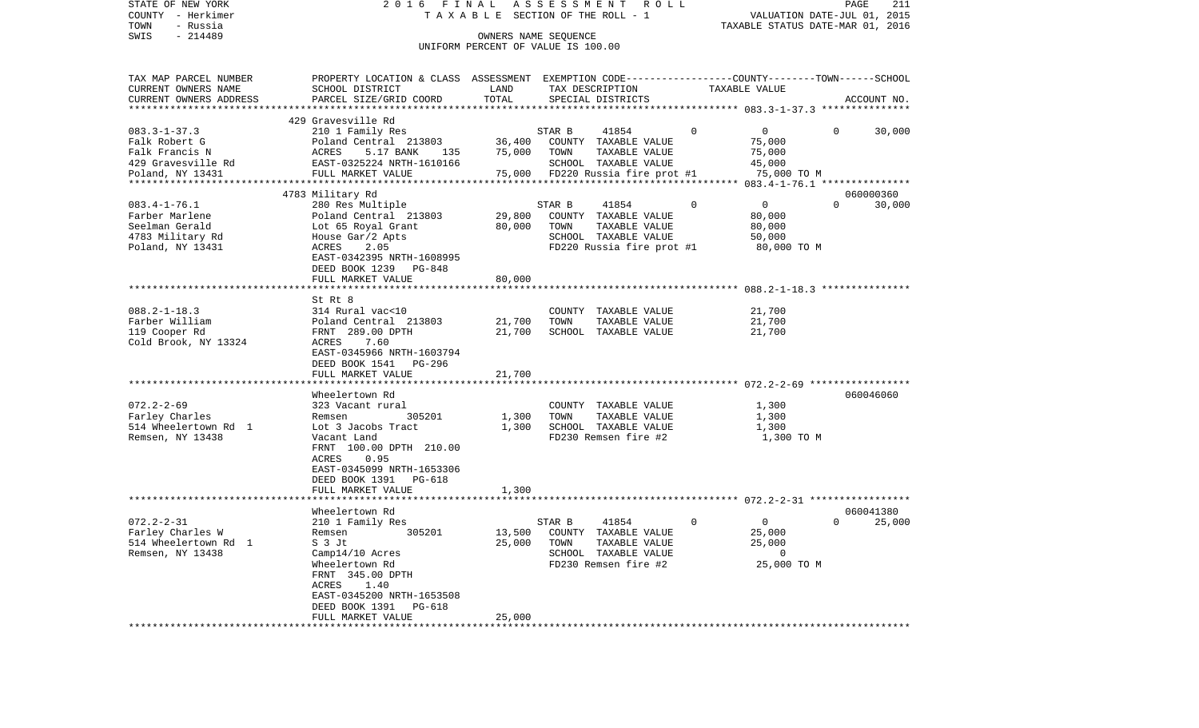STATE OF NEW YORK 2016 FINAL ASSESSMENT ROLL
COUNTY - Herkimer TAXABLE SECTION OF THE ROLL - 1 VALUATION DATE-JUL 01, 2015
TOWN - Russia TAXABLE STATUS DATE-MAR 01, 2016
SWIS - 214489 OWNERS NAME SEQUENCE
UNIFORM PERCENT OF VALUE IS 100.00

| TAX MAP PARCEL NUMBER<br>CURRENT OWNERS NAME<br>CURRENT OWNERS ADDRESS | PROPERTY LOCATION & CLASS<br>SCHOOL DISTRICT<br>PARCEL SIZE/GRID COORD | ASSESSMENT<br>LAND<br>TOTAL | EXEMPTION CODE<br>TAX DESCRIPTION<br>SPECIAL DISTRICTS | COUNTY | TOWN | SCHOOL<br>TAXABLE VALUE<br>ACCOUNT NO. |
|---|---|---|---|---|---|---|
| **083.3-1-37.3** | 429 Gravesville Rd | | | | | |
| 083.3-1-37.3 | 210 1 Family Res | | STAR B 41854 | 0 | 0 | 0 30,000 |
| Falk Robert G | Poland Central 213803 | 36,400 | COUNTY TAXABLE VALUE | 75,000 | | |
| Falk Francis N | ACRES 5.17 BANK 135 | 75,000 | TOWN TAXABLE VALUE | | 75,000 | |
| 429 Gravesville Rd | EAST-0325224 NRTH-1610166 | | SCHOOL TAXABLE VALUE | | | 45,000 |
| Poland, NY 13431 | FULL MARKET VALUE | 75,000 | FD220 Russia fire prot #1 | 75,000 TO M | | |
| **083.4-1-76.1** | 4783 Military Rd | | | | | 060000360 |
| 083.4-1-76.1 | 280 Res Multiple | | STAR B 41854 | 0 | 0 | 0 30,000 |
| Farber Marlene | Poland Central 213803 | 29,800 | COUNTY TAXABLE VALUE | 80,000 | | |
| Seelman Gerald | Lot 65 Royal Grant | 80,000 | TOWN TAXABLE VALUE | | 80,000 | |
| 4783 Military Rd | House Gar/2 Apts | | SCHOOL TAXABLE VALUE | | | 50,000 |
| Poland, NY 13431 | ACRES 2.05 | | FD220 Russia fire prot #1 | 80,000 TO M | | |
| | EAST-0342395 NRTH-1608995 | | | | | |
| | DEED BOOK 1239 PG-848 | | | | | |
| | FULL MARKET VALUE | 80,000 | | | | |
| **088.2-1-18.3** | St Rt 8 | | | | | |
| 088.2-1-18.3 | 314 Rural vac<10 | | COUNTY TAXABLE VALUE | 21,700 | | |
| Farber William | Poland Central 213803 | 21,700 | TOWN TAXABLE VALUE | | 21,700 | |
| 119 Cooper Rd | FRNT 289.00 DPTH | 21,700 | SCHOOL TAXABLE VALUE | | | 21,700 |
| Cold Brook, NY 13324 | ACRES 7.60 | | | | | |
| | EAST-0345966 NRTH-1603794 | | | | | |
| | DEED BOOK 1541 PG-296 | | | | | |
| | FULL MARKET VALUE | 21,700 | | | | |
| **072.2-2-69** | Wheelertown Rd | | | | | 060046060 |
| 072.2-2-69 | 323 Vacant rural | | COUNTY TAXABLE VALUE | 1,300 | | |
| Farley Charles | Remsen 305201 | 1,300 | TOWN TAXABLE VALUE | | 1,300 | |
| 514 Wheelertown Rd 1 | Lot 3 Jacobs Tract | 1,300 | SCHOOL TAXABLE VALUE | | | 1,300 |
| Remsen, NY 13438 | Vacant Land | | FD230 Remsen fire #2 | 1,300 TO M | | |
| | FRNT 100.00 DPTH 210.00 | | | | | |
| | ACRES 0.95 | | | | | |
| | EAST-0345099 NRTH-1653306 | | | | | |
| | DEED BOOK 1391 PG-618 | | | | | |
| | FULL MARKET VALUE | 1,300 | | | | |
| **072.2-2-31** | Wheelertown Rd | | | | | 060041380 |
| 072.2-2-31 | 210 1 Family Res | | STAR B 41854 | 0 | 0 | 0 25,000 |
| Farley Charles W | Remsen 305201 | 13,500 | COUNTY TAXABLE VALUE | 25,000 | | |
| 514 Wheelertown Rd 1 | S 3 Jt | 25,000 | TOWN TAXABLE VALUE | | 25,000 | |
| Remsen, NY 13438 | Camp14/10 Acres | | SCHOOL TAXABLE VALUE | | | 0 |
| | Wheelertown Rd | | FD230 Remsen fire #2 | 25,000 TO M | | |
| | FRNT 345.00 DPTH | | | | | |
| | ACRES 1.40 | | | | | |
| | EAST-0345200 NRTH-1653508 | | | | | |
| | DEED BOOK 1391 PG-618 | | | | | |
| | FULL MARKET VALUE | 25,000 | | | | |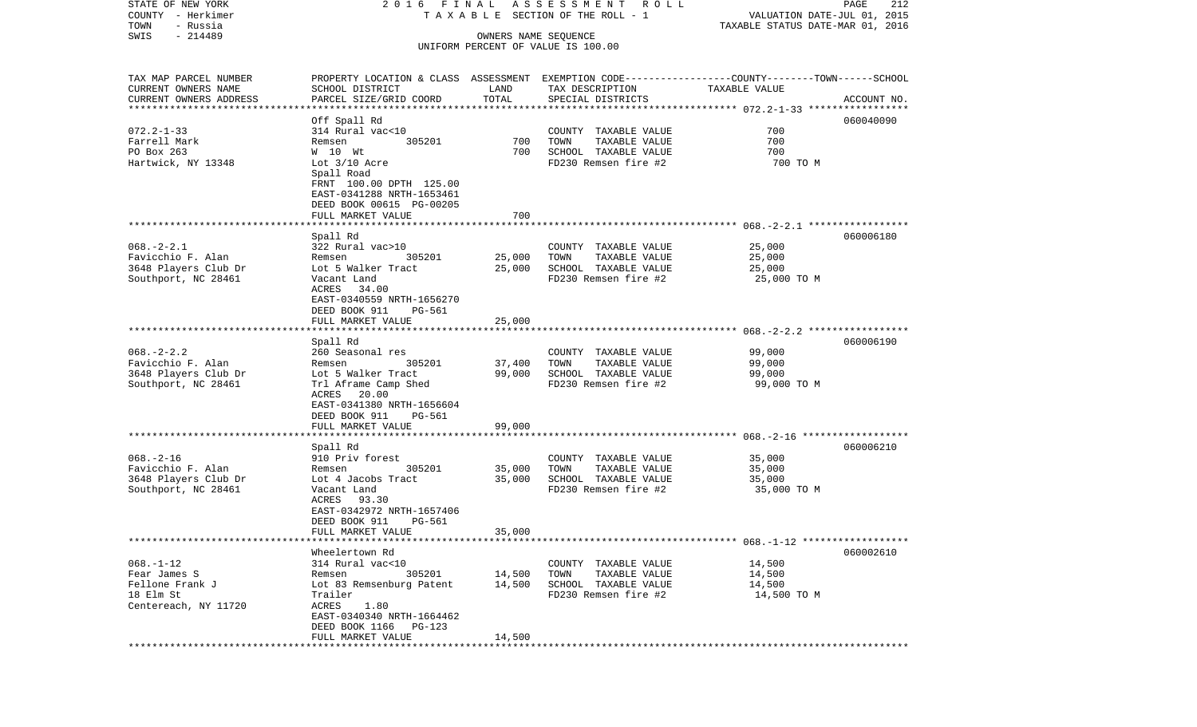STATE OF NEW YORK — 2016 FINAL ASSESSMENT ROLL — TAXABLE SECTION OF THE ROLL - 1 — VALUATION DATE-JUL 01, 2015
COUNTY - Herkimer — TAXABLE STATUS DATE-MAR 01, 2016
TOWN - Russia — OWNERS NAME SEQUENCE
SWIS - 214489 — UNIFORM PERCENT OF VALUE IS 100.00

| TAX MAP PARCEL NUMBER / CURRENT OWNERS NAME / CURRENT OWNERS ADDRESS | PROPERTY LOCATION & CLASS / SCHOOL DISTRICT / PARCEL SIZE/GRID COORD | ASSESSMENT LAND | TOTAL | EXEMPTION CODE / TAX DESCRIPTION / SPECIAL DISTRICTS | TAXABLE VALUE | ACCOUNT NO. |
|---|---|---|---|---|---|---|
| **072.2-1-33** | Off Spall Rd | | | | | 060040090 |
| 072.2-1-33 | 314 Rural vac<10 | | | COUNTY TAXABLE VALUE | 700 | |
| Farrell Mark | Remsen 305201 | 700 | | TOWN TAXABLE VALUE | 700 | |
| PO Box 263 | W 10 Wt | | 700 | SCHOOL TAXABLE VALUE | 700 | |
| Hartwick, NY 13348 | Lot 3/10 Acre | | | FD230 Remsen fire #2 | 700 TO M | |
| | Spall Road | | | | | |
| | FRNT 100.00 DPTH 125.00 | | | | | |
| | EAST-0341288 NRTH-1653461 | | | | | |
| | DEED BOOK 00615 PG-00205 | | | | | |
| | FULL MARKET VALUE | | 700 | | | |
| **068.-2-2.1** | Spall Rd | | | | | 060006180 |
| 068.-2-2.1 | 322 Rural vac>10 | | | COUNTY TAXABLE VALUE | 25,000 | |
| Favicchio F. Alan | Remsen 305201 | 25,000 | | TOWN TAXABLE VALUE | 25,000 | |
| 3648 Players Club Dr | Lot 5 Walker Tract | | 25,000 | SCHOOL TAXABLE VALUE | 25,000 | |
| Southport, NC 28461 | Vacant Land | | | FD230 Remsen fire #2 | 25,000 TO M | |
| | ACRES 34.00 | | | | | |
| | EAST-0340559 NRTH-1656270 | | | | | |
| | DEED BOOK 911 PG-561 | | | | | |
| | FULL MARKET VALUE | | 25,000 | | | |
| **068.-2-2.2** | Spall Rd | | | | | 060006190 |
| 068.-2-2.2 | 260 Seasonal res | | | COUNTY TAXABLE VALUE | 99,000 | |
| Favicchio F. Alan | Remsen 305201 | 37,400 | | TOWN TAXABLE VALUE | 99,000 | |
| 3648 Players Club Dr | Lot 5 Walker Tract | | 99,000 | SCHOOL TAXABLE VALUE | 99,000 | |
| Southport, NC 28461 | Trl Aframe Camp Shed | | | FD230 Remsen fire #2 | 99,000 TO M | |
| | ACRES 20.00 | | | | | |
| | EAST-0341380 NRTH-1656604 | | | | | |
| | DEED BOOK 911 PG-561 | | | | | |
| | FULL MARKET VALUE | | 99,000 | | | |
| **068.-2-16** | Spall Rd | | | | | 060006210 |
| 068.-2-16 | 910 Priv forest | | | COUNTY TAXABLE VALUE | 35,000 | |
| Favicchio F. Alan | Remsen 305201 | 35,000 | | TOWN TAXABLE VALUE | 35,000 | |
| 3648 Players Club Dr | Lot 4 Jacobs Tract | | 35,000 | SCHOOL TAXABLE VALUE | 35,000 | |
| Southport, NC 28461 | Vacant Land | | | FD230 Remsen fire #2 | 35,000 TO M | |
| | ACRES 93.30 | | | | | |
| | EAST-0342972 NRTH-1657406 | | | | | |
| | DEED BOOK 911 PG-561 | | | | | |
| | FULL MARKET VALUE | | 35,000 | | | |
| **068.-1-12** | Wheelertown Rd | | | | | 060002610 |
| 068.-1-12 | 314 Rural vac<10 | | | COUNTY TAXABLE VALUE | 14,500 | |
| Fear James S | Remsen 305201 | 14,500 | | TOWN TAXABLE VALUE | 14,500 | |
| Fellone Frank J | Lot 83 Remsenburg Patent | | 14,500 | SCHOOL TAXABLE VALUE | 14,500 | |
| 18 Elm St | Trailer | | | FD230 Remsen fire #2 | 14,500 TO M | |
| Centereach, NY 11720 | ACRES 1.80 | | | | | |
| | EAST-0340340 NRTH-1664462 | | | | | |
| | DEED BOOK 1166 PG-123 | | | | | |
| | FULL MARKET VALUE | | 14,500 | | | |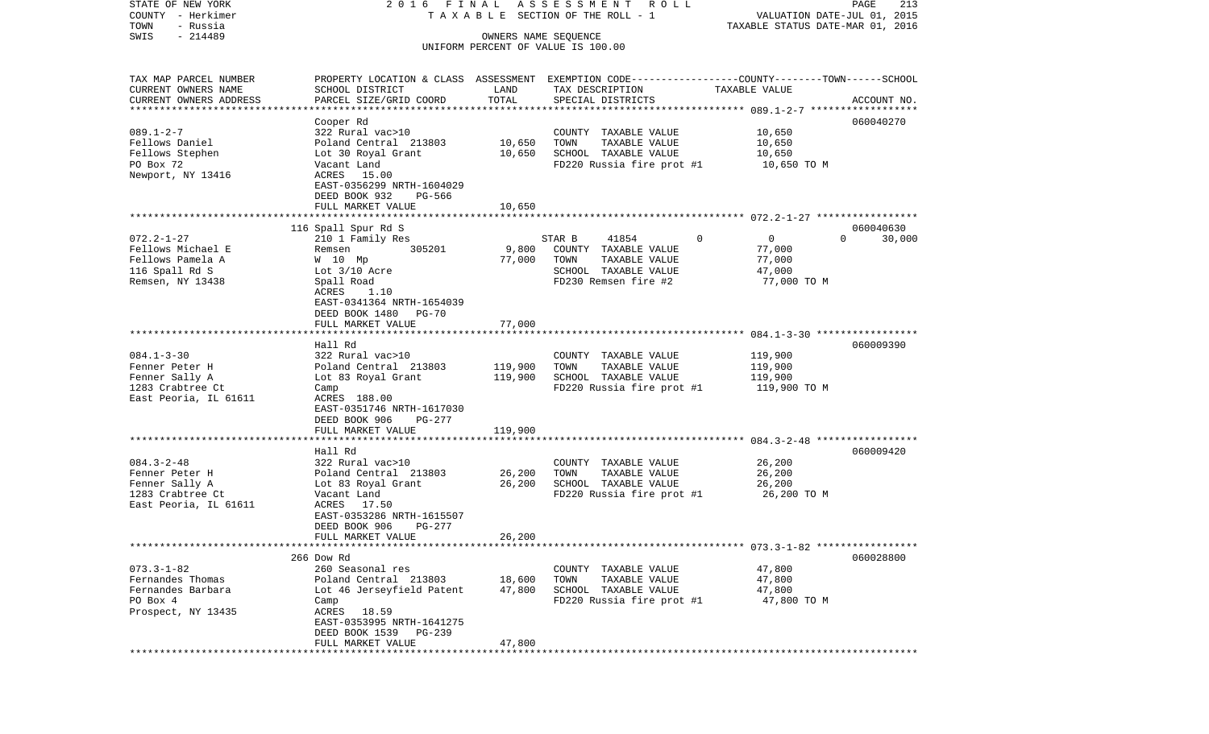STATE OF NEW YORK
COUNTY - Herkimer
TOWN - Russia
SWIS - 214489

2016 FINAL ASSESSMENT ROLL
TAXABLE SECTION OF THE ROLL - 1
OWNERS NAME SEQUENCE
UNIFORM PERCENT OF VALUE IS 100.00

VALUATION DATE-JUL 01, 2015
TAXABLE STATUS DATE-MAR 01, 2016

| TAX MAP PARCEL NUMBER / CURRENT OWNERS NAME / CURRENT OWNERS ADDRESS | PROPERTY LOCATION & CLASS / SCHOOL DISTRICT / PARCEL SIZE/GRID COORD | ASSESSMENT LAND | TOTAL | EXEMPTION CODE / TAX DESCRIPTION / SPECIAL DISTRICTS | COUNTY | TOWN | SCHOOL / TAXABLE VALUE | ACCOUNT NO. |
|---|---|---|---|---|---|---|---|---|
| **089.1-2-7** | Cooper Rd | | | | | | | 060040270 |
| 089.1-2-7 | 322 Rural vac>10 | | | COUNTY TAXABLE VALUE | | | 10,650 | |
| Fellows Daniel | Poland Central 213803 | 10,650 | | TOWN TAXABLE VALUE | | | 10,650 | |
| Fellows Stephen | Lot 30 Royal Grant | | 10,650 | SCHOOL TAXABLE VALUE | | | 10,650 | |
| PO Box 72 | Vacant Land | | | FD220 Russia fire prot #1 | | | 10,650 TO M | |
| Newport, NY 13416 | ACRES 15.00 | | | | | | | |
| | EAST-0356299 NRTH-1604029 | | | | | | | |
| | DEED BOOK 932 PG-566 | | | | | | | |
| | FULL MARKET VALUE | | 10,650 | | | | | |
| **072.2-1-27** | 116 Spall Spur Rd S | | | | | | | 060040630 |
| 072.2-1-27 | 210 1 Family Res | | | STAR B 41854 | 0 | 0 | 0 / 30,000 | |
| Fellows Michael E | Remsen 305201 | 9,800 | | COUNTY TAXABLE VALUE | | | 77,000 | |
| Fellows Pamela A | W 10 Mp | | 77,000 | TOWN TAXABLE VALUE | | | 77,000 | |
| 116 Spall Rd S | Lot 3/10 Acre | | | SCHOOL TAXABLE VALUE | | | 47,000 | |
| Remsen, NY 13438 | Spall Road | | | FD230 Remsen fire #2 | | | 77,000 TO M | |
| | ACRES 1.10 | | | | | | | |
| | EAST-0341364 NRTH-1654039 | | | | | | | |
| | DEED BOOK 1480 PG-70 | | | | | | | |
| | FULL MARKET VALUE | | 77,000 | | | | | |
| **084.1-3-30** | Hall Rd | | | | | | | 060009390 |
| 084.1-3-30 | 322 Rural vac>10 | | | COUNTY TAXABLE VALUE | | | 119,900 | |
| Fenner Peter H | Poland Central 213803 | 119,900 | | TOWN TAXABLE VALUE | | | 119,900 | |
| Fenner Sally A | Lot 83 Royal Grant | | 119,900 | SCHOOL TAXABLE VALUE | | | 119,900 | |
| 1283 Crabtree Ct | Camp | | | FD220 Russia fire prot #1 | | | 119,900 TO M | |
| East Peoria, IL 61611 | ACRES 188.00 | | | | | | | |
| | EAST-0351746 NRTH-1617030 | | | | | | | |
| | DEED BOOK 906 PG-277 | | | | | | | |
| | FULL MARKET VALUE | | 119,900 | | | | | |
| **084.3-2-48** | Hall Rd | | | | | | | 060009420 |
| 084.3-2-48 | 322 Rural vac>10 | | | COUNTY TAXABLE VALUE | | | 26,200 | |
| Fenner Peter H | Poland Central 213803 | 26,200 | | TOWN TAXABLE VALUE | | | 26,200 | |
| Fenner Sally A | Lot 83 Royal Grant | | 26,200 | SCHOOL TAXABLE VALUE | | | 26,200 | |
| 1283 Crabtree Ct | Vacant Land | | | FD220 Russia fire prot #1 | | | 26,200 TO M | |
| East Peoria, IL 61611 | ACRES 17.50 | | | | | | | |
| | EAST-0353286 NRTH-1615507 | | | | | | | |
| | DEED BOOK 906 PG-277 | | | | | | | |
| | FULL MARKET VALUE | | 26,200 | | | | | |
| **073.3-1-82** | 266 Dow Rd | | | | | | | 060028800 |
| 073.3-1-82 | 260 Seasonal res | | | COUNTY TAXABLE VALUE | | | 47,800 | |
| Fernandes Thomas | Poland Central 213803 | 18,600 | | TOWN TAXABLE VALUE | | | 47,800 | |
| Fernandes Barbara | Lot 46 Jerseyfield Patent | | 47,800 | SCHOOL TAXABLE VALUE | | | 47,800 | |
| PO Box 4 | Camp | | | FD220 Russia fire prot #1 | | | 47,800 TO M | |
| Prospect, NY 13435 | ACRES 18.59 | | | | | | | |
| | EAST-0353995 NRTH-1641275 | | | | | | | |
| | DEED BOOK 1539 PG-239 | | | | | | | |
| | FULL MARKET VALUE | | 47,800 | | | | | |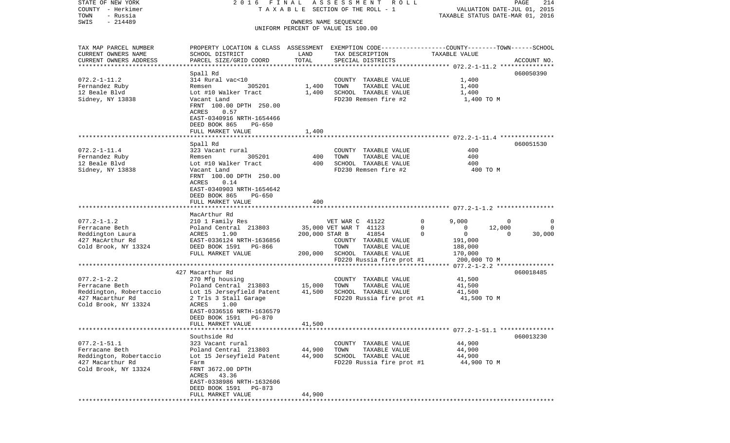STATE OF NEW YORK
COUNTY - Herkimer
TOWN - Russia
SWIS - 214489

2016 FINAL ASSESSMENT ROLL
TAXABLE SECTION OF THE ROLL - 1
OWNERS NAME SEQUENCE
UNIFORM PERCENT OF VALUE IS 100.00

VALUATION DATE-JUL 01, 2015
TAXABLE STATUS DATE-MAR 01, 2016

| TAX MAP PARCEL NUMBER<br>CURRENT OWNERS NAME<br>CURRENT OWNERS ADDRESS | PROPERTY LOCATION & CLASS<br>SCHOOL DISTRICT<br>PARCEL SIZE/GRID COORD | ASSESSMENT<br>LAND<br>TOTAL | EXEMPTION CODE<br>TAX DESCRIPTION<br>SPECIAL DISTRICTS | COUNTY | TOWN | SCHOOL<br>ACCOUNT NO. |
|---|---|---|---|---|---|---|
| **072.2-1-11.2** | Spall Rd | | | | | 060050390 |
| 072.2-1-11.2 | 314 Rural vac<10 | | COUNTY TAXABLE VALUE | 1,400 | | |
| Fernandez Ruby | Remsen 305201 | 1,400 | TOWN TAXABLE VALUE | | 1,400 | |
| 12 Beale Blvd | Lot #10 Walker Tract | 1,400 | SCHOOL TAXABLE VALUE | | | 1,400 |
| Sidney, NY 13838 | Vacant Land | | FD230 Remsen fire #2 | 1,400 TO M | | |
| | FRNT 100.00 DPTH 250.00 | | | | | |
| | ACRES 0.57 | | | | | |
| | EAST-0340916 NRTH-1654466 | | | | | |
| | DEED BOOK 865 PG-650 | | | | | |
| | FULL MARKET VALUE | 1,400 | | | | |
| **072.2-1-11.4** | Spall Rd | | | | | 060051530 |
| 072.2-1-11.4 | 323 Vacant rural | | COUNTY TAXABLE VALUE | 400 | | |
| Fernandez Ruby | Remsen 305201 | 400 | TOWN TAXABLE VALUE | | 400 | |
| 12 Beale Blvd | Lot #10 Walker Tract | 400 | SCHOOL TAXABLE VALUE | | | 400 |
| Sidney, NY 13838 | Vacant Land | | FD230 Remsen fire #2 | 400 TO M | | |
| | FRNT 100.00 DPTH 250.00 | | | | | |
| | ACRES 0.14 | | | | | |
| | EAST-0340903 NRTH-1654642 | | | | | |
| | DEED BOOK 865 PG-650 | | | | | |
| | FULL MARKET VALUE | 400 | | | | |
| **077.2-1-1.2** | MacArthur Rd | | | | | |
| 077.2-1-1.2 | 210 1 Family Res | | VET WAR C 41122 0 | 9,000 | 0 | 0 |
| Ferracane Beth | Poland Central 213803 | 35,000 | VET WAR T 41123 0 | 0 | 12,000 | 0 |
| Reddington Laura | ACRES 1.90 | 200,000 | STAR B 41854 0 | 0 | 0 | 30,000 |
| 427 MacArthur Rd | EAST-0336124 NRTH-1636856 | | COUNTY TAXABLE VALUE | 191,000 | | |
| Cold Brook, NY 13324 | DEED BOOK 1591 PG-866 | | TOWN TAXABLE VALUE | | 188,000 | |
| | FULL MARKET VALUE | 200,000 | SCHOOL TAXABLE VALUE | | | 170,000 |
| | | | FD220 Russia fire prot #1 | 200,000 TO M | | |
| **077.2-1-2.2** | 427 Macarthur Rd | | | | | 060018485 |
| 077.2-1-2.2 | 270 Mfg housing | | COUNTY TAXABLE VALUE | 41,500 | | |
| Ferracane Beth | Poland Central 213803 | 15,000 | TOWN TAXABLE VALUE | | 41,500 | |
| Reddington, Robertaccio | Lot 15 Jerseyfield Patent | 41,500 | SCHOOL TAXABLE VALUE | | | 41,500 |
| 427 Macarthur Rd | 2 Trls 3 Stall Garage | | FD220 Russia fire prot #1 | 41,500 TO M | | |
| Cold Brook, NY 13324 | ACRES 1.00 | | | | | |
| | EAST-0336516 NRTH-1636579 | | | | | |
| | DEED BOOK 1591 PG-870 | | | | | |
| | FULL MARKET VALUE | 41,500 | | | | |
| **077.2-1-51.1** | Southside Rd | | | | | 060013230 |
| 077.2-1-51.1 | 323 Vacant rural | | COUNTY TAXABLE VALUE | 44,900 | | |
| Ferracane Beth | Poland Central 213803 | 44,900 | TOWN TAXABLE VALUE | | 44,900 | |
| Reddington, Robertaccio | Lot 15 Jerseyfield Patent | 44,900 | SCHOOL TAXABLE VALUE | | | 44,900 |
| 427 Macarthur Rd | Farm | | FD220 Russia fire prot #1 | 44,900 TO M | | |
| Cold Brook, NY 13324 | FRNT 3672.00 DPTH | | | | | |
| | ACRES 43.36 | | | | | |
| | EAST-0338986 NRTH-1632606 | | | | | |
| | DEED BOOK 1591 PG-873 | | | | | |
| | FULL MARKET VALUE | 44,900 | | | | |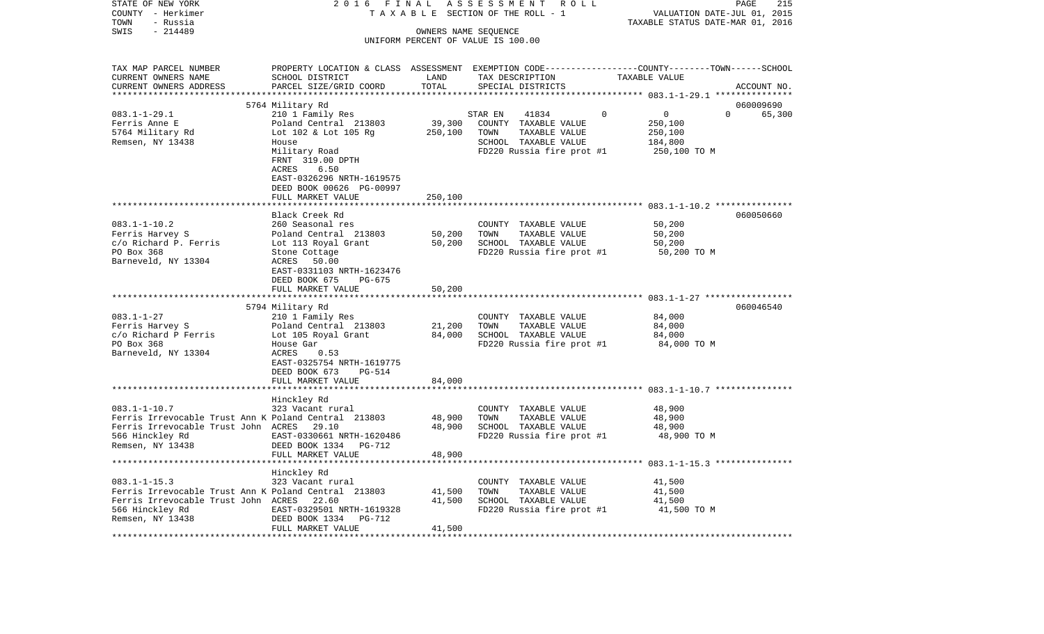STATE OF NEW YORK
COUNTY - Herkimer
TOWN - Russia
SWIS - 214489

2016 FINAL ASSESSMENT ROLL
TAXABLE SECTION OF THE ROLL - 1
OWNERS NAME SEQUENCE
UNIFORM PERCENT OF VALUE IS 100.00

VALUATION DATE-JUL 01, 2015
TAXABLE STATUS DATE-MAR 01, 2016

| TAX MAP PARCEL NUMBER / CURRENT OWNERS NAME / CURRENT OWNERS ADDRESS | PROPERTY LOCATION & CLASS / SCHOOL DISTRICT / PARCEL SIZE/GRID COORD | ASSESSMENT LAND | TOTAL | EXEMPTION CODE / TAX DESCRIPTION / SPECIAL DISTRICTS | TAXABLE VALUE (COUNTY--TOWN--SCHOOL) | ACCOUNT NO. |
|---|---|---|---|---|---|---|
| | 5764 Military Rd | | | | | 060009690 |
| 083.1-1-29.1 | 210 1 Family Res | | | STAR EN 41834 0 | 0 0 | 65,300 |
| Ferris Anne E | Poland Central 213803 | 39,300 | | COUNTY TAXABLE VALUE | 250,100 | |
| 5764 Military Rd | Lot 102 & Lot 105 Rg | | 250,100 | TOWN TAXABLE VALUE | 250,100 | |
| Remsen, NY 13438 | House | | | SCHOOL TAXABLE VALUE | 184,800 | |
| | Military Road | | | FD220 Russia fire prot #1 | 250,100 TO M | |
| | FRNT 319.00 DPTH | | | | | |
| | ACRES 6.50 | | | | | |
| | EAST-0326296 NRTH-1619575 | | | | | |
| | DEED BOOK 00626 PG-00997 | | | | | |
| | FULL MARKET VALUE | | 250,100 | | | |
| | Black Creek Rd | | | | | 060050660 |
| 083.1-1-10.2 | 260 Seasonal res | | | COUNTY TAXABLE VALUE | 50,200 | |
| Ferris Harvey S | Poland Central 213803 | 50,200 | | TOWN TAXABLE VALUE | 50,200 | |
| c/o Richard P. Ferris | Lot 113 Royal Grant | | 50,200 | SCHOOL TAXABLE VALUE | 50,200 | |
| PO Box 368 | Stone Cottage | | | FD220 Russia fire prot #1 | 50,200 TO M | |
| Barneveld, NY 13304 | ACRES 50.00 | | | | | |
| | EAST-0331103 NRTH-1623476 | | | | | |
| | DEED BOOK 675 PG-675 | | | | | |
| | FULL MARKET VALUE | | 50,200 | | | |
| | 5794 Military Rd | | | | | 060046540 |
| 083.1-1-27 | 210 1 Family Res | | | COUNTY TAXABLE VALUE | 84,000 | |
| Ferris Harvey S | Poland Central 213803 | 21,200 | | TOWN TAXABLE VALUE | 84,000 | |
| c/o Richard P Ferris | Lot 105 Royal Grant | | 84,000 | SCHOOL TAXABLE VALUE | 84,000 | |
| PO Box 368 | House Gar | | | FD220 Russia fire prot #1 | 84,000 TO M | |
| Barneveld, NY 13304 | ACRES 0.53 | | | | | |
| | EAST-0325754 NRTH-1619775 | | | | | |
| | DEED BOOK 673 PG-514 | | | | | |
| | FULL MARKET VALUE | | 84,000 | | | |
| | Hinckley Rd | | | | | |
| 083.1-1-10.7 | 323 Vacant rural | | | COUNTY TAXABLE VALUE | 48,900 | |
| Ferris Irrevocable Trust Ann K | Poland Central 213803 | 48,900 | | TOWN TAXABLE VALUE | 48,900 | |
| Ferris Irrevocable Trust John | ACRES 29.10 | | 48,900 | SCHOOL TAXABLE VALUE | 48,900 | |
| 566 Hinckley Rd | EAST-0330661 NRTH-1620486 | | | FD220 Russia fire prot #1 | 48,900 TO M | |
| Remsen, NY 13438 | DEED BOOK 1334 PG-712 | | | | | |
| | FULL MARKET VALUE | | 48,900 | | | |
| | Hinckley Rd | | | | | |
| 083.1-1-15.3 | 323 Vacant rural | | | COUNTY TAXABLE VALUE | 41,500 | |
| Ferris Irrevocable Trust Ann K | Poland Central 213803 | 41,500 | | TOWN TAXABLE VALUE | 41,500 | |
| Ferris Irrevocable Trust John | ACRES 22.60 | | 41,500 | SCHOOL TAXABLE VALUE | 41,500 | |
| 566 Hinckley Rd | EAST-0329501 NRTH-1619328 | | | FD220 Russia fire prot #1 | 41,500 TO M | |
| Remsen, NY 13438 | DEED BOOK 1334 PG-712 | | | | | |
| | FULL MARKET VALUE | | 41,500 | | | |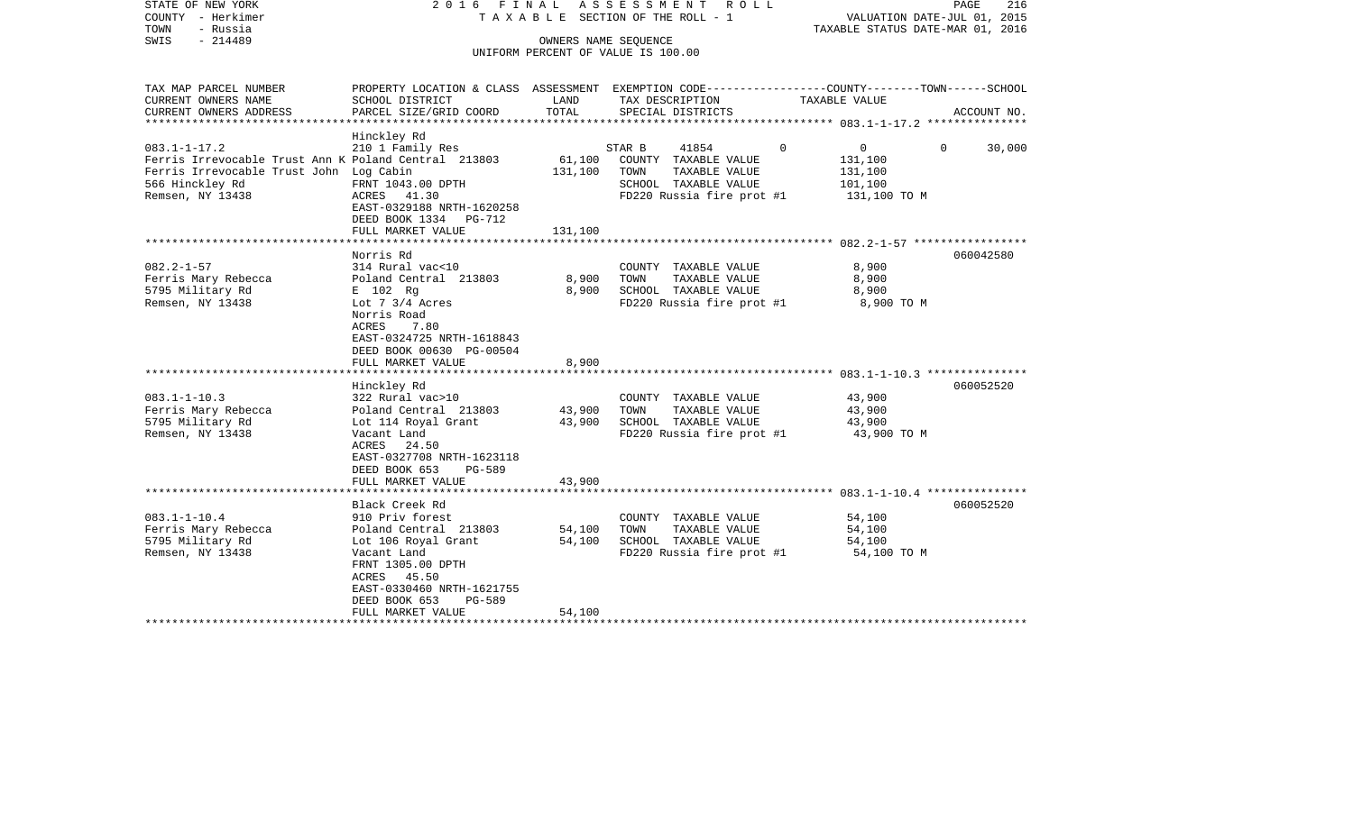STATE OF NEW YORK
COUNTY - Herkimer
TOWN - Russia
SWIS - 214489

2 0 1 6 F I N A L A S S E S S M E N T R O L L
T A X A B L E SECTION OF THE ROLL - 1
OWNERS NAME SEQUENCE
UNIFORM PERCENT OF VALUE IS 100.00

VALUATION DATE-JUL 01, 2015
TAXABLE STATUS DATE-MAR 01, 2016

| TAX MAP PARCEL NUMBER<br>CURRENT OWNERS NAME<br>CURRENT OWNERS ADDRESS | PROPERTY LOCATION & CLASS<br>SCHOOL DISTRICT<br>PARCEL SIZE/GRID COORD | ASSESSMENT<br>LAND<br>TOTAL | EXEMPTION CODE-----COUNTY--------TOWN------SCHOOL<br>TAX DESCRIPTION<br>SPECIAL DISTRICTS | TAXABLE VALUE | ACCOUNT NO. |
|---|---|---|---|---|---|
| **083.1-1-17.2** | Hinckley Rd | | | | |
| 083.1-1-17.2 | 210 1 Family Res | | STAR B 41854 0 | 0 0 30,000 | |
| Ferris Irrevocable Trust Ann K | Poland Central 213803 | 61,100 | COUNTY TAXABLE VALUE | 131,100 | |
| Ferris Irrevocable Trust John | Log Cabin | 131,100 | TOWN TAXABLE VALUE | 131,100 | |
| 566 Hinckley Rd | FRNT 1043.00 DPTH | | SCHOOL TAXABLE VALUE | 101,100 | |
| Remsen, NY 13438 | ACRES 41.30 | | FD220 Russia fire prot #1 | 131,100 TO M | |
| | EAST-0329188 NRTH-1620258 | | | | |
| | DEED BOOK 1334 PG-712 | | | | |
| | FULL MARKET VALUE | 131,100 | | | |
| **082.2-1-57** | Norris Rd | | | | 060042580 |
| 082.2-1-57 | 314 Rural vac<10 | | COUNTY TAXABLE VALUE | 8,900 | |
| Ferris Mary Rebecca | Poland Central 213803 | 8,900 | TOWN TAXABLE VALUE | 8,900 | |
| 5795 Military Rd | E 102 Rg | 8,900 | SCHOOL TAXABLE VALUE | 8,900 | |
| Remsen, NY 13438 | Lot 7 3/4 Acres | | FD220 Russia fire prot #1 | 8,900 TO M | |
| | Norris Road | | | | |
| | ACRES 7.80 | | | | |
| | EAST-0324725 NRTH-1618843 | | | | |
| | DEED BOOK 00630 PG-00504 | | | | |
| | FULL MARKET VALUE | 8,900 | | | |
| **083.1-1-10.3** | Hinckley Rd | | | | 060052520 |
| 083.1-1-10.3 | 322 Rural vac>10 | | COUNTY TAXABLE VALUE | 43,900 | |
| Ferris Mary Rebecca | Poland Central 213803 | 43,900 | TOWN TAXABLE VALUE | 43,900 | |
| 5795 Military Rd | Lot 114 Royal Grant | 43,900 | SCHOOL TAXABLE VALUE | 43,900 | |
| Remsen, NY 13438 | Vacant Land | | FD220 Russia fire prot #1 | 43,900 TO M | |
| | ACRES 24.50 | | | | |
| | EAST-0327708 NRTH-1623118 | | | | |
| | DEED BOOK 653 PG-589 | | | | |
| | FULL MARKET VALUE | 43,900 | | | |
| **083.1-1-10.4** | Black Creek Rd | | | | 060052520 |
| 083.1-1-10.4 | 910 Priv forest | | COUNTY TAXABLE VALUE | 54,100 | |
| Ferris Mary Rebecca | Poland Central 213803 | 54,100 | TOWN TAXABLE VALUE | 54,100 | |
| 5795 Military Rd | Lot 106 Royal Grant | 54,100 | SCHOOL TAXABLE VALUE | 54,100 | |
| Remsen, NY 13438 | Vacant Land | | FD220 Russia fire prot #1 | 54,100 TO M | |
| | FRNT 1305.00 DPTH | | | | |
| | ACRES 45.50 | | | | |
| | EAST-0330460 NRTH-1621755 | | | | |
| | DEED BOOK 653 PG-589 | | | | |
| | FULL MARKET VALUE | 54,100 | | | |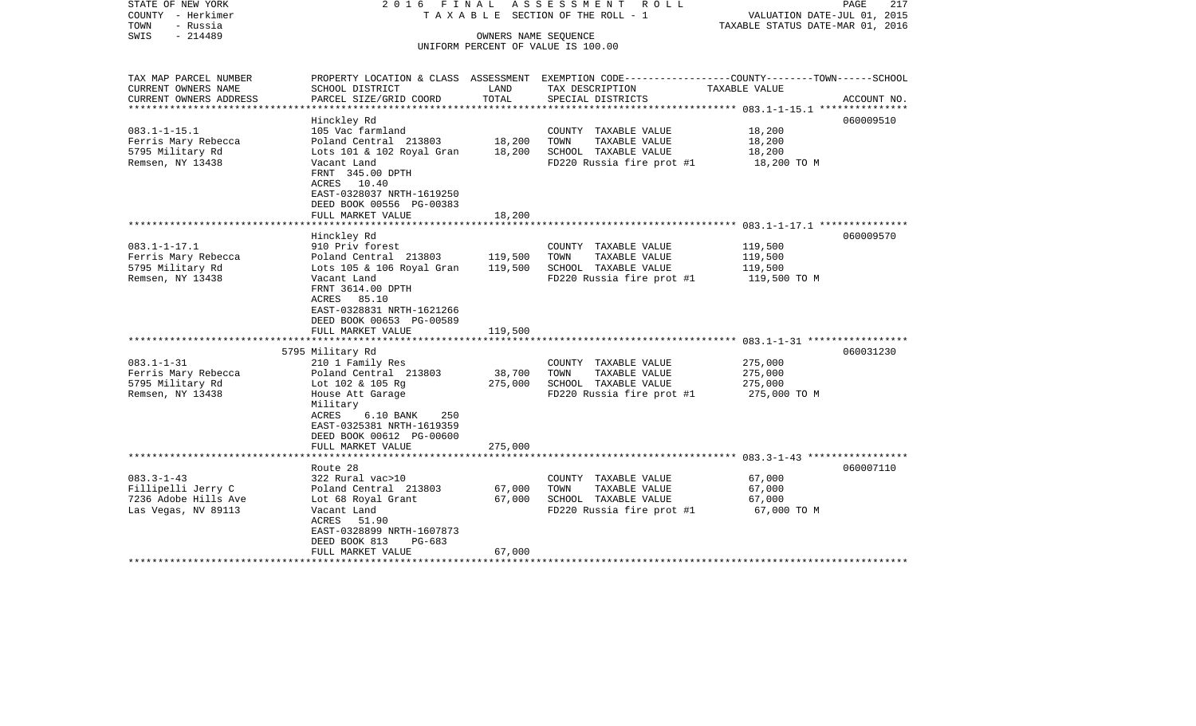STATE OF NEW YORK                    2016 FINAL ASSESSMENT ROLL
COUNTY - Herkimer                    TAXABLE SECTION OF THE ROLL - 1                    VALUATION DATE-JUL 01, 2015
TOWN - Russia                                                                            TAXABLE STATUS DATE-MAR 01, 2016
SWIS - 214489                        OWNERS NAME SEQUENCE
                                     UNIFORM PERCENT OF VALUE IS 100.00

| TAX MAP PARCEL NUMBER / CURRENT OWNERS NAME / CURRENT OWNERS ADDRESS | PROPERTY LOCATION & CLASS / SCHOOL DISTRICT / PARCEL SIZE/GRID COORD | ASSESSMENT LAND | TOTAL | EXEMPTION CODE / TAX DESCRIPTION / SPECIAL DISTRICTS | COUNTY / TOWN / SCHOOL TAXABLE VALUE | ACCOUNT NO. |
|---|---|---|---|---|---|---|
| 083.1-1-15.1 | Hinckley Rd | | | | | 060009510 |
| | 105 Vac farmland | | | COUNTY TAXABLE VALUE | 18,200 | |
| Ferris Mary Rebecca | Poland Central 213803 | 18,200 | | TOWN TAXABLE VALUE | 18,200 | |
| 5795 Military Rd | Lots 101 & 102 Royal Gran | | 18,200 | SCHOOL TAXABLE VALUE | 18,200 | |
| Remsen, NY 13438 | Vacant Land | | | FD220 Russia fire prot #1 | 18,200 TO M | |
| | FRNT 345.00 DPTH | | | | | |
| | ACRES 10.40 | | | | | |
| | EAST-0328037 NRTH-1619250 | | | | | |
| | DEED BOOK 00556 PG-00383 | | | | | |
| | FULL MARKET VALUE | | 18,200 | | | |
| 083.1-1-17.1 | Hinckley Rd | | | | | 060009570 |
| | 910 Priv forest | | | COUNTY TAXABLE VALUE | 119,500 | |
| Ferris Mary Rebecca | Poland Central 213803 | 119,500 | | TOWN TAXABLE VALUE | 119,500 | |
| 5795 Military Rd | Lots 105 & 106 Royal Gran | | 119,500 | SCHOOL TAXABLE VALUE | 119,500 | |
| Remsen, NY 13438 | Vacant Land | | | FD220 Russia fire prot #1 | 119,500 TO M | |
| | FRNT 3614.00 DPTH | | | | | |
| | ACRES 85.10 | | | | | |
| | EAST-0328831 NRTH-1621266 | | | | | |
| | DEED BOOK 00653 PG-00589 | | | | | |
| | FULL MARKET VALUE | | 119,500 | | | |
| 083.1-1-31 | 5795 Military Rd | | | | | 060031230 |
| | 210 1 Family Res | | | COUNTY TAXABLE VALUE | 275,000 | |
| Ferris Mary Rebecca | Poland Central 213803 | 38,700 | | TOWN TAXABLE VALUE | 275,000 | |
| 5795 Military Rd | Lot 102 & 105 Rg | | 275,000 | SCHOOL TAXABLE VALUE | 275,000 | |
| Remsen, NY 13438 | House Att Garage | | | FD220 Russia fire prot #1 | 275,000 TO M | |
| | Military | | | | | |
| | ACRES 6.10 BANK 250 | | | | | |
| | EAST-0325381 NRTH-1619359 | | | | | |
| | DEED BOOK 00612 PG-00600 | | | | | |
| | FULL MARKET VALUE | | 275,000 | | | |
| 083.3-1-43 | Route 28 | | | | | 060007110 |
| | 322 Rural vac>10 | | | COUNTY TAXABLE VALUE | 67,000 | |
| Fillipelli Jerry C | Poland Central 213803 | 67,000 | | TOWN TAXABLE VALUE | 67,000 | |
| 7236 Adobe Hills Ave | Lot 68 Royal Grant | | 67,000 | SCHOOL TAXABLE VALUE | 67,000 | |
| Las Vegas, NV 89113 | Vacant Land | | | FD220 Russia fire prot #1 | 67,000 TO M | |
| | ACRES 51.90 | | | | | |
| | EAST-0328899 NRTH-1607873 | | | | | |
| | DEED BOOK 813 PG-683 | | | | | |
| | FULL MARKET VALUE | | 67,000 | | | |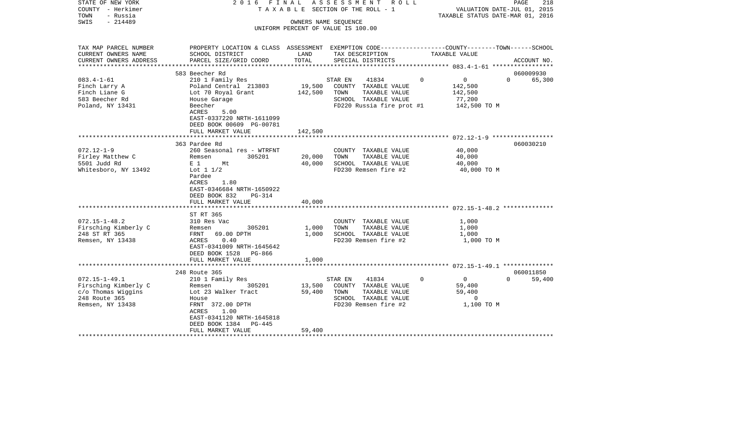STATE OF NEW YORK | 2 0 1 6 F I N A L A S S E S S M E N T R O L L
COUNTY - Herkimer | T A X A B L E SECTION OF THE ROLL - 1 | VALUATION DATE-JUL 01, 2015
TOWN - Russia | TAXABLE STATUS DATE-MAR 01, 2016
SWIS - 214489 | OWNERS NAME SEQUENCE
UNIFORM PERCENT OF VALUE IS 100.00

| TAX MAP PARCEL NUMBER / CURRENT OWNERS NAME / CURRENT OWNERS ADDRESS | PROPERTY LOCATION & CLASS / SCHOOL DISTRICT / PARCEL SIZE/GRID COORD | ASSESSMENT LAND | TOTAL | EXEMPTION CODE / TAX DESCRIPTION / SPECIAL DISTRICTS | COUNTY | TOWN | SCHOOL / TAXABLE VALUE | ACCOUNT NO. |
|---|---|---|---|---|---|---|---|---|
| | 583 Beecher Rd | | | | | | | 060009930 |
| 083.4-1-61 | 210 1 Family Res | | | STAR EN 41834 | 0 | 0 | 0 | 65,300 |
| Finch Larry A | Poland Central 213803 | 19,500 | | COUNTY TAXABLE VALUE | 142,500 | | | |
| Finch Liane G | Lot 70 Royal Grant | | 142,500 | TOWN TAXABLE VALUE | | 142,500 | | |
| 583 Beecher Rd | House Garage | | | SCHOOL TAXABLE VALUE | | | 77,200 | |
| Poland, NY 13431 | Beecher | | | FD220 Russia fire prot #1 | 142,500 TO M | | | |
| | ACRES 5.00 | | | | | | | |
| | EAST-0337220 NRTH-1611099 | | | | | | | |
| | DEED BOOK 00609 PG-00781 | | | | | | | |
| | FULL MARKET VALUE | | 142,500 | | | | | |
| | 363 Pardee Rd | | | | | | | 060030210 |
| 072.12-1-9 | 260 Seasonal res - WTRFNT | | | COUNTY TAXABLE VALUE | 40,000 | | | |
| Firley Matthew C | Remsen 305201 | 20,000 | | TOWN TAXABLE VALUE | | 40,000 | | |
| 5501 Judd Rd | E 1 Mt | | 40,000 | SCHOOL TAXABLE VALUE | | | 40,000 | |
| Whitesboro, NY 13492 | Lot 1 1/2 | | | FD230 Remsen fire #2 | 40,000 TO M | | | |
| | Pardee | | | | | | | |
| | ACRES 1.80 | | | | | | | |
| | EAST-0346684 NRTH-1650922 | | | | | | | |
| | DEED BOOK 832 PG-314 | | | | | | | |
| | FULL MARKET VALUE | | 40,000 | | | | | |
| | ST RT 365 | | | | | | | |
| 072.15-1-48.2 | 310 Res Vac | | | COUNTY TAXABLE VALUE | 1,000 | | | |
| Firsching Kimberly C | Remsen 305201 | 1,000 | | TOWN TAXABLE VALUE | | 1,000 | | |
| 248 ST RT 365 | FRNT 69.00 DPTH | | 1,000 | SCHOOL TAXABLE VALUE | | | 1,000 | |
| Remsen, NY 13438 | ACRES 0.40 | | | FD230 Remsen fire #2 | 1,000 TO M | | | |
| | EAST-0341009 NRTH-1645642 | | | | | | | |
| | DEED BOOK 1528 PG-866 | | | | | | | |
| | FULL MARKET VALUE | | 1,000 | | | | | |
| | 248 Route 365 | | | | | | | 060011850 |
| 072.15-1-49.1 | 210 1 Family Res | | | STAR EN 41834 | 0 | 0 | 0 | 59,400 |
| Firsching Kimberly C | Remsen 305201 | 13,500 | | COUNTY TAXABLE VALUE | 59,400 | | | |
| c/o Thomas Wiggins | Lot 23 Walker Tract | | 59,400 | TOWN TAXABLE VALUE | | 59,400 | | |
| 248 Route 365 | House | | | SCHOOL TAXABLE VALUE | | | 0 | |
| Remsen, NY 13438 | FRNT 372.00 DPTH | | | FD230 Remsen fire #2 | 1,100 TO M | | | |
| | ACRES 1.00 | | | | | | | |
| | EAST-0341120 NRTH-1645818 | | | | | | | |
| | DEED BOOK 1384 PG-445 | | | | | | | |
| | FULL MARKET VALUE | | 59,400 | | | | | |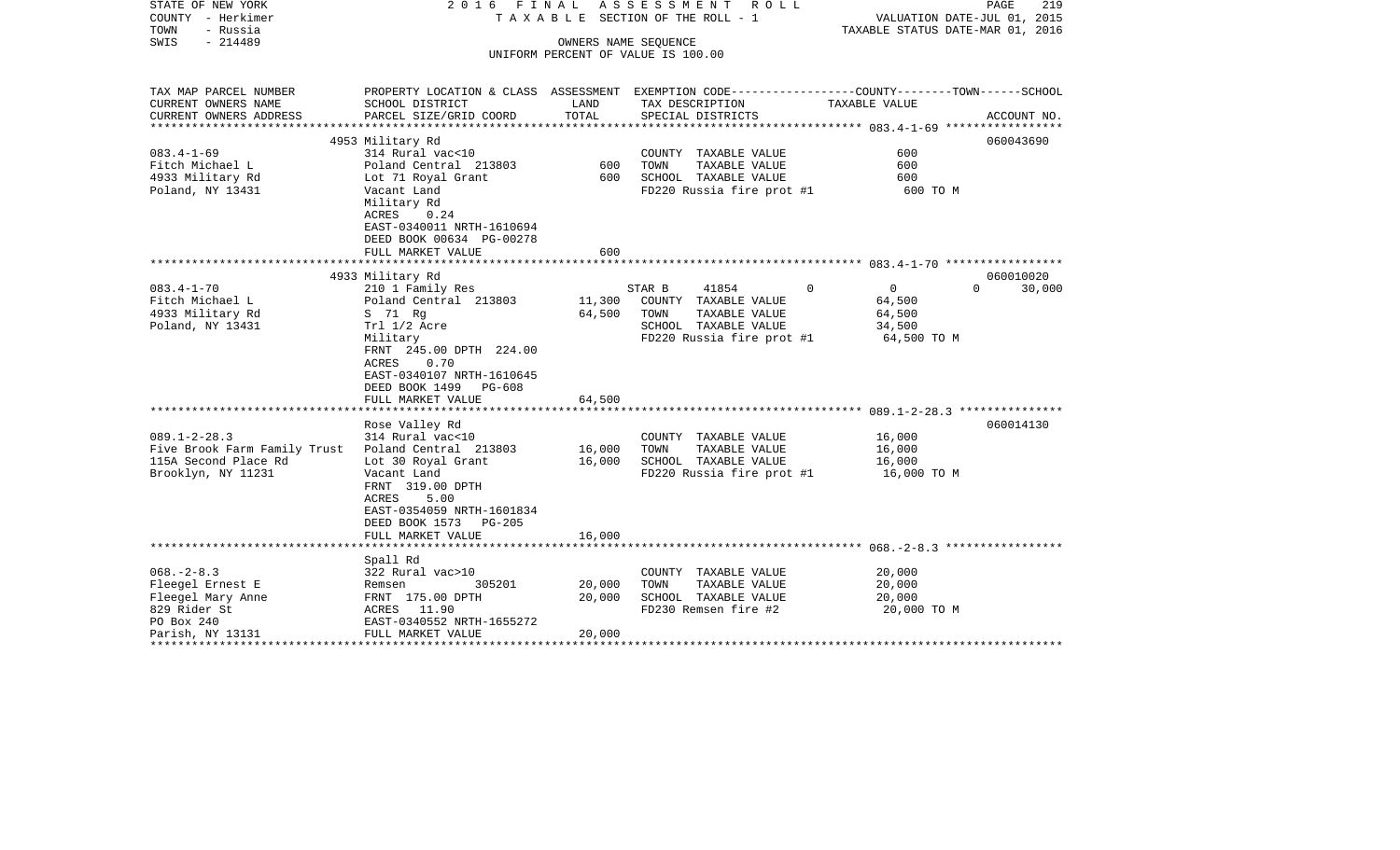STATE OF NEW YORK
COUNTY - Herkimer
TOWN - Russia
SWIS - 214489

2016 FINAL ASSESSMENT ROLL
TAXABLE SECTION OF THE ROLL - 1
OWNERS NAME SEQUENCE
UNIFORM PERCENT OF VALUE IS 100.00

VALUATION DATE-JUL 01, 2015
TAXABLE STATUS DATE-MAR 01, 2016

| TAX MAP PARCEL NUMBER<br>CURRENT OWNERS NAME<br>CURRENT OWNERS ADDRESS | PROPERTY LOCATION & CLASS<br>SCHOOL DISTRICT<br>PARCEL SIZE/GRID COORD | ASSESSMENT<br>LAND<br>TOTAL | EXEMPTION CODE<br>TAX DESCRIPTION<br>SPECIAL DISTRICTS | COUNTY--------TOWN------SCHOOL<br>TAXABLE VALUE | ACCOUNT NO. |
|---|---|---|---|---|---|
| 083.4-1-69<br>Fitch Michael L<br>4933 Military Rd<br>Poland, NY 13431 | 4953 Military Rd<br>314 Rural vac<10<br>Poland Central 213803<br>Lot 71 Royal Grant<br>Vacant Land<br>Military Rd<br>ACRES 0.24<br>EAST-0340011 NRTH-1610694<br>DEED BOOK 00634 PG-00278<br>FULL MARKET VALUE | 600<br>600<br>600 | COUNTY TAXABLE VALUE<br>TOWN TAXABLE VALUE<br>SCHOOL TAXABLE VALUE<br>FD220 Russia fire prot #1 | 600<br>600<br>600<br>600 TO M | 060043690 |
| 083.4-1-70<br>Fitch Michael L<br>4933 Military Rd<br>Poland, NY 13431 | 4933 Military Rd<br>210 1 Family Res<br>Poland Central 213803<br>S 71 Rg<br>Trl 1/2 Acre<br>Military<br>FRNT 245.00 DPTH 224.00<br>ACRES 0.70<br>EAST-0340107 NRTH-1610645<br>DEED BOOK 1499 PG-608<br>FULL MARKET VALUE | 11,300<br>64,500<br>64,500 | STAR B 41854 0<br>COUNTY TAXABLE VALUE<br>TOWN TAXABLE VALUE<br>SCHOOL TAXABLE VALUE<br>FD220 Russia fire prot #1 | 0 0 30,000<br>64,500<br>64,500<br>34,500<br>64,500 TO M | 060010020 |
| 089.1-2-28.3<br>Five Brook Farm Family Trust<br>115A Second Place Rd<br>Brooklyn, NY 11231 | Rose Valley Rd<br>314 Rural vac<10<br>Poland Central 213803<br>Lot 30 Royal Grant<br>Vacant Land<br>FRNT 319.00 DPTH<br>ACRES 5.00<br>EAST-0354059 NRTH-1601834<br>DEED BOOK 1573 PG-205<br>FULL MARKET VALUE | 16,000<br>16,000<br>16,000 | COUNTY TAXABLE VALUE<br>TOWN TAXABLE VALUE<br>SCHOOL TAXABLE VALUE<br>FD220 Russia fire prot #1 | 16,000<br>16,000<br>16,000<br>16,000 TO M | 060014130 |
| 068.-2-8.3<br>Fleegel Ernest E<br>Fleegel Mary Anne<br>829 Rider St<br>PO Box 240<br>Parish, NY 13131 | Spall Rd<br>322 Rural vac>10<br>Remsen 305201<br>FRNT 175.00 DPTH<br>ACRES 11.90<br>EAST-0340552 NRTH-1655272<br>FULL MARKET VALUE | 20,000<br>20,000<br>20,000 | COUNTY TAXABLE VALUE<br>TOWN TAXABLE VALUE<br>SCHOOL TAXABLE VALUE<br>FD230 Remsen fire #2 | 20,000<br>20,000<br>20,000<br>20,000 TO M | |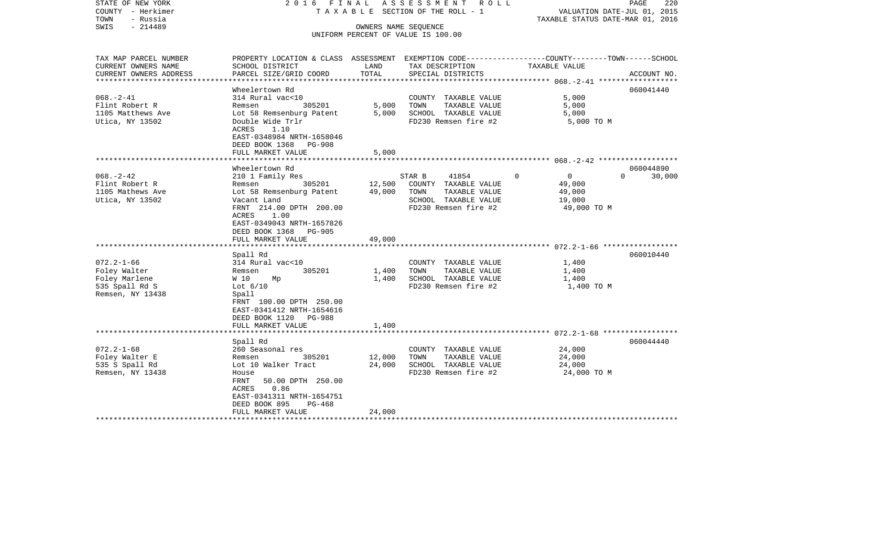STATE OF NEW YORK
COUNTY - Herkimer
TOWN - Russia
SWIS - 214489

2016 FINAL ASSESSMENT ROLL
TAXABLE SECTION OF THE ROLL - 1
OWNERS NAME SEQUENCE
UNIFORM PERCENT OF VALUE IS 100.00

VALUATION DATE-JUL 01, 2015
TAXABLE STATUS DATE-MAR 01, 2016

| TAX MAP PARCEL NUMBER / CURRENT OWNERS NAME / CURRENT OWNERS ADDRESS | PROPERTY LOCATION & CLASS / SCHOOL DISTRICT / PARCEL SIZE/GRID COORD | ASSESSMENT LAND | TOTAL | EXEMPTION CODE / TAX DESCRIPTION / SPECIAL DISTRICTS | COUNTY | TOWN | SCHOOL TAXABLE VALUE | ACCOUNT NO. |
|---|---|---|---|---|---|---|---|---|
| | Wheelertown Rd | | | | | | | 060041440 |
| 068.-2-41 | 314 Rural vac<10 | | | COUNTY TAXABLE VALUE | 5,000 | | | |
| Flint Robert R | Remsen 305201 | 5,000 | | TOWN TAXABLE VALUE | | 5,000 | | |
| 1105 Matthews Ave | Lot 58 Remsenburg Patent | | 5,000 | SCHOOL TAXABLE VALUE | | | 5,000 | |
| Utica, NY 13502 | Double Wide Trlr | | | FD230 Remsen fire #2 | 5,000 TO M | | | |
| | ACRES 1.10 | | | | | | | |
| | EAST-0348984 NRTH-1658046 | | | | | | | |
| | DEED BOOK 1368 PG-908 | | | | | | | |
| | FULL MARKET VALUE | | 5,000 | | | | | |
| | Wheelertown Rd | | | | | | | 060044890 |
| 068.-2-42 | 210 1 Family Res | | | STAR B 41854 | 0 | 0 | 30,000 | |
| Flint Robert R | Remsen 305201 | 12,500 | | COUNTY TAXABLE VALUE | 49,000 | | | |
| 1105 Mathews Ave | Lot 58 Remsenburg Patent | | 49,000 | TOWN TAXABLE VALUE | | 49,000 | | |
| Utica, NY 13502 | Vacant Land | | | SCHOOL TAXABLE VALUE | | | 19,000 | |
| | FRNT 214.00 DPTH 200.00 | | | FD230 Remsen fire #2 | 49,000 TO M | | | |
| | ACRES 1.00 | | | | | | | |
| | EAST-0349043 NRTH-1657826 | | | | | | | |
| | DEED BOOK 1368 PG-905 | | | | | | | |
| | FULL MARKET VALUE | | 49,000 | | | | | |
| | Spall Rd | | | | | | | 060010440 |
| 072.2-1-66 | 314 Rural vac<10 | | | COUNTY TAXABLE VALUE | 1,400 | | | |
| Foley Walter | Remsen 305201 | 1,400 | | TOWN TAXABLE VALUE | | 1,400 | | |
| Foley Marlene | W 10 Mp | | 1,400 | SCHOOL TAXABLE VALUE | | | 1,400 | |
| 535 Spall Rd S | Lot 6/10 | | | FD230 Remsen fire #2 | 1,400 TO M | | | |
| Remsen, NY 13438 | Spall | | | | | | | |
| | FRNT 100.00 DPTH 250.00 | | | | | | | |
| | EAST-0341412 NRTH-1654616 | | | | | | | |
| | DEED BOOK 1120 PG-988 | | | | | | | |
| | FULL MARKET VALUE | | 1,400 | | | | | |
| | Spall Rd | | | | | | | 060044440 |
| 072.2-1-68 | 260 Seasonal res | | | COUNTY TAXABLE VALUE | 24,000 | | | |
| Foley Walter E | Remsen 305201 | 12,000 | | TOWN TAXABLE VALUE | | 24,000 | | |
| 535 S Spall Rd | Lot 10 Walker Tract | | 24,000 | SCHOOL TAXABLE VALUE | | | 24,000 | |
| Remsen, NY 13438 | House | | | FD230 Remsen fire #2 | 24,000 TO M | | | |
| | FRNT 50.00 DPTH 250.00 | | | | | | | |
| | ACRES 0.86 | | | | | | | |
| | EAST-0341311 NRTH-1654751 | | | | | | | |
| | DEED BOOK 895 PG-468 | | | | | | | |
| | FULL MARKET VALUE | | 24,000 | | | | | |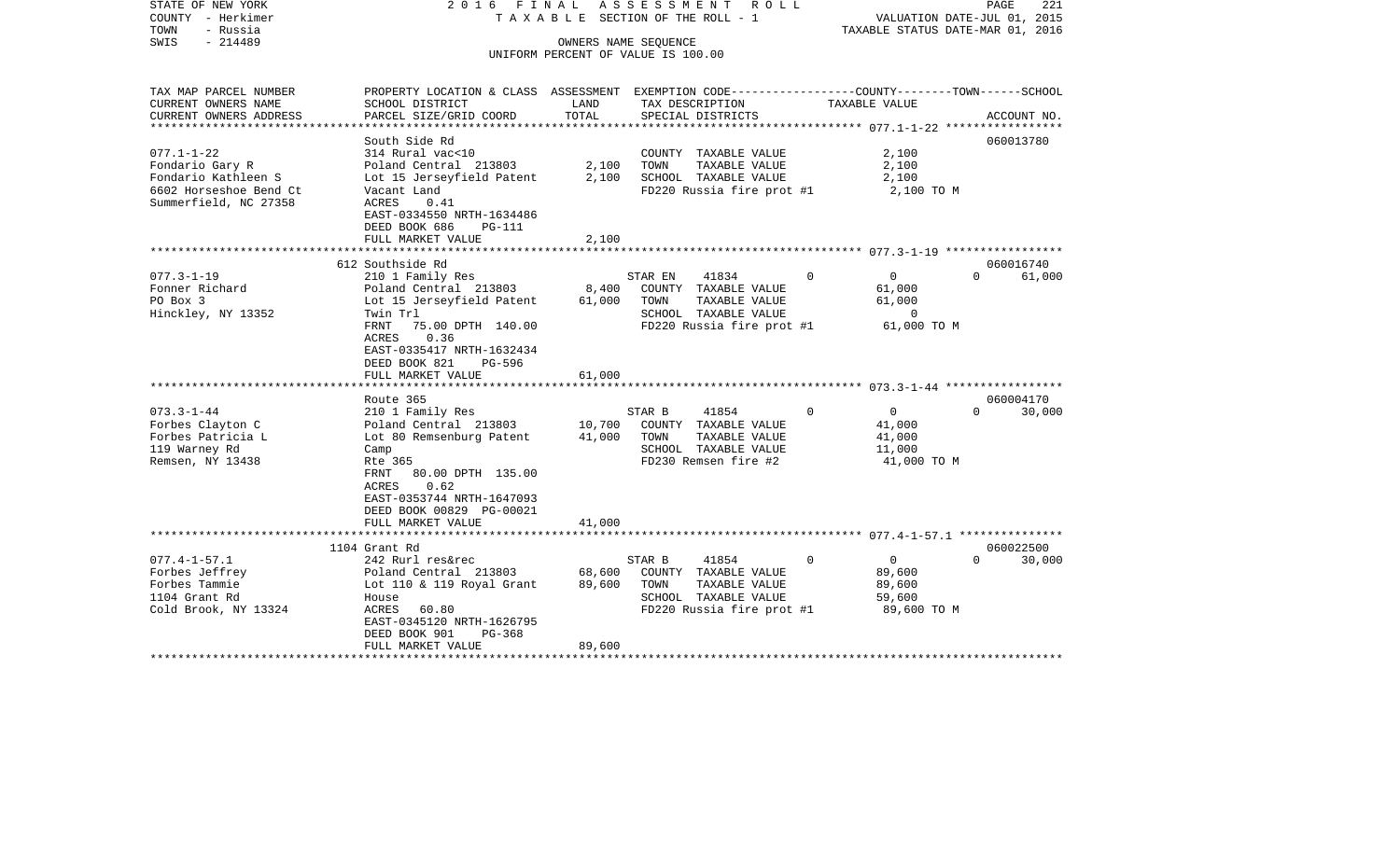STATE OF NEW YORK | 2 0 1 6 F I N A L A S S E S S M E N T R O L L
COUNTY - Herkimer | T A X A B L E SECTION OF THE ROLL - 1 | VALUATION DATE-JUL 01, 2015
TOWN - Russia | TAXABLE STATUS DATE-MAR 01, 2016
SWIS - 214489 | OWNERS NAME SEQUENCE
UNIFORM PERCENT OF VALUE IS 100.00

| TAX MAP PARCEL NUMBER / CURRENT OWNERS NAME / CURRENT OWNERS ADDRESS | PROPERTY LOCATION & CLASS / SCHOOL DISTRICT / PARCEL SIZE/GRID COORD | ASSESSMENT LAND / TOTAL | EXEMPTION CODE / TAX DESCRIPTION / SPECIAL DISTRICTS | COUNTY | TOWN | SCHOOL / ACCOUNT NO. |
|---|---|---|---|---|---|---|
| **077.1-1-22** | South Side Rd | | | | | 060013780 |
| 077.1-1-22 | 314 Rural vac<10 | | COUNTY TAXABLE VALUE | 2,100 | | |
| Fondario Gary R | Poland Central 213803 | 2,100 | TOWN TAXABLE VALUE | | 2,100 | |
| Fondario Kathleen S | Lot 15 Jerseyfield Patent | 2,100 | SCHOOL TAXABLE VALUE | | | 2,100 |
| 6602 Horseshoe Bend Ct | Vacant Land | | FD220 Russia fire prot #1 | 2,100 TO M | | |
| Summerfield, NC 27358 | ACRES 0.41 | | | | | |
| | EAST-0334550 NRTH-1634486 | | | | | |
| | DEED BOOK 686 PG-111 | | | | | |
| | FULL MARKET VALUE | 2,100 | | | | |
| **077.3-1-19** | 612 Southside Rd | | | | | 060016740 |
| 077.3-1-19 | 210 1 Family Res | | STAR EN 41834 | 0 | 0 | 0 61,000 |
| Fonner Richard | Poland Central 213803 | 8,400 | COUNTY TAXABLE VALUE | 61,000 | | |
| PO Box 3 | Lot 15 Jerseyfield Patent | 61,000 | TOWN TAXABLE VALUE | | 61,000 | |
| Hinckley, NY 13352 | Twin Trl | | SCHOOL TAXABLE VALUE | | | 0 |
| | FRNT 75.00 DPTH 140.00 | | FD220 Russia fire prot #1 | 61,000 TO M | | |
| | ACRES 0.36 | | | | | |
| | EAST-0335417 NRTH-1632434 | | | | | |
| | DEED BOOK 821 PG-596 | | | | | |
| | FULL MARKET VALUE | 61,000 | | | | |
| **073.3-1-44** | Route 365 | | | | | 060004170 |
| 073.3-1-44 | 210 1 Family Res | | STAR B 41854 | 0 | 0 | 0 30,000 |
| Forbes Clayton C | Poland Central 213803 | 10,700 | COUNTY TAXABLE VALUE | 41,000 | | |
| Forbes Patricia L | Lot 80 Remsenburg Patent | 41,000 | TOWN TAXABLE VALUE | | 41,000 | |
| 119 Warney Rd | Camp | | SCHOOL TAXABLE VALUE | | | 11,000 |
| Remsen, NY 13438 | Rte 365 | | FD230 Remsen fire #2 | 41,000 TO M | | |
| | FRNT 80.00 DPTH 135.00 | | | | | |
| | ACRES 0.62 | | | | | |
| | EAST-0353744 NRTH-1647093 | | | | | |
| | DEED BOOK 00829 PG-00021 | | | | | |
| | FULL MARKET VALUE | 41,000 | | | | |
| **077.4-1-57.1** | 1104 Grant Rd | | | | | 060022500 |
| 077.4-1-57.1 | 242 Rurl res&rec | | STAR B 41854 | 0 | 0 | 0 30,000 |
| Forbes Jeffrey | Poland Central 213803 | 68,600 | COUNTY TAXABLE VALUE | 89,600 | | |
| Forbes Tammie | Lot 110 & 119 Royal Grant | 89,600 | TOWN TAXABLE VALUE | | 89,600 | |
| 1104 Grant Rd | House | | SCHOOL TAXABLE VALUE | | | 59,600 |
| Cold Brook, NY 13324 | ACRES 60.80 | | FD220 Russia fire prot #1 | 89,600 TO M | | |
| | EAST-0345120 NRTH-1626795 | | | | | |
| | DEED BOOK 901 PG-368 | | | | | |
| | FULL MARKET VALUE | 89,600 | | | | |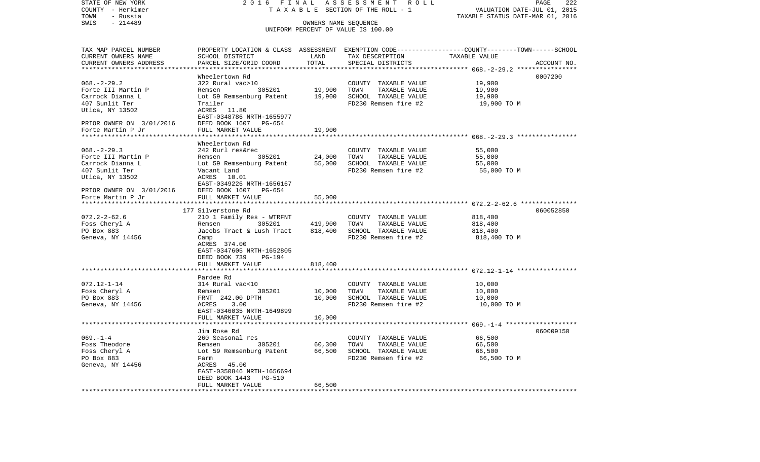STATE OF NEW YORK
COUNTY - Herkimer
TOWN - Russia
SWIS - 214489

2016 FINAL ASSESSMENT ROLL
TAXABLE SECTION OF THE ROLL - 1
OWNERS NAME SEQUENCE
UNIFORM PERCENT OF VALUE IS 100.00

VALUATION DATE-JUL 01, 2015
TAXABLE STATUS DATE-MAR 01, 2016

| TAX MAP PARCEL NUMBER<br>CURRENT OWNERS NAME<br>CURRENT OWNERS ADDRESS | PROPERTY LOCATION & CLASS<br>SCHOOL DISTRICT<br>PARCEL SIZE/GRID COORD | ASSESSMENT<br>LAND<br>TOTAL | EXEMPTION CODE<br>TAX DESCRIPTION<br>SPECIAL DISTRICTS | COUNTY--------TOWN------SCHOOL<br>TAXABLE VALUE | ACCOUNT NO. |
|---|---|---|---|---|---|
| | Wheelertown Rd | | | | 0007200 |
| 068.-2-29.2 | 322 Rural vac>10 | | COUNTY TAXABLE VALUE | 19,900 | |
| Forte III Martin P | Remsen 305201 | 19,900 | TOWN TAXABLE VALUE | 19,900 | |
| Carrock Dianna L | Lot 59 Remsenburg Patent | 19,900 | SCHOOL TAXABLE VALUE | 19,900 | |
| 407 Sunlit Ter | Trailer | | FD230 Remsen fire #2 | 19,900 TO M | |
| Utica, NY 13502 | ACRES 11.80 | | | | |
| | EAST-0348786 NRTH-1655977 | | | | |
| PRIOR OWNER ON 3/01/2016 | DEED BOOK 1607 PG-654 | | | | |
| Forte Martin P Jr | FULL MARKET VALUE | 19,900 | | | |
| | Wheelertown Rd | | | | |
| 068.-2-29.3 | 242 Rurl res&rec | | COUNTY TAXABLE VALUE | 55,000 | |
| Forte III Martin P | Remsen 305201 | 24,000 | TOWN TAXABLE VALUE | 55,000 | |
| Carrock Dianna L | Lot 59 Remsenburg Patent | 55,000 | SCHOOL TAXABLE VALUE | 55,000 | |
| 407 Sunlit Ter | Vacant Land | | FD230 Remsen fire #2 | 55,000 TO M | |
| Utica, NY 13502 | ACRES 10.01 | | | | |
| | EAST-0349226 NRTH-1656167 | | | | |
| PRIOR OWNER ON 3/01/2016 | DEED BOOK 1607 PG-654 | | | | |
| Forte Martin P Jr | FULL MARKET VALUE | 55,000 | | | |
| | 177 Silverstone Rd | | | | 060052850 |
| 072.2-2-62.6 | 210 1 Family Res - WTRFNT | | COUNTY TAXABLE VALUE | 818,400 | |
| Foss Cheryl A | Remsen 305201 | 419,900 | TOWN TAXABLE VALUE | 818,400 | |
| PO Box 883 | Jacobs Tract & Lush Tract | 818,400 | SCHOOL TAXABLE VALUE | 818,400 | |
| Geneva, NY 14456 | Camp | | FD230 Remsen fire #2 | 818,400 TO M | |
| | ACRES 374.00 | | | | |
| | EAST-0347605 NRTH-1652805 | | | | |
| | DEED BOOK 739 PG-194 | | | | |
| | FULL MARKET VALUE | 818,400 | | | |
| | Pardee Rd | | | | |
| 072.12-1-14 | 314 Rural vac<10 | | COUNTY TAXABLE VALUE | 10,000 | |
| Foss Cheryl A | Remsen 305201 | 10,000 | TOWN TAXABLE VALUE | 10,000 | |
| PO Box 883 | FRNT 242.00 DPTH | 10,000 | SCHOOL TAXABLE VALUE | 10,000 | |
| Geneva, NY 14456 | ACRES 3.00 | | FD230 Remsen fire #2 | 10,000 TO M | |
| | EAST-0346035 NRTH-1649899 | | | | |
| | FULL MARKET VALUE | 10,000 | | | |
| | Jim Rose Rd | | | | 060009150 |
| 069.-1-4 | 260 Seasonal res | | COUNTY TAXABLE VALUE | 66,500 | |
| Foss Theodore | Remsen 305201 | 60,300 | TOWN TAXABLE VALUE | 66,500 | |
| Foss Cheryl A | Lot 59 Remsenburg Patent | 66,500 | SCHOOL TAXABLE VALUE | 66,500 | |
| PO Box 883 | Farm | | FD230 Remsen fire #2 | 66,500 TO M | |
| Geneva, NY 14456 | ACRES 45.00 | | | | |
| | EAST-0350846 NRTH-1656694 | | | | |
| | DEED BOOK 1443 PG-510 | | | | |
| | FULL MARKET VALUE | 66,500 | | | |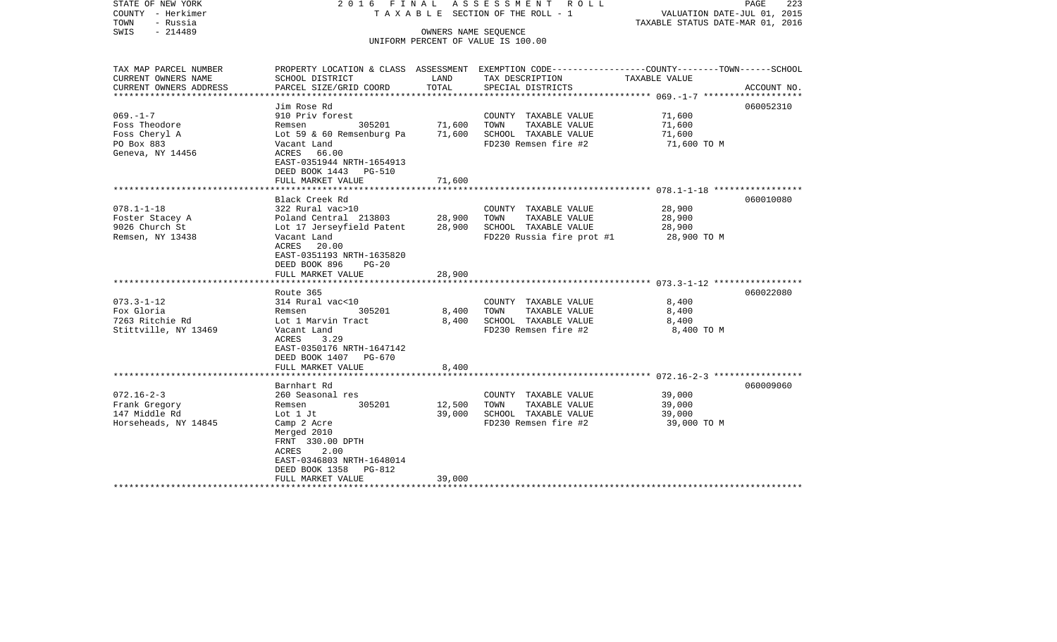STATE OF NEW YORK — 2016 FINAL ASSESSMENT ROLL
COUNTY - Herkimer — TAXABLE SECTION OF THE ROLL - 1 — VALUATION DATE-JUL 01, 2015
TOWN - Russia — TAXABLE STATUS DATE-MAR 01, 2016
SWIS - 214489 — OWNERS NAME SEQUENCE
UNIFORM PERCENT OF VALUE IS 100.00

| TAX MAP PARCEL NUMBER / CURRENT OWNERS NAME / CURRENT OWNERS ADDRESS | PROPERTY LOCATION & CLASS / SCHOOL DISTRICT / PARCEL SIZE/GRID COORD | ASSESSMENT LAND | TOTAL | EXEMPTION CODE / TAX DESCRIPTION / SPECIAL DISTRICTS | COUNTY--------TOWN------SCHOOL TAXABLE VALUE | ACCOUNT NO. |
|---|---|---|---|---|---|---|
| 069.-1-7 | Jim Rose Rd | | | | | 060052310 |
| | 910 Priv forest | | | COUNTY TAXABLE VALUE | 71,600 | |
| Foss Theodore | Remsen 305201 | 71,600 | | TOWN TAXABLE VALUE | 71,600 | |
| Foss Cheryl A | Lot 59 & 60 Remsenburg Pa | | 71,600 | SCHOOL TAXABLE VALUE | 71,600 | |
| PO Box 883 | Vacant Land | | | FD230 Remsen fire #2 | 71,600 TO M | |
| Geneva, NY 14456 | ACRES 66.00 | | | | | |
| | EAST-0351944 NRTH-1654913 | | | | | |
| | DEED BOOK 1443 PG-510 | | | | | |
| | FULL MARKET VALUE | | 71,600 | | | |
| 078.1-1-18 | Black Creek Rd | | | | | 060010080 |
| | 322 Rural vac>10 | | | COUNTY TAXABLE VALUE | 28,900 | |
| Foster Stacey A | Poland Central 213803 | 28,900 | | TOWN TAXABLE VALUE | 28,900 | |
| 9026 Church St | Lot 17 Jerseyfield Patent | | 28,900 | SCHOOL TAXABLE VALUE | 28,900 | |
| Remsen, NY 13438 | Vacant Land | | | FD220 Russia fire prot #1 | 28,900 TO M | |
| | ACRES 20.00 | | | | | |
| | EAST-0351193 NRTH-1635820 | | | | | |
| | DEED BOOK 896 PG-20 | | | | | |
| | FULL MARKET VALUE | | 28,900 | | | |
| 073.3-1-12 | Route 365 | | | | | 060022080 |
| | 314 Rural vac<10 | | | COUNTY TAXABLE VALUE | 8,400 | |
| Fox Gloria | Remsen 305201 | 8,400 | | TOWN TAXABLE VALUE | 8,400 | |
| 7263 Ritchie Rd | Lot 1 Marvin Tract | | 8,400 | SCHOOL TAXABLE VALUE | 8,400 | |
| Stittville, NY 13469 | Vacant Land | | | FD230 Remsen fire #2 | 8,400 TO M | |
| | ACRES 3.29 | | | | | |
| | EAST-0350176 NRTH-1647142 | | | | | |
| | DEED BOOK 1407 PG-670 | | | | | |
| | FULL MARKET VALUE | | 8,400 | | | |
| 072.16-2-3 | Barnhart Rd | | | | | 060009060 |
| | 260 Seasonal res | | | COUNTY TAXABLE VALUE | 39,000 | |
| Frank Gregory | Remsen 305201 | 12,500 | | TOWN TAXABLE VALUE | 39,000 | |
| 147 Middle Rd | Lot 1 Jt | | 39,000 | SCHOOL TAXABLE VALUE | 39,000 | |
| Horseheads, NY 14845 | Camp 2 Acre | | | FD230 Remsen fire #2 | 39,000 TO M | |
| | Merged 2010 | | | | | |
| | FRNT 330.00 DPTH | | | | | |
| | ACRES 2.00 | | | | | |
| | EAST-0346803 NRTH-1648014 | | | | | |
| | DEED BOOK 1358 PG-812 | | | | | |
| | FULL MARKET VALUE | | 39,000 | | | |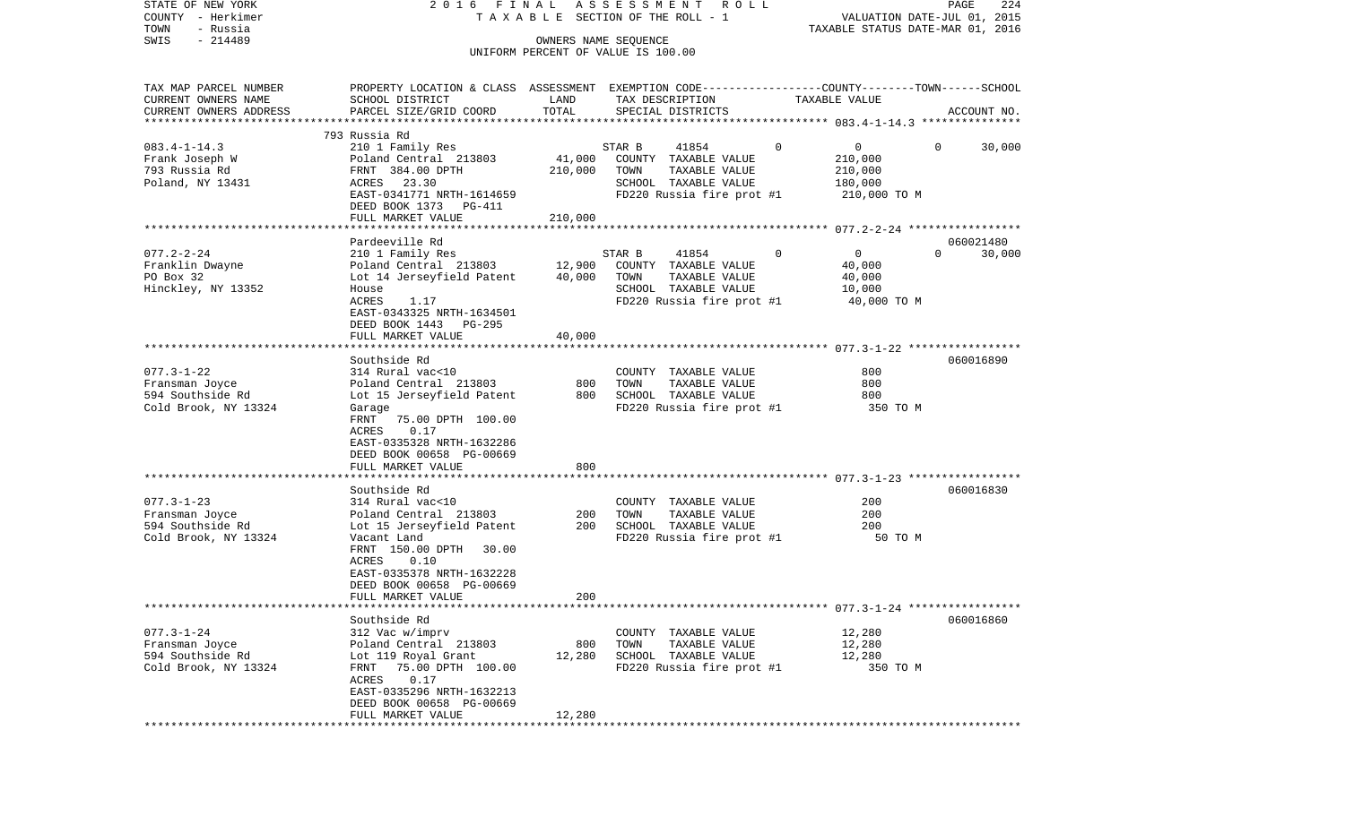STATE OF NEW YORK | COUNTY - Herkimer | TOWN - Russia | SWIS - 214489

2016 FINAL ASSESSMENT ROLL
TAXABLE SECTION OF THE ROLL - 1
OWNERS NAME SEQUENCE
UNIFORM PERCENT OF VALUE IS 100.00

VALUATION DATE-JUL 01, 2015
TAXABLE STATUS DATE-MAR 01, 2016

| TAX MAP PARCEL NUMBER / CURRENT OWNERS NAME / CURRENT OWNERS ADDRESS | PROPERTY LOCATION & CLASS / SCHOOL DISTRICT / PARCEL SIZE/GRID COORD | ASSESSMENT LAND | TOTAL | EXEMPTION CODE / TAX DESCRIPTION / SPECIAL DISTRICTS | COUNTY | TOWN | SCHOOL / TAXABLE VALUE | ACCOUNT NO. |
|---|---|---|---|---|---|---|---|---|
| 083.4-1-14.3 | 793 Russia Rd | | | | | | | |
| 083.4-1-14.3 | 210 1 Family Res | | | STAR B 41854 | 0 | 0 | 0 | 30,000 |
| Frank Joseph W | Poland Central 213803 | 41,000 | | COUNTY TAXABLE VALUE | | | 210,000 | |
| 793 Russia Rd | FRNT 384.00 DPTH | | 210,000 | TOWN TAXABLE VALUE | | | 210,000 | |
| Poland, NY 13431 | ACRES 23.30 | | | SCHOOL TAXABLE VALUE | | | 180,000 | |
| | EAST-0341771 NRTH-1614659 | | | FD220 Russia fire prot #1 | | | 210,000 TO M | |
| | DEED BOOK 1373 PG-411 | | | | | | | |
| | FULL MARKET VALUE | | 210,000 | | | | | |
| 077.2-2-24 | Pardeeville Rd | | | | | | | 060021480 |
| 077.2-2-24 | 210 1 Family Res | | | STAR B 41854 | 0 | 0 | 0 | 30,000 |
| Franklin Dwayne | Poland Central 213803 | 12,900 | | COUNTY TAXABLE VALUE | | | 40,000 | |
| PO Box 32 | Lot 14 Jerseyfield Patent | | 40,000 | TOWN TAXABLE VALUE | | | 40,000 | |
| Hinckley, NY 13352 | House | | | SCHOOL TAXABLE VALUE | | | 10,000 | |
| | ACRES 1.17 | | | FD220 Russia fire prot #1 | | | 40,000 TO M | |
| | EAST-0343325 NRTH-1634501 | | | | | | | |
| | DEED BOOK 1443 PG-295 | | | | | | | |
| | FULL MARKET VALUE | | 40,000 | | | | | |
| 077.3-1-22 | Southside Rd | | | | | | | 060016890 |
| 077.3-1-22 | 314 Rural vac<10 | | | COUNTY TAXABLE VALUE | | | 800 | |
| Fransman Joyce | Poland Central 213803 | 800 | | TOWN TAXABLE VALUE | | | 800 | |
| 594 Southside Rd | Lot 15 Jerseyfield Patent | | 800 | SCHOOL TAXABLE VALUE | | | 800 | |
| Cold Brook, NY 13324 | Garage | | | FD220 Russia fire prot #1 | | | 350 TO M | |
| | FRNT 75.00 DPTH 100.00 | | | | | | | |
| | ACRES 0.17 | | | | | | | |
| | EAST-0335328 NRTH-1632286 | | | | | | | |
| | DEED BOOK 00658 PG-00669 | | | | | | | |
| | FULL MARKET VALUE | | 800 | | | | | |
| 077.3-1-23 | Southside Rd | | | | | | | 060016830 |
| 077.3-1-23 | 314 Rural vac<10 | | | COUNTY TAXABLE VALUE | | | 200 | |
| Fransman Joyce | Poland Central 213803 | 200 | | TOWN TAXABLE VALUE | | | 200 | |
| 594 Southside Rd | Lot 15 Jerseyfield Patent | | 200 | SCHOOL TAXABLE VALUE | | | 200 | |
| Cold Brook, NY 13324 | Vacant Land | | | FD220 Russia fire prot #1 | | | 50 TO M | |
| | FRNT 150.00 DPTH 30.00 | | | | | | | |
| | ACRES 0.10 | | | | | | | |
| | EAST-0335378 NRTH-1632228 | | | | | | | |
| | DEED BOOK 00658 PG-00669 | | | | | | | |
| | FULL MARKET VALUE | | 200 | | | | | |
| 077.3-1-24 | Southside Rd | | | | | | | 060016860 |
| 077.3-1-24 | 312 Vac w/imprv | | | COUNTY TAXABLE VALUE | | | 12,280 | |
| Fransman Joyce | Poland Central 213803 | 800 | | TOWN TAXABLE VALUE | | | 12,280 | |
| 594 Southside Rd | Lot 119 Royal Grant | | 12,280 | SCHOOL TAXABLE VALUE | | | 12,280 | |
| Cold Brook, NY 13324 | FRNT 75.00 DPTH 100.00 | | | FD220 Russia fire prot #1 | | | 350 TO M | |
| | ACRES 0.17 | | | | | | | |
| | EAST-0335296 NRTH-1632213 | | | | | | | |
| | DEED BOOK 00658 PG-00669 | | | | | | | |
| | FULL MARKET VALUE | | 12,280 | | | | | |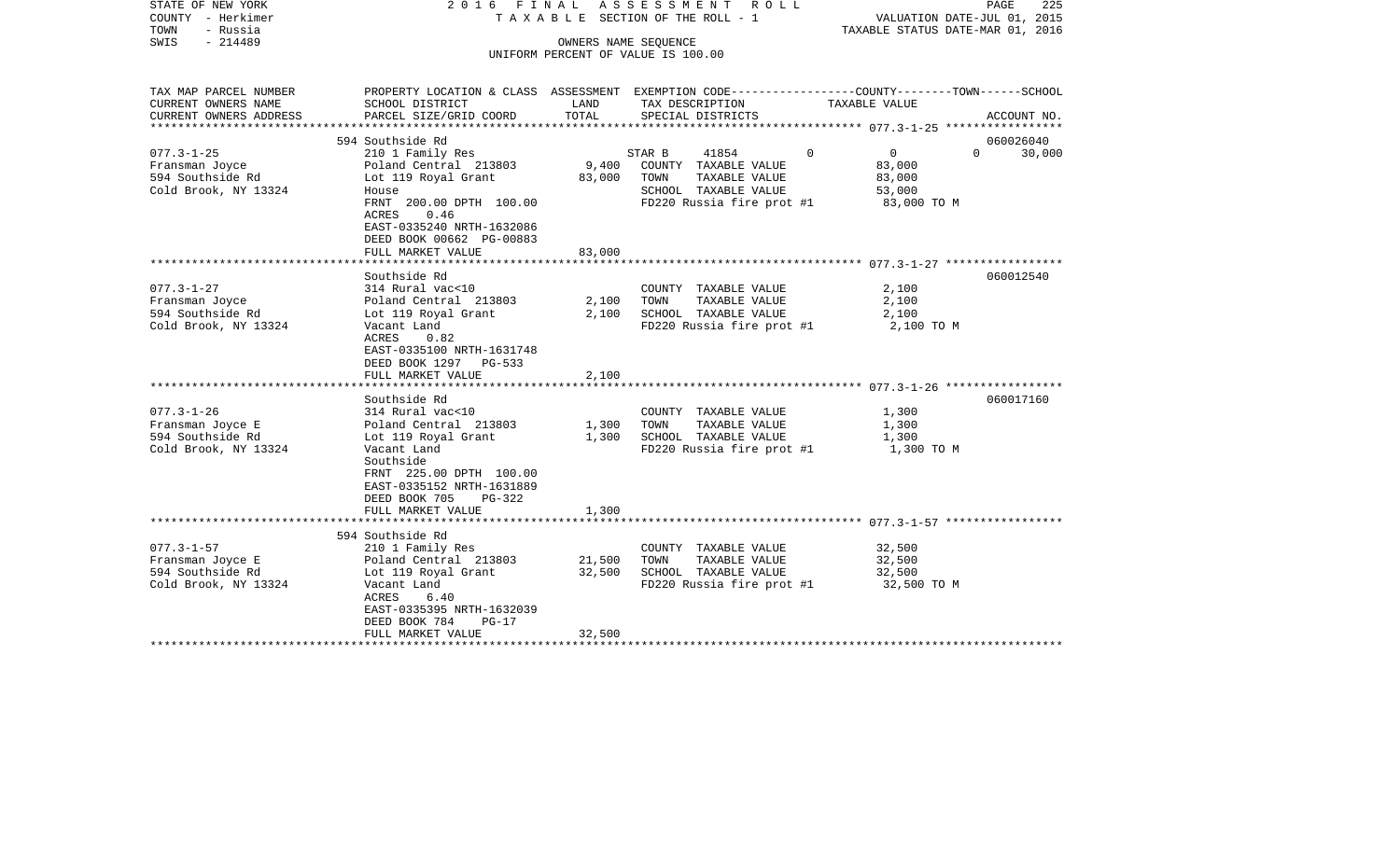STATE OF NEW YORK | 2016 FINAL ASSESSMENT ROLL | VALUATION DATE-JUL 01, 2015
COUNTY - Herkimer | TAXABLE SECTION OF THE ROLL - 1 | TAXABLE STATUS DATE-MAR 01, 2016
TOWN - Russia | OWNERS NAME SEQUENCE
SWIS - 214489 | UNIFORM PERCENT OF VALUE IS 100.00

| TAX MAP PARCEL NUMBER / CURRENT OWNERS NAME / CURRENT OWNERS ADDRESS | PROPERTY LOCATION & CLASS / SCHOOL DISTRICT / PARCEL SIZE/GRID COORD | ASSESSMENT LAND | TOTAL | EXEMPTION CODE / TAX DESCRIPTION / SPECIAL DISTRICTS | COUNTY | TOWN | SCHOOL | ACCOUNT NO. |
|---|---|---|---|---|---|---|---|---|
| 077.3-1-25 | 594 Southside Rd | | | | | | | 060026040 |
| Fransman Joyce | 210 1 Family Res | | | STAR B 41854 | 0 | 0 | 30,000 | |
| 594 Southside Rd | Poland Central 213803 | 9,400 | | COUNTY TAXABLE VALUE | 83,000 | | | |
| Cold Brook, NY 13324 | Lot 119 Royal Grant | | 83,000 | TOWN TAXABLE VALUE | | 83,000 | | |
| | House | | | SCHOOL TAXABLE VALUE | | | 53,000 | |
| | FRNT 200.00 DPTH 100.00 | | | FD220 Russia fire prot #1 | 83,000 TO M | | | |
| | ACRES 0.46 | | | | | | | |
| | EAST-0335240 NRTH-1632086 | | | | | | | |
| | DEED BOOK 00662 PG-00883 | | | | | | | |
| | FULL MARKET VALUE | | 83,000 | | | | | |
| 077.3-1-27 | Southside Rd | | | | | | | 060012540 |
| Fransman Joyce | 314 Rural vac<10 | | | COUNTY TAXABLE VALUE | 2,100 | | | |
| 594 Southside Rd | Poland Central 213803 | 2,100 | | TOWN TAXABLE VALUE | | 2,100 | | |
| Cold Brook, NY 13324 | Lot 119 Royal Grant | | 2,100 | SCHOOL TAXABLE VALUE | | | 2,100 | |
| | Vacant Land | | | FD220 Russia fire prot #1 | 2,100 TO M | | | |
| | ACRES 0.82 | | | | | | | |
| | EAST-0335100 NRTH-1631748 | | | | | | | |
| | DEED BOOK 1297 PG-533 | | | | | | | |
| | FULL MARKET VALUE | | 2,100 | | | | | |
| 077.3-1-26 | Southside Rd | | | | | | | 060017160 |
| Fransman Joyce E | 314 Rural vac<10 | | | COUNTY TAXABLE VALUE | 1,300 | | | |
| 594 Southside Rd | Poland Central 213803 | 1,300 | | TOWN TAXABLE VALUE | | 1,300 | | |
| Cold Brook, NY 13324 | Lot 119 Royal Grant | | 1,300 | SCHOOL TAXABLE VALUE | | | 1,300 | |
| | Vacant Land | | | FD220 Russia fire prot #1 | 1,300 TO M | | | |
| | Southside | | | | | | | |
| | FRNT 225.00 DPTH 100.00 | | | | | | | |
| | EAST-0335152 NRTH-1631889 | | | | | | | |
| | DEED BOOK 705 PG-322 | | | | | | | |
| | FULL MARKET VALUE | | 1,300 | | | | | |
| 077.3-1-57 | 594 Southside Rd | | | | | | | |
| Fransman Joyce E | 210 1 Family Res | | | COUNTY TAXABLE VALUE | 32,500 | | | |
| 594 Southside Rd | Poland Central 213803 | 21,500 | | TOWN TAXABLE VALUE | | 32,500 | | |
| Cold Brook, NY 13324 | Lot 119 Royal Grant | | 32,500 | SCHOOL TAXABLE VALUE | | | 32,500 | |
| | Vacant Land | | | FD220 Russia fire prot #1 | 32,500 TO M | | | |
| | ACRES 6.40 | | | | | | | |
| | EAST-0335395 NRTH-1632039 | | | | | | | |
| | DEED BOOK 784 PG-17 | | | | | | | |
| | FULL MARKET VALUE | | 32,500 | | | | | |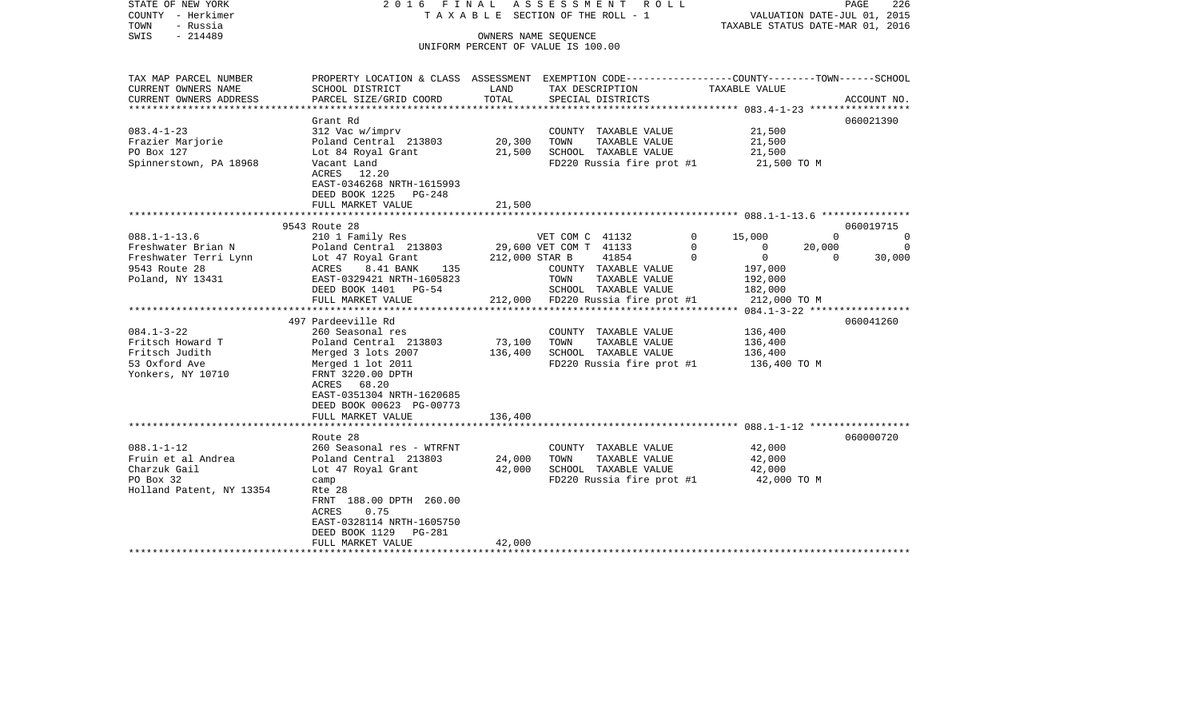STATE OF NEW YORK | 2016 FINAL ASSESSMENT ROLL | PAGE 226
COUNTY - Herkimer | TAXABLE SECTION OF THE ROLL - 1 | VALUATION DATE-JUL 01, 2015
TOWN - Russia | | TAXABLE STATUS DATE-MAR 01, 2016
SWIS - 214489 | OWNERS NAME SEQUENCE
UNIFORM PERCENT OF VALUE IS 100.00

| TAX MAP PARCEL NUMBER<br>CURRENT OWNERS NAME<br>CURRENT OWNERS ADDRESS | PROPERTY LOCATION & CLASS<br>SCHOOL DISTRICT<br>PARCEL SIZE/GRID COORD | ASSESSMENT<br>LAND<br>TOTAL | EXEMPTION CODE<br>TAX DESCRIPTION<br>SPECIAL DISTRICTS | COUNTY | TOWN | SCHOOL<br>TAXABLE VALUE<br>ACCOUNT NO. |
|---|---|---|---|---|---|---|
| **083.4-1-23** | Grant Rd | | | | | 060021390 |
| 083.4-1-23 | 312 Vac w/imprv | | COUNTY TAXABLE VALUE | 21,500 | | |
| Frazier Marjorie | Poland Central 213803 | 20,300 | TOWN TAXABLE VALUE | 21,500 | | |
| PO Box 127 | Lot 84 Royal Grant | 21,500 | SCHOOL TAXABLE VALUE | 21,500 | | |
| Spinnerstown, PA 18968 | Vacant Land | | FD220 Russia fire prot #1 | 21,500 TO M | | |
| | ACRES 12.20 | | | | | |
| | EAST-0346268 NRTH-1615993 | | | | | |
| | DEED BOOK 1225 PG-248 | | | | | |
| | FULL MARKET VALUE | 21,500 | | | | |
| **088.1-1-13.6** | 9543 Route 28 | | | | | 060019715 |
| 088.1-1-13.6 | 210 1 Family Res | | VET COM C 41132 0 | 15,000 | 0 | 0 |
| Freshwater Brian N | Poland Central 213803 | 29,600 | VET COM T 41133 0 | 0 | 20,000 | 0 |
| Freshwater Terri Lynn | Lot 47 Royal Grant | 212,000 | STAR B 41854 0 | 0 | 0 | 30,000 |
| 9543 Route 28 | ACRES 8.41 BANK 135 | | COUNTY TAXABLE VALUE | 197,000 | | |
| Poland, NY 13431 | EAST-0329421 NRTH-1605823 | | TOWN TAXABLE VALUE | 192,000 | | |
| | DEED BOOK 1401 PG-54 | | SCHOOL TAXABLE VALUE | 182,000 | | |
| | FULL MARKET VALUE | 212,000 | FD220 Russia fire prot #1 | 212,000 TO M | | |
| **084.1-3-22** | 497 Pardeeville Rd | | | | | 060041260 |
| 084.1-3-22 | 260 Seasonal res | | COUNTY TAXABLE VALUE | 136,400 | | |
| Fritsch Howard T | Poland Central 213803 | 73,100 | TOWN TAXABLE VALUE | 136,400 | | |
| Fritsch Judith | Merged 3 lots 2007 | 136,400 | SCHOOL TAXABLE VALUE | 136,400 | | |
| 53 Oxford Ave | Merged 1 lot 2011 | | FD220 Russia fire prot #1 | 136,400 TO M | | |
| Yonkers, NY 10710 | FRNT 3220.00 DPTH | | | | | |
| | ACRES 68.20 | | | | | |
| | EAST-0351304 NRTH-1620685 | | | | | |
| | DEED BOOK 00623 PG-00773 | | | | | |
| | FULL MARKET VALUE | 136,400 | | | | |
| **088.1-1-12** | Route 28 | | | | | 060000720 |
| 088.1-1-12 | 260 Seasonal res - WTRFNT | | COUNTY TAXABLE VALUE | 42,000 | | |
| Fruin et al Andrea | Poland Central 213803 | 24,000 | TOWN TAXABLE VALUE | 42,000 | | |
| Charzuk Gail | Lot 47 Royal Grant | 42,000 | SCHOOL TAXABLE VALUE | 42,000 | | |
| PO Box 32 | camp | | FD220 Russia fire prot #1 | 42,000 TO M | | |
| Holland Patent, NY 13354 | Rte 28 | | | | | |
| | FRNT 188.00 DPTH 260.00 | | | | | |
| | ACRES 0.75 | | | | | |
| | EAST-0328114 NRTH-1605750 | | | | | |
| | DEED BOOK 1129 PG-281 | | | | | |
| | FULL MARKET VALUE | 42,000 | | | | |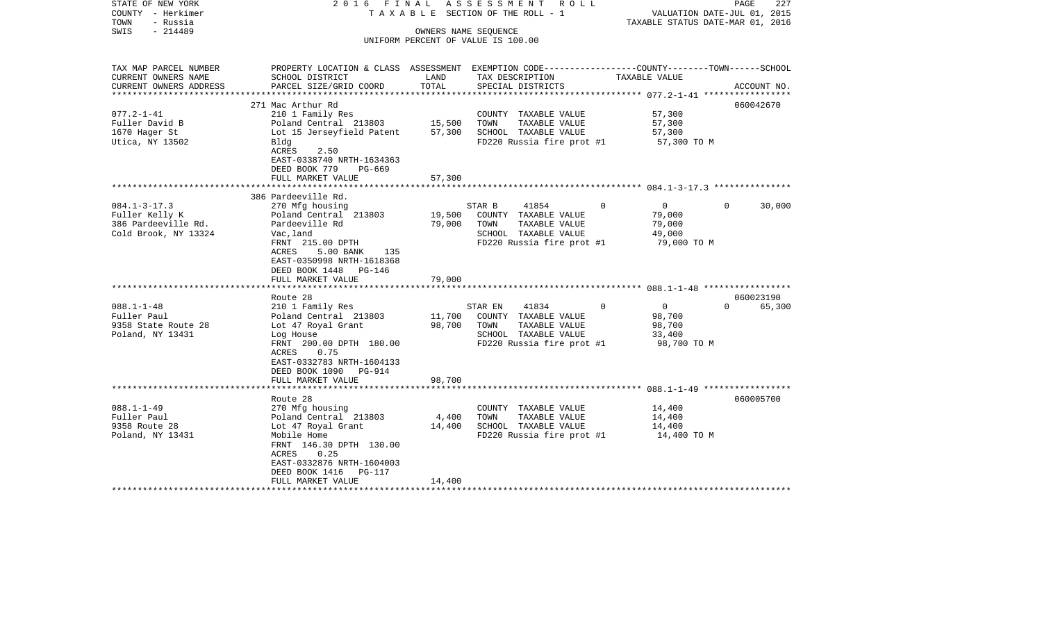STATE OF NEW YORK
COUNTY - Herkimer
TOWN - Russia
SWIS - 214489

2016 FINAL ASSESSMENT ROLL
TAXABLE SECTION OF THE ROLL - 1
OWNERS NAME SEQUENCE
UNIFORM PERCENT OF VALUE IS 100.00

VALUATION DATE-JUL 01, 2015
TAXABLE STATUS DATE-MAR 01, 2016

| TAX MAP PARCEL NUMBER / CURRENT OWNERS NAME / CURRENT OWNERS ADDRESS | PROPERTY LOCATION & CLASS / SCHOOL DISTRICT / PARCEL SIZE/GRID COORD | ASSESSMENT LAND | ASSESSMENT TOTAL | EXEMPTION CODE / TAX DESCRIPTION / SPECIAL DISTRICTS | COUNTY | TOWN | SCHOOL | TAXABLE VALUE | ACCOUNT NO. |
|---|---|---|---|---|---|---|---|---|---|
| 077.2-1-41 | 271 Mac Arthur Rd | | | | | | | | 060042670 |
| Fuller David B | 210 1 Family Res | | | COUNTY TAXABLE VALUE | | | | 57,300 | |
| 1670 Hager St | Poland Central 213803 | 15,500 | | TOWN TAXABLE VALUE | | | | 57,300 | |
| Utica, NY 13502 | Lot 15 Jerseyfield Patent | | 57,300 | SCHOOL TAXABLE VALUE | | | | 57,300 | |
| | Bldg | | | FD220 Russia fire prot #1 | | | | 57,300 TO M | |
| | ACRES 2.50 | | | | | | | | |
| | EAST-0338740 NRTH-1634363 | | | | | | | | |
| | DEED BOOK 779 PG-669 | | | | | | | | |
| | FULL MARKET VALUE | | 57,300 | | | | | | |
| 084.1-3-17.3 | 386 Pardeeville Rd. | | | | | | | | |
| Fuller Kelly K | 270 Mfg housing | | | STAR B 41854 | 0 | 0 | 30,000 | | |
| 386 Pardeeville Rd. | Poland Central 213803 | 19,500 | | COUNTY TAXABLE VALUE | | | | 79,000 | |
| Cold Brook, NY 13324 | Pardeeville Rd | | 79,000 | TOWN TAXABLE VALUE | | | | 79,000 | |
| | Vac,land | | | SCHOOL TAXABLE VALUE | | | | 49,000 | |
| | FRNT 215.00 DPTH | | | FD220 Russia fire prot #1 | | | | 79,000 TO M | |
| | ACRES 5.00 BANK 135 | | | | | | | | |
| | EAST-0350998 NRTH-1618368 | | | | | | | | |
| | DEED BOOK 1448 PG-146 | | | | | | | | |
| | FULL MARKET VALUE | | 79,000 | | | | | | |
| 088.1-1-48 | Route 28 | | | | | | | | 060023190 |
| Fuller Paul | 210 1 Family Res | | | STAR EN 41834 | 0 | 0 | 65,300 | | |
| 9358 State Route 28 | Poland Central 213803 | 11,700 | | COUNTY TAXABLE VALUE | | | | 98,700 | |
| Poland, NY 13431 | Lot 47 Royal Grant | | 98,700 | TOWN TAXABLE VALUE | | | | 98,700 | |
| | Log House | | | SCHOOL TAXABLE VALUE | | | | 33,400 | |
| | FRNT 200.00 DPTH 180.00 | | | FD220 Russia fire prot #1 | | | | 98,700 TO M | |
| | ACRES 0.75 | | | | | | | | |
| | EAST-0332783 NRTH-1604133 | | | | | | | | |
| | DEED BOOK 1090 PG-914 | | | | | | | | |
| | FULL MARKET VALUE | | 98,700 | | | | | | |
| 088.1-1-49 | Route 28 | | | | | | | | 060005700 |
| Fuller Paul | 270 Mfg housing | | | COUNTY TAXABLE VALUE | | | | 14,400 | |
| 9358 Route 28 | Poland Central 213803 | 4,400 | | TOWN TAXABLE VALUE | | | | 14,400 | |
| Poland, NY 13431 | Lot 47 Royal Grant | | 14,400 | SCHOOL TAXABLE VALUE | | | | 14,400 | |
| | Mobile Home | | | FD220 Russia fire prot #1 | | | | 14,400 TO M | |
| | FRNT 146.30 DPTH 130.00 | | | | | | | | |
| | ACRES 0.25 | | | | | | | | |
| | EAST-0332876 NRTH-1604003 | | | | | | | | |
| | DEED BOOK 1416 PG-117 | | | | | | | | |
| | FULL MARKET VALUE | | 14,400 | | | | | | |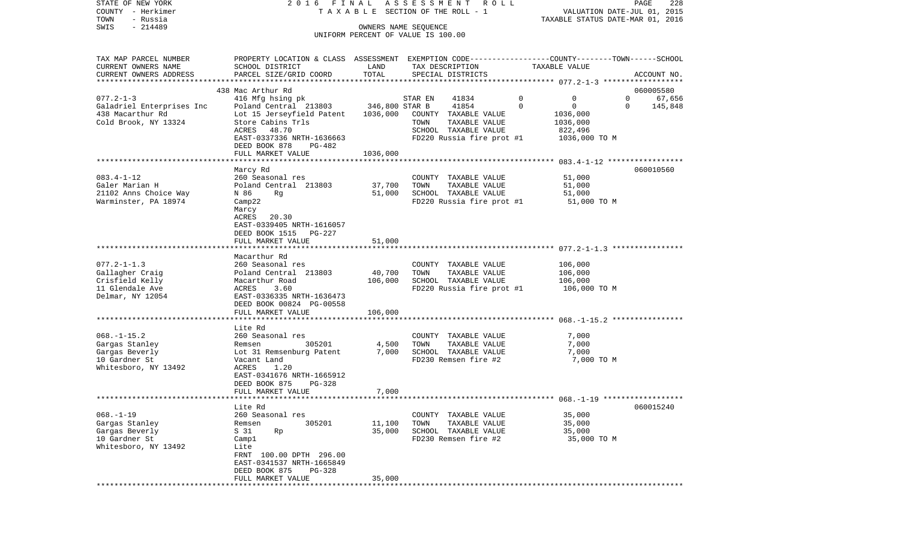STATE OF NEW YORK | COUNTY - Herkimer | TOWN - Russia | SWIS - 214489

2016 FINAL ASSESSMENT ROLL
TAXABLE SECTION OF THE ROLL - 1
OWNERS NAME SEQUENCE
UNIFORM PERCENT OF VALUE IS 100.00

VALUATION DATE-JUL 01, 2015
TAXABLE STATUS DATE-MAR 01, 2016

| TAX MAP PARCEL NUMBER / CURRENT OWNERS NAME / CURRENT OWNERS ADDRESS | PROPERTY LOCATION & CLASS / SCHOOL DISTRICT / PARCEL SIZE/GRID COORD | ASSESSMENT LAND | TOTAL | EXEMPTION CODE / TAX DESCRIPTION / SPECIAL DISTRICTS | COUNTY | TOWN | SCHOOL | TAXABLE VALUE | ACCOUNT NO. |
|---|---|---|---|---|---|---|---|---|---|
| **077.2-1-3** | 438 Mac Arthur Rd | | | | | | | | 060005580 |
| 077.2-1-3 | 416 Mfg hsing pk | | | STAR EN 41834 | 0 | 0 | 0 | 67,656 | |
| Galadriel Enterprises Inc | Poland Central 213803 | 346,800 | | STAR B 41854 | 0 | 0 | 0 | 145,848 | |
| 438 Macarthur Rd | Lot 15 Jerseyfield Patent | | 1036,000 | COUNTY TAXABLE VALUE | | | | 1036,000 | |
| Cold Brook, NY 13324 | Store Cabins Trls | | | TOWN TAXABLE VALUE | | | | 1036,000 | |
| | ACRES 48.70 | | | SCHOOL TAXABLE VALUE | | | | 822,496 | |
| | EAST-0337336 NRTH-1636663 | | | FD220 Russia fire prot #1 | | | | 1036,000 TO M | |
| | DEED BOOK 878 PG-482 | | | | | | | | |
| | FULL MARKET VALUE | | 1036,000 | | | | | | |
| **083.4-1-12** | Marcy Rd | | | | | | | | 060010560 |
| 083.4-1-12 | 260 Seasonal res | | | COUNTY TAXABLE VALUE | | | | 51,000 | |
| Galer Marian H | Poland Central 213803 | 37,700 | | TOWN TAXABLE VALUE | | | | 51,000 | |
| 21102 Anns Choice Way | N 86 Rg | | 51,000 | SCHOOL TAXABLE VALUE | | | | 51,000 | |
| Warminster, PA 18974 | Camp22 | | | FD220 Russia fire prot #1 | | | | 51,000 TO M | |
| | Marcy | | | | | | | | |
| | ACRES 20.30 | | | | | | | | |
| | EAST-0339405 NRTH-1616057 | | | | | | | | |
| | DEED BOOK 1515 PG-227 | | | | | | | | |
| | FULL MARKET VALUE | | 51,000 | | | | | | |
| **077.2-1-1.3** | Macarthur Rd | | | | | | | | |
| 077.2-1-1.3 | 260 Seasonal res | | | COUNTY TAXABLE VALUE | | | | 106,000 | |
| Gallagher Craig | Poland Central 213803 | 40,700 | | TOWN TAXABLE VALUE | | | | 106,000 | |
| Crisfield Kelly | Macarthur Road | | 106,000 | SCHOOL TAXABLE VALUE | | | | 106,000 | |
| 11 Glendale Ave | ACRES 3.60 | | | FD220 Russia fire prot #1 | | | | 106,000 TO M | |
| Delmar, NY 12054 | EAST-0336335 NRTH-1636473 | | | | | | | | |
| | DEED BOOK 00824 PG-00558 | | | | | | | | |
| | FULL MARKET VALUE | | 106,000 | | | | | | |
| **068.-1-15.2** | Lite Rd | | | | | | | | |
| 068.-1-15.2 | 260 Seasonal res | | | COUNTY TAXABLE VALUE | | | | 7,000 | |
| Gargas Stanley | Remsen 305201 | 4,500 | | TOWN TAXABLE VALUE | | | | 7,000 | |
| Gargas Beverly | Lot 31 Remsenburg Patent | | 7,000 | SCHOOL TAXABLE VALUE | | | | 7,000 | |
| 10 Gardner St | Vacant Land | | | FD230 Remsen fire #2 | | | | 7,000 TO M | |
| Whitesboro, NY 13492 | ACRES 1.20 | | | | | | | | |
| | EAST-0341676 NRTH-1665912 | | | | | | | | |
| | DEED BOOK 875 PG-328 | | | | | | | | |
| | FULL MARKET VALUE | | 7,000 | | | | | | |
| **068.-1-19** | Lite Rd | | | | | | | | 060015240 |
| 068.-1-19 | 260 Seasonal res | | | COUNTY TAXABLE VALUE | | | | 35,000 | |
| Gargas Stanley | Remsen 305201 | 11,100 | | TOWN TAXABLE VALUE | | | | 35,000 | |
| Gargas Beverly | S 31 Rp | | 35,000 | SCHOOL TAXABLE VALUE | | | | 35,000 | |
| 10 Gardner St | Camp1 | | | FD230 Remsen fire #2 | | | | 35,000 TO M | |
| Whitesboro, NY 13492 | Lite | | | | | | | | |
| | FRNT 100.00 DPTH 296.00 | | | | | | | | |
| | EAST-0341537 NRTH-1665849 | | | | | | | | |
| | DEED BOOK 875 PG-328 | | | | | | | | |
| | FULL MARKET VALUE | | 35,000 | | | | | | |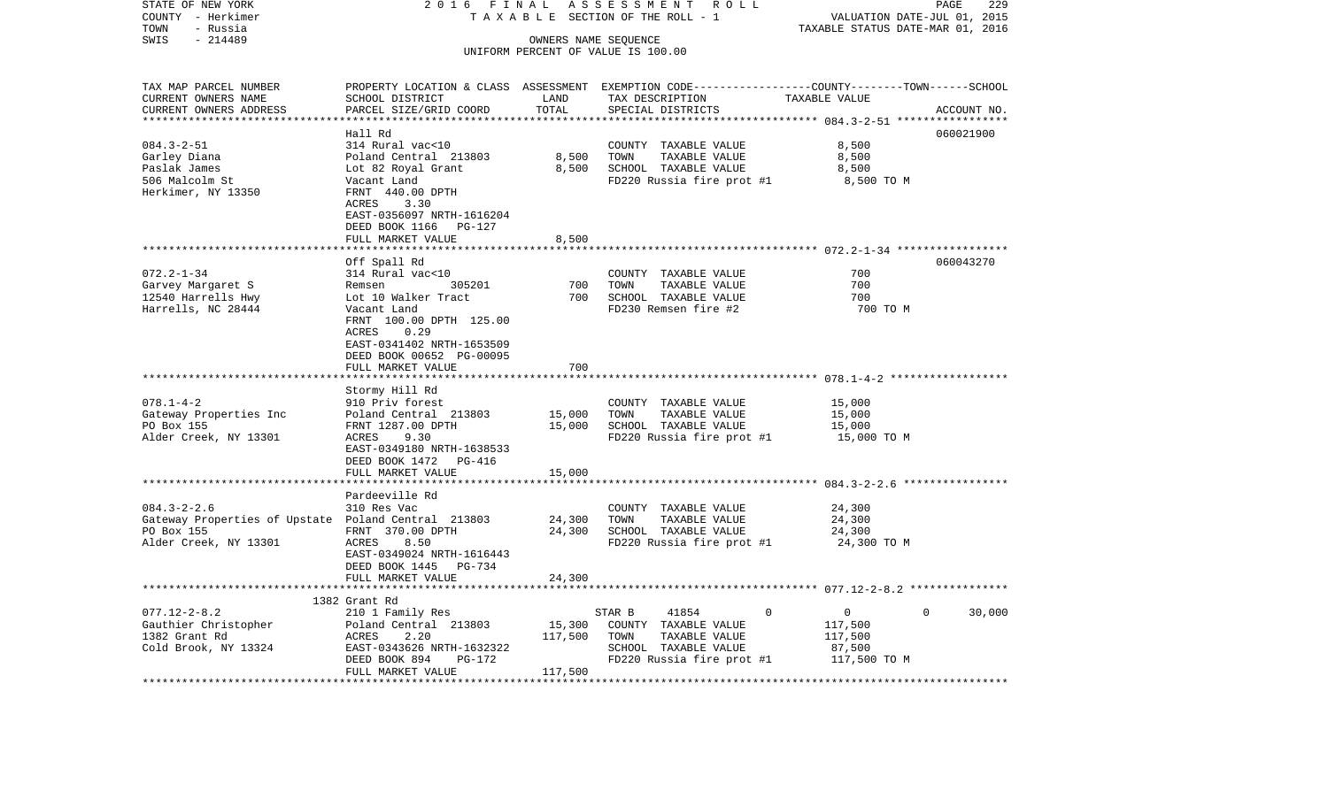STATE OF NEW YORK | 2016 FINAL ASSESSMENT ROLL
COUNTY - Herkimer | TAXABLE SECTION OF THE ROLL - 1 | VALUATION DATE-JUL 01, 2015
TOWN - Russia | | TAXABLE STATUS DATE-MAR 01, 2016
SWIS - 214489 | OWNERS NAME SEQUENCE
UNIFORM PERCENT OF VALUE IS 100.00

| TAX MAP PARCEL NUMBER<br>CURRENT OWNERS NAME<br>CURRENT OWNERS ADDRESS | PROPERTY LOCATION & CLASS<br>SCHOOL DISTRICT<br>PARCEL SIZE/GRID COORD | ASSESSMENT<br>LAND<br>TOTAL | EXEMPTION CODE<br>TAX DESCRIPTION<br>SPECIAL DISTRICTS | COUNTY--------TOWN------SCHOOL<br>TAXABLE VALUE | ACCOUNT NO. |
|---|---|---|---|---|---|
| 084.3-2-51 | Hall Rd | | | | 060021900 |
| 084.3-2-51 | 314 Rural vac<10 | | COUNTY TAXABLE VALUE | 8,500 | |
| Garley Diana | Poland Central 213803 | 8,500 | TOWN TAXABLE VALUE | 8,500 | |
| Paslak James | Lot 82 Royal Grant | 8,500 | SCHOOL TAXABLE VALUE | 8,500 | |
| 506 Malcolm St | Vacant Land | | FD220 Russia fire prot #1 | 8,500 TO M | |
| Herkimer, NY 13350 | FRNT 440.00 DPTH | | | | |
| | ACRES 3.30 | | | | |
| | EAST-0356097 NRTH-1616204 | | | | |
| | DEED BOOK 1166 PG-127 | | | | |
| | FULL MARKET VALUE | 8,500 | | | |
| 072.2-1-34 | Off Spall Rd | | | | 060043270 |
| 072.2-1-34 | 314 Rural vac<10 | | COUNTY TAXABLE VALUE | 700 | |
| Garvey Margaret S | Remsen 305201 | 700 | TOWN TAXABLE VALUE | 700 | |
| 12540 Harrells Hwy | Lot 10 Walker Tract | 700 | SCHOOL TAXABLE VALUE | 700 | |
| Harrells, NC 28444 | Vacant Land | | FD230 Remsen fire #2 | 700 TO M | |
| | FRNT 100.00 DPTH 125.00 | | | | |
| | ACRES 0.29 | | | | |
| | EAST-0341402 NRTH-1653509 | | | | |
| | DEED BOOK 00652 PG-00095 | | | | |
| | FULL MARKET VALUE | 700 | | | |
| 078.1-4-2 | Stormy Hill Rd | | | | |
| 078.1-4-2 | 910 Priv forest | | COUNTY TAXABLE VALUE | 15,000 | |
| Gateway Properties Inc | Poland Central 213803 | 15,000 | TOWN TAXABLE VALUE | 15,000 | |
| PO Box 155 | FRNT 1287.00 DPTH | 15,000 | SCHOOL TAXABLE VALUE | 15,000 | |
| Alder Creek, NY 13301 | ACRES 9.30 | | FD220 Russia fire prot #1 | 15,000 TO M | |
| | EAST-0349180 NRTH-1638533 | | | | |
| | DEED BOOK 1472 PG-416 | | | | |
| | FULL MARKET VALUE | 15,000 | | | |
| 084.3-2-2.6 | Pardeeville Rd | | | | |
| 084.3-2-2.6 | 310 Res Vac | | COUNTY TAXABLE VALUE | 24,300 | |
| Gateway Properties of Upstate | Poland Central 213803 | 24,300 | TOWN TAXABLE VALUE | 24,300 | |
| PO Box 155 | FRNT 370.00 DPTH | 24,300 | SCHOOL TAXABLE VALUE | 24,300 | |
| Alder Creek, NY 13301 | ACRES 8.50 | | FD220 Russia fire prot #1 | 24,300 TO M | |
| | EAST-0349024 NRTH-1616443 | | | | |
| | DEED BOOK 1445 PG-734 | | | | |
| | FULL MARKET VALUE | 24,300 | | | |
| 077.12-2-8.2 | 1382 Grant Rd | | | | |
| 077.12-2-8.2 | 210 1 Family Res | | STAR B 41854 0 | 0 0 | 30,000 |
| Gauthier Christopher | Poland Central 213803 | 15,300 | COUNTY TAXABLE VALUE | 117,500 | |
| 1382 Grant Rd | ACRES 2.20 | 117,500 | TOWN TAXABLE VALUE | 117,500 | |
| Cold Brook, NY 13324 | EAST-0343626 NRTH-1632322 | | SCHOOL TAXABLE VALUE | 87,500 | |
| | DEED BOOK 894 PG-172 | | FD220 Russia fire prot #1 | 117,500 TO M | |
| | FULL MARKET VALUE | 117,500 | | | |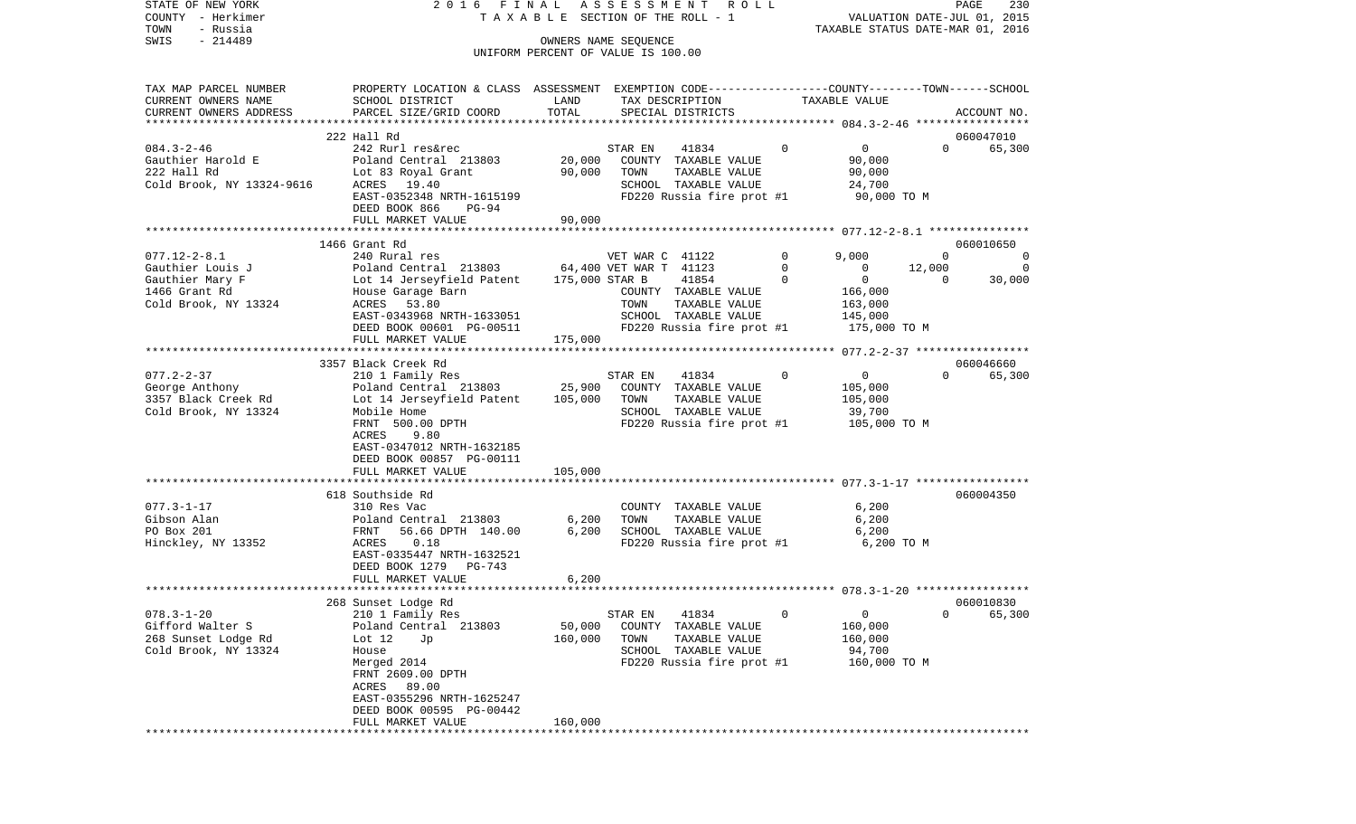STATE OF NEW YORK | 2016 FINAL ASSESSMENT ROLL | PAGE 230
COUNTY - Herkimer | TAXABLE SECTION OF THE ROLL - 1 | VALUATION DATE-JUL 01, 2015
TOWN - Russia | | TAXABLE STATUS DATE-MAR 01, 2016
SWIS - 214489 | OWNERS NAME SEQUENCE
UNIFORM PERCENT OF VALUE IS 100.00

| TAX MAP PARCEL NUMBER / CURRENT OWNERS NAME / CURRENT OWNERS ADDRESS | PROPERTY LOCATION & CLASS / SCHOOL DISTRICT / PARCEL SIZE/GRID COORD | ASSESSMENT LAND | TOTAL | EXEMPTION CODE / TAX DESCRIPTION / SPECIAL DISTRICTS | COUNTY | TOWN | SCHOOL | ACCOUNT NO. |
|---|---|---|---|---|---|---|---|---|
| | 222 Hall Rd | | | | | | | 060047010 |
| 084.3-2-46 | 242 Rurl res&rec | | | STAR EN 41834 0 | 0 | 0 | 65,300 | |
| Gauthier Harold E | Poland Central 213803 | 20,000 | | COUNTY TAXABLE VALUE | 90,000 | | | |
| 222 Hall Rd | Lot 83 Royal Grant | | 90,000 | TOWN TAXABLE VALUE | 90,000 | | | |
| Cold Brook, NY 13324-9616 | ACRES 19.40 | | | SCHOOL TAXABLE VALUE | 24,700 | | | |
| | EAST-0352348 NRTH-1615199 | | | FD220 Russia fire prot #1 | 90,000 TO M | | | |
| | DEED BOOK 866 PG-94 | | | | | | | |
| | FULL MARKET VALUE | | 90,000 | | | | | |
| | 1466 Grant Rd | | | | | | | 060010650 |
| 077.12-2-8.1 | 240 Rural res | | | VET WAR C 41122 0 | 9,000 | 0 | 0 | |
| Gauthier Louis J | Poland Central 213803 | 64,400 | | VET WAR T 41123 0 | 0 | 12,000 | 0 | |
| Gauthier Mary F | Lot 14 Jerseyfield Patent | | 175,000 | STAR B 41854 0 | 0 | 0 | 30,000 | |
| 1466 Grant Rd | House Garage Barn | | | COUNTY TAXABLE VALUE | 166,000 | | | |
| Cold Brook, NY 13324 | ACRES 53.80 | | | TOWN TAXABLE VALUE | 163,000 | | | |
| | EAST-0343968 NRTH-1633051 | | | SCHOOL TAXABLE VALUE | 145,000 | | | |
| | DEED BOOK 00601 PG-00511 | | | FD220 Russia fire prot #1 | 175,000 TO M | | | |
| | FULL MARKET VALUE | | 175,000 | | | | | |
| | 3357 Black Creek Rd | | | | | | | 060046660 |
| 077.2-2-37 | 210 1 Family Res | | | STAR EN 41834 0 | 0 | 0 | 65,300 | |
| George Anthony | Poland Central 213803 | 25,900 | | COUNTY TAXABLE VALUE | 105,000 | | | |
| 3357 Black Creek Rd | Lot 14 Jerseyfield Patent | | 105,000 | TOWN TAXABLE VALUE | 105,000 | | | |
| Cold Brook, NY 13324 | Mobile Home | | | SCHOOL TAXABLE VALUE | 39,700 | | | |
| | FRNT 500.00 DPTH | | | FD220 Russia fire prot #1 | 105,000 TO M | | | |
| | ACRES 9.80 | | | | | | | |
| | EAST-0347012 NRTH-1632185 | | | | | | | |
| | DEED BOOK 00857 PG-00111 | | | | | | | |
| | FULL MARKET VALUE | | 105,000 | | | | | |
| | 618 Southside Rd | | | | | | | 060004350 |
| 077.3-1-17 | 310 Res Vac | | | COUNTY TAXABLE VALUE | 6,200 | | | |
| Gibson Alan | Poland Central 213803 | 6,200 | | TOWN TAXABLE VALUE | 6,200 | | | |
| PO Box 201 | FRNT 56.66 DPTH 140.00 | | 6,200 | SCHOOL TAXABLE VALUE | 6,200 | | | |
| Hinckley, NY 13352 | ACRES 0.18 | | | FD220 Russia fire prot #1 | 6,200 TO M | | | |
| | EAST-0335447 NRTH-1632521 | | | | | | | |
| | DEED BOOK 1279 PG-743 | | | | | | | |
| | FULL MARKET VALUE | | 6,200 | | | | | |
| | 268 Sunset Lodge Rd | | | | | | | 060010830 |
| 078.3-1-20 | 210 1 Family Res | | | STAR EN 41834 0 | 0 | 0 | 65,300 | |
| Gifford Walter S | Poland Central 213803 | 50,000 | | COUNTY TAXABLE VALUE | 160,000 | | | |
| 268 Sunset Lodge Rd | Lot 12 Jp | | 160,000 | TOWN TAXABLE VALUE | 160,000 | | | |
| Cold Brook, NY 13324 | House | | | SCHOOL TAXABLE VALUE | 94,700 | | | |
| | Merged 2014 | | | FD220 Russia fire prot #1 | 160,000 TO M | | | |
| | FRNT 2609.00 DPTH | | | | | | | |
| | ACRES 89.00 | | | | | | | |
| | EAST-0355296 NRTH-1625247 | | | | | | | |
| | DEED BOOK 00595 PG-00442 | | | | | | | |
| | FULL MARKET VALUE | | 160,000 | | | | | |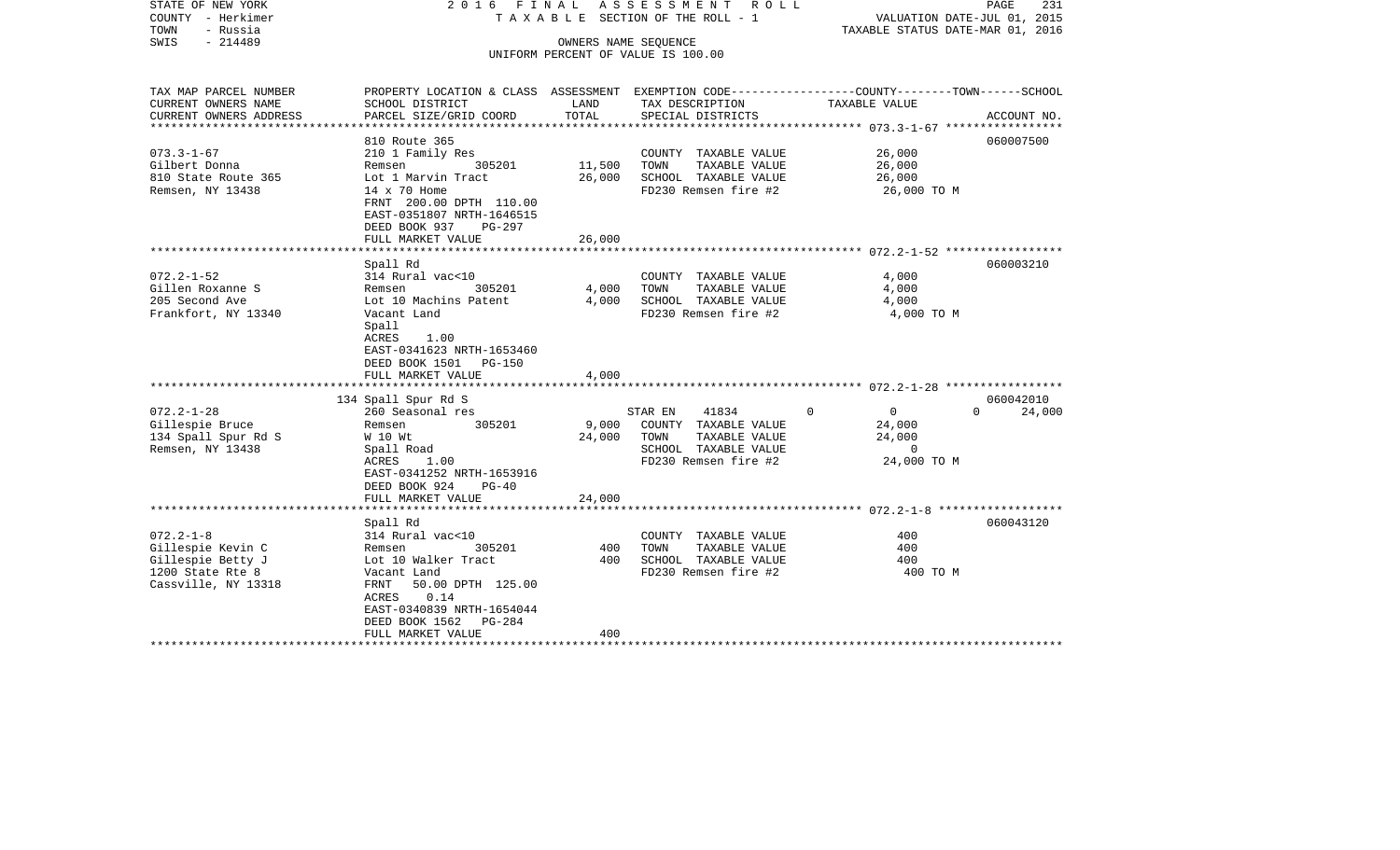STATE OF NEW YORK
COUNTY - Herkimer
TOWN - Russia
SWIS - 214489

2016 FINAL ASSESSMENT ROLL
TAXABLE SECTION OF THE ROLL - 1
OWNERS NAME SEQUENCE
UNIFORM PERCENT OF VALUE IS 100.00

VALUATION DATE-JUL 01, 2015
TAXABLE STATUS DATE-MAR 01, 2016

| TAX MAP PARCEL NUMBER / CURRENT OWNERS NAME / CURRENT OWNERS ADDRESS | PROPERTY LOCATION & CLASS / SCHOOL DISTRICT / PARCEL SIZE/GRID COORD | ASSESSMENT LAND | TOTAL | EXEMPTION CODE / TAX DESCRIPTION / SPECIAL DISTRICTS | COUNTY | TOWN | SCHOOL TAXABLE VALUE | ACCOUNT NO. |
|---|---|---|---|---|---|---|---|---|
| 073.3-1-67 | 810 Route 365 | | | | | | | 060007500 |
| 073.3-1-67 | 210 1 Family Res | | | COUNTY TAXABLE VALUE | 26,000 | | | |
| Gilbert Donna | Remsen 305201 | 11,500 | | TOWN TAXABLE VALUE | | 26,000 | | |
| 810 State Route 365 | Lot 1 Marvin Tract | | 26,000 | SCHOOL TAXABLE VALUE | | | 26,000 | |
| Remsen, NY 13438 | 14 x 70 Home | | | FD230 Remsen fire #2 | 26,000 TO M | | | |
| | FRNT 200.00 DPTH 110.00 | | | | | | | |
| | EAST-0351807 NRTH-1646515 | | | | | | | |
| | DEED BOOK 937 PG-297 | | | | | | | |
| | FULL MARKET VALUE | | 26,000 | | | | | |
| 072.2-1-52 | Spall Rd | | | | | | | 060003210 |
| 072.2-1-52 | 314 Rural vac<10 | | | COUNTY TAXABLE VALUE | 4,000 | | | |
| Gillen Roxanne S | Remsen 305201 | 4,000 | | TOWN TAXABLE VALUE | | 4,000 | | |
| 205 Second Ave | Lot 10 Machins Patent | | 4,000 | SCHOOL TAXABLE VALUE | | | 4,000 | |
| Frankfort, NY 13340 | Vacant Land | | | FD230 Remsen fire #2 | 4,000 TO M | | | |
| | Spall | | | | | | | |
| | ACRES 1.00 | | | | | | | |
| | EAST-0341623 NRTH-1653460 | | | | | | | |
| | DEED BOOK 1501 PG-150 | | | | | | | |
| | FULL MARKET VALUE | | 4,000 | | | | | |
| 072.2-1-28 | 134 Spall Spur Rd S | | | | | | | 060042010 |
| 072.2-1-28 | 260 Seasonal res | | | STAR EN 41834 | 0 | 0 | 24,000 | |
| Gillespie Bruce | Remsen 305201 | 9,000 | | COUNTY TAXABLE VALUE | 24,000 | | | |
| 134 Spall Spur Rd S | W 10 Wt | | 24,000 | TOWN TAXABLE VALUE | | 24,000 | | |
| Remsen, NY 13438 | Spall Road | | | SCHOOL TAXABLE VALUE | | | 0 | |
| | ACRES 1.00 | | | FD230 Remsen fire #2 | 24,000 TO M | | | |
| | EAST-0341252 NRTH-1653916 | | | | | | | |
| | DEED BOOK 924 PG-40 | | | | | | | |
| | FULL MARKET VALUE | | 24,000 | | | | | |
| 072.2-1-8 | Spall Rd | | | | | | | 060043120 |
| 072.2-1-8 | 314 Rural vac<10 | | | COUNTY TAXABLE VALUE | 400 | | | |
| Gillespie Kevin C | Remsen 305201 | 400 | | TOWN TAXABLE VALUE | | 400 | | |
| Gillespie Betty J | Lot 10 Walker Tract | | 400 | SCHOOL TAXABLE VALUE | | | 400 | |
| 1200 State Rte 8 | Vacant Land | | | FD230 Remsen fire #2 | 400 TO M | | | |
| Cassville, NY 13318 | FRNT 50.00 DPTH 125.00 | | | | | | | |
| | ACRES 0.14 | | | | | | | |
| | EAST-0340839 NRTH-1654044 | | | | | | | |
| | DEED BOOK 1562 PG-284 | | | | | | | |
| | FULL MARKET VALUE | | 400 | | | | | |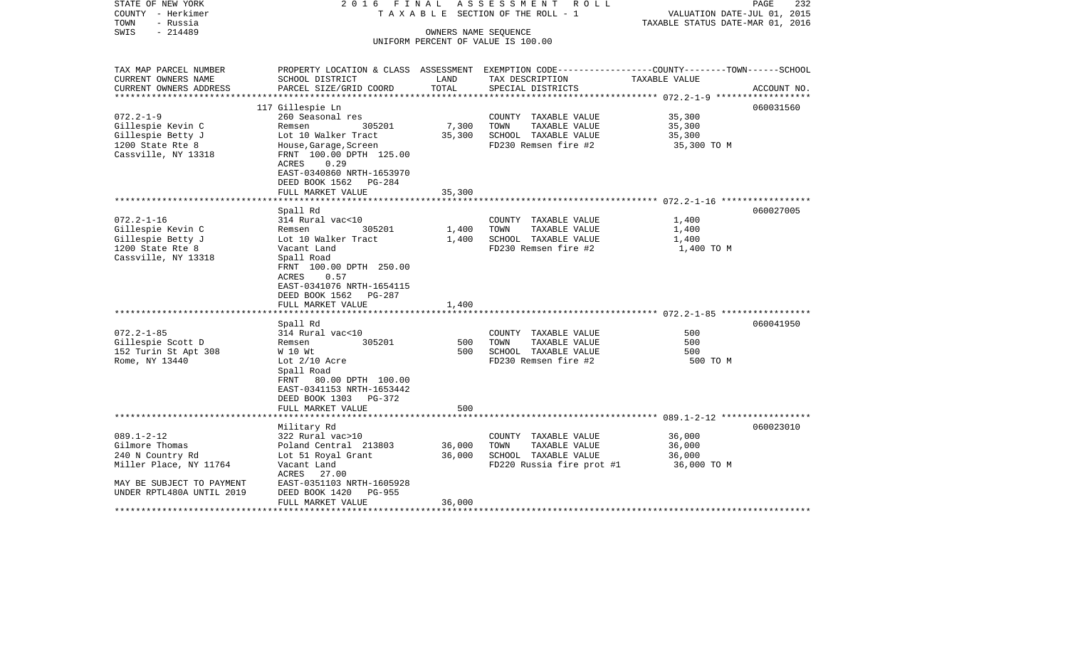STATE OF NEW YORK | COUNTY - Herkimer | TOWN - Russia | SWIS - 214489

2016 FINAL ASSESSMENT ROLL
TAXABLE SECTION OF THE ROLL - 1
OWNERS NAME SEQUENCE
UNIFORM PERCENT OF VALUE IS 100.00

VALUATION DATE-JUL 01, 2015
TAXABLE STATUS DATE-MAR 01, 2016

| TAX MAP PARCEL NUMBER / CURRENT OWNERS NAME / CURRENT OWNERS ADDRESS | PROPERTY LOCATION & CLASS / SCHOOL DISTRICT / PARCEL SIZE/GRID COORD | ASSESSMENT LAND | ASSESSMENT TOTAL | EXEMPTION CODE / TAX DESCRIPTION / SPECIAL DISTRICTS | COUNTY--------TOWN------SCHOOL TAXABLE VALUE | ACCOUNT NO. |
|---|---|---|---|---|---|---|
| 072.2-1-9 | 117 Gillespie Ln | | | | | 060031560 |
| Gillespie Kevin C | 260 Seasonal res | | | COUNTY TAXABLE VALUE | 35,300 | |
| Gillespie Betty J | Remsen 305201 | 7,300 | | TOWN TAXABLE VALUE | 35,300 | |
| 1200 State Rte 8 | Lot 10 Walker Tract | | 35,300 | SCHOOL TAXABLE VALUE | 35,300 | |
| Cassville, NY 13318 | House,Garage,Screen | | | FD230 Remsen fire #2 | 35,300 TO M | |
| | FRNT 100.00 DPTH 125.00 | | | | | |
| | ACRES 0.29 | | | | | |
| | EAST-0340860 NRTH-1653970 | | | | | |
| | DEED BOOK 1562 PG-284 | | | | | |
| | FULL MARKET VALUE | | 35,300 | | | |
| 072.2-1-16 | Spall Rd | | | | | 060027005 |
| Gillespie Kevin C | 314 Rural vac<10 | | | COUNTY TAXABLE VALUE | 1,400 | |
| Gillespie Betty J | Remsen 305201 | 1,400 | | TOWN TAXABLE VALUE | 1,400 | |
| 1200 State Rte 8 | Lot 10 Walker Tract | | 1,400 | SCHOOL TAXABLE VALUE | 1,400 | |
| Cassville, NY 13318 | Vacant Land | | | FD230 Remsen fire #2 | 1,400 TO M | |
| | Spall Road | | | | | |
| | FRNT 100.00 DPTH 250.00 | | | | | |
| | ACRES 0.57 | | | | | |
| | EAST-0341076 NRTH-1654115 | | | | | |
| | DEED BOOK 1562 PG-287 | | | | | |
| | FULL MARKET VALUE | | 1,400 | | | |
| 072.2-1-85 | Spall Rd | | | | | 060041950 |
| Gillespie Scott D | 314 Rural vac<10 | | | COUNTY TAXABLE VALUE | 500 | |
| 152 Turin St Apt 308 | Remsen 305201 | 500 | | TOWN TAXABLE VALUE | 500 | |
| Rome, NY 13440 | W 10 Wt | | 500 | SCHOOL TAXABLE VALUE | 500 | |
| | Lot 2/10 Acre | | | FD230 Remsen fire #2 | 500 TO M | |
| | Spall Road | | | | | |
| | FRNT 80.00 DPTH 100.00 | | | | | |
| | EAST-0341153 NRTH-1653442 | | | | | |
| | DEED BOOK 1303 PG-372 | | | | | |
| | FULL MARKET VALUE | | 500 | | | |
| 089.1-2-12 | Military Rd | | | | | 060023010 |
| Gilmore Thomas | 322 Rural vac>10 | | | COUNTY TAXABLE VALUE | 36,000 | |
| 240 N Country Rd | Poland Central 213803 | 36,000 | | TOWN TAXABLE VALUE | 36,000 | |
| Miller Place, NY 11764 | Lot 51 Royal Grant | | 36,000 | SCHOOL TAXABLE VALUE | 36,000 | |
| | Vacant Land | | | FD220 Russia fire prot #1 | 36,000 TO M | |
| | ACRES 27.00 | | | | | |
| MAY BE SUBJECT TO PAYMENT | EAST-0351103 NRTH-1605928 | | | | | |
| UNDER RPTL480A UNTIL 2019 | DEED BOOK 1420 PG-955 | | | | | |
| | FULL MARKET VALUE | | 36,000 | | | |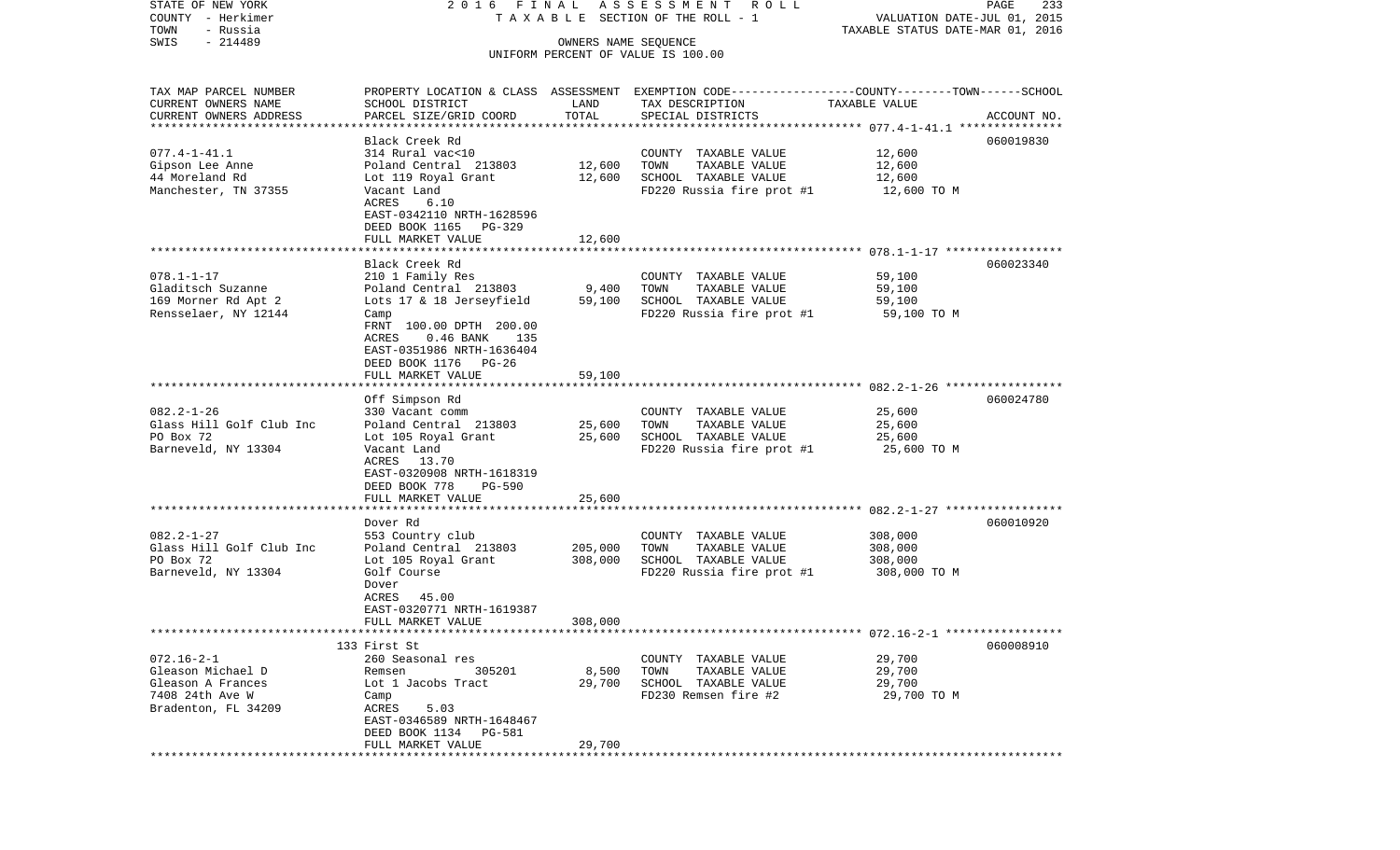STATE OF NEW YORK 2 0 1 6 F I N A L A S S E S S M E N T R O L L
COUNTY - Herkimer T A X A B L E SECTION OF THE ROLL - 1 VALUATION DATE-JUL 01, 2015
TOWN - Russia TAXABLE STATUS DATE-MAR 01, 2016
SWIS - 214489 OWNERS NAME SEQUENCE
UNIFORM PERCENT OF VALUE IS 100.00

| TAX MAP PARCEL NUMBER / CURRENT OWNERS NAME / CURRENT OWNERS ADDRESS | PROPERTY LOCATION & CLASS / SCHOOL DISTRICT / PARCEL SIZE/GRID COORD | ASSESSMENT LAND | TOTAL | EXEMPTION CODE / TAX DESCRIPTION / SPECIAL DISTRICTS | TAXABLE VALUE (COUNTY / TOWN / SCHOOL) | ACCOUNT NO. |
|---|---|---|---|---|---|---|
| 077.4-1-41.1 | Black Creek Rd | | | | | 060019830 |
| Gipson Lee Anne | 314 Rural vac<10 | | | COUNTY TAXABLE VALUE | 12,600 | |
| 44 Moreland Rd | Poland Central 213803 | 12,600 | | TOWN TAXABLE VALUE | 12,600 | |
| Manchester, TN 37355 | Lot 119 Royal Grant | | 12,600 | SCHOOL TAXABLE VALUE | 12,600 | |
| | Vacant Land | | | FD220 Russia fire prot #1 | 12,600 TO M | |
| | ACRES 6.10 | | | | | |
| | EAST-0342110 NRTH-1628596 | | | | | |
| | DEED BOOK 1165 PG-329 | | | | | |
| | FULL MARKET VALUE | | 12,600 | | | |
| 078.1-1-17 | Black Creek Rd | | | | | 060023340 |
| Gladitsch Suzanne | 210 1 Family Res | | | COUNTY TAXABLE VALUE | 59,100 | |
| 169 Morner Rd Apt 2 | Poland Central 213803 | 9,400 | | TOWN TAXABLE VALUE | 59,100 | |
| Rensselaer, NY 12144 | Lots 17 & 18 Jerseyfield | | 59,100 | SCHOOL TAXABLE VALUE | 59,100 | |
| | Camp | | | FD220 Russia fire prot #1 | 59,100 TO M | |
| | FRNT 100.00 DPTH 200.00 | | | | | |
| | ACRES 0.46 BANK 135 | | | | | |
| | EAST-0351986 NRTH-1636404 | | | | | |
| | DEED BOOK 1176 PG-26 | | | | | |
| | FULL MARKET VALUE | | 59,100 | | | |
| 082.2-1-26 | Off Simpson Rd | | | | | 060024780 |
| Glass Hill Golf Club Inc | 330 Vacant comm | | | COUNTY TAXABLE VALUE | 25,600 | |
| PO Box 72 | Poland Central 213803 | 25,600 | | TOWN TAXABLE VALUE | 25,600 | |
| Barneveld, NY 13304 | Lot 105 Royal Grant | | 25,600 | SCHOOL TAXABLE VALUE | 25,600 | |
| | Vacant Land | | | FD220 Russia fire prot #1 | 25,600 TO M | |
| | ACRES 13.70 | | | | | |
| | EAST-0320908 NRTH-1618319 | | | | | |
| | DEED BOOK 778 PG-590 | | | | | |
| | FULL MARKET VALUE | | 25,600 | | | |
| 082.2-1-27 | Dover Rd | | | | | 060010920 |
| Glass Hill Golf Club Inc | 553 Country club | | | COUNTY TAXABLE VALUE | 308,000 | |
| PO Box 72 | Poland Central 213803 | 205,000 | | TOWN TAXABLE VALUE | 308,000 | |
| Barneveld, NY 13304 | Lot 105 Royal Grant | | 308,000 | SCHOOL TAXABLE VALUE | 308,000 | |
| | Golf Course | | | FD220 Russia fire prot #1 | 308,000 TO M | |
| | Dover | | | | | |
| | ACRES 45.00 | | | | | |
| | EAST-0320771 NRTH-1619387 | | | | | |
| | FULL MARKET VALUE | | 308,000 | | | |
| 072.16-2-1 | 133 First St | | | | | 060008910 |
| Gleason Michael D | 260 Seasonal res | | | COUNTY TAXABLE VALUE | 29,700 | |
| Gleason A Frances | Remsen 305201 | 8,500 | | TOWN TAXABLE VALUE | 29,700 | |
| 7408 24th Ave W | Lot 1 Jacobs Tract | | 29,700 | SCHOOL TAXABLE VALUE | 29,700 | |
| Bradenton, FL 34209 | Camp | | | FD230 Remsen fire #2 | 29,700 TO M | |
| | ACRES 5.03 | | | | | |
| | EAST-0346589 NRTH-1648467 | | | | | |
| | DEED BOOK 1134 PG-581 | | | | | |
| | FULL MARKET VALUE | | 29,700 | | | |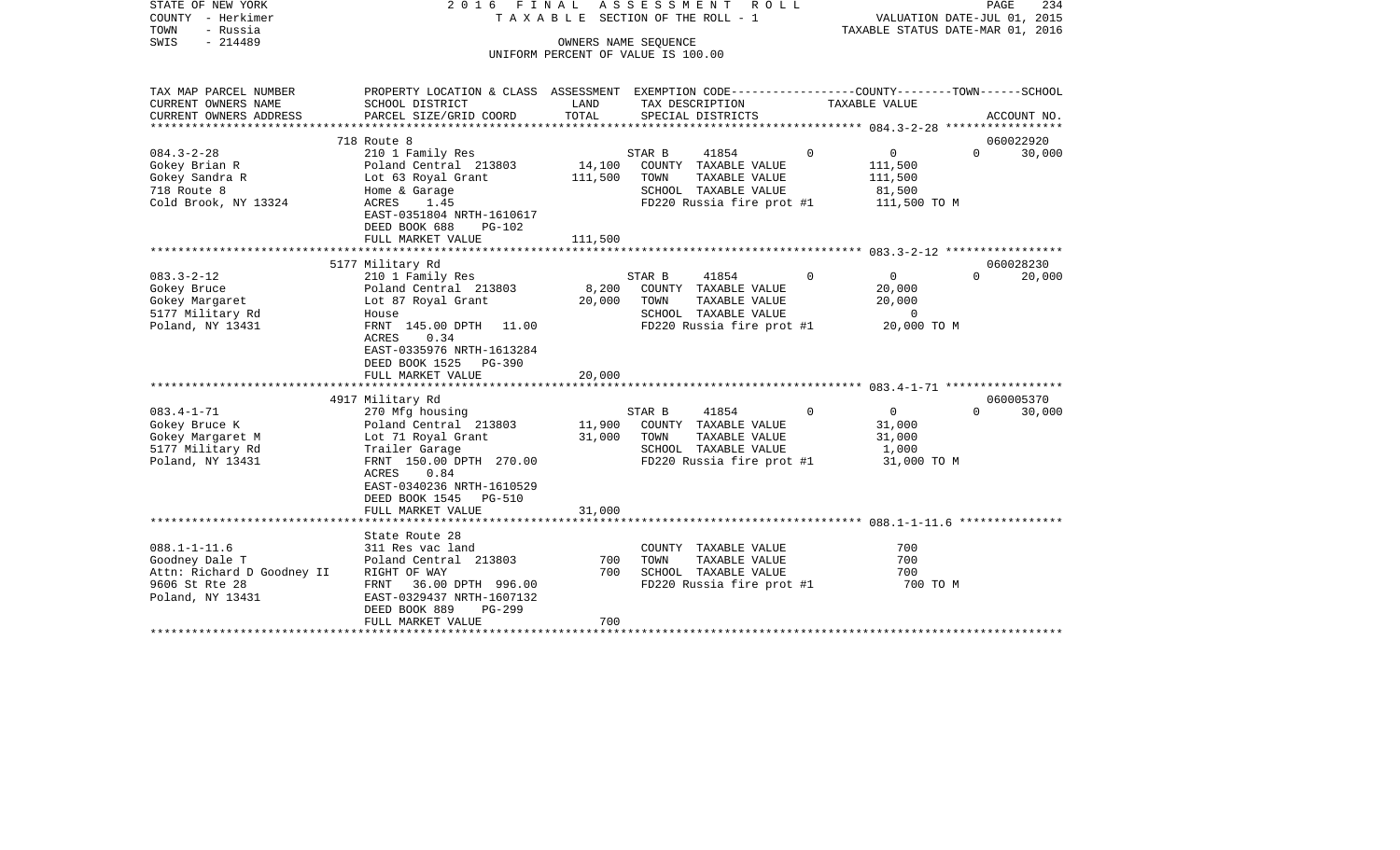STATE OF NEW YORK — 2016 FINAL ASSESSMENT ROLL
COUNTY - Herkimer — TAXABLE SECTION OF THE ROLL - 1 — VALUATION DATE-JUL 01, 2015
TOWN - Russia — TAXABLE STATUS DATE-MAR 01, 2016
SWIS - 214489 — OWNERS NAME SEQUENCE
UNIFORM PERCENT OF VALUE IS 100.00

| TAX MAP PARCEL NUMBER / CURRENT OWNERS NAME / CURRENT OWNERS ADDRESS | PROPERTY LOCATION & CLASS / SCHOOL DISTRICT / PARCEL SIZE/GRID COORD | ASSESSMENT LAND | ASSESSMENT TOTAL | EXEMPTION CODE / TAX DESCRIPTION / SPECIAL DISTRICTS | COUNTY | TOWN | SCHOOL | ACCOUNT NO. |
|---|---|---|---|---|---|---|---|---|
| **084.3-2-28** | 718 Route 8 | | | | | | | 060022920 |
| Gokey Brian R | 210 1 Family Res | | | STAR B 41854 | 0 | 0 | 30,000 | |
| Gokey Sandra R | Poland Central 213803 | 14,100 | | COUNTY TAXABLE VALUE | 111,500 | | | |
| 718 Route 8 | Lot 63 Royal Grant | | 111,500 | TOWN TAXABLE VALUE | | 111,500 | | |
| Cold Brook, NY 13324 | Home & Garage | | | SCHOOL TAXABLE VALUE | | | 81,500 | |
| | ACRES 1.45 | | | FD220 Russia fire prot #1 | 111,500 TO M | | | |
| | EAST-0351804 NRTH-1610617 | | | | | | | |
| | DEED BOOK 688 PG-102 | | | | | | | |
| | FULL MARKET VALUE | | 111,500 | | | | | |
| **083.3-2-12** | 5177 Military Rd | | | | | | | 060028230 |
| Gokey Bruce | 210 1 Family Res | | | STAR B 41854 | 0 | 0 | 20,000 | |
| Gokey Margaret | Poland Central 213803 | 8,200 | | COUNTY TAXABLE VALUE | 20,000 | | | |
| 5177 Military Rd | Lot 87 Royal Grant | | 20,000 | TOWN TAXABLE VALUE | | 20,000 | | |
| Poland, NY 13431 | House | | | SCHOOL TAXABLE VALUE | | | 0 | |
| | FRNT 145.00 DPTH 11.00 | | | FD220 Russia fire prot #1 | 20,000 TO M | | | |
| | ACRES 0.34 | | | | | | | |
| | EAST-0335976 NRTH-1613284 | | | | | | | |
| | DEED BOOK 1525 PG-390 | | | | | | | |
| | FULL MARKET VALUE | | 20,000 | | | | | |
| **083.4-1-71** | 4917 Military Rd | | | | | | | 060005370 |
| Gokey Bruce K | 270 Mfg housing | | | STAR B 41854 | 0 | 0 | 30,000 | |
| Gokey Margaret M | Poland Central 213803 | 11,900 | | COUNTY TAXABLE VALUE | 31,000 | | | |
| 5177 Military Rd | Lot 71 Royal Grant | | 31,000 | TOWN TAXABLE VALUE | | 31,000 | | |
| Poland, NY 13431 | Trailer Garage | | | SCHOOL TAXABLE VALUE | | | 1,000 | |
| | FRNT 150.00 DPTH 270.00 | | | FD220 Russia fire prot #1 | 31,000 TO M | | | |
| | ACRES 0.84 | | | | | | | |
| | EAST-0340236 NRTH-1610529 | | | | | | | |
| | DEED BOOK 1545 PG-510 | | | | | | | |
| | FULL MARKET VALUE | | 31,000 | | | | | |
| **088.1-1-11.6** | State Route 28 | | | | | | | |
| Goodney Dale T | 311 Res vac land | | | COUNTY TAXABLE VALUE | 700 | | | |
| Attn: Richard D Goodney II | Poland Central 213803 | 700 | | TOWN TAXABLE VALUE | | 700 | | |
| 9606 St Rte 28 | RIGHT OF WAY | | 700 | SCHOOL TAXABLE VALUE | | | 700 | |
| Poland, NY 13431 | FRNT 36.00 DPTH 996.00 | | | FD220 Russia fire prot #1 | 700 TO M | | | |
| | EAST-0329437 NRTH-1607132 | | | | | | | |
| | DEED BOOK 889 PG-299 | | | | | | | |
| | FULL MARKET VALUE | | 700 | | | | | |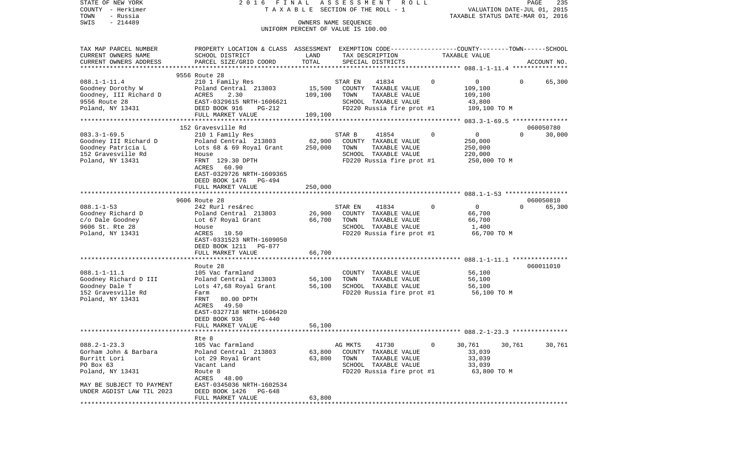STATE OF NEW YORK 2016 FINAL ASSESSMENT ROLL
COUNTY - Herkimer TAXABLE SECTION OF THE ROLL - 1 VALUATION DATE-JUL 01, 2015
TOWN - Russia TAXABLE STATUS DATE-MAR 01, 2016
SWIS - 214489 OWNERS NAME SEQUENCE
UNIFORM PERCENT OF VALUE IS 100.00

| TAX MAP PARCEL NUMBER / CURRENT OWNERS NAME / CURRENT OWNERS ADDRESS | PROPERTY LOCATION & CLASS / SCHOOL DISTRICT / PARCEL SIZE/GRID COORD | ASSESSMENT LAND | TOTAL | EXEMPTION CODE / TAX DESCRIPTION / SPECIAL DISTRICTS | COUNTY | TOWN | SCHOOL | ACCOUNT NO. |
|---|---|---|---|---|---|---|---|---|
| 088.1-1-11.4 | 9556 Route 28 | | | | | | | |
| | 210 1 Family Res | | | STAR EN 41834 0 | 0 | 0 | 65,300 | |
| Goodney Dorothy W | Poland Central 213803 | 15,500 | | COUNTY TAXABLE VALUE | 109,100 | | | |
| Goodney, III Richard D | ACRES 2.30 | | 109,100 | TOWN TAXABLE VALUE | 109,100 | | | |
| 9556 Route 28 | EAST-0329615 NRTH-1606621 | | | SCHOOL TAXABLE VALUE | 43,800 | | | |
| Poland, NY 13431 | DEED BOOK 916 PG-212 | | | FD220 Russia fire prot #1 | 109,100 TO M | | | |
| | FULL MARKET VALUE | | 109,100 | | | | | |
| 083.3-1-69.5 | 152 Gravesville Rd | | | | | | | 060050780 |
| | 210 1 Family Res | | | STAR B 41854 0 | 0 | 0 | 30,000 | |
| Goodney III Richard D | Poland Central 213803 | 62,900 | | COUNTY TAXABLE VALUE | 250,000 | | | |
| Goodney Patricia L | Lots 68 & 69 Royal Grant | | 250,000 | TOWN TAXABLE VALUE | 250,000 | | | |
| 152 Gravesville Rd | House | | | SCHOOL TAXABLE VALUE | 220,000 | | | |
| Poland, NY 13431 | FRNT 129.30 DPTH | | | FD220 Russia fire prot #1 | 250,000 TO M | | | |
| | ACRES 60.90 | | | | | | | |
| | EAST-0329726 NRTH-1609365 | | | | | | | |
| | DEED BOOK 1476 PG-494 | | | | | | | |
| | FULL MARKET VALUE | | 250,000 | | | | | |
| 088.1-1-53 | 9606 Route 28 | | | | | | | 060050810 |
| | 242 Rurl res&rec | | | STAR EN 41834 0 | 0 | 0 | 65,300 | |
| Goodney Richard D | Poland Central 213803 | 26,900 | | COUNTY TAXABLE VALUE | 66,700 | | | |
| c/o Dale Goodney | Lot 67 Royal Grant | | 66,700 | TOWN TAXABLE VALUE | 66,700 | | | |
| 9606 St. Rte 28 | House | | | SCHOOL TAXABLE VALUE | 1,400 | | | |
| Poland, NY 13431 | ACRES 10.50 | | | FD220 Russia fire prot #1 | 66,700 TO M | | | |
| | EAST-0331523 NRTH-1609050 | | | | | | | |
| | DEED BOOK 1211 PG-877 | | | | | | | |
| | FULL MARKET VALUE | | 66,700 | | | | | |
| 088.1-1-11.1 | Route 28 | | | | | | | 060011010 |
| | 105 Vac farmland | | | COUNTY TAXABLE VALUE | 56,100 | | | |
| Goodney Richard D III | Poland Central 213803 | 56,100 | | TOWN TAXABLE VALUE | 56,100 | | | |
| Goodney Dale T | Lots 47,68 Royal Grant | | 56,100 | SCHOOL TAXABLE VALUE | 56,100 | | | |
| 152 Gravesville Rd | Farm | | | FD220 Russia fire prot #1 | 56,100 TO M | | | |
| Poland, NY 13431 | FRNT 80.00 DPTH | | | | | | | |
| | ACRES 49.50 | | | | | | | |
| | EAST-0327718 NRTH-1606420 | | | | | | | |
| | DEED BOOK 936 PG-440 | | | | | | | |
| | FULL MARKET VALUE | | 56,100 | | | | | |
| 088.2-1-23.3 | Rte 8 | | | | | | | |
| | 105 Vac farmland | | | AG MKTS 41730 0 | 30,761 | 30,761 | 30,761 | |
| Gorham John & Barbara | Poland Central 213803 | 63,800 | | COUNTY TAXABLE VALUE | 33,039 | | | |
| Burritt Lori | Lot 29 Royal Grant | | 63,800 | TOWN TAXABLE VALUE | 33,039 | | | |
| PO Box 63 | Vacant Land | | | SCHOOL TAXABLE VALUE | 33,039 | | | |
| Poland, NY 13431 | Route 8 | | | FD220 Russia fire prot #1 | 63,800 TO M | | | |
| | ACRES 48.00 | | | | | | | |
| MAY BE SUBJECT TO PAYMENT | EAST-0345036 NRTH-1602534 | | | | | | | |
| UNDER AGDIST LAW TIL 2023 | DEED BOOK 1426 PG-648 | | | | | | | |
| | FULL MARKET VALUE | | 63,800 | | | | | |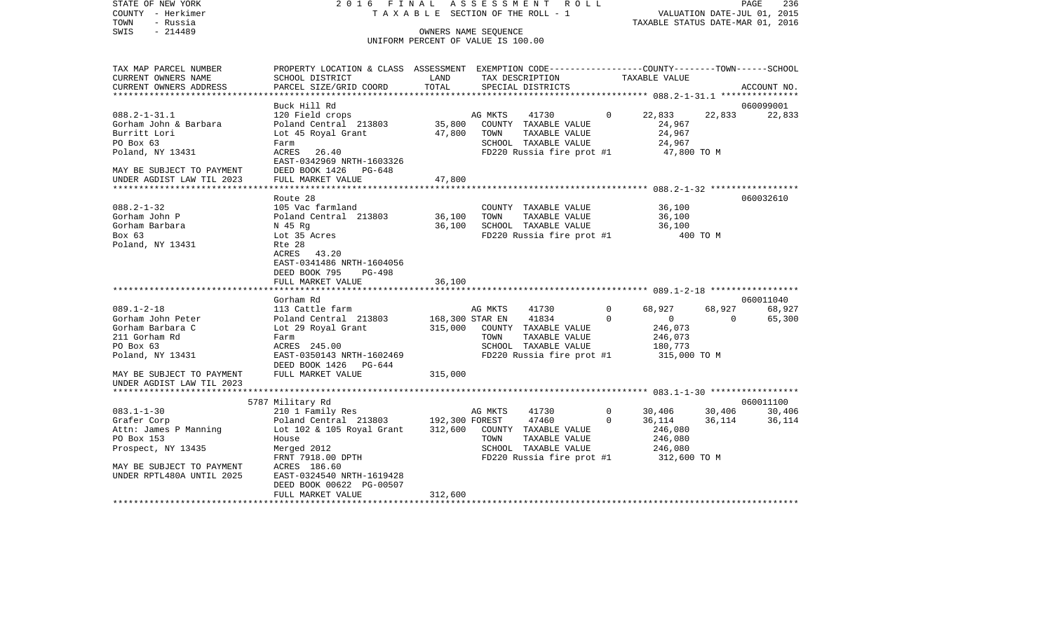STATE OF NEW YORK — COUNTY - Herkimer — TOWN - Russia — SWIS - 214489

2016 FINAL ASSESSMENT ROLL
TAXABLE SECTION OF THE ROLL - 1
OWNERS NAME SEQUENCE
UNIFORM PERCENT OF VALUE IS 100.00

VALUATION DATE-JUL 01, 2015
TAXABLE STATUS DATE-MAR 01, 2016

| TAX MAP PARCEL NUMBER / CURRENT OWNERS NAME / CURRENT OWNERS ADDRESS | PROPERTY LOCATION & CLASS / SCHOOL DISTRICT / PARCEL SIZE/GRID COORD | ASSESSMENT LAND / TOTAL | EXEMPTION CODE / TAX DESCRIPTION / SPECIAL DISTRICTS | | COUNTY TAXABLE VALUE | TOWN | SCHOOL / ACCOUNT NO. |
|---|---|---|---|---|---|---|---|
| **088.2-1-31.1** | Buck Hill Rd | | | | | | 060099001 |
| 088.2-1-31.1 | 120 Field crops | | AG MKTS 41730 | 0 | 22,833 | 22,833 | 22,833 |
| Gorham John & Barbara | Poland Central 213803 | 35,800 | COUNTY TAXABLE VALUE | | 24,967 | | |
| Burritt Lori | Lot 45 Royal Grant | 47,800 | TOWN TAXABLE VALUE | | 24,967 | | |
| PO Box 63 | Farm | | SCHOOL TAXABLE VALUE | | 24,967 | | |
| Poland, NY 13431 | ACRES 26.40 | | FD220 Russia fire prot #1 | | 47,800 TO M | | |
| | EAST-0342969 NRTH-1603326 | | | | | | |
| MAY BE SUBJECT TO PAYMENT | DEED BOOK 1426 PG-648 | | | | | | |
| UNDER AGDIST LAW TIL 2023 | FULL MARKET VALUE | 47,800 | | | | | |
| **088.2-1-32** | Route 28 | | | | | | 060032610 |
| 088.2-1-32 | 105 Vac farmland | | COUNTY TAXABLE VALUE | | 36,100 | | |
| Gorham John P | Poland Central 213803 | 36,100 | TOWN TAXABLE VALUE | | 36,100 | | |
| Gorham Barbara | N 45 Rg | 36,100 | SCHOOL TAXABLE VALUE | | 36,100 | | |
| Box 63 | Lot 35 Acres | | FD220 Russia fire prot #1 | | 400 TO M | | |
| Poland, NY 13431 | Rte 28 | | | | | | |
| | ACRES 43.20 | | | | | | |
| | EAST-0341486 NRTH-1604056 | | | | | | |
| | DEED BOOK 795 PG-498 | | | | | | |
| | FULL MARKET VALUE | 36,100 | | | | | |
| **089.1-2-18** | Gorham Rd | | | | | | 060011040 |
| 089.1-2-18 | 113 Cattle farm | | AG MKTS 41730 | 0 | 68,927 | 68,927 | 68,927 |
| Gorham John Peter | Poland Central 213803 | 168,300 | STAR EN 41834 | 0 | 0 | 0 | 65,300 |
| Gorham Barbara C | Lot 29 Royal Grant | 315,000 | COUNTY TAXABLE VALUE | | 246,073 | | |
| 211 Gorham Rd | Farm | | TOWN TAXABLE VALUE | | 246,073 | | |
| PO Box 63 | ACRES 245.00 | | SCHOOL TAXABLE VALUE | | 180,773 | | |
| Poland, NY 13431 | EAST-0350143 NRTH-1602469 | | FD220 Russia fire prot #1 | | 315,000 TO M | | |
| | DEED BOOK 1426 PG-644 | | | | | | |
| MAY BE SUBJECT TO PAYMENT | FULL MARKET VALUE | 315,000 | | | | | |
| UNDER AGDIST LAW TIL 2023 | | | | | | | |
| **083.1-1-30** | 5787 Military Rd | | | | | | 060011100 |
| 083.1-1-30 | 210 1 Family Res | | AG MKTS 41730 | 0 | 30,406 | 30,406 | 30,406 |
| Grafer Corp | Poland Central 213803 | 192,300 | FOREST 47460 | 0 | 36,114 | 36,114 | 36,114 |
| Attn: James P Manning | Lot 102 & 105 Royal Grant | 312,600 | COUNTY TAXABLE VALUE | | 246,080 | | |
| PO Box 153 | House | | TOWN TAXABLE VALUE | | 246,080 | | |
| Prospect, NY 13435 | Merged 2012 | | SCHOOL TAXABLE VALUE | | 246,080 | | |
| | FRNT 7918.00 DPTH | | FD220 Russia fire prot #1 | | 312,600 TO M | | |
| MAY BE SUBJECT TO PAYMENT | ACRES 186.60 | | | | | | |
| UNDER RPTL480A UNTIL 2025 | EAST-0324540 NRTH-1619428 | | | | | | |
| | DEED BOOK 00622 PG-00507 | | | | | | |
| | FULL MARKET VALUE | 312,600 | | | | | |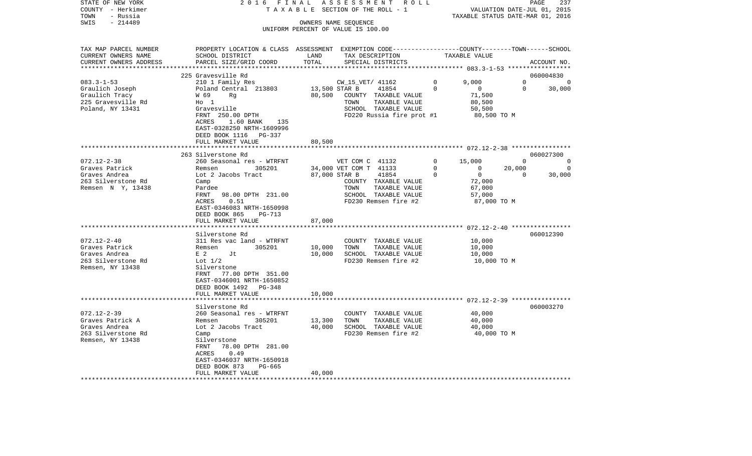STATE OF NEW YORK — 2016 FINAL ASSESSMENT ROLL — TAXABLE SECTION OF THE ROLL - 1 — VALUATION DATE-JUL 01, 2015
COUNTY - Herkimer — TAXABLE STATUS DATE-MAR 01, 2016
TOWN - Russia — OWNERS NAME SEQUENCE
SWIS - 214489 — UNIFORM PERCENT OF VALUE IS 100.00

| TAX MAP PARCEL NUMBER / CURRENT OWNERS NAME / CURRENT OWNERS ADDRESS | PROPERTY LOCATION & CLASS / SCHOOL DISTRICT / PARCEL SIZE/GRID COORD | ASSESSMENT LAND | ASSESSMENT TOTAL | EXEMPTION CODE / TAX DESCRIPTION / SPECIAL DISTRICTS | COUNTY TAXABLE VALUE | TOWN | SCHOOL | ACCOUNT NO. |
|---|---|---|---|---|---|---|---|---|
| 083.3-1-53 | 225 Gravesville Rd | | | | | | | 060004830 |
| Graulich Joseph | 210 1 Family Res | | | CW_15_VET/ 41162 0 | 9,000 | 0 | 0 | |
| Graulich Tracy | Poland Central 213803 | 13,500 | | STAR B 41854 0 | 0 | 0 | 30,000 | |
| 225 Gravesville Rd | W 69 Rg | | 80,500 | COUNTY TAXABLE VALUE | 71,500 | | | |
| Poland, NY 13431 | Ho 1 | | | TOWN TAXABLE VALUE | 80,500 | | | |
| | Gravesville | | | SCHOOL TAXABLE VALUE | 50,500 | | | |
| | FRNT 250.00 DPTH | | | FD220 Russia fire prot #1 | 80,500 TO M | | | |
| | ACRES 1.60 BANK 135 | | | | | | | |
| | EAST-0328250 NRTH-1609996 | | | | | | | |
| | DEED BOOK 1116 PG-337 | | | | | | | |
| | FULL MARKET VALUE | | 80,500 | | | | | |
| 072.12-2-38 | 263 Silverstone Rd | | | | | | | 060027300 |
| Graves Patrick | 260 Seasonal res - WTRFNT | | | VET COM C 41132 0 | 15,000 | 0 | 0 | |
| Graves Andrea | Remsen 305201 | 34,000 | | VET COM T 41133 0 | 0 | 20,000 | 0 | |
| 263 Silverstone Rd | Lot 2 Jacobs Tract | | 87,000 | STAR B 41854 0 | 0 | 0 | 30,000 | |
| Remsen N Y, 13438 | Camp | | | COUNTY TAXABLE VALUE | 72,000 | | | |
| | Pardee | | | TOWN TAXABLE VALUE | 67,000 | | | |
| | FRNT 98.00 DPTH 231.00 | | | SCHOOL TAXABLE VALUE | 57,000 | | | |
| | ACRES 0.51 | | | FD230 Remsen fire #2 | 87,000 TO M | | | |
| | EAST-0346083 NRTH-1650998 | | | | | | | |
| | DEED BOOK 865 PG-713 | | | | | | | |
| | FULL MARKET VALUE | | 87,000 | | | | | |
| 072.12-2-40 | Silverstone Rd | | | | | | | 060012390 |
| Graves Patrick | 311 Res vac land - WTRFNT | | | COUNTY TAXABLE VALUE | 10,000 | | | |
| Graves Andrea | Remsen 305201 | 10,000 | | TOWN TAXABLE VALUE | 10,000 | | | |
| 263 Silverstone Rd | E 2 Jt | | 10,000 | SCHOOL TAXABLE VALUE | 10,000 | | | |
| Remsen, NY 13438 | Lot 1/2 | | | FD230 Remsen fire #2 | 10,000 TO M | | | |
| | Silverstone | | | | | | | |
| | FRNT 77.00 DPTH 351.00 | | | | | | | |
| | EAST-0346001 NRTH-1650852 | | | | | | | |
| | DEED BOOK 1492 PG-348 | | | | | | | |
| | FULL MARKET VALUE | | 10,000 | | | | | |
| 072.12-2-39 | Silverstone Rd | | | | | | | 060003270 |
| Graves Patrick A | 260 Seasonal res - WTRFNT | | | COUNTY TAXABLE VALUE | 40,000 | | | |
| Graves Andrea | Remsen 305201 | 13,300 | | TOWN TAXABLE VALUE | 40,000 | | | |
| 263 Silverstone Rd | Lot 2 Jacobs Tract | | 40,000 | SCHOOL TAXABLE VALUE | 40,000 | | | |
| Remsen, NY 13438 | Camp | | | FD230 Remsen fire #2 | 40,000 TO M | | | |
| | Silverstone | | | | | | | |
| | FRNT 78.00 DPTH 281.00 | | | | | | | |
| | ACRES 0.49 | | | | | | | |
| | EAST-0346037 NRTH-1650918 | | | | | | | |
| | DEED BOOK 873 PG-665 | | | | | | | |
| | FULL MARKET VALUE | | 40,000 | | | | | |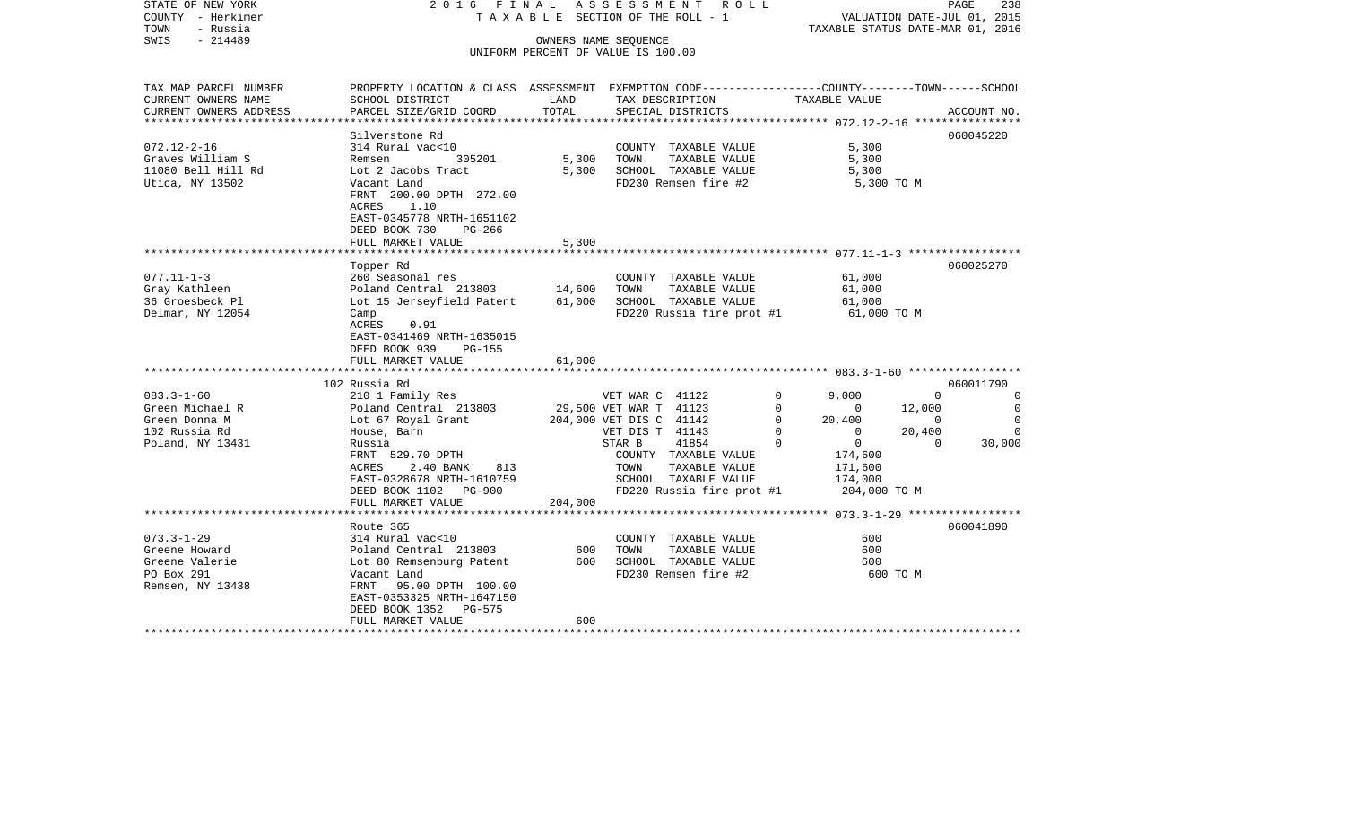STATE OF NEW YORK — 2016 FINAL ASSESSMENT ROLL
COUNTY - Herkimer — TAXABLE SECTION OF THE ROLL - 1 — VALUATION DATE-JUL 01, 2015
TOWN - Russia — TAXABLE STATUS DATE-MAR 01, 2016
SWIS - 214489 — OWNERS NAME SEQUENCE
UNIFORM PERCENT OF VALUE IS 100.00

| TAX MAP PARCEL NUMBER<br>CURRENT OWNERS NAME<br>CURRENT OWNERS ADDRESS | PROPERTY LOCATION & CLASS<br>SCHOOL DISTRICT<br>PARCEL SIZE/GRID COORD | ASSESSMENT<br>LAND<br>TOTAL | EXEMPTION CODE<br>TAX DESCRIPTION<br>SPECIAL DISTRICTS | | COUNTY<br>TAXABLE VALUE | TOWN | SCHOOL<br>ACCOUNT NO. |
|---|---|---|---|---|---|---|---|
| **072.12-2-16** | Silverstone Rd | | | | | | 060045220 |
| 072.12-2-16 | 314 Rural vac<10 | | COUNTY TAXABLE VALUE | | 5,300 | | |
| Graves William S | Remsen 305201 | 5,300 | TOWN TAXABLE VALUE | | 5,300 | | |
| 11080 Bell Hill Rd | Lot 2 Jacobs Tract | 5,300 | SCHOOL TAXABLE VALUE | | 5,300 | | |
| Utica, NY 13502 | Vacant Land | | FD230 Remsen fire #2 | | 5,300 TO M | | |
| | FRNT 200.00 DPTH 272.00 | | | | | | |
| | ACRES 1.10 | | | | | | |
| | EAST-0345778 NRTH-1651102 | | | | | | |
| | DEED BOOK 730 PG-266 | | | | | | |
| | FULL MARKET VALUE | 5,300 | | | | | |
| **077.11-1-3** | Topper Rd | | | | | | 060025270 |
| 077.11-1-3 | 260 Seasonal res | | COUNTY TAXABLE VALUE | | 61,000 | | |
| Gray Kathleen | Poland Central 213803 | 14,600 | TOWN TAXABLE VALUE | | 61,000 | | |
| 36 Groesbeck Pl | Lot 15 Jerseyfield Patent | 61,000 | SCHOOL TAXABLE VALUE | | 61,000 | | |
| Delmar, NY 12054 | Camp | | FD220 Russia fire prot #1 | | 61,000 TO M | | |
| | ACRES 0.91 | | | | | | |
| | EAST-0341469 NRTH-1635015 | | | | | | |
| | DEED BOOK 939 PG-155 | | | | | | |
| | FULL MARKET VALUE | 61,000 | | | | | |
| **083.3-1-60** | 102 Russia Rd | | | | | | 060011790 |
| 083.3-1-60 | 210 1 Family Res | | VET WAR C 41122 | 0 | 9,000 | 0 | 0 |
| Green Michael R | Poland Central 213803 | 29,500 | VET WAR T 41123 | 0 | 0 | 12,000 | 0 |
| Green Donna M | Lot 67 Royal Grant | 204,000 | VET DIS C 41142 | 0 | 20,400 | 0 | 0 |
| 102 Russia Rd | House, Barn | | VET DIS T 41143 | 0 | 0 | 20,400 | 0 |
| Poland, NY 13431 | Russia | | STAR B 41854 | 0 | 0 | 0 | 30,000 |
| | FRNT 529.70 DPTH | | COUNTY TAXABLE VALUE | | 174,600 | | |
| | ACRES 2.40 BANK 813 | | TOWN TAXABLE VALUE | | 171,600 | | |
| | EAST-0328678 NRTH-1610759 | | SCHOOL TAXABLE VALUE | | 174,000 | | |
| | DEED BOOK 1102 PG-900 | | FD220 Russia fire prot #1 | | 204,000 TO M | | |
| | FULL MARKET VALUE | 204,000 | | | | | |
| **073.3-1-29** | Route 365 | | | | | | 060041890 |
| 073.3-1-29 | 314 Rural vac<10 | | COUNTY TAXABLE VALUE | | 600 | | |
| Greene Howard | Poland Central 213803 | 600 | TOWN TAXABLE VALUE | | 600 | | |
| Greene Valerie | Lot 80 Remsenburg Patent | 600 | SCHOOL TAXABLE VALUE | | 600 | | |
| PO Box 291 | Vacant Land | | FD230 Remsen fire #2 | | 600 TO M | | |
| Remsen, NY 13438 | FRNT 95.00 DPTH 100.00 | | | | | | |
| | EAST-0353325 NRTH-1647150 | | | | | | |
| | DEED BOOK 1352 PG-575 | | | | | | |
| | FULL MARKET VALUE | 600 | | | | | |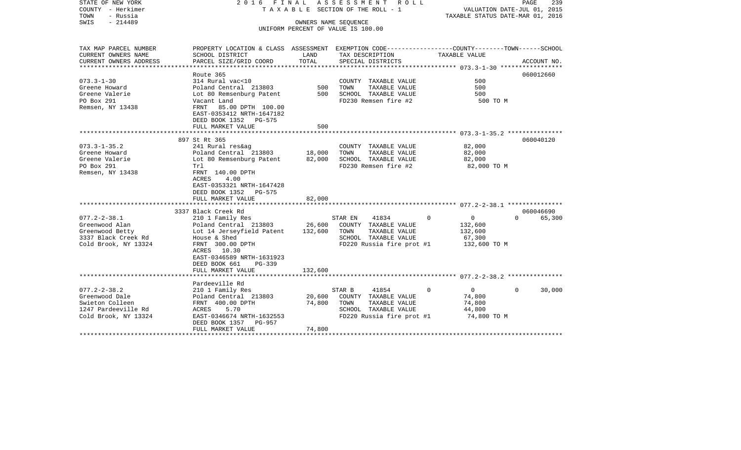STATE OF NEW YORK
COUNTY - Herkimer
TOWN - Russia
SWIS - 214489

2016 FINAL ASSESSMENT ROLL
TAXABLE SECTION OF THE ROLL - 1
OWNERS NAME SEQUENCE
UNIFORM PERCENT OF VALUE IS 100.00

VALUATION DATE-JUL 01, 2015
TAXABLE STATUS DATE-MAR 01, 2016

| TAX MAP PARCEL NUMBER<br>CURRENT OWNERS NAME<br>CURRENT OWNERS ADDRESS | PROPERTY LOCATION & CLASS<br>SCHOOL DISTRICT<br>PARCEL SIZE/GRID COORD | ASSESSMENT<br>LAND<br>TOTAL | EXEMPTION CODE<br>TAX DESCRIPTION<br>SPECIAL DISTRICTS | COUNTY--------TOWN------SCHOOL<br>TAXABLE VALUE | ACCOUNT NO. |
|---|---|---|---|---|---|
| 073.3-1-30 | Route 365 | | | | 060012660 |
| 073.3-1-30 | 314 Rural vac<10 | | COUNTY TAXABLE VALUE | 500 | |
| Greene Howard | Poland Central 213803 | 500 | TOWN TAXABLE VALUE | 500 | |
| Greene Valerie | Lot 80 Remsenburg Patent | 500 | SCHOOL TAXABLE VALUE | 500 | |
| PO Box 291 | Vacant Land | | FD230 Remsen fire #2 | 500 TO M | |
| Remsen, NY 13438 | FRNT 85.00 DPTH 100.00 | | | | |
| | EAST-0353412 NRTH-1647182 | | | | |
| | DEED BOOK 1352 PG-575 | | | | |
| | FULL MARKET VALUE | 500 | | | |
| 073.3-1-35.2 | 897 St Rt 365 | | | | 060040120 |
| 073.3-1-35.2 | 241 Rural res&ag | | COUNTY TAXABLE VALUE | 82,000 | |
| Greene Howard | Poland Central 213803 | 18,000 | TOWN TAXABLE VALUE | 82,000 | |
| Greene Valerie | Lot 80 Remsenburg Patent | 82,000 | SCHOOL TAXABLE VALUE | 82,000 | |
| PO Box 291 | Trl | | FD230 Remsen fire #2 | 82,000 TO M | |
| Remsen, NY 13438 | FRNT 140.00 DPTH | | | | |
| | ACRES 4.00 | | | | |
| | EAST-0353321 NRTH-1647428 | | | | |
| | DEED BOOK 1352 PG-575 | | | | |
| | FULL MARKET VALUE | 82,000 | | | |
| 077.2-2-38.1 | 3337 Black Creek Rd | | | | 060046690 |
| 077.2-2-38.1 | 210 1 Family Res | | STAR EN 41834 0 | 0 0 | 65,300 |
| Greenwood Alan | Poland Central 213803 | 26,600 | COUNTY TAXABLE VALUE | 132,600 | |
| Greenwood Betty | Lot 14 Jerseyfield Patent | 132,600 | TOWN TAXABLE VALUE | 132,600 | |
| 3337 Black Creek Rd | House & Shed | | SCHOOL TAXABLE VALUE | 67,300 | |
| Cold Brook, NY 13324 | FRNT 300.00 DPTH | | FD220 Russia fire prot #1 | 132,600 TO M | |
| | ACRES 10.30 | | | | |
| | EAST-0346589 NRTH-1631923 | | | | |
| | DEED BOOK 661 PG-339 | | | | |
| | FULL MARKET VALUE | 132,600 | | | |
| 077.2-2-38.2 | Pardeeville Rd | | | | |
| 077.2-2-38.2 | 210 1 Family Res | | STAR B 41854 0 | 0 0 | 30,000 |
| Greenwood Dale | Poland Central 213803 | 20,600 | COUNTY TAXABLE VALUE | 74,800 | |
| Swieton Colleen | FRNT 400.00 DPTH | 74,800 | TOWN TAXABLE VALUE | 74,800 | |
| 1247 Pardeeville Rd | ACRES 5.70 | | SCHOOL TAXABLE VALUE | 44,800 | |
| Cold Brook, NY 13324 | EAST-0346674 NRTH-1632553 | | FD220 Russia fire prot #1 | 74,800 TO M | |
| | DEED BOOK 1357 PG-957 | | | | |
| | FULL MARKET VALUE | 74,800 | | | |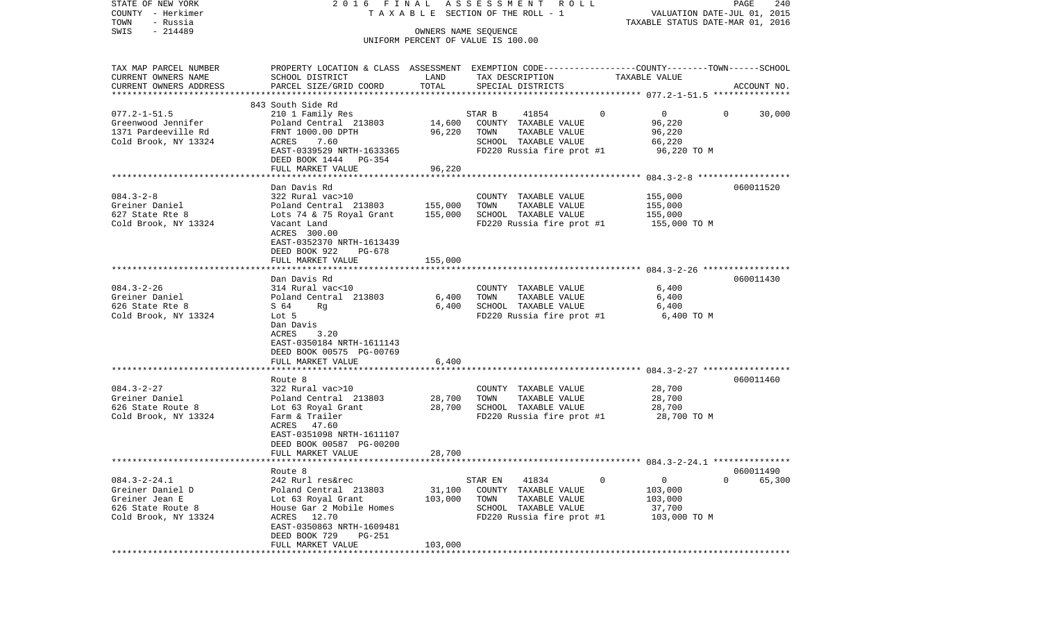STATE OF NEW YORK — COUNTY - Herkimer — TOWN - Russia — SWIS - 214489

2016 FINAL ASSESSMENT ROLL
TAXABLE SECTION OF THE ROLL - 1
OWNERS NAME SEQUENCE
UNIFORM PERCENT OF VALUE IS 100.00

VALUATION DATE-JUL 01, 2015
TAXABLE STATUS DATE-MAR 01, 2016

| TAX MAP PARCEL NUMBER / CURRENT OWNERS NAME / CURRENT OWNERS ADDRESS | PROPERTY LOCATION & CLASS / SCHOOL DISTRICT / PARCEL SIZE/GRID COORD | ASSESSMENT LAND | TOTAL | EXEMPTION CODE / TAX DESCRIPTION / SPECIAL DISTRICTS | COUNTY | TOWN | SCHOOL TAXABLE VALUE | ACCOUNT NO. |
|---|---|---|---|---|---|---|---|---|
| 077.2-1-51.5 | 843 South Side Rd | | | | | | | |
| 077.2-1-51.5 | 210 1 Family Res | | | STAR B 41854 | 0 | 0 | 0 | 30,000 |
| Greenwood Jennifer | Poland Central 213803 | 14,600 | | COUNTY TAXABLE VALUE | 96,220 | | | |
| 1371 Pardeeville Rd | FRNT 1000.00 DPTH | | 96,220 | TOWN TAXABLE VALUE | | 96,220 | | |
| Cold Brook, NY 13324 | ACRES 7.60 | | | SCHOOL TAXABLE VALUE | | | 66,220 | |
| | EAST-0339529 NRTH-1633365 | | | FD220 Russia fire prot #1 | 96,220 TO M | | | |
| | DEED BOOK 1444 PG-354 | | | | | | | |
| | FULL MARKET VALUE | | 96,220 | | | | | |
| 084.3-2-8 | Dan Davis Rd | | | | | | | 060011520 |
| 084.3-2-8 | 322 Rural vac>10 | | | COUNTY TAXABLE VALUE | 155,000 | | | |
| Greiner Daniel | Poland Central 213803 | 155,000 | | TOWN TAXABLE VALUE | | 155,000 | | |
| 627 State Rte 8 | Lots 74 & 75 Royal Grant | | 155,000 | SCHOOL TAXABLE VALUE | | | 155,000 | |
| Cold Brook, NY 13324 | Vacant Land | | | FD220 Russia fire prot #1 | 155,000 TO M | | | |
| | ACRES 300.00 | | | | | | | |
| | EAST-0352370 NRTH-1613439 | | | | | | | |
| | DEED BOOK 922 PG-678 | | | | | | | |
| | FULL MARKET VALUE | | 155,000 | | | | | |
| 084.3-2-26 | Dan Davis Rd | | | | | | | 060011430 |
| 084.3-2-26 | 314 Rural vac<10 | | | COUNTY TAXABLE VALUE | 6,400 | | | |
| Greiner Daniel | Poland Central 213803 | 6,400 | | TOWN TAXABLE VALUE | | 6,400 | | |
| 626 State Rte 8 | S 64 Rg | | 6,400 | SCHOOL TAXABLE VALUE | | | 6,400 | |
| Cold Brook, NY 13324 | Lot 5 | | | FD220 Russia fire prot #1 | 6,400 TO M | | | |
| | Dan Davis | | | | | | | |
| | ACRES 3.20 | | | | | | | |
| | EAST-0350184 NRTH-1611143 | | | | | | | |
| | DEED BOOK 00575 PG-00769 | | | | | | | |
| | FULL MARKET VALUE | | 6,400 | | | | | |
| 084.3-2-27 | Route 8 | | | | | | | 060011460 |
| 084.3-2-27 | 322 Rural vac>10 | | | COUNTY TAXABLE VALUE | 28,700 | | | |
| Greiner Daniel | Poland Central 213803 | 28,700 | | TOWN TAXABLE VALUE | | 28,700 | | |
| 626 State Route 8 | Lot 63 Royal Grant | | 28,700 | SCHOOL TAXABLE VALUE | | | 28,700 | |
| Cold Brook, NY 13324 | Farm & Trailer | | | FD220 Russia fire prot #1 | 28,700 TO M | | | |
| | ACRES 47.60 | | | | | | | |
| | EAST-0351098 NRTH-1611107 | | | | | | | |
| | DEED BOOK 00587 PG-00200 | | | | | | | |
| | FULL MARKET VALUE | | 28,700 | | | | | |
| 084.3-2-24.1 | Route 8 | | | | | | | 060011490 |
| 084.3-2-24.1 | 242 Rurl res&rec | | | STAR EN 41834 | 0 | 0 | 0 | 65,300 |
| Greiner Daniel D | Poland Central 213803 | 31,100 | | COUNTY TAXABLE VALUE | 103,000 | | | |
| Greiner Jean E | Lot 63 Royal Grant | | 103,000 | TOWN TAXABLE VALUE | | 103,000 | | |
| 626 State Route 8 | House Gar 2 Mobile Homes | | | SCHOOL TAXABLE VALUE | | | 37,700 | |
| Cold Brook, NY 13324 | ACRES 12.70 | | | FD220 Russia fire prot #1 | 103,000 TO M | | | |
| | EAST-0350863 NRTH-1609481 | | | | | | | |
| | DEED BOOK 729 PG-251 | | | | | | | |
| | FULL MARKET VALUE | | 103,000 | | | | | |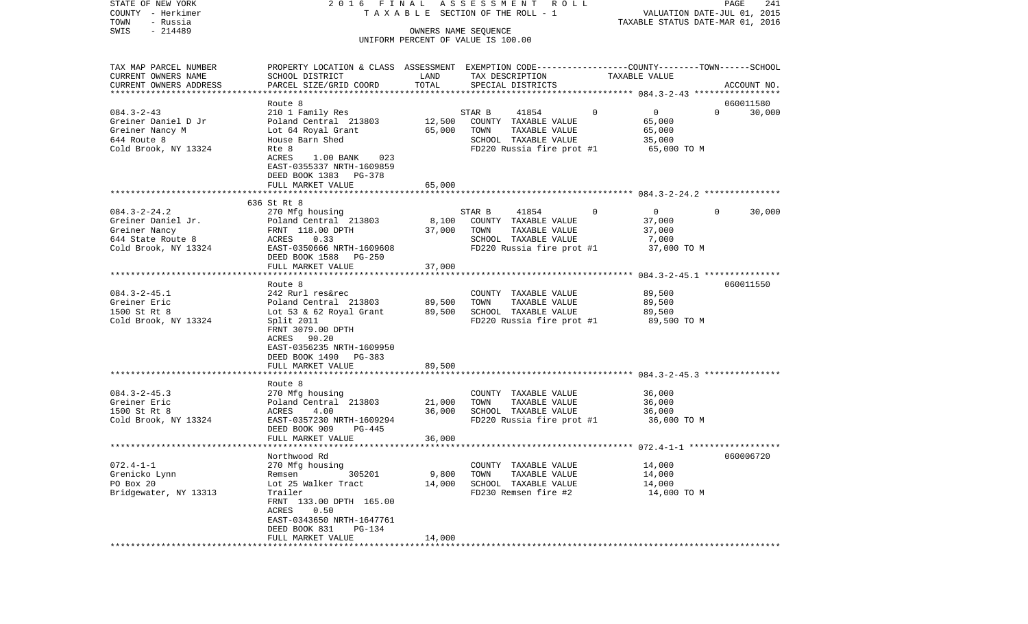STATE OF NEW YORK | 2016 FINAL ASSESSMENT ROLL
COUNTY - Herkimer | TAXABLE SECTION OF THE ROLL - 1 | VALUATION DATE-JUL 01, 2015
TOWN - Russia | | TAXABLE STATUS DATE-MAR 01, 2016
SWIS - 214489 | OWNERS NAME SEQUENCE
UNIFORM PERCENT OF VALUE IS 100.00

| TAX MAP PARCEL NUMBER / CURRENT OWNERS NAME / CURRENT OWNERS ADDRESS | PROPERTY LOCATION & CLASS / SCHOOL DISTRICT / PARCEL SIZE/GRID COORD | ASSESSMENT LAND | TOTAL | EXEMPTION CODE / TAX DESCRIPTION / SPECIAL DISTRICTS | COUNTY | TOWN | SCHOOL (TAXABLE VALUE) | ACCOUNT NO. |
|---|---|---|---|---|---|---|---|---|
| **084.3-2-43** | Route 8 | | | | | | | 060011580 |
| Greiner Daniel D Jr | 210 1 Family Res | | | STAR B 41854 | 0 | 0 | 0 | 30,000 |
| Greiner Nancy M | Poland Central 213803 | 12,500 | | COUNTY TAXABLE VALUE | 65,000 | | | |
| 644 Route 8 | Lot 64 Royal Grant | | 65,000 | TOWN TAXABLE VALUE | 65,000 | | | |
| Cold Brook, NY 13324 | House Barn Shed | | | SCHOOL TAXABLE VALUE | 35,000 | | | |
| | Rte 8 | | | FD220 Russia fire prot #1 | 65,000 TO M | | | |
| | ACRES 1.00 BANK 023 | | | | | | | |
| | EAST-0355337 NRTH-1609859 | | | | | | | |
| | DEED BOOK 1383 PG-378 | | | | | | | |
| | FULL MARKET VALUE | | 65,000 | | | | | |
| **084.3-2-24.2** | 636 St Rt 8 | | | | | | | |
| Greiner Daniel Jr. | 270 Mfg housing | | | STAR B 41854 | 0 | 0 | 0 | 30,000 |
| Greiner Nancy | Poland Central 213803 | 8,100 | | COUNTY TAXABLE VALUE | 37,000 | | | |
| 644 State Route 8 | FRNT 118.00 DPTH | | 37,000 | TOWN TAXABLE VALUE | 37,000 | | | |
| Cold Brook, NY 13324 | ACRES 0.33 | | | SCHOOL TAXABLE VALUE | 7,000 | | | |
| | EAST-0350666 NRTH-1609608 | | | FD220 Russia fire prot #1 | 37,000 TO M | | | |
| | DEED BOOK 1588 PG-250 | | | | | | | |
| | FULL MARKET VALUE | | 37,000 | | | | | |
| **084.3-2-45.1** | Route 8 | | | | | | | 060011550 |
| Greiner Eric | 242 Rurl res&rec | | | COUNTY TAXABLE VALUE | 89,500 | | | |
| 1500 St Rt 8 | Poland Central 213803 | 89,500 | | TOWN TAXABLE VALUE | 89,500 | | | |
| Cold Brook, NY 13324 | Lot 53 & 62 Royal Grant | | 89,500 | SCHOOL TAXABLE VALUE | 89,500 | | | |
| | Split 2011 | | | FD220 Russia fire prot #1 | 89,500 TO M | | | |
| | FRNT 3079.00 DPTH | | | | | | | |
| | ACRES 90.20 | | | | | | | |
| | EAST-0356235 NRTH-1609950 | | | | | | | |
| | DEED BOOK 1490 PG-383 | | | | | | | |
| | FULL MARKET VALUE | | 89,500 | | | | | |
| **084.3-2-45.3** | Route 8 | | | | | | | |
| Greiner Eric | 270 Mfg housing | | | COUNTY TAXABLE VALUE | 36,000 | | | |
| 1500 St Rt 8 | Poland Central 213803 | 21,000 | | TOWN TAXABLE VALUE | 36,000 | | | |
| Cold Brook, NY 13324 | ACRES 4.00 | | 36,000 | SCHOOL TAXABLE VALUE | 36,000 | | | |
| | EAST-0357230 NRTH-1609294 | | | FD220 Russia fire prot #1 | 36,000 TO M | | | |
| | DEED BOOK 909 PG-445 | | | | | | | |
| | FULL MARKET VALUE | | 36,000 | | | | | |
| **072.4-1-1** | Northwood Rd | | | | | | | 060006720 |
| Grenicko Lynn | 270 Mfg housing | | | COUNTY TAXABLE VALUE | 14,000 | | | |
| PO Box 20 | Remsen 305201 | 9,800 | | TOWN TAXABLE VALUE | 14,000 | | | |
| Bridgewater, NY 13313 | Lot 25 Walker Tract | | 14,000 | SCHOOL TAXABLE VALUE | 14,000 | | | |
| | Trailer | | | FD230 Remsen fire #2 | 14,000 TO M | | | |
| | FRNT 133.00 DPTH 165.00 | | | | | | | |
| | ACRES 0.50 | | | | | | | |
| | EAST-0343650 NRTH-1647761 | | | | | | | |
| | DEED BOOK 831 PG-134 | | | | | | | |
| | FULL MARKET VALUE | | 14,000 | | | | | |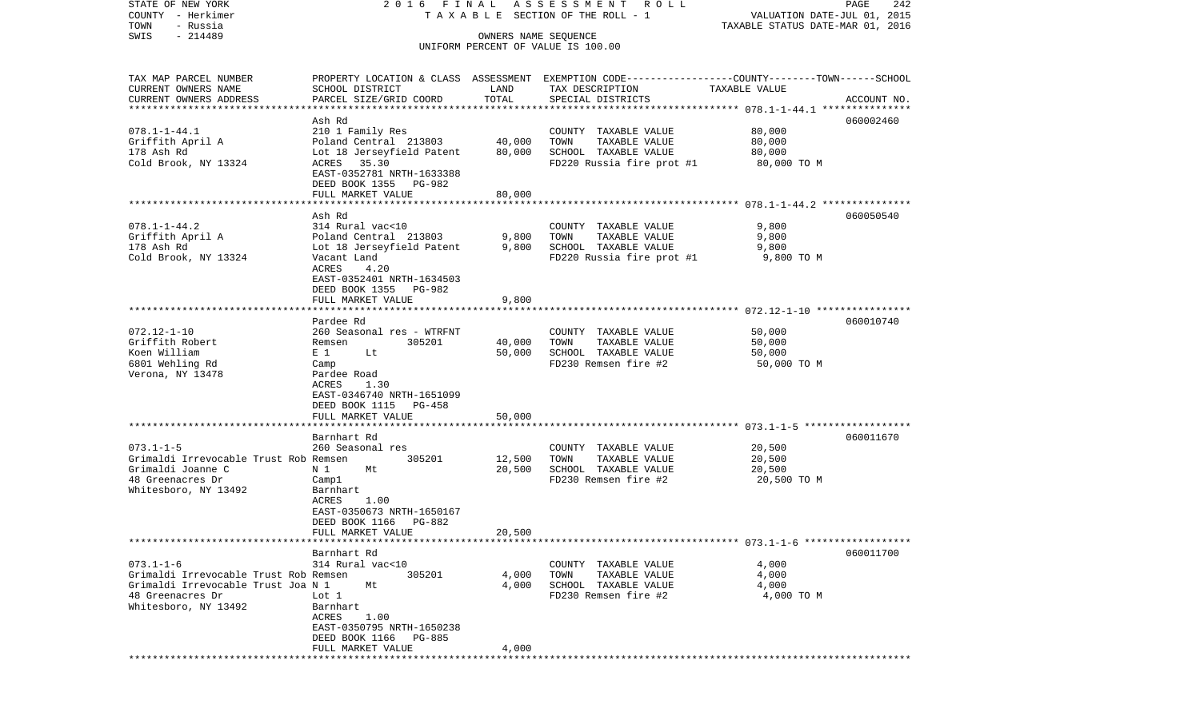STATE OF NEW YORK | COUNTY - Herkimer | TOWN - Russia | SWIS - 214489

2016 FINAL ASSESSMENT ROLL
TAXABLE SECTION OF THE ROLL - 1
OWNERS NAME SEQUENCE
UNIFORM PERCENT OF VALUE IS 100.00

VALUATION DATE-JUL 01, 2015
TAXABLE STATUS DATE-MAR 01, 2016

| TAX MAP PARCEL NUMBER / CURRENT OWNERS NAME / CURRENT OWNERS ADDRESS | PROPERTY LOCATION & CLASS / SCHOOL DISTRICT / PARCEL SIZE/GRID COORD | ASSESSMENT LAND | TOTAL | EXEMPTION CODE / TAX DESCRIPTION / SPECIAL DISTRICTS | TAXABLE VALUE (COUNTY--TOWN--SCHOOL) | ACCOUNT NO. |
|---|---|---|---|---|---|---|
| 078.1-1-44.1 | Ash Rd | | | | | 060002460 |
| | 210 1 Family Res | | | COUNTY TAXABLE VALUE | 80,000 | |
| Griffith April A | Poland Central 213803 | 40,000 | | TOWN TAXABLE VALUE | 80,000 | |
| 178 Ash Rd | Lot 18 Jerseyfield Patent | | 80,000 | SCHOOL TAXABLE VALUE | 80,000 | |
| Cold Brook, NY 13324 | ACRES 35.30 | | | FD220 Russia fire prot #1 | 80,000 TO M | |
| | EAST-0352781 NRTH-1633388 | | | | | |
| | DEED BOOK 1355 PG-982 | | | | | |
| | FULL MARKET VALUE | | 80,000 | | | |
| 078.1-1-44.2 | Ash Rd | | | | | 060050540 |
| | 314 Rural vac<10 | | | COUNTY TAXABLE VALUE | 9,800 | |
| Griffith April A | Poland Central 213803 | 9,800 | | TOWN TAXABLE VALUE | 9,800 | |
| 178 Ash Rd | Lot 18 Jerseyfield Patent | | 9,800 | SCHOOL TAXABLE VALUE | 9,800 | |
| Cold Brook, NY 13324 | Vacant Land | | | FD220 Russia fire prot #1 | 9,800 TO M | |
| | ACRES 4.20 | | | | | |
| | EAST-0352401 NRTH-1634503 | | | | | |
| | DEED BOOK 1355 PG-982 | | | | | |
| | FULL MARKET VALUE | | 9,800 | | | |
| 072.12-1-10 | Pardee Rd | | | | | 060010740 |
| | 260 Seasonal res - WTRFNT | | | COUNTY TAXABLE VALUE | 50,000 | |
| Griffith Robert | Remsen 305201 | 40,000 | | TOWN TAXABLE VALUE | 50,000 | |
| Koen William | E 1 Lt | | 50,000 | SCHOOL TAXABLE VALUE | 50,000 | |
| 6801 Wehling Rd | Camp | | | FD230 Remsen fire #2 | 50,000 TO M | |
| Verona, NY 13478 | Pardee Road | | | | | |
| | ACRES 1.30 | | | | | |
| | EAST-0346740 NRTH-1651099 | | | | | |
| | DEED BOOK 1115 PG-458 | | | | | |
| | FULL MARKET VALUE | | 50,000 | | | |
| 073.1-1-5 | Barnhart Rd | | | | | 060011670 |
| | 260 Seasonal res | | | COUNTY TAXABLE VALUE | 20,500 | |
| Grimaldi Irrevocable Trust Rob | Remsen 305201 | 12,500 | | TOWN TAXABLE VALUE | 20,500 | |
| Grimaldi Joanne C | N 1 Mt | | 20,500 | SCHOOL TAXABLE VALUE | 20,500 | |
| 48 Greenacres Dr | Camp1 | | | FD230 Remsen fire #2 | 20,500 TO M | |
| Whitesboro, NY 13492 | Barnhart | | | | | |
| | ACRES 1.00 | | | | | |
| | EAST-0350673 NRTH-1650167 | | | | | |
| | DEED BOOK 1166 PG-882 | | | | | |
| | FULL MARKET VALUE | | 20,500 | | | |
| 073.1-1-6 | Barnhart Rd | | | | | 060011700 |
| | 314 Rural vac<10 | | | COUNTY TAXABLE VALUE | 4,000 | |
| Grimaldi Irrevocable Trust Rob | Remsen 305201 | 4,000 | | TOWN TAXABLE VALUE | 4,000 | |
| Grimaldi Irrevocable Trust Joa | N 1 Mt | | 4,000 | SCHOOL TAXABLE VALUE | 4,000 | |
| 48 Greenacres Dr | Lot 1 | | | FD230 Remsen fire #2 | 4,000 TO M | |
| Whitesboro, NY 13492 | Barnhart | | | | | |
| | ACRES 1.00 | | | | | |
| | EAST-0350795 NRTH-1650238 | | | | | |
| | DEED BOOK 1166 PG-885 | | | | | |
| | FULL MARKET VALUE | | 4,000 | | | |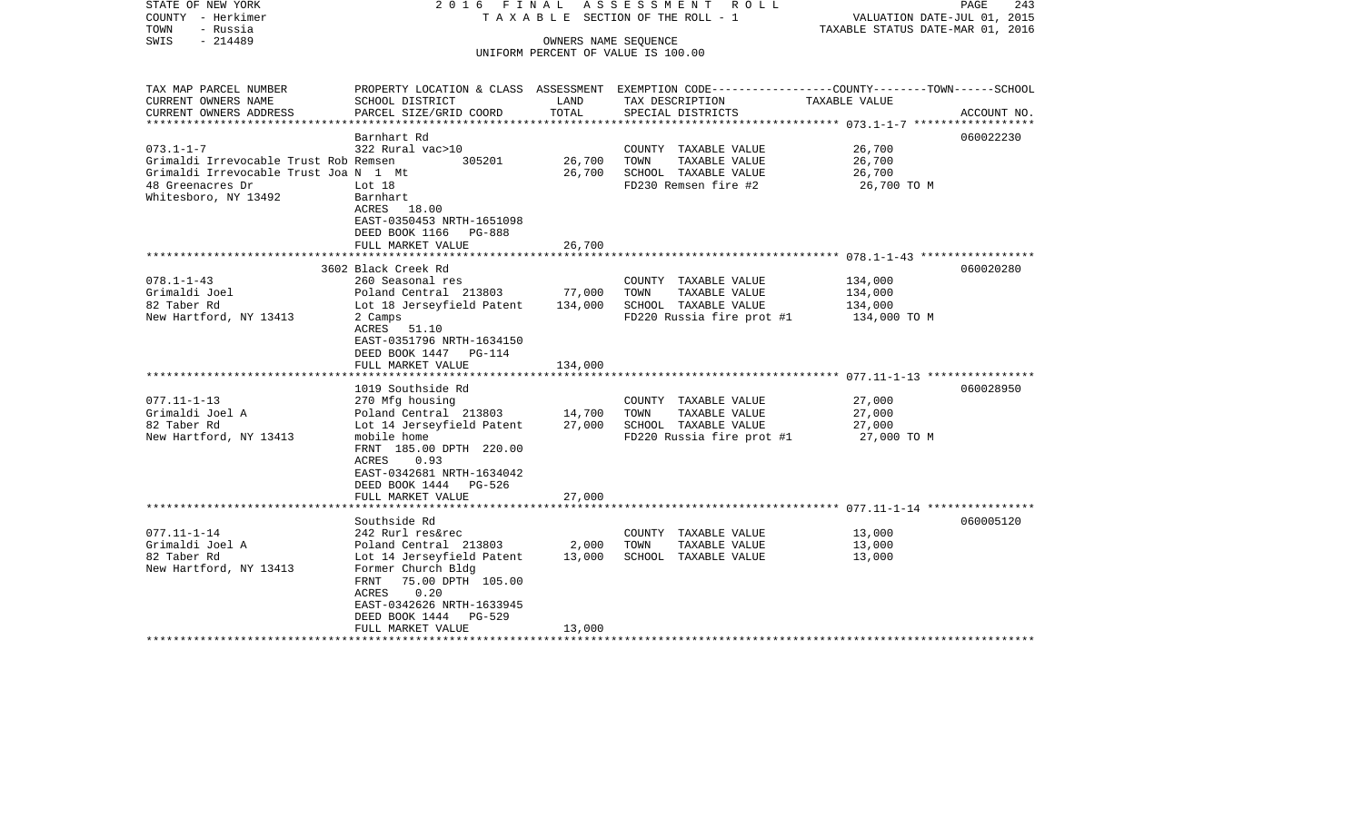STATE OF NEW YORK
COUNTY - Herkimer
TOWN - Russia
SWIS - 214489

2016 FINAL ASSESSMENT ROLL
TAXABLE SECTION OF THE ROLL - 1
OWNERS NAME SEQUENCE
UNIFORM PERCENT OF VALUE IS 100.00

VALUATION DATE-JUL 01, 2015
TAXABLE STATUS DATE-MAR 01, 2016

| TAX MAP PARCEL NUMBER / CURRENT OWNERS NAME / CURRENT OWNERS ADDRESS | PROPERTY LOCATION & CLASS / SCHOOL DISTRICT / PARCEL SIZE/GRID COORD | ASSESSMENT LAND | TOTAL | EXEMPTION CODE / TAX DESCRIPTION / SPECIAL DISTRICTS | TAXABLE VALUE (COUNTY--TOWN--SCHOOL) | ACCOUNT NO. |
|---|---|---|---|---|---|---|
| **073.1-1-7** | Barnhart Rd | | | | | 060022230 |
| Grimaldi Irrevocable Trust Rob Remsen | 322 Rural vac>10 | | | COUNTY TAXABLE VALUE | 26,700 | |
| Grimaldi Irrevocable Trust Joa N 1 Mt | Remsen 305201 | 26,700 | | TOWN TAXABLE VALUE | 26,700 | |
| 48 Greenacres Dr | Lot 18 | | 26,700 | SCHOOL TAXABLE VALUE | 26,700 | |
| Whitesboro, NY 13492 | Barnhart | | | FD230 Remsen fire #2 | 26,700 TO M | |
| | ACRES 18.00 | | | | | |
| | EAST-0350453 NRTH-1651098 | | | | | |
| | DEED BOOK 1166 PG-888 | | | | | |
| | FULL MARKET VALUE | | 26,700 | | | |
| **078.1-1-43** | 3602 Black Creek Rd | | | | | 060020280 |
| Grimaldi Joel | 260 Seasonal res | | | COUNTY TAXABLE VALUE | 134,000 | |
| 82 Taber Rd | Poland Central 213803 | 77,000 | | TOWN TAXABLE VALUE | 134,000 | |
| New Hartford, NY 13413 | Lot 18 Jerseyfield Patent | | 134,000 | SCHOOL TAXABLE VALUE | 134,000 | |
| | 2 Camps | | | FD220 Russia fire prot #1 | 134,000 TO M | |
| | ACRES 51.10 | | | | | |
| | EAST-0351796 NRTH-1634150 | | | | | |
| | DEED BOOK 1447 PG-114 | | | | | |
| | FULL MARKET VALUE | | 134,000 | | | |
| **077.11-1-13** | 1019 Southside Rd | | | | | 060028950 |
| Grimaldi Joel A | 270 Mfg housing | | | COUNTY TAXABLE VALUE | 27,000 | |
| 82 Taber Rd | Poland Central 213803 | 14,700 | | TOWN TAXABLE VALUE | 27,000 | |
| New Hartford, NY 13413 | Lot 14 Jerseyfield Patent | | 27,000 | SCHOOL TAXABLE VALUE | 27,000 | |
| | mobile home | | | FD220 Russia fire prot #1 | 27,000 TO M | |
| | FRNT 185.00 DPTH 220.00 | | | | | |
| | ACRES 0.93 | | | | | |
| | EAST-0342681 NRTH-1634042 | | | | | |
| | DEED BOOK 1444 PG-526 | | | | | |
| | FULL MARKET VALUE | | 27,000 | | | |
| **077.11-1-14** | Southside Rd | | | | | 060005120 |
| Grimaldi Joel A | 242 Rurl res&rec | | | COUNTY TAXABLE VALUE | 13,000 | |
| 82 Taber Rd | Poland Central 213803 | 2,000 | | TOWN TAXABLE VALUE | 13,000 | |
| New Hartford, NY 13413 | Lot 14 Jerseyfield Patent | | 13,000 | SCHOOL TAXABLE VALUE | 13,000 | |
| | Former Church Bldg | | | | | |
| | FRNT 75.00 DPTH 105.00 | | | | | |
| | ACRES 0.20 | | | | | |
| | EAST-0342626 NRTH-1633945 | | | | | |
| | DEED BOOK 1444 PG-529 | | | | | |
| | FULL MARKET VALUE | | 13,000 | | | |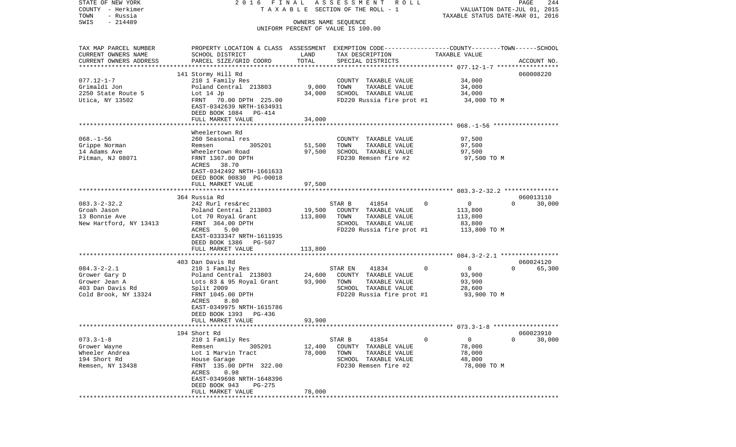STATE OF NEW YORK — 2016 FINAL ASSESSMENT ROLL
COUNTY - Herkimer — TAXABLE SECTION OF THE ROLL - 1 — VALUATION DATE-JUL 01, 2015
TOWN - Russia — TAXABLE STATUS DATE-MAR 01, 2016
SWIS - 214489 — OWNERS NAME SEQUENCE
UNIFORM PERCENT OF VALUE IS 100.00

| TAX MAP PARCEL NUMBER / CURRENT OWNERS NAME / CURRENT OWNERS ADDRESS | PROPERTY LOCATION & CLASS / SCHOOL DISTRICT / PARCEL SIZE/GRID COORD | ASSESSMENT LAND | TOTAL | EXEMPTION CODE / TAX DESCRIPTION / SPECIAL DISTRICTS | COUNTY | TOWN | SCHOOL | TAXABLE VALUE | ACCOUNT NO. |
|---|---|---|---|---|---|---|---|---|---|
| 077.12-1-7 | 141 Stormy Hill Rd | | | | | | | | 060008220 |
| Grimaldi Jon | 210 1 Family Res | | | COUNTY TAXABLE VALUE | | | | 34,000 | |
| 2250 State Route 5 | Poland Central 213803 | 9,000 | | TOWN TAXABLE VALUE | | | | 34,000 | |
| Utica, NY 13502 | Lot 14 Jp | | 34,000 | SCHOOL TAXABLE VALUE | | | | 34,000 | |
| | FRNT 70.00 DPTH 225.00 | | | FD220 Russia fire prot #1 | | | | 34,000 TO M | |
| | EAST-0342639 NRTH-1634931 | | | | | | | | |
| | DEED BOOK 1084 PG-414 | | | | | | | | |
| | FULL MARKET VALUE | | 34,000 | | | | | | |
| 068.-1-56 | Wheelertown Rd | | | | | | | | |
| Grippe Norman | 260 Seasonal res | | | COUNTY TAXABLE VALUE | | | | 97,500 | |
| 14 Adams Ave | Remsen 305201 | 51,500 | | TOWN TAXABLE VALUE | | | | 97,500 | |
| Pitman, NJ 08071 | Wheelertown Road | | 97,500 | SCHOOL TAXABLE VALUE | | | | 97,500 | |
| | FRNT 1367.00 DPTH | | | FD230 Remsen fire #2 | | | | 97,500 TO M | |
| | ACRES 38.70 | | | | | | | | |
| | EAST-0342492 NRTH-1661633 | | | | | | | | |
| | DEED BOOK 00830 PG-00018 | | | | | | | | |
| | FULL MARKET VALUE | | 97,500 | | | | | | |
| 083.3-2-32.2 | 364 Russia Rd | | | | | | | | 060013110 |
| Groah Jason | 242 Rurl res&rec | | | STAR B 41854 | 0 | 0 | 30,000 | | |
| 13 Bonnie Ave | Poland Central 213803 | 19,500 | | COUNTY TAXABLE VALUE | | | | 113,800 | |
| New Hartford, NY 13413 | Lot 70 Royal Grant | | 113,800 | TOWN TAXABLE VALUE | | | | 113,800 | |
| | FRNT 364.00 DPTH | | | SCHOOL TAXABLE VALUE | | | | 83,800 | |
| | ACRES 5.00 | | | FD220 Russia fire prot #1 | | | | 113,800 TO M | |
| | EAST-0333347 NRTH-1611935 | | | | | | | | |
| | DEED BOOK 1386 PG-507 | | | | | | | | |
| | FULL MARKET VALUE | | 113,800 | | | | | | |
| 084.3-2-2.1 | 403 Dan Davis Rd | | | | | | | | 060024120 |
| Grower Gary D | 210 1 Family Res | | | STAR EN 41834 | 0 | 0 | 65,300 | | |
| Grower Jean A | Poland Central 213803 | 24,600 | | COUNTY TAXABLE VALUE | | | | 93,900 | |
| 403 Dan Davis Rd | Lots 83 & 95 Royal Grant | | 93,900 | TOWN TAXABLE VALUE | | | | 93,900 | |
| Cold Brook, NY 13324 | Split 2009 | | | SCHOOL TAXABLE VALUE | | | | 28,600 | |
| | FRNT 1045.00 DPTH | | | FD220 Russia fire prot #1 | | | | 93,900 TO M | |
| | ACRES 8.80 | | | | | | | | |
| | EAST-0349975 NRTH-1615786 | | | | | | | | |
| | DEED BOOK 1393 PG-436 | | | | | | | | |
| | FULL MARKET VALUE | | 93,900 | | | | | | |
| 073.3-1-8 | 194 Short Rd | | | | | | | | 060023910 |
| Grower Wayne | 210 1 Family Res | | | STAR B 41854 | 0 | 0 | 30,000 | | |
| Wheeler Andrea | Remsen 305201 | 12,400 | | COUNTY TAXABLE VALUE | | | | 78,000 | |
| 194 Short Rd | Lot 1 Marvin Tract | | 78,000 | TOWN TAXABLE VALUE | | | | 78,000 | |
| Remsen, NY 13438 | House Garage | | | SCHOOL TAXABLE VALUE | | | | 48,000 | |
| | FRNT 135.00 DPTH 322.00 | | | FD230 Remsen fire #2 | | | | 78,000 TO M | |
| | ACRES 0.98 | | | | | | | | |
| | EAST-0349698 NRTH-1648396 | | | | | | | | |
| | DEED BOOK 943 PG-275 | | | | | | | | |
| | FULL MARKET VALUE | | 78,000 | | | | | | |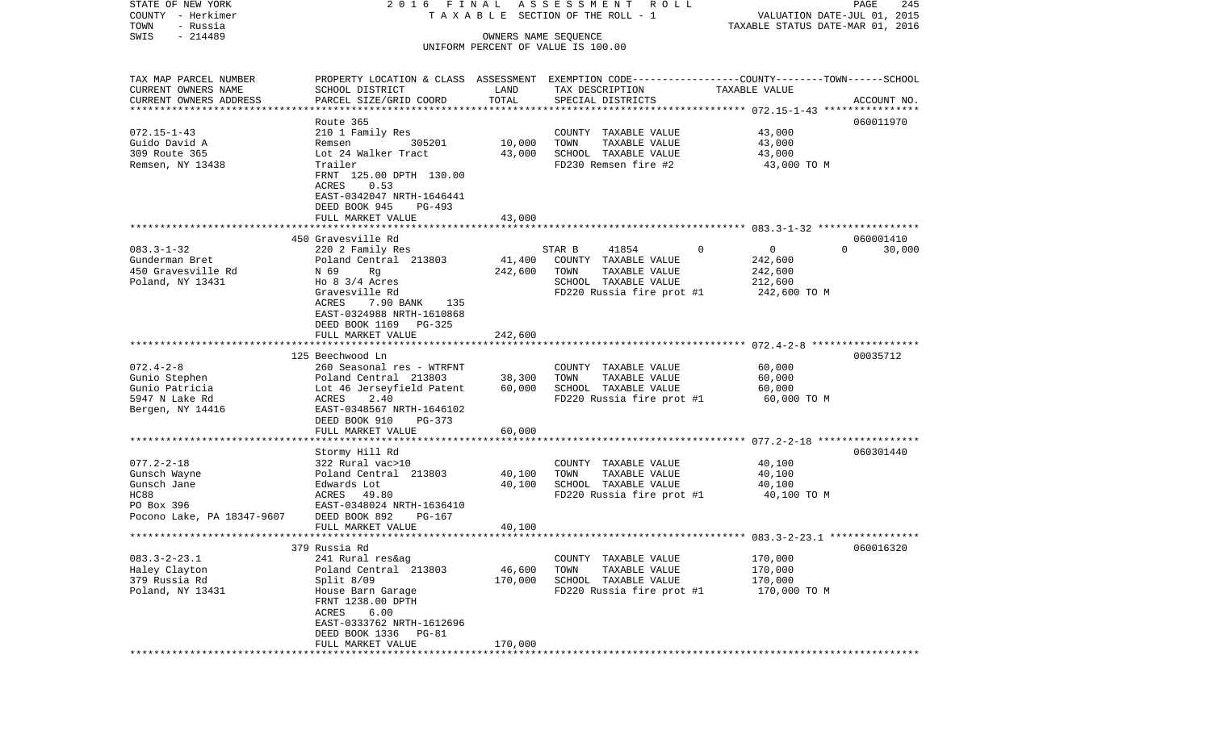STATE OF NEW YORK | COUNTY - Herkimer | TOWN - Russia | SWIS - 214489

**2016 FINAL ASSESSMENT ROLL**
TAXABLE SECTION OF THE ROLL - 1
OWNERS NAME SEQUENCE
UNIFORM PERCENT OF VALUE IS 100.00

VALUATION DATE-JUL 01, 2015
TAXABLE STATUS DATE-MAR 01, 2016

| TAX MAP PARCEL NUMBER / CURRENT OWNERS NAME / CURRENT OWNERS ADDRESS | PROPERTY LOCATION & CLASS / SCHOOL DISTRICT / PARCEL SIZE/GRID COORD | ASSESSMENT LAND | TOTAL | EXEMPTION CODE / TAX DESCRIPTION / SPECIAL DISTRICTS | COUNTY / TOWN / SCHOOL TAXABLE VALUE | ACCOUNT NO. |
|---|---|---|---|---|---|---|
| 072.15-1-43 | Route 365 | | | | | 060011970 |
| Guido David A | 210 1 Family Res | | | COUNTY TAXABLE VALUE | 43,000 | |
| 309 Route 365 | Remsen 305201 | 10,000 | | TOWN TAXABLE VALUE | 43,000 | |
| Remsen, NY 13438 | Lot 24 Walker Tract | | 43,000 | SCHOOL TAXABLE VALUE | 43,000 | |
| | Trailer | | | FD230 Remsen fire #2 | 43,000 TO M | |
| | FRNT 125.00 DPTH 130.00 | | | | | |
| | ACRES 0.53 | | | | | |
| | EAST-0342047 NRTH-1646441 | | | | | |
| | DEED BOOK 945 PG-493 | | | | | |
| | FULL MARKET VALUE | | 43,000 | | | |
| 083.3-1-32 | 450 Gravesville Rd | | | | | 060001410 |
| Gunderman Bret | 220 2 Family Res | | | STAR B 41854 0 | 0 0 30,000 | |
| 450 Gravesville Rd | Poland Central 213803 | 41,400 | | COUNTY TAXABLE VALUE | 242,600 | |
| Poland, NY 13431 | N 69 Rg | | 242,600 | TOWN TAXABLE VALUE | 242,600 | |
| | Ho 8 3/4 Acres | | | SCHOOL TAXABLE VALUE | 212,600 | |
| | Gravesville Rd | | | FD220 Russia fire prot #1 | 242,600 TO M | |
| | ACRES 7.90 BANK 135 | | | | | |
| | EAST-0324988 NRTH-1610868 | | | | | |
| | DEED BOOK 1169 PG-325 | | | | | |
| | FULL MARKET VALUE | | 242,600 | | | |
| 072.4-2-8 | 125 Beechwood Ln | | | | | 00035712 |
| Gunio Stephen | 260 Seasonal res - WTRFNT | | | COUNTY TAXABLE VALUE | 60,000 | |
| Gunio Patricia | Poland Central 213803 | 38,300 | | TOWN TAXABLE VALUE | 60,000 | |
| 5947 N Lake Rd | Lot 46 Jerseyfield Patent | | 60,000 | SCHOOL TAXABLE VALUE | 60,000 | |
| Bergen, NY 14416 | ACRES 2.40 | | | FD220 Russia fire prot #1 | 60,000 TO M | |
| | EAST-0348567 NRTH-1646102 | | | | | |
| | DEED BOOK 910 PG-373 | | | | | |
| | FULL MARKET VALUE | | 60,000 | | | |
| 077.2-2-18 | Stormy Hill Rd | | | | | 060301440 |
| Gunsch Wayne | 322 Rural vac>10 | | | COUNTY TAXABLE VALUE | 40,100 | |
| Gunsch Jane | Poland Central 213803 | 40,100 | | TOWN TAXABLE VALUE | 40,100 | |
| HC88 | Edwards Lot | | 40,100 | SCHOOL TAXABLE VALUE | 40,100 | |
| PO Box 396 | ACRES 49.80 | | | FD220 Russia fire prot #1 | 40,100 TO M | |
| Pocono Lake, PA 18347-9607 | EAST-0348024 NRTH-1636410 | | | | | |
| | DEED BOOK 892 PG-167 | | | | | |
| | FULL MARKET VALUE | | 40,100 | | | |
| 083.3-2-23.1 | 379 Russia Rd | | | | | 060016320 |
| Haley Clayton | 241 Rural res&ag | | | COUNTY TAXABLE VALUE | 170,000 | |
| 379 Russia Rd | Poland Central 213803 | 46,600 | | TOWN TAXABLE VALUE | 170,000 | |
| Poland, NY 13431 | Split 8/09 | | 170,000 | SCHOOL TAXABLE VALUE | 170,000 | |
| | House Barn Garage | | | FD220 Russia fire prot #1 | 170,000 TO M | |
| | FRNT 1238.00 DPTH | | | | | |
| | ACRES 6.00 | | | | | |
| | EAST-0333762 NRTH-1612696 | | | | | |
| | DEED BOOK 1336 PG-81 | | | | | |
| | FULL MARKET VALUE | | 170,000 | | | |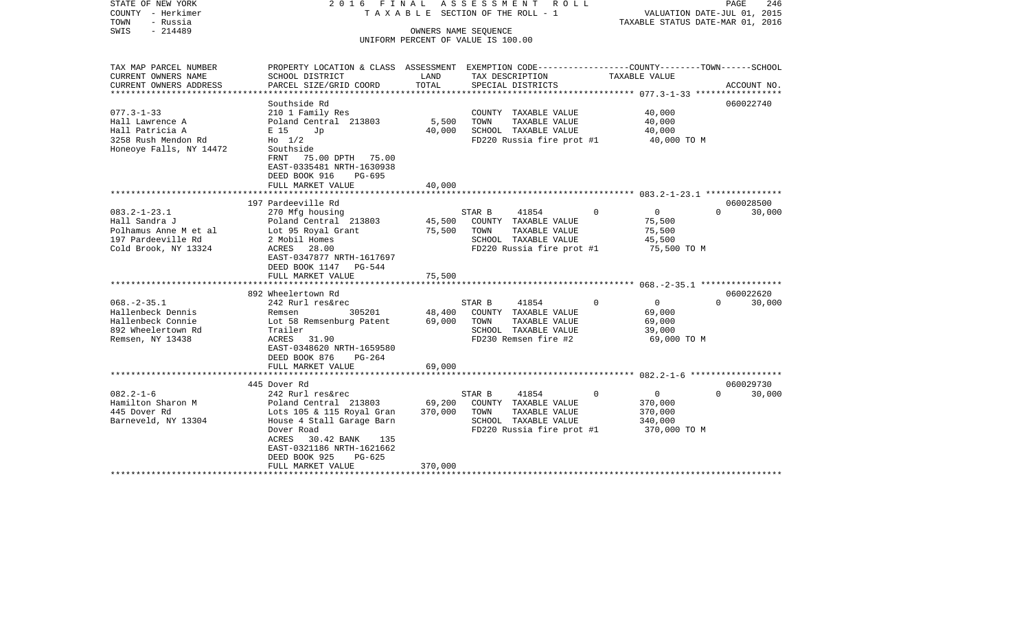STATE OF NEW YORK | 2016 FINAL ASSESSMENT ROLL | VALUATION DATE-JUL 01, 2015
COUNTY - Herkimer | TAXABLE SECTION OF THE ROLL - 1 | TAXABLE STATUS DATE-MAR 01, 2016
TOWN - Russia | OWNERS NAME SEQUENCE
SWIS - 214489 | UNIFORM PERCENT OF VALUE IS 100.00

| TAX MAP PARCEL NUMBER / CURRENT OWNERS NAME / CURRENT OWNERS ADDRESS | PROPERTY LOCATION & CLASS / SCHOOL DISTRICT / PARCEL SIZE/GRID COORD | ASSESSMENT LAND | TOTAL | EXEMPTION CODE / TAX DESCRIPTION / SPECIAL DISTRICTS | COUNTY TAXABLE VALUE | TOWN | SCHOOL | ACCOUNT NO. |
|---|---|---|---|---|---|---|---|---|
| 077.3-1-33 | Southside Rd | | | | | | | 060022740 |
| Hall Lawrence A | 210 1 Family Res | | | COUNTY TAXABLE VALUE | 40,000 | | | |
| Hall Patricia A | Poland Central 213803 | 5,500 | | TOWN TAXABLE VALUE | 40,000 | | | |
| 3258 Rush Mendon Rd | E 15 Jp | | 40,000 | SCHOOL TAXABLE VALUE | 40,000 | | | |
| Honeoye Falls, NY 14472 | Ho 1/2 | | | FD220 Russia fire prot #1 | 40,000 TO M | | | |
| | Southside | | | | | | | |
| | FRNT 75.00 DPTH 75.00 | | | | | | | |
| | EAST-0335481 NRTH-1630938 | | | | | | | |
| | DEED BOOK 916 PG-695 | | | | | | | |
| | FULL MARKET VALUE | | 40,000 | | | | | |
| 083.2-1-23.1 | 197 Pardeeville Rd | | | | | | | 060028500 |
| Hall Sandra J | 270 Mfg housing | | | STAR B 41854 | 0 | 0 | 0 | 30,000 |
| Polhamus Anne M et al | Poland Central 213803 | 45,500 | | COUNTY TAXABLE VALUE | 75,500 | | | |
| 197 Pardeeville Rd | Lot 95 Royal Grant | | 75,500 | TOWN TAXABLE VALUE | 75,500 | | | |
| Cold Brook, NY 13324 | 2 Mobil Homes | | | SCHOOL TAXABLE VALUE | 45,500 | | | |
| | ACRES 28.00 | | | FD220 Russia fire prot #1 | 75,500 TO M | | | |
| | EAST-0347877 NRTH-1617697 | | | | | | | |
| | DEED BOOK 1147 PG-544 | | | | | | | |
| | FULL MARKET VALUE | | 75,500 | | | | | |
| 068.-2-35.1 | 892 Wheelertown Rd | | | | | | | 060022620 |
| Hallenbeck Dennis | 242 Rurl res&rec | | | STAR B 41854 | 0 | 0 | 0 | 30,000 |
| Hallenbeck Connie | Remsen 305201 | 48,400 | | COUNTY TAXABLE VALUE | 69,000 | | | |
| 892 Wheelertown Rd | Lot 58 Remsenburg Patent | | 69,000 | TOWN TAXABLE VALUE | 69,000 | | | |
| Remsen, NY 13438 | Trailer | | | SCHOOL TAXABLE VALUE | 39,000 | | | |
| | ACRES 31.90 | | | FD230 Remsen fire #2 | 69,000 TO M | | | |
| | EAST-0348620 NRTH-1659580 | | | | | | | |
| | DEED BOOK 876 PG-264 | | | | | | | |
| | FULL MARKET VALUE | | 69,000 | | | | | |
| 082.2-1-6 | 445 Dover Rd | | | | | | | 060029730 |
| Hamilton Sharon M | 242 Rurl res&rec | | | STAR B 41854 | 0 | 0 | 0 | 30,000 |
| 445 Dover Rd | Poland Central 213803 | 69,200 | | COUNTY TAXABLE VALUE | 370,000 | | | |
| Barneveld, NY 13304 | Lots 105 & 115 Royal Gran | | 370,000 | TOWN TAXABLE VALUE | 370,000 | | | |
| | House 4 Stall Garage Barn | | | SCHOOL TAXABLE VALUE | 340,000 | | | |
| | Dover Road | | | FD220 Russia fire prot #1 | 370,000 TO M | | | |
| | ACRES 30.42 BANK 135 | | | | | | | |
| | EAST-0321186 NRTH-1621662 | | | | | | | |
| | DEED BOOK 925 PG-625 | | | | | | | |
| | FULL MARKET VALUE | | 370,000 | | | | | |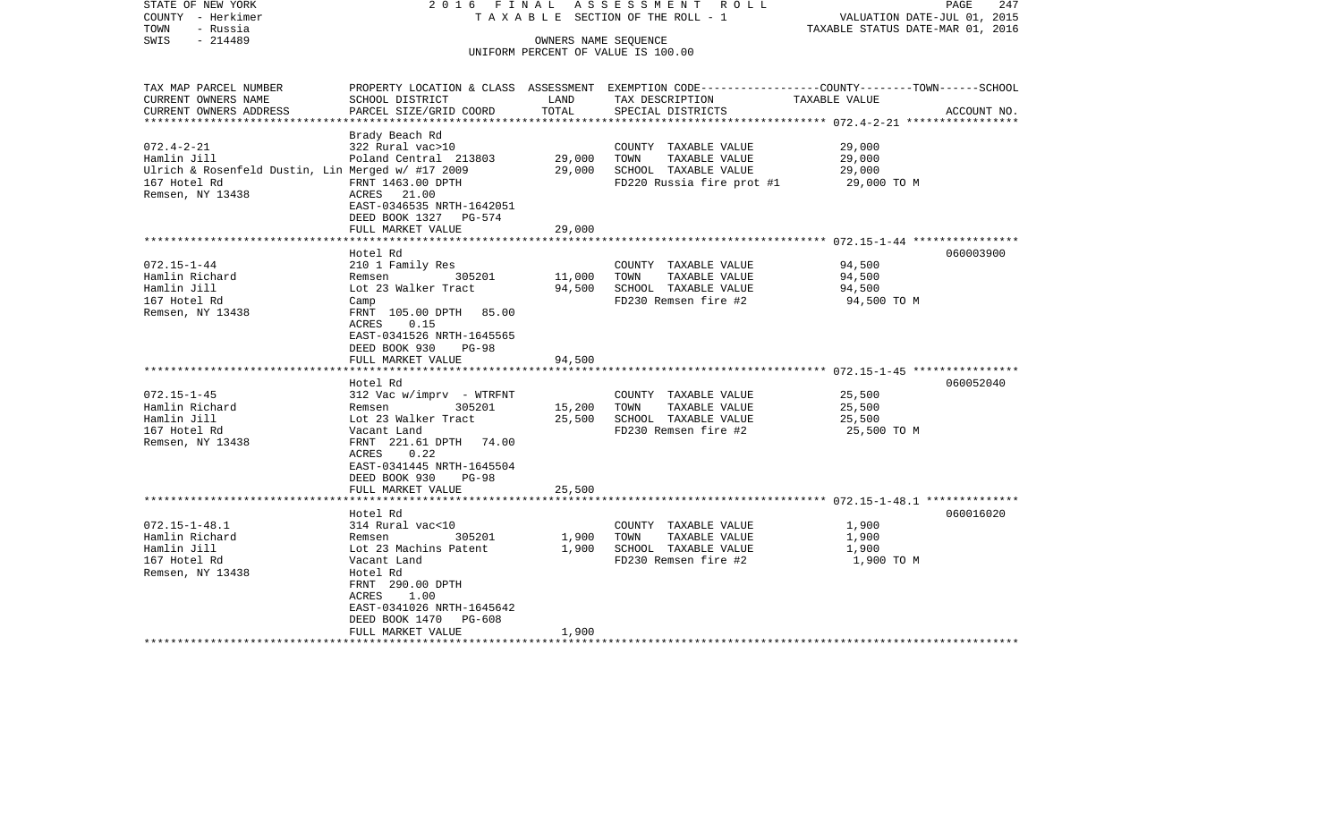STATE OF NEW YORK
COUNTY - Herkimer
TOWN - Russia
SWIS - 214489

2016 FINAL ASSESSMENT ROLL
TAXABLE SECTION OF THE ROLL - 1
OWNERS NAME SEQUENCE
UNIFORM PERCENT OF VALUE IS 100.00

VALUATION DATE-JUL 01, 2015
TAXABLE STATUS DATE-MAR 01, 2016

| TAX MAP PARCEL NUMBER / CURRENT OWNERS NAME / CURRENT OWNERS ADDRESS | PROPERTY LOCATION & CLASS / SCHOOL DISTRICT / PARCEL SIZE/GRID COORD | ASSESSMENT LAND | TOTAL | EXEMPTION CODE / TAX DESCRIPTION / SPECIAL DISTRICTS | TAXABLE VALUE (COUNTY--TOWN--SCHOOL) | ACCOUNT NO. |
|---|---|---|---|---|---|---|
| **072.4-2-21** | Brady Beach Rd | | | | | |
| 072.4-2-21 | 322 Rural vac>10 | | | COUNTY TAXABLE VALUE | 29,000 | |
| Hamlin Jill | Poland Central 213803 | 29,000 | | TOWN TAXABLE VALUE | 29,000 | |
| Ulrich & Rosenfeld Dustin, Lin | Merged w/ #17 2009 | | 29,000 | SCHOOL TAXABLE VALUE | 29,000 | |
| 167 Hotel Rd | FRNT 1463.00 DPTH | | | FD220 Russia fire prot #1 | 29,000 TO M | |
| Remsen, NY 13438 | ACRES 21.00 | | | | | |
| | EAST-0346535 NRTH-1642051 | | | | | |
| | DEED BOOK 1327 PG-574 | | | | | |
| | FULL MARKET VALUE | | 29,000 | | | |
| **072.15-1-44** | Hotel Rd | | | | | 060003900 |
| 072.15-1-44 | 210 1 Family Res | | | COUNTY TAXABLE VALUE | 94,500 | |
| Hamlin Richard | Remsen 305201 | 11,000 | | TOWN TAXABLE VALUE | 94,500 | |
| Hamlin Jill | Lot 23 Walker Tract | | 94,500 | SCHOOL TAXABLE VALUE | 94,500 | |
| 167 Hotel Rd | Camp | | | FD230 Remsen fire #2 | 94,500 TO M | |
| Remsen, NY 13438 | FRNT 105.00 DPTH 85.00 | | | | | |
| | ACRES 0.15 | | | | | |
| | EAST-0341526 NRTH-1645565 | | | | | |
| | DEED BOOK 930 PG-98 | | | | | |
| | FULL MARKET VALUE | | 94,500 | | | |
| **072.15-1-45** | Hotel Rd | | | | | 060052040 |
| 072.15-1-45 | 312 Vac w/imprv - WTRFNT | | | COUNTY TAXABLE VALUE | 25,500 | |
| Hamlin Richard | Remsen 305201 | 15,200 | | TOWN TAXABLE VALUE | 25,500 | |
| Hamlin Jill | Lot 23 Walker Tract | | 25,500 | SCHOOL TAXABLE VALUE | 25,500 | |
| 167 Hotel Rd | Vacant Land | | | FD230 Remsen fire #2 | 25,500 TO M | |
| Remsen, NY 13438 | FRNT 221.61 DPTH 74.00 | | | | | |
| | ACRES 0.22 | | | | | |
| | EAST-0341445 NRTH-1645504 | | | | | |
| | DEED BOOK 930 PG-98 | | | | | |
| | FULL MARKET VALUE | | 25,500 | | | |
| **072.15-1-48.1** | Hotel Rd | | | | | 060016020 |
| 072.15-1-48.1 | 314 Rural vac<10 | | | COUNTY TAXABLE VALUE | 1,900 | |
| Hamlin Richard | Remsen 305201 | 1,900 | | TOWN TAXABLE VALUE | 1,900 | |
| Hamlin Jill | Lot 23 Machins Patent | | 1,900 | SCHOOL TAXABLE VALUE | 1,900 | |
| 167 Hotel Rd | Vacant Land | | | FD230 Remsen fire #2 | 1,900 TO M | |
| Remsen, NY 13438 | Hotel Rd | | | | | |
| | FRNT 290.00 DPTH | | | | | |
| | ACRES 1.00 | | | | | |
| | EAST-0341026 NRTH-1645642 | | | | | |
| | DEED BOOK 1470 PG-608 | | | | | |
| | FULL MARKET VALUE | | 1,900 | | | |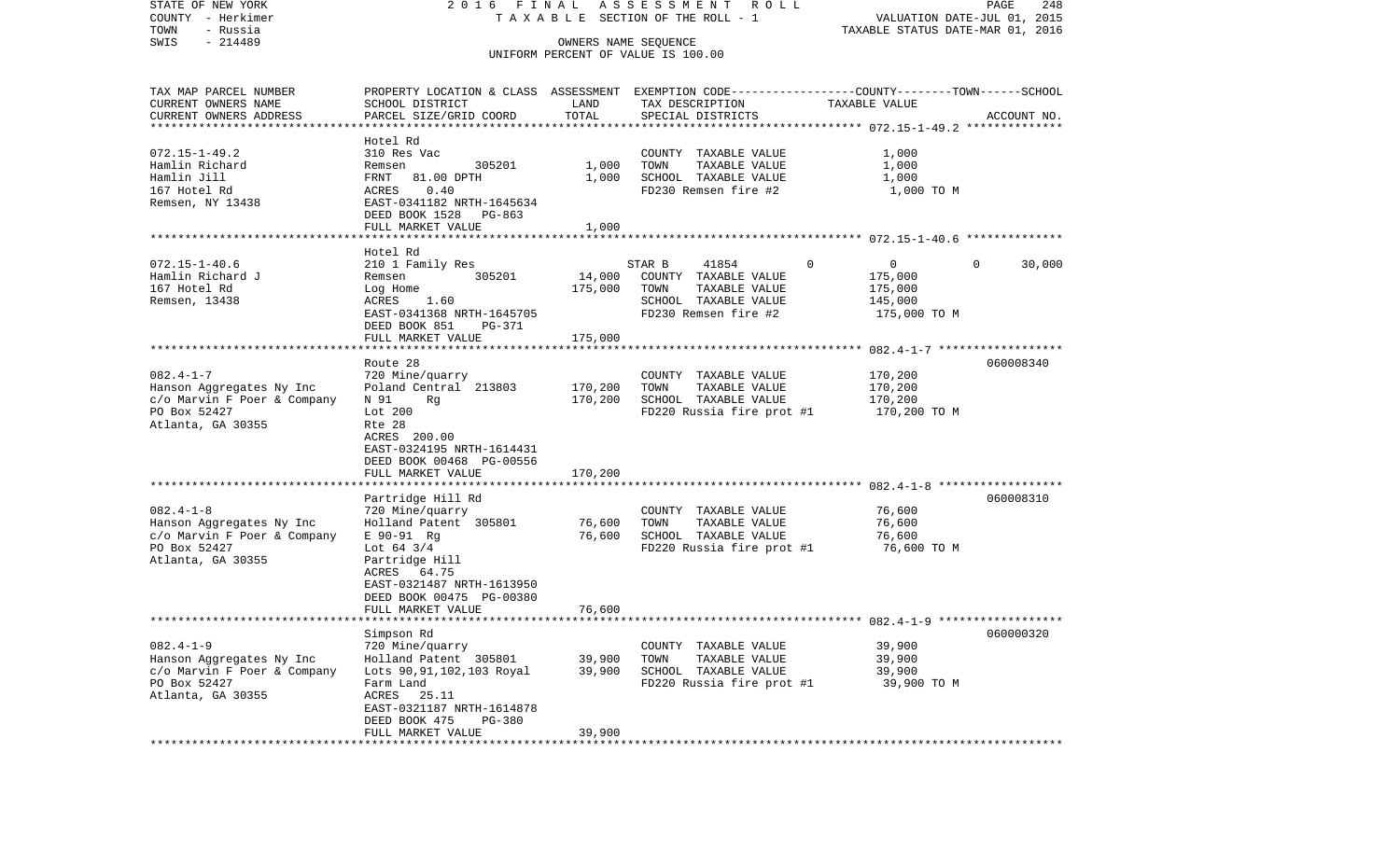STATE OF NEW YORK | 2 0 1 6 F I N A L A S S E S S M E N T R O L L
COUNTY - Herkimer | T A X A B L E SECTION OF THE ROLL - 1 | VALUATION DATE-JUL 01, 2015
TOWN - Russia | | TAXABLE STATUS DATE-MAR 01, 2016
SWIS - 214489 | OWNERS NAME SEQUENCE
UNIFORM PERCENT OF VALUE IS 100.00

| TAX MAP PARCEL NUMBER / CURRENT OWNERS NAME / CURRENT OWNERS ADDRESS | PROPERTY LOCATION & CLASS / SCHOOL DISTRICT / PARCEL SIZE/GRID COORD | ASSESSMENT LAND / TOTAL | EXEMPTION CODE / TAX DESCRIPTION / SPECIAL DISTRICTS | COUNTY TAXABLE VALUE | TOWN | SCHOOL | ACCOUNT NO. |
|---|---|---|---|---|---|---|---|
| 072.15-1-49.2 | Hotel Rd | | | | | | |
| | 310 Res Vac | | COUNTY TAXABLE VALUE | 1,000 | | | |
| Hamlin Richard | Remsen 305201 | 1,000 | TOWN TAXABLE VALUE | 1,000 | | | |
| Hamlin Jill | FRNT 81.00 DPTH | 1,000 | SCHOOL TAXABLE VALUE | 1,000 | | | |
| 167 Hotel Rd | ACRES 0.40 | | FD230 Remsen fire #2 | 1,000 TO M | | | |
| Remsen, NY 13438 | EAST-0341182 NRTH-1645634 | | | | | | |
| | DEED BOOK 1528 PG-863 | | | | | | |
| | FULL MARKET VALUE | 1,000 | | | | | |
| 072.15-1-40.6 | Hotel Rd | | | | | | |
| | 210 1 Family Res | | STAR B 41854 | 0 | 0 | 30,000 | |
| Hamlin Richard J | Remsen 305201 | 14,000 | COUNTY TAXABLE VALUE | 175,000 | | | |
| 167 Hotel Rd | Log Home | 175,000 | TOWN TAXABLE VALUE | 175,000 | | | |
| Remsen, 13438 | ACRES 1.60 | | SCHOOL TAXABLE VALUE | 145,000 | | | |
| | EAST-0341368 NRTH-1645705 | | FD230 Remsen fire #2 | 175,000 TO M | | | |
| | DEED BOOK 851 PG-371 | | | | | | |
| | FULL MARKET VALUE | 175,000 | | | | | |
| 082.4-1-7 | Route 28 | | | | | | 060008340 |
| | 720 Mine/quarry | | COUNTY TAXABLE VALUE | 170,200 | | | |
| Hanson Aggregates Ny Inc | Poland Central 213803 | 170,200 | TOWN TAXABLE VALUE | 170,200 | | | |
| c/o Marvin F Poer & Company | N 91 Rg | 170,200 | SCHOOL TAXABLE VALUE | 170,200 | | | |
| PO Box 52427 | Lot 200 | | FD220 Russia fire prot #1 | 170,200 TO M | | | |
| Atlanta, GA 30355 | Rte 28 | | | | | | |
| | ACRES 200.00 | | | | | | |
| | EAST-0324195 NRTH-1614431 | | | | | | |
| | DEED BOOK 00468 PG-00556 | | | | | | |
| | FULL MARKET VALUE | 170,200 | | | | | |
| 082.4-1-8 | Partridge Hill Rd | | | | | | 060008310 |
| | 720 Mine/quarry | | COUNTY TAXABLE VALUE | 76,600 | | | |
| Hanson Aggregates Ny Inc | Holland Patent 305801 | 76,600 | TOWN TAXABLE VALUE | 76,600 | | | |
| c/o Marvin F Poer & Company | E 90-91 Rg | 76,600 | SCHOOL TAXABLE VALUE | 76,600 | | | |
| PO Box 52427 | Lot 64 3/4 | | FD220 Russia fire prot #1 | 76,600 TO M | | | |
| Atlanta, GA 30355 | Partridge Hill | | | | | | |
| | ACRES 64.75 | | | | | | |
| | EAST-0321487 NRTH-1613950 | | | | | | |
| | DEED BOOK 00475 PG-00380 | | | | | | |
| | FULL MARKET VALUE | 76,600 | | | | | |
| 082.4-1-9 | Simpson Rd | | | | | | 060000320 |
| | 720 Mine/quarry | | COUNTY TAXABLE VALUE | 39,900 | | | |
| Hanson Aggregates Ny Inc | Holland Patent 305801 | 39,900 | TOWN TAXABLE VALUE | 39,900 | | | |
| c/o Marvin F Poer & Company | Lots 90,91,102,103 Royal | 39,900 | SCHOOL TAXABLE VALUE | 39,900 | | | |
| PO Box 52427 | Farm Land | | FD220 Russia fire prot #1 | 39,900 TO M | | | |
| Atlanta, GA 30355 | ACRES 25.11 | | | | | | |
| | EAST-0321187 NRTH-1614878 | | | | | | |
| | DEED BOOK 475 PG-380 | | | | | | |
| | FULL MARKET VALUE | 39,900 | | | | | |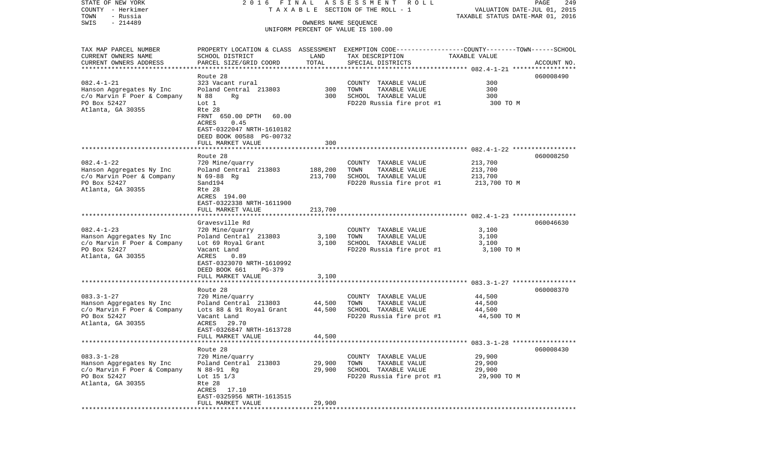STATE OF NEW YORK | COUNTY - Herkimer | TOWN - Russia | SWIS - 214489

**2016 FINAL ASSESSMENT ROLL**
TAXABLE SECTION OF THE ROLL - 1
OWNERS NAME SEQUENCE
UNIFORM PERCENT OF VALUE IS 100.00

VALUATION DATE-JUL 01, 2015
TAXABLE STATUS DATE-MAR 01, 2016

| TAX MAP PARCEL NUMBER / CURRENT OWNERS NAME / CURRENT OWNERS ADDRESS | PROPERTY LOCATION & CLASS / SCHOOL DISTRICT / PARCEL SIZE/GRID COORD | ASSESSMENT LAND | TOTAL | EXEMPTION CODE / TAX DESCRIPTION / SPECIAL DISTRICTS | TAXABLE VALUE (COUNTY--TOWN--SCHOOL) | ACCOUNT NO. |
|---|---|---|---|---|---|---|
| **082.4-1-21** | Route 28 | | | | | 060008490 |
| 082.4-1-21 | 323 Vacant rural | | | COUNTY TAXABLE VALUE | 300 | |
| Hanson Aggregates Ny Inc | Poland Central 213803 | 300 | | TOWN TAXABLE VALUE | 300 | |
| c/o Marvin F Poer & Company | N 88 Rg | | 300 | SCHOOL TAXABLE VALUE | 300 | |
| PO Box 52427 | Lot 1 | | | FD220 Russia fire prot #1 | 300 TO M | |
| Atlanta, GA 30355 | Rte 28 | | | | | |
| | FRNT 650.00 DPTH 60.00 | | | | | |
| | ACRES 0.45 | | | | | |
| | EAST-0322047 NRTH-1610182 | | | | | |
| | DEED BOOK 00588 PG-00732 | | | | | |
| | FULL MARKET VALUE | | 300 | | | |
| **082.4-1-22** | Route 28 | | | | | 060008250 |
| 082.4-1-22 | 720 Mine/quarry | | | COUNTY TAXABLE VALUE | 213,700 | |
| Hanson Aggregates Ny Inc | Poland Central 213803 | 188,200 | | TOWN TAXABLE VALUE | 213,700 | |
| c/o Marvin Poer & Company | N 69-88 Rg | | 213,700 | SCHOOL TAXABLE VALUE | 213,700 | |
| PO Box 52427 | Sand194 | | | FD220 Russia fire prot #1 | 213,700 TO M | |
| Atlanta, GA 30355 | Rte 28 | | | | | |
| | ACRES 194.00 | | | | | |
| | EAST-0322338 NRTH-1611900 | | | | | |
| | FULL MARKET VALUE | | 213,700 | | | |
| **082.4-1-23** | Gravesville Rd | | | | | 060046630 |
| 082.4-1-23 | 720 Mine/quarry | | | COUNTY TAXABLE VALUE | 3,100 | |
| Hanson Aggregates Ny Inc | Poland Central 213803 | 3,100 | | TOWN TAXABLE VALUE | 3,100 | |
| c/o Marvin F Poer & Company | Lot 69 Royal Grant | | 3,100 | SCHOOL TAXABLE VALUE | 3,100 | |
| PO Box 52427 | Vacant Land | | | FD220 Russia fire prot #1 | 3,100 TO M | |
| Atlanta, GA 30355 | ACRES 0.89 | | | | | |
| | EAST-0323070 NRTH-1610992 | | | | | |
| | DEED BOOK 661 PG-379 | | | | | |
| | FULL MARKET VALUE | | 3,100 | | | |
| **083.3-1-27** | Route 28 | | | | | 060008370 |
| 083.3-1-27 | 720 Mine/quarry | | | COUNTY TAXABLE VALUE | 44,500 | |
| Hanson Aggregates Ny Inc | Poland Central 213803 | 44,500 | | TOWN TAXABLE VALUE | 44,500 | |
| c/o Marvin F Poer & Company | Lots 88 & 91 Royal Grant | | 44,500 | SCHOOL TAXABLE VALUE | 44,500 | |
| PO Box 52427 | Vacant Land | | | FD220 Russia fire prot #1 | 44,500 TO M | |
| Atlanta, GA 30355 | ACRES 29.70 | | | | | |
| | EAST-0326847 NRTH-1613728 | | | | | |
| | FULL MARKET VALUE | | 44,500 | | | |
| **083.3-1-28** | Route 28 | | | | | 060008430 |
| 083.3-1-28 | 720 Mine/quarry | | | COUNTY TAXABLE VALUE | 29,900 | |
| Hanson Aggregates Ny Inc | Poland Central 213803 | 29,900 | | TOWN TAXABLE VALUE | 29,900 | |
| c/o Marvin F Poer & Company | N 88-91 Rg | | 29,900 | SCHOOL TAXABLE VALUE | 29,900 | |
| PO Box 52427 | Lot 15 1/3 | | | FD220 Russia fire prot #1 | 29,900 TO M | |
| Atlanta, GA 30355 | Rte 28 | | | | | |
| | ACRES 17.10 | | | | | |
| | EAST-0325956 NRTH-1613515 | | | | | |
| | FULL MARKET VALUE | | 29,900 | | | |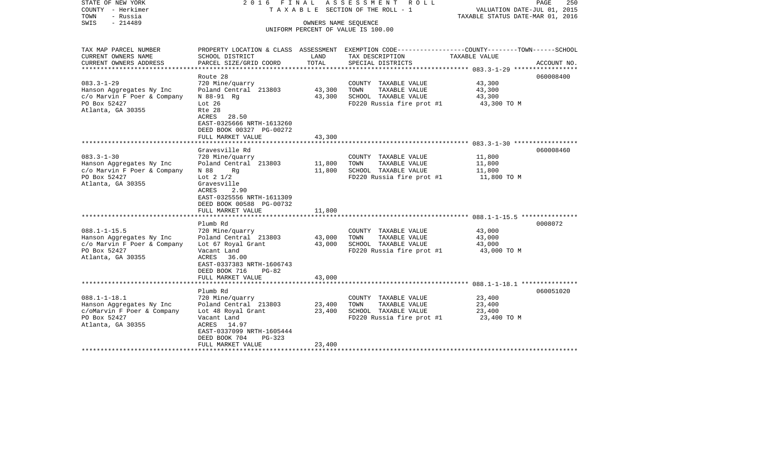STATE OF NEW YORK — 2016 FINAL ASSESSMENT ROLL
COUNTY - Herkimer — TAXABLE SECTION OF THE ROLL - 1 — VALUATION DATE-JUL 01, 2015
TOWN - Russia — TAXABLE STATUS DATE-MAR 01, 2016
SWIS - 214489 — OWNERS NAME SEQUENCE
UNIFORM PERCENT OF VALUE IS 100.00

| TAX MAP PARCEL NUMBER / CURRENT OWNERS NAME / CURRENT OWNERS ADDRESS | PROPERTY LOCATION & CLASS / SCHOOL DISTRICT / PARCEL SIZE/GRID COORD | ASSESSMENT LAND | ASSESSMENT TOTAL | EXEMPTION CODE / TAX DESCRIPTION / SPECIAL DISTRICTS | TAXABLE VALUE (COUNTY--TOWN--SCHOOL) | ACCOUNT NO. |
|---|---|---|---|---|---|---|
| **083.3-1-29** | Route 28 | | | | | 060008400 |
| | 720 Mine/quarry | | | COUNTY TAXABLE VALUE | 43,300 | |
| Hanson Aggregates Ny Inc | Poland Central 213803 | 43,300 | | TOWN TAXABLE VALUE | 43,300 | |
| c/o Marvin F Poer & Company | N 88-91 Rg | | 43,300 | SCHOOL TAXABLE VALUE | 43,300 | |
| PO Box 52427 | Lot 26 | | | FD220 Russia fire prot #1 | 43,300 TO M | |
| Atlanta, GA 30355 | Rte 28 | | | | | |
| | ACRES 28.50 | | | | | |
| | EAST-0325666 NRTH-1613260 | | | | | |
| | DEED BOOK 00327 PG-00272 | | | | | |
| | FULL MARKET VALUE | | 43,300 | | | |
| **083.3-1-30** | Gravesville Rd | | | | | 060008460 |
| | 720 Mine/quarry | | | COUNTY TAXABLE VALUE | 11,800 | |
| Hanson Aggregates Ny Inc | Poland Central 213803 | 11,800 | | TOWN TAXABLE VALUE | 11,800 | |
| c/o Marvin F Poer & Company | N 88 Rg | | 11,800 | SCHOOL TAXABLE VALUE | 11,800 | |
| PO Box 52427 | Lot 2 1/2 | | | FD220 Russia fire prot #1 | 11,800 TO M | |
| Atlanta, GA 30355 | Gravesville | | | | | |
| | ACRES 2.90 | | | | | |
| | EAST-0325556 NRTH-1611309 | | | | | |
| | DEED BOOK 00588 PG-00732 | | | | | |
| | FULL MARKET VALUE | | 11,800 | | | |
| **088.1-1-15.5** | Plumb Rd | | | | | 0008072 |
| | 720 Mine/quarry | | | COUNTY TAXABLE VALUE | 43,000 | |
| Hanson Aggregates Ny Inc | Poland Central 213803 | 43,000 | | TOWN TAXABLE VALUE | 43,000 | |
| c/o Marvin F Poer & Company | Lot 67 Royal Grant | | 43,000 | SCHOOL TAXABLE VALUE | 43,000 | |
| PO Box 52427 | Vacant Land | | | FD220 Russia fire prot #1 | 43,000 TO M | |
| Atlanta, GA 30355 | ACRES 36.00 | | | | | |
| | EAST-0337383 NRTH-1606743 | | | | | |
| | DEED BOOK 716 PG-82 | | | | | |
| | FULL MARKET VALUE | | 43,000 | | | |
| **088.1-1-18.1** | Plumb Rd | | | | | 060051020 |
| | 720 Mine/quarry | | | COUNTY TAXABLE VALUE | 23,400 | |
| Hanson Aggregates Ny Inc | Poland Central 213803 | 23,400 | | TOWN TAXABLE VALUE | 23,400 | |
| c/oMarvin F Poer & Company | Lot 48 Royal Grant | | 23,400 | SCHOOL TAXABLE VALUE | 23,400 | |
| PO Box 52427 | Vacant Land | | | FD220 Russia fire prot #1 | 23,400 TO M | |
| Atlanta, GA 30355 | ACRES 14.97 | | | | | |
| | EAST-0337099 NRTH-1605444 | | | | | |
| | DEED BOOK 704 PG-323 | | | | | |
| | FULL MARKET VALUE | | 23,400 | | | |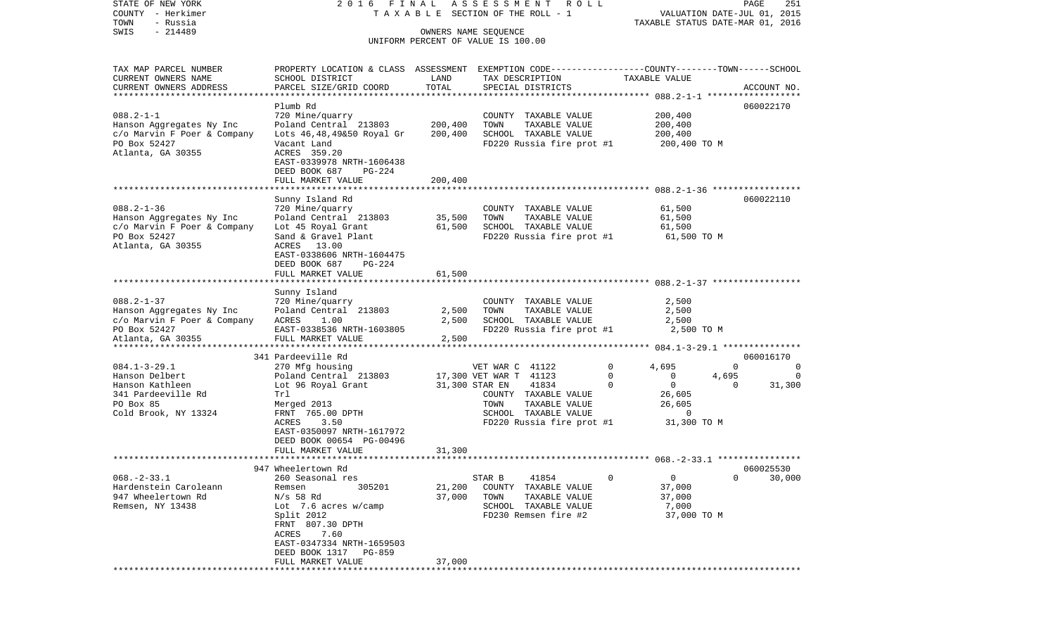STATE OF NEW YORK — COUNTY - Herkimer — TOWN - Russia — SWIS - 214489

2016 FINAL ASSESSMENT ROLL
TAXABLE SECTION OF THE ROLL - 1
OWNERS NAME SEQUENCE
UNIFORM PERCENT OF VALUE IS 100.00

VALUATION DATE-JUL 01, 2015
TAXABLE STATUS DATE-MAR 01, 2016

| TAX MAP PARCEL NUMBER / CURRENT OWNERS NAME / CURRENT OWNERS ADDRESS | PROPERTY LOCATION & CLASS / SCHOOL DISTRICT / PARCEL SIZE/GRID COORD | ASSESSMENT LAND | ASSESSMENT TOTAL | EXEMPTION CODE / TAX DESCRIPTION / SPECIAL DISTRICTS | COUNTY TAXABLE VALUE | TOWN | SCHOOL | ACCOUNT NO. |
|---|---|---|---|---|---|---|---|---|
| 088.2-1-1 | Plumb Rd | | | | | | | 060022170 |
| Hanson Aggregates Ny Inc | 720 Mine/quarry | | | COUNTY TAXABLE VALUE | 200,400 | | | |
| c/o Marvin F Poer & Company | Poland Central 213803 | 200,400 | | TOWN TAXABLE VALUE | 200,400 | | | |
| PO Box 52427 | Lots 46,48,49&50 Royal Gr | | 200,400 | SCHOOL TAXABLE VALUE | 200,400 | | | |
| Atlanta, GA 30355 | Vacant Land | | | FD220 Russia fire prot #1 | 200,400 TO M | | | |
| | ACRES 359.20 | | | | | | | |
| | EAST-0339978 NRTH-1606438 | | | | | | | |
| | DEED BOOK 687 PG-224 | | | | | | | |
| | FULL MARKET VALUE | | 200,400 | | | | | |
| 088.2-1-36 | Sunny Island Rd | | | | | | | 060022110 |
| Hanson Aggregates Ny Inc | 720 Mine/quarry | | | COUNTY TAXABLE VALUE | 61,500 | | | |
| c/o Marvin F Poer & Company | Poland Central 213803 | 35,500 | | TOWN TAXABLE VALUE | 61,500 | | | |
| PO Box 52427 | Lot 45 Royal Grant | | 61,500 | SCHOOL TAXABLE VALUE | 61,500 | | | |
| Atlanta, GA 30355 | Sand & Gravel Plant | | | FD220 Russia fire prot #1 | 61,500 TO M | | | |
| | ACRES 13.00 | | | | | | | |
| | EAST-0338606 NRTH-1604475 | | | | | | | |
| | DEED BOOK 687 PG-224 | | | | | | | |
| | FULL MARKET VALUE | | 61,500 | | | | | |
| 088.2-1-37 | Sunny Island | | | | | | | |
| Hanson Aggregates Ny Inc | 720 Mine/quarry | | | COUNTY TAXABLE VALUE | 2,500 | | | |
| c/o Marvin F Poer & Company | Poland Central 213803 | 2,500 | | TOWN TAXABLE VALUE | 2,500 | | | |
| PO Box 52427 | ACRES 1.00 | | 2,500 | SCHOOL TAXABLE VALUE | 2,500 | | | |
| Atlanta, GA 30355 | EAST-0338536 NRTH-1603805 | | | FD220 Russia fire prot #1 | 2,500 TO M | | | |
| | FULL MARKET VALUE | | 2,500 | | | | | |
| 084.1-3-29.1 | 341 Pardeeville Rd | | | | | | | 060016170 |
| Hanson Delbert | 270 Mfg housing | | | VET WAR C 41122 0 | 4,695 | 0 | 0 | |
| Hanson Kathleen | Poland Central 213803 | 17,300 | | VET WAR T 41123 0 | 0 | 4,695 | 0 | |
| 341 Pardeeville Rd | Lot 96 Royal Grant | | 31,300 | STAR EN 41834 0 | 0 | 0 | 31,300 | |
| PO Box 85 | Trl | | | COUNTY TAXABLE VALUE | 26,605 | | | |
| Cold Brook, NY 13324 | Merged 2013 | | | TOWN TAXABLE VALUE | 26,605 | | | |
| | FRNT 765.00 DPTH | | | SCHOOL TAXABLE VALUE | 0 | | | |
| | ACRES 3.50 | | | FD220 Russia fire prot #1 | 31,300 TO M | | | |
| | EAST-0350097 NRTH-1617972 | | | | | | | |
| | DEED BOOK 00654 PG-00496 | | | | | | | |
| | FULL MARKET VALUE | | 31,300 | | | | | |
| 068.-2-33.1 | 947 Wheelertown Rd | | | | | | | 060025530 |
| Hardenstein Caroleann | 260 Seasonal res | | | STAR B 41854 0 | 0 | 0 | 30,000 | |
| 947 Wheelertown Rd | Remsen 305201 | 21,200 | | COUNTY TAXABLE VALUE | 37,000 | | | |
| Remsen, NY 13438 | N/s 58 Rd | | 37,000 | TOWN TAXABLE VALUE | 37,000 | | | |
| | Lot 7.6 acres w/camp | | | SCHOOL TAXABLE VALUE | 7,000 | | | |
| | Split 2012 | | | FD230 Remsen fire #2 | 37,000 TO M | | | |
| | FRNT 807.30 DPTH | | | | | | | |
| | ACRES 7.60 | | | | | | | |
| | EAST-0347334 NRTH-1659503 | | | | | | | |
| | DEED BOOK 1317 PG-859 | | | | | | | |
| | FULL MARKET VALUE | | 37,000 | | | | | |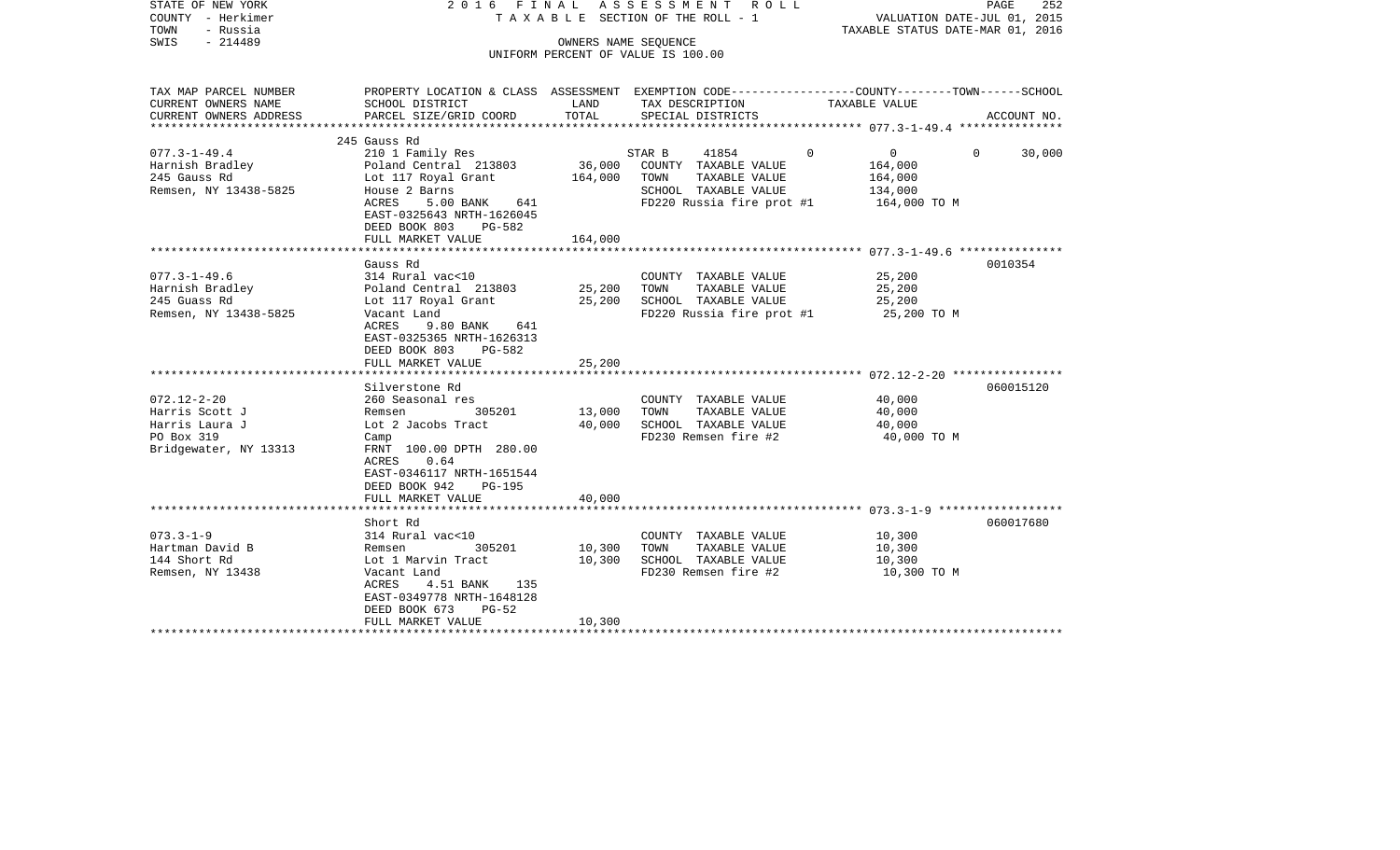STATE OF NEW YORK
COUNTY - Herkimer
TOWN - Russia
SWIS - 214489

2016 FINAL ASSESSMENT ROLL
TAXABLE SECTION OF THE ROLL - 1
OWNERS NAME SEQUENCE
UNIFORM PERCENT OF VALUE IS 100.00

VALUATION DATE-JUL 01, 2015
TAXABLE STATUS DATE-MAR 01, 2016

| TAX MAP PARCEL NUMBER / CURRENT OWNERS NAME / CURRENT OWNERS ADDRESS | PROPERTY LOCATION & CLASS / SCHOOL DISTRICT / PARCEL SIZE/GRID COORD | ASSESSMENT LAND | ASSESSMENT TOTAL | EXEMPTION CODE / TAX DESCRIPTION / SPECIAL DISTRICTS | COUNTY TAXABLE VALUE | TOWN | SCHOOL | ACCOUNT NO. |
|---|---|---|---|---|---|---|---|---|
| 077.3-1-49.4 | 245 Gauss Rd | | | | | | | |
| 077.3-1-49.4 | 210 1 Family Res | | | STAR B 41854 | 0 | 0 | 30,000 | |
| Harnish Bradley | Poland Central 213803 | 36,000 | | COUNTY TAXABLE VALUE | 164,000 | | | |
| 245 Gauss Rd | Lot 117 Royal Grant | | 164,000 | TOWN TAXABLE VALUE | 164,000 | | | |
| Remsen, NY 13438-5825 | House 2 Barns | | | SCHOOL TAXABLE VALUE | 134,000 | | | |
| | ACRES 5.00 BANK 641 | | | FD220 Russia fire prot #1 | 164,000 TO M | | | |
| | EAST-0325643 NRTH-1626045 | | | | | | | |
| | DEED BOOK 803 PG-582 | | | | | | | |
| | FULL MARKET VALUE | | 164,000 | | | | | |
| 077.3-1-49.6 | Gauss Rd | | | | | | | 0010354 |
| 077.3-1-49.6 | 314 Rural vac<10 | | | COUNTY TAXABLE VALUE | 25,200 | | | |
| Harnish Bradley | Poland Central 213803 | 25,200 | | TOWN TAXABLE VALUE | 25,200 | | | |
| 245 Guass Rd | Lot 117 Royal Grant | | 25,200 | SCHOOL TAXABLE VALUE | 25,200 | | | |
| Remsen, NY 13438-5825 | Vacant Land | | | FD220 Russia fire prot #1 | 25,200 TO M | | | |
| | ACRES 9.80 BANK 641 | | | | | | | |
| | EAST-0325365 NRTH-1626313 | | | | | | | |
| | DEED BOOK 803 PG-582 | | | | | | | |
| | FULL MARKET VALUE | | 25,200 | | | | | |
| 072.12-2-20 | Silverstone Rd | | | | | | | 060015120 |
| 072.12-2-20 | 260 Seasonal res | | | COUNTY TAXABLE VALUE | 40,000 | | | |
| Harris Scott J | Remsen 305201 | 13,000 | | TOWN TAXABLE VALUE | 40,000 | | | |
| Harris Laura J | Lot 2 Jacobs Tract | | 40,000 | SCHOOL TAXABLE VALUE | 40,000 | | | |
| PO Box 319 | Camp | | | FD230 Remsen fire #2 | 40,000 TO M | | | |
| Bridgewater, NY 13313 | FRNT 100.00 DPTH 280.00 | | | | | | | |
| | ACRES 0.64 | | | | | | | |
| | EAST-0346117 NRTH-1651544 | | | | | | | |
| | DEED BOOK 942 PG-195 | | | | | | | |
| | FULL MARKET VALUE | | 40,000 | | | | | |
| 073.3-1-9 | Short Rd | | | | | | | 060017680 |
| 073.3-1-9 | 314 Rural vac<10 | | | COUNTY TAXABLE VALUE | 10,300 | | | |
| Hartman David B | Remsen 305201 | 10,300 | | TOWN TAXABLE VALUE | 10,300 | | | |
| 144 Short Rd | Lot 1 Marvin Tract | | 10,300 | SCHOOL TAXABLE VALUE | 10,300 | | | |
| Remsen, NY 13438 | Vacant Land | | | FD230 Remsen fire #2 | 10,300 TO M | | | |
| | ACRES 4.51 BANK 135 | | | | | | | |
| | EAST-0349778 NRTH-1648128 | | | | | | | |
| | DEED BOOK 673 PG-52 | | | | | | | |
| | FULL MARKET VALUE | | 10,300 | | | | | |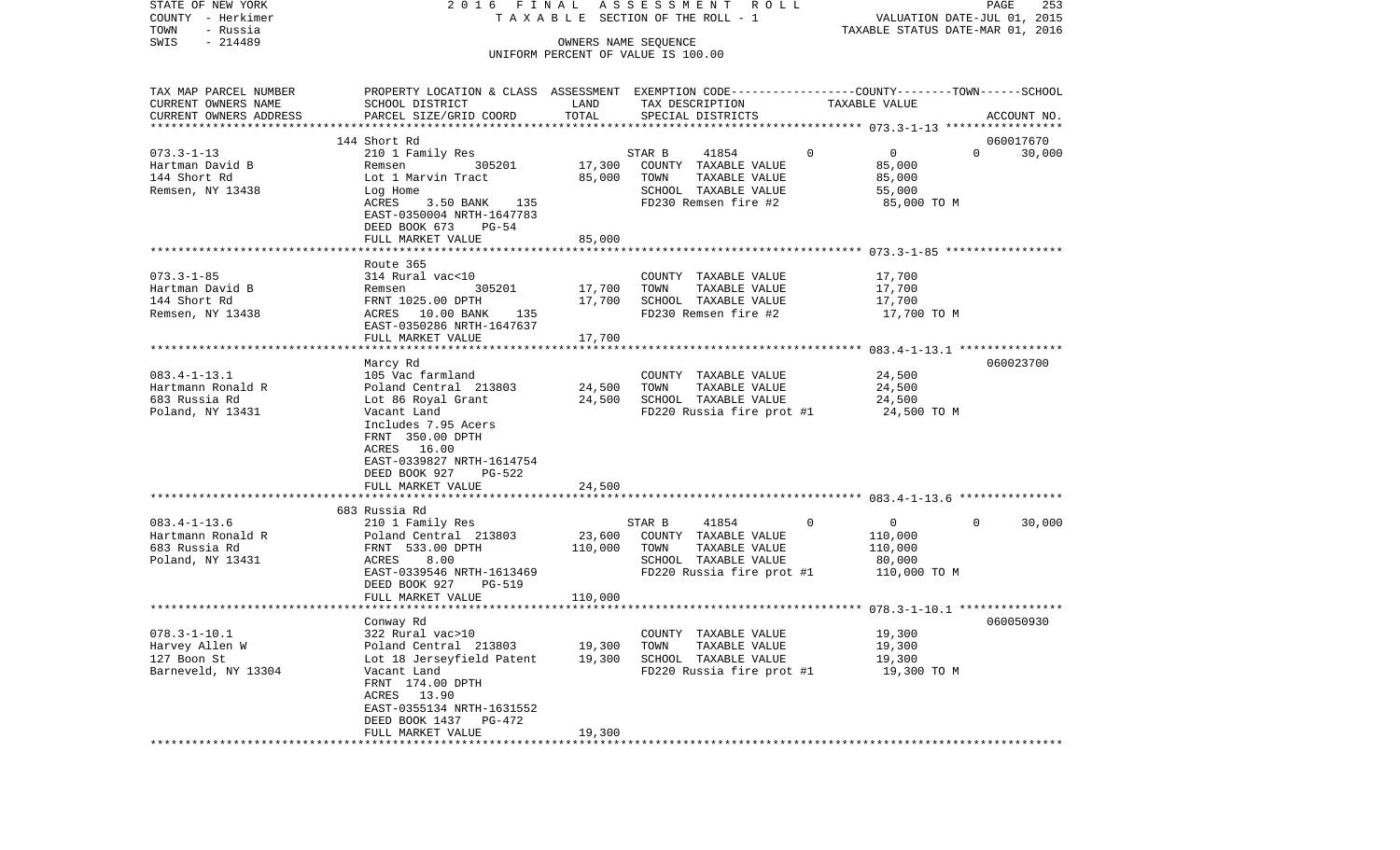STATE OF NEW YORK — COUNTY - Herkimer — TOWN - Russia — SWIS - 214489

2016 FINAL ASSESSMENT ROLL — TAXABLE SECTION OF THE ROLL - 1 — OWNERS NAME SEQUENCE — UNIFORM PERCENT OF VALUE IS 100.00

VALUATION DATE-JUL 01, 2015 — TAXABLE STATUS DATE-MAR 01, 2016

| TAX MAP PARCEL NUMBER / CURRENT OWNERS NAME / CURRENT OWNERS ADDRESS | PROPERTY LOCATION & CLASS / SCHOOL DISTRICT / PARCEL SIZE/GRID COORD | ASSESSMENT LAND | ASSESSMENT TOTAL | EXEMPTION CODE / TAX DESCRIPTION / SPECIAL DISTRICTS | COUNTY TAXABLE VALUE | TOWN | SCHOOL | ACCOUNT NO. |
|---|---|---|---|---|---|---|---|---|
| 073.3-1-13 | 144 Short Rd | | | | | | | 060017670 |
| Hartman David B | 210 1 Family Res | | | STAR B 41854 | 0 | 0 | 0 / 30,000 | |
| 144 Short Rd | Remsen 305201 | 17,300 | | COUNTY TAXABLE VALUE | 85,000 | | | |
| Remsen, NY 13438 | Lot 1 Marvin Tract | | 85,000 | TOWN TAXABLE VALUE | 85,000 | | | |
| | Log Home | | | SCHOOL TAXABLE VALUE | 55,000 | | | |
| | ACRES 3.50 BANK 135 | | | FD230 Remsen fire #2 | 85,000 TO M | | | |
| | EAST-0350004 NRTH-1647783 | | | | | | | |
| | DEED BOOK 673 PG-54 | | | | | | | |
| | FULL MARKET VALUE | | 85,000 | | | | | |
| 073.3-1-85 | Route 365 | | | | | | | |
| Hartman David B | 314 Rural vac<10 | | | COUNTY TAXABLE VALUE | 17,700 | | | |
| 144 Short Rd | Remsen 305201 | 17,700 | | TOWN TAXABLE VALUE | 17,700 | | | |
| Remsen, NY 13438 | FRNT 1025.00 DPTH | | 17,700 | SCHOOL TAXABLE VALUE | 17,700 | | | |
| | ACRES 10.00 BANK 135 | | | FD230 Remsen fire #2 | 17,700 TO M | | | |
| | EAST-0350286 NRTH-1647637 | | | | | | | |
| | FULL MARKET VALUE | | 17,700 | | | | | |
| 083.4-1-13.1 | Marcy Rd | | | | | | | 060023700 |
| Hartmann Ronald R | 105 Vac farmland | | | COUNTY TAXABLE VALUE | 24,500 | | | |
| 683 Russia Rd | Poland Central 213803 | 24,500 | | TOWN TAXABLE VALUE | 24,500 | | | |
| Poland, NY 13431 | Lot 86 Royal Grant | | 24,500 | SCHOOL TAXABLE VALUE | 24,500 | | | |
| | Vacant Land | | | FD220 Russia fire prot #1 | 24,500 TO M | | | |
| | Includes 7.95 Acers | | | | | | | |
| | FRNT 350.00 DPTH | | | | | | | |
| | ACRES 16.00 | | | | | | | |
| | EAST-0339827 NRTH-1614754 | | | | | | | |
| | DEED BOOK 927 PG-522 | | | | | | | |
| | FULL MARKET VALUE | | 24,500 | | | | | |
| 083.4-1-13.6 | 683 Russia Rd | | | | | | | |
| Hartmann Ronald R | 210 1 Family Res | | | STAR B 41854 | 0 | 0 | 0 / 30,000 | |
| 683 Russia Rd | Poland Central 213803 | 23,600 | | COUNTY TAXABLE VALUE | 110,000 | | | |
| Poland, NY 13431 | FRNT 533.00 DPTH | | 110,000 | TOWN TAXABLE VALUE | 110,000 | | | |
| | ACRES 8.00 | | | SCHOOL TAXABLE VALUE | 80,000 | | | |
| | EAST-0339546 NRTH-1613469 | | | FD220 Russia fire prot #1 | 110,000 TO M | | | |
| | DEED BOOK 927 PG-519 | | | | | | | |
| | FULL MARKET VALUE | | 110,000 | | | | | |
| 078.3-1-10.1 | Conway Rd | | | | | | | 060050930 |
| Harvey Allen W | 322 Rural vac>10 | | | COUNTY TAXABLE VALUE | 19,300 | | | |
| 127 Boon St | Poland Central 213803 | 19,300 | | TOWN TAXABLE VALUE | 19,300 | | | |
| Barneveld, NY 13304 | Lot 18 Jerseyfield Patent | | 19,300 | SCHOOL TAXABLE VALUE | 19,300 | | | |
| | Vacant Land | | | FD220 Russia fire prot #1 | 19,300 TO M | | | |
| | FRNT 174.00 DPTH | | | | | | | |
| | ACRES 13.90 | | | | | | | |
| | EAST-0355134 NRTH-1631552 | | | | | | | |
| | DEED BOOK 1437 PG-472 | | | | | | | |
| | FULL MARKET VALUE | | 19,300 | | | | | |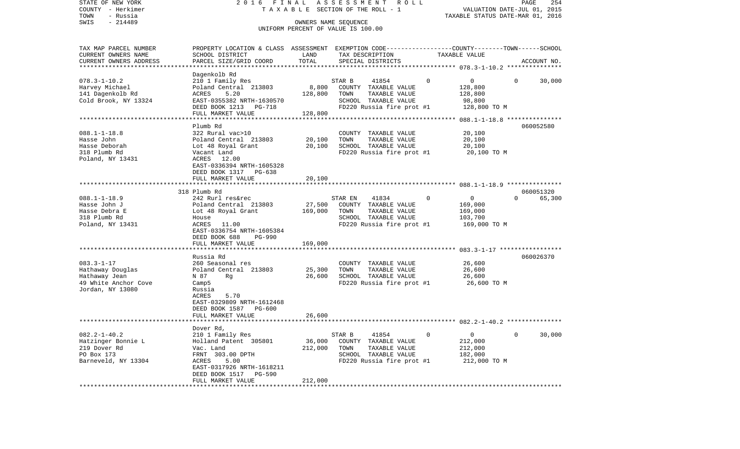STATE OF NEW YORK | 2016 FINAL ASSESSMENT ROLL
COUNTY - Herkimer | TAXABLE SECTION OF THE ROLL - 1 | VALUATION DATE-JUL 01, 2015
TOWN - Russia | | TAXABLE STATUS DATE-MAR 01, 2016
SWIS - 214489 | OWNERS NAME SEQUENCE
UNIFORM PERCENT OF VALUE IS 100.00

```
TAX MAP PARCEL NUMBER     PROPERTY LOCATION & CLASS  ASSESSMENT  EXEMPTION CODE------------------COUNTY--------TOWN------SCHOOL
CURRENT OWNERS NAME       SCHOOL DISTRICT               LAND      TAX DESCRIPTION                 TAXABLE VALUE
CURRENT OWNERS ADDRESS    PARCEL SIZE/GRID COORD        TOTAL     SPECIAL DISTRICTS                                  ACCOUNT NO.
******************************************************************************************************* 078.3-1-10.2 ***************
                          Dagenkolb Rd
078.3-1-10.2              210 1 Family Res                  STAR B     41854          0             0         0       30,000
Harvey Michael            Poland Central  213803      8,800   COUNTY  TAXABLE VALUE            128,800
141 Dagenkolb Rd          ACRES     5.20            128,800   TOWN    TAXABLE VALUE            128,800
Cold Brook, NY 13324      EAST-0355382 NRTH-1630570           SCHOOL  TAXABLE VALUE             98,800
                          DEED BOOK 1213   PG-718             FD220 Russia fire prot #1        128,800 TO M
                          FULL MARKET VALUE         128,800
******************************************************************************************************* 088.1-1-18.8 ***************
                          Plumb Rd                                                                             060052580
088.1-1-18.8              322 Rural vac>10                    COUNTY  TAXABLE VALUE             20,100
Hasse John                Poland Central  213803     20,100   TOWN    TAXABLE VALUE             20,100
Hasse Deborah             Lot 48 Royal Grant         20,100   SCHOOL  TAXABLE VALUE             20,100
318 Plumb Rd              Vacant Land                         FD220 Russia fire prot #1         20,100 TO M
Poland, NY 13431          ACRES    12.00
                          EAST-0336394 NRTH-1605328
                          DEED BOOK 1317   PG-638
                          FULL MARKET VALUE          20,100
******************************************************************************************************* 088.1-1-18.9 ***************
                          318 Plumb Rd                                                                         060051320
088.1-1-18.9              242 Rurl res&rec                  STAR EN    41834          0             0         0       65,300
Hasse John J              Poland Central  213803     27,500   COUNTY  TAXABLE VALUE            169,000
Hasse Debra E             Lot 48 Royal Grant        169,000   TOWN    TAXABLE VALUE            169,000
318 Plumb Rd              House                               SCHOOL  TAXABLE VALUE            103,700
Poland, NY 13431          ACRES    11.00                      FD220 Russia fire prot #1        169,000 TO M
                          EAST-0336754 NRTH-1605384
                          DEED BOOK 688    PG-990
                          FULL MARKET VALUE         169,000
******************************************************************************************************* 083.3-1-17 *****************
                          Russia Rd                                                                            060026370
083.3-1-17                260 Seasonal res                    COUNTY  TAXABLE VALUE             26,600
Hathaway Douglas          Poland Central  213803     25,300   TOWN    TAXABLE VALUE             26,600
Hathaway Jean             N 87      Rg               26,600   SCHOOL  TAXABLE VALUE             26,600
49 White Anchor Cove      Camp5                               FD220 Russia fire prot #1         26,600 TO M
Jordan, NY 13080          Russia
                          ACRES     5.70
                          EAST-0329809 NRTH-1612468
                          DEED BOOK 1587   PG-600
                          FULL MARKET VALUE          26,600
******************************************************************************************************* 082.2-1-40.2 ***************
                          Dover Rd,
082.2-1-40.2              210 1 Family Res                  STAR B     41854          0             0         0       30,000
Hatzinger Bonnie L        Holland Patent  305801     36,000   COUNTY  TAXABLE VALUE            212,000
219 Dover Rd              Vac. Land                 212,000   TOWN    TAXABLE VALUE            212,000
PO Box 173                FRNT 303.00 DPTH                    SCHOOL  TAXABLE VALUE            182,000
Barneveld, NY 13304       ACRES     5.00                      FD220 Russia fire prot #1        212,000 TO M
                          EAST-0317926 NRTH-1618211
                          DEED BOOK 1517   PG-590
                          FULL MARKET VALUE         212,000
************************************************************************************************************************************
```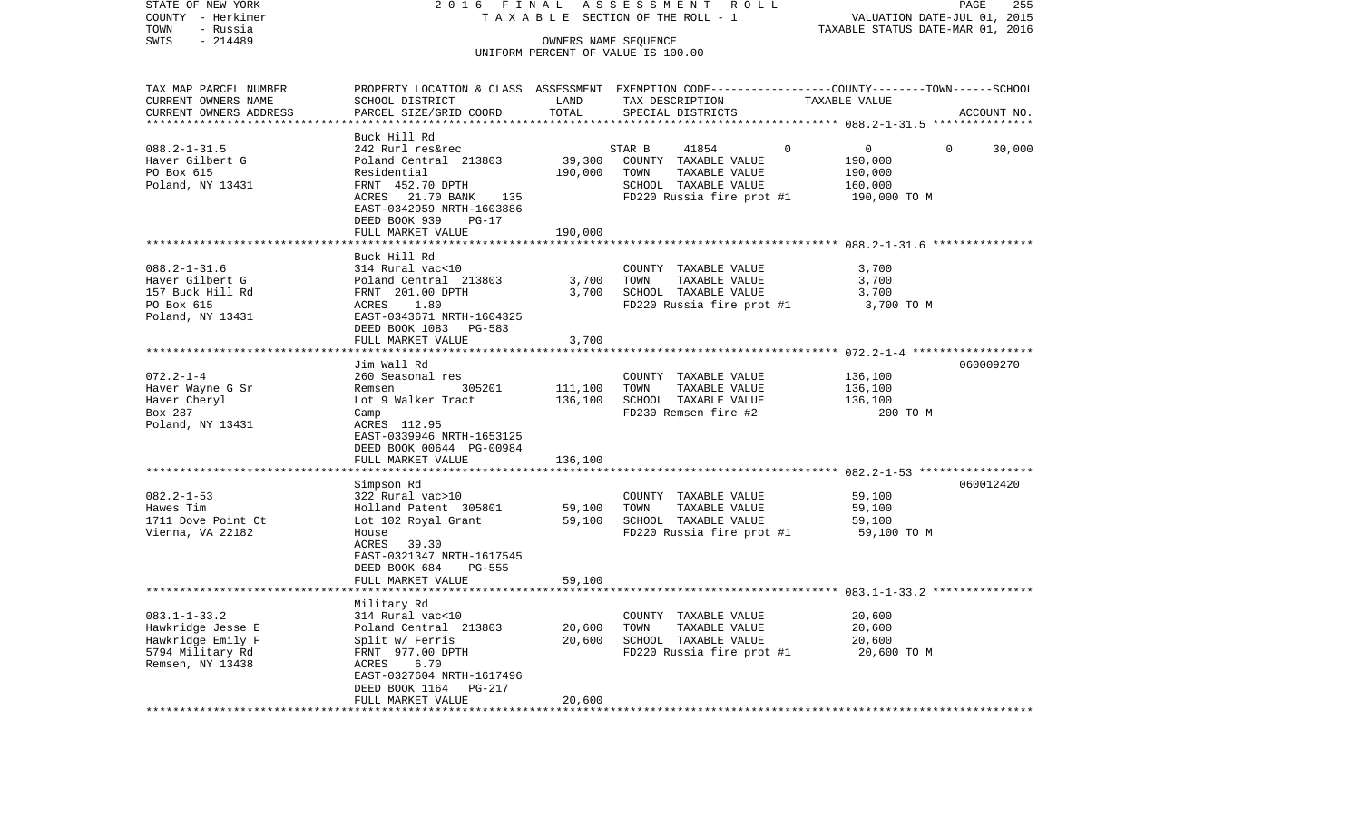STATE OF NEW YORK | 2016 FINAL ASSESSMENT ROLL | PAGE 255
COUNTY - Herkimer | TAXABLE SECTION OF THE ROLL - 1 | VALUATION DATE-JUL 01, 2015
TOWN - Russia | | TAXABLE STATUS DATE-MAR 01, 2016
SWIS - 214489 | OWNERS NAME SEQUENCE |
UNIFORM PERCENT OF VALUE IS 100.00

| TAX MAP PARCEL NUMBER<br>CURRENT OWNERS NAME<br>CURRENT OWNERS ADDRESS | PROPERTY LOCATION & CLASS<br>SCHOOL DISTRICT<br>PARCEL SIZE/GRID COORD | ASSESSMENT<br>LAND<br>TOTAL | EXEMPTION CODE-----COUNTY-----TOWN------SCHOOL<br>TAX DESCRIPTION<br>SPECIAL DISTRICTS | TAXABLE VALUE | ACCOUNT NO. |
|---|---|---|---|---|---|
| **088.2-1-31.5** | Buck Hill Rd | | | | |
| 088.2-1-31.5 | 242 Rurl res&rec | | STAR B 41854 0 | 0 0 | 30,000 |
| Haver Gilbert G | Poland Central 213803 | 39,300 | COUNTY TAXABLE VALUE | 190,000 | |
| PO Box 615 | Residential | 190,000 | TOWN TAXABLE VALUE | 190,000 | |
| Poland, NY 13431 | FRNT 452.70 DPTH | | SCHOOL TAXABLE VALUE | 160,000 | |
| | ACRES 21.70 BANK 135 | | FD220 Russia fire prot #1 | 190,000 TO M | |
| | EAST-0342959 NRTH-1603886 | | | | |
| | DEED BOOK 939 PG-17 | | | | |
| | FULL MARKET VALUE | 190,000 | | | |
| **088.2-1-31.6** | Buck Hill Rd | | | | |
| 088.2-1-31.6 | 314 Rural vac<10 | | COUNTY TAXABLE VALUE | 3,700 | |
| Haver Gilbert G | Poland Central 213803 | 3,700 | TOWN TAXABLE VALUE | 3,700 | |
| 157 Buck Hill Rd | FRNT 201.00 DPTH | 3,700 | SCHOOL TAXABLE VALUE | 3,700 | |
| PO Box 615 | ACRES 1.80 | | FD220 Russia fire prot #1 | 3,700 TO M | |
| Poland, NY 13431 | EAST-0343671 NRTH-1604325 | | | | |
| | DEED BOOK 1083 PG-583 | | | | |
| | FULL MARKET VALUE | 3,700 | | | |
| **072.2-1-4** | Jim Wall Rd | | | | 060009270 |
| 072.2-1-4 | 260 Seasonal res | | COUNTY TAXABLE VALUE | 136,100 | |
| Haver Wayne G Sr | Remsen 305201 | 111,100 | TOWN TAXABLE VALUE | 136,100 | |
| Haver Cheryl | Lot 9 Walker Tract | 136,100 | SCHOOL TAXABLE VALUE | 136,100 | |
| Box 287 | Camp | | FD230 Remsen fire #2 | 200 TO M | |
| Poland, NY 13431 | ACRES 112.95 | | | | |
| | EAST-0339946 NRTH-1653125 | | | | |
| | DEED BOOK 00644 PG-00984 | | | | |
| | FULL MARKET VALUE | 136,100 | | | |
| **082.2-1-53** | Simpson Rd | | | | 060012420 |
| 082.2-1-53 | 322 Rural vac>10 | | COUNTY TAXABLE VALUE | 59,100 | |
| Hawes Tim | Holland Patent 305801 | 59,100 | TOWN TAXABLE VALUE | 59,100 | |
| 1711 Dove Point Ct | Lot 102 Royal Grant | 59,100 | SCHOOL TAXABLE VALUE | 59,100 | |
| Vienna, VA 22182 | House | | FD220 Russia fire prot #1 | 59,100 TO M | |
| | ACRES 39.30 | | | | |
| | EAST-0321347 NRTH-1617545 | | | | |
| | DEED BOOK 684 PG-555 | | | | |
| | FULL MARKET VALUE | 59,100 | | | |
| **083.1-1-33.2** | Military Rd | | | | |
| 083.1-1-33.2 | 314 Rural vac<10 | | COUNTY TAXABLE VALUE | 20,600 | |
| Hawkridge Jesse E | Poland Central 213803 | 20,600 | TOWN TAXABLE VALUE | 20,600 | |
| Hawkridge Emily F | Split w/ Ferris | 20,600 | SCHOOL TAXABLE VALUE | 20,600 | |
| 5794 Military Rd | FRNT 977.00 DPTH | | FD220 Russia fire prot #1 | 20,600 TO M | |
| Remsen, NY 13438 | ACRES 6.70 | | | | |
| | EAST-0327604 NRTH-1617496 | | | | |
| | DEED BOOK 1164 PG-217 | | | | |
| | FULL MARKET VALUE | 20,600 | | | |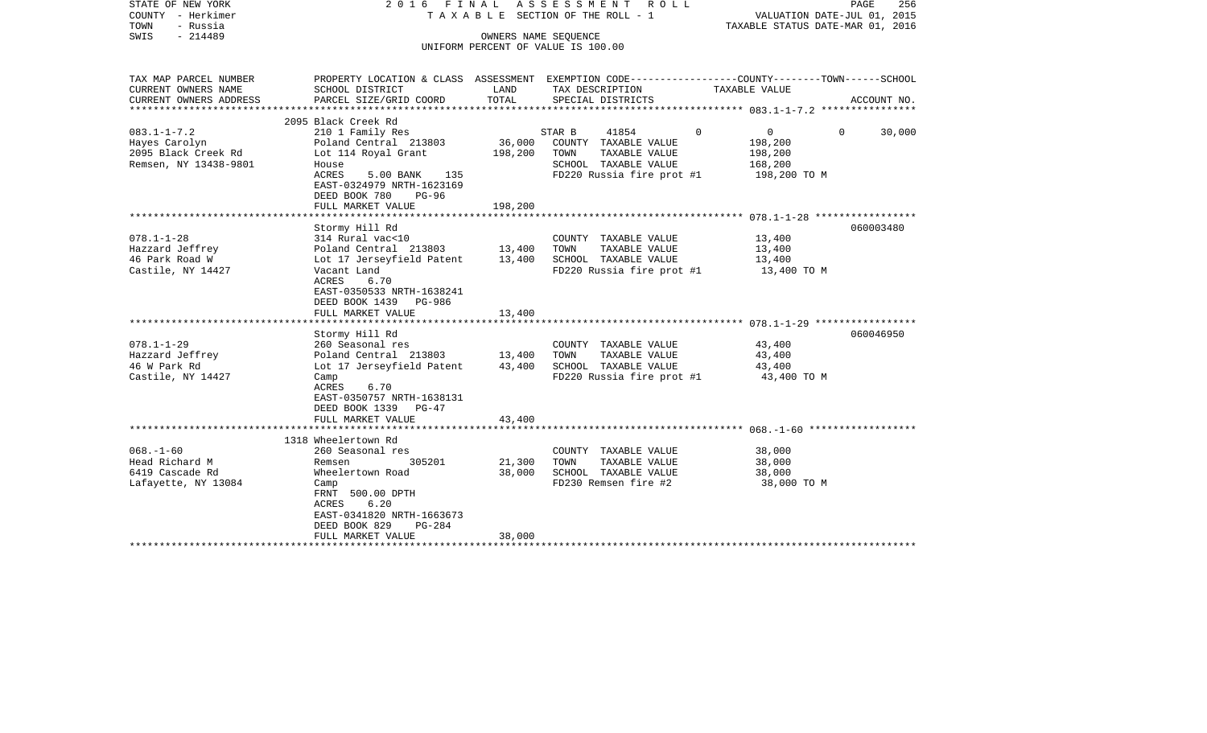STATE OF NEW YORK
COUNTY - Herkimer
TOWN - Russia
SWIS - 214489

2016 FINAL ASSESSMENT ROLL
TAXABLE SECTION OF THE ROLL - 1
OWNERS NAME SEQUENCE
UNIFORM PERCENT OF VALUE IS 100.00

VALUATION DATE-JUL 01, 2015
TAXABLE STATUS DATE-MAR 01, 2016

| TAX MAP PARCEL NUMBER / CURRENT OWNERS NAME / CURRENT OWNERS ADDRESS | PROPERTY LOCATION & CLASS / SCHOOL DISTRICT / PARCEL SIZE/GRID COORD | ASSESSMENT LAND | TOTAL | EXEMPTION CODE / TAX DESCRIPTION / SPECIAL DISTRICTS | COUNTY | TOWN | SCHOOL / TAXABLE VALUE | ACCOUNT NO. |
|---|---|---|---|---|---|---|---|---|
| 083.1-1-7.2 | 2095 Black Creek Rd | | | | | | | |
| 083.1-1-7.2 | 210 1 Family Res | | | STAR B 41854 | 0 | 0 | 0 / 30,000 | |
| Hayes Carolyn | Poland Central 213803 | 36,000 | | COUNTY TAXABLE VALUE | 198,200 | | | |
| 2095 Black Creek Rd | Lot 114 Royal Grant | | 198,200 | TOWN TAXABLE VALUE | | 198,200 | | |
| Remsen, NY 13438-9801 | House | | | SCHOOL TAXABLE VALUE | | | 168,200 | |
| | ACRES 5.00 BANK 135 | | | FD220 Russia fire prot #1 | | | 198,200 TO M | |
| | EAST-0324979 NRTH-1623169 | | | | | | | |
| | DEED BOOK 780 PG-96 | | | | | | | |
| | FULL MARKET VALUE | | 198,200 | | | | | |
| 078.1-1-28 | Stormy Hill Rd | | | | | | | 060003480 |
| 078.1-1-28 | 314 Rural vac<10 | | | COUNTY TAXABLE VALUE | 13,400 | | | |
| Hazzard Jeffrey | Poland Central 213803 | 13,400 | | TOWN TAXABLE VALUE | | 13,400 | | |
| 46 Park Road W | Lot 17 Jerseyfield Patent | | 13,400 | SCHOOL TAXABLE VALUE | | | 13,400 | |
| Castile, NY 14427 | Vacant Land | | | FD220 Russia fire prot #1 | | | 13,400 TO M | |
| | ACRES 6.70 | | | | | | | |
| | EAST-0350533 NRTH-1638241 | | | | | | | |
| | DEED BOOK 1439 PG-986 | | | | | | | |
| | FULL MARKET VALUE | | 13,400 | | | | | |
| 078.1-1-29 | Stormy Hill Rd | | | | | | | 060046950 |
| 078.1-1-29 | 260 Seasonal res | | | COUNTY TAXABLE VALUE | 43,400 | | | |
| Hazzard Jeffrey | Poland Central 213803 | 13,400 | | TOWN TAXABLE VALUE | | 43,400 | | |
| 46 W Park Rd | Lot 17 Jerseyfield Patent | | 43,400 | SCHOOL TAXABLE VALUE | | | 43,400 | |
| Castile, NY 14427 | Camp | | | FD220 Russia fire prot #1 | | | 43,400 TO M | |
| | ACRES 6.70 | | | | | | | |
| | EAST-0350757 NRTH-1638131 | | | | | | | |
| | DEED BOOK 1339 PG-47 | | | | | | | |
| | FULL MARKET VALUE | | 43,400 | | | | | |
| 068.-1-60 | 1318 Wheelertown Rd | | | | | | | |
| 068.-1-60 | 260 Seasonal res | | | COUNTY TAXABLE VALUE | 38,000 | | | |
| Head Richard M | Remsen 305201 | 21,300 | | TOWN TAXABLE VALUE | | 38,000 | | |
| 6419 Cascade Rd | Wheelertown Road | | 38,000 | SCHOOL TAXABLE VALUE | | | 38,000 | |
| Lafayette, NY 13084 | Camp | | | FD230 Remsen fire #2 | | | 38,000 TO M | |
| | FRNT 500.00 DPTH | | | | | | | |
| | ACRES 6.20 | | | | | | | |
| | EAST-0341820 NRTH-1663673 | | | | | | | |
| | DEED BOOK 829 PG-284 | | | | | | | |
| | FULL MARKET VALUE | | 38,000 | | | | | |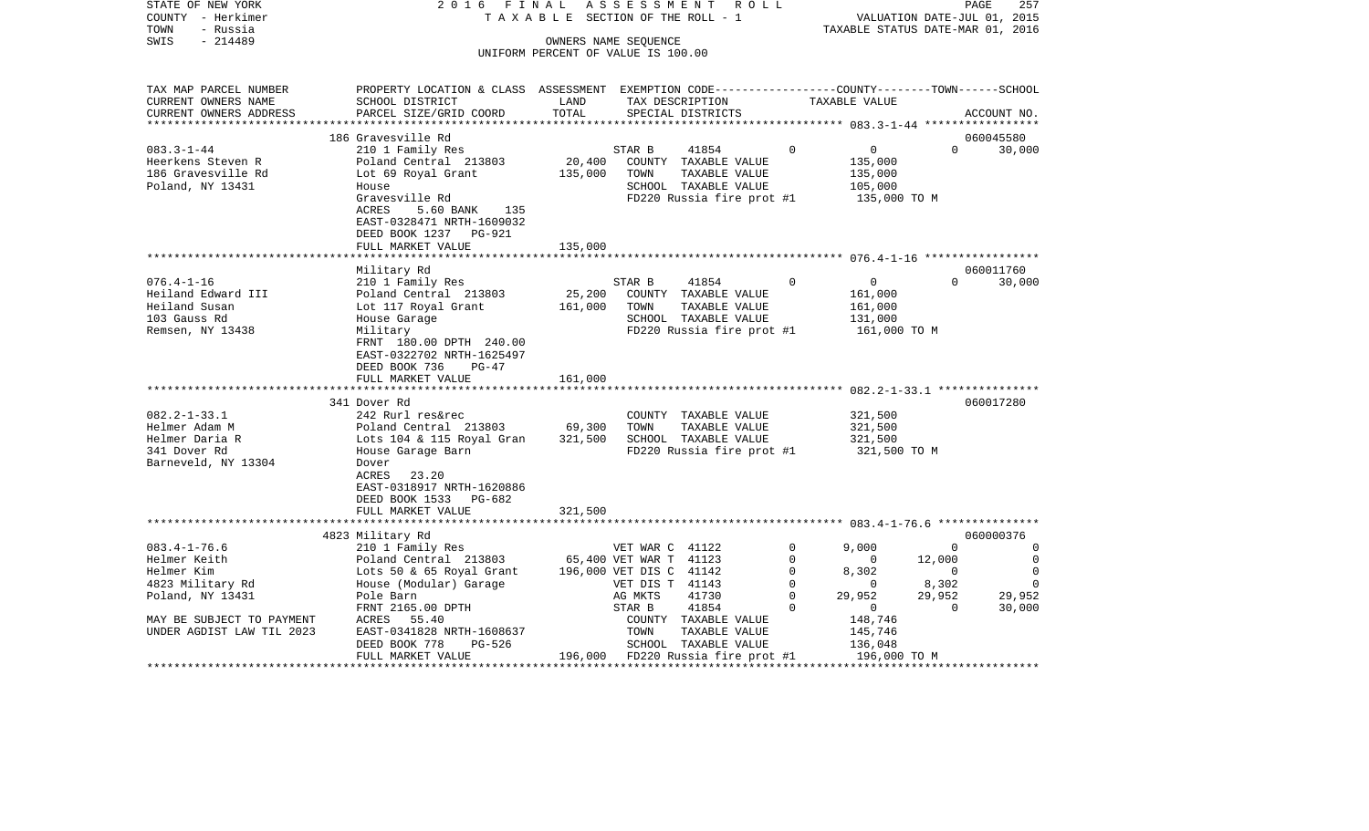STATE OF NEW YORK — COUNTY - Herkimer — TOWN - Russia — SWIS - 214489

2016 FINAL ASSESSMENT ROLL
TAXABLE SECTION OF THE ROLL - 1
OWNERS NAME SEQUENCE
UNIFORM PERCENT OF VALUE IS 100.00

VALUATION DATE-JUL 01, 2015
TAXABLE STATUS DATE-MAR 01, 2016

| TAX MAP PARCEL NUMBER / CURRENT OWNERS NAME / CURRENT OWNERS ADDRESS | PROPERTY LOCATION & CLASS / SCHOOL DISTRICT / PARCEL SIZE/GRID COORD | ASSESSMENT LAND | ASSESSMENT TOTAL | EXEMPTION CODE / TAX DESCRIPTION / SPECIAL DISTRICTS | | COUNTY TAXABLE VALUE | TOWN | SCHOOL | ACCOUNT NO. |
|---|---|---|---|---|---|---|---|---|---|
| **083.3-1-44** | 186 Gravesville Rd | | | | | | | | 060045580 |
| Heerkens Steven R | 210 1 Family Res | | | STAR B 41854 | 0 | 0 | 0 | 30,000 | |
| 186 Gravesville Rd | Poland Central 213803 | 20,400 | | COUNTY TAXABLE VALUE | | 135,000 | | | |
| Poland, NY 13431 | Lot 69 Royal Grant | | 135,000 | TOWN TAXABLE VALUE | | 135,000 | | | |
| | House | | | SCHOOL TAXABLE VALUE | | 105,000 | | | |
| | Gravesville Rd | | | FD220 Russia fire prot #1 | | 135,000 TO M | | | |
| | ACRES 5.60 BANK 135 | | | | | | | | |
| | EAST-0328471 NRTH-1609032 | | | | | | | | |
| | DEED BOOK 1237 PG-921 | | | | | | | | |
| | FULL MARKET VALUE | | 135,000 | | | | | | |
| **076.4-1-16** | Military Rd | | | | | | | | 060011760 |
| Heiland Edward III | 210 1 Family Res | | | STAR B 41854 | 0 | 0 | 0 | 30,000 | |
| Heiland Susan | Poland Central 213803 | 25,200 | | COUNTY TAXABLE VALUE | | 161,000 | | | |
| 103 Gauss Rd | Lot 117 Royal Grant | | 161,000 | TOWN TAXABLE VALUE | | 161,000 | | | |
| Remsen, NY 13438 | House Garage | | | SCHOOL TAXABLE VALUE | | 131,000 | | | |
| | Military | | | FD220 Russia fire prot #1 | | 161,000 TO M | | | |
| | FRNT 180.00 DPTH 240.00 | | | | | | | | |
| | EAST-0322702 NRTH-1625497 | | | | | | | | |
| | DEED BOOK 736 PG-47 | | | | | | | | |
| | FULL MARKET VALUE | | 161,000 | | | | | | |
| **082.2-1-33.1** | 341 Dover Rd | | | | | | | | 060017280 |
| Helmer Adam M | 242 Rurl res&rec | | | COUNTY TAXABLE VALUE | | 321,500 | | | |
| Helmer Daria R | Poland Central 213803 | 69,300 | | TOWN TAXABLE VALUE | | 321,500 | | | |
| 341 Dover Rd | Lots 104 & 115 Royal Gran | | 321,500 | SCHOOL TAXABLE VALUE | | 321,500 | | | |
| Barneveld, NY 13304 | House Garage Barn | | | FD220 Russia fire prot #1 | | 321,500 TO M | | | |
| | Dover | | | | | | | | |
| | ACRES 23.20 | | | | | | | | |
| | EAST-0318917 NRTH-1620886 | | | | | | | | |
| | DEED BOOK 1533 PG-682 | | | | | | | | |
| | FULL MARKET VALUE | | 321,500 | | | | | | |
| **083.4-1-76.6** | 4823 Military Rd | | | | | | | | 060000376 |
| Helmer Keith | 210 1 Family Res | | | VET WAR C 41122 | 0 | 9,000 | 0 | 0 | |
| Helmer Kim | Poland Central 213803 | 65,400 | | VET WAR T 41123 | 0 | 0 | 12,000 | 0 | |
| 4823 Military Rd | Lots 50 & 65 Royal Grant | | 196,000 | VET DIS C 41142 | 0 | 8,302 | 0 | 0 | |
| Poland, NY 13431 | House (Modular) Garage | | | VET DIS T 41143 | 0 | 0 | 8,302 | 0 | |
| | Pole Barn | | | AG MKTS 41730 | 0 | 29,952 | 29,952 | 29,952 | |
| | FRNT 2165.00 DPTH | | | STAR B 41854 | 0 | 0 | 0 | 30,000 | |
| MAY BE SUBJECT TO PAYMENT | ACRES 55.40 | | | COUNTY TAXABLE VALUE | | 148,746 | | | |
| UNDER AGDIST LAW TIL 2023 | EAST-0341828 NRTH-1608637 | | | TOWN TAXABLE VALUE | | 145,746 | | | |
| | DEED BOOK 778 PG-526 | | | SCHOOL TAXABLE VALUE | | 136,048 | | | |
| | FULL MARKET VALUE | | 196,000 | FD220 Russia fire prot #1 | | 196,000 TO M | | | |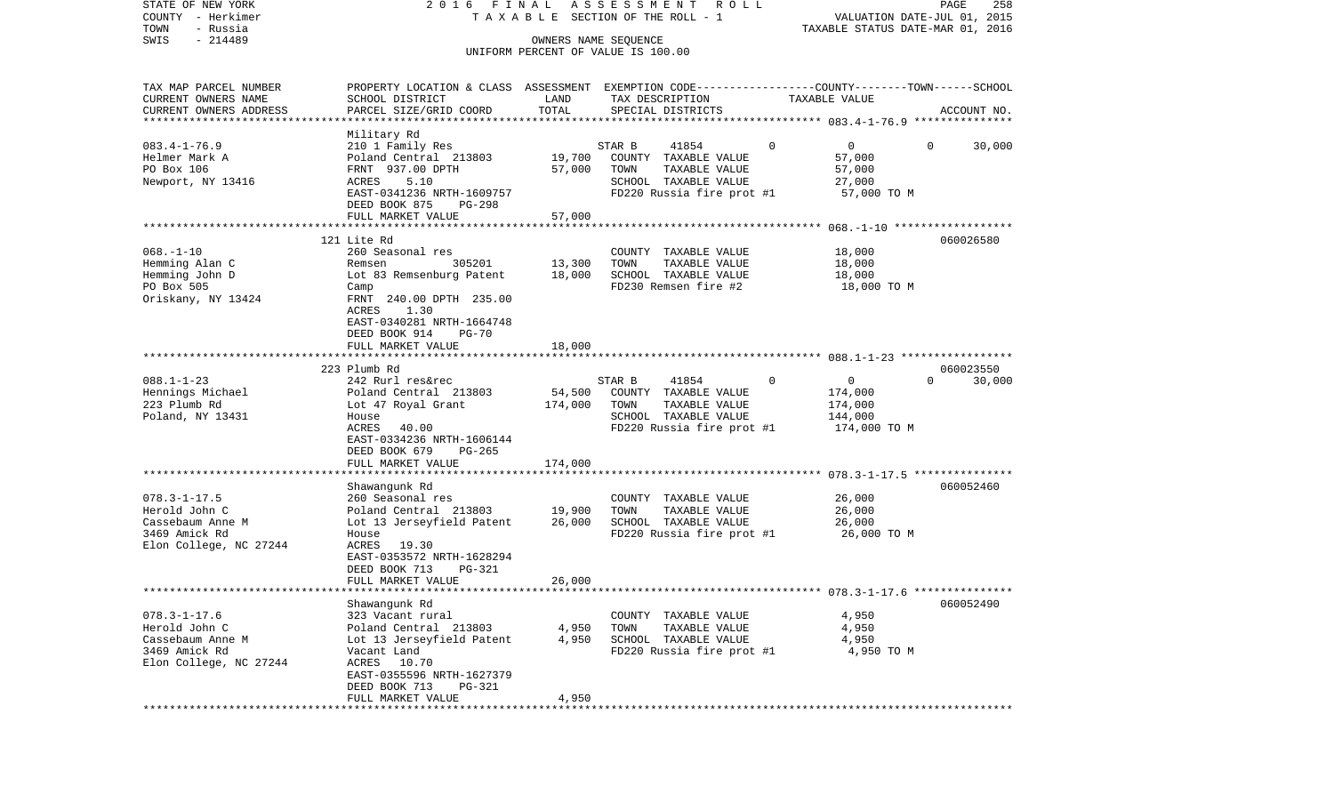STATE OF NEW YORK — 2016 FINAL ASSESSMENT ROLL — TAXABLE SECTION OF THE ROLL - 1
COUNTY - Herkimer — VALUATION DATE-JUL 01, 2015
TOWN - Russia — TAXABLE STATUS DATE-MAR 01, 2016
SWIS - 214489 — OWNERS NAME SEQUENCE
UNIFORM PERCENT OF VALUE IS 100.00

| TAX MAP PARCEL NUMBER / CURRENT OWNERS NAME / CURRENT OWNERS ADDRESS | PROPERTY LOCATION & CLASS / SCHOOL DISTRICT / PARCEL SIZE/GRID COORD | ASSESSMENT LAND | ASSESSMENT TOTAL | EXEMPTION CODE / TAX DESCRIPTION / SPECIAL DISTRICTS | COUNTY | TOWN | SCHOOL | TAXABLE VALUE | ACCOUNT NO. |
|---|---|---|---|---|---|---|---|---|---|
| **083.4-1-76.9** | Military Rd | | | | | | | | |
| 083.4-1-76.9 | 210 1 Family Res | | | STAR B 41854 | 0 | 0 | 0 | 30,000 | |
| Helmer Mark A | Poland Central 213803 | 19,700 | | COUNTY TAXABLE VALUE | | | | 57,000 | |
| PO Box 106 | FRNT 937.00 DPTH | | 57,000 | TOWN TAXABLE VALUE | | | | 57,000 | |
| Newport, NY 13416 | ACRES 5.10 | | | SCHOOL TAXABLE VALUE | | | | 27,000 | |
| | EAST-0341236 NRTH-1609757 | | | FD220 Russia fire prot #1 | | | | 57,000 TO M | |
| | DEED BOOK 875 PG-298 | | | | | | | | |
| | FULL MARKET VALUE | | 57,000 | | | | | | |
| **068.-1-10** | 121 Lite Rd | | | | | | | | 060026580 |
| 068.-1-10 | 260 Seasonal res | | | COUNTY TAXABLE VALUE | | | | 18,000 | |
| Hemming Alan C | Remsen 305201 | 13,300 | | TOWN TAXABLE VALUE | | | | 18,000 | |
| Hemming John D | Lot 83 Remsenburg Patent | | 18,000 | SCHOOL TAXABLE VALUE | | | | 18,000 | |
| PO Box 505 | Camp | | | FD230 Remsen fire #2 | | | | 18,000 TO M | |
| Oriskany, NY 13424 | FRNT 240.00 DPTH 235.00 | | | | | | | | |
| | ACRES 1.30 | | | | | | | | |
| | EAST-0340281 NRTH-1664748 | | | | | | | | |
| | DEED BOOK 914 PG-70 | | | | | | | | |
| | FULL MARKET VALUE | | 18,000 | | | | | | |
| **088.1-1-23** | 223 Plumb Rd | | | | | | | | 060023550 |
| 088.1-1-23 | 242 Rurl res&rec | | | STAR B 41854 | 0 | 0 | 0 | 30,000 | |
| Hennings Michael | Poland Central 213803 | 54,500 | | COUNTY TAXABLE VALUE | | | | 174,000 | |
| 223 Plumb Rd | Lot 47 Royal Grant | | 174,000 | TOWN TAXABLE VALUE | | | | 174,000 | |
| Poland, NY 13431 | House | | | SCHOOL TAXABLE VALUE | | | | 144,000 | |
| | ACRES 40.00 | | | FD220 Russia fire prot #1 | | | | 174,000 TO M | |
| | EAST-0334236 NRTH-1606144 | | | | | | | | |
| | DEED BOOK 679 PG-265 | | | | | | | | |
| | FULL MARKET VALUE | | 174,000 | | | | | | |
| **078.3-1-17.5** | Shawangunk Rd | | | | | | | | 060052460 |
| 078.3-1-17.5 | 260 Seasonal res | | | COUNTY TAXABLE VALUE | | | | 26,000 | |
| Herold John C | Poland Central 213803 | 19,900 | | TOWN TAXABLE VALUE | | | | 26,000 | |
| Cassebaum Anne M | Lot 13 Jerseyfield Patent | | 26,000 | SCHOOL TAXABLE VALUE | | | | 26,000 | |
| 3469 Amick Rd | House | | | FD220 Russia fire prot #1 | | | | 26,000 TO M | |
| Elon College, NC 27244 | ACRES 19.30 | | | | | | | | |
| | EAST-0353572 NRTH-1628294 | | | | | | | | |
| | DEED BOOK 713 PG-321 | | | | | | | | |
| | FULL MARKET VALUE | | 26,000 | | | | | | |
| **078.3-1-17.6** | Shawangunk Rd | | | | | | | | 060052490 |
| 078.3-1-17.6 | 323 Vacant rural | | | COUNTY TAXABLE VALUE | | | | 4,950 | |
| Herold John C | Poland Central 213803 | 4,950 | | TOWN TAXABLE VALUE | | | | 4,950 | |
| Cassebaum Anne M | Lot 13 Jerseyfield Patent | | 4,950 | SCHOOL TAXABLE VALUE | | | | 4,950 | |
| 3469 Amick Rd | Vacant Land | | | FD220 Russia fire prot #1 | | | | 4,950 TO M | |
| Elon College, NC 27244 | ACRES 10.70 | | | | | | | | |
| | EAST-0355596 NRTH-1627379 | | | | | | | | |
| | DEED BOOK 713 PG-321 | | | | | | | | |
| | FULL MARKET VALUE | | 4,950 | | | | | | |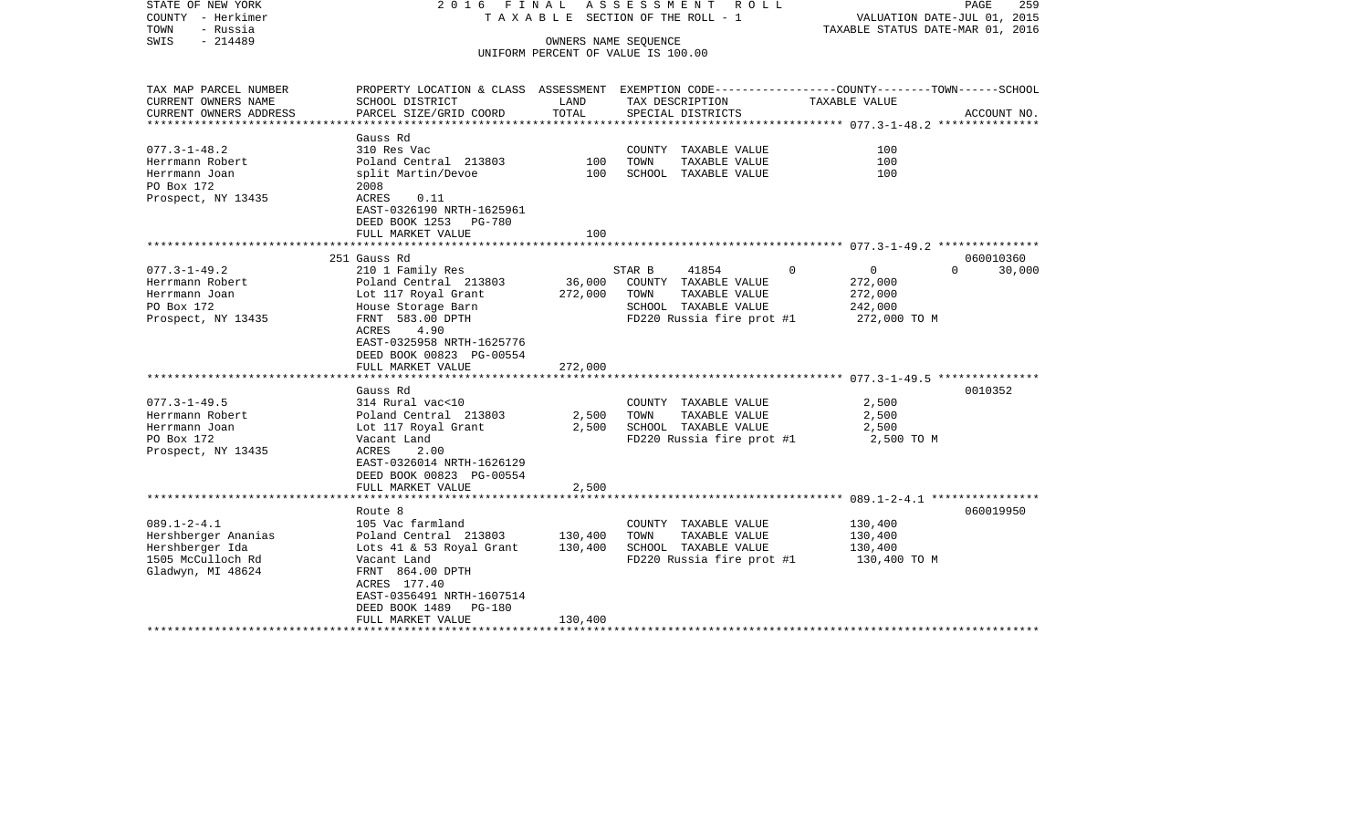STATE OF NEW YORK
COUNTY - Herkimer
TOWN - Russia
SWIS - 214489

2016 FINAL ASSESSMENT ROLL
TAXABLE SECTION OF THE ROLL - 1
OWNERS NAME SEQUENCE
UNIFORM PERCENT OF VALUE IS 100.00

VALUATION DATE-JUL 01, 2015
TAXABLE STATUS DATE-MAR 01, 2016

| TAX MAP PARCEL NUMBER / CURRENT OWNERS NAME / CURRENT OWNERS ADDRESS | PROPERTY LOCATION & CLASS / SCHOOL DISTRICT / PARCEL SIZE/GRID COORD | ASSESSMENT LAND | ASSESSMENT TOTAL | EXEMPTION CODE / TAX DESCRIPTION / SPECIAL DISTRICTS | COUNTY TAXABLE VALUE | TOWN TAXABLE VALUE | SCHOOL TAXABLE VALUE | ACCOUNT NO. |
|---|---|---|---|---|---|---|---|---|
| 077.3-1-48.2 | Gauss Rd | | | | | | | |
| Herrmann Robert | 310 Res Vac | | | COUNTY TAXABLE VALUE | 100 | | | |
| Herrmann Joan | Poland Central 213803 | 100 | | TOWN TAXABLE VALUE | | 100 | | |
| PO Box 172 | split Martin/Devoe | | 100 | SCHOOL TAXABLE VALUE | | | 100 | |
| Prospect, NY 13435 | 2008 | | | | | | | |
| | ACRES 0.11 | | | | | | | |
| | EAST-0326190 NRTH-1625961 | | | | | | | |
| | DEED BOOK 1253 PG-780 | | | | | | | |
| | FULL MARKET VALUE | | 100 | | | | | |
| 077.3-1-49.2 | 251 Gauss Rd | | | | | | | 060010360 |
| Herrmann Robert | 210 1 Family Res | | | STAR B 41854 | 0 | 0 | 30,000 | |
| Herrmann Joan | Poland Central 213803 | 36,000 | | COUNTY TAXABLE VALUE | 272,000 | | | |
| PO Box 172 | Lot 117 Royal Grant | | 272,000 | TOWN TAXABLE VALUE | | 272,000 | | |
| Prospect, NY 13435 | House Storage Barn | | | SCHOOL TAXABLE VALUE | | | 242,000 | |
| | FRNT 583.00 DPTH | | | FD220 Russia fire prot #1 | 272,000 TO M | | | |
| | ACRES 4.90 | | | | | | | |
| | EAST-0325958 NRTH-1625776 | | | | | | | |
| | DEED BOOK 00823 PG-00554 | | | | | | | |
| | FULL MARKET VALUE | | 272,000 | | | | | |
| 077.3-1-49.5 | Gauss Rd | | | | | | | 0010352 |
| Herrmann Robert | 314 Rural vac<10 | | | COUNTY TAXABLE VALUE | 2,500 | | | |
| Herrmann Joan | Poland Central 213803 | 2,500 | | TOWN TAXABLE VALUE | | 2,500 | | |
| PO Box 172 | Lot 117 Royal Grant | | 2,500 | SCHOOL TAXABLE VALUE | | | 2,500 | |
| Prospect, NY 13435 | Vacant Land | | | FD220 Russia fire prot #1 | 2,500 TO M | | | |
| | ACRES 2.00 | | | | | | | |
| | EAST-0326014 NRTH-1626129 | | | | | | | |
| | DEED BOOK 00823 PG-00554 | | | | | | | |
| | FULL MARKET VALUE | | 2,500 | | | | | |
| 089.1-2-4.1 | Route 8 | | | | | | | 060019950 |
| Hershberger Ananias | 105 Vac farmland | | | COUNTY TAXABLE VALUE | 130,400 | | | |
| Hershberger Ida | Poland Central 213803 | 130,400 | | TOWN TAXABLE VALUE | | 130,400 | | |
| 1505 McCulloch Rd | Lots 41 & 53 Royal Grant | | 130,400 | SCHOOL TAXABLE VALUE | | | 130,400 | |
| Gladwyn, MI 48624 | Vacant Land | | | FD220 Russia fire prot #1 | 130,400 TO M | | | |
| | FRNT 864.00 DPTH | | | | | | | |
| | ACRES 177.40 | | | | | | | |
| | EAST-0356491 NRTH-1607514 | | | | | | | |
| | DEED BOOK 1489 PG-180 | | | | | | | |
| | FULL MARKET VALUE | | 130,400 | | | | | |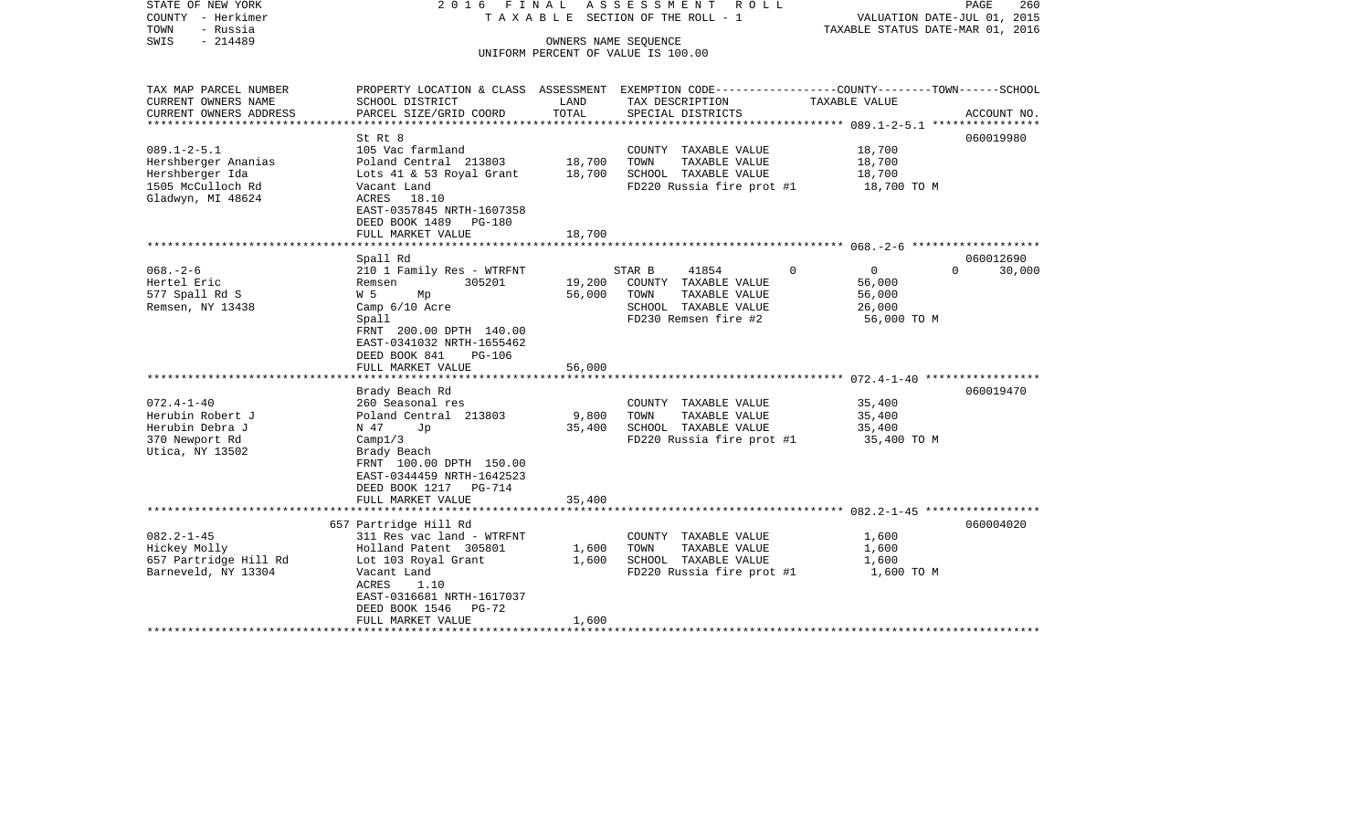STATE OF NEW YORK
COUNTY - Herkimer
TOWN - Russia
SWIS - 214489

2016 FINAL ASSESSMENT ROLL
TAXABLE SECTION OF THE ROLL - 1
OWNERS NAME SEQUENCE
UNIFORM PERCENT OF VALUE IS 100.00

VALUATION DATE-JUL 01, 2015
TAXABLE STATUS DATE-MAR 01, 2016

| TAX MAP PARCEL NUMBER / CURRENT OWNERS NAME / CURRENT OWNERS ADDRESS | PROPERTY LOCATION & CLASS / SCHOOL DISTRICT / PARCEL SIZE/GRID COORD | ASSESSMENT LAND | ASSESSMENT TOTAL | EXEMPTION CODE / TAX DESCRIPTION / SPECIAL DISTRICTS | COUNTY | TOWN | SCHOOL | ACCOUNT NO. |
|---|---|---|---|---|---|---|---|---|
| 089.1-2-5.1 | St Rt 8 | | | | | | | 060019980 |
| Hershberger Ananias | 105 Vac farmland | | | COUNTY TAXABLE VALUE | 18,700 | | | |
| Hershberger Ida | Poland Central 213803 | 18,700 | | TOWN TAXABLE VALUE | | 18,700 | | |
| 1505 McCulloch Rd | Lots 41 & 53 Royal Grant | | 18,700 | SCHOOL TAXABLE VALUE | | | 18,700 | |
| Gladwyn, MI 48624 | Vacant Land | | | FD220 Russia fire prot #1 | 18,700 TO M | | | |
| | ACRES 18.10 | | | | | | | |
| | EAST-0357845 NRTH-1607358 | | | | | | | |
| | DEED BOOK 1489 PG-180 | | | | | | | |
| | FULL MARKET VALUE | | 18,700 | | | | | |
| 068.-2-6 | Spall Rd | | | | | | | 060012690 |
| Hertel Eric | 210 1 Family Res - WTRFNT | | | STAR B 41854 | 0 | 0 | 30,000 | |
| 577 Spall Rd S | Remsen 305201 | 19,200 | | COUNTY TAXABLE VALUE | 56,000 | | | |
| Remsen, NY 13438 | W 5 Mp | | 56,000 | TOWN TAXABLE VALUE | | 56,000 | | |
| | Camp 6/10 Acre | | | SCHOOL TAXABLE VALUE | | | 26,000 | |
| | Spall | | | FD230 Remsen fire #2 | 56,000 TO M | | | |
| | FRNT 200.00 DPTH 140.00 | | | | | | | |
| | EAST-0341032 NRTH-1655462 | | | | | | | |
| | DEED BOOK 841 PG-106 | | | | | | | |
| | FULL MARKET VALUE | | 56,000 | | | | | |
| 072.4-1-40 | Brady Beach Rd | | | | | | | 060019470 |
| Herubin Robert J | 260 Seasonal res | | | COUNTY TAXABLE VALUE | 35,400 | | | |
| Herubin Debra J | Poland Central 213803 | 9,800 | | TOWN TAXABLE VALUE | | 35,400 | | |
| 370 Newport Rd | N 47 Jp | | 35,400 | SCHOOL TAXABLE VALUE | | | 35,400 | |
| Utica, NY 13502 | Camp1/3 | | | FD220 Russia fire prot #1 | 35,400 TO M | | | |
| | Brady Beach | | | | | | | |
| | FRNT 100.00 DPTH 150.00 | | | | | | | |
| | EAST-0344459 NRTH-1642523 | | | | | | | |
| | DEED BOOK 1217 PG-714 | | | | | | | |
| | FULL MARKET VALUE | | 35,400 | | | | | |
| 082.2-1-45 | 657 Partridge Hill Rd | | | | | | | 060004020 |
| Hickey Molly | 311 Res vac land - WTRFNT | | | COUNTY TAXABLE VALUE | 1,600 | | | |
| 657 Partridge Hill Rd | Holland Patent 305801 | 1,600 | | TOWN TAXABLE VALUE | | 1,600 | | |
| Barneveld, NY 13304 | Lot 103 Royal Grant | | 1,600 | SCHOOL TAXABLE VALUE | | | 1,600 | |
| | Vacant Land | | | FD220 Russia fire prot #1 | 1,600 TO M | | | |
| | ACRES 1.10 | | | | | | | |
| | EAST-0316681 NRTH-1617037 | | | | | | | |
| | DEED BOOK 1546 PG-72 | | | | | | | |
| | FULL MARKET VALUE | | 1,600 | | | | | |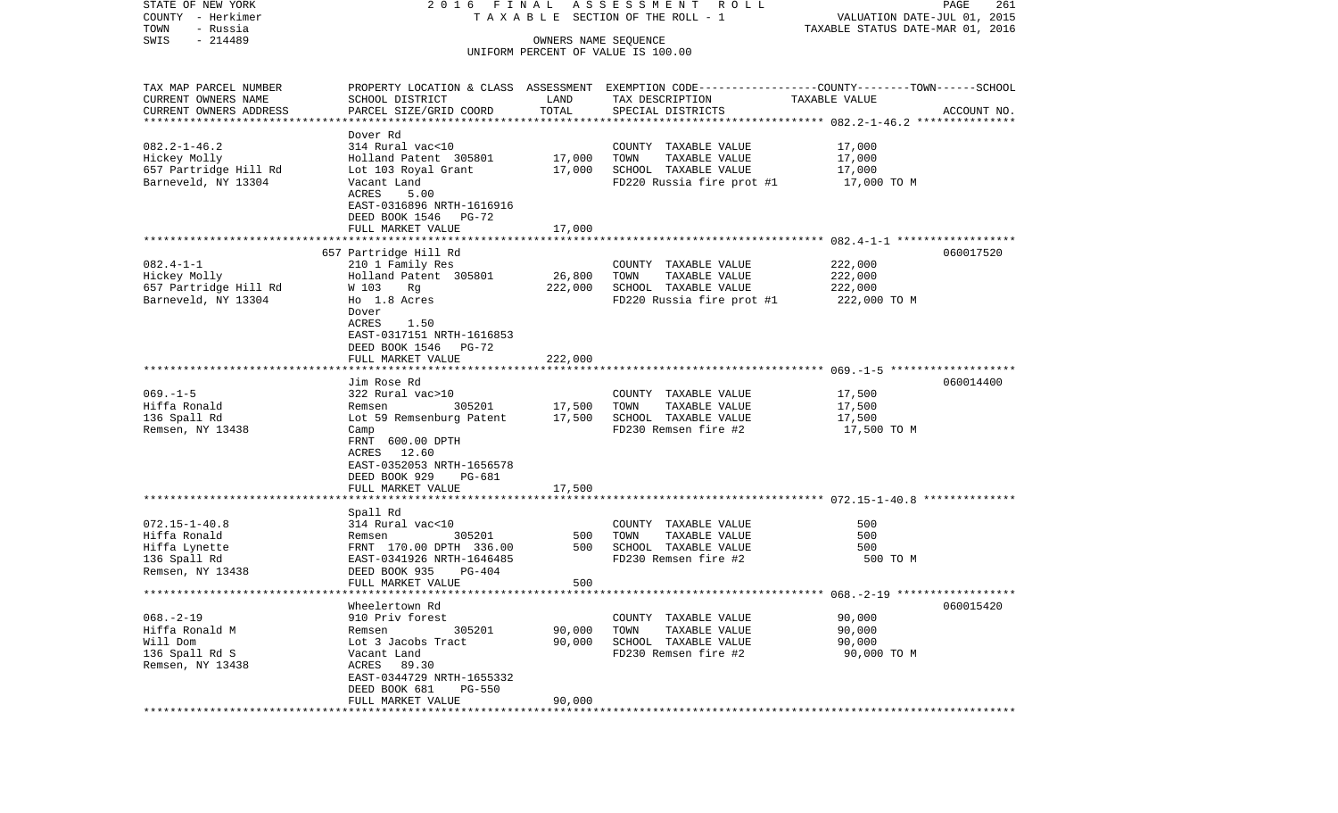STATE OF NEW YORK
COUNTY - Herkimer
TOWN - Russia
SWIS - 214489

2016 FINAL ASSESSMENT ROLL
TAXABLE SECTION OF THE ROLL - 1
OWNERS NAME SEQUENCE
UNIFORM PERCENT OF VALUE IS 100.00

VALUATION DATE-JUL 01, 2015
TAXABLE STATUS DATE-MAR 01, 2016

| TAX MAP PARCEL NUMBER<br>CURRENT OWNERS NAME<br>CURRENT OWNERS ADDRESS | PROPERTY LOCATION & CLASS<br>SCHOOL DISTRICT<br>PARCEL SIZE/GRID COORD | ASSESSMENT<br>LAND<br>TOTAL | EXEMPTION CODE<br>TAX DESCRIPTION<br>SPECIAL DISTRICTS | COUNTY--------TOWN------SCHOOL<br>TAXABLE VALUE | ACCOUNT NO. |
|---|---|---|---|---|---|
| 082.2-1-46.2 | Dover Rd | | | | |
| 082.2-1-46.2 | 314 Rural vac<10 | | COUNTY TAXABLE VALUE | 17,000 | |
| Hickey Molly | Holland Patent 305801 | 17,000 | TOWN TAXABLE VALUE | 17,000 | |
| 657 Partridge Hill Rd | Lot 103 Royal Grant | 17,000 | SCHOOL TAXABLE VALUE | 17,000 | |
| Barneveld, NY 13304 | Vacant Land | | FD220 Russia fire prot #1 | 17,000 TO M | |
| | ACRES 5.00 | | | | |
| | EAST-0316896 NRTH-1616916 | | | | |
| | DEED BOOK 1546 PG-72 | | | | |
| | FULL MARKET VALUE | 17,000 | | | |
| 082.4-1-1 | 657 Partridge Hill Rd | | | | 060017520 |
| 082.4-1-1 | 210 1 Family Res | | COUNTY TAXABLE VALUE | 222,000 | |
| Hickey Molly | Holland Patent 305801 | 26,800 | TOWN TAXABLE VALUE | 222,000 | |
| 657 Partridge Hill Rd | W 103 Rg | 222,000 | SCHOOL TAXABLE VALUE | 222,000 | |
| Barneveld, NY 13304 | Ho 1.8 Acres | | FD220 Russia fire prot #1 | 222,000 TO M | |
| | Dover | | | | |
| | ACRES 1.50 | | | | |
| | EAST-0317151 NRTH-1616853 | | | | |
| | DEED BOOK 1546 PG-72 | | | | |
| | FULL MARKET VALUE | 222,000 | | | |
| 069.-1-5 | Jim Rose Rd | | | | 060014400 |
| 069.-1-5 | 322 Rural vac>10 | | COUNTY TAXABLE VALUE | 17,500 | |
| Hiffa Ronald | Remsen 305201 | 17,500 | TOWN TAXABLE VALUE | 17,500 | |
| 136 Spall Rd | Lot 59 Remsenburg Patent | 17,500 | SCHOOL TAXABLE VALUE | 17,500 | |
| Remsen, NY 13438 | Camp | | FD230 Remsen fire #2 | 17,500 TO M | |
| | FRNT 600.00 DPTH | | | | |
| | ACRES 12.60 | | | | |
| | EAST-0352053 NRTH-1656578 | | | | |
| | DEED BOOK 929 PG-681 | | | | |
| | FULL MARKET VALUE | 17,500 | | | |
| 072.15-1-40.8 | Spall Rd | | | | |
| 072.15-1-40.8 | 314 Rural vac<10 | | COUNTY TAXABLE VALUE | 500 | |
| Hiffa Ronald | Remsen 305201 | 500 | TOWN TAXABLE VALUE | 500 | |
| Hiffa Lynette | FRNT 170.00 DPTH 336.00 | 500 | SCHOOL TAXABLE VALUE | 500 | |
| 136 Spall Rd | EAST-0341926 NRTH-1646485 | | FD230 Remsen fire #2 | 500 TO M | |
| Remsen, NY 13438 | DEED BOOK 935 PG-404 | | | | |
| | FULL MARKET VALUE | 500 | | | |
| 068.-2-19 | Wheelertown Rd | | | | 060015420 |
| 068.-2-19 | 910 Priv forest | | COUNTY TAXABLE VALUE | 90,000 | |
| Hiffa Ronald M | Remsen 305201 | 90,000 | TOWN TAXABLE VALUE | 90,000 | |
| Will Dom | Lot 3 Jacobs Tract | 90,000 | SCHOOL TAXABLE VALUE | 90,000 | |
| 136 Spall Rd S | Vacant Land | | FD230 Remsen fire #2 | 90,000 TO M | |
| Remsen, NY 13438 | ACRES 89.30 | | | | |
| | EAST-0344729 NRTH-1655332 | | | | |
| | DEED BOOK 681 PG-550 | | | | |
| | FULL MARKET VALUE | 90,000 | | | |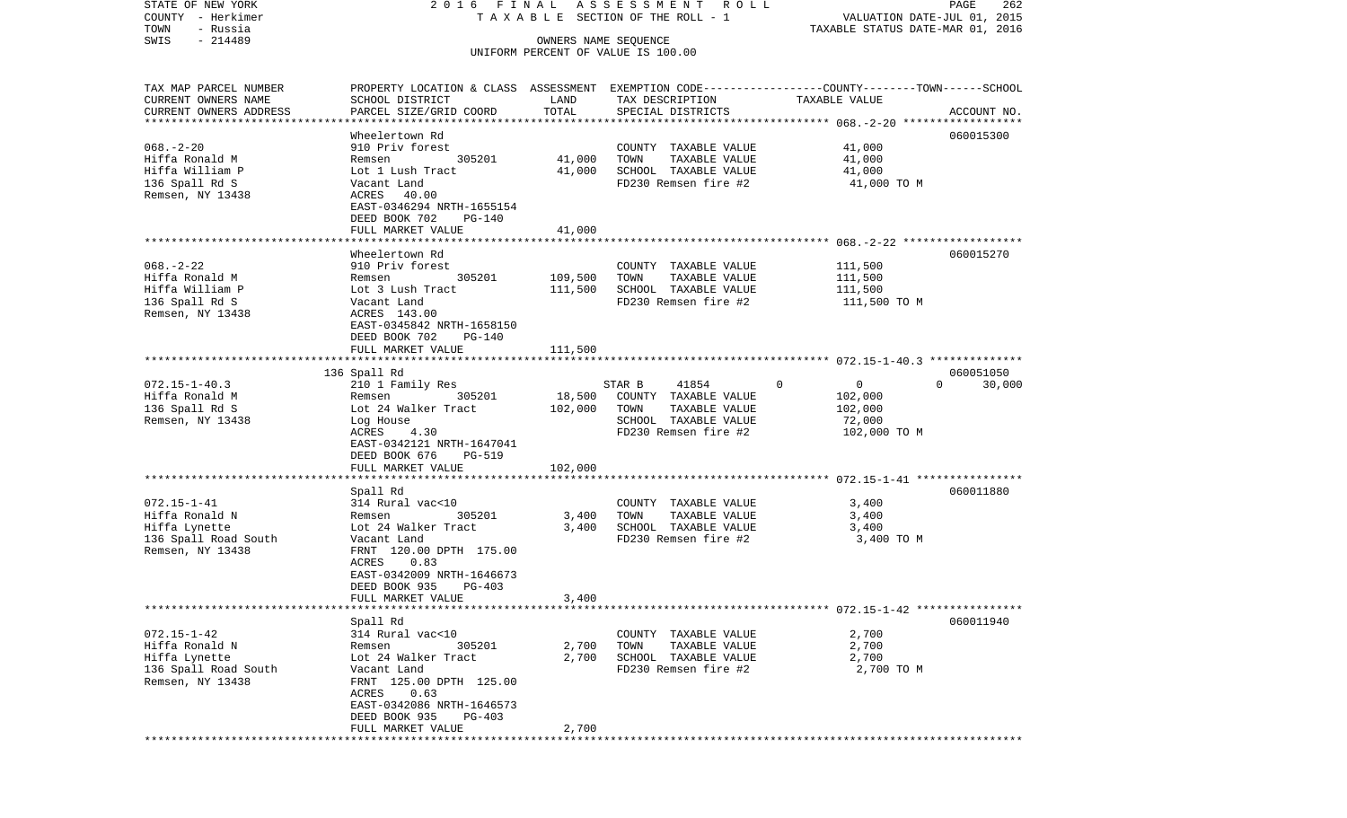STATE OF NEW YORK — 2016 FINAL ASSESSMENT ROLL
COUNTY - Herkimer — TAXABLE SECTION OF THE ROLL - 1 — VALUATION DATE-JUL 01, 2015
TOWN - Russia — TAXABLE STATUS DATE-MAR 01, 2016
SWIS - 214489 — OWNERS NAME SEQUENCE
UNIFORM PERCENT OF VALUE IS 100.00

| TAX MAP PARCEL NUMBER / CURRENT OWNERS NAME / CURRENT OWNERS ADDRESS | PROPERTY LOCATION & CLASS / SCHOOL DISTRICT / PARCEL SIZE/GRID COORD | ASSESSMENT LAND / TOTAL | EXEMPTION CODE / TAX DESCRIPTION / SPECIAL DISTRICTS | COUNTY--------TOWN------SCHOOL TAXABLE VALUE | ACCOUNT NO. |
|---|---|---|---|---|---|
| **068.-2-20** | Wheelertown Rd | | | | 060015300 |
| Hiffa Ronald M | 910 Priv forest | | COUNTY TAXABLE VALUE | 41,000 | |
| Hiffa William P | Remsen 305201 | 41,000 | TOWN TAXABLE VALUE | 41,000 | |
| 136 Spall Rd S | Lot 1 Lush Tract | 41,000 | SCHOOL TAXABLE VALUE | 41,000 | |
| Remsen, NY 13438 | Vacant Land | | FD230 Remsen fire #2 | 41,000 TO M | |
| | ACRES 40.00 | | | | |
| | EAST-0346294 NRTH-1655154 | | | | |
| | DEED BOOK 702 PG-140 | | | | |
| | FULL MARKET VALUE | 41,000 | | | |
| **068.-2-22** | Wheelertown Rd | | | | 060015270 |
| Hiffa Ronald M | 910 Priv forest | | COUNTY TAXABLE VALUE | 111,500 | |
| Hiffa William P | Remsen 305201 | 109,500 | TOWN TAXABLE VALUE | 111,500 | |
| 136 Spall Rd S | Lot 3 Lush Tract | 111,500 | SCHOOL TAXABLE VALUE | 111,500 | |
| Remsen, NY 13438 | Vacant Land | | FD230 Remsen fire #2 | 111,500 TO M | |
| | ACRES 143.00 | | | | |
| | EAST-0345842 NRTH-1658150 | | | | |
| | DEED BOOK 702 PG-140 | | | | |
| | FULL MARKET VALUE | 111,500 | | | |
| **072.15-1-40.3** | 136 Spall Rd | | | | 060051050 |
| Hiffa Ronald M | 210 1 Family Res | | STAR B 41854 | 0 0 0 30,000 | |
| 136 Spall Rd S | Remsen 305201 | 18,500 | COUNTY TAXABLE VALUE | 102,000 | |
| Remsen, NY 13438 | Lot 24 Walker Tract | 102,000 | TOWN TAXABLE VALUE | 102,000 | |
| | Log House | | SCHOOL TAXABLE VALUE | 72,000 | |
| | ACRES 4.30 | | FD230 Remsen fire #2 | 102,000 TO M | |
| | EAST-0342121 NRTH-1647041 | | | | |
| | DEED BOOK 676 PG-519 | | | | |
| | FULL MARKET VALUE | 102,000 | | | |
| **072.15-1-41** | Spall Rd | | | | 060011880 |
| Hiffa Ronald N | 314 Rural vac<10 | | COUNTY TAXABLE VALUE | 3,400 | |
| Hiffa Lynette | Remsen 305201 | 3,400 | TOWN TAXABLE VALUE | 3,400 | |
| 136 Spall Road South | Lot 24 Walker Tract | 3,400 | SCHOOL TAXABLE VALUE | 3,400 | |
| Remsen, NY 13438 | Vacant Land | | FD230 Remsen fire #2 | 3,400 TO M | |
| | FRNT 120.00 DPTH 175.00 | | | | |
| | ACRES 0.83 | | | | |
| | EAST-0342009 NRTH-1646673 | | | | |
| | DEED BOOK 935 PG-403 | | | | |
| | FULL MARKET VALUE | 3,400 | | | |
| **072.15-1-42** | Spall Rd | | | | 060011940 |
| Hiffa Ronald N | 314 Rural vac<10 | | COUNTY TAXABLE VALUE | 2,700 | |
| Hiffa Lynette | Remsen 305201 | 2,700 | TOWN TAXABLE VALUE | 2,700 | |
| 136 Spall Road South | Lot 24 Walker Tract | 2,700 | SCHOOL TAXABLE VALUE | 2,700 | |
| Remsen, NY 13438 | Vacant Land | | FD230 Remsen fire #2 | 2,700 TO M | |
| | FRNT 125.00 DPTH 125.00 | | | | |
| | ACRES 0.63 | | | | |
| | EAST-0342086 NRTH-1646573 | | | | |
| | DEED BOOK 935 PG-403 | | | | |
| | FULL MARKET VALUE | 2,700 | | | |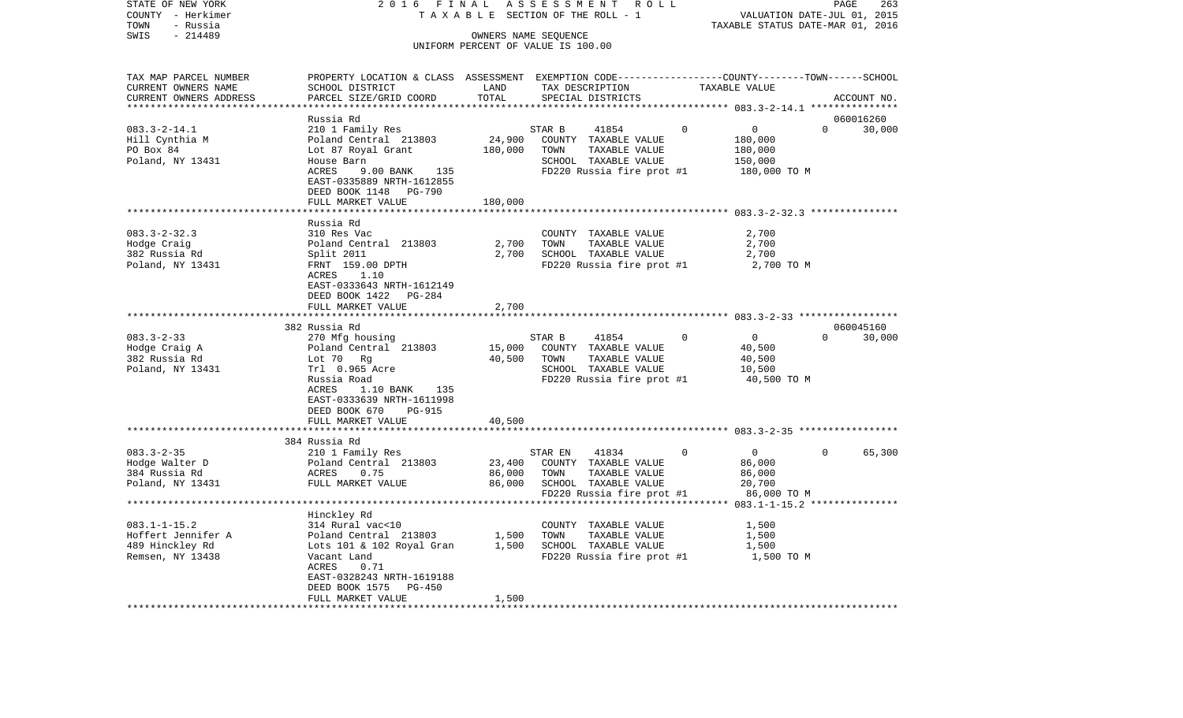STATE OF NEW YORK | 2 0 1 6 F I N A L A S S E S S M E N T R O L L
COUNTY - Herkimer | T A X A B L E SECTION OF THE ROLL - 1 | VALUATION DATE-JUL 01, 2015
TOWN - Russia | | TAXABLE STATUS DATE-MAR 01, 2016
SWIS - 214489 | OWNERS NAME SEQUENCE
UNIFORM PERCENT OF VALUE IS 100.00

| TAX MAP PARCEL NUMBER / CURRENT OWNERS NAME / CURRENT OWNERS ADDRESS | PROPERTY LOCATION & CLASS / SCHOOL DISTRICT / PARCEL SIZE/GRID COORD | ASSESSMENT LAND / TOTAL | EXEMPTION CODE / TAX DESCRIPTION / SPECIAL DISTRICTS | COUNTY | TOWN | SCHOOL | TAXABLE VALUE / ACCOUNT NO. |
|---|---|---|---|---|---|---|---|
| **083.3-2-14.1** | Russia Rd | | | | | | 060016260 |
| 083.3-2-14.1 | 210 1 Family Res | | STAR B 41854 | 0 | 0 | 0 | 30,000 |
| Hill Cynthia M | Poland Central 213803 | 24,900 | COUNTY TAXABLE VALUE | | | | 180,000 |
| PO Box 84 | Lot 87 Royal Grant | 180,000 | TOWN TAXABLE VALUE | | | | 180,000 |
| Poland, NY 13431 | House Barn | | SCHOOL TAXABLE VALUE | | | | 150,000 |
| | ACRES 9.00 BANK 135 | | FD220 Russia fire prot #1 | | | | 180,000 TO M |
| | EAST-0335889 NRTH-1612855 | | | | | | |
| | DEED BOOK 1148 PG-790 | | | | | | |
| | FULL MARKET VALUE | 180,000 | | | | | |
| **083.3-2-32.3** | Russia Rd | | | | | | |
| 083.3-2-32.3 | 310 Res Vac | | COUNTY TAXABLE VALUE | | | | 2,700 |
| Hodge Craig | Poland Central 213803 | 2,700 | TOWN TAXABLE VALUE | | | | 2,700 |
| 382 Russia Rd | Split 2011 | 2,700 | SCHOOL TAXABLE VALUE | | | | 2,700 |
| Poland, NY 13431 | FRNT 159.00 DPTH | | FD220 Russia fire prot #1 | | | | 2,700 TO M |
| | ACRES 1.10 | | | | | | |
| | EAST-0333643 NRTH-1612149 | | | | | | |
| | DEED BOOK 1422 PG-284 | | | | | | |
| | FULL MARKET VALUE | 2,700 | | | | | |
| **083.3-2-33** | 382 Russia Rd | | | | | | 060045160 |
| 083.3-2-33 | 270 Mfg housing | | STAR B 41854 | 0 | 0 | 0 | 30,000 |
| Hodge Craig A | Poland Central 213803 | 15,000 | COUNTY TAXABLE VALUE | | | | 40,500 |
| 382 Russia Rd | Lot 70 Rg | 40,500 | TOWN TAXABLE VALUE | | | | 40,500 |
| Poland, NY 13431 | Trl 0.965 Acre | | SCHOOL TAXABLE VALUE | | | | 10,500 |
| | Russia Road | | FD220 Russia fire prot #1 | | | | 40,500 TO M |
| | ACRES 1.10 BANK 135 | | | | | | |
| | EAST-0333639 NRTH-1611998 | | | | | | |
| | DEED BOOK 670 PG-915 | | | | | | |
| | FULL MARKET VALUE | 40,500 | | | | | |
| **083.3-2-35** | 384 Russia Rd | | | | | | |
| 083.3-2-35 | 210 1 Family Res | | STAR EN 41834 | 0 | 0 | 0 | 65,300 |
| Hodge Walter D | Poland Central 213803 | 23,400 | COUNTY TAXABLE VALUE | | | | 86,000 |
| 384 Russia Rd | ACRES 0.75 | 86,000 | TOWN TAXABLE VALUE | | | | 86,000 |
| Poland, NY 13431 | FULL MARKET VALUE | 86,000 | SCHOOL TAXABLE VALUE | | | | 20,700 |
| | | | FD220 Russia fire prot #1 | | | | 86,000 TO M |
| **083.1-1-15.2** | Hinckley Rd | | | | | | |
| 083.1-1-15.2 | 314 Rural vac<10 | | COUNTY TAXABLE VALUE | | | | 1,500 |
| Hoffert Jennifer A | Poland Central 213803 | 1,500 | TOWN TAXABLE VALUE | | | | 1,500 |
| 489 Hinckley Rd | Lots 101 & 102 Royal Gran | 1,500 | SCHOOL TAXABLE VALUE | | | | 1,500 |
| Remsen, NY 13438 | Vacant Land | | FD220 Russia fire prot #1 | | | | 1,500 TO M |
| | ACRES 0.71 | | | | | | |
| | EAST-0328243 NRTH-1619188 | | | | | | |
| | DEED BOOK 1575 PG-450 | | | | | | |
| | FULL MARKET VALUE | 1,500 | | | | | |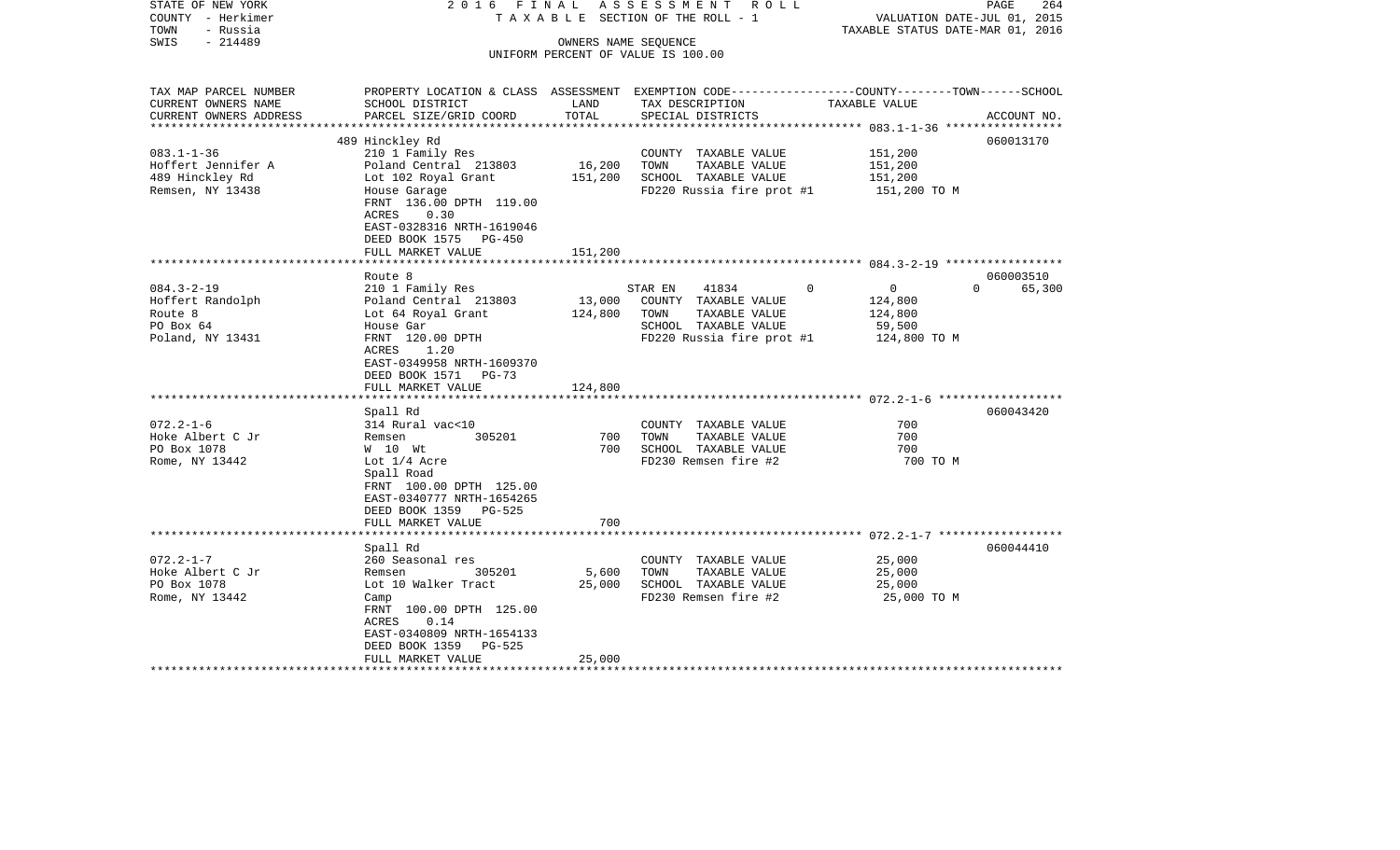STATE OF NEW YORK
COUNTY - Herkimer
TOWN - Russia
SWIS - 214489

2016 FINAL ASSESSMENT ROLL
TAXABLE SECTION OF THE ROLL - 1
OWNERS NAME SEQUENCE
UNIFORM PERCENT OF VALUE IS 100.00

VALUATION DATE-JUL 01, 2015
TAXABLE STATUS DATE-MAR 01, 2016

| TAX MAP PARCEL NUMBER<br>CURRENT OWNERS NAME<br>CURRENT OWNERS ADDRESS | PROPERTY LOCATION & CLASS<br>SCHOOL DISTRICT<br>PARCEL SIZE/GRID COORD | ASSESSMENT<br>LAND<br>TOTAL | EXEMPTION CODE<br>TAX DESCRIPTION<br>SPECIAL DISTRICTS | COUNTY | TOWN | SCHOOL<br>TAXABLE VALUE<br>ACCOUNT NO. |
|---|---|---|---|---|---|---|
| 083.1-1-36 | 489 Hinckley Rd | | | | | 060013170 |
| Hoffert Jennifer A | 210 1 Family Res | | COUNTY TAXABLE VALUE | 151,200 | | |
| 489 Hinckley Rd | Poland Central 213803 | 16,200 | TOWN TAXABLE VALUE | | 151,200 | |
| Remsen, NY 13438 | Lot 102 Royal Grant | 151,200 | SCHOOL TAXABLE VALUE | | | 151,200 |
| | House Garage | | FD220 Russia fire prot #1 | 151,200 TO M | | |
| | FRNT 136.00 DPTH 119.00 | | | | | |
| | ACRES 0.30 | | | | | |
| | EAST-0328316 NRTH-1619046 | | | | | |
| | DEED BOOK 1575 PG-450 | | | | | |
| | FULL MARKET VALUE | 151,200 | | | | |
| 084.3-2-19 | Route 8 | | | | | 060003510 |
| Hoffert Randolph | 210 1 Family Res | | STAR EN 41834 | 0 | 0 | 0 65,300 |
| Route 8 | Poland Central 213803 | 13,000 | COUNTY TAXABLE VALUE | 124,800 | | |
| PO Box 64 | Lot 64 Royal Grant | 124,800 | TOWN TAXABLE VALUE | | 124,800 | |
| Poland, NY 13431 | House Gar | | SCHOOL TAXABLE VALUE | | | 59,500 |
| | FRNT 120.00 DPTH | | FD220 Russia fire prot #1 | 124,800 TO M | | |
| | ACRES 1.20 | | | | | |
| | EAST-0349958 NRTH-1609370 | | | | | |
| | DEED BOOK 1571 PG-73 | | | | | |
| | FULL MARKET VALUE | 124,800 | | | | |
| 072.2-1-6 | Spall Rd | | | | | 060043420 |
| Hoke Albert C Jr | 314 Rural vac<10 | | COUNTY TAXABLE VALUE | 700 | | |
| PO Box 1078 | Remsen 305201 | 700 | TOWN TAXABLE VALUE | | 700 | |
| Rome, NY 13442 | W 10 Wt | 700 | SCHOOL TAXABLE VALUE | | | 700 |
| | Lot 1/4 Acre | | FD230 Remsen fire #2 | 700 TO M | | |
| | Spall Road | | | | | |
| | FRNT 100.00 DPTH 125.00 | | | | | |
| | EAST-0340777 NRTH-1654265 | | | | | |
| | DEED BOOK 1359 PG-525 | | | | | |
| | FULL MARKET VALUE | 700 | | | | |
| 072.2-1-7 | Spall Rd | | | | | 060044410 |
| Hoke Albert C Jr | 260 Seasonal res | | COUNTY TAXABLE VALUE | 25,000 | | |
| PO Box 1078 | Remsen 305201 | 5,600 | TOWN TAXABLE VALUE | | 25,000 | |
| Rome, NY 13442 | Lot 10 Walker Tract | 25,000 | SCHOOL TAXABLE VALUE | | | 25,000 |
| | Camp | | FD230 Remsen fire #2 | 25,000 TO M | | |
| | FRNT 100.00 DPTH 125.00 | | | | | |
| | ACRES 0.14 | | | | | |
| | EAST-0340809 NRTH-1654133 | | | | | |
| | DEED BOOK 1359 PG-525 | | | | | |
| | FULL MARKET VALUE | 25,000 | | | | |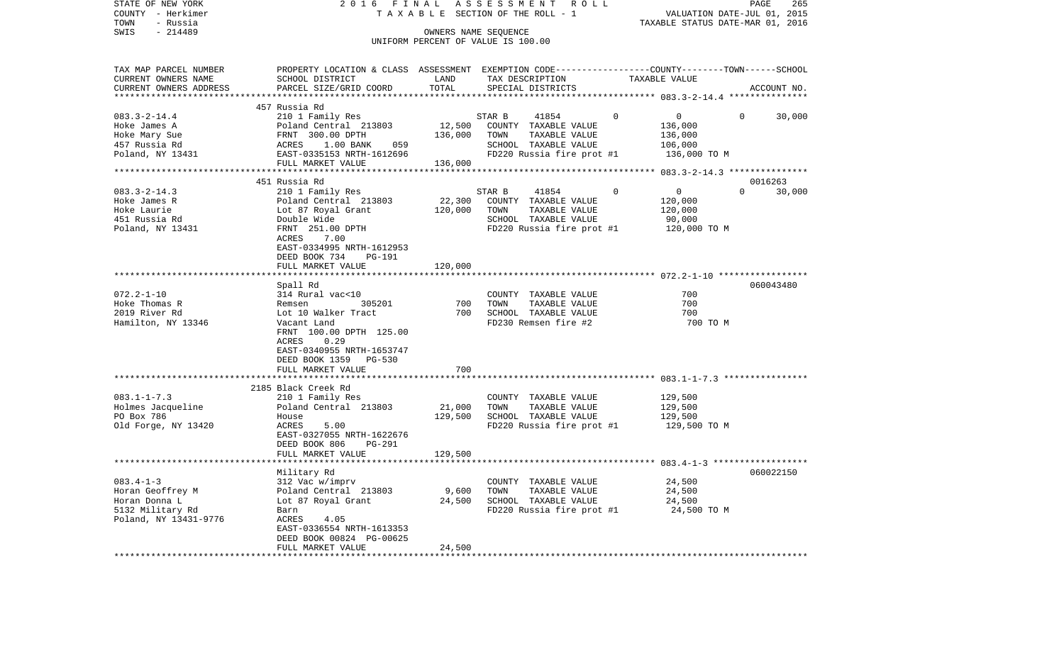STATE OF NEW YORK  
COUNTY - Herkimer  
TOWN - Russia  
SWIS - 214489

2 0 1 6 F I N A L A S S E S S M E N T R O L L  
T A X A B L E SECTION OF THE ROLL - 1  
OWNERS NAME SEQUENCE  
UNIFORM PERCENT OF VALUE IS 100.00

VALUATION DATE-JUL 01, 2015  
TAXABLE STATUS DATE-MAR 01, 2016

| TAX MAP PARCEL NUMBER<br>CURRENT OWNERS NAME<br>CURRENT OWNERS ADDRESS | PROPERTY LOCATION & CLASS<br>SCHOOL DISTRICT<br>PARCEL SIZE/GRID COORD | ASSESSMENT<br>LAND<br>TOTAL | EXEMPTION CODE-----COUNTY-----TOWN-----SCHOOL<br>TAX DESCRIPTION<br>SPECIAL DISTRICTS | TAXABLE VALUE | ACCOUNT NO. |
|---|---|---|---|---|---|
| **083.3-2-14.4** | 457 Russia Rd | | | | |
| 083.3-2-14.4 | 210 1 Family Res | | STAR B 41854 0 | 0 0 30,000 | |
| Hoke James A | Poland Central 213803 | 12,500 | COUNTY TAXABLE VALUE | 136,000 | |
| Hoke Mary Sue | FRNT 300.00 DPTH | 136,000 | TOWN TAXABLE VALUE | 136,000 | |
| 457 Russia Rd | ACRES 1.00 BANK 059 | | SCHOOL TAXABLE VALUE | 106,000 | |
| Poland, NY 13431 | EAST-0335153 NRTH-1612696 | | FD220 Russia fire prot #1 | 136,000 TO M | |
| | FULL MARKET VALUE | 136,000 | | | |
| **083.3-2-14.3** | 451 Russia Rd | | | | 0016263 |
| 083.3-2-14.3 | 210 1 Family Res | | STAR B 41854 0 | 0 0 30,000 | |
| Hoke James R | Poland Central 213803 | 22,300 | COUNTY TAXABLE VALUE | 120,000 | |
| Hoke Laurie | Lot 87 Royal Grant | 120,000 | TOWN TAXABLE VALUE | 120,000 | |
| 451 Russia Rd | Double Wide | | SCHOOL TAXABLE VALUE | 90,000 | |
| Poland, NY 13431 | FRNT 251.00 DPTH | | FD220 Russia fire prot #1 | 120,000 TO M | |
| | ACRES 7.00 | | | | |
| | EAST-0334995 NRTH-1612953 | | | | |
| | DEED BOOK 734 PG-191 | | | | |
| | FULL MARKET VALUE | 120,000 | | | |
| **072.2-1-10** | Spall Rd | | | | 060043480 |
| 072.2-1-10 | 314 Rural vac<10 | | COUNTY TAXABLE VALUE | 700 | |
| Hoke Thomas R | Remsen 305201 | 700 | TOWN TAXABLE VALUE | 700 | |
| 2019 River Rd | Lot 10 Walker Tract | 700 | SCHOOL TAXABLE VALUE | 700 | |
| Hamilton, NY 13346 | Vacant Land | | FD230 Remsen fire #2 | 700 TO M | |
| | FRNT 100.00 DPTH 125.00 | | | | |
| | ACRES 0.29 | | | | |
| | EAST-0340955 NRTH-1653747 | | | | |
| | DEED BOOK 1359 PG-530 | | | | |
| | FULL MARKET VALUE | 700 | | | |
| **083.1-1-7.3** | 2185 Black Creek Rd | | | | |
| 083.1-1-7.3 | 210 1 Family Res | | COUNTY TAXABLE VALUE | 129,500 | |
| Holmes Jacqueline | Poland Central 213803 | 21,000 | TOWN TAXABLE VALUE | 129,500 | |
| PO Box 786 | House | 129,500 | SCHOOL TAXABLE VALUE | 129,500 | |
| Old Forge, NY 13420 | ACRES 5.00 | | FD220 Russia fire prot #1 | 129,500 TO M | |
| | EAST-0327055 NRTH-1622676 | | | | |
| | DEED BOOK 806 PG-291 | | | | |
| | FULL MARKET VALUE | 129,500 | | | |
| **083.4-1-3** | Military Rd | | | | 060022150 |
| 083.4-1-3 | 312 Vac w/imprv | | COUNTY TAXABLE VALUE | 24,500 | |
| Horan Geoffrey M | Poland Central 213803 | 9,600 | TOWN TAXABLE VALUE | 24,500 | |
| Horan Donna L | Lot 87 Royal Grant | 24,500 | SCHOOL TAXABLE VALUE | 24,500 | |
| 5132 Military Rd | Barn | | FD220 Russia fire prot #1 | 24,500 TO M | |
| Poland, NY 13431-9776 | ACRES 4.05 | | | | |
| | EAST-0336554 NRTH-1613353 | | | | |
| | DEED BOOK 00824 PG-00625 | | | | |
| | FULL MARKET VALUE | 24,500 | | | |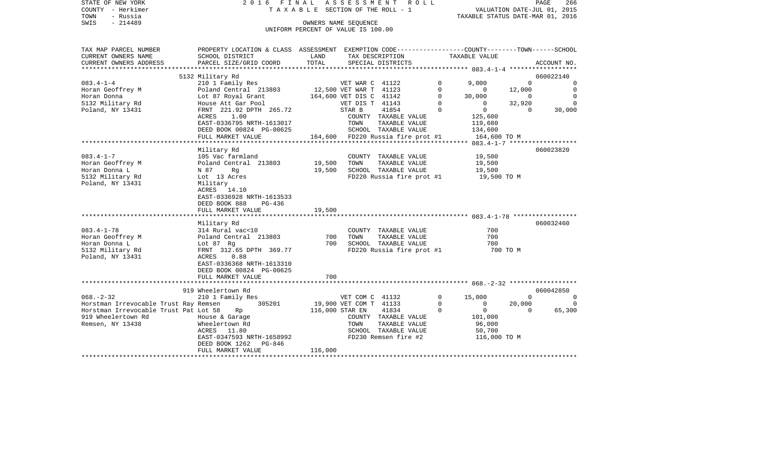STATE OF NEW YORK — 2016 FINAL ASSESSMENT ROLL
COUNTY - Herkimer — TAXABLE SECTION OF THE ROLL - 1 — VALUATION DATE-JUL 01, 2015
TOWN - Russia — TAXABLE STATUS DATE-MAR 01, 2016
SWIS - 214489 — OWNERS NAME SEQUENCE
UNIFORM PERCENT OF VALUE IS 100.00

| TAX MAP PARCEL NUMBER / CURRENT OWNERS NAME / CURRENT OWNERS ADDRESS | PROPERTY LOCATION & CLASS / SCHOOL DISTRICT / PARCEL SIZE/GRID COORD | ASSESSMENT LAND | TOTAL | EXEMPTION CODE / TAX DESCRIPTION / SPECIAL DISTRICTS | | COUNTY TAXABLE VALUE | TOWN | SCHOOL | ACCOUNT NO. |
|---|---|---|---|---|---|---|---|---|---|
| 083.4-1-4 | 5132 Military Rd | | | | | | | | 060022140 |
| Horan Geoffrey M | 210 1 Family Res | | | VET WAR C 41122 | 0 | 9,000 | 0 | 0 | |
| Horan Donna | Poland Central 213803 | 12,500 | | VET WAR T 41123 | 0 | 0 | 12,000 | 0 | |
| 5132 Military Rd | Lot 87 Royal Grant | | 164,600 | VET DIS C 41142 | 0 | 30,000 | 0 | 0 | |
| Poland, NY 13431 | House Att Gar Pool | | | VET DIS T 41143 | 0 | 0 | 32,920 | 0 | |
| | FRNT 221.92 DPTH 265.72 | | | STAR B 41854 | 0 | 0 | 0 | 30,000 | |
| | ACRES 1.00 | | | COUNTY TAXABLE VALUE | | 125,600 | | | |
| | EAST-0336795 NRTH-1613017 | | | TOWN TAXABLE VALUE | | 119,680 | | | |
| | DEED BOOK 00824 PG-00625 | | | SCHOOL TAXABLE VALUE | | 134,600 | | | |
| | FULL MARKET VALUE | | 164,600 | FD220 Russia fire prot #1 | | 164,600 TO M | | | |
| 083.4-1-7 | Military Rd | | | | | | | | 060023820 |
| Horan Geoffrey M | 105 Vac farmland | | | COUNTY TAXABLE VALUE | | 19,500 | | | |
| Horan Donna L | Poland Central 213803 | 19,500 | | TOWN TAXABLE VALUE | | 19,500 | | | |
| 5132 Military Rd | N 87 Rg | | 19,500 | SCHOOL TAXABLE VALUE | | 19,500 | | | |
| Poland, NY 13431 | Lot 13 Acres | | | FD220 Russia fire prot #1 | | 19,500 TO M | | | |
| | Military | | | | | | | | |
| | ACRES 14.10 | | | | | | | | |
| | EAST-0336928 NRTH-1613533 | | | | | | | | |
| | DEED BOOK 888 PG-436 | | | | | | | | |
| | FULL MARKET VALUE | | 19,500 | | | | | | |
| 083.4-1-78 | Military Rd | | | | | | | | 060032460 |
| Horan Geoffrey M | 314 Rural vac<10 | | | COUNTY TAXABLE VALUE | | 700 | | | |
| Horan Donna L | Poland Central 213803 | 700 | | TOWN TAXABLE VALUE | | 700 | | | |
| 5132 Military Rd | Lot 87 Rg | | 700 | SCHOOL TAXABLE VALUE | | 700 | | | |
| Poland, NY 13431 | FRNT 312.65 DPTH 369.77 | | | FD220 Russia fire prot #1 | | 700 TO M | | | |
| | ACRES 0.88 | | | | | | | | |
| | EAST-0336368 NRTH-1613310 | | | | | | | | |
| | DEED BOOK 00824 PG-00625 | | | | | | | | |
| | FULL MARKET VALUE | | 700 | | | | | | |
| 068.-2-32 | 919 Wheelertown Rd | | | | | | | | 060042850 |
| Horstman Irrevocable Trust Ray | 210 1 Family Res | | | VET COM C 41132 | 0 | 15,000 | 0 | 0 | |
| Horstman Irrevocable Trust Pat | Remsen 305201 | 19,900 | | VET COM T 41133 | 0 | 0 | 20,000 | 0 | |
| 919 Wheelertown Rd | Lot 58 Rp | | 116,000 | STAR EN 41834 | 0 | 0 | 0 | 65,300 | |
| Remsen, NY 13438 | House & Garage | | | COUNTY TAXABLE VALUE | | 101,000 | | | |
| | Wheelertown Rd | | | TOWN TAXABLE VALUE | | 96,000 | | | |
| | ACRES 11.80 | | | SCHOOL TAXABLE VALUE | | 50,700 | | | |
| | EAST-0347593 NRTH-1658992 | | | FD230 Remsen fire #2 | | 116,000 TO M | | | |
| | DEED BOOK 1262 PG-846 | | | | | | | | |
| | FULL MARKET VALUE | | 116,000 | | | | | | |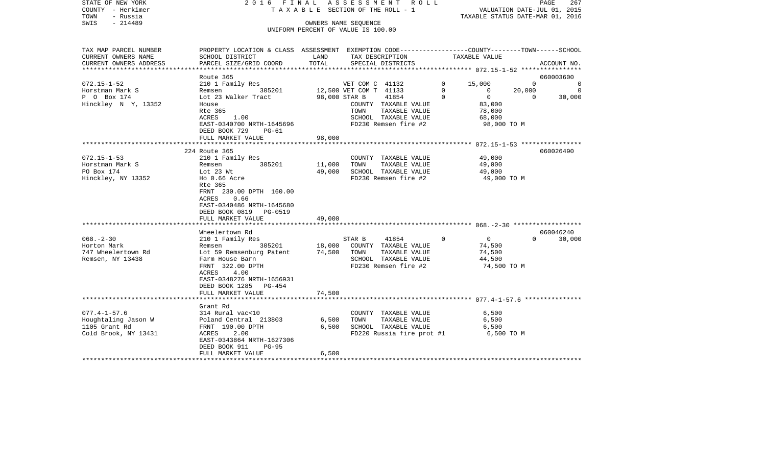STATE OF NEW YORK
COUNTY - Herkimer
TOWN - Russia
SWIS - 214489

2016 FINAL ASSESSMENT ROLL
TAXABLE SECTION OF THE ROLL - 1
OWNERS NAME SEQUENCE
UNIFORM PERCENT OF VALUE IS 100.00

VALUATION DATE-JUL 01, 2015
TAXABLE STATUS DATE-MAR 01, 2016

| TAX MAP PARCEL NUMBER / CURRENT OWNERS NAME / CURRENT OWNERS ADDRESS | PROPERTY LOCATION & CLASS / SCHOOL DISTRICT / PARCEL SIZE/GRID COORD | ASSESSMENT LAND | TOTAL | EXEMPTION CODE / TAX DESCRIPTION / SPECIAL DISTRICTS | | COUNTY | TOWN | SCHOOL | TAXABLE VALUE / ACCOUNT NO. |
|---|---|---|---|---|---|---|---|---|---|
| 072.15-1-52 | Route 365 | | | | | | | | 060003600 |
| | 210 1 Family Res | | | VET COM C 41132 | 0 | 15,000 | 0 | 0 | |
| Horstman Mark S | Remsen 305201 | 12,500 | | VET COM T 41133 | 0 | 0 | 20,000 | 0 | |
| P O Box 174 | Lot 23 Walker Tract | | 98,000 | STAR B 41854 | 0 | 0 | 0 | 30,000 | |
| Hinckley N Y, 13352 | House | | | COUNTY TAXABLE VALUE | | | | | 83,000 |
| | Rte 365 | | | TOWN TAXABLE VALUE | | | | | 78,000 |
| | ACRES 1.00 | | | SCHOOL TAXABLE VALUE | | | | | 68,000 |
| | EAST-0340700 NRTH-1645696 | | | FD230 Remsen fire #2 | | | | | 98,000 TO M |
| | DEED BOOK 729 PG-61 | | | | | | | | |
| | FULL MARKET VALUE | | 98,000 | | | | | | |
| 072.15-1-53 | 224 Route 365 | | | | | | | | 060026490 |
| | 210 1 Family Res | | | COUNTY TAXABLE VALUE | | | | | 49,000 |
| Horstman Mark S | Remsen 305201 | 11,000 | | TOWN TAXABLE VALUE | | | | | 49,000 |
| PO Box 174 | Lot 23 Wt | | 49,000 | SCHOOL TAXABLE VALUE | | | | | 49,000 |
| Hinckley, NY 13352 | Ho 0.66 Acre | | | FD230 Remsen fire #2 | | | | | 49,000 TO M |
| | Rte 365 | | | | | | | | |
| | FRNT 230.00 DPTH 160.00 | | | | | | | | |
| | ACRES 0.66 | | | | | | | | |
| | EAST-0340486 NRTH-1645680 | | | | | | | | |
| | DEED BOOK 0819 PG-0519 | | | | | | | | |
| | FULL MARKET VALUE | | 49,000 | | | | | | |
| 068.-2-30 | Wheelertown Rd | | | | | | | | 060046240 |
| | 210 1 Family Res | | | STAR B 41854 | 0 | 0 | 0 | 30,000 | |
| Horton Mark | Remsen 305201 | 18,000 | | COUNTY TAXABLE VALUE | | | | | 74,500 |
| 747 Wheelertown Rd | Lot 59 Remsenburg Patent | | 74,500 | TOWN TAXABLE VALUE | | | | | 74,500 |
| Remsen, NY 13438 | Farm House Barn | | | SCHOOL TAXABLE VALUE | | | | | 44,500 |
| | FRNT 322.00 DPTH | | | FD230 Remsen fire #2 | | | | | 74,500 TO M |
| | ACRES 4.00 | | | | | | | | |
| | EAST-0348276 NRTH-1656931 | | | | | | | | |
| | DEED BOOK 1285 PG-454 | | | | | | | | |
| | FULL MARKET VALUE | | 74,500 | | | | | | |
| 077.4-1-57.6 | Grant Rd | | | | | | | | |
| | 314 Rural vac<10 | | | COUNTY TAXABLE VALUE | | | | | 6,500 |
| Houghtaling Jason W | Poland Central 213803 | 6,500 | | TOWN TAXABLE VALUE | | | | | 6,500 |
| 1105 Grant Rd | FRNT 190.00 DPTH | | 6,500 | SCHOOL TAXABLE VALUE | | | | | 6,500 |
| Cold Brook, NY 13431 | ACRES 2.00 | | | FD220 Russia fire prot #1 | | | | | 6,500 TO M |
| | EAST-0343864 NRTH-1627306 | | | | | | | | |
| | DEED BOOK 911 PG-95 | | | | | | | | |
| | FULL MARKET VALUE | | 6,500 | | | | | | |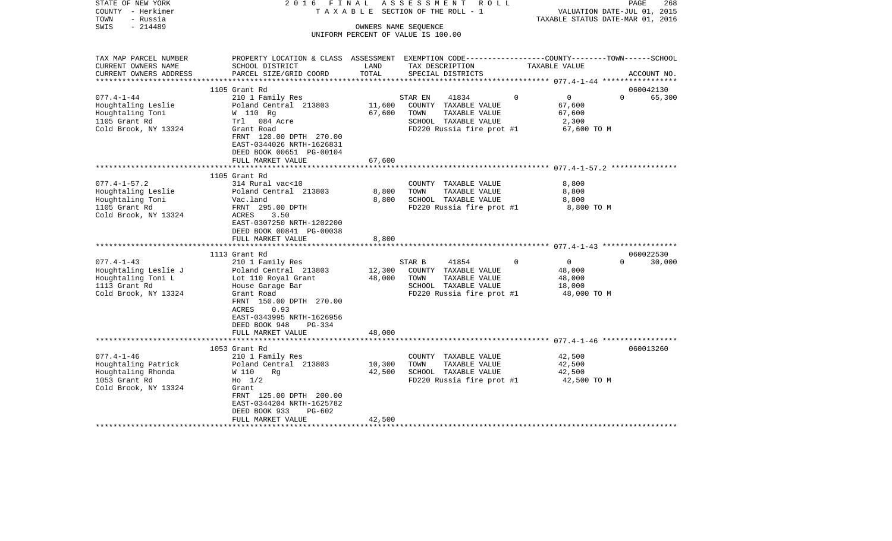STATE OF NEW YORK  
COUNTY - Herkimer  
TOWN - Russia  
SWIS - 214489

2 0 1 6 F I N A L A S S E S S M E N T R O L L  
T A X A B L E SECTION OF THE ROLL - 1  
OWNERS NAME SEQUENCE  
UNIFORM PERCENT OF VALUE IS 100.00

VALUATION DATE-JUL 01, 2015  
TAXABLE STATUS DATE-MAR 01, 2016

| TAX MAP PARCEL NUMBER<br>CURRENT OWNERS NAME<br>CURRENT OWNERS ADDRESS | PROPERTY LOCATION & CLASS<br>SCHOOL DISTRICT<br>PARCEL SIZE/GRID COORD | ASSESSMENT<br>LAND<br>TOTAL | EXEMPTION CODE<br>TAX DESCRIPTION<br>SPECIAL DISTRICTS | COUNTY | TOWN | SCHOOL<br>TAXABLE VALUE | ACCOUNT NO. |
|---|---|---|---|---|---|---|---|
| 077.4-1-44 | 1105 Grant Rd | | | | | | 060042130 |
| 077.4-1-44 | 210 1 Family Res | | STAR EN 41834 | 0 | 0 | 0 65,300 | |
| Houghtaling Leslie | Poland Central 213803 | 11,600 | COUNTY TAXABLE VALUE | 67,600 | | | |
| Houghtaling Toni | W 110 Rg | 67,600 | TOWN TAXABLE VALUE | | 67,600 | | |
| 1105 Grant Rd | Trl 084 Acre | | SCHOOL TAXABLE VALUE | | | 2,300 | |
| Cold Brook, NY 13324 | Grant Road | | FD220 Russia fire prot #1 | 67,600 TO M | | | |
| | FRNT 120.00 DPTH 270.00 | | | | | | |
| | EAST-0344026 NRTH-1626831 | | | | | | |
| | DEED BOOK 00651 PG-00104 | | | | | | |
| | FULL MARKET VALUE | 67,600 | | | | | |
| 077.4-1-57.2 | 1105 Grant Rd | | | | | | |
| 077.4-1-57.2 | 314 Rural vac<10 | | COUNTY TAXABLE VALUE | 8,800 | | | |
| Houghtaling Leslie | Poland Central 213803 | 8,800 | TOWN TAXABLE VALUE | | 8,800 | | |
| Houghtaling Toni | Vac.land | 8,800 | SCHOOL TAXABLE VALUE | | | 8,800 | |
| 1105 Grant Rd | FRNT 295.00 DPTH | | FD220 Russia fire prot #1 | 8,800 TO M | | | |
| Cold Brook, NY 13324 | ACRES 3.50 | | | | | | |
| | EAST-0307250 NRTH-1202200 | | | | | | |
| | DEED BOOK 00841 PG-00038 | | | | | | |
| | FULL MARKET VALUE | 8,800 | | | | | |
| 077.4-1-43 | 1113 Grant Rd | | | | | | 060022530 |
| 077.4-1-43 | 210 1 Family Res | | STAR B 41854 | 0 | 0 | 0 30,000 | |
| Houghtaling Leslie J | Poland Central 213803 | 12,300 | COUNTY TAXABLE VALUE | 48,000 | | | |
| Houghtaling Toni L | Lot 110 Royal Grant | 48,000 | TOWN TAXABLE VALUE | | 48,000 | | |
| 1113 Grant Rd | House Garage Bar | | SCHOOL TAXABLE VALUE | | | 18,000 | |
| Cold Brook, NY 13324 | Grant Road | | FD220 Russia fire prot #1 | 48,000 TO M | | | |
| | FRNT 150.00 DPTH 270.00 | | | | | | |
| | ACRES 0.93 | | | | | | |
| | EAST-0343995 NRTH-1626956 | | | | | | |
| | DEED BOOK 948 PG-334 | | | | | | |
| | FULL MARKET VALUE | 48,000 | | | | | |
| 077.4-1-46 | 1053 Grant Rd | | | | | | 060013260 |
| 077.4-1-46 | 210 1 Family Res | | COUNTY TAXABLE VALUE | 42,500 | | | |
| Houghtaling Patrick | Poland Central 213803 | 10,300 | TOWN TAXABLE VALUE | | 42,500 | | |
| Houghtaling Rhonda | W 110 Rg | 42,500 | SCHOOL TAXABLE VALUE | | | 42,500 | |
| 1053 Grant Rd | Ho 1/2 | | FD220 Russia fire prot #1 | 42,500 TO M | | | |
| Cold Brook, NY 13324 | Grant | | | | | | |
| | FRNT 125.00 DPTH 200.00 | | | | | | |
| | EAST-0344204 NRTH-1625782 | | | | | | |
| | DEED BOOK 933 PG-602 | | | | | | |
| | FULL MARKET VALUE | 42,500 | | | | | |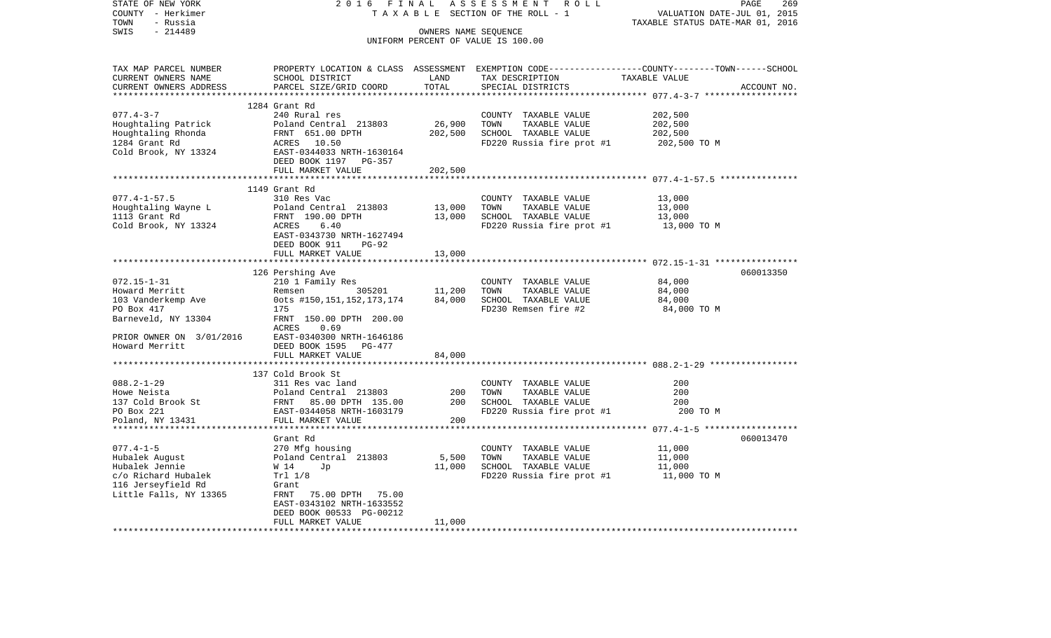STATE OF NEW YORK | 2016 FINAL ASSESSMENT ROLL | PAGE 269
COUNTY - Herkimer | TAXABLE SECTION OF THE ROLL - 1 | VALUATION DATE-JUL 01, 2015
TOWN - Russia | | TAXABLE STATUS DATE-MAR 01, 2016
SWIS - 214489 | OWNERS NAME SEQUENCE
UNIFORM PERCENT OF VALUE IS 100.00

| TAX MAP PARCEL NUMBER<br>CURRENT OWNERS NAME<br>CURRENT OWNERS ADDRESS | PROPERTY LOCATION & CLASS<br>SCHOOL DISTRICT<br>PARCEL SIZE/GRID COORD | ASSESSMENT<br>LAND<br>TOTAL | EXEMPTION CODE-----COUNTY-----TOWN------SCHOOL<br>TAX DESCRIPTION<br>SPECIAL DISTRICTS | TAXABLE VALUE | ACCOUNT NO. |
|---|---|---|---|---|---|
| **077.4-3-7** | 1284 Grant Rd | | | | |
| 077.4-3-7 | 240 Rural res | | COUNTY TAXABLE VALUE | 202,500 | |
| Houghtaling Patrick | Poland Central 213803 | 26,900 | TOWN TAXABLE VALUE | 202,500 | |
| Houghtaling Rhonda | FRNT 651.00 DPTH | 202,500 | SCHOOL TAXABLE VALUE | 202,500 | |
| 1284 Grant Rd | ACRES 10.50 | | FD220 Russia fire prot #1 | 202,500 TO M | |
| Cold Brook, NY 13324 | EAST-0344033 NRTH-1630164 | | | | |
| | DEED BOOK 1197 PG-357 | | | | |
| | FULL MARKET VALUE | 202,500 | | | |
| **077.4-1-57.5** | 1149 Grant Rd | | | | |
| 077.4-1-57.5 | 310 Res Vac | | COUNTY TAXABLE VALUE | 13,000 | |
| Houghtaling Wayne L | Poland Central 213803 | 13,000 | TOWN TAXABLE VALUE | 13,000 | |
| 1113 Grant Rd | FRNT 190.00 DPTH | 13,000 | SCHOOL TAXABLE VALUE | 13,000 | |
| Cold Brook, NY 13324 | ACRES 6.40 | | FD220 Russia fire prot #1 | 13,000 TO M | |
| | EAST-0343730 NRTH-1627494 | | | | |
| | DEED BOOK 911 PG-92 | | | | |
| | FULL MARKET VALUE | 13,000 | | | |
| **072.15-1-31** | 126 Pershing Ave | | | | 060013350 |
| 072.15-1-31 | 210 1 Family Res | | COUNTY TAXABLE VALUE | 84,000 | |
| Howard Merritt | Remsen 305201 | 11,200 | TOWN TAXABLE VALUE | 84,000 | |
| 103 Vanderkemp Ave | 0ots #150,151,152,173,174 | 84,000 | SCHOOL TAXABLE VALUE | 84,000 | |
| PO Box 417 | 175 | | FD230 Remsen fire #2 | 84,000 TO M | |
| Barneveld, NY 13304 | FRNT 150.00 DPTH 200.00 | | | | |
| | ACRES 0.69 | | | | |
| PRIOR OWNER ON 3/01/2016 | EAST-0340300 NRTH-1646186 | | | | |
| Howard Merritt | DEED BOOK 1595 PG-477 | | | | |
| | FULL MARKET VALUE | 84,000 | | | |
| **088.2-1-29** | 137 Cold Brook St | | | | |
| 088.2-1-29 | 311 Res vac land | | COUNTY TAXABLE VALUE | 200 | |
| Howe Neista | Poland Central 213803 | 200 | TOWN TAXABLE VALUE | 200 | |
| 137 Cold Brook St | FRNT 85.00 DPTH 135.00 | 200 | SCHOOL TAXABLE VALUE | 200 | |
| PO Box 221 | EAST-0344058 NRTH-1603179 | | FD220 Russia fire prot #1 | 200 TO M | |
| Poland, NY 13431 | FULL MARKET VALUE | 200 | | | |
| **077.4-1-5** | Grant Rd | | | | 060013470 |
| 077.4-1-5 | 270 Mfg housing | | COUNTY TAXABLE VALUE | 11,000 | |
| Hubalek August | Poland Central 213803 | 5,500 | TOWN TAXABLE VALUE | 11,000 | |
| Hubalek Jennie | W 14 Jp | 11,000 | SCHOOL TAXABLE VALUE | 11,000 | |
| c/o Richard Hubalek | Trl 1/8 | | FD220 Russia fire prot #1 | 11,000 TO M | |
| 116 Jerseyfield Rd | Grant | | | | |
| Little Falls, NY 13365 | FRNT 75.00 DPTH 75.00 | | | | |
| | EAST-0343102 NRTH-1633552 | | | | |
| | DEED BOOK 00533 PG-00212 | | | | |
| | FULL MARKET VALUE | 11,000 | | | |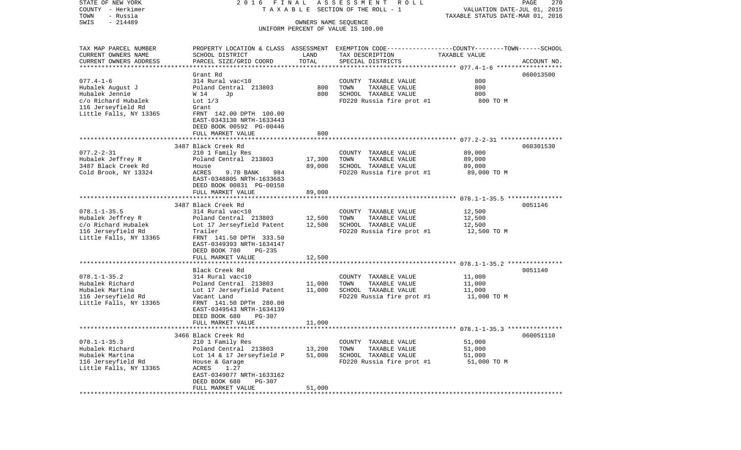STATE OF NEW YORK | COUNTY - Herkimer | TOWN - Russia | SWIS - 214489

2016 FINAL ASSESSMENT ROLL
TAXABLE SECTION OF THE ROLL - 1
OWNERS NAME SEQUENCE
UNIFORM PERCENT OF VALUE IS 100.00

VALUATION DATE-JUL 01, 2015
TAXABLE STATUS DATE-MAR 01, 2016

| TAX MAP PARCEL NUMBER / CURRENT OWNERS NAME / CURRENT OWNERS ADDRESS | PROPERTY LOCATION & CLASS / SCHOOL DISTRICT / PARCEL SIZE/GRID COORD | ASSESSMENT LAND | ASSESSMENT TOTAL | EXEMPTION CODE / TAX DESCRIPTION / SPECIAL DISTRICTS | TAXABLE VALUE (COUNTY--TOWN--SCHOOL) | ACCOUNT NO. |
|---|---|---|---|---|---|---|
| 077.4-1-6 | Grant Rd | | | | | 060013500 |
| Hubalek August J | 314 Rural vac<10 | | | COUNTY TAXABLE VALUE | 800 | |
| Hubalek Jennie | Poland Central 213803 | 800 | | TOWN TAXABLE VALUE | 800 | |
| c/o Richard Hubalek | W 14 Jp | | 800 | SCHOOL TAXABLE VALUE | 800 | |
| 116 Jerseyfield Rd | Lot 1/3 | | | FD220 Russia fire prot #1 | 800 TO M | |
| Little Falls, NY 13365 | Grant | | | | | |
| | FRNT 142.00 DPTH 100.00 | | | | | |
| | EAST-0343130 NRTH-1633443 | | | | | |
| | DEED BOOK 00592 PG-00446 | | | | | |
| | FULL MARKET VALUE | | 800 | | | |
| 077.2-2-31 | 3487 Black Creek Rd | | | | | 060301530 |
| Hubalek Jeffrey R | 210 1 Family Res | | | COUNTY TAXABLE VALUE | 89,000 | |
| 3487 Black Creek Rd | Poland Central 213803 | 17,300 | | TOWN TAXABLE VALUE | 89,000 | |
| Cold Brook, NY 13324 | House | | 89,000 | SCHOOL TAXABLE VALUE | 89,000 | |
| | ACRES 9.70 BANK 984 | | | FD220 Russia fire prot #1 | 89,000 TO M | |
| | EAST-0348805 NRTH-1633683 | | | | | |
| | DEED BOOK 00831 PG-00158 | | | | | |
| | FULL MARKET VALUE | | 89,000 | | | |
| 078.1-1-35.5 | 3487 Black Creek Rd | | | | | 0051146 |
| Hubalek Jeffrey R | 314 Rural vac<10 | | | COUNTY TAXABLE VALUE | 12,500 | |
| c/o Richard Hubalek | Poland Central 213803 | 12,500 | | TOWN TAXABLE VALUE | 12,500 | |
| 116 Jerseyfield Rd | Lot 17 Jerseyfield Patent | | 12,500 | SCHOOL TAXABLE VALUE | 12,500 | |
| Little Falls, NY 13365 | Trailer | | | FD220 Russia fire prot #1 | 12,500 TO M | |
| | FRNT 141.50 DPTH 333.50 | | | | | |
| | EAST-0349393 NRTH-1634147 | | | | | |
| | DEED BOOK 780 PG-235 | | | | | |
| | FULL MARKET VALUE | | 12,500 | | | |
| 078.1-1-35.2 | Black Creek Rd | | | | | 0051140 |
| Hubalek Richard | 314 Rural vac<10 | | | COUNTY TAXABLE VALUE | 11,000 | |
| Hubalek Martina | Poland Central 213803 | 11,000 | | TOWN TAXABLE VALUE | 11,000 | |
| 116 Jerseyfield Rd | Lot 17 Jerseyfield Patent | | 11,000 | SCHOOL TAXABLE VALUE | 11,000 | |
| Little Falls, NY 13365 | Vacant Land | | | FD220 Russia fire prot #1 | 11,000 TO M | |
| | FRNT 141.50 DPTH 280.00 | | | | | |
| | EAST-0349543 NRTH-1634139 | | | | | |
| | DEED BOOK 680 PG-307 | | | | | |
| | FULL MARKET VALUE | | 11,000 | | | |
| 078.1-1-35.3 | 3466 Black Creek Rd | | | | | 060051110 |
| Hubalek Richard | 210 1 Family Res | | | COUNTY TAXABLE VALUE | 51,000 | |
| Hubalek Martina | Poland Central 213803 | 13,200 | | TOWN TAXABLE VALUE | 51,000 | |
| 116 Jerseyfield Rd | Lot 14 & 17 Jerseyfield P | | 51,000 | SCHOOL TAXABLE VALUE | 51,000 | |
| Little Falls, NY 13365 | House & Garage | | | FD220 Russia fire prot #1 | 51,000 TO M | |
| | ACRES 1.27 | | | | | |
| | EAST-0349077 NRTH-1633162 | | | | | |
| | DEED BOOK 680 PG-307 | | | | | |
| | FULL MARKET VALUE | | 51,000 | | | |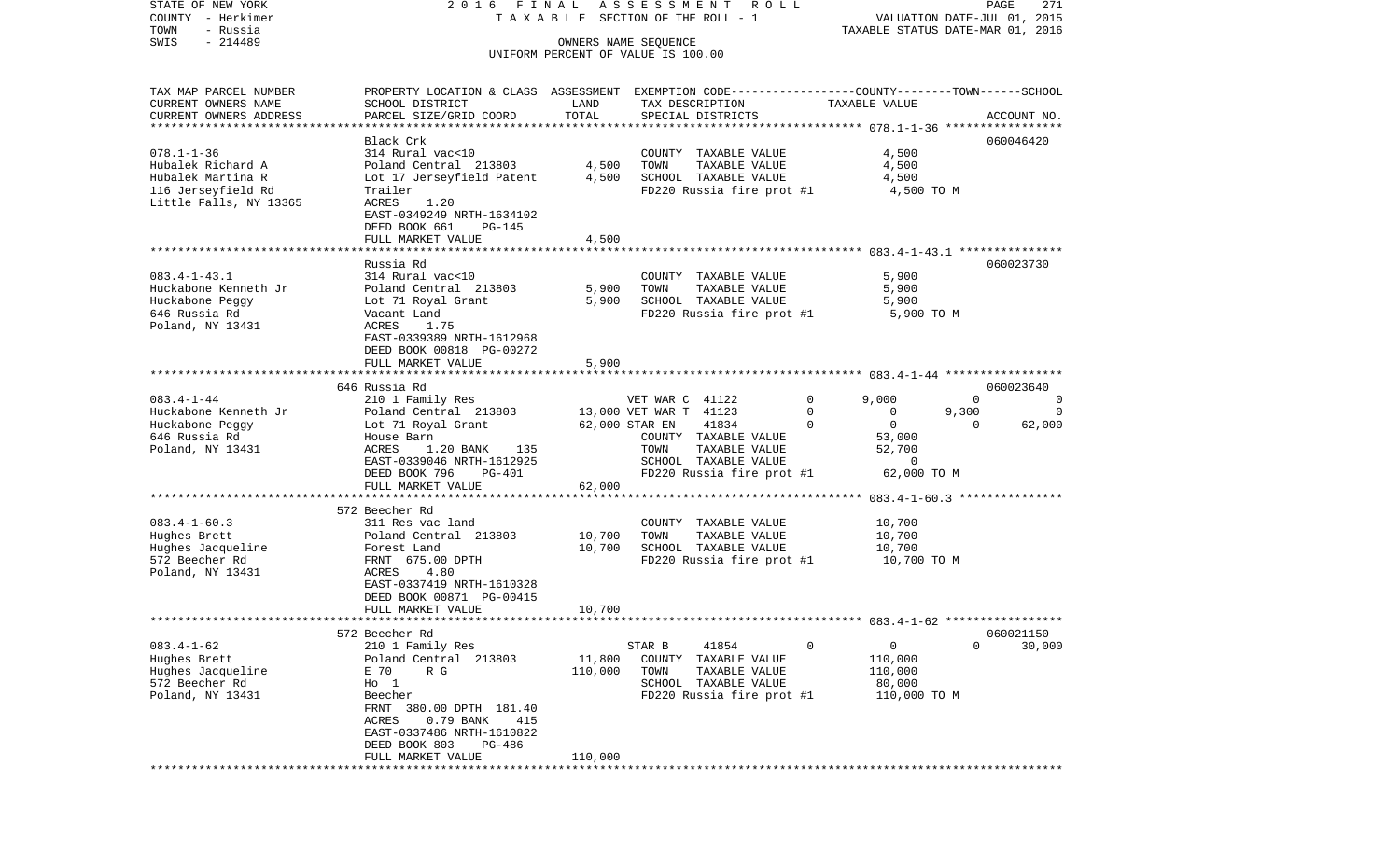STATE OF NEW YORK 2016 FINAL ASSESSMENT ROLL
COUNTY - Herkimer TAXABLE SECTION OF THE ROLL - 1 VALUATION DATE-JUL 01, 2015
TOWN - Russia TAXABLE STATUS DATE-MAR 01, 2016
SWIS - 214489 OWNERS NAME SEQUENCE
UNIFORM PERCENT OF VALUE IS 100.00

| TAX MAP PARCEL NUMBER / CURRENT OWNERS NAME / CURRENT OWNERS ADDRESS | PROPERTY LOCATION & CLASS / SCHOOL DISTRICT / PARCEL SIZE/GRID COORD | ASSESSMENT LAND | TOTAL | EXEMPTION CODE / TAX DESCRIPTION / SPECIAL DISTRICTS | COUNTY | TOWN | SCHOOL | ACCOUNT NO. |
|---|---|---|---|---|---|---|---|---|
| **078.1-1-36** | Black Crk | | | | | | | 060046420 |
| Hubalek Richard A | 314 Rural vac<10 | | | COUNTY TAXABLE VALUE | 4,500 | | | |
| Hubalek Martina R | Poland Central 213803 | 4,500 | | TOWN TAXABLE VALUE | | 4,500 | | |
| 116 Jerseyfield Rd | Lot 17 Jerseyfield Patent | | 4,500 | SCHOOL TAXABLE VALUE | | | 4,500 | |
| Little Falls, NY 13365 | Trailer | | | FD220 Russia fire prot #1 | 4,500 TO M | | | |
| | ACRES 1.20 | | | | | | | |
| | EAST-0349249 NRTH-1634102 | | | | | | | |
| | DEED BOOK 661 PG-145 | | | | | | | |
| | FULL MARKET VALUE | | 4,500 | | | | | |
| **083.4-1-43.1** | Russia Rd | | | | | | | 060023730 |
| Huckabone Kenneth Jr | 314 Rural vac<10 | | | COUNTY TAXABLE VALUE | 5,900 | | | |
| Huckabone Peggy | Poland Central 213803 | 5,900 | | TOWN TAXABLE VALUE | | 5,900 | | |
| 646 Russia Rd | Lot 71 Royal Grant | | 5,900 | SCHOOL TAXABLE VALUE | | | 5,900 | |
| Poland, NY 13431 | Vacant Land | | | FD220 Russia fire prot #1 | 5,900 TO M | | | |
| | ACRES 1.75 | | | | | | | |
| | EAST-0339389 NRTH-1612968 | | | | | | | |
| | DEED BOOK 00818 PG-00272 | | | | | | | |
| | FULL MARKET VALUE | | 5,900 | | | | | |
| **083.4-1-44** | 646 Russia Rd | | | | | | | 060023640 |
| Huckabone Kenneth Jr | 210 1 Family Res | | | VET WAR C 41122 0 | 9,000 | 0 | 0 | |
| Huckabone Peggy | Poland Central 213803 | 13,000 | | VET WAR T 41123 0 | 0 | 9,300 | 0 | |
| 646 Russia Rd | Lot 71 Royal Grant | | 62,000 | STAR EN 41834 0 | 0 | 0 | 62,000 | |
| Poland, NY 13431 | House Barn | | | COUNTY TAXABLE VALUE | 53,000 | | | |
| | ACRES 1.20 BANK 135 | | | TOWN TAXABLE VALUE | | 52,700 | | |
| | EAST-0339046 NRTH-1612925 | | | SCHOOL TAXABLE VALUE | | | 0 | |
| | DEED BOOK 796 PG-401 | | | FD220 Russia fire prot #1 | 62,000 TO M | | | |
| | FULL MARKET VALUE | | 62,000 | | | | | |
| **083.4-1-60.3** | 572 Beecher Rd | | | | | | | |
| Hughes Brett | 311 Res vac land | | | COUNTY TAXABLE VALUE | 10,700 | | | |
| Hughes Jacqueline | Poland Central 213803 | 10,700 | | TOWN TAXABLE VALUE | | 10,700 | | |
| 572 Beecher Rd | Forest Land | | 10,700 | SCHOOL TAXABLE VALUE | | | 10,700 | |
| Poland, NY 13431 | FRNT 675.00 DPTH | | | FD220 Russia fire prot #1 | 10,700 TO M | | | |
| | ACRES 4.80 | | | | | | | |
| | EAST-0337419 NRTH-1610328 | | | | | | | |
| | DEED BOOK 00871 PG-00415 | | | | | | | |
| | FULL MARKET VALUE | | 10,700 | | | | | |
| **083.4-1-62** | 572 Beecher Rd | | | | | | | 060021150 |
| Hughes Brett | 210 1 Family Res | | | STAR B 41854 0 | 0 | 0 | 30,000 | |
| Hughes Jacqueline | Poland Central 213803 | 11,800 | | COUNTY TAXABLE VALUE | 110,000 | | | |
| 572 Beecher Rd | E 70 R G | | 110,000 | TOWN TAXABLE VALUE | | 110,000 | | |
| Poland, NY 13431 | Ho 1 | | | SCHOOL TAXABLE VALUE | | | 80,000 | |
| | Beecher | | | FD220 Russia fire prot #1 | 110,000 TO M | | | |
| | FRNT 380.00 DPTH 181.40 | | | | | | | |
| | ACRES 0.79 BANK 415 | | | | | | | |
| | EAST-0337486 NRTH-1610822 | | | | | | | |
| | DEED BOOK 803 PG-486 | | | | | | | |
| | FULL MARKET VALUE | | 110,000 | | | | | |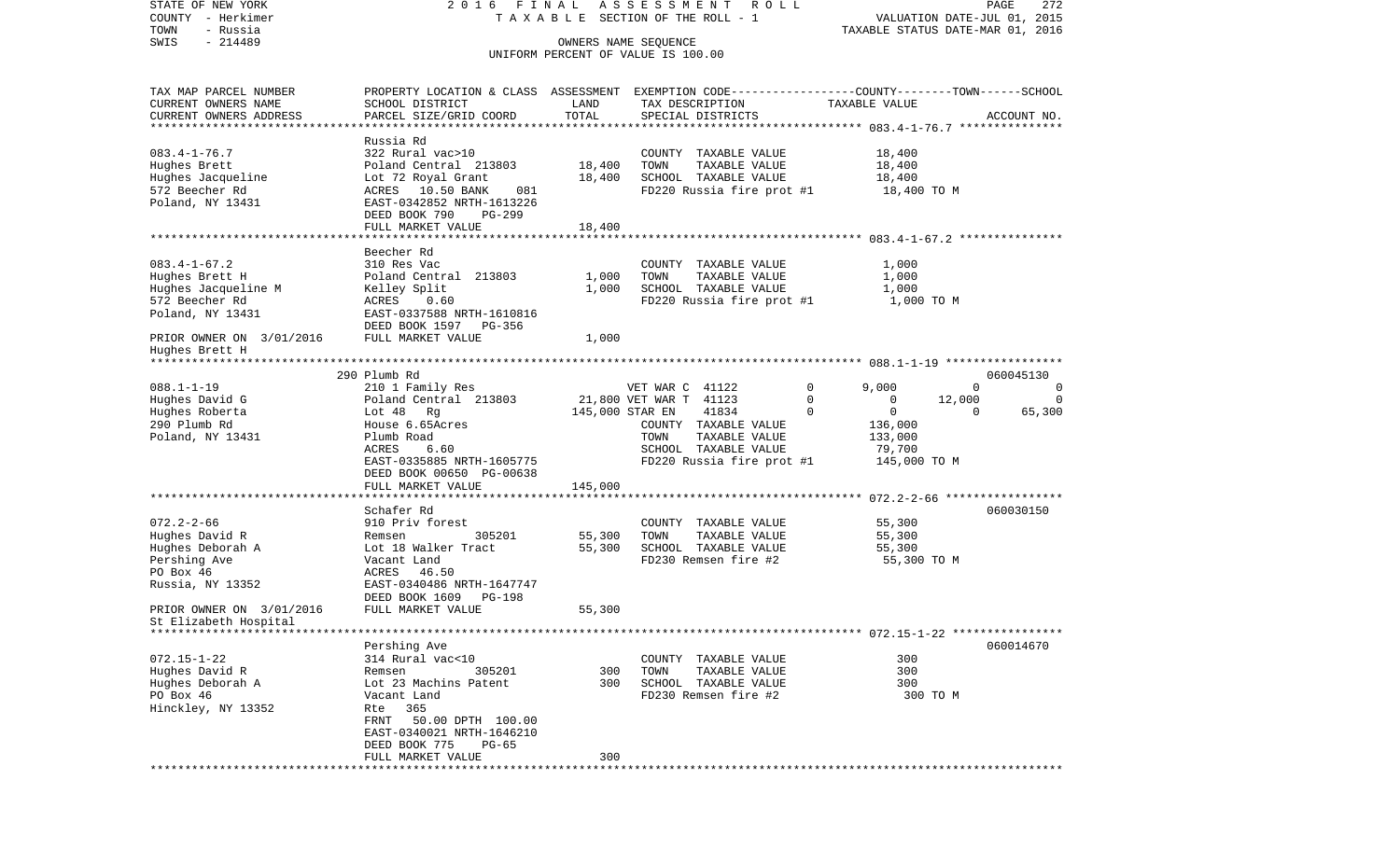STATE OF NEW YORK — 2016 FINAL ASSESSMENT ROLL
COUNTY - Herkimer — TAXABLE SECTION OF THE ROLL - 1 — VALUATION DATE-JUL 01, 2015
TOWN - Russia — TAXABLE STATUS DATE-MAR 01, 2016
SWIS - 214489 — OWNERS NAME SEQUENCE
UNIFORM PERCENT OF VALUE IS 100.00

| TAX MAP PARCEL NUMBER / CURRENT OWNERS NAME / CURRENT OWNERS ADDRESS | PROPERTY LOCATION & CLASS / SCHOOL DISTRICT / PARCEL SIZE/GRID COORD | ASSESSMENT LAND | ASSESSMENT TOTAL | EXEMPTION CODE / TAX DESCRIPTION / SPECIAL DISTRICTS | COUNTY | TOWN | SCHOOL | ACCOUNT NO. |
|---|---|---|---|---|---|---|---|---|
| **083.4-1-76.7** | Russia Rd | | | | | | | |
| Hughes Brett | 322 Rural vac>10 | | | COUNTY TAXABLE VALUE | 18,400 | | | |
| Hughes Jacqueline | Poland Central 213803 | 18,400 | | TOWN TAXABLE VALUE | | 18,400 | | |
| 572 Beecher Rd | Lot 72 Royal Grant | | 18,400 | SCHOOL TAXABLE VALUE | | | 18,400 | |
| Poland, NY 13431 | ACRES 10.50 BANK 081 | | | FD220 Russia fire prot #1 | 18,400 TO M | | | |
| | EAST-0342852 NRTH-1613226 | | | | | | | |
| | DEED BOOK 790 PG-299 | | | | | | | |
| | FULL MARKET VALUE | | 18,400 | | | | | |
| **083.4-1-67.2** | Beecher Rd | | | | | | | |
| Hughes Brett H | 310 Res Vac | | | COUNTY TAXABLE VALUE | 1,000 | | | |
| Hughes Jacqueline M | Poland Central 213803 | 1,000 | | TOWN TAXABLE VALUE | | 1,000 | | |
| 572 Beecher Rd | Kelley Split | | 1,000 | SCHOOL TAXABLE VALUE | | | 1,000 | |
| Poland, NY 13431 | ACRES 0.60 | | | FD220 Russia fire prot #1 | 1,000 TO M | | | |
| | EAST-0337588 NRTH-1610816 | | | | | | | |
| | DEED BOOK 1597 PG-356 | | | | | | | |
| PRIOR OWNER ON 3/01/2016 | FULL MARKET VALUE | | 1,000 | | | | | |
| Hughes Brett H | | | | | | | | |
| **088.1-1-19** | 290 Plumb Rd | | | | | | | 060045130 |
| Hughes David G | 210 1 Family Res | | | VET WAR C 41122 0 | 9,000 | 0 | 0 | |
| Hughes Roberta | Poland Central 213803 | 21,800 | | VET WAR T 41123 0 | 0 | 12,000 | 0 | |
| 290 Plumb Rd | Lot 48 Rg | | 145,000 | STAR EN 41834 0 | 0 | 0 | 65,300 | |
| Poland, NY 13431 | House 6.65Acres | | | COUNTY TAXABLE VALUE | 136,000 | | | |
| | Plumb Road | | | TOWN TAXABLE VALUE | | 133,000 | | |
| | ACRES 6.60 | | | SCHOOL TAXABLE VALUE | | | 79,700 | |
| | EAST-0335885 NRTH-1605775 | | | FD220 Russia fire prot #1 | 145,000 TO M | | | |
| | DEED BOOK 00650 PG-00638 | | | | | | | |
| | FULL MARKET VALUE | | 145,000 | | | | | |
| **072.2-2-66** | Schafer Rd | | | | | | | 060030150 |
| Hughes David R | 910 Priv forest | | | COUNTY TAXABLE VALUE | 55,300 | | | |
| Hughes Deborah A | Remsen 305201 | 55,300 | | TOWN TAXABLE VALUE | | 55,300 | | |
| Pershing Ave | Lot 18 Walker Tract | | 55,300 | SCHOOL TAXABLE VALUE | | | 55,300 | |
| PO Box 46 | Vacant Land | | | FD230 Remsen fire #2 | 55,300 TO M | | | |
| Russia, NY 13352 | ACRES 46.50 | | | | | | | |
| | EAST-0340486 NRTH-1647747 | | | | | | | |
| | DEED BOOK 1609 PG-198 | | | | | | | |
| PRIOR OWNER ON 3/01/2016 | FULL MARKET VALUE | | 55,300 | | | | | |
| St Elizabeth Hospital | | | | | | | | |
| **072.15-1-22** | Pershing Ave | | | | | | | 060014670 |
| Hughes David R | 314 Rural vac<10 | | | COUNTY TAXABLE VALUE | 300 | | | |
| Hughes Deborah A | Remsen 305201 | 300 | | TOWN TAXABLE VALUE | | 300 | | |
| PO Box 46 | Lot 23 Machins Patent | | 300 | SCHOOL TAXABLE VALUE | | | 300 | |
| Hinckley, NY 13352 | Vacant Land | | | FD230 Remsen fire #2 | 300 TO M | | | |
| | Rte 365 | | | | | | | |
| | FRNT 50.00 DPTH 100.00 | | | | | | | |
| | EAST-0340021 NRTH-1646210 | | | | | | | |
| | DEED BOOK 775 PG-65 | | | | | | | |
| | FULL MARKET VALUE | | 300 | | | | | |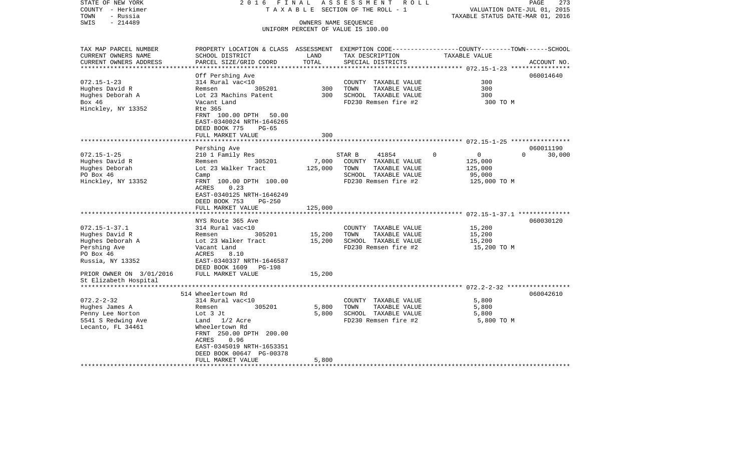STATE OF NEW YORK — 2016 FINAL ASSESSMENT ROLL
COUNTY - Herkimer — TAXABLE SECTION OF THE ROLL - 1 — VALUATION DATE-JUL 01, 2015
TOWN - Russia — TAXABLE STATUS DATE-MAR 01, 2016
SWIS - 214489 — OWNERS NAME SEQUENCE
UNIFORM PERCENT OF VALUE IS 100.00

| TAX MAP PARCEL NUMBER / CURRENT OWNERS NAME / CURRENT OWNERS ADDRESS | PROPERTY LOCATION & CLASS / SCHOOL DISTRICT / PARCEL SIZE/GRID COORD | ASSESSMENT LAND | TOTAL | EXEMPTION CODE / TAX DESCRIPTION / SPECIAL DISTRICTS | COUNTY | TOWN | SCHOOL / TAXABLE VALUE | ACCOUNT NO. |
|---|---|---|---|---|---|---|---|---|
| **072.15-1-23** | Off Pershing Ave | | | | | | | 060014640 |
| 072.15-1-23 | 314 Rural vac<10 | | | COUNTY TAXABLE VALUE | 300 | | | |
| Hughes David R | Remsen 305201 | 300 | | TOWN TAXABLE VALUE | | 300 | | |
| Hughes Deborah A | Lot 23 Machins Patent | | 300 | SCHOOL TAXABLE VALUE | | | 300 | |
| Box 46 | Vacant Land | | | FD230 Remsen fire #2 | | | 300 TO M | |
| Hinckley, NY 13352 | Rte 365 | | | | | | | |
| | FRNT 100.00 DPTH 50.00 | | | | | | | |
| | EAST-0340024 NRTH-1646265 | | | | | | | |
| | DEED BOOK 775 PG-65 | | | | | | | |
| | FULL MARKET VALUE | | 300 | | | | | |
| **072.15-1-25** | Pershing Ave | | | | | | | 060011190 |
| 072.15-1-25 | 210 1 Family Res | | | STAR B 41854 | 0 | 0 | 30,000 | |
| Hughes David R | Remsen 305201 | 7,000 | | COUNTY TAXABLE VALUE | 125,000 | | | |
| Hughes Deborah | Lot 23 Walker Tract | | 125,000 | TOWN TAXABLE VALUE | | 125,000 | | |
| PO Box 46 | Camp | | | SCHOOL TAXABLE VALUE | | | 95,000 | |
| Hinckley, NY 13352 | FRNT 100.00 DPTH 100.00 | | | FD230 Remsen fire #2 | | | 125,000 TO M | |
| | ACRES 0.23 | | | | | | | |
| | EAST-0340125 NRTH-1646249 | | | | | | | |
| | DEED BOOK 753 PG-250 | | | | | | | |
| | FULL MARKET VALUE | | 125,000 | | | | | |
| **072.15-1-37.1** | NYS Route 365 Ave | | | | | | | 060030120 |
| 072.15-1-37.1 | 314 Rural vac<10 | | | COUNTY TAXABLE VALUE | 15,200 | | | |
| Hughes David R | Remsen 305201 | 15,200 | | TOWN TAXABLE VALUE | | 15,200 | | |
| Hughes Deborah A | Lot 23 Walker Tract | | 15,200 | SCHOOL TAXABLE VALUE | | | 15,200 | |
| Pershing Ave | Vacant Land | | | FD230 Remsen fire #2 | | | 15,200 TO M | |
| PO Box 46 | ACRES 8.10 | | | | | | | |
| Russia, NY 13352 | EAST-0340337 NRTH-1646587 | | | | | | | |
| | DEED BOOK 1609 PG-198 | | | | | | | |
| PRIOR OWNER ON 3/01/2016 | FULL MARKET VALUE | | 15,200 | | | | | |
| St Elizabeth Hospital | | | | | | | | |
| **072.2-2-32** | 514 Wheelertown Rd | | | | | | | 060042610 |
| 072.2-2-32 | 314 Rural vac<10 | | | COUNTY TAXABLE VALUE | 5,800 | | | |
| Hughes James A | Remsen 305201 | 5,800 | | TOWN TAXABLE VALUE | | 5,800 | | |
| Penny Lee Norton | Lot 3 Jt | | 5,800 | SCHOOL TAXABLE VALUE | | | 5,800 | |
| 5541 S Redwing Ave | Land 1/2 Acre | | | FD230 Remsen fire #2 | | | 5,800 TO M | |
| Lecanto, FL 34461 | Wheelertown Rd | | | | | | | |
| | FRNT 250.00 DPTH 200.00 | | | | | | | |
| | ACRES 0.96 | | | | | | | |
| | EAST-0345019 NRTH-1653351 | | | | | | | |
| | DEED BOOK 00647 PG-00378 | | | | | | | |
| | FULL MARKET VALUE | | 5,800 | | | | | |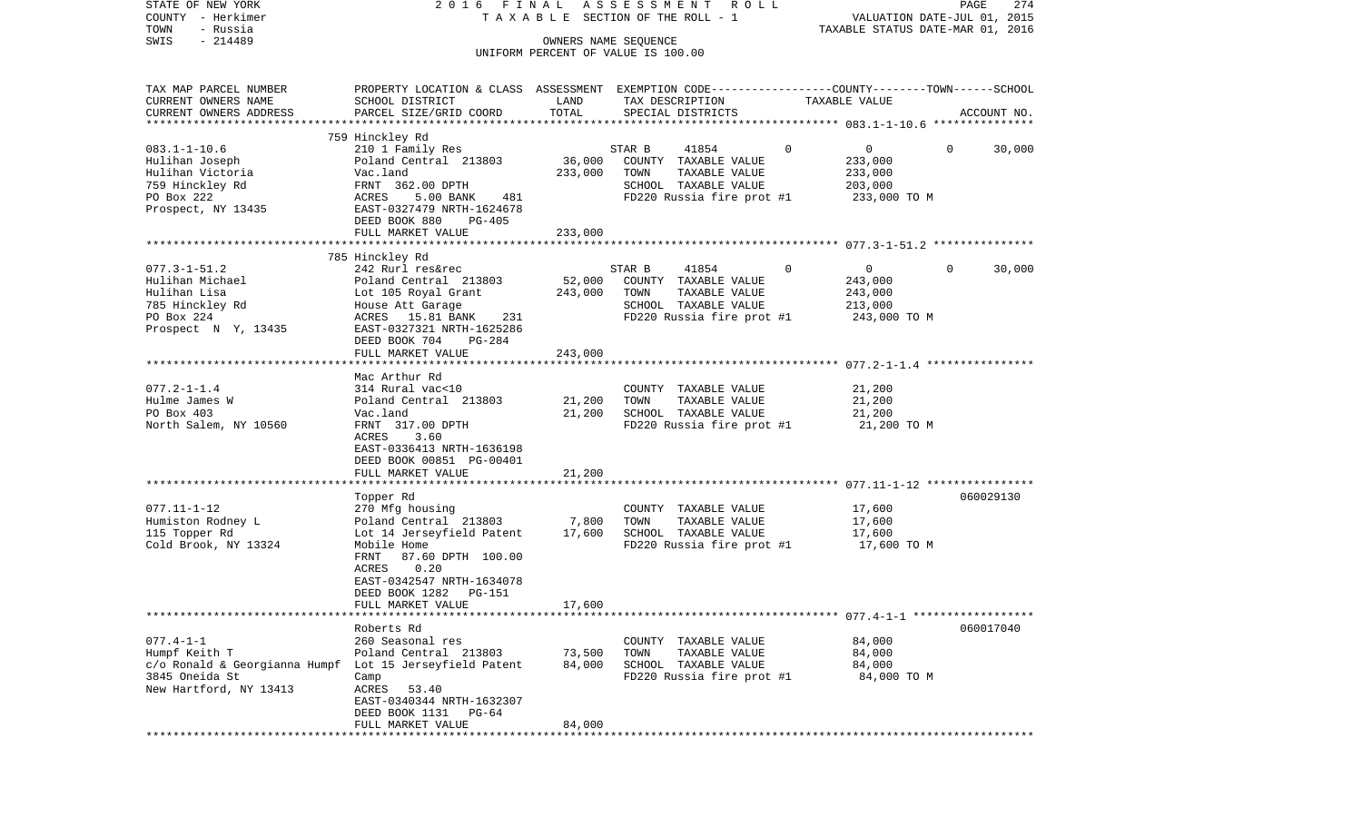STATE OF NEW YORK — COUNTY - Herkimer — TOWN - Russia — SWIS - 214489

2016 FINAL ASSESSMENT ROLL
TAXABLE SECTION OF THE ROLL - 1
OWNERS NAME SEQUENCE
UNIFORM PERCENT OF VALUE IS 100.00

VALUATION DATE-JUL 01, 2015
TAXABLE STATUS DATE-MAR 01, 2016

| TAX MAP PARCEL NUMBER / CURRENT OWNERS NAME / CURRENT OWNERS ADDRESS | PROPERTY LOCATION & CLASS / SCHOOL DISTRICT / PARCEL SIZE/GRID COORD | ASSESSMENT LAND / TOTAL | EXEMPTION CODE / TAX DESCRIPTION / SPECIAL DISTRICTS | COUNTY / TOWN / SCHOOL TAXABLE VALUE | ACCOUNT NO. |
|---|---|---|---|---|---|
| **083.1-1-10.6** | 759 Hinckley Rd | | | | |
| Hulihan Joseph | 210 1 Family Res | | STAR B 41854 0 | 0 0 30,000 | |
| Hulihan Victoria | Poland Central 213803 | 36,000 | COUNTY TAXABLE VALUE | 233,000 | |
| 759 Hinckley Rd | Vac.land | 233,000 | TOWN TAXABLE VALUE | 233,000 | |
| PO Box 222 | FRNT 362.00 DPTH | | SCHOOL TAXABLE VALUE | 203,000 | |
| Prospect, NY 13435 | ACRES 5.00 BANK 481 | | FD220 Russia fire prot #1 | 233,000 TO M | |
| | EAST-0327479 NRTH-1624678 | | | | |
| | DEED BOOK 880 PG-405 | | | | |
| | FULL MARKET VALUE | 233,000 | | | |
| **077.3-1-51.2** | 785 Hinckley Rd | | | | |
| Hulihan Michael | 242 Rurl res&rec | | STAR B 41854 0 | 0 0 30,000 | |
| Hulihan Lisa | Poland Central 213803 | 52,000 | COUNTY TAXABLE VALUE | 243,000 | |
| 785 Hinckley Rd | Lot 105 Royal Grant | 243,000 | TOWN TAXABLE VALUE | 243,000 | |
| PO Box 224 | House Att Garage | | SCHOOL TAXABLE VALUE | 213,000 | |
| Prospect N Y, 13435 | ACRES 15.81 BANK 231 | | FD220 Russia fire prot #1 | 243,000 TO M | |
| | EAST-0327321 NRTH-1625286 | | | | |
| | DEED BOOK 704 PG-284 | | | | |
| | FULL MARKET VALUE | 243,000 | | | |
| **077.2-1-1.4** | Mac Arthur Rd | | | | |
| Hulme James W | 314 Rural vac<10 | | COUNTY TAXABLE VALUE | 21,200 | |
| PO Box 403 | Poland Central 213803 | 21,200 | TOWN TAXABLE VALUE | 21,200 | |
| North Salem, NY 10560 | Vac.land | 21,200 | SCHOOL TAXABLE VALUE | 21,200 | |
| | FRNT 317.00 DPTH | | FD220 Russia fire prot #1 | 21,200 TO M | |
| | ACRES 3.60 | | | | |
| | EAST-0336413 NRTH-1636198 | | | | |
| | DEED BOOK 00851 PG-00401 | | | | |
| | FULL MARKET VALUE | 21,200 | | | |
| **077.11-1-12** | Topper Rd | | | | 060029130 |
| Humiston Rodney L | 270 Mfg housing | | COUNTY TAXABLE VALUE | 17,600 | |
| 115 Topper Rd | Poland Central 213803 | 7,800 | TOWN TAXABLE VALUE | 17,600 | |
| Cold Brook, NY 13324 | Lot 14 Jerseyfield Patent | 17,600 | SCHOOL TAXABLE VALUE | 17,600 | |
| | Mobile Home | | FD220 Russia fire prot #1 | 17,600 TO M | |
| | FRNT 87.60 DPTH 100.00 | | | | |
| | ACRES 0.20 | | | | |
| | EAST-0342547 NRTH-1634078 | | | | |
| | DEED BOOK 1282 PG-151 | | | | |
| | FULL MARKET VALUE | 17,600 | | | |
| **077.4-1-1** | Roberts Rd | | | | 060017040 |
| Humpf Keith T | 260 Seasonal res | | COUNTY TAXABLE VALUE | 84,000 | |
| c/o Ronald & Georgianna Humpf | Poland Central 213803 | 73,500 | TOWN TAXABLE VALUE | 84,000 | |
| 3845 Oneida St | Lot 15 Jerseyfield Patent | 84,000 | SCHOOL TAXABLE VALUE | 84,000 | |
| New Hartford, NY 13413 | Camp | | FD220 Russia fire prot #1 | 84,000 TO M | |
| | ACRES 53.40 | | | | |
| | EAST-0340344 NRTH-1632307 | | | | |
| | DEED BOOK 1131 PG-64 | | | | |
| | FULL MARKET VALUE | 84,000 | | | |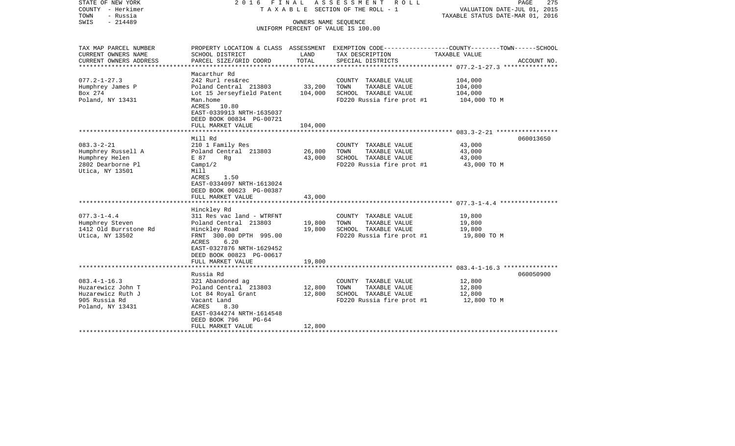STATE OF NEW YORK | 2016 FINAL ASSESSMENT ROLL | VALUATION DATE-JUL 01, 2015
COUNTY - Herkimer | TAXABLE SECTION OF THE ROLL - 1 | TAXABLE STATUS DATE-MAR 01, 2016
TOWN - Russia | OWNERS NAME SEQUENCE
SWIS - 214489 | UNIFORM PERCENT OF VALUE IS 100.00

| TAX MAP PARCEL NUMBER<br>CURRENT OWNERS NAME<br>CURRENT OWNERS ADDRESS | PROPERTY LOCATION & CLASS<br>SCHOOL DISTRICT<br>PARCEL SIZE/GRID COORD | ASSESSMENT<br>LAND<br>TOTAL | EXEMPTION CODE<br>TAX DESCRIPTION<br>SPECIAL DISTRICTS | COUNTY--------TOWN------SCHOOL<br>TAXABLE VALUE | ACCOUNT NO. |
|---|---|---|---|---|---|
| 077.2-1-27.3 | Macarthur Rd<br>242 Rurl res&rec | | | | |
| Humphrey James P | Poland Central 213803 | 33,200 | COUNTY TAXABLE VALUE | 104,000 | |
| Box 274 | Lot 15 Jerseyfield Patent | 104,000 | TOWN TAXABLE VALUE | 104,000 | |
| Poland, NY 13431 | Man.home | | SCHOOL TAXABLE VALUE | 104,000 | |
| | ACRES 10.80 | | FD220 Russia fire prot #1 | 104,000 TO M | |
| | EAST-0339913 NRTH-1635037 | | | | |
| | DEED BOOK 00834 PG-00721 | | | | |
| | FULL MARKET VALUE | 104,000 | | | |
| 083.3-2-21 | Mill Rd<br>210 1 Family Res | | | | 060013650 |
| Humphrey Russell A | Poland Central 213803 | 26,800 | COUNTY TAXABLE VALUE | 43,000 | |
| Humphrey Helen | E 87 Rg | 43,000 | TOWN TAXABLE VALUE | 43,000 | |
| 2802 Dearborne Pl | Camp1/2 | | SCHOOL TAXABLE VALUE | 43,000 | |
| Utica, NY 13501 | Mill | | FD220 Russia fire prot #1 | 43,000 TO M | |
| | ACRES 1.50 | | | | |
| | EAST-0334097 NRTH-1613024 | | | | |
| | DEED BOOK 00623 PG-00387 | | | | |
| | FULL MARKET VALUE | 43,000 | | | |
| 077.3-1-4.4 | Hinckley Rd<br>311 Res vac land - WTRFNT | | | | |
| Humphrey Steven | Poland Central 213803 | 19,800 | COUNTY TAXABLE VALUE | 19,800 | |
| 1412 Old Burrstone Rd | Hinckley Road | 19,800 | TOWN TAXABLE VALUE | 19,800 | |
| Utica, NY 13502 | FRNT 300.00 DPTH 995.00 | | SCHOOL TAXABLE VALUE | 19,800 | |
| | ACRES 6.20 | | FD220 Russia fire prot #1 | 19,800 TO M | |
| | EAST-0327876 NRTH-1629452 | | | | |
| | DEED BOOK 00823 PG-00617 | | | | |
| | FULL MARKET VALUE | 19,800 | | | |
| 083.4-1-16.3 | Russia Rd<br>321 Abandoned ag | | | | 060050900 |
| Huzarewicz John T | Poland Central 213803 | 12,800 | COUNTY TAXABLE VALUE | 12,800 | |
| Huzarewicz Ruth J | Lot 84 Royal Grant | 12,800 | TOWN TAXABLE VALUE | 12,800 | |
| 905 Russia Rd | Vacant Land | | SCHOOL TAXABLE VALUE | 12,800 | |
| Poland, NY 13431 | ACRES 8.30 | | FD220 Russia fire prot #1 | 12,800 TO M | |
| | EAST-0344274 NRTH-1614548 | | | | |
| | DEED BOOK 796 PG-64 | | | | |
| | FULL MARKET VALUE | 12,800 | | | |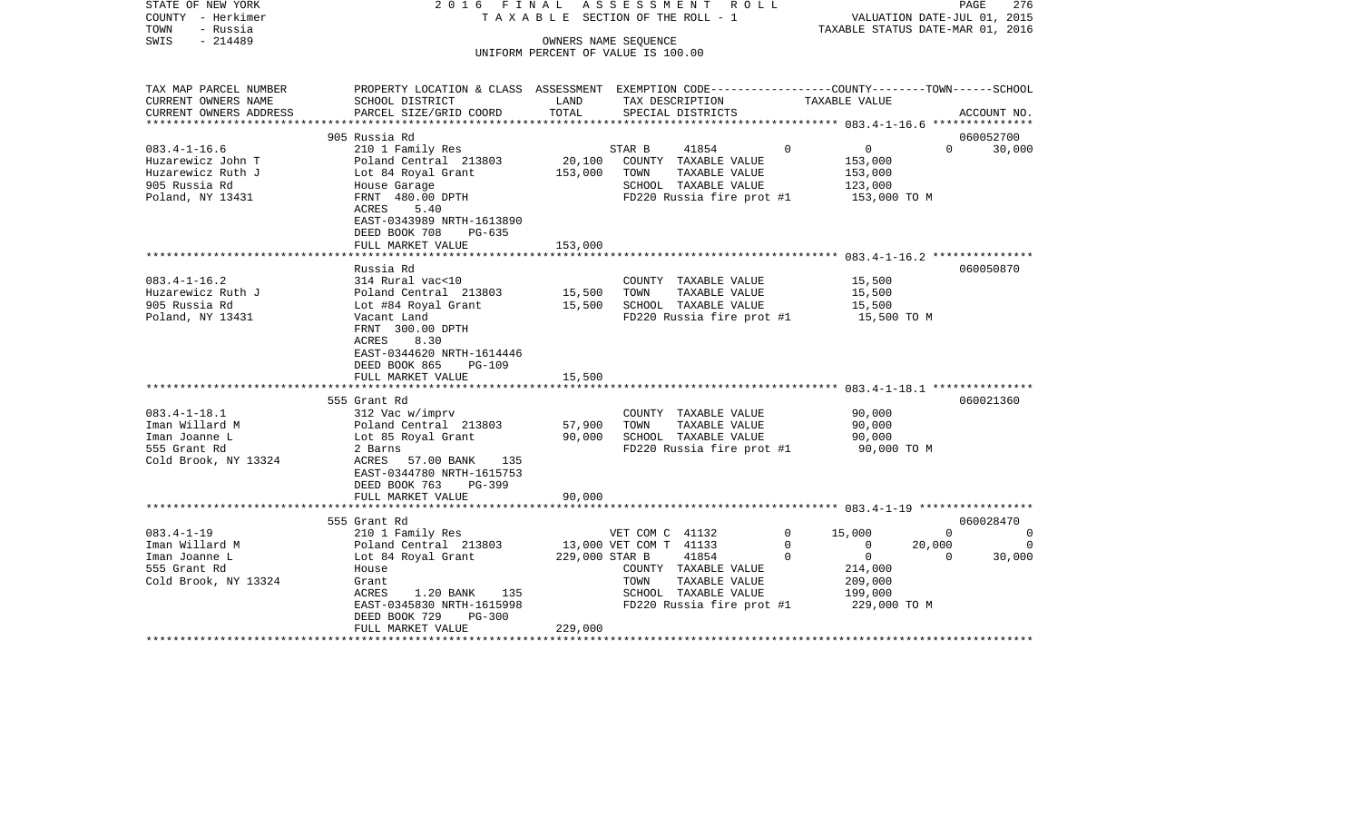STATE OF NEW YORK
COUNTY - Herkimer
TOWN - Russia
SWIS - 214489

# 2016 FINAL ASSESSMENT ROLL

TAXABLE SECTION OF THE ROLL - 1

OWNERS NAME SEQUENCE

UNIFORM PERCENT OF VALUE IS 100.00

VALUATION DATE-JUL 01, 2015
TAXABLE STATUS DATE-MAR 01, 2016

| TAX MAP PARCEL NUMBER / CURRENT OWNERS NAME / CURRENT OWNERS ADDRESS | PROPERTY LOCATION & CLASS / SCHOOL DISTRICT / PARCEL SIZE/GRID COORD | ASSESSMENT LAND | TOTAL | EXEMPTION CODE / TAX DESCRIPTION / SPECIAL DISTRICTS | COUNTY | TOWN | SCHOOL | TAXABLE VALUE / ACCOUNT NO. |
|---|---|---|---|---|---|---|---|---|
| 083.4-1-16.6 | 905 Russia Rd | | | | | | | 060052700 |
| Huzarewicz John T | 210 1 Family Res | | | STAR B 41854 | 0 | 0 | 0 | 30,000 |
| Huzarewicz Ruth J | Poland Central 213803 | 20,100 | | COUNTY TAXABLE VALUE | | | | 153,000 |
| 905 Russia Rd | Lot 84 Royal Grant | | 153,000 | TOWN TAXABLE VALUE | | | | 153,000 |
| Poland, NY 13431 | House Garage | | | SCHOOL TAXABLE VALUE | | | | 123,000 |
| | FRNT 480.00 DPTH | | | FD220 Russia fire prot #1 | | | | 153,000 TO M |
| | ACRES 5.40 | | | | | | | |
| | EAST-0343989 NRTH-1613890 | | | | | | | |
| | DEED BOOK 708 PG-635 | | | | | | | |
| | FULL MARKET VALUE | | 153,000 | | | | | |
| 083.4-1-16.2 | Russia Rd | | | | | | | 060050870 |
| Huzarewicz Ruth J | 314 Rural vac<10 | | | COUNTY TAXABLE VALUE | | | | 15,500 |
| 905 Russia Rd | Poland Central 213803 | 15,500 | | TOWN TAXABLE VALUE | | | | 15,500 |
| Poland, NY 13431 | Lot #84 Royal Grant | | 15,500 | SCHOOL TAXABLE VALUE | | | | 15,500 |
| | Vacant Land | | | FD220 Russia fire prot #1 | | | | 15,500 TO M |
| | FRNT 300.00 DPTH | | | | | | | |
| | ACRES 8.30 | | | | | | | |
| | EAST-0344620 NRTH-1614446 | | | | | | | |
| | DEED BOOK 865 PG-109 | | | | | | | |
| | FULL MARKET VALUE | | 15,500 | | | | | |
| 083.4-1-18.1 | 555 Grant Rd | | | | | | | 060021360 |
| Iman Willard M | 312 Vac w/imprv | | | COUNTY TAXABLE VALUE | | | | 90,000 |
| Iman Joanne L | Poland Central 213803 | 57,900 | | TOWN TAXABLE VALUE | | | | 90,000 |
| 555 Grant Rd | Lot 85 Royal Grant | | 90,000 | SCHOOL TAXABLE VALUE | | | | 90,000 |
| Cold Brook, NY 13324 | 2 Barns | | | FD220 Russia fire prot #1 | | | | 90,000 TO M |
| | ACRES 57.00 BANK 135 | | | | | | | |
| | EAST-0344780 NRTH-1615753 | | | | | | | |
| | DEED BOOK 763 PG-399 | | | | | | | |
| | FULL MARKET VALUE | | 90,000 | | | | | |
| 083.4-1-19 | 555 Grant Rd | | | | | | | 060028470 |
| Iman Willard M | 210 1 Family Res | | | VET COM C 41132 | 0 | 15,000 | 0 | 0 |
| Iman Joanne L | Poland Central 213803 | 13,000 | | VET COM T 41133 | 0 | 0 | 20,000 | 0 |
| 555 Grant Rd | Lot 84 Royal Grant | | 229,000 | STAR B 41854 | 0 | 0 | 0 | 30,000 |
| Cold Brook, NY 13324 | House | | | COUNTY TAXABLE VALUE | | | | 214,000 |
| | Grant | | | TOWN TAXABLE VALUE | | | | 209,000 |
| | ACRES 1.20 BANK 135 | | | SCHOOL TAXABLE VALUE | | | | 199,000 |
| | EAST-0345830 NRTH-1615998 | | | FD220 Russia fire prot #1 | | | | 229,000 TO M |
| | DEED BOOK 729 PG-300 | | | | | | | |
| | FULL MARKET VALUE | | 229,000 | | | | | |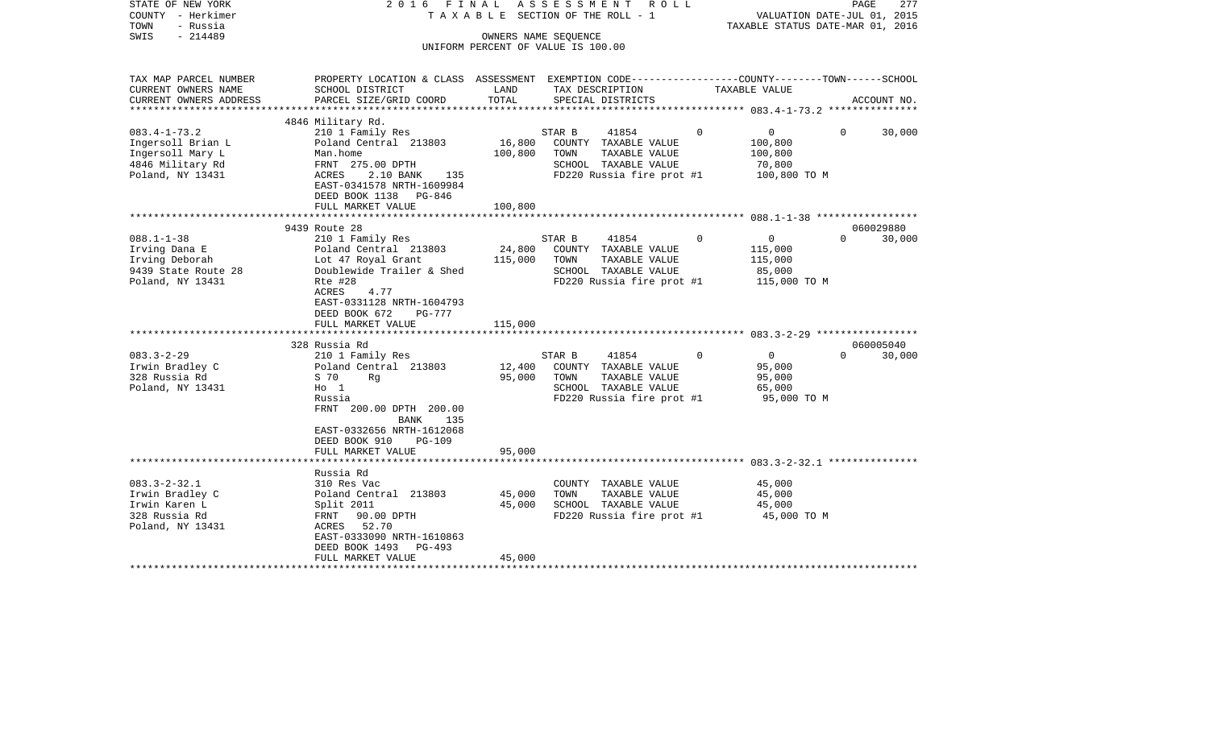STATE OF NEW YORK
COUNTY - Herkimer
TOWN - Russia
SWIS - 214489

2016 FINAL ASSESSMENT ROLL
TAXABLE SECTION OF THE ROLL - 1
OWNERS NAME SEQUENCE
UNIFORM PERCENT OF VALUE IS 100.00

VALUATION DATE-JUL 01, 2015
TAXABLE STATUS DATE-MAR 01, 2016

| TAX MAP PARCEL NUMBER / CURRENT OWNERS NAME / CURRENT OWNERS ADDRESS | PROPERTY LOCATION & CLASS / SCHOOL DISTRICT / PARCEL SIZE/GRID COORD | ASSESSMENT LAND | TOTAL | EXEMPTION CODE / TAX DESCRIPTION / SPECIAL DISTRICTS | COUNTY | TOWN | SCHOOL | TAXABLE VALUE | ACCOUNT NO. |
|---|---|---|---|---|---|---|---|---|---|
| **083.4-1-73.2** | 4846 Military Rd. | | | | | | | | |
| 083.4-1-73.2 | 210 1 Family Res | | | STAR B 41854 | 0 | 0 | 30,000 | | |
| Ingersoll Brian L | Poland Central 213803 | 16,800 | | COUNTY TAXABLE VALUE | | | | 100,800 | |
| Ingersoll Mary L | Man.home | | 100,800 | TOWN TAXABLE VALUE | | | | 100,800 | |
| 4846 Military Rd | FRNT 275.00 DPTH | | | SCHOOL TAXABLE VALUE | | | | 70,800 | |
| Poland, NY 13431 | ACRES 2.10 BANK 135 | | | FD220 Russia fire prot #1 | | | | 100,800 TO M | |
| | EAST-0341578 NRTH-1609984 | | | | | | | | |
| | DEED BOOK 1138 PG-846 | | | | | | | | |
| | FULL MARKET VALUE | | 100,800 | | | | | | |
| **088.1-1-38** | 9439 Route 28 | | | | | | | | 060029880 |
| 088.1-1-38 | 210 1 Family Res | | | STAR B 41854 | 0 | 0 | 30,000 | | |
| Irving Dana E | Poland Central 213803 | 24,800 | | COUNTY TAXABLE VALUE | | | | 115,000 | |
| Irving Deborah | Lot 47 Royal Grant | | 115,000 | TOWN TAXABLE VALUE | | | | 115,000 | |
| 9439 State Route 28 | Doublewide Trailer & Shed | | | SCHOOL TAXABLE VALUE | | | | 85,000 | |
| Poland, NY 13431 | Rte #28 | | | FD220 Russia fire prot #1 | | | | 115,000 TO M | |
| | ACRES 4.77 | | | | | | | | |
| | EAST-0331128 NRTH-1604793 | | | | | | | | |
| | DEED BOOK 672 PG-777 | | | | | | | | |
| | FULL MARKET VALUE | | 115,000 | | | | | | |
| **083.3-2-29** | 328 Russia Rd | | | | | | | | 060005040 |
| 083.3-2-29 | 210 1 Family Res | | | STAR B 41854 | 0 | 0 | 30,000 | | |
| Irwin Bradley C | Poland Central 213803 | 12,400 | | COUNTY TAXABLE VALUE | | | | 95,000 | |
| 328 Russia Rd | S 70 Rg | | 95,000 | TOWN TAXABLE VALUE | | | | 95,000 | |
| Poland, NY 13431 | Ho 1 | | | SCHOOL TAXABLE VALUE | | | | 65,000 | |
| | Russia | | | FD220 Russia fire prot #1 | | | | 95,000 TO M | |
| | FRNT 200.00 DPTH 200.00 | | | | | | | | |
| | BANK 135 | | | | | | | | |
| | EAST-0332656 NRTH-1612068 | | | | | | | | |
| | DEED BOOK 910 PG-109 | | | | | | | | |
| | FULL MARKET VALUE | | 95,000 | | | | | | |
| **083.3-2-32.1** | Russia Rd | | | | | | | | |
| 083.3-2-32.1 | 310 Res Vac | | | COUNTY TAXABLE VALUE | | | | 45,000 | |
| Irwin Bradley C | Poland Central 213803 | 45,000 | | TOWN TAXABLE VALUE | | | | 45,000 | |
| Irwin Karen L | Split 2011 | | 45,000 | SCHOOL TAXABLE VALUE | | | | 45,000 | |
| 328 Russia Rd | FRNT 90.00 DPTH | | | FD220 Russia fire prot #1 | | | | 45,000 TO M | |
| Poland, NY 13431 | ACRES 52.70 | | | | | | | | |
| | EAST-0333090 NRTH-1610863 | | | | | | | | |
| | DEED BOOK 1493 PG-493 | | | | | | | | |
| | FULL MARKET VALUE | | 45,000 | | | | | | |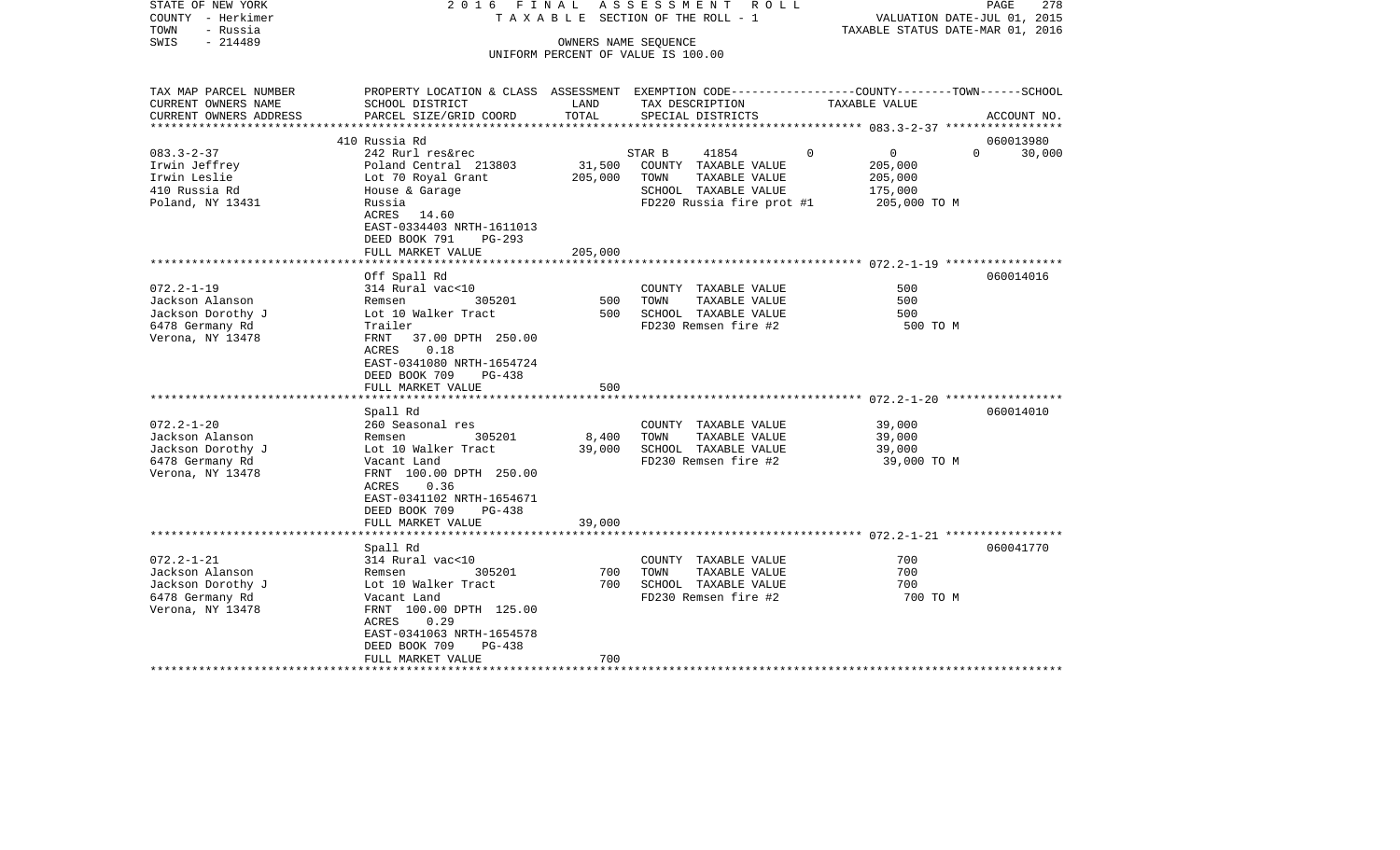STATE OF NEW YORK — 2016 FINAL ASSESSMENT ROLL
COUNTY - Herkimer — TAXABLE SECTION OF THE ROLL - 1 — VALUATION DATE-JUL 01, 2015
TOWN - Russia — TAXABLE STATUS DATE-MAR 01, 2016
SWIS - 214489 — OWNERS NAME SEQUENCE
UNIFORM PERCENT OF VALUE IS 100.00

| TAX MAP PARCEL NUMBER / CURRENT OWNERS NAME / CURRENT OWNERS ADDRESS | PROPERTY LOCATION & CLASS / SCHOOL DISTRICT / PARCEL SIZE/GRID COORD | ASSESSMENT LAND | TOTAL | EXEMPTION CODE / TAX DESCRIPTION / SPECIAL DISTRICTS | COUNTY | TOWN | SCHOOL / TAXABLE VALUE | ACCOUNT NO. |
|---|---|---|---|---|---|---|---|---|
| **083.3-2-37** | 410 Russia Rd | | | | | | | 060013980 |
| Irwin Jeffrey | 242 Rurl res&rec | | | STAR B 41854 | 0 | 0 | 0 30,000 | |
| Irwin Leslie | Poland Central 213803 | 31,500 | | COUNTY TAXABLE VALUE | 205,000 | | | |
| 410 Russia Rd | Lot 70 Royal Grant | | 205,000 | TOWN TAXABLE VALUE | | 205,000 | | |
| Poland, NY 13431 | House & Garage | | | SCHOOL TAXABLE VALUE | | | 175,000 | |
| | Russia | | | FD220 Russia fire prot #1 | | | 205,000 TO M | |
| | ACRES 14.60 | | | | | | | |
| | EAST-0334403 NRTH-1611013 | | | | | | | |
| | DEED BOOK 791 PG-293 | | | | | | | |
| | FULL MARKET VALUE | | 205,000 | | | | | |
| **072.2-1-19** | Off Spall Rd | | | | | | | 060014016 |
| Jackson Alanson | 314 Rural vac<10 | | | COUNTY TAXABLE VALUE | 500 | | | |
| Jackson Dorothy J | Remsen 305201 | 500 | | TOWN TAXABLE VALUE | | 500 | | |
| 6478 Germany Rd | Lot 10 Walker Tract | | 500 | SCHOOL TAXABLE VALUE | | | 500 | |
| Verona, NY 13478 | Trailer | | | FD230 Remsen fire #2 | | | 500 TO M | |
| | FRNT 37.00 DPTH 250.00 | | | | | | | |
| | ACRES 0.18 | | | | | | | |
| | EAST-0341080 NRTH-1654724 | | | | | | | |
| | DEED BOOK 709 PG-438 | | | | | | | |
| | FULL MARKET VALUE | | 500 | | | | | |
| **072.2-1-20** | Spall Rd | | | | | | | 060014010 |
| Jackson Alanson | 260 Seasonal res | | | COUNTY TAXABLE VALUE | 39,000 | | | |
| Jackson Dorothy J | Remsen 305201 | 8,400 | | TOWN TAXABLE VALUE | | 39,000 | | |
| 6478 Germany Rd | Lot 10 Walker Tract | | 39,000 | SCHOOL TAXABLE VALUE | | | 39,000 | |
| Verona, NY 13478 | Vacant Land | | | FD230 Remsen fire #2 | | | 39,000 TO M | |
| | FRNT 100.00 DPTH 250.00 | | | | | | | |
| | ACRES 0.36 | | | | | | | |
| | EAST-0341102 NRTH-1654671 | | | | | | | |
| | DEED BOOK 709 PG-438 | | | | | | | |
| | FULL MARKET VALUE | | 39,000 | | | | | |
| **072.2-1-21** | Spall Rd | | | | | | | 060041770 |
| Jackson Alanson | 314 Rural vac<10 | | | COUNTY TAXABLE VALUE | 700 | | | |
| Jackson Dorothy J | Remsen 305201 | 700 | | TOWN TAXABLE VALUE | | 700 | | |
| 6478 Germany Rd | Lot 10 Walker Tract | | 700 | SCHOOL TAXABLE VALUE | | | 700 | |
| Verona, NY 13478 | Vacant Land | | | FD230 Remsen fire #2 | | | 700 TO M | |
| | FRNT 100.00 DPTH 125.00 | | | | | | | |
| | ACRES 0.29 | | | | | | | |
| | EAST-0341063 NRTH-1654578 | | | | | | | |
| | DEED BOOK 709 PG-438 | | | | | | | |
| | FULL MARKET VALUE | | 700 | | | | | |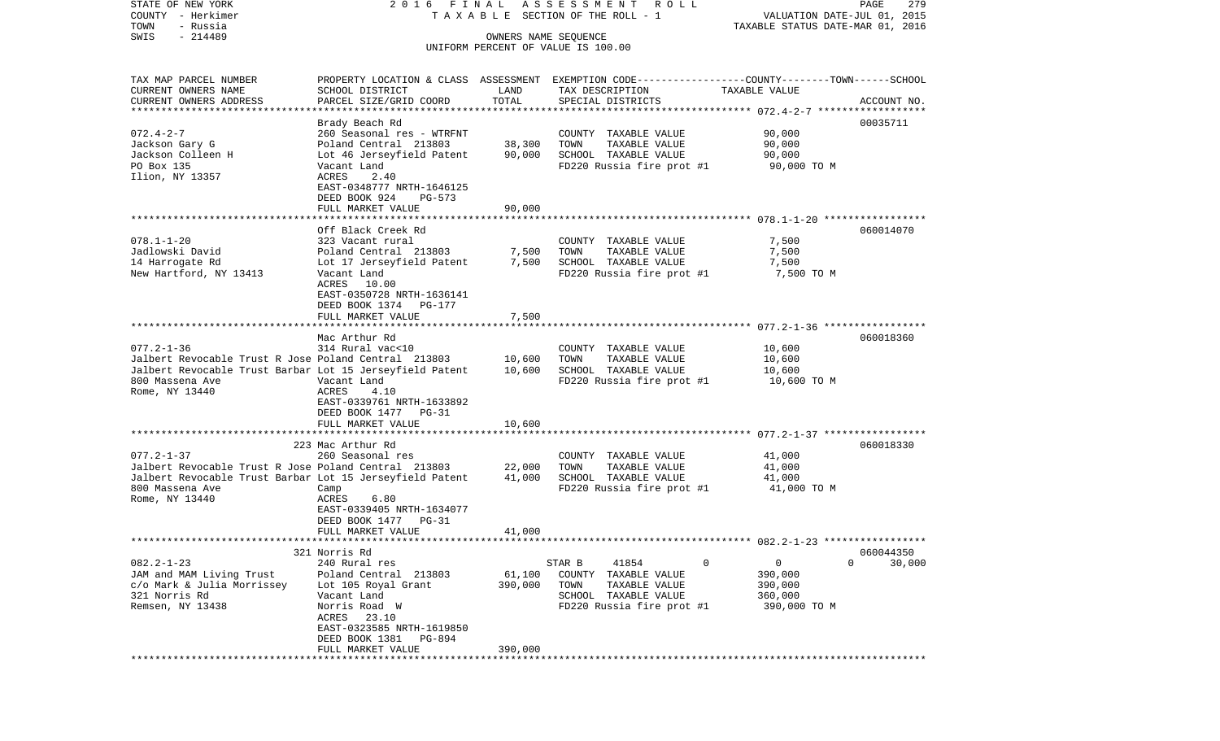STATE OF NEW YORK | 2016 FINAL ASSESSMENT ROLL | PAGE 279
COUNTY - Herkimer | TAXABLE SECTION OF THE ROLL - 1 | VALUATION DATE-JUL 01, 2015
TOWN - Russia | | TAXABLE STATUS DATE-MAR 01, 2016
SWIS - 214489 | OWNERS NAME SEQUENCE
UNIFORM PERCENT OF VALUE IS 100.00

| TAX MAP PARCEL NUMBER / CURRENT OWNERS NAME / CURRENT OWNERS ADDRESS | PROPERTY LOCATION & CLASS / SCHOOL DISTRICT / PARCEL SIZE/GRID COORD | ASSESSMENT LAND | ASSESSMENT TOTAL | EXEMPTION CODE / TAX DESCRIPTION / SPECIAL DISTRICTS | COUNTY--------TOWN------SCHOOL TAXABLE VALUE | ACCOUNT NO. |
|---|---|---|---|---|---|---|
| 072.4-2-7 | Brady Beach Rd | | | | | 00035711 |
| Jackson Gary G | 260 Seasonal res - WTRFNT | | | COUNTY TAXABLE VALUE | 90,000 | |
| Jackson Colleen H | Poland Central 213803 | 38,300 | | TOWN TAXABLE VALUE | 90,000 | |
| PO Box 135 | Lot 46 Jerseyfield Patent | | 90,000 | SCHOOL TAXABLE VALUE | 90,000 | |
| Ilion, NY 13357 | Vacant Land | | | FD220 Russia fire prot #1 | 90,000 TO M | |
| | ACRES 2.40 | | | | | |
| | EAST-0348777 NRTH-1646125 | | | | | |
| | DEED BOOK 924 PG-573 | | | | | |
| | FULL MARKET VALUE | | 90,000 | | | |
| 078.1-1-20 | Off Black Creek Rd | | | | | 060014070 |
| Jadlowski David | 323 Vacant rural | | | COUNTY TAXABLE VALUE | 7,500 | |
| 14 Harrogate Rd | Poland Central 213803 | 7,500 | | TOWN TAXABLE VALUE | 7,500 | |
| New Hartford, NY 13413 | Lot 17 Jerseyfield Patent | | 7,500 | SCHOOL TAXABLE VALUE | 7,500 | |
| | Vacant Land | | | FD220 Russia fire prot #1 | 7,500 TO M | |
| | ACRES 10.00 | | | | | |
| | EAST-0350728 NRTH-1636141 | | | | | |
| | DEED BOOK 1374 PG-177 | | | | | |
| | FULL MARKET VALUE | | 7,500 | | | |
| 077.2-1-36 | Mac Arthur Rd | | | | | 060018360 |
| Jalbert Revocable Trust R Jose | 314 Rural vac<10 | | | COUNTY TAXABLE VALUE | 10,600 | |
| Jalbert Revocable Trust Barbar | Poland Central 213803 | 10,600 | | TOWN TAXABLE VALUE | 10,600 | |
| 800 Massena Ave | Lot 15 Jerseyfield Patent | | 10,600 | SCHOOL TAXABLE VALUE | 10,600 | |
| Rome, NY 13440 | Vacant Land | | | FD220 Russia fire prot #1 | 10,600 TO M | |
| | ACRES 4.10 | | | | | |
| | EAST-0339761 NRTH-1633892 | | | | | |
| | DEED BOOK 1477 PG-31 | | | | | |
| | FULL MARKET VALUE | | 10,600 | | | |
| 077.2-1-37 | 223 Mac Arthur Rd | | | | | 060018330 |
| Jalbert Revocable Trust R Jose | 260 Seasonal res | | | COUNTY TAXABLE VALUE | 41,000 | |
| Jalbert Revocable Trust Barbar | Poland Central 213803 | 22,000 | | TOWN TAXABLE VALUE | 41,000 | |
| 800 Massena Ave | Lot 15 Jerseyfield Patent | | 41,000 | SCHOOL TAXABLE VALUE | 41,000 | |
| Rome, NY 13440 | Camp | | | FD220 Russia fire prot #1 | 41,000 TO M | |
| | ACRES 6.80 | | | | | |
| | EAST-0339405 NRTH-1634077 | | | | | |
| | DEED BOOK 1477 PG-31 | | | | | |
| | FULL MARKET VALUE | | 41,000 | | | |
| 082.2-1-23 | 321 Norris Rd | | | | | 060044350 |
| JAM and MAM Living Trust | 240 Rural res | | | STAR B 41854 | 0 0 0 30,000 | |
| c/o Mark & Julia Morrissey | Poland Central 213803 | 61,100 | | COUNTY TAXABLE VALUE | 390,000 | |
| 321 Norris Rd | Lot 105 Royal Grant | | 390,000 | TOWN TAXABLE VALUE | 390,000 | |
| Remsen, NY 13438 | Vacant Land | | | SCHOOL TAXABLE VALUE | 360,000 | |
| | Norris Road W | | | FD220 Russia fire prot #1 | 390,000 TO M | |
| | ACRES 23.10 | | | | | |
| | EAST-0323585 NRTH-1619850 | | | | | |
| | DEED BOOK 1381 PG-894 | | | | | |
| | FULL MARKET VALUE | | 390,000 | | | |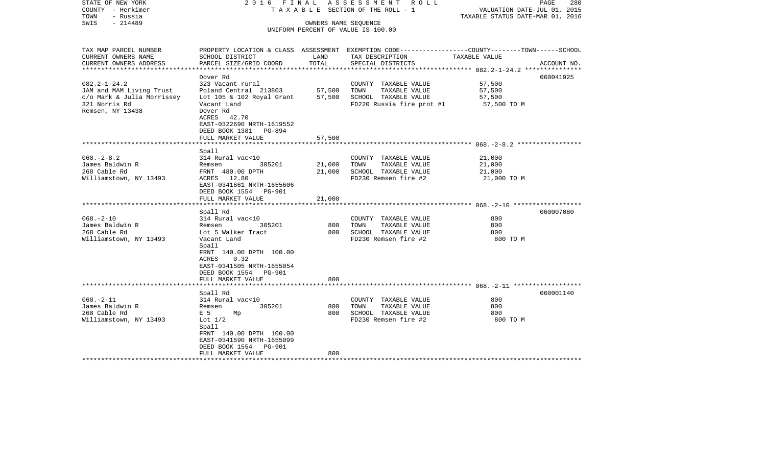STATE OF NEW YORK | 2016 FINAL ASSESSMENT ROLL | PAGE 280
COUNTY - Herkimer | TAXABLE SECTION OF THE ROLL - 1 | VALUATION DATE-JUL 01, 2015
TOWN - Russia | | TAXABLE STATUS DATE-MAR 01, 2016
SWIS - 214489 | OWNERS NAME SEQUENCE
UNIFORM PERCENT OF VALUE IS 100.00

| TAX MAP PARCEL NUMBER / CURRENT OWNERS NAME / CURRENT OWNERS ADDRESS | PROPERTY LOCATION & CLASS / SCHOOL DISTRICT / PARCEL SIZE/GRID COORD | ASSESSMENT LAND | ASSESSMENT TOTAL | EXEMPTION CODE / TAX DESCRIPTION / SPECIAL DISTRICTS | TAXABLE VALUE (COUNTY--TOWN--SCHOOL) | ACCOUNT NO. |
|---|---|---|---|---|---|---|
| | Dover Rd | | | | | 060041925 |
| 082.2-1-24.2 | 323 Vacant rural | | | COUNTY TAXABLE VALUE | 57,500 | |
| JAM and MAM Living Trust | Poland Central 213803 | 57,500 | | TOWN TAXABLE VALUE | 57,500 | |
| c/o Mark & Julia Morrissey | Lot 105 & 102 Royal Grant | | 57,500 | SCHOOL TAXABLE VALUE | 57,500 | |
| 321 Norris Rd | Vacant Land | | | FD220 Russia fire prot #1 | 57,500 TO M | |
| Remsen, NY 13438 | Dover Rd | | | | | |
| | ACRES 42.70 | | | | | |
| | EAST-0322690 NRTH-1619552 | | | | | |
| | DEED BOOK 1381 PG-894 | | | | | |
| | FULL MARKET VALUE | | 57,500 | | | |
| | Spall | | | | | |
| 068.-2-8.2 | 314 Rural vac<10 | | | COUNTY TAXABLE VALUE | 21,000 | |
| James Baldwin R | Remsen 305201 | 21,000 | | TOWN TAXABLE VALUE | 21,000 | |
| 268 Cable Rd | FRNT 480.00 DPTH | | 21,000 | SCHOOL TAXABLE VALUE | 21,000 | |
| Williamstown, NY 13493 | ACRES 12.80 | | | FD230 Remsen fire #2 | 21,000 TO M | |
| | EAST-0341661 NRTH-1655606 | | | | | |
| | DEED BOOK 1554 PG-901 | | | | | |
| | FULL MARKET VALUE | | 21,000 | | | |
| | Spall Rd | | | | | 060007080 |
| 068.-2-10 | 314 Rural vac<10 | | | COUNTY TAXABLE VALUE | 800 | |
| James Baldwin R | Remsen 305201 | 800 | | TOWN TAXABLE VALUE | 800 | |
| 268 Cable Rd | Lot 5 Walker Tract | | 800 | SCHOOL TAXABLE VALUE | 800 | |
| Williamstown, NY 13493 | Vacant Land | | | FD230 Remsen fire #2 | 800 TO M | |
| | Spall | | | | | |
| | FRNT 140.00 DPTH 100.00 | | | | | |
| | ACRES 0.32 | | | | | |
| | EAST-0341505 NRTH-1655054 | | | | | |
| | DEED BOOK 1554 PG-901 | | | | | |
| | FULL MARKET VALUE | | 800 | | | |
| | Spall Rd | | | | | 060001140 |
| 068.-2-11 | 314 Rural vac<10 | | | COUNTY TAXABLE VALUE | 800 | |
| James Baldwin R | Remsen 305201 | 800 | | TOWN TAXABLE VALUE | 800 | |
| 268 Cable Rd | E 5 Mp | | 800 | SCHOOL TAXABLE VALUE | 800 | |
| Williamstown, NY 13493 | Lot 1/2 | | | FD230 Remsen fire #2 | 800 TO M | |
| | Spall | | | | | |
| | FRNT 140.00 DPTH 100.00 | | | | | |
| | EAST-0341590 NRTH-1655099 | | | | | |
| | DEED BOOK 1554 PG-901 | | | | | |
| | FULL MARKET VALUE | | 800 | | | |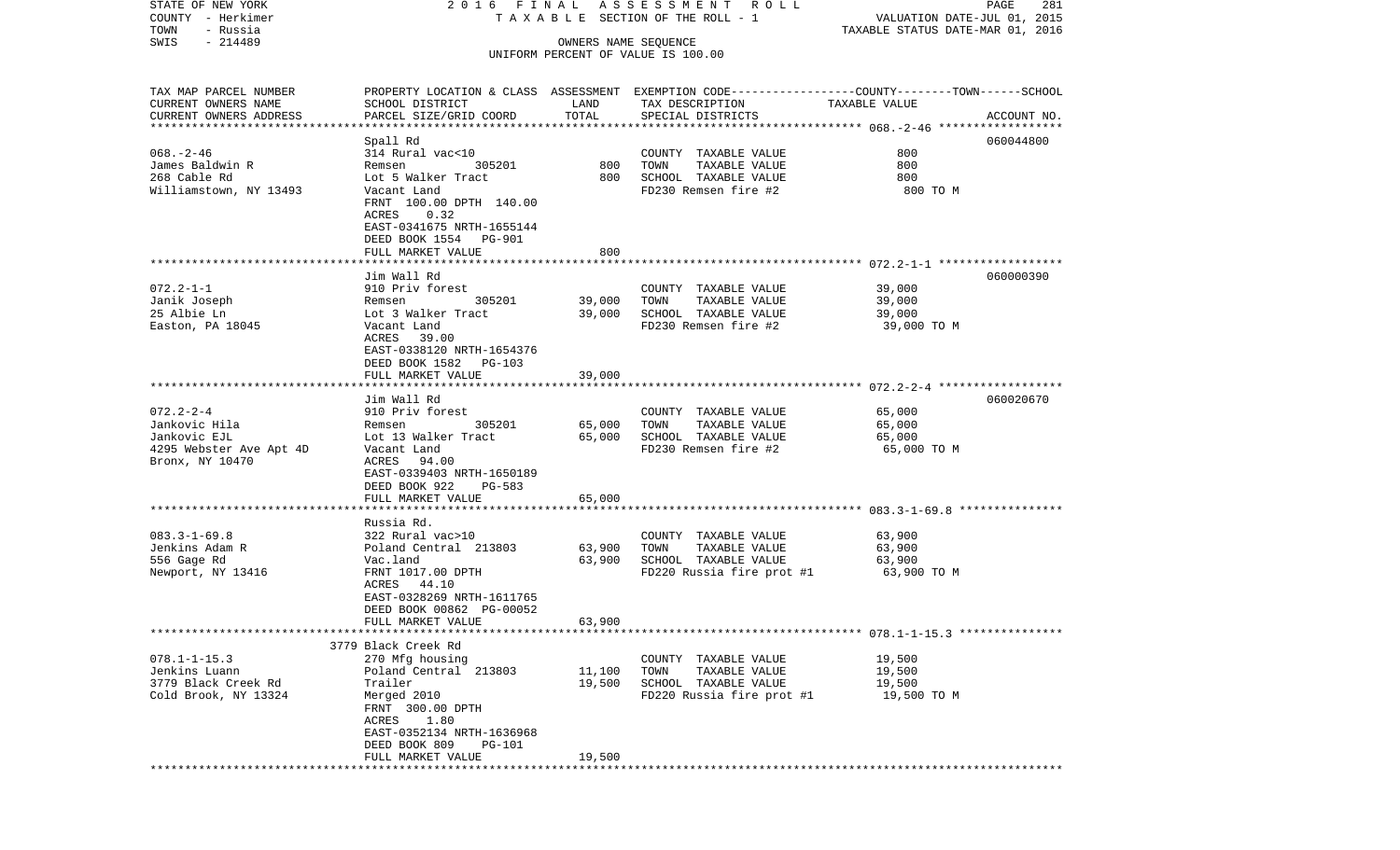STATE OF NEW YORK — 2016 FINAL ASSESSMENT ROLL
COUNTY - Herkimer — TAXABLE SECTION OF THE ROLL - 1 — VALUATION DATE-JUL 01, 2015
TOWN - Russia — TAXABLE STATUS DATE-MAR 01, 2016
SWIS - 214489 — OWNERS NAME SEQUENCE
UNIFORM PERCENT OF VALUE IS 100.00

| TAX MAP PARCEL NUMBER / CURRENT OWNERS NAME / CURRENT OWNERS ADDRESS | PROPERTY LOCATION & CLASS / SCHOOL DISTRICT / PARCEL SIZE/GRID COORD | ASSESSMENT LAND | ASSESSMENT TOTAL | EXEMPTION CODE / TAX DESCRIPTION / SPECIAL DISTRICTS | TAXABLE VALUE (COUNTY--TOWN--SCHOOL) | ACCOUNT NO. |
|---|---|---|---|---|---|---|
| 068.-2-46 | Spall Rd | | | | | 060044800 |
| | 314 Rural vac<10 | | | COUNTY TAXABLE VALUE | 800 | |
| James Baldwin R | Remsen 305201 | 800 | | TOWN TAXABLE VALUE | 800 | |
| 268 Cable Rd | Lot 5 Walker Tract | | 800 | SCHOOL TAXABLE VALUE | 800 | |
| Williamstown, NY 13493 | Vacant Land | | | FD230 Remsen fire #2 | 800 TO M | |
| | FRNT 100.00 DPTH 140.00 | | | | | |
| | ACRES 0.32 | | | | | |
| | EAST-0341675 NRTH-1655144 | | | | | |
| | DEED BOOK 1554 PG-901 | | | | | |
| | FULL MARKET VALUE | | 800 | | | |
| 072.2-1-1 | Jim Wall Rd | | | | | 060000390 |
| | 910 Priv forest | | | COUNTY TAXABLE VALUE | 39,000 | |
| Janik Joseph | Remsen 305201 | 39,000 | | TOWN TAXABLE VALUE | 39,000 | |
| 25 Albie Ln | Lot 3 Walker Tract | | 39,000 | SCHOOL TAXABLE VALUE | 39,000 | |
| Easton, PA 18045 | Vacant Land | | | FD230 Remsen fire #2 | 39,000 TO M | |
| | ACRES 39.00 | | | | | |
| | EAST-0338120 NRTH-1654376 | | | | | |
| | DEED BOOK 1582 PG-103 | | | | | |
| | FULL MARKET VALUE | | 39,000 | | | |
| 072.2-2-4 | Jim Wall Rd | | | | | 060020670 |
| | 910 Priv forest | | | COUNTY TAXABLE VALUE | 65,000 | |
| Jankovic Hila | Remsen 305201 | 65,000 | | TOWN TAXABLE VALUE | 65,000 | |
| Jankovic EJL | Lot 13 Walker Tract | | 65,000 | SCHOOL TAXABLE VALUE | 65,000 | |
| 4295 Webster Ave Apt 4D | Vacant Land | | | FD230 Remsen fire #2 | 65,000 TO M | |
| Bronx, NY 10470 | ACRES 94.00 | | | | | |
| | EAST-0339403 NRTH-1650189 | | | | | |
| | DEED BOOK 922 PG-583 | | | | | |
| | FULL MARKET VALUE | | 65,000 | | | |
| 083.3-1-69.8 | Russia Rd. | | | | | |
| | 322 Rural vac>10 | | | COUNTY TAXABLE VALUE | 63,900 | |
| Jenkins Adam R | Poland Central 213803 | 63,900 | | TOWN TAXABLE VALUE | 63,900 | |
| 556 Gage Rd | Vac.land | | 63,900 | SCHOOL TAXABLE VALUE | 63,900 | |
| Newport, NY 13416 | FRNT 1017.00 DPTH | | | FD220 Russia fire prot #1 | 63,900 TO M | |
| | ACRES 44.10 | | | | | |
| | EAST-0328269 NRTH-1611765 | | | | | |
| | DEED BOOK 00862 PG-00052 | | | | | |
| | FULL MARKET VALUE | | 63,900 | | | |
| 078.1-1-15.3 | 3779 Black Creek Rd | | | | | |
| | 270 Mfg housing | | | COUNTY TAXABLE VALUE | 19,500 | |
| Jenkins Luann | Poland Central 213803 | 11,100 | | TOWN TAXABLE VALUE | 19,500 | |
| 3779 Black Creek Rd | Trailer | | 19,500 | SCHOOL TAXABLE VALUE | 19,500 | |
| Cold Brook, NY 13324 | Merged 2010 | | | FD220 Russia fire prot #1 | 19,500 TO M | |
| | FRNT 300.00 DPTH | | | | | |
| | ACRES 1.80 | | | | | |
| | EAST-0352134 NRTH-1636968 | | | | | |
| | DEED BOOK 809 PG-101 | | | | | |
| | FULL MARKET VALUE | | 19,500 | | | |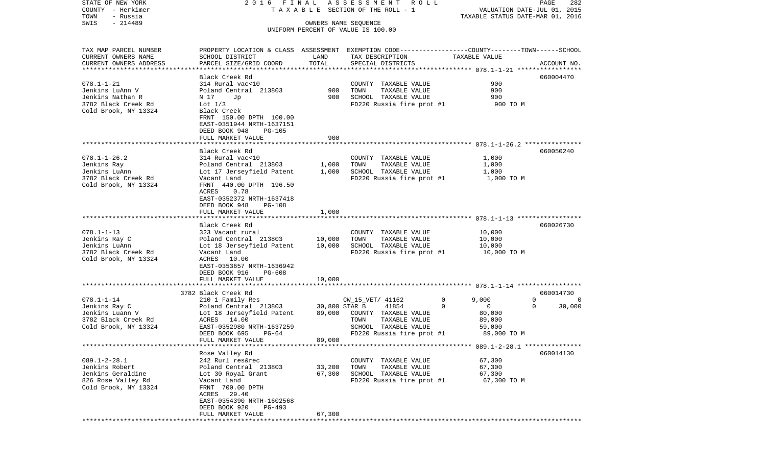STATE OF NEW YORK — 2016 FINAL ASSESSMENT ROLL — PAGE 282
COUNTY - Herkimer — TAXABLE SECTION OF THE ROLL - 1 — VALUATION DATE-JUL 01, 2015
TOWN - Russia — TAXABLE STATUS DATE-MAR 01, 2016
SWIS - 214489 — OWNERS NAME SEQUENCE
UNIFORM PERCENT OF VALUE IS 100.00

| TAX MAP PARCEL NUMBER / CURRENT OWNERS NAME / CURRENT OWNERS ADDRESS | PROPERTY LOCATION & CLASS / SCHOOL DISTRICT / PARCEL SIZE/GRID COORD | ASSESSMENT LAND | ASSESSMENT TOTAL | EXEMPTION CODE / TAX DESCRIPTION / SPECIAL DISTRICTS | COUNTY | TOWN | SCHOOL | ACCOUNT NO. |
|---|---|---|---|---|---|---|---|---|
| 078.1-1-21 | Black Creek Rd | | | | | | | 060004470 |
| Jenkins LuAnn V | 314 Rural vac<10 | | | COUNTY TAXABLE VALUE | 900 | | | |
| Jenkins Nathan R | Poland Central 213803 | 900 | | TOWN TAXABLE VALUE | | 900 | | |
| 3782 Black Creek Rd | N 17 Jp | | 900 | SCHOOL TAXABLE VALUE | | | 900 | |
| Cold Brook, NY 13324 | Lot 1/3 | | | FD220 Russia fire prot #1 | 900 TO M | | | |
| | Black Creek | | | | | | | |
| | FRNT 150.00 DPTH 100.00 | | | | | | | |
| | EAST-0351944 NRTH-1637151 | | | | | | | |
| | DEED BOOK 948 PG-105 | | | | | | | |
| | FULL MARKET VALUE | | 900 | | | | | |
| 078.1-1-26.2 | Black Creek Rd | | | | | | | 060050240 |
| Jenkins Ray | 314 Rural vac<10 | | | COUNTY TAXABLE VALUE | 1,000 | | | |
| Jenkins LuAnn | Poland Central 213803 | 1,000 | | TOWN TAXABLE VALUE | | 1,000 | | |
| 3782 Black Creek Rd | Lot 17 Jerseyfield Patent | | 1,000 | SCHOOL TAXABLE VALUE | | | 1,000 | |
| Cold Brook, NY 13324 | Vacant Land | | | FD220 Russia fire prot #1 | 1,000 TO M | | | |
| | FRNT 440.00 DPTH 196.50 | | | | | | | |
| | ACRES 0.78 | | | | | | | |
| | EAST-0352372 NRTH-1637418 | | | | | | | |
| | DEED BOOK 948 PG-108 | | | | | | | |
| | FULL MARKET VALUE | | 1,000 | | | | | |
| 078.1-1-13 | Black Creek Rd | | | | | | | 060026730 |
| Jenkins Ray C | 323 Vacant rural | | | COUNTY TAXABLE VALUE | 10,000 | | | |
| Jenkins LuAnn | Poland Central 213803 | 10,000 | | TOWN TAXABLE VALUE | | 10,000 | | |
| 3782 Black Creek Rd | Lot 18 Jerseyfield Patent | | 10,000 | SCHOOL TAXABLE VALUE | | | 10,000 | |
| Cold Brook, NY 13324 | Vacant Land | | | FD220 Russia fire prot #1 | 10,000 TO M | | | |
| | ACRES 10.00 | | | | | | | |
| | EAST-0353657 NRTH-1636942 | | | | | | | |
| | DEED BOOK 916 PG-608 | | | | | | | |
| | FULL MARKET VALUE | | 10,000 | | | | | |
| 078.1-1-14 | 3782 Black Creek Rd | | | | | | | 060014730 |
| Jenkins Ray C | 210 1 Family Res | | | CW_15_VET/ 41162 0 | 9,000 | 0 | 0 | |
| Jenkins Luann V | Poland Central 213803 | 30,800 | | STAR B 41854 0 | 0 | 0 | 30,000 | |
| 3782 Black Creek Rd | Lot 18 Jerseyfield Patent | | 89,000 | COUNTY TAXABLE VALUE | 80,000 | | | |
| Cold Brook, NY 13324 | ACRES 14.00 | | | TOWN TAXABLE VALUE | | 89,000 | | |
| | EAST-0352980 NRTH-1637259 | | | SCHOOL TAXABLE VALUE | | | 59,000 | |
| | DEED BOOK 695 PG-64 | | | FD220 Russia fire prot #1 | 89,000 TO M | | | |
| | FULL MARKET VALUE | | 89,000 | | | | | |
| 089.1-2-28.1 | Rose Valley Rd | | | | | | | 060014130 |
| Jenkins Robert | 242 Rurl res&rec | | | COUNTY TAXABLE VALUE | 67,300 | | | |
| Jenkins Geraldine | Poland Central 213803 | 33,200 | | TOWN TAXABLE VALUE | | 67,300 | | |
| 826 Rose Valley Rd | Lot 30 Royal Grant | | 67,300 | SCHOOL TAXABLE VALUE | | | 67,300 | |
| Cold Brook, NY 13324 | Vacant Land | | | FD220 Russia fire prot #1 | 67,300 TO M | | | |
| | FRNT 700.00 DPTH | | | | | | | |
| | ACRES 29.40 | | | | | | | |
| | EAST-0354390 NRTH-1602568 | | | | | | | |
| | DEED BOOK 920 PG-493 | | | | | | | |
| | FULL MARKET VALUE | | 67,300 | | | | | |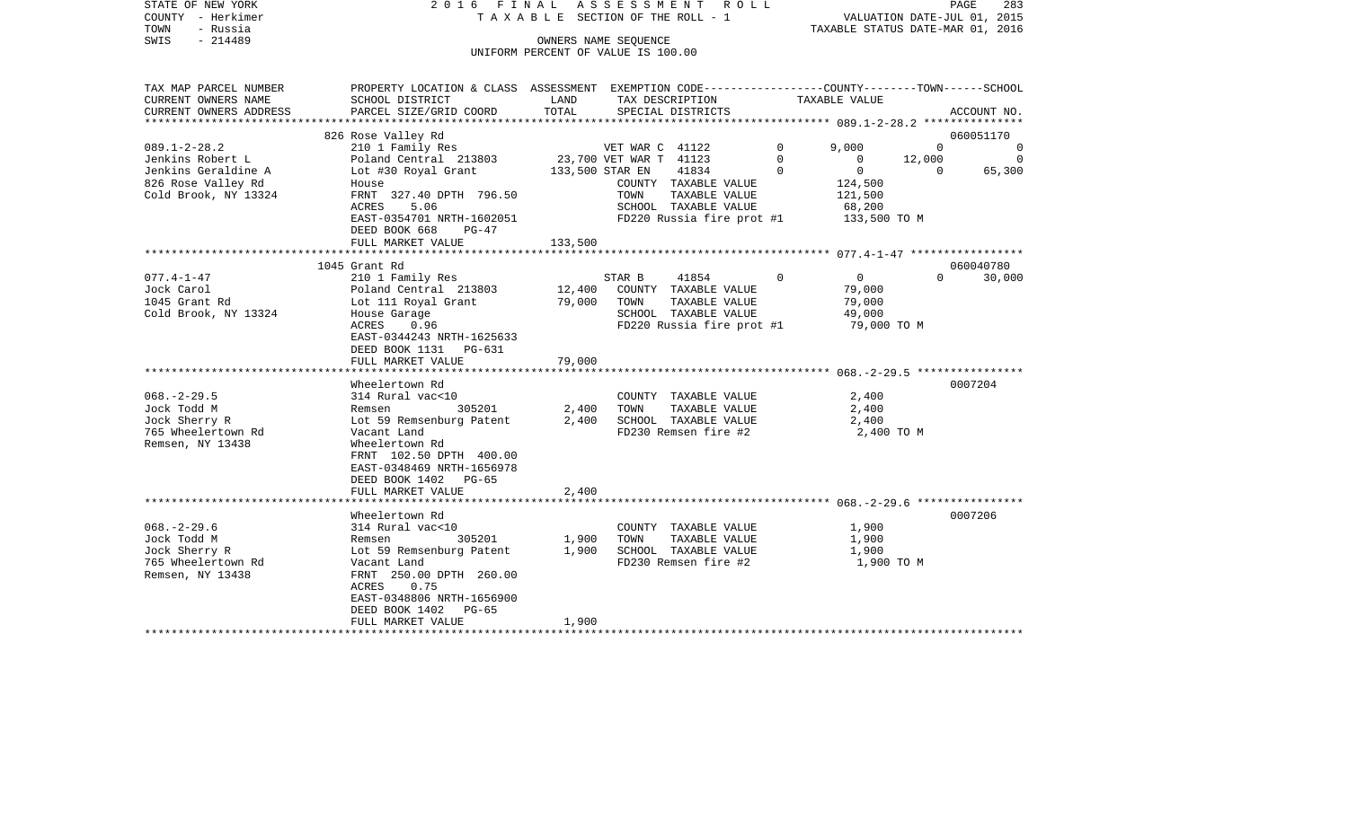STATE OF NEW YORK | COUNTY - Herkimer | TOWN - Russia | SWIS - 214489

2016 FINAL ASSESSMENT ROLL
TAXABLE SECTION OF THE ROLL - 1
OWNERS NAME SEQUENCE
UNIFORM PERCENT OF VALUE IS 100.00

VALUATION DATE-JUL 01, 2015
TAXABLE STATUS DATE-MAR 01, 2016

| TAX MAP PARCEL NUMBER / CURRENT OWNERS NAME / CURRENT OWNERS ADDRESS | PROPERTY LOCATION & CLASS / SCHOOL DISTRICT / PARCEL SIZE/GRID COORD | ASSESSMENT LAND | TOTAL | EXEMPTION CODE / TAX DESCRIPTION / SPECIAL DISTRICTS | | COUNTY TAXABLE VALUE | TOWN | SCHOOL / ACCOUNT NO. |
|---|---|---|---|---|---|---|---|---|
| 089.1-2-28.2 | 826 Rose Valley Rd | | | | | | | 060051170 |
| | 210 1 Family Res | | | VET WAR C 41122 | 0 | 9,000 | 0 | 0 |
| Jenkins Robert L | Poland Central 213803 | 23,700 | | VET WAR T 41123 | 0 | 0 | 12,000 | 0 |
| Jenkins Geraldine A | Lot #30 Royal Grant | | 133,500 | STAR EN 41834 | 0 | 0 | 0 | 65,300 |
| 826 Rose Valley Rd | House | | | COUNTY TAXABLE VALUE | | 124,500 | | |
| Cold Brook, NY 13324 | FRNT 327.40 DPTH 796.50 | | | TOWN TAXABLE VALUE | | 121,500 | | |
| | ACRES 5.06 | | | SCHOOL TAXABLE VALUE | | 68,200 | | |
| | EAST-0354701 NRTH-1602051 | | | FD220 Russia fire prot #1 | | 133,500 TO M | | |
| | DEED BOOK 668 PG-47 | | | | | | | |
| | FULL MARKET VALUE | | 133,500 | | | | | |
| 077.4-1-47 | 1045 Grant Rd | | | | | | | 060040780 |
| | 210 1 Family Res | | | STAR B 41854 | 0 | 0 | 0 | 30,000 |
| Jock Carol | Poland Central 213803 | 12,400 | | COUNTY TAXABLE VALUE | | 79,000 | | |
| 1045 Grant Rd | Lot 111 Royal Grant | | 79,000 | TOWN TAXABLE VALUE | | 79,000 | | |
| Cold Brook, NY 13324 | House Garage | | | SCHOOL TAXABLE VALUE | | 49,000 | | |
| | ACRES 0.96 | | | FD220 Russia fire prot #1 | | 79,000 TO M | | |
| | EAST-0344243 NRTH-1625633 | | | | | | | |
| | DEED BOOK 1131 PG-631 | | | | | | | |
| | FULL MARKET VALUE | | 79,000 | | | | | |
| 068.-2-29.5 | Wheelertown Rd | | | | | | | 0007204 |
| | 314 Rural vac<10 | | | COUNTY TAXABLE VALUE | | 2,400 | | |
| Jock Todd M | Remsen 305201 | 2,400 | | TOWN TAXABLE VALUE | | 2,400 | | |
| Jock Sherry R | Lot 59 Remsenburg Patent | | 2,400 | SCHOOL TAXABLE VALUE | | 2,400 | | |
| 765 Wheelertown Rd | Vacant Land | | | FD230 Remsen fire #2 | | 2,400 TO M | | |
| Remsen, NY 13438 | Wheelertown Rd | | | | | | | |
| | FRNT 102.50 DPTH 400.00 | | | | | | | |
| | EAST-0348469 NRTH-1656978 | | | | | | | |
| | DEED BOOK 1402 PG-65 | | | | | | | |
| | FULL MARKET VALUE | | 2,400 | | | | | |
| 068.-2-29.6 | Wheelertown Rd | | | | | | | 0007206 |
| | 314 Rural vac<10 | | | COUNTY TAXABLE VALUE | | 1,900 | | |
| Jock Todd M | Remsen 305201 | 1,900 | | TOWN TAXABLE VALUE | | 1,900 | | |
| Jock Sherry R | Lot 59 Remsenburg Patent | | 1,900 | SCHOOL TAXABLE VALUE | | 1,900 | | |
| 765 Wheelertown Rd | Vacant Land | | | FD230 Remsen fire #2 | | 1,900 TO M | | |
| Remsen, NY 13438 | FRNT 250.00 DPTH 260.00 | | | | | | | |
| | ACRES 0.75 | | | | | | | |
| | EAST-0348806 NRTH-1656900 | | | | | | | |
| | DEED BOOK 1402 PG-65 | | | | | | | |
| | FULL MARKET VALUE | | 1,900 | | | | | |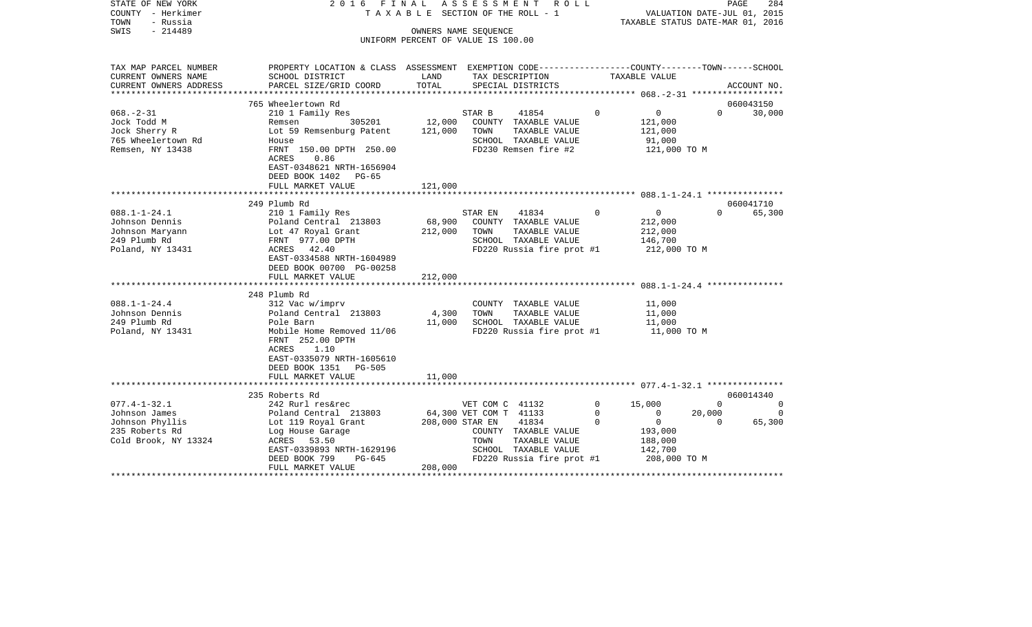STATE OF NEW YORK — 2016 FINAL ASSESSMENT ROLL — TAXABLE SECTION OF THE ROLL - 1

COUNTY - Herkimer
TOWN - Russia
SWIS - 214489

OWNERS NAME SEQUENCE
UNIFORM PERCENT OF VALUE IS 100.00

VALUATION DATE-JUL 01, 2015
TAXABLE STATUS DATE-MAR 01, 2016

| TAX MAP PARCEL NUMBER / CURRENT OWNERS NAME / CURRENT OWNERS ADDRESS | PROPERTY LOCATION & CLASS / SCHOOL DISTRICT / PARCEL SIZE/GRID COORD | ASSESSMENT LAND | TOTAL | EXEMPTION CODE / TAX DESCRIPTION / SPECIAL DISTRICTS | COUNTY | TOWN | SCHOOL | TAXABLE VALUE / ACCOUNT NO. |
|---|---|---|---|---|---|---|---|---|
| 068.-2-31 | 765 Wheelertown Rd | | | | | | | 060043150 |
| | 210 1 Family Res | | | STAR B 41854 | 0 | 0 | 0 | 30,000 |
| Jock Todd M | Remsen 305201 | 12,000 | | COUNTY TAXABLE VALUE | | | | 121,000 |
| Jock Sherry R | Lot 59 Remsenburg Patent | | 121,000 | TOWN TAXABLE VALUE | | | | 121,000 |
| 765 Wheelertown Rd | House | | | SCHOOL TAXABLE VALUE | | | | 91,000 |
| Remsen, NY 13438 | FRNT 150.00 DPTH 250.00 | | | FD230 Remsen fire #2 | | | | 121,000 TO M |
| | ACRES 0.86 | | | | | | | |
| | EAST-0348621 NRTH-1656904 | | | | | | | |
| | DEED BOOK 1402 PG-65 | | | | | | | |
| | FULL MARKET VALUE | | 121,000 | | | | | |
| 088.1-1-24.1 | 249 Plumb Rd | | | | | | | 060041710 |
| | 210 1 Family Res | | | STAR EN 41834 | 0 | 0 | 0 | 65,300 |
| Johnson Dennis | Poland Central 213803 | 68,900 | | COUNTY TAXABLE VALUE | | | | 212,000 |
| Johnson Maryann | Lot 47 Royal Grant | | 212,000 | TOWN TAXABLE VALUE | | | | 212,000 |
| 249 Plumb Rd | FRNT 977.00 DPTH | | | SCHOOL TAXABLE VALUE | | | | 146,700 |
| Poland, NY 13431 | ACRES 42.40 | | | FD220 Russia fire prot #1 | | | | 212,000 TO M |
| | EAST-0334588 NRTH-1604989 | | | | | | | |
| | DEED BOOK 00700 PG-00258 | | | | | | | |
| | FULL MARKET VALUE | | 212,000 | | | | | |
| 088.1-1-24.4 | 248 Plumb Rd | | | | | | | |
| | 312 Vac w/imprv | | | COUNTY TAXABLE VALUE | | | | 11,000 |
| Johnson Dennis | Poland Central 213803 | 4,300 | | TOWN TAXABLE VALUE | | | | 11,000 |
| 249 Plumb Rd | Pole Barn | | 11,000 | SCHOOL TAXABLE VALUE | | | | 11,000 |
| Poland, NY 13431 | Mobile Home Removed 11/06 | | | FD220 Russia fire prot #1 | | | | 11,000 TO M |
| | FRNT 252.00 DPTH | | | | | | | |
| | ACRES 1.10 | | | | | | | |
| | EAST-0335079 NRTH-1605610 | | | | | | | |
| | DEED BOOK 1351 PG-505 | | | | | | | |
| | FULL MARKET VALUE | | 11,000 | | | | | |
| 077.4-1-32.1 | 235 Roberts Rd | | | | | | | 060014340 |
| | 242 Rurl res&rec | | | VET COM C 41132 | 0 | 15,000 | 0 | 0 |
| Johnson James | Poland Central 213803 | 64,300 | | VET COM T 41133 | 0 | 0 | 20,000 | 0 |
| Johnson Phyllis | Lot 119 Royal Grant | | 208,000 | STAR EN 41834 | 0 | 0 | 0 | 65,300 |
| 235 Roberts Rd | Log House Garage | | | COUNTY TAXABLE VALUE | | | | 193,000 |
| Cold Brook, NY 13324 | ACRES 53.50 | | | TOWN TAXABLE VALUE | | | | 188,000 |
| | EAST-0339893 NRTH-1629196 | | | SCHOOL TAXABLE VALUE | | | | 142,700 |
| | DEED BOOK 799 PG-645 | | | FD220 Russia fire prot #1 | | | | 208,000 TO M |
| | FULL MARKET VALUE | | 208,000 | | | | | |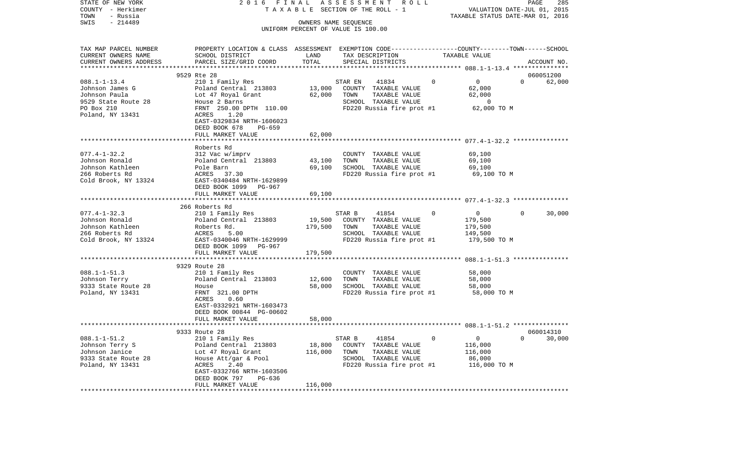STATE OF NEW YORK — 2016 FINAL ASSESSMENT ROLL
COUNTY - Herkimer — TAXABLE SECTION OF THE ROLL - 1 — VALUATION DATE-JUL 01, 2015
TOWN - Russia — TAXABLE STATUS DATE-MAR 01, 2016
SWIS - 214489 — OWNERS NAME SEQUENCE
UNIFORM PERCENT OF VALUE IS 100.00

| TAX MAP PARCEL NUMBER / CURRENT OWNERS NAME / CURRENT OWNERS ADDRESS | PROPERTY LOCATION & CLASS / SCHOOL DISTRICT / PARCEL SIZE/GRID COORD | ASSESSMENT LAND / TOTAL | EXEMPTION CODE / TAX DESCRIPTION / SPECIAL DISTRICTS | COUNTY | TOWN | SCHOOL / TAXABLE VALUE | ACCOUNT NO. |
|---|---|---|---|---|---|---|---|
| **088.1-1-13.4** | 9529 Rte 28 | | | | | | 060051200 |
| 088.1-1-13.4 | 210 1 Family Res | | STAR EN 41834 | 0 | 0 | 0 62,000 | |
| Johnson James G | Poland Central 213803 | 13,000 | COUNTY TAXABLE VALUE | 62,000 | | | |
| Johnson Paula | Lot 47 Royal Grant | 62,000 | TOWN TAXABLE VALUE | | 62,000 | | |
| 9529 State Route 28 | House 2 Barns | | SCHOOL TAXABLE VALUE | | | 0 | |
| PO Box 210 | FRNT 250.00 DPTH 110.00 | | FD220 Russia fire prot #1 | 62,000 TO M | | | |
| Poland, NY 13431 | ACRES 1.20 | | | | | | |
| | EAST-0329834 NRTH-1606023 | | | | | | |
| | DEED BOOK 678 PG-659 | | | | | | |
| | FULL MARKET VALUE | 62,000 | | | | | |
| **077.4-1-32.2** | Roberts Rd | | | | | | |
| 077.4-1-32.2 | 312 Vac w/imprv | | COUNTY TAXABLE VALUE | 69,100 | | | |
| Johnson Ronald | Poland Central 213803 | 43,100 | TOWN TAXABLE VALUE | | 69,100 | | |
| Johnson Kathleen | Pole Barn | 69,100 | SCHOOL TAXABLE VALUE | | | 69,100 | |
| 266 Roberts Rd | ACRES 37.30 | | FD220 Russia fire prot #1 | 69,100 TO M | | | |
| Cold Brook, NY 13324 | EAST-0340484 NRTH-1629899 | | | | | | |
| | DEED BOOK 1099 PG-967 | | | | | | |
| | FULL MARKET VALUE | 69,100 | | | | | |
| **077.4-1-32.3** | 266 Roberts Rd | | | | | | |
| 077.4-1-32.3 | 210 1 Family Res | | STAR B 41854 | 0 | 0 | 0 30,000 | |
| Johnson Ronald | Poland Central 213803 | 19,500 | COUNTY TAXABLE VALUE | 179,500 | | | |
| Johnson Kathleen | Roberts Rd. | 179,500 | TOWN TAXABLE VALUE | | 179,500 | | |
| 266 Roberts Rd | ACRES 5.00 | | SCHOOL TAXABLE VALUE | | | 149,500 | |
| Cold Brook, NY 13324 | EAST-0340046 NRTH-1629999 | | FD220 Russia fire prot #1 | 179,500 TO M | | | |
| | DEED BOOK 1099 PG-967 | | | | | | |
| | FULL MARKET VALUE | 179,500 | | | | | |
| **088.1-1-51.3** | 9329 Route 28 | | | | | | |
| 088.1-1-51.3 | 210 1 Family Res | | COUNTY TAXABLE VALUE | 58,000 | | | |
| Johnson Terry | Poland Central 213803 | 12,600 | TOWN TAXABLE VALUE | | 58,000 | | |
| 9333 State Route 28 | House | 58,000 | SCHOOL TAXABLE VALUE | | | 58,000 | |
| Poland, NY 13431 | FRNT 321.00 DPTH | | FD220 Russia fire prot #1 | 58,000 TO M | | | |
| | ACRES 0.60 | | | | | | |
| | EAST-0332921 NRTH-1603473 | | | | | | |
| | DEED BOOK 00844 PG-00602 | | | | | | |
| | FULL MARKET VALUE | 58,000 | | | | | |
| **088.1-1-51.2** | 9333 Route 28 | | | | | | 060014310 |
| 088.1-1-51.2 | 210 1 Family Res | | STAR B 41854 | 0 | 0 | 0 30,000 | |
| Johnson Terry S | Poland Central 213803 | 18,800 | COUNTY TAXABLE VALUE | 116,000 | | | |
| Johnson Janice | Lot 47 Royal Grant | 116,000 | TOWN TAXABLE VALUE | | 116,000 | | |
| 9333 State Route 28 | House Att/gar & Pool | | SCHOOL TAXABLE VALUE | | | 86,000 | |
| Poland, NY 13431 | ACRES 2.40 | | FD220 Russia fire prot #1 | 116,000 TO M | | | |
| | EAST-0332766 NRTH-1603506 | | | | | | |
| | DEED BOOK 797 PG-636 | | | | | | |
| | FULL MARKET VALUE | 116,000 | | | | | |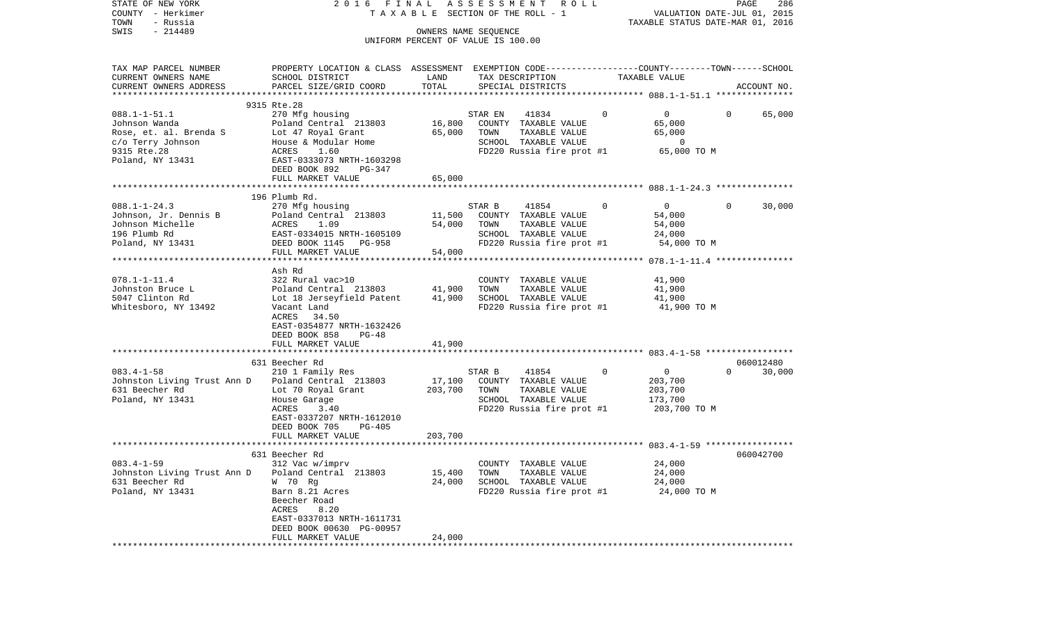STATE OF NEW YORK — 2016 FINAL ASSESSMENT ROLL — COUNTY - Herkimer — TAXABLE SECTION OF THE ROLL - 1 — VALUATION DATE-JUL 01, 2015 — TOWN - Russia — TAXABLE STATUS DATE-MAR 01, 2016 — SWIS - 214489 — OWNERS NAME SEQUENCE — UNIFORM PERCENT OF VALUE IS 100.00

| TAX MAP PARCEL NUMBER / CURRENT OWNERS NAME / CURRENT OWNERS ADDRESS | PROPERTY LOCATION & CLASS / SCHOOL DISTRICT / PARCEL SIZE/GRID COORD | ASSESSMENT LAND | TOTAL | EXEMPTION CODE / TAX DESCRIPTION / SPECIAL DISTRICTS | COUNTY | TOWN | SCHOOL / TAXABLE VALUE | ACCOUNT NO. |
|---|---|---|---|---|---|---|---|---|
| **088.1-1-51.1** | 9315 Rte.28 | | | | | | | |
| 088.1-1-51.1 | 270 Mfg housing | | | STAR EN 41834 | 0 | 0 | 0 | 65,000 |
| Johnson Wanda | Poland Central 213803 | 16,800 | | COUNTY TAXABLE VALUE | 65,000 | | | |
| Rose, et. al. Brenda S | Lot 47 Royal Grant | | 65,000 | TOWN TAXABLE VALUE | | 65,000 | | |
| c/o Terry Johnson | House & Modular Home | | | SCHOOL TAXABLE VALUE | | | 0 | |
| 9315 Rte.28 | ACRES 1.60 | | | FD220 Russia fire prot #1 | | | 65,000 TO M | |
| Poland, NY 13431 | EAST-0333073 NRTH-1603298 | | | | | | | |
| | DEED BOOK 892 PG-347 | | | | | | | |
| | FULL MARKET VALUE | | 65,000 | | | | | |
| **088.1-1-24.3** | 196 Plumb Rd. | | | | | | | |
| 088.1-1-24.3 | 270 Mfg housing | | | STAR B 41854 | 0 | 0 | 0 | 30,000 |
| Johnson, Jr. Dennis B | Poland Central 213803 | 11,500 | | COUNTY TAXABLE VALUE | 54,000 | | | |
| Johnson Michelle | ACRES 1.09 | | 54,000 | TOWN TAXABLE VALUE | | 54,000 | | |
| 196 Plumb Rd | EAST-0334015 NRTH-1605109 | | | SCHOOL TAXABLE VALUE | | | 24,000 | |
| Poland, NY 13431 | DEED BOOK 1145 PG-958 | | | FD220 Russia fire prot #1 | | | 54,000 TO M | |
| | FULL MARKET VALUE | | 54,000 | | | | | |
| **078.1-1-11.4** | Ash Rd | | | | | | | |
| 078.1-1-11.4 | 322 Rural vac>10 | | | COUNTY TAXABLE VALUE | 41,900 | | | |
| Johnston Bruce L | Poland Central 213803 | 41,900 | | TOWN TAXABLE VALUE | | 41,900 | | |
| 5047 Clinton Rd | Lot 18 Jerseyfield Patent | | 41,900 | SCHOOL TAXABLE VALUE | | | 41,900 | |
| Whitesboro, NY 13492 | Vacant Land | | | FD220 Russia fire prot #1 | | | 41,900 TO M | |
| | ACRES 34.50 | | | | | | | |
| | EAST-0354877 NRTH-1632426 | | | | | | | |
| | DEED BOOK 858 PG-48 | | | | | | | |
| | FULL MARKET VALUE | | 41,900 | | | | | |
| **083.4-1-58** | 631 Beecher Rd | | | | | | | 060012480 |
| 083.4-1-58 | 210 1 Family Res | | | STAR B 41854 | 0 | 0 | 0 | 30,000 |
| Johnston Living Trust Ann D | Poland Central 213803 | 17,100 | | COUNTY TAXABLE VALUE | 203,700 | | | |
| 631 Beecher Rd | Lot 70 Royal Grant | | 203,700 | TOWN TAXABLE VALUE | | 203,700 | | |
| Poland, NY 13431 | House Garage | | | SCHOOL TAXABLE VALUE | | | 173,700 | |
| | ACRES 3.40 | | | FD220 Russia fire prot #1 | | | 203,700 TO M | |
| | EAST-0337207 NRTH-1612010 | | | | | | | |
| | DEED BOOK 705 PG-405 | | | | | | | |
| | FULL MARKET VALUE | | 203,700 | | | | | |
| **083.4-1-59** | 631 Beecher Rd | | | | | | | 060042700 |
| 083.4-1-59 | 312 Vac w/imprv | | | COUNTY TAXABLE VALUE | 24,000 | | | |
| Johnston Living Trust Ann D | Poland Central 213803 | 15,400 | | TOWN TAXABLE VALUE | | 24,000 | | |
| 631 Beecher Rd | W 70 Rg | | 24,000 | SCHOOL TAXABLE VALUE | | | 24,000 | |
| Poland, NY 13431 | Barn 8.21 Acres | | | FD220 Russia fire prot #1 | | | 24,000 TO M | |
| | Beecher Road | | | | | | | |
| | ACRES 8.20 | | | | | | | |
| | EAST-0337013 NRTH-1611731 | | | | | | | |
| | DEED BOOK 00630 PG-00957 | | | | | | | |
| | FULL MARKET VALUE | | 24,000 | | | | | |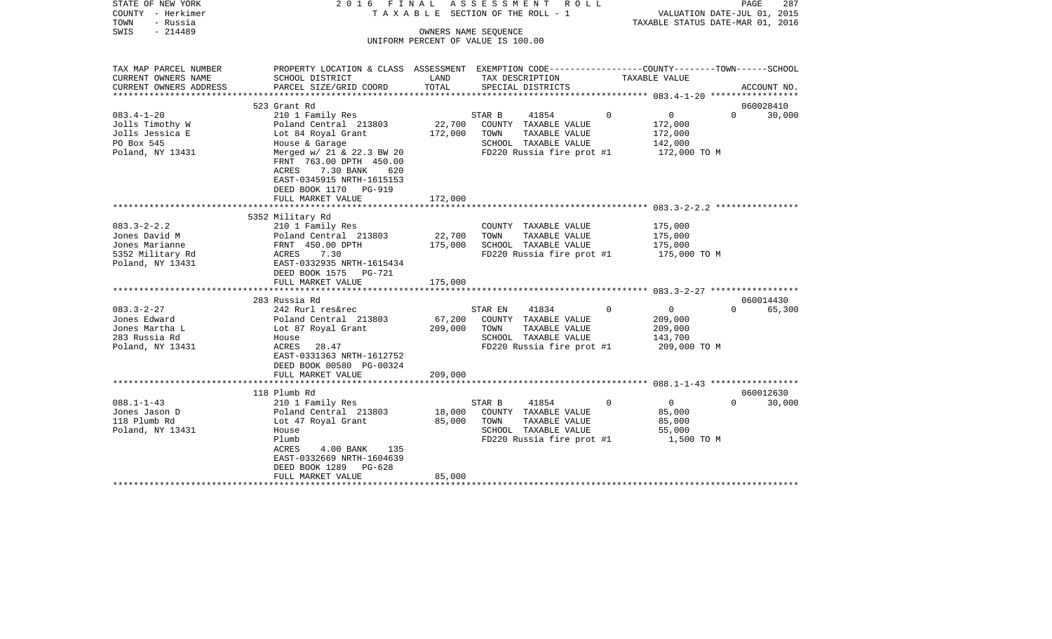STATE OF NEW YORK
COUNTY - Herkimer
TOWN - Russia
SWIS - 214489

2 0 1 6 F I N A L A S S E S S M E N T R O L L
T A X A B L E SECTION OF THE ROLL - 1
OWNERS NAME SEQUENCE
UNIFORM PERCENT OF VALUE IS 100.00

VALUATION DATE-JUL 01, 2015
TAXABLE STATUS DATE-MAR 01, 2016

| TAX MAP PARCEL NUMBER<br>CURRENT OWNERS NAME<br>CURRENT OWNERS ADDRESS | PROPERTY LOCATION & CLASS<br>SCHOOL DISTRICT<br>PARCEL SIZE/GRID COORD | ASSESSMENT<br>LAND<br>TOTAL | EXEMPTION CODE<br>TAX DESCRIPTION<br>SPECIAL DISTRICTS | COUNTY--------TOWN------SCHOOL<br>TAXABLE VALUE | ACCOUNT NO. |
|---|---|---|---|---|---|
| **083.4-1-20** | 523 Grant Rd | | | | 060028410 |
| 083.4-1-20 | 210 1 Family Res | | STAR B 41854 0 | 0 0 | 30,000 |
| Jolls Timothy W | Poland Central 213803 | 22,700 | COUNTY TAXABLE VALUE | 172,000 | |
| Jolls Jessica E | Lot 84 Royal Grant | 172,000 | TOWN TAXABLE VALUE | 172,000 | |
| PO Box 545 | House & Garage | | SCHOOL TAXABLE VALUE | 142,000 | |
| Poland, NY 13431 | Merged w/ 21 & 22.3 BW 20 | | FD220 Russia fire prot #1 | 172,000 TO M | |
| | FRNT 763.00 DPTH 450.00 | | | | |
| | ACRES 7.30 BANK 620 | | | | |
| | EAST-0345915 NRTH-1615153 | | | | |
| | DEED BOOK 1170 PG-919 | | | | |
| | FULL MARKET VALUE | 172,000 | | | |
| **083.3-2-2.2** | 5352 Military Rd | | | | |
| 083.3-2-2.2 | 210 1 Family Res | | COUNTY TAXABLE VALUE | 175,000 | |
| Jones David M | Poland Central 213803 | 22,700 | TOWN TAXABLE VALUE | 175,000 | |
| Jones Marianne | FRNT 450.00 DPTH | 175,000 | SCHOOL TAXABLE VALUE | 175,000 | |
| 5352 Military Rd | ACRES 7.30 | | FD220 Russia fire prot #1 | 175,000 TO M | |
| Poland, NY 13431 | EAST-0332935 NRTH-1615434 | | | | |
| | DEED BOOK 1575 PG-721 | | | | |
| | FULL MARKET VALUE | 175,000 | | | |
| **083.3-2-27** | 283 Russia Rd | | | | 060014430 |
| 083.3-2-27 | 242 Rurl res&rec | | STAR EN 41834 0 | 0 0 | 65,300 |
| Jones Edward | Poland Central 213803 | 67,200 | COUNTY TAXABLE VALUE | 209,000 | |
| Jones Martha L | Lot 87 Royal Grant | 209,000 | TOWN TAXABLE VALUE | 209,000 | |
| 283 Russia Rd | House | | SCHOOL TAXABLE VALUE | 143,700 | |
| Poland, NY 13431 | ACRES 28.47 | | FD220 Russia fire prot #1 | 209,000 TO M | |
| | EAST-0331363 NRTH-1612752 | | | | |
| | DEED BOOK 00580 PG-00324 | | | | |
| | FULL MARKET VALUE | 209,000 | | | |
| **088.1-1-43** | 118 Plumb Rd | | | | 060012630 |
| 088.1-1-43 | 210 1 Family Res | | STAR B 41854 0 | 0 0 | 30,000 |
| Jones Jason D | Poland Central 213803 | 18,000 | COUNTY TAXABLE VALUE | 85,000 | |
| 118 Plumb Rd | Lot 47 Royal Grant | 85,000 | TOWN TAXABLE VALUE | 85,000 | |
| Poland, NY 13431 | House | | SCHOOL TAXABLE VALUE | 55,000 | |
| | Plumb | | FD220 Russia fire prot #1 | 1,500 TO M | |
| | ACRES 4.00 BANK 135 | | | | |
| | EAST-0332669 NRTH-1604639 | | | | |
| | DEED BOOK 1289 PG-628 | | | | |
| | FULL MARKET VALUE | 85,000 | | | |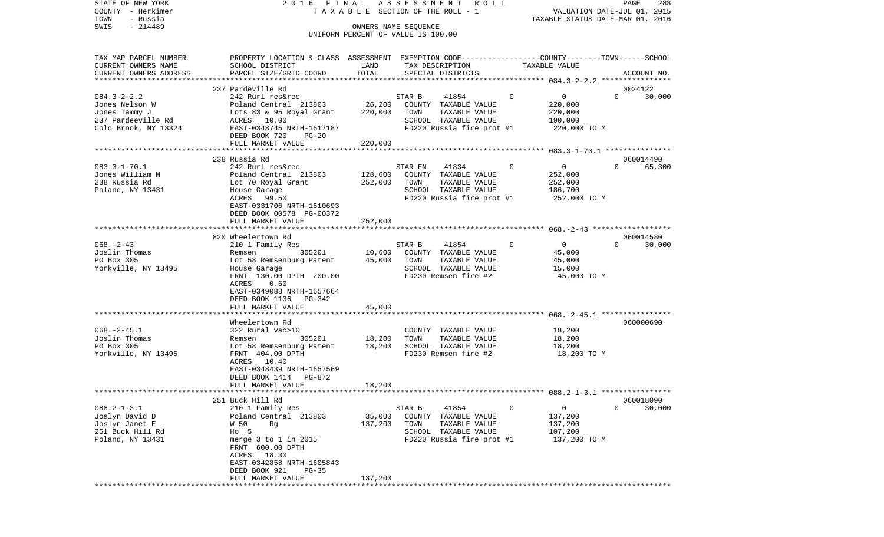STATE OF NEW YORK — 2016 FINAL ASSESSMENT ROLL — PAGE 288
COUNTY - Herkimer — TAXABLE SECTION OF THE ROLL - 1 — VALUATION DATE-JUL 01, 2015
TOWN - Russia — TAXABLE STATUS DATE-MAR 01, 2016
SWIS - 214489 — OWNERS NAME SEQUENCE
UNIFORM PERCENT OF VALUE IS 100.00

| TAX MAP PARCEL NUMBER / CURRENT OWNERS NAME / CURRENT OWNERS ADDRESS | PROPERTY LOCATION & CLASS / SCHOOL DISTRICT / PARCEL SIZE/GRID COORD | ASSESSMENT LAND | TOTAL | EXEMPTION CODE / TAX DESCRIPTION / SPECIAL DISTRICTS | COUNTY | TOWN | SCHOOL | TAXABLE VALUE | ACCOUNT NO. |
|---|---|---|---|---|---|---|---|---|---|
| 084.3-2-2.2 | 237 Pardeville Rd | | | | | | | | 0024122 |
| Jones Nelson W | 242 Rurl res&rec | | | STAR B 41854 | 0 | 0 | 0 | | 30,000 |
| Jones Tammy J | Poland Central 213803 | 26,200 | | COUNTY TAXABLE VALUE | | | | 220,000 | |
| 237 Pardeeville Rd | Lots 83 & 95 Royal Grant | | 220,000 | TOWN TAXABLE VALUE | | | | 220,000 | |
| Cold Brook, NY 13324 | ACRES 10.00 | | | SCHOOL TAXABLE VALUE | | | | 190,000 | |
| | EAST-0348745 NRTH-1617187 | | | FD220 Russia fire prot #1 | | | | 220,000 TO M | |
| | DEED BOOK 720 PG-20 | | | | | | | | |
| | FULL MARKET VALUE | | 220,000 | | | | | | |
| 083.3-1-70.1 | 238 Russia Rd | | | | | | | | 060014490 |
| Jones William M | 242 Rurl res&rec | | | STAR EN 41834 | 0 | 0 | 0 | | 65,300 |
| 238 Russia Rd | Poland Central 213803 | 128,600 | | COUNTY TAXABLE VALUE | | | | 252,000 | |
| Poland, NY 13431 | Lot 70 Royal Grant | | 252,000 | TOWN TAXABLE VALUE | | | | 252,000 | |
| | House Garage | | | SCHOOL TAXABLE VALUE | | | | 186,700 | |
| | ACRES 99.50 | | | FD220 Russia fire prot #1 | | | | 252,000 TO M | |
| | EAST-0331706 NRTH-1610693 | | | | | | | | |
| | DEED BOOK 00578 PG-00372 | | | | | | | | |
| | FULL MARKET VALUE | | 252,000 | | | | | | |
| 068.-2-43 | 820 Wheelertown Rd | | | | | | | | 060014580 |
| Joslin Thomas | 210 1 Family Res | | | STAR B 41854 | 0 | 0 | 0 | | 30,000 |
| PO Box 305 | Remsen 305201 | 10,600 | | COUNTY TAXABLE VALUE | | | | 45,000 | |
| Yorkville, NY 13495 | Lot 58 Remsenburg Patent | | 45,000 | TOWN TAXABLE VALUE | | | | 45,000 | |
| | House Garage | | | SCHOOL TAXABLE VALUE | | | | 15,000 | |
| | FRNT 130.00 DPTH 200.00 | | | FD230 Remsen fire #2 | | | | 45,000 TO M | |
| | ACRES 0.60 | | | | | | | | |
| | EAST-0349088 NRTH-1657664 | | | | | | | | |
| | DEED BOOK 1136 PG-342 | | | | | | | | |
| | FULL MARKET VALUE | | 45,000 | | | | | | |
| 068.-2-45.1 | Wheelertown Rd | | | | | | | | 060000690 |
| Joslin Thomas | 322 Rural vac>10 | | | COUNTY TAXABLE VALUE | | | | 18,200 | |
| PO Box 305 | Remsen 305201 | 18,200 | | TOWN TAXABLE VALUE | | | | 18,200 | |
| Yorkville, NY 13495 | Lot 58 Remsenburg Patent | | 18,200 | SCHOOL TAXABLE VALUE | | | | 18,200 | |
| | FRNT 404.00 DPTH | | | FD230 Remsen fire #2 | | | | 18,200 TO M | |
| | ACRES 10.40 | | | | | | | | |
| | EAST-0348439 NRTH-1657569 | | | | | | | | |
| | DEED BOOK 1414 PG-872 | | | | | | | | |
| | FULL MARKET VALUE | | 18,200 | | | | | | |
| 088.2-1-3.1 | 251 Buck Hill Rd | | | | | | | | 060018090 |
| Joslyn David D | 210 1 Family Res | | | STAR B 41854 | 0 | 0 | 0 | | 30,000 |
| Joslyn Janet E | Poland Central 213803 | 35,000 | | COUNTY TAXABLE VALUE | | | | 137,200 | |
| 251 Buck Hill Rd | W 50 Rg | | 137,200 | TOWN TAXABLE VALUE | | | | 137,200 | |
| Poland, NY 13431 | Ho 5 | | | SCHOOL TAXABLE VALUE | | | | 107,200 | |
| | merge 3 to 1 in 2015 | | | FD220 Russia fire prot #1 | | | | 137,200 TO M | |
| | FRNT 600.00 DPTH | | | | | | | | |
| | ACRES 18.30 | | | | | | | | |
| | EAST-0342858 NRTH-1605843 | | | | | | | | |
| | DEED BOOK 921 PG-35 | | | | | | | | |
| | FULL MARKET VALUE | | 137,200 | | | | | | |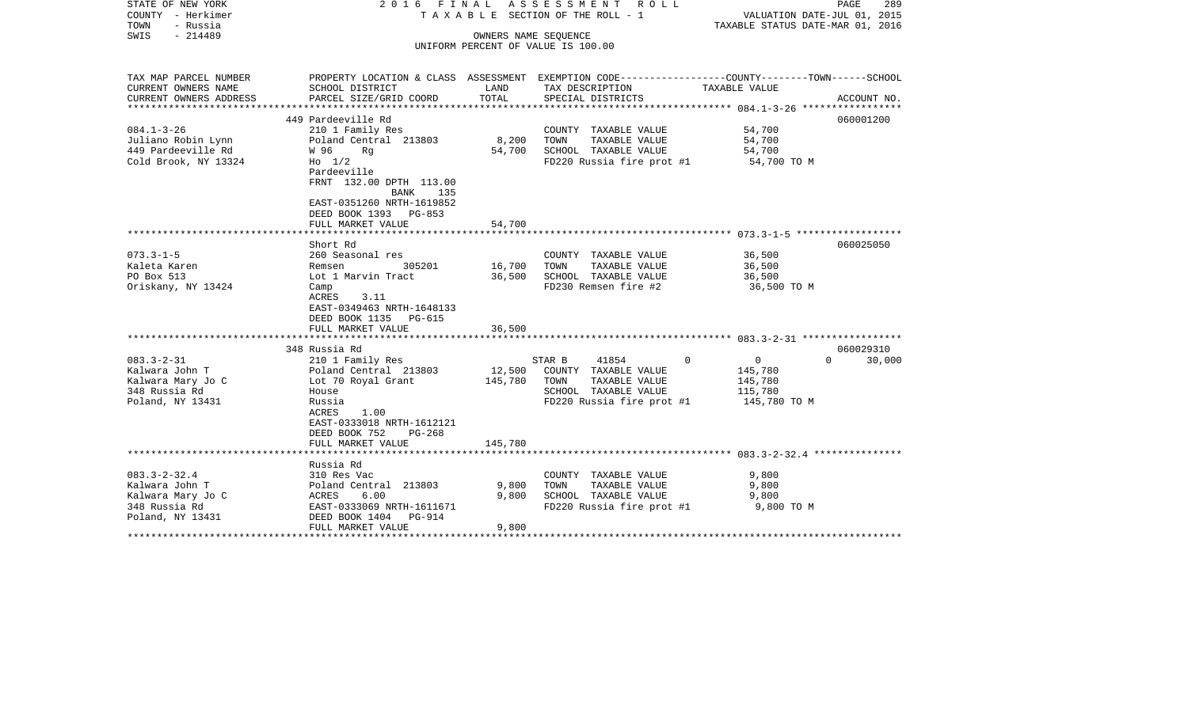STATE OF NEW YORK | 2 0 1 6 F I N A L A S S E S S M E N T R O L L
COUNTY - Herkimer | T A X A B L E SECTION OF THE ROLL - 1 | VALUATION DATE-JUL 01, 2015
TOWN - Russia | TAXABLE STATUS DATE-MAR 01, 2016
SWIS - 214489 | OWNERS NAME SEQUENCE
UNIFORM PERCENT OF VALUE IS 100.00

| TAX MAP PARCEL NUMBER / CURRENT OWNERS NAME / CURRENT OWNERS ADDRESS | PROPERTY LOCATION & CLASS / SCHOOL DISTRICT / PARCEL SIZE/GRID COORD | ASSESSMENT LAND | TOTAL | EXEMPTION CODE / TAX DESCRIPTION / SPECIAL DISTRICTS | TAXABLE VALUE (COUNTY--------TOWN------SCHOOL) | ACCOUNT NO. |
|---|---|---|---|---|---|---|
| 084.1-3-26 | 449 Pardeeville Rd | | | | | 060001200 |
| Juliano Robin Lynn | 210 1 Family Res | | | COUNTY TAXABLE VALUE | 54,700 | |
| 449 Pardeeville Rd | Poland Central 213803 | 8,200 | | TOWN TAXABLE VALUE | 54,700 | |
| Cold Brook, NY 13324 | W 96 Rg | | 54,700 | SCHOOL TAXABLE VALUE | 54,700 | |
| | Ho 1/2 | | | FD220 Russia fire prot #1 | 54,700 TO M | |
| | Pardeeville | | | | | |
| | FRNT 132.00 DPTH 113.00 | | | | | |
| | BANK 135 | | | | | |
| | EAST-0351260 NRTH-1619852 | | | | | |
| | DEED BOOK 1393 PG-853 | | | | | |
| | FULL MARKET VALUE | | 54,700 | | | |
| 073.3-1-5 | Short Rd | | | | | 060025050 |
| Kaleta Karen | 260 Seasonal res | | | COUNTY TAXABLE VALUE | 36,500 | |
| PO Box 513 | Remsen 305201 | 16,700 | | TOWN TAXABLE VALUE | 36,500 | |
| Oriskany, NY 13424 | Lot 1 Marvin Tract | | 36,500 | SCHOOL TAXABLE VALUE | 36,500 | |
| | Camp | | | FD230 Remsen fire #2 | 36,500 TO M | |
| | ACRES 3.11 | | | | | |
| | EAST-0349463 NRTH-1648133 | | | | | |
| | DEED BOOK 1135 PG-615 | | | | | |
| | FULL MARKET VALUE | | 36,500 | | | |
| 083.3-2-31 | 348 Russia Rd | | | | | 060029310 |
| Kalwara John T | 210 1 Family Res | | | STAR B 41854 0 | 0 0 30,000 | |
| Kalwara Mary Jo C | Poland Central 213803 | 12,500 | | COUNTY TAXABLE VALUE | 145,780 | |
| 348 Russia Rd | Lot 70 Royal Grant | | 145,780 | TOWN TAXABLE VALUE | 145,780 | |
| Poland, NY 13431 | House | | | SCHOOL TAXABLE VALUE | 115,780 | |
| | Russia | | | FD220 Russia fire prot #1 | 145,780 TO M | |
| | ACRES 1.00 | | | | | |
| | EAST-0333018 NRTH-1612121 | | | | | |
| | DEED BOOK 752 PG-268 | | | | | |
| | FULL MARKET VALUE | | 145,780 | | | |
| 083.3-2-32.4 | Russia Rd | | | | | |
| Kalwara John T | 310 Res Vac | | | COUNTY TAXABLE VALUE | 9,800 | |
| Kalwara Mary Jo C | Poland Central 213803 | 9,800 | | TOWN TAXABLE VALUE | 9,800 | |
| 348 Russia Rd | ACRES 6.00 | | 9,800 | SCHOOL TAXABLE VALUE | 9,800 | |
| Poland, NY 13431 | EAST-0333069 NRTH-1611671 | | | FD220 Russia fire prot #1 | 9,800 TO M | |
| | DEED BOOK 1404 PG-914 | | | | | |
| | FULL MARKET VALUE | | 9,800 | | | |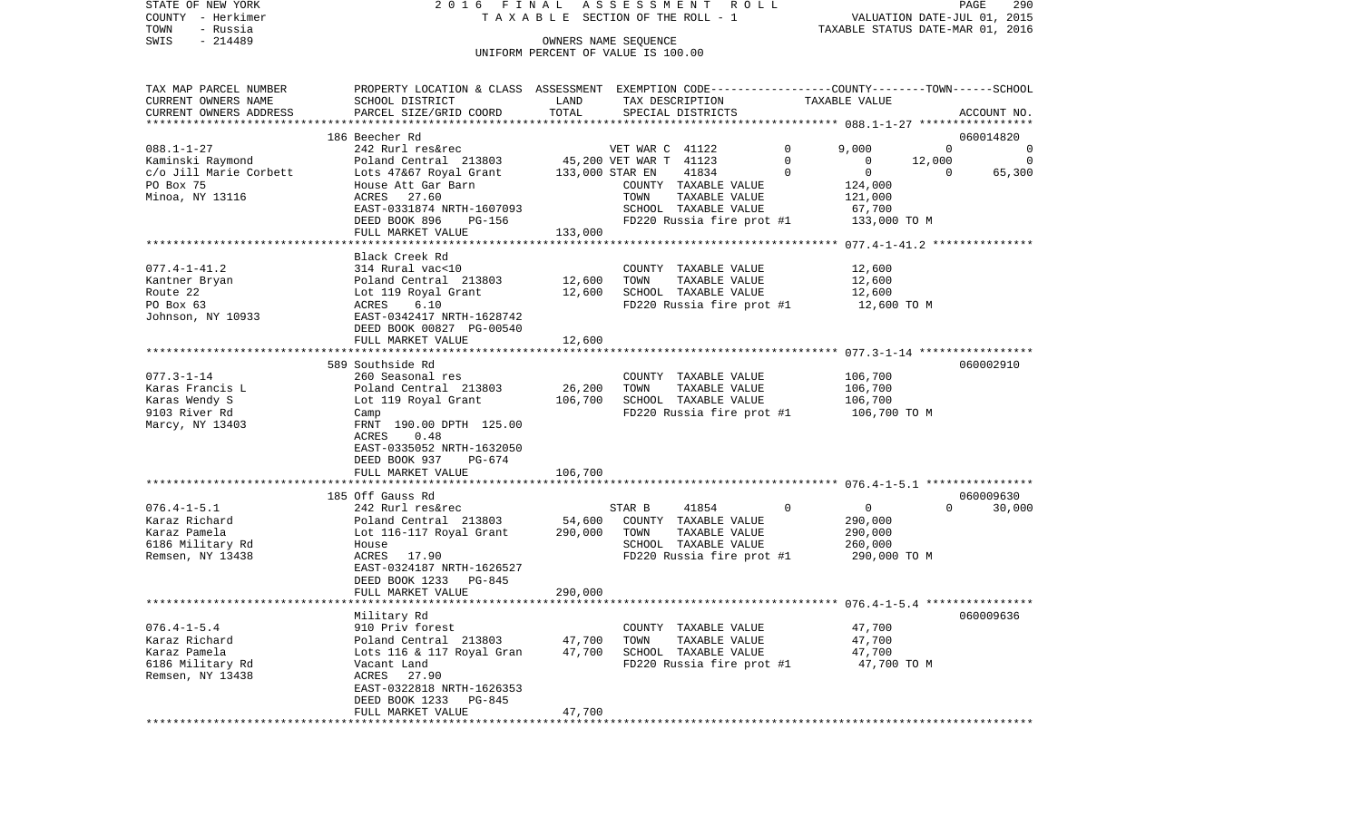STATE OF NEW YORK | 2016 FINAL ASSESSMENT ROLL | PAGE 290
COUNTY - Herkimer | TAXABLE SECTION OF THE ROLL - 1 | VALUATION DATE-JUL 01, 2015
TOWN - Russia | | TAXABLE STATUS DATE-MAR 01, 2016
SWIS - 214489 | OWNERS NAME SEQUENCE
UNIFORM PERCENT OF VALUE IS 100.00

| TAX MAP PARCEL NUMBER<br>CURRENT OWNERS NAME<br>CURRENT OWNERS ADDRESS | PROPERTY LOCATION & CLASS<br>SCHOOL DISTRICT<br>PARCEL SIZE/GRID COORD | ASSESSMENT<br>LAND<br>TOTAL | EXEMPTION CODE<br>TAX DESCRIPTION<br>SPECIAL DISTRICTS | | COUNTY<br>TAXABLE VALUE | TOWN | SCHOOL<br>ACCOUNT NO. |
|---|---|---|---|---|---|---|---|
| | 186 Beecher Rd | | | | | | 060014820 |
| 088.1-1-27 | 242 Rurl res&rec | | VET WAR C 41122 | 0 | 9,000 | 0 | 0 |
| Kaminski Raymond | Poland Central 213803 | 45,200 | VET WAR T 41123 | 0 | 0 | 12,000 | 0 |
| c/o Jill Marie Corbett | Lots 47&67 Royal Grant | 133,000 | STAR EN 41834 | 0 | 0 | 0 | 65,300 |
| PO Box 75 | House Att Gar Barn | | COUNTY TAXABLE VALUE | | 124,000 | | |
| Minoa, NY 13116 | ACRES 27.60 | | TOWN TAXABLE VALUE | | 121,000 | | |
| | EAST-0331874 NRTH-1607093 | | SCHOOL TAXABLE VALUE | | 67,700 | | |
| | DEED BOOK 896 PG-156 | | FD220 Russia fire prot #1 | | 133,000 TO M | | |
| | FULL MARKET VALUE | 133,000 | | | | | |
| | Black Creek Rd | | | | | | |
| 077.4-1-41.2 | 314 Rural vac<10 | | COUNTY TAXABLE VALUE | | 12,600 | | |
| Kantner Bryan | Poland Central 213803 | 12,600 | TOWN TAXABLE VALUE | | 12,600 | | |
| Route 22 | Lot 119 Royal Grant | 12,600 | SCHOOL TAXABLE VALUE | | 12,600 | | |
| PO Box 63 | ACRES 6.10 | | FD220 Russia fire prot #1 | | 12,600 TO M | | |
| Johnson, NY 10933 | EAST-0342417 NRTH-1628742 | | | | | | |
| | DEED BOOK 00827 PG-00540 | | | | | | |
| | FULL MARKET VALUE | 12,600 | | | | | |
| | 589 Southside Rd | | | | | | 060002910 |
| 077.3-1-14 | 260 Seasonal res | | COUNTY TAXABLE VALUE | | 106,700 | | |
| Karas Francis L | Poland Central 213803 | 26,200 | TOWN TAXABLE VALUE | | 106,700 | | |
| Karas Wendy S | Lot 119 Royal Grant | 106,700 | SCHOOL TAXABLE VALUE | | 106,700 | | |
| 9103 River Rd | Camp | | FD220 Russia fire prot #1 | | 106,700 TO M | | |
| Marcy, NY 13403 | FRNT 190.00 DPTH 125.00 | | | | | | |
| | ACRES 0.48 | | | | | | |
| | EAST-0335052 NRTH-1632050 | | | | | | |
| | DEED BOOK 937 PG-674 | | | | | | |
| | FULL MARKET VALUE | 106,700 | | | | | |
| | 185 Off Gauss Rd | | | | | | 060009630 |
| 076.4-1-5.1 | 242 Rurl res&rec | | STAR B 41854 | 0 | 0 | 0 | 30,000 |
| Karaz Richard | Poland Central 213803 | 54,600 | COUNTY TAXABLE VALUE | | 290,000 | | |
| Karaz Pamela | Lot 116-117 Royal Grant | 290,000 | TOWN TAXABLE VALUE | | 290,000 | | |
| 6186 Military Rd | House | | SCHOOL TAXABLE VALUE | | 260,000 | | |
| Remsen, NY 13438 | ACRES 17.90 | | FD220 Russia fire prot #1 | | 290,000 TO M | | |
| | EAST-0324187 NRTH-1626527 | | | | | | |
| | DEED BOOK 1233 PG-845 | | | | | | |
| | FULL MARKET VALUE | 290,000 | | | | | |
| | Military Rd | | | | | | 060009636 |
| 076.4-1-5.4 | 910 Priv forest | | COUNTY TAXABLE VALUE | | 47,700 | | |
| Karaz Richard | Poland Central 213803 | 47,700 | TOWN TAXABLE VALUE | | 47,700 | | |
| Karaz Pamela | Lots 116 & 117 Royal Gran | 47,700 | SCHOOL TAXABLE VALUE | | 47,700 | | |
| 6186 Military Rd | Vacant Land | | FD220 Russia fire prot #1 | | 47,700 TO M | | |
| Remsen, NY 13438 | ACRES 27.90 | | | | | | |
| | EAST-0322818 NRTH-1626353 | | | | | | |
| | DEED BOOK 1233 PG-845 | | | | | | |
| | FULL MARKET VALUE | 47,700 | | | | | |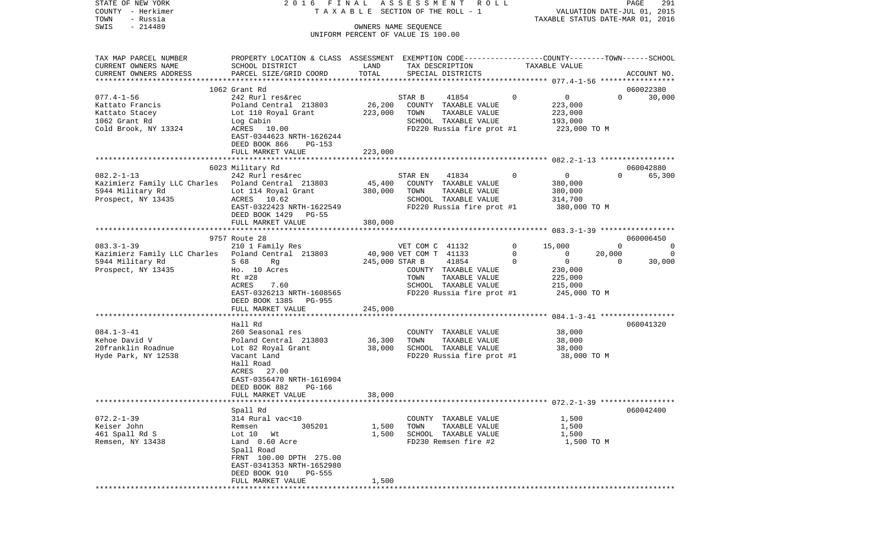STATE OF NEW YORK 2016 FINAL ASSESSMENT ROLL PAGE 291
COUNTY - Herkimer TAXABLE SECTION OF THE ROLL - 1 VALUATION DATE-JUL 01, 2015
TOWN - Russia TAXABLE STATUS DATE-MAR 01, 2016
SWIS - 214489 OWNERS NAME SEQUENCE
UNIFORM PERCENT OF VALUE IS 100.00

| TAX MAP PARCEL NUMBER / CURRENT OWNERS NAME / CURRENT OWNERS ADDRESS | PROPERTY LOCATION & CLASS / SCHOOL DISTRICT / PARCEL SIZE/GRID COORD | ASSESSMENT LAND | TOTAL | EXEMPTION CODE / TAX DESCRIPTION / SPECIAL DISTRICTS | COUNTY | TOWN | SCHOOL | ACCOUNT NO. |
|---|---|---|---|---|---|---|---|---|
| **077.4-1-56** | 1062 Grant Rd | | | | | | | 060022380 |
| Kattato Francis | 242 Rurl res&rec | | | STAR B 41854 | 0 | 0 | 30,000 | |
| Kattato Stacey | Poland Central 213803 | 26,200 | | COUNTY TAXABLE VALUE | 223,000 | | | |
| 1062 Grant Rd | Lot 110 Royal Grant | | 223,000 | TOWN TAXABLE VALUE | | 223,000 | | |
| Cold Brook, NY 13324 | Log Cabin | | | SCHOOL TAXABLE VALUE | | | 193,000 | |
| | ACRES 10.00 | | | FD220 Russia fire prot #1 | 223,000 TO M | | | |
| | EAST-0344623 NRTH-1626244 | | | | | | | |
| | DEED BOOK 866 PG-153 | | | | | | | |
| | FULL MARKET VALUE | | 223,000 | | | | | |
| **082.2-1-13** | 6023 Military Rd | | | | | | | 060042880 |
| Kazimierz Family LLC Charles | 242 Rurl res&rec | | | STAR EN 41834 | 0 | 0 | 65,300 | |
| 5944 Military Rd | Poland Central 213803 | 45,400 | | COUNTY TAXABLE VALUE | 380,000 | | | |
| Prospect, NY 13435 | Lot 114 Royal Grant | | 380,000 | TOWN TAXABLE VALUE | | 380,000 | | |
| | ACRES 10.62 | | | SCHOOL TAXABLE VALUE | | | 314,700 | |
| | EAST-0322423 NRTH-1622549 | | | FD220 Russia fire prot #1 | 380,000 TO M | | | |
| | DEED BOOK 1429 PG-55 | | | | | | | |
| | FULL MARKET VALUE | | 380,000 | | | | | |
| **083.3-1-39** | 9757 Route 28 | | | | | | | 060006450 |
| Kazimierz Family LLC Charles | 210 1 Family Res | | | VET COM C 41132 | 15,000 | 0 | 0 | |
| 5944 Military Rd | Poland Central 213803 | 40,900 | | VET COM T 41133 | 0 | 20,000 | 0 | |
| Prospect, NY 13435 | S 68 Rg | | 245,000 | STAR B 41854 | 0 | 0 | 30,000 | |
| | Ho. 10 Acres | | | COUNTY TAXABLE VALUE | 230,000 | | | |
| | Rt #28 | | | TOWN TAXABLE VALUE | | 225,000 | | |
| | ACRES 7.60 | | | SCHOOL TAXABLE VALUE | | | 215,000 | |
| | EAST-0326213 NRTH-1608565 | | | FD220 Russia fire prot #1 | 245,000 TO M | | | |
| | DEED BOOK 1385 PG-955 | | | | | | | |
| | FULL MARKET VALUE | | 245,000 | | | | | |
| **084.1-3-41** | Hall Rd | | | | | | | 060041320 |
| Kehoe David V | 260 Seasonal res | | | COUNTY TAXABLE VALUE | 38,000 | | | |
| 20franklin Roadnue | Poland Central 213803 | 36,300 | | TOWN TAXABLE VALUE | | 38,000 | | |
| Hyde Park, NY 12538 | Lot 82 Royal Grant | | 38,000 | SCHOOL TAXABLE VALUE | | | 38,000 | |
| | Vacant Land | | | FD220 Russia fire prot #1 | 38,000 TO M | | | |
| | Hall Road | | | | | | | |
| | ACRES 27.00 | | | | | | | |
| | EAST-0356470 NRTH-1616904 | | | | | | | |
| | DEED BOOK 882 PG-166 | | | | | | | |
| | FULL MARKET VALUE | | 38,000 | | | | | |
| **072.2-1-39** | Spall Rd | | | | | | | 060042400 |
| Keiser John | 314 Rural vac<10 | | | COUNTY TAXABLE VALUE | 1,500 | | | |
| 461 Spall Rd S | Remsen 305201 | 1,500 | | TOWN TAXABLE VALUE | | 1,500 | | |
| Remsen, NY 13438 | Lot 10 Wt | | 1,500 | SCHOOL TAXABLE VALUE | | | 1,500 | |
| | Land 0.60 Acre | | | FD230 Remsen fire #2 | 1,500 TO M | | | |
| | Spall Road | | | | | | | |
| | FRNT 100.00 DPTH 275.00 | | | | | | | |
| | EAST-0341353 NRTH-1652980 | | | | | | | |
| | DEED BOOK 910 PG-555 | | | | | | | |
| | FULL MARKET VALUE | | 1,500 | | | | | |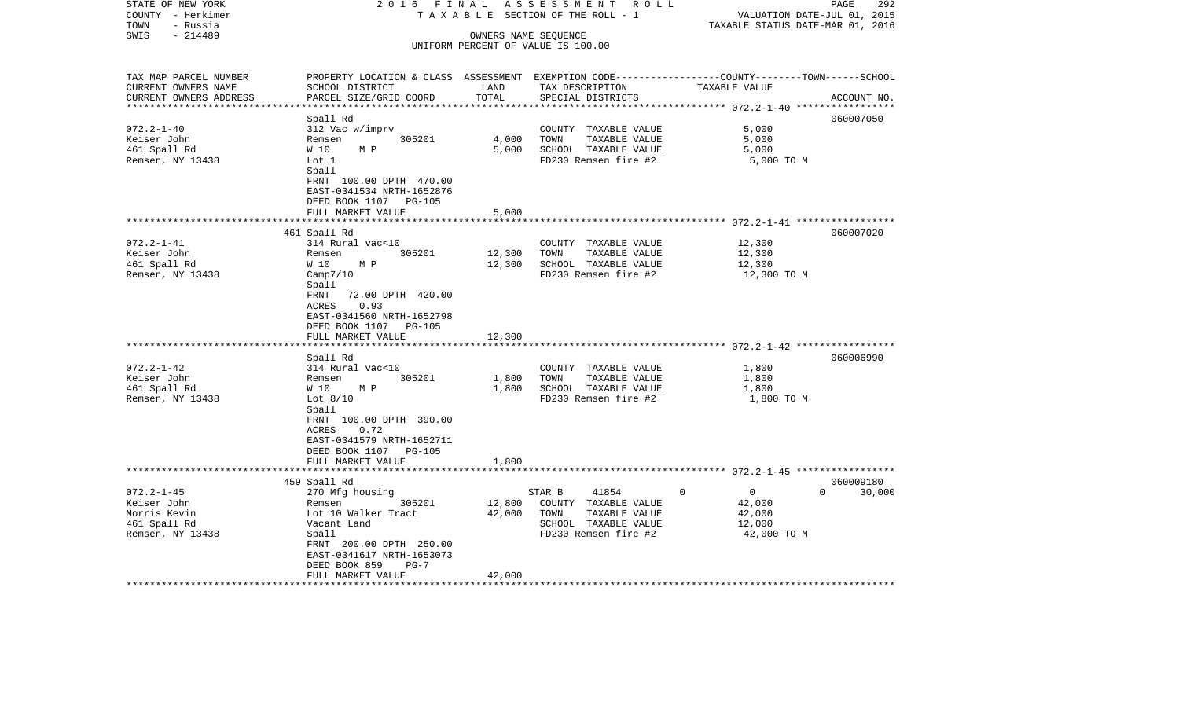STATE OF NEW YORK
COUNTY - Herkimer
TOWN - Russia
SWIS - 214489

2016 FINAL ASSESSMENT ROLL
TAXABLE SECTION OF THE ROLL - 1
OWNERS NAME SEQUENCE
UNIFORM PERCENT OF VALUE IS 100.00

VALUATION DATE-JUL 01, 2015
TAXABLE STATUS DATE-MAR 01, 2016

| TAX MAP PARCEL NUMBER / CURRENT OWNERS NAME / CURRENT OWNERS ADDRESS | PROPERTY LOCATION & CLASS / SCHOOL DISTRICT / PARCEL SIZE/GRID COORD | ASSESSMENT LAND / TOTAL | EXEMPTION CODE / TAX DESCRIPTION / SPECIAL DISTRICTS | COUNTY / TOWN / SCHOOL TAXABLE VALUE | ACCOUNT NO. |
|---|---|---|---|---|---|
| 072.2-1-40 | Spall Rd | | | | 060007050 |
| Keiser John | 312 Vac w/imprv | | COUNTY TAXABLE VALUE | 5,000 | |
| 461 Spall Rd | Remsen 305201 | 4,000 | TOWN TAXABLE VALUE | 5,000 | |
| Remsen, NY 13438 | W 10 M P | 5,000 | SCHOOL TAXABLE VALUE | 5,000 | |
| | Lot 1 | | FD230 Remsen fire #2 | 5,000 TO M | |
| | Spall | | | | |
| | FRNT 100.00 DPTH 470.00 | | | | |
| | EAST-0341534 NRTH-1652876 | | | | |
| | DEED BOOK 1107 PG-105 | | | | |
| | FULL MARKET VALUE | 5,000 | | | |
| 072.2-1-41 | 461 Spall Rd | | | | 060007020 |
| Keiser John | 314 Rural vac<10 | | COUNTY TAXABLE VALUE | 12,300 | |
| 461 Spall Rd | Remsen 305201 | 12,300 | TOWN TAXABLE VALUE | 12,300 | |
| Remsen, NY 13438 | W 10 M P | 12,300 | SCHOOL TAXABLE VALUE | 12,300 | |
| | Camp7/10 | | FD230 Remsen fire #2 | 12,300 TO M | |
| | Spall | | | | |
| | FRNT 72.00 DPTH 420.00 | | | | |
| | ACRES 0.93 | | | | |
| | EAST-0341560 NRTH-1652798 | | | | |
| | DEED BOOK 1107 PG-105 | | | | |
| | FULL MARKET VALUE | 12,300 | | | |
| 072.2-1-42 | Spall Rd | | | | 060006990 |
| Keiser John | 314 Rural vac<10 | | COUNTY TAXABLE VALUE | 1,800 | |
| 461 Spall Rd | Remsen 305201 | 1,800 | TOWN TAXABLE VALUE | 1,800 | |
| Remsen, NY 13438 | W 10 M P | 1,800 | SCHOOL TAXABLE VALUE | 1,800 | |
| | Lot 8/10 | | FD230 Remsen fire #2 | 1,800 TO M | |
| | Spall | | | | |
| | FRNT 100.00 DPTH 390.00 | | | | |
| | ACRES 0.72 | | | | |
| | EAST-0341579 NRTH-1652711 | | | | |
| | DEED BOOK 1107 PG-105 | | | | |
| | FULL MARKET VALUE | 1,800 | | | |
| 072.2-1-45 | 459 Spall Rd | | | | 060009180 |
| Keiser John | 270 Mfg housing | | STAR B 41854 | 0 0 0 | 30,000 |
| Morris Kevin | Remsen 305201 | 12,800 | COUNTY TAXABLE VALUE | 42,000 | |
| 461 Spall Rd | Lot 10 Walker Tract | 42,000 | TOWN TAXABLE VALUE | 42,000 | |
| Remsen, NY 13438 | Vacant Land | | SCHOOL TAXABLE VALUE | 12,000 | |
| | Spall | | FD230 Remsen fire #2 | 42,000 TO M | |
| | FRNT 200.00 DPTH 250.00 | | | | |
| | EAST-0341617 NRTH-1653073 | | | | |
| | DEED BOOK 859 PG-7 | | | | |
| | FULL MARKET VALUE | 42,000 | | | |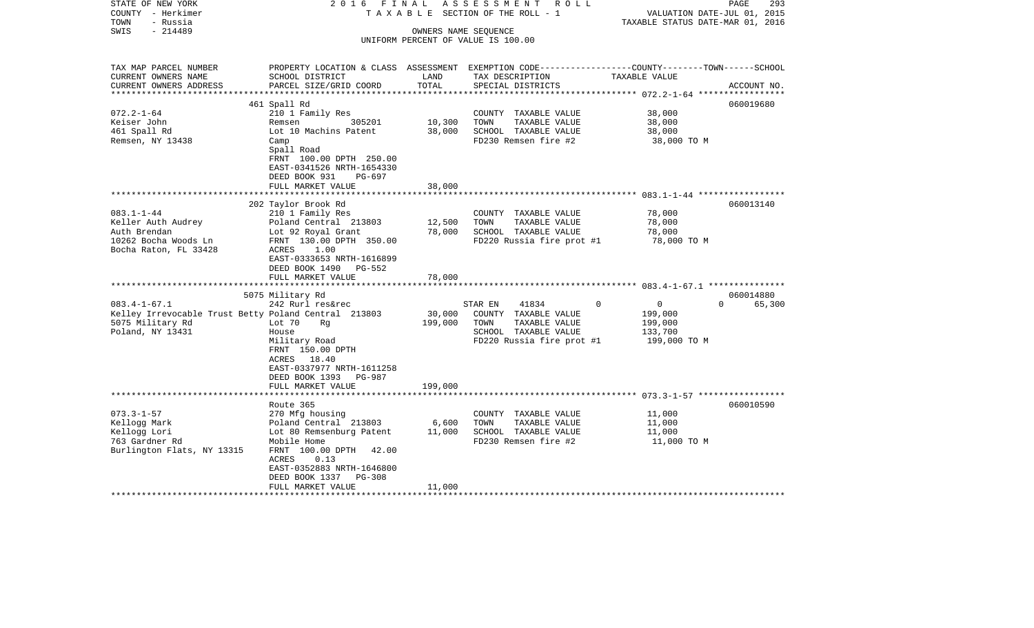STATE OF NEW YORK — 2016 FINAL ASSESSMENT ROLL
COUNTY - Herkimer — TAXABLE SECTION OF THE ROLL - 1 — VALUATION DATE-JUL 01, 2015
TOWN - Russia — TAXABLE STATUS DATE-MAR 01, 2016
SWIS - 214489 — OWNERS NAME SEQUENCE
UNIFORM PERCENT OF VALUE IS 100.00

| TAX MAP PARCEL NUMBER<br>CURRENT OWNERS NAME<br>CURRENT OWNERS ADDRESS | PROPERTY LOCATION & CLASS<br>SCHOOL DISTRICT<br>PARCEL SIZE/GRID COORD | ASSESSMENT<br>LAND<br>TOTAL | EXEMPTION CODE<br>TAX DESCRIPTION<br>SPECIAL DISTRICTS | COUNTY | TOWN | SCHOOL<br>TAXABLE VALUE | ACCOUNT NO. |
|---|---|---|---|---|---|---|---|
| **072.2-1-64** | 461 Spall Rd | | | | | | 060019680 |
| 072.2-1-64 | 210 1 Family Res | | COUNTY TAXABLE VALUE | | | 38,000 | |
| Keiser John | Remsen 305201 | 10,300 | TOWN TAXABLE VALUE | | | 38,000 | |
| 461 Spall Rd | Lot 10 Machins Patent | 38,000 | SCHOOL TAXABLE VALUE | | | 38,000 | |
| Remsen, NY 13438 | Camp | | FD230 Remsen fire #2 | | | 38,000 TO M | |
| | Spall Road | | | | | | |
| | FRNT 100.00 DPTH 250.00 | | | | | | |
| | EAST-0341526 NRTH-1654330 | | | | | | |
| | DEED BOOK 931 PG-697 | | | | | | |
| | FULL MARKET VALUE | 38,000 | | | | | |
| **083.1-1-44** | 202 Taylor Brook Rd | | | | | | 060013140 |
| 083.1-1-44 | 210 1 Family Res | | COUNTY TAXABLE VALUE | | | 78,000 | |
| Keller Auth Audrey | Poland Central 213803 | 12,500 | TOWN TAXABLE VALUE | | | 78,000 | |
| Auth Brendan | Lot 92 Royal Grant | 78,000 | SCHOOL TAXABLE VALUE | | | 78,000 | |
| 10262 Bocha Woods Ln | FRNT 130.00 DPTH 350.00 | | FD220 Russia fire prot #1 | | | 78,000 TO M | |
| Bocha Raton, FL 33428 | ACRES 1.00 | | | | | | |
| | EAST-0333653 NRTH-1616899 | | | | | | |
| | DEED BOOK 1490 PG-552 | | | | | | |
| | FULL MARKET VALUE | 78,000 | | | | | |
| **083.4-1-67.1** | 5075 Military Rd | | | | | | 060014880 |
| 083.4-1-67.1 | 242 Rurl res&rec | | STAR EN 41834 | 0 | 0 | 0 | 65,300 |
| Kelley Irrevocable Trust Betty | Poland Central 213803 | 30,000 | COUNTY TAXABLE VALUE | | | 199,000 | |
| 5075 Military Rd | Lot 70 Rg | 199,000 | TOWN TAXABLE VALUE | | | 199,000 | |
| Poland, NY 13431 | House | | SCHOOL TAXABLE VALUE | | | 133,700 | |
| | Military Road | | FD220 Russia fire prot #1 | | | 199,000 TO M | |
| | FRNT 150.00 DPTH | | | | | | |
| | ACRES 18.40 | | | | | | |
| | EAST-0337977 NRTH-1611258 | | | | | | |
| | DEED BOOK 1393 PG-987 | | | | | | |
| | FULL MARKET VALUE | 199,000 | | | | | |
| **073.3-1-57** | Route 365 | | | | | | 060010590 |
| 073.3-1-57 | 270 Mfg housing | | COUNTY TAXABLE VALUE | | | 11,000 | |
| Kellogg Mark | Poland Central 213803 | 6,600 | TOWN TAXABLE VALUE | | | 11,000 | |
| Kellogg Lori | Lot 80 Remsenburg Patent | 11,000 | SCHOOL TAXABLE VALUE | | | 11,000 | |
| 763 Gardner Rd | Mobile Home | | FD230 Remsen fire #2 | | | 11,000 TO M | |
| Burlington Flats, NY 13315 | FRNT 100.00 DPTH 42.00 | | | | | | |
| | ACRES 0.13 | | | | | | |
| | EAST-0352883 NRTH-1646800 | | | | | | |
| | DEED BOOK 1337 PG-308 | | | | | | |
| | FULL MARKET VALUE | 11,000 | | | | | |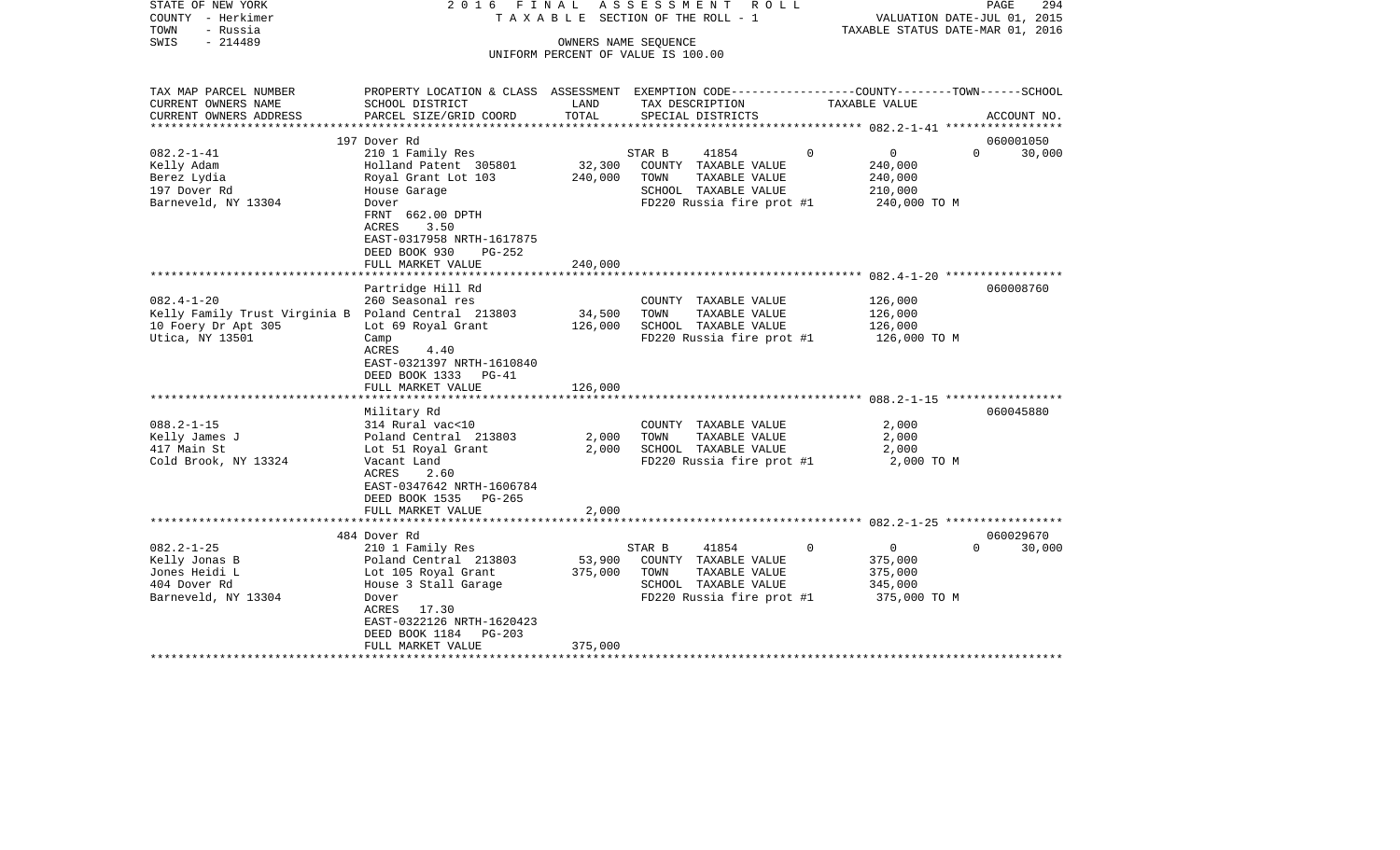STATE OF NEW YORK — 2016 FINAL ASSESSMENT ROLL
COUNTY - Herkimer — TAXABLE SECTION OF THE ROLL - 1 — VALUATION DATE-JUL 01, 2015
TOWN - Russia — TAXABLE STATUS DATE-MAR 01, 2016
SWIS - 214489 — OWNERS NAME SEQUENCE
UNIFORM PERCENT OF VALUE IS 100.00

| TAX MAP PARCEL NUMBER / CURRENT OWNERS NAME / CURRENT OWNERS ADDRESS | PROPERTY LOCATION & CLASS / SCHOOL DISTRICT / PARCEL SIZE/GRID COORD | ASSESSMENT LAND | TOTAL | EXEMPTION CODE / TAX DESCRIPTION / SPECIAL DISTRICTS | COUNTY | TOWN | SCHOOL / TAXABLE VALUE | ACCOUNT NO. |
|---|---|---|---|---|---|---|---|---|
| | 197 Dover Rd | | | | | | | 060001050 |
| 082.2-1-41 | 210 1 Family Res | | | STAR B 41854 | 0 | 0 | 0 | 30,000 |
| Kelly Adam | Holland Patent 305801 | 32,300 | | COUNTY TAXABLE VALUE | 240,000 | | | |
| Berez Lydia | Royal Grant Lot 103 | | 240,000 | TOWN TAXABLE VALUE | | 240,000 | | |
| 197 Dover Rd | House Garage | | | SCHOOL TAXABLE VALUE | | | 210,000 | |
| Barneveld, NY 13304 | Dover | | | FD220 Russia fire prot #1 | 240,000 TO M | | | |
| | FRNT 662.00 DPTH | | | | | | | |
| | ACRES 3.50 | | | | | | | |
| | EAST-0317958 NRTH-1617875 | | | | | | | |
| | DEED BOOK 930 PG-252 | | | | | | | |
| | FULL MARKET VALUE | | 240,000 | | | | | |
| | Partridge Hill Rd | | | | | | | 060008760 |
| 082.4-1-20 | 260 Seasonal res | | | COUNTY TAXABLE VALUE | 126,000 | | | |
| Kelly Family Trust Virginia B | Poland Central 213803 | 34,500 | | TOWN TAXABLE VALUE | | 126,000 | | |
| 10 Foery Dr Apt 305 | Lot 69 Royal Grant | | 126,000 | SCHOOL TAXABLE VALUE | | | 126,000 | |
| Utica, NY 13501 | Camp | | | FD220 Russia fire prot #1 | 126,000 TO M | | | |
| | ACRES 4.40 | | | | | | | |
| | EAST-0321397 NRTH-1610840 | | | | | | | |
| | DEED BOOK 1333 PG-41 | | | | | | | |
| | FULL MARKET VALUE | | 126,000 | | | | | |
| | Military Rd | | | | | | | 060045880 |
| 088.2-1-15 | 314 Rural vac<10 | | | COUNTY TAXABLE VALUE | 2,000 | | | |
| Kelly James J | Poland Central 213803 | 2,000 | | TOWN TAXABLE VALUE | | 2,000 | | |
| 417 Main St | Lot 51 Royal Grant | | 2,000 | SCHOOL TAXABLE VALUE | | | 2,000 | |
| Cold Brook, NY 13324 | Vacant Land | | | FD220 Russia fire prot #1 | 2,000 TO M | | | |
| | ACRES 2.60 | | | | | | | |
| | EAST-0347642 NRTH-1606784 | | | | | | | |
| | DEED BOOK 1535 PG-265 | | | | | | | |
| | FULL MARKET VALUE | | 2,000 | | | | | |
| | 484 Dover Rd | | | | | | | 060029670 |
| 082.2-1-25 | 210 1 Family Res | | | STAR B 41854 | 0 | 0 | 0 | 30,000 |
| Kelly Jonas B | Poland Central 213803 | 53,900 | | COUNTY TAXABLE VALUE | 375,000 | | | |
| Jones Heidi L | Lot 105 Royal Grant | | 375,000 | TOWN TAXABLE VALUE | | 375,000 | | |
| 404 Dover Rd | House 3 Stall Garage | | | SCHOOL TAXABLE VALUE | | | 345,000 | |
| Barneveld, NY 13304 | Dover | | | FD220 Russia fire prot #1 | 375,000 TO M | | | |
| | ACRES 17.30 | | | | | | | |
| | EAST-0322126 NRTH-1620423 | | | | | | | |
| | DEED BOOK 1184 PG-203 | | | | | | | |
| | FULL MARKET VALUE | | 375,000 | | | | | |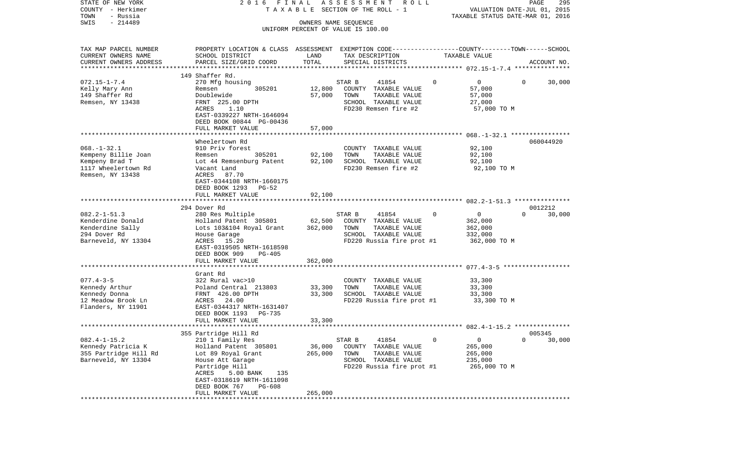STATE OF NEW YORK
COUNTY - Herkimer
TOWN - Russia
SWIS - 214489

2016 FINAL ASSESSMENT ROLL
TAXABLE SECTION OF THE ROLL - 1
OWNERS NAME SEQUENCE
UNIFORM PERCENT OF VALUE IS 100.00

VALUATION DATE-JUL 01, 2015
TAXABLE STATUS DATE-MAR 01, 2016

| TAX MAP PARCEL NUMBER / CURRENT OWNERS NAME / CURRENT OWNERS ADDRESS | PROPERTY LOCATION & CLASS / SCHOOL DISTRICT / PARCEL SIZE/GRID COORD | ASSESSMENT LAND | TOTAL | EXEMPTION CODE / TAX DESCRIPTION / SPECIAL DISTRICTS | COUNTY | TOWN | SCHOOL | TAXABLE VALUE | ACCOUNT NO. |
|---|---|---|---|---|---|---|---|---|---|
| **072.15-1-7.4** | 149 Shaffer Rd. | | | | | | | | |
| 072.15-1-7.4 | 270 Mfg housing | | | STAR B 41854 | 0 | 0 | 30,000 | | |
| Kelly Mary Ann | Remsen 305201 | 12,800 | | COUNTY TAXABLE VALUE | | | | 57,000 | |
| 149 Shaffer Rd | Doublewide | | 57,000 | TOWN TAXABLE VALUE | | | | 57,000 | |
| Remsen, NY 13438 | FRNT 225.00 DPTH | | | SCHOOL TAXABLE VALUE | | | | 27,000 | |
| | ACRES 1.10 | | | FD230 Remsen fire #2 | | | | 57,000 TO M | |
| | EAST-0339227 NRTH-1646094 | | | | | | | | |
| | DEED BOOK 00844 PG-00436 | | | | | | | | |
| | FULL MARKET VALUE | | 57,000 | | | | | | |
| **068.-1-32.1** | Wheelertown Rd | | | | | | | | 060044920 |
| 068.-1-32.1 | 910 Priv forest | | | COUNTY TAXABLE VALUE | | | | 92,100 | |
| Kempeny Billie Joan | Remsen 305201 | 92,100 | | TOWN TAXABLE VALUE | | | | 92,100 | |
| Kempeny Brad T | Lot 44 Remsenburg Patent | | 92,100 | SCHOOL TAXABLE VALUE | | | | 92,100 | |
| 1117 Wheelertown Rd | Vacant Land | | | FD230 Remsen fire #2 | | | | 92,100 TO M | |
| Remsen, NY 13438 | ACRES 87.70 | | | | | | | | |
| | EAST-0344108 NRTH-1660175 | | | | | | | | |
| | DEED BOOK 1293 PG-52 | | | | | | | | |
| | FULL MARKET VALUE | | 92,100 | | | | | | |
| **082.2-1-51.3** | 294 Dover Rd | | | | | | | | 0012212 |
| 082.2-1-51.3 | 280 Res Multiple | | | STAR B 41854 | 0 | 0 | 30,000 | | |
| Kenderdine Donald | Holland Patent 305801 | 62,500 | | COUNTY TAXABLE VALUE | | | | 362,000 | |
| Kenderdine Sally | Lots 103&104 Royal Grant | | 362,000 | TOWN TAXABLE VALUE | | | | 362,000 | |
| 294 Dover Rd | House Garage | | | SCHOOL TAXABLE VALUE | | | | 332,000 | |
| Barneveld, NY 13304 | ACRES 15.20 | | | FD220 Russia fire prot #1 | | | | 362,000 TO M | |
| | EAST-0319505 NRTH-1618598 | | | | | | | | |
| | DEED BOOK 909 PG-405 | | | | | | | | |
| | FULL MARKET VALUE | | 362,000 | | | | | | |
| **077.4-3-5** | Grant Rd | | | | | | | | |
| 077.4-3-5 | 322 Rural vac>10 | | | COUNTY TAXABLE VALUE | | | | 33,300 | |
| Kennedy Arthur | Poland Central 213803 | 33,300 | | TOWN TAXABLE VALUE | | | | 33,300 | |
| Kennedy Donna | FRNT 426.00 DPTH | | 33,300 | SCHOOL TAXABLE VALUE | | | | 33,300 | |
| 12 Meadow Brook Ln | ACRES 24.00 | | | FD220 Russia fire prot #1 | | | | 33,300 TO M | |
| Flanders, NY 11901 | EAST-0344317 NRTH-1631407 | | | | | | | | |
| | DEED BOOK 1193 PG-735 | | | | | | | | |
| | FULL MARKET VALUE | | 33,300 | | | | | | |
| **082.4-1-15.2** | 355 Partridge Hill Rd | | | | | | | | 005345 |
| 082.4-1-15.2 | 210 1 Family Res | | | STAR B 41854 | 0 | 0 | 30,000 | | |
| Kennedy Patricia K | Holland Patent 305801 | 36,000 | | COUNTY TAXABLE VALUE | | | | 265,000 | |
| 355 Partridge Hill Rd | Lot 89 Royal Grant | | 265,000 | TOWN TAXABLE VALUE | | | | 265,000 | |
| Barneveld, NY 13304 | House Att Garage | | | SCHOOL TAXABLE VALUE | | | | 235,000 | |
| | Partridge Hill | | | FD220 Russia fire prot #1 | | | | 265,000 TO M | |
| | ACRES 5.00 BANK 135 | | | | | | | | |
| | EAST-0318619 NRTH-1611098 | | | | | | | | |
| | DEED BOOK 767 PG-608 | | | | | | | | |
| | FULL MARKET VALUE | | 265,000 | | | | | | |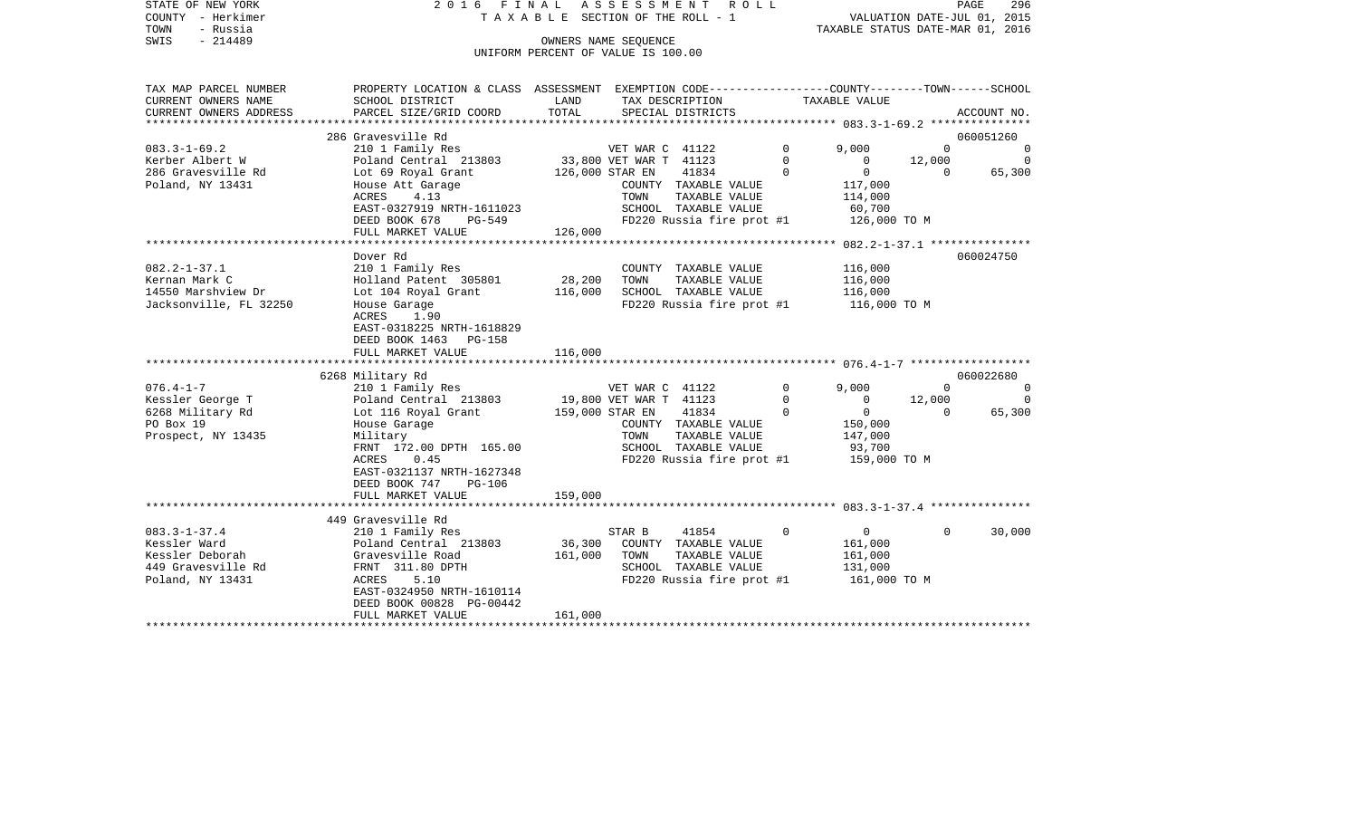STATE OF NEW YORK | 2016 FINAL ASSESSMENT ROLL | PAGE 296
COUNTY - Herkimer | TAXABLE SECTION OF THE ROLL - 1 | VALUATION DATE-JUL 01, 2015
TOWN - Russia | | TAXABLE STATUS DATE-MAR 01, 2016
SWIS - 214489 | OWNERS NAME SEQUENCE
UNIFORM PERCENT OF VALUE IS 100.00

| TAX MAP PARCEL NUMBER / CURRENT OWNERS NAME / CURRENT OWNERS ADDRESS | PROPERTY LOCATION & CLASS / SCHOOL DISTRICT / PARCEL SIZE/GRID COORD | ASSESSMENT LAND | TOTAL | EXEMPTION CODE / TAX DESCRIPTION / SPECIAL DISTRICTS | | COUNTY TAXABLE VALUE | TOWN | SCHOOL | ACCOUNT NO. |
|---|---|---|---|---|---|---|---|---|---|
| | 286 Gravesville Rd | | | | | | | | 060051260 |
| 083.3-1-69.2 | 210 1 Family Res | | | VET WAR C 41122 | 0 | 9,000 | 0 | 0 | |
| Kerber Albert W | Poland Central 213803 | 33,800 | | VET WAR T 41123 | 0 | 0 | 12,000 | 0 | |
| 286 Gravesville Rd | Lot 69 Royal Grant | | 126,000 | STAR EN 41834 | 0 | 0 | 0 | 65,300 | |
| Poland, NY 13431 | House Att Garage | | | COUNTY TAXABLE VALUE | | 117,000 | | | |
| | ACRES 4.13 | | | TOWN TAXABLE VALUE | | 114,000 | | | |
| | EAST-0327919 NRTH-1611023 | | | SCHOOL TAXABLE VALUE | | 60,700 | | | |
| | DEED BOOK 678 PG-549 | | | FD220 Russia fire prot #1 | | 126,000 TO M | | | |
| | FULL MARKET VALUE | | 126,000 | | | | | | |
| | Dover Rd | | | | | | | | 060024750 |
| 082.2-1-37.1 | 210 1 Family Res | | | COUNTY TAXABLE VALUE | | 116,000 | | | |
| Kernan Mark C | Holland Patent 305801 | 28,200 | | TOWN TAXABLE VALUE | | 116,000 | | | |
| 14550 Marshview Dr | Lot 104 Royal Grant | | 116,000 | SCHOOL TAXABLE VALUE | | 116,000 | | | |
| Jacksonville, FL 32250 | House Garage | | | FD220 Russia fire prot #1 | | 116,000 TO M | | | |
| | ACRES 1.90 | | | | | | | | |
| | EAST-0318225 NRTH-1618829 | | | | | | | | |
| | DEED BOOK 1463 PG-158 | | | | | | | | |
| | FULL MARKET VALUE | | 116,000 | | | | | | |
| | 6268 Military Rd | | | | | | | | 060022680 |
| 076.4-1-7 | 210 1 Family Res | | | VET WAR C 41122 | 0 | 9,000 | 0 | 0 | |
| Kessler George T | Poland Central 213803 | 19,800 | | VET WAR T 41123 | 0 | 0 | 12,000 | 0 | |
| 6268 Military Rd | Lot 116 Royal Grant | | 159,000 | STAR EN 41834 | 0 | 0 | 0 | 65,300 | |
| PO Box 19 | House Garage | | | COUNTY TAXABLE VALUE | | 150,000 | | | |
| Prospect, NY 13435 | Military | | | TOWN TAXABLE VALUE | | 147,000 | | | |
| | FRNT 172.00 DPTH 165.00 | | | SCHOOL TAXABLE VALUE | | 93,700 | | | |
| | ACRES 0.45 | | | FD220 Russia fire prot #1 | | 159,000 TO M | | | |
| | EAST-0321137 NRTH-1627348 | | | | | | | | |
| | DEED BOOK 747 PG-106 | | | | | | | | |
| | FULL MARKET VALUE | | 159,000 | | | | | | |
| | 449 Gravesville Rd | | | | | | | | |
| 083.3-1-37.4 | 210 1 Family Res | | | STAR B 41854 | 0 | 0 | 0 | 30,000 | |
| Kessler Ward | Poland Central 213803 | 36,300 | | COUNTY TAXABLE VALUE | | 161,000 | | | |
| Kessler Deborah | Gravesville Road | | 161,000 | TOWN TAXABLE VALUE | | 161,000 | | | |
| 449 Gravesville Rd | FRNT 311.80 DPTH | | | SCHOOL TAXABLE VALUE | | 131,000 | | | |
| Poland, NY 13431 | ACRES 5.10 | | | FD220 Russia fire prot #1 | | 161,000 TO M | | | |
| | EAST-0324950 NRTH-1610114 | | | | | | | | |
| | DEED BOOK 00828 PG-00442 | | | | | | | | |
| | FULL MARKET VALUE | | 161,000 | | | | | | |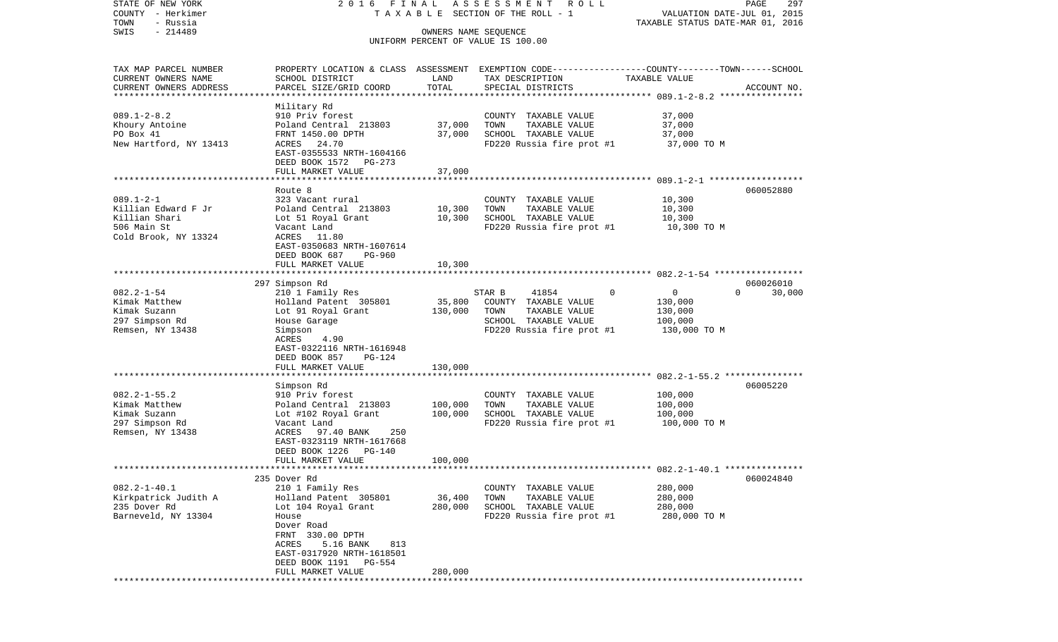STATE OF NEW YORK
COUNTY - Herkimer
TOWN - Russia
SWIS - 214489

2 0 1 6 F I N A L A S S E S S M E N T R O L L
T A X A B L E SECTION OF THE ROLL - 1
OWNERS NAME SEQUENCE
UNIFORM PERCENT OF VALUE IS 100.00

VALUATION DATE-JUL 01, 2015
TAXABLE STATUS DATE-MAR 01, 2016

| TAX MAP PARCEL NUMBER<br>CURRENT OWNERS NAME<br>CURRENT OWNERS ADDRESS | PROPERTY LOCATION & CLASS<br>SCHOOL DISTRICT<br>PARCEL SIZE/GRID COORD | ASSESSMENT<br>LAND<br>TOTAL | EXEMPTION CODE-----COUNTY-----TOWN------SCHOOL<br>TAX DESCRIPTION<br>SPECIAL DISTRICTS | TAXABLE VALUE | ACCOUNT NO. |
|---|---|---|---|---|---|
| **089.1-2-8.2** | Military Rd | | | | |
| 089.1-2-8.2 | 910 Priv forest | | COUNTY TAXABLE VALUE | 37,000 | |
| Khoury Antoine | Poland Central 213803 | 37,000 | TOWN TAXABLE VALUE | 37,000 | |
| PO Box 41 | FRNT 1450.00 DPTH | 37,000 | SCHOOL TAXABLE VALUE | 37,000 | |
| New Hartford, NY 13413 | ACRES 24.70 | | FD220 Russia fire prot #1 | 37,000 TO M | |
| | EAST-0355533 NRTH-1604166 | | | | |
| | DEED BOOK 1572 PG-273 | | | | |
| | FULL MARKET VALUE | 37,000 | | | |
| **089.1-2-1** | Route 8 | | | | 060052880 |
| 089.1-2-1 | 323 Vacant rural | | COUNTY TAXABLE VALUE | 10,300 | |
| Killian Edward F Jr | Poland Central 213803 | 10,300 | TOWN TAXABLE VALUE | 10,300 | |
| Killian Shari | Lot 51 Royal Grant | 10,300 | SCHOOL TAXABLE VALUE | 10,300 | |
| 506 Main St | Vacant Land | | FD220 Russia fire prot #1 | 10,300 TO M | |
| Cold Brook, NY 13324 | ACRES 11.80 | | | | |
| | EAST-0350683 NRTH-1607614 | | | | |
| | DEED BOOK 687 PG-960 | | | | |
| | FULL MARKET VALUE | 10,300 | | | |
| **082.2-1-54** | 297 Simpson Rd | | | | 060026010 |
| 082.2-1-54 | 210 1 Family Res | | STAR B 41854 0 | 0 0 | 30,000 |
| Kimak Matthew | Holland Patent 305801 | 35,800 | COUNTY TAXABLE VALUE | 130,000 | |
| Kimak Suzann | Lot 91 Royal Grant | 130,000 | TOWN TAXABLE VALUE | 130,000 | |
| 297 Simpson Rd | House Garage | | SCHOOL TAXABLE VALUE | 100,000 | |
| Remsen, NY 13438 | Simpson | | FD220 Russia fire prot #1 | 130,000 TO M | |
| | ACRES 4.90 | | | | |
| | EAST-0322116 NRTH-1616948 | | | | |
| | DEED BOOK 857 PG-124 | | | | |
| | FULL MARKET VALUE | 130,000 | | | |
| **082.2-1-55.2** | Simpson Rd | | | | 06005220 |
| 082.2-1-55.2 | 910 Priv forest | | COUNTY TAXABLE VALUE | 100,000 | |
| Kimak Matthew | Poland Central 213803 | 100,000 | TOWN TAXABLE VALUE | 100,000 | |
| Kimak Suzann | Lot #102 Royal Grant | 100,000 | SCHOOL TAXABLE VALUE | 100,000 | |
| 297 Simpson Rd | Vacant Land | | FD220 Russia fire prot #1 | 100,000 TO M | |
| Remsen, NY 13438 | ACRES 97.40 BANK 250 | | | | |
| | EAST-0323119 NRTH-1617668 | | | | |
| | DEED BOOK 1226 PG-140 | | | | |
| | FULL MARKET VALUE | 100,000 | | | |
| **082.2-1-40.1** | 235 Dover Rd | | | | 060024840 |
| 082.2-1-40.1 | 210 1 Family Res | | COUNTY TAXABLE VALUE | 280,000 | |
| Kirkpatrick Judith A | Holland Patent 305801 | 36,400 | TOWN TAXABLE VALUE | 280,000 | |
| 235 Dover Rd | Lot 104 Royal Grant | 280,000 | SCHOOL TAXABLE VALUE | 280,000 | |
| Barneveld, NY 13304 | House | | FD220 Russia fire prot #1 | 280,000 TO M | |
| | Dover Road | | | | |
| | FRNT 330.00 DPTH | | | | |
| | ACRES 5.16 BANK 813 | | | | |
| | EAST-0317920 NRTH-1618501 | | | | |
| | DEED BOOK 1191 PG-554 | | | | |
| | FULL MARKET VALUE | 280,000 | | | |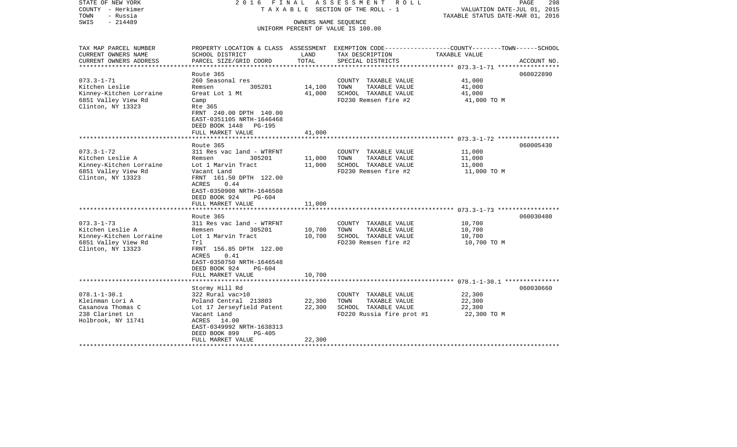STATE OF NEW YORK 2 0 1 6 F I N A L A S S E S S M E N T R O L L
COUNTY - Herkimer T A X A B L E SECTION OF THE ROLL - 1 VALUATION DATE-JUL 01, 2015
TOWN - Russia TAXABLE STATUS DATE-MAR 01, 2016
SWIS - 214489 OWNERS NAME SEQUENCE
UNIFORM PERCENT OF VALUE IS 100.00

| TAX MAP PARCEL NUMBER / CURRENT OWNERS NAME / CURRENT OWNERS ADDRESS | PROPERTY LOCATION & CLASS / SCHOOL DISTRICT / PARCEL SIZE/GRID COORD | ASSESSMENT LAND | ASSESSMENT TOTAL | EXEMPTION CODE / TAX DESCRIPTION / SPECIAL DISTRICTS | TAXABLE VALUE (COUNTY--TOWN--SCHOOL) | ACCOUNT NO. |
|---|---|---|---|---|---|---|
| 073.3-1-71 | Route 365 | | | | | 060022890 |
| Kitchen Leslie | 260 Seasonal res | | | COUNTY TAXABLE VALUE | 41,000 | |
| Kinney-Kitchen Lorraine | Remsen 305201 | 14,100 | | TOWN TAXABLE VALUE | 41,000 | |
| 6851 Valley View Rd | Great Lot 1 Mt | | 41,000 | SCHOOL TAXABLE VALUE | 41,000 | |
| Clinton, NY 13323 | Camp | | | FD230 Remsen fire #2 | 41,000 TO M | |
| | Rte 365 | | | | | |
| | FRNT 240.00 DPTH 140.00 | | | | | |
| | EAST-0351105 NRTH-1646468 | | | | | |
| | DEED BOOK 1448 PG-195 | | | | | |
| | FULL MARKET VALUE | | 41,000 | | | |
| 073.3-1-72 | Route 365 | | | | | 060005430 |
| Kitchen Leslie A | 311 Res vac land - WTRFNT | | | COUNTY TAXABLE VALUE | 11,000 | |
| Kinney-Kitchen Lorraine | Remsen 305201 | 11,000 | | TOWN TAXABLE VALUE | 11,000 | |
| 6851 Valley View Rd | Lot 1 Marvin Tract | | 11,000 | SCHOOL TAXABLE VALUE | 11,000 | |
| Clinton, NY 13323 | Vacant Land | | | FD230 Remsen fire #2 | 11,000 TO M | |
| | FRNT 161.50 DPTH 122.00 | | | | | |
| | ACRES 0.44 | | | | | |
| | EAST-0350908 NRTH-1646508 | | | | | |
| | DEED BOOK 924 PG-604 | | | | | |
| | FULL MARKET VALUE | | 11,000 | | | |
| 073.3-1-73 | Route 365 | | | | | 060030480 |
| Kitchen Leslie A | 311 Res vac land - WTRFNT | | | COUNTY TAXABLE VALUE | 10,700 | |
| Kinney-Kitchen Lorraine | Remsen 305201 | 10,700 | | TOWN TAXABLE VALUE | 10,700 | |
| 6851 Valley View Rd | Lot 1 Marvin Tract | | 10,700 | SCHOOL TAXABLE VALUE | 10,700 | |
| Clinton, NY 13323 | Trl | | | FD230 Remsen fire #2 | 10,700 TO M | |
| | FRNT 156.85 DPTH 122.00 | | | | | |
| | ACRES 0.41 | | | | | |
| | EAST-0350750 NRTH-1646548 | | | | | |
| | DEED BOOK 924 PG-604 | | | | | |
| | FULL MARKET VALUE | | 10,700 | | | |
| 078.1-1-30.1 | Stormy Hill Rd | | | | | 060030660 |
| Kleinman Lori A | 322 Rural vac>10 | | | COUNTY TAXABLE VALUE | 22,300 | |
| Casanova Thomas C | Poland Central 213803 | 22,300 | | TOWN TAXABLE VALUE | 22,300 | |
| 238 Clarinet Ln | Lot 17 Jerseyfield Patent | | 22,300 | SCHOOL TAXABLE VALUE | 22,300 | |
| Holbrook, NY 11741 | Vacant Land | | | FD220 Russia fire prot #1 | 22,300 TO M | |
| | ACRES 14.00 | | | | | |
| | EAST-0349992 NRTH-1638313 | | | | | |
| | DEED BOOK 899 PG-405 | | | | | |
| | FULL MARKET VALUE | | 22,300 | | | |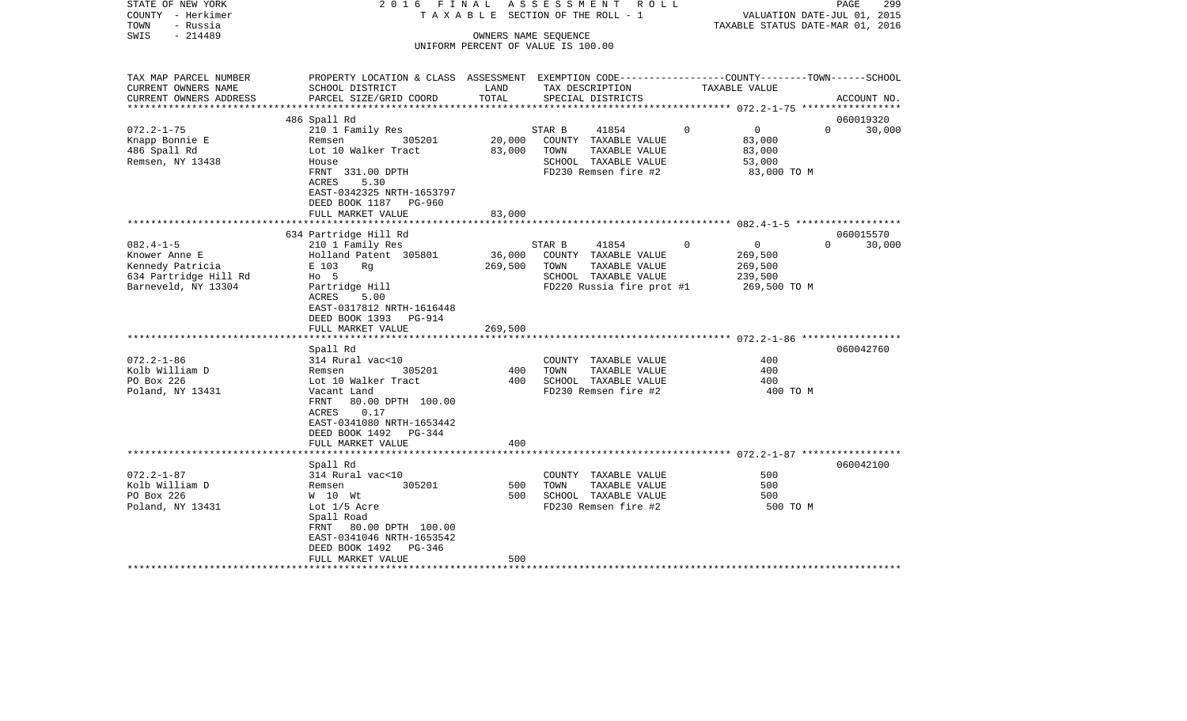STATE OF NEW YORK
COUNTY - Herkimer
TOWN - Russia
SWIS - 214489

2016 FINAL ASSESSMENT ROLL
TAXABLE SECTION OF THE ROLL - 1
OWNERS NAME SEQUENCE
UNIFORM PERCENT OF VALUE IS 100.00

VALUATION DATE-JUL 01, 2015
TAXABLE STATUS DATE-MAR 01, 2016

| TAX MAP PARCEL NUMBER<br>CURRENT OWNERS NAME<br>CURRENT OWNERS ADDRESS | PROPERTY LOCATION & CLASS<br>SCHOOL DISTRICT<br>PARCEL SIZE/GRID COORD | ASSESSMENT<br>LAND<br>TOTAL | EXEMPTION CODE<br>TAX DESCRIPTION<br>SPECIAL DISTRICTS | COUNTY--------TOWN------SCHOOL<br>TAXABLE VALUE | ACCOUNT NO. |
|---|---|---|---|---|---|
| **072.2-1-75** | 486 Spall Rd | | | | 060019320 |
| 072.2-1-75 | 210 1 Family Res | | STAR B 41854 0 | 0 0 | 30,000 |
| Knapp Bonnie E | Remsen 305201 | 20,000 | COUNTY TAXABLE VALUE | 83,000 | |
| 486 Spall Rd | Lot 10 Walker Tract | 83,000 | TOWN TAXABLE VALUE | 83,000 | |
| Remsen, NY 13438 | House | | SCHOOL TAXABLE VALUE | 53,000 | |
| | FRNT 331.00 DPTH | | FD230 Remsen fire #2 | 83,000 TO M | |
| | ACRES 5.30 | | | | |
| | EAST-0342325 NRTH-1653797 | | | | |
| | DEED BOOK 1187 PG-960 | | | | |
| | FULL MARKET VALUE | 83,000 | | | |
| **082.4-1-5** | 634 Partridge Hill Rd | | | | 060015570 |
| 082.4-1-5 | 210 1 Family Res | | STAR B 41854 0 | 0 0 | 30,000 |
| Knower Anne E | Holland Patent 305801 | 36,000 | COUNTY TAXABLE VALUE | 269,500 | |
| Kennedy Patricia | E 103 Rg | 269,500 | TOWN TAXABLE VALUE | 269,500 | |
| 634 Partridge Hill Rd | Ho 5 | | SCHOOL TAXABLE VALUE | 239,500 | |
| Barneveld, NY 13304 | Partridge Hill | | FD220 Russia fire prot #1 | 269,500 TO M | |
| | ACRES 5.00 | | | | |
| | EAST-0317812 NRTH-1616448 | | | | |
| | DEED BOOK 1393 PG-914 | | | | |
| | FULL MARKET VALUE | 269,500 | | | |
| **072.2-1-86** | Spall Rd | | | | 060042760 |
| 072.2-1-86 | 314 Rural vac<10 | | COUNTY TAXABLE VALUE | 400 | |
| Kolb William D | Remsen 305201 | 400 | TOWN TAXABLE VALUE | 400 | |
| PO Box 226 | Lot 10 Walker Tract | 400 | SCHOOL TAXABLE VALUE | 400 | |
| Poland, NY 13431 | Vacant Land | | FD230 Remsen fire #2 | 400 TO M | |
| | FRNT 80.00 DPTH 100.00 | | | | |
| | ACRES 0.17 | | | | |
| | EAST-0341080 NRTH-1653442 | | | | |
| | DEED BOOK 1492 PG-344 | | | | |
| | FULL MARKET VALUE | 400 | | | |
| **072.2-1-87** | Spall Rd | | | | 060042100 |
| 072.2-1-87 | 314 Rural vac<10 | | COUNTY TAXABLE VALUE | 500 | |
| Kolb William D | Remsen 305201 | 500 | TOWN TAXABLE VALUE | 500 | |
| PO Box 226 | W 10 Wt | 500 | SCHOOL TAXABLE VALUE | 500 | |
| Poland, NY 13431 | Lot 1/5 Acre | | FD230 Remsen fire #2 | 500 TO M | |
| | Spall Road | | | | |
| | FRNT 80.00 DPTH 100.00 | | | | |
| | EAST-0341046 NRTH-1653542 | | | | |
| | DEED BOOK 1492 PG-346 | | | | |
| | FULL MARKET VALUE | 500 | | | |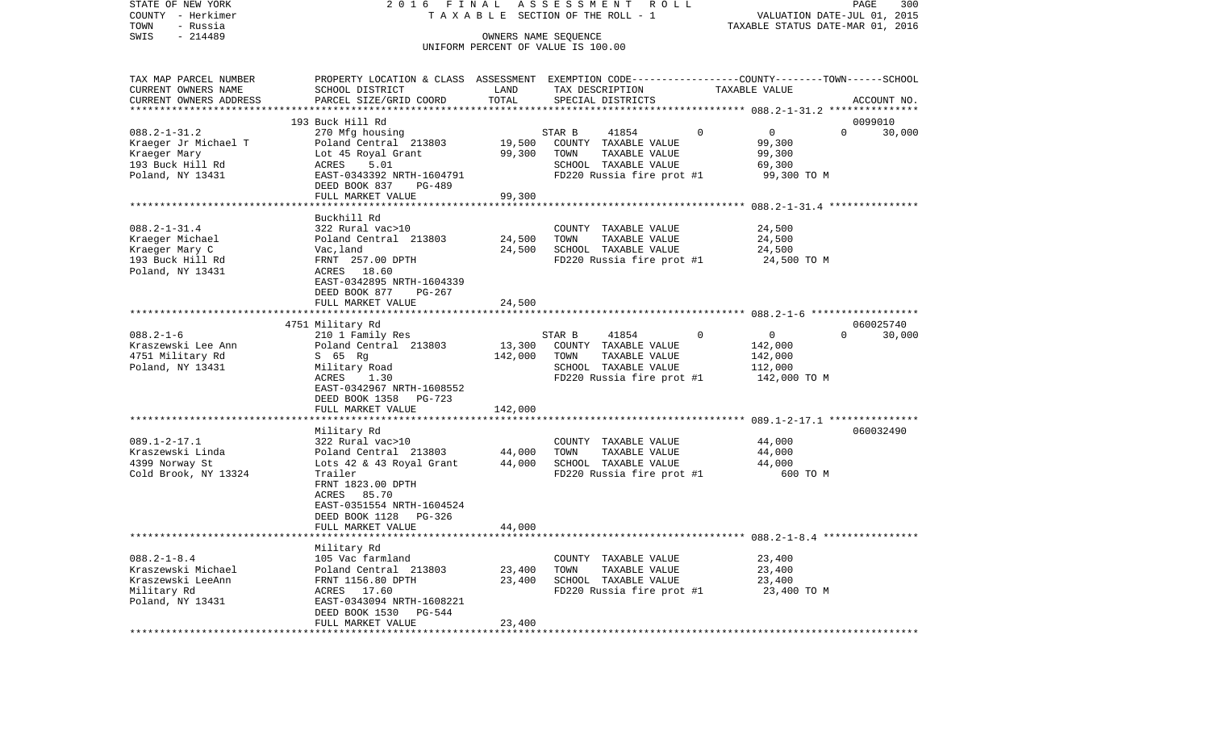STATE OF NEW YORK — 2016 FINAL ASSESSMENT ROLL
COUNTY - Herkimer — TAXABLE SECTION OF THE ROLL - 1 — VALUATION DATE-JUL 01, 2015
TOWN - Russia — TAXABLE STATUS DATE-MAR 01, 2016
SWIS - 214489 — OWNERS NAME SEQUENCE
UNIFORM PERCENT OF VALUE IS 100.00

| TAX MAP PARCEL NUMBER / CURRENT OWNERS NAME / CURRENT OWNERS ADDRESS | PROPERTY LOCATION & CLASS / SCHOOL DISTRICT / PARCEL SIZE/GRID COORD | ASSESSMENT LAND / TOTAL | EXEMPTION CODE / TAX DESCRIPTION / SPECIAL DISTRICTS | COUNTY | TOWN | SCHOOL | TAXABLE VALUE | ACCOUNT NO. |
|---|---|---|---|---|---|---|---|---|
| **088.2-1-31.2** | 193 Buck Hill Rd | | | | | | | 0099010 |
| 088.2-1-31.2 | 270 Mfg housing | | STAR B 41854 | 0 | 0 | 30,000 | | |
| Kraeger Jr Michael T | Poland Central 213803 | 19,500 | COUNTY TAXABLE VALUE | | | | 99,300 | |
| Kraeger Mary | Lot 45 Royal Grant | 99,300 | TOWN TAXABLE VALUE | | | | 99,300 | |
| 193 Buck Hill Rd | ACRES 5.01 | | SCHOOL TAXABLE VALUE | | | | 69,300 | |
| Poland, NY 13431 | EAST-0343392 NRTH-1604791 | | FD220 Russia fire prot #1 | | | | 99,300 TO M | |
| | DEED BOOK 837 PG-489 | | | | | | | |
| | FULL MARKET VALUE | 99,300 | | | | | | |
| **088.2-1-31.4** | Buckhill Rd | | | | | | | |
| 088.2-1-31.4 | 322 Rural vac>10 | | COUNTY TAXABLE VALUE | | | | 24,500 | |
| Kraeger Michael | Poland Central 213803 | 24,500 | TOWN TAXABLE VALUE | | | | 24,500 | |
| Kraeger Mary C | Vac,land | 24,500 | SCHOOL TAXABLE VALUE | | | | 24,500 | |
| 193 Buck Hill Rd | FRNT 257.00 DPTH | | FD220 Russia fire prot #1 | | | | 24,500 TO M | |
| Poland, NY 13431 | ACRES 18.60 | | | | | | | |
| | EAST-0342895 NRTH-1604339 | | | | | | | |
| | DEED BOOK 877 PG-267 | | | | | | | |
| | FULL MARKET VALUE | 24,500 | | | | | | |
| **088.2-1-6** | 4751 Military Rd | | | | | | | 060025740 |
| 088.2-1-6 | 210 1 Family Res | | STAR B 41854 | 0 | 0 | 30,000 | | |
| Kraszewski Lee Ann | Poland Central 213803 | 13,300 | COUNTY TAXABLE VALUE | | | | 142,000 | |
| 4751 Military Rd | S 65 Rg | 142,000 | TOWN TAXABLE VALUE | | | | 142,000 | |
| Poland, NY 13431 | Military Road | | SCHOOL TAXABLE VALUE | | | | 112,000 | |
| | ACRES 1.30 | | FD220 Russia fire prot #1 | | | | 142,000 TO M | |
| | EAST-0342967 NRTH-1608552 | | | | | | | |
| | DEED BOOK 1358 PG-723 | | | | | | | |
| | FULL MARKET VALUE | 142,000 | | | | | | |
| **089.1-2-17.1** | Military Rd | | | | | | | 060032490 |
| 089.1-2-17.1 | 322 Rural vac>10 | | COUNTY TAXABLE VALUE | | | | 44,000 | |
| Kraszewski Linda | Poland Central 213803 | 44,000 | TOWN TAXABLE VALUE | | | | 44,000 | |
| 4399 Norway St | Lots 42 & 43 Royal Grant | 44,000 | SCHOOL TAXABLE VALUE | | | | 44,000 | |
| Cold Brook, NY 13324 | Trailer | | FD220 Russia fire prot #1 | | | | 600 TO M | |
| | FRNT 1823.00 DPTH | | | | | | | |
| | ACRES 85.70 | | | | | | | |
| | EAST-0351554 NRTH-1604524 | | | | | | | |
| | DEED BOOK 1128 PG-326 | | | | | | | |
| | FULL MARKET VALUE | 44,000 | | | | | | |
| **088.2-1-8.4** | Military Rd | | | | | | | |
| 088.2-1-8.4 | 105 Vac farmland | | COUNTY TAXABLE VALUE | | | | 23,400 | |
| Kraszewski Michael | Poland Central 213803 | 23,400 | TOWN TAXABLE VALUE | | | | 23,400 | |
| Kraszewski LeeAnn | FRNT 1156.80 DPTH | 23,400 | SCHOOL TAXABLE VALUE | | | | 23,400 | |
| Military Rd | ACRES 17.60 | | FD220 Russia fire prot #1 | | | | 23,400 TO M | |
| Poland, NY 13431 | EAST-0343094 NRTH-1608221 | | | | | | | |
| | DEED BOOK 1530 PG-544 | | | | | | | |
| | FULL MARKET VALUE | 23,400 | | | | | | |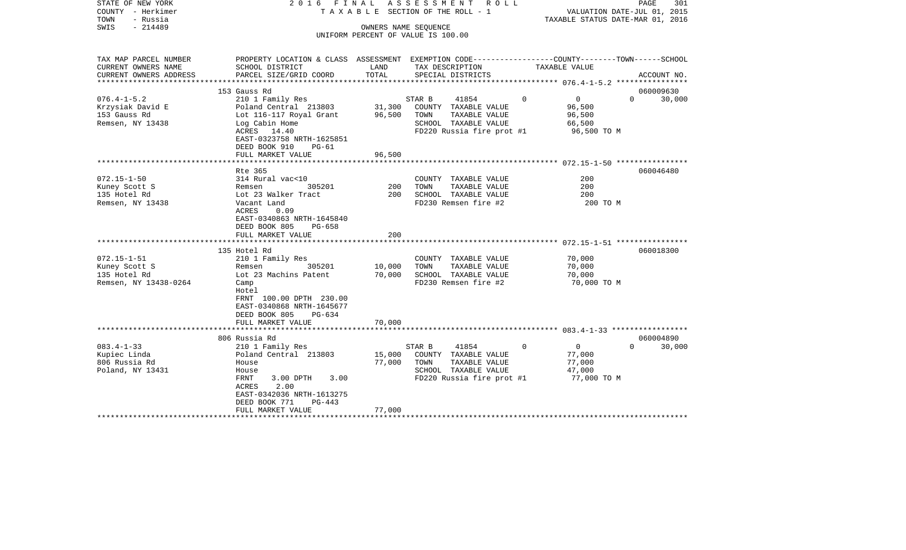STATE OF NEW YORK — 2016 FINAL ASSESSMENT ROLL
COUNTY - Herkimer — TAXABLE SECTION OF THE ROLL - 1 — VALUATION DATE-JUL 01, 2015
TOWN - Russia — TAXABLE STATUS DATE-MAR 01, 2016
SWIS - 214489 — OWNERS NAME SEQUENCE
UNIFORM PERCENT OF VALUE IS 100.00

| TAX MAP PARCEL NUMBER / CURRENT OWNERS NAME / CURRENT OWNERS ADDRESS | PROPERTY LOCATION & CLASS / SCHOOL DISTRICT / PARCEL SIZE/GRID COORD | ASSESSMENT LAND | TOTAL | EXEMPTION CODE / TAX DESCRIPTION / SPECIAL DISTRICTS | COUNTY | TOWN | SCHOOL / TAXABLE VALUE | ACCOUNT NO. |
|---|---|---|---|---|---|---|---|---|
| 076.4-1-5.2 | 153 Gauss Rd | | | | | | | 060009630 |
| Krzysiak David E | 210 1 Family Res | | | STAR B 41854 | 0 | 0 | 0 | 30,000 |
| 153 Gauss Rd | Poland Central 213803 | 31,300 | | COUNTY TAXABLE VALUE | | | 96,500 | |
| Remsen, NY 13438 | Lot 116-117 Royal Grant | | 96,500 | TOWN TAXABLE VALUE | | | 96,500 | |
| | Log Cabin Home | | | SCHOOL TAXABLE VALUE | | | 66,500 | |
| | ACRES 14.40 | | | FD220 Russia fire prot #1 | | | 96,500 TO M | |
| | EAST-0323758 NRTH-1625851 | | | | | | | |
| | DEED BOOK 910 PG-61 | | | | | | | |
| | FULL MARKET VALUE | | 96,500 | | | | | |
| 072.15-1-50 | Rte 365 | | | | | | | 060046480 |
| Kuney Scott S | 314 Rural vac<10 | | | COUNTY TAXABLE VALUE | | | 200 | |
| 135 Hotel Rd | Remsen 305201 | 200 | | TOWN TAXABLE VALUE | | | 200 | |
| Remsen, NY 13438 | Lot 23 Walker Tract | | 200 | SCHOOL TAXABLE VALUE | | | 200 | |
| | Vacant Land | | | FD230 Remsen fire #2 | | | 200 TO M | |
| | ACRES 0.09 | | | | | | | |
| | EAST-0340863 NRTH-1645840 | | | | | | | |
| | DEED BOOK 805 PG-658 | | | | | | | |
| | FULL MARKET VALUE | | 200 | | | | | |
| 072.15-1-51 | 135 Hotel Rd | | | | | | | 060018300 |
| Kuney Scott S | 210 1 Family Res | | | COUNTY TAXABLE VALUE | | | 70,000 | |
| 135 Hotel Rd | Remsen 305201 | 10,000 | | TOWN TAXABLE VALUE | | | 70,000 | |
| Remsen, NY 13438-0264 | Lot 23 Machins Patent | | 70,000 | SCHOOL TAXABLE VALUE | | | 70,000 | |
| | Camp | | | FD230 Remsen fire #2 | | | 70,000 TO M | |
| | Hotel | | | | | | | |
| | FRNT 100.00 DPTH 230.00 | | | | | | | |
| | EAST-0340868 NRTH-1645677 | | | | | | | |
| | DEED BOOK 805 PG-634 | | | | | | | |
| | FULL MARKET VALUE | | 70,000 | | | | | |
| 083.4-1-33 | 806 Russia Rd | | | | | | | 060004890 |
| Kupiec Linda | 210 1 Family Res | | | STAR B 41854 | 0 | 0 | 0 | 30,000 |
| 806 Russia Rd | Poland Central 213803 | 15,000 | | COUNTY TAXABLE VALUE | | | 77,000 | |
| Poland, NY 13431 | House | | 77,000 | TOWN TAXABLE VALUE | | | 77,000 | |
| | House | | | SCHOOL TAXABLE VALUE | | | 47,000 | |
| | FRNT 3.00 DPTH 3.00 | | | FD220 Russia fire prot #1 | | | 77,000 TO M | |
| | ACRES 2.00 | | | | | | | |
| | EAST-0342036 NRTH-1613275 | | | | | | | |
| | DEED BOOK 771 PG-443 | | | | | | | |
| | FULL MARKET VALUE | | 77,000 | | | | | |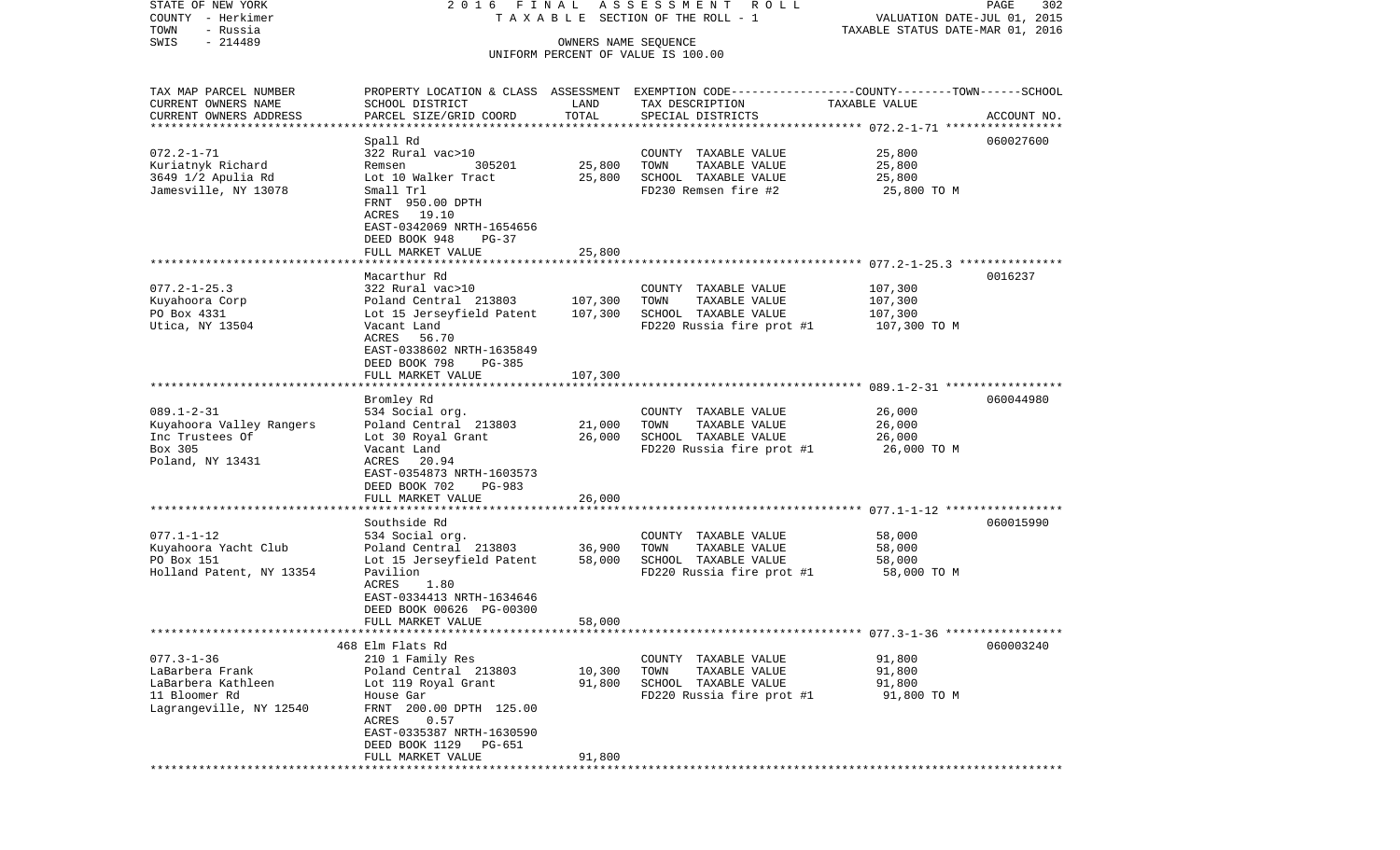STATE OF NEW YORK | 2016 FINAL ASSESSMENT ROLL
COUNTY - Herkimer | TAXABLE SECTION OF THE ROLL - 1 | VALUATION DATE-JUL 01, 2015
TOWN - Russia | TAXABLE STATUS DATE-MAR 01, 2016
SWIS - 214489 | OWNERS NAME SEQUENCE
UNIFORM PERCENT OF VALUE IS 100.00

| TAX MAP PARCEL NUMBER / CURRENT OWNERS NAME / CURRENT OWNERS ADDRESS | PROPERTY LOCATION & CLASS / SCHOOL DISTRICT / PARCEL SIZE/GRID COORD | ASSESSMENT LAND | TOTAL | EXEMPTION CODE / TAX DESCRIPTION / SPECIAL DISTRICTS | TAXABLE VALUE (COUNTY--TOWN--SCHOOL) | ACCOUNT NO. |
|---|---|---|---|---|---|---|
| 072.2-1-71 | Spall Rd | | | | | 060027600 |
| | 322 Rural vac>10 | | | COUNTY TAXABLE VALUE | 25,800 | |
| Kuriatnyk Richard | Remsen 305201 | 25,800 | | TOWN TAXABLE VALUE | 25,800 | |
| 3649 1/2 Apulia Rd | Lot 10 Walker Tract | | 25,800 | SCHOOL TAXABLE VALUE | 25,800 | |
| Jamesville, NY 13078 | Small Trl | | | FD230 Remsen fire #2 | 25,800 TO M | |
| | FRNT 950.00 DPTH | | | | | |
| | ACRES 19.10 | | | | | |
| | EAST-0342069 NRTH-1654656 | | | | | |
| | DEED BOOK 948 PG-37 | | | | | |
| | FULL MARKET VALUE | | 25,800 | | | |
| 077.2-1-25.3 | Macarthur Rd | | | | | 0016237 |
| | 322 Rural vac>10 | | | COUNTY TAXABLE VALUE | 107,300 | |
| Kuyahoora Corp | Poland Central 213803 | 107,300 | | TOWN TAXABLE VALUE | 107,300 | |
| PO Box 4331 | Lot 15 Jerseyfield Patent | | 107,300 | SCHOOL TAXABLE VALUE | 107,300 | |
| Utica, NY 13504 | Vacant Land | | | FD220 Russia fire prot #1 | 107,300 TO M | |
| | ACRES 56.70 | | | | | |
| | EAST-0338602 NRTH-1635849 | | | | | |
| | DEED BOOK 798 PG-385 | | | | | |
| | FULL MARKET VALUE | | 107,300 | | | |
| 089.1-2-31 | Bromley Rd | | | | | 060044980 |
| | 534 Social org. | | | COUNTY TAXABLE VALUE | 26,000 | |
| Kuyahoora Valley Rangers | Poland Central 213803 | 21,000 | | TOWN TAXABLE VALUE | 26,000 | |
| Inc Trustees Of | Lot 30 Royal Grant | | 26,000 | SCHOOL TAXABLE VALUE | 26,000 | |
| Box 305 | Vacant Land | | | FD220 Russia fire prot #1 | 26,000 TO M | |
| Poland, NY 13431 | ACRES 20.94 | | | | | |
| | EAST-0354873 NRTH-1603573 | | | | | |
| | DEED BOOK 702 PG-983 | | | | | |
| | FULL MARKET VALUE | | 26,000 | | | |
| 077.1-1-12 | Southside Rd | | | | | 060015990 |
| | 534 Social org. | | | COUNTY TAXABLE VALUE | 58,000 | |
| Kuyahoora Yacht Club | Poland Central 213803 | 36,900 | | TOWN TAXABLE VALUE | 58,000 | |
| PO Box 151 | Lot 15 Jerseyfield Patent | | 58,000 | SCHOOL TAXABLE VALUE | 58,000 | |
| Holland Patent, NY 13354 | Pavilion | | | FD220 Russia fire prot #1 | 58,000 TO M | |
| | ACRES 1.80 | | | | | |
| | EAST-0334413 NRTH-1634646 | | | | | |
| | DEED BOOK 00626 PG-00300 | | | | | |
| | FULL MARKET VALUE | | 58,000 | | | |
| 077.3-1-36 | 468 Elm Flats Rd | | | | | 060003240 |
| | 210 1 Family Res | | | COUNTY TAXABLE VALUE | 91,800 | |
| LaBarbera Frank | Poland Central 213803 | 10,300 | | TOWN TAXABLE VALUE | 91,800 | |
| LaBarbera Kathleen | Lot 119 Royal Grant | | 91,800 | SCHOOL TAXABLE VALUE | 91,800 | |
| 11 Bloomer Rd | House Gar | | | FD220 Russia fire prot #1 | 91,800 TO M | |
| Lagrangeville, NY 12540 | FRNT 200.00 DPTH 125.00 | | | | | |
| | ACRES 0.57 | | | | | |
| | EAST-0335387 NRTH-1630590 | | | | | |
| | DEED BOOK 1129 PG-651 | | | | | |
| | FULL MARKET VALUE | | 91,800 | | | |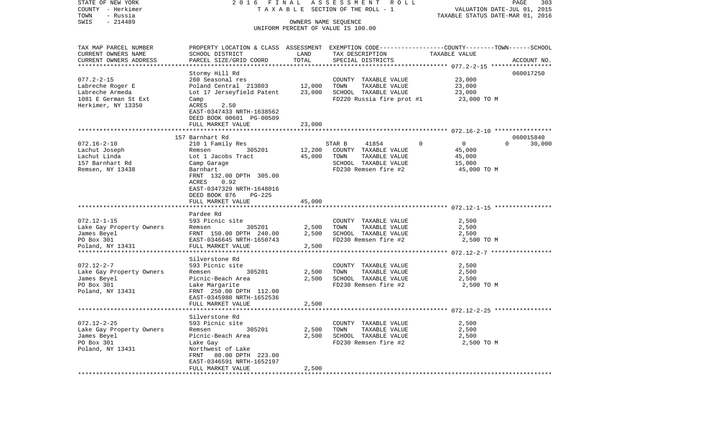STATE OF NEW YORK 2016 FINAL ASSESSMENT ROLL
COUNTY - Herkimer TAXABLE SECTION OF THE ROLL - 1 VALUATION DATE-JUL 01, 2015
TOWN - Russia TAXABLE STATUS DATE-MAR 01, 2016
SWIS - 214489 OWNERS NAME SEQUENCE
UNIFORM PERCENT OF VALUE IS 100.00

| TAX MAP PARCEL NUMBER / CURRENT OWNERS NAME / CURRENT OWNERS ADDRESS | PROPERTY LOCATION & CLASS / SCHOOL DISTRICT / PARCEL SIZE/GRID COORD | ASSESSMENT LAND | TOTAL | EXEMPTION CODE / TAX DESCRIPTION / SPECIAL DISTRICTS | COUNTY / TOWN / SCHOOL TAXABLE VALUE | ACCOUNT NO. |
|---|---|---|---|---|---|---|
| 077.2-2-15 | Stormy Hill Rd | | | | | 060017250 |
| Labreche Roger E | 260 Seasonal res | | | COUNTY TAXABLE VALUE | 23,000 | |
| Labreche Armeda | Poland Central 213803 | 12,000 | | TOWN TAXABLE VALUE | 23,000 | |
| 1081 E German St Ext | Lot 17 Jerseyfield Patent | | 23,000 | SCHOOL TAXABLE VALUE | 23,000 | |
| Herkimer, NY 13350 | Camp | | | FD220 Russia fire prot #1 | 23,000 TO M | |
| | ACRES 2.50 | | | | | |
| | EAST-0347433 NRTH-1638562 | | | | | |
| | DEED BOOK 00601 PG-00509 | | | | | |
| | FULL MARKET VALUE | | 23,000 | | | |
| 072.16-2-10 | 157 Barnhart Rd | | | | | 060015840 |
| Lachut Joseph | 210 1 Family Res | | | STAR B 41854 | 0 / 0 / 30,000 | |
| Lachut Linda | Remsen 305201 | 12,200 | | COUNTY TAXABLE VALUE | 45,000 | |
| 157 Barnhart Rd | Lot 1 Jacobs Tract | | 45,000 | TOWN TAXABLE VALUE | 45,000 | |
| Remsen, NY 13438 | Camp Garage | | | SCHOOL TAXABLE VALUE | 15,000 | |
| | Barnhart | | | FD230 Remsen fire #2 | 45,000 TO M | |
| | FRNT 132.00 DPTH 305.00 | | | | | |
| | ACRES 0.92 | | | | | |
| | EAST-0347329 NRTH-1648016 | | | | | |
| | DEED BOOK 876 PG-225 | | | | | |
| | FULL MARKET VALUE | | 45,000 | | | |
| 072.12-1-15 | Pardee Rd | | | | | |
| Lake Gay Property Owners | 593 Picnic site | | | COUNTY TAXABLE VALUE | 2,500 | |
| James Beyel | Remsen 305201 | 2,500 | | TOWN TAXABLE VALUE | 2,500 | |
| PO Box 301 | FRNT 150.00 DPTH 240.00 | | 2,500 | SCHOOL TAXABLE VALUE | 2,500 | |
| Poland, NY 13431 | EAST-0346645 NRTH-1650743 | | | FD230 Remsen fire #2 | 2,500 TO M | |
| | FULL MARKET VALUE | | 2,500 | | | |
| 072.12-2-7 | Silverstone Rd | | | | | |
| Lake Gay Property Owners | 593 Picnic site | | | COUNTY TAXABLE VALUE | 2,500 | |
| James Beyel | Remsen 305201 | 2,500 | | TOWN TAXABLE VALUE | 2,500 | |
| PO Box 301 | Picnic-Beach Area | | 2,500 | SCHOOL TAXABLE VALUE | 2,500 | |
| Poland, NY 13431 | Lake Margarite | | | FD230 Remsen fire #2 | 2,500 TO M | |
| | FRNT 250.00 DPTH 112.00 | | | | | |
| | EAST-0345980 NRTH-1652536 | | | | | |
| | FULL MARKET VALUE | | 2,500 | | | |
| 072.12-2-25 | Silverstone Rd | | | | | |
| Lake Gay Property Owners | 593 Picnic site | | | COUNTY TAXABLE VALUE | 2,500 | |
| James Beyel | Remsen 305201 | 2,500 | | TOWN TAXABLE VALUE | 2,500 | |
| PO Box 301 | Picnic-Beach Area | | 2,500 | SCHOOL TAXABLE VALUE | 2,500 | |
| Poland, NY 13431 | Lake Gay | | | FD230 Remsen fire #2 | 2,500 TO M | |
| | Northwest of Lake | | | | | |
| | FRNT 80.00 DPTH 223.00 | | | | | |
| | EAST-0346591 NRTH-1652197 | | | | | |
| | FULL MARKET VALUE | | 2,500 | | | |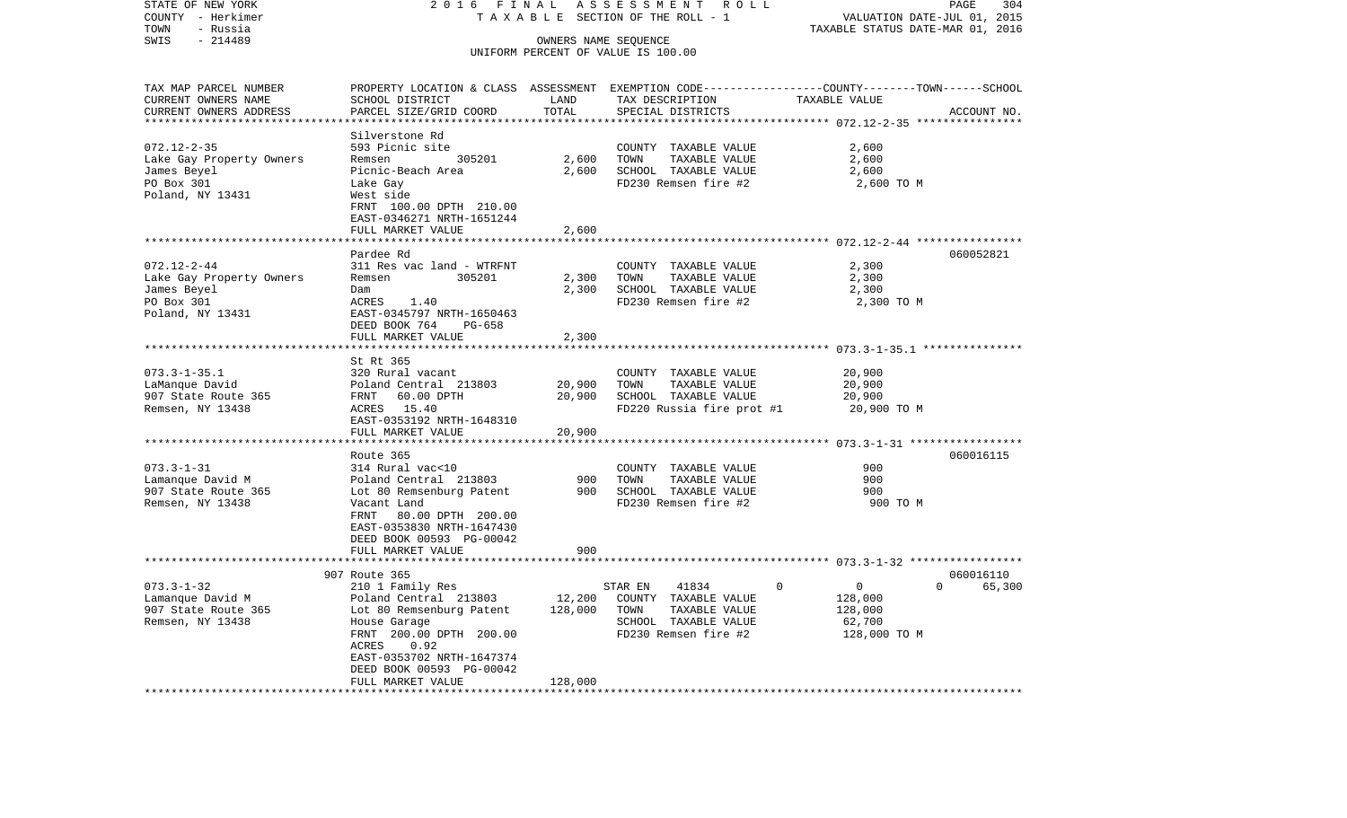STATE OF NEW YORK — 2016 FINAL ASSESSMENT ROLL

COUNTY - Herkimer — TAXABLE SECTION OF THE ROLL - 1 — VALUATION DATE-JUL 01, 2015

TOWN - Russia — TAXABLE STATUS DATE-MAR 01, 2016

SWIS - 214489 — OWNERS NAME SEQUENCE

UNIFORM PERCENT OF VALUE IS 100.00

| TAX MAP PARCEL NUMBER<br>CURRENT OWNERS NAME<br>CURRENT OWNERS ADDRESS | PROPERTY LOCATION & CLASS<br>SCHOOL DISTRICT<br>PARCEL SIZE/GRID COORD | ASSESSMENT<br>LAND<br>TOTAL | EXEMPTION CODE<br>TAX DESCRIPTION<br>SPECIAL DISTRICTS | COUNTY--------TOWN------SCHOOL<br>TAXABLE VALUE | ACCOUNT NO. |
|---|---|---|---|---|---|
| **072.12-2-35** | Silverstone Rd | | | | |
| 072.12-2-35 | 593 Picnic site | | COUNTY TAXABLE VALUE | 2,600 | |
| Lake Gay Property Owners | Remsen 305201 | 2,600 | TOWN TAXABLE VALUE | 2,600 | |
| James Beyel | Picnic-Beach Area | 2,600 | SCHOOL TAXABLE VALUE | 2,600 | |
| PO Box 301 | Lake Gay | | FD230 Remsen fire #2 | 2,600 TO M | |
| Poland, NY 13431 | West side | | | | |
| | FRNT 100.00 DPTH 210.00 | | | | |
| | EAST-0346271 NRTH-1651244 | | | | |
| | FULL MARKET VALUE | 2,600 | | | |
| **072.12-2-44** | Pardee Rd | | | | 060052821 |
| 072.12-2-44 | 311 Res vac land - WTRFNT | | COUNTY TAXABLE VALUE | 2,300 | |
| Lake Gay Property Owners | Remsen 305201 | 2,300 | TOWN TAXABLE VALUE | 2,300 | |
| James Beyel | Dam | 2,300 | SCHOOL TAXABLE VALUE | 2,300 | |
| PO Box 301 | ACRES 1.40 | | FD230 Remsen fire #2 | 2,300 TO M | |
| Poland, NY 13431 | EAST-0345797 NRTH-1650463 | | | | |
| | DEED BOOK 764 PG-658 | | | | |
| | FULL MARKET VALUE | 2,300 | | | |
| **073.3-1-35.1** | St Rt 365 | | | | |
| 073.3-1-35.1 | 320 Rural vacant | | COUNTY TAXABLE VALUE | 20,900 | |
| LaManque David | Poland Central 213803 | 20,900 | TOWN TAXABLE VALUE | 20,900 | |
| 907 State Route 365 | FRNT 60.00 DPTH | 20,900 | SCHOOL TAXABLE VALUE | 20,900 | |
| Remsen, NY 13438 | ACRES 15.40 | | FD220 Russia fire prot #1 | 20,900 TO M | |
| | EAST-0353192 NRTH-1648310 | | | | |
| | FULL MARKET VALUE | 20,900 | | | |
| **073.3-1-31** | Route 365 | | | | 060016115 |
| 073.3-1-31 | 314 Rural vac<10 | | COUNTY TAXABLE VALUE | 900 | |
| Lamanque David M | Poland Central 213803 | 900 | TOWN TAXABLE VALUE | 900 | |
| 907 State Route 365 | Lot 80 Remsenburg Patent | 900 | SCHOOL TAXABLE VALUE | 900 | |
| Remsen, NY 13438 | Vacant Land | | FD230 Remsen fire #2 | 900 TO M | |
| | FRNT 80.00 DPTH 200.00 | | | | |
| | EAST-0353830 NRTH-1647430 | | | | |
| | DEED BOOK 00593 PG-00042 | | | | |
| | FULL MARKET VALUE | 900 | | | |
| **073.3-1-32** | 907 Route 365 | | | | 060016110 |
| 073.3-1-32 | 210 1 Family Res | | STAR EN 41834 0 | 0 0 | 65,300 |
| Lamanque David M | Poland Central 213803 | 12,200 | COUNTY TAXABLE VALUE | 128,000 | |
| 907 State Route 365 | Lot 80 Remsenburg Patent | 128,000 | TOWN TAXABLE VALUE | 128,000 | |
| Remsen, NY 13438 | House Garage | | SCHOOL TAXABLE VALUE | 62,700 | |
| | FRNT 200.00 DPTH 200.00 | | FD230 Remsen fire #2 | 128,000 TO M | |
| | ACRES 0.92 | | | | |
| | EAST-0353702 NRTH-1647374 | | | | |
| | DEED BOOK 00593 PG-00042 | | | | |
| | FULL MARKET VALUE | 128,000 | | | |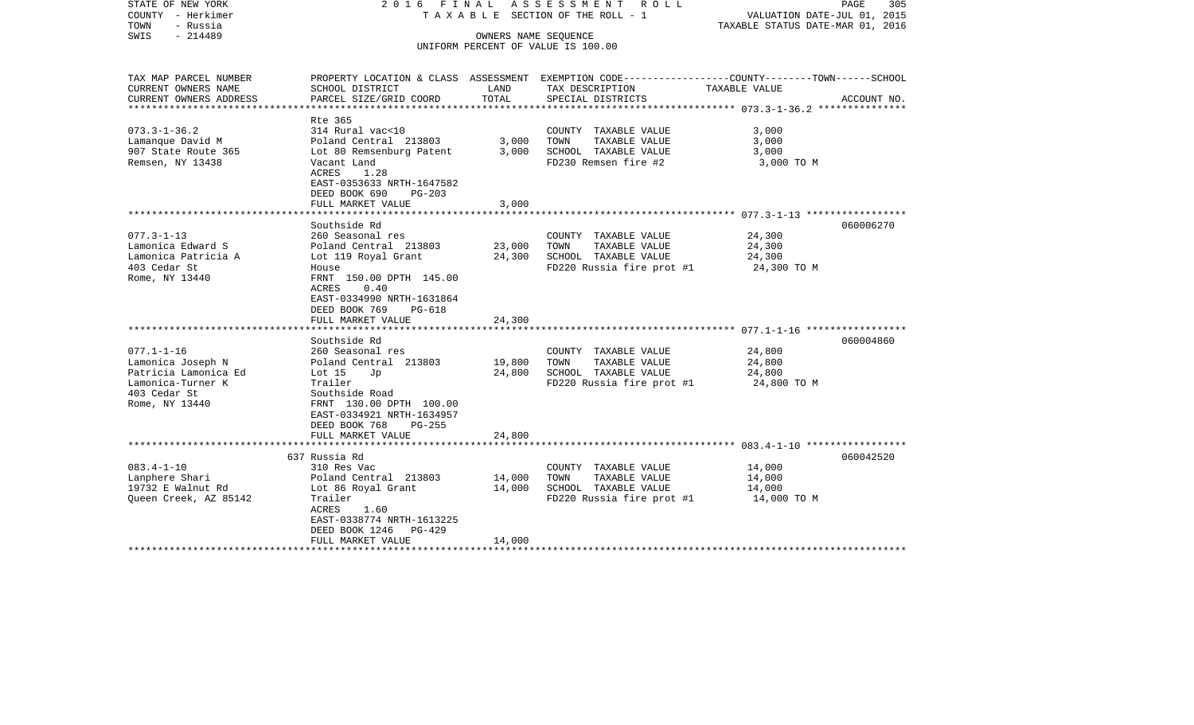STATE OF NEW YORK — 2016 FINAL ASSESSMENT ROLL — TAXABLE SECTION OF THE ROLL - 1
COUNTY - Herkimer — VALUATION DATE-JUL 01, 2015
TOWN - Russia — TAXABLE STATUS DATE-MAR 01, 2016
SWIS - 214489 — OWNERS NAME SEQUENCE — UNIFORM PERCENT OF VALUE IS 100.00

| TAX MAP PARCEL NUMBER / CURRENT OWNERS NAME / CURRENT OWNERS ADDRESS | PROPERTY LOCATION & CLASS / SCHOOL DISTRICT / PARCEL SIZE/GRID COORD | ASSESSMENT LAND | TOTAL | EXEMPTION CODE / TAX DESCRIPTION / SPECIAL DISTRICTS | COUNTY--------TOWN------SCHOOL TAXABLE VALUE | ACCOUNT NO. |
|---|---|---|---|---|---|---|
| 073.3-1-36.2 | Rte 365 | | | | | |
| | 314 Rural vac<10 | | | COUNTY TAXABLE VALUE | 3,000 | |
| Lamanque David M | Poland Central 213803 | 3,000 | | TOWN TAXABLE VALUE | 3,000 | |
| 907 State Route 365 | Lot 80 Remsenburg Patent | | 3,000 | SCHOOL TAXABLE VALUE | 3,000 | |
| Remsen, NY 13438 | Vacant Land | | | FD230 Remsen fire #2 | 3,000 TO M | |
| | ACRES 1.28 | | | | | |
| | EAST-0353633 NRTH-1647582 | | | | | |
| | DEED BOOK 690 PG-203 | | | | | |
| | FULL MARKET VALUE | | 3,000 | | | |
| 077.3-1-13 | Southside Rd | | | | | 060006270 |
| | 260 Seasonal res | | | COUNTY TAXABLE VALUE | 24,300 | |
| Lamonica Edward S | Poland Central 213803 | 23,000 | | TOWN TAXABLE VALUE | 24,300 | |
| Lamonica Patricia A | Lot 119 Royal Grant | | 24,300 | SCHOOL TAXABLE VALUE | 24,300 | |
| 403 Cedar St | House | | | FD220 Russia fire prot #1 | 24,300 TO M | |
| Rome, NY 13440 | FRNT 150.00 DPTH 145.00 | | | | | |
| | ACRES 0.40 | | | | | |
| | EAST-0334990 NRTH-1631864 | | | | | |
| | DEED BOOK 769 PG-618 | | | | | |
| | FULL MARKET VALUE | | 24,300 | | | |
| 077.1-1-16 | Southside Rd | | | | | 060004860 |
| | 260 Seasonal res | | | COUNTY TAXABLE VALUE | 24,800 | |
| Lamonica Joseph N | Poland Central 213803 | 19,800 | | TOWN TAXABLE VALUE | 24,800 | |
| Patricia Lamonica Ed | Lot 15 Jp | | 24,800 | SCHOOL TAXABLE VALUE | 24,800 | |
| Lamonica-Turner K | Trailer | | | FD220 Russia fire prot #1 | 24,800 TO M | |
| 403 Cedar St | Southside Road | | | | | |
| Rome, NY 13440 | FRNT 130.00 DPTH 100.00 | | | | | |
| | EAST-0334921 NRTH-1634957 | | | | | |
| | DEED BOOK 768 PG-255 | | | | | |
| | FULL MARKET VALUE | | 24,800 | | | |
| 083.4-1-10 | 637 Russia Rd | | | | | 060042520 |
| | 310 Res Vac | | | COUNTY TAXABLE VALUE | 14,000 | |
| Lanphere Shari | Poland Central 213803 | 14,000 | | TOWN TAXABLE VALUE | 14,000 | |
| 19732 E Walnut Rd | Lot 86 Royal Grant | | 14,000 | SCHOOL TAXABLE VALUE | 14,000 | |
| Queen Creek, AZ 85142 | Trailer | | | FD220 Russia fire prot #1 | 14,000 TO M | |
| | ACRES 1.60 | | | | | |
| | EAST-0338774 NRTH-1613225 | | | | | |
| | DEED BOOK 1246 PG-429 | | | | | |
| | FULL MARKET VALUE | | 14,000 | | | |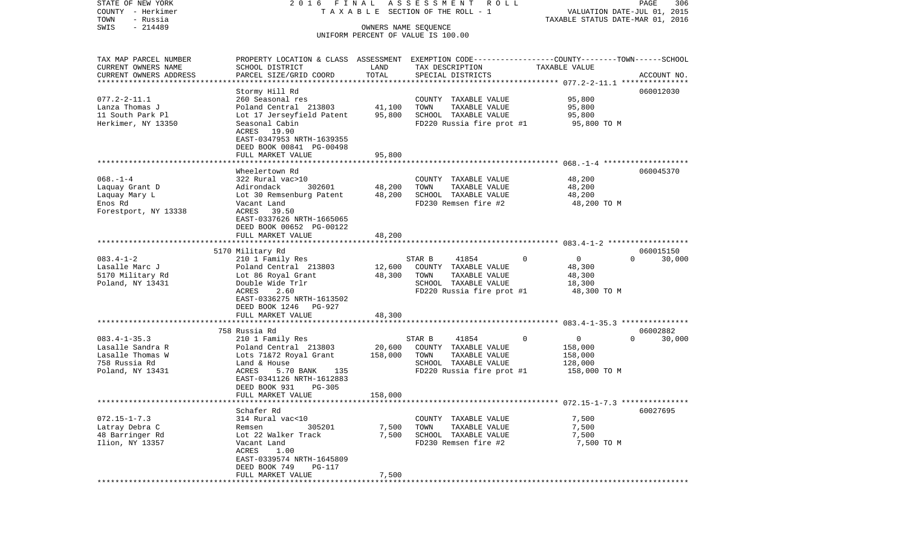STATE OF NEW YORK | 2016 FINAL ASSESSMENT ROLL | PAGE 306
COUNTY - Herkimer | TAXABLE SECTION OF THE ROLL - 1 | VALUATION DATE-JUL 01, 2015
TOWN - Russia | | TAXABLE STATUS DATE-MAR 01, 2016
SWIS - 214489 | OWNERS NAME SEQUENCE
UNIFORM PERCENT OF VALUE IS 100.00

| TAX MAP PARCEL NUMBER / CURRENT OWNERS NAME / CURRENT OWNERS ADDRESS | PROPERTY LOCATION & CLASS / SCHOOL DISTRICT / PARCEL SIZE/GRID COORD | ASSESSMENT LAND | ASSESSMENT TOTAL | EXEMPTION CODE / TAX DESCRIPTION / SPECIAL DISTRICTS | COUNTY | TOWN | SCHOOL | TAXABLE VALUE | ACCOUNT NO. |
|---|---|---|---|---|---|---|---|---|---|
| 077.2-2-11.1 | Stormy Hill Rd | | | | | | | | 060012030 |
| Lanza Thomas J | 260 Seasonal res | | | COUNTY TAXABLE VALUE | | | | 95,800 | |
| 11 South Park Pl | Poland Central 213803 | 41,100 | | TOWN TAXABLE VALUE | | | | 95,800 | |
| Herkimer, NY 13350 | Lot 17 Jerseyfield Patent | | 95,800 | SCHOOL TAXABLE VALUE | | | | 95,800 | |
| | Seasonal Cabin | | | FD220 Russia fire prot #1 | | | | 95,800 TO M | |
| | ACRES 19.90 | | | | | | | | |
| | EAST-0347953 NRTH-1639355 | | | | | | | | |
| | DEED BOOK 00841 PG-00498 | | | | | | | | |
| | FULL MARKET VALUE | | 95,800 | | | | | | |
| 068.-1-4 | Wheelertown Rd | | | | | | | | 060045370 |
| Laquay Grant D | 322 Rural vac>10 | | | COUNTY TAXABLE VALUE | | | | 48,200 | |
| Laquay Mary L | Adirondack 302601 | 48,200 | | TOWN TAXABLE VALUE | | | | 48,200 | |
| Enos Rd | Lot 30 Remsenburg Patent | | 48,200 | SCHOOL TAXABLE VALUE | | | | 48,200 | |
| Forestport, NY 13338 | Vacant Land | | | FD230 Remsen fire #2 | | | | 48,200 TO M | |
| | ACRES 39.50 | | | | | | | | |
| | EAST-0337626 NRTH-1665065 | | | | | | | | |
| | DEED BOOK 00652 PG-00122 | | | | | | | | |
| | FULL MARKET VALUE | | 48,200 | | | | | | |
| 083.4-1-2 | 5170 Military Rd | | | | | | | | 060015150 |
| Lasalle Marc J | 210 1 Family Res | | | STAR B 41854 | 0 | 0 | 30,000 | | |
| 5170 Military Rd | Poland Central 213803 | 12,600 | | COUNTY TAXABLE VALUE | | | | 48,300 | |
| Poland, NY 13431 | Lot 86 Royal Grant | | 48,300 | TOWN TAXABLE VALUE | | | | 48,300 | |
| | Double Wide Trlr | | | SCHOOL TAXABLE VALUE | | | | 18,300 | |
| | ACRES 2.60 | | | FD220 Russia fire prot #1 | | | | 48,300 TO M | |
| | EAST-0336275 NRTH-1613502 | | | | | | | | |
| | DEED BOOK 1246 PG-927 | | | | | | | | |
| | FULL MARKET VALUE | | 48,300 | | | | | | |
| 083.4-1-35.3 | 758 Russia Rd | | | | | | | | 06002882 |
| Lasalle Sandra R | 210 1 Family Res | | | STAR B 41854 | 0 | 0 | 30,000 | | |
| Lasalle Thomas W | Poland Central 213803 | 20,600 | | COUNTY TAXABLE VALUE | | | | 158,000 | |
| 758 Russia Rd | Lots 71&72 Royal Grant | | 158,000 | TOWN TAXABLE VALUE | | | | 158,000 | |
| Poland, NY 13431 | Land & House | | | SCHOOL TAXABLE VALUE | | | | 128,000 | |
| | ACRES 5.70 BANK 135 | | | FD220 Russia fire prot #1 | | | | 158,000 TO M | |
| | EAST-0341126 NRTH-1612883 | | | | | | | | |
| | DEED BOOK 931 PG-305 | | | | | | | | |
| | FULL MARKET VALUE | | 158,000 | | | | | | |
| 072.15-1-7.3 | Schafer Rd | | | | | | | | 60027695 |
| Latray Debra C | 314 Rural vac<10 | | | COUNTY TAXABLE VALUE | | | | 7,500 | |
| 48 Barringer Rd | Remsen 305201 | 7,500 | | TOWN TAXABLE VALUE | | | | 7,500 | |
| Ilion, NY 13357 | Lot 22 Walker Track | | 7,500 | SCHOOL TAXABLE VALUE | | | | 7,500 | |
| | Vacant Land | | | FD230 Remsen fire #2 | | | | 7,500 TO M | |
| | ACRES 1.00 | | | | | | | | |
| | EAST-0339574 NRTH-1645809 | | | | | | | | |
| | DEED BOOK 749 PG-117 | | | | | | | | |
| | FULL MARKET VALUE | | 7,500 | | | | | | |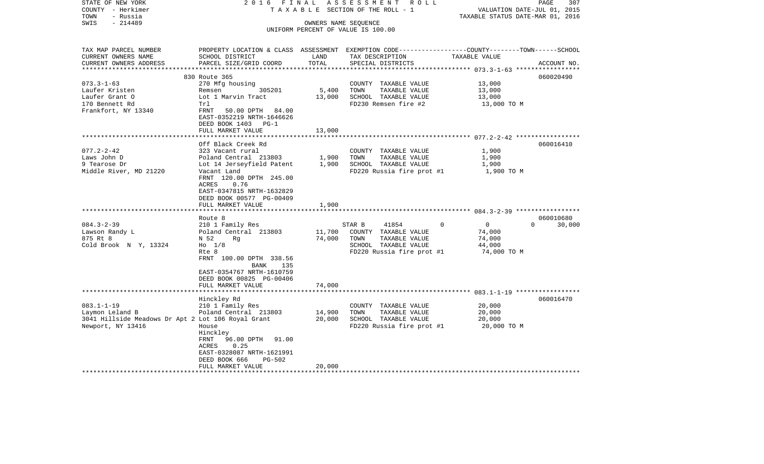STATE OF NEW YORK
COUNTY - Herkimer
TOWN - Russia
SWIS - 214489

2016 FINAL ASSESSMENT ROLL
TAXABLE SECTION OF THE ROLL - 1
OWNERS NAME SEQUENCE
UNIFORM PERCENT OF VALUE IS 100.00

VALUATION DATE-JUL 01, 2015
TAXABLE STATUS DATE-MAR 01, 2016

| TAX MAP PARCEL NUMBER / CURRENT OWNERS NAME / CURRENT OWNERS ADDRESS | PROPERTY LOCATION & CLASS / SCHOOL DISTRICT / PARCEL SIZE/GRID COORD | ASSESSMENT LAND | TOTAL | EXEMPTION CODE / TAX DESCRIPTION / SPECIAL DISTRICTS | COUNTY | TOWN | SCHOOL / TAXABLE VALUE | ACCOUNT NO. |
|---|---|---|---|---|---|---|---|---|
| | 830 Route 365 | | | | | | | 060020490 |
| 073.3-1-63 | 270 Mfg housing | | | COUNTY TAXABLE VALUE | 13,000 | | | |
| Laufer Kristen | Remsen 305201 | 5,400 | | TOWN TAXABLE VALUE | | 13,000 | | |
| Laufer Grant O | Lot 1 Marvin Tract | | 13,000 | SCHOOL TAXABLE VALUE | | | 13,000 | |
| 170 Bennett Rd | Trl | | | FD230 Remsen fire #2 | 13,000 TO M | | | |
| Frankfort, NY 13340 | FRNT 50.00 DPTH 84.00 | | | | | | | |
| | EAST-0352219 NRTH-1646626 | | | | | | | |
| | DEED BOOK 1403 PG-1 | | | | | | | |
| | FULL MARKET VALUE | | 13,000 | | | | | |
| | Off Black Creek Rd | | | | | | | 060016410 |
| 077.2-2-42 | 323 Vacant rural | | | COUNTY TAXABLE VALUE | 1,900 | | | |
| Laws John D | Poland Central 213803 | 1,900 | | TOWN TAXABLE VALUE | | 1,900 | | |
| 9 Tearose Dr | Lot 14 Jerseyfield Patent | | 1,900 | SCHOOL TAXABLE VALUE | | | 1,900 | |
| Middle River, MD 21220 | Vacant Land | | | FD220 Russia fire prot #1 | 1,900 TO M | | | |
| | FRNT 120.00 DPTH 245.00 | | | | | | | |
| | ACRES 0.76 | | | | | | | |
| | EAST-0347815 NRTH-1632829 | | | | | | | |
| | DEED BOOK 00577 PG-00409 | | | | | | | |
| | FULL MARKET VALUE | | 1,900 | | | | | |
| | Route 8 | | | | | | | 060010680 |
| 084.3-2-39 | 210 1 Family Res | | | STAR B 41854 | 0 | 0 | 30,000 | |
| Lawson Randy L | Poland Central 213803 | 11,700 | | COUNTY TAXABLE VALUE | 74,000 | | | |
| 875 Rt 8 | N 52 Rg | | 74,000 | TOWN TAXABLE VALUE | | 74,000 | | |
| Cold Brook N Y, 13324 | Ho 1/8 | | | SCHOOL TAXABLE VALUE | | | 44,000 | |
| | Rte 8 | | | FD220 Russia fire prot #1 | 74,000 TO M | | | |
| | FRNT 100.00 DPTH 338.56 | | | | | | | |
| | BANK 135 | | | | | | | |
| | EAST-0354767 NRTH-1610759 | | | | | | | |
| | DEED BOOK 00825 PG-00406 | | | | | | | |
| | FULL MARKET VALUE | | 74,000 | | | | | |
| | Hinckley Rd | | | | | | | 060016470 |
| 083.1-1-19 | 210 1 Family Res | | | COUNTY TAXABLE VALUE | 20,000 | | | |
| Laymon Leland B | Poland Central 213803 | 14,900 | | TOWN TAXABLE VALUE | | 20,000 | | |
| 3041 Hillside Meadows Dr Apt 2 | Lot 106 Royal Grant | | 20,000 | SCHOOL TAXABLE VALUE | | | 20,000 | |
| Newport, NY 13416 | House | | | FD220 Russia fire prot #1 | 20,000 TO M | | | |
| | Hinckley | | | | | | | |
| | FRNT 96.00 DPTH 91.00 | | | | | | | |
| | ACRES 0.25 | | | | | | | |
| | EAST-0328087 NRTH-1621991 | | | | | | | |
| | DEED BOOK 666 PG-502 | | | | | | | |
| | FULL MARKET VALUE | | 20,000 | | | | | |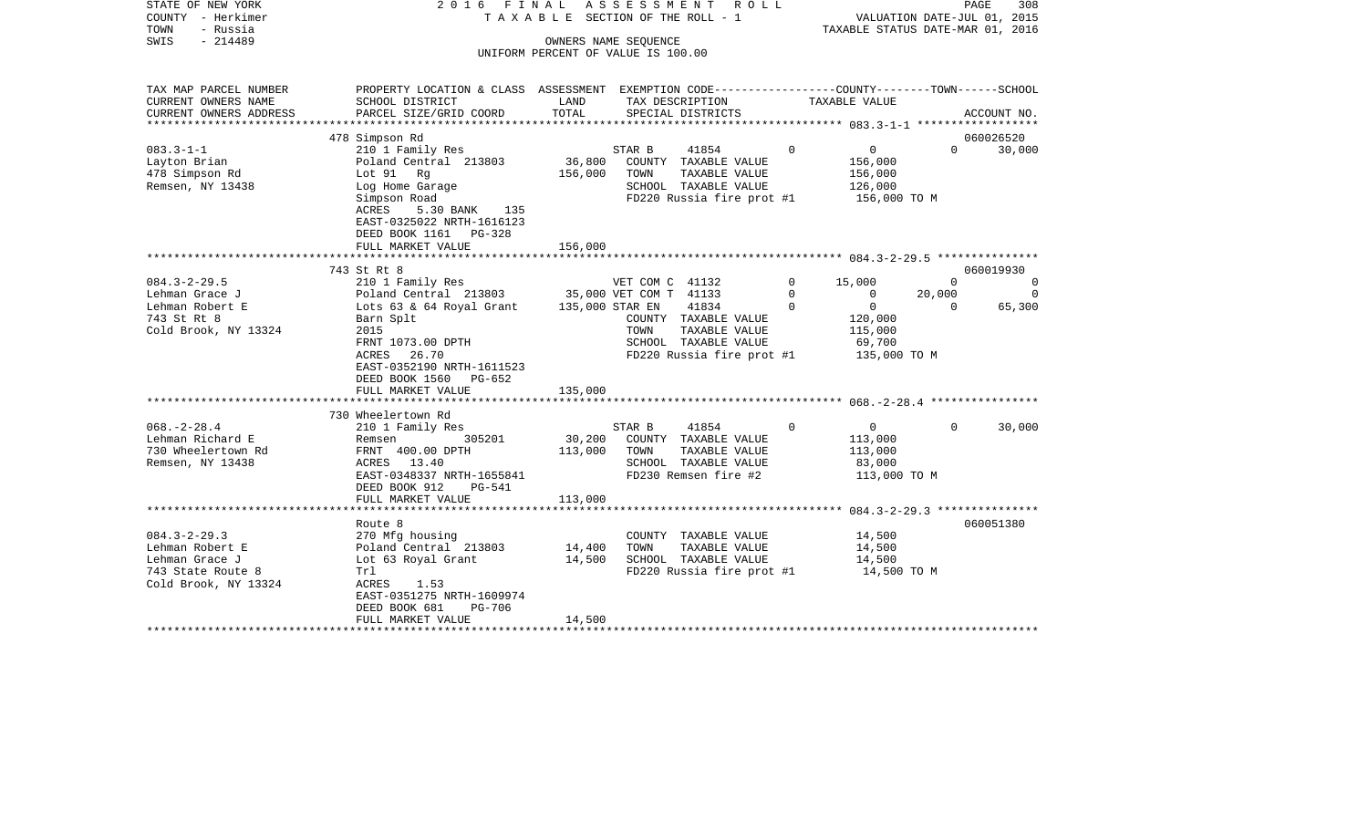STATE OF NEW YORK
COUNTY - Herkimer
TOWN - Russia
SWIS - 214489

2016 FINAL ASSESSMENT ROLL
TAXABLE SECTION OF THE ROLL - 1
OWNERS NAME SEQUENCE
UNIFORM PERCENT OF VALUE IS 100.00

VALUATION DATE-JUL 01, 2015
TAXABLE STATUS DATE-MAR 01, 2016

| TAX MAP PARCEL NUMBER<br>CURRENT OWNERS NAME<br>CURRENT OWNERS ADDRESS | PROPERTY LOCATION & CLASS<br>SCHOOL DISTRICT<br>PARCEL SIZE/GRID COORD | ASSESSMENT<br>LAND<br>TOTAL | EXEMPTION CODE<br>TAX DESCRIPTION<br>SPECIAL DISTRICTS | | COUNTY<br>TAXABLE VALUE | TOWN | SCHOOL<br>ACCOUNT NO. |
|---|---|---|---|---|---|---|---|
| 083.3-1-1 | 478 Simpson Rd | | | | | | 060026520 |
| Layton Brian | 210 1 Family Res | | STAR B 41854 | 0 | 0 | 0 | 30,000 |
| 478 Simpson Rd | Poland Central 213803 | 36,800 | COUNTY TAXABLE VALUE | | 156,000 | | |
| Remsen, NY 13438 | Lot 91 Rg | 156,000 | TOWN TAXABLE VALUE | | 156,000 | | |
| | Log Home Garage | | SCHOOL TAXABLE VALUE | | 126,000 | | |
| | Simpson Road | | FD220 Russia fire prot #1 | | 156,000 TO M | | |
| | ACRES 5.30 BANK 135 | | | | | | |
| | EAST-0325022 NRTH-1616123 | | | | | | |
| | DEED BOOK 1161 PG-328 | | | | | | |
| | FULL MARKET VALUE | 156,000 | | | | | |
| 084.3-2-29.5 | 743 St Rt 8 | | | | | | 060019930 |
| Lehman Grace J | 210 1 Family Res | | VET COM C 41132 | 0 | 15,000 | 0 | 0 |
| Lehman Robert E | Poland Central 213803 | 35,000 | VET COM T 41133 | 0 | 0 | 20,000 | 0 |
| 743 St Rt 8 | Lots 63 & 64 Royal Grant | 135,000 | STAR EN 41834 | 0 | 0 | 0 | 65,300 |
| Cold Brook, NY 13324 | Barn Splt | | COUNTY TAXABLE VALUE | | 120,000 | | |
| | 2015 | | TOWN TAXABLE VALUE | | 115,000 | | |
| | FRNT 1073.00 DPTH | | SCHOOL TAXABLE VALUE | | 69,700 | | |
| | ACRES 26.70 | | FD220 Russia fire prot #1 | | 135,000 TO M | | |
| | EAST-0352190 NRTH-1611523 | | | | | | |
| | DEED BOOK 1560 PG-652 | | | | | | |
| | FULL MARKET VALUE | 135,000 | | | | | |
| 068.-2-28.4 | 730 Wheelertown Rd | | | | | | |
| Lehman Richard E | 210 1 Family Res | | STAR B 41854 | 0 | 0 | 0 | 30,000 |
| 730 Wheelertown Rd | Remsen 305201 | 30,200 | COUNTY TAXABLE VALUE | | 113,000 | | |
| Remsen, NY 13438 | FRNT 400.00 DPTH | 113,000 | TOWN TAXABLE VALUE | | 113,000 | | |
| | ACRES 13.40 | | SCHOOL TAXABLE VALUE | | 83,000 | | |
| | EAST-0348337 NRTH-1655841 | | FD230 Remsen fire #2 | | 113,000 TO M | | |
| | DEED BOOK 912 PG-541 | | | | | | |
| | FULL MARKET VALUE | 113,000 | | | | | |
| 084.3-2-29.3 | Route 8 | | | | | | 060051380 |
| Lehman Robert E | 270 Mfg housing | | COUNTY TAXABLE VALUE | | 14,500 | | |
| Lehman Grace J | Poland Central 213803 | 14,400 | TOWN TAXABLE VALUE | | 14,500 | | |
| 743 State Route 8 | Lot 63 Royal Grant | 14,500 | SCHOOL TAXABLE VALUE | | 14,500 | | |
| Cold Brook, NY 13324 | Trl | | FD220 Russia fire prot #1 | | 14,500 TO M | | |
| | ACRES 1.53 | | | | | | |
| | EAST-0351275 NRTH-1609974 | | | | | | |
| | DEED BOOK 681 PG-706 | | | | | | |
| | FULL MARKET VALUE | 14,500 | | | | | |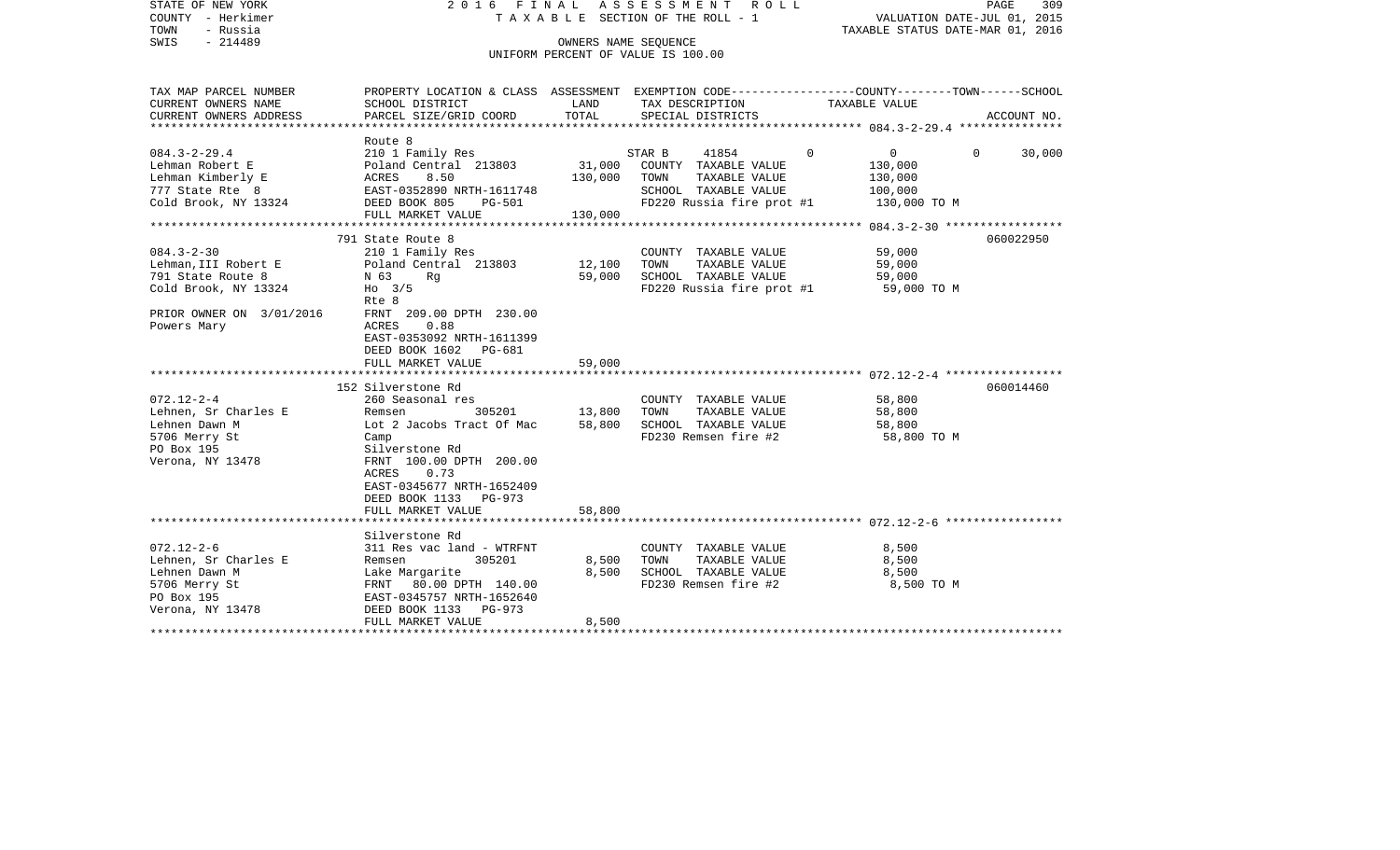STATE OF NEW YORK
COUNTY - Herkimer
TOWN - Russia
SWIS - 214489

2016 FINAL ASSESSMENT ROLL
TAXABLE SECTION OF THE ROLL - 1
OWNERS NAME SEQUENCE
UNIFORM PERCENT OF VALUE IS 100.00

VALUATION DATE-JUL 01, 2015
TAXABLE STATUS DATE-MAR 01, 2016

| TAX MAP PARCEL NUMBER / CURRENT OWNERS NAME / CURRENT OWNERS ADDRESS | PROPERTY LOCATION & CLASS / SCHOOL DISTRICT / PARCEL SIZE/GRID COORD | ASSESSMENT LAND | TOTAL | EXEMPTION CODE / TAX DESCRIPTION / SPECIAL DISTRICTS | COUNTY | TOWN | SCHOOL | ACCOUNT NO. |
|---|---|---|---|---|---|---|---|---|
| 084.3-2-29.4 | Route 8 | | | | | | | |
| | 210 1 Family Res | | | STAR B 41854 | 0 | 0 | 30,000 | |
| Lehman Robert E | Poland Central 213803 | 31,000 | | COUNTY TAXABLE VALUE | 130,000 | | | |
| Lehman Kimberly E | ACRES 8.50 | | 130,000 | TOWN TAXABLE VALUE | | 130,000 | | |
| 777 State Rte 8 | EAST-0352890 NRTH-1611748 | | | SCHOOL TAXABLE VALUE | | | 100,000 | |
| Cold Brook, NY 13324 | DEED BOOK 805 PG-501 | | | FD220 Russia fire prot #1 | 130,000 TO M | | | |
| | FULL MARKET VALUE | | 130,000 | | | | | |
| 084.3-2-30 | 791 State Route 8 | | | | | | | 060022950 |
| | 210 1 Family Res | | | COUNTY TAXABLE VALUE | 59,000 | | | |
| Lehman,III Robert E | Poland Central 213803 | 12,100 | | TOWN TAXABLE VALUE | | 59,000 | | |
| 791 State Route 8 | N 63 Rg | | 59,000 | SCHOOL TAXABLE VALUE | | | 59,000 | |
| Cold Brook, NY 13324 | Ho 3/5 | | | FD220 Russia fire prot #1 | 59,000 TO M | | | |
| | Rte 8 | | | | | | | |
| PRIOR OWNER ON 3/01/2016 | FRNT 209.00 DPTH 230.00 | | | | | | | |
| Powers Mary | ACRES 0.88 | | | | | | | |
| | EAST-0353092 NRTH-1611399 | | | | | | | |
| | DEED BOOK 1602 PG-681 | | | | | | | |
| | FULL MARKET VALUE | | 59,000 | | | | | |
| 072.12-2-4 | 152 Silverstone Rd | | | | | | | 060014460 |
| | 260 Seasonal res | | | COUNTY TAXABLE VALUE | 58,800 | | | |
| Lehnen, Sr Charles E | Remsen 305201 | 13,800 | | TOWN TAXABLE VALUE | | 58,800 | | |
| Lehnen Dawn M | Lot 2 Jacobs Tract Of Mac | | 58,800 | SCHOOL TAXABLE VALUE | | | 58,800 | |
| 5706 Merry St | Camp | | | FD230 Remsen fire #2 | 58,800 TO M | | | |
| PO Box 195 | Silverstone Rd | | | | | | | |
| Verona, NY 13478 | FRNT 100.00 DPTH 200.00 | | | | | | | |
| | ACRES 0.73 | | | | | | | |
| | EAST-0345677 NRTH-1652409 | | | | | | | |
| | DEED BOOK 1133 PG-973 | | | | | | | |
| | FULL MARKET VALUE | | 58,800 | | | | | |
| 072.12-2-6 | Silverstone Rd | | | | | | | |
| | 311 Res vac land - WTRFNT | | | COUNTY TAXABLE VALUE | 8,500 | | | |
| Lehnen, Sr Charles E | Remsen 305201 | 8,500 | | TOWN TAXABLE VALUE | | 8,500 | | |
| Lehnen Dawn M | Lake Margarite | | 8,500 | SCHOOL TAXABLE VALUE | | | 8,500 | |
| 5706 Merry St | FRNT 80.00 DPTH 140.00 | | | FD230 Remsen fire #2 | 8,500 TO M | | | |
| PO Box 195 | EAST-0345757 NRTH-1652640 | | | | | | | |
| Verona, NY 13478 | DEED BOOK 1133 PG-973 | | | | | | | |
| | FULL MARKET VALUE | | 8,500 | | | | | |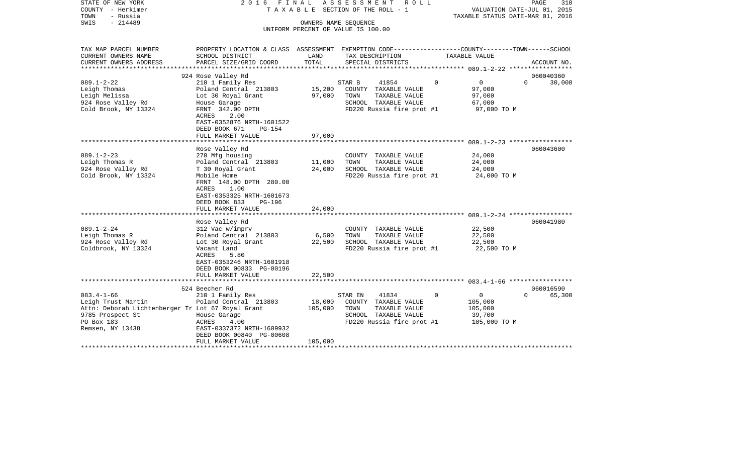STATE OF NEW YORK
COUNTY - Herkimer
TOWN - Russia
SWIS - 214489

2016 FINAL ASSESSMENT ROLL
TAXABLE SECTION OF THE ROLL - 1
OWNERS NAME SEQUENCE
UNIFORM PERCENT OF VALUE IS 100.00

VALUATION DATE-JUL 01, 2015
TAXABLE STATUS DATE-MAR 01, 2016

| TAX MAP PARCEL NUMBER<br>CURRENT OWNERS NAME<br>CURRENT OWNERS ADDRESS | PROPERTY LOCATION & CLASS<br>SCHOOL DISTRICT<br>PARCEL SIZE/GRID COORD | ASSESSMENT<br>LAND<br>TOTAL | EXEMPTION CODE<br>TAX DESCRIPTION<br>SPECIAL DISTRICTS | COUNTY--------TOWN------SCHOOL<br>TAXABLE VALUE | ACCOUNT NO. |
|---|---|---|---|---|---|
| **089.1-2-22** | 924 Rose Valley Rd | | | | 060040360 |
| 089.1-2-22 | 210 1 Family Res | | STAR B 41854 0 | 0 0 | 30,000 |
| Leigh Thomas | Poland Central 213803 | 15,200 | COUNTY TAXABLE VALUE | 97,000 | |
| Leigh Melissa | Lot 30 Royal Grant | 97,000 | TOWN TAXABLE VALUE | 97,000 | |
| 924 Rose Valley Rd | House Garage | | SCHOOL TAXABLE VALUE | 67,000 | |
| Cold Brook, NY 13324 | FRNT 342.00 DPTH | | FD220 Russia fire prot #1 | 97,000 TO M | |
| | ACRES 2.00 | | | | |
| | EAST-0352876 NRTH-1601522 | | | | |
| | DEED BOOK 671 PG-154 | | | | |
| | FULL MARKET VALUE | 97,000 | | | |
| **089.1-2-23** | Rose Valley Rd | | | | 060043600 |
| 089.1-2-23 | 270 Mfg housing | | COUNTY TAXABLE VALUE | 24,000 | |
| Leigh Thomas R | Poland Central 213803 | 11,000 | TOWN TAXABLE VALUE | 24,000 | |
| 924 Rose Valley Rd | T 30 Royal Grant | 24,000 | SCHOOL TAXABLE VALUE | 24,000 | |
| Cold Brook, NY 13324 | Mobile Home | | FD220 Russia fire prot #1 | 24,000 TO M | |
| | FRNT 148.00 DPTH 280.00 | | | | |
| | ACRES 1.00 | | | | |
| | EAST-0353325 NRTH-1601673 | | | | |
| | DEED BOOK 833 PG-196 | | | | |
| | FULL MARKET VALUE | 24,000 | | | |
| **089.1-2-24** | Rose Valley Rd | | | | 060041980 |
| 089.1-2-24 | 312 Vac w/imprv | | COUNTY TAXABLE VALUE | 22,500 | |
| Leigh Thomas R | Poland Central 213803 | 6,500 | TOWN TAXABLE VALUE | 22,500 | |
| 924 Rose Valley Rd | Lot 30 Royal Grant | 22,500 | SCHOOL TAXABLE VALUE | 22,500 | |
| Coldbrook, NY 13324 | Vacant Land | | FD220 Russia fire prot #1 | 22,500 TO M | |
| | ACRES 5.80 | | | | |
| | EAST-0353246 NRTH-1601918 | | | | |
| | DEED BOOK 00833 PG-00196 | | | | |
| | FULL MARKET VALUE | 22,500 | | | |
| **083.4-1-66** | 524 Beecher Rd | | | | 060016590 |
| 083.4-1-66 | 210 1 Family Res | | STAR EN 41834 0 | 0 0 | 65,300 |
| Leigh Trust Martin | Poland Central 213803 | 18,000 | COUNTY TAXABLE VALUE | 105,000 | |
| Attn: Deborah Lichtenberger Tr | Lot 67 Royal Grant | 105,000 | TOWN TAXABLE VALUE | 105,000 | |
| 9785 Prospect St | House Garage | | SCHOOL TAXABLE VALUE | 39,700 | |
| PO Box 183 | ACRES 4.00 | | FD220 Russia fire prot #1 | 105,000 TO M | |
| Remsen, NY 13438 | EAST-0337372 NRTH-1609932 | | | | |
| | DEED BOOK 00840 PG-00608 | | | | |
| | FULL MARKET VALUE | 105,000 | | | |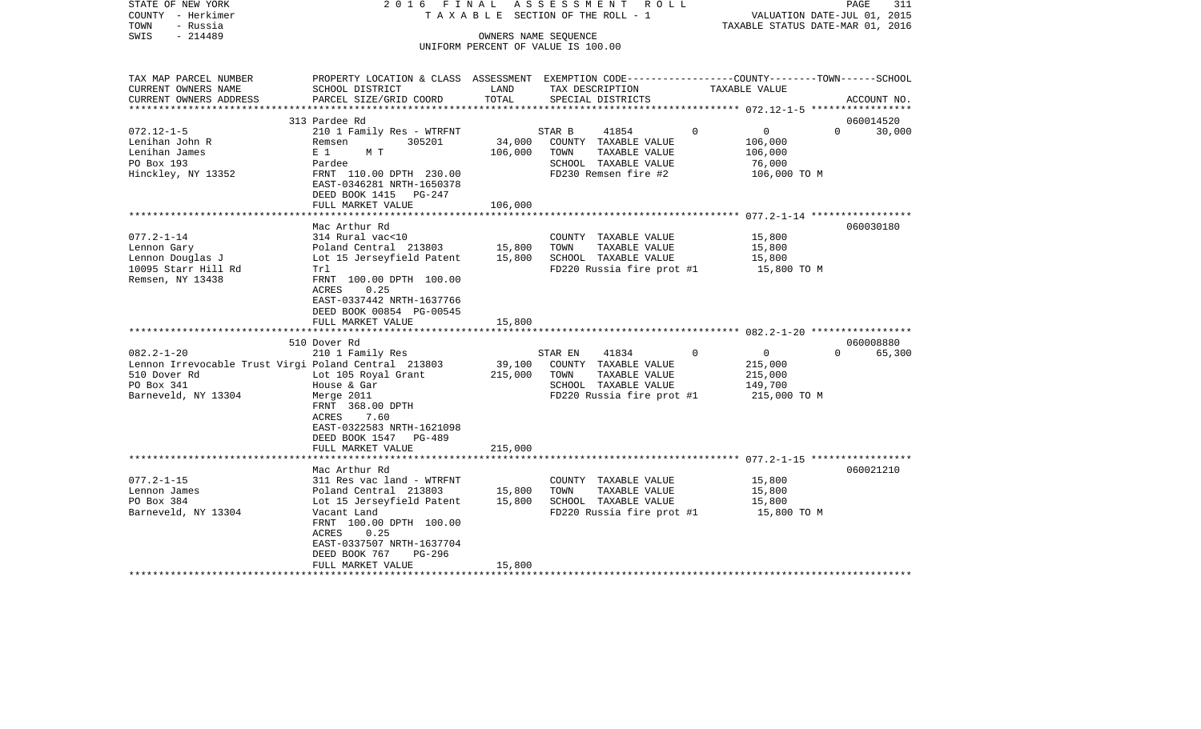STATE OF NEW YORK · COUNTY - Herkimer · TOWN - Russia · SWIS - 214489

**2016 FINAL ASSESSMENT ROLL**
TAXABLE SECTION OF THE ROLL - 1
OWNERS NAME SEQUENCE
UNIFORM PERCENT OF VALUE IS 100.00

VALUATION DATE-JUL 01, 2015
TAXABLE STATUS DATE-MAR 01, 2016

| TAX MAP PARCEL NUMBER / CURRENT OWNERS NAME / CURRENT OWNERS ADDRESS | PROPERTY LOCATION & CLASS / SCHOOL DISTRICT / PARCEL SIZE/GRID COORD | ASSESSMENT LAND | TOTAL | EXEMPTION CODE / TAX DESCRIPTION / SPECIAL DISTRICTS | COUNTY | TOWN | SCHOOL | ACCOUNT NO. |
|---|---|---|---|---|---|---|---|---|
| **072.12-1-5** | 313 Pardee Rd | | | | | | | 060014520 |
| Lenihan John R | 210 1 Family Res - WTRFNT | | | STAR B 41854 | 0 | 0 | 0 | 30,000 |
| Lenihan James | Remsen 305201 | 34,000 | | COUNTY TAXABLE VALUE | 106,000 | | | |
| PO Box 193 | E 1 M T | | 106,000 | TOWN TAXABLE VALUE | | 106,000 | | |
| Hinckley, NY 13352 | Pardee | | | SCHOOL TAXABLE VALUE | | | 76,000 | |
| | FRNT 110.00 DPTH 230.00 | | | FD230 Remsen fire #2 | 106,000 TO M | | | |
| | EAST-0346281 NRTH-1650378 | | | | | | | |
| | DEED BOOK 1415 PG-247 | | | | | | | |
| | FULL MARKET VALUE | | 106,000 | | | | | |
| **077.2-1-14** | Mac Arthur Rd | | | | | | | 060030180 |
| Lennon Gary | 314 Rural vac<10 | | | COUNTY TAXABLE VALUE | 15,800 | | | |
| Lennon Douglas J | Poland Central 213803 | 15,800 | | TOWN TAXABLE VALUE | | 15,800 | | |
| 10095 Starr Hill Rd | Lot 15 Jerseyfield Patent | | 15,800 | SCHOOL TAXABLE VALUE | | | 15,800 | |
| Remsen, NY 13438 | Trl | | | FD220 Russia fire prot #1 | 15,800 TO M | | | |
| | FRNT 100.00 DPTH 100.00 | | | | | | | |
| | ACRES 0.25 | | | | | | | |
| | EAST-0337442 NRTH-1637766 | | | | | | | |
| | DEED BOOK 00854 PG-00545 | | | | | | | |
| | FULL MARKET VALUE | | 15,800 | | | | | |
| **082.2-1-20** | 510 Dover Rd | | | | | | | 060008880 |
| Lennon Irrevocable Trust Virgi | 210 1 Family Res | | | STAR EN 41834 | 0 | 0 | 0 | 65,300 |
| 510 Dover Rd | Poland Central 213803 | 39,100 | | COUNTY TAXABLE VALUE | 215,000 | | | |
| PO Box 341 | Lot 105 Royal Grant | | 215,000 | TOWN TAXABLE VALUE | | 215,000 | | |
| Barneveld, NY 13304 | House & Gar | | | SCHOOL TAXABLE VALUE | | | 149,700 | |
| | Merge 2011 | | | FD220 Russia fire prot #1 | 215,000 TO M | | | |
| | FRNT 368.00 DPTH | | | | | | | |
| | ACRES 7.60 | | | | | | | |
| | EAST-0322583 NRTH-1621098 | | | | | | | |
| | DEED BOOK 1547 PG-489 | | | | | | | |
| | FULL MARKET VALUE | | 215,000 | | | | | |
| **077.2-1-15** | Mac Arthur Rd | | | | | | | 060021210 |
| Lennon James | 311 Res vac land - WTRFNT | | | COUNTY TAXABLE VALUE | 15,800 | | | |
| PO Box 384 | Poland Central 213803 | 15,800 | | TOWN TAXABLE VALUE | | 15,800 | | |
| Barneveld, NY 13304 | Lot 15 Jerseyfield Patent | | 15,800 | SCHOOL TAXABLE VALUE | | | 15,800 | |
| | Vacant Land | | | FD220 Russia fire prot #1 | 15,800 TO M | | | |
| | FRNT 100.00 DPTH 100.00 | | | | | | | |
| | ACRES 0.25 | | | | | | | |
| | EAST-0337507 NRTH-1637704 | | | | | | | |
| | DEED BOOK 767 PG-296 | | | | | | | |
| | FULL MARKET VALUE | | 15,800 | | | | | |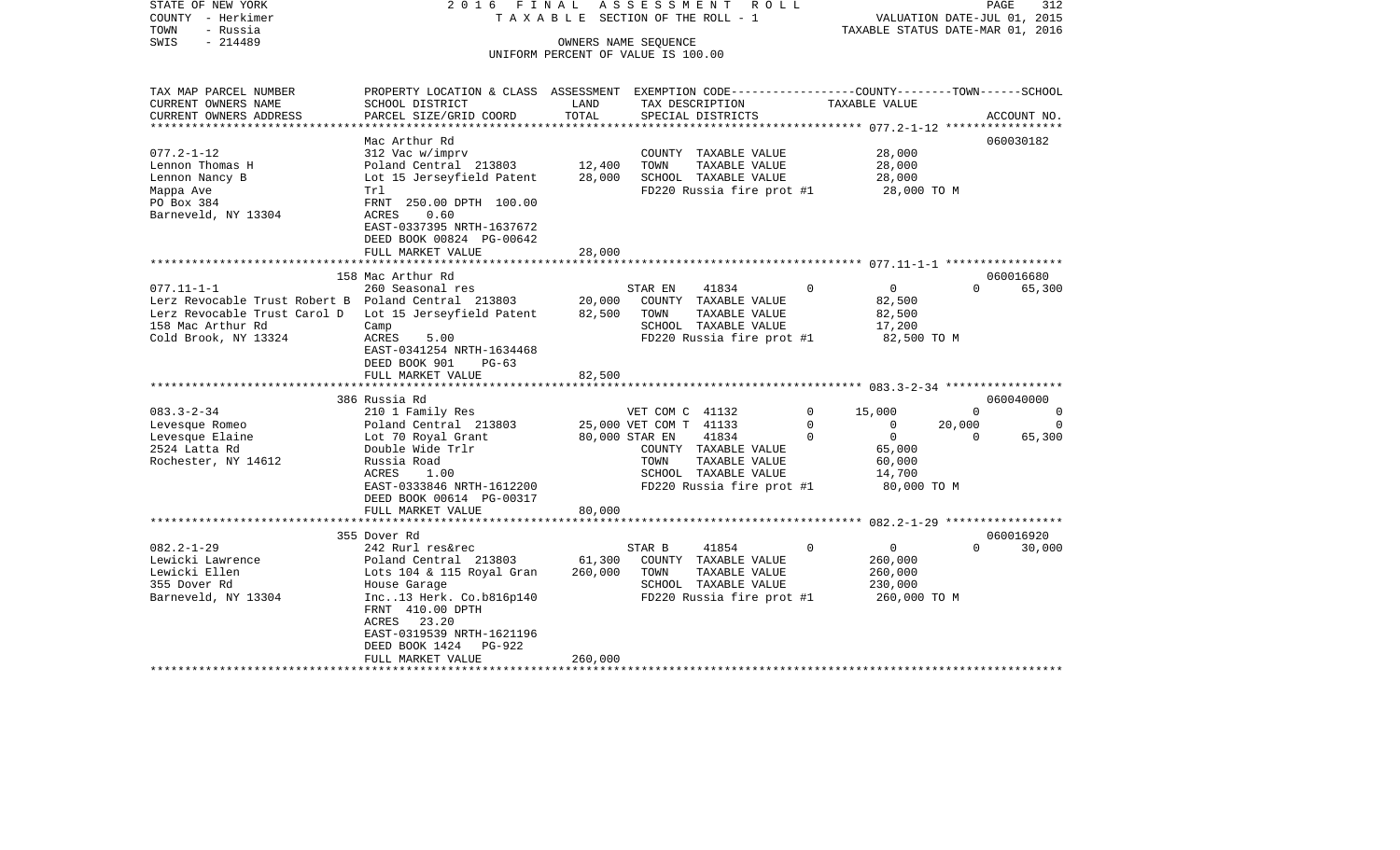STATE OF NEW YORK — 2016 FINAL ASSESSMENT ROLL — TAXABLE SECTION OF THE ROLL - 1 — VALUATION DATE-JUL 01, 2015
COUNTY - Herkimer — TAXABLE STATUS DATE-MAR 01, 2016
TOWN - Russia — OWNERS NAME SEQUENCE
SWIS - 214489 — UNIFORM PERCENT OF VALUE IS 100.00

| TAX MAP PARCEL NUMBER / CURRENT OWNERS NAME / CURRENT OWNERS ADDRESS | PROPERTY LOCATION & CLASS / SCHOOL DISTRICT / PARCEL SIZE/GRID COORD | ASSESSMENT LAND | TOTAL | EXEMPTION CODE / TAX DESCRIPTION / SPECIAL DISTRICTS | | COUNTY TAXABLE VALUE | TOWN | SCHOOL | ACCOUNT NO. |
|---|---|---|---|---|---|---|---|---|---|
| | Mac Arthur Rd | | | | | | | | 060030182 |
| 077.2-1-12 | 312 Vac w/imprv | | | COUNTY TAXABLE VALUE | | 28,000 | | | |
| Lennon Thomas H | Poland Central 213803 | 12,400 | | TOWN TAXABLE VALUE | | 28,000 | | | |
| Lennon Nancy B | Lot 15 Jerseyfield Patent | | 28,000 | SCHOOL TAXABLE VALUE | | 28,000 | | | |
| Mappa Ave | Trl | | | FD220 Russia fire prot #1 | | 28,000 TO M | | | |
| PO Box 384 | FRNT 250.00 DPTH 100.00 | | | | | | | | |
| Barneveld, NY 13304 | ACRES 0.60 | | | | | | | | |
| | EAST-0337395 NRTH-1637672 | | | | | | | | |
| | DEED BOOK 00824 PG-00642 | | | | | | | | |
| | FULL MARKET VALUE | | 28,000 | | | | | | |
| | 158 Mac Arthur Rd | | | | | | | | 060016680 |
| 077.11-1-1 | 260 Seasonal res | | | STAR EN 41834 | 0 | 0 | 0 | 65,300 | |
| Lerz Revocable Trust Robert B | Poland Central 213803 | 20,000 | | COUNTY TAXABLE VALUE | | 82,500 | | | |
| Lerz Revocable Trust Carol D | Lot 15 Jerseyfield Patent | | 82,500 | TOWN TAXABLE VALUE | | 82,500 | | | |
| 158 Mac Arthur Rd | Camp | | | SCHOOL TAXABLE VALUE | | 17,200 | | | |
| Cold Brook, NY 13324 | ACRES 5.00 | | | FD220 Russia fire prot #1 | | 82,500 TO M | | | |
| | EAST-0341254 NRTH-1634468 | | | | | | | | |
| | DEED BOOK 901 PG-63 | | | | | | | | |
| | FULL MARKET VALUE | | 82,500 | | | | | | |
| | 386 Russia Rd | | | | | | | | 060040000 |
| 083.3-2-34 | 210 1 Family Res | | | VET COM C 41132 | 0 | 15,000 | 0 | 0 | |
| Levesque Romeo | Poland Central 213803 | 25,000 | | VET COM T 41133 | 0 | 0 | 20,000 | 0 | |
| Levesque Elaine | Lot 70 Royal Grant | | 80,000 | STAR EN 41834 | 0 | 0 | 0 | 65,300 | |
| 2524 Latta Rd | Double Wide Trlr | | | COUNTY TAXABLE VALUE | | 65,000 | | | |
| Rochester, NY 14612 | Russia Road | | | TOWN TAXABLE VALUE | | 60,000 | | | |
| | ACRES 1.00 | | | SCHOOL TAXABLE VALUE | | 14,700 | | | |
| | EAST-0333846 NRTH-1612200 | | | FD220 Russia fire prot #1 | | 80,000 TO M | | | |
| | DEED BOOK 00614 PG-00317 | | | | | | | | |
| | FULL MARKET VALUE | | 80,000 | | | | | | |
| | 355 Dover Rd | | | | | | | | 060016920 |
| 082.2-1-29 | 242 Rurl res&rec | | | STAR B 41854 | 0 | 0 | 0 | 30,000 | |
| Lewicki Lawrence | Poland Central 213803 | 61,300 | | COUNTY TAXABLE VALUE | | 260,000 | | | |
| Lewicki Ellen | Lots 104 & 115 Royal Gran | | 260,000 | TOWN TAXABLE VALUE | | 260,000 | | | |
| 355 Dover Rd | House Garage | | | SCHOOL TAXABLE VALUE | | 230,000 | | | |
| Barneveld, NY 13304 | Inc..13 Herk. Co.b816p140 | | | FD220 Russia fire prot #1 | | 260,000 TO M | | | |
| | FRNT 410.00 DPTH | | | | | | | | |
| | ACRES 23.20 | | | | | | | | |
| | EAST-0319539 NRTH-1621196 | | | | | | | | |
| | DEED BOOK 1424 PG-922 | | | | | | | | |
| | FULL MARKET VALUE | | 260,000 | | | | | | |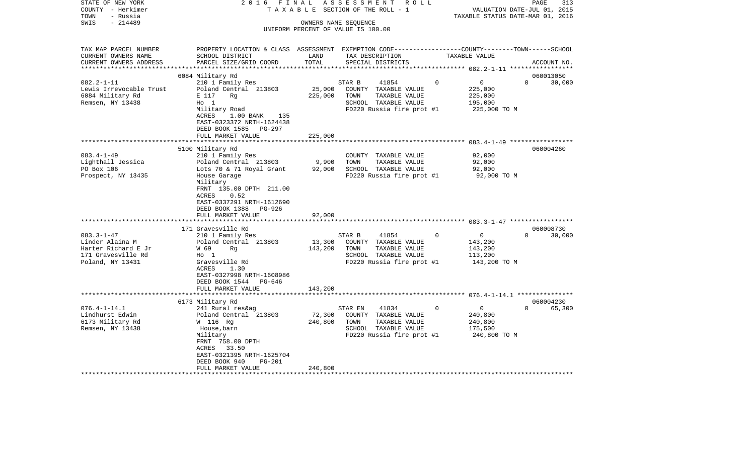STATE OF NEW YORK — COUNTY - Herkimer — TOWN - Russia — SWIS - 214489

2016 FINAL ASSESSMENT ROLL
TAXABLE SECTION OF THE ROLL - 1
OWNERS NAME SEQUENCE
UNIFORM PERCENT OF VALUE IS 100.00

VALUATION DATE-JUL 01, 2015
TAXABLE STATUS DATE-MAR 01, 2016

| TAX MAP PARCEL NUMBER / CURRENT OWNERS NAME / CURRENT OWNERS ADDRESS | PROPERTY LOCATION & CLASS / SCHOOL DISTRICT / PARCEL SIZE/GRID COORD | ASSESSMENT LAND | TOTAL | EXEMPTION CODE / TAX DESCRIPTION / SPECIAL DISTRICTS | COUNTY | TOWN | SCHOOL / TAXABLE VALUE | ACCOUNT NO. |
|---|---|---|---|---|---|---|---|---|
| | 6084 Military Rd | | | | | | | 060013050 |
| 082.2-1-11 | 210 1 Family Res | | | STAR B 41854 | 0 | 0 | 0 | 30,000 |
| Lewis Irrevocable Trust | Poland Central 213803 | 25,000 | | COUNTY TAXABLE VALUE | 225,000 | | | |
| 6084 Military Rd | E 117 Rg | | 225,000 | TOWN TAXABLE VALUE | | 225,000 | | |
| Remsen, NY 13438 | Ho 1 | | | SCHOOL TAXABLE VALUE | | | 195,000 | |
| | Military Road | | | FD220 Russia fire prot #1 | 225,000 TO M | | | |
| | ACRES 1.00 BANK 135 | | | | | | | |
| | EAST-0323372 NRTH-1624438 | | | | | | | |
| | DEED BOOK 1585 PG-297 | | | | | | | |
| | FULL MARKET VALUE | | 225,000 | | | | | |
| | 5100 Military Rd | | | | | | | 060004260 |
| 083.4-1-49 | 210 1 Family Res | | | COUNTY TAXABLE VALUE | 92,000 | | | |
| Lighthall Jessica | Poland Central 213803 | 9,900 | | TOWN TAXABLE VALUE | | 92,000 | | |
| PO Box 106 | Lots 70 & 71 Royal Grant | | 92,000 | SCHOOL TAXABLE VALUE | | | 92,000 | |
| Prospect, NY 13435 | House Garage | | | FD220 Russia fire prot #1 | 92,000 TO M | | | |
| | Military | | | | | | | |
| | FRNT 135.00 DPTH 211.00 | | | | | | | |
| | ACRES 0.52 | | | | | | | |
| | EAST-0337291 NRTH-1612690 | | | | | | | |
| | DEED BOOK 1388 PG-926 | | | | | | | |
| | FULL MARKET VALUE | | 92,000 | | | | | |
| | 171 Gravesville Rd | | | | | | | 060008730 |
| 083.3-1-47 | 210 1 Family Res | | | STAR B 41854 | 0 | 0 | 0 | 30,000 |
| Linder Alaina M | Poland Central 213803 | 13,300 | | COUNTY TAXABLE VALUE | 143,200 | | | |
| Harter Richard E Jr | W 69 Rg | | 143,200 | TOWN TAXABLE VALUE | | 143,200 | | |
| 171 Gravesville Rd | Ho 1 | | | SCHOOL TAXABLE VALUE | | | 113,200 | |
| Poland, NY 13431 | Gravesville Rd | | | FD220 Russia fire prot #1 | 143,200 TO M | | | |
| | ACRES 1.30 | | | | | | | |
| | EAST-0327998 NRTH-1608986 | | | | | | | |
| | DEED BOOK 1544 PG-646 | | | | | | | |
| | FULL MARKET VALUE | | 143,200 | | | | | |
| | 6173 Military Rd | | | | | | | 060004230 |
| 076.4-1-14.1 | 241 Rural res&ag | | | STAR EN 41834 | 0 | 0 | 0 | 65,300 |
| Lindhurst Edwin | Poland Central 213803 | 72,300 | | COUNTY TAXABLE VALUE | 240,800 | | | |
| 6173 Military Rd | W 116 Rg | | 240,800 | TOWN TAXABLE VALUE | | 240,800 | | |
| Remsen, NY 13438 | House,barn | | | SCHOOL TAXABLE VALUE | | | 175,500 | |
| | Military | | | FD220 Russia fire prot #1 | 240,800 TO M | | | |
| | FRNT 758.00 DPTH | | | | | | | |
| | ACRES 33.50 | | | | | | | |
| | EAST-0321395 NRTH-1625704 | | | | | | | |
| | DEED BOOK 940 PG-201 | | | | | | | |
| | FULL MARKET VALUE | | 240,800 | | | | | |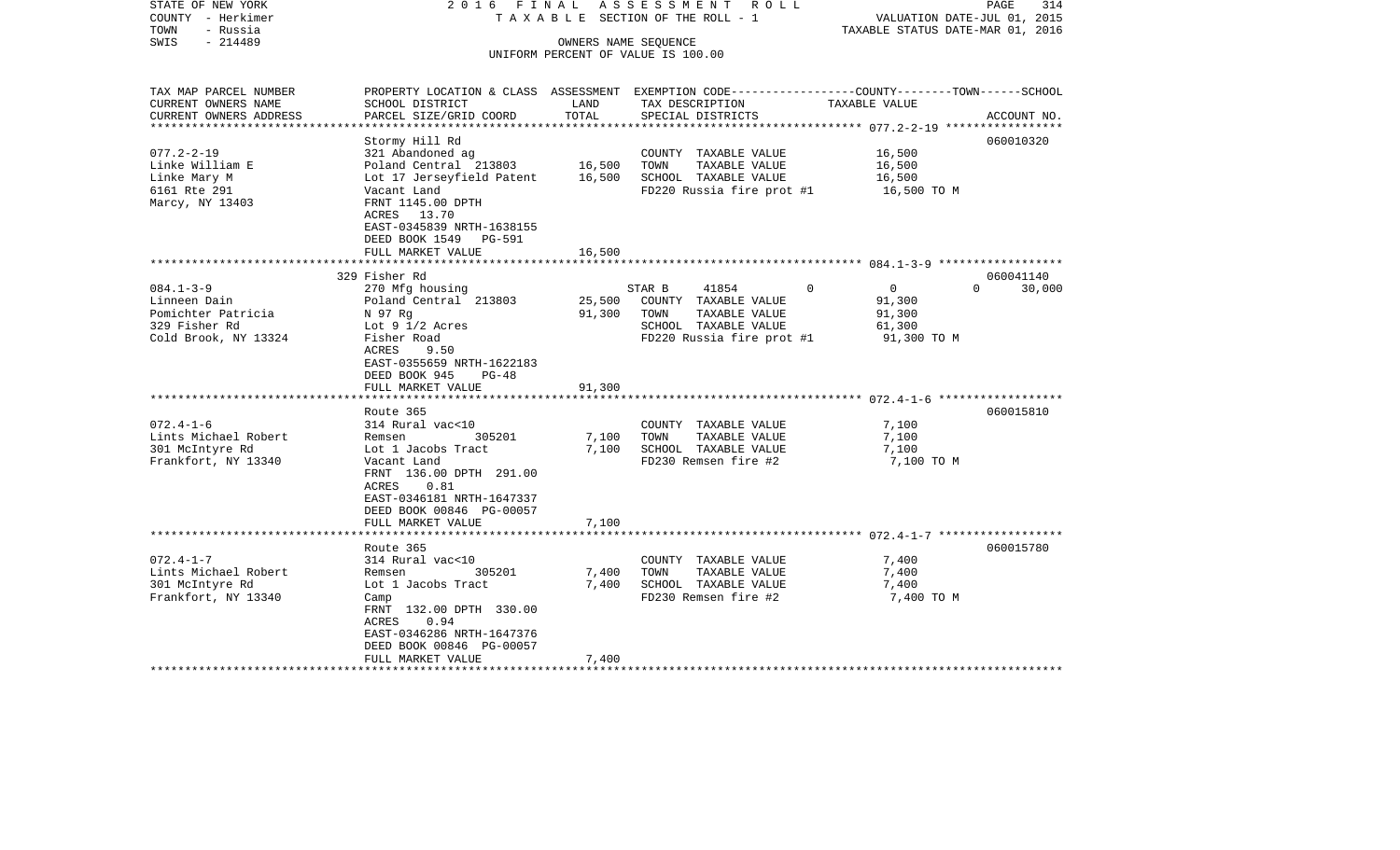STATE OF NEW YORK | 2016 FINAL ASSESSMENT ROLL
COUNTY - Herkimer | TAXABLE SECTION OF THE ROLL - 1 | VALUATION DATE-JUL 01, 2015
TOWN - Russia | | TAXABLE STATUS DATE-MAR 01, 2016
SWIS - 214489 | OWNERS NAME SEQUENCE
UNIFORM PERCENT OF VALUE IS 100.00

| TAX MAP PARCEL NUMBER<br>CURRENT OWNERS NAME<br>CURRENT OWNERS ADDRESS | PROPERTY LOCATION & CLASS<br>SCHOOL DISTRICT<br>PARCEL SIZE/GRID COORD | ASSESSMENT LAND | TOTAL | EXEMPTION CODE-----COUNTY-----TOWN------SCHOOL<br>TAX DESCRIPTION<br>SPECIAL DISTRICTS | TAXABLE VALUE | ACCOUNT NO. |
|---|---|---|---|---|---|---|
| 077.2-2-19 | Stormy Hill Rd | | | | | 060010320 |
| Linke William E | 321 Abandoned ag | | | COUNTY TAXABLE VALUE | 16,500 | |
| Linke Mary M | Poland Central 213803 | 16,500 | | TOWN TAXABLE VALUE | 16,500 | |
| 6161 Rte 291 | Lot 17 Jerseyfield Patent | | 16,500 | SCHOOL TAXABLE VALUE | 16,500 | |
| Marcy, NY 13403 | Vacant Land | | | FD220 Russia fire prot #1 | 16,500 TO M | |
| | FRNT 1145.00 DPTH | | | | | |
| | ACRES 13.70 | | | | | |
| | EAST-0345839 NRTH-1638155 | | | | | |
| | DEED BOOK 1549 PG-591 | | | | | |
| | FULL MARKET VALUE | | 16,500 | | | |
| 084.1-3-9 | 329 Fisher Rd | | | | | 060041140 |
| Linneen Dain | 270 Mfg housing | | | STAR B 41854 0 | 0 | 0 30,000 |
| Pomichter Patricia | Poland Central 213803 | 25,500 | | COUNTY TAXABLE VALUE | 91,300 | |
| 329 Fisher Rd | N 97 Rg | | 91,300 | TOWN TAXABLE VALUE | 91,300 | |
| Cold Brook, NY 13324 | Lot 9 1/2 Acres | | | SCHOOL TAXABLE VALUE | 61,300 | |
| | Fisher Road | | | FD220 Russia fire prot #1 | 91,300 TO M | |
| | ACRES 9.50 | | | | | |
| | EAST-0355659 NRTH-1622183 | | | | | |
| | DEED BOOK 945 PG-48 | | | | | |
| | FULL MARKET VALUE | | 91,300 | | | |
| 072.4-1-6 | Route 365 | | | | | 060015810 |
| Lints Michael Robert | 314 Rural vac<10 | | | COUNTY TAXABLE VALUE | 7,100 | |
| 301 McIntyre Rd | Remsen 305201 | 7,100 | | TOWN TAXABLE VALUE | 7,100 | |
| Frankfort, NY 13340 | Lot 1 Jacobs Tract | | 7,100 | SCHOOL TAXABLE VALUE | 7,100 | |
| | Vacant Land | | | FD230 Remsen fire #2 | 7,100 TO M | |
| | FRNT 136.00 DPTH 291.00 | | | | | |
| | ACRES 0.81 | | | | | |
| | EAST-0346181 NRTH-1647337 | | | | | |
| | DEED BOOK 00846 PG-00057 | | | | | |
| | FULL MARKET VALUE | | 7,100 | | | |
| 072.4-1-7 | Route 365 | | | | | 060015780 |
| Lints Michael Robert | 314 Rural vac<10 | | | COUNTY TAXABLE VALUE | 7,400 | |
| 301 McIntyre Rd | Remsen 305201 | 7,400 | | TOWN TAXABLE VALUE | 7,400 | |
| Frankfort, NY 13340 | Lot 1 Jacobs Tract | | 7,400 | SCHOOL TAXABLE VALUE | 7,400 | |
| | Camp | | | FD230 Remsen fire #2 | 7,400 TO M | |
| | FRNT 132.00 DPTH 330.00 | | | | | |
| | ACRES 0.94 | | | | | |
| | EAST-0346286 NRTH-1647376 | | | | | |
| | DEED BOOK 00846 PG-00057 | | | | | |
| | FULL MARKET VALUE | | 7,400 | | | |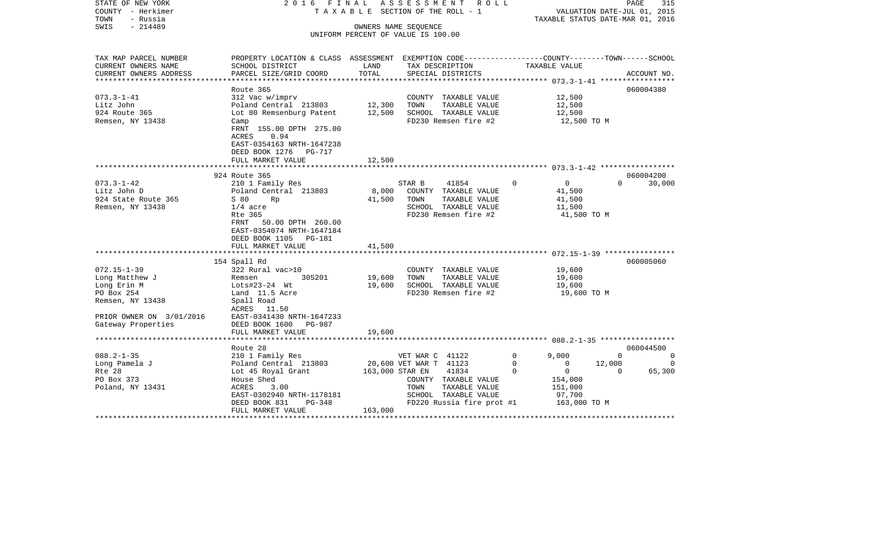STATE OF NEW YORK
COUNTY - Herkimer
TOWN - Russia
SWIS - 214489

2016 FINAL ASSESSMENT ROLL
TAXABLE SECTION OF THE ROLL - 1
OWNERS NAME SEQUENCE
UNIFORM PERCENT OF VALUE IS 100.00

VALUATION DATE-JUL 01, 2015
TAXABLE STATUS DATE-MAR 01, 2016

```
TAX MAP PARCEL NUMBER      PROPERTY LOCATION & CLASS  ASSESSMENT  EXEMPTION CODE------------------COUNTY--------TOWN------SCHOOL
CURRENT OWNERS NAME        SCHOOL DISTRICT              LAND      TAX DESCRIPTION            TAXABLE VALUE
CURRENT OWNERS ADDRESS     PARCEL SIZE/GRID COORD       TOTAL     SPECIAL DISTRICTS                                    ACCOUNT NO.
******************************************************************************************** 073.3-1-41 *****************
                           Route 365                                                                                 060004380
073.3-1-41                 312 Vac w/imprv                        COUNTY  TAXABLE VALUE            12,500
Litz John                  Poland Central  213803       12,300    TOWN    TAXABLE VALUE            12,500
924 Route 365              Lot 80 Remsenburg Patent     12,500    SCHOOL  TAXABLE VALUE            12,500
Remsen, NY 13438           Camp                                   FD230 Remsen fire #2              12,500 TO M
                           FRNT  155.00 DPTH  275.00
                           ACRES    0.94
                           EAST-0354163 NRTH-1647238
                           DEED BOOK 1276   PG-717
                           FULL MARKET VALUE            12,500
******************************************************************************************** 073.3-1-42 *****************
                           924 Route 365                                                                             060004200
073.3-1-42                 210 1 Family Res                       STAR B     41854       0          0           0        30,000
Litz John D                Poland Central  213803        8,000    COUNTY  TAXABLE VALUE            41,500
924 State Route 365        S 80    Rp                   41,500    TOWN    TAXABLE VALUE            41,500
Remsen, NY 13438           1/4 acre                               SCHOOL  TAXABLE VALUE            11,500
                           Rte 365                                FD230 Remsen fire #2              41,500 TO M
                           FRNT   50.00 DPTH  260.00
                           EAST-0354074 NRTH-1647184
                           DEED BOOK 1105   PG-181
                           FULL MARKET VALUE            41,500
******************************************************************************************** 072.15-1-39 ****************
                           154 Spall Rd                                                                              060005060
072.15-1-39                322 Rural vac>10                       COUNTY  TAXABLE VALUE            19,600
Long Matthew J             Remsen          305201       19,600    TOWN    TAXABLE VALUE            19,600
Long Erin M                Lots#23-24  Wt               19,600    SCHOOL  TAXABLE VALUE            19,600
PO Box 254                 Land  11.5 Acre                        FD230 Remsen fire #2              19,600 TO M
Remsen, NY 13438           Spall Road
                           ACRES   11.50
PRIOR OWNER ON 3/01/2016   EAST-0341430 NRTH-1647233
Gateway Properties         DEED BOOK 1600   PG-987
                           FULL MARKET VALUE            19,600
******************************************************************************************** 088.2-1-35 *****************
                           Route 28                                                                                  060044500
088.2-1-35                 210 1 Family Res                       VET WAR C  41122       0      9,000           0            0
Long Pamela J              Poland Central  213803       20,600 VET WAR T  41123          0          0      12,000            0
Rte 28                     Lot 45 Royal Grant          163,000 STAR EN    41834          0          0           0       65,300
PO Box 373                 House Shed                             COUNTY  TAXABLE VALUE           154,000
Poland, NY 13431           ACRES    3.00                          TOWN    TAXABLE VALUE           151,000
                           EAST-0302940 NRTH-1178181              SCHOOL  TAXABLE VALUE            97,700
                           DEED BOOK 831    PG-348                FD220 Russia fire prot #1        163,000 TO M
                           FULL MARKET VALUE           163,000
************************************************************************************************************************
```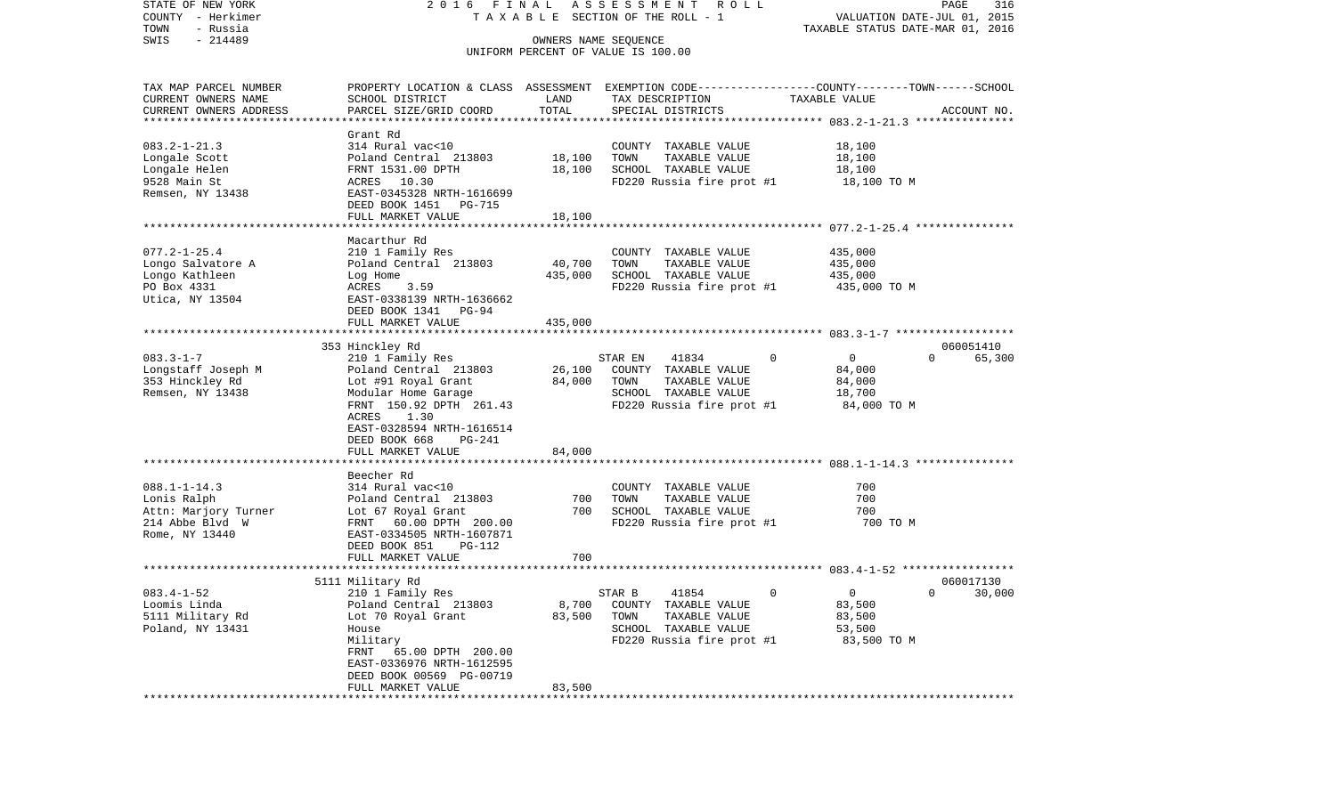STATE OF NEW YORK — 2016 FINAL ASSESSMENT ROLL
COUNTY - Herkimer — TAXABLE SECTION OF THE ROLL - 1 — VALUATION DATE-JUL 01, 2015
TOWN - Russia — TAXABLE STATUS DATE-MAR 01, 2016
SWIS - 214489 — OWNERS NAME SEQUENCE
UNIFORM PERCENT OF VALUE IS 100.00

| TAX MAP PARCEL NUMBER / CURRENT OWNERS NAME / CURRENT OWNERS ADDRESS | PROPERTY LOCATION & CLASS / SCHOOL DISTRICT / PARCEL SIZE/GRID COORD | ASSESSMENT LAND / TOTAL | EXEMPTION CODE / TAX DESCRIPTION / SPECIAL DISTRICTS | COUNTY | TOWN | SCHOOL | TAXABLE VALUE | ACCOUNT NO. |
|---|---|---|---|---|---|---|---|---|
| **083.2-1-21.3** | Grant Rd | | | | | | | |
| 083.2-1-21.3 | 314 Rural vac<10 | | COUNTY TAXABLE VALUE | | | | 18,100 | |
| Longale Scott | Poland Central 213803 | 18,100 | TOWN TAXABLE VALUE | | | | 18,100 | |
| Longale Helen | FRNT 1531.00 DPTH | 18,100 | SCHOOL TAXABLE VALUE | | | | 18,100 | |
| 9528 Main St | ACRES 10.30 | | FD220 Russia fire prot #1 | | | | 18,100 TO M | |
| Remsen, NY 13438 | EAST-0345328 NRTH-1616699 | | | | | | | |
| | DEED BOOK 1451 PG-715 | | | | | | | |
| | FULL MARKET VALUE | 18,100 | | | | | | |
| **077.2-1-25.4** | Macarthur Rd | | | | | | | |
| 077.2-1-25.4 | 210 1 Family Res | | COUNTY TAXABLE VALUE | | | | 435,000 | |
| Longo Salvatore A | Poland Central 213803 | 40,700 | TOWN TAXABLE VALUE | | | | 435,000 | |
| Longo Kathleen | Log Home | 435,000 | SCHOOL TAXABLE VALUE | | | | 435,000 | |
| PO Box 4331 | ACRES 3.59 | | FD220 Russia fire prot #1 | | | | 435,000 TO M | |
| Utica, NY 13504 | EAST-0338139 NRTH-1636662 | | | | | | | |
| | DEED BOOK 1341 PG-94 | | | | | | | |
| | FULL MARKET VALUE | 435,000 | | | | | | |
| **083.3-1-7** | 353 Hinckley Rd | | | | | | | 060051410 |
| 083.3-1-7 | 210 1 Family Res | | STAR EN 41834 | 0 | 0 | 65,300 | | |
| Longstaff Joseph M | Poland Central 213803 | 26,100 | COUNTY TAXABLE VALUE | | | | 84,000 | |
| 353 Hinckley Rd | Lot #91 Royal Grant | 84,000 | TOWN TAXABLE VALUE | | | | 84,000 | |
| Remsen, NY 13438 | Modular Home Garage | | SCHOOL TAXABLE VALUE | | | | 18,700 | |
| | FRNT 150.92 DPTH 261.43 | | FD220 Russia fire prot #1 | | | | 84,000 TO M | |
| | ACRES 1.30 | | | | | | | |
| | EAST-0328594 NRTH-1616514 | | | | | | | |
| | DEED BOOK 668 PG-241 | | | | | | | |
| | FULL MARKET VALUE | 84,000 | | | | | | |
| **088.1-1-14.3** | Beecher Rd | | | | | | | |
| 088.1-1-14.3 | 314 Rural vac<10 | | COUNTY TAXABLE VALUE | | | | 700 | |
| Lonis Ralph | Poland Central 213803 | 700 | TOWN TAXABLE VALUE | | | | 700 | |
| Attn: Marjory Turner | Lot 67 Royal Grant | 700 | SCHOOL TAXABLE VALUE | | | | 700 | |
| 214 Abbe Blvd W | FRNT 60.00 DPTH 200.00 | | FD220 Russia fire prot #1 | | | | 700 TO M | |
| Rome, NY 13440 | EAST-0334505 NRTH-1607871 | | | | | | | |
| | DEED BOOK 851 PG-112 | | | | | | | |
| | FULL MARKET VALUE | 700 | | | | | | |
| **083.4-1-52** | 5111 Military Rd | | | | | | | 060017130 |
| 083.4-1-52 | 210 1 Family Res | | STAR B 41854 | 0 | 0 | 30,000 | | |
| Loomis Linda | Poland Central 213803 | 8,700 | COUNTY TAXABLE VALUE | | | | 83,500 | |
| 5111 Military Rd | Lot 70 Royal Grant | 83,500 | TOWN TAXABLE VALUE | | | | 83,500 | |
| Poland, NY 13431 | House | | SCHOOL TAXABLE VALUE | | | | 53,500 | |
| | Military | | FD220 Russia fire prot #1 | | | | 83,500 TO M | |
| | FRNT 65.00 DPTH 200.00 | | | | | | | |
| | EAST-0336976 NRTH-1612595 | | | | | | | |
| | DEED BOOK 00569 PG-00719 | | | | | | | |
| | FULL MARKET VALUE | 83,500 | | | | | | |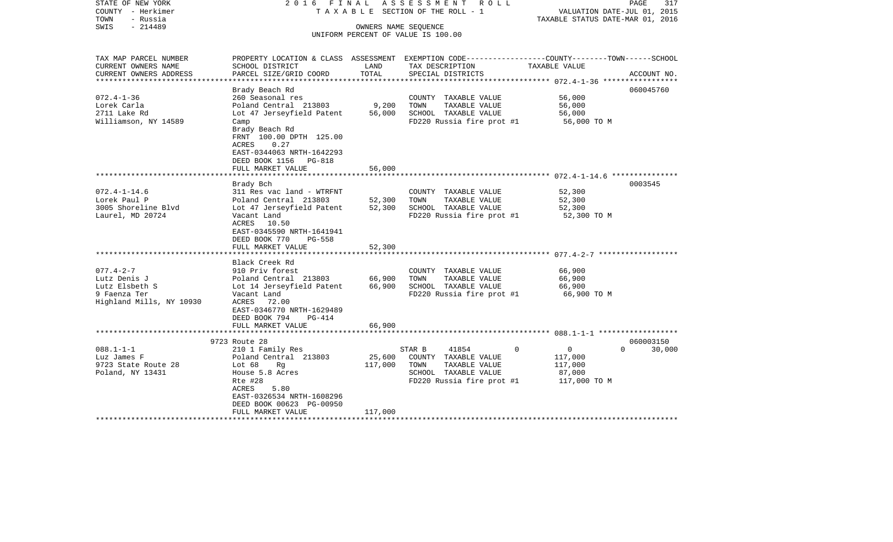STATE OF NEW YORK | COUNTY - Herkimer | TOWN - Russia | SWIS - 214489

2016 FINAL ASSESSMENT ROLL
TAXABLE SECTION OF THE ROLL - 1
OWNERS NAME SEQUENCE
UNIFORM PERCENT OF VALUE IS 100.00

VALUATION DATE-JUL 01, 2015
TAXABLE STATUS DATE-MAR 01, 2016

| TAX MAP PARCEL NUMBER / CURRENT OWNERS NAME / CURRENT OWNERS ADDRESS | PROPERTY LOCATION & CLASS / SCHOOL DISTRICT / PARCEL SIZE/GRID COORD | ASSESSMENT LAND | TOTAL | EXEMPTION CODE / TAX DESCRIPTION / SPECIAL DISTRICTS | COUNTY--------TOWN------SCHOOL TAXABLE VALUE | ACCOUNT NO. |
|---|---|---|---|---|---|---|
| **072.4-1-36** | Brady Beach Rd | | | | | 060045760 |
| 072.4-1-36 | 260 Seasonal res | | | COUNTY TAXABLE VALUE | 56,000 | |
| Lorek Carla | Poland Central 213803 | 9,200 | | TOWN TAXABLE VALUE | 56,000 | |
| 2711 Lake Rd | Lot 47 Jerseyfield Patent | | 56,000 | SCHOOL TAXABLE VALUE | 56,000 | |
| Williamson, NY 14589 | Camp | | | FD220 Russia fire prot #1 | 56,000 TO M | |
| | Brady Beach Rd | | | | | |
| | FRNT 100.00 DPTH 125.00 | | | | | |
| | ACRES 0.27 | | | | | |
| | EAST-0344063 NRTH-1642293 | | | | | |
| | DEED BOOK 1156 PG-818 | | | | | |
| | FULL MARKET VALUE | | 56,000 | | | |
| **072.4-1-14.6** | Brady Bch | | | | | 0003545 |
| 072.4-1-14.6 | 311 Res vac land - WTRFNT | | | COUNTY TAXABLE VALUE | 52,300 | |
| Lorek Paul P | Poland Central 213803 | 52,300 | | TOWN TAXABLE VALUE | 52,300 | |
| 3005 Shoreline Blvd | Lot 47 Jerseyfield Patent | | 52,300 | SCHOOL TAXABLE VALUE | 52,300 | |
| Laurel, MD 20724 | Vacant Land | | | FD220 Russia fire prot #1 | 52,300 TO M | |
| | ACRES 10.50 | | | | | |
| | EAST-0345590 NRTH-1641941 | | | | | |
| | DEED BOOK 770 PG-558 | | | | | |
| | FULL MARKET VALUE | | 52,300 | | | |
| **077.4-2-7** | Black Creek Rd | | | | | |
| 077.4-2-7 | 910 Priv forest | | | COUNTY TAXABLE VALUE | 66,900 | |
| Lutz Denis J | Poland Central 213803 | 66,900 | | TOWN TAXABLE VALUE | 66,900 | |
| Lutz Elsbeth S | Lot 14 Jerseyfield Patent | | 66,900 | SCHOOL TAXABLE VALUE | 66,900 | |
| 9 Faenza Ter | Vacant Land | | | FD220 Russia fire prot #1 | 66,900 TO M | |
| Highland Mills, NY 10930 | ACRES 72.00 | | | | | |
| | EAST-0346770 NRTH-1629489 | | | | | |
| | DEED BOOK 794 PG-414 | | | | | |
| | FULL MARKET VALUE | | 66,900 | | | |
| **088.1-1-1** | 9723 Route 28 | | | | | 060003150 |
| 088.1-1-1 | 210 1 Family Res | | | STAR B 41854 | 0 0 0 | 30,000 |
| Luz James F | Poland Central 213803 | 25,600 | | COUNTY TAXABLE VALUE | 117,000 | |
| 9723 State Route 28 | Lot 68 Rg | | 117,000 | TOWN TAXABLE VALUE | 117,000 | |
| Poland, NY 13431 | House 5.8 Acres | | | SCHOOL TAXABLE VALUE | 87,000 | |
| | Rte #28 | | | FD220 Russia fire prot #1 | 117,000 TO M | |
| | ACRES 5.80 | | | | | |
| | EAST-0326534 NRTH-1608296 | | | | | |
| | DEED BOOK 00623 PG-00950 | | | | | |
| | FULL MARKET VALUE | | 117,000 | | | |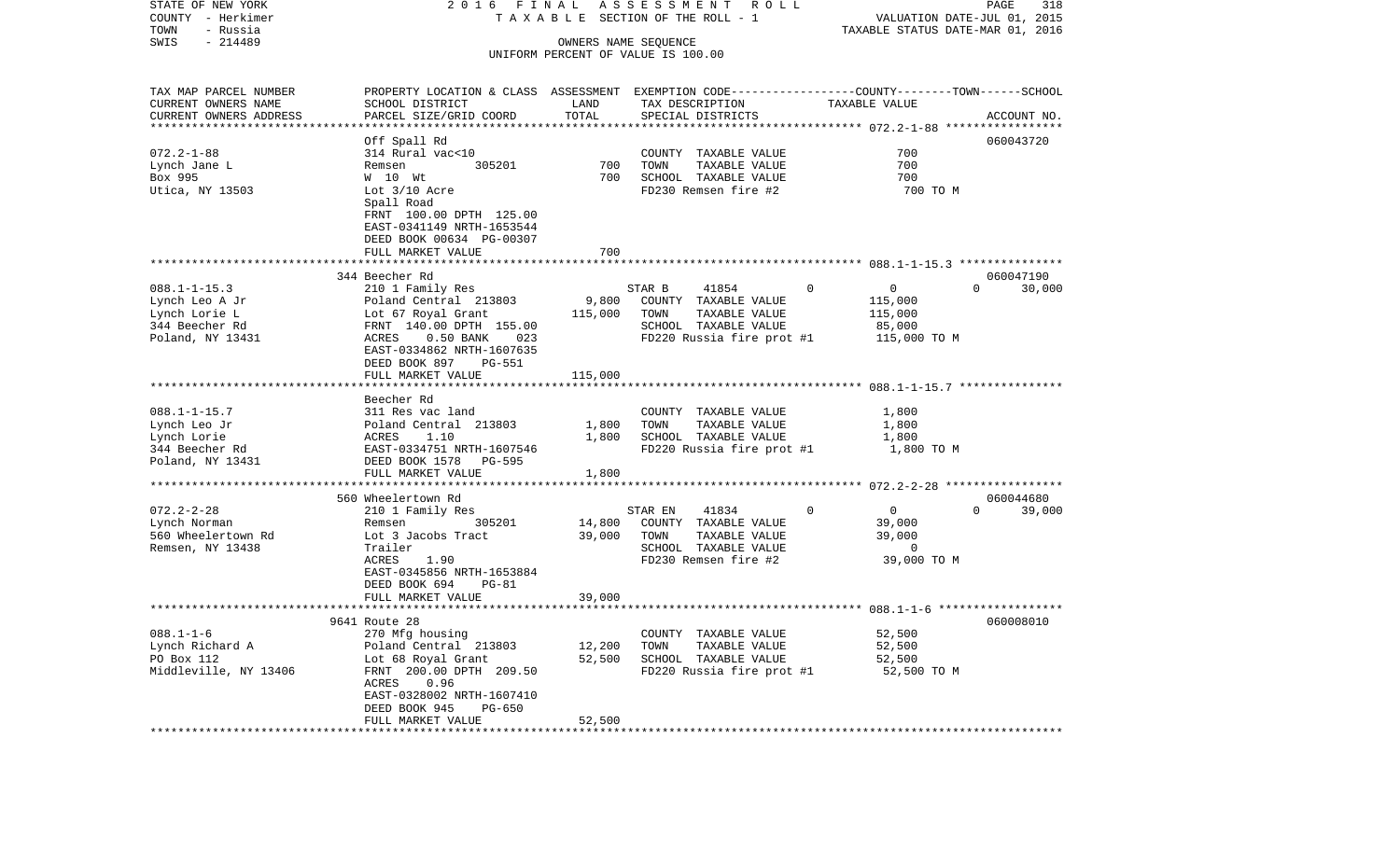STATE OF NEW YORK — 2016 FINAL ASSESSMENT ROLL
COUNTY - Herkimer — TAXABLE SECTION OF THE ROLL - 1 — VALUATION DATE-JUL 01, 2015
TOWN - Russia — TAXABLE STATUS DATE-MAR 01, 2016
SWIS - 214489 — OWNERS NAME SEQUENCE
UNIFORM PERCENT OF VALUE IS 100.00

| TAX MAP PARCEL NUMBER / CURRENT OWNERS NAME / CURRENT OWNERS ADDRESS | PROPERTY LOCATION & CLASS / SCHOOL DISTRICT / PARCEL SIZE/GRID COORD | ASSESSMENT LAND | TOTAL | EXEMPTION CODE / TAX DESCRIPTION / SPECIAL DISTRICTS | COUNTY | TOWN | SCHOOL | TAXABLE VALUE / ACCOUNT NO. |
|---|---|---|---|---|---|---|---|---|
| **072.2-1-88** | Off Spall Rd | | | | | | | 060043720 |
| 072.2-1-88 | 314 Rural vac<10 | | | COUNTY TAXABLE VALUE | | | | 700 |
| Lynch Jane L | Remsen 305201 | 700 | | TOWN TAXABLE VALUE | | | | 700 |
| Box 995 | W 10 Wt | | 700 | SCHOOL TAXABLE VALUE | | | | 700 |
| Utica, NY 13503 | Lot 3/10 Acre | | | FD230 Remsen fire #2 | | | | 700 TO M |
| | Spall Road | | | | | | | |
| | FRNT 100.00 DPTH 125.00 | | | | | | | |
| | EAST-0341149 NRTH-1653544 | | | | | | | |
| | DEED BOOK 00634 PG-00307 | | | | | | | |
| | FULL MARKET VALUE | | 700 | | | | | |
| **088.1-1-15.3** | 344 Beecher Rd | | | | | | | 060047190 |
| 088.1-1-15.3 | 210 1 Family Res | | | STAR B 41854 | 0 | 0 | 0 | 30,000 |
| Lynch Leo A Jr | Poland Central 213803 | 9,800 | | COUNTY TAXABLE VALUE | | | | 115,000 |
| Lynch Lorie L | Lot 67 Royal Grant | | 115,000 | TOWN TAXABLE VALUE | | | | 115,000 |
| 344 Beecher Rd | FRNT 140.00 DPTH 155.00 | | | SCHOOL TAXABLE VALUE | | | | 85,000 |
| Poland, NY 13431 | ACRES 0.50 BANK 023 | | | FD220 Russia fire prot #1 | | | | 115,000 TO M |
| | EAST-0334862 NRTH-1607635 | | | | | | | |
| | DEED BOOK 897 PG-551 | | | | | | | |
| | FULL MARKET VALUE | | 115,000 | | | | | |
| **088.1-1-15.7** | Beecher Rd | | | | | | | |
| 088.1-1-15.7 | 311 Res vac land | | | COUNTY TAXABLE VALUE | | | | 1,800 |
| Lynch Leo Jr | Poland Central 213803 | 1,800 | | TOWN TAXABLE VALUE | | | | 1,800 |
| Lynch Lorie | ACRES 1.10 | | 1,800 | SCHOOL TAXABLE VALUE | | | | 1,800 |
| 344 Beecher Rd | EAST-0334751 NRTH-1607546 | | | FD220 Russia fire prot #1 | | | | 1,800 TO M |
| Poland, NY 13431 | DEED BOOK 1578 PG-595 | | | | | | | |
| | FULL MARKET VALUE | | 1,800 | | | | | |
| **072.2-2-28** | 560 Wheelertown Rd | | | | | | | 060044680 |
| 072.2-2-28 | 210 1 Family Res | | | STAR EN 41834 | 0 | 0 | 0 | 39,000 |
| Lynch Norman | Remsen 305201 | 14,800 | | COUNTY TAXABLE VALUE | | | | 39,000 |
| 560 Wheelertown Rd | Lot 3 Jacobs Tract | | 39,000 | TOWN TAXABLE VALUE | | | | 39,000 |
| Remsen, NY 13438 | Trailer | | | SCHOOL TAXABLE VALUE | | | | 0 |
| | ACRES 1.90 | | | FD230 Remsen fire #2 | | | | 39,000 TO M |
| | EAST-0345856 NRTH-1653884 | | | | | | | |
| | DEED BOOK 694 PG-81 | | | | | | | |
| | FULL MARKET VALUE | | 39,000 | | | | | |
| **088.1-1-6** | 9641 Route 28 | | | | | | | 060008010 |
| 088.1-1-6 | 270 Mfg housing | | | COUNTY TAXABLE VALUE | | | | 52,500 |
| Lynch Richard A | Poland Central 213803 | 12,200 | | TOWN TAXABLE VALUE | | | | 52,500 |
| PO Box 112 | Lot 68 Royal Grant | | 52,500 | SCHOOL TAXABLE VALUE | | | | 52,500 |
| Middleville, NY 13406 | FRNT 200.00 DPTH 209.50 | | | FD220 Russia fire prot #1 | | | | 52,500 TO M |
| | ACRES 0.96 | | | | | | | |
| | EAST-0328002 NRTH-1607410 | | | | | | | |
| | DEED BOOK 945 PG-650 | | | | | | | |
| | FULL MARKET VALUE | | 52,500 | | | | | |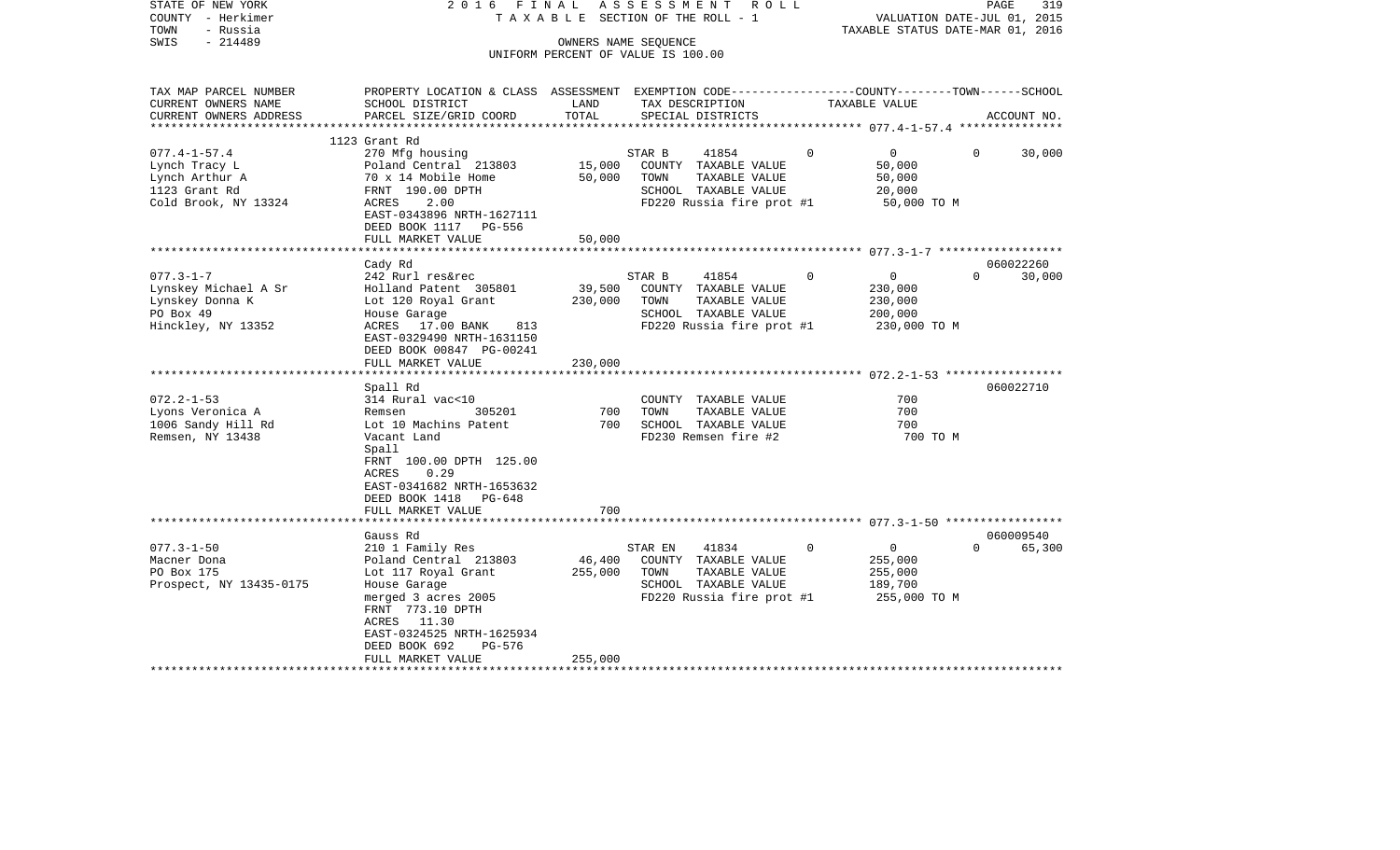STATE OF NEW YORK
COUNTY - Herkimer
TOWN - Russia
SWIS - 214489

2016 FINAL ASSESSMENT ROLL
TAXABLE SECTION OF THE ROLL - 1
OWNERS NAME SEQUENCE
UNIFORM PERCENT OF VALUE IS 100.00

VALUATION DATE-JUL 01, 2015
TAXABLE STATUS DATE-MAR 01, 2016

| TAX MAP PARCEL NUMBER / CURRENT OWNERS NAME / CURRENT OWNERS ADDRESS | PROPERTY LOCATION & CLASS / SCHOOL DISTRICT / PARCEL SIZE/GRID COORD | ASSESSMENT LAND | TOTAL | EXEMPTION CODE / TAX DESCRIPTION / SPECIAL DISTRICTS | COUNTY | TOWN | SCHOOL | ACCOUNT NO. |
|---|---|---|---|---|---|---|---|---|
| 077.4-1-57.4 | 1123 Grant Rd | | | | | | | |
| | 270 Mfg housing | | | STAR B 41854 | 0 | 0 | 0 | 30,000 |
| Lynch Tracy L | Poland Central 213803 | 15,000 | | COUNTY TAXABLE VALUE | 50,000 | | | |
| Lynch Arthur A | 70 x 14 Mobile Home | | 50,000 | TOWN TAXABLE VALUE | | 50,000 | | |
| 1123 Grant Rd | FRNT 190.00 DPTH | | | SCHOOL TAXABLE VALUE | | | 20,000 | |
| Cold Brook, NY 13324 | ACRES 2.00 | | | FD220 Russia fire prot #1 | 50,000 TO M | | | |
| | EAST-0343896 NRTH-1627111 | | | | | | | |
| | DEED BOOK 1117 PG-556 | | | | | | | |
| | FULL MARKET VALUE | | 50,000 | | | | | |
| 077.3-1-7 | Cady Rd | | | | | | | 060022260 |
| | 242 Rurl res&rec | | | STAR B 41854 | 0 | 0 | 0 | 30,000 |
| Lynskey Michael A Sr | Holland Patent 305801 | 39,500 | | COUNTY TAXABLE VALUE | 230,000 | | | |
| Lynskey Donna K | Lot 120 Royal Grant | | 230,000 | TOWN TAXABLE VALUE | | 230,000 | | |
| PO Box 49 | House Garage | | | SCHOOL TAXABLE VALUE | | | 200,000 | |
| Hinckley, NY 13352 | ACRES 17.00 BANK 813 | | | FD220 Russia fire prot #1 | 230,000 TO M | | | |
| | EAST-0329490 NRTH-1631150 | | | | | | | |
| | DEED BOOK 00847 PG-00241 | | | | | | | |
| | FULL MARKET VALUE | | 230,000 | | | | | |
| 072.2-1-53 | Spall Rd | | | | | | | 060022710 |
| | 314 Rural vac<10 | | | COUNTY TAXABLE VALUE | 700 | | | |
| Lyons Veronica A | Remsen 305201 | 700 | | TOWN TAXABLE VALUE | | 700 | | |
| 1006 Sandy Hill Rd | Lot 10 Machins Patent | | 700 | SCHOOL TAXABLE VALUE | | | 700 | |
| Remsen, NY 13438 | Vacant Land | | | FD230 Remsen fire #2 | 700 TO M | | | |
| | Spall | | | | | | | |
| | FRNT 100.00 DPTH 125.00 | | | | | | | |
| | ACRES 0.29 | | | | | | | |
| | EAST-0341682 NRTH-1653632 | | | | | | | |
| | DEED BOOK 1418 PG-648 | | | | | | | |
| | FULL MARKET VALUE | | 700 | | | | | |
| 077.3-1-50 | Gauss Rd | | | | | | | 060009540 |
| | 210 1 Family Res | | | STAR EN 41834 | 0 | 0 | 0 | 65,300 |
| Macner Dona | Poland Central 213803 | 46,400 | | COUNTY TAXABLE VALUE | 255,000 | | | |
| PO Box 175 | Lot 117 Royal Grant | | 255,000 | TOWN TAXABLE VALUE | | 255,000 | | |
| Prospect, NY 13435-0175 | House Garage | | | SCHOOL TAXABLE VALUE | | | 189,700 | |
| | merged 3 acres 2005 | | | FD220 Russia fire prot #1 | 255,000 TO M | | | |
| | FRNT 773.10 DPTH | | | | | | | |
| | ACRES 11.30 | | | | | | | |
| | EAST-0324525 NRTH-1625934 | | | | | | | |
| | DEED BOOK 692 PG-576 | | | | | | | |
| | FULL MARKET VALUE | | 255,000 | | | | | |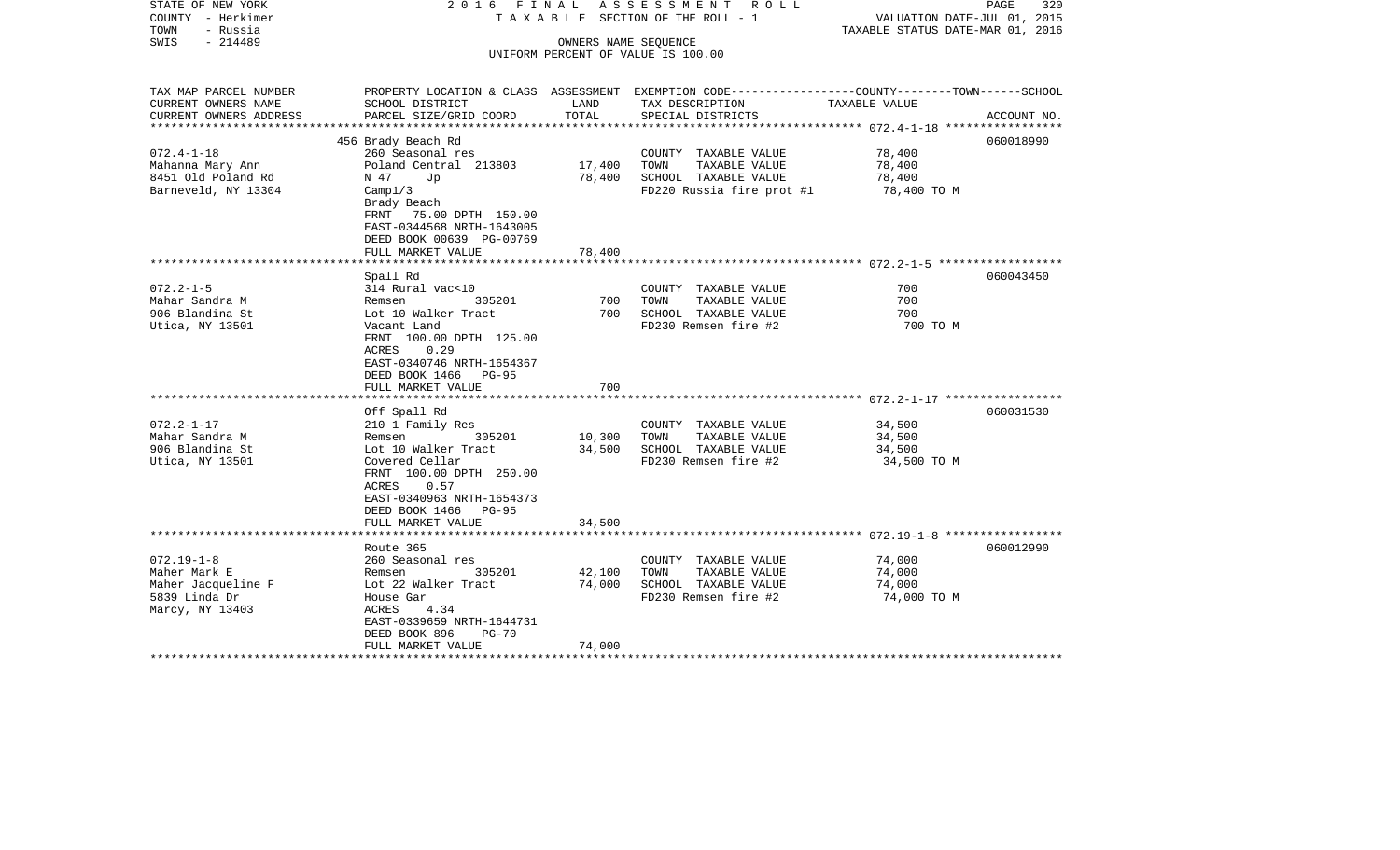STATE OF NEW YORK
COUNTY - Herkimer
TOWN - Russia
SWIS - 214489

2016 FINAL ASSESSMENT ROLL
TAXABLE SECTION OF THE ROLL - 1
OWNERS NAME SEQUENCE
UNIFORM PERCENT OF VALUE IS 100.00

VALUATION DATE-JUL 01, 2015
TAXABLE STATUS DATE-MAR 01, 2016

| TAX MAP PARCEL NUMBER / CURRENT OWNERS NAME / CURRENT OWNERS ADDRESS | PROPERTY LOCATION & CLASS / SCHOOL DISTRICT / PARCEL SIZE/GRID COORD | ASSESSMENT LAND | TOTAL | EXEMPTION CODE / TAX DESCRIPTION / SPECIAL DISTRICTS | COUNTY--------TOWN------SCHOOL TAXABLE VALUE | ACCOUNT NO. |
|---|---|---|---|---|---|---|
| 072.4-1-18 | 456 Brady Beach Rd | | | | | 060018990 |
| 072.4-1-18 | 260 Seasonal res | | | COUNTY TAXABLE VALUE | 78,400 | |
| Mahanna Mary Ann | Poland Central 213803 | 17,400 | | TOWN TAXABLE VALUE | 78,400 | |
| 8451 Old Poland Rd | N 47 Jp | | 78,400 | SCHOOL TAXABLE VALUE | 78,400 | |
| Barneveld, NY 13304 | Camp1/3 | | | FD220 Russia fire prot #1 | 78,400 TO M | |
| | Brady Beach | | | | | |
| | FRNT 75.00 DPTH 150.00 | | | | | |
| | EAST-0344568 NRTH-1643005 | | | | | |
| | DEED BOOK 00639 PG-00769 | | | | | |
| | FULL MARKET VALUE | | 78,400 | | | |
| 072.2-1-5 | Spall Rd | | | | | 060043450 |
| 072.2-1-5 | 314 Rural vac<10 | | | COUNTY TAXABLE VALUE | 700 | |
| Mahar Sandra M | Remsen 305201 | 700 | | TOWN TAXABLE VALUE | 700 | |
| 906 Blandina St | Lot 10 Walker Tract | | 700 | SCHOOL TAXABLE VALUE | 700 | |
| Utica, NY 13501 | Vacant Land | | | FD230 Remsen fire #2 | 700 TO M | |
| | FRNT 100.00 DPTH 125.00 | | | | | |
| | ACRES 0.29 | | | | | |
| | EAST-0340746 NRTH-1654367 | | | | | |
| | DEED BOOK 1466 PG-95 | | | | | |
| | FULL MARKET VALUE | | 700 | | | |
| 072.2-1-17 | Off Spall Rd | | | | | 060031530 |
| 072.2-1-17 | 210 1 Family Res | | | COUNTY TAXABLE VALUE | 34,500 | |
| Mahar Sandra M | Remsen 305201 | 10,300 | | TOWN TAXABLE VALUE | 34,500 | |
| 906 Blandina St | Lot 10 Walker Tract | | 34,500 | SCHOOL TAXABLE VALUE | 34,500 | |
| Utica, NY 13501 | Covered Cellar | | | FD230 Remsen fire #2 | 34,500 TO M | |
| | FRNT 100.00 DPTH 250.00 | | | | | |
| | ACRES 0.57 | | | | | |
| | EAST-0340963 NRTH-1654373 | | | | | |
| | DEED BOOK 1466 PG-95 | | | | | |
| | FULL MARKET VALUE | | 34,500 | | | |
| 072.19-1-8 | Route 365 | | | | | 060012990 |
| 072.19-1-8 | 260 Seasonal res | | | COUNTY TAXABLE VALUE | 74,000 | |
| Maher Mark E | Remsen 305201 | 42,100 | | TOWN TAXABLE VALUE | 74,000 | |
| Maher Jacqueline F | Lot 22 Walker Tract | | 74,000 | SCHOOL TAXABLE VALUE | 74,000 | |
| 5839 Linda Dr | House Gar | | | FD230 Remsen fire #2 | 74,000 TO M | |
| Marcy, NY 13403 | ACRES 4.34 | | | | | |
| | EAST-0339659 NRTH-1644731 | | | | | |
| | DEED BOOK 896 PG-70 | | | | | |
| | FULL MARKET VALUE | | 74,000 | | | |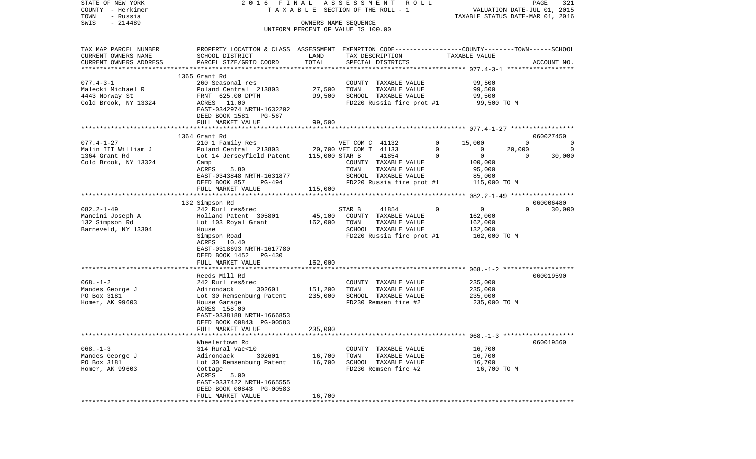STATE OF NEW YORK | 2016 FINAL ASSESSMENT ROLL
COUNTY - Herkimer | TAXABLE SECTION OF THE ROLL - 1 | VALUATION DATE-JUL 01, 2015
TOWN - Russia | | TAXABLE STATUS DATE-MAR 01, 2016
SWIS - 214489 | OWNERS NAME SEQUENCE
UNIFORM PERCENT OF VALUE IS 100.00

| TAX MAP PARCEL NUMBER / CURRENT OWNERS NAME / CURRENT OWNERS ADDRESS | PROPERTY LOCATION & CLASS / SCHOOL DISTRICT / PARCEL SIZE/GRID COORD | ASSESSMENT LAND | ASSESSMENT TOTAL | EXEMPTION CODE / TAX DESCRIPTION / SPECIAL DISTRICTS | COUNTY TAXABLE VALUE | TOWN | SCHOOL | ACCOUNT NO. |
|---|---|---|---|---|---|---|---|---|
| **077.4-3-1** | 1365 Grant Rd | | | | | | | |
| 077.4-3-1 | 260 Seasonal res | | | COUNTY TAXABLE VALUE | 99,500 | | | |
| Malecki Michael R | Poland Central 213803 | 27,500 | | TOWN TAXABLE VALUE | | 99,500 | | |
| 4443 Norway St | FRNT 625.00 DPTH | | 99,500 | SCHOOL TAXABLE VALUE | | | 99,500 | |
| Cold Brook, NY 13324 | ACRES 11.00 | | | FD220 Russia fire prot #1 | 99,500 TO M | | | |
| | EAST-0342974 NRTH-1632202 | | | | | | | |
| | DEED BOOK 1581 PG-567 | | | | | | | |
| | FULL MARKET VALUE | | 99,500 | | | | | |
| **077.4-1-27** | 1364 Grant Rd | | | | | | | 060027450 |
| 077.4-1-27 | 210 1 Family Res | | | VET COM C 41132 0 | 15,000 | 0 | 0 | |
| Malin III William J | Poland Central 213803 | 20,700 | | VET COM T 41133 0 | 0 | 20,000 | 0 | |
| 1364 Grant Rd | Lot 14 Jerseyfield Patent | | 115,000 | STAR B 41854 0 | 0 | 0 | 30,000 | |
| Cold Brook, NY 13324 | Camp | | | COUNTY TAXABLE VALUE | 100,000 | | | |
| | ACRES 5.80 | | | TOWN TAXABLE VALUE | | 95,000 | | |
| | EAST-0343848 NRTH-1631877 | | | SCHOOL TAXABLE VALUE | | | 85,000 | |
| | DEED BOOK 857 PG-494 | | | FD220 Russia fire prot #1 | 115,000 TO M | | | |
| | FULL MARKET VALUE | | 115,000 | | | | | |
| **082.2-1-49** | 132 Simpson Rd | | | | | | | 060006480 |
| 082.2-1-49 | 242 Rurl res&rec | | | STAR B 41854 0 | 0 | 0 | 30,000 | |
| Mancini Joseph A | Holland Patent 305801 | 45,100 | | COUNTY TAXABLE VALUE | 162,000 | | | |
| 132 Simpson Rd | Lot 103 Royal Grant | | 162,000 | TOWN TAXABLE VALUE | | 162,000 | | |
| Barneveld, NY 13304 | House | | | SCHOOL TAXABLE VALUE | | | 132,000 | |
| | Simpson Road | | | FD220 Russia fire prot #1 | 162,000 TO M | | | |
| | ACRES 10.40 | | | | | | | |
| | EAST-0318693 NRTH-1617780 | | | | | | | |
| | DEED BOOK 1452 PG-430 | | | | | | | |
| | FULL MARKET VALUE | | 162,000 | | | | | |
| **068.-1-2** | Reeds Mill Rd | | | | | | | 060019590 |
| 068.-1-2 | 242 Rurl res&rec | | | COUNTY TAXABLE VALUE | 235,000 | | | |
| Mandes George J | Adirondack 302601 | 151,200 | | TOWN TAXABLE VALUE | | 235,000 | | |
| PO Box 3181 | Lot 30 Remsenburg Patent | | 235,000 | SCHOOL TAXABLE VALUE | | | 235,000 | |
| Homer, AK 99603 | House Garage | | | FD230 Remsen fire #2 | 235,000 TO M | | | |
| | ACRES 158.00 | | | | | | | |
| | EAST-0338188 NRTH-1666853 | | | | | | | |
| | DEED BOOK 00843 PG-00583 | | | | | | | |
| | FULL MARKET VALUE | | 235,000 | | | | | |
| **068.-1-3** | Wheelertown Rd | | | | | | | 060019560 |
| 068.-1-3 | 314 Rural vac<10 | | | COUNTY TAXABLE VALUE | 16,700 | | | |
| Mandes George J | Adirondack 302601 | 16,700 | | TOWN TAXABLE VALUE | | 16,700 | | |
| PO Box 3181 | Lot 30 Remsenburg Patent | | 16,700 | SCHOOL TAXABLE VALUE | | | 16,700 | |
| Homer, AK 99603 | Cottage | | | FD230 Remsen fire #2 | 16,700 TO M | | | |
| | ACRES 5.00 | | | | | | | |
| | EAST-0337422 NRTH-1665555 | | | | | | | |
| | DEED BOOK 00843 PG-00583 | | | | | | | |
| | FULL MARKET VALUE | | 16,700 | | | | | |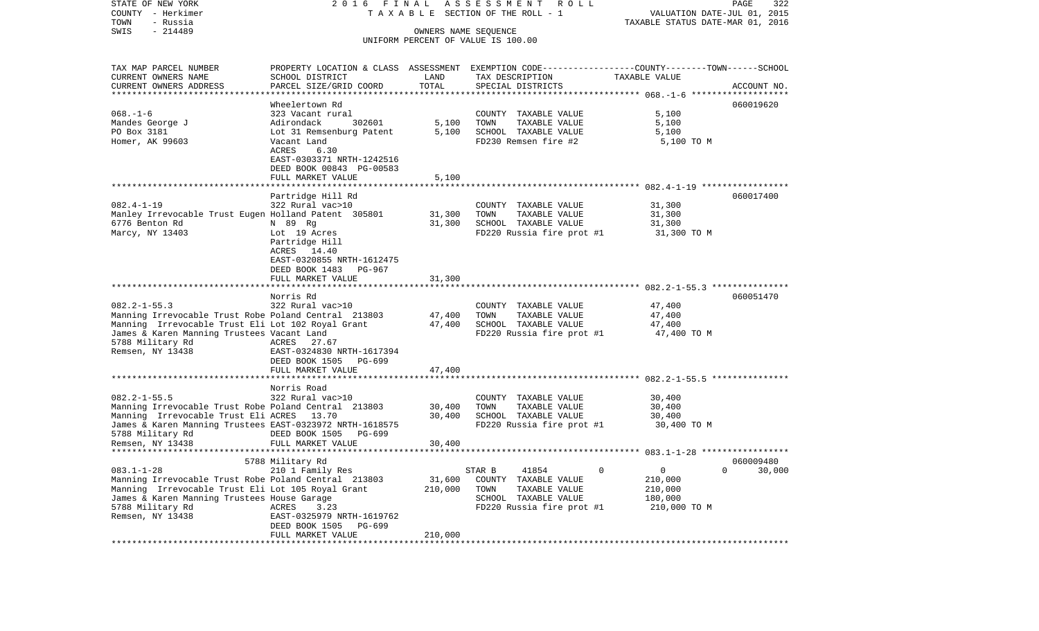STATE OF NEW YORK | 2016 FINAL ASSESSMENT ROLL
COUNTY - Herkimer | TAXABLE SECTION OF THE ROLL - 1 | VALUATION DATE-JUL 01, 2015
TOWN - Russia | TAXABLE STATUS DATE-MAR 01, 2016
SWIS - 214489 | OWNERS NAME SEQUENCE
UNIFORM PERCENT OF VALUE IS 100.00

```
TAX MAP PARCEL NUMBER          PROPERTY LOCATION & CLASS  ASSESSMENT  EXEMPTION CODE------------------COUNTY--------TOWN------SCHOOL
CURRENT OWNERS NAME            SCHOOL DISTRICT               LAND      TAX DESCRIPTION                  TAXABLE VALUE
CURRENT OWNERS ADDRESS         PARCEL SIZE/GRID COORD        TOTAL     SPECIAL DISTRICTS                                     ACCOUNT NO.
******************************************************************************************************* 068.-1-6 *******************
                               Wheelertown Rd                                                                             060019620
068.-1-6                       323 Vacant rural                        COUNTY  TAXABLE VALUE              5,100
Mandes George J                Adirondack      302601        5,100     TOWN    TAXABLE VALUE              5,100
PO Box 3181                    Lot 31 Remsenburg Patent      5,100     SCHOOL  TAXABLE VALUE              5,100
Homer, AK 99603                Vacant Land                             FD230 Remsen fire #2                5,100 TO M
                               ACRES    6.30
                               EAST-0303371 NRTH-1242516
                               DEED BOOK 00843 PG-00583
                               FULL MARKET VALUE             5,100
******************************************************************************************************* 082.4-1-19 *****************
                               Partridge Hill Rd                                                                          060017400
082.4-1-19                     322 Rural vac>10                        COUNTY  TAXABLE VALUE             31,300
Manley Irrevocable Trust Eugen Holland Patent  305801       31,300     TOWN    TAXABLE VALUE             31,300
6776 Benton Rd                 N 89 Rg                      31,300     SCHOOL  TAXABLE VALUE             31,300
Marcy, NY 13403                Lot 19 Acres                            FD220 Russia fire prot #1          31,300 TO M
                               Partridge Hill
                               ACRES   14.40
                               EAST-0320855 NRTH-1612475
                               DEED BOOK 1483   PG-967
                               FULL MARKET VALUE            31,300
******************************************************************************************************* 082.2-1-55.3 ***************
                               Norris Rd                                                                                  060051470
082.2-1-55.3                   322 Rural vac>10                        COUNTY  TAXABLE VALUE             47,400
Manning Irrevocable Trust Robe Poland Central  213803       47,400     TOWN    TAXABLE VALUE             47,400
Manning  Irrevocable Trust Eli Lot 102 Royal Grant          47,400     SCHOOL  TAXABLE VALUE             47,400
James & Karen Manning Trustees Vacant Land                             FD220 Russia fire prot #1          47,400 TO M
5788 Military Rd               ACRES   27.67
Remsen, NY 13438               EAST-0324830 NRTH-1617394
                               DEED BOOK 1505   PG-699
                               FULL MARKET VALUE            47,400
******************************************************************************************************* 082.2-1-55.5 ***************
                               Norris Road
082.2-1-55.5                   322 Rural vac>10                        COUNTY  TAXABLE VALUE             30,400
Manning Irrevocable Trust Robe Poland Central  213803       30,400     TOWN    TAXABLE VALUE             30,400
Manning  Irrevocable Trust Eli ACRES   13.70                30,400     SCHOOL  TAXABLE VALUE             30,400
James & Karen Manning Trustees EAST-0323972 NRTH-1618575               FD220 Russia fire prot #1          30,400 TO M
5788 Military Rd               DEED BOOK 1505   PG-699
Remsen, NY 13438               FULL MARKET VALUE            30,400
******************************************************************************************************* 083.1-1-28 *****************
                               5788 Military Rd                                                                           060009480
083.1-1-28                     210 1 Family Res                        STAR B      41854          0           0           0     30,000
Manning Irrevocable Trust Robe Poland Central  213803       31,600     COUNTY  TAXABLE VALUE            210,000
Manning  Irrevocable Trust Eli Lot 105 Royal Grant         210,000     TOWN    TAXABLE VALUE            210,000
James & Karen Manning Trustees House Garage                            SCHOOL  TAXABLE VALUE            180,000
5788 Military Rd               ACRES    3.23                           FD220 Russia fire prot #1         210,000 TO M
Remsen, NY 13438               EAST-0325979 NRTH-1619762
                               DEED BOOK 1505   PG-699
                               FULL MARKET VALUE           210,000
************************************************************************************************************************************
```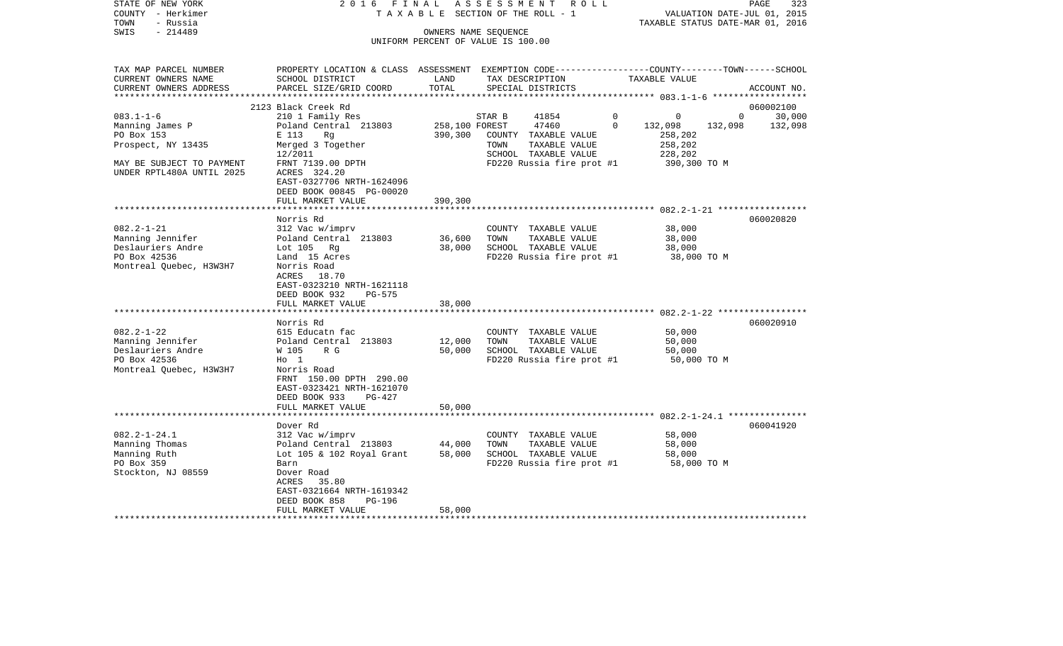STATE OF NEW YORK — 2016 FINAL ASSESSMENT ROLL
COUNTY - Herkimer — TAXABLE SECTION OF THE ROLL - 1 — VALUATION DATE-JUL 01, 2015
TOWN - Russia — TAXABLE STATUS DATE-MAR 01, 2016
SWIS - 214489 — OWNERS NAME SEQUENCE
UNIFORM PERCENT OF VALUE IS 100.00

| TAX MAP PARCEL NUMBER / CURRENT OWNERS NAME / CURRENT OWNERS ADDRESS | PROPERTY LOCATION & CLASS / SCHOOL DISTRICT / PARCEL SIZE/GRID COORD | ASSESSMENT LAND | ASSESSMENT TOTAL | EXEMPTION CODE / TAX DESCRIPTION / SPECIAL DISTRICTS | COUNTY TAXABLE VALUE | TOWN | SCHOOL | ACCOUNT NO. |
|---|---|---|---|---|---|---|---|---|
| 083.1-1-6 | 2123 Black Creek Rd | | | | | | | 060002100 |
| | 210 1 Family Res | | | STAR B 41854 0 | 0 | 0 | 30,000 | |
| Manning James P | Poland Central 213803 | 258,100 | | FOREST 47460 0 | 132,098 | 132,098 | 132,098 | |
| PO Box 153 | E 113 Rg | | 390,300 | COUNTY TAXABLE VALUE | 258,202 | | | |
| Prospect, NY 13435 | Merged 3 Together | | | TOWN TAXABLE VALUE | 258,202 | | | |
| | 12/2011 | | | SCHOOL TAXABLE VALUE | 228,202 | | | |
| MAY BE SUBJECT TO PAYMENT | FRNT 7139.00 DPTH | | | FD220 Russia fire prot #1 | 390,300 TO M | | | |
| UNDER RPTL480A UNTIL 2025 | ACRES 324.20 | | | | | | | |
| | EAST-0327706 NRTH-1624096 | | | | | | | |
| | DEED BOOK 00845 PG-00020 | | | | | | | |
| | FULL MARKET VALUE | | 390,300 | | | | | |
| 082.2-1-21 | Norris Rd | | | | | | | 060020820 |
| Manning Jennifer | 312 Vac w/imprv | | | COUNTY TAXABLE VALUE | 38,000 | | | |
| Deslauriers Andre | Poland Central 213803 | 36,600 | | TOWN TAXABLE VALUE | 38,000 | | | |
| PO Box 42536 | Lot 105 Rg | | 38,000 | SCHOOL TAXABLE VALUE | 38,000 | | | |
| Montreal Quebec, H3W3H7 | Land 15 Acres | | | FD220 Russia fire prot #1 | 38,000 TO M | | | |
| | Norris Road | | | | | | | |
| | ACRES 18.70 | | | | | | | |
| | EAST-0323210 NRTH-1621118 | | | | | | | |
| | DEED BOOK 932 PG-575 | | | | | | | |
| | FULL MARKET VALUE | | 38,000 | | | | | |
| 082.2-1-22 | Norris Rd | | | | | | | 060020910 |
| Manning Jennifer | 615 Educatn fac | | | COUNTY TAXABLE VALUE | 50,000 | | | |
| Deslauriers Andre | Poland Central 213803 | 12,000 | | TOWN TAXABLE VALUE | 50,000 | | | |
| PO Box 42536 | W 105 R G | | 50,000 | SCHOOL TAXABLE VALUE | 50,000 | | | |
| Montreal Quebec, H3W3H7 | Ho 1 | | | FD220 Russia fire prot #1 | 50,000 TO M | | | |
| | Norris Road | | | | | | | |
| | FRNT 150.00 DPTH 290.00 | | | | | | | |
| | EAST-0323421 NRTH-1621070 | | | | | | | |
| | DEED BOOK 933 PG-427 | | | | | | | |
| | FULL MARKET VALUE | | 50,000 | | | | | |
| 082.2-1-24.1 | Dover Rd | | | | | | | 060041920 |
| Manning Thomas | 312 Vac w/imprv | | | COUNTY TAXABLE VALUE | 58,000 | | | |
| Manning Ruth | Poland Central 213803 | 44,000 | | TOWN TAXABLE VALUE | 58,000 | | | |
| PO Box 359 | Lot 105 & 102 Royal Grant | | 58,000 | SCHOOL TAXABLE VALUE | 58,000 | | | |
| Stockton, NJ 08559 | Barn | | | FD220 Russia fire prot #1 | 58,000 TO M | | | |
| | Dover Road | | | | | | | |
| | ACRES 35.80 | | | | | | | |
| | EAST-0321664 NRTH-1619342 | | | | | | | |
| | DEED BOOK 858 PG-196 | | | | | | | |
| | FULL MARKET VALUE | | 58,000 | | | | | |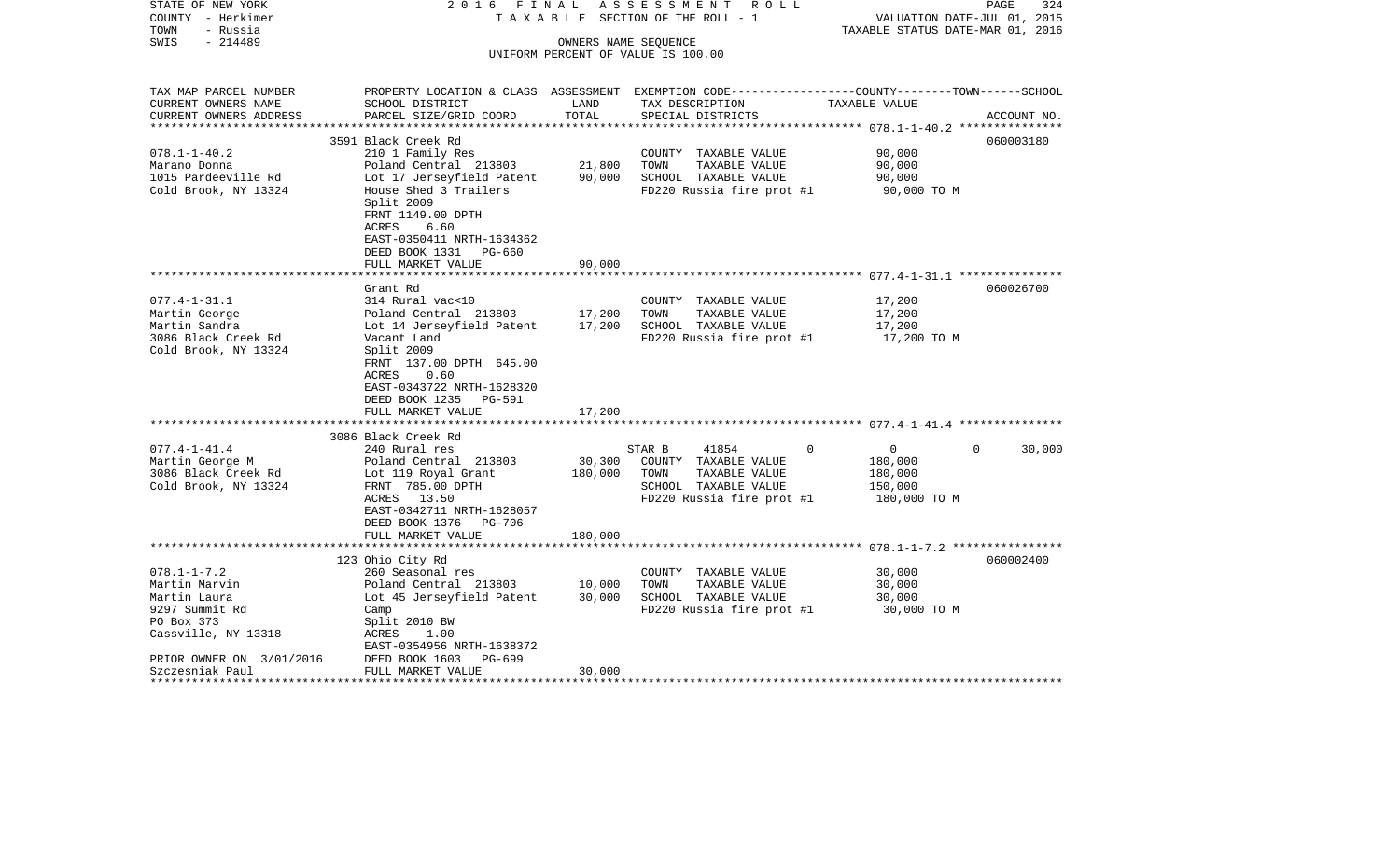STATE OF NEW YORK
COUNTY - Herkimer
TOWN - Russia
SWIS - 214489

2016 FINAL ASSESSMENT ROLL
TAXABLE SECTION OF THE ROLL - 1
OWNERS NAME SEQUENCE
UNIFORM PERCENT OF VALUE IS 100.00

VALUATION DATE-JUL 01, 2015
TAXABLE STATUS DATE-MAR 01, 2016

| TAX MAP PARCEL NUMBER / CURRENT OWNERS NAME / CURRENT OWNERS ADDRESS | PROPERTY LOCATION & CLASS / SCHOOL DISTRICT / PARCEL SIZE/GRID COORD | ASSESSMENT LAND | TOTAL | EXEMPTION CODE / TAX DESCRIPTION / SPECIAL DISTRICTS | COUNTY | TOWN | SCHOOL / TAXABLE VALUE | ACCOUNT NO. |
|---|---|---|---|---|---|---|---|---|
| **078.1-1-40.2** | 3591 Black Creek Rd | | | | | | | 060003180 |
| Marano Donna | 210 1 Family Res | | | COUNTY TAXABLE VALUE | 90,000 | | | |
| 1015 Pardeeville Rd | Poland Central 213803 | 21,800 | | TOWN TAXABLE VALUE | | 90,000 | | |
| Cold Brook, NY 13324 | Lot 17 Jerseyfield Patent | | 90,000 | SCHOOL TAXABLE VALUE | | | 90,000 | |
| | House Shed 3 Trailers | | | FD220 Russia fire prot #1 | 90,000 TO M | | | |
| | Split 2009 | | | | | | | |
| | FRNT 1149.00 DPTH | | | | | | | |
| | ACRES 6.60 | | | | | | | |
| | EAST-0350411 NRTH-1634362 | | | | | | | |
| | DEED BOOK 1331 PG-660 | | | | | | | |
| | FULL MARKET VALUE | | 90,000 | | | | | |
| **077.4-1-31.1** | Grant Rd | | | | | | | 060026700 |
| Martin George | 314 Rural vac<10 | | | COUNTY TAXABLE VALUE | 17,200 | | | |
| Martin Sandra | Poland Central 213803 | 17,200 | | TOWN TAXABLE VALUE | | 17,200 | | |
| 3086 Black Creek Rd | Lot 14 Jerseyfield Patent | | 17,200 | SCHOOL TAXABLE VALUE | | | 17,200 | |
| Cold Brook, NY 13324 | Vacant Land | | | FD220 Russia fire prot #1 | 17,200 TO M | | | |
| | Split 2009 | | | | | | | |
| | FRNT 137.00 DPTH 645.00 | | | | | | | |
| | ACRES 0.60 | | | | | | | |
| | EAST-0343722 NRTH-1628320 | | | | | | | |
| | DEED BOOK 1235 PG-591 | | | | | | | |
| | FULL MARKET VALUE | | 17,200 | | | | | |
| **077.4-1-41.4** | 3086 Black Creek Rd | | | | | | | |
| Martin George M | 240 Rural res | | | STAR B 41854 | 0 | 0 | 30,000 | |
| 3086 Black Creek Rd | Poland Central 213803 | 30,300 | | COUNTY TAXABLE VALUE | 180,000 | | | |
| Cold Brook, NY 13324 | Lot 119 Royal Grant | | 180,000 | TOWN TAXABLE VALUE | | 180,000 | | |
| | FRNT 785.00 DPTH | | | SCHOOL TAXABLE VALUE | | | 150,000 | |
| | ACRES 13.50 | | | FD220 Russia fire prot #1 | 180,000 TO M | | | |
| | EAST-0342711 NRTH-1628057 | | | | | | | |
| | DEED BOOK 1376 PG-706 | | | | | | | |
| | FULL MARKET VALUE | | 180,000 | | | | | |
| **078.1-1-7.2** | 123 Ohio City Rd | | | | | | | 060002400 |
| Martin Marvin | 260 Seasonal res | | | COUNTY TAXABLE VALUE | 30,000 | | | |
| Martin Laura | Poland Central 213803 | 10,000 | | TOWN TAXABLE VALUE | | 30,000 | | |
| 9297 Summit Rd | Lot 45 Jerseyfield Patent | | 30,000 | SCHOOL TAXABLE VALUE | | | 30,000 | |
| PO Box 373 | Camp | | | FD220 Russia fire prot #1 | 30,000 TO M | | | |
| Cassville, NY 13318 | Split 2010 BW | | | | | | | |
| | ACRES 1.00 | | | | | | | |
| | EAST-0354956 NRTH-1638372 | | | | | | | |
| PRIOR OWNER ON 3/01/2016 | DEED BOOK 1603 PG-699 | | | | | | | |
| Szczesniak Paul | FULL MARKET VALUE | | 30,000 | | | | | |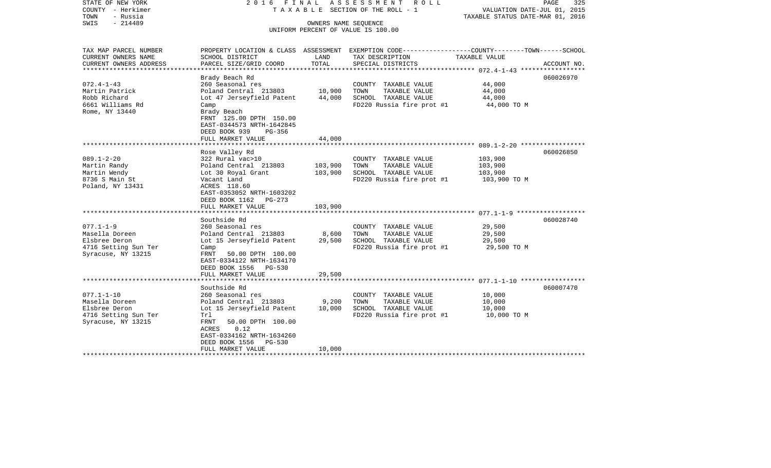STATE OF NEW YORK
COUNTY - Herkimer
TOWN - Russia
SWIS - 214489

2016 FINAL ASSESSMENT ROLL
TAXABLE SECTION OF THE ROLL - 1
OWNERS NAME SEQUENCE
UNIFORM PERCENT OF VALUE IS 100.00

VALUATION DATE-JUL 01, 2015
TAXABLE STATUS DATE-MAR 01, 2016

| TAX MAP PARCEL NUMBER / CURRENT OWNERS NAME / CURRENT OWNERS ADDRESS | PROPERTY LOCATION & CLASS / SCHOOL DISTRICT / PARCEL SIZE/GRID COORD | ASSESSMENT LAND | TOTAL | EXEMPTION CODE / TAX DESCRIPTION / SPECIAL DISTRICTS | TAXABLE VALUE (COUNTY--TOWN--SCHOOL) | ACCOUNT NO. |
|---|---|---|---|---|---|---|
| 072.4-1-43 | Brady Beach Rd | | | | | 060026970 |
| Martin Patrick | 260 Seasonal res | | | COUNTY TAXABLE VALUE | 44,000 | |
| Robb Richard | Poland Central 213803 | 10,900 | | TOWN TAXABLE VALUE | 44,000 | |
| 6661 Williams Rd | Lot 47 Jerseyfield Patent | | 44,000 | SCHOOL TAXABLE VALUE | 44,000 | |
| Rome, NY 13440 | Camp | | | FD220 Russia fire prot #1 | 44,000 TO M | |
| | Brady Beach | | | | | |
| | FRNT 125.00 DPTH 150.00 | | | | | |
| | EAST-0344573 NRTH-1642845 | | | | | |
| | DEED BOOK 939 PG-356 | | | | | |
| | FULL MARKET VALUE | | 44,000 | | | |
| 089.1-2-20 | Rose Valley Rd | | | | | 060026850 |
| Martin Randy | 322 Rural vac>10 | | | COUNTY TAXABLE VALUE | 103,900 | |
| Martin Wendy | Poland Central 213803 | 103,900 | | TOWN TAXABLE VALUE | 103,900 | |
| 8736 S Main St | Lot 30 Royal Grant | | 103,900 | SCHOOL TAXABLE VALUE | 103,900 | |
| Poland, NY 13431 | Vacant Land | | | FD220 Russia fire prot #1 | 103,900 TO M | |
| | ACRES 118.60 | | | | | |
| | EAST-0353052 NRTH-1603202 | | | | | |
| | DEED BOOK 1162 PG-273 | | | | | |
| | FULL MARKET VALUE | | 103,900 | | | |
| 077.1-1-9 | Southside Rd | | | | | 060028740 |
| Masella Doreen | 260 Seasonal res | | | COUNTY TAXABLE VALUE | 29,500 | |
| Elsbree Deron | Poland Central 213803 | 8,600 | | TOWN TAXABLE VALUE | 29,500 | |
| 4716 Setting Sun Ter | Lot 15 Jerseyfield Patent | | 29,500 | SCHOOL TAXABLE VALUE | 29,500 | |
| Syracuse, NY 13215 | Camp | | | FD220 Russia fire prot #1 | 29,500 TO M | |
| | FRNT 50.00 DPTH 100.00 | | | | | |
| | EAST-0334122 NRTH-1634170 | | | | | |
| | DEED BOOK 1556 PG-530 | | | | | |
| | FULL MARKET VALUE | | 29,500 | | | |
| 077.1-1-10 | Southside Rd | | | | | 060007470 |
| Masella Doreen | 260 Seasonal res | | | COUNTY TAXABLE VALUE | 10,000 | |
| Elsbree Deron | Poland Central 213803 | 9,200 | | TOWN TAXABLE VALUE | 10,000 | |
| 4716 Setting Sun Ter | Lot 15 Jerseyfield Patent | | 10,000 | SCHOOL TAXABLE VALUE | 10,000 | |
| Syracuse, NY 13215 | Trl | | | FD220 Russia fire prot #1 | 10,000 TO M | |
| | FRNT 50.00 DPTH 100.00 | | | | | |
| | ACRES 0.12 | | | | | |
| | EAST-0334162 NRTH-1634260 | | | | | |
| | DEED BOOK 1556 PG-530 | | | | | |
| | FULL MARKET VALUE | | 10,000 | | | |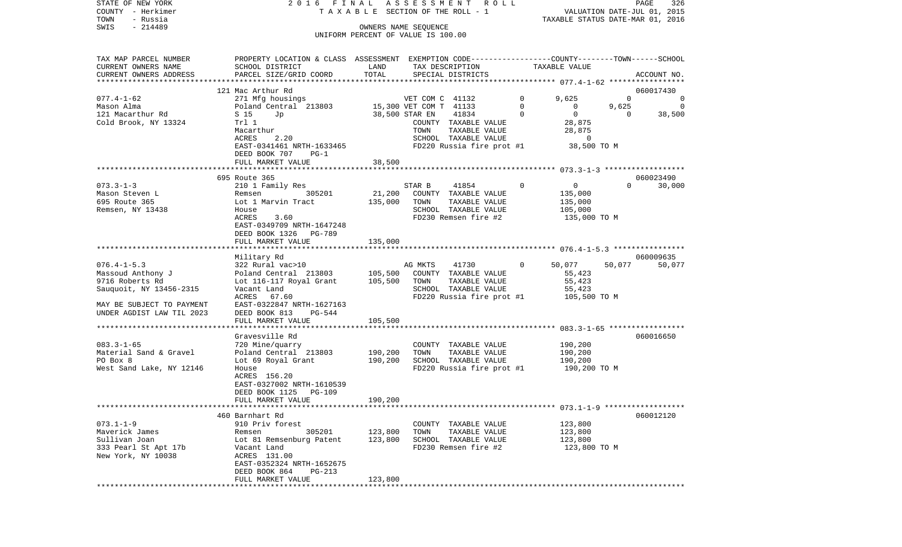STATE OF NEW YORK
COUNTY - Herkimer
TOWN - Russia
SWIS - 214489

2016 FINAL ASSESSMENT ROLL
TAXABLE SECTION OF THE ROLL - 1
OWNERS NAME SEQUENCE
UNIFORM PERCENT OF VALUE IS 100.00

VALUATION DATE-JUL 01, 2015
TAXABLE STATUS DATE-MAR 01, 2016

| TAX MAP PARCEL NUMBER<br>CURRENT OWNERS NAME<br>CURRENT OWNERS ADDRESS | PROPERTY LOCATION & CLASS<br>SCHOOL DISTRICT<br>PARCEL SIZE/GRID COORD | ASSESSMENT<br>LAND<br>TOTAL | EXEMPTION CODE<br>TAX DESCRIPTION<br>SPECIAL DISTRICTS | | COUNTY | TOWN | SCHOOL<br>ACCOUNT NO. |
|---|---|---|---|---|---|---|---|
| 077.4-1-62 | 121 Mac Arthur Rd | | | | | | 060017430 |
| 077.4-1-62 | 271 Mfg housings | | VET COM C 41132 | 0 | 9,625 | 0 | 0 |
| Mason Alma | Poland Central 213803 | 15,300 | VET COM T 41133 | 0 | 0 | 9,625 | 0 |
| 121 Macarthur Rd | S 15 Jp | 38,500 | STAR EN 41834 | 0 | 0 | 0 | 38,500 |
| Cold Brook, NY 13324 | Trl 1 | | COUNTY TAXABLE VALUE | | 28,875 | | |
| | Macarthur | | TOWN TAXABLE VALUE | | 28,875 | | |
| | ACRES 2.20 | | SCHOOL TAXABLE VALUE | | 0 | | |
| | EAST-0341461 NRTH-1633465 | | FD220 Russia fire prot #1 | | 38,500 TO M | | |
| | DEED BOOK 707 PG-1 | | | | | | |
| | FULL MARKET VALUE | 38,500 | | | | | |
| 073.3-1-3 | 695 Route 365 | | | | | | 060023490 |
| 073.3-1-3 | 210 1 Family Res | | STAR B 41854 | 0 | 0 | 0 | 30,000 |
| Mason Steven L | Remsen 305201 | 21,200 | COUNTY TAXABLE VALUE | | 135,000 | | |
| 695 Route 365 | Lot 1 Marvin Tract | 135,000 | TOWN TAXABLE VALUE | | 135,000 | | |
| Remsen, NY 13438 | House | | SCHOOL TAXABLE VALUE | | 105,000 | | |
| | ACRES 3.60 | | FD230 Remsen fire #2 | | 135,000 TO M | | |
| | EAST-0349709 NRTH-1647248 | | | | | | |
| | DEED BOOK 1326 PG-789 | | | | | | |
| | FULL MARKET VALUE | 135,000 | | | | | |
| 076.4-1-5.3 | Military Rd | | | | | | 060009635 |
| 076.4-1-5.3 | 322 Rural vac>10 | | AG MKTS 41730 | 0 | 50,077 | 50,077 | 50,077 |
| Massoud Anthony J | Poland Central 213803 | 105,500 | COUNTY TAXABLE VALUE | | 55,423 | | |
| 9716 Roberts Rd | Lot 116-117 Royal Grant | 105,500 | TOWN TAXABLE VALUE | | 55,423 | | |
| Sauquoit, NY 13456-2315 | Vacant Land | | SCHOOL TAXABLE VALUE | | 55,423 | | |
| | ACRES 67.60 | | FD220 Russia fire prot #1 | | 105,500 TO M | | |
| MAY BE SUBJECT TO PAYMENT | EAST-0322847 NRTH-1627163 | | | | | | |
| UNDER AGDIST LAW TIL 2023 | DEED BOOK 813 PG-544 | | | | | | |
| | FULL MARKET VALUE | 105,500 | | | | | |
| 083.3-1-65 | Gravesville Rd | | | | | | 060016650 |
| 083.3-1-65 | 720 Mine/quarry | | COUNTY TAXABLE VALUE | | 190,200 | | |
| Material Sand & Gravel | Poland Central 213803 | 190,200 | TOWN TAXABLE VALUE | | 190,200 | | |
| PO Box 8 | Lot 69 Royal Grant | 190,200 | SCHOOL TAXABLE VALUE | | 190,200 | | |
| West Sand Lake, NY 12146 | House | | FD220 Russia fire prot #1 | | 190,200 TO M | | |
| | ACRES 156.20 | | | | | | |
| | EAST-0327002 NRTH-1610539 | | | | | | |
| | DEED BOOK 1125 PG-109 | | | | | | |
| | FULL MARKET VALUE | 190,200 | | | | | |
| 073.1-1-9 | 460 Barnhart Rd | | | | | | 060012120 |
| 073.1-1-9 | 910 Priv forest | | COUNTY TAXABLE VALUE | | 123,800 | | |
| Maverick James | Remsen 305201 | 123,800 | TOWN TAXABLE VALUE | | 123,800 | | |
| Sullivan Joan | Lot 81 Remsenburg Patent | 123,800 | SCHOOL TAXABLE VALUE | | 123,800 | | |
| 333 Pearl St Apt 17b | Vacant Land | | FD230 Remsen fire #2 | | 123,800 TO M | | |
| New York, NY 10038 | ACRES 131.00 | | | | | | |
| | EAST-0352324 NRTH-1652675 | | | | | | |
| | DEED BOOK 864 PG-213 | | | | | | |
| | FULL MARKET VALUE | 123,800 | | | | | |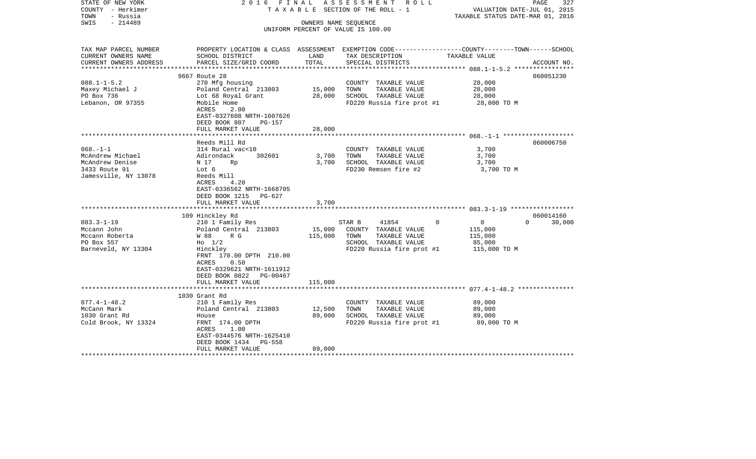STATE OF NEW YORK
COUNTY - Herkimer
TOWN - Russia
SWIS - 214489

2016 FINAL ASSESSMENT ROLL
TAXABLE SECTION OF THE ROLL - 1
OWNERS NAME SEQUENCE
UNIFORM PERCENT OF VALUE IS 100.00

VALUATION DATE-JUL 01, 2015
TAXABLE STATUS DATE-MAR 01, 2016

| TAX MAP PARCEL NUMBER / CURRENT OWNERS NAME / CURRENT OWNERS ADDRESS | PROPERTY LOCATION & CLASS / SCHOOL DISTRICT / PARCEL SIZE/GRID COORD | ASSESSMENT LAND | TOTAL | EXEMPTION CODE / TAX DESCRIPTION / SPECIAL DISTRICTS | COUNTY | TOWN | SCHOOL / TAXABLE VALUE | ACCOUNT NO. |
|---|---|---|---|---|---|---|---|---|
| **088.1-1-5.2** | 9667 Route 28 | | | | | | | 060051230 |
| 088.1-1-5.2 | 270 Mfg housing | | | COUNTY TAXABLE VALUE | | | 28,000 | |
| Maxey Michael J | Poland Central 213803 | 15,000 | | TOWN TAXABLE VALUE | | | 28,000 | |
| PO Box 736 | Lot 68 Royal Grant | | 28,000 | SCHOOL TAXABLE VALUE | | | 28,000 | |
| Lebanon, OR 97355 | Mobile Home | | | FD220 Russia fire prot #1 | | | 28,000 TO M | |
| | ACRES 2.00 | | | | | | | |
| | EAST-0327608 NRTH-1607626 | | | | | | | |
| | DEED BOOK 807 PG-157 | | | | | | | |
| | FULL MARKET VALUE | | 28,000 | | | | | |
| **068.-1-1** | Reeds Mill Rd | | | | | | | 060006750 |
| 068.-1-1 | 314 Rural vac<10 | | | COUNTY TAXABLE VALUE | | | 3,700 | |
| McAndrew Michael | Adirondack 302601 | 3,700 | | TOWN TAXABLE VALUE | | | 3,700 | |
| McAndrew Denise | N 17 Rp | | 3,700 | SCHOOL TAXABLE VALUE | | | 3,700 | |
| 3433 Route 91 | Lot 6 | | | FD230 Remsen fire #2 | | | 3,700 TO M | |
| Jamesville, NY 13078 | Reeds Mill | | | | | | | |
| | ACRES 4.20 | | | | | | | |
| | EAST-0336562 NRTH-1668705 | | | | | | | |
| | DEED BOOK 1215 PG-627 | | | | | | | |
| | FULL MARKET VALUE | | 3,700 | | | | | |
| **083.3-1-19** | 109 Hinckley Rd | | | | | | | 060014160 |
| 083.3-1-19 | 210 1 Family Res | | | STAR B 41854 | 0 | 0 | 0 | 30,000 |
| Mccann John | Poland Central 213803 | 15,000 | | COUNTY TAXABLE VALUE | | | 115,000 | |
| Mccann Roberta | W 88 R G | | 115,000 | TOWN TAXABLE VALUE | | | 115,000 | |
| PO Box 557 | Ho 1/2 | | | SCHOOL TAXABLE VALUE | | | 85,000 | |
| Barneveld, NY 13304 | Hinckley | | | FD220 Russia fire prot #1 | | | 115,000 TO M | |
| | FRNT 170.00 DPTH 210.00 | | | | | | | |
| | ACRES 0.50 | | | | | | | |
| | EAST-0329621 NRTH-1611912 | | | | | | | |
| | DEED BOOK 0822 PG-00467 | | | | | | | |
| | FULL MARKET VALUE | | 115,000 | | | | | |
| **077.4-1-48.2** | 1030 Grant Rd | | | | | | | |
| 077.4-1-48.2 | 210 1 Family Res | | | COUNTY TAXABLE VALUE | | | 89,000 | |
| McCann Mark | Poland Central 213803 | 12,500 | | TOWN TAXABLE VALUE | | | 89,000 | |
| 1030 Grant Rd | House | | 89,000 | SCHOOL TAXABLE VALUE | | | 89,000 | |
| Cold Brook, NY 13324 | FRNT 174.00 DPTH | | | FD220 Russia fire prot #1 | | | 89,000 TO M | |
| | ACRES 1.00 | | | | | | | |
| | EAST-0344576 NRTH-1625410 | | | | | | | |
| | DEED BOOK 1434 PG-558 | | | | | | | |
| | FULL MARKET VALUE | | 89,000 | | | | | |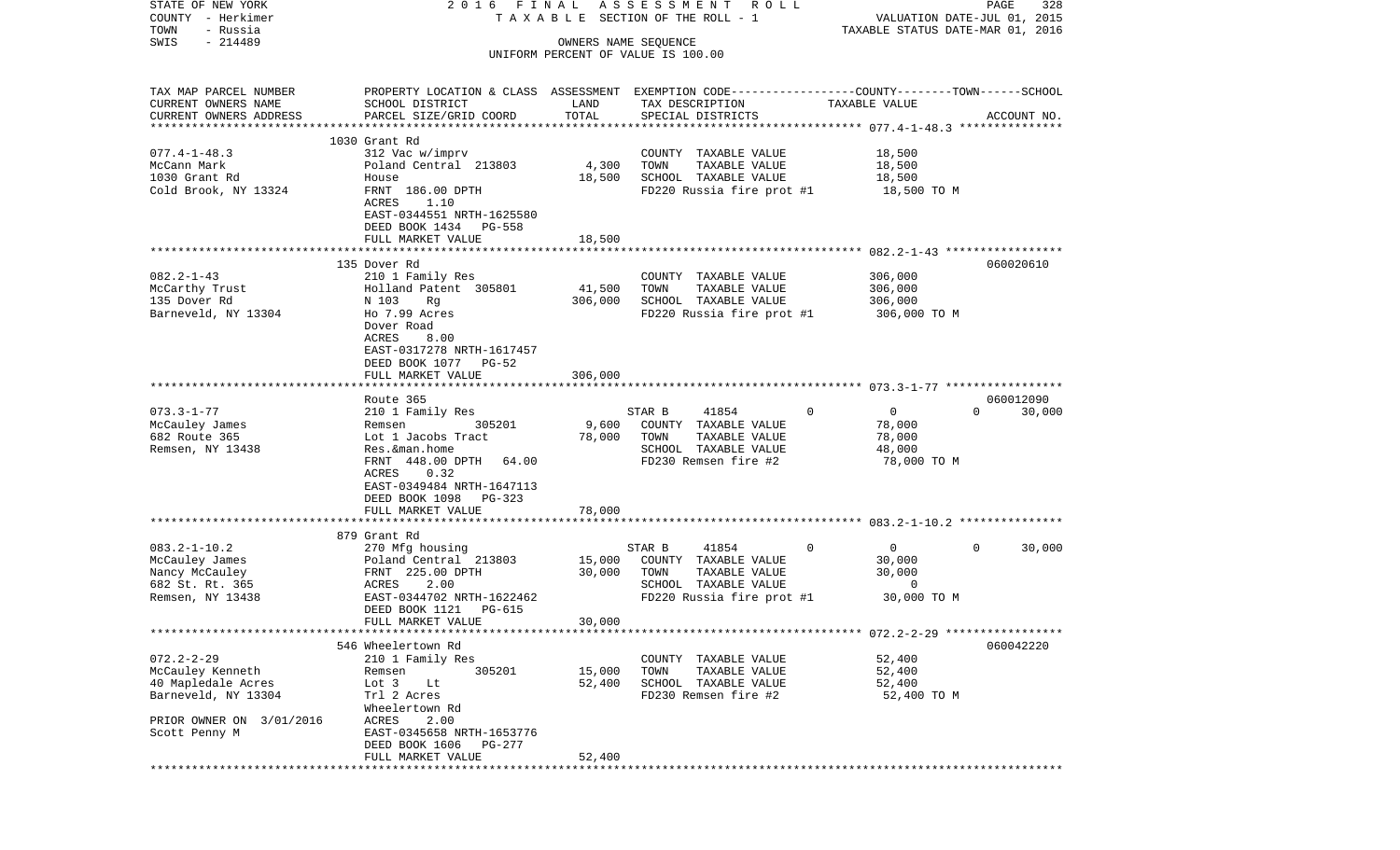STATE OF NEW YORK 2016 FINAL ASSESSMENT ROLL
COUNTY - Herkimer TAXABLE SECTION OF THE ROLL - 1 VALUATION DATE-JUL 01, 2015
TOWN - Russia TAXABLE STATUS DATE-MAR 01, 2016
SWIS - 214489 OWNERS NAME SEQUENCE
UNIFORM PERCENT OF VALUE IS 100.00

| TAX MAP PARCEL NUMBER<br>CURRENT OWNERS NAME<br>CURRENT OWNERS ADDRESS | PROPERTY LOCATION & CLASS<br>SCHOOL DISTRICT<br>PARCEL SIZE/GRID COORD | ASSESSMENT<br>LAND<br>TOTAL | EXEMPTION CODE-----COUNTY--------TOWN------SCHOOL<br>TAX DESCRIPTION<br>SPECIAL DISTRICTS | TAXABLE VALUE | ACCOUNT NO. |
|---|---|---|---|---|---|
| | 1030 Grant Rd | | | | |
| 077.4-1-48.3 | 312 Vac w/imprv | | COUNTY TAXABLE VALUE | 18,500 | |
| McCann Mark | Poland Central 213803 | 4,300 | TOWN TAXABLE VALUE | 18,500 | |
| 1030 Grant Rd | House | 18,500 | SCHOOL TAXABLE VALUE | 18,500 | |
| Cold Brook, NY 13324 | FRNT 186.00 DPTH | | FD220 Russia fire prot #1 | 18,500 TO M | |
| | ACRES 1.10 | | | | |
| | EAST-0344551 NRTH-1625580 | | | | |
| | DEED BOOK 1434 PG-558 | | | | |
| | FULL MARKET VALUE | 18,500 | | | |
| | 135 Dover Rd | | | | 060020610 |
| 082.2-1-43 | 210 1 Family Res | | COUNTY TAXABLE VALUE | 306,000 | |
| McCarthy Trust | Holland Patent 305801 | 41,500 | TOWN TAXABLE VALUE | 306,000 | |
| 135 Dover Rd | N 103 Rg | 306,000 | SCHOOL TAXABLE VALUE | 306,000 | |
| Barneveld, NY 13304 | Ho 7.99 Acres | | FD220 Russia fire prot #1 | 306,000 TO M | |
| | Dover Road | | | | |
| | ACRES 8.00 | | | | |
| | EAST-0317278 NRTH-1617457 | | | | |
| | DEED BOOK 1077 PG-52 | | | | |
| | FULL MARKET VALUE | 306,000 | | | |
| | Route 365 | | | | 060012090 |
| 073.3-1-77 | 210 1 Family Res | | STAR B 41854 0 | 0 0 | 30,000 |
| McCauley James | Remsen 305201 | 9,600 | COUNTY TAXABLE VALUE | 78,000 | |
| 682 Route 365 | Lot 1 Jacobs Tract | 78,000 | TOWN TAXABLE VALUE | 78,000 | |
| Remsen, NY 13438 | Res.&man.home | | SCHOOL TAXABLE VALUE | 48,000 | |
| | FRNT 448.00 DPTH 64.00 | | FD230 Remsen fire #2 | 78,000 TO M | |
| | ACRES 0.32 | | | | |
| | EAST-0349484 NRTH-1647113 | | | | |
| | DEED BOOK 1098 PG-323 | | | | |
| | FULL MARKET VALUE | 78,000 | | | |
| | 879 Grant Rd | | | | |
| 083.2-1-10.2 | 270 Mfg housing | | STAR B 41854 0 | 0 0 | 30,000 |
| McCauley James | Poland Central 213803 | 15,000 | COUNTY TAXABLE VALUE | 30,000 | |
| Nancy McCauley | FRNT 225.00 DPTH | 30,000 | TOWN TAXABLE VALUE | 30,000 | |
| 682 St. Rt. 365 | ACRES 2.00 | | SCHOOL TAXABLE VALUE | 0 | |
| Remsen, NY 13438 | EAST-0344702 NRTH-1622462 | | FD220 Russia fire prot #1 | 30,000 TO M | |
| | DEED BOOK 1121 PG-615 | | | | |
| | FULL MARKET VALUE | 30,000 | | | |
| | 546 Wheelertown Rd | | | | 060042220 |
| 072.2-2-29 | 210 1 Family Res | | COUNTY TAXABLE VALUE | 52,400 | |
| McCauley Kenneth | Remsen 305201 | 15,000 | TOWN TAXABLE VALUE | 52,400 | |
| 40 Mapledale Acres | Lot 3 Lt | 52,400 | SCHOOL TAXABLE VALUE | 52,400 | |
| Barneveld, NY 13304 | Trl 2 Acres | | FD230 Remsen fire #2 | 52,400 TO M | |
| | Wheelertown Rd | | | | |
| PRIOR OWNER ON 3/01/2016 | ACRES 2.00 | | | | |
| Scott Penny M | EAST-0345658 NRTH-1653776 | | | | |
| | DEED BOOK 1606 PG-277 | | | | |
| | FULL MARKET VALUE | 52,400 | | | |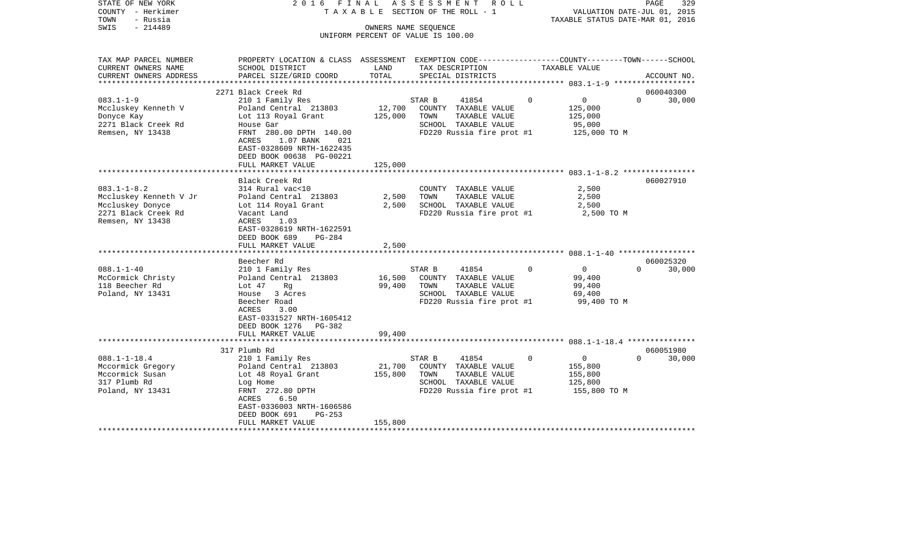STATE OF NEW YORK
COUNTY - Herkimer
TOWN - Russia
SWIS - 214489

2 0 1 6 F I N A L A S S E S S M E N T R O L L
T A X A B L E SECTION OF THE ROLL - 1
OWNERS NAME SEQUENCE
UNIFORM PERCENT OF VALUE IS 100.00

VALUATION DATE-JUL 01, 2015
TAXABLE STATUS DATE-MAR 01, 2016

```
TAX MAP PARCEL NUMBER     PROPERTY LOCATION & CLASS  ASSESSMENT  EXEMPTION CODE------------------COUNTY--------TOWN------SCHOOL
CURRENT OWNERS NAME       SCHOOL DISTRICT               LAND      TAX DESCRIPTION                  TAXABLE VALUE
CURRENT OWNERS ADDRESS    PARCEL SIZE/GRID COORD        TOTAL     SPECIAL DISTRICTS                                          ACCOUNT NO.
*********************************************************************************************** 083.1-1-9 ******************
                          2271 Black Creek Rd                                                                       060040300
083.1-1-9                 210 1 Family Res                        STAR B      41854           0           0            0     30,000
Mccluskey Kenneth V       Poland Central  213803        12,700    COUNTY  TAXABLE VALUE             125,000
Donyce Kay                Lot 113 Royal Grant          125,000    TOWN    TAXABLE VALUE             125,000
2271 Black Creek Rd       House Gar                               SCHOOL  TAXABLE VALUE              95,000
Remsen, NY 13438          FRNT 280.00 DPTH 140.00                 FD220 Russia fire prot #1         125,000 TO M
                          ACRES     1.07 BANK     021
                          EAST-0328609 NRTH-1622435
                          DEED BOOK 00638 PG-00221
                          FULL MARKET VALUE            125,000
*********************************************************************************************** 083.1-1-8.2 ****************
                          Black Creek Rd                                                                            060027910
083.1-1-8.2               314 Rural vac<10                        COUNTY  TAXABLE VALUE               2,500
Mccluskey Kenneth V Jr    Poland Central  213803         2,500    TOWN    TAXABLE VALUE               2,500
Mccluskey Donyce          Lot 114 Royal Grant            2,500    SCHOOL  TAXABLE VALUE               2,500
2271 Black Creek Rd       Vacant Land                             FD220 Russia fire prot #1           2,500 TO M
Remsen, NY 13438          ACRES     1.03
                          EAST-0328619 NRTH-1622591
                          DEED BOOK 689    PG-284
                          FULL MARKET VALUE              2,500
*********************************************************************************************** 088.1-1-40 *****************
                          Beecher Rd                                                                                060025320
088.1-1-40                210 1 Family Res                        STAR B      41854           0           0            0     30,000
McCormick Christy         Poland Central  213803        16,500    COUNTY  TAXABLE VALUE              99,400
118 Beecher Rd            Lot 47    Rg                  99,400    TOWN    TAXABLE VALUE              99,400
Poland, NY 13431          House   3 Acres                         SCHOOL  TAXABLE VALUE              69,400
                          Beecher Road                            FD220 Russia fire prot #1          99,400 TO M
                          ACRES     3.00
                          EAST-0331527 NRTH-1605412
                          DEED BOOK 1276   PG-382
                          FULL MARKET VALUE             99,400
*********************************************************************************************** 088.1-1-18.4 ***************
                          317 Plumb Rd                                                                              060051980
088.1-1-18.4              210 1 Family Res                        STAR B      41854           0           0            0     30,000
Mccormick Gregory         Poland Central  213803        21,700    COUNTY  TAXABLE VALUE             155,800
Mccormick Susan           Lot 48 Royal Grant           155,800    TOWN    TAXABLE VALUE             155,800
317 Plumb Rd              Log Home                                SCHOOL  TAXABLE VALUE             125,800
Poland, NY 13431          FRNT 272.80 DPTH                        FD220 Russia fire prot #1         155,800 TO M
                          ACRES     6.50
                          EAST-0336003 NRTH-1606586
                          DEED BOOK 691    PG-253
                          FULL MARKET VALUE            155,800
********************************************************************************************************************************
```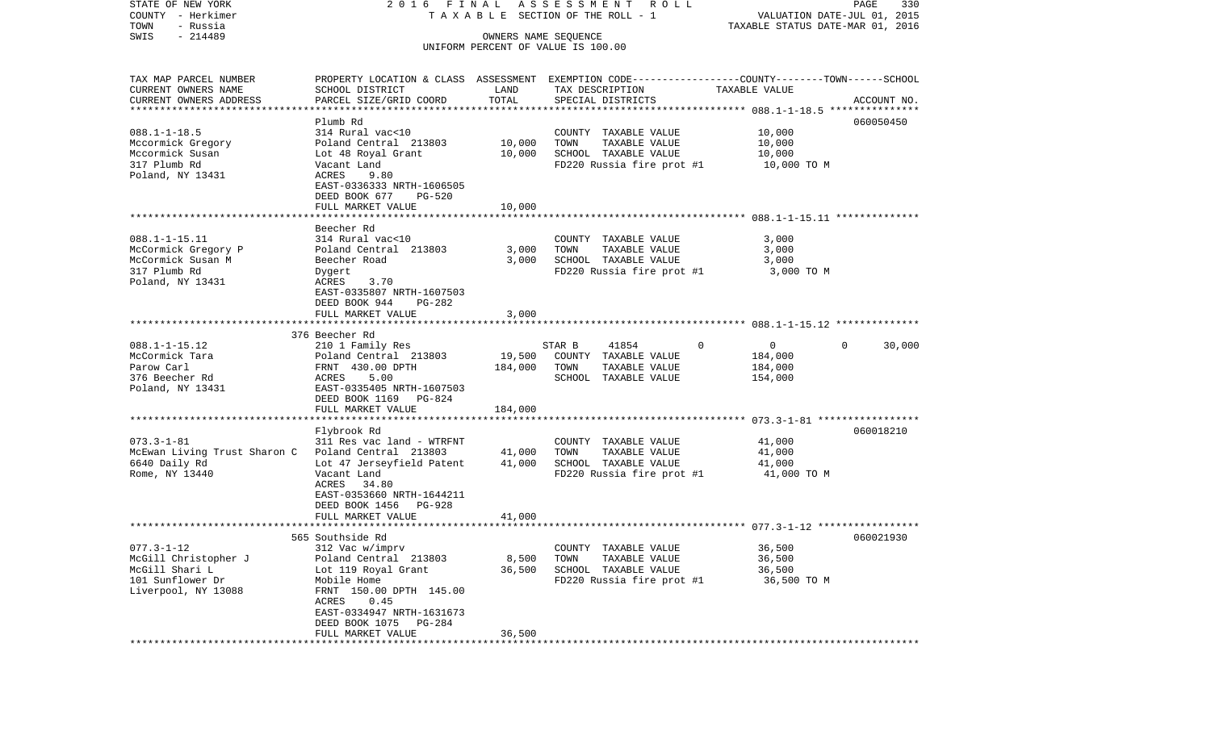STATE OF NEW YORK　　2 0 1 6　F I N A L　A S S E S S M E N T　R O L L
COUNTY - Herkimer　　T A X A B L E SECTION OF THE ROLL - 1　　VALUATION DATE-JUL 01, 2015
TOWN - Russia　　TAXABLE STATUS DATE-MAR 01, 2016
SWIS - 214489　　OWNERS NAME SEQUENCE
UNIFORM PERCENT OF VALUE IS 100.00

| TAX MAP PARCEL NUMBER / CURRENT OWNERS NAME / CURRENT OWNERS ADDRESS | PROPERTY LOCATION & CLASS / SCHOOL DISTRICT / PARCEL SIZE/GRID COORD | ASSESSMENT LAND | ASSESSMENT TOTAL | EXEMPTION CODE / TAX DESCRIPTION / SPECIAL DISTRICTS | COUNTY | TOWN | SCHOOL | ACCOUNT NO. |
|---|---|---|---|---|---|---|---|---|
| 088.1-1-18.5 | Plumb Rd | | | | | | | 060050450 |
| Mccormick Gregory | 314 Rural vac<10 | | | COUNTY TAXABLE VALUE | 10,000 | | | |
| Mccormick Susan | Poland Central 213803 | 10,000 | | TOWN TAXABLE VALUE | | 10,000 | | |
| 317 Plumb Rd | Lot 48 Royal Grant | | 10,000 | SCHOOL TAXABLE VALUE | | | 10,000 | |
| Poland, NY 13431 | Vacant Land | | | FD220 Russia fire prot #1 | 10,000 TO M | | | |
| | ACRES 9.80 | | | | | | | |
| | EAST-0336333 NRTH-1606505 | | | | | | | |
| | DEED BOOK 677 PG-520 | | | | | | | |
| | FULL MARKET VALUE | | 10,000 | | | | | |
| 088.1-1-15.11 | Beecher Rd | | | | | | | |
| McCormick Gregory P | 314 Rural vac<10 | | | COUNTY TAXABLE VALUE | 3,000 | | | |
| McCormick Susan M | Poland Central 213803 | 3,000 | | TOWN TAXABLE VALUE | | 3,000 | | |
| 317 Plumb Rd | Beecher Road | | 3,000 | SCHOOL TAXABLE VALUE | | | 3,000 | |
| Poland, NY 13431 | Dygert | | | FD220 Russia fire prot #1 | 3,000 TO M | | | |
| | ACRES 3.70 | | | | | | | |
| | EAST-0335807 NRTH-1607503 | | | | | | | |
| | DEED BOOK 944 PG-282 | | | | | | | |
| | FULL MARKET VALUE | | 3,000 | | | | | |
| 088.1-1-15.12 | 376 Beecher Rd | | | | | | | |
| McCormick Tara | 210 1 Family Res | | | STAR B 41854 | 0 | 0 | 30,000 | |
| Parow Carl | Poland Central 213803 | 19,500 | | COUNTY TAXABLE VALUE | 184,000 | | | |
| 376 Beecher Rd | FRNT 430.00 DPTH | | 184,000 | TOWN TAXABLE VALUE | | 184,000 | | |
| Poland, NY 13431 | ACRES 5.00 | | | SCHOOL TAXABLE VALUE | | | 154,000 | |
| | EAST-0335405 NRTH-1607503 | | | | | | | |
| | DEED BOOK 1169 PG-824 | | | | | | | |
| | FULL MARKET VALUE | | 184,000 | | | | | |
| 073.3-1-81 | Flybrook Rd | | | | | | | 060018210 |
| McEwan Living Trust Sharon C | 311 Res vac land - WTRFNT | | | COUNTY TAXABLE VALUE | 41,000 | | | |
| 6640 Daily Rd | Poland Central 213803 | 41,000 | | TOWN TAXABLE VALUE | | 41,000 | | |
| Rome, NY 13440 | Lot 47 Jerseyfield Patent | | 41,000 | SCHOOL TAXABLE VALUE | | | 41,000 | |
| | Vacant Land | | | FD220 Russia fire prot #1 | 41,000 TO M | | | |
| | ACRES 34.80 | | | | | | | |
| | EAST-0353660 NRTH-1644211 | | | | | | | |
| | DEED BOOK 1456 PG-928 | | | | | | | |
| | FULL MARKET VALUE | | 41,000 | | | | | |
| 077.3-1-12 | 565 Southside Rd | | | | | | | 060021930 |
| McGill Christopher J | 312 Vac w/imprv | | | COUNTY TAXABLE VALUE | 36,500 | | | |
| McGill Shari L | Poland Central 213803 | 8,500 | | TOWN TAXABLE VALUE | | 36,500 | | |
| 101 Sunflower Dr | Lot 119 Royal Grant | | 36,500 | SCHOOL TAXABLE VALUE | | | 36,500 | |
| Liverpool, NY 13088 | Mobile Home | | | FD220 Russia fire prot #1 | 36,500 TO M | | | |
| | FRNT 150.00 DPTH 145.00 | | | | | | | |
| | ACRES 0.45 | | | | | | | |
| | EAST-0334947 NRTH-1631673 | | | | | | | |
| | DEED BOOK 1075 PG-284 | | | | | | | |
| | FULL MARKET VALUE | | 36,500 | | | | | |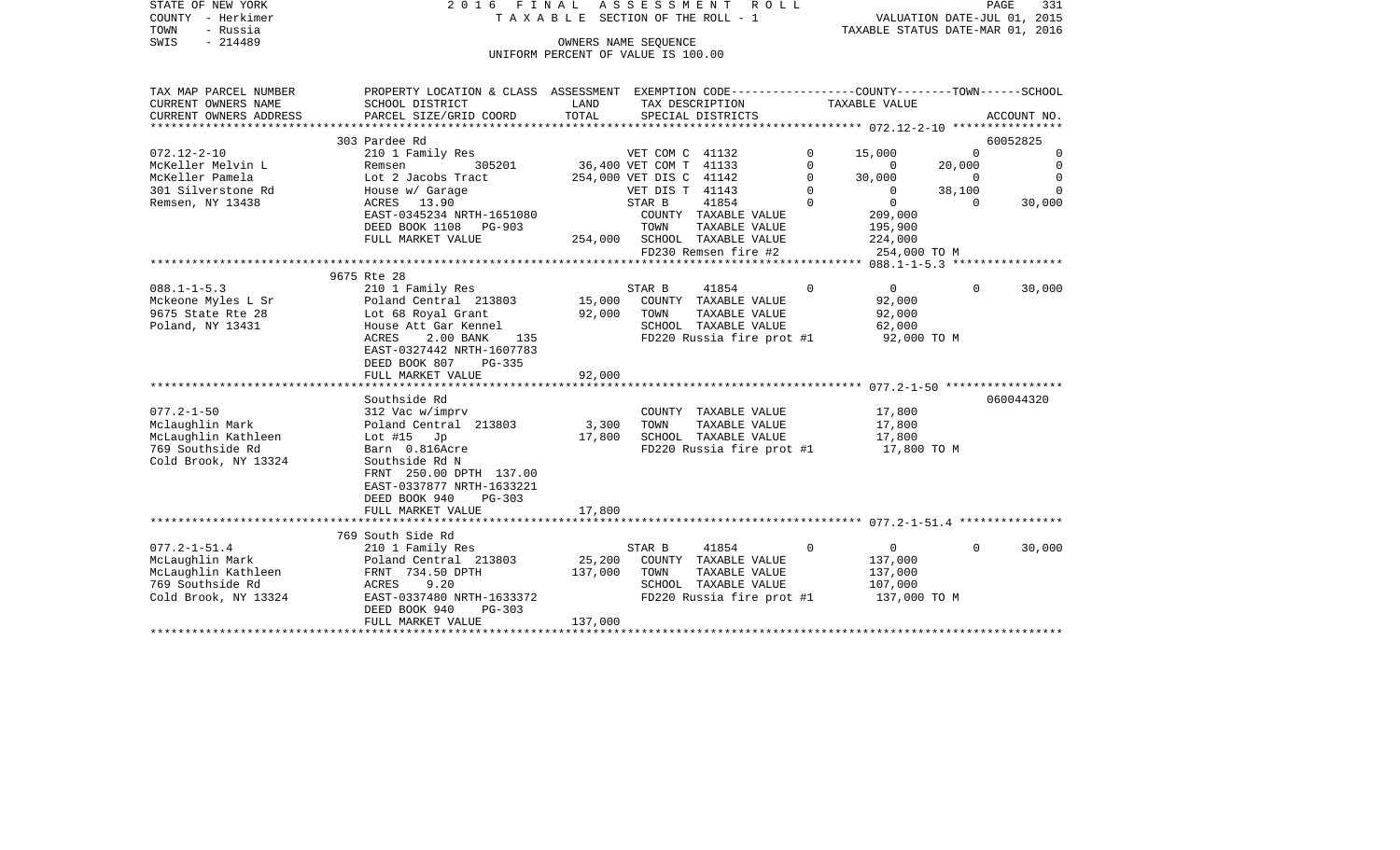STATE OF NEW YORK | COUNTY - Herkimer | TOWN - Russia | SWIS - 214489

2016 FINAL ASSESSMENT ROLL
TAXABLE SECTION OF THE ROLL - 1
OWNERS NAME SEQUENCE
UNIFORM PERCENT OF VALUE IS 100.00

VALUATION DATE-JUL 01, 2015
TAXABLE STATUS DATE-MAR 01, 2016

| TAX MAP PARCEL NUMBER / CURRENT OWNERS NAME / CURRENT OWNERS ADDRESS | PROPERTY LOCATION & CLASS / SCHOOL DISTRICT / PARCEL SIZE/GRID COORD | ASSESSMENT LAND / TOTAL | EXEMPTION CODE / TAX DESCRIPTION / SPECIAL DISTRICTS | | COUNTY TAXABLE VALUE | TOWN | SCHOOL / ACCOUNT NO. |
|---|---|---|---|---|---|---|---|
| | 303 Pardee Rd | | | | | | 60052825 |
| 072.12-2-10 | 210 1 Family Res | | VET COM C 41132 | 0 | 15,000 | 0 | 0 |
| McKeller Melvin L | Remsen 305201 | 36,400 | VET COM T 41133 | 0 | 0 | 20,000 | 0 |
| McKeller Pamela | Lot 2 Jacobs Tract | 254,000 | VET DIS C 41142 | 0 | 30,000 | 0 | 0 |
| 301 Silverstone Rd | House w/ Garage | | VET DIS T 41143 | 0 | 0 | 38,100 | 0 |
| Remsen, NY 13438 | ACRES 13.90 | | STAR B 41854 | 0 | 0 | 0 | 30,000 |
| | EAST-0345234 NRTH-1651080 | | COUNTY TAXABLE VALUE | | 209,000 | | |
| | DEED BOOK 1108 PG-903 | | TOWN TAXABLE VALUE | | 195,900 | | |
| | FULL MARKET VALUE | 254,000 | SCHOOL TAXABLE VALUE | | 224,000 | | |
| | | | FD230 Remsen fire #2 | | 254,000 TO M | | |
| | 9675 Rte 28 | | | | | | |
| 088.1-1-5.3 | 210 1 Family Res | | STAR B 41854 | 0 | 0 | 0 | 30,000 |
| Mckeone Myles L Sr | Poland Central 213803 | 15,000 | COUNTY TAXABLE VALUE | | 92,000 | | |
| 9675 State Rte 28 | Lot 68 Royal Grant | 92,000 | TOWN TAXABLE VALUE | | 92,000 | | |
| Poland, NY 13431 | House Att Gar Kennel | | SCHOOL TAXABLE VALUE | | 62,000 | | |
| | ACRES 2.00 BANK 135 | | FD220 Russia fire prot #1 | | 92,000 TO M | | |
| | EAST-0327442 NRTH-1607783 | | | | | | |
| | DEED BOOK 807 PG-335 | | | | | | |
| | FULL MARKET VALUE | 92,000 | | | | | |
| | Southside Rd | | | | | | 060044320 |
| 077.2-1-50 | 312 Vac w/imprv | | COUNTY TAXABLE VALUE | | 17,800 | | |
| Mclaughlin Mark | Poland Central 213803 | 3,300 | TOWN TAXABLE VALUE | | 17,800 | | |
| McLaughlin Kathleen | Lot #15 Jp | 17,800 | SCHOOL TAXABLE VALUE | | 17,800 | | |
| 769 Southside Rd | Barn 0.816Acre | | FD220 Russia fire prot #1 | | 17,800 TO M | | |
| Cold Brook, NY 13324 | Southside Rd N | | | | | | |
| | FRNT 250.00 DPTH 137.00 | | | | | | |
| | EAST-0337877 NRTH-1633221 | | | | | | |
| | DEED BOOK 940 PG-303 | | | | | | |
| | FULL MARKET VALUE | 17,800 | | | | | |
| | 769 South Side Rd | | | | | | |
| 077.2-1-51.4 | 210 1 Family Res | | STAR B 41854 | 0 | 0 | 0 | 30,000 |
| McLaughlin Mark | Poland Central 213803 | 25,200 | COUNTY TAXABLE VALUE | | 137,000 | | |
| McLaughlin Kathleen | FRNT 734.50 DPTH | 137,000 | TOWN TAXABLE VALUE | | 137,000 | | |
| 769 Southside Rd | ACRES 9.20 | | SCHOOL TAXABLE VALUE | | 107,000 | | |
| Cold Brook, NY 13324 | EAST-0337480 NRTH-1633372 | | FD220 Russia fire prot #1 | | 137,000 TO M | | |
| | DEED BOOK 940 PG-303 | | | | | | |
| | FULL MARKET VALUE | 137,000 | | | | | |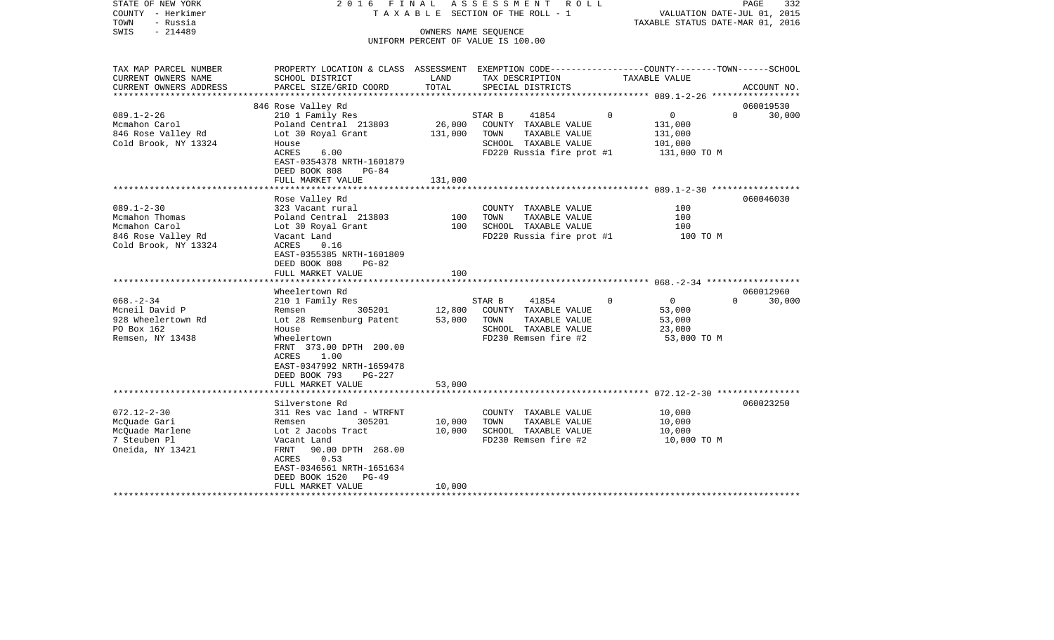STATE OF NEW YORK | 2016 FINAL ASSESSMENT ROLL | PAGE 332
COUNTY - Herkimer | TAXABLE SECTION OF THE ROLL - 1 | VALUATION DATE-JUL 01, 2015
TOWN - Russia | | TAXABLE STATUS DATE-MAR 01, 2016
SWIS - 214489 | OWNERS NAME SEQUENCE
UNIFORM PERCENT OF VALUE IS 100.00

| TAX MAP PARCEL NUMBER / CURRENT OWNERS NAME / CURRENT OWNERS ADDRESS | PROPERTY LOCATION & CLASS / SCHOOL DISTRICT / PARCEL SIZE/GRID COORD | ASSESSMENT LAND | ASSESSMENT TOTAL | EXEMPTION CODE / TAX DESCRIPTION / SPECIAL DISTRICTS | COUNTY | TOWN | SCHOOL TAXABLE VALUE | ACCOUNT NO. |
|---|---|---|---|---|---|---|---|---|
| | 846 Rose Valley Rd | | | | | | | 060019530 |
| 089.1-2-26 | 210 1 Family Res | | | STAR B 41854 | 0 | 0 | 0 30,000 | |
| Mcmahon Carol | Poland Central 213803 | 26,000 | | COUNTY TAXABLE VALUE | 131,000 | | | |
| 846 Rose Valley Rd | Lot 30 Royal Grant | | 131,000 | TOWN TAXABLE VALUE | | 131,000 | | |
| Cold Brook, NY 13324 | House | | | SCHOOL TAXABLE VALUE | | | 101,000 | |
| | ACRES 6.00 | | | FD220 Russia fire prot #1 | 131,000 TO M | | | |
| | EAST-0354378 NRTH-1601879 | | | | | | | |
| | DEED BOOK 808 PG-84 | | | | | | | |
| | FULL MARKET VALUE | | 131,000 | | | | | |
| | Rose Valley Rd | | | | | | | 060046030 |
| 089.1-2-30 | 323 Vacant rural | | | COUNTY TAXABLE VALUE | 100 | | | |
| Mcmahon Thomas | Poland Central 213803 | 100 | | TOWN TAXABLE VALUE | | 100 | | |
| Mcmahon Carol | Lot 30 Royal Grant | | 100 | SCHOOL TAXABLE VALUE | | | 100 | |
| 846 Rose Valley Rd | Vacant Land | | | FD220 Russia fire prot #1 | 100 TO M | | | |
| Cold Brook, NY 13324 | ACRES 0.16 | | | | | | | |
| | EAST-0355385 NRTH-1601809 | | | | | | | |
| | DEED BOOK 808 PG-82 | | | | | | | |
| | FULL MARKET VALUE | | 100 | | | | | |
| | Wheelertown Rd | | | | | | | 060012960 |
| 068.-2-34 | 210 1 Family Res | | | STAR B 41854 | 0 | 0 | 0 30,000 | |
| Mcneil David P | Remsen 305201 | 12,800 | | COUNTY TAXABLE VALUE | 53,000 | | | |
| 928 Wheelertown Rd | Lot 28 Remsenburg Patent | | 53,000 | TOWN TAXABLE VALUE | | 53,000 | | |
| PO Box 162 | House | | | SCHOOL TAXABLE VALUE | | | 23,000 | |
| Remsen, NY 13438 | Wheelertown | | | FD230 Remsen fire #2 | 53,000 TO M | | | |
| | FRNT 373.00 DPTH 200.00 | | | | | | | |
| | ACRES 1.00 | | | | | | | |
| | EAST-0347992 NRTH-1659478 | | | | | | | |
| | DEED BOOK 793 PG-227 | | | | | | | |
| | FULL MARKET VALUE | | 53,000 | | | | | |
| | Silverstone Rd | | | | | | | 060023250 |
| 072.12-2-30 | 311 Res vac land - WTRFNT | | | COUNTY TAXABLE VALUE | 10,000 | | | |
| McQuade Gari | Remsen 305201 | 10,000 | | TOWN TAXABLE VALUE | | 10,000 | | |
| McQuade Marlene | Lot 2 Jacobs Tract | | 10,000 | SCHOOL TAXABLE VALUE | | | 10,000 | |
| 7 Steuben Pl | Vacant Land | | | FD230 Remsen fire #2 | 10,000 TO M | | | |
| Oneida, NY 13421 | FRNT 90.00 DPTH 268.00 | | | | | | | |
| | ACRES 0.53 | | | | | | | |
| | EAST-0346561 NRTH-1651634 | | | | | | | |
| | DEED BOOK 1520 PG-49 | | | | | | | |
| | FULL MARKET VALUE | | 10,000 | | | | | |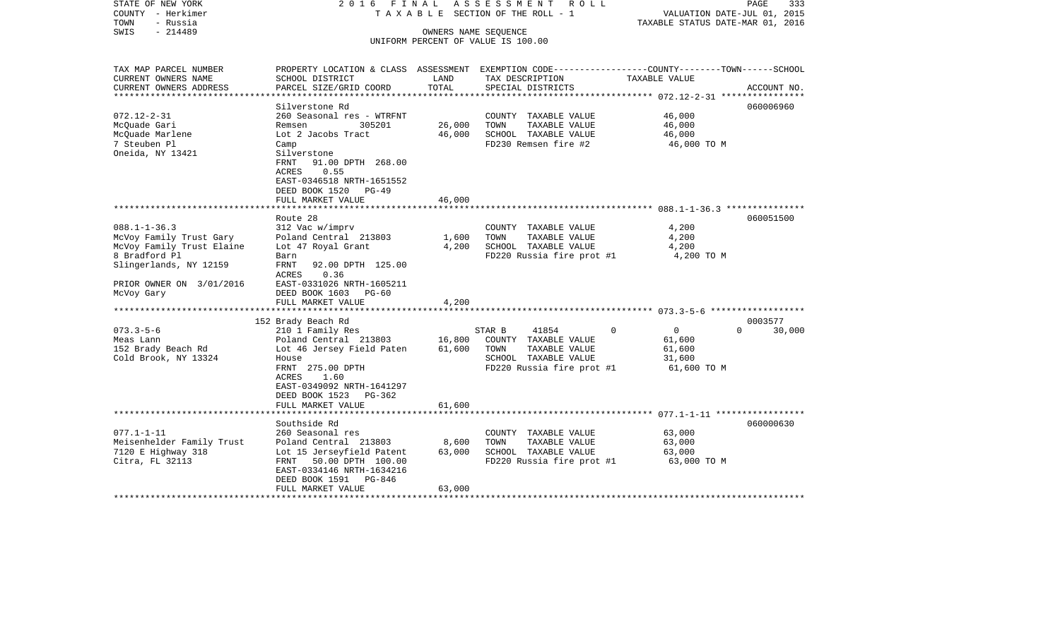STATE OF NEW YORK — 2016 FINAL ASSESSMENT ROLL
COUNTY - Herkimer — TAXABLE SECTION OF THE ROLL - 1 — VALUATION DATE-JUL 01, 2015
TOWN - Russia — TAXABLE STATUS DATE-MAR 01, 2016
SWIS - 214489 — OWNERS NAME SEQUENCE
UNIFORM PERCENT OF VALUE IS 100.00

| TAX MAP PARCEL NUMBER / CURRENT OWNERS NAME / CURRENT OWNERS ADDRESS | PROPERTY LOCATION & CLASS / SCHOOL DISTRICT / PARCEL SIZE/GRID COORD | ASSESSMENT LAND / TOTAL | EXEMPTION CODE / TAX DESCRIPTION / SPECIAL DISTRICTS | COUNTY / TOWN / SCHOOL TAXABLE VALUE | ACCOUNT NO. |
|---|---|---|---|---|---|
| 072.12-2-31 | Silverstone Rd | | | | 060006960 |
| McQuade Gari | 260 Seasonal res - WTRFNT | | COUNTY TAXABLE VALUE | 46,000 | |
| McQuade Marlene | Remsen 305201 | 26,000 | TOWN TAXABLE VALUE | 46,000 | |
| 7 Steuben Pl | Lot 2 Jacobs Tract | 46,000 | SCHOOL TAXABLE VALUE | 46,000 | |
| Oneida, NY 13421 | Camp | | FD230 Remsen fire #2 | 46,000 TO M | |
| | Silverstone | | | | |
| | FRNT 91.00 DPTH 268.00 | | | | |
| | ACRES 0.55 | | | | |
| | EAST-0346518 NRTH-1651552 | | | | |
| | DEED BOOK 1520 PG-49 | | | | |
| | FULL MARKET VALUE | 46,000 | | | |
| 088.1-1-36.3 | Route 28 | | | | 060051500 |
| McVoy Family Trust Gary | 312 Vac w/imprv | | COUNTY TAXABLE VALUE | 4,200 | |
| McVoy Family Trust Elaine | Poland Central 213803 | 1,600 | TOWN TAXABLE VALUE | 4,200 | |
| 8 Bradford Pl | Lot 47 Royal Grant | 4,200 | SCHOOL TAXABLE VALUE | 4,200 | |
| Slingerlands, NY 12159 | Barn | | FD220 Russia fire prot #1 | 4,200 TO M | |
| | FRNT 92.00 DPTH 125.00 | | | | |
| | ACRES 0.36 | | | | |
| PRIOR OWNER ON 3/01/2016 | EAST-0331026 NRTH-1605211 | | | | |
| McVoy Gary | DEED BOOK 1603 PG-60 | | | | |
| | FULL MARKET VALUE | 4,200 | | | |
| 073.3-5-6 | 152 Brady Beach Rd | | | | 0003577 |
| Meas Lann | 210 1 Family Res | | STAR B 41854 0 | 0 0 30,000 | |
| 152 Brady Beach Rd | Poland Central 213803 | 16,800 | COUNTY TAXABLE VALUE | 61,600 | |
| Cold Brook, NY 13324 | Lot 46 Jersey Field Paten | 61,600 | TOWN TAXABLE VALUE | 61,600 | |
| | House | | SCHOOL TAXABLE VALUE | 31,600 | |
| | FRNT 275.00 DPTH | | FD220 Russia fire prot #1 | 61,600 TO M | |
| | ACRES 1.60 | | | | |
| | EAST-0349092 NRTH-1641297 | | | | |
| | DEED BOOK 1523 PG-362 | | | | |
| | FULL MARKET VALUE | 61,600 | | | |
| 077.1-1-11 | Southside Rd | | | | 060000630 |
| Meisenhelder Family Trust | 260 Seasonal res | | COUNTY TAXABLE VALUE | 63,000 | |
| 7120 E Highway 318 | Poland Central 213803 | 8,600 | TOWN TAXABLE VALUE | 63,000 | |
| Citra, FL 32113 | Lot 15 Jerseyfield Patent | 63,000 | SCHOOL TAXABLE VALUE | 63,000 | |
| | FRNT 50.00 DPTH 100.00 | | FD220 Russia fire prot #1 | 63,000 TO M | |
| | EAST-0334146 NRTH-1634216 | | | | |
| | DEED BOOK 1591 PG-846 | | | | |
| | FULL MARKET VALUE | 63,000 | | | |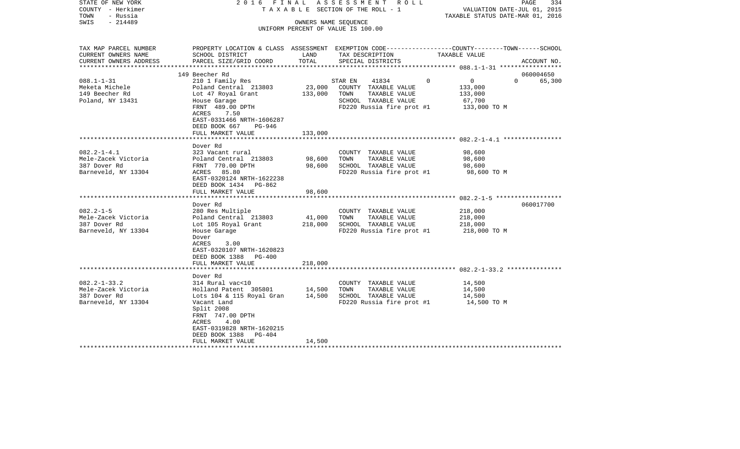STATE OF NEW YORK | 2016 FINAL ASSESSMENT ROLL | VALUATION DATE-JUL 01, 2015
COUNTY - Herkimer | TAXABLE SECTION OF THE ROLL - 1 | TAXABLE STATUS DATE-MAR 01, 2016
TOWN - Russia | OWNERS NAME SEQUENCE
SWIS - 214489 | UNIFORM PERCENT OF VALUE IS 100.00

| TAX MAP PARCEL NUMBER / CURRENT OWNERS NAME / CURRENT OWNERS ADDRESS | PROPERTY LOCATION & CLASS / SCHOOL DISTRICT / PARCEL SIZE/GRID COORD | ASSESSMENT LAND | TOTAL | EXEMPTION CODE / TAX DESCRIPTION / SPECIAL DISTRICTS | COUNTY | TOWN | SCHOOL / TAXABLE VALUE | ACCOUNT NO. |
|---|---|---|---|---|---|---|---|---|
| 088.1-1-31 | 149 Beecher Rd | | | | | | | 060004650 |
| | 210 1 Family Res | | | STAR EN 41834 | 0 | 0 | 0 | 65,300 |
| Meketa Michele | Poland Central 213803 | 23,000 | | COUNTY TAXABLE VALUE | 133,000 | | | |
| 149 Beecher Rd | Lot 47 Royal Grant | | 133,000 | TOWN TAXABLE VALUE | 133,000 | | | |
| Poland, NY 13431 | House Garage | | | SCHOOL TAXABLE VALUE | 67,700 | | | |
| | FRNT 489.00 DPTH | | | FD220 Russia fire prot #1 | 133,000 TO M | | | |
| | ACRES 7.50 | | | | | | | |
| | EAST-0331466 NRTH-1606287 | | | | | | | |
| | DEED BOOK 667 PG-946 | | | | | | | |
| | FULL MARKET VALUE | | 133,000 | | | | | |
| 082.2-1-4.1 | Dover Rd | | | | | | | |
| | 323 Vacant rural | | | COUNTY TAXABLE VALUE | 98,600 | | | |
| Mele-Zacek Victoria | Poland Central 213803 | 98,600 | | TOWN TAXABLE VALUE | 98,600 | | | |
| 387 Dover Rd | FRNT 770.00 DPTH | | 98,600 | SCHOOL TAXABLE VALUE | 98,600 | | | |
| Barneveld, NY 13304 | ACRES 85.80 | | | FD220 Russia fire prot #1 | 98,600 TO M | | | |
| | EAST-0320124 NRTH-1622238 | | | | | | | |
| | DEED BOOK 1434 PG-862 | | | | | | | |
| | FULL MARKET VALUE | | 98,600 | | | | | |
| 082.2-1-5 | Dover Rd | | | | | | | 060017700 |
| | 280 Res Multiple | | | COUNTY TAXABLE VALUE | 218,000 | | | |
| Mele-Zacek Victoria | Poland Central 213803 | 41,000 | | TOWN TAXABLE VALUE | 218,000 | | | |
| 387 Dover Rd | Lot 105 Royal Grant | | 218,000 | SCHOOL TAXABLE VALUE | 218,000 | | | |
| Barneveld, NY 13304 | House Garage | | | FD220 Russia fire prot #1 | 218,000 TO M | | | |
| | Dover | | | | | | | |
| | ACRES 3.00 | | | | | | | |
| | EAST-0320107 NRTH-1620823 | | | | | | | |
| | DEED BOOK 1388 PG-400 | | | | | | | |
| | FULL MARKET VALUE | | 218,000 | | | | | |
| 082.2-1-33.2 | Dover Rd | | | | | | | |
| | 314 Rural vac<10 | | | COUNTY TAXABLE VALUE | 14,500 | | | |
| Mele-Zacek Victoria | Holland Patent 305801 | 14,500 | | TOWN TAXABLE VALUE | 14,500 | | | |
| 387 Dover Rd | Lots 104 & 115 Royal Gran | | 14,500 | SCHOOL TAXABLE VALUE | 14,500 | | | |
| Barneveld, NY 13304 | Vacant Land | | | FD220 Russia fire prot #1 | 14,500 TO M | | | |
| | Split 2008 | | | | | | | |
| | FRNT 747.00 DPTH | | | | | | | |
| | ACRES 4.00 | | | | | | | |
| | EAST-0319828 NRTH-1620215 | | | | | | | |
| | DEED BOOK 1388 PG-404 | | | | | | | |
| | FULL MARKET VALUE | | 14,500 | | | | | |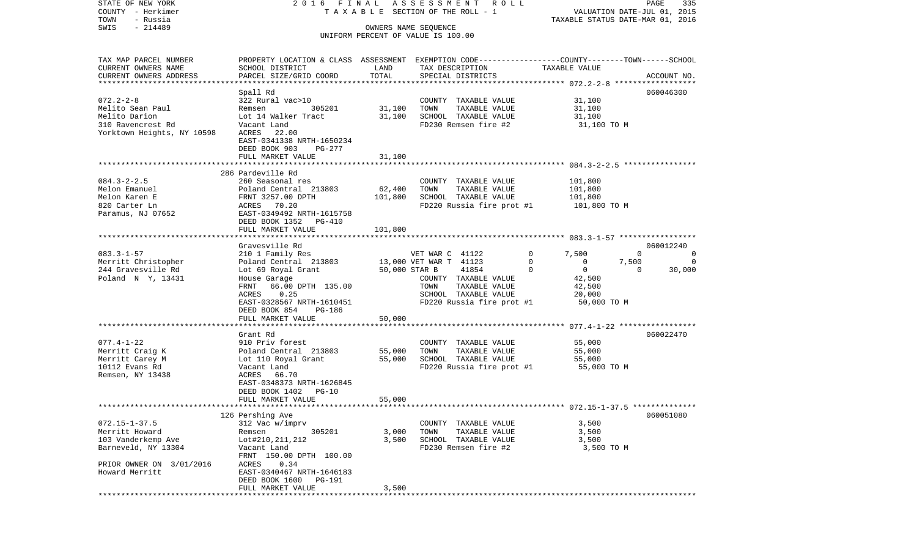STATE OF NEW YORK — 2016 FINAL ASSESSMENT ROLL
COUNTY - Herkimer — TAXABLE SECTION OF THE ROLL - 1 — VALUATION DATE-JUL 01, 2015
TOWN - Russia — TAXABLE STATUS DATE-MAR 01, 2016
SWIS - 214489 — OWNERS NAME SEQUENCE
UNIFORM PERCENT OF VALUE IS 100.00

| TAX MAP PARCEL NUMBER / CURRENT OWNERS NAME / CURRENT OWNERS ADDRESS | PROPERTY LOCATION & CLASS / SCHOOL DISTRICT / PARCEL SIZE/GRID COORD | ASSESSMENT LAND / TOTAL | EXEMPTION CODE / TAX DESCRIPTION / SPECIAL DISTRICTS | COUNTY | TOWN | SCHOOL | ACCOUNT NO. |
|---|---|---|---|---|---|---|---|
| **072.2-2-8** | Spall Rd | | | | | | 060046300 |
| Melito Sean Paul | 322 Rural vac>10 | | COUNTY TAXABLE VALUE | 31,100 | | | |
| Melito Darion | Remsen 305201 | 31,100 | TOWN TAXABLE VALUE | | 31,100 | | |
| 310 Ravencrest Rd | Lot 14 Walker Tract | 31,100 | SCHOOL TAXABLE VALUE | | | 31,100 | |
| Yorktown Heights, NY 10598 | Vacant Land | | FD230 Remsen fire #2 | 31,100 TO M | | | |
| | ACRES 22.00 | | | | | | |
| | EAST-0341338 NRTH-1650234 | | | | | | |
| | DEED BOOK 903 PG-277 | | | | | | |
| | FULL MARKET VALUE | 31,100 | | | | | |
| **084.3-2-2.5** | 286 Pardeville Rd | | | | | | |
| Melon Emanuel | 260 Seasonal res | | COUNTY TAXABLE VALUE | 101,800 | | | |
| Melon Karen E | Poland Central 213803 | 62,400 | TOWN TAXABLE VALUE | | 101,800 | | |
| 820 Carter Ln | FRNT 3257.00 DPTH | 101,800 | SCHOOL TAXABLE VALUE | | | 101,800 | |
| Paramus, NJ 07652 | ACRES 70.20 | | FD220 Russia fire prot #1 | 101,800 TO M | | | |
| | EAST-0349492 NRTH-1615758 | | | | | | |
| | DEED BOOK 1352 PG-410 | | | | | | |
| | FULL MARKET VALUE | 101,800 | | | | | |
| **083.3-1-57** | Gravesville Rd | | | | | | 060012240 |
| Merritt Christopher | 210 1 Family Res | | VET WAR C 41122 0 | 7,500 | 0 | 0 | |
| 244 Gravesville Rd | Poland Central 213803 | 13,000 | VET WAR T 41123 0 | 0 | 7,500 | 0 | |
| Poland N Y, 13431 | Lot 69 Royal Grant | 50,000 | STAR B 41854 0 | 0 | 0 | 30,000 | |
| | House Garage | | COUNTY TAXABLE VALUE | 42,500 | | | |
| | FRNT 66.00 DPTH 135.00 | | TOWN TAXABLE VALUE | | 42,500 | | |
| | ACRES 0.25 | | SCHOOL TAXABLE VALUE | | | 20,000 | |
| | EAST-0328567 NRTH-1610451 | | FD220 Russia fire prot #1 | 50,000 TO M | | | |
| | DEED BOOK 854 PG-186 | | | | | | |
| | FULL MARKET VALUE | 50,000 | | | | | |
| **077.4-1-22** | Grant Rd | | | | | | 060022470 |
| Merritt Craig K | 910 Priv forest | | COUNTY TAXABLE VALUE | 55,000 | | | |
| Merritt Carey M | Poland Central 213803 | 55,000 | TOWN TAXABLE VALUE | | 55,000 | | |
| 10112 Evans Rd | Lot 110 Royal Grant | 55,000 | SCHOOL TAXABLE VALUE | | | 55,000 | |
| Remsen, NY 13438 | Vacant Land | | FD220 Russia fire prot #1 | 55,000 TO M | | | |
| | ACRES 66.70 | | | | | | |
| | EAST-0348373 NRTH-1626845 | | | | | | |
| | DEED BOOK 1402 PG-10 | | | | | | |
| | FULL MARKET VALUE | 55,000 | | | | | |
| **072.15-1-37.5** | 126 Pershing Ave | | | | | | 060051080 |
| Merritt Howard | 312 Vac w/imprv | | COUNTY TAXABLE VALUE | 3,500 | | | |
| 103 Vanderkemp Ave | Remsen 305201 | 3,000 | TOWN TAXABLE VALUE | | 3,500 | | |
| Barneveld, NY 13304 | Lot#210,211,212 | 3,500 | SCHOOL TAXABLE VALUE | | | 3,500 | |
| | Vacant Land | | FD230 Remsen fire #2 | 3,500 TO M | | | |
| | FRNT 150.00 DPTH 100.00 | | | | | | |
| PRIOR OWNER ON 3/01/2016 | ACRES 0.34 | | | | | | |
| Howard Merritt | EAST-0340467 NRTH-1646183 | | | | | | |
| | DEED BOOK 1600 PG-191 | | | | | | |
| | FULL MARKET VALUE | 3,500 | | | | | |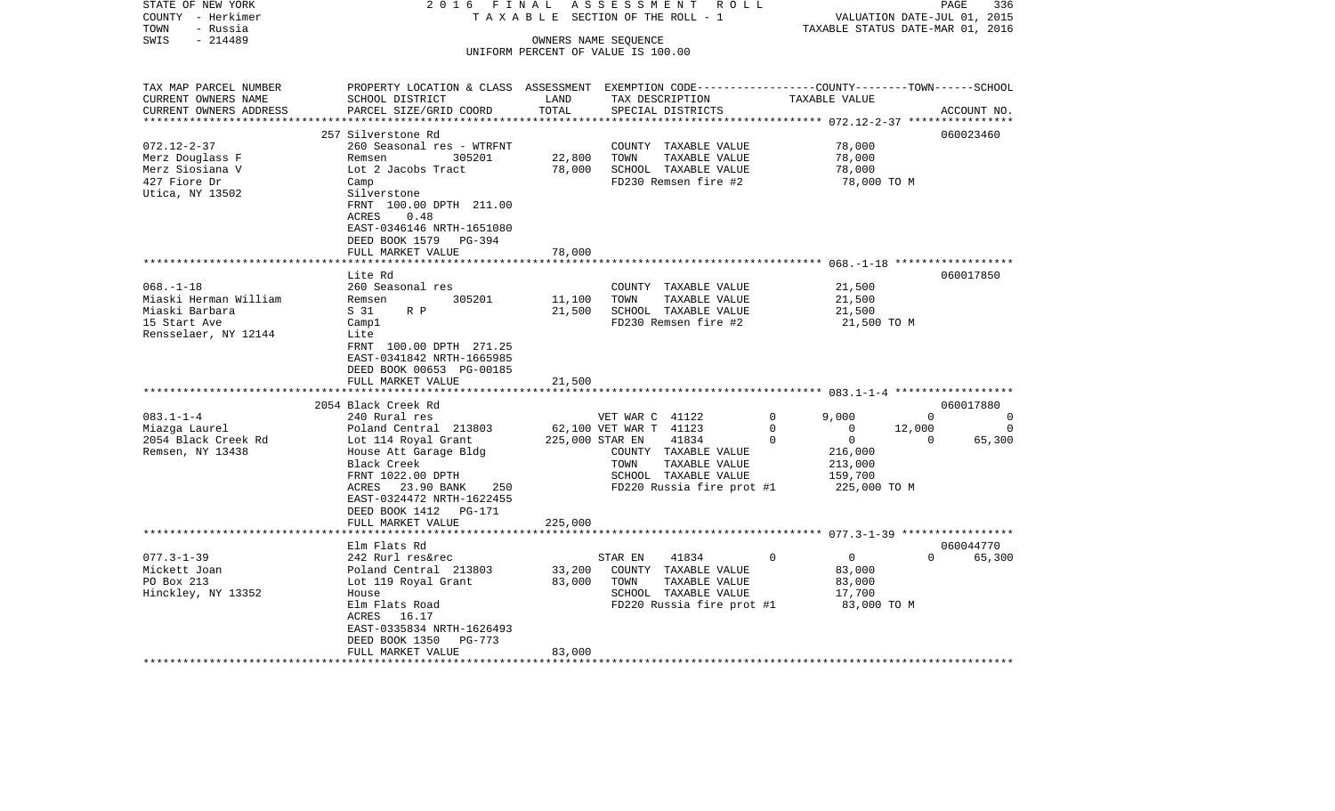STATE OF NEW YORK — 2016 FINAL ASSESSMENT ROLL — PAGE 336
COUNTY - Herkimer — TAXABLE SECTION OF THE ROLL - 1 — VALUATION DATE-JUL 01, 2015
TOWN - Russia — TAXABLE STATUS DATE-MAR 01, 2016
SWIS - 214489 — OWNERS NAME SEQUENCE
UNIFORM PERCENT OF VALUE IS 100.00

| TAX MAP PARCEL NUMBER / CURRENT OWNERS NAME / CURRENT OWNERS ADDRESS | PROPERTY LOCATION & CLASS / SCHOOL DISTRICT / PARCEL SIZE/GRID COORD | ASSESSMENT LAND | TOTAL | EXEMPTION CODE / TAX DESCRIPTION / SPECIAL DISTRICTS | COUNTY TAXABLE VALUE | TOWN | SCHOOL | ACCOUNT NO. |
|---|---|---|---|---|---|---|---|---|
| **072.12-2-37** | 257 Silverstone Rd | | | | | | | 060023460 |
| Merz Douglass F | 260 Seasonal res - WTRFNT | | | COUNTY TAXABLE VALUE | 78,000 | | | |
| Merz Siosiana V | Remsen 305201 | 22,800 | | TOWN TAXABLE VALUE | 78,000 | | | |
| 427 Fiore Dr | Lot 2 Jacobs Tract | | 78,000 | SCHOOL TAXABLE VALUE | 78,000 | | | |
| Utica, NY 13502 | Camp | | | FD230 Remsen fire #2 | 78,000 TO M | | | |
| | Silverstone | | | | | | | |
| | FRNT 100.00 DPTH 211.00 | | | | | | | |
| | ACRES 0.48 | | | | | | | |
| | EAST-0346146 NRTH-1651080 | | | | | | | |
| | DEED BOOK 1579 PG-394 | | | | | | | |
| | FULL MARKET VALUE | | 78,000 | | | | | |
| **068.-1-18** | Lite Rd | | | | | | | 060017850 |
| Miaski Herman William | 260 Seasonal res | | | COUNTY TAXABLE VALUE | 21,500 | | | |
| Miaski Barbara | Remsen 305201 | 11,100 | | TOWN TAXABLE VALUE | 21,500 | | | |
| 15 Start Ave | S 31 R P | | 21,500 | SCHOOL TAXABLE VALUE | 21,500 | | | |
| Rensselaer, NY 12144 | Camp1 | | | FD230 Remsen fire #2 | 21,500 TO M | | | |
| | Lite | | | | | | | |
| | FRNT 100.00 DPTH 271.25 | | | | | | | |
| | EAST-0341842 NRTH-1665985 | | | | | | | |
| | DEED BOOK 00653 PG-00185 | | | | | | | |
| | FULL MARKET VALUE | | 21,500 | | | | | |
| **083.1-1-4** | 2054 Black Creek Rd | | | | | | | 060017880 |
| Miazga Laurel | 240 Rural res | | | VET WAR C 41122 0 | 9,000 | 0 | 0 | |
| 2054 Black Creek Rd | Poland Central 213803 | 62,100 | | VET WAR T 41123 0 | 0 | 12,000 | 0 | |
| Remsen, NY 13438 | Lot 114 Royal Grant | | 225,000 | STAR EN 41834 0 | 0 | 0 | 65,300 | |
| | House Att Garage Bldg | | | COUNTY TAXABLE VALUE | 216,000 | | | |
| | Black Creek | | | TOWN TAXABLE VALUE | 213,000 | | | |
| | FRNT 1022.00 DPTH | | | SCHOOL TAXABLE VALUE | 159,700 | | | |
| | ACRES 23.90 BANK 250 | | | FD220 Russia fire prot #1 | 225,000 TO M | | | |
| | EAST-0324472 NRTH-1622455 | | | | | | | |
| | DEED BOOK 1412 PG-171 | | | | | | | |
| | FULL MARKET VALUE | | 225,000 | | | | | |
| **077.3-1-39** | Elm Flats Rd | | | | | | | 060044770 |
| Mickett Joan | 242 Rurl res&rec | | | STAR EN 41834 0 | 0 | 0 | 65,300 | |
| PO Box 213 | Poland Central 213803 | 33,200 | | COUNTY TAXABLE VALUE | 83,000 | | | |
| Hinckley, NY 13352 | Lot 119 Royal Grant | | 83,000 | TOWN TAXABLE VALUE | 83,000 | | | |
| | House | | | SCHOOL TAXABLE VALUE | 17,700 | | | |
| | Elm Flats Road | | | FD220 Russia fire prot #1 | 83,000 TO M | | | |
| | ACRES 16.17 | | | | | | | |
| | EAST-0335834 NRTH-1626493 | | | | | | | |
| | DEED BOOK 1350 PG-773 | | | | | | | |
| | FULL MARKET VALUE | | 83,000 | | | | | |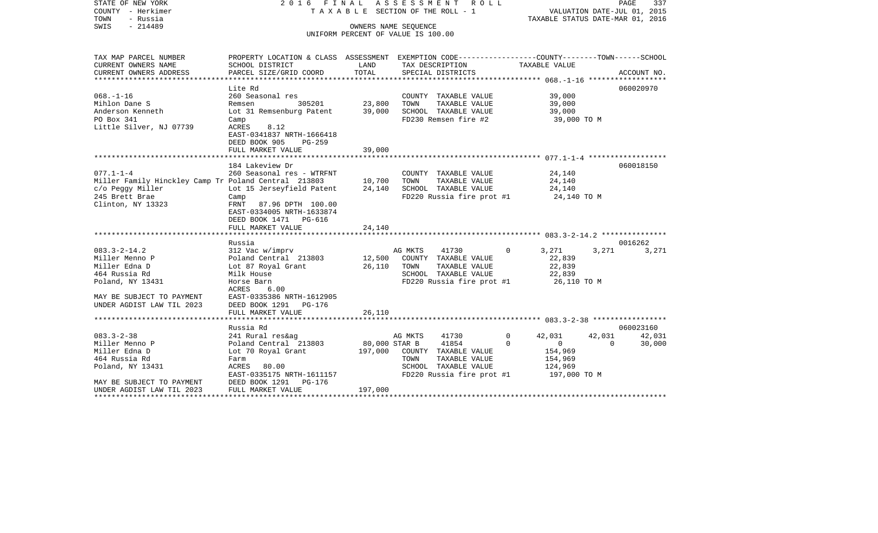STATE OF NEW YORK
COUNTY - Herkimer
TOWN - Russia
SWIS - 214489

2 0 1 6 F I N A L A S S E S S M E N T R O L L
T A X A B L E SECTION OF THE ROLL - 1
OWNERS NAME SEQUENCE
UNIFORM PERCENT OF VALUE IS 100.00

VALUATION DATE-JUL 01, 2015
TAXABLE STATUS DATE-MAR 01, 2016

| TAX MAP PARCEL NUMBER<br>CURRENT OWNERS NAME<br>CURRENT OWNERS ADDRESS | PROPERTY LOCATION & CLASS<br>SCHOOL DISTRICT<br>PARCEL SIZE/GRID COORD | ASSESSMENT<br>LAND<br>TOTAL | EXEMPTION CODE<br>TAX DESCRIPTION<br>SPECIAL DISTRICTS | COUNTY | TOWN | SCHOOL<br>ACCOUNT NO. |
|---|---|---|---|---|---|---|
| **068.-1-16** | Lite Rd | | | | | 060020970 |
| 068.-1-16 | 260 Seasonal res | | COUNTY TAXABLE VALUE | 39,000 | | |
| Mihlon Dane S | Remsen 305201 | 23,800 | TOWN TAXABLE VALUE | 39,000 | | |
| Anderson Kenneth | Lot 31 Remsenburg Patent | 39,000 | SCHOOL TAXABLE VALUE | 39,000 | | |
| PO Box 341 | Camp | | FD230 Remsen fire #2 | 39,000 TO M | | |
| Little Silver, NJ 07739 | ACRES 8.12 | | | | | |
| | EAST-0341837 NRTH-1666418 | | | | | |
| | DEED BOOK 905 PG-259 | | | | | |
| | FULL MARKET VALUE | 39,000 | | | | |
| **077.1-1-4** | 184 Lakeview Dr | | | | | 060018150 |
| 077.1-1-4 | 260 Seasonal res - WTRFNT | | COUNTY TAXABLE VALUE | 24,140 | | |
| Miller Family Hinckley Camp Tr | Poland Central 213803 | 10,700 | TOWN TAXABLE VALUE | 24,140 | | |
| c/o Peggy Miller | Lot 15 Jerseyfield Patent | 24,140 | SCHOOL TAXABLE VALUE | 24,140 | | |
| 245 Brett Brae | Camp | | FD220 Russia fire prot #1 | 24,140 TO M | | |
| Clinton, NY 13323 | FRNT 87.96 DPTH 100.00 | | | | | |
| | EAST-0334005 NRTH-1633874 | | | | | |
| | DEED BOOK 1471 PG-616 | | | | | |
| | FULL MARKET VALUE | 24,140 | | | | |
| **083.3-2-14.2** | Russia | | | | | 0016262 |
| 083.3-2-14.2 | 312 Vac w/imprv | | AG MKTS 41730 0 | 3,271 | 3,271 | 3,271 |
| Miller Menno P | Poland Central 213803 | 12,500 | COUNTY TAXABLE VALUE | 22,839 | | |
| Miller Edna D | Lot 87 Royal Grant | 26,110 | TOWN TAXABLE VALUE | 22,839 | | |
| 464 Russia Rd | Milk House | | SCHOOL TAXABLE VALUE | 22,839 | | |
| Poland, NY 13431 | Horse Barn | | FD220 Russia fire prot #1 | 26,110 TO M | | |
| | ACRES 6.00 | | | | | |
| MAY BE SUBJECT TO PAYMENT | EAST-0335386 NRTH-1612905 | | | | | |
| UNDER AGDIST LAW TIL 2023 | DEED BOOK 1291 PG-176 | | | | | |
| | FULL MARKET VALUE | 26,110 | | | | |
| **083.3-2-38** | Russia Rd | | | | | 060023160 |
| 083.3-2-38 | 241 Rural res&ag | | AG MKTS 41730 0 | 42,031 | 42,031 | 42,031 |
| Miller Menno P | Poland Central 213803 | 80,000 | STAR B 41854 0 | 0 | 0 | 30,000 |
| Miller Edna D | Lot 70 Royal Grant | 197,000 | COUNTY TAXABLE VALUE | 154,969 | | |
| 464 Russia Rd | Farm | | TOWN TAXABLE VALUE | 154,969 | | |
| Poland, NY 13431 | ACRES 80.00 | | SCHOOL TAXABLE VALUE | 124,969 | | |
| | EAST-0335175 NRTH-1611157 | | FD220 Russia fire prot #1 | 197,000 TO M | | |
| MAY BE SUBJECT TO PAYMENT | DEED BOOK 1291 PG-176 | | | | | |
| UNDER AGDIST LAW TIL 2023 | FULL MARKET VALUE | 197,000 | | | | |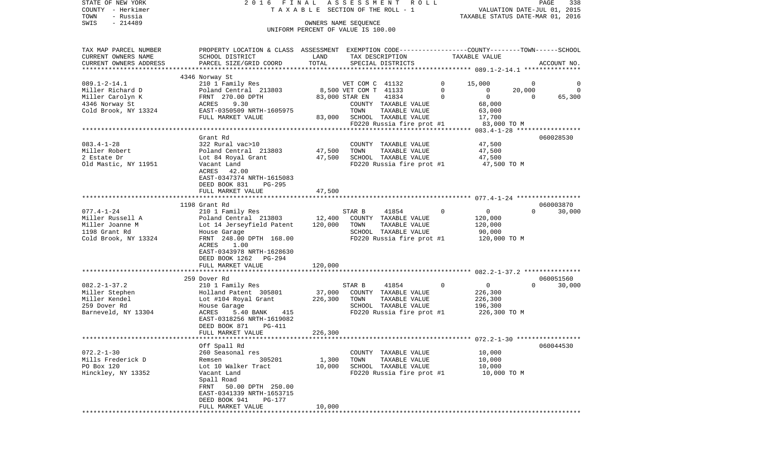STATE OF NEW YORK
COUNTY - Herkimer
TOWN - Russia
SWIS - 214489

2016 FINAL ASSESSMENT ROLL
TAXABLE SECTION OF THE ROLL - 1
OWNERS NAME SEQUENCE
UNIFORM PERCENT OF VALUE IS 100.00

VALUATION DATE-JUL 01, 2015
TAXABLE STATUS DATE-MAR 01, 2016

| TAX MAP PARCEL NUMBER / CURRENT OWNERS NAME / CURRENT OWNERS ADDRESS | PROPERTY LOCATION & CLASS / SCHOOL DISTRICT / PARCEL SIZE/GRID COORD | ASSESSMENT LAND | TOTAL | EXEMPTION CODE / TAX DESCRIPTION / SPECIAL DISTRICTS | COUNTY | TOWN | SCHOOL | ACCOUNT NO. |
|---|---|---|---|---|---|---|---|---|
| | 4346 Norway St | | | | | | | |
| 089.1-2-14.1 | 210 1 Family Res | | | VET COM C 41132 0 | 15,000 | 0 | 0 | |
| Miller Richard D | Poland Central 213803 | 8,500 | | VET COM T 41133 0 | 0 | 20,000 | 0 | |
| Miller Carolyn K | FRNT 270.00 DPTH | | 83,000 | STAR EN 41834 0 | 0 | 0 | 65,300 | |
| 4346 Norway St | ACRES 9.30 | | | COUNTY TAXABLE VALUE | 68,000 | | | |
| Cold Brook, NY 13324 | EAST-0350509 NRTH-1605975 | | | TOWN TAXABLE VALUE | | 63,000 | | |
| | FULL MARKET VALUE | | 83,000 | SCHOOL TAXABLE VALUE | | | 17,700 | |
| | | | | FD220 Russia fire prot #1 | 83,000 TO M | | | |
| | Grant Rd | | | | | | | 060028530 |
| 083.4-1-28 | 322 Rural vac>10 | | | COUNTY TAXABLE VALUE | 47,500 | | | |
| Miller Robert | Poland Central 213803 | 47,500 | | TOWN TAXABLE VALUE | | 47,500 | | |
| 2 Estate Dr | Lot 84 Royal Grant | | 47,500 | SCHOOL TAXABLE VALUE | | | 47,500 | |
| Old Mastic, NY 11951 | Vacant Land | | | FD220 Russia fire prot #1 | 47,500 TO M | | | |
| | ACRES 42.00 | | | | | | | |
| | EAST-0347374 NRTH-1615083 | | | | | | | |
| | DEED BOOK 831 PG-295 | | | | | | | |
| | FULL MARKET VALUE | | 47,500 | | | | | |
| | 1198 Grant Rd | | | | | | | 060003870 |
| 077.4-1-24 | 210 1 Family Res | | | STAR B 41854 0 | 0 | 0 | 30,000 | |
| Miller Russell A | Poland Central 213803 | 12,400 | | COUNTY TAXABLE VALUE | 120,000 | | | |
| Miller Joanne M | Lot 14 Jerseyfield Patent | | 120,000 | TOWN TAXABLE VALUE | | 120,000 | | |
| 1198 Grant Rd | House Garage | | | SCHOOL TAXABLE VALUE | | | 90,000 | |
| Cold Brook, NY 13324 | FRNT 248.00 DPTH 168.00 | | | FD220 Russia fire prot #1 | 120,000 TO M | | | |
| | ACRES 1.00 | | | | | | | |
| | EAST-0343978 NRTH-1628630 | | | | | | | |
| | DEED BOOK 1262 PG-294 | | | | | | | |
| | FULL MARKET VALUE | | 120,000 | | | | | |
| | 259 Dover Rd | | | | | | | 060051560 |
| 082.2-1-37.2 | 210 1 Family Res | | | STAR B 41854 0 | 0 | 0 | 30,000 | |
| Miller Stephen | Holland Patent 305801 | 37,000 | | COUNTY TAXABLE VALUE | 226,300 | | | |
| Miller Kendel | Lot #104 Royal Grant | | 226,300 | TOWN TAXABLE VALUE | | 226,300 | | |
| 259 Dover Rd | House Garage | | | SCHOOL TAXABLE VALUE | | | 196,300 | |
| Barneveld, NY 13304 | ACRES 5.40 BANK 415 | | | FD220 Russia fire prot #1 | 226,300 TO M | | | |
| | EAST-0318256 NRTH-1619082 | | | | | | | |
| | DEED BOOK 871 PG-411 | | | | | | | |
| | FULL MARKET VALUE | | 226,300 | | | | | |
| | Off Spall Rd | | | | | | | 060044530 |
| 072.2-1-30 | 260 Seasonal res | | | COUNTY TAXABLE VALUE | 10,000 | | | |
| Mills Frederick D | Remsen 305201 | 1,300 | | TOWN TAXABLE VALUE | | 10,000 | | |
| PO Box 120 | Lot 10 Walker Tract | | 10,000 | SCHOOL TAXABLE VALUE | | | 10,000 | |
| Hinckley, NY 13352 | Vacant Land | | | FD220 Russia fire prot #1 | 10,000 TO M | | | |
| | Spall Road | | | | | | | |
| | FRNT 50.00 DPTH 250.00 | | | | | | | |
| | EAST-0341339 NRTH-1653715 | | | | | | | |
| | DEED BOOK 941 PG-177 | | | | | | | |
| | FULL MARKET VALUE | | 10,000 | | | | | |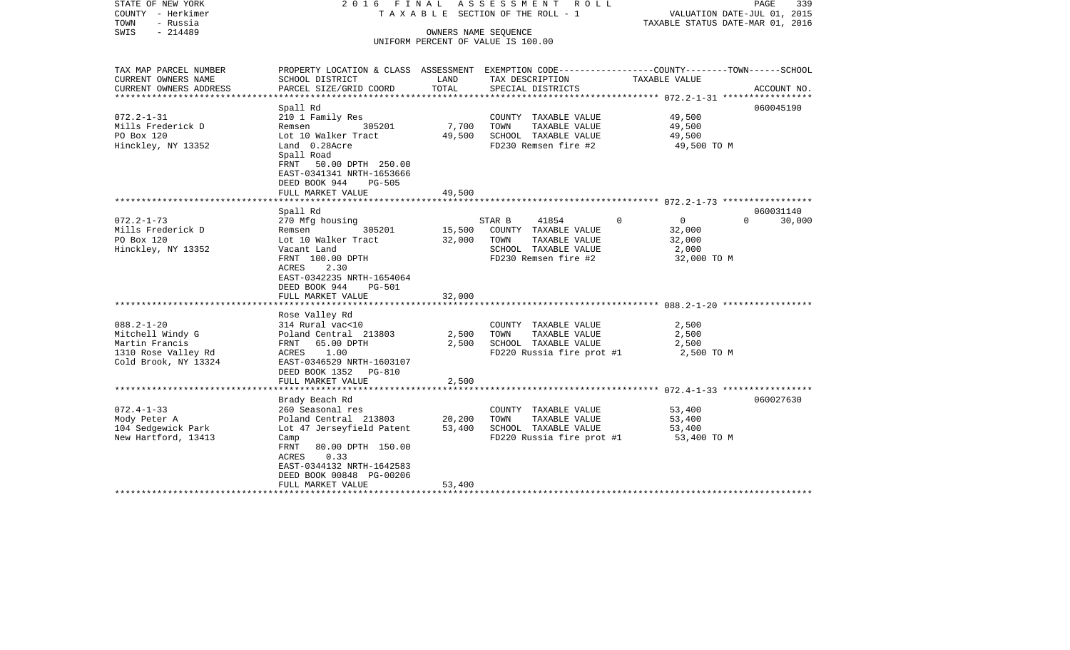STATE OF NEW YORK 2 0 1 6 F I N A L A S S E S S M E N T R O L L
COUNTY - Herkimer T A X A B L E SECTION OF THE ROLL - 1 VALUATION DATE-JUL 01, 2015
TOWN - Russia TAXABLE STATUS DATE-MAR 01, 2016
SWIS - 214489 OWNERS NAME SEQUENCE
UNIFORM PERCENT OF VALUE IS 100.00

| TAX MAP PARCEL NUMBER<br>CURRENT OWNERS NAME<br>CURRENT OWNERS ADDRESS | PROPERTY LOCATION & CLASS<br>SCHOOL DISTRICT<br>PARCEL SIZE/GRID COORD | ASSESSMENT<br>LAND<br>TOTAL | EXEMPTION CODE<br>TAX DESCRIPTION<br>SPECIAL DISTRICTS | COUNTY--------TOWN------SCHOOL<br>TAXABLE VALUE | ACCOUNT NO. |
|---|---|---|---|---|---|
| **072.2-1-31** | Spall Rd | | | | 060045190 |
| 072.2-1-31 | 210 1 Family Res | | COUNTY TAXABLE VALUE | 49,500 | |
| Mills Frederick D | Remsen 305201 | 7,700 | TOWN TAXABLE VALUE | 49,500 | |
| PO Box 120 | Lot 10 Walker Tract | 49,500 | SCHOOL TAXABLE VALUE | 49,500 | |
| Hinckley, NY 13352 | Land 0.28Acre | | FD230 Remsen fire #2 | 49,500 TO M | |
| | Spall Road | | | | |
| | FRNT 50.00 DPTH 250.00 | | | | |
| | EAST-0341341 NRTH-1653666 | | | | |
| | DEED BOOK 944 PG-505 | | | | |
| | FULL MARKET VALUE | 49,500 | | | |
| **072.2-1-73** | Spall Rd | | | | 060031140 |
| 072.2-1-73 | 270 Mfg housing | | STAR B 41854 0 | 0 0 | 30,000 |
| Mills Frederick D | Remsen 305201 | 15,500 | COUNTY TAXABLE VALUE | 32,000 | |
| PO Box 120 | Lot 10 Walker Tract | 32,000 | TOWN TAXABLE VALUE | 32,000 | |
| Hinckley, NY 13352 | Vacant Land | | SCHOOL TAXABLE VALUE | 2,000 | |
| | FRNT 100.00 DPTH | | FD230 Remsen fire #2 | 32,000 TO M | |
| | ACRES 2.30 | | | | |
| | EAST-0342235 NRTH-1654064 | | | | |
| | DEED BOOK 944 PG-501 | | | | |
| | FULL MARKET VALUE | 32,000 | | | |
| **088.2-1-20** | Rose Valley Rd | | | | |
| 088.2-1-20 | 314 Rural vac<10 | | COUNTY TAXABLE VALUE | 2,500 | |
| Mitchell Windy G | Poland Central 213803 | 2,500 | TOWN TAXABLE VALUE | 2,500 | |
| Martin Francis | FRNT 65.00 DPTH | 2,500 | SCHOOL TAXABLE VALUE | 2,500 | |
| 1310 Rose Valley Rd | ACRES 1.00 | | FD220 Russia fire prot #1 | 2,500 TO M | |
| Cold Brook, NY 13324 | EAST-0346529 NRTH-1603107 | | | | |
| | DEED BOOK 1352 PG-810 | | | | |
| | FULL MARKET VALUE | 2,500 | | | |
| **072.4-1-33** | Brady Beach Rd | | | | 060027630 |
| 072.4-1-33 | 260 Seasonal res | | COUNTY TAXABLE VALUE | 53,400 | |
| Mody Peter A | Poland Central 213803 | 20,200 | TOWN TAXABLE VALUE | 53,400 | |
| 104 Sedgewick Park | Lot 47 Jerseyfield Patent | 53,400 | SCHOOL TAXABLE VALUE | 53,400 | |
| New Hartford, 13413 | Camp | | FD220 Russia fire prot #1 | 53,400 TO M | |
| | FRNT 80.00 DPTH 150.00 | | | | |
| | ACRES 0.33 | | | | |
| | EAST-0344132 NRTH-1642583 | | | | |
| | DEED BOOK 00848 PG-00206 | | | | |
| | FULL MARKET VALUE | 53,400 | | | |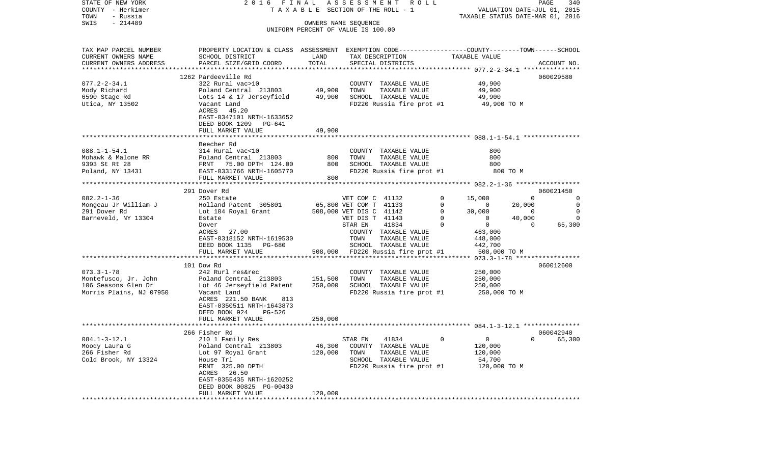STATE OF NEW YORK 2 0 1 6 F I N A L A S S E S S M E N T R O L L
COUNTY - Herkimer T A X A B L E SECTION OF THE ROLL - 1 VALUATION DATE-JUL 01, 2015
TOWN - Russia TAXABLE STATUS DATE-MAR 01, 2016
SWIS - 214489 OWNERS NAME SEQUENCE
UNIFORM PERCENT OF VALUE IS 100.00

| TAX MAP PARCEL NUMBER / CURRENT OWNERS NAME / CURRENT OWNERS ADDRESS | PROPERTY LOCATION & CLASS / SCHOOL DISTRICT / PARCEL SIZE/GRID COORD | ASSESSMENT LAND | TOTAL | EXEMPTION CODE / TAX DESCRIPTION / SPECIAL DISTRICTS | | COUNTY TAXABLE VALUE | TOWN | SCHOOL | ACCOUNT NO. |
|---|---|---|---|---|---|---|---|---|---|
| | 1262 Pardeeville Rd | | | | | | | | 060029580 |
| 077.2-2-34.1 | 322 Rural vac>10 | | | COUNTY TAXABLE VALUE | | 49,900 | | | |
| Mody Richard | Poland Central 213803 | 49,900 | | TOWN TAXABLE VALUE | | 49,900 | | | |
| 6590 Stage Rd | Lots 14 & 17 Jerseyfield | | 49,900 | SCHOOL TAXABLE VALUE | | 49,900 | | | |
| Utica, NY 13502 | Vacant Land | | | FD220 Russia fire prot #1 | | 49,900 TO M | | | |
| | ACRES 45.20 | | | | | | | | |
| | EAST-0347101 NRTH-1633652 | | | | | | | | |
| | DEED BOOK 1209 PG-641 | | | | | | | | |
| | FULL MARKET VALUE | | 49,900 | | | | | | |
| | Beecher Rd | | | | | | | | |
| 088.1-1-54.1 | 314 Rural vac<10 | | | COUNTY TAXABLE VALUE | | 800 | | | |
| Mohawk & Malone RR | Poland Central 213803 | 800 | | TOWN TAXABLE VALUE | | 800 | | | |
| 9393 St Rt 28 | FRNT 75.00 DPTH 124.00 | | 800 | SCHOOL TAXABLE VALUE | | 800 | | | |
| Poland, NY 13431 | EAST-0331766 NRTH-1605770 | | | FD220 Russia fire prot #1 | | 800 TO M | | | |
| | FULL MARKET VALUE | | 800 | | | | | | |
| | 291 Dover Rd | | | | | | | | 060021450 |
| 082.2-1-36 | 250 Estate | | | VET COM C 41132 | 0 | 15,000 | 0 | 0 | |
| Mongeau Jr William J | Holland Patent 305801 | 65,800 | | VET COM T 41133 | 0 | 0 | 20,000 | 0 | |
| 291 Dover Rd | Lot 104 Royal Grant | | 508,000 | VET DIS C 41142 | 0 | 30,000 | 0 | 0 | |
| Barneveld, NY 13304 | Estate | | | VET DIS T 41143 | 0 | 0 | 40,000 | 0 | |
| | Dover | | | STAR EN 41834 | 0 | 0 | 0 | 65,300 | |
| | ACRES 27.00 | | | COUNTY TAXABLE VALUE | | 463,000 | | | |
| | EAST-0318152 NRTH-1619530 | | | TOWN TAXABLE VALUE | | 448,000 | | | |
| | DEED BOOK 1135 PG-680 | | | SCHOOL TAXABLE VALUE | | 442,700 | | | |
| | FULL MARKET VALUE | | 508,000 | FD220 Russia fire prot #1 | | 508,000 TO M | | | |
| | 101 Dow Rd | | | | | | | | 060012600 |
| 073.3-1-78 | 242 Rurl res&rec | | | COUNTY TAXABLE VALUE | | 250,000 | | | |
| Montefusco, Jr. John | Poland Central 213803 | 151,500 | | TOWN TAXABLE VALUE | | 250,000 | | | |
| 106 Seasons Glen Dr | Lot 46 Jerseyfield Patent | | 250,000 | SCHOOL TAXABLE VALUE | | 250,000 | | | |
| Morris Plains, NJ 07950 | Vacant Land | | | FD220 Russia fire prot #1 | | 250,000 TO M | | | |
| | ACRES 221.50 BANK 813 | | | | | | | | |
| | EAST-0350511 NRTH-1643873 | | | | | | | | |
| | DEED BOOK 924 PG-526 | | | | | | | | |
| | FULL MARKET VALUE | | 250,000 | | | | | | |
| | 266 Fisher Rd | | | | | | | | 060042940 |
| 084.1-3-12.1 | 210 1 Family Res | | | STAR EN 41834 | 0 | 0 | 0 | 65,300 | |
| Moody Laura G | Poland Central 213803 | 46,300 | | COUNTY TAXABLE VALUE | | 120,000 | | | |
| 266 Fisher Rd | Lot 97 Royal Grant | | 120,000 | TOWN TAXABLE VALUE | | 120,000 | | | |
| Cold Brook, NY 13324 | House Trl | | | SCHOOL TAXABLE VALUE | | 54,700 | | | |
| | FRNT 325.00 DPTH | | | FD220 Russia fire prot #1 | | 120,000 TO M | | | |
| | ACRES 26.50 | | | | | | | | |
| | EAST-0355435 NRTH-1620252 | | | | | | | | |
| | DEED BOOK 00825 PG-00430 | | | | | | | | |
| | FULL MARKET VALUE | | 120,000 | | | | | | |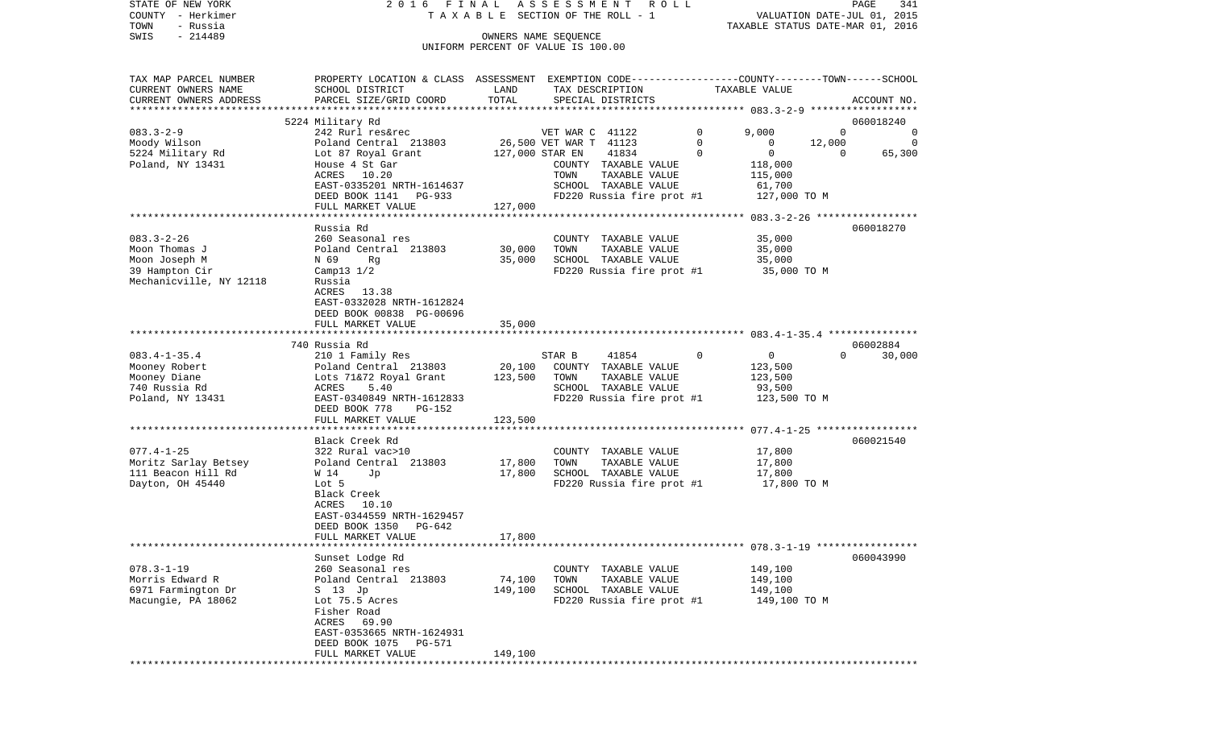STATE OF NEW YORK — COUNTY - Herkimer — TOWN - Russia — SWIS - 214489

2016 FINAL ASSESSMENT ROLL
TAXABLE SECTION OF THE ROLL - 1
OWNERS NAME SEQUENCE
UNIFORM PERCENT OF VALUE IS 100.00

VALUATION DATE-JUL 01, 2015
TAXABLE STATUS DATE-MAR 01, 2016

| TAX MAP PARCEL NUMBER / CURRENT OWNERS NAME / CURRENT OWNERS ADDRESS | PROPERTY LOCATION & CLASS / SCHOOL DISTRICT / PARCEL SIZE/GRID COORD | ASSESSMENT LAND | ASSESSMENT TOTAL | EXEMPTION CODE / TAX DESCRIPTION / SPECIAL DISTRICTS | COUNTY TAXABLE VALUE | TOWN TAXABLE VALUE | SCHOOL TAXABLE VALUE | ACCOUNT NO. |
|---|---|---|---|---|---|---|---|---|
| **083.3-2-9** | 5224 Military Rd | | | | | | | 060018240 |
| Moody Wilson | 242 Rurl res&rec | | | VET WAR C 41122 | 9,000 | 0 | 0 | |
| 5224 Military Rd | Poland Central 213803 | 26,500 | | VET WAR T 41123 | 0 | 12,000 | 0 | |
| Poland, NY 13431 | Lot 87 Royal Grant | | 127,000 | STAR EN 41834 | 0 | 0 | 65,300 | |
| | House 4 St Gar | | | COUNTY TAXABLE VALUE | 118,000 | | | |
| | ACRES 10.20 | | | TOWN TAXABLE VALUE | | 115,000 | | |
| | EAST-0335201 NRTH-1614637 | | | SCHOOL TAXABLE VALUE | | | 61,700 | |
| | DEED BOOK 1141 PG-933 | | | FD220 Russia fire prot #1 | 127,000 TO M | | | |
| | FULL MARKET VALUE | | 127,000 | | | | | |
| **083.3-2-26** | Russia Rd | | | | | | | 060018270 |
| Moon Thomas J | 260 Seasonal res | | | COUNTY TAXABLE VALUE | 35,000 | | | |
| Moon Joseph M | Poland Central 213803 | 30,000 | | TOWN TAXABLE VALUE | | 35,000 | | |
| 39 Hampton Cir | N 69 Rg | | 35,000 | SCHOOL TAXABLE VALUE | | | 35,000 | |
| Mechanicville, NY 12118 | Camp13 1/2 | | | FD220 Russia fire prot #1 | 35,000 TO M | | | |
| | Russia | | | | | | | |
| | ACRES 13.38 | | | | | | | |
| | EAST-0332028 NRTH-1612824 | | | | | | | |
| | DEED BOOK 00838 PG-00696 | | | | | | | |
| | FULL MARKET VALUE | | 35,000 | | | | | |
| **083.4-1-35.4** | 740 Russia Rd | | | | | | | 06002884 |
| Mooney Robert | 210 1 Family Res | | | STAR B 41854 | 0 | 0 | 30,000 | |
| Mooney Diane | Poland Central 213803 | 20,100 | | COUNTY TAXABLE VALUE | 123,500 | | | |
| 740 Russia Rd | Lots 71&72 Royal Grant | | 123,500 | TOWN TAXABLE VALUE | | 123,500 | | |
| Poland, NY 13431 | ACRES 5.40 | | | SCHOOL TAXABLE VALUE | | | 93,500 | |
| | EAST-0340849 NRTH-1612833 | | | FD220 Russia fire prot #1 | 123,500 TO M | | | |
| | DEED BOOK 778 PG-152 | | | | | | | |
| | FULL MARKET VALUE | | 123,500 | | | | | |
| **077.4-1-25** | Black Creek Rd | | | | | | | 060021540 |
| Moritz Sarlay Betsey | 322 Rural vac>10 | | | COUNTY TAXABLE VALUE | 17,800 | | | |
| 111 Beacon Hill Rd | Poland Central 213803 | 17,800 | | TOWN TAXABLE VALUE | | 17,800 | | |
| Dayton, OH 45440 | W 14 Jp | | 17,800 | SCHOOL TAXABLE VALUE | | | 17,800 | |
| | Lot 5 | | | FD220 Russia fire prot #1 | 17,800 TO M | | | |
| | Black Creek | | | | | | | |
| | ACRES 10.10 | | | | | | | |
| | EAST-0344559 NRTH-1629457 | | | | | | | |
| | DEED BOOK 1350 PG-642 | | | | | | | |
| | FULL MARKET VALUE | | 17,800 | | | | | |
| **078.3-1-19** | Sunset Lodge Rd | | | | | | | 060043990 |
| Morris Edward R | 260 Seasonal res | | | COUNTY TAXABLE VALUE | 149,100 | | | |
| 6971 Farmington Dr | Poland Central 213803 | 74,100 | | TOWN TAXABLE VALUE | | 149,100 | | |
| Macungie, PA 18062 | S 13 Jp | | 149,100 | SCHOOL TAXABLE VALUE | | | 149,100 | |
| | Lot 75.5 Acres | | | FD220 Russia fire prot #1 | 149,100 TO M | | | |
| | Fisher Road | | | | | | | |
| | ACRES 69.90 | | | | | | | |
| | EAST-0353665 NRTH-1624931 | | | | | | | |
| | DEED BOOK 1075 PG-571 | | | | | | | |
| | FULL MARKET VALUE | | 149,100 | | | | | |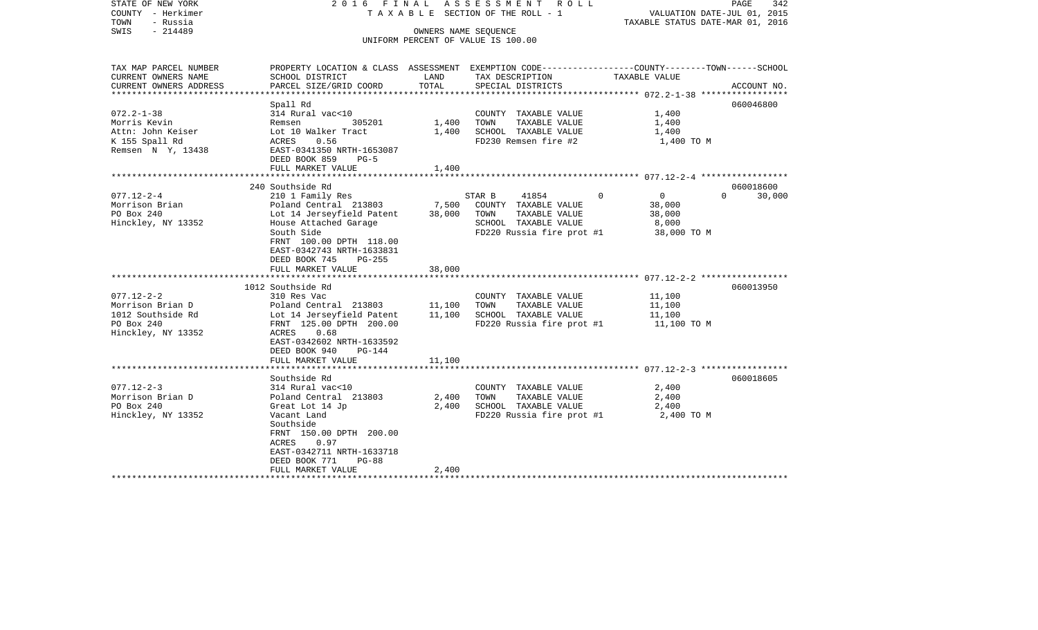STATE OF NEW YORK
COUNTY - Herkimer
TOWN - Russia
SWIS - 214489

2016 FINAL ASSESSMENT ROLL
TAXABLE SECTION OF THE ROLL - 1
OWNERS NAME SEQUENCE
UNIFORM PERCENT OF VALUE IS 100.00

VALUATION DATE-JUL 01, 2015
TAXABLE STATUS DATE-MAR 01, 2016

| TAX MAP PARCEL NUMBER / CURRENT OWNERS NAME / CURRENT OWNERS ADDRESS | PROPERTY LOCATION & CLASS / SCHOOL DISTRICT / PARCEL SIZE/GRID COORD | ASSESSMENT LAND | ASSESSMENT TOTAL | EXEMPTION CODE / TAX DESCRIPTION / SPECIAL DISTRICTS | COUNTY | TOWN | SCHOOL TAXABLE VALUE | ACCOUNT NO. |
|---|---|---|---|---|---|---|---|---|
| 072.2-1-38 | Spall Rd | | | | | | | 060046800 |
| Morris Kevin | 314 Rural vac<10 | | | COUNTY TAXABLE VALUE | 1,400 | | | |
| Attn: John Keiser | Remsen 305201 | 1,400 | | TOWN TAXABLE VALUE | | 1,400 | | |
| K 155 Spall Rd | Lot 10 Walker Tract | | 1,400 | SCHOOL TAXABLE VALUE | | | 1,400 | |
| Remsen N Y, 13438 | ACRES 0.56 | | | FD230 Remsen fire #2 | 1,400 TO M | | | |
| | EAST-0341350 NRTH-1653087 | | | | | | | |
| | DEED BOOK 859 PG-5 | | | | | | | |
| | FULL MARKET VALUE | | 1,400 | | | | | |
| 077.12-2-4 | 240 Southside Rd | | | | | | | 060018600 |
| Morrison Brian | 210 1 Family Res | | | STAR B 41854 | 0 | 0 | 30,000 | |
| PO Box 240 | Poland Central 213803 | 7,500 | | COUNTY TAXABLE VALUE | 38,000 | | | |
| Hinckley, NY 13352 | Lot 14 Jerseyfield Patent | | 38,000 | TOWN TAXABLE VALUE | | 38,000 | | |
| | House Attached Garage | | | SCHOOL TAXABLE VALUE | | | 8,000 | |
| | South Side | | | FD220 Russia fire prot #1 | 38,000 TO M | | | |
| | FRNT 100.00 DPTH 118.00 | | | | | | | |
| | EAST-0342743 NRTH-1633831 | | | | | | | |
| | DEED BOOK 745 PG-255 | | | | | | | |
| | FULL MARKET VALUE | | 38,000 | | | | | |
| 077.12-2-2 | 1012 Southside Rd | | | | | | | 060013950 |
| Morrison Brian D | 310 Res Vac | | | COUNTY TAXABLE VALUE | 11,100 | | | |
| 1012 Southside Rd | Poland Central 213803 | 11,100 | | TOWN TAXABLE VALUE | | 11,100 | | |
| PO Box 240 | Lot 14 Jerseyfield Patent | | 11,100 | SCHOOL TAXABLE VALUE | | | 11,100 | |
| Hinckley, NY 13352 | FRNT 125.00 DPTH 200.00 | | | FD220 Russia fire prot #1 | 11,100 TO M | | | |
| | ACRES 0.68 | | | | | | | |
| | EAST-0342602 NRTH-1633592 | | | | | | | |
| | DEED BOOK 940 PG-144 | | | | | | | |
| | FULL MARKET VALUE | | 11,100 | | | | | |
| 077.12-2-3 | Southside Rd | | | | | | | 060018605 |
| Morrison Brian D | 314 Rural vac<10 | | | COUNTY TAXABLE VALUE | 2,400 | | | |
| PO Box 240 | Poland Central 213803 | 2,400 | | TOWN TAXABLE VALUE | | 2,400 | | |
| Hinckley, NY 13352 | Great Lot 14 Jp | | 2,400 | SCHOOL TAXABLE VALUE | | | 2,400 | |
| | Vacant Land | | | FD220 Russia fire prot #1 | 2,400 TO M | | | |
| | Southside | | | | | | | |
| | FRNT 150.00 DPTH 200.00 | | | | | | | |
| | ACRES 0.97 | | | | | | | |
| | EAST-0342711 NRTH-1633718 | | | | | | | |
| | DEED BOOK 771 PG-88 | | | | | | | |
| | FULL MARKET VALUE | | 2,400 | | | | | |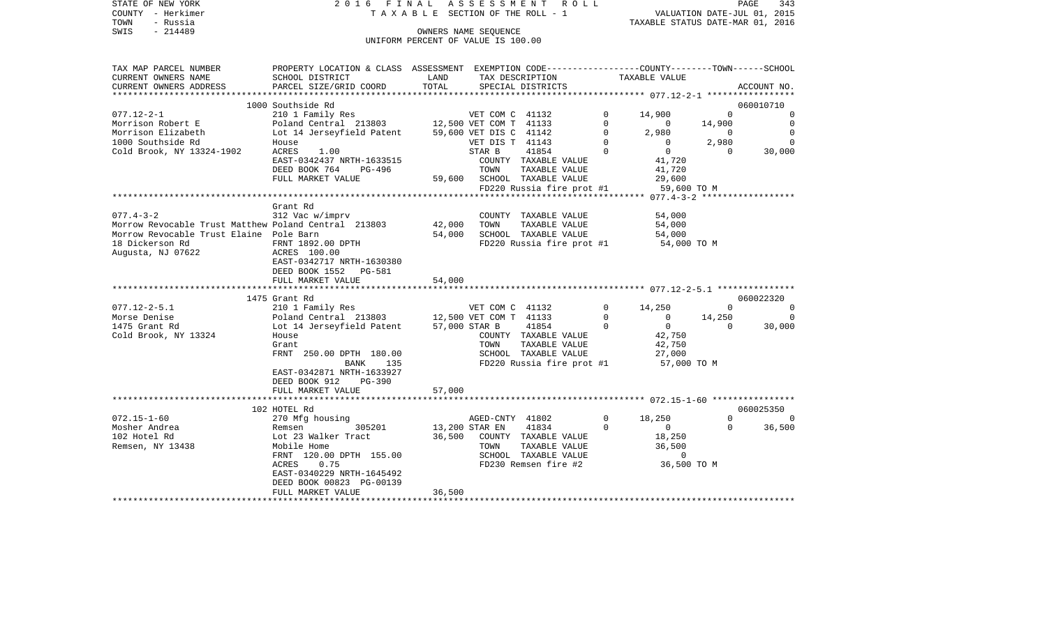STATE OF NEW YORK — 2016 FINAL ASSESSMENT ROLL
COUNTY - Herkimer — TAXABLE SECTION OF THE ROLL - 1 — VALUATION DATE-JUL 01, 2015
TOWN - Russia — TAXABLE STATUS DATE-MAR 01, 2016
SWIS - 214489 — OWNERS NAME SEQUENCE
UNIFORM PERCENT OF VALUE IS 100.00

| TAX MAP PARCEL NUMBER / CURRENT OWNERS NAME / CURRENT OWNERS ADDRESS | PROPERTY LOCATION & CLASS / SCHOOL DISTRICT / PARCEL SIZE/GRID COORD | ASSESSMENT LAND | ASSESSMENT TOTAL | EXEMPTION CODE / TAX DESCRIPTION / SPECIAL DISTRICTS | | COUNTY TAXABLE VALUE | TOWN | SCHOOL | ACCOUNT NO. |
|---|---|---|---|---|---|---|---|---|---|
| | 1000 Southside Rd | | | | | | | | 060010710 |
| 077.12-2-1 | 210 1 Family Res | | | VET COM C 41132 | 0 | 14,900 | 0 | 0 | |
| Morrison Robert E | Poland Central 213803 | 12,500 | | VET COM T 41133 | 0 | 0 | 14,900 | 0 | |
| Morrison Elizabeth | Lot 14 Jerseyfield Patent | | 59,600 | VET DIS C 41142 | 0 | 2,980 | 0 | 0 | |
| 1000 Southside Rd | House | | | VET DIS T 41143 | 0 | 0 | 2,980 | 0 | |
| Cold Brook, NY 13324-1902 | ACRES 1.00 | | | STAR B 41854 | 0 | 0 | 0 | 30,000 | |
| | EAST-0342437 NRTH-1633515 | | | COUNTY TAXABLE VALUE | | 41,720 | | | |
| | DEED BOOK 764 PG-496 | | | TOWN TAXABLE VALUE | | 41,720 | | | |
| | FULL MARKET VALUE | | 59,600 | SCHOOL TAXABLE VALUE | | 29,600 | | | |
| | | | | FD220 Russia fire prot #1 | | 59,600 TO M | | | |
| | Grant Rd | | | | | | | | |
| 077.4-3-2 | 312 Vac w/imprv | | | COUNTY TAXABLE VALUE | | 54,000 | | | |
| Morrow Revocable Trust Matthew | Poland Central 213803 | 42,000 | | TOWN TAXABLE VALUE | | 54,000 | | | |
| Morrow Revocable Trust Elaine | Pole Barn | | 54,000 | SCHOOL TAXABLE VALUE | | 54,000 | | | |
| 18 Dickerson Rd | FRNT 1892.00 DPTH | | | FD220 Russia fire prot #1 | | 54,000 TO M | | | |
| Augusta, NJ 07622 | ACRES 100.00 | | | | | | | | |
| | EAST-0342717 NRTH-1630380 | | | | | | | | |
| | DEED BOOK 1552 PG-581 | | | | | | | | |
| | FULL MARKET VALUE | | 54,000 | | | | | | |
| | 1475 Grant Rd | | | | | | | | 060022320 |
| 077.12-2-5.1 | 210 1 Family Res | | | VET COM C 41132 | 0 | 14,250 | 0 | 0 | |
| Morse Denise | Poland Central 213803 | 12,500 | | VET COM T 41133 | 0 | 0 | 14,250 | 0 | |
| 1475 Grant Rd | Lot 14 Jerseyfield Patent | | 57,000 | STAR B 41854 | 0 | 0 | 0 | 30,000 | |
| Cold Brook, NY 13324 | House | | | COUNTY TAXABLE VALUE | | 42,750 | | | |
| | Grant | | | TOWN TAXABLE VALUE | | 42,750 | | | |
| | FRNT 250.00 DPTH 180.00 | | | SCHOOL TAXABLE VALUE | | 27,000 | | | |
| | BANK 135 | | | FD220 Russia fire prot #1 | | 57,000 TO M | | | |
| | EAST-0342871 NRTH-1633927 | | | | | | | | |
| | DEED BOOK 912 PG-390 | | | | | | | | |
| | FULL MARKET VALUE | | 57,000 | | | | | | |
| | 102 HOTEL Rd | | | | | | | | 060025350 |
| 072.15-1-60 | 270 Mfg housing | | | AGED-CNTY 41802 | 0 | 18,250 | 0 | 0 | |
| Mosher Andrea | Remsen 305201 | 13,200 | | STAR EN 41834 | 0 | 0 | 0 | 36,500 | |
| 102 Hotel Rd | Lot 23 Walker Tract | | 36,500 | COUNTY TAXABLE VALUE | | 18,250 | | | |
| Remsen, NY 13438 | Mobile Home | | | TOWN TAXABLE VALUE | | 36,500 | | | |
| | FRNT 120.00 DPTH 155.00 | | | SCHOOL TAXABLE VALUE | | 0 | | | |
| | ACRES 0.75 | | | FD230 Remsen fire #2 | | 36,500 TO M | | | |
| | EAST-0340229 NRTH-1645492 | | | | | | | | |
| | DEED BOOK 00823 PG-00139 | | | | | | | | |
| | FULL MARKET VALUE | | 36,500 | | | | | | |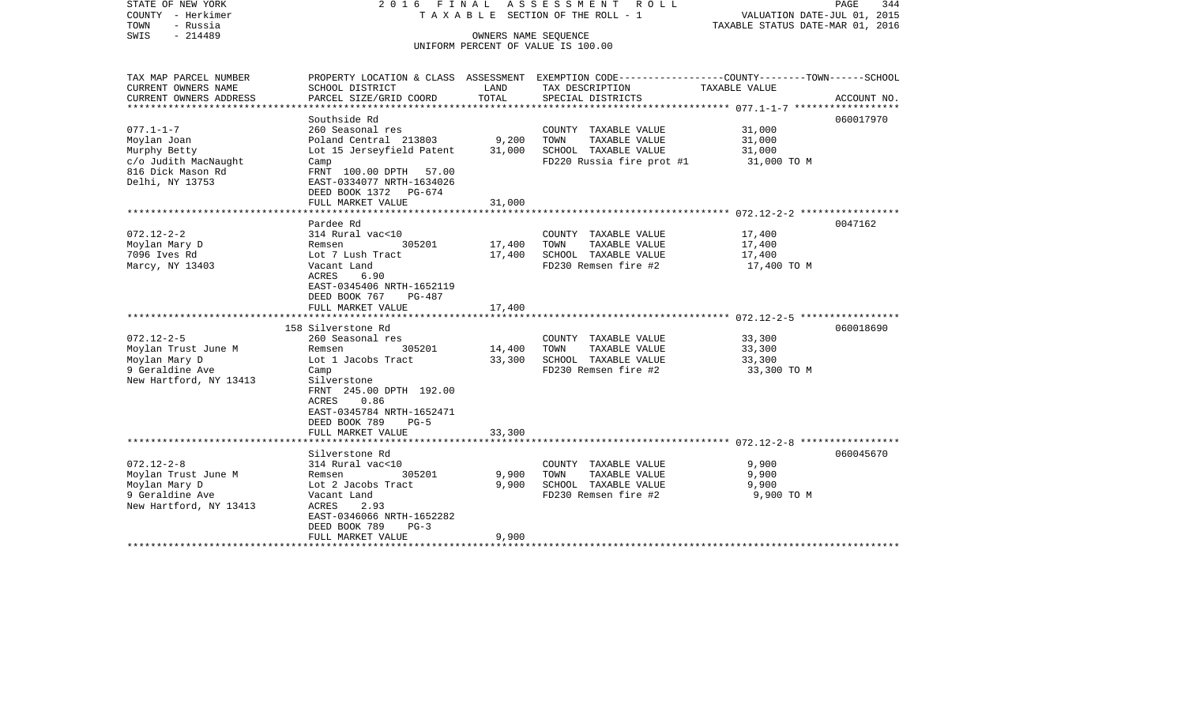STATE OF NEW YORK — 2016 FINAL ASSESSMENT ROLL — TAXABLE SECTION OF THE ROLL - 1

COUNTY - Herkimer
TOWN - Russia
SWIS - 214489

OWNERS NAME SEQUENCE
UNIFORM PERCENT OF VALUE IS 100.00

VALUATION DATE-JUL 01, 2015
TAXABLE STATUS DATE-MAR 01, 2016

| TAX MAP PARCEL NUMBER / CURRENT OWNERS NAME / CURRENT OWNERS ADDRESS | PROPERTY LOCATION & CLASS / SCHOOL DISTRICT / PARCEL SIZE/GRID COORD | ASSESSMENT LAND | TOTAL | EXEMPTION CODE / TAX DESCRIPTION / SPECIAL DISTRICTS | TAXABLE VALUE (COUNTY--TOWN--SCHOOL) | ACCOUNT NO. |
|---|---|---|---|---|---|---|
| **077.1-1-7** | Southside Rd | | | | | 060017970 |
| 077.1-1-7 | 260 Seasonal res | | | COUNTY TAXABLE VALUE | 31,000 | |
| Moylan Joan | Poland Central 213803 | 9,200 | | TOWN TAXABLE VALUE | 31,000 | |
| Murphy Betty | Lot 15 Jerseyfield Patent | | 31,000 | SCHOOL TAXABLE VALUE | 31,000 | |
| c/o Judith MacNaught | Camp | | | FD220 Russia fire prot #1 | 31,000 TO M | |
| 816 Dick Mason Rd | FRNT 100.00 DPTH 57.00 | | | | | |
| Delhi, NY 13753 | EAST-0334077 NRTH-1634026 | | | | | |
| | DEED BOOK 1372 PG-674 | | | | | |
| | FULL MARKET VALUE | | 31,000 | | | |
| **072.12-2-2** | Pardee Rd | | | | | 0047162 |
| 072.12-2-2 | 314 Rural vac<10 | | | COUNTY TAXABLE VALUE | 17,400 | |
| Moylan Mary D | Remsen 305201 | 17,400 | | TOWN TAXABLE VALUE | 17,400 | |
| 7096 Ives Rd | Lot 7 Lush Tract | | 17,400 | SCHOOL TAXABLE VALUE | 17,400 | |
| Marcy, NY 13403 | Vacant Land | | | FD230 Remsen fire #2 | 17,400 TO M | |
| | ACRES 6.90 | | | | | |
| | EAST-0345406 NRTH-1652119 | | | | | |
| | DEED BOOK 767 PG-487 | | | | | |
| | FULL MARKET VALUE | | 17,400 | | | |
| **072.12-2-5** | 158 Silverstone Rd | | | | | 060018690 |
| 072.12-2-5 | 260 Seasonal res | | | COUNTY TAXABLE VALUE | 33,300 | |
| Moylan Trust June M | Remsen 305201 | 14,400 | | TOWN TAXABLE VALUE | 33,300 | |
| Moylan Mary D | Lot 1 Jacobs Tract | | 33,300 | SCHOOL TAXABLE VALUE | 33,300 | |
| 9 Geraldine Ave | Camp | | | FD230 Remsen fire #2 | 33,300 TO M | |
| New Hartford, NY 13413 | Silverstone | | | | | |
| | FRNT 245.00 DPTH 192.00 | | | | | |
| | ACRES 0.86 | | | | | |
| | EAST-0345784 NRTH-1652471 | | | | | |
| | DEED BOOK 789 PG-5 | | | | | |
| | FULL MARKET VALUE | | 33,300 | | | |
| **072.12-2-8** | Silverstone Rd | | | | | 060045670 |
| 072.12-2-8 | 314 Rural vac<10 | | | COUNTY TAXABLE VALUE | 9,900 | |
| Moylan Trust June M | Remsen 305201 | 9,900 | | TOWN TAXABLE VALUE | 9,900 | |
| Moylan Mary D | Lot 2 Jacobs Tract | | 9,900 | SCHOOL TAXABLE VALUE | 9,900 | |
| 9 Geraldine Ave | Vacant Land | | | FD230 Remsen fire #2 | 9,900 TO M | |
| New Hartford, NY 13413 | ACRES 2.93 | | | | | |
| | EAST-0346066 NRTH-1652282 | | | | | |
| | DEED BOOK 789 PG-3 | | | | | |
| | FULL MARKET VALUE | | 9,900 | | | |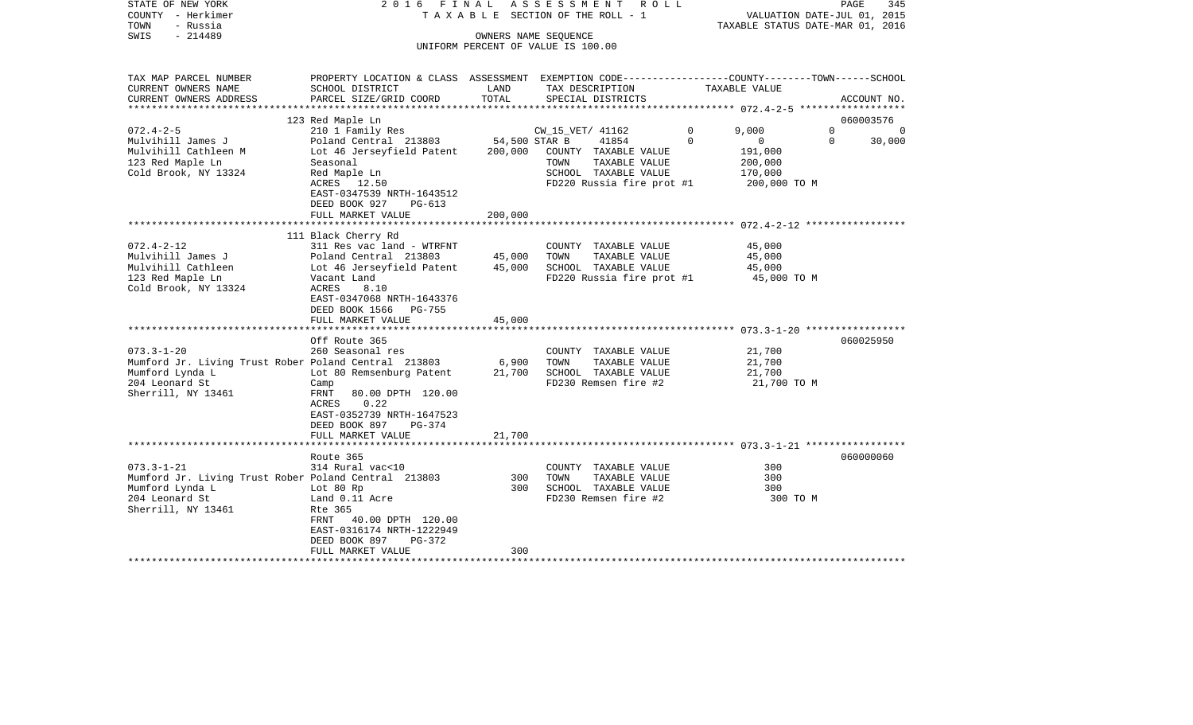STATE OF NEW YORK
COUNTY - Herkimer
TOWN - Russia
SWIS - 214489

2 0 1 6 F I N A L A S S E S S M E N T R O L L
T A X A B L E SECTION OF THE ROLL - 1
OWNERS NAME SEQUENCE
UNIFORM PERCENT OF VALUE IS 100.00

VALUATION DATE-JUL 01, 2015
TAXABLE STATUS DATE-MAR 01, 2016

```
TAX MAP PARCEL NUMBER     PROPERTY LOCATION & CLASS  ASSESSMENT  EXEMPTION CODE-----------------COUNTY--------TOWN------SCHOOL
CURRENT OWNERS NAME       SCHOOL DISTRICT               LAND      TAX DESCRIPTION            TAXABLE VALUE
CURRENT OWNERS ADDRESS    PARCEL SIZE/GRID COORD       TOTAL      SPECIAL DISTRICTS                                    ACCOUNT NO.
******************************************************************************************************* 072.4-2-5 ******************
                          123 Red Maple Ln                                                                              060003576
072.4-2-5                 210 1 Family Res                     CW_15_VET/ 41162        0         9,000          0            0
Mulvihill James J         Poland Central  213803        54,500 STAR B      41854       0             0          0       30,000
Mulvihill Cathleen M      Lot 46 Jerseyfield Patent    200,000   COUNTY  TAXABLE VALUE             191,000
123 Red Maple Ln          Seasonal                               TOWN    TAXABLE VALUE             200,000
Cold Brook, NY 13324      Red Maple Ln                           SCHOOL  TAXABLE VALUE             170,000
                          ACRES   12.50                          FD220 Russia fire prot #1         200,000 TO M
                          EAST-0347539 NRTH-1643512
                          DEED BOOK 927    PG-613
                          FULL MARKET VALUE            200,000
******************************************************************************************************* 072.4-2-12 *****************
                          111 Black Cherry Rd
072.4-2-12                311 Res vac land - WTRFNT              COUNTY  TAXABLE VALUE              45,000
Mulvihill James J         Poland Central  213803        45,000   TOWN    TAXABLE VALUE              45,000
Mulvihill Cathleen        Lot 46 Jerseyfield Patent     45,000   SCHOOL  TAXABLE VALUE              45,000
123 Red Maple Ln          Vacant Land                            FD220 Russia fire prot #1          45,000 TO M
Cold Brook, NY 13324      ACRES    8.10
                          EAST-0347068 NRTH-1643376
                          DEED BOOK 1566   PG-755
                          FULL MARKET VALUE             45,000
******************************************************************************************************* 073.3-1-20 *****************
                          Off Route 365                                                                                 060025950
073.3-1-20                260 Seasonal res                       COUNTY  TAXABLE VALUE              21,700
Mumford Jr. Living Trust Rober Poland Central  213803    6,900   TOWN    TAXABLE VALUE              21,700
Mumford Lynda L           Lot 80 Remsenburg Patent      21,700   SCHOOL  TAXABLE VALUE              21,700
204 Leonard St            Camp                                   FD230 Remsen fire #2               21,700 TO M
Sherrill, NY 13461        FRNT   80.00 DPTH 120.00
                          ACRES    0.22
                          EAST-0352739 NRTH-1647523
                          DEED BOOK 897    PG-374
                          FULL MARKET VALUE             21,700
******************************************************************************************************* 073.3-1-21 *****************
                          Route 365                                                                                     060000060
073.3-1-21                314 Rural vac<10                       COUNTY  TAXABLE VALUE                 300
Mumford Jr. Living Trust Rober Poland Central  213803      300   TOWN    TAXABLE VALUE                 300
Mumford Lynda L           Lot 80 Rp                        300   SCHOOL  TAXABLE VALUE                 300
204 Leonard St            Land 0.11 Acre                         FD230 Remsen fire #2                  300 TO M
Sherrill, NY 13461        Rte 365
                          FRNT   40.00 DPTH 120.00
                          EAST-0316174 NRTH-1222949
                          DEED BOOK 897    PG-372
                          FULL MARKET VALUE                300
************************************************************************************************************************************
```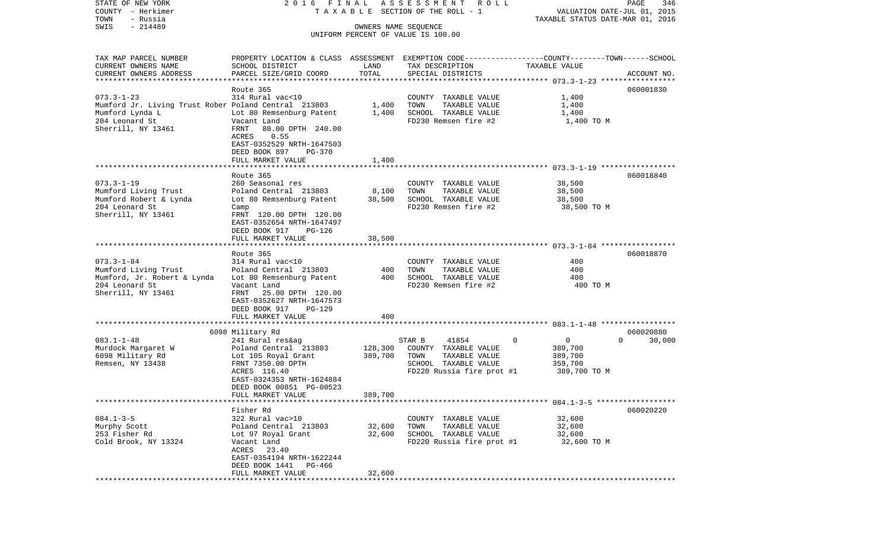STATE OF NEW YORK　　　　2 0 1 6　F I N A L　A S S E S S M E N T　R O L L
COUNTY - Herkimer　　　　T A X A B L E SECTION OF THE ROLL - 1　　　　VALUATION DATE-JUL 01, 2015
TOWN - Russia　　　　　　　　　　　　　　　　　　　　　　　　　　TAXABLE STATUS DATE-MAR 01, 2016
SWIS - 214489　　　　　　　　OWNERS NAME SEQUENCE
UNIFORM PERCENT OF VALUE IS 100.00

| TAX MAP PARCEL NUMBER / CURRENT OWNERS NAME / CURRENT OWNERS ADDRESS | PROPERTY LOCATION & CLASS / SCHOOL DISTRICT / PARCEL SIZE/GRID COORD | ASSESSMENT LAND | TOTAL | EXEMPTION CODE / TAX DESCRIPTION / SPECIAL DISTRICTS | COUNTY / TOWN / SCHOOL TAXABLE VALUE | ACCOUNT NO. |
|---|---|---|---|---|---|---|
| 073.3-1-23 | Route 365 | | | | | 060001830 |
| | 314 Rural vac<10 | | | COUNTY TAXABLE VALUE | 1,400 | |
| Mumford Jr. Living Trust Rober | Poland Central 213803 | 1,400 | | TOWN TAXABLE VALUE | 1,400 | |
| Mumford Lynda L | Lot 80 Remsenburg Patent | | 1,400 | SCHOOL TAXABLE VALUE | 1,400 | |
| 204 Leonard St | Vacant Land | | | FD230 Remsen fire #2 | 1,400 TO M | |
| Sherrill, NY 13461 | FRNT 80.00 DPTH 240.00 | | | | | |
| | ACRES 0.55 | | | | | |
| | EAST-0352529 NRTH-1647503 | | | | | |
| | DEED BOOK 897 PG-370 | | | | | |
| | FULL MARKET VALUE | | 1,400 | | | |
| 073.3-1-19 | Route 365 | | | | | 060018840 |
| | 260 Seasonal res | | | COUNTY TAXABLE VALUE | 38,500 | |
| Mumford Living Trust | Poland Central 213803 | 8,100 | | TOWN TAXABLE VALUE | 38,500 | |
| Mumford Robert & Lynda | Lot 80 Remsenburg Patent | | 38,500 | SCHOOL TAXABLE VALUE | 38,500 | |
| 204 Leonard St | Camp | | | FD230 Remsen fire #2 | 38,500 TO M | |
| Sherrill, NY 13461 | FRNT 120.00 DPTH 120.00 | | | | | |
| | EAST-0352654 NRTH-1647497 | | | | | |
| | DEED BOOK 917 PG-126 | | | | | |
| | FULL MARKET VALUE | | 38,500 | | | |
| 073.3-1-84 | Route 365 | | | | | 060018870 |
| | 314 Rural vac<10 | | | COUNTY TAXABLE VALUE | 400 | |
| Mumford Living Trust | Poland Central 213803 | 400 | | TOWN TAXABLE VALUE | 400 | |
| Mumford, Jr. Robert & Lynda | Lot 80 Remsenburg Patent | | 400 | SCHOOL TAXABLE VALUE | 400 | |
| 204 Leonard St | Vacant Land | | | FD230 Remsen fire #2 | 400 TO M | |
| Sherrill, NY 13461 | FRNT 25.00 DPTH 120.00 | | | | | |
| | EAST-0352627 NRTH-1647573 | | | | | |
| | DEED BOOK 917 PG-129 | | | | | |
| | FULL MARKET VALUE | | 400 | | | |
| 083.1-1-48 | 6098 Military Rd | | | | | 060020880 |
| | 241 Rural res&ag | | | STAR B 41854 | 0 / 0 / 0 / 30,000 | |
| Murdock Margaret W | Poland Central 213803 | 128,300 | | COUNTY TAXABLE VALUE | 389,700 | |
| 6098 Military Rd | Lot 105 Royal Grant | | 389,700 | TOWN TAXABLE VALUE | 389,700 | |
| Remsen, NY 13438 | FRNT 7350.00 DPTH | | | SCHOOL TAXABLE VALUE | 359,700 | |
| | ACRES 116.40 | | | FD220 Russia fire prot #1 | 389,700 TO M | |
| | EAST-0324353 NRTH-1624884 | | | | | |
| | DEED BOOK 00851 PG-00523 | | | | | |
| | FULL MARKET VALUE | | 389,700 | | | |
| 084.1-3-5 | Fisher Rd | | | | | 060020220 |
| | 322 Rural vac>10 | | | COUNTY TAXABLE VALUE | 32,600 | |
| Murphy Scott | Poland Central 213803 | 32,600 | | TOWN TAXABLE VALUE | 32,600 | |
| 253 Fisher Rd | Lot 97 Royal Grant | | 32,600 | SCHOOL TAXABLE VALUE | 32,600 | |
| Cold Brook, NY 13324 | Vacant Land | | | FD220 Russia fire prot #1 | 32,600 TO M | |
| | ACRES 23.40 | | | | | |
| | EAST-0354194 NRTH-1622244 | | | | | |
| | DEED BOOK 1441 PG-466 | | | | | |
| | FULL MARKET VALUE | | 32,600 | | | |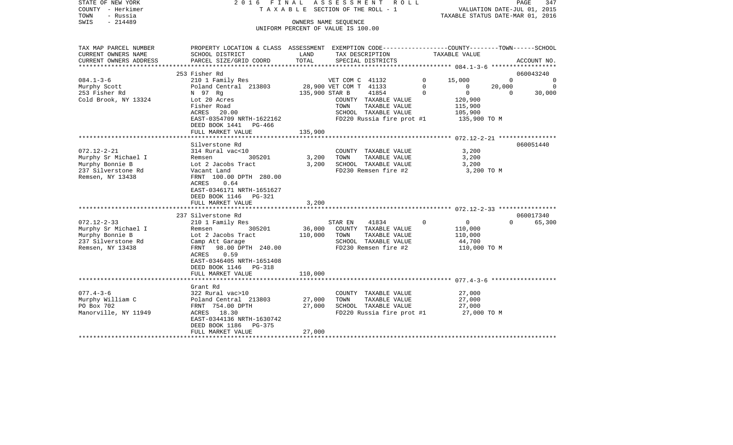STATE OF NEW YORK  
COUNTY - Herkimer  
TOWN - Russia  
SWIS - 214489

2016 FINAL ASSESSMENT ROLL  
TAXABLE SECTION OF THE ROLL - 1  
OWNERS NAME SEQUENCE  
UNIFORM PERCENT OF VALUE IS 100.00

VALUATION DATE-JUL 01, 2015  
TAXABLE STATUS DATE-MAR 01, 2016

| TAX MAP PARCEL NUMBER / CURRENT OWNERS NAME / CURRENT OWNERS ADDRESS | PROPERTY LOCATION & CLASS / SCHOOL DISTRICT / PARCEL SIZE/GRID COORD | ASSESSMENT LAND | ASSESSMENT TOTAL | EXEMPTION CODE / TAX DESCRIPTION / SPECIAL DISTRICTS | | COUNTY TAXABLE VALUE | TOWN | SCHOOL | ACCOUNT NO. |
|---|---|---|---|---|---|---|---|---|---|
| | 253 Fisher Rd | | | | | | | | 060043240 |
| 084.1-3-6 | 210 1 Family Res | | | VET COM C 41132 | 0 | 15,000 | 0 | 0 | |
| Murphy Scott | Poland Central 213803 | 28,900 | | VET COM T 41133 | 0 | 0 | 20,000 | 0 | |
| 253 Fisher Rd | N 97 Rg | | 135,900 | STAR B 41854 | 0 | 0 | 0 | 30,000 | |
| Cold Brook, NY 13324 | Lot 20 Acres | | | COUNTY TAXABLE VALUE | | 120,900 | | | |
| | Fisher Road | | | TOWN TAXABLE VALUE | | 115,900 | | | |
| | ACRES 20.00 | | | SCHOOL TAXABLE VALUE | | 105,900 | | | |
| | EAST-0354709 NRTH-1622162 | | | FD220 Russia fire prot #1 | | 135,900 TO M | | | |
| | DEED BOOK 1441 PG-466 | | | | | | | | |
| | FULL MARKET VALUE | | 135,900 | | | | | | |
| | Silverstone Rd | | | | | | | | 060051440 |
| 072.12-2-21 | 314 Rural vac<10 | | | COUNTY TAXABLE VALUE | | 3,200 | | | |
| Murphy Sr Michael I | Remsen 305201 | 3,200 | | TOWN TAXABLE VALUE | | 3,200 | | | |
| Murphy Bonnie B | Lot 2 Jacobs Tract | | 3,200 | SCHOOL TAXABLE VALUE | | 3,200 | | | |
| 237 Silverstone Rd | Vacant Land | | | FD230 Remsen fire #2 | | 3,200 TO M | | | |
| Remsen, NY 13438 | FRNT 100.00 DPTH 280.00 | | | | | | | | |
| | ACRES 0.64 | | | | | | | | |
| | EAST-0346171 NRTH-1651627 | | | | | | | | |
| | DEED BOOK 1146 PG-321 | | | | | | | | |
| | FULL MARKET VALUE | | 3,200 | | | | | | |
| | 237 Silverstone Rd | | | | | | | | 060017340 |
| 072.12-2-33 | 210 1 Family Res | | | STAR EN 41834 | 0 | 0 | 0 | 65,300 | |
| Murphy Sr Michael I | Remsen 305201 | 36,000 | | COUNTY TAXABLE VALUE | | 110,000 | | | |
| Murphy Bonnie B | Lot 2 Jacobs Tract | | 110,000 | TOWN TAXABLE VALUE | | 110,000 | | | |
| 237 Silverstone Rd | Camp Att Garage | | | SCHOOL TAXABLE VALUE | | 44,700 | | | |
| Remsen, NY 13438 | FRNT 98.00 DPTH 240.00 | | | FD230 Remsen fire #2 | | 110,000 TO M | | | |
| | ACRES 0.59 | | | | | | | | |
| | EAST-0346405 NRTH-1651408 | | | | | | | | |
| | DEED BOOK 1146 PG-318 | | | | | | | | |
| | FULL MARKET VALUE | | 110,000 | | | | | | |
| | Grant Rd | | | | | | | | |
| 077.4-3-6 | 322 Rural vac>10 | | | COUNTY TAXABLE VALUE | | 27,000 | | | |
| Murphy William C | Poland Central 213803 | 27,000 | | TOWN TAXABLE VALUE | | 27,000 | | | |
| PO Box 702 | FRNT 754.00 DPTH | | 27,000 | SCHOOL TAXABLE VALUE | | 27,000 | | | |
| Manorville, NY 11949 | ACRES 18.30 | | | FD220 Russia fire prot #1 | | 27,000 TO M | | | |
| | EAST-0344136 NRTH-1630742 | | | | | | | | |
| | DEED BOOK 1186 PG-375 | | | | | | | | |
| | FULL MARKET VALUE | | 27,000 | | | | | | |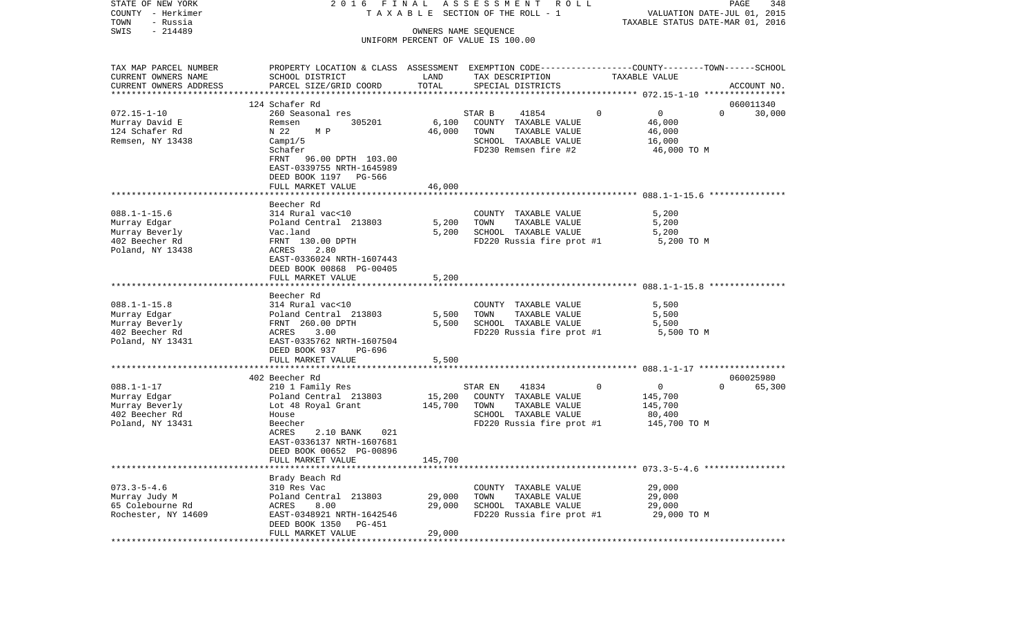STATE OF NEW YORK
COUNTY - Herkimer
TOWN - Russia
SWIS - 214489

2 0 1 6 F I N A L A S S E S S M E N T R O L L
T A X A B L E SECTION OF THE ROLL - 1
OWNERS NAME SEQUENCE
UNIFORM PERCENT OF VALUE IS 100.00

VALUATION DATE-JUL 01, 2015
TAXABLE STATUS DATE-MAR 01, 2016

| TAX MAP PARCEL NUMBER<br>CURRENT OWNERS NAME<br>CURRENT OWNERS ADDRESS | PROPERTY LOCATION & CLASS<br>SCHOOL DISTRICT<br>PARCEL SIZE/GRID COORD | ASSESSMENT<br>LAND<br>TOTAL | EXEMPTION CODE<br>TAX DESCRIPTION<br>SPECIAL DISTRICTS | COUNTY | TOWN | SCHOOL<br>TAXABLE VALUE<br>ACCOUNT NO. |
|---|---|---|---|---|---|---|
| **072.15-1-10** | 124 Schafer Rd | | | | | 060011340 |
| 072.15-1-10 | 260 Seasonal res | | STAR B 41854 | 0 | 0 | 0 30,000 |
| Murray David E | Remsen 305201 | 6,100 | COUNTY TAXABLE VALUE | 46,000 | | |
| 124 Schafer Rd | N 22 M P | 46,000 | TOWN TAXABLE VALUE | | 46,000 | |
| Remsen, NY 13438 | Camp1/5 | | SCHOOL TAXABLE VALUE | | | 16,000 |
| | Schafer | | FD230 Remsen fire #2 | 46,000 TO M | | |
| | FRNT 96.00 DPTH 103.00 | | | | | |
| | EAST-0339755 NRTH-1645989 | | | | | |
| | DEED BOOK 1197 PG-566 | | | | | |
| | FULL MARKET VALUE | 46,000 | | | | |
| **088.1-1-15.6** | Beecher Rd | | | | | |
| 088.1-1-15.6 | 314 Rural vac<10 | | COUNTY TAXABLE VALUE | 5,200 | | |
| Murray Edgar | Poland Central 213803 | 5,200 | TOWN TAXABLE VALUE | | 5,200 | |
| Murray Beverly | Vac.land | 5,200 | SCHOOL TAXABLE VALUE | | | 5,200 |
| 402 Beecher Rd | FRNT 130.00 DPTH | | FD220 Russia fire prot #1 | 5,200 TO M | | |
| Poland, NY 13438 | ACRES 2.80 | | | | | |
| | EAST-0336024 NRTH-1607443 | | | | | |
| | DEED BOOK 00868 PG-00405 | | | | | |
| | FULL MARKET VALUE | 5,200 | | | | |
| **088.1-1-15.8** | Beecher Rd | | | | | |
| 088.1-1-15.8 | 314 Rural vac<10 | | COUNTY TAXABLE VALUE | 5,500 | | |
| Murray Edgar | Poland Central 213803 | 5,500 | TOWN TAXABLE VALUE | | 5,500 | |
| Murray Beverly | FRNT 260.00 DPTH | 5,500 | SCHOOL TAXABLE VALUE | | | 5,500 |
| 402 Beecher Rd | ACRES 3.00 | | FD220 Russia fire prot #1 | 5,500 TO M | | |
| Poland, NY 13431 | EAST-0335762 NRTH-1607504 | | | | | |
| | DEED BOOK 937 PG-696 | | | | | |
| | FULL MARKET VALUE | 5,500 | | | | |
| **088.1-1-17** | 402 Beecher Rd | | | | | 060025980 |
| 088.1-1-17 | 210 1 Family Res | | STAR EN 41834 | 0 | 0 | 0 65,300 |
| Murray Edgar | Poland Central 213803 | 15,200 | COUNTY TAXABLE VALUE | 145,700 | | |
| Murray Beverly | Lot 48 Royal Grant | 145,700 | TOWN TAXABLE VALUE | | 145,700 | |
| 402 Beecher Rd | House | | SCHOOL TAXABLE VALUE | | | 80,400 |
| Poland, NY 13431 | Beecher | | FD220 Russia fire prot #1 | 145,700 TO M | | |
| | ACRES 2.10 BANK 021 | | | | | |
| | EAST-0336137 NRTH-1607681 | | | | | |
| | DEED BOOK 00652 PG-00896 | | | | | |
| | FULL MARKET VALUE | 145,700 | | | | |
| **073.3-5-4.6** | Brady Beach Rd | | | | | |
| 073.3-5-4.6 | 310 Res Vac | | COUNTY TAXABLE VALUE | 29,000 | | |
| Murray Judy M | Poland Central 213803 | 29,000 | TOWN TAXABLE VALUE | | 29,000 | |
| 65 Colebourne Rd | ACRES 8.00 | 29,000 | SCHOOL TAXABLE VALUE | | | 29,000 |
| Rochester, NY 14609 | EAST-0348921 NRTH-1642546 | | FD220 Russia fire prot #1 | 29,000 TO M | | |
| | DEED BOOK 1350 PG-451 | | | | | |
| | FULL MARKET VALUE | 29,000 | | | | |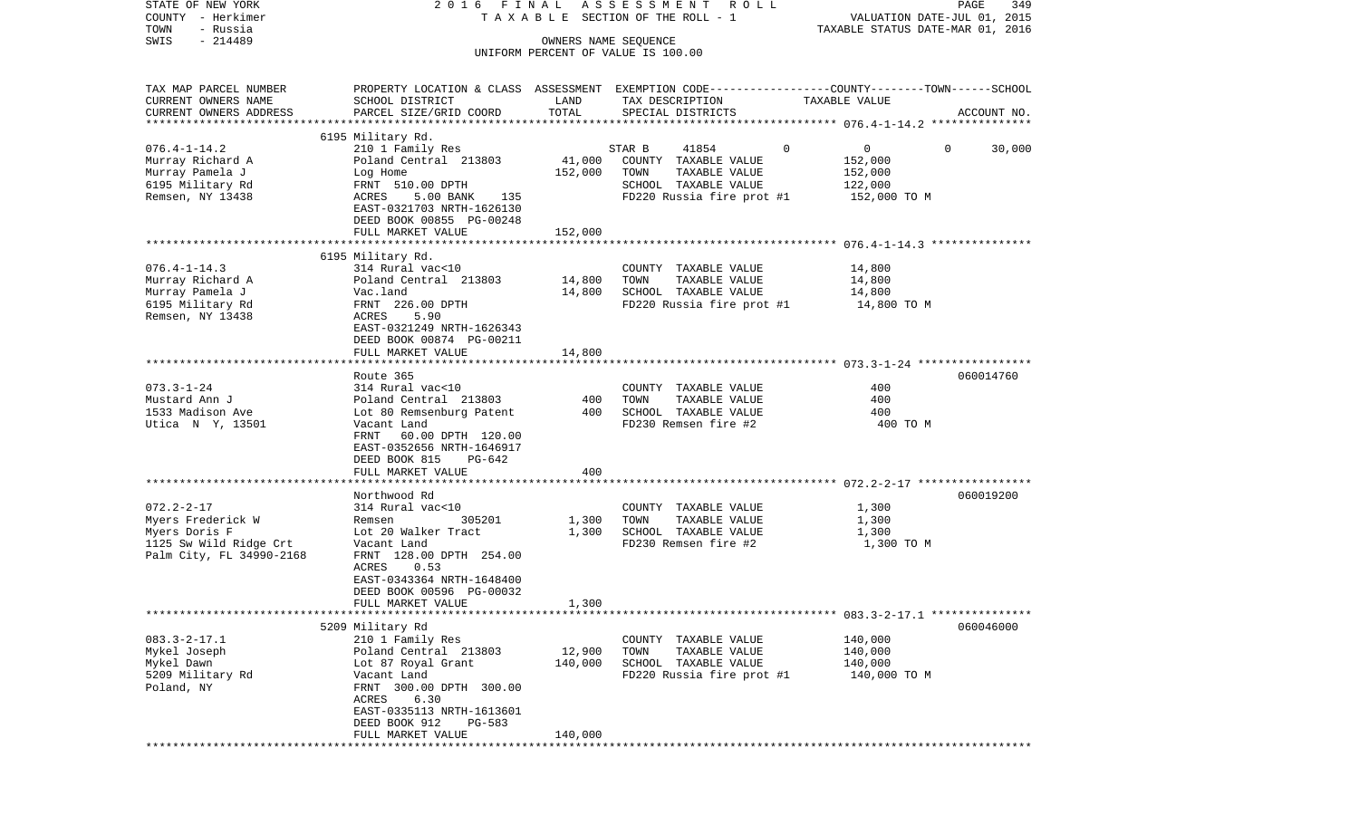STATE OF NEW YORK | 2016 FINAL ASSESSMENT ROLL | PAGE 349
COUNTY - Herkimer | TAXABLE SECTION OF THE ROLL - 1 | VALUATION DATE-JUL 01, 2015
TOWN - Russia | | TAXABLE STATUS DATE-MAR 01, 2016
SWIS - 214489 | OWNERS NAME SEQUENCE
UNIFORM PERCENT OF VALUE IS 100.00

| TAX MAP PARCEL NUMBER / CURRENT OWNERS NAME / CURRENT OWNERS ADDRESS | PROPERTY LOCATION & CLASS / SCHOOL DISTRICT / PARCEL SIZE/GRID COORD | ASSESSMENT LAND | TOTAL | EXEMPTION CODE / TAX DESCRIPTION / SPECIAL DISTRICTS | COUNTY | TOWN | SCHOOL | TAXABLE VALUE | ACCOUNT NO. |
|---|---|---|---|---|---|---|---|---|---|
| **076.4-1-14.2** | 6195 Military Rd. | | | | | | | | |
| Murray Richard A | 210 1 Family Res | | | STAR B 41854 | 0 | 0 | 30,000 | | |
| Murray Pamela J | Poland Central 213803 | 41,000 | | COUNTY TAXABLE VALUE | | | | 152,000 | |
| 6195 Military Rd | Log Home | | 152,000 | TOWN TAXABLE VALUE | | | | 152,000 | |
| Remsen, NY 13438 | FRNT 510.00 DPTH | | | SCHOOL TAXABLE VALUE | | | | 122,000 | |
| | ACRES 5.00 BANK 135 | | | FD220 Russia fire prot #1 | | | | 152,000 TO M | |
| | EAST-0321703 NRTH-1626130 | | | | | | | | |
| | DEED BOOK 00855 PG-00248 | | | | | | | | |
| | FULL MARKET VALUE | | 152,000 | | | | | | |
| **076.4-1-14.3** | 6195 Military Rd. | | | | | | | | |
| Murray Richard A | 314 Rural vac<10 | | | COUNTY TAXABLE VALUE | | | | 14,800 | |
| Murray Pamela J | Poland Central 213803 | 14,800 | | TOWN TAXABLE VALUE | | | | 14,800 | |
| 6195 Military Rd | Vac.land | | 14,800 | SCHOOL TAXABLE VALUE | | | | 14,800 | |
| Remsen, NY 13438 | FRNT 226.00 DPTH | | | FD220 Russia fire prot #1 | | | | 14,800 TO M | |
| | ACRES 5.90 | | | | | | | | |
| | EAST-0321249 NRTH-1626343 | | | | | | | | |
| | DEED BOOK 00874 PG-00211 | | | | | | | | |
| | FULL MARKET VALUE | | 14,800 | | | | | | |
| **073.3-1-24** | Route 365 | | | | | | | | 060014760 |
| Mustard Ann J | 314 Rural vac<10 | | | COUNTY TAXABLE VALUE | | | | 400 | |
| 1533 Madison Ave | Poland Central 213803 | 400 | | TOWN TAXABLE VALUE | | | | 400 | |
| Utica N Y, 13501 | Lot 80 Remsenburg Patent | | 400 | SCHOOL TAXABLE VALUE | | | | 400 | |
| | Vacant Land | | | FD230 Remsen fire #2 | | | | 400 TO M | |
| | FRNT 60.00 DPTH 120.00 | | | | | | | | |
| | EAST-0352656 NRTH-1646917 | | | | | | | | |
| | DEED BOOK 815 PG-642 | | | | | | | | |
| | FULL MARKET VALUE | | 400 | | | | | | |
| **072.2-2-17** | Northwood Rd | | | | | | | | 060019200 |
| Myers Frederick W | 314 Rural vac<10 | | | COUNTY TAXABLE VALUE | | | | 1,300 | |
| Myers Doris F | Remsen 305201 | 1,300 | | TOWN TAXABLE VALUE | | | | 1,300 | |
| 1125 Sw Wild Ridge Crt | Lot 20 Walker Tract | | 1,300 | SCHOOL TAXABLE VALUE | | | | 1,300 | |
| Palm City, FL 34990-2168 | Vacant Land | | | FD230 Remsen fire #2 | | | | 1,300 TO M | |
| | FRNT 128.00 DPTH 254.00 | | | | | | | | |
| | ACRES 0.53 | | | | | | | | |
| | EAST-0343364 NRTH-1648400 | | | | | | | | |
| | DEED BOOK 00596 PG-00032 | | | | | | | | |
| | FULL MARKET VALUE | | 1,300 | | | | | | |
| **083.3-2-17.1** | 5209 Military Rd | | | | | | | | 060046000 |
| Mykel Joseph | 210 1 Family Res | | | COUNTY TAXABLE VALUE | | | | 140,000 | |
| Mykel Dawn | Poland Central 213803 | 12,900 | | TOWN TAXABLE VALUE | | | | 140,000 | |
| 5209 Military Rd | Lot 87 Royal Grant | | 140,000 | SCHOOL TAXABLE VALUE | | | | 140,000 | |
| Poland, NY | Vacant Land | | | FD220 Russia fire prot #1 | | | | 140,000 TO M | |
| | FRNT 300.00 DPTH 300.00 | | | | | | | | |
| | ACRES 6.30 | | | | | | | | |
| | EAST-0335113 NRTH-1613601 | | | | | | | | |
| | DEED BOOK 912 PG-583 | | | | | | | | |
| | FULL MARKET VALUE | | 140,000 | | | | | | |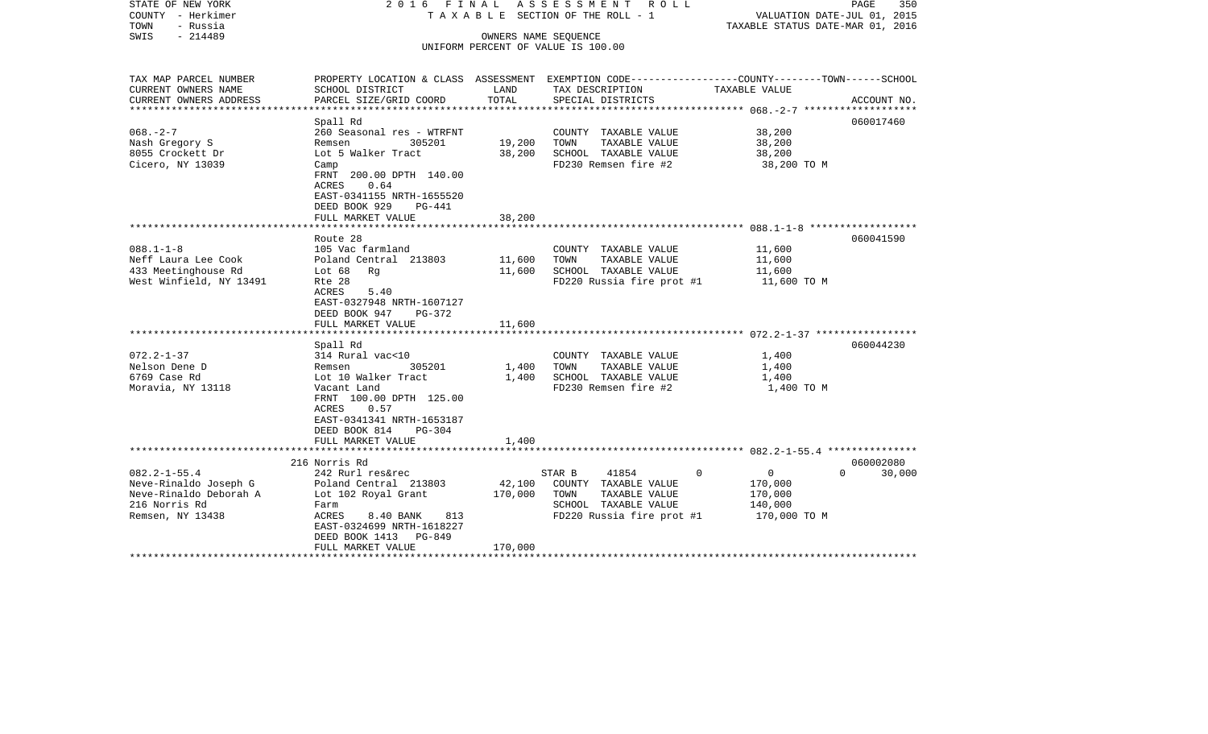STATE OF NEW YORK
COUNTY - Herkimer
TOWN - Russia
SWIS - 214489

2016 FINAL ASSESSMENT ROLL
TAXABLE SECTION OF THE ROLL - 1
OWNERS NAME SEQUENCE
UNIFORM PERCENT OF VALUE IS 100.00

VALUATION DATE-JUL 01, 2015
TAXABLE STATUS DATE-MAR 01, 2016

| TAX MAP PARCEL NUMBER / CURRENT OWNERS NAME / CURRENT OWNERS ADDRESS | PROPERTY LOCATION & CLASS / SCHOOL DISTRICT / PARCEL SIZE/GRID COORD | ASSESSMENT LAND | ASSESSMENT TOTAL | EXEMPTION CODE / TAX DESCRIPTION / SPECIAL DISTRICTS | COUNTY TAXABLE VALUE | TOWN | SCHOOL | ACCOUNT NO. |
|---|---|---|---|---|---|---|---|---|
| **068.-2-7** | Spall Rd | | | | | | | 060017460 |
| 068.-2-7 | 260 Seasonal res - WTRFNT | | | COUNTY TAXABLE VALUE | 38,200 | | | |
| Nash Gregory S | Remsen 305201 | 19,200 | | TOWN TAXABLE VALUE | 38,200 | | | |
| 8055 Crockett Dr | Lot 5 Walker Tract | | 38,200 | SCHOOL TAXABLE VALUE | 38,200 | | | |
| Cicero, NY 13039 | Camp | | | FD230 Remsen fire #2 | 38,200 TO M | | | |
| | FRNT 200.00 DPTH 140.00 | | | | | | | |
| | ACRES 0.64 | | | | | | | |
| | EAST-0341155 NRTH-1655520 | | | | | | | |
| | DEED BOOK 929 PG-441 | | | | | | | |
| | FULL MARKET VALUE | | 38,200 | | | | | |
| **088.1-1-8** | Route 28 | | | | | | | 060041590 |
| 088.1-1-8 | 105 Vac farmland | | | COUNTY TAXABLE VALUE | 11,600 | | | |
| Neff Laura Lee Cook | Poland Central 213803 | 11,600 | | TOWN TAXABLE VALUE | 11,600 | | | |
| 433 Meetinghouse Rd | Lot 68 Rg | | 11,600 | SCHOOL TAXABLE VALUE | 11,600 | | | |
| West Winfield, NY 13491 | Rte 28 | | | FD220 Russia fire prot #1 | 11,600 TO M | | | |
| | ACRES 5.40 | | | | | | | |
| | EAST-0327948 NRTH-1607127 | | | | | | | |
| | DEED BOOK 947 PG-372 | | | | | | | |
| | FULL MARKET VALUE | | 11,600 | | | | | |
| **072.2-1-37** | Spall Rd | | | | | | | 060044230 |
| 072.2-1-37 | 314 Rural vac<10 | | | COUNTY TAXABLE VALUE | 1,400 | | | |
| Nelson Dene D | Remsen 305201 | 1,400 | | TOWN TAXABLE VALUE | 1,400 | | | |
| 6769 Case Rd | Lot 10 Walker Tract | | 1,400 | SCHOOL TAXABLE VALUE | 1,400 | | | |
| Moravia, NY 13118 | Vacant Land | | | FD230 Remsen fire #2 | 1,400 TO M | | | |
| | FRNT 100.00 DPTH 125.00 | | | | | | | |
| | ACRES 0.57 | | | | | | | |
| | EAST-0341341 NRTH-1653187 | | | | | | | |
| | DEED BOOK 814 PG-304 | | | | | | | |
| | FULL MARKET VALUE | | 1,400 | | | | | |
| **082.2-1-55.4** | 216 Norris Rd | | | | | | | 060002080 |
| 082.2-1-55.4 | 242 Rurl res&rec | | | STAR B 41854 | 0 | 0 | 0 | 30,000 |
| Neve-Rinaldo Joseph G | Poland Central 213803 | 42,100 | | COUNTY TAXABLE VALUE | 170,000 | | | |
| Neve-Rinaldo Deborah A | Lot 102 Royal Grant | | 170,000 | TOWN TAXABLE VALUE | 170,000 | | | |
| 216 Norris Rd | Farm | | | SCHOOL TAXABLE VALUE | 140,000 | | | |
| Remsen, NY 13438 | ACRES 8.40 BANK 813 | | | FD220 Russia fire prot #1 | 170,000 TO M | | | |
| | EAST-0324699 NRTH-1618227 | | | | | | | |
| | DEED BOOK 1413 PG-849 | | | | | | | |
| | FULL MARKET VALUE | | 170,000 | | | | | |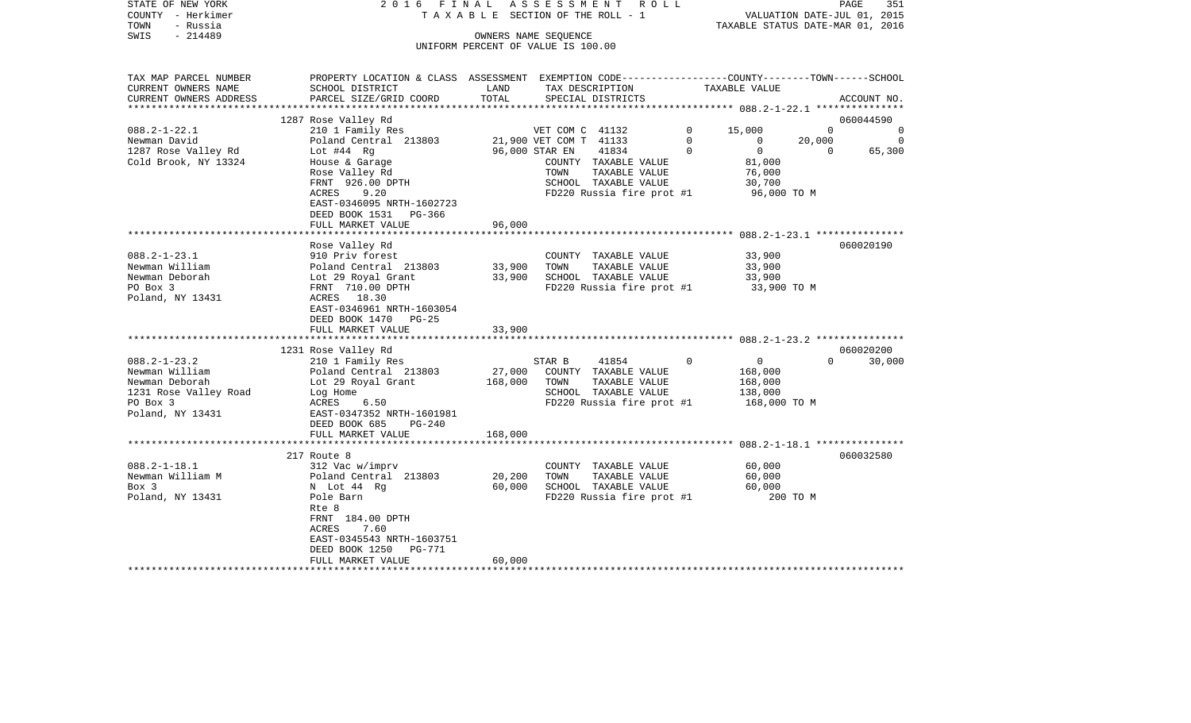STATE OF NEW YORK
COUNTY - Herkimer
TOWN - Russia
SWIS - 214489

2016 FINAL ASSESSMENT ROLL
TAXABLE SECTION OF THE ROLL - 1
OWNERS NAME SEQUENCE
UNIFORM PERCENT OF VALUE IS 100.00

VALUATION DATE-JUL 01, 2015
TAXABLE STATUS DATE-MAR 01, 2016

| TAX MAP PARCEL NUMBER / CURRENT OWNERS NAME / CURRENT OWNERS ADDRESS | PROPERTY LOCATION & CLASS / SCHOOL DISTRICT / PARCEL SIZE/GRID COORD | ASSESSMENT LAND | ASSESSMENT TOTAL | EXEMPTION CODE / TAX DESCRIPTION / SPECIAL DISTRICTS | COUNTY | TOWN | SCHOOL | ACCOUNT NO. |
|---|---|---|---|---|---|---|---|---|
| **088.2-1-22.1** | 1287 Rose Valley Rd | | | | | | | 060044590 |
| Newman David | 210 1 Family Res | | | VET COM C 41132 0 | 15,000 | 0 | 0 | |
| 1287 Rose Valley Rd | Poland Central 213803 | 21,900 | | VET COM T 41133 0 | 0 | 20,000 | 0 | |
| Cold Brook, NY 13324 | Lot #44 Rg | | 96,000 | STAR EN 41834 0 | 0 | 0 | 65,300 | |
| | House & Garage | | | COUNTY TAXABLE VALUE | 81,000 | | | |
| | Rose Valley Rd | | | TOWN TAXABLE VALUE | | 76,000 | | |
| | FRNT 926.00 DPTH | | | SCHOOL TAXABLE VALUE | | | 30,700 | |
| | ACRES 9.20 | | | FD220 Russia fire prot #1 | 96,000 TO M | | | |
| | EAST-0346095 NRTH-1602723 | | | | | | | |
| | DEED BOOK 1531 PG-366 | | | | | | | |
| | FULL MARKET VALUE | | 96,000 | | | | | |
| **088.2-1-23.1** | Rose Valley Rd | | | | | | | 060020190 |
| Newman William | 910 Priv forest | | | COUNTY TAXABLE VALUE | 33,900 | | | |
| Newman Deborah | Poland Central 213803 | 33,900 | | TOWN TAXABLE VALUE | | 33,900 | | |
| PO Box 3 | Lot 29 Royal Grant | | 33,900 | SCHOOL TAXABLE VALUE | | | 33,900 | |
| Poland, NY 13431 | FRNT 710.00 DPTH | | | FD220 Russia fire prot #1 | 33,900 TO M | | | |
| | ACRES 18.30 | | | | | | | |
| | EAST-0346961 NRTH-1603054 | | | | | | | |
| | DEED BOOK 1470 PG-25 | | | | | | | |
| | FULL MARKET VALUE | | 33,900 | | | | | |
| **088.2-1-23.2** | 1231 Rose Valley Rd | | | | | | | 060020200 |
| Newman William | 210 1 Family Res | | | STAR B 41854 0 | 0 | 0 | 30,000 | |
| Newman Deborah | Poland Central 213803 | 27,000 | | COUNTY TAXABLE VALUE | 168,000 | | | |
| 1231 Rose Valley Road | Lot 29 Royal Grant | | 168,000 | TOWN TAXABLE VALUE | | 168,000 | | |
| PO Box 3 | Log Home | | | SCHOOL TAXABLE VALUE | | | 138,000 | |
| Poland, NY 13431 | ACRES 6.50 | | | FD220 Russia fire prot #1 | 168,000 TO M | | | |
| | EAST-0347352 NRTH-1601981 | | | | | | | |
| | DEED BOOK 685 PG-240 | | | | | | | |
| | FULL MARKET VALUE | | 168,000 | | | | | |
| **088.2-1-18.1** | 217 Route 8 | | | | | | | 060032580 |
| Newman William M | 312 Vac w/imprv | | | COUNTY TAXABLE VALUE | 60,000 | | | |
| Box 3 | Poland Central 213803 | 20,200 | | TOWN TAXABLE VALUE | | 60,000 | | |
| Poland, NY 13431 | N Lot 44 Rg | | 60,000 | SCHOOL TAXABLE VALUE | | | 60,000 | |
| | Pole Barn | | | FD220 Russia fire prot #1 | 200 TO M | | | |
| | Rte 8 | | | | | | | |
| | FRNT 184.00 DPTH | | | | | | | |
| | ACRES 7.60 | | | | | | | |
| | EAST-0345543 NRTH-1603751 | | | | | | | |
| | DEED BOOK 1250 PG-771 | | | | | | | |
| | FULL MARKET VALUE | | 60,000 | | | | | |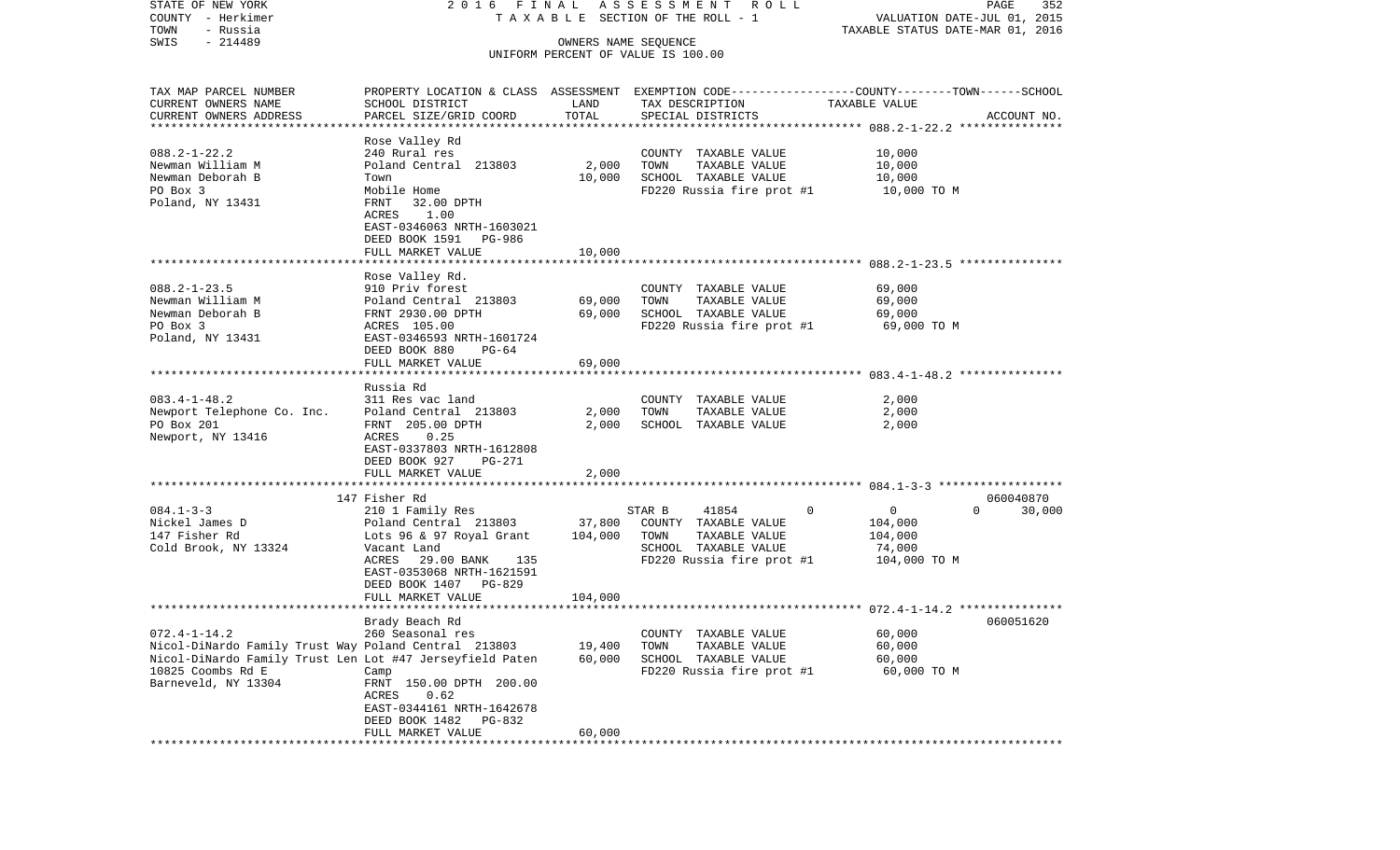STATE OF NEW YORK | 2016 FINAL ASSESSMENT ROLL | PAGE 352
COUNTY - Herkimer | TAXABLE SECTION OF THE ROLL - 1 | VALUATION DATE-JUL 01, 2015
TOWN - Russia | | TAXABLE STATUS DATE-MAR 01, 2016
SWIS - 214489 | OWNERS NAME SEQUENCE
UNIFORM PERCENT OF VALUE IS 100.00

| TAX MAP PARCEL NUMBER / CURRENT OWNERS NAME / CURRENT OWNERS ADDRESS | PROPERTY LOCATION & CLASS / SCHOOL DISTRICT / PARCEL SIZE/GRID COORD | ASSESSMENT LAND / TOTAL | EXEMPTION CODE / TAX DESCRIPTION / SPECIAL DISTRICTS | COUNTY / TOWN / SCHOOL TAXABLE VALUE | ACCOUNT NO. |
|---|---|---|---|---|---|
| **088.2-1-22.2** | Rose Valley Rd | | | | |
| Newman William M | 240 Rural res | | COUNTY TAXABLE VALUE | 10,000 | |
| Newman Deborah B | Poland Central 213803 | 2,000 | TOWN TAXABLE VALUE | 10,000 | |
| PO Box 3 | Town | 10,000 | SCHOOL TAXABLE VALUE | 10,000 | |
| Poland, NY 13431 | Mobile Home | | FD220 Russia fire prot #1 | 10,000 TO M | |
| | FRNT 32.00 DPTH | | | | |
| | ACRES 1.00 | | | | |
| | EAST-0346063 NRTH-1603021 | | | | |
| | DEED BOOK 1591 PG-986 | | | | |
| | FULL MARKET VALUE | 10,000 | | | |
| **088.2-1-23.5** | Rose Valley Rd. | | | | |
| Newman William M | 910 Priv forest | | COUNTY TAXABLE VALUE | 69,000 | |
| Newman Deborah B | Poland Central 213803 | 69,000 | TOWN TAXABLE VALUE | 69,000 | |
| PO Box 3 | FRNT 2930.00 DPTH | 69,000 | SCHOOL TAXABLE VALUE | 69,000 | |
| Poland, NY 13431 | ACRES 105.00 | | FD220 Russia fire prot #1 | 69,000 TO M | |
| | EAST-0346593 NRTH-1601724 | | | | |
| | DEED BOOK 880 PG-64 | | | | |
| | FULL MARKET VALUE | 69,000 | | | |
| **083.4-1-48.2** | Russia Rd | | | | |
| Newport Telephone Co. Inc. | 311 Res vac land | | COUNTY TAXABLE VALUE | 2,000 | |
| PO Box 201 | Poland Central 213803 | 2,000 | TOWN TAXABLE VALUE | 2,000 | |
| Newport, NY 13416 | FRNT 205.00 DPTH | 2,000 | SCHOOL TAXABLE VALUE | 2,000 | |
| | ACRES 0.25 | | | | |
| | EAST-0337803 NRTH-1612808 | | | | |
| | DEED BOOK 927 PG-271 | | | | |
| | FULL MARKET VALUE | 2,000 | | | |
| **084.1-3-3** | 147 Fisher Rd | | | | 060040870 |
| Nickel James D | 210 1 Family Res | | STAR B 41854 | 0 / 0 / 0 / 30,000 | |
| 147 Fisher Rd | Poland Central 213803 | 37,800 | COUNTY TAXABLE VALUE | 104,000 | |
| Cold Brook, NY 13324 | Lots 96 & 97 Royal Grant | 104,000 | TOWN TAXABLE VALUE | 104,000 | |
| | Vacant Land | | SCHOOL TAXABLE VALUE | 74,000 | |
| | ACRES 29.00 BANK 135 | | FD220 Russia fire prot #1 | 104,000 TO M | |
| | EAST-0353068 NRTH-1621591 | | | | |
| | DEED BOOK 1407 PG-829 | | | | |
| | FULL MARKET VALUE | 104,000 | | | |
| **072.4-1-14.2** | Brady Beach Rd | | | | 060051620 |
| Nicol-DiNardo Family Trust Way | 260 Seasonal res | | COUNTY TAXABLE VALUE | 60,000 | |
| Nicol-DiNardo Family Trust Len | Poland Central 213803 | 19,400 | TOWN TAXABLE VALUE | 60,000 | |
| 10825 Coombs Rd E | Lot #47 Jerseyfield Paten | 60,000 | SCHOOL TAXABLE VALUE | 60,000 | |
| Barneveld, NY 13304 | Camp | | FD220 Russia fire prot #1 | 60,000 TO M | |
| | FRNT 150.00 DPTH 200.00 | | | | |
| | ACRES 0.62 | | | | |
| | EAST-0344161 NRTH-1642678 | | | | |
| | DEED BOOK 1482 PG-832 | | | | |
| | FULL MARKET VALUE | 60,000 | | | |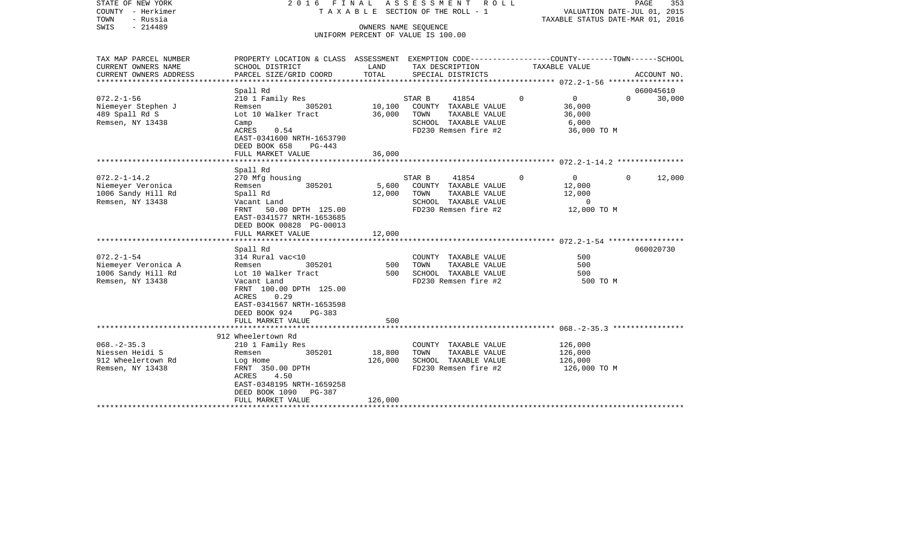STATE OF NEW YORK — 2016 FINAL ASSESSMENT ROLL — TAXABLE SECTION OF THE ROLL - 1

COUNTY - Herkimer
TOWN - Russia
SWIS - 214489

OWNERS NAME SEQUENCE
UNIFORM PERCENT OF VALUE IS 100.00

VALUATION DATE-JUL 01, 2015
TAXABLE STATUS DATE-MAR 01, 2016

| TAX MAP PARCEL NUMBER / CURRENT OWNERS NAME / CURRENT OWNERS ADDRESS | PROPERTY LOCATION & CLASS / SCHOOL DISTRICT / PARCEL SIZE/GRID COORD | ASSESSMENT LAND | ASSESSMENT TOTAL | EXEMPTION CODE / TAX DESCRIPTION / SPECIAL DISTRICTS | COUNTY | TOWN | SCHOOL | ACCOUNT NO. |
|---|---|---|---|---|---|---|---|---|
| **072.2-1-56** | Spall Rd | | | | | | | 060045610 |
| Niemeyer Stephen J | 210 1 Family Res | | | STAR B 41854 | 0 | 0 | 0 | 30,000 |
| 489 Spall Rd S | Remsen 305201 | 10,100 | | COUNTY TAXABLE VALUE | 36,000 | | | |
| Remsen, NY 13438 | Lot 10 Walker Tract | | 36,000 | TOWN TAXABLE VALUE | 36,000 | | | |
| | Camp | | | SCHOOL TAXABLE VALUE | 6,000 | | | |
| | ACRES 0.54 | | | FD230 Remsen fire #2 | 36,000 TO M | | | |
| | EAST-0341600 NRTH-1653790 | | | | | | | |
| | DEED BOOK 658 PG-443 | | | | | | | |
| | FULL MARKET VALUE | | 36,000 | | | | | |
| **072.2-1-14.2** | Spall Rd | | | | | | | |
| Niemeyer Veronica | 270 Mfg housing | | | STAR B 41854 | 0 | 0 | 0 | 12,000 |
| 1006 Sandy Hill Rd | Remsen 305201 | 5,600 | | COUNTY TAXABLE VALUE | 12,000 | | | |
| Remsen, NY 13438 | Spall Rd | | 12,000 | TOWN TAXABLE VALUE | 12,000 | | | |
| | Vacant Land | | | SCHOOL TAXABLE VALUE | 0 | | | |
| | FRNT 50.00 DPTH 125.00 | | | FD230 Remsen fire #2 | 12,000 TO M | | | |
| | EAST-0341577 NRTH-1653685 | | | | | | | |
| | DEED BOOK 00828 PG-00013 | | | | | | | |
| | FULL MARKET VALUE | | 12,000 | | | | | |
| **072.2-1-54** | Spall Rd | | | | | | | 060020730 |
| Niemeyer Veronica A | 314 Rural vac<10 | | | COUNTY TAXABLE VALUE | 500 | | | |
| 1006 Sandy Hill Rd | Remsen 305201 | 500 | | TOWN TAXABLE VALUE | 500 | | | |
| Remsen, NY 13438 | Lot 10 Walker Tract | | 500 | SCHOOL TAXABLE VALUE | 500 | | | |
| | Vacant Land | | | FD230 Remsen fire #2 | 500 TO M | | | |
| | FRNT 100.00 DPTH 125.00 | | | | | | | |
| | ACRES 0.29 | | | | | | | |
| | EAST-0341567 NRTH-1653598 | | | | | | | |
| | DEED BOOK 924 PG-383 | | | | | | | |
| | FULL MARKET VALUE | | 500 | | | | | |
| **068.-2-35.3** | 912 Wheelertown Rd | | | | | | | |
| Niessen Heidi S | 210 1 Family Res | | | COUNTY TAXABLE VALUE | 126,000 | | | |
| 912 Wheelertown Rd | Remsen 305201 | 18,800 | | TOWN TAXABLE VALUE | 126,000 | | | |
| Remsen, NY 13438 | Log Home | | 126,000 | SCHOOL TAXABLE VALUE | 126,000 | | | |
| | FRNT 350.00 DPTH | | | FD230 Remsen fire #2 | 126,000 TO M | | | |
| | ACRES 4.50 | | | | | | | |
| | EAST-0348195 NRTH-1659258 | | | | | | | |
| | DEED BOOK 1090 PG-387 | | | | | | | |
| | FULL MARKET VALUE | | 126,000 | | | | | |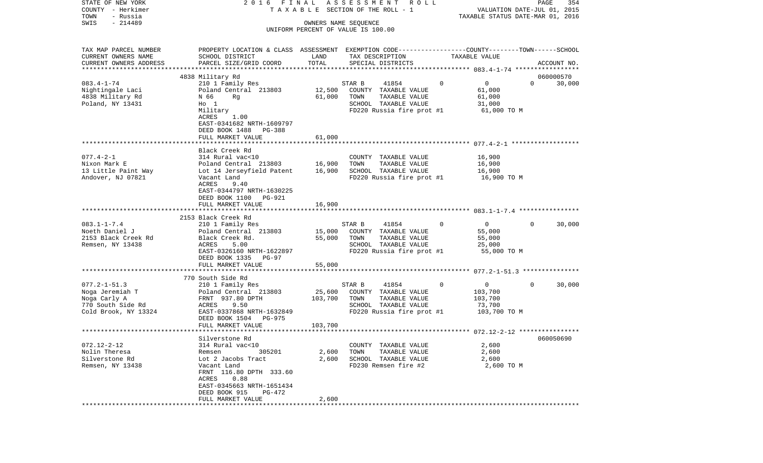STATE OF NEW YORK
COUNTY - Herkimer
TOWN - Russia
SWIS - 214489

2016 FINAL ASSESSMENT ROLL
TAXABLE SECTION OF THE ROLL - 1
OWNERS NAME SEQUENCE
UNIFORM PERCENT OF VALUE IS 100.00

VALUATION DATE-JUL 01, 2015
TAXABLE STATUS DATE-MAR 01, 2016

| TAX MAP PARCEL NUMBER / CURRENT OWNERS NAME / CURRENT OWNERS ADDRESS | PROPERTY LOCATION & CLASS / SCHOOL DISTRICT / PARCEL SIZE/GRID COORD | ASSESSMENT LAND | TOTAL | EXEMPTION CODE / TAX DESCRIPTION / SPECIAL DISTRICTS | COUNTY | TOWN | SCHOOL TAXABLE VALUE | ACCOUNT NO. |
|---|---|---|---|---|---|---|---|---|
| 083.4-1-74 | 4838 Military Rd | | | | | | | 060000570 |
| 083.4-1-74 | 210 1 Family Res | | | STAR B 41854 | 0 | 0 | 0 | 30,000 |
| Nightingale Laci | Poland Central 213803 | 12,500 | | COUNTY TAXABLE VALUE | 61,000 | | | |
| 4838 Military Rd | N 66 Rg | | 61,000 | TOWN TAXABLE VALUE | | 61,000 | | |
| Poland, NY 13431 | Ho 1 | | | SCHOOL TAXABLE VALUE | | | 31,000 | |
| | Military | | | FD220 Russia fire prot #1 | | | 61,000 TO M | |
| | ACRES 1.00 | | | | | | | |
| | EAST-0341682 NRTH-1609797 | | | | | | | |
| | DEED BOOK 1488 PG-388 | | | | | | | |
| | FULL MARKET VALUE | | 61,000 | | | | | |
| 077.4-2-1 | Black Creek Rd | | | | | | | |
| 077.4-2-1 | 314 Rural vac<10 | | | COUNTY TAXABLE VALUE | 16,900 | | | |
| Nixon Mark E | Poland Central 213803 | 16,900 | | TOWN TAXABLE VALUE | | 16,900 | | |
| 13 Little Paint Way | Lot 14 Jerseyfield Patent | | 16,900 | SCHOOL TAXABLE VALUE | | | 16,900 | |
| Andover, NJ 07821 | Vacant Land | | | FD220 Russia fire prot #1 | | | 16,900 TO M | |
| | ACRES 9.40 | | | | | | | |
| | EAST-0344797 NRTH-1630225 | | | | | | | |
| | DEED BOOK 1100 PG-921 | | | | | | | |
| | FULL MARKET VALUE | | 16,900 | | | | | |
| 083.1-1-7.4 | 2153 Black Creek Rd | | | | | | | |
| 083.1-1-7.4 | 210 1 Family Res | | | STAR B 41854 | 0 | 0 | 0 | 30,000 |
| Noeth Daniel J | Poland Central 213803 | 15,000 | | COUNTY TAXABLE VALUE | 55,000 | | | |
| 2153 Black Creek Rd | Black Creek Rd. | | 55,000 | TOWN TAXABLE VALUE | | 55,000 | | |
| Remsen, NY 13438 | ACRES 5.00 | | | SCHOOL TAXABLE VALUE | | | 25,000 | |
| | EAST-0326160 NRTH-1622897 | | | FD220 Russia fire prot #1 | | | 55,000 TO M | |
| | DEED BOOK 1335 PG-97 | | | | | | | |
| | FULL MARKET VALUE | | 55,000 | | | | | |
| 077.2-1-51.3 | 770 South Side Rd | | | | | | | |
| 077.2-1-51.3 | 210 1 Family Res | | | STAR B 41854 | 0 | 0 | 0 | 30,000 |
| Noga Jeremiah T | Poland Central 213803 | 25,600 | | COUNTY TAXABLE VALUE | 103,700 | | | |
| Noga Carly A | FRNT 937.80 DPTH | | 103,700 | TOWN TAXABLE VALUE | | 103,700 | | |
| 770 South Side Rd | ACRES 9.50 | | | SCHOOL TAXABLE VALUE | | | 73,700 | |
| Cold Brook, NY 13324 | EAST-0337868 NRTH-1632849 | | | FD220 Russia fire prot #1 | | | 103,700 TO M | |
| | DEED BOOK 1504 PG-975 | | | | | | | |
| | FULL MARKET VALUE | | 103,700 | | | | | |
| 072.12-2-12 | Silverstone Rd | | | | | | | 060050690 |
| 072.12-2-12 | 314 Rural vac<10 | | | COUNTY TAXABLE VALUE | 2,600 | | | |
| Nolin Theresa | Remsen 305201 | 2,600 | | TOWN TAXABLE VALUE | | 2,600 | | |
| Silverstone Rd | Lot 2 Jacobs Tract | | 2,600 | SCHOOL TAXABLE VALUE | | | 2,600 | |
| Remsen, NY 13438 | Vacant Land | | | FD230 Remsen fire #2 | | | 2,600 TO M | |
| | FRNT 116.80 DPTH 333.60 | | | | | | | |
| | ACRES 0.88 | | | | | | | |
| | EAST-0345663 NRTH-1651434 | | | | | | | |
| | DEED BOOK 915 PG-472 | | | | | | | |
| | FULL MARKET VALUE | | 2,600 | | | | | |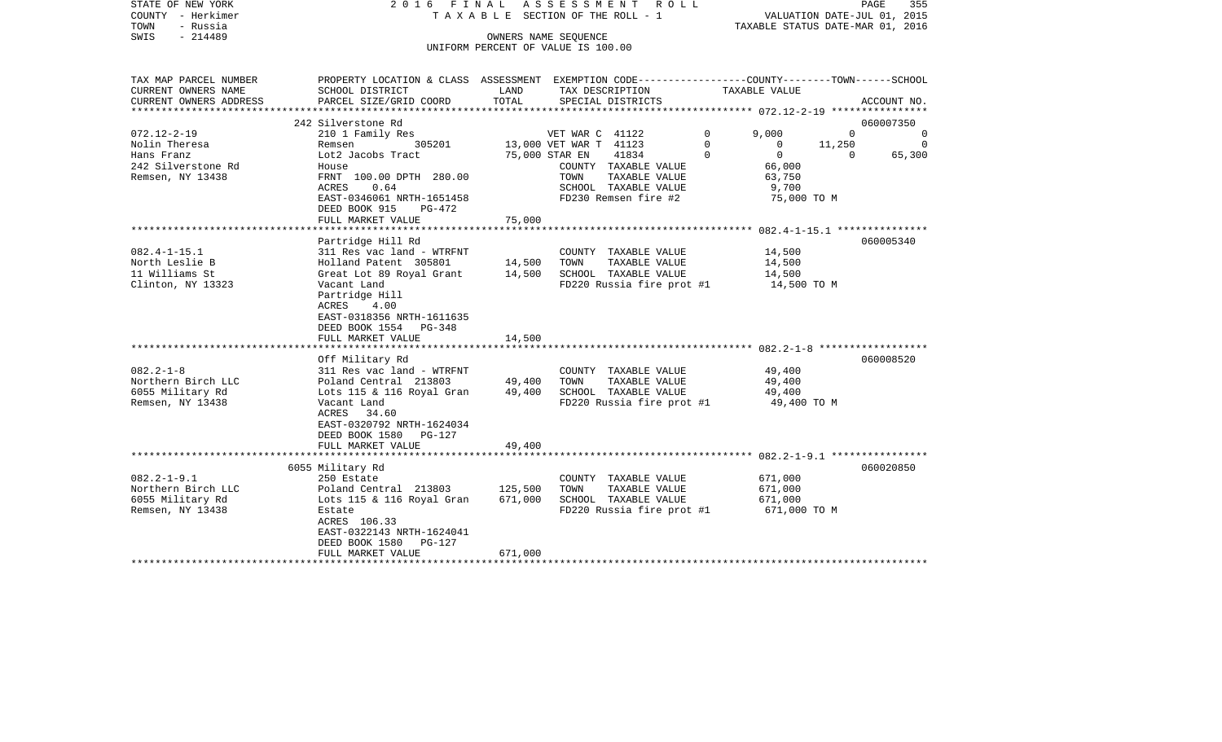STATE OF NEW YORK — 2016 FINAL ASSESSMENT ROLL
COUNTY - Herkimer — TAXABLE SECTION OF THE ROLL - 1 — VALUATION DATE-JUL 01, 2015
TOWN - Russia — TAXABLE STATUS DATE-MAR 01, 2016
SWIS - 214489 — OWNERS NAME SEQUENCE
UNIFORM PERCENT OF VALUE IS 100.00

| TAX MAP PARCEL NUMBER / CURRENT OWNERS NAME / CURRENT OWNERS ADDRESS | PROPERTY LOCATION & CLASS / SCHOOL DISTRICT / PARCEL SIZE/GRID COORD | ASSESSMENT LAND | ASSESSMENT TOTAL | EXEMPTION CODE / TAX DESCRIPTION / SPECIAL DISTRICTS | COUNTY TAXABLE VALUE | TOWN | SCHOOL | ACCOUNT NO. |
|---|---|---|---|---|---|---|---|---|
| **072.12-2-19** | 242 Silverstone Rd | | | | | | | 060007350 |
| 072.12-2-19 | 210 1 Family Res | | | VET WAR C 41122 0 | 9,000 | 0 | 0 | |
| Nolin Theresa | Remsen 305201 | 13,000 | | VET WAR T 41123 0 | 0 | 11,250 | 0 | |
| Hans Franz | Lot2 Jacobs Tract | | 75,000 | STAR EN 41834 0 | 0 | 0 | 65,300 | |
| 242 Silverstone Rd | House | | | COUNTY TAXABLE VALUE | 66,000 | | | |
| Remsen, NY 13438 | FRNT 100.00 DPTH 280.00 | | | TOWN TAXABLE VALUE | 63,750 | | | |
| | ACRES 0.64 | | | SCHOOL TAXABLE VALUE | 9,700 | | | |
| | EAST-0346061 NRTH-1651458 | | | FD230 Remsen fire #2 | 75,000 TO M | | | |
| | DEED BOOK 915 PG-472 | | | | | | | |
| | FULL MARKET VALUE | | 75,000 | | | | | |
| **082.4-1-15.1** | Partridge Hill Rd | | | | | | | 060005340 |
| 082.4-1-15.1 | 311 Res vac land - WTRFNT | | | COUNTY TAXABLE VALUE | 14,500 | | | |
| North Leslie B | Holland Patent 305801 | 14,500 | | TOWN TAXABLE VALUE | 14,500 | | | |
| 11 Williams St | Great Lot 89 Royal Grant | | 14,500 | SCHOOL TAXABLE VALUE | 14,500 | | | |
| Clinton, NY 13323 | Vacant Land | | | FD220 Russia fire prot #1 | 14,500 TO M | | | |
| | Partridge Hill | | | | | | | |
| | ACRES 4.00 | | | | | | | |
| | EAST-0318356 NRTH-1611635 | | | | | | | |
| | DEED BOOK 1554 PG-348 | | | | | | | |
| | FULL MARKET VALUE | | 14,500 | | | | | |
| **082.2-1-8** | Off Military Rd | | | | | | | 060008520 |
| 082.2-1-8 | 311 Res vac land - WTRFNT | | | COUNTY TAXABLE VALUE | 49,400 | | | |
| Northern Birch LLC | Poland Central 213803 | 49,400 | | TOWN TAXABLE VALUE | 49,400 | | | |
| 6055 Military Rd | Lots 115 & 116 Royal Gran | | 49,400 | SCHOOL TAXABLE VALUE | 49,400 | | | |
| Remsen, NY 13438 | Vacant Land | | | FD220 Russia fire prot #1 | 49,400 TO M | | | |
| | ACRES 34.60 | | | | | | | |
| | EAST-0320792 NRTH-1624034 | | | | | | | |
| | DEED BOOK 1580 PG-127 | | | | | | | |
| | FULL MARKET VALUE | | 49,400 | | | | | |
| **082.2-1-9.1** | 6055 Military Rd | | | | | | | 060020850 |
| 082.2-1-9.1 | 250 Estate | | | COUNTY TAXABLE VALUE | 671,000 | | | |
| Northern Birch LLC | Poland Central 213803 | 125,500 | | TOWN TAXABLE VALUE | 671,000 | | | |
| 6055 Military Rd | Lots 115 & 116 Royal Gran | | 671,000 | SCHOOL TAXABLE VALUE | 671,000 | | | |
| Remsen, NY 13438 | Estate | | | FD220 Russia fire prot #1 | 671,000 TO M | | | |
| | ACRES 106.33 | | | | | | | |
| | EAST-0322143 NRTH-1624041 | | | | | | | |
| | DEED BOOK 1580 PG-127 | | | | | | | |
| | FULL MARKET VALUE | | 671,000 | | | | | |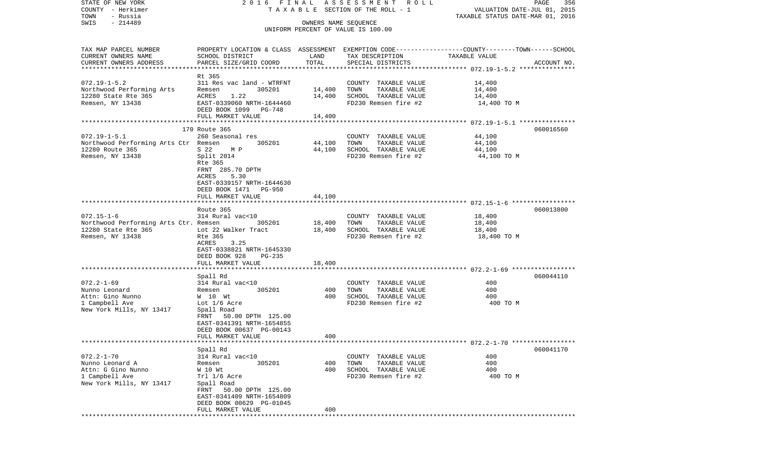STATE OF NEW YORK — 2016 FINAL ASSESSMENT ROLL
COUNTY - Herkimer — TAXABLE SECTION OF THE ROLL - 1 — VALUATION DATE-JUL 01, 2015
TOWN - Russia — TAXABLE STATUS DATE-MAR 01, 2016
SWIS - 214489 — OWNERS NAME SEQUENCE
UNIFORM PERCENT OF VALUE IS 100.00

| TAX MAP PARCEL NUMBER / CURRENT OWNERS NAME / CURRENT OWNERS ADDRESS | PROPERTY LOCATION & CLASS / SCHOOL DISTRICT / PARCEL SIZE/GRID COORD | ASSESSMENT LAND | ASSESSMENT TOTAL | EXEMPTION CODE / TAX DESCRIPTION / SPECIAL DISTRICTS | TAXABLE VALUE (COUNTY--TOWN--SCHOOL) | ACCOUNT NO. |
|---|---|---|---|---|---|---|
| 072.19-1-5.2 | Rt 365 | | | | | |
| Northwood Performing Arts | 311 Res vac land - WTRFNT | | | COUNTY TAXABLE VALUE | 14,400 | |
| 12280 State Rte 365 | Remsen 305201 | 14,400 | | TOWN TAXABLE VALUE | 14,400 | |
| Remsen, NY 13438 | ACRES 1.22 | | 14,400 | SCHOOL TAXABLE VALUE | 14,400 | |
| | EAST-0339060 NRTH-1644460 | | | FD230 Remsen fire #2 | 14,400 TO M | |
| | DEED BOOK 1099 PG-748 | | | | | |
| | FULL MARKET VALUE | | 14,400 | | | |
| 072.19-1-5.1 | 170 Route 365 | | | | | 060016560 |
| Northwood Performing Arts Ctr | 260 Seasonal res | | | COUNTY TAXABLE VALUE | 44,100 | |
| 12280 Route 365 | Remsen 305201 | 44,100 | | TOWN TAXABLE VALUE | 44,100 | |
| Remsen, NY 13438 | S 22 M P | | 44,100 | SCHOOL TAXABLE VALUE | 44,100 | |
| | Split 2014 | | | FD230 Remsen fire #2 | 44,100 TO M | |
| | Rte 365 | | | | | |
| | FRNT 285.70 DPTH | | | | | |
| | ACRES 5.30 | | | | | |
| | EAST-0339157 NRTH-1644630 | | | | | |
| | DEED BOOK 1471 PG-950 | | | | | |
| | FULL MARKET VALUE | | 44,100 | | | |
| 072.15-1-6 | Route 365 | | | | | 060013800 |
| Northwood Performing Arts Ctr. | 314 Rural vac<10 | | | COUNTY TAXABLE VALUE | 18,400 | |
| 12280 State Rte 365 | Remsen 305201 | 18,400 | | TOWN TAXABLE VALUE | 18,400 | |
| Remsen, NY 13438 | Lot 22 Walker Tract | | 18,400 | SCHOOL TAXABLE VALUE | 18,400 | |
| | Rte 365 | | | FD230 Remsen fire #2 | 18,400 TO M | |
| | ACRES 3.25 | | | | | |
| | EAST-0338821 NRTH-1645330 | | | | | |
| | DEED BOOK 928 PG-235 | | | | | |
| | FULL MARKET VALUE | | 18,400 | | | |
| 072.2-1-69 | Spall Rd | | | | | 060044110 |
| Nunno Leonard | 314 Rural vac<10 | | | COUNTY TAXABLE VALUE | 400 | |
| Attn: Gino Nunno | Remsen 305201 | 400 | | TOWN TAXABLE VALUE | 400 | |
| 1 Campbell Ave | W 10 Wt | | 400 | SCHOOL TAXABLE VALUE | 400 | |
| New York Mills, NY 13417 | Lot 1/6 Acre | | | FD230 Remsen fire #2 | 400 TO M | |
| | Spall Road | | | | | |
| | FRNT 50.00 DPTH 125.00 | | | | | |
| | EAST-0341391 NRTH-1654855 | | | | | |
| | DEED BOOK 00637 PG-00143 | | | | | |
| | FULL MARKET VALUE | | 400 | | | |
| 072.2-1-70 | Spall Rd | | | | | 060041170 |
| Nunno Leonard A | 314 Rural vac<10 | | | COUNTY TAXABLE VALUE | 400 | |
| Attn: G Gino Nunno | Remsen 305201 | 400 | | TOWN TAXABLE VALUE | 400 | |
| 1 Campbell Ave | W 10 Wt | | 400 | SCHOOL TAXABLE VALUE | 400 | |
| New York Mills, NY 13417 | Trl 1/6 Acre | | | FD230 Remsen fire #2 | 400 TO M | |
| | Spall Road | | | | | |
| | FRNT 50.00 DPTH 125.00 | | | | | |
| | EAST-0341409 NRTH-1654809 | | | | | |
| | DEED BOOK 00629 PG-01045 | | | | | |
| | FULL MARKET VALUE | | 400 | | | |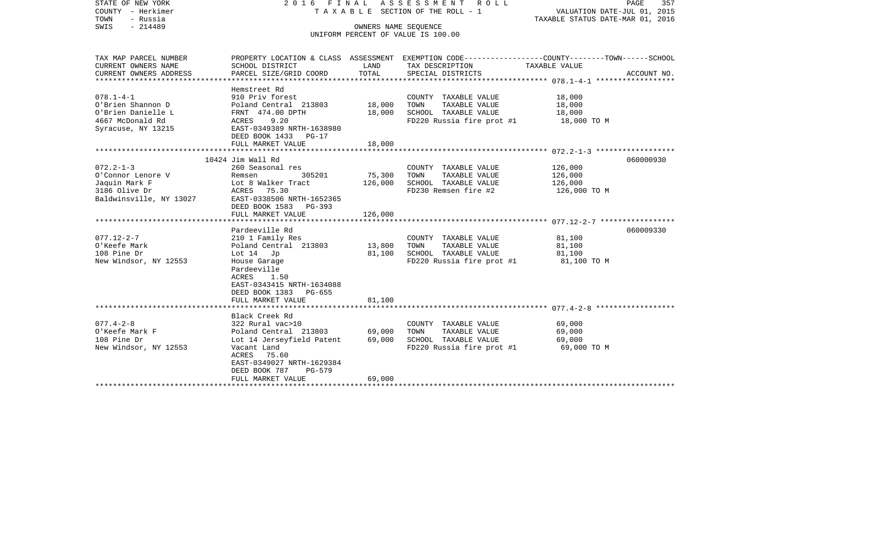STATE OF NEW YORK · COUNTY - Herkimer · TOWN - Russia · SWIS - 214489

2016 FINAL ASSESSMENT ROLL
TAXABLE SECTION OF THE ROLL - 1
OWNERS NAME SEQUENCE
UNIFORM PERCENT OF VALUE IS 100.00

VALUATION DATE-JUL 01, 2015
TAXABLE STATUS DATE-MAR 01, 2016

| TAX MAP PARCEL NUMBER / CURRENT OWNERS NAME / CURRENT OWNERS ADDRESS | PROPERTY LOCATION & CLASS / SCHOOL DISTRICT / PARCEL SIZE/GRID COORD | ASSESSMENT LAND | ASSESSMENT TOTAL | EXEMPTION CODE / TAX DESCRIPTION / SPECIAL DISTRICTS | TAXABLE VALUE (COUNTY / TOWN / SCHOOL) | ACCOUNT NO. |
|---|---|---|---|---|---|---|
| **078.1-4-1** | Hemstreet Rd | | | | | |
| 078.1-4-1 | 910 Priv forest | | | COUNTY TAXABLE VALUE | 18,000 | |
| O'Brien Shannon D | Poland Central 213803 | 18,000 | | TOWN TAXABLE VALUE | 18,000 | |
| O'Brien Danielle L | FRNT 474.00 DPTH | | 18,000 | SCHOOL TAXABLE VALUE | 18,000 | |
| 4667 McDonald Rd | ACRES 9.20 | | | FD220 Russia fire prot #1 | 18,000 TO M | |
| Syracuse, NY 13215 | EAST-0349389 NRTH-1638980 | | | | | |
| | DEED BOOK 1433 PG-17 | | | | | |
| | FULL MARKET VALUE | | 18,000 | | | |
| **072.2-1-3** | 10424 Jim Wall Rd | | | | | 060000930 |
| 072.2-1-3 | 260 Seasonal res | | | COUNTY TAXABLE VALUE | 126,000 | |
| O'Connor Lenore V | Remsen 305201 | 75,300 | | TOWN TAXABLE VALUE | 126,000 | |
| Jaquin Mark F | Lot 8 Walker Tract | | 126,000 | SCHOOL TAXABLE VALUE | 126,000 | |
| 3186 Olive Dr | ACRES 75.30 | | | FD230 Remsen fire #2 | 126,000 TO M | |
| Baldwinsville, NY 13027 | EAST-0338506 NRTH-1652365 | | | | | |
| | DEED BOOK 1583 PG-393 | | | | | |
| | FULL MARKET VALUE | | 126,000 | | | |
| **077.12-2-7** | Pardeeville Rd | | | | | 060009330 |
| 077.12-2-7 | 210 1 Family Res | | | COUNTY TAXABLE VALUE | 81,100 | |
| O'Keefe Mark | Poland Central 213803 | 13,800 | | TOWN TAXABLE VALUE | 81,100 | |
| 108 Pine Dr | Lot 14 Jp | | 81,100 | SCHOOL TAXABLE VALUE | 81,100 | |
| New Windsor, NY 12553 | House Garage | | | FD220 Russia fire prot #1 | 81,100 TO M | |
| | Pardeeville | | | | | |
| | ACRES 1.50 | | | | | |
| | EAST-0343415 NRTH-1634088 | | | | | |
| | DEED BOOK 1383 PG-655 | | | | | |
| | FULL MARKET VALUE | | 81,100 | | | |
| **077.4-2-8** | Black Creek Rd | | | | | |
| 077.4-2-8 | 322 Rural vac>10 | | | COUNTY TAXABLE VALUE | 69,000 | |
| O'Keefe Mark F | Poland Central 213803 | 69,000 | | TOWN TAXABLE VALUE | 69,000 | |
| 108 Pine Dr | Lot 14 Jerseyfield Patent | | 69,000 | SCHOOL TAXABLE VALUE | 69,000 | |
| New Windsor, NY 12553 | Vacant Land | | | FD220 Russia fire prot #1 | 69,000 TO M | |
| | ACRES 75.60 | | | | | |
| | EAST-0349027 NRTH-1629384 | | | | | |
| | DEED BOOK 787 PG-579 | | | | | |
| | FULL MARKET VALUE | | 69,000 | | | |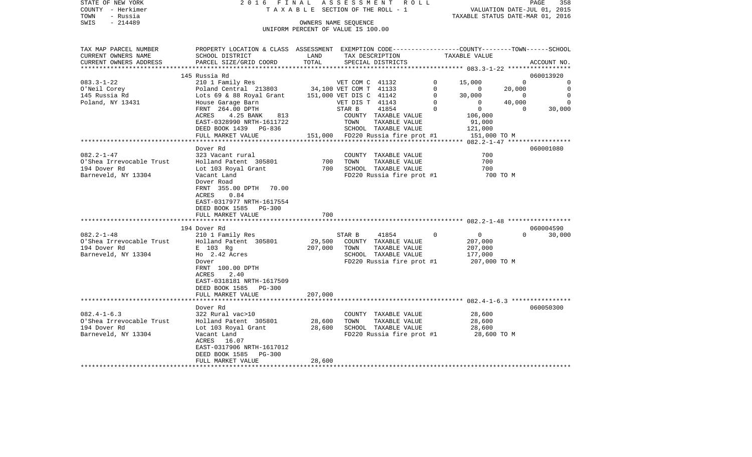STATE OF NEW YORK 2016 FINAL ASSESSMENT ROLL
COUNTY - Herkimer TAXABLE SECTION OF THE ROLL - 1 VALUATION DATE-JUL 01, 2015
TOWN - Russia TAXABLE STATUS DATE-MAR 01, 2016
SWIS - 214489 OWNERS NAME SEQUENCE
UNIFORM PERCENT OF VALUE IS 100.00

| TAX MAP PARCEL NUMBER<br>CURRENT OWNERS NAME<br>CURRENT OWNERS ADDRESS | PROPERTY LOCATION & CLASS<br>SCHOOL DISTRICT<br>PARCEL SIZE/GRID COORD | ASSESSMENT<br>LAND<br>TOTAL | EXEMPTION CODE<br>TAX DESCRIPTION<br>SPECIAL DISTRICTS | | COUNTY<br>TAXABLE VALUE | TOWN | SCHOOL<br>ACCOUNT NO. |
|---|---|---|---|---|---|---|---|
| | 145 Russia Rd | | | | | | 060013920 |
| 083.3-1-22 | 210 1 Family Res | | VET COM C 41132 | 0 | 15,000 | 0 | 0 |
| O'Neil Corey | Poland Central 213803 | 34,100 | VET COM T 41133 | 0 | 0 | 20,000 | 0 |
| 145 Russia Rd | Lots 69 & 88 Royal Grant | 151,000 | VET DIS C 41142 | 0 | 30,000 | 0 | 0 |
| Poland, NY 13431 | House Garage Barn | | VET DIS T 41143 | 0 | 0 | 40,000 | 0 |
| | FRNT 264.00 DPTH | | STAR B 41854 | 0 | 0 | 0 | 30,000 |
| | ACRES 4.25 BANK 813 | | COUNTY TAXABLE VALUE | | 106,000 | | |
| | EAST-0328990 NRTH-1611722 | | TOWN TAXABLE VALUE | | 91,000 | | |
| | DEED BOOK 1439 PG-836 | | SCHOOL TAXABLE VALUE | | 121,000 | | |
| | FULL MARKET VALUE | 151,000 | FD220 Russia fire prot #1 | | 151,000 TO M | | |
| | Dover Rd | | | | | | 060001080 |
| 082.2-1-47 | 323 Vacant rural | | COUNTY TAXABLE VALUE | | 700 | | |
| O'Shea Irrevocable Trust | Holland Patent 305801 | 700 | TOWN TAXABLE VALUE | | 700 | | |
| 194 Dover Rd | Lot 103 Royal Grant | 700 | SCHOOL TAXABLE VALUE | | 700 | | |
| Barneveld, NY 13304 | Vacant Land | | FD220 Russia fire prot #1 | | 700 TO M | | |
| | Dover Road | | | | | | |
| | FRNT 355.00 DPTH 70.00 | | | | | | |
| | ACRES 0.84 | | | | | | |
| | EAST-0317977 NRTH-1617554 | | | | | | |
| | DEED BOOK 1585 PG-300 | | | | | | |
| | FULL MARKET VALUE | 700 | | | | | |
| | 194 Dover Rd | | | | | | 060004590 |
| 082.2-1-48 | 210 1 Family Res | | STAR B 41854 | 0 | 0 | 0 | 30,000 |
| O'Shea Irrevocable Trust | Holland Patent 305801 | 29,500 | COUNTY TAXABLE VALUE | | 207,000 | | |
| 194 Dover Rd | E 103 Rg | 207,000 | TOWN TAXABLE VALUE | | 207,000 | | |
| Barneveld, NY 13304 | Ho 2.42 Acres | | SCHOOL TAXABLE VALUE | | 177,000 | | |
| | Dover | | FD220 Russia fire prot #1 | | 207,000 TO M | | |
| | FRNT 100.00 DPTH | | | | | | |
| | ACRES 2.40 | | | | | | |
| | EAST-0318181 NRTH-1617509 | | | | | | |
| | DEED BOOK 1585 PG-300 | | | | | | |
| | FULL MARKET VALUE | 207,000 | | | | | |
| | Dover Rd | | | | | | 060050300 |
| 082.4-1-6.3 | 322 Rural vac>10 | | COUNTY TAXABLE VALUE | | 28,600 | | |
| O'Shea Irrevocable Trust | Holland Patent 305801 | 28,600 | TOWN TAXABLE VALUE | | 28,600 | | |
| 194 Dover Rd | Lot 103 Royal Grant | 28,600 | SCHOOL TAXABLE VALUE | | 28,600 | | |
| Barneveld, NY 13304 | Vacant Land | | FD220 Russia fire prot #1 | | 28,600 TO M | | |
| | ACRES 16.07 | | | | | | |
| | EAST-0317906 NRTH-1617012 | | | | | | |
| | DEED BOOK 1585 PG-300 | | | | | | |
| | FULL MARKET VALUE | 28,600 | | | | | |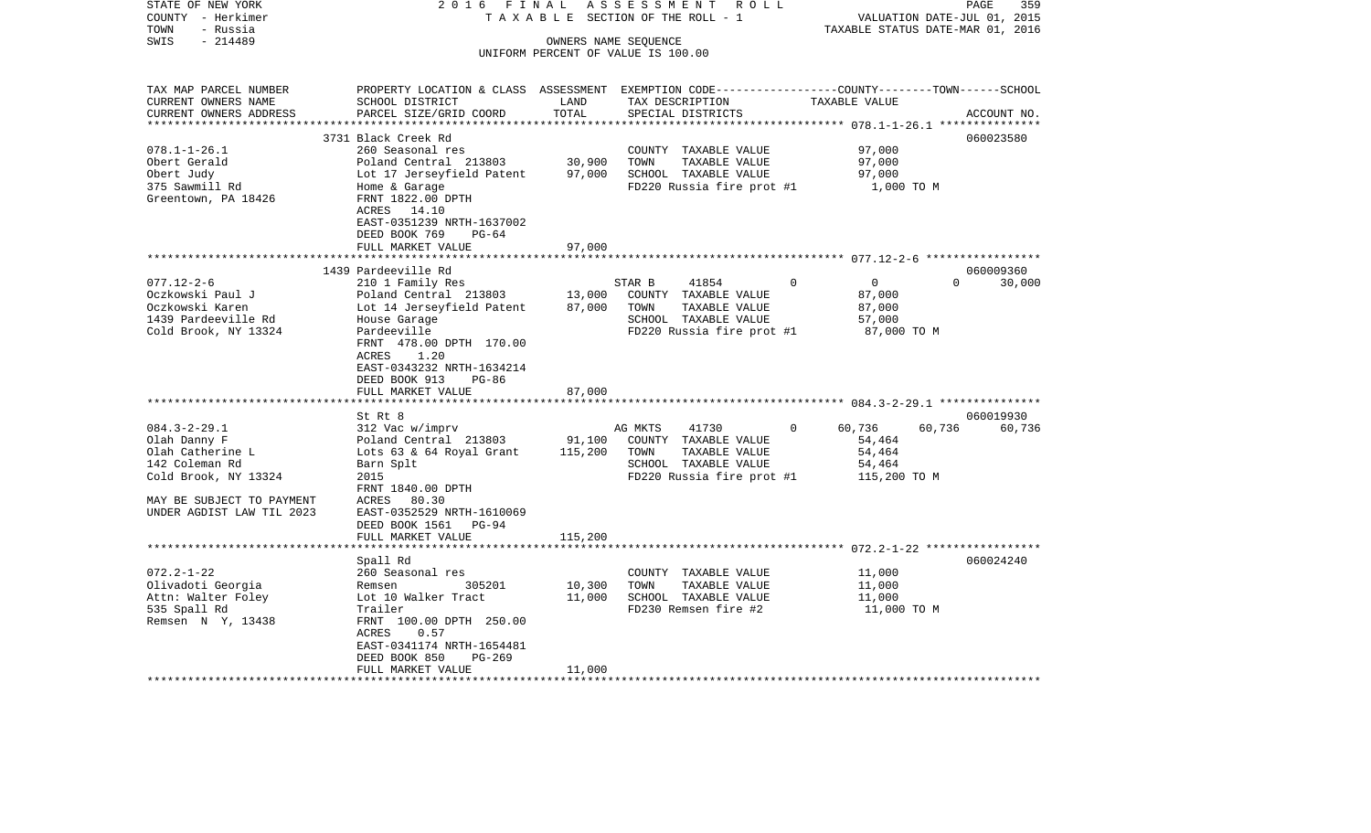STATE OF NEW YORK
COUNTY - Herkimer
TOWN - Russia
SWIS - 214489

2 0 1 6 F I N A L A S S E S S M E N T R O L L
T A X A B L E SECTION OF THE ROLL - 1
OWNERS NAME SEQUENCE
UNIFORM PERCENT OF VALUE IS 100.00

VALUATION DATE-JUL 01, 2015
TAXABLE STATUS DATE-MAR 01, 2016

| TAX MAP PARCEL NUMBER / CURRENT OWNERS NAME / CURRENT OWNERS ADDRESS | PROPERTY LOCATION & CLASS / SCHOOL DISTRICT / PARCEL SIZE/GRID COORD | ASSESSMENT LAND | ASSESSMENT TOTAL | EXEMPTION CODE / TAX DESCRIPTION / SPECIAL DISTRICTS | COUNTY TAXABLE VALUE | TOWN | SCHOOL | ACCOUNT NO. |
|---|---|---|---|---|---|---|---|---|
| | 3731 Black Creek Rd | | | | | | | 060023580 |
| 078.1-1-26.1 | 260 Seasonal res | | | COUNTY TAXABLE VALUE | 97,000 | | | |
| Obert Gerald | Poland Central 213803 | 30,900 | | TOWN TAXABLE VALUE | 97,000 | | | |
| Obert Judy | Lot 17 Jerseyfield Patent | | 97,000 | SCHOOL TAXABLE VALUE | 97,000 | | | |
| 375 Sawmill Rd | Home & Garage | | | FD220 Russia fire prot #1 | 1,000 TO M | | | |
| Greentown, PA 18426 | FRNT 1822.00 DPTH | | | | | | | |
| | ACRES 14.10 | | | | | | | |
| | EAST-0351239 NRTH-1637002 | | | | | | | |
| | DEED BOOK 769 PG-64 | | | | | | | |
| | FULL MARKET VALUE | | 97,000 | | | | | |
| | 1439 Pardeeville Rd | | | | | | | 060009360 |
| 077.12-2-6 | 210 1 Family Res | | | STAR B 41854 0 | 0 | 0 | 30,000 | |
| Oczkowski Paul J | Poland Central 213803 | 13,000 | | COUNTY TAXABLE VALUE | 87,000 | | | |
| Oczkowski Karen | Lot 14 Jerseyfield Patent | | 87,000 | TOWN TAXABLE VALUE | 87,000 | | | |
| 1439 Pardeeville Rd | House Garage | | | SCHOOL TAXABLE VALUE | 57,000 | | | |
| Cold Brook, NY 13324 | Pardeeville | | | FD220 Russia fire prot #1 | 87,000 TO M | | | |
| | FRNT 478.00 DPTH 170.00 | | | | | | | |
| | ACRES 1.20 | | | | | | | |
| | EAST-0343232 NRTH-1634214 | | | | | | | |
| | DEED BOOK 913 PG-86 | | | | | | | |
| | FULL MARKET VALUE | | 87,000 | | | | | |
| | St Rt 8 | | | | | | | 060019930 |
| 084.3-2-29.1 | 312 Vac w/imprv | | | AG MKTS 41730 0 | 60,736 | 60,736 | 60,736 | |
| Olah Danny F | Poland Central 213803 | 91,100 | | COUNTY TAXABLE VALUE | 54,464 | | | |
| Olah Catherine L | Lots 63 & 64 Royal Grant | | 115,200 | TOWN TAXABLE VALUE | 54,464 | | | |
| 142 Coleman Rd | Barn Splt | | | SCHOOL TAXABLE VALUE | 54,464 | | | |
| Cold Brook, NY 13324 | 2015 | | | FD220 Russia fire prot #1 | 115,200 TO M | | | |
| | FRNT 1840.00 DPTH | | | | | | | |
| MAY BE SUBJECT TO PAYMENT | ACRES 80.30 | | | | | | | |
| UNDER AGDIST LAW TIL 2023 | EAST-0352529 NRTH-1610069 | | | | | | | |
| | DEED BOOK 1561 PG-94 | | | | | | | |
| | FULL MARKET VALUE | | 115,200 | | | | | |
| | Spall Rd | | | | | | | 060024240 |
| 072.2-1-22 | 260 Seasonal res | | | COUNTY TAXABLE VALUE | 11,000 | | | |
| Olivadoti Georgia | Remsen 305201 | 10,300 | | TOWN TAXABLE VALUE | 11,000 | | | |
| Attn: Walter Foley | Lot 10 Walker Tract | | 11,000 | SCHOOL TAXABLE VALUE | 11,000 | | | |
| 535 Spall Rd | Trailer | | | FD230 Remsen fire #2 | 11,000 TO M | | | |
| Remsen N Y, 13438 | FRNT 100.00 DPTH 250.00 | | | | | | | |
| | ACRES 0.57 | | | | | | | |
| | EAST-0341174 NRTH-1654481 | | | | | | | |
| | DEED BOOK 850 PG-269 | | | | | | | |
| | FULL MARKET VALUE | | 11,000 | | | | | |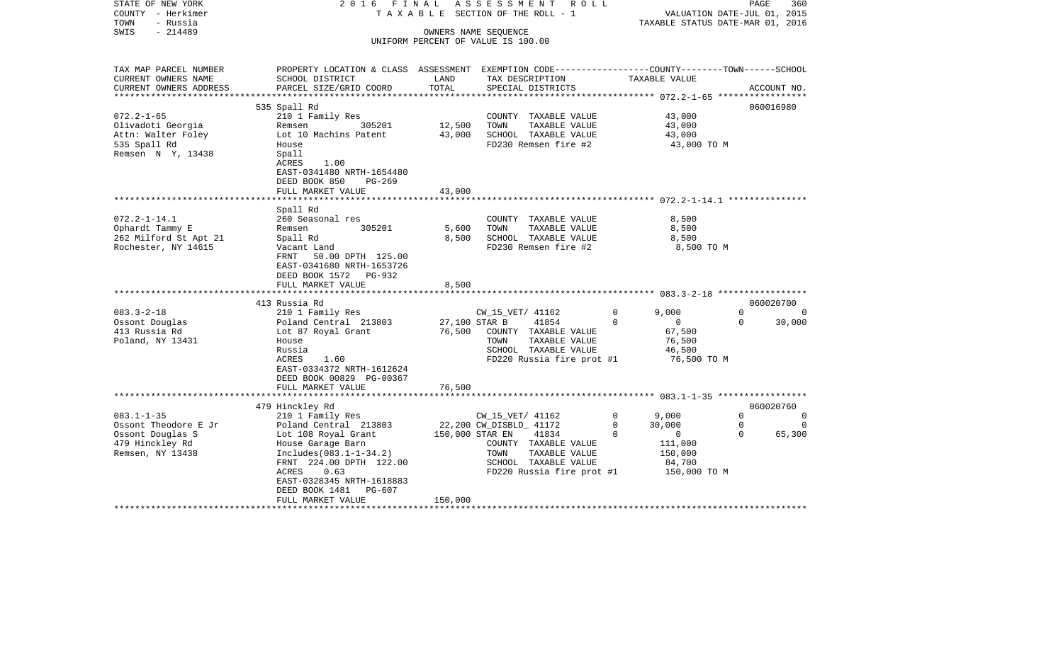STATE OF NEW YORK | 2 0 1 6 F I N A L A S S E S S M E N T R O L L
COUNTY - Herkimer | T A X A B L E SECTION OF THE ROLL - 1 | VALUATION DATE-JUL 01, 2015
TOWN - Russia | | TAXABLE STATUS DATE-MAR 01, 2016
SWIS - 214489 | OWNERS NAME SEQUENCE
UNIFORM PERCENT OF VALUE IS 100.00

| TAX MAP PARCEL NUMBER / CURRENT OWNERS NAME / CURRENT OWNERS ADDRESS | PROPERTY LOCATION & CLASS / SCHOOL DISTRICT / PARCEL SIZE/GRID COORD | ASSESSMENT LAND / TOTAL | EXEMPTION CODE / TAX DESCRIPTION / SPECIAL DISTRICTS | COUNTY | TOWN | SCHOOL | ACCOUNT NO. |
|---|---|---|---|---|---|---|---|
| 072.2-1-65 | 535 Spall Rd | | | | | | 060016980 |
| Olivadoti Georgia | 210 1 Family Res | | COUNTY TAXABLE VALUE | 43,000 | | | |
| Attn: Walter Foley | Remsen 305201 | 12,500 | TOWN TAXABLE VALUE | | 43,000 | | |
| 535 Spall Rd | Lot 10 Machins Patent | 43,000 | SCHOOL TAXABLE VALUE | | | 43,000 | |
| Remsen N Y, 13438 | House | | FD230 Remsen fire #2 | 43,000 TO M | | | |
| | Spall | | | | | | |
| | ACRES 1.00 | | | | | | |
| | EAST-0341480 NRTH-1654480 | | | | | | |
| | DEED BOOK 850 PG-269 | | | | | | |
| | FULL MARKET VALUE | 43,000 | | | | | |
| 072.2-1-14.1 | Spall Rd | | | | | | |
| Ophardt Tammy E | 260 Seasonal res | | COUNTY TAXABLE VALUE | 8,500 | | | |
| 262 Milford St Apt 21 | Remsen 305201 | 5,600 | TOWN TAXABLE VALUE | | 8,500 | | |
| Rochester, NY 14615 | Spall Rd | 8,500 | SCHOOL TAXABLE VALUE | | | 8,500 | |
| | Vacant Land | | FD230 Remsen fire #2 | 8,500 TO M | | | |
| | FRNT 50.00 DPTH 125.00 | | | | | | |
| | EAST-0341680 NRTH-1653726 | | | | | | |
| | DEED BOOK 1572 PG-932 | | | | | | |
| | FULL MARKET VALUE | 8,500 | | | | | |
| 083.3-2-18 | 413 Russia Rd | | | | | | 060020700 |
| Ossont Douglas | 210 1 Family Res | | CW_15_VET/ 41162 0 | 9,000 | 0 | 0 | |
| 413 Russia Rd | Poland Central 213803 | 27,100 | STAR B 41854 0 | 0 | 0 | 30,000 | |
| Poland, NY 13431 | Lot 87 Royal Grant | 76,500 | COUNTY TAXABLE VALUE | 67,500 | | | |
| | House | | TOWN TAXABLE VALUE | | 76,500 | | |
| | Russia | | SCHOOL TAXABLE VALUE | | | 46,500 | |
| | ACRES 1.60 | | FD220 Russia fire prot #1 | 76,500 TO M | | | |
| | EAST-0334372 NRTH-1612624 | | | | | | |
| | DEED BOOK 00829 PG-00367 | | | | | | |
| | FULL MARKET VALUE | 76,500 | | | | | |
| 083.1-1-35 | 479 Hinckley Rd | | | | | | 060020760 |
| Ossont Theodore E Jr | 210 1 Family Res | | CW_15_VET/ 41162 0 | 9,000 | 0 | 0 | |
| Ossont Douglas S | Poland Central 213803 | 22,200 | CW_DISBLD_ 41172 0 | 30,000 | 0 | 0 | |
| 479 Hinckley Rd | Lot 108 Royal Grant | 150,000 | STAR EN 41834 0 | 0 | 0 | 65,300 | |
| Remsen, NY 13438 | House Garage Barn | | COUNTY TAXABLE VALUE | 111,000 | | | |
| | Includes(083.1-1-34.2) | | TOWN TAXABLE VALUE | | 150,000 | | |
| | FRNT 224.00 DPTH 122.00 | | SCHOOL TAXABLE VALUE | | | 84,700 | |
| | ACRES 0.63 | | FD220 Russia fire prot #1 | 150,000 TO M | | | |
| | EAST-0328345 NRTH-1618883 | | | | | | |
| | DEED BOOK 1481 PG-607 | | | | | | |
| | FULL MARKET VALUE | 150,000 | | | | | |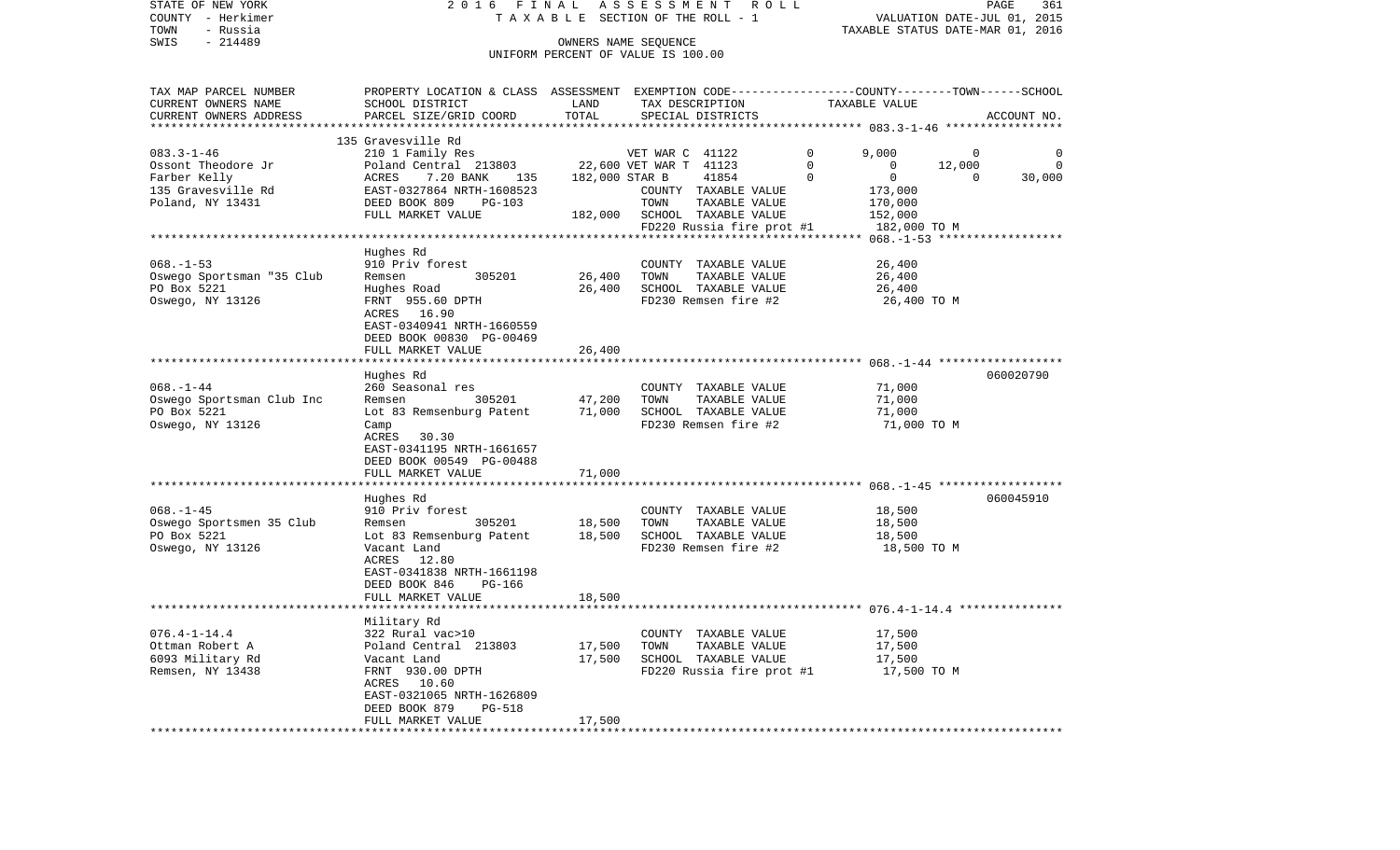STATE OF NEW YORK 2016 FINAL ASSESSMENT ROLL
COUNTY - Herkimer TAXABLE SECTION OF THE ROLL - 1 VALUATION DATE-JUL 01, 2015
TOWN - Russia TAXABLE STATUS DATE-MAR 01, 2016
SWIS - 214489 OWNERS NAME SEQUENCE
UNIFORM PERCENT OF VALUE IS 100.00

| TAX MAP PARCEL NUMBER / CURRENT OWNERS NAME / CURRENT OWNERS ADDRESS | PROPERTY LOCATION & CLASS / SCHOOL DISTRICT / PARCEL SIZE/GRID COORD | ASSESSMENT LAND | TOTAL | EXEMPTION CODE / TAX DESCRIPTION / SPECIAL DISTRICTS | COUNTY TAXABLE VALUE | TOWN | SCHOOL | ACCOUNT NO. |
|---|---|---|---|---|---|---|---|---|
| | 135 Gravesville Rd | | | | | | | |
| 083.3-1-46 | 210 1 Family Res | | | VET WAR C 41122 0 | 9,000 | 0 | 0 | |
| Ossont Theodore Jr | Poland Central 213803 | 22,600 | | VET WAR T 41123 0 | 0 | 12,000 | 0 | |
| Farber Kelly | ACRES 7.20 BANK 135 | | 182,000 | STAR B 41854 0 | 0 | 0 | 30,000 | |
| 135 Gravesville Rd | EAST-0327864 NRTH-1608523 | | | COUNTY TAXABLE VALUE | 173,000 | | | |
| Poland, NY 13431 | DEED BOOK 809 PG-103 | | | TOWN TAXABLE VALUE | 170,000 | | | |
| | FULL MARKET VALUE | | 182,000 | SCHOOL TAXABLE VALUE | 152,000 | | | |
| | | | | FD220 Russia fire prot #1 | 182,000 TO M | | | |
| | Hughes Rd | | | | | | | |
| 068.-1-53 | 910 Priv forest | | | COUNTY TAXABLE VALUE | 26,400 | | | |
| Oswego Sportsman "35 Club | Remsen 305201 | 26,400 | | TOWN TAXABLE VALUE | 26,400 | | | |
| PO Box 5221 | Hughes Road | | 26,400 | SCHOOL TAXABLE VALUE | 26,400 | | | |
| Oswego, NY 13126 | FRNT 955.60 DPTH | | | FD230 Remsen fire #2 | 26,400 TO M | | | |
| | ACRES 16.90 | | | | | | | |
| | EAST-0340941 NRTH-1660559 | | | | | | | |
| | DEED BOOK 00830 PG-00469 | | | | | | | |
| | FULL MARKET VALUE | | 26,400 | | | | | |
| | Hughes Rd | | | | | | | 060020790 |
| 068.-1-44 | 260 Seasonal res | | | COUNTY TAXABLE VALUE | 71,000 | | | |
| Oswego Sportsman Club Inc | Remsen 305201 | 47,200 | | TOWN TAXABLE VALUE | 71,000 | | | |
| PO Box 5221 | Lot 83 Remsenburg Patent | | 71,000 | SCHOOL TAXABLE VALUE | 71,000 | | | |
| Oswego, NY 13126 | Camp | | | FD230 Remsen fire #2 | 71,000 TO M | | | |
| | ACRES 30.30 | | | | | | | |
| | EAST-0341195 NRTH-1661657 | | | | | | | |
| | DEED BOOK 00549 PG-00488 | | | | | | | |
| | FULL MARKET VALUE | | 71,000 | | | | | |
| | Hughes Rd | | | | | | | 060045910 |
| 068.-1-45 | 910 Priv forest | | | COUNTY TAXABLE VALUE | 18,500 | | | |
| Oswego Sportsmen 35 Club | Remsen 305201 | 18,500 | | TOWN TAXABLE VALUE | 18,500 | | | |
| PO Box 5221 | Lot 83 Remsenburg Patent | | 18,500 | SCHOOL TAXABLE VALUE | 18,500 | | | |
| Oswego, NY 13126 | Vacant Land | | | FD230 Remsen fire #2 | 18,500 TO M | | | |
| | ACRES 12.80 | | | | | | | |
| | EAST-0341838 NRTH-1661198 | | | | | | | |
| | DEED BOOK 846 PG-166 | | | | | | | |
| | FULL MARKET VALUE | | 18,500 | | | | | |
| | Military Rd | | | | | | | |
| 076.4-1-14.4 | 322 Rural vac>10 | | | COUNTY TAXABLE VALUE | 17,500 | | | |
| Ottman Robert A | Poland Central 213803 | 17,500 | | TOWN TAXABLE VALUE | 17,500 | | | |
| 6093 Military Rd | Vacant Land | | 17,500 | SCHOOL TAXABLE VALUE | 17,500 | | | |
| Remsen, NY 13438 | FRNT 930.00 DPTH | | | FD220 Russia fire prot #1 | 17,500 TO M | | | |
| | ACRES 10.60 | | | | | | | |
| | EAST-0321065 NRTH-1626809 | | | | | | | |
| | DEED BOOK 879 PG-518 | | | | | | | |
| | FULL MARKET VALUE | | 17,500 | | | | | |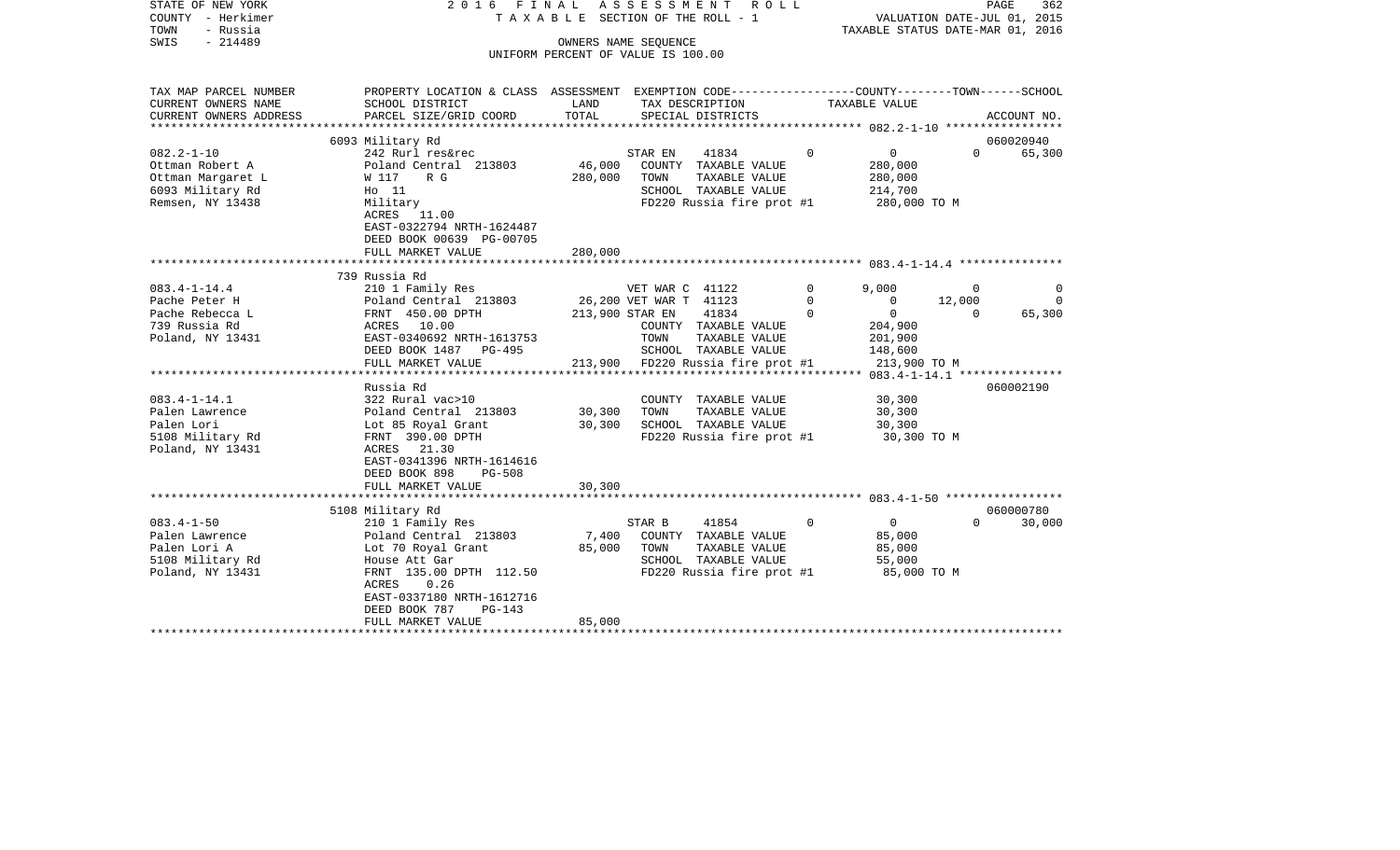STATE OF NEW YORK — 2016 FINAL ASSESSMENT ROLL
COUNTY - Herkimer — TAXABLE SECTION OF THE ROLL - 1 — VALUATION DATE-JUL 01, 2015
TOWN - Russia — TAXABLE STATUS DATE-MAR 01, 2016
SWIS - 214489 — OWNERS NAME SEQUENCE
UNIFORM PERCENT OF VALUE IS 100.00

| TAX MAP PARCEL NUMBER / CURRENT OWNERS NAME / CURRENT OWNERS ADDRESS | PROPERTY LOCATION & CLASS / SCHOOL DISTRICT / PARCEL SIZE/GRID COORD | ASSESSMENT LAND | TOTAL | EXEMPTION CODE / TAX DESCRIPTION / SPECIAL DISTRICTS | | COUNTY TAXABLE VALUE | TOWN | SCHOOL | ACCOUNT NO. |
|---|---|---|---|---|---|---|---|---|---|
| **082.2-1-10** | 6093 Military Rd | | | | | | | | 060020940 |
| Ottman Robert A | 242 Rurl res&rec | | | STAR EN 41834 | 0 | 0 | 0 | 65,300 | |
| Ottman Margaret L | Poland Central 213803 | 46,000 | | COUNTY TAXABLE VALUE | | 280,000 | | | |
| 6093 Military Rd | W 117 R G | | 280,000 | TOWN TAXABLE VALUE | | 280,000 | | | |
| Remsen, NY 13438 | Ho 11 | | | SCHOOL TAXABLE VALUE | | 214,700 | | | |
| | Military | | | FD220 Russia fire prot #1 | | 280,000 TO M | | | |
| | ACRES 11.00 | | | | | | | | |
| | EAST-0322794 NRTH-1624487 | | | | | | | | |
| | DEED BOOK 00639 PG-00705 | | | | | | | | |
| | FULL MARKET VALUE | | 280,000 | | | | | | |
| **083.4-1-14.4** | 739 Russia Rd | | | | | | | | |
| Pache Peter H | 210 1 Family Res | | | VET WAR C 41122 | 0 | 9,000 | 0 | 0 | |
| Pache Rebecca L | Poland Central 213803 | 26,200 | | VET WAR T 41123 | 0 | 0 | 12,000 | 0 | |
| 739 Russia Rd | FRNT 450.00 DPTH | | 213,900 | STAR EN 41834 | 0 | 0 | 0 | 65,300 | |
| Poland, NY 13431 | ACRES 10.00 | | | COUNTY TAXABLE VALUE | | 204,900 | | | |
| | EAST-0340692 NRTH-1613753 | | | TOWN TAXABLE VALUE | | 201,900 | | | |
| | DEED BOOK 1487 PG-495 | | | SCHOOL TAXABLE VALUE | | 148,600 | | | |
| | FULL MARKET VALUE | | 213,900 | FD220 Russia fire prot #1 | | 213,900 TO M | | | |
| **083.4-1-14.1** | Russia Rd | | | | | | | | 060002190 |
| Palen Lawrence | 322 Rural vac>10 | | | COUNTY TAXABLE VALUE | | 30,300 | | | |
| Palen Lori | Poland Central 213803 | 30,300 | | TOWN TAXABLE VALUE | | 30,300 | | | |
| 5108 Military Rd | Lot 85 Royal Grant | | 30,300 | SCHOOL TAXABLE VALUE | | 30,300 | | | |
| Poland, NY 13431 | FRNT 390.00 DPTH | | | FD220 Russia fire prot #1 | | 30,300 TO M | | | |
| | ACRES 21.30 | | | | | | | | |
| | EAST-0341396 NRTH-1614616 | | | | | | | | |
| | DEED BOOK 898 PG-508 | | | | | | | | |
| | FULL MARKET VALUE | | 30,300 | | | | | | |
| **083.4-1-50** | 5108 Military Rd | | | | | | | | 060000780 |
| Palen Lawrence | 210 1 Family Res | | | STAR B 41854 | 0 | 0 | 0 | 30,000 | |
| Palen Lori A | Poland Central 213803 | 7,400 | | COUNTY TAXABLE VALUE | | 85,000 | | | |
| 5108 Military Rd | Lot 70 Royal Grant | | 85,000 | TOWN TAXABLE VALUE | | 85,000 | | | |
| Poland, NY 13431 | House Att Gar | | | SCHOOL TAXABLE VALUE | | 55,000 | | | |
| | FRNT 135.00 DPTH 112.50 | | | FD220 Russia fire prot #1 | | 85,000 TO M | | | |
| | ACRES 0.26 | | | | | | | | |
| | EAST-0337180 NRTH-1612716 | | | | | | | | |
| | DEED BOOK 787 PG-143 | | | | | | | | |
| | FULL MARKET VALUE | | 85,000 | | | | | | |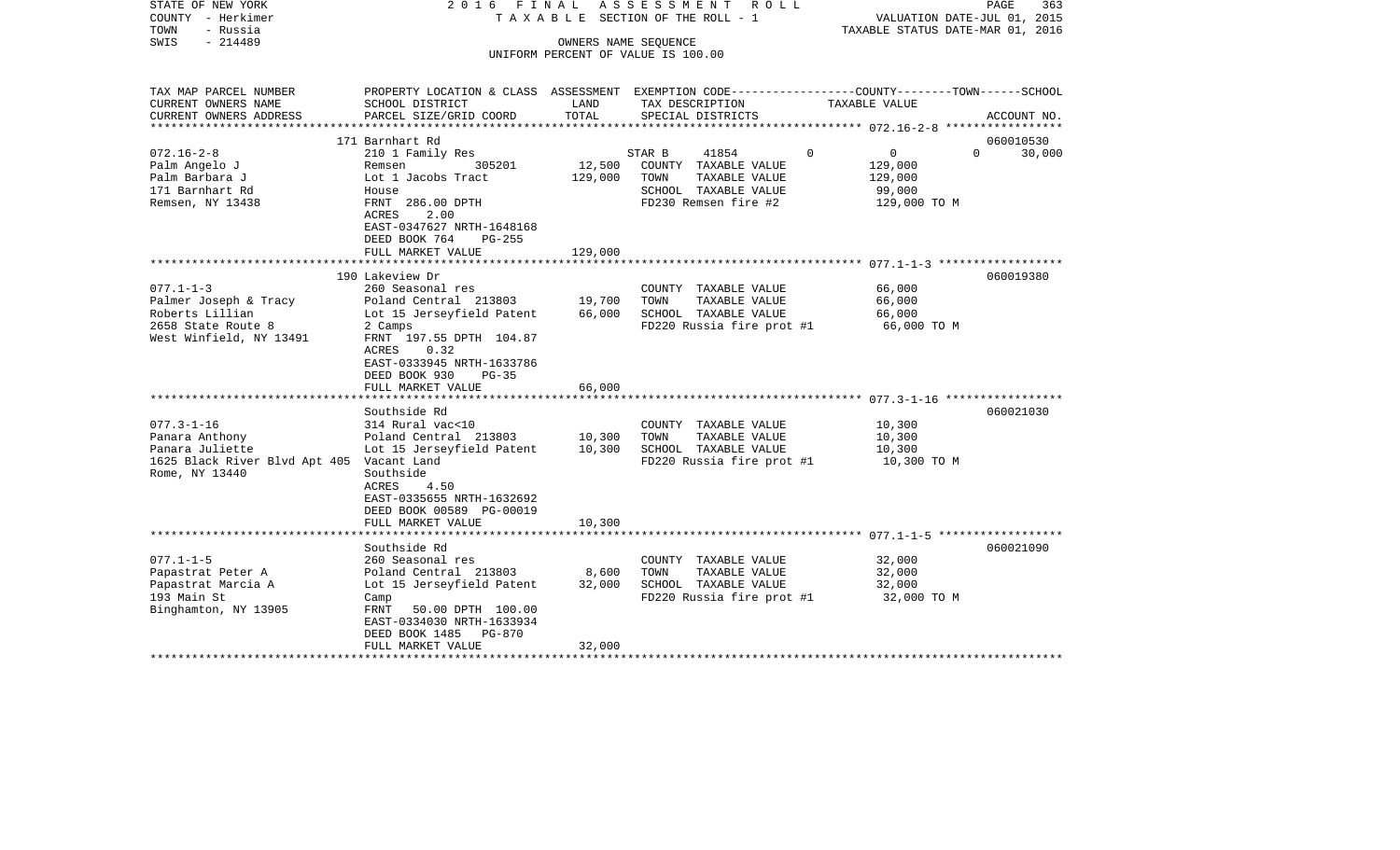STATE OF NEW YORK | 2016 FINAL ASSESSMENT ROLL | PAGE 363
COUNTY - Herkimer | TAXABLE SECTION OF THE ROLL - 1 | VALUATION DATE-JUL 01, 2015
TOWN - Russia | | TAXABLE STATUS DATE-MAR 01, 2016
SWIS - 214489 | OWNERS NAME SEQUENCE
UNIFORM PERCENT OF VALUE IS 100.00

| TAX MAP PARCEL NUMBER / CURRENT OWNERS NAME / CURRENT OWNERS ADDRESS | PROPERTY LOCATION & CLASS / SCHOOL DISTRICT / PARCEL SIZE/GRID COORD | ASSESSMENT LAND | TOTAL | EXEMPTION CODE / TAX DESCRIPTION / SPECIAL DISTRICTS | COUNTY | TOWN | SCHOOL | TAXABLE VALUE / ACCOUNT NO. |
|---|---|---|---|---|---|---|---|---|
| | 171 Barnhart Rd | | | | | | | 060010530 |
| 072.16-2-8 | 210 1 Family Res | | | STAR B 41854 | 0 | 0 | 0 | 30,000 |
| Palm Angelo J | Remsen 305201 | 12,500 | | COUNTY TAXABLE VALUE | | | | 129,000 |
| Palm Barbara J | Lot 1 Jacobs Tract | | 129,000 | TOWN TAXABLE VALUE | | | | 129,000 |
| 171 Barnhart Rd | House | | | SCHOOL TAXABLE VALUE | | | | 99,000 |
| Remsen, NY 13438 | FRNT 286.00 DPTH | | | FD230 Remsen fire #2 | | | | 129,000 TO M |
| | ACRES 2.00 | | | | | | | |
| | EAST-0347627 NRTH-1648168 | | | | | | | |
| | DEED BOOK 764 PG-255 | | | | | | | |
| | FULL MARKET VALUE | | 129,000 | | | | | |
| | 190 Lakeview Dr | | | | | | | 060019380 |
| 077.1-1-3 | 260 Seasonal res | | | COUNTY TAXABLE VALUE | | | | 66,000 |
| Palmer Joseph & Tracy | Poland Central 213803 | 19,700 | | TOWN TAXABLE VALUE | | | | 66,000 |
| Roberts Lillian | Lot 15 Jerseyfield Patent | | 66,000 | SCHOOL TAXABLE VALUE | | | | 66,000 |
| 2658 State Route 8 | 2 Camps | | | FD220 Russia fire prot #1 | | | | 66,000 TO M |
| West Winfield, NY 13491 | FRNT 197.55 DPTH 104.87 | | | | | | | |
| | ACRES 0.32 | | | | | | | |
| | EAST-0333945 NRTH-1633786 | | | | | | | |
| | DEED BOOK 930 PG-35 | | | | | | | |
| | FULL MARKET VALUE | | 66,000 | | | | | |
| | Southside Rd | | | | | | | 060021030 |
| 077.3-1-16 | 314 Rural vac<10 | | | COUNTY TAXABLE VALUE | | | | 10,300 |
| Panara Anthony | Poland Central 213803 | 10,300 | | TOWN TAXABLE VALUE | | | | 10,300 |
| Panara Juliette | Lot 15 Jerseyfield Patent | | 10,300 | SCHOOL TAXABLE VALUE | | | | 10,300 |
| 1625 Black River Blvd Apt 405 | Vacant Land | | | FD220 Russia fire prot #1 | | | | 10,300 TO M |
| Rome, NY 13440 | Southside | | | | | | | |
| | ACRES 4.50 | | | | | | | |
| | EAST-0335655 NRTH-1632692 | | | | | | | |
| | DEED BOOK 00589 PG-00019 | | | | | | | |
| | FULL MARKET VALUE | | 10,300 | | | | | |
| | Southside Rd | | | | | | | 060021090 |
| 077.1-1-5 | 260 Seasonal res | | | COUNTY TAXABLE VALUE | | | | 32,000 |
| Papastrat Peter A | Poland Central 213803 | 8,600 | | TOWN TAXABLE VALUE | | | | 32,000 |
| Papastrat Marcia A | Lot 15 Jerseyfield Patent | | 32,000 | SCHOOL TAXABLE VALUE | | | | 32,000 |
| 193 Main St | Camp | | | FD220 Russia fire prot #1 | | | | 32,000 TO M |
| Binghamton, NY 13905 | FRNT 50.00 DPTH 100.00 | | | | | | | |
| | EAST-0334030 NRTH-1633934 | | | | | | | |
| | DEED BOOK 1485 PG-870 | | | | | | | |
| | FULL MARKET VALUE | | 32,000 | | | | | |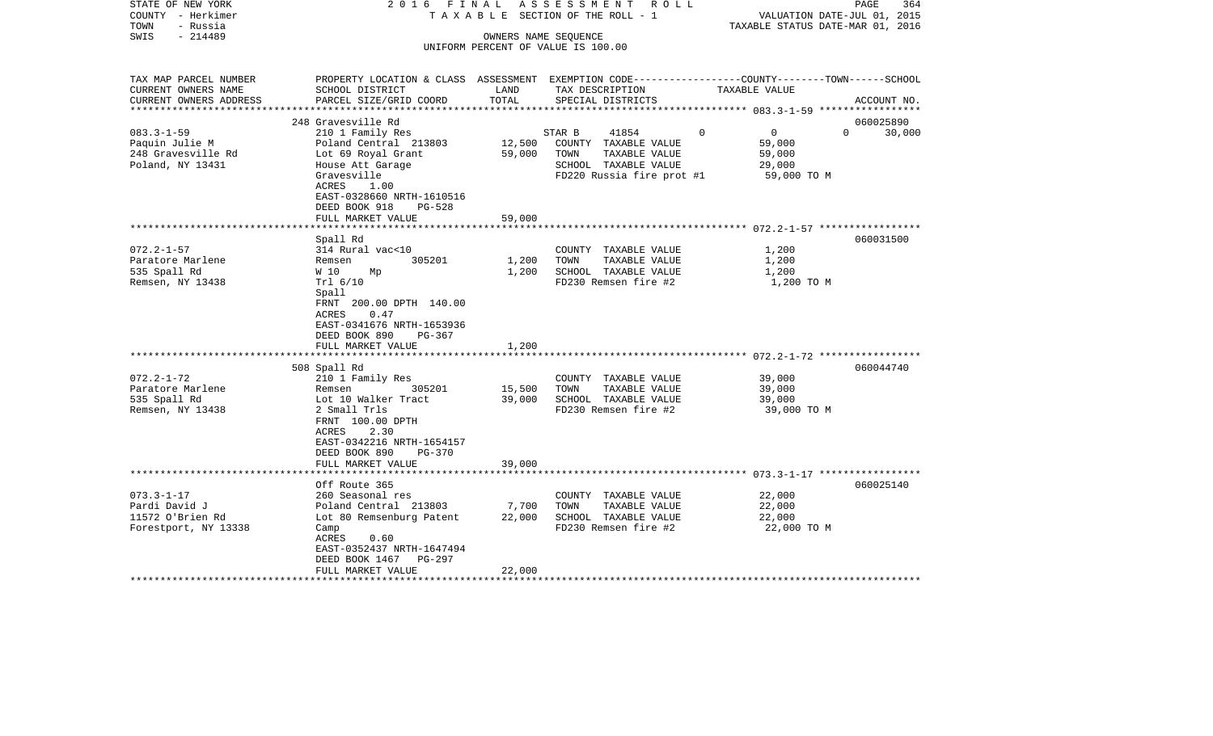STATE OF NEW YORK — 2016 FINAL ASSESSMENT ROLL
COUNTY - Herkimer — TAXABLE SECTION OF THE ROLL - 1 — VALUATION DATE-JUL 01, 2015
TOWN - Russia — TAXABLE STATUS DATE-MAR 01, 2016
SWIS - 214489 — OWNERS NAME SEQUENCE
UNIFORM PERCENT OF VALUE IS 100.00

| TAX MAP PARCEL NUMBER / CURRENT OWNERS NAME / CURRENT OWNERS ADDRESS | PROPERTY LOCATION & CLASS / SCHOOL DISTRICT / PARCEL SIZE/GRID COORD | ASSESSMENT LAND / TOTAL | EXEMPTION CODE / TAX DESCRIPTION / SPECIAL DISTRICTS | COUNTY | TOWN | SCHOOL TAXABLE VALUE | ACCOUNT NO. |
|---|---|---|---|---|---|---|---|
| **083.3-1-59** | 248 Gravesville Rd | | | | | | 060025890 |
| 083.3-1-59 | 210 1 Family Res | | STAR B 41854 | 0 | 0 | 0 | 30,000 |
| Paquin Julie M | Poland Central 213803 | 12,500 | COUNTY TAXABLE VALUE | 59,000 | | | |
| 248 Gravesville Rd | Lot 69 Royal Grant | 59,000 | TOWN TAXABLE VALUE | 59,000 | | | |
| Poland, NY 13431 | House Att Garage | | SCHOOL TAXABLE VALUE | 29,000 | | | |
| | Gravesville | | FD220 Russia fire prot #1 | 59,000 TO M | | | |
| | ACRES 1.00 | | | | | | |
| | EAST-0328660 NRTH-1610516 | | | | | | |
| | DEED BOOK 918 PG-528 | | | | | | |
| | FULL MARKET VALUE | 59,000 | | | | | |
| **072.2-1-57** | Spall Rd | | | | | | 060031500 |
| 072.2-1-57 | 314 Rural vac<10 | | COUNTY TAXABLE VALUE | 1,200 | | | |
| Paratore Marlene | Remsen 305201 | 1,200 | TOWN TAXABLE VALUE | 1,200 | | | |
| 535 Spall Rd | W 10 Mp | 1,200 | SCHOOL TAXABLE VALUE | 1,200 | | | |
| Remsen, NY 13438 | Trl 6/10 | | FD230 Remsen fire #2 | 1,200 TO M | | | |
| | Spall | | | | | | |
| | FRNT 200.00 DPTH 140.00 | | | | | | |
| | ACRES 0.47 | | | | | | |
| | EAST-0341676 NRTH-1653936 | | | | | | |
| | DEED BOOK 890 PG-367 | | | | | | |
| | FULL MARKET VALUE | 1,200 | | | | | |
| **072.2-1-72** | 508 Spall Rd | | | | | | 060044740 |
| 072.2-1-72 | 210 1 Family Res | | COUNTY TAXABLE VALUE | 39,000 | | | |
| Paratore Marlene | Remsen 305201 | 15,500 | TOWN TAXABLE VALUE | 39,000 | | | |
| 535 Spall Rd | Lot 10 Walker Tract | 39,000 | SCHOOL TAXABLE VALUE | 39,000 | | | |
| Remsen, NY 13438 | 2 Small Trls | | FD230 Remsen fire #2 | 39,000 TO M | | | |
| | FRNT 100.00 DPTH | | | | | | |
| | ACRES 2.30 | | | | | | |
| | EAST-0342216 NRTH-1654157 | | | | | | |
| | DEED BOOK 890 PG-370 | | | | | | |
| | FULL MARKET VALUE | 39,000 | | | | | |
| **073.3-1-17** | Off Route 365 | | | | | | 060025140 |
| 073.3-1-17 | 260 Seasonal res | | COUNTY TAXABLE VALUE | 22,000 | | | |
| Pardi David J | Poland Central 213803 | 7,700 | TOWN TAXABLE VALUE | 22,000 | | | |
| 11572 O'Brien Rd | Lot 80 Remsenburg Patent | 22,000 | SCHOOL TAXABLE VALUE | 22,000 | | | |
| Forestport, NY 13338 | Camp | | FD230 Remsen fire #2 | 22,000 TO M | | | |
| | ACRES 0.60 | | | | | | |
| | EAST-0352437 NRTH-1647494 | | | | | | |
| | DEED BOOK 1467 PG-297 | | | | | | |
| | FULL MARKET VALUE | 22,000 | | | | | |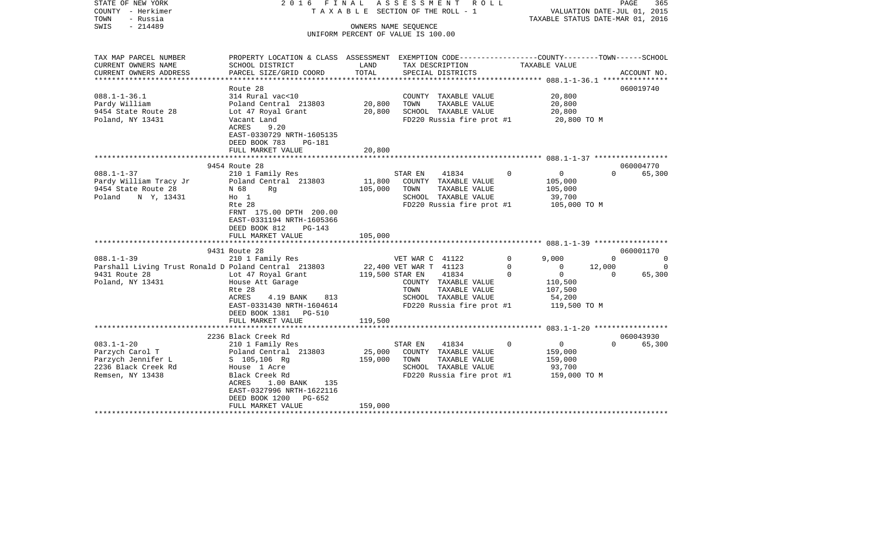STATE OF NEW YORK — 2016 FINAL ASSESSMENT ROLL — TAXABLE SECTION OF THE ROLL - 1 — VALUATION DATE-JUL 01, 2015
COUNTY - Herkimer — TAXABLE STATUS DATE-MAR 01, 2016
TOWN - Russia — OWNERS NAME SEQUENCE
SWIS - 214489 — UNIFORM PERCENT OF VALUE IS 100.00

| TAX MAP PARCEL NUMBER / CURRENT OWNERS NAME / CURRENT OWNERS ADDRESS | PROPERTY LOCATION & CLASS / SCHOOL DISTRICT / PARCEL SIZE/GRID COORD | ASSESSMENT LAND | ASSESSMENT TOTAL | EXEMPTION CODE / TAX DESCRIPTION / SPECIAL DISTRICTS | | COUNTY TAXABLE VALUE | TOWN | SCHOOL / ACCOUNT NO. |
|---|---|---|---|---|---|---|---|---|
| **088.1-1-36.1** | Route 28 | | | | | | | 060019740 |
| 088.1-1-36.1 | 314 Rural vac<10 | | | COUNTY TAXABLE VALUE | | 20,800 | | |
| Pardy William | Poland Central 213803 | 20,800 | | TOWN TAXABLE VALUE | | 20,800 | | |
| 9454 State Route 28 | Lot 47 Royal Grant | | 20,800 | SCHOOL TAXABLE VALUE | | 20,800 | | |
| Poland, NY 13431 | Vacant Land | | | FD220 Russia fire prot #1 | | 20,800 TO M | | |
| | ACRES 9.20 | | | | | | | |
| | EAST-0330729 NRTH-1605135 | | | | | | | |
| | DEED BOOK 783 PG-181 | | | | | | | |
| | FULL MARKET VALUE | | 20,800 | | | | | |
| **088.1-1-37** | 9454 Route 28 | | | | | | | 060004770 |
| 088.1-1-37 | 210 1 Family Res | | | STAR EN 41834 | 0 | 0 | 0 | 65,300 |
| Pardy William Tracy Jr | Poland Central 213803 | 11,800 | | COUNTY TAXABLE VALUE | | 105,000 | | |
| 9454 State Route 28 | N 68 Rg | | 105,000 | TOWN TAXABLE VALUE | | 105,000 | | |
| Poland N Y, 13431 | Ho 1 | | | SCHOOL TAXABLE VALUE | | 39,700 | | |
| | Rte 28 | | | FD220 Russia fire prot #1 | | 105,000 TO M | | |
| | FRNT 175.00 DPTH 200.00 | | | | | | | |
| | EAST-0331194 NRTH-1605366 | | | | | | | |
| | DEED BOOK 812 PG-143 | | | | | | | |
| | FULL MARKET VALUE | | 105,000 | | | | | |
| **088.1-1-39** | 9431 Route 28 | | | | | | | 060001170 |
| 088.1-1-39 | 210 1 Family Res | | | VET WAR C 41122 | 0 | 9,000 | 0 | 0 |
| Parshall Living Trust Ronald D | Poland Central 213803 | 22,400 | | VET WAR T 41123 | 0 | 0 | 12,000 | 0 |
| 9431 Route 28 | Lot 47 Royal Grant | | 119,500 | STAR EN 41834 | 0 | 0 | 0 | 65,300 |
| Poland, NY 13431 | House Att Garage | | | COUNTY TAXABLE VALUE | | 110,500 | | |
| | Rte 28 | | | TOWN TAXABLE VALUE | | 107,500 | | |
| | ACRES 4.19 BANK 813 | | | SCHOOL TAXABLE VALUE | | 54,200 | | |
| | EAST-0331430 NRTH-1604614 | | | FD220 Russia fire prot #1 | | 119,500 TO M | | |
| | DEED BOOK 1381 PG-510 | | | | | | | |
| | FULL MARKET VALUE | | 119,500 | | | | | |
| **083.1-1-20** | 2236 Black Creek Rd | | | | | | | 060043930 |
| 083.1-1-20 | 210 1 Family Res | | | STAR EN 41834 | 0 | 0 | 0 | 65,300 |
| Parzych Carol T | Poland Central 213803 | 25,000 | | COUNTY TAXABLE VALUE | | 159,000 | | |
| Parzych Jennifer L | S 105,106 Rg | | 159,000 | TOWN TAXABLE VALUE | | 159,000 | | |
| 2236 Black Creek Rd | House 1 Acre | | | SCHOOL TAXABLE VALUE | | 93,700 | | |
| Remsen, NY 13438 | Black Creek Rd | | | FD220 Russia fire prot #1 | | 159,000 TO M | | |
| | ACRES 1.00 BANK 135 | | | | | | | |
| | EAST-0327996 NRTH-1622116 | | | | | | | |
| | DEED BOOK 1200 PG-652 | | | | | | | |
| | FULL MARKET VALUE | | 159,000 | | | | | |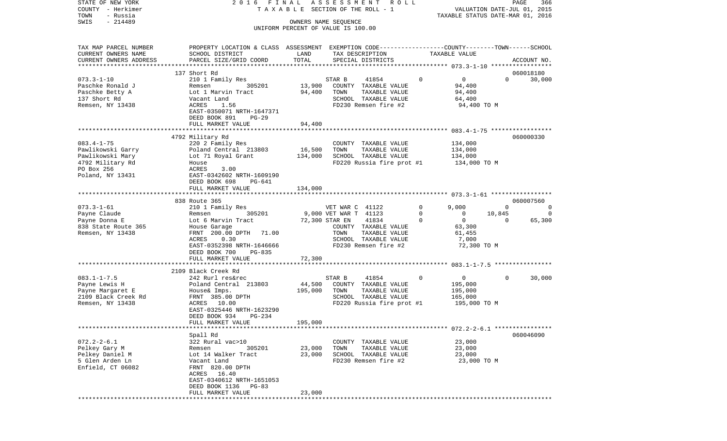STATE OF NEW YORK — 2016 FINAL ASSESSMENT ROLL
COUNTY - Herkimer — TAXABLE SECTION OF THE ROLL - 1 — VALUATION DATE-JUL 01, 2015
TOWN - Russia — TAXABLE STATUS DATE-MAR 01, 2016
SWIS - 214489 — OWNERS NAME SEQUENCE
UNIFORM PERCENT OF VALUE IS 100.00

| TAX MAP PARCEL NUMBER / CURRENT OWNERS NAME / CURRENT OWNERS ADDRESS | PROPERTY LOCATION & CLASS / SCHOOL DISTRICT / PARCEL SIZE/GRID COORD | ASSESSMENT LAND | TOTAL | EXEMPTION CODE / TAX DESCRIPTION / SPECIAL DISTRICTS | COUNTY TAXABLE VALUE | TOWN | SCHOOL | ACCOUNT NO. |
|---|---|---|---|---|---|---|---|---|
| 073.3-1-10 | 137 Short Rd | | | | | | | 060018180 |
| Paschke Ronald J | 210 1 Family Res | | | STAR B 41854 | 0 | 0 | 30,000 | |
| Paschke Betty A | Remsen 305201 | 13,900 | | COUNTY TAXABLE VALUE | 94,400 | | | |
| 137 Short Rd | Lot 1 Marvin Tract | | 94,400 | TOWN TAXABLE VALUE | 94,400 | | | |
| Remsen, NY 13438 | Vacant Land | | | SCHOOL TAXABLE VALUE | 64,400 | | | |
| | ACRES 1.56 | | | FD230 Remsen fire #2 | 94,400 TO M | | | |
| | EAST-0350071 NRTH-1647371 | | | | | | | |
| | DEED BOOK 891 PG-29 | | | | | | | |
| | FULL MARKET VALUE | | 94,400 | | | | | |
| 083.4-1-75 | 4792 Military Rd | | | | | | | 060000330 |
| Pawlikowski Garry | 220 2 Family Res | | | COUNTY TAXABLE VALUE | 134,000 | | | |
| Pawlikowski Mary | Poland Central 213803 | 16,500 | | TOWN TAXABLE VALUE | 134,000 | | | |
| 4792 Military Rd | Lot 71 Royal Grant | | 134,000 | SCHOOL TAXABLE VALUE | 134,000 | | | |
| PO Box 256 | House | | | FD220 Russia fire prot #1 | 134,000 TO M | | | |
| Poland, NY 13431 | ACRES 3.00 | | | | | | | |
| | EAST-0342602 NRTH-1609190 | | | | | | | |
| | DEED BOOK 698 PG-641 | | | | | | | |
| | FULL MARKET VALUE | | 134,000 | | | | | |
| 073.3-1-61 | 838 Route 365 | | | | | | | 060007560 |
| Payne Claude | 210 1 Family Res | | | VET WAR C 41122 0 | 9,000 | 0 | 0 | |
| Payne Donna E | Remsen 305201 | 9,000 | | VET WAR T 41123 0 | 0 | 10,845 | 0 | |
| 838 State Route 365 | Lot 6 Marvin Tract | | 72,300 | STAR EN 41834 0 | 0 | 0 | 65,300 | |
| Remsen, NY 13438 | House Garage | | | COUNTY TAXABLE VALUE | 63,300 | | | |
| | FRNT 200.00 DPTH 71.00 | | | TOWN TAXABLE VALUE | 61,455 | | | |
| | ACRES 0.30 | | | SCHOOL TAXABLE VALUE | 7,000 | | | |
| | EAST-0352398 NRTH-1646666 | | | FD230 Remsen fire #2 | 72,300 TO M | | | |
| | DEED BOOK 700 PG-835 | | | | | | | |
| | FULL MARKET VALUE | | 72,300 | | | | | |
| 083.1-1-7.5 | 2109 Black Creek Rd | | | | | | | |
| Payne Lewis H | 242 Rurl res&rec | | | STAR B 41854 0 | 0 | 0 | 30,000 | |
| Payne Margaret E | Poland Central 213803 | 44,500 | | COUNTY TAXABLE VALUE | 195,000 | | | |
| 2109 Black Creek Rd | House& Imps. | | 195,000 | TOWN TAXABLE VALUE | 195,000 | | | |
| Remsen, NY 13438 | FRNT 385.00 DPTH | | | SCHOOL TAXABLE VALUE | 165,000 | | | |
| | ACRES 10.00 | | | FD220 Russia fire prot #1 | 195,000 TO M | | | |
| | EAST-0325446 NRTH-1623290 | | | | | | | |
| | DEED BOOK 934 PG-234 | | | | | | | |
| | FULL MARKET VALUE | | 195,000 | | | | | |
| 072.2-2-6.1 | Spall Rd | | | | | | | 060046090 |
| Pelkey Gary M | 322 Rural vac>10 | | | COUNTY TAXABLE VALUE | 23,000 | | | |
| Pelkey Daniel M | Remsen 305201 | 23,000 | | TOWN TAXABLE VALUE | 23,000 | | | |
| 5 Glen Arden Ln | Lot 14 Walker Tract | | 23,000 | SCHOOL TAXABLE VALUE | 23,000 | | | |
| Enfield, CT 06082 | Vacant Land | | | FD230 Remsen fire #2 | 23,000 TO M | | | |
| | FRNT 820.00 DPTH | | | | | | | |
| | ACRES 16.40 | | | | | | | |
| | EAST-0340612 NRTH-1651053 | | | | | | | |
| | DEED BOOK 1136 PG-83 | | | | | | | |
| | FULL MARKET VALUE | | 23,000 | | | | | |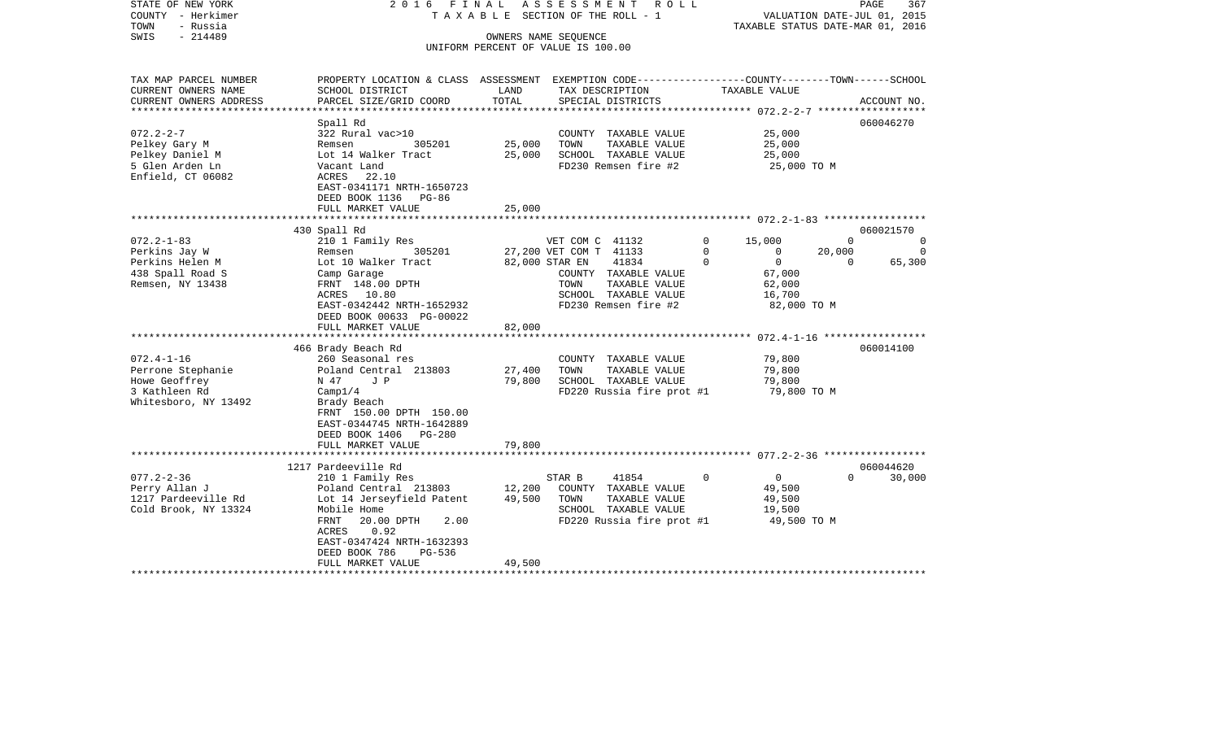STATE OF NEW YORK
COUNTY - Herkimer
TOWN - Russia
SWIS - 214489

2016 FINAL ASSESSMENT ROLL
TAXABLE SECTION OF THE ROLL - 1
OWNERS NAME SEQUENCE
UNIFORM PERCENT OF VALUE IS 100.00

VALUATION DATE-JUL 01, 2015
TAXABLE STATUS DATE-MAR 01, 2016

| TAX MAP PARCEL NUMBER / CURRENT OWNERS NAME / CURRENT OWNERS ADDRESS | PROPERTY LOCATION & CLASS / SCHOOL DISTRICT / PARCEL SIZE/GRID COORD | ASSESSMENT LAND | TOTAL | EXEMPTION CODE / TAX DESCRIPTION / SPECIAL DISTRICTS | | COUNTY | TOWN | SCHOOL / ACCOUNT NO. |
|---|---|---|---|---|---|---|---|---|
| **072.2-2-7** | Spall Rd | | | | | | | 060046270 |
| Pelkey Gary M | 322 Rural vac>10 | | | COUNTY TAXABLE VALUE | | 25,000 | | |
| Pelkey Daniel M | Remsen 305201 | 25,000 | | TOWN TAXABLE VALUE | | 25,000 | | |
| 5 Glen Arden Ln | Lot 14 Walker Tract | | 25,000 | SCHOOL TAXABLE VALUE | | 25,000 | | |
| Enfield, CT 06082 | Vacant Land | | | FD230 Remsen fire #2 | | 25,000 TO M | | |
| | ACRES 22.10 | | | | | | | |
| | EAST-0341171 NRTH-1650723 | | | | | | | |
| | DEED BOOK 1136 PG-86 | | | | | | | |
| | FULL MARKET VALUE | | 25,000 | | | | | |
| **072.2-1-83** | 430 Spall Rd | | | | | | | 060021570 |
| Perkins Jay W | 210 1 Family Res | | | VET COM C 41132 | 0 | 15,000 | 0 | 0 |
| Perkins Helen M | Remsen 305201 | 27,200 | | VET COM T 41133 | 0 | 0 | 20,000 | 0 |
| 438 Spall Road S | Lot 10 Walker Tract | | 82,000 | STAR EN 41834 | 0 | 0 | 0 | 65,300 |
| Remsen, NY 13438 | Camp Garage | | | COUNTY TAXABLE VALUE | | 67,000 | | |
| | FRNT 148.00 DPTH | | | TOWN TAXABLE VALUE | | 62,000 | | |
| | ACRES 10.80 | | | SCHOOL TAXABLE VALUE | | 16,700 | | |
| | EAST-0342442 NRTH-1652932 | | | FD230 Remsen fire #2 | | 82,000 TO M | | |
| | DEED BOOK 00633 PG-00022 | | | | | | | |
| | FULL MARKET VALUE | | 82,000 | | | | | |
| **072.4-1-16** | 466 Brady Beach Rd | | | | | | | 060014100 |
| Perrone Stephanie | 260 Seasonal res | | | COUNTY TAXABLE VALUE | | 79,800 | | |
| Howe Geoffrey | Poland Central 213803 | 27,400 | | TOWN TAXABLE VALUE | | 79,800 | | |
| 3 Kathleen Rd | N 47 J P | | 79,800 | SCHOOL TAXABLE VALUE | | 79,800 | | |
| Whitesboro, NY 13492 | Camp1/4 | | | FD220 Russia fire prot #1 | | 79,800 TO M | | |
| | Brady Beach | | | | | | | |
| | FRNT 150.00 DPTH 150.00 | | | | | | | |
| | EAST-0344745 NRTH-1642889 | | | | | | | |
| | DEED BOOK 1406 PG-280 | | | | | | | |
| | FULL MARKET VALUE | | 79,800 | | | | | |
| **077.2-2-36** | 1217 Pardeeville Rd | | | | | | | 060044620 |
| Perry Allan J | 210 1 Family Res | | | STAR B 41854 | 0 | 0 | 0 | 30,000 |
| 1217 Pardeeville Rd | Poland Central 213803 | 12,200 | | COUNTY TAXABLE VALUE | | 49,500 | | |
| Cold Brook, NY 13324 | Lot 14 Jerseyfield Patent | | 49,500 | TOWN TAXABLE VALUE | | 49,500 | | |
| | Mobile Home | | | SCHOOL TAXABLE VALUE | | 19,500 | | |
| | FRNT 20.00 DPTH 2.00 | | | FD220 Russia fire prot #1 | | 49,500 TO M | | |
| | ACRES 0.92 | | | | | | | |
| | EAST-0347424 NRTH-1632393 | | | | | | | |
| | DEED BOOK 786 PG-536 | | | | | | | |
| | FULL MARKET VALUE | | 49,500 | | | | | |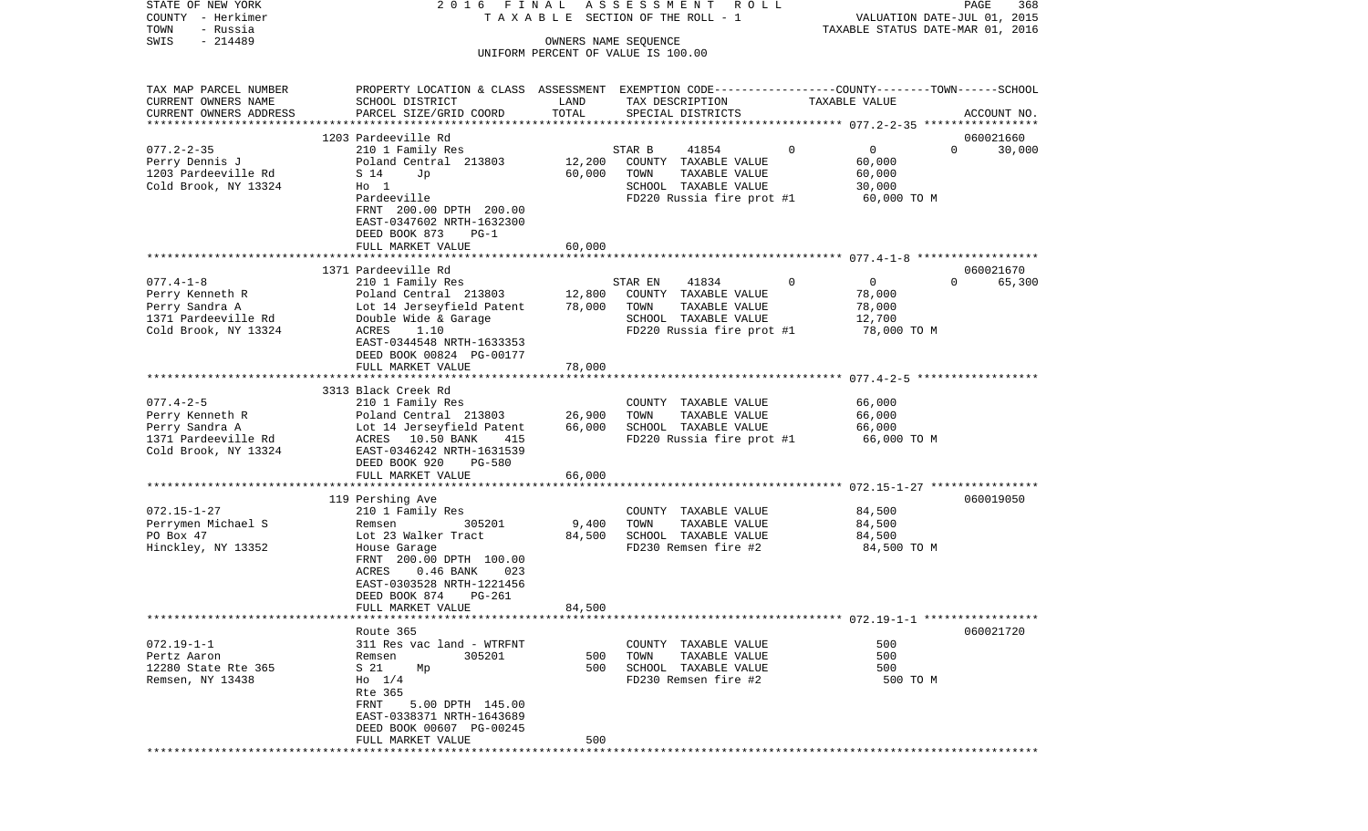STATE OF NEW YORK | 2016 FINAL ASSESSMENT ROLL | PAGE 368
COUNTY - Herkimer | TAXABLE SECTION OF THE ROLL - 1 | VALUATION DATE-JUL 01, 2015
TOWN - Russia | | TAXABLE STATUS DATE-MAR 01, 2016
SWIS - 214489 | OWNERS NAME SEQUENCE
UNIFORM PERCENT OF VALUE IS 100.00

| TAX MAP PARCEL NUMBER / CURRENT OWNERS NAME / CURRENT OWNERS ADDRESS | PROPERTY LOCATION & CLASS / SCHOOL DISTRICT / PARCEL SIZE/GRID COORD | ASSESSMENT LAND | ASSESSMENT TOTAL | EXEMPTION CODE / TAX DESCRIPTION / SPECIAL DISTRICTS | COUNTY | TOWN | SCHOOL TAXABLE VALUE | ACCOUNT NO. |
|---|---|---|---|---|---|---|---|---|
| | 1203 Pardeeville Rd | | | | | | | 060021660 |
| 077.2-2-35 | 210 1 Family Res | | | STAR B 41854 | 0 | 0 | 0 30,000 | |
| Perry Dennis J | Poland Central 213803 | 12,200 | | COUNTY TAXABLE VALUE | 60,000 | | | |
| 1203 Pardeeville Rd | S 14 Jp | | 60,000 | TOWN TAXABLE VALUE | | 60,000 | | |
| Cold Brook, NY 13324 | Ho 1 | | | SCHOOL TAXABLE VALUE | | | 30,000 | |
| | Pardeeville | | | FD220 Russia fire prot #1 | 60,000 TO M | | | |
| | FRNT 200.00 DPTH 200.00 | | | | | | | |
| | EAST-0347602 NRTH-1632300 | | | | | | | |
| | DEED BOOK 873 PG-1 | | | | | | | |
| | FULL MARKET VALUE | | 60,000 | | | | | |
| | 1371 Pardeeville Rd | | | | | | | 060021670 |
| 077.4-1-8 | 210 1 Family Res | | | STAR EN 41834 | 0 | 0 | 0 65,300 | |
| Perry Kenneth R | Poland Central 213803 | 12,800 | | COUNTY TAXABLE VALUE | 78,000 | | | |
| Perry Sandra A | Lot 14 Jerseyfield Patent | | 78,000 | TOWN TAXABLE VALUE | | 78,000 | | |
| 1371 Pardeeville Rd | Double Wide & Garage | | | SCHOOL TAXABLE VALUE | | | 12,700 | |
| Cold Brook, NY 13324 | ACRES 1.10 | | | FD220 Russia fire prot #1 | 78,000 TO M | | | |
| | EAST-0344548 NRTH-1633353 | | | | | | | |
| | DEED BOOK 00824 PG-00177 | | | | | | | |
| | FULL MARKET VALUE | | 78,000 | | | | | |
| | 3313 Black Creek Rd | | | | | | | |
| 077.4-2-5 | 210 1 Family Res | | | COUNTY TAXABLE VALUE | 66,000 | | | |
| Perry Kenneth R | Poland Central 213803 | 26,900 | | TOWN TAXABLE VALUE | | 66,000 | | |
| Perry Sandra A | Lot 14 Jerseyfield Patent | | 66,000 | SCHOOL TAXABLE VALUE | | | 66,000 | |
| 1371 Pardeeville Rd | ACRES 10.50 BANK 415 | | | FD220 Russia fire prot #1 | 66,000 TO M | | | |
| Cold Brook, NY 13324 | EAST-0346242 NRTH-1631539 | | | | | | | |
| | DEED BOOK 920 PG-580 | | | | | | | |
| | FULL MARKET VALUE | | 66,000 | | | | | |
| | 119 Pershing Ave | | | | | | | 060019050 |
| 072.15-1-27 | 210 1 Family Res | | | COUNTY TAXABLE VALUE | 84,500 | | | |
| Perrymen Michael S | Remsen 305201 | 9,400 | | TOWN TAXABLE VALUE | | 84,500 | | |
| PO Box 47 | Lot 23 Walker Tract | | 84,500 | SCHOOL TAXABLE VALUE | | | 84,500 | |
| Hinckley, NY 13352 | House Garage | | | FD230 Remsen fire #2 | 84,500 TO M | | | |
| | FRNT 200.00 DPTH 100.00 | | | | | | | |
| | ACRES 0.46 BANK 023 | | | | | | | |
| | EAST-0303528 NRTH-1221456 | | | | | | | |
| | DEED BOOK 874 PG-261 | | | | | | | |
| | FULL MARKET VALUE | | 84,500 | | | | | |
| | Route 365 | | | | | | | 060021720 |
| 072.19-1-1 | 311 Res vac land - WTRFNT | | | COUNTY TAXABLE VALUE | 500 | | | |
| Pertz Aaron | Remsen 305201 | 500 | | TOWN TAXABLE VALUE | | 500 | | |
| 12280 State Rte 365 | S 21 Mp | | 500 | SCHOOL TAXABLE VALUE | | | 500 | |
| Remsen, NY 13438 | Ho 1/4 | | | FD230 Remsen fire #2 | 500 TO M | | | |
| | Rte 365 | | | | | | | |
| | FRNT 5.00 DPTH 145.00 | | | | | | | |
| | EAST-0338371 NRTH-1643689 | | | | | | | |
| | DEED BOOK 00607 PG-00245 | | | | | | | |
| | FULL MARKET VALUE | | 500 | | | | | |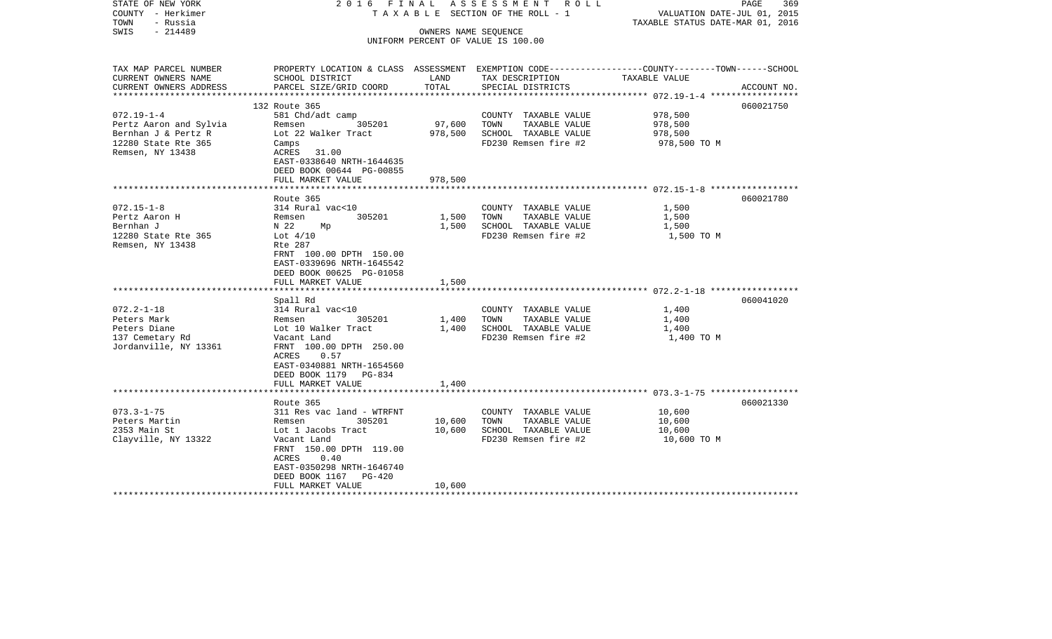STATE OF NEW YORK | 2016 FINAL ASSESSMENT ROLL | PAGE 369
COUNTY - Herkimer | TAXABLE SECTION OF THE ROLL - 1 | VALUATION DATE-JUL 01, 2015
TOWN - Russia | | TAXABLE STATUS DATE-MAR 01, 2016
SWIS - 214489 | OWNERS NAME SEQUENCE
UNIFORM PERCENT OF VALUE IS 100.00

| TAX MAP PARCEL NUMBER<br>CURRENT OWNERS NAME<br>CURRENT OWNERS ADDRESS | PROPERTY LOCATION & CLASS<br>SCHOOL DISTRICT<br>PARCEL SIZE/GRID COORD | ASSESSMENT<br>LAND<br>TOTAL | EXEMPTION CODE-----COUNTY-----TOWN-----SCHOOL<br>TAX DESCRIPTION<br>SPECIAL DISTRICTS | TAXABLE VALUE | ACCOUNT NO. |
|---|---|---|---|---|---|
| **072.19-1-4** | 132 Route 365 | | | | 060021750 |
| 072.19-1-4 | 581 Chd/adt camp | | COUNTY TAXABLE VALUE | 978,500 | |
| Pertz Aaron and Sylvia | Remsen 305201 | 97,600 | TOWN TAXABLE VALUE | 978,500 | |
| Bernhan J & Pertz R | Lot 22 Walker Tract | 978,500 | SCHOOL TAXABLE VALUE | 978,500 | |
| 12280 State Rte 365 | Camps | | FD230 Remsen fire #2 | 978,500 TO M | |
| Remsen, NY 13438 | ACRES 31.00 | | | | |
| | EAST-0338640 NRTH-1644635 | | | | |
| | DEED BOOK 00644 PG-00855 | | | | |
| | FULL MARKET VALUE | 978,500 | | | |
| **072.15-1-8** | Route 365 | | | | 060021780 |
| 072.15-1-8 | 314 Rural vac<10 | | COUNTY TAXABLE VALUE | 1,500 | |
| Pertz Aaron H | Remsen 305201 | 1,500 | TOWN TAXABLE VALUE | 1,500 | |
| Bernhan J | N 22 Mp | 1,500 | SCHOOL TAXABLE VALUE | 1,500 | |
| 12280 State Rte 365 | Lot 4/10 | | FD230 Remsen fire #2 | 1,500 TO M | |
| Remsen, NY 13438 | Rte 287 | | | | |
| | FRNT 100.00 DPTH 150.00 | | | | |
| | EAST-0339696 NRTH-1645542 | | | | |
| | DEED BOOK 00625 PG-01058 | | | | |
| | FULL MARKET VALUE | 1,500 | | | |
| **072.2-1-18** | Spall Rd | | | | 060041020 |
| 072.2-1-18 | 314 Rural vac<10 | | COUNTY TAXABLE VALUE | 1,400 | |
| Peters Mark | Remsen 305201 | 1,400 | TOWN TAXABLE VALUE | 1,400 | |
| Peters Diane | Lot 10 Walker Tract | 1,400 | SCHOOL TAXABLE VALUE | 1,400 | |
| 137 Cemetary Rd | Vacant Land | | FD230 Remsen fire #2 | 1,400 TO M | |
| Jordanville, NY 13361 | FRNT 100.00 DPTH 250.00 | | | | |
| | ACRES 0.57 | | | | |
| | EAST-0340881 NRTH-1654560 | | | | |
| | DEED BOOK 1179 PG-834 | | | | |
| | FULL MARKET VALUE | 1,400 | | | |
| **073.3-1-75** | Route 365 | | | | 060021330 |
| 073.3-1-75 | 311 Res vac land - WTRFNT | | COUNTY TAXABLE VALUE | 10,600 | |
| Peters Martin | Remsen 305201 | 10,600 | TOWN TAXABLE VALUE | 10,600 | |
| 2353 Main St | Lot 1 Jacobs Tract | 10,600 | SCHOOL TAXABLE VALUE | 10,600 | |
| Clayville, NY 13322 | Vacant Land | | FD230 Remsen fire #2 | 10,600 TO M | |
| | FRNT 150.00 DPTH 119.00 | | | | |
| | ACRES 0.40 | | | | |
| | EAST-0350298 NRTH-1646740 | | | | |
| | DEED BOOK 1167 PG-420 | | | | |
| | FULL MARKET VALUE | 10,600 | | | |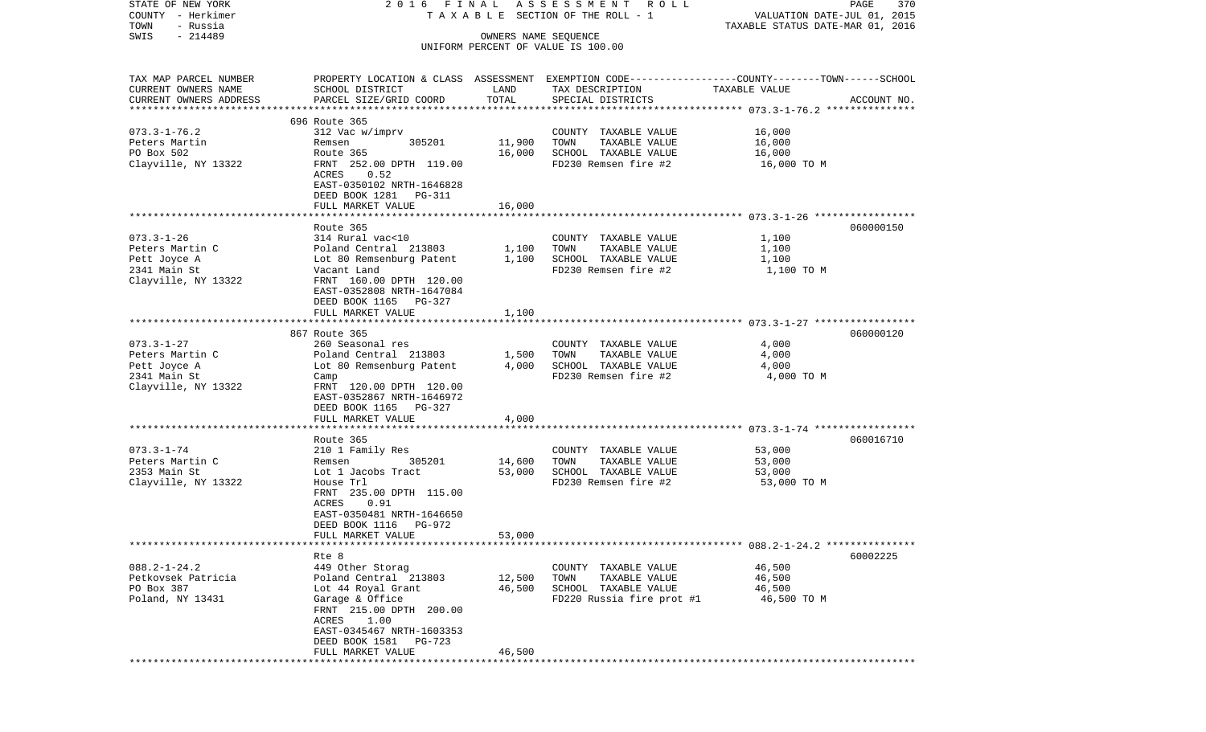STATE OF NEW YORK | COUNTY - Herkimer | TOWN - Russia | SWIS - 214489

2016 FINAL ASSESSMENT ROLL
TAXABLE SECTION OF THE ROLL - 1
OWNERS NAME SEQUENCE
UNIFORM PERCENT OF VALUE IS 100.00

VALUATION DATE-JUL 01, 2015
TAXABLE STATUS DATE-MAR 01, 2016

| TAX MAP PARCEL NUMBER / CURRENT OWNERS NAME / CURRENT OWNERS ADDRESS | PROPERTY LOCATION & CLASS / SCHOOL DISTRICT / PARCEL SIZE/GRID COORD | ASSESSMENT LAND | TOTAL | EXEMPTION CODE / TAX DESCRIPTION / SPECIAL DISTRICTS | COUNTY--TOWN--SCHOOL TAXABLE VALUE | ACCOUNT NO. |
|---|---|---|---|---|---|---|
| 073.3-1-76.2 | 696 Route 365 | | | | | |
| Peters Martin | 312 Vac w/imprv | | | COUNTY TAXABLE VALUE | 16,000 | |
| PO Box 502 | Remsen 305201 | 11,900 | | TOWN TAXABLE VALUE | 16,000 | |
| Clayville, NY 13322 | Route 365 | | 16,000 | SCHOOL TAXABLE VALUE | 16,000 | |
| | FRNT 252.00 DPTH 119.00 | | | FD230 Remsen fire #2 | 16,000 TO M | |
| | ACRES 0.52 | | | | | |
| | EAST-0350102 NRTH-1646828 | | | | | |
| | DEED BOOK 1281 PG-311 | | | | | |
| | FULL MARKET VALUE | | 16,000 | | | |
| 073.3-1-26 | Route 365 | | | | | 060000150 |
| Peters Martin C | 314 Rural vac<10 | | | COUNTY TAXABLE VALUE | 1,100 | |
| Pett Joyce A | Poland Central 213803 | 1,100 | | TOWN TAXABLE VALUE | 1,100 | |
| 2341 Main St | Lot 80 Remsenburg Patent | | 1,100 | SCHOOL TAXABLE VALUE | 1,100 | |
| Clayville, NY 13322 | Vacant Land | | | FD230 Remsen fire #2 | 1,100 TO M | |
| | FRNT 160.00 DPTH 120.00 | | | | | |
| | EAST-0352808 NRTH-1647084 | | | | | |
| | DEED BOOK 1165 PG-327 | | | | | |
| | FULL MARKET VALUE | | 1,100 | | | |
| 073.3-1-27 | 867 Route 365 | | | | | 060000120 |
| Peters Martin C | 260 Seasonal res | | | COUNTY TAXABLE VALUE | 4,000 | |
| Pett Joyce A | Poland Central 213803 | 1,500 | | TOWN TAXABLE VALUE | 4,000 | |
| 2341 Main St | Lot 80 Remsenburg Patent | | 4,000 | SCHOOL TAXABLE VALUE | 4,000 | |
| Clayville, NY 13322 | Camp | | | FD230 Remsen fire #2 | 4,000 TO M | |
| | FRNT 120.00 DPTH 120.00 | | | | | |
| | EAST-0352867 NRTH-1646972 | | | | | |
| | DEED BOOK 1165 PG-327 | | | | | |
| | FULL MARKET VALUE | | 4,000 | | | |
| 073.3-1-74 | Route 365 | | | | | 060016710 |
| Peters Martin C | 210 1 Family Res | | | COUNTY TAXABLE VALUE | 53,000 | |
| 2353 Main St | Remsen 305201 | 14,600 | | TOWN TAXABLE VALUE | 53,000 | |
| Clayville, NY 13322 | Lot 1 Jacobs Tract | | 53,000 | SCHOOL TAXABLE VALUE | 53,000 | |
| | House Trl | | | FD230 Remsen fire #2 | 53,000 TO M | |
| | FRNT 235.00 DPTH 115.00 | | | | | |
| | ACRES 0.91 | | | | | |
| | EAST-0350481 NRTH-1646650 | | | | | |
| | DEED BOOK 1116 PG-972 | | | | | |
| | FULL MARKET VALUE | | 53,000 | | | |
| 088.2-1-24.2 | Rte 8 | | | | | 60002225 |
| Petkovsek Patricia | 449 Other Storag | | | COUNTY TAXABLE VALUE | 46,500 | |
| PO Box 387 | Poland Central 213803 | 12,500 | | TOWN TAXABLE VALUE | 46,500 | |
| Poland, NY 13431 | Lot 44 Royal Grant | | 46,500 | SCHOOL TAXABLE VALUE | 46,500 | |
| | Garage & Office | | | FD220 Russia fire prot #1 | 46,500 TO M | |
| | FRNT 215.00 DPTH 200.00 | | | | | |
| | ACRES 1.00 | | | | | |
| | EAST-0345467 NRTH-1603353 | | | | | |
| | DEED BOOK 1581 PG-723 | | | | | |
| | FULL MARKET VALUE | | 46,500 | | | |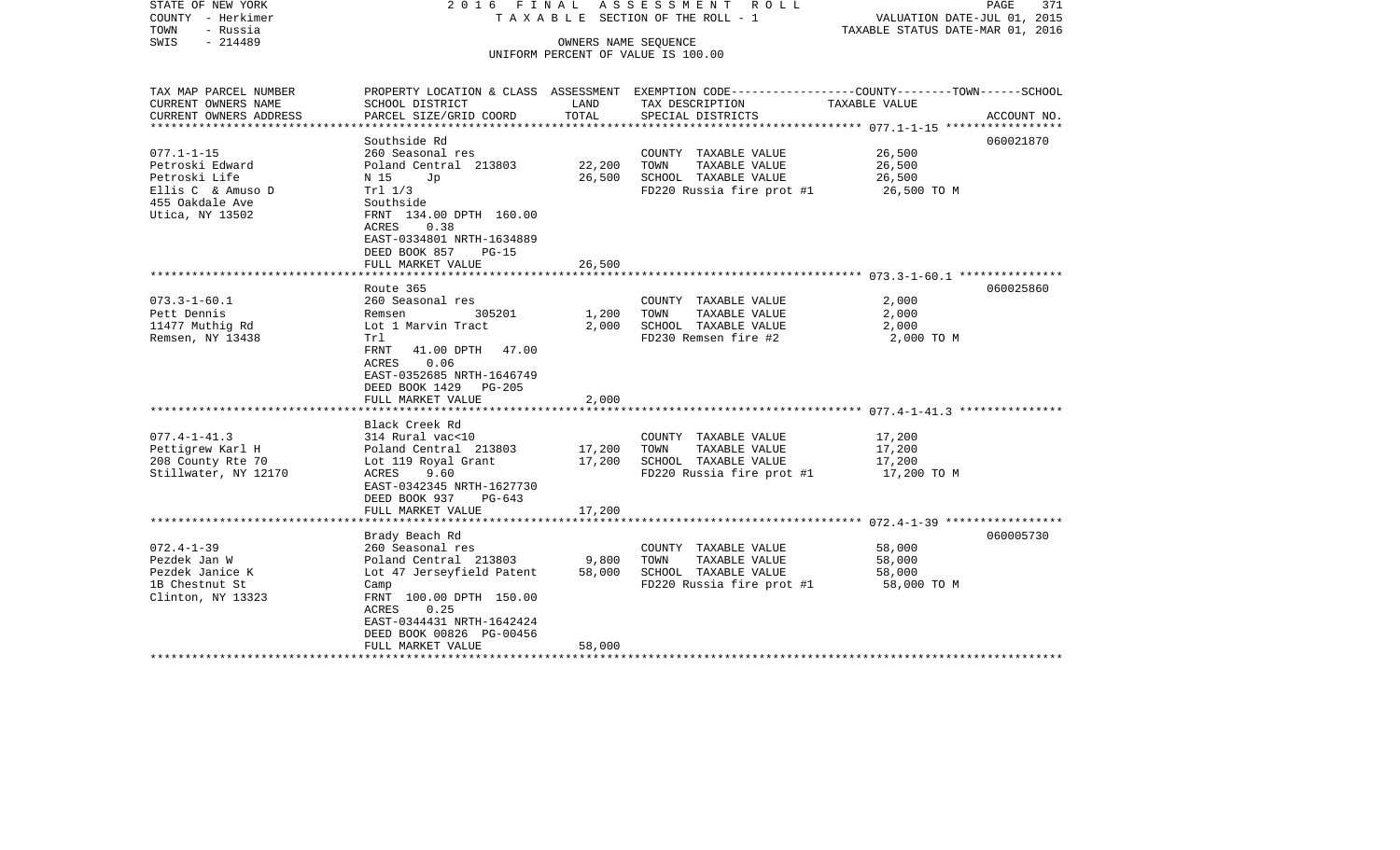STATE OF NEW YORK
COUNTY - Herkimer
TOWN - Russia
SWIS - 214489

2 0 1 6 F I N A L A S S E S S M E N T R O L L
T A X A B L E SECTION OF THE ROLL - 1

OWNERS NAME SEQUENCE
UNIFORM PERCENT OF VALUE IS 100.00

VALUATION DATE-JUL 01, 2015
TAXABLE STATUS DATE-MAR 01, 2016

| TAX MAP PARCEL NUMBER<br>CURRENT OWNERS NAME<br>CURRENT OWNERS ADDRESS | PROPERTY LOCATION & CLASS<br>SCHOOL DISTRICT<br>PARCEL SIZE/GRID COORD | ASSESSMENT<br>LAND<br>TOTAL | EXEMPTION CODE-----------------COUNTY--------TOWN------SCHOOL<br>TAX DESCRIPTION<br>SPECIAL DISTRICTS | TAXABLE VALUE | ACCOUNT NO. |
|---|---|---|---|---|---|
| 077.1-1-15 | Southside Rd | | | | 060021870 |
| 077.1-1-15 | 260 Seasonal res | | COUNTY TAXABLE VALUE | 26,500 | |
| Petroski Edward | Poland Central 213803 | 22,200 | TOWN TAXABLE VALUE | 26,500 | |
| Petroski Life | N 15 Jp | 26,500 | SCHOOL TAXABLE VALUE | 26,500 | |
| Ellis C & Amuso D | Trl 1/3 | | FD220 Russia fire prot #1 | 26,500 TO M | |
| 455 Oakdale Ave | Southside | | | | |
| Utica, NY 13502 | FRNT 134.00 DPTH 160.00 | | | | |
| | ACRES 0.38 | | | | |
| | EAST-0334801 NRTH-1634889 | | | | |
| | DEED BOOK 857 PG-15 | | | | |
| | FULL MARKET VALUE | 26,500 | | | |
| 073.3-1-60.1 | Route 365 | | | | 060025860 |
| 073.3-1-60.1 | 260 Seasonal res | | COUNTY TAXABLE VALUE | 2,000 | |
| Pett Dennis | Remsen 305201 | 1,200 | TOWN TAXABLE VALUE | 2,000 | |
| 11477 Muthig Rd | Lot 1 Marvin Tract | 2,000 | SCHOOL TAXABLE VALUE | 2,000 | |
| Remsen, NY 13438 | Trl | | FD230 Remsen fire #2 | 2,000 TO M | |
| | FRNT 41.00 DPTH 47.00 | | | | |
| | ACRES 0.06 | | | | |
| | EAST-0352685 NRTH-1646749 | | | | |
| | DEED BOOK 1429 PG-205 | | | | |
| | FULL MARKET VALUE | 2,000 | | | |
| 077.4-1-41.3 | Black Creek Rd | | | | |
| 077.4-1-41.3 | 314 Rural vac<10 | | COUNTY TAXABLE VALUE | 17,200 | |
| Pettigrew Karl H | Poland Central 213803 | 17,200 | TOWN TAXABLE VALUE | 17,200 | |
| 208 County Rte 70 | Lot 119 Royal Grant | 17,200 | SCHOOL TAXABLE VALUE | 17,200 | |
| Stillwater, NY 12170 | ACRES 9.60 | | FD220 Russia fire prot #1 | 17,200 TO M | |
| | EAST-0342345 NRTH-1627730 | | | | |
| | DEED BOOK 937 PG-643 | | | | |
| | FULL MARKET VALUE | 17,200 | | | |
| 072.4-1-39 | Brady Beach Rd | | | | 060005730 |
| 072.4-1-39 | 260 Seasonal res | | COUNTY TAXABLE VALUE | 58,000 | |
| Pezdek Jan W | Poland Central 213803 | 9,800 | TOWN TAXABLE VALUE | 58,000 | |
| Pezdek Janice K | Lot 47 Jerseyfield Patent | 58,000 | SCHOOL TAXABLE VALUE | 58,000 | |
| 1B Chestnut St | Camp | | FD220 Russia fire prot #1 | 58,000 TO M | |
| Clinton, NY 13323 | FRNT 100.00 DPTH 150.00 | | | | |
| | ACRES 0.25 | | | | |
| | EAST-0344431 NRTH-1642424 | | | | |
| | DEED BOOK 00826 PG-00456 | | | | |
| | FULL MARKET VALUE | 58,000 | | | |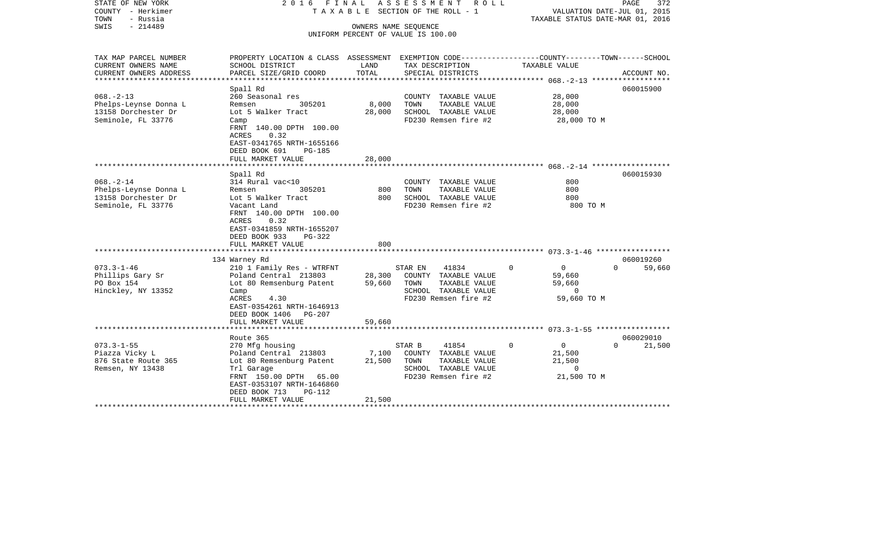STATE OF NEW YORK
COUNTY - Herkimer
TOWN - Russia
SWIS - 214489

2 0 1 6 F I N A L A S S E S S M E N T R O L L
T A X A B L E SECTION OF THE ROLL - 1
OWNERS NAME SEQUENCE
UNIFORM PERCENT OF VALUE IS 100.00

VALUATION DATE-JUL 01, 2015
TAXABLE STATUS DATE-MAR 01, 2016

| TAX MAP PARCEL NUMBER<br>CURRENT OWNERS NAME<br>CURRENT OWNERS ADDRESS | PROPERTY LOCATION & CLASS<br>SCHOOL DISTRICT<br>PARCEL SIZE/GRID COORD | ASSESSMENT<br>LAND<br>TOTAL | EXEMPTION CODE<br>TAX DESCRIPTION<br>SPECIAL DISTRICTS | COUNTY | TOWN | SCHOOL<br>TAXABLE VALUE<br>ACCOUNT NO. |
|---|---|---|---|---|---|---|
| 068.-2-13<br>Phelps-Leynse Donna L<br>13158 Dorchester Dr<br>Seminole, FL 33776 | Spall Rd<br>260 Seasonal res<br>Remsen 305201<br>Lot 5 Walker Tract<br>Camp<br>FRNT 140.00 DPTH 100.00<br>ACRES 0.32<br>EAST-0341765 NRTH-1655166<br>DEED BOOK 691 PG-185<br>FULL MARKET VALUE | <br><br>8,000<br>28,000<br><br><br><br><br><br>28,000 | COUNTY TAXABLE VALUE<br>TOWN TAXABLE VALUE<br>SCHOOL TAXABLE VALUE<br>FD230 Remsen fire #2 | 28,000<br>28,000<br>28,000<br>28,000 TO M | | 060015900 |
| 068.-2-14<br>Phelps-Leynse Donna L<br>13158 Dorchester Dr<br>Seminole, FL 33776 | Spall Rd<br>314 Rural vac<10<br>Remsen 305201<br>Lot 5 Walker Tract<br>Vacant Land<br>FRNT 140.00 DPTH 100.00<br>ACRES 0.32<br>EAST-0341859 NRTH-1655207<br>DEED BOOK 933 PG-322<br>FULL MARKET VALUE | <br><br>800<br>800<br><br><br><br><br><br>800 | COUNTY TAXABLE VALUE<br>TOWN TAXABLE VALUE<br>SCHOOL TAXABLE VALUE<br>FD230 Remsen fire #2 | 800<br>800<br>800<br>800 TO M | | 060015930 |
| 073.3-1-46<br>Phillips Gary Sr<br>PO Box 154<br>Hinckley, NY 13352 | 134 Warney Rd<br>210 1 Family Res - WTRFNT<br>Poland Central 213803<br>Lot 80 Remsenburg Patent<br>Camp<br>ACRES 4.30<br>EAST-0354261 NRTH-1646913<br>DEED BOOK 1406 PG-207<br>FULL MARKET VALUE | <br><br>28,300<br>59,660<br><br><br><br><br>59,660 | STAR EN 41834 0<br>COUNTY TAXABLE VALUE<br>TOWN TAXABLE VALUE<br>SCHOOL TAXABLE VALUE<br>FD230 Remsen fire #2 | 0<br>59,660<br>59,660<br>0<br>59,660 TO M | 0 | 060019260<br>59,660 |
| 073.3-1-55<br>Piazza Vicky L<br>876 State Route 365<br>Remsen, NY 13438 | Route 365<br>270 Mfg housing<br>Poland Central 213803<br>Lot 80 Remsenburg Patent<br>Trl Garage<br>FRNT 150.00 DPTH 65.00<br>EAST-0353107 NRTH-1646860<br>DEED BOOK 713 PG-112<br>FULL MARKET VALUE | <br><br>7,100<br>21,500<br><br><br><br><br>21,500 | STAR B 41854 0<br>COUNTY TAXABLE VALUE<br>TOWN TAXABLE VALUE<br>SCHOOL TAXABLE VALUE<br>FD230 Remsen fire #2 | 0<br>21,500<br>21,500<br>0<br>21,500 TO M | 0 | 060029010<br>21,500 |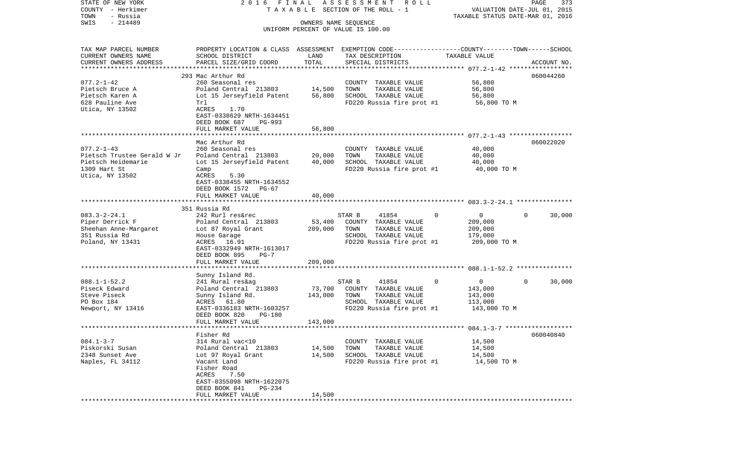STATE OF NEW YORK — 2016 FINAL ASSESSMENT ROLL
COUNTY - Herkimer — TAXABLE SECTION OF THE ROLL - 1 — VALUATION DATE-JUL 01, 2015
TOWN - Russia — TAXABLE STATUS DATE-MAR 01, 2016
SWIS - 214489 — OWNERS NAME SEQUENCE
UNIFORM PERCENT OF VALUE IS 100.00

| TAX MAP PARCEL NUMBER / CURRENT OWNERS NAME / CURRENT OWNERS ADDRESS | PROPERTY LOCATION & CLASS / SCHOOL DISTRICT / PARCEL SIZE/GRID COORD | ASSESSMENT LAND | TOTAL | EXEMPTION CODE / TAX DESCRIPTION / SPECIAL DISTRICTS | COUNTY | TOWN | SCHOOL | TAXABLE VALUE | ACCOUNT NO. |
|---|---|---|---|---|---|---|---|---|---|
| **077.2-1-42** | 293 Mac Arthur Rd | | | | | | | | 060044260 |
| Pietsch Bruce A | 260 Seasonal res | | | COUNTY TAXABLE VALUE | | | | 56,800 | |
| Pietsch Karen A | Poland Central 213803 | 14,500 | | TOWN TAXABLE VALUE | | | | 56,800 | |
| 628 Pauline Ave | Lot 15 Jerseyfield Patent | | 56,800 | SCHOOL TAXABLE VALUE | | | | 56,800 | |
| Utica, NY 13502 | Trl | | | FD220 Russia fire prot #1 | | | | 56,800 TO M | |
| | ACRES 1.70 | | | | | | | | |
| | EAST-0338629 NRTH-1634451 | | | | | | | | |
| | DEED BOOK 687 PG-993 | | | | | | | | |
| | FULL MARKET VALUE | | 56,800 | | | | | | |
| **077.2-1-43** | Mac Arthur Rd | | | | | | | | 060022020 |
| Pietsch Trustee Gerald W Jr | 260 Seasonal res | | | COUNTY TAXABLE VALUE | | | | 40,000 | |
| Pietsch Heidemarie | Poland Central 213803 | 20,000 | | TOWN TAXABLE VALUE | | | | 40,000 | |
| 1309 Hart St | Lot 15 Jerseyfield Patent | | 40,000 | SCHOOL TAXABLE VALUE | | | | 40,000 | |
| Utica, NY 13502 | Camp | | | FD220 Russia fire prot #1 | | | | 40,000 TO M | |
| | ACRES 5.30 | | | | | | | | |
| | EAST-0338455 NRTH-1634552 | | | | | | | | |
| | DEED BOOK 1572 PG-67 | | | | | | | | |
| | FULL MARKET VALUE | | 40,000 | | | | | | |
| **083.3-2-24.1** | 351 Russia Rd | | | | | | | | |
| Piper Derrick F | 242 Rurl res&rec | | | STAR B 41854 | 0 | 0 | 30,000 | | |
| Sheehan Anne-Margaret | Poland Central 213803 | 53,400 | | COUNTY TAXABLE VALUE | | | | 209,000 | |
| 351 Russia Rd | Lot 87 Royal Grant | | 209,000 | TOWN TAXABLE VALUE | | | | 209,000 | |
| Poland, NY 13431 | House Garage | | | SCHOOL TAXABLE VALUE | | | | 179,000 | |
| | ACRES 16.91 | | | FD220 Russia fire prot #1 | | | | 209,000 TO M | |
| | EAST-0332949 NRTH-1613017 | | | | | | | | |
| | DEED BOOK 895 PG-7 | | | | | | | | |
| | FULL MARKET VALUE | | 209,000 | | | | | | |
| **088.1-1-52.2** | Sunny Island Rd. | | | | | | | | |
| Piseck Edward | 241 Rural res&ag | | | STAR B 41854 | 0 | 0 | 30,000 | | |
| Steve Piseck | Poland Central 213803 | 73,700 | | COUNTY TAXABLE VALUE | | | | 143,000 | |
| PO Box 184 | Sunny Island Rd. | | 143,000 | TOWN TAXABLE VALUE | | | | 143,000 | |
| Newport, NY 13416 | ACRES 61.80 | | | SCHOOL TAXABLE VALUE | | | | 113,000 | |
| | EAST-0336183 NRTH-1603257 | | | FD220 Russia fire prot #1 | | | | 143,000 TO M | |
| | DEED BOOK 820 PG-180 | | | | | | | | |
| | FULL MARKET VALUE | | 143,000 | | | | | | |
| **084.1-3-7** | Fisher Rd | | | | | | | | 060040840 |
| Piskorski Susan | 314 Rural vac<10 | | | COUNTY TAXABLE VALUE | | | | 14,500 | |
| 2348 Sunset Ave | Poland Central 213803 | 14,500 | | TOWN TAXABLE VALUE | | | | 14,500 | |
| Naples, FL 34112 | Lot 97 Royal Grant | | 14,500 | SCHOOL TAXABLE VALUE | | | | 14,500 | |
| | Vacant Land | | | FD220 Russia fire prot #1 | | | | 14,500 TO M | |
| | Fisher Road | | | | | | | | |
| | ACRES 7.50 | | | | | | | | |
| | EAST-0355098 NRTH-1622075 | | | | | | | | |
| | DEED BOOK 841 PG-234 | | | | | | | | |
| | FULL MARKET VALUE | | 14,500 | | | | | | |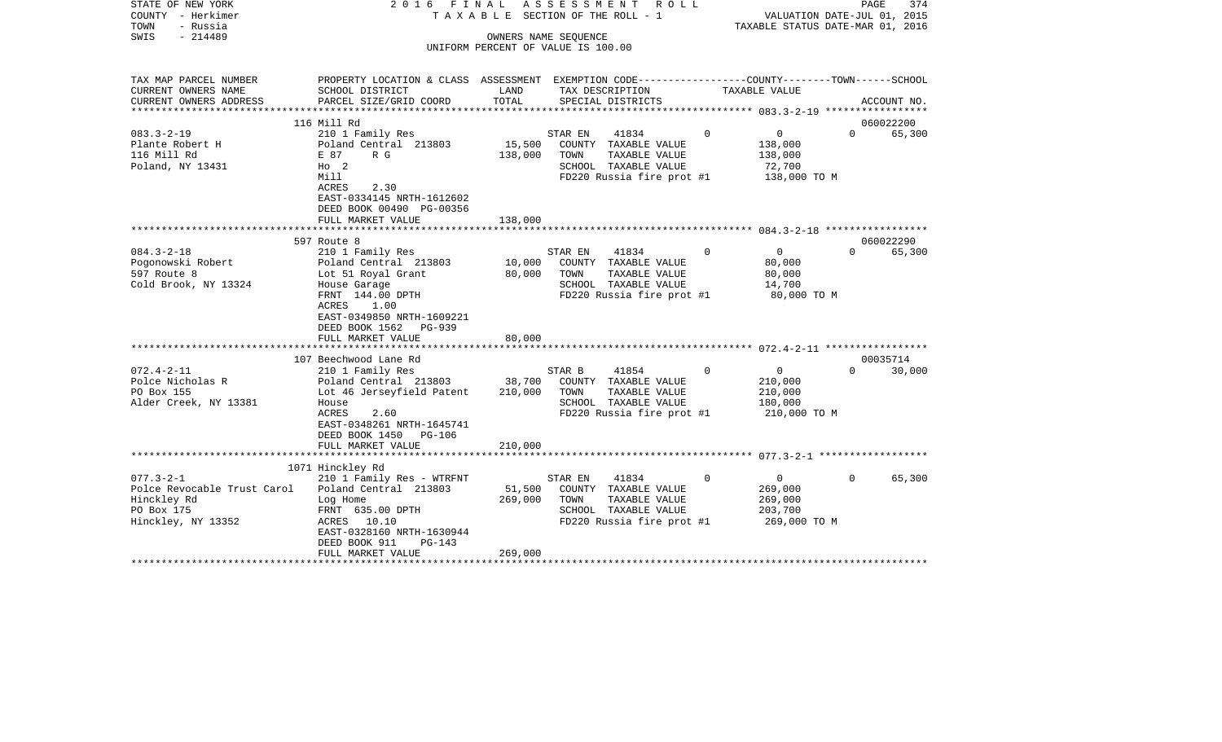STATE OF NEW YORK 2016 FINAL ASSESSMENT ROLL
COUNTY - Herkimer TAXABLE SECTION OF THE ROLL - 1 VALUATION DATE-JUL 01, 2015
TOWN - Russia TAXABLE STATUS DATE-MAR 01, 2016
SWIS - 214489 OWNERS NAME SEQUENCE
UNIFORM PERCENT OF VALUE IS 100.00

| TAX MAP PARCEL NUMBER / CURRENT OWNERS NAME / CURRENT OWNERS ADDRESS | PROPERTY LOCATION & CLASS / SCHOOL DISTRICT / PARCEL SIZE/GRID COORD | ASSESSMENT LAND | ASSESSMENT TOTAL | EXEMPTION CODE / TAX DESCRIPTION / SPECIAL DISTRICTS | COUNTY TAXABLE VALUE | TOWN | SCHOOL | ACCOUNT NO. |
|---|---|---|---|---|---|---|---|---|
| 083.3-2-19 | 116 Mill Rd | | | | | | | 060022200 |
| Plante Robert H | 210 1 Family Res | | | STAR EN 41834 | 0 | 0 | 0 | 65,300 |
| 116 Mill Rd | Poland Central 213803 | 15,500 | | COUNTY TAXABLE VALUE | 138,000 | | | |
| Poland, NY 13431 | E 87 R G | | 138,000 | TOWN TAXABLE VALUE | 138,000 | | | |
| | Ho 2 | | | SCHOOL TAXABLE VALUE | 72,700 | | | |
| | Mill | | | FD220 Russia fire prot #1 | 138,000 TO M | | | |
| | ACRES 2.30 | | | | | | | |
| | EAST-0334145 NRTH-1612602 | | | | | | | |
| | DEED BOOK 00490 PG-00356 | | | | | | | |
| | FULL MARKET VALUE | | 138,000 | | | | | |
| 084.3-2-18 | 597 Route 8 | | | | | | | 060022290 |
| Pogonowski Robert | 210 1 Family Res | | | STAR EN 41834 | 0 | 0 | 0 | 65,300 |
| 597 Route 8 | Poland Central 213803 | 10,000 | | COUNTY TAXABLE VALUE | 80,000 | | | |
| Cold Brook, NY 13324 | Lot 51 Royal Grant | | 80,000 | TOWN TAXABLE VALUE | 80,000 | | | |
| | House Garage | | | SCHOOL TAXABLE VALUE | 14,700 | | | |
| | FRNT 144.00 DPTH | | | FD220 Russia fire prot #1 | 80,000 TO M | | | |
| | ACRES 1.00 | | | | | | | |
| | EAST-0349850 NRTH-1609221 | | | | | | | |
| | DEED BOOK 1562 PG-939 | | | | | | | |
| | FULL MARKET VALUE | | 80,000 | | | | | |
| 072.4-2-11 | 107 Beechwood Lane Rd | | | | | | | 00035714 |
| Polce Nicholas R | 210 1 Family Res | | | STAR B 41854 | 0 | 0 | 0 | 30,000 |
| PO Box 155 | Poland Central 213803 | 38,700 | | COUNTY TAXABLE VALUE | 210,000 | | | |
| Alder Creek, NY 13381 | Lot 46 Jerseyfield Patent | | 210,000 | TOWN TAXABLE VALUE | 210,000 | | | |
| | House | | | SCHOOL TAXABLE VALUE | 180,000 | | | |
| | ACRES 2.60 | | | FD220 Russia fire prot #1 | 210,000 TO M | | | |
| | EAST-0348261 NRTH-1645741 | | | | | | | |
| | DEED BOOK 1450 PG-106 | | | | | | | |
| | FULL MARKET VALUE | | 210,000 | | | | | |
| 077.3-2-1 | 1071 Hinckley Rd | | | | | | | |
| Polce Revocable Trust Carol | 210 1 Family Res - WTRFNT | | | STAR EN 41834 | 0 | 0 | 0 | 65,300 |
| Hinckley Rd | Poland Central 213803 | 51,500 | | COUNTY TAXABLE VALUE | 269,000 | | | |
| PO Box 175 | Log Home | | 269,000 | TOWN TAXABLE VALUE | 269,000 | | | |
| Hinckley, NY 13352 | FRNT 635.00 DPTH | | | SCHOOL TAXABLE VALUE | 203,700 | | | |
| | ACRES 10.10 | | | FD220 Russia fire prot #1 | 269,000 TO M | | | |
| | EAST-0328160 NRTH-1630944 | | | | | | | |
| | DEED BOOK 911 PG-143 | | | | | | | |
| | FULL MARKET VALUE | | 269,000 | | | | | |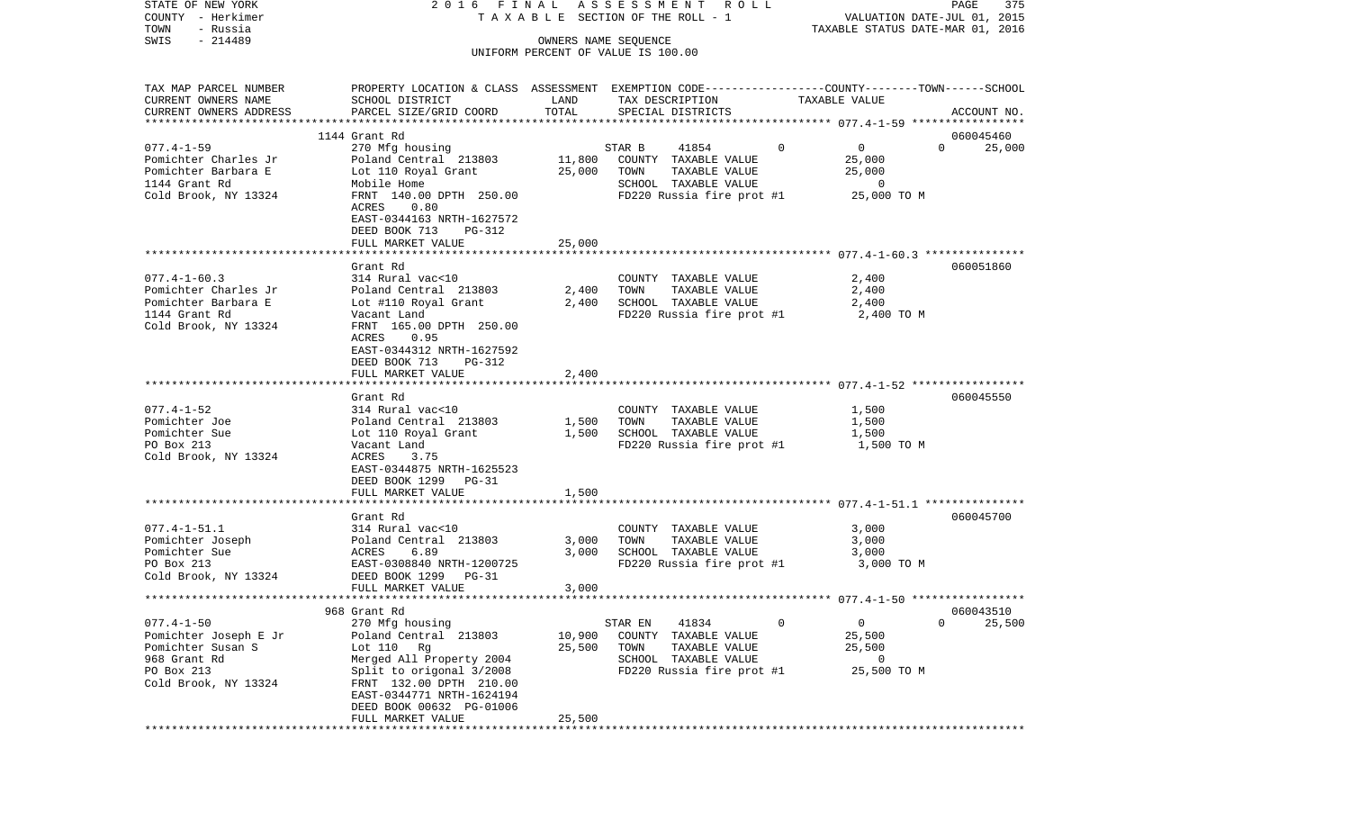STATE OF NEW YORK — 2016 FINAL ASSESSMENT ROLL — TAXABLE SECTION OF THE ROLL - 1

COUNTY - Herkimer
TOWN - Russia
SWIS - 214489

OWNERS NAME SEQUENCE
UNIFORM PERCENT OF VALUE IS 100.00

VALUATION DATE-JUL 01, 2015
TAXABLE STATUS DATE-MAR 01, 2016

| TAX MAP PARCEL NUMBER / CURRENT OWNERS NAME / CURRENT OWNERS ADDRESS | PROPERTY LOCATION & CLASS / SCHOOL DISTRICT / PARCEL SIZE/GRID COORD | ASSESSMENT LAND | TOTAL | EXEMPTION CODE / TAX DESCRIPTION / SPECIAL DISTRICTS | COUNTY | TOWN | SCHOOL | TAXABLE VALUE | ACCOUNT NO. |
|---|---|---|---|---|---|---|---|---|---|
| **077.4-1-59** | 1144 Grant Rd | | | | | | | | 060045460 |
| 077.4-1-59 | 270 Mfg housing | | | STAR B 41854 | 0 | 0 | 0 | | 25,000 |
| Pomichter Charles Jr | Poland Central 213803 | 11,800 | | COUNTY TAXABLE VALUE | | | | 25,000 | |
| Pomichter Barbara E | Lot 110 Royal Grant | | 25,000 | TOWN TAXABLE VALUE | | | | 25,000 | |
| 1144 Grant Rd | Mobile Home | | | SCHOOL TAXABLE VALUE | | | | 0 | |
| Cold Brook, NY 13324 | FRNT 140.00 DPTH 250.00 | | | FD220 Russia fire prot #1 | | | | 25,000 TO M | |
| | ACRES 0.80 | | | | | | | | |
| | EAST-0344163 NRTH-1627572 | | | | | | | | |
| | DEED BOOK 713 PG-312 | | | | | | | | |
| | FULL MARKET VALUE | | 25,000 | | | | | | |
| **077.4-1-60.3** | Grant Rd | | | | | | | | 060051860 |
| 077.4-1-60.3 | 314 Rural vac<10 | | | COUNTY TAXABLE VALUE | | | | 2,400 | |
| Pomichter Charles Jr | Poland Central 213803 | 2,400 | | TOWN TAXABLE VALUE | | | | 2,400 | |
| Pomichter Barbara E | Lot #110 Royal Grant | | 2,400 | SCHOOL TAXABLE VALUE | | | | 2,400 | |
| 1144 Grant Rd | Vacant Land | | | FD220 Russia fire prot #1 | | | | 2,400 TO M | |
| Cold Brook, NY 13324 | FRNT 165.00 DPTH 250.00 | | | | | | | | |
| | ACRES 0.95 | | | | | | | | |
| | EAST-0344312 NRTH-1627592 | | | | | | | | |
| | DEED BOOK 713 PG-312 | | | | | | | | |
| | FULL MARKET VALUE | | 2,400 | | | | | | |
| **077.4-1-52** | Grant Rd | | | | | | | | 060045550 |
| 077.4-1-52 | 314 Rural vac<10 | | | COUNTY TAXABLE VALUE | | | | 1,500 | |
| Pomichter Joe | Poland Central 213803 | 1,500 | | TOWN TAXABLE VALUE | | | | 1,500 | |
| Pomichter Sue | Lot 110 Royal Grant | | 1,500 | SCHOOL TAXABLE VALUE | | | | 1,500 | |
| PO Box 213 | Vacant Land | | | FD220 Russia fire prot #1 | | | | 1,500 TO M | |
| Cold Brook, NY 13324 | ACRES 3.75 | | | | | | | | |
| | EAST-0344875 NRTH-1625523 | | | | | | | | |
| | DEED BOOK 1299 PG-31 | | | | | | | | |
| | FULL MARKET VALUE | | 1,500 | | | | | | |
| **077.4-1-51.1** | Grant Rd | | | | | | | | 060045700 |
| 077.4-1-51.1 | 314 Rural vac<10 | | | COUNTY TAXABLE VALUE | | | | 3,000 | |
| Pomichter Joseph | Poland Central 213803 | 3,000 | | TOWN TAXABLE VALUE | | | | 3,000 | |
| Pomichter Sue | ACRES 6.89 | | 3,000 | SCHOOL TAXABLE VALUE | | | | 3,000 | |
| PO Box 213 | EAST-0308840 NRTH-1200725 | | | FD220 Russia fire prot #1 | | | | 3,000 TO M | |
| Cold Brook, NY 13324 | DEED BOOK 1299 PG-31 | | | | | | | | |
| | FULL MARKET VALUE | | 3,000 | | | | | | |
| **077.4-1-50** | 968 Grant Rd | | | | | | | | 060043510 |
| 077.4-1-50 | 270 Mfg housing | | | STAR EN 41834 | 0 | 0 | 0 | | 25,500 |
| Pomichter Joseph E Jr | Poland Central 213803 | 10,900 | | COUNTY TAXABLE VALUE | | | | 25,500 | |
| Pomichter Susan S | Lot 110 Rg | | 25,500 | TOWN TAXABLE VALUE | | | | 25,500 | |
| 968 Grant Rd | Merged All Property 2004 | | | SCHOOL TAXABLE VALUE | | | | 0 | |
| PO Box 213 | Split to origonal 3/2008 | | | FD220 Russia fire prot #1 | | | | 25,500 TO M | |
| Cold Brook, NY 13324 | FRNT 132.00 DPTH 210.00 | | | | | | | | |
| | EAST-0344771 NRTH-1624194 | | | | | | | | |
| | DEED BOOK 00632 PG-01006 | | | | | | | | |
| | FULL MARKET VALUE | | 25,500 | | | | | | |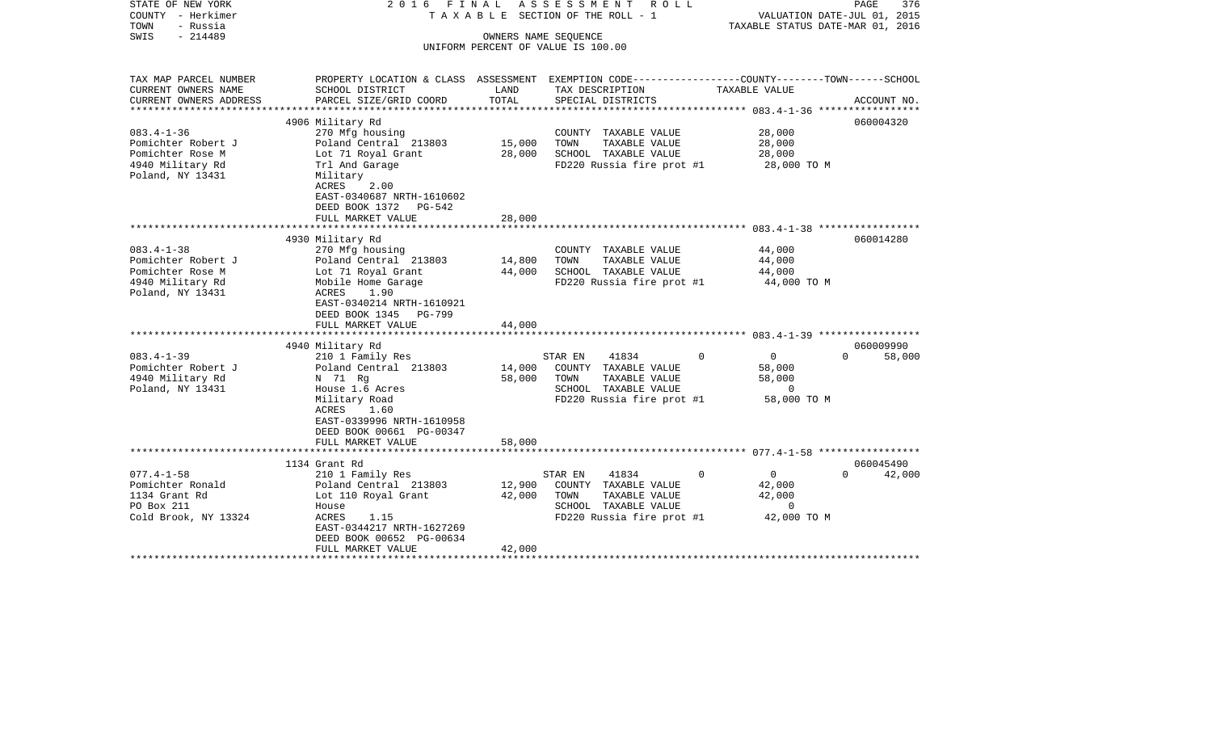STATE OF NEW YORK
COUNTY - Herkimer
TOWN - Russia
SWIS - 214489

2 0 1 6 F I N A L A S S E S S M E N T R O L L
T A X A B L E SECTION OF THE ROLL - 1
OWNERS NAME SEQUENCE
UNIFORM PERCENT OF VALUE IS 100.00

VALUATION DATE-JUL 01, 2015
TAXABLE STATUS DATE-MAR 01, 2016

| TAX MAP PARCEL NUMBER / CURRENT OWNERS NAME / CURRENT OWNERS ADDRESS | PROPERTY LOCATION & CLASS / SCHOOL DISTRICT / PARCEL SIZE/GRID COORD | ASSESSMENT LAND | TOTAL | EXEMPTION CODE / TAX DESCRIPTION / SPECIAL DISTRICTS | COUNTY | TOWN | SCHOOL / TAXABLE VALUE | ACCOUNT NO. |
|---|---|---|---|---|---|---|---|---|
| 083.4-1-36 | 4906 Military Rd | | | | | | | 060004320 |
| Pomichter Robert J | 270 Mfg housing | | | COUNTY TAXABLE VALUE | | | 28,000 | |
| Pomichter Rose M | Poland Central 213803 | 15,000 | | TOWN TAXABLE VALUE | | | 28,000 | |
| 4940 Military Rd | Lot 71 Royal Grant | | 28,000 | SCHOOL TAXABLE VALUE | | | 28,000 | |
| Poland, NY 13431 | Trl And Garage | | | FD220 Russia fire prot #1 | | | 28,000 TO M | |
| | Military | | | | | | | |
| | ACRES 2.00 | | | | | | | |
| | EAST-0340687 NRTH-1610602 | | | | | | | |
| | DEED BOOK 1372 PG-542 | | | | | | | |
| | FULL MARKET VALUE | | 28,000 | | | | | |
| 083.4-1-38 | 4930 Military Rd | | | | | | | 060014280 |
| Pomichter Robert J | 270 Mfg housing | | | COUNTY TAXABLE VALUE | | | 44,000 | |
| Pomichter Rose M | Poland Central 213803 | 14,800 | | TOWN TAXABLE VALUE | | | 44,000 | |
| 4940 Military Rd | Lot 71 Royal Grant | | 44,000 | SCHOOL TAXABLE VALUE | | | 44,000 | |
| Poland, NY 13431 | Mobile Home Garage | | | FD220 Russia fire prot #1 | | | 44,000 TO M | |
| | ACRES 1.90 | | | | | | | |
| | EAST-0340214 NRTH-1610921 | | | | | | | |
| | DEED BOOK 1345 PG-799 | | | | | | | |
| | FULL MARKET VALUE | | 44,000 | | | | | |
| 083.4-1-39 | 4940 Military Rd | | | | | | | 060009990 |
| Pomichter Robert J | 210 1 Family Res | | | STAR EN 41834 | 0 | 0 | 0 | 58,000 |
| 4940 Military Rd | Poland Central 213803 | 14,000 | | COUNTY TAXABLE VALUE | | | 58,000 | |
| Poland, NY 13431 | N 71 Rg | | 58,000 | TOWN TAXABLE VALUE | | | 58,000 | |
| | House 1.6 Acres | | | SCHOOL TAXABLE VALUE | | | 0 | |
| | Military Road | | | FD220 Russia fire prot #1 | | | 58,000 TO M | |
| | ACRES 1.60 | | | | | | | |
| | EAST-0339996 NRTH-1610958 | | | | | | | |
| | DEED BOOK 00661 PG-00347 | | | | | | | |
| | FULL MARKET VALUE | | 58,000 | | | | | |
| 077.4-1-58 | 1134 Grant Rd | | | | | | | 060045490 |
| Pomichter Ronald | 210 1 Family Res | | | STAR EN 41834 | 0 | 0 | 0 | 42,000 |
| 1134 Grant Rd | Poland Central 213803 | 12,900 | | COUNTY TAXABLE VALUE | | | 42,000 | |
| PO Box 211 | Lot 110 Royal Grant | | 42,000 | TOWN TAXABLE VALUE | | | 42,000 | |
| Cold Brook, NY 13324 | House | | | SCHOOL TAXABLE VALUE | | | 0 | |
| | ACRES 1.15 | | | FD220 Russia fire prot #1 | | | 42,000 TO M | |
| | EAST-0344217 NRTH-1627269 | | | | | | | |
| | DEED BOOK 00652 PG-00634 | | | | | | | |
| | FULL MARKET VALUE | | 42,000 | | | | | |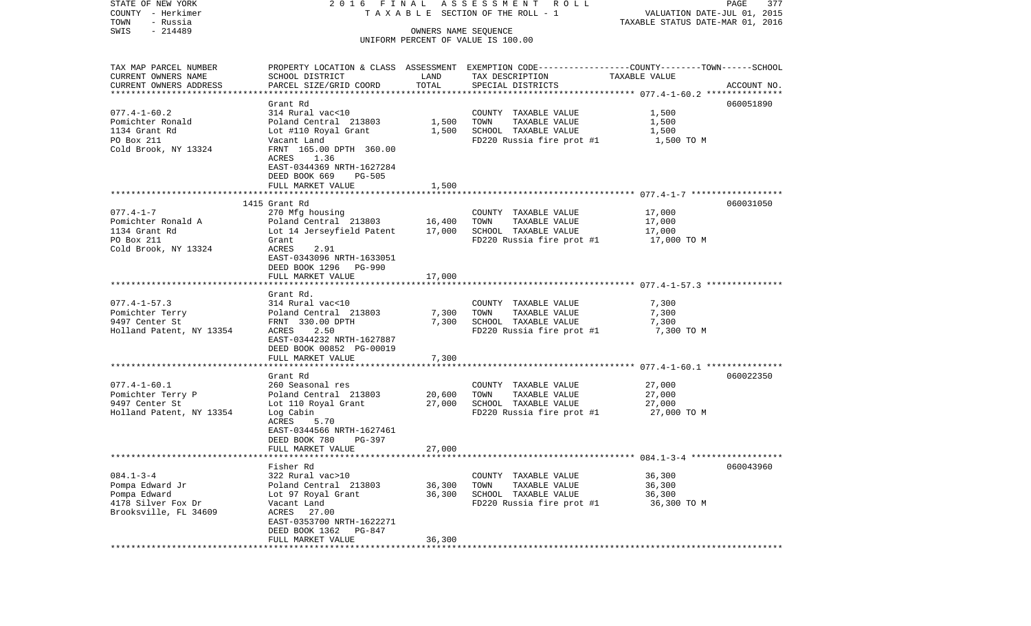STATE OF NEW YORK — 2016 FINAL ASSESSMENT ROLL
COUNTY - Herkimer — TAXABLE SECTION OF THE ROLL - 1 — VALUATION DATE-JUL 01, 2015
TOWN - Russia — TAXABLE STATUS DATE-MAR 01, 2016
SWIS - 214489 — OWNERS NAME SEQUENCE
UNIFORM PERCENT OF VALUE IS 100.00

| TAX MAP PARCEL NUMBER / CURRENT OWNERS NAME / CURRENT OWNERS ADDRESS | PROPERTY LOCATION & CLASS / SCHOOL DISTRICT / PARCEL SIZE/GRID COORD | ASSESSMENT LAND | TOTAL | EXEMPTION CODE / TAX DESCRIPTION / SPECIAL DISTRICTS | TAXABLE VALUE (COUNTY--TOWN--SCHOOL) | ACCOUNT NO. |
|---|---|---|---|---|---|---|
| 077.4-1-60.2 | Grant Rd | | | | | 060051890 |
| 077.4-1-60.2 | 314 Rural vac<10 | | | COUNTY TAXABLE VALUE | 1,500 | |
| Pomichter Ronald | Poland Central 213803 | 1,500 | | TOWN TAXABLE VALUE | 1,500 | |
| 1134 Grant Rd | Lot #110 Royal Grant | | 1,500 | SCHOOL TAXABLE VALUE | 1,500 | |
| PO Box 211 | Vacant Land | | | FD220 Russia fire prot #1 | 1,500 TO M | |
| Cold Brook, NY 13324 | FRNT 165.00 DPTH 360.00 | | | | | |
| | ACRES 1.36 | | | | | |
| | EAST-0344369 NRTH-1627284 | | | | | |
| | DEED BOOK 669 PG-505 | | | | | |
| | FULL MARKET VALUE | | 1,500 | | | |
| 077.4-1-7 | 1415 Grant Rd | | | | | 060031050 |
| 077.4-1-7 | 270 Mfg housing | | | COUNTY TAXABLE VALUE | 17,000 | |
| Pomichter Ronald A | Poland Central 213803 | 16,400 | | TOWN TAXABLE VALUE | 17,000 | |
| 1134 Grant Rd | Lot 14 Jerseyfield Patent | | 17,000 | SCHOOL TAXABLE VALUE | 17,000 | |
| PO Box 211 | Grant | | | FD220 Russia fire prot #1 | 17,000 TO M | |
| Cold Brook, NY 13324 | ACRES 2.91 | | | | | |
| | EAST-0343096 NRTH-1633051 | | | | | |
| | DEED BOOK 1296 PG-990 | | | | | |
| | FULL MARKET VALUE | | 17,000 | | | |
| 077.4-1-57.3 | Grant Rd. | | | | | |
| 077.4-1-57.3 | 314 Rural vac<10 | | | COUNTY TAXABLE VALUE | 7,300 | |
| Pomichter Terry | Poland Central 213803 | 7,300 | | TOWN TAXABLE VALUE | 7,300 | |
| 9497 Center St | FRNT 330.00 DPTH | | 7,300 | SCHOOL TAXABLE VALUE | 7,300 | |
| Holland Patent, NY 13354 | ACRES 2.50 | | | FD220 Russia fire prot #1 | 7,300 TO M | |
| | EAST-0344232 NRTH-1627887 | | | | | |
| | DEED BOOK 00852 PG-00019 | | | | | |
| | FULL MARKET VALUE | | 7,300 | | | |
| 077.4-1-60.1 | Grant Rd | | | | | 060022350 |
| 077.4-1-60.1 | 260 Seasonal res | | | COUNTY TAXABLE VALUE | 27,000 | |
| Pomichter Terry P | Poland Central 213803 | 20,600 | | TOWN TAXABLE VALUE | 27,000 | |
| 9497 Center St | Lot 110 Royal Grant | | 27,000 | SCHOOL TAXABLE VALUE | 27,000 | |
| Holland Patent, NY 13354 | Log Cabin | | | FD220 Russia fire prot #1 | 27,000 TO M | |
| | ACRES 5.70 | | | | | |
| | EAST-0344566 NRTH-1627461 | | | | | |
| | DEED BOOK 780 PG-397 | | | | | |
| | FULL MARKET VALUE | | 27,000 | | | |
| 084.1-3-4 | Fisher Rd | | | | | 060043960 |
| 084.1-3-4 | 322 Rural vac>10 | | | COUNTY TAXABLE VALUE | 36,300 | |
| Pompa Edward Jr | Poland Central 213803 | 36,300 | | TOWN TAXABLE VALUE | 36,300 | |
| Pompa Edward | Lot 97 Royal Grant | | 36,300 | SCHOOL TAXABLE VALUE | 36,300 | |
| 4178 Silver Fox Dr | Vacant Land | | | FD220 Russia fire prot #1 | 36,300 TO M | |
| Brooksville, FL 34609 | ACRES 27.00 | | | | | |
| | EAST-0353700 NRTH-1622271 | | | | | |
| | DEED BOOK 1362 PG-847 | | | | | |
| | FULL MARKET VALUE | | 36,300 | | | |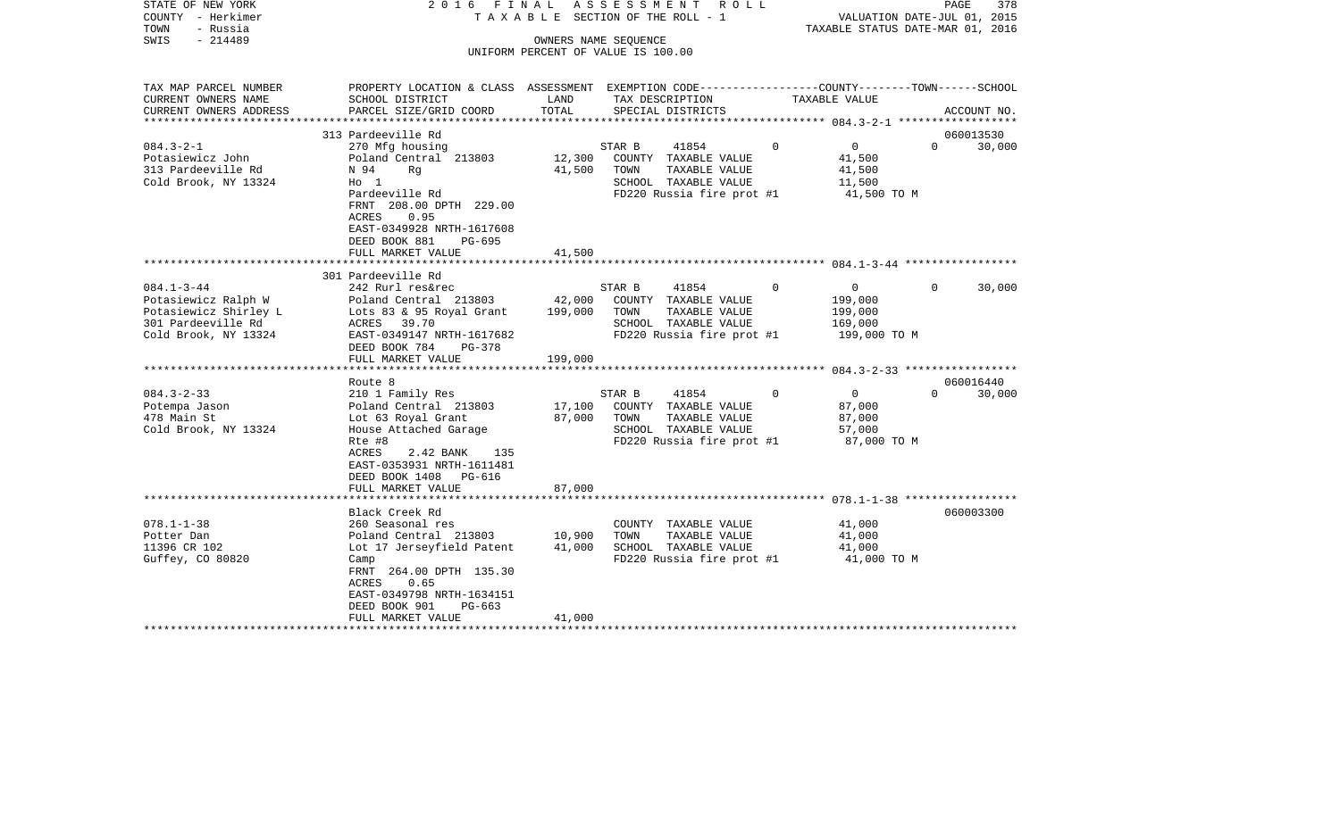STATE OF NEW YORK
COUNTY - Herkimer
TOWN - Russia
SWIS - 214489

2016 FINAL ASSESSMENT ROLL
TAXABLE SECTION OF THE ROLL - 1
OWNERS NAME SEQUENCE
UNIFORM PERCENT OF VALUE IS 100.00

VALUATION DATE-JUL 01, 2015
TAXABLE STATUS DATE-MAR 01, 2016

| TAX MAP PARCEL NUMBER / CURRENT OWNERS NAME / CURRENT OWNERS ADDRESS | PROPERTY LOCATION & CLASS / SCHOOL DISTRICT / PARCEL SIZE/GRID COORD | ASSESSMENT LAND | ASSESSMENT TOTAL | EXEMPTION CODE / TAX DESCRIPTION / SPECIAL DISTRICTS | COUNTY | TOWN | SCHOOL | TAXABLE VALUE | ACCOUNT NO. |
|---|---|---|---|---|---|---|---|---|---|
| 084.3-2-1 | 313 Pardeeville Rd | | | | | | | | 060013530 |
| Potasiewicz John | 270 Mfg housing | | | STAR B 41854 | 0 | 0 | 0 | | 30,000 |
| 313 Pardeeville Rd | Poland Central 213803 | 12,300 | | COUNTY TAXABLE VALUE | | | | 41,500 | |
| Cold Brook, NY 13324 | N 94 Rg | | 41,500 | TOWN TAXABLE VALUE | | | | 41,500 | |
| | Ho 1 | | | SCHOOL TAXABLE VALUE | | | | 11,500 | |
| | Pardeeville Rd | | | FD220 Russia fire prot #1 | | | | 41,500 TO M | |
| | FRNT 208.00 DPTH 229.00 | | | | | | | | |
| | ACRES 0.95 | | | | | | | | |
| | EAST-0349928 NRTH-1617608 | | | | | | | | |
| | DEED BOOK 881 PG-695 | | | | | | | | |
| | FULL MARKET VALUE | | 41,500 | | | | | | |
| 084.1-3-44 | 301 Pardeeville Rd | | | | | | | | |
| Potasiewicz Ralph W | 242 Rurl res&rec | | | STAR B 41854 | 0 | 0 | 0 | | 30,000 |
| Potasiewicz Shirley L | Poland Central 213803 | 42,000 | | COUNTY TAXABLE VALUE | | | | 199,000 | |
| 301 Pardeeville Rd | Lots 83 & 95 Royal Grant | | 199,000 | TOWN TAXABLE VALUE | | | | 199,000 | |
| Cold Brook, NY 13324 | ACRES 39.70 | | | SCHOOL TAXABLE VALUE | | | | 169,000 | |
| | EAST-0349147 NRTH-1617682 | | | FD220 Russia fire prot #1 | | | | 199,000 TO M | |
| | DEED BOOK 784 PG-378 | | | | | | | | |
| | FULL MARKET VALUE | | 199,000 | | | | | | |
| 084.3-2-33 | Route 8 | | | | | | | | 060016440 |
| Potempa Jason | 210 1 Family Res | | | STAR B 41854 | 0 | 0 | 0 | | 30,000 |
| 478 Main St | Poland Central 213803 | 17,100 | | COUNTY TAXABLE VALUE | | | | 87,000 | |
| Cold Brook, NY 13324 | Lot 63 Royal Grant | | 87,000 | TOWN TAXABLE VALUE | | | | 87,000 | |
| | House Attached Garage | | | SCHOOL TAXABLE VALUE | | | | 57,000 | |
| | Rte #8 | | | FD220 Russia fire prot #1 | | | | 87,000 TO M | |
| | ACRES 2.42 BANK 135 | | | | | | | | |
| | EAST-0353931 NRTH-1611481 | | | | | | | | |
| | DEED BOOK 1408 PG-616 | | | | | | | | |
| | FULL MARKET VALUE | | 87,000 | | | | | | |
| 078.1-1-38 | Black Creek Rd | | | | | | | | 060003300 |
| Potter Dan | 260 Seasonal res | | | COUNTY TAXABLE VALUE | | | | 41,000 | |
| 11396 CR 102 | Poland Central 213803 | 10,900 | | TOWN TAXABLE VALUE | | | | 41,000 | |
| Guffey, CO 80820 | Lot 17 Jerseyfield Patent | | 41,000 | SCHOOL TAXABLE VALUE | | | | 41,000 | |
| | Camp | | | FD220 Russia fire prot #1 | | | | 41,000 TO M | |
| | FRNT 264.00 DPTH 135.30 | | | | | | | | |
| | ACRES 0.65 | | | | | | | | |
| | EAST-0349798 NRTH-1634151 | | | | | | | | |
| | DEED BOOK 901 PG-663 | | | | | | | | |
| | FULL MARKET VALUE | | 41,000 | | | | | | |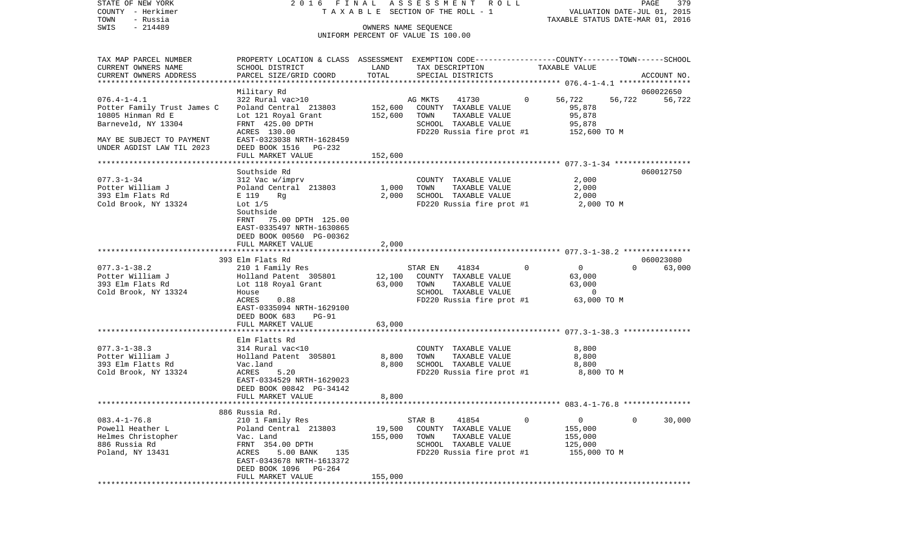STATE OF NEW YORK
COUNTY - Herkimer
TOWN - Russia
SWIS - 214489

2016 FINAL ASSESSMENT ROLL
TAXABLE SECTION OF THE ROLL - 1
OWNERS NAME SEQUENCE
UNIFORM PERCENT OF VALUE IS 100.00

VALUATION DATE-JUL 01, 2015
TAXABLE STATUS DATE-MAR 01, 2016

| TAX MAP PARCEL NUMBER / CURRENT OWNERS NAME / CURRENT OWNERS ADDRESS | PROPERTY LOCATION & CLASS / SCHOOL DISTRICT / PARCEL SIZE/GRID COORD | ASSESSMENT LAND | TOTAL | EXEMPTION CODE / TAX DESCRIPTION / SPECIAL DISTRICTS | COUNTY TAXABLE VALUE | TOWN | SCHOOL | ACCOUNT NO. |
|---|---|---|---|---|---|---|---|---|
| | Military Rd | | | | | | | 060022650 |
| 076.4-1-4.1 | 322 Rural vac>10 | | | AG MKTS 41730 0 | 56,722 | 56,722 | 56,722 | |
| Potter Family Trust James C | Poland Central 213803 | 152,600 | | COUNTY TAXABLE VALUE | 95,878 | | | |
| 10805 Hinman Rd E | Lot 121 Royal Grant | | 152,600 | TOWN TAXABLE VALUE | 95,878 | | | |
| Barneveld, NY 13304 | FRNT 425.00 DPTH | | | SCHOOL TAXABLE VALUE | 95,878 | | | |
| | ACRES 130.00 | | | FD220 Russia fire prot #1 | 152,600 TO M | | | |
| MAY BE SUBJECT TO PAYMENT | EAST-0323038 NRTH-1628459 | | | | | | | |
| UNDER AGDIST LAW TIL 2023 | DEED BOOK 1516 PG-232 | | | | | | | |
| | FULL MARKET VALUE | | 152,600 | | | | | |
| | Southside Rd | | | | | | | 060012750 |
| 077.3-1-34 | 312 Vac w/imprv | | | COUNTY TAXABLE VALUE | 2,000 | | | |
| Potter William J | Poland Central 213803 | 1,000 | | TOWN TAXABLE VALUE | 2,000 | | | |
| 393 Elm Flats Rd | E 119 Rg | | 2,000 | SCHOOL TAXABLE VALUE | 2,000 | | | |
| Cold Brook, NY 13324 | Lot 1/5 | | | FD220 Russia fire prot #1 | 2,000 TO M | | | |
| | Southside | | | | | | | |
| | FRNT 75.00 DPTH 125.00 | | | | | | | |
| | EAST-0335497 NRTH-1630865 | | | | | | | |
| | DEED BOOK 00560 PG-00362 | | | | | | | |
| | FULL MARKET VALUE | | 2,000 | | | | | |
| | 393 Elm Flats Rd | | | | | | | 060023080 |
| 077.3-1-38.2 | 210 1 Family Res | | | STAR EN 41834 0 | 0 | 0 | 63,000 | |
| Potter William J | Holland Patent 305801 | 12,100 | | COUNTY TAXABLE VALUE | 63,000 | | | |
| 393 Elm Flats Rd | Lot 118 Royal Grant | | 63,000 | TOWN TAXABLE VALUE | 63,000 | | | |
| Cold Brook, NY 13324 | House | | | SCHOOL TAXABLE VALUE | 0 | | | |
| | ACRES 0.88 | | | FD220 Russia fire prot #1 | 63,000 TO M | | | |
| | EAST-0335094 NRTH-1629100 | | | | | | | |
| | DEED BOOK 683 PG-91 | | | | | | | |
| | FULL MARKET VALUE | | 63,000 | | | | | |
| | Elm Flatts Rd | | | | | | | |
| 077.3-1-38.3 | 314 Rural vac<10 | | | COUNTY TAXABLE VALUE | 8,800 | | | |
| Potter William J | Holland Patent 305801 | 8,800 | | TOWN TAXABLE VALUE | 8,800 | | | |
| 393 Elm Flatts Rd | Vac.land | | 8,800 | SCHOOL TAXABLE VALUE | 8,800 | | | |
| Cold Brook, NY 13324 | ACRES 5.20 | | | FD220 Russia fire prot #1 | 8,800 TO M | | | |
| | EAST-0334529 NRTH-1629023 | | | | | | | |
| | DEED BOOK 00842 PG-34142 | | | | | | | |
| | FULL MARKET VALUE | | 8,800 | | | | | |
| | 886 Russia Rd. | | | | | | | |
| 083.4-1-76.8 | 210 1 Family Res | | | STAR B 41854 0 | 0 | 0 | 30,000 | |
| Powell Heather L | Poland Central 213803 | 19,500 | | COUNTY TAXABLE VALUE | 155,000 | | | |
| Helmes Christopher | Vac. Land | | 155,000 | TOWN TAXABLE VALUE | 155,000 | | | |
| 886 Russia Rd | FRNT 354.00 DPTH | | | SCHOOL TAXABLE VALUE | 125,000 | | | |
| Poland, NY 13431 | ACRES 5.00 BANK 135 | | | FD220 Russia fire prot #1 | 155,000 TO M | | | |
| | EAST-0343678 NRTH-1613372 | | | | | | | |
| | DEED BOOK 1096 PG-264 | | | | | | | |
| | FULL MARKET VALUE | | 155,000 | | | | | |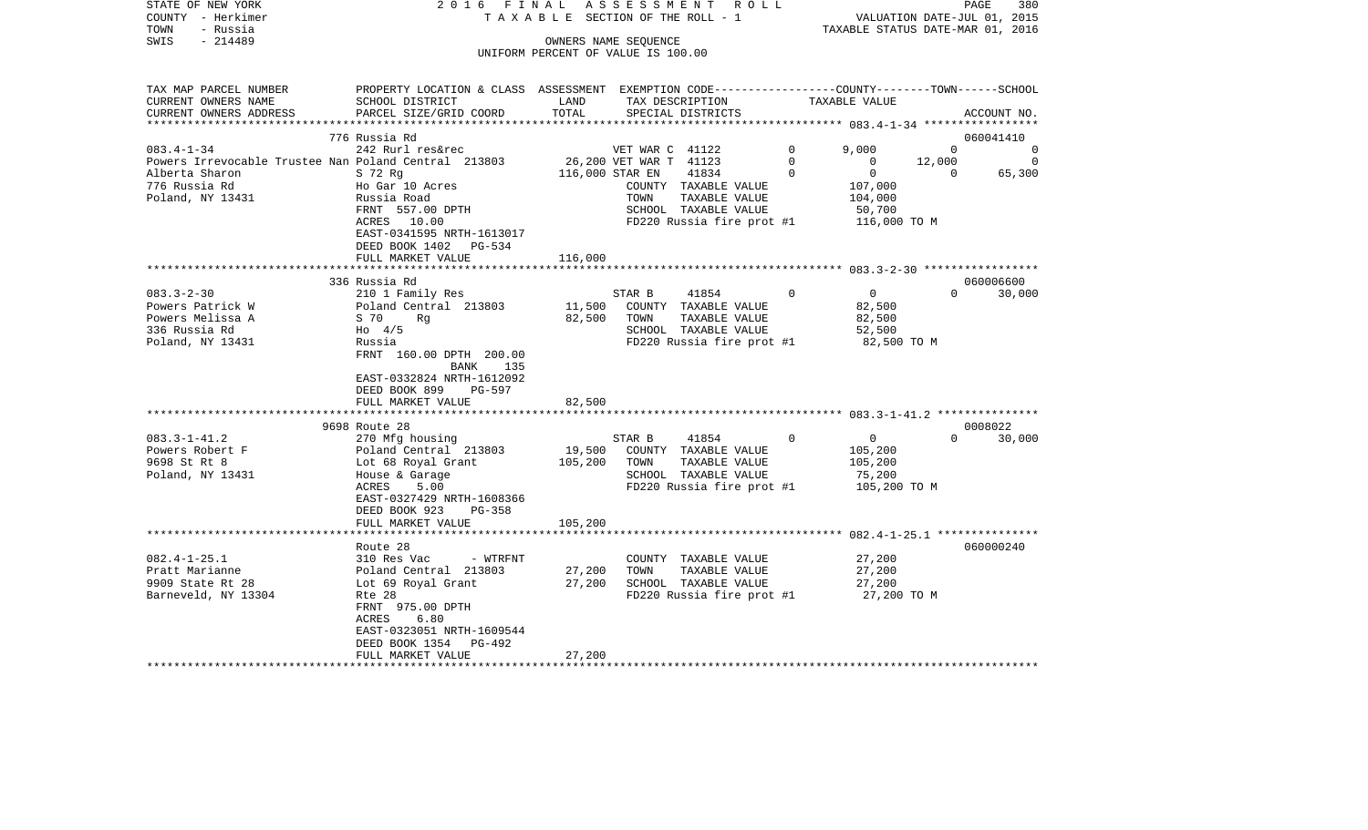STATE OF NEW YORK — COUNTY - Herkimer — TOWN - Russia — SWIS - 214489

2016 FINAL ASSESSMENT ROLL
TAXABLE SECTION OF THE ROLL - 1
OWNERS NAME SEQUENCE
UNIFORM PERCENT OF VALUE IS 100.00

VALUATION DATE-JUL 01, 2015
TAXABLE STATUS DATE-MAR 01, 2016

| TAX MAP PARCEL NUMBER / CURRENT OWNERS NAME / CURRENT OWNERS ADDRESS | PROPERTY LOCATION & CLASS / SCHOOL DISTRICT / PARCEL SIZE/GRID COORD | ASSESSMENT LAND | TOTAL | EXEMPTION CODE / TAX DESCRIPTION / SPECIAL DISTRICTS | | COUNTY | TOWN | SCHOOL | ACCOUNT NO. |
|---|---|---|---|---|---|---|---|---|---|
| **083.4-1-34** | 776 Russia Rd | | | | | | | | 060041410 |
| | 242 Rurl res&rec | | | VET WAR C 41122 | 0 | 9,000 | 0 | 0 | |
| Powers Irrevocable Trustee Nan | Poland Central 213803 | 26,200 | | VET WAR T 41123 | 0 | 0 | 12,000 | 0 | |
| Alberta Sharon | S 72 Rg | | 116,000 | STAR EN 41834 | 0 | 0 | 0 | 65,300 | |
| 776 Russia Rd | Ho Gar 10 Acres | | | COUNTY TAXABLE VALUE | | 107,000 | | | |
| Poland, NY 13431 | Russia Road | | | TOWN TAXABLE VALUE | | | 104,000 | | |
| | FRNT 557.00 DPTH | | | SCHOOL TAXABLE VALUE | | | | 50,700 | |
| | ACRES 10.00 | | | FD220 Russia fire prot #1 | | 116,000 TO M | | | |
| | EAST-0341595 NRTH-1613017 | | | | | | | | |
| | DEED BOOK 1402 PG-534 | | | | | | | | |
| | FULL MARKET VALUE | | 116,000 | | | | | | |
| **083.3-2-30** | 336 Russia Rd | | | | | | | | 060006600 |
| | 210 1 Family Res | | | STAR B 41854 | 0 | 0 | 0 | 30,000 | |
| Powers Patrick W | Poland Central 213803 | 11,500 | | COUNTY TAXABLE VALUE | | 82,500 | | | |
| Powers Melissa A | S 70 Rg | | 82,500 | TOWN TAXABLE VALUE | | | 82,500 | | |
| 336 Russia Rd | Ho 4/5 | | | SCHOOL TAXABLE VALUE | | | | 52,500 | |
| Poland, NY 13431 | Russia | | | FD220 Russia fire prot #1 | | 82,500 TO M | | | |
| | FRNT 160.00 DPTH 200.00 | | | | | | | | |
| | BANK 135 | | | | | | | | |
| | EAST-0332824 NRTH-1612092 | | | | | | | | |
| | DEED BOOK 899 PG-597 | | | | | | | | |
| | FULL MARKET VALUE | | 82,500 | | | | | | |
| **083.3-1-41.2** | 9698 Route 28 | | | | | | | | 0008022 |
| | 270 Mfg housing | | | STAR B 41854 | 0 | 0 | 0 | 30,000 | |
| Powers Robert F | Poland Central 213803 | 19,500 | | COUNTY TAXABLE VALUE | | 105,200 | | | |
| 9698 St Rt 8 | Lot 68 Royal Grant | | 105,200 | TOWN TAXABLE VALUE | | | 105,200 | | |
| Poland, NY 13431 | House & Garage | | | SCHOOL TAXABLE VALUE | | | | 75,200 | |
| | ACRES 5.00 | | | FD220 Russia fire prot #1 | | 105,200 TO M | | | |
| | EAST-0327429 NRTH-1608366 | | | | | | | | |
| | DEED BOOK 923 PG-358 | | | | | | | | |
| | FULL MARKET VALUE | | 105,200 | | | | | | |
| **082.4-1-25.1** | Route 28 | | | | | | | | 060000240 |
| | 310 Res Vac - WTRFNT | | | COUNTY TAXABLE VALUE | | 27,200 | | | |
| Pratt Marianne | Poland Central 213803 | 27,200 | | TOWN TAXABLE VALUE | | | 27,200 | | |
| 9909 State Rt 28 | Lot 69 Royal Grant | | 27,200 | SCHOOL TAXABLE VALUE | | | | 27,200 | |
| Barneveld, NY 13304 | Rte 28 | | | FD220 Russia fire prot #1 | | 27,200 TO M | | | |
| | FRNT 975.00 DPTH | | | | | | | | |
| | ACRES 6.80 | | | | | | | | |
| | EAST-0323051 NRTH-1609544 | | | | | | | | |
| | DEED BOOK 1354 PG-492 | | | | | | | | |
| | FULL MARKET VALUE | | 27,200 | | | | | | |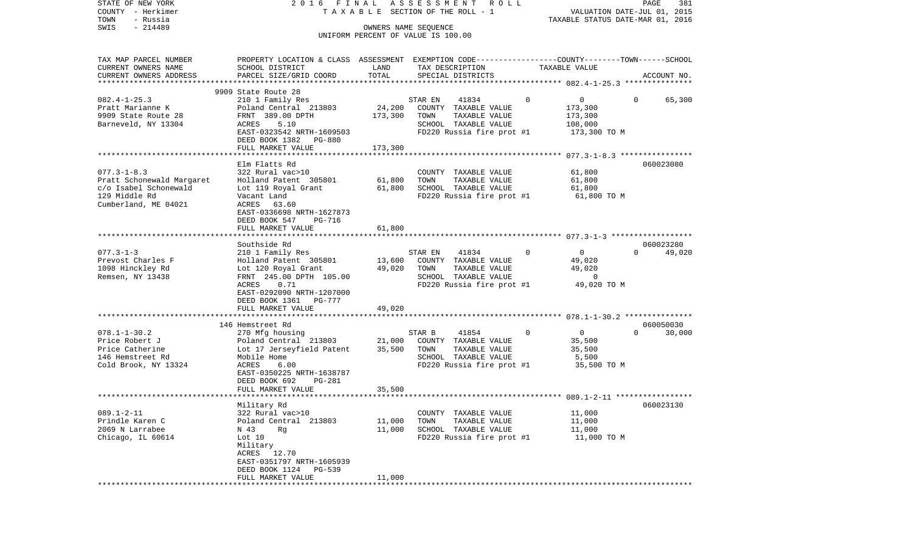STATE OF NEW YORK 2016 FINAL ASSESSMENT ROLL
COUNTY - Herkimer TAXABLE SECTION OF THE ROLL - 1 VALUATION DATE-JUL 01, 2015
TOWN - Russia TAXABLE STATUS DATE-MAR 01, 2016
SWIS - 214489 OWNERS NAME SEQUENCE
UNIFORM PERCENT OF VALUE IS 100.00

| TAX MAP PARCEL NUMBER / CURRENT OWNERS NAME / CURRENT OWNERS ADDRESS | PROPERTY LOCATION & CLASS / SCHOOL DISTRICT / PARCEL SIZE/GRID COORD | ASSESSMENT LAND | TOTAL | EXEMPTION CODE / TAX DESCRIPTION / SPECIAL DISTRICTS | COUNTY | TOWN | SCHOOL TAXABLE VALUE | ACCOUNT NO. |
|---|---|---|---|---|---|---|---|---|
| 082.4-1-25.3 | 9909 State Route 28 | | | | | | | |
| 082.4-1-25.3 | 210 1 Family Res | | | STAR EN 41834 | 0 | 0 | 0 | 65,300 |
| Pratt Marianne K | Poland Central 213803 | 24,200 | | COUNTY TAXABLE VALUE | 173,300 | | | |
| 9909 State Route 28 | FRNT 389.00 DPTH | | 173,300 | TOWN TAXABLE VALUE | | 173,300 | | |
| Barneveld, NY 13304 | ACRES 5.10 | | | SCHOOL TAXABLE VALUE | | | 108,000 | |
| | EAST-0323542 NRTH-1609503 | | | FD220 Russia fire prot #1 | 173,300 TO M | | | |
| | DEED BOOK 1382 PG-880 | | | | | | | |
| | FULL MARKET VALUE | | 173,300 | | | | | |
| 077.3-1-8.3 | Elm Flatts Rd | | | | | | | 060023080 |
| 077.3-1-8.3 | 322 Rural vac>10 | | | COUNTY TAXABLE VALUE | 61,800 | | | |
| Pratt Schonewald Margaret | Holland Patent 305801 | 61,800 | | TOWN TAXABLE VALUE | | 61,800 | | |
| c/o Isabel Schonewald | Lot 119 Royal Grant | | 61,800 | SCHOOL TAXABLE VALUE | | | 61,800 | |
| 129 Middle Rd | Vacant Land | | | FD220 Russia fire prot #1 | 61,800 TO M | | | |
| Cumberland, ME 04021 | ACRES 63.60 | | | | | | | |
| | EAST-0336698 NRTH-1627873 | | | | | | | |
| | DEED BOOK 547 PG-716 | | | | | | | |
| | FULL MARKET VALUE | | 61,800 | | | | | |
| 077.3-1-3 | Southside Rd | | | | | | | 060023280 |
| 077.3-1-3 | 210 1 Family Res | | | STAR EN 41834 | 0 | 0 | 0 | 49,020 |
| Prevost Charles F | Holland Patent 305801 | 13,600 | | COUNTY TAXABLE VALUE | 49,020 | | | |
| 1098 Hinckley Rd | Lot 120 Royal Grant | | 49,020 | TOWN TAXABLE VALUE | | 49,020 | | |
| Remsen, NY 13438 | FRNT 245.00 DPTH 105.00 | | | SCHOOL TAXABLE VALUE | | | 0 | |
| | ACRES 0.71 | | | FD220 Russia fire prot #1 | 49,020 TO M | | | |
| | EAST-0292090 NRTH-1207000 | | | | | | | |
| | DEED BOOK 1361 PG-777 | | | | | | | |
| | FULL MARKET VALUE | | 49,020 | | | | | |
| 078.1-1-30.2 | 146 Hemstreet Rd | | | | | | | 060050030 |
| 078.1-1-30.2 | 270 Mfg housing | | | STAR B 41854 | 0 | 0 | 0 | 30,000 |
| Price Robert J | Poland Central 213803 | 21,000 | | COUNTY TAXABLE VALUE | 35,500 | | | |
| Price Catherine | Lot 17 Jerseyfield Patent | | 35,500 | TOWN TAXABLE VALUE | | 35,500 | | |
| 146 Hemstreet Rd | Mobile Home | | | SCHOOL TAXABLE VALUE | | | 5,500 | |
| Cold Brook, NY 13324 | ACRES 6.00 | | | FD220 Russia fire prot #1 | 35,500 TO M | | | |
| | EAST-0350225 NRTH-1638787 | | | | | | | |
| | DEED BOOK 692 PG-281 | | | | | | | |
| | FULL MARKET VALUE | | 35,500 | | | | | |
| 089.1-2-11 | Military Rd | | | | | | | 060023130 |
| 089.1-2-11 | 322 Rural vac>10 | | | COUNTY TAXABLE VALUE | 11,000 | | | |
| Prindle Karen C | Poland Central 213803 | 11,000 | | TOWN TAXABLE VALUE | | 11,000 | | |
| 2069 N Larrabee | N 43 Rg | | 11,000 | SCHOOL TAXABLE VALUE | | | 11,000 | |
| Chicago, IL 60614 | Lot 10 | | | FD220 Russia fire prot #1 | 11,000 TO M | | | |
| | Military | | | | | | | |
| | ACRES 12.70 | | | | | | | |
| | EAST-0351797 NRTH-1605939 | | | | | | | |
| | DEED BOOK 1124 PG-539 | | | | | | | |
| | FULL MARKET VALUE | | 11,000 | | | | | |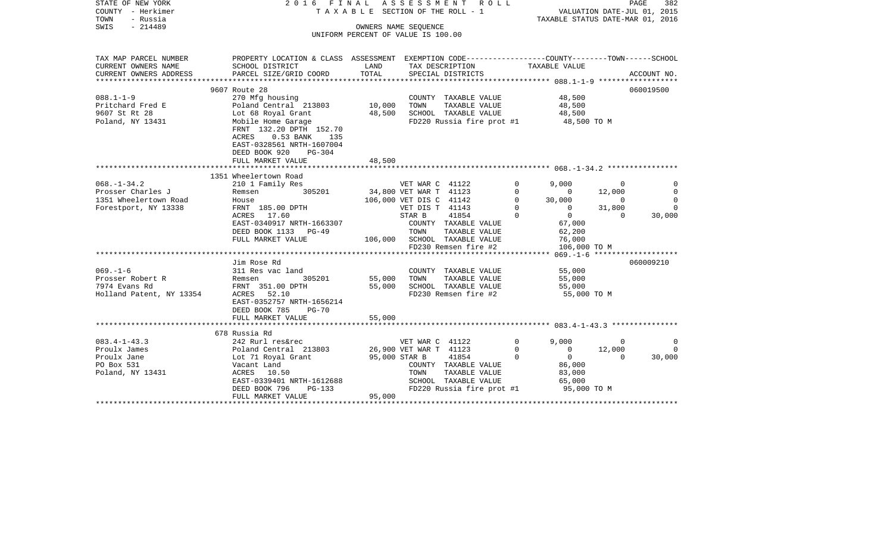STATE OF NEW YORK
COUNTY - Herkimer
TOWN - Russia
SWIS - 214489

2016 FINAL ASSESSMENT ROLL
TAXABLE SECTION OF THE ROLL - 1
OWNERS NAME SEQUENCE
UNIFORM PERCENT OF VALUE IS 100.00

VALUATION DATE-JUL 01, 2015
TAXABLE STATUS DATE-MAR 01, 2016

| TAX MAP PARCEL NUMBER / CURRENT OWNERS NAME / CURRENT OWNERS ADDRESS | PROPERTY LOCATION & CLASS / SCHOOL DISTRICT / PARCEL SIZE/GRID COORD | ASSESSMENT LAND | TOTAL | EXEMPTION CODE / TAX DESCRIPTION / SPECIAL DISTRICTS | | COUNTY TAXABLE VALUE | TOWN | SCHOOL | ACCOUNT NO. |
|---|---|---|---|---|---|---|---|---|---|
| | 9607 Route 28 | | | | | | | | 060019500 |
| 088.1-1-9 | 270 Mfg housing | | | COUNTY TAXABLE VALUE | | 48,500 | | | |
| Pritchard Fred E | Poland Central 213803 | 10,000 | | TOWN TAXABLE VALUE | | 48,500 | | | |
| 9607 St Rt 28 | Lot 68 Royal Grant | | 48,500 | SCHOOL TAXABLE VALUE | | 48,500 | | | |
| Poland, NY 13431 | Mobile Home Garage | | | FD220 Russia fire prot #1 | | 48,500 TO M | | | |
| | FRNT 132.20 DPTH 152.70 | | | | | | | | |
| | ACRES 0.53 BANK 135 | | | | | | | | |
| | EAST-0328561 NRTH-1607004 | | | | | | | | |
| | DEED BOOK 920 PG-304 | | | | | | | | |
| | FULL MARKET VALUE | | 48,500 | | | | | | |
| | 1351 Wheelertown Road | | | | | | | | |
| 068.-1-34.2 | 210 1 Family Res | | | VET WAR C 41122 | 0 | 9,000 | 0 | 0 | |
| Prosser Charles J | Remsen 305201 | 34,800 | | VET WAR T 41123 | 0 | 0 | 12,000 | 0 | |
| 1351 Wheelertown Road | House | | 106,000 | VET DIS C 41142 | 0 | 30,000 | 0 | 0 | |
| Forestport, NY 13338 | FRNT 185.00 DPTH | | | VET DIS T 41143 | 0 | 0 | 31,800 | 0 | |
| | ACRES 17.60 | | | STAR B 41854 | 0 | 0 | 0 | 30,000 | |
| | EAST-0340917 NRTH-1663307 | | | COUNTY TAXABLE VALUE | | 67,000 | | | |
| | DEED BOOK 1133 PG-49 | | | TOWN TAXABLE VALUE | | 62,200 | | | |
| | FULL MARKET VALUE | | 106,000 | SCHOOL TAXABLE VALUE | | 76,000 | | | |
| | | | | FD230 Remsen fire #2 | | 106,000 TO M | | | |
| | Jim Rose Rd | | | | | | | | 060009210 |
| 069.-1-6 | 311 Res vac land | | | COUNTY TAXABLE VALUE | | 55,000 | | | |
| Prosser Robert R | Remsen 305201 | 55,000 | | TOWN TAXABLE VALUE | | 55,000 | | | |
| 7974 Evans Rd | FRNT 351.00 DPTH | | 55,000 | SCHOOL TAXABLE VALUE | | 55,000 | | | |
| Holland Patent, NY 13354 | ACRES 52.10 | | | FD230 Remsen fire #2 | | 55,000 TO M | | | |
| | EAST-0352757 NRTH-1656214 | | | | | | | | |
| | DEED BOOK 785 PG-70 | | | | | | | | |
| | FULL MARKET VALUE | | 55,000 | | | | | | |
| | 678 Russia Rd | | | | | | | | |
| 083.4-1-43.3 | 242 Rurl res&rec | | | VET WAR C 41122 | 0 | 9,000 | 0 | 0 | |
| Proulx James | Poland Central 213803 | 26,900 | | VET WAR T 41123 | 0 | 0 | 12,000 | 0 | |
| Proulx Jane | Lot 71 Royal Grant | | 95,000 | STAR B 41854 | 0 | 0 | 0 | 30,000 | |
| PO Box 531 | Vacant Land | | | COUNTY TAXABLE VALUE | | 86,000 | | | |
| Poland, NY 13431 | ACRES 10.50 | | | TOWN TAXABLE VALUE | | 83,000 | | | |
| | EAST-0339401 NRTH-1612688 | | | SCHOOL TAXABLE VALUE | | 65,000 | | | |
| | DEED BOOK 796 PG-133 | | | FD220 Russia fire prot #1 | | 95,000 TO M | | | |
| | FULL MARKET VALUE | | 95,000 | | | | | | |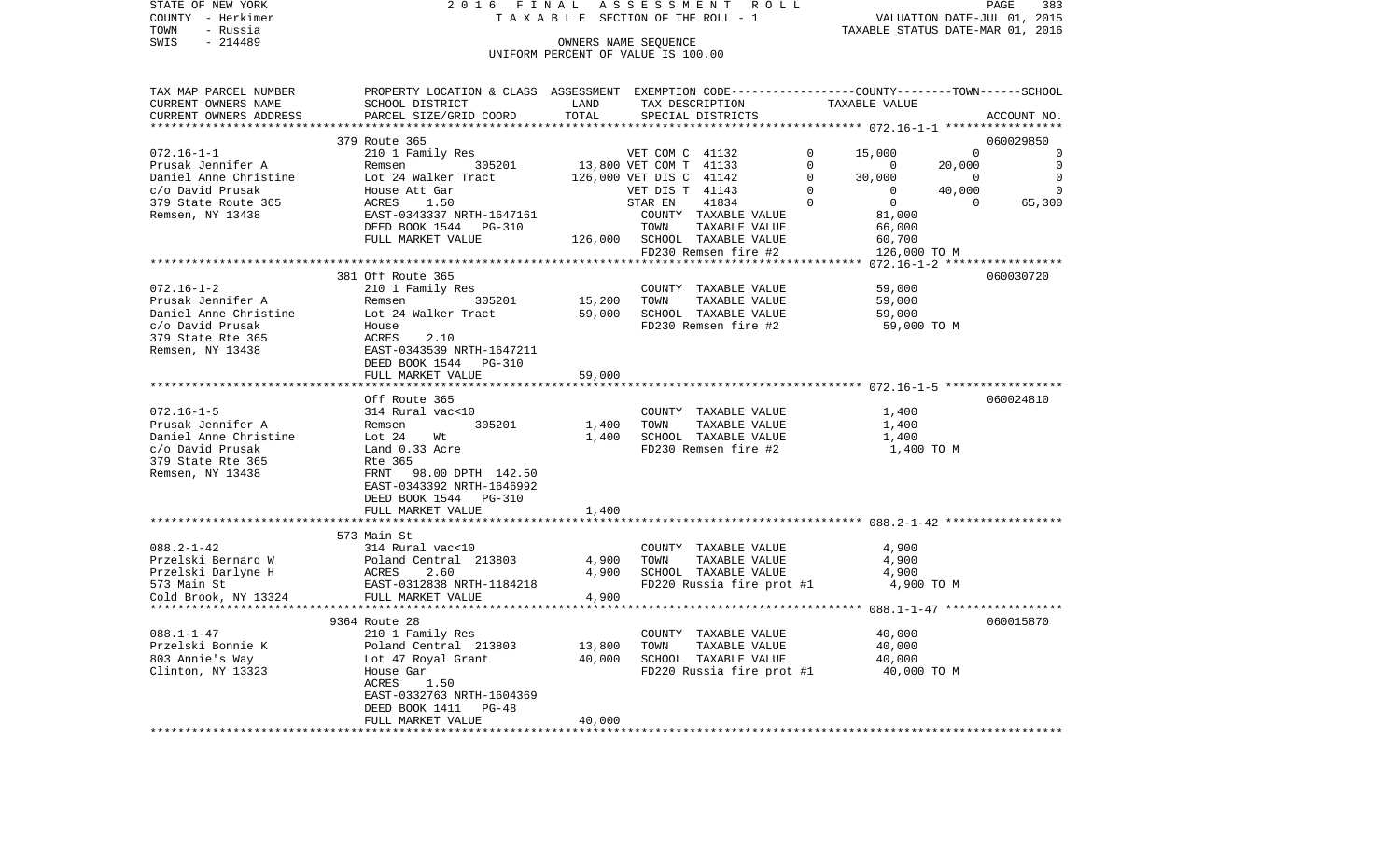STATE OF NEW YORK — 2016 FINAL ASSESSMENT ROLL
COUNTY - Herkimer — TAXABLE SECTION OF THE ROLL - 1 — VALUATION DATE-JUL 01, 2015
TOWN - Russia — TAXABLE STATUS DATE-MAR 01, 2016
SWIS - 214489 — OWNERS NAME SEQUENCE
UNIFORM PERCENT OF VALUE IS 100.00

| TAX MAP PARCEL NUMBER / CURRENT OWNERS NAME / CURRENT OWNERS ADDRESS | PROPERTY LOCATION & CLASS / SCHOOL DISTRICT / PARCEL SIZE/GRID COORD | ASSESSMENT LAND | TOTAL | EXEMPTION CODE / TAX DESCRIPTION / SPECIAL DISTRICTS | | COUNTY TAXABLE VALUE | TOWN | SCHOOL | ACCOUNT NO. |
|---|---|---|---|---|---|---|---|---|---|
| | 379 Route 365 | | | | | | | | 060029850 |
| 072.16-1-1 | 210 1 Family Res | | | VET COM C 41132 | 0 | 15,000 | 0 | 0 | |
| Prusak Jennifer A | Remsen 305201 | 13,800 | | VET COM T 41133 | 0 | 0 | 20,000 | 0 | |
| Daniel Anne Christine | Lot 24 Walker Tract | | 126,000 | VET DIS C 41142 | 0 | 30,000 | 0 | 0 | |
| c/o David Prusak | House Att Gar | | | VET DIS T 41143 | 0 | 0 | 40,000 | 0 | |
| 379 State Route 365 | ACRES 1.50 | | | STAR EN 41834 | 0 | 0 | 0 | 65,300 | |
| Remsen, NY 13438 | EAST-0343337 NRTH-1647161 | | | COUNTY TAXABLE VALUE | | 81,000 | | | |
| | DEED BOOK 1544 PG-310 | | | TOWN TAXABLE VALUE | | 66,000 | | | |
| | FULL MARKET VALUE | | 126,000 | SCHOOL TAXABLE VALUE | | 60,700 | | | |
| | | | | FD230 Remsen fire #2 | | 126,000 TO M | | | |
| | 381 Off Route 365 | | | | | | | | 060030720 |
| 072.16-1-2 | 210 1 Family Res | | | COUNTY TAXABLE VALUE | | 59,000 | | | |
| Prusak Jennifer A | Remsen 305201 | 15,200 | | TOWN TAXABLE VALUE | | 59,000 | | | |
| Daniel Anne Christine | Lot 24 Walker Tract | | 59,000 | SCHOOL TAXABLE VALUE | | 59,000 | | | |
| c/o David Prusak | House | | | FD230 Remsen fire #2 | | 59,000 TO M | | | |
| 379 State Rte 365 | ACRES 2.10 | | | | | | | | |
| Remsen, NY 13438 | EAST-0343539 NRTH-1647211 | | | | | | | | |
| | DEED BOOK 1544 PG-310 | | | | | | | | |
| | FULL MARKET VALUE | | 59,000 | | | | | | |
| | Off Route 365 | | | | | | | | 060024810 |
| 072.16-1-5 | 314 Rural vac<10 | | | COUNTY TAXABLE VALUE | | 1,400 | | | |
| Prusak Jennifer A | Remsen 305201 | 1,400 | | TOWN TAXABLE VALUE | | 1,400 | | | |
| Daniel Anne Christine | Lot 24 Wt | | 1,400 | SCHOOL TAXABLE VALUE | | 1,400 | | | |
| c/o David Prusak | Land 0.33 Acre | | | FD230 Remsen fire #2 | | 1,400 TO M | | | |
| 379 State Rte 365 | Rte 365 | | | | | | | | |
| Remsen, NY 13438 | FRNT 98.00 DPTH 142.50 | | | | | | | | |
| | EAST-0343392 NRTH-1646992 | | | | | | | | |
| | DEED BOOK 1544 PG-310 | | | | | | | | |
| | FULL MARKET VALUE | | 1,400 | | | | | | |
| | 573 Main St | | | | | | | | |
| 088.2-1-42 | 314 Rural vac<10 | | | COUNTY TAXABLE VALUE | | 4,900 | | | |
| Przelski Bernard W | Poland Central 213803 | 4,900 | | TOWN TAXABLE VALUE | | 4,900 | | | |
| Przelski Darlyne H | ACRES 2.60 | | 4,900 | SCHOOL TAXABLE VALUE | | 4,900 | | | |
| 573 Main St | EAST-0312838 NRTH-1184218 | | | FD220 Russia fire prot #1 | | 4,900 TO M | | | |
| Cold Brook, NY 13324 | FULL MARKET VALUE | | 4,900 | | | | | | |
| | 9364 Route 28 | | | | | | | | 060015870 |
| 088.1-1-47 | 210 1 Family Res | | | COUNTY TAXABLE VALUE | | 40,000 | | | |
| Przelski Bonnie K | Poland Central 213803 | 13,800 | | TOWN TAXABLE VALUE | | 40,000 | | | |
| 803 Annie's Way | Lot 47 Royal Grant | | 40,000 | SCHOOL TAXABLE VALUE | | 40,000 | | | |
| Clinton, NY 13323 | House Gar | | | FD220 Russia fire prot #1 | | 40,000 TO M | | | |
| | ACRES 1.50 | | | | | | | | |
| | EAST-0332763 NRTH-1604369 | | | | | | | | |
| | DEED BOOK 1411 PG-48 | | | | | | | | |
| | FULL MARKET VALUE | | 40,000 | | | | | | |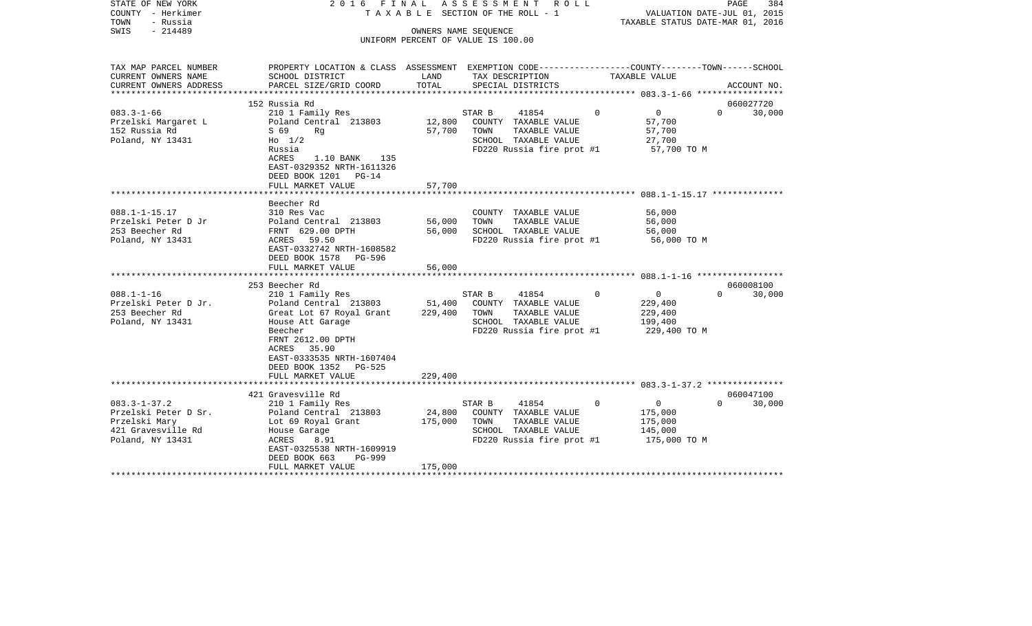STATE OF NEW YORK
COUNTY - Herkimer
TOWN - Russia
SWIS - 214489

2 0 1 6 F I N A L A S S E S S M E N T R O L L
T A X A B L E SECTION OF THE ROLL - 1
OWNERS NAME SEQUENCE
UNIFORM PERCENT OF VALUE IS 100.00

VALUATION DATE-JUL 01, 2015
TAXABLE STATUS DATE-MAR 01, 2016

| TAX MAP PARCEL NUMBER / CURRENT OWNERS NAME / CURRENT OWNERS ADDRESS | PROPERTY LOCATION & CLASS / SCHOOL DISTRICT / PARCEL SIZE/GRID COORD | ASSESSMENT LAND / TOTAL | EXEMPTION CODE / TAX DESCRIPTION / SPECIAL DISTRICTS | COUNTY | TOWN | SCHOOL / TAXABLE VALUE | ACCOUNT NO. |
|---|---|---|---|---|---|---|---|
| **083.3-1-66** | 152 Russia Rd | | | | | | 060027720 |
| 083.3-1-66 | 210 1 Family Res | | STAR B 41854 | 0 | 0 | 0 | 30,000 |
| Przelski Margaret L | Poland Central 213803 | 12,800 | COUNTY TAXABLE VALUE | 57,700 | | | |
| 152 Russia Rd | S 69 Rg | 57,700 | TOWN TAXABLE VALUE | | 57,700 | | |
| Poland, NY 13431 | Ho 1/2 | | SCHOOL TAXABLE VALUE | | | 27,700 | |
| | Russia | | FD220 Russia fire prot #1 | 57,700 TO M | | | |
| | ACRES 1.10 BANK 135 | | | | | | |
| | EAST-0329352 NRTH-1611326 | | | | | | |
| | DEED BOOK 1201 PG-14 | | | | | | |
| | FULL MARKET VALUE | 57,700 | | | | | |
| **088.1-1-15.17** | Beecher Rd | | | | | | |
| 088.1-1-15.17 | 310 Res Vac | | COUNTY TAXABLE VALUE | 56,000 | | | |
| Przelski Peter D Jr | Poland Central 213803 | 56,000 | TOWN TAXABLE VALUE | | 56,000 | | |
| 253 Beecher Rd | FRNT 629.00 DPTH | 56,000 | SCHOOL TAXABLE VALUE | | | 56,000 | |
| Poland, NY 13431 | ACRES 59.50 | | FD220 Russia fire prot #1 | 56,000 TO M | | | |
| | EAST-0332742 NRTH-1608582 | | | | | | |
| | DEED BOOK 1578 PG-596 | | | | | | |
| | FULL MARKET VALUE | 56,000 | | | | | |
| **088.1-1-16** | 253 Beecher Rd | | | | | | 060008100 |
| 088.1-1-16 | 210 1 Family Res | | STAR B 41854 | 0 | 0 | 0 | 30,000 |
| Przelski Peter D Jr. | Poland Central 213803 | 51,400 | COUNTY TAXABLE VALUE | 229,400 | | | |
| 253 Beecher Rd | Great Lot 67 Royal Grant | 229,400 | TOWN TAXABLE VALUE | | 229,400 | | |
| Poland, NY 13431 | House Att Garage | | SCHOOL TAXABLE VALUE | | | 199,400 | |
| | Beecher | | FD220 Russia fire prot #1 | 229,400 TO M | | | |
| | FRNT 2612.00 DPTH | | | | | | |
| | ACRES 35.90 | | | | | | |
| | EAST-0333535 NRTH-1607404 | | | | | | |
| | DEED BOOK 1352 PG-525 | | | | | | |
| | FULL MARKET VALUE | 229,400 | | | | | |
| **083.3-1-37.2** | 421 Gravesville Rd | | | | | | 060047100 |
| 083.3-1-37.2 | 210 1 Family Res | | STAR B 41854 | 0 | 0 | 0 | 30,000 |
| Przelski Peter D Sr. | Poland Central 213803 | 24,800 | COUNTY TAXABLE VALUE | 175,000 | | | |
| Przelski Mary | Lot 69 Royal Grant | 175,000 | TOWN TAXABLE VALUE | | 175,000 | | |
| 421 Gravesville Rd | House Garage | | SCHOOL TAXABLE VALUE | | | 145,000 | |
| Poland, NY 13431 | ACRES 8.91 | | FD220 Russia fire prot #1 | 175,000 TO M | | | |
| | EAST-0325538 NRTH-1609919 | | | | | | |
| | DEED BOOK 663 PG-999 | | | | | | |
| | FULL MARKET VALUE | 175,000 | | | | | |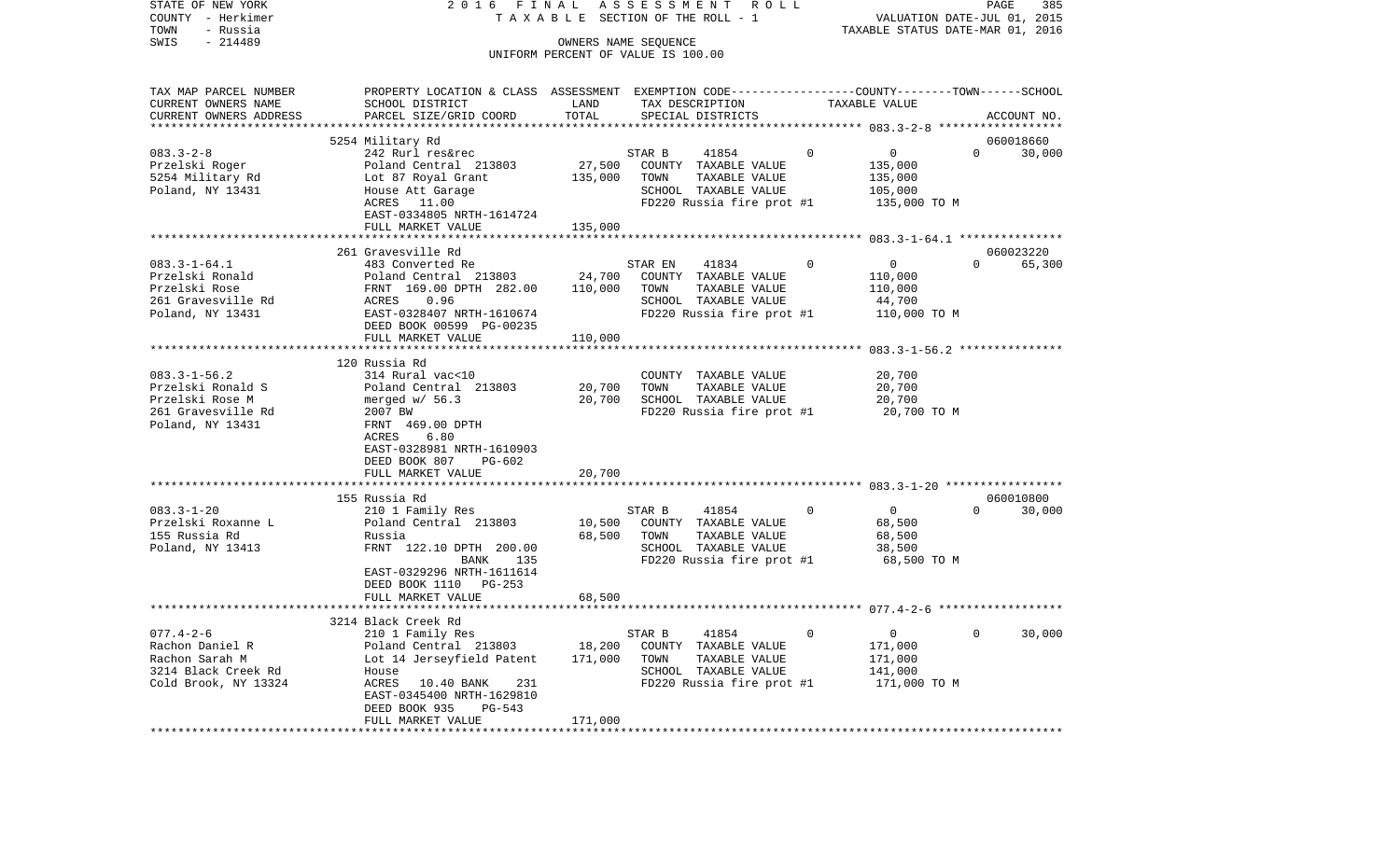STATE OF NEW YORK | COUNTY - Herkimer | TOWN - Russia | SWIS - 214489

2016 FINAL ASSESSMENT ROLL
TAXABLE SECTION OF THE ROLL - 1
OWNERS NAME SEQUENCE
UNIFORM PERCENT OF VALUE IS 100.00

VALUATION DATE-JUL 01, 2015
TAXABLE STATUS DATE-MAR 01, 2016

| TAX MAP PARCEL NUMBER / CURRENT OWNERS NAME / CURRENT OWNERS ADDRESS | PROPERTY LOCATION & CLASS / SCHOOL DISTRICT / PARCEL SIZE/GRID COORD | ASSESSMENT LAND / TOTAL | EXEMPTION CODE / TAX DESCRIPTION / SPECIAL DISTRICTS | COUNTY | TOWN | SCHOOL | TAXABLE VALUE | ACCOUNT NO. |
|---|---|---|---|---|---|---|---|---|
| 083.3-2-8 | 5254 Military Rd | | | | | | | 060018660 |
| 083.3-2-8 | 242 Rurl res&rec | | STAR B 41854 | 0 | 0 | 30,000 | | |
| Przelski Roger | Poland Central 213803 | 27,500 | COUNTY TAXABLE VALUE | | | | 135,000 | |
| 5254 Military Rd | Lot 87 Royal Grant | 135,000 | TOWN TAXABLE VALUE | | | | 135,000 | |
| Poland, NY 13431 | House Att Garage | | SCHOOL TAXABLE VALUE | | | | 105,000 | |
| | ACRES 11.00 | | FD220 Russia fire prot #1 | | | | 135,000 TO M | |
| | EAST-0334805 NRTH-1614724 | | | | | | | |
| | FULL MARKET VALUE | 135,000 | | | | | | |
| 083.3-1-64.1 | 261 Gravesville Rd | | | | | | | 060023220 |
| 083.3-1-64.1 | 483 Converted Re | | STAR EN 41834 | 0 | 0 | 65,300 | | |
| Przelski Ronald | Poland Central 213803 | 24,700 | COUNTY TAXABLE VALUE | | | | 110,000 | |
| Przelski Rose | FRNT 169.00 DPTH 282.00 | 110,000 | TOWN TAXABLE VALUE | | | | 110,000 | |
| 261 Gravesville Rd | ACRES 0.96 | | SCHOOL TAXABLE VALUE | | | | 44,700 | |
| Poland, NY 13431 | EAST-0328407 NRTH-1610674 | | FD220 Russia fire prot #1 | | | | 110,000 TO M | |
| | DEED BOOK 00599 PG-00235 | | | | | | | |
| | FULL MARKET VALUE | 110,000 | | | | | | |
| 083.3-1-56.2 | 120 Russia Rd | | | | | | | |
| 083.3-1-56.2 | 314 Rural vac<10 | | COUNTY TAXABLE VALUE | | | | 20,700 | |
| Przelski Ronald S | Poland Central 213803 | 20,700 | TOWN TAXABLE VALUE | | | | 20,700 | |
| Przelski Rose M | merged w/ 56.3 | 20,700 | SCHOOL TAXABLE VALUE | | | | 20,700 | |
| 261 Gravesville Rd | 2007 BW | | FD220 Russia fire prot #1 | | | | 20,700 TO M | |
| Poland, NY 13431 | FRNT 469.00 DPTH | | | | | | | |
| | ACRES 6.80 | | | | | | | |
| | EAST-0328981 NRTH-1610903 | | | | | | | |
| | DEED BOOK 807 PG-602 | | | | | | | |
| | FULL MARKET VALUE | 20,700 | | | | | | |
| 083.3-1-20 | 155 Russia Rd | | | | | | | 060010800 |
| 083.3-1-20 | 210 1 Family Res | | STAR B 41854 | 0 | 0 | 30,000 | | |
| Przelski Roxanne L | Poland Central 213803 | 10,500 | COUNTY TAXABLE VALUE | | | | 68,500 | |
| 155 Russia Rd | Russia | 68,500 | TOWN TAXABLE VALUE | | | | 68,500 | |
| Poland, NY 13413 | FRNT 122.10 DPTH 200.00 | | SCHOOL TAXABLE VALUE | | | | 38,500 | |
| | BANK 135 | | FD220 Russia fire prot #1 | | | | 68,500 TO M | |
| | EAST-0329296 NRTH-1611614 | | | | | | | |
| | DEED BOOK 1110 PG-253 | | | | | | | |
| | FULL MARKET VALUE | 68,500 | | | | | | |
| 077.4-2-6 | 3214 Black Creek Rd | | | | | | | |
| 077.4-2-6 | 210 1 Family Res | | STAR B 41854 | 0 | 0 | 30,000 | | |
| Rachon Daniel R | Poland Central 213803 | 18,200 | COUNTY TAXABLE VALUE | | | | 171,000 | |
| Rachon Sarah M | Lot 14 Jerseyfield Patent | 171,000 | TOWN TAXABLE VALUE | | | | 171,000 | |
| 3214 Black Creek Rd | House | | SCHOOL TAXABLE VALUE | | | | 141,000 | |
| Cold Brook, NY 13324 | ACRES 10.40 BANK 231 | | FD220 Russia fire prot #1 | | | | 171,000 TO M | |
| | EAST-0345400 NRTH-1629810 | | | | | | | |
| | DEED BOOK 935 PG-543 | | | | | | | |
| | FULL MARKET VALUE | 171,000 | | | | | | |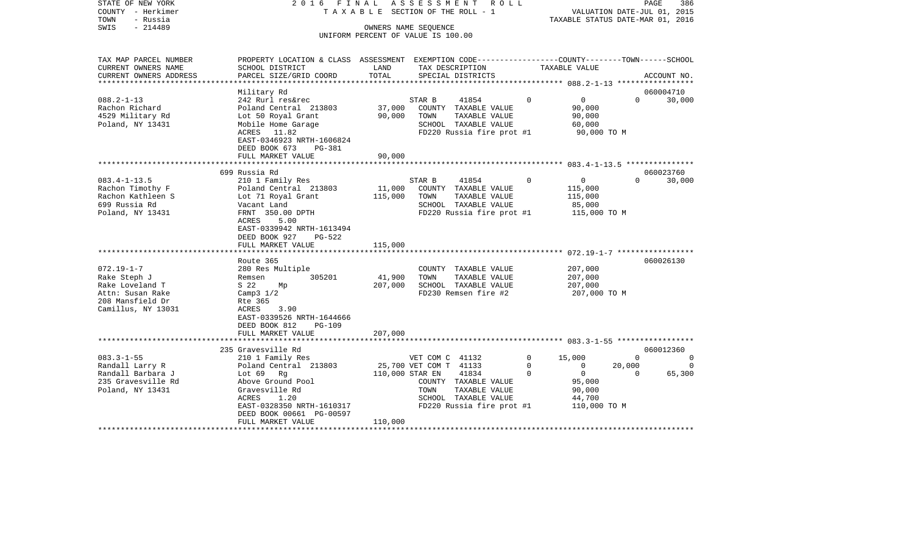STATE OF NEW YORK | 2016 FINAL ASSESSMENT ROLL | VALUATION DATE-JUL 01, 2015
COUNTY - Herkimer | TAXABLE SECTION OF THE ROLL - 1 | TAXABLE STATUS DATE-MAR 01, 2016
TOWN - Russia | OWNERS NAME SEQUENCE
SWIS - 214489 | UNIFORM PERCENT OF VALUE IS 100.00

| TAX MAP PARCEL NUMBER<br>CURRENT OWNERS NAME<br>CURRENT OWNERS ADDRESS | PROPERTY LOCATION & CLASS<br>SCHOOL DISTRICT<br>PARCEL SIZE/GRID COORD | ASSESSMENT<br>LAND<br>TOTAL | EXEMPTION CODE<br>TAX DESCRIPTION<br>SPECIAL DISTRICTS | | COUNTY<br>TAXABLE VALUE | TOWN | SCHOOL<br>ACCOUNT NO. |
|---|---|---|---|---|---|---|---|
| 088.2-1-13 | Military Rd | | | | | | 060004710 |
| 088.2-1-13 | 242 Rurl res&rec | | STAR B 41854 | 0 | 0 | 0 | 30,000 |
| Rachon Richard | Poland Central 213803 | 37,000 | COUNTY TAXABLE VALUE | | 90,000 | | |
| 4529 Military Rd | Lot 50 Royal Grant | 90,000 | TOWN TAXABLE VALUE | | 90,000 | | |
| Poland, NY 13431 | Mobile Home Garage | | SCHOOL TAXABLE VALUE | | 60,000 | | |
| | ACRES 11.82 | | FD220 Russia fire prot #1 | | 90,000 TO M | | |
| | EAST-0346923 NRTH-1606824 | | | | | | |
| | DEED BOOK 673 PG-381 | | | | | | |
| | FULL MARKET VALUE | 90,000 | | | | | |
| 083.4-1-13.5 | 699 Russia Rd | | | | | | 060023760 |
| 083.4-1-13.5 | 210 1 Family Res | | STAR B 41854 | 0 | 0 | 0 | 30,000 |
| Rachon Timothy F | Poland Central 213803 | 11,000 | COUNTY TAXABLE VALUE | | 115,000 | | |
| Rachon Kathleen S | Lot 71 Royal Grant | 115,000 | TOWN TAXABLE VALUE | | 115,000 | | |
| 699 Russia Rd | Vacant Land | | SCHOOL TAXABLE VALUE | | 85,000 | | |
| Poland, NY 13431 | FRNT 350.00 DPTH | | FD220 Russia fire prot #1 | | 115,000 TO M | | |
| | ACRES 5.00 | | | | | | |
| | EAST-0339942 NRTH-1613494 | | | | | | |
| | DEED BOOK 927 PG-522 | | | | | | |
| | FULL MARKET VALUE | 115,000 | | | | | |
| 072.19-1-7 | Route 365 | | | | | | 060026130 |
| 072.19-1-7 | 280 Res Multiple | | COUNTY TAXABLE VALUE | | 207,000 | | |
| Rake Steph J | Remsen 305201 | 41,900 | TOWN TAXABLE VALUE | | 207,000 | | |
| Rake Loveland T | S 22 Mp | 207,000 | SCHOOL TAXABLE VALUE | | 207,000 | | |
| Attn: Susan Rake | Camp3 1/2 | | FD230 Remsen fire #2 | | 207,000 TO M | | |
| 208 Mansfield Dr | Rte 365 | | | | | | |
| Camillus, NY 13031 | ACRES 3.90 | | | | | | |
| | EAST-0339526 NRTH-1644666 | | | | | | |
| | DEED BOOK 812 PG-109 | | | | | | |
| | FULL MARKET VALUE | 207,000 | | | | | |
| 083.3-1-55 | 235 Gravesville Rd | | | | | | 060012360 |
| 083.3-1-55 | 210 1 Family Res | | VET COM C 41132 | 0 | 15,000 | 0 | 0 |
| Randall Larry R | Poland Central 213803 | 25,700 | VET COM T 41133 | 0 | 0 | 20,000 | 0 |
| Randall Barbara J | Lot 69 Rg | 110,000 | STAR EN 41834 | 0 | 0 | 0 | 65,300 |
| 235 Gravesville Rd | Above Ground Pool | | COUNTY TAXABLE VALUE | | 95,000 | | |
| Poland, NY 13431 | Gravesville Rd | | TOWN TAXABLE VALUE | | 90,000 | | |
| | ACRES 1.20 | | SCHOOL TAXABLE VALUE | | 44,700 | | |
| | EAST-0328350 NRTH-1610317 | | FD220 Russia fire prot #1 | | 110,000 TO M | | |
| | DEED BOOK 00661 PG-00597 | | | | | | |
| | FULL MARKET VALUE | 110,000 | | | | | |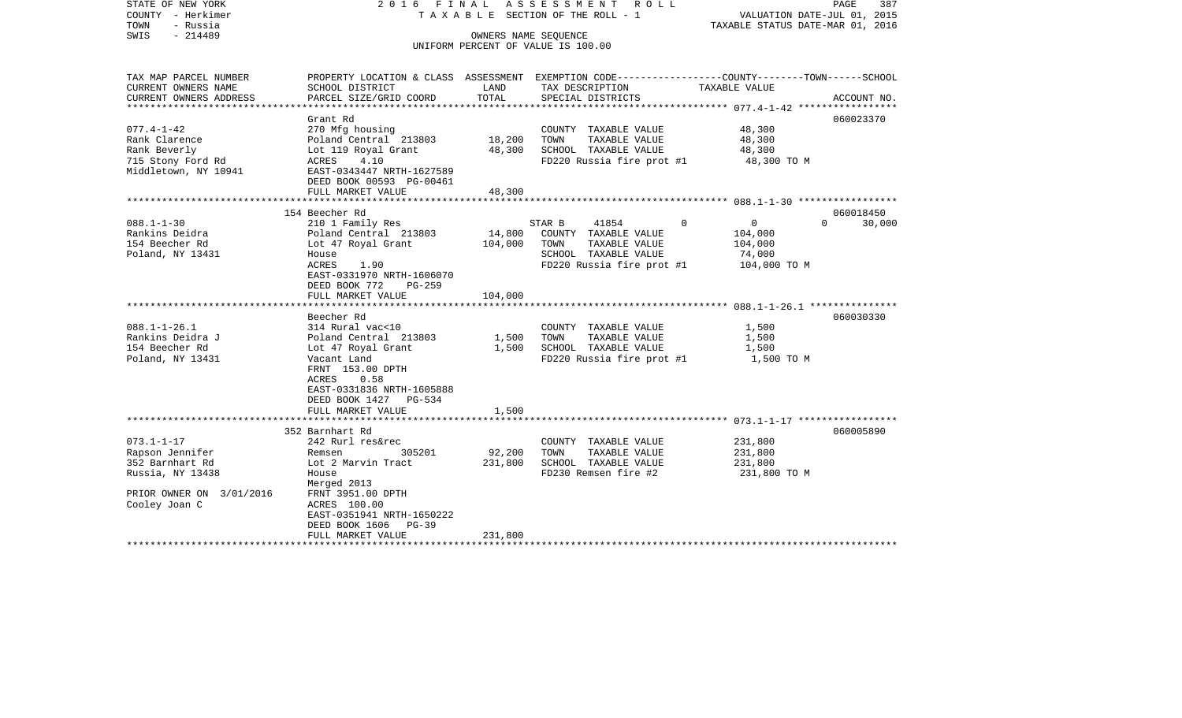STATE OF NEW YORK — 2016 FINAL ASSESSMENT ROLL
COUNTY - Herkimer — TAXABLE SECTION OF THE ROLL - 1 — VALUATION DATE-JUL 01, 2015
TOWN - Russia — TAXABLE STATUS DATE-MAR 01, 2016
SWIS - 214489 — OWNERS NAME SEQUENCE
UNIFORM PERCENT OF VALUE IS 100.00

| TAX MAP PARCEL NUMBER / CURRENT OWNERS NAME / CURRENT OWNERS ADDRESS | PROPERTY LOCATION & CLASS / SCHOOL DISTRICT / PARCEL SIZE/GRID COORD | ASSESSMENT LAND / TOTAL | EXEMPTION CODE / TAX DESCRIPTION / SPECIAL DISTRICTS | COUNTY / TOWN / SCHOOL TAXABLE VALUE | ACCOUNT NO. |
|---|---|---|---|---|---|
| 077.4-1-42 | Grant Rd | | | | 060023370 |
| | 270 Mfg housing | | COUNTY TAXABLE VALUE | 48,300 | |
| Rank Clarence | Poland Central 213803 | 18,200 | TOWN TAXABLE VALUE | 48,300 | |
| Rank Beverly | Lot 119 Royal Grant | 48,300 | SCHOOL TAXABLE VALUE | 48,300 | |
| 715 Stony Ford Rd | ACRES 4.10 | | FD220 Russia fire prot #1 | 48,300 TO M | |
| Middletown, NY 10941 | EAST-0343447 NRTH-1627589 | | | | |
| | DEED BOOK 00593 PG-00461 | | | | |
| | FULL MARKET VALUE | 48,300 | | | |
| 088.1-1-30 | 154 Beecher Rd | | | | 060018450 |
| | 210 1 Family Res | | STAR B 41854 0 | 0 0 30,000 | |
| Rankins Deidra | Poland Central 213803 | 14,800 | COUNTY TAXABLE VALUE | 104,000 | |
| 154 Beecher Rd | Lot 47 Royal Grant | 104,000 | TOWN TAXABLE VALUE | 104,000 | |
| Poland, NY 13431 | House | | SCHOOL TAXABLE VALUE | 74,000 | |
| | ACRES 1.90 | | FD220 Russia fire prot #1 | 104,000 TO M | |
| | EAST-0331970 NRTH-1606070 | | | | |
| | DEED BOOK 772 PG-259 | | | | |
| | FULL MARKET VALUE | 104,000 | | | |
| 088.1-1-26.1 | Beecher Rd | | | | 060030330 |
| | 314 Rural vac<10 | | COUNTY TAXABLE VALUE | 1,500 | |
| Rankins Deidra J | Poland Central 213803 | 1,500 | TOWN TAXABLE VALUE | 1,500 | |
| 154 Beecher Rd | Lot 47 Royal Grant | 1,500 | SCHOOL TAXABLE VALUE | 1,500 | |
| Poland, NY 13431 | Vacant Land | | FD220 Russia fire prot #1 | 1,500 TO M | |
| | FRNT 153.00 DPTH | | | | |
| | ACRES 0.58 | | | | |
| | EAST-0331836 NRTH-1605888 | | | | |
| | DEED BOOK 1427 PG-534 | | | | |
| | FULL MARKET VALUE | 1,500 | | | |
| 073.1-1-17 | 352 Barnhart Rd | | | | 060005890 |
| | 242 Rurl res&rec | | COUNTY TAXABLE VALUE | 231,800 | |
| Rapson Jennifer | Remsen 305201 | 92,200 | TOWN TAXABLE VALUE | 231,800 | |
| 352 Barnhart Rd | Lot 2 Marvin Tract | 231,800 | SCHOOL TAXABLE VALUE | 231,800 | |
| Russia, NY 13438 | House | | FD230 Remsen fire #2 | 231,800 TO M | |
| | Merged 2013 | | | | |
| PRIOR OWNER ON 3/01/2016 | FRNT 3951.00 DPTH | | | | |
| Cooley Joan C | ACRES 100.00 | | | | |
| | EAST-0351941 NRTH-1650222 | | | | |
| | DEED BOOK 1606 PG-39 | | | | |
| | FULL MARKET VALUE | 231,800 | | | |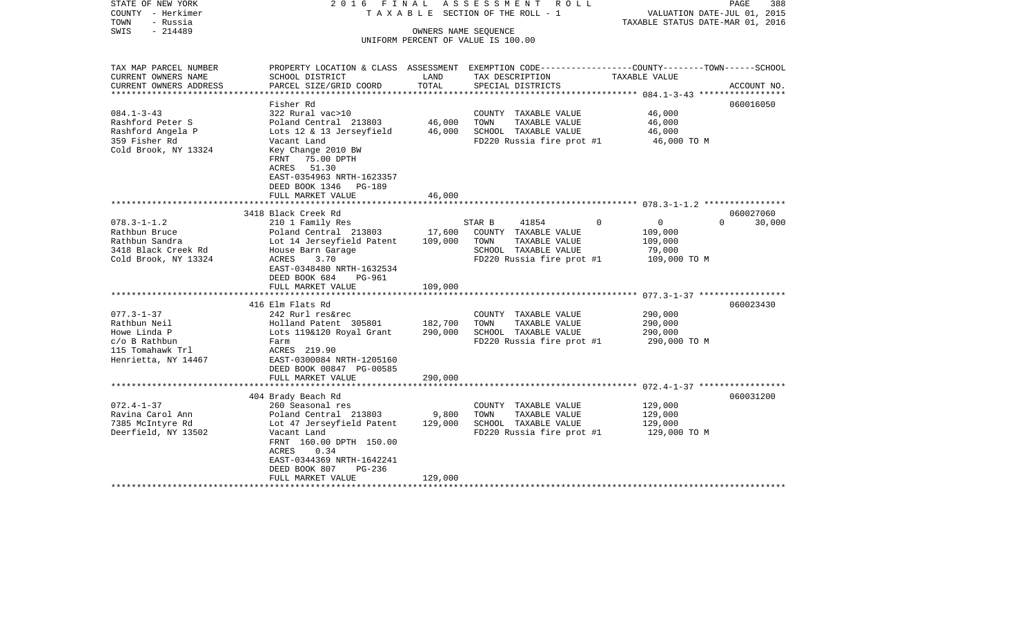STATE OF NEW YORK | 2016 FINAL ASSESSMENT ROLL
COUNTY - Herkimer | TAXABLE SECTION OF THE ROLL - 1 | VALUATION DATE-JUL 01, 2015
TOWN - Russia | TAXABLE STATUS DATE-MAR 01, 2016
SWIS - 214489 | OWNERS NAME SEQUENCE
UNIFORM PERCENT OF VALUE IS 100.00

| TAX MAP PARCEL NUMBER<br>CURRENT OWNERS NAME<br>CURRENT OWNERS ADDRESS | PROPERTY LOCATION & CLASS<br>SCHOOL DISTRICT<br>PARCEL SIZE/GRID COORD | ASSESSMENT<br>LAND<br>TOTAL | EXEMPTION CODE-----COUNTY-----TOWN------SCHOOL<br>TAX DESCRIPTION<br>SPECIAL DISTRICTS | TAXABLE VALUE | ACCOUNT NO. |
|---|---|---|---|---|---|
| **084.1-3-43** | Fisher Rd | | | | 060016050 |
| 084.1-3-43 | 322 Rural vac>10 | | COUNTY TAXABLE VALUE | 46,000 | |
| Rashford Peter S | Poland Central 213803 | 46,000 | TOWN TAXABLE VALUE | 46,000 | |
| Rashford Angela P | Lots 12 & 13 Jerseyfield | 46,000 | SCHOOL TAXABLE VALUE | 46,000 | |
| 359 Fisher Rd | Vacant Land | | FD220 Russia fire prot #1 | 46,000 TO M | |
| Cold Brook, NY 13324 | Key Change 2010 BW | | | | |
| | FRNT 75.00 DPTH | | | | |
| | ACRES 51.30 | | | | |
| | EAST-0354963 NRTH-1623357 | | | | |
| | DEED BOOK 1346 PG-189 | | | | |
| | FULL MARKET VALUE | 46,000 | | | |
| **078.3-1-1.2** | 3418 Black Creek Rd | | | | 060027060 |
| 078.3-1-1.2 | 210 1 Family Res | | STAR B 41854 0 | 0 0 | 30,000 |
| Rathbun Bruce | Poland Central 213803 | 17,600 | COUNTY TAXABLE VALUE | 109,000 | |
| Rathbun Sandra | Lot 14 Jerseyfield Patent | 109,000 | TOWN TAXABLE VALUE | 109,000 | |
| 3418 Black Creek Rd | House Barn Garage | | SCHOOL TAXABLE VALUE | 79,000 | |
| Cold Brook, NY 13324 | ACRES 3.70 | | FD220 Russia fire prot #1 | 109,000 TO M | |
| | EAST-0348480 NRTH-1632534 | | | | |
| | DEED BOOK 684 PG-961 | | | | |
| | FULL MARKET VALUE | 109,000 | | | |
| **077.3-1-37** | 416 Elm Flats Rd | | | | 060023430 |
| 077.3-1-37 | 242 Rurl res&rec | | COUNTY TAXABLE VALUE | 290,000 | |
| Rathbun Neil | Holland Patent 305801 | 182,700 | TOWN TAXABLE VALUE | 290,000 | |
| Howe Linda P | Lots 119&120 Royal Grant | 290,000 | SCHOOL TAXABLE VALUE | 290,000 | |
| c/o B Rathbun | Farm | | FD220 Russia fire prot #1 | 290,000 TO M | |
| 115 Tomahawk Trl | ACRES 219.90 | | | | |
| Henrietta, NY 14467 | EAST-0300084 NRTH-1205160 | | | | |
| | DEED BOOK 00847 PG-00585 | | | | |
| | FULL MARKET VALUE | 290,000 | | | |
| **072.4-1-37** | 404 Brady Beach Rd | | | | 060031200 |
| 072.4-1-37 | 260 Seasonal res | | COUNTY TAXABLE VALUE | 129,000 | |
| Ravina Carol Ann | Poland Central 213803 | 9,800 | TOWN TAXABLE VALUE | 129,000 | |
| 7385 McIntyre Rd | Lot 47 Jerseyfield Patent | 129,000 | SCHOOL TAXABLE VALUE | 129,000 | |
| Deerfield, NY 13502 | Vacant Land | | FD220 Russia fire prot #1 | 129,000 TO M | |
| | FRNT 160.00 DPTH 150.00 | | | | |
| | ACRES 0.34 | | | | |
| | EAST-0344369 NRTH-1642241 | | | | |
| | DEED BOOK 807 PG-236 | | | | |
| | FULL MARKET VALUE | 129,000 | | | |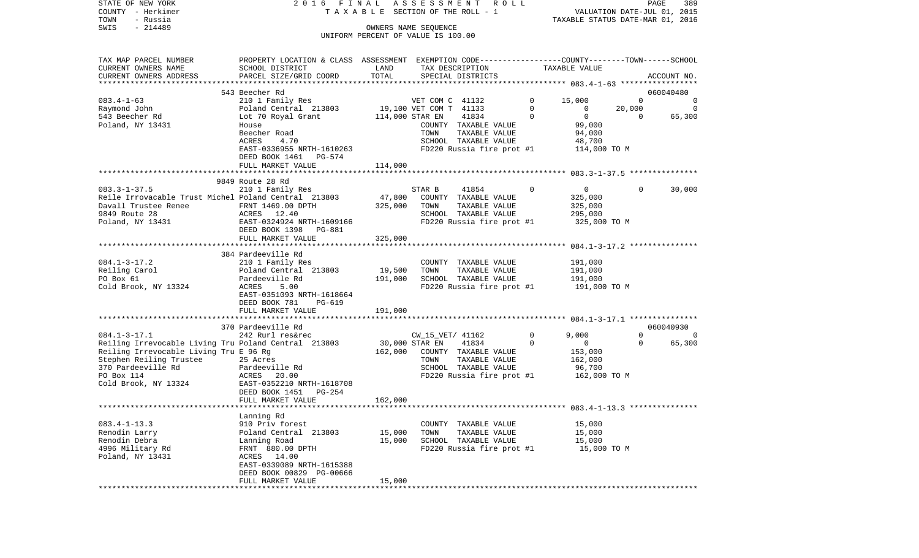STATE OF NEW YORK — 2016 FINAL ASSESSMENT ROLL
COUNTY - Herkimer — TAXABLE SECTION OF THE ROLL - 1 — VALUATION DATE-JUL 01, 2015
TOWN - Russia — TAXABLE STATUS DATE-MAR 01, 2016
SWIS - 214489 — OWNERS NAME SEQUENCE
UNIFORM PERCENT OF VALUE IS 100.00

| TAX MAP PARCEL NUMBER / CURRENT OWNERS NAME / CURRENT OWNERS ADDRESS | PROPERTY LOCATION & CLASS / SCHOOL DISTRICT / PARCEL SIZE/GRID COORD | ASSESSMENT LAND / TOTAL | EXEMPTION CODE / TAX DESCRIPTION / SPECIAL DISTRICTS | | COUNTY TAXABLE VALUE | TOWN | SCHOOL | ACCOUNT NO. |
|---|---|---|---|---|---|---|---|---|
| **083.4-1-63** | 543 Beecher Rd | | | | | | | 060040480 |
| 083.4-1-63 | 210 1 Family Res | | VET COM C 41132 | 0 | 15,000 | 0 | 0 | |
| Raymond John | Poland Central 213803 | 19,100 | VET COM T 41133 | 0 | 0 | 20,000 | 0 | |
| 543 Beecher Rd | Lot 70 Royal Grant | 114,000 | STAR EN 41834 | 0 | 0 | 0 | 65,300 | |
| Poland, NY 13431 | House | | COUNTY TAXABLE VALUE | | 99,000 | | | |
| | Beecher Road | | TOWN TAXABLE VALUE | | 94,000 | | | |
| | ACRES 4.70 | | SCHOOL TAXABLE VALUE | | 48,700 | | | |
| | EAST-0336955 NRTH-1610263 | | FD220 Russia fire prot #1 | | 114,000 TO M | | | |
| | DEED BOOK 1461 PG-574 | | | | | | | |
| | FULL MARKET VALUE | 114,000 | | | | | | |
| **083.3-1-37.5** | 9849 Route 28 Rd | | | | | | | |
| 083.3-1-37.5 | 210 1 Family Res | | STAR B 41854 | 0 | 0 | 0 | 30,000 | |
| Reile Irrovacable Trust Michel | Poland Central 213803 | 47,800 | COUNTY TAXABLE VALUE | | 325,000 | | | |
| Davall Trustee Renee | FRNT 1469.00 DPTH | 325,000 | TOWN TAXABLE VALUE | | 325,000 | | | |
| 9849 Route 28 | ACRES 12.40 | | SCHOOL TAXABLE VALUE | | 295,000 | | | |
| Poland, NY 13431 | EAST-0324924 NRTH-1609166 | | FD220 Russia fire prot #1 | | 325,000 TO M | | | |
| | DEED BOOK 1398 PG-881 | | | | | | | |
| | FULL MARKET VALUE | 325,000 | | | | | | |
| **084.1-3-17.2** | 384 Pardeeville Rd | | | | | | | |
| 084.1-3-17.2 | 210 1 Family Res | | COUNTY TAXABLE VALUE | | 191,000 | | | |
| Reiling Carol | Poland Central 213803 | 19,500 | TOWN TAXABLE VALUE | | 191,000 | | | |
| PO Box 61 | Pardeeville Rd | 191,000 | SCHOOL TAXABLE VALUE | | 191,000 | | | |
| Cold Brook, NY 13324 | ACRES 5.00 | | FD220 Russia fire prot #1 | | 191,000 TO M | | | |
| | EAST-0351093 NRTH-1618664 | | | | | | | |
| | DEED BOOK 781 PG-619 | | | | | | | |
| | FULL MARKET VALUE | 191,000 | | | | | | |
| **084.1-3-17.1** | 370 Pardeeville Rd | | | | | | | 060040930 |
| 084.1-3-17.1 | 242 Rurl res&rec | | CW_15_VET/ 41162 | 0 | 9,000 | 0 | 0 | |
| Reiling Irrevocable Living Tru | Poland Central 213803 | 30,000 | STAR EN 41834 | 0 | 0 | 0 | 65,300 | |
| Reiling Irrevocable Living Tru | E 96 Rg | 162,000 | COUNTY TAXABLE VALUE | | 153,000 | | | |
| Stephen Reiling Trustee | 25 Acres | | TOWN TAXABLE VALUE | | 162,000 | | | |
| 370 Pardeeville Rd | Pardeeville Rd | | SCHOOL TAXABLE VALUE | | 96,700 | | | |
| PO Box 114 | ACRES 20.00 | | FD220 Russia fire prot #1 | | 162,000 TO M | | | |
| Cold Brook, NY 13324 | EAST-0352210 NRTH-1618708 | | | | | | | |
| | DEED BOOK 1451 PG-254 | | | | | | | |
| | FULL MARKET VALUE | 162,000 | | | | | | |
| **083.4-1-13.3** | Lanning Rd | | | | | | | |
| 083.4-1-13.3 | 910 Priv forest | | COUNTY TAXABLE VALUE | | 15,000 | | | |
| Renodin Larry | Poland Central 213803 | 15,000 | TOWN TAXABLE VALUE | | 15,000 | | | |
| Renodin Debra | Lanning Road | 15,000 | SCHOOL TAXABLE VALUE | | 15,000 | | | |
| 4996 Military Rd | FRNT 880.00 DPTH | | FD220 Russia fire prot #1 | | 15,000 TO M | | | |
| Poland, NY 13431 | ACRES 14.00 | | | | | | | |
| | EAST-0339089 NRTH-1615388 | | | | | | | |
| | DEED BOOK 00829 PG-00666 | | | | | | | |
| | FULL MARKET VALUE | 15,000 | | | | | | |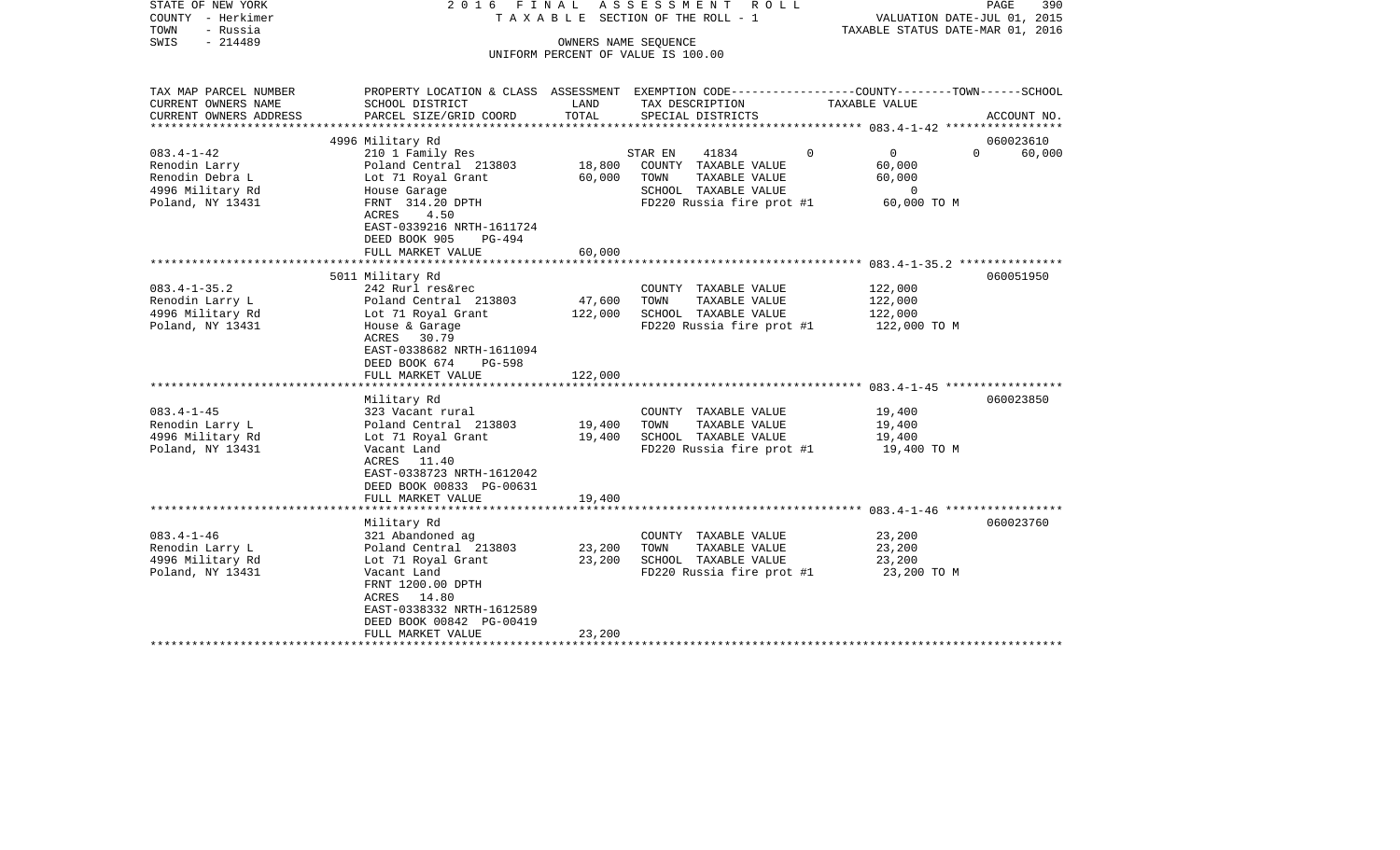STATE OF NEW YORK — 2016 FINAL ASSESSMENT ROLL
COUNTY - Herkimer — TAXABLE SECTION OF THE ROLL - 1 — VALUATION DATE-JUL 01, 2015
TOWN - Russia — TAXABLE STATUS DATE-MAR 01, 2016
SWIS - 214489 — OWNERS NAME SEQUENCE
UNIFORM PERCENT OF VALUE IS 100.00

| TAX MAP PARCEL NUMBER / CURRENT OWNERS NAME / CURRENT OWNERS ADDRESS | PROPERTY LOCATION & CLASS / SCHOOL DISTRICT / PARCEL SIZE/GRID COORD | ASSESSMENT LAND | TOTAL | EXEMPTION CODE / TAX DESCRIPTION / SPECIAL DISTRICTS | COUNTY | TOWN | SCHOOL TAXABLE VALUE | ACCOUNT NO. |
|---|---|---|---|---|---|---|---|---|
| 083.4-1-42 | 4996 Military Rd | | | | | | | 060023610 |
| | 210 1 Family Res | | | STAR EN 41834 | 0 | 0 | 0 | 60,000 |
| Renodin Larry | Poland Central 213803 | 18,800 | | COUNTY TAXABLE VALUE | 60,000 | | | |
| Renodin Debra L | Lot 71 Royal Grant | | 60,000 | TOWN TAXABLE VALUE | | 60,000 | | |
| 4996 Military Rd | House Garage | | | SCHOOL TAXABLE VALUE | | | 0 | |
| Poland, NY 13431 | FRNT 314.20 DPTH | | | FD220 Russia fire prot #1 | 60,000 TO M | | | |
| | ACRES 4.50 | | | | | | | |
| | EAST-0339216 NRTH-1611724 | | | | | | | |
| | DEED BOOK 905 PG-494 | | | | | | | |
| | FULL MARKET VALUE | | 60,000 | | | | | |
| 083.4-1-35.2 | 5011 Military Rd | | | | | | | 060051950 |
| | 242 Rurl res&rec | | | COUNTY TAXABLE VALUE | 122,000 | | | |
| Renodin Larry L | Poland Central 213803 | 47,600 | | TOWN TAXABLE VALUE | | 122,000 | | |
| 4996 Military Rd | Lot 71 Royal Grant | | 122,000 | SCHOOL TAXABLE VALUE | | | 122,000 | |
| Poland, NY 13431 | House & Garage | | | FD220 Russia fire prot #1 | 122,000 TO M | | | |
| | ACRES 30.79 | | | | | | | |
| | EAST-0338682 NRTH-1611094 | | | | | | | |
| | DEED BOOK 674 PG-598 | | | | | | | |
| | FULL MARKET VALUE | | 122,000 | | | | | |
| 083.4-1-45 | Military Rd | | | | | | | 060023850 |
| | 323 Vacant rural | | | COUNTY TAXABLE VALUE | 19,400 | | | |
| Renodin Larry L | Poland Central 213803 | 19,400 | | TOWN TAXABLE VALUE | | 19,400 | | |
| 4996 Military Rd | Lot 71 Royal Grant | | 19,400 | SCHOOL TAXABLE VALUE | | | 19,400 | |
| Poland, NY 13431 | Vacant Land | | | FD220 Russia fire prot #1 | 19,400 TO M | | | |
| | ACRES 11.40 | | | | | | | |
| | EAST-0338723 NRTH-1612042 | | | | | | | |
| | DEED BOOK 00833 PG-00631 | | | | | | | |
| | FULL MARKET VALUE | | 19,400 | | | | | |
| 083.4-1-46 | Military Rd | | | | | | | 060023760 |
| | 321 Abandoned ag | | | COUNTY TAXABLE VALUE | 23,200 | | | |
| Renodin Larry L | Poland Central 213803 | 23,200 | | TOWN TAXABLE VALUE | | 23,200 | | |
| 4996 Military Rd | Lot 71 Royal Grant | | 23,200 | SCHOOL TAXABLE VALUE | | | 23,200 | |
| Poland, NY 13431 | Vacant Land | | | FD220 Russia fire prot #1 | 23,200 TO M | | | |
| | FRNT 1200.00 DPTH | | | | | | | |
| | ACRES 14.80 | | | | | | | |
| | EAST-0338332 NRTH-1612589 | | | | | | | |
| | DEED BOOK 00842 PG-00419 | | | | | | | |
| | FULL MARKET VALUE | | 23,200 | | | | | |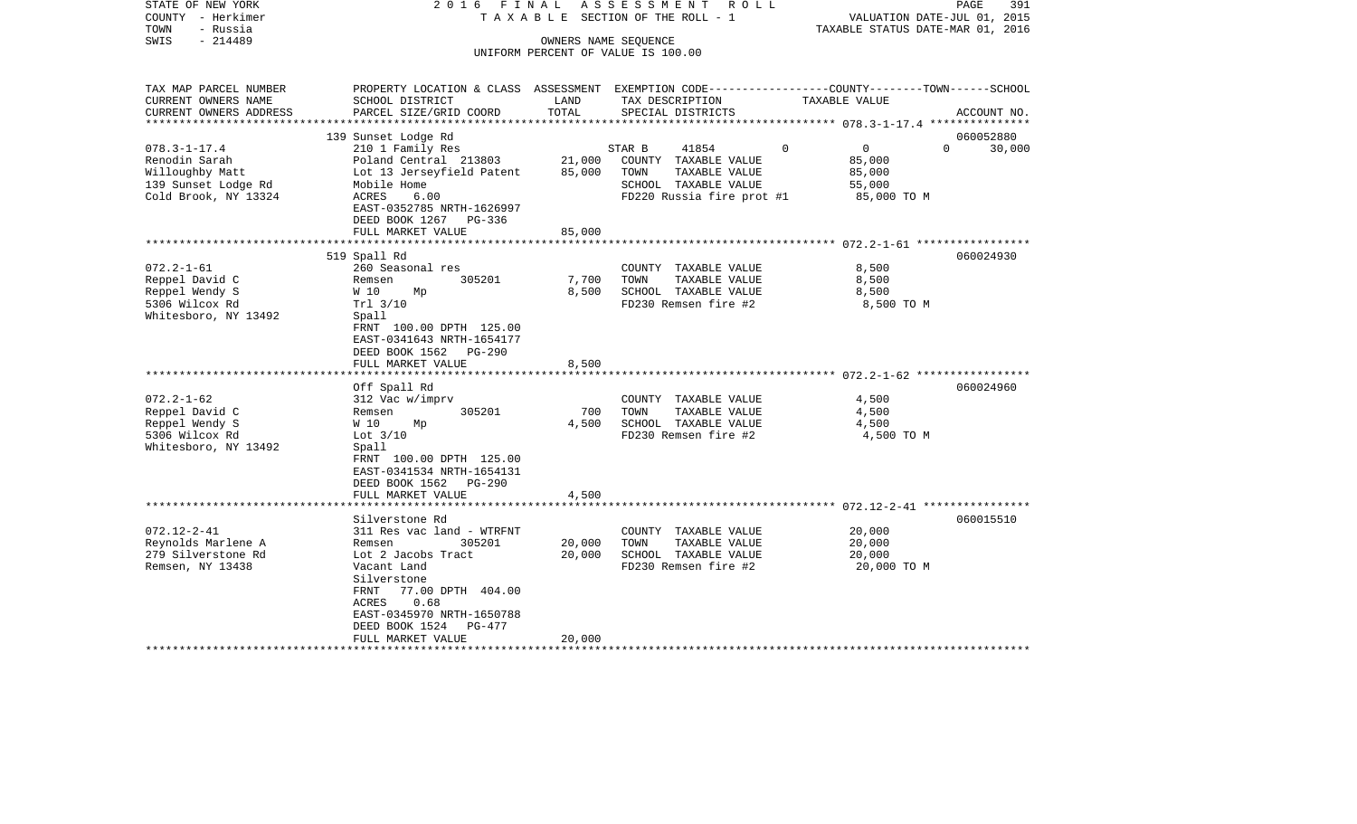STATE OF NEW YORK
COUNTY - Herkimer
TOWN - Russia
SWIS - 214489

2016 FINAL ASSESSMENT ROLL
TAXABLE SECTION OF THE ROLL - 1
OWNERS NAME SEQUENCE
UNIFORM PERCENT OF VALUE IS 100.00

VALUATION DATE-JUL 01, 2015
TAXABLE STATUS DATE-MAR 01, 2016

| TAX MAP PARCEL NUMBER / CURRENT OWNERS NAME / CURRENT OWNERS ADDRESS | PROPERTY LOCATION & CLASS / SCHOOL DISTRICT / PARCEL SIZE/GRID COORD | ASSESSMENT LAND | TOTAL | EXEMPTION CODE / TAX DESCRIPTION / SPECIAL DISTRICTS | COUNTY | TOWN | SCHOOL / TAXABLE VALUE | ACCOUNT NO. |
|---|---|---|---|---|---|---|---|---|
| | 139 Sunset Lodge Rd | | | | | | | 060052880 |
| 078.3-1-17.4 | 210 1 Family Res | | | STAR B 41854 | 0 | 0 | 0 30,000 | |
| Renodin Sarah | Poland Central 213803 | 21,000 | | COUNTY TAXABLE VALUE | 85,000 | | | |
| Willoughby Matt | Lot 13 Jerseyfield Patent | | 85,000 | TOWN TAXABLE VALUE | | 85,000 | | |
| 139 Sunset Lodge Rd | Mobile Home | | | SCHOOL TAXABLE VALUE | | | 55,000 | |
| Cold Brook, NY 13324 | ACRES 6.00 | | | FD220 Russia fire prot #1 | 85,000 TO M | | | |
| | EAST-0352785 NRTH-1626997 | | | | | | | |
| | DEED BOOK 1267 PG-336 | | | | | | | |
| | FULL MARKET VALUE | | 85,000 | | | | | |
| | 519 Spall Rd | | | | | | | 060024930 |
| 072.2-1-61 | 260 Seasonal res | | | COUNTY TAXABLE VALUE | 8,500 | | | |
| Reppel David C | Remsen 305201 | 7,700 | | TOWN TAXABLE VALUE | | 8,500 | | |
| Reppel Wendy S | W 10 Mp | | 8,500 | SCHOOL TAXABLE VALUE | | | 8,500 | |
| 5306 Wilcox Rd | Trl 3/10 | | | FD230 Remsen fire #2 | 8,500 TO M | | | |
| Whitesboro, NY 13492 | Spall | | | | | | | |
| | FRNT 100.00 DPTH 125.00 | | | | | | | |
| | EAST-0341643 NRTH-1654177 | | | | | | | |
| | DEED BOOK 1562 PG-290 | | | | | | | |
| | FULL MARKET VALUE | | 8,500 | | | | | |
| | Off Spall Rd | | | | | | | 060024960 |
| 072.2-1-62 | 312 Vac w/imprv | | | COUNTY TAXABLE VALUE | 4,500 | | | |
| Reppel David C | Remsen 305201 | 700 | | TOWN TAXABLE VALUE | | 4,500 | | |
| Reppel Wendy S | W 10 Mp | | 4,500 | SCHOOL TAXABLE VALUE | | | 4,500 | |
| 5306 Wilcox Rd | Lot 3/10 | | | FD230 Remsen fire #2 | 4,500 TO M | | | |
| Whitesboro, NY 13492 | Spall | | | | | | | |
| | FRNT 100.00 DPTH 125.00 | | | | | | | |
| | EAST-0341534 NRTH-1654131 | | | | | | | |
| | DEED BOOK 1562 PG-290 | | | | | | | |
| | FULL MARKET VALUE | | 4,500 | | | | | |
| | Silverstone Rd | | | | | | | 060015510 |
| 072.12-2-41 | 311 Res vac land - WTRFNT | | | COUNTY TAXABLE VALUE | 20,000 | | | |
| Reynolds Marlene A | Remsen 305201 | 20,000 | | TOWN TAXABLE VALUE | | 20,000 | | |
| 279 Silverstone Rd | Lot 2 Jacobs Tract | | 20,000 | SCHOOL TAXABLE VALUE | | | 20,000 | |
| Remsen, NY 13438 | Vacant Land | | | FD230 Remsen fire #2 | 20,000 TO M | | | |
| | Silverstone | | | | | | | |
| | FRNT 77.00 DPTH 404.00 | | | | | | | |
| | ACRES 0.68 | | | | | | | |
| | EAST-0345970 NRTH-1650788 | | | | | | | |
| | DEED BOOK 1524 PG-477 | | | | | | | |
| | FULL MARKET VALUE | | 20,000 | | | | | |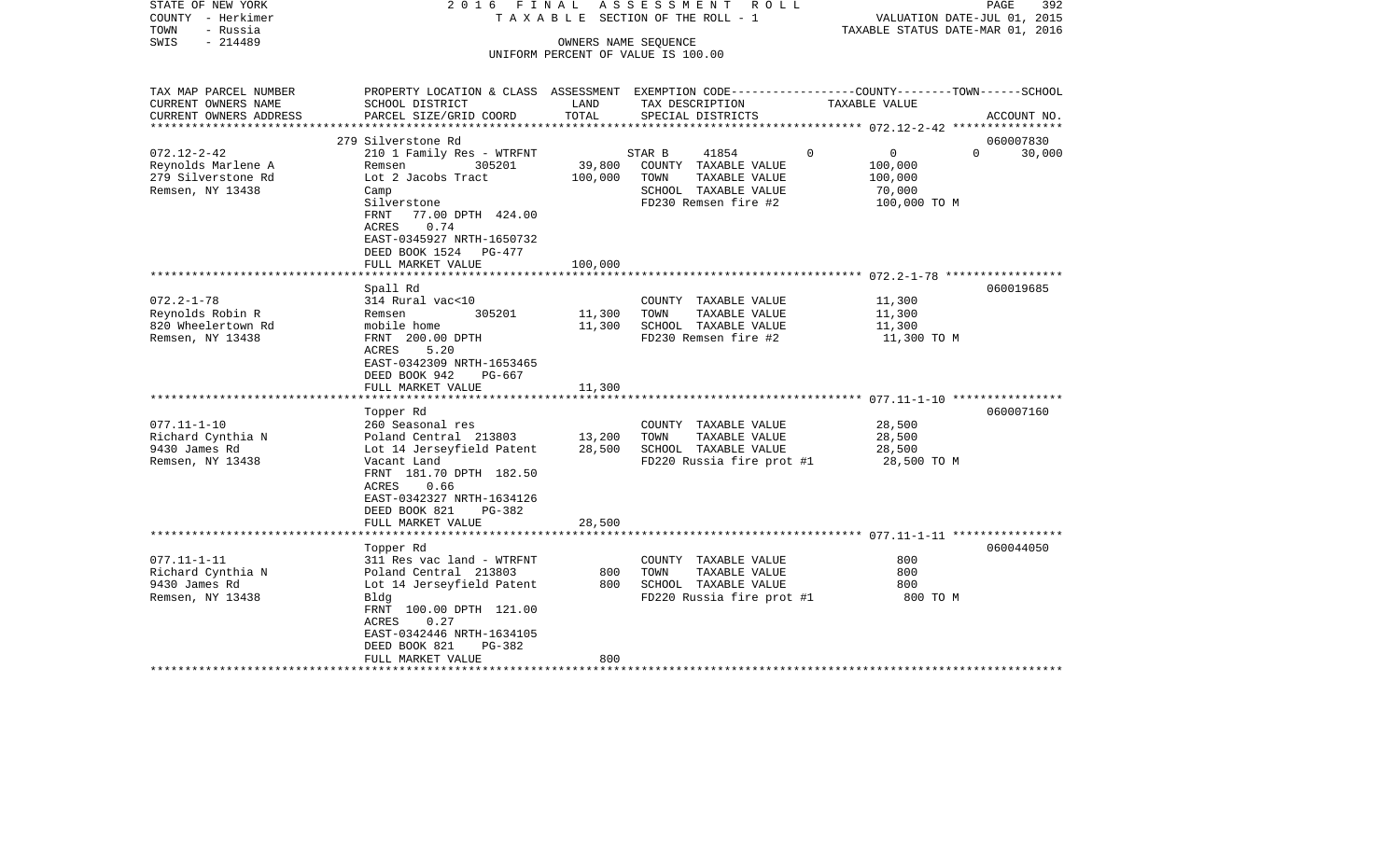STATE OF NEW YORK — 2016 FINAL ASSESSMENT ROLL — PAGE 392
COUNTY - Herkimer — TAXABLE SECTION OF THE ROLL - 1 — VALUATION DATE-JUL 01, 2015
TOWN - Russia — TAXABLE STATUS DATE-MAR 01, 2016
SWIS - 214489 — OWNERS NAME SEQUENCE
UNIFORM PERCENT OF VALUE IS 100.00

| TAX MAP PARCEL NUMBER / CURRENT OWNERS NAME / CURRENT OWNERS ADDRESS | PROPERTY LOCATION & CLASS / SCHOOL DISTRICT / PARCEL SIZE/GRID COORD | ASSESSMENT LAND | ASSESSMENT TOTAL | EXEMPTION CODE / TAX DESCRIPTION / SPECIAL DISTRICTS | COUNTY TAXABLE VALUE | TOWN | SCHOOL | ACCOUNT NO. |
|---|---|---|---|---|---|---|---|---|
| 072.12-2-42 | 279 Silverstone Rd | | | | | | | 060007830 |
| Reynolds Marlene A | 210 1 Family Res - WTRFNT | | | STAR B 41854 | 0 | 0 | 30,000 | |
| 279 Silverstone Rd | Remsen 305201 | 39,800 | | COUNTY TAXABLE VALUE | 100,000 | | | |
| Remsen, NY 13438 | Lot 2 Jacobs Tract | | 100,000 | TOWN TAXABLE VALUE | 100,000 | | | |
| | Camp | | | SCHOOL TAXABLE VALUE | 70,000 | | | |
| | Silverstone | | | FD230 Remsen fire #2 | 100,000 TO M | | | |
| | FRNT 77.00 DPTH 424.00 | | | | | | | |
| | ACRES 0.74 | | | | | | | |
| | EAST-0345927 NRTH-1650732 | | | | | | | |
| | DEED BOOK 1524 PG-477 | | | | | | | |
| | FULL MARKET VALUE | | 100,000 | | | | | |
| 072.2-1-78 | Spall Rd | | | | | | | 060019685 |
| Reynolds Robin R | 314 Rural vac<10 | | | COUNTY TAXABLE VALUE | 11,300 | | | |
| 820 Wheelertown Rd | Remsen 305201 | 11,300 | | TOWN TAXABLE VALUE | 11,300 | | | |
| Remsen, NY 13438 | mobile home | | 11,300 | SCHOOL TAXABLE VALUE | 11,300 | | | |
| | FRNT 200.00 DPTH | | | FD230 Remsen fire #2 | 11,300 TO M | | | |
| | ACRES 5.20 | | | | | | | |
| | EAST-0342309 NRTH-1653465 | | | | | | | |
| | DEED BOOK 942 PG-667 | | | | | | | |
| | FULL MARKET VALUE | | 11,300 | | | | | |
| 077.11-1-10 | Topper Rd | | | | | | | 060007160 |
| Richard Cynthia N | 260 Seasonal res | | | COUNTY TAXABLE VALUE | 28,500 | | | |
| 9430 James Rd | Poland Central 213803 | 13,200 | | TOWN TAXABLE VALUE | 28,500 | | | |
| Remsen, NY 13438 | Lot 14 Jerseyfield Patent | | 28,500 | SCHOOL TAXABLE VALUE | 28,500 | | | |
| | Vacant Land | | | FD220 Russia fire prot #1 | 28,500 TO M | | | |
| | FRNT 181.70 DPTH 182.50 | | | | | | | |
| | ACRES 0.66 | | | | | | | |
| | EAST-0342327 NRTH-1634126 | | | | | | | |
| | DEED BOOK 821 PG-382 | | | | | | | |
| | FULL MARKET VALUE | | 28,500 | | | | | |
| 077.11-1-11 | Topper Rd | | | | | | | 060044050 |
| Richard Cynthia N | 311 Res vac land - WTRFNT | | | COUNTY TAXABLE VALUE | 800 | | | |
| 9430 James Rd | Poland Central 213803 | 800 | | TOWN TAXABLE VALUE | 800 | | | |
| Remsen, NY 13438 | Lot 14 Jerseyfield Patent | | 800 | SCHOOL TAXABLE VALUE | 800 | | | |
| | Bldg | | | FD220 Russia fire prot #1 | 800 TO M | | | |
| | FRNT 100.00 DPTH 121.00 | | | | | | | |
| | ACRES 0.27 | | | | | | | |
| | EAST-0342446 NRTH-1634105 | | | | | | | |
| | DEED BOOK 821 PG-382 | | | | | | | |
| | FULL MARKET VALUE | | 800 | | | | | |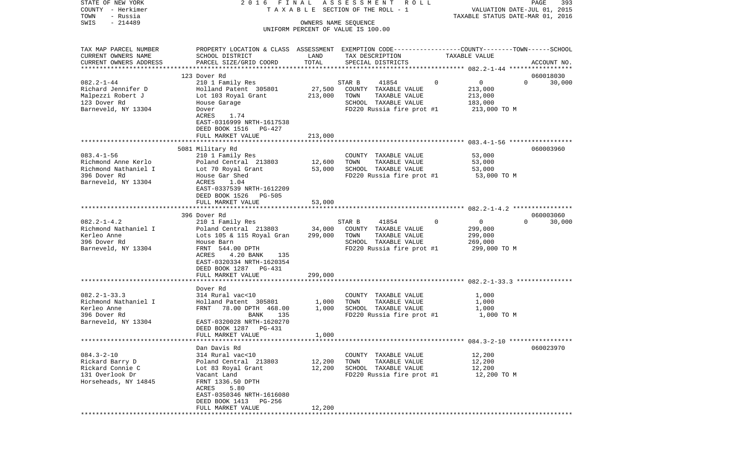STATE OF NEW YORK
COUNTY - Herkimer
TOWN - Russia
SWIS - 214489

2016 FINAL ASSESSMENT ROLL
TAXABLE SECTION OF THE ROLL - 1
OWNERS NAME SEQUENCE
UNIFORM PERCENT OF VALUE IS 100.00

VALUATION DATE-JUL 01, 2015
TAXABLE STATUS DATE-MAR 01, 2016

| TAX MAP PARCEL NUMBER / CURRENT OWNERS NAME / CURRENT OWNERS ADDRESS | PROPERTY LOCATION & CLASS / SCHOOL DISTRICT / PARCEL SIZE/GRID COORD | ASSESSMENT LAND | TOTAL | EXEMPTION CODE / TAX DESCRIPTION / SPECIAL DISTRICTS | COUNTY | TOWN | SCHOOL TAXABLE VALUE | ACCOUNT NO. |
|---|---|---|---|---|---|---|---|---|
| **082.2-1-44** | 123 Dover Rd | | | | | | | 060018030 |
| Richard Jennifer D | 210 1 Family Res | | | STAR B 41854 | 0 | 0 | 30,000 | |
| Malpezzi Robert J | Holland Patent 305801 | 27,500 | | COUNTY TAXABLE VALUE | 213,000 | | | |
| 123 Dover Rd | Lot 103 Royal Grant | | 213,000 | TOWN TAXABLE VALUE | | 213,000 | | |
| Barneveld, NY 13304 | House Garage | | | SCHOOL TAXABLE VALUE | | | 183,000 | |
| | Dover | | | FD220 Russia fire prot #1 | 213,000 TO M | | | |
| | ACRES 1.74 | | | | | | | |
| | EAST-0316999 NRTH-1617538 | | | | | | | |
| | DEED BOOK 1516 PG-427 | | | | | | | |
| | FULL MARKET VALUE | | 213,000 | | | | | |
| **083.4-1-56** | 5081 Military Rd | | | | | | | 060003960 |
| Richmond Anne Kerlo | 210 1 Family Res | | | COUNTY TAXABLE VALUE | 53,000 | | | |
| Richmond Nathaniel I | Poland Central 213803 | 12,600 | | TOWN TAXABLE VALUE | | 53,000 | | |
| 396 Dover Rd | Lot 70 Royal Grant | | 53,000 | SCHOOL TAXABLE VALUE | | | 53,000 | |
| Barneveld, NY 13304 | House Gar Shed | | | FD220 Russia fire prot #1 | 53,000 TO M | | | |
| | ACRES 1.04 | | | | | | | |
| | EAST-0337539 NRTH-1612209 | | | | | | | |
| | DEED BOOK 1526 PG-505 | | | | | | | |
| | FULL MARKET VALUE | | 53,000 | | | | | |
| **082.2-1-4.2** | 396 Dover Rd | | | | | | | 060003060 |
| Richmond Nathaniel I | 210 1 Family Res | | | STAR B 41854 | 0 | 0 | 30,000 | |
| Kerleo Anne | Poland Central 213803 | 34,000 | | COUNTY TAXABLE VALUE | 299,000 | | | |
| 396 Dover Rd | Lots 105 & 115 Royal Gran | | 299,000 | TOWN TAXABLE VALUE | | 299,000 | | |
| Barneveld, NY 13304 | House Barn | | | SCHOOL TAXABLE VALUE | | | 269,000 | |
| | FRNT 544.00 DPTH | | | FD220 Russia fire prot #1 | 299,000 TO M | | | |
| | ACRES 4.20 BANK 135 | | | | | | | |
| | EAST-0320334 NRTH-1620354 | | | | | | | |
| | DEED BOOK 1287 PG-431 | | | | | | | |
| | FULL MARKET VALUE | | 299,000 | | | | | |
| **082.2-1-33.3** | Dover Rd | | | | | | | |
| Richmond Nathaniel I | 314 Rural vac<10 | | | COUNTY TAXABLE VALUE | 1,000 | | | |
| Kerleo Anne | Holland Patent 305801 | 1,000 | | TOWN TAXABLE VALUE | | 1,000 | | |
| 396 Dover Rd | FRNT 78.00 DPTH 468.00 | | 1,000 | SCHOOL TAXABLE VALUE | | | 1,000 | |
| Barneveld, NY 13304 | BANK 135 | | | FD220 Russia fire prot #1 | 1,000 TO M | | | |
| | EAST-0320028 NRTH-1620270 | | | | | | | |
| | DEED BOOK 1287 PG-431 | | | | | | | |
| | FULL MARKET VALUE | | 1,000 | | | | | |
| **084.3-2-10** | Dan Davis Rd | | | | | | | 060023970 |
| Rickard Barry D | 314 Rural vac<10 | | | COUNTY TAXABLE VALUE | 12,200 | | | |
| Rickard Connie C | Poland Central 213803 | 12,200 | | TOWN TAXABLE VALUE | | 12,200 | | |
| 131 Overlook Dr | Lot 83 Royal Grant | | 12,200 | SCHOOL TAXABLE VALUE | | | 12,200 | |
| Horseheads, NY 14845 | Vacant Land | | | FD220 Russia fire prot #1 | 12,200 TO M | | | |
| | FRNT 1336.50 DPTH | | | | | | | |
| | ACRES 5.80 | | | | | | | |
| | EAST-0350346 NRTH-1616080 | | | | | | | |
| | DEED BOOK 1413 PG-256 | | | | | | | |
| | FULL MARKET VALUE | | 12,200 | | | | | |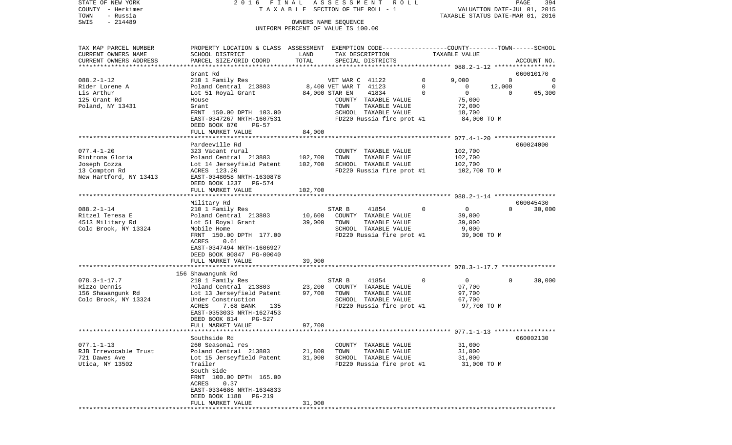STATE OF NEW YORK
COUNTY - Herkimer
TOWN - Russia
SWIS - 214489

2016 FINAL ASSESSMENT ROLL
TAXABLE SECTION OF THE ROLL - 1
OWNERS NAME SEQUENCE
UNIFORM PERCENT OF VALUE IS 100.00

VALUATION DATE-JUL 01, 2015
TAXABLE STATUS DATE-MAR 01, 2016

| TAX MAP PARCEL NUMBER / CURRENT OWNERS NAME / CURRENT OWNERS ADDRESS | PROPERTY LOCATION & CLASS / SCHOOL DISTRICT / PARCEL SIZE/GRID COORD | ASSESSMENT LAND | TOTAL | EXEMPTION CODE / TAX DESCRIPTION / SPECIAL DISTRICTS | COUNTY | TOWN | SCHOOL | ACCOUNT NO. |
|---|---|---|---|---|---|---|---|---|
| | Grant Rd | | | | | | | 060010170 |
| 088.2-1-12 | 210 1 Family Res | | | VET WAR C 41122 0 | 9,000 | 0 | 0 | |
| Rider Lorene A | Poland Central 213803 | 8,400 | | VET WAR T 41123 0 | 0 | 12,000 | 0 | |
| Lis Arthur | Lot 51 Royal Grant | | 84,000 | STAR EN 41834 0 | 0 | 0 | 65,300 | |
| 125 Grant Rd | House | | | COUNTY TAXABLE VALUE | 75,000 | | | |
| Poland, NY 13431 | Grant | | | TOWN TAXABLE VALUE | | 72,000 | | |
| | FRNT 150.00 DPTH 103.00 | | | SCHOOL TAXABLE VALUE | | | 18,700 | |
| | EAST-0347267 NRTH-1607531 | | | FD220 Russia fire prot #1 | 84,000 TO M | | | |
| | DEED BOOK 870 PG-57 | | | | | | | |
| | FULL MARKET VALUE | | 84,000 | | | | | |
| | Pardeeville Rd | | | | | | | 060024000 |
| 077.4-1-20 | 323 Vacant rural | | | COUNTY TAXABLE VALUE | 102,700 | | | |
| Rintrona Gloria | Poland Central 213803 | 102,700 | | TOWN TAXABLE VALUE | | 102,700 | | |
| Joseph Cozza | Lot 14 Jerseyfield Patent | | 102,700 | SCHOOL TAXABLE VALUE | | | 102,700 | |
| 13 Compton Rd | ACRES 123.20 | | | FD220 Russia fire prot #1 | 102,700 TO M | | | |
| New Hartford, NY 13413 | EAST-0348058 NRTH-1630878 | | | | | | | |
| | DEED BOOK 1237 PG-574 | | | | | | | |
| | FULL MARKET VALUE | | 102,700 | | | | | |
| | Military Rd | | | | | | | 060045430 |
| 088.2-1-14 | 210 1 Family Res | | | STAR B 41854 0 | 0 | 0 | 30,000 | |
| Ritzel Teresa E | Poland Central 213803 | 10,600 | | COUNTY TAXABLE VALUE | 39,000 | | | |
| 4513 Military Rd | Lot 51 Royal Grant | | 39,000 | TOWN TAXABLE VALUE | | 39,000 | | |
| Cold Brook, NY 13324 | Mobile Home | | | SCHOOL TAXABLE VALUE | | | 9,000 | |
| | FRNT 150.00 DPTH 177.00 | | | FD220 Russia fire prot #1 | 39,000 TO M | | | |
| | ACRES 0.61 | | | | | | | |
| | EAST-0347494 NRTH-1606927 | | | | | | | |
| | DEED BOOK 00847 PG-00040 | | | | | | | |
| | FULL MARKET VALUE | | 39,000 | | | | | |
| | 156 Shawangunk Rd | | | | | | | |
| 078.3-1-17.7 | 210 1 Family Res | | | STAR B 41854 0 | 0 | 0 | 30,000 | |
| Rizzo Dennis | Poland Central 213803 | 23,200 | | COUNTY TAXABLE VALUE | 97,700 | | | |
| 156 Shawangunk Rd | Lot 13 Jerseyfield Patent | | 97,700 | TOWN TAXABLE VALUE | | 97,700 | | |
| Cold Brook, NY 13324 | Under Construction | | | SCHOOL TAXABLE VALUE | | | 67,700 | |
| | ACRES 7.68 BANK 135 | | | FD220 Russia fire prot #1 | 97,700 TO M | | | |
| | EAST-0353033 NRTH-1627453 | | | | | | | |
| | DEED BOOK 814 PG-527 | | | | | | | |
| | FULL MARKET VALUE | | 97,700 | | | | | |
| | Southside Rd | | | | | | | 060002130 |
| 077.1-1-13 | 260 Seasonal res | | | COUNTY TAXABLE VALUE | 31,000 | | | |
| RJB Irrevocable Trust | Poland Central 213803 | 21,800 | | TOWN TAXABLE VALUE | | 31,000 | | |
| 721 Dawes Ave | Lot 15 Jerseyfield Patent | | 31,000 | SCHOOL TAXABLE VALUE | | | 31,000 | |
| Utica, NY 13502 | Trailer | | | FD220 Russia fire prot #1 | 31,000 TO M | | | |
| | South Side | | | | | | | |
| | FRNT 100.00 DPTH 165.00 | | | | | | | |
| | ACRES 0.37 | | | | | | | |
| | EAST-0334686 NRTH-1634833 | | | | | | | |
| | DEED BOOK 1188 PG-219 | | | | | | | |
| | FULL MARKET VALUE | | 31,000 | | | | | |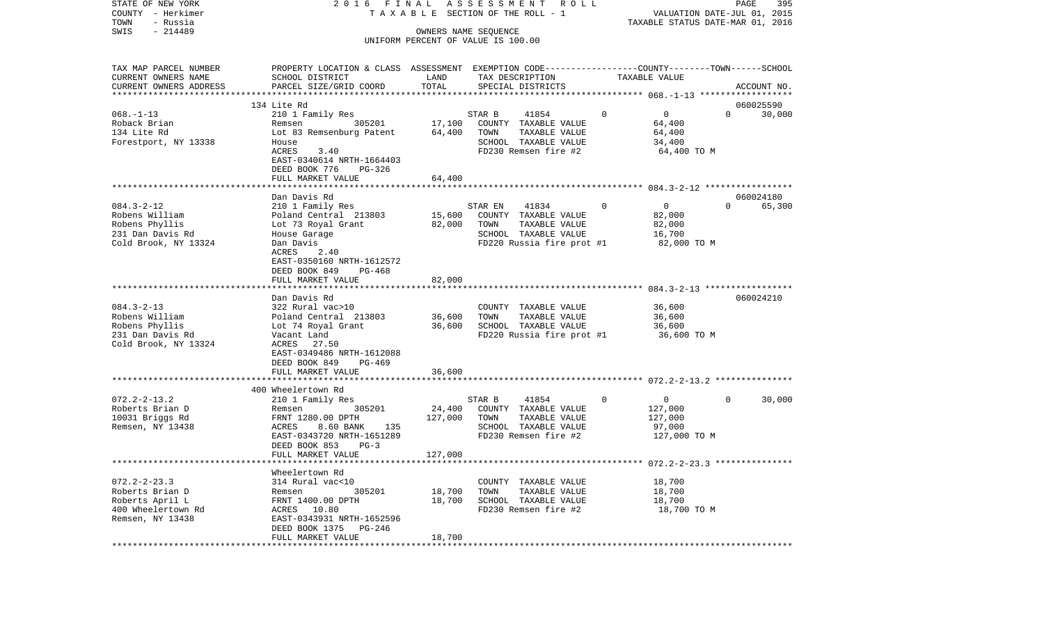STATE OF NEW YORK | 2016 FINAL ASSESSMENT ROLL | PAGE 395
COUNTY - Herkimer | TAXABLE SECTION OF THE ROLL - 1 | VALUATION DATE-JUL 01, 2015
TOWN - Russia | | TAXABLE STATUS DATE-MAR 01, 2016
SWIS - 214489 | OWNERS NAME SEQUENCE
UNIFORM PERCENT OF VALUE IS 100.00

| TAX MAP PARCEL NUMBER / CURRENT OWNERS NAME / CURRENT OWNERS ADDRESS | PROPERTY LOCATION & CLASS / SCHOOL DISTRICT / PARCEL SIZE/GRID COORD | ASSESSMENT LAND | ASSESSMENT TOTAL | EXEMPTION CODE / TAX DESCRIPTION / SPECIAL DISTRICTS | COUNTY | TOWN | SCHOOL / TAXABLE VALUE | ACCOUNT NO. |
|---|---|---|---|---|---|---|---|---|
| 068.-1-13 | 134 Lite Rd | | | | | | | 060025590 |
| Roback Brian | 210 1 Family Res | | | STAR B 41854 | 0 | 0 | 0 / 30,000 | |
| 134 Lite Rd | Remsen 305201 | 17,100 | | COUNTY TAXABLE VALUE | 64,400 | | | |
| Forestport, NY 13338 | Lot 83 Remsenburg Patent | | 64,400 | TOWN TAXABLE VALUE | | 64,400 | | |
| | House | | | SCHOOL TAXABLE VALUE | | | 34,400 | |
| | ACRES 3.40 | | | FD230 Remsen fire #2 | 64,400 TO M | | | |
| | EAST-0340614 NRTH-1664403 | | | | | | | |
| | DEED BOOK 776 PG-326 | | | | | | | |
| | FULL MARKET VALUE | | 64,400 | | | | | |
| 084.3-2-12 | Dan Davis Rd | | | | | | | 060024180 |
| Robens William | 210 1 Family Res | | | STAR EN 41834 | 0 | 0 | 0 / 65,300 | |
| Robens Phyllis | Poland Central 213803 | 15,600 | | COUNTY TAXABLE VALUE | 82,000 | | | |
| 231 Dan Davis Rd | Lot 73 Royal Grant | | 82,000 | TOWN TAXABLE VALUE | | 82,000 | | |
| Cold Brook, NY 13324 | House Garage | | | SCHOOL TAXABLE VALUE | | | 16,700 | |
| | Dan Davis | | | FD220 Russia fire prot #1 | 82,000 TO M | | | |
| | ACRES 2.40 | | | | | | | |
| | EAST-0350160 NRTH-1612572 | | | | | | | |
| | DEED BOOK 849 PG-468 | | | | | | | |
| | FULL MARKET VALUE | | 82,000 | | | | | |
| 084.3-2-13 | Dan Davis Rd | | | | | | | 060024210 |
| Robens William | 322 Rural vac>10 | | | COUNTY TAXABLE VALUE | 36,600 | | | |
| Robens Phyllis | Poland Central 213803 | 36,600 | | TOWN TAXABLE VALUE | | 36,600 | | |
| 231 Dan Davis Rd | Lot 74 Royal Grant | | 36,600 | SCHOOL TAXABLE VALUE | | | 36,600 | |
| Cold Brook, NY 13324 | Vacant Land | | | FD220 Russia fire prot #1 | 36,600 TO M | | | |
| | ACRES 27.50 | | | | | | | |
| | EAST-0349486 NRTH-1612088 | | | | | | | |
| | DEED BOOK 849 PG-469 | | | | | | | |
| | FULL MARKET VALUE | | 36,600 | | | | | |
| 072.2-2-13.2 | 400 Wheelertown Rd | | | | | | | |
| Roberts Brian D | 210 1 Family Res | | | STAR B 41854 | 0 | 0 | 0 / 30,000 | |
| 10031 Briggs Rd | Remsen 305201 | 24,400 | | COUNTY TAXABLE VALUE | 127,000 | | | |
| Remsen, NY 13438 | FRNT 1280.00 DPTH | | 127,000 | TOWN TAXABLE VALUE | | 127,000 | | |
| | ACRES 8.60 BANK 135 | | | SCHOOL TAXABLE VALUE | | | 97,000 | |
| | EAST-0343720 NRTH-1651289 | | | FD230 Remsen fire #2 | 127,000 TO M | | | |
| | DEED BOOK 853 PG-3 | | | | | | | |
| | FULL MARKET VALUE | | 127,000 | | | | | |
| 072.2-2-23.3 | Wheelertown Rd | | | | | | | |
| Roberts Brian D | 314 Rural vac<10 | | | COUNTY TAXABLE VALUE | 18,700 | | | |
| Roberts April L | Remsen 305201 | 18,700 | | TOWN TAXABLE VALUE | | 18,700 | | |
| 400 Wheelertown Rd | FRNT 1400.00 DPTH | | 18,700 | SCHOOL TAXABLE VALUE | | | 18,700 | |
| Remsen, NY 13438 | ACRES 10.80 | | | FD230 Remsen fire #2 | 18,700 TO M | | | |
| | EAST-0343931 NRTH-1652596 | | | | | | | |
| | DEED BOOK 1375 PG-246 | | | | | | | |
| | FULL MARKET VALUE | | 18,700 | | | | | |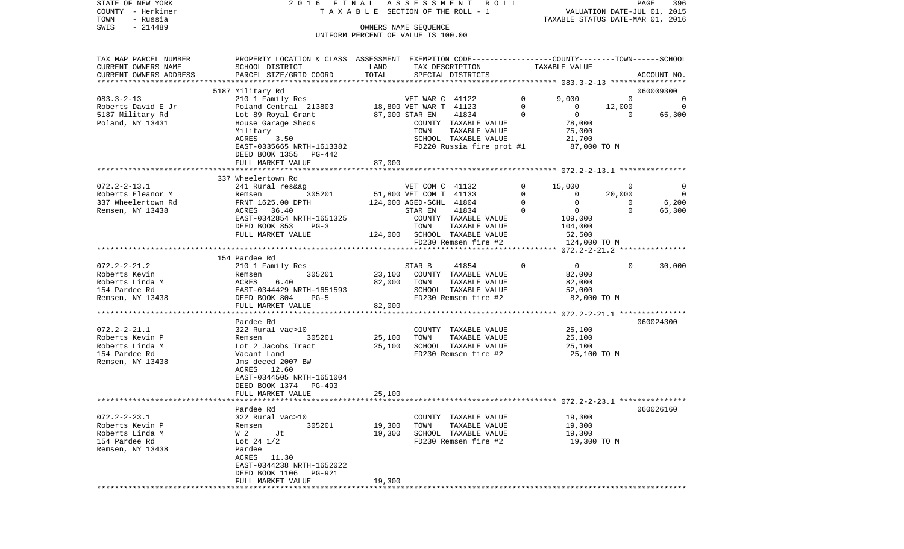STATE OF NEW YORK — COUNTY - Herkimer — TOWN - Russia — SWIS - 214489

2016 FINAL ASSESSMENT ROLL
TAXABLE SECTION OF THE ROLL - 1
OWNERS NAME SEQUENCE
UNIFORM PERCENT OF VALUE IS 100.00

VALUATION DATE-JUL 01, 2015
TAXABLE STATUS DATE-MAR 01, 2016

| TAX MAP PARCEL NUMBER / CURRENT OWNERS NAME / CURRENT OWNERS ADDRESS | PROPERTY LOCATION & CLASS / SCHOOL DISTRICT / PARCEL SIZE/GRID COORD | ASSESSMENT LAND | TOTAL | EXEMPTION CODE / TAX DESCRIPTION / SPECIAL DISTRICTS | | COUNTY | TOWN | SCHOOL | ACCOUNT NO. |
|---|---|---|---|---|---|---|---|---|---|
| | 5187 Military Rd | | | | | | | | 060009300 |
| 083.3-2-13 | 210 1 Family Res | | | VET WAR C 41122 | 0 | 9,000 | 0 | 0 | |
| Roberts David E Jr | Poland Central 213803 | 18,800 | | VET WAR T 41123 | 0 | 0 | 12,000 | 0 | |
| 5187 Military Rd | Lot 89 Royal Grant | | 87,000 | STAR EN 41834 | 0 | 0 | 0 | 65,300 | |
| Poland, NY 13431 | House Garage Sheds | | | COUNTY TAXABLE VALUE | | 78,000 | | | |
| | Military | | | TOWN TAXABLE VALUE | | 75,000 | | | |
| | ACRES 3.50 | | | SCHOOL TAXABLE VALUE | | 21,700 | | | |
| | EAST-0335665 NRTH-1613382 | | | FD220 Russia fire prot #1 | | 87,000 TO M | | | |
| | DEED BOOK 1355 PG-442 | | | | | | | | |
| | FULL MARKET VALUE | | 87,000 | | | | | | |
| | 337 Wheelertown Rd | | | | | | | | |
| 072.2-2-13.1 | 241 Rural res&ag | | | VET COM C 41132 | 0 | 15,000 | 0 | 0 | |
| Roberts Eleanor M | Remsen 305201 | 51,800 | | VET COM T 41133 | 0 | 0 | 20,000 | 0 | |
| 337 Wheelertown Rd | FRNT 1625.00 DPTH | | 124,000 | AGED-SCHL 41804 | 0 | 0 | 0 | 6,200 | |
| Remsen, NY 13438 | ACRES 36.40 | | | STAR EN 41834 | 0 | 0 | 0 | 65,300 | |
| | EAST-0342854 NRTH-1651325 | | | COUNTY TAXABLE VALUE | | 109,000 | | | |
| | DEED BOOK 853 PG-3 | | | TOWN TAXABLE VALUE | | 104,000 | | | |
| | FULL MARKET VALUE | | 124,000 | SCHOOL TAXABLE VALUE | | 52,500 | | | |
| | | | | FD230 Remsen fire #2 | | 124,000 TO M | | | |
| | 154 Pardee Rd | | | | | | | | |
| 072.2-2-21.2 | 210 1 Family Res | | | STAR B 41854 | 0 | 0 | 0 | 30,000 | |
| Roberts Kevin | Remsen 305201 | 23,100 | | COUNTY TAXABLE VALUE | | 82,000 | | | |
| Roberts Linda M | ACRES 6.40 | | 82,000 | TOWN TAXABLE VALUE | | 82,000 | | | |
| 154 Pardee Rd | EAST-0344429 NRTH-1651593 | | | SCHOOL TAXABLE VALUE | | 52,000 | | | |
| Remsen, NY 13438 | DEED BOOK 804 PG-5 | | | FD230 Remsen fire #2 | | 82,000 TO M | | | |
| | FULL MARKET VALUE | | 82,000 | | | | | | |
| | Pardee Rd | | | | | | | | 060024300 |
| 072.2-2-21.1 | 322 Rural vac>10 | | | COUNTY TAXABLE VALUE | | 25,100 | | | |
| Roberts Kevin P | Remsen 305201 | 25,100 | | TOWN TAXABLE VALUE | | 25,100 | | | |
| Roberts Linda M | Lot 2 Jacobs Tract | | 25,100 | SCHOOL TAXABLE VALUE | | 25,100 | | | |
| 154 Pardee Rd | Vacant Land | | | FD230 Remsen fire #2 | | 25,100 TO M | | | |
| Remsen, NY 13438 | Jms deced 2007 BW | | | | | | | | |
| | ACRES 12.60 | | | | | | | | |
| | EAST-0344505 NRTH-1651004 | | | | | | | | |
| | DEED BOOK 1374 PG-493 | | | | | | | | |
| | FULL MARKET VALUE | | 25,100 | | | | | | |
| | Pardee Rd | | | | | | | | 060026160 |
| 072.2-2-23.1 | 322 Rural vac>10 | | | COUNTY TAXABLE VALUE | | 19,300 | | | |
| Roberts Kevin P | Remsen 305201 | 19,300 | | TOWN TAXABLE VALUE | | 19,300 | | | |
| Roberts Linda M | W 2 Jt | | 19,300 | SCHOOL TAXABLE VALUE | | 19,300 | | | |
| 154 Pardee Rd | Lot 24 1/2 | | | FD230 Remsen fire #2 | | 19,300 TO M | | | |
| Remsen, NY 13438 | Pardee | | | | | | | | |
| | ACRES 11.30 | | | | | | | | |
| | EAST-0344238 NRTH-1652022 | | | | | | | | |
| | DEED BOOK 1106 PG-921 | | | | | | | | |
| | FULL MARKET VALUE | | 19,300 | | | | | | |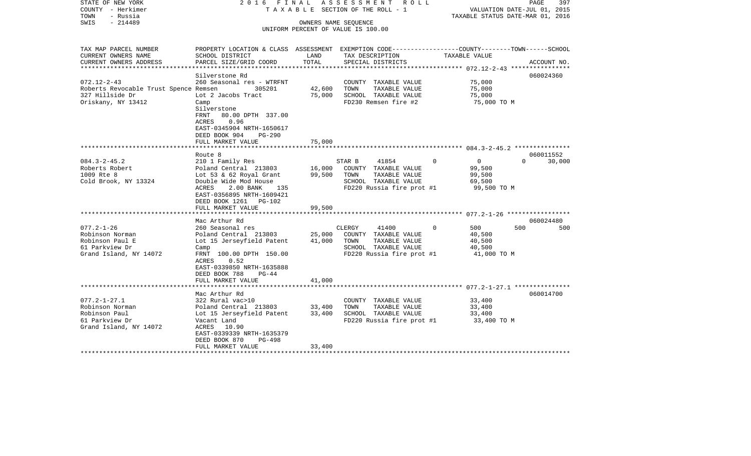STATE OF NEW YORK — 2016 FINAL ASSESSMENT ROLL
COUNTY - Herkimer — TAXABLE SECTION OF THE ROLL - 1 — VALUATION DATE-JUL 01, 2015
TOWN - Russia — TAXABLE STATUS DATE-MAR 01, 2016
SWIS - 214489 — OWNERS NAME SEQUENCE
UNIFORM PERCENT OF VALUE IS 100.00

| TAX MAP PARCEL NUMBER / CURRENT OWNERS NAME / CURRENT OWNERS ADDRESS | PROPERTY LOCATION & CLASS / SCHOOL DISTRICT / PARCEL SIZE/GRID COORD | ASSESSMENT LAND | ASSESSMENT TOTAL | EXEMPTION CODE / TAX DESCRIPTION / SPECIAL DISTRICTS | COUNTY TAXABLE VALUE | TOWN | SCHOOL | ACCOUNT NO. |
|---|---|---|---|---|---|---|---|---|
| 072.12-2-43 | Silverstone Rd | | | | | | | 060024360 |
| Roberts Revocable Trust Spence | 260 Seasonal res - WTRFNT | | | COUNTY TAXABLE VALUE | 75,000 | | | |
| 327 Hillside Dr | Remsen 305201 | 42,600 | | TOWN TAXABLE VALUE | 75,000 | | | |
| Oriskany, NY 13412 | Lot 2 Jacobs Tract | | 75,000 | SCHOOL TAXABLE VALUE | 75,000 | | | |
| | Camp | | | FD230 Remsen fire #2 | 75,000 TO M | | | |
| | Silverstone | | | | | | | |
| | FRNT 80.00 DPTH 337.00 | | | | | | | |
| | ACRES 0.96 | | | | | | | |
| | EAST-0345904 NRTH-1650617 | | | | | | | |
| | DEED BOOK 904 PG-290 | | | | | | | |
| | FULL MARKET VALUE | | 75,000 | | | | | |
| 084.3-2-45.2 | Route 8 | | | | | | | 060011552 |
| Roberts Robert | 210 1 Family Res | | | STAR B 41854 0 | 0 | 0 | 30,000 | |
| 1009 Rte 8 | Poland Central 213803 | 16,000 | | COUNTY TAXABLE VALUE | 99,500 | | | |
| Cold Brook, NY 13324 | Lot 53 & 62 Royal Grant | | 99,500 | TOWN TAXABLE VALUE | 99,500 | | | |
| | Double Wide Mod House | | | SCHOOL TAXABLE VALUE | 69,500 | | | |
| | ACRES 2.00 BANK 135 | | | FD220 Russia fire prot #1 | 99,500 TO M | | | |
| | EAST-0356895 NRTH-1609421 | | | | | | | |
| | DEED BOOK 1261 PG-102 | | | | | | | |
| | FULL MARKET VALUE | | 99,500 | | | | | |
| 077.2-1-26 | Mac Arthur Rd | | | | | | | 060024480 |
| Robinson Norman | 260 Seasonal res | | | CLERGY 41400 0 | 500 | 500 | 500 | |
| Robinson Paul E | Poland Central 213803 | 25,000 | | COUNTY TAXABLE VALUE | 40,500 | | | |
| 61 Parkview Dr | Lot 15 Jerseyfield Patent | | 41,000 | TOWN TAXABLE VALUE | 40,500 | | | |
| Grand Island, NY 14072 | Camp | | | SCHOOL TAXABLE VALUE | 40,500 | | | |
| | FRNT 100.00 DPTH 150.00 | | | FD220 Russia fire prot #1 | 41,000 TO M | | | |
| | ACRES 0.52 | | | | | | | |
| | EAST-0339850 NRTH-1635888 | | | | | | | |
| | DEED BOOK 788 PG-44 | | | | | | | |
| | FULL MARKET VALUE | | 41,000 | | | | | |
| 077.2-1-27.1 | Mac Arthur Rd | | | | | | | 060014700 |
| Robinson Norman | 322 Rural vac>10 | | | COUNTY TAXABLE VALUE | 33,400 | | | |
| Robinson Paul | Poland Central 213803 | 33,400 | | TOWN TAXABLE VALUE | 33,400 | | | |
| 61 Parkview Dr | Lot 15 Jerseyfield Patent | | 33,400 | SCHOOL TAXABLE VALUE | 33,400 | | | |
| Grand Island, NY 14072 | Vacant Land | | | FD220 Russia fire prot #1 | 33,400 TO M | | | |
| | ACRES 10.90 | | | | | | | |
| | EAST-0339339 NRTH-1635379 | | | | | | | |
| | DEED BOOK 870 PG-498 | | | | | | | |
| | FULL MARKET VALUE | | 33,400 | | | | | |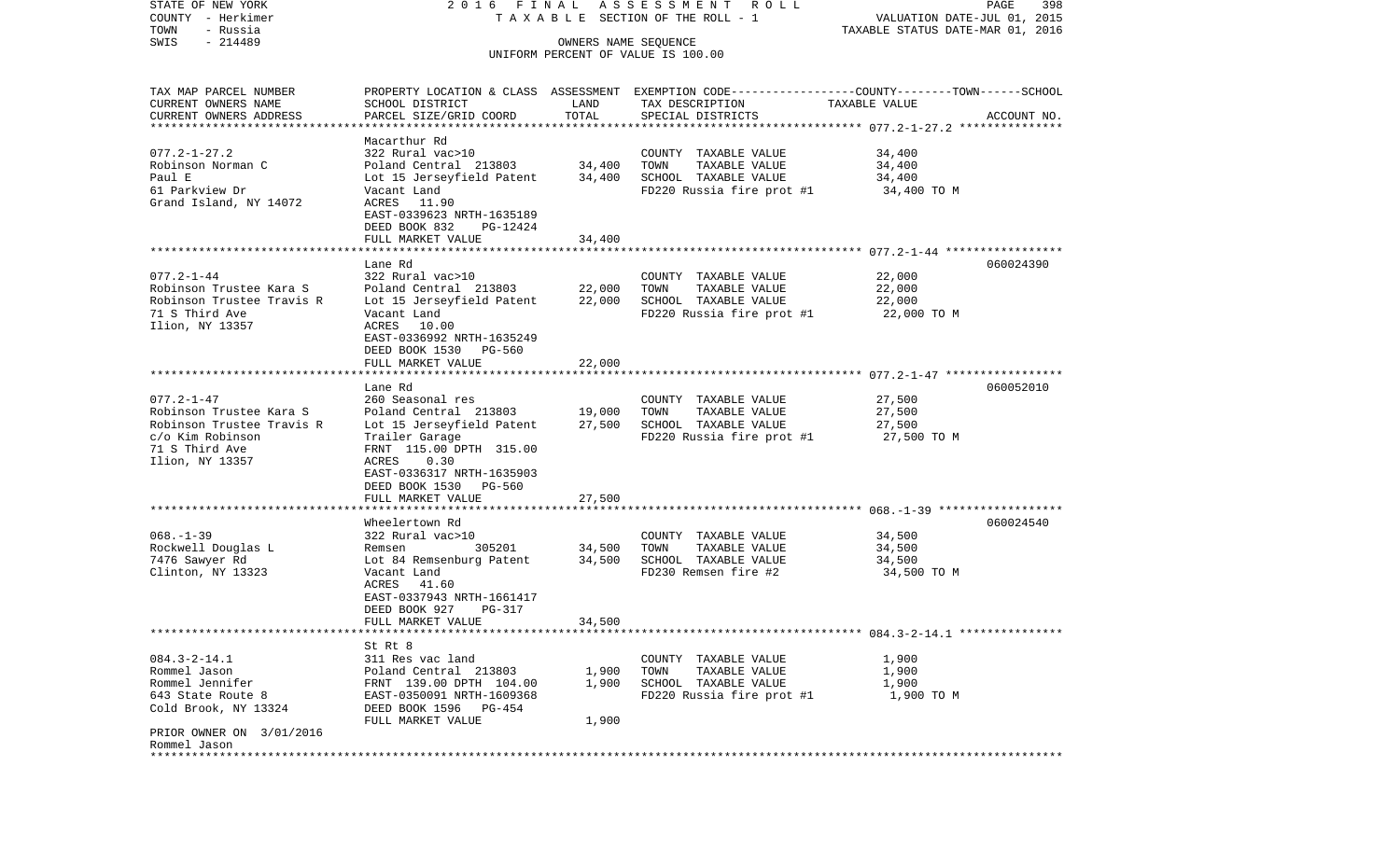STATE OF NEW YORK
COUNTY - Herkimer
TOWN - Russia
SWIS - 214489

2016 FINAL ASSESSMENT ROLL
TAXABLE SECTION OF THE ROLL - 1
OWNERS NAME SEQUENCE
UNIFORM PERCENT OF VALUE IS 100.00

VALUATION DATE-JUL 01, 2015
TAXABLE STATUS DATE-MAR 01, 2016

| TAX MAP PARCEL NUMBER / CURRENT OWNERS NAME / CURRENT OWNERS ADDRESS | PROPERTY LOCATION & CLASS / SCHOOL DISTRICT / PARCEL SIZE/GRID COORD | ASSESSMENT LAND | TOTAL | EXEMPTION CODE / TAX DESCRIPTION / SPECIAL DISTRICTS | COUNTY--------TOWN------SCHOOL TAXABLE VALUE | ACCOUNT NO. |
|---|---|---|---|---|---|---|
| 077.2-1-27.2 | Macarthur Rd | | | | | |
| Robinson Norman C | 322 Rural vac>10 | | | COUNTY TAXABLE VALUE | 34,400 | |
| Paul E | Poland Central 213803 | 34,400 | | TOWN TAXABLE VALUE | 34,400 | |
| 61 Parkview Dr | Lot 15 Jerseyfield Patent | | 34,400 | SCHOOL TAXABLE VALUE | 34,400 | |
| Grand Island, NY 14072 | Vacant Land | | | FD220 Russia fire prot #1 | 34,400 TO M | |
| | ACRES 11.90 | | | | | |
| | EAST-0339623 NRTH-1635189 | | | | | |
| | DEED BOOK 832 PG-12424 | | | | | |
| | FULL MARKET VALUE | | 34,400 | | | |
| 077.2-1-44 | Lane Rd | | | | | 060024390 |
| Robinson Trustee Kara S | 322 Rural vac>10 | | | COUNTY TAXABLE VALUE | 22,000 | |
| Robinson Trustee Travis R | Poland Central 213803 | 22,000 | | TOWN TAXABLE VALUE | 22,000 | |
| 71 S Third Ave | Lot 15 Jerseyfield Patent | | 22,000 | SCHOOL TAXABLE VALUE | 22,000 | |
| Ilion, NY 13357 | Vacant Land | | | FD220 Russia fire prot #1 | 22,000 TO M | |
| | ACRES 10.00 | | | | | |
| | EAST-0336992 NRTH-1635249 | | | | | |
| | DEED BOOK 1530 PG-560 | | | | | |
| | FULL MARKET VALUE | | 22,000 | | | |
| 077.2-1-47 | Lane Rd | | | | | 060052010 |
| Robinson Trustee Kara S | 260 Seasonal res | | | COUNTY TAXABLE VALUE | 27,500 | |
| Robinson Trustee Travis R | Poland Central 213803 | 19,000 | | TOWN TAXABLE VALUE | 27,500 | |
| c/o Kim Robinson | Lot 15 Jerseyfield Patent | | 27,500 | SCHOOL TAXABLE VALUE | 27,500 | |
| 71 S Third Ave | Trailer Garage | | | FD220 Russia fire prot #1 | 27,500 TO M | |
| Ilion, NY 13357 | FRNT 115.00 DPTH 315.00 | | | | | |
| | ACRES 0.30 | | | | | |
| | EAST-0336317 NRTH-1635903 | | | | | |
| | DEED BOOK 1530 PG-560 | | | | | |
| | FULL MARKET VALUE | | 27,500 | | | |
| 068.-1-39 | Wheelertown Rd | | | | | 060024540 |
| Rockwell Douglas L | 322 Rural vac>10 | | | COUNTY TAXABLE VALUE | 34,500 | |
| 7476 Sawyer Rd | Remsen 305201 | 34,500 | | TOWN TAXABLE VALUE | 34,500 | |
| Clinton, NY 13323 | Lot 84 Remsenburg Patent | | 34,500 | SCHOOL TAXABLE VALUE | 34,500 | |
| | Vacant Land | | | FD230 Remsen fire #2 | 34,500 TO M | |
| | ACRES 41.60 | | | | | |
| | EAST-0337943 NRTH-1661417 | | | | | |
| | DEED BOOK 927 PG-317 | | | | | |
| | FULL MARKET VALUE | | 34,500 | | | |
| 084.3-2-14.1 | St Rt 8 | | | | | |
| Rommel Jason | 311 Res vac land | | | COUNTY TAXABLE VALUE | 1,900 | |
| Rommel Jennifer | Poland Central 213803 | 1,900 | | TOWN TAXABLE VALUE | 1,900 | |
| 643 State Route 8 | FRNT 139.00 DPTH 104.00 | | 1,900 | SCHOOL TAXABLE VALUE | 1,900 | |
| Cold Brook, NY 13324 | EAST-0350091 NRTH-1609368 | | | FD220 Russia fire prot #1 | 1,900 TO M | |
| | DEED BOOK 1596 PG-454 | | | | | |
| PRIOR OWNER ON 3/01/2016 | FULL MARKET VALUE | | 1,900 | | | |
| Rommel Jason | | | | | | |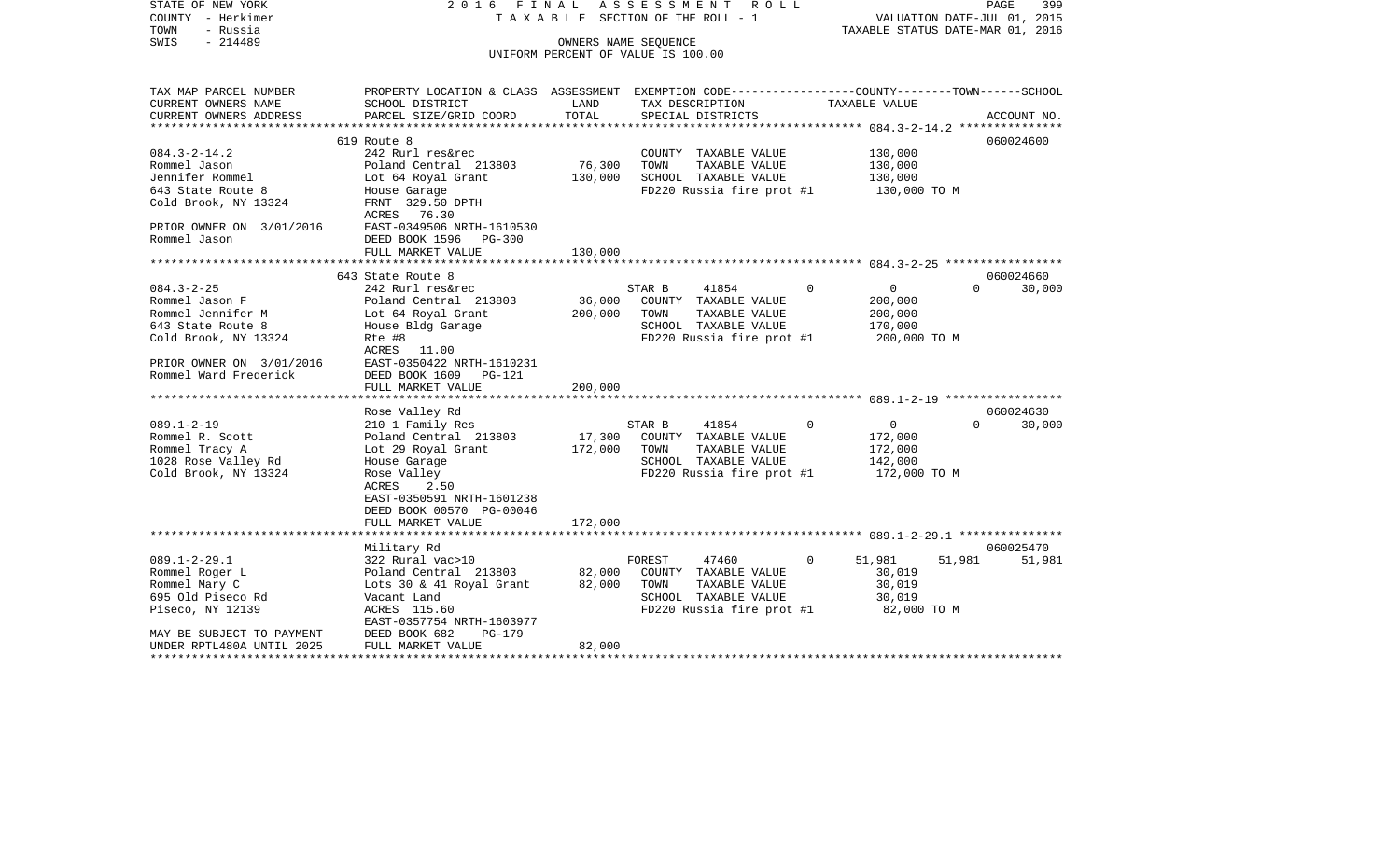STATE OF NEW YORK
COUNTY - Herkimer
TOWN - Russia
SWIS - 214489

2016 FINAL ASSESSMENT ROLL
TAXABLE SECTION OF THE ROLL - 1
OWNERS NAME SEQUENCE
UNIFORM PERCENT OF VALUE IS 100.00

VALUATION DATE-JUL 01, 2015
TAXABLE STATUS DATE-MAR 01, 2016

| TAX MAP PARCEL NUMBER / CURRENT OWNERS NAME / CURRENT OWNERS ADDRESS | PROPERTY LOCATION & CLASS / SCHOOL DISTRICT / PARCEL SIZE/GRID COORD | ASSESSMENT LAND | TOTAL | EXEMPTION CODE / TAX DESCRIPTION / SPECIAL DISTRICTS | COUNTY TAXABLE VALUE | TOWN | SCHOOL / ACCOUNT NO. |
|---|---|---|---|---|---|---|---|
| | 619 Route 8 | | | | | | 060024600 |
| 084.3-2-14.2 | 242 Rurl res&rec | | | COUNTY TAXABLE VALUE | 130,000 | | |
| Rommel Jason | Poland Central 213803 | 76,300 | | TOWN TAXABLE VALUE | 130,000 | | |
| Jennifer Rommel | Lot 64 Royal Grant | | 130,000 | SCHOOL TAXABLE VALUE | 130,000 | | |
| 643 State Route 8 | House Garage | | | FD220 Russia fire prot #1 | 130,000 TO M | | |
| Cold Brook, NY 13324 | FRNT 329.50 DPTH | | | | | | |
| | ACRES 76.30 | | | | | | |
| PRIOR OWNER ON 3/01/2016 | EAST-0349506 NRTH-1610530 | | | | | | |
| Rommel Jason | DEED BOOK 1596 PG-300 | | | | | | |
| | FULL MARKET VALUE | | 130,000 | | | | |
| | 643 State Route 8 | | | | | | 060024660 |
| 084.3-2-25 | 242 Rurl res&rec | | | STAR B 41854 0 | 0 | 0 | 30,000 |
| Rommel Jason F | Poland Central 213803 | 36,000 | | COUNTY TAXABLE VALUE | 200,000 | | |
| Rommel Jennifer M | Lot 64 Royal Grant | | 200,000 | TOWN TAXABLE VALUE | 200,000 | | |
| 643 State Route 8 | House Bldg Garage | | | SCHOOL TAXABLE VALUE | 170,000 | | |
| Cold Brook, NY 13324 | Rte #8 | | | FD220 Russia fire prot #1 | 200,000 TO M | | |
| | ACRES 11.00 | | | | | | |
| PRIOR OWNER ON 3/01/2016 | EAST-0350422 NRTH-1610231 | | | | | | |
| Rommel Ward Frederick | DEED BOOK 1609 PG-121 | | | | | | |
| | FULL MARKET VALUE | | 200,000 | | | | |
| | Rose Valley Rd | | | | | | 060024630 |
| 089.1-2-19 | 210 1 Family Res | | | STAR B 41854 0 | 0 | 0 | 30,000 |
| Rommel R. Scott | Poland Central 213803 | 17,300 | | COUNTY TAXABLE VALUE | 172,000 | | |
| Rommel Tracy A | Lot 29 Royal Grant | | 172,000 | TOWN TAXABLE VALUE | 172,000 | | |
| 1028 Rose Valley Rd | House Garage | | | SCHOOL TAXABLE VALUE | 142,000 | | |
| Cold Brook, NY 13324 | Rose Valley | | | FD220 Russia fire prot #1 | 172,000 TO M | | |
| | ACRES 2.50 | | | | | | |
| | EAST-0350591 NRTH-1601238 | | | | | | |
| | DEED BOOK 00570 PG-00046 | | | | | | |
| | FULL MARKET VALUE | | 172,000 | | | | |
| | Military Rd | | | | | | 060025470 |
| 089.1-2-29.1 | 322 Rural vac>10 | | | FOREST 47460 0 | 51,981 | 51,981 | 51,981 |
| Rommel Roger L | Poland Central 213803 | 82,000 | | COUNTY TAXABLE VALUE | 30,019 | | |
| Rommel Mary C | Lots 30 & 41 Royal Grant | | 82,000 | TOWN TAXABLE VALUE | 30,019 | | |
| 695 Old Piseco Rd | Vacant Land | | | SCHOOL TAXABLE VALUE | 30,019 | | |
| Piseco, NY 12139 | ACRES 115.60 | | | FD220 Russia fire prot #1 | 82,000 TO M | | |
| | EAST-0357754 NRTH-1603977 | | | | | | |
| MAY BE SUBJECT TO PAYMENT | DEED BOOK 682 PG-179 | | | | | | |
| UNDER RPTL480A UNTIL 2025 | FULL MARKET VALUE | | 82,000 | | | | |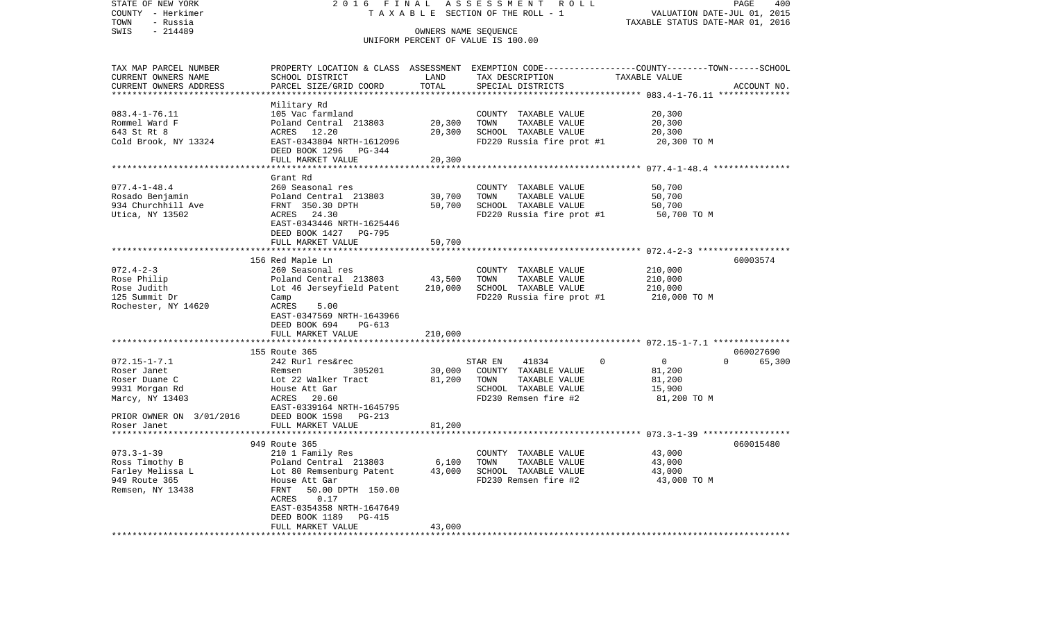STATE OF NEW YORK — 2016 FINAL ASSESSMENT ROLL — TAXABLE SECTION OF THE ROLL - 1
COUNTY - Herkimer — VALUATION DATE-JUL 01, 2015
TOWN - Russia — TAXABLE STATUS DATE-MAR 01, 2016
SWIS - 214489 — OWNERS NAME SEQUENCE — UNIFORM PERCENT OF VALUE IS 100.00

| TAX MAP PARCEL NUMBER / CURRENT OWNERS NAME / CURRENT OWNERS ADDRESS | PROPERTY LOCATION & CLASS / SCHOOL DISTRICT / PARCEL SIZE/GRID COORD | ASSESSMENT LAND | ASSESSMENT TOTAL | EXEMPTION CODE / TAX DESCRIPTION / SPECIAL DISTRICTS | COUNTY / TOWN / SCHOOL TAXABLE VALUE | ACCOUNT NO. |
|---|---|---|---|---|---|---|
| 083.4-1-76.11 | Military Rd | | | | | |
| Rommel Ward F | 105 Vac farmland | | | COUNTY TAXABLE VALUE | 20,300 | |
| 643 St Rt 8 | Poland Central 213803 | 20,300 | | TOWN TAXABLE VALUE | 20,300 | |
| Cold Brook, NY 13324 | ACRES 12.20 | | 20,300 | SCHOOL TAXABLE VALUE | 20,300 | |
| | EAST-0343804 NRTH-1612096 | | | FD220 Russia fire prot #1 | 20,300 TO M | |
| | DEED BOOK 1296 PG-344 | | | | | |
| | FULL MARKET VALUE | | 20,300 | | | |
| 077.4-1-48.4 | Grant Rd | | | | | |
| Rosado Benjamin | 260 Seasonal res | | | COUNTY TAXABLE VALUE | 50,700 | |
| 934 Churchhill Ave | Poland Central 213803 | 30,700 | | TOWN TAXABLE VALUE | 50,700 | |
| Utica, NY 13502 | FRNT 350.30 DPTH | | 50,700 | SCHOOL TAXABLE VALUE | 50,700 | |
| | ACRES 24.30 | | | FD220 Russia fire prot #1 | 50,700 TO M | |
| | EAST-0343446 NRTH-1625446 | | | | | |
| | DEED BOOK 1427 PG-795 | | | | | |
| | FULL MARKET VALUE | | 50,700 | | | |
| 072.4-2-3 | 156 Red Maple Ln | | | | | 60003574 |
| Rose Philip | 260 Seasonal res | | | COUNTY TAXABLE VALUE | 210,000 | |
| Rose Judith | Poland Central 213803 | 43,500 | | TOWN TAXABLE VALUE | 210,000 | |
| 125 Summit Dr | Lot 46 Jerseyfield Patent | | 210,000 | SCHOOL TAXABLE VALUE | 210,000 | |
| Rochester, NY 14620 | Camp | | | FD220 Russia fire prot #1 | 210,000 TO M | |
| | ACRES 5.00 | | | | | |
| | EAST-0347569 NRTH-1643966 | | | | | |
| | DEED BOOK 694 PG-613 | | | | | |
| | FULL MARKET VALUE | | 210,000 | | | |
| 072.15-1-7.1 | 155 Route 365 | | | | | 060027690 |
| Roser Janet | 242 Rurl res&rec | | | STAR EN 41834 | 0 / 0 / 65,300 | |
| Roser Duane C | Remsen 305201 | 30,000 | | COUNTY TAXABLE VALUE | 81,200 | |
| 9931 Morgan Rd | Lot 22 Walker Tract | | 81,200 | TOWN TAXABLE VALUE | 81,200 | |
| Marcy, NY 13403 | House Att Gar | | | SCHOOL TAXABLE VALUE | 15,900 | |
| | ACRES 20.60 | | | FD230 Remsen fire #2 | 81,200 TO M | |
| | EAST-0339164 NRTH-1645795 | | | | | |
| PRIOR OWNER ON 3/01/2016 | DEED BOOK 1598 PG-213 | | | | | |
| Roser Janet | FULL MARKET VALUE | | 81,200 | | | |
| 073.3-1-39 | 949 Route 365 | | | | | 060015480 |
| Ross Timothy B | 210 1 Family Res | | | COUNTY TAXABLE VALUE | 43,000 | |
| Farley Melissa L | Poland Central 213803 | 6,100 | | TOWN TAXABLE VALUE | 43,000 | |
| 949 Route 365 | Lot 80 Remsenburg Patent | | 43,000 | SCHOOL TAXABLE VALUE | 43,000 | |
| Remsen, NY 13438 | House Att Gar | | | FD230 Remsen fire #2 | 43,000 TO M | |
| | FRNT 50.00 DPTH 150.00 | | | | | |
| | ACRES 0.17 | | | | | |
| | EAST-0354358 NRTH-1647649 | | | | | |
| | DEED BOOK 1189 PG-415 | | | | | |
| | FULL MARKET VALUE | | 43,000 | | | |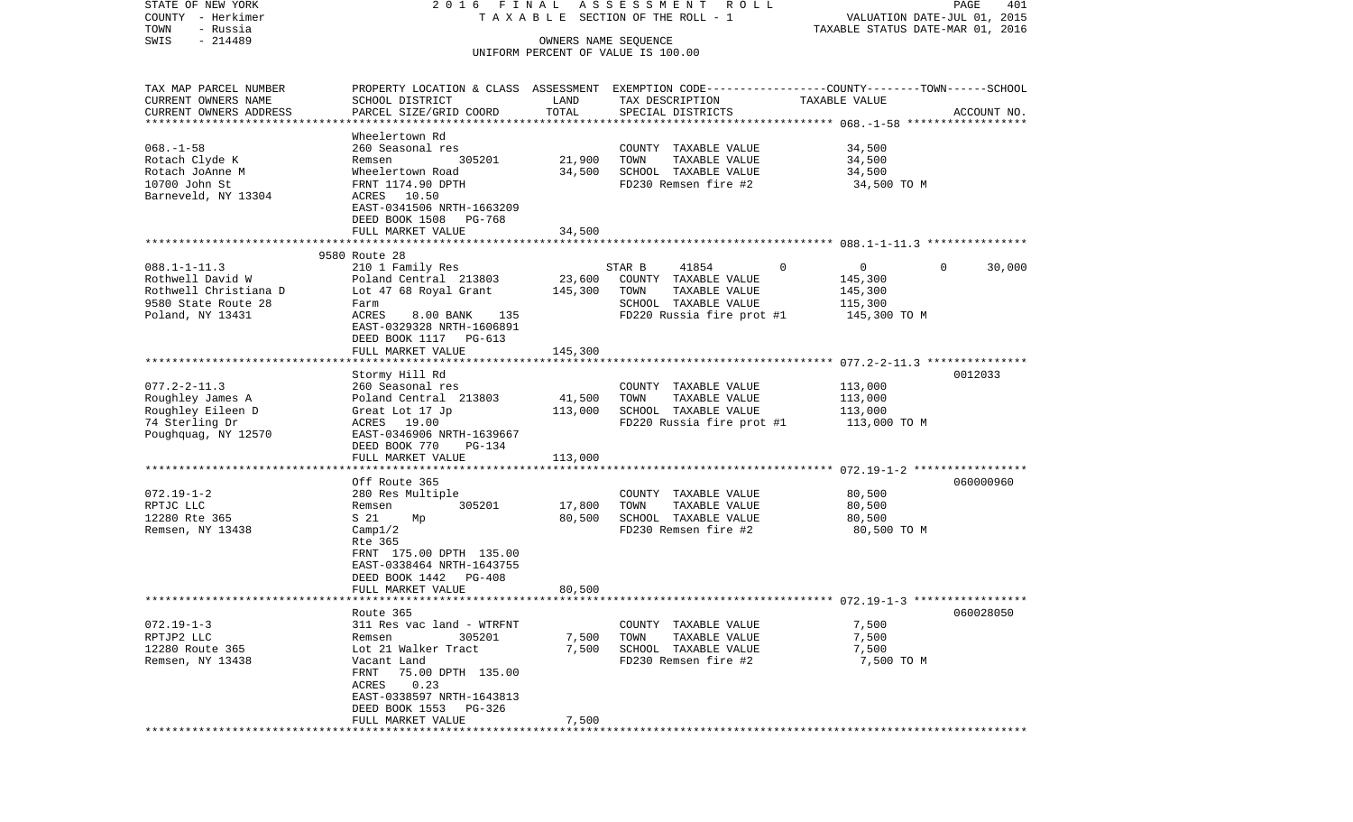STATE OF NEW YORK 2016 FINAL ASSESSMENT ROLL
COUNTY - Herkimer TAXABLE SECTION OF THE ROLL - 1 VALUATION DATE-JUL 01, 2015
TOWN - Russia TAXABLE STATUS DATE-MAR 01, 2016
SWIS - 214489 OWNERS NAME SEQUENCE
UNIFORM PERCENT OF VALUE IS 100.00

| TAX MAP PARCEL NUMBER / CURRENT OWNERS NAME / CURRENT OWNERS ADDRESS | PROPERTY LOCATION & CLASS / SCHOOL DISTRICT / PARCEL SIZE/GRID COORD | ASSESSMENT LAND | TOTAL | EXEMPTION CODE / TAX DESCRIPTION / SPECIAL DISTRICTS | COUNTY | TOWN | SCHOOL / TAXABLE VALUE | ACCOUNT NO. |
|---|---|---|---|---|---|---|---|---|
| 068.-1-58 | Wheelertown Rd | | | | | | | |
| Rotach Clyde K | 260 Seasonal res | | | COUNTY TAXABLE VALUE | 34,500 | | | |
| Rotach JoAnne M | Remsen 305201 | 21,900 | | TOWN TAXABLE VALUE | | 34,500 | | |
| 10700 John St | Wheelertown Road | | 34,500 | SCHOOL TAXABLE VALUE | | | 34,500 | |
| Barneveld, NY 13304 | FRNT 1174.90 DPTH | | | FD230 Remsen fire #2 | | | 34,500 TO M | |
| | ACRES 10.50 | | | | | | | |
| | EAST-0341506 NRTH-1663209 | | | | | | | |
| | DEED BOOK 1508 PG-768 | | | | | | | |
| | FULL MARKET VALUE | | 34,500 | | | | | |
| 088.1-1-11.3 | 9580 Route 28 | | | | | | | |
| Rothwell David W | 210 1 Family Res | | | STAR B 41854 | 0 | 0 | 30,000 | |
| Rothwell Christiana D | Poland Central 213803 | 23,600 | | COUNTY TAXABLE VALUE | 145,300 | | | |
| 9580 State Route 28 | Lot 47 68 Royal Grant | | 145,300 | TOWN TAXABLE VALUE | | 145,300 | | |
| Poland, NY 13431 | Farm | | | SCHOOL TAXABLE VALUE | | | 115,300 | |
| | ACRES 8.00 BANK 135 | | | FD220 Russia fire prot #1 | | | 145,300 TO M | |
| | EAST-0329328 NRTH-1606891 | | | | | | | |
| | DEED BOOK 1117 PG-613 | | | | | | | |
| | FULL MARKET VALUE | | 145,300 | | | | | |
| 077.2-2-11.3 | Stormy Hill Rd | | | | | | | 0012033 |
| Roughley James A | 260 Seasonal res | | | COUNTY TAXABLE VALUE | 113,000 | | | |
| Roughley Eileen D | Poland Central 213803 | 41,500 | | TOWN TAXABLE VALUE | | 113,000 | | |
| 74 Sterling Dr | Great Lot 17 Jp | | 113,000 | SCHOOL TAXABLE VALUE | | | 113,000 | |
| Poughquag, NY 12570 | ACRES 19.00 | | | FD220 Russia fire prot #1 | | | 113,000 TO M | |
| | EAST-0346906 NRTH-1639667 | | | | | | | |
| | DEED BOOK 770 PG-134 | | | | | | | |
| | FULL MARKET VALUE | | 113,000 | | | | | |
| 072.19-1-2 | Off Route 365 | | | | | | | 060000960 |
| RPTJC LLC | 280 Res Multiple | | | COUNTY TAXABLE VALUE | 80,500 | | | |
| 12280 Rte 365 | Remsen 305201 | 17,800 | | TOWN TAXABLE VALUE | | 80,500 | | |
| Remsen, NY 13438 | S 21 Mp | | 80,500 | SCHOOL TAXABLE VALUE | | | 80,500 | |
| | Camp1/2 | | | FD230 Remsen fire #2 | | | 80,500 TO M | |
| | Rte 365 | | | | | | | |
| | FRNT 175.00 DPTH 135.00 | | | | | | | |
| | EAST-0338464 NRTH-1643755 | | | | | | | |
| | DEED BOOK 1442 PG-408 | | | | | | | |
| | FULL MARKET VALUE | | 80,500 | | | | | |
| 072.19-1-3 | Route 365 | | | | | | | 060028050 |
| RPTJP2 LLC | 311 Res vac land - WTRFNT | | | COUNTY TAXABLE VALUE | 7,500 | | | |
| 12280 Route 365 | Remsen 305201 | 7,500 | | TOWN TAXABLE VALUE | | 7,500 | | |
| Remsen, NY 13438 | Lot 21 Walker Tract | | 7,500 | SCHOOL TAXABLE VALUE | | | 7,500 | |
| | Vacant Land | | | FD230 Remsen fire #2 | | | 7,500 TO M | |
| | FRNT 75.00 DPTH 135.00 | | | | | | | |
| | ACRES 0.23 | | | | | | | |
| | EAST-0338597 NRTH-1643813 | | | | | | | |
| | DEED BOOK 1553 PG-326 | | | | | | | |
| | FULL MARKET VALUE | | 7,500 | | | | | |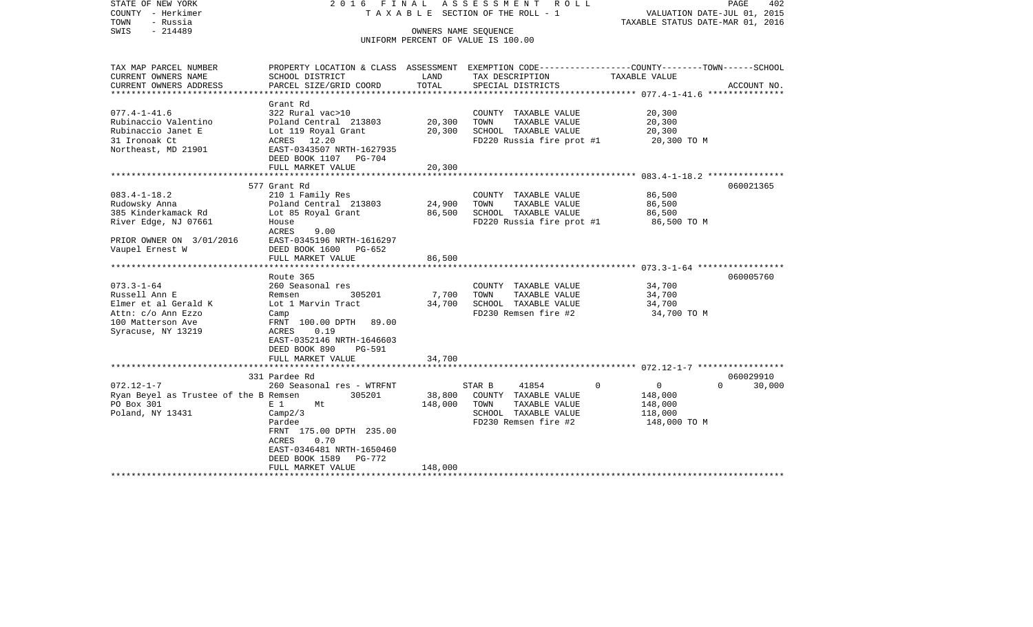STATE OF NEW YORK — 2016 FINAL ASSESSMENT ROLL — PAGE 402
COUNTY - Herkimer — TAXABLE SECTION OF THE ROLL - 1 — VALUATION DATE-JUL 01, 2015
TOWN - Russia — TAXABLE STATUS DATE-MAR 01, 2016
SWIS - 214489 — OWNERS NAME SEQUENCE
UNIFORM PERCENT OF VALUE IS 100.00

| TAX MAP PARCEL NUMBER / CURRENT OWNERS NAME / CURRENT OWNERS ADDRESS | PROPERTY LOCATION & CLASS / SCHOOL DISTRICT / PARCEL SIZE/GRID COORD | ASSESSMENT LAND | TOTAL | EXEMPTION CODE / TAX DESCRIPTION / SPECIAL DISTRICTS | COUNTY | TOWN | SCHOOL | ACCOUNT NO. |
|---|---|---|---|---|---|---|---|---|
| 077.4-1-41.6 | Grant Rd | | | | | | | |
| Rubinaccio Valentino | 322 Rural vac>10 | | | COUNTY TAXABLE VALUE | 20,300 | | | |
| Rubinaccio Janet E | Poland Central 213803 | 20,300 | | TOWN TAXABLE VALUE | | 20,300 | | |
| 31 Ironoak Ct | Lot 119 Royal Grant | | 20,300 | SCHOOL TAXABLE VALUE | | | 20,300 | |
| Northeast, MD 21901 | ACRES 12.20 | | | FD220 Russia fire prot #1 | 20,300 TO M | | | |
| | EAST-0343507 NRTH-1627935 | | | | | | | |
| | DEED BOOK 1107 PG-704 | | | | | | | |
| | FULL MARKET VALUE | | 20,300 | | | | | |
| 083.4-1-18.2 | 577 Grant Rd | | | | | | | 060021365 |
| Rudowsky Anna | 210 1 Family Res | | | COUNTY TAXABLE VALUE | 86,500 | | | |
| 385 Kinderkamack Rd | Poland Central 213803 | 24,900 | | TOWN TAXABLE VALUE | | 86,500 | | |
| River Edge, NJ 07661 | Lot 85 Royal Grant | | 86,500 | SCHOOL TAXABLE VALUE | | | 86,500 | |
| | House | | | FD220 Russia fire prot #1 | 86,500 TO M | | | |
| | ACRES 9.00 | | | | | | | |
| PRIOR OWNER ON 3/01/2016 | EAST-0345196 NRTH-1616297 | | | | | | | |
| Vaupel Ernest W | DEED BOOK 1600 PG-652 | | | | | | | |
| | FULL MARKET VALUE | | 86,500 | | | | | |
| 073.3-1-64 | Route 365 | | | | | | | 060005760 |
| Russell Ann E | 260 Seasonal res | | | COUNTY TAXABLE VALUE | 34,700 | | | |
| Elmer et al Gerald K | Remsen 305201 | 7,700 | | TOWN TAXABLE VALUE | | 34,700 | | |
| Attn: c/o Ann Ezzo | Lot 1 Marvin Tract | | 34,700 | SCHOOL TAXABLE VALUE | | | 34,700 | |
| 100 Matterson Ave | Camp | | | FD230 Remsen fire #2 | 34,700 TO M | | | |
| Syracuse, NY 13219 | FRNT 100.00 DPTH 89.00 | | | | | | | |
| | ACRES 0.19 | | | | | | | |
| | EAST-0352146 NRTH-1646603 | | | | | | | |
| | DEED BOOK 890 PG-591 | | | | | | | |
| | FULL MARKET VALUE | | 34,700 | | | | | |
| 072.12-1-7 | 331 Pardee Rd | | | | | | | 060029910 |
| Ryan Beyel as Trustee of the B | 260 Seasonal res - WTRFNT | | | STAR B 41854 | 0 | 0 | 30,000 | |
| PO Box 301 | Remsen 305201 | 38,800 | | COUNTY TAXABLE VALUE | 148,000 | | | |
| Poland, NY 13431 | E 1 Mt | | 148,000 | TOWN TAXABLE VALUE | | 148,000 | | |
| | Camp2/3 | | | SCHOOL TAXABLE VALUE | | | 118,000 | |
| | Pardee | | | FD230 Remsen fire #2 | 148,000 TO M | | | |
| | FRNT 175.00 DPTH 235.00 | | | | | | | |
| | ACRES 0.70 | | | | | | | |
| | EAST-0346481 NRTH-1650460 | | | | | | | |
| | DEED BOOK 1589 PG-772 | | | | | | | |
| | FULL MARKET VALUE | | 148,000 | | | | | |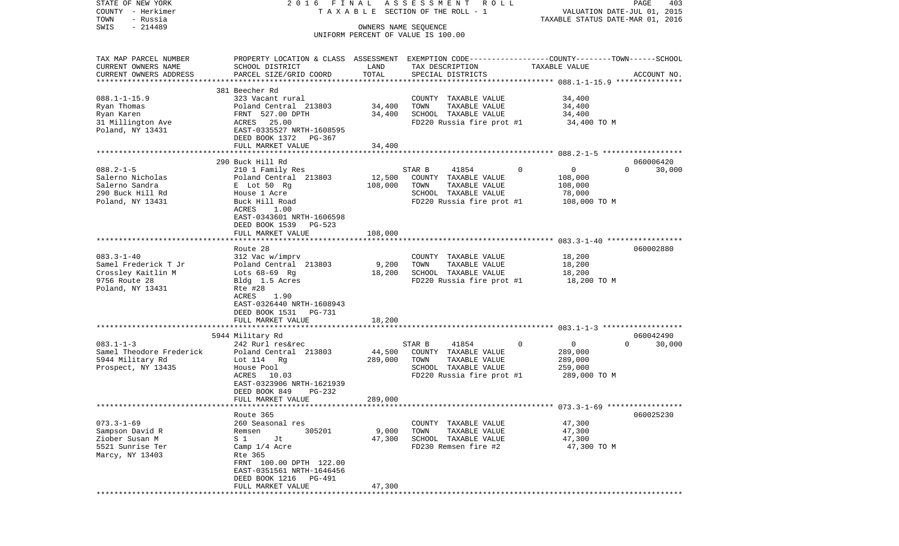STATE OF NEW YORK
COUNTY - Herkimer
TOWN - Russia
SWIS - 214489

2016 FINAL ASSESSMENT ROLL
TAXABLE SECTION OF THE ROLL - 1
OWNERS NAME SEQUENCE
UNIFORM PERCENT OF VALUE IS 100.00

VALUATION DATE-JUL 01, 2015
TAXABLE STATUS DATE-MAR 01, 2016

| TAX MAP PARCEL NUMBER / CURRENT OWNERS NAME / CURRENT OWNERS ADDRESS | PROPERTY LOCATION & CLASS / SCHOOL DISTRICT / PARCEL SIZE/GRID COORD | ASSESSMENT LAND | TOTAL | EXEMPTION CODE / TAX DESCRIPTION / SPECIAL DISTRICTS | TAXABLE VALUE (COUNTY / TOWN / SCHOOL) | ACCOUNT NO. |
|---|---|---|---|---|---|---|
| 088.1-1-15.9 | 381 Beecher Rd | | | | | |
| Ryan Thomas | 323 Vacant rural | | | COUNTY TAXABLE VALUE | 34,400 | |
| Ryan Karen | Poland Central 213803 | 34,400 | | TOWN TAXABLE VALUE | 34,400 | |
| 31 Millington Ave | FRNT 527.00 DPTH | | 34,400 | SCHOOL TAXABLE VALUE | 34,400 | |
| Poland, NY 13431 | ACRES 25.00 | | | FD220 Russia fire prot #1 | 34,400 TO M | |
| | EAST-0335527 NRTH-1608595 | | | | | |
| | DEED BOOK 1372 PG-367 | | | | | |
| | FULL MARKET VALUE | | 34,400 | | | |
| 088.2-1-5 | 290 Buck Hill Rd | | | | | 060006420 |
| Salerno Nicholas | 210 1 Family Res | | | STAR B 41854 | 0 / 0 / 30,000 | |
| Salerno Sandra | Poland Central 213803 | 12,500 | | COUNTY TAXABLE VALUE | 108,000 | |
| 290 Buck Hill Rd | E Lot 50 Rg | | 108,000 | TOWN TAXABLE VALUE | 108,000 | |
| Poland, NY 13431 | House 1 Acre | | | SCHOOL TAXABLE VALUE | 78,000 | |
| | Buck Hill Road | | | FD220 Russia fire prot #1 | 108,000 TO M | |
| | ACRES 1.00 | | | | | |
| | EAST-0343601 NRTH-1606598 | | | | | |
| | DEED BOOK 1539 PG-523 | | | | | |
| | FULL MARKET VALUE | | 108,000 | | | |
| 083.3-1-40 | Route 28 | | | | | 060002880 |
| Samel Frederick T Jr | 312 Vac w/imprv | | | COUNTY TAXABLE VALUE | 18,200 | |
| Crossley Kaitlin M | Poland Central 213803 | 9,200 | | TOWN TAXABLE VALUE | 18,200 | |
| 9756 Route 28 | Lots 68-69 Rg | | 18,200 | SCHOOL TAXABLE VALUE | 18,200 | |
| Poland, NY 13431 | Bldg 1.5 Acres | | | FD220 Russia fire prot #1 | 18,200 TO M | |
| | Rte #28 | | | | | |
| | ACRES 1.90 | | | | | |
| | EAST-0326440 NRTH-1608943 | | | | | |
| | DEED BOOK 1531 PG-731 | | | | | |
| | FULL MARKET VALUE | | 18,200 | | | |
| 083.1-1-3 | 5944 Military Rd | | | | | 060042490 |
| Samel Theodore Frederick | 242 Rurl res&rec | | | STAR B 41854 | 0 / 0 / 30,000 | |
| 5944 Military Rd | Poland Central 213803 | 44,500 | | COUNTY TAXABLE VALUE | 289,000 | |
| Prospect, NY 13435 | Lot 114 Rg | | 289,000 | TOWN TAXABLE VALUE | 289,000 | |
| | House Pool | | | SCHOOL TAXABLE VALUE | 259,000 | |
| | ACRES 10.03 | | | FD220 Russia fire prot #1 | 289,000 TO M | |
| | EAST-0323906 NRTH-1621939 | | | | | |
| | DEED BOOK 849 PG-232 | | | | | |
| | FULL MARKET VALUE | | 289,000 | | | |
| 073.3-1-69 | Route 365 | | | | | 060025230 |
| Sampson David R | 260 Seasonal res | | | COUNTY TAXABLE VALUE | 47,300 | |
| Ziober Susan M | Remsen 305201 | 9,000 | | TOWN TAXABLE VALUE | 47,300 | |
| 5521 Sunrise Ter | S 1 Jt | | 47,300 | SCHOOL TAXABLE VALUE | 47,300 | |
| Marcy, NY 13403 | Camp 1/4 Acre | | | FD230 Remsen fire #2 | 47,300 TO M | |
| | Rte 365 | | | | | |
| | FRNT 100.00 DPTH 122.00 | | | | | |
| | EAST-0351561 NRTH-1646456 | | | | | |
| | DEED BOOK 1216 PG-491 | | | | | |
| | FULL MARKET VALUE | | 47,300 | | | |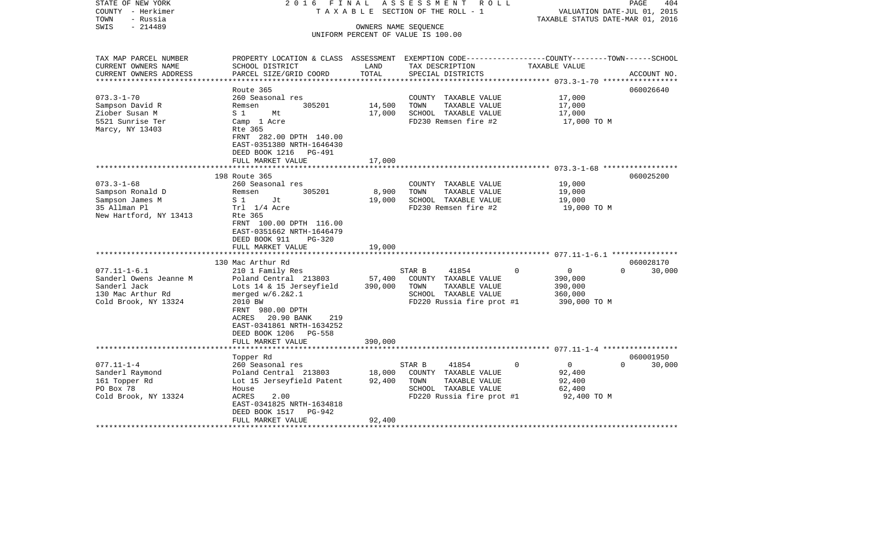STATE OF NEW YORK
COUNTY - Herkimer
TOWN - Russia
SWIS - 214489

2016 FINAL ASSESSMENT ROLL
TAXABLE SECTION OF THE ROLL - 1
OWNERS NAME SEQUENCE
UNIFORM PERCENT OF VALUE IS 100.00

VALUATION DATE-JUL 01, 2015
TAXABLE STATUS DATE-MAR 01, 2016

| TAX MAP PARCEL NUMBER / CURRENT OWNERS NAME / CURRENT OWNERS ADDRESS | PROPERTY LOCATION & CLASS / SCHOOL DISTRICT / PARCEL SIZE/GRID COORD | ASSESSMENT LAND | TOTAL | EXEMPTION CODE / TAX DESCRIPTION / SPECIAL DISTRICTS | COUNTY | TOWN | SCHOOL | TAXABLE VALUE | ACCOUNT NO. |
|---|---|---|---|---|---|---|---|---|---|
| 073.3-1-70 | Route 365 | | | | | | | | 060026640 |
| Sampson David R | 260 Seasonal res | | | COUNTY TAXABLE VALUE | | | | 17,000 | |
| Ziober Susan M | Remsen 305201 | 14,500 | | TOWN TAXABLE VALUE | | | | 17,000 | |
| 5521 Sunrise Ter | S 1 Mt | | 17,000 | SCHOOL TAXABLE VALUE | | | | 17,000 | |
| Marcy, NY 13403 | Camp 1 Acre | | | FD230 Remsen fire #2 | | | | 17,000 TO M | |
| | Rte 365 | | | | | | | | |
| | FRNT 282.00 DPTH 140.00 | | | | | | | | |
| | EAST-0351380 NRTH-1646430 | | | | | | | | |
| | DEED BOOK 1216 PG-491 | | | | | | | | |
| | FULL MARKET VALUE | | 17,000 | | | | | | |
| 073.3-1-68 | 198 Route 365 | | | | | | | | 060025200 |
| Sampson Ronald D | 260 Seasonal res | | | COUNTY TAXABLE VALUE | | | | 19,000 | |
| Sampson James M | Remsen 305201 | 8,900 | | TOWN TAXABLE VALUE | | | | 19,000 | |
| 35 Allman Pl | S 1 Jt | | 19,000 | SCHOOL TAXABLE VALUE | | | | 19,000 | |
| New Hartford, NY 13413 | Trl 1/4 Acre | | | FD230 Remsen fire #2 | | | | 19,000 TO M | |
| | Rte 365 | | | | | | | | |
| | FRNT 100.00 DPTH 116.00 | | | | | | | | |
| | EAST-0351662 NRTH-1646479 | | | | | | | | |
| | DEED BOOK 911 PG-320 | | | | | | | | |
| | FULL MARKET VALUE | | 19,000 | | | | | | |
| 077.11-1-6.1 | 130 Mac Arthur Rd | | | | | | | | 060028170 |
| Sanderl Owens Jeanne M | 210 1 Family Res | | | STAR B 41854 | 0 | 0 | 0 | | 30,000 |
| Sanderl Jack | Poland Central 213803 | 57,400 | | COUNTY TAXABLE VALUE | | | | 390,000 | |
| 130 Mac Arthur Rd | Lots 14 & 15 Jerseyfield | | 390,000 | TOWN TAXABLE VALUE | | | | 390,000 | |
| Cold Brook, NY 13324 | merged w/6.2&2.1 | | | SCHOOL TAXABLE VALUE | | | | 360,000 | |
| | 2010 BW | | | FD220 Russia fire prot #1 | | | | 390,000 TO M | |
| | FRNT 980.00 DPTH | | | | | | | | |
| | ACRES 20.90 BANK 219 | | | | | | | | |
| | EAST-0341861 NRTH-1634252 | | | | | | | | |
| | DEED BOOK 1206 PG-558 | | | | | | | | |
| | FULL MARKET VALUE | | 390,000 | | | | | | |
| 077.11-1-4 | Topper Rd | | | | | | | | 060001950 |
| Sanderl Raymond | 260 Seasonal res | | | STAR B 41854 | 0 | 0 | 0 | | 30,000 |
| 161 Topper Rd | Poland Central 213803 | 18,000 | | COUNTY TAXABLE VALUE | | | | 92,400 | |
| PO Box 78 | Lot 15 Jerseyfield Patent | | 92,400 | TOWN TAXABLE VALUE | | | | 92,400 | |
| Cold Brook, NY 13324 | House | | | SCHOOL TAXABLE VALUE | | | | 62,400 | |
| | ACRES 2.00 | | | FD220 Russia fire prot #1 | | | | 92,400 TO M | |
| | EAST-0341825 NRTH-1634818 | | | | | | | | |
| | DEED BOOK 1517 PG-942 | | | | | | | | |
| | FULL MARKET VALUE | | 92,400 | | | | | | |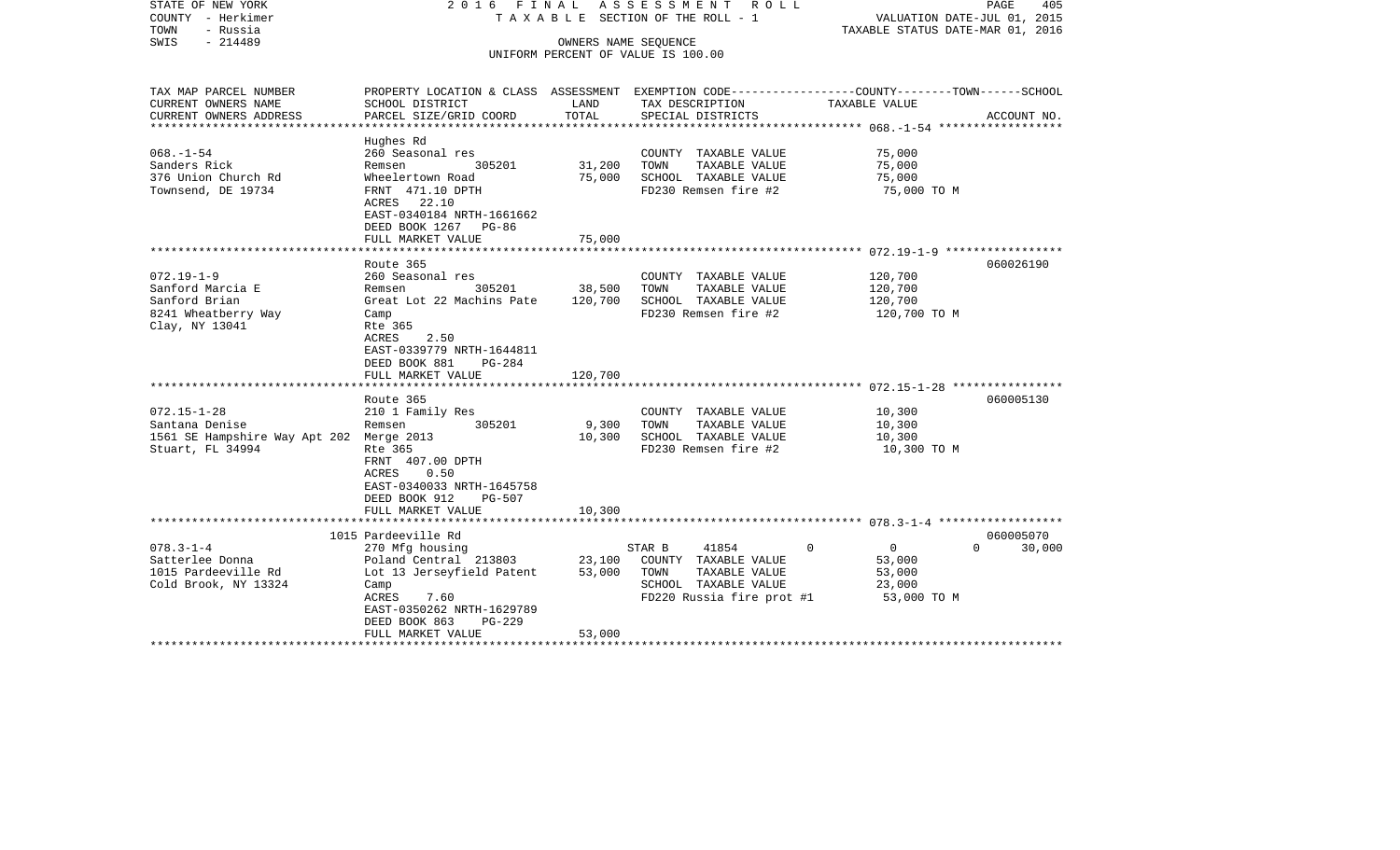STATE OF NEW YORK | 2016 FINAL ASSESSMENT ROLL | VALUATION DATE-JUL 01, 2015
COUNTY - Herkimer | TAXABLE SECTION OF THE ROLL - 1 | TAXABLE STATUS DATE-MAR 01, 2016
TOWN - Russia | OWNERS NAME SEQUENCE
SWIS - 214489 | UNIFORM PERCENT OF VALUE IS 100.00

| TAX MAP PARCEL NUMBER / CURRENT OWNERS NAME / CURRENT OWNERS ADDRESS | PROPERTY LOCATION & CLASS / SCHOOL DISTRICT / PARCEL SIZE/GRID COORD | ASSESSMENT LAND | ASSESSMENT TOTAL | EXEMPTION CODE / TAX DESCRIPTION / SPECIAL DISTRICTS | COUNTY | TOWN | SCHOOL TAXABLE VALUE | ACCOUNT NO. |
|---|---|---|---|---|---|---|---|---|
| 068.-1-54 | Hughes Rd | | | | | | | |
| Sanders Rick | 260 Seasonal res | | | COUNTY TAXABLE VALUE | 75,000 | | | |
| 376 Union Church Rd | Remsen 305201 | 31,200 | | TOWN TAXABLE VALUE | | 75,000 | | |
| Townsend, DE 19734 | Wheelertown Road | | 75,000 | SCHOOL TAXABLE VALUE | | | 75,000 | |
| | FRNT 471.10 DPTH | | | FD230 Remsen fire #2 | | | 75,000 TO M | |
| | ACRES 22.10 | | | | | | | |
| | EAST-0340184 NRTH-1661662 | | | | | | | |
| | DEED BOOK 1267 PG-86 | | | | | | | |
| | FULL MARKET VALUE | | 75,000 | | | | | |
| 072.19-1-9 | Route 365 | | | | | | | 060026190 |
| Sanford Marcia E | 260 Seasonal res | | | COUNTY TAXABLE VALUE | 120,700 | | | |
| Sanford Brian | Remsen 305201 | 38,500 | | TOWN TAXABLE VALUE | | 120,700 | | |
| 8241 Wheatberry Way | Great Lot 22 Machins Pate | | 120,700 | SCHOOL TAXABLE VALUE | | | 120,700 | |
| Clay, NY 13041 | Camp | | | FD230 Remsen fire #2 | | | 120,700 TO M | |
| | Rte 365 | | | | | | | |
| | ACRES 2.50 | | | | | | | |
| | EAST-0339779 NRTH-1644811 | | | | | | | |
| | DEED BOOK 881 PG-284 | | | | | | | |
| | FULL MARKET VALUE | | 120,700 | | | | | |
| 072.15-1-28 | Route 365 | | | | | | | 060005130 |
| Santana Denise | 210 1 Family Res | | | COUNTY TAXABLE VALUE | 10,300 | | | |
| 1561 SE Hampshire Way Apt 202 | Remsen 305201 | 9,300 | | TOWN TAXABLE VALUE | | 10,300 | | |
| Stuart, FL 34994 | Merge 2013 | | 10,300 | SCHOOL TAXABLE VALUE | | | 10,300 | |
| | Rte 365 | | | FD230 Remsen fire #2 | | | 10,300 TO M | |
| | FRNT 407.00 DPTH | | | | | | | |
| | ACRES 0.50 | | | | | | | |
| | EAST-0340033 NRTH-1645758 | | | | | | | |
| | DEED BOOK 912 PG-507 | | | | | | | |
| | FULL MARKET VALUE | | 10,300 | | | | | |
| 078.3-1-4 | 1015 Pardeeville Rd | | | | | | | 060005070 |
| Satterlee Donna | 270 Mfg housing | | | STAR B 41854 | 0 | 0 | 30,000 | |
| 1015 Pardeeville Rd | Poland Central 213803 | 23,100 | | COUNTY TAXABLE VALUE | 53,000 | | | |
| Cold Brook, NY 13324 | Lot 13 Jerseyfield Patent | | 53,000 | TOWN TAXABLE VALUE | | 53,000 | | |
| | Camp | | | SCHOOL TAXABLE VALUE | | | 23,000 | |
| | ACRES 7.60 | | | FD220 Russia fire prot #1 | | | 53,000 TO M | |
| | EAST-0350262 NRTH-1629789 | | | | | | | |
| | DEED BOOK 863 PG-229 | | | | | | | |
| | FULL MARKET VALUE | | 53,000 | | | | | |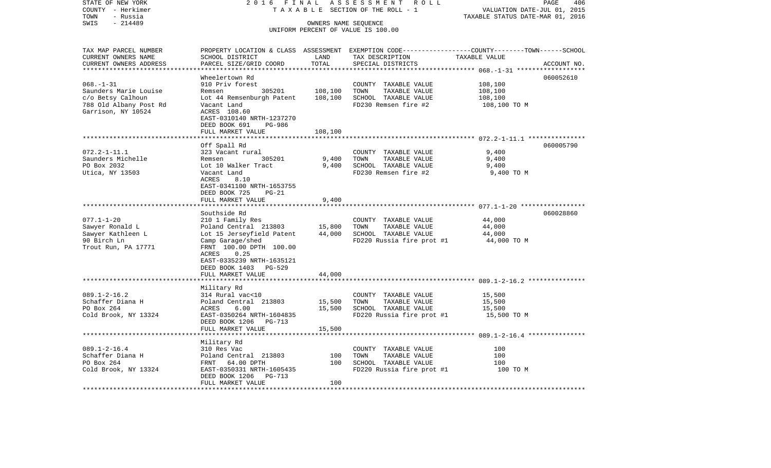STATE OF NEW YORK
COUNTY - Herkimer
TOWN - Russia
SWIS - 214489

2016 FINAL ASSESSMENT ROLL
TAXABLE SECTION OF THE ROLL - 1
OWNERS NAME SEQUENCE
UNIFORM PERCENT OF VALUE IS 100.00

VALUATION DATE-JUL 01, 2015
TAXABLE STATUS DATE-MAR 01, 2016

| TAX MAP PARCEL NUMBER / CURRENT OWNERS NAME / CURRENT OWNERS ADDRESS | PROPERTY LOCATION & CLASS / SCHOOL DISTRICT / PARCEL SIZE/GRID COORD | ASSESSMENT LAND | TOTAL | EXEMPTION CODE / TAX DESCRIPTION / SPECIAL DISTRICTS | TAXABLE VALUE (COUNTY--TOWN--SCHOOL) | ACCOUNT NO. |
|---|---|---|---|---|---|---|
| 068.-1-31 | Wheelertown Rd | | | | | 060052610 |
| | 910 Priv forest | | | COUNTY TAXABLE VALUE | 108,100 | |
| Saunders Marie Louise | Remsen 305201 | 108,100 | | TOWN TAXABLE VALUE | 108,100 | |
| c/o Betsy Calhoun | Lot 44 Remsenburgh Patent | | 108,100 | SCHOOL TAXABLE VALUE | 108,100 | |
| 788 Old Albany Post Rd | Vacant Land | | | FD230 Remsen fire #2 | 108,100 TO M | |
| Garrison, NY 10524 | ACRES 108.60 | | | | | |
| | EAST-0310140 NRTH-1237270 | | | | | |
| | DEED BOOK 691 PG-986 | | | | | |
| | FULL MARKET VALUE | | 108,100 | | | |
| 072.2-1-11.1 | Off Spall Rd | | | | | 060005790 |
| | 323 Vacant rural | | | COUNTY TAXABLE VALUE | 9,400 | |
| Saunders Michelle | Remsen 305201 | 9,400 | | TOWN TAXABLE VALUE | 9,400 | |
| PO Box 2032 | Lot 10 Walker Tract | | 9,400 | SCHOOL TAXABLE VALUE | 9,400 | |
| Utica, NY 13503 | Vacant Land | | | FD230 Remsen fire #2 | 9,400 TO M | |
| | ACRES 8.10 | | | | | |
| | EAST-0341100 NRTH-1653755 | | | | | |
| | DEED BOOK 725 PG-21 | | | | | |
| | FULL MARKET VALUE | | 9,400 | | | |
| 077.1-1-20 | Southside Rd | | | | | 060028860 |
| | 210 1 Family Res | | | COUNTY TAXABLE VALUE | 44,000 | |
| Sawyer Ronald L | Poland Central 213803 | 15,800 | | TOWN TAXABLE VALUE | 44,000 | |
| Sawyer Kathleen L | Lot 15 Jerseyfield Patent | | 44,000 | SCHOOL TAXABLE VALUE | 44,000 | |
| 90 Birch Ln | Camp Garage/shed | | | FD220 Russia fire prot #1 | 44,000 TO M | |
| Trout Run, PA 17771 | FRNT 100.00 DPTH 100.00 | | | | | |
| | ACRES 0.25 | | | | | |
| | EAST-0335239 NRTH-1635121 | | | | | |
| | DEED BOOK 1403 PG-529 | | | | | |
| | FULL MARKET VALUE | | 44,000 | | | |
| 089.1-2-16.2 | Military Rd | | | | | |
| | 314 Rural vac<10 | | | COUNTY TAXABLE VALUE | 15,500 | |
| Schaffer Diana H | Poland Central 213803 | 15,500 | | TOWN TAXABLE VALUE | 15,500 | |
| PO Box 264 | ACRES 6.00 | | 15,500 | SCHOOL TAXABLE VALUE | 15,500 | |
| Cold Brook, NY 13324 | EAST-0350264 NRTH-1604835 | | | FD220 Russia fire prot #1 | 15,500 TO M | |
| | DEED BOOK 1206 PG-713 | | | | | |
| | FULL MARKET VALUE | | 15,500 | | | |
| 089.1-2-16.4 | Military Rd | | | | | |
| | 310 Res Vac | | | COUNTY TAXABLE VALUE | 100 | |
| Schaffer Diana H | Poland Central 213803 | 100 | | TOWN TAXABLE VALUE | 100 | |
| PO Box 264 | FRNT 64.00 DPTH | | 100 | SCHOOL TAXABLE VALUE | 100 | |
| Cold Brook, NY 13324 | EAST-0350331 NRTH-1605435 | | | FD220 Russia fire prot #1 | 100 TO M | |
| | DEED BOOK 1206 PG-713 | | | | | |
| | FULL MARKET VALUE | | 100 | | | |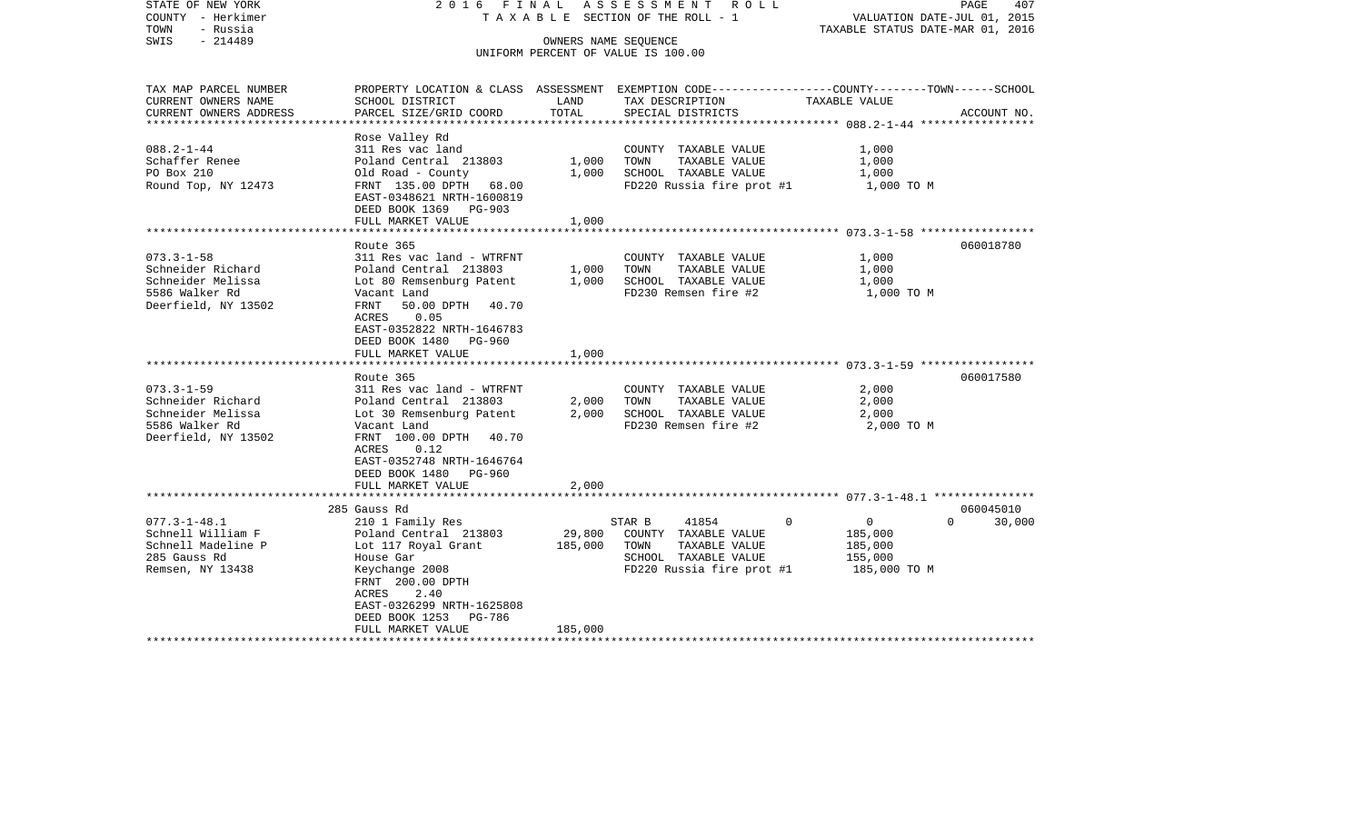STATE OF NEW YORK — 2016 FINAL ASSESSMENT ROLL
COUNTY - Herkimer — TAXABLE SECTION OF THE ROLL - 1 — VALUATION DATE-JUL 01, 2015
TOWN - Russia — TAXABLE STATUS DATE-MAR 01, 2016
SWIS - 214489 — OWNERS NAME SEQUENCE
UNIFORM PERCENT OF VALUE IS 100.00

| TAX MAP PARCEL NUMBER / CURRENT OWNERS NAME / CURRENT OWNERS ADDRESS | PROPERTY LOCATION & CLASS / SCHOOL DISTRICT / PARCEL SIZE/GRID COORD | ASSESSMENT LAND | TOTAL | EXEMPTION CODE / TAX DESCRIPTION / SPECIAL DISTRICTS | COUNTY / TAXABLE VALUE | TOWN | SCHOOL / ACCOUNT NO. |
|---|---|---|---|---|---|---|---|
| **088.2-1-44** | Rose Valley Rd | | | | | | |
| 088.2-1-44 | 311 Res vac land | | | COUNTY TAXABLE VALUE | 1,000 | | |
| Schaffer Renee | Poland Central 213803 | 1,000 | | TOWN TAXABLE VALUE | 1,000 | | |
| PO Box 210 | Old Road - County | | 1,000 | SCHOOL TAXABLE VALUE | 1,000 | | |
| Round Top, NY 12473 | FRNT 135.00 DPTH 68.00 | | | FD220 Russia fire prot #1 | 1,000 TO M | | |
| | EAST-0348621 NRTH-1600819 | | | | | | |
| | DEED BOOK 1369 PG-903 | | | | | | |
| | FULL MARKET VALUE | | 1,000 | | | | |
| **073.3-1-58** | Route 365 | | | | | | 060018780 |
| 073.3-1-58 | 311 Res vac land - WTRFNT | | | COUNTY TAXABLE VALUE | 1,000 | | |
| Schneider Richard | Poland Central 213803 | 1,000 | | TOWN TAXABLE VALUE | 1,000 | | |
| Schneider Melissa | Lot 80 Remsenburg Patent | | 1,000 | SCHOOL TAXABLE VALUE | 1,000 | | |
| 5586 Walker Rd | Vacant Land | | | FD230 Remsen fire #2 | 1,000 TO M | | |
| Deerfield, NY 13502 | FRNT 50.00 DPTH 40.70 | | | | | | |
| | ACRES 0.05 | | | | | | |
| | EAST-0352822 NRTH-1646783 | | | | | | |
| | DEED BOOK 1480 PG-960 | | | | | | |
| | FULL MARKET VALUE | | 1,000 | | | | |
| **073.3-1-59** | Route 365 | | | | | | 060017580 |
| 073.3-1-59 | 311 Res vac land - WTRFNT | | | COUNTY TAXABLE VALUE | 2,000 | | |
| Schneider Richard | Poland Central 213803 | 2,000 | | TOWN TAXABLE VALUE | 2,000 | | |
| Schneider Melissa | Lot 30 Remsenburg Patent | | 2,000 | SCHOOL TAXABLE VALUE | 2,000 | | |
| 5586 Walker Rd | Vacant Land | | | FD230 Remsen fire #2 | 2,000 TO M | | |
| Deerfield, NY 13502 | FRNT 100.00 DPTH 40.70 | | | | | | |
| | ACRES 0.12 | | | | | | |
| | EAST-0352748 NRTH-1646764 | | | | | | |
| | DEED BOOK 1480 PG-960 | | | | | | |
| | FULL MARKET VALUE | | 2,000 | | | | |
| **077.3-1-48.1** | 285 Gauss Rd | | | | | | 060045010 |
| 077.3-1-48.1 | 210 1 Family Res | | | STAR B 41854 | 0 | 0 | 0 30,000 |
| Schnell William F | Poland Central 213803 | 29,800 | | COUNTY TAXABLE VALUE | 185,000 | | |
| Schnell Madeline P | Lot 117 Royal Grant | | 185,000 | TOWN TAXABLE VALUE | 185,000 | | |
| 285 Gauss Rd | House Gar | | | SCHOOL TAXABLE VALUE | 155,000 | | |
| Remsen, NY 13438 | Keychange 2008 | | | FD220 Russia fire prot #1 | 185,000 TO M | | |
| | FRNT 200.00 DPTH | | | | | | |
| | ACRES 2.40 | | | | | | |
| | EAST-0326299 NRTH-1625808 | | | | | | |
| | DEED BOOK 1253 PG-786 | | | | | | |
| | FULL MARKET VALUE | | 185,000 | | | | |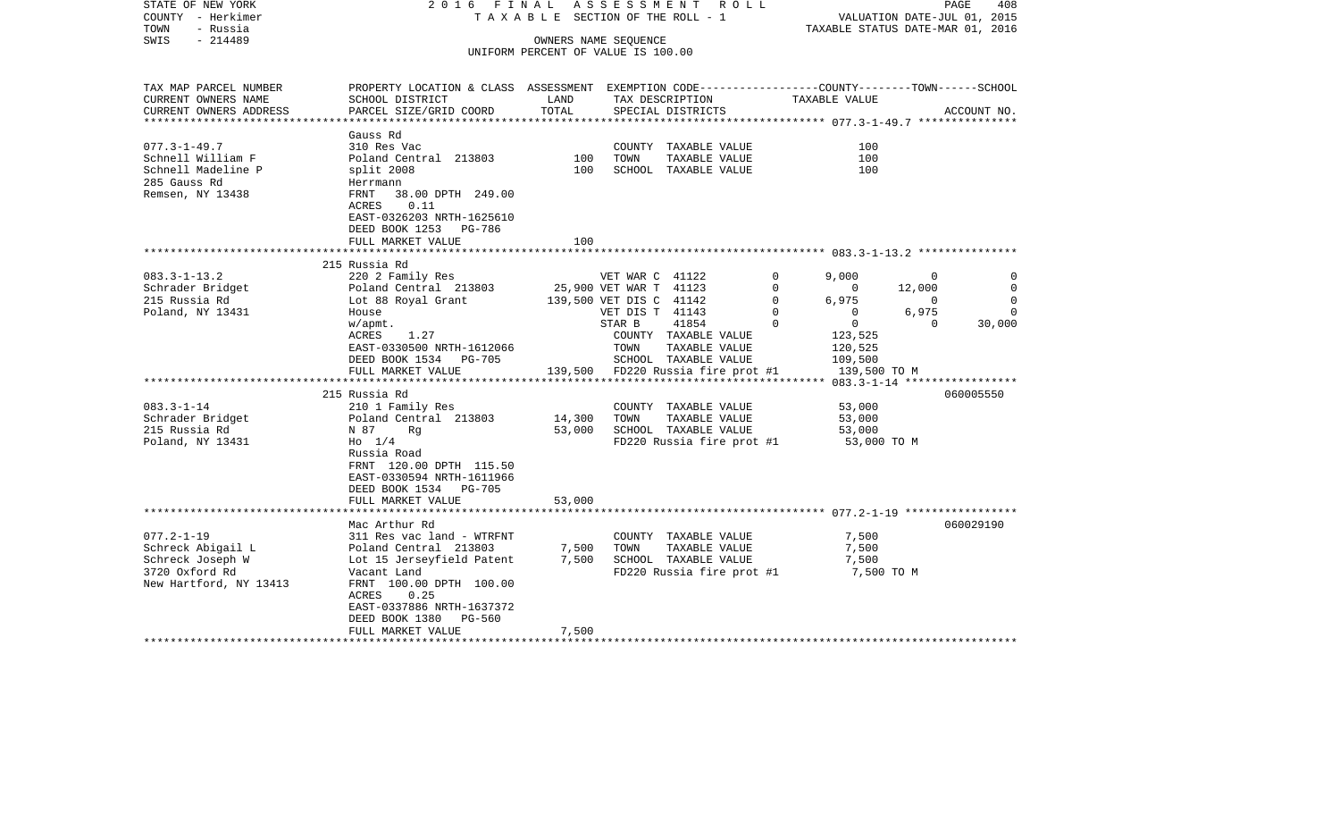STATE OF NEW YORK | 2016 FINAL ASSESSMENT ROLL | PAGE 408
COUNTY - Herkimer | TAXABLE SECTION OF THE ROLL - 1 | VALUATION DATE-JUL 01, 2015
TOWN - Russia | | TAXABLE STATUS DATE-MAR 01, 2016
SWIS - 214489 | OWNERS NAME SEQUENCE
UNIFORM PERCENT OF VALUE IS 100.00

| TAX MAP PARCEL NUMBER / CURRENT OWNERS NAME / CURRENT OWNERS ADDRESS | PROPERTY LOCATION & CLASS / SCHOOL DISTRICT / PARCEL SIZE/GRID COORD | ASSESSMENT LAND | ASSESSMENT TOTAL | EXEMPTION CODE / TAX DESCRIPTION / SPECIAL DISTRICTS | COUNTY TAXABLE VALUE | TOWN | SCHOOL | ACCOUNT NO. |
|---|---|---|---|---|---|---|---|---|
| **077.3-1-49.7** | Gauss Rd | | | | | | | |
| Schnell William F | 310 Res Vac | | | COUNTY TAXABLE VALUE | 100 | | | |
| Schnell Madeline P | Poland Central 213803 | 100 | | TOWN TAXABLE VALUE | 100 | | | |
| 285 Gauss Rd | split 2008 | | 100 | SCHOOL TAXABLE VALUE | 100 | | | |
| Remsen, NY 13438 | Herrmann | | | | | | | |
| | FRNT 38.00 DPTH 249.00 | | | | | | | |
| | ACRES 0.11 | | | | | | | |
| | EAST-0326203 NRTH-1625610 | | | | | | | |
| | DEED BOOK 1253 PG-786 | | | | | | | |
| | FULL MARKET VALUE | | 100 | | | | | |
| **083.3-1-13.2** | 215 Russia Rd | | | | | | | |
| Schrader Bridget | 220 2 Family Res | | | VET WAR C 41122 0 | 9,000 | 0 | 0 | |
| 215 Russia Rd | Poland Central 213803 | 25,900 | | VET WAR T 41123 0 | 0 | 12,000 | 0 | |
| Poland, NY 13431 | Lot 88 Royal Grant | | 139,500 | VET DIS C 41142 0 | 6,975 | 0 | 0 | |
| | House | | | VET DIS T 41143 0 | 0 | 6,975 | 0 | |
| | w/apmt. | | | STAR B 41854 0 | 0 | 0 | 30,000 | |
| | ACRES 1.27 | | | COUNTY TAXABLE VALUE | 123,525 | | | |
| | EAST-0330500 NRTH-1612066 | | | TOWN TAXABLE VALUE | 120,525 | | | |
| | DEED BOOK 1534 PG-705 | | | SCHOOL TAXABLE VALUE | 109,500 | | | |
| | FULL MARKET VALUE | | 139,500 | FD220 Russia fire prot #1 | 139,500 TO M | | | |
| **083.3-1-14** | 215 Russia Rd | | | | | | | 060005550 |
| Schrader Bridget | 210 1 Family Res | | | COUNTY TAXABLE VALUE | 53,000 | | | |
| 215 Russia Rd | Poland Central 213803 | 14,300 | | TOWN TAXABLE VALUE | 53,000 | | | |
| Poland, NY 13431 | N 87 Rg | | 53,000 | SCHOOL TAXABLE VALUE | 53,000 | | | |
| | Ho 1/4 | | | FD220 Russia fire prot #1 | 53,000 TO M | | | |
| | Russia Road | | | | | | | |
| | FRNT 120.00 DPTH 115.50 | | | | | | | |
| | EAST-0330594 NRTH-1611966 | | | | | | | |
| | DEED BOOK 1534 PG-705 | | | | | | | |
| | FULL MARKET VALUE | | 53,000 | | | | | |
| **077.2-1-19** | Mac Arthur Rd | | | | | | | 060029190 |
| Schreck Abigail L | 311 Res vac land - WTRFNT | | | COUNTY TAXABLE VALUE | 7,500 | | | |
| Schreck Joseph W | Poland Central 213803 | 7,500 | | TOWN TAXABLE VALUE | 7,500 | | | |
| 3720 Oxford Rd | Lot 15 Jerseyfield Patent | | 7,500 | SCHOOL TAXABLE VALUE | 7,500 | | | |
| New Hartford, NY 13413 | Vacant Land | | | FD220 Russia fire prot #1 | 7,500 TO M | | | |
| | FRNT 100.00 DPTH 100.00 | | | | | | | |
| | ACRES 0.25 | | | | | | | |
| | EAST-0337886 NRTH-1637372 | | | | | | | |
| | DEED BOOK 1380 PG-560 | | | | | | | |
| | FULL MARKET VALUE | | 7,500 | | | | | |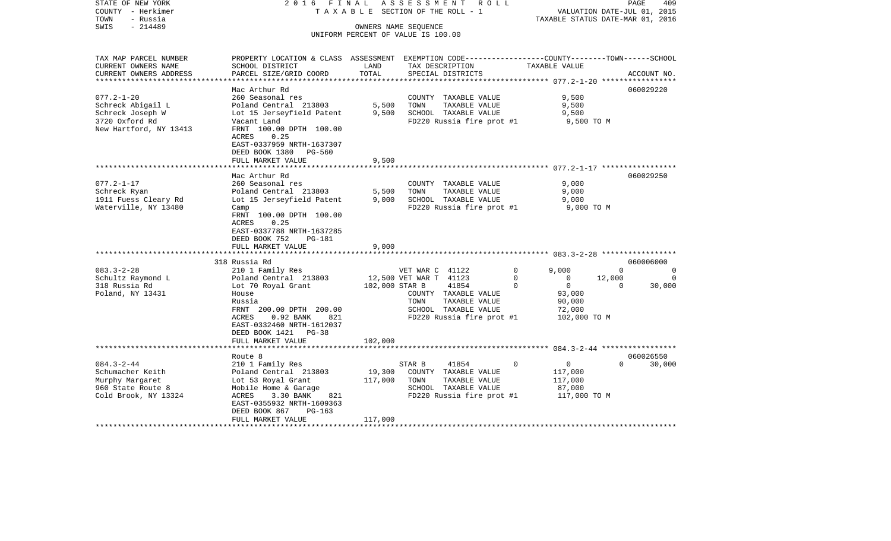STATE OF NEW YORK 2016 FINAL ASSESSMENT ROLL
COUNTY - Herkimer T A X A B L E SECTION OF THE ROLL - 1 VALUATION DATE-JUL 01, 2015
TOWN - Russia TAXABLE STATUS DATE-MAR 01, 2016
SWIS - 214489 OWNERS NAME SEQUENCE
UNIFORM PERCENT OF VALUE IS 100.00

| TAX MAP PARCEL NUMBER<br>CURRENT OWNERS NAME<br>CURRENT OWNERS ADDRESS | PROPERTY LOCATION & CLASS<br>SCHOOL DISTRICT<br>PARCEL SIZE/GRID COORD | ASSESSMENT<br>LAND<br>TOTAL | EXEMPTION CODE<br>TAX DESCRIPTION<br>SPECIAL DISTRICTS | | COUNTY<br>TAXABLE VALUE | TOWN | SCHOOL<br>ACCOUNT NO. |
|---|---|---|---|---|---|---|---|
| **077.2-1-20** | Mac Arthur Rd | | | | | | 060029220 |
| 077.2-1-20 | 260 Seasonal res | | COUNTY TAXABLE VALUE | | 9,500 | | |
| Schreck Abigail L | Poland Central 213803 | 5,500 | TOWN TAXABLE VALUE | | 9,500 | | |
| Schreck Joseph W | Lot 15 Jerseyfield Patent | 9,500 | SCHOOL TAXABLE VALUE | | 9,500 | | |
| 3720 Oxford Rd | Vacant Land | | FD220 Russia fire prot #1 | | 9,500 TO M | | |
| New Hartford, NY 13413 | FRNT 100.00 DPTH 100.00 | | | | | | |
| | ACRES 0.25 | | | | | | |
| | EAST-0337959 NRTH-1637307 | | | | | | |
| | DEED BOOK 1380 PG-560 | | | | | | |
| | FULL MARKET VALUE | 9,500 | | | | | |
| **077.2-1-17** | Mac Arthur Rd | | | | | | 060029250 |
| 077.2-1-17 | 260 Seasonal res | | COUNTY TAXABLE VALUE | | 9,000 | | |
| Schreck Ryan | Poland Central 213803 | 5,500 | TOWN TAXABLE VALUE | | 9,000 | | |
| 1911 Fuess Cleary Rd | Lot 15 Jerseyfield Patent | 9,000 | SCHOOL TAXABLE VALUE | | 9,000 | | |
| Waterville, NY 13480 | Camp | | FD220 Russia fire prot #1 | | 9,000 TO M | | |
| | FRNT 100.00 DPTH 100.00 | | | | | | |
| | ACRES 0.25 | | | | | | |
| | EAST-0337788 NRTH-1637285 | | | | | | |
| | DEED BOOK 752 PG-181 | | | | | | |
| | FULL MARKET VALUE | 9,000 | | | | | |
| **083.3-2-28** | 318 Russia Rd | | | | | | 060006000 |
| 083.3-2-28 | 210 1 Family Res | | VET WAR C 41122 | 0 | 9,000 | 0 | 0 |
| Schultz Raymond L | Poland Central 213803 | 12,500 | VET WAR T 41123 | 0 | 0 | 12,000 | 0 |
| 318 Russia Rd | Lot 70 Royal Grant | 102,000 | STAR B 41854 | 0 | 0 | 0 | 30,000 |
| Poland, NY 13431 | House | | COUNTY TAXABLE VALUE | | 93,000 | | |
| | Russia | | TOWN TAXABLE VALUE | | 90,000 | | |
| | FRNT 200.00 DPTH 200.00 | | SCHOOL TAXABLE VALUE | | 72,000 | | |
| | ACRES 0.92 BANK 821 | | FD220 Russia fire prot #1 | | 102,000 TO M | | |
| | EAST-0332460 NRTH-1612037 | | | | | | |
| | DEED BOOK 1421 PG-38 | | | | | | |
| | FULL MARKET VALUE | 102,000 | | | | | |
| **084.3-2-44** | Route 8 | | | | | | 060026550 |
| 084.3-2-44 | 210 1 Family Res | | STAR B 41854 | 0 | 0 | 0 | 30,000 |
| Schumacher Keith | Poland Central 213803 | 19,300 | COUNTY TAXABLE VALUE | | 117,000 | | |
| Murphy Margaret | Lot 53 Royal Grant | 117,000 | TOWN TAXABLE VALUE | | 117,000 | | |
| 960 State Route 8 | Mobile Home & Garage | | SCHOOL TAXABLE VALUE | | 87,000 | | |
| Cold Brook, NY 13324 | ACRES 3.30 BANK 821 | | FD220 Russia fire prot #1 | | 117,000 TO M | | |
| | EAST-0355932 NRTH-1609363 | | | | | | |
| | DEED BOOK 867 PG-163 | | | | | | |
| | FULL MARKET VALUE | 117,000 | | | | | |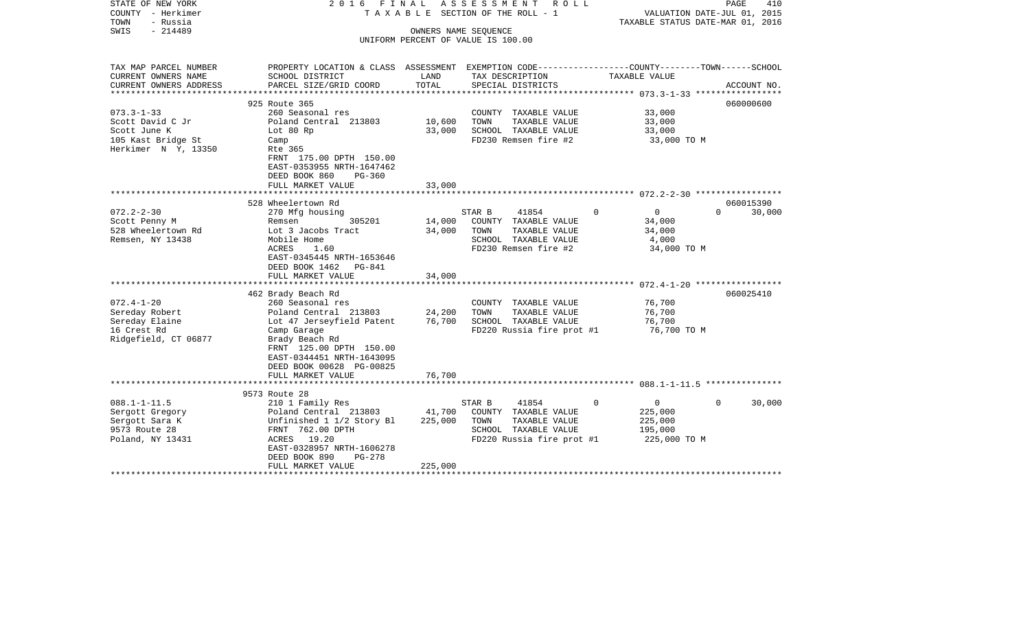STATE OF NEW YORK — 2016 FINAL ASSESSMENT ROLL — PAGE 410
COUNTY - Herkimer — TAXABLE SECTION OF THE ROLL - 1 — VALUATION DATE-JUL 01, 2015
TOWN - Russia — TAXABLE STATUS DATE-MAR 01, 2016
SWIS - 214489 — OWNERS NAME SEQUENCE
UNIFORM PERCENT OF VALUE IS 100.00

| TAX MAP PARCEL NUMBER / CURRENT OWNERS NAME / CURRENT OWNERS ADDRESS | PROPERTY LOCATION & CLASS / SCHOOL DISTRICT / PARCEL SIZE/GRID COORD | ASSESSMENT LAND | TOTAL | EXEMPTION CODE / TAX DESCRIPTION / SPECIAL DISTRICTS | COUNTY | TOWN | SCHOOL | ACCOUNT NO. |
|---|---|---|---|---|---|---|---|---|
| 073.3-1-33 | 925 Route 365 | | | | | | | 060000600 |
| Scott David C Jr | 260 Seasonal res | | | COUNTY TAXABLE VALUE | 33,000 | | | |
| Scott June K | Poland Central 213803 | 10,600 | | TOWN TAXABLE VALUE | | 33,000 | | |
| 105 Kast Bridge St | Lot 80 Rp | | 33,000 | SCHOOL TAXABLE VALUE | | | 33,000 | |
| Herkimer N Y, 13350 | Camp | | | FD230 Remsen fire #2 | 33,000 TO M | | | |
| | Rte 365 | | | | | | | |
| | FRNT 175.00 DPTH 150.00 | | | | | | | |
| | EAST-0353955 NRTH-1647462 | | | | | | | |
| | DEED BOOK 860 PG-360 | | | | | | | |
| | FULL MARKET VALUE | | 33,000 | | | | | |
| 072.2-2-30 | 528 Wheelertown Rd | | | | | | | 060015390 |
| Scott Penny M | 270 Mfg housing | | | STAR B 41854 | 0 | 0 | 30,000 | |
| 528 Wheelertown Rd | Remsen 305201 | 14,000 | | COUNTY TAXABLE VALUE | 34,000 | | | |
| Remsen, NY 13438 | Lot 3 Jacobs Tract | | 34,000 | TOWN TAXABLE VALUE | | 34,000 | | |
| | Mobile Home | | | SCHOOL TAXABLE VALUE | | | 4,000 | |
| | ACRES 1.60 | | | FD230 Remsen fire #2 | 34,000 TO M | | | |
| | EAST-0345445 NRTH-1653646 | | | | | | | |
| | DEED BOOK 1462 PG-841 | | | | | | | |
| | FULL MARKET VALUE | | 34,000 | | | | | |
| 072.4-1-20 | 462 Brady Beach Rd | | | | | | | 060025410 |
| Sereday Robert | 260 Seasonal res | | | COUNTY TAXABLE VALUE | 76,700 | | | |
| Sereday Elaine | Poland Central 213803 | 24,200 | | TOWN TAXABLE VALUE | | 76,700 | | |
| 16 Crest Rd | Lot 47 Jerseyfield Patent | | 76,700 | SCHOOL TAXABLE VALUE | | | 76,700 | |
| Ridgefield, CT 06877 | Camp Garage | | | FD220 Russia fire prot #1 | 76,700 TO M | | | |
| | Brady Beach Rd | | | | | | | |
| | FRNT 125.00 DPTH 150.00 | | | | | | | |
| | EAST-0344451 NRTH-1643095 | | | | | | | |
| | DEED BOOK 00628 PG-00825 | | | | | | | |
| | FULL MARKET VALUE | | 76,700 | | | | | |
| 088.1-1-11.5 | 9573 Route 28 | | | | | | | |
| Sergott Gregory | 210 1 Family Res | | | STAR B 41854 | 0 | 0 | 30,000 | |
| Sergott Sara K | Poland Central 213803 | 41,700 | | COUNTY TAXABLE VALUE | 225,000 | | | |
| 9573 Route 28 | Unfinished 1 1/2 Story Bl | | 225,000 | TOWN TAXABLE VALUE | | 225,000 | | |
| Poland, NY 13431 | FRNT 762.00 DPTH | | | SCHOOL TAXABLE VALUE | | | 195,000 | |
| | ACRES 19.20 | | | FD220 Russia fire prot #1 | 225,000 TO M | | | |
| | EAST-0328957 NRTH-1606278 | | | | | | | |
| | DEED BOOK 890 PG-278 | | | | | | | |
| | FULL MARKET VALUE | | 225,000 | | | | | |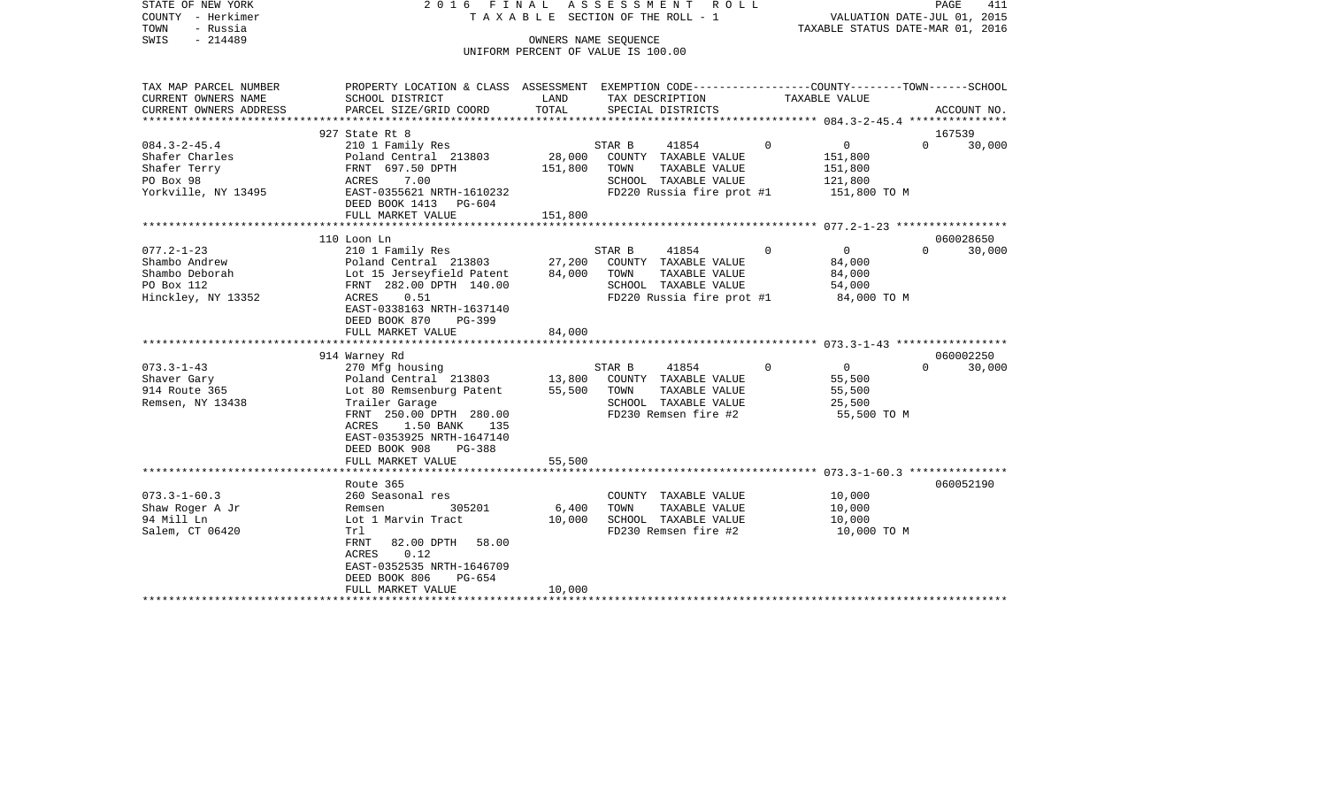STATE OF NEW YORK | 2016 FINAL ASSESSMENT ROLL | PAGE 411
COUNTY - Herkimer | TAXABLE SECTION OF THE ROLL - 1 | VALUATION DATE-JUL 01, 2015
TOWN - Russia | | TAXABLE STATUS DATE-MAR 01, 2016
SWIS - 214489 | OWNERS NAME SEQUENCE
UNIFORM PERCENT OF VALUE IS 100.00

| TAX MAP PARCEL NUMBER / CURRENT OWNERS NAME / CURRENT OWNERS ADDRESS | PROPERTY LOCATION & CLASS / SCHOOL DISTRICT / PARCEL SIZE/GRID COORD | ASSESSMENT LAND | TOTAL | EXEMPTION CODE / TAX DESCRIPTION / SPECIAL DISTRICTS | COUNTY | TOWN | SCHOOL / TAXABLE VALUE | ACCOUNT NO. |
|---|---|---|---|---|---|---|---|---|
| **084.3-2-45.4** | 927 State Rt 8 | | | | | | | 167539 |
| | 210 1 Family Res | | | STAR B 41854 | 0 | 0 | 0 | 30,000 |
| Shafer Charles | Poland Central 213803 | 28,000 | | COUNTY TAXABLE VALUE | 151,800 | | | |
| Shafer Terry | FRNT 697.50 DPTH | | 151,800 | TOWN TAXABLE VALUE | 151,800 | | | |
| PO Box 98 | ACRES 7.00 | | | SCHOOL TAXABLE VALUE | 121,800 | | | |
| Yorkville, NY 13495 | EAST-0355621 NRTH-1610232 | | | FD220 Russia fire prot #1 | 151,800 TO M | | | |
| | DEED BOOK 1413 PG-604 | | | | | | | |
| | FULL MARKET VALUE | | 151,800 | | | | | |
| **077.2-1-23** | 110 Loon Ln | | | | | | | 060028650 |
| | 210 1 Family Res | | | STAR B 41854 | 0 | 0 | 0 | 30,000 |
| Shambo Andrew | Poland Central 213803 | 27,200 | | COUNTY TAXABLE VALUE | 84,000 | | | |
| Shambo Deborah | Lot 15 Jerseyfield Patent | | 84,000 | TOWN TAXABLE VALUE | 84,000 | | | |
| PO Box 112 | FRNT 282.00 DPTH 140.00 | | | SCHOOL TAXABLE VALUE | 54,000 | | | |
| Hinckley, NY 13352 | ACRES 0.51 | | | FD220 Russia fire prot #1 | 84,000 TO M | | | |
| | EAST-0338163 NRTH-1637140 | | | | | | | |
| | DEED BOOK 870 PG-399 | | | | | | | |
| | FULL MARKET VALUE | | 84,000 | | | | | |
| **073.3-1-43** | 914 Warney Rd | | | | | | | 060002250 |
| | 270 Mfg housing | | | STAR B 41854 | 0 | 0 | 0 | 30,000 |
| Shaver Gary | Poland Central 213803 | 13,800 | | COUNTY TAXABLE VALUE | 55,500 | | | |
| 914 Route 365 | Lot 80 Remsenburg Patent | | 55,500 | TOWN TAXABLE VALUE | 55,500 | | | |
| Remsen, NY 13438 | Trailer Garage | | | SCHOOL TAXABLE VALUE | 25,500 | | | |
| | FRNT 250.00 DPTH 280.00 | | | FD230 Remsen fire #2 | 55,500 TO M | | | |
| | ACRES 1.50 BANK 135 | | | | | | | |
| | EAST-0353925 NRTH-1647140 | | | | | | | |
| | DEED BOOK 908 PG-388 | | | | | | | |
| | FULL MARKET VALUE | | 55,500 | | | | | |
| **073.3-1-60.3** | Route 365 | | | | | | | 060052190 |
| | 260 Seasonal res | | | COUNTY TAXABLE VALUE | 10,000 | | | |
| Shaw Roger A Jr | Remsen 305201 | 6,400 | | TOWN TAXABLE VALUE | 10,000 | | | |
| 94 Mill Ln | Lot 1 Marvin Tract | | 10,000 | SCHOOL TAXABLE VALUE | 10,000 | | | |
| Salem, CT 06420 | Trl | | | FD230 Remsen fire #2 | 10,000 TO M | | | |
| | FRNT 82.00 DPTH 58.00 | | | | | | | |
| | ACRES 0.12 | | | | | | | |
| | EAST-0352535 NRTH-1646709 | | | | | | | |
| | DEED BOOK 806 PG-654 | | | | | | | |
| | FULL MARKET VALUE | | 10,000 | | | | | |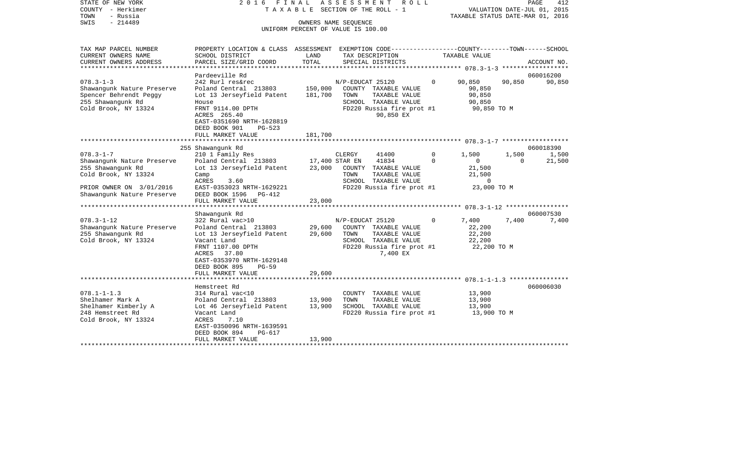STATE OF NEW YORK
COUNTY - Herkimer
TOWN - Russia
SWIS - 214489

2 0 1 6 F I N A L A S S E S S M E N T R O L L
T A X A B L E SECTION OF THE ROLL - 1
OWNERS NAME SEQUENCE
UNIFORM PERCENT OF VALUE IS 100.00

VALUATION DATE-JUL 01, 2015
TAXABLE STATUS DATE-MAR 01, 2016

| TAX MAP PARCEL NUMBER / CURRENT OWNERS NAME / CURRENT OWNERS ADDRESS | PROPERTY LOCATION & CLASS / SCHOOL DISTRICT / PARCEL SIZE/GRID COORD | ASSESSMENT LAND | ASSESSMENT TOTAL | EXEMPTION CODE / TAX DESCRIPTION / SPECIAL DISTRICTS | | COUNTY TAXABLE VALUE | TOWN | SCHOOL | ACCOUNT NO. |
|---|---|---|---|---|---|---|---|---|---|
| | Pardeeville Rd | | | | | | | | 060016200 |
| 078.3-1-3 | 242 Rurl res&rec | | | N/P-EDUCAT 25120 | 0 | 90,850 | 90,850 | 90,850 | |
| Shawangunk Nature Preserve | Poland Central 213803 | 150,000 | | COUNTY TAXABLE VALUE | | 90,850 | | | |
| Spencer Behrendt Peggy | Lot 13 Jerseyfield Patent | | 181,700 | TOWN TAXABLE VALUE | | 90,850 | | | |
| 255 Shawangunk Rd | House | | | SCHOOL TAXABLE VALUE | | 90,850 | | | |
| Cold Brook, NY 13324 | FRNT 9114.00 DPTH | | | FD220 Russia fire prot #1 | | 90,850 TO M | | | |
| | ACRES 265.40 | | | 90,850 EX | | | | | |
| | EAST-0351690 NRTH-1628819 | | | | | | | | |
| | DEED BOOK 901 PG-523 | | | | | | | | |
| | FULL MARKET VALUE | | 181,700 | | | | | | |
| | 255 Shawangunk Rd | | | | | | | | 060018390 |
| 078.3-1-7 | 210 1 Family Res | | | CLERGY 41400 | 0 | 1,500 | 1,500 | 1,500 | |
| Shawangunk Nature Preserve | Poland Central 213803 | 17,400 | | STAR EN 41834 | 0 | 0 | 0 | 21,500 | |
| 255 Shawangunk Rd | Lot 13 Jerseyfield Patent | | 23,000 | COUNTY TAXABLE VALUE | | 21,500 | | | |
| Cold Brook, NY 13324 | Camp | | | TOWN TAXABLE VALUE | | 21,500 | | | |
| | ACRES 3.60 | | | SCHOOL TAXABLE VALUE | | 0 | | | |
| PRIOR OWNER ON 3/01/2016 | EAST-0353023 NRTH-1629221 | | | FD220 Russia fire prot #1 | | 23,000 TO M | | | |
| Shawangunk Nature Preserve | DEED BOOK 1596 PG-412 | | | | | | | | |
| | FULL MARKET VALUE | | 23,000 | | | | | | |
| | Shawangunk Rd | | | | | | | | 060007530 |
| 078.3-1-12 | 322 Rural vac>10 | | | N/P-EDUCAT 25120 | 0 | 7,400 | 7,400 | 7,400 | |
| Shawangunk Nature Preserve | Poland Central 213803 | 29,600 | | COUNTY TAXABLE VALUE | | 22,200 | | | |
| 255 Shawangunk Rd | Lot 13 Jerseyfield Patent | | 29,600 | TOWN TAXABLE VALUE | | 22,200 | | | |
| Cold Brook, NY 13324 | Vacant Land | | | SCHOOL TAXABLE VALUE | | 22,200 | | | |
| | FRNT 1107.00 DPTH | | | FD220 Russia fire prot #1 | | 22,200 TO M | | | |
| | ACRES 37.80 | | | 7,400 EX | | | | | |
| | EAST-0353970 NRTH-1629148 | | | | | | | | |
| | DEED BOOK 895 PG-59 | | | | | | | | |
| | FULL MARKET VALUE | | 29,600 | | | | | | |
| | Hemstreet Rd | | | | | | | | 060006030 |
| 078.1-1-1.3 | 314 Rural vac<10 | | | COUNTY TAXABLE VALUE | | 13,900 | | | |
| Shelhamer Mark A | Poland Central 213803 | 13,900 | | TOWN TAXABLE VALUE | | 13,900 | | | |
| Shelhamer Kimberly A | Lot 46 Jerseyfield Patent | | 13,900 | SCHOOL TAXABLE VALUE | | 13,900 | | | |
| 248 Hemstreet Rd | Vacant Land | | | FD220 Russia fire prot #1 | | 13,900 TO M | | | |
| Cold Brook, NY 13324 | ACRES 7.10 | | | | | | | | |
| | EAST-0350096 NRTH-1639591 | | | | | | | | |
| | DEED BOOK 894 PG-617 | | | | | | | | |
| | FULL MARKET VALUE | | 13,900 | | | | | | |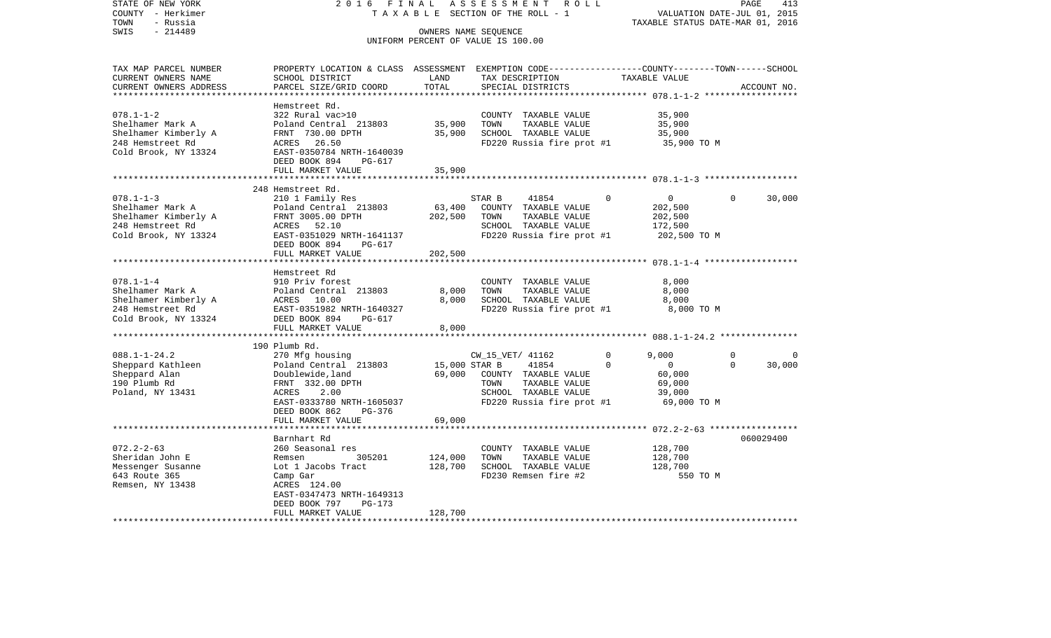STATE OF NEW YORK 2 0 1 6 F I N A L A S S E S S M E N T R O L L
COUNTY - Herkimer T A X A B L E SECTION OF THE ROLL - 1 VALUATION DATE-JUL 01, 2015
TOWN - Russia TAXABLE STATUS DATE-MAR 01, 2016
SWIS - 214489 OWNERS NAME SEQUENCE
UNIFORM PERCENT OF VALUE IS 100.00

```
TAX MAP PARCEL NUMBER          PROPERTY LOCATION & CLASS  ASSESSMENT  EXEMPTION CODE-----------------COUNTY--------TOWN------SCHOOL
CURRENT OWNERS NAME            SCHOOL DISTRICT             LAND       TAX DESCRIPTION              TAXABLE VALUE
CURRENT OWNERS ADDRESS         PARCEL SIZE/GRID COORD      TOTAL      SPECIAL DISTRICTS                                    ACCOUNT NO.
******************************************************************************************************* 078.1-1-2 ******************
                               Hemstreet Rd.
078.1-1-2                      322 Rural vac>10                       COUNTY  TAXABLE VALUE          35,900
Shelhamer Mark A               Poland Central  213803     35,900      TOWN    TAXABLE VALUE          35,900
Shelhamer Kimberly A           FRNT  730.00 DPTH          35,900      SCHOOL  TAXABLE VALUE          35,900
248 Hemstreet Rd               ACRES   26.50                          FD220 Russia fire prot #1       35,900 TO M
Cold Brook, NY 13324           EAST-0350784 NRTH-1640039
                               DEED BOOK 894    PG-617
                               FULL MARKET VALUE          35,900
******************************************************************************************************* 078.1-1-3 ******************
                               248 Hemstreet Rd.
078.1-1-3                      210 1 Family Res                       STAR B     41854         0          0          0      30,000
Shelhamer Mark A               Poland Central  213803     63,400      COUNTY  TAXABLE VALUE         202,500
Shelhamer Kimberly A           FRNT 3005.00 DPTH         202,500      TOWN    TAXABLE VALUE         202,500
248 Hemstreet Rd               ACRES   52.10                          SCHOOL  TAXABLE VALUE         172,500
Cold Brook, NY 13324           EAST-0351029 NRTH-1641137              FD220 Russia fire prot #1      202,500 TO M
                               DEED BOOK 894    PG-617
                               FULL MARKET VALUE         202,500
******************************************************************************************************* 078.1-1-4 ******************
                               Hemstreet Rd
078.1-1-4                      910 Priv forest                        COUNTY  TAXABLE VALUE           8,000
Shelhamer Mark A               Poland Central  213803      8,000      TOWN    TAXABLE VALUE           8,000
Shelhamer Kimberly A           ACRES   10.00               8,000      SCHOOL  TAXABLE VALUE           8,000
248 Hemstreet Rd               EAST-0351982 NRTH-1640327              FD220 Russia fire prot #1        8,000 TO M
Cold Brook, NY 13324           DEED BOOK 894    PG-617
                               FULL MARKET VALUE           8,000
******************************************************************************************************* 088.1-1-24.2 ***************
                               190 Plumb Rd.
088.1-1-24.2                   270 Mfg housing                        CW_15_VET/ 41162         0      9,000          0           0
Sheppard Kathleen              Poland Central  213803     15,000 STAR B     41854         0          0          0      30,000
Sheppard Alan                  Doublewide,land            69,000      COUNTY  TAXABLE VALUE          60,000
190 Plumb Rd                   FRNT  332.00 DPTH                      TOWN    TAXABLE VALUE          69,000
Poland, NY 13431               ACRES    2.00                          SCHOOL  TAXABLE VALUE          39,000
                               EAST-0333780 NRTH-1605037              FD220 Russia fire prot #1       69,000 TO M
                               DEED BOOK 862    PG-376
                               FULL MARKET VALUE          69,000
******************************************************************************************************* 072.2-2-63 *****************
                               Barnhart Rd                                                                           060029400
072.2-2-63                     260 Seasonal res                       COUNTY  TAXABLE VALUE         128,700
Sheridan John E                Remsen          305201    124,000      TOWN    TAXABLE VALUE         128,700
Messenger Susanne              Lot 1 Jacobs Tract        128,700      SCHOOL  TAXABLE VALUE         128,700
643 Route 365                  Camp Gar                               FD230 Remsen fire #2               550 TO M
Remsen, NY 13438               ACRES  124.00
                               EAST-0347473 NRTH-1649313
                               DEED BOOK 797    PG-173
                               FULL MARKET VALUE         128,700
************************************************************************************************************************************
```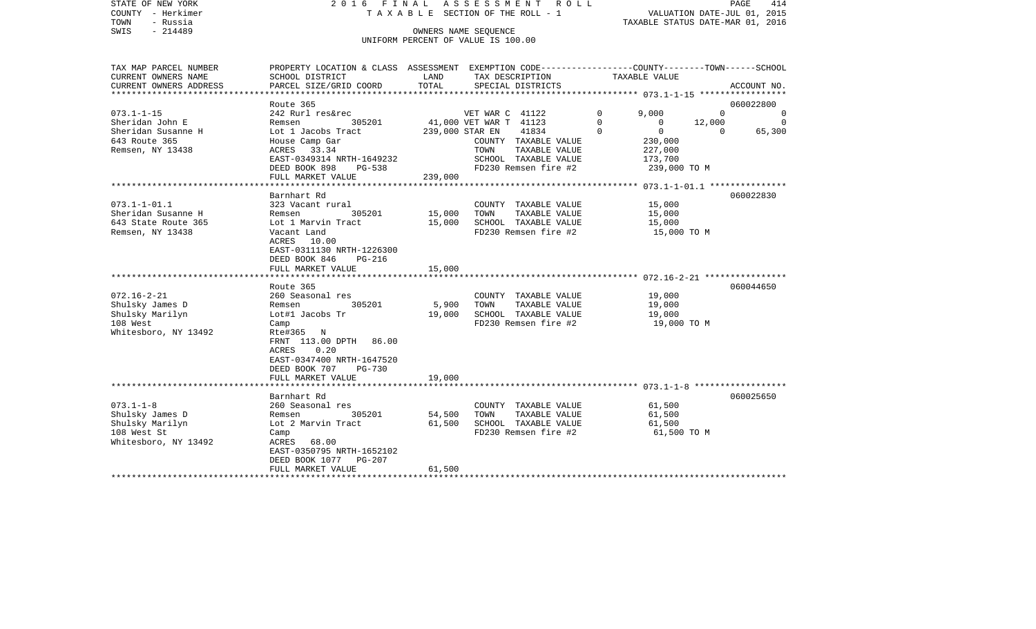STATE OF NEW YORK                2016 FINAL ASSESSMENT ROLL
COUNTY - Herkimer                TAXABLE SECTION OF THE ROLL - 1                VALUATION DATE-JUL 01, 2015
TOWN - Russia                                                                   TAXABLE STATUS DATE-MAR 01, 2016
SWIS - 214489                    OWNERS NAME SEQUENCE
                                 UNIFORM PERCENT OF VALUE IS 100.00

| TAX MAP PARCEL NUMBER / CURRENT OWNERS NAME / CURRENT OWNERS ADDRESS | PROPERTY LOCATION & CLASS / SCHOOL DISTRICT / PARCEL SIZE/GRID COORD | ASSESSMENT LAND | TOTAL | EXEMPTION CODE / TAX DESCRIPTION / SPECIAL DISTRICTS | COUNTY | TOWN | SCHOOL | ACCOUNT NO. |
|---|---|---|---|---|---|---|---|---|
| | Route 365 | | | | | | | 060022800 |
| 073.1-1-15 | 242 Rurl res&rec | | | VET WAR C 41122 0 | 9,000 | 0 | 0 | |
| Sheridan John E | Remsen 305201 | 41,000 | | VET WAR T 41123 0 | 0 | 12,000 | 0 | |
| Sheridan Susanne H | Lot 1 Jacobs Tract | | 239,000 | STAR EN 41834 0 | 0 | 0 | 65,300 | |
| 643 Route 365 | House Camp Gar | | | COUNTY TAXABLE VALUE | 230,000 | | | |
| Remsen, NY 13438 | ACRES 33.34 | | | TOWN TAXABLE VALUE | | 227,000 | | |
| | EAST-0349314 NRTH-1649232 | | | SCHOOL TAXABLE VALUE | | | 173,700 | |
| | DEED BOOK 898 PG-538 | | | FD230 Remsen fire #2 | 239,000 TO M | | | |
| | FULL MARKET VALUE | | 239,000 | | | | | |
| | Barnhart Rd | | | | | | | 060022830 |
| 073.1-1-01.1 | 323 Vacant rural | | | COUNTY TAXABLE VALUE | 15,000 | | | |
| Sheridan Susanne H | Remsen 305201 | 15,000 | | TOWN TAXABLE VALUE | | 15,000 | | |
| 643 State Route 365 | Lot 1 Marvin Tract | | 15,000 | SCHOOL TAXABLE VALUE | | | 15,000 | |
| Remsen, NY 13438 | Vacant Land | | | FD230 Remsen fire #2 | 15,000 TO M | | | |
| | ACRES 10.00 | | | | | | | |
| | EAST-0311130 NRTH-1226300 | | | | | | | |
| | DEED BOOK 846 PG-216 | | | | | | | |
| | FULL MARKET VALUE | | 15,000 | | | | | |
| | Route 365 | | | | | | | 060044650 |
| 072.16-2-21 | 260 Seasonal res | | | COUNTY TAXABLE VALUE | 19,000 | | | |
| Shulsky James D | Remsen 305201 | 5,900 | | TOWN TAXABLE VALUE | | 19,000 | | |
| Shulsky Marilyn | Lot#1 Jacobs Tr | | 19,000 | SCHOOL TAXABLE VALUE | | | 19,000 | |
| 108 West | Camp | | | FD230 Remsen fire #2 | 19,000 TO M | | | |
| Whitesboro, NY 13492 | Rte#365 N | | | | | | | |
| | FRNT 113.00 DPTH 86.00 | | | | | | | |
| | ACRES 0.20 | | | | | | | |
| | EAST-0347400 NRTH-1647520 | | | | | | | |
| | DEED BOOK 707 PG-730 | | | | | | | |
| | FULL MARKET VALUE | | 19,000 | | | | | |
| | Barnhart Rd | | | | | | | 060025650 |
| 073.1-1-8 | 260 Seasonal res | | | COUNTY TAXABLE VALUE | 61,500 | | | |
| Shulsky James D | Remsen 305201 | 54,500 | | TOWN TAXABLE VALUE | | 61,500 | | |
| Shulsky Marilyn | Lot 2 Marvin Tract | | 61,500 | SCHOOL TAXABLE VALUE | | | 61,500 | |
| 108 West St | Camp | | | FD230 Remsen fire #2 | 61,500 TO M | | | |
| Whitesboro, NY 13492 | ACRES 68.00 | | | | | | | |
| | EAST-0350795 NRTH-1652102 | | | | | | | |
| | DEED BOOK 1077 PG-207 | | | | | | | |
| | FULL MARKET VALUE | | 61,500 | | | | | |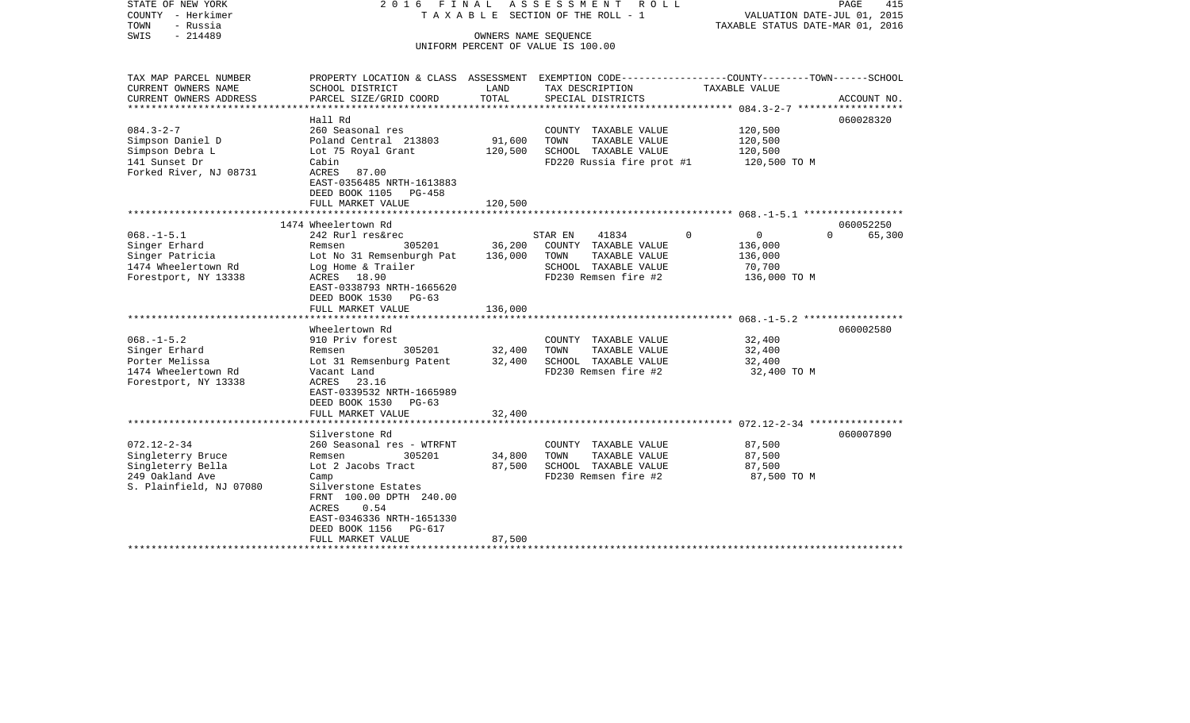STATE OF NEW YORK | 2016 FINAL ASSESSMENT ROLL | PAGE 415
COUNTY - Herkimer | TAXABLE SECTION OF THE ROLL - 1 | VALUATION DATE-JUL 01, 2015
TOWN - Russia | | TAXABLE STATUS DATE-MAR 01, 2016
SWIS - 214489 | OWNERS NAME SEQUENCE
UNIFORM PERCENT OF VALUE IS 100.00

| TAX MAP PARCEL NUMBER / CURRENT OWNERS NAME / CURRENT OWNERS ADDRESS | PROPERTY LOCATION & CLASS / SCHOOL DISTRICT / PARCEL SIZE/GRID COORD | ASSESSMENT LAND | ASSESSMENT TOTAL | EXEMPTION CODE / TAX DESCRIPTION / SPECIAL DISTRICTS | COUNTY | TOWN | SCHOOL | ACCOUNT NO. |
|---|---|---|---|---|---|---|---|---|
| **084.3-2-7** | Hall Rd | | | | | | | 060028320 |
| 084.3-2-7 | 260 Seasonal res | | | COUNTY TAXABLE VALUE | 120,500 | | | |
| Simpson Daniel D | Poland Central 213803 | 91,600 | | TOWN TAXABLE VALUE | | 120,500 | | |
| Simpson Debra L | Lot 75 Royal Grant | | 120,500 | SCHOOL TAXABLE VALUE | | | 120,500 | |
| 141 Sunset Dr | Cabin | | | FD220 Russia fire prot #1 | 120,500 TO M | | | |
| Forked River, NJ 08731 | ACRES 87.00 | | | | | | | |
| | EAST-0356485 NRTH-1613883 | | | | | | | |
| | DEED BOOK 1105 PG-458 | | | | | | | |
| | FULL MARKET VALUE | | 120,500 | | | | | |
| **068.-1-5.1** | 1474 Wheelertown Rd | | | | | | | 060052250 |
| 068.-1-5.1 | 242 Rurl res&rec | | | STAR EN 41834 | 0 | 0 | 65,300 | |
| Singer Erhard | Remsen 305201 | 36,200 | | COUNTY TAXABLE VALUE | 136,000 | | | |
| Singer Patricia | Lot No 31 Remsenburgh Pat | | 136,000 | TOWN TAXABLE VALUE | | 136,000 | | |
| 1474 Wheelertown Rd | Log Home & Trailer | | | SCHOOL TAXABLE VALUE | | | 70,700 | |
| Forestport, NY 13338 | ACRES 18.90 | | | FD230 Remsen fire #2 | 136,000 TO M | | | |
| | EAST-0338793 NRTH-1665620 | | | | | | | |
| | DEED BOOK 1530 PG-63 | | | | | | | |
| | FULL MARKET VALUE | | 136,000 | | | | | |
| **068.-1-5.2** | Wheelertown Rd | | | | | | | 060002580 |
| 068.-1-5.2 | 910 Priv forest | | | COUNTY TAXABLE VALUE | 32,400 | | | |
| Singer Erhard | Remsen 305201 | 32,400 | | TOWN TAXABLE VALUE | | 32,400 | | |
| Porter Melissa | Lot 31 Remsenburg Patent | | 32,400 | SCHOOL TAXABLE VALUE | | | 32,400 | |
| 1474 Wheelertown Rd | Vacant Land | | | FD230 Remsen fire #2 | 32,400 TO M | | | |
| Forestport, NY 13338 | ACRES 23.16 | | | | | | | |
| | EAST-0339532 NRTH-1665989 | | | | | | | |
| | DEED BOOK 1530 PG-63 | | | | | | | |
| | FULL MARKET VALUE | | 32,400 | | | | | |
| **072.12-2-34** | Silverstone Rd | | | | | | | 060007890 |
| 072.12-2-34 | 260 Seasonal res - WTRFNT | | | COUNTY TAXABLE VALUE | 87,500 | | | |
| Singleterry Bruce | Remsen 305201 | 34,800 | | TOWN TAXABLE VALUE | | 87,500 | | |
| Singleterry Bella | Lot 2 Jacobs Tract | | 87,500 | SCHOOL TAXABLE VALUE | | | 87,500 | |
| 249 Oakland Ave | Camp | | | FD230 Remsen fire #2 | 87,500 TO M | | | |
| S. Plainfield, NJ 07080 | Silverstone Estates | | | | | | | |
| | FRNT 100.00 DPTH 240.00 | | | | | | | |
| | ACRES 0.54 | | | | | | | |
| | EAST-0346336 NRTH-1651330 | | | | | | | |
| | DEED BOOK 1156 PG-617 | | | | | | | |
| | FULL MARKET VALUE | | 87,500 | | | | | |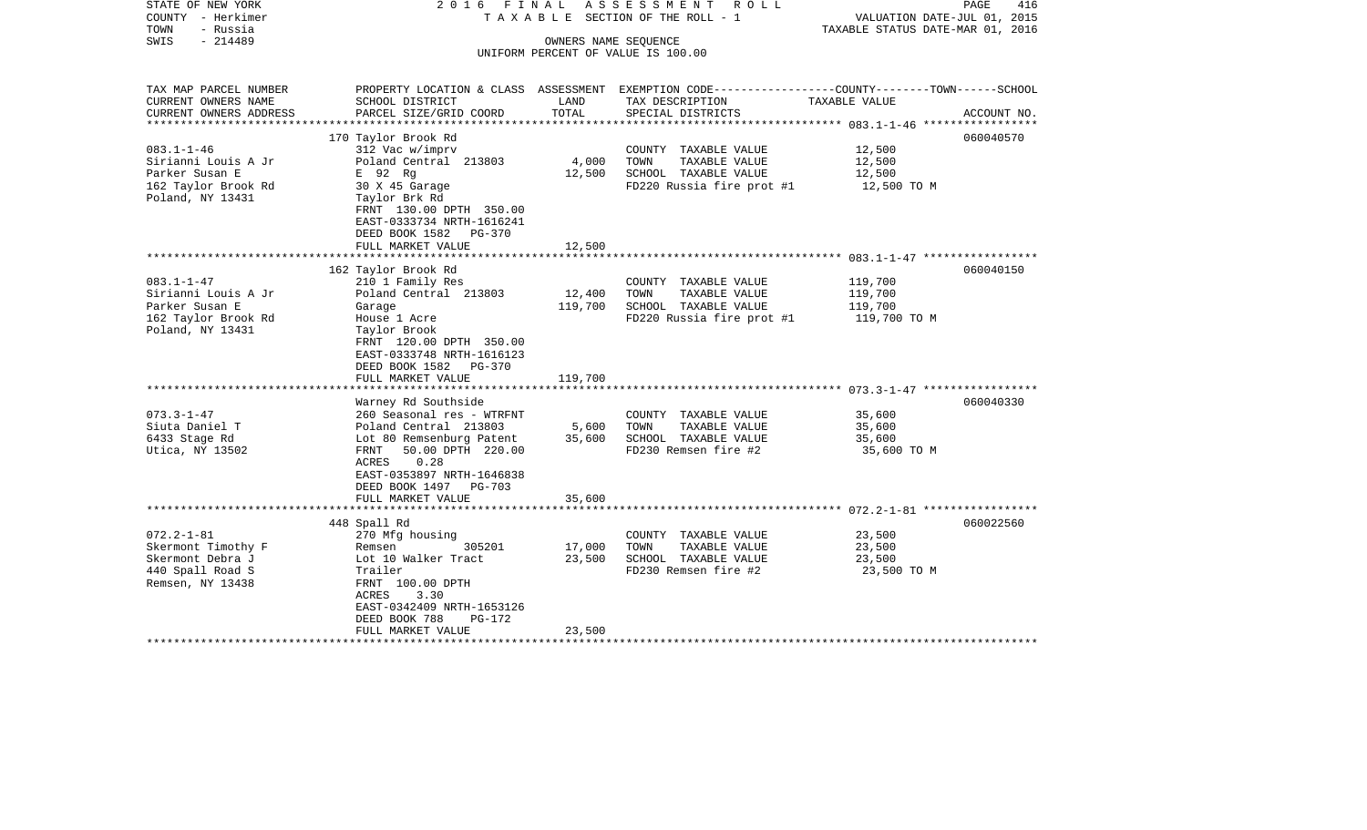STATE OF NEW YORK | 2016 FINAL ASSESSMENT ROLL | PAGE 416
COUNTY - Herkimer | TAXABLE SECTION OF THE ROLL - 1 | VALUATION DATE-JUL 01, 2015
TOWN - Russia | | TAXABLE STATUS DATE-MAR 01, 2016
SWIS - 214489 | OWNERS NAME SEQUENCE
UNIFORM PERCENT OF VALUE IS 100.00

| TAX MAP PARCEL NUMBER / CURRENT OWNERS NAME / CURRENT OWNERS ADDRESS | PROPERTY LOCATION & CLASS / SCHOOL DISTRICT / PARCEL SIZE/GRID COORD | ASSESSMENT LAND | ASSESSMENT TOTAL | EXEMPTION CODE / TAX DESCRIPTION / SPECIAL DISTRICTS | TAXABLE VALUE (COUNTY--------TOWN------SCHOOL) | ACCOUNT NO. |
|---|---|---|---|---|---|---|
| 083.1-1-46 | 170 Taylor Brook Rd | | | | | 060040570 |
| | 312 Vac w/imprv | | | COUNTY TAXABLE VALUE | 12,500 | |
| Sirianni Louis A Jr | Poland Central 213803 | 4,000 | | TOWN TAXABLE VALUE | 12,500 | |
| Parker Susan E | E 92 Rg | | 12,500 | SCHOOL TAXABLE VALUE | 12,500 | |
| 162 Taylor Brook Rd | 30 X 45 Garage | | | FD220 Russia fire prot #1 | 12,500 TO M | |
| Poland, NY 13431 | Taylor Brk Rd | | | | | |
| | FRNT 130.00 DPTH 350.00 | | | | | |
| | EAST-0333734 NRTH-1616241 | | | | | |
| | DEED BOOK 1582 PG-370 | | | | | |
| | FULL MARKET VALUE | | 12,500 | | | |
| 083.1-1-47 | 162 Taylor Brook Rd | | | | | 060040150 |
| | 210 1 Family Res | | | COUNTY TAXABLE VALUE | 119,700 | |
| Sirianni Louis A Jr | Poland Central 213803 | 12,400 | | TOWN TAXABLE VALUE | 119,700 | |
| Parker Susan E | Garage | | 119,700 | SCHOOL TAXABLE VALUE | 119,700 | |
| 162 Taylor Brook Rd | House 1 Acre | | | FD220 Russia fire prot #1 | 119,700 TO M | |
| Poland, NY 13431 | Taylor Brook | | | | | |
| | FRNT 120.00 DPTH 350.00 | | | | | |
| | EAST-0333748 NRTH-1616123 | | | | | |
| | DEED BOOK 1582 PG-370 | | | | | |
| | FULL MARKET VALUE | | 119,700 | | | |
| 073.3-1-47 | Warney Rd Southside | | | | | 060040330 |
| | 260 Seasonal res - WTRFNT | | | COUNTY TAXABLE VALUE | 35,600 | |
| Siuta Daniel T | Poland Central 213803 | 5,600 | | TOWN TAXABLE VALUE | 35,600 | |
| 6433 Stage Rd | Lot 80 Remsenburg Patent | | 35,600 | SCHOOL TAXABLE VALUE | 35,600 | |
| Utica, NY 13502 | FRNT 50.00 DPTH 220.00 | | | FD230 Remsen fire #2 | 35,600 TO M | |
| | ACRES 0.28 | | | | | |
| | EAST-0353897 NRTH-1646838 | | | | | |
| | DEED BOOK 1497 PG-703 | | | | | |
| | FULL MARKET VALUE | | 35,600 | | | |
| 072.2-1-81 | 448 Spall Rd | | | | | 060022560 |
| | 270 Mfg housing | | | COUNTY TAXABLE VALUE | 23,500 | |
| Skermont Timothy F | Remsen 305201 | 17,000 | | TOWN TAXABLE VALUE | 23,500 | |
| Skermont Debra J | Lot 10 Walker Tract | | 23,500 | SCHOOL TAXABLE VALUE | 23,500 | |
| 440 Spall Road S | Trailer | | | FD230 Remsen fire #2 | 23,500 TO M | |
| Remsen, NY 13438 | FRNT 100.00 DPTH | | | | | |
| | ACRES 3.30 | | | | | |
| | EAST-0342409 NRTH-1653126 | | | | | |
| | DEED BOOK 788 PG-172 | | | | | |
| | FULL MARKET VALUE | | 23,500 | | | |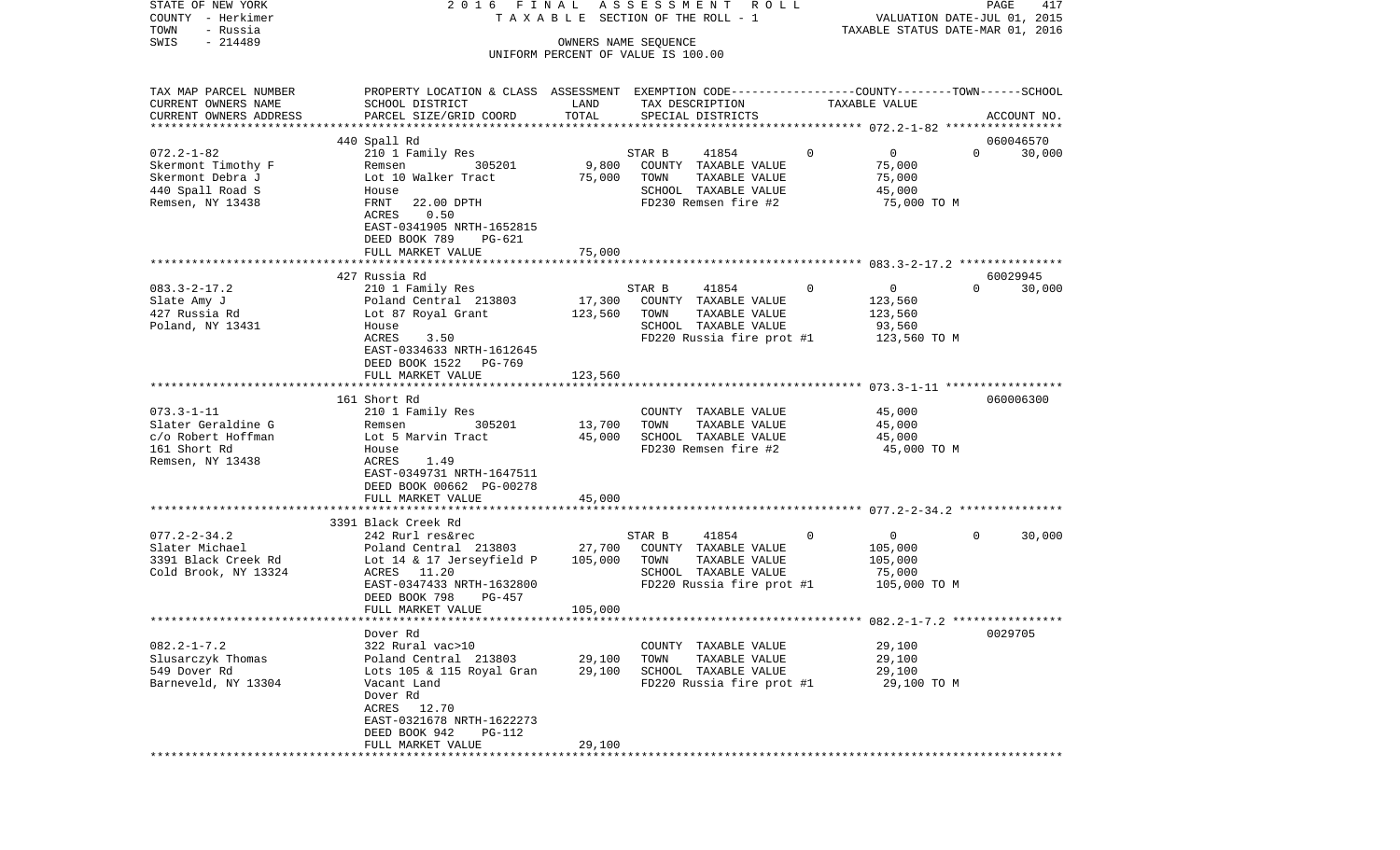STATE OF NEW YORK 2016 FINAL ASSESSMENT ROLL
COUNTY - Herkimer TAXABLE SECTION OF THE ROLL - 1 VALUATION DATE-JUL 01, 2015
TOWN - Russia TAXABLE STATUS DATE-MAR 01, 2016
SWIS - 214489 OWNERS NAME SEQUENCE
UNIFORM PERCENT OF VALUE IS 100.00

| TAX MAP PARCEL NUMBER / CURRENT OWNERS NAME / CURRENT OWNERS ADDRESS | PROPERTY LOCATION & CLASS / SCHOOL DISTRICT / PARCEL SIZE/GRID COORD | ASSESSMENT LAND | TOTAL | EXEMPTION CODE / TAX DESCRIPTION / SPECIAL DISTRICTS | COUNTY | TOWN | SCHOOL TAXABLE VALUE | ACCOUNT NO. |
|---|---|---|---|---|---|---|---|---|
| 072.2-1-82 | 440 Spall Rd | | | | | | | 060046570 |
| Skermont Timothy F | 210 1 Family Res | | | STAR B 41854 | 0 | 0 | 0 | 30,000 |
| Skermont Debra J | Remsen 305201 | 9,800 | | COUNTY TAXABLE VALUE | 75,000 | | | |
| 440 Spall Road S | Lot 10 Walker Tract | | 75,000 | TOWN TAXABLE VALUE | | 75,000 | | |
| Remsen, NY 13438 | House | | | SCHOOL TAXABLE VALUE | | | 45,000 | |
| | FRNT 22.00 DPTH | | | FD230 Remsen fire #2 | 75,000 TO M | | | |
| | ACRES 0.50 | | | | | | | |
| | EAST-0341905 NRTH-1652815 | | | | | | | |
| | DEED BOOK 789 PG-621 | | | | | | | |
| | FULL MARKET VALUE | | 75,000 | | | | | |
| 083.3-2-17.2 | 427 Russia Rd | | | | | | | 60029945 |
| Slate Amy J | 210 1 Family Res | | | STAR B 41854 | 0 | 0 | 0 | 30,000 |
| 427 Russia Rd | Poland Central 213803 | 17,300 | | COUNTY TAXABLE VALUE | 123,560 | | | |
| Poland, NY 13431 | Lot 87 Royal Grant | | 123,560 | TOWN TAXABLE VALUE | | 123,560 | | |
| | House | | | SCHOOL TAXABLE VALUE | | | 93,560 | |
| | ACRES 3.50 | | | FD220 Russia fire prot #1 | 123,560 TO M | | | |
| | EAST-0334633 NRTH-1612645 | | | | | | | |
| | DEED BOOK 1522 PG-769 | | | | | | | |
| | FULL MARKET VALUE | | 123,560 | | | | | |
| 073.3-1-11 | 161 Short Rd | | | | | | | 060006300 |
| Slater Geraldine G | 210 1 Family Res | | | COUNTY TAXABLE VALUE | 45,000 | | | |
| c/o Robert Hoffman | Remsen 305201 | 13,700 | | TOWN TAXABLE VALUE | | 45,000 | | |
| 161 Short Rd | Lot 5 Marvin Tract | | 45,000 | SCHOOL TAXABLE VALUE | | | 45,000 | |
| Remsen, NY 13438 | House | | | FD230 Remsen fire #2 | 45,000 TO M | | | |
| | ACRES 1.49 | | | | | | | |
| | EAST-0349731 NRTH-1647511 | | | | | | | |
| | DEED BOOK 00662 PG-00278 | | | | | | | |
| | FULL MARKET VALUE | | 45,000 | | | | | |
| 077.2-2-34.2 | 3391 Black Creek Rd | | | | | | | |
| Slater Michael | 242 Rurl res&rec | | | STAR B 41854 | 0 | 0 | 0 | 30,000 |
| 3391 Black Creek Rd | Poland Central 213803 | 27,700 | | COUNTY TAXABLE VALUE | 105,000 | | | |
| Cold Brook, NY 13324 | Lot 14 & 17 Jerseyfield P | | 105,000 | TOWN TAXABLE VALUE | | 105,000 | | |
| | ACRES 11.20 | | | SCHOOL TAXABLE VALUE | | | 75,000 | |
| | EAST-0347433 NRTH-1632800 | | | FD220 Russia fire prot #1 | 105,000 TO M | | | |
| | DEED BOOK 798 PG-457 | | | | | | | |
| | FULL MARKET VALUE | | 105,000 | | | | | |
| 082.2-1-7.2 | Dover Rd | | | | | | | 0029705 |
| Slusarczyk Thomas | 322 Rural vac>10 | | | COUNTY TAXABLE VALUE | 29,100 | | | |
| 549 Dover Rd | Poland Central 213803 | 29,100 | | TOWN TAXABLE VALUE | | 29,100 | | |
| Barneveld, NY 13304 | Lots 105 & 115 Royal Gran | | 29,100 | SCHOOL TAXABLE VALUE | | | 29,100 | |
| | Vacant Land | | | FD220 Russia fire prot #1 | 29,100 TO M | | | |
| | Dover Rd | | | | | | | |
| | ACRES 12.70 | | | | | | | |
| | EAST-0321678 NRTH-1622273 | | | | | | | |
| | DEED BOOK 942 PG-112 | | | | | | | |
| | FULL MARKET VALUE | | 29,100 | | | | | |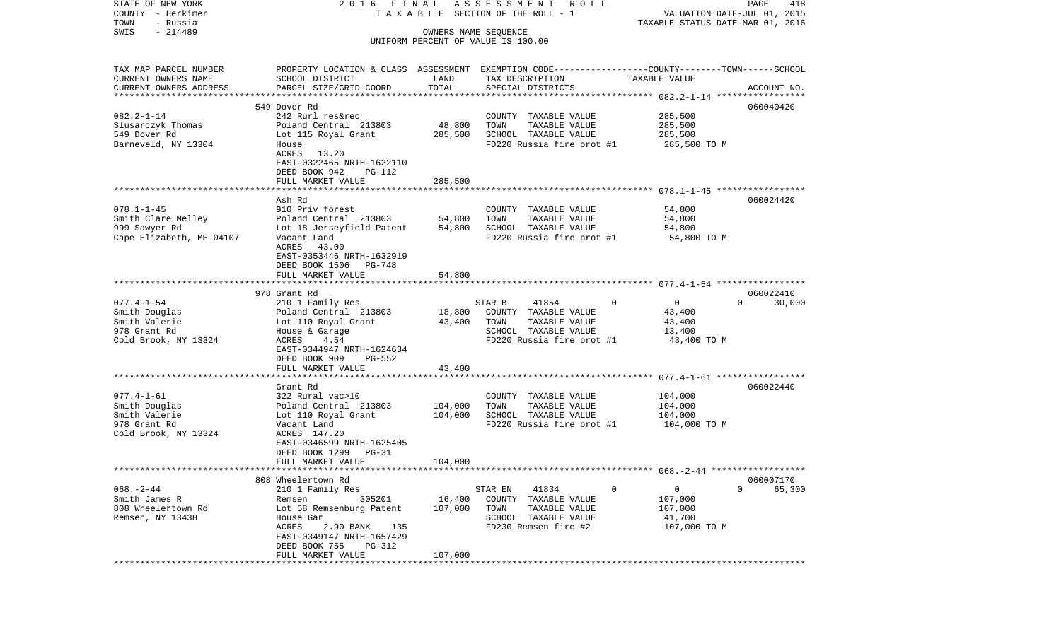STATE OF NEW YORK | COUNTY - Herkimer | TOWN - Russia | SWIS - 214489

2016 FINAL ASSESSMENT ROLL
TAXABLE SECTION OF THE ROLL - 1
OWNERS NAME SEQUENCE
UNIFORM PERCENT OF VALUE IS 100.00

VALUATION DATE-JUL 01, 2015
TAXABLE STATUS DATE-MAR 01, 2016

| TAX MAP PARCEL NUMBER / CURRENT OWNERS NAME / CURRENT OWNERS ADDRESS | PROPERTY LOCATION & CLASS / SCHOOL DISTRICT / PARCEL SIZE/GRID COORD | ASSESSMENT LAND | TOTAL | EXEMPTION CODE / TAX DESCRIPTION / SPECIAL DISTRICTS | COUNTY | TOWN | SCHOOL | ACCOUNT NO. |
|---|---|---|---|---|---|---|---|---|
| 082.2-1-14 | 549 Dover Rd | | | | | | | 060040420 |
| Slusarczyk Thomas | 242 Rurl res&rec | | | COUNTY TAXABLE VALUE | 285,500 | | | |
| 549 Dover Rd | Poland Central 213803 | 48,800 | | TOWN TAXABLE VALUE | | 285,500 | | |
| Barneveld, NY 13304 | Lot 115 Royal Grant | | 285,500 | SCHOOL TAXABLE VALUE | | | 285,500 | |
| | House | | | FD220 Russia fire prot #1 | 285,500 TO M | | | |
| | ACRES 13.20 | | | | | | | |
| | EAST-0322465 NRTH-1622110 | | | | | | | |
| | DEED BOOK 942 PG-112 | | | | | | | |
| | FULL MARKET VALUE | | 285,500 | | | | | |
| 078.1-1-45 | Ash Rd | | | | | | | 060024420 |
| Smith Clare Melley | 910 Priv forest | | | COUNTY TAXABLE VALUE | 54,800 | | | |
| 999 Sawyer Rd | Poland Central 213803 | 54,800 | | TOWN TAXABLE VALUE | | 54,800 | | |
| Cape Elizabeth, ME 04107 | Lot 18 Jerseyfield Patent | | 54,800 | SCHOOL TAXABLE VALUE | | | 54,800 | |
| | Vacant Land | | | FD220 Russia fire prot #1 | 54,800 TO M | | | |
| | ACRES 43.00 | | | | | | | |
| | EAST-0353446 NRTH-1632919 | | | | | | | |
| | DEED BOOK 1506 PG-748 | | | | | | | |
| | FULL MARKET VALUE | | 54,800 | | | | | |
| 077.4-1-54 | 978 Grant Rd | | | | | | | 060022410 |
| Smith Douglas | 210 1 Family Res | | | STAR B 41854 | 0 | 0 | 0 | 30,000 |
| Smith Valerie | Poland Central 213803 | 18,800 | | COUNTY TAXABLE VALUE | 43,400 | | | |
| 978 Grant Rd | Lot 110 Royal Grant | | 43,400 | TOWN TAXABLE VALUE | | 43,400 | | |
| Cold Brook, NY 13324 | House & Garage | | | SCHOOL TAXABLE VALUE | | | 13,400 | |
| | ACRES 4.54 | | | FD220 Russia fire prot #1 | 43,400 TO M | | | |
| | EAST-0344947 NRTH-1624634 | | | | | | | |
| | DEED BOOK 909 PG-552 | | | | | | | |
| | FULL MARKET VALUE | | 43,400 | | | | | |
| 077.4-1-61 | Grant Rd | | | | | | | 060022440 |
| Smith Douglas | 322 Rural vac>10 | | | COUNTY TAXABLE VALUE | 104,000 | | | |
| Smith Valerie | Poland Central 213803 | 104,000 | | TOWN TAXABLE VALUE | | 104,000 | | |
| 978 Grant Rd | Lot 110 Royal Grant | | 104,000 | SCHOOL TAXABLE VALUE | | | 104,000 | |
| Cold Brook, NY 13324 | Vacant Land | | | FD220 Russia fire prot #1 | 104,000 TO M | | | |
| | ACRES 147.20 | | | | | | | |
| | EAST-0346599 NRTH-1625405 | | | | | | | |
| | DEED BOOK 1299 PG-31 | | | | | | | |
| | FULL MARKET VALUE | | 104,000 | | | | | |
| 068.-2-44 | 808 Wheelertown Rd | | | | | | | 060007170 |
| Smith James R | 210 1 Family Res | | | STAR EN 41834 | 0 | 0 | 0 | 65,300 |
| 808 Wheelertown Rd | Remsen 305201 | 16,400 | | COUNTY TAXABLE VALUE | 107,000 | | | |
| Remsen, NY 13438 | Lot 58 Remsenburg Patent | | 107,000 | TOWN TAXABLE VALUE | | 107,000 | | |
| | House Gar | | | SCHOOL TAXABLE VALUE | | | 41,700 | |
| | ACRES 2.90 BANK 135 | | | FD230 Remsen fire #2 | 107,000 TO M | | | |
| | EAST-0349147 NRTH-1657429 | | | | | | | |
| | DEED BOOK 755 PG-312 | | | | | | | |
| | FULL MARKET VALUE | | 107,000 | | | | | |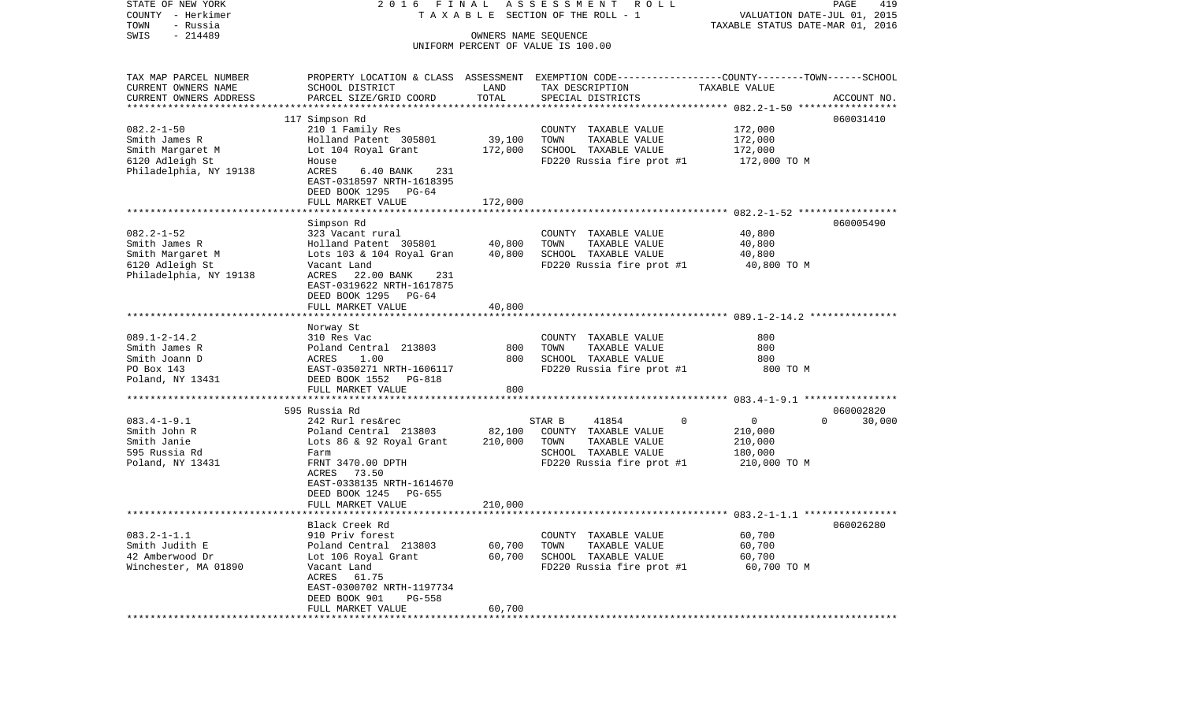STATE OF NEW YORK | 2016 FINAL ASSESSMENT ROLL | PAGE 419
COUNTY - Herkimer | TAXABLE SECTION OF THE ROLL - 1 | VALUATION DATE-JUL 01, 2015
TOWN - Russia | | TAXABLE STATUS DATE-MAR 01, 2016
SWIS - 214489 | OWNERS NAME SEQUENCE
UNIFORM PERCENT OF VALUE IS 100.00

| TAX MAP PARCEL NUMBER / CURRENT OWNERS NAME / CURRENT OWNERS ADDRESS | PROPERTY LOCATION & CLASS / SCHOOL DISTRICT / PARCEL SIZE/GRID COORD | ASSESSMENT LAND / TOTAL | EXEMPTION CODE / TAX DESCRIPTION / SPECIAL DISTRICTS | TAXABLE VALUE (COUNTY / TOWN / SCHOOL) | ACCOUNT NO. |
|---|---|---|---|---|---|
| 082.2-1-50 | 117 Simpson Rd | | | | 060031410 |
| | 210 1 Family Res | | COUNTY TAXABLE VALUE | 172,000 | |
| Smith James R | Holland Patent 305801 | 39,100 | TOWN TAXABLE VALUE | 172,000 | |
| Smith Margaret M | Lot 104 Royal Grant | 172,000 | SCHOOL TAXABLE VALUE | 172,000 | |
| 6120 Adleigh St | House | | FD220 Russia fire prot #1 | 172,000 TO M | |
| Philadelphia, NY 19138 | ACRES 6.40 BANK 231 | | | | |
| | EAST-0318597 NRTH-1618395 | | | | |
| | DEED BOOK 1295 PG-64 | | | | |
| | FULL MARKET VALUE | 172,000 | | | |
| 082.2-1-52 | Simpson Rd | | | | 060005490 |
| | 323 Vacant rural | | COUNTY TAXABLE VALUE | 40,800 | |
| Smith James R | Holland Patent 305801 | 40,800 | TOWN TAXABLE VALUE | 40,800 | |
| Smith Margaret M | Lots 103 & 104 Royal Gran | 40,800 | SCHOOL TAXABLE VALUE | 40,800 | |
| 6120 Adleigh St | Vacant Land | | FD220 Russia fire prot #1 | 40,800 TO M | |
| Philadelphia, NY 19138 | ACRES 22.00 BANK 231 | | | | |
| | EAST-0319622 NRTH-1617875 | | | | |
| | DEED BOOK 1295 PG-64 | | | | |
| | FULL MARKET VALUE | 40,800 | | | |
| 089.1-2-14.2 | Norway St | | | | |
| | 310 Res Vac | | COUNTY TAXABLE VALUE | 800 | |
| Smith James R | Poland Central 213803 | 800 | TOWN TAXABLE VALUE | 800 | |
| Smith Joann D | ACRES 1.00 | 800 | SCHOOL TAXABLE VALUE | 800 | |
| PO Box 143 | EAST-0350271 NRTH-1606117 | | FD220 Russia fire prot #1 | 800 TO M | |
| Poland, NY 13431 | DEED BOOK 1552 PG-818 | | | | |
| | FULL MARKET VALUE | 800 | | | |
| 083.4-1-9.1 | 595 Russia Rd | | | | 060002820 |
| | 242 Rurl res&rec | | STAR B 41854 0 | 0 0 | 30,000 |
| Smith John R | Poland Central 213803 | 82,100 | COUNTY TAXABLE VALUE | 210,000 | |
| Smith Janie | Lots 86 & 92 Royal Grant | 210,000 | TOWN TAXABLE VALUE | 210,000 | |
| 595 Russia Rd | Farm | | SCHOOL TAXABLE VALUE | 180,000 | |
| Poland, NY 13431 | FRNT 3470.00 DPTH | | FD220 Russia fire prot #1 | 210,000 TO M | |
| | ACRES 73.50 | | | | |
| | EAST-0338135 NRTH-1614670 | | | | |
| | DEED BOOK 1245 PG-655 | | | | |
| | FULL MARKET VALUE | 210,000 | | | |
| 083.2-1-1.1 | Black Creek Rd | | | | 060026280 |
| | 910 Priv forest | | COUNTY TAXABLE VALUE | 60,700 | |
| Smith Judith E | Poland Central 213803 | 60,700 | TOWN TAXABLE VALUE | 60,700 | |
| 42 Amberwood Dr | Lot 106 Royal Grant | 60,700 | SCHOOL TAXABLE VALUE | 60,700 | |
| Winchester, MA 01890 | Vacant Land | | FD220 Russia fire prot #1 | 60,700 TO M | |
| | ACRES 61.75 | | | | |
| | EAST-0300702 NRTH-1197734 | | | | |
| | DEED BOOK 901 PG-558 | | | | |
| | FULL MARKET VALUE | 60,700 | | | |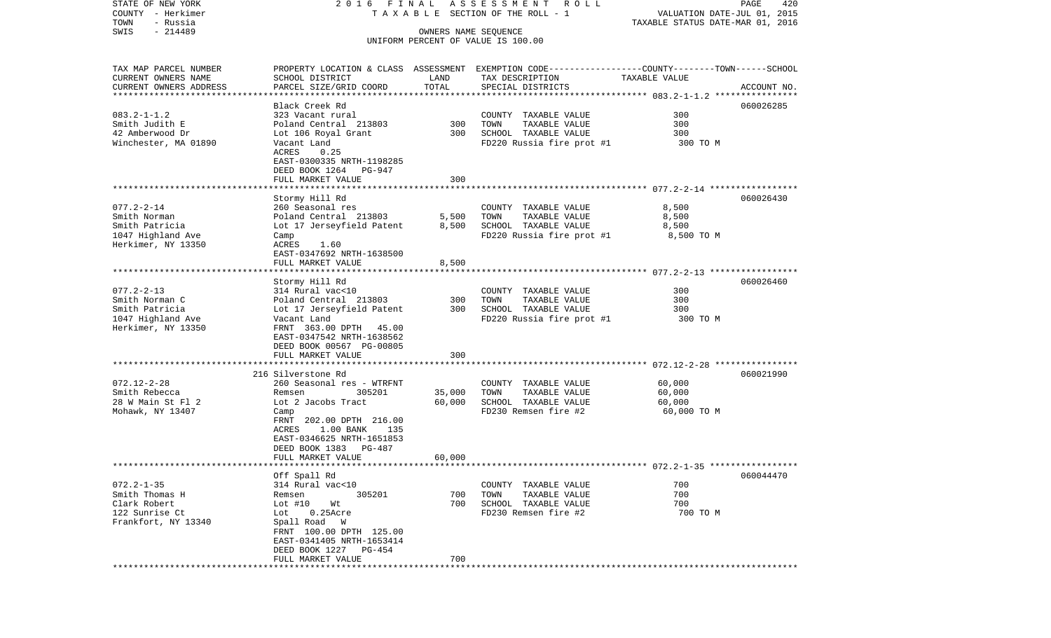STATE OF NEW YORK 2016 FINAL ASSESSMENT ROLL
COUNTY - Herkimer TAXABLE SECTION OF THE ROLL - 1 VALUATION DATE-JUL 01, 2015
TOWN - Russia TAXABLE STATUS DATE-MAR 01, 2016
SWIS - 214489 OWNERS NAME SEQUENCE
UNIFORM PERCENT OF VALUE IS 100.00

| TAX MAP PARCEL NUMBER / CURRENT OWNERS NAME / CURRENT OWNERS ADDRESS | PROPERTY LOCATION & CLASS / SCHOOL DISTRICT / PARCEL SIZE/GRID COORD | ASSESSMENT LAND | TOTAL | EXEMPTION CODE / TAX DESCRIPTION / SPECIAL DISTRICTS | TAXABLE VALUE (COUNTY--TOWN--SCHOOL) | ACCOUNT NO. |
|---|---|---|---|---|---|---|
| 083.2-1-1.2 | Black Creek Rd | | | | | 060026285 |
| Smith Judith E | 323 Vacant rural | | | COUNTY TAXABLE VALUE | 300 | |
| 42 Amberwood Dr | Poland Central 213803 | 300 | | TOWN TAXABLE VALUE | 300 | |
| Winchester, MA 01890 | Lot 106 Royal Grant | | 300 | SCHOOL TAXABLE VALUE | 300 | |
| | Vacant Land | | | FD220 Russia fire prot #1 | 300 TO M | |
| | ACRES 0.25 | | | | | |
| | EAST-0300335 NRTH-1198285 | | | | | |
| | DEED BOOK 1264 PG-947 | | | | | |
| | FULL MARKET VALUE | | 300 | | | |
| 077.2-2-14 | Stormy Hill Rd | | | | | 060026430 |
| Smith Norman | 260 Seasonal res | | | COUNTY TAXABLE VALUE | 8,500 | |
| Smith Patricia | Poland Central 213803 | 5,500 | | TOWN TAXABLE VALUE | 8,500 | |
| 1047 Highland Ave | Lot 17 Jerseyfield Patent | | 8,500 | SCHOOL TAXABLE VALUE | 8,500 | |
| Herkimer, NY 13350 | Camp | | | FD220 Russia fire prot #1 | 8,500 TO M | |
| | ACRES 1.60 | | | | | |
| | EAST-0347692 NRTH-1638500 | | | | | |
| | FULL MARKET VALUE | | 8,500 | | | |
| 077.2-2-13 | Stormy Hill Rd | | | | | 060026460 |
| Smith Norman C | 314 Rural vac<10 | | | COUNTY TAXABLE VALUE | 300 | |
| Smith Patricia | Poland Central 213803 | 300 | | TOWN TAXABLE VALUE | 300 | |
| 1047 Highland Ave | Lot 17 Jerseyfield Patent | | 300 | SCHOOL TAXABLE VALUE | 300 | |
| Herkimer, NY 13350 | Vacant Land | | | FD220 Russia fire prot #1 | 300 TO M | |
| | FRNT 363.00 DPTH 45.00 | | | | | |
| | EAST-0347542 NRTH-1638562 | | | | | |
| | DEED BOOK 00567 PG-00805 | | | | | |
| | FULL MARKET VALUE | | 300 | | | |
| 072.12-2-28 | 216 Silverstone Rd | | | | | 060021990 |
| Smith Rebecca | 260 Seasonal res - WTRFNT | | | COUNTY TAXABLE VALUE | 60,000 | |
| 28 W Main St Fl 2 | Remsen 305201 | 35,000 | | TOWN TAXABLE VALUE | 60,000 | |
| Mohawk, NY 13407 | Lot 2 Jacobs Tract | | 60,000 | SCHOOL TAXABLE VALUE | 60,000 | |
| | Camp | | | FD230 Remsen fire #2 | 60,000 TO M | |
| | FRNT 202.00 DPTH 216.00 | | | | | |
| | ACRES 1.00 BANK 135 | | | | | |
| | EAST-0346625 NRTH-1651853 | | | | | |
| | DEED BOOK 1383 PG-487 | | | | | |
| | FULL MARKET VALUE | | 60,000 | | | |
| 072.2-1-35 | Off Spall Rd | | | | | 060044470 |
| Smith Thomas H | 314 Rural vac<10 | | | COUNTY TAXABLE VALUE | 700 | |
| Clark Robert | Remsen 305201 | 700 | | TOWN TAXABLE VALUE | 700 | |
| 122 Sunrise Ct | Lot #10 Wt | | 700 | SCHOOL TAXABLE VALUE | 700 | |
| Frankfort, NY 13340 | Lot 0.25Acre | | | FD230 Remsen fire #2 | 700 TO M | |
| | Spall Road W | | | | | |
| | FRNT 100.00 DPTH 125.00 | | | | | |
| | EAST-0341405 NRTH-1653414 | | | | | |
| | DEED BOOK 1227 PG-454 | | | | | |
| | FULL MARKET VALUE | | 700 | | | |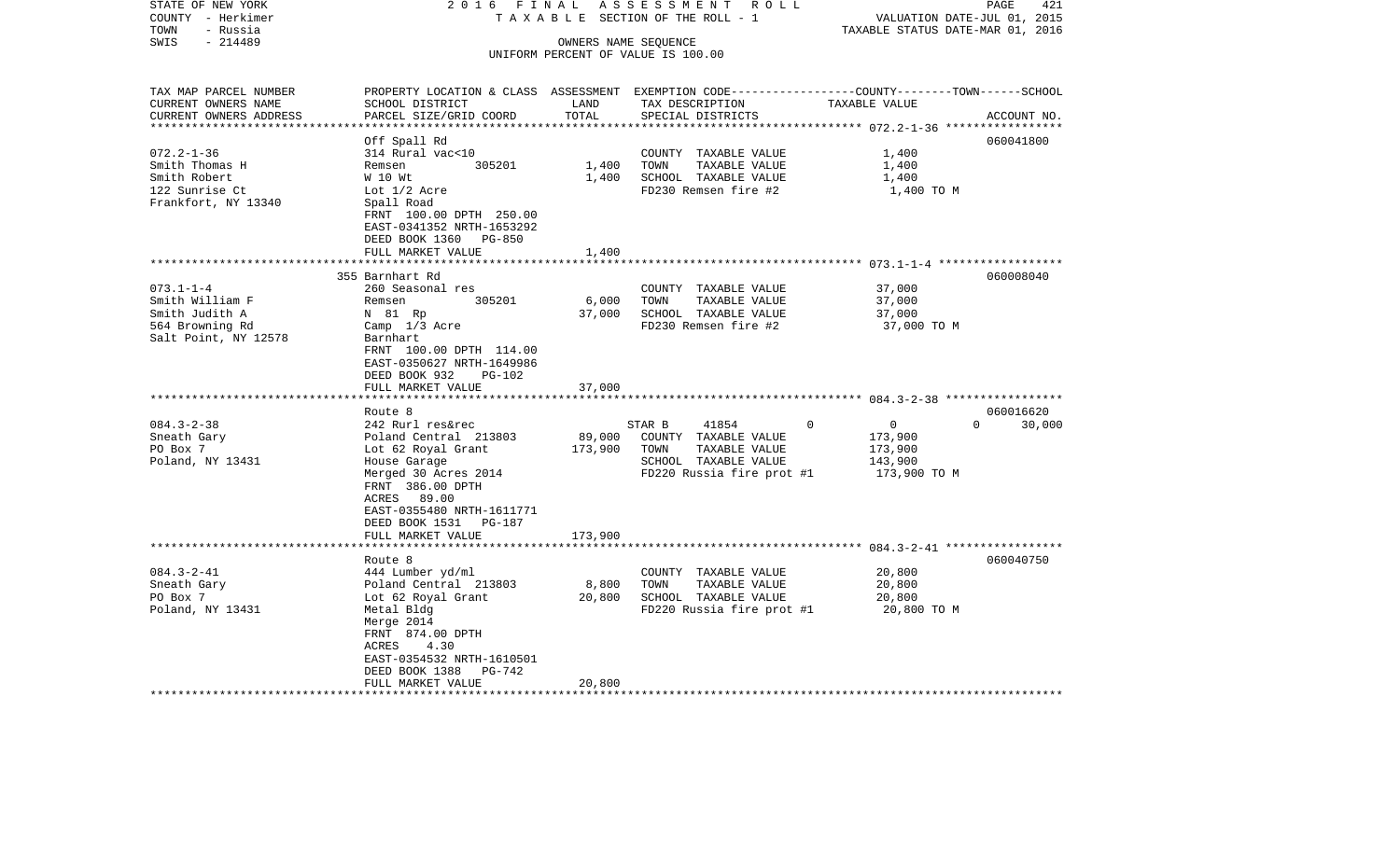STATE OF NEW YORK
COUNTY - Herkimer
TOWN - Russia
SWIS - 214489

2016 FINAL ASSESSMENT ROLL
TAXABLE SECTION OF THE ROLL - 1
OWNERS NAME SEQUENCE
UNIFORM PERCENT OF VALUE IS 100.00

VALUATION DATE-JUL 01, 2015
TAXABLE STATUS DATE-MAR 01, 2016

| TAX MAP PARCEL NUMBER / CURRENT OWNERS NAME / CURRENT OWNERS ADDRESS | PROPERTY LOCATION & CLASS / SCHOOL DISTRICT / PARCEL SIZE/GRID COORD | ASSESSMENT LAND | TOTAL | EXEMPTION CODE / TAX DESCRIPTION / SPECIAL DISTRICTS | COUNTY | TOWN | SCHOOL TAXABLE VALUE | ACCOUNT NO. |
|---|---|---|---|---|---|---|---|---|
| 072.2-1-36 | Off Spall Rd | | | | | | | 060041800 |
| Smith Thomas H | 314 Rural vac<10 | | | COUNTY TAXABLE VALUE | 1,400 | | | |
| Smith Robert | Remsen 305201 | 1,400 | | TOWN TAXABLE VALUE | | 1,400 | | |
| 122 Sunrise Ct | W 10 Wt | | 1,400 | SCHOOL TAXABLE VALUE | | | 1,400 | |
| Frankfort, NY 13340 | Lot 1/2 Acre | | | FD230 Remsen fire #2 | 1,400 TO M | | | |
| | Spall Road | | | | | | | |
| | FRNT 100.00 DPTH 250.00 | | | | | | | |
| | EAST-0341352 NRTH-1653292 | | | | | | | |
| | DEED BOOK 1360 PG-850 | | | | | | | |
| | FULL MARKET VALUE | | 1,400 | | | | | |
| 073.1-1-4 | 355 Barnhart Rd | | | | | | | 060008040 |
| Smith William F | 260 Seasonal res | | | COUNTY TAXABLE VALUE | 37,000 | | | |
| Smith Judith A | Remsen 305201 | 6,000 | | TOWN TAXABLE VALUE | | 37,000 | | |
| 564 Browning Rd | N 81 Rp | | 37,000 | SCHOOL TAXABLE VALUE | | | 37,000 | |
| Salt Point, NY 12578 | Camp 1/3 Acre | | | FD230 Remsen fire #2 | 37,000 TO M | | | |
| | Barnhart | | | | | | | |
| | FRNT 100.00 DPTH 114.00 | | | | | | | |
| | EAST-0350627 NRTH-1649986 | | | | | | | |
| | DEED BOOK 932 PG-102 | | | | | | | |
| | FULL MARKET VALUE | | 37,000 | | | | | |
| 084.3-2-38 | Route 8 | | | | | | | 060016620 |
| Sneath Gary | 242 Rurl res&rec | | | STAR B 41854 | 0 | 0 | 0 | 30,000 |
| PO Box 7 | Poland Central 213803 | 89,000 | | COUNTY TAXABLE VALUE | 173,900 | | | |
| Poland, NY 13431 | Lot 62 Royal Grant | | 173,900 | TOWN TAXABLE VALUE | | 173,900 | | |
| | House Garage | | | SCHOOL TAXABLE VALUE | | | 143,900 | |
| | Merged 30 Acres 2014 | | | FD220 Russia fire prot #1 | 173,900 TO M | | | |
| | FRNT 386.00 DPTH | | | | | | | |
| | ACRES 89.00 | | | | | | | |
| | EAST-0355480 NRTH-1611771 | | | | | | | |
| | DEED BOOK 1531 PG-187 | | | | | | | |
| | FULL MARKET VALUE | | 173,900 | | | | | |
| 084.3-2-41 | Route 8 | | | | | | | 060040750 |
| Sneath Gary | 444 Lumber yd/ml | | | COUNTY TAXABLE VALUE | 20,800 | | | |
| PO Box 7 | Poland Central 213803 | 8,800 | | TOWN TAXABLE VALUE | | 20,800 | | |
| Poland, NY 13431 | Lot 62 Royal Grant | | 20,800 | SCHOOL TAXABLE VALUE | | | 20,800 | |
| | Metal Bldg | | | FD220 Russia fire prot #1 | 20,800 TO M | | | |
| | Merge 2014 | | | | | | | |
| | FRNT 874.00 DPTH | | | | | | | |
| | ACRES 4.30 | | | | | | | |
| | EAST-0354532 NRTH-1610501 | | | | | | | |
| | DEED BOOK 1388 PG-742 | | | | | | | |
| | FULL MARKET VALUE | | 20,800 | | | | | |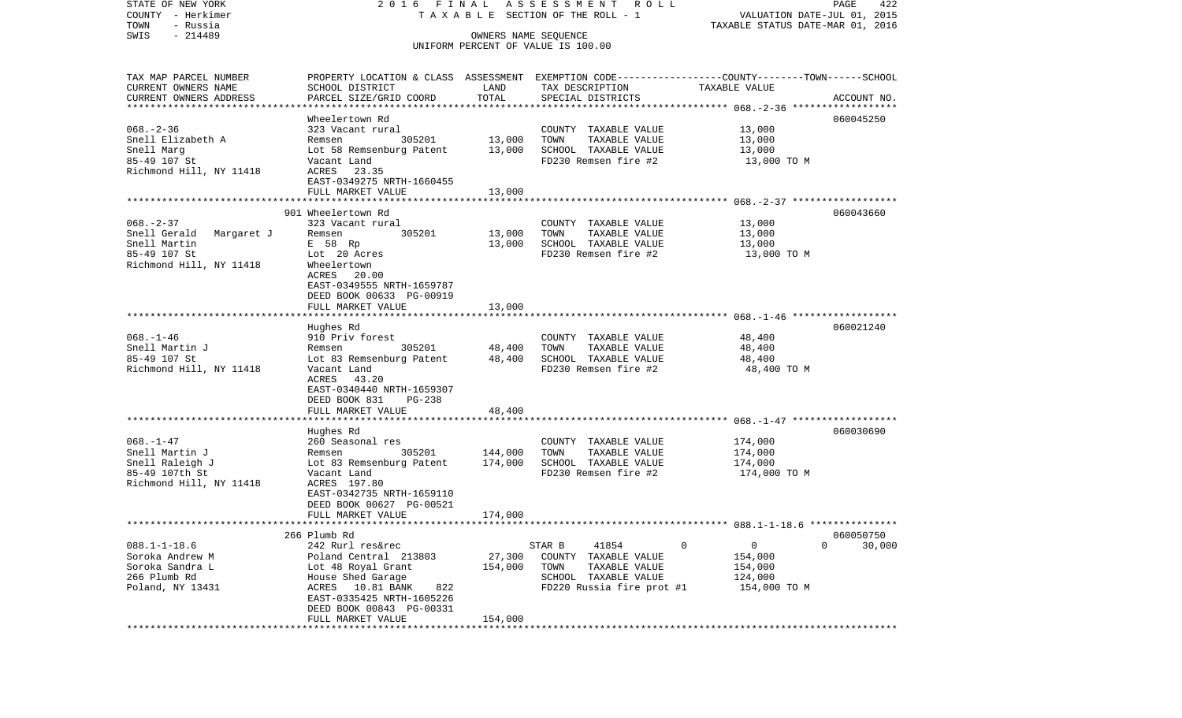STATE OF NEW YORK — 2016 FINAL ASSESSMENT ROLL
COUNTY - Herkimer — TAXABLE SECTION OF THE ROLL - 1 — VALUATION DATE-JUL 01, 2015
TOWN - Russia — TAXABLE STATUS DATE-MAR 01, 2016
SWIS - 214489 — OWNERS NAME SEQUENCE
UNIFORM PERCENT OF VALUE IS 100.00

| TAX MAP PARCEL NUMBER / CURRENT OWNERS NAME / CURRENT OWNERS ADDRESS | PROPERTY LOCATION & CLASS / SCHOOL DISTRICT / PARCEL SIZE/GRID COORD | ASSESSMENT LAND | TOTAL | EXEMPTION CODE / TAX DESCRIPTION / SPECIAL DISTRICTS | COUNTY TAXABLE VALUE | TOWN | SCHOOL | ACCOUNT NO. |
|---|---|---|---|---|---|---|---|---|
| | Wheelertown Rd | | | | | | | 060045250 |
| 068.-2-36 | 323 Vacant rural | | | COUNTY TAXABLE VALUE | 13,000 | | | |
| Snell Elizabeth A | Remsen 305201 | 13,000 | | TOWN TAXABLE VALUE | 13,000 | | | |
| Snell Marg | Lot 58 Remsenburg Patent | | 13,000 | SCHOOL TAXABLE VALUE | 13,000 | | | |
| 85-49 107 St | Vacant Land | | | FD230 Remsen fire #2 | 13,000 TO M | | | |
| Richmond Hill, NY 11418 | ACRES 23.35 | | | | | | | |
| | EAST-0349275 NRTH-1660455 | | | | | | | |
| | FULL MARKET VALUE | | 13,000 | | | | | |
| | 901 Wheelertown Rd | | | | | | | 060043660 |
| 068.-2-37 | 323 Vacant rural | | | COUNTY TAXABLE VALUE | 13,000 | | | |
| Snell Gerald Margaret J | Remsen 305201 | 13,000 | | TOWN TAXABLE VALUE | 13,000 | | | |
| Snell Martin | E 58 Rp | | 13,000 | SCHOOL TAXABLE VALUE | 13,000 | | | |
| 85-49 107 St | Lot 20 Acres | | | FD230 Remsen fire #2 | 13,000 TO M | | | |
| Richmond Hill, NY 11418 | Wheelertown | | | | | | | |
| | ACRES 20.00 | | | | | | | |
| | EAST-0349555 NRTH-1659787 | | | | | | | |
| | DEED BOOK 00633 PG-00919 | | | | | | | |
| | FULL MARKET VALUE | | 13,000 | | | | | |
| | Hughes Rd | | | | | | | 060021240 |
| 068.-1-46 | 910 Priv forest | | | COUNTY TAXABLE VALUE | 48,400 | | | |
| Snell Martin J | Remsen 305201 | 48,400 | | TOWN TAXABLE VALUE | 48,400 | | | |
| 85-49 107 St | Lot 83 Remsenburg Patent | | 48,400 | SCHOOL TAXABLE VALUE | 48,400 | | | |
| Richmond Hill, NY 11418 | Vacant Land | | | FD230 Remsen fire #2 | 48,400 TO M | | | |
| | ACRES 43.20 | | | | | | | |
| | EAST-0340440 NRTH-1659307 | | | | | | | |
| | DEED BOOK 831 PG-238 | | | | | | | |
| | FULL MARKET VALUE | | 48,400 | | | | | |
| | Hughes Rd | | | | | | | 060030690 |
| 068.-1-47 | 260 Seasonal res | | | COUNTY TAXABLE VALUE | 174,000 | | | |
| Snell Martin J | Remsen 305201 | 144,000 | | TOWN TAXABLE VALUE | 174,000 | | | |
| Snell Raleigh J | Lot 83 Remsenburg Patent | | 174,000 | SCHOOL TAXABLE VALUE | 174,000 | | | |
| 85-49 107th St | Vacant Land | | | FD230 Remsen fire #2 | 174,000 TO M | | | |
| Richmond Hill, NY 11418 | ACRES 197.80 | | | | | | | |
| | EAST-0342735 NRTH-1659110 | | | | | | | |
| | DEED BOOK 00627 PG-00521 | | | | | | | |
| | FULL MARKET VALUE | | 174,000 | | | | | |
| | 266 Plumb Rd | | | | | | | 060050750 |
| 088.1-1-18.6 | 242 Rurl res&rec | | | STAR B 41854 | 0 | 0 | 0 | 30,000 |
| Soroka Andrew M | Poland Central 213803 | 27,300 | | COUNTY TAXABLE VALUE | 154,000 | | | |
| Soroka Sandra L | Lot 48 Royal Grant | | 154,000 | TOWN TAXABLE VALUE | 154,000 | | | |
| 266 Plumb Rd | House Shed Garage | | | SCHOOL TAXABLE VALUE | 124,000 | | | |
| Poland, NY 13431 | ACRES 10.81 BANK 822 | | | FD220 Russia fire prot #1 | 154,000 TO M | | | |
| | EAST-0335425 NRTH-1605226 | | | | | | | |
| | DEED BOOK 00843 PG-00331 | | | | | | | |
| | FULL MARKET VALUE | | 154,000 | | | | | |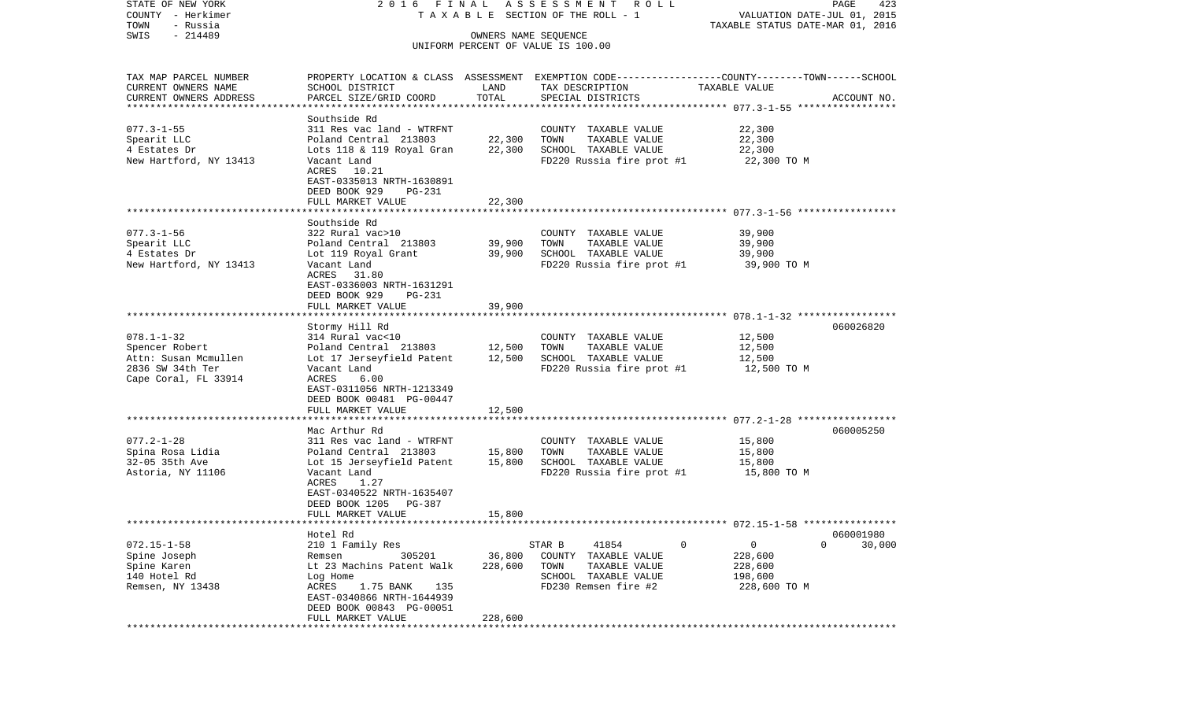STATE OF NEW YORK 2 0 1 6 F I N A L A S S E S S M E N T R O L L
COUNTY - Herkimer T A X A B L E SECTION OF THE ROLL - 1 VALUATION DATE-JUL 01, 2015
TOWN - Russia TAXABLE STATUS DATE-MAR 01, 2016
SWIS - 214489 OWNERS NAME SEQUENCE
UNIFORM PERCENT OF VALUE IS 100.00

| TAX MAP PARCEL NUMBER / CURRENT OWNERS NAME / CURRENT OWNERS ADDRESS | PROPERTY LOCATION & CLASS / SCHOOL DISTRICT / PARCEL SIZE/GRID COORD | ASSESSMENT LAND | ASSESSMENT TOTAL | EXEMPTION CODE / TAX DESCRIPTION / SPECIAL DISTRICTS | COUNTY | TOWN | SCHOOL TAXABLE VALUE | ACCOUNT NO. |
|---|---|---|---|---|---|---|---|---|
| **077.3-1-55** | Southside Rd | | | | | | | |
| 077.3-1-55 | 311 Res vac land - WTRFNT | | | COUNTY TAXABLE VALUE | 22,300 | | | |
| Spearit LLC | Poland Central 213803 | 22,300 | | TOWN TAXABLE VALUE | | 22,300 | | |
| 4 Estates Dr | Lots 118 & 119 Royal Gran | | 22,300 | SCHOOL TAXABLE VALUE | | | 22,300 | |
| New Hartford, NY 13413 | Vacant Land | | | FD220 Russia fire prot #1 | 22,300 TO M | | | |
| | ACRES 10.21 | | | | | | | |
| | EAST-0335013 NRTH-1630891 | | | | | | | |
| | DEED BOOK 929 PG-231 | | | | | | | |
| | FULL MARKET VALUE | | 22,300 | | | | | |
| **077.3-1-56** | Southside Rd | | | | | | | |
| 077.3-1-56 | 322 Rural vac>10 | | | COUNTY TAXABLE VALUE | 39,900 | | | |
| Spearit LLC | Poland Central 213803 | 39,900 | | TOWN TAXABLE VALUE | | 39,900 | | |
| 4 Estates Dr | Lot 119 Royal Grant | | 39,900 | SCHOOL TAXABLE VALUE | | | 39,900 | |
| New Hartford, NY 13413 | Vacant Land | | | FD220 Russia fire prot #1 | 39,900 TO M | | | |
| | ACRES 31.80 | | | | | | | |
| | EAST-0336003 NRTH-1631291 | | | | | | | |
| | DEED BOOK 929 PG-231 | | | | | | | |
| | FULL MARKET VALUE | | 39,900 | | | | | |
| **078.1-1-32** | Stormy Hill Rd | | | | | | | 060026820 |
| 078.1-1-32 | 314 Rural vac<10 | | | COUNTY TAXABLE VALUE | 12,500 | | | |
| Spencer Robert | Poland Central 213803 | 12,500 | | TOWN TAXABLE VALUE | | 12,500 | | |
| Attn: Susan Mcmullen | Lot 17 Jerseyfield Patent | | 12,500 | SCHOOL TAXABLE VALUE | | | 12,500 | |
| 2836 SW 34th Ter | Vacant Land | | | FD220 Russia fire prot #1 | 12,500 TO M | | | |
| Cape Coral, FL 33914 | ACRES 6.00 | | | | | | | |
| | EAST-0311056 NRTH-1213349 | | | | | | | |
| | DEED BOOK 00481 PG-00447 | | | | | | | |
| | FULL MARKET VALUE | | 12,500 | | | | | |
| **077.2-1-28** | Mac Arthur Rd | | | | | | | 060005250 |
| 077.2-1-28 | 311 Res vac land - WTRFNT | | | COUNTY TAXABLE VALUE | 15,800 | | | |
| Spina Rosa Lidia | Poland Central 213803 | 15,800 | | TOWN TAXABLE VALUE | | 15,800 | | |
| 32-05 35th Ave | Lot 15 Jerseyfield Patent | | 15,800 | SCHOOL TAXABLE VALUE | | | 15,800 | |
| Astoria, NY 11106 | Vacant Land | | | FD220 Russia fire prot #1 | 15,800 TO M | | | |
| | ACRES 1.27 | | | | | | | |
| | EAST-0340522 NRTH-1635407 | | | | | | | |
| | DEED BOOK 1205 PG-387 | | | | | | | |
| | FULL MARKET VALUE | | 15,800 | | | | | |
| **072.15-1-58** | Hotel Rd | | | | | | | 060001980 |
| 072.15-1-58 | 210 1 Family Res | | | STAR B 41854 | 0 | 0 | 0 | 30,000 |
| Spine Joseph | Remsen 305201 | 36,800 | | COUNTY TAXABLE VALUE | 228,600 | | | |
| Spine Karen | Lt 23 Machins Patent Walk | | 228,600 | TOWN TAXABLE VALUE | | 228,600 | | |
| 140 Hotel Rd | Log Home | | | SCHOOL TAXABLE VALUE | | | 198,600 | |
| Remsen, NY 13438 | ACRES 1.75 BANK 135 | | | FD230 Remsen fire #2 | 228,600 TO M | | | |
| | EAST-0340866 NRTH-1644939 | | | | | | | |
| | DEED BOOK 00843 PG-00051 | | | | | | | |
| | FULL MARKET VALUE | | 228,600 | | | | | |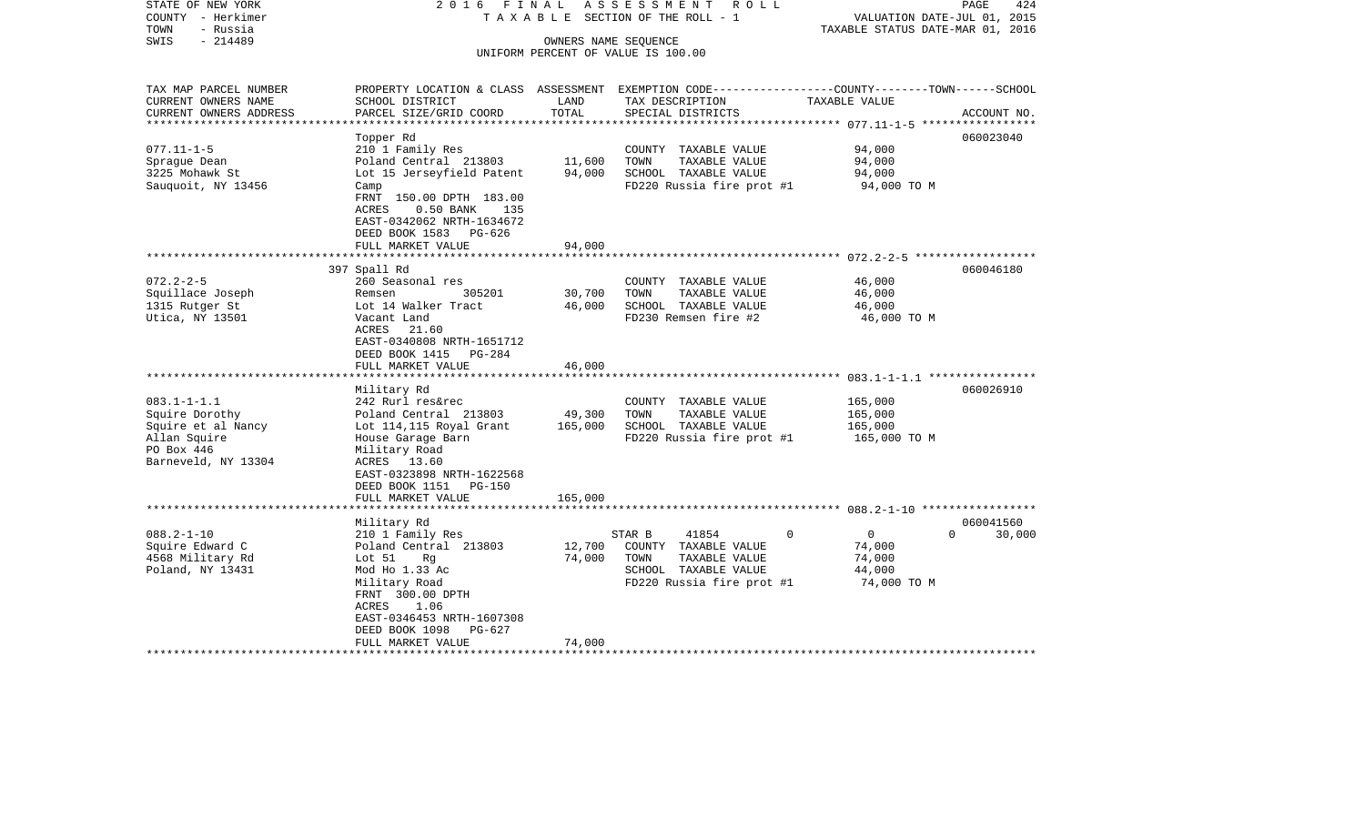STATE OF NEW YORK | COUNTY - Herkimer | TOWN - Russia | SWIS - 214489

**2016 FINAL ASSESSMENT ROLL**
TAXABLE SECTION OF THE ROLL - 1
OWNERS NAME SEQUENCE
UNIFORM PERCENT OF VALUE IS 100.00

VALUATION DATE-JUL 01, 2015
TAXABLE STATUS DATE-MAR 01, 2016

| TAX MAP PARCEL NUMBER / CURRENT OWNERS NAME / CURRENT OWNERS ADDRESS | PROPERTY LOCATION & CLASS / SCHOOL DISTRICT / PARCEL SIZE/GRID COORD | ASSESSMENT LAND | TOTAL | EXEMPTION CODE / TAX DESCRIPTION / SPECIAL DISTRICTS | COUNTY | TOWN | SCHOOL | TAXABLE VALUE | ACCOUNT NO. |
|---|---|---|---|---|---|---|---|---|---|
| 077.11-1-5 | Topper Rd | | | | | | | | 060023040 |
| Sprague Dean | 210 1 Family Res | | | COUNTY TAXABLE VALUE | | | | 94,000 | |
| 3225 Mohawk St | Poland Central 213803 | 11,600 | | TOWN TAXABLE VALUE | | | | 94,000 | |
| Sauquoit, NY 13456 | Lot 15 Jerseyfield Patent | | 94,000 | SCHOOL TAXABLE VALUE | | | | 94,000 | |
| | Camp | | | FD220 Russia fire prot #1 | | | | 94,000 TO M | |
| | FRNT 150.00 DPTH 183.00 | | | | | | | | |
| | ACRES 0.50 BANK 135 | | | | | | | | |
| | EAST-0342062 NRTH-1634672 | | | | | | | | |
| | DEED BOOK 1583 PG-626 | | | | | | | | |
| | FULL MARKET VALUE | | 94,000 | | | | | | |
| 072.2-2-5 | 397 Spall Rd | | | | | | | | 060046180 |
| Squillace Joseph | 260 Seasonal res | | | COUNTY TAXABLE VALUE | | | | 46,000 | |
| 1315 Rutger St | Remsen 305201 | 30,700 | | TOWN TAXABLE VALUE | | | | 46,000 | |
| Utica, NY 13501 | Lot 14 Walker Tract | | 46,000 | SCHOOL TAXABLE VALUE | | | | 46,000 | |
| | Vacant Land | | | FD230 Remsen fire #2 | | | | 46,000 TO M | |
| | ACRES 21.60 | | | | | | | | |
| | EAST-0340808 NRTH-1651712 | | | | | | | | |
| | DEED BOOK 1415 PG-284 | | | | | | | | |
| | FULL MARKET VALUE | | 46,000 | | | | | | |
| 083.1-1-1.1 | Military Rd | | | | | | | | 060026910 |
| Squire Dorothy | 242 Rurl res&rec | | | COUNTY TAXABLE VALUE | | | | 165,000 | |
| Squire et al Nancy | Poland Central 213803 | 49,300 | | TOWN TAXABLE VALUE | | | | 165,000 | |
| Allan Squire | Lot 114,115 Royal Grant | | 165,000 | SCHOOL TAXABLE VALUE | | | | 165,000 | |
| PO Box 446 | House Garage Barn | | | FD220 Russia fire prot #1 | | | | 165,000 TO M | |
| Barneveld, NY 13304 | Military Road | | | | | | | | |
| | ACRES 13.60 | | | | | | | | |
| | EAST-0323898 NRTH-1622568 | | | | | | | | |
| | DEED BOOK 1151 PG-150 | | | | | | | | |
| | FULL MARKET VALUE | | 165,000 | | | | | | |
| 088.2-1-10 | Military Rd | | | | | | | | 060041560 |
| Squire Edward C | 210 1 Family Res | | | STAR B 41854 | 0 | 0 | 30,000 | | |
| 4568 Military Rd | Poland Central 213803 | 12,700 | | COUNTY TAXABLE VALUE | | | | 74,000 | |
| Poland, NY 13431 | Lot 51 Rg | | 74,000 | TOWN TAXABLE VALUE | | | | 74,000 | |
| | Mod Ho 1.33 Ac | | | SCHOOL TAXABLE VALUE | | | | 44,000 | |
| | Military Road | | | FD220 Russia fire prot #1 | | | | 74,000 TO M | |
| | FRNT 300.00 DPTH | | | | | | | | |
| | ACRES 1.06 | | | | | | | | |
| | EAST-0346453 NRTH-1607308 | | | | | | | | |
| | DEED BOOK 1098 PG-627 | | | | | | | | |
| | FULL MARKET VALUE | | 74,000 | | | | | | |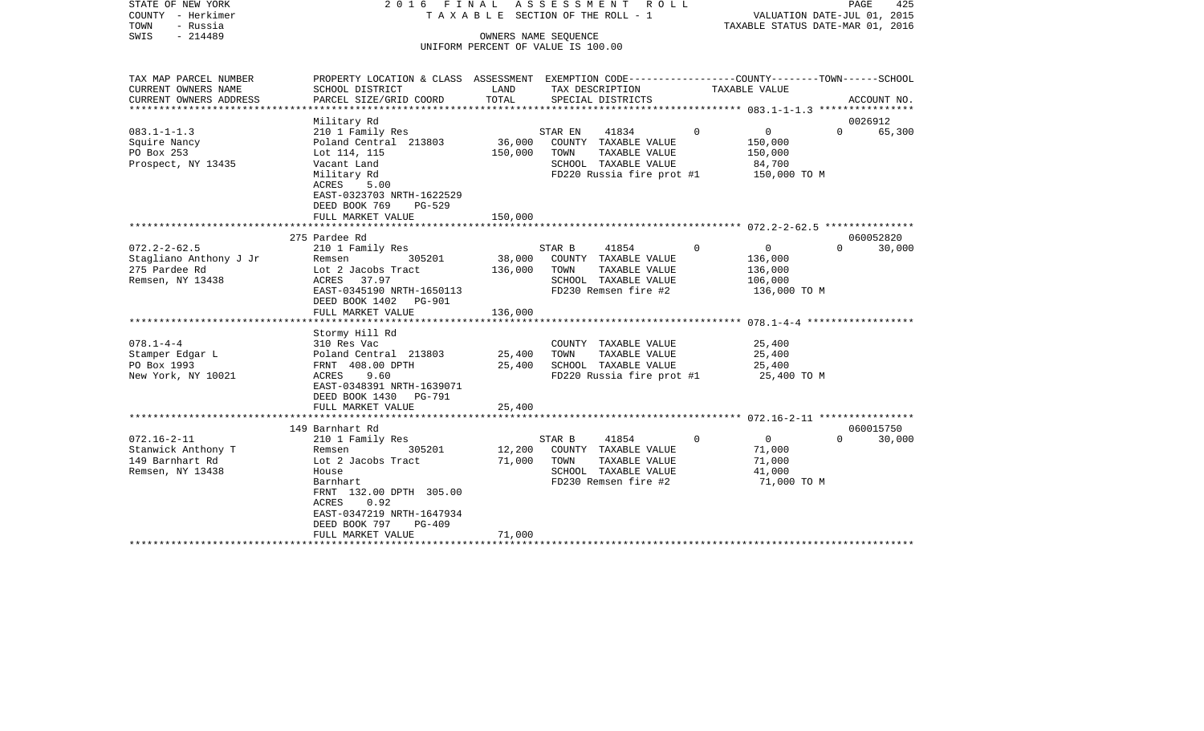STATE OF NEW YORK — 2016 FINAL ASSESSMENT ROLL
COUNTY - Herkimer — TAXABLE SECTION OF THE ROLL - 1 — VALUATION DATE-JUL 01, 2015
TOWN - Russia — TAXABLE STATUS DATE-MAR 01, 2016
SWIS - 214489 — OWNERS NAME SEQUENCE
UNIFORM PERCENT OF VALUE IS 100.00

| TAX MAP PARCEL NUMBER / CURRENT OWNERS NAME / CURRENT OWNERS ADDRESS | PROPERTY LOCATION & CLASS / SCHOOL DISTRICT / PARCEL SIZE/GRID COORD | ASSESSMENT LAND / TOTAL | EXEMPTION CODE / TAX DESCRIPTION / SPECIAL DISTRICTS | COUNTY | TOWN | SCHOOL / TAXABLE VALUE | ACCOUNT NO. |
|---|---|---|---|---|---|---|---|
| **083.1-1-1.3** | Military Rd | | | | | | 0026912 |
| 083.1-1-1.3 | 210 1 Family Res | | STAR EN 41834 | 0 | 0 | 0 | 65,300 |
| Squire Nancy | Poland Central 213803 | 36,000 | COUNTY TAXABLE VALUE | 150,000 | | | |
| PO Box 253 | Lot 114, 115 | 150,000 | TOWN TAXABLE VALUE | | 150,000 | | |
| Prospect, NY 13435 | Vacant Land | | SCHOOL TAXABLE VALUE | | | 84,700 | |
| | Military Rd | | FD220 Russia fire prot #1 | 150,000 TO M | | | |
| | ACRES 5.00 | | | | | | |
| | EAST-0323703 NRTH-1622529 | | | | | | |
| | DEED BOOK 769 PG-529 | | | | | | |
| | FULL MARKET VALUE | 150,000 | | | | | |
| **072.2-2-62.5** | 275 Pardee Rd | | | | | | 060052820 |
| 072.2-2-62.5 | 210 1 Family Res | | STAR B 41854 | 0 | 0 | 0 | 30,000 |
| Stagliano Anthony J Jr | Remsen 305201 | 38,000 | COUNTY TAXABLE VALUE | 136,000 | | | |
| 275 Pardee Rd | Lot 2 Jacobs Tract | 136,000 | TOWN TAXABLE VALUE | | 136,000 | | |
| Remsen, NY 13438 | ACRES 37.97 | | SCHOOL TAXABLE VALUE | | | 106,000 | |
| | EAST-0345190 NRTH-1650113 | | FD230 Remsen fire #2 | 136,000 TO M | | | |
| | DEED BOOK 1402 PG-901 | | | | | | |
| | FULL MARKET VALUE | 136,000 | | | | | |
| **078.1-4-4** | Stormy Hill Rd | | | | | | |
| 078.1-4-4 | 310 Res Vac | | COUNTY TAXABLE VALUE | 25,400 | | | |
| Stamper Edgar L | Poland Central 213803 | 25,400 | TOWN TAXABLE VALUE | | 25,400 | | |
| PO Box 1993 | FRNT 408.00 DPTH | 25,400 | SCHOOL TAXABLE VALUE | | | 25,400 | |
| New York, NY 10021 | ACRES 9.60 | | FD220 Russia fire prot #1 | 25,400 TO M | | | |
| | EAST-0348391 NRTH-1639071 | | | | | | |
| | DEED BOOK 1430 PG-791 | | | | | | |
| | FULL MARKET VALUE | 25,400 | | | | | |
| **072.16-2-11** | 149 Barnhart Rd | | | | | | 060015750 |
| 072.16-2-11 | 210 1 Family Res | | STAR B 41854 | 0 | 0 | 0 | 30,000 |
| Stanwick Anthony T | Remsen 305201 | 12,200 | COUNTY TAXABLE VALUE | 71,000 | | | |
| 149 Barnhart Rd | Lot 2 Jacobs Tract | 71,000 | TOWN TAXABLE VALUE | | 71,000 | | |
| Remsen, NY 13438 | House | | SCHOOL TAXABLE VALUE | | | 41,000 | |
| | Barnhart | | FD230 Remsen fire #2 | 71,000 TO M | | | |
| | FRNT 132.00 DPTH 305.00 | | | | | | |
| | ACRES 0.92 | | | | | | |
| | EAST-0347219 NRTH-1647934 | | | | | | |
| | DEED BOOK 797 PG-409 | | | | | | |
| | FULL MARKET VALUE | 71,000 | | | | | |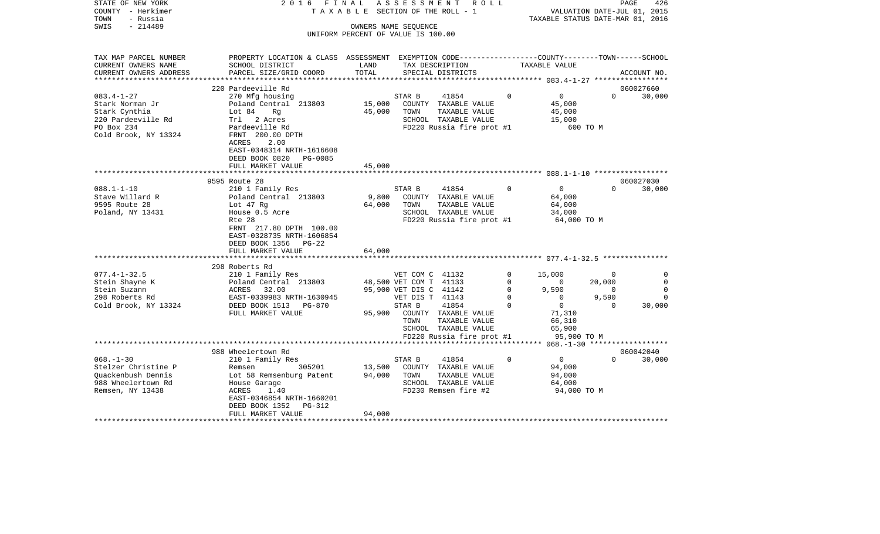STATE OF NEW YORK
COUNTY - Herkimer
TOWN - Russia
SWIS - 214489

2 0 1 6 F I N A L A S S E S S M E N T R O L L
T A X A B L E SECTION OF THE ROLL - 1
OWNERS NAME SEQUENCE
UNIFORM PERCENT OF VALUE IS 100.00

VALUATION DATE-JUL 01, 2015
TAXABLE STATUS DATE-MAR 01, 2016

| TAX MAP PARCEL NUMBER<br>CURRENT OWNERS NAME<br>CURRENT OWNERS ADDRESS | PROPERTY LOCATION & CLASS<br>SCHOOL DISTRICT<br>PARCEL SIZE/GRID COORD | ASSESSMENT<br>LAND<br>TOTAL | EXEMPTION CODE<br>TAX DESCRIPTION<br>SPECIAL DISTRICTS | | COUNTY<br>TAXABLE VALUE | TOWN | SCHOOL<br>ACCOUNT NO. |
|---|---|---|---|---|---|---|---|
| **083.4-1-27** | 220 Pardeeville Rd | | | | | | 060027660 |
| 083.4-1-27 | 270 Mfg housing | | STAR B 41854 | 0 | 0 | 0 | 30,000 |
| Stark Norman Jr | Poland Central 213803 | 15,000 | COUNTY TAXABLE VALUE | | 45,000 | | |
| Stark Cynthia | Lot 84 Rg | 45,000 | TOWN TAXABLE VALUE | | 45,000 | | |
| 220 Pardeeville Rd | Trl 2 Acres | | SCHOOL TAXABLE VALUE | | 15,000 | | |
| PO Box 234 | Pardeeville Rd | | FD220 Russia fire prot #1 | | 600 TO M | | |
| Cold Brook, NY 13324 | FRNT 200.00 DPTH | | | | | | |
| | ACRES 2.00 | | | | | | |
| | EAST-0348314 NRTH-1616608 | | | | | | |
| | DEED BOOK 0820 PG-0085 | | | | | | |
| | FULL MARKET VALUE | 45,000 | | | | | |
| **088.1-1-10** | 9595 Route 28 | | | | | | 060027030 |
| 088.1-1-10 | 210 1 Family Res | | STAR B 41854 | 0 | 0 | 0 | 30,000 |
| Stave Willard R | Poland Central 213803 | 9,800 | COUNTY TAXABLE VALUE | | 64,000 | | |
| 9595 Route 28 | Lot 47 Rg | 64,000 | TOWN TAXABLE VALUE | | 64,000 | | |
| Poland, NY 13431 | House 0.5 Acre | | SCHOOL TAXABLE VALUE | | 34,000 | | |
| | Rte 28 | | FD220 Russia fire prot #1 | | 64,000 TO M | | |
| | FRNT 217.80 DPTH 100.00 | | | | | | |
| | EAST-0328735 NRTH-1606854 | | | | | | |
| | DEED BOOK 1356 PG-22 | | | | | | |
| | FULL MARKET VALUE | 64,000 | | | | | |
| **077.4-1-32.5** | 298 Roberts Rd | | | | | | |
| 077.4-1-32.5 | 210 1 Family Res | | VET COM C 41132 | 0 | 15,000 | 0 | 0 |
| Stein Shayne K | Poland Central 213803 | 48,500 | VET COM T 41133 | 0 | 0 | 20,000 | 0 |
| Stein Suzann | ACRES 32.00 | 95,900 | VET DIS C 41142 | 0 | 9,590 | 0 | 0 |
| 298 Roberts Rd | EAST-0339983 NRTH-1630945 | | VET DIS T 41143 | 0 | 0 | 9,590 | 0 |
| Cold Brook, NY 13324 | DEED BOOK 1513 PG-870 | | STAR B 41854 | 0 | 0 | 0 | 30,000 |
| | FULL MARKET VALUE | 95,900 | COUNTY TAXABLE VALUE | | 71,310 | | |
| | | | TOWN TAXABLE VALUE | | 66,310 | | |
| | | | SCHOOL TAXABLE VALUE | | 65,900 | | |
| | | | FD220 Russia fire prot #1 | | 95,900 TO M | | |
| **068.-1-30** | 988 Wheelertown Rd | | | | | | 060042040 |
| 068.-1-30 | 210 1 Family Res | | STAR B 41854 | 0 | 0 | 0 | 30,000 |
| Stelzer Christine P | Remsen 305201 | 13,500 | COUNTY TAXABLE VALUE | | 94,000 | | |
| Quackenbush Dennis | Lot 58 Remsenburg Patent | 94,000 | TOWN TAXABLE VALUE | | 94,000 | | |
| 988 Wheelertown Rd | House Garage | | SCHOOL TAXABLE VALUE | | 64,000 | | |
| Remsen, NY 13438 | ACRES 1.40 | | FD230 Remsen fire #2 | | 94,000 TO M | | |
| | EAST-0346854 NRTH-1660201 | | | | | | |
| | DEED BOOK 1352 PG-312 | | | | | | |
| | FULL MARKET VALUE | 94,000 | | | | | |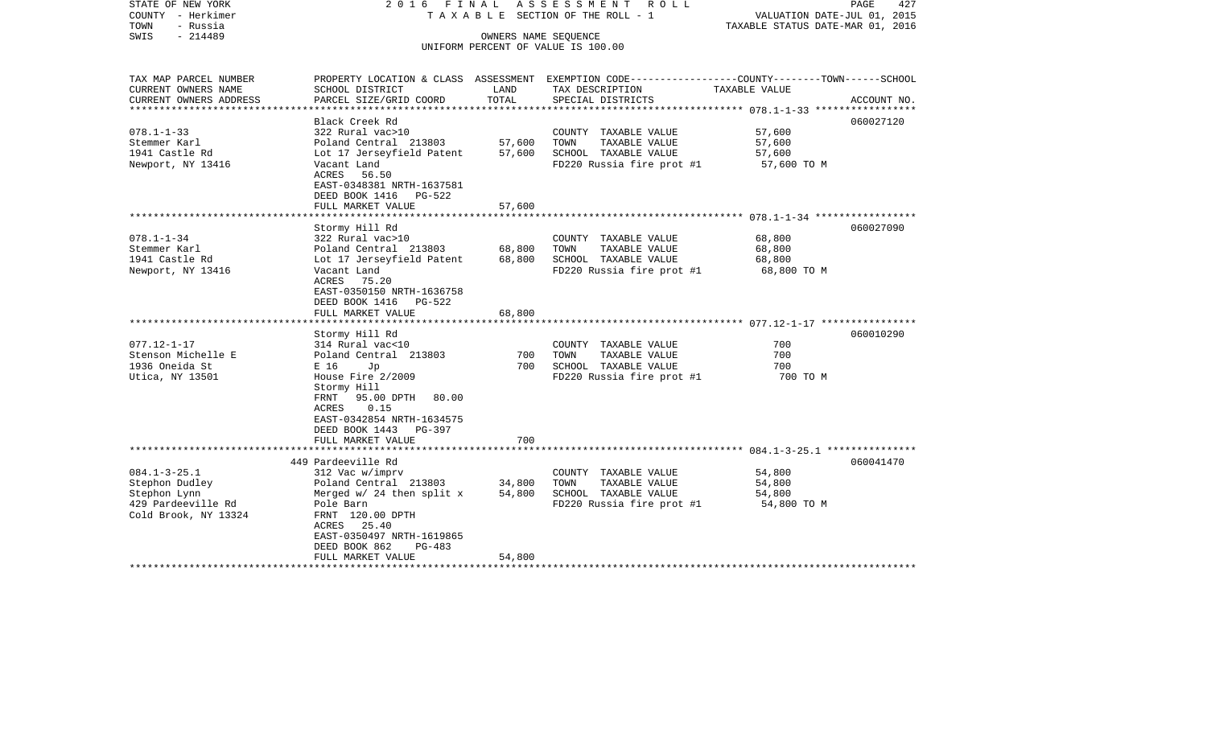STATE OF NEW YORK | 2016 FINAL ASSESSMENT ROLL | PAGE 427
COUNTY - Herkimer | TAXABLE SECTION OF THE ROLL - 1 | VALUATION DATE-JUL 01, 2015
TOWN - Russia | | TAXABLE STATUS DATE-MAR 01, 2016
SWIS - 214489 | OWNERS NAME SEQUENCE
UNIFORM PERCENT OF VALUE IS 100.00

| TAX MAP PARCEL NUMBER / CURRENT OWNERS NAME / CURRENT OWNERS ADDRESS | PROPERTY LOCATION & CLASS / SCHOOL DISTRICT / PARCEL SIZE/GRID COORD | ASSESSMENT LAND | ASSESSMENT TOTAL | EXEMPTION CODE / TAX DESCRIPTION / SPECIAL DISTRICTS | TAXABLE VALUE (COUNTY--------TOWN------SCHOOL) | ACCOUNT NO. |
|---|---|---|---|---|---|---|
| 078.1-1-33 | Black Creek Rd | | | | | 060027120 |
| | 322 Rural vac>10 | | | COUNTY TAXABLE VALUE | 57,600 | |
| Stemmer Karl | Poland Central 213803 | 57,600 | | TOWN TAXABLE VALUE | 57,600 | |
| 1941 Castle Rd | Lot 17 Jerseyfield Patent | | 57,600 | SCHOOL TAXABLE VALUE | 57,600 | |
| Newport, NY 13416 | Vacant Land | | | FD220 Russia fire prot #1 | 57,600 TO M | |
| | ACRES 56.50 | | | | | |
| | EAST-0348381 NRTH-1637581 | | | | | |
| | DEED BOOK 1416 PG-522 | | | | | |
| | FULL MARKET VALUE | | 57,600 | | | |
| 078.1-1-34 | Stormy Hill Rd | | | | | 060027090 |
| | 322 Rural vac>10 | | | COUNTY TAXABLE VALUE | 68,800 | |
| Stemmer Karl | Poland Central 213803 | 68,800 | | TOWN TAXABLE VALUE | 68,800 | |
| 1941 Castle Rd | Lot 17 Jerseyfield Patent | | 68,800 | SCHOOL TAXABLE VALUE | 68,800 | |
| Newport, NY 13416 | Vacant Land | | | FD220 Russia fire prot #1 | 68,800 TO M | |
| | ACRES 75.20 | | | | | |
| | EAST-0350150 NRTH-1636758 | | | | | |
| | DEED BOOK 1416 PG-522 | | | | | |
| | FULL MARKET VALUE | | 68,800 | | | |
| 077.12-1-17 | Stormy Hill Rd | | | | | 060010290 |
| | 314 Rural vac<10 | | | COUNTY TAXABLE VALUE | 700 | |
| Stenson Michelle E | Poland Central 213803 | 700 | | TOWN TAXABLE VALUE | 700 | |
| 1936 Oneida St | E 16 Jp | | 700 | SCHOOL TAXABLE VALUE | 700 | |
| Utica, NY 13501 | House Fire 2/2009 | | | FD220 Russia fire prot #1 | 700 TO M | |
| | Stormy Hill | | | | | |
| | FRNT 95.00 DPTH 80.00 | | | | | |
| | ACRES 0.15 | | | | | |
| | EAST-0342854 NRTH-1634575 | | | | | |
| | DEED BOOK 1443 PG-397 | | | | | |
| | FULL MARKET VALUE | | 700 | | | |
| 084.1-3-25.1 | 449 Pardeeville Rd | | | | | 060041470 |
| | 312 Vac w/imprv | | | COUNTY TAXABLE VALUE | 54,800 | |
| Stephon Dudley | Poland Central 213803 | 34,800 | | TOWN TAXABLE VALUE | 54,800 | |
| Stephon Lynn | Merged w/ 24 then split x | | 54,800 | SCHOOL TAXABLE VALUE | 54,800 | |
| 429 Pardeeville Rd | Pole Barn | | | FD220 Russia fire prot #1 | 54,800 TO M | |
| Cold Brook, NY 13324 | FRNT 120.00 DPTH | | | | | |
| | ACRES 25.40 | | | | | |
| | EAST-0350497 NRTH-1619865 | | | | | |
| | DEED BOOK 862 PG-483 | | | | | |
| | FULL MARKET VALUE | | 54,800 | | | |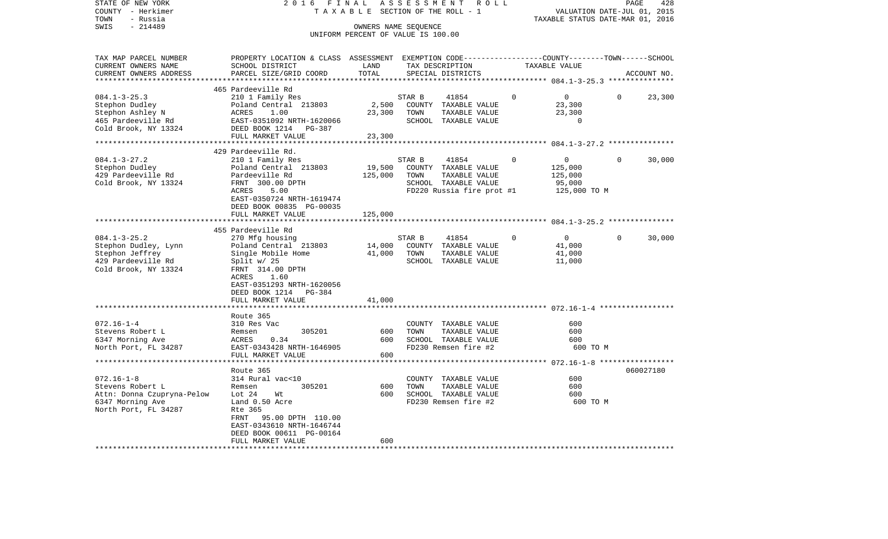STATE OF NEW YORK
COUNTY - Herkimer
TOWN - Russia
SWIS - 214489

2016 FINAL ASSESSMENT ROLL
TAXABLE SECTION OF THE ROLL - 1
OWNERS NAME SEQUENCE
UNIFORM PERCENT OF VALUE IS 100.00

VALUATION DATE-JUL 01, 2015
TAXABLE STATUS DATE-MAR 01, 2016

| TAX MAP PARCEL NUMBER / CURRENT OWNERS NAME / CURRENT OWNERS ADDRESS | PROPERTY LOCATION & CLASS / SCHOOL DISTRICT / PARCEL SIZE/GRID COORD | ASSESSMENT LAND | TOTAL | EXEMPTION CODE / TAX DESCRIPTION / SPECIAL DISTRICTS | COUNTY | TOWN | SCHOOL TAXABLE VALUE | ACCOUNT NO. |
|---|---|---|---|---|---|---|---|---|
| 084.1-3-25.3 | 465 Pardeeville Rd | | | | | | | |
| | 210 1 Family Res | | | STAR B 41854 | 0 | 0 | 0 | 23,300 |
| Stephon Dudley | Poland Central 213803 | 2,500 | | COUNTY TAXABLE VALUE | 23,300 | | | |
| Stephon Ashley N | ACRES 1.00 | | 23,300 | TOWN TAXABLE VALUE | | 23,300 | | |
| 465 Pardeeville Rd | EAST-0351092 NRTH-1620066 | | | SCHOOL TAXABLE VALUE | | | 0 | |
| Cold Brook, NY 13324 | DEED BOOK 1214 PG-387 | | | | | | | |
| | FULL MARKET VALUE | | 23,300 | | | | | |
| 084.1-3-27.2 | 429 Pardeeville Rd. | | | | | | | |
| | 210 1 Family Res | | | STAR B 41854 | 0 | 0 | 0 | 30,000 |
| Stephon Dudley | Poland Central 213803 | 19,500 | | COUNTY TAXABLE VALUE | 125,000 | | | |
| 429 Pardeeville Rd | Pardeeville Rd | | 125,000 | TOWN TAXABLE VALUE | | 125,000 | | |
| Cold Brook, NY 13324 | FRNT 300.00 DPTH | | | SCHOOL TAXABLE VALUE | | | 95,000 | |
| | ACRES 5.00 | | | FD220 Russia fire prot #1 | 125,000 TO M | | | |
| | EAST-0350724 NRTH-1619474 | | | | | | | |
| | DEED BOOK 00835 PG-00035 | | | | | | | |
| | FULL MARKET VALUE | | 125,000 | | | | | |
| 084.1-3-25.2 | 455 Pardeeville Rd | | | | | | | |
| | 270 Mfg housing | | | STAR B 41854 | 0 | 0 | 0 | 30,000 |
| Stephon Dudley, Lynn | Poland Central 213803 | 14,000 | | COUNTY TAXABLE VALUE | 41,000 | | | |
| Stephon Jeffrey | Single Mobile Home | | 41,000 | TOWN TAXABLE VALUE | | 41,000 | | |
| 429 Pardeeville Rd | Split w/ 25 | | | SCHOOL TAXABLE VALUE | | | 11,000 | |
| Cold Brook, NY 13324 | FRNT 314.00 DPTH | | | | | | | |
| | ACRES 1.60 | | | | | | | |
| | EAST-0351293 NRTH-1620056 | | | | | | | |
| | DEED BOOK 1214 PG-384 | | | | | | | |
| | FULL MARKET VALUE | | 41,000 | | | | | |
| 072.16-1-4 | Route 365 | | | | | | | |
| | 310 Res Vac | | | COUNTY TAXABLE VALUE | 600 | | | |
| Stevens Robert L | Remsen 305201 | 600 | | TOWN TAXABLE VALUE | | 600 | | |
| 6347 Morning Ave | ACRES 0.34 | | 600 | SCHOOL TAXABLE VALUE | | | 600 | |
| North Port, FL 34287 | EAST-0343428 NRTH-1646905 | | | FD230 Remsen fire #2 | 600 TO M | | | |
| | FULL MARKET VALUE | | 600 | | | | | |
| 072.16-1-8 | Route 365 | | | | | | | 060027180 |
| | 314 Rural vac<10 | | | COUNTY TAXABLE VALUE | 600 | | | |
| Stevens Robert L | Remsen 305201 | 600 | | TOWN TAXABLE VALUE | | 600 | | |
| Attn: Donna Czupryna-Pelow | Lot 24 Wt | | 600 | SCHOOL TAXABLE VALUE | | | 600 | |
| 6347 Morning Ave | Land 0.50 Acre | | | FD230 Remsen fire #2 | 600 TO M | | | |
| North Port, FL 34287 | Rte 365 | | | | | | | |
| | FRNT 95.00 DPTH 110.00 | | | | | | | |
| | EAST-0343610 NRTH-1646744 | | | | | | | |
| | DEED BOOK 00611 PG-00164 | | | | | | | |
| | FULL MARKET VALUE | | 600 | | | | | |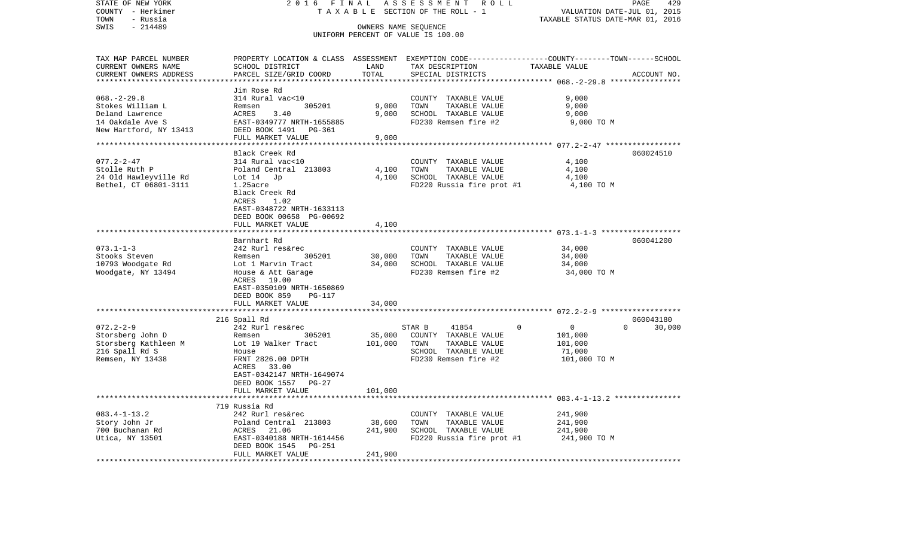STATE OF NEW YORK | 2016 FINAL ASSESSMENT ROLL | PAGE 429
COUNTY - Herkimer | TAXABLE SECTION OF THE ROLL - 1 | VALUATION DATE-JUL 01, 2015
TOWN - Russia | | TAXABLE STATUS DATE-MAR 01, 2016
SWIS - 214489 | OWNERS NAME SEQUENCE |
UNIFORM PERCENT OF VALUE IS 100.00

| TAX MAP PARCEL NUMBER / CURRENT OWNERS NAME / CURRENT OWNERS ADDRESS | PROPERTY LOCATION & CLASS / SCHOOL DISTRICT / PARCEL SIZE/GRID COORD | ASSESSMENT LAND | ASSESSMENT TOTAL | EXEMPTION CODE / TAX DESCRIPTION / SPECIAL DISTRICTS | COUNTY | TOWN | SCHOOL | ACCOUNT NO. |
|---|---|---|---|---|---|---|---|---|
| **068.-2-29.8** | Jim Rose Rd | | | | | | | |
| Stokes William L | 314 Rural vac<10 | | | COUNTY TAXABLE VALUE | 9,000 | | | |
| Deland Lawrence | Remsen 305201 | 9,000 | | TOWN TAXABLE VALUE | | 9,000 | | |
| 14 Oakdale Ave S | ACRES 3.40 | | 9,000 | SCHOOL TAXABLE VALUE | | | 9,000 | |
| New Hartford, NY 13413 | EAST-0349777 NRTH-1655885 | | | FD230 Remsen fire #2 | 9,000 TO M | | | |
| | DEED BOOK 1491 PG-361 | | | | | | | |
| | FULL MARKET VALUE | | 9,000 | | | | | |
| **077.2-2-47** | Black Creek Rd | | | | | | | 060024510 |
| Stolle Ruth P | 314 Rural vac<10 | | | COUNTY TAXABLE VALUE | 4,100 | | | |
| 24 Old Hawleyville Rd | Poland Central 213803 | 4,100 | | TOWN TAXABLE VALUE | | 4,100 | | |
| Bethel, CT 06801-3111 | Lot 14 Jp | | 4,100 | SCHOOL TAXABLE VALUE | | | 4,100 | |
| | 1.25acre | | | FD220 Russia fire prot #1 | 4,100 TO M | | | |
| | Black Creek Rd | | | | | | | |
| | ACRES 1.02 | | | | | | | |
| | EAST-0348722 NRTH-1633113 | | | | | | | |
| | DEED BOOK 00658 PG-00692 | | | | | | | |
| | FULL MARKET VALUE | | 4,100 | | | | | |
| **073.1-1-3** | Barnhart Rd | | | | | | | 060041200 |
| Stooks Steven | 242 Rurl res&rec | | | COUNTY TAXABLE VALUE | 34,000 | | | |
| 10793 Woodgate Rd | Remsen 305201 | 30,000 | | TOWN TAXABLE VALUE | | 34,000 | | |
| Woodgate, NY 13494 | Lot 1 Marvin Tract | | 34,000 | SCHOOL TAXABLE VALUE | | | 34,000 | |
| | House & Att Garage | | | FD230 Remsen fire #2 | 34,000 TO M | | | |
| | ACRES 19.00 | | | | | | | |
| | EAST-0350109 NRTH-1650869 | | | | | | | |
| | DEED BOOK 859 PG-117 | | | | | | | |
| | FULL MARKET VALUE | | 34,000 | | | | | |
| **072.2-2-9** | 216 Spall Rd | | | | | | | 060043180 |
| Storsberg John D | 242 Rurl res&rec | | | STAR B 41854 | 0 | 0 | 30,000 | |
| Storsberg Kathleen M | Remsen 305201 | 35,000 | | COUNTY TAXABLE VALUE | 101,000 | | | |
| 216 Spall Rd S | Lot 19 Walker Tract | | 101,000 | TOWN TAXABLE VALUE | | 101,000 | | |
| Remsen, NY 13438 | House | | | SCHOOL TAXABLE VALUE | | | 71,000 | |
| | FRNT 2826.00 DPTH | | | FD230 Remsen fire #2 | 101,000 TO M | | | |
| | ACRES 33.00 | | | | | | | |
| | EAST-0342147 NRTH-1649074 | | | | | | | |
| | DEED BOOK 1557 PG-27 | | | | | | | |
| | FULL MARKET VALUE | | 101,000 | | | | | |
| **083.4-1-13.2** | 719 Russia Rd | | | | | | | |
| Story John Jr | 242 Rurl res&rec | | | COUNTY TAXABLE VALUE | 241,900 | | | |
| 700 Buchanan Rd | Poland Central 213803 | 38,600 | | TOWN TAXABLE VALUE | | 241,900 | | |
| Utica, NY 13501 | ACRES 21.06 | | 241,900 | SCHOOL TAXABLE VALUE | | | 241,900 | |
| | EAST-0340188 NRTH-1614456 | | | FD220 Russia fire prot #1 | 241,900 TO M | | | |
| | DEED BOOK 1545 PG-251 | | | | | | | |
| | FULL MARKET VALUE | | 241,900 | | | | | |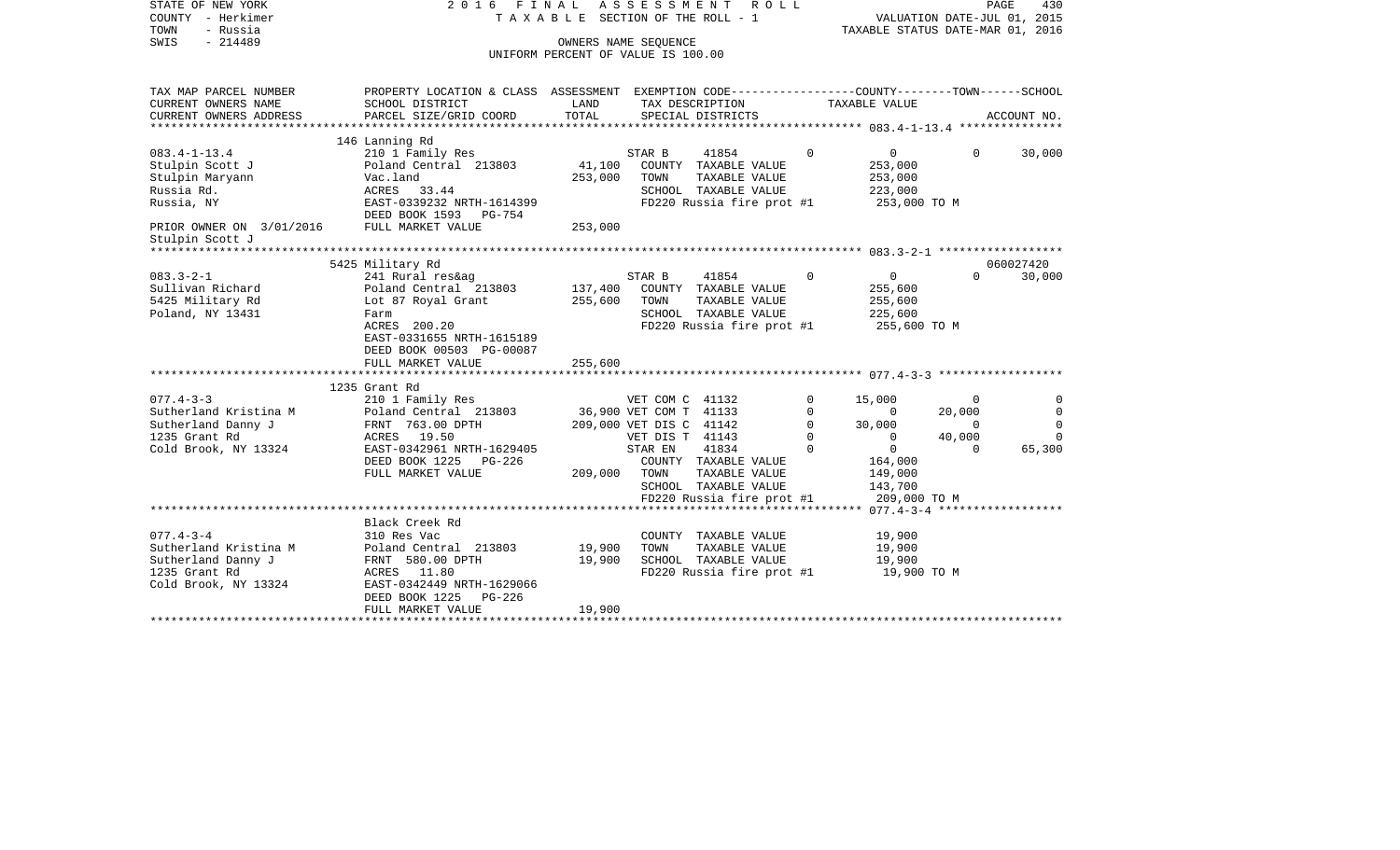STATE OF NEW YORK — 2016 FINAL ASSESSMENT ROLL
COUNTY - Herkimer — TAXABLE SECTION OF THE ROLL - 1 — VALUATION DATE-JUL 01, 2015
TOWN - Russia — TAXABLE STATUS DATE-MAR 01, 2016
SWIS - 214489 — OWNERS NAME SEQUENCE
UNIFORM PERCENT OF VALUE IS 100.00

| TAX MAP PARCEL NUMBER / CURRENT OWNERS NAME / CURRENT OWNERS ADDRESS | PROPERTY LOCATION & CLASS / SCHOOL DISTRICT / PARCEL SIZE/GRID COORD | ASSESSMENT LAND | TOTAL | EXEMPTION CODE / TAX DESCRIPTION / SPECIAL DISTRICTS | COUNTY | TOWN | SCHOOL / ACCOUNT NO. |
|---|---|---|---|---|---|---|---|
| **083.4-1-13.4** | 146 Lanning Rd | | | | | | |
| 083.4-1-13.4 | 210 1 Family Res | | | STAR B 41854 0 | 0 | 0 | 30,000 |
| Stulpin Scott J | Poland Central 213803 | 41,100 | | COUNTY TAXABLE VALUE | 253,000 | | |
| Stulpin Maryann | Vac.land | | 253,000 | TOWN TAXABLE VALUE | | 253,000 | |
| Russia Rd. | ACRES 33.44 | | | SCHOOL TAXABLE VALUE | | | 223,000 |
| Russia, NY | EAST-0339232 NRTH-1614399 | | | FD220 Russia fire prot #1 | 253,000 TO M | | |
| | DEED BOOK 1593 PG-754 | | | | | | |
| PRIOR OWNER ON 3/01/2016 | FULL MARKET VALUE | | 253,000 | | | | |
| Stulpin Scott J | | | | | | | |
| **083.3-2-1** | 5425 Military Rd | | | | | | 060027420 |
| 083.3-2-1 | 241 Rural res&ag | | | STAR B 41854 0 | 0 | 0 | 30,000 |
| Sullivan Richard | Poland Central 213803 | 137,400 | | COUNTY TAXABLE VALUE | 255,600 | | |
| 5425 Military Rd | Lot 87 Royal Grant | | 255,600 | TOWN TAXABLE VALUE | | 255,600 | |
| Poland, NY 13431 | Farm | | | SCHOOL TAXABLE VALUE | | | 225,600 |
| | ACRES 200.20 | | | FD220 Russia fire prot #1 | 255,600 TO M | | |
| | EAST-0331655 NRTH-1615189 | | | | | | |
| | DEED BOOK 00503 PG-00087 | | | | | | |
| | FULL MARKET VALUE | | 255,600 | | | | |
| **077.4-3-3** | 1235 Grant Rd | | | | | | |
| 077.4-3-3 | 210 1 Family Res | | | VET COM C 41132 0 | 15,000 | 0 | 0 |
| Sutherland Kristina M | Poland Central 213803 | 36,900 | | VET COM T 41133 0 | 0 | 20,000 | 0 |
| Sutherland Danny J | FRNT 763.00 DPTH | | 209,000 | VET DIS C 41142 0 | 30,000 | 0 | 0 |
| 1235 Grant Rd | ACRES 19.50 | | | VET DIS T 41143 0 | 0 | 40,000 | 0 |
| Cold Brook, NY 13324 | EAST-0342961 NRTH-1629405 | | | STAR EN 41834 0 | 0 | 0 | 65,300 |
| | DEED BOOK 1225 PG-226 | | | COUNTY TAXABLE VALUE | 164,000 | | |
| | FULL MARKET VALUE | | 209,000 | TOWN TAXABLE VALUE | | 149,000 | |
| | | | | SCHOOL TAXABLE VALUE | | | 143,700 |
| | | | | FD220 Russia fire prot #1 | 209,000 TO M | | |
| **077.4-3-4** | Black Creek Rd | | | | | | |
| 077.4-3-4 | 310 Res Vac | | | COUNTY TAXABLE VALUE | 19,900 | | |
| Sutherland Kristina M | Poland Central 213803 | 19,900 | | TOWN TAXABLE VALUE | | 19,900 | |
| Sutherland Danny J | FRNT 580.00 DPTH | | 19,900 | SCHOOL TAXABLE VALUE | | | 19,900 |
| 1235 Grant Rd | ACRES 11.80 | | | FD220 Russia fire prot #1 | 19,900 TO M | | |
| Cold Brook, NY 13324 | EAST-0342449 NRTH-1629066 | | | | | | |
| | DEED BOOK 1225 PG-226 | | | | | | |
| | FULL MARKET VALUE | | 19,900 | | | | |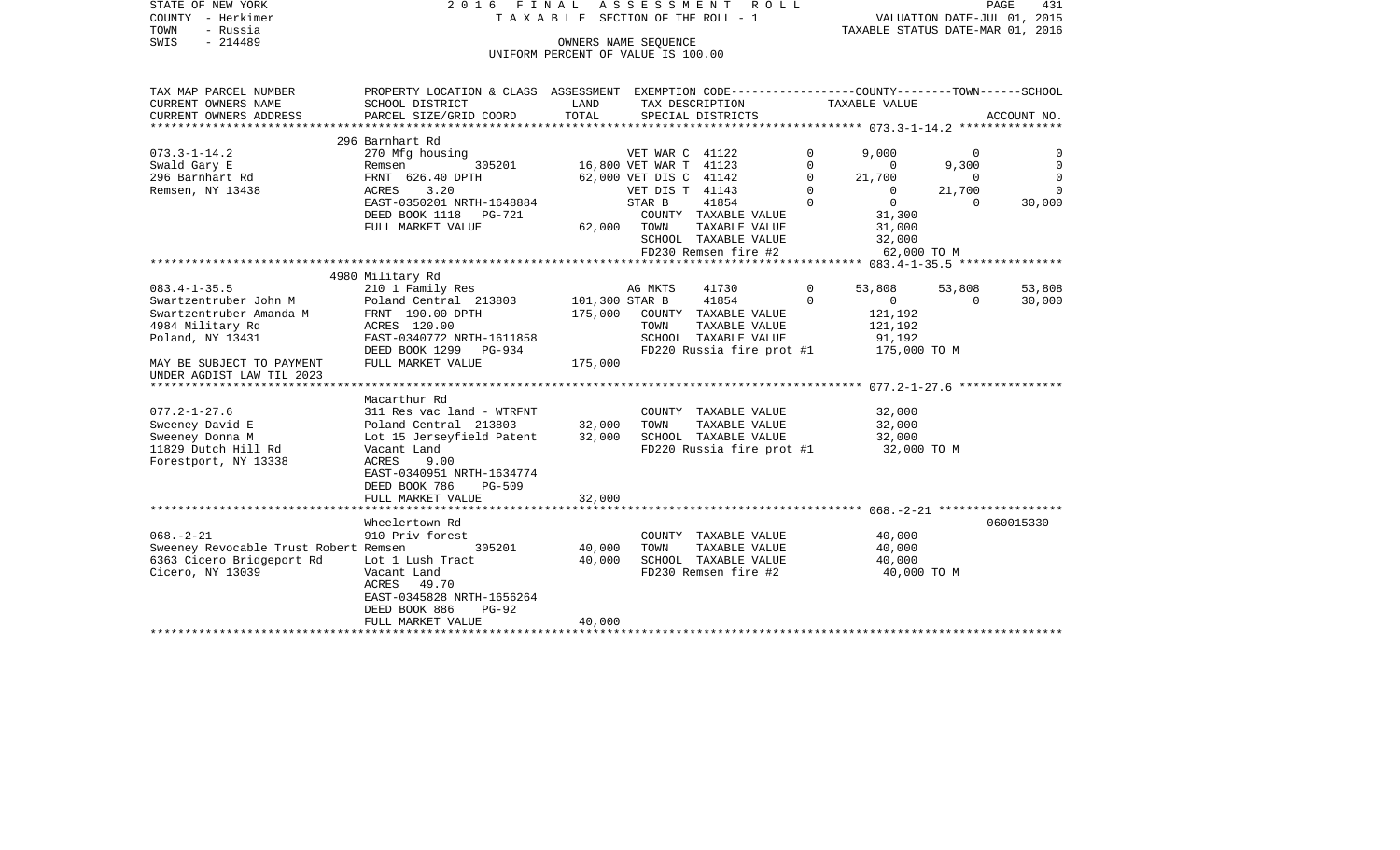STATE OF NEW YORK | 2016 FINAL ASSESSMENT ROLL | PAGE 431
COUNTY - Herkimer | TAXABLE SECTION OF THE ROLL - 1 | VALUATION DATE-JUL 01, 2015
TOWN - Russia | | TAXABLE STATUS DATE-MAR 01, 2016
SWIS - 214489 | OWNERS NAME SEQUENCE
UNIFORM PERCENT OF VALUE IS 100.00

```
TAX MAP PARCEL NUMBER          PROPERTY LOCATION & CLASS  ASSESSMENT  EXEMPTION CODE-----------------COUNTY--------TOWN------SCHOOL
CURRENT OWNERS NAME            SCHOOL DISTRICT              LAND      TAX DESCRIPTION              TAXABLE VALUE
CURRENT OWNERS ADDRESS         PARCEL SIZE/GRID COORD       TOTAL     SPECIAL DISTRICTS                                       ACCOUNT NO.
****************************************************************************************************** 073.3-1-14.2 ***************
                               296 Barnhart Rd
073.3-1-14.2                   270 Mfg housing                  VET WAR C  41122         0      9,000          0             0
Swald Gary E                   Remsen          305201      16,800 VET WAR T  41123         0          0      9,300             0
296 Barnhart Rd                FRNT  626.40 DPTH           62,000 VET DIS C  41142         0     21,700          0             0
Remsen, NY 13438               ACRES     3.20                    VET DIS T  41143         0          0     21,700             0
                               EAST-0350201 NRTH-1648884         STAR B     41854         0          0          0        30,000
                               DEED BOOK 1118   PG-721           COUNTY  TAXABLE VALUE            31,300
                               FULL MARKET VALUE           62,000  TOWN    TAXABLE VALUE            31,000
                                                                 SCHOOL  TAXABLE VALUE            32,000
                                                                 FD230 Remsen fire #2             62,000 TO M
****************************************************************************************************** 083.4-1-35.5 ***************
                               4980 Military Rd
083.4-1-35.5                   210 1 Family Res                 AG MKTS    41730         0     53,808     53,808        53,808
Swartzentruber John M          Poland Central  213803     101,300 STAR B     41854         0          0          0        30,000
Swartzentruber Amanda M        FRNT  190.00 DPTH          175,000    COUNTY  TAXABLE VALUE           121,192
4984 Military Rd               ACRES   120.00                       TOWN    TAXABLE VALUE           121,192
Poland, NY 13431               EAST-0340772 NRTH-1611858            SCHOOL  TAXABLE VALUE            91,192
                               DEED BOOK 1299   PG-934              FD220 Russia fire prot #1       175,000 TO M
MAY BE SUBJECT TO PAYMENT      FULL MARKET VALUE          175,000
UNDER AGDIST LAW TIL 2023
****************************************************************************************************** 077.2-1-27.6 ***************
                               Macarthur Rd
077.2-1-27.6                   311 Res vac land - WTRFNT            COUNTY  TAXABLE VALUE            32,000
Sweeney David E                Poland Central  213803      32,000   TOWN    TAXABLE VALUE            32,000
Sweeney Donna M                Lot 15 Jerseyfield Patent   32,000   SCHOOL  TAXABLE VALUE            32,000
11829 Dutch Hill Rd            Vacant Land                          FD220 Russia fire prot #1        32,000 TO M
Forestport, NY 13338           ACRES     9.00
                               EAST-0340951 NRTH-1634774
                               DEED BOOK 786    PG-509
                               FULL MARKET VALUE           32,000
****************************************************************************************************** 068.-2-21 ******************
                               Wheelertown Rd                                                                         060015330
068.-2-21                      910 Priv forest                      COUNTY  TAXABLE VALUE            40,000
Sweeney Revocable Trust Robert Remsen          305201      40,000   TOWN    TAXABLE VALUE            40,000
6363 Cicero Bridgeport Rd      Lot 1 Lush Tract            40,000   SCHOOL  TAXABLE VALUE            40,000
Cicero, NY 13039               Vacant Land                          FD230 Remsen fire #2             40,000 TO M
                               ACRES    49.70
                               EAST-0345828 NRTH-1656264
                               DEED BOOK 886    PG-92
                               FULL MARKET VALUE           40,000
************************************************************************************************************************************
```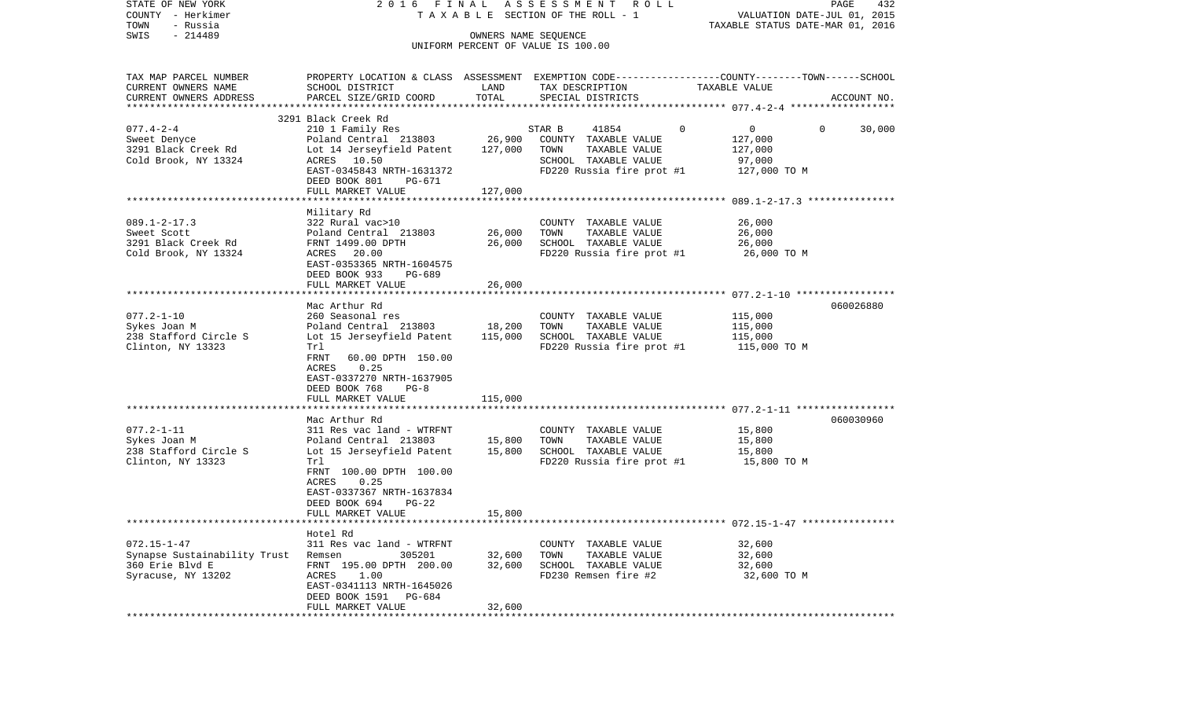STATE OF NEW YORK — 2016 FINAL ASSESSMENT ROLL
COUNTY - Herkimer — TAXABLE SECTION OF THE ROLL - 1 — VALUATION DATE-JUL 01, 2015
TOWN - Russia — TAXABLE STATUS DATE-MAR 01, 2016
SWIS - 214489 — OWNERS NAME SEQUENCE
UNIFORM PERCENT OF VALUE IS 100.00

| TAX MAP PARCEL NUMBER / CURRENT OWNERS NAME / CURRENT OWNERS ADDRESS | PROPERTY LOCATION & CLASS / SCHOOL DISTRICT / PARCEL SIZE/GRID COORD | ASSESSMENT LAND | TOTAL | EXEMPTION CODE / TAX DESCRIPTION / SPECIAL DISTRICTS | COUNTY TAXABLE VALUE | TOWN | SCHOOL | ACCOUNT NO. |
|---|---|---|---|---|---|---|---|---|
| | 3291 Black Creek Rd | | | | | | | |
| 077.4-2-4 | 210 1 Family Res | | | STAR B 41854 | 0 | 0 | 0 | 30,000 |
| Sweet Denyce | Poland Central 213803 | 26,900 | | COUNTY TAXABLE VALUE | 127,000 | | | |
| 3291 Black Creek Rd | Lot 14 Jerseyfield Patent | | 127,000 | TOWN TAXABLE VALUE | 127,000 | | | |
| Cold Brook, NY 13324 | ACRES 10.50 | | | SCHOOL TAXABLE VALUE | 97,000 | | | |
| | EAST-0345843 NRTH-1631372 | | | FD220 Russia fire prot #1 | 127,000 TO M | | | |
| | DEED BOOK 801 PG-671 | | | | | | | |
| | FULL MARKET VALUE | | 127,000 | | | | | |
| | Military Rd | | | | | | | |
| 089.1-2-17.3 | 322 Rural vac>10 | | | COUNTY TAXABLE VALUE | 26,000 | | | |
| Sweet Scott | Poland Central 213803 | 26,000 | | TOWN TAXABLE VALUE | 26,000 | | | |
| 3291 Black Creek Rd | FRNT 1499.00 DPTH | | 26,000 | SCHOOL TAXABLE VALUE | 26,000 | | | |
| Cold Brook, NY 13324 | ACRES 20.00 | | | FD220 Russia fire prot #1 | 26,000 TO M | | | |
| | EAST-0353365 NRTH-1604575 | | | | | | | |
| | DEED BOOK 933 PG-689 | | | | | | | |
| | FULL MARKET VALUE | | 26,000 | | | | | |
| | Mac Arthur Rd | | | | | | | 060026880 |
| 077.2-1-10 | 260 Seasonal res | | | COUNTY TAXABLE VALUE | 115,000 | | | |
| Sykes Joan M | Poland Central 213803 | 18,200 | | TOWN TAXABLE VALUE | 115,000 | | | |
| 238 Stafford Circle S | Lot 15 Jerseyfield Patent | | 115,000 | SCHOOL TAXABLE VALUE | 115,000 | | | |
| Clinton, NY 13323 | Trl | | | FD220 Russia fire prot #1 | 115,000 TO M | | | |
| | FRNT 60.00 DPTH 150.00 | | | | | | | |
| | ACRES 0.25 | | | | | | | |
| | EAST-0337270 NRTH-1637905 | | | | | | | |
| | DEED BOOK 768 PG-8 | | | | | | | |
| | FULL MARKET VALUE | | 115,000 | | | | | |
| | Mac Arthur Rd | | | | | | | 060030960 |
| 077.2-1-11 | 311 Res vac land - WTRFNT | | | COUNTY TAXABLE VALUE | 15,800 | | | |
| Sykes Joan M | Poland Central 213803 | 15,800 | | TOWN TAXABLE VALUE | 15,800 | | | |
| 238 Stafford Circle S | Lot 15 Jerseyfield Patent | | 15,800 | SCHOOL TAXABLE VALUE | 15,800 | | | |
| Clinton, NY 13323 | Trl | | | FD220 Russia fire prot #1 | 15,800 TO M | | | |
| | FRNT 100.00 DPTH 100.00 | | | | | | | |
| | ACRES 0.25 | | | | | | | |
| | EAST-0337367 NRTH-1637834 | | | | | | | |
| | DEED BOOK 694 PG-22 | | | | | | | |
| | FULL MARKET VALUE | | 15,800 | | | | | |
| | Hotel Rd | | | | | | | |
| 072.15-1-47 | 311 Res vac land - WTRFNT | | | COUNTY TAXABLE VALUE | 32,600 | | | |
| Synapse Sustainability Trust | Remsen 305201 | 32,600 | | TOWN TAXABLE VALUE | 32,600 | | | |
| 360 Erie Blvd E | FRNT 195.00 DPTH 200.00 | | 32,600 | SCHOOL TAXABLE VALUE | 32,600 | | | |
| Syracuse, NY 13202 | ACRES 1.00 | | | FD230 Remsen fire #2 | 32,600 TO M | | | |
| | EAST-0341113 NRTH-1645026 | | | | | | | |
| | DEED BOOK 1591 PG-684 | | | | | | | |
| | FULL MARKET VALUE | | 32,600 | | | | | |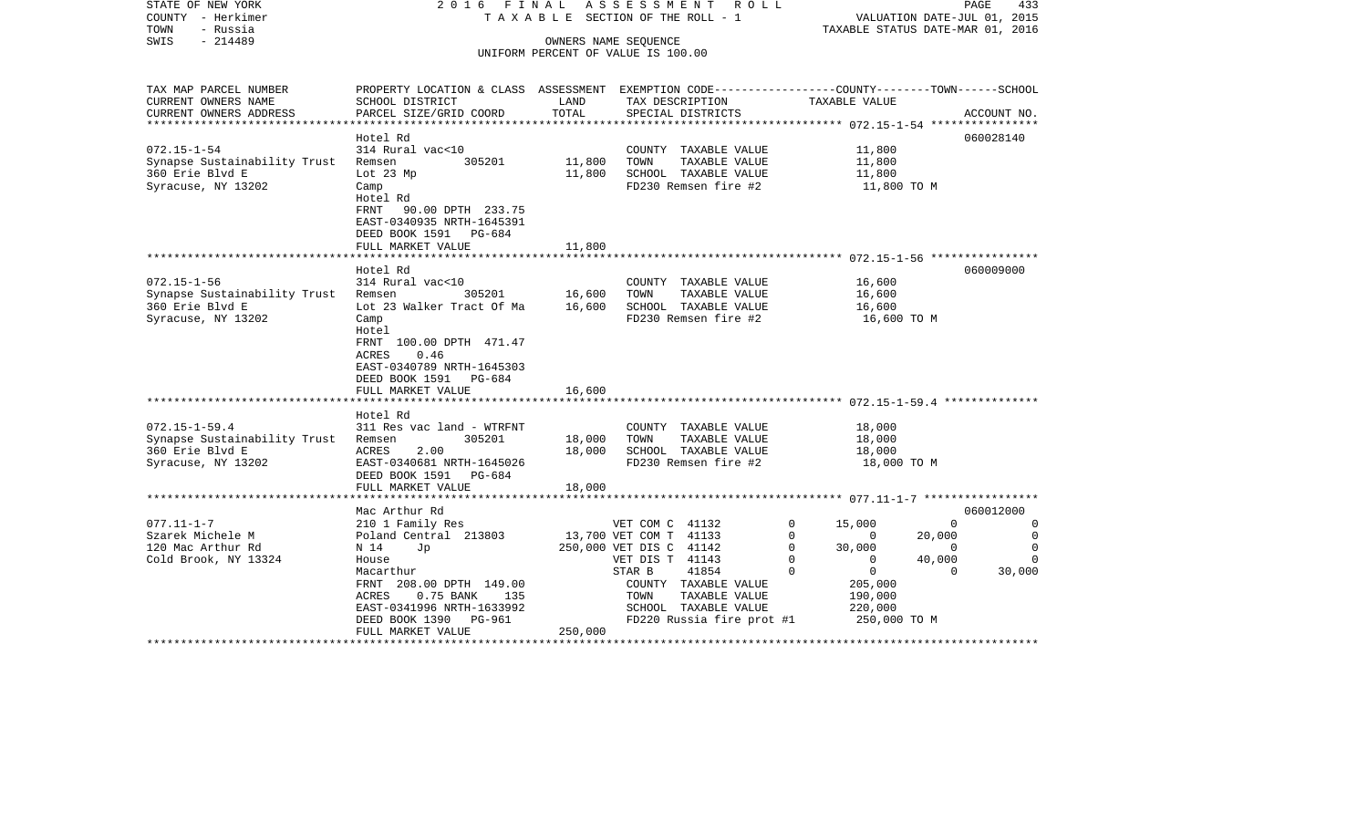STATE OF NEW YORK — 2016 FINAL ASSESSMENT ROLL
COUNTY - Herkimer — TAXABLE SECTION OF THE ROLL - 1 — VALUATION DATE-JUL 01, 2015
TOWN - Russia — TAXABLE STATUS DATE-MAR 01, 2016
SWIS - 214489 — OWNERS NAME SEQUENCE
UNIFORM PERCENT OF VALUE IS 100.00

| TAX MAP PARCEL NUMBER / CURRENT OWNERS NAME / CURRENT OWNERS ADDRESS | PROPERTY LOCATION & CLASS / SCHOOL DISTRICT / PARCEL SIZE/GRID COORD | ASSESSMENT LAND | TOTAL | EXEMPTION CODE / TAX DESCRIPTION / SPECIAL DISTRICTS | COUNTY | TOWN | SCHOOL | ACCOUNT NO. |
|---|---|---|---|---|---|---|---|---|
| **072.15-1-54** | Hotel Rd | | | | | | | 060028140 |
| Synapse Sustainability Trust | 314 Rural vac<10 | | | COUNTY TAXABLE VALUE | 11,800 | | | |
| 360 Erie Blvd E | Remsen 305201 | 11,800 | | TOWN TAXABLE VALUE | | 11,800 | | |
| Syracuse, NY 13202 | Lot 23 Mp | | 11,800 | SCHOOL TAXABLE VALUE | | | 11,800 | |
| | Camp | | | FD230 Remsen fire #2 | 11,800 TO M | | | |
| | Hotel Rd | | | | | | | |
| | FRNT 90.00 DPTH 233.75 | | | | | | | |
| | EAST-0340935 NRTH-1645391 | | | | | | | |
| | DEED BOOK 1591 PG-684 | | | | | | | |
| | FULL MARKET VALUE | | 11,800 | | | | | |
| **072.15-1-56** | Hotel Rd | | | | | | | 060009000 |
| Synapse Sustainability Trust | 314 Rural vac<10 | | | COUNTY TAXABLE VALUE | 16,600 | | | |
| 360 Erie Blvd E | Remsen 305201 | 16,600 | | TOWN TAXABLE VALUE | | 16,600 | | |
| Syracuse, NY 13202 | Lot 23 Walker Tract Of Ma | | 16,600 | SCHOOL TAXABLE VALUE | | | 16,600 | |
| | Camp | | | FD230 Remsen fire #2 | 16,600 TO M | | | |
| | Hotel | | | | | | | |
| | FRNT 100.00 DPTH 471.47 | | | | | | | |
| | ACRES 0.46 | | | | | | | |
| | EAST-0340789 NRTH-1645303 | | | | | | | |
| | DEED BOOK 1591 PG-684 | | | | | | | |
| | FULL MARKET VALUE | | 16,600 | | | | | |
| **072.15-1-59.4** | Hotel Rd | | | | | | | |
| Synapse Sustainability Trust | 311 Res vac land - WTRFNT | | | COUNTY TAXABLE VALUE | 18,000 | | | |
| 360 Erie Blvd E | Remsen 305201 | 18,000 | | TOWN TAXABLE VALUE | | 18,000 | | |
| Syracuse, NY 13202 | ACRES 2.00 | | 18,000 | SCHOOL TAXABLE VALUE | | | 18,000 | |
| | EAST-0340681 NRTH-1645026 | | | FD230 Remsen fire #2 | 18,000 TO M | | | |
| | DEED BOOK 1591 PG-684 | | | | | | | |
| | FULL MARKET VALUE | | 18,000 | | | | | |
| **077.11-1-7** | Mac Arthur Rd | | | | | | | 060012000 |
| Szarek Michele M | 210 1 Family Res | | | VET COM C 41132 0 | 15,000 | 0 | 0 | |
| 120 Mac Arthur Rd | Poland Central 213803 | 13,700 | | VET COM T 41133 0 | 0 | 20,000 | 0 | |
| Cold Brook, NY 13324 | N 14 Jp | | 250,000 | VET DIS C 41142 0 | 30,000 | 0 | 0 | |
| | House | | | VET DIS T 41143 0 | 0 | 40,000 | 0 | |
| | Macarthur | | | STAR B 41854 0 | 0 | 0 | 30,000 | |
| | FRNT 208.00 DPTH 149.00 | | | COUNTY TAXABLE VALUE | 205,000 | | | |
| | ACRES 0.75 BANK 135 | | | TOWN TAXABLE VALUE | | 190,000 | | |
| | EAST-0341996 NRTH-1633992 | | | SCHOOL TAXABLE VALUE | | | 220,000 | |
| | DEED BOOK 1390 PG-961 | | | FD220 Russia fire prot #1 | 250,000 TO M | | | |
| | FULL MARKET VALUE | | 250,000 | | | | | |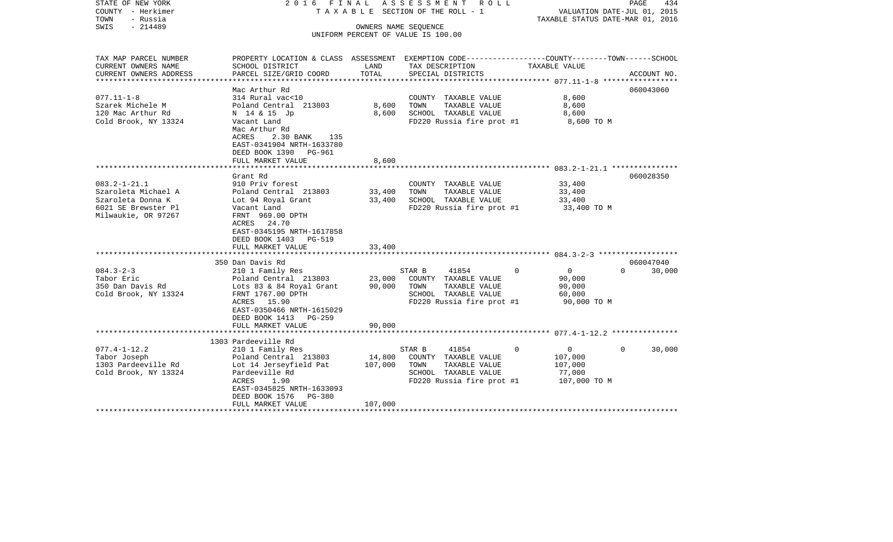STATE OF NEW YORK
COUNTY - Herkimer
TOWN - Russia
SWIS - 214489

2016 FINAL ASSESSMENT ROLL
TAXABLE SECTION OF THE ROLL - 1
OWNERS NAME SEQUENCE
UNIFORM PERCENT OF VALUE IS 100.00

VALUATION DATE-JUL 01, 2015
TAXABLE STATUS DATE-MAR 01, 2016

| TAX MAP PARCEL NUMBER / CURRENT OWNERS NAME / CURRENT OWNERS ADDRESS | PROPERTY LOCATION & CLASS / SCHOOL DISTRICT / PARCEL SIZE/GRID COORD | ASSESSMENT LAND | ASSESSMENT TOTAL | EXEMPTION CODE / TAX DESCRIPTION / SPECIAL DISTRICTS | COUNTY TAXABLE VALUE | TOWN | SCHOOL / ACCOUNT NO. |
|---|---|---|---|---|---|---|---|
| 077.11-1-8 | Mac Arthur Rd | | | | | | 060043060 |
| Szarek Michele M | 314 Rural vac<10 | | | COUNTY TAXABLE VALUE | 8,600 | | |
| 120 Mac Arthur Rd | Poland Central 213803 | 8,600 | | TOWN TAXABLE VALUE | 8,600 | | |
| Cold Brook, NY 13324 | N 14 & 15 Jp | | 8,600 | SCHOOL TAXABLE VALUE | 8,600 | | |
| | Vacant Land | | | FD220 Russia fire prot #1 | 8,600 TO M | | |
| | Mac Arthur Rd | | | | | | |
| | ACRES 2.30 BANK 135 | | | | | | |
| | EAST-0341904 NRTH-1633780 | | | | | | |
| | DEED BOOK 1390 PG-961 | | | | | | |
| | FULL MARKET VALUE | | 8,600 | | | | |
| 083.2-1-21.1 | Grant Rd | | | | | | 060028350 |
| Szaroleta Michael A | 910 Priv forest | | | COUNTY TAXABLE VALUE | 33,400 | | |
| Szaroleta Donna K | Poland Central 213803 | 33,400 | | TOWN TAXABLE VALUE | 33,400 | | |
| 6021 SE Brewster Pl | Lot 94 Royal Grant | | 33,400 | SCHOOL TAXABLE VALUE | 33,400 | | |
| Milwaukie, OR 97267 | Vacant Land | | | FD220 Russia fire prot #1 | 33,400 TO M | | |
| | FRNT 969.00 DPTH | | | | | | |
| | ACRES 24.70 | | | | | | |
| | EAST-0345195 NRTH-1617858 | | | | | | |
| | DEED BOOK 1403 PG-519 | | | | | | |
| | FULL MARKET VALUE | | 33,400 | | | | |
| 084.3-2-3 | 350 Dan Davis Rd | | | | | | 060047040 |
| Tabor Eric | 210 1 Family Res | | | STAR B 41854 | 0 | 0 | 0 / 30,000 |
| 350 Dan Davis Rd | Poland Central 213803 | 23,000 | | COUNTY TAXABLE VALUE | 90,000 | | |
| Cold Brook, NY 13324 | Lots 83 & 84 Royal Grant | | 90,000 | TOWN TAXABLE VALUE | 90,000 | | |
| | FRNT 1767.00 DPTH | | | SCHOOL TAXABLE VALUE | 60,000 | | |
| | ACRES 15.90 | | | FD220 Russia fire prot #1 | 90,000 TO M | | |
| | EAST-0350466 NRTH-1615029 | | | | | | |
| | DEED BOOK 1413 PG-259 | | | | | | |
| | FULL MARKET VALUE | | 90,000 | | | | |
| 077.4-1-12.2 | 1303 Pardeeville Rd | | | | | | |
| Tabor Joseph | 210 1 Family Res | | | STAR B 41854 | 0 | 0 | 0 / 30,000 |
| 1303 Pardeeville Rd | Poland Central 213803 | 14,800 | | COUNTY TAXABLE VALUE | 107,000 | | |
| Cold Brook, NY 13324 | Lot 14 Jerseyfield Pat | | 107,000 | TOWN TAXABLE VALUE | 107,000 | | |
| | Pardeeville Rd | | | SCHOOL TAXABLE VALUE | 77,000 | | |
| | ACRES 1.90 | | | FD220 Russia fire prot #1 | 107,000 TO M | | |
| | EAST-0345825 NRTH-1633093 | | | | | | |
| | DEED BOOK 1576 PG-380 | | | | | | |
| | FULL MARKET VALUE | | 107,000 | | | | |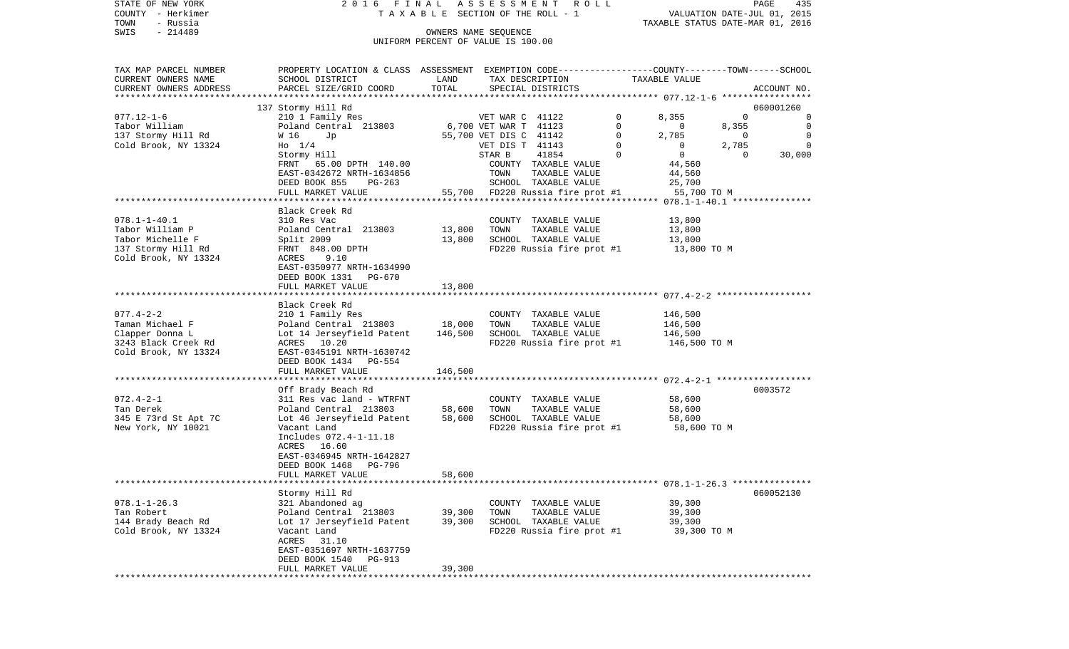STATE OF NEW YORK | 2016 FINAL ASSESSMENT ROLL | PAGE 435
COUNTY - Herkimer | TAXABLE SECTION OF THE ROLL - 1 | VALUATION DATE-JUL 01, 2015
TOWN - Russia | | TAXABLE STATUS DATE-MAR 01, 2016
SWIS - 214489 | OWNERS NAME SEQUENCE
UNIFORM PERCENT OF VALUE IS 100.00

| TAX MAP PARCEL NUMBER / CURRENT OWNERS NAME / CURRENT OWNERS ADDRESS | PROPERTY LOCATION & CLASS / SCHOOL DISTRICT / PARCEL SIZE/GRID COORD | ASSESSMENT LAND / TOTAL | EXEMPTION CODE / TAX DESCRIPTION / SPECIAL DISTRICTS | COUNTY | TOWN | SCHOOL | ACCOUNT NO. |
|---|---|---|---|---|---|---|---|
| **077.12-1-6** | 137 Stormy Hill Rd | | | | | | 060001260 |
| Tabor William | 210 1 Family Res | | VET WAR C 41122 0 | 8,355 | 0 | 0 | |
| 137 Stormy Hill Rd | Poland Central 213803 | 6,700 | VET WAR T 41123 0 | 0 | 8,355 | 0 | |
| Cold Brook, NY 13324 | W 16 Jp | 55,700 | VET DIS C 41142 0 | 2,785 | 0 | 0 | |
| | Ho 1/4 | | VET DIS T 41143 0 | 0 | 2,785 | 0 | |
| | Stormy Hill | | STAR B 41854 0 | 0 | 0 | 30,000 | |
| | FRNT 65.00 DPTH 140.00 | | COUNTY TAXABLE VALUE | 44,560 | | | |
| | EAST-0342672 NRTH-1634856 | | TOWN TAXABLE VALUE | 44,560 | | | |
| | DEED BOOK 855 PG-263 | | SCHOOL TAXABLE VALUE | 25,700 | | | |
| | FULL MARKET VALUE | 55,700 | FD220 Russia fire prot #1 | 55,700 TO M | | | |
| **078.1-1-40.1** | Black Creek Rd | | | | | | |
| Tabor William P | 310 Res Vac | | COUNTY TAXABLE VALUE | 13,800 | | | |
| Tabor Michelle F | Poland Central 213803 | 13,800 | TOWN TAXABLE VALUE | 13,800 | | | |
| 137 Stormy Hill Rd | Split 2009 | 13,800 | SCHOOL TAXABLE VALUE | 13,800 | | | |
| Cold Brook, NY 13324 | FRNT 848.00 DPTH | | FD220 Russia fire prot #1 | 13,800 TO M | | | |
| | ACRES 9.10 | | | | | | |
| | EAST-0350977 NRTH-1634990 | | | | | | |
| | DEED BOOK 1331 PG-670 | | | | | | |
| | FULL MARKET VALUE | 13,800 | | | | | |
| **077.4-2-2** | Black Creek Rd | | | | | | |
| Taman Michael F | 210 1 Family Res | | COUNTY TAXABLE VALUE | 146,500 | | | |
| Clapper Donna L | Poland Central 213803 | 18,000 | TOWN TAXABLE VALUE | 146,500 | | | |
| 3243 Black Creek Rd | Lot 14 Jerseyfield Patent | 146,500 | SCHOOL TAXABLE VALUE | 146,500 | | | |
| Cold Brook, NY 13324 | ACRES 10.20 | | FD220 Russia fire prot #1 | 146,500 TO M | | | |
| | EAST-0345191 NRTH-1630742 | | | | | | |
| | DEED BOOK 1434 PG-554 | | | | | | |
| | FULL MARKET VALUE | 146,500 | | | | | |
| **072.4-2-1** | Off Brady Beach Rd | | | | | | 0003572 |
| Tan Derek | 311 Res vac land - WTRFNT | | COUNTY TAXABLE VALUE | 58,600 | | | |
| 345 E 73rd St Apt 7C | Poland Central 213803 | 58,600 | TOWN TAXABLE VALUE | 58,600 | | | |
| New York, NY 10021 | Lot 46 Jerseyfield Patent | 58,600 | SCHOOL TAXABLE VALUE | 58,600 | | | |
| | Vacant Land | | FD220 Russia fire prot #1 | 58,600 TO M | | | |
| | Includes 072.4-1-11.18 | | | | | | |
| | ACRES 16.60 | | | | | | |
| | EAST-0346945 NRTH-1642827 | | | | | | |
| | DEED BOOK 1468 PG-796 | | | | | | |
| | FULL MARKET VALUE | 58,600 | | | | | |
| **078.1-1-26.3** | Stormy Hill Rd | | | | | | 060052130 |
| Tan Robert | 321 Abandoned ag | | COUNTY TAXABLE VALUE | 39,300 | | | |
| 144 Brady Beach Rd | Poland Central 213803 | 39,300 | TOWN TAXABLE VALUE | 39,300 | | | |
| Cold Brook, NY 13324 | Lot 17 Jerseyfield Patent | 39,300 | SCHOOL TAXABLE VALUE | 39,300 | | | |
| | Vacant Land | | FD220 Russia fire prot #1 | 39,300 TO M | | | |
| | ACRES 31.10 | | | | | | |
| | EAST-0351697 NRTH-1637759 | | | | | | |
| | DEED BOOK 1540 PG-913 | | | | | | |
| | FULL MARKET VALUE | 39,300 | | | | | |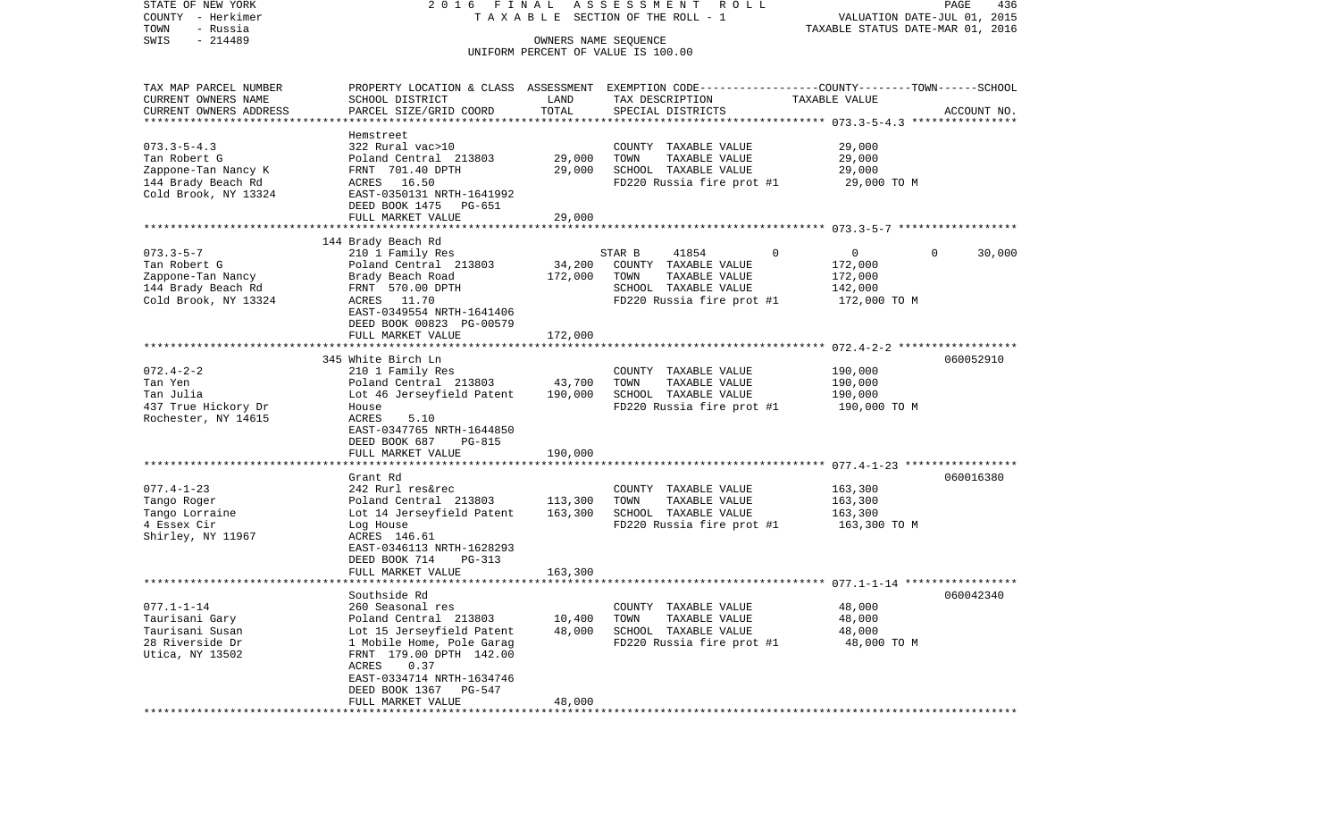STATE OF NEW YORK — 2016 FINAL ASSESSMENT ROLL
COUNTY - Herkimer — TAXABLE SECTION OF THE ROLL - 1 — VALUATION DATE-JUL 01, 2015
TOWN - Russia — TAXABLE STATUS DATE-MAR 01, 2016
SWIS - 214489 — OWNERS NAME SEQUENCE
UNIFORM PERCENT OF VALUE IS 100.00

| TAX MAP PARCEL NUMBER / CURRENT OWNERS NAME / CURRENT OWNERS ADDRESS | PROPERTY LOCATION & CLASS / SCHOOL DISTRICT / PARCEL SIZE/GRID COORD | ASSESSMENT LAND | TOTAL | EXEMPTION CODE / TAX DESCRIPTION / SPECIAL DISTRICTS | COUNTY | TOWN | SCHOOL TAXABLE VALUE | ACCOUNT NO. |
|---|---|---|---|---|---|---|---|---|
| **073.3-5-4.3** | Hemstreet | | | | | | | |
| 073.3-5-4.3 | 322 Rural vac>10 | | | COUNTY TAXABLE VALUE | 29,000 | | | |
| Tan Robert G | Poland Central 213803 | 29,000 | | TOWN TAXABLE VALUE | | 29,000 | | |
| Zappone-Tan Nancy K | FRNT 701.40 DPTH | | 29,000 | SCHOOL TAXABLE VALUE | | | 29,000 | |
| 144 Brady Beach Rd | ACRES 16.50 | | | FD220 Russia fire prot #1 | 29,000 TO M | | | |
| Cold Brook, NY 13324 | EAST-0350131 NRTH-1641992 | | | | | | | |
| | DEED BOOK 1475 PG-651 | | | | | | | |
| | FULL MARKET VALUE | | 29,000 | | | | | |
| **073.3-5-7** | 144 Brady Beach Rd | | | | | | | |
| 073.3-5-7 | 210 1 Family Res | | | STAR B 41854 0 | 0 | 0 | 30,000 | |
| Tan Robert G | Poland Central 213803 | 34,200 | | COUNTY TAXABLE VALUE | 172,000 | | | |
| Zappone-Tan Nancy | Brady Beach Road | | 172,000 | TOWN TAXABLE VALUE | | 172,000 | | |
| 144 Brady Beach Rd | FRNT 570.00 DPTH | | | SCHOOL TAXABLE VALUE | | | 142,000 | |
| Cold Brook, NY 13324 | ACRES 11.70 | | | FD220 Russia fire prot #1 | 172,000 TO M | | | |
| | EAST-0349554 NRTH-1641406 | | | | | | | |
| | DEED BOOK 00823 PG-00579 | | | | | | | |
| | FULL MARKET VALUE | | 172,000 | | | | | |
| **072.4-2-2** | 345 White Birch Ln | | | | | | | 060052910 |
| 072.4-2-2 | 210 1 Family Res | | | COUNTY TAXABLE VALUE | 190,000 | | | |
| Tan Yen | Poland Central 213803 | 43,700 | | TOWN TAXABLE VALUE | | 190,000 | | |
| Tan Julia | Lot 46 Jerseyfield Patent | | 190,000 | SCHOOL TAXABLE VALUE | | | 190,000 | |
| 437 True Hickory Dr | House | | | FD220 Russia fire prot #1 | 190,000 TO M | | | |
| Rochester, NY 14615 | ACRES 5.10 | | | | | | | |
| | EAST-0347765 NRTH-1644850 | | | | | | | |
| | DEED BOOK 687 PG-815 | | | | | | | |
| | FULL MARKET VALUE | | 190,000 | | | | | |
| **077.4-1-23** | Grant Rd | | | | | | | 060016380 |
| 077.4-1-23 | 242 Rurl res&rec | | | COUNTY TAXABLE VALUE | 163,300 | | | |
| Tango Roger | Poland Central 213803 | 113,300 | | TOWN TAXABLE VALUE | | 163,300 | | |
| Tango Lorraine | Lot 14 Jerseyfield Patent | | 163,300 | SCHOOL TAXABLE VALUE | | | 163,300 | |
| 4 Essex Cir | Log House | | | FD220 Russia fire prot #1 | 163,300 TO M | | | |
| Shirley, NY 11967 | ACRES 146.61 | | | | | | | |
| | EAST-0346113 NRTH-1628293 | | | | | | | |
| | DEED BOOK 714 PG-313 | | | | | | | |
| | FULL MARKET VALUE | | 163,300 | | | | | |
| **077.1-1-14** | Southside Rd | | | | | | | 060042340 |
| 077.1-1-14 | 260 Seasonal res | | | COUNTY TAXABLE VALUE | 48,000 | | | |
| Taurisani Gary | Poland Central 213803 | 10,400 | | TOWN TAXABLE VALUE | | 48,000 | | |
| Taurisani Susan | Lot 15 Jerseyfield Patent | | 48,000 | SCHOOL TAXABLE VALUE | | | 48,000 | |
| 28 Riverside Dr | 1 Mobile Home, Pole Garag | | | FD220 Russia fire prot #1 | 48,000 TO M | | | |
| Utica, NY 13502 | FRNT 179.00 DPTH 142.00 | | | | | | | |
| | ACRES 0.37 | | | | | | | |
| | EAST-0334714 NRTH-1634746 | | | | | | | |
| | DEED BOOK 1367 PG-547 | | | | | | | |
| | FULL MARKET VALUE | | 48,000 | | | | | |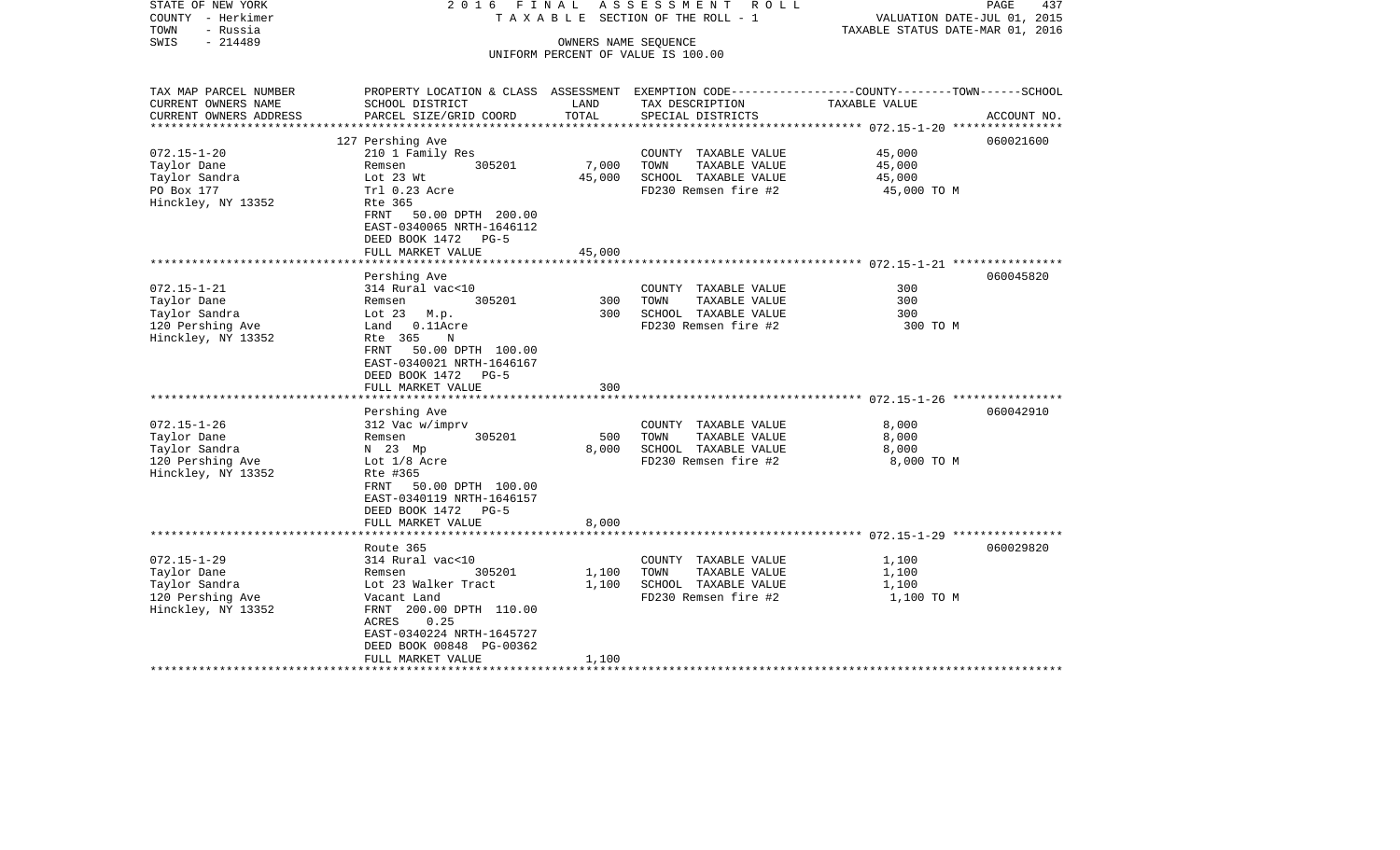STATE OF NEW YORK
COUNTY - Herkimer
TOWN - Russia
SWIS - 214489

2016 FINAL ASSESSMENT ROLL
TAXABLE SECTION OF THE ROLL - 1
OWNERS NAME SEQUENCE
UNIFORM PERCENT OF VALUE IS 100.00

VALUATION DATE-JUL 01, 2015
TAXABLE STATUS DATE-MAR 01, 2016

| TAX MAP PARCEL NUMBER / CURRENT OWNERS NAME / CURRENT OWNERS ADDRESS | PROPERTY LOCATION & CLASS / SCHOOL DISTRICT / PARCEL SIZE/GRID COORD | ASSESSMENT LAND | TOTAL | EXEMPTION CODE / TAX DESCRIPTION / SPECIAL DISTRICTS | COUNTY--TOWN--SCHOOL TAXABLE VALUE | ACCOUNT NO. |
|---|---|---|---|---|---|---|
| **072.15-1-20** | 127 Pershing Ave | | | | | 060021600 |
| 072.15-1-20 | 210 1 Family Res | | | COUNTY TAXABLE VALUE | 45,000 | |
| Taylor Dane | Remsen 305201 | 7,000 | | TOWN TAXABLE VALUE | 45,000 | |
| Taylor Sandra | Lot 23 Wt | | 45,000 | SCHOOL TAXABLE VALUE | 45,000 | |
| PO Box 177 | Trl 0.23 Acre | | | FD230 Remsen fire #2 | 45,000 TO M | |
| Hinckley, NY 13352 | Rte 365 | | | | | |
| | FRNT 50.00 DPTH 200.00 | | | | | |
| | EAST-0340065 NRTH-1646112 | | | | | |
| | DEED BOOK 1472 PG-5 | | | | | |
| | FULL MARKET VALUE | | 45,000 | | | |
| **072.15-1-21** | Pershing Ave | | | | | 060045820 |
| 072.15-1-21 | 314 Rural vac<10 | | | COUNTY TAXABLE VALUE | 300 | |
| Taylor Dane | Remsen 305201 | 300 | | TOWN TAXABLE VALUE | 300 | |
| Taylor Sandra | Lot 23 M.p. | | 300 | SCHOOL TAXABLE VALUE | 300 | |
| 120 Pershing Ave | Land 0.11Acre | | | FD230 Remsen fire #2 | 300 TO M | |
| Hinckley, NY 13352 | Rte 365 N | | | | | |
| | FRNT 50.00 DPTH 100.00 | | | | | |
| | EAST-0340021 NRTH-1646167 | | | | | |
| | DEED BOOK 1472 PG-5 | | | | | |
| | FULL MARKET VALUE | | 300 | | | |
| **072.15-1-26** | Pershing Ave | | | | | 060042910 |
| 072.15-1-26 | 312 Vac w/imprv | | | COUNTY TAXABLE VALUE | 8,000 | |
| Taylor Dane | Remsen 305201 | 500 | | TOWN TAXABLE VALUE | 8,000 | |
| Taylor Sandra | N 23 Mp | | 8,000 | SCHOOL TAXABLE VALUE | 8,000 | |
| 120 Pershing Ave | Lot 1/8 Acre | | | FD230 Remsen fire #2 | 8,000 TO M | |
| Hinckley, NY 13352 | Rte #365 | | | | | |
| | FRNT 50.00 DPTH 100.00 | | | | | |
| | EAST-0340119 NRTH-1646157 | | | | | |
| | DEED BOOK 1472 PG-5 | | | | | |
| | FULL MARKET VALUE | | 8,000 | | | |
| **072.15-1-29** | Route 365 | | | | | 060029820 |
| 072.15-1-29 | 314 Rural vac<10 | | | COUNTY TAXABLE VALUE | 1,100 | |
| Taylor Dane | Remsen 305201 | 1,100 | | TOWN TAXABLE VALUE | 1,100 | |
| Taylor Sandra | Lot 23 Walker Tract | | 1,100 | SCHOOL TAXABLE VALUE | 1,100 | |
| 120 Pershing Ave | Vacant Land | | | FD230 Remsen fire #2 | 1,100 TO M | |
| Hinckley, NY 13352 | FRNT 200.00 DPTH 110.00 | | | | | |
| | ACRES 0.25 | | | | | |
| | EAST-0340224 NRTH-1645727 | | | | | |
| | DEED BOOK 00848 PG-00362 | | | | | |
| | FULL MARKET VALUE | | 1,100 | | | |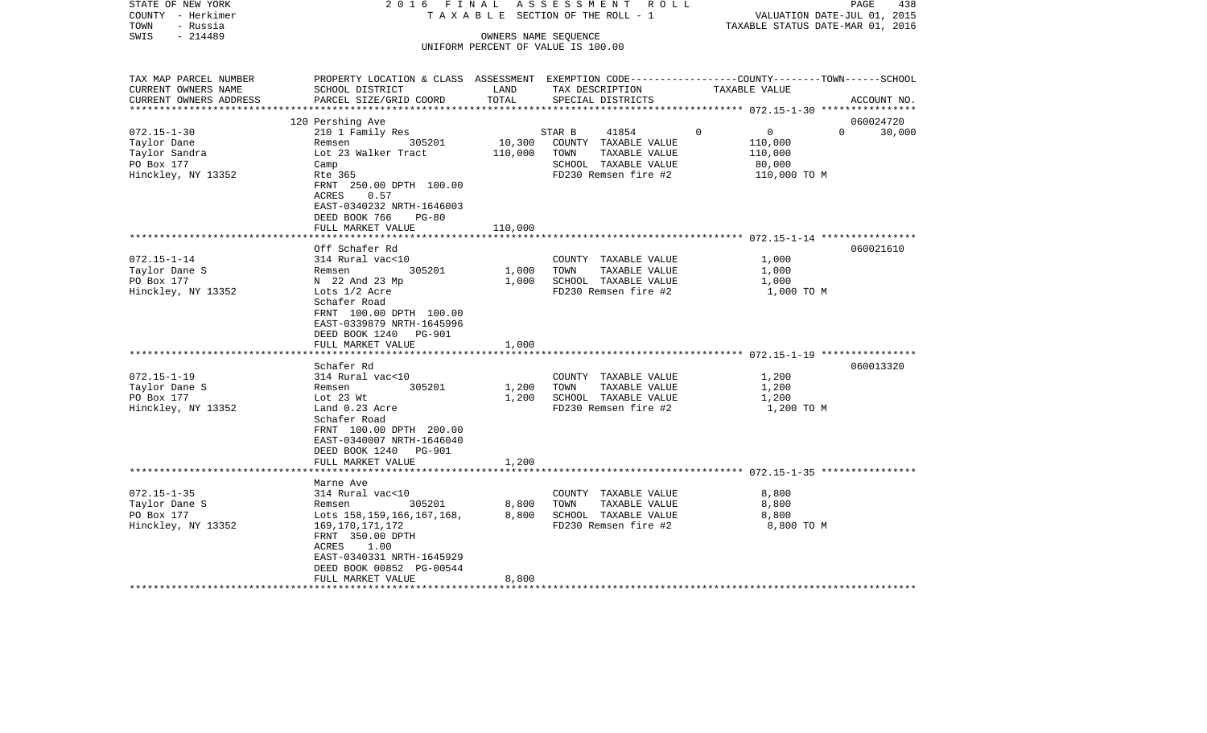STATE OF NEW YORK | 2016 FINAL ASSESSMENT ROLL | PAGE 438
COUNTY - Herkimer | TAXABLE SECTION OF THE ROLL - 1 | VALUATION DATE-JUL 01, 2015
TOWN - Russia | | TAXABLE STATUS DATE-MAR 01, 2016
SWIS - 214489 | OWNERS NAME SEQUENCE
UNIFORM PERCENT OF VALUE IS 100.00

| TAX MAP PARCEL NUMBER<br>CURRENT OWNERS NAME<br>CURRENT OWNERS ADDRESS | PROPERTY LOCATION & CLASS<br>SCHOOL DISTRICT<br>PARCEL SIZE/GRID COORD | ASSESSMENT<br>LAND<br>TOTAL | EXEMPTION CODE<br>TAX DESCRIPTION<br>SPECIAL DISTRICTS | COUNTY--------TOWN------SCHOOL<br>TAXABLE VALUE | ACCOUNT NO. |
|---|---|---|---|---|---|
| **072.15-1-30** | 120 Pershing Ave | | | | 060024720 |
| 072.15-1-30 | 210 1 Family Res | | STAR B 41854 | 0 0 0 30,000 | |
| Taylor Dane | Remsen 305201 | 10,300 | COUNTY TAXABLE VALUE | 110,000 | |
| Taylor Sandra | Lot 23 Walker Tract | 110,000 | TOWN TAXABLE VALUE | 110,000 | |
| PO Box 177 | Camp | | SCHOOL TAXABLE VALUE | 80,000 | |
| Hinckley, NY 13352 | Rte 365 | | FD230 Remsen fire #2 | 110,000 TO M | |
| | FRNT 250.00 DPTH 100.00 | | | | |
| | ACRES 0.57 | | | | |
| | EAST-0340232 NRTH-1646003 | | | | |
| | DEED BOOK 766 PG-80 | | | | |
| | FULL MARKET VALUE | 110,000 | | | |
| **072.15-1-14** | Off Schafer Rd | | | | 060021610 |
| 072.15-1-14 | 314 Rural vac<10 | | COUNTY TAXABLE VALUE | 1,000 | |
| Taylor Dane S | Remsen 305201 | 1,000 | TOWN TAXABLE VALUE | 1,000 | |
| PO Box 177 | N 22 And 23 Mp | 1,000 | SCHOOL TAXABLE VALUE | 1,000 | |
| Hinckley, NY 13352 | Lots 1/2 Acre | | FD230 Remsen fire #2 | 1,000 TO M | |
| | Schafer Road | | | | |
| | FRNT 100.00 DPTH 100.00 | | | | |
| | EAST-0339879 NRTH-1645996 | | | | |
| | DEED BOOK 1240 PG-901 | | | | |
| | FULL MARKET VALUE | 1,000 | | | |
| **072.15-1-19** | Schafer Rd | | | | 060013320 |
| 072.15-1-19 | 314 Rural vac<10 | | COUNTY TAXABLE VALUE | 1,200 | |
| Taylor Dane S | Remsen 305201 | 1,200 | TOWN TAXABLE VALUE | 1,200 | |
| PO Box 177 | Lot 23 Wt | 1,200 | SCHOOL TAXABLE VALUE | 1,200 | |
| Hinckley, NY 13352 | Land 0.23 Acre | | FD230 Remsen fire #2 | 1,200 TO M | |
| | Schafer Road | | | | |
| | FRNT 100.00 DPTH 200.00 | | | | |
| | EAST-0340007 NRTH-1646040 | | | | |
| | DEED BOOK 1240 PG-901 | | | | |
| | FULL MARKET VALUE | 1,200 | | | |
| **072.15-1-35** | Marne Ave | | | | |
| 072.15-1-35 | 314 Rural vac<10 | | COUNTY TAXABLE VALUE | 8,800 | |
| Taylor Dane S | Remsen 305201 | 8,800 | TOWN TAXABLE VALUE | 8,800 | |
| PO Box 177 | Lots 158,159,166,167,168, | 8,800 | SCHOOL TAXABLE VALUE | 8,800 | |
| Hinckley, NY 13352 | 169,170,171,172 | | FD230 Remsen fire #2 | 8,800 TO M | |
| | FRNT 350.00 DPTH | | | | |
| | ACRES 1.00 | | | | |
| | EAST-0340331 NRTH-1645929 | | | | |
| | DEED BOOK 00852 PG-00544 | | | | |
| | FULL MARKET VALUE | 8,800 | | | |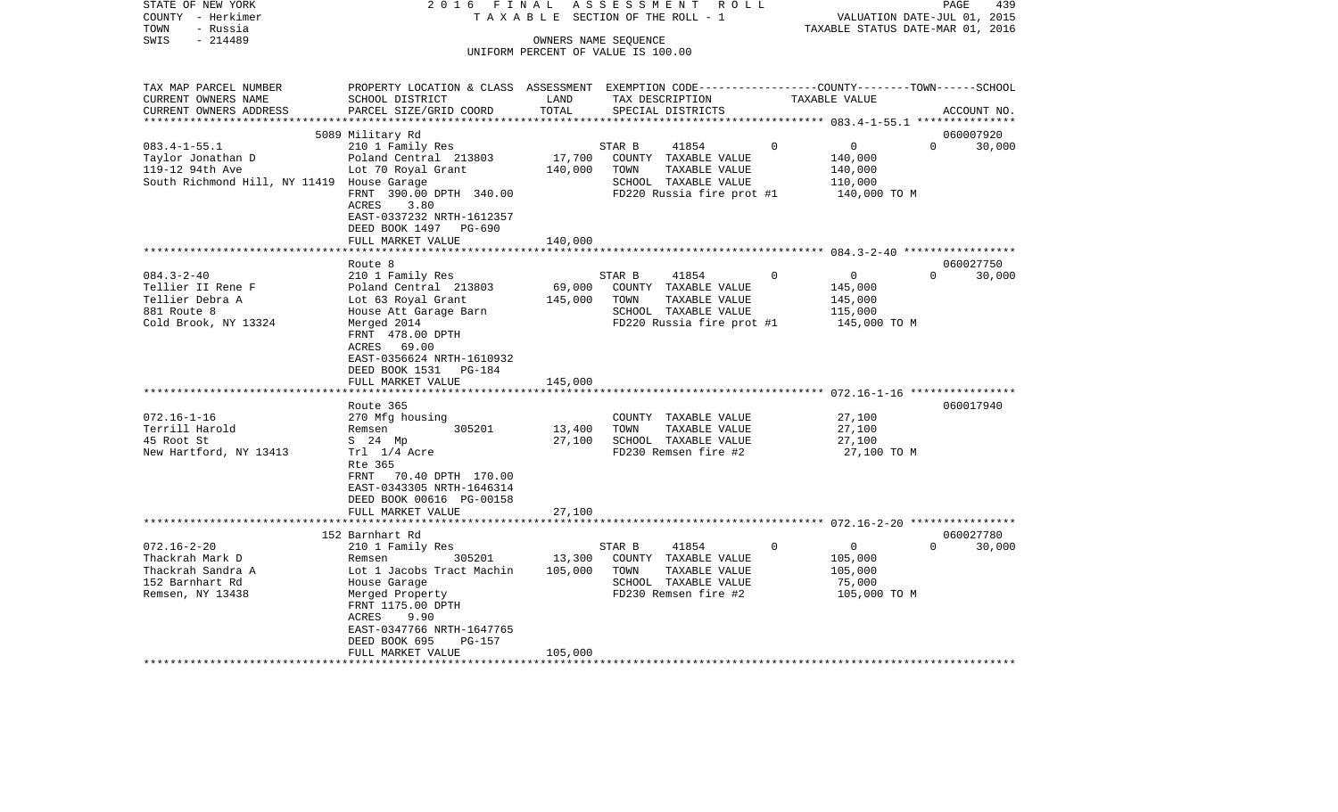STATE OF NEW YORK 2 0 1 6 F I N A L A S S E S S M E N T R O L L
COUNTY - Herkimer T A X A B L E SECTION OF THE ROLL - 1 VALUATION DATE-JUL 01, 2015
TOWN - Russia TAXABLE STATUS DATE-MAR 01, 2016
SWIS - 214489 OWNERS NAME SEQUENCE
UNIFORM PERCENT OF VALUE IS 100.00

| TAX MAP PARCEL NUMBER<br>CURRENT OWNERS NAME<br>CURRENT OWNERS ADDRESS | PROPERTY LOCATION & CLASS<br>SCHOOL DISTRICT<br>PARCEL SIZE/GRID COORD | ASSESSMENT<br>LAND<br>TOTAL | EXEMPTION CODE<br>TAX DESCRIPTION<br>SPECIAL DISTRICTS | COUNTY | TOWN | SCHOOL<br>TAXABLE VALUE<br>ACCOUNT NO. |
|---|---|---|---|---|---|---|
| **083.4-1-55.1** | 5089 Military Rd | | | | | 060007920 |
| 083.4-1-55.1 | 210 1 Family Res | | STAR B 41854 | 0 | 0 | 0 30,000 |
| Taylor Jonathan D | Poland Central 213803 | 17,700 | COUNTY TAXABLE VALUE | 140,000 | | |
| 119-12 94th Ave | Lot 70 Royal Grant | 140,000 | TOWN TAXABLE VALUE | | 140,000 | |
| South Richmond Hill, NY 11419 | House Garage | | SCHOOL TAXABLE VALUE | | | 110,000 |
| | FRNT 390.00 DPTH 340.00 | | FD220 Russia fire prot #1 | 140,000 TO M | | |
| | ACRES 3.80 | | | | | |
| | EAST-0337232 NRTH-1612357 | | | | | |
| | DEED BOOK 1497 PG-690 | | | | | |
| | FULL MARKET VALUE | 140,000 | | | | |
| **084.3-2-40** | Route 8 | | | | | 060027750 |
| 084.3-2-40 | 210 1 Family Res | | STAR B 41854 | 0 | 0 | 0 30,000 |
| Tellier II Rene F | Poland Central 213803 | 69,000 | COUNTY TAXABLE VALUE | 145,000 | | |
| Tellier Debra A | Lot 63 Royal Grant | 145,000 | TOWN TAXABLE VALUE | | 145,000 | |
| 881 Route 8 | House Att Garage Barn | | SCHOOL TAXABLE VALUE | | | 115,000 |
| Cold Brook, NY 13324 | Merged 2014 | | FD220 Russia fire prot #1 | 145,000 TO M | | |
| | FRNT 478.00 DPTH | | | | | |
| | ACRES 69.00 | | | | | |
| | EAST-0356624 NRTH-1610932 | | | | | |
| | DEED BOOK 1531 PG-184 | | | | | |
| | FULL MARKET VALUE | 145,000 | | | | |
| **072.16-1-16** | Route 365 | | | | | 060017940 |
| 072.16-1-16 | 270 Mfg housing | | COUNTY TAXABLE VALUE | 27,100 | | |
| Terrill Harold | Remsen 305201 | 13,400 | TOWN TAXABLE VALUE | | 27,100 | |
| 45 Root St | S 24 Mp | 27,100 | SCHOOL TAXABLE VALUE | | | 27,100 |
| New Hartford, NY 13413 | Trl 1/4 Acre | | FD230 Remsen fire #2 | 27,100 TO M | | |
| | Rte 365 | | | | | |
| | FRNT 70.40 DPTH 170.00 | | | | | |
| | EAST-0343305 NRTH-1646314 | | | | | |
| | DEED BOOK 00616 PG-00158 | | | | | |
| | FULL MARKET VALUE | 27,100 | | | | |
| **072.16-2-20** | 152 Barnhart Rd | | | | | 060027780 |
| 072.16-2-20 | 210 1 Family Res | | STAR B 41854 | 0 | 0 | 0 30,000 |
| Thackrah Mark D | Remsen 305201 | 13,300 | COUNTY TAXABLE VALUE | 105,000 | | |
| Thackrah Sandra A | Lot 1 Jacobs Tract Machin | 105,000 | TOWN TAXABLE VALUE | | 105,000 | |
| 152 Barnhart Rd | House Garage | | SCHOOL TAXABLE VALUE | | | 75,000 |
| Remsen, NY 13438 | Merged Property | | FD230 Remsen fire #2 | 105,000 TO M | | |
| | FRNT 1175.00 DPTH | | | | | |
| | ACRES 9.90 | | | | | |
| | EAST-0347766 NRTH-1647765 | | | | | |
| | DEED BOOK 695 PG-157 | | | | | |
| | FULL MARKET VALUE | 105,000 | | | | |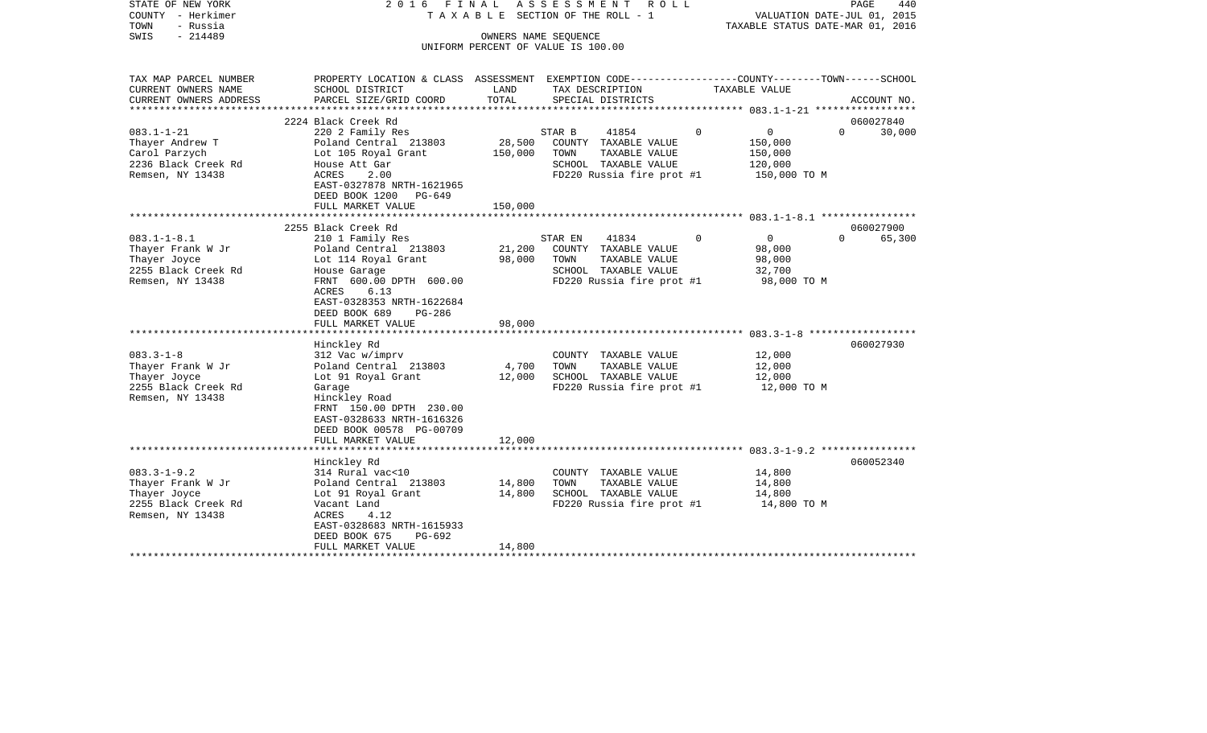STATE OF NEW YORK 2 0 1 6 F I N A L A S S E S S M E N T R O L L
COUNTY - Herkimer T A X A B L E SECTION OF THE ROLL - 1 VALUATION DATE-JUL 01, 2015
TOWN - Russia TAXABLE STATUS DATE-MAR 01, 2016
SWIS - 214489 OWNERS NAME SEQUENCE
UNIFORM PERCENT OF VALUE IS 100.00

| TAX MAP PARCEL NUMBER / CURRENT OWNERS NAME / CURRENT OWNERS ADDRESS | PROPERTY LOCATION & CLASS / SCHOOL DISTRICT / PARCEL SIZE/GRID COORD | ASSESSMENT LAND | ASSESSMENT TOTAL | EXEMPTION CODE / TAX DESCRIPTION / SPECIAL DISTRICTS | COUNTY | TOWN | SCHOOL TAXABLE VALUE | ACCOUNT NO. |
|---|---|---|---|---|---|---|---|---|
| | 2224 Black Creek Rd | | | | | | | 060027840 |
| 083.1-1-21 | 220 2 Family Res | | | STAR B 41854 | 0 | 0 | 0 | 30,000 |
| Thayer Andrew T | Poland Central 213803 | 28,500 | | COUNTY TAXABLE VALUE | 150,000 | | | |
| Carol Parzych | Lot 105 Royal Grant | | 150,000 | TOWN TAXABLE VALUE | | 150,000 | | |
| 2236 Black Creek Rd | House Att Gar | | | SCHOOL TAXABLE VALUE | | | 120,000 | |
| Remsen, NY 13438 | ACRES 2.00 | | | FD220 Russia fire prot #1 | 150,000 TO M | | | |
| | EAST-0327878 NRTH-1621965 | | | | | | | |
| | DEED BOOK 1200 PG-649 | | | | | | | |
| | FULL MARKET VALUE | | 150,000 | | | | | |
| | 2255 Black Creek Rd | | | | | | | 060027900 |
| 083.1-1-8.1 | 210 1 Family Res | | | STAR EN 41834 | 0 | 0 | 0 | 65,300 |
| Thayer Frank W Jr | Poland Central 213803 | 21,200 | | COUNTY TAXABLE VALUE | 98,000 | | | |
| Thayer Joyce | Lot 114 Royal Grant | | 98,000 | TOWN TAXABLE VALUE | | 98,000 | | |
| 2255 Black Creek Rd | House Garage | | | SCHOOL TAXABLE VALUE | | | 32,700 | |
| Remsen, NY 13438 | FRNT 600.00 DPTH 600.00 | | | FD220 Russia fire prot #1 | 98,000 TO M | | | |
| | ACRES 6.13 | | | | | | | |
| | EAST-0328353 NRTH-1622684 | | | | | | | |
| | DEED BOOK 689 PG-286 | | | | | | | |
| | FULL MARKET VALUE | | 98,000 | | | | | |
| | Hinckley Rd | | | | | | | 060027930 |
| 083.3-1-8 | 312 Vac w/imprv | | | COUNTY TAXABLE VALUE | 12,000 | | | |
| Thayer Frank W Jr | Poland Central 213803 | 4,700 | | TOWN TAXABLE VALUE | | 12,000 | | |
| Thayer Joyce | Lot 91 Royal Grant | | 12,000 | SCHOOL TAXABLE VALUE | | | 12,000 | |
| 2255 Black Creek Rd | Garage | | | FD220 Russia fire prot #1 | 12,000 TO M | | | |
| Remsen, NY 13438 | Hinckley Road | | | | | | | |
| | FRNT 150.00 DPTH 230.00 | | | | | | | |
| | EAST-0328633 NRTH-1616326 | | | | | | | |
| | DEED BOOK 00578 PG-00709 | | | | | | | |
| | FULL MARKET VALUE | | 12,000 | | | | | |
| | Hinckley Rd | | | | | | | 060052340 |
| 083.3-1-9.2 | 314 Rural vac<10 | | | COUNTY TAXABLE VALUE | 14,800 | | | |
| Thayer Frank W Jr | Poland Central 213803 | 14,800 | | TOWN TAXABLE VALUE | | 14,800 | | |
| Thayer Joyce | Lot 91 Royal Grant | | 14,800 | SCHOOL TAXABLE VALUE | | | 14,800 | |
| 2255 Black Creek Rd | Vacant Land | | | FD220 Russia fire prot #1 | 14,800 TO M | | | |
| Remsen, NY 13438 | ACRES 4.12 | | | | | | | |
| | EAST-0328683 NRTH-1615933 | | | | | | | |
| | DEED BOOK 675 PG-692 | | | | | | | |
| | FULL MARKET VALUE | | 14,800 | | | | | |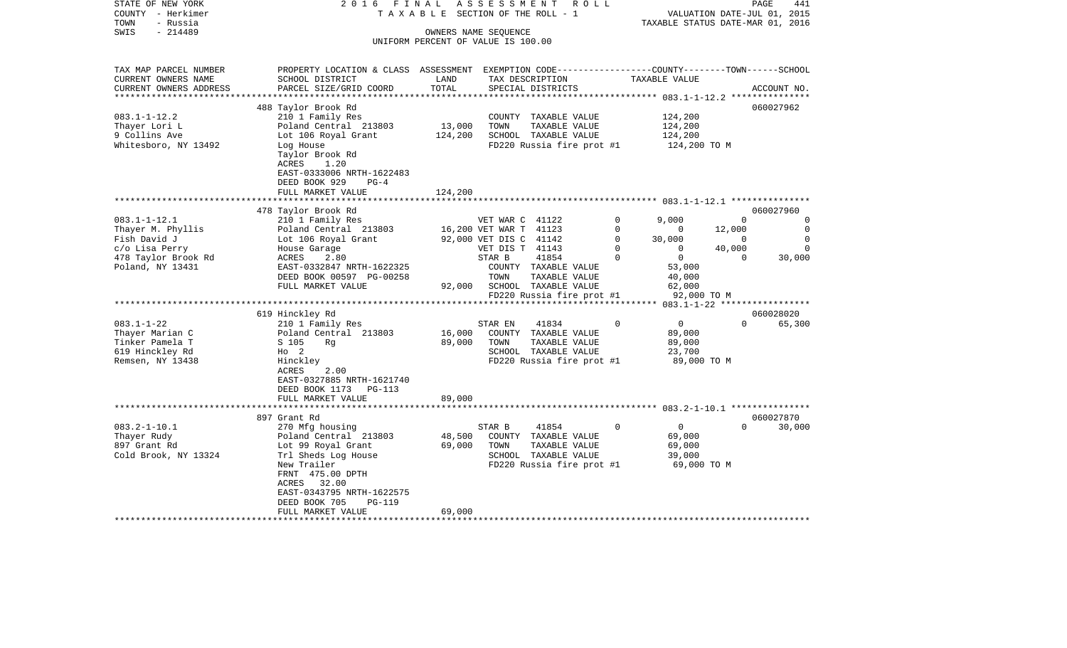STATE OF NEW YORK
COUNTY - Herkimer
TOWN - Russia
SWIS - 214489

2016 FINAL ASSESSMENT ROLL
TAXABLE SECTION OF THE ROLL - 1
OWNERS NAME SEQUENCE
UNIFORM PERCENT OF VALUE IS 100.00

VALUATION DATE-JUL 01, 2015
TAXABLE STATUS DATE-MAR 01, 2016

| TAX MAP PARCEL NUMBER / CURRENT OWNERS NAME / CURRENT OWNERS ADDRESS | PROPERTY LOCATION & CLASS / SCHOOL DISTRICT / PARCEL SIZE/GRID COORD | ASSESSMENT LAND | TOTAL | EXEMPTION CODE / TAX DESCRIPTION / SPECIAL DISTRICTS | | COUNTY TAXABLE VALUE | TOWN | SCHOOL | ACCOUNT NO. |
|---|---|---|---|---|---|---|---|---|---|
| 083.1-1-12.2 | 488 Taylor Brook Rd | | | | | | | | 060027962 |
| Thayer Lori L | 210 1 Family Res | | | COUNTY TAXABLE VALUE | | 124,200 | | | |
| 9 Collins Ave | Poland Central 213803 | 13,000 | | TOWN TAXABLE VALUE | | 124,200 | | | |
| Whitesboro, NY 13492 | Lot 106 Royal Grant | | 124,200 | SCHOOL TAXABLE VALUE | | 124,200 | | | |
| | Log House | | | FD220 Russia fire prot #1 | | 124,200 TO M | | | |
| | Taylor Brook Rd | | | | | | | | |
| | ACRES 1.20 | | | | | | | | |
| | EAST-0333006 NRTH-1622483 | | | | | | | | |
| | DEED BOOK 929 PG-4 | | | | | | | | |
| | FULL MARKET VALUE | | 124,200 | | | | | | |
| 083.1-1-12.1 | 478 Taylor Brook Rd | | | | | | | | 060027960 |
| Thayer M. Phyllis | 210 1 Family Res | | | VET WAR C 41122 | 0 | 9,000 | 0 | 0 | |
| Fish David J | Poland Central 213803 | 16,200 | | VET WAR T 41123 | 0 | 0 | 12,000 | 0 | |
| c/o Lisa Perry | Lot 106 Royal Grant | | 92,000 | VET DIS C 41142 | 0 | 30,000 | 0 | 0 | |
| 478 Taylor Brook Rd | House Garage | | | VET DIS T 41143 | 0 | 0 | 40,000 | 0 | |
| Poland, NY 13431 | ACRES 2.80 | | | STAR B 41854 | 0 | 0 | 0 | 30,000 | |
| | EAST-0332847 NRTH-1622325 | | | COUNTY TAXABLE VALUE | | 53,000 | | | |
| | DEED BOOK 00597 PG-00258 | | | TOWN TAXABLE VALUE | | 40,000 | | | |
| | FULL MARKET VALUE | | 92,000 | SCHOOL TAXABLE VALUE | | 62,000 | | | |
| | | | | FD220 Russia fire prot #1 | | 92,000 TO M | | | |
| 083.1-1-22 | 619 Hinckley Rd | | | | | | | | 060028020 |
| Thayer Marian C | 210 1 Family Res | | | STAR EN 41834 | 0 | 0 | 0 | 65,300 | |
| Tinker Pamela T | Poland Central 213803 | 16,000 | | COUNTY TAXABLE VALUE | | 89,000 | | | |
| 619 Hinckley Rd | S 105 Rg | | 89,000 | TOWN TAXABLE VALUE | | 89,000 | | | |
| Remsen, NY 13438 | Ho 2 | | | SCHOOL TAXABLE VALUE | | 23,700 | | | |
| | Hinckley | | | FD220 Russia fire prot #1 | | 89,000 TO M | | | |
| | ACRES 2.00 | | | | | | | | |
| | EAST-0327885 NRTH-1621740 | | | | | | | | |
| | DEED BOOK 1173 PG-113 | | | | | | | | |
| | FULL MARKET VALUE | | 89,000 | | | | | | |
| 083.2-1-10.1 | 897 Grant Rd | | | | | | | | 060027870 |
| Thayer Rudy | 270 Mfg housing | | | STAR B 41854 | 0 | 0 | 0 | 30,000 | |
| 897 Grant Rd | Poland Central 213803 | 48,500 | | COUNTY TAXABLE VALUE | | 69,000 | | | |
| Cold Brook, NY 13324 | Lot 99 Royal Grant | | 69,000 | TOWN TAXABLE VALUE | | 69,000 | | | |
| | Trl Sheds Log House | | | SCHOOL TAXABLE VALUE | | 39,000 | | | |
| | New Trailer | | | FD220 Russia fire prot #1 | | 69,000 TO M | | | |
| | FRNT 475.00 DPTH | | | | | | | | |
| | ACRES 32.00 | | | | | | | | |
| | EAST-0343795 NRTH-1622575 | | | | | | | | |
| | DEED BOOK 705 PG-119 | | | | | | | | |
| | FULL MARKET VALUE | | 69,000 | | | | | | |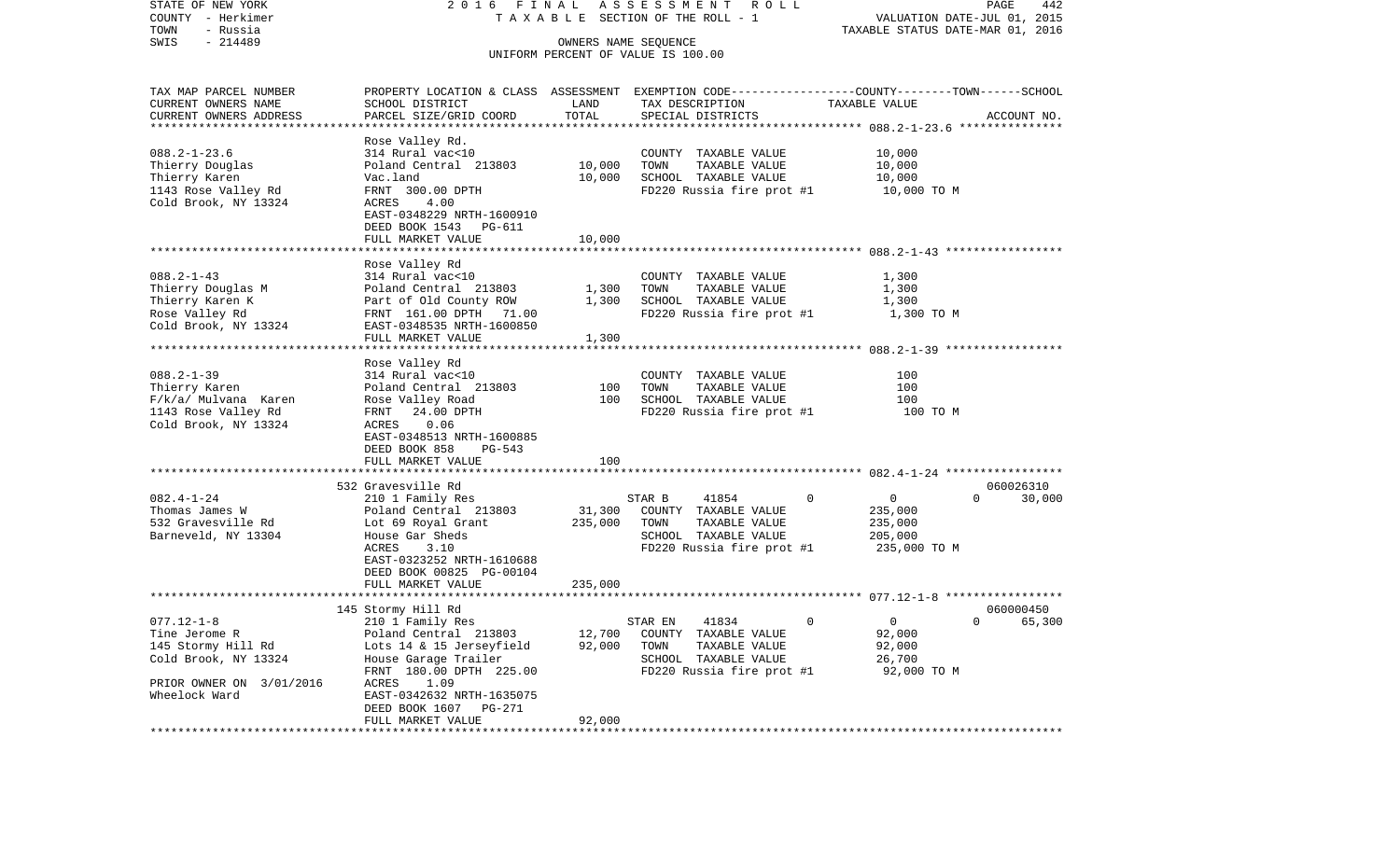STATE OF NEW YORK — 2016 FINAL ASSESSMENT ROLL — TAXABLE SECTION OF THE ROLL - 1

COUNTY - Herkimer
TOWN - Russia
SWIS - 214489

VALUATION DATE-JUL 01, 2015
TAXABLE STATUS DATE-MAR 01, 2016

OWNERS NAME SEQUENCE
UNIFORM PERCENT OF VALUE IS 100.00

| TAX MAP PARCEL NUMBER / CURRENT OWNERS NAME / CURRENT OWNERS ADDRESS | PROPERTY LOCATION & CLASS / SCHOOL DISTRICT / PARCEL SIZE/GRID COORD | ASSESSMENT LAND | ASSESSMENT TOTAL | EXEMPTION CODE / TAX DESCRIPTION / SPECIAL DISTRICTS | COUNTY--------TOWN------SCHOOL TAXABLE VALUE | ACCOUNT NO. |
|---|---|---|---|---|---|---|
| **088.2-1-23.6** | Rose Valley Rd. | | | | | |
| 088.2-1-23.6 | 314 Rural vac<10 | | | COUNTY TAXABLE VALUE | 10,000 | |
| Thierry Douglas | Poland Central 213803 | 10,000 | | TOWN TAXABLE VALUE | 10,000 | |
| Thierry Karen | Vac.land | | 10,000 | SCHOOL TAXABLE VALUE | 10,000 | |
| 1143 Rose Valley Rd | FRNT 300.00 DPTH | | | FD220 Russia fire prot #1 | 10,000 TO M | |
| Cold Brook, NY 13324 | ACRES 4.00 | | | | | |
| | EAST-0348229 NRTH-1600910 | | | | | |
| | DEED BOOK 1543 PG-611 | | | | | |
| | FULL MARKET VALUE | | 10,000 | | | |
| **088.2-1-43** | Rose Valley Rd | | | | | |
| 088.2-1-43 | 314 Rural vac<10 | | | COUNTY TAXABLE VALUE | 1,300 | |
| Thierry Douglas M | Poland Central 213803 | 1,300 | | TOWN TAXABLE VALUE | 1,300 | |
| Thierry Karen K | Part of Old County ROW | | 1,300 | SCHOOL TAXABLE VALUE | 1,300 | |
| Rose Valley Rd | FRNT 161.00 DPTH 71.00 | | | FD220 Russia fire prot #1 | 1,300 TO M | |
| Cold Brook, NY 13324 | EAST-0348535 NRTH-1600850 | | | | | |
| | FULL MARKET VALUE | | 1,300 | | | |
| **088.2-1-39** | Rose Valley Rd | | | | | |
| 088.2-1-39 | 314 Rural vac<10 | | | COUNTY TAXABLE VALUE | 100 | |
| Thierry Karen | Poland Central 213803 | 100 | | TOWN TAXABLE VALUE | 100 | |
| F/k/a/ Mulvana Karen | Rose Valley Road | | 100 | SCHOOL TAXABLE VALUE | 100 | |
| 1143 Rose Valley Rd | FRNT 24.00 DPTH | | | FD220 Russia fire prot #1 | 100 TO M | |
| Cold Brook, NY 13324 | ACRES 0.06 | | | | | |
| | EAST-0348513 NRTH-1600885 | | | | | |
| | DEED BOOK 858 PG-543 | | | | | |
| | FULL MARKET VALUE | | 100 | | | |
| **082.4-1-24** | 532 Gravesville Rd | | | | | 060026310 |
| 082.4-1-24 | 210 1 Family Res | | | STAR B 41854 0 | 0 0 30,000 | |
| Thomas James W | Poland Central 213803 | 31,300 | | COUNTY TAXABLE VALUE | 235,000 | |
| 532 Gravesville Rd | Lot 69 Royal Grant | | 235,000 | TOWN TAXABLE VALUE | 235,000 | |
| Barneveld, NY 13304 | House Gar Sheds | | | SCHOOL TAXABLE VALUE | 205,000 | |
| | ACRES 3.10 | | | FD220 Russia fire prot #1 | 235,000 TO M | |
| | EAST-0323252 NRTH-1610688 | | | | | |
| | DEED BOOK 00825 PG-00104 | | | | | |
| | FULL MARKET VALUE | | 235,000 | | | |
| **077.12-1-8** | 145 Stormy Hill Rd | | | | | 060000450 |
| 077.12-1-8 | 210 1 Family Res | | | STAR EN 41834 0 | 0 0 65,300 | |
| Tine Jerome R | Poland Central 213803 | 12,700 | | COUNTY TAXABLE VALUE | 92,000 | |
| 145 Stormy Hill Rd | Lots 14 & 15 Jerseyfield | | 92,000 | TOWN TAXABLE VALUE | 92,000 | |
| Cold Brook, NY 13324 | House Garage Trailer | | | SCHOOL TAXABLE VALUE | 26,700 | |
| | FRNT 180.00 DPTH 225.00 | | | FD220 Russia fire prot #1 | 92,000 TO M | |
| PRIOR OWNER ON 3/01/2016 | ACRES 1.09 | | | | | |
| Wheelock Ward | EAST-0342632 NRTH-1635075 | | | | | |
| | DEED BOOK 1607 PG-271 | | | | | |
| | FULL MARKET VALUE | | 92,000 | | | |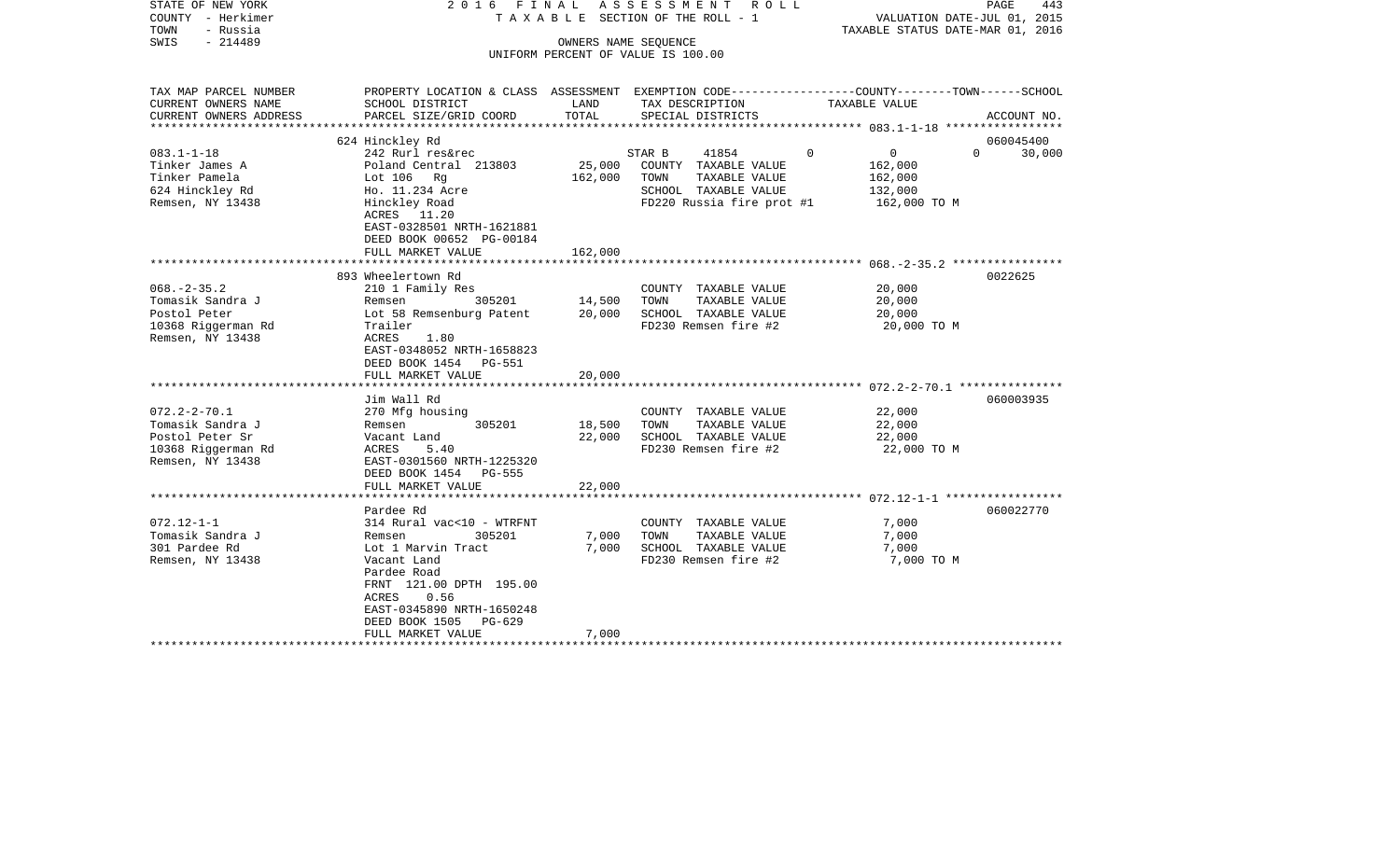STATE OF NEW YORK
COUNTY - Herkimer
TOWN - Russia
SWIS - 214489

2 0 1 6 F I N A L A S S E S S M E N T R O L L
T A X A B L E SECTION OF THE ROLL - 1
OWNERS NAME SEQUENCE
UNIFORM PERCENT OF VALUE IS 100.00

VALUATION DATE-JUL 01, 2015
TAXABLE STATUS DATE-MAR 01, 2016

| TAX MAP PARCEL NUMBER<br>CURRENT OWNERS NAME<br>CURRENT OWNERS ADDRESS | PROPERTY LOCATION & CLASS<br>SCHOOL DISTRICT<br>PARCEL SIZE/GRID COORD | ASSESSMENT<br>LAND<br>TOTAL | EXEMPTION CODE<br>TAX DESCRIPTION<br>SPECIAL DISTRICTS | COUNTY | TOWN | SCHOOL<br>TAXABLE VALUE<br>ACCOUNT NO. |
|---|---|---|---|---|---|---|
| **083.1-1-18** | 624 Hinckley Rd | | | | | 060045400 |
| 083.1-1-18 | 242 Rurl res&rec | | STAR B 41854 | 0 | 0 | 0 30,000 |
| Tinker James A | Poland Central 213803 | 25,000 | COUNTY TAXABLE VALUE | 162,000 | | |
| Tinker Pamela | Lot 106 Rg | 162,000 | TOWN TAXABLE VALUE | 162,000 | | |
| 624 Hinckley Rd | Ho. 11.234 Acre | | SCHOOL TAXABLE VALUE | 132,000 | | |
| Remsen, NY 13438 | Hinckley Road | | FD220 Russia fire prot #1 | 162,000 TO M | | |
| | ACRES 11.20 | | | | | |
| | EAST-0328501 NRTH-1621881 | | | | | |
| | DEED BOOK 00652 PG-00184 | | | | | |
| | FULL MARKET VALUE | 162,000 | | | | |
| **068.-2-35.2** | 893 Wheelertown Rd | | | | | 0022625 |
| 068.-2-35.2 | 210 1 Family Res | | COUNTY TAXABLE VALUE | 20,000 | | |
| Tomasik Sandra J | Remsen 305201 | 14,500 | TOWN TAXABLE VALUE | 20,000 | | |
| Postol Peter | Lot 58 Remsenburg Patent | 20,000 | SCHOOL TAXABLE VALUE | 20,000 | | |
| 10368 Riggerman Rd | Trailer | | FD230 Remsen fire #2 | 20,000 TO M | | |
| Remsen, NY 13438 | ACRES 1.80 | | | | | |
| | EAST-0348052 NRTH-1658823 | | | | | |
| | DEED BOOK 1454 PG-551 | | | | | |
| | FULL MARKET VALUE | 20,000 | | | | |
| **072.2-2-70.1** | Jim Wall Rd | | | | | 060003935 |
| 072.2-2-70.1 | 270 Mfg housing | | COUNTY TAXABLE VALUE | 22,000 | | |
| Tomasik Sandra J | Remsen 305201 | 18,500 | TOWN TAXABLE VALUE | 22,000 | | |
| Postol Peter Sr | Vacant Land | 22,000 | SCHOOL TAXABLE VALUE | 22,000 | | |
| 10368 Riggerman Rd | ACRES 5.40 | | FD230 Remsen fire #2 | 22,000 TO M | | |
| Remsen, NY 13438 | EAST-0301560 NRTH-1225320 | | | | | |
| | DEED BOOK 1454 PG-555 | | | | | |
| | FULL MARKET VALUE | 22,000 | | | | |
| **072.12-1-1** | Pardee Rd | | | | | 060022770 |
| 072.12-1-1 | 314 Rural vac<10 - WTRFNT | | COUNTY TAXABLE VALUE | 7,000 | | |
| Tomasik Sandra J | Remsen 305201 | 7,000 | TOWN TAXABLE VALUE | 7,000 | | |
| 301 Pardee Rd | Lot 1 Marvin Tract | 7,000 | SCHOOL TAXABLE VALUE | 7,000 | | |
| Remsen, NY 13438 | Vacant Land | | FD230 Remsen fire #2 | 7,000 TO M | | |
| | Pardee Road | | | | | |
| | FRNT 121.00 DPTH 195.00 | | | | | |
| | ACRES 0.56 | | | | | |
| | EAST-0345890 NRTH-1650248 | | | | | |
| | DEED BOOK 1505 PG-629 | | | | | |
| | FULL MARKET VALUE | 7,000 | | | | |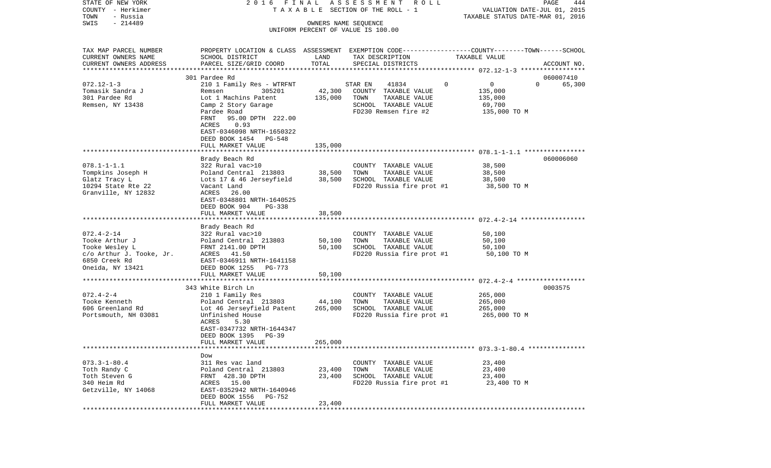STATE OF NEW YORK
COUNTY - Herkimer
TOWN - Russia
SWIS - 214489

2016 FINAL ASSESSMENT ROLL
TAXABLE SECTION OF THE ROLL - 1
OWNERS NAME SEQUENCE
UNIFORM PERCENT OF VALUE IS 100.00

VALUATION DATE-JUL 01, 2015
TAXABLE STATUS DATE-MAR 01, 2016

| TAX MAP PARCEL NUMBER / CURRENT OWNERS NAME / CURRENT OWNERS ADDRESS | PROPERTY LOCATION & CLASS / SCHOOL DISTRICT / PARCEL SIZE/GRID COORD | ASSESSMENT LAND | ASSESSMENT TOTAL | EXEMPTION CODE / TAX DESCRIPTION / SPECIAL DISTRICTS | COUNTY | TOWN | SCHOOL TAXABLE VALUE | ACCOUNT NO. |
|---|---|---|---|---|---|---|---|---|
| **072.12-1-3** | 301 Pardee Rd | | | | | | | 060007410 |
| Tomasik Sandra J | 210 1 Family Res - WTRFNT | | | STAR EN 41834 | 0 | 0 | 0 | 65,300 |
| 301 Pardee Rd | Remsen 305201 | 42,300 | | COUNTY TAXABLE VALUE | 135,000 | | | |
| Remsen, NY 13438 | Lot 1 Machins Patent | | 135,000 | TOWN TAXABLE VALUE | | 135,000 | | |
| | Camp 2 Story Garage | | | SCHOOL TAXABLE VALUE | | | 69,700 | |
| | Pardee Road | | | FD230 Remsen fire #2 | 135,000 TO M | | | |
| | FRNT 95.00 DPTH 222.00 | | | | | | | |
| | ACRES 0.93 | | | | | | | |
| | EAST-0346098 NRTH-1650322 | | | | | | | |
| | DEED BOOK 1454 PG-548 | | | | | | | |
| | FULL MARKET VALUE | | 135,000 | | | | | |
| **078.1-1-1.1** | Brady Beach Rd | | | | | | | 060006060 |
| Tompkins Joseph H | 322 Rural vac>10 | | | COUNTY TAXABLE VALUE | 38,500 | | | |
| Glatz Tracy L | Poland Central 213803 | 38,500 | | TOWN TAXABLE VALUE | | 38,500 | | |
| 10294 State Rte 22 | Lots 17 & 46 Jerseyfield | | 38,500 | SCHOOL TAXABLE VALUE | | | 38,500 | |
| Granville, NY 12832 | Vacant Land | | | FD220 Russia fire prot #1 | 38,500 TO M | | | |
| | ACRES 26.00 | | | | | | | |
| | EAST-0348801 NRTH-1640525 | | | | | | | |
| | DEED BOOK 904 PG-338 | | | | | | | |
| | FULL MARKET VALUE | | 38,500 | | | | | |
| **072.4-2-14** | Brady Beach Rd | | | | | | | |
| Tooke Arthur J | 322 Rural vac>10 | | | COUNTY TAXABLE VALUE | 50,100 | | | |
| Tooke Wesley L | Poland Central 213803 | 50,100 | | TOWN TAXABLE VALUE | | 50,100 | | |
| c/o Arthur J. Tooke, Jr. | FRNT 2141.00 DPTH | | 50,100 | SCHOOL TAXABLE VALUE | | | 50,100 | |
| 6850 Creek Rd | ACRES 41.50 | | | FD220 Russia fire prot #1 | 50,100 TO M | | | |
| Oneida, NY 13421 | EAST-0346911 NRTH-1641158 | | | | | | | |
| | DEED BOOK 1255 PG-773 | | | | | | | |
| | FULL MARKET VALUE | | 50,100 | | | | | |
| **072.4-2-4** | 343 White Birch Ln | | | | | | | 0003575 |
| Tooke Kenneth | 210 1 Family Res | | | COUNTY TAXABLE VALUE | 265,000 | | | |
| 606 Greenland Rd | Poland Central 213803 | 44,100 | | TOWN TAXABLE VALUE | | 265,000 | | |
| Portsmouth, NH 03081 | Lot 46 Jerseyfield Patent | | 265,000 | SCHOOL TAXABLE VALUE | | | 265,000 | |
| | Unfinished House | | | FD220 Russia fire prot #1 | 265,000 TO M | | | |
| | ACRES 5.30 | | | | | | | |
| | EAST-0347732 NRTH-1644347 | | | | | | | |
| | DEED BOOK 1395 PG-39 | | | | | | | |
| | FULL MARKET VALUE | | 265,000 | | | | | |
| **073.3-1-80.4** | Dow | | | | | | | |
| Toth Randy C | 311 Res vac land | | | COUNTY TAXABLE VALUE | 23,400 | | | |
| Toth Steven G | Poland Central 213803 | 23,400 | | TOWN TAXABLE VALUE | | 23,400 | | |
| 340 Heim Rd | FRNT 428.30 DPTH | | 23,400 | SCHOOL TAXABLE VALUE | | | 23,400 | |
| Getzville, NY 14068 | ACRES 15.00 | | | FD220 Russia fire prot #1 | 23,400 TO M | | | |
| | EAST-0352942 NRTH-1640946 | | | | | | | |
| | DEED BOOK 1556 PG-752 | | | | | | | |
| | FULL MARKET VALUE | | 23,400 | | | | | |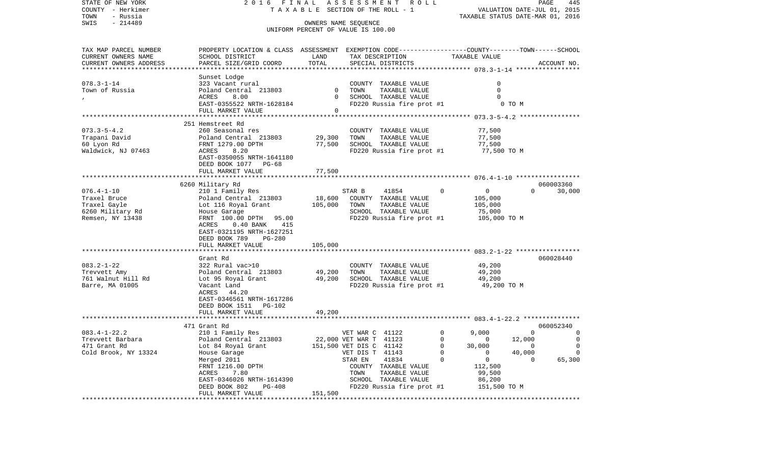STATE OF NEW YORK | 2016 FINAL ASSESSMENT ROLL | PAGE 445
COUNTY - Herkimer | TAXABLE SECTION OF THE ROLL - 1 | VALUATION DATE-JUL 01, 2015
TOWN - Russia | | TAXABLE STATUS DATE-MAR 01, 2016
SWIS - 214489 | OWNERS NAME SEQUENCE
UNIFORM PERCENT OF VALUE IS 100.00

| TAX MAP PARCEL NUMBER / CURRENT OWNERS NAME / CURRENT OWNERS ADDRESS | PROPERTY LOCATION & CLASS / SCHOOL DISTRICT / PARCEL SIZE/GRID COORD | ASSESSMENT LAND / TOTAL | EXEMPTION CODE / TAX DESCRIPTION / SPECIAL DISTRICTS | COUNTY | TOWN | SCHOOL / ACCOUNT NO. |
|---|---|---|---|---|---|---|
| **078.3-1-14** | Sunset Lodge | | | | | |
| 078.3-1-14 | 323 Vacant rural | | COUNTY TAXABLE VALUE | 0 | | |
| Town of Russia | Poland Central 213803 | 0 | TOWN TAXABLE VALUE | | 0 | |
| , | ACRES 8.00 | 0 | SCHOOL TAXABLE VALUE | | | 0 |
| | EAST-0355522 NRTH-1628184 | | FD220 Russia fire prot #1 | 0 TO M | | |
| | FULL MARKET VALUE | 0 | | | | |
| **073.3-5-4.2** | 251 Hemstreet Rd | | | | | |
| 073.3-5-4.2 | 260 Seasonal res | | COUNTY TAXABLE VALUE | 77,500 | | |
| Trapani David | Poland Central 213803 | 29,300 | TOWN TAXABLE VALUE | | 77,500 | |
| 60 Lyon Rd | FRNT 1279.00 DPTH | 77,500 | SCHOOL TAXABLE VALUE | | | 77,500 |
| Waldwick, NJ 07463 | ACRES 8.20 | | FD220 Russia fire prot #1 | 77,500 TO M | | |
| | EAST-0350055 NRTH-1641180 | | | | | |
| | DEED BOOK 1077 PG-68 | | | | | |
| | FULL MARKET VALUE | 77,500 | | | | |
| **076.4-1-10** | 6260 Military Rd | | | | | 060003360 |
| 076.4-1-10 | 210 1 Family Res | | STAR B 41854 0 | 0 | 0 | 30,000 |
| Traxel Bruce | Poland Central 213803 | 18,600 | COUNTY TAXABLE VALUE | 105,000 | | |
| Traxel Gayle | Lot 116 Royal Grant | 105,000 | TOWN TAXABLE VALUE | | 105,000 | |
| 6260 Military Rd | House Garage | | SCHOOL TAXABLE VALUE | | | 75,000 |
| Remsen, NY 13438 | FRNT 100.00 DPTH 95.00 | | FD220 Russia fire prot #1 | 105,000 TO M | | |
| | ACRES 0.40 BANK 415 | | | | | |
| | EAST-0321195 NRTH-1627251 | | | | | |
| | DEED BOOK 789 PG-280 | | | | | |
| | FULL MARKET VALUE | 105,000 | | | | |
| **083.2-1-22** | Grant Rd | | | | | 060028440 |
| 083.2-1-22 | 322 Rural vac>10 | | COUNTY TAXABLE VALUE | 49,200 | | |
| Trevvett Amy | Poland Central 213803 | 49,200 | TOWN TAXABLE VALUE | | 49,200 | |
| 761 Walnut Hill Rd | Lot 95 Royal Grant | 49,200 | SCHOOL TAXABLE VALUE | | | 49,200 |
| Barre, MA 01005 | Vacant Land | | FD220 Russia fire prot #1 | 49,200 TO M | | |
| | ACRES 44.20 | | | | | |
| | EAST-0346561 NRTH-1617286 | | | | | |
| | DEED BOOK 1511 PG-102 | | | | | |
| | FULL MARKET VALUE | 49,200 | | | | |
| **083.4-1-22.2** | 471 Grant Rd | | | | | 060052340 |
| 083.4-1-22.2 | 210 1 Family Res | | VET WAR C 41122 0 | 9,000 | 0 | 0 |
| Trevvett Barbara | Poland Central 213803 | 22,000 | VET WAR T 41123 0 | 0 | 12,000 | 0 |
| 471 Grant Rd | Lot 84 Royal Grant | 151,500 | VET DIS C 41142 0 | 30,000 | 0 | 0 |
| Cold Brook, NY 13324 | House Garage | | VET DIS T 41143 0 | 0 | 40,000 | 0 |
| | Merged 2011 | | STAR EN 41834 0 | 0 | 0 | 65,300 |
| | FRNT 1216.00 DPTH | | COUNTY TAXABLE VALUE | 112,500 | | |
| | ACRES 7.80 | | TOWN TAXABLE VALUE | | 99,500 | |
| | EAST-0346026 NRTH-1614390 | | SCHOOL TAXABLE VALUE | | | 86,200 |
| | DEED BOOK 802 PG-408 | | FD220 Russia fire prot #1 | 151,500 TO M | | |
| | FULL MARKET VALUE | 151,500 | | | | |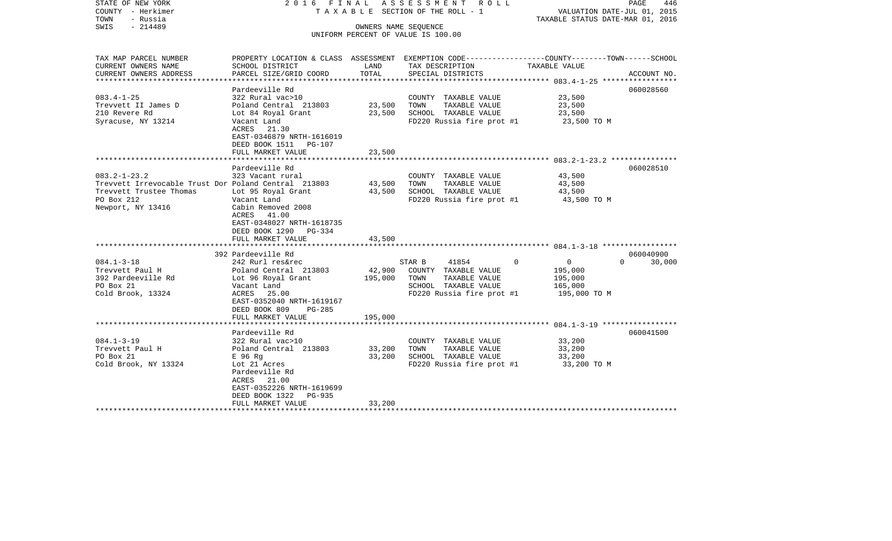STATE OF NEW YORK — 2016 FINAL ASSESSMENT ROLL — PAGE 446
COUNTY - Herkimer — TAXABLE SECTION OF THE ROLL - 1 — VALUATION DATE-JUL 01, 2015
TOWN - Russia — TAXABLE STATUS DATE-MAR 01, 2016
SWIS - 214489 — OWNERS NAME SEQUENCE
UNIFORM PERCENT OF VALUE IS 100.00

| TAX MAP PARCEL NUMBER / CURRENT OWNERS NAME / CURRENT OWNERS ADDRESS | PROPERTY LOCATION & CLASS / SCHOOL DISTRICT / PARCEL SIZE/GRID COORD | ASSESSMENT LAND | TOTAL | EXEMPTION CODE / TAX DESCRIPTION / SPECIAL DISTRICTS | COUNTY | TOWN | SCHOOL | ACCOUNT NO. |
|---|---|---|---|---|---|---|---|---|
| 083.4-1-25 | Pardeeville Rd | | | | | | | 060028560 |
| Trevvett II James D | 322 Rural vac>10 | | | COUNTY TAXABLE VALUE | 23,500 | | | |
| 210 Revere Rd | Poland Central 213803 | 23,500 | | TOWN TAXABLE VALUE | | 23,500 | | |
| Syracuse, NY 13214 | Lot 84 Royal Grant | | 23,500 | SCHOOL TAXABLE VALUE | | | 23,500 | |
| | Vacant Land | | | FD220 Russia fire prot #1 | 23,500 TO M | | | |
| | ACRES 21.30 | | | | | | | |
| | EAST-0346879 NRTH-1616019 | | | | | | | |
| | DEED BOOK 1511 PG-107 | | | | | | | |
| | FULL MARKET VALUE | | 23,500 | | | | | |
| 083.2-1-23.2 | Pardeeville Rd | | | | | | | 060028510 |
| Trevvett Irrevocable Trust Dor | 323 Vacant rural | | | COUNTY TAXABLE VALUE | 43,500 | | | |
| Trevvett Trustee Thomas | Poland Central 213803 | 43,500 | | TOWN TAXABLE VALUE | | 43,500 | | |
| PO Box 212 | Lot 95 Royal Grant | | 43,500 | SCHOOL TAXABLE VALUE | | | 43,500 | |
| Newport, NY 13416 | Vacant Land | | | FD220 Russia fire prot #1 | 43,500 TO M | | | |
| | Cabin Removed 2008 | | | | | | | |
| | ACRES 41.00 | | | | | | | |
| | EAST-0348027 NRTH-1618735 | | | | | | | |
| | DEED BOOK 1290 PG-334 | | | | | | | |
| | FULL MARKET VALUE | | 43,500 | | | | | |
| 084.1-3-18 | 392 Pardeeville Rd | | | | | | | 060040900 |
| Trevvett Paul H | 242 Rurl res&rec | | | STAR B 41854 | 0 | 0 | 30,000 | |
| 392 Pardeeville Rd | Poland Central 213803 | 42,900 | | COUNTY TAXABLE VALUE | 195,000 | | | |
| PO Box 21 | Lot 96 Royal Grant | | 195,000 | TOWN TAXABLE VALUE | | 195,000 | | |
| Cold Brook, 13324 | Vacant Land | | | SCHOOL TAXABLE VALUE | | | 165,000 | |
| | ACRES 25.00 | | | FD220 Russia fire prot #1 | 195,000 TO M | | | |
| | EAST-0352040 NRTH-1619167 | | | | | | | |
| | DEED BOOK 809 PG-285 | | | | | | | |
| | FULL MARKET VALUE | | 195,000 | | | | | |
| 084.1-3-19 | Pardeeville Rd | | | | | | | 060041500 |
| Trevvett Paul H | 322 Rural vac>10 | | | COUNTY TAXABLE VALUE | 33,200 | | | |
| PO Box 21 | Poland Central 213803 | 33,200 | | TOWN TAXABLE VALUE | | 33,200 | | |
| Cold Brook, NY 13324 | E 96 Rg | | 33,200 | SCHOOL TAXABLE VALUE | | | 33,200 | |
| | Lot 21 Acres | | | FD220 Russia fire prot #1 | 33,200 TO M | | | |
| | Pardeeville Rd | | | | | | | |
| | ACRES 21.00 | | | | | | | |
| | EAST-0352226 NRTH-1619699 | | | | | | | |
| | DEED BOOK 1322 PG-935 | | | | | | | |
| | FULL MARKET VALUE | | 33,200 | | | | | |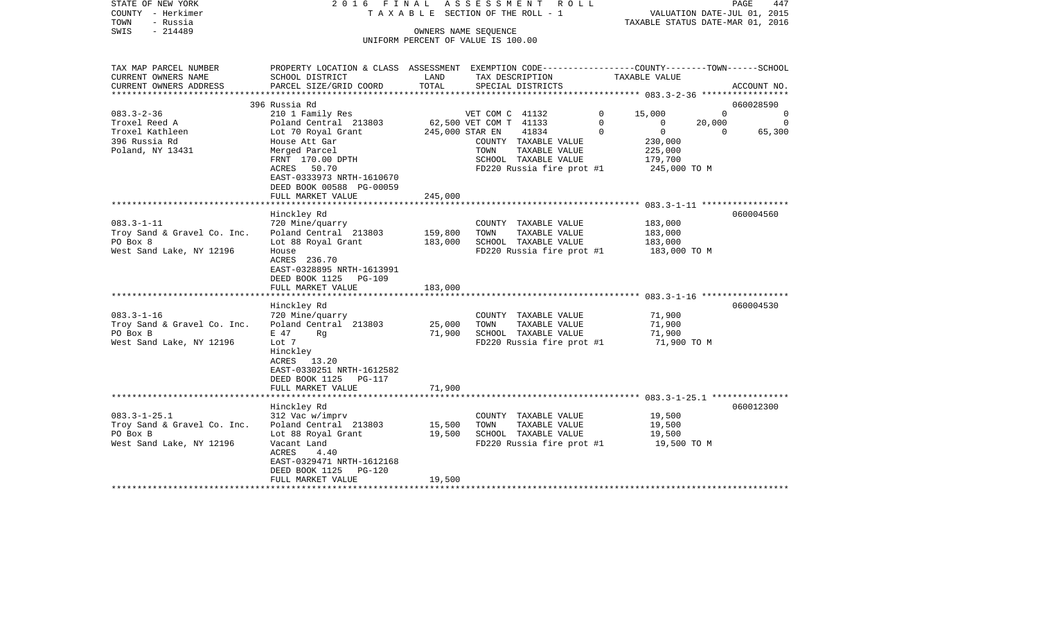STATE OF NEW YORK — COUNTY - Herkimer — TOWN - Russia — SWIS - 214489

2016 FINAL ASSESSMENT ROLL
TAXABLE SECTION OF THE ROLL - 1
OWNERS NAME SEQUENCE
UNIFORM PERCENT OF VALUE IS 100.00

VALUATION DATE-JUL 01, 2015
TAXABLE STATUS DATE-MAR 01, 2016

| TAX MAP PARCEL NUMBER / CURRENT OWNERS NAME / CURRENT OWNERS ADDRESS | PROPERTY LOCATION & CLASS / SCHOOL DISTRICT / PARCEL SIZE/GRID COORD | ASSESSMENT LAND | ASSESSMENT TOTAL | EXEMPTION CODE / TAX DESCRIPTION / SPECIAL DISTRICTS | COUNTY TAXABLE VALUE | TOWN TAXABLE VALUE | SCHOOL TAXABLE VALUE | ACCOUNT NO. |
|---|---|---|---|---|---|---|---|---|
| 083.3-2-36 | 396 Russia Rd | | | | | | | 060028590 |
| Troxel Reed A | 210 1 Family Res | | | VET COM C 41132 0 | 15,000 | 0 | 0 | |
| Troxel Kathleen | Poland Central 213803 | 62,500 | | VET COM T 41133 0 | 0 | 20,000 | 0 | |
| 396 Russia Rd | Lot 70 Royal Grant | | 245,000 | STAR EN 41834 0 | 0 | 0 | 65,300 | |
| Poland, NY 13431 | House Att Gar | | | COUNTY TAXABLE VALUE | 230,000 | | | |
| | Merged Parcel | | | TOWN TAXABLE VALUE | | 225,000 | | |
| | FRNT 170.00 DPTH | | | SCHOOL TAXABLE VALUE | | | 179,700 | |
| | ACRES 50.70 | | | FD220 Russia fire prot #1 | 245,000 TO M | | | |
| | EAST-0333973 NRTH-1610670 | | | | | | | |
| | DEED BOOK 00588 PG-00059 | | | | | | | |
| | FULL MARKET VALUE | | 245,000 | | | | | |
| 083.3-1-11 | Hinckley Rd | | | | | | | 060004560 |
| Troy Sand & Gravel Co. Inc. | 720 Mine/quarry | | | COUNTY TAXABLE VALUE | 183,000 | | | |
| PO Box 8 | Poland Central 213803 | 159,800 | | TOWN TAXABLE VALUE | | 183,000 | | |
| West Sand Lake, NY 12196 | Lot 88 Royal Grant | | 183,000 | SCHOOL TAXABLE VALUE | | | 183,000 | |
| | House | | | FD220 Russia fire prot #1 | 183,000 TO M | | | |
| | ACRES 236.70 | | | | | | | |
| | EAST-0328895 NRTH-1613991 | | | | | | | |
| | DEED BOOK 1125 PG-109 | | | | | | | |
| | FULL MARKET VALUE | | 183,000 | | | | | |
| 083.3-1-16 | Hinckley Rd | | | | | | | 060004530 |
| Troy Sand & Gravel Co. Inc. | 720 Mine/quarry | | | COUNTY TAXABLE VALUE | 71,900 | | | |
| PO Box B | Poland Central 213803 | 25,000 | | TOWN TAXABLE VALUE | | 71,900 | | |
| West Sand Lake, NY 12196 | E 47 Rg | | 71,900 | SCHOOL TAXABLE VALUE | | | 71,900 | |
| | Lot 7 | | | FD220 Russia fire prot #1 | 71,900 TO M | | | |
| | Hinckley | | | | | | | |
| | ACRES 13.20 | | | | | | | |
| | EAST-0330251 NRTH-1612582 | | | | | | | |
| | DEED BOOK 1125 PG-117 | | | | | | | |
| | FULL MARKET VALUE | | 71,900 | | | | | |
| 083.3-1-25.1 | Hinckley Rd | | | | | | | 060012300 |
| Troy Sand & Gravel Co. Inc. | 312 Vac w/imprv | | | COUNTY TAXABLE VALUE | 19,500 | | | |
| PO Box B | Poland Central 213803 | 15,500 | | TOWN TAXABLE VALUE | | 19,500 | | |
| West Sand Lake, NY 12196 | Lot 88 Royal Grant | | 19,500 | SCHOOL TAXABLE VALUE | | | 19,500 | |
| | Vacant Land | | | FD220 Russia fire prot #1 | 19,500 TO M | | | |
| | ACRES 4.40 | | | | | | | |
| | EAST-0329471 NRTH-1612168 | | | | | | | |
| | DEED BOOK 1125 PG-120 | | | | | | | |
| | FULL MARKET VALUE | | 19,500 | | | | | |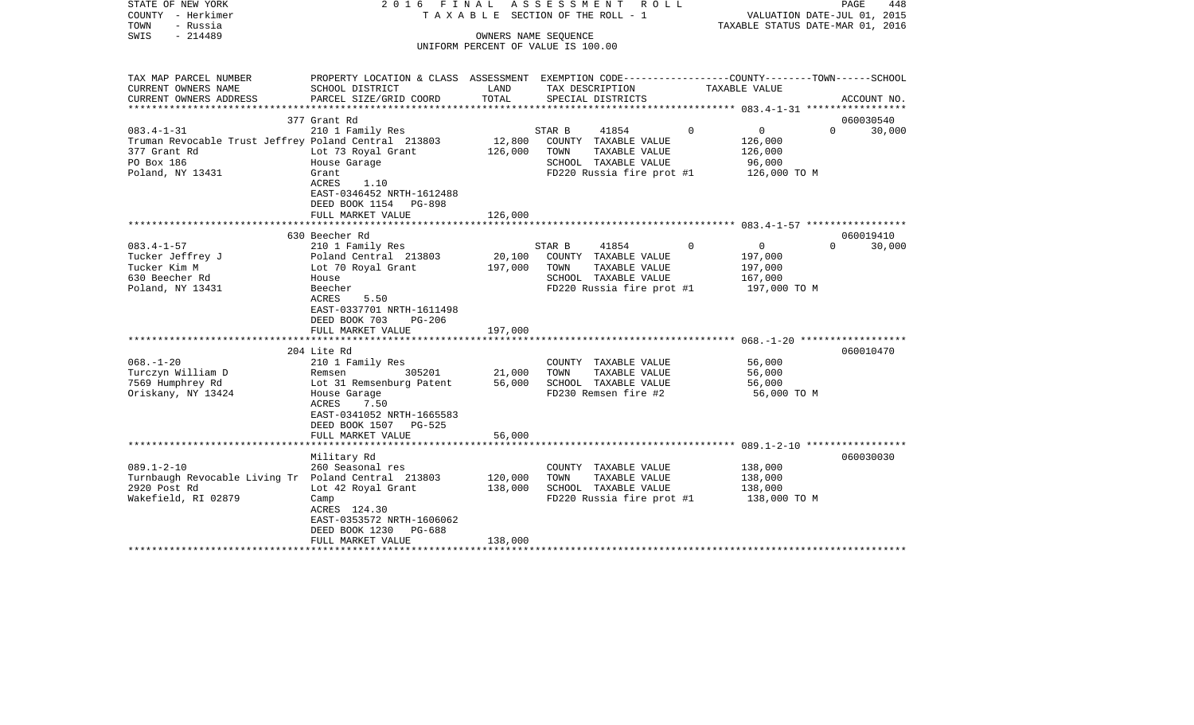STATE OF NEW YORK 2016 FINAL ASSESSMENT ROLL
COUNTY - Herkimer TAXABLE SECTION OF THE ROLL - 1 VALUATION DATE-JUL 01, 2015
TOWN - Russia TAXABLE STATUS DATE-MAR 01, 2016
SWIS - 214489 OWNERS NAME SEQUENCE
UNIFORM PERCENT OF VALUE IS 100.00

| TAX MAP PARCEL NUMBER / CURRENT OWNERS NAME / CURRENT OWNERS ADDRESS | PROPERTY LOCATION & CLASS / SCHOOL DISTRICT / PARCEL SIZE/GRID COORD | ASSESSMENT LAND | ASSESSMENT TOTAL | EXEMPTION CODE / TAX DESCRIPTION / SPECIAL DISTRICTS | COUNTY TAXABLE VALUE | TOWN | SCHOOL / ACCOUNT NO. |
|---|---|---|---|---|---|---|---|
| | 377 Grant Rd | | | | | | 060030540 |
| 083.4-1-31 | 210 1 Family Res | | | STAR B 41854 | 0 | 0 | 30,000 |
| Truman Revocable Trust Jeffrey | Poland Central 213803 | 12,800 | | COUNTY TAXABLE VALUE | 126,000 | | |
| 377 Grant Rd | Lot 73 Royal Grant | | 126,000 | TOWN TAXABLE VALUE | 126,000 | | |
| PO Box 186 | House Garage | | | SCHOOL TAXABLE VALUE | 96,000 | | |
| Poland, NY 13431 | Grant | | | FD220 Russia fire prot #1 | 126,000 TO M | | |
| | ACRES 1.10 | | | | | | |
| | EAST-0346452 NRTH-1612488 | | | | | | |
| | DEED BOOK 1154 PG-898 | | | | | | |
| | FULL MARKET VALUE | | 126,000 | | | | |
| | 630 Beecher Rd | | | | | | 060019410 |
| 083.4-1-57 | 210 1 Family Res | | | STAR B 41854 | 0 | 0 | 30,000 |
| Tucker Jeffrey J | Poland Central 213803 | 20,100 | | COUNTY TAXABLE VALUE | 197,000 | | |
| Tucker Kim M | Lot 70 Royal Grant | | 197,000 | TOWN TAXABLE VALUE | 197,000 | | |
| 630 Beecher Rd | House | | | SCHOOL TAXABLE VALUE | 167,000 | | |
| Poland, NY 13431 | Beecher | | | FD220 Russia fire prot #1 | 197,000 TO M | | |
| | ACRES 5.50 | | | | | | |
| | EAST-0337701 NRTH-1611498 | | | | | | |
| | DEED BOOK 703 PG-206 | | | | | | |
| | FULL MARKET VALUE | | 197,000 | | | | |
| | 204 Lite Rd | | | | | | 060010470 |
| 068.-1-20 | 210 1 Family Res | | | COUNTY TAXABLE VALUE | 56,000 | | |
| Turczyn William D | Remsen 305201 | 21,000 | | TOWN TAXABLE VALUE | 56,000 | | |
| 7569 Humphrey Rd | Lot 31 Remsenburg Patent | | 56,000 | SCHOOL TAXABLE VALUE | 56,000 | | |
| Oriskany, NY 13424 | House Garage | | | FD230 Remsen fire #2 | 56,000 TO M | | |
| | ACRES 7.50 | | | | | | |
| | EAST-0341052 NRTH-1665583 | | | | | | |
| | DEED BOOK 1507 PG-525 | | | | | | |
| | FULL MARKET VALUE | | 56,000 | | | | |
| | Military Rd | | | | | | 060030030 |
| 089.1-2-10 | 260 Seasonal res | | | COUNTY TAXABLE VALUE | 138,000 | | |
| Turnbaugh Revocable Living Tr | Poland Central 213803 | 120,000 | | TOWN TAXABLE VALUE | 138,000 | | |
| 2920 Post Rd | Lot 42 Royal Grant | | 138,000 | SCHOOL TAXABLE VALUE | 138,000 | | |
| Wakefield, RI 02879 | Camp | | | FD220 Russia fire prot #1 | 138,000 TO M | | |
| | ACRES 124.30 | | | | | | |
| | EAST-0353572 NRTH-1606062 | | | | | | |
| | DEED BOOK 1230 PG-688 | | | | | | |
| | FULL MARKET VALUE | | 138,000 | | | | |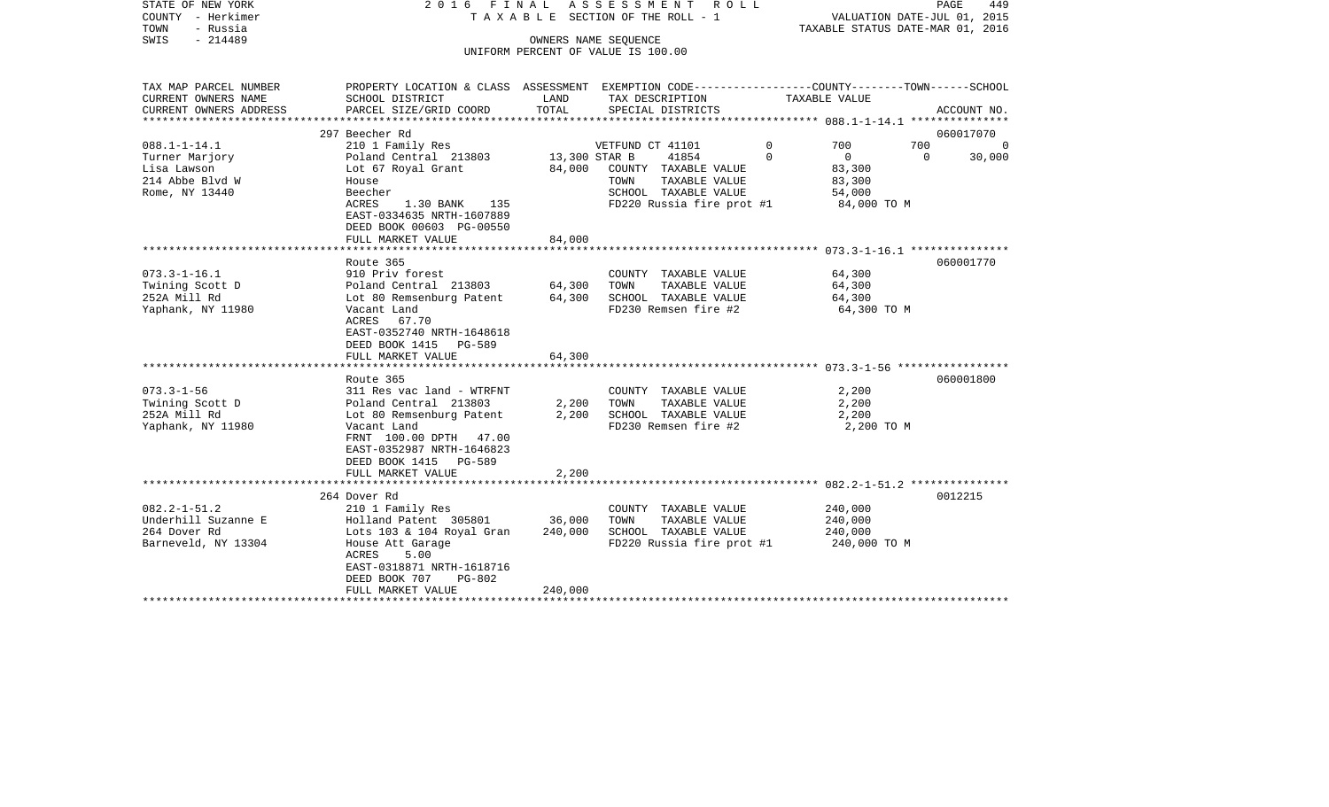STATE OF NEW YORK — 2016 FINAL ASSESSMENT ROLL — PAGE 449
COUNTY - Herkimer — TAXABLE SECTION OF THE ROLL - 1 — VALUATION DATE-JUL 01, 2015
TOWN - Russia — TAXABLE STATUS DATE-MAR 01, 2016
SWIS - 214489 — OWNERS NAME SEQUENCE
UNIFORM PERCENT OF VALUE IS 100.00

| TAX MAP PARCEL NUMBER / CURRENT OWNERS NAME / CURRENT OWNERS ADDRESS | PROPERTY LOCATION & CLASS / SCHOOL DISTRICT / PARCEL SIZE/GRID COORD | ASSESSMENT LAND | TOTAL | EXEMPTION CODE / TAX DESCRIPTION / SPECIAL DISTRICTS | COUNTY TAXABLE VALUE | TOWN | SCHOOL | ACCOUNT NO. |
|---|---|---|---|---|---|---|---|---|
| **088.1-1-14.1** | 297 Beecher Rd | | | | | | | 060017070 |
| | 210 1 Family Res | | | VETFUND CT 41101 0 | 700 | 700 | 0 | |
| Turner Marjory | Poland Central 213803 | 13,300 | | STAR B 41854 0 | 0 | 0 | 30,000 | |
| Lisa Lawson | Lot 67 Royal Grant | | 84,000 | COUNTY TAXABLE VALUE | 83,300 | | | |
| 214 Abbe Blvd W | House | | | TOWN TAXABLE VALUE | 83,300 | | | |
| Rome, NY 13440 | Beecher | | | SCHOOL TAXABLE VALUE | 54,000 | | | |
| | ACRES 1.30 BANK 135 | | | FD220 Russia fire prot #1 | 84,000 TO M | | | |
| | EAST-0334635 NRTH-1607889 | | | | | | | |
| | DEED BOOK 00603 PG-00550 | | | | | | | |
| | FULL MARKET VALUE | | 84,000 | | | | | |
| **073.3-1-16.1** | Route 365 | | | | | | | 060001770 |
| | 910 Priv forest | | | COUNTY TAXABLE VALUE | 64,300 | | | |
| Twining Scott D | Poland Central 213803 | 64,300 | | TOWN TAXABLE VALUE | 64,300 | | | |
| 252A Mill Rd | Lot 80 Remsenburg Patent | | 64,300 | SCHOOL TAXABLE VALUE | 64,300 | | | |
| Yaphank, NY 11980 | Vacant Land | | | FD230 Remsen fire #2 | 64,300 TO M | | | |
| | ACRES 67.70 | | | | | | | |
| | EAST-0352740 NRTH-1648618 | | | | | | | |
| | DEED BOOK 1415 PG-589 | | | | | | | |
| | FULL MARKET VALUE | | 64,300 | | | | | |
| **073.3-1-56** | Route 365 | | | | | | | 060001800 |
| | 311 Res vac land - WTRFNT | | | COUNTY TAXABLE VALUE | 2,200 | | | |
| Twining Scott D | Poland Central 213803 | 2,200 | | TOWN TAXABLE VALUE | 2,200 | | | |
| 252A Mill Rd | Lot 80 Remsenburg Patent | | 2,200 | SCHOOL TAXABLE VALUE | 2,200 | | | |
| Yaphank, NY 11980 | Vacant Land | | | FD230 Remsen fire #2 | 2,200 TO M | | | |
| | FRNT 100.00 DPTH 47.00 | | | | | | | |
| | EAST-0352987 NRTH-1646823 | | | | | | | |
| | DEED BOOK 1415 PG-589 | | | | | | | |
| | FULL MARKET VALUE | | 2,200 | | | | | |
| **082.2-1-51.2** | 264 Dover Rd | | | | | | | 0012215 |
| | 210 1 Family Res | | | COUNTY TAXABLE VALUE | 240,000 | | | |
| Underhill Suzanne E | Holland Patent 305801 | 36,000 | | TOWN TAXABLE VALUE | 240,000 | | | |
| 264 Dover Rd | Lots 103 & 104 Royal Gran | | 240,000 | SCHOOL TAXABLE VALUE | 240,000 | | | |
| Barneveld, NY 13304 | House Att Garage | | | FD220 Russia fire prot #1 | 240,000 TO M | | | |
| | ACRES 5.00 | | | | | | | |
| | EAST-0318871 NRTH-1618716 | | | | | | | |
| | DEED BOOK 707 PG-802 | | | | | | | |
| | FULL MARKET VALUE | | 240,000 | | | | | |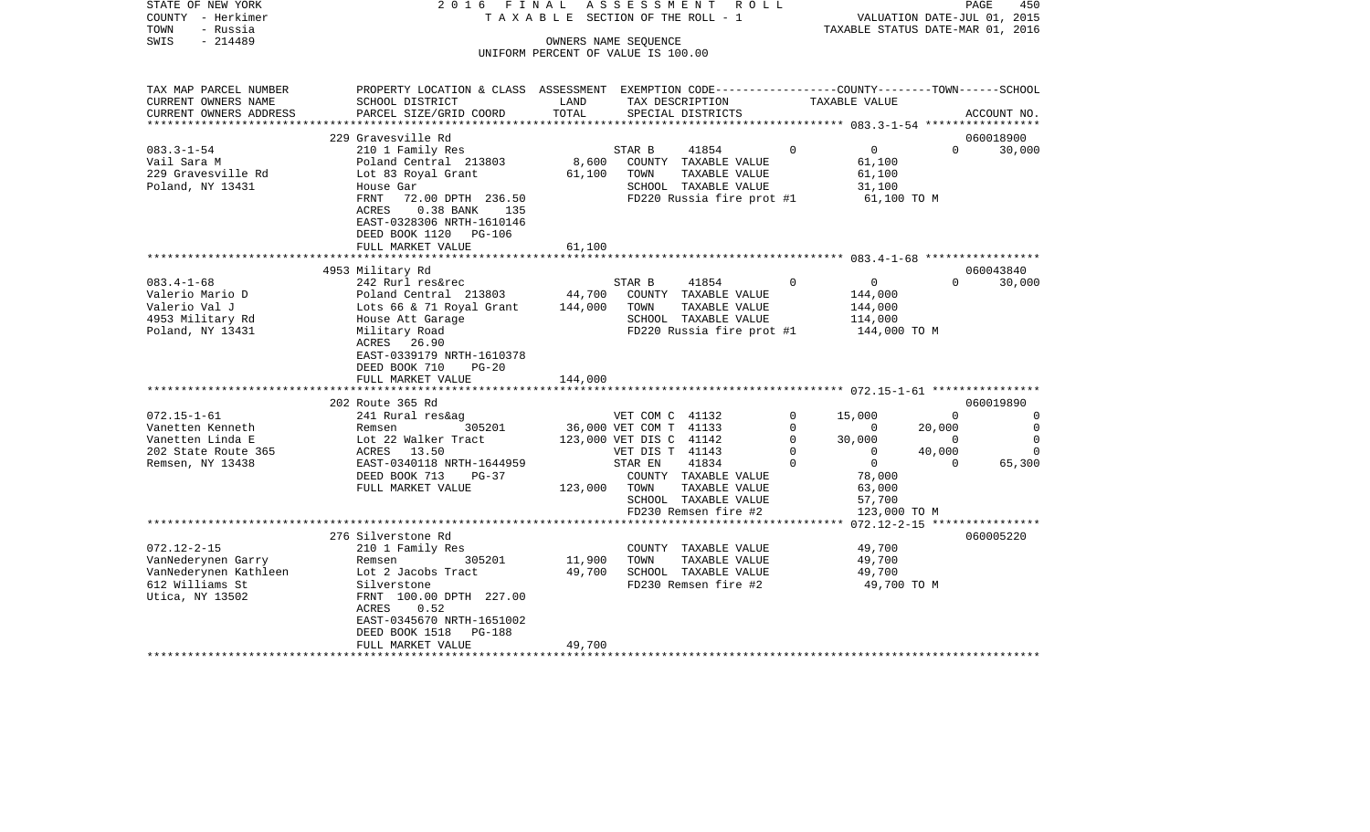STATE OF NEW YORK — COUNTY - Herkimer — TOWN - Russia — SWIS - 214489

2016 FINAL ASSESSMENT ROLL
TAXABLE SECTION OF THE ROLL - 1
OWNERS NAME SEQUENCE
UNIFORM PERCENT OF VALUE IS 100.00

VALUATION DATE-JUL 01, 2015
TAXABLE STATUS DATE-MAR 01, 2016

| TAX MAP PARCEL NUMBER / CURRENT OWNERS NAME / CURRENT OWNERS ADDRESS | PROPERTY LOCATION & CLASS / SCHOOL DISTRICT / PARCEL SIZE/GRID COORD | ASSESSMENT LAND | TOTAL | EXEMPTION CODE / TAX DESCRIPTION / SPECIAL DISTRICTS | | COUNTY | TOWN | SCHOOL / ACCOUNT NO. |
|---|---|---|---|---|---|---|---|---|
| **083.3-1-54** | 229 Gravesville Rd | | | | | | | 060018900 |
| Vail Sara M | 210 1 Family Res | | | STAR B 41854 | 0 | 0 | 0 | 30,000 |
| 229 Gravesville Rd | Poland Central 213803 | 8,600 | | COUNTY TAXABLE VALUE | | 61,100 | | |
| Poland, NY 13431 | Lot 83 Royal Grant | | 61,100 | TOWN TAXABLE VALUE | | 61,100 | | |
| | House Gar | | | SCHOOL TAXABLE VALUE | | 31,100 | | |
| | FRNT 72.00 DPTH 236.50 | | | FD220 Russia fire prot #1 | | 61,100 TO M | | |
| | ACRES 0.38 BANK 135 | | | | | | | |
| | EAST-0328306 NRTH-1610146 | | | | | | | |
| | DEED BOOK 1120 PG-106 | | | | | | | |
| | FULL MARKET VALUE | | 61,100 | | | | | |
| **083.4-1-68** | 4953 Military Rd | | | | | | | 060043840 |
| Valerio Mario D | 242 Rurl res&rec | | | STAR B 41854 | 0 | 0 | 0 | 30,000 |
| Valerio Val J | Poland Central 213803 | 44,700 | | COUNTY TAXABLE VALUE | | 144,000 | | |
| 4953 Military Rd | Lots 66 & 71 Royal Grant | | 144,000 | TOWN TAXABLE VALUE | | 144,000 | | |
| Poland, NY 13431 | House Att Garage | | | SCHOOL TAXABLE VALUE | | 114,000 | | |
| | Military Road | | | FD220 Russia fire prot #1 | | 144,000 TO M | | |
| | ACRES 26.90 | | | | | | | |
| | EAST-0339179 NRTH-1610378 | | | | | | | |
| | DEED BOOK 710 PG-20 | | | | | | | |
| | FULL MARKET VALUE | | 144,000 | | | | | |
| **072.15-1-61** | 202 Route 365 Rd | | | | | | | 060019890 |
| Vanetten Kenneth | 241 Rural res&ag | | | VET COM C 41132 | 0 | 15,000 | 0 | 0 |
| Vanetten Linda E | Remsen 305201 | 36,000 | | VET COM T 41133 | 0 | 0 | 20,000 | 0 |
| 202 State Route 365 | Lot 22 Walker Tract | | 123,000 | VET DIS C 41142 | 0 | 30,000 | 0 | 0 |
| Remsen, NY 13438 | ACRES 13.50 | | | VET DIS T 41143 | 0 | 0 | 40,000 | 0 |
| | EAST-0340118 NRTH-1644959 | | | STAR EN 41834 | 0 | 0 | 0 | 65,300 |
| | DEED BOOK 713 PG-37 | | | COUNTY TAXABLE VALUE | | 78,000 | | |
| | FULL MARKET VALUE | | 123,000 | TOWN TAXABLE VALUE | | 63,000 | | |
| | | | | SCHOOL TAXABLE VALUE | | 57,700 | | |
| | | | | FD230 Remsen fire #2 | | 123,000 TO M | | |
| **072.12-2-15** | 276 Silverstone Rd | | | | | | | 060005220 |
| VanNederynen Garry | 210 1 Family Res | | | COUNTY TAXABLE VALUE | | 49,700 | | |
| VanNederynen Kathleen | Remsen 305201 | 11,900 | | TOWN TAXABLE VALUE | | 49,700 | | |
| 612 Williams St | Lot 2 Jacobs Tract | | 49,700 | SCHOOL TAXABLE VALUE | | 49,700 | | |
| Utica, NY 13502 | Silverstone | | | FD230 Remsen fire #2 | | 49,700 TO M | | |
| | FRNT 100.00 DPTH 227.00 | | | | | | | |
| | ACRES 0.52 | | | | | | | |
| | EAST-0345670 NRTH-1651002 | | | | | | | |
| | DEED BOOK 1518 PG-188 | | | | | | | |
| | FULL MARKET VALUE | | 49,700 | | | | | |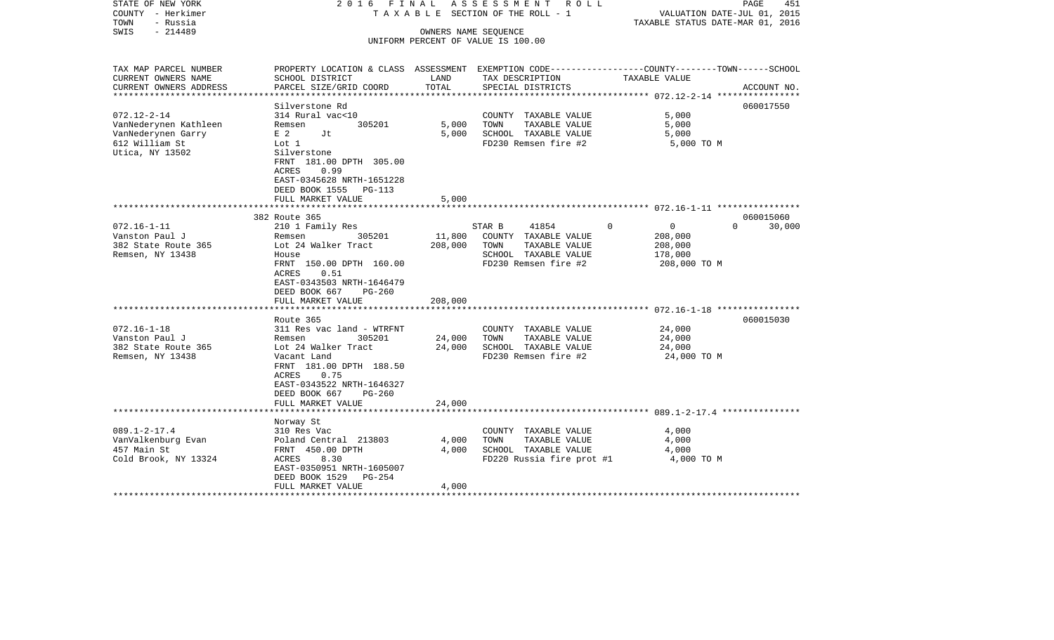STATE OF NEW YORK
COUNTY - Herkimer
TOWN - Russia
SWIS - 214489

2016 FINAL ASSESSMENT ROLL
TAXABLE SECTION OF THE ROLL - 1
OWNERS NAME SEQUENCE
UNIFORM PERCENT OF VALUE IS 100.00

VALUATION DATE-JUL 01, 2015
TAXABLE STATUS DATE-MAR 01, 2016

| TAX MAP PARCEL NUMBER / CURRENT OWNERS NAME / CURRENT OWNERS ADDRESS | PROPERTY LOCATION & CLASS / SCHOOL DISTRICT / PARCEL SIZE/GRID COORD | ASSESSMENT LAND | ASSESSMENT TOTAL | EXEMPTION CODE / TAX DESCRIPTION / SPECIAL DISTRICTS | COUNTY TAXABLE VALUE | TOWN | SCHOOL | ACCOUNT NO. |
|---|---|---|---|---|---|---|---|---|
| 072.12-2-14 | Silverstone Rd | | | | | | | 060017550 |
| VanNederynen Kathleen | 314 Rural vac<10 | | | COUNTY TAXABLE VALUE | 5,000 | | | |
| VanNederynen Garry | Remsen 305201 | 5,000 | | TOWN TAXABLE VALUE | 5,000 | | | |
| 612 William St | E 2 Jt | | 5,000 | SCHOOL TAXABLE VALUE | 5,000 | | | |
| Utica, NY 13502 | Lot 1 | | | FD230 Remsen fire #2 | 5,000 TO M | | | |
| | Silverstone | | | | | | | |
| | FRNT 181.00 DPTH 305.00 | | | | | | | |
| | ACRES 0.99 | | | | | | | |
| | EAST-0345628 NRTH-1651228 | | | | | | | |
| | DEED BOOK 1555 PG-113 | | | | | | | |
| | FULL MARKET VALUE | | 5,000 | | | | | |
| 072.16-1-11 | 382 Route 365 | | | | | | | 060015060 |
| Vanston Paul J | 210 1 Family Res | | | STAR B 41854 | 0 | 0 | 0 | 30,000 |
| 382 State Route 365 | Remsen 305201 | 11,800 | | COUNTY TAXABLE VALUE | 208,000 | | | |
| Remsen, NY 13438 | Lot 24 Walker Tract | | 208,000 | TOWN TAXABLE VALUE | 208,000 | | | |
| | House | | | SCHOOL TAXABLE VALUE | 178,000 | | | |
| | FRNT 150.00 DPTH 160.00 | | | FD230 Remsen fire #2 | 208,000 TO M | | | |
| | ACRES 0.51 | | | | | | | |
| | EAST-0343503 NRTH-1646479 | | | | | | | |
| | DEED BOOK 667 PG-260 | | | | | | | |
| | FULL MARKET VALUE | | 208,000 | | | | | |
| 072.16-1-18 | Route 365 | | | | | | | 060015030 |
| Vanston Paul J | 311 Res vac land - WTRFNT | | | COUNTY TAXABLE VALUE | 24,000 | | | |
| 382 State Route 365 | Remsen 305201 | 24,000 | | TOWN TAXABLE VALUE | 24,000 | | | |
| Remsen, NY 13438 | Lot 24 Walker Tract | | 24,000 | SCHOOL TAXABLE VALUE | 24,000 | | | |
| | Vacant Land | | | FD230 Remsen fire #2 | 24,000 TO M | | | |
| | FRNT 181.00 DPTH 188.50 | | | | | | | |
| | ACRES 0.75 | | | | | | | |
| | EAST-0343522 NRTH-1646327 | | | | | | | |
| | DEED BOOK 667 PG-260 | | | | | | | |
| | FULL MARKET VALUE | | 24,000 | | | | | |
| 089.1-2-17.4 | Norway St | | | | | | | |
| VanValkenburg Evan | 310 Res Vac | | | COUNTY TAXABLE VALUE | 4,000 | | | |
| 457 Main St | Poland Central 213803 | 4,000 | | TOWN TAXABLE VALUE | 4,000 | | | |
| Cold Brook, NY 13324 | FRNT 450.00 DPTH | | 4,000 | SCHOOL TAXABLE VALUE | 4,000 | | | |
| | ACRES 8.30 | | | FD220 Russia fire prot #1 | 4,000 TO M | | | |
| | EAST-0350951 NRTH-1605007 | | | | | | | |
| | DEED BOOK 1529 PG-254 | | | | | | | |
| | FULL MARKET VALUE | | 4,000 | | | | | |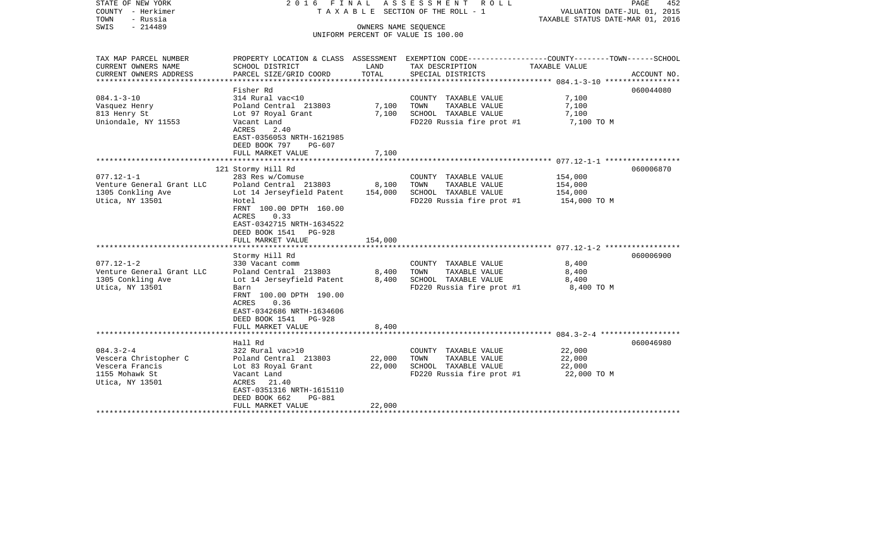STATE OF NEW YORK
COUNTY - Herkimer
TOWN - Russia
SWIS - 214489

2 0 1 6 F I N A L A S S E S S M E N T R O L L
T A X A B L E SECTION OF THE ROLL - 1
OWNERS NAME SEQUENCE
UNIFORM PERCENT OF VALUE IS 100.00

VALUATION DATE-JUL 01, 2015
TAXABLE STATUS DATE-MAR 01, 2016

| TAX MAP PARCEL NUMBER / CURRENT OWNERS NAME / CURRENT OWNERS ADDRESS | PROPERTY LOCATION & CLASS / SCHOOL DISTRICT / PARCEL SIZE/GRID COORD | ASSESSMENT LAND | TOTAL | EXEMPTION CODE / TAX DESCRIPTION / SPECIAL DISTRICTS | COUNTY--------TOWN------SCHOOL TAXABLE VALUE | ACCOUNT NO. |
|---|---|---|---|---|---|---|
| 084.1-3-10 | Fisher Rd | | | | | 060044080 |
| | 314 Rural vac<10 | | | COUNTY TAXABLE VALUE | 7,100 | |
| Vasquez Henry | Poland Central 213803 | 7,100 | | TOWN TAXABLE VALUE | 7,100 | |
| 813 Henry St | Lot 97 Royal Grant | | 7,100 | SCHOOL TAXABLE VALUE | 7,100 | |
| Uniondale, NY 11553 | Vacant Land | | | FD220 Russia fire prot #1 | 7,100 TO M | |
| | ACRES 2.40 | | | | | |
| | EAST-0356053 NRTH-1621985 | | | | | |
| | DEED BOOK 797 PG-607 | | | | | |
| | FULL MARKET VALUE | | 7,100 | | | |
| 077.12-1-1 | 121 Stormy Hill Rd | | | | | 060006870 |
| | 283 Res w/Comuse | | | COUNTY TAXABLE VALUE | 154,000 | |
| Venture General Grant LLC | Poland Central 213803 | 8,100 | | TOWN TAXABLE VALUE | 154,000 | |
| 1305 Conkling Ave | Lot 14 Jerseyfield Patent | | 154,000 | SCHOOL TAXABLE VALUE | 154,000 | |
| Utica, NY 13501 | Hotel | | | FD220 Russia fire prot #1 | 154,000 TO M | |
| | FRNT 100.00 DPTH 160.00 | | | | | |
| | ACRES 0.33 | | | | | |
| | EAST-0342715 NRTH-1634522 | | | | | |
| | DEED BOOK 1541 PG-928 | | | | | |
| | FULL MARKET VALUE | | 154,000 | | | |
| 077.12-1-2 | Stormy Hill Rd | | | | | 060006900 |
| | 330 Vacant comm | | | COUNTY TAXABLE VALUE | 8,400 | |
| Venture General Grant LLC | Poland Central 213803 | 8,400 | | TOWN TAXABLE VALUE | 8,400 | |
| 1305 Conkling Ave | Lot 14 Jerseyfield Patent | | 8,400 | SCHOOL TAXABLE VALUE | 8,400 | |
| Utica, NY 13501 | Barn | | | FD220 Russia fire prot #1 | 8,400 TO M | |
| | FRNT 100.00 DPTH 190.00 | | | | | |
| | ACRES 0.36 | | | | | |
| | EAST-0342686 NRTH-1634606 | | | | | |
| | DEED BOOK 1541 PG-928 | | | | | |
| | FULL MARKET VALUE | | 8,400 | | | |
| 084.3-2-4 | Hall Rd | | | | | 060046980 |
| | 322 Rural vac>10 | | | COUNTY TAXABLE VALUE | 22,000 | |
| Vescera Christopher C | Poland Central 213803 | 22,000 | | TOWN TAXABLE VALUE | 22,000 | |
| Vescera Francis | Lot 83 Royal Grant | | 22,000 | SCHOOL TAXABLE VALUE | 22,000 | |
| 1155 Mohawk St | Vacant Land | | | FD220 Russia fire prot #1 | 22,000 TO M | |
| Utica, NY 13501 | ACRES 21.40 | | | | | |
| | EAST-0351316 NRTH-1615110 | | | | | |
| | DEED BOOK 662 PG-881 | | | | | |
| | FULL MARKET VALUE | | 22,000 | | | |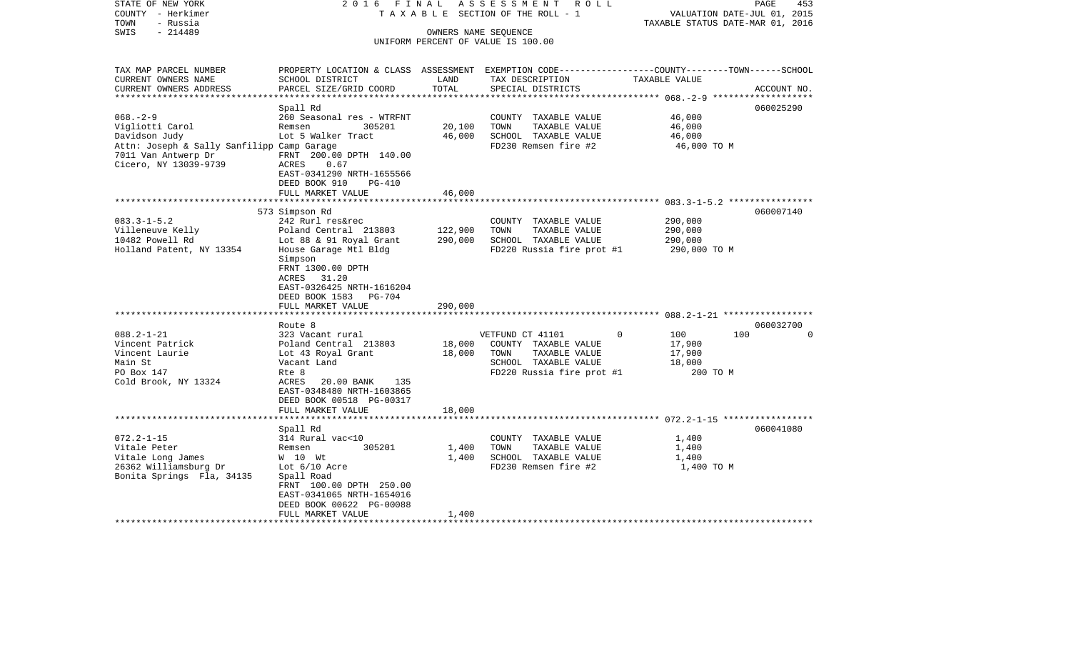STATE OF NEW YORK 2 0 1 6 F I N A L A S S E S S M E N T R O L L
COUNTY - Herkimer T A X A B L E SECTION OF THE ROLL - 1 VALUATION DATE-JUL 01, 2015
TOWN - Russia TAXABLE STATUS DATE-MAR 01, 2016
SWIS - 214489 OWNERS NAME SEQUENCE
UNIFORM PERCENT OF VALUE IS 100.00

| TAX MAP PARCEL NUMBER / CURRENT OWNERS NAME / CURRENT OWNERS ADDRESS | PROPERTY LOCATION & CLASS / SCHOOL DISTRICT / PARCEL SIZE/GRID COORD | ASSESSMENT LAND | ASSESSMENT TOTAL | EXEMPTION CODE / TAX DESCRIPTION / SPECIAL DISTRICTS | COUNTY TAXABLE VALUE | TOWN | SCHOOL | ACCOUNT NO. |
|---|---|---|---|---|---|---|---|---|
| | Spall Rd | | | | | | | 060025290 |
| 068.-2-9 | 260 Seasonal res - WTRFNT | | | COUNTY TAXABLE VALUE | 46,000 | | | |
| Vigliotti Carol | Remsen 305201 | 20,100 | | TOWN TAXABLE VALUE | 46,000 | | | |
| Davidson Judy | Lot 5 Walker Tract | | 46,000 | SCHOOL TAXABLE VALUE | 46,000 | | | |
| Attn: Joseph & Sally Sanfilipp | Camp Garage | | | FD230 Remsen fire #2 | 46,000 TO M | | | |
| 7011 Van Antwerp Dr | FRNT 200.00 DPTH 140.00 | | | | | | | |
| Cicero, NY 13039-9739 | ACRES 0.67 | | | | | | | |
| | EAST-0341290 NRTH-1655566 | | | | | | | |
| | DEED BOOK 910 PG-410 | | | | | | | |
| | FULL MARKET VALUE | | 46,000 | | | | | |
| | 573 Simpson Rd | | | | | | | 060007140 |
| 083.3-1-5.2 | 242 Rurl res&rec | | | COUNTY TAXABLE VALUE | 290,000 | | | |
| Villeneuve Kelly | Poland Central 213803 | 122,900 | | TOWN TAXABLE VALUE | 290,000 | | | |
| 10482 Powell Rd | Lot 88 & 91 Royal Grant | | 290,000 | SCHOOL TAXABLE VALUE | 290,000 | | | |
| Holland Patent, NY 13354 | House Garage Mtl Bldg | | | FD220 Russia fire prot #1 | 290,000 TO M | | | |
| | Simpson | | | | | | | |
| | FRNT 1300.00 DPTH | | | | | | | |
| | ACRES 31.20 | | | | | | | |
| | EAST-0326425 NRTH-1616204 | | | | | | | |
| | DEED BOOK 1583 PG-704 | | | | | | | |
| | FULL MARKET VALUE | | 290,000 | | | | | |
| | Route 8 | | | | | | | 060032700 |
| 088.2-1-21 | 323 Vacant rural | | | VETFUND CT 41101 0 | 100 | 100 | 0 | |
| Vincent Patrick | Poland Central 213803 | 18,000 | | COUNTY TAXABLE VALUE | 17,900 | | | |
| Vincent Laurie | Lot 43 Royal Grant | | 18,000 | TOWN TAXABLE VALUE | 17,900 | | | |
| Main St | Vacant Land | | | SCHOOL TAXABLE VALUE | 18,000 | | | |
| PO Box 147 | Rte 8 | | | FD220 Russia fire prot #1 | 200 TO M | | | |
| Cold Brook, NY 13324 | ACRES 20.00 BANK 135 | | | | | | | |
| | EAST-0348480 NRTH-1603865 | | | | | | | |
| | DEED BOOK 00518 PG-00317 | | | | | | | |
| | FULL MARKET VALUE | | 18,000 | | | | | |
| | Spall Rd | | | | | | | 060041080 |
| 072.2-1-15 | 314 Rural vac<10 | | | COUNTY TAXABLE VALUE | 1,400 | | | |
| Vitale Peter | Remsen 305201 | 1,400 | | TOWN TAXABLE VALUE | 1,400 | | | |
| Vitale Long James | W 10 Wt | | 1,400 | SCHOOL TAXABLE VALUE | 1,400 | | | |
| 26362 Williamsburg Dr | Lot 6/10 Acre | | | FD230 Remsen fire #2 | 1,400 TO M | | | |
| Bonita Springs Fla, 34135 | Spall Road | | | | | | | |
| | FRNT 100.00 DPTH 250.00 | | | | | | | |
| | EAST-0341065 NRTH-1654016 | | | | | | | |
| | DEED BOOK 00622 PG-00088 | | | | | | | |
| | FULL MARKET VALUE | | 1,400 | | | | | |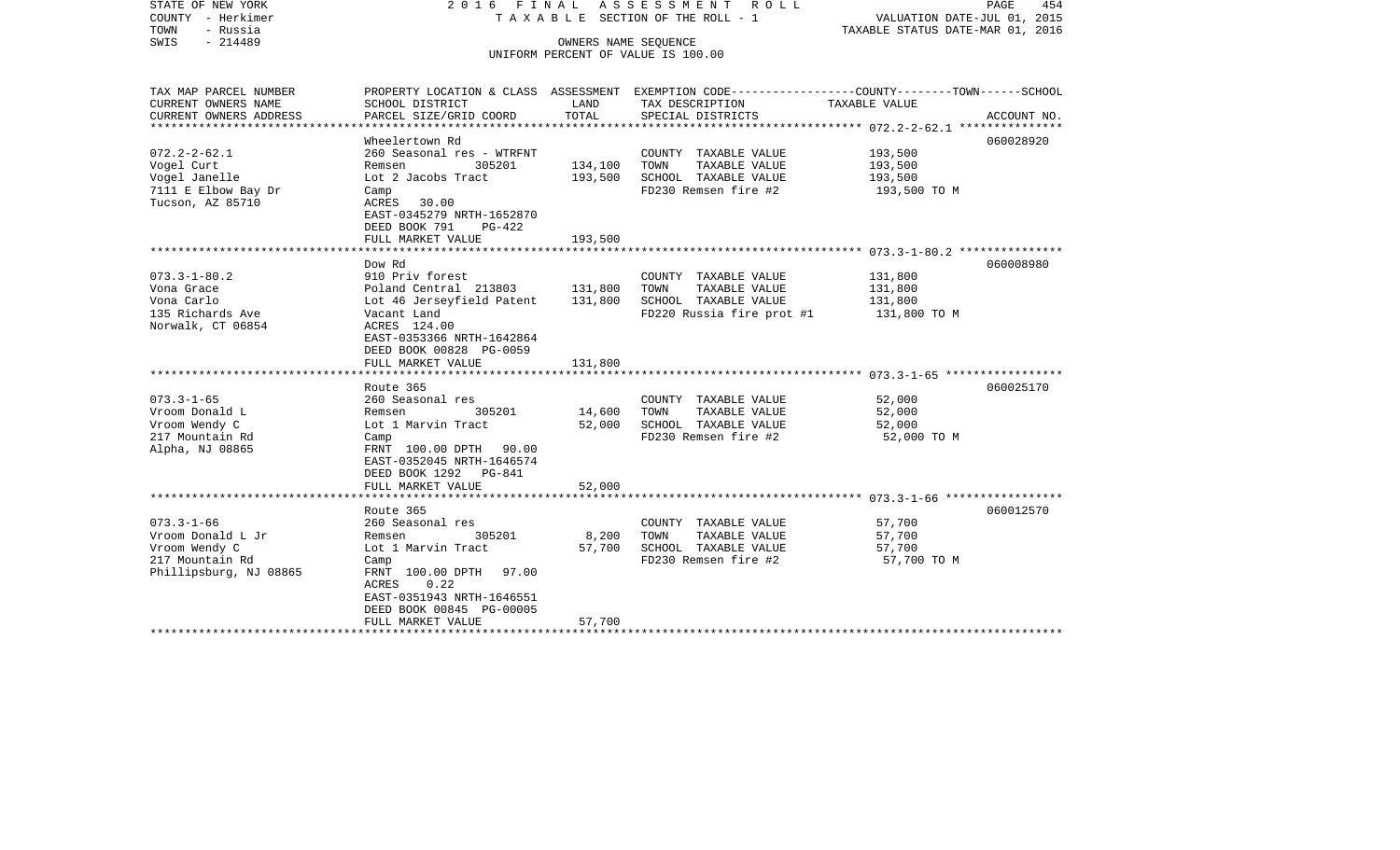STATE OF NEW YORK | 2 0 1 6 F I N A L A S S E S S M E N T R O L L
COUNTY - Herkimer | T A X A B L E SECTION OF THE ROLL - 1 | VALUATION DATE-JUL 01, 2015
TOWN - Russia | | TAXABLE STATUS DATE-MAR 01, 2016
SWIS - 214489 | OWNERS NAME SEQUENCE
UNIFORM PERCENT OF VALUE IS 100.00

| TAX MAP PARCEL NUMBER<br>CURRENT OWNERS NAME<br>CURRENT OWNERS ADDRESS | PROPERTY LOCATION & CLASS<br>SCHOOL DISTRICT<br>PARCEL SIZE/GRID COORD | ASSESSMENT<br>LAND<br>TOTAL | EXEMPTION CODE-----COUNTY--------TOWN------SCHOOL<br>TAX DESCRIPTION<br>SPECIAL DISTRICTS | TAXABLE VALUE | ACCOUNT NO. |
|---|---|---|---|---|---|
| **072.2-2-62.1** | Wheelertown Rd | | | | 060028920 |
| 072.2-2-62.1 | 260 Seasonal res - WTRFNT | | COUNTY TAXABLE VALUE | 193,500 | |
| Vogel Curt | Remsen 305201 | 134,100 | TOWN TAXABLE VALUE | 193,500 | |
| Vogel Janelle | Lot 2 Jacobs Tract | 193,500 | SCHOOL TAXABLE VALUE | 193,500 | |
| 7111 E Elbow Bay Dr | Camp | | FD230 Remsen fire #2 | 193,500 TO M | |
| Tucson, AZ 85710 | ACRES 30.00 | | | | |
| | EAST-0345279 NRTH-1652870 | | | | |
| | DEED BOOK 791 PG-422 | | | | |
| | FULL MARKET VALUE | 193,500 | | | |
| **073.3-1-80.2** | Dow Rd | | | | 060008980 |
| 073.3-1-80.2 | 910 Priv forest | | COUNTY TAXABLE VALUE | 131,800 | |
| Vona Grace | Poland Central 213803 | 131,800 | TOWN TAXABLE VALUE | 131,800 | |
| Vona Carlo | Lot 46 Jerseyfield Patent | 131,800 | SCHOOL TAXABLE VALUE | 131,800 | |
| 135 Richards Ave | Vacant Land | | FD220 Russia fire prot #1 | 131,800 TO M | |
| Norwalk, CT 06854 | ACRES 124.00 | | | | |
| | EAST-0353366 NRTH-1642864 | | | | |
| | DEED BOOK 00828 PG-0059 | | | | |
| | FULL MARKET VALUE | 131,800 | | | |
| **073.3-1-65** | Route 365 | | | | 060025170 |
| 073.3-1-65 | 260 Seasonal res | | COUNTY TAXABLE VALUE | 52,000 | |
| Vroom Donald L | Remsen 305201 | 14,600 | TOWN TAXABLE VALUE | 52,000 | |
| Vroom Wendy C | Lot 1 Marvin Tract | 52,000 | SCHOOL TAXABLE VALUE | 52,000 | |
| 217 Mountain Rd | Camp | | FD230 Remsen fire #2 | 52,000 TO M | |
| Alpha, NJ 08865 | FRNT 100.00 DPTH 90.00 | | | | |
| | EAST-0352045 NRTH-1646574 | | | | |
| | DEED BOOK 1292 PG-841 | | | | |
| | FULL MARKET VALUE | 52,000 | | | |
| **073.3-1-66** | Route 365 | | | | 060012570 |
| 073.3-1-66 | 260 Seasonal res | | COUNTY TAXABLE VALUE | 57,700 | |
| Vroom Donald L Jr | Remsen 305201 | 8,200 | TOWN TAXABLE VALUE | 57,700 | |
| Vroom Wendy C | Lot 1 Marvin Tract | 57,700 | SCHOOL TAXABLE VALUE | 57,700 | |
| 217 Mountain Rd | Camp | | FD230 Remsen fire #2 | 57,700 TO M | |
| Phillipsburg, NJ 08865 | FRNT 100.00 DPTH 97.00 | | | | |
| | ACRES 0.22 | | | | |
| | EAST-0351943 NRTH-1646551 | | | | |
| | DEED BOOK 00845 PG-00005 | | | | |
| | FULL MARKET VALUE | 57,700 | | | |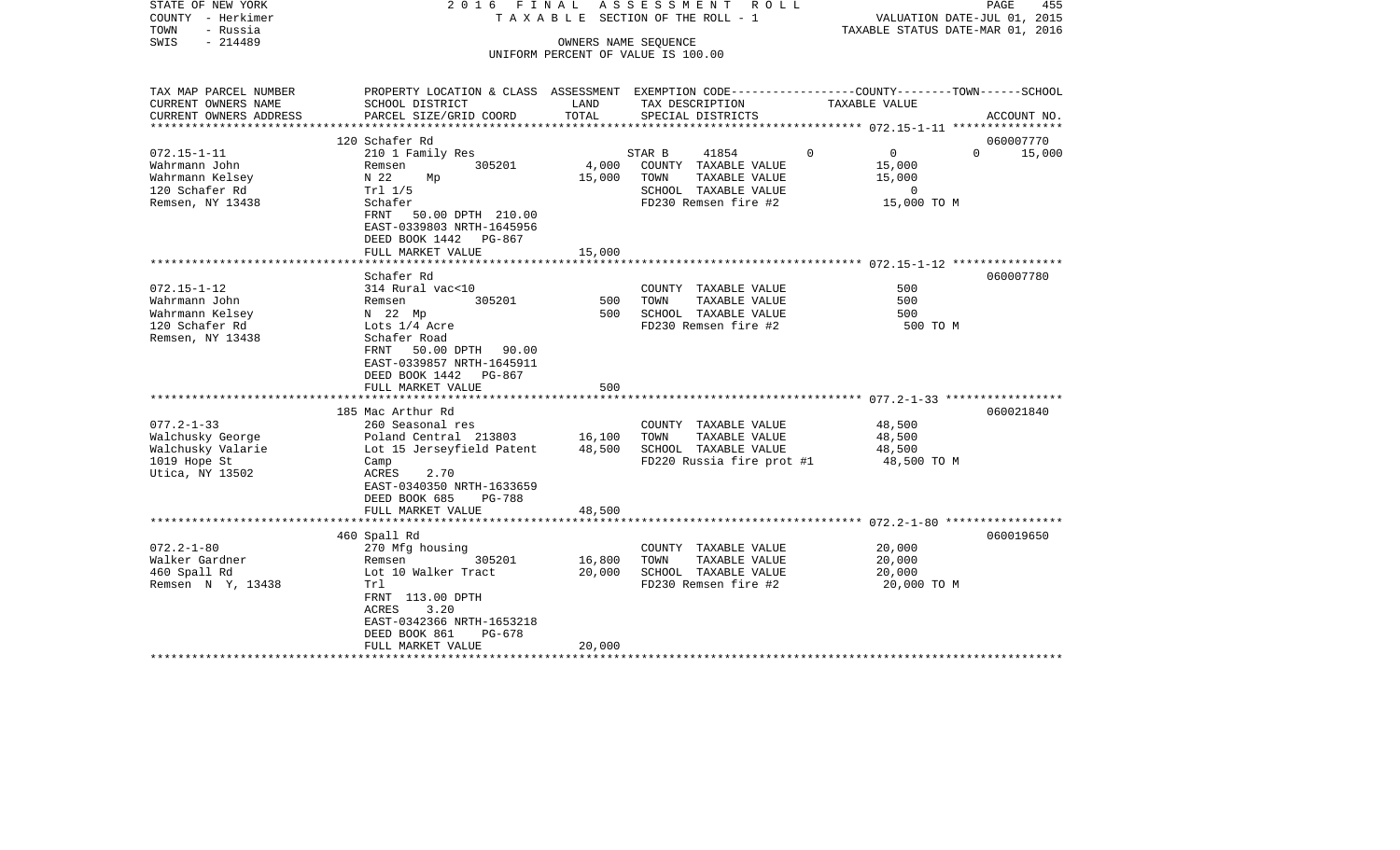STATE OF NEW YORK | COUNTY - Herkimer | TOWN - Russia | SWIS - 214489

**2016 FINAL ASSESSMENT ROLL**
TAXABLE SECTION OF THE ROLL - 1
OWNERS NAME SEQUENCE
UNIFORM PERCENT OF VALUE IS 100.00

VALUATION DATE-JUL 01, 2015
TAXABLE STATUS DATE-MAR 01, 2016

| TAX MAP PARCEL NUMBER / CURRENT OWNERS NAME / CURRENT OWNERS ADDRESS | PROPERTY LOCATION & CLASS / SCHOOL DISTRICT / PARCEL SIZE/GRID COORD | ASSESSMENT LAND | TOTAL | EXEMPTION CODE / TAX DESCRIPTION / SPECIAL DISTRICTS | COUNTY | TOWN | SCHOOL | ACCOUNT NO. |
|---|---|---|---|---|---|---|---|---|
| 072.15-1-11 | 120 Schafer Rd | | | | | | | 060007770 |
| Wahrmann John | 210 1 Family Res | | | STAR B 41854 | 0 | 0 | 15,000 | |
| Wahrmann Kelsey | Remsen 305201 | 4,000 | | COUNTY TAXABLE VALUE | 15,000 | | | |
| 120 Schafer Rd | N 22 Mp | | 15,000 | TOWN TAXABLE VALUE | | 15,000 | | |
| Remsen, NY 13438 | Trl 1/5 | | | SCHOOL TAXABLE VALUE | | | 0 | |
| | Schafer | | | FD230 Remsen fire #2 | 15,000 TO M | | | |
| | FRNT 50.00 DPTH 210.00 | | | | | | | |
| | EAST-0339803 NRTH-1645956 | | | | | | | |
| | DEED BOOK 1442 PG-867 | | | | | | | |
| | FULL MARKET VALUE | | 15,000 | | | | | |
| 072.15-1-12 | Schafer Rd | | | | | | | 060007780 |
| Wahrmann John | 314 Rural vac<10 | | | COUNTY TAXABLE VALUE | 500 | | | |
| Wahrmann Kelsey | Remsen 305201 | 500 | | TOWN TAXABLE VALUE | | 500 | | |
| 120 Schafer Rd | N 22 Mp | | 500 | SCHOOL TAXABLE VALUE | | | 500 | |
| Remsen, NY 13438 | Lots 1/4 Acre | | | FD230 Remsen fire #2 | 500 TO M | | | |
| | Schafer Road | | | | | | | |
| | FRNT 50.00 DPTH 90.00 | | | | | | | |
| | EAST-0339857 NRTH-1645911 | | | | | | | |
| | DEED BOOK 1442 PG-867 | | | | | | | |
| | FULL MARKET VALUE | | 500 | | | | | |
| 077.2-1-33 | 185 Mac Arthur Rd | | | | | | | 060021840 |
| Walchusky George | 260 Seasonal res | | | COUNTY TAXABLE VALUE | 48,500 | | | |
| Walchusky Valarie | Poland Central 213803 | 16,100 | | TOWN TAXABLE VALUE | | 48,500 | | |
| 1019 Hope St | Lot 15 Jerseyfield Patent | | 48,500 | SCHOOL TAXABLE VALUE | | | 48,500 | |
| Utica, NY 13502 | Camp | | | FD220 Russia fire prot #1 | 48,500 TO M | | | |
| | ACRES 2.70 | | | | | | | |
| | EAST-0340350 NRTH-1633659 | | | | | | | |
| | DEED BOOK 685 PG-788 | | | | | | | |
| | FULL MARKET VALUE | | 48,500 | | | | | |
| 072.2-1-80 | 460 Spall Rd | | | | | | | 060019650 |
| Walker Gardner | 270 Mfg housing | | | COUNTY TAXABLE VALUE | 20,000 | | | |
| 460 Spall Rd | Remsen 305201 | 16,800 | | TOWN TAXABLE VALUE | | 20,000 | | |
| Remsen N Y, 13438 | Lot 10 Walker Tract | | 20,000 | SCHOOL TAXABLE VALUE | | | 20,000 | |
| | Trl | | | FD230 Remsen fire #2 | 20,000 TO M | | | |
| | FRNT 113.00 DPTH | | | | | | | |
| | ACRES 3.20 | | | | | | | |
| | EAST-0342366 NRTH-1653218 | | | | | | | |
| | DEED BOOK 861 PG-678 | | | | | | | |
| | FULL MARKET VALUE | | 20,000 | | | | | |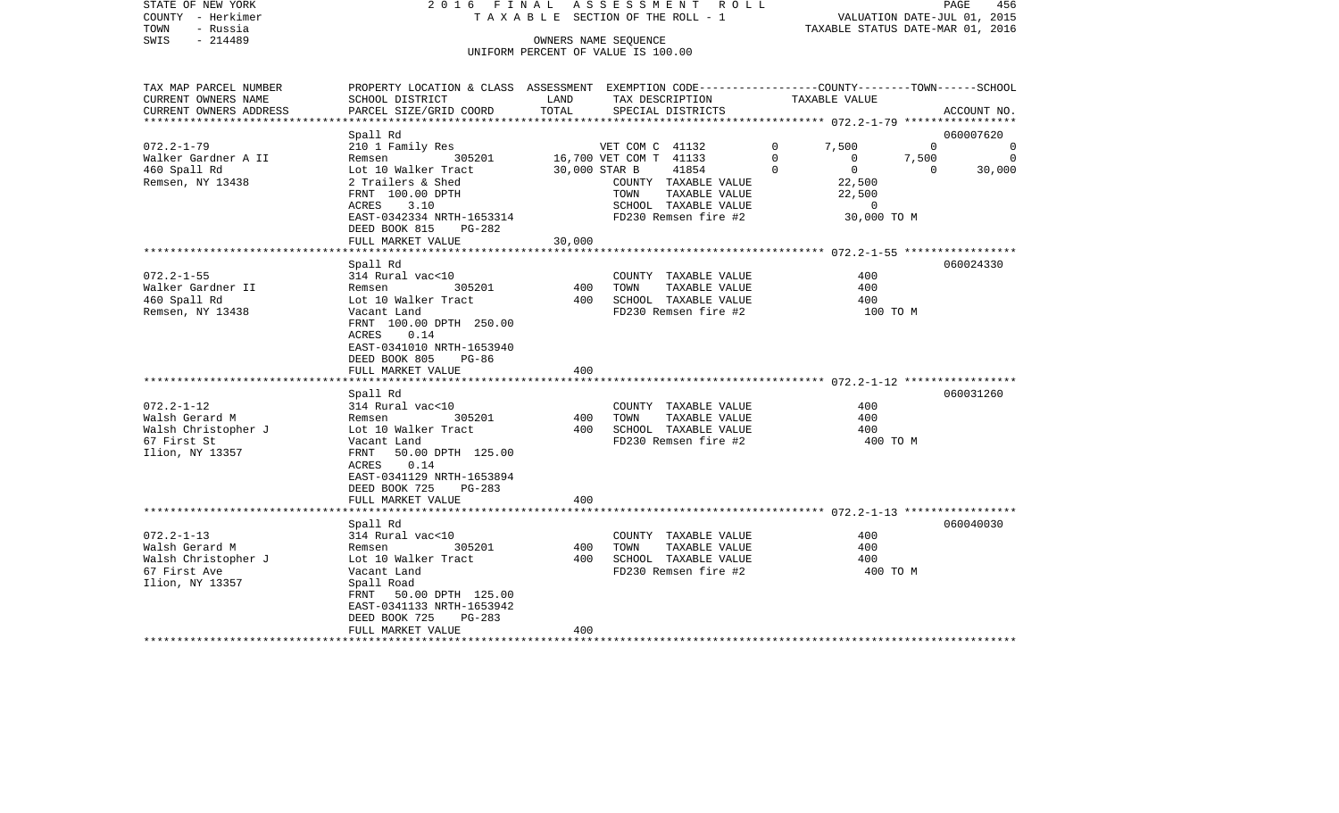STATE OF NEW YORK — 2016 FINAL ASSESSMENT ROLL — PAGE 456
COUNTY - Herkimer — TAXABLE SECTION OF THE ROLL - 1 — VALUATION DATE-JUL 01, 2015
TOWN - Russia — TAXABLE STATUS DATE-MAR 01, 2016
SWIS - 214489 — OWNERS NAME SEQUENCE
UNIFORM PERCENT OF VALUE IS 100.00

| TAX MAP PARCEL NUMBER / CURRENT OWNERS NAME / CURRENT OWNERS ADDRESS | PROPERTY LOCATION & CLASS / SCHOOL DISTRICT / PARCEL SIZE/GRID COORD | ASSESSMENT LAND | TOTAL | EXEMPTION CODE / TAX DESCRIPTION / SPECIAL DISTRICTS | | COUNTY | TOWN | SCHOOL | ACCOUNT NO. |
|---|---|---|---|---|---|---|---|---|---|
| | Spall Rd | | | | | | | | 060007620 |
| 072.2-1-79 | 210 1 Family Res | | | VET COM C 41132 | 0 | 7,500 | 0 | 0 | |
| Walker Gardner A II | Remsen 305201 | 16,700 | | VET COM T 41133 | 0 | 0 | 7,500 | 0 | |
| 460 Spall Rd | Lot 10 Walker Tract | | 30,000 | STAR B 41854 | 0 | 0 | 0 | 30,000 | |
| Remsen, NY 13438 | 2 Trailers & Shed | | | COUNTY TAXABLE VALUE | | 22,500 | | | |
| | FRNT 100.00 DPTH | | | TOWN TAXABLE VALUE | | 22,500 | | | |
| | ACRES 3.10 | | | SCHOOL TAXABLE VALUE | | 0 | | | |
| | EAST-0342334 NRTH-1653314 | | | FD230 Remsen fire #2 | | 30,000 TO M | | | |
| | DEED BOOK 815 PG-282 | | | | | | | | |
| | FULL MARKET VALUE | | 30,000 | | | | | | |
| | Spall Rd | | | | | | | | 060024330 |
| 072.2-1-55 | 314 Rural vac<10 | | | COUNTY TAXABLE VALUE | | 400 | | | |
| Walker Gardner II | Remsen 305201 | 400 | | TOWN TAXABLE VALUE | | 400 | | | |
| 460 Spall Rd | Lot 10 Walker Tract | | 400 | SCHOOL TAXABLE VALUE | | 400 | | | |
| Remsen, NY 13438 | Vacant Land | | | FD230 Remsen fire #2 | | 100 TO M | | | |
| | FRNT 100.00 DPTH 250.00 | | | | | | | | |
| | ACRES 0.14 | | | | | | | | |
| | EAST-0341010 NRTH-1653940 | | | | | | | | |
| | DEED BOOK 805 PG-86 | | | | | | | | |
| | FULL MARKET VALUE | | 400 | | | | | | |
| | Spall Rd | | | | | | | | 060031260 |
| 072.2-1-12 | 314 Rural vac<10 | | | COUNTY TAXABLE VALUE | | 400 | | | |
| Walsh Gerard M | Remsen 305201 | 400 | | TOWN TAXABLE VALUE | | 400 | | | |
| Walsh Christopher J | Lot 10 Walker Tract | | 400 | SCHOOL TAXABLE VALUE | | 400 | | | |
| 67 First St | Vacant Land | | | FD230 Remsen fire #2 | | 400 TO M | | | |
| Ilion, NY 13357 | FRNT 50.00 DPTH 125.00 | | | | | | | | |
| | ACRES 0.14 | | | | | | | | |
| | EAST-0341129 NRTH-1653894 | | | | | | | | |
| | DEED BOOK 725 PG-283 | | | | | | | | |
| | FULL MARKET VALUE | | 400 | | | | | | |
| | Spall Rd | | | | | | | | 060040030 |
| 072.2-1-13 | 314 Rural vac<10 | | | COUNTY TAXABLE VALUE | | 400 | | | |
| Walsh Gerard M | Remsen 305201 | 400 | | TOWN TAXABLE VALUE | | 400 | | | |
| Walsh Christopher J | Lot 10 Walker Tract | | 400 | SCHOOL TAXABLE VALUE | | 400 | | | |
| 67 First Ave | Vacant Land | | | FD230 Remsen fire #2 | | 400 TO M | | | |
| Ilion, NY 13357 | Spall Road | | | | | | | | |
| | FRNT 50.00 DPTH 125.00 | | | | | | | | |
| | EAST-0341133 NRTH-1653942 | | | | | | | | |
| | DEED BOOK 725 PG-283 | | | | | | | | |
| | FULL MARKET VALUE | | 400 | | | | | | |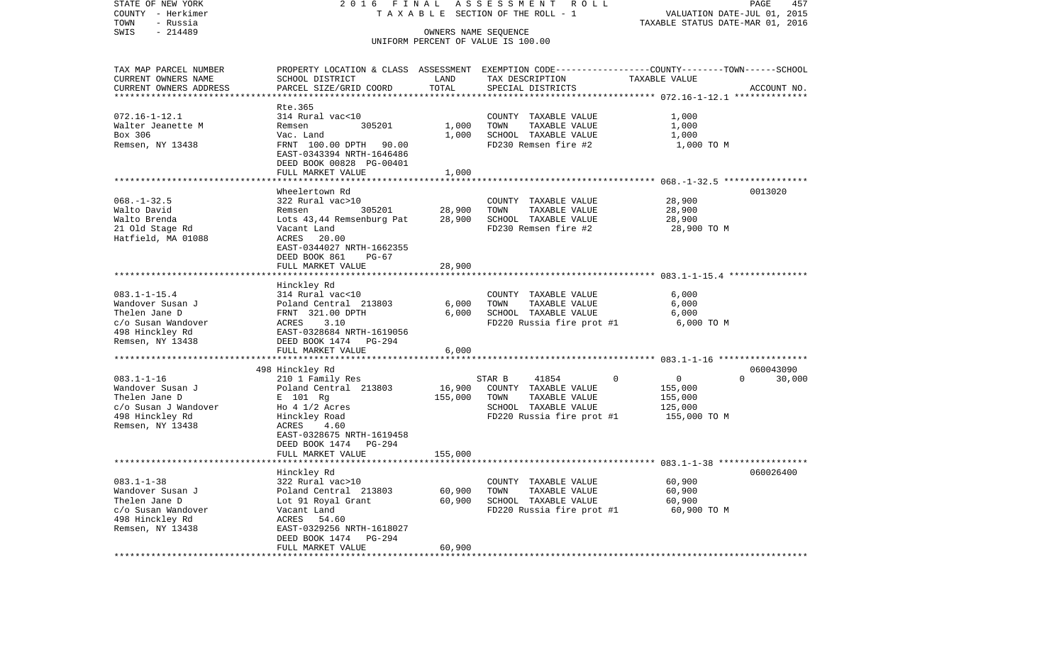STATE OF NEW YORK | 2016 FINAL ASSESSMENT ROLL | PAGE 457
COUNTY - Herkimer | TAXABLE SECTION OF THE ROLL - 1 | VALUATION DATE-JUL 01, 2015
TOWN - Russia | | TAXABLE STATUS DATE-MAR 01, 2016
SWIS - 214489 | OWNERS NAME SEQUENCE
UNIFORM PERCENT OF VALUE IS 100.00

| TAX MAP PARCEL NUMBER<br>CURRENT OWNERS NAME<br>CURRENT OWNERS ADDRESS | PROPERTY LOCATION & CLASS<br>SCHOOL DISTRICT<br>PARCEL SIZE/GRID COORD | ASSESSMENT<br>LAND<br>TOTAL | EXEMPTION CODE-----COUNTY-----TOWN-----SCHOOL<br>TAX DESCRIPTION<br>SPECIAL DISTRICTS | TAXABLE VALUE | ACCOUNT NO. |
|---|---|---|---|---|---|
| **072.16-1-12.1** | Rte.365 | | | | |
| 072.16-1-12.1 | 314 Rural vac<10 | | COUNTY TAXABLE VALUE | 1,000 | |
| Walter Jeanette M | Remsen 305201 | 1,000 | TOWN TAXABLE VALUE | 1,000 | |
| Box 306 | Vac. Land | 1,000 | SCHOOL TAXABLE VALUE | 1,000 | |
| Remsen, NY 13438 | FRNT 100.00 DPTH 90.00 | | FD230 Remsen fire #2 | 1,000 TO M | |
| | EAST-0343394 NRTH-1646486 | | | | |
| | DEED BOOK 00828 PG-00401 | | | | |
| | FULL MARKET VALUE | 1,000 | | | |
| **068.-1-32.5** | Wheelertown Rd | | | | 0013020 |
| 068.-1-32.5 | 322 Rural vac>10 | | COUNTY TAXABLE VALUE | 28,900 | |
| Walto David | Remsen 305201 | 28,900 | TOWN TAXABLE VALUE | 28,900 | |
| Walto Brenda | Lots 43,44 Remsenburg Pat | 28,900 | SCHOOL TAXABLE VALUE | 28,900 | |
| 21 Old Stage Rd | Vacant Land | | FD230 Remsen fire #2 | 28,900 TO M | |
| Hatfield, MA 01088 | ACRES 20.00 | | | | |
| | EAST-0344027 NRTH-1662355 | | | | |
| | DEED BOOK 861 PG-67 | | | | |
| | FULL MARKET VALUE | 28,900 | | | |
| **083.1-1-15.4** | Hinckley Rd | | | | |
| 083.1-1-15.4 | 314 Rural vac<10 | | COUNTY TAXABLE VALUE | 6,000 | |
| Wandover Susan J | Poland Central 213803 | 6,000 | TOWN TAXABLE VALUE | 6,000 | |
| Thelen Jane D | FRNT 321.00 DPTH | 6,000 | SCHOOL TAXABLE VALUE | 6,000 | |
| c/o Susan Wandover | ACRES 3.10 | | FD220 Russia fire prot #1 | 6,000 TO M | |
| 498 Hinckley Rd | EAST-0328684 NRTH-1619056 | | | | |
| Remsen, NY 13438 | DEED BOOK 1474 PG-294 | | | | |
| | FULL MARKET VALUE | 6,000 | | | |
| **083.1-1-16** | 498 Hinckley Rd | | | | 060043090 |
| 083.1-1-16 | 210 1 Family Res | | STAR B 41854 0 | 0 0 | 30,000 |
| Wandover Susan J | Poland Central 213803 | 16,900 | COUNTY TAXABLE VALUE | 155,000 | |
| Thelen Jane D | E 101 Rg | 155,000 | TOWN TAXABLE VALUE | 155,000 | |
| c/o Susan J Wandover | Ho 4 1/2 Acres | | SCHOOL TAXABLE VALUE | 125,000 | |
| 498 Hinckley Rd | Hinckley Road | | FD220 Russia fire prot #1 | 155,000 TO M | |
| Remsen, NY 13438 | ACRES 4.60 | | | | |
| | EAST-0328675 NRTH-1619458 | | | | |
| | DEED BOOK 1474 PG-294 | | | | |
| | FULL MARKET VALUE | 155,000 | | | |
| **083.1-1-38** | Hinckley Rd | | | | 060026400 |
| 083.1-1-38 | 322 Rural vac>10 | | COUNTY TAXABLE VALUE | 60,900 | |
| Wandover Susan J | Poland Central 213803 | 60,900 | TOWN TAXABLE VALUE | 60,900 | |
| Thelen Jane D | Lot 91 Royal Grant | 60,900 | SCHOOL TAXABLE VALUE | 60,900 | |
| c/o Susan Wandover | Vacant Land | | FD220 Russia fire prot #1 | 60,900 TO M | |
| 498 Hinckley Rd | ACRES 54.60 | | | | |
| Remsen, NY 13438 | EAST-0329256 NRTH-1618027 | | | | |
| | DEED BOOK 1474 PG-294 | | | | |
| | FULL MARKET VALUE | 60,900 | | | |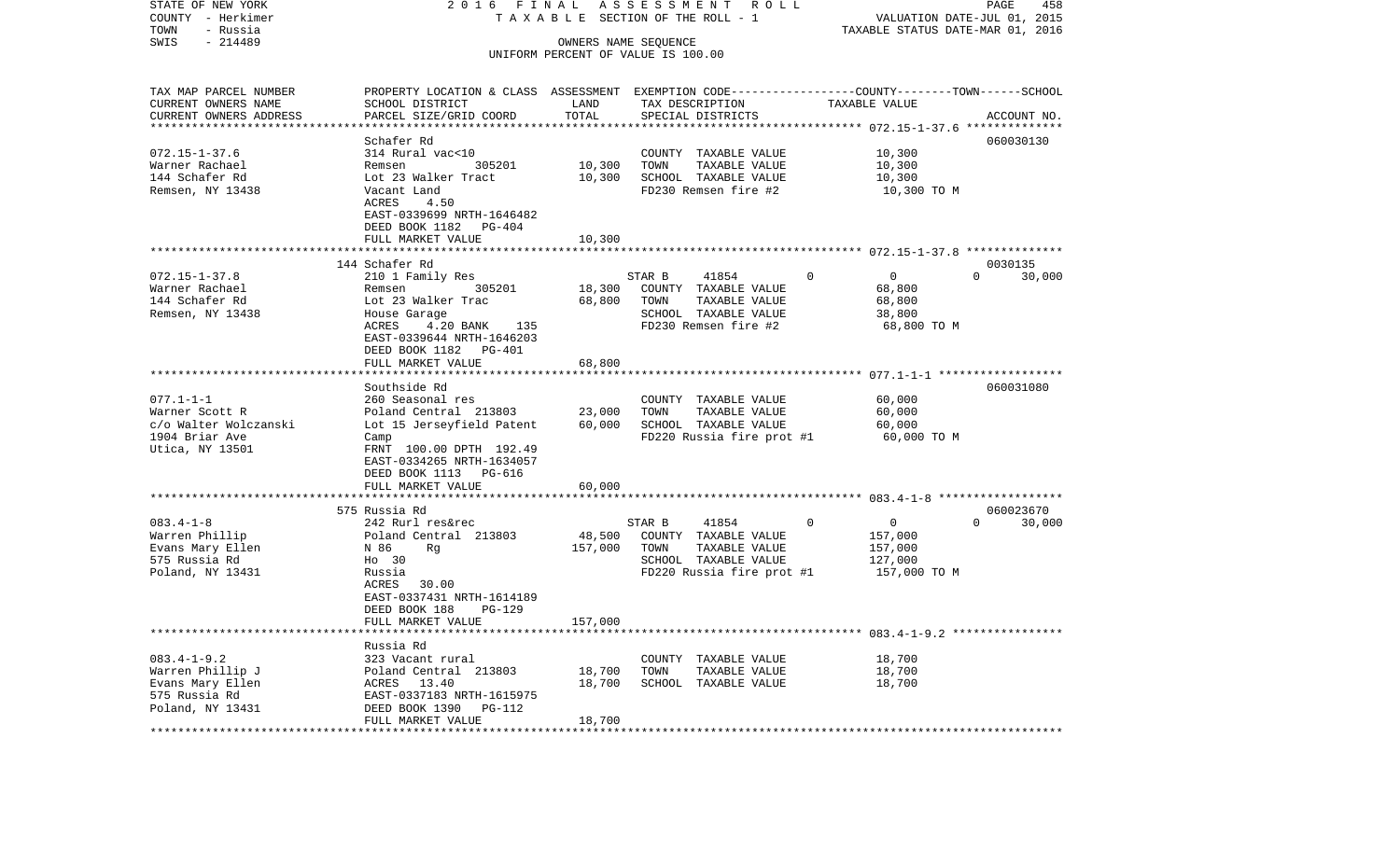STATE OF NEW YORK — 2016 FINAL ASSESSMENT ROLL
COUNTY - Herkimer — TAXABLE SECTION OF THE ROLL - 1 — VALUATION DATE-JUL 01, 2015
TOWN - Russia — TAXABLE STATUS DATE-MAR 01, 2016
SWIS - 214489 — OWNERS NAME SEQUENCE
UNIFORM PERCENT OF VALUE IS 100.00

| TAX MAP PARCEL NUMBER / CURRENT OWNERS NAME / CURRENT OWNERS ADDRESS | PROPERTY LOCATION & CLASS / SCHOOL DISTRICT / PARCEL SIZE/GRID COORD | ASSESSMENT LAND | TOTAL | EXEMPTION CODE / TAX DESCRIPTION / SPECIAL DISTRICTS | COUNTY | TOWN | SCHOOL | ACCOUNT NO. |
|---|---|---|---|---|---|---|---|---|
| **072.15-1-37.6** | Schafer Rd | | | | | | | 060030130 |
| Warner Rachael | 314 Rural vac<10 | | | COUNTY TAXABLE VALUE | 10,300 | | | |
| 144 Schafer Rd | Remsen 305201 | 10,300 | | TOWN TAXABLE VALUE | | 10,300 | | |
| Remsen, NY 13438 | Lot 23 Walker Tract | | 10,300 | SCHOOL TAXABLE VALUE | | | 10,300 | |
| | Vacant Land | | | FD230 Remsen fire #2 | 10,300 TO M | | | |
| | ACRES 4.50 | | | | | | | |
| | EAST-0339699 NRTH-1646482 | | | | | | | |
| | DEED BOOK 1182 PG-404 | | | | | | | |
| | FULL MARKET VALUE | | 10,300 | | | | | |
| **072.15-1-37.8** | 144 Schafer Rd | | | | | | | 0030135 |
| Warner Rachael | 210 1 Family Res | | | STAR B 41854 | 0 | 0 | 30,000 | |
| 144 Schafer Rd | Remsen 305201 | 18,300 | | COUNTY TAXABLE VALUE | 68,800 | | | |
| Remsen, NY 13438 | Lot 23 Walker Trac | | 68,800 | TOWN TAXABLE VALUE | | 68,800 | | |
| | House Garage | | | SCHOOL TAXABLE VALUE | | | 38,800 | |
| | ACRES 4.20 BANK 135 | | | FD230 Remsen fire #2 | 68,800 TO M | | | |
| | EAST-0339644 NRTH-1646203 | | | | | | | |
| | DEED BOOK 1182 PG-401 | | | | | | | |
| | FULL MARKET VALUE | | 68,800 | | | | | |
| **077.1-1-1** | Southside Rd | | | | | | | 060031080 |
| Warner Scott R | 260 Seasonal res | | | COUNTY TAXABLE VALUE | 60,000 | | | |
| c/o Walter Wolczanski | Poland Central 213803 | 23,000 | | TOWN TAXABLE VALUE | | 60,000 | | |
| 1904 Briar Ave | Lot 15 Jerseyfield Patent | | 60,000 | SCHOOL TAXABLE VALUE | | | 60,000 | |
| Utica, NY 13501 | Camp | | | FD220 Russia fire prot #1 | 60,000 TO M | | | |
| | FRNT 100.00 DPTH 192.49 | | | | | | | |
| | EAST-0334265 NRTH-1634057 | | | | | | | |
| | DEED BOOK 1113 PG-616 | | | | | | | |
| | FULL MARKET VALUE | | 60,000 | | | | | |
| **083.4-1-8** | 575 Russia Rd | | | | | | | 060023670 |
| Warren Phillip | 242 Rurl res&rec | | | STAR B 41854 | 0 | 0 | 30,000 | |
| Evans Mary Ellen | Poland Central 213803 | 48,500 | | COUNTY TAXABLE VALUE | 157,000 | | | |
| 575 Russia Rd | N 86 Rg | | 157,000 | TOWN TAXABLE VALUE | | 157,000 | | |
| Poland, NY 13431 | Ho 30 | | | SCHOOL TAXABLE VALUE | | | 127,000 | |
| | Russia | | | FD220 Russia fire prot #1 | 157,000 TO M | | | |
| | ACRES 30.00 | | | | | | | |
| | EAST-0337431 NRTH-1614189 | | | | | | | |
| | DEED BOOK 188 PG-129 | | | | | | | |
| | FULL MARKET VALUE | | 157,000 | | | | | |
| **083.4-1-9.2** | Russia Rd | | | | | | | |
| Warren Phillip J | 323 Vacant rural | | | COUNTY TAXABLE VALUE | 18,700 | | | |
| Evans Mary Ellen | Poland Central 213803 | 18,700 | | TOWN TAXABLE VALUE | | 18,700 | | |
| 575 Russia Rd | ACRES 13.40 | | 18,700 | SCHOOL TAXABLE VALUE | | | 18,700 | |
| Poland, NY 13431 | EAST-0337183 NRTH-1615975 | | | | | | | |
| | DEED BOOK 1390 PG-112 | | | | | | | |
| | FULL MARKET VALUE | | 18,700 | | | | | |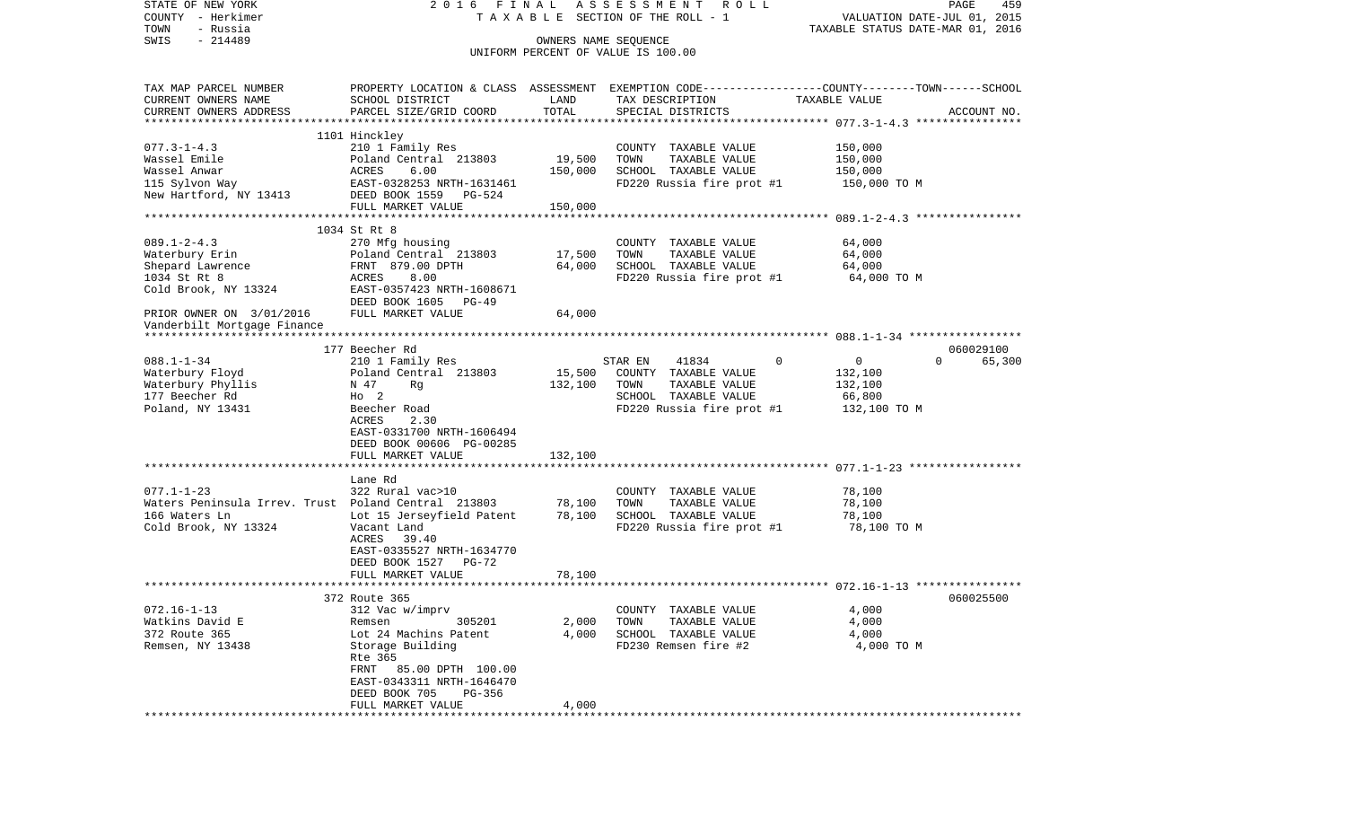STATE OF NEW YORK | 2016 FINAL ASSESSMENT ROLL
COUNTY - Herkimer | TAXABLE SECTION OF THE ROLL - 1 | VALUATION DATE-JUL 01, 2015
TOWN - Russia | TAXABLE STATUS DATE-MAR 01, 2016
SWIS - 214489 | OWNERS NAME SEQUENCE
UNIFORM PERCENT OF VALUE IS 100.00

| TAX MAP PARCEL NUMBER / CURRENT OWNERS NAME / CURRENT OWNERS ADDRESS | PROPERTY LOCATION & CLASS / SCHOOL DISTRICT / PARCEL SIZE/GRID COORD | ASSESSMENT LAND | ASSESSMENT TOTAL | EXEMPTION CODE / TAX DESCRIPTION / SPECIAL DISTRICTS | COUNTY TAXABLE VALUE | TOWN | SCHOOL | ACCOUNT NO. |
|---|---|---|---|---|---|---|---|---|
| | 1101 Hinckley | | | | | | | |
| 077.3-1-4.3 | 210 1 Family Res | | | COUNTY TAXABLE VALUE | 150,000 | | | |
| Wassel Emile | Poland Central 213803 | 19,500 | | TOWN TAXABLE VALUE | 150,000 | | | |
| Wassel Anwar | ACRES 6.00 | | 150,000 | SCHOOL TAXABLE VALUE | 150,000 | | | |
| 115 Sylvon Way | EAST-0328253 NRTH-1631461 | | | FD220 Russia fire prot #1 | 150,000 TO M | | | |
| New Hartford, NY 13413 | DEED BOOK 1559 PG-524 | | | | | | | |
| | FULL MARKET VALUE | | 150,000 | | | | | |
| | 1034 St Rt 8 | | | | | | | |
| 089.1-2-4.3 | 270 Mfg housing | | | COUNTY TAXABLE VALUE | 64,000 | | | |
| Waterbury Erin | Poland Central 213803 | 17,500 | | TOWN TAXABLE VALUE | 64,000 | | | |
| Shepard Lawrence | FRNT 879.00 DPTH | | 64,000 | SCHOOL TAXABLE VALUE | 64,000 | | | |
| 1034 St Rt 8 | ACRES 8.00 | | | FD220 Russia fire prot #1 | 64,000 TO M | | | |
| Cold Brook, NY 13324 | EAST-0357423 NRTH-1608671 | | | | | | | |
| | DEED BOOK 1605 PG-49 | | | | | | | |
| PRIOR OWNER ON 3/01/2016 | FULL MARKET VALUE | | 64,000 | | | | | |
| Vanderbilt Mortgage Finance | | | | | | | | |
| | 177 Beecher Rd | | | | | | | 060029100 |
| 088.1-1-34 | 210 1 Family Res | | | STAR EN 41834 | 0 | 0 | 65,300 | |
| Waterbury Floyd | Poland Central 213803 | 15,500 | | COUNTY TAXABLE VALUE | 132,100 | | | |
| Waterbury Phyllis | N 47 Rg | | 132,100 | TOWN TAXABLE VALUE | 132,100 | | | |
| 177 Beecher Rd | Ho 2 | | | SCHOOL TAXABLE VALUE | 66,800 | | | |
| Poland, NY 13431 | Beecher Road | | | FD220 Russia fire prot #1 | 132,100 TO M | | | |
| | ACRES 2.30 | | | | | | | |
| | EAST-0331700 NRTH-1606494 | | | | | | | |
| | DEED BOOK 00606 PG-00285 | | | | | | | |
| | FULL MARKET VALUE | | 132,100 | | | | | |
| | Lane Rd | | | | | | | |
| 077.1-1-23 | 322 Rural vac>10 | | | COUNTY TAXABLE VALUE | 78,100 | | | |
| Waters Peninsula Irrev. Trust | Poland Central 213803 | 78,100 | | TOWN TAXABLE VALUE | 78,100 | | | |
| 166 Waters Ln | Lot 15 Jerseyfield Patent | | 78,100 | SCHOOL TAXABLE VALUE | 78,100 | | | |
| Cold Brook, NY 13324 | Vacant Land | | | FD220 Russia fire prot #1 | 78,100 TO M | | | |
| | ACRES 39.40 | | | | | | | |
| | EAST-0335527 NRTH-1634770 | | | | | | | |
| | DEED BOOK 1527 PG-72 | | | | | | | |
| | FULL MARKET VALUE | | 78,100 | | | | | |
| | 372 Route 365 | | | | | | | 060025500 |
| 072.16-1-13 | 312 Vac w/imprv | | | COUNTY TAXABLE VALUE | 4,000 | | | |
| Watkins David E | Remsen 305201 | 2,000 | | TOWN TAXABLE VALUE | 4,000 | | | |
| 372 Route 365 | Lot 24 Machins Patent | | 4,000 | SCHOOL TAXABLE VALUE | 4,000 | | | |
| Remsen, NY 13438 | Storage Building | | | FD230 Remsen fire #2 | 4,000 TO M | | | |
| | Rte 365 | | | | | | | |
| | FRNT 85.00 DPTH 100.00 | | | | | | | |
| | EAST-0343311 NRTH-1646470 | | | | | | | |
| | DEED BOOK 705 PG-356 | | | | | | | |
| | FULL MARKET VALUE | | 4,000 | | | | | |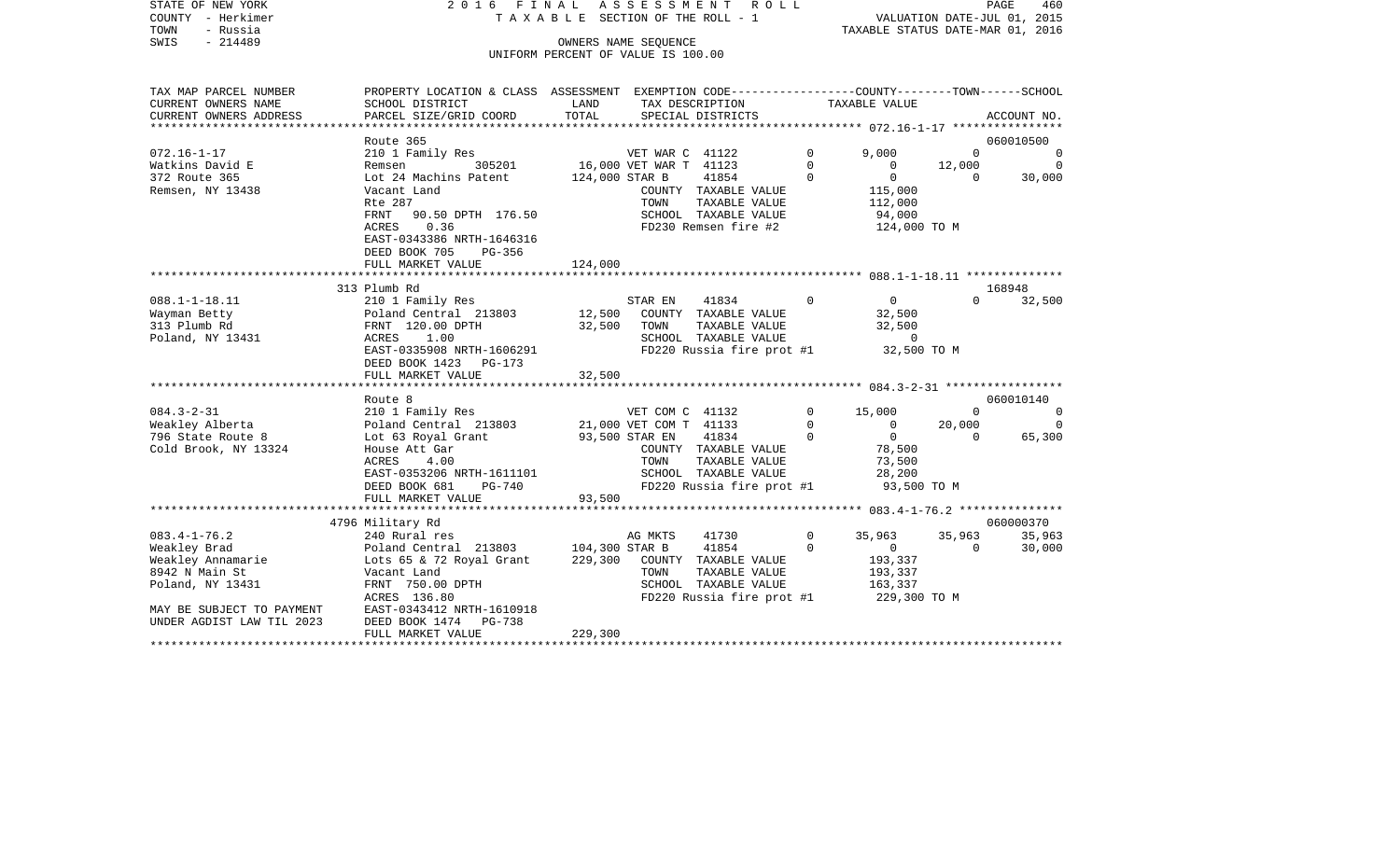STATE OF NEW YORK
COUNTY - Herkimer
TOWN - Russia
SWIS - 214489

2016 FINAL ASSESSMENT ROLL
TAXABLE SECTION OF THE ROLL - 1
OWNERS NAME SEQUENCE
UNIFORM PERCENT OF VALUE IS 100.00

VALUATION DATE-JUL 01, 2015
TAXABLE STATUS DATE-MAR 01, 2016

| TAX MAP PARCEL NUMBER / CURRENT OWNERS NAME / CURRENT OWNERS ADDRESS | PROPERTY LOCATION & CLASS / SCHOOL DISTRICT / PARCEL SIZE/GRID COORD | ASSESSMENT LAND | ASSESSMENT TOTAL | EXEMPTION CODE / TAX DESCRIPTION / SPECIAL DISTRICTS | | COUNTY TAXABLE VALUE | TOWN | SCHOOL | ACCOUNT NO. |
|---|---|---|---|---|---|---|---|---|---|
| **072.16-1-17** | Route 365 | | | | | | | | 060010500 |
| 072.16-1-17 | 210 1 Family Res | | | VET WAR C 41122 | 0 | 9,000 | 0 | 0 | |
| Watkins David E | Remsen 305201 | 16,000 | | VET WAR T 41123 | 0 | 0 | 12,000 | 0 | |
| 372 Route 365 | Lot 24 Machins Patent | | 124,000 | STAR B 41854 | 0 | 0 | 0 | 30,000 | |
| Remsen, NY 13438 | Vacant Land | | | COUNTY TAXABLE VALUE | | 115,000 | | | |
| | Rte 287 | | | TOWN TAXABLE VALUE | | 112,000 | | | |
| | FRNT 90.50 DPTH 176.50 | | | SCHOOL TAXABLE VALUE | | 94,000 | | | |
| | ACRES 0.36 | | | FD230 Remsen fire #2 | | 124,000 TO M | | | |
| | EAST-0343386 NRTH-1646316 | | | | | | | | |
| | DEED BOOK 705 PG-356 | | | | | | | | |
| | FULL MARKET VALUE | | 124,000 | | | | | | |
| **088.1-1-18.11** | 313 Plumb Rd | | | | | | | | 168948 |
| 088.1-1-18.11 | 210 1 Family Res | | | STAR EN 41834 | 0 | 0 | 0 | 32,500 | |
| Wayman Betty | Poland Central 213803 | 12,500 | | COUNTY TAXABLE VALUE | | 32,500 | | | |
| 313 Plumb Rd | FRNT 120.00 DPTH | | 32,500 | TOWN TAXABLE VALUE | | 32,500 | | | |
| Poland, NY 13431 | ACRES 1.00 | | | SCHOOL TAXABLE VALUE | | 0 | | | |
| | EAST-0335908 NRTH-1606291 | | | FD220 Russia fire prot #1 | | 32,500 TO M | | | |
| | DEED BOOK 1423 PG-173 | | | | | | | | |
| | FULL MARKET VALUE | | 32,500 | | | | | | |
| **084.3-2-31** | Route 8 | | | | | | | | 060010140 |
| 084.3-2-31 | 210 1 Family Res | | | VET COM C 41132 | 0 | 15,000 | 0 | 0 | |
| Weakley Alberta | Poland Central 213803 | 21,000 | | VET COM T 41133 | 0 | 0 | 20,000 | 0 | |
| 796 State Route 8 | Lot 63 Royal Grant | | 93,500 | STAR EN 41834 | 0 | 0 | 0 | 65,300 | |
| Cold Brook, NY 13324 | House Att Gar | | | COUNTY TAXABLE VALUE | | 78,500 | | | |
| | ACRES 4.00 | | | TOWN TAXABLE VALUE | | 73,500 | | | |
| | EAST-0353206 NRTH-1611101 | | | SCHOOL TAXABLE VALUE | | 28,200 | | | |
| | DEED BOOK 681 PG-740 | | | FD220 Russia fire prot #1 | | 93,500 TO M | | | |
| | FULL MARKET VALUE | | 93,500 | | | | | | |
| **083.4-1-76.2** | 4796 Military Rd | | | | | | | | 060000370 |
| 083.4-1-76.2 | 240 Rural res | | | AG MKTS 41730 | 0 | 35,963 | 35,963 | 35,963 | |
| Weakley Brad | Poland Central 213803 | 104,300 | | STAR B 41854 | 0 | 0 | 0 | 30,000 | |
| Weakley Annamarie | Lots 65 & 72 Royal Grant | | 229,300 | COUNTY TAXABLE VALUE | | 193,337 | | | |
| 8942 N Main St | Vacant Land | | | TOWN TAXABLE VALUE | | 193,337 | | | |
| Poland, NY 13431 | FRNT 750.00 DPTH | | | SCHOOL TAXABLE VALUE | | 163,337 | | | |
| | ACRES 136.80 | | | FD220 Russia fire prot #1 | | 229,300 TO M | | | |
| MAY BE SUBJECT TO PAYMENT | EAST-0343412 NRTH-1610918 | | | | | | | | |
| UNDER AGDIST LAW TIL 2023 | DEED BOOK 1474 PG-738 | | | | | | | | |
| | FULL MARKET VALUE | | 229,300 | | | | | | |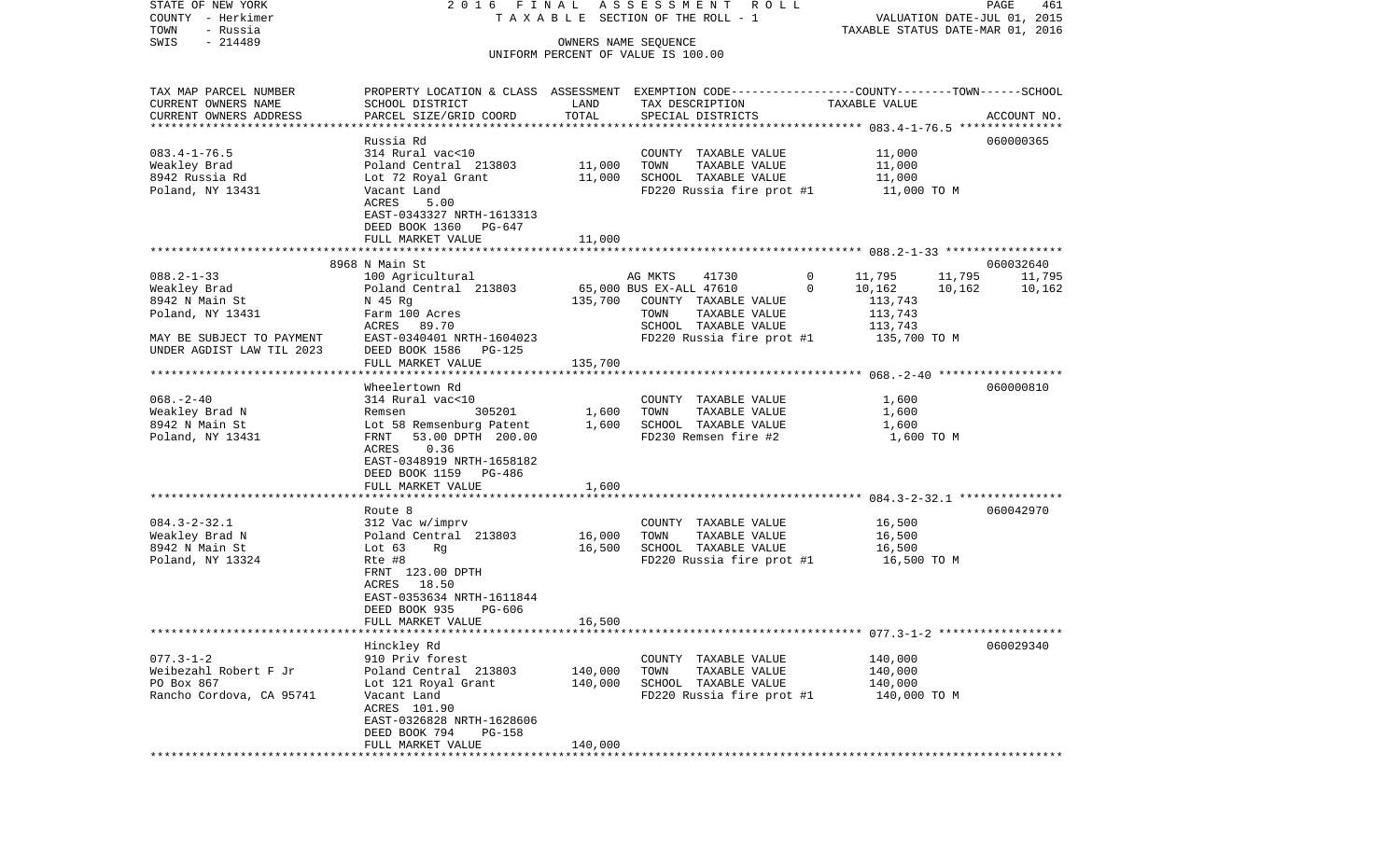STATE OF NEW YORK　　　　2016 FINAL ASSESSMENT ROLL　　　　PAGE 461
COUNTY - Herkimer　　　　TAXABLE SECTION OF THE ROLL - 1　　　　VALUATION DATE-JUL 01, 2015
TOWN - Russia　　　　TAXABLE STATUS DATE-MAR 01, 2016
SWIS - 214489　　　　OWNERS NAME SEQUENCE
UNIFORM PERCENT OF VALUE IS 100.00

| TAX MAP PARCEL NUMBER / CURRENT OWNERS NAME / CURRENT OWNERS ADDRESS | PROPERTY LOCATION & CLASS / SCHOOL DISTRICT / PARCEL SIZE/GRID COORD | ASSESSMENT LAND | TOTAL | EXEMPTION CODE / TAX DESCRIPTION / SPECIAL DISTRICTS | COUNTY | TOWN | SCHOOL / ACCOUNT NO. |
|---|---|---|---|---|---|---|---|
| **083.4-1-76.5** | Russia Rd | | | | | | 060000365 |
| 083.4-1-76.5 | 314 Rural vac<10 | | | COUNTY TAXABLE VALUE | 11,000 | | |
| Weakley Brad | Poland Central 213803 | 11,000 | | TOWN TAXABLE VALUE | | 11,000 | |
| 8942 Russia Rd | Lot 72 Royal Grant | | 11,000 | SCHOOL TAXABLE VALUE | | | 11,000 |
| Poland, NY 13431 | Vacant Land | | | FD220 Russia fire prot #1 | 11,000 TO M | | |
| | ACRES 5.00 | | | | | | |
| | EAST-0343327 NRTH-1613313 | | | | | | |
| | DEED BOOK 1360 PG-647 | | | | | | |
| | FULL MARKET VALUE | | 11,000 | | | | |
| **088.2-1-33** | 8968 N Main St | | | | | | 060032640 |
| 088.2-1-33 | 100 Agricultural | | | AG MKTS 41730 0 | 11,795 | 11,795 | 11,795 |
| Weakley Brad | Poland Central 213803 | 65,000 | | BUS EX-ALL 47610 0 | 10,162 | 10,162 | 10,162 |
| 8942 N Main St | N 45 Rg | | 135,700 | COUNTY TAXABLE VALUE | 113,743 | | |
| Poland, NY 13431 | Farm 100 Acres | | | TOWN TAXABLE VALUE | | 113,743 | |
| | ACRES 89.70 | | | SCHOOL TAXABLE VALUE | | | 113,743 |
| MAY BE SUBJECT TO PAYMENT | EAST-0340401 NRTH-1604023 | | | FD220 Russia fire prot #1 | 135,700 TO M | | |
| UNDER AGDIST LAW TIL 2023 | DEED BOOK 1586 PG-125 | | | | | | |
| | FULL MARKET VALUE | | 135,700 | | | | |
| **068.-2-40** | Wheelertown Rd | | | | | | 060000810 |
| 068.-2-40 | 314 Rural vac<10 | | | COUNTY TAXABLE VALUE | 1,600 | | |
| Weakley Brad N | Remsen 305201 | 1,600 | | TOWN TAXABLE VALUE | | 1,600 | |
| 8942 N Main St | Lot 58 Remsenburg Patent | | 1,600 | SCHOOL TAXABLE VALUE | | | 1,600 |
| Poland, NY 13431 | FRNT 53.00 DPTH 200.00 | | | FD230 Remsen fire #2 | 1,600 TO M | | |
| | ACRES 0.36 | | | | | | |
| | EAST-0348919 NRTH-1658182 | | | | | | |
| | DEED BOOK 1159 PG-486 | | | | | | |
| | FULL MARKET VALUE | | 1,600 | | | | |
| **084.3-2-32.1** | Route 8 | | | | | | 060042970 |
| 084.3-2-32.1 | 312 Vac w/imprv | | | COUNTY TAXABLE VALUE | 16,500 | | |
| Weakley Brad N | Poland Central 213803 | 16,000 | | TOWN TAXABLE VALUE | | 16,500 | |
| 8942 N Main St | Lot 63 Rg | | 16,500 | SCHOOL TAXABLE VALUE | | | 16,500 |
| Poland, NY 13324 | Rte #8 | | | FD220 Russia fire prot #1 | 16,500 TO M | | |
| | FRNT 123.00 DPTH | | | | | | |
| | ACRES 18.50 | | | | | | |
| | EAST-0353634 NRTH-1611844 | | | | | | |
| | DEED BOOK 935 PG-606 | | | | | | |
| | FULL MARKET VALUE | | 16,500 | | | | |
| **077.3-1-2** | Hinckley Rd | | | | | | 060029340 |
| 077.3-1-2 | 910 Priv forest | | | COUNTY TAXABLE VALUE | 140,000 | | |
| Weibezahl Robert F Jr | Poland Central 213803 | 140,000 | | TOWN TAXABLE VALUE | | 140,000 | |
| PO Box 867 | Lot 121 Royal Grant | | 140,000 | SCHOOL TAXABLE VALUE | | | 140,000 |
| Rancho Cordova, CA 95741 | Vacant Land | | | FD220 Russia fire prot #1 | 140,000 TO M | | |
| | ACRES 101.90 | | | | | | |
| | EAST-0326828 NRTH-1628606 | | | | | | |
| | DEED BOOK 794 PG-158 | | | | | | |
| | FULL MARKET VALUE | | 140,000 | | | | |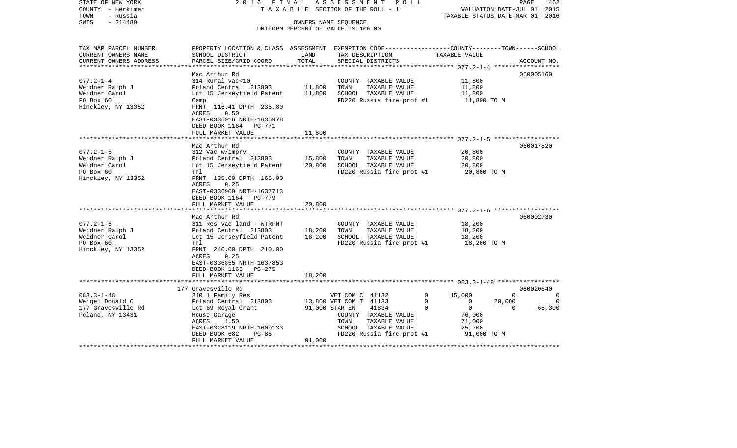STATE OF NEW YORK | COUNTY - Herkimer | TOWN - Russia | SWIS - 214489

**2016 FINAL ASSESSMENT ROLL**
TAXABLE SECTION OF THE ROLL - 1
OWNERS NAME SEQUENCE
UNIFORM PERCENT OF VALUE IS 100.00

VALUATION DATE-JUL 01, 2015
TAXABLE STATUS DATE-MAR 01, 2016

| TAX MAP PARCEL NUMBER / CURRENT OWNERS NAME / CURRENT OWNERS ADDRESS | PROPERTY LOCATION & CLASS / SCHOOL DISTRICT / PARCEL SIZE/GRID COORD | ASSESSMENT LAND | TOTAL | EXEMPTION CODE / TAX DESCRIPTION / SPECIAL DISTRICTS | COUNTY TAXABLE VALUE | TOWN | SCHOOL | ACCOUNT NO. |
|---|---|---|---|---|---|---|---|---|
| 077.2-1-4 | Mac Arthur Rd | | | | | | | 060005160 |
| Weidner Ralph J | 314 Rural vac<10 | | | COUNTY TAXABLE VALUE | 11,800 | | | |
| Weidner Carol | Poland Central 213803 | 11,800 | | TOWN TAXABLE VALUE | 11,800 | | | |
| PO Box 60 | Lot 15 Jerseyfield Patent | | 11,800 | SCHOOL TAXABLE VALUE | 11,800 | | | |
| Hinckley, NY 13352 | Camp | | | FD220 Russia fire prot #1 | 11,800 TO M | | | |
| | FRNT 116.41 DPTH 235.80 | | | | | | | |
| | ACRES 0.50 | | | | | | | |
| | EAST-0336916 NRTH-1635978 | | | | | | | |
| | DEED BOOK 1164 PG-771 | | | | | | | |
| | FULL MARKET VALUE | | 11,800 | | | | | |
| 077.2-1-5 | Mac Arthur Rd | | | | | | | 060017820 |
| Weidner Ralph J | 312 Vac w/imprv | | | COUNTY TAXABLE VALUE | 20,800 | | | |
| Weidner Carol | Poland Central 213803 | 15,800 | | TOWN TAXABLE VALUE | 20,800 | | | |
| PO Box 60 | Lot 15 Jerseyfield Patent | | 20,800 | SCHOOL TAXABLE VALUE | 20,800 | | | |
| Hinckley, NY 13352 | Trl | | | FD220 Russia fire prot #1 | 20,800 TO M | | | |
| | FRNT 135.00 DPTH 165.00 | | | | | | | |
| | ACRES 0.25 | | | | | | | |
| | EAST-0336909 NRTH-1637713 | | | | | | | |
| | DEED BOOK 1164 PG-779 | | | | | | | |
| | FULL MARKET VALUE | | 20,800 | | | | | |
| 077.2-1-6 | Mac Arthur Rd | | | | | | | 060002730 |
| Weidner Ralph J | 311 Res vac land - WTRFNT | | | COUNTY TAXABLE VALUE | 18,200 | | | |
| Weidner Carol | Poland Central 213803 | 18,200 | | TOWN TAXABLE VALUE | 18,200 | | | |
| PO Box 60 | Lot 15 Jerseyfield Patent | | 18,200 | SCHOOL TAXABLE VALUE | 18,200 | | | |
| Hinckley, NY 13352 | Trl | | | FD220 Russia fire prot #1 | 18,200 TO M | | | |
| | FRNT 240.00 DPTH 210.00 | | | | | | | |
| | ACRES 0.25 | | | | | | | |
| | EAST-0336855 NRTH-1637853 | | | | | | | |
| | DEED BOOK 1165 PG-275 | | | | | | | |
| | FULL MARKET VALUE | | 18,200 | | | | | |
| 083.3-1-48 | 177 Gravesville Rd | | | | | | | 060020640 |
| Weigel Donald C | 210 1 Family Res | | | VET COM C 41132 0 | 15,000 | 0 | 0 | |
| 177 Gravesville Rd | Poland Central 213803 | 13,800 | | VET COM T 41133 0 | 0 | 20,000 | 0 | |
| Poland, NY 13431 | Lot 69 Royal Grant | | 91,000 | STAR EN 41834 0 | 0 | 0 | 65,300 | |
| | House Garage | | | COUNTY TAXABLE VALUE | 76,000 | | | |
| | ACRES 1.50 | | | TOWN TAXABLE VALUE | 71,000 | | | |
| | EAST-0328119 NRTH-1609133 | | | SCHOOL TAXABLE VALUE | 25,700 | | | |
| | DEED BOOK 682 PG-85 | | | FD220 Russia fire prot #1 | 91,000 TO M | | | |
| | FULL MARKET VALUE | | 91,000 | | | | | |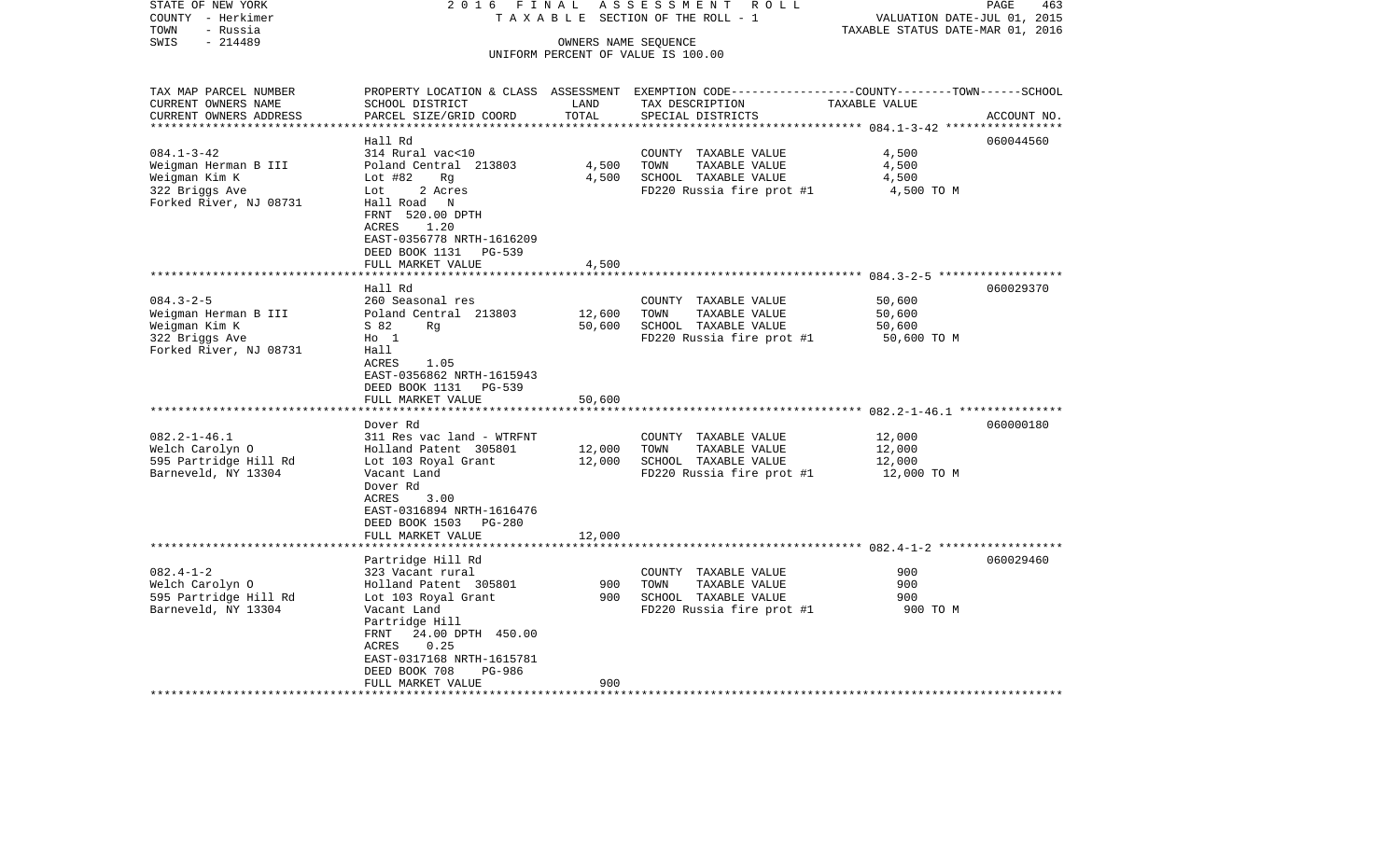STATE OF NEW YORK 2 0 1 6 F I N A L A S S E S S M E N T R O L L
COUNTY - Herkimer T A X A B L E SECTION OF THE ROLL - 1 VALUATION DATE-JUL 01, 2015
TOWN - Russia TAXABLE STATUS DATE-MAR 01, 2016
SWIS - 214489 OWNERS NAME SEQUENCE
UNIFORM PERCENT OF VALUE IS 100.00

| TAX MAP PARCEL NUMBER<br>CURRENT OWNERS NAME<br>CURRENT OWNERS ADDRESS | PROPERTY LOCATION & CLASS<br>SCHOOL DISTRICT<br>PARCEL SIZE/GRID COORD | ASSESSMENT<br>LAND<br>TOTAL | EXEMPTION CODE-----COUNTY-----TOWN-----SCHOOL<br>TAX DESCRIPTION<br>SPECIAL DISTRICTS | TAXABLE VALUE | ACCOUNT NO. |
|---|---|---|---|---|---|
| 084.1-3-42<br>Weigman Herman B III<br>Weigman Kim K<br>322 Briggs Ave<br>Forked River, NJ 08731 | Hall Rd<br>314 Rural vac<10<br>Poland Central 213803<br>Lot #82 Rg<br>Lot 2 Acres<br>Hall Road N<br>FRNT 520.00 DPTH<br>ACRES 1.20<br>EAST-0356778 NRTH-1616209<br>DEED BOOK 1131 PG-539<br>FULL MARKET VALUE | <br><br>4,500<br>4,500<br><br><br><br><br><br><br>4,500 | <br>COUNTY TAXABLE VALUE<br>TOWN TAXABLE VALUE<br>SCHOOL TAXABLE VALUE<br>FD220 Russia fire prot #1 | <br>4,500<br>4,500<br>4,500<br>4,500 TO M | 060044560 |
| 084.3-2-5<br>Weigman Herman B III<br>Weigman Kim K<br>322 Briggs Ave<br>Forked River, NJ 08731 | Hall Rd<br>260 Seasonal res<br>Poland Central 213803<br>S 82 Rg<br>Ho 1<br>Hall<br>ACRES 1.05<br>EAST-0356862 NRTH-1615943<br>DEED BOOK 1131 PG-539<br>FULL MARKET VALUE | <br><br>12,600<br>50,600<br><br><br><br><br><br>50,600 | <br>COUNTY TAXABLE VALUE<br>TOWN TAXABLE VALUE<br>SCHOOL TAXABLE VALUE<br>FD220 Russia fire prot #1 | <br>50,600<br>50,600<br>50,600<br>50,600 TO M | 060029370 |
| 082.2-1-46.1<br>Welch Carolyn O<br>595 Partridge Hill Rd<br>Barneveld, NY 13304 | Dover Rd<br>311 Res vac land - WTRFNT<br>Holland Patent 305801<br>Lot 103 Royal Grant<br>Vacant Land<br>Dover Rd<br>ACRES 3.00<br>EAST-0316894 NRTH-1616476<br>DEED BOOK 1503 PG-280<br>FULL MARKET VALUE | <br><br>12,000<br>12,000<br><br><br><br><br><br>12,000 | <br>COUNTY TAXABLE VALUE<br>TOWN TAXABLE VALUE<br>SCHOOL TAXABLE VALUE<br>FD220 Russia fire prot #1 | <br>12,000<br>12,000<br>12,000<br>12,000 TO M | 060000180 |
| 082.4-1-2<br>Welch Carolyn O<br>595 Partridge Hill Rd<br>Barneveld, NY 13304 | Partridge Hill Rd<br>323 Vacant rural<br>Holland Patent 305801<br>Lot 103 Royal Grant<br>Vacant Land<br>Partridge Hill<br>FRNT 24.00 DPTH 450.00<br>ACRES 0.25<br>EAST-0317168 NRTH-1615781<br>DEED BOOK 708 PG-986<br>FULL MARKET VALUE | <br><br>900<br>900<br><br><br><br><br><br><br>900 | <br>COUNTY TAXABLE VALUE<br>TOWN TAXABLE VALUE<br>SCHOOL TAXABLE VALUE<br>FD220 Russia fire prot #1 | <br>900<br>900<br>900<br>900 TO M | 060029460 |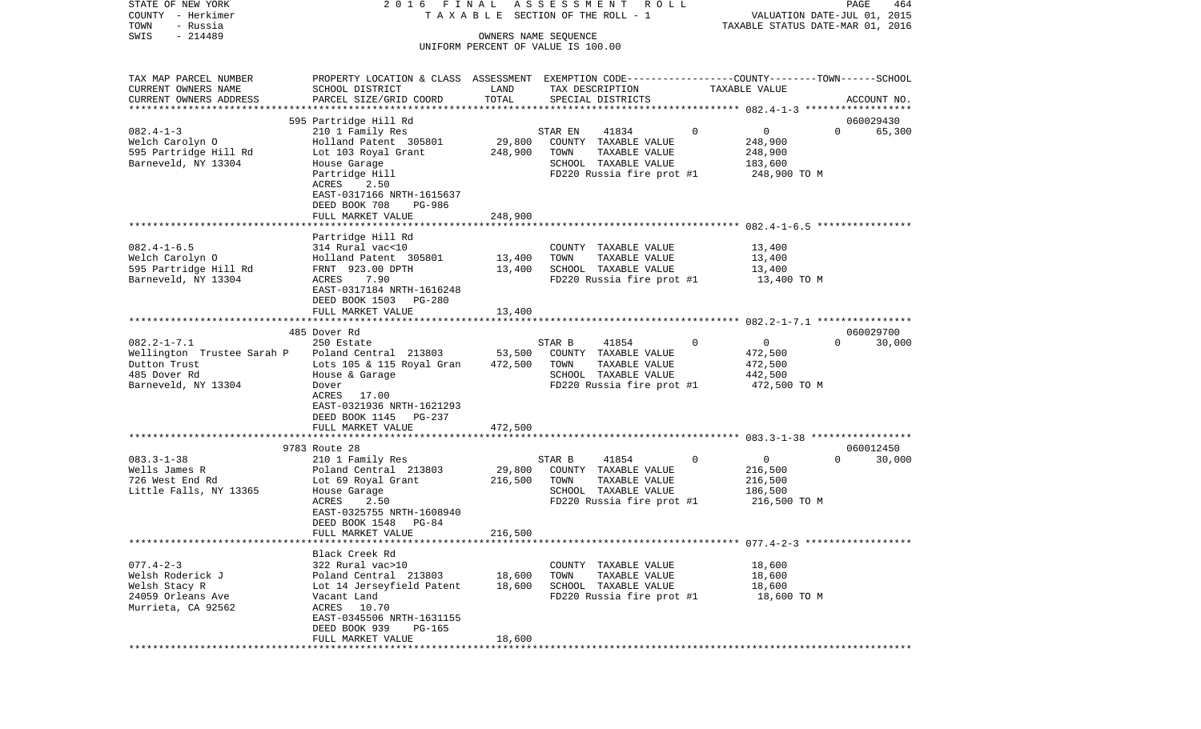STATE OF NEW YORK 2016 FINAL ASSESSMENT ROLL
COUNTY - Herkimer TAXABLE SECTION OF THE ROLL - 1 VALUATION DATE-JUL 01, 2015
TOWN - Russia TAXABLE STATUS DATE-MAR 01, 2016
SWIS - 214489 OWNERS NAME SEQUENCE
UNIFORM PERCENT OF VALUE IS 100.00

| TAX MAP PARCEL NUMBER / CURRENT OWNERS NAME / CURRENT OWNERS ADDRESS | PROPERTY LOCATION & CLASS / SCHOOL DISTRICT / PARCEL SIZE/GRID COORD | ASSESSMENT LAND | TOTAL | EXEMPTION CODE / TAX DESCRIPTION / SPECIAL DISTRICTS | COUNTY--------TOWN------SCHOOL TAXABLE VALUE | ACCOUNT NO. |
|---|---|---|---|---|---|---|
| | 595 Partridge Hill Rd | | | | | 060029430 |
| 082.4-1-3 | 210 1 Family Res | | | STAR EN 41834 0 | 0 0 | 65,300 |
| Welch Carolyn O | Holland Patent 305801 | 29,800 | | COUNTY TAXABLE VALUE | 248,900 | |
| 595 Partridge Hill Rd | Lot 103 Royal Grant | | 248,900 | TOWN TAXABLE VALUE | 248,900 | |
| Barneveld, NY 13304 | House Garage | | | SCHOOL TAXABLE VALUE | 183,600 | |
| | Partridge Hill | | | FD220 Russia fire prot #1 | 248,900 TO M | |
| | ACRES 2.50 | | | | | |
| | EAST-0317166 NRTH-1615637 | | | | | |
| | DEED BOOK 708 PG-986 | | | | | |
| | FULL MARKET VALUE | | 248,900 | | | |
| | Partridge Hill Rd | | | | | |
| 082.4-1-6.5 | 314 Rural vac<10 | | | COUNTY TAXABLE VALUE | 13,400 | |
| Welch Carolyn O | Holland Patent 305801 | 13,400 | | TOWN TAXABLE VALUE | 13,400 | |
| 595 Partridge Hill Rd | FRNT 923.00 DPTH | | 13,400 | SCHOOL TAXABLE VALUE | 13,400 | |
| Barneveld, NY 13304 | ACRES 7.90 | | | FD220 Russia fire prot #1 | 13,400 TO M | |
| | EAST-0317184 NRTH-1616248 | | | | | |
| | DEED BOOK 1503 PG-280 | | | | | |
| | FULL MARKET VALUE | | 13,400 | | | |
| | 485 Dover Rd | | | | | 060029700 |
| 082.2-1-7.1 | 250 Estate | | | STAR B 41854 0 | 0 0 | 30,000 |
| Wellington Trustee Sarah P | Poland Central 213803 | 53,500 | | COUNTY TAXABLE VALUE | 472,500 | |
| Dutton Trust | Lots 105 & 115 Royal Gran | | 472,500 | TOWN TAXABLE VALUE | 472,500 | |
| 485 Dover Rd | House & Garage | | | SCHOOL TAXABLE VALUE | 442,500 | |
| Barneveld, NY 13304 | Dover | | | FD220 Russia fire prot #1 | 472,500 TO M | |
| | ACRES 17.00 | | | | | |
| | EAST-0321936 NRTH-1621293 | | | | | |
| | DEED BOOK 1145 PG-237 | | | | | |
| | FULL MARKET VALUE | | 472,500 | | | |
| | 9783 Route 28 | | | | | 060012450 |
| 083.3-1-38 | 210 1 Family Res | | | STAR B 41854 0 | 0 0 | 30,000 |
| Wells James R | Poland Central 213803 | 29,800 | | COUNTY TAXABLE VALUE | 216,500 | |
| 726 West End Rd | Lot 69 Royal Grant | | 216,500 | TOWN TAXABLE VALUE | 216,500 | |
| Little Falls, NY 13365 | House Garage | | | SCHOOL TAXABLE VALUE | 186,500 | |
| | ACRES 2.50 | | | FD220 Russia fire prot #1 | 216,500 TO M | |
| | EAST-0325755 NRTH-1608940 | | | | | |
| | DEED BOOK 1548 PG-84 | | | | | |
| | FULL MARKET VALUE | | 216,500 | | | |
| | Black Creek Rd | | | | | |
| 077.4-2-3 | 322 Rural vac>10 | | | COUNTY TAXABLE VALUE | 18,600 | |
| Welsh Roderick J | Poland Central 213803 | 18,600 | | TOWN TAXABLE VALUE | 18,600 | |
| Welsh Stacy R | Lot 14 Jerseyfield Patent | | 18,600 | SCHOOL TAXABLE VALUE | 18,600 | |
| 24059 Orleans Ave | Vacant Land | | | FD220 Russia fire prot #1 | 18,600 TO M | |
| Murrieta, CA 92562 | ACRES 10.70 | | | | | |
| | EAST-0345506 NRTH-1631155 | | | | | |
| | DEED BOOK 939 PG-165 | | | | | |
| | FULL MARKET VALUE | | 18,600 | | | |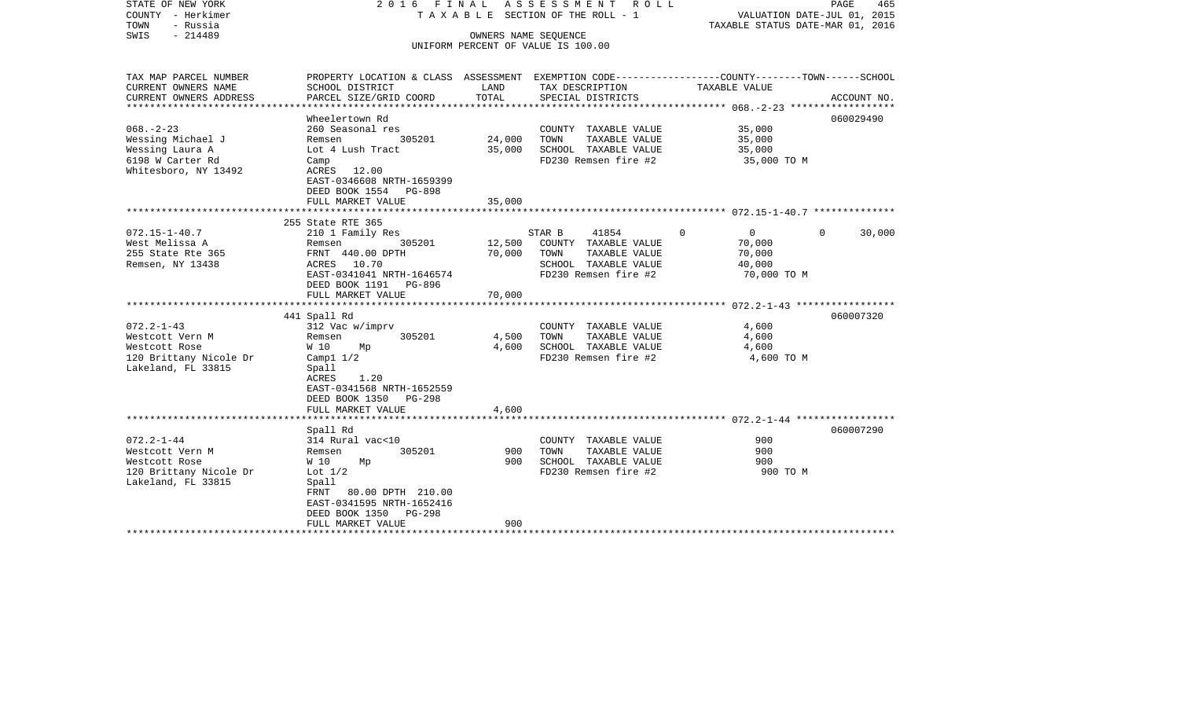STATE OF NEW YORK
COUNTY - Herkimer
TOWN - Russia
SWIS - 214489

2016 FINAL ASSESSMENT ROLL
TAXABLE SECTION OF THE ROLL - 1
OWNERS NAME SEQUENCE
UNIFORM PERCENT OF VALUE IS 100.00

VALUATION DATE-JUL 01, 2015
TAXABLE STATUS DATE-MAR 01, 2016

| TAX MAP PARCEL NUMBER / CURRENT OWNERS NAME / CURRENT OWNERS ADDRESS | PROPERTY LOCATION & CLASS / SCHOOL DISTRICT / PARCEL SIZE/GRID COORD | ASSESSMENT LAND | ASSESSMENT TOTAL | EXEMPTION CODE / TAX DESCRIPTION / SPECIAL DISTRICTS | COUNTY TAXABLE VALUE | TOWN TAXABLE VALUE | SCHOOL TAXABLE VALUE | ACCOUNT NO. |
|---|---|---|---|---|---|---|---|---|
| 068.-2-23 | Wheelertown Rd | | | | | | | 060029490 |
| Wessing Michael J | 260 Seasonal res | | | COUNTY TAXABLE VALUE | 35,000 | | | |
| Wessing Laura A | Remsen 305201 | 24,000 | | TOWN TAXABLE VALUE | | 35,000 | | |
| 6198 W Carter Rd | Lot 4 Lush Tract | | 35,000 | SCHOOL TAXABLE VALUE | | | 35,000 | |
| Whitesboro, NY 13492 | Camp | | | FD230 Remsen fire #2 | 35,000 TO M | | | |
| | ACRES 12.00 | | | | | | | |
| | EAST-0346608 NRTH-1659399 | | | | | | | |
| | DEED BOOK 1554 PG-898 | | | | | | | |
| | FULL MARKET VALUE | | 35,000 | | | | | |
| 072.15-1-40.7 | 255 State RTE 365 | | | | | | | |
| West Melissa A | 210 1 Family Res | | | STAR B 41854 | 0 | 0 | 30,000 | |
| 255 State Rte 365 | Remsen 305201 | 12,500 | | COUNTY TAXABLE VALUE | 70,000 | | | |
| Remsen, NY 13438 | FRNT 440.00 DPTH | | 70,000 | TOWN TAXABLE VALUE | | 70,000 | | |
| | ACRES 10.70 | | | SCHOOL TAXABLE VALUE | | | 40,000 | |
| | EAST-0341041 NRTH-1646574 | | | FD230 Remsen fire #2 | 70,000 TO M | | | |
| | DEED BOOK 1191 PG-896 | | | | | | | |
| | FULL MARKET VALUE | | 70,000 | | | | | |
| 072.2-1-43 | 441 Spall Rd | | | | | | | 060007320 |
| Westcott Vern M | 312 Vac w/imprv | | | COUNTY TAXABLE VALUE | 4,600 | | | |
| Westcott Rose | Remsen 305201 | 4,500 | | TOWN TAXABLE VALUE | | 4,600 | | |
| 120 Brittany Nicole Dr | W 10 Mp | | 4,600 | SCHOOL TAXABLE VALUE | | | 4,600 | |
| Lakeland, FL 33815 | Camp1 1/2 | | | FD230 Remsen fire #2 | 4,600 TO M | | | |
| | Spall | | | | | | | |
| | ACRES 1.20 | | | | | | | |
| | EAST-0341568 NRTH-1652559 | | | | | | | |
| | DEED BOOK 1350 PG-298 | | | | | | | |
| | FULL MARKET VALUE | | 4,600 | | | | | |
| 072.2-1-44 | Spall Rd | | | | | | | 060007290 |
| Westcott Vern M | 314 Rural vac<10 | | | COUNTY TAXABLE VALUE | 900 | | | |
| Westcott Rose | Remsen 305201 | 900 | | TOWN TAXABLE VALUE | | 900 | | |
| 120 Brittany Nicole Dr | W 10 Mp | | 900 | SCHOOL TAXABLE VALUE | | | 900 | |
| Lakeland, FL 33815 | Lot 1/2 | | | FD230 Remsen fire #2 | 900 TO M | | | |
| | Spall | | | | | | | |
| | FRNT 80.00 DPTH 210.00 | | | | | | | |
| | EAST-0341595 NRTH-1652416 | | | | | | | |
| | DEED BOOK 1350 PG-298 | | | | | | | |
| | FULL MARKET VALUE | | 900 | | | | | |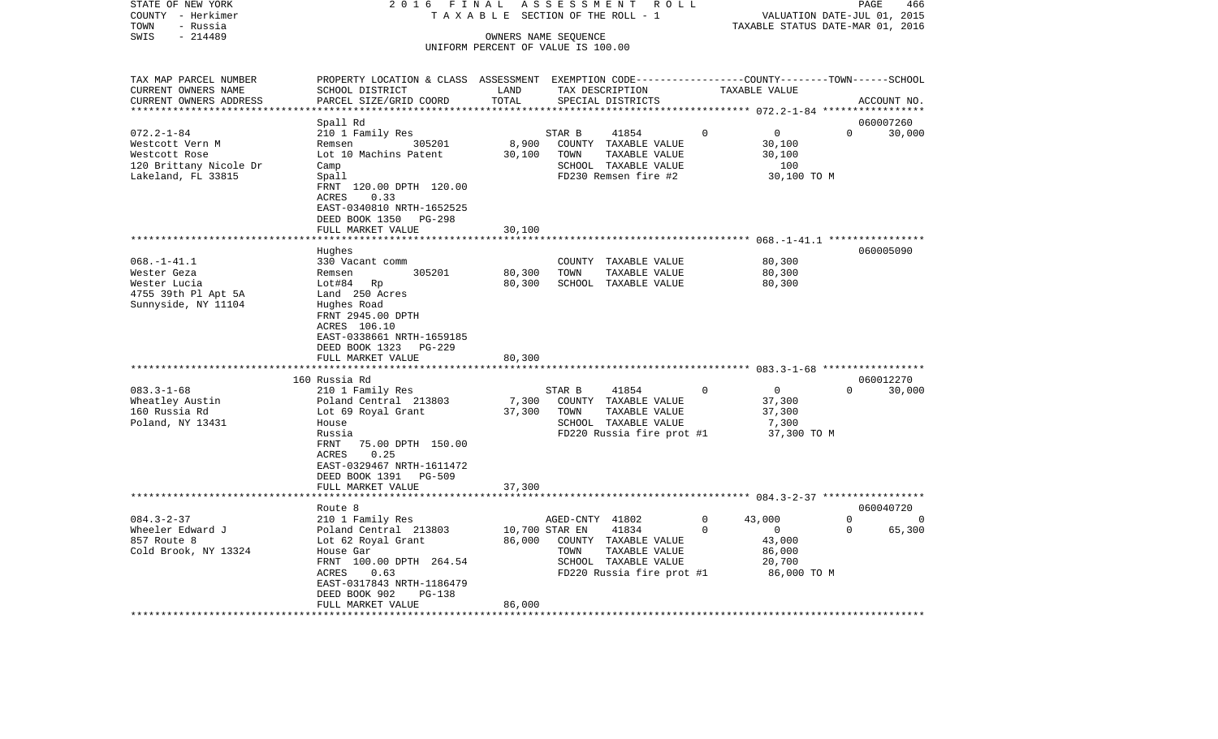STATE OF NEW YORK · COUNTY - Herkimer · TOWN - Russia · SWIS - 214489

2016 FINAL ASSESSMENT ROLL
TAXABLE SECTION OF THE ROLL - 1
OWNERS NAME SEQUENCE
UNIFORM PERCENT OF VALUE IS 100.00

VALUATION DATE-JUL 01, 2015
TAXABLE STATUS DATE-MAR 01, 2016

| TAX MAP PARCEL NUMBER / CURRENT OWNERS NAME / CURRENT OWNERS ADDRESS | PROPERTY LOCATION & CLASS / SCHOOL DISTRICT / PARCEL SIZE/GRID COORD | ASSESSMENT LAND | ASSESSMENT TOTAL | EXEMPTION CODE / TAX DESCRIPTION / SPECIAL DISTRICTS | COUNTY TAXABLE VALUE | TOWN | SCHOOL | ACCOUNT NO. |
|---|---|---|---|---|---|---|---|---|
| 072.2-1-84 | Spall Rd | | | | | | | 060007260 |
| Westcott Vern M | 210 1 Family Res | | | STAR B 41854 | 0 | 0 | 0 | 30,000 |
| Westcott Rose | Remsen 305201 | 8,900 | | COUNTY TAXABLE VALUE | 30,100 | | | |
| 120 Brittany Nicole Dr | Lot 10 Machins Patent | | 30,100 | TOWN TAXABLE VALUE | 30,100 | | | |
| Lakeland, FL 33815 | Camp | | | SCHOOL TAXABLE VALUE | 100 | | | |
| | Spall | | | FD230 Remsen fire #2 | 30,100 TO M | | | |
| | FRNT 120.00 DPTH 120.00 | | | | | | | |
| | ACRES 0.33 | | | | | | | |
| | EAST-0340810 NRTH-1652525 | | | | | | | |
| | DEED BOOK 1350 PG-298 | | | | | | | |
| | FULL MARKET VALUE | | 30,100 | | | | | |
| 068.-1-41.1 | Hughes | | | | | | | 060005090 |
| Wester Geza | 330 Vacant comm | | | COUNTY TAXABLE VALUE | 80,300 | | | |
| Wester Lucia | Remsen 305201 | 80,300 | | TOWN TAXABLE VALUE | 80,300 | | | |
| 4755 39th Pl Apt 5A | Lot#84 Rp | | 80,300 | SCHOOL TAXABLE VALUE | 80,300 | | | |
| Sunnyside, NY 11104 | Land 250 Acres | | | | | | | |
| | Hughes Road | | | | | | | |
| | FRNT 2945.00 DPTH | | | | | | | |
| | ACRES 106.10 | | | | | | | |
| | EAST-0338661 NRTH-1659185 | | | | | | | |
| | DEED BOOK 1323 PG-229 | | | | | | | |
| | FULL MARKET VALUE | | 80,300 | | | | | |
| 083.3-1-68 | 160 Russia Rd | | | | | | | 060012270 |
| Wheatley Austin | 210 1 Family Res | | | STAR B 41854 | 0 | 0 | 0 | 30,000 |
| 160 Russia Rd | Poland Central 213803 | 7,300 | | COUNTY TAXABLE VALUE | 37,300 | | | |
| Poland, NY 13431 | Lot 69 Royal Grant | | 37,300 | TOWN TAXABLE VALUE | 37,300 | | | |
| | House | | | SCHOOL TAXABLE VALUE | 7,300 | | | |
| | Russia | | | FD220 Russia fire prot #1 | 37,300 TO M | | | |
| | FRNT 75.00 DPTH 150.00 | | | | | | | |
| | ACRES 0.25 | | | | | | | |
| | EAST-0329467 NRTH-1611472 | | | | | | | |
| | DEED BOOK 1391 PG-509 | | | | | | | |
| | FULL MARKET VALUE | | 37,300 | | | | | |
| 084.3-2-37 | Route 8 | | | | | | | 060040720 |
| Wheeler Edward J | 210 1 Family Res | | | AGED-CNTY 41802 | 0 | 43,000 | 0 | 0 |
| 857 Route 8 | Poland Central 213803 | 10,700 | | STAR EN 41834 | 0 | 0 | 0 | 65,300 |
| Cold Brook, NY 13324 | Lot 62 Royal Grant | | 86,000 | COUNTY TAXABLE VALUE | 43,000 | | | |
| | House Gar | | | TOWN TAXABLE VALUE | 86,000 | | | |
| | FRNT 100.00 DPTH 264.54 | | | SCHOOL TAXABLE VALUE | 20,700 | | | |
| | ACRES 0.63 | | | FD220 Russia fire prot #1 | 86,000 TO M | | | |
| | EAST-0317843 NRTH-1186479 | | | | | | | |
| | DEED BOOK 902 PG-138 | | | | | | | |
| | FULL MARKET VALUE | | 86,000 | | | | | |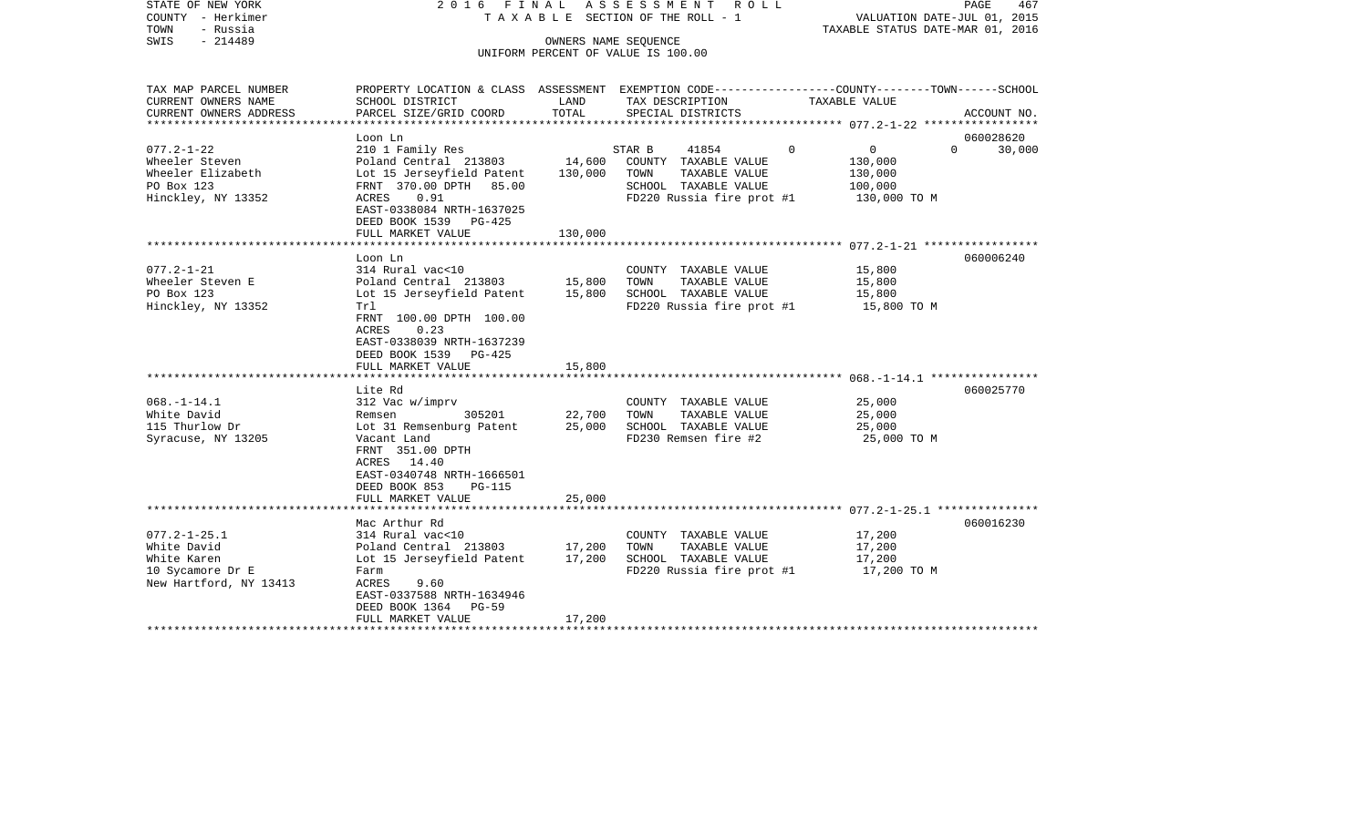STATE OF NEW YORK
COUNTY - Herkimer
TOWN - Russia
SWIS - 214489

2016 FINAL ASSESSMENT ROLL
TAXABLE SECTION OF THE ROLL - 1
OWNERS NAME SEQUENCE
UNIFORM PERCENT OF VALUE IS 100.00

VALUATION DATE-JUL 01, 2015
TAXABLE STATUS DATE-MAR 01, 2016

| TAX MAP PARCEL NUMBER / CURRENT OWNERS NAME / CURRENT OWNERS ADDRESS | PROPERTY LOCATION & CLASS / SCHOOL DISTRICT / PARCEL SIZE/GRID COORD | ASSESSMENT LAND | TOTAL | EXEMPTION CODE / TAX DESCRIPTION / SPECIAL DISTRICTS | COUNTY | TOWN | SCHOOL (TAXABLE VALUE) | ACCOUNT NO. |
|---|---|---|---|---|---|---|---|---|
| 077.2-1-22 | Loon Ln | | | | | | | 060028620 |
| | 210 1 Family Res | | | STAR B 41854 | 0 | 0 | 0 | 30,000 |
| Wheeler Steven | Poland Central 213803 | 14,600 | | COUNTY TAXABLE VALUE | 130,000 | | | |
| Wheeler Elizabeth | Lot 15 Jerseyfield Patent | | 130,000 | TOWN TAXABLE VALUE | | 130,000 | | |
| PO Box 123 | FRNT 370.00 DPTH 85.00 | | | SCHOOL TAXABLE VALUE | | | 100,000 | |
| Hinckley, NY 13352 | ACRES 0.91 | | | FD220 Russia fire prot #1 | 130,000 TO M | | | |
| | EAST-0338084 NRTH-1637025 | | | | | | | |
| | DEED BOOK 1539 PG-425 | | | | | | | |
| | FULL MARKET VALUE | | 130,000 | | | | | |
| 077.2-1-21 | Loon Ln | | | | | | | 060006240 |
| | 314 Rural vac<10 | | | COUNTY TAXABLE VALUE | 15,800 | | | |
| Wheeler Steven E | Poland Central 213803 | 15,800 | | TOWN TAXABLE VALUE | | 15,800 | | |
| PO Box 123 | Lot 15 Jerseyfield Patent | | 15,800 | SCHOOL TAXABLE VALUE | | | 15,800 | |
| Hinckley, NY 13352 | Trl | | | FD220 Russia fire prot #1 | 15,800 TO M | | | |
| | FRNT 100.00 DPTH 100.00 | | | | | | | |
| | ACRES 0.23 | | | | | | | |
| | EAST-0338039 NRTH-1637239 | | | | | | | |
| | DEED BOOK 1539 PG-425 | | | | | | | |
| | FULL MARKET VALUE | | 15,800 | | | | | |
| 068.-1-14.1 | Lite Rd | | | | | | | 060025770 |
| | 312 Vac w/imprv | | | COUNTY TAXABLE VALUE | 25,000 | | | |
| White David | Remsen 305201 | 22,700 | | TOWN TAXABLE VALUE | | 25,000 | | |
| 115 Thurlow Dr | Lot 31 Remsenburg Patent | | 25,000 | SCHOOL TAXABLE VALUE | | | 25,000 | |
| Syracuse, NY 13205 | Vacant Land | | | FD230 Remsen fire #2 | 25,000 TO M | | | |
| | FRNT 351.00 DPTH | | | | | | | |
| | ACRES 14.40 | | | | | | | |
| | EAST-0340748 NRTH-1666501 | | | | | | | |
| | DEED BOOK 853 PG-115 | | | | | | | |
| | FULL MARKET VALUE | | 25,000 | | | | | |
| 077.2-1-25.1 | Mac Arthur Rd | | | | | | | 060016230 |
| | 314 Rural vac<10 | | | COUNTY TAXABLE VALUE | 17,200 | | | |
| White David | Poland Central 213803 | 17,200 | | TOWN TAXABLE VALUE | | 17,200 | | |
| White Karen | Lot 15 Jerseyfield Patent | | 17,200 | SCHOOL TAXABLE VALUE | | | 17,200 | |
| 10 Sycamore Dr E | Farm | | | FD220 Russia fire prot #1 | 17,200 TO M | | | |
| New Hartford, NY 13413 | ACRES 9.60 | | | | | | | |
| | EAST-0337588 NRTH-1634946 | | | | | | | |
| | DEED BOOK 1364 PG-59 | | | | | | | |
| | FULL MARKET VALUE | | 17,200 | | | | | |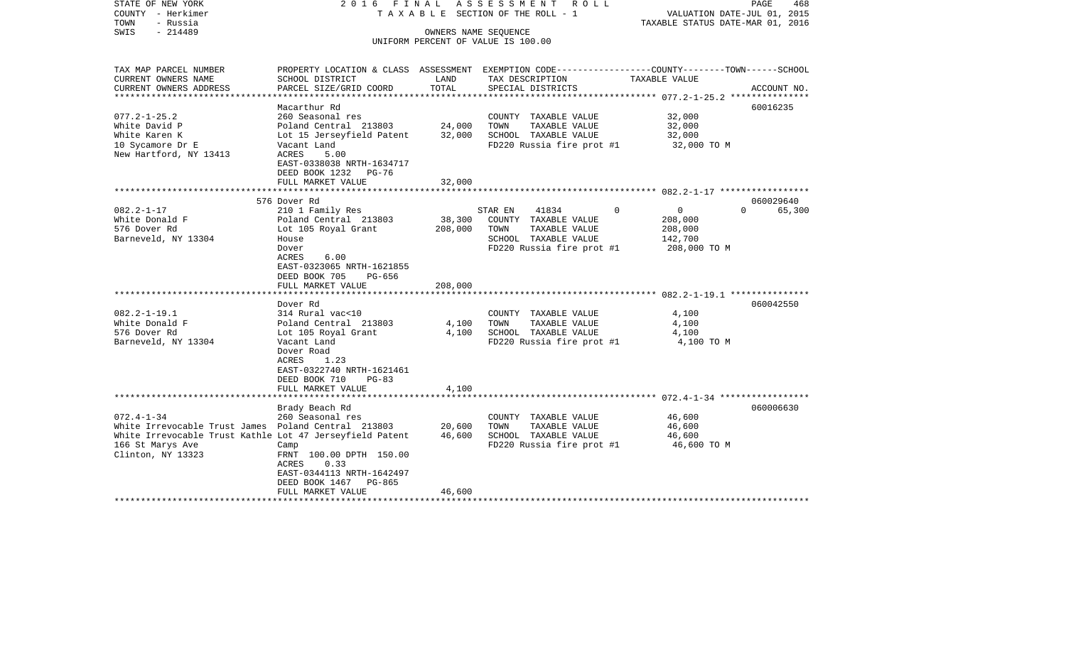STATE OF NEW YORK | 2016 FINAL ASSESSMENT ROLL | VALUATION DATE-JUL 01, 2015
COUNTY - Herkimer | TAXABLE SECTION OF THE ROLL - 1 | TAXABLE STATUS DATE-MAR 01, 2016
TOWN - Russia | OWNERS NAME SEQUENCE
SWIS - 214489 | UNIFORM PERCENT OF VALUE IS 100.00

| TAX MAP PARCEL NUMBER / CURRENT OWNERS NAME / CURRENT OWNERS ADDRESS | PROPERTY LOCATION & CLASS / SCHOOL DISTRICT / PARCEL SIZE/GRID COORD | ASSESSMENT LAND | ASSESSMENT TOTAL | EXEMPTION CODE / TAX DESCRIPTION / SPECIAL DISTRICTS | COUNTY | TOWN | SCHOOL / TAXABLE VALUE | ACCOUNT NO. |
|---|---|---|---|---|---|---|---|---|
| 077.2-1-25.2 | Macarthur Rd | | | | | | | 60016235 |
| White David P | 260 Seasonal res | | | COUNTY TAXABLE VALUE | 32,000 | | | |
| White Karen K | Poland Central 213803 | 24,000 | | TOWN TAXABLE VALUE | | 32,000 | | |
| 10 Sycamore Dr E | Lot 15 Jerseyfield Patent | | 32,000 | SCHOOL TAXABLE VALUE | | | 32,000 | |
| New Hartford, NY 13413 | Vacant Land | | | FD220 Russia fire prot #1 | | | 32,000 TO M | |
| | ACRES 5.00 | | | | | | | |
| | EAST-0338038 NRTH-1634717 | | | | | | | |
| | DEED BOOK 1232 PG-76 | | | | | | | |
| | FULL MARKET VALUE | | 32,000 | | | | | |
| 082.2-1-17 | 576 Dover Rd | | | | | | | 060029640 |
| White Donald F | 210 1 Family Res | | | STAR EN 41834 | 0 | 0 | 0 65,300 | |
| 576 Dover Rd | Poland Central 213803 | 38,300 | | COUNTY TAXABLE VALUE | 208,000 | | | |
| Barneveld, NY 13304 | Lot 105 Royal Grant | | 208,000 | TOWN TAXABLE VALUE | | 208,000 | | |
| | House | | | SCHOOL TAXABLE VALUE | | | 142,700 | |
| | Dover | | | FD220 Russia fire prot #1 | | | 208,000 TO M | |
| | ACRES 6.00 | | | | | | | |
| | EAST-0323065 NRTH-1621855 | | | | | | | |
| | DEED BOOK 705 PG-656 | | | | | | | |
| | FULL MARKET VALUE | | 208,000 | | | | | |
| 082.2-1-19.1 | Dover Rd | | | | | | | 060042550 |
| White Donald F | 314 Rural vac<10 | | | COUNTY TAXABLE VALUE | 4,100 | | | |
| 576 Dover Rd | Poland Central 213803 | 4,100 | | TOWN TAXABLE VALUE | | 4,100 | | |
| Barneveld, NY 13304 | Lot 105 Royal Grant | | 4,100 | SCHOOL TAXABLE VALUE | | | 4,100 | |
| | Vacant Land | | | FD220 Russia fire prot #1 | | | 4,100 TO M | |
| | Dover Road | | | | | | | |
| | ACRES 1.23 | | | | | | | |
| | EAST-0322740 NRTH-1621461 | | | | | | | |
| | DEED BOOK 710 PG-83 | | | | | | | |
| | FULL MARKET VALUE | | 4,100 | | | | | |
| 072.4-1-34 | Brady Beach Rd | | | | | | | 060006630 |
| White Irrevocable Trust James | 260 Seasonal res | | | COUNTY TAXABLE VALUE | 46,600 | | | |
| White Irrevocable Trust Kathle | Poland Central 213803 | 20,600 | | TOWN TAXABLE VALUE | | 46,600 | | |
| 166 St Marys Ave | Lot 47 Jerseyfield Patent | | 46,600 | SCHOOL TAXABLE VALUE | | | 46,600 | |
| Clinton, NY 13323 | Camp | | | FD220 Russia fire prot #1 | | | 46,600 TO M | |
| | FRNT 100.00 DPTH 150.00 | | | | | | | |
| | ACRES 0.33 | | | | | | | |
| | EAST-0344113 NRTH-1642497 | | | | | | | |
| | DEED BOOK 1467 PG-865 | | | | | | | |
| | FULL MARKET VALUE | | 46,600 | | | | | |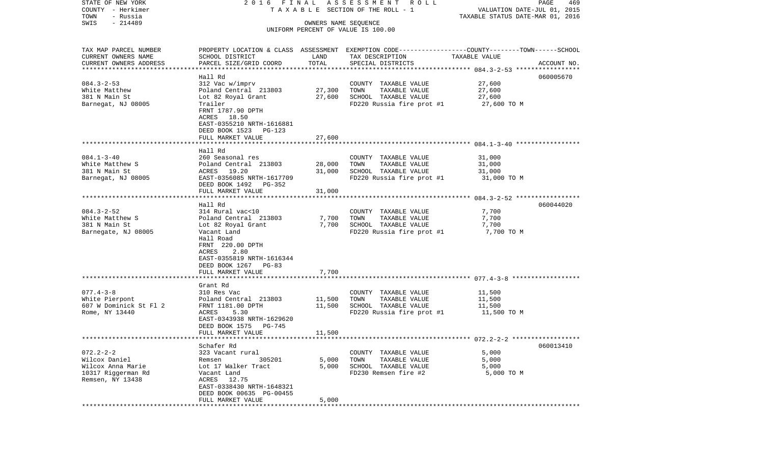STATE OF NEW YORK — 2016 FINAL ASSESSMENT ROLL
COUNTY - Herkimer — TAXABLE SECTION OF THE ROLL - 1 — VALUATION DATE-JUL 01, 2015
TOWN - Russia — TAXABLE STATUS DATE-MAR 01, 2016
SWIS - 214489 — OWNERS NAME SEQUENCE
UNIFORM PERCENT OF VALUE IS 100.00

| TAX MAP PARCEL NUMBER<br>CURRENT OWNERS NAME<br>CURRENT OWNERS ADDRESS | PROPERTY LOCATION & CLASS<br>SCHOOL DISTRICT<br>PARCEL SIZE/GRID COORD | ASSESSMENT<br>LAND<br>TOTAL | EXEMPTION CODE-----COUNTY--------TOWN------SCHOOL<br>TAX DESCRIPTION<br>SPECIAL DISTRICTS | TAXABLE VALUE | ACCOUNT NO. |
|---|---|---|---|---|---|
| 084.3-2-53<br>White Matthew<br>381 N Main St<br>Barnegat, NJ 08005 | Hall Rd<br>312 Vac w/imprv<br>Poland Central 213803<br>Lot 82 Royal Grant<br>Trailer<br>FRNT 1787.90 DPTH<br>ACRES 18.50<br>EAST-0355210 NRTH-1616881<br>DEED BOOK 1523 PG-123<br>FULL MARKET VALUE | <br><br>27,300<br>27,600<br><br><br><br><br><br>27,600 | COUNTY TAXABLE VALUE<br>TOWN TAXABLE VALUE<br>SCHOOL TAXABLE VALUE<br>FD220 Russia fire prot #1 | 27,600<br>27,600<br>27,600<br>27,600 TO M | 060005670 |
| 084.1-3-40<br>White Matthew S<br>381 N Main St<br>Barnegat, NJ 08005 | Hall Rd<br>260 Seasonal res<br>Poland Central 213803<br>ACRES 19.20<br>EAST-0356085 NRTH-1617709<br>DEED BOOK 1492 PG-352<br>FULL MARKET VALUE | <br><br>28,000<br>31,000<br><br><br>31,000 | COUNTY TAXABLE VALUE<br>TOWN TAXABLE VALUE<br>SCHOOL TAXABLE VALUE<br>FD220 Russia fire prot #1 | 31,000<br>31,000<br>31,000<br>31,000 TO M | |
| 084.3-2-52<br>White Matthew S<br>381 N Main St<br>Barnegate, NJ 08005 | Hall Rd<br>314 Rural vac<10<br>Poland Central 213803<br>Lot 82 Royal Grant<br>Vacant Land<br>Hall Road<br>FRNT 220.00 DPTH<br>ACRES 2.80<br>EAST-0355819 NRTH-1616344<br>DEED BOOK 1267 PG-83<br>FULL MARKET VALUE | <br><br>7,700<br>7,700<br><br><br><br><br><br><br>7,700 | COUNTY TAXABLE VALUE<br>TOWN TAXABLE VALUE<br>SCHOOL TAXABLE VALUE<br>FD220 Russia fire prot #1 | 7,700<br>7,700<br>7,700<br>7,700 TO M | 060044020 |
| 077.4-3-8<br>White Pierpont<br>607 W Dominick St Fl 2<br>Rome, NY 13440 | Grant Rd<br>310 Res Vac<br>Poland Central 213803<br>FRNT 1181.00 DPTH<br>ACRES 5.30<br>EAST-0343938 NRTH-1629620<br>DEED BOOK 1575 PG-745<br>FULL MARKET VALUE | <br><br>11,500<br>11,500<br><br><br><br>11,500 | COUNTY TAXABLE VALUE<br>TOWN TAXABLE VALUE<br>SCHOOL TAXABLE VALUE<br>FD220 Russia fire prot #1 | 11,500<br>11,500<br>11,500<br>11,500 TO M | |
| 072.2-2-2<br>Wilcox Daniel<br>Wilcox Anna Marie<br>10317 Riggerman Rd<br>Remsen, NY 13438 | Schafer Rd<br>323 Vacant rural<br>Remsen 305201<br>Lot 17 Walker Tract<br>Vacant Land<br>ACRES 12.75<br>EAST-0338430 NRTH-1648321<br>DEED BOOK 00635 PG-00455<br>FULL MARKET VALUE | <br><br>5,000<br>5,000<br><br><br><br><br>5,000 | COUNTY TAXABLE VALUE<br>TOWN TAXABLE VALUE<br>SCHOOL TAXABLE VALUE<br>FD230 Remsen fire #2 | 5,000<br>5,000<br>5,000<br>5,000 TO M | 060013410 |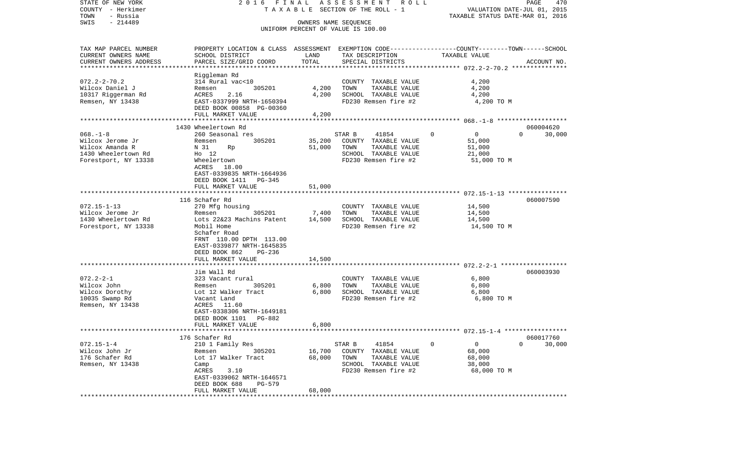STATE OF NEW YORK                    2016 FINAL ASSESSMENT ROLL
COUNTY - Herkimer                    TAXABLE SECTION OF THE ROLL - 1                    VALUATION DATE-JUL 01, 2015
TOWN - Russia                                                                            TAXABLE STATUS DATE-MAR 01, 2016
SWIS - 214489                        OWNERS NAME SEQUENCE
                                     UNIFORM PERCENT OF VALUE IS 100.00

| TAX MAP PARCEL NUMBER / CURRENT OWNERS NAME / CURRENT OWNERS ADDRESS | PROPERTY LOCATION & CLASS / SCHOOL DISTRICT / PARCEL SIZE/GRID COORD | ASSESSMENT LAND | TOTAL | EXEMPTION CODE / TAX DESCRIPTION / SPECIAL DISTRICTS | COUNTY | TOWN | SCHOOL | TAXABLE VALUE | ACCOUNT NO. |
|---|---|---|---|---|---|---|---|---|---|
| 072.2-2-70.2 | Riggleman Rd | | | | | | | | |
| | 314 Rural vac<10 | | | COUNTY TAXABLE VALUE | | | | 4,200 | |
| Wilcox Daniel J | Remsen 305201 | 4,200 | | TOWN TAXABLE VALUE | | | | 4,200 | |
| 10317 Riggerman Rd | ACRES 2.16 | | 4,200 | SCHOOL TAXABLE VALUE | | | | 4,200 | |
| Remsen, NY 13438 | EAST-0337999 NRTH-1650394 | | | FD230 Remsen fire #2 | | | | 4,200 TO M | |
| | DEED BOOK 00858 PG-00360 | | | | | | | | |
| | FULL MARKET VALUE | | 4,200 | | | | | | |
| 068.-1-8 | 1430 Wheelertown Rd | | | | | | | | 060004620 |
| | 260 Seasonal res | | | STAR B 41854 | 0 | 0 | 0 | | 30,000 |
| Wilcox Jerome Jr | Remsen 305201 | 35,200 | | COUNTY TAXABLE VALUE | | | | 51,000 | |
| Wilcox Amanda R | N 31 Rp | | 51,000 | TOWN TAXABLE VALUE | | | | 51,000 | |
| 1430 Wheelertown Rd | Ho 12 | | | SCHOOL TAXABLE VALUE | | | | 21,000 | |
| Forestport, NY 13338 | Wheelertown | | | FD230 Remsen fire #2 | | | | 51,000 TO M | |
| | ACRES 18.00 | | | | | | | | |
| | EAST-0339835 NRTH-1664936 | | | | | | | | |
| | DEED BOOK 1411 PG-345 | | | | | | | | |
| | FULL MARKET VALUE | | 51,000 | | | | | | |
| 072.15-1-13 | 116 Schafer Rd | | | | | | | | 060007590 |
| | 270 Mfg housing | | | COUNTY TAXABLE VALUE | | | | 14,500 | |
| Wilcox Jerome Jr | Remsen 305201 | 7,400 | | TOWN TAXABLE VALUE | | | | 14,500 | |
| 1430 Wheelertown Rd | Lots 22&23 Machins Patent | | 14,500 | SCHOOL TAXABLE VALUE | | | | 14,500 | |
| Forestport, NY 13338 | Mobil Home | | | FD230 Remsen fire #2 | | | | 14,500 TO M | |
| | Schafer Road | | | | | | | | |
| | FRNT 110.00 DPTH 113.00 | | | | | | | | |
| | EAST-0339877 NRTH-1645835 | | | | | | | | |
| | DEED BOOK 862 PG-236 | | | | | | | | |
| | FULL MARKET VALUE | | 14,500 | | | | | | |
| 072.2-2-1 | Jim Wall Rd | | | | | | | | 060003930 |
| | 323 Vacant rural | | | COUNTY TAXABLE VALUE | | | | 6,800 | |
| Wilcox John | Remsen 305201 | 6,800 | | TOWN TAXABLE VALUE | | | | 6,800 | |
| Wilcox Dorothy | Lot 12 Walker Tract | | 6,800 | SCHOOL TAXABLE VALUE | | | | 6,800 | |
| 10035 Swamp Rd | Vacant Land | | | FD230 Remsen fire #2 | | | | 6,800 TO M | |
| Remsen, NY 13438 | ACRES 11.60 | | | | | | | | |
| | EAST-0338306 NRTH-1649181 | | | | | | | | |
| | DEED BOOK 1101 PG-882 | | | | | | | | |
| | FULL MARKET VALUE | | 6,800 | | | | | | |
| 072.15-1-4 | 176 Schafer Rd | | | | | | | | 060017760 |
| | 210 1 Family Res | | | STAR B 41854 | 0 | 0 | 0 | | 30,000 |
| Wilcox John Jr | Remsen 305201 | 16,700 | | COUNTY TAXABLE VALUE | | | | 68,000 | |
| 176 Schafer Rd | Lot 17 Walker Tract | | 68,000 | TOWN TAXABLE VALUE | | | | 68,000 | |
| Remsen, NY 13438 | Camp | | | SCHOOL TAXABLE VALUE | | | | 38,000 | |
| | ACRES 3.10 | | | FD230 Remsen fire #2 | | | | 68,000 TO M | |
| | EAST-0339062 NRTH-1646571 | | | | | | | | |
| | DEED BOOK 688 PG-579 | | | | | | | | |
| | FULL MARKET VALUE | | 68,000 | | | | | | |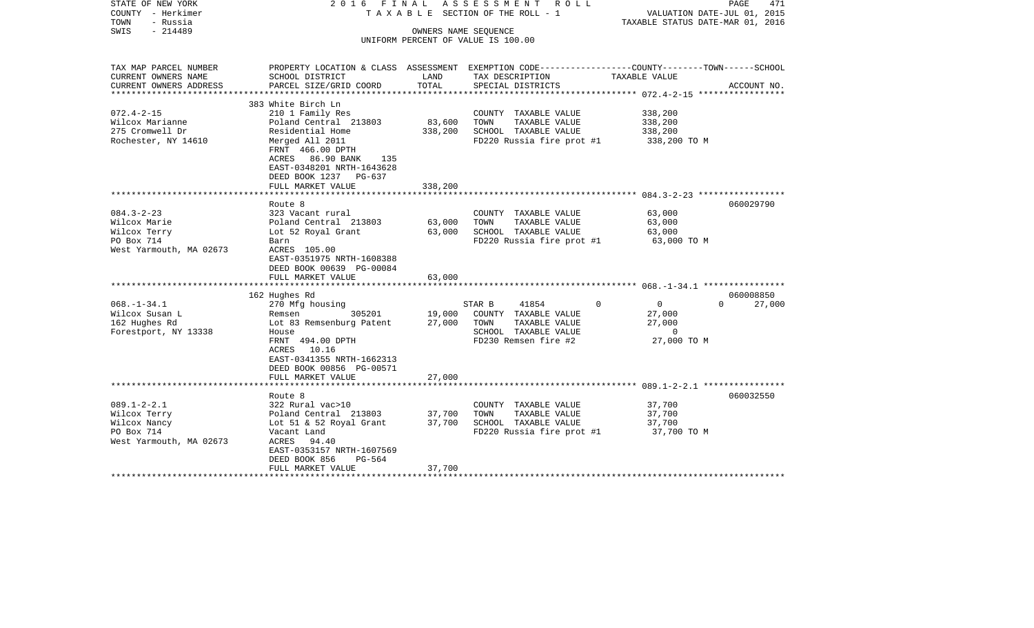STATE OF NEW YORK | COUNTY - Herkimer | TOWN - Russia | SWIS - 214489

2016 FINAL ASSESSMENT ROLL
TAXABLE SECTION OF THE ROLL - 1
OWNERS NAME SEQUENCE
UNIFORM PERCENT OF VALUE IS 100.00

VALUATION DATE-JUL 01, 2015
TAXABLE STATUS DATE-MAR 01, 2016

| TAX MAP PARCEL NUMBER / CURRENT OWNERS NAME / CURRENT OWNERS ADDRESS | PROPERTY LOCATION & CLASS / SCHOOL DISTRICT / PARCEL SIZE/GRID COORD | ASSESSMENT LAND | ASSESSMENT TOTAL | EXEMPTION CODE / TAX DESCRIPTION / SPECIAL DISTRICTS | COUNTY TAXABLE VALUE | TOWN | SCHOOL | ACCOUNT NO. |
|---|---|---|---|---|---|---|---|---|
| 072.4-2-15 | 383 White Birch Ln | | | | | | | |
| Wilcox Marianne | 210 1 Family Res | | | COUNTY TAXABLE VALUE | 338,200 | | | |
| 275 Cromwell Dr | Poland Central 213803 | 83,600 | | TOWN TAXABLE VALUE | 338,200 | | | |
| Rochester, NY 14610 | Residential Home | | 338,200 | SCHOOL TAXABLE VALUE | 338,200 | | | |
| | Merged All 2011 | | | FD220 Russia fire prot #1 | 338,200 TO M | | | |
| | FRNT 466.00 DPTH | | | | | | | |
| | ACRES 86.90 BANK 135 | | | | | | | |
| | EAST-0348201 NRTH-1643628 | | | | | | | |
| | DEED BOOK 1237 PG-637 | | | | | | | |
| | FULL MARKET VALUE | | 338,200 | | | | | |
| 084.3-2-23 | Route 8 | | | | | | | 060029790 |
| Wilcox Marie | 323 Vacant rural | | | COUNTY TAXABLE VALUE | 63,000 | | | |
| Wilcox Terry | Poland Central 213803 | 63,000 | | TOWN TAXABLE VALUE | 63,000 | | | |
| PO Box 714 | Lot 52 Royal Grant | | 63,000 | SCHOOL TAXABLE VALUE | 63,000 | | | |
| West Yarmouth, MA 02673 | Barn | | | FD220 Russia fire prot #1 | 63,000 TO M | | | |
| | ACRES 105.00 | | | | | | | |
| | EAST-0351975 NRTH-1608388 | | | | | | | |
| | DEED BOOK 00639 PG-00084 | | | | | | | |
| | FULL MARKET VALUE | | 63,000 | | | | | |
| 068.-1-34.1 | 162 Hughes Rd | | | | | | | 060008850 |
| Wilcox Susan L | 270 Mfg housing | | | STAR B 41854 | 0 | 0 | 0 | 27,000 |
| 162 Hughes Rd | Remsen 305201 | 19,000 | | COUNTY TAXABLE VALUE | 27,000 | | | |
| Forestport, NY 13338 | Lot 83 Remsenburg Patent | | 27,000 | TOWN TAXABLE VALUE | 27,000 | | | |
| | House | | | SCHOOL TAXABLE VALUE | 0 | | | |
| | FRNT 494.00 DPTH | | | FD230 Remsen fire #2 | 27,000 TO M | | | |
| | ACRES 10.16 | | | | | | | |
| | EAST-0341355 NRTH-1662313 | | | | | | | |
| | DEED BOOK 00856 PG-00571 | | | | | | | |
| | FULL MARKET VALUE | | 27,000 | | | | | |
| 089.1-2-2.1 | Route 8 | | | | | | | 060032550 |
| Wilcox Terry | 322 Rural vac>10 | | | COUNTY TAXABLE VALUE | 37,700 | | | |
| Wilcox Nancy | Poland Central 213803 | 37,700 | | TOWN TAXABLE VALUE | 37,700 | | | |
| PO Box 714 | Lot 51 & 52 Royal Grant | | 37,700 | SCHOOL TAXABLE VALUE | 37,700 | | | |
| West Yarmouth, MA 02673 | Vacant Land | | | FD220 Russia fire prot #1 | 37,700 TO M | | | |
| | ACRES 94.40 | | | | | | | |
| | EAST-0353157 NRTH-1607569 | | | | | | | |
| | DEED BOOK 856 PG-564 | | | | | | | |
| | FULL MARKET VALUE | | 37,700 | | | | | |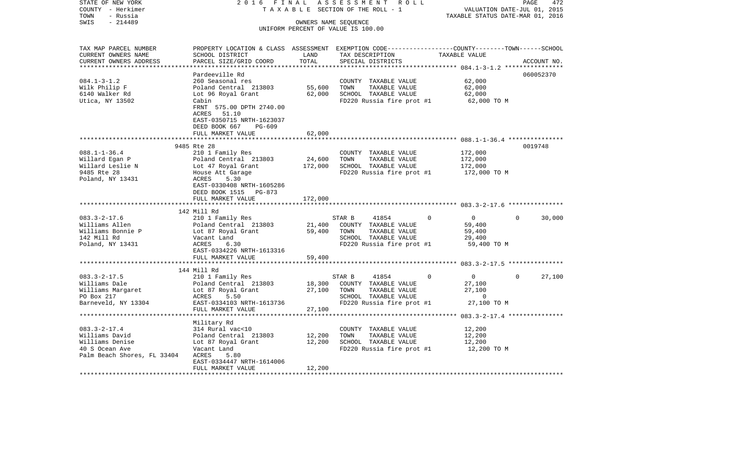STATE OF NEW YORK
COUNTY - Herkimer
TOWN - Russia
SWIS - 214489

2 0 1 6 F I N A L A S S E S S M E N T R O L L
T A X A B L E SECTION OF THE ROLL - 1
OWNERS NAME SEQUENCE
UNIFORM PERCENT OF VALUE IS 100.00

VALUATION DATE-JUL 01, 2015
TAXABLE STATUS DATE-MAR 01, 2016

| TAX MAP PARCEL NUMBER / CURRENT OWNERS NAME / CURRENT OWNERS ADDRESS | PROPERTY LOCATION & CLASS / SCHOOL DISTRICT / PARCEL SIZE/GRID COORD | ASSESSMENT LAND | TOTAL | EXEMPTION CODE / TAX DESCRIPTION / SPECIAL DISTRICTS | COUNTY | TOWN | SCHOOL / TAXABLE VALUE | ACCOUNT NO. |
|---|---|---|---|---|---|---|---|---|
| 084.1-3-1.2 | Pardeeville Rd | | | | | | | 060052370 |
| Wilk Philip F | 260 Seasonal res | | | COUNTY TAXABLE VALUE | 62,000 | | | |
| 6140 Walker Rd | Poland Central 213803 | 55,600 | | TOWN TAXABLE VALUE | | 62,000 | | |
| Utica, NY 13502 | Lot 96 Royal Grant | | 62,000 | SCHOOL TAXABLE VALUE | | | 62,000 | |
| | Cabin | | | FD220 Russia fire prot #1 | 62,000 TO M | | | |
| | FRNT 575.00 DPTH 2740.00 | | | | | | | |
| | ACRES 51.10 | | | | | | | |
| | EAST-0350715 NRTH-1623037 | | | | | | | |
| | DEED BOOK 667 PG-609 | | | | | | | |
| | FULL MARKET VALUE | | 62,000 | | | | | |
| 088.1-1-36.4 | 9485 Rte 28 | | | | | | | 0019748 |
| Willard Egan P | 210 1 Family Res | | | COUNTY TAXABLE VALUE | 172,000 | | | |
| Willard Leslie N | Poland Central 213803 | 24,600 | | TOWN TAXABLE VALUE | | 172,000 | | |
| 9485 Rte 28 | Lot 47 Royal Grant | | 172,000 | SCHOOL TAXABLE VALUE | | | 172,000 | |
| Poland, NY 13431 | House Att Garage | | | FD220 Russia fire prot #1 | 172,000 TO M | | | |
| | ACRES 5.30 | | | | | | | |
| | EAST-0330408 NRTH-1605286 | | | | | | | |
| | DEED BOOK 1515 PG-873 | | | | | | | |
| | FULL MARKET VALUE | | 172,000 | | | | | |
| 083.3-2-17.6 | 142 Mill Rd | | | | | | | |
| Williams Allen | 210 1 Family Res | | | STAR B 41854 | 0 | 0 | 30,000 | |
| Williams Bonnie P | Poland Central 213803 | 21,400 | | COUNTY TAXABLE VALUE | 59,400 | | | |
| 142 Mill Rd | Lot 87 Royal Grant | | 59,400 | TOWN TAXABLE VALUE | | 59,400 | | |
| Poland, NY 13431 | Vacant Land | | | SCHOOL TAXABLE VALUE | | | 29,400 | |
| | ACRES 6.30 | | | FD220 Russia fire prot #1 | 59,400 TO M | | | |
| | EAST-0334226 NRTH-1613316 | | | | | | | |
| | FULL MARKET VALUE | | 59,400 | | | | | |
| 083.3-2-17.5 | 144 Mill Rd | | | | | | | |
| Williams Dale | 210 1 Family Res | | | STAR B 41854 | 0 | 0 | 27,100 | |
| Williams Margaret | Poland Central 213803 | 18,300 | | COUNTY TAXABLE VALUE | 27,100 | | | |
| PO Box 217 | Lot 87 Royal Grant | | 27,100 | TOWN TAXABLE VALUE | | 27,100 | | |
| Barneveld, NY 13304 | ACRES 5.50 | | | SCHOOL TAXABLE VALUE | | | 0 | |
| | EAST-0334103 NRTH-1613736 | | | FD220 Russia fire prot #1 | 27,100 TO M | | | |
| | FULL MARKET VALUE | | 27,100 | | | | | |
| 083.3-2-17.4 | Military Rd | | | | | | | |
| Williams David | 314 Rural vac<10 | | | COUNTY TAXABLE VALUE | 12,200 | | | |
| Williams Denise | Poland Central 213803 | 12,200 | | TOWN TAXABLE VALUE | | 12,200 | | |
| 40 S Ocean Ave | Lot 87 Royal Grant | | 12,200 | SCHOOL TAXABLE VALUE | | | 12,200 | |
| Palm Beach Shores, FL 33404 | Vacant Land | | | FD220 Russia fire prot #1 | 12,200 TO M | | | |
| | ACRES 5.80 | | | | | | | |
| | EAST-0334447 NRTH-1614006 | | | | | | | |
| | FULL MARKET VALUE | | 12,200 | | | | | |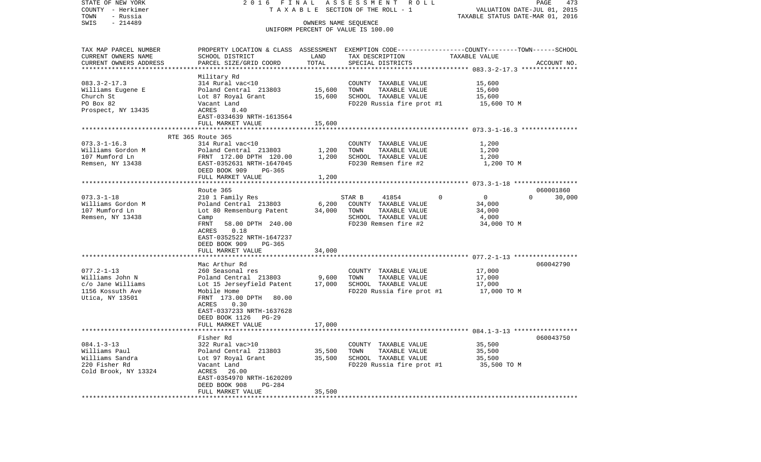STATE OF NEW YORK — 2016 FINAL ASSESSMENT ROLL
COUNTY - Herkimer — TAXABLE SECTION OF THE ROLL - 1 — VALUATION DATE-JUL 01, 2015
TOWN - Russia — TAXABLE STATUS DATE-MAR 01, 2016
SWIS - 214489 — OWNERS NAME SEQUENCE
UNIFORM PERCENT OF VALUE IS 100.00

| TAX MAP PARCEL NUMBER / CURRENT OWNERS NAME / CURRENT OWNERS ADDRESS | PROPERTY LOCATION & CLASS / SCHOOL DISTRICT / PARCEL SIZE/GRID COORD | ASSESSMENT LAND | ASSESSMENT TOTAL | EXEMPTION CODE / TAX DESCRIPTION / SPECIAL DISTRICTS | COUNTY TAXABLE VALUE | TOWN | SCHOOL | ACCOUNT NO. |
|---|---|---|---|---|---|---|---|---|
| 083.3-2-17.3 | Military Rd | | | | | | | |
| 083.3-2-17.3 | 314 Rural vac<10 | | | COUNTY TAXABLE VALUE | 15,600 | | | |
| Williams Eugene E | Poland Central 213803 | 15,600 | | TOWN TAXABLE VALUE | 15,600 | | | |
| Church St | Lot 87 Royal Grant | | 15,600 | SCHOOL TAXABLE VALUE | 15,600 | | | |
| PO Box 82 | Vacant Land | | | FD220 Russia fire prot #1 | 15,600 TO M | | | |
| Prospect, NY 13435 | ACRES 8.40 | | | | | | | |
| | EAST-0334639 NRTH-1613564 | | | | | | | |
| | FULL MARKET VALUE | | 15,600 | | | | | |
| 073.3-1-16.3 | RTE 365 Route 365 | | | | | | | |
| 073.3-1-16.3 | 314 Rural vac<10 | | | COUNTY TAXABLE VALUE | 1,200 | | | |
| Williams Gordon M | Poland Central 213803 | 1,200 | | TOWN TAXABLE VALUE | 1,200 | | | |
| 107 Mumford Ln | FRNT 172.00 DPTH 120.00 | | 1,200 | SCHOOL TAXABLE VALUE | 1,200 | | | |
| Remsen, NY 13438 | EAST-0352631 NRTH-1647045 | | | FD230 Remsen fire #2 | 1,200 TO M | | | |
| | DEED BOOK 909 PG-365 | | | | | | | |
| | FULL MARKET VALUE | | 1,200 | | | | | |
| 073.3-1-18 | Route 365 | | | | | | | 060001860 |
| 073.3-1-18 | 210 1 Family Res | | | STAR B 41854 | 0 | 0 | 30,000 | |
| Williams Gordon M | Poland Central 213803 | 6,200 | | COUNTY TAXABLE VALUE | 34,000 | | | |
| 107 Mumford Ln | Lot 80 Remsenburg Patent | | 34,000 | TOWN TAXABLE VALUE | 34,000 | | | |
| Remsen, NY 13438 | Camp | | | SCHOOL TAXABLE VALUE | 4,000 | | | |
| | FRNT 58.00 DPTH 240.00 | | | FD230 Remsen fire #2 | 34,000 TO M | | | |
| | ACRES 0.18 | | | | | | | |
| | EAST-0352522 NRTH-1647237 | | | | | | | |
| | DEED BOOK 909 PG-365 | | | | | | | |
| | FULL MARKET VALUE | | 34,000 | | | | | |
| 077.2-1-13 | Mac Arthur Rd | | | | | | | 060042790 |
| 077.2-1-13 | 260 Seasonal res | | | COUNTY TAXABLE VALUE | 17,000 | | | |
| Williams John N | Poland Central 213803 | 9,600 | | TOWN TAXABLE VALUE | 17,000 | | | |
| c/o Jane Williams | Lot 15 Jerseyfield Patent | | 17,000 | SCHOOL TAXABLE VALUE | 17,000 | | | |
| 1156 Kossuth Ave | Mobile Home | | | FD220 Russia fire prot #1 | 17,000 TO M | | | |
| Utica, NY 13501 | FRNT 173.00 DPTH 80.00 | | | | | | | |
| | ACRES 0.30 | | | | | | | |
| | EAST-0337233 NRTH-1637628 | | | | | | | |
| | DEED BOOK 1126 PG-29 | | | | | | | |
| | FULL MARKET VALUE | | 17,000 | | | | | |
| 084.1-3-13 | Fisher Rd | | | | | | | 060043750 |
| 084.1-3-13 | 322 Rural vac>10 | | | COUNTY TAXABLE VALUE | 35,500 | | | |
| Williams Paul | Poland Central 213803 | 35,500 | | TOWN TAXABLE VALUE | 35,500 | | | |
| Williams Sandra | Lot 97 Royal Grant | | 35,500 | SCHOOL TAXABLE VALUE | 35,500 | | | |
| 220 Fisher Rd | Vacant Land | | | FD220 Russia fire prot #1 | 35,500 TO M | | | |
| Cold Brook, NY 13324 | ACRES 26.00 | | | | | | | |
| | EAST-0354970 NRTH-1620209 | | | | | | | |
| | DEED BOOK 908 PG-284 | | | | | | | |
| | FULL MARKET VALUE | | 35,500 | | | | | |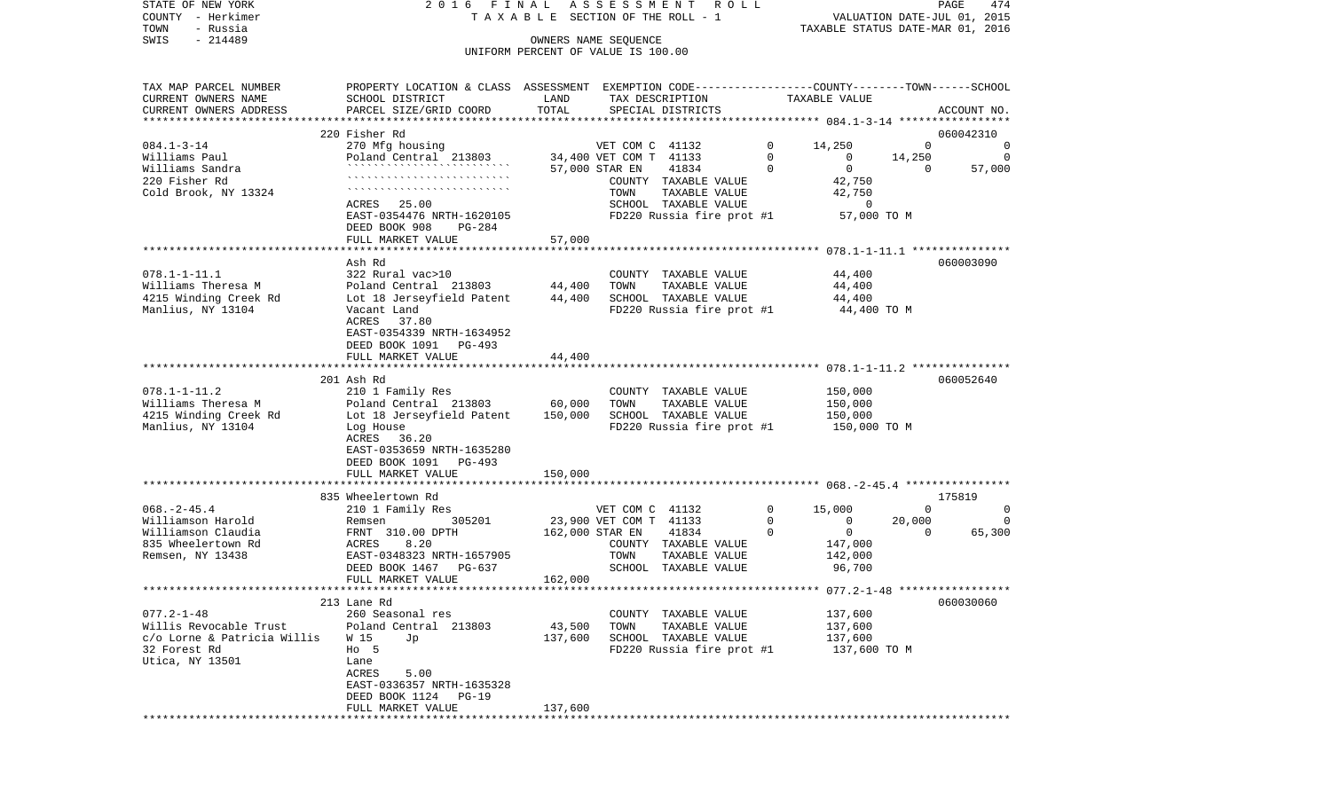STATE OF NEW YORK | 2016 FINAL ASSESSMENT ROLL
COUNTY - Herkimer | TAXABLE SECTION OF THE ROLL - 1 | VALUATION DATE-JUL 01, 2015
TOWN - Russia | TAXABLE STATUS DATE-MAR 01, 2016
SWIS - 214489 | OWNERS NAME SEQUENCE
UNIFORM PERCENT OF VALUE IS 100.00

| TAX MAP PARCEL NUMBER<br>CURRENT OWNERS NAME<br>CURRENT OWNERS ADDRESS | PROPERTY LOCATION & CLASS<br>SCHOOL DISTRICT<br>PARCEL SIZE/GRID COORD | ASSESSMENT<br>LAND<br>TOTAL | EXEMPTION CODE<br>TAX DESCRIPTION<br>SPECIAL DISTRICTS | | COUNTY<br>TAXABLE VALUE | TOWN | SCHOOL<br>ACCOUNT NO. |
|---|---|---|---|---|---|---|---|
| **084.1-3-14** | 220 Fisher Rd | | | | | | 060042310 |
| 084.1-3-14 | 270 Mfg housing | | VET COM C 41132 | 0 | 14,250 | 0 | 0 |
| Williams Paul | Poland Central 213803 | 34,400 | VET COM T 41133 | 0 | 0 | 14,250 | 0 |
| Williams Sandra | `````````````````````````` | 57,000 | STAR EN 41834 | 0 | 0 | 0 | 57,000 |
| 220 Fisher Rd | `````````````````````````` | | COUNTY TAXABLE VALUE | | 42,750 | | |
| Cold Brook, NY 13324 | `````````````````````````` | | TOWN TAXABLE VALUE | | 42,750 | | |
| | ACRES 25.00 | | SCHOOL TAXABLE VALUE | | 0 | | |
| | EAST-0354476 NRTH-1620105 | | FD220 Russia fire prot #1 | | 57,000 TO M | | |
| | DEED BOOK 908 PG-284 | | | | | | |
| | FULL MARKET VALUE | 57,000 | | | | | |
| **078.1-1-11.1** | Ash Rd | | | | | | 060003090 |
| 078.1-1-11.1 | 322 Rural vac>10 | | COUNTY TAXABLE VALUE | | 44,400 | | |
| Williams Theresa M | Poland Central 213803 | 44,400 | TOWN TAXABLE VALUE | | 44,400 | | |
| 4215 Winding Creek Rd | Lot 18 Jerseyfield Patent | 44,400 | SCHOOL TAXABLE VALUE | | 44,400 | | |
| Manlius, NY 13104 | Vacant Land | | FD220 Russia fire prot #1 | | 44,400 TO M | | |
| | ACRES 37.80 | | | | | | |
| | EAST-0354339 NRTH-1634952 | | | | | | |
| | DEED BOOK 1091 PG-493 | | | | | | |
| | FULL MARKET VALUE | 44,400 | | | | | |
| **078.1-1-11.2** | 201 Ash Rd | | | | | | 060052640 |
| 078.1-1-11.2 | 210 1 Family Res | | COUNTY TAXABLE VALUE | | 150,000 | | |
| Williams Theresa M | Poland Central 213803 | 60,000 | TOWN TAXABLE VALUE | | 150,000 | | |
| 4215 Winding Creek Rd | Lot 18 Jerseyfield Patent | 150,000 | SCHOOL TAXABLE VALUE | | 150,000 | | |
| Manlius, NY 13104 | Log House | | FD220 Russia fire prot #1 | | 150,000 TO M | | |
| | ACRES 36.20 | | | | | | |
| | EAST-0353659 NRTH-1635280 | | | | | | |
| | DEED BOOK 1091 PG-493 | | | | | | |
| | FULL MARKET VALUE | 150,000 | | | | | |
| **068.-2-45.4** | 835 Wheelertown Rd | | | | | | 175819 |
| 068.-2-45.4 | 210 1 Family Res | | VET COM C 41132 | 0 | 15,000 | 0 | 0 |
| Williamson Harold | Remsen 305201 | 23,900 | VET COM T 41133 | 0 | 0 | 20,000 | 0 |
| Williamson Claudia | FRNT 310.00 DPTH | 162,000 | STAR EN 41834 | 0 | 0 | 0 | 65,300 |
| 835 Wheelertown Rd | ACRES 8.20 | | COUNTY TAXABLE VALUE | | 147,000 | | |
| Remsen, NY 13438 | EAST-0348323 NRTH-1657905 | | TOWN TAXABLE VALUE | | 142,000 | | |
| | DEED BOOK 1467 PG-637 | | SCHOOL TAXABLE VALUE | | 96,700 | | |
| | FULL MARKET VALUE | 162,000 | | | | | |
| **077.2-1-48** | 213 Lane Rd | | | | | | 060030060 |
| 077.2-1-48 | 260 Seasonal res | | COUNTY TAXABLE VALUE | | 137,600 | | |
| Willis Revocable Trust | Poland Central 213803 | 43,500 | TOWN TAXABLE VALUE | | 137,600 | | |
| c/o Lorne & Patricia Willis | W 15 Jp | 137,600 | SCHOOL TAXABLE VALUE | | 137,600 | | |
| 32 Forest Rd | Ho 5 | | FD220 Russia fire prot #1 | | 137,600 TO M | | |
| Utica, NY 13501 | Lane | | | | | | |
| | ACRES 5.00 | | | | | | |
| | EAST-0336357 NRTH-1635328 | | | | | | |
| | DEED BOOK 1124 PG-19 | | | | | | |
| | FULL MARKET VALUE | 137,600 | | | | | |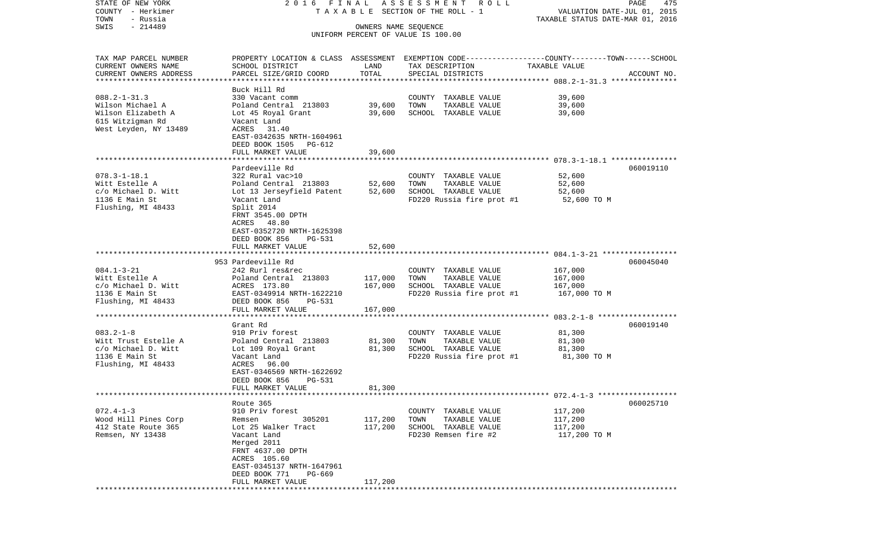STATE OF NEW YORK | 2016 FINAL ASSESSMENT ROLL
COUNTY - Herkimer | TAXABLE SECTION OF THE ROLL - 1 | VALUATION DATE-JUL 01, 2015
TOWN - Russia | | TAXABLE STATUS DATE-MAR 01, 2016
SWIS - 214489 | OWNERS NAME SEQUENCE
UNIFORM PERCENT OF VALUE IS 100.00

| TAX MAP PARCEL NUMBER<br>CURRENT OWNERS NAME<br>CURRENT OWNERS ADDRESS | PROPERTY LOCATION & CLASS<br>SCHOOL DISTRICT<br>PARCEL SIZE/GRID COORD | ASSESSMENT<br>LAND<br>TOTAL | EXEMPTION CODE-----COUNTY--------TOWN------SCHOOL<br>TAX DESCRIPTION<br>SPECIAL DISTRICTS | TAXABLE VALUE | ACCOUNT NO. |
|---|---|---|---|---|---|
| 088.2-1-31.3 | Buck Hill Rd | | | | |
| 088.2-1-31.3 | 330 Vacant comm | | COUNTY TAXABLE VALUE | 39,600 | |
| Wilson Michael A | Poland Central 213803 | 39,600 | TOWN TAXABLE VALUE | 39,600 | |
| Wilson Elizabeth A | Lot 45 Royal Grant | 39,600 | SCHOOL TAXABLE VALUE | 39,600 | |
| 615 Witzigman Rd | Vacant Land | | | | |
| West Leyden, NY 13489 | ACRES 31.40 | | | | |
| | EAST-0342635 NRTH-1604961 | | | | |
| | DEED BOOK 1505 PG-612 | | | | |
| | FULL MARKET VALUE | 39,600 | | | |
| 078.3-1-18.1 | Pardeeville Rd | | | | 060019110 |
| 078.3-1-18.1 | 322 Rural vac>10 | | COUNTY TAXABLE VALUE | 52,600 | |
| Witt Estelle A | Poland Central 213803 | 52,600 | TOWN TAXABLE VALUE | 52,600 | |
| c/o Michael D. Witt | Lot 13 Jerseyfield Patent | 52,600 | SCHOOL TAXABLE VALUE | 52,600 | |
| 1136 E Main St | Vacant Land | | FD220 Russia fire prot #1 | 52,600 TO M | |
| Flushing, MI 48433 | Split 2014 | | | | |
| | FRNT 3545.00 DPTH | | | | |
| | ACRES 48.80 | | | | |
| | EAST-0352720 NRTH-1625398 | | | | |
| | DEED BOOK 856 PG-531 | | | | |
| | FULL MARKET VALUE | 52,600 | | | |
| 084.1-3-21 | 953 Pardeeville Rd | | | | 060045040 |
| 084.1-3-21 | 242 Rurl res&rec | | COUNTY TAXABLE VALUE | 167,000 | |
| Witt Estelle A | Poland Central 213803 | 117,000 | TOWN TAXABLE VALUE | 167,000 | |
| c/o Michael D. Witt | ACRES 173.80 | 167,000 | SCHOOL TAXABLE VALUE | 167,000 | |
| 1136 E Main St | EAST-0349914 NRTH-1622210 | | FD220 Russia fire prot #1 | 167,000 TO M | |
| Flushing, MI 48433 | DEED BOOK 856 PG-531 | | | | |
| | FULL MARKET VALUE | 167,000 | | | |
| 083.2-1-8 | Grant Rd | | | | 060019140 |
| 083.2-1-8 | 910 Priv forest | | COUNTY TAXABLE VALUE | 81,300 | |
| Witt Trust Estelle A | Poland Central 213803 | 81,300 | TOWN TAXABLE VALUE | 81,300 | |
| c/o Michael D. Witt | Lot 109 Royal Grant | 81,300 | SCHOOL TAXABLE VALUE | 81,300 | |
| 1136 E Main St | Vacant Land | | FD220 Russia fire prot #1 | 81,300 TO M | |
| Flushing, MI 48433 | ACRES 96.00 | | | | |
| | EAST-0346569 NRTH-1622692 | | | | |
| | DEED BOOK 856 PG-531 | | | | |
| | FULL MARKET VALUE | 81,300 | | | |
| 072.4-1-3 | Route 365 | | | | 060025710 |
| 072.4-1-3 | 910 Priv forest | | COUNTY TAXABLE VALUE | 117,200 | |
| Wood Hill Pines Corp | Remsen 305201 | 117,200 | TOWN TAXABLE VALUE | 117,200 | |
| 412 State Route 365 | Lot 25 Walker Tract | 117,200 | SCHOOL TAXABLE VALUE | 117,200 | |
| Remsen, NY 13438 | Vacant Land | | FD230 Remsen fire #2 | 117,200 TO M | |
| | Merged 2011 | | | | |
| | FRNT 4637.00 DPTH | | | | |
| | ACRES 105.60 | | | | |
| | EAST-0345137 NRTH-1647961 | | | | |
| | DEED BOOK 771 PG-669 | | | | |
| | FULL MARKET VALUE | 117,200 | | | |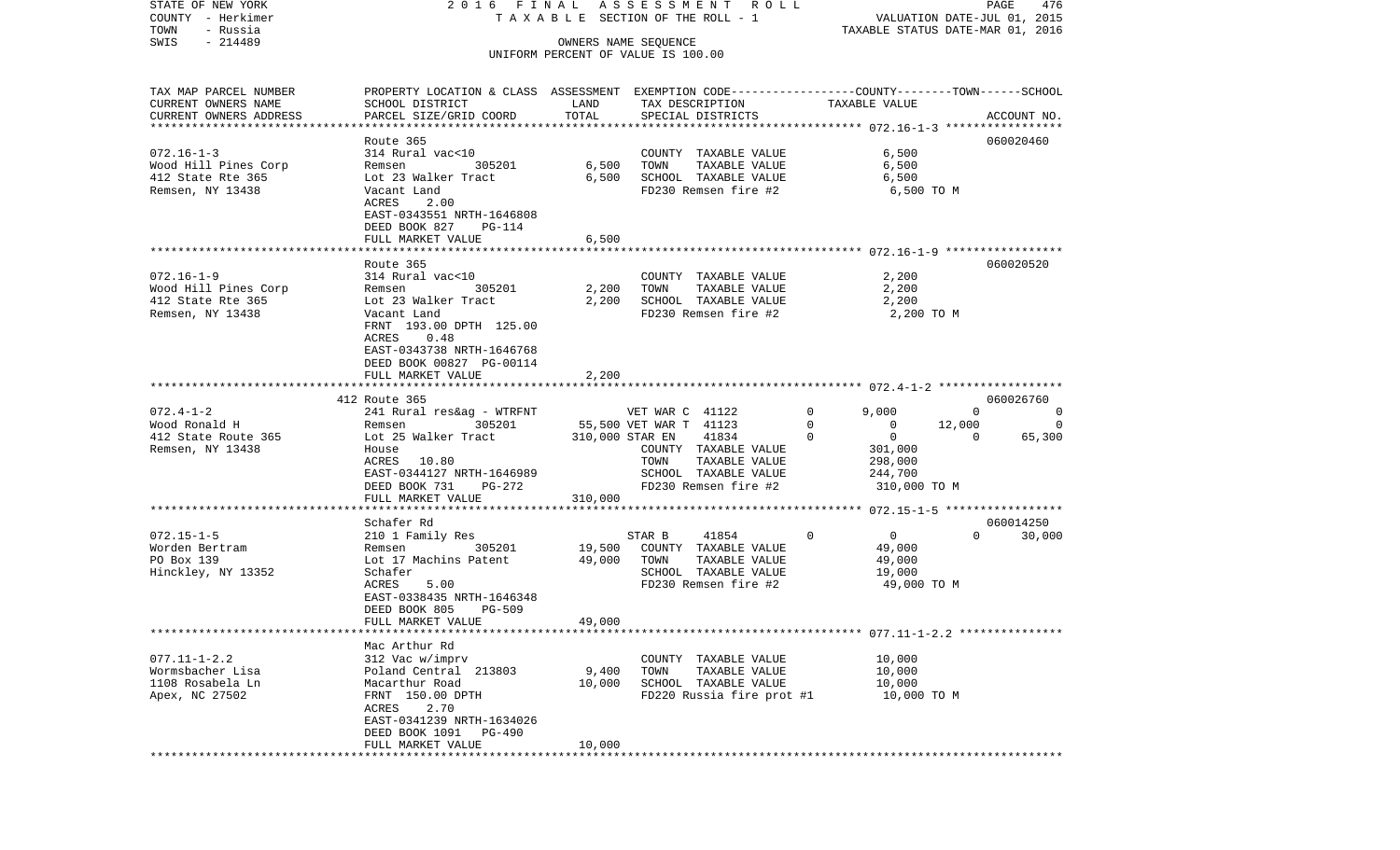STATE OF NEW YORK — 2016 FINAL ASSESSMENT ROLL
COUNTY - Herkimer — TAXABLE SECTION OF THE ROLL - 1 — VALUATION DATE-JUL 01, 2015
TOWN - Russia — TAXABLE STATUS DATE-MAR 01, 2016
SWIS - 214489 — OWNERS NAME SEQUENCE
UNIFORM PERCENT OF VALUE IS 100.00

| TAX MAP PARCEL NUMBER / CURRENT OWNERS NAME / CURRENT OWNERS ADDRESS | PROPERTY LOCATION & CLASS / SCHOOL DISTRICT / PARCEL SIZE/GRID COORD | ASSESSMENT LAND | TOTAL | EXEMPTION CODE / TAX DESCRIPTION / SPECIAL DISTRICTS | COUNTY | TOWN | SCHOOL | ACCOUNT NO. |
|---|---|---|---|---|---|---|---|---|
| 072.16-1-3 | Route 365 | | | | | | | 060020460 |
| Wood Hill Pines Corp | 314 Rural vac<10 | | | COUNTY TAXABLE VALUE | 6,500 | | | |
| 412 State Rte 365 | Remsen 305201 | 6,500 | | TOWN TAXABLE VALUE | | 6,500 | | |
| Remsen, NY 13438 | Lot 23 Walker Tract | | 6,500 | SCHOOL TAXABLE VALUE | | | 6,500 | |
| | Vacant Land | | | FD230 Remsen fire #2 | 6,500 TO M | | | |
| | ACRES 2.00 | | | | | | | |
| | EAST-0343551 NRTH-1646808 | | | | | | | |
| | DEED BOOK 827 PG-114 | | | | | | | |
| | FULL MARKET VALUE | | 6,500 | | | | | |
| 072.16-1-9 | Route 365 | | | | | | | 060020520 |
| Wood Hill Pines Corp | 314 Rural vac<10 | | | COUNTY TAXABLE VALUE | 2,200 | | | |
| 412 State Rte 365 | Remsen 305201 | 2,200 | | TOWN TAXABLE VALUE | | 2,200 | | |
| Remsen, NY 13438 | Lot 23 Walker Tract | | 2,200 | SCHOOL TAXABLE VALUE | | | 2,200 | |
| | Vacant Land | | | FD230 Remsen fire #2 | 2,200 TO M | | | |
| | FRNT 193.00 DPTH 125.00 | | | | | | | |
| | ACRES 0.48 | | | | | | | |
| | EAST-0343738 NRTH-1646768 | | | | | | | |
| | DEED BOOK 00827 PG-00114 | | | | | | | |
| | FULL MARKET VALUE | | 2,200 | | | | | |
| 072.4-1-2 | 412 Route 365 | | | | | | | 060026760 |
| Wood Ronald H | 241 Rural res&ag - WTRFNT | | | VET WAR C 41122 0 | 9,000 | 0 | 0 | |
| 412 State Route 365 | Remsen 305201 | 55,500 | | VET WAR T 41123 0 | 0 | 12,000 | 0 | |
| Remsen, NY 13438 | Lot 25 Walker Tract | | 310,000 | STAR EN 41834 0 | 0 | 0 | 65,300 | |
| | House | | | COUNTY TAXABLE VALUE | 301,000 | | | |
| | ACRES 10.80 | | | TOWN TAXABLE VALUE | | 298,000 | | |
| | EAST-0344127 NRTH-1646989 | | | SCHOOL TAXABLE VALUE | | | 244,700 | |
| | DEED BOOK 731 PG-272 | | | FD230 Remsen fire #2 | 310,000 TO M | | | |
| | FULL MARKET VALUE | | 310,000 | | | | | |
| 072.15-1-5 | Schafer Rd | | | | | | | 060014250 |
| Worden Bertram | 210 1 Family Res | | | STAR B 41854 0 | 0 | 0 | 30,000 | |
| PO Box 139 | Remsen 305201 | 19,500 | | COUNTY TAXABLE VALUE | 49,000 | | | |
| Hinckley, NY 13352 | Lot 17 Machins Patent | | 49,000 | TOWN TAXABLE VALUE | | 49,000 | | |
| | Schafer | | | SCHOOL TAXABLE VALUE | | | 19,000 | |
| | ACRES 5.00 | | | FD230 Remsen fire #2 | 49,000 TO M | | | |
| | EAST-0338435 NRTH-1646348 | | | | | | | |
| | DEED BOOK 805 PG-509 | | | | | | | |
| | FULL MARKET VALUE | | 49,000 | | | | | |
| 077.11-1-2.2 | Mac Arthur Rd | | | | | | | |
| Wormsbacher Lisa | 312 Vac w/imprv | | | COUNTY TAXABLE VALUE | 10,000 | | | |
| 1108 Rosabela Ln | Poland Central 213803 | 9,400 | | TOWN TAXABLE VALUE | | 10,000 | | |
| Apex, NC 27502 | Macarthur Road | | 10,000 | SCHOOL TAXABLE VALUE | | | 10,000 | |
| | FRNT 150.00 DPTH | | | FD220 Russia fire prot #1 | 10,000 TO M | | | |
| | ACRES 2.70 | | | | | | | |
| | EAST-0341239 NRTH-1634026 | | | | | | | |
| | DEED BOOK 1091 PG-490 | | | | | | | |
| | FULL MARKET VALUE | | 10,000 | | | | | |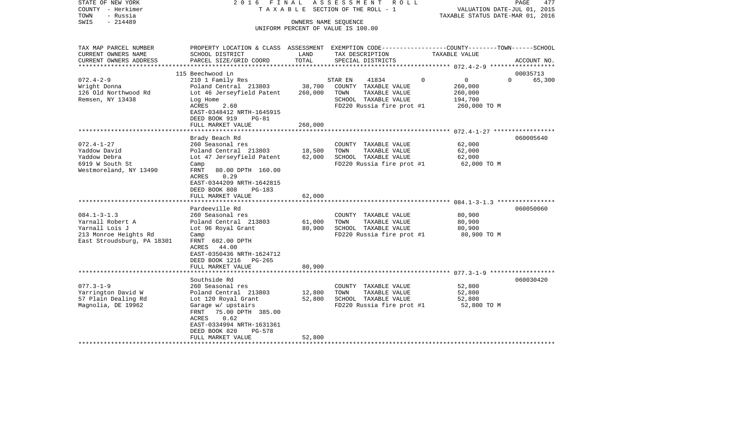STATE OF NEW YORK
COUNTY - Herkimer
TOWN - Russia
SWIS - 214489

2016 FINAL ASSESSMENT ROLL
TAXABLE SECTION OF THE ROLL - 1
OWNERS NAME SEQUENCE
UNIFORM PERCENT OF VALUE IS 100.00

VALUATION DATE-JUL 01, 2015
TAXABLE STATUS DATE-MAR 01, 2016

| TAX MAP PARCEL NUMBER / CURRENT OWNERS NAME / CURRENT OWNERS ADDRESS | PROPERTY LOCATION & CLASS / SCHOOL DISTRICT / PARCEL SIZE/GRID COORD | ASSESSMENT LAND | ASSESSMENT TOTAL | EXEMPTION CODE / TAX DESCRIPTION / SPECIAL DISTRICTS | COUNTY | TOWN | SCHOOL | TAXABLE VALUE | ACCOUNT NO. |
|---|---|---|---|---|---|---|---|---|---|
| | 115 Beechwood Ln | | | | | | | | 00035713 |
| 072.4-2-9 | 210 1 Family Res | | | STAR EN 41834 | 0 | 0 | 0 | | 65,300 |
| Wright Donna | Poland Central 213803 | 38,700 | | COUNTY TAXABLE VALUE | | | | 260,000 | |
| 126 Old Northwood Rd | Lot 46 Jerseyfield Patent | | 260,000 | TOWN TAXABLE VALUE | | | | 260,000 | |
| Remsen, NY 13438 | Log Home | | | SCHOOL TAXABLE VALUE | | | | 194,700 | |
| | ACRES 2.60 | | | FD220 Russia fire prot #1 | | | | 260,000 TO M | |
| | EAST-0348412 NRTH-1645915 | | | | | | | | |
| | DEED BOOK 919 PG-81 | | | | | | | | |
| | FULL MARKET VALUE | | 260,000 | | | | | | |
| | Brady Beach Rd | | | | | | | | 060005640 |
| 072.4-1-27 | 260 Seasonal res | | | COUNTY TAXABLE VALUE | | | | 62,000 | |
| Yaddow David | Poland Central 213803 | 18,500 | | TOWN TAXABLE VALUE | | | | 62,000 | |
| Yaddow Debra | Lot 47 Jerseyfield Patent | | 62,000 | SCHOOL TAXABLE VALUE | | | | 62,000 | |
| 6919 W South St | Camp | | | FD220 Russia fire prot #1 | | | | 62,000 TO M | |
| Westmoreland, NY 13490 | FRNT 80.00 DPTH 160.00 | | | | | | | | |
| | ACRES 0.29 | | | | | | | | |
| | EAST-0344209 NRTH-1642815 | | | | | | | | |
| | DEED BOOK 808 PG-183 | | | | | | | | |
| | FULL MARKET VALUE | | 62,000 | | | | | | |
| | Pardeeville Rd | | | | | | | | 060050060 |
| 084.1-3-1.3 | 260 Seasonal res | | | COUNTY TAXABLE VALUE | | | | 80,900 | |
| Yarnall Robert A | Poland Central 213803 | 61,000 | | TOWN TAXABLE VALUE | | | | 80,900 | |
| Yarnall Lois J | Lot 96 Royal Grant | | 80,900 | SCHOOL TAXABLE VALUE | | | | 80,900 | |
| 213 Monroe Heights Rd | Camp | | | FD220 Russia fire prot #1 | | | | 80,900 TO M | |
| East Stroudsburg, PA 18301 | FRNT 602.00 DPTH | | | | | | | | |
| | ACRES 44.00 | | | | | | | | |
| | EAST-0350436 NRTH-1624712 | | | | | | | | |
| | DEED BOOK 1216 PG-265 | | | | | | | | |
| | FULL MARKET VALUE | | 80,900 | | | | | | |
| | Southside Rd | | | | | | | | 060030420 |
| 077.3-1-9 | 260 Seasonal res | | | COUNTY TAXABLE VALUE | | | | 52,800 | |
| Yarrington David W | Poland Central 213803 | 12,800 | | TOWN TAXABLE VALUE | | | | 52,800 | |
| 57 Plain Dealing Rd | Lot 120 Royal Grant | | 52,800 | SCHOOL TAXABLE VALUE | | | | 52,800 | |
| Magnolia, DE 19962 | Garage w/ upstairs | | | FD220 Russia fire prot #1 | | | | 52,800 TO M | |
| | FRNT 75.00 DPTH 385.00 | | | | | | | | |
| | ACRES 0.62 | | | | | | | | |
| | EAST-0334994 NRTH-1631361 | | | | | | | | |
| | DEED BOOK 820 PG-578 | | | | | | | | |
| | FULL MARKET VALUE | | 52,800 | | | | | | |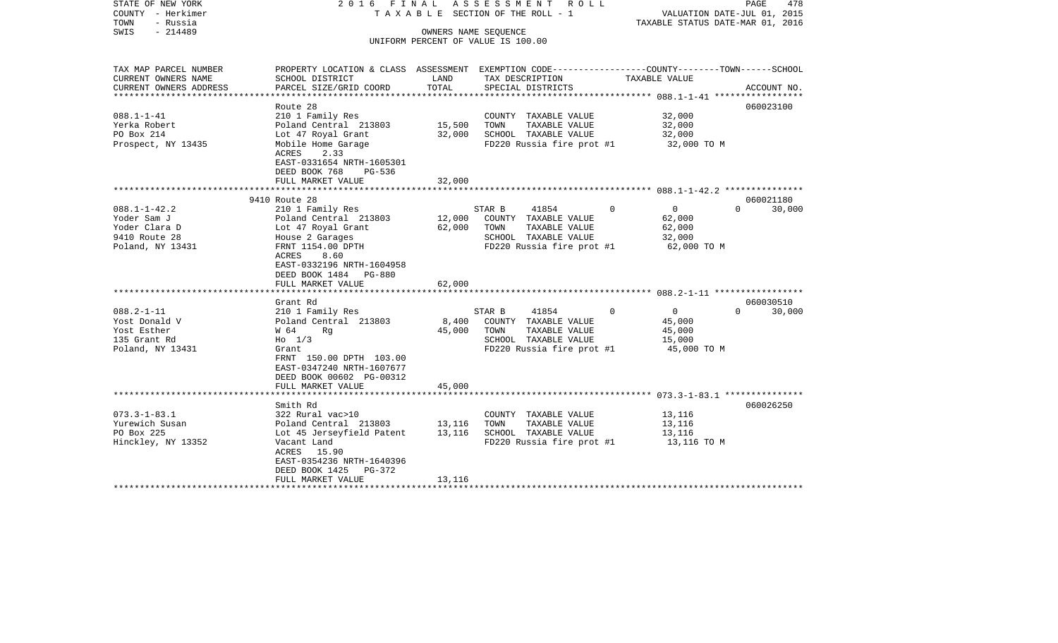STATE OF NEW YORK
COUNTY - Herkimer
TOWN - Russia
SWIS - 214489

2016 FINAL ASSESSMENT ROLL
TAXABLE SECTION OF THE ROLL - 1
OWNERS NAME SEQUENCE
UNIFORM PERCENT OF VALUE IS 100.00

VALUATION DATE-JUL 01, 2015
TAXABLE STATUS DATE-MAR 01, 2016

| TAX MAP PARCEL NUMBER / CURRENT OWNERS NAME / CURRENT OWNERS ADDRESS | PROPERTY LOCATION & CLASS / SCHOOL DISTRICT / PARCEL SIZE/GRID COORD | ASSESSMENT LAND | TOTAL | EXEMPTION CODE / TAX DESCRIPTION / SPECIAL DISTRICTS | COUNTY | TOWN | SCHOOL TAXABLE VALUE | ACCOUNT NO. |
|---|---|---|---|---|---|---|---|---|
| 088.1-1-41 | Route 28 | | | | | | | 060023100 |
| | 210 1 Family Res | | | COUNTY TAXABLE VALUE | 32,000 | | | |
| Yerka Robert | Poland Central 213803 | 15,500 | | TOWN TAXABLE VALUE | | 32,000 | | |
| PO Box 214 | Lot 47 Royal Grant | | 32,000 | SCHOOL TAXABLE VALUE | | | 32,000 | |
| Prospect, NY 13435 | Mobile Home Garage | | | FD220 Russia fire prot #1 | 32,000 TO M | | | |
| | ACRES 2.33 | | | | | | | |
| | EAST-0331654 NRTH-1605301 | | | | | | | |
| | DEED BOOK 768 PG-536 | | | | | | | |
| | FULL MARKET VALUE | | 32,000 | | | | | |
| 088.1-1-42.2 | 9410 Route 28 | | | | | | | 060021180 |
| | 210 1 Family Res | | | STAR B 41854 0 | 0 | 0 | 30,000 | |
| Yoder Sam J | Poland Central 213803 | 12,000 | | COUNTY TAXABLE VALUE | 62,000 | | | |
| Yoder Clara D | Lot 47 Royal Grant | | 62,000 | TOWN TAXABLE VALUE | | 62,000 | | |
| 9410 Route 28 | House 2 Garages | | | SCHOOL TAXABLE VALUE | | | 32,000 | |
| Poland, NY 13431 | FRNT 1154.00 DPTH | | | FD220 Russia fire prot #1 | 62,000 TO M | | | |
| | ACRES 8.60 | | | | | | | |
| | EAST-0332196 NRTH-1604958 | | | | | | | |
| | DEED BOOK 1484 PG-880 | | | | | | | |
| | FULL MARKET VALUE | | 62,000 | | | | | |
| 088.2-1-11 | Grant Rd | | | | | | | 060030510 |
| | 210 1 Family Res | | | STAR B 41854 0 | 0 | 0 | 30,000 | |
| Yost Donald V | Poland Central 213803 | 8,400 | | COUNTY TAXABLE VALUE | 45,000 | | | |
| Yost Esther | W 64 Rg | | 45,000 | TOWN TAXABLE VALUE | | 45,000 | | |
| 135 Grant Rd | Ho 1/3 | | | SCHOOL TAXABLE VALUE | | | 15,000 | |
| Poland, NY 13431 | Grant | | | FD220 Russia fire prot #1 | 45,000 TO M | | | |
| | FRNT 150.00 DPTH 103.00 | | | | | | | |
| | EAST-0347240 NRTH-1607677 | | | | | | | |
| | DEED BOOK 00602 PG-00312 | | | | | | | |
| | FULL MARKET VALUE | | 45,000 | | | | | |
| 073.3-1-83.1 | Smith Rd | | | | | | | 060026250 |
| | 322 Rural vac>10 | | | COUNTY TAXABLE VALUE | 13,116 | | | |
| Yurewich Susan | Poland Central 213803 | 13,116 | | TOWN TAXABLE VALUE | | 13,116 | | |
| PO Box 225 | Lot 45 Jerseyfield Patent | | 13,116 | SCHOOL TAXABLE VALUE | | | 13,116 | |
| Hinckley, NY 13352 | Vacant Land | | | FD220 Russia fire prot #1 | 13,116 TO M | | | |
| | ACRES 15.90 | | | | | | | |
| | EAST-0354236 NRTH-1640396 | | | | | | | |
| | DEED BOOK 1425 PG-372 | | | | | | | |
| | FULL MARKET VALUE | | 13,116 | | | | | |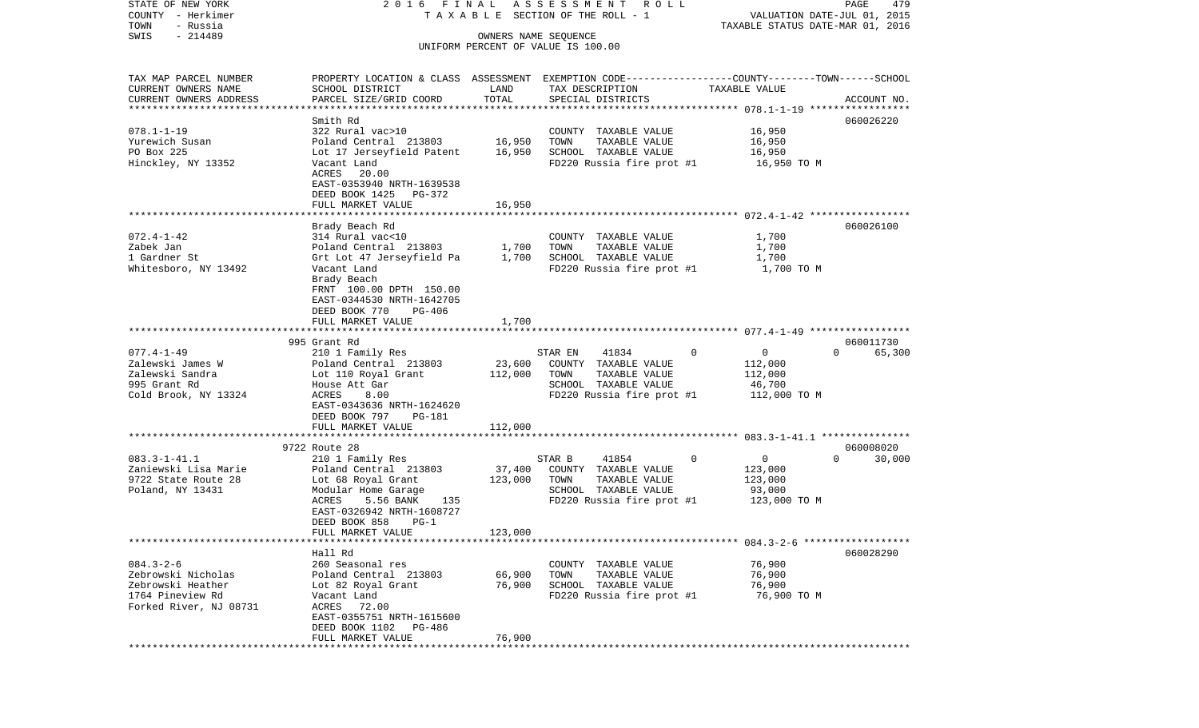STATE OF NEW YORK 2016 FINAL ASSESSMENT ROLL
COUNTY - Herkimer TAXABLE SECTION OF THE ROLL - 1 VALUATION DATE-JUL 01, 2015
TOWN - Russia TAXABLE STATUS DATE-MAR 01, 2016
SWIS - 214489 OWNERS NAME SEQUENCE
UNIFORM PERCENT OF VALUE IS 100.00

| TAX MAP PARCEL NUMBER / CURRENT OWNERS NAME / CURRENT OWNERS ADDRESS | PROPERTY LOCATION & CLASS / SCHOOL DISTRICT / PARCEL SIZE/GRID COORD | ASSESSMENT LAND | ASSESSMENT TOTAL | EXEMPTION CODE / TAX DESCRIPTION / SPECIAL DISTRICTS | COUNTY | TOWN | SCHOOL (TAXABLE VALUE) | ACCOUNT NO. |
|---|---|---|---|---|---|---|---|---|
| **078.1-1-19** | Smith Rd | | | | | | | 060026220 |
| 078.1-1-19 | 322 Rural vac>10 | | | COUNTY TAXABLE VALUE | 16,950 | | | |
| Yurewich Susan | Poland Central 213803 | 16,950 | | TOWN TAXABLE VALUE | | 16,950 | | |
| PO Box 225 | Lot 17 Jerseyfield Patent | | 16,950 | SCHOOL TAXABLE VALUE | | | 16,950 | |
| Hinckley, NY 13352 | Vacant Land | | | FD220 Russia fire prot #1 | 16,950 TO M | | | |
| | ACRES 20.00 | | | | | | | |
| | EAST-0353940 NRTH-1639538 | | | | | | | |
| | DEED BOOK 1425 PG-372 | | | | | | | |
| | FULL MARKET VALUE | | 16,950 | | | | | |
| **072.4-1-42** | Brady Beach Rd | | | | | | | 060026100 |
| 072.4-1-42 | 314 Rural vac<10 | | | COUNTY TAXABLE VALUE | 1,700 | | | |
| Zabek Jan | Poland Central 213803 | 1,700 | | TOWN TAXABLE VALUE | | 1,700 | | |
| 1 Gardner St | Grt Lot 47 Jerseyfield Pa | | 1,700 | SCHOOL TAXABLE VALUE | | | 1,700 | |
| Whitesboro, NY 13492 | Vacant Land | | | FD220 Russia fire prot #1 | 1,700 TO M | | | |
| | Brady Beach | | | | | | | |
| | FRNT 100.00 DPTH 150.00 | | | | | | | |
| | EAST-0344530 NRTH-1642705 | | | | | | | |
| | DEED BOOK 770 PG-406 | | | | | | | |
| | FULL MARKET VALUE | | 1,700 | | | | | |
| **077.4-1-49** | 995 Grant Rd | | | | | | | 060011730 |
| 077.4-1-49 | 210 1 Family Res | | | STAR EN 41834 | 0 | 0 | 0 | 65,300 |
| Zalewski James W | Poland Central 213803 | 23,600 | | COUNTY TAXABLE VALUE | 112,000 | | | |
| Zalewski Sandra | Lot 110 Royal Grant | | 112,000 | TOWN TAXABLE VALUE | | 112,000 | | |
| 995 Grant Rd | House Att Gar | | | SCHOOL TAXABLE VALUE | | | 46,700 | |
| Cold Brook, NY 13324 | ACRES 8.00 | | | FD220 Russia fire prot #1 | 112,000 TO M | | | |
| | EAST-0343636 NRTH-1624620 | | | | | | | |
| | DEED BOOK 797 PG-181 | | | | | | | |
| | FULL MARKET VALUE | | 112,000 | | | | | |
| **083.3-1-41.1** | 9722 Route 28 | | | | | | | 060008020 |
| 083.3-1-41.1 | 210 1 Family Res | | | STAR B 41854 | 0 | 0 | 0 | 30,000 |
| Zaniewski Lisa Marie | Poland Central 213803 | 37,400 | | COUNTY TAXABLE VALUE | 123,000 | | | |
| 9722 State Route 28 | Lot 68 Royal Grant | | 123,000 | TOWN TAXABLE VALUE | | 123,000 | | |
| Poland, NY 13431 | Modular Home Garage | | | SCHOOL TAXABLE VALUE | | | 93,000 | |
| | ACRES 5.56 BANK 135 | | | FD220 Russia fire prot #1 | 123,000 TO M | | | |
| | EAST-0326942 NRTH-1608727 | | | | | | | |
| | DEED BOOK 858 PG-1 | | | | | | | |
| | FULL MARKET VALUE | | 123,000 | | | | | |
| **084.3-2-6** | Hall Rd | | | | | | | 060028290 |
| 084.3-2-6 | 260 Seasonal res | | | COUNTY TAXABLE VALUE | 76,900 | | | |
| Zebrowski Nicholas | Poland Central 213803 | 66,900 | | TOWN TAXABLE VALUE | | 76,900 | | |
| Zebrowski Heather | Lot 82 Royal Grant | | 76,900 | SCHOOL TAXABLE VALUE | | | 76,900 | |
| 1764 Pineview Rd | Vacant Land | | | FD220 Russia fire prot #1 | 76,900 TO M | | | |
| Forked River, NJ 08731 | ACRES 72.00 | | | | | | | |
| | EAST-0355751 NRTH-1615600 | | | | | | | |
| | DEED BOOK 1102 PG-486 | | | | | | | |
| | FULL MARKET VALUE | | 76,900 | | | | | |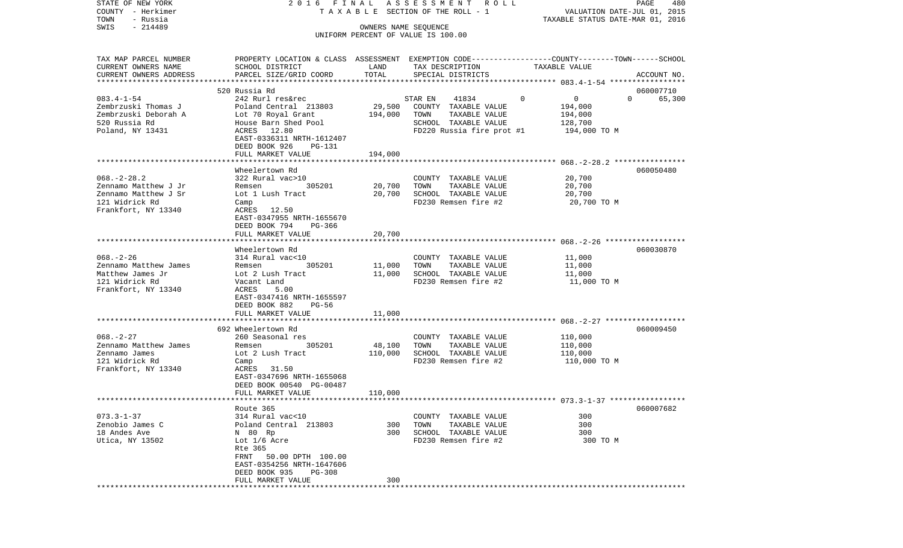STATE OF NEW YORK | 2016 FINAL ASSESSMENT ROLL | PAGE 480
COUNTY - Herkimer | TAXABLE SECTION OF THE ROLL - 1 | VALUATION DATE-JUL 01, 2015
TOWN - Russia | | TAXABLE STATUS DATE-MAR 01, 2016
SWIS - 214489 | OWNERS NAME SEQUENCE |
UNIFORM PERCENT OF VALUE IS 100.00

| TAX MAP PARCEL NUMBER / CURRENT OWNERS NAME / CURRENT OWNERS ADDRESS | PROPERTY LOCATION & CLASS / SCHOOL DISTRICT / PARCEL SIZE/GRID COORD | ASSESSMENT LAND | TOTAL | EXEMPTION CODE / TAX DESCRIPTION / SPECIAL DISTRICTS | COUNTY | TOWN | SCHOOL TAXABLE VALUE | ACCOUNT NO. |
|---|---|---|---|---|---|---|---|---|
| | 520 Russia Rd | | | | | | | 060007710 |
| 083.4-1-54 | 242 Rurl res&rec | | | STAR EN 41834 | 0 | 0 | 0 | 65,300 |
| Zembrzuski Thomas J | Poland Central 213803 | 29,500 | | COUNTY TAXABLE VALUE | 194,000 | | | |
| Zembrzuski Deborah A | Lot 70 Royal Grant | | 194,000 | TOWN TAXABLE VALUE | 194,000 | | | |
| 520 Russia Rd | House Barn Shed Pool | | | SCHOOL TAXABLE VALUE | 128,700 | | | |
| Poland, NY 13431 | ACRES 12.80 | | | FD220 Russia fire prot #1 | 194,000 TO M | | | |
| | EAST-0336311 NRTH-1612407 | | | | | | | |
| | DEED BOOK 926 PG-131 | | | | | | | |
| | FULL MARKET VALUE | | 194,000 | | | | | |
| | Wheelertown Rd | | | | | | | 060050480 |
| 068.-2-28.2 | 322 Rural vac>10 | | | COUNTY TAXABLE VALUE | 20,700 | | | |
| Zennamo Matthew J Jr | Remsen 305201 | 20,700 | | TOWN TAXABLE VALUE | 20,700 | | | |
| Zennamo Matthew J Sr | Lot 1 Lush Tract | | 20,700 | SCHOOL TAXABLE VALUE | 20,700 | | | |
| 121 Widrick Rd | Camp | | | FD230 Remsen fire #2 | 20,700 TO M | | | |
| Frankfort, NY 13340 | ACRES 12.50 | | | | | | | |
| | EAST-0347955 NRTH-1655670 | | | | | | | |
| | DEED BOOK 794 PG-366 | | | | | | | |
| | FULL MARKET VALUE | | 20,700 | | | | | |
| | Wheelertown Rd | | | | | | | 060030870 |
| 068.-2-26 | 314 Rural vac<10 | | | COUNTY TAXABLE VALUE | 11,000 | | | |
| Zennamo Matthew James | Remsen 305201 | 11,000 | | TOWN TAXABLE VALUE | 11,000 | | | |
| Matthew James Jr | Lot 2 Lush Tract | | 11,000 | SCHOOL TAXABLE VALUE | 11,000 | | | |
| 121 Widrick Rd | Vacant Land | | | FD230 Remsen fire #2 | 11,000 TO M | | | |
| Frankfort, NY 13340 | ACRES 5.00 | | | | | | | |
| | EAST-0347416 NRTH-1655597 | | | | | | | |
| | DEED BOOK 882 PG-56 | | | | | | | |
| | FULL MARKET VALUE | | 11,000 | | | | | |
| | 692 Wheelertown Rd | | | | | | | 060009450 |
| 068.-2-27 | 260 Seasonal res | | | COUNTY TAXABLE VALUE | 110,000 | | | |
| Zennamo Matthew James | Remsen 305201 | 48,100 | | TOWN TAXABLE VALUE | 110,000 | | | |
| Zennamo James | Lot 2 Lush Tract | | 110,000 | SCHOOL TAXABLE VALUE | 110,000 | | | |
| 121 Widrick Rd | Camp | | | FD230 Remsen fire #2 | 110,000 TO M | | | |
| Frankfort, NY 13340 | ACRES 31.50 | | | | | | | |
| | EAST-0347696 NRTH-1655068 | | | | | | | |
| | DEED BOOK 00540 PG-00487 | | | | | | | |
| | FULL MARKET VALUE | | 110,000 | | | | | |
| | Route 365 | | | | | | | 060007682 |
| 073.3-1-37 | 314 Rural vac<10 | | | COUNTY TAXABLE VALUE | 300 | | | |
| Zenobio James C | Poland Central 213803 | 300 | | TOWN TAXABLE VALUE | 300 | | | |
| 18 Andes Ave | N 80 Rp | | 300 | SCHOOL TAXABLE VALUE | 300 | | | |
| Utica, NY 13502 | Lot 1/6 Acre | | | FD230 Remsen fire #2 | 300 TO M | | | |
| | Rte 365 | | | | | | | |
| | FRNT 50.00 DPTH 100.00 | | | | | | | |
| | EAST-0354256 NRTH-1647606 | | | | | | | |
| | DEED BOOK 935 PG-308 | | | | | | | |
| | FULL MARKET VALUE | | 300 | | | | | |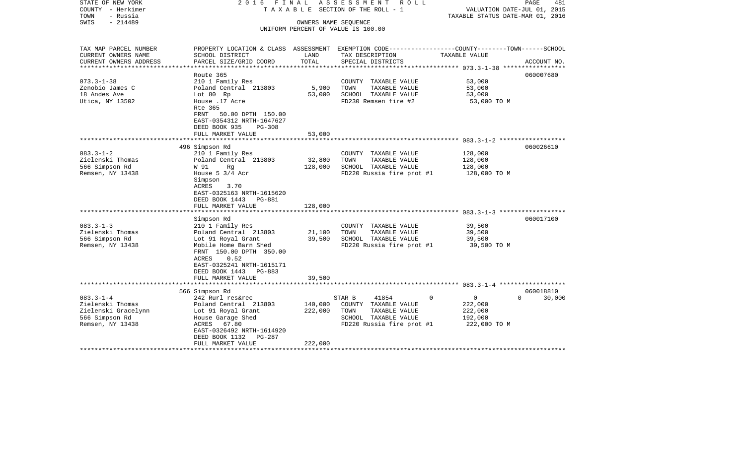STATE OF NEW YORK | 2016 FINAL ASSESSMENT ROLL
COUNTY - Herkimer | TAXABLE SECTION OF THE ROLL - 1 | VALUATION DATE-JUL 01, 2015
TOWN - Russia | TAXABLE STATUS DATE-MAR 01, 2016
SWIS - 214489 | OWNERS NAME SEQUENCE
UNIFORM PERCENT OF VALUE IS 100.00

| TAX MAP PARCEL NUMBER / CURRENT OWNERS NAME / CURRENT OWNERS ADDRESS | PROPERTY LOCATION & CLASS / SCHOOL DISTRICT / PARCEL SIZE/GRID COORD | ASSESSMENT LAND | TOTAL | EXEMPTION CODE / TAX DESCRIPTION / SPECIAL DISTRICTS | COUNTY | TOWN | SCHOOL TAXABLE VALUE | ACCOUNT NO. |
|---|---|---|---|---|---|---|---|---|
| | Route 365 | | | | | | | 060007680 |
| 073.3-1-38 | 210 1 Family Res | | | COUNTY TAXABLE VALUE | 53,000 | | | |
| Zenobio James C | Poland Central 213803 | 5,900 | | TOWN TAXABLE VALUE | 53,000 | | | |
| 18 Andes Ave | Lot 80 Rp | | 53,000 | SCHOOL TAXABLE VALUE | 53,000 | | | |
| Utica, NY 13502 | House .17 Acre | | | FD230 Remsen fire #2 | 53,000 TO M | | | |
| | Rte 365 | | | | | | | |
| | FRNT 50.00 DPTH 150.00 | | | | | | | |
| | EAST-0354312 NRTH-1647627 | | | | | | | |
| | DEED BOOK 935 PG-308 | | | | | | | |
| | FULL MARKET VALUE | | 53,000 | | | | | |
| | 496 Simpson Rd | | | | | | | 060026610 |
| 083.3-1-2 | 210 1 Family Res | | | COUNTY TAXABLE VALUE | 128,000 | | | |
| Zielenski Thomas | Poland Central 213803 | 32,800 | | TOWN TAXABLE VALUE | 128,000 | | | |
| 566 Simpson Rd | W 91 Rg | | 128,000 | SCHOOL TAXABLE VALUE | 128,000 | | | |
| Remsen, NY 13438 | House 5 3/4 Acr | | | FD220 Russia fire prot #1 | 128,000 TO M | | | |
| | Simpson | | | | | | | |
| | ACRES 3.70 | | | | | | | |
| | EAST-0325163 NRTH-1615620 | | | | | | | |
| | DEED BOOK 1443 PG-881 | | | | | | | |
| | FULL MARKET VALUE | | 128,000 | | | | | |
| | Simpson Rd | | | | | | | 060017100 |
| 083.3-1-3 | 210 1 Family Res | | | COUNTY TAXABLE VALUE | 39,500 | | | |
| Zielenski Thomas | Poland Central 213803 | 21,100 | | TOWN TAXABLE VALUE | 39,500 | | | |
| 566 Simpson Rd | Lot 91 Royal Grant | | 39,500 | SCHOOL TAXABLE VALUE | 39,500 | | | |
| Remsen, NY 13438 | Mobile Home Barn Shed | | | FD220 Russia fire prot #1 | 39,500 TO M | | | |
| | FRNT 150.00 DPTH 350.00 | | | | | | | |
| | ACRES 0.52 | | | | | | | |
| | EAST-0325241 NRTH-1615171 | | | | | | | |
| | DEED BOOK 1443 PG-883 | | | | | | | |
| | FULL MARKET VALUE | | 39,500 | | | | | |
| | 566 Simpson Rd | | | | | | | 060018810 |
| 083.3-1-4 | 242 Rurl res&rec | | | STAR B 41854 | 0 | 0 | 0 | 30,000 |
| Zielenski Thomas | Poland Central 213803 | 140,000 | | COUNTY TAXABLE VALUE | 222,000 | | | |
| Zielenski Gracelynn | Lot 91 Royal Grant | | 222,000 | TOWN TAXABLE VALUE | 222,000 | | | |
| 566 Simpson Rd | House Garage Shed | | | SCHOOL TAXABLE VALUE | 192,000 | | | |
| Remsen, NY 13438 | ACRES 67.80 | | | FD220 Russia fire prot #1 | 222,000 TO M | | | |
| | EAST-0326492 NRTH-1614920 | | | | | | | |
| | DEED BOOK 1132 PG-287 | | | | | | | |
| | FULL MARKET VALUE | | 222,000 | | | | | |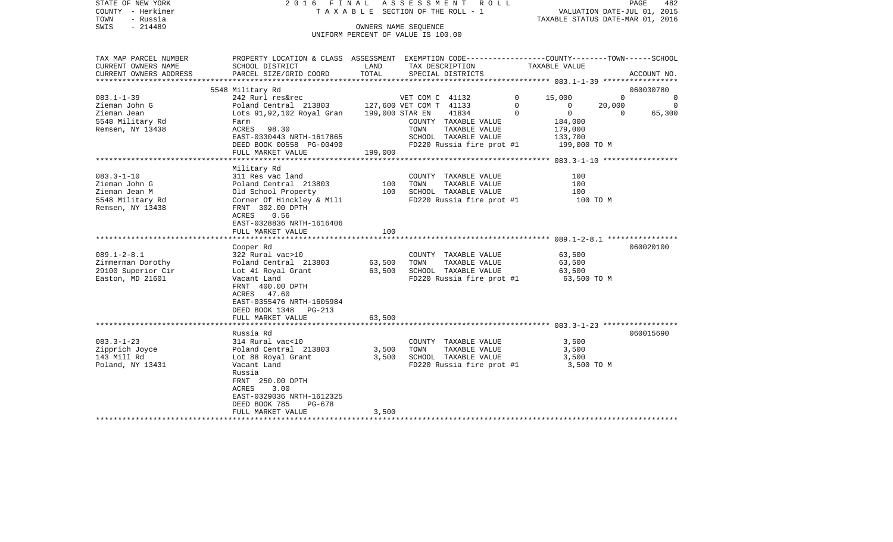STATE OF NEW YORK
COUNTY - Herkimer
TOWN - Russia
SWIS - 214489

2016 FINAL ASSESSMENT ROLL
TAXABLE SECTION OF THE ROLL - 1
OWNERS NAME SEQUENCE
UNIFORM PERCENT OF VALUE IS 100.00

VALUATION DATE-JUL 01, 2015
TAXABLE STATUS DATE-MAR 01, 2016

| TAX MAP PARCEL NUMBER / CURRENT OWNERS NAME / CURRENT OWNERS ADDRESS | PROPERTY LOCATION & CLASS / SCHOOL DISTRICT / PARCEL SIZE/GRID COORD | ASSESSMENT LAND | TOTAL | EXEMPTION CODE / TAX DESCRIPTION / SPECIAL DISTRICTS | | COUNTY | TOWN | SCHOOL | ACCOUNT NO. |
|---|---|---|---|---|---|---|---|---|---|
| **083.1-1-39** | 5548 Military Rd | | | | | | | | 060030780 |
| Zieman John G | 242 Rurl res&rec | | | VET COM C 41132 | 0 | 15,000 | 0 | 0 | |
| Zieman Jean | Poland Central 213803 | 127,600 | | VET COM T 41133 | 0 | 0 | 20,000 | 0 | |
| 5548 Military Rd | Lots 91,92,102 Royal Gran | | 199,000 | STAR EN 41834 | 0 | 0 | 0 | 65,300 | |
| Remsen, NY 13438 | Farm | | | COUNTY TAXABLE VALUE | | 184,000 | | | |
| | ACRES 98.30 | | | TOWN TAXABLE VALUE | | 179,000 | | | |
| | EAST-0330443 NRTH-1617865 | | | SCHOOL TAXABLE VALUE | | 133,700 | | | |
| | DEED BOOK 00558 PG-00490 | | | FD220 Russia fire prot #1 | | 199,000 TO M | | | |
| | FULL MARKET VALUE | | 199,000 | | | | | | |
| **083.3-1-10** | Military Rd | | | | | | | | |
| Zieman John G | 311 Res vac land | | | COUNTY TAXABLE VALUE | | 100 | | | |
| Zieman Jean M | Poland Central 213803 | 100 | | TOWN TAXABLE VALUE | | 100 | | | |
| 5548 Military Rd | Old School Property | | 100 | SCHOOL TAXABLE VALUE | | 100 | | | |
| Remsen, NY 13438 | Corner Of Hinckley & Mili | | | FD220 Russia fire prot #1 | | 100 TO M | | | |
| | FRNT 302.00 DPTH | | | | | | | | |
| | ACRES 0.56 | | | | | | | | |
| | EAST-0328836 NRTH-1616406 | | | | | | | | |
| | FULL MARKET VALUE | | 100 | | | | | | |
| **089.1-2-8.1** | Cooper Rd | | | | | | | | 060020100 |
| Zimmerman Dorothy | 322 Rural vac>10 | | | COUNTY TAXABLE VALUE | | 63,500 | | | |
| 29100 Superior Cir | Poland Central 213803 | 63,500 | | TOWN TAXABLE VALUE | | 63,500 | | | |
| Easton, MD 21601 | Lot 41 Royal Grant | | 63,500 | SCHOOL TAXABLE VALUE | | 63,500 | | | |
| | Vacant Land | | | FD220 Russia fire prot #1 | | 63,500 TO M | | | |
| | FRNT 400.00 DPTH | | | | | | | | |
| | ACRES 47.60 | | | | | | | | |
| | EAST-0355476 NRTH-1605984 | | | | | | | | |
| | DEED BOOK 1348 PG-213 | | | | | | | | |
| | FULL MARKET VALUE | | 63,500 | | | | | | |
| **083.3-1-23** | Russia Rd | | | | | | | | 060015690 |
| Zipprich Joyce | 314 Rural vac<10 | | | COUNTY TAXABLE VALUE | | 3,500 | | | |
| 143 Mill Rd | Poland Central 213803 | 3,500 | | TOWN TAXABLE VALUE | | 3,500 | | | |
| Poland, NY 13431 | Lot 88 Royal Grant | | 3,500 | SCHOOL TAXABLE VALUE | | 3,500 | | | |
| | Vacant Land | | | FD220 Russia fire prot #1 | | 3,500 TO M | | | |
| | Russia | | | | | | | | |
| | FRNT 250.00 DPTH | | | | | | | | |
| | ACRES 3.00 | | | | | | | | |
| | EAST-0329036 NRTH-1612325 | | | | | | | | |
| | DEED BOOK 785 PG-678 | | | | | | | | |
| | FULL MARKET VALUE | | 3,500 | | | | | | |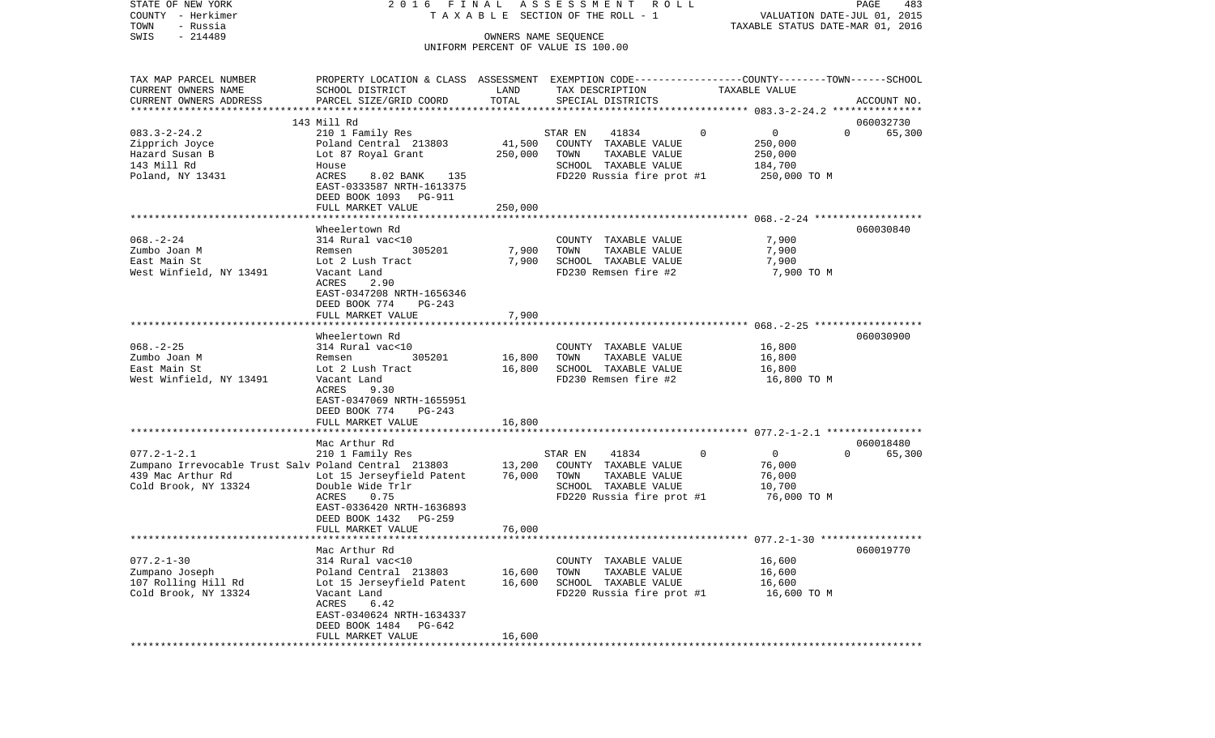STATE OF NEW YORK
COUNTY - Herkimer
TOWN - Russia
SWIS - 214489

2 0 1 6 F I N A L A S S E S S M E N T R O L L
T A X A B L E SECTION OF THE ROLL - 1
OWNERS NAME SEQUENCE
UNIFORM PERCENT OF VALUE IS 100.00

VALUATION DATE-JUL 01, 2015
TAXABLE STATUS DATE-MAR 01, 2016

```
TAX MAP PARCEL NUMBER     PROPERTY LOCATION & CLASS  ASSESSMENT  EXEMPTION CODE-----------------COUNTY--------TOWN------SCHOOL
CURRENT OWNERS NAME       SCHOOL DISTRICT               LAND      TAX DESCRIPTION              TAXABLE VALUE
CURRENT OWNERS ADDRESS    PARCEL SIZE/GRID COORD       TOTAL      SPECIAL DISTRICTS                                       ACCOUNT NO.
******************************************************************************************** 083.3-2-24.2 ***************
                          143 Mill Rd                                                                              060032730
083.3-2-24.2              210 1 Family Res                        STAR EN     41834        0           0           0     65,300
Zipprich Joyce            Poland Central  213803       41,500     COUNTY  TAXABLE VALUE          250,000
Hazard Susan B            Lot 87 Royal Grant          250,000     TOWN    TAXABLE VALUE          250,000
143 Mill Rd               House                                   SCHOOL  TAXABLE VALUE          184,700
Poland, NY 13431          ACRES     8.02 BANK    135              FD220 Russia fire prot #1       250,000 TO M
                          EAST-0333587 NRTH-1613375
                          DEED BOOK 1093   PG-911
                          FULL MARKET VALUE           250,000
******************************************************************************************** 068.-2-24 ******************
                          Wheelertown Rd                                                                           060030840
068.-2-24                 314 Rural vac<10                        COUNTY  TAXABLE VALUE            7,900
Zumbo Joan M              Remsen         305201         7,900     TOWN    TAXABLE VALUE            7,900
East Main St              Lot 2 Lush Tract              7,900     SCHOOL  TAXABLE VALUE            7,900
West Winfield, NY 13491   Vacant Land                             FD230 Remsen fire #2              7,900 TO M
                          ACRES     2.90
                          EAST-0347208 NRTH-1656346
                          DEED BOOK 774    PG-243
                          FULL MARKET VALUE             7,900
******************************************************************************************** 068.-2-25 ******************
                          Wheelertown Rd                                                                           060030900
068.-2-25                 314 Rural vac<10                        COUNTY  TAXABLE VALUE           16,800
Zumbo Joan M              Remsen         305201        16,800     TOWN    TAXABLE VALUE           16,800
East Main St              Lot 2 Lush Tract             16,800     SCHOOL  TAXABLE VALUE           16,800
West Winfield, NY 13491   Vacant Land                             FD230 Remsen fire #2             16,800 TO M
                          ACRES     9.30
                          EAST-0347069 NRTH-1655951
                          DEED BOOK 774    PG-243
                          FULL MARKET VALUE            16,800
******************************************************************************************** 077.2-1-2.1 ****************
                          Mac Arthur Rd                                                                            060018480
077.2-1-2.1               210 1 Family Res                        STAR EN     41834        0           0           0     65,300
Zumpano Irrevocable Trust Salv Poland Central  213803  13,200     COUNTY  TAXABLE VALUE           76,000
439 Mac Arthur Rd         Lot 15 Jerseyfield Patent    76,000     TOWN    TAXABLE VALUE           76,000
Cold Brook, NY 13324      Double Wide Trlr                        SCHOOL  TAXABLE VALUE           10,700
                          ACRES     0.75                          FD220 Russia fire prot #1        76,000 TO M
                          EAST-0336420 NRTH-1636893
                          DEED BOOK 1432   PG-259
                          FULL MARKET VALUE            76,000
******************************************************************************************** 077.2-1-30 *****************
                          Mac Arthur Rd                                                                            060019770
077.2-1-30                314 Rural vac<10                        COUNTY  TAXABLE VALUE           16,600
Zumpano Joseph            Poland Central  213803       16,600     TOWN    TAXABLE VALUE           16,600
107 Rolling Hill Rd       Lot 15 Jerseyfield Patent    16,600     SCHOOL  TAXABLE VALUE           16,600
Cold Brook, NY 13324      Vacant Land                             FD220 Russia fire prot #1        16,600 TO M
                          ACRES     6.42
                          EAST-0340624 NRTH-1634337
                          DEED BOOK 1484   PG-642
                          FULL MARKET VALUE            16,600
****************************************************************************************************************************
```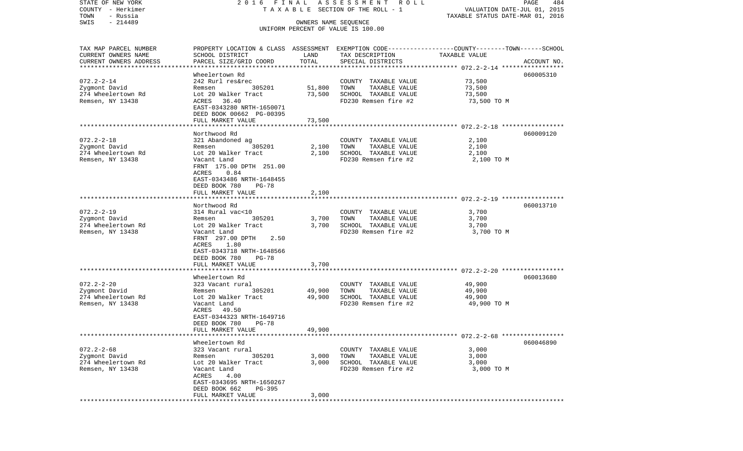STATE OF NEW YORK
COUNTY - Herkimer
TOWN - Russia
SWIS - 214489

2 0 1 6 F I N A L A S S E S S M E N T R O L L
T A X A B L E SECTION OF THE ROLL - 1
OWNERS NAME SEQUENCE
UNIFORM PERCENT OF VALUE IS 100.00

VALUATION DATE-JUL 01, 2015
TAXABLE STATUS DATE-MAR 01, 2016

| TAX MAP PARCEL NUMBER<br>CURRENT OWNERS NAME<br>CURRENT OWNERS ADDRESS | PROPERTY LOCATION & CLASS<br>SCHOOL DISTRICT<br>PARCEL SIZE/GRID COORD | ASSESSMENT<br>LAND<br>TOTAL | EXEMPTION CODE-----COUNTY-----TOWN-----SCHOOL<br>TAX DESCRIPTION<br>SPECIAL DISTRICTS | TAXABLE VALUE | ACCOUNT NO. |
|---|---|---|---|---|---|
| 072.2-2-14<br>Zygmont David<br>274 Wheelertown Rd<br>Remsen, NY 13438 | Wheelertown Rd<br>242 Rurl res&rec<br>Remsen 305201<br>Lot 20 Walker Tract<br>ACRES 36.40<br>EAST-0343280 NRTH-1650071<br>DEED BOOK 00662 PG-00395<br>FULL MARKET VALUE | <br><br>51,800<br>73,500<br><br><br><br>73,500 | COUNTY TAXABLE VALUE<br>TOWN TAXABLE VALUE<br>SCHOOL TAXABLE VALUE<br>FD230 Remsen fire #2 | 73,500<br>73,500<br>73,500<br>73,500 TO M | 060005310 |
| 072.2-2-18<br>Zygmont David<br>274 Wheelertown Rd<br>Remsen, NY 13438 | Northwood Rd<br>321 Abandoned ag<br>Remsen 305201<br>Lot 20 Walker Tract<br>Vacant Land<br>FRNT 175.00 DPTH 251.00<br>ACRES 0.84<br>EAST-0343486 NRTH-1648455<br>DEED BOOK 780 PG-78<br>FULL MARKET VALUE | <br><br>2,100<br>2,100<br><br><br><br><br><br>2,100 | COUNTY TAXABLE VALUE<br>TOWN TAXABLE VALUE<br>SCHOOL TAXABLE VALUE<br>FD230 Remsen fire #2 | 2,100<br>2,100<br>2,100<br>2,100 TO M | 060009120 |
| 072.2-2-19<br>Zygmont David<br>274 Wheelertown Rd<br>Remsen, NY 13438 | Northwood Rd<br>314 Rural vac<10<br>Remsen 305201<br>Lot 20 Walker Tract<br>Vacant Land<br>FRNT 297.00 DPTH 2.50<br>ACRES 1.80<br>EAST-0343718 NRTH-1648566<br>DEED BOOK 780 PG-78<br>FULL MARKET VALUE | <br><br>3,700<br>3,700<br><br><br><br><br><br>3,700 | COUNTY TAXABLE VALUE<br>TOWN TAXABLE VALUE<br>SCHOOL TAXABLE VALUE<br>FD230 Remsen fire #2 | 3,700<br>3,700<br>3,700<br>3,700 TO M | 060013710 |
| 072.2-2-20<br>Zygmont David<br>274 Wheelertown Rd<br>Remsen, NY 13438 | Wheelertown Rd<br>323 Vacant rural<br>Remsen 305201<br>Lot 20 Walker Tract<br>Vacant Land<br>ACRES 49.50<br>EAST-0344323 NRTH-1649716<br>DEED BOOK 780 PG-78<br>FULL MARKET VALUE | <br><br>49,900<br>49,900<br><br><br><br><br>49,900 | COUNTY TAXABLE VALUE<br>TOWN TAXABLE VALUE<br>SCHOOL TAXABLE VALUE<br>FD230 Remsen fire #2 | 49,900<br>49,900<br>49,900<br>49,900 TO M | 060013680 |
| 072.2-2-68<br>Zygmont David<br>274 Wheelertown Rd<br>Remsen, NY 13438 | Wheelertown Rd<br>323 Vacant rural<br>Remsen 305201<br>Lot 20 Walker Tract<br>Vacant Land<br>ACRES 4.00<br>EAST-0343695 NRTH-1650267<br>DEED BOOK 662 PG-395<br>FULL MARKET VALUE | <br><br>3,000<br>3,000<br><br><br><br><br>3,000 | COUNTY TAXABLE VALUE<br>TOWN TAXABLE VALUE<br>SCHOOL TAXABLE VALUE<br>FD230 Remsen fire #2 | 3,000<br>3,000<br>3,000<br>3,000 TO M | 060046890 |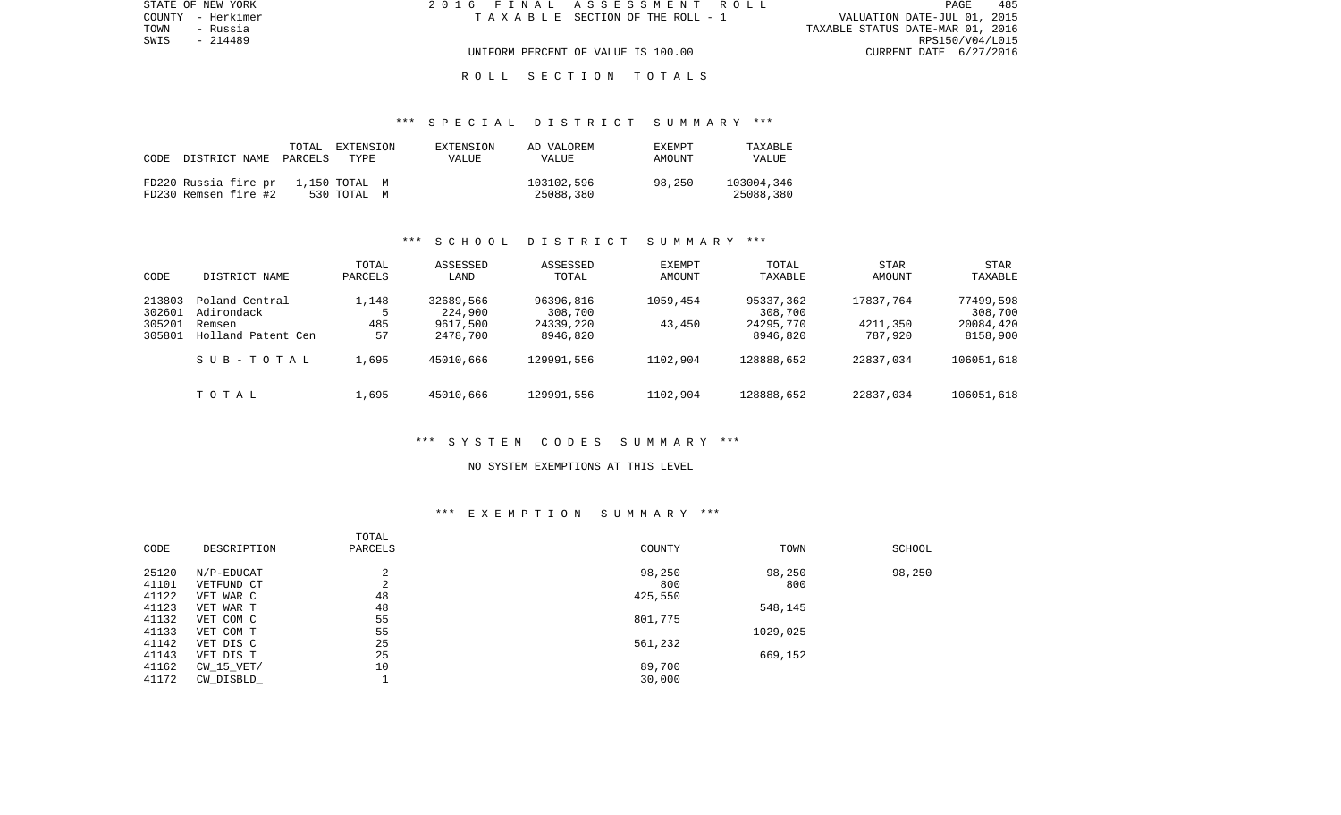STATE OF NEW YORK
COUNTY - Herkimer
TOWN - Russia
SWIS - 214489

2016 FINAL ASSESSMENT ROLL
TAXABLE SECTION OF THE ROLL - 1

VALUATION DATE-JUL 01, 2015
TAXABLE STATUS DATE-MAR 01, 2016
RPS150/V04/L015
CURRENT DATE 6/27/2016

UNIFORM PERCENT OF VALUE IS 100.00

ROLL SECTION TOTALS

*** SPECIAL DISTRICT SUMMARY ***

| CODE | DISTRICT NAME | TOTAL PARCELS | EXTENSION TYPE | EXTENSION VALUE | AD VALOREM VALUE | EXEMPT AMOUNT | TAXABLE VALUE |
|---|---|---|---|---|---|---|---|
| FD220 | Russia fire pr | 1,150 | TOTAL M | | 103102,596 | 98,250 | 103004,346 |
| FD230 | Remsen fire #2 | 530 | TOTAL M | | 25088,380 | | 25088,380 |

*** SCHOOL DISTRICT SUMMARY ***

| CODE | DISTRICT NAME | TOTAL PARCELS | ASSESSED LAND | ASSESSED TOTAL | EXEMPT AMOUNT | TOTAL TAXABLE | STAR AMOUNT | STAR TAXABLE |
|---|---|---|---|---|---|---|---|---|
| 213803 | Poland Central | 1,148 | 32689,566 | 96396,816 | 1059,454 | 95337,362 | 17837,764 | 77499,598 |
| 302601 | Adirondack | 5 | 224,900 | 308,700 | | 308,700 | | 308,700 |
| 305201 | Remsen | 485 | 9617,500 | 24339,220 | 43,450 | 24295,770 | 4211,350 | 20084,420 |
| 305801 | Holland Patent Cen | 57 | 2478,700 | 8946,820 | | 8946,820 | 787,920 | 8158,900 |
| | SUB-TOTAL | 1,695 | 45010,666 | 129991,556 | 1102,904 | 128888,652 | 22837,034 | 106051,618 |
| | TOTAL | 1,695 | 45010,666 | 129991,556 | 1102,904 | 128888,652 | 22837,034 | 106051,618 |

*** SYSTEM CODES SUMMARY ***

NO SYSTEM EXEMPTIONS AT THIS LEVEL

*** EXEMPTION SUMMARY ***

| CODE | DESCRIPTION | TOTAL PARCELS | COUNTY | TOWN | SCHOOL |
|---|---|---|---|---|---|
| 25120 | N/P-EDUCAT | 2 | 98,250 | 98,250 | 98,250 |
| 41101 | VETFUND CT | 2 | 800 | 800 | |
| 41122 | VET WAR C | 48 | 425,550 | | |
| 41123 | VET WAR T | 48 | | 548,145 | |
| 41132 | VET COM C | 55 | 801,775 | | |
| 41133 | VET COM T | 55 | | 1029,025 | |
| 41142 | VET DIS C | 25 | 561,232 | | |
| 41143 | VET DIS T | 25 | | 669,152 | |
| 41162 | CW_15_VET/ | 10 | 89,700 | | |
| 41172 | CW_DISBLD_ | 1 | 30,000 | | |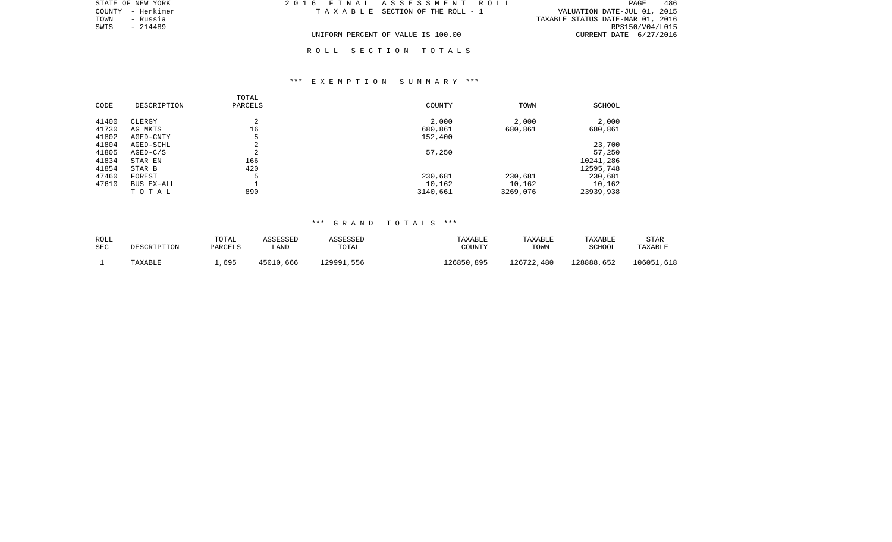STATE OF NEW YORK
COUNTY - Herkimer
TOWN - Russia
SWIS - 214489

2 0 1 6 F I N A L A S S E S S M E N T R O L L
T A X A B L E SECTION OF THE ROLL - 1

VALUATION DATE-JUL 01, 2015
TAXABLE STATUS DATE-MAR 01, 2016
RPS150/V04/L015
CURRENT DATE 6/27/2016

UNIFORM PERCENT OF VALUE IS 100.00

R O L L S E C T I O N T O T A L S

*** E X E M P T I O N S U M M A R Y ***

| CODE | DESCRIPTION | TOTAL PARCELS | COUNTY | TOWN | SCHOOL |
|---|---|---|---|---|---|
| 41400 | CLERGY | 2 | 2,000 | 2,000 | 2,000 |
| 41730 | AG MKTS | 16 | 680,861 | 680,861 | 680,861 |
| 41802 | AGED-CNTY | 5 | 152,400 | | |
| 41804 | AGED-SCHL | 2 | | | 23,700 |
| 41805 | AGED-C/S | 2 | 57,250 | | 57,250 |
| 41834 | STAR EN | 166 | | | 10241,286 |
| 41854 | STAR B | 420 | | | 12595,748 |
| 47460 | FOREST | 5 | 230,681 | 230,681 | 230,681 |
| 47610 | BUS EX-ALL | 1 | 10,162 | 10,162 | 10,162 |
| | T O T A L | 890 | 3140,661 | 3269,076 | 23939,938 |

*** G R A N D T O T A L S ***

| ROLL SEC | DESCRIPTION | TOTAL PARCELS | ASSESSED LAND | ASSESSED TOTAL | TAXABLE COUNTY | TAXABLE TOWN | TAXABLE SCHOOL | STAR TAXABLE |
|---|---|---|---|---|---|---|---|---|
| 1 | TAXABLE | 1,695 | 45010,666 | 129991,556 | 126850,895 | 126722,480 | 128888,652 | 106051,618 |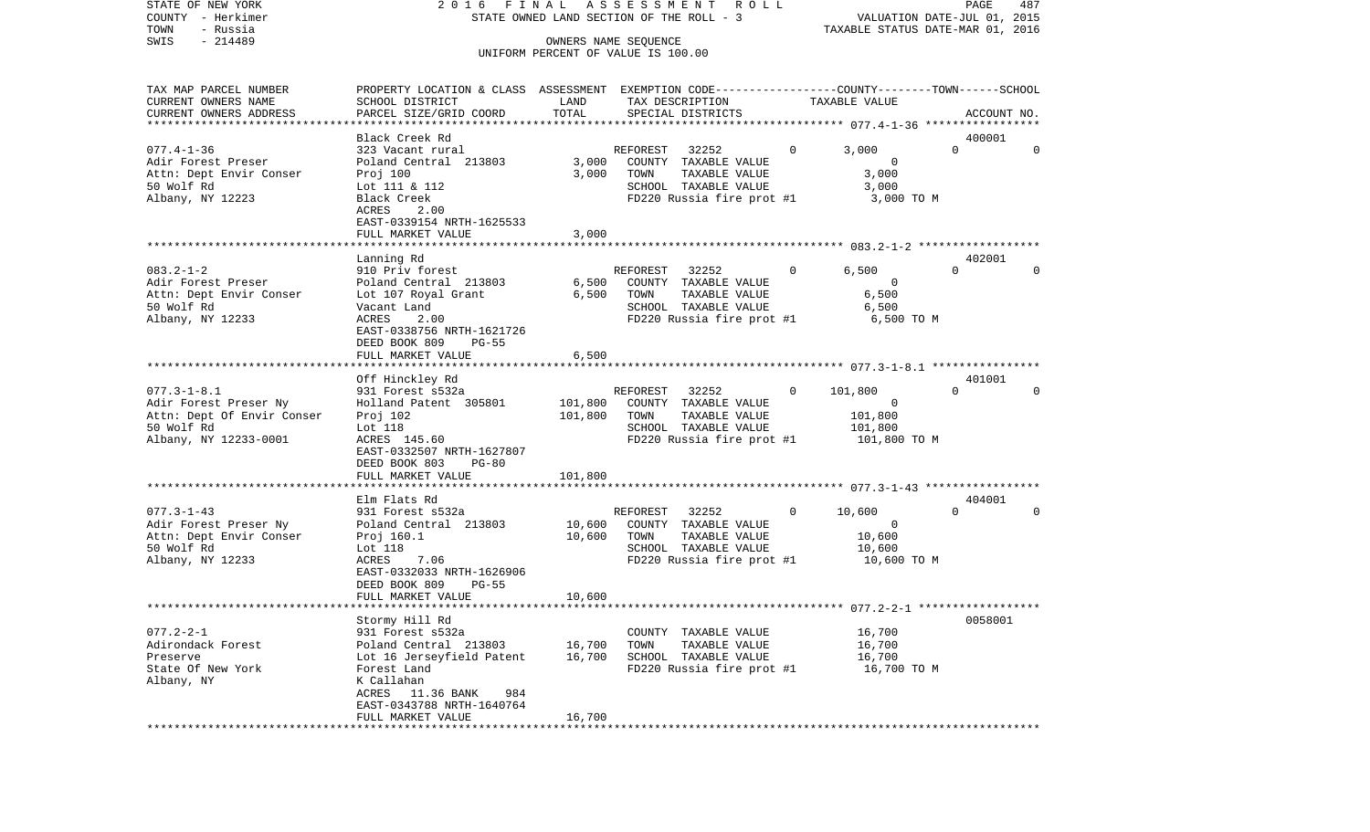STATE OF NEW YORK 2 0 1 6 F I N A L A S S E S S M E N T R O L L
COUNTY - Herkimer STATE OWNED LAND SECTION OF THE ROLL - 3 VALUATION DATE-JUL 01, 2015
TOWN - Russia TAXABLE STATUS DATE-MAR 01, 2016
SWIS - 214489 OWNERS NAME SEQUENCE
UNIFORM PERCENT OF VALUE IS 100.00

| TAX MAP PARCEL NUMBER / CURRENT OWNERS NAME / CURRENT OWNERS ADDRESS | PROPERTY LOCATION & CLASS / SCHOOL DISTRICT / PARCEL SIZE/GRID COORD | ASSESSMENT LAND | TOTAL | EXEMPTION CODE / TAX DESCRIPTION / SPECIAL DISTRICTS | COUNTY | TOWN | SCHOOL / TAXABLE VALUE | ACCOUNT NO. |
|---|---|---|---|---|---|---|---|---|
| 077.4-1-36 | Black Creek Rd | | | | | | | 400001 |
| | 323 Vacant rural | | | REFOREST 32252 0 | 3,000 | 0 | 0 | |
| Adir Forest Preser | Poland Central 213803 | 3,000 | | COUNTY TAXABLE VALUE | | | 0 | |
| Attn: Dept Envir Conser | Proj 100 | | 3,000 | TOWN TAXABLE VALUE | | | 3,000 | |
| 50 Wolf Rd | Lot 111 & 112 | | | SCHOOL TAXABLE VALUE | | | 3,000 | |
| Albany, NY 12223 | Black Creek | | | FD220 Russia fire prot #1 | | | 3,000 TO M | |
| | ACRES 2.00 | | | | | | | |
| | EAST-0339154 NRTH-1625533 | | | | | | | |
| | FULL MARKET VALUE | | 3,000 | | | | | |
| 083.2-1-2 | Lanning Rd | | | | | | | 402001 |
| | 910 Priv forest | | | REFOREST 32252 0 | 6,500 | 0 | 0 | |
| Adir Forest Preser | Poland Central 213803 | 6,500 | | COUNTY TAXABLE VALUE | | | 0 | |
| Attn: Dept Envir Conser | Lot 107 Royal Grant | | 6,500 | TOWN TAXABLE VALUE | | | 6,500 | |
| 50 Wolf Rd | Vacant Land | | | SCHOOL TAXABLE VALUE | | | 6,500 | |
| Albany, NY 12233 | ACRES 2.00 | | | FD220 Russia fire prot #1 | | | 6,500 TO M | |
| | EAST-0338756 NRTH-1621726 | | | | | | | |
| | DEED BOOK 809 PG-55 | | | | | | | |
| | FULL MARKET VALUE | | 6,500 | | | | | |
| 077.3-1-8.1 | Off Hinckley Rd | | | | | | | 401001 |
| | 931 Forest s532a | | | REFOREST 32252 0 | 101,800 | 0 | 0 | |
| Adir Forest Preser Ny | Holland Patent 305801 | 101,800 | | COUNTY TAXABLE VALUE | | | 0 | |
| Attn: Dept Of Envir Conser | Proj 102 | | 101,800 | TOWN TAXABLE VALUE | | | 101,800 | |
| 50 Wolf Rd | Lot 118 | | | SCHOOL TAXABLE VALUE | | | 101,800 | |
| Albany, NY 12233-0001 | ACRES 145.60 | | | FD220 Russia fire prot #1 | | | 101,800 TO M | |
| | EAST-0332507 NRTH-1627807 | | | | | | | |
| | DEED BOOK 803 PG-80 | | | | | | | |
| | FULL MARKET VALUE | | 101,800 | | | | | |
| 077.3-1-43 | Elm Flats Rd | | | | | | | 404001 |
| | 931 Forest s532a | | | REFOREST 32252 0 | 10,600 | 0 | 0 | |
| Adir Forest Preser Ny | Poland Central 213803 | 10,600 | | COUNTY TAXABLE VALUE | | | 0 | |
| Attn: Dept Envir Conser | Proj 160.1 | | 10,600 | TOWN TAXABLE VALUE | | | 10,600 | |
| 50 Wolf Rd | Lot 118 | | | SCHOOL TAXABLE VALUE | | | 10,600 | |
| Albany, NY 12233 | ACRES 7.06 | | | FD220 Russia fire prot #1 | | | 10,600 TO M | |
| | EAST-0332033 NRTH-1626906 | | | | | | | |
| | DEED BOOK 809 PG-55 | | | | | | | |
| | FULL MARKET VALUE | | 10,600 | | | | | |
| 077.2-2-1 | Stormy Hill Rd | | | | | | | 0058001 |
| | 931 Forest s532a | | | COUNTY TAXABLE VALUE | | | 16,700 | |
| Adirondack Forest | Poland Central 213803 | 16,700 | | TOWN TAXABLE VALUE | | | 16,700 | |
| Preserve | Lot 16 Jerseyfield Patent | | 16,700 | SCHOOL TAXABLE VALUE | | | 16,700 | |
| State Of New York | Forest Land | | | FD220 Russia fire prot #1 | | | 16,700 TO M | |
| Albany, NY | K Callahan | | | | | | | |
| | ACRES 11.36 BANK 984 | | | | | | | |
| | EAST-0343788 NRTH-1640764 | | | | | | | |
| | FULL MARKET VALUE | | 16,700 | | | | | |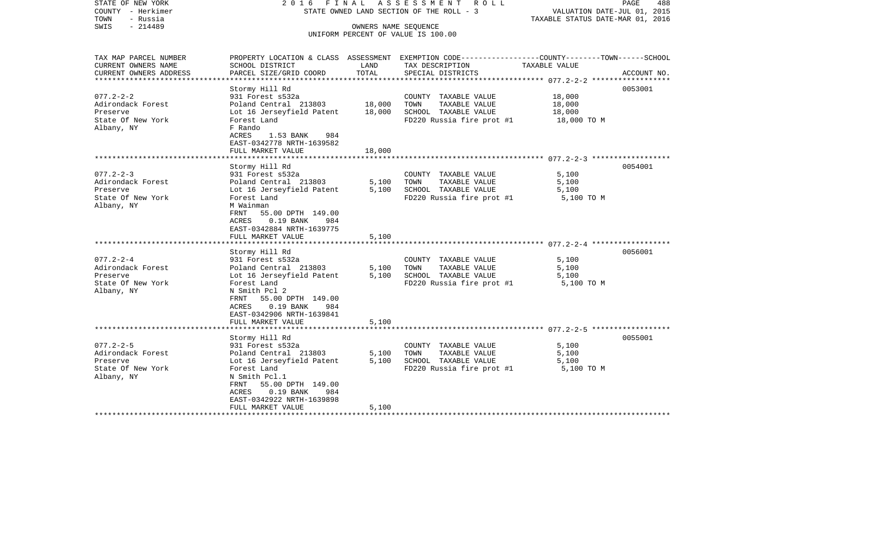STATE OF NEW YORK — 2016 FINAL ASSESSMENT ROLL — STATE OWNED LAND SECTION OF THE ROLL - 3

COUNTY - Herkimer
TOWN - Russia
SWIS - 214489

VALUATION DATE-JUL 01, 2015
TAXABLE STATUS DATE-MAR 01, 2016

OWNERS NAME SEQUENCE
UNIFORM PERCENT OF VALUE IS 100.00

| TAX MAP PARCEL NUMBER / CURRENT OWNERS NAME / CURRENT OWNERS ADDRESS | PROPERTY LOCATION & CLASS / SCHOOL DISTRICT / PARCEL SIZE/GRID COORD | ASSESSMENT LAND | TOTAL | EXEMPTION CODE / TAX DESCRIPTION / SPECIAL DISTRICTS | COUNTY--------TOWN------SCHOOL TAXABLE VALUE | ACCOUNT NO. |
|---|---|---|---|---|---|---|
| 077.2-2-2 | Stormy Hill Rd | | | | | 0053001 |
| Adirondack Forest | 931 Forest s532a | | | COUNTY TAXABLE VALUE | 18,000 | |
| Preserve | Poland Central 213803 | 18,000 | | TOWN TAXABLE VALUE | 18,000 | |
| State Of New York | Lot 16 Jerseyfield Patent | | 18,000 | SCHOOL TAXABLE VALUE | 18,000 | |
| Albany, NY | Forest Land | | | FD220 Russia fire prot #1 | 18,000 TO M | |
| | F Rando | | | | | |
| | ACRES 1.53 BANK 984 | | | | | |
| | EAST-0342778 NRTH-1639582 | | | | | |
| | FULL MARKET VALUE | | 18,000 | | | |
| 077.2-2-3 | Stormy Hill Rd | | | | | 0054001 |
| Adirondack Forest | 931 Forest s532a | | | COUNTY TAXABLE VALUE | 5,100 | |
| Preserve | Poland Central 213803 | 5,100 | | TOWN TAXABLE VALUE | 5,100 | |
| State Of New York | Lot 16 Jerseyfield Patent | | 5,100 | SCHOOL TAXABLE VALUE | 5,100 | |
| Albany, NY | Forest Land | | | FD220 Russia fire prot #1 | 5,100 TO M | |
| | M Wainman | | | | | |
| | FRNT 55.00 DPTH 149.00 | | | | | |
| | ACRES 0.19 BANK 984 | | | | | |
| | EAST-0342884 NRTH-1639775 | | | | | |
| | FULL MARKET VALUE | | 5,100 | | | |
| 077.2-2-4 | Stormy Hill Rd | | | | | 0056001 |
| Adirondack Forest | 931 Forest s532a | | | COUNTY TAXABLE VALUE | 5,100 | |
| Preserve | Poland Central 213803 | 5,100 | | TOWN TAXABLE VALUE | 5,100 | |
| State Of New York | Lot 16 Jerseyfield Patent | | 5,100 | SCHOOL TAXABLE VALUE | 5,100 | |
| Albany, NY | Forest Land | | | FD220 Russia fire prot #1 | 5,100 TO M | |
| | N Smith Pcl 2 | | | | | |
| | FRNT 55.00 DPTH 149.00 | | | | | |
| | ACRES 0.19 BANK 984 | | | | | |
| | EAST-0342906 NRTH-1639841 | | | | | |
| | FULL MARKET VALUE | | 5,100 | | | |
| 077.2-2-5 | Stormy Hill Rd | | | | | 0055001 |
| Adirondack Forest | 931 Forest s532a | | | COUNTY TAXABLE VALUE | 5,100 | |
| Preserve | Poland Central 213803 | 5,100 | | TOWN TAXABLE VALUE | 5,100 | |
| State Of New York | Lot 16 Jerseyfield Patent | | 5,100 | SCHOOL TAXABLE VALUE | 5,100 | |
| Albany, NY | Forest Land | | | FD220 Russia fire prot #1 | 5,100 TO M | |
| | N Smith Pcl.1 | | | | | |
| | FRNT 55.00 DPTH 149.00 | | | | | |
| | ACRES 0.19 BANK 984 | | | | | |
| | EAST-0342922 NRTH-1639898 | | | | | |
| | FULL MARKET VALUE | | 5,100 | | | |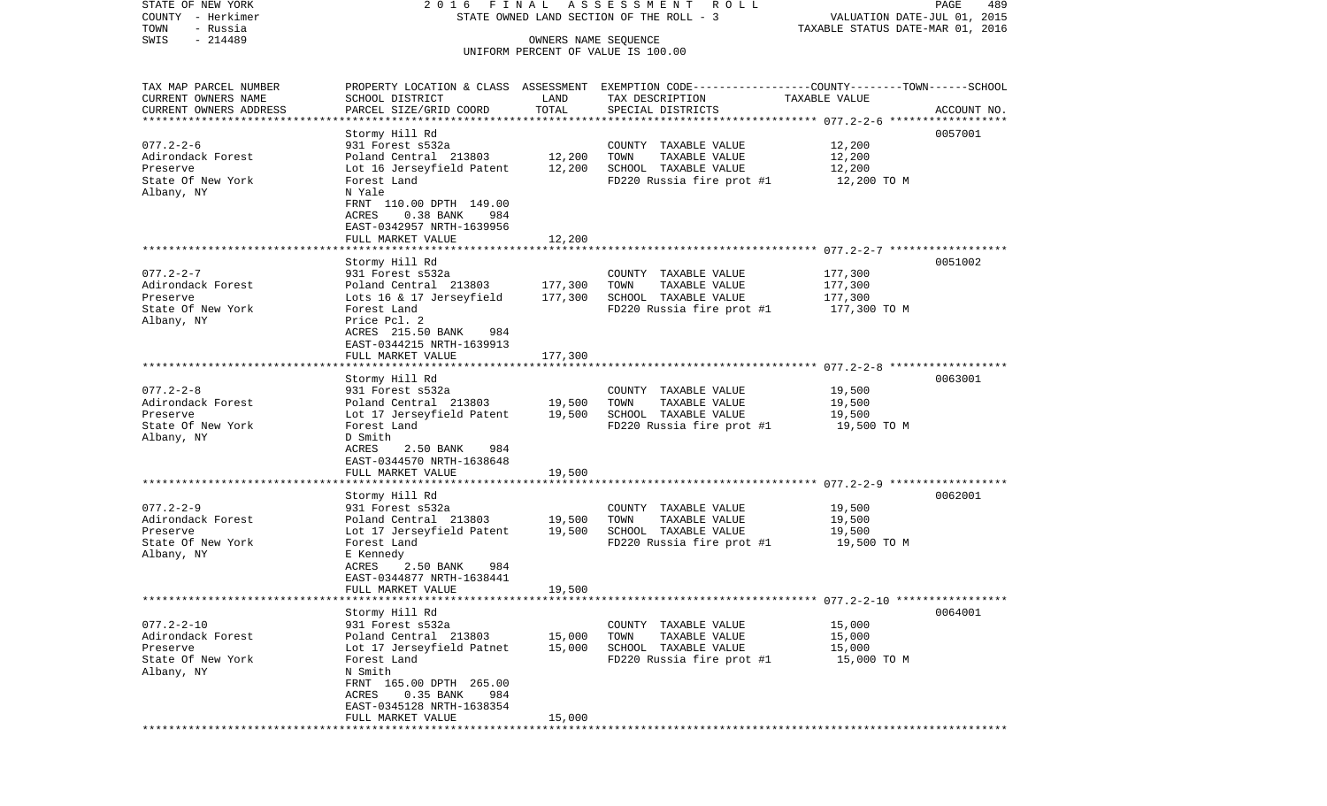STATE OF NEW YORK | 2016 FINAL ASSESSMENT ROLL | VALUATION DATE-JUL 01, 2015
COUNTY - Herkimer | STATE OWNED LAND SECTION OF THE ROLL - 3 | TAXABLE STATUS DATE-MAR 01, 2016
TOWN - Russia | OWNERS NAME SEQUENCE
SWIS - 214489 | UNIFORM PERCENT OF VALUE IS 100.00

| TAX MAP PARCEL NUMBER / CURRENT OWNERS NAME / CURRENT OWNERS ADDRESS | PROPERTY LOCATION & CLASS / SCHOOL DISTRICT / PARCEL SIZE/GRID COORD | ASSESSMENT LAND | TOTAL | EXEMPTION CODE / TAX DESCRIPTION / SPECIAL DISTRICTS | TAXABLE VALUE (COUNTY--TOWN--SCHOOL) | ACCOUNT NO. |
|---|---|---|---|---|---|---|
| 077.2-2-6 | Stormy Hill Rd | | | | | 0057001 |
| | 931 Forest s532a | | | COUNTY TAXABLE VALUE | 12,200 | |
| Adirondack Forest | Poland Central 213803 | 12,200 | | TOWN TAXABLE VALUE | 12,200 | |
| Preserve | Lot 16 Jerseyfield Patent | | 12,200 | SCHOOL TAXABLE VALUE | 12,200 | |
| State Of New York | Forest Land | | | FD220 Russia fire prot #1 | 12,200 TO M | |
| Albany, NY | N Yale | | | | | |
| | FRNT 110.00 DPTH 149.00 | | | | | |
| | ACRES 0.38 BANK 984 | | | | | |
| | EAST-0342957 NRTH-1639956 | | | | | |
| | FULL MARKET VALUE | | 12,200 | | | |
| 077.2-2-7 | Stormy Hill Rd | | | | | 0051002 |
| | 931 Forest s532a | | | COUNTY TAXABLE VALUE | 177,300 | |
| Adirondack Forest | Poland Central 213803 | 177,300 | | TOWN TAXABLE VALUE | 177,300 | |
| Preserve | Lots 16 & 17 Jerseyfield | | 177,300 | SCHOOL TAXABLE VALUE | 177,300 | |
| State Of New York | Forest Land | | | FD220 Russia fire prot #1 | 177,300 TO M | |
| Albany, NY | Price Pcl. 2 | | | | | |
| | ACRES 215.50 BANK 984 | | | | | |
| | EAST-0344215 NRTH-1639913 | | | | | |
| | FULL MARKET VALUE | | 177,300 | | | |
| 077.2-2-8 | Stormy Hill Rd | | | | | 0063001 |
| | 931 Forest s532a | | | COUNTY TAXABLE VALUE | 19,500 | |
| Adirondack Forest | Poland Central 213803 | 19,500 | | TOWN TAXABLE VALUE | 19,500 | |
| Preserve | Lot 17 Jerseyfield Patent | | 19,500 | SCHOOL TAXABLE VALUE | 19,500 | |
| State Of New York | Forest Land | | | FD220 Russia fire prot #1 | 19,500 TO M | |
| Albany, NY | D Smith | | | | | |
| | ACRES 2.50 BANK 984 | | | | | |
| | EAST-0344570 NRTH-1638648 | | | | | |
| | FULL MARKET VALUE | | 19,500 | | | |
| 077.2-2-9 | Stormy Hill Rd | | | | | 0062001 |
| | 931 Forest s532a | | | COUNTY TAXABLE VALUE | 19,500 | |
| Adirondack Forest | Poland Central 213803 | 19,500 | | TOWN TAXABLE VALUE | 19,500 | |
| Preserve | Lot 17 Jerseyfield Patent | | 19,500 | SCHOOL TAXABLE VALUE | 19,500 | |
| State Of New York | Forest Land | | | FD220 Russia fire prot #1 | 19,500 TO M | |
| Albany, NY | E Kennedy | | | | | |
| | ACRES 2.50 BANK 984 | | | | | |
| | EAST-0344877 NRTH-1638441 | | | | | |
| | FULL MARKET VALUE | | 19,500 | | | |
| 077.2-2-10 | Stormy Hill Rd | | | | | 0064001 |
| | 931 Forest s532a | | | COUNTY TAXABLE VALUE | 15,000 | |
| Adirondack Forest | Poland Central 213803 | 15,000 | | TOWN TAXABLE VALUE | 15,000 | |
| Preserve | Lot 17 Jerseyfield Patnet | | 15,000 | SCHOOL TAXABLE VALUE | 15,000 | |
| State Of New York | Forest Land | | | FD220 Russia fire prot #1 | 15,000 TO M | |
| Albany, NY | N Smith | | | | | |
| | FRNT 165.00 DPTH 265.00 | | | | | |
| | ACRES 0.35 BANK 984 | | | | | |
| | EAST-0345128 NRTH-1638354 | | | | | |
| | FULL MARKET VALUE | | 15,000 | | | |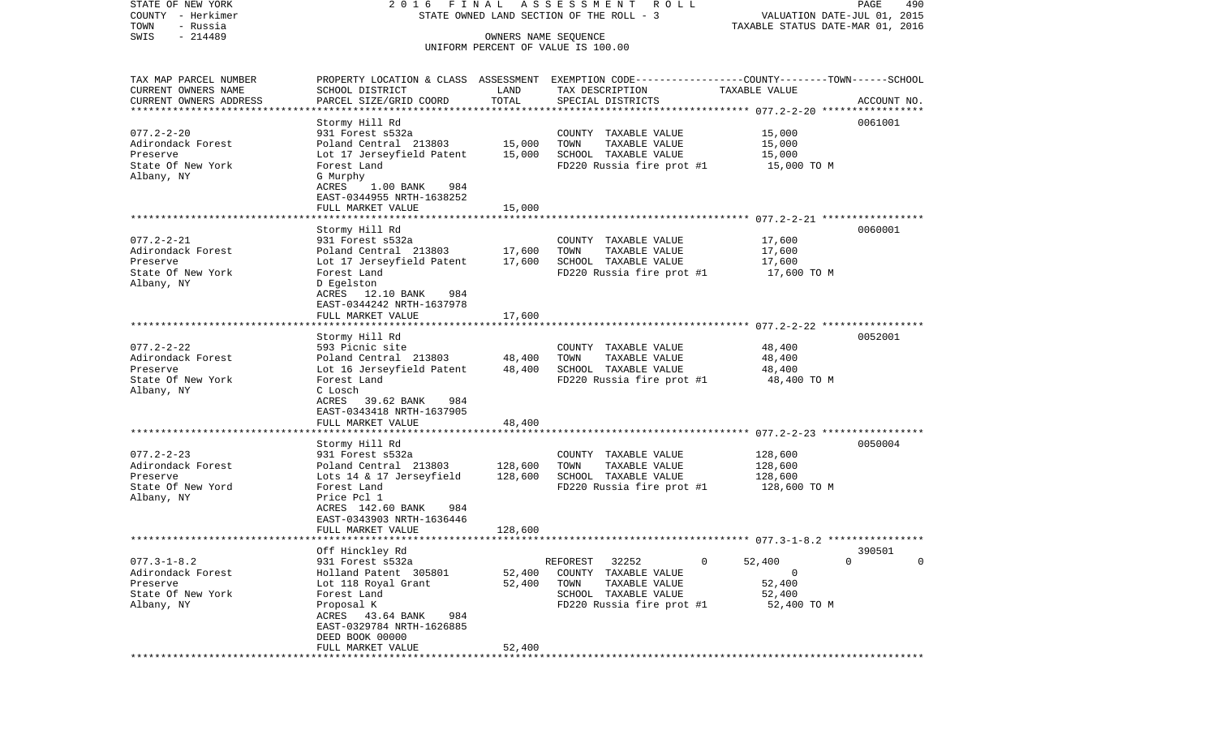STATE OF NEW YORK — COUNTY - Herkimer — TOWN - Russia — SWIS - 214489

2016 FINAL ASSESSMENT ROLL
STATE OWNED LAND SECTION OF THE ROLL - 3
OWNERS NAME SEQUENCE
UNIFORM PERCENT OF VALUE IS 100.00

VALUATION DATE-JUL 01, 2015
TAXABLE STATUS DATE-MAR 01, 2016

| TAX MAP PARCEL NUMBER / CURRENT OWNERS NAME / CURRENT OWNERS ADDRESS | PROPERTY LOCATION & CLASS / SCHOOL DISTRICT / PARCEL SIZE/GRID COORD | ASSESSMENT LAND | ASSESSMENT TOTAL | EXEMPTION CODE / TAX DESCRIPTION / SPECIAL DISTRICTS | COUNTY TAXABLE VALUE | TOWN | SCHOOL | ACCOUNT NO. |
|---|---|---|---|---|---|---|---|---|
| 077.2-2-20 | Stormy Hill Rd | | | | | | | 0061001 |
| Adirondack Forest | 931 Forest s532a | | | COUNTY TAXABLE VALUE | 15,000 | | | |
| Preserve | Poland Central 213803 | 15,000 | | TOWN TAXABLE VALUE | 15,000 | | | |
| State Of New York | Lot 17 Jerseyfield Patent | | 15,000 | SCHOOL TAXABLE VALUE | 15,000 | | | |
| Albany, NY | Forest Land | | | FD220 Russia fire prot #1 | 15,000 TO M | | | |
| | G Murphy | | | | | | | |
| | ACRES 1.00 BANK 984 | | | | | | | |
| | EAST-0344955 NRTH-1638252 | | | | | | | |
| | FULL MARKET VALUE | | 15,000 | | | | | |
| 077.2-2-21 | Stormy Hill Rd | | | | | | | 0060001 |
| Adirondack Forest | 931 Forest s532a | | | COUNTY TAXABLE VALUE | 17,600 | | | |
| Preserve | Poland Central 213803 | 17,600 | | TOWN TAXABLE VALUE | 17,600 | | | |
| State Of New York | Lot 17 Jerseyfield Patent | | 17,600 | SCHOOL TAXABLE VALUE | 17,600 | | | |
| Albany, NY | Forest Land | | | FD220 Russia fire prot #1 | 17,600 TO M | | | |
| | D Egelston | | | | | | | |
| | ACRES 12.10 BANK 984 | | | | | | | |
| | EAST-0344242 NRTH-1637978 | | | | | | | |
| | FULL MARKET VALUE | | 17,600 | | | | | |
| 077.2-2-22 | Stormy Hill Rd | | | | | | | 0052001 |
| Adirondack Forest | 593 Picnic site | | | COUNTY TAXABLE VALUE | 48,400 | | | |
| Preserve | Poland Central 213803 | 48,400 | | TOWN TAXABLE VALUE | 48,400 | | | |
| State Of New York | Lot 16 Jerseyfield Patent | | 48,400 | SCHOOL TAXABLE VALUE | 48,400 | | | |
| Albany, NY | Forest Land | | | FD220 Russia fire prot #1 | 48,400 TO M | | | |
| | C Losch | | | | | | | |
| | ACRES 39.62 BANK 984 | | | | | | | |
| | EAST-0343418 NRTH-1637905 | | | | | | | |
| | FULL MARKET VALUE | | 48,400 | | | | | |
| 077.2-2-23 | Stormy Hill Rd | | | | | | | 0050004 |
| Adirondack Forest | 931 Forest s532a | | | COUNTY TAXABLE VALUE | 128,600 | | | |
| Preserve | Poland Central 213803 | 128,600 | | TOWN TAXABLE VALUE | 128,600 | | | |
| State Of New Yord | Lots 14 & 17 Jerseyfield | | 128,600 | SCHOOL TAXABLE VALUE | 128,600 | | | |
| Albany, NY | Forest Land | | | FD220 Russia fire prot #1 | 128,600 TO M | | | |
| | Price Pcl 1 | | | | | | | |
| | ACRES 142.60 BANK 984 | | | | | | | |
| | EAST-0343903 NRTH-1636446 | | | | | | | |
| | FULL MARKET VALUE | | 128,600 | | | | | |
| 077.3-1-8.2 | Off Hinckley Rd | | | | | | | 390501 |
| Adirondack Forest | 931 Forest s532a | | | REFOREST 32252 0 | 52,400 | 0 | 0 | |
| Preserve | Holland Patent 305801 | 52,400 | | COUNTY TAXABLE VALUE | 0 | | | |
| State Of New York | Lot 118 Royal Grant | | 52,400 | TOWN TAXABLE VALUE | 52,400 | | | |
| Albany, NY | Forest Land | | | SCHOOL TAXABLE VALUE | 52,400 | | | |
| | Proposal K | | | FD220 Russia fire prot #1 | 52,400 TO M | | | |
| | ACRES 43.64 BANK 984 | | | | | | | |
| | EAST-0329784 NRTH-1626885 | | | | | | | |
| | DEED BOOK 00000 | | | | | | | |
| | FULL MARKET VALUE | | 52,400 | | | | | |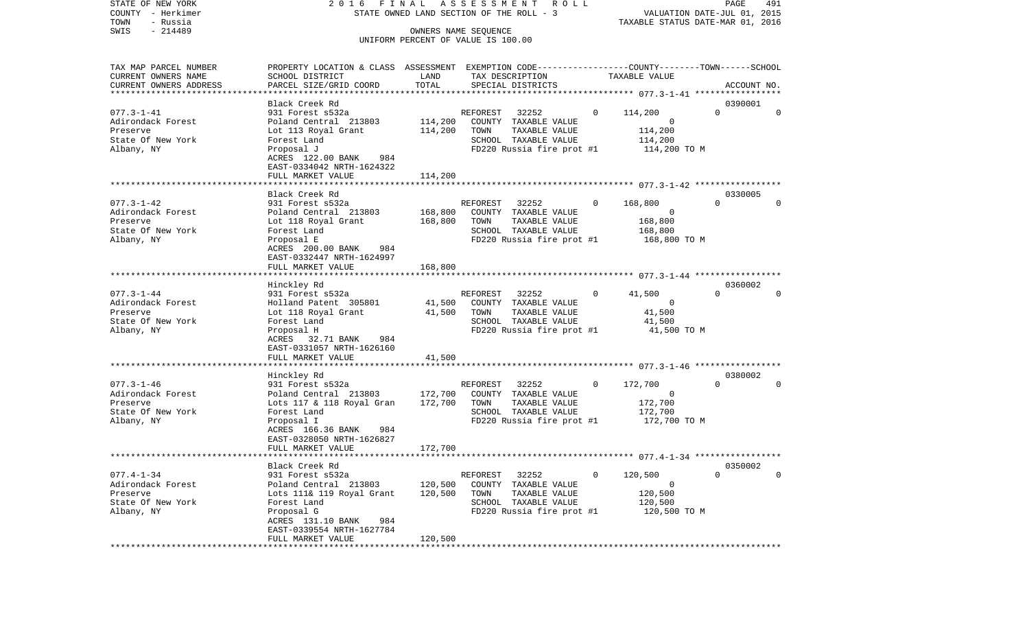STATE OF NEW YORK — COUNTY - Herkimer — TOWN - Russia — SWIS - 214489

2016 FINAL ASSESSMENT ROLL
STATE OWNED LAND SECTION OF THE ROLL - 3
OWNERS NAME SEQUENCE
UNIFORM PERCENT OF VALUE IS 100.00

VALUATION DATE-JUL 01, 2015
TAXABLE STATUS DATE-MAR 01, 2016

| TAX MAP PARCEL NUMBER / CURRENT OWNERS NAME / CURRENT OWNERS ADDRESS | PROPERTY LOCATION & CLASS / SCHOOL DISTRICT / PARCEL SIZE/GRID COORD | ASSESSMENT LAND | ASSESSMENT TOTAL | EXEMPTION CODE / TAX DESCRIPTION / SPECIAL DISTRICTS | | COUNTY TAXABLE VALUE | TOWN | SCHOOL | ACCOUNT NO. |
|---|---|---|---|---|---|---|---|---|---|
| 077.3-1-41 | Black Creek Rd | | | | | | | | 0390001 |
| Adirondack Forest | 931 Forest s532a | | | REFOREST 32252 | 0 | 114,200 | 0 | 0 | |
| Preserve | Poland Central 213803 | 114,200 | | COUNTY TAXABLE VALUE | | 0 | | | |
| State Of New York | Lot 113 Royal Grant | | 114,200 | TOWN TAXABLE VALUE | | 114,200 | | | |
| Albany, NY | Forest Land | | | SCHOOL TAXABLE VALUE | | 114,200 | | | |
| | Proposal J | | | FD220 Russia fire prot #1 | | 114,200 TO M | | | |
| | ACRES 122.00 BANK 984 | | | | | | | | |
| | EAST-0334042 NRTH-1624322 | | | | | | | | |
| | FULL MARKET VALUE | | 114,200 | | | | | | |
| 077.3-1-42 | Black Creek Rd | | | | | | | | 0330005 |
| Adirondack Forest | 931 Forest s532a | | | REFOREST 32252 | 0 | 168,800 | 0 | 0 | |
| Preserve | Poland Central 213803 | 168,800 | | COUNTY TAXABLE VALUE | | 0 | | | |
| State Of New York | Lot 118 Royal Grant | | 168,800 | TOWN TAXABLE VALUE | | 168,800 | | | |
| Albany, NY | Forest Land | | | SCHOOL TAXABLE VALUE | | 168,800 | | | |
| | Proposal E | | | FD220 Russia fire prot #1 | | 168,800 TO M | | | |
| | ACRES 200.00 BANK 984 | | | | | | | | |
| | EAST-0332447 NRTH-1624997 | | | | | | | | |
| | FULL MARKET VALUE | | 168,800 | | | | | | |
| 077.3-1-44 | Hinckley Rd | | | | | | | | 0360002 |
| Adirondack Forest | 931 Forest s532a | | | REFOREST 32252 | 0 | 41,500 | 0 | 0 | |
| Preserve | Holland Patent 305801 | 41,500 | | COUNTY TAXABLE VALUE | | 0 | | | |
| State Of New York | Lot 118 Royal Grant | | 41,500 | TOWN TAXABLE VALUE | | 41,500 | | | |
| Albany, NY | Forest Land | | | SCHOOL TAXABLE VALUE | | 41,500 | | | |
| | Proposal H | | | FD220 Russia fire prot #1 | | 41,500 TO M | | | |
| | ACRES 32.71 BANK 984 | | | | | | | | |
| | EAST-0331057 NRTH-1626160 | | | | | | | | |
| | FULL MARKET VALUE | | 41,500 | | | | | | |
| 077.3-1-46 | Hinckley Rd | | | | | | | | 0380002 |
| Adirondack Forest | 931 Forest s532a | | | REFOREST 32252 | 0 | 172,700 | 0 | 0 | |
| Preserve | Poland Central 213803 | 172,700 | | COUNTY TAXABLE VALUE | | 0 | | | |
| State Of New York | Lots 117 & 118 Royal Gran | | 172,700 | TOWN TAXABLE VALUE | | 172,700 | | | |
| Albany, NY | Forest Land | | | SCHOOL TAXABLE VALUE | | 172,700 | | | |
| | Proposal I | | | FD220 Russia fire prot #1 | | 172,700 TO M | | | |
| | ACRES 166.36 BANK 984 | | | | | | | | |
| | EAST-0328050 NRTH-1626827 | | | | | | | | |
| | FULL MARKET VALUE | | 172,700 | | | | | | |
| 077.4-1-34 | Black Creek Rd | | | | | | | | 0350002 |
| Adirondack Forest | 931 Forest s532a | | | REFOREST 32252 | 0 | 120,500 | 0 | 0 | |
| Preserve | Poland Central 213803 | 120,500 | | COUNTY TAXABLE VALUE | | 0 | | | |
| State Of New York | Lots 111& 119 Royal Grant | | 120,500 | TOWN TAXABLE VALUE | | 120,500 | | | |
| Albany, NY | Forest Land | | | SCHOOL TAXABLE VALUE | | 120,500 | | | |
| | Proposal G | | | FD220 Russia fire prot #1 | | 120,500 TO M | | | |
| | ACRES 131.10 BANK 984 | | | | | | | | |
| | EAST-0339554 NRTH-1627784 | | | | | | | | |
| | FULL MARKET VALUE | | 120,500 | | | | | | |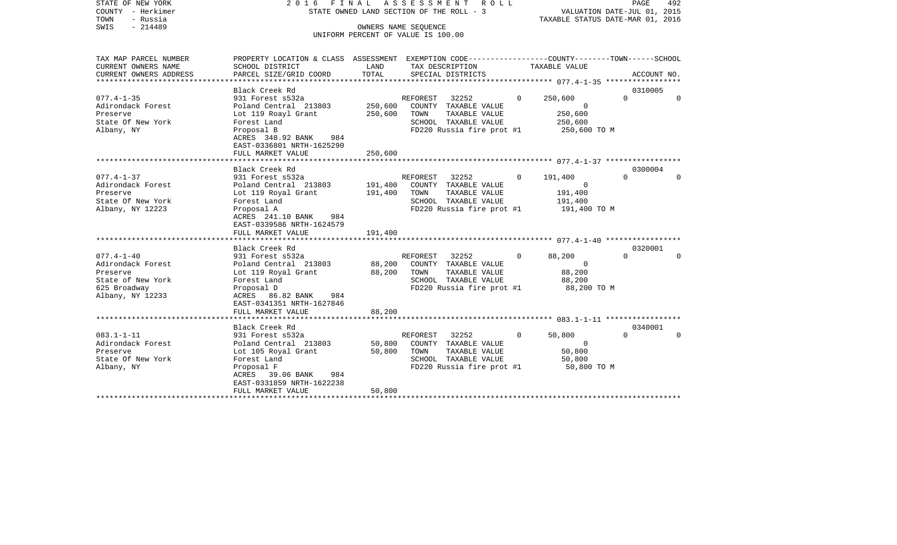STATE OF NEW YORK — 2016 FINAL ASSESSMENT ROLL — STATE OWNED LAND SECTION OF THE ROLL - 3

COUNTY - Herkimer
TOWN - Russia
SWIS - 214489

VALUATION DATE-JUL 01, 2015
TAXABLE STATUS DATE-MAR 01, 2016

OWNERS NAME SEQUENCE
UNIFORM PERCENT OF VALUE IS 100.00

| TAX MAP PARCEL NUMBER / CURRENT OWNERS NAME / CURRENT OWNERS ADDRESS | PROPERTY LOCATION & CLASS / SCHOOL DISTRICT / PARCEL SIZE/GRID COORD | ASSESSMENT LAND | ASSESSMENT TOTAL | EXEMPTION CODE / TAX DESCRIPTION / SPECIAL DISTRICTS | COUNTY TAXABLE VALUE | TOWN | SCHOOL | ACCOUNT NO. |
|---|---|---|---|---|---|---|---|---|
| 077.4-1-35 | Black Creek Rd | | | | | | | 0310005 |
| Adirondack Forest | 931 Forest s532a | | | REFOREST 32252 | 0 | 250,600 | 0 | 0 |
| Preserve | Poland Central 213803 | 250,600 | | COUNTY TAXABLE VALUE | 0 | | | |
| State Of New York | Lot 119 Roayl Grant | | 250,600 | TOWN TAXABLE VALUE | 250,600 | | | |
| Albany, NY | Forest Land | | | SCHOOL TAXABLE VALUE | 250,600 | | | |
| | Proposal B | | | FD220 Russia fire prot #1 | 250,600 TO M | | | |
| | ACRES 348.92 BANK 984 | | | | | | | |
| | EAST-0336801 NRTH-1625290 | | | | | | | |
| | FULL MARKET VALUE | | 250,600 | | | | | |
| 077.4-1-37 | Black Creek Rd | | | | | | | 0300004 |
| Adirondack Forest | 931 Forest s532a | | | REFOREST 32252 | 0 | 191,400 | 0 | 0 |
| Preserve | Poland Central 213803 | 191,400 | | COUNTY TAXABLE VALUE | 0 | | | |
| State Of New York | Lot 119 Royal Grant | | 191,400 | TOWN TAXABLE VALUE | 191,400 | | | |
| Albany, NY 12223 | Forest Land | | | SCHOOL TAXABLE VALUE | 191,400 | | | |
| | Proposal A | | | FD220 Russia fire prot #1 | 191,400 TO M | | | |
| | ACRES 241.10 BANK 984 | | | | | | | |
| | EAST-0339586 NRTH-1624579 | | | | | | | |
| | FULL MARKET VALUE | | 191,400 | | | | | |
| 077.4-1-40 | Black Creek Rd | | | | | | | 0320001 |
| Adirondack Forest | 931 Forest s532a | | | REFOREST 32252 | 0 | 88,200 | 0 | 0 |
| Preserve | Poland Central 213803 | 88,200 | | COUNTY TAXABLE VALUE | 0 | | | |
| State of New York | Lot 119 Royal Grant | | 88,200 | TOWN TAXABLE VALUE | 88,200 | | | |
| 625 Broadway | Forest Land | | | SCHOOL TAXABLE VALUE | 88,200 | | | |
| Albany, NY 12233 | Proposal D | | | FD220 Russia fire prot #1 | 88,200 TO M | | | |
| | ACRES 86.82 BANK 984 | | | | | | | |
| | EAST-0341351 NRTH-1627846 | | | | | | | |
| | FULL MARKET VALUE | | 88,200 | | | | | |
| 083.1-1-11 | Black Creek Rd | | | | | | | 0340001 |
| Adirondack Forest | 931 Forest s532a | | | REFOREST 32252 | 0 | 50,800 | 0 | 0 |
| Preserve | Poland Central 213803 | 50,800 | | COUNTY TAXABLE VALUE | 0 | | | |
| State Of New York | Lot 105 Royal Grant | | 50,800 | TOWN TAXABLE VALUE | 50,800 | | | |
| Albany, NY | Forest Land | | | SCHOOL TAXABLE VALUE | 50,800 | | | |
| | Proposal F | | | FD220 Russia fire prot #1 | 50,800 TO M | | | |
| | ACRES 39.06 BANK 984 | | | | | | | |
| | EAST-0331859 NRTH-1622238 | | | | | | | |
| | FULL MARKET VALUE | | 50,800 | | | | | |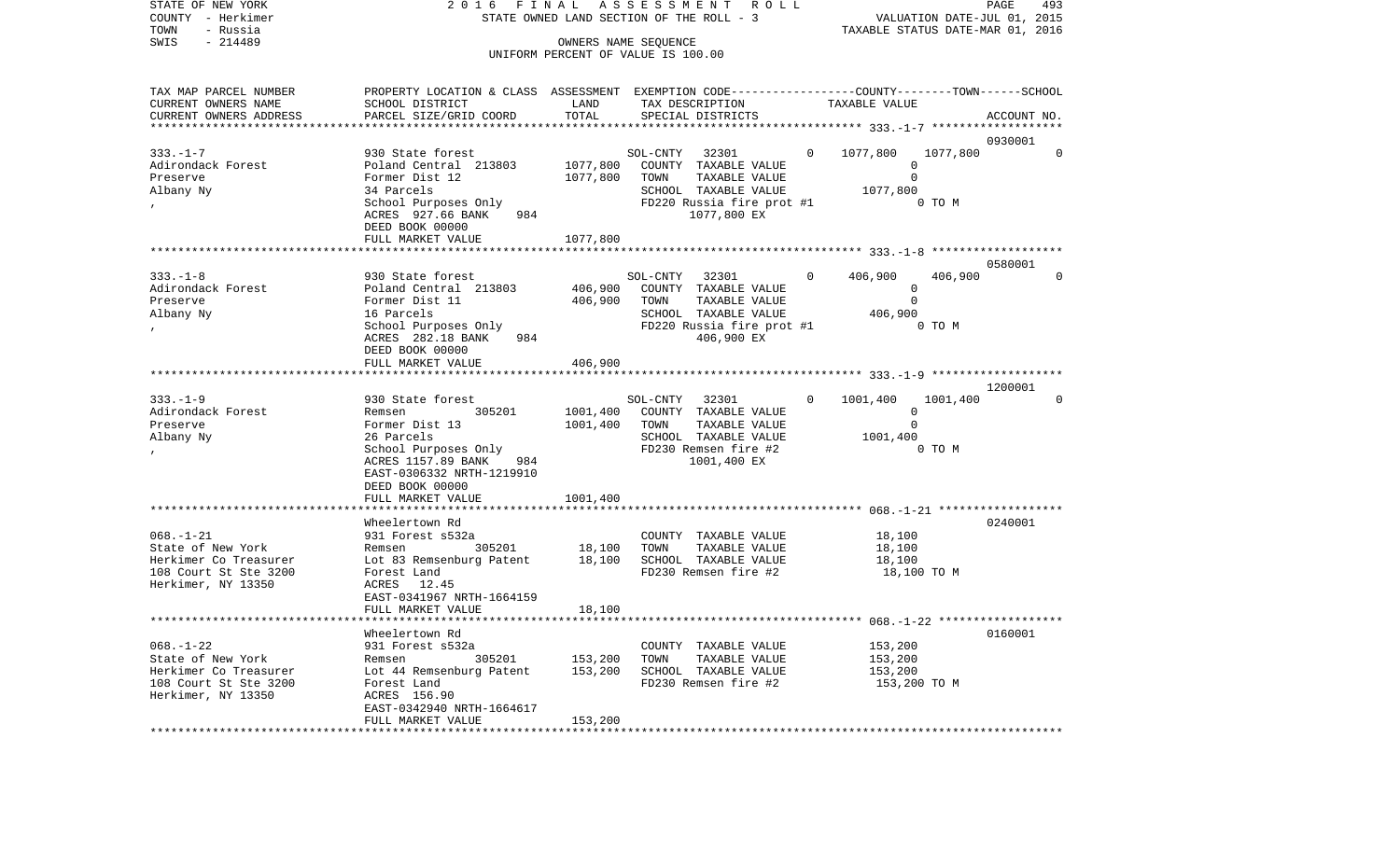STATE OF NEW YORK — 2016 FINAL ASSESSMENT ROLL
COUNTY - Herkimer — STATE OWNED LAND SECTION OF THE ROLL - 3 — VALUATION DATE-JUL 01, 2015
TOWN - Russia — TAXABLE STATUS DATE-MAR 01, 2016
SWIS - 214489 — OWNERS NAME SEQUENCE
UNIFORM PERCENT OF VALUE IS 100.00

| TAX MAP PARCEL NUMBER / CURRENT OWNERS NAME / CURRENT OWNERS ADDRESS | PROPERTY LOCATION & CLASS / SCHOOL DISTRICT / PARCEL SIZE/GRID COORD | ASSESSMENT LAND | TOTAL | EXEMPTION CODE / TAX DESCRIPTION / SPECIAL DISTRICTS | COUNTY | TOWN | SCHOOL | TAXABLE VALUE | ACCOUNT NO. |
|---|---|---|---|---|---|---|---|---|---|
| 333.-1-7 | 930 State forest | | | SOL-CNTY 32301 | 0 | 1077,800 | 1077,800 | 0 | 0930001 |
| Adirondack Forest | Poland Central 213803 | 1077,800 | | COUNTY TAXABLE VALUE | | | | 0 | |
| Preserve | Former Dist 12 | | 1077,800 | TOWN TAXABLE VALUE | | | | 0 | |
| Albany Ny | 34 Parcels | | | SCHOOL TAXABLE VALUE | | | | 1077,800 | |
| , | School Purposes Only | | | FD220 Russia fire prot #1 | | | | 0 TO M | |
| | ACRES 927.66 BANK 984 | | | 1077,800 EX | | | | | |
| | DEED BOOK 00000 | | | | | | | | |
| | FULL MARKET VALUE | | 1077,800 | | | | | | |
| 333.-1-8 | 930 State forest | | | SOL-CNTY 32301 | 0 | 406,900 | 406,900 | 0 | 0580001 |
| Adirondack Forest | Poland Central 213803 | 406,900 | | COUNTY TAXABLE VALUE | | | | 0 | |
| Preserve | Former Dist 11 | | 406,900 | TOWN TAXABLE VALUE | | | | 0 | |
| Albany Ny | 16 Parcels | | | SCHOOL TAXABLE VALUE | | | | 406,900 | |
| , | School Purposes Only | | | FD220 Russia fire prot #1 | | | | 0 TO M | |
| | ACRES 282.18 BANK 984 | | | 406,900 EX | | | | | |
| | DEED BOOK 00000 | | | | | | | | |
| | FULL MARKET VALUE | | 406,900 | | | | | | |
| 333.-1-9 | 930 State forest | | | SOL-CNTY 32301 | 0 | 1001,400 | 1001,400 | 0 | 1200001 |
| Adirondack Forest | Remsen 305201 | 1001,400 | | COUNTY TAXABLE VALUE | | | | 0 | |
| Preserve | Former Dist 13 | | 1001,400 | TOWN TAXABLE VALUE | | | | 0 | |
| Albany Ny | 26 Parcels | | | SCHOOL TAXABLE VALUE | | | | 1001,400 | |
| , | School Purposes Only | | | FD230 Remsen fire #2 | | | | 0 TO M | |
| | ACRES 1157.89 BANK 984 | | | 1001,400 EX | | | | | |
| | EAST-0306332 NRTH-1219910 | | | | | | | | |
| | DEED BOOK 00000 | | | | | | | | |
| | FULL MARKET VALUE | | 1001,400 | | | | | | |
| | Wheelertown Rd | | | | | | | | 0240001 |
| 068.-1-21 | 931 Forest s532a | | | COUNTY TAXABLE VALUE | | | | 18,100 | |
| State of New York | Remsen 305201 | 18,100 | | TOWN TAXABLE VALUE | | | | 18,100 | |
| Herkimer Co Treasurer | Lot 83 Remsenburg Patent | | 18,100 | SCHOOL TAXABLE VALUE | | | | 18,100 | |
| 108 Court St Ste 3200 | Forest Land | | | FD230 Remsen fire #2 | | | | 18,100 TO M | |
| Herkimer, NY 13350 | ACRES 12.45 | | | | | | | | |
| | EAST-0341967 NRTH-1664159 | | | | | | | | |
| | FULL MARKET VALUE | | 18,100 | | | | | | |
| | Wheelertown Rd | | | | | | | | 0160001 |
| 068.-1-22 | 931 Forest s532a | | | COUNTY TAXABLE VALUE | | | | 153,200 | |
| State of New York | Remsen 305201 | 153,200 | | TOWN TAXABLE VALUE | | | | 153,200 | |
| Herkimer Co Treasurer | Lot 44 Remsenburg Patent | | 153,200 | SCHOOL TAXABLE VALUE | | | | 153,200 | |
| 108 Court St Ste 3200 | Forest Land | | | FD230 Remsen fire #2 | | | | 153,200 TO M | |
| Herkimer, NY 13350 | ACRES 156.90 | | | | | | | | |
| | EAST-0342940 NRTH-1664617 | | | | | | | | |
| | FULL MARKET VALUE | | 153,200 | | | | | | |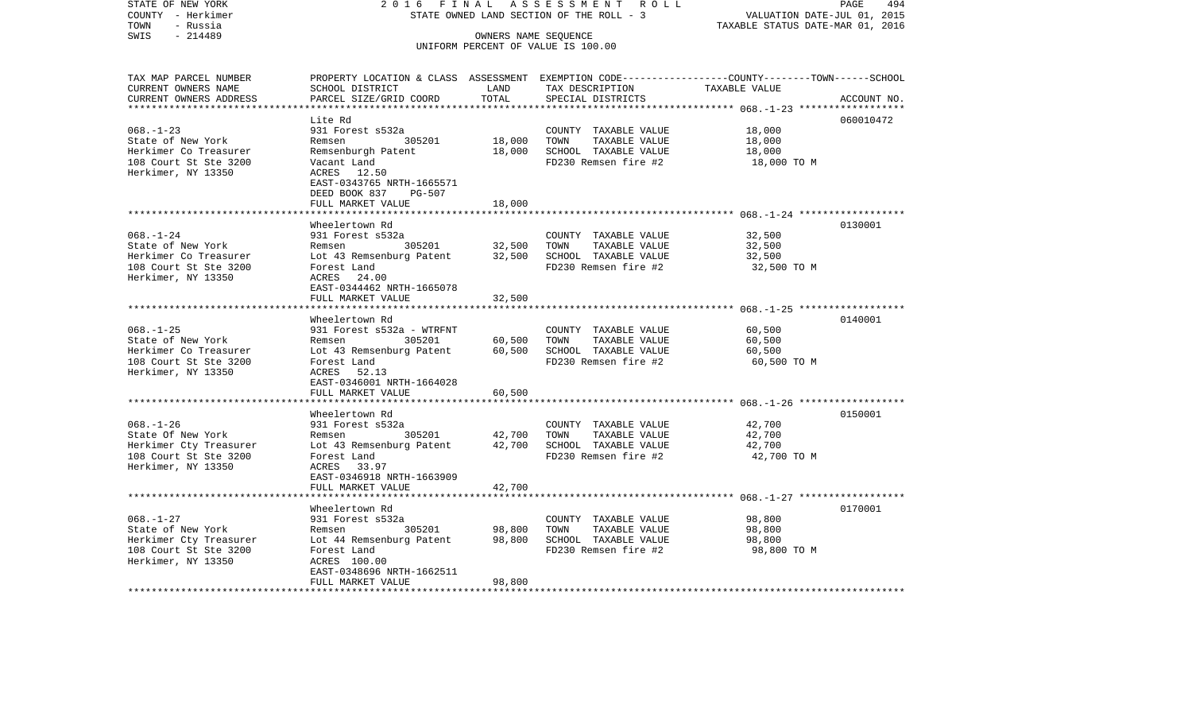STATE OF NEW YORK — 2016 FINAL ASSESSMENT ROLL
COUNTY - Herkimer — STATE OWNED LAND SECTION OF THE ROLL - 3 — VALUATION DATE-JUL 01, 2015
TOWN - Russia — TAXABLE STATUS DATE-MAR 01, 2016
SWIS - 214489 — OWNERS NAME SEQUENCE
UNIFORM PERCENT OF VALUE IS 100.00

| TAX MAP PARCEL NUMBER / CURRENT OWNERS NAME / CURRENT OWNERS ADDRESS | PROPERTY LOCATION & CLASS / SCHOOL DISTRICT / PARCEL SIZE/GRID COORD | ASSESSMENT LAND / TOTAL | EXEMPTION CODE / TAX DESCRIPTION / SPECIAL DISTRICTS | COUNTY--TOWN--SCHOOL TAXABLE VALUE | ACCOUNT NO. |
|---|---|---|---|---|---|
| **068.-1-23** | Lite Rd | | | | 060010472 |
| State of New York | 931 Forest s532a | | COUNTY TAXABLE VALUE | 18,000 | |
| Herkimer Co Treasurer | Remsen 305201 | 18,000 | TOWN TAXABLE VALUE | 18,000 | |
| 108 Court St Ste 3200 | Remsenburgh Patent | 18,000 | SCHOOL TAXABLE VALUE | 18,000 | |
| Herkimer, NY 13350 | Vacant Land | | FD230 Remsen fire #2 | 18,000 TO M | |
| | ACRES 12.50 | | | | |
| | EAST-0343765 NRTH-1665571 | | | | |
| | DEED BOOK 837 PG-507 | | | | |
| | FULL MARKET VALUE | 18,000 | | | |
| **068.-1-24** | Wheelertown Rd | | | | 0130001 |
| State of New York | 931 Forest s532a | | COUNTY TAXABLE VALUE | 32,500 | |
| Herkimer Co Treasurer | Remsen 305201 | 32,500 | TOWN TAXABLE VALUE | 32,500 | |
| 108 Court St Ste 3200 | Lot 43 Remsenburg Patent | 32,500 | SCHOOL TAXABLE VALUE | 32,500 | |
| Herkimer, NY 13350 | Forest Land | | FD230 Remsen fire #2 | 32,500 TO M | |
| | ACRES 24.00 | | | | |
| | EAST-0344462 NRTH-1665078 | | | | |
| | FULL MARKET VALUE | 32,500 | | | |
| **068.-1-25** | Wheelertown Rd | | | | 0140001 |
| State of New York | 931 Forest s532a - WTRFNT | | COUNTY TAXABLE VALUE | 60,500 | |
| Herkimer Co Treasurer | Remsen 305201 | 60,500 | TOWN TAXABLE VALUE | 60,500 | |
| 108 Court St Ste 3200 | Lot 43 Remsenburg Patent | 60,500 | SCHOOL TAXABLE VALUE | 60,500 | |
| Herkimer, NY 13350 | Forest Land | | FD230 Remsen fire #2 | 60,500 TO M | |
| | ACRES 52.13 | | | | |
| | EAST-0346001 NRTH-1664028 | | | | |
| | FULL MARKET VALUE | 60,500 | | | |
| **068.-1-26** | Wheelertown Rd | | | | 0150001 |
| State Of New York | 931 Forest s532a | | COUNTY TAXABLE VALUE | 42,700 | |
| Herkimer Cty Treasurer | Remsen 305201 | 42,700 | TOWN TAXABLE VALUE | 42,700 | |
| 108 Court St Ste 3200 | Lot 43 Remsenburg Patent | 42,700 | SCHOOL TAXABLE VALUE | 42,700 | |
| Herkimer, NY 13350 | Forest Land | | FD230 Remsen fire #2 | 42,700 TO M | |
| | ACRES 33.97 | | | | |
| | EAST-0346918 NRTH-1663909 | | | | |
| | FULL MARKET VALUE | 42,700 | | | |
| **068.-1-27** | Wheelertown Rd | | | | 0170001 |
| State of New York | 931 Forest s532a | | COUNTY TAXABLE VALUE | 98,800 | |
| Herkimer Cty Treasurer | Remsen 305201 | 98,800 | TOWN TAXABLE VALUE | 98,800 | |
| 108 Court St Ste 3200 | Lot 44 Remsenburg Patent | 98,800 | SCHOOL TAXABLE VALUE | 98,800 | |
| Herkimer, NY 13350 | Forest Land | | FD230 Remsen fire #2 | 98,800 TO M | |
| | ACRES 100.00 | | | | |
| | EAST-0348696 NRTH-1662511 | | | | |
| | FULL MARKET VALUE | 98,800 | | | |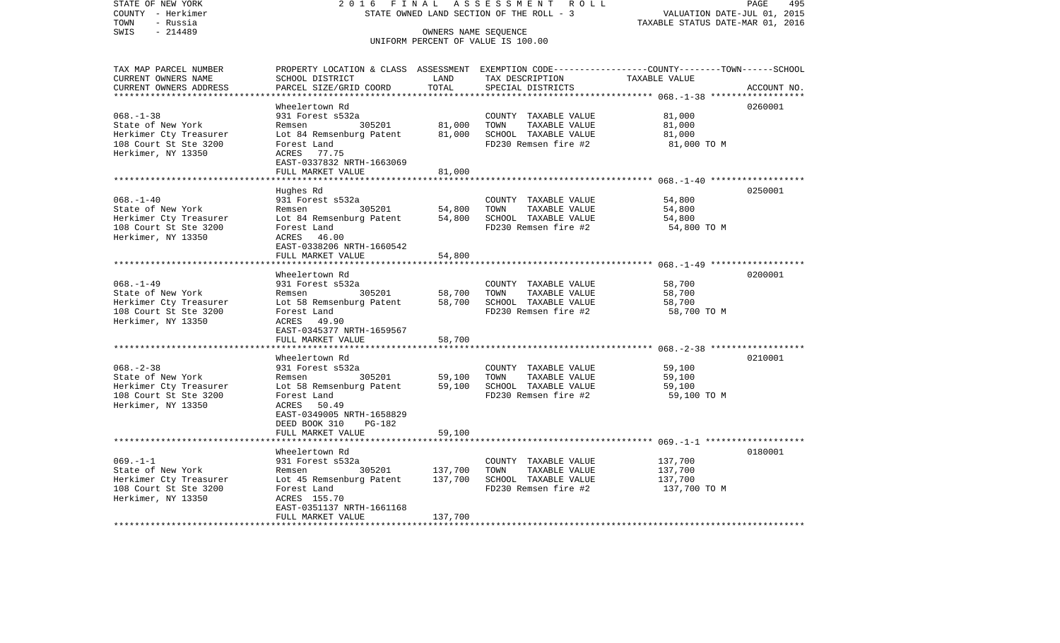STATE OF NEW YORK — 2016 FINAL ASSESSMENT ROLL — STATE OWNED LAND SECTION OF THE ROLL - 3

COUNTY - Herkimer
TOWN - Russia
SWIS - 214489

VALUATION DATE-JUL 01, 2015
TAXABLE STATUS DATE-MAR 01, 2016

OWNERS NAME SEQUENCE
UNIFORM PERCENT OF VALUE IS 100.00

| TAX MAP PARCEL NUMBER / CURRENT OWNERS NAME / CURRENT OWNERS ADDRESS | PROPERTY LOCATION & CLASS / SCHOOL DISTRICT / PARCEL SIZE/GRID COORD | ASSESSMENT LAND | ASSESSMENT TOTAL | EXEMPTION CODE / TAX DESCRIPTION / SPECIAL DISTRICTS | COUNTY--------TOWN------SCHOOL TAXABLE VALUE | ACCOUNT NO. |
|---|---|---|---|---|---|---|
| 068.-1-38 | Wheelertown Rd | | | | | 0260001 |
| State of New York | 931 Forest s532a | | | COUNTY TAXABLE VALUE | 81,000 | |
| Herkimer Cty Treasurer | Remsen 305201 | 81,000 | | TOWN TAXABLE VALUE | 81,000 | |
| 108 Court St Ste 3200 | Lot 84 Remsenburg Patent | | 81,000 | SCHOOL TAXABLE VALUE | 81,000 | |
| Herkimer, NY 13350 | Forest Land | | | FD230 Remsen fire #2 | 81,000 TO M | |
| | ACRES 77.75 | | | | | |
| | EAST-0337832 NRTH-1663069 | | | | | |
| | FULL MARKET VALUE | | 81,000 | | | |
| 068.-1-40 | Hughes Rd | | | | | 0250001 |
| State of New York | 931 Forest s532a | | | COUNTY TAXABLE VALUE | 54,800 | |
| Herkimer Cty Treasurer | Remsen 305201 | 54,800 | | TOWN TAXABLE VALUE | 54,800 | |
| 108 Court St Ste 3200 | Lot 84 Remsenburg Patent | | 54,800 | SCHOOL TAXABLE VALUE | 54,800 | |
| Herkimer, NY 13350 | Forest Land | | | FD230 Remsen fire #2 | 54,800 TO M | |
| | ACRES 46.00 | | | | | |
| | EAST-0338206 NRTH-1660542 | | | | | |
| | FULL MARKET VALUE | | 54,800 | | | |
| 068.-1-49 | Wheelertown Rd | | | | | 0200001 |
| State of New York | 931 Forest s532a | | | COUNTY TAXABLE VALUE | 58,700 | |
| Herkimer Cty Treasurer | Remsen 305201 | 58,700 | | TOWN TAXABLE VALUE | 58,700 | |
| 108 Court St Ste 3200 | Lot 58 Remsenburg Patent | | 58,700 | SCHOOL TAXABLE VALUE | 58,700 | |
| Herkimer, NY 13350 | Forest Land | | | FD230 Remsen fire #2 | 58,700 TO M | |
| | ACRES 49.90 | | | | | |
| | EAST-0345377 NRTH-1659567 | | | | | |
| | FULL MARKET VALUE | | 58,700 | | | |
| 068.-2-38 | Wheelertown Rd | | | | | 0210001 |
| State of New York | 931 Forest s532a | | | COUNTY TAXABLE VALUE | 59,100 | |
| Herkimer Cty Treasurer | Remsen 305201 | 59,100 | | TOWN TAXABLE VALUE | 59,100 | |
| 108 Court St Ste 3200 | Lot 58 Remsenburg Patent | | 59,100 | SCHOOL TAXABLE VALUE | 59,100 | |
| Herkimer, NY 13350 | Forest Land | | | FD230 Remsen fire #2 | 59,100 TO M | |
| | ACRES 50.49 | | | | | |
| | EAST-0349005 NRTH-1658829 | | | | | |
| | DEED BOOK 310 PG-182 | | | | | |
| | FULL MARKET VALUE | | 59,100 | | | |
| 069.-1-1 | Wheelertown Rd | | | | | 0180001 |
| State of New York | 931 Forest s532a | | | COUNTY TAXABLE VALUE | 137,700 | |
| Herkimer Cty Treasurer | Remsen 305201 | 137,700 | | TOWN TAXABLE VALUE | 137,700 | |
| 108 Court St Ste 3200 | Lot 45 Remsenburg Patent | | 137,700 | SCHOOL TAXABLE VALUE | 137,700 | |
| Herkimer, NY 13350 | Forest Land | | | FD230 Remsen fire #2 | 137,700 TO M | |
| | ACRES 155.70 | | | | | |
| | EAST-0351137 NRTH-1661168 | | | | | |
| | FULL MARKET VALUE | | 137,700 | | | |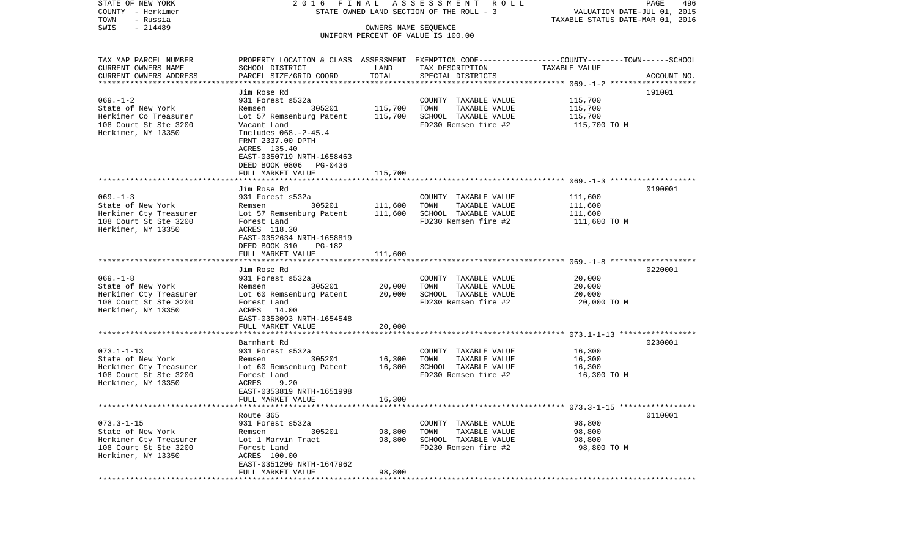STATE OF NEW YORK
COUNTY - Herkimer
TOWN - Russia
SWIS - 214489

2016 FINAL ASSESSMENT ROLL
STATE OWNED LAND SECTION OF THE ROLL - 3
OWNERS NAME SEQUENCE
UNIFORM PERCENT OF VALUE IS 100.00

VALUATION DATE-JUL 01, 2015
TAXABLE STATUS DATE-MAR 01, 2016

| TAX MAP PARCEL NUMBER<br>CURRENT OWNERS NAME<br>CURRENT OWNERS ADDRESS | PROPERTY LOCATION & CLASS<br>SCHOOL DISTRICT<br>PARCEL SIZE/GRID COORD | ASSESSMENT<br>LAND<br>TOTAL | EXEMPTION CODE------COUNTY-------TOWN------SCHOOL<br>TAX DESCRIPTION<br>SPECIAL DISTRICTS | TAXABLE VALUE | ACCOUNT NO. |
|---|---|---|---|---|---|
| 069.-1-2<br>State of New York<br>Herkimer Co Treasurer<br>108 Court St Ste 3200<br>Herkimer, NY 13350 | Jim Rose Rd<br>931 Forest s532a<br>Remsen 305201<br>Lot 57 Remsenburg Patent<br>Vacant Land<br>Includes 068.-2-45.4<br>FRNT 2337.00 DPTH<br>ACRES 135.40<br>EAST-0350719 NRTH-1658463<br>DEED BOOK 0806 PG-0436<br>FULL MARKET VALUE | 115,700<br>115,700<br><br><br><br><br><br><br><br>115,700 | COUNTY TAXABLE VALUE<br>TOWN TAXABLE VALUE<br>SCHOOL TAXABLE VALUE<br>FD230 Remsen fire #2 | 115,700<br>115,700<br>115,700<br>115,700 TO M | 191001 |
| 069.-1-3<br>State of New York<br>Herkimer Cty Treasurer<br>108 Court St Ste 3200<br>Herkimer, NY 13350 | Jim Rose Rd<br>931 Forest s532a<br>Remsen 305201<br>Lot 57 Remsenburg Patent<br>Forest Land<br>ACRES 118.30<br>EAST-0352634 NRTH-1658819<br>DEED BOOK 310 PG-182<br>FULL MARKET VALUE | 111,600<br>111,600<br><br><br><br><br>111,600 | COUNTY TAXABLE VALUE<br>TOWN TAXABLE VALUE<br>SCHOOL TAXABLE VALUE<br>FD230 Remsen fire #2 | 111,600<br>111,600<br>111,600<br>111,600 TO M | 0190001 |
| 069.-1-8<br>State of New York<br>Herkimer Cty Treasurer<br>108 Court St Ste 3200<br>Herkimer, NY 13350 | Jim Rose Rd<br>931 Forest s532a<br>Remsen 305201<br>Lot 60 Remsenburg Patent<br>Forest Land<br>ACRES 14.00<br>EAST-0353093 NRTH-1654548<br>FULL MARKET VALUE | 20,000<br>20,000<br><br><br><br>20,000 | COUNTY TAXABLE VALUE<br>TOWN TAXABLE VALUE<br>SCHOOL TAXABLE VALUE<br>FD230 Remsen fire #2 | 20,000<br>20,000<br>20,000<br>20,000 TO M | 0220001 |
| 073.1-1-13<br>State of New York<br>Herkimer Cty Treasurer<br>108 Court St Ste 3200<br>Herkimer, NY 13350 | Barnhart Rd<br>931 Forest s532a<br>Remsen 305201<br>Lot 60 Remsenburg Patent<br>Forest Land<br>ACRES 9.20<br>EAST-0353819 NRTH-1651998<br>FULL MARKET VALUE | 16,300<br>16,300<br><br><br><br>16,300 | COUNTY TAXABLE VALUE<br>TOWN TAXABLE VALUE<br>SCHOOL TAXABLE VALUE<br>FD230 Remsen fire #2 | 16,300<br>16,300<br>16,300<br>16,300 TO M | 0230001 |
| 073.3-1-15<br>State of New York<br>Herkimer Cty Treasurer<br>108 Court St Ste 3200<br>Herkimer, NY 13350 | Route 365<br>931 Forest s532a<br>Remsen 305201<br>Lot 1 Marvin Tract<br>Forest Land<br>ACRES 100.00<br>EAST-0351209 NRTH-1647962<br>FULL MARKET VALUE | 98,800<br>98,800<br><br><br><br>98,800 | COUNTY TAXABLE VALUE<br>TOWN TAXABLE VALUE<br>SCHOOL TAXABLE VALUE<br>FD230 Remsen fire #2 | 98,800<br>98,800<br>98,800<br>98,800 TO M | 0110001 |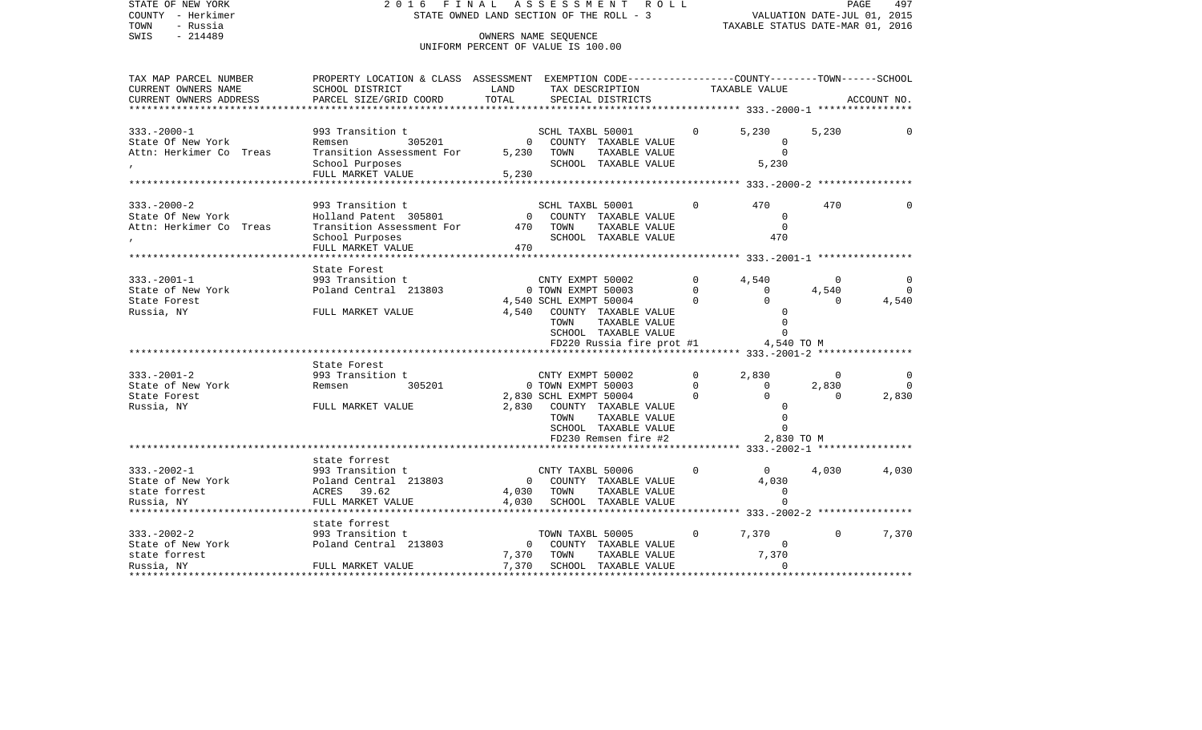STATE OF NEW YORK
COUNTY - Herkimer
TOWN - Russia
SWIS - 214489

2 0 1 6 F I N A L A S S E S S M E N T R O L L
STATE OWNED LAND SECTION OF THE ROLL - 3
OWNERS NAME SEQUENCE
UNIFORM PERCENT OF VALUE IS 100.00

VALUATION DATE-JUL 01, 2015
TAXABLE STATUS DATE-MAR 01, 2016

```
TAX MAP PARCEL NUMBER     PROPERTY LOCATION & CLASS  ASSESSMENT  EXEMPTION CODE-----------------COUNTY--------TOWN------SCHOOL
CURRENT OWNERS NAME       SCHOOL DISTRICT               LAND      TAX DESCRIPTION             TAXABLE VALUE
CURRENT OWNERS ADDRESS    PARCEL SIZE/GRID COORD        TOTAL     SPECIAL DISTRICTS                                    ACCOUNT NO.
******************************************************************************************** 333.-2000-1 ****************

333.-2000-1               993 Transition t                        SCHL TAXBL 50001         0      5,230      5,230          0
State Of New York         Remsen        305201              0     COUNTY  TAXABLE VALUE              0
Attn: Herkimer Co  Treas  Transition Assessment For     5,230     TOWN    TAXABLE VALUE              0
,                         School Purposes                         SCHOOL  TAXABLE VALUE          5,230
                          FULL MARKET VALUE             5,230
******************************************************************************************** 333.-2000-2 ****************

333.-2000-2               993 Transition t                        SCHL TAXBL 50001         0        470        470          0
State Of New York         Holland Patent  305801            0     COUNTY  TAXABLE VALUE              0
Attn: Herkimer Co  Treas  Transition Assessment For       470     TOWN    TAXABLE VALUE              0
,                         School Purposes                         SCHOOL  TAXABLE VALUE            470
                          FULL MARKET VALUE               470
******************************************************************************************** 333.-2001-1 ****************
                          State Forest
333.-2001-1               993 Transition t                        CNTY EXMPT 50002         0      4,540          0          0
State of New York         Poland Central  213803            0 TOWN EXMPT 50003             0          0      4,540          0
State Forest                                            4,540 SCHL EXMPT 50004             0          0          0      4,540
Russia, NY                FULL MARKET VALUE             4,540     COUNTY  TAXABLE VALUE              0
                                                                  TOWN    TAXABLE VALUE              0
                                                                  SCHOOL  TAXABLE VALUE              0
                                                                  FD220 Russia fire prot #1      4,540 TO M
******************************************************************************************** 333.-2001-2 ****************
                          State Forest
333.-2001-2               993 Transition t                        CNTY EXMPT 50002         0      2,830          0          0
State of New York         Remsen        305201              0 TOWN EXMPT 50003             0          0      2,830          0
State Forest                                            2,830 SCHL EXMPT 50004             0          0          0      2,830
Russia, NY                FULL MARKET VALUE             2,830     COUNTY  TAXABLE VALUE              0
                                                                  TOWN    TAXABLE VALUE              0
                                                                  SCHOOL  TAXABLE VALUE              0
                                                                  FD230 Remsen fire #2           2,830 TO M
******************************************************************************************** 333.-2002-1 ****************
                          state forrest
333.-2002-1               993 Transition t                        CNTY TAXBL 50006         0          0      4,030      4,030
State of New York         Poland Central  213803            0     COUNTY  TAXABLE VALUE          4,030
state forrest             ACRES   39.62                 4,030     TOWN    TAXABLE VALUE              0
Russia, NY                FULL MARKET VALUE             4,030     SCHOOL  TAXABLE VALUE              0
******************************************************************************************** 333.-2002-2 ****************
                          state forrest
333.-2002-2               993 Transition t                        TOWN TAXBL 50005         0      7,370          0      7,370
State of New York         Poland Central  213803            0     COUNTY  TAXABLE VALUE              0
state forrest                                           7,370     TOWN    TAXABLE VALUE          7,370
Russia, NY                FULL MARKET VALUE             7,370     SCHOOL  TAXABLE VALUE              0
*************************************************************************************************************************
```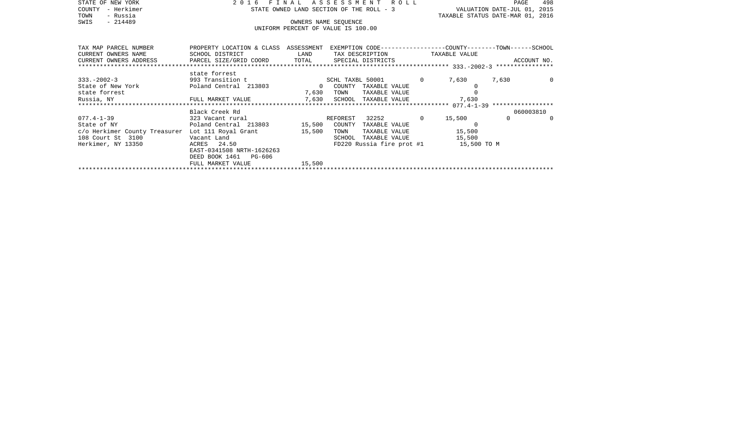STATE OF NEW YORK — 2016 FINAL ASSESSMENT ROLL

COUNTY - Herkimer — STATE OWNED LAND SECTION OF THE ROLL - 3 — VALUATION DATE-JUL 01, 2015

TOWN - Russia — TAXABLE STATUS DATE-MAR 01, 2016

SWIS - 214489 — OWNERS NAME SEQUENCE

UNIFORM PERCENT OF VALUE IS 100.00

| TAX MAP PARCEL NUMBER / CURRENT OWNERS NAME / CURRENT OWNERS ADDRESS | PROPERTY LOCATION & CLASS / SCHOOL DISTRICT / PARCEL SIZE/GRID COORD | ASSESSMENT LAND / TOTAL | EXEMPTION CODE / TAX DESCRIPTION / SPECIAL DISTRICTS | | COUNTY TAXABLE VALUE | TOWN | SCHOOL / ACCOUNT NO. |
|---|---|---|---|---|---|---|---|
| **333.-2002-3** | state forrest | | | | | | |
| 333.-2002-3 | 993 Transition t | | SCHL TAXBL 50001 | 0 | 7,630 | 7,630 | 0 |
| State of New York | Poland Central 213803 | 0 | COUNTY TAXABLE VALUE | | 0 | | |
| state forrest | | 7,630 | TOWN TAXABLE VALUE | | 0 | | |
| Russia, NY | FULL MARKET VALUE | 7,630 | SCHOOL TAXABLE VALUE | | 7,630 | | |
| **077.4-1-39** | Black Creek Rd | | | | | | 060003810 |
| 077.4-1-39 | 323 Vacant rural | | REFOREST 32252 | 0 | 15,500 | 0 | 0 |
| State of NY | Poland Central 213803 | 15,500 | COUNTY TAXABLE VALUE | | 0 | | |
| c/o Herkimer County Treasurer | Lot 111 Royal Grant | 15,500 | TOWN TAXABLE VALUE | | 15,500 | | |
| 108 Court St 3100 | Vacant Land | | SCHOOL TAXABLE VALUE | | 15,500 | | |
| Herkimer, NY 13350 | ACRES 24.50 | | FD220 Russia fire prot #1 | | 15,500 TO M | | |
| | EAST-0341508 NRTH-1626263 | | | | | | |
| | DEED BOOK 1461 PG-606 | | | | | | |
| | FULL MARKET VALUE | 15,500 | | | | | |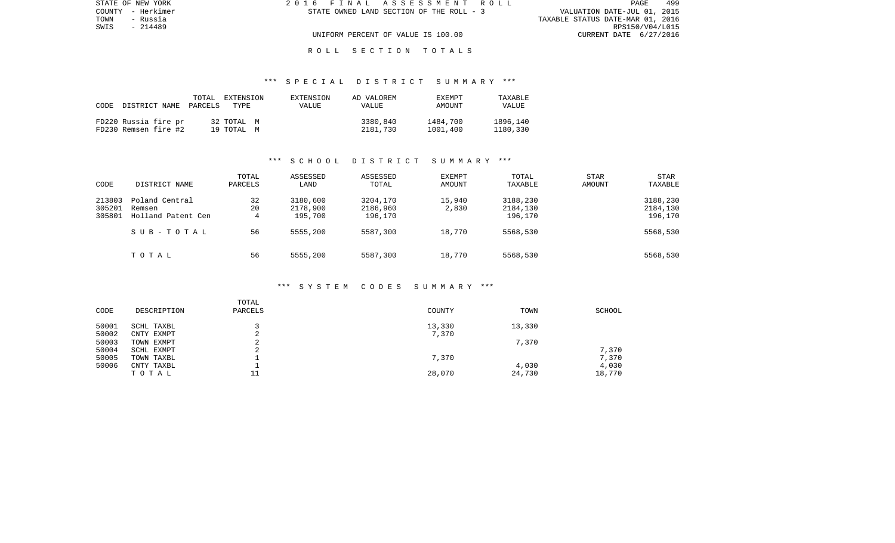# ROLL SECTION TOTALS

## *** SPECIAL DISTRICT SUMMARY ***

| CODE | DISTRICT NAME | TOTAL PARCELS | EXTENSION TYPE | EXTENSION VALUE | AD VALOREM VALUE | EXEMPT AMOUNT | TAXABLE VALUE |
|---|---|---|---|---|---|---|---|
| FD220 | Russia fire pr | 32 | TOTAL M | | 3380,840 | 1484,700 | 1896,140 |
| FD230 | Remsen fire #2 | 19 | TOTAL M | | 2181,730 | 1001,400 | 1180,330 |

## *** SCHOOL DISTRICT SUMMARY ***

| CODE | DISTRICT NAME | TOTAL PARCELS | ASSESSED LAND | ASSESSED TOTAL | EXEMPT AMOUNT | TOTAL TAXABLE | STAR AMOUNT | STAR TAXABLE |
|---|---|---|---|---|---|---|---|---|
| 213803 | Poland Central | 32 | 3180,600 | 3204,170 | 15,940 | 3188,230 | | 3188,230 |
| 305201 | Remsen | 20 | 2178,900 | 2186,960 | 2,830 | 2184,130 | | 2184,130 |
| 305801 | Holland Patent Cen | 4 | 195,700 | 196,170 | | 196,170 | | 196,170 |
| | SUB-TOTAL | 56 | 5555,200 | 5587,300 | 18,770 | 5568,530 | | 5568,530 |
| | TOTAL | 56 | 5555,200 | 5587,300 | 18,770 | 5568,530 | | 5568,530 |

## *** SYSTEM CODES SUMMARY ***

| CODE | DESCRIPTION | TOTAL PARCELS | COUNTY | TOWN | SCHOOL |
|---|---|---|---|---|---|
| 50001 | SCHL TAXBL | 3 | 13,330 | 13,330 | |
| 50002 | CNTY EXMPT | 2 | 7,370 | | |
| 50003 | TOWN EXMPT | 2 | | 7,370 | |
| 50004 | SCHL EXMPT | 2 | | | 7,370 |
| 50005 | TOWN TAXBL | 1 | 7,370 | | 7,370 |
| 50006 | CNTY TAXBL | 1 | | 4,030 | 4,030 |
| | TOTAL | 11 | 28,070 | 24,730 | 18,770 |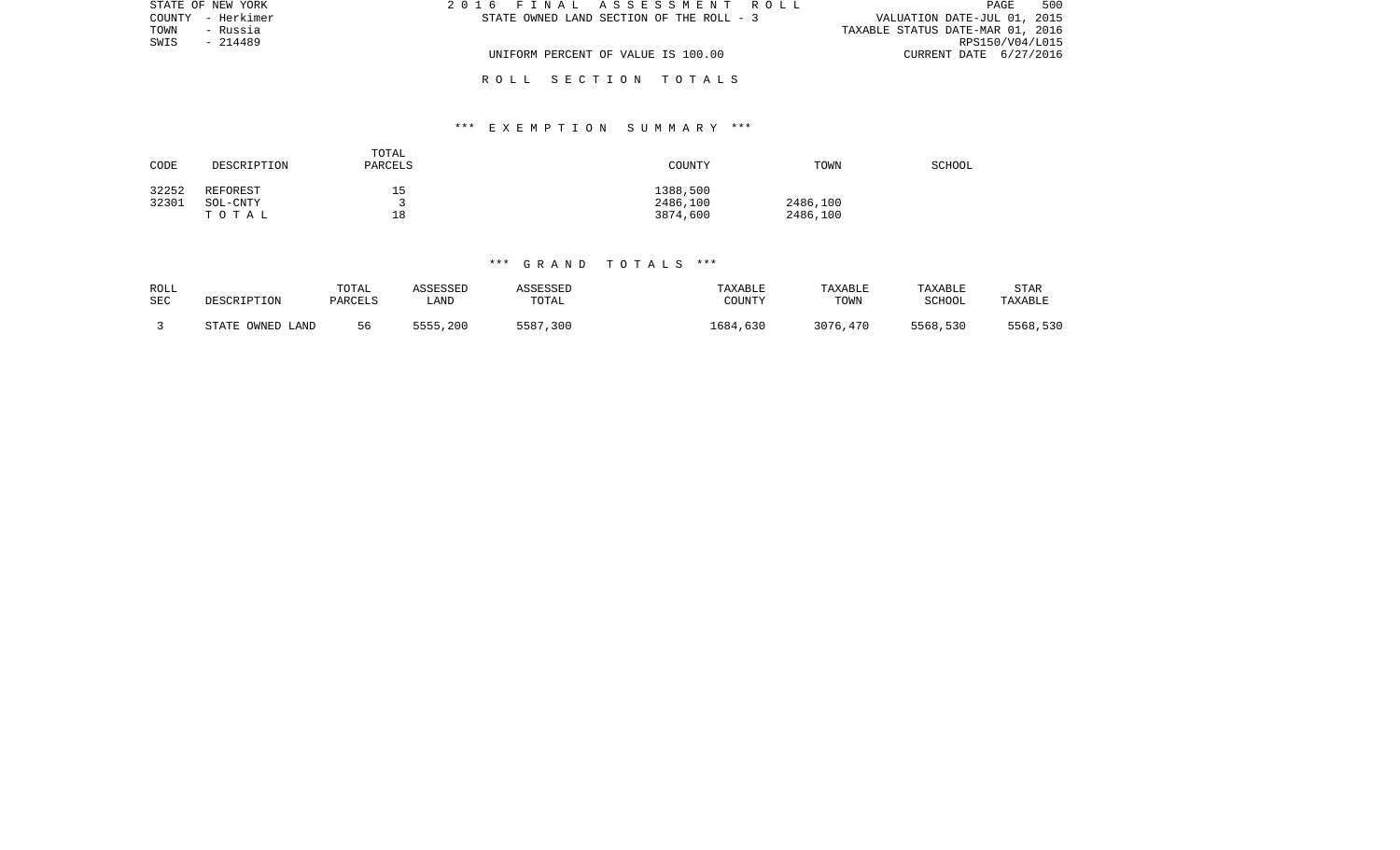STATE OF NEW YORK
COUNTY - Herkimer
TOWN - Russia
SWIS - 214489

2016 FINAL ASSESSMENT ROLL
STATE OWNED LAND SECTION OF THE ROLL - 3
UNIFORM PERCENT OF VALUE IS 100.00

VALUATION DATE-JUL 01, 2015
TAXABLE STATUS DATE-MAR 01, 2016
RPS150/V04/L015
CURRENT DATE 6/27/2016

## ROLL SECTION TOTALS

### *** EXEMPTION SUMMARY ***

| CODE | DESCRIPTION | TOTAL PARCELS | COUNTY | TOWN | SCHOOL |
|---|---|---|---|---|---|
| 32252 | REFOREST | 15 | 1388,500 | | |
| 32301 | SOL-CNTY | 3 | 2486,100 | 2486,100 | |
| | TOTAL | 18 | 3874,600 | 2486,100 | |

### *** GRAND TOTALS ***

| ROLL SEC | DESCRIPTION | TOTAL PARCELS | ASSESSED LAND | ASSESSED TOTAL | TAXABLE COUNTY | TAXABLE TOWN | TAXABLE SCHOOL | STAR TAXABLE |
|---|---|---|---|---|---|---|---|---|
| 3 | STATE OWNED LAND | 56 | 5555,200 | 5587,300 | 1684,630 | 3076,470 | 5568,530 | 5568,530 |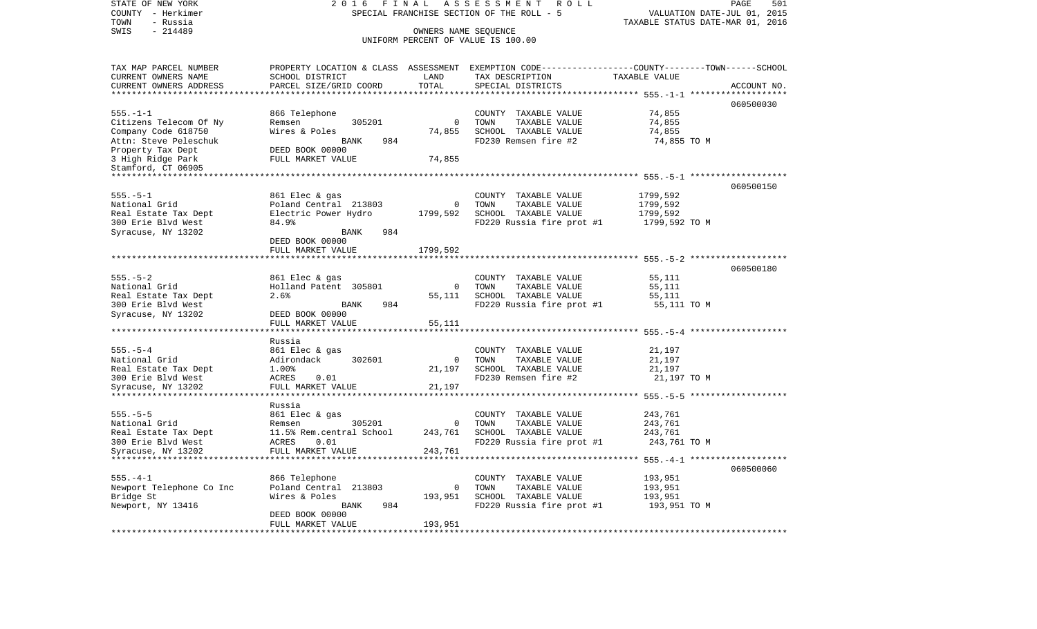STATE OF NEW YORK | 2016 FINAL ASSESSMENT ROLL
COUNTY - Herkimer | SPECIAL FRANCHISE SECTION OF THE ROLL - 5 | VALUATION DATE-JUL 01, 2015
TOWN - Russia | TAXABLE STATUS DATE-MAR 01, 2016
SWIS - 214489 | OWNERS NAME SEQUENCE
UNIFORM PERCENT OF VALUE IS 100.00

| TAX MAP PARCEL NUMBER / CURRENT OWNERS NAME / CURRENT OWNERS ADDRESS | PROPERTY LOCATION & CLASS / SCHOOL DISTRICT / PARCEL SIZE/GRID COORD | ASSESSMENT LAND | TOTAL | EXEMPTION CODE / TAX DESCRIPTION / SPECIAL DISTRICTS | TAXABLE VALUE (COUNTY--TOWN--SCHOOL) | ACCOUNT NO. |
|---|---|---|---|---|---|---|
| 555.-1-1 | 866 Telephone | | | | | 060500030 |
| Citizens Telecom Of Ny | Remsen 305201 | 0 | | COUNTY TAXABLE VALUE | 74,855 | |
| Company Code 618750 | Wires & Poles | | 74,855 | TOWN TAXABLE VALUE | 74,855 | |
| Attn: Steve Peleschuk | BANK 984 | | | SCHOOL TAXABLE VALUE | 74,855 | |
| Property Tax Dept | DEED BOOK 00000 | | | FD230 Remsen fire #2 | 74,855 TO M | |
| 3 High Ridge Park | FULL MARKET VALUE | | 74,855 | | | |
| Stamford, CT 06905 | | | | | | |
| 555.-5-1 | 861 Elec & gas | | | | | 060500150 |
| National Grid | Poland Central 213803 | 0 | | COUNTY TAXABLE VALUE | 1799,592 | |
| Real Estate Tax Dept | Electric Power Hydro | | 1799,592 | TOWN TAXABLE VALUE | 1799,592 | |
| 300 Erie Blvd West | 84.9% | | | SCHOOL TAXABLE VALUE | 1799,592 | |
| Syracuse, NY 13202 | BANK 984 | | | FD220 Russia fire prot #1 | 1799,592 TO M | |
| | DEED BOOK 00000 | | | | | |
| | FULL MARKET VALUE | | 1799,592 | | | |
| 555.-5-2 | 861 Elec & gas | | | | | 060500180 |
| National Grid | Holland Patent 305801 | 0 | | COUNTY TAXABLE VALUE | 55,111 | |
| Real Estate Tax Dept | 2.6% | | 55,111 | TOWN TAXABLE VALUE | 55,111 | |
| 300 Erie Blvd West | BANK 984 | | | SCHOOL TAXABLE VALUE | 55,111 | |
| Syracuse, NY 13202 | DEED BOOK 00000 | | | FD220 Russia fire prot #1 | 55,111 TO M | |
| | FULL MARKET VALUE | | 55,111 | | | |
| 555.-5-4 | Russia | | | | | |
| | 861 Elec & gas | | | COUNTY TAXABLE VALUE | 21,197 | |
| National Grid | Adirondack 302601 | 0 | | TOWN TAXABLE VALUE | 21,197 | |
| Real Estate Tax Dept | 1.00% | | 21,197 | SCHOOL TAXABLE VALUE | 21,197 | |
| 300 Erie Blvd West | ACRES 0.01 | | | FD230 Remsen fire #2 | 21,197 TO M | |
| Syracuse, NY 13202 | FULL MARKET VALUE | | 21,197 | | | |
| 555.-5-5 | Russia | | | | | |
| | 861 Elec & gas | | | COUNTY TAXABLE VALUE | 243,761 | |
| National Grid | Remsen 305201 | 0 | | TOWN TAXABLE VALUE | 243,761 | |
| Real Estate Tax Dept | 11.5% Rem.central School | | 243,761 | SCHOOL TAXABLE VALUE | 243,761 | |
| 300 Erie Blvd West | ACRES 0.01 | | | FD220 Russia fire prot #1 | 243,761 TO M | |
| Syracuse, NY 13202 | FULL MARKET VALUE | | 243,761 | | | |
| 555.-4-1 | 866 Telephone | | | | | 060500060 |
| Newport Telephone Co Inc | Poland Central 213803 | 0 | | COUNTY TAXABLE VALUE | 193,951 | |
| Bridge St | Wires & Poles | | 193,951 | TOWN TAXABLE VALUE | 193,951 | |
| Newport, NY 13416 | BANK 984 | | | SCHOOL TAXABLE VALUE | 193,951 | |
| | DEED BOOK 00000 | | | FD220 Russia fire prot #1 | 193,951 TO M | |
| | FULL MARKET VALUE | | 193,951 | | | |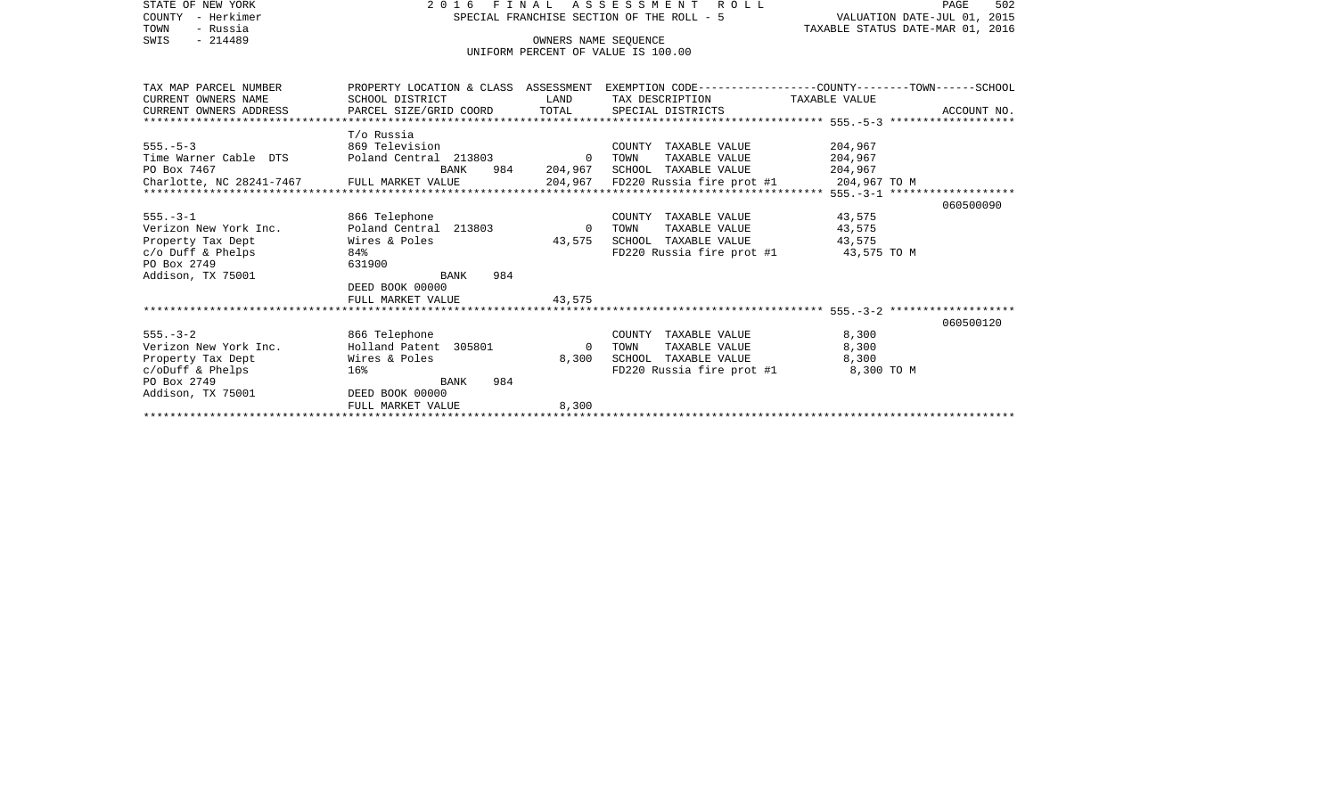STATE OF NEW YORK
COUNTY - Herkimer
TOWN - Russia
SWIS - 214489

2 0 1 6 F I N A L A S S E S S M E N T R O L L
SPECIAL FRANCHISE SECTION OF THE ROLL - 5
OWNERS NAME SEQUENCE
UNIFORM PERCENT OF VALUE IS 100.00

VALUATION DATE-JUL 01, 2015
TAXABLE STATUS DATE-MAR 01, 2016

| TAX MAP PARCEL NUMBER / CURRENT OWNERS NAME / CURRENT OWNERS ADDRESS | PROPERTY LOCATION & CLASS / SCHOOL DISTRICT / PARCEL SIZE/GRID COORD | ASSESSMENT LAND | TOTAL | EXEMPTION CODE / TAX DESCRIPTION / SPECIAL DISTRICTS | TAXABLE VALUE (COUNTY / TOWN / SCHOOL) | ACCOUNT NO. |
|---|---|---|---|---|---|---|
| **555.-5-3** | T/o Russia | | | | | |
| 555.-5-3 | 869 Television | | | COUNTY TAXABLE VALUE | 204,967 | |
| Time Warner Cable DTS | Poland Central 213803 | 0 | | TOWN TAXABLE VALUE | 204,967 | |
| PO Box 7467 | BANK 984 | | 204,967 | SCHOOL TAXABLE VALUE | 204,967 | |
| Charlotte, NC 28241-7467 | FULL MARKET VALUE | | 204,967 | FD220 Russia fire prot #1 | 204,967 TO M | |
| **555.-3-1** | | | | | | 060500090 |
| 555.-3-1 | 866 Telephone | | | COUNTY TAXABLE VALUE | 43,575 | |
| Verizon New York Inc. | Poland Central 213803 | 0 | | TOWN TAXABLE VALUE | 43,575 | |
| Property Tax Dept | Wires & Poles | | 43,575 | SCHOOL TAXABLE VALUE | 43,575 | |
| c/o Duff & Phelps | 84% | | | FD220 Russia fire prot #1 | 43,575 TO M | |
| PO Box 2749 | 631900 | | | | | |
| Addison, TX 75001 | BANK 984 | | | | | |
| | DEED BOOK 00000 | | | | | |
| | FULL MARKET VALUE | | 43,575 | | | |
| **555.-3-2** | | | | | | 060500120 |
| 555.-3-2 | 866 Telephone | | | COUNTY TAXABLE VALUE | 8,300 | |
| Verizon New York Inc. | Holland Patent 305801 | 0 | | TOWN TAXABLE VALUE | 8,300 | |
| Property Tax Dept | Wires & Poles | | 8,300 | SCHOOL TAXABLE VALUE | 8,300 | |
| c/oDuff & Phelps | 16% | | | FD220 Russia fire prot #1 | 8,300 TO M | |
| PO Box 2749 | BANK 984 | | | | | |
| Addison, TX 75001 | DEED BOOK 00000 | | | | | |
| | FULL MARKET VALUE | | 8,300 | | | |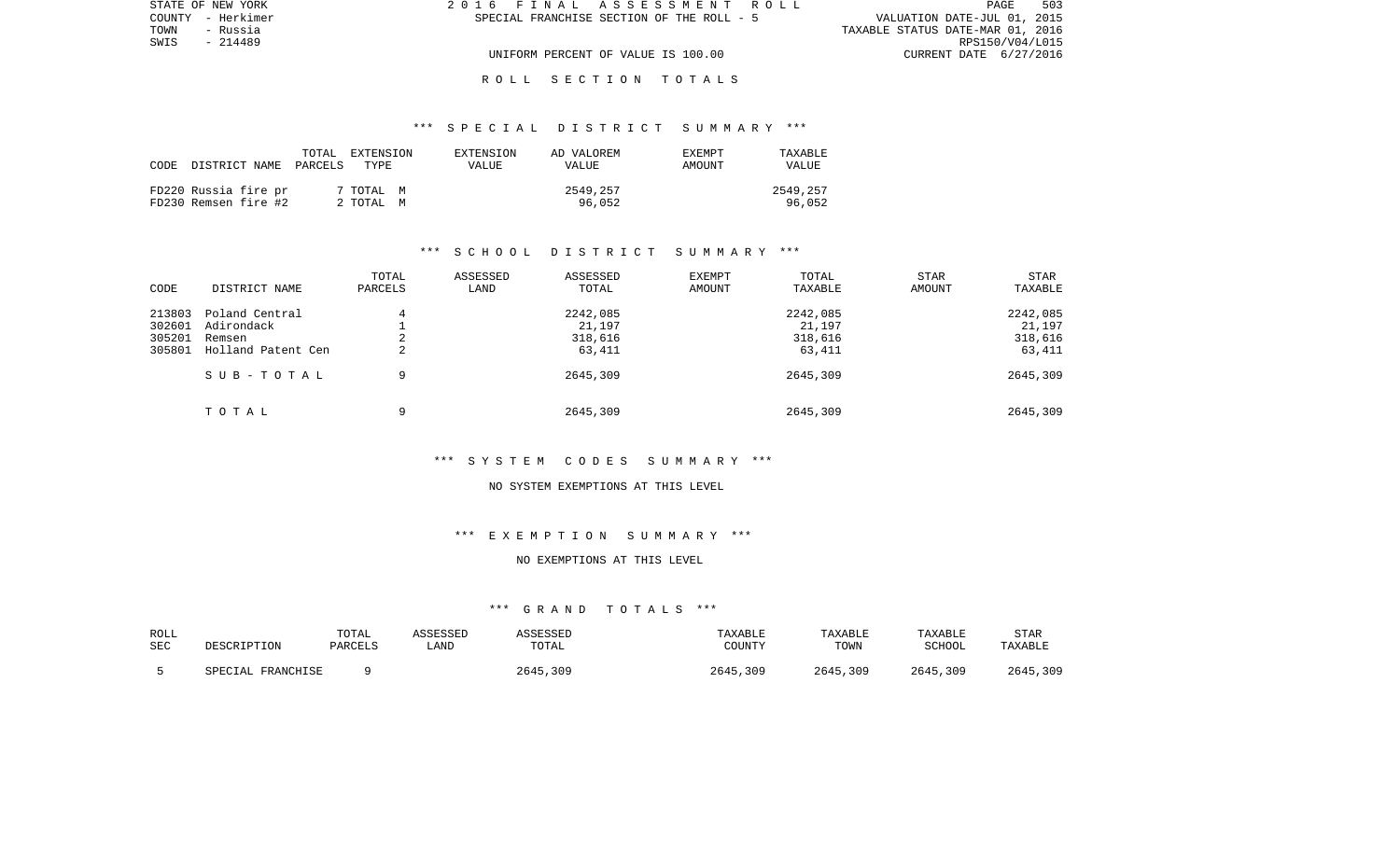STATE OF NEW YORK | 2016 FINAL ASSESSMENT ROLL
COUNTY - Herkimer | SPECIAL FRANCHISE SECTION OF THE ROLL - 5 | VALUATION DATE-JUL 01, 2015
TOWN - Russia | TAXABLE STATUS DATE-MAR 01, 2016
SWIS - 214489 | RPS150/V04/L015
UNIFORM PERCENT OF VALUE IS 100.00 | CURRENT DATE 6/27/2016

R O L L   S E C T I O N   T O T A L S

*** S P E C I A L   D I S T R I C T   S U M M A R Y ***

| CODE | DISTRICT NAME | TOTAL PARCELS | EXTENSION TYPE | EXTENSION VALUE | AD VALOREM VALUE | EXEMPT AMOUNT | TAXABLE VALUE |
|---|---|---|---|---|---|---|---|
| FD220 | Russia fire pr | 7 | TOTAL M | | 2549,257 | | 2549,257 |
| FD230 | Remsen fire #2 | 2 | TOTAL M | | 96,052 | | 96,052 |

*** S C H O O L   D I S T R I C T   S U M M A R Y ***

| CODE | DISTRICT NAME | TOTAL PARCELS | ASSESSED LAND | ASSESSED TOTAL | EXEMPT AMOUNT | TOTAL TAXABLE | STAR AMOUNT | STAR TAXABLE |
|---|---|---|---|---|---|---|---|---|
| 213803 | Poland Central | 4 | | 2242,085 | | 2242,085 | | 2242,085 |
| 302601 | Adirondack | 1 | | 21,197 | | 21,197 | | 21,197 |
| 305201 | Remsen | 2 | | 318,616 | | 318,616 | | 318,616 |
| 305801 | Holland Patent Cen | 2 | | 63,411 | | 63,411 | | 63,411 |
| | S U B - T O T A L | 9 | | 2645,309 | | 2645,309 | | 2645,309 |
| | T O T A L | 9 | | 2645,309 | | 2645,309 | | 2645,309 |

*** S Y S T E M   C O D E S   S U M M A R Y ***

NO SYSTEM EXEMPTIONS AT THIS LEVEL

*** E X E M P T I O N   S U M M A R Y ***

NO EXEMPTIONS AT THIS LEVEL

*** G R A N D   T O T A L S ***

| ROLL SEC | DESCRIPTION | TOTAL PARCELS | ASSESSED LAND | ASSESSED TOTAL | TAXABLE COUNTY | TAXABLE TOWN | TAXABLE SCHOOL | STAR TAXABLE |
|---|---|---|---|---|---|---|---|---|
| 5 | SPECIAL FRANCHISE | 9 | | 2645,309 | 2645,309 | 2645,309 | 2645,309 | 2645,309 |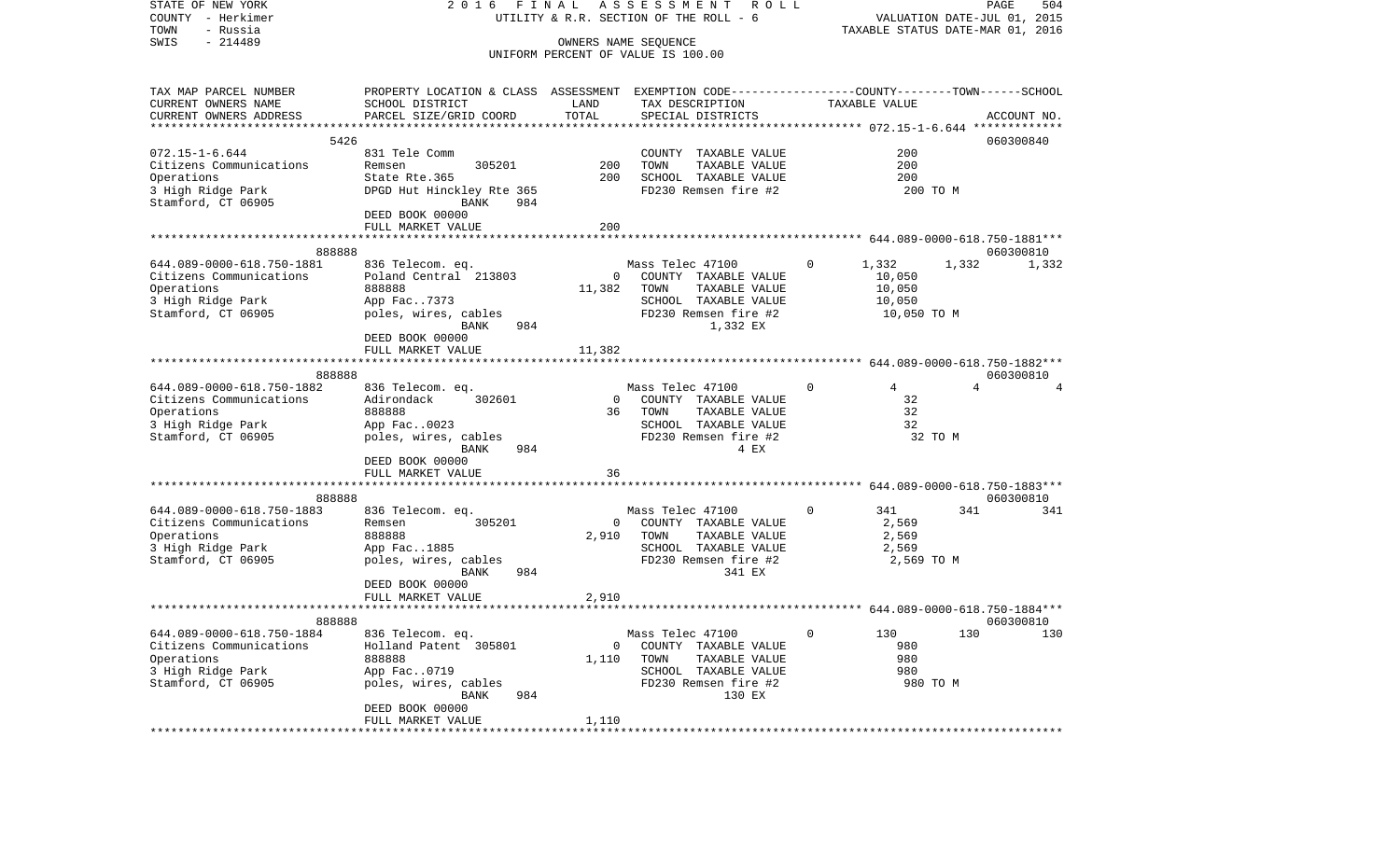STATE OF NEW YORK  
COUNTY - Herkimer  
TOWN - Russia  
SWIS - 214489

2016 FINAL ASSESSMENT ROLL  
UTILITY & R.R. SECTION OF THE ROLL - 6  
OWNERS NAME SEQUENCE  
UNIFORM PERCENT OF VALUE IS 100.00

VALUATION DATE-JUL 01, 2015  
TAXABLE STATUS DATE-MAR 01, 2016

| TAX MAP PARCEL NUMBER / CURRENT OWNERS NAME / CURRENT OWNERS ADDRESS | PROPERTY LOCATION & CLASS / SCHOOL DISTRICT / PARCEL SIZE/GRID COORD | ASSESSMENT LAND | TOTAL | EXEMPTION CODE / TAX DESCRIPTION / SPECIAL DISTRICTS | COUNTY TAXABLE VALUE | TOWN | SCHOOL | ACCOUNT NO. |
|---|---|---|---|---|---|---|---|---|
| **072.15-1-6.644** (5426) | | | | | | | | 060300840 |
| Citizens Communications | 831 Tele Comm | | | COUNTY TAXABLE VALUE | 200 | | | |
| Operations | Remsen 305201 | 200 | | TOWN TAXABLE VALUE | 200 | | | |
| 3 High Ridge Park | State Rte.365 | | 200 | SCHOOL TAXABLE VALUE | 200 | | | |
| Stamford, CT 06905 | DPGD Hut Hinckley Rte 365 | | | FD230 Remsen fire #2 | 200 TO M | | | |
| | BANK 984 | | | | | | | |
| | DEED BOOK 00000 | | | | | | | |
| | FULL MARKET VALUE | | 200 | | | | | |
| **644.089-0000-618.750-1881** (888888) | | | | | | | | 060300810 |
| Citizens Communications | 836 Telecom. eq. | | | Mass Telec 47100 0 | 1,332 | 1,332 | 1,332 | |
| Operations | Poland Central 213803 | 0 | | COUNTY TAXABLE VALUE | 10,050 | | | |
| 3 High Ridge Park | 888888 | | 11,382 | TOWN TAXABLE VALUE | 10,050 | | | |
| Stamford, CT 06905 | App Fac..7373 | | | SCHOOL TAXABLE VALUE | 10,050 | | | |
| | poles, wires, cables | | | FD230 Remsen fire #2 | 10,050 TO M | | | |
| | BANK 984 | | | 1,332 EX | | | | |
| | DEED BOOK 00000 | | | | | | | |
| | FULL MARKET VALUE | | 11,382 | | | | | |
| **644.089-0000-618.750-1882** (888888) | | | | | | | | 060300810 |
| Citizens Communications | 836 Telecom. eq. | | | Mass Telec 47100 0 | 4 | 4 | 4 | |
| Operations | Adirondack 302601 | 0 | | COUNTY TAXABLE VALUE | 32 | | | |
| 3 High Ridge Park | 888888 | | 36 | TOWN TAXABLE VALUE | 32 | | | |
| Stamford, CT 06905 | App Fac..0023 | | | SCHOOL TAXABLE VALUE | 32 | | | |
| | poles, wires, cables | | | FD230 Remsen fire #2 | 32 TO M | | | |
| | BANK 984 | | | 4 EX | | | | |
| | DEED BOOK 00000 | | | | | | | |
| | FULL MARKET VALUE | | 36 | | | | | |
| **644.089-0000-618.750-1883** (888888) | | | | | | | | 060300810 |
| Citizens Communications | 836 Telecom. eq. | | | Mass Telec 47100 0 | 341 | 341 | 341 | |
| Operations | Remsen 305201 | 0 | | COUNTY TAXABLE VALUE | 2,569 | | | |
| 3 High Ridge Park | 888888 | | 2,910 | TOWN TAXABLE VALUE | 2,569 | | | |
| Stamford, CT 06905 | App Fac..1885 | | | SCHOOL TAXABLE VALUE | 2,569 | | | |
| | poles, wires, cables | | | FD230 Remsen fire #2 | 2,569 TO M | | | |
| | BANK 984 | | | 341 EX | | | | |
| | DEED BOOK 00000 | | | | | | | |
| | FULL MARKET VALUE | | 2,910 | | | | | |
| **644.089-0000-618.750-1884** (888888) | | | | | | | | 060300810 |
| Citizens Communications | 836 Telecom. eq. | | | Mass Telec 47100 0 | 130 | 130 | 130 | |
| Operations | Holland Patent 305801 | 0 | | COUNTY TAXABLE VALUE | 980 | | | |
| 3 High Ridge Park | 888888 | | 1,110 | TOWN TAXABLE VALUE | 980 | | | |
| Stamford, CT 06905 | App Fac..0719 | | | SCHOOL TAXABLE VALUE | 980 | | | |
| | poles, wires, cables | | | FD230 Remsen fire #2 | 980 TO M | | | |
| | BANK 984 | | | 130 EX | | | | |
| | DEED BOOK 00000 | | | | | | | |
| | FULL MARKET VALUE | | 1,110 | | | | | |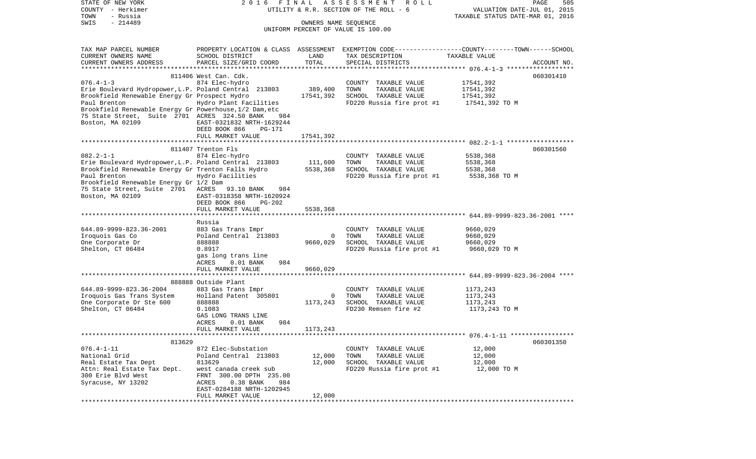STATE OF NEW YORK | 2016 FINAL ASSESSMENT ROLL | VALUATION DATE-JUL 01, 2015
COUNTY - Herkimer | UTILITY & R.R. SECTION OF THE ROLL - 6 | TAXABLE STATUS DATE-MAR 01, 2016
TOWN - Russia | OWNERS NAME SEQUENCE
SWIS - 214489 | UNIFORM PERCENT OF VALUE IS 100.00

| TAX MAP PARCEL NUMBER / CURRENT OWNERS NAME / CURRENT OWNERS ADDRESS | PROPERTY LOCATION & CLASS / SCHOOL DISTRICT / PARCEL SIZE/GRID COORD | ASSESSMENT LAND / TOTAL | EXEMPTION CODE / TAX DESCRIPTION / SPECIAL DISTRICTS | COUNTY--------TOWN------SCHOOL TAXABLE VALUE | ACCOUNT NO. |
|---|---|---|---|---|---|
| | 811406 West Can. Cdk. | | | | 060301410 |
| 076.4-1-3 | 874 Elec-hydro | | COUNTY TAXABLE VALUE | 17541,392 | |
| Erie Boulevard Hydropower,L.P. | Poland Central 213803 | 389,400 | TOWN TAXABLE VALUE | 17541,392 | |
| Brookfield Renewable Energy Gr | Prospect Hydro | 17541,392 | SCHOOL TAXABLE VALUE | 17541,392 | |
| Paul Brenton | Hydro Plant Facilities | | FD220 Russia fire prot #1 | 17541,392 TO M | |
| Brookfield Renewable Energy Gr | Powerhouse,1/2 Dam,etc | | | | |
| 75 State Street, Suite 2701 | ACRES 324.50 BANK 984 | | | | |
| Boston, MA 02109 | EAST-0321832 NRTH-1629244 | | | | |
| | DEED BOOK 866 PG-171 | | | | |
| | FULL MARKET VALUE | 17541,392 | | | |
| | 811407 Trenton Fls | | | | 060301560 |
| 082.2-1-1 | 874 Elec-hydro | | COUNTY TAXABLE VALUE | 5538,368 | |
| Erie Boulevard Hydropower,L.P. | Poland Central 213803 | 111,600 | TOWN TAXABLE VALUE | 5538,368 | |
| Brookfield Renewable Energy Gr | Trenton Falls Hydro | 5538,368 | SCHOOL TAXABLE VALUE | 5538,368 | |
| Paul Brenton | Hydro Facilities | | FD220 Russia fire prot #1 | 5538,368 TO M | |
| Brookfield Renewable Energy Gr | 1/2 Dam | | | | |
| 75 State Street, Suite 2701 | ACRES 93.10 BANK 984 | | | | |
| Boston, MA 02109 | EAST-0318358 NRTH-1620924 | | | | |
| | DEED BOOK 866 PG-202 | | | | |
| | FULL MARKET VALUE | 5538,368 | | | |
| | Russia | | | | |
| 644.89-9999-823.36-2001 | 883 Gas Trans Impr | | COUNTY TAXABLE VALUE | 9660,029 | |
| Iroquois Gas Co | Poland Central 213803 | 0 | TOWN TAXABLE VALUE | 9660,029 | |
| One Corporate Dr | 888888 | 9660,029 | SCHOOL TAXABLE VALUE | 9660,029 | |
| Shelton, CT 06484 | 0.8917 | | FD220 Russia fire prot #1 | 9660,029 TO M | |
| | gas long trans line | | | | |
| | ACRES 0.01 BANK 984 | | | | |
| | FULL MARKET VALUE | 9660,029 | | | |
| | 888888 Outside Plant | | | | |
| 644.89-9999-823.36-2004 | 883 Gas Trans Impr | | COUNTY TAXABLE VALUE | 1173,243 | |
| Iroquois Gas Trans System | Holland Patent 305801 | 0 | TOWN TAXABLE VALUE | 1173,243 | |
| One Corporate Dr Ste 600 | 888888 | 1173,243 | SCHOOL TAXABLE VALUE | 1173,243 | |
| Shelton, CT 06484 | 0.1083 | | FD230 Remsen fire #2 | 1173,243 TO M | |
| | GAS LONG TRANS LINE | | | | |
| | ACRES 0.01 BANK 984 | | | | |
| | FULL MARKET VALUE | 1173,243 | | | |
| | 813629 | | | | 060301350 |
| 076.4-1-11 | 872 Elec-Substation | | COUNTY TAXABLE VALUE | 12,000 | |
| National Grid | Poland Central 213803 | 12,000 | TOWN TAXABLE VALUE | 12,000 | |
| Real Estate Tax Dept | 813629 | 12,000 | SCHOOL TAXABLE VALUE | 12,000 | |
| Attn: Real Estate Tax Dept. | west canada creek sub | | FD220 Russia fire prot #1 | 12,000 TO M | |
| 300 Erie Blvd West | FRNT 300.00 DPTH 235.00 | | | | |
| Syracuse, NY 13202 | ACRES 0.38 BANK 984 | | | | |
| | EAST-0284188 NRTH-1202945 | | | | |
| | FULL MARKET VALUE | 12,000 | | | |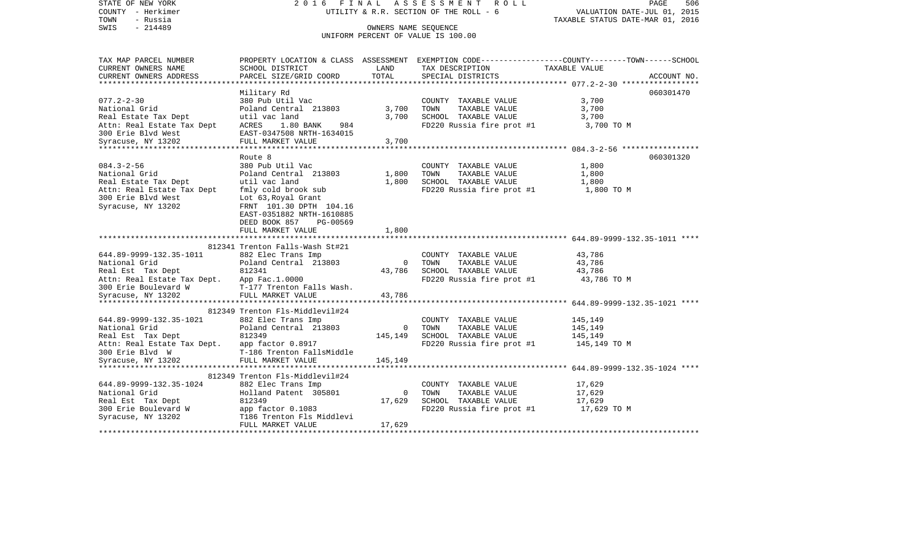STATE OF NEW YORK | 2 0 1 6 F I N A L A S S E S S M E N T R O L L
COUNTY - Herkimer | UTILITY & R.R. SECTION OF THE ROLL - 6 | VALUATION DATE-JUL 01, 2015
TOWN - Russia | TAXABLE STATUS DATE-MAR 01, 2016
SWIS - 214489 | OWNERS NAME SEQUENCE
UNIFORM PERCENT OF VALUE IS 100.00

| TAX MAP PARCEL NUMBER<br>CURRENT OWNERS NAME<br>CURRENT OWNERS ADDRESS | PROPERTY LOCATION & CLASS<br>SCHOOL DISTRICT<br>PARCEL SIZE/GRID COORD | ASSESSMENT<br>LAND<br>TOTAL | EXEMPTION CODE-----COUNTY-----TOWN-----SCHOOL<br>TAX DESCRIPTION<br>SPECIAL DISTRICTS | TAXABLE VALUE | ACCOUNT NO. |
|---|---|---|---|---|---|
| **077.2-2-30** | Military Rd | | | | 060301470 |
| 077.2-2-30 | 380 Pub Util Vac | | COUNTY TAXABLE VALUE | 3,700 | |
| National Grid | Poland Central 213803 | 3,700 | TOWN TAXABLE VALUE | 3,700 | |
| Real Estate Tax Dept | util vac land | 3,700 | SCHOOL TAXABLE VALUE | 3,700 | |
| Attn: Real Estate Tax Dept | ACRES 1.80 BANK 984 | | FD220 Russia fire prot #1 | 3,700 TO M | |
| 300 Erie Blvd West | EAST-0347508 NRTH-1634015 | | | | |
| Syracuse, NY 13202 | FULL MARKET VALUE | 3,700 | | | |
| **084.3-2-56** | Route 8 | | | | 060301320 |
| 084.3-2-56 | 380 Pub Util Vac | | COUNTY TAXABLE VALUE | 1,800 | |
| National Grid | Poland Central 213803 | 1,800 | TOWN TAXABLE VALUE | 1,800 | |
| Real Estate Tax Dept | util vac land | 1,800 | SCHOOL TAXABLE VALUE | 1,800 | |
| Attn: Real Estate Tax Dept | fmly cold brook sub | | FD220 Russia fire prot #1 | 1,800 TO M | |
| 300 Erie Blvd West | Lot 63,Royal Grant | | | | |
| Syracuse, NY 13202 | FRNT 101.30 DPTH 104.16 | | | | |
| | EAST-0351882 NRTH-1610885 | | | | |
| | DEED BOOK 857 PG-00569 | | | | |
| | FULL MARKET VALUE | 1,800 | | | |
| **644.89-9999-132.35-1011** | 812341 Trenton Falls-Wash St#21 | | | | |
| 644.89-9999-132.35-1011 | 882 Elec Trans Imp | | COUNTY TAXABLE VALUE | 43,786 | |
| National Grid | Poland Central 213803 | 0 | TOWN TAXABLE VALUE | 43,786 | |
| Real Est Tax Dept | 812341 | 43,786 | SCHOOL TAXABLE VALUE | 43,786 | |
| Attn: Real Estate Tax Dept. | App Fac.1.0000 | | FD220 Russia fire prot #1 | 43,786 TO M | |
| 300 Erie Boulevard W | T-177 Trenton Falls Wash. | | | | |
| Syracuse, NY 13202 | FULL MARKET VALUE | 43,786 | | | |
| **644.89-9999-132.35-1021** | 812349 Trenton Fls-Middlevil#24 | | | | |
| 644.89-9999-132.35-1021 | 882 Elec Trans Imp | | COUNTY TAXABLE VALUE | 145,149 | |
| National Grid | Poland Central 213803 | 0 | TOWN TAXABLE VALUE | 145,149 | |
| Real Est Tax Dept | 812349 | 145,149 | SCHOOL TAXABLE VALUE | 145,149 | |
| Attn: Real Estate Tax Dept. | app factor 0.8917 | | FD220 Russia fire prot #1 | 145,149 TO M | |
| 300 Erie Blvd W | T-186 Trenton FallsMiddle | | | | |
| Syracuse, NY 13202 | FULL MARKET VALUE | 145,149 | | | |
| **644.89-9999-132.35-1024** | 812349 Trenton Fls-Middlevil#24 | | | | |
| 644.89-9999-132.35-1024 | 882 Elec Trans Imp | | COUNTY TAXABLE VALUE | 17,629 | |
| National Grid | Holland Patent 305801 | 0 | TOWN TAXABLE VALUE | 17,629 | |
| Real Est Tax Dept | 812349 | 17,629 | SCHOOL TAXABLE VALUE | 17,629 | |
| 300 Erie Boulevard W | app factor 0.1083 | | FD220 Russia fire prot #1 | 17,629 TO M | |
| Syracuse, NY 13202 | T186 Trenton Fls Middlevi | | | | |
| | FULL MARKET VALUE | 17,629 | | | |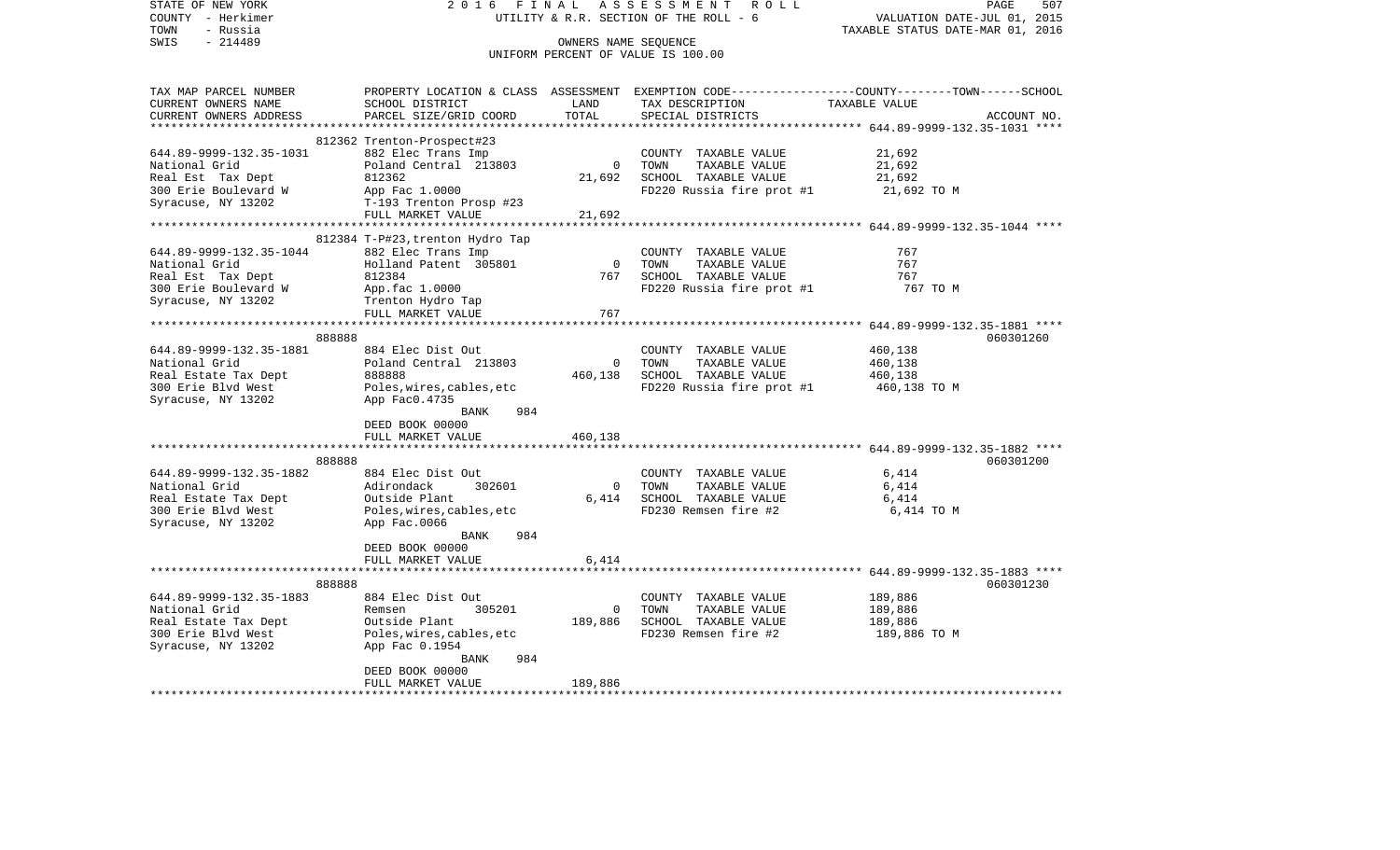STATE OF NEW YORK 2 0 1 6 F I N A L A S S E S S M E N T R O L L
COUNTY - Herkimer UTILITY & R.R. SECTION OF THE ROLL - 6 VALUATION DATE-JUL 01, 2015
TOWN - Russia TAXABLE STATUS DATE-MAR 01, 2016
SWIS - 214489 OWNERS NAME SEQUENCE
UNIFORM PERCENT OF VALUE IS 100.00

| TAX MAP PARCEL NUMBER<br>CURRENT OWNERS NAME<br>CURRENT OWNERS ADDRESS | PROPERTY LOCATION & CLASS<br>SCHOOL DISTRICT<br>PARCEL SIZE/GRID COORD | ASSESSMENT<br>LAND<br>TOTAL | EXEMPTION CODE-----COUNTY--------TOWN------SCHOOL<br>TAX DESCRIPTION<br>SPECIAL DISTRICTS | TAXABLE VALUE | ACCOUNT NO. |
|---|---|---|---|---|---|
| **644.89-9999-132.35-1031** | 812362 Trenton-Prospect#23 | | | | |
| 644.89-9999-132.35-1031 | 882 Elec Trans Imp | | COUNTY TAXABLE VALUE | 21,692 | |
| National Grid | Poland Central 213803 | 0 | TOWN TAXABLE VALUE | 21,692 | |
| Real Est Tax Dept | 812362 | 21,692 | SCHOOL TAXABLE VALUE | 21,692 | |
| 300 Erie Boulevard W | App Fac 1.0000 | | FD220 Russia fire prot #1 | 21,692 TO M | |
| Syracuse, NY 13202 | T-193 Trenton Prosp #23 | | | | |
| | FULL MARKET VALUE | 21,692 | | | |
| **644.89-9999-132.35-1044** | 812384 T-P#23,trenton Hydro Tap | | | | |
| 644.89-9999-132.35-1044 | 882 Elec Trans Imp | | COUNTY TAXABLE VALUE | 767 | |
| National Grid | Holland Patent 305801 | 0 | TOWN TAXABLE VALUE | 767 | |
| Real Est Tax Dept | 812384 | 767 | SCHOOL TAXABLE VALUE | 767 | |
| 300 Erie Boulevard W | App.fac 1.0000 | | FD220 Russia fire prot #1 | 767 TO M | |
| Syracuse, NY 13202 | Trenton Hydro Tap | | | | |
| | FULL MARKET VALUE | 767 | | | |
| **644.89-9999-132.35-1881** | 888888 | | | | 060301260 |
| 644.89-9999-132.35-1881 | 884 Elec Dist Out | | COUNTY TAXABLE VALUE | 460,138 | |
| National Grid | Poland Central 213803 | 0 | TOWN TAXABLE VALUE | 460,138 | |
| Real Estate Tax Dept | 888888 | 460,138 | SCHOOL TAXABLE VALUE | 460,138 | |
| 300 Erie Blvd West | Poles,wires,cables,etc | | FD220 Russia fire prot #1 | 460,138 TO M | |
| Syracuse, NY 13202 | App Fac0.4735 | | | | |
| | BANK 984 | | | | |
| | DEED BOOK 00000 | | | | |
| | FULL MARKET VALUE | 460,138 | | | |
| **644.89-9999-132.35-1882** | 888888 | | | | 060301200 |
| 644.89-9999-132.35-1882 | 884 Elec Dist Out | | COUNTY TAXABLE VALUE | 6,414 | |
| National Grid | Adirondack 302601 | 0 | TOWN TAXABLE VALUE | 6,414 | |
| Real Estate Tax Dept | Outside Plant | 6,414 | SCHOOL TAXABLE VALUE | 6,414 | |
| 300 Erie Blvd West | Poles,wires,cables,etc | | FD230 Remsen fire #2 | 6,414 TO M | |
| Syracuse, NY 13202 | App Fac.0066 | | | | |
| | BANK 984 | | | | |
| | DEED BOOK 00000 | | | | |
| | FULL MARKET VALUE | 6,414 | | | |
| **644.89-9999-132.35-1883** | 888888 | | | | 060301230 |
| 644.89-9999-132.35-1883 | 884 Elec Dist Out | | COUNTY TAXABLE VALUE | 189,886 | |
| National Grid | Remsen 305201 | 0 | TOWN TAXABLE VALUE | 189,886 | |
| Real Estate Tax Dept | Outside Plant | 189,886 | SCHOOL TAXABLE VALUE | 189,886 | |
| 300 Erie Blvd West | Poles,wires,cables,etc | | FD230 Remsen fire #2 | 189,886 TO M | |
| Syracuse, NY 13202 | App Fac 0.1954 | | | | |
| | BANK 984 | | | | |
| | DEED BOOK 00000 | | | | |
| | FULL MARKET VALUE | 189,886 | | | |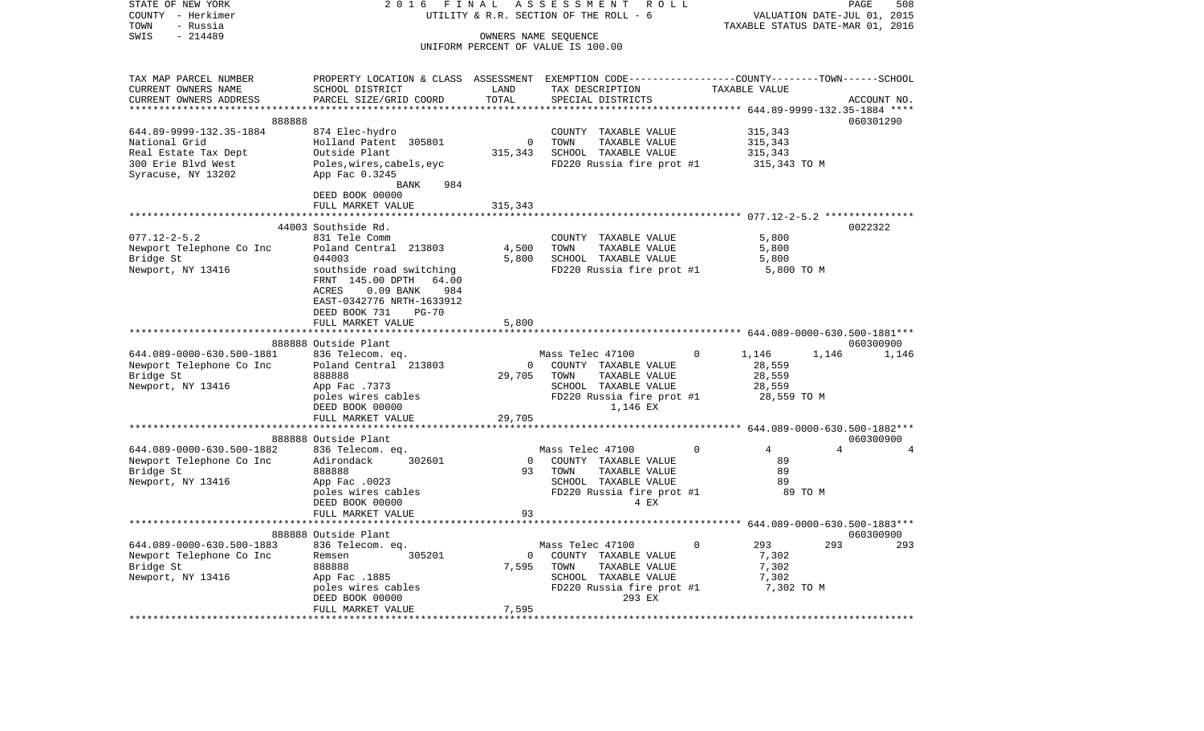STATE OF NEW YORK
COUNTY - Herkimer
TOWN - Russia
SWIS - 214489

2016 FINAL ASSESSMENT ROLL
UTILITY & R.R. SECTION OF THE ROLL - 6
OWNERS NAME SEQUENCE
UNIFORM PERCENT OF VALUE IS 100.00

VALUATION DATE-JUL 01, 2015
TAXABLE STATUS DATE-MAR 01, 2016

| TAX MAP PARCEL NUMBER / CURRENT OWNERS NAME / CURRENT OWNERS ADDRESS | PROPERTY LOCATION & CLASS / SCHOOL DISTRICT / PARCEL SIZE/GRID COORD | ASSESSMENT LAND / TOTAL | EXEMPTION CODE / TAX DESCRIPTION / SPECIAL DISTRICTS | COUNTY | TOWN | SCHOOL / ACCOUNT NO. |
|---|---|---|---|---|---|---|
| **644.89-9999-132.35-1884** | 888888 | | | | | 060301290 |
| 644.89-9999-132.35-1884 | 874 Elec-hydro | | COUNTY TAXABLE VALUE | 315,343 | | |
| National Grid | Holland Patent 305801 | 0 | TOWN TAXABLE VALUE | 315,343 | | |
| Real Estate Tax Dept | Outside Plant | 315,343 | SCHOOL TAXABLE VALUE | 315,343 | | |
| 300 Erie Blvd West | Poles,wires,cabels,eyc | | FD220 Russia fire prot #1 | 315,343 TO M | | |
| Syracuse, NY 13202 | App Fac 0.3245 | | | | | |
| | BANK 984 | | | | | |
| | DEED BOOK 00000 | | | | | |
| | FULL MARKET VALUE | 315,343 | | | | |
| **077.12-2-5.2** | 44003 Southside Rd. | | | | | 0022322 |
| 077.12-2-5.2 | 831 Tele Comm | | COUNTY TAXABLE VALUE | 5,800 | | |
| Newport Telephone Co Inc | Poland Central 213803 | 4,500 | TOWN TAXABLE VALUE | 5,800 | | |
| Bridge St | 044003 | 5,800 | SCHOOL TAXABLE VALUE | 5,800 | | |
| Newport, NY 13416 | southside road switching | | FD220 Russia fire prot #1 | 5,800 TO M | | |
| | FRNT 145.00 DPTH 64.00 | | | | | |
| | ACRES 0.09 BANK 984 | | | | | |
| | EAST-0342776 NRTH-1633912 | | | | | |
| | DEED BOOK 731 PG-70 | | | | | |
| | FULL MARKET VALUE | 5,800 | | | | |
| **644.089-0000-630.500-1881** | 888888 Outside Plant | | | | | 060300900 |
| 644.089-0000-630.500-1881 | 836 Telecom. eq. | | Mass Telec 47100 0 | 1,146 | 1,146 | 1,146 |
| Newport Telephone Co Inc | Poland Central 213803 | 0 | COUNTY TAXABLE VALUE | 28,559 | | |
| Bridge St | 888888 | 29,705 | TOWN TAXABLE VALUE | 28,559 | | |
| Newport, NY 13416 | App Fac .7373 | | SCHOOL TAXABLE VALUE | 28,559 | | |
| | poles wires cables | | FD220 Russia fire prot #1 | 28,559 TO M | | |
| | DEED BOOK 00000 | | 1,146 EX | | | |
| | FULL MARKET VALUE | 29,705 | | | | |
| **644.089-0000-630.500-1882** | 888888 Outside Plant | | | | | 060300900 |
| 644.089-0000-630.500-1882 | 836 Telecom. eq. | | Mass Telec 47100 0 | 4 | 4 | 4 |
| Newport Telephone Co Inc | Adirondack 302601 | 0 | COUNTY TAXABLE VALUE | 89 | | |
| Bridge St | 888888 | 93 | TOWN TAXABLE VALUE | 89 | | |
| Newport, NY 13416 | App Fac .0023 | | SCHOOL TAXABLE VALUE | 89 | | |
| | poles wires cables | | FD220 Russia fire prot #1 | 89 TO M | | |
| | DEED BOOK 00000 | | 4 EX | | | |
| | FULL MARKET VALUE | 93 | | | | |
| **644.089-0000-630.500-1883** | 888888 Outside Plant | | | | | 060300900 |
| 644.089-0000-630.500-1883 | 836 Telecom. eq. | | Mass Telec 47100 0 | 293 | 293 | 293 |
| Newport Telephone Co Inc | Remsen 305201 | 0 | COUNTY TAXABLE VALUE | 7,302 | | |
| Bridge St | 888888 | 7,595 | TOWN TAXABLE VALUE | 7,302 | | |
| Newport, NY 13416 | App Fac .1885 | | SCHOOL TAXABLE VALUE | 7,302 | | |
| | poles wires cables | | FD220 Russia fire prot #1 | 7,302 TO M | | |
| | DEED BOOK 00000 | | 293 EX | | | |
| | FULL MARKET VALUE | 7,595 | | | | |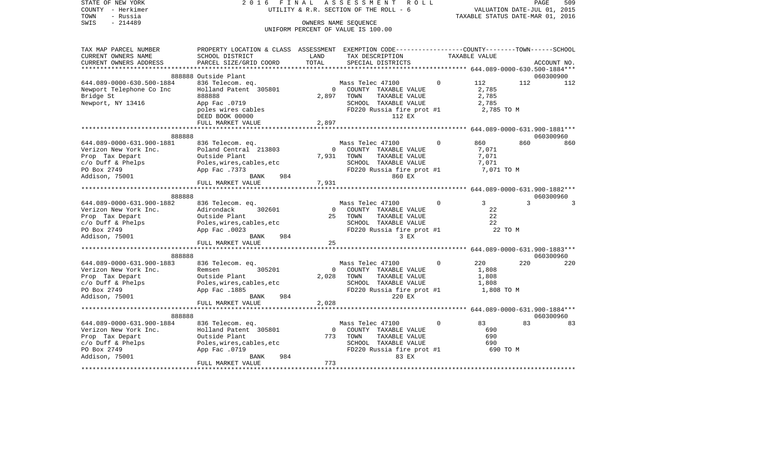STATE OF NEW YORK 2016 FINAL ASSESSMENT ROLL
COUNTY - Herkimer UTILITY & R.R. SECTION OF THE ROLL - 6 VALUATION DATE-JUL 01, 2015
TOWN - Russia TAXABLE STATUS DATE-MAR 01, 2016
SWIS - 214489 OWNERS NAME SEQUENCE
UNIFORM PERCENT OF VALUE IS 100.00

| TAX MAP PARCEL NUMBER / CURRENT OWNERS NAME / CURRENT OWNERS ADDRESS | PROPERTY LOCATION & CLASS / SCHOOL DISTRICT / PARCEL SIZE/GRID COORD | ASSESSMENT LAND / TOTAL | EXEMPTION CODE / TAX DESCRIPTION / SPECIAL DISTRICTS | COUNTY | TOWN | SCHOOL / ACCOUNT NO. |
|---|---|---|---|---|---|---|
| **644.089-0000-630.500-1884** | 888888 Outside Plant | | | | | 060300900 |
| 644.089-0000-630.500-1884 | 836 Telecom. eq. | | Mass Telec 47100 0 | 112 | 112 | 112 |
| Newport Telephone Co Inc | Holland Patent 305801 | 0 | COUNTY TAXABLE VALUE | 2,785 | | |
| Bridge St | 888888 | 2,897 | TOWN TAXABLE VALUE | | 2,785 | |
| Newport, NY 13416 | App Fac .0719 | | SCHOOL TAXABLE VALUE | | | 2,785 |
| | poles wires cables | | FD220 Russia fire prot #1 | 2,785 TO M | | |
| | DEED BOOK 00000 | | 112 EX | | | |
| | FULL MARKET VALUE | 2,897 | | | | |
| **644.089-0000-631.900-1881** | 888888 | | | | | 060300960 |
| 644.089-0000-631.900-1881 | 836 Telecom. eq. | | Mass Telec 47100 0 | 860 | 860 | 860 |
| Verizon New York Inc. | Poland Central 213803 | 0 | COUNTY TAXABLE VALUE | 7,071 | | |
| Prop Tax Depart | Outside Plant | 7,931 | TOWN TAXABLE VALUE | | 7,071 | |
| c/o Duff & Phelps | Poles,wires,cables,etc | | SCHOOL TAXABLE VALUE | | | 7,071 |
| PO Box 2749 | App Fac .7373 | | FD220 Russia fire prot #1 | 7,071 TO M | | |
| Addison, 75001 | BANK 984 | | 860 EX | | | |
| | FULL MARKET VALUE | 7,931 | | | | |
| **644.089-0000-631.900-1882** | 888888 | | | | | 060300960 |
| 644.089-0000-631.900-1882 | 836 Telecom. eq. | | Mass Telec 47100 0 | 3 | 3 | 3 |
| Verizon New York Inc. | Adirondack 302601 | 0 | COUNTY TAXABLE VALUE | 22 | | |
| Prop Tax Depart | Outside Plant | 25 | TOWN TAXABLE VALUE | | 22 | |
| c/o Duff & Phelps | Poles,wires,cables,etc | | SCHOOL TAXABLE VALUE | | | 22 |
| PO Box 2749 | App Fac .0023 | | FD220 Russia fire prot #1 | 22 TO M | | |
| Addison, 75001 | BANK 984 | | 3 EX | | | |
| | FULL MARKET VALUE | 25 | | | | |
| **644.089-0000-631.900-1883** | 888888 | | | | | 060300960 |
| 644.089-0000-631.900-1883 | 836 Telecom. eq. | | Mass Telec 47100 0 | 220 | 220 | 220 |
| Verizon New York Inc. | Remsen 305201 | 0 | COUNTY TAXABLE VALUE | 1,808 | | |
| Prop Tax Depart | Outside Plant | 2,028 | TOWN TAXABLE VALUE | | 1,808 | |
| c/o Duff & Phelps | Poles,wires,cables,etc | | SCHOOL TAXABLE VALUE | | | 1,808 |
| PO Box 2749 | App Fac .1885 | | FD220 Russia fire prot #1 | 1,808 TO M | | |
| Addison, 75001 | BANK 984 | | 220 EX | | | |
| | FULL MARKET VALUE | 2,028 | | | | |
| **644.089-0000-631.900-1884** | 888888 | | | | | 060300960 |
| 644.089-0000-631.900-1884 | 836 Telecom. eq. | | Mass Telec 47100 0 | 83 | 83 | 83 |
| Verizon New York Inc. | Holland Patent 305801 | 0 | COUNTY TAXABLE VALUE | 690 | | |
| Prop Tax Depart | Outside Plant | 773 | TOWN TAXABLE VALUE | | 690 | |
| c/o Duff & Phelps | Poles,wires,cables,etc | | SCHOOL TAXABLE VALUE | | | 690 |
| PO Box 2749 | App Fac .0719 | | FD220 Russia fire prot #1 | 690 TO M | | |
| Addison, 75001 | BANK 984 | | 83 EX | | | |
| | FULL MARKET VALUE | 773 | | | | |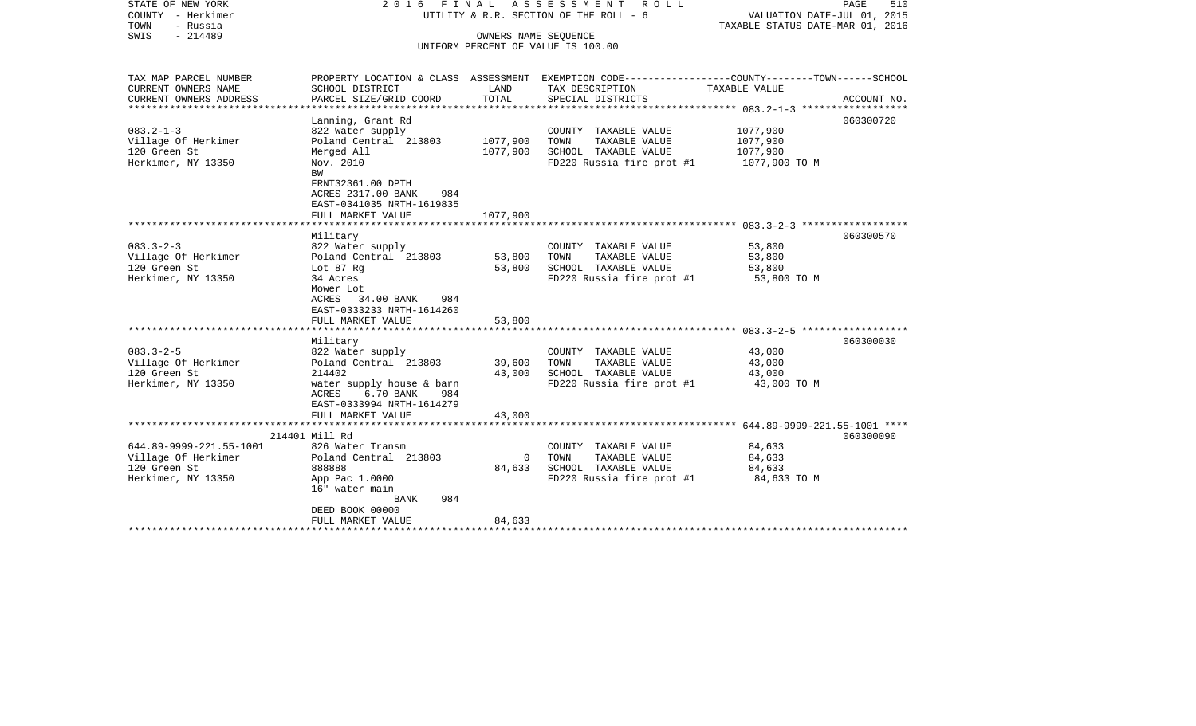STATE OF NEW YORK
COUNTY - Herkimer
TOWN - Russia
SWIS - 214489

2016 FINAL ASSESSMENT ROLL
UTILITY & R.R. SECTION OF THE ROLL - 6
OWNERS NAME SEQUENCE
UNIFORM PERCENT OF VALUE IS 100.00

VALUATION DATE-JUL 01, 2015
TAXABLE STATUS DATE-MAR 01, 2016

| TAX MAP PARCEL NUMBER / CURRENT OWNERS NAME / CURRENT OWNERS ADDRESS | PROPERTY LOCATION & CLASS / SCHOOL DISTRICT / PARCEL SIZE/GRID COORD | ASSESSMENT LAND | TOTAL | EXEMPTION CODE / TAX DESCRIPTION / SPECIAL DISTRICTS | COUNTY--------TOWN------SCHOOL TAXABLE VALUE | ACCOUNT NO. |
|---|---|---|---|---|---|---|
| ******** 083.2-1-3 ******** | | | | | | |
| | Lanning, Grant Rd | | | | | 060300720 |
| 083.2-1-3 | 822 Water supply | | | COUNTY TAXABLE VALUE | 1077,900 | |
| Village Of Herkimer | Poland Central 213803 | 1077,900 | | TOWN TAXABLE VALUE | 1077,900 | |
| 120 Green St | Merged All | | 1077,900 | SCHOOL TAXABLE VALUE | 1077,900 | |
| Herkimer, NY 13350 | Nov. 2010 | | | FD220 Russia fire prot #1 | 1077,900 TO M | |
| | BW | | | | | |
| | FRNT32361.00 DPTH | | | | | |
| | ACRES 2317.00 BANK 984 | | | | | |
| | EAST-0341035 NRTH-1619835 | | | | | |
| | FULL MARKET VALUE | | 1077,900 | | | |
| ******** 083.3-2-3 ******** | | | | | | |
| | Military | | | | | 060300570 |
| 083.3-2-3 | 822 Water supply | | | COUNTY TAXABLE VALUE | 53,800 | |
| Village Of Herkimer | Poland Central 213803 | 53,800 | | TOWN TAXABLE VALUE | 53,800 | |
| 120 Green St | Lot 87 Rg | | 53,800 | SCHOOL TAXABLE VALUE | 53,800 | |
| Herkimer, NY 13350 | 34 Acres | | | FD220 Russia fire prot #1 | 53,800 TO M | |
| | Mower Lot | | | | | |
| | ACRES 34.00 BANK 984 | | | | | |
| | EAST-0333233 NRTH-1614260 | | | | | |
| | FULL MARKET VALUE | | 53,800 | | | |
| ******** 083.3-2-5 ******** | | | | | | |
| | Military | | | | | 060300030 |
| 083.3-2-5 | 822 Water supply | | | COUNTY TAXABLE VALUE | 43,000 | |
| Village Of Herkimer | Poland Central 213803 | 39,600 | | TOWN TAXABLE VALUE | 43,000 | |
| 120 Green St | 214402 | | 43,000 | SCHOOL TAXABLE VALUE | 43,000 | |
| Herkimer, NY 13350 | water supply house & barn | | | FD220 Russia fire prot #1 | 43,000 TO M | |
| | ACRES 6.70 BANK 984 | | | | | |
| | EAST-0333994 NRTH-1614279 | | | | | |
| | FULL MARKET VALUE | | 43,000 | | | |
| ******** 644.89-9999-221.55-1001 ******** | | | | | | |
| | 214401 Mill Rd | | | | | 060300090 |
| 644.89-9999-221.55-1001 | 826 Water Transm | | | COUNTY TAXABLE VALUE | 84,633 | |
| Village Of Herkimer | Poland Central 213803 | 0 | | TOWN TAXABLE VALUE | 84,633 | |
| 120 Green St | 888888 | | 84,633 | SCHOOL TAXABLE VALUE | 84,633 | |
| Herkimer, NY 13350 | App Pac 1.0000 | | | FD220 Russia fire prot #1 | 84,633 TO M | |
| | 16" water main | | | | | |
| | BANK 984 | | | | | |
| | DEED BOOK 00000 | | | | | |
| | FULL MARKET VALUE | | 84,633 | | | |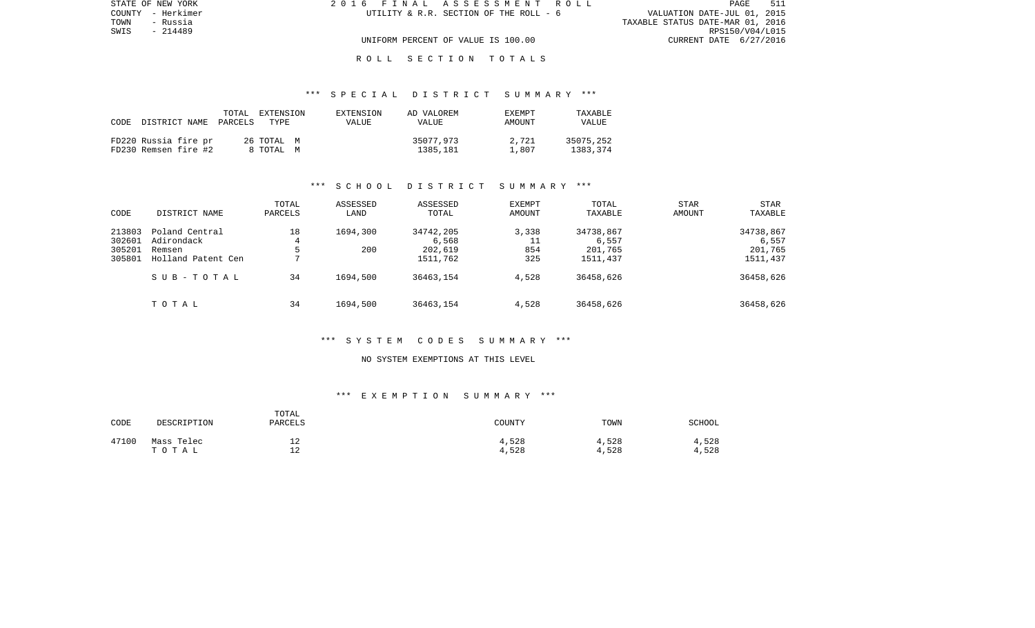STATE OF NEW YORK
COUNTY - Herkimer
TOWN - Russia
SWIS - 214489

2016 FINAL ASSESSMENT ROLL
UTILITY & R.R. SECTION OF THE ROLL - 6

VALUATION DATE-JUL 01, 2015
TAXABLE STATUS DATE-MAR 01, 2016
RPS150/V04/L015
CURRENT DATE 6/27/2016

UNIFORM PERCENT OF VALUE IS 100.00

## ROLL SECTION TOTALS

### *** SPECIAL DISTRICT SUMMARY ***

| CODE | DISTRICT NAME | TOTAL PARCELS | EXTENSION TYPE | EXTENSION VALUE | AD VALOREM VALUE | EXEMPT AMOUNT | TAXABLE VALUE |
|---|---|---|---|---|---|---|---|
| FD220 | Russia fire pr | 26 | TOTAL M | | 35077,973 | 2,721 | 35075,252 |
| FD230 | Remsen fire #2 | 8 | TOTAL M | | 1385,181 | 1,807 | 1383,374 |

### *** SCHOOL DISTRICT SUMMARY ***

| CODE | DISTRICT NAME | TOTAL PARCELS | ASSESSED LAND | ASSESSED TOTAL | EXEMPT AMOUNT | TOTAL TAXABLE | STAR AMOUNT | STAR TAXABLE |
|---|---|---|---|---|---|---|---|---|
| 213803 | Poland Central | 18 | 1694,300 | 34742,205 | 3,338 | 34738,867 | | 34738,867 |
| 302601 | Adirondack | 4 | | 6,568 | 11 | 6,557 | | 6,557 |
| 305201 | Remsen | 5 | 200 | 202,619 | 854 | 201,765 | | 201,765 |
| 305801 | Holland Patent Cen | 7 | | 1511,762 | 325 | 1511,437 | | 1511,437 |
| | SUB-TOTAL | 34 | 1694,500 | 36463,154 | 4,528 | 36458,626 | | 36458,626 |
| | TOTAL | 34 | 1694,500 | 36463,154 | 4,528 | 36458,626 | | 36458,626 |

### *** SYSTEM CODES SUMMARY ***

NO SYSTEM EXEMPTIONS AT THIS LEVEL

### *** EXEMPTION SUMMARY ***

| CODE | DESCRIPTION | TOTAL PARCELS | COUNTY | TOWN | SCHOOL |
|---|---|---|---|---|---|
| 47100 | Mass Telec | 12 | 4,528 | 4,528 | 4,528 |
| | TOTAL | 12 | 4,528 | 4,528 | 4,528 |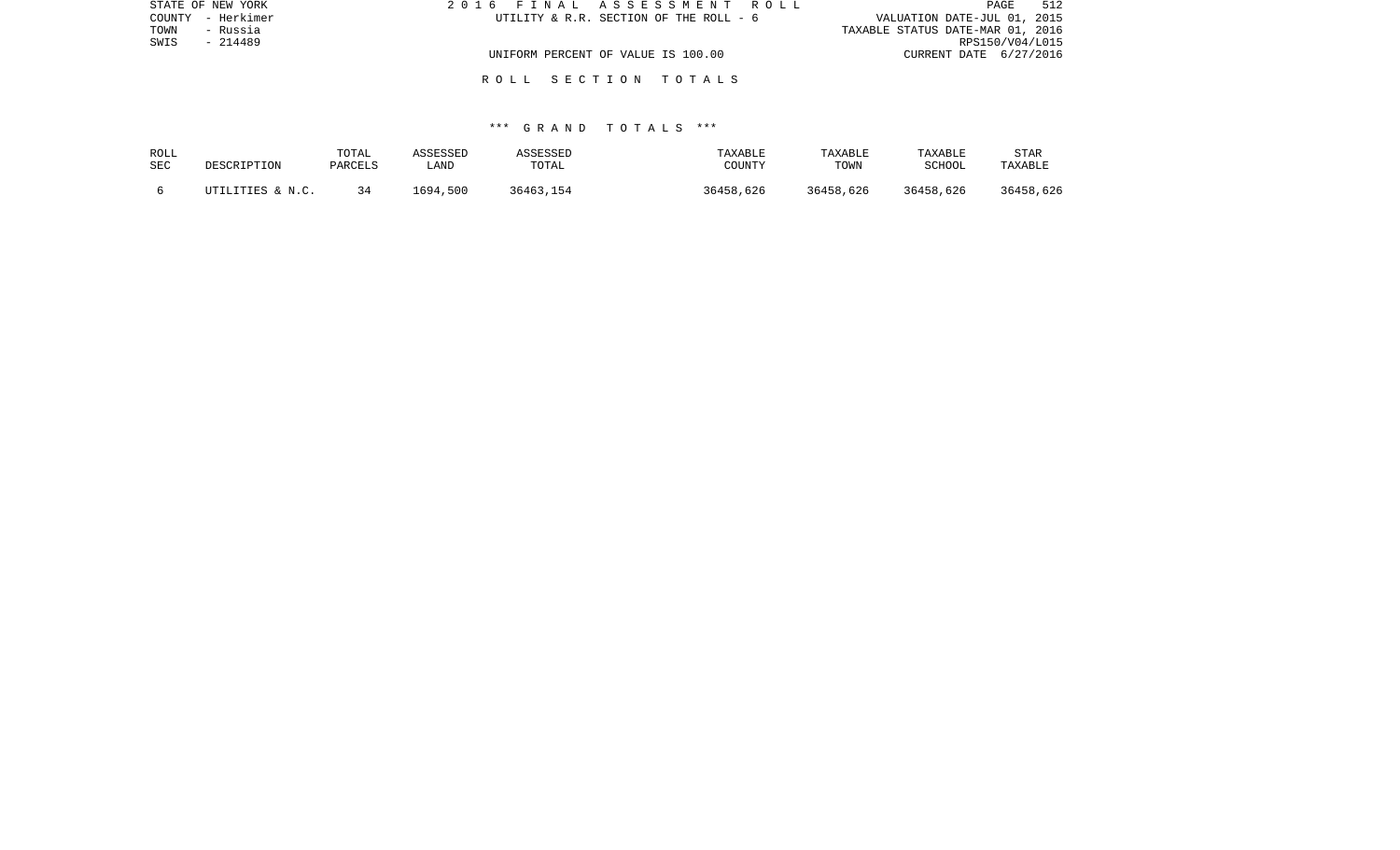STATE OF NEW YORK
COUNTY - Herkimer
TOWN - Russia
SWIS - 214489

2 0 1 6 F I N A L A S S E S S M E N T R O L L
UTILITY & R.R. SECTION OF THE ROLL - 6

VALUATION DATE-JUL 01, 2015
TAXABLE STATUS DATE-MAR 01, 2016
RPS150/V04/L015
CURRENT DATE 6/27/2016

UNIFORM PERCENT OF VALUE IS 100.00

R O L L S E C T I O N T O T A L S

*** G R A N D T O T A L S ***

| ROLL SEC | DESCRIPTION | TOTAL PARCELS | ASSESSED LAND | ASSESSED TOTAL | TAXABLE COUNTY | TAXABLE TOWN | TAXABLE SCHOOL | STAR TAXABLE |
|---|---|---|---|---|---|---|---|---|
| 6 | UTILITIES & N.C. | 34 | 1694,500 | 36463,154 | 36458,626 | 36458,626 | 36458,626 | 36458,626 |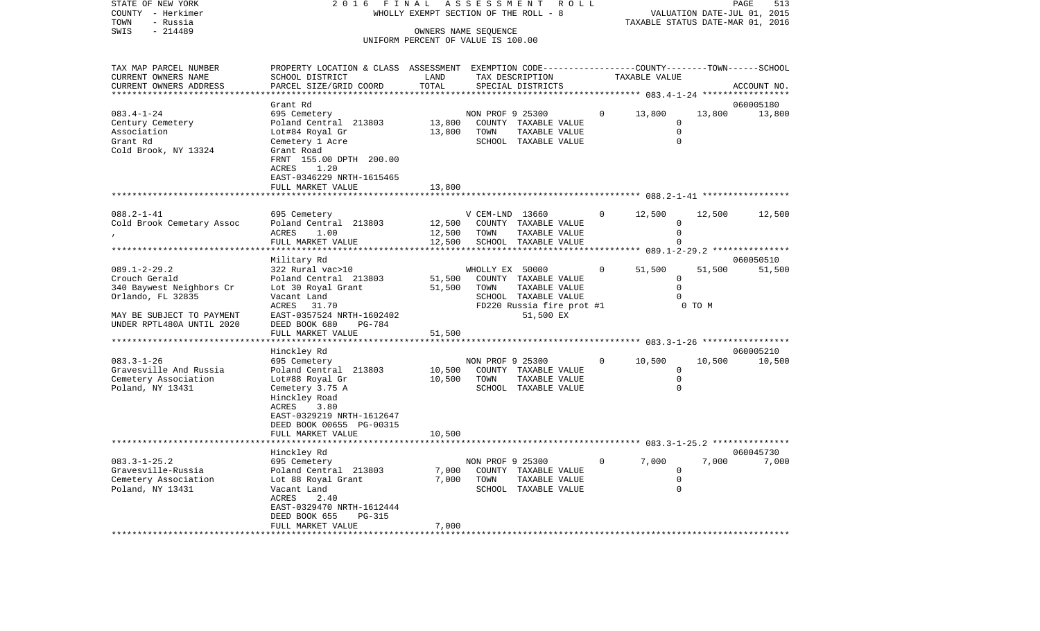STATE OF NEW YORK | 2 0 1 6 F I N A L A S S E S S M E N T R O L L
COUNTY - Herkimer | WHOLLY EXEMPT SECTION OF THE ROLL - 8 | VALUATION DATE-JUL 01, 2015
TOWN - Russia | TAXABLE STATUS DATE-MAR 01, 2016
SWIS - 214489 | OWNERS NAME SEQUENCE
UNIFORM PERCENT OF VALUE IS 100.00

| TAX MAP PARCEL NUMBER / CURRENT OWNERS NAME / CURRENT OWNERS ADDRESS | PROPERTY LOCATION & CLASS / SCHOOL DISTRICT / PARCEL SIZE/GRID COORD | ASSESSMENT LAND | TOTAL | EXEMPTION CODE / TAX DESCRIPTION / SPECIAL DISTRICTS | | COUNTY TAXABLE VALUE | TOWN | SCHOOL / ACCOUNT NO. |
|---|---|---|---|---|---|---|---|---|
| 083.4-1-24 | Grant Rd | | | | | | | 060005180 |
| Century Cemetery | 695 Cemetery | | | NON PROF 9 25300 | 0 | 13,800 | 13,800 | 13,800 |
| Association | Poland Central 213803 | 13,800 | | COUNTY TAXABLE VALUE | | 0 | | |
| Grant Rd | Lot#84 Royal Gr | | 13,800 | TOWN TAXABLE VALUE | | 0 | | |
| Cold Brook, NY 13324 | Cemetery 1 Acre | | | SCHOOL TAXABLE VALUE | | 0 | | |
| | Grant Road | | | | | | | |
| | FRNT 155.00 DPTH 200.00 | | | | | | | |
| | ACRES 1.20 | | | | | | | |
| | EAST-0346229 NRTH-1615465 | | | | | | | |
| | FULL MARKET VALUE | | 13,800 | | | | | |
| 088.2-1-41 | 695 Cemetery | | | V CEM-LND 13660 | 0 | 12,500 | 12,500 | 12,500 |
| Cold Brook Cemetary Assoc | Poland Central 213803 | 12,500 | | COUNTY TAXABLE VALUE | | 0 | | |
| , | ACRES 1.00 | | 12,500 | TOWN TAXABLE VALUE | | 0 | | |
| | FULL MARKET VALUE | | 12,500 | SCHOOL TAXABLE VALUE | | 0 | | |
| 089.1-2-29.2 | Military Rd | | | | | | | 060050510 |
| Crouch Gerald | 322 Rural vac>10 | | | WHOLLY EX 50000 | 0 | 51,500 | 51,500 | 51,500 |
| 340 Baywest Neighbors Cr | Poland Central 213803 | 51,500 | | COUNTY TAXABLE VALUE | | 0 | | |
| Orlando, FL 32835 | Lot 30 Royal Grant | | 51,500 | TOWN TAXABLE VALUE | | 0 | | |
| | Vacant Land | | | SCHOOL TAXABLE VALUE | | 0 | | |
| | ACRES 31.70 | | | FD220 Russia fire prot #1 | | 0 TO M | | |
| MAY BE SUBJECT TO PAYMENT | EAST-0357524 NRTH-1602402 | | | 51,500 EX | | | | |
| UNDER RPTL480A UNTIL 2020 | DEED BOOK 680 PG-784 | | | | | | | |
| | FULL MARKET VALUE | | 51,500 | | | | | |
| 083.3-1-26 | Hinckley Rd | | | | | | | 060005210 |
| Gravesville And Russia | 695 Cemetery | | | NON PROF 9 25300 | 0 | 10,500 | 10,500 | 10,500 |
| Cemetery Association | Poland Central 213803 | 10,500 | | COUNTY TAXABLE VALUE | | 0 | | |
| Poland, NY 13431 | Lot#88 Royal Gr | | 10,500 | TOWN TAXABLE VALUE | | 0 | | |
| | Cemetery 3.75 A | | | SCHOOL TAXABLE VALUE | | 0 | | |
| | Hinckley Road | | | | | | | |
| | ACRES 3.80 | | | | | | | |
| | EAST-0329219 NRTH-1612647 | | | | | | | |
| | DEED BOOK 00655 PG-00315 | | | | | | | |
| | FULL MARKET VALUE | | 10,500 | | | | | |
| 083.3-1-25.2 | Hinckley Rd | | | | | | | 060045730 |
| Gravesville-Russia | 695 Cemetery | | | NON PROF 9 25300 | 0 | 7,000 | 7,000 | 7,000 |
| Cemetery Association | Poland Central 213803 | 7,000 | | COUNTY TAXABLE VALUE | | 0 | | |
| Poland, NY 13431 | Lot 88 Royal Grant | | 7,000 | TOWN TAXABLE VALUE | | 0 | | |
| | Vacant Land | | | SCHOOL TAXABLE VALUE | | 0 | | |
| | ACRES 2.40 | | | | | | | |
| | EAST-0329470 NRTH-1612444 | | | | | | | |
| | DEED BOOK 655 PG-315 | | | | | | | |
| | FULL MARKET VALUE | | 7,000 | | | | | |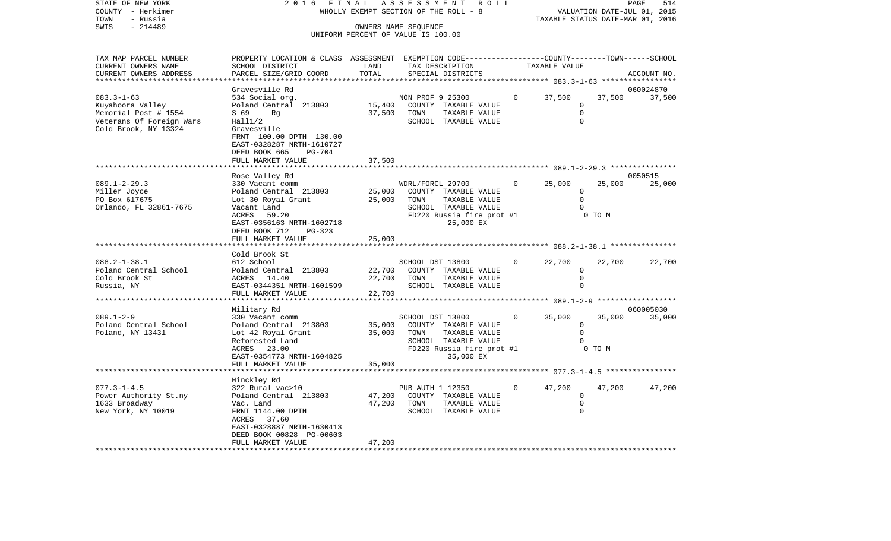STATE OF NEW YORK
COUNTY - Herkimer
TOWN - Russia
SWIS - 214489

2 0 1 6 F I N A L A S S E S S M E N T R O L L
WHOLLY EXEMPT SECTION OF THE ROLL - 8
OWNERS NAME SEQUENCE
UNIFORM PERCENT OF VALUE IS 100.00

VALUATION DATE-JUL 01, 2015
TAXABLE STATUS DATE-MAR 01, 2016

| TAX MAP PARCEL NUMBER / CURRENT OWNERS NAME / CURRENT OWNERS ADDRESS | PROPERTY LOCATION & CLASS / SCHOOL DISTRICT / PARCEL SIZE/GRID COORD | ASSESSMENT LAND / TOTAL | EXEMPTION CODE / TAX DESCRIPTION / SPECIAL DISTRICTS | | COUNTY TAXABLE VALUE | TOWN | SCHOOL / ACCOUNT NO. |
|---|---|---|---|---|---|---|---|
| | Gravesville Rd | | | | | | 060024870 |
| 083.3-1-63 | 534 Social org. | | NON PROF 9 25300 | 0 | 37,500 | 37,500 | 37,500 |
| Kuyahoora Valley | Poland Central 213803 | 15,400 | COUNTY TAXABLE VALUE | | 0 | | |
| Memorial Post # 1554 | S 69 Rg | 37,500 | TOWN TAXABLE VALUE | | 0 | | |
| Veterans Of Foreign Wars | Hall1/2 | | SCHOOL TAXABLE VALUE | | 0 | | |
| Cold Brook, NY 13324 | Gravesville | | | | | | |
| | FRNT 100.00 DPTH 130.00 | | | | | | |
| | EAST-0328287 NRTH-1610727 | | | | | | |
| | DEED BOOK 665 PG-704 | | | | | | |
| | FULL MARKET VALUE | 37,500 | | | | | |
| | Rose Valley Rd | | | | | | 0050515 |
| 089.1-2-29.3 | 330 Vacant comm | | WDRL/FORCL 29700 | 0 | 25,000 | 25,000 | 25,000 |
| Miller Joyce | Poland Central 213803 | 25,000 | COUNTY TAXABLE VALUE | | 0 | | |
| PO Box 617675 | Lot 30 Royal Grant | 25,000 | TOWN TAXABLE VALUE | | 0 | | |
| Orlando, FL 32861-7675 | Vacant Land | | SCHOOL TAXABLE VALUE | | 0 | | |
| | ACRES 59.20 | | FD220 Russia fire prot #1 | | | 0 TO M | |
| | EAST-0356163 NRTH-1602718 | | 25,000 EX | | | | |
| | DEED BOOK 712 PG-323 | | | | | | |
| | FULL MARKET VALUE | 25,000 | | | | | |
| | Cold Brook St | | | | | | |
| 088.2-1-38.1 | 612 School | | SCHOOL DST 13800 | 0 | 22,700 | 22,700 | 22,700 |
| Poland Central School | Poland Central 213803 | 22,700 | COUNTY TAXABLE VALUE | | 0 | | |
| Cold Brook St | ACRES 14.40 | 22,700 | TOWN TAXABLE VALUE | | 0 | | |
| Russia, NY | EAST-0344351 NRTH-1601599 | | SCHOOL TAXABLE VALUE | | 0 | | |
| | FULL MARKET VALUE | 22,700 | | | | | |
| | Military Rd | | | | | | 060005030 |
| 089.1-2-9 | 330 Vacant comm | | SCHOOL DST 13800 | 0 | 35,000 | 35,000 | 35,000 |
| Poland Central School | Poland Central 213803 | 35,000 | COUNTY TAXABLE VALUE | | 0 | | |
| Poland, NY 13431 | Lot 42 Royal Grant | 35,000 | TOWN TAXABLE VALUE | | 0 | | |
| | Reforested Land | | SCHOOL TAXABLE VALUE | | 0 | | |
| | ACRES 23.00 | | FD220 Russia fire prot #1 | | | 0 TO M | |
| | EAST-0354773 NRTH-1604825 | | 35,000 EX | | | | |
| | FULL MARKET VALUE | 35,000 | | | | | |
| | Hinckley Rd | | | | | | |
| 077.3-1-4.5 | 322 Rural vac>10 | | PUB AUTH 1 12350 | 0 | 47,200 | 47,200 | 47,200 |
| Power Authority St.ny | Poland Central 213803 | 47,200 | COUNTY TAXABLE VALUE | | 0 | | |
| 1633 Broadway | Vac. Land | 47,200 | TOWN TAXABLE VALUE | | 0 | | |
| New York, NY 10019 | FRNT 1144.00 DPTH | | SCHOOL TAXABLE VALUE | | 0 | | |
| | ACRES 37.60 | | | | | | |
| | EAST-0328887 NRTH-1630413 | | | | | | |
| | DEED BOOK 00828 PG-00603 | | | | | | |
| | FULL MARKET VALUE | 47,200 | | | | | |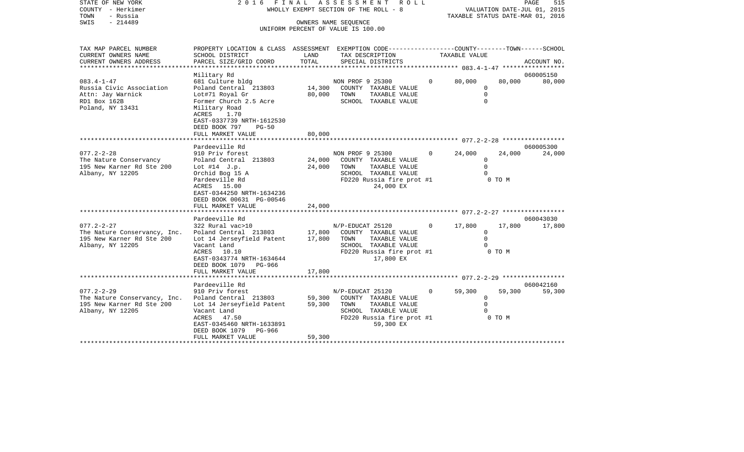STATE OF NEW YORK — 2016 FINAL ASSESSMENT ROLL
COUNTY - Herkimer — WHOLLY EXEMPT SECTION OF THE ROLL - 8 — VALUATION DATE-JUL 01, 2015
TOWN - Russia — TAXABLE STATUS DATE-MAR 01, 2016
SWIS - 214489 — OWNERS NAME SEQUENCE
UNIFORM PERCENT OF VALUE IS 100.00

| TAX MAP PARCEL NUMBER / CURRENT OWNERS NAME / CURRENT OWNERS ADDRESS | PROPERTY LOCATION & CLASS / SCHOOL DISTRICT / PARCEL SIZE/GRID COORD | ASSESSMENT LAND | TOTAL | EXEMPTION CODE / TAX DESCRIPTION / SPECIAL DISTRICTS | COUNTY TAXABLE VALUE | TOWN | SCHOOL / ACCOUNT NO. |
|---|---|---|---|---|---|---|---|
| **083.4-1-47** | Military Rd | | | | | | 060005150 |
| 083.4-1-47 | 681 Culture bldg | | | NON PROF 9 25300 0 | 80,000 | 80,000 | 80,000 |
| Russia Civic Association | Poland Central 213803 | 14,300 | | COUNTY TAXABLE VALUE | 0 | | |
| Attn: Jay Warnick | Lot#71 Royal Gr | | 80,000 | TOWN TAXABLE VALUE | 0 | | |
| RD1 Box 162B | Former Church 2.5 Acre | | | SCHOOL TAXABLE VALUE | 0 | | |
| Poland, NY 13431 | Military Road | | | | | | |
| | ACRES 1.70 | | | | | | |
| | EAST-0337739 NRTH-1612530 | | | | | | |
| | DEED BOOK 797 PG-50 | | | | | | |
| | FULL MARKET VALUE | | 80,000 | | | | |
| **077.2-2-28** | Pardeeville Rd | | | | | | 060005300 |
| 077.2-2-28 | 910 Priv forest | | | NON PROF 9 25300 0 | 24,000 | 24,000 | 24,000 |
| The Nature Conservancy | Poland Central 213803 | 24,000 | | COUNTY TAXABLE VALUE | 0 | | |
| 195 New Karner Rd Ste 200 | Lot #14 J.p. | | 24,000 | TOWN TAXABLE VALUE | 0 | | |
| Albany, NY 12205 | Orchid Bog 15 A | | | SCHOOL TAXABLE VALUE | 0 | | |
| | Pardeeville Rd | | | FD220 Russia fire prot #1 | 0 TO M | | |
| | ACRES 15.00 | | | 24,000 EX | | | |
| | EAST-0344250 NRTH-1634236 | | | | | | |
| | DEED BOOK 00631 PG-00546 | | | | | | |
| | FULL MARKET VALUE | | 24,000 | | | | |
| **077.2-2-27** | Pardeeville Rd | | | | | | 060043030 |
| 077.2-2-27 | 322 Rural vac>10 | | | N/P-EDUCAT 25120 0 | 17,800 | 17,800 | 17,800 |
| The Nature Conservancy, Inc. | Poland Central 213803 | 17,800 | | COUNTY TAXABLE VALUE | 0 | | |
| 195 New Karner Rd Ste 200 | Lot 14 Jerseyfield Patent | | 17,800 | TOWN TAXABLE VALUE | 0 | | |
| Albany, NY 12205 | Vacant Land | | | SCHOOL TAXABLE VALUE | 0 | | |
| | ACRES 10.10 | | | FD220 Russia fire prot #1 | 0 TO M | | |
| | EAST-0343774 NRTH-1634644 | | | 17,800 EX | | | |
| | DEED BOOK 1079 PG-966 | | | | | | |
| | FULL MARKET VALUE | | 17,800 | | | | |
| **077.2-2-29** | Pardeeville Rd | | | | | | 060042160 |
| 077.2-2-29 | 910 Priv forest | | | N/P-EDUCAT 25120 0 | 59,300 | 59,300 | 59,300 |
| The Nature Conservancy, Inc. | Poland Central 213803 | 59,300 | | COUNTY TAXABLE VALUE | 0 | | |
| 195 New Karner Rd Ste 200 | Lot 14 Jerseyfield Patent | | 59,300 | TOWN TAXABLE VALUE | 0 | | |
| Albany, NY 12205 | Vacant Land | | | SCHOOL TAXABLE VALUE | 0 | | |
| | ACRES 47.50 | | | FD220 Russia fire prot #1 | 0 TO M | | |
| | EAST-0345460 NRTH-1633891 | | | 59,300 EX | | | |
| | DEED BOOK 1079 PG-966 | | | | | | |
| | FULL MARKET VALUE | | 59,300 | | | | |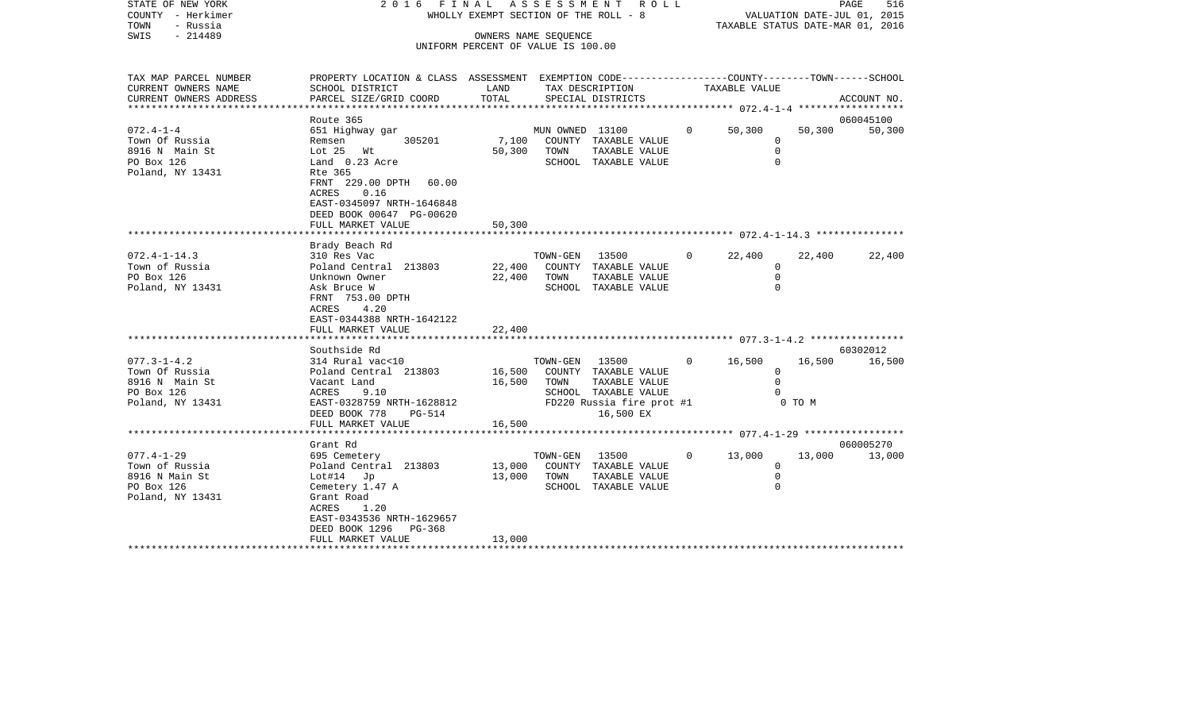STATE OF NEW YORK
COUNTY - Herkimer
TOWN - Russia
SWIS - 214489

2016 FINAL ASSESSMENT ROLL
WHOLLY EXEMPT SECTION OF THE ROLL - 8
OWNERS NAME SEQUENCE
UNIFORM PERCENT OF VALUE IS 100.00

VALUATION DATE-JUL 01, 2015
TAXABLE STATUS DATE-MAR 01, 2016

| TAX MAP PARCEL NUMBER / CURRENT OWNERS NAME / CURRENT OWNERS ADDRESS | PROPERTY LOCATION & CLASS / SCHOOL DISTRICT / PARCEL SIZE/GRID COORD | ASSESSMENT LAND | TOTAL | EXEMPTION CODE / TAX DESCRIPTION / SPECIAL DISTRICTS | | COUNTY | TOWN | SCHOOL / ACCOUNT NO. |
|---|---|---|---|---|---|---|---|---|
| **072.4-1-4** | Route 365 | | | | | | | 060045100 |
| 072.4-1-4 | 651 Highway gar | | | MUN OWNED 13100 | 0 | 50,300 | 50,300 | 50,300 |
| Town Of Russia | Remsen 305201 | 7,100 | | COUNTY TAXABLE VALUE | | 0 | | |
| 8916 N Main St | Lot 25 Wt | | 50,300 | TOWN TAXABLE VALUE | | 0 | | |
| PO Box 126 | Land 0.23 Acre | | | SCHOOL TAXABLE VALUE | | 0 | | |
| Poland, NY 13431 | Rte 365 | | | | | | | |
| | FRNT 229.00 DPTH 60.00 | | | | | | | |
| | ACRES 0.16 | | | | | | | |
| | EAST-0345097 NRTH-1646848 | | | | | | | |
| | DEED BOOK 00647 PG-00620 | | | | | | | |
| | FULL MARKET VALUE | | 50,300 | | | | | |
| **072.4-1-14.3** | Brady Beach Rd | | | | | | | |
| 072.4-1-14.3 | 310 Res Vac | | | TOWN-GEN 13500 | 0 | 22,400 | 22,400 | 22,400 |
| Town of Russia | Poland Central 213803 | 22,400 | | COUNTY TAXABLE VALUE | | 0 | | |
| PO Box 126 | Unknown Owner | | 22,400 | TOWN TAXABLE VALUE | | 0 | | |
| Poland, NY 13431 | Ask Bruce W | | | SCHOOL TAXABLE VALUE | | 0 | | |
| | FRNT 753.00 DPTH | | | | | | | |
| | ACRES 4.20 | | | | | | | |
| | EAST-0344388 NRTH-1642122 | | | | | | | |
| | FULL MARKET VALUE | | 22,400 | | | | | |
| **077.3-1-4.2** | Southside Rd | | | | | | | 60302012 |
| 077.3-1-4.2 | 314 Rural vac<10 | | | TOWN-GEN 13500 | 0 | 16,500 | 16,500 | 16,500 |
| Town Of Russia | Poland Central 213803 | 16,500 | | COUNTY TAXABLE VALUE | | 0 | | |
| 8916 N Main St | Vacant Land | | 16,500 | TOWN TAXABLE VALUE | | 0 | | |
| PO Box 126 | ACRES 9.10 | | | SCHOOL TAXABLE VALUE | | 0 | | |
| Poland, NY 13431 | EAST-0328759 NRTH-1628812 | | | FD220 Russia fire prot #1 | | | 0 TO M | |
| | DEED BOOK 778 PG-514 | | | 16,500 EX | | | | |
| | FULL MARKET VALUE | | 16,500 | | | | | |
| **077.4-1-29** | Grant Rd | | | | | | | 060005270 |
| 077.4-1-29 | 695 Cemetery | | | TOWN-GEN 13500 | 0 | 13,000 | 13,000 | 13,000 |
| Town of Russia | Poland Central 213803 | 13,000 | | COUNTY TAXABLE VALUE | | 0 | | |
| 8916 N Main St | Lot#14 Jp | | 13,000 | TOWN TAXABLE VALUE | | 0 | | |
| PO Box 126 | Cemetery 1.47 A | | | SCHOOL TAXABLE VALUE | | 0 | | |
| Poland, NY 13431 | Grant Road | | | | | | | |
| | ACRES 1.20 | | | | | | | |
| | EAST-0343536 NRTH-1629657 | | | | | | | |
| | DEED BOOK 1296 PG-368 | | | | | | | |
| | FULL MARKET VALUE | | 13,000 | | | | | |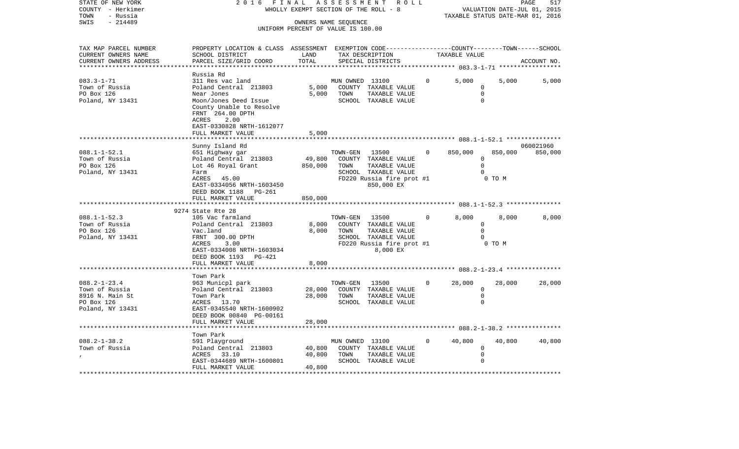STATE OF NEW YORK — 2016 FINAL ASSESSMENT ROLL — WHOLLY EXEMPT SECTION OF THE ROLL - 8

COUNTY - Herkimer
TOWN - Russia
SWIS - 214489

OWNERS NAME SEQUENCE
UNIFORM PERCENT OF VALUE IS 100.00

VALUATION DATE-JUL 01, 2015
TAXABLE STATUS DATE-MAR 01, 2016

| TAX MAP PARCEL NUMBER / CURRENT OWNERS NAME / CURRENT OWNERS ADDRESS | PROPERTY LOCATION & CLASS / SCHOOL DISTRICT / PARCEL SIZE/GRID COORD | ASSESSMENT LAND / TOTAL | EXEMPTION CODE / TAX DESCRIPTION / SPECIAL DISTRICTS | COUNTY TAXABLE VALUE | TOWN | SCHOOL / ACCOUNT NO. |
|---|---|---|---|---|---|---|
| 083.3-1-71 | Russia Rd | | | | | |
| | 311 Res vac land | | MUN OWNED 13100 0 | 5,000 | 5,000 | 5,000 |
| Town of Russia | Poland Central 213803 | 5,000 | COUNTY TAXABLE VALUE | 0 | | |
| PO Box 126 | Near Jones | 5,000 | TOWN TAXABLE VALUE | 0 | | |
| Poland, NY 13431 | Moon/Jones Deed Issue | | SCHOOL TAXABLE VALUE | 0 | | |
| | County Unable to Resolve | | | | | |
| | FRNT 264.00 DPTH | | | | | |
| | ACRES 2.00 | | | | | |
| | EAST-0330828 NRTH-1612077 | | | | | |
| | FULL MARKET VALUE | 5,000 | | | | |
| 088.1-1-52.1 | Sunny Island Rd | | | | | 060021960 |
| | 651 Highway gar | | TOWN-GEN 13500 0 | 850,000 | 850,000 | 850,000 |
| Town of Russia | Poland Central 213803 | 49,800 | COUNTY TAXABLE VALUE | 0 | | |
| PO Box 126 | Lot 46 Royal Grant | 850,000 | TOWN TAXABLE VALUE | 0 | | |
| Poland, NY 13431 | Farm | | SCHOOL TAXABLE VALUE | 0 | | |
| | ACRES 45.00 | | FD220 Russia fire prot #1 | 0 TO M | | |
| | EAST-0334056 NRTH-1603450 | | 850,000 EX | | | |
| | DEED BOOK 1188 PG-261 | | | | | |
| | FULL MARKET VALUE | 850,000 | | | | |
| 088.1-1-52.3 | 9274 State Rte 28 | | | | | |
| | 105 Vac farmland | | TOWN-GEN 13500 0 | 8,000 | 8,000 | 8,000 |
| Town of Russia | Poland Central 213803 | 8,000 | COUNTY TAXABLE VALUE | 0 | | |
| PO Box 126 | Vac.land | 8,000 | TOWN TAXABLE VALUE | 0 | | |
| Poland, NY 13431 | FRNT 300.00 DPTH | | SCHOOL TAXABLE VALUE | 0 | | |
| | ACRES 3.00 | | FD220 Russia fire prot #1 | 0 TO M | | |
| | EAST-0334008 NRTH-1603034 | | 8,000 EX | | | |
| | DEED BOOK 1193 PG-421 | | | | | |
| | FULL MARKET VALUE | 8,000 | | | | |
| 088.2-1-23.4 | Town Park | | | | | |
| | 963 Municpl park | | TOWN-GEN 13500 0 | 28,000 | 28,000 | 28,000 |
| Town of Russia | Poland Central 213803 | 28,000 | COUNTY TAXABLE VALUE | 0 | | |
| 8916 N. Main St | Town Park | 28,000 | TOWN TAXABLE VALUE | 0 | | |
| PO Box 126 | ACRES 13.70 | | SCHOOL TAXABLE VALUE | 0 | | |
| Poland, NY 13431 | EAST-0345540 NRTH-1600902 | | | | | |
| | DEED BOOK 00840 PG-00161 | | | | | |
| | FULL MARKET VALUE | 28,000 | | | | |
| 088.2-1-38.2 | Town Park | | | | | |
| | 591 Playground | | MUN OWNED 13100 0 | 40,800 | 40,800 | 40,800 |
| Town of Russia | Poland Central 213803 | 40,800 | COUNTY TAXABLE VALUE | 0 | | |
| , | ACRES 33.10 | 40,800 | TOWN TAXABLE VALUE | 0 | | |
| | EAST-0344689 NRTH-1600801 | | SCHOOL TAXABLE VALUE | 0 | | |
| | FULL MARKET VALUE | 40,800 | | | | |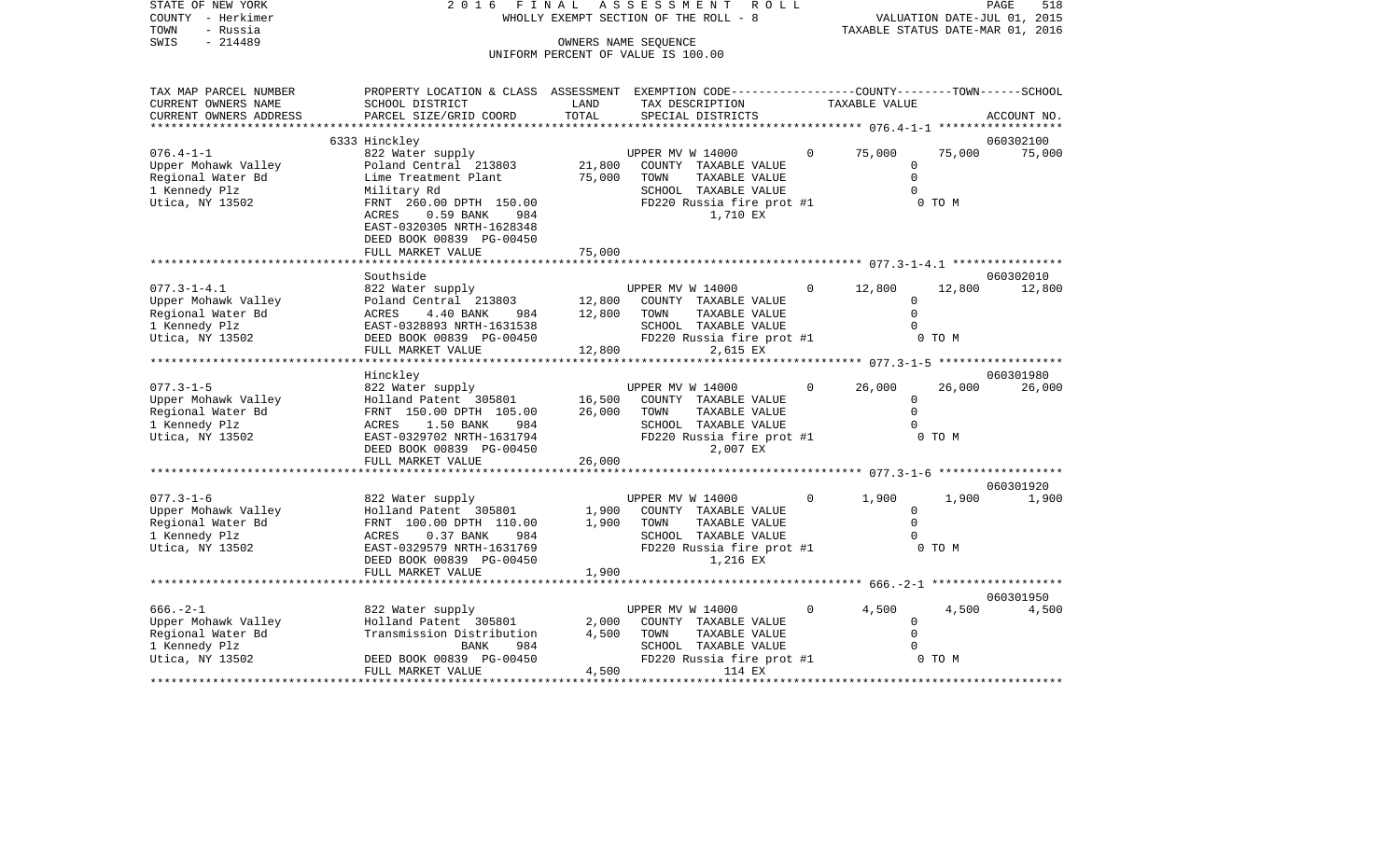STATE OF NEW YORK — 2 0 1 6 F I N A L A S S E S S M E N T R O L L — PAGE 518
COUNTY - Herkimer — WHOLLY EXEMPT SECTION OF THE ROLL - 8 — VALUATION DATE-JUL 01, 2015
TOWN - Russia — TAXABLE STATUS DATE-MAR 01, 2016
SWIS - 214489 — OWNERS NAME SEQUENCE
UNIFORM PERCENT OF VALUE IS 100.00

| TAX MAP PARCEL NUMBER / CURRENT OWNERS NAME / CURRENT OWNERS ADDRESS | PROPERTY LOCATION & CLASS / SCHOOL DISTRICT / PARCEL SIZE/GRID COORD | ASSESSMENT LAND / TOTAL | EXEMPTION CODE / TAX DESCRIPTION / SPECIAL DISTRICTS | | COUNTY TAXABLE VALUE | TOWN | SCHOOL / ACCOUNT NO. |
|---|---|---|---|---|---|---|---|
| | 6333 Hinckley | | | | | | 060302100 |
| 076.4-1-1 | 822 Water supply | | UPPER MV W 14000 | 0 | 75,000 | 75,000 | 75,000 |
| Upper Mohawk Valley | Poland Central 213803 | 21,800 | COUNTY TAXABLE VALUE | | 0 | | |
| Regional Water Bd | Lime Treatment Plant | 75,000 | TOWN TAXABLE VALUE | | 0 | | |
| 1 Kennedy Plz | Military Rd | | SCHOOL TAXABLE VALUE | | 0 | | |
| Utica, NY 13502 | FRNT 260.00 DPTH 150.00 | | FD220 Russia fire prot #1 | | 0 TO M | | |
| | ACRES 0.59 BANK 984 | | 1,710 EX | | | | |
| | EAST-0320305 NRTH-1628348 | | | | | | |
| | DEED BOOK 00839 PG-00450 | | | | | | |
| | FULL MARKET VALUE | 75,000 | | | | | |
| | Southside | | | | | | 060302010 |
| 077.3-1-4.1 | 822 Water supply | | UPPER MV W 14000 | 0 | 12,800 | 12,800 | 12,800 |
| Upper Mohawk Valley | Poland Central 213803 | 12,800 | COUNTY TAXABLE VALUE | | 0 | | |
| Regional Water Bd | ACRES 4.40 BANK 984 | 12,800 | TOWN TAXABLE VALUE | | 0 | | |
| 1 Kennedy Plz | EAST-0328893 NRTH-1631538 | | SCHOOL TAXABLE VALUE | | 0 | | |
| Utica, NY 13502 | DEED BOOK 00839 PG-00450 | | FD220 Russia fire prot #1 | | 0 TO M | | |
| | FULL MARKET VALUE | 12,800 | 2,615 EX | | | | |
| | Hinckley | | | | | | 060301980 |
| 077.3-1-5 | 822 Water supply | | UPPER MV W 14000 | 0 | 26,000 | 26,000 | 26,000 |
| Upper Mohawk Valley | Holland Patent 305801 | 16,500 | COUNTY TAXABLE VALUE | | 0 | | |
| Regional Water Bd | FRNT 150.00 DPTH 105.00 | 26,000 | TOWN TAXABLE VALUE | | 0 | | |
| 1 Kennedy Plz | ACRES 1.50 BANK 984 | | SCHOOL TAXABLE VALUE | | 0 | | |
| Utica, NY 13502 | EAST-0329702 NRTH-1631794 | | FD220 Russia fire prot #1 | | 0 TO M | | |
| | DEED BOOK 00839 PG-00450 | | 2,007 EX | | | | |
| | FULL MARKET VALUE | 26,000 | | | | | |
| | | | | | | | 060301920 |
| 077.3-1-6 | 822 Water supply | | UPPER MV W 14000 | 0 | 1,900 | 1,900 | 1,900 |
| Upper Mohawk Valley | Holland Patent 305801 | 1,900 | COUNTY TAXABLE VALUE | | 0 | | |
| Regional Water Bd | FRNT 100.00 DPTH 110.00 | 1,900 | TOWN TAXABLE VALUE | | 0 | | |
| 1 Kennedy Plz | ACRES 0.37 BANK 984 | | SCHOOL TAXABLE VALUE | | 0 | | |
| Utica, NY 13502 | EAST-0329579 NRTH-1631769 | | FD220 Russia fire prot #1 | | 0 TO M | | |
| | DEED BOOK 00839 PG-00450 | | 1,216 EX | | | | |
| | FULL MARKET VALUE | 1,900 | | | | | |
| | | | | | | | 060301950 |
| 666.-2-1 | 822 Water supply | | UPPER MV W 14000 | 0 | 4,500 | 4,500 | 4,500 |
| Upper Mohawk Valley | Holland Patent 305801 | 2,000 | COUNTY TAXABLE VALUE | | 0 | | |
| Regional Water Bd | Transmission Distribution | 4,500 | TOWN TAXABLE VALUE | | 0 | | |
| 1 Kennedy Plz | BANK 984 | | SCHOOL TAXABLE VALUE | | 0 | | |
| Utica, NY 13502 | DEED BOOK 00839 PG-00450 | | FD220 Russia fire prot #1 | | 0 TO M | | |
| | FULL MARKET VALUE | 4,500 | 114 EX | | | | |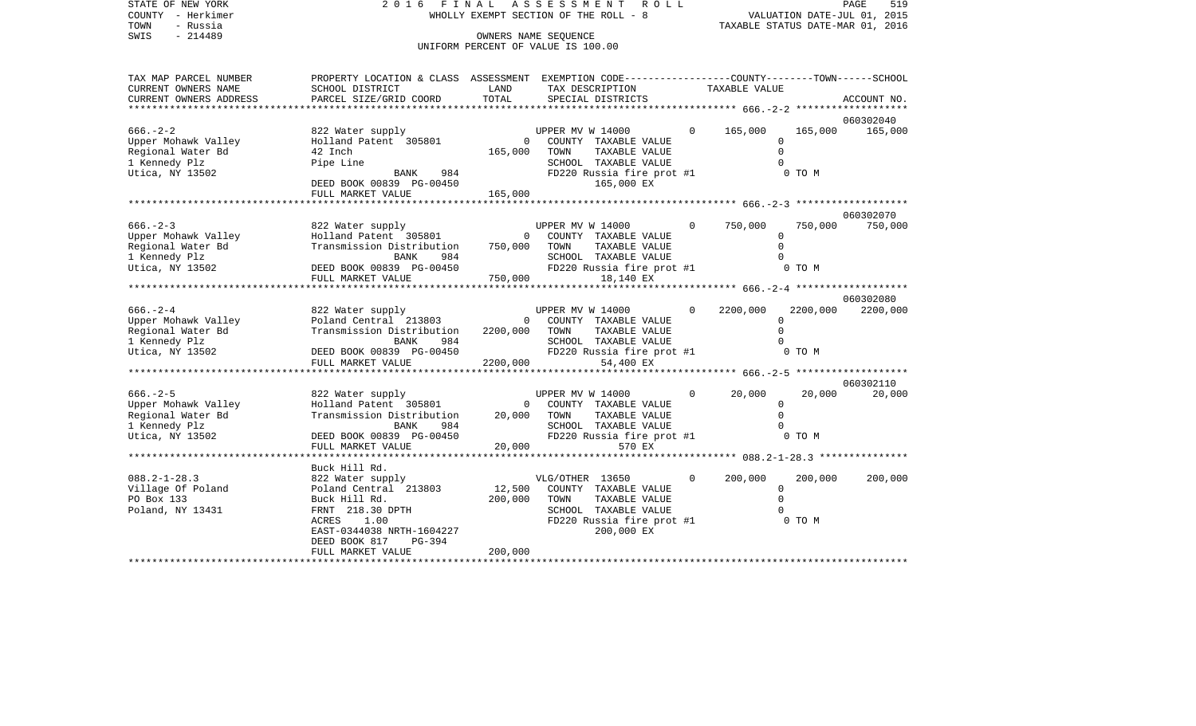STATE OF NEW YORK
COUNTY - Herkimer
TOWN - Russia
SWIS - 214489

2 0 1 6 F I N A L A S S E S S M E N T R O L L
WHOLLY EXEMPT SECTION OF THE ROLL - 8
OWNERS NAME SEQUENCE
UNIFORM PERCENT OF VALUE IS 100.00

VALUATION DATE-JUL 01, 2015
TAXABLE STATUS DATE-MAR 01, 2016

| TAX MAP PARCEL NUMBER<br>CURRENT OWNERS NAME<br>CURRENT OWNERS ADDRESS | PROPERTY LOCATION & CLASS<br>SCHOOL DISTRICT<br>PARCEL SIZE/GRID COORD | ASSESSMENT<br>LAND<br>TOTAL | EXEMPTION CODE<br>TAX DESCRIPTION<br>SPECIAL DISTRICTS | | COUNTY<br>TAXABLE VALUE | TOWN | SCHOOL<br>ACCOUNT NO. |
|---|---|---|---|---|---|---|---|
| 666.-2-2 | 822 Water supply | | UPPER MV W 14000 | 0 | 165,000 | 165,000 | 165,000 |
| Upper Mohawk Valley | Holland Patent 305801 | 0 | COUNTY TAXABLE VALUE | | 0 | | 060302040 |
| Regional Water Bd | 42 Inch | 165,000 | TOWN TAXABLE VALUE | | 0 | | |
| 1 Kennedy Plz | Pipe Line | | SCHOOL TAXABLE VALUE | | 0 | | |
| Utica, NY 13502 | BANK 984 | | FD220 Russia fire prot #1 | | 0 TO M | | |
| | DEED BOOK 00839 PG-00450 | | 165,000 EX | | | | |
| | FULL MARKET VALUE | 165,000 | | | | | |
| 666.-2-3 | 822 Water supply | | UPPER MV W 14000 | 0 | 750,000 | 750,000 | 750,000 |
| Upper Mohawk Valley | Holland Patent 305801 | 0 | COUNTY TAXABLE VALUE | | 0 | | 060302070 |
| Regional Water Bd | Transmission Distribution | 750,000 | TOWN TAXABLE VALUE | | 0 | | |
| 1 Kennedy Plz | BANK 984 | | SCHOOL TAXABLE VALUE | | 0 | | |
| Utica, NY 13502 | DEED BOOK 00839 PG-00450 | | FD220 Russia fire prot #1 | | 0 TO M | | |
| | FULL MARKET VALUE | 750,000 | 18,140 EX | | | | |
| 666.-2-4 | 822 Water supply | | UPPER MV W 14000 | 0 | 2200,000 | 2200,000 | 2200,000 |
| Upper Mohawk Valley | Poland Central 213803 | 0 | COUNTY TAXABLE VALUE | | 0 | | 060302080 |
| Regional Water Bd | Transmission Distribution | 2200,000 | TOWN TAXABLE VALUE | | 0 | | |
| 1 Kennedy Plz | BANK 984 | | SCHOOL TAXABLE VALUE | | 0 | | |
| Utica, NY 13502 | DEED BOOK 00839 PG-00450 | | FD220 Russia fire prot #1 | | 0 TO M | | |
| | FULL MARKET VALUE | 2200,000 | 54,400 EX | | | | |
| 666.-2-5 | 822 Water supply | | UPPER MV W 14000 | 0 | 20,000 | 20,000 | 20,000 |
| Upper Mohawk Valley | Holland Patent 305801 | 0 | COUNTY TAXABLE VALUE | | 0 | | 060302110 |
| Regional Water Bd | Transmission Distribution | 20,000 | TOWN TAXABLE VALUE | | 0 | | |
| 1 Kennedy Plz | BANK 984 | | SCHOOL TAXABLE VALUE | | 0 | | |
| Utica, NY 13502 | DEED BOOK 00839 PG-00450 | | FD220 Russia fire prot #1 | | 0 TO M | | |
| | FULL MARKET VALUE | 20,000 | 570 EX | | | | |
| | Buck Hill Rd. | | | | | | |
| 088.2-1-28.3 | 822 Water supply | | VLG/OTHER 13650 | 0 | 200,000 | 200,000 | 200,000 |
| Village Of Poland | Poland Central 213803 | 12,500 | COUNTY TAXABLE VALUE | | 0 | | |
| PO Box 133 | Buck Hill Rd. | 200,000 | TOWN TAXABLE VALUE | | 0 | | |
| Poland, NY 13431 | FRNT 218.30 DPTH | | SCHOOL TAXABLE VALUE | | 0 | | |
| | ACRES 1.00 | | FD220 Russia fire prot #1 | | 0 TO M | | |
| | EAST-0344038 NRTH-1604227 | | 200,000 EX | | | | |
| | DEED BOOK 817 PG-394 | | | | | | |
| | FULL MARKET VALUE | 200,000 | | | | | |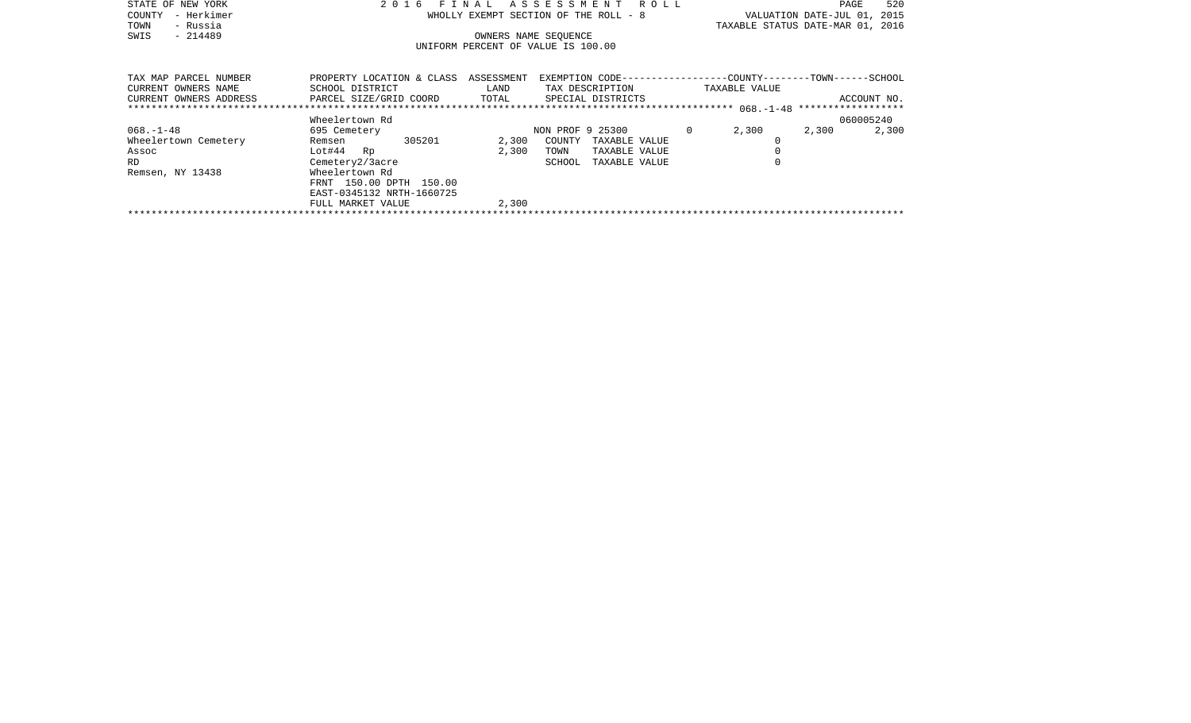STATE OF NEW YORK
COUNTY - Herkimer
TOWN - Russia
SWIS - 214489

2 0 1 6 F I N A L A S S E S S M E N T R O L L
WHOLLY EXEMPT SECTION OF THE ROLL - 8
OWNERS NAME SEQUENCE
UNIFORM PERCENT OF VALUE IS 100.00

VALUATION DATE-JUL 01, 2015
TAXABLE STATUS DATE-MAR 01, 2016

| TAX MAP PARCEL NUMBER / CURRENT OWNERS NAME / CURRENT OWNERS ADDRESS | PROPERTY LOCATION & CLASS / SCHOOL DISTRICT / PARCEL SIZE/GRID COORD | ASSESSMENT LAND / TOTAL | EXEMPTION CODE / TAX DESCRIPTION / SPECIAL DISTRICTS | COUNTY TAXABLE VALUE | TOWN | SCHOOL / ACCOUNT NO. |
|---|---|---|---|---|---|---|
| ********* 068.-1-48 ********* | | | | | | |
| | Wheelertown Rd | | | | | 060005240 |
| 068.-1-48 | 695 Cemetery | | NON PROF 9 25300 0 | 2,300 | 2,300 | 2,300 |
| Wheelertown Cemetery | Remsen 305201 | 2,300 | COUNTY TAXABLE VALUE | 0 | | |
| Assoc | Lot#44 Rp | 2,300 | TOWN TAXABLE VALUE | 0 | | |
| RD | Cemetery2/3acre | | SCHOOL TAXABLE VALUE | 0 | | |
| Remsen, NY 13438 | Wheelertown Rd | | | | | |
| | FRNT 150.00 DPTH 150.00 | | | | | |
| | EAST-0345132 NRTH-1660725 | | | | | |
| | FULL MARKET VALUE | 2,300 | | | | |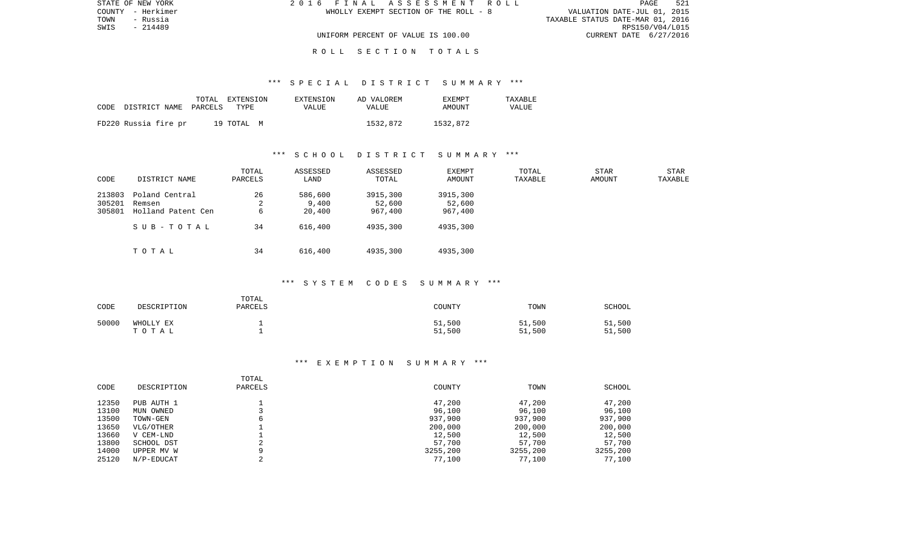STATE OF NEW YORK
COUNTY - Herkimer
TOWN - Russia
SWIS - 214489

2016 FINAL ASSESSMENT ROLL
WHOLLY EXEMPT SECTION OF THE ROLL - 8

UNIFORM PERCENT OF VALUE IS 100.00

VALUATION DATE-JUL 01, 2015
TAXABLE STATUS DATE-MAR 01, 2016
RPS150/V04/L015
CURRENT DATE 6/27/2016

## ROLL SECTION TOTALS

### *** SPECIAL DISTRICT SUMMARY ***

| CODE | DISTRICT NAME | TOTAL PARCELS | EXTENSION TYPE | EXTENSION VALUE | AD VALOREM VALUE | EXEMPT AMOUNT | TAXABLE VALUE |
|---|---|---|---|---|---|---|---|
| FD220 | Russia fire pr | 19 | TOTAL M | | 1532,872 | 1532,872 | |

### *** SCHOOL DISTRICT SUMMARY ***

| CODE | DISTRICT NAME | TOTAL PARCELS | ASSESSED LAND | ASSESSED TOTAL | EXEMPT AMOUNT | TOTAL TAXABLE | STAR AMOUNT | STAR TAXABLE |
|---|---|---|---|---|---|---|---|---|
| 213803 | Poland Central | 26 | 586,600 | 3915,300 | 3915,300 | | | |
| 305201 | Remsen | 2 | 9,400 | 52,600 | 52,600 | | | |
| 305801 | Holland Patent Cen | 6 | 20,400 | 967,400 | 967,400 | | | |
| | SUB-TOTAL | 34 | 616,400 | 4935,300 | 4935,300 | | | |
| | TOTAL | 34 | 616,400 | 4935,300 | 4935,300 | | | |

### *** SYSTEM CODES SUMMARY ***

| CODE | DESCRIPTION | TOTAL PARCELS | COUNTY | TOWN | SCHOOL |
|---|---|---|---|---|---|
| 50000 | WHOLLY EX | 1 | 51,500 | 51,500 | 51,500 |
| | TOTAL | 1 | 51,500 | 51,500 | 51,500 |

### *** EXEMPTION SUMMARY ***

| CODE | DESCRIPTION | TOTAL PARCELS | COUNTY | TOWN | SCHOOL |
|---|---|---|---|---|---|
| 12350 | PUB AUTH 1 | 1 | 47,200 | 47,200 | 47,200 |
| 13100 | MUN OWNED | 3 | 96,100 | 96,100 | 96,100 |
| 13500 | TOWN-GEN | 6 | 937,900 | 937,900 | 937,900 |
| 13650 | VLG/OTHER | 1 | 200,000 | 200,000 | 200,000 |
| 13660 | V CEM-LND | 1 | 12,500 | 12,500 | 12,500 |
| 13800 | SCHOOL DST | 2 | 57,700 | 57,700 | 57,700 |
| 14000 | UPPER MV W | 9 | 3255,200 | 3255,200 | 3255,200 |
| 25120 | N/P-EDUCAT | 2 | 77,100 | 77,100 | 77,100 |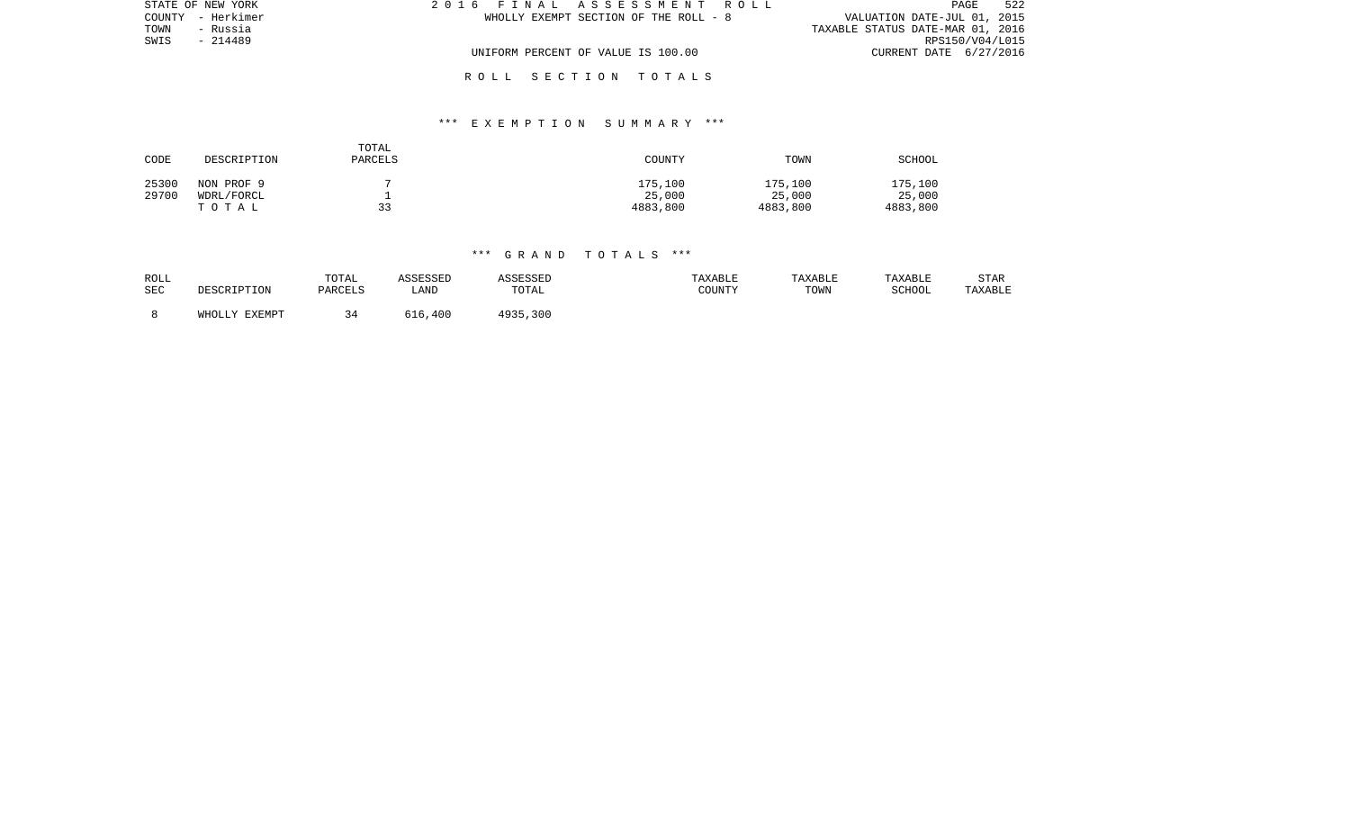STATE OF NEW YORK
COUNTY - Herkimer
TOWN - Russia
SWIS - 214489

2016 FINAL ASSESSMENT ROLL
WHOLLY EXEMPT SECTION OF THE ROLL - 8

VALUATION DATE-JUL 01, 2015
TAXABLE STATUS DATE-MAR 01, 2016
RPS150/V04/L015
CURRENT DATE 6/27/2016

UNIFORM PERCENT OF VALUE IS 100.00

## ROLL SECTION TOTALS

### *** EXEMPTION SUMMARY ***

| CODE | DESCRIPTION | TOTAL PARCELS | COUNTY | TOWN | SCHOOL |
|---|---|---|---|---|---|
| 25300 | NON PROF 9 | 7 | 175,100 | 175,100 | 175,100 |
| 29700 | WDRL/FORCL | 1 | 25,000 | 25,000 | 25,000 |
| | TOTAL | 33 | 4883,800 | 4883,800 | 4883,800 |

### *** GRAND TOTALS ***

| ROLL SEC | DESCRIPTION | TOTAL PARCELS | ASSESSED LAND | ASSESSED TOTAL | TAXABLE COUNTY | TAXABLE TOWN | TAXABLE SCHOOL | STAR TAXABLE |
|---|---|---|---|---|---|---|---|---|
| 8 | WHOLLY EXEMPT | 34 | 616,400 | 4935,300 | | | | |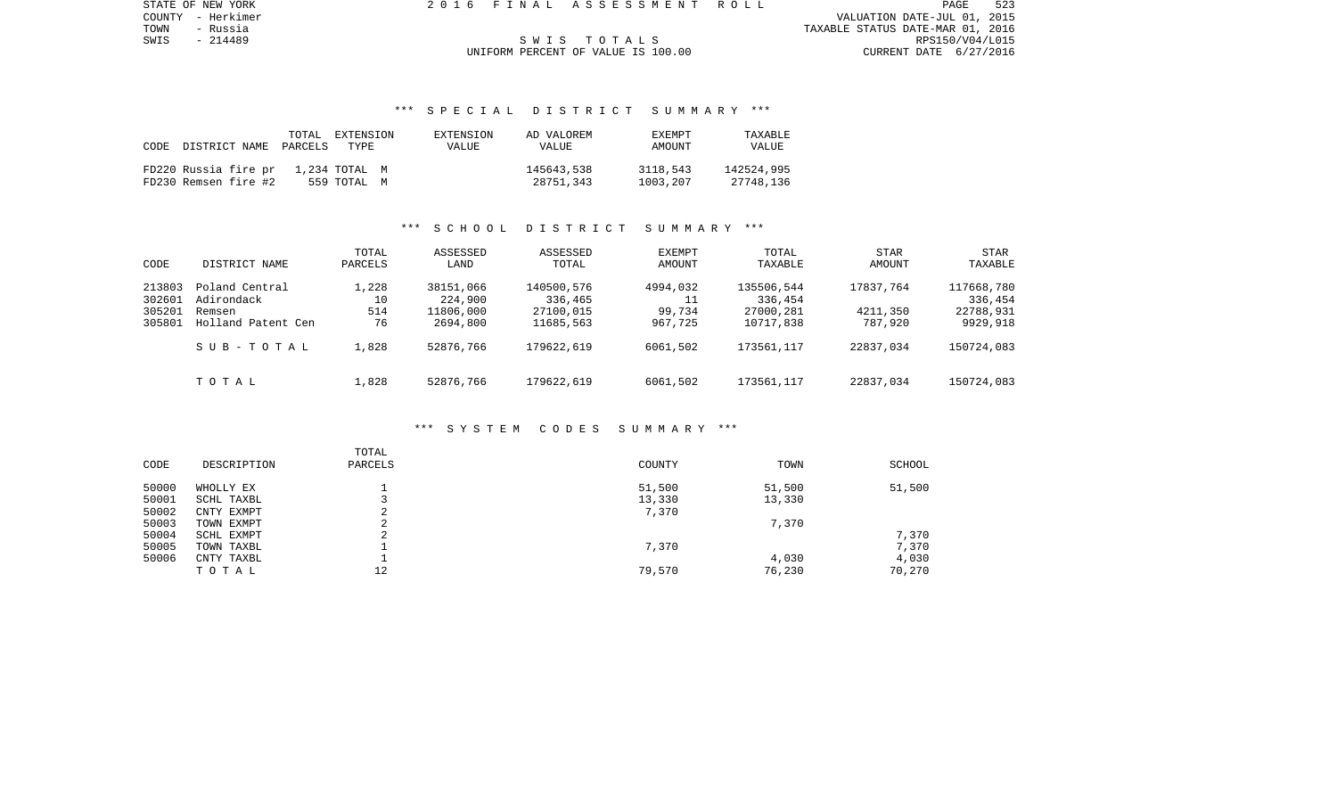SWIS TOTALS

UNIFORM PERCENT OF VALUE IS 100.00

### *** SPECIAL DISTRICT SUMMARY ***

| CODE | DISTRICT NAME | TOTAL PARCELS | EXTENSION TYPE | EXTENSION VALUE | AD VALOREM VALUE | EXEMPT AMOUNT | TAXABLE VALUE |
|---|---|---|---|---|---|---|---|
| FD220 | Russia fire pr | 1,234 | TOTAL M | | 145643,538 | 3118,543 | 142524,995 |
| FD230 | Remsen fire #2 | 559 | TOTAL M | | 28751,343 | 1003,207 | 27748,136 |

### *** SCHOOL DISTRICT SUMMARY ***

| CODE | DISTRICT NAME | TOTAL PARCELS | ASSESSED LAND | ASSESSED TOTAL | EXEMPT AMOUNT | TOTAL TAXABLE | STAR AMOUNT | STAR TAXABLE |
|---|---|---|---|---|---|---|---|---|
| 213803 | Poland Central | 1,228 | 38151,066 | 140500,576 | 4994,032 | 135506,544 | 17837,764 | 117668,780 |
| 302601 | Adirondack | 10 | 224,900 | 336,465 | 11 | 336,454 | | 336,454 |
| 305201 | Remsen | 514 | 11806,000 | 27100,015 | 99,734 | 27000,281 | 4211,350 | 22788,931 |
| 305801 | Holland Patent Cen | 76 | 2694,800 | 11685,563 | 967,725 | 10717,838 | 787,920 | 9929,918 |
| | SUB-TOTAL | 1,828 | 52876,766 | 179622,619 | 6061,502 | 173561,117 | 22837,034 | 150724,083 |
| | TOTAL | 1,828 | 52876,766 | 179622,619 | 6061,502 | 173561,117 | 22837,034 | 150724,083 |

### *** SYSTEM CODES SUMMARY ***

| CODE | DESCRIPTION | TOTAL PARCELS | COUNTY | TOWN | SCHOOL |
|---|---|---|---|---|---|
| 50000 | WHOLLY EX | 1 | 51,500 | 51,500 | 51,500 |
| 50001 | SCHL TAXBL | 3 | 13,330 | 13,330 | |
| 50002 | CNTY EXMPT | 2 | 7,370 | | |
| 50003 | TOWN EXMPT | 2 | | 7,370 | |
| 50004 | SCHL EXMPT | 2 | | | 7,370 |
| 50005 | TOWN TAXBL | 1 | 7,370 | | 7,370 |
| 50006 | CNTY TAXBL | 1 | | 4,030 | 4,030 |
| | TOTAL | 12 | 79,570 | 76,230 | 70,270 |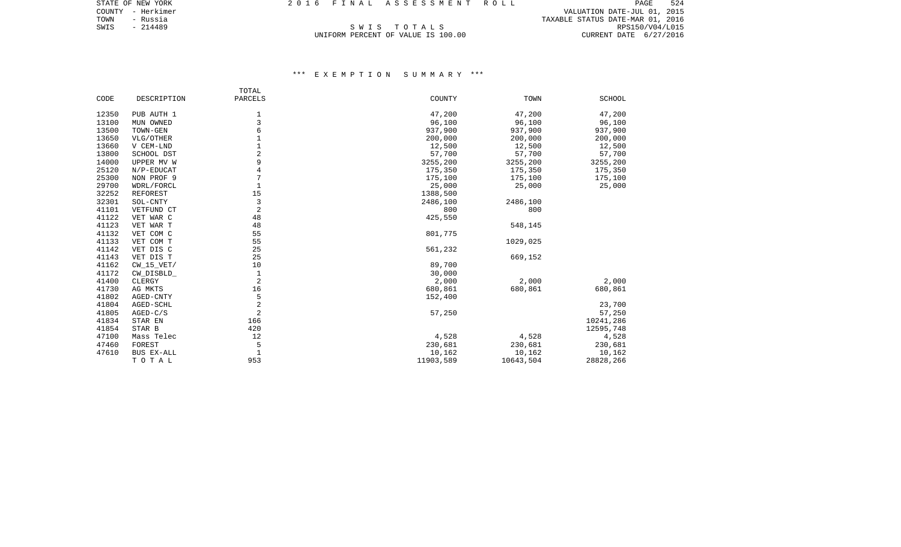STATE OF NEW YORK
COUNTY - Herkimer
TOWN - Russia
SWIS - 214489

2 0 1 6 F I N A L A S S E S S M E N T R O L L

S W I S T O T A L S
UNIFORM PERCENT OF VALUE IS 100.00

VALUATION DATE-JUL 01, 2015
TAXABLE STATUS DATE-MAR 01, 2016
RPS150/V04/L015
CURRENT DATE 6/27/2016

### *** E X E M P T I O N S U M M A R Y ***

| CODE | DESCRIPTION | TOTAL PARCELS | COUNTY | TOWN | SCHOOL |
|---|---|---|---|---|---|
| 12350 | PUB AUTH 1 | 1 | 47,200 | 47,200 | 47,200 |
| 13100 | MUN OWNED | 3 | 96,100 | 96,100 | 96,100 |
| 13500 | TOWN-GEN | 6 | 937,900 | 937,900 | 937,900 |
| 13650 | VLG/OTHER | 1 | 200,000 | 200,000 | 200,000 |
| 13660 | V CEM-LND | 1 | 12,500 | 12,500 | 12,500 |
| 13800 | SCHOOL DST | 2 | 57,700 | 57,700 | 57,700 |
| 14000 | UPPER MV W | 9 | 3255,200 | 3255,200 | 3255,200 |
| 25120 | N/P-EDUCAT | 4 | 175,350 | 175,350 | 175,350 |
| 25300 | NON PROF 9 | 7 | 175,100 | 175,100 | 175,100 |
| 29700 | WDRL/FORCL | 1 | 25,000 | 25,000 | 25,000 |
| 32252 | REFOREST | 15 | 1388,500 | | |
| 32301 | SOL-CNTY | 3 | 2486,100 | 2486,100 | |
| 41101 | VETFUND CT | 2 | 800 | 800 | |
| 41122 | VET WAR C | 48 | 425,550 | | |
| 41123 | VET WAR T | 48 | | 548,145 | |
| 41132 | VET COM C | 55 | 801,775 | | |
| 41133 | VET COM T | 55 | | 1029,025 | |
| 41142 | VET DIS C | 25 | 561,232 | | |
| 41143 | VET DIS T | 25 | | 669,152 | |
| 41162 | CW_15_VET/ | 10 | 89,700 | | |
| 41172 | CW_DISBLD_ | 1 | 30,000 | | |
| 41400 | CLERGY | 2 | 2,000 | 2,000 | 2,000 |
| 41730 | AG MKTS | 16 | 680,861 | 680,861 | 680,861 |
| 41802 | AGED-CNTY | 5 | 152,400 | | |
| 41804 | AGED-SCHL | 2 | | | 23,700 |
| 41805 | AGED-C/S | 2 | 57,250 | | 57,250 |
| 41834 | STAR EN | 166 | | | 10241,286 |
| 41854 | STAR B | 420 | | | 12595,748 |
| 47100 | Mass Telec | 12 | 4,528 | 4,528 | 4,528 |
| 47460 | FOREST | 5 | 230,681 | 230,681 | 230,681 |
| 47610 | BUS EX-ALL | 1 | 10,162 | 10,162 | 10,162 |
| | T O T A L | 953 | 11903,589 | 10643,504 | 28828,266 |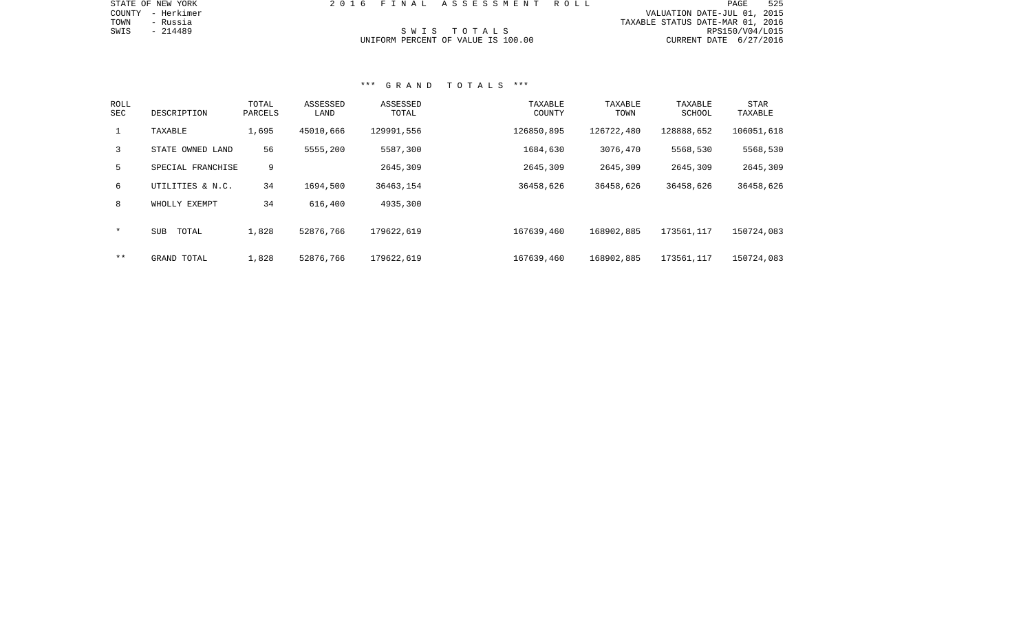STATE OF NEW YORK
COUNTY - Herkimer
TOWN - Russia
SWIS - 214489

2 0 1 6 F I N A L A S S E S S M E N T R O L L

S W I S T O T A L S
UNIFORM PERCENT OF VALUE IS 100.00

VALUATION DATE-JUL 01, 2015
TAXABLE STATUS DATE-MAR 01, 2016
RPS150/V04/L015
CURRENT DATE 6/27/2016

*** G R A N D T O T A L S ***

| ROLL SEC | DESCRIPTION | TOTAL PARCELS | ASSESSED LAND | ASSESSED TOTAL | TAXABLE COUNTY | TAXABLE TOWN | TAXABLE SCHOOL | STAR TAXABLE |
|---|---|---|---|---|---|---|---|---|
| 1 | TAXABLE | 1,695 | 45010,666 | 129991,556 | 126850,895 | 126722,480 | 128888,652 | 106051,618 |
| 3 | STATE OWNED LAND | 56 | 5555,200 | 5587,300 | 1684,630 | 3076,470 | 5568,530 | 5568,530 |
| 5 | SPECIAL FRANCHISE | 9 | | 2645,309 | 2645,309 | 2645,309 | 2645,309 | 2645,309 |
| 6 | UTILITIES & N.C. | 34 | 1694,500 | 36463,154 | 36458,626 | 36458,626 | 36458,626 | 36458,626 |
| 8 | WHOLLY EXEMPT | 34 | 616,400 | 4935,300 | | | | |
| * | SUB TOTAL | 1,828 | 52876,766 | 179622,619 | 167639,460 | 168902,885 | 173561,117 | 150724,083 |
| ** | GRAND TOTAL | 1,828 | 52876,766 | 179622,619 | 167639,460 | 168902,885 | 173561,117 | 150724,083 |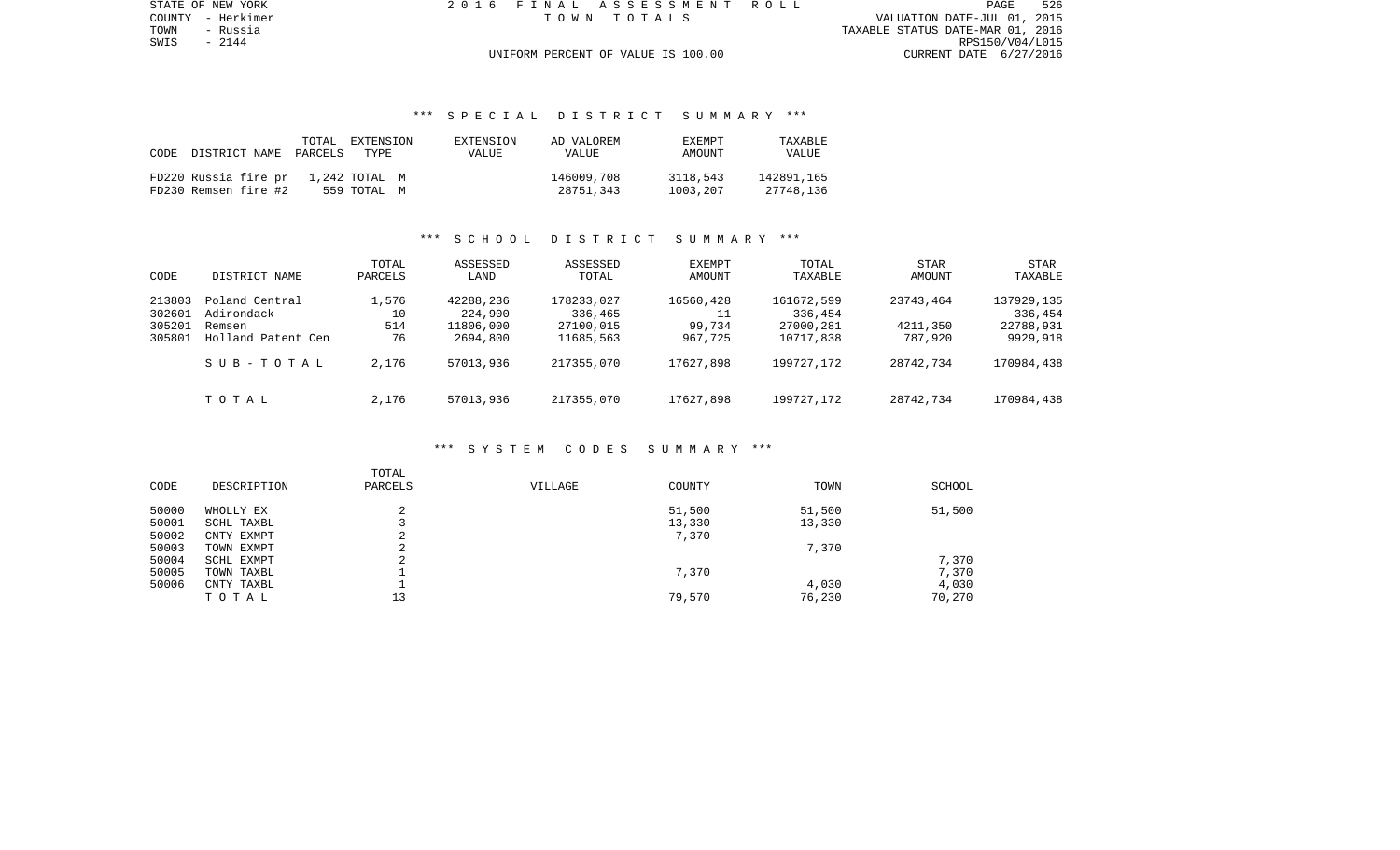STATE OF NEW YORK
COUNTY - Herkimer
TOWN - Russia
SWIS - 2144

2 0 1 6 F I N A L A S S E S S M E N T R O L L
T O W N T O T A L S

VALUATION DATE-JUL 01, 2015
TAXABLE STATUS DATE-MAR 01, 2016
RPS150/V04/L015
CURRENT DATE 6/27/2016

UNIFORM PERCENT OF VALUE IS 100.00

## *** S P E C I A L D I S T R I C T S U M M A R Y ***

| CODE | DISTRICT NAME | TOTAL PARCELS | EXTENSION TYPE | EXTENSION VALUE | AD VALOREM VALUE | EXEMPT AMOUNT | TAXABLE VALUE |
|---|---|---|---|---|---|---|---|
| FD220 | Russia fire pr | 1,242 | TOTAL M | | 146009,708 | 3118,543 | 142891,165 |
| FD230 | Remsen fire #2 | 559 | TOTAL M | | 28751,343 | 1003,207 | 27748,136 |

## *** S C H O O L D I S T R I C T S U M M A R Y ***

| CODE | DISTRICT NAME | TOTAL PARCELS | ASSESSED LAND | ASSESSED TOTAL | EXEMPT AMOUNT | TOTAL TAXABLE | STAR AMOUNT | STAR TAXABLE |
|---|---|---|---|---|---|---|---|---|
| 213803 | Poland Central | 1,576 | 42288,236 | 178233,027 | 16560,428 | 161672,599 | 23743,464 | 137929,135 |
| 302601 | Adirondack | 10 | 224,900 | 336,465 | 11 | 336,454 | | 336,454 |
| 305201 | Remsen | 514 | 11806,000 | 27100,015 | 99,734 | 27000,281 | 4211,350 | 22788,931 |
| 305801 | Holland Patent Cen | 76 | 2694,800 | 11685,563 | 967,725 | 10717,838 | 787,920 | 9929,918 |
| | S U B - T O T A L | 2,176 | 57013,936 | 217355,070 | 17627,898 | 199727,172 | 28742,734 | 170984,438 |
| | T O T A L | 2,176 | 57013,936 | 217355,070 | 17627,898 | 199727,172 | 28742,734 | 170984,438 |

## *** S Y S T E M C O D E S S U M M A R Y ***

| CODE | DESCRIPTION | TOTAL PARCELS | VILLAGE | COUNTY | TOWN | SCHOOL |
|---|---|---|---|---|---|---|
| 50000 | WHOLLY EX | 2 | | 51,500 | 51,500 | 51,500 |
| 50001 | SCHL TAXBL | 3 | | 13,330 | 13,330 | |
| 50002 | CNTY EXMPT | 2 | | 7,370 | | |
| 50003 | TOWN EXMPT | 2 | | | 7,370 | |
| 50004 | SCHL EXMPT | 2 | | | | 7,370 |
| 50005 | TOWN TAXBL | 1 | | 7,370 | | 7,370 |
| 50006 | CNTY TAXBL | 1 | | | 4,030 | 4,030 |
| | T O T A L | 13 | | 79,570 | 76,230 | 70,270 |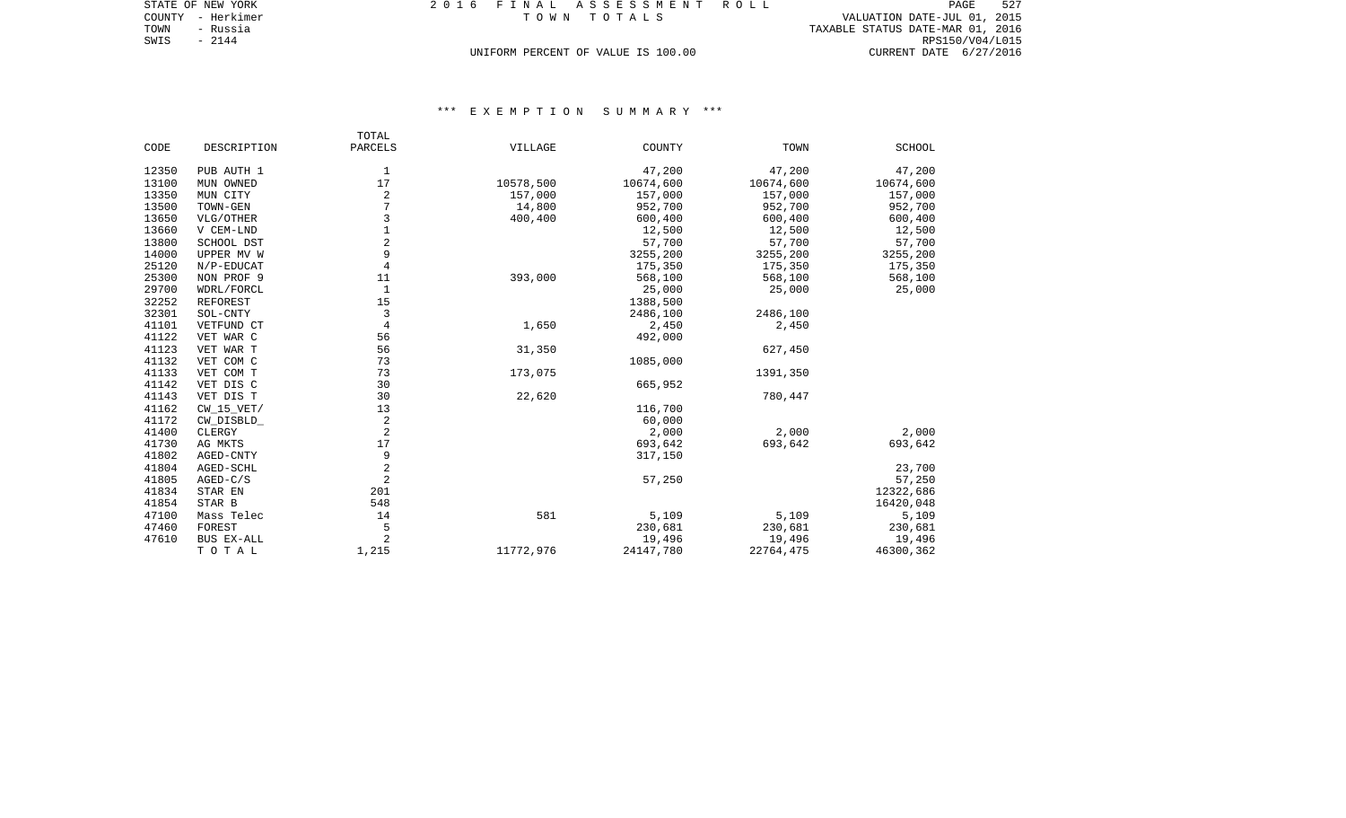STATE OF NEW YORK
COUNTY - Herkimer
TOWN - Russia
SWIS - 2144

2016 FINAL ASSESSMENT ROLL

TOWN TOTALS

UNIFORM PERCENT OF VALUE IS 100.00

VALUATION DATE-JUL 01, 2015
TAXABLE STATUS DATE-MAR 01, 2016
RPS150/V04/L015
CURRENT DATE 6/27/2016

### *** EXEMPTION SUMMARY ***

| CODE | DESCRIPTION | TOTAL PARCELS | VILLAGE | COUNTY | TOWN | SCHOOL |
|---|---|---|---|---|---|---|
| 12350 | PUB AUTH 1 | 1 | | 47,200 | 47,200 | 47,200 |
| 13100 | MUN OWNED | 17 | 10578,500 | 10674,600 | 10674,600 | 10674,600 |
| 13350 | MUN CITY | 2 | 157,000 | 157,000 | 157,000 | 157,000 |
| 13500 | TOWN-GEN | 7 | 14,800 | 952,700 | 952,700 | 952,700 |
| 13650 | VLG/OTHER | 3 | 400,400 | 600,400 | 600,400 | 600,400 |
| 13660 | V CEM-LND | 1 | | 12,500 | 12,500 | 12,500 |
| 13800 | SCHOOL DST | 2 | | 57,700 | 57,700 | 57,700 |
| 14000 | UPPER MV W | 9 | | 3255,200 | 3255,200 | 3255,200 |
| 25120 | N/P-EDUCAT | 4 | | 175,350 | 175,350 | 175,350 |
| 25300 | NON PROF 9 | 11 | 393,000 | 568,100 | 568,100 | 568,100 |
| 29700 | WDRL/FORCL | 1 | | 25,000 | 25,000 | 25,000 |
| 32252 | REFOREST | 15 | | 1388,500 | | |
| 32301 | SOL-CNTY | 3 | | 2486,100 | 2486,100 | |
| 41101 | VETFUND CT | 4 | 1,650 | 2,450 | 2,450 | |
| 41122 | VET WAR C | 56 | | 492,000 | | |
| 41123 | VET WAR T | 56 | 31,350 | | 627,450 | |
| 41132 | VET COM C | 73 | | 1085,000 | | |
| 41133 | VET COM T | 73 | 173,075 | | 1391,350 | |
| 41142 | VET DIS C | 30 | | 665,952 | | |
| 41143 | VET DIS T | 30 | 22,620 | | 780,447 | |
| 41162 | CW_15_VET/ | 13 | | 116,700 | | |
| 41172 | CW_DISBLD_ | 2 | | 60,000 | | |
| 41400 | CLERGY | 2 | | 2,000 | 2,000 | 2,000 |
| 41730 | AG MKTS | 17 | | 693,642 | 693,642 | 693,642 |
| 41802 | AGED-CNTY | 9 | | 317,150 | | |
| 41804 | AGED-SCHL | 2 | | | | 23,700 |
| 41805 | AGED-C/S | 2 | | 57,250 | | 57,250 |
| 41834 | STAR EN | 201 | | | | 12322,686 |
| 41854 | STAR B | 548 | | | | 16420,048 |
| 47100 | Mass Telec | 14 | 581 | 5,109 | 5,109 | 5,109 |
| 47460 | FOREST | 5 | | 230,681 | 230,681 | 230,681 |
| 47610 | BUS EX-ALL | 2 | | 19,496 | 19,496 | 19,496 |
| | TOTAL | 1,215 | 11772,976 | 24147,780 | 22764,475 | 46300,362 |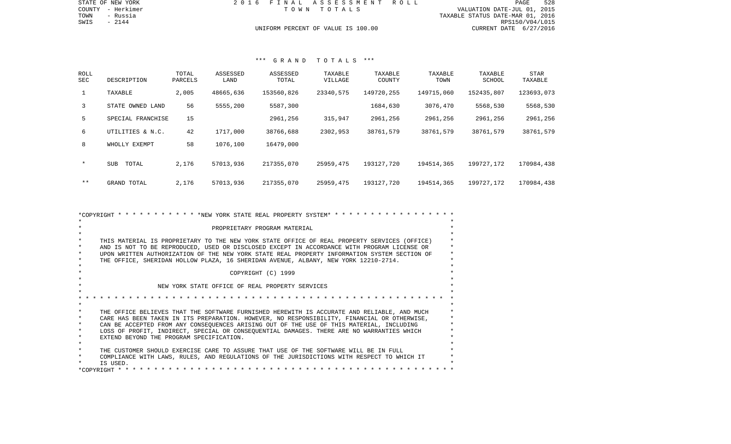STATE OF NEW YORK | COUNTY - Herkimer | TOWN - Russia | SWIS - 2144

2016 FINAL ASSESSMENT ROLL
TOWN TOTALS

UNIFORM PERCENT OF VALUE IS 100.00

VALUATION DATE-JUL 01, 2015
TAXABLE STATUS DATE-MAR 01, 2016
RPS150/V04/L015
CURRENT DATE 6/27/2016

### *** GRAND TOTALS ***

| ROLL SEC | DESCRIPTION | TOTAL PARCELS | ASSESSED LAND | ASSESSED TOTAL | TAXABLE VILLAGE | TAXABLE COUNTY | TAXABLE TOWN | TAXABLE SCHOOL | STAR TAXABLE |
|---|---|---|---|---|---|---|---|---|---|
| 1 | TAXABLE | 2,005 | 48665,636 | 153560,826 | 23340,575 | 149720,255 | 149715,060 | 152435,807 | 123693,073 |
| 3 | STATE OWNED LAND | 56 | 5555,200 | 5587,300 | | 1684,630 | 3076,470 | 5568,530 | 5568,530 |
| 5 | SPECIAL FRANCHISE | 15 | | 2961,256 | 315,947 | 2961,256 | 2961,256 | 2961,256 | 2961,256 |
| 6 | UTILITIES & N.C. | 42 | 1717,000 | 38766,688 | 2302,953 | 38761,579 | 38761,579 | 38761,579 | 38761,579 |
| 8 | WHOLLY EXEMPT | 58 | 1076,100 | 16479,000 | | | | | |
| * | SUB TOTAL | 2,176 | 57013,936 | 217355,070 | 25959,475 | 193127,720 | 194514,365 | 199727,172 | 170984,438 |
| ** | GRAND TOTAL | 2,176 | 57013,936 | 217355,070 | 25959,475 | 193127,720 | 194514,365 | 199727,172 | 170984,438 |

*COPYRIGHT * * * * * * * * * * * *NEW YORK STATE REAL PROPERTY SYSTEM* * * * * * * * * * * * * * * * * *

PROPRIETARY PROGRAM MATERIAL

THIS MATERIAL IS PROPRIETARY TO THE NEW YORK STATE OFFICE OF REAL PROPERTY SERVICES (OFFICE) AND IS NOT TO BE REPRODUCED, USED OR DISCLOSED EXCEPT IN ACCORDANCE WITH PROGRAM LICENSE OR UPON WRITTEN AUTHORIZATION OF THE NEW YORK STATE REAL PROPERTY INFORMATION SYSTEM SECTION OF THE OFFICE, SHERIDAN HOLLOW PLAZA, 16 SHERIDAN AVENUE, ALBANY, NEW YORK 12210-2714.

COPYRIGHT (C) 1999

NEW YORK STATE OFFICE OF REAL PROPERTY SERVICES

THE OFFICE BELIEVES THAT THE SOFTWARE FURNISHED HEREWITH IS ACCURATE AND RELIABLE, AND MUCH CARE HAS BEEN TAKEN IN ITS PREPARATION. HOWEVER, NO RESPONSIBILITY, FINANCIAL OR OTHERWISE, CAN BE ACCEPTED FROM ANY CONSEQUENCES ARISING OUT OF THE USE OF THIS MATERIAL, INCLUDING LOSS OF PROFIT, INDIRECT, SPECIAL OR CONSEQUENTIAL DAMAGES. THERE ARE NO WARRANTIES WHICH EXTEND BEYOND THE PROGRAM SPECIFICATION.

THE CUSTOMER SHOULD EXERCISE CARE TO ASSURE THAT USE OF THE SOFTWARE WILL BE IN FULL COMPLIANCE WITH LAWS, RULES, AND REGULATIONS OF THE JURISDICTIONS WITH RESPECT TO WHICH IT IS USED.

*COPYRIGHT * * * * * * * * * * * * * * * * * * * * * * * * * * * * * * * * * * * * * * * * * * * * * * *